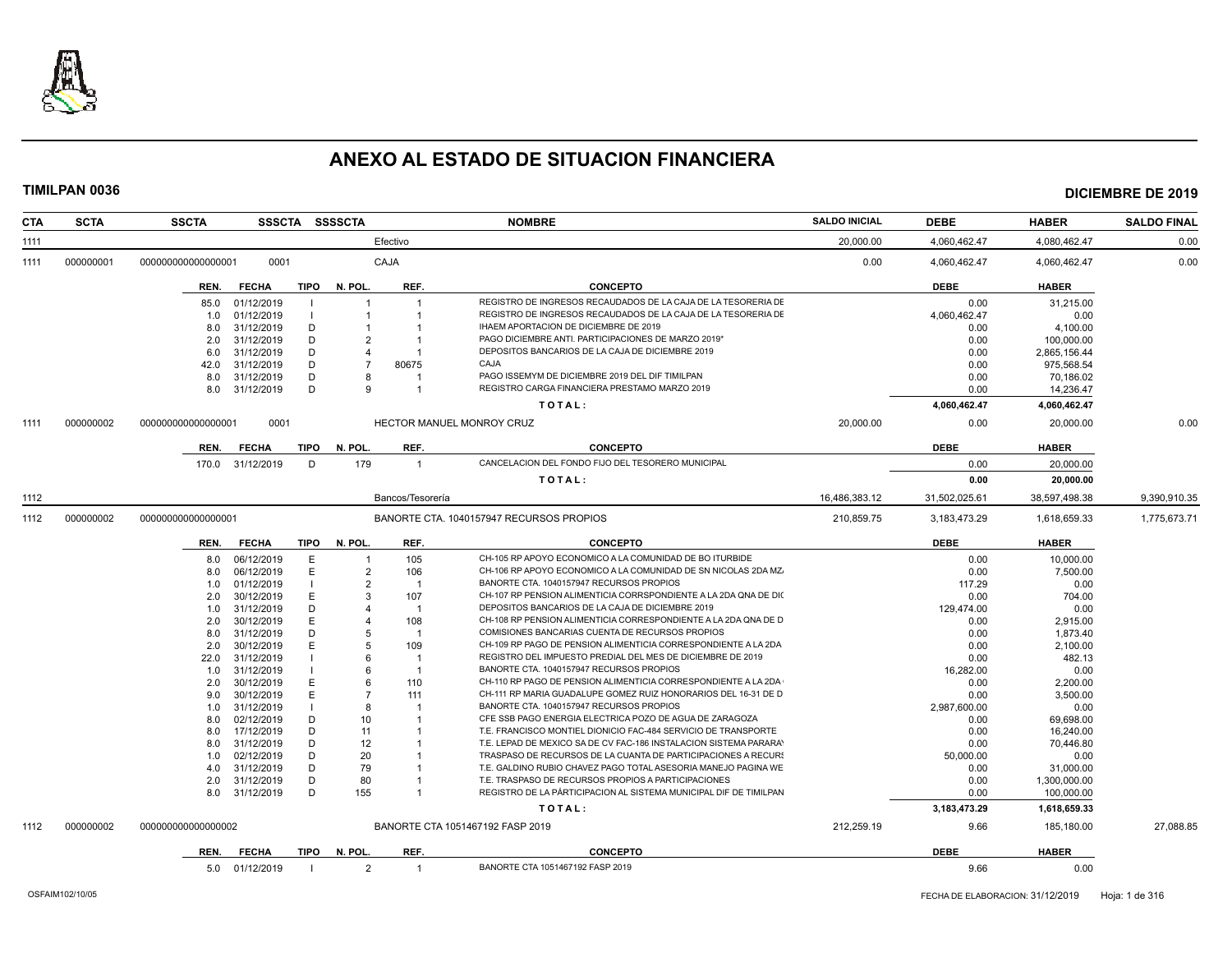# ANEXO AL ESTADO DE SITUACION FINANCIERA

**TIMILPAN 0036** — **DICIEMBRE DE 2019**

| CTA | SCTA | SSCTA | SSSCTA | SSSSCTA | NOMBRE | SALDO INICIAL | DEBE | HABER | SALDO FINAL |
|---|---|---|---|---|---|---|---|---|---|
| 1111 | | | | | Efectivo | 20,000.00 | 4,060,462.47 | 4,080,462.47 | 0.00 |
| 1111 | 000000001 | 000000000000000001 | 0001 | | CAJA | 0.00 | 4,060,462.47 | 4,060,462.47 | 0.00 |

| REN. | FECHA | TIPO | N. POL. | REF. | CONCEPTO | DEBE | HABER |
|---|---|---|---|---|---|---|---|
| 85.0 | 01/12/2019 | I | 1 | 1 | REGISTRO DE INGRESOS RECAUDADOS DE LA CAJA DE LA TESORERIA DE | 0.00 | 31,215.00 |
| 1.0 | 01/12/2019 | I | 1 | 1 | REGISTRO DE INGRESOS RECAUDADOS DE LA CAJA DE LA TESORERIA DE | 4,060,462.47 | 0.00 |
| 8.0 | 31/12/2019 | D | 1 | 1 | IHAEM APORTACION DE DICIEMBRE DE 2019 | 0.00 | 4,100.00 |
| 2.0 | 31/12/2019 | D | 2 | 1 | PAGO DICIEMBRE ANTI. PARTICIPACIONES DE MARZO 2019" | 0.00 | 100,000.00 |
| 6.0 | 31/12/2019 | D | 4 | 1 | DEPOSITOS BANCARIOS DE LA CAJA DE DICIEMBRE 2019 | 0.00 | 2,865,156.44 |
| 42.0 | 31/12/2019 | D | 7 | 80675 | CAJA | 0.00 | 975,568.54 |
| 8.0 | 31/12/2019 | D | 8 | 1 | PAGO ISSEMYM DE DICIEMBRE 2019 DEL DIF TIMILPAN | 0.00 | 70,186.02 |
| 8.0 | 31/12/2019 | D | 9 | 1 | REGISTRO CARGA FINANCIERA PRESTAMO MARZO 2019 | 0.00 | 14,236.47 |
| | | | | | **T O T A L :** | **4,060,462.47** | **4,060,462.47** |

| CTA | SCTA | SSCTA | SSSCTA | SSSSCTA | NOMBRE | SALDO INICIAL | DEBE | HABER | SALDO FINAL |
|---|---|---|---|---|---|---|---|---|---|
| 1111 | 000000002 | 000000000000000001 | 0001 | | HECTOR MANUEL MONROY CRUZ | 20,000.00 | 0.00 | 20,000.00 | 0.00 |

| REN. | FECHA | TIPO | N. POL. | REF. | CONCEPTO | DEBE | HABER |
|---|---|---|---|---|---|---|---|
| 170.0 | 31/12/2019 | D | 179 | 1 | CANCELACION DEL FONDO FIJO DEL TESORERO MUNICIPAL | 0.00 | 20,000.00 |
| | | | | | **T O T A L :** | **0.00** | **20,000.00** |

| CTA | SCTA | SSCTA | SSSCTA | SSSSCTA | NOMBRE | SALDO INICIAL | DEBE | HABER | SALDO FINAL |
|---|---|---|---|---|---|---|---|---|---|
| 1112 | | | | | Bancos/Tesorería | 16,486,383.12 | 31,502,025.61 | 38,597,498.38 | 9,390,910.35 |
| 1112 | 000000002 | 000000000000000001 | | | BANORTE CTA. 1040157947 RECURSOS PROPIOS | 210,859.75 | 3,183,473.29 | 1,618,659.33 | 1,775,673.71 |

| REN. | FECHA | TIPO | N. POL. | REF. | CONCEPTO | DEBE | HABER |
|---|---|---|---|---|---|---|---|
| 8.0 | 06/12/2019 | E | 1 | 105 | CH-105 RP APOYO ECONOMICO A LA COMUNIDAD DE BO ITURBIDE | 0.00 | 10,000.00 |
| 8.0 | 06/12/2019 | E | 2 | 106 | CH-106 RP APOYO ECONOMICO A LA COMUNIDAD DE SN NICOLAS 2DA MZ. | 0.00 | 7,500.00 |
| 1.0 | 01/12/2019 | I | 2 | 1 | BANORTE CTA. 1040157947 RECURSOS PROPIOS | 117.29 | 0.00 |
| 2.0 | 30/12/2019 | E | 3 | 107 | CH-107 RP PENSION ALIMENTICIA CORRSPONDIENTE A LA 2DA QNA DE DIC | 0.00 | 704.00 |
| 1.0 | 31/12/2019 | D | 4 | 1 | DEPOSITOS BANCARIOS DE LA CAJA DE DICIEMBRE 2019 | 129,474.00 | 0.00 |
| 2.0 | 30/12/2019 | E | 4 | 108 | CH-108 RP PENSION ALIMENTICIA CORRESPONDIENTE A LA 2DA QNA DE D | 0.00 | 2,915.00 |
| 8.0 | 31/12/2019 | D | 5 | 1 | COMISIONES BANCARIAS CUENTA DE RECURSOS PROPIOS | 0.00 | 1,873.40 |
| 2.0 | 30/12/2019 | E | 5 | 109 | CH-109 RP PAGO DE PENSION ALIMENTICIA CORRESPONDIENTE A LA 2DA | 0.00 | 2,100.00 |
| 22.0 | 31/12/2019 | I | 6 | 1 | REGISTRO DEL IMPUESTO PREDIAL DEL MES DE DICIEMBRE DE 2019 | 0.00 | 482.13 |
| 1.0 | 31/12/2019 | I | 6 | 1 | BANORTE CTA. 1040157947 RECURSOS PROPIOS | 16,282.00 | 0.00 |
| 2.0 | 30/12/2019 | E | 6 | 110 | CH-110 RP PAGO DE PENSION ALIMENTICIA CORRESPONDIENTE A LA 2DA | 0.00 | 2,200.00 |
| 9.0 | 30/12/2019 | E | 7 | 111 | CH-111 RP MARIA GUADALUPE GOMEZ RUIZ HONORARIOS DEL 16-31 DE D | 0.00 | 3,500.00 |
| 1.0 | 31/12/2019 | I | 8 | 1 | BANORTE CTA. 1040157947 RECURSOS PROPIOS | 2,987,600.00 | 0.00 |
| 8.0 | 02/12/2019 | D | 10 | 1 | CFE SSB PAGO ENERGIA ELECTRICA POZO DE AGUA DE ZARAGOZA | 0.00 | 69,698.00 |
| 8.0 | 17/12/2019 | D | 11 | 1 | T.E. FRANCISCO MONTIEL DIONICIO FAC-484 SERVICIO DE TRANSPORTE | 0.00 | 16,240.00 |
| 8.0 | 31/12/2019 | D | 12 | 1 | T.E. LEPAD DE MEXICO SA DE CV FAC-186 INSTALACION SISTEMA PARARAY | 0.00 | 70,446.80 |
| 1.0 | 02/12/2019 | D | 20 | 1 | TRASPASO DE RECURSOS DE LA CUANTA DE PARTICIPACIONES A RECURS | 50,000.00 | 0.00 |
| 4.0 | 31/12/2019 | D | 79 | 1 | T.E. GALDINO RUBIO CHAVEZ PAGO TOTAL ASESORIA MANEJO PAGINA WE | 0.00 | 31,000.00 |
| 2.0 | 31/12/2019 | D | 80 | 1 | T.E. TRASPASO DE RECURSOS PROPIOS A PARTICIPACIONES | 0.00 | 1,300,000.00 |
| 8.0 | 31/12/2019 | D | 155 | 1 | REGISTRO DE LA PÁRTICIPACION AL SISTEMA MUNICIPAL DIF DE TIMILPAN | 0.00 | 100,000.00 |
| | | | | | **T O T A L :** | **3,183,473.29** | **1,618,659.33** |

| CTA | SCTA | SSCTA | SSSCTA | SSSSCTA | NOMBRE | SALDO INICIAL | DEBE | HABER | SALDO FINAL |
|---|---|---|---|---|---|---|---|---|---|
| 1112 | 000000002 | 000000000000000002 | | | BANORTE CTA 1051467192 FASP 2019 | 212,259.19 | 9.66 | 185,180.00 | 27,088.85 |

| REN. | FECHA | TIPO | N. POL. | REF. | CONCEPTO | DEBE | HABER |
|---|---|---|---|---|---|---|---|
| 5.0 | 01/12/2019 | I | 2 | 1 | BANORTE CTA 1051467192 FASP 2019 | 9.66 | 0.00 |

OSFAIM102/10/05 — FECHA DE ELABORACION: 31/12/2019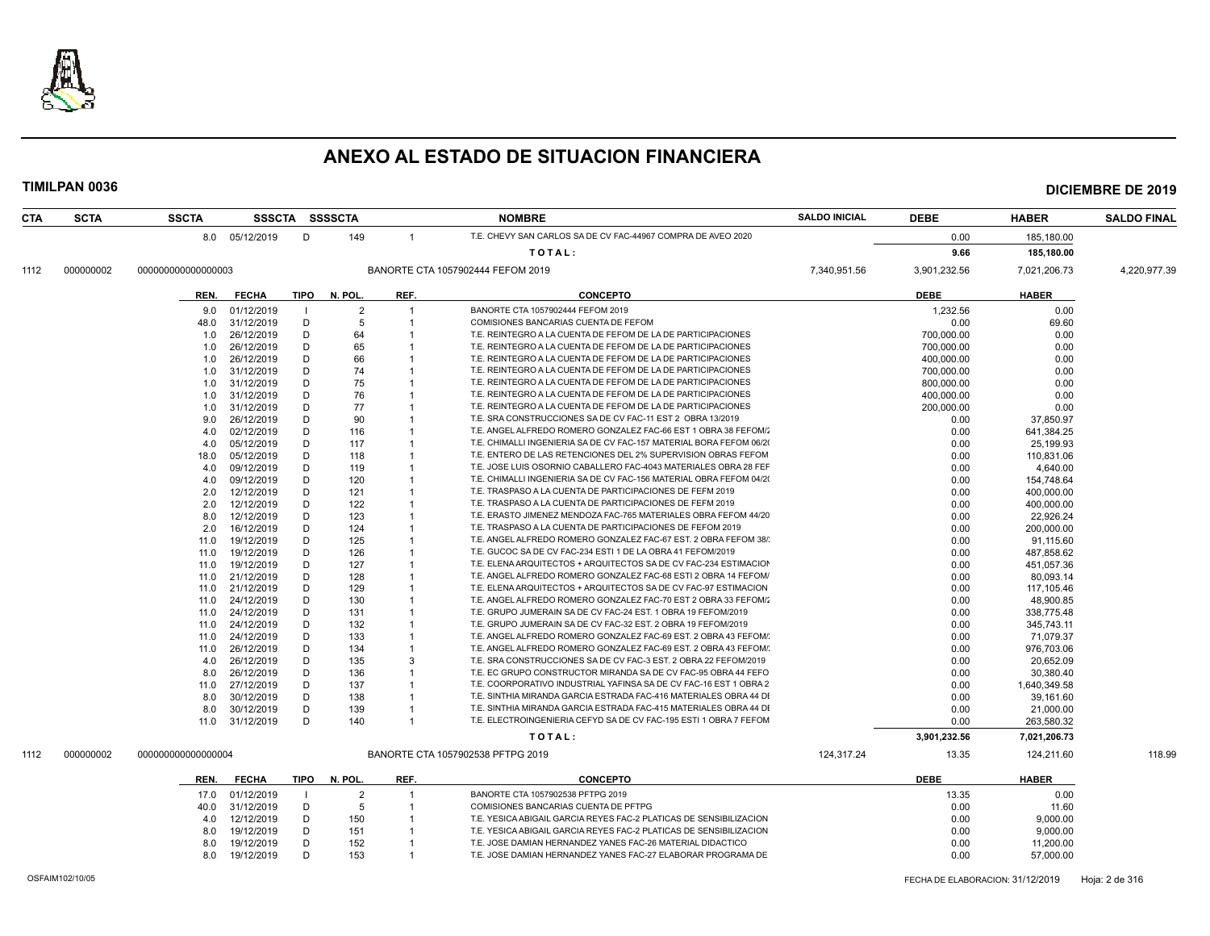# ANEXO AL ESTADO DE SITUACION FINANCIERA

**TIMILPAN 0036** — **DICIEMBRE DE 2019**

| CTA | SCTA | SSCTA | SSSCTA | SSSSCTA | NOMBRE | SALDO INICIAL | DEBE | HABER | SALDO FINAL |
|---|---|---|---|---|---|---|---|---|---|
| | | 8.0 05/12/2019 | D | 149 | 1 T.E. CHEVY SAN CARLOS SA DE CV FAC-44967 COMPRA DE AVEO 2020 | | 0.00 | 185,180.00 | |
| | | | | | T O T A L : | | 9.66 | 185,180.00 | |
| 1112 | 000000002 | 000000000000000003 | | | BANORTE CTA 1057902444 FEFOM 2019 | 7,340,951.56 | 3,901,232.56 | 7,021,206.73 | 4,220,977.39 |

| REN. | FECHA | TIPO | N. POL. | REF. | CONCEPTO | DEBE | HABER |
|---|---|---|---|---|---|---|---|
| 9.0 | 01/12/2019 | I | 2 | 1 | BANORTE CTA 1057902444 FEFOM 2019 | 1,232.56 | 0.00 |
| 48.0 | 31/12/2019 | D | 5 | 1 | COMISIONES BANCARIAS CUENTA DE FEFOM | 0.00 | 69.60 |
| 1.0 | 26/12/2019 | D | 64 | 1 | T.E. REINTEGRO A LA CUENTA DE FEFOM DE LA DE PARTICIPACIONES | 700,000.00 | 0.00 |
| 1.0 | 26/12/2019 | D | 65 | 1 | T.E. REINTEGRO A LA CUENTA DE FEFOM DE LA DE PARTICIPACIONES | 700,000.00 | 0.00 |
| 1.0 | 26/12/2019 | D | 66 | 1 | T.E. REINTEGRO A LA CUENTA DE FEFOM DE LA DE PARTICIPACIONES | 400,000.00 | 0.00 |
| 1.0 | 31/12/2019 | D | 74 | 1 | T.E. REINTEGRO A LA CUENTA DE FEFOM DE LA DE PARTICIPACIONES | 700,000.00 | 0.00 |
| 1.0 | 31/12/2019 | D | 75 | 1 | T.E. REINTEGRO A LA CUENTA DE FEFOM DE LA DE PARTICIPACIONES | 800,000.00 | 0.00 |
| 1.0 | 31/12/2019 | D | 76 | 1 | T.E. REINTEGRO A LA CUENTA DE FEFOM DE LA DE PARTICIPACIONES | 400,000.00 | 0.00 |
| 1.0 | 31/12/2019 | D | 77 | 1 | T.E. REINTEGRO A LA CUENTA DE FEFOM DE LA DE PARTICIPACIONES | 200,000.00 | 0.00 |
| 9.0 | 26/12/2019 | D | 90 | 1 | T.E. SRA CONSTRUCCIONES SA DE CV FAC-11 EST 2 OBRA 13/2019 | 0.00 | 37,850.97 |
| 4.0 | 02/12/2019 | D | 116 | 1 | T.E. ANGEL ALFREDO ROMERO GONZALEZ FAC-66 EST 1 OBRA 38 FEFOM/2 | 0.00 | 641,384.25 |
| 4.0 | 05/12/2019 | D | 117 | 1 | T.E. CHIMALLI INGENIERIA SA DE CV FAC-157 MATERIAL BORA FEFOM 06/2( | 0.00 | 25,199.93 |
| 18.0 | 05/12/2019 | D | 118 | 1 | T.E. ENTERO DE LAS RETENCIONES DEL 2% SUPERVISION OBRAS FEFOM | 0.00 | 110,831.06 |
| 4.0 | 09/12/2019 | D | 119 | 1 | T.E. JOSE LUIS OSORNIO CABALLERO FAC-4043 MATERIALES OBRA 28 FEF | 0.00 | 4,640.00 |
| 4.0 | 09/12/2019 | D | 120 | 1 | T.E. CHIMALLI INGENIERIA SA DE CV FAC-156 MATERIAL OBRA FEFOM 04/2( | 0.00 | 154,748.64 |
| 2.0 | 12/12/2019 | D | 121 | 1 | T.E. TRASPASO A LA CUENTA DE PARTICIPACIONES DE FEFM 2019 | 0.00 | 400,000.00 |
| 2.0 | 12/12/2019 | D | 122 | 1 | T.E. TRASPASO A LA CUENTA DE PARTICIPACIONES DE FEFM 2019 | 0.00 | 400,000.00 |
| 8.0 | 12/12/2019 | D | 123 | 1 | T.E. ERASTO JIMENEZ MENDOZA FAC-765 MATERIALES OBRA FEFOM 44/20 | 0.00 | 22,926.24 |
| 2.0 | 16/12/2019 | D | 124 | 1 | T.E. TRASPASO A LA CUENTA DE PARTICIPACIONES DE FEFOM 2019 | 0.00 | 200,000.00 |
| 11.0 | 19/12/2019 | D | 125 | 1 | T.E. ANGEL ALFREDO ROMERO GONZALEZ FAC-67 EST. 2 OBRA FEFOM 38/ | 0.00 | 91,115.60 |
| 11.0 | 19/12/2019 | D | 126 | 1 | T.E. GUCOC SA DE CV FAC-234 ESTI 1 DE LA OBRA 41 FEFOM/2019 | 0.00 | 487,858.62 |
| 11.0 | 19/12/2019 | D | 127 | 1 | T.E. ELENA ARQUITECTOS + ARQUITECTOS SA DE CV FAC-234 ESTIMACION | 0.00 | 451,057.36 |
| 11.0 | 21/12/2019 | D | 128 | 1 | T.E. ANGEL ALFREDO ROMERO GONZALEZ FAC-68 ESTI 2 OBRA 14 FEFOM/ | 0.00 | 80,093.14 |
| 11.0 | 21/12/2019 | D | 129 | 1 | T.E. ELENA ARQUITECTOS + ARQUITECTOS SA DE CV FAC-97 ESTIMACION | 0.00 | 117,105.46 |
| 11.0 | 24/12/2019 | D | 130 | 1 | T.E. ANGEL ALFREDO ROMERO GONZALEZ FAC-70 EST 2 OBRA 33 FEFOM/2 | 0.00 | 48,900.85 |
| 11.0 | 24/12/2019 | D | 131 | 1 | T.E. GRUPO JUMERAIN SA DE CV FAC-24 EST. 1 OBRA 19 FEFOM/2019 | 0.00 | 338,775.48 |
| 11.0 | 24/12/2019 | D | 132 | 1 | T.E. GRUPO JUMERAIN SA DE CV FAC-32 EST. 2 OBRA 19 FEFOM/2019 | 0.00 | 345,743.11 |
| 11.0 | 24/12/2019 | D | 133 | 1 | T.E. ANGEL ALFREDO ROMERO GONZALEZ FAC-69 EST. 2 OBRA 43 FEFOM/ | 0.00 | 71,079.37 |
| 11.0 | 26/12/2019 | D | 134 | 1 | T.E. ANGEL ALFREDO ROMERO GONZALEZ FAC-69 EST. 2 OBRA 43 FEFOM/ | 0.00 | 976,703.06 |
| 4.0 | 26/12/2019 | D | 135 | 3 | T.E. SRA CONSTRUCCIONES SA DE CV FAC-3 EST. 2 OBRA 22 FEFOM/2019 | 0.00 | 20,652.09 |
| 8.0 | 26/12/2019 | D | 136 | 1 | T.E. EC GRUPO CONSTRUCTOR MIRANDA SA DE CV FAC-95 OBRA 44 FEFO | 0.00 | 30,380.40 |
| 11.0 | 27/12/2019 | D | 137 | 1 | T.E. COORPORATIVO INDUSTRIAL YAFINSA SA DE CV FAC-16 EST 1 OBRA 2 | 0.00 | 1,640,349.58 |
| 8.0 | 30/12/2019 | D | 138 | 1 | T.E. SINTHIA MIRANDA GARCIA ESTRADA FAC-416 MATERIALES OBRA 44 DE | 0.00 | 39,161.60 |
| 8.0 | 30/12/2019 | D | 139 | 1 | T.E. SINTHIA MIRANDA GARCIA ESTRADA FAC-415 MATERIALES OBRA 44 DE | 0.00 | 21,000.00 |
| 11.0 | 31/12/2019 | D | 140 | 1 | T.E. ELECTROINGENIERIA CEFYD SA DE CV FAC-195 ESTI 1 OBRA 7 FEFOM | 0.00 | 263,580.32 |
| | | | | | T O T A L : | 3,901,232.56 | 7,021,206.73 |

| CTA | SCTA | SSCTA | NOMBRE | SALDO INICIAL | DEBE | HABER | SALDO FINAL |
|---|---|---|---|---|---|---|---|
| 1112 | 000000002 | 000000000000000004 | BANORTE CTA 1057902538 PFTPG 2019 | 124,317.24 | 13.35 | 124,211.60 | 118.99 |

| REN. | FECHA | TIPO | N. POL. | REF. | CONCEPTO | DEBE | HABER |
|---|---|---|---|---|---|---|---|
| 17.0 | 01/12/2019 | I | 2 | 1 | BANORTE CTA 1057902538 PFTPG 2019 | 13.35 | 0.00 |
| 40.0 | 31/12/2019 | D | 5 | 1 | COMISIONES BANCARIAS CUENTA DE PFTPG | 0.00 | 11.60 |
| 4.0 | 12/12/2019 | D | 150 | 1 | T.E. YESICA ABIGAIL GARCIA REYES FAC-2 PLATICAS DE SENSIBILIZACION | 0.00 | 9,000.00 |
| 8.0 | 19/12/2019 | D | 151 | 1 | T.E. YESICA ABIGAIL GARCIA REYES FAC-2 PLATICAS DE SENSIBILIZACION | 0.00 | 9,000.00 |
| 8.0 | 19/12/2019 | D | 152 | 1 | T.E. JOSE DAMIAN HERNANDEZ YANES FAC-26 MATERIAL DIDACTICO | 0.00 | 11,200.00 |
| 8.0 | 19/12/2019 | D | 153 | 1 | T.E. JOSE DAMIAN HERNANDEZ YANES FAC-27 ELABORAR PROGRAMA DE | 0.00 | 57,000.00 |

OSFAIM102/10/05 — FECHA DE ELABORACION: 31/12/2019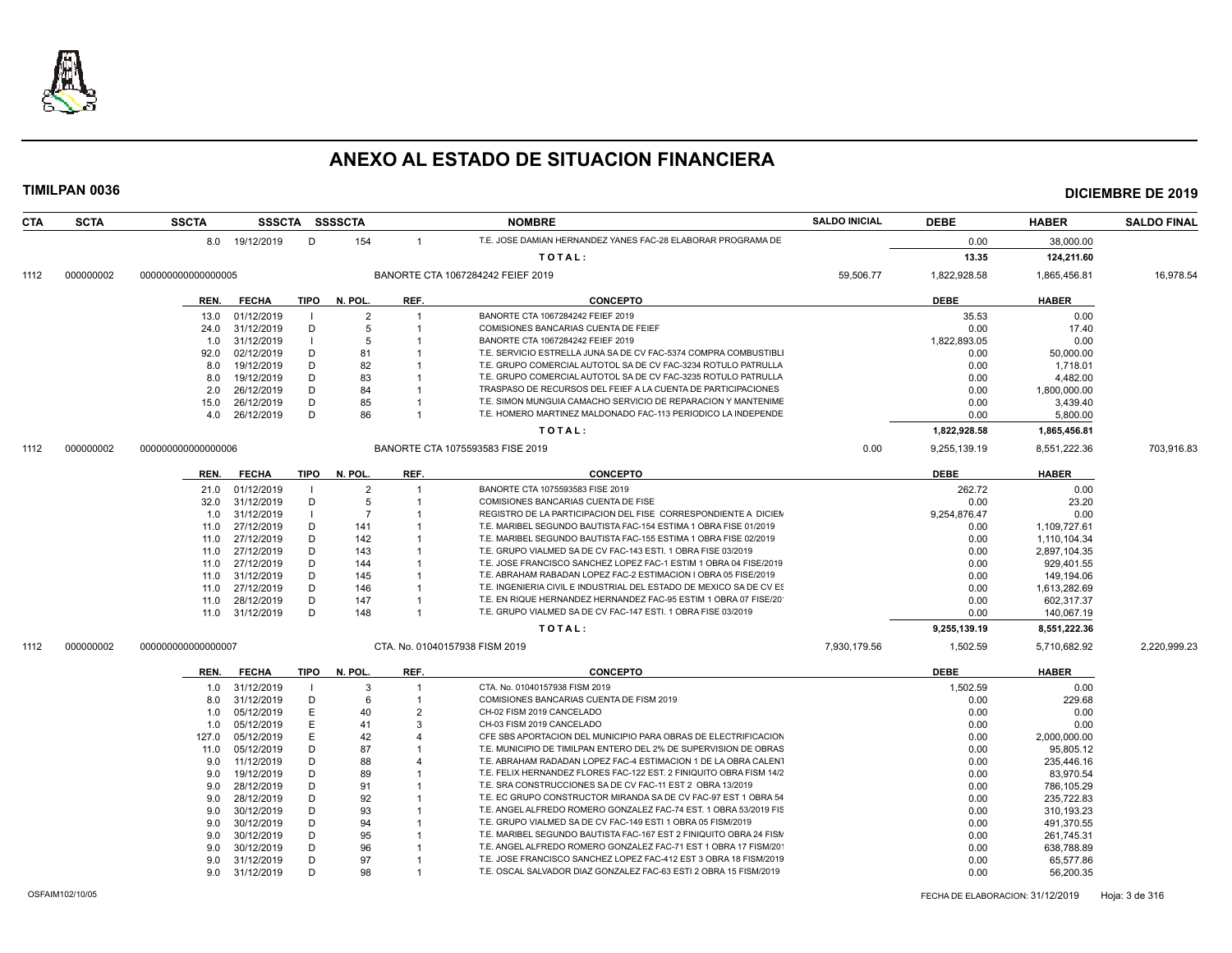# ANEXO AL ESTADO DE SITUACION FINANCIERA

**TIMILPAN 0036** — **DICIEMBRE DE 2019**

| CTA | SCTA | SSCTA | SSSCTA | SSSSCTA | NOMBRE | SALDO INICIAL | DEBE | HABER | SALDO FINAL |
|---|---|---|---|---|---|---|---|---|---|

| REN. | FECHA | TIPO | N. POL. | REF. | CONCEPTO | DEBE | HABER |
|---|---|---|---|---|---|---|---|
| 8.0 | 19/12/2019 | D | 154 | 1 | T.E. JOSE DAMIAN HERNANDEZ YANES FAC-28 ELABORAR PROGRAMA DE | 0.00 | 38,000.00 |
| | | | | | **TOTAL:** | **13.35** | **124,211.60** |

| CTA | SCTA | SSCTA | NOMBRE | SALDO INICIAL | DEBE | HABER | SALDO FINAL |
|---|---|---|---|---|---|---|---|
| 1112 | 000000002 | 000000000000000005 | BANORTE CTA 1067284242 FEIEF 2019 | 59,506.77 | 1,822,928.58 | 1,865,456.81 | 16,978.54 |

| REN. | FECHA | TIPO | N. POL. | REF. | CONCEPTO | DEBE | HABER |
|---|---|---|---|---|---|---|---|
| 13.0 | 01/12/2019 | I | 2 | 1 | BANORTE CTA 1067284242 FEIEF 2019 | 35.53 | 0.00 |
| 24.0 | 31/12/2019 | D | 5 | 1 | COMISIONES BANCARIAS CUENTA DE FEIEF | 0.00 | 17.40 |
| 1.0 | 31/12/2019 | I | 5 | 1 | BANORTE CTA 1067284242 FEIEF 2019 | 1,822,893.05 | 0.00 |
| 92.0 | 02/12/2019 | D | 81 | 1 | T.E. SERVICIO ESTRELLA JUNA SA DE CV FAC-5374 COMPRA COMBUSTIBLI | 0.00 | 50,000.00 |
| 8.0 | 19/12/2019 | D | 82 | 1 | T.E. GRUPO COMERCIAL AUTOTOL SA DE CV FAC-3234 ROTULO PATRULLA | 0.00 | 1,718.01 |
| 8.0 | 19/12/2019 | D | 83 | 1 | T.E. GRUPO COMERCIAL AUTOTOL SA DE CV FAC-3235 ROTULO PATRULLA | 0.00 | 4,482.00 |
| 2.0 | 26/12/2019 | D | 84 | 1 | TRASPASO DE RECURSOS DEL FEIEF A LA CUENTA DE PARTICIPACIONES | 0.00 | 1,800,000.00 |
| 15.0 | 26/12/2019 | D | 85 | 1 | T.E. SIMON MUNGUIA CAMACHO SERVICIO DE REPARACION Y MANTENIME | 0.00 | 3,439.40 |
| 4.0 | 26/12/2019 | D | 86 | 1 | T.E. HOMERO MARTINEZ MALDONADO FAC-113 PERIODICO LA INDEPENDE | 0.00 | 5,800.00 |
| | | | | | **TOTAL:** | **1,822,928.58** | **1,865,456.81** |

| CTA | SCTA | SSCTA | NOMBRE | SALDO INICIAL | DEBE | HABER | SALDO FINAL |
|---|---|---|---|---|---|---|---|
| 1112 | 000000002 | 000000000000000006 | BANORTE CTA 1075593583 FISE 2019 | 0.00 | 9,255,139.19 | 8,551,222.36 | 703,916.83 |

| REN. | FECHA | TIPO | N. POL. | REF. | CONCEPTO | DEBE | HABER |
|---|---|---|---|---|---|---|---|
| 21.0 | 01/12/2019 | I | 2 | 1 | BANORTE CTA 1075593583 FISE 2019 | 262.72 | 0.00 |
| 32.0 | 31/12/2019 | D | 5 | 1 | COMISIONES BANCARIAS CUENTA DE FISE | 0.00 | 23.20 |
| 1.0 | 31/12/2019 | I | 7 | 1 | REGISTRO DE LA PARTICIPACION DEL FISE CORRESPONDIENTE A DICIEN | 9,254,876.47 | 0.00 |
| 11.0 | 27/12/2019 | D | 141 | 1 | T.E. MARIBEL SEGUNDO BAUTISTA FAC-154 ESTIMA 1 OBRA FISE 01/2019 | 0.00 | 1,109,727.61 |
| 11.0 | 27/12/2019 | D | 142 | 1 | T.E. MARIBEL SEGUNDO BAUTISTA FAC-155 ESTIMA 1 OBRA FISE 02/2019 | 0.00 | 1,110,104.34 |
| 11.0 | 27/12/2019 | D | 143 | 1 | T.E. GRUPO VIALMED SA DE CV FAC-143 ESTI. 1 OBRA FISE 03/2019 | 0.00 | 2,897,104.35 |
| 11.0 | 27/12/2019 | D | 144 | 1 | T.E. JOSE FRANCISCO SANCHEZ LOPEZ FAC-1 ESTIM 1 OBRA 04 FISE/2019 | 0.00 | 929,401.55 |
| 11.0 | 31/12/2019 | D | 145 | 1 | T.E. ABRAHAM RABADAN LOPEZ FAC-2 ESTIMACION I OBRA 05 FISE/2019 | 0.00 | 149,194.06 |
| 11.0 | 27/12/2019 | D | 146 | 1 | T.E. INGENIERIA CIVIL E INDUSTRIAL DEL ESTADO DE MEXICO SA DE CV ES | 0.00 | 1,613,282.69 |
| 11.0 | 28/12/2019 | D | 147 | 1 | T.E. EN RIQUE HERNANDEZ HERNANDEZ FAC-95 ESTIM 1 OBRA 07 FISE/20 | 0.00 | 602,317.37 |
| 11.0 | 31/12/2019 | D | 148 | 1 | T.E. GRUPO VIALMED SA DE CV FAC-147 ESTI. 1 OBRA FISE 03/2019 | 0.00 | 140,067.19 |
| | | | | | **TOTAL:** | **9,255,139.19** | **8,551,222.36** |

| CTA | SCTA | SSCTA | NOMBRE | SALDO INICIAL | DEBE | HABER | SALDO FINAL |
|---|---|---|---|---|---|---|---|
| 1112 | 000000002 | 000000000000000007 | CTA. No. 01040157938 FISM 2019 | 7,930,179.56 | 1,502.59 | 5,710,682.92 | 2,220,999.23 |

| REN. | FECHA | TIPO | N. POL. | REF. | CONCEPTO | DEBE | HABER |
|---|---|---|---|---|---|---|---|
| 1.0 | 31/12/2019 | I | 3 | 1 | CTA. No. 01040157938 FISM 2019 | 1,502.59 | 0.00 |
| 8.0 | 31/12/2019 | D | 6 | 1 | COMISIONES BANCARIAS CUENTA DE FISM 2019 | 0.00 | 229.68 |
| 1.0 | 05/12/2019 | E | 40 | 2 | CH-02 FISM 2019 CANCELADO | 0.00 | 0.00 |
| 1.0 | 05/12/2019 | E | 41 | 3 | CH-03 FISM 2019 CANCELADO | 0.00 | 0.00 |
| 127.0 | 05/12/2019 | E | 42 | 4 | CFE SBS APORTACION DEL MUNICIPIO PARA OBRAS DE ELECTRIFICACION | 0.00 | 2,000,000.00 |
| 11.0 | 05/12/2019 | D | 87 | 1 | T.E. MUNICIPIO DE TIMILPAN ENTERO DEL 2% DE SUPERVISION DE OBRAS | 0.00 | 95,805.12 |
| 9.0 | 11/12/2019 | D | 88 | 4 | T.E. ABRAHAM RADADAN LOPEZ FAC-4 ESTIMACION 1 DE LA OBRA CALENT | 0.00 | 235,446.16 |
| 9.0 | 19/12/2019 | D | 89 | 1 | T.E. FELIX HERNANDEZ FLORES FAC-122 EST. 2 FINIQUITO OBRA FISM 14/2 | 0.00 | 83,970.54 |
| 9.0 | 28/12/2019 | D | 91 | 1 | T.E. SRA CONSTRUCCIONES SA DE CV FAC-11 EST 2 OBRA 13/2019 | 0.00 | 786,105.29 |
| 9.0 | 28/12/2019 | D | 92 | 1 | T.E. EC GRUPO CONSTRUCTOR MIRANDA SA DE CV FAC-97 EST 1 OBRA 54 | 0.00 | 235,722.83 |
| 9.0 | 30/12/2019 | D | 93 | 1 | T.E. ANGEL ALFREDO ROMERO GONZALEZ FAC-74 EST. 1 OBRA 53/2019 FIS | 0.00 | 310,193.23 |
| 9.0 | 30/12/2019 | D | 94 | 1 | T.E. GRUPO VIALMED SA DE CV FAC-149 ESTI 1 OBRA 05 FISM/2019 | 0.00 | 491,370.55 |
| 9.0 | 30/12/2019 | D | 95 | 1 | T.E. MARIBEL SEGUNDO BAUTISTA FAC-167 EST 2 FINIQUITO OBRA 24 FISM | 0.00 | 261,745.31 |
| 9.0 | 30/12/2019 | D | 96 | 1 | T.E. ANGEL ALFREDO ROMERO GONZALEZ FAC-71 EST 1 OBRA 17 FISM/201 | 0.00 | 638,788.89 |
| 9.0 | 31/12/2019 | D | 97 | 1 | T.E. JOSE FRANCISCO SANCHEZ LOPEZ FAC-412 EST 3 OBRA 18 FISM/2019 | 0.00 | 65,577.86 |
| 9.0 | 31/12/2019 | D | 98 | 1 | T.E. OSCAL SALVADOR DIAZ GONZALEZ FAC-63 ESTI 2 OBRA 15 FISM/2019 | 0.00 | 56,200.35 |

OSFAIM102/10/05 — FECHA DE ELABORACION: 31/12/2019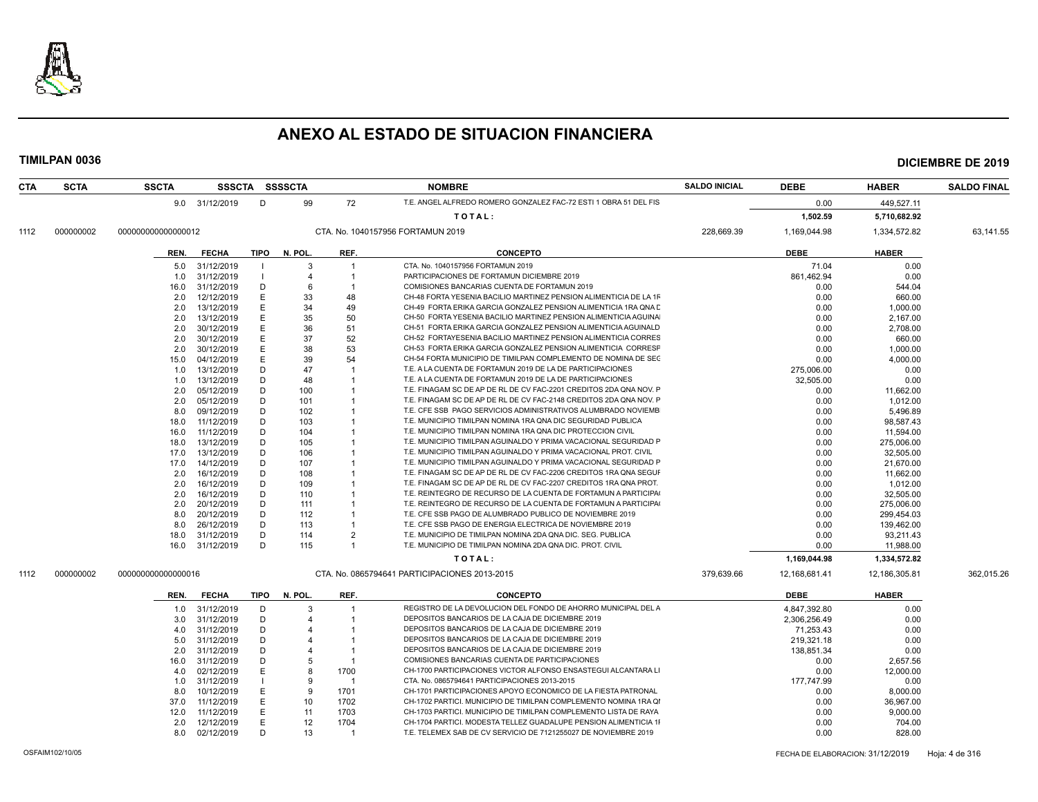# ANEXO AL ESTADO DE SITUACION FINANCIERA

**TIMILPAN 0036** **DICIEMBRE DE 2019**

| CTA | SCTA | SSCTA | SSSCTA | SSSSCTA | | NOMBRE | SALDO INICIAL | DEBE | HABER | SALDO FINAL |
|---|---|---|---|---|---|---|---|---|---|---|
| | | 9.0 31/12/2019 | D | 99 | 72 | T.E. ANGEL ALFREDO ROMERO GONZALEZ FAC-72 ESTI 1 OBRA 51 DEL FIS | | 0.00 | 449,527.11 | |
| | | | | | | TOTAL: | | 1,502.59 | 5,710,682.92 | |
| 1112 | 000000002 | 000000000000000012 | | | | CTA. No. 1040157956 FORTAMUN 2019 | 228,669.39 | 1,169,044.98 | 1,334,572.82 | 63,141.55 |

| REN. | FECHA | TIPO | N. POL. | REF. | CONCEPTO | DEBE | HABER |
|---|---|---|---|---|---|---|---|
| 5.0 | 31/12/2019 | I | 3 | 1 | CTA. No. 1040157956 FORTAMUN 2019 | 71.04 | 0.00 |
| 1.0 | 31/12/2019 | I | 4 | 1 | PARTICIPACIONES DE FORTAMUN DICIEMBRE 2019 | 861,462.94 | 0.00 |
| 16.0 | 31/12/2019 | D | 6 | 1 | COMISIONES BANCARIAS CUENTA DE FORTAMUN 2019 | 0.00 | 544.04 |
| 2.0 | 12/12/2019 | E | 33 | 48 | CH-48 FORTA YESENIA BACILIO MARTINEZ PENSION ALIMENTICIA DE LA 1F | 0.00 | 660.00 |
| 2.0 | 13/12/2019 | E | 34 | 49 | CH-49 FORTA ERIKA GARCIA GONZALEZ PENSION ALIMENTICIA 1RA QNA D | 0.00 | 1,000.00 |
| 2.0 | 13/12/2019 | E | 35 | 50 | CH-50 FORTA YESENIA BACILIO MARTINEZ PENSION ALIMENTICIA AGUINA | 0.00 | 2,167.00 |
| 2.0 | 30/12/2019 | E | 36 | 51 | CH-51 FORTA ERIKA GARCIA GONZALEZ PENSION ALIMENTICIA AGUINALD | 0.00 | 2,708.00 |
| 2.0 | 30/12/2019 | E | 37 | 52 | CH-52 FORTAYESENIA BACILIO MARTINEZ PENSION ALIMENTICIA CORRES | 0.00 | 660.00 |
| 2.0 | 30/12/2019 | E | 38 | 53 | CH-53 FORTA ERIKA GARCIA GONZALEZ PENSION ALIMENTICIA CORRESP | 0.00 | 1,000.00 |
| 15.0 | 04/12/2019 | E | 39 | 54 | CH-54 FORTA MUNICIPIO DE TIMILPAN COMPLEMENTO DE NOMINA DE SEG | 0.00 | 4,000.00 |
| 1.0 | 13/12/2019 | D | 47 | 1 | T.E. A LA CUENTA DE FORTAMUN 2019 DE LA DE PARTICIPACIONES | 275,006.00 | 0.00 |
| 1.0 | 13/12/2019 | D | 48 | 1 | T.E. A LA CUENTA DE FORTAMUN 2019 DE LA DE PARTICIPACIONES | 32,505.00 | 0.00 |
| 2.0 | 05/12/2019 | D | 100 | 1 | T.E. FINAGAM SC DE AP DE RL DE CV FAC-2201 CREDITOS 2DA QNA NOV. P | 0.00 | 11,662.00 |
| 2.0 | 05/12/2019 | D | 101 | 1 | T.E. FINAGAM SC DE AP DE RL DE CV FAC-2148 CREDITOS 2DA QNA NOV. P | 0.00 | 1,012.00 |
| 8.0 | 09/12/2019 | D | 102 | 1 | T.E. CFE SSB PAGO SERVICIOS ADMINISTRATIVOS ALUMBRADO NOVIEMB | 0.00 | 5,496.89 |
| 18.0 | 11/12/2019 | D | 103 | 1 | T.E. MUNICIPIO TIMILPAN NOMINA 1RA QNA DIC SEGURIDAD PUBLICA | 0.00 | 98,587.43 |
| 16.0 | 11/12/2019 | D | 104 | 1 | T.E. MUNICIPIO TIMILPAN NOMINA 1RA QNA DIC PROTECCION CIVIL | 0.00 | 11,594.00 |
| 18.0 | 13/12/2019 | D | 105 | 1 | T.E. MUNICIPIO TIMILPAN AGUINALDO Y PRIMA VACACIONAL SEGURIDAD P | 0.00 | 275,006.00 |
| 17.0 | 13/12/2019 | D | 106 | 1 | T.E. MUNICIPIO TIMILPAN AGUINALDO Y PRIMA VACACIONAL PROT. CIVIL | 0.00 | 32,505.00 |
| 17.0 | 14/12/2019 | D | 107 | 1 | T.E. MUNICIPIO TIMILPAN AGUINALDO Y PRIMA VACACIONAL SEGURIDAD P | 0.00 | 21,670.00 |
| 2.0 | 16/12/2019 | D | 108 | 1 | T.E. FINAGAM SC DE AP DE RL DE CV FAC-2206 CREDITOS 1RA QNA SEGUF | 0.00 | 11,662.00 |
| 2.0 | 16/12/2019 | D | 109 | 1 | T.E. FINAGAM SC DE AP DE RL DE CV FAC-2207 CREDITOS 1RA QNA PROT. | 0.00 | 1,012.00 |
| 2.0 | 16/12/2019 | D | 110 | 1 | T.E. REINTEGRO DE RECURSO DE LA CUENTA DE FORTAMUN A PARTICIPA | 0.00 | 32,505.00 |
| 2.0 | 20/12/2019 | D | 111 | 1 | T.E. REINTEGRO DE RECURSO DE LA CUENTA DE FORTAMUN A PARTICIPA | 0.00 | 275,006.00 |
| 8.0 | 20/12/2019 | D | 112 | 1 | T.E. CFE SSB PAGO DE ALUMBRADO PUBLICO DE NOVIEMBRE 2019 | 0.00 | 299,454.03 |
| 8.0 | 26/12/2019 | D | 113 | 1 | T.E. CFE SSB PAGO DE ENERGIA ELECTRICA DE NOVIEMBRE 2019 | 0.00 | 139,462.00 |
| 18.0 | 31/12/2019 | D | 114 | 2 | T.E. MUNICIPIO DE TIMILPAN NOMINA 2DA QNA DIC. SEG. PUBLICA | 0.00 | 93,211.43 |
| 16.0 | 31/12/2019 | D | 115 | 1 | T.E. MUNICIPIO DE TIMILPAN NOMINA 2DA QNA DIC. PROT. CIVIL | 0.00 | 11,988.00 |
| | | | | | TOTAL: | 1,169,044.98 | 1,334,572.82 |

| CTA | SCTA | SSCTA | NOMBRE | SALDO INICIAL | DEBE | HABER | SALDO FINAL |
|---|---|---|---|---|---|---|---|
| 1112 | 000000002 | 000000000000000016 | CTA. No. 0865794641 PARTICIPACIONES 2013-2015 | 379,639.66 | 12,168,681.41 | 12,186,305.81 | 362,015.26 |

| REN. | FECHA | TIPO | N. POL. | REF. | CONCEPTO | DEBE | HABER |
|---|---|---|---|---|---|---|---|
| 1.0 | 31/12/2019 | D | 3 | 1 | REGISTRO DE LA DEVOLUCION DEL FONDO DE AHORRO MUNICIPAL DEL A | 4,847,392.80 | 0.00 |
| 3.0 | 31/12/2019 | D | 4 | 1 | DEPOSITOS BANCARIOS DE LA CAJA DE DICIEMBRE 2019 | 2,306,256.49 | 0.00 |
| 4.0 | 31/12/2019 | D | 4 | 1 | DEPOSITOS BANCARIOS DE LA CAJA DE DICIEMBRE 2019 | 71,253.43 | 0.00 |
| 5.0 | 31/12/2019 | D | 4 | 1 | DEPOSITOS BANCARIOS DE LA CAJA DE DICIEMBRE 2019 | 219,321.18 | 0.00 |
| 2.0 | 31/12/2019 | D | 4 | 1 | DEPOSITOS BANCARIOS DE LA CAJA DE DICIEMBRE 2019 | 138,851.34 | 0.00 |
| 16.0 | 31/12/2019 | D | 5 | 1 | COMISIONES BANCARIAS CUENTA DE PARTICIPACIONES | 0.00 | 2,657.56 |
| 4.0 | 02/12/2019 | E | 8 | 1700 | CH-1700 PARTICIPACIONES VICTOR ALFONSO ENSASTEGUI ALCANTARA LI | 0.00 | 12,000.00 |
| 1.0 | 31/12/2019 | I | 9 | 1 | CTA. No. 0865794641 PARTICIPACIONES 2013-2015 | 177,747.99 | 0.00 |
| 8.0 | 10/12/2019 | E | 9 | 1701 | CH-1701 PARTICIPACIONES APOYO ECONOMICO DE LA FIESTA PATRONAL | 0.00 | 8,000.00 |
| 37.0 | 11/12/2019 | E | 10 | 1702 | CH-1702 PARTICI. MUNICIPIO DE TIMILPAN COMPLEMENTO NOMINA 1RA QI | 0.00 | 36,967.00 |
| 12.0 | 11/12/2019 | E | 11 | 1703 | CH-1703 PARTICI. MUNICIPIO DE TIMILPAN COMPLEMENTO LISTA DE RAYA | 0.00 | 9,000.00 |
| 2.0 | 12/12/2019 | E | 12 | 1704 | CH-1704 PARTICI. MODESTA TELLEZ GUADALUPE PENSION ALIMENTICIA 1F | 0.00 | 704.00 |
| 8.0 | 02/12/2019 | D | 13 | 1 | T.E. TELEMEX SAB DE CV SERVICIO DE 7121255027 DE NOVIEMBRE 2019 | 0.00 | 828.00 |

OSFAIM102/10/05 FECHA DE ELABORACION: 31/12/2019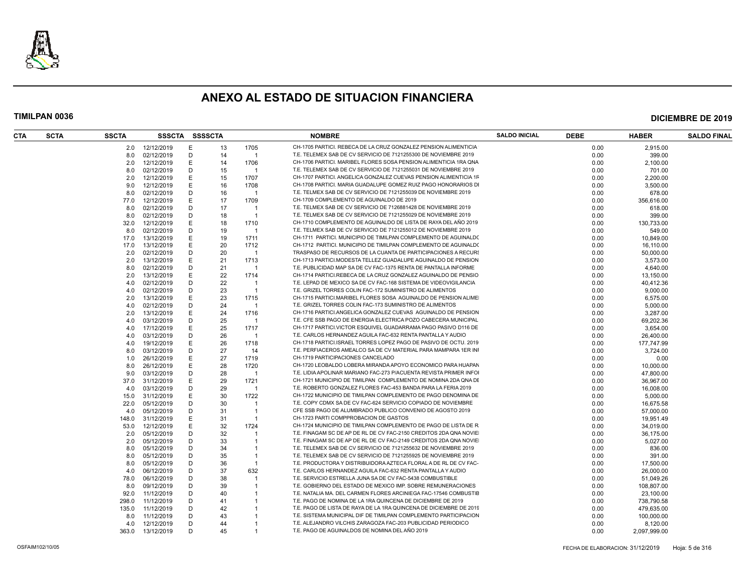# ANEXO AL ESTADO DE SITUACION FINANCIERA

**TIMILPAN 0036** **DICIEMBRE DE 2019**

| CTA | SCTA | SSCTA | SSSCTA | SSSSCTA | | | NOMBRE | SALDO INICIAL | DEBE | HABER | SALDO FINAL |
|---|---|---|---|---|---|---|---|---|---|---|---|
| | | 2.0 | 12/12/2019 | E | 13 | 1705 | CH-1705 PARTICI. REBECA DE LA CRUZ GONZALEZ PENSION ALIMENTICIA | | 0.00 | 2,915.00 | |
| | | 8.0 | 02/12/2019 | D | 14 | 1 | T.E. TELEMEX SAB DE CV SERVICIO DE 7121255300 DE NOVIEMBRE 2019 | | 0.00 | 399.00 | |
| | | 2.0 | 12/12/2019 | E | 14 | 1706 | CH-1706 PARTICI. MARIBEL FLORES SOSA PENSION ALIMENTICIA 1RA QNA | | 0.00 | 2,100.00 | |
| | | 8.0 | 02/12/2019 | D | 15 | 1 | T.E. TELEMEX SAB DE CV SERVICIO DE 7121255031 DE NOVIEMBRE 2019 | | 0.00 | 701.00 | |
| | | 2.0 | 12/12/2019 | E | 15 | 1707 | CH-1707 PARTICI. ANGELICA GONZALEZ CUEVAS PENSION ALIMENTICIA 1F | | 0.00 | 2,200.00 | |
| | | 9.0 | 12/12/2019 | E | 16 | 1708 | CH-1708 PARTICI. MARIA GUADALUPE GOMEZ RUIZ PAGO HONORARIOS DI | | 0.00 | 3,500.00 | |
| | | 8.0 | 02/12/2019 | D | 16 | 1 | T.E. TELMEX SAB DE CV SERVICIO DE 7121255039 DE NOVIEMBRE 2019 | | 0.00 | 678.00 | |
| | | 77.0 | 12/12/2019 | E | 17 | 1709 | CH-1709 COMPLEMENTO DE AGUINALDO DE 2019 | | 0.00 | 356,616.00 | |
| | | 8.0 | 02/12/2019 | D | 17 | 1 | T.E. TELMEX SAB DE CV SERVICIO DE 7126881428 DE NOVIEMBRE 2019 | | 0.00 | 618.00 | |
| | | 8.0 | 02/12/2019 | D | 18 | 1 | T.E. TELMEX SAB DE CV SERVICIO DE 7121255029 DE NOVIEMBRE 2019 | | 0.00 | 399.00 | |
| | | 32.0 | 12/12/2019 | E | 18 | 1710 | CH-1710 COMPLEMENTO DE AGUINALDO DE LISTA DE RAYA DEL AÑO 2019 | | 0.00 | 130,733.00 | |
| | | 8.0 | 02/12/2019 | D | 19 | 1 | T.E. TELMEX SAB DE CV SERVICIO DE 7121255012 DE NOVIEMBRE 2019 | | 0.00 | 549.00 | |
| | | 17.0 | 13/12/2019 | E | 19 | 1711 | CH-1711 PARTICI. MUNICIPIO DE TIMILPAN COMPLEMENTO DE AGUINALDC | | 0.00 | 10,849.00 | |
| | | 17.0 | 13/12/2019 | E | 20 | 1712 | CH-1712 PARTICI. MUNICIPIO DE TIMILPAN COMPLEMENTO DE AGUINALDC | | 0.00 | 16,110.00 | |
| | | 2.0 | 02/12/2019 | D | 20 | 1 | TRASPASO DE RECURSOS DE LA CUANTA DE PARTICIPACIONES A RECURS | | 0.00 | 50,000.00 | |
| | | 2.0 | 13/12/2019 | E | 21 | 1713 | CH-1713 PARTICI.MODESTA TELLEZ GUADALUPE AGUINALDO DE PENSION | | 0.00 | 3,573.00 | |
| | | 8.0 | 02/12/2019 | D | 21 | 1 | T.E. PUBLICIDAD MAP SA DE CV FAC-1375 RENTA DE PANTALLA INFORME | | 0.00 | 4,640.00 | |
| | | 2.0 | 13/12/2019 | E | 22 | 1714 | CH-1714 PARTICI.REBECA DE LA CRUZ GONZALEZ AGUINALDO DE PENSIO | | 0.00 | 13,150.00 | |
| | | 4.0 | 02/12/2019 | D | 22 | 1 | T.E. LEPAD DE MEXICO SA DE CV FAC-168 SISTEMA DE VIDEOVIGILANCIA | | 0.00 | 40,412.36 | |
| | | 4.0 | 02/12/2019 | D | 23 | 1 | T.E. GRIZEL TORRES COLIN FAC-172 SUMINISTRO DE ALIMENTOS | | 0.00 | 9,000.00 | |
| | | 2.0 | 13/12/2019 | E | 23 | 1715 | CH-1715 PARTICI.MARIBEL FLORES SOSA AGUINALDO DE PENSION ALIMEI | | 0.00 | 6,575.00 | |
| | | 4.0 | 02/12/2019 | D | 24 | 1 | T.E. GRIZEL TORRES COLIN FAC-173 SUMINISTRO DE ALIMENTOS | | 0.00 | 5,000.00 | |
| | | 2.0 | 13/12/2019 | E | 24 | 1716 | CH-1716 PARTICI.ANGELICA GONZALEZ CUEVAS AGUINALDO DE PENSION | | 0.00 | 3,287.00 | |
| | | 4.0 | 03/12/2019 | D | 25 | 1 | T.E. CFE SSB PAGO DE ENERGIA ELECTRICA POZO CABECERA MUNICIPAL | | 0.00 | 69,202.36 | |
| | | 4.0 | 17/12/2019 | E | 25 | 1717 | CH-1717 PARTICI.VICTOR ESQUIVEL GUADARRAMA PAGO PASIVO D116 DE | | 0.00 | 3,654.00 | |
| | | 4.0 | 03/12/2019 | D | 26 | 1 | T.E. CARLOS HERNANDEZ AGUILA FAC-632 RENTA PANTALLA Y AUDIO | | 0.00 | 26,400.00 | |
| | | 4.0 | 19/12/2019 | E | 26 | 1718 | CH-1718 PARTICI.ISRAEL TORRES LOPEZ PAGO DE PASIVO DE OCTU. 2019 | | 0.00 | 177,747.99 | |
| | | 8.0 | 03/12/2019 | D | 27 | 14 | T.E. PERFIACEROS AMEALCO SA DE CV MATERIAL PARA MAMPARA 1ER INF | | 0.00 | 3,724.00 | |
| | | 1.0 | 26/12/2019 | E | 27 | 1719 | CH-1719 PARTICIPACIONES CANCELADO | | 0.00 | 0.00 | |
| | | 8.0 | 26/12/2019 | E | 28 | 1720 | CH-1720 LEOBALDO LOBERA MIRANDA APOYO ECONOMICO PARA HUAPAN | | 0.00 | 10,000.00 | |
| | | 9.0 | 03/12/2019 | D | 28 | 1 | T.E. LIDIA APOLINAR MARIANO FAC-273 P/ACUENTA REVISTA PRIMER INFOI | | 0.00 | 47,800.00 | |
| | | 37.0 | 31/12/2019 | E | 29 | 1721 | CH-1721 MUNICIPIO DE TIMILPAN COMPLEMENTO DE NOMINA 2DA QNA DE | | 0.00 | 36,967.00 | |
| | | 4.0 | 03/12/2019 | D | 29 | 1 | T.E. ROBERTO GONZALEZ FLORES FAC-453 BANDA PARA LA FERIA 2019 | | 0.00 | 16,008.00 | |
| | | 15.0 | 31/12/2019 | E | 30 | 1722 | CH-1722 MUNICIPIO DE TIMILPAN COMPLEMENTO DE PAGO DENOMINA DE | | 0.00 | 5,000.00 | |
| | | 22.0 | 05/12/2019 | D | 30 | 1 | T.E. COPY CDMX SA DE CV FAC-624 SERVICIO COPIADO DE NOVIEMBRE | | 0.00 | 16,675.58 | |
| | | 4.0 | 05/12/2019 | D | 31 | 1 | CFE SSB PAGO DE ALUMBRADO PUBLICO CONVENIO DE AGOSTO 2019 | | 0.00 | 57,000.00 | |
| | | 148.0 | 31/12/2019 | E | 31 | 1 | CH-1723 PARTI COMPPROBACION DE GASTOS | | 0.00 | 19,951.49 | |
| | | 53.0 | 12/12/2019 | E | 32 | 1724 | CH-1724 MUNICIPIO DE TIMILPAN COMPLEMENTO DE PAGO DE LISTA DE R. | | 0.00 | 34,019.00 | |
| | | 2.0 | 05/12/2019 | D | 32 | 1 | T.E. FINAGAM SC DE AP DE RL DE CV FAC-2150 CREDITOS 2DA QNA NOVIEI | | 0.00 | 36,175.00 | |
| | | 2.0 | 05/12/2019 | D | 33 | 1 | T.E. FINAGAM SC DE AP DE RL DE CV FAC-2149 CREDITOS 2DA QNA NOVIEI | | 0.00 | 5,027.00 | |
| | | 8.0 | 05/12/2019 | D | 34 | 1 | T.E. TELEMEX SAB DE CV SERVICIO DE 7121255632 DE NOVIEMBRE 2019 | | 0.00 | 836.00 | |
| | | 8.0 | 05/12/2019 | D | 35 | 1 | T.E. TELEMEX SAB DE CV SERVICIO DE 7121255925 DE NOVIEMBRE 2019 | | 0.00 | 391.00 | |
| | | 8.0 | 05/12/2019 | D | 36 | 1 | T.E. PRODUCTORA Y DISTRIBUIDORA AZTECA FLORAL A DE RL DE CV FAC- | | 0.00 | 17,500.00 | |
| | | 4.0 | 06/12/2019 | D | 37 | 632 | T.E. CARLOS HERNANDEZ AGUILA FAC-632 RENTA PANTALLA Y AUDIO | | 0.00 | 26,000.00 | |
| | | 78.0 | 06/12/2019 | D | 38 | 1 | T.E. SERVICIO ESTRELLA JUNA SA DE CV FAC-5438 COMBUSTIBLE | | 0.00 | 51,049.26 | |
| | | 8.0 | 09/12/2019 | D | 39 | 1 | T.E. GOBIERNO DEL ESTADO DE MEXICO IMP. SOBRE REMUNERACIONES | | 0.00 | 108,807.00 | |
| | | 92.0 | 11/12/2019 | D | 40 | 1 | T.E. NATALIA MA. DEL CARMEN FLORES ARCINIEGA FAC-17546 COMBUSTIB | | 0.00 | 23,100.00 | |
| | | 298.0 | 11/12/2019 | D | 41 | 1 | T.E. PAGO DE NOMINA DE LA 1RA QUINCENA DE DICIEMBRE DE 2019 | | 0.00 | 738,790.58 | |
| | | 135.0 | 11/12/2019 | D | 42 | 1 | T.E. PAGO DE LISTA DE RAYA DE LA 1RA QUINCENA DE DICIEMBRE DE 2019 | | 0.00 | 479,635.00 | |
| | | 8.0 | 11/12/2019 | D | 43 | 1 | T.E. SISTEMA MUNICIPAL DIF DE TIMILPAN COMPLEMENTO PARTICIPACION | | 0.00 | 100,000.00 | |
| | | 4.0 | 12/12/2019 | D | 44 | 1 | T.E. ALEJANDRO VILCHIS ZARAGOZA FAC-203 PUBLICIDAD PERIODICO | | 0.00 | 8,120.00 | |
| | | 363.0 | 13/12/2019 | D | 45 | 1 | T.E. PAGO DE AGUINALDOS DE NOMINA DEL AÑO 2019 | | 0.00 | 2,097,999.00 | |

OSFAIM102/10/05 FECHA DE ELABORACION: 31/12/2019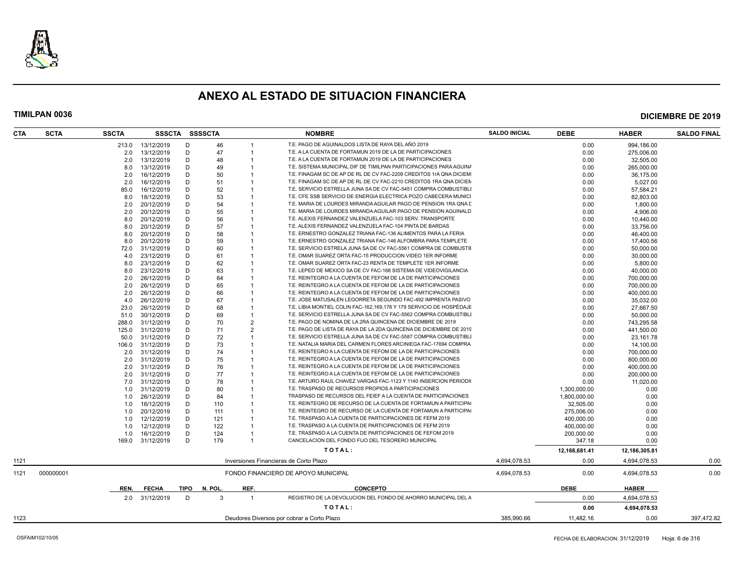# ANEXO AL ESTADO DE SITUACION FINANCIERA

**TIMILPAN 0036** **DICIEMBRE DE 2019**

| CTA | SCTA | SSCTA | SSSCTA | SSSSCTA | | NOMBRE | SALDO INICIAL | DEBE | HABER | SALDO FINAL |
|---|---|---|---|---|---|---|---|---|---|---|
| | | 213.0 | 13/12/2019 | D | 46 | 1 T.E. PAGO DE AGUINALDOS LISTA DE RAYA DEL AÑO 2019 | | 0.00 | 994,186.00 | |
| | | 2.0 | 13/12/2019 | D | 47 | 1 T.E. A LA CUENTA DE FORTAMUN 2019 DE LA DE PARTICIPACIONES | | 0.00 | 275,006.00 | |
| | | 2.0 | 13/12/2019 | D | 48 | 1 T.E. A LA CUENTA DE FORTAMUN 2019 DE LA DE PARTICIPACIONES | | 0.00 | 32,505.00 | |
| | | 8.0 | 13/12/2019 | D | 49 | 1 T.E. SISTEMA MUNICIPAL DIF DE TIMILPAN PARTICIPACIONES PARA AGUINA | | 0.00 | 265,000.00 | |
| | | 2.0 | 16/12/2019 | D | 50 | 1 T.E. FINAGAM SC DE AP DE RL DE CV FAC-2209 CREDITOS 1rA QNA DICIEM | | 0.00 | 36,175.00 | |
| | | 2.0 | 16/12/2019 | D | 51 | 1 T.E. FINAGAM SC DE AP DE RL DE CV FAC-2210 CREDITOS 1RA QNA DICIEN | | 0.00 | 5,027.00 | |
| | | 85.0 | 16/12/2019 | D | 52 | 1 T.E. SERVICIO ESTRELLA JUNA SA DE CV FAC-5451 COMPRA COMBUSTIBLI | | 0.00 | 57,584.21 | |
| | | 8.0 | 18/12/2019 | D | 53 | 1 T.E. CFE SSB SERVICIO DE ENERGIA ELECTRICA POZO CABECERA MUNICI | | 0.00 | 82,803.00 | |
| | | 2.0 | 20/12/2019 | D | 54 | 1 T.E. MARIA DE LOURDES MIRANDA AGUILAR PAGO DE PENSION 1RA QNA D | | 0.00 | 1,800.00 | |
| | | 2.0 | 20/12/2019 | D | 55 | 1 T.E. MARIA DE LOURDES MIRANDA AGUILAR PAGO DE PENSION AGUINALD | | 0.00 | 4,906.00 | |
| | | 8.0 | 20/12/2019 | D | 56 | 1 T.E. ALEXIS FERNANDEZ VALENZUELA FAC-103 SERV. TRANSPORTE | | 0.00 | 10,440.00 | |
| | | 8.0 | 20/12/2019 | D | 57 | 1 T.E. ALEXIS FERNANDEZ VALENZUELA FAC-104 PINTA DE BARDAS | | 0.00 | 33,756.00 | |
| | | 8.0 | 20/12/2019 | D | 58 | 1 T.E. ERNESTRO GONZALEZ TRIANA FAC-136 ALIMENTOS PARA LA FERIA | | 0.00 | 46,400.00 | |
| | | 8.0 | 20/12/2019 | D | 59 | 1 T.E. ERNESTRO GONZALEZ TRIANA FAC-146 ALFOMBRA PARA TEMPLETE | | 0.00 | 17,400.56 | |
| | | 72.0 | 31/12/2019 | D | 60 | 1 T.E. SERVICIO ESTRELA JUNA SA DE CV FAC-5561 COMPRA DE COMBUSTIE | | 0.00 | 50,000.00 | |
| | | 4.0 | 23/12/2019 | D | 61 | 1 T.E. OMAR SUAREZ ORTA FAC-15 PRODUCCION VIDEO 1ER INFORME | | 0.00 | 30,000.00 | |
| | | 8.0 | 23/12/2019 | D | 62 | 1 T.E. OMAR SUAREZ ORTA FAC-23 RENTA DE TEMPLETE 1ER INFORME | | 0.00 | 5,800.00 | |
| | | 8.0 | 23/12/2019 | D | 63 | 1 T.E. LEPED DE MEXICO SA DE CV FAC-168 SISTEMA DE VIDEOVIGILANCIA | | 0.00 | 40,000.00 | |
| | | 2.0 | 26/12/2019 | D | 64 | 1 T.E. REINTEGRO A LA CUENTA DE FEFOM DE LA DE PARTICIPACIONES | | 0.00 | 700,000.00 | |
| | | 2.0 | 26/12/2019 | D | 65 | 1 T.E. REINTEGRO A LA CUENTA DE FEFOM DE LA DE PARTICIPACIONES | | 0.00 | 700,000.00 | |
| | | 2.0 | 26/12/2019 | D | 66 | 1 T.E. REINTEGRO A LA CUENTA DE FEFOM DE LA DE PARTICIPACIONES | | 0.00 | 400,000.00 | |
| | | 4.0 | 26/12/2019 | D | 67 | 1 T.E. JOSE MATUSALEN LEGORRETA SEGUNDO FAC-492 IMPRENTA PASIVO | | 0.00 | 35,032.00 | |
| | | 23.0 | 26/12/2019 | D | 68 | 1 T.E. LIBIA MONTIEL COLIN FAC-162,169,178 Y 179 SERVICIO DE HOSPÉDAJE | | 0.00 | 27,667.50 | |
| | | 51.0 | 30/12/2019 | D | 69 | 1 T.E. SERVICIO ESTRELLA JUNA SA DE CV FAC-5562 COMPRA COMBUSTIBLI | | 0.00 | 50,000.00 | |
| | | 288.0 | 31/12/2019 | D | 70 | 2 T.E. PAGO DE NOMINA DE LA 2RA QUINCENA DE DICIEMBRE DE 2019 | | 0.00 | 743,295.58 | |
| | | 125.0 | 31/12/2019 | D | 71 | 2 T.E. PAGO DE LISTA DE RAYA DE LA 2DA QUINCENA DE DICIEMBRE DE 2019 | | 0.00 | 441,500.00 | |
| | | 50.0 | 31/12/2019 | D | 72 | 1 T.E. SERVICIO ESTRELLA JUNA SA DE CV FAC-5587 COMPRA COMBUSTIBLI | | 0.00 | 23,161.78 | |
| | | 106.0 | 31/12/2019 | D | 73 | 1 T.E. NATALIA MARIA DEL CARMEN FLORES ARCINIEGA FAC-17694 COMPRA | | 0.00 | 14,100.00 | |
| | | 2.0 | 31/12/2019 | D | 74 | 1 T.E. REINTEGRO A LA CUENTA DE FEFOM DE LA DE PARTICIPACIONES | | 0.00 | 700,000.00 | |
| | | 2.0 | 31/12/2019 | D | 75 | 1 T.E. REINTEGRO A LA CUENTA DE FEFOM DE LA DE PARTICIPACIONES | | 0.00 | 800,000.00 | |
| | | 2.0 | 31/12/2019 | D | 76 | 1 T.E. REINTEGRO A LA CUENTA DE FEFOM DE LA DE PARTICIPACIONES | | 0.00 | 400,000.00 | |
| | | 2.0 | 31/12/2019 | D | 77 | 1 T.E. REINTEGRO A LA CUENTA DE FEFOM DE LA DE PARTICIPACIONES | | 0.00 | 200,000.00 | |
| | | 7.0 | 31/12/2019 | D | 78 | 1 T.E. ARTURO RAUL CHAVEZ VARGAS FAC-1123 Y 1140 INSERCION PERIODI | | 0.00 | 11,020.00 | |
| | | 1.0 | 31/12/2019 | D | 80 | 1 T.E. TRASPASO DE RECURSOS PROPIOS A PARTICIPACIONES | | 1,300,000.00 | 0.00 | |
| | | 1.0 | 26/12/2019 | D | 84 | 1 TRASPASO DE RECURSOS DEL FEIEF A LA CUENTA DE PARTICIPACIONES | | 1,800,000.00 | 0.00 | |
| | | 1.0 | 16/12/2019 | D | 110 | 1 T.E. REINTEGRO DE RECURSO DE LA CUENTA DE FORTAMUN A PARTICIPA | | 32,505.00 | 0.00 | |
| | | 1.0 | 20/12/2019 | D | 111 | 1 T.E. REINTEGRO DE RECURSO DE LA CUENTA DE FORTAMUN A PARTICIPA | | 275,006.00 | 0.00 | |
| | | 1.0 | 12/12/2019 | D | 121 | 1 T.E. TRASPASO A LA CUENTA DE PARTICIPACIONES DE FEFM 2019 | | 400,000.00 | 0.00 | |
| | | 1.0 | 12/12/2019 | D | 122 | 1 T.E. TRASPASO A LA CUENTA DE PARTICIPACIONES DE FEFM 2019 | | 400,000.00 | 0.00 | |
| | | 1.0 | 16/12/2019 | D | 124 | 1 T.E. TRASPASO A LA CUENTA DE PARTICIPACIONES DE FEFOM 2019 | | 200,000.00 | 0.00 | |
| | | 169.0 | 31/12/2019 | D | 179 | 1 CANCELACION DEL FONDO FIJO DEL TESORERO MUNICIPAL | | 347.18 | 0.00 | |
| | | | | | | **T O T A L :** | | **12,168,681.41** | **12,186,305.81** | |
| 1121 | | | | | | Inversiones Financieras de Corto Plazo | 4,694,078.53 | 0.00 | 4,694,078.53 | 0.00 |
| 1121 | 000000001 | | | | | FONDO FINANCIERO DE APOYO MUNICIPAL | 4,694,078.53 | 0.00 | 4,694,078.53 | 0.00 |
| | | **REN.** | **FECHA** | **TIPO** | **N. POL.** | **REF. CONCEPTO** | | **DEBE** | **HABER** | |
| | | 2.0 | 31/12/2019 | D | 3 | 1 REGISTRO DE LA DEVOLUCION DEL FONDO DE AHORRO MUNICIPAL DEL A | | 0.00 | 4,694,078.53 | |
| | | | | | | **T O T A L :** | | **0.00** | **4,694,078.53** | |
| 1123 | | | | | | Deudores Diversos por cobrar a Corto Plazo | 385,990.66 | 11,482.16 | 0.00 | 397,472.82 |

OSFAIM102/10/05 FECHA DE ELABORACION: 31/12/2019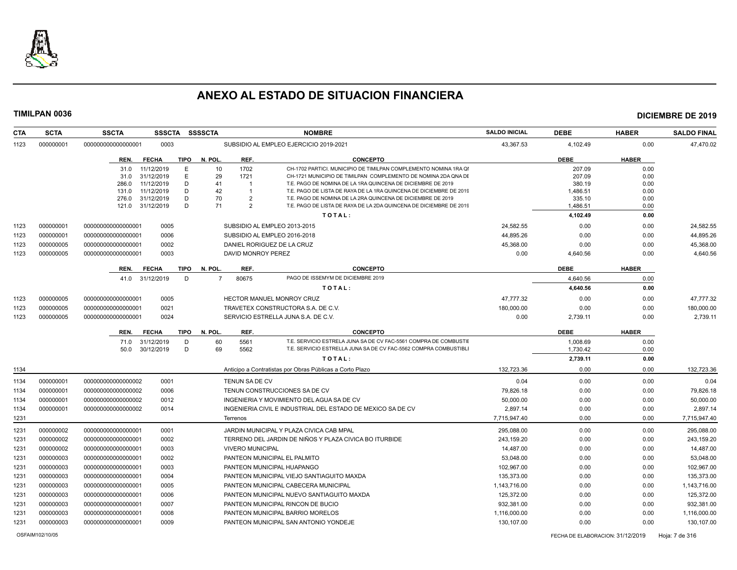# ANEXO AL ESTADO DE SITUACION FINANCIERA

**TIMILPAN 0036** **DICIEMBRE DE 2019**

| CTA | SCTA | SSCTA | SSSCTA | SSSSCTA | NOMBRE | SALDO INICIAL | DEBE | HABER | SALDO FINAL |
|---|---|---|---|---|---|---|---|---|---|
| 1123 | 000000001 | 0000000000000000001 | 0003 | | SUBSIDIO AL EMPLEO EJERCICIO 2019-2021 | 43,367.53 | 4,102.49 | 0.00 | 47,470.02 |

| REN. | FECHA | TIPO | N. POL. | REF. | CONCEPTO | DEBE | HABER |
|---|---|---|---|---|---|---|---|
| 31.0 | 11/12/2019 | E | 10 | 1702 | CH-1702 PARTICI. MUNICIPIO DE TIMILPAN COMPLEMENTO NOMINA 1RA QI | 207.09 | 0.00 |
| 31.0 | 31/12/2019 | E | 29 | 1721 | CH-1721 MUNICIPIO DE TIMILPAN COMPLEMENTO DE NOMINA 2DA QNA DE | 207.09 | 0.00 |
| 286.0 | 11/12/2019 | D | 41 | 1 | T.E. PAGO DE NOMINA DE LA 1RA QUINCENA DE DICIEMBRE DE 2019 | 380.19 | 0.00 |
| 131.0 | 11/12/2019 | D | 42 | 1 | T.E. PAGO DE LISTA DE RAYA DE LA 1RA QUINCENA DE DICIEMBRE DE 2019 | 1,486.51 | 0.00 |
| 276.0 | 31/12/2019 | D | 70 | 2 | T.E. PAGO DE NOMINA DE LA 2RA QUINCENA DE DICIEMBRE DE 2019 | 335.10 | 0.00 |
| 121.0 | 31/12/2019 | D | 71 | 2 | T.E. PAGO DE LISTA DE RAYA DE LA 2DA QUINCENA DE DICIEMBRE DE 2019 | 1,486.51 | 0.00 |
| | | | | | TOTAL: | 4,102.49 | 0.00 |

| CTA | SCTA | SSCTA | SSSCTA | SSSSCTA | NOMBRE | SALDO INICIAL | DEBE | HABER | SALDO FINAL |
|---|---|---|---|---|---|---|---|---|---|
| 1123 | 000000001 | 0000000000000000001 | 0005 | | SUBSIDIO AL EMPLEO 2013-2015 | 24,582.55 | 0.00 | 0.00 | 24,582.55 |
| 1123 | 000000001 | 0000000000000000001 | 0006 | | SUBSIDIO AL EMPLEO 2016-2018 | 44,895.26 | 0.00 | 0.00 | 44,895.26 |
| 1123 | 000000005 | 0000000000000000001 | 0002 | | DANIEL RORIGUEZ DE LA CRUZ | 45,368.00 | 0.00 | 0.00 | 45,368.00 |
| 1123 | 000000005 | 0000000000000000001 | 0003 | | DAVID MONROY PEREZ | 0.00 | 4,640.56 | 0.00 | 4,640.56 |

| REN. | FECHA | TIPO | N. POL. | REF. | CONCEPTO | DEBE | HABER |
|---|---|---|---|---|---|---|---|
| 41.0 | 31/12/2019 | D | 7 | 80675 | PAGO DE ISSEMYM DE DICIEMBRE 2019 | 4,640.56 | 0.00 |
| | | | | | TOTAL: | 4,640.56 | 0.00 |

| CTA | SCTA | SSCTA | SSSCTA | SSSSCTA | NOMBRE | SALDO INICIAL | DEBE | HABER | SALDO FINAL |
|---|---|---|---|---|---|---|---|---|---|
| 1123 | 000000005 | 0000000000000000001 | 0005 | | HECTOR MANUEL MONROY CRUZ | 47,777.32 | 0.00 | 0.00 | 47,777.32 |
| 1123 | 000000005 | 0000000000000000001 | 0021 | | TRAVETEX CONSTRUCTORA S.A. DE C.V. | 180,000.00 | 0.00 | 0.00 | 180,000.00 |
| 1123 | 000000005 | 0000000000000000001 | 0024 | | SERVICIO ESTRELLA JUNA S.A. DE C.V. | 0.00 | 2,739.11 | 0.00 | 2,739.11 |

| REN. | FECHA | TIPO | N. POL. | REF. | CONCEPTO | DEBE | HABER |
|---|---|---|---|---|---|---|---|
| 71.0 | 31/12/2019 | D | 60 | 5561 | T.E. SERVICIO ESTRELA JUNA SA DE CV FAC-5561 COMPRA DE COMBUSTIE | 1,008.69 | 0.00 |
| 50.0 | 30/12/2019 | D | 69 | 5562 | T.E. SERVICIO ESTRELLA JUNA SA DE CV FAC-5562 COMPRA COMBUSTIBLI | 1,730.42 | 0.00 |
| | | | | | TOTAL: | 2,739.11 | 0.00 |

| CTA | SCTA | SSCTA | SSSCTA | SSSSCTA | NOMBRE | SALDO INICIAL | DEBE | HABER | SALDO FINAL |
|---|---|---|---|---|---|---|---|---|---|
| 1134 | | | | | Anticipo a Contratistas por Obras Públicas a Corto Plazo | 132,723.36 | 0.00 | 0.00 | 132,723.36 |
| 1134 | 000000001 | 0000000000000000002 | 0001 | | TENUN SA DE CV | 0.04 | 0.00 | 0.00 | 0.04 |
| 1134 | 000000001 | 0000000000000000002 | 0006 | | TENUN CONSTRUCCIONES SA DE CV | 79,826.18 | 0.00 | 0.00 | 79,826.18 |
| 1134 | 000000001 | 0000000000000000002 | 0012 | | INGENIERIA Y MOVIMIENTO DEL AGUA SA DE CV | 50,000.00 | 0.00 | 0.00 | 50,000.00 |
| 1134 | 000000001 | 0000000000000000002 | 0014 | | INGENIERIA CIVIL E INDUSTRIAL DEL ESTADO DE MEXICO SA DE CV | 2,897.14 | 0.00 | 0.00 | 2,897.14 |
| 1231 | | | | | Terrenos | 7,715,947.40 | 0.00 | 0.00 | 7,715,947.40 |
| 1231 | 000000002 | 0000000000000000001 | 0001 | | JARDIN MUNICIPAL Y PLAZA CIVICA CAB MPAL | 295,088.00 | 0.00 | 0.00 | 295,088.00 |
| 1231 | 000000002 | 0000000000000000001 | 0002 | | TERRENO DEL JARDIN DE NIÑOS Y PLAZA CIVICA BO ITURBIDE | 243,159.20 | 0.00 | 0.00 | 243,159.20 |
| 1231 | 000000002 | 0000000000000000001 | 0003 | | VIVERO MUNICIPAL | 14,487.00 | 0.00 | 0.00 | 14,487.00 |
| 1231 | 000000003 | 0000000000000000001 | 0002 | | PANTEON MUNICIPAL EL PALMITO | 53,048.00 | 0.00 | 0.00 | 53,048.00 |
| 1231 | 000000003 | 0000000000000000001 | 0003 | | PANTEON MUNICIPAL HUAPANGO | 102,967.00 | 0.00 | 0.00 | 102,967.00 |
| 1231 | 000000003 | 0000000000000000001 | 0004 | | PANTEON MUNICIPAL VIEJO SANTIAGUITO MAXDA | 135,373.00 | 0.00 | 0.00 | 135,373.00 |
| 1231 | 000000003 | 0000000000000000001 | 0005 | | PANTEON MUNICIPAL CABECERA MUNICIPAL | 1,143,716.00 | 0.00 | 0.00 | 1,143,716.00 |
| 1231 | 000000003 | 0000000000000000001 | 0006 | | PANTEON MUNICIPAL NUEVO SANTIAGUITO MAXDA | 125,372.00 | 0.00 | 0.00 | 125,372.00 |
| 1231 | 000000003 | 0000000000000000001 | 0007 | | PANTEON MUNICIPAL RINCON DE BUCIO | 932,381.00 | 0.00 | 0.00 | 932,381.00 |
| 1231 | 000000003 | 0000000000000000001 | 0008 | | PANTEON MUNICIPAL BARRIO MORELOS | 1,116,000.00 | 0.00 | 0.00 | 1,116,000.00 |
| 1231 | 000000003 | 0000000000000000001 | 0009 | | PANTEON MUNICIPAL SAN ANTONIO YONDEJE | 130,107.00 | 0.00 | 0.00 | 130,107.00 |

OSFAIM102/10/05 FECHA DE ELABORACION: 31/12/2019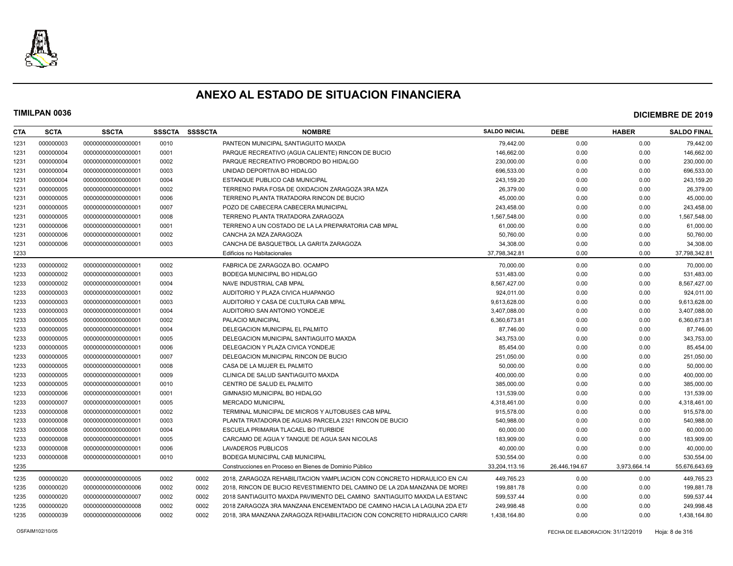# ANEXO AL ESTADO DE SITUACION FINANCIERA

**TIMILPAN 0036** **DICIEMBRE DE 2019**

| CTA | SCTA | SSCTA | SSSCTA | SSSSCTA | NOMBRE | SALDO INICIAL | DEBE | HABER | SALDO FINAL |
|---|---|---|---|---|---|---|---|---|---|
| 1231 | 000000003 | 000000000000000001 | 0010 | | PANTEON MUNICIPAL SANTIAGUITO MAXDA | 79,442.00 | 0.00 | 0.00 | 79,442.00 |
| 1231 | 000000004 | 000000000000000001 | 0001 | | PARQUE RECREATIVO (AGUA CALIENTE) RINCON DE BUCIO | 146,662.00 | 0.00 | 0.00 | 146,662.00 |
| 1231 | 000000004 | 000000000000000001 | 0002 | | PARQUE RECREATIVO PROBORDO BO HIDALGO | 230,000.00 | 0.00 | 0.00 | 230,000.00 |
| 1231 | 000000004 | 000000000000000001 | 0003 | | UNIDAD DEPORTIVA BO HIDALGO | 696,533.00 | 0.00 | 0.00 | 696,533.00 |
| 1231 | 000000004 | 000000000000000001 | 0004 | | ESTANQUE PUBLICO CAB MUNICIPAL | 243,159.20 | 0.00 | 0.00 | 243,159.20 |
| 1231 | 000000005 | 000000000000000001 | 0002 | | TERRENO PARA FOSA DE OXIDACION ZARAGOZA 3RA MZA | 26,379.00 | 0.00 | 0.00 | 26,379.00 |
| 1231 | 000000005 | 000000000000000001 | 0006 | | TERRENO PLANTA TRATADORA RINCON DE BUCIO | 45,000.00 | 0.00 | 0.00 | 45,000.00 |
| 1231 | 000000005 | 000000000000000001 | 0007 | | POZO DE CABECERA CABECERA MUNICIPAL | 243,458.00 | 0.00 | 0.00 | 243,458.00 |
| 1231 | 000000005 | 000000000000000001 | 0008 | | TERRENO PLANTA TRATADORA ZARAGOZA | 1,567,548.00 | 0.00 | 0.00 | 1,567,548.00 |
| 1231 | 000000006 | 000000000000000001 | 0001 | | TERRENO A UN COSTADO DE LA LA PREPARATORIA CAB MPAL | 61,000.00 | 0.00 | 0.00 | 61,000.00 |
| 1231 | 000000006 | 000000000000000001 | 0002 | | CANCHA 2A MZA ZARAGOZA | 50,760.00 | 0.00 | 0.00 | 50,760.00 |
| 1231 | 000000006 | 000000000000000001 | 0003 | | CANCHA DE BASQUETBOL LA GARITA ZARAGOZA | 34,308.00 | 0.00 | 0.00 | 34,308.00 |
| 1233 | | | | | Edificios no Habitacionales | 37,798,342.81 | 0.00 | 0.00 | 37,798,342.81 |
| 1233 | 000000002 | 000000000000000001 | 0002 | | FABRICA DE ZARAGOZA BO. OCAMPO | 70,000.00 | 0.00 | 0.00 | 70,000.00 |
| 1233 | 000000002 | 000000000000000001 | 0003 | | BODEGA MUNICIPAL BO HIDALGO | 531,483.00 | 0.00 | 0.00 | 531,483.00 |
| 1233 | 000000002 | 000000000000000001 | 0004 | | NAVE INDUSTRIAL CAB MPAL | 8,567,427.00 | 0.00 | 0.00 | 8,567,427.00 |
| 1233 | 000000003 | 000000000000000001 | 0002 | | AUDITORIO Y PLAZA CIVICA HUAPANGO | 924,011.00 | 0.00 | 0.00 | 924,011.00 |
| 1233 | 000000003 | 000000000000000001 | 0003 | | AUDITORIO Y CASA DE CULTURA CAB MPAL | 9,613,628.00 | 0.00 | 0.00 | 9,613,628.00 |
| 1233 | 000000003 | 000000000000000001 | 0004 | | AUDITORIO SAN ANTONIO YONDEJE | 3,407,088.00 | 0.00 | 0.00 | 3,407,088.00 |
| 1233 | 000000005 | 000000000000000001 | 0002 | | PALACIO MUNICIPAL | 6,360,673.81 | 0.00 | 0.00 | 6,360,673.81 |
| 1233 | 000000005 | 000000000000000001 | 0004 | | DELEGACION MUNICIPAL EL PALMITO | 87,746.00 | 0.00 | 0.00 | 87,746.00 |
| 1233 | 000000005 | 000000000000000001 | 0005 | | DELEGACION MUNICIPAL SANTIAGUITO MAXDA | 343,753.00 | 0.00 | 0.00 | 343,753.00 |
| 1233 | 000000005 | 000000000000000001 | 0006 | | DELEGACION Y PLAZA CIVICA YONDEJE | 85,454.00 | 0.00 | 0.00 | 85,454.00 |
| 1233 | 000000005 | 000000000000000001 | 0007 | | DELEGACION MUNICIPAL RINCON DE BUCIO | 251,050.00 | 0.00 | 0.00 | 251,050.00 |
| 1233 | 000000005 | 000000000000000001 | 0008 | | CASA DE LA MUJER EL PALMITO | 50,000.00 | 0.00 | 0.00 | 50,000.00 |
| 1233 | 000000005 | 000000000000000001 | 0009 | | CLINICA DE SALUD SANTIAGUITO MAXDA | 400,000.00 | 0.00 | 0.00 | 400,000.00 |
| 1233 | 000000005 | 000000000000000001 | 0010 | | CENTRO DE SALUD EL PALMITO | 385,000.00 | 0.00 | 0.00 | 385,000.00 |
| 1233 | 000000006 | 000000000000000001 | 0001 | | GIMNASIO MUNICIPAL BO HIDALGO | 131,539.00 | 0.00 | 0.00 | 131,539.00 |
| 1233 | 000000007 | 000000000000000001 | 0005 | | MERCADO MUNICIPAL | 4,318,461.00 | 0.00 | 0.00 | 4,318,461.00 |
| 1233 | 000000008 | 000000000000000001 | 0002 | | TERMINAL MUNICIPAL DE MICROS Y AUTOBUSES CAB MPAL | 915,578.00 | 0.00 | 0.00 | 915,578.00 |
| 1233 | 000000008 | 000000000000000001 | 0003 | | PLANTA TRATADORA DE AGUAS PARCELA 2321 RINCON DE BUCIO | 540,988.00 | 0.00 | 0.00 | 540,988.00 |
| 1233 | 000000008 | 000000000000000001 | 0004 | | ESCUELA PRIMARIA TLACAEL BO ITURBIDE | 60,000.00 | 0.00 | 0.00 | 60,000.00 |
| 1233 | 000000008 | 000000000000000001 | 0005 | | CARCAMO DE AGUA Y TANQUE DE AGUA SAN NICOLAS | 183,909.00 | 0.00 | 0.00 | 183,909.00 |
| 1233 | 000000008 | 000000000000000001 | 0006 | | LAVADEROS PUBLICOS | 40,000.00 | 0.00 | 0.00 | 40,000.00 |
| 1233 | 000000008 | 000000000000000001 | 0010 | | BODEGA MUNICIPAL CAB MUNICIPAL | 530,554.00 | 0.00 | 0.00 | 530,554.00 |
| 1235 | | | | | Construcciones en Proceso en Bienes de Dominio Público | 33,204,113.16 | 26,446,194.67 | 3,973,664.14 | 55,676,643.69 |
| 1235 | 000000020 | 000000000000000005 | 0002 | 0002 | 2018, ZARAGOZA REHABILITACION YAMPLIACION CON CONCRETO HIDRAULICO EN CAI | 449,765.23 | 0.00 | 0.00 | 449,765.23 |
| 1235 | 000000020 | 000000000000000006 | 0002 | 0002 | 2018, RINCON DE BUCIO REVESTIMIENTO DEL CAMINO DE LA 2DA MANZANA DE MOREI | 199,881.78 | 0.00 | 0.00 | 199,881.78 |
| 1235 | 000000020 | 000000000000000007 | 0002 | 0002 | 2018 SANTIAGUITO MAXDA PAVIMENTO DEL CAMINO SANTIAGUITO MAXDA LA ESTANC | 599,537.44 | 0.00 | 0.00 | 599,537.44 |
| 1235 | 000000020 | 000000000000000008 | 0002 | 0002 | 2018 ZARAGOZA 3RA MANZANA ENCEMENTADO DE CAMINO HACIA LA LAGUNA 2DA ET/ | 249,998.48 | 0.00 | 0.00 | 249,998.48 |
| 1235 | 000000039 | 000000000000000006 | 0002 | 0002 | 2018, 3RA MANZANA ZARAGOZA REHABILITACION CON CONCRETO HIDRAULICO CARRI | 1,438,164.80 | 0.00 | 0.00 | 1,438,164.80 |

OSFAIM102/10/05 FECHA DE ELABORACION: 31/12/2019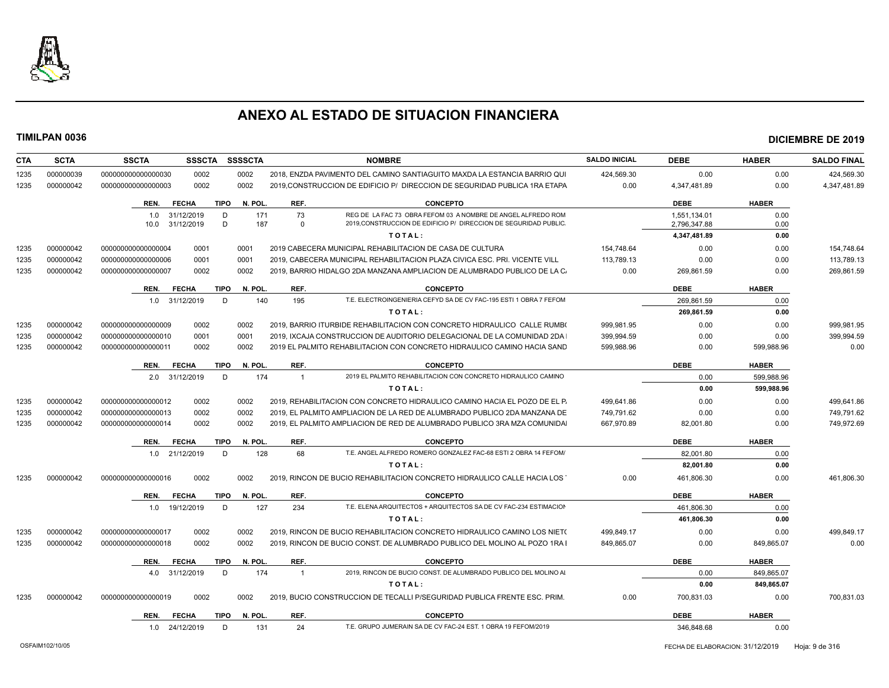# ANEXO AL ESTADO DE SITUACION FINANCIERA

**TIMILPAN 0036** — **DICIEMBRE DE 2019**

| CTA | SCTA | SSCTA | SSSCTA | SSSSCTA | NOMBRE | SALDO INICIAL | DEBE | HABER | SALDO FINAL |
|---|---|---|---|---|---|---|---|---|---|
| 1235 | 000000039 | 0000000000000000030 | 0002 | 0002 | 2018, ENZDA PAVIMENTO DEL CAMINO SANTIAGUITO MAXDA LA ESTANCIA BARRIO QUI | 424,569.30 | 0.00 | 0.00 | 424,569.30 |
| 1235 | 000000042 | 0000000000000000003 | 0002 | 0002 | 2019,CONSTRUCCION DE EDIFICIO P/ DIRECCION DE SEGURIDAD PUBLICA 1RA ETAPA | 0.00 | 4,347,481.89 | 0.00 | 4,347,481.89 |

| REN. | FECHA | TIPO | N. POL. | REF. | CONCEPTO | DEBE | HABER |
|---|---|---|---|---|---|---|---|
| 1.0 | 31/12/2019 | D | 171 | 73 | REG DE LA FAC 73 OBRA FEFOM 03 A NOMBRE DE ANGEL ALFREDO ROM | 1,551,134.01 | 0.00 |
| 10.0 | 31/12/2019 | D | 187 | 0 | 2019,CONSTRUCCION DE EDIFICIO P/ DIRECCION DE SEGURIDAD PUBLIC. | 2,796,347.88 | 0.00 |
| | | | | | TOTAL: | 4,347,481.89 | 0.00 |

| CTA | SCTA | SSCTA | SSSCTA | SSSSCTA | NOMBRE | SALDO INICIAL | DEBE | HABER | SALDO FINAL |
|---|---|---|---|---|---|---|---|---|---|
| 1235 | 000000042 | 0000000000000000004 | 0001 | 0001 | 2019 CABECERA MUNICIPAL REHABILITACION DE CASA DE CULTURA | 154,748.64 | 0.00 | 0.00 | 154,748.64 |
| 1235 | 000000042 | 0000000000000000006 | 0001 | 0001 | 2019, CABECERA MUNICIPAL REHABILITACION PLAZA CIVICA ESC. PRI. VICENTE VILL | 113,789.13 | 0.00 | 0.00 | 113,789.13 |
| 1235 | 000000042 | 0000000000000000007 | 0002 | 0002 | 2019, BARRIO HIDALGO 2DA MANZANA AMPLIACION DE ALUMBRADO PUBLICO DE LA C. | 0.00 | 269,861.59 | 0.00 | 269,861.59 |

| REN. | FECHA | TIPO | N. POL. | REF. | CONCEPTO | DEBE | HABER |
|---|---|---|---|---|---|---|---|
| 1.0 | 31/12/2019 | D | 140 | 195 | T.E. ELECTROINGENIERIA CEFYD SA DE CV FAC-195 ESTI 1 OBRA 7 FEFOM | 269,861.59 | 0.00 |
| | | | | | TOTAL: | 269,861.59 | 0.00 |

| CTA | SCTA | SSCTA | SSSCTA | SSSSCTA | NOMBRE | SALDO INICIAL | DEBE | HABER | SALDO FINAL |
|---|---|---|---|---|---|---|---|---|---|
| 1235 | 000000042 | 0000000000000000009 | 0002 | 0002 | 2019, BARRIO ITURBIDE REHABILITACION CON CONCRETO HIDRAULICO CALLE RUMB( | 999,981.95 | 0.00 | 0.00 | 999,981.95 |
| 1235 | 000000042 | 0000000000000000010 | 0001 | 0001 | 2019, IXCAJA CONSTRUCCION DE AUDITORIO DELEGACIONAL DE LA COMUNIDAD 2DA I | 399,994.59 | 0.00 | 0.00 | 399,994.59 |
| 1235 | 000000042 | 0000000000000000011 | 0002 | 0002 | 2019 EL PALMITO REHABILITACION CON CONCRETO HIDRAULICO CAMINO HACIA SAND | 599,988.96 | 0.00 | 599,988.96 | 0.00 |

| REN. | FECHA | TIPO | N. POL. | REF. | CONCEPTO | DEBE | HABER |
|---|---|---|---|---|---|---|---|
| 2.0 | 31/12/2019 | D | 174 | 1 | 2019 EL PALMITO REHABILITACION CON CONCRETO HIDRAULICO CAMINO | 0.00 | 599,988.96 |
| | | | | | TOTAL: | 0.00 | 599,988.96 |

| CTA | SCTA | SSCTA | SSSCTA | SSSSCTA | NOMBRE | SALDO INICIAL | DEBE | HABER | SALDO FINAL |
|---|---|---|---|---|---|---|---|---|---|
| 1235 | 000000042 | 0000000000000000012 | 0002 | 0002 | 2019, REHABILITACION CON CONCRETO HIDRAULICO CAMINO HACIA EL POZO DE EL P. | 499,641.86 | 0.00 | 0.00 | 499,641.86 |
| 1235 | 000000042 | 0000000000000000013 | 0002 | 0002 | 2019, EL PALMITO AMPLIACION DE LA RED DE ALUMBRADO PUBLICO 2DA MANZANA DE | 749,791.62 | 0.00 | 0.00 | 749,791.62 |
| 1235 | 000000042 | 0000000000000000014 | 0002 | 0002 | 2019, EL PALMITO AMPLIACION DE RED DE ALUMBRADO PUBLICO 3RA MZA COMUNIDAI | 667,970.89 | 82,001.80 | 0.00 | 749,972.69 |

| REN. | FECHA | TIPO | N. POL. | REF. | CONCEPTO | DEBE | HABER |
|---|---|---|---|---|---|---|---|
| 1.0 | 21/12/2019 | D | 128 | 68 | T.E. ANGEL ALFREDO ROMERO GONZALEZ FAC-68 ESTI 2 OBRA 14 FEFOM/ | 82,001.80 | 0.00 |
| | | | | | TOTAL: | 82,001.80 | 0.00 |

| CTA | SCTA | SSCTA | SSSCTA | SSSSCTA | NOMBRE | SALDO INICIAL | DEBE | HABER | SALDO FINAL |
|---|---|---|---|---|---|---|---|---|---|
| 1235 | 000000042 | 0000000000000000016 | 0002 | 0002 | 2019, RINCON DE BUCIO REHABILITACION CONCRETO HIDRAULICO CALLE HACIA LOS | 0.00 | 461,806.30 | 0.00 | 461,806.30 |

| REN. | FECHA | TIPO | N. POL. | REF. | CONCEPTO | DEBE | HABER |
|---|---|---|---|---|---|---|---|
| 1.0 | 19/12/2019 | D | 127 | 234 | T.E. ELENA ARQUITECTOS + ARQUITECTOS SA DE CV FAC-234 ESTIMACION | 461,806.30 | 0.00 |
| | | | | | TOTAL: | 461,806.30 | 0.00 |

| CTA | SCTA | SSCTA | SSSCTA | SSSSCTA | NOMBRE | SALDO INICIAL | DEBE | HABER | SALDO FINAL |
|---|---|---|---|---|---|---|---|---|---|
| 1235 | 000000042 | 0000000000000000017 | 0002 | 0002 | 2019, RINCON DE BUCIO REHABILITACION CONCRETO HIDRAULICO CAMINO LOS NIET( | 499,849.17 | 0.00 | 0.00 | 499,849.17 |
| 1235 | 000000042 | 0000000000000000018 | 0002 | 0002 | 2019, RINCON DE BUCIO CONST. DE ALUMBRADO PUBLICO DEL MOLINO AL POZO 1RA I | 849,865.07 | 0.00 | 849,865.07 | 0.00 |

| REN. | FECHA | TIPO | N. POL. | REF. | CONCEPTO | DEBE | HABER |
|---|---|---|---|---|---|---|---|
| 4.0 | 31/12/2019 | D | 174 | 1 | 2019, RINCON DE BUCIO CONST. DE ALUMBRADO PUBLICO DEL MOLINO AL | 0.00 | 849,865.07 |
| | | | | | TOTAL: | 0.00 | 849,865.07 |

| CTA | SCTA | SSCTA | SSSCTA | SSSSCTA | NOMBRE | SALDO INICIAL | DEBE | HABER | SALDO FINAL |
|---|---|---|---|---|---|---|---|---|---|
| 1235 | 000000042 | 0000000000000000019 | 0002 | 0002 | 2019, BUCIO CONSTRUCCION DE TECALLI P/SEGURIDAD PUBLICA FRENTE ESC. PRIM. | 0.00 | 700,831.03 | 0.00 | 700,831.03 |

| REN. | FECHA | TIPO | N. POL. | REF. | CONCEPTO | DEBE | HABER |
|---|---|---|---|---|---|---|---|
| 1.0 | 24/12/2019 | D | 131 | 24 | T.E. GRUPO JUMERAIN SA DE CV FAC-24 EST. 1 OBRA 19 FEFOM/2019 | 346,848.68 | 0.00 |

OSFAIM102/10/05 — FECHA DE ELABORACION: 31/12/2019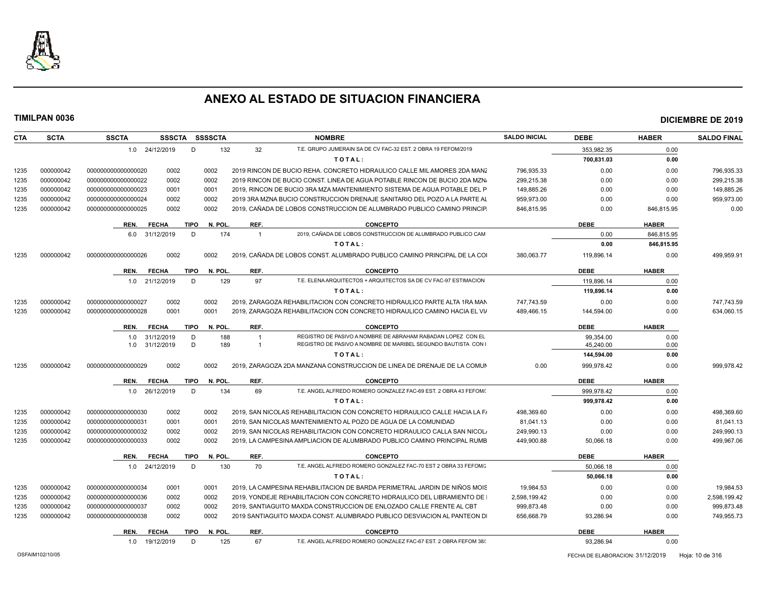# ANEXO AL ESTADO DE SITUACION FINANCIERA

**TIMILPAN 0036** | **DICIEMBRE DE 2019**

| CTA | SCTA | SSCTA | SSSCTA | SSSSCTA | NOMBRE | SALDO INICIAL | DEBE | HABER | SALDO FINAL |
|---|---|---|---|---|---|---|---|---|---|
| | | 1.0 24/12/2019 | D | 132 | 32 T.E. GRUPO JUMERAIN SA DE CV FAC-32 EST. 2 OBRA 19 FEFOM/2019 | | 353,982.35 | 0.00 | |
| | | | | | TOTAL: | | 700,831.03 | 0.00 | |
| 1235 | 000000042 | 0000000000000000020 | 0002 | 0002 | 2019 RINCON DE BUCIO REHA. CONCRETO HIDRAULICO CALLE MIL AMORES 2DA MANZ | 796,935.33 | 0.00 | 0.00 | 796,935.33 |
| 1235 | 000000042 | 0000000000000000022 | 0002 | 0002 | 2019 RINCON DE BUCIO CONST. LINEA DE AGUA POTABLE RINCON DE BUCIO 2DA MZN/ | 299,215.38 | 0.00 | 0.00 | 299,215.38 |
| 1235 | 000000042 | 0000000000000000023 | 0001 | 0001 | 2019, RINCON DE BUCIO 3RA MZA MANTENIMIENTO SISTEMA DE AGUA POTABLE DEL P | 149,885.26 | 0.00 | 0.00 | 149,885.26 |
| 1235 | 000000042 | 0000000000000000024 | 0002 | 0002 | 2019 3RA MZNA BUCIO CONSTRUCCION DRENAJE SANITARIO DEL POZO A LA PARTE AL | 959,973.00 | 0.00 | 0.00 | 959,973.00 |
| 1235 | 000000042 | 0000000000000000025 | 0002 | 0002 | 2019, CAÑADA DE LOBOS CONSTRUCCION DE ALUMBRADO PUBLICO CAMINO PRINCIP. | 846,815.95 | 0.00 | 846,815.95 | 0.00 |

| REN. | FECHA | TIPO | N. POL. | REF. | CONCEPTO | DEBE | HABER |
|---|---|---|---|---|---|---|---|
| 6.0 | 31/12/2019 | D | 174 | 1 | 2019, CAÑADA DE LOBOS CONSTRUCCION DE ALUMBRADO PUBLICO CAM | 0.00 | 846,815.95 |
| | | | | | TOTAL: | 0.00 | 846,815.95 |

| CTA | SCTA | SSCTA | SSSCTA | SSSSCTA | NOMBRE | SALDO INICIAL | DEBE | HABER | SALDO FINAL |
|---|---|---|---|---|---|---|---|---|---|
| 1235 | 000000042 | 0000000000000000026 | 0002 | 0002 | 2019, CAÑADA DE LOBOS CONST. ALUMBRADO PUBLICO CAMINO PRINCIPAL DE LA COI | 380,063.77 | 119,896.14 | 0.00 | 499,959.91 |

| REN. | FECHA | TIPO | N. POL. | REF. | CONCEPTO | DEBE | HABER |
|---|---|---|---|---|---|---|---|
| 1.0 | 21/12/2019 | D | 129 | 97 | T.E. ELENA ARQUITECTOS + ARQUITECTOS SA DE CV FAC-97 ESTIMACION | 119,896.14 | 0.00 |
| | | | | | TOTAL: | 119,896.14 | 0.00 |

| CTA | SCTA | SSCTA | SSSCTA | SSSSCTA | NOMBRE | SALDO INICIAL | DEBE | HABER | SALDO FINAL |
|---|---|---|---|---|---|---|---|---|---|
| 1235 | 000000042 | 0000000000000000027 | 0002 | 0002 | 2019, ZARAGOZA REHABILITACION CON CONCRETO HIDRAULICO PARTE ALTA 1RA MAN | 747,743.59 | 0.00 | 0.00 | 747,743.59 |
| 1235 | 000000042 | 0000000000000000028 | 0001 | 0001 | 2019, ZARAGOZA REHABILITACION CON CONCRETO HIDRAULICO CAMINO HACIA EL VI/ | 489,466.15 | 144,594.00 | 0.00 | 634,060.15 |

| REN. | FECHA | TIPO | N. POL. | REF. | CONCEPTO | DEBE | HABER |
|---|---|---|---|---|---|---|---|
| 1.0 | 31/12/2019 | D | 188 | 1 | REGISTRO DE PASIVO A NOMBRE DE ABRAHAM RABADAN LOPEZ CON EL | 99,354.00 | 0.00 |
| 1.0 | 31/12/2019 | D | 189 | 1 | REGISTRO DE PASIVO A NOMBRE DE MARIBEL SEGUNDO BAUTISTA CON I | 45,240.00 | 0.00 |
| | | | | | TOTAL: | 144,594.00 | 0.00 |

| CTA | SCTA | SSCTA | SSSCTA | SSSSCTA | NOMBRE | SALDO INICIAL | DEBE | HABER | SALDO FINAL |
|---|---|---|---|---|---|---|---|---|---|
| 1235 | 000000042 | 0000000000000000029 | 0002 | 0002 | 2019, ZARAGOZA 2DA MANZANA CONSTRUCCION DE LINEA DE DRENAJE DE LA COMUN | 0.00 | 999,978.42 | 0.00 | 999,978.42 |

| REN. | FECHA | TIPO | N. POL. | REF. | CONCEPTO | DEBE | HABER |
|---|---|---|---|---|---|---|---|
| 1.0 | 26/12/2019 | D | 134 | 69 | T.E. ANGEL ALFREDO ROMERO GONZALEZ FAC-69 EST. 2 OBRA 43 FEFOM/: | 999,978.42 | 0.00 |
| | | | | | TOTAL: | 999,978.42 | 0.00 |

| CTA | SCTA | SSCTA | SSSCTA | SSSSCTA | NOMBRE | SALDO INICIAL | DEBE | HABER | SALDO FINAL |
|---|---|---|---|---|---|---|---|---|---|
| 1235 | 000000042 | 0000000000000000030 | 0002 | 0002 | 2019, SAN NICOLAS REHABILITACION CON CONCRETO HIDRAULICO CALLE HACIA LA F/ | 498,369.60 | 0.00 | 0.00 | 498,369.60 |
| 1235 | 000000042 | 0000000000000000031 | 0001 | 0001 | 2019, SAN NICOLAS MANTENIMIENTO AL POZO DE AGUA DE LA COMUNIDAD | 81,041.13 | 0.00 | 0.00 | 81,041.13 |
| 1235 | 000000042 | 0000000000000000032 | 0002 | 0002 | 2019, SAN NICOLAS REHABILITACION CON CONCRETO HIDRAULICO CALLA SAN NICOL/ | 249,990.13 | 0.00 | 0.00 | 249,990.13 |
| 1235 | 000000042 | 0000000000000000033 | 0002 | 0002 | 2019, LA CAMPESINA AMPLIACION DE ALUMBRADO PUBLICO CAMINO PRINCIPAL RUMB | 449,900.88 | 50,066.18 | 0.00 | 499,967.06 |

| REN. | FECHA | TIPO | N. POL. | REF. | CONCEPTO | DEBE | HABER |
|---|---|---|---|---|---|---|---|
| 1.0 | 24/12/2019 | D | 130 | 70 | T.E. ANGEL ALFREDO ROMERO GONZALEZ FAC-70 EST 2 OBRA 33 FEFOM/2 | 50,066.18 | 0.00 |
| | | | | | TOTAL: | 50,066.18 | 0.00 |

| CTA | SCTA | SSCTA | SSSCTA | SSSSCTA | NOMBRE | SALDO INICIAL | DEBE | HABER | SALDO FINAL |
|---|---|---|---|---|---|---|---|---|---|
| 1235 | 000000042 | 0000000000000000034 | 0001 | 0001 | 2019, LA CAMPESINA REHABILITACION DE BARDA PERIMETRAL JARDIN DE NIÑOS MOIS | 19,984.53 | 0.00 | 0.00 | 19,984.53 |
| 1235 | 000000042 | 0000000000000000036 | 0002 | 0002 | 2019, YONDEJE REHABILITACION CON CONCRETO HIDRAULICO DEL LIBRAMIENTO DE I | 2,598,199.42 | 0.00 | 0.00 | 2,598,199.42 |
| 1235 | 000000042 | 0000000000000000037 | 0002 | 0002 | 2019, SANTIAGUITO MAXDA CONSTRUCCION DE ENLOZADO CALLE FRENTE AL CBT | 999,873.48 | 0.00 | 0.00 | 999,873.48 |
| 1235 | 000000042 | 0000000000000000038 | 0002 | 0002 | 2019 SANTIAGUITO MAXDA CONST. ALUMBRADO PUBLICO DESVIACION AL PANTEON DI | 656,668.79 | 93,286.94 | 0.00 | 749,955.73 |

| REN. | FECHA | TIPO | N. POL. | REF. | CONCEPTO | DEBE | HABER |
|---|---|---|---|---|---|---|---|
| 1.0 | 19/12/2019 | D | 125 | 67 | T.E. ANGEL ALFREDO ROMERO GONZALEZ FAC-67 EST. 2 OBRA FEFOM 38/: | 93,286.94 | 0.00 |

OSFAIM102/10/05 — FECHA DE ELABORACION: 31/12/2019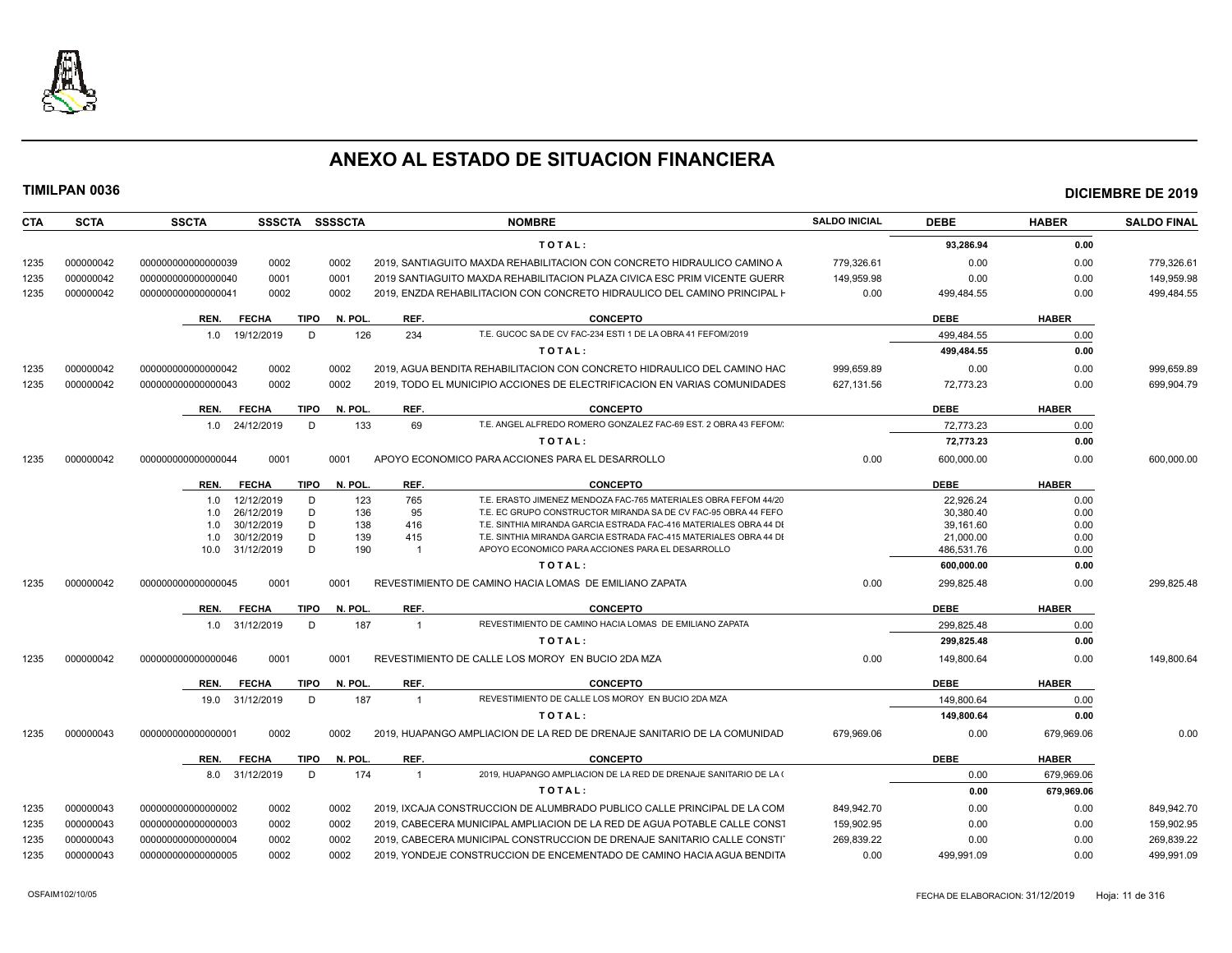# ANEXO AL ESTADO DE SITUACION FINANCIERA

**TIMILPAN 0036** — **DICIEMBRE DE 2019**

| CTA | SCTA | SSCTA | SSSCTA | SSSSCTA | NOMBRE | SALDO INICIAL | DEBE | HABER | SALDO FINAL |
|---|---|---|---|---|---|---|---|---|---|
| | | | | | T O T A L : | | 93,286.94 | 0.00 | |
| 1235 | 000000042 | 0000000000000000039 | 0002 | 0002 | 2019, SANTIAGUITO MAXDA REHABILITACION CON CONCRETO HIDRAULICO CAMINO A | 779,326.61 | 0.00 | 0.00 | 779,326.61 |
| 1235 | 000000042 | 0000000000000000040 | 0001 | 0001 | 2019 SANTIAGUITO MAXDA REHABILITACION PLAZA CIVICA ESC PRIM VICENTE GUERR | 149,959.98 | 0.00 | 0.00 | 149,959.98 |
| 1235 | 000000042 | 0000000000000000041 | 0002 | 0002 | 2019, ENZDA REHABILITACION CON CONCRETO HIDRAULICO DEL CAMINO PRINCIPAL H | 0.00 | 499,484.55 | 0.00 | 499,484.55 |

| REN. | FECHA | TIPO | N. POL. | REF. | CONCEPTO | DEBE | HABER |
|---|---|---|---|---|---|---|---|
| 1.0 | 19/12/2019 | D | 126 | 234 | T.E. GUCOC SA DE CV FAC-234 ESTI 1 DE LA OBRA 41 FEFOM/2019 | 499,484.55 | 0.00 |
| | | | | | T O T A L : | 499,484.55 | 0.00 |

| CTA | SCTA | SSCTA | SSSCTA | SSSSCTA | NOMBRE | SALDO INICIAL | DEBE | HABER | SALDO FINAL |
|---|---|---|---|---|---|---|---|---|---|
| 1235 | 000000042 | 0000000000000000042 | 0002 | 0002 | 2019, AGUA BENDITA REHABILITACION CON CONCRETO HIDRAULICO DEL CAMINO HAC | 999,659.89 | 0.00 | 0.00 | 999,659.89 |
| 1235 | 000000042 | 0000000000000000043 | 0002 | 0002 | 2019, TODO EL MUNICIPIO ACCIONES DE ELECTRIFICACION EN VARIAS COMUNIDADES | 627,131.56 | 72,773.23 | 0.00 | 699,904.79 |

| REN. | FECHA | TIPO | N. POL. | REF. | CONCEPTO | DEBE | HABER |
|---|---|---|---|---|---|---|---|
| 1.0 | 24/12/2019 | D | 133 | 69 | T.E. ANGEL ALFREDO ROMERO GONZALEZ FAC-69 EST. 2 OBRA 43 FEFOM/: | 72,773.23 | 0.00 |
| | | | | | T O T A L : | 72,773.23 | 0.00 |

| CTA | SCTA | SSCTA | SSSCTA | SSSSCTA | NOMBRE | SALDO INICIAL | DEBE | HABER | SALDO FINAL |
|---|---|---|---|---|---|---|---|---|---|
| 1235 | 000000042 | 0000000000000000044 | 0001 | 0001 | APOYO ECONOMICO PARA ACCIONES PARA EL DESARROLLO | 0.00 | 600,000.00 | 0.00 | 600,000.00 |

| REN. | FECHA | TIPO | N. POL. | REF. | CONCEPTO | DEBE | HABER |
|---|---|---|---|---|---|---|---|
| 1.0 | 12/12/2019 | D | 123 | 765 | T.E. ERASTO JIMENEZ MENDOZA FAC-765 MATERIALES OBRA FEFOM 44/20 | 22,926.24 | 0.00 |
| 1.0 | 26/12/2019 | D | 136 | 95 | T.E. EC GRUPO CONSTRUCTOR MIRANDA SA DE CV FAC-95 OBRA 44 FEFO | 30,380.40 | 0.00 |
| 1.0 | 30/12/2019 | D | 138 | 416 | T.E. SINTHIA MIRANDA GARCIA ESTRADA FAC-416 MATERIALES OBRA 44 DI | 39,161.60 | 0.00 |
| 1.0 | 30/12/2019 | D | 139 | 415 | T.E. SINTHIA MIRANDA GARCIA ESTRADA FAC-415 MATERIALES OBRA 44 DI | 21,000.00 | 0.00 |
| 10.0 | 31/12/2019 | D | 190 | 1 | APOYO ECONOMICO PARA ACCIONES PARA EL DESARROLLO | 486,531.76 | 0.00 |
| | | | | | T O T A L : | 600,000.00 | 0.00 |

| CTA | SCTA | SSCTA | SSSCTA | SSSSCTA | NOMBRE | SALDO INICIAL | DEBE | HABER | SALDO FINAL |
|---|---|---|---|---|---|---|---|---|---|
| 1235 | 000000042 | 0000000000000000045 | 0001 | 0001 | REVESTIMIENTO DE CAMINO HACIA LOMAS DE EMILIANO ZAPATA | 0.00 | 299,825.48 | 0.00 | 299,825.48 |

| REN. | FECHA | TIPO | N. POL. | REF. | CONCEPTO | DEBE | HABER |
|---|---|---|---|---|---|---|---|
| 1.0 | 31/12/2019 | D | 187 | 1 | REVESTIMIENTO DE CAMINO HACIA LOMAS DE EMILIANO ZAPATA | 299,825.48 | 0.00 |
| | | | | | T O T A L : | 299,825.48 | 0.00 |

| CTA | SCTA | SSCTA | SSSCTA | SSSSCTA | NOMBRE | SALDO INICIAL | DEBE | HABER | SALDO FINAL |
|---|---|---|---|---|---|---|---|---|---|
| 1235 | 000000042 | 0000000000000000046 | 0001 | 0001 | REVESTIMIENTO DE CALLE LOS MOROY EN BUCIO 2DA MZA | 0.00 | 149,800.64 | 0.00 | 149,800.64 |

| REN. | FECHA | TIPO | N. POL. | REF. | CONCEPTO | DEBE | HABER |
|---|---|---|---|---|---|---|---|
| 19.0 | 31/12/2019 | D | 187 | 1 | REVESTIMIENTO DE CALLE LOS MOROY EN BUCIO 2DA MZA | 149,800.64 | 0.00 |
| | | | | | T O T A L : | 149,800.64 | 0.00 |

| CTA | SCTA | SSCTA | SSSCTA | SSSSCTA | NOMBRE | SALDO INICIAL | DEBE | HABER | SALDO FINAL |
|---|---|---|---|---|---|---|---|---|---|
| 1235 | 000000043 | 0000000000000000001 | 0002 | 0002 | 2019, HUAPANGO AMPLIACION DE LA RED DE DRENAJE SANITARIO DE LA COMUNIDAD | 679,969.06 | 0.00 | 679,969.06 | 0.00 |

| REN. | FECHA | TIPO | N. POL. | REF. | CONCEPTO | DEBE | HABER |
|---|---|---|---|---|---|---|---|
| 8.0 | 31/12/2019 | D | 174 | 1 | 2019, HUAPANGO AMPLIACION DE LA RED DE DRENAJE SANITARIO DE LA ( | 0.00 | 679,969.06 |
| | | | | | T O T A L : | 0.00 | 679,969.06 |

| CTA | SCTA | SSCTA | SSSCTA | SSSSCTA | NOMBRE | SALDO INICIAL | DEBE | HABER | SALDO FINAL |
|---|---|---|---|---|---|---|---|---|---|
| 1235 | 000000043 | 0000000000000000002 | 0002 | 0002 | 2019, IXCAJA CONSTRUCCION DE ALUMBRADO PUBLICO CALLE PRINCIPAL DE LA COM | 849,942.70 | 0.00 | 0.00 | 849,942.70 |
| 1235 | 000000043 | 0000000000000000003 | 0002 | 0002 | 2019, CABECERA MUNICIPAL AMPLIACION DE LA RED DE AGUA POTABLE CALLE CONST | 159,902.95 | 0.00 | 0.00 | 159,902.95 |
| 1235 | 000000043 | 0000000000000000004 | 0002 | 0002 | 2019, CABECERA MUNICIPAL CONSTRUCCION DE DRENAJE SANITARIO CALLE CONSTI | 269,839.22 | 0.00 | 0.00 | 269,839.22 |
| 1235 | 000000043 | 0000000000000000005 | 0002 | 0002 | 2019, YONDEJE CONSTRUCCION DE ENCEMENTADO DE CAMINO HACIA AGUA BENDITA | 0.00 | 499,991.09 | 0.00 | 499,991.09 |

OSFAIM102/10/05 — FECHA DE ELABORACION: 31/12/2019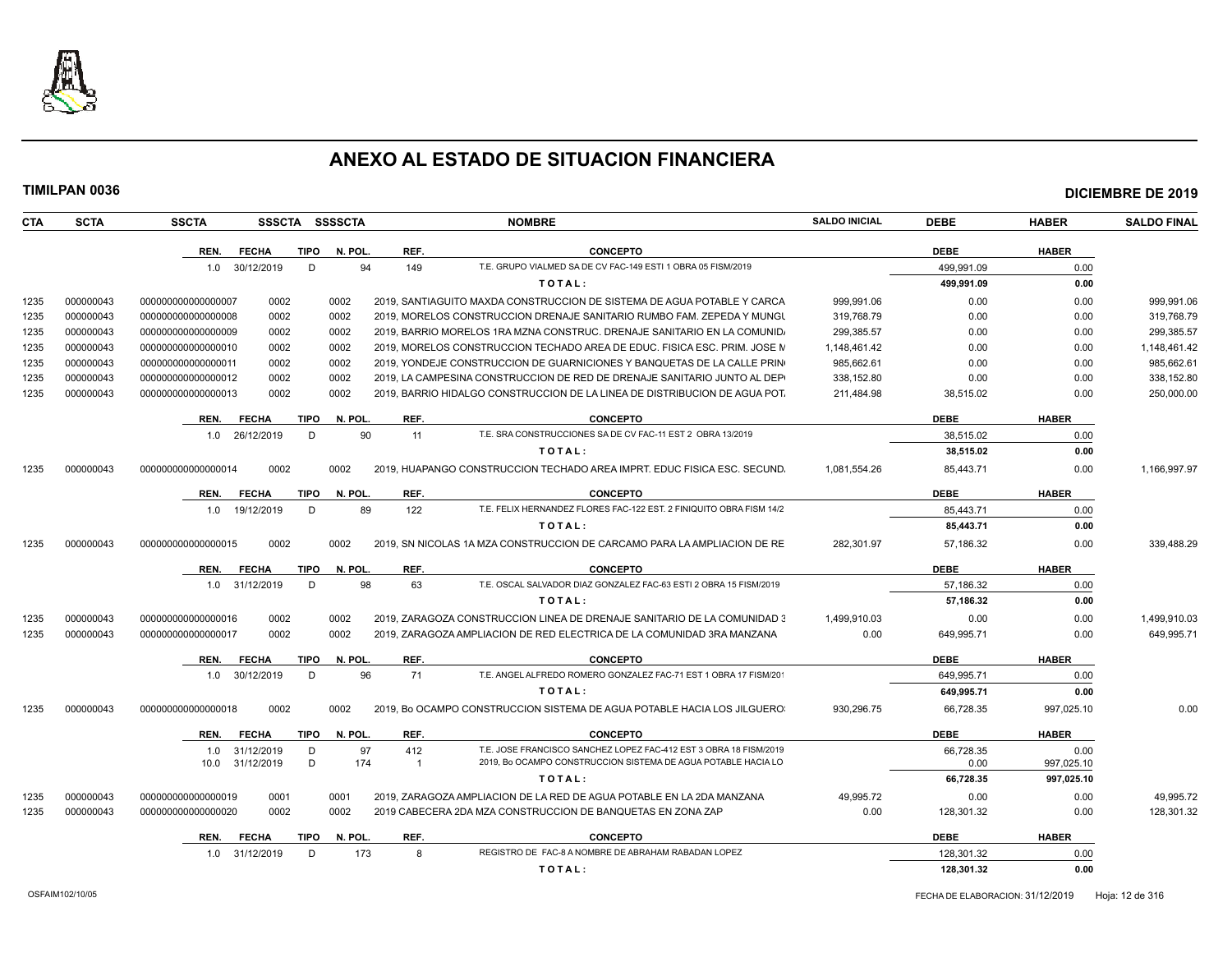# ANEXO AL ESTADO DE SITUACION FINANCIERA

**TIMILPAN 0036** — **DICIEMBRE DE 2019**

| CTA | SCTA | SSCTA | SSSCTA | SSSSCTA | NOMBRE | SALDO INICIAL | DEBE | HABER | SALDO FINAL |
|---|---|---|---|---|---|---|---|---|---|
| | | REN. FECHA TIPO N. POL. | | | REF. CONCEPTO | | DEBE | HABER | |
| | | 1.0 30/12/2019 D 94 | | | 149 T.E. GRUPO VIALMED SA DE CV FAC-149 ESTI 1 OBRA 05 FISM/2019 | | 499,991.09 | 0.00 | |
| | | | | | TOTAL: | | 499,991.09 | 0.00 | |
| 1235 | 000000043 | 0000000000000000007 | 0002 | 0002 | 2019, SANTIAGUITO MAXDA CONSTRUCCION DE SISTEMA DE AGUA POTABLE Y CARCA | 999,991.06 | 0.00 | 0.00 | 999,991.06 |
| 1235 | 000000043 | 0000000000000000008 | 0002 | 0002 | 2019, MORELOS CONSTRUCCION DRENAJE SANITARIO RUMBO FAM. ZEPEDA Y MUNGU | 319,768.79 | 0.00 | 0.00 | 319,768.79 |
| 1235 | 000000043 | 0000000000000000009 | 0002 | 0002 | 2019, BARRIO MORELOS 1RA MZNA CONSTRUC. DRENAJE SANITARIO EN LA COMUNID | 299,385.57 | 0.00 | 0.00 | 299,385.57 |
| 1235 | 000000043 | 0000000000000000010 | 0002 | 0002 | 2019, MORELOS CONSTRUCCION TECHADO AREA DE EDUC. FISICA ESC. PRIM. JOSE M | 1,148,461.42 | 0.00 | 0.00 | 1,148,461.42 |
| 1235 | 000000043 | 0000000000000000011 | 0002 | 0002 | 2019, YONDEJE CONSTRUCCION DE GUARNICIONES Y BANQUETAS DE LA CALLE PRIN | 985,662.61 | 0.00 | 0.00 | 985,662.61 |
| 1235 | 000000043 | 0000000000000000012 | 0002 | 0002 | 2019, LA CAMPESINA CONSTRUCCION DE RED DE DRENAJE SANITARIO JUNTO AL DEP | 338,152.80 | 0.00 | 0.00 | 338,152.80 |
| 1235 | 000000043 | 0000000000000000013 | 0002 | 0002 | 2019, BARRIO HIDALGO CONSTRUCCION DE LA LINEA DE DISTRIBUCION DE AGUA POT | 211,484.98 | 38,515.02 | 0.00 | 250,000.00 |
| | | REN. FECHA TIPO N. POL. | | | REF. CONCEPTO | | DEBE | HABER | |
| | | 1.0 26/12/2019 D 90 | | | 11 T.E. SRA CONSTRUCCIONES SA DE CV FAC-11 EST 2 OBRA 13/2019 | | 38,515.02 | 0.00 | |
| | | | | | TOTAL: | | 38,515.02 | 0.00 | |
| 1235 | 000000043 | 0000000000000000014 | 0002 | 0002 | 2019, HUAPANGO CONSTRUCCION TECHADO AREA IMPRT. EDUC FISICA ESC. SECUND | 1,081,554.26 | 85,443.71 | 0.00 | 1,166,997.97 |
| | | REN. FECHA TIPO N. POL. | | | REF. CONCEPTO | | DEBE | HABER | |
| | | 1.0 19/12/2019 D 89 | | | 122 T.E. FELIX HERNANDEZ FLORES FAC-122 EST. 2 FINIQUITO OBRA FISM 14/2 | | 85,443.71 | 0.00 | |
| | | | | | TOTAL: | | 85,443.71 | 0.00 | |
| 1235 | 000000043 | 0000000000000000015 | 0002 | 0002 | 2019, SN NICOLAS 1A MZA CONSTRUCCION DE CARCAMO PARA LA AMPLIACION DE RE | 282,301.97 | 57,186.32 | 0.00 | 339,488.29 |
| | | REN. FECHA TIPO N. POL. | | | REF. CONCEPTO | | DEBE | HABER | |
| | | 1.0 31/12/2019 D 98 | | | 63 T.E. OSCAL SALVADOR DIAZ GONZALEZ FAC-63 ESTI 2 OBRA 15 FISM/2019 | | 57,186.32 | 0.00 | |
| | | | | | TOTAL: | | 57,186.32 | 0.00 | |
| 1235 | 000000043 | 0000000000000000016 | 0002 | 0002 | 2019, ZARAGOZA CONSTRUCCION LINEA DE DRENAJE SANITARIO DE LA COMUNIDAD 3 | 1,499,910.03 | 0.00 | 0.00 | 1,499,910.03 |
| 1235 | 000000043 | 0000000000000000017 | 0002 | 0002 | 2019, ZARAGOZA AMPLIACION DE RED ELECTRICA DE LA COMUNIDAD 3RA MANZANA | 0.00 | 649,995.71 | 0.00 | 649,995.71 |
| | | REN. FECHA TIPO N. POL. | | | REF. CONCEPTO | | DEBE | HABER | |
| | | 1.0 30/12/2019 D 96 | | | 71 T.E. ANGEL ALFREDO ROMERO GONZALEZ FAC-71 EST 1 OBRA 17 FISM/201 | | 649,995.71 | 0.00 | |
| | | | | | TOTAL: | | 649,995.71 | 0.00 | |
| 1235 | 000000043 | 0000000000000000018 | 0002 | 0002 | 2019, Bo OCAMPO CONSTRUCCION SISTEMA DE AGUA POTABLE HACIA LOS JILGUERO | 930,296.75 | 66,728.35 | 997,025.10 | 0.00 |
| | | REN. FECHA TIPO N. POL. | | | REF. CONCEPTO | | DEBE | HABER | |
| | | 1.0 31/12/2019 D 97 | | | 412 T.E. JOSE FRANCISCO SANCHEZ LOPEZ FAC-412 EST 3 OBRA 18 FISM/2019 | | 66,728.35 | 0.00 | |
| | | 10.0 31/12/2019 D 174 | | | 1 2019, Bo OCAMPO CONSTRUCCION SISTEMA DE AGUA POTABLE HACIA LO | | 0.00 | 997,025.10 | |
| | | | | | TOTAL: | | 66,728.35 | 997,025.10 | |
| 1235 | 000000043 | 0000000000000000019 | 0001 | 0001 | 2019, ZARAGOZA AMPLIACION DE LA RED DE AGUA POTABLE EN LA 2DA MANZANA | 49,995.72 | 0.00 | 0.00 | 49,995.72 |
| 1235 | 000000043 | 0000000000000000020 | 0002 | 0002 | 2019 CABECERA 2DA MZA CONSTRUCCION DE BANQUETAS EN ZONA ZAP | 0.00 | 128,301.32 | 0.00 | 128,301.32 |
| | | REN. FECHA TIPO N. POL. | | | REF. CONCEPTO | | DEBE | HABER | |
| | | 1.0 31/12/2019 D 173 | | | 8 REGISTRO DE FAC-8 A NOMBRE DE ABRAHAM RABADAN LOPEZ | | 128,301.32 | 0.00 | |
| | | | | | TOTAL: | | 128,301.32 | 0.00 | |

OSFAIM102/10/05 — FECHA DE ELABORACION: 31/12/2019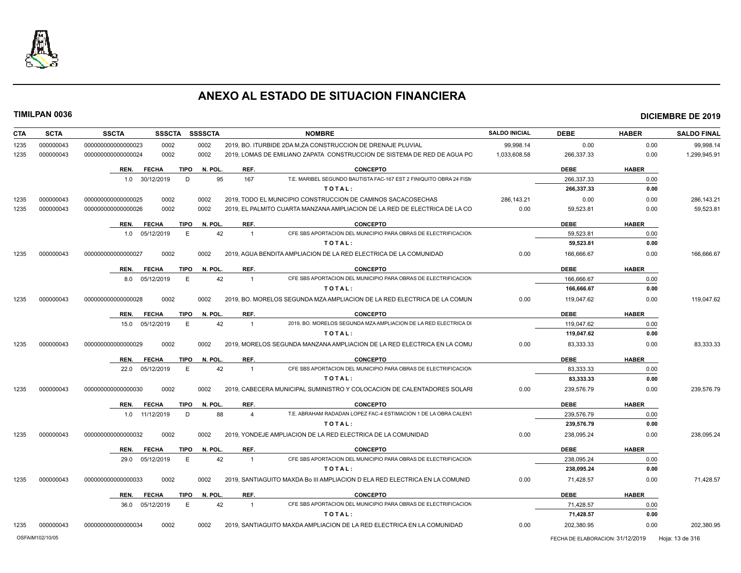# ANEXO AL ESTADO DE SITUACION FINANCIERA

**TIMILPAN 0036** | **DICIEMBRE DE 2019**

| CTA | SCTA | SSCTA | SSSCTA | SSSSCTA | NOMBRE | SALDO INICIAL | DEBE | HABER | SALDO FINAL |
|---|---|---|---|---|---|---|---|---|---|
| 1235 | 000000043 | 0000000000000000023 | 0002 | 0002 | 2019, BO. ITURBIDE 2DA M,ZA CONSTRUCCION DE DRENAJE PLUVIAL | 99,998.14 | 0.00 | 0.00 | 99,998.14 |
| 1235 | 000000043 | 0000000000000000024 | 0002 | 0002 | 2019, LOMAS DE EMILIANO ZAPATA CONSTRUCCION DE SISTEMA DE RED DE AGUA PO | 1,033,608.58 | 266,337.33 | 0.00 | 1,299,945.91 |

| REN. | FECHA | TIPO | N. POL. | REF. | CONCEPTO | DEBE | HABER |
|---|---|---|---|---|---|---|---|
| 1.0 | 30/12/2019 | D | 95 | 167 | T.E. MARIBEL SEGUNDO BAUTISTA FAC-167 EST 2 FINIQUITO OBRA 24 FISM | 266,337.33 | 0.00 |
| | | | | | **T O T A L :** | **266,337.33** | **0.00** |

| CTA | SCTA | SSCTA | SSSCTA | SSSSCTA | NOMBRE | SALDO INICIAL | DEBE | HABER | SALDO FINAL |
|---|---|---|---|---|---|---|---|---|---|
| 1235 | 000000043 | 0000000000000000025 | 0002 | 0002 | 2019, TODO EL MUNICIPIO CONSTRUCCION DE CAMINOS SACACOSECHAS | 286,143.21 | 0.00 | 0.00 | 286,143.21 |
| 1235 | 000000043 | 0000000000000000026 | 0002 | 0002 | 2019, EL PALMITO CUARTA MANZANA AMPLIACION DE LA RED DE ELECTRICA DE LA CO | 0.00 | 59,523.81 | 0.00 | 59,523.81 |

| REN. | FECHA | TIPO | N. POL. | REF. | CONCEPTO | DEBE | HABER |
|---|---|---|---|---|---|---|---|
| 1.0 | 05/12/2019 | E | 42 | 1 | CFE SBS APORTACION DEL MUNICIPIO PARA OBRAS DE ELECTRIFICACION | 59,523.81 | 0.00 |
| | | | | | **T O T A L :** | **59,523.81** | **0.00** |

| CTA | SCTA | SSCTA | SSSCTA | SSSSCTA | NOMBRE | SALDO INICIAL | DEBE | HABER | SALDO FINAL |
|---|---|---|---|---|---|---|---|---|---|
| 1235 | 000000043 | 0000000000000000027 | 0002 | 0002 | 2019, AGUA BENDITA AMPLIACION DE LA RED ELECTRICA DE LA COMUNIDAD | 0.00 | 166,666.67 | 0.00 | 166,666.67 |

| REN. | FECHA | TIPO | N. POL. | REF. | CONCEPTO | DEBE | HABER |
|---|---|---|---|---|---|---|---|
| 8.0 | 05/12/2019 | E | 42 | 1 | CFE SBS APORTACION DEL MUNICIPIO PARA OBRAS DE ELECTRIFICACION | 166,666.67 | 0.00 |
| | | | | | **T O T A L :** | **166,666.67** | **0.00** |

| CTA | SCTA | SSCTA | SSSCTA | SSSSCTA | NOMBRE | SALDO INICIAL | DEBE | HABER | SALDO FINAL |
|---|---|---|---|---|---|---|---|---|---|
| 1235 | 000000043 | 0000000000000000028 | 0002 | 0002 | 2019, BO. MORELOS SEGUNDA MZA AMPLIACION DE LA RED ELECTRICA DE LA COMUN | 0.00 | 119,047.62 | 0.00 | 119,047.62 |

| REN. | FECHA | TIPO | N. POL. | REF. | CONCEPTO | DEBE | HABER |
|---|---|---|---|---|---|---|---|
| 15.0 | 05/12/2019 | E | 42 | 1 | 2019, BO. MORELOS SEGUNDA MZA AMPLIACION DE LA RED ELECTRICA DI | 119,047.62 | 0.00 |
| | | | | | **T O T A L :** | **119,047.62** | **0.00** |

| CTA | SCTA | SSCTA | SSSCTA | SSSSCTA | NOMBRE | SALDO INICIAL | DEBE | HABER | SALDO FINAL |
|---|---|---|---|---|---|---|---|---|---|
| 1235 | 000000043 | 0000000000000000029 | 0002 | 0002 | 2019, MORELOS SEGUNDA MANZANA AMPLIACION DE LA RED ELECTRICA EN LA COMU | 0.00 | 83,333.33 | 0.00 | 83,333.33 |

| REN. | FECHA | TIPO | N. POL. | REF. | CONCEPTO | DEBE | HABER |
|---|---|---|---|---|---|---|---|
| 22.0 | 05/12/2019 | E | 42 | 1 | CFE SBS APORTACION DEL MUNICIPIO PARA OBRAS DE ELECTRIFICACION | 83,333.33 | 0.00 |
| | | | | | **T O T A L :** | **83,333.33** | **0.00** |

| CTA | SCTA | SSCTA | SSSCTA | SSSSCTA | NOMBRE | SALDO INICIAL | DEBE | HABER | SALDO FINAL |
|---|---|---|---|---|---|---|---|---|---|
| 1235 | 000000043 | 0000000000000000030 | 0002 | 0002 | 2019, CABECERA MUNICIPAL SUMINISTRO Y COLOCACION DE CALENTADORES SOLARI | 0.00 | 239,576.79 | 0.00 | 239,576.79 |

| REN. | FECHA | TIPO | N. POL. | REF. | CONCEPTO | DEBE | HABER |
|---|---|---|---|---|---|---|---|
| 1.0 | 11/12/2019 | D | 88 | 4 | T.E. ABRAHAM RADADAN LOPEZ FAC-4 ESTIMACION 1 DE LA OBRA CALENT | 239,576.79 | 0.00 |
| | | | | | **T O T A L :** | **239,576.79** | **0.00** |

| CTA | SCTA | SSCTA | SSSCTA | SSSSCTA | NOMBRE | SALDO INICIAL | DEBE | HABER | SALDO FINAL |
|---|---|---|---|---|---|---|---|---|---|
| 1235 | 000000043 | 0000000000000000032 | 0002 | 0002 | 2019, YONDEJE AMPLIACION DE LA RED ELECTRICA DE LA COMUNIDAD | 0.00 | 238,095.24 | 0.00 | 238,095.24 |

| REN. | FECHA | TIPO | N. POL. | REF. | CONCEPTO | DEBE | HABER |
|---|---|---|---|---|---|---|---|
| 29.0 | 05/12/2019 | E | 42 | 1 | CFE SBS APORTACION DEL MUNICIPIO PARA OBRAS DE ELECTRIFICACION | 238,095.24 | 0.00 |
| | | | | | **T O T A L :** | **238,095.24** | **0.00** |

| CTA | SCTA | SSCTA | SSSCTA | SSSSCTA | NOMBRE | SALDO INICIAL | DEBE | HABER | SALDO FINAL |
|---|---|---|---|---|---|---|---|---|---|
| 1235 | 000000043 | 0000000000000000033 | 0002 | 0002 | 2019, SANTIAGUITO MAXDA Bo III AMPLIACION D ELA RED ELECTRICA EN LA COMUNID | 0.00 | 71,428.57 | 0.00 | 71,428.57 |

| REN. | FECHA | TIPO | N. POL. | REF. | CONCEPTO | DEBE | HABER |
|---|---|---|---|---|---|---|---|
| 36.0 | 05/12/2019 | E | 42 | 1 | CFE SBS APORTACION DEL MUNICIPIO PARA OBRAS DE ELECTRIFICACION | 71,428.57 | 0.00 |
| | | | | | **T O T A L :** | **71,428.57** | **0.00** |

| CTA | SCTA | SSCTA | SSSCTA | SSSSCTA | NOMBRE | SALDO INICIAL | DEBE | HABER | SALDO FINAL |
|---|---|---|---|---|---|---|---|---|---|
| 1235 | 000000043 | 0000000000000000034 | 0002 | 0002 | 2019, SANTIAGUITO MAXDA AMPLIACION DE LA RED ELECTRICA EN LA COMUNIDAD | 0.00 | 202,380.95 | 0.00 | 202,380.95 |

OSFAIM102/10/05 | FECHA DE ELABORACION: 31/12/2019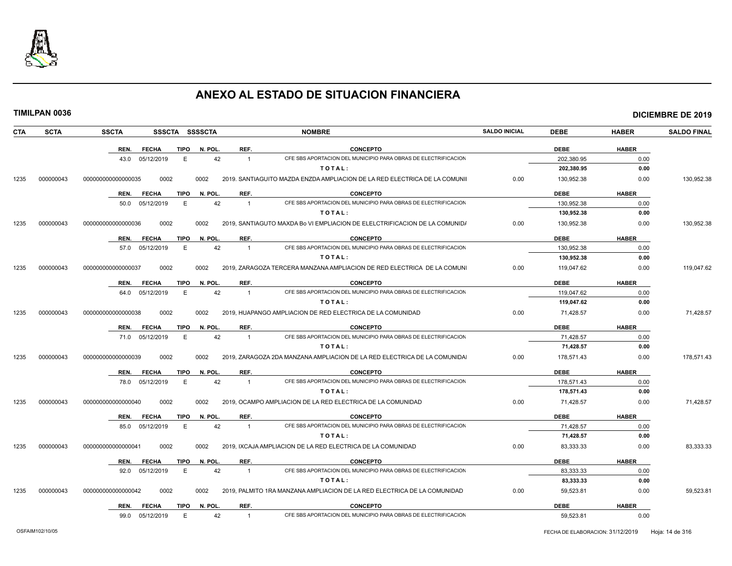# ANEXO AL ESTADO DE SITUACION FINANCIERA

**TIMILPAN 0036** **DICIEMBRE DE 2019**

| CTA | SCTA | SSCTA | SSSCTA | SSSSCTA | NOMBRE | SALDO INICIAL | DEBE | HABER | SALDO FINAL |
|---|---|---|---|---|---|---|---|---|---|
| | | REN. FECHA TIPO N. POL. REF. | | | CONCEPTO | | DEBE | HABER | |
| | | 43.0 05/12/2019 E 42 1 | | | CFE SBS APORTACION DEL MUNICIPIO PARA OBRAS DE ELECTRIFICACION | | 202,380.95 | 0.00 | |
| | | | | | **T O T A L :** | | **202,380.95** | **0.00** | |
| 1235 | 000000043 | 000000000000000035 | 0002 | 0002 | 2019. SANTIAGUITO MAZDA ENZDA AMPLIACION DE LA RED ELECTRICA DE LA COMUNI | 0.00 | 130,952.38 | 0.00 | 130,952.38 |
| | | REN. FECHA TIPO N. POL. REF. | | | CONCEPTO | | DEBE | HABER | |
| | | 50.0 05/12/2019 E 42 1 | | | CFE SBS APORTACION DEL MUNICIPIO PARA OBRAS DE ELECTRIFICACION | | 130,952.38 | 0.00 | |
| | | | | | **T O T A L :** | | **130,952.38** | **0.00** | |
| 1235 | 000000043 | 000000000000000036 | 0002 | 0002 | 2019, SANTIAGUTO MAXDA Bo VI EMPLIACION DE ELELCTRIFICACION DE LA COMUNIDA | 0.00 | 130,952.38 | 0.00 | 130,952.38 |
| | | REN. FECHA TIPO N. POL. REF. | | | CONCEPTO | | DEBE | HABER | |
| | | 57.0 05/12/2019 E 42 1 | | | CFE SBS APORTACION DEL MUNICIPIO PARA OBRAS DE ELECTRIFICACION | | 130,952.38 | 0.00 | |
| | | | | | **T O T A L :** | | **130,952.38** | **0.00** | |
| 1235 | 000000043 | 000000000000000037 | 0002 | 0002 | 2019, ZARAGOZA TERCERA MANZANA AMPLIACION DE RED ELECTRICA DE LA COMUNI | 0.00 | 119,047.62 | 0.00 | 119,047.62 |
| | | REN. FECHA TIPO N. POL. REF. | | | CONCEPTO | | DEBE | HABER | |
| | | 64.0 05/12/2019 E 42 1 | | | CFE SBS APORTACION DEL MUNICIPIO PARA OBRAS DE ELECTRIFICACION | | 119,047.62 | 0.00 | |
| | | | | | **T O T A L :** | | **119,047.62** | **0.00** | |
| 1235 | 000000043 | 000000000000000038 | 0002 | 0002 | 2019, HUAPANGO AMPLIACION DE RED ELECTRICA DE LA COMUNIDAD | 0.00 | 71,428.57 | 0.00 | 71,428.57 |
| | | REN. FECHA TIPO N. POL. REF. | | | CONCEPTO | | DEBE | HABER | |
| | | 71.0 05/12/2019 E 42 1 | | | CFE SBS APORTACION DEL MUNICIPIO PARA OBRAS DE ELECTRIFICACION | | 71,428.57 | 0.00 | |
| | | | | | **T O T A L :** | | **71,428.57** | **0.00** | |
| 1235 | 000000043 | 000000000000000039 | 0002 | 0002 | 2019, ZARAGOZA 2DA MANZANA AMPLIACION DE LA RED ELECTRICA DE LA COMUNIDA | 0.00 | 178,571.43 | 0.00 | 178,571.43 |
| | | REN. FECHA TIPO N. POL. REF. | | | CONCEPTO | | DEBE | HABER | |
| | | 78.0 05/12/2019 E 42 1 | | | CFE SBS APORTACION DEL MUNICIPIO PARA OBRAS DE ELECTRIFICACION | | 178,571.43 | 0.00 | |
| | | | | | **T O T A L :** | | **178,571.43** | **0.00** | |
| 1235 | 000000043 | 000000000000000040 | 0002 | 0002 | 2019, OCAMPO AMPLIACION DE LA RED ELECTRICA DE LA COMUNIDAD | 0.00 | 71,428.57 | 0.00 | 71,428.57 |
| | | REN. FECHA TIPO N. POL. REF. | | | CONCEPTO | | DEBE | HABER | |
| | | 85.0 05/12/2019 E 42 1 | | | CFE SBS APORTACION DEL MUNICIPIO PARA OBRAS DE ELECTRIFICACION | | 71,428.57 | 0.00 | |
| | | | | | **T O T A L :** | | **71,428.57** | **0.00** | |
| 1235 | 000000043 | 000000000000000041 | 0002 | 0002 | 2019, IXCAJA AMPLIACION DE LA RED ELECTRICA DE LA COMUNIDAD | 0.00 | 83,333.33 | 0.00 | 83,333.33 |
| | | REN. FECHA TIPO N. POL. REF. | | | CONCEPTO | | DEBE | HABER | |
| | | 92.0 05/12/2019 E 42 1 | | | CFE SBS APORTACION DEL MUNICIPIO PARA OBRAS DE ELECTRIFICACION | | 83,333.33 | 0.00 | |
| | | | | | **T O T A L :** | | **83,333.33** | **0.00** | |
| 1235 | 000000043 | 000000000000000042 | 0002 | 0002 | 2019, PALMITO 1RA MANZANA AMPLIACION DE LA RED ELECTRICA DE LA COMUNIDAD | 0.00 | 59,523.81 | 0.00 | 59,523.81 |
| | | REN. FECHA TIPO N. POL. REF. | | | CONCEPTO | | DEBE | HABER | |
| | | 99.0 05/12/2019 E 42 1 | | | CFE SBS APORTACION DEL MUNICIPIO PARA OBRAS DE ELECTRIFICACION | | 59,523.81 | 0.00 | |

OSFAIM102/10/05 FECHA DE ELABORACION: 31/12/2019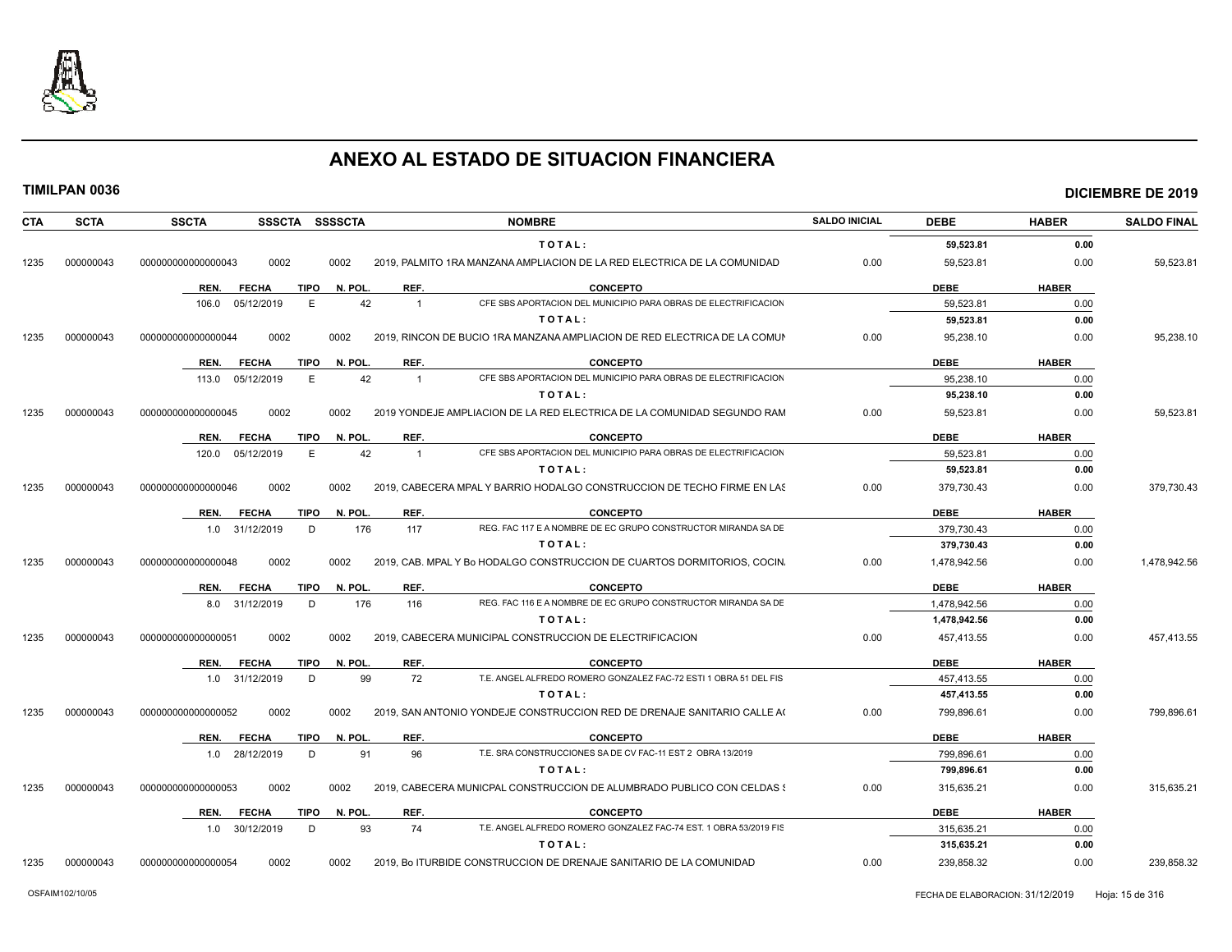# ANEXO AL ESTADO DE SITUACION FINANCIERA

**TIMILPAN 0036** **DICIEMBRE DE 2019**

| CTA | SCTA | SSCTA | SSSCTA | SSSSCTA | NOMBRE | SALDO INICIAL | DEBE | HABER | SALDO FINAL |
|---|---|---|---|---|---|---|---|---|---|
| | | | | | **T O T A L :** | | **59,523.81** | **0.00** | |
| 1235 | 000000043 | 0000000000000043 | 0002 | 0002 | 2019, PALMITO 1RA MANZANA AMPLIACION DE LA RED ELECTRICA DE LA COMUNIDAD | 0.00 | 59,523.81 | 0.00 | 59,523.81 |

| REN. | FECHA | TIPO | N. POL. | REF. | CONCEPTO | DEBE | HABER |
|---|---|---|---|---|---|---|---|
| 106.0 | 05/12/2019 | E | 42 | 1 | CFE SBS APORTACION DEL MUNICIPIO PARA OBRAS DE ELECTRIFICACION | 59,523.81 | 0.00 |
| | | | | | **T O T A L :** | **59,523.81** | **0.00** |

| CTA | SCTA | SSCTA | SSSCTA | SSSSCTA | NOMBRE | SALDO INICIAL | DEBE | HABER | SALDO FINAL |
|---|---|---|---|---|---|---|---|---|---|
| 1235 | 000000043 | 0000000000000044 | 0002 | 0002 | 2019, RINCON DE BUCIO 1RA MANZANA AMPLIACION DE RED ELECTRICA DE LA COMUN | 0.00 | 95,238.10 | 0.00 | 95,238.10 |

| REN. | FECHA | TIPO | N. POL. | REF. | CONCEPTO | DEBE | HABER |
|---|---|---|---|---|---|---|---|
| 113.0 | 05/12/2019 | E | 42 | 1 | CFE SBS APORTACION DEL MUNICIPIO PARA OBRAS DE ELECTRIFICACION | 95,238.10 | 0.00 |
| | | | | | **T O T A L :** | **95,238.10** | **0.00** |

| CTA | SCTA | SSCTA | SSSCTA | SSSSCTA | NOMBRE | SALDO INICIAL | DEBE | HABER | SALDO FINAL |
|---|---|---|---|---|---|---|---|---|---|
| 1235 | 000000043 | 0000000000000045 | 0002 | 0002 | 2019 YONDEJE AMPLIACION DE LA RED ELECTRICA DE LA COMUNIDAD SEGUNDO RAM | 0.00 | 59,523.81 | 0.00 | 59,523.81 |

| REN. | FECHA | TIPO | N. POL. | REF. | CONCEPTO | DEBE | HABER |
|---|---|---|---|---|---|---|---|
| 120.0 | 05/12/2019 | E | 42 | 1 | CFE SBS APORTACION DEL MUNICIPIO PARA OBRAS DE ELECTRIFICACION | 59,523.81 | 0.00 |
| | | | | | **T O T A L :** | **59,523.81** | **0.00** |

| CTA | SCTA | SSCTA | SSSCTA | SSSSCTA | NOMBRE | SALDO INICIAL | DEBE | HABER | SALDO FINAL |
|---|---|---|---|---|---|---|---|---|---|
| 1235 | 000000043 | 0000000000000046 | 0002 | 0002 | 2019, CABECERA MPAL Y BARRIO HODALGO CONSTRUCCION DE TECHO FIRME EN LAS | 0.00 | 379,730.43 | 0.00 | 379,730.43 |

| REN. | FECHA | TIPO | N. POL. | REF. | CONCEPTO | DEBE | HABER |
|---|---|---|---|---|---|---|---|
| 1.0 | 31/12/2019 | D | 176 | 117 | REG. FAC 117 E A NOMBRE DE EC GRUPO CONSTRUCTOR MIRANDA SA DE | 379,730.43 | 0.00 |
| | | | | | **T O T A L :** | **379,730.43** | **0.00** |

| CTA | SCTA | SSCTA | SSSCTA | SSSSCTA | NOMBRE | SALDO INICIAL | DEBE | HABER | SALDO FINAL |
|---|---|---|---|---|---|---|---|---|---|
| 1235 | 000000043 | 0000000000000048 | 0002 | 0002 | 2019, CAB. MPAL Y Bo HODALGO CONSTRUCCION DE CUARTOS DORMITORIOS, COCIN. | 0.00 | 1,478,942.56 | 0.00 | 1,478,942.56 |

| REN. | FECHA | TIPO | N. POL. | REF. | CONCEPTO | DEBE | HABER |
|---|---|---|---|---|---|---|---|
| 8.0 | 31/12/2019 | D | 176 | 116 | REG. FAC 116 E A NOMBRE DE EC GRUPO CONSTRUCTOR MIRANDA SA DE | 1,478,942.56 | 0.00 |
| | | | | | **T O T A L :** | **1,478,942.56** | **0.00** |

| CTA | SCTA | SSCTA | SSSCTA | SSSSCTA | NOMBRE | SALDO INICIAL | DEBE | HABER | SALDO FINAL |
|---|---|---|---|---|---|---|---|---|---|
| 1235 | 000000043 | 0000000000000051 | 0002 | 0002 | 2019, CABECERA MUNICIPAL CONSTRUCCION DE ELECTRIFICACION | 0.00 | 457,413.55 | 0.00 | 457,413.55 |

| REN. | FECHA | TIPO | N. POL. | REF. | CONCEPTO | DEBE | HABER |
|---|---|---|---|---|---|---|---|
| 1.0 | 31/12/2019 | D | 99 | 72 | T.E. ANGEL ALFREDO ROMERO GONZALEZ FAC-72 ESTI 1 OBRA 51 DEL FIS | 457,413.55 | 0.00 |
| | | | | | **T O T A L :** | **457,413.55** | **0.00** |

| CTA | SCTA | SSCTA | SSSCTA | SSSSCTA | NOMBRE | SALDO INICIAL | DEBE | HABER | SALDO FINAL |
|---|---|---|---|---|---|---|---|---|---|
| 1235 | 000000043 | 0000000000000052 | 0002 | 0002 | 2019, SAN ANTONIO YONDEJE CONSTRUCCION RED DE DRENAJE SANITARIO CALLE A( | 0.00 | 799,896.61 | 0.00 | 799,896.61 |

| REN. | FECHA | TIPO | N. POL. | REF. | CONCEPTO | DEBE | HABER |
|---|---|---|---|---|---|---|---|
| 1.0 | 28/12/2019 | D | 91 | 96 | T.E. SRA CONSTRUCCIONES SA DE CV FAC-11 EST 2 OBRA 13/2019 | 799,896.61 | 0.00 |
| | | | | | **T O T A L :** | **799,896.61** | **0.00** |

| CTA | SCTA | SSCTA | SSSCTA | SSSSCTA | NOMBRE | SALDO INICIAL | DEBE | HABER | SALDO FINAL |
|---|---|---|---|---|---|---|---|---|---|
| 1235 | 000000043 | 0000000000000053 | 0002 | 0002 | 2019, CABECERA MUNICPAL CONSTRUCCION DE ALUMBRADO PUBLICO CON CELDAS S | 0.00 | 315,635.21 | 0.00 | 315,635.21 |

| REN. | FECHA | TIPO | N. POL. | REF. | CONCEPTO | DEBE | HABER |
|---|---|---|---|---|---|---|---|
| 1.0 | 30/12/2019 | D | 93 | 74 | T.E. ANGEL ALFREDO ROMERO GONZALEZ FAC-74 EST. 1 OBRA 53/2019 FIS | 315,635.21 | 0.00 |
| | | | | | **T O T A L :** | **315,635.21** | **0.00** |

| CTA | SCTA | SSCTA | SSSCTA | SSSSCTA | NOMBRE | SALDO INICIAL | DEBE | HABER | SALDO FINAL |
|---|---|---|---|---|---|---|---|---|---|
| 1235 | 000000043 | 0000000000000054 | 0002 | 0002 | 2019, Bo ITURBIDE CONSTRUCCION DE DRENAJE SANITARIO DE LA COMUNIDAD | 0.00 | 239,858.32 | 0.00 | 239,858.32 |

OSFAIM102/10/05 FECHA DE ELABORACION: 31/12/2019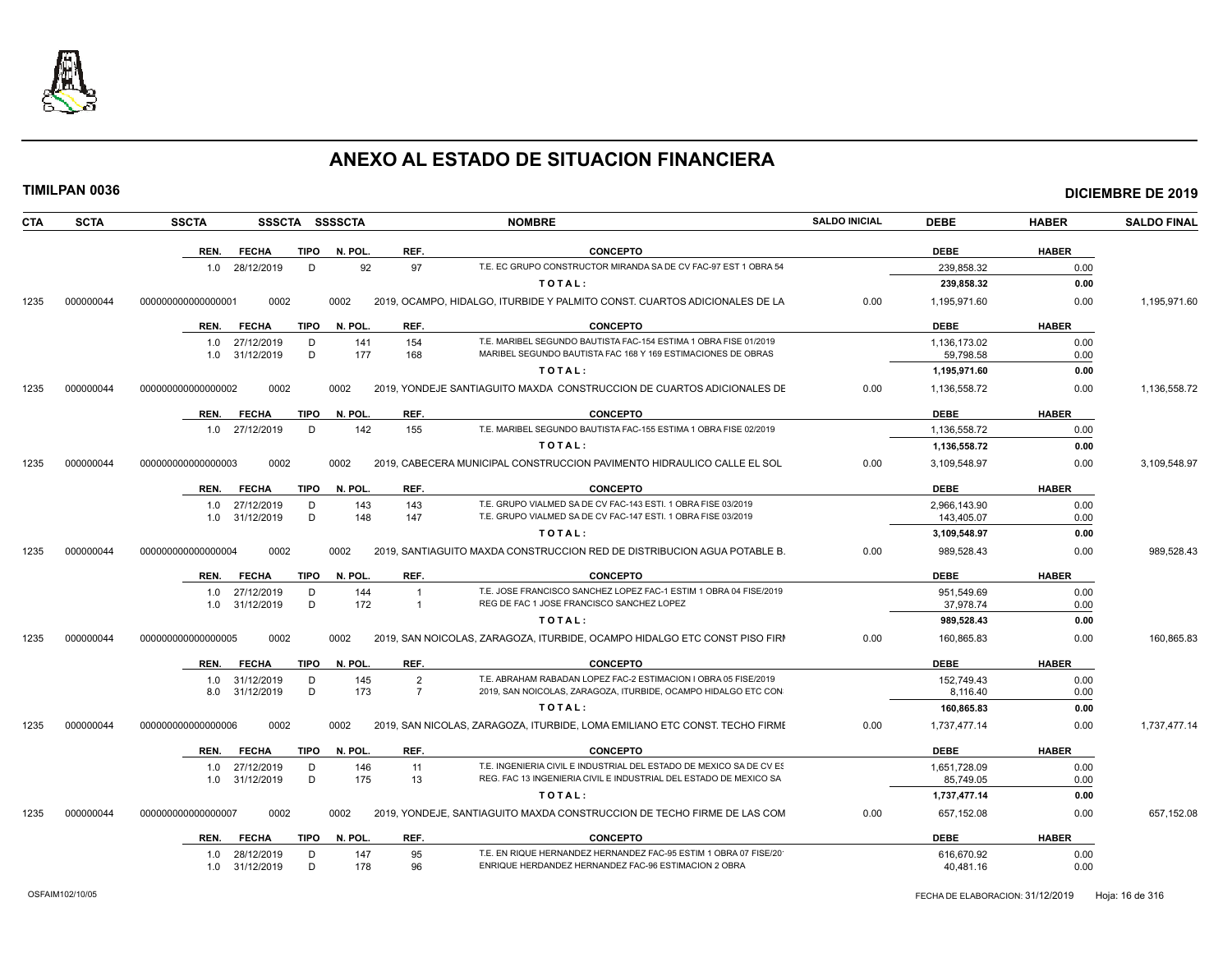# ANEXO AL ESTADO DE SITUACION FINANCIERA

**TIMILPAN 0036** — **DICIEMBRE DE 2019**

| CTA | SCTA | SSCTA | SSSCTA | SSSSCTA | NOMBRE | SALDO INICIAL | DEBE | HABER | SALDO FINAL |
|---|---|---|---|---|---|---|---|---|---|

| REN. | FECHA | TIPO | N. POL. | REF. | CONCEPTO | DEBE | HABER |
|---|---|---|---|---|---|---|---|
| 1.0 | 28/12/2019 | D | 92 | 97 | T.E. EC GRUPO CONSTRUCTOR MIRANDA SA DE CV FAC-97 EST 1 OBRA 54 | 239,858.32 | 0.00 |
| | | | | | TOTAL: | 239,858.32 | 0.00 |

| CTA | SCTA | SSCTA | SSSCTA | SSSSCTA | NOMBRE | SALDO INICIAL | DEBE | HABER | SALDO FINAL |
|---|---|---|---|---|---|---|---|---|---|
| 1235 | 000000044 | 000000000000000001 | 0002 | 0002 | 2019, OCAMPO, HIDALGO, ITURBIDE Y PALMITO CONST. CUARTOS ADICIONALES DE LA | 0.00 | 1,195,971.60 | 0.00 | 1,195,971.60 |

| REN. | FECHA | TIPO | N. POL. | REF. | CONCEPTO | DEBE | HABER |
|---|---|---|---|---|---|---|---|
| 1.0 | 27/12/2019 | D | 141 | 154 | T.E. MARIBEL SEGUNDO BAUTISTA FAC-154 ESTIMA 1 OBRA FISE 01/2019 | 1,136,173.02 | 0.00 |
| 1.0 | 31/12/2019 | D | 177 | 168 | MARIBEL SEGUNDO BAUTISTA FAC 168 Y 169 ESTIMACIONES DE OBRAS | 59,798.58 | 0.00 |
| | | | | | TOTAL: | 1,195,971.60 | 0.00 |

| CTA | SCTA | SSCTA | SSSCTA | SSSSCTA | NOMBRE | SALDO INICIAL | DEBE | HABER | SALDO FINAL |
|---|---|---|---|---|---|---|---|---|---|
| 1235 | 000000044 | 000000000000000002 | 0002 | 0002 | 2019, YONDEJE SANTIAGUITO MAXDA CONSTRUCCION DE CUARTOS ADICIONALES DE | 0.00 | 1,136,558.72 | 0.00 | 1,136,558.72 |

| REN. | FECHA | TIPO | N. POL. | REF. | CONCEPTO | DEBE | HABER |
|---|---|---|---|---|---|---|---|
| 1.0 | 27/12/2019 | D | 142 | 155 | T.E. MARIBEL SEGUNDO BAUTISTA FAC-155 ESTIMA 1 OBRA FISE 02/2019 | 1,136,558.72 | 0.00 |
| | | | | | TOTAL: | 1,136,558.72 | 0.00 |

| CTA | SCTA | SSCTA | SSSCTA | SSSSCTA | NOMBRE | SALDO INICIAL | DEBE | HABER | SALDO FINAL |
|---|---|---|---|---|---|---|---|---|---|
| 1235 | 000000044 | 000000000000000003 | 0002 | 0002 | 2019, CABECERA MUNICIPAL CONSTRUCCION PAVIMENTO HIDRAULICO CALLE EL SOL | 0.00 | 3,109,548.97 | 0.00 | 3,109,548.97 |

| REN. | FECHA | TIPO | N. POL. | REF. | CONCEPTO | DEBE | HABER |
|---|---|---|---|---|---|---|---|
| 1.0 | 27/12/2019 | D | 143 | 143 | T.E. GRUPO VIALMED SA DE CV FAC-143 ESTI. 1 OBRA FISE 03/2019 | 2,966,143.90 | 0.00 |
| 1.0 | 31/12/2019 | D | 148 | 147 | T.E. GRUPO VIALMED SA DE CV FAC-147 ESTI. 1 OBRA FISE 03/2019 | 143,405.07 | 0.00 |
| | | | | | TOTAL: | 3,109,548.97 | 0.00 |

| CTA | SCTA | SSCTA | SSSCTA | SSSSCTA | NOMBRE | SALDO INICIAL | DEBE | HABER | SALDO FINAL |
|---|---|---|---|---|---|---|---|---|---|
| 1235 | 000000044 | 000000000000000004 | 0002 | 0002 | 2019, SANTIAGUITO MAXDA CONSTRUCCION RED DE DISTRIBUCION AGUA POTABLE B. | 0.00 | 989,528.43 | 0.00 | 989,528.43 |

| REN. | FECHA | TIPO | N. POL. | REF. | CONCEPTO | DEBE | HABER |
|---|---|---|---|---|---|---|---|
| 1.0 | 27/12/2019 | D | 144 | 1 | T.E. JOSE FRANCISCO SANCHEZ LOPEZ FAC-1 ESTIM 1 OBRA 04 FISE/2019 | 951,549.69 | 0.00 |
| 1.0 | 31/12/2019 | D | 172 | 1 | REG DE FAC 1 JOSE FRANCISCO SANCHEZ LOPEZ | 37,978.74 | 0.00 |
| | | | | | TOTAL: | 989,528.43 | 0.00 |

| CTA | SCTA | SSCTA | SSSCTA | SSSSCTA | NOMBRE | SALDO INICIAL | DEBE | HABER | SALDO FINAL |
|---|---|---|---|---|---|---|---|---|---|
| 1235 | 000000044 | 000000000000000005 | 0002 | 0002 | 2019, SAN NOICOLAS, ZARAGOZA, ITURBIDE, OCAMPO HIDALGO ETC CONST PISO FIRI | 0.00 | 160,865.83 | 0.00 | 160,865.83 |

| REN. | FECHA | TIPO | N. POL. | REF. | CONCEPTO | DEBE | HABER |
|---|---|---|---|---|---|---|---|
| 1.0 | 31/12/2019 | D | 145 | 2 | T.E. ABRAHAM RABADAN LOPEZ FAC-2 ESTIMACION I OBRA 05 FISE/2019 | 152,749.43 | 0.00 |
| 8.0 | 31/12/2019 | D | 173 | 7 | 2019, SAN NOICOLAS, ZARAGOZA, ITURBIDE, OCAMPO HIDALGO ETC CON | 8,116.40 | 0.00 |
| | | | | | TOTAL: | 160,865.83 | 0.00 |

| CTA | SCTA | SSCTA | SSSCTA | SSSSCTA | NOMBRE | SALDO INICIAL | DEBE | HABER | SALDO FINAL |
|---|---|---|---|---|---|---|---|---|---|
| 1235 | 000000044 | 000000000000000006 | 0002 | 0002 | 2019, SAN NICOLAS, ZARAGOZA, ITURBIDE, LOMA EMILIANO ETC CONST. TECHO FIRME | 0.00 | 1,737,477.14 | 0.00 | 1,737,477.14 |

| REN. | FECHA | TIPO | N. POL. | REF. | CONCEPTO | DEBE | HABER |
|---|---|---|---|---|---|---|---|
| 1.0 | 27/12/2019 | D | 146 | 11 | T.E. INGENIERIA CIVIL E INDUSTRIAL DEL ESTADO DE MEXICO SA DE CV ES | 1,651,728.09 | 0.00 |
| 1.0 | 31/12/2019 | D | 175 | 13 | REG. FAC 13 INGENIERIA CIVIL E INDUSTRIAL DEL ESTADO DE MEXICO SA | 85,749.05 | 0.00 |
| | | | | | TOTAL: | 1,737,477.14 | 0.00 |

| CTA | SCTA | SSCTA | SSSCTA | SSSSCTA | NOMBRE | SALDO INICIAL | DEBE | HABER | SALDO FINAL |
|---|---|---|---|---|---|---|---|---|---|
| 1235 | 000000044 | 000000000000000007 | 0002 | 0002 | 2019, YONDEJE, SANTIAGUITO MAXDA CONSTRUCCION DE TECHO FIRME DE LAS COM | 0.00 | 657,152.08 | 0.00 | 657,152.08 |

| REN. | FECHA | TIPO | N. POL. | REF. | CONCEPTO | DEBE | HABER |
|---|---|---|---|---|---|---|---|
| 1.0 | 28/12/2019 | D | 147 | 95 | T.E. EN RIQUE HERNANDEZ HERNANDEZ FAC-95 ESTIM 1 OBRA 07 FISE/20 | 616,670.92 | 0.00 |
| 1.0 | 31/12/2019 | D | 178 | 96 | ENRIQUE HERDANDEZ HERNANDEZ FAC-96 ESTIMACION 2 OBRA | 40,481.16 | 0.00 |

OSFAIM102/10/05 — FECHA DE ELABORACION: 31/12/2019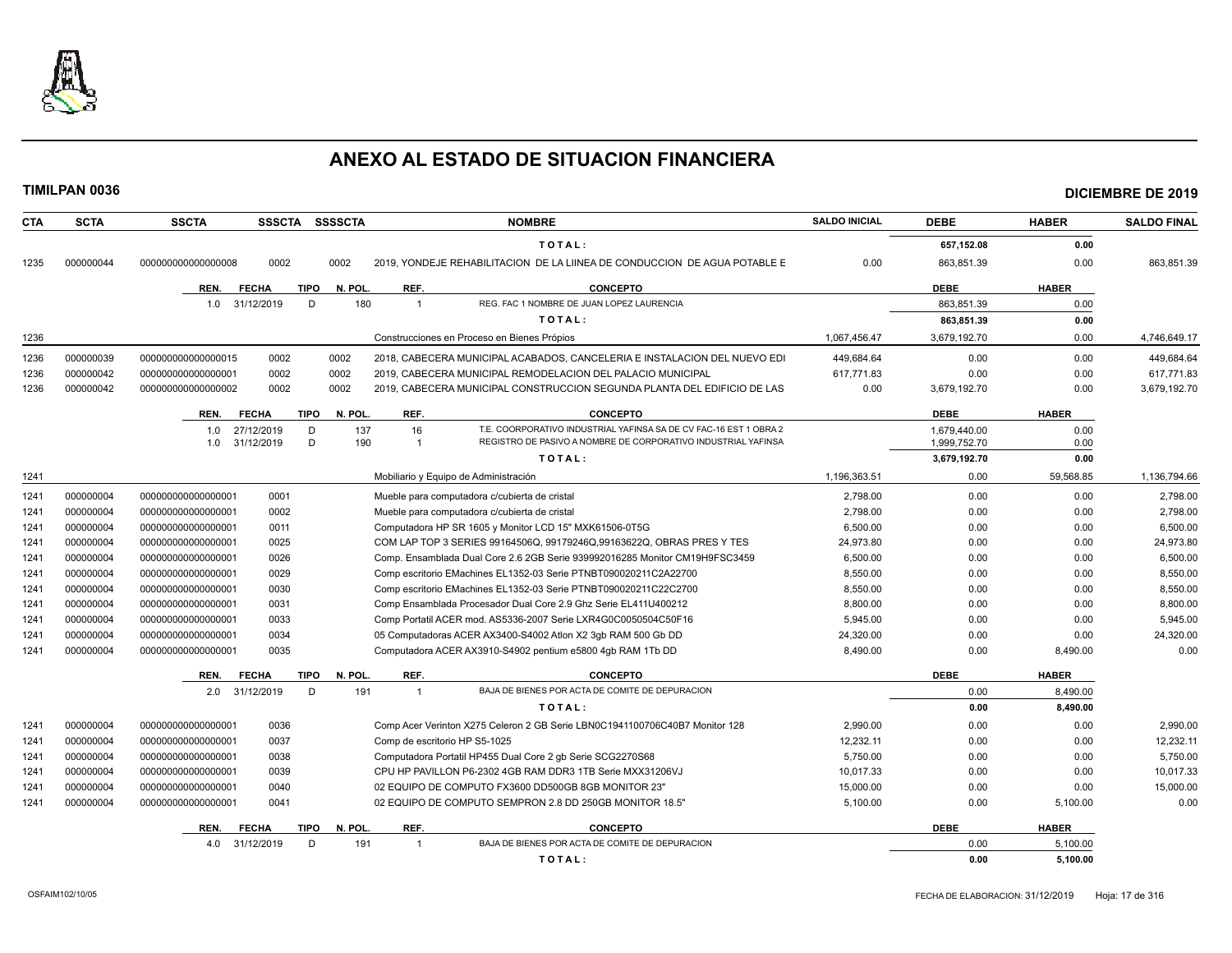# ANEXO AL ESTADO DE SITUACION FINANCIERA

**TIMILPAN 0036** **DICIEMBRE DE 2019**

| CTA | SCTA | SSCTA | SSSCTA | SSSSCTA | NOMBRE | SALDO INICIAL | DEBE | HABER | SALDO FINAL |
|---|---|---|---|---|---|---|---|---|---|
| | | | | | T O T A L : | | 657,152.08 | 0.00 | |
| 1235 | 000000044 | 0000000000000008 | 0002 | 0002 | 2019, YONDEJE REHABILITACION DE LA LIINEA DE CONDUCCION DE AGUA POTABLE E | 0.00 | 863,851.39 | 0.00 | 863,851.39 |

| REN. | FECHA | TIPO | N. POL. | REF. | CONCEPTO | DEBE | HABER |
|---|---|---|---|---|---|---|---|
| 1.0 | 31/12/2019 | D | 180 | 1 | REG. FAC 1 NOMBRE DE JUAN LOPEZ LAURENCIA | 863,851.39 | 0.00 |
| | | | | | T O T A L : | 863,851.39 | 0.00 |

| CTA | SCTA | SSCTA | SSSCTA | SSSSCTA | NOMBRE | SALDO INICIAL | DEBE | HABER | SALDO FINAL |
|---|---|---|---|---|---|---|---|---|---|
| 1236 | | | | | Construcciones en Proceso en Bienes Própios | 1,067,456.47 | 3,679,192.70 | 0.00 | 4,746,649.17 |
| 1236 | 000000039 | 0000000000000015 | 0002 | 0002 | 2018, CABECERA MUNICIPAL ACABADOS, CANCELERIA E INSTALACION DEL NUEVO EDI | 449,684.64 | 0.00 | 0.00 | 449,684.64 |
| 1236 | 000000042 | 0000000000000001 | 0002 | 0002 | 2019, CABECERA MUNICIPAL REMODELACION DEL PALACIO MUNICIPAL | 617,771.83 | 0.00 | 0.00 | 617,771.83 |
| 1236 | 000000042 | 0000000000000002 | 0002 | 0002 | 2019, CABECERA MUNICIPAL CONSTRUCCION SEGUNDA PLANTA DEL EDIFICIO DE LAS | 0.00 | 3,679,192.70 | 0.00 | 3,679,192.70 |

| REN. | FECHA | TIPO | N. POL. | REF. | CONCEPTO | DEBE | HABER |
|---|---|---|---|---|---|---|---|
| 1.0 | 27/12/2019 | D | 137 | 16 | T.E. COORPORATIVO INDUSTRIAL YAFINSA SA DE CV FAC-16 EST 1 OBRA 2 | 1,679,440.00 | 0.00 |
| 1.0 | 31/12/2019 | D | 190 | 1 | REGISTRO DE PASIVO A NOMBRE DE CORPORATIVO INDUSTRIAL YAFINSA | 1,999,752.70 | 0.00 |
| | | | | | T O T A L : | 3,679,192.70 | 0.00 |

| CTA | SCTA | SSCTA | SSSCTA | SSSSCTA | NOMBRE | SALDO INICIAL | DEBE | HABER | SALDO FINAL |
|---|---|---|---|---|---|---|---|---|---|
| 1241 | | | | | Mobiliario y Equipo de Administración | 1,196,363.51 | 0.00 | 59,568.85 | 1,136,794.66 |
| 1241 | 000000004 | 0000000000000001 | 0001 | | Mueble para computadora c/cubierta de cristal | 2,798.00 | 0.00 | 0.00 | 2,798.00 |
| 1241 | 000000004 | 0000000000000001 | 0002 | | Mueble para computadora c/cubierta de cristal | 2,798.00 | 0.00 | 0.00 | 2,798.00 |
| 1241 | 000000004 | 0000000000000001 | 0011 | | Computadora HP SR 1605 y Monitor LCD 15" MXK61506-0T5G | 6,500.00 | 0.00 | 0.00 | 6,500.00 |
| 1241 | 000000004 | 0000000000000001 | 0025 | | COM LAP TOP 3 SERIES 99164506Q, 99179246Q,99163622Q, OBRAS PRES Y TES | 24,973.80 | 0.00 | 0.00 | 24,973.80 |
| 1241 | 000000004 | 0000000000000001 | 0026 | | Comp. Ensamblada Dual Core 2.6 2GB Serie 939992016285 Monitor CM19H9FSC3459 | 6,500.00 | 0.00 | 0.00 | 6,500.00 |
| 1241 | 000000004 | 0000000000000001 | 0029 | | Comp escritorio EMachines EL1352-03 Serie PTNBT090020211C2A22700 | 8,550.00 | 0.00 | 0.00 | 8,550.00 |
| 1241 | 000000004 | 0000000000000001 | 0030 | | Comp escritorio EMachines EL1352-03 Serie PTNBT090020211C22C2700 | 8,550.00 | 0.00 | 0.00 | 8,550.00 |
| 1241 | 000000004 | 0000000000000001 | 0031 | | Comp Ensamblada Procesador Dual Core 2.9 Ghz Serie EL411U400212 | 8,800.00 | 0.00 | 0.00 | 8,800.00 |
| 1241 | 000000004 | 0000000000000001 | 0033 | | Comp Portatil ACER mod. AS5336-2007 Serie LXR4G0C0050504C50F16 | 5,945.00 | 0.00 | 0.00 | 5,945.00 |
| 1241 | 000000004 | 0000000000000001 | 0034 | | 05 Computadoras ACER AX3400-S4002 Atlon X2 3gb RAM 500 Gb DD | 24,320.00 | 0.00 | 0.00 | 24,320.00 |
| 1241 | 000000004 | 0000000000000001 | 0035 | | Computadora ACER AX3910-S4902 pentium e5800 4gb RAM 1Tb DD | 8,490.00 | 0.00 | 8,490.00 | 0.00 |

| REN. | FECHA | TIPO | N. POL. | REF. | CONCEPTO | DEBE | HABER |
|---|---|---|---|---|---|---|---|
| 2.0 | 31/12/2019 | D | 191 | 1 | BAJA DE BIENES POR ACTA DE COMITE DE DEPURACION | 0.00 | 8,490.00 |
| | | | | | T O T A L : | 0.00 | 8,490.00 |

| CTA | SCTA | SSCTA | SSSCTA | SSSSCTA | NOMBRE | SALDO INICIAL | DEBE | HABER | SALDO FINAL |
|---|---|---|---|---|---|---|---|---|---|
| 1241 | 000000004 | 0000000000000001 | 0036 | | Comp Acer Verinton X275 Celeron 2 GB Serie LBN0C1941100706C40B7 Monitor 128 | 2,990.00 | 0.00 | 0.00 | 2,990.00 |
| 1241 | 000000004 | 0000000000000001 | 0037 | | Comp de escritorio HP S5-1025 | 12,232.11 | 0.00 | 0.00 | 12,232.11 |
| 1241 | 000000004 | 0000000000000001 | 0038 | | Computadora Portatil HP455 Dual Core 2 gb Serie SCG2270S68 | 5,750.00 | 0.00 | 0.00 | 5,750.00 |
| 1241 | 000000004 | 0000000000000001 | 0039 | | CPU HP PAVILLON P6-2302 4GB RAM DDR3 1TB Serie MXX31206VJ | 10,017.33 | 0.00 | 0.00 | 10,017.33 |
| 1241 | 000000004 | 0000000000000001 | 0040 | | 02 EQUIPO DE COMPUTO FX3600 DD500GB 8GB MONITOR 23" | 15,000.00 | 0.00 | 0.00 | 15,000.00 |
| 1241 | 000000004 | 0000000000000001 | 0041 | | 02 EQUIPO DE COMPUTO SEMPRON 2.8 DD 250GB MONITOR 18.5" | 5,100.00 | 0.00 | 5,100.00 | 0.00 |

| REN. | FECHA | TIPO | N. POL. | REF. | CONCEPTO | DEBE | HABER |
|---|---|---|---|---|---|---|---|
| 4.0 | 31/12/2019 | D | 191 | 1 | BAJA DE BIENES POR ACTA DE COMITE DE DEPURACION | 0.00 | 5,100.00 |
| | | | | | T O T A L : | 0.00 | 5,100.00 |

OSFAIM102/10/05 FECHA DE ELABORACION: 31/12/2019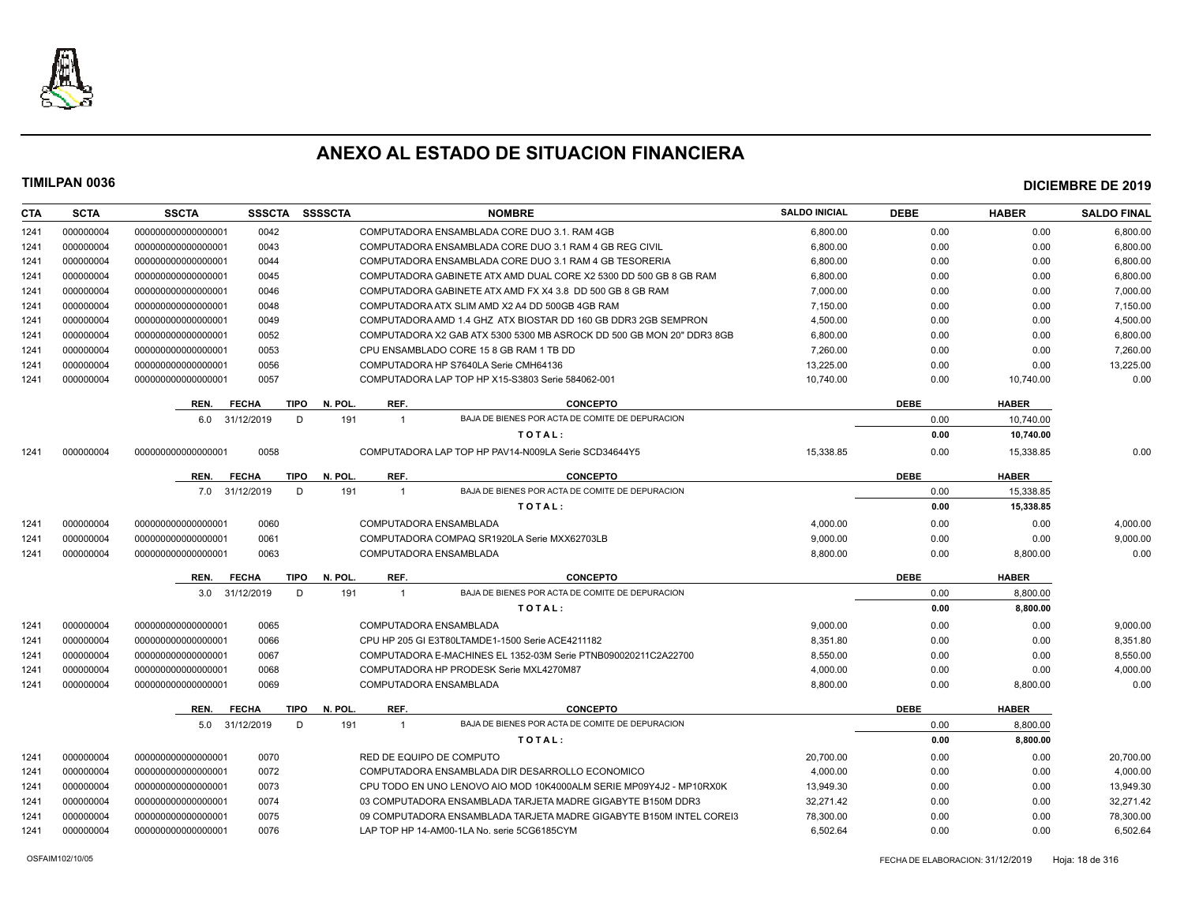# ANEXO AL ESTADO DE SITUACION FINANCIERA

**TIMILPAN 0036** **DICIEMBRE DE 2019**

| CTA | SCTA | SSCTA | SSSCTA | SSSSCTA | NOMBRE | SALDO INICIAL | DEBE | HABER | SALDO FINAL |
|---|---|---|---|---|---|---|---|---|---|
| 1241 | 000000004 | 0000000000000000001 | 0042 | | COMPUTADORA ENSAMBLADA CORE DUO 3.1. RAM 4GB | 6,800.00 | 0.00 | 0.00 | 6,800.00 |
| 1241 | 000000004 | 0000000000000000001 | 0043 | | COMPUTADORA ENSAMBLADA CORE DUO 3.1 RAM 4 GB REG CIVIL | 6,800.00 | 0.00 | 0.00 | 6,800.00 |
| 1241 | 000000004 | 0000000000000000001 | 0044 | | COMPUTADORA ENSAMBLADA CORE DUO 3.1 RAM 4 GB TESORERIA | 6,800.00 | 0.00 | 0.00 | 6,800.00 |
| 1241 | 000000004 | 0000000000000000001 | 0045 | | COMPUTADORA GABINETE ATX AMD DUAL CORE X2 5300 DD 500 GB 8 GB RAM | 6,800.00 | 0.00 | 0.00 | 6,800.00 |
| 1241 | 000000004 | 0000000000000000001 | 0046 | | COMPUTADORA GABINETE ATX AMD FX X4 3.8 DD 500 GB 8 GB RAM | 7,000.00 | 0.00 | 0.00 | 7,000.00 |
| 1241 | 000000004 | 0000000000000000001 | 0048 | | COMPUTADORA ATX SLIM AMD X2 A4 DD 500GB 4GB RAM | 7,150.00 | 0.00 | 0.00 | 7,150.00 |
| 1241 | 000000004 | 0000000000000000001 | 0049 | | COMPUTADORA AMD 1.4 GHZ ATX BIOSTAR DD 160 GB DDR3 2GB SEMPRON | 4,500.00 | 0.00 | 0.00 | 4,500.00 |
| 1241 | 000000004 | 0000000000000000001 | 0052 | | COMPUTADORA X2 GAB ATX 5300 5300 MB ASROCK DD 500 GB MON 20" DDR3 8GB | 6,800.00 | 0.00 | 0.00 | 6,800.00 |
| 1241 | 000000004 | 0000000000000000001 | 0053 | | CPU ENSAMBLADO CORE 15 8 GB RAM 1 TB DD | 7,260.00 | 0.00 | 0.00 | 7,260.00 |
| 1241 | 000000004 | 0000000000000000001 | 0056 | | COMPUTADORA HP S7640LA Serie CMH64136 | 13,225.00 | 0.00 | 0.00 | 13,225.00 |
| 1241 | 000000004 | 0000000000000000001 | 0057 | | COMPUTADORA LAP TOP HP X15-S3803 Serie 584062-001 | 10,740.00 | 0.00 | 10,740.00 | 0.00 |

| REN. | FECHA | TIPO | N. POL. | REF. | CONCEPTO | DEBE | HABER |
|---|---|---|---|---|---|---|---|
| 6.0 | 31/12/2019 | D | 191 | 1 | BAJA DE BIENES POR ACTA DE COMITE DE DEPURACION | 0.00 | 10,740.00 |
| | | | | | **T O T A L :** | **0.00** | **10,740.00** |

| CTA | SCTA | SSCTA | SSSCTA | SSSSCTA | NOMBRE | SALDO INICIAL | DEBE | HABER | SALDO FINAL |
|---|---|---|---|---|---|---|---|---|---|
| 1241 | 000000004 | 0000000000000000001 | 0058 | | COMPUTADORA LAP TOP HP PAV14-N009LA Serie SCD34644Y5 | 15,338.85 | 0.00 | 15,338.85 | 0.00 |

| REN. | FECHA | TIPO | N. POL. | REF. | CONCEPTO | DEBE | HABER |
|---|---|---|---|---|---|---|---|
| 7.0 | 31/12/2019 | D | 191 | 1 | BAJA DE BIENES POR ACTA DE COMITE DE DEPURACION | 0.00 | 15,338.85 |
| | | | | | **T O T A L :** | **0.00** | **15,338.85** |

| CTA | SCTA | SSCTA | SSSCTA | SSSSCTA | NOMBRE | SALDO INICIAL | DEBE | HABER | SALDO FINAL |
|---|---|---|---|---|---|---|---|---|---|
| 1241 | 000000004 | 0000000000000000001 | 0060 | | COMPUTADORA ENSAMBLADA | 4,000.00 | 0.00 | 0.00 | 4,000.00 |
| 1241 | 000000004 | 0000000000000000001 | 0061 | | COMPUTADORA COMPAQ SR1920LA Serie MXX62703LB | 9,000.00 | 0.00 | 0.00 | 9,000.00 |
| 1241 | 000000004 | 0000000000000000001 | 0063 | | COMPUTADORA ENSAMBLADA | 8,800.00 | 0.00 | 8,800.00 | 0.00 |

| REN. | FECHA | TIPO | N. POL. | REF. | CONCEPTO | DEBE | HABER |
|---|---|---|---|---|---|---|---|
| 3.0 | 31/12/2019 | D | 191 | 1 | BAJA DE BIENES POR ACTA DE COMITE DE DEPURACION | 0.00 | 8,800.00 |
| | | | | | **T O T A L :** | **0.00** | **8,800.00** |

| CTA | SCTA | SSCTA | SSSCTA | SSSSCTA | NOMBRE | SALDO INICIAL | DEBE | HABER | SALDO FINAL |
|---|---|---|---|---|---|---|---|---|---|
| 1241 | 000000004 | 0000000000000000001 | 0065 | | COMPUTADORA ENSAMBLADA | 9,000.00 | 0.00 | 0.00 | 9,000.00 |
| 1241 | 000000004 | 0000000000000000001 | 0066 | | CPU HP 205 GI E3T80LTAMDE1-1500 Serie ACE4211182 | 8,351.80 | 0.00 | 0.00 | 8,351.80 |
| 1241 | 000000004 | 0000000000000000001 | 0067 | | COMPUTADORA E-MACHINES EL 1352-03M Serie PTNB090020211C2A22700 | 8,550.00 | 0.00 | 0.00 | 8,550.00 |
| 1241 | 000000004 | 0000000000000000001 | 0068 | | COMPUTADORA HP PRODESK Serie MXL4270M87 | 4,000.00 | 0.00 | 0.00 | 4,000.00 |
| 1241 | 000000004 | 0000000000000000001 | 0069 | | COMPUTADORA ENSAMBLADA | 8,800.00 | 0.00 | 8,800.00 | 0.00 |

| REN. | FECHA | TIPO | N. POL. | REF. | CONCEPTO | DEBE | HABER |
|---|---|---|---|---|---|---|---|
| 5.0 | 31/12/2019 | D | 191 | 1 | BAJA DE BIENES POR ACTA DE COMITE DE DEPURACION | 0.00 | 8,800.00 |
| | | | | | **T O T A L :** | **0.00** | **8,800.00** |

| CTA | SCTA | SSCTA | SSSCTA | SSSSCTA | NOMBRE | SALDO INICIAL | DEBE | HABER | SALDO FINAL |
|---|---|---|---|---|---|---|---|---|---|
| 1241 | 000000004 | 0000000000000000001 | 0070 | | RED DE EQUIPO DE COMPUTO | 20,700.00 | 0.00 | 0.00 | 20,700.00 |
| 1241 | 000000004 | 0000000000000000001 | 0072 | | COMPUTADORA ENSAMBLADA DIR DESARROLLO ECONOMICO | 4,000.00 | 0.00 | 0.00 | 4,000.00 |
| 1241 | 000000004 | 0000000000000000001 | 0073 | | CPU TODO EN UNO LENOVO AIO MOD 10K4000ALM SERIE MP09Y4J2 - MP10RX0K | 13,949.30 | 0.00 | 0.00 | 13,949.30 |
| 1241 | 000000004 | 0000000000000000001 | 0074 | | 03 COMPUTADORA ENSAMBLADA TARJETA MADRE GIGABYTE B150M DDR3 | 32,271.42 | 0.00 | 0.00 | 32,271.42 |
| 1241 | 000000004 | 0000000000000000001 | 0075 | | 09 COMPUTADORA ENSAMBLADA TARJETA MADRE GIGABYTE B150M INTEL COREI3 | 78,300.00 | 0.00 | 0.00 | 78,300.00 |
| 1241 | 000000004 | 0000000000000000001 | 0076 | | LAP TOP HP 14-AM00-1LA No. serie 5CG6185CYM | 6,502.64 | 0.00 | 0.00 | 6,502.64 |

OSFAIM102/10/05 FECHA DE ELABORACION: 31/12/2019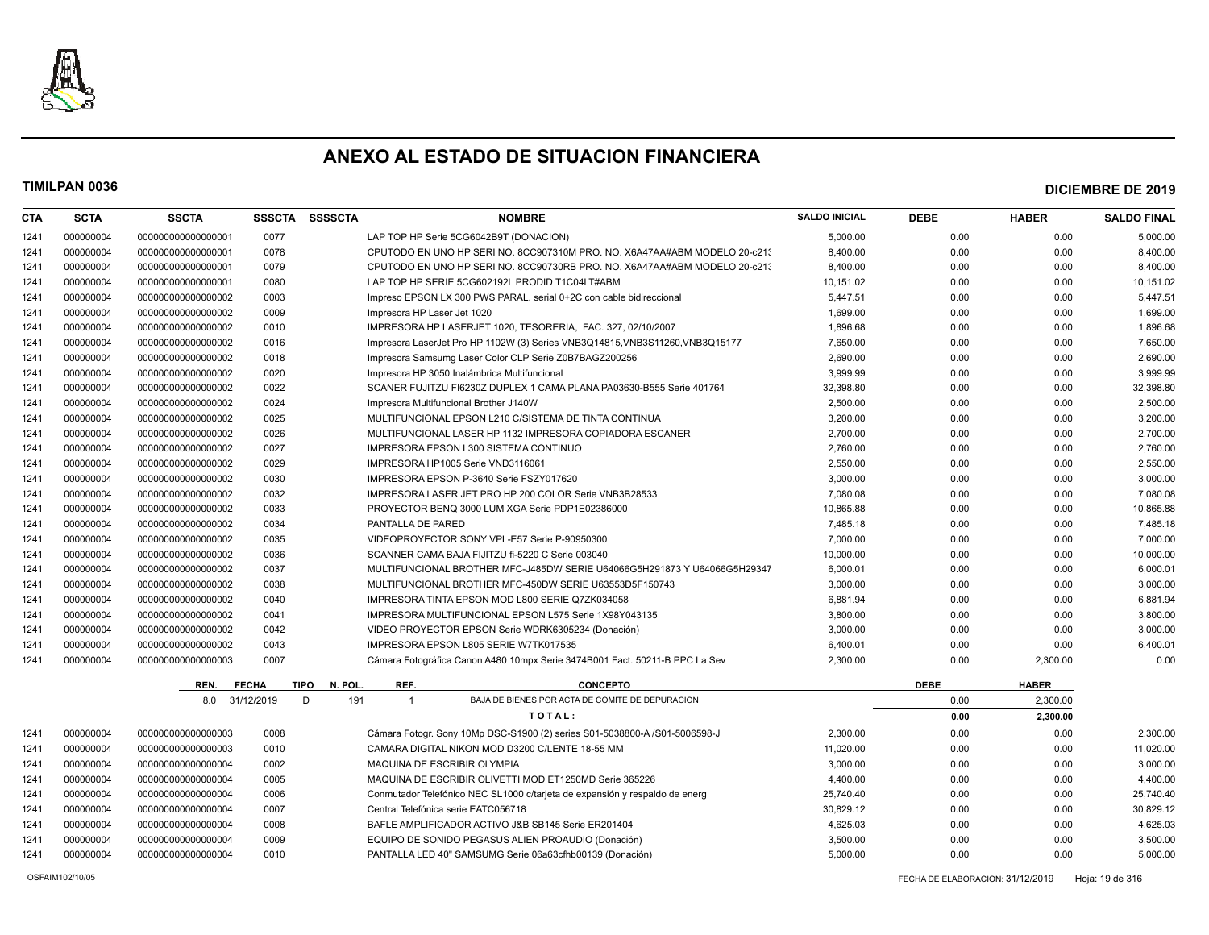# ANEXO AL ESTADO DE SITUACION FINANCIERA

**TIMILPAN 0036** — **DICIEMBRE DE 2019**

| CTA | SCTA | SSCTA | SSSCTA | SSSSCTA | NOMBRE | SALDO INICIAL | DEBE | HABER | SALDO FINAL |
|---|---|---|---|---|---|---|---|---|---|
| 1241 | 000000004 | 000000000000000001 | 0077 | | LAP TOP HP Serie 5CG6042B9T (DONACION) | 5,000.00 | 0.00 | 0.00 | 5,000.00 |
| 1241 | 000000004 | 000000000000000001 | 0078 | | CPUTODO EN UNO HP SERI NO. 8CC907310M PRO. NO. X6A47AA#ABM MODELO 20-c21: | 8,400.00 | 0.00 | 0.00 | 8,400.00 |
| 1241 | 000000004 | 000000000000000001 | 0079 | | CPUTODO EN UNO HP SERI NO. 8CC90730RB PRO. NO. X6A47AA#ABM MODELO 20-c21: | 8,400.00 | 0.00 | 0.00 | 8,400.00 |
| 1241 | 000000004 | 000000000000000001 | 0080 | | LAP TOP HP SERIE 5CG602192L PRODID T1C04LT#ABM | 10,151.02 | 0.00 | 0.00 | 10,151.02 |
| 1241 | 000000004 | 000000000000000001 | 0003 | | Impreso EPSON LX 300 PWS PARAL. serial 0+2C con cable bidireccional | 5,447.51 | 0.00 | 0.00 | 5,447.51 |
| 1241 | 000000004 | 000000000000000002 | 0009 | | Impresora HP Laser Jet 1020 | 1,699.00 | 0.00 | 0.00 | 1,699.00 |
| 1241 | 000000004 | 000000000000000002 | 0010 | | IMPRESORA HP LASERJET 1020, TESORERIA, FAC. 327, 02/10/2007 | 1,896.68 | 0.00 | 0.00 | 1,896.68 |
| 1241 | 000000004 | 000000000000000002 | 0016 | | Impresora LaserJet Pro HP 1102W (3) Series VNB3Q14815,VNB3S11260,VNB3Q15177 | 7,650.00 | 0.00 | 0.00 | 7,650.00 |
| 1241 | 000000004 | 000000000000000002 | 0018 | | Impresora Samsumg Laser Color CLP Serie Z0B7BAGZ200256 | 2,690.00 | 0.00 | 0.00 | 2,690.00 |
| 1241 | 000000004 | 000000000000000002 | 0020 | | Impresora HP 3050 Inalámbrica Multifuncional | 3,999.99 | 0.00 | 0.00 | 3,999.99 |
| 1241 | 000000004 | 000000000000000002 | 0022 | | SCANER FUJITZU FI6230Z DUPLEX 1 CAMA PLANA PA03630-B555 Serie 401764 | 32,398.80 | 0.00 | 0.00 | 32,398.80 |
| 1241 | 000000004 | 000000000000000002 | 0024 | | Impresora Multifuncional Brother J140W | 2,500.00 | 0.00 | 0.00 | 2,500.00 |
| 1241 | 000000004 | 000000000000000002 | 0025 | | MULTIFUNCIONAL EPSON L210 C/SISTEMA DE TINTA CONTINUA | 3,200.00 | 0.00 | 0.00 | 3,200.00 |
| 1241 | 000000004 | 000000000000000002 | 0026 | | MULTIFUNCIONAL LASER HP 1132 IMPRESORA COPIADORA ESCANER | 2,700.00 | 0.00 | 0.00 | 2,700.00 |
| 1241 | 000000004 | 000000000000000002 | 0027 | | IMPRESORA EPSON L300 SISTEMA CONTINUO | 2,760.00 | 0.00 | 0.00 | 2,760.00 |
| 1241 | 000000004 | 000000000000000002 | 0029 | | IMPRESORA HP1005 Serie VND3116061 | 2,550.00 | 0.00 | 0.00 | 2,550.00 |
| 1241 | 000000004 | 000000000000000002 | 0030 | | IMPRESORA EPSON P-3640 Serie FSZY017620 | 3,000.00 | 0.00 | 0.00 | 3,000.00 |
| 1241 | 000000004 | 000000000000000002 | 0032 | | IMPRESORA LASER JET PRO HP 200 COLOR Serie VNB3B28533 | 7,080.08 | 0.00 | 0.00 | 7,080.08 |
| 1241 | 000000004 | 000000000000000002 | 0033 | | PROYECTOR BENQ 3000 LUM XGA Serie PDP1E02386000 | 10,865.88 | 0.00 | 0.00 | 10,865.88 |
| 1241 | 000000004 | 000000000000000002 | 0034 | | PANTALLA DE PARED | 7,485.18 | 0.00 | 0.00 | 7,485.18 |
| 1241 | 000000004 | 000000000000000002 | 0035 | | VIDEOPROYECTOR SONY VPL-E57 Serie P-90950300 | 7,000.00 | 0.00 | 0.00 | 7,000.00 |
| 1241 | 000000004 | 000000000000000002 | 0036 | | SCANNER CAMA BAJA FIJITZU fi-5220 C Serie 003040 | 10,000.00 | 0.00 | 0.00 | 10,000.00 |
| 1241 | 000000004 | 000000000000000002 | 0037 | | MULTIFUNCIONAL BROTHER MFC-J485DW SERIE U64066G5H291873 Y U64066G5H29347 | 6,000.01 | 0.00 | 0.00 | 6,000.01 |
| 1241 | 000000004 | 000000000000000002 | 0038 | | MULTIFUNCIONAL BROTHER MFC-450DW SERIE U63553D5F150743 | 3,000.00 | 0.00 | 0.00 | 3,000.00 |
| 1241 | 000000004 | 000000000000000002 | 0040 | | IMPRESORA TINTA EPSON MOD L800 SERIE Q7ZK034058 | 6,881.94 | 0.00 | 0.00 | 6,881.94 |
| 1241 | 000000004 | 000000000000000002 | 0041 | | IMPRESORA MULTIFUNCIONAL EPSON L575 Serie 1X98Y043135 | 3,800.00 | 0.00 | 0.00 | 3,800.00 |
| 1241 | 000000004 | 000000000000000002 | 0042 | | VIDEO PROYECTOR EPSON Serie WDRK6305234 (Donación) | 3,000.00 | 0.00 | 0.00 | 3,000.00 |
| 1241 | 000000004 | 000000000000000002 | 0043 | | IMPRESORA EPSON L805 SERIE W7TK017535 | 6,400.01 | 0.00 | 0.00 | 6,400.01 |
| 1241 | 000000004 | 000000000000000003 | 0007 | | Cámara Fotográfica Canon A480 10mpx Serie 3474B001 Fact. 50211-B PPC La Sev | 2,300.00 | 0.00 | 2,300.00 | 0.00 |

| REN. | FECHA | TIPO | N. POL. | REF. | CONCEPTO | DEBE | HABER |
|---|---|---|---|---|---|---|---|
| 8.0 | 31/12/2019 | D | 191 | 1 | BAJA DE BIENES POR ACTA DE COMITE DE DEPURACION | 0.00 | 2,300.00 |
| | | | | | **TOTAL:** | **0.00** | **2,300.00** |

| CTA | SCTA | SSCTA | SSSCTA | SSSSCTA | NOMBRE | SALDO INICIAL | DEBE | HABER | SALDO FINAL |
|---|---|---|---|---|---|---|---|---|---|
| 1241 | 000000004 | 000000000000000003 | 0008 | | Cámara Fotogr. Sony 10Mp DSC-S1900 (2) series S01-5038800-A /S01-5006598-J | 2,300.00 | 0.00 | 0.00 | 2,300.00 |
| 1241 | 000000004 | 000000000000000003 | 0010 | | CAMARA DIGITAL NIKON MOD D3200 C/LENTE 18-55 MM | 11,020.00 | 0.00 | 0.00 | 11,020.00 |
| 1241 | 000000004 | 000000000000000004 | 0002 | | MAQUINA DE ESCRIBIR OLYMPIA | 3,000.00 | 0.00 | 0.00 | 3,000.00 |
| 1241 | 000000004 | 000000000000000004 | 0005 | | MAQUINA DE ESCRIBIR OLIVETTI MOD ET1250MD Serie 365226 | 4,400.00 | 0.00 | 0.00 | 4,400.00 |
| 1241 | 000000004 | 000000000000000004 | 0006 | | Conmutador Telefónico NEC SL1000 c/tarjeta de expansión y respaldo de energ | 25,740.40 | 0.00 | 0.00 | 25,740.40 |
| 1241 | 000000004 | 000000000000000004 | 0007 | | Central Telefónica serie EATC056718 | 30,829.12 | 0.00 | 0.00 | 30,829.12 |
| 1241 | 000000004 | 000000000000000004 | 0008 | | BAFLE AMPLIFICADOR ACTIVO J&B SB145 Serie ER201404 | 4,625.03 | 0.00 | 0.00 | 4,625.03 |
| 1241 | 000000004 | 000000000000000004 | 0009 | | EQUIPO DE SONIDO PEGASUS ALIEN PROAUDIO (Donación) | 3,500.00 | 0.00 | 0.00 | 3,500.00 |
| 1241 | 000000004 | 000000000000000004 | 0010 | | PANTALLA LED 40" SAMSUMG Serie 06a63cfhb00139 (Donación) | 5,000.00 | 0.00 | 0.00 | 5,000.00 |

OSFAIM102/10/05 — FECHA DE ELABORACION: 31/12/2019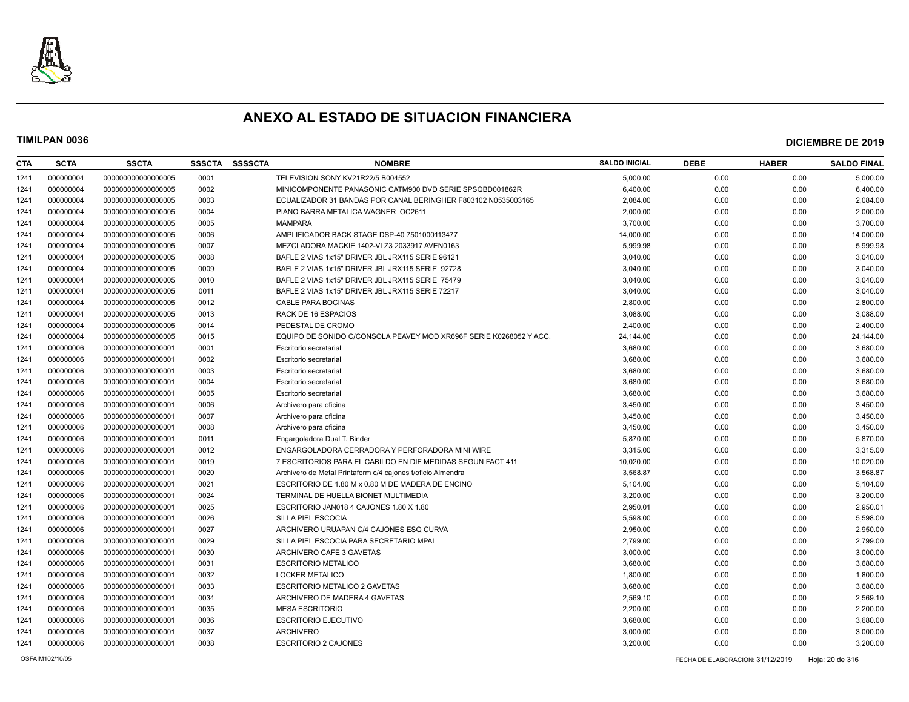# ANEXO AL ESTADO DE SITUACION FINANCIERA

**TIMILPAN 0036** **DICIEMBRE DE 2019**

| CTA | SCTA | SSCTA | SSSCTA | SSSSCTA | NOMBRE | SALDO INICIAL | DEBE | HABER | SALDO FINAL |
|---|---|---|---|---|---|---|---|---|---|
| 1241 | 000000004 | 000000000000000005 | 0001 | | TELEVISION SONY KV21R22/5 B004552 | 5,000.00 | 0.00 | 0.00 | 5,000.00 |
| 1241 | 000000004 | 000000000000000005 | 0002 | | MINICOMPONENTE PANASONIC CATM900 DVD SERIE SPSQBD001862R | 6,400.00 | 0.00 | 0.00 | 6,400.00 |
| 1241 | 000000004 | 000000000000000005 | 0003 | | ECUALIZADOR 31 BANDAS POR CANAL BERINGHER F803102 N0535003165 | 2,084.00 | 0.00 | 0.00 | 2,084.00 |
| 1241 | 000000004 | 000000000000000005 | 0004 | | PIANO BARRA METALICA WAGNER OC2611 | 2,000.00 | 0.00 | 0.00 | 2,000.00 |
| 1241 | 000000004 | 000000000000000005 | 0005 | | MAMPARA | 3,700.00 | 0.00 | 0.00 | 3,700.00 |
| 1241 | 000000004 | 000000000000000005 | 0006 | | AMPLIFICADOR BACK STAGE DSP-40 7501000113477 | 14,000.00 | 0.00 | 0.00 | 14,000.00 |
| 1241 | 000000004 | 000000000000000005 | 0007 | | MEZCLADORA MACKIE 1402-VLZ3 2033917 AVEN0163 | 5,999.98 | 0.00 | 0.00 | 5,999.98 |
| 1241 | 000000004 | 000000000000000005 | 0008 | | BAFLE 2 VIAS 1x15" DRIVER JBL JRX115 SERIE 96121 | 3,040.00 | 0.00 | 0.00 | 3,040.00 |
| 1241 | 000000004 | 000000000000000005 | 0009 | | BAFLE 2 VIAS 1x15" DRIVER JBL JRX115 SERIE 92728 | 3,040.00 | 0.00 | 0.00 | 3,040.00 |
| 1241 | 000000004 | 000000000000000005 | 0010 | | BAFLE 2 VIAS 1x15" DRIVER JBL JRX115 SERIE 75479 | 3,040.00 | 0.00 | 0.00 | 3,040.00 |
| 1241 | 000000004 | 000000000000000005 | 0011 | | BAFLE 2 VIAS 1x15" DRIVER JBL JRX115 SERIE 72217 | 3,040.00 | 0.00 | 0.00 | 3,040.00 |
| 1241 | 000000004 | 000000000000000005 | 0012 | | CABLE PARA BOCINAS | 2,800.00 | 0.00 | 0.00 | 2,800.00 |
| 1241 | 000000004 | 000000000000000005 | 0013 | | RACK DE 16 ESPACIOS | 3,088.00 | 0.00 | 0.00 | 3,088.00 |
| 1241 | 000000004 | 000000000000000005 | 0014 | | PEDESTAL DE CROMO | 2,400.00 | 0.00 | 0.00 | 2,400.00 |
| 1241 | 000000004 | 000000000000000005 | 0015 | | EQUIPO DE SONIDO C/CONSOLA PEAVEY MOD XR696F SERIE K0268052 Y ACC. | 24,144.00 | 0.00 | 0.00 | 24,144.00 |
| 1241 | 000000006 | 000000000000000001 | 0001 | | Escritorio secretarial | 3,680.00 | 0.00 | 0.00 | 3,680.00 |
| 1241 | 000000006 | 000000000000000001 | 0002 | | Escritorio secretarial | 3,680.00 | 0.00 | 0.00 | 3,680.00 |
| 1241 | 000000006 | 000000000000000001 | 0003 | | Escritorio secretarial | 3,680.00 | 0.00 | 0.00 | 3,680.00 |
| 1241 | 000000006 | 000000000000000001 | 0004 | | Escritorio secretarial | 3,680.00 | 0.00 | 0.00 | 3,680.00 |
| 1241 | 000000006 | 000000000000000001 | 0005 | | Escritorio secretarial | 3,680.00 | 0.00 | 0.00 | 3,680.00 |
| 1241 | 000000006 | 000000000000000001 | 0006 | | Archivero para oficina | 3,450.00 | 0.00 | 0.00 | 3,450.00 |
| 1241 | 000000006 | 000000000000000001 | 0007 | | Archivero para oficina | 3,450.00 | 0.00 | 0.00 | 3,450.00 |
| 1241 | 000000006 | 000000000000000001 | 0008 | | Archivero para oficina | 3,450.00 | 0.00 | 0.00 | 3,450.00 |
| 1241 | 000000006 | 000000000000000001 | 0011 | | Engargoladora Dual T. Binder | 5,870.00 | 0.00 | 0.00 | 5,870.00 |
| 1241 | 000000006 | 000000000000000001 | 0012 | | ENGARGOLADORA CERRADORA Y PERFORADORA MINI WIRE | 3,315.00 | 0.00 | 0.00 | 3,315.00 |
| 1241 | 000000006 | 000000000000000001 | 0019 | | 7 ESCRITORIOS PARA EL CABILDO EN DIF MEDIDAS SEGUN FACT 411 | 10,020.00 | 0.00 | 0.00 | 10,020.00 |
| 1241 | 000000006 | 000000000000000001 | 0020 | | Archivero de Metal Printaform c/4 cajones t/oficio Almendra | 3,568.87 | 0.00 | 0.00 | 3,568.87 |
| 1241 | 000000006 | 000000000000000001 | 0021 | | ESCRITORIO DE 1.80 M x 0.80 M DE MADERA DE ENCINO | 5,104.00 | 0.00 | 0.00 | 5,104.00 |
| 1241 | 000000006 | 000000000000000001 | 0024 | | TERMINAL DE HUELLA BIONET MULTIMEDIA | 3,200.00 | 0.00 | 0.00 | 3,200.00 |
| 1241 | 000000006 | 000000000000000001 | 0025 | | ESCRITORIO JAN018 4 CAJONES 1.80 X 1.80 | 2,950.01 | 0.00 | 0.00 | 2,950.01 |
| 1241 | 000000006 | 000000000000000001 | 0026 | | SILLA PIEL ESCOCIA | 5,598.00 | 0.00 | 0.00 | 5,598.00 |
| 1241 | 000000006 | 000000000000000001 | 0027 | | ARCHIVERO URUAPAN C/4 CAJONES ESQ CURVA | 2,950.00 | 0.00 | 0.00 | 2,950.00 |
| 1241 | 000000006 | 000000000000000001 | 0029 | | SILLA PIEL ESCOCIA PARA SECRETARIO MPAL | 2,799.00 | 0.00 | 0.00 | 2,799.00 |
| 1241 | 000000006 | 000000000000000001 | 0030 | | ARCHIVERO CAFE 3 GAVETAS | 3,000.00 | 0.00 | 0.00 | 3,000.00 |
| 1241 | 000000006 | 000000000000000001 | 0031 | | ESCRITORIO METALICO | 3,680.00 | 0.00 | 0.00 | 3,680.00 |
| 1241 | 000000006 | 000000000000000001 | 0032 | | LOCKER METALICO | 1,800.00 | 0.00 | 0.00 | 1,800.00 |
| 1241 | 000000006 | 000000000000000001 | 0033 | | ESCRITORIO METALICO 2 GAVETAS | 3,680.00 | 0.00 | 0.00 | 3,680.00 |
| 1241 | 000000006 | 000000000000000001 | 0034 | | ARCHIVERO DE MADERA 4 GAVETAS | 2,569.10 | 0.00 | 0.00 | 2,569.10 |
| 1241 | 000000006 | 000000000000000001 | 0035 | | MESA ESCRITORIO | 2,200.00 | 0.00 | 0.00 | 2,200.00 |
| 1241 | 000000006 | 000000000000000001 | 0036 | | ESCRITORIO EJECUTIVO | 3,680.00 | 0.00 | 0.00 | 3,680.00 |
| 1241 | 000000006 | 000000000000000001 | 0037 | | ARCHIVERO | 3,000.00 | 0.00 | 0.00 | 3,000.00 |
| 1241 | 000000006 | 000000000000000001 | 0038 | | ESCRITORIO 2 CAJONES | 3,200.00 | 0.00 | 0.00 | 3,200.00 |

OSFAIM102/10/05 FECHA DE ELABORACION: 31/12/2019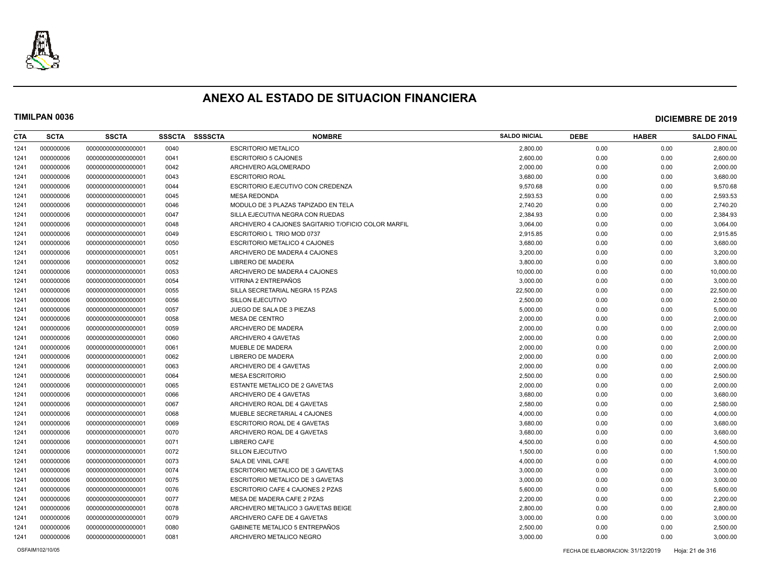# ANEXO AL ESTADO DE SITUACION FINANCIERA

**TIMILPAN 0036** **DICIEMBRE DE 2019**

| CTA | SCTA | SSCTA | SSSCTA | SSSSCTA | NOMBRE | SALDO INICIAL | DEBE | HABER | SALDO FINAL |
|---|---|---|---|---|---|---|---|---|---|
| 1241 | 000000006 | 000000000000000001 | 0040 | | ESCRITORIO METALICO | 2,800.00 | 0.00 | 0.00 | 2,800.00 |
| 1241 | 000000006 | 000000000000000001 | 0041 | | ESCRITORIO 5 CAJONES | 2,600.00 | 0.00 | 0.00 | 2,600.00 |
| 1241 | 000000006 | 000000000000000001 | 0042 | | ARCHIVERO AGLOMERADO | 2,000.00 | 0.00 | 0.00 | 2,000.00 |
| 1241 | 000000006 | 000000000000000001 | 0043 | | ESCRITORIO ROAL | 3,680.00 | 0.00 | 0.00 | 3,680.00 |
| 1241 | 000000006 | 000000000000000001 | 0044 | | ESCRITORIO EJECUTIVO CON CREDENZA | 9,570.68 | 0.00 | 0.00 | 9,570.68 |
| 1241 | 000000006 | 000000000000000001 | 0045 | | MESA REDONDA | 2,593.53 | 0.00 | 0.00 | 2,593.53 |
| 1241 | 000000006 | 000000000000000001 | 0046 | | MODULO DE 3 PLAZAS TAPIZADO EN TELA | 2,740.20 | 0.00 | 0.00 | 2,740.20 |
| 1241 | 000000006 | 000000000000000001 | 0047 | | SILLA EJECUTIVA NEGRA CON RUEDAS | 2,384.93 | 0.00 | 0.00 | 2,384.93 |
| 1241 | 000000006 | 000000000000000001 | 0048 | | ARCHIVERO 4 CAJONES SAGITARIO T/OFICIO COLOR MARFIL | 3,064.00 | 0.00 | 0.00 | 3,064.00 |
| 1241 | 000000006 | 000000000000000001 | 0049 | | ESCRITORIO L TRIO MOD 0737 | 2,915.85 | 0.00 | 0.00 | 2,915.85 |
| 1241 | 000000006 | 000000000000000001 | 0050 | | ESCRITORIO METALICO 4 CAJONES | 3,680.00 | 0.00 | 0.00 | 3,680.00 |
| 1241 | 000000006 | 000000000000000001 | 0051 | | ARCHIVERO DE MADERA 4 CAJONES | 3,200.00 | 0.00 | 0.00 | 3,200.00 |
| 1241 | 000000006 | 000000000000000001 | 0052 | | LIBRERO DE MADERA | 3,800.00 | 0.00 | 0.00 | 3,800.00 |
| 1241 | 000000006 | 000000000000000001 | 0053 | | ARCHIVERO DE MADERA 4 CAJONES | 10,000.00 | 0.00 | 0.00 | 10,000.00 |
| 1241 | 000000006 | 000000000000000001 | 0054 | | VITRINA 2 ENTREPAÑOS | 3,000.00 | 0.00 | 0.00 | 3,000.00 |
| 1241 | 000000006 | 000000000000000001 | 0055 | | SILLA SECRETARIAL NEGRA 15 PZAS | 22,500.00 | 0.00 | 0.00 | 22,500.00 |
| 1241 | 000000006 | 000000000000000001 | 0056 | | SILLON EJECUTIVO | 2,500.00 | 0.00 | 0.00 | 2,500.00 |
| 1241 | 000000006 | 000000000000000001 | 0057 | | JUEGO DE SALA DE 3 PIEZAS | 5,000.00 | 0.00 | 0.00 | 5,000.00 |
| 1241 | 000000006 | 000000000000000001 | 0058 | | MESA DE CENTRO | 2,000.00 | 0.00 | 0.00 | 2,000.00 |
| 1241 | 000000006 | 000000000000000001 | 0059 | | ARCHIVERO DE MADERA | 2,000.00 | 0.00 | 0.00 | 2,000.00 |
| 1241 | 000000006 | 000000000000000001 | 0060 | | ARCHIVERO 4 GAVETAS | 2,000.00 | 0.00 | 0.00 | 2,000.00 |
| 1241 | 000000006 | 000000000000000001 | 0061 | | MUEBLE DE MADERA | 2,000.00 | 0.00 | 0.00 | 2,000.00 |
| 1241 | 000000006 | 000000000000000001 | 0062 | | LIBRERO DE MADERA | 2,000.00 | 0.00 | 0.00 | 2,000.00 |
| 1241 | 000000006 | 000000000000000001 | 0063 | | ARCHIVERO DE 4 GAVETAS | 2,000.00 | 0.00 | 0.00 | 2,000.00 |
| 1241 | 000000006 | 000000000000000001 | 0064 | | MESA ESCRITORIO | 2,500.00 | 0.00 | 0.00 | 2,500.00 |
| 1241 | 000000006 | 000000000000000001 | 0065 | | ESTANTE METALICO DE 2 GAVETAS | 2,000.00 | 0.00 | 0.00 | 2,000.00 |
| 1241 | 000000006 | 000000000000000001 | 0066 | | ARCHIVERO DE 4 GAVETAS | 3,680.00 | 0.00 | 0.00 | 3,680.00 |
| 1241 | 000000006 | 000000000000000001 | 0067 | | ARCHIVERO ROAL DE 4 GAVETAS | 2,580.00 | 0.00 | 0.00 | 2,580.00 |
| 1241 | 000000006 | 000000000000000001 | 0068 | | MUEBLE SECRETARIAL 4 CAJONES | 4,000.00 | 0.00 | 0.00 | 4,000.00 |
| 1241 | 000000006 | 000000000000000001 | 0069 | | ESCRITORIO ROAL DE 4 GAVETAS | 3,680.00 | 0.00 | 0.00 | 3,680.00 |
| 1241 | 000000006 | 000000000000000001 | 0070 | | ARCHIVERO ROAL DE 4 GAVETAS | 3,680.00 | 0.00 | 0.00 | 3,680.00 |
| 1241 | 000000006 | 000000000000000001 | 0071 | | LIBRERO CAFE | 4,500.00 | 0.00 | 0.00 | 4,500.00 |
| 1241 | 000000006 | 000000000000000001 | 0072 | | SILLON EJECUTIVO | 1,500.00 | 0.00 | 0.00 | 1,500.00 |
| 1241 | 000000006 | 000000000000000001 | 0073 | | SALA DE VINIL CAFE | 4,000.00 | 0.00 | 0.00 | 4,000.00 |
| 1241 | 000000006 | 000000000000000001 | 0074 | | ESCRITORIO METALICO DE 3 GAVETAS | 3,000.00 | 0.00 | 0.00 | 3,000.00 |
| 1241 | 000000006 | 000000000000000001 | 0075 | | ESCRITORIO METALICO DE 3 GAVETAS | 3,000.00 | 0.00 | 0.00 | 3,000.00 |
| 1241 | 000000006 | 000000000000000001 | 0076 | | ESCRITORIO CAFE 4 CAJONES 2 PZAS | 5,600.00 | 0.00 | 0.00 | 5,600.00 |
| 1241 | 000000006 | 000000000000000001 | 0077 | | MESA DE MADERA CAFE 2 PZAS | 2,200.00 | 0.00 | 0.00 | 2,200.00 |
| 1241 | 000000006 | 000000000000000001 | 0078 | | ARCHIVERO METALICO 3 GAVETAS BEIGE | 2,800.00 | 0.00 | 0.00 | 2,800.00 |
| 1241 | 000000006 | 000000000000000001 | 0079 | | ARCHIVERO CAFE DE 4 GAVETAS | 3,000.00 | 0.00 | 0.00 | 3,000.00 |
| 1241 | 000000006 | 000000000000000001 | 0080 | | GABINETE METALICO 5 ENTREPAÑOS | 2,500.00 | 0.00 | 0.00 | 2,500.00 |
| 1241 | 000000006 | 000000000000000001 | 0081 | | ARCHIVERO METALICO NEGRO | 3,000.00 | 0.00 | 0.00 | 3,000.00 |

OSFAIM102/10/05 FECHA DE ELABORACION: 31/12/2019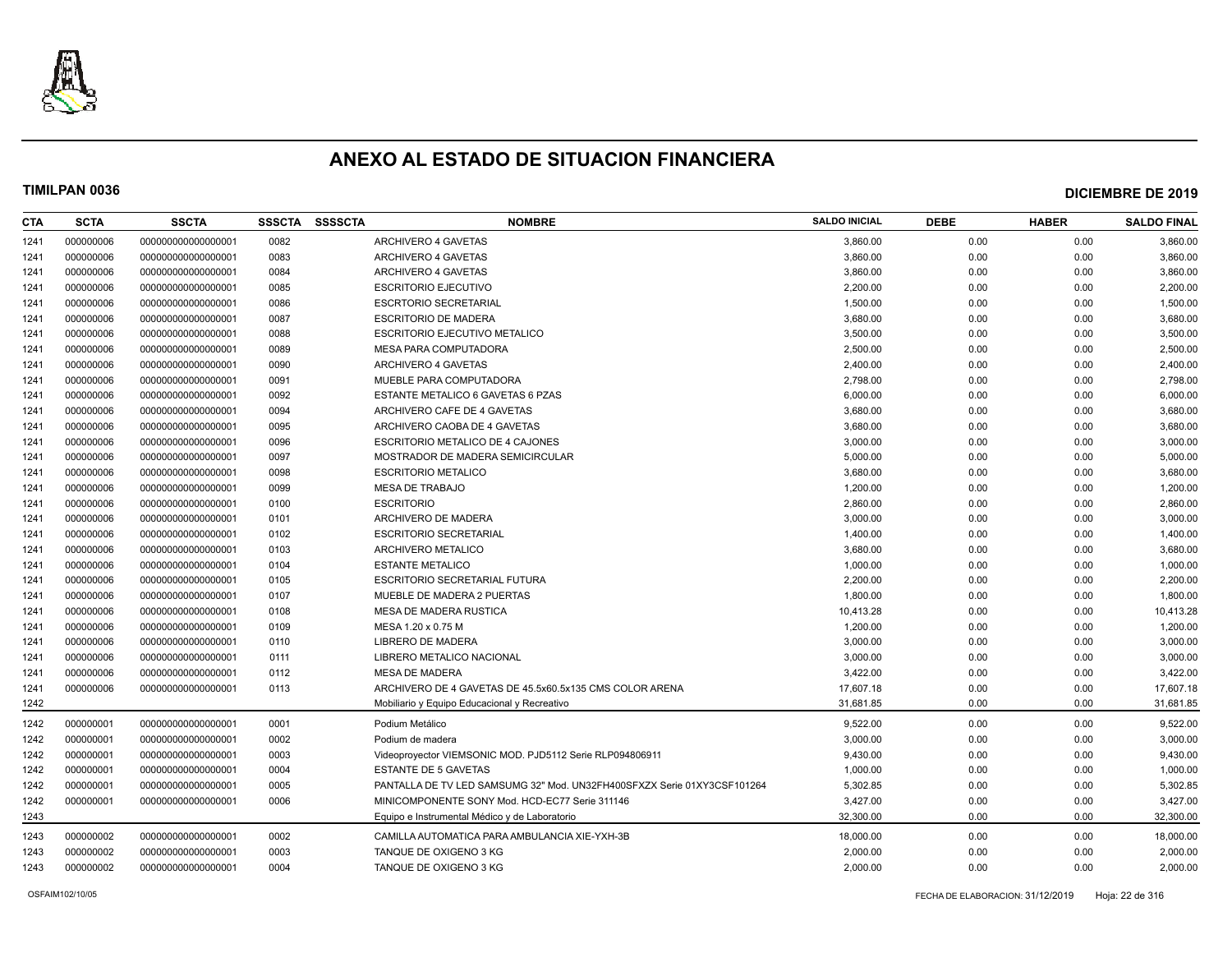# ANEXO AL ESTADO DE SITUACION FINANCIERA

**TIMILPAN 0036** **DICIEMBRE DE 2019**

| CTA | SCTA | SSCTA | SSSCTA | SSSSCTA | NOMBRE | SALDO INICIAL | DEBE | HABER | SALDO FINAL |
|---|---|---|---|---|---|---|---|---|---|
| 1241 | 000000006 | 000000000000000001 | 0082 | | ARCHIVERO 4 GAVETAS | 3,860.00 | 0.00 | 0.00 | 3,860.00 |
| 1241 | 000000006 | 000000000000000001 | 0083 | | ARCHIVERO 4 GAVETAS | 3,860.00 | 0.00 | 0.00 | 3,860.00 |
| 1241 | 000000006 | 000000000000000001 | 0084 | | ARCHIVERO 4 GAVETAS | 3,860.00 | 0.00 | 0.00 | 3,860.00 |
| 1241 | 000000006 | 000000000000000001 | 0085 | | ESCRITORIO EJECUTIVO | 2,200.00 | 0.00 | 0.00 | 2,200.00 |
| 1241 | 000000006 | 000000000000000001 | 0086 | | ESCRTORIO SECRETARIAL | 1,500.00 | 0.00 | 0.00 | 1,500.00 |
| 1241 | 000000006 | 000000000000000001 | 0087 | | ESCRITORIO DE MADERA | 3,680.00 | 0.00 | 0.00 | 3,680.00 |
| 1241 | 000000006 | 000000000000000001 | 0088 | | ESCRITORIO EJECUTIVO METALICO | 3,500.00 | 0.00 | 0.00 | 3,500.00 |
| 1241 | 000000006 | 000000000000000001 | 0089 | | MESA PARA COMPUTADORA | 2,500.00 | 0.00 | 0.00 | 2,500.00 |
| 1241 | 000000006 | 000000000000000001 | 0090 | | ARCHIVERO 4 GAVETAS | 2,400.00 | 0.00 | 0.00 | 2,400.00 |
| 1241 | 000000006 | 000000000000000001 | 0091 | | MUEBLE PARA COMPUTADORA | 2,798.00 | 0.00 | 0.00 | 2,798.00 |
| 1241 | 000000006 | 000000000000000001 | 0092 | | ESTANTE METALICO 6 GAVETAS 6 PZAS | 6,000.00 | 0.00 | 0.00 | 6,000.00 |
| 1241 | 000000006 | 000000000000000001 | 0094 | | ARCHIVERO CAFE DE 4 GAVETAS | 3,680.00 | 0.00 | 0.00 | 3,680.00 |
| 1241 | 000000006 | 000000000000000001 | 0095 | | ARCHIVERO CAOBA DE 4 GAVETAS | 3,680.00 | 0.00 | 0.00 | 3,680.00 |
| 1241 | 000000006 | 000000000000000001 | 0096 | | ESCRITORIO METALICO DE 4 CAJONES | 3,000.00 | 0.00 | 0.00 | 3,000.00 |
| 1241 | 000000006 | 000000000000000001 | 0097 | | MOSTRADOR DE MADERA SEMICIRCULAR | 5,000.00 | 0.00 | 0.00 | 5,000.00 |
| 1241 | 000000006 | 000000000000000001 | 0098 | | ESCRITORIO METALICO | 3,680.00 | 0.00 | 0.00 | 3,680.00 |
| 1241 | 000000006 | 000000000000000001 | 0099 | | MESA DE TRABAJO | 1,200.00 | 0.00 | 0.00 | 1,200.00 |
| 1241 | 000000006 | 000000000000000001 | 0100 | | ESCRITORIO | 2,860.00 | 0.00 | 0.00 | 2,860.00 |
| 1241 | 000000006 | 000000000000000001 | 0101 | | ARCHIVERO DE MADERA | 3,000.00 | 0.00 | 0.00 | 3,000.00 |
| 1241 | 000000006 | 000000000000000001 | 0102 | | ESCRITORIO SECRETARIAL | 1,400.00 | 0.00 | 0.00 | 1,400.00 |
| 1241 | 000000006 | 000000000000000001 | 0103 | | ARCHIVERO METALICO | 3,680.00 | 0.00 | 0.00 | 3,680.00 |
| 1241 | 000000006 | 000000000000000001 | 0104 | | ESTANTE METALICO | 1,000.00 | 0.00 | 0.00 | 1,000.00 |
| 1241 | 000000006 | 000000000000000001 | 0105 | | ESCRITORIO SECRETARIAL FUTURA | 2,200.00 | 0.00 | 0.00 | 2,200.00 |
| 1241 | 000000006 | 000000000000000001 | 0107 | | MUEBLE DE MADERA 2 PUERTAS | 1,800.00 | 0.00 | 0.00 | 1,800.00 |
| 1241 | 000000006 | 000000000000000001 | 0108 | | MESA DE MADERA RUSTICA | 10,413.28 | 0.00 | 0.00 | 10,413.28 |
| 1241 | 000000006 | 000000000000000001 | 0109 | | MESA 1.20 x 0.75 M | 1,200.00 | 0.00 | 0.00 | 1,200.00 |
| 1241 | 000000006 | 000000000000000001 | 0110 | | LIBRERO DE MADERA | 3,000.00 | 0.00 | 0.00 | 3,000.00 |
| 1241 | 000000006 | 000000000000000001 | 0111 | | LIBRERO METALICO NACIONAL | 3,000.00 | 0.00 | 0.00 | 3,000.00 |
| 1241 | 000000006 | 000000000000000001 | 0112 | | MESA DE MADERA | 3,422.00 | 0.00 | 0.00 | 3,422.00 |
| 1241 | 000000006 | 000000000000000001 | 0113 | | ARCHIVERO DE 4 GAVETAS DE 45.5x60.5x135 CMS COLOR ARENA | 17,607.18 | 0.00 | 0.00 | 17,607.18 |
| 1242 | | | | | Mobiliario y Equipo Educacional y Recreativo | 31,681.85 | 0.00 | 0.00 | 31,681.85 |
| 1242 | 000000001 | 000000000000000001 | 0001 | | Podium Metálico | 9,522.00 | 0.00 | 0.00 | 9,522.00 |
| 1242 | 000000001 | 000000000000000001 | 0002 | | Podium de madera | 3,000.00 | 0.00 | 0.00 | 3,000.00 |
| 1242 | 000000001 | 000000000000000001 | 0003 | | Videoproyector VIEMSONIC MOD. PJD5112 Serie RLP094806911 | 9,430.00 | 0.00 | 0.00 | 9,430.00 |
| 1242 | 000000001 | 000000000000000001 | 0004 | | ESTANTE DE 5 GAVETAS | 1,000.00 | 0.00 | 0.00 | 1,000.00 |
| 1242 | 000000001 | 000000000000000001 | 0005 | | PANTALLA DE TV LED SAMSUMG 32" Mod. UN32FH400SFXZX Serie 01XY3CSF101264 | 5,302.85 | 0.00 | 0.00 | 5,302.85 |
| 1242 | 000000001 | 000000000000000001 | 0006 | | MINICOMPONENTE SONY Mod. HCD-EC77 Serie 311146 | 3,427.00 | 0.00 | 0.00 | 3,427.00 |
| 1243 | | | | | Equipo e Instrumental Médico y de Laboratorio | 32,300.00 | 0.00 | 0.00 | 32,300.00 |
| 1243 | 000000002 | 000000000000000001 | 0002 | | CAMILLA AUTOMATICA PARA AMBULANCIA XIE-YXH-3B | 18,000.00 | 0.00 | 0.00 | 18,000.00 |
| 1243 | 000000002 | 000000000000000001 | 0003 | | TANQUE DE OXIGENO 3 KG | 2,000.00 | 0.00 | 0.00 | 2,000.00 |
| 1243 | 000000002 | 000000000000000001 | 0004 | | TANQUE DE OXIGENO 3 KG | 2,000.00 | 0.00 | 0.00 | 2,000.00 |

OSFAIM102/10/05 FECHA DE ELABORACION: 31/12/2019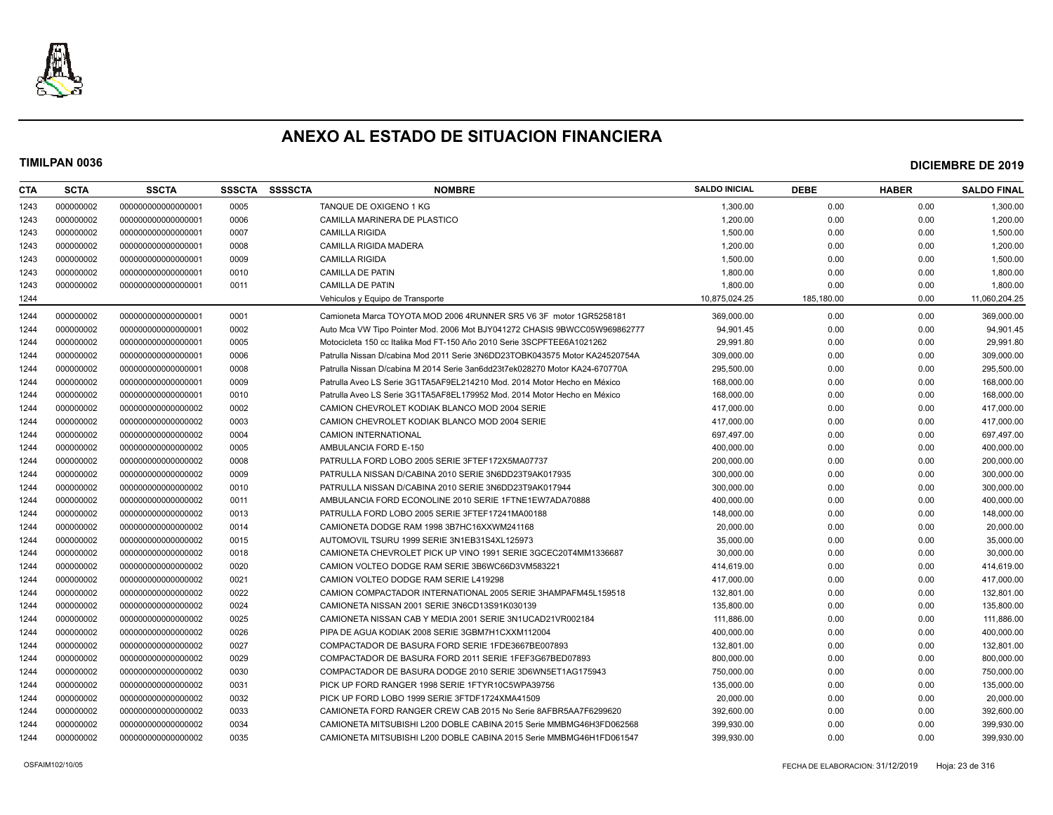# ANEXO AL ESTADO DE SITUACION FINANCIERA

**TIMILPAN 0036** **DICIEMBRE DE 2019**

| CTA | SCTA | SSCTA | SSSCTA | SSSSCTA | NOMBRE | SALDO INICIAL | DEBE | HABER | SALDO FINAL |
|---|---|---|---|---|---|---|---|---|---|
| 1243 | 000000002 | 000000000000000001 | 0005 | | TANQUE DE OXIGENO 1 KG | 1,300.00 | 0.00 | 0.00 | 1,300.00 |
| 1243 | 000000002 | 000000000000000001 | 0006 | | CAMILLA MARINERA DE PLASTICO | 1,200.00 | 0.00 | 0.00 | 1,200.00 |
| 1243 | 000000002 | 000000000000000001 | 0007 | | CAMILLA RIGIDA | 1,500.00 | 0.00 | 0.00 | 1,500.00 |
| 1243 | 000000002 | 000000000000000001 | 0008 | | CAMILLA RIGIDA MADERA | 1,200.00 | 0.00 | 0.00 | 1,200.00 |
| 1243 | 000000002 | 000000000000000001 | 0009 | | CAMILLA RIGIDA | 1,500.00 | 0.00 | 0.00 | 1,500.00 |
| 1243 | 000000002 | 000000000000000001 | 0010 | | CAMILLA DE PATIN | 1,800.00 | 0.00 | 0.00 | 1,800.00 |
| 1243 | 000000002 | 000000000000000001 | 0011 | | CAMILLA DE PATIN | 1,800.00 | 0.00 | 0.00 | 1,800.00 |
| 1244 | | | | | Vehiculos y Equipo de Transporte | 10,875,024.25 | 185,180.00 | 0.00 | 11,060,204.25 |
| 1244 | 000000002 | 000000000000000001 | 0001 | | Camioneta Marca TOYOTA MOD 2006 4RUNNER SR5 V6 3F motor 1GR5258181 | 369,000.00 | 0.00 | 0.00 | 369,000.00 |
| 1244 | 000000002 | 000000000000000001 | 0002 | | Auto Mca VW Tipo Pointer Mod. 2006 Mot BJY041272 CHASIS 9BWCC05W969862777 | 94,901.45 | 0.00 | 0.00 | 94,901.45 |
| 1244 | 000000002 | 000000000000000001 | 0005 | | Motocicleta 150 cc Italika Mod FT-150 Año 2010 Serie 3SCPFTEE6A1021262 | 29,991.80 | 0.00 | 0.00 | 29,991.80 |
| 1244 | 000000002 | 000000000000000001 | 0006 | | Patrulla Nissan D/cabina Mod 2011 Serie 3N6DD23TOBK043575 Motor KA24520754A | 309,000.00 | 0.00 | 0.00 | 309,000.00 |
| 1244 | 000000002 | 000000000000000001 | 0008 | | Patrulla Nissan D/cabina M 2014 Serie 3an6dd23t7ek028270 Motor KA24-670770A | 295,500.00 | 0.00 | 0.00 | 295,500.00 |
| 1244 | 000000002 | 000000000000000001 | 0009 | | Patrulla Aveo LS Serie 3G1TA5AF9EL214210 Mod. 2014 Motor Hecho en México | 168,000.00 | 0.00 | 0.00 | 168,000.00 |
| 1244 | 000000002 | 000000000000000001 | 0010 | | Patrulla Aveo LS Serie 3G1TA5AF8EL179952 Mod. 2014 Motor Hecho en México | 168,000.00 | 0.00 | 0.00 | 168,000.00 |
| 1244 | 000000002 | 000000000000000002 | 0002 | | CAMION CHEVROLET KODIAK BLANCO MOD 2004 SERIE | 417,000.00 | 0.00 | 0.00 | 417,000.00 |
| 1244 | 000000002 | 000000000000000002 | 0003 | | CAMION CHEVROLET KODIAK BLANCO MOD 2004 SERIE | 417,000.00 | 0.00 | 0.00 | 417,000.00 |
| 1244 | 000000002 | 000000000000000002 | 0004 | | CAMION INTERNATIONAL | 697,497.00 | 0.00 | 0.00 | 697,497.00 |
| 1244 | 000000002 | 000000000000000002 | 0005 | | AMBULANCIA FORD E-150 | 400,000.00 | 0.00 | 0.00 | 400,000.00 |
| 1244 | 000000002 | 000000000000000002 | 0008 | | PATRULLA FORD LOBO 2005 SERIE 3FTEF172X5MA07737 | 200,000.00 | 0.00 | 0.00 | 200,000.00 |
| 1244 | 000000002 | 000000000000000002 | 0009 | | PATRULLA NISSAN D/CABINA 2010 SERIE 3N6DD23T9AK017935 | 300,000.00 | 0.00 | 0.00 | 300,000.00 |
| 1244 | 000000002 | 000000000000000002 | 0010 | | PATRULLA NISSAN D/CABINA 2010 SERIE 3N6DD23T9AK017944 | 300,000.00 | 0.00 | 0.00 | 300,000.00 |
| 1244 | 000000002 | 000000000000000002 | 0011 | | AMBULANCIA FORD ECONOLINE 2010 SERIE 1FTNE1EW7ADA70888 | 400,000.00 | 0.00 | 0.00 | 400,000.00 |
| 1244 | 000000002 | 000000000000000002 | 0013 | | PATRULLA FORD LOBO 2005 SERIE 3FTEF17241MA00188 | 148,000.00 | 0.00 | 0.00 | 148,000.00 |
| 1244 | 000000002 | 000000000000000002 | 0014 | | CAMIONETA DODGE RAM 1998 3B7HC16XXWM241168 | 20,000.00 | 0.00 | 0.00 | 20,000.00 |
| 1244 | 000000002 | 000000000000000002 | 0015 | | AUTOMOVIL TSURU 1999 SERIE 3N1EB31S4XL125973 | 35,000.00 | 0.00 | 0.00 | 35,000.00 |
| 1244 | 000000002 | 000000000000000002 | 0018 | | CAMIONETA CHEVROLET PICK UP VINO 1991 SERIE 3GCEC20T4MM1336687 | 30,000.00 | 0.00 | 0.00 | 30,000.00 |
| 1244 | 000000002 | 000000000000000002 | 0020 | | CAMION VOLTEO DODGE RAM SERIE 3B6WC66D3VM583221 | 414,619.00 | 0.00 | 0.00 | 414,619.00 |
| 1244 | 000000002 | 000000000000000002 | 0021 | | CAMION VOLTEO DODGE RAM SERIE L419298 | 417,000.00 | 0.00 | 0.00 | 417,000.00 |
| 1244 | 000000002 | 000000000000000002 | 0022 | | CAMION COMPACTADOR INTERNATIONAL 2005 SERIE 3HAMPAFM45L159518 | 132,801.00 | 0.00 | 0.00 | 132,801.00 |
| 1244 | 000000002 | 000000000000000002 | 0024 | | CAMIONETA NISSAN 2001 SERIE 3N6CD13S91K030139 | 135,800.00 | 0.00 | 0.00 | 135,800.00 |
| 1244 | 000000002 | 000000000000000002 | 0025 | | CAMIONETA NISSAN CAB Y MEDIA 2001 SERIE 3N1UCAD21VR002184 | 111,886.00 | 0.00 | 0.00 | 111,886.00 |
| 1244 | 000000002 | 000000000000000002 | 0026 | | PIPA DE AGUA KODIAK 2008 SERIE 3GBM7H1CXXM112004 | 400,000.00 | 0.00 | 0.00 | 400,000.00 |
| 1244 | 000000002 | 000000000000000002 | 0027 | | COMPACTADOR DE BASURA FORD SERIE 1FDE3667BE007893 | 132,801.00 | 0.00 | 0.00 | 132,801.00 |
| 1244 | 000000002 | 000000000000000002 | 0029 | | COMPACTADOR DE BASURA FORD 2011 SERIE 1FEF3G67BED07893 | 800,000.00 | 0.00 | 0.00 | 800,000.00 |
| 1244 | 000000002 | 000000000000000002 | 0030 | | COMPACTADOR DE BASURA DODGE 2010 SERIE 3D6WN5ET1AG175943 | 750,000.00 | 0.00 | 0.00 | 750,000.00 |
| 1244 | 000000002 | 000000000000000002 | 0031 | | PICK UP FORD RANGER 1998 SERIE 1FTYR10C5WPA39756 | 135,000.00 | 0.00 | 0.00 | 135,000.00 |
| 1244 | 000000002 | 000000000000000002 | 0032 | | PICK UP FORD LOBO 1999 SERIE 3FTDF1724XMA41509 | 20,000.00 | 0.00 | 0.00 | 20,000.00 |
| 1244 | 000000002 | 000000000000000002 | 0033 | | CAMIONETA FORD RANGER CREW CAB 2015 No Serie 8AFBR5AA7F6299620 | 392,600.00 | 0.00 | 0.00 | 392,600.00 |
| 1244 | 000000002 | 000000000000000002 | 0034 | | CAMIONETA MITSUBISHI L200 DOBLE CABINA 2015 Serie MMBMG46H3FD062568 | 399,930.00 | 0.00 | 0.00 | 399,930.00 |
| 1244 | 000000002 | 000000000000000002 | 0035 | | CAMIONETA MITSUBISHI L200 DOBLE CABINA 2015 Serie MMBMG46H1FD061547 | 399,930.00 | 0.00 | 0.00 | 399,930.00 |

OSFAIM102/10/05 FECHA DE ELABORACION: 31/12/2019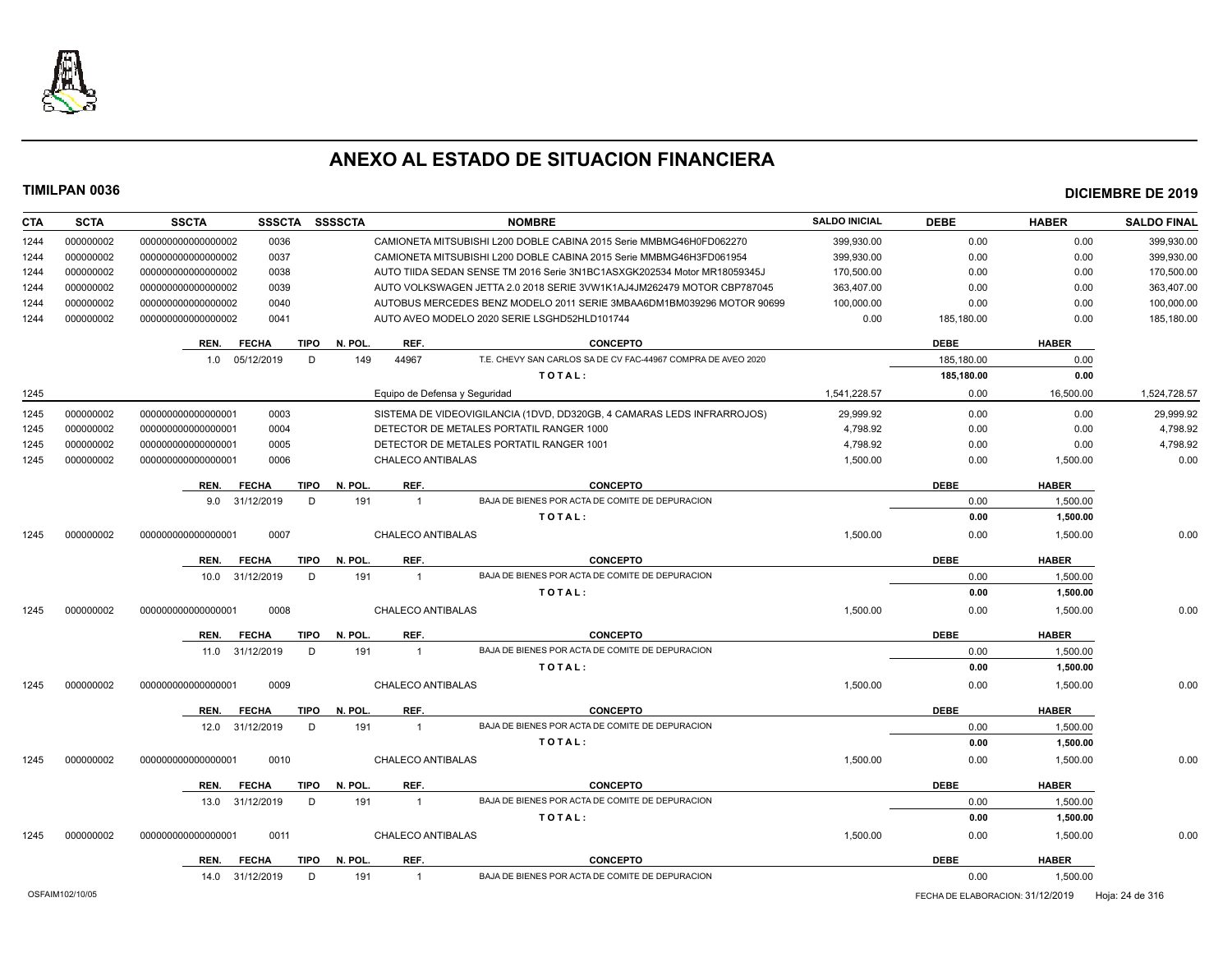# ANEXO AL ESTADO DE SITUACION FINANCIERA

**TIMILPAN 0036** **DICIEMBRE DE 2019**

| CTA | SCTA | SSCTA | SSSCTA | SSSSCTA | NOMBRE | SALDO INICIAL | DEBE | HABER | SALDO FINAL |
|---|---|---|---|---|---|---|---|---|---|
| 1244 | 000000002 | 0000000000000000002 | 0036 | | CAMIONETA MITSUBISHI L200 DOBLE CABINA 2015 Serie MMBMG46H0FD062270 | 399,930.00 | 0.00 | 0.00 | 399,930.00 |
| 1244 | 000000002 | 0000000000000000002 | 0037 | | CAMIONETA MITSUBISHI L200 DOBLE CABINA 2015 Serie MMBMG46H3FD061954 | 399,930.00 | 0.00 | 0.00 | 399,930.00 |
| 1244 | 000000002 | 0000000000000000002 | 0038 | | AUTO TIIDA SEDAN SENSE TM 2016 Serie 3N1BC1ASXGK202534 Motor MR18059345J | 170,500.00 | 0.00 | 0.00 | 170,500.00 |
| 1244 | 000000002 | 0000000000000000002 | 0039 | | AUTO VOLKSWAGEN JETTA 2.0 2018 SERIE 3VW1K1AJ4JM262479 MOTOR CBP787045 | 363,407.00 | 0.00 | 0.00 | 363,407.00 |
| 1244 | 000000002 | 0000000000000000002 | 0040 | | AUTOBUS MERCEDES BENZ MODELO 2011 SERIE 3MBAA6DM1BM039296 MOTOR 90699 | 100,000.00 | 0.00 | 0.00 | 100,000.00 |
| 1244 | 000000002 | 0000000000000000002 | 0041 | | AUTO AVEO MODELO 2020 SERIE LSGHD52HLD101744 | 0.00 | 185,180.00 | 0.00 | 185,180.00 |

| REN. | FECHA | TIPO | N. POL. | REF. | CONCEPTO | DEBE | HABER |
|---|---|---|---|---|---|---|---|
| 1.0 | 05/12/2019 | D | 149 | 44967 | T.E. CHEVY SAN CARLOS SA DE CV FAC-44967 COMPRA DE AVEO 2020 | 185,180.00 | 0.00 |
| | | | | | **TOTAL:** | **185,180.00** | **0.00** |

| CTA | SCTA | SSCTA | SSSCTA | SSSSCTA | NOMBRE | SALDO INICIAL | DEBE | HABER | SALDO FINAL |
|---|---|---|---|---|---|---|---|---|---|
| 1245 | | | | | Equipo de Defensa y Seguridad | 1,541,228.57 | 0.00 | 16,500.00 | 1,524,728.57 |
| 1245 | 000000002 | 0000000000000000001 | 0003 | | SISTEMA DE VIDEOVIGILANCIA (1DVD, DD320GB, 4 CAMARAS LEDS INFRARROJOS) | 29,999.92 | 0.00 | 0.00 | 29,999.92 |
| 1245 | 000000002 | 0000000000000000001 | 0004 | | DETECTOR DE METALES PORTATIL RANGER 1000 | 4,798.92 | 0.00 | 0.00 | 4,798.92 |
| 1245 | 000000002 | 0000000000000000001 | 0005 | | DETECTOR DE METALES PORTATIL RANGER 1001 | 4,798.92 | 0.00 | 0.00 | 4,798.92 |
| 1245 | 000000002 | 0000000000000000001 | 0006 | | CHALECO ANTIBALAS | 1,500.00 | 0.00 | 1,500.00 | 0.00 |

| REN. | FECHA | TIPO | N. POL. | REF. | CONCEPTO | DEBE | HABER |
|---|---|---|---|---|---|---|---|
| 9.0 | 31/12/2019 | D | 191 | 1 | BAJA DE BIENES POR ACTA DE COMITE DE DEPURACION | 0.00 | 1,500.00 |
| | | | | | **TOTAL:** | **0.00** | **1,500.00** |

| CTA | SCTA | SSCTA | SSSCTA | SSSSCTA | NOMBRE | SALDO INICIAL | DEBE | HABER | SALDO FINAL |
|---|---|---|---|---|---|---|---|---|---|
| 1245 | 000000002 | 0000000000000000001 | 0007 | | CHALECO ANTIBALAS | 1,500.00 | 0.00 | 1,500.00 | 0.00 |

| REN. | FECHA | TIPO | N. POL. | REF. | CONCEPTO | DEBE | HABER |
|---|---|---|---|---|---|---|---|
| 10.0 | 31/12/2019 | D | 191 | 1 | BAJA DE BIENES POR ACTA DE COMITE DE DEPURACION | 0.00 | 1,500.00 |
| | | | | | **TOTAL:** | **0.00** | **1,500.00** |

| CTA | SCTA | SSCTA | SSSCTA | SSSSCTA | NOMBRE | SALDO INICIAL | DEBE | HABER | SALDO FINAL |
|---|---|---|---|---|---|---|---|---|---|
| 1245 | 000000002 | 0000000000000000001 | 0008 | | CHALECO ANTIBALAS | 1,500.00 | 0.00 | 1,500.00 | 0.00 |

| REN. | FECHA | TIPO | N. POL. | REF. | CONCEPTO | DEBE | HABER |
|---|---|---|---|---|---|---|---|
| 11.0 | 31/12/2019 | D | 191 | 1 | BAJA DE BIENES POR ACTA DE COMITE DE DEPURACION | 0.00 | 1,500.00 |
| | | | | | **TOTAL:** | **0.00** | **1,500.00** |

| CTA | SCTA | SSCTA | SSSCTA | SSSSCTA | NOMBRE | SALDO INICIAL | DEBE | HABER | SALDO FINAL |
|---|---|---|---|---|---|---|---|---|---|
| 1245 | 000000002 | 0000000000000000001 | 0009 | | CHALECO ANTIBALAS | 1,500.00 | 0.00 | 1,500.00 | 0.00 |

| REN. | FECHA | TIPO | N. POL. | REF. | CONCEPTO | DEBE | HABER |
|---|---|---|---|---|---|---|---|
| 12.0 | 31/12/2019 | D | 191 | 1 | BAJA DE BIENES POR ACTA DE COMITE DE DEPURACION | 0.00 | 1,500.00 |
| | | | | | **TOTAL:** | **0.00** | **1,500.00** |

| CTA | SCTA | SSCTA | SSSCTA | SSSSCTA | NOMBRE | SALDO INICIAL | DEBE | HABER | SALDO FINAL |
|---|---|---|---|---|---|---|---|---|---|
| 1245 | 000000002 | 0000000000000000001 | 0010 | | CHALECO ANTIBALAS | 1,500.00 | 0.00 | 1,500.00 | 0.00 |

| REN. | FECHA | TIPO | N. POL. | REF. | CONCEPTO | DEBE | HABER |
|---|---|---|---|---|---|---|---|
| 13.0 | 31/12/2019 | D | 191 | 1 | BAJA DE BIENES POR ACTA DE COMITE DE DEPURACION | 0.00 | 1,500.00 |
| | | | | | **TOTAL:** | **0.00** | **1,500.00** |

| CTA | SCTA | SSCTA | SSSCTA | SSSSCTA | NOMBRE | SALDO INICIAL | DEBE | HABER | SALDO FINAL |
|---|---|---|---|---|---|---|---|---|---|
| 1245 | 000000002 | 0000000000000000001 | 0011 | | CHALECO ANTIBALAS | 1,500.00 | 0.00 | 1,500.00 | 0.00 |

| REN. | FECHA | TIPO | N. POL. | REF. | CONCEPTO | DEBE | HABER |
|---|---|---|---|---|---|---|---|
| 14.0 | 31/12/2019 | D | 191 | 1 | BAJA DE BIENES POR ACTA DE COMITE DE DEPURACION | 0.00 | 1,500.00 |

OSFAIM102/10/05 FECHA DE ELABORACION: 31/12/2019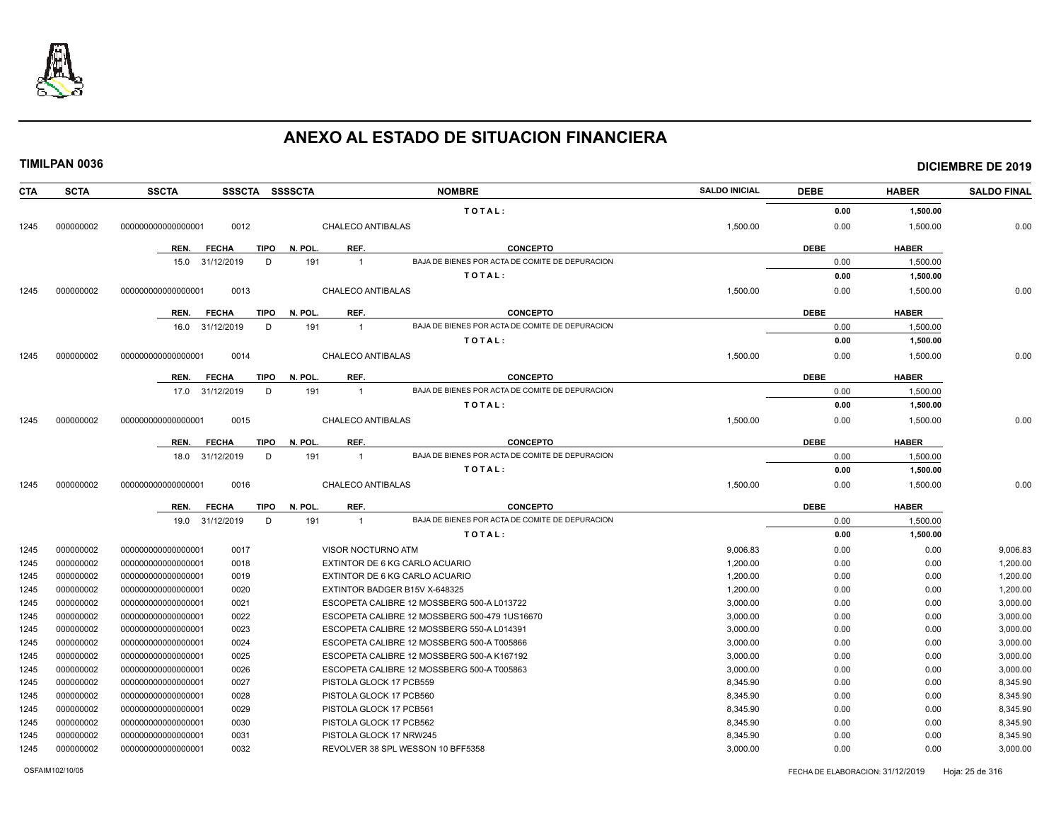# ANEXO AL ESTADO DE SITUACION FINANCIERA

**TIMILPAN 0036** **DICIEMBRE DE 2019**

| CTA | SCTA | SSCTA | SSSCTA | SSSSCTA | NOMBRE | SALDO INICIAL | DEBE | HABER | SALDO FINAL |
|---|---|---|---|---|---|---|---|---|---|
| | | | | | TOTAL: | | 0.00 | 1,500.00 | |
| 1245 | 000000002 | 000000000000000001 | 0012 | | CHALECO ANTIBALAS | 1,500.00 | 0.00 | 1,500.00 | 0.00 |

| REN. | FECHA | TIPO | N. POL. | REF. | CONCEPTO | DEBE | HABER |
|---|---|---|---|---|---|---|---|
| 15.0 | 31/12/2019 | D | 191 | 1 | BAJA DE BIENES POR ACTA DE COMITE DE DEPURACION | 0.00 | 1,500.00 |
| | | | | | TOTAL: | 0.00 | 1,500.00 |

| CTA | SCTA | SSCTA | SSSCTA | SSSSCTA | NOMBRE | SALDO INICIAL | DEBE | HABER | SALDO FINAL |
|---|---|---|---|---|---|---|---|---|---|
| 1245 | 000000002 | 000000000000000001 | 0013 | | CHALECO ANTIBALAS | 1,500.00 | 0.00 | 1,500.00 | 0.00 |

| REN. | FECHA | TIPO | N. POL. | REF. | CONCEPTO | DEBE | HABER |
|---|---|---|---|---|---|---|---|
| 16.0 | 31/12/2019 | D | 191 | 1 | BAJA DE BIENES POR ACTA DE COMITE DE DEPURACION | 0.00 | 1,500.00 |
| | | | | | TOTAL: | 0.00 | 1,500.00 |

| CTA | SCTA | SSCTA | SSSCTA | SSSSCTA | NOMBRE | SALDO INICIAL | DEBE | HABER | SALDO FINAL |
|---|---|---|---|---|---|---|---|---|---|
| 1245 | 000000002 | 000000000000000001 | 0014 | | CHALECO ANTIBALAS | 1,500.00 | 0.00 | 1,500.00 | 0.00 |

| REN. | FECHA | TIPO | N. POL. | REF. | CONCEPTO | DEBE | HABER |
|---|---|---|---|---|---|---|---|
| 17.0 | 31/12/2019 | D | 191 | 1 | BAJA DE BIENES POR ACTA DE COMITE DE DEPURACION | 0.00 | 1,500.00 |
| | | | | | TOTAL: | 0.00 | 1,500.00 |

| CTA | SCTA | SSCTA | SSSCTA | SSSSCTA | NOMBRE | SALDO INICIAL | DEBE | HABER | SALDO FINAL |
|---|---|---|---|---|---|---|---|---|---|
| 1245 | 000000002 | 000000000000000001 | 0015 | | CHALECO ANTIBALAS | 1,500.00 | 0.00 | 1,500.00 | 0.00 |

| REN. | FECHA | TIPO | N. POL. | REF. | CONCEPTO | DEBE | HABER |
|---|---|---|---|---|---|---|---|
| 18.0 | 31/12/2019 | D | 191 | 1 | BAJA DE BIENES POR ACTA DE COMITE DE DEPURACION | 0.00 | 1,500.00 |
| | | | | | TOTAL: | 0.00 | 1,500.00 |

| CTA | SCTA | SSCTA | SSSCTA | SSSSCTA | NOMBRE | SALDO INICIAL | DEBE | HABER | SALDO FINAL |
|---|---|---|---|---|---|---|---|---|---|
| 1245 | 000000002 | 000000000000000001 | 0016 | | CHALECO ANTIBALAS | 1,500.00 | 0.00 | 1,500.00 | 0.00 |

| REN. | FECHA | TIPO | N. POL. | REF. | CONCEPTO | DEBE | HABER |
|---|---|---|---|---|---|---|---|
| 19.0 | 31/12/2019 | D | 191 | 1 | BAJA DE BIENES POR ACTA DE COMITE DE DEPURACION | 0.00 | 1,500.00 |
| | | | | | TOTAL: | 0.00 | 1,500.00 |

| CTA | SCTA | SSCTA | SSSCTA | SSSSCTA | NOMBRE | SALDO INICIAL | DEBE | HABER | SALDO FINAL |
|---|---|---|---|---|---|---|---|---|---|
| 1245 | 000000002 | 000000000000000001 | 0017 | | VISOR NOCTURNO ATM | 9,006.83 | 0.00 | 0.00 | 9,006.83 |
| 1245 | 000000002 | 000000000000000001 | 0018 | | EXTINTOR DE 6 KG CARLO ACUARIO | 1,200.00 | 0.00 | 0.00 | 1,200.00 |
| 1245 | 000000002 | 000000000000000001 | 0019 | | EXTINTOR DE 6 KG CARLO ACUARIO | 1,200.00 | 0.00 | 0.00 | 1,200.00 |
| 1245 | 000000002 | 000000000000000001 | 0020 | | EXTINTOR BADGER B15V X-648325 | 1,200.00 | 0.00 | 0.00 | 1,200.00 |
| 1245 | 000000002 | 000000000000000001 | 0021 | | ESCOPETA CALIBRE 12 MOSSBERG 500-A L013722 | 3,000.00 | 0.00 | 0.00 | 3,000.00 |
| 1245 | 000000002 | 000000000000000001 | 0022 | | ESCOPETA CALIBRE 12 MOSSBERG 500-479 1US16670 | 3,000.00 | 0.00 | 0.00 | 3,000.00 |
| 1245 | 000000002 | 000000000000000001 | 0023 | | ESCOPETA CALIBRE 12 MOSSBERG 550-A L014391 | 3,000.00 | 0.00 | 0.00 | 3,000.00 |
| 1245 | 000000002 | 000000000000000001 | 0024 | | ESCOPETA CALIBRE 12 MOSSBERG 500-A T005866 | 3,000.00 | 0.00 | 0.00 | 3,000.00 |
| 1245 | 000000002 | 000000000000000001 | 0025 | | ESCOPETA CALIBRE 12 MOSSBERG 500-A K167192 | 3,000.00 | 0.00 | 0.00 | 3,000.00 |
| 1245 | 000000002 | 000000000000000001 | 0026 | | ESCOPETA CALIBRE 12 MOSSBERG 500-A T005863 | 3,000.00 | 0.00 | 0.00 | 3,000.00 |
| 1245 | 000000002 | 000000000000000001 | 0027 | | PISTOLA GLOCK 17 PCB559 | 8,345.90 | 0.00 | 0.00 | 8,345.90 |
| 1245 | 000000002 | 000000000000000001 | 0028 | | PISTOLA GLOCK 17 PCB560 | 8,345.90 | 0.00 | 0.00 | 8,345.90 |
| 1245 | 000000002 | 000000000000000001 | 0029 | | PISTOLA GLOCK 17 PCB561 | 8,345.90 | 0.00 | 0.00 | 8,345.90 |
| 1245 | 000000002 | 000000000000000001 | 0030 | | PISTOLA GLOCK 17 PCB562 | 8,345.90 | 0.00 | 0.00 | 8,345.90 |
| 1245 | 000000002 | 000000000000000001 | 0031 | | PISTOLA GLOCK 17 NRW245 | 8,345.90 | 0.00 | 0.00 | 8,345.90 |
| 1245 | 000000002 | 000000000000000001 | 0032 | | REVOLVER 38 SPL WESSON 10 BFF5358 | 3,000.00 | 0.00 | 0.00 | 3,000.00 |

OSFAIM102/10/05 FECHA DE ELABORACION: 31/12/2019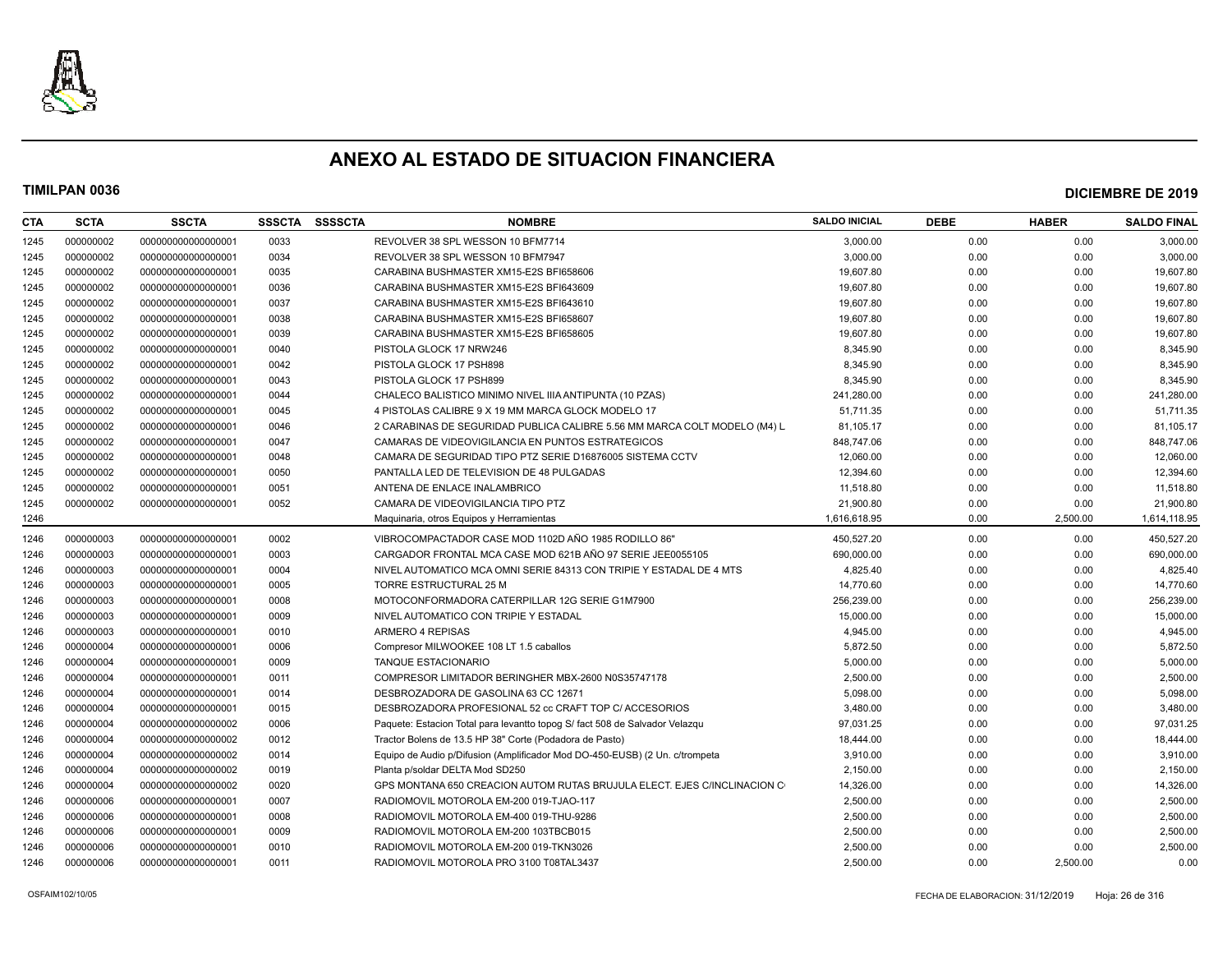# ANEXO AL ESTADO DE SITUACION FINANCIERA

**TIMILPAN 0036** **DICIEMBRE DE 2019**

| CTA | SCTA | SSCTA | SSSCTA | SSSSCTA | NOMBRE | SALDO INICIAL | DEBE | HABER | SALDO FINAL |
|---|---|---|---|---|---|---|---|---|---|
| 1245 | 000000002 | 000000000000000001 | 0033 | | REVOLVER 38 SPL WESSON 10 BFM7714 | 3,000.00 | 0.00 | 0.00 | 3,000.00 |
| 1245 | 000000002 | 000000000000000001 | 0034 | | REVOLVER 38 SPL WESSON 10 BFM7947 | 3,000.00 | 0.00 | 0.00 | 3,000.00 |
| 1245 | 000000002 | 000000000000000001 | 0035 | | CARABINA BUSHMASTER XM15-E2S BFI658606 | 19,607.80 | 0.00 | 0.00 | 19,607.80 |
| 1245 | 000000002 | 000000000000000001 | 0036 | | CARABINA BUSHMASTER XM15-E2S BFI643609 | 19,607.80 | 0.00 | 0.00 | 19,607.80 |
| 1245 | 000000002 | 000000000000000001 | 0037 | | CARABINA BUSHMASTER XM15-E2S BFI643610 | 19,607.80 | 0.00 | 0.00 | 19,607.80 |
| 1245 | 000000002 | 000000000000000001 | 0038 | | CARABINA BUSHMASTER XM15-E2S BFI658607 | 19,607.80 | 0.00 | 0.00 | 19,607.80 |
| 1245 | 000000002 | 000000000000000001 | 0039 | | CARABINA BUSHMASTER XM15-E2S BFI658605 | 19,607.80 | 0.00 | 0.00 | 19,607.80 |
| 1245 | 000000002 | 000000000000000001 | 0040 | | PISTOLA GLOCK 17 NRW246 | 8,345.90 | 0.00 | 0.00 | 8,345.90 |
| 1245 | 000000002 | 000000000000000001 | 0042 | | PISTOLA GLOCK 17 PSH898 | 8,345.90 | 0.00 | 0.00 | 8,345.90 |
| 1245 | 000000002 | 000000000000000001 | 0043 | | PISTOLA GLOCK 17 PSH899 | 8,345.90 | 0.00 | 0.00 | 8,345.90 |
| 1245 | 000000002 | 000000000000000001 | 0044 | | CHALECO BALISTICO MINIMO NIVEL IIIA ANTIPUNTA (10 PZAS) | 241,280.00 | 0.00 | 0.00 | 241,280.00 |
| 1245 | 000000002 | 000000000000000001 | 0045 | | 4 PISTOLAS CALIBRE 9 X 19 MM MARCA GLOCK MODELO 17 | 51,711.35 | 0.00 | 0.00 | 51,711.35 |
| 1245 | 000000002 | 000000000000000001 | 0046 | | 2 CARABINAS DE SEGURIDAD PUBLICA CALIBRE 5.56 MM MARCA COLT MODELO (M4) L | 81,105.17 | 0.00 | 0.00 | 81,105.17 |
| 1245 | 000000002 | 000000000000000001 | 0047 | | CAMARAS DE VIDEOVIGILANCIA EN PUNTOS ESTRATEGICOS | 848,747.06 | 0.00 | 0.00 | 848,747.06 |
| 1245 | 000000002 | 000000000000000001 | 0048 | | CAMARA DE SEGURIDAD TIPO PTZ SERIE D16876005 SISTEMA CCTV | 12,060.00 | 0.00 | 0.00 | 12,060.00 |
| 1245 | 000000002 | 000000000000000001 | 0050 | | PANTALLA LED DE TELEVISION DE 48 PULGADAS | 12,394.60 | 0.00 | 0.00 | 12,394.60 |
| 1245 | 000000002 | 000000000000000001 | 0051 | | ANTENA DE ENLACE INALAMBRICO | 11,518.80 | 0.00 | 0.00 | 11,518.80 |
| 1245 | 000000002 | 000000000000000001 | 0052 | | CAMARA DE VIDEOVIGILANCIA TIPO PTZ | 21,900.80 | 0.00 | 0.00 | 21,900.80 |
| 1246 | | | | | Maquinaria, otros Equipos y Herramientas | 1,616,618.95 | 0.00 | 2,500.00 | 1,614,118.95 |
| 1246 | 000000003 | 000000000000000001 | 0002 | | VIBROCOMPACTADOR CASE MOD 1102D AÑO 1985 RODILLO 86" | 450,527.20 | 0.00 | 0.00 | 450,527.20 |
| 1246 | 000000003 | 000000000000000001 | 0003 | | CARGADOR FRONTAL MCA CASE MOD 621B AÑO 97 SERIE JEE0055105 | 690,000.00 | 0.00 | 0.00 | 690,000.00 |
| 1246 | 000000003 | 000000000000000001 | 0004 | | NIVEL AUTOMATICO MCA OMNI SERIE 84313 CON TRIPIE Y ESTADAL DE 4 MTS | 4,825.40 | 0.00 | 0.00 | 4,825.40 |
| 1246 | 000000003 | 000000000000000001 | 0005 | | TORRE ESTRUCTURAL 25 M | 14,770.60 | 0.00 | 0.00 | 14,770.60 |
| 1246 | 000000003 | 000000000000000001 | 0008 | | MOTOCONFORMADORA CATERPILLAR 12G SERIE G1M7900 | 256,239.00 | 0.00 | 0.00 | 256,239.00 |
| 1246 | 000000003 | 000000000000000001 | 0009 | | NIVEL AUTOMATICO CON TRIPIE Y ESTADAL | 15,000.00 | 0.00 | 0.00 | 15,000.00 |
| 1246 | 000000003 | 000000000000000001 | 0010 | | ARMERO 4 REPISAS | 4,945.00 | 0.00 | 0.00 | 4,945.00 |
| 1246 | 000000004 | 000000000000000001 | 0006 | | Compresor MILWOOKEE 108 LT 1.5 caballos | 5,872.50 | 0.00 | 0.00 | 5,872.50 |
| 1246 | 000000004 | 000000000000000001 | 0009 | | TANQUE ESTACIONARIO | 5,000.00 | 0.00 | 0.00 | 5,000.00 |
| 1246 | 000000004 | 000000000000000001 | 0011 | | COMPRESOR LIMITADOR BERINGHER MBX-2600 N0S35747178 | 2,500.00 | 0.00 | 0.00 | 2,500.00 |
| 1246 | 000000004 | 000000000000000001 | 0014 | | DESBROZADORA DE GASOLINA 63 CC 12671 | 5,098.00 | 0.00 | 0.00 | 5,098.00 |
| 1246 | 000000004 | 000000000000000001 | 0015 | | DESBROZADORA PROFESIONAL 52 cc CRAFT TOP C/ ACCESORIOS | 3,480.00 | 0.00 | 0.00 | 3,480.00 |
| 1246 | 000000004 | 000000000000000002 | 0006 | | Paquete: Estacion Total para levantto topog S/ fact 508 de Salvador Velazqu | 97,031.25 | 0.00 | 0.00 | 97,031.25 |
| 1246 | 000000004 | 000000000000000002 | 0012 | | Tractor Bolens de 13.5 HP 38" Corte (Podadora de Pasto) | 18,444.00 | 0.00 | 0.00 | 18,444.00 |
| 1246 | 000000004 | 000000000000000002 | 0014 | | Equipo de Audio p/Difusion (Amplificador Mod DO-450-EUSB) (2 Un. c/trompeta | 3,910.00 | 0.00 | 0.00 | 3,910.00 |
| 1246 | 000000004 | 000000000000000002 | 0019 | | Planta p/soldar DELTA Mod SD250 | 2,150.00 | 0.00 | 0.00 | 2,150.00 |
| 1246 | 000000004 | 000000000000000002 | 0020 | | GPS MONTANA 650 CREACION AUTOM RUTAS BRUJULA ELECT. EJES C/INCLINACION C | 14,326.00 | 0.00 | 0.00 | 14,326.00 |
| 1246 | 000000006 | 000000000000000001 | 0007 | | RADIOMOVIL MOTOROLA EM-200 019-TJAO-117 | 2,500.00 | 0.00 | 0.00 | 2,500.00 |
| 1246 | 000000006 | 000000000000000001 | 0008 | | RADIOMOVIL MOTOROLA EM-400 019-THU-9286 | 2,500.00 | 0.00 | 0.00 | 2,500.00 |
| 1246 | 000000006 | 000000000000000001 | 0009 | | RADIOMOVIL MOTOROLA EM-200 103TBCB015 | 2,500.00 | 0.00 | 0.00 | 2,500.00 |
| 1246 | 000000006 | 000000000000000001 | 0010 | | RADIOMOVIL MOTOROLA EM-200 019-TKN3026 | 2,500.00 | 0.00 | 0.00 | 2,500.00 |
| 1246 | 000000006 | 000000000000000001 | 0011 | | RADIOMOVIL MOTOROLA PRO 3100 T08TAL3437 | 2,500.00 | 0.00 | 2,500.00 | 0.00 |

OSFAIM102/10/05 FECHA DE ELABORACION: 31/12/2019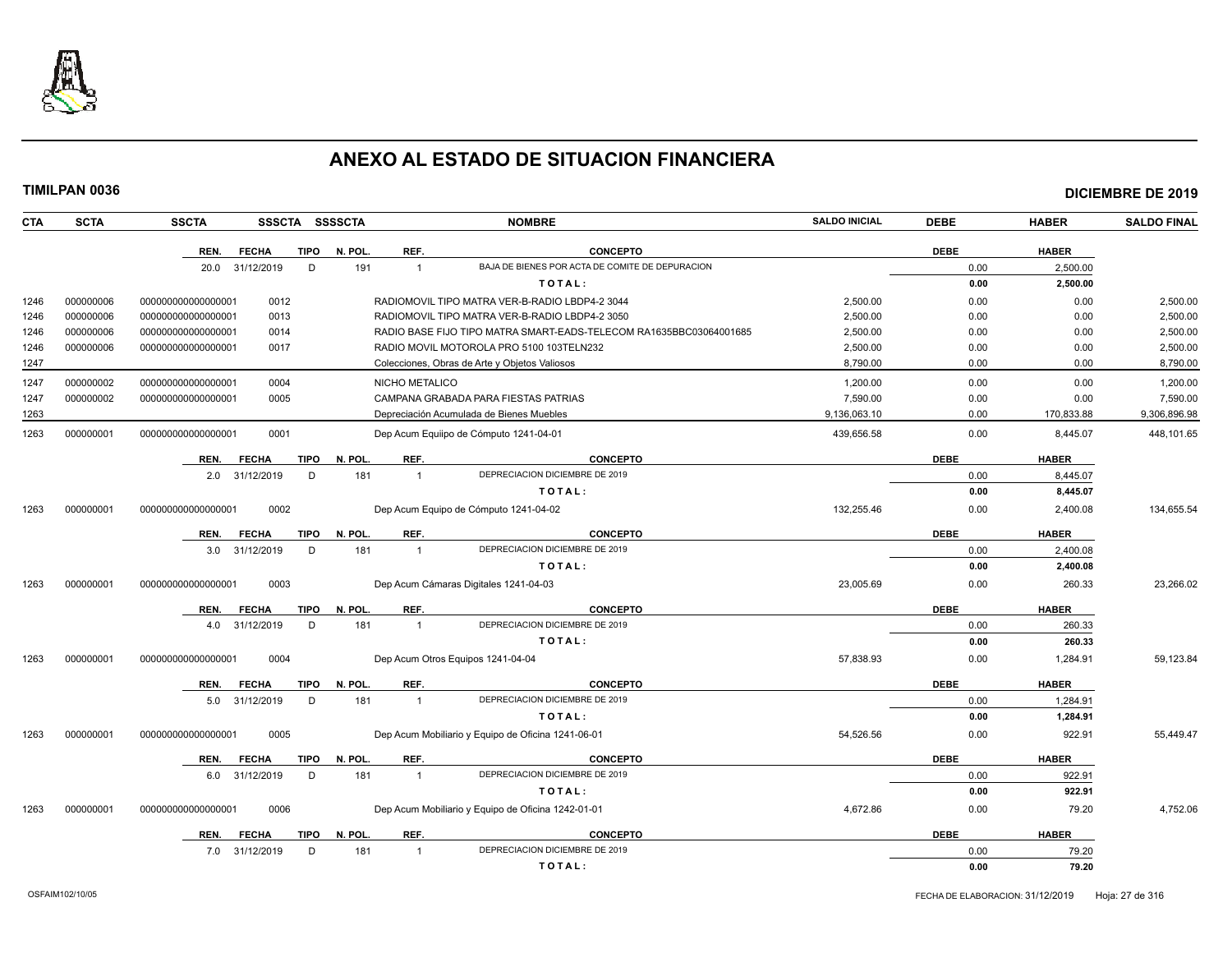# ANEXO AL ESTADO DE SITUACION FINANCIERA

**TIMILPAN 0036** **DICIEMBRE DE 2019**

| CTA | SCTA | SSCTA | SSSCTA | SSSSCTA | NOMBRE | SALDO INICIAL | DEBE | HABER | SALDO FINAL |
|---|---|---|---|---|---|---|---|---|---|
| | | | | | | | | | |

| REN. | FECHA | TIPO | N. POL. | REF. | CONCEPTO | DEBE | HABER |
|---|---|---|---|---|---|---|---|
| 20.0 | 31/12/2019 | D | 191 | 1 | BAJA DE BIENES POR ACTA DE COMITE DE DEPURACION | 0.00 | 2,500.00 |
| | | | | | **TOTAL:** | **0.00** | **2,500.00** |

| CTA | SCTA | SSCTA | SSSCTA | SSSSCTA | NOMBRE | SALDO INICIAL | DEBE | HABER | SALDO FINAL |
|---|---|---|---|---|---|---|---|---|---|
| 1246 | 000000006 | 000000000000000001 | 0012 | | RADIOMOVIL TIPO MATRA VER-B-RADIO LBDP4-2 3044 | 2,500.00 | 0.00 | 0.00 | 2,500.00 |
| 1246 | 000000006 | 000000000000000001 | 0013 | | RADIOMOVIL TIPO MATRA VER-B-RADIO LBDP4-2 3050 | 2,500.00 | 0.00 | 0.00 | 2,500.00 |
| 1246 | 000000006 | 000000000000000001 | 0014 | | RADIO BASE FIJO TIPO MATRA SMART-EADS-TELECOM RA1635BBC03064001685 | 2,500.00 | 0.00 | 0.00 | 2,500.00 |
| 1246 | 000000006 | 000000000000000001 | 0017 | | RADIO MOVIL MOTOROLA PRO 5100 103TELN232 | 2,500.00 | 0.00 | 0.00 | 2,500.00 |
| 1247 | | | | | Colecciones, Obras de Arte y Objetos Valiosos | 8,790.00 | 0.00 | 0.00 | 8,790.00 |
| 1247 | 000000002 | 000000000000000001 | 0004 | | NICHO METALICO | 1,200.00 | 0.00 | 0.00 | 1,200.00 |
| 1247 | 000000002 | 000000000000000001 | 0005 | | CAMPANA GRABADA PARA FIESTAS PATRIAS | 7,590.00 | 0.00 | 0.00 | 7,590.00 |
| 1263 | | | | | Depreciación Acumulada de Bienes Muebles | 9,136,063.10 | 0.00 | 170,833.88 | 9,306,896.98 |
| 1263 | 000000001 | 000000000000000001 | 0001 | | Dep Acum Equiipo de Cómputo 1241-04-01 | 439,656.58 | 0.00 | 8,445.07 | 448,101.65 |

| REN. | FECHA | TIPO | N. POL. | REF. | CONCEPTO | DEBE | HABER |
|---|---|---|---|---|---|---|---|
| 2.0 | 31/12/2019 | D | 181 | 1 | DEPRECIACION DICIEMBRE DE 2019 | 0.00 | 8,445.07 |
| | | | | | **TOTAL:** | **0.00** | **8,445.07** |

| CTA | SCTA | SSCTA | SSSCTA | SSSSCTA | NOMBRE | SALDO INICIAL | DEBE | HABER | SALDO FINAL |
|---|---|---|---|---|---|---|---|---|---|
| 1263 | 000000001 | 000000000000000001 | 0002 | | Dep Acum Equipo de Cómputo 1241-04-02 | 132,255.46 | 0.00 | 2,400.08 | 134,655.54 |

| REN. | FECHA | TIPO | N. POL. | REF. | CONCEPTO | DEBE | HABER |
|---|---|---|---|---|---|---|---|
| 3.0 | 31/12/2019 | D | 181 | 1 | DEPRECIACION DICIEMBRE DE 2019 | 0.00 | 2,400.08 |
| | | | | | **TOTAL:** | **0.00** | **2,400.08** |

| CTA | SCTA | SSCTA | SSSCTA | SSSSCTA | NOMBRE | SALDO INICIAL | DEBE | HABER | SALDO FINAL |
|---|---|---|---|---|---|---|---|---|---|
| 1263 | 000000001 | 000000000000000001 | 0003 | | Dep Acum Cámaras Digitales 1241-04-03 | 23,005.69 | 0.00 | 260.33 | 23,266.02 |

| REN. | FECHA | TIPO | N. POL. | REF. | CONCEPTO | DEBE | HABER |
|---|---|---|---|---|---|---|---|
| 4.0 | 31/12/2019 | D | 181 | 1 | DEPRECIACION DICIEMBRE DE 2019 | 0.00 | 260.33 |
| | | | | | **TOTAL:** | **0.00** | **260.33** |

| CTA | SCTA | SSCTA | SSSCTA | SSSSCTA | NOMBRE | SALDO INICIAL | DEBE | HABER | SALDO FINAL |
|---|---|---|---|---|---|---|---|---|---|
| 1263 | 000000001 | 000000000000000001 | 0004 | | Dep Acum Otros Equipos 1241-04-04 | 57,838.93 | 0.00 | 1,284.91 | 59,123.84 |

| REN. | FECHA | TIPO | N. POL. | REF. | CONCEPTO | DEBE | HABER |
|---|---|---|---|---|---|---|---|
| 5.0 | 31/12/2019 | D | 181 | 1 | DEPRECIACION DICIEMBRE DE 2019 | 0.00 | 1,284.91 |
| | | | | | **TOTAL:** | **0.00** | **1,284.91** |

| CTA | SCTA | SSCTA | SSSCTA | SSSSCTA | NOMBRE | SALDO INICIAL | DEBE | HABER | SALDO FINAL |
|---|---|---|---|---|---|---|---|---|---|
| 1263 | 000000001 | 000000000000000001 | 0005 | | Dep Acum Mobiliario y Equipo de Oficina 1241-06-01 | 54,526.56 | 0.00 | 922.91 | 55,449.47 |

| REN. | FECHA | TIPO | N. POL. | REF. | CONCEPTO | DEBE | HABER |
|---|---|---|---|---|---|---|---|
| 6.0 | 31/12/2019 | D | 181 | 1 | DEPRECIACION DICIEMBRE DE 2019 | 0.00 | 922.91 |
| | | | | | **TOTAL:** | **0.00** | **922.91** |

| CTA | SCTA | SSCTA | SSSCTA | SSSSCTA | NOMBRE | SALDO INICIAL | DEBE | HABER | SALDO FINAL |
|---|---|---|---|---|---|---|---|---|---|
| 1263 | 000000001 | 000000000000000001 | 0006 | | Dep Acum Mobiliario y Equipo de Oficina 1242-01-01 | 4,672.86 | 0.00 | 79.20 | 4,752.06 |

| REN. | FECHA | TIPO | N. POL. | REF. | CONCEPTO | DEBE | HABER |
|---|---|---|---|---|---|---|---|
| 7.0 | 31/12/2019 | D | 181 | 1 | DEPRECIACION DICIEMBRE DE 2019 | 0.00 | 79.20 |
| | | | | | **TOTAL:** | **0.00** | **79.20** |

OSFAIM102/10/05 FECHA DE ELABORACION: 31/12/2019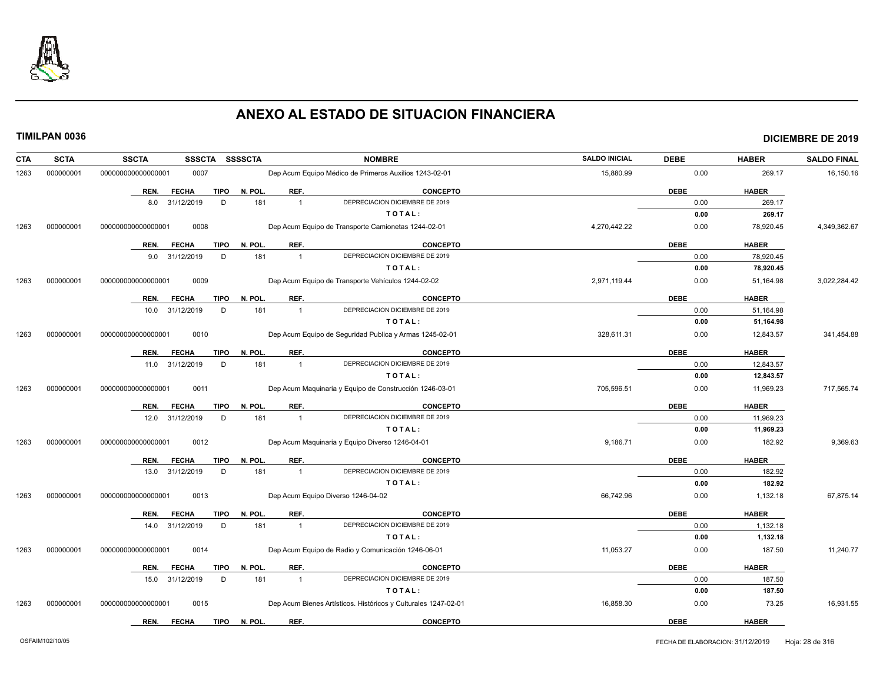# ANEXO AL ESTADO DE SITUACION FINANCIERA

**TIMILPAN 0036** **DICIEMBRE DE 2019**

| CTA | SCTA | SSCTA | SSSCTA | SSSSCTA | NOMBRE | SALDO INICIAL | DEBE | HABER | SALDO FINAL |
|---|---|---|---|---|---|---|---|---|---|
| 1263 | 000000001 | 000000000000000001 | 0007 | | Dep Acum Equipo Médico de Primeros Auxilios 1243-02-01 | 15,880.99 | 0.00 | 269.17 | 16,150.16 |

| REN. | FECHA | TIPO | N. POL. | REF. | CONCEPTO | DEBE | HABER |
|---|---|---|---|---|---|---|---|
| 8.0 | 31/12/2019 | D | 181 | 1 | DEPRECIACION DICIEMBRE DE 2019 | 0.00 | 269.17 |
| | | | | | **TOTAL:** | **0.00** | **269.17** |

| CTA | SCTA | SSCTA | SSSCTA | SSSSCTA | NOMBRE | SALDO INICIAL | DEBE | HABER | SALDO FINAL |
|---|---|---|---|---|---|---|---|---|---|
| 1263 | 000000001 | 000000000000000001 | 0008 | | Dep Acum Equipo de Transporte Camionetas 1244-02-01 | 4,270,442.22 | 0.00 | 78,920.45 | 4,349,362.67 |

| REN. | FECHA | TIPO | N. POL. | REF. | CONCEPTO | DEBE | HABER |
|---|---|---|---|---|---|---|---|
| 9.0 | 31/12/2019 | D | 181 | 1 | DEPRECIACION DICIEMBRE DE 2019 | 0.00 | 78,920.45 |
| | | | | | **TOTAL:** | **0.00** | **78,920.45** |

| CTA | SCTA | SSCTA | SSSCTA | SSSSCTA | NOMBRE | SALDO INICIAL | DEBE | HABER | SALDO FINAL |
|---|---|---|---|---|---|---|---|---|---|
| 1263 | 000000001 | 000000000000000001 | 0009 | | Dep Acum Equipo de Transporte Vehículos 1244-02-02 | 2,971,119.44 | 0.00 | 51,164.98 | 3,022,284.42 |

| REN. | FECHA | TIPO | N. POL. | REF. | CONCEPTO | DEBE | HABER |
|---|---|---|---|---|---|---|---|
| 10.0 | 31/12/2019 | D | 181 | 1 | DEPRECIACION DICIEMBRE DE 2019 | 0.00 | 51,164.98 |
| | | | | | **TOTAL:** | **0.00** | **51,164.98** |

| CTA | SCTA | SSCTA | SSSCTA | SSSSCTA | NOMBRE | SALDO INICIAL | DEBE | HABER | SALDO FINAL |
|---|---|---|---|---|---|---|---|---|---|
| 1263 | 000000001 | 000000000000000001 | 0010 | | Dep Acum Equipo de Seguridad Publica y Armas 1245-02-01 | 328,611.31 | 0.00 | 12,843.57 | 341,454.88 |

| REN. | FECHA | TIPO | N. POL. | REF. | CONCEPTO | DEBE | HABER |
|---|---|---|---|---|---|---|---|
| 11.0 | 31/12/2019 | D | 181 | 1 | DEPRECIACION DICIEMBRE DE 2019 | 0.00 | 12,843.57 |
| | | | | | **TOTAL:** | **0.00** | **12,843.57** |

| CTA | SCTA | SSCTA | SSSCTA | SSSSCTA | NOMBRE | SALDO INICIAL | DEBE | HABER | SALDO FINAL |
|---|---|---|---|---|---|---|---|---|---|
| 1263 | 000000001 | 000000000000000001 | 0011 | | Dep Acum Maquinaria y Equipo de Construcción 1246-03-01 | 705,596.51 | 0.00 | 11,969.23 | 717,565.74 |

| REN. | FECHA | TIPO | N. POL. | REF. | CONCEPTO | DEBE | HABER |
|---|---|---|---|---|---|---|---|
| 12.0 | 31/12/2019 | D | 181 | 1 | DEPRECIACION DICIEMBRE DE 2019 | 0.00 | 11,969.23 |
| | | | | | **TOTAL:** | **0.00** | **11,969.23** |

| CTA | SCTA | SSCTA | SSSCTA | SSSSCTA | NOMBRE | SALDO INICIAL | DEBE | HABER | SALDO FINAL |
|---|---|---|---|---|---|---|---|---|---|
| 1263 | 000000001 | 000000000000000001 | 0012 | | Dep Acum Maquinaria y Equipo Diverso 1246-04-01 | 9,186.71 | 0.00 | 182.92 | 9,369.63 |

| REN. | FECHA | TIPO | N. POL. | REF. | CONCEPTO | DEBE | HABER |
|---|---|---|---|---|---|---|---|
| 13.0 | 31/12/2019 | D | 181 | 1 | DEPRECIACION DICIEMBRE DE 2019 | 0.00 | 182.92 |
| | | | | | **TOTAL:** | **0.00** | **182.92** |

| CTA | SCTA | SSCTA | SSSCTA | SSSSCTA | NOMBRE | SALDO INICIAL | DEBE | HABER | SALDO FINAL |
|---|---|---|---|---|---|---|---|---|---|
| 1263 | 000000001 | 000000000000000001 | 0013 | | Dep Acum Equipo Diverso 1246-04-02 | 66,742.96 | 0.00 | 1,132.18 | 67,875.14 |

| REN. | FECHA | TIPO | N. POL. | REF. | CONCEPTO | DEBE | HABER |
|---|---|---|---|---|---|---|---|
| 14.0 | 31/12/2019 | D | 181 | 1 | DEPRECIACION DICIEMBRE DE 2019 | 0.00 | 1,132.18 |
| | | | | | **TOTAL:** | **0.00** | **1,132.18** |

| CTA | SCTA | SSCTA | SSSCTA | SSSSCTA | NOMBRE | SALDO INICIAL | DEBE | HABER | SALDO FINAL |
|---|---|---|---|---|---|---|---|---|---|
| 1263 | 000000001 | 000000000000000001 | 0014 | | Dep Acum Equipo de Radio y Comunicación 1246-06-01 | 11,053.27 | 0.00 | 187.50 | 11,240.77 |

| REN. | FECHA | TIPO | N. POL. | REF. | CONCEPTO | DEBE | HABER |
|---|---|---|---|---|---|---|---|
| 15.0 | 31/12/2019 | D | 181 | 1 | DEPRECIACION DICIEMBRE DE 2019 | 0.00 | 187.50 |
| | | | | | **TOTAL:** | **0.00** | **187.50** |

| CTA | SCTA | SSCTA | SSSCTA | SSSSCTA | NOMBRE | SALDO INICIAL | DEBE | HABER | SALDO FINAL |
|---|---|---|---|---|---|---|---|---|---|
| 1263 | 000000001 | 000000000000000001 | 0015 | | Dep Acum Bienes Artísticos. Históricos y Culturales 1247-02-01 | 16,858.30 | 0.00 | 73.25 | 16,931.55 |

| REN. | FECHA | TIPO | N. POL. | REF. | CONCEPTO | DEBE | HABER |
|---|---|---|---|---|---|---|---|

OSFAIM102/10/05 FECHA DE ELABORACION: 31/12/2019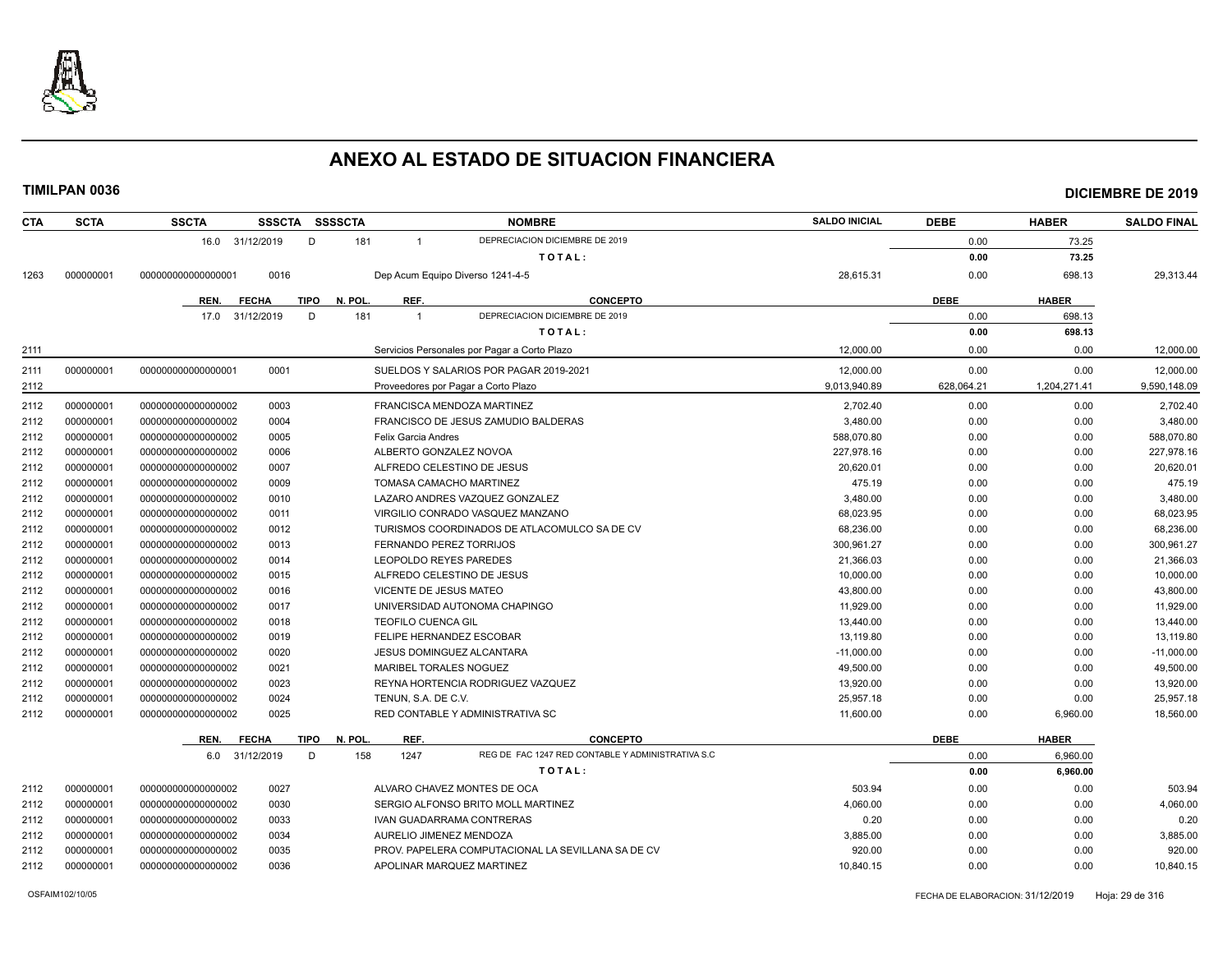# ANEXO AL ESTADO DE SITUACION FINANCIERA

**TIMILPAN 0036** **DICIEMBRE DE 2019**

| CTA | SCTA | SSCTA | SSSCTA | SSSSCTA | NOMBRE | SALDO INICIAL | DEBE | HABER | SALDO FINAL |
|---|---|---|---|---|---|---|---|---|---|
| | | 16.0 31/12/2019 | D | 181 | 1 DEPRECIACION DICIEMBRE DE 2019 | | 0.00 | 73.25 | |
| | | | | | TOTAL: | | 0.00 | 73.25 | |
| 1263 | 000000001 | 000000000000000001 | 0016 | | Dep Acum Equipo Diverso 1241-4-5 | 28,615.31 | 0.00 | 698.13 | 29,313.44 |
| | | REN. FECHA | TIPO | N. POL. | REF. CONCEPTO | | DEBE | HABER | |
| | | 17.0 31/12/2019 | D | 181 | 1 DEPRECIACION DICIEMBRE DE 2019 | | 0.00 | 698.13 | |
| | | | | | TOTAL: | | 0.00 | 698.13 | |
| 2111 | | | | | Servicios Personales por Pagar a Corto Plazo | 12,000.00 | 0.00 | 0.00 | 12,000.00 |
| 2111 | 000000001 | 000000000000000001 | 0001 | | SUELDOS Y SALARIOS POR PAGAR 2019-2021 | 12,000.00 | 0.00 | 0.00 | 12,000.00 |
| 2112 | | | | | Proveedores por Pagar a Corto Plazo | 9,013,940.89 | 628,064.21 | 1,204,271.41 | 9,590,148.09 |
| 2112 | 000000001 | 000000000000000002 | 0003 | | FRANCISCA MENDOZA MARTINEZ | 2,702.40 | 0.00 | 0.00 | 2,702.40 |
| 2112 | 000000001 | 000000000000000002 | 0004 | | FRANCISCO DE JESUS ZAMUDIO BALDERAS | 3,480.00 | 0.00 | 0.00 | 3,480.00 |
| 2112 | 000000001 | 000000000000000002 | 0005 | | Felix Garcia Andres | 588,070.80 | 0.00 | 0.00 | 588,070.80 |
| 2112 | 000000001 | 000000000000000002 | 0006 | | ALBERTO GONZALEZ NOVOA | 227,978.16 | 0.00 | 0.00 | 227,978.16 |
| 2112 | 000000001 | 000000000000000002 | 0007 | | ALFREDO CELESTINO DE JESUS | 20,620.01 | 0.00 | 0.00 | 20,620.01 |
| 2112 | 000000001 | 000000000000000002 | 0009 | | TOMASA CAMACHO MARTINEZ | 475.19 | 0.00 | 0.00 | 475.19 |
| 2112 | 000000001 | 000000000000000002 | 0010 | | LAZARO ANDRES VAZQUEZ GONZALEZ | 3,480.00 | 0.00 | 0.00 | 3,480.00 |
| 2112 | 000000001 | 000000000000000002 | 0011 | | VIRGILIO CONRADO VASQUEZ MANZANO | 68,023.95 | 0.00 | 0.00 | 68,023.95 |
| 2112 | 000000001 | 000000000000000002 | 0012 | | TURISMOS COORDINADOS DE ATLACOMULCO SA DE CV | 68,236.00 | 0.00 | 0.00 | 68,236.00 |
| 2112 | 000000001 | 000000000000000002 | 0013 | | FERNANDO PEREZ TORRIJOS | 300,961.27 | 0.00 | 0.00 | 300,961.27 |
| 2112 | 000000001 | 000000000000000002 | 0014 | | LEOPOLDO REYES PAREDES | 21,366.03 | 0.00 | 0.00 | 21,366.03 |
| 2112 | 000000001 | 000000000000000002 | 0015 | | ALFREDO CELESTINO DE JESUS | 10,000.00 | 0.00 | 0.00 | 10,000.00 |
| 2112 | 000000001 | 000000000000000002 | 0016 | | VICENTE DE JESUS MATEO | 43,800.00 | 0.00 | 0.00 | 43,800.00 |
| 2112 | 000000001 | 000000000000000002 | 0017 | | UNIVERSIDAD AUTONOMA CHAPINGO | 11,929.00 | 0.00 | 0.00 | 11,929.00 |
| 2112 | 000000001 | 000000000000000002 | 0018 | | TEOFILO CUENCA GIL | 13,440.00 | 0.00 | 0.00 | 13,440.00 |
| 2112 | 000000001 | 000000000000000002 | 0019 | | FELIPE HERNANDEZ ESCOBAR | 13,119.80 | 0.00 | 0.00 | 13,119.80 |
| 2112 | 000000001 | 000000000000000002 | 0020 | | JESUS DOMINGUEZ ALCANTARA | -11,000.00 | 0.00 | 0.00 | -11,000.00 |
| 2112 | 000000001 | 000000000000000002 | 0021 | | MARIBEL TORALES NOGUEZ | 49,500.00 | 0.00 | 0.00 | 49,500.00 |
| 2112 | 000000001 | 000000000000000002 | 0023 | | REYNA HORTENCIA RODRIGUEZ VAZQUEZ | 13,920.00 | 0.00 | 0.00 | 13,920.00 |
| 2112 | 000000001 | 000000000000000002 | 0024 | | TENUN, S.A. DE C.V. | 25,957.18 | 0.00 | 0.00 | 25,957.18 |
| 2112 | 000000001 | 000000000000000002 | 0025 | | RED CONTABLE Y ADMINISTRATIVA SC | 11,600.00 | 0.00 | 6,960.00 | 18,560.00 |
| | | REN. FECHA | TIPO | N. POL. | REF. CONCEPTO | | DEBE | HABER | |
| | | 6.0 31/12/2019 | D | 158 | 1247 REG DE FAC 1247 RED CONTABLE Y ADMINISTRATIVA S.C | | 0.00 | 6,960.00 | |
| | | | | | TOTAL: | | 0.00 | 6,960.00 | |
| 2112 | 000000001 | 000000000000000002 | 0027 | | ALVARO CHAVEZ MONTES DE OCA | 503.94 | 0.00 | 0.00 | 503.94 |
| 2112 | 000000001 | 000000000000000002 | 0030 | | SERGIO ALFONSO BRITO MOLL MARTINEZ | 4,060.00 | 0.00 | 0.00 | 4,060.00 |
| 2112 | 000000001 | 000000000000000002 | 0033 | | IVAN GUADARRAMA CONTRERAS | 0.20 | 0.00 | 0.00 | 0.20 |
| 2112 | 000000001 | 000000000000000002 | 0034 | | AURELIO JIMENEZ MENDOZA | 3,885.00 | 0.00 | 0.00 | 3,885.00 |
| 2112 | 000000001 | 000000000000000002 | 0035 | | PROV. PAPELERA COMPUTACIONAL LA SEVILLANA SA DE CV | 920.00 | 0.00 | 0.00 | 920.00 |
| 2112 | 000000001 | 000000000000000002 | 0036 | | APOLINAR MARQUEZ MARTINEZ | 10,840.15 | 0.00 | 0.00 | 10,840.15 |

OSFAIM102/10/05 FECHA DE ELABORACION: 31/12/2019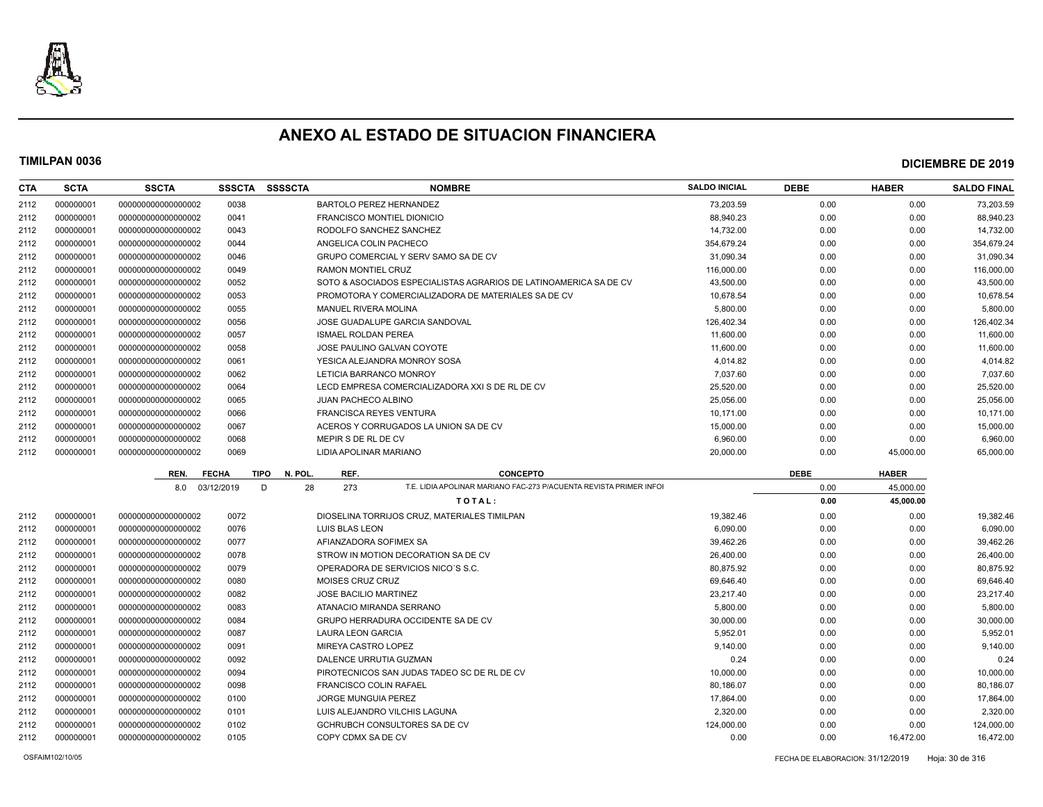# ANEXO AL ESTADO DE SITUACION FINANCIERA

**TIMILPAN 0036** **DICIEMBRE DE 2019**

| CTA | SCTA | SSCTA | SSSCTA | SSSSCTA | NOMBRE | SALDO INICIAL | DEBE | HABER | SALDO FINAL |
|---|---|---|---|---|---|---|---|---|---|
| 2112 | 000000001 | 0000000000000000002 | 0038 | | BARTOLO PEREZ HERNANDEZ | 73,203.59 | 0.00 | 0.00 | 73,203.59 |
| 2112 | 000000001 | 0000000000000000002 | 0041 | | FRANCISCO MONTIEL DIONICIO | 88,940.23 | 0.00 | 0.00 | 88,940.23 |
| 2112 | 000000001 | 0000000000000000002 | 0043 | | RODOLFO SANCHEZ SANCHEZ | 14,732.00 | 0.00 | 0.00 | 14,732.00 |
| 2112 | 000000001 | 0000000000000000002 | 0044 | | ANGELICA COLIN PACHECO | 354,679.24 | 0.00 | 0.00 | 354,679.24 |
| 2112 | 000000001 | 0000000000000000002 | 0046 | | GRUPO COMERCIAL Y SERV SAMO SA DE CV | 31,090.34 | 0.00 | 0.00 | 31,090.34 |
| 2112 | 000000001 | 0000000000000000002 | 0049 | | RAMON MONTIEL CRUZ | 116,000.00 | 0.00 | 0.00 | 116,000.00 |
| 2112 | 000000001 | 0000000000000000002 | 0052 | | SOTO & ASOCIADOS ESPECIALISTAS AGRARIOS DE LATINOAMERICA SA DE CV | 43,500.00 | 0.00 | 0.00 | 43,500.00 |
| 2112 | 000000001 | 0000000000000000002 | 0053 | | PROMOTORA Y COMERCIALIZADORA DE MATERIALES SA DE CV | 10,678.54 | 0.00 | 0.00 | 10,678.54 |
| 2112 | 000000001 | 0000000000000000002 | 0055 | | MANUEL RIVERA MOLINA | 5,800.00 | 0.00 | 0.00 | 5,800.00 |
| 2112 | 000000001 | 0000000000000000002 | 0056 | | JOSE GUADALUPE GARCIA SANDOVAL | 126,402.34 | 0.00 | 0.00 | 126,402.34 |
| 2112 | 000000001 | 0000000000000000002 | 0057 | | ISMAEL ROLDAN PEREA | 11,600.00 | 0.00 | 0.00 | 11,600.00 |
| 2112 | 000000001 | 0000000000000000002 | 0058 | | JOSE PAULINO GALVAN COYOTE | 11,600.00 | 0.00 | 0.00 | 11,600.00 |
| 2112 | 000000001 | 0000000000000000002 | 0061 | | YESICA ALEJANDRA MONROY SOSA | 4,014.82 | 0.00 | 0.00 | 4,014.82 |
| 2112 | 000000001 | 0000000000000000002 | 0062 | | LETICIA BARRANCO MONROY | 7,037.60 | 0.00 | 0.00 | 7,037.60 |
| 2112 | 000000001 | 0000000000000000002 | 0064 | | LECD EMPRESA COMERCIALIZADORA XXI S DE RL DE CV | 25,520.00 | 0.00 | 0.00 | 25,520.00 |
| 2112 | 000000001 | 0000000000000000002 | 0065 | | JUAN PACHECO ALBINO | 25,056.00 | 0.00 | 0.00 | 25,056.00 |
| 2112 | 000000001 | 0000000000000000002 | 0066 | | FRANCISCA REYES VENTURA | 10,171.00 | 0.00 | 0.00 | 10,171.00 |
| 2112 | 000000001 | 0000000000000000002 | 0067 | | ACEROS Y CORRUGADOS LA UNION SA DE CV | 15,000.00 | 0.00 | 0.00 | 15,000.00 |
| 2112 | 000000001 | 0000000000000000002 | 0068 | | MEPIR S DE RL DE CV | 6,960.00 | 0.00 | 0.00 | 6,960.00 |
| 2112 | 000000001 | 0000000000000000002 | 0069 | | LIDIA APOLINAR MARIANO | 20,000.00 | 0.00 | 45,000.00 | 65,000.00 |

| REN. | FECHA | TIPO | N. POL. | REF. | CONCEPTO | DEBE | HABER |
|---|---|---|---|---|---|---|---|
| 8.0 | 03/12/2019 | D | 28 | 273 | T.E. LIDIA APOLINAR MARIANO FAC-273 P/ACUENTA REVISTA PRIMER INFOI | 0.00 | 45,000.00 |
| | | | | | **T O T A L :** | **0.00** | **45,000.00** |

| CTA | SCTA | SSCTA | SSSCTA | SSSSCTA | NOMBRE | SALDO INICIAL | DEBE | HABER | SALDO FINAL |
|---|---|---|---|---|---|---|---|---|---|
| 2112 | 000000001 | 0000000000000000002 | 0072 | | DIOSELINA TORRIJOS CRUZ, MATERIALES TIMILPAN | 19,382.46 | 0.00 | 0.00 | 19,382.46 |
| 2112 | 000000001 | 0000000000000000002 | 0076 | | LUIS BLAS LEON | 6,090.00 | 0.00 | 0.00 | 6,090.00 |
| 2112 | 000000001 | 0000000000000000002 | 0077 | | AFIANZADORA SOFIMEX SA | 39,462.26 | 0.00 | 0.00 | 39,462.26 |
| 2112 | 000000001 | 0000000000000000002 | 0078 | | STROW IN MOTION DECORATION SA DE CV | 26,400.00 | 0.00 | 0.00 | 26,400.00 |
| 2112 | 000000001 | 0000000000000000002 | 0079 | | OPERADORA DE SERVICIOS NICO´S S.C. | 80,875.92 | 0.00 | 0.00 | 80,875.92 |
| 2112 | 000000001 | 0000000000000000002 | 0080 | | MOISES CRUZ CRUZ | 69,646.40 | 0.00 | 0.00 | 69,646.40 |
| 2112 | 000000001 | 0000000000000000002 | 0082 | | JOSE BACILIO MARTINEZ | 23,217.40 | 0.00 | 0.00 | 23,217.40 |
| 2112 | 000000001 | 0000000000000000002 | 0083 | | ATANACIO MIRANDA SERRANO | 5,800.00 | 0.00 | 0.00 | 5,800.00 |
| 2112 | 000000001 | 0000000000000000002 | 0084 | | GRUPO HERRADURA OCCIDENTE SA DE CV | 30,000.00 | 0.00 | 0.00 | 30,000.00 |
| 2112 | 000000001 | 0000000000000000002 | 0087 | | LAURA LEON GARCIA | 5,952.01 | 0.00 | 0.00 | 5,952.01 |
| 2112 | 000000001 | 0000000000000000002 | 0091 | | MIREYA CASTRO LOPEZ | 9,140.00 | 0.00 | 0.00 | 9,140.00 |
| 2112 | 000000001 | 0000000000000000002 | 0092 | | DALENCE URRUTIA GUZMAN | 0.24 | 0.00 | 0.00 | 0.24 |
| 2112 | 000000001 | 0000000000000000002 | 0094 | | PIROTECNICOS SAN JUDAS TADEO SC DE RL DE CV | 10,000.00 | 0.00 | 0.00 | 10,000.00 |
| 2112 | 000000001 | 0000000000000000002 | 0098 | | FRANCISCO COLIN RAFAEL | 80,186.07 | 0.00 | 0.00 | 80,186.07 |
| 2112 | 000000001 | 0000000000000000002 | 0100 | | JORGE MUNGUIA PEREZ | 17,864.00 | 0.00 | 0.00 | 17,864.00 |
| 2112 | 000000001 | 0000000000000000002 | 0101 | | LUIS ALEJANDRO VILCHIS LAGUNA | 2,320.00 | 0.00 | 0.00 | 2,320.00 |
| 2112 | 000000001 | 0000000000000000002 | 0102 | | GCHRUBCH CONSULTORES SA DE CV | 124,000.00 | 0.00 | 0.00 | 124,000.00 |
| 2112 | 000000001 | 0000000000000000002 | 0105 | | COPY CDMX SA DE CV | 0.00 | 0.00 | 16,472.00 | 16,472.00 |

OSFAIM102/10/05 FECHA DE ELABORACION: 31/12/2019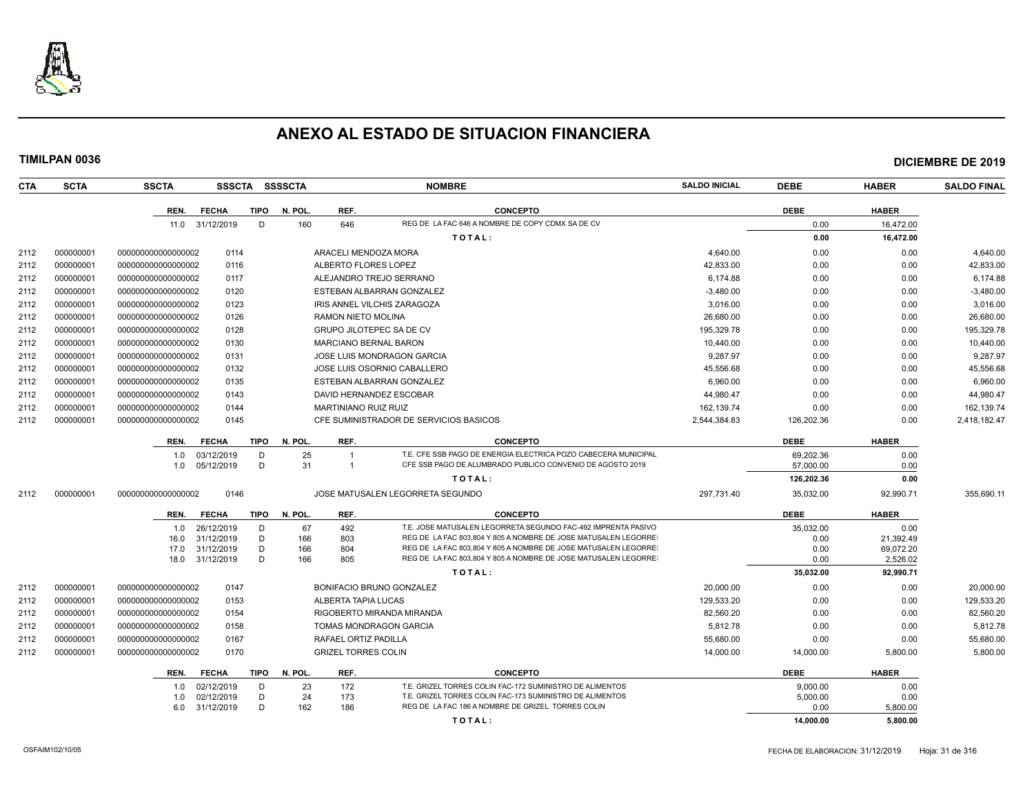# ANEXO AL ESTADO DE SITUACION FINANCIERA

**TIMILPAN 0036** — **DICIEMBRE DE 2019**

| CTA | SCTA | SSCTA | SSSCTA | SSSSCTA | NOMBRE | SALDO INICIAL | DEBE | HABER | SALDO FINAL |
|---|---|---|---|---|---|---|---|---|---|

| REN. | FECHA | TIPO | N. POL. | REF. | CONCEPTO | DEBE | HABER |
|---|---|---|---|---|---|---|---|
| 11.0 | 31/12/2019 | D | 160 | 646 | REG DE LA FAC 646 A NOMBRE DE COPY CDMX SA DE CV | 0.00 | 16,472.00 |
| | | | | | **TOTAL:** | **0.00** | **16,472.00** |

| CTA | SCTA | SSCTA | SSSCTA | NOMBRE | SALDO INICIAL | DEBE | HABER | SALDO FINAL |
|---|---|---|---|---|---|---|---|---|
| 2112 | 000000001 | 000000000000000002 | 0114 | ARACELI MENDOZA MORA | 4,640.00 | 0.00 | 0.00 | 4,640.00 |
| 2112 | 000000001 | 000000000000000002 | 0116 | ALBERTO FLORES LOPEZ | 42,833.00 | 0.00 | 0.00 | 42,833.00 |
| 2112 | 000000001 | 000000000000000002 | 0117 | ALEJANDRO TREJO SERRANO | 6,174.88 | 0.00 | 0.00 | 6,174.88 |
| 2112 | 000000001 | 000000000000000002 | 0120 | ESTEBAN ALBARRAN GONZALEZ | -3,480.00 | 0.00 | 0.00 | -3,480.00 |
| 2112 | 000000001 | 000000000000000002 | 0123 | IRIS ANNEL VILCHIS ZARAGOZA | 3,016.00 | 0.00 | 0.00 | 3,016.00 |
| 2112 | 000000001 | 000000000000000002 | 0126 | RAMON NIETO MOLINA | 26,680.00 | 0.00 | 0.00 | 26,680.00 |
| 2112 | 000000001 | 000000000000000002 | 0128 | GRUPO JILOTEPEC SA DE CV | 195,329.78 | 0.00 | 0.00 | 195,329.78 |
| 2112 | 000000001 | 000000000000000002 | 0130 | MARCIANO BERNAL BARON | 10,440.00 | 0.00 | 0.00 | 10,440.00 |
| 2112 | 000000001 | 000000000000000002 | 0131 | JOSE LUIS MONDRAGON GARCIA | 9,287.97 | 0.00 | 0.00 | 9,287.97 |
| 2112 | 000000001 | 000000000000000002 | 0132 | JOSE LUIS OSORNIO CABALLERO | 45,556.68 | 0.00 | 0.00 | 45,556.68 |
| 2112 | 000000001 | 000000000000000002 | 0135 | ESTEBAN ALBARRAN GONZALEZ | 6,960.00 | 0.00 | 0.00 | 6,960.00 |
| 2112 | 000000001 | 000000000000000002 | 0143 | DAVID HERNANDEZ ESCOBAR | 44,980.47 | 0.00 | 0.00 | 44,980.47 |
| 2112 | 000000001 | 000000000000000002 | 0144 | MARTINIANO RUIZ RUIZ | 162,139.74 | 0.00 | 0.00 | 162,139.74 |
| 2112 | 000000001 | 000000000000000002 | 0145 | CFE SUMINISTRADOR DE SERVICIOS BASICOS | 2,544,384.83 | 126,202.36 | 0.00 | 2,418,182.47 |

| REN. | FECHA | TIPO | N. POL. | REF. | CONCEPTO | DEBE | HABER |
|---|---|---|---|---|---|---|---|
| 1.0 | 03/12/2019 | D | 25 | 1 | T.E. CFE SSB PAGO DE ENERGIA ELECTRICA POZO CABECERA MUNICIPAL | 69,202.36 | 0.00 |
| 1.0 | 05/12/2019 | D | 31 | 1 | CFE SSB PAGO DE ALUMBRADO PUBLICO CONVENIO DE AGOSTO 2019 | 57,000.00 | 0.00 |
| | | | | | **TOTAL:** | **126,202.36** | **0.00** |

| CTA | SCTA | SSCTA | SSSCTA | NOMBRE | SALDO INICIAL | DEBE | HABER | SALDO FINAL |
|---|---|---|---|---|---|---|---|---|
| 2112 | 000000001 | 000000000000000002 | 0146 | JOSE MATUSALEN LEGORRETA SEGUNDO | 297,731.40 | 35,032.00 | 92,990.71 | 355,690.11 |

| REN. | FECHA | TIPO | N. POL. | REF. | CONCEPTO | DEBE | HABER |
|---|---|---|---|---|---|---|---|
| 1.0 | 26/12/2019 | D | 67 | 492 | T.E. JOSE MATUSALEN LEGORRETA SEGUNDO FAC-492 IMPRENTA PASIVO | 35,032.00 | 0.00 |
| 16.0 | 31/12/2019 | D | 166 | 803 | REG DE LA FAC 803,804 Y 805 A NOMBRE DE JOSE MATUSALEN LEGORRE | 0.00 | 21,392.49 |
| 17.0 | 31/12/2019 | D | 166 | 804 | REG DE LA FAC 803,804 Y 805 A NOMBRE DE JOSE MATUSALEN LEGORRE | 0.00 | 69,072.20 |
| 18.0 | 31/12/2019 | D | 166 | 805 | REG DE LA FAC 803,804 Y 805 A NOMBRE DE JOSE MATUSALEN LEGORRE | 0.00 | 2,526.02 |
| | | | | | **TOTAL:** | **35,032.00** | **92,990.71** |

| CTA | SCTA | SSCTA | SSSCTA | NOMBRE | SALDO INICIAL | DEBE | HABER | SALDO FINAL |
|---|---|---|---|---|---|---|---|---|
| 2112 | 000000001 | 000000000000000002 | 0147 | BONIFACIO BRUNO GONZALEZ | 20,000.00 | 0.00 | 0.00 | 20,000.00 |
| 2112 | 000000001 | 000000000000000002 | 0153 | ALBERTA TAPIA LUCAS | 129,533.20 | 0.00 | 0.00 | 129,533.20 |
| 2112 | 000000001 | 000000000000000002 | 0154 | RIGOBERTO MIRANDA MIRANDA | 82,560.20 | 0.00 | 0.00 | 82,560.20 |
| 2112 | 000000001 | 000000000000000002 | 0158 | TOMAS MONDRAGON GARCIA | 5,812.78 | 0.00 | 0.00 | 5,812.78 |
| 2112 | 000000001 | 000000000000000002 | 0167 | RAFAEL ORTIZ PADILLA | 55,680.00 | 0.00 | 0.00 | 55,680.00 |
| 2112 | 000000001 | 000000000000000002 | 0170 | GRIZEL TORRES COLIN | 14,000.00 | 14,000.00 | 5,800.00 | 5,800.00 |

| REN. | FECHA | TIPO | N. POL. | REF. | CONCEPTO | DEBE | HABER |
|---|---|---|---|---|---|---|---|
| 1.0 | 02/12/2019 | D | 23 | 172 | T.E. GRIZEL TORRES COLIN FAC-172 SUMINISTRO DE ALIMENTOS | 9,000.00 | 0.00 |
| 1.0 | 02/12/2019 | D | 24 | 173 | T.E. GRIZEL TORRES COLIN FAC-173 SUMINISTRO DE ALIMENTOS | 5,000.00 | 0.00 |
| 6.0 | 31/12/2019 | D | 162 | 186 | REG DE LA FAC 186 A NOMBRE DE GRIZEL TORRES COLIN | 0.00 | 5,800.00 |
| | | | | | **TOTAL:** | **14,000.00** | **5,800.00** |

OSFAIM102/10/05 — FECHA DE ELABORACION: 31/12/2019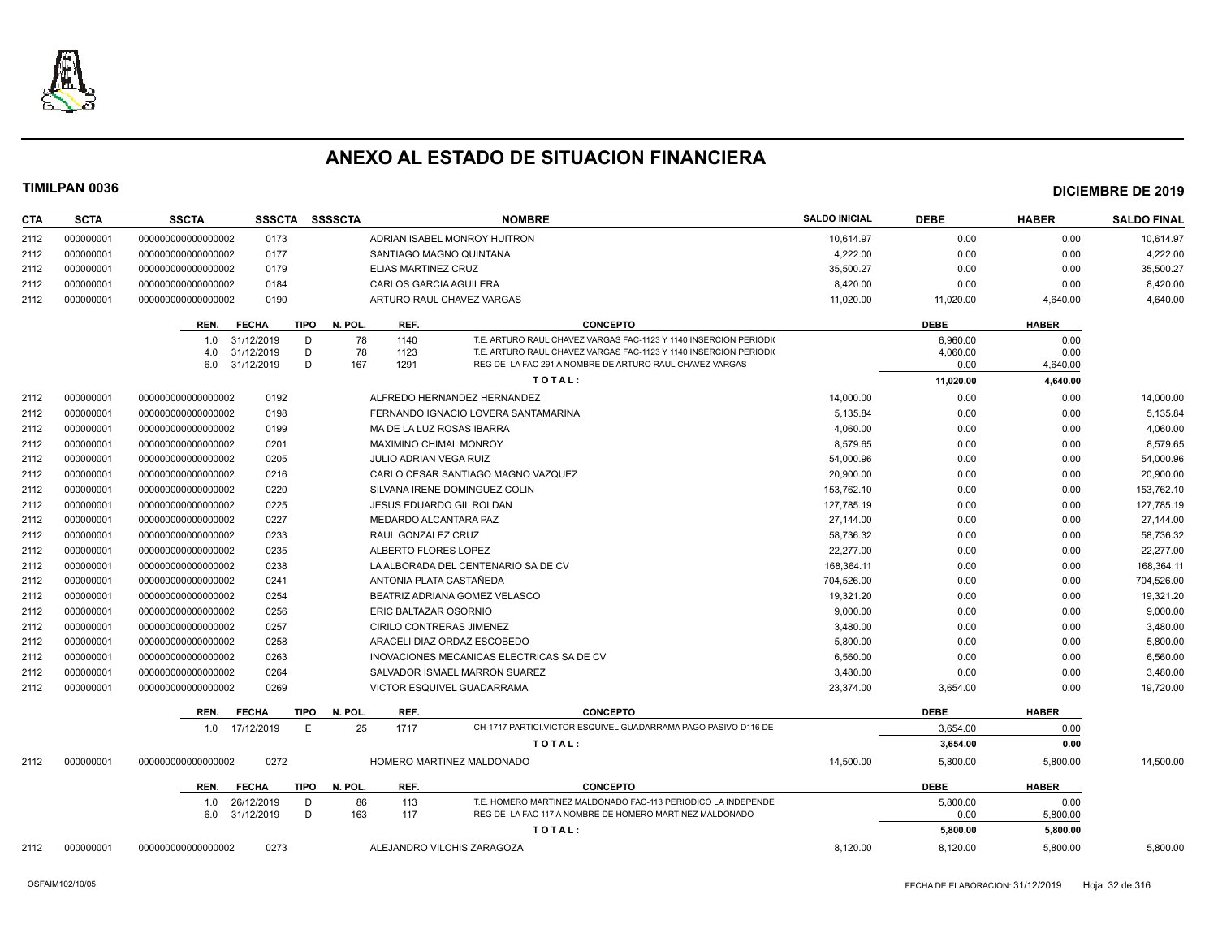# ANEXO AL ESTADO DE SITUACION FINANCIERA

**TIMILPAN 0036** — **DICIEMBRE DE 2019**

| CTA | SCTA | SSCTA | SSSCTA | SSSSCTA | NOMBRE | SALDO INICIAL | DEBE | HABER | SALDO FINAL |
|---|---|---|---|---|---|---|---|---|---|
| 2112 | 000000001 | 0000000000000000002 | 0173 | | ADRIAN ISABEL MONROY HUITRON | 10,614.97 | 0.00 | 0.00 | 10,614.97 |
| 2112 | 000000001 | 0000000000000000002 | 0177 | | SANTIAGO MAGNO QUINTANA | 4,222.00 | 0.00 | 0.00 | 4,222.00 |
| 2112 | 000000001 | 0000000000000000002 | 0179 | | ELIAS MARTINEZ CRUZ | 35,500.27 | 0.00 | 0.00 | 35,500.27 |
| 2112 | 000000001 | 0000000000000000002 | 0184 | | CARLOS GARCIA AGUILERA | 8,420.00 | 0.00 | 0.00 | 8,420.00 |
| 2112 | 000000001 | 0000000000000000002 | 0190 | | ARTURO RAUL CHAVEZ VARGAS | 11,020.00 | 11,020.00 | 4,640.00 | 4,640.00 |

| REN. | FECHA | TIPO | N. POL. | REF. | CONCEPTO | DEBE | HABER |
|---|---|---|---|---|---|---|---|
| 1.0 | 31/12/2019 | D | 78 | 1140 | T.E. ARTURO RAUL CHAVEZ VARGAS FAC-1123 Y 1140 INSERCION PERIODI | 6,960.00 | 0.00 |
| 4.0 | 31/12/2019 | D | 78 | 1123 | T.E. ARTURO RAUL CHAVEZ VARGAS FAC-1123 Y 1140 INSERCION PERIODI | 4,060.00 | 0.00 |
| 6.0 | 31/12/2019 | D | 167 | 1291 | REG DE LA FAC 291 A NOMBRE DE ARTURO RAUL CHAVEZ VARGAS | 0.00 | 4,640.00 |
| | | | | | **T O T A L :** | **11,020.00** | **4,640.00** |

| CTA | SCTA | SSCTA | SSSCTA | SSSSCTA | NOMBRE | SALDO INICIAL | DEBE | HABER | SALDO FINAL |
|---|---|---|---|---|---|---|---|---|---|
| 2112 | 000000001 | 0000000000000000002 | 0192 | | ALFREDO HERNANDEZ HERNANDEZ | 14,000.00 | 0.00 | 0.00 | 14,000.00 |
| 2112 | 000000001 | 0000000000000000002 | 0198 | | FERNANDO IGNACIO LOVERA SANTAMARINA | 5,135.84 | 0.00 | 0.00 | 5,135.84 |
| 2112 | 000000001 | 0000000000000000002 | 0199 | | MA DE LA LUZ ROSAS IBARRA | 4,060.00 | 0.00 | 0.00 | 4,060.00 |
| 2112 | 000000001 | 0000000000000000002 | 0201 | | MAXIMINO CHIMAL MONROY | 8,579.65 | 0.00 | 0.00 | 8,579.65 |
| 2112 | 000000001 | 0000000000000000002 | 0205 | | JULIO ADRIAN VEGA RUIZ | 54,000.96 | 0.00 | 0.00 | 54,000.96 |
| 2112 | 000000001 | 0000000000000000002 | 0216 | | CARLO CESAR SANTIAGO MAGNO VAZQUEZ | 20,900.00 | 0.00 | 0.00 | 20,900.00 |
| 2112 | 000000001 | 0000000000000000002 | 0220 | | SILVANA IRENE DOMINGUEZ COLIN | 153,762.10 | 0.00 | 0.00 | 153,762.10 |
| 2112 | 000000001 | 0000000000000000002 | 0225 | | JESUS EDUARDO GIL ROLDAN | 127,785.19 | 0.00 | 0.00 | 127,785.19 |
| 2112 | 000000001 | 0000000000000000002 | 0227 | | MEDARDO ALCANTARA PAZ | 27,144.00 | 0.00 | 0.00 | 27,144.00 |
| 2112 | 000000001 | 0000000000000000002 | 0233 | | RAUL GONZALEZ CRUZ | 58,736.32 | 0.00 | 0.00 | 58,736.32 |
| 2112 | 000000001 | 0000000000000000002 | 0235 | | ALBERTO FLORES LOPEZ | 22,277.00 | 0.00 | 0.00 | 22,277.00 |
| 2112 | 000000001 | 0000000000000000002 | 0238 | | LA ALBORADA DEL CENTENARIO SA DE CV | 168,364.11 | 0.00 | 0.00 | 168,364.11 |
| 2112 | 000000001 | 0000000000000000002 | 0241 | | ANTONIA PLATA CASTAÑEDA | 704,526.00 | 0.00 | 0.00 | 704,526.00 |
| 2112 | 000000001 | 0000000000000000002 | 0254 | | BEATRIZ ADRIANA GOMEZ VELASCO | 19,321.20 | 0.00 | 0.00 | 19,321.20 |
| 2112 | 000000001 | 0000000000000000002 | 0256 | | ERIC BALTAZAR OSORNIO | 9,000.00 | 0.00 | 0.00 | 9,000.00 |
| 2112 | 000000001 | 0000000000000000002 | 0257 | | CIRILO CONTRERAS JIMENEZ | 3,480.00 | 0.00 | 0.00 | 3,480.00 |
| 2112 | 000000001 | 0000000000000000002 | 0258 | | ARACELI DIAZ ORDAZ ESCOBEDO | 5,800.00 | 0.00 | 0.00 | 5,800.00 |
| 2112 | 000000001 | 0000000000000000002 | 0263 | | INOVACIONES MECANICAS ELECTRICAS SA DE CV | 6,560.00 | 0.00 | 0.00 | 6,560.00 |
| 2112 | 000000001 | 0000000000000000002 | 0264 | | SALVADOR ISMAEL MARRON SUAREZ | 3,480.00 | 0.00 | 0.00 | 3,480.00 |
| 2112 | 000000001 | 0000000000000000002 | 0269 | | VICTOR ESQUIVEL GUADARRAMA | 23,374.00 | 3,654.00 | 0.00 | 19,720.00 |

| REN. | FECHA | TIPO | N. POL. | REF. | CONCEPTO | DEBE | HABER |
|---|---|---|---|---|---|---|---|
| 1.0 | 17/12/2019 | E | 25 | 1717 | CH-1717 PARTICI.VICTOR ESQUIVEL GUADARRAMA PAGO PASIVO D116 DE | 3,654.00 | 0.00 |
| | | | | | **T O T A L :** | **3,654.00** | **0.00** |

| CTA | SCTA | SSCTA | SSSCTA | SSSSCTA | NOMBRE | SALDO INICIAL | DEBE | HABER | SALDO FINAL |
|---|---|---|---|---|---|---|---|---|---|
| 2112 | 000000001 | 0000000000000000002 | 0272 | | HOMERO MARTINEZ MALDONADO | 14,500.00 | 5,800.00 | 5,800.00 | 14,500.00 |

| REN. | FECHA | TIPO | N. POL. | REF. | CONCEPTO | DEBE | HABER |
|---|---|---|---|---|---|---|---|
| 1.0 | 26/12/2019 | D | 86 | 113 | T.E. HOMERO MARTINEZ MALDONADO FAC-113 PERIODICO LA INDEPENDE | 5,800.00 | 0.00 |
| 6.0 | 31/12/2019 | D | 163 | 117 | REG DE LA FAC 117 A NOMBRE DE HOMERO MARTINEZ MALDONADO | 0.00 | 5,800.00 |
| | | | | | **T O T A L :** | **5,800.00** | **5,800.00** |

| CTA | SCTA | SSCTA | SSSCTA | SSSSCTA | NOMBRE | SALDO INICIAL | DEBE | HABER | SALDO FINAL |
|---|---|---|---|---|---|---|---|---|---|
| 2112 | 000000001 | 0000000000000000002 | 0273 | | ALEJANDRO VILCHIS ZARAGOZA | 8,120.00 | 8,120.00 | 5,800.00 | 5,800.00 |

OSFAIM102/10/05 — FECHA DE ELABORACION: 31/12/2019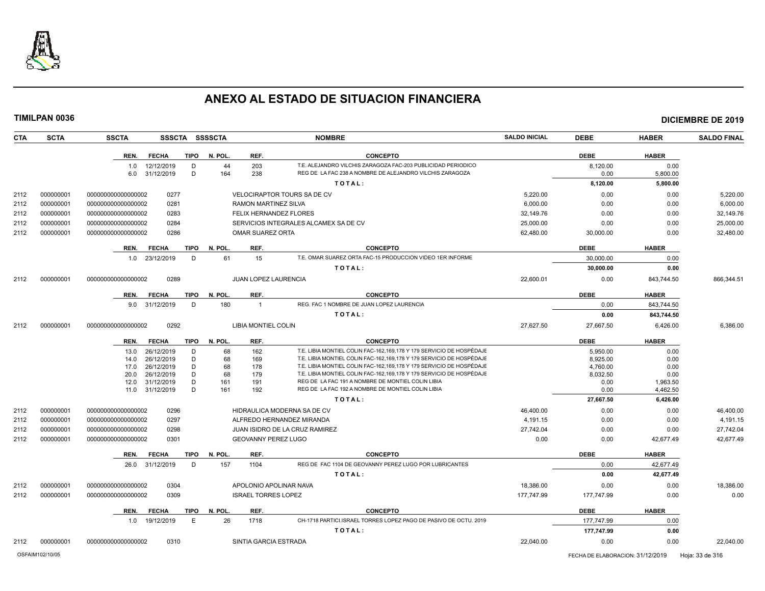# ANEXO AL ESTADO DE SITUACION FINANCIERA

**TIMILPAN 0036** | **DICIEMBRE DE 2019**

| CTA | SCTA | SSCTA | SSSCTA | SSSSCTA | NOMBRE | SALDO INICIAL | DEBE | HABER | SALDO FINAL |
|---|---|---|---|---|---|---|---|---|---|

| REN. | FECHA | TIPO | N. POL. | REF. | CONCEPTO | DEBE | HABER |
|---|---|---|---|---|---|---|---|
| 1.0 | 12/12/2019 | D | 44 | 203 | T.E. ALEJANDRO VILCHIS ZARAGOZA FAC-203 PUBLICIDAD PERIODICO | 8,120.00 | 0.00 |
| 6.0 | 31/12/2019 | D | 164 | 238 | REG DE LA FAC 238 A NOMBRE DE ALEJANDRO VILCHIS ZARAGOZA | 0.00 | 5,800.00 |
| | | | | | TOTAL: | 8,120.00 | 5,800.00 |

| CTA | SCTA | SSCTA | SSSCTA | NOMBRE | SALDO INICIAL | DEBE | HABER | SALDO FINAL |
|---|---|---|---|---|---|---|---|---|
| 2112 | 000000001 | 0000000000000000002 | 0277 | VELOCIRAPTOR TOURS SA DE CV | 5,220.00 | 0.00 | 0.00 | 5,220.00 |
| 2112 | 000000001 | 0000000000000000002 | 0281 | RAMON MARTINEZ SILVA | 6,000.00 | 0.00 | 0.00 | 6,000.00 |
| 2112 | 000000001 | 0000000000000000002 | 0283 | FELIX HERNANDEZ FLORES | 32,149.76 | 0.00 | 0.00 | 32,149.76 |
| 2112 | 000000001 | 0000000000000000002 | 0284 | SERVICIOS INTEGRALES ALCAMEX SA DE CV | 25,000.00 | 0.00 | 0.00 | 25,000.00 |
| 2112 | 000000001 | 0000000000000000002 | 0286 | OMAR SUAREZ ORTA | 62,480.00 | 30,000.00 | 0.00 | 32,480.00 |

| REN. | FECHA | TIPO | N. POL. | REF. | CONCEPTO | DEBE | HABER |
|---|---|---|---|---|---|---|---|
| 1.0 | 23/12/2019 | D | 61 | 15 | T.E. OMAR SUAREZ ORTA FAC-15 PRODUCCION VIDEO 1ER INFORME | 30,000.00 | 0.00 |
| | | | | | TOTAL: | 30,000.00 | 0.00 |

| CTA | SCTA | SSCTA | SSSCTA | NOMBRE | SALDO INICIAL | DEBE | HABER | SALDO FINAL |
|---|---|---|---|---|---|---|---|---|
| 2112 | 000000001 | 0000000000000000002 | 0289 | JUAN LOPEZ LAURENCIA | 22,600.01 | 0.00 | 843,744.50 | 866,344.51 |

| REN. | FECHA | TIPO | N. POL. | REF. | CONCEPTO | DEBE | HABER |
|---|---|---|---|---|---|---|---|
| 9.0 | 31/12/2019 | D | 180 | 1 | REG. FAC 1 NOMBRE DE JUAN LOPEZ LAURENCIA | 0.00 | 843,744.50 |
| | | | | | TOTAL: | 0.00 | 843,744.50 |

| CTA | SCTA | SSCTA | SSSCTA | NOMBRE | SALDO INICIAL | DEBE | HABER | SALDO FINAL |
|---|---|---|---|---|---|---|---|---|
| 2112 | 000000001 | 0000000000000000002 | 0292 | LIBIA MONTIEL COLIN | 27,627.50 | 27,667.50 | 6,426.00 | 6,386.00 |

| REN. | FECHA | TIPO | N. POL. | REF. | CONCEPTO | DEBE | HABER |
|---|---|---|---|---|---|---|---|
| 13.0 | 26/12/2019 | D | 68 | 162 | T.E. LIBIA MONTIEL COLIN FAC-162,169,178 Y 179 SERVICIO DE HOSPÉDAJE | 5,950.00 | 0.00 |
| 14.0 | 26/12/2019 | D | 68 | 169 | T.E. LIBIA MONTIEL COLIN FAC-162,169,178 Y 179 SERVICIO DE HOSPÉDAJE | 8,925.00 | 0.00 |
| 17.0 | 26/12/2019 | D | 68 | 178 | T.E. LIBIA MONTIEL COLIN FAC-162,169,178 Y 179 SERVICIO DE HOSPÉDAJE | 4,760.00 | 0.00 |
| 20.0 | 26/12/2019 | D | 68 | 179 | T.E. LIBIA MONTIEL COLIN FAC-162,169,178 Y 179 SERVICIO DE HOSPÉDAJE | 8,032.50 | 0.00 |
| 12.0 | 31/12/2019 | D | 161 | 191 | REG DE LA FAC 191 A NOMBRE DE MONTIEL COLIN LIBIA | 0.00 | 1,963.50 |
| 11.0 | 31/12/2019 | D | 161 | 192 | REG DE LA FAC 192 A NOMBRE DE MONTIEL COLIN LIBIA | 0.00 | 4,462.50 |
| | | | | | TOTAL: | 27,667.50 | 6,426.00 |

| CTA | SCTA | SSCTA | SSSCTA | NOMBRE | SALDO INICIAL | DEBE | HABER | SALDO FINAL |
|---|---|---|---|---|---|---|---|---|
| 2112 | 000000001 | 0000000000000000002 | 0296 | HIDRAULICA MODERNA SA DE CV | 46,400.00 | 0.00 | 0.00 | 46,400.00 |
| 2112 | 000000001 | 0000000000000000002 | 0297 | ALFREDO HERNANDEZ MIRANDA | 4,191.15 | 0.00 | 0.00 | 4,191.15 |
| 2112 | 000000001 | 0000000000000000002 | 0298 | JUAN ISIDRO DE LA CRUZ RAMIREZ | 27,742.04 | 0.00 | 0.00 | 27,742.04 |
| 2112 | 000000001 | 0000000000000000002 | 0301 | GEOVANNY PEREZ LUGO | 0.00 | 0.00 | 42,677.49 | 42,677.49 |

| REN. | FECHA | TIPO | N. POL. | REF. | CONCEPTO | DEBE | HABER |
|---|---|---|---|---|---|---|---|
| 26.0 | 31/12/2019 | D | 157 | 1104 | REG DE FAC 1104 DE GEOVANNY PEREZ LUGO POR LUBRICANTES | 0.00 | 42,677.49 |
| | | | | | TOTAL: | 0.00 | 42,677.49 |

| CTA | SCTA | SSCTA | SSSCTA | NOMBRE | SALDO INICIAL | DEBE | HABER | SALDO FINAL |
|---|---|---|---|---|---|---|---|---|
| 2112 | 000000001 | 0000000000000000002 | 0304 | APOLONIO APOLINAR NAVA | 18,386.00 | 0.00 | 0.00 | 18,386.00 |
| 2112 | 000000001 | 0000000000000000002 | 0309 | ISRAEL TORRES LOPEZ | 177,747.99 | 177,747.99 | 0.00 | 0.00 |

| REN. | FECHA | TIPO | N. POL. | REF. | CONCEPTO | DEBE | HABER |
|---|---|---|---|---|---|---|---|
| 1.0 | 19/12/2019 | E | 26 | 1718 | CH-1718 PARTICI.ISRAEL TORRES LOPEZ PAGO DE PASIVO DE OCTU. 2019 | 177,747.99 | 0.00 |
| | | | | | TOTAL: | 177,747.99 | 0.00 |

| CTA | SCTA | SSCTA | SSSCTA | NOMBRE | SALDO INICIAL | DEBE | HABER | SALDO FINAL |
|---|---|---|---|---|---|---|---|---|
| 2112 | 000000001 | 0000000000000000002 | 0310 | SINTIA GARCIA ESTRADA | 22,040.00 | 0.00 | 0.00 | 22,040.00 |

OSFAIM102/10/05 | FECHA DE ELABORACION: 31/12/2019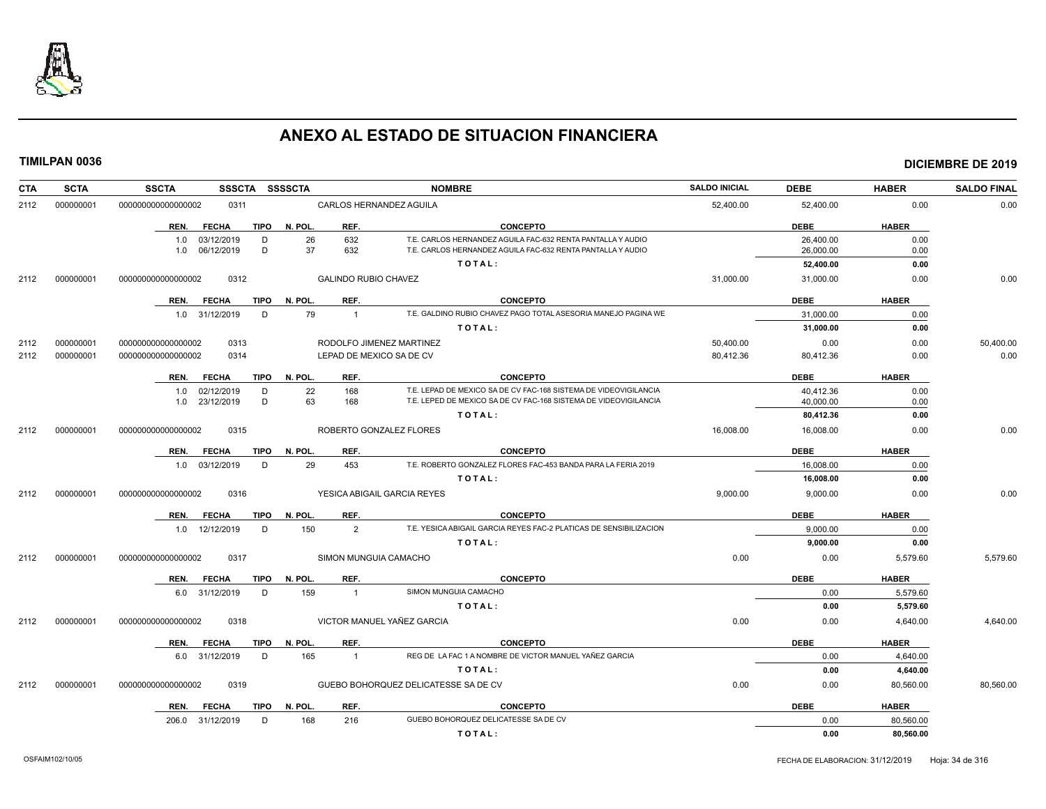# ANEXO AL ESTADO DE SITUACION FINANCIERA

**TIMILPAN 0036** — **DICIEMBRE DE 2019**

| CTA | SCTA | SSCTA | SSSCTA | SSSSCTA | NOMBRE | SALDO INICIAL | DEBE | HABER | SALDO FINAL |
|---|---|---|---|---|---|---|---|---|---|
| 2112 | 000000001 | 0000000000000000002 | 0311 | | CARLOS HERNANDEZ AGUILA | 52,400.00 | 52,400.00 | 0.00 | 0.00 |

| REN. | FECHA | TIPO | N. POL. | REF. | CONCEPTO | DEBE | HABER |
|---|---|---|---|---|---|---|---|
| 1.0 | 03/12/2019 | D | 26 | 632 | T.E. CARLOS HERNANDEZ AGUILA FAC-632 RENTA PANTALLA Y AUDIO | 26,400.00 | 0.00 |
| 1.0 | 06/12/2019 | D | 37 | 632 | T.E. CARLOS HERNANDEZ AGUILA FAC-632 RENTA PANTALLA Y AUDIO | 26,000.00 | 0.00 |
| | | | | | TOTAL: | 52,400.00 | 0.00 |

| CTA | SCTA | SSCTA | SSSCTA | SSSSCTA | NOMBRE | SALDO INICIAL | DEBE | HABER | SALDO FINAL |
|---|---|---|---|---|---|---|---|---|---|
| 2112 | 000000001 | 0000000000000000002 | 0312 | | GALINDO RUBIO CHAVEZ | 31,000.00 | 31,000.00 | 0.00 | 0.00 |

| REN. | FECHA | TIPO | N. POL. | REF. | CONCEPTO | DEBE | HABER |
|---|---|---|---|---|---|---|---|
| 1.0 | 31/12/2019 | D | 79 | 1 | T.E. GALDINO RUBIO CHAVEZ PAGO TOTAL ASESORIA MANEJO PAGINA WE | 31,000.00 | 0.00 |
| | | | | | TOTAL: | 31,000.00 | 0.00 |

| CTA | SCTA | SSCTA | SSSCTA | SSSSCTA | NOMBRE | SALDO INICIAL | DEBE | HABER | SALDO FINAL |
|---|---|---|---|---|---|---|---|---|---|
| 2112 | 000000001 | 0000000000000000002 | 0313 | | RODOLFO JIMENEZ MARTINEZ | 50,400.00 | 0.00 | 0.00 | 50,400.00 |
| 2112 | 000000001 | 0000000000000000002 | 0314 | | LEPAD DE MEXICO SA DE CV | 80,412.36 | 80,412.36 | 0.00 | 0.00 |

| REN. | FECHA | TIPO | N. POL. | REF. | CONCEPTO | DEBE | HABER |
|---|---|---|---|---|---|---|---|
| 1.0 | 02/12/2019 | D | 22 | 168 | T.E. LEPAD DE MEXICO SA DE CV FAC-168 SISTEMA DE VIDEOVIGILANCIA | 40,412.36 | 0.00 |
| 1.0 | 23/12/2019 | D | 63 | 168 | T.E. LEPED DE MEXICO SA DE CV FAC-168 SISTEMA DE VIDEOVIGILANCIA | 40,000.00 | 0.00 |
| | | | | | TOTAL: | 80,412.36 | 0.00 |

| CTA | SCTA | SSCTA | SSSCTA | SSSSCTA | NOMBRE | SALDO INICIAL | DEBE | HABER | SALDO FINAL |
|---|---|---|---|---|---|---|---|---|---|
| 2112 | 000000001 | 0000000000000000002 | 0315 | | ROBERTO GONZALEZ FLORES | 16,008.00 | 16,008.00 | 0.00 | 0.00 |

| REN. | FECHA | TIPO | N. POL. | REF. | CONCEPTO | DEBE | HABER |
|---|---|---|---|---|---|---|---|
| 1.0 | 03/12/2019 | D | 29 | 453 | T.E. ROBERTO GONZALEZ FLORES FAC-453 BANDA PARA LA FERIA 2019 | 16,008.00 | 0.00 |
| | | | | | TOTAL: | 16,008.00 | 0.00 |

| CTA | SCTA | SSCTA | SSSCTA | SSSSCTA | NOMBRE | SALDO INICIAL | DEBE | HABER | SALDO FINAL |
|---|---|---|---|---|---|---|---|---|---|
| 2112 | 000000001 | 0000000000000000002 | 0316 | | YESICA ABIGAIL GARCIA REYES | 9,000.00 | 9,000.00 | 0.00 | 0.00 |

| REN. | FECHA | TIPO | N. POL. | REF. | CONCEPTO | DEBE | HABER |
|---|---|---|---|---|---|---|---|
| 1.0 | 12/12/2019 | D | 150 | 2 | T.E. YESICA ABIGAIL GARCIA REYES FAC-2 PLATICAS DE SENSIBILIZACION | 9,000.00 | 0.00 |
| | | | | | TOTAL: | 9,000.00 | 0.00 |

| CTA | SCTA | SSCTA | SSSCTA | SSSSCTA | NOMBRE | SALDO INICIAL | DEBE | HABER | SALDO FINAL |
|---|---|---|---|---|---|---|---|---|---|
| 2112 | 000000001 | 0000000000000000002 | 0317 | | SIMON MUNGUIA CAMACHO | 0.00 | 0.00 | 5,579.60 | 5,579.60 |

| REN. | FECHA | TIPO | N. POL. | REF. | CONCEPTO | DEBE | HABER |
|---|---|---|---|---|---|---|---|
| 6.0 | 31/12/2019 | D | 159 | 1 | SIMON MUNGUIA CAMACHO | 0.00 | 5,579.60 |
| | | | | | TOTAL: | 0.00 | 5,579.60 |

| CTA | SCTA | SSCTA | SSSCTA | SSSSCTA | NOMBRE | SALDO INICIAL | DEBE | HABER | SALDO FINAL |
|---|---|---|---|---|---|---|---|---|---|
| 2112 | 000000001 | 0000000000000000002 | 0318 | | VICTOR MANUEL YAÑEZ GARCIA | 0.00 | 0.00 | 4,640.00 | 4,640.00 |

| REN. | FECHA | TIPO | N. POL. | REF. | CONCEPTO | DEBE | HABER |
|---|---|---|---|---|---|---|---|
| 6.0 | 31/12/2019 | D | 165 | 1 | REG DE LA FAC 1 A NOMBRE DE VICTOR MANUEL YAÑEZ GARCIA | 0.00 | 4,640.00 |
| | | | | | TOTAL: | 0.00 | 4,640.00 |

| CTA | SCTA | SSCTA | SSSCTA | SSSSCTA | NOMBRE | SALDO INICIAL | DEBE | HABER | SALDO FINAL |
|---|---|---|---|---|---|---|---|---|---|
| 2112 | 000000001 | 0000000000000000002 | 0319 | | GUEBO BOHORQUEZ DELICATESSE SA DE CV | 0.00 | 0.00 | 80,560.00 | 80,560.00 |

| REN. | FECHA | TIPO | N. POL. | REF. | CONCEPTO | DEBE | HABER |
|---|---|---|---|---|---|---|---|
| 206.0 | 31/12/2019 | D | 168 | 216 | GUEBO BOHORQUEZ DELICATESSE SA DE CV | 0.00 | 80,560.00 |
| | | | | | TOTAL: | 0.00 | 80,560.00 |

OSFAIM102/10/05 — FECHA DE ELABORACION: 31/12/2019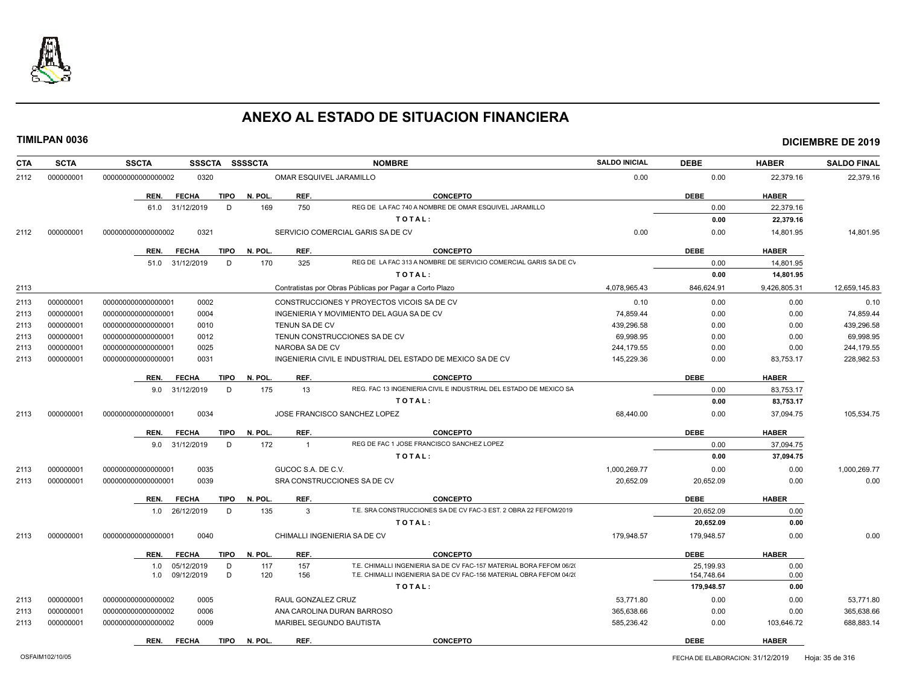# ANEXO AL ESTADO DE SITUACION FINANCIERA

**TIMILPAN 0036** — **DICIEMBRE DE 2019**

| CTA | SCTA | SSCTA | SSSCTA | SSSSCTA | NOMBRE | SALDO INICIAL | DEBE | HABER | SALDO FINAL |
|---|---|---|---|---|---|---|---|---|---|
| 2112 | 000000001 | 0000000000000000002 | 0320 | | OMAR ESQUIVEL JARAMILLO | 0.00 | 0.00 | 22,379.16 | 22,379.16 |

| REN. | FECHA | TIPO | N. POL. | REF. | CONCEPTO | DEBE | HABER |
|---|---|---|---|---|---|---|---|
| 61.0 | 31/12/2019 | D | 169 | 750 | REG DE LA FAC 740 A NOMBRE DE OMAR ESQUIVEL JARAMILLO | 0.00 | 22,379.16 |
| | | | | | TOTAL: | 0.00 | 22,379.16 |

| CTA | SCTA | SSCTA | SSSCTA | SSSSCTA | NOMBRE | SALDO INICIAL | DEBE | HABER | SALDO FINAL |
|---|---|---|---|---|---|---|---|---|---|
| 2112 | 000000001 | 0000000000000000002 | 0321 | | SERVICIO COMERCIAL GARIS SA DE CV | 0.00 | 0.00 | 14,801.95 | 14,801.95 |

| REN. | FECHA | TIPO | N. POL. | REF. | CONCEPTO | DEBE | HABER |
|---|---|---|---|---|---|---|---|
| 51.0 | 31/12/2019 | D | 170 | 325 | REG DE LA FAC 313 A NOMBRE DE SERVICIO COMERCIAL GARIS SA DE CV | 0.00 | 14,801.95 |
| | | | | | TOTAL: | 0.00 | 14,801.95 |

| CTA | SCTA | SSCTA | SSSCTA | SSSSCTA | NOMBRE | SALDO INICIAL | DEBE | HABER | SALDO FINAL |
|---|---|---|---|---|---|---|---|---|---|
| 2113 | | | | | Contratistas por Obras Públicas por Pagar a Corto Plazo | 4,078,965.43 | 846,624.91 | 9,426,805.31 | 12,659,145.83 |
| 2113 | 000000001 | 0000000000000000001 | 0002 | | CONSTRUCCIONES Y PROYECTOS VICOIS SA DE CV | 0.10 | 0.00 | 0.00 | 0.10 |
| 2113 | 000000001 | 0000000000000000001 | 0004 | | INGENIERIA Y MOVIMIENTO DEL AGUA SA DE CV | 74,859.44 | 0.00 | 0.00 | 74,859.44 |
| 2113 | 000000001 | 0000000000000000001 | 0010 | | TENUN SA DE CV | 439,296.58 | 0.00 | 0.00 | 439,296.58 |
| 2113 | 000000001 | 0000000000000000001 | 0012 | | TENUN CONSTRUCCIONES SA DE CV | 69,998.95 | 0.00 | 0.00 | 69,998.95 |
| 2113 | 000000001 | 0000000000000000001 | 0025 | | NAROBA SA DE CV | 244,179.55 | 0.00 | 0.00 | 244,179.55 |
| 2113 | 000000001 | 0000000000000000001 | 0031 | | INGENIERIA CIVIL E INDUSTRIAL DEL ESTADO DE MEXICO SA DE CV | 145,229.36 | 0.00 | 83,753.17 | 228,982.53 |

| REN. | FECHA | TIPO | N. POL. | REF. | CONCEPTO | DEBE | HABER |
|---|---|---|---|---|---|---|---|
| 9.0 | 31/12/2019 | D | 175 | 13 | REG. FAC 13 INGENIERIA CIVIL E INDUSTRIAL DEL ESTADO DE MEXICO SA | 0.00 | 83,753.17 |
| | | | | | TOTAL: | 0.00 | 83,753.17 |

| CTA | SCTA | SSCTA | SSSCTA | SSSSCTA | NOMBRE | SALDO INICIAL | DEBE | HABER | SALDO FINAL |
|---|---|---|---|---|---|---|---|---|---|
| 2113 | 000000001 | 0000000000000000001 | 0034 | | JOSE FRANCISCO SANCHEZ LOPEZ | 68,440.00 | 0.00 | 37,094.75 | 105,534.75 |

| REN. | FECHA | TIPO | N. POL. | REF. | CONCEPTO | DEBE | HABER |
|---|---|---|---|---|---|---|---|
| 9.0 | 31/12/2019 | D | 172 | 1 | REG DE FAC 1 JOSE FRANCISCO SANCHEZ LOPEZ | 0.00 | 37,094.75 |
| | | | | | TOTAL: | 0.00 | 37,094.75 |

| CTA | SCTA | SSCTA | SSSCTA | SSSSCTA | NOMBRE | SALDO INICIAL | DEBE | HABER | SALDO FINAL |
|---|---|---|---|---|---|---|---|---|---|
| 2113 | 000000001 | 0000000000000000001 | 0035 | | GUCOC S.A. DE C.V. | 1,000,269.77 | 0.00 | 0.00 | 1,000,269.77 |
| 2113 | 000000001 | 0000000000000000001 | 0039 | | SRA CONSTRUCCIONES SA DE CV | 20,652.09 | 20,652.09 | 0.00 | 0.00 |

| REN. | FECHA | TIPO | N. POL. | REF. | CONCEPTO | DEBE | HABER |
|---|---|---|---|---|---|---|---|
| 1.0 | 26/12/2019 | D | 135 | 3 | T.E. SRA CONSTRUCCIONES SA DE CV FAC-3 EST. 2 OBRA 22 FEFOM/2019 | 20,652.09 | 0.00 |
| | | | | | TOTAL: | 20,652.09 | 0.00 |

| CTA | SCTA | SSCTA | SSSCTA | SSSSCTA | NOMBRE | SALDO INICIAL | DEBE | HABER | SALDO FINAL |
|---|---|---|---|---|---|---|---|---|---|
| 2113 | 000000001 | 0000000000000000001 | 0040 | | CHIMALLI INGENIERIA SA DE CV | 179,948.57 | 179,948.57 | 0.00 | 0.00 |

| REN. | FECHA | TIPO | N. POL. | REF. | CONCEPTO | DEBE | HABER |
|---|---|---|---|---|---|---|---|
| 1.0 | 05/12/2019 | D | 117 | 157 | T.E. CHIMALLI INGENIERIA SA DE CV FAC-157 MATERIAL BORA FEFOM 06/2( | 25,199.93 | 0.00 |
| 1.0 | 09/12/2019 | D | 120 | 156 | T.E. CHIMALLI INGENIERIA SA DE CV FAC-156 MATERIAL OBRA FEFOM 04/2( | 154,748.64 | 0.00 |
| | | | | | TOTAL: | 179,948.57 | 0.00 |

| CTA | SCTA | SSCTA | SSSCTA | SSSSCTA | NOMBRE | SALDO INICIAL | DEBE | HABER | SALDO FINAL |
|---|---|---|---|---|---|---|---|---|---|
| 2113 | 000000001 | 0000000000000000002 | 0005 | | RAUL GONZALEZ CRUZ | 53,771.80 | 0.00 | 0.00 | 53,771.80 |
| 2113 | 000000001 | 0000000000000000002 | 0006 | | ANA CAROLINA DURAN BARROSO | 365,638.66 | 0.00 | 0.00 | 365,638.66 |
| 2113 | 000000001 | 0000000000000000002 | 0009 | | MARIBEL SEGUNDO BAUTISTA | 585,236.42 | 0.00 | 103,646.72 | 688,883.14 |

| REN. | FECHA | TIPO | N. POL. | REF. | CONCEPTO | DEBE | HABER |
|---|---|---|---|---|---|---|---|

OSFAIM102/10/05 — FECHA DE ELABORACION: 31/12/2019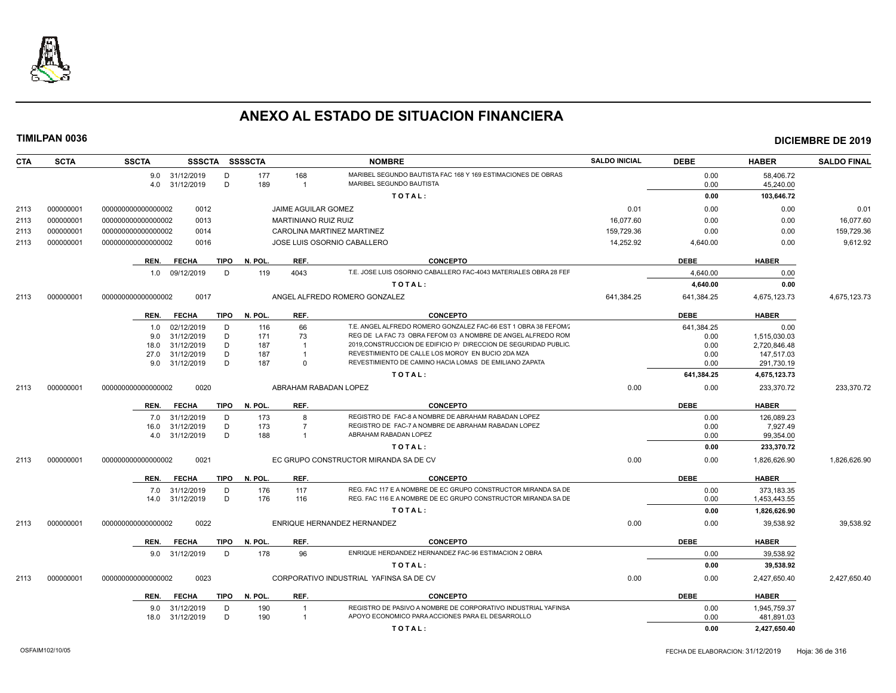# ANEXO AL ESTADO DE SITUACION FINANCIERA

**TIMILPAN 0036** — **DICIEMBRE DE 2019**

| CTA | SCTA | SSCTA | SSSCTA | SSSSCTA | | NOMBRE | SALDO INICIAL | DEBE | HABER | SALDO FINAL |
|---|---|---|---|---|---|---|---|---|---|---|
| | | 9.0 31/12/2019 | D | 177 | 168 | MARIBEL SEGUNDO BAUTISTA FAC 168 Y 169 ESTIMACIONES DE OBRAS | | 0.00 | 58,406.72 | |
| | | 4.0 31/12/2019 | D | 189 | 1 | MARIBEL SEGUNDO BAUTISTA | | 0.00 | 45,240.00 | |
| | | | | | | **T O T A L :** | | **0.00** | **103,646.72** | |
| 2113 | 000000001 | 000000000000000002 | 0012 | | | JAIME AGUILAR GOMEZ | 0.01 | 0.00 | 0.00 | 0.01 |
| 2113 | 000000001 | 000000000000000002 | 0013 | | | MARTINIANO RUIZ RUIZ | 16,077.60 | 0.00 | 0.00 | 16,077.60 |
| 2113 | 000000001 | 000000000000000002 | 0014 | | | CAROLINA MARTINEZ MARTINEZ | 159,729.36 | 0.00 | 0.00 | 159,729.36 |
| 2113 | 000000001 | 000000000000000002 | 0016 | | | JOSE LUIS OSORNIO CABALLERO | 14,252.92 | 4,640.00 | 0.00 | 9,612.92 |
| | | **REN. FECHA** | **TIPO** | **N. POL.** | **REF.** | **CONCEPTO** | | **DEBE** | **HABER** | |
| | | 1.0 09/12/2019 | D | 119 | 4043 | T.E. JOSE LUIS OSORNIO CABALLERO FAC-4043 MATERIALES OBRA 28 FEF | | 4,640.00 | 0.00 | |
| | | | | | | **T O T A L :** | | **4,640.00** | **0.00** | |
| 2113 | 000000001 | 000000000000000002 | 0017 | | | ANGEL ALFREDO ROMERO GONZALEZ | 641,384.25 | 641,384.25 | 4,675,123.73 | 4,675,123.73 |
| | | **REN. FECHA** | **TIPO** | **N. POL.** | **REF.** | **CONCEPTO** | | **DEBE** | **HABER** | |
| | | 1.0 02/12/2019 | D | 116 | 66 | T.E. ANGEL ALFREDO ROMERO GONZALEZ FAC-66 EST 1 OBRA 38 FEFOM/2 | | 641,384.25 | 0.00 | |
| | | 9.0 31/12/2019 | D | 171 | 73 | REG DE LA FAC 73 OBRA FEFOM 03 A NOMBRE DE ANGEL ALFREDO ROM | | 0.00 | 1,515,030.03 | |
| | | 18.0 31/12/2019 | D | 187 | 1 | 2019,CONSTRUCCION DE EDIFICIO P/ DIRECCION DE SEGURIDAD PUBLIC. | | 0.00 | 2,720,846.48 | |
| | | 27.0 31/12/2019 | D | 187 | 1 | REVESTIMIENTO DE CALLE LOS MOROY EN BUCIO 2DA MZA | | 0.00 | 147,517.03 | |
| | | 9.0 31/12/2019 | D | 187 | 0 | REVESTIMIENTO DE CAMINO HACIA LOMAS DE EMILIANO ZAPATA | | 0.00 | 291,730.19 | |
| | | | | | | **T O T A L :** | | **641,384.25** | **4,675,123.73** | |
| 2113 | 000000001 | 000000000000000002 | 0020 | | | ABRAHAM RABADAN LOPEZ | 0.00 | 0.00 | 233,370.72 | 233,370.72 |
| | | **REN. FECHA** | **TIPO** | **N. POL.** | **REF.** | **CONCEPTO** | | **DEBE** | **HABER** | |
| | | 7.0 31/12/2019 | D | 173 | 8 | REGISTRO DE FAC-8 A NOMBRE DE ABRAHAM RABADAN LOPEZ | | 0.00 | 126,089.23 | |
| | | 16.0 31/12/2019 | D | 173 | 7 | REGISTRO DE FAC-7 A NOMBRE DE ABRAHAM RABADAN LOPEZ | | 0.00 | 7,927.49 | |
| | | 4.0 31/12/2019 | D | 188 | 1 | ABRAHAM RABADAN LOPEZ | | 0.00 | 99,354.00 | |
| | | | | | | **T O T A L :** | | **0.00** | **233,370.72** | |
| 2113 | 000000001 | 000000000000000002 | 0021 | | | EC GRUPO CONSTRUCTOR MIRANDA SA DE CV | 0.00 | 0.00 | 1,826,626.90 | 1,826,626.90 |
| | | **REN. FECHA** | **TIPO** | **N. POL.** | **REF.** | **CONCEPTO** | | **DEBE** | **HABER** | |
| | | 7.0 31/12/2019 | D | 176 | 117 | REG. FAC 117 E A NOMBRE DE EC GRUPO CONSTRUCTOR MIRANDA SA DE | | 0.00 | 373,183.35 | |
| | | 14.0 31/12/2019 | D | 176 | 116 | REG. FAC 116 E A NOMBRE DE EC GRUPO CONSTRUCTOR MIRANDA SA DE | | 0.00 | 1,453,443.55 | |
| | | | | | | **T O T A L :** | | **0.00** | **1,826,626.90** | |
| 2113 | 000000001 | 000000000000000002 | 0022 | | | ENRIQUE HERNANDEZ HERNANDEZ | 0.00 | 0.00 | 39,538.92 | 39,538.92 |
| | | **REN. FECHA** | **TIPO** | **N. POL.** | **REF.** | **CONCEPTO** | | **DEBE** | **HABER** | |
| | | 9.0 31/12/2019 | D | 178 | 96 | ENRIQUE HERDANDEZ HERNANDEZ FAC-96 ESTIMACION 2 OBRA | | 0.00 | 39,538.92 | |
| | | | | | | **T O T A L :** | | **0.00** | **39,538.92** | |
| 2113 | 000000001 | 000000000000000002 | 0023 | | | CORPORATIVO INDUSTRIAL YAFINSA SA DE CV | 0.00 | 0.00 | 2,427,650.40 | 2,427,650.40 |
| | | **REN. FECHA** | **TIPO** | **N. POL.** | **REF.** | **CONCEPTO** | | **DEBE** | **HABER** | |
| | | 9.0 31/12/2019 | D | 190 | 1 | REGISTRO DE PASIVO A NOMBRE DE CORPORATIVO INDUSTRIAL YAFINSA | | 0.00 | 1,945,759.37 | |
| | | 18.0 31/12/2019 | D | 190 | 1 | APOYO ECONOMICO PARA ACCIONES PARA EL DESARROLLO | | 0.00 | 481,891.03 | |
| | | | | | | **T O T A L :** | | **0.00** | **2,427,650.40** | |

OSFAIM102/10/05 — FECHA DE ELABORACION: 31/12/2019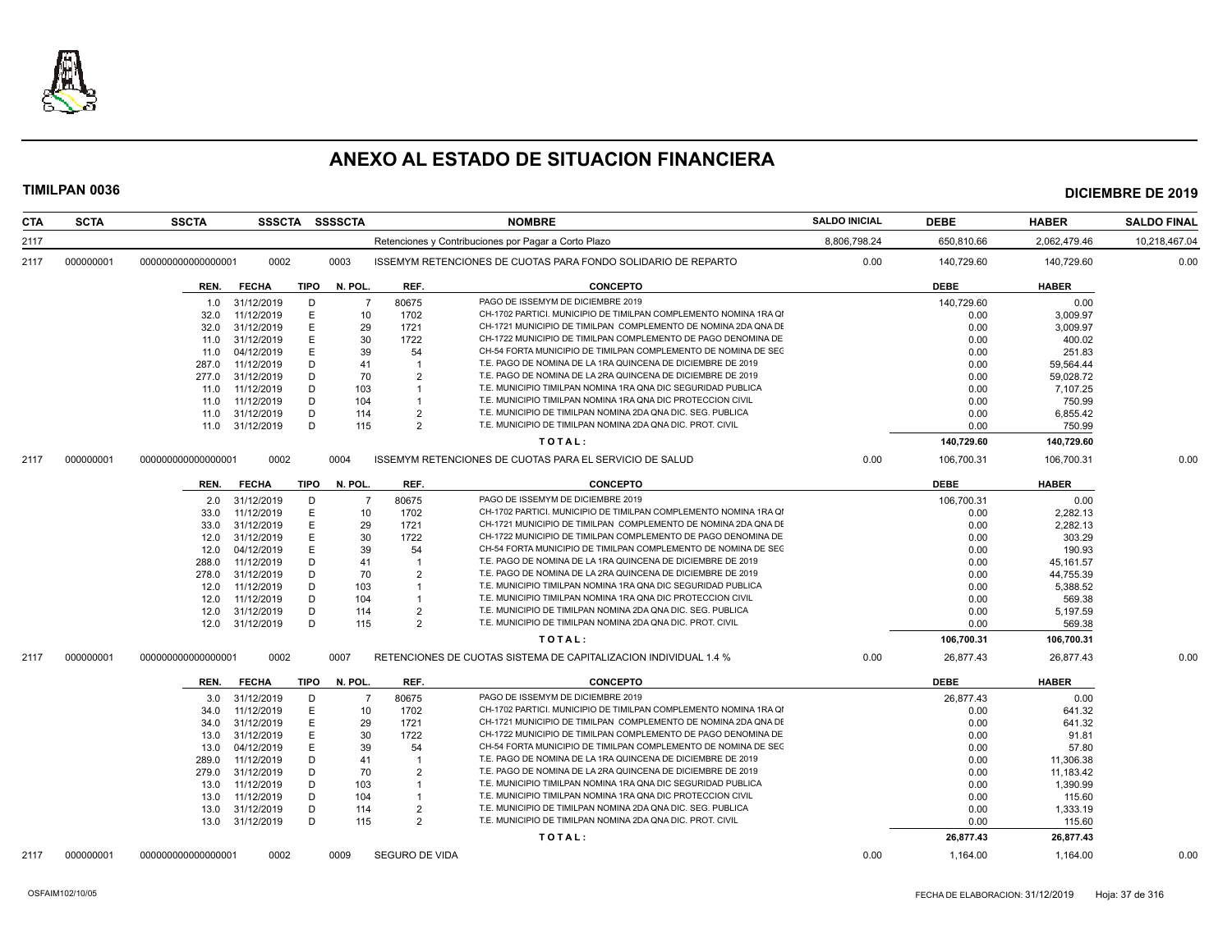# ANEXO AL ESTADO DE SITUACION FINANCIERA

**TIMILPAN 0036** — **DICIEMBRE DE 2019**

| CTA | SCTA | SSCTA | SSSCTA | SSSSCTA | NOMBRE | SALDO INICIAL | DEBE | HABER | SALDO FINAL |
|---|---|---|---|---|---|---|---|---|---|
| 2117 | | | | | Retenciones y Contribuciones por Pagar a Corto Plazo | 8,806,798.24 | 650,810.66 | 2,062,479.46 | 10,218,467.04 |
| 2117 | 000000001 | 0000000000000001 | 0002 | 0003 | ISSEMYM RETENCIONES DE CUOTAS PARA FONDO SOLIDARIO DE REPARTO | 0.00 | 140,729.60 | 140,729.60 | 0.00 |

| REN. | FECHA | TIPO | N. POL. | REF. | CONCEPTO | DEBE | HABER |
|---|---|---|---|---|---|---|---|
| 1.0 | 31/12/2019 | D | 7 | 80675 | PAGO DE ISSEMYM DE DICIEMBRE 2019 | 140,729.60 | 0.00 |
| 32.0 | 11/12/2019 | E | 10 | 1702 | CH-1702 PARTICI. MUNICIPIO DE TIMILPAN COMPLEMENTO NOMINA 1RA QI | 0.00 | 3,009.97 |
| 32.0 | 31/12/2019 | E | 29 | 1721 | CH-1721 MUNICIPIO DE TIMILPAN COMPLEMENTO DE NOMINA 2DA QNA DE | 0.00 | 3,009.97 |
| 11.0 | 31/12/2019 | E | 30 | 1722 | CH-1722 MUNICIPIO DE TIMILPAN COMPLEMENTO DE PAGO DENOMINA DE | 0.00 | 400.02 |
| 11.0 | 04/12/2019 | E | 39 | 54 | CH-54 FORTA MUNICIPIO DE TIMILPAN COMPLEMENTO DE NOMINA DE SEG | 0.00 | 251.83 |
| 287.0 | 11/12/2019 | D | 41 | 1 | T.E. PAGO DE NOMINA DE LA 1RA QUINCENA DE DICIEMBRE DE 2019 | 0.00 | 59,564.44 |
| 277.0 | 31/12/2019 | D | 70 | 2 | T.E. PAGO DE NOMINA DE LA 2RA QUINCENA DE DICIEMBRE DE 2019 | 0.00 | 59,028.72 |
| 11.0 | 11/12/2019 | D | 103 | 1 | T.E. MUNICIPIO TIMILPAN NOMINA 1RA QNA DIC SEGURIDAD PUBLICA | 0.00 | 7,107.25 |
| 11.0 | 11/12/2019 | D | 104 | 1 | T.E. MUNICIPIO TIMILPAN NOMINA 1RA QNA DIC PROTECCION CIVIL | 0.00 | 750.99 |
| 11.0 | 31/12/2019 | D | 114 | 2 | T.E. MUNICIPIO DE TIMILPAN NOMINA 2DA QNA DIC. SEG. PUBLICA | 0.00 | 6,855.42 |
| 11.0 | 31/12/2019 | D | 115 | 2 | T.E. MUNICIPIO DE TIMILPAN NOMINA 2DA QNA DIC. PROT. CIVIL | 0.00 | 750.99 |
| | | | | | **T O T A L :** | **140,729.60** | **140,729.60** |

| CTA | SCTA | SSCTA | SSSCTA | SSSSCTA | NOMBRE | SALDO INICIAL | DEBE | HABER | SALDO FINAL |
|---|---|---|---|---|---|---|---|---|---|
| 2117 | 000000001 | 0000000000000001 | 0002 | 0004 | ISSEMYM RETENCIONES DE CUOTAS PARA EL SERVICIO DE SALUD | 0.00 | 106,700.31 | 106,700.31 | 0.00 |

| REN. | FECHA | TIPO | N. POL. | REF. | CONCEPTO | DEBE | HABER |
|---|---|---|---|---|---|---|---|
| 2.0 | 31/12/2019 | D | 7 | 80675 | PAGO DE ISSEMYM DE DICIEMBRE 2019 | 106,700.31 | 0.00 |
| 33.0 | 11/12/2019 | E | 10 | 1702 | CH-1702 PARTICI. MUNICIPIO DE TIMILPAN COMPLEMENTO NOMINA 1RA QI | 0.00 | 2,282.13 |
| 33.0 | 31/12/2019 | E | 29 | 1721 | CH-1721 MUNICIPIO DE TIMILPAN COMPLEMENTO DE NOMINA 2DA QNA DE | 0.00 | 2,282.13 |
| 12.0 | 31/12/2019 | E | 30 | 1722 | CH-1722 MUNICIPIO DE TIMILPAN COMPLEMENTO DE PAGO DENOMINA DE | 0.00 | 303.29 |
| 12.0 | 04/12/2019 | E | 39 | 54 | CH-54 FORTA MUNICIPIO DE TIMILPAN COMPLEMENTO DE NOMINA DE SEG | 0.00 | 190.93 |
| 288.0 | 11/12/2019 | D | 41 | 1 | T.E. PAGO DE NOMINA DE LA 1RA QUINCENA DE DICIEMBRE DE 2019 | 0.00 | 45,161.57 |
| 278.0 | 31/12/2019 | D | 70 | 2 | T.E. PAGO DE NOMINA DE LA 2RA QUINCENA DE DICIEMBRE DE 2019 | 0.00 | 44,755.39 |
| 12.0 | 11/12/2019 | D | 103 | 1 | T.E. MUNICIPIO TIMILPAN NOMINA 1RA QNA DIC SEGURIDAD PUBLICA | 0.00 | 5,388.52 |
| 12.0 | 11/12/2019 | D | 104 | 1 | T.E. MUNICIPIO TIMILPAN NOMINA 1RA QNA DIC PROTECCION CIVIL | 0.00 | 569.38 |
| 12.0 | 31/12/2019 | D | 114 | 2 | T.E. MUNICIPIO DE TIMILPAN NOMINA 2DA QNA DIC. SEG. PUBLICA | 0.00 | 5,197.59 |
| 12.0 | 31/12/2019 | D | 115 | 2 | T.E. MUNICIPIO DE TIMILPAN NOMINA 2DA QNA DIC. PROT. CIVIL | 0.00 | 569.38 |
| | | | | | **T O T A L :** | **106,700.31** | **106,700.31** |

| CTA | SCTA | SSCTA | SSSCTA | SSSSCTA | NOMBRE | SALDO INICIAL | DEBE | HABER | SALDO FINAL |
|---|---|---|---|---|---|---|---|---|---|
| 2117 | 000000001 | 0000000000000001 | 0002 | 0007 | RETENCIONES DE CUOTAS SISTEMA DE CAPITALIZACION INDIVIDUAL 1.4 % | 0.00 | 26,877.43 | 26,877.43 | 0.00 |

| REN. | FECHA | TIPO | N. POL. | REF. | CONCEPTO | DEBE | HABER |
|---|---|---|---|---|---|---|---|
| 3.0 | 31/12/2019 | D | 7 | 80675 | PAGO DE ISSEMYM DE DICIEMBRE 2019 | 26,877.43 | 0.00 |
| 34.0 | 11/12/2019 | E | 10 | 1702 | CH-1702 PARTICI. MUNICIPIO DE TIMILPAN COMPLEMENTO NOMINA 1RA QI | 0.00 | 641.32 |
| 34.0 | 31/12/2019 | E | 29 | 1721 | CH-1721 MUNICIPIO DE TIMILPAN COMPLEMENTO DE NOMINA 2DA QNA DE | 0.00 | 641.32 |
| 13.0 | 31/12/2019 | E | 30 | 1722 | CH-1722 MUNICIPIO DE TIMILPAN COMPLEMENTO DE PAGO DENOMINA DE | 0.00 | 91.81 |
| 13.0 | 04/12/2019 | E | 39 | 54 | CH-54 FORTA MUNICIPIO DE TIMILPAN COMPLEMENTO DE NOMINA DE SEG | 0.00 | 57.80 |
| 289.0 | 11/12/2019 | D | 41 | 1 | T.E. PAGO DE NOMINA DE LA 1RA QUINCENA DE DICIEMBRE DE 2019 | 0.00 | 11,306.38 |
| 279.0 | 31/12/2019 | D | 70 | 2 | T.E. PAGO DE NOMINA DE LA 2RA QUINCENA DE DICIEMBRE DE 2019 | 0.00 | 11,183.42 |
| 13.0 | 11/12/2019 | D | 103 | 1 | T.E. MUNICIPIO TIMILPAN NOMINA 1RA QNA DIC SEGURIDAD PUBLICA | 0.00 | 1,390.99 |
| 13.0 | 11/12/2019 | D | 104 | 1 | T.E. MUNICIPIO TIMILPAN NOMINA 1RA QNA DIC PROTECCION CIVIL | 0.00 | 115.60 |
| 13.0 | 31/12/2019 | D | 114 | 2 | T.E. MUNICIPIO DE TIMILPAN NOMINA 2DA QNA DIC. SEG. PUBLICA | 0.00 | 1,333.19 |
| 13.0 | 31/12/2019 | D | 115 | 2 | T.E. MUNICIPIO DE TIMILPAN NOMINA 2DA QNA DIC. PROT. CIVIL | 0.00 | 115.60 |
| | | | | | **T O T A L :** | **26,877.43** | **26,877.43** |

| CTA | SCTA | SSCTA | SSSCTA | SSSSCTA | NOMBRE | SALDO INICIAL | DEBE | HABER | SALDO FINAL |
|---|---|---|---|---|---|---|---|---|---|
| 2117 | 000000001 | 0000000000000001 | 0002 | 0009 | SEGURO DE VIDA | 0.00 | 1,164.00 | 1,164.00 | 0.00 |

OSFAIM102/10/05 — FECHA DE ELABORACION: 31/12/2019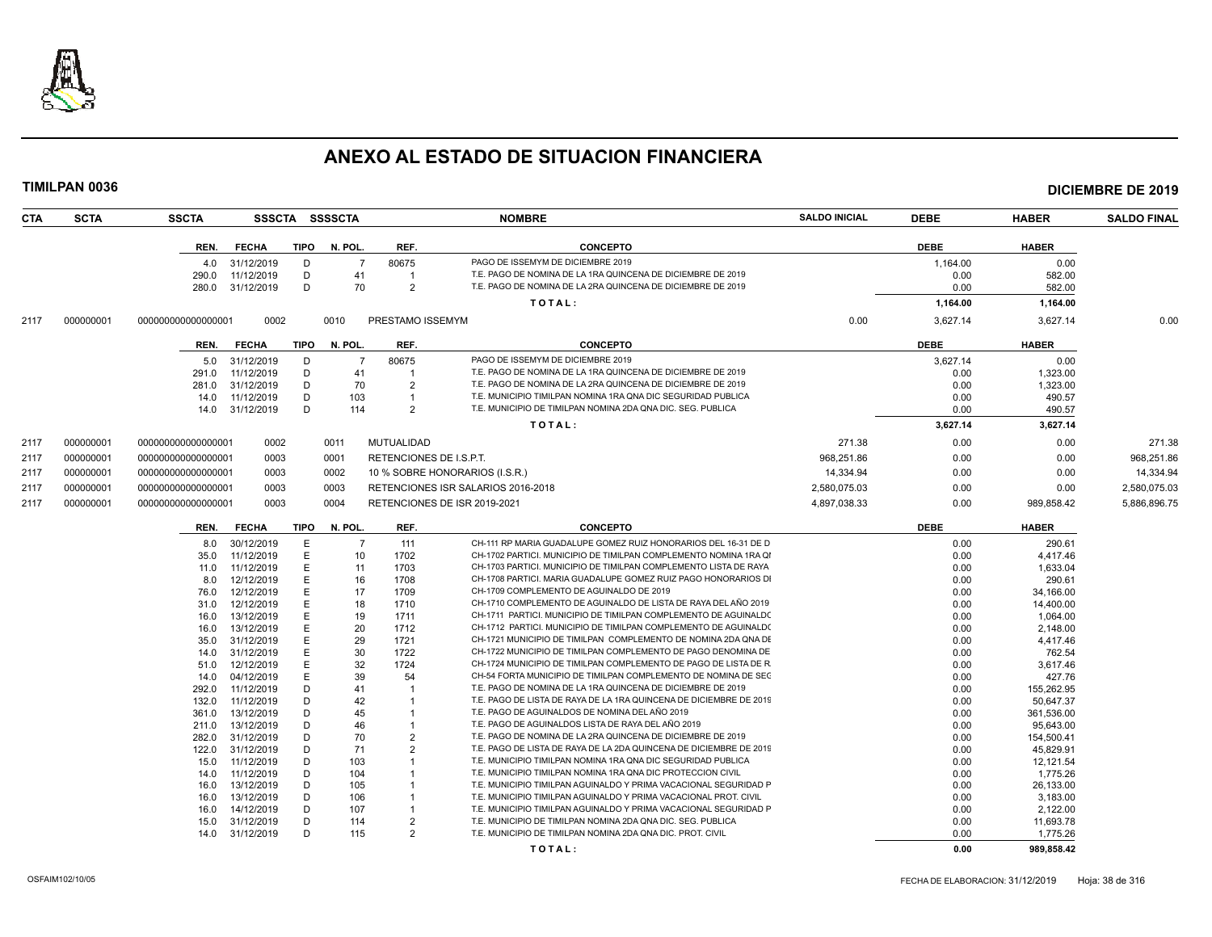# ANEXO AL ESTADO DE SITUACION FINANCIERA

**TIMILPAN 0036** **DICIEMBRE DE 2019**

| CTA | SCTA | SSCTA | SSSCTA | SSSSCTA | NOMBRE | SALDO INICIAL | DEBE | HABER | SALDO FINAL |
|---|---|---|---|---|---|---|---|---|---|

| REN. | FECHA | TIPO | N. POL. | REF. | CONCEPTO | DEBE | HABER |
|---|---|---|---|---|---|---|---|
| 4.0 | 31/12/2019 | D | 7 | 80675 | PAGO DE ISSEMYM DE DICIEMBRE 2019 | 1,164.00 | 0.00 |
| 290.0 | 11/12/2019 | D | 41 | 1 | T.E. PAGO DE NOMINA DE LA 1RA QUINCENA DE DICIEMBRE DE 2019 | 0.00 | 582.00 |
| 280.0 | 31/12/2019 | D | 70 | 2 | T.E. PAGO DE NOMINA DE LA 2RA QUINCENA DE DICIEMBRE DE 2019 | 0.00 | 582.00 |
| | | | | | TOTAL: | 1,164.00 | 1,164.00 |

| CTA | SCTA | SSCTA | SSSCTA | SSSSCTA | NOMBRE | SALDO INICIAL | DEBE | HABER | SALDO FINAL |
|---|---|---|---|---|---|---|---|---|---|
| 2117 | 000000001 | 000000000000000001 | 0002 | 0010 | PRESTAMO ISSEMYM | 0.00 | 3,627.14 | 3,627.14 | 0.00 |

| REN. | FECHA | TIPO | N. POL. | REF. | CONCEPTO | DEBE | HABER |
|---|---|---|---|---|---|---|---|
| 5.0 | 31/12/2019 | D | 7 | 80675 | PAGO DE ISSEMYM DE DICIEMBRE 2019 | 3,627.14 | 0.00 |
| 291.0 | 11/12/2019 | D | 41 | 1 | T.E. PAGO DE NOMINA DE LA 1RA QUINCENA DE DICIEMBRE DE 2019 | 0.00 | 1,323.00 |
| 281.0 | 31/12/2019 | D | 70 | 2 | T.E. PAGO DE NOMINA DE LA 2RA QUINCENA DE DICIEMBRE DE 2019 | 0.00 | 1,323.00 |
| 14.0 | 11/12/2019 | D | 103 | 1 | T.E. MUNICIPIO TIMILPAN NOMINA 1RA QNA DIC SEGURIDAD PUBLICA | 0.00 | 490.57 |
| 14.0 | 31/12/2019 | D | 114 | 2 | T.E. MUNICIPIO DE TIMILPAN NOMINA 2DA QNA DIC. SEG. PUBLICA | 0.00 | 490.57 |
| | | | | | TOTAL: | 3,627.14 | 3,627.14 |

| CTA | SCTA | SSCTA | SSSCTA | SSSSCTA | NOMBRE | SALDO INICIAL | DEBE | HABER | SALDO FINAL |
|---|---|---|---|---|---|---|---|---|---|
| 2117 | 000000001 | 000000000000000001 | 0002 | 0011 | MUTUALIDAD | 271.38 | 0.00 | 0.00 | 271.38 |
| 2117 | 000000001 | 000000000000000001 | 0003 | 0001 | RETENCIONES DE I.S.P.T. | 968,251.86 | 0.00 | 0.00 | 968,251.86 |
| 2117 | 000000001 | 000000000000000001 | 0003 | 0002 | 10 % SOBRE HONORARIOS (I.S.R.) | 14,334.94 | 0.00 | 0.00 | 14,334.94 |
| 2117 | 000000001 | 000000000000000001 | 0003 | 0003 | RETENCIONES ISR SALARIOS 2016-2018 | 2,580,075.03 | 0.00 | 0.00 | 2,580,075.03 |
| 2117 | 000000001 | 000000000000000001 | 0003 | 0004 | RETENCIONES DE ISR 2019-2021 | 4,897,038.33 | 0.00 | 989,858.42 | 5,886,896.75 |

| REN. | FECHA | TIPO | N. POL. | REF. | CONCEPTO | DEBE | HABER |
|---|---|---|---|---|---|---|---|
| 8.0 | 30/12/2019 | E | 7 | 111 | CH-111 RP MARIA GUADALUPE GOMEZ RUIZ HONORARIOS DEL 16-31 DE D | 0.00 | 290.61 |
| 35.0 | 11/12/2019 | E | 10 | 1702 | CH-1702 PARTICI. MUNICIPIO DE TIMILPAN COMPLEMENTO NOMINA 1RA QI | 0.00 | 4,417.46 |
| 11.0 | 11/12/2019 | E | 11 | 1703 | CH-1703 PARTICI. MUNICIPIO DE TIMILPAN COMPLEMENTO LISTA DE RAYA | 0.00 | 1,633.04 |
| 8.0 | 12/12/2019 | E | 16 | 1708 | CH-1708 PARTICI. MARIA GUADALUPE GOMEZ RUIZ PAGO HONORARIOS DI | 0.00 | 290.61 |
| 76.0 | 12/12/2019 | E | 17 | 1709 | CH-1709 COMPLEMENTO DE AGUINALDO DE 2019 | 0.00 | 34,166.00 |
| 31.0 | 12/12/2019 | E | 18 | 1710 | CH-1710 COMPLEMENTO DE AGUINALDO DE LISTA DE RAYA DEL AÑO 2019 | 0.00 | 14,400.00 |
| 16.0 | 13/12/2019 | E | 19 | 1711 | CH-1711 PARTICI. MUNICIPIO DE TIMILPAN COMPLEMENTO DE AGUINALDC | 0.00 | 1,064.00 |
| 16.0 | 13/12/2019 | E | 20 | 1712 | CH-1712 PARTICI. MUNICIPIO DE TIMILPAN COMPLEMENTO DE AGUINALDC | 0.00 | 2,148.00 |
| 35.0 | 31/12/2019 | E | 29 | 1721 | CH-1721 MUNICIPIO DE TIMILPAN COMPLEMENTO DE NOMINA 2DA QNA DE | 0.00 | 4,417.46 |
| 14.0 | 31/12/2019 | E | 30 | 1722 | CH-1722 MUNICIPIO DE TIMILPAN COMPLEMENTO DE PAGO DENOMINA DE | 0.00 | 762.54 |
| 51.0 | 12/12/2019 | E | 32 | 1724 | CH-1724 MUNICIPIO DE TIMILPAN COMPLEMENTO DE PAGO DE LISTA DE R | 0.00 | 3,617.46 |
| 14.0 | 04/12/2019 | E | 39 | 54 | CH-54 FORTA MUNICIPIO DE TIMILPAN COMPLEMENTO DE NOMINA DE SEC | 0.00 | 427.76 |
| 292.0 | 11/12/2019 | D | 41 | 1 | T.E. PAGO DE NOMINA DE LA 1RA QUINCENA DE DICIEMBRE DE 2019 | 0.00 | 155,262.95 |
| 132.0 | 11/12/2019 | D | 42 | 1 | T.E. PAGO DE LISTA DE RAYA DE LA 1RA QUINCENA DE DICIEMBRE DE 2019 | 0.00 | 50,647.37 |
| 361.0 | 13/12/2019 | D | 45 | 1 | T.E. PAGO DE AGUINALDOS DE NOMINA DEL AÑO 2019 | 0.00 | 361,536.00 |
| 211.0 | 13/12/2019 | D | 46 | 1 | T.E. PAGO DE AGUINALDOS LISTA DE RAYA DEL AÑO 2019 | 0.00 | 95,643.00 |
| 282.0 | 31/12/2019 | D | 70 | 2 | T.E. PAGO DE NOMINA DE LA 2RA QUINCENA DE DICIEMBRE DE 2019 | 0.00 | 154,500.41 |
| 122.0 | 31/12/2019 | D | 71 | 2 | T.E. PAGO DE LISTA DE RAYA DE LA 2DA QUINCENA DE DICIEMBRE DE 2019 | 0.00 | 45,829.91 |
| 15.0 | 11/12/2019 | D | 103 | 1 | T.E. MUNICIPIO TIMILPAN NOMINA 1RA QNA DIC SEGURIDAD PUBLICA | 0.00 | 12,121.54 |
| 14.0 | 11/12/2019 | D | 104 | 1 | T.E. MUNICIPIO TIMILPAN NOMINA 1RA QNA DIC PROTECCION CIVIL | 0.00 | 1,775.26 |
| 16.0 | 13/12/2019 | D | 105 | 1 | T.E. MUNICIPIO TIMILPAN AGUINALDO Y PRIMA VACACIONAL SEGURIDAD P | 0.00 | 26,133.00 |
| 16.0 | 13/12/2019 | D | 106 | 1 | T.E. MUNICIPIO TIMILPAN AGUINALDO Y PRIMA VACACIONAL PROT. CIVIL | 0.00 | 3,183.00 |
| 16.0 | 14/12/2019 | D | 107 | 1 | T.E. MUNICIPIO TIMILPAN AGUINALDO Y PRIMA VACACIONAL SEGURIDAD P | 0.00 | 2,122.00 |
| 15.0 | 31/12/2019 | D | 114 | 2 | T.E. MUNICIPIO DE TIMILPAN NOMINA 2DA QNA DIC. SEG. PUBLICA | 0.00 | 11,693.78 |
| 14.0 | 31/12/2019 | D | 115 | 2 | T.E. MUNICIPIO DE TIMILPAN NOMINA 2DA QNA DIC. PROT. CIVIL | 0.00 | 1,775.26 |
| | | | | | TOTAL: | 0.00 | 989,858.42 |

OSFAIM102/10/05 FECHA DE ELABORACION: 31/12/2019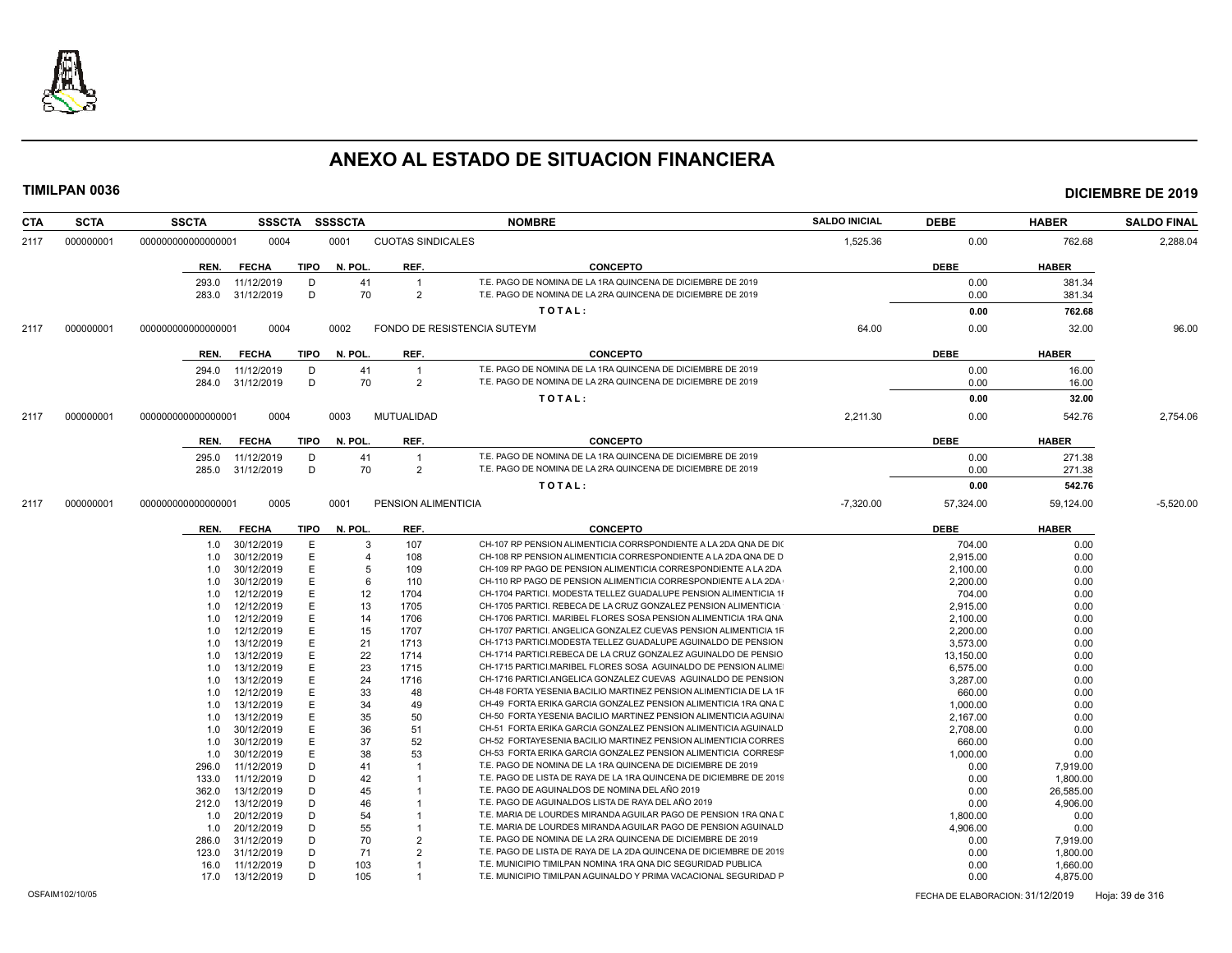# ANEXO AL ESTADO DE SITUACION FINANCIERA

**TIMILPAN 0036** **DICIEMBRE DE 2019**

| CTA | SCTA | SSCTA | SSSCTA | SSSSCTA | NOMBRE | SALDO INICIAL | DEBE | HABER | SALDO FINAL |
|---|---|---|---|---|---|---|---|---|---|
| 2117 | 000000001 | 0000000000000000001 | 0004 | 0001 | CUOTAS SINDICALES | 1,525.36 | 0.00 | 762.68 | 2,288.04 |

| REN. | FECHA | TIPO | N. POL. | REF. | CONCEPTO | DEBE | HABER |
|---|---|---|---|---|---|---|---|
| 293.0 | 11/12/2019 | D | 41 | 1 | T.E. PAGO DE NOMINA DE LA 1RA QUINCENA DE DICIEMBRE DE 2019 | 0.00 | 381.34 |
| 283.0 | 31/12/2019 | D | 70 | 2 | T.E. PAGO DE NOMINA DE LA 2RA QUINCENA DE DICIEMBRE DE 2019 | 0.00 | 381.34 |
| | | | | | TOTAL: | 0.00 | 762.68 |

| CTA | SCTA | SSCTA | SSSCTA | SSSSCTA | NOMBRE | SALDO INICIAL | DEBE | HABER | SALDO FINAL |
|---|---|---|---|---|---|---|---|---|---|
| 2117 | 000000001 | 0000000000000000001 | 0004 | 0002 | FONDO DE RESISTENCIA SUTEYM | 64.00 | 0.00 | 32.00 | 96.00 |

| REN. | FECHA | TIPO | N. POL. | REF. | CONCEPTO | DEBE | HABER |
|---|---|---|---|---|---|---|---|
| 294.0 | 11/12/2019 | D | 41 | 1 | T.E. PAGO DE NOMINA DE LA 1RA QUINCENA DE DICIEMBRE DE 2019 | 0.00 | 16.00 |
| 284.0 | 31/12/2019 | D | 70 | 2 | T.E. PAGO DE NOMINA DE LA 2RA QUINCENA DE DICIEMBRE DE 2019 | 0.00 | 16.00 |
| | | | | | TOTAL: | 0.00 | 32.00 |

| CTA | SCTA | SSCTA | SSSCTA | SSSSCTA | NOMBRE | SALDO INICIAL | DEBE | HABER | SALDO FINAL |
|---|---|---|---|---|---|---|---|---|---|
| 2117 | 000000001 | 0000000000000000001 | 0004 | 0003 | MUTUALIDAD | 2,211.30 | 0.00 | 542.76 | 2,754.06 |

| REN. | FECHA | TIPO | N. POL. | REF. | CONCEPTO | DEBE | HABER |
|---|---|---|---|---|---|---|---|
| 295.0 | 11/12/2019 | D | 41 | 1 | T.E. PAGO DE NOMINA DE LA 1RA QUINCENA DE DICIEMBRE DE 2019 | 0.00 | 271.38 |
| 285.0 | 31/12/2019 | D | 70 | 2 | T.E. PAGO DE NOMINA DE LA 2RA QUINCENA DE DICIEMBRE DE 2019 | 0.00 | 271.38 |
| | | | | | TOTAL: | 0.00 | 542.76 |

| CTA | SCTA | SSCTA | SSSCTA | SSSSCTA | NOMBRE | SALDO INICIAL | DEBE | HABER | SALDO FINAL |
|---|---|---|---|---|---|---|---|---|---|
| 2117 | 000000001 | 0000000000000000001 | 0005 | 0001 | PENSION ALIMENTICIA | -7,320.00 | 57,324.00 | 59,124.00 | -5,520.00 |

| REN. | FECHA | TIPO | N. POL. | REF. | CONCEPTO | DEBE | HABER |
|---|---|---|---|---|---|---|---|
| 1.0 | 30/12/2019 | E | 3 | 107 | CH-107 RP PENSION ALIMENTICIA CORRSPONDIENTE A LA 2DA QNA DE DIC | 704.00 | 0.00 |
| 1.0 | 30/12/2019 | E | 4 | 108 | CH-108 RP PENSION ALIMENTICIA CORRESPONDIENTE A LA 2DA QNA DE D | 2,915.00 | 0.00 |
| 1.0 | 30/12/2019 | E | 5 | 109 | CH-109 RP PAGO DE PENSION ALIMENTICIA CORRESPONDIENTE A LA 2DA | 2,100.00 | 0.00 |
| 1.0 | 30/12/2019 | E | 6 | 110 | CH-110 RP PAGO DE PENSION ALIMENTICIA CORRESPONDIENTE A LA 2DA | 2,200.00 | 0.00 |
| 1.0 | 12/12/2019 | E | 12 | 1704 | CH-1704 PARTICI. MODESTA TELLEZ GUADALUPE PENSION ALIMENTICIA 1F | 704.00 | 0.00 |
| 1.0 | 12/12/2019 | E | 13 | 1705 | CH-1705 PARTICI. REBECA DE LA CRUZ GONZALEZ PENSION ALIMENTICIA | 2,915.00 | 0.00 |
| 1.0 | 12/12/2019 | E | 14 | 1706 | CH-1706 PARTICI. MARIBEL FLORES SOSA PENSION ALIMENTICIA 1RA QNA | 2,100.00 | 0.00 |
| 1.0 | 12/12/2019 | E | 15 | 1707 | CH-1707 PARTICI. ANGELICA GONZALEZ CUEVAS PENSION ALIMENTICIA 1F | 2,200.00 | 0.00 |
| 1.0 | 13/12/2019 | E | 21 | 1713 | CH-1713 PARTICI.MODESTA TELLEZ GUADALUPE AGUINALDO DE PENSION | 3,573.00 | 0.00 |
| 1.0 | 13/12/2019 | E | 22 | 1714 | CH-1714 PARTICI.REBECA DE LA CRUZ GONZALEZ AGUINALDO DE PENSIO | 13,150.00 | 0.00 |
| 1.0 | 13/12/2019 | E | 23 | 1715 | CH-1715 PARTICI.MARIBEL FLORES SOSA AGUINALDO DE PENSION ALIME | 6,575.00 | 0.00 |
| 1.0 | 13/12/2019 | E | 24 | 1716 | CH-1716 PARTICI.ANGELICA GONZALEZ CUEVAS AGUINALDO DE PENSION | 3,287.00 | 0.00 |
| 1.0 | 12/12/2019 | E | 33 | 48 | CH-48 FORTA YESENIA BACILIO MARTINEZ PENSION ALIMENTICIA DE LA 1F | 660.00 | 0.00 |
| 1.0 | 13/12/2019 | E | 34 | 49 | CH-49 FORTA ERIKA GARCIA GONZALEZ PENSION ALIMENTICIA 1RA QNA D | 1,000.00 | 0.00 |
| 1.0 | 13/12/2019 | E | 35 | 50 | CH-50 FORTA YESENIA BACILIO MARTINEZ PENSION ALIMENTICIA AGUINA | 2,167.00 | 0.00 |
| 1.0 | 30/12/2019 | E | 36 | 51 | CH-51 FORTA ERIKA GARCIA GONZALEZ PENSION ALIMENTICIA AGUINALD | 2,708.00 | 0.00 |
| 1.0 | 30/12/2019 | E | 37 | 52 | CH-52 FORTAYESENIA BACILIO MARTINEZ PENSION ALIMENTICIA CORRES | 660.00 | 0.00 |
| 1.0 | 30/12/2019 | E | 38 | 53 | CH-53 FORTA ERIKA GARCIA GONZALEZ PENSION ALIMENTICIA CORRESP | 1,000.00 | 0.00 |
| 296.0 | 11/12/2019 | D | 41 | 1 | T.E. PAGO DE NOMINA DE LA 1RA QUINCENA DE DICIEMBRE DE 2019 | 0.00 | 7,919.00 |
| 133.0 | 11/12/2019 | D | 42 | 1 | T.E. PAGO DE LISTA DE RAYA DE LA 1RA QUINCENA DE DICIEMBRE DE 2019 | 0.00 | 1,800.00 |
| 362.0 | 13/12/2019 | D | 45 | 1 | T.E. PAGO DE AGUINALDOS DE NOMINA DEL AÑO 2019 | 0.00 | 26,585.00 |
| 212.0 | 13/12/2019 | D | 46 | 1 | T.E. PAGO DE AGUINALDOS LISTA DE RAYA DEL AÑO 2019 | 0.00 | 4,906.00 |
| 1.0 | 20/12/2019 | D | 54 | 1 | T.E. MARIA DE LOURDES MIRANDA AGUILAR PAGO DE PENSION 1RA QNA D | 1,800.00 | 0.00 |
| 1.0 | 20/12/2019 | D | 55 | 1 | T.E. MARIA DE LOURDES MIRANDA AGUILAR PAGO DE PENSION AGUINALD | 4,906.00 | 0.00 |
| 286.0 | 31/12/2019 | D | 70 | 2 | T.E. PAGO DE NOMINA DE LA 2RA QUINCENA DE DICIEMBRE DE 2019 | 0.00 | 7,919.00 |
| 123.0 | 31/12/2019 | D | 71 | 2 | T.E. PAGO DE LISTA DE RAYA DE LA 2DA QUINCENA DE DICIEMBRE DE 2019 | 0.00 | 1,800.00 |
| 16.0 | 11/12/2019 | D | 103 | 1 | T.E. MUNICIPIO TIMILPAN NOMINA 1RA QNA DIC SEGURIDAD PUBLICA | 0.00 | 1,660.00 |
| 17.0 | 13/12/2019 | D | 105 | 1 | T.E. MUNICIPIO TIMILPAN AGUINALDO Y PRIMA VACACIONAL SEGURIDAD P | 0.00 | 4,875.00 |

OSFAIM102/10/05 FECHA DE ELABORACION: 31/12/2019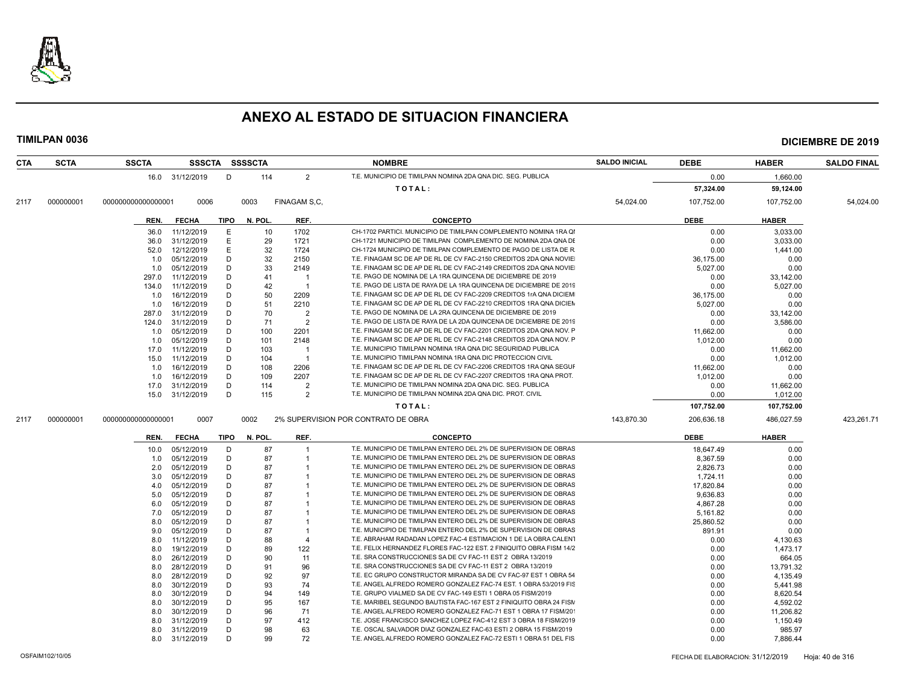# ANEXO AL ESTADO DE SITUACION FINANCIERA

**TIMILPAN 0036** | **DICIEMBRE DE 2019**

| CTA | SCTA | SSCTA | SSSCTA | SSSSCTA | | NOMBRE | SALDO INICIAL | DEBE | HABER | SALDO FINAL |
|---|---|---|---|---|---|---|---|---|---|---|
| | | 16.0 | 31/12/2019 | D | 114 | 2 T.E. MUNICIPIO DE TIMILPAN NOMINA 2DA QNA DIC. SEG. PUBLICA | | 0.00 | 1,660.00 | |
| | | | | | | TOTAL: | | 57,324.00 | 59,124.00 | |
| 2117 | 000000001 | 000000000000000001 | 0006 | 0003 | | FINAGAM S,C, | 54,024.00 | 107,752.00 | 107,752.00 | 54,024.00 |

| REN. | FECHA | TIPO | N. POL. | REF. | CONCEPTO | DEBE | HABER |
|---|---|---|---|---|---|---|---|
| 36.0 | 11/12/2019 | E | 10 | 1702 | CH-1702 PARTICI. MUNICIPIO DE TIMILPAN COMPLEMENTO NOMINA 1RA QI | 0.00 | 3,033.00 |
| 36.0 | 31/12/2019 | E | 29 | 1721 | CH-1721 MUNICIPIO DE TIMILPAN COMPLEMENTO DE NOMINA 2DA QNA DE | 0.00 | 3,033.00 |
| 52.0 | 12/12/2019 | E | 32 | 1724 | CH-1724 MUNICIPIO DE TIMILPAN COMPLEMENTO DE PAGO DE LISTA DE R. | 0.00 | 1,441.00 |
| 1.0 | 05/12/2019 | D | 32 | 2150 | T.E. FINAGAM SC DE AP DE RL DE CV FAC-2150 CREDITOS 2DA QNA NOVIE | 36,175.00 | 0.00 |
| 1.0 | 05/12/2019 | D | 33 | 2149 | T.E. FINAGAM SC DE AP DE RL DE CV FAC-2149 CREDITOS 2DA QNA NOVIE | 5,027.00 | 0.00 |
| 297.0 | 11/12/2019 | D | 41 | 1 | T.E. PAGO DE NOMINA DE LA 1RA QUINCENA DE DICIEMBRE DE 2019 | 0.00 | 33,142.00 |
| 134.0 | 11/12/2019 | D | 42 | 1 | T.E. PAGO DE LISTA DE RAYA DE LA 1RA QUINCENA DE DICIEMBRE DE 2019 | 0.00 | 5,027.00 |
| 1.0 | 16/12/2019 | D | 50 | 2209 | T.E. FINAGAM SC DE AP DE RL DE CV FAC-2209 CREDITOS 1rA QNA DICIEM | 36,175.00 | 0.00 |
| 1.0 | 16/12/2019 | D | 51 | 2210 | T.E. FINAGAM SC DE AP DE RL DE CV FAC-2210 CREDITOS 1RA QNA DICIEM | 5,027.00 | 0.00 |
| 287.0 | 31/12/2019 | D | 70 | 2 | T.E. PAGO DE NOMINA DE LA 2RA QUINCENA DE DICIEMBRE DE 2019 | 0.00 | 33,142.00 |
| 124.0 | 31/12/2019 | D | 71 | 2 | T.E. PAGO DE LISTA DE RAYA DE LA 2DA QUINCENA DE DICIEMBRE DE 2019 | 0.00 | 3,586.00 |
| 1.0 | 05/12/2019 | D | 100 | 2201 | T.E. FINAGAM SC DE AP DE RL DE CV FAC-2201 CREDITOS 2DA QNA NOV. P | 11,662.00 | 0.00 |
| 1.0 | 05/12/2019 | D | 101 | 2148 | T.E. FINAGAM SC DE AP DE RL DE CV FAC-2148 CREDITOS 2DA QNA NOV. P | 1,012.00 | 0.00 |
| 17.0 | 11/12/2019 | D | 103 | 1 | T.E. MUNICIPIO TIMILPAN NOMINA 1RA QNA DIC SEGURIDAD PUBLICA | 0.00 | 11,662.00 |
| 15.0 | 11/12/2019 | D | 104 | 1 | T.E. MUNICIPIO TIMILPAN NOMINA 1RA QNA DIC PROTECCION CIVIL | 0.00 | 1,012.00 |
| 1.0 | 16/12/2019 | D | 108 | 2206 | T.E. FINAGAM SC DE AP DE RL DE CV FAC-2206 CREDITOS 1RA QNA SEGUF | 11,662.00 | 0.00 |
| 1.0 | 16/12/2019 | D | 109 | 2207 | T.E. FINAGAM SC DE AP DE RL DE CV FAC-2207 CREDITOS 1RA QNA PROT. | 1,012.00 | 0.00 |
| 17.0 | 31/12/2019 | D | 114 | 2 | T.E. MUNICIPIO DE TIMILPAN NOMINA 2DA QNA DIC. SEG. PUBLICA | 0.00 | 11,662.00 |
| 15.0 | 31/12/2019 | D | 115 | 2 | T.E. MUNICIPIO DE TIMILPAN NOMINA 2DA QNA DIC. PROT. CIVIL | 0.00 | 1,012.00 |
| | | | | | TOTAL: | 107,752.00 | 107,752.00 |

| CTA | SCTA | SSCTA | SSSCTA | SSSSCTA | NOMBRE | SALDO INICIAL | DEBE | HABER | SALDO FINAL |
|---|---|---|---|---|---|---|---|---|---|
| 2117 | 000000001 | 000000000000000001 | 0007 | 0002 | 2% SUPERVISION POR CONTRATO DE OBRA | 143,870.30 | 206,636.18 | 486,027.59 | 423,261.71 |

| REN. | FECHA | TIPO | N. POL. | REF. | CONCEPTO | DEBE | HABER |
|---|---|---|---|---|---|---|---|
| 10.0 | 05/12/2019 | D | 87 | 1 | T.E. MUNICIPIO DE TIMILPAN ENTERO DEL 2% DE SUPERVISION DE OBRAS | 18,647.49 | 0.00 |
| 1.0 | 05/12/2019 | D | 87 | 1 | T.E. MUNICIPIO DE TIMILPAN ENTERO DEL 2% DE SUPERVISION DE OBRAS | 8,367.59 | 0.00 |
| 2.0 | 05/12/2019 | D | 87 | 1 | T.E. MUNICIPIO DE TIMILPAN ENTERO DEL 2% DE SUPERVISION DE OBRAS | 2,826.73 | 0.00 |
| 3.0 | 05/12/2019 | D | 87 | 1 | T.E. MUNICIPIO DE TIMILPAN ENTERO DEL 2% DE SUPERVISION DE OBRAS | 1,724.11 | 0.00 |
| 4.0 | 05/12/2019 | D | 87 | 1 | T.E. MUNICIPIO DE TIMILPAN ENTERO DEL 2% DE SUPERVISION DE OBRAS | 17,820.84 | 0.00 |
| 5.0 | 05/12/2019 | D | 87 | 1 | T.E. MUNICIPIO DE TIMILPAN ENTERO DEL 2% DE SUPERVISION DE OBRAS | 9,636.83 | 0.00 |
| 6.0 | 05/12/2019 | D | 87 | 1 | T.E. MUNICIPIO DE TIMILPAN ENTERO DEL 2% DE SUPERVISION DE OBRAS | 4,867.28 | 0.00 |
| 7.0 | 05/12/2019 | D | 87 | 1 | T.E. MUNICIPIO DE TIMILPAN ENTERO DEL 2% DE SUPERVISION DE OBRAS | 5,161.82 | 0.00 |
| 8.0 | 05/12/2019 | D | 87 | 1 | T.E. MUNICIPIO DE TIMILPAN ENTERO DEL 2% DE SUPERVISION DE OBRAS | 25,860.52 | 0.00 |
| 9.0 | 05/12/2019 | D | 87 | 1 | T.E. MUNICIPIO DE TIMILPAN ENTERO DEL 2% DE SUPERVISION DE OBRAS | 891.91 | 0.00 |
| 8.0 | 11/12/2019 | D | 88 | 4 | T.E. ABRAHAM RADADAN LOPEZ FAC-4 ESTIMACION 1 DE LA OBRA CALENT | 0.00 | 4,130.63 |
| 8.0 | 19/12/2019 | D | 89 | 122 | T.E. FELIX HERNANDEZ FLORES FAC-122 EST. 2 FINIQUITO OBRA FISM 14/2 | 0.00 | 1,473.17 |
| 8.0 | 26/12/2019 | D | 90 | 11 | T.E. SRA CONSTRUCCIONES SA DE CV FAC-11 EST 2 OBRA 13/2019 | 0.00 | 664.05 |
| 8.0 | 28/12/2019 | D | 91 | 96 | T.E. SRA CONSTRUCCIONES SA DE CV FAC-11 EST 2 OBRA 13/2019 | 0.00 | 13,791.32 |
| 8.0 | 28/12/2019 | D | 92 | 97 | T.E. EC GRUPO CONSTRUCTOR MIRANDA SA DE CV FAC-97 EST 1 OBRA 54 | 0.00 | 4,135.49 |
| 8.0 | 30/12/2019 | D | 93 | 74 | T.E. ANGEL ALFREDO ROMERO GONZALEZ FAC-74 EST. 1 OBRA 53/2019 FIS | 0.00 | 5,441.98 |
| 8.0 | 30/12/2019 | D | 94 | 149 | T.E. GRUPO VIALMED SA DE CV FAC-149 ESTI 1 OBRA 05 FISM/2019 | 0.00 | 8,620.54 |
| 8.0 | 30/12/2019 | D | 95 | 167 | T.E. MARIBEL SEGUNDO BAUTISTA FAC-167 EST 2 FINIQUITO OBRA 24 FISM | 0.00 | 4,592.02 |
| 8.0 | 30/12/2019 | D | 96 | 71 | T.E. ANGEL ALFREDO ROMERO GONZALEZ FAC-71 EST 1 OBRA 17 FISM/201 | 0.00 | 11,206.82 |
| 8.0 | 31/12/2019 | D | 97 | 412 | T.E. JOSE FRANCISCO SANCHEZ LOPEZ FAC-412 EST 3 OBRA 18 FISM/2019 | 0.00 | 1,150.49 |
| 8.0 | 31/12/2019 | D | 98 | 63 | T.E. OSCAL SALVADOR DIAZ GONZALEZ FAC-63 ESTI 2 OBRA 15 FISM/2019 | 0.00 | 985.97 |
| 8.0 | 31/12/2019 | D | 99 | 72 | T.E. ANGEL ALFREDO ROMERO GONZALEZ FAC-72 ESTI 1 OBRA 51 DEL FIS | 0.00 | 7,886.44 |

OSFAIM102/10/05 — FECHA DE ELABORACION: 31/12/2019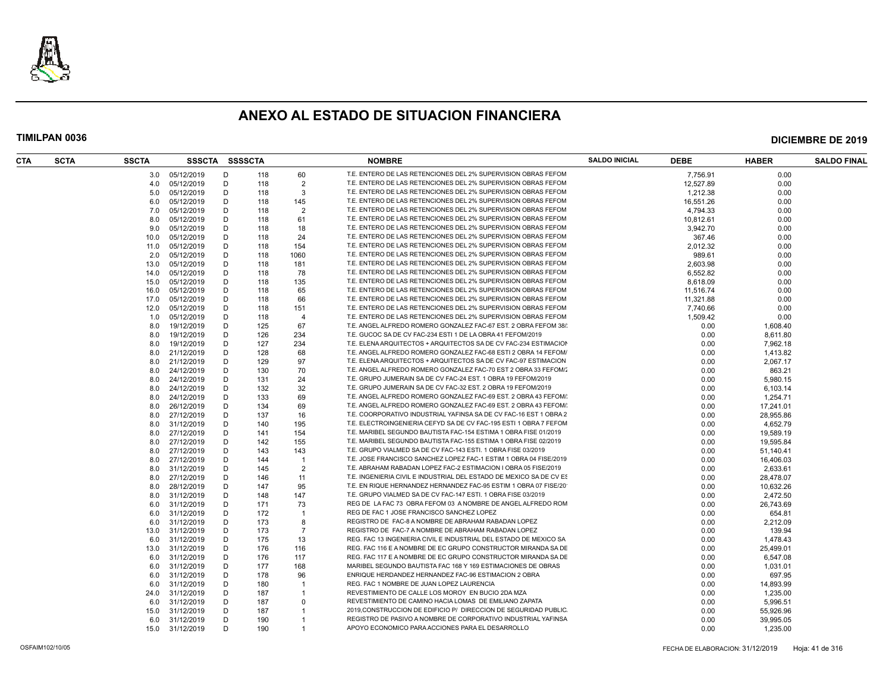# ANEXO AL ESTADO DE SITUACION FINANCIERA

**TIMILPAN 0036** | **DICIEMBRE DE 2019**

| CTA | SCTA | SSCTA | SSSCTA | SSSSCTA | | | NOMBRE | SALDO INICIAL | DEBE | HABER | SALDO FINAL |
|---|---|---|---|---|---|---|---|---|---|---|---|
| | | 3.0 | 05/12/2019 | D | 118 | 60 | T.E. ENTERO DE LAS RETENCIONES DEL 2% SUPERVISION OBRAS FEFOM | | 7,756.91 | 0.00 | |
| | | 4.0 | 05/12/2019 | D | 118 | 2 | T.E. ENTERO DE LAS RETENCIONES DEL 2% SUPERVISION OBRAS FEFOM | | 12,527.89 | 0.00 | |
| | | 5.0 | 05/12/2019 | D | 118 | 3 | T.E. ENTERO DE LAS RETENCIONES DEL 2% SUPERVISION OBRAS FEFOM | | 1,212.38 | 0.00 | |
| | | 6.0 | 05/12/2019 | D | 118 | 145 | T.E. ENTERO DE LAS RETENCIONES DEL 2% SUPERVISION OBRAS FEFOM | | 16,551.26 | 0.00 | |
| | | 7.0 | 05/12/2019 | D | 118 | 2 | T.E. ENTERO DE LAS RETENCIONES DEL 2% SUPERVISION OBRAS FEFOM | | 4,794.33 | 0.00 | |
| | | 8.0 | 05/12/2019 | D | 118 | 61 | T.E. ENTERO DE LAS RETENCIONES DEL 2% SUPERVISION OBRAS FEFOM | | 10,812.61 | 0.00 | |
| | | 9.0 | 05/12/2019 | D | 118 | 18 | T.E. ENTERO DE LAS RETENCIONES DEL 2% SUPERVISION OBRAS FEFOM | | 3,942.70 | 0.00 | |
| | | 10.0 | 05/12/2019 | D | 118 | 24 | T.E. ENTERO DE LAS RETENCIONES DEL 2% SUPERVISION OBRAS FEFOM | | 367.46 | 0.00 | |
| | | 11.0 | 05/12/2019 | D | 118 | 154 | T.E. ENTERO DE LAS RETENCIONES DEL 2% SUPERVISION OBRAS FEFOM | | 2,012.32 | 0.00 | |
| | | 2.0 | 05/12/2019 | D | 118 | 1060 | T.E. ENTERO DE LAS RETENCIONES DEL 2% SUPERVISION OBRAS FEFOM | | 989.61 | 0.00 | |
| | | 13.0 | 05/12/2019 | D | 118 | 181 | T.E. ENTERO DE LAS RETENCIONES DEL 2% SUPERVISION OBRAS FEFOM | | 2,603.98 | 0.00 | |
| | | 14.0 | 05/12/2019 | D | 118 | 78 | T.E. ENTERO DE LAS RETENCIONES DEL 2% SUPERVISION OBRAS FEFOM | | 6,552.82 | 0.00 | |
| | | 15.0 | 05/12/2019 | D | 118 | 135 | T.E. ENTERO DE LAS RETENCIONES DEL 2% SUPERVISION OBRAS FEFOM | | 8,618.09 | 0.00 | |
| | | 16.0 | 05/12/2019 | D | 118 | 65 | T.E. ENTERO DE LAS RETENCIONES DEL 2% SUPERVISION OBRAS FEFOM | | 11,516.74 | 0.00 | |
| | | 17.0 | 05/12/2019 | D | 118 | 66 | T.E. ENTERO DE LAS RETENCIONES DEL 2% SUPERVISION OBRAS FEFOM | | 11,321.88 | 0.00 | |
| | | 12.0 | 05/12/2019 | D | 118 | 151 | T.E. ENTERO DE LAS RETENCIONES DEL 2% SUPERVISION OBRAS FEFOM | | 7,740.66 | 0.00 | |
| | | 1.0 | 05/12/2019 | D | 118 | 4 | T.E. ENTERO DE LAS RETENCIONES DEL 2% SUPERVISION OBRAS FEFOM | | 1,509.42 | 0.00 | |
| | | 8.0 | 19/12/2019 | D | 125 | 67 | T.E. ANGEL ALFREDO ROMERO GONZALEZ FAC-67 EST. 2 OBRA FEFOM 38/ | | 0.00 | 1,608.40 | |
| | | 8.0 | 19/12/2019 | D | 126 | 234 | T.E. GUCOC SA DE CV FAC-234 ESTI 1 DE LA OBRA 41 FEFOM/2019 | | 0.00 | 8,611.80 | |
| | | 8.0 | 19/12/2019 | D | 127 | 234 | T.E. ELENA ARQUITECTOS + ARQUITECTOS SA DE CV FAC-234 ESTIMACION | | 0.00 | 7,962.18 | |
| | | 8.0 | 21/12/2019 | D | 128 | 68 | T.E. ANGEL ALFREDO ROMERO GONZALEZ FAC-68 ESTI 2 OBRA 14 FEFOM/ | | 0.00 | 1,413.82 | |
| | | 8.0 | 21/12/2019 | D | 129 | 97 | T.E. ELENA ARQUITECTOS + ARQUITECTOS SA DE CV FAC-97 ESTIMACION | | 0.00 | 2,067.17 | |
| | | 8.0 | 24/12/2019 | D | 130 | 70 | T.E. ANGEL ALFREDO ROMERO GONZALEZ FAC-70 EST 2 OBRA 33 FEFOM/ | | 0.00 | 863.21 | |
| | | 8.0 | 24/12/2019 | D | 131 | 24 | T.E. GRUPO JUMERAIN SA DE CV FAC-24 EST. 1 OBRA 19 FEFOM/2019 | | 0.00 | 5,980.15 | |
| | | 8.0 | 24/12/2019 | D | 132 | 32 | T.E. GRUPO JUMERAIN SA DE CV FAC-32 EST. 2 OBRA 19 FEFOM/2019 | | 0.00 | 6,103.14 | |
| | | 8.0 | 24/12/2019 | D | 133 | 69 | T.E. ANGEL ALFREDO ROMERO GONZALEZ FAC-69 EST. 2 OBRA 43 FEFOM/ | | 0.00 | 1,254.71 | |
| | | 8.0 | 26/12/2019 | D | 134 | 69 | T.E. ANGEL ALFREDO ROMERO GONZALEZ FAC-69 EST. 2 OBRA 43 FEFOM/ | | 0.00 | 17,241.01 | |
| | | 8.0 | 27/12/2019 | D | 137 | 16 | T.E. COORPORATIVO INDUSTRIAL YAFINSA SA DE CV FAC-16 EST 1 OBRA 2 | | 0.00 | 28,955.86 | |
| | | 8.0 | 31/12/2019 | D | 140 | 195 | T.E. ELECTROINGENIERIA CEFYD SA DE CV FAC-195 ESTI 1 OBRA 7 FEFOM | | 0.00 | 4,652.79 | |
| | | 8.0 | 27/12/2019 | D | 141 | 154 | T.E. MARIBEL SEGUNDO BAUTISTA FAC-154 ESTIMA 1 OBRA FISE 01/2019 | | 0.00 | 19,589.19 | |
| | | 8.0 | 27/12/2019 | D | 142 | 155 | T.E. MARIBEL SEGUNDO BAUTISTA FAC-155 ESTIMA 1 OBRA FISE 02/2019 | | 0.00 | 19,595.84 | |
| | | 8.0 | 27/12/2019 | D | 143 | 143 | T.E. GRUPO VIALMED SA DE CV FAC-143 ESTI. 1 OBRA FISE 03/2019 | | 0.00 | 51,140.41 | |
| | | 8.0 | 27/12/2019 | D | 144 | 1 | T.E. JOSE FRANCISCO SANCHEZ LOPEZ FAC-1 ESTIM 1 OBRA 04 FISE/2019 | | 0.00 | 16,406.03 | |
| | | 8.0 | 31/12/2019 | D | 145 | 2 | T.E. ABRAHAM RABADAN LOPEZ FAC-2 ESTIMACION I OBRA 05 FISE/2019 | | 0.00 | 2,633.61 | |
| | | 8.0 | 27/12/2019 | D | 146 | 11 | T.E. INGENIERIA CIVIL E INDUSTRIAL DEL ESTADO DE MEXICO SA DE CV ES | | 0.00 | 28,478.07 | |
| | | 8.0 | 28/12/2019 | D | 147 | 95 | T.E. EN RIQUE HERNANDEZ HERNANDEZ FAC-95 ESTIM 1 OBRA 07 FISE/20 | | 0.00 | 10,632.26 | |
| | | 8.0 | 31/12/2019 | D | 148 | 147 | T.E. GRUPO VIALMED SA DE CV FAC-147 ESTI. 1 OBRA FISE 03/2019 | | 0.00 | 2,472.50 | |
| | | 6.0 | 31/12/2019 | D | 171 | 73 | REG DE LA FAC 73 OBRA FEFOM 03 A NOMBRE DE ANGEL ALFREDO ROM | | 0.00 | 26,743.69 | |
| | | 6.0 | 31/12/2019 | D | 172 | 1 | REG DE FAC 1 JOSE FRANCISCO SANCHEZ LOPEZ | | 0.00 | 654.81 | |
| | | 6.0 | 31/12/2019 | D | 173 | 8 | REGISTRO DE FAC-8 A NOMBRE DE ABRAHAM RABADAN LOPEZ | | 0.00 | 2,212.09 | |
| | | 13.0 | 31/12/2019 | D | 173 | 7 | REGISTRO DE FAC-7 A NOMBRE DE ABRAHAM RABADAN LOPEZ | | 0.00 | 139.94 | |
| | | 6.0 | 31/12/2019 | D | 175 | 13 | REG. FAC 13 INGENIERIA CIVIL E INDUSTRIAL DEL ESTADO DE MEXICO SA | | 0.00 | 1,478.43 | |
| | | 13.0 | 31/12/2019 | D | 176 | 116 | REG. FAC 116 E A NOMBRE DE EC GRUPO CONSTRUCTOR MIRANDA SA DE | | 0.00 | 25,499.01 | |
| | | 6.0 | 31/12/2019 | D | 176 | 117 | REG. FAC 117 E A NOMBRE DE EC GRUPO CONSTRUCTOR MIRANDA SA DE | | 0.00 | 6,547.08 | |
| | | 6.0 | 31/12/2019 | D | 177 | 168 | MARIBEL SEGUNDO BAUTISTA FAC 168 Y 169 ESTIMACIONES DE OBRAS | | 0.00 | 1,031.01 | |
| | | 6.0 | 31/12/2019 | D | 178 | 96 | ENRIQUE HERDANDEZ HERNANDEZ FAC-96 ESTIMACION 2 OBRA | | 0.00 | 697.95 | |
| | | 6.0 | 31/12/2019 | D | 180 | 1 | REG. FAC 1 NOMBRE DE JUAN LOPEZ LAURENCIA | | 0.00 | 14,893.99 | |
| | | 24.0 | 31/12/2019 | D | 187 | 1 | REVESTIMIENTO DE CALLE LOS MOROY EN BUCIO 2DA MZA | | 0.00 | 1,235.00 | |
| | | 6.0 | 31/12/2019 | D | 187 | 0 | REVESTIMIENTO DE CAMINO HACIA LOMAS DE EMILIANO ZAPATA | | 0.00 | 5,996.51 | |
| | | 15.0 | 31/12/2019 | D | 187 | 1 | 2019,CONSTRUCCION DE EDIFICIO P/ DIRECCION DE SEGURIDAD PUBLIC | | 0.00 | 55,926.96 | |
| | | 6.0 | 31/12/2019 | D | 190 | 1 | REGISTRO DE PASIVO A NOMBRE DE CORPORATIVO INDUSTRIAL YAFINSA | | 0.00 | 39,995.05 | |
| | | 15.0 | 31/12/2019 | D | 190 | 1 | APOYO ECONOMICO PARA ACCIONES PARA EL DESARROLLO | | 0.00 | 1,235.00 | |

OSFAIM102/10/05 FECHA DE ELABORACION: 31/12/2019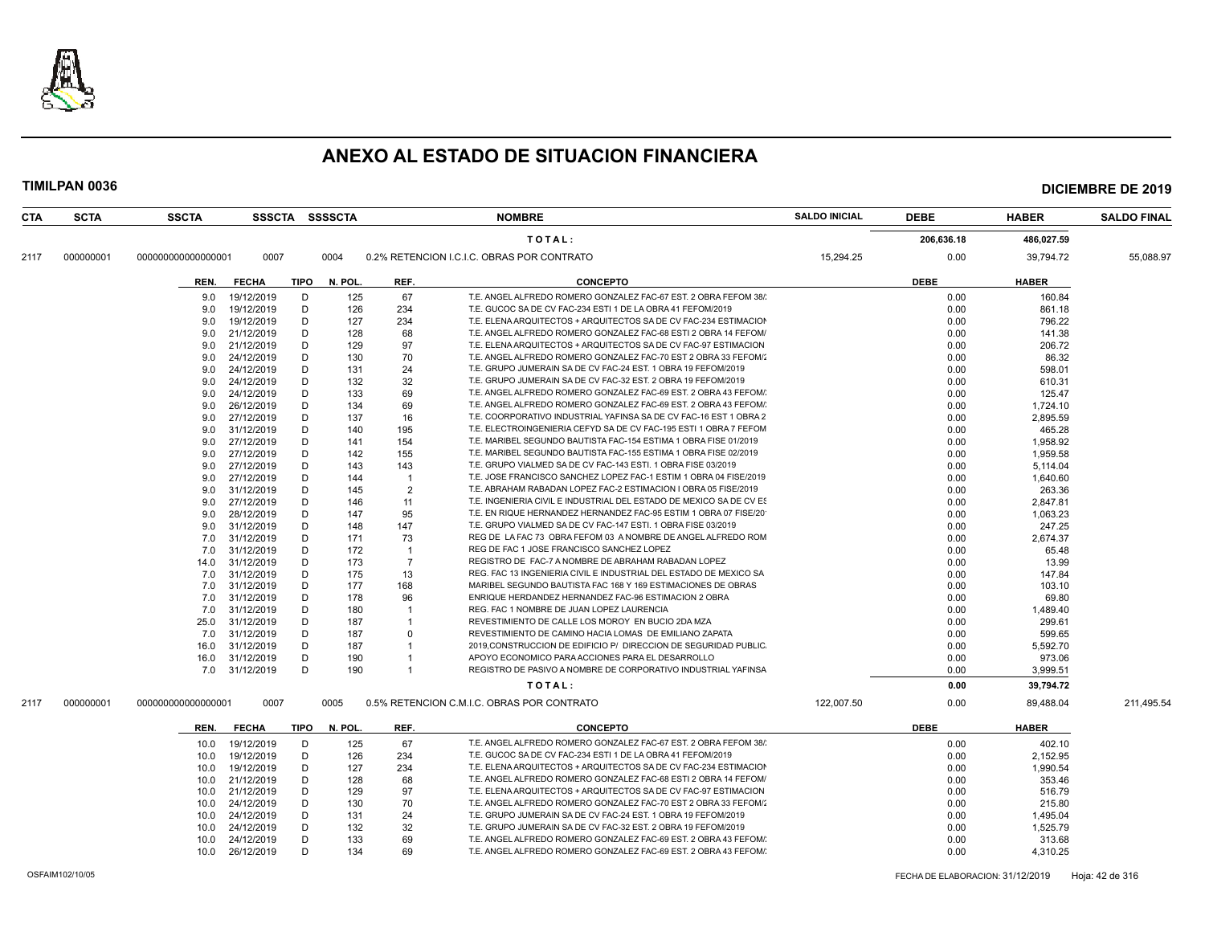# ANEXO AL ESTADO DE SITUACION FINANCIERA

**TIMILPAN 0036** — **DICIEMBRE DE 2019**

| CTA | SCTA | SSCTA | SSSCTA | SSSSCTA | NOMBRE | SALDO INICIAL | DEBE | HABER | SALDO FINAL |
|---|---|---|---|---|---|---|---|---|---|
| | | | | | T O T A L : | | 206,636.18 | 486,027.59 | |
| 2117 | 000000001 | 000000000000000001 | 0007 | 0004 | 0.2% RETENCION I.C.I.C. OBRAS POR CONTRATO | 15,294.25 | 0.00 | 39,794.72 | 55,088.97 |

| REN. | FECHA | TIPO | N. POL. | REF. | CONCEPTO | DEBE | HABER |
|---|---|---|---|---|---|---|---|
| 9.0 | 19/12/2019 | D | 125 | 67 | T.E. ANGEL ALFREDO ROMERO GONZALEZ FAC-67 EST. 2 OBRA FEFOM 38/ | 0.00 | 160.84 |
| 9.0 | 19/12/2019 | D | 126 | 234 | T.E. GUCOC SA DE CV FAC-234 ESTI 1 DE LA OBRA 41 FEFOM/2019 | 0.00 | 861.18 |
| 9.0 | 19/12/2019 | D | 127 | 234 | T.E. ELENA ARQUITECTOS + ARQUITECTOS SA DE CV FAC-234 ESTIMACION | 0.00 | 796.22 |
| 9.0 | 21/12/2019 | D | 128 | 68 | T.E. ANGEL ALFREDO ROMERO GONZALEZ FAC-68 ESTI 2 OBRA 14 FEFOM/ | 0.00 | 141.38 |
| 9.0 | 21/12/2019 | D | 129 | 97 | T.E. ELENA ARQUITECTOS + ARQUITECTOS SA DE CV FAC-97 ESTIMACION | 0.00 | 206.72 |
| 9.0 | 24/12/2019 | D | 130 | 70 | T.E. ANGEL ALFREDO ROMERO GONZALEZ FAC-70 EST 2 OBRA 33 FEFOM/2 | 0.00 | 86.32 |
| 9.0 | 24/12/2019 | D | 131 | 24 | T.E. GRUPO JUMERAIN SA DE CV FAC-24 EST. 1 OBRA 19 FEFOM/2019 | 0.00 | 598.01 |
| 9.0 | 24/12/2019 | D | 132 | 32 | T.E. GRUPO JUMERAIN SA DE CV FAC-32 EST. 2 OBRA 19 FEFOM/2019 | 0.00 | 610.31 |
| 9.0 | 24/12/2019 | D | 133 | 69 | T.E. ANGEL ALFREDO ROMERO GONZALEZ FAC-69 EST. 2 OBRA 43 FEFOM/ | 0.00 | 125.47 |
| 9.0 | 26/12/2019 | D | 134 | 69 | T.E. ANGEL ALFREDO ROMERO GONZALEZ FAC-69 EST. 2 OBRA 43 FEFOM/ | 0.00 | 1,724.10 |
| 9.0 | 27/12/2019 | D | 137 | 16 | T.E. COORPORATIVO INDUSTRIAL YAFINSA SA DE CV FAC-16 EST 1 OBRA 2 | 0.00 | 2,895.59 |
| 9.0 | 31/12/2019 | D | 140 | 195 | T.E. ELECTROINGENIERIA CEFYD SA DE CV FAC-195 ESTI 1 OBRA 7 FEFOM | 0.00 | 465.28 |
| 9.0 | 27/12/2019 | D | 141 | 154 | T.E. MARIBEL SEGUNDO BAUTISTA FAC-154 ESTIMA 1 OBRA FISE 01/2019 | 0.00 | 1,958.92 |
| 9.0 | 27/12/2019 | D | 142 | 155 | T.E. MARIBEL SEGUNDO BAUTISTA FAC-155 ESTIMA 1 OBRA FISE 02/2019 | 0.00 | 1,959.58 |
| 9.0 | 27/12/2019 | D | 143 | 143 | T.E. GRUPO VIALMED SA DE CV FAC-143 ESTI. 1 OBRA FISE 03/2019 | 0.00 | 5,114.04 |
| 9.0 | 27/12/2019 | D | 144 | 1 | T.E. JOSE FRANCISCO SANCHEZ LOPEZ FAC-1 ESTIM 1 OBRA 04 FISE/2019 | 0.00 | 1,640.60 |
| 9.0 | 31/12/2019 | D | 145 | 2 | T.E. ABRAHAM RABADAN LOPEZ FAC-2 ESTIMACION I OBRA 05 FISE/2019 | 0.00 | 263.36 |
| 9.0 | 27/12/2019 | D | 146 | 11 | T.E. INGENIERIA CIVIL E INDUSTRIAL DEL ESTADO DE MEXICO SA DE CV ES | 0.00 | 2,847.81 |
| 9.0 | 28/12/2019 | D | 147 | 95 | T.E. EN RIQUE HERNANDEZ HERNANDEZ FAC-95 ESTIM 1 OBRA 07 FISE/20 | 0.00 | 1,063.23 |
| 9.0 | 31/12/2019 | D | 148 | 147 | T.E. GRUPO VIALMED SA DE CV FAC-147 ESTI. 1 OBRA FISE 03/2019 | 0.00 | 247.25 |
| 7.0 | 31/12/2019 | D | 171 | 73 | REG DE LA FAC 73 OBRA FEFOM 03 A NOMBRE DE ANGEL ALFREDO ROM | 0.00 | 2,674.37 |
| 7.0 | 31/12/2019 | D | 172 | 1 | REG DE FAC 1 JOSE FRANCISCO SANCHEZ LOPEZ | 0.00 | 65.48 |
| 14.0 | 31/12/2019 | D | 173 | 7 | REGISTRO DE FAC-7 A NOMBRE DE ABRAHAM RABADAN LOPEZ | 0.00 | 13.99 |
| 7.0 | 31/12/2019 | D | 175 | 13 | REG. FAC 13 INGENIERIA CIVIL E INDUSTRIAL DEL ESTADO DE MEXICO SA | 0.00 | 147.84 |
| 7.0 | 31/12/2019 | D | 177 | 168 | MARIBEL SEGUNDO BAUTISTA FAC 168 Y 169 ESTIMACIONES DE OBRAS | 0.00 | 103.10 |
| 7.0 | 31/12/2019 | D | 178 | 96 | ENRIQUE HERDANDEZ HERNANDEZ FAC-96 ESTIMACION 2 OBRA | 0.00 | 69.80 |
| 7.0 | 31/12/2019 | D | 180 | 1 | REG. FAC 1 NOMBRE DE JUAN LOPEZ LAURENCIA | 0.00 | 1,489.40 |
| 25.0 | 31/12/2019 | D | 187 | 1 | REVESTIMIENTO DE CALLE LOS MOROY EN BUCIO 2DA MZA | 0.00 | 299.61 |
| 7.0 | 31/12/2019 | D | 187 | 0 | REVESTIMIENTO DE CAMINO HACIA LOMAS DE EMILIANO ZAPATA | 0.00 | 599.65 |
| 16.0 | 31/12/2019 | D | 187 | 1 | 2019,CONSTRUCCION DE EDIFICIO P/ DIRECCION DE SEGURIDAD PUBLIC | 0.00 | 5,592.70 |
| 16.0 | 31/12/2019 | D | 190 | 1 | APOYO ECONOMICO PARA ACCIONES PARA EL DESARROLLO | 0.00 | 973.06 |
| 7.0 | 31/12/2019 | D | 190 | 1 | REGISTRO DE PASIVO A NOMBRE DE CORPORATIVO INDUSTRIAL YAFINSA | 0.00 | 3,999.51 |
| | | | | | T O T A L : | 0.00 | 39,794.72 |

| CTA | SCTA | SSCTA | SSSCTA | SSSSCTA | NOMBRE | SALDO INICIAL | DEBE | HABER | SALDO FINAL |
|---|---|---|---|---|---|---|---|---|---|
| 2117 | 000000001 | 000000000000000001 | 0007 | 0005 | 0.5% RETENCION C.M.I.C. OBRAS POR CONTRATO | 122,007.50 | 0.00 | 89,488.04 | 211,495.54 |

| REN. | FECHA | TIPO | N. POL. | REF. | CONCEPTO | DEBE | HABER |
|---|---|---|---|---|---|---|---|
| 10.0 | 19/12/2019 | D | 125 | 67 | T.E. ANGEL ALFREDO ROMERO GONZALEZ FAC-67 EST. 2 OBRA FEFOM 38/ | 0.00 | 402.10 |
| 10.0 | 19/12/2019 | D | 126 | 234 | T.E. GUCOC SA DE CV FAC-234 ESTI 1 DE LA OBRA 41 FEFOM/2019 | 0.00 | 2,152.95 |
| 10.0 | 19/12/2019 | D | 127 | 234 | T.E. ELENA ARQUITECTOS + ARQUITECTOS SA DE CV FAC-234 ESTIMACION | 0.00 | 1,990.54 |
| 10.0 | 21/12/2019 | D | 128 | 68 | T.E. ANGEL ALFREDO ROMERO GONZALEZ FAC-68 ESTI 2 OBRA 14 FEFOM/ | 0.00 | 353.46 |
| 10.0 | 21/12/2019 | D | 129 | 97 | T.E. ELENA ARQUITECTOS + ARQUITECTOS SA DE CV FAC-97 ESTIMACION | 0.00 | 516.79 |
| 10.0 | 24/12/2019 | D | 130 | 70 | T.E. ANGEL ALFREDO ROMERO GONZALEZ FAC-70 EST 2 OBRA 33 FEFOM/2 | 0.00 | 215.80 |
| 10.0 | 24/12/2019 | D | 131 | 24 | T.E. GRUPO JUMERAIN SA DE CV FAC-24 EST. 1 OBRA 19 FEFOM/2019 | 0.00 | 1,495.04 |
| 10.0 | 24/12/2019 | D | 132 | 32 | T.E. GRUPO JUMERAIN SA DE CV FAC-32 EST. 2 OBRA 19 FEFOM/2019 | 0.00 | 1,525.79 |
| 10.0 | 24/12/2019 | D | 133 | 69 | T.E. ANGEL ALFREDO ROMERO GONZALEZ FAC-69 EST. 2 OBRA 43 FEFOM/ | 0.00 | 313.68 |
| 10.0 | 26/12/2019 | D | 134 | 69 | T.E. ANGEL ALFREDO ROMERO GONZALEZ FAC-69 EST. 2 OBRA 43 FEFOM/ | 0.00 | 4,310.25 |

OSFAIM102/10/05 — FECHA DE ELABORACION: 31/12/2019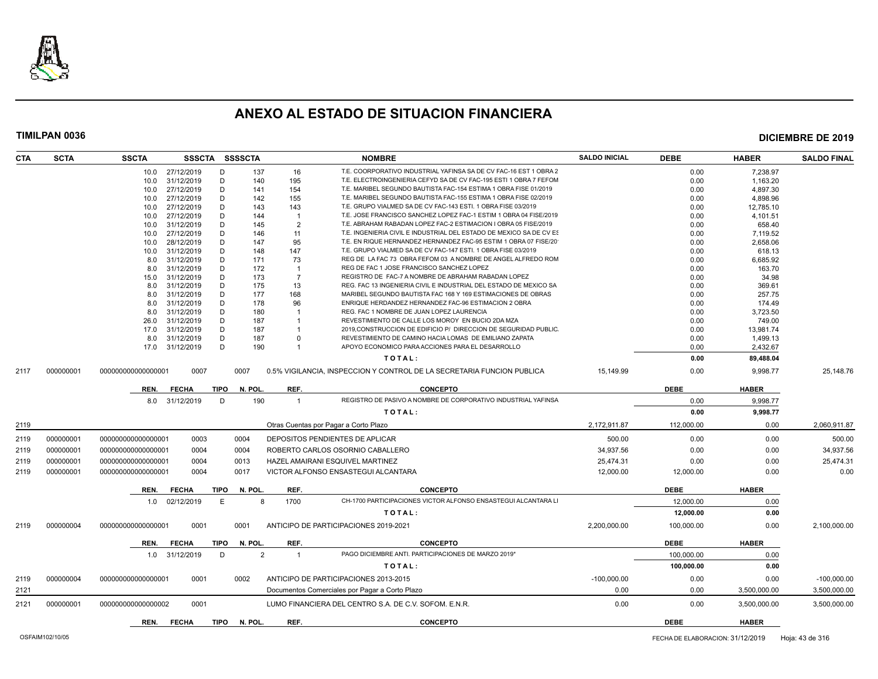# ANEXO AL ESTADO DE SITUACION FINANCIERA

**TIMILPAN 0036** — **DICIEMBRE DE 2019**

| CTA | SCTA | SSCTA | SSSCTA | SSSSCTA | | NOMBRE | SALDO INICIAL | DEBE | HABER | SALDO FINAL |
|---|---|---|---|---|---|---|---|---|---|---|
| | | 10.0 27/12/2019 | D | 137 | 16 | T.E. COORPORATIVO INDUSTRIAL YAFINSA SA DE CV FAC-16 EST 1 OBRA 2 | | 0.00 | 7,238.97 | |
| | | 10.0 31/12/2019 | D | 140 | 195 | T.E. ELECTROINGENIERIA CEFYD SA DE CV FAC-195 ESTI 1 OBRA 7 FEFOM | | 0.00 | 1,163.20 | |
| | | 10.0 27/12/2019 | D | 141 | 154 | T.E. MARIBEL SEGUNDO BAUTISTA FAC-154 ESTIMA 1 OBRA FISE 01/2019 | | 0.00 | 4,897.30 | |
| | | 10.0 27/12/2019 | D | 142 | 155 | T.E. MARIBEL SEGUNDO BAUTISTA FAC-155 ESTIMA 1 OBRA FISE 02/2019 | | 0.00 | 4,898.96 | |
| | | 10.0 27/12/2019 | D | 143 | 143 | T.E. GRUPO VIALMED SA DE CV FAC-143 ESTI. 1 OBRA FISE 03/2019 | | 0.00 | 12,785.10 | |
| | | 10.0 27/12/2019 | D | 144 | 1 | T.E. JOSE FRANCISCO SANCHEZ LOPEZ FAC-1 ESTIM 1 OBRA 04 FISE/2019 | | 0.00 | 4,101.51 | |
| | | 10.0 31/12/2019 | D | 145 | 2 | T.E. ABRAHAM RABADAN LOPEZ FAC-2 ESTIMACION I OBRA 05 FISE/2019 | | 0.00 | 658.40 | |
| | | 10.0 27/12/2019 | D | 146 | 11 | T.E. INGENIERIA CIVIL E INDUSTRIAL DEL ESTADO DE MEXICO SA DE CV ES | | 0.00 | 7,119.52 | |
| | | 10.0 28/12/2019 | D | 147 | 95 | T.E. EN RIQUE HERNANDEZ HERNANDEZ FAC-95 ESTIM 1 OBRA 07 FISE/20 | | 0.00 | 2,658.06 | |
| | | 10.0 31/12/2019 | D | 148 | 147 | T.E. GRUPO VIALMED SA DE CV FAC-147 ESTI. 1 OBRA FISE 03/2019 | | 0.00 | 618.13 | |
| | | 8.0 31/12/2019 | D | 171 | 73 | REG DE LA FAC 73 OBRA FEFOM 03 A NOMBRE DE ANGEL ALFREDO ROM | | 0.00 | 6,685.92 | |
| | | 8.0 31/12/2019 | D | 172 | 1 | REG DE FAC 1 JOSE FRANCISCO SANCHEZ LOPEZ | | 0.00 | 163.70 | |
| | | 15.0 31/12/2019 | D | 173 | 7 | REGISTRO DE FAC-7 A NOMBRE DE ABRAHAM RABADAN LOPEZ | | 0.00 | 34.98 | |
| | | 8.0 31/12/2019 | D | 175 | 13 | REG. FAC 13 INGENIERIA CIVIL E INDUSTRIAL DEL ESTADO DE MEXICO SA | | 0.00 | 369.61 | |
| | | 8.0 31/12/2019 | D | 177 | 168 | MARIBEL SEGUNDO BAUTISTA FAC 168 Y 169 ESTIMACIONES DE OBRAS | | 0.00 | 257.75 | |
| | | 8.0 31/12/2019 | D | 178 | 96 | ENRIQUE HERDANDEZ HERNANDEZ FAC-96 ESTIMACION 2 OBRA | | 0.00 | 174.49 | |
| | | 8.0 31/12/2019 | D | 180 | 1 | REG. FAC 1 NOMBRE DE JUAN LOPEZ LAURENCIA | | 0.00 | 3,723.50 | |
| | | 26.0 31/12/2019 | D | 187 | 1 | REVESTIMIENTO DE CALLE LOS MOROY EN BUCIO 2DA MZA | | 0.00 | 749.00 | |
| | | 17.0 31/12/2019 | D | 187 | 1 | 2019,CONSTRUCCION DE EDIFICIO P/ DIRECCION DE SEGURIDAD PUBLIC. | | 0.00 | 13,981.74 | |
| | | 8.0 31/12/2019 | D | 187 | 0 | REVESTIMIENTO DE CAMINO HACIA LOMAS DE EMILIANO ZAPATA | | 0.00 | 1,499.13 | |
| | | 17.0 31/12/2019 | D | 190 | 1 | APOYO ECONOMICO PARA ACCIONES PARA EL DESARROLLO | | 0.00 | 2,432.67 | |
| | | | | | | **TOTAL:** | | **0.00** | **89,488.04** | |
| 2117 | 000000001 | 000000000000000001 | 0007 | 0007 | | 0.5% VIGILANCIA, INSPECCION Y CONTROL DE LA SECRETARIA FUNCION PUBLICA | 15,149.99 | 0.00 | 9,998.77 | 25,148.76 |
| | | **REN. FECHA** | **TIPO** | **N. POL.** | **REF.** | **CONCEPTO** | | **DEBE** | **HABER** | |
| | | 8.0 31/12/2019 | D | 190 | 1 | REGISTRO DE PASIVO A NOMBRE DE CORPORATIVO INDUSTRIAL YAFINSA | | 0.00 | 9,998.77 | |
| | | | | | | **TOTAL:** | | **0.00** | **9,998.77** | |
| 2119 | | | | | | Otras Cuentas por Pagar a Corto Plazo | 2,172,911.87 | 112,000.00 | 0.00 | 2,060,911.87 |
| 2119 | 000000001 | 000000000000000001 | 0003 | 0004 | | DEPOSITOS PENDIENTES DE APLICAR | 500.00 | 0.00 | 0.00 | 500.00 |
| 2119 | 000000001 | 000000000000000001 | 0004 | 0004 | | ROBERTO CARLOS OSORNIO CABALLERO | 34,937.56 | 0.00 | 0.00 | 34,937.56 |
| 2119 | 000000001 | 000000000000000001 | 0004 | 0013 | | HAZEL AMAIRANI ESQUIVEL MARTINEZ | 25,474.31 | 0.00 | 0.00 | 25,474.31 |
| 2119 | 000000001 | 000000000000000001 | 0004 | 0017 | | VICTOR ALFONSO ENSASTEGUI ALCANTARA | 12,000.00 | 12,000.00 | 0.00 | 0.00 |
| | | **REN. FECHA** | **TIPO** | **N. POL.** | **REF.** | **CONCEPTO** | | **DEBE** | **HABER** | |
| | | 1.0 02/12/2019 | E | 8 | 1700 | CH-1700 PARTICIPACIONES VICTOR ALFONSO ENSASTEGUI ALCANTARA LI | | 12,000.00 | 0.00 | |
| | | | | | | **TOTAL:** | | **12,000.00** | **0.00** | |
| 2119 | 000000004 | 000000000000000001 | 0001 | 0001 | | ANTICIPO DE PARTICIPACIONES 2019-2021 | 2,200,000.00 | 100,000.00 | 0.00 | 2,100,000.00 |
| | | **REN. FECHA** | **TIPO** | **N. POL.** | **REF.** | **CONCEPTO** | | **DEBE** | **HABER** | |
| | | 1.0 31/12/2019 | D | 2 | 1 | PAGO DICIEMBRE ANTI. PARTICIPACIONES DE MARZO 2019* | | 100,000.00 | 0.00 | |
| | | | | | | **TOTAL:** | | **100,000.00** | **0.00** | |
| 2119 | 000000004 | 000000000000000001 | 0001 | 0002 | | ANTICIPO DE PARTICIPACIONES 2013-2015 | -100,000.00 | 0.00 | 0.00 | -100,000.00 |
| 2121 | | | | | | Documentos Comerciales por Pagar a Corto Plazo | 0.00 | 0.00 | 3,500,000.00 | 3,500,000.00 |
| 2121 | 000000001 | 000000000000000002 | 0001 | | | LUMO FINANCIERA DEL CENTRO S.A. DE C.V. SOFOM. E.N.R. | 0.00 | 0.00 | 3,500,000.00 | 3,500,000.00 |
| | | **REN. FECHA** | **TIPO** | **N. POL.** | **REF.** | **CONCEPTO** | | **DEBE** | **HABER** | |

OSFAIM102/10/05 — FECHA DE ELABORACION: 31/12/2019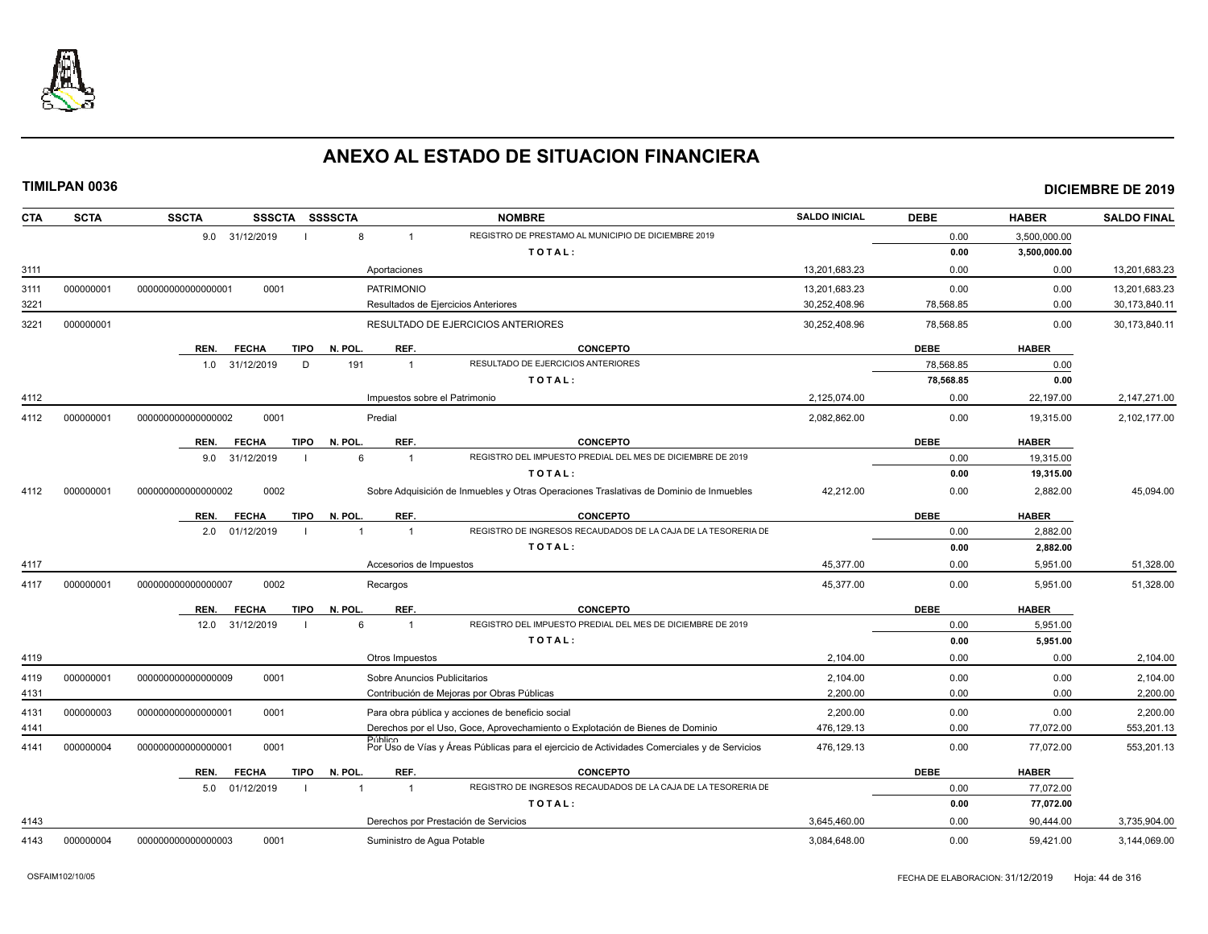# ANEXO AL ESTADO DE SITUACION FINANCIERA

**TIMILPAN 0036** **DICIEMBRE DE 2019**

| CTA | SCTA | SSCTA | SSSCTA | SSSSCTA | | NOMBRE | SALDO INICIAL | DEBE | HABER | SALDO FINAL |
|---|---|---|---|---|---|---|---|---|---|---|
| | | 9.0 31/12/2019 | I | 8 | 1 | REGISTRO DE PRESTAMO AL MUNICIPIO DE DICIEMBRE 2019 | | 0.00 | 3,500,000.00 | |
| | | | | | | **T O T A L :** | | **0.00** | **3,500,000.00** | |
| 3111 | | | | | | Aportaciones | 13,201,683.23 | 0.00 | 0.00 | 13,201,683.23 |
| 3111 | 000000001 | 0000000000000000001 | 0001 | | | PATRIMONIO | 13,201,683.23 | 0.00 | 0.00 | 13,201,683.23 |
| 3221 | | | | | | Resultados de Ejercicios Anteriores | 30,252,408.96 | 78,568.85 | 0.00 | 30,173,840.11 |
| 3221 | 000000001 | | | | | RESULTADO DE EJERCICIOS ANTERIORES | 30,252,408.96 | 78,568.85 | 0.00 | 30,173,840.11 |
| | | **REN. FECHA** | **TIPO** | **N. POL.** | **REF.** | **CONCEPTO** | | **DEBE** | **HABER** | |
| | | 1.0 31/12/2019 | D | 191 | 1 | RESULTADO DE EJERCICIOS ANTERIORES | | 78,568.85 | 0.00 | |
| | | | | | | **T O T A L :** | | **78,568.85** | **0.00** | |
| 4112 | | | | | | Impuestos sobre el Patrimonio | 2,125,074.00 | 0.00 | 22,197.00 | 2,147,271.00 |
| 4112 | 000000001 | 0000000000000000002 | 0001 | | | Predial | 2,082,862.00 | 0.00 | 19,315.00 | 2,102,177.00 |
| | | **REN. FECHA** | **TIPO** | **N. POL.** | **REF.** | **CONCEPTO** | | **DEBE** | **HABER** | |
| | | 9.0 31/12/2019 | I | 6 | 1 | REGISTRO DEL IMPUESTO PREDIAL DEL MES DE DICIEMBRE DE 2019 | | 0.00 | 19,315.00 | |
| | | | | | | **T O T A L :** | | **0.00** | **19,315.00** | |
| 4112 | 000000001 | 0000000000000000002 | 0002 | | | Sobre Adquisición de Inmuebles y Otras Operaciones Traslativas de Dominio de Inmuebles | 42,212.00 | 0.00 | 2,882.00 | 45,094.00 |
| | | **REN. FECHA** | **TIPO** | **N. POL.** | **REF.** | **CONCEPTO** | | **DEBE** | **HABER** | |
| | | 2.0 01/12/2019 | I | 1 | 1 | REGISTRO DE INGRESOS RECAUDADOS DE LA CAJA DE LA TESORERIA DE | | 0.00 | 2,882.00 | |
| | | | | | | **T O T A L :** | | **0.00** | **2,882.00** | |
| 4117 | | | | | | Accesorios de Impuestos | 45,377.00 | 0.00 | 5,951.00 | 51,328.00 |
| 4117 | 000000001 | 0000000000000000007 | 0002 | | | Recargos | 45,377.00 | 0.00 | 5,951.00 | 51,328.00 |
| | | **REN. FECHA** | **TIPO** | **N. POL.** | **REF.** | **CONCEPTO** | | **DEBE** | **HABER** | |
| | | 12.0 31/12/2019 | I | 6 | 1 | REGISTRO DEL IMPUESTO PREDIAL DEL MES DE DICIEMBRE DE 2019 | | 0.00 | 5,951.00 | |
| | | | | | | **T O T A L :** | | **0.00** | **5,951.00** | |
| 4119 | | | | | | Otros Impuestos | 2,104.00 | 0.00 | 0.00 | 2,104.00 |
| 4119 | 000000001 | 0000000000000000009 | 0001 | | | Sobre Anuncios Publicitarios | 2,104.00 | 0.00 | 0.00 | 2,104.00 |
| 4131 | | | | | | Contribución de Mejoras por Obras Públicas | 2,200.00 | 0.00 | 0.00 | 2,200.00 |
| 4131 | 000000003 | 0000000000000000001 | 0001 | | | Para obra pública y acciones de beneficio social | 2,200.00 | 0.00 | 0.00 | 2,200.00 |
| 4141 | | | | | | Derechos por el Uso, Goce, Aprovechamiento o Explotación de Bienes de Dominio Público | 476,129.13 | 0.00 | 77,072.00 | 553,201.13 |
| 4141 | 000000004 | 0000000000000000001 | 0001 | | | Por Uso de Vías y Áreas Públicas para el ejercicio de Actividades Comerciales y de Servicios | 476,129.13 | 0.00 | 77,072.00 | 553,201.13 |
| | | **REN. FECHA** | **TIPO** | **N. POL.** | **REF.** | **CONCEPTO** | | **DEBE** | **HABER** | |
| | | 5.0 01/12/2019 | I | 1 | 1 | REGISTRO DE INGRESOS RECAUDADOS DE LA CAJA DE LA TESORERIA DE | | 0.00 | 77,072.00 | |
| | | | | | | **T O T A L :** | | **0.00** | **77,072.00** | |
| 4143 | | | | | | Derechos por Prestación de Servicios | 3,645,460.00 | 0.00 | 90,444.00 | 3,735,904.00 |
| 4143 | 000000004 | 0000000000000000003 | 0001 | | | Suministro de Agua Potable | 3,084,648.00 | 0.00 | 59,421.00 | 3,144,069.00 |

OSFAIM102/10/05 FECHA DE ELABORACION: 31/12/2019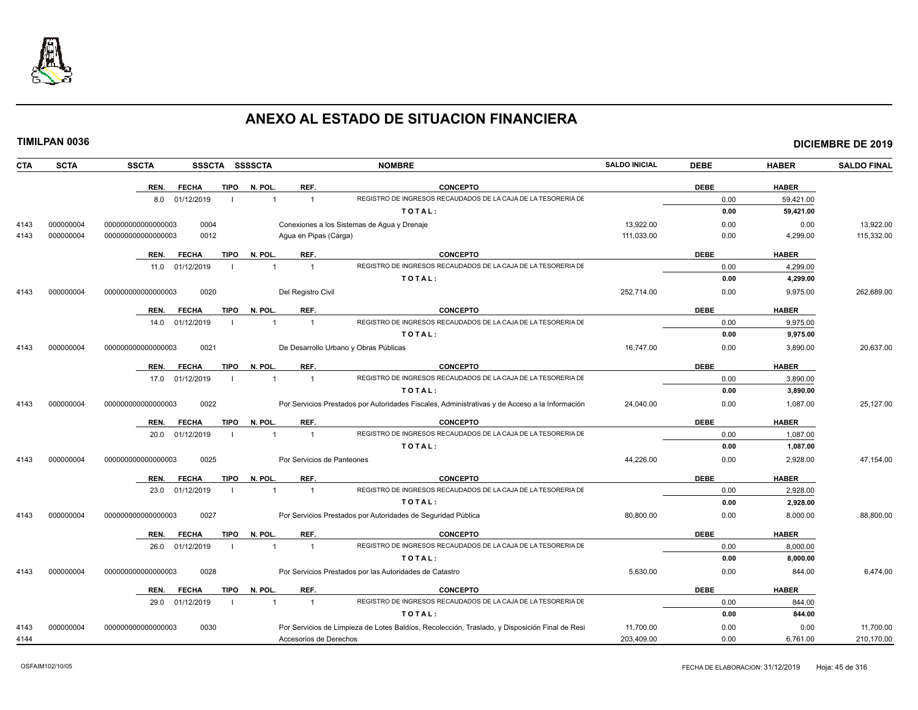# ANEXO AL ESTADO DE SITUACION FINANCIERA

**TIMILPAN 0036** **DICIEMBRE DE 2019**

| CTA | SCTA | SSCTA | SSSCTA | SSSSCTA | NOMBRE | SALDO INICIAL | DEBE | HABER | SALDO FINAL |
|---|---|---|---|---|---|---|---|---|---|
| | | REN. FECHA TIPO N. POL. REF. | | | CONCEPTO | | DEBE | HABER | |
| | | 8.0 01/12/2019 I 1 1 | | | REGISTRO DE INGRESOS RECAUDADOS DE LA CAJA DE LA TESORERIA DE | | 0.00 | 59,421.00 | |
| | | | | | T O T A L : | | 0.00 | 59,421.00 | |
| 4143 | 000000004 | 000000000000000003 | 0004 | | Conexiones a los Sistemas de Agua y Drenaje | 13,922.00 | 0.00 | 0.00 | 13,922.00 |
| 4143 | 000000004 | 000000000000000003 | 0012 | | Agua en Pipas (Carga) | 111,033.00 | 0.00 | 4,299.00 | 115,332.00 |
| | | REN. FECHA TIPO N. POL. REF. | | | CONCEPTO | | DEBE | HABER | |
| | | 11.0 01/12/2019 I 1 1 | | | REGISTRO DE INGRESOS RECAUDADOS DE LA CAJA DE LA TESORERIA DE | | 0.00 | 4,299.00 | |
| | | | | | T O T A L : | | 0.00 | 4,299.00 | |
| 4143 | 000000004 | 000000000000000003 | 0020 | | Del Registro Civil | 252,714.00 | 0.00 | 9,975.00 | 262,689.00 |
| | | REN. FECHA TIPO N. POL. REF. | | | CONCEPTO | | DEBE | HABER | |
| | | 14.0 01/12/2019 I 1 1 | | | REGISTRO DE INGRESOS RECAUDADOS DE LA CAJA DE LA TESORERIA DE | | 0.00 | 9,975.00 | |
| | | | | | T O T A L : | | 0.00 | 9,975.00 | |
| 4143 | 000000004 | 000000000000000003 | 0021 | | De Desarrollo Urbano y Obras Públicas | 16,747.00 | 0.00 | 3,890.00 | 20,637.00 |
| | | REN. FECHA TIPO N. POL. REF. | | | CONCEPTO | | DEBE | HABER | |
| | | 17.0 01/12/2019 I 1 1 | | | REGISTRO DE INGRESOS RECAUDADOS DE LA CAJA DE LA TESORERIA DE | | 0.00 | 3,890.00 | |
| | | | | | T O T A L : | | 0.00 | 3,890.00 | |
| 4143 | 000000004 | 000000000000000003 | 0022 | | Por Servicios Prestados por Autoridades Fiscales, Administrativas y de Acceso a la Información | 24,040.00 | 0.00 | 1,087.00 | 25,127.00 |
| | | REN. FECHA TIPO N. POL. REF. | | | CONCEPTO | | DEBE | HABER | |
| | | 20.0 01/12/2019 I 1 1 | | | REGISTRO DE INGRESOS RECAUDADOS DE LA CAJA DE LA TESORERIA DE | | 0.00 | 1,087.00 | |
| | | | | | T O T A L : | | 0.00 | 1,087.00 | |
| 4143 | 000000004 | 000000000000000003 | 0025 | | Por Servicios de Panteones | 44,226.00 | 0.00 | 2,928.00 | 47,154.00 |
| | | REN. FECHA TIPO N. POL. REF. | | | CONCEPTO | | DEBE | HABER | |
| | | 23.0 01/12/2019 I 1 1 | | | REGISTRO DE INGRESOS RECAUDADOS DE LA CAJA DE LA TESORERIA DE | | 0.00 | 2,928.00 | |
| | | | | | T O T A L : | | 0.00 | 2,928.00 | |
| 4143 | 000000004 | 000000000000000003 | 0027 | | Por Servicios Prestados por Autoridades de Seguridad Pública | 80,800.00 | 0.00 | 8,000.00 | 88,800.00 |
| | | REN. FECHA TIPO N. POL. REF. | | | CONCEPTO | | DEBE | HABER | |
| | | 26.0 01/12/2019 I 1 1 | | | REGISTRO DE INGRESOS RECAUDADOS DE LA CAJA DE LA TESORERIA DE | | 0.00 | 8,000.00 | |
| | | | | | T O T A L : | | 0.00 | 8,000.00 | |
| 4143 | 000000004 | 000000000000000003 | 0028 | | Por Servicios Prestados por las Autoridades de Catastro | 5,630.00 | 0.00 | 844.00 | 6,474.00 |
| | | REN. FECHA TIPO N. POL. REF. | | | CONCEPTO | | DEBE | HABER | |
| | | 29.0 01/12/2019 I 1 1 | | | REGISTRO DE INGRESOS RECAUDADOS DE LA CAJA DE LA TESORERIA DE | | 0.00 | 844.00 | |
| | | | | | T O T A L : | | 0.00 | 844.00 | |
| 4143 | 000000004 | 000000000000000003 | 0030 | | Por Servicios de Limpieza de Lotes Baldíos, Recolección, Traslado, y Disposición Final de Resi | 11,700.00 | 0.00 | 0.00 | 11,700.00 |
| 4144 | | | | | Accesorios de Derechos | 203,409.00 | 0.00 | 6,761.00 | 210,170.00 |

OSFAIM102/10/05 FECHA DE ELABORACION: 31/12/2019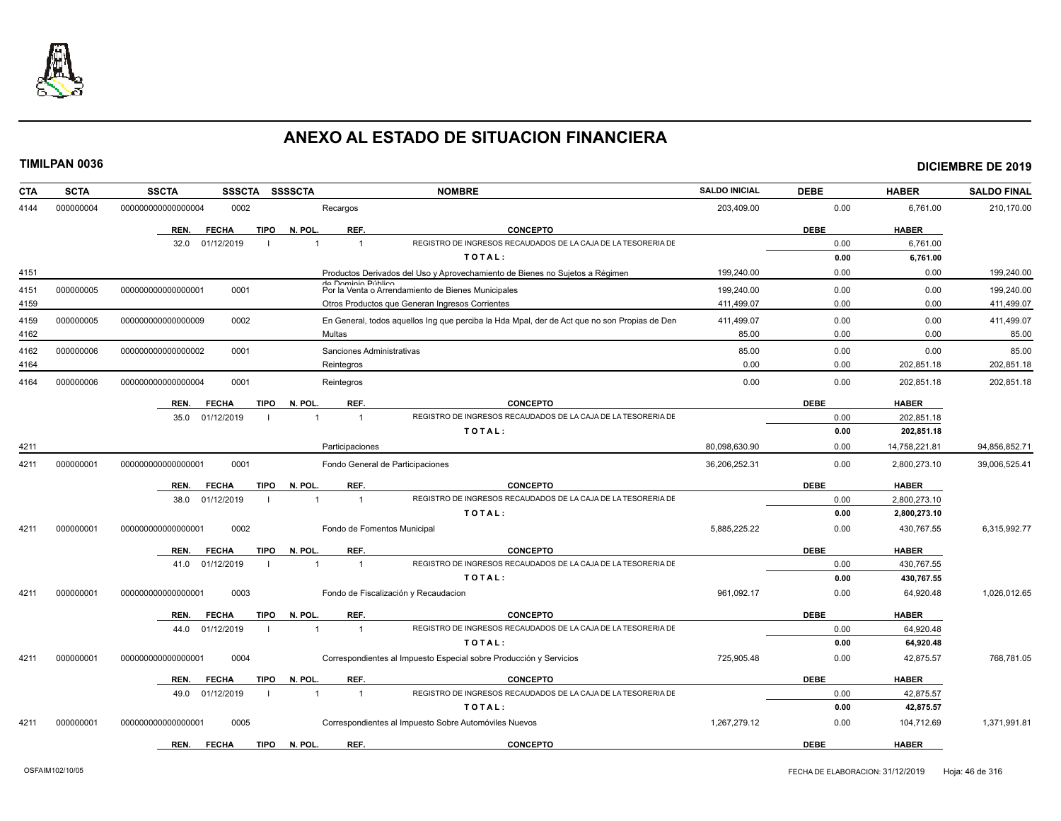# ANEXO AL ESTADO DE SITUACION FINANCIERA

**TIMILPAN 0036** — **DICIEMBRE DE 2019**

| CTA | SCTA | SSCTA | SSSCTA | SSSSCTA | NOMBRE | SALDO INICIAL | DEBE | HABER | SALDO FINAL |
|---|---|---|---|---|---|---|---|---|---|
| 4144 | 000000004 | 0000000000000000004 | 0002 | | Recargos | 203,409.00 | 0.00 | 6,761.00 | 210,170.00 |
| | | | | | | | | | |
| | REN. | FECHA | TIPO | N. POL. | REF. / CONCEPTO | | DEBE | HABER | |
| | 32.0 | 01/12/2019 | I | 1 | 1 REGISTRO DE INGRESOS RECAUDADOS DE LA CAJA DE LA TESORERIA DE | | 0.00 | 6,761.00 | |
| | | | | | TOTAL: | | 0.00 | 6,761.00 | |
| 4151 | | | | | Productos Derivados del Uso y Aprovechamiento de Bienes no Sujetos a Régimen de Dominio Público | 199,240.00 | 0.00 | 0.00 | 199,240.00 |
| 4151 | 000000005 | 0000000000000000001 | 0001 | | Por la Venta o Arrendamiento de Bienes Municipales | 199,240.00 | 0.00 | 0.00 | 199,240.00 |
| 4159 | | | | | Otros Productos que Generan Ingresos Corrientes | 411,499.07 | 0.00 | 0.00 | 411,499.07 |
| 4159 | 000000005 | 0000000000000000009 | 0002 | | En General, todos aquellos Ing que perciba la Hda Mpal, der de Act que no son Propias de Dere | 411,499.07 | 0.00 | 0.00 | 411,499.07 |
| 4162 | | | | | Multas | 85.00 | 0.00 | 0.00 | 85.00 |
| 4162 | 000000006 | 0000000000000000002 | 0001 | | Sanciones Administrativas | 85.00 | 0.00 | 0.00 | 85.00 |
| 4164 | | | | | Reintegros | 0.00 | 0.00 | 202,851.18 | 202,851.18 |
| 4164 | 000000006 | 0000000000000000004 | 0001 | | Reintegros | 0.00 | 0.00 | 202,851.18 | 202,851.18 |
| | REN. | FECHA | TIPO | N. POL. | REF. / CONCEPTO | | DEBE | HABER | |
| | 35.0 | 01/12/2019 | I | 1 | 1 REGISTRO DE INGRESOS RECAUDADOS DE LA CAJA DE LA TESORERIA DE | | 0.00 | 202,851.18 | |
| | | | | | TOTAL: | | 0.00 | 202,851.18 | |
| 4211 | | | | | Participaciones | 80,098,630.90 | 0.00 | 14,758,221.81 | 94,856,852.71 |
| 4211 | 000000001 | 0000000000000000001 | 0001 | | Fondo General de Participaciones | 36,206,252.31 | 0.00 | 2,800,273.10 | 39,006,525.41 |
| | REN. | FECHA | TIPO | N. POL. | REF. / CONCEPTO | | DEBE | HABER | |
| | 38.0 | 01/12/2019 | I | 1 | 1 REGISTRO DE INGRESOS RECAUDADOS DE LA CAJA DE LA TESORERIA DE | | 0.00 | 2,800,273.10 | |
| | | | | | TOTAL: | | 0.00 | 2,800,273.10 | |
| 4211 | 000000001 | 0000000000000000001 | 0002 | | Fondo de Fomentos Municipal | 5,885,225.22 | 0.00 | 430,767.55 | 6,315,992.77 |
| | REN. | FECHA | TIPO | N. POL. | REF. / CONCEPTO | | DEBE | HABER | |
| | 41.0 | 01/12/2019 | I | 1 | 1 REGISTRO DE INGRESOS RECAUDADOS DE LA CAJA DE LA TESORERIA DE | | 0.00 | 430,767.55 | |
| | | | | | TOTAL: | | 0.00 | 430,767.55 | |
| 4211 | 000000001 | 0000000000000000001 | 0003 | | Fondo de Fiscalización y Recaudacion | 961,092.17 | 0.00 | 64,920.48 | 1,026,012.65 |
| | REN. | FECHA | TIPO | N. POL. | REF. / CONCEPTO | | DEBE | HABER | |
| | 44.0 | 01/12/2019 | I | 1 | 1 REGISTRO DE INGRESOS RECAUDADOS DE LA CAJA DE LA TESORERIA DE | | 0.00 | 64,920.48 | |
| | | | | | TOTAL: | | 0.00 | 64,920.48 | |
| 4211 | 000000001 | 0000000000000000001 | 0004 | | Correspondientes al Impuesto Especial sobre Producción y Servicios | 725,905.48 | 0.00 | 42,875.57 | 768,781.05 |
| | REN. | FECHA | TIPO | N. POL. | REF. / CONCEPTO | | DEBE | HABER | |
| | 49.0 | 01/12/2019 | I | 1 | 1 REGISTRO DE INGRESOS RECAUDADOS DE LA CAJA DE LA TESORERIA DE | | 0.00 | 42,875.57 | |
| | | | | | TOTAL: | | 0.00 | 42,875.57 | |
| 4211 | 000000001 | 0000000000000000001 | 0005 | | Correspondientes al Impuesto Sobre Automóviles Nuevos | 1,267,279.12 | 0.00 | 104,712.69 | 1,371,991.81 |
| | REN. | FECHA | TIPO | N. POL. | REF. / CONCEPTO | | DEBE | HABER | |

OSFAIM102/10/05 — FECHA DE ELABORACION: 31/12/2019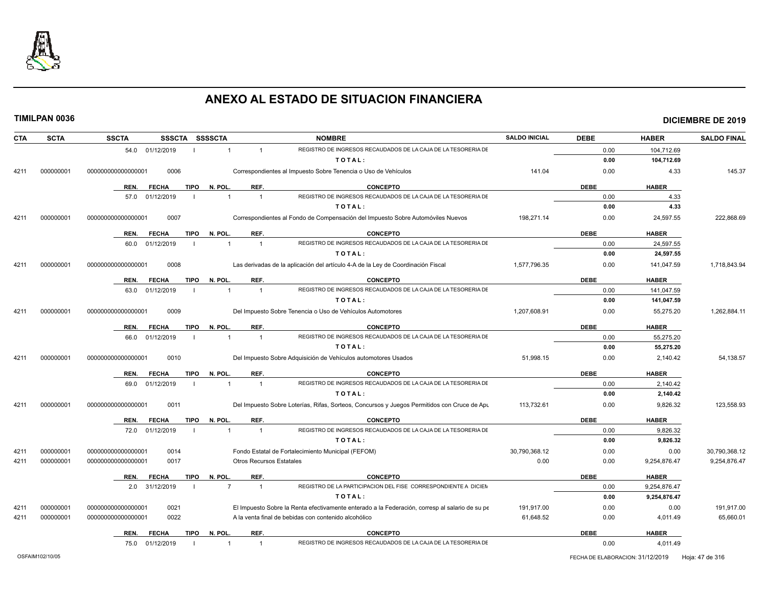# ANEXO AL ESTADO DE SITUACION FINANCIERA

**TIMILPAN 0036** **DICIEMBRE DE 2019**

| CTA | SCTA | SSCTA | SSSCTA | SSSSCTA | NOMBRE | SALDO INICIAL | DEBE | HABER | SALDO FINAL |
|---|---|---|---|---|---|---|---|---|---|
| | | 54.0 01/12/2019 | I | 1 | 1 REGISTRO DE INGRESOS RECAUDADOS DE LA CAJA DE LA TESORERIA DE | | 0.00 | 104,712.69 | |
| | | | | | TOTAL: | | 0.00 | 104,712.69 | |
| 4211 | 000000001 | 000000000000000001 | 0006 | | Correspondientes al Impuesto Sobre Tenencia o Uso de Vehículos | 141.04 | 0.00 | 4.33 | 145.37 |
| | | REN. FECHA | TIPO | N. POL. | REF. CONCEPTO | | DEBE | HABER | |
| | | 57.0 01/12/2019 | I | 1 | 1 REGISTRO DE INGRESOS RECAUDADOS DE LA CAJA DE LA TESORERIA DE | | 0.00 | 4.33 | |
| | | | | | TOTAL: | | 0.00 | 4.33 | |
| 4211 | 000000001 | 000000000000000001 | 0007 | | Correspondientes al Fondo de Compensación del Impuesto Sobre Automóviles Nuevos | 198,271.14 | 0.00 | 24,597.55 | 222,868.69 |
| | | REN. FECHA | TIPO | N. POL. | REF. CONCEPTO | | DEBE | HABER | |
| | | 60.0 01/12/2019 | I | 1 | 1 REGISTRO DE INGRESOS RECAUDADOS DE LA CAJA DE LA TESORERIA DE | | 0.00 | 24,597.55 | |
| | | | | | TOTAL: | | 0.00 | 24,597.55 | |
| 4211 | 000000001 | 000000000000000001 | 0008 | | Las derivadas de la aplicación del artículo 4-A de la Ley de Coordinación Fiscal | 1,577,796.35 | 0.00 | 141,047.59 | 1,718,843.94 |
| | | REN. FECHA | TIPO | N. POL. | REF. CONCEPTO | | DEBE | HABER | |
| | | 63.0 01/12/2019 | I | 1 | 1 REGISTRO DE INGRESOS RECAUDADOS DE LA CAJA DE LA TESORERIA DE | | 0.00 | 141,047.59 | |
| | | | | | TOTAL: | | 0.00 | 141,047.59 | |
| 4211 | 000000001 | 000000000000000001 | 0009 | | Del Impuesto Sobre Tenencia o Uso de Vehículos Automotores | 1,207,608.91 | 0.00 | 55,275.20 | 1,262,884.11 |
| | | REN. FECHA | TIPO | N. POL. | REF. CONCEPTO | | DEBE | HABER | |
| | | 66.0 01/12/2019 | I | 1 | 1 REGISTRO DE INGRESOS RECAUDADOS DE LA CAJA DE LA TESORERIA DE | | 0.00 | 55,275.20 | |
| | | | | | TOTAL: | | 0.00 | 55,275.20 | |
| 4211 | 000000001 | 000000000000000001 | 0010 | | Del Impuesto Sobre Adquisición de Vehículos automotores Usados | 51,998.15 | 0.00 | 2,140.42 | 54,138.57 |
| | | REN. FECHA | TIPO | N. POL. | REF. CONCEPTO | | DEBE | HABER | |
| | | 69.0 01/12/2019 | I | 1 | 1 REGISTRO DE INGRESOS RECAUDADOS DE LA CAJA DE LA TESORERIA DE | | 0.00 | 2,140.42 | |
| | | | | | TOTAL: | | 0.00 | 2,140.42 | |
| 4211 | 000000001 | 000000000000000001 | 0011 | | Del Impuesto Sobre Loterías, Rifas, Sorteos, Concursos y Juegos Permitidos con Cruce de Apu | 113,732.61 | 0.00 | 9,826.32 | 123,558.93 |
| | | REN. FECHA | TIPO | N. POL. | REF. CONCEPTO | | DEBE | HABER | |
| | | 72.0 01/12/2019 | I | 1 | 1 REGISTRO DE INGRESOS RECAUDADOS DE LA CAJA DE LA TESORERIA DE | | 0.00 | 9,826.32 | |
| | | | | | TOTAL: | | 0.00 | 9,826.32 | |
| 4211 | 000000001 | 000000000000000001 | 0014 | | Fondo Estatal de Fortalecimiento Municipal (FEFOM) | 30,790,368.12 | 0.00 | 0.00 | 30,790,368.12 |
| 4211 | 000000001 | 000000000000000001 | 0017 | | Otros Recursos Estatales | 0.00 | 0.00 | 9,254,876.47 | 9,254,876.47 |
| | | REN. FECHA | TIPO | N. POL. | REF. CONCEPTO | | DEBE | HABER | |
| | | 2.0 31/12/2019 | I | 7 | 1 REGISTRO DE LA PARTICIPACION DEL FISE CORRESPONDIENTE A DICIEM | | 0.00 | 9,254,876.47 | |
| | | | | | TOTAL: | | 0.00 | 9,254,876.47 | |
| 4211 | 000000001 | 000000000000000001 | 0021 | | El Impuesto Sobre la Renta efectivamente enterado a la Federación, corresp al salario de su pe | 191,917.00 | 0.00 | 0.00 | 191,917.00 |
| 4211 | 000000001 | 000000000000000001 | 0022 | | A la venta final de bebidas con contenido alcohólico | 61,648.52 | 0.00 | 4,011.49 | 65,660.01 |
| | | REN. FECHA | TIPO | N. POL. | REF. CONCEPTO | | DEBE | HABER | |
| | | 75.0 01/12/2019 | I | 1 | 1 REGISTRO DE INGRESOS RECAUDADOS DE LA CAJA DE LA TESORERIA DE | | 0.00 | 4,011.49 | |

OSFAIM102/10/05 FECHA DE ELABORACION: 31/12/2019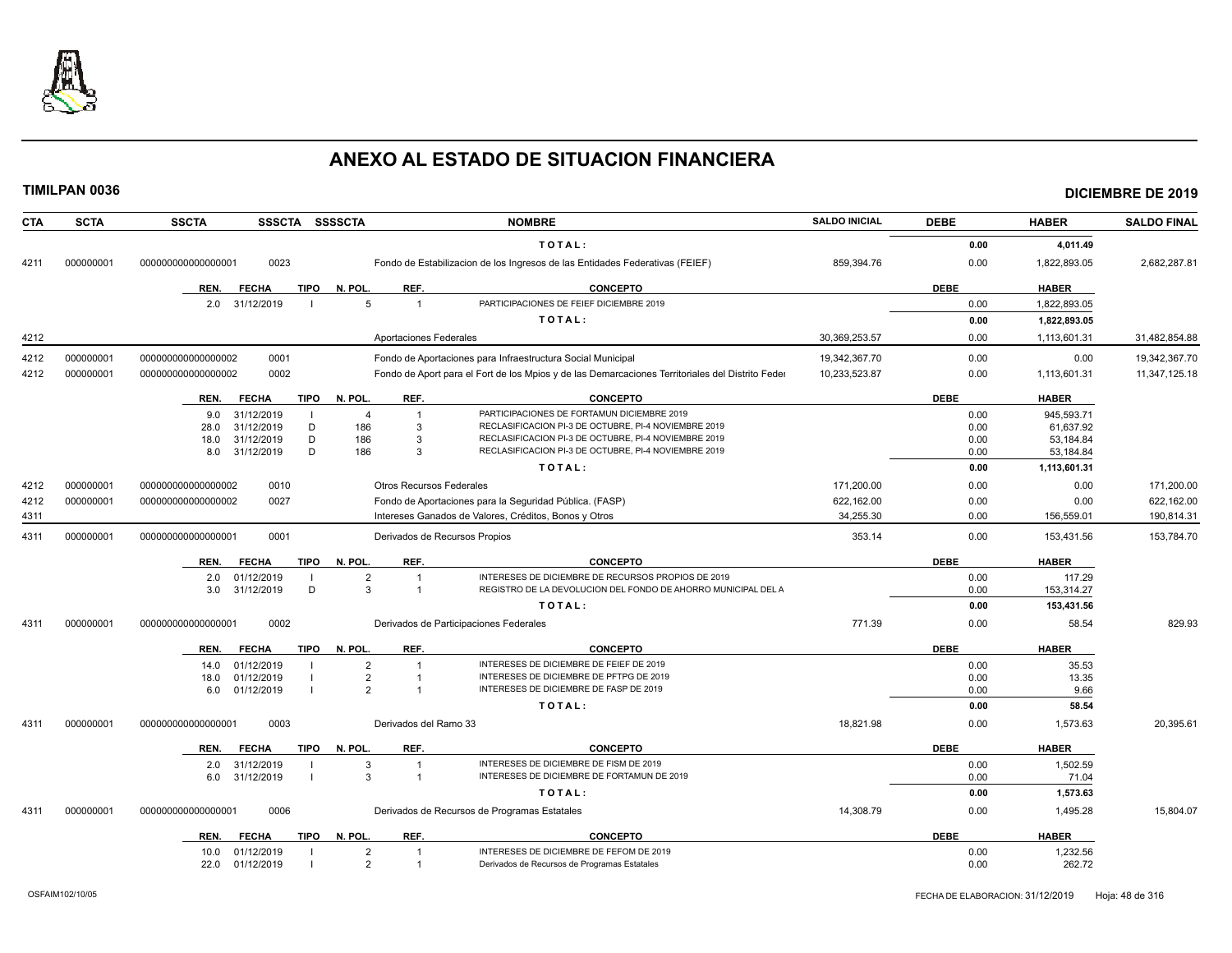# ANEXO AL ESTADO DE SITUACION FINANCIERA

**TIMILPAN 0036** — **DICIEMBRE DE 2019**

| CTA | SCTA | SSCTA | SSSCTA | SSSSCTA | NOMBRE | SALDO INICIAL | DEBE | HABER | SALDO FINAL |
|---|---|---|---|---|---|---|---|---|---|
| | | | | | T O T A L : | | 0.00 | 4,011.49 | |
| 4211 | 000000001 | 0000000000000000001 | 0023 | | Fondo de Estabilizacion de los Ingresos de las Entidades Federativas (FEIEF) | 859,394.76 | 0.00 | 1,822,893.05 | 2,682,287.81 |

| REN. | FECHA | TIPO | N. POL. | REF. | CONCEPTO | DEBE | HABER |
|---|---|---|---|---|---|---|---|
| 2.0 | 31/12/2019 | I | 5 | 1 | PARTICIPACIONES DE FEIEF DICIEMBRE 2019 | 0.00 | 1,822,893.05 |
| | | | | | T O T A L : | 0.00 | 1,822,893.05 |

| CTA | SCTA | SSCTA | SSSCTA | SSSSCTA | NOMBRE | SALDO INICIAL | DEBE | HABER | SALDO FINAL |
|---|---|---|---|---|---|---|---|---|---|
| 4212 | | | | | Aportaciones Federales | 30,369,253.57 | 0.00 | 1,113,601.31 | 31,482,854.88 |
| 4212 | 000000001 | 0000000000000000002 | 0001 | | Fondo de Aportaciones para Infraestructura Social Municipal | 19,342,367.70 | 0.00 | 0.00 | 19,342,367.70 |
| 4212 | 000000001 | 0000000000000000002 | 0002 | | Fondo de Aport para el Fort de los Mpios y de las Demarcaciones Territoriales del Distrito Feder | 10,233,523.87 | 0.00 | 1,113,601.31 | 11,347,125.18 |

| REN. | FECHA | TIPO | N. POL. | REF. | CONCEPTO | DEBE | HABER |
|---|---|---|---|---|---|---|---|
| 9.0 | 31/12/2019 | I | 4 | 1 | PARTICIPACIONES DE FORTAMUN DICIEMBRE 2019 | 0.00 | 945,593.71 |
| 28.0 | 31/12/2019 | D | 186 | 3 | RECLASIFICACION PI-3 DE OCTUBRE, PI-4 NOVIEMBRE 2019 | 0.00 | 61,637.92 |
| 18.0 | 31/12/2019 | D | 186 | 3 | RECLASIFICACION PI-3 DE OCTUBRE, PI-4 NOVIEMBRE 2019 | 0.00 | 53,184.84 |
| 8.0 | 31/12/2019 | D | 186 | 3 | RECLASIFICACION PI-3 DE OCTUBRE, PI-4 NOVIEMBRE 2019 | 0.00 | 53,184.84 |
| | | | | | T O T A L : | 0.00 | 1,113,601.31 |

| CTA | SCTA | SSCTA | SSSCTA | SSSSCTA | NOMBRE | SALDO INICIAL | DEBE | HABER | SALDO FINAL |
|---|---|---|---|---|---|---|---|---|---|
| 4212 | 000000001 | 0000000000000000002 | 0010 | | Otros Recursos Federales | 171,200.00 | 0.00 | 0.00 | 171,200.00 |
| 4212 | 000000001 | 0000000000000000002 | 0027 | | Fondo de Aportaciones para la Seguridad Pública. (FASP) | 622,162.00 | 0.00 | 0.00 | 622,162.00 |
| 4311 | | | | | Intereses Ganados de Valores, Créditos, Bonos y Otros | 34,255.30 | 0.00 | 156,559.01 | 190,814.31 |
| 4311 | 000000001 | 0000000000000000001 | 0001 | | Derivados de Recursos Propios | 353.14 | 0.00 | 153,431.56 | 153,784.70 |

| REN. | FECHA | TIPO | N. POL. | REF. | CONCEPTO | DEBE | HABER |
|---|---|---|---|---|---|---|---|
| 2.0 | 01/12/2019 | I | 2 | 1 | INTERESES DE DICIEMBRE DE RECURSOS PROPIOS DE 2019 | 0.00 | 117.29 |
| 3.0 | 31/12/2019 | D | 3 | 1 | REGISTRO DE LA DEVOLUCION DEL FONDO DE AHORRO MUNICIPAL DEL A | 0.00 | 153,314.27 |
| | | | | | T O T A L : | 0.00 | 153,431.56 |

| CTA | SCTA | SSCTA | SSSCTA | SSSSCTA | NOMBRE | SALDO INICIAL | DEBE | HABER | SALDO FINAL |
|---|---|---|---|---|---|---|---|---|---|
| 4311 | 000000001 | 0000000000000000001 | 0002 | | Derivados de Participaciones Federales | 771.39 | 0.00 | 58.54 | 829.93 |

| REN. | FECHA | TIPO | N. POL. | REF. | CONCEPTO | DEBE | HABER |
|---|---|---|---|---|---|---|---|
| 14.0 | 01/12/2019 | I | 2 | 1 | INTERESES DE DICIEMBRE DE FEIEF DE 2019 | 0.00 | 35.53 |
| 18.0 | 01/12/2019 | I | 2 | 1 | INTERESES DE DICIEMBRE DE PFTPG DE 2019 | 0.00 | 13.35 |
| 6.0 | 01/12/2019 | I | 2 | 1 | INTERESES DE DICIEMBRE DE FASP DE 2019 | 0.00 | 9.66 |
| | | | | | T O T A L : | 0.00 | 58.54 |

| CTA | SCTA | SSCTA | SSSCTA | SSSSCTA | NOMBRE | SALDO INICIAL | DEBE | HABER | SALDO FINAL |
|---|---|---|---|---|---|---|---|---|---|
| 4311 | 000000001 | 0000000000000000001 | 0003 | | Derivados del Ramo 33 | 18,821.98 | 0.00 | 1,573.63 | 20,395.61 |

| REN. | FECHA | TIPO | N. POL. | REF. | CONCEPTO | DEBE | HABER |
|---|---|---|---|---|---|---|---|
| 2.0 | 31/12/2019 | I | 3 | 1 | INTERESES DE DICIEMBRE DE FISM DE 2019 | 0.00 | 1,502.59 |
| 6.0 | 31/12/2019 | I | 3 | 1 | INTERESES DE DICIEMBRE DE FORTAMUN DE 2019 | 0.00 | 71.04 |
| | | | | | T O T A L : | 0.00 | 1,573.63 |

| CTA | SCTA | SSCTA | SSSCTA | SSSSCTA | NOMBRE | SALDO INICIAL | DEBE | HABER | SALDO FINAL |
|---|---|---|---|---|---|---|---|---|---|
| 4311 | 000000001 | 0000000000000000001 | 0006 | | Derivados de Recursos de Programas Estatales | 14,308.79 | 0.00 | 1,495.28 | 15,804.07 |

| REN. | FECHA | TIPO | N. POL. | REF. | CONCEPTO | DEBE | HABER |
|---|---|---|---|---|---|---|---|
| 10.0 | 01/12/2019 | I | 2 | 1 | INTERESES DE DICIEMBRE DE FEFOM DE 2019 | 0.00 | 1,232.56 |
| 22.0 | 01/12/2019 | I | 2 | 1 | Derivados de Recursos de Programas Estatales | 0.00 | 262.72 |

OSFAIM102/10/05 — FECHA DE ELABORACION: 31/12/2019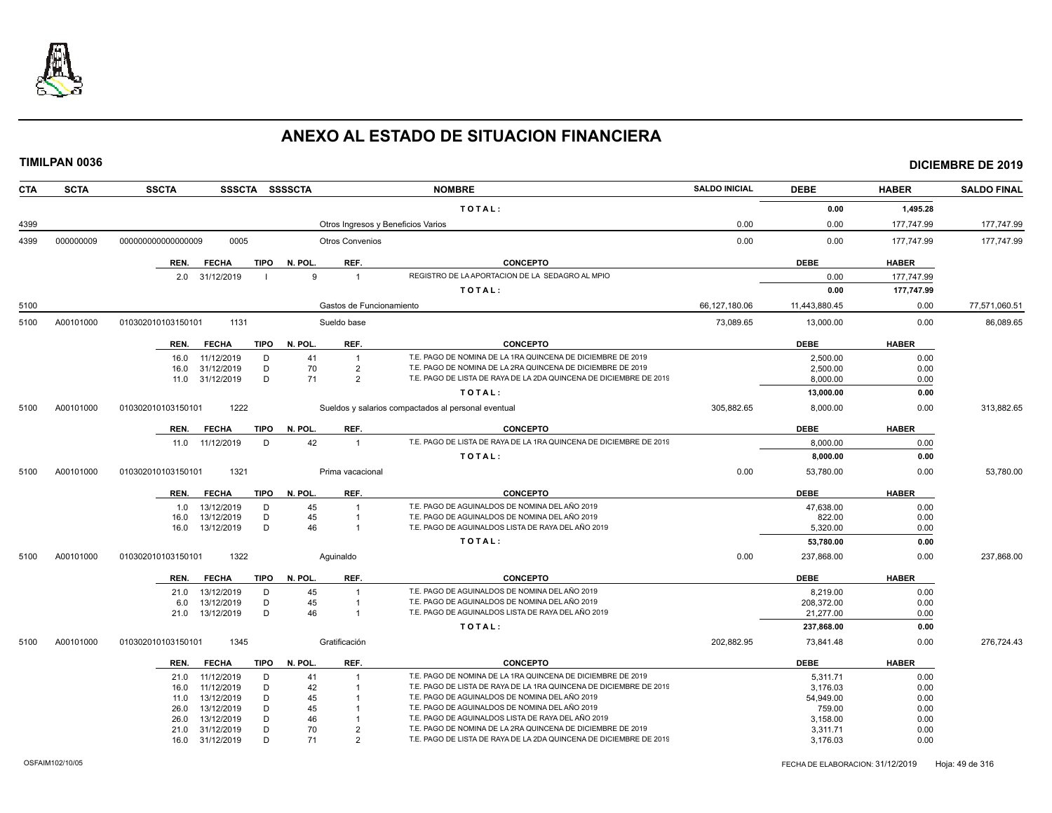# ANEXO AL ESTADO DE SITUACION FINANCIERA

**TIMILPAN 0036** — **DICIEMBRE DE 2019**

| CTA | SCTA | SSCTA | SSSCTA | SSSSCTA | NOMBRE | SALDO INICIAL | DEBE | HABER | SALDO FINAL |
|---|---|---|---|---|---|---|---|---|---|
| | | | | | T O T A L : | | 0.00 | 1,495.28 | |
| 4399 | | | | | Otros Ingresos y Beneficios Varios | 0.00 | 0.00 | 177,747.99 | 177,747.99 |
| 4399 | 000000009 | 0000000000000009 | 0005 | | Otros Convenios | 0.00 | 0.00 | 177,747.99 | 177,747.99 |

| REN. | FECHA | TIPO | N. POL. | REF. | CONCEPTO | DEBE | HABER |
|---|---|---|---|---|---|---|---|
| 2.0 | 31/12/2019 | I | 9 | 1 | REGISTRO DE LA APORTACION DE LA SEDAGRO AL MPIO | 0.00 | 177,747.99 |
| | | | | | T O T A L : | 0.00 | 177,747.99 |

| CTA | SCTA | SSCTA | SSSCTA | SSSSCTA | NOMBRE | SALDO INICIAL | DEBE | HABER | SALDO FINAL |
|---|---|---|---|---|---|---|---|---|---|
| 5100 | | | | | Gastos de Funcionamiento | 66,127,180.06 | 11,443,880.45 | 0.00 | 77,571,060.51 |
| 5100 | A00101000 | 010302010103150101 | 1131 | | Sueldo base | 73,089.65 | 13,000.00 | 0.00 | 86,089.65 |

| REN. | FECHA | TIPO | N. POL. | REF. | CONCEPTO | DEBE | HABER |
|---|---|---|---|---|---|---|---|
| 16.0 | 11/12/2019 | D | 41 | 1 | T.E. PAGO DE NOMINA DE LA 1RA QUINCENA DE DICIEMBRE DE 2019 | 2,500.00 | 0.00 |
| 16.0 | 31/12/2019 | D | 70 | 2 | T.E. PAGO DE NOMINA DE LA 2RA QUINCENA DE DICIEMBRE DE 2019 | 2,500.00 | 0.00 |
| 11.0 | 31/12/2019 | D | 71 | 2 | T.E. PAGO DE LISTA DE RAYA DE LA 2DA QUINCENA DE DICIEMBRE DE 2019 | 8,000.00 | 0.00 |
| | | | | | T O T A L : | 13,000.00 | 0.00 |

| CTA | SCTA | SSCTA | SSSCTA | SSSSCTA | NOMBRE | SALDO INICIAL | DEBE | HABER | SALDO FINAL |
|---|---|---|---|---|---|---|---|---|---|
| 5100 | A00101000 | 010302010103150101 | 1222 | | Sueldos y salarios compactados al personal eventual | 305,882.65 | 8,000.00 | 0.00 | 313,882.65 |

| REN. | FECHA | TIPO | N. POL. | REF. | CONCEPTO | DEBE | HABER |
|---|---|---|---|---|---|---|---|
| 11.0 | 11/12/2019 | D | 42 | 1 | T.E. PAGO DE LISTA DE RAYA DE LA 1RA QUINCENA DE DICIEMBRE DE 2019 | 8,000.00 | 0.00 |
| | | | | | T O T A L : | 8,000.00 | 0.00 |

| CTA | SCTA | SSCTA | SSSCTA | SSSSCTA | NOMBRE | SALDO INICIAL | DEBE | HABER | SALDO FINAL |
|---|---|---|---|---|---|---|---|---|---|
| 5100 | A00101000 | 010302010103150101 | 1321 | | Prima vacacional | 0.00 | 53,780.00 | 0.00 | 53,780.00 |

| REN. | FECHA | TIPO | N. POL. | REF. | CONCEPTO | DEBE | HABER |
|---|---|---|---|---|---|---|---|
| 1.0 | 13/12/2019 | D | 45 | 1 | T.E. PAGO DE AGUINALDOS DE NOMINA DEL AÑO 2019 | 47,638.00 | 0.00 |
| 16.0 | 13/12/2019 | D | 45 | 1 | T.E. PAGO DE AGUINALDOS DE NOMINA DEL AÑO 2019 | 822.00 | 0.00 |
| 16.0 | 13/12/2019 | D | 46 | 1 | T.E. PAGO DE AGUINALDOS LISTA DE RAYA DEL AÑO 2019 | 5,320.00 | 0.00 |
| | | | | | T O T A L : | 53,780.00 | 0.00 |

| CTA | SCTA | SSCTA | SSSCTA | SSSSCTA | NOMBRE | SALDO INICIAL | DEBE | HABER | SALDO FINAL |
|---|---|---|---|---|---|---|---|---|---|
| 5100 | A00101000 | 010302010103150101 | 1322 | | Aguinaldo | 0.00 | 237,868.00 | 0.00 | 237,868.00 |

| REN. | FECHA | TIPO | N. POL. | REF. | CONCEPTO | DEBE | HABER |
|---|---|---|---|---|---|---|---|
| 21.0 | 13/12/2019 | D | 45 | 1 | T.E. PAGO DE AGUINALDOS DE NOMINA DEL AÑO 2019 | 8,219.00 | 0.00 |
| 6.0 | 13/12/2019 | D | 45 | 1 | T.E. PAGO DE AGUINALDOS DE NOMINA DEL AÑO 2019 | 208,372.00 | 0.00 |
| 21.0 | 13/12/2019 | D | 46 | 1 | T.E. PAGO DE AGUINALDOS LISTA DE RAYA DEL AÑO 2019 | 21,277.00 | 0.00 |
| | | | | | T O T A L : | 237,868.00 | 0.00 |

| CTA | SCTA | SSCTA | SSSCTA | SSSSCTA | NOMBRE | SALDO INICIAL | DEBE | HABER | SALDO FINAL |
|---|---|---|---|---|---|---|---|---|---|
| 5100 | A00101000 | 010302010103150101 | 1345 | | Gratificación | 202,882.95 | 73,841.48 | 0.00 | 276,724.43 |

| REN. | FECHA | TIPO | N. POL. | REF. | CONCEPTO | DEBE | HABER |
|---|---|---|---|---|---|---|---|
| 21.0 | 11/12/2019 | D | 41 | 1 | T.E. PAGO DE NOMINA DE LA 1RA QUINCENA DE DICIEMBRE DE 2019 | 5,311.71 | 0.00 |
| 16.0 | 11/12/2019 | D | 42 | 1 | T.E. PAGO DE LISTA DE RAYA DE LA 1RA QUINCENA DE DICIEMBRE DE 2019 | 3,176.03 | 0.00 |
| 11.0 | 13/12/2019 | D | 45 | 1 | T.E. PAGO DE AGUINALDOS DE NOMINA DEL AÑO 2019 | 54,949.00 | 0.00 |
| 26.0 | 13/12/2019 | D | 45 | 1 | T.E. PAGO DE AGUINALDOS DE NOMINA DEL AÑO 2019 | 759.00 | 0.00 |
| 26.0 | 13/12/2019 | D | 46 | 1 | T.E. PAGO DE AGUINALDOS LISTA DE RAYA DEL AÑO 2019 | 3,158.00 | 0.00 |
| 21.0 | 31/12/2019 | D | 70 | 2 | T.E. PAGO DE NOMINA DE LA 2RA QUINCENA DE DICIEMBRE DE 2019 | 3,311.71 | 0.00 |
| 16.0 | 31/12/2019 | D | 71 | 2 | T.E. PAGO DE LISTA DE RAYA DE LA 2DA QUINCENA DE DICIEMBRE DE 2019 | 3,176.03 | 0.00 |

OSFAIM102/10/05 — FECHA DE ELABORACION: 31/12/2019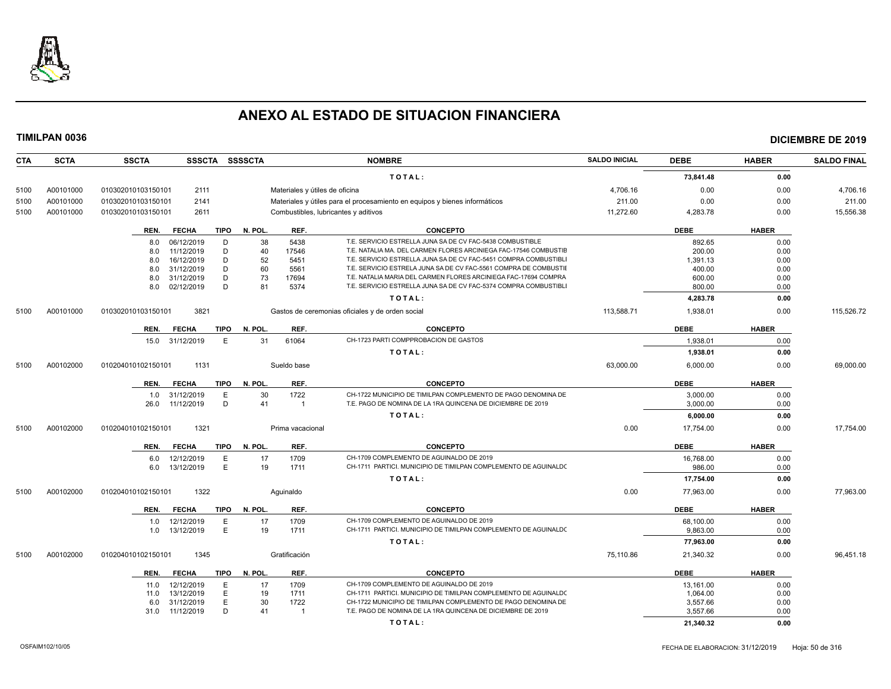# ANEXO AL ESTADO DE SITUACION FINANCIERA

**TIMILPAN 0036** | **DICIEMBRE DE 2019**

| CTA | SCTA | SSCTA | SSSCTA | SSSSCTA | NOMBRE | SALDO INICIAL | DEBE | HABER | SALDO FINAL |
|---|---|---|---|---|---|---|---|---|---|
| | | | | | TOTAL: | | 73,841.48 | 0.00 | |
| 5100 | A00101000 | 010302010103150101 | 2111 | | Materiales y útiles de oficina | 4,706.16 | 0.00 | 0.00 | 4,706.16 |
| 5100 | A00101000 | 010302010103150101 | 2141 | | Materiales y útiles para el procesamiento en equipos y bienes informáticos | 211.00 | 0.00 | 0.00 | 211.00 |
| 5100 | A00101000 | 010302010103150101 | 2611 | | Combustibles, lubricantes y aditivos | 11,272.60 | 4,283.78 | 0.00 | 15,556.38 |

| REN. | FECHA | TIPO | N. POL. | REF. | CONCEPTO | DEBE | HABER |
|---|---|---|---|---|---|---|---|
| 8.0 | 06/12/2019 | D | 38 | 5438 | T.E. SERVICIO ESTRELLA JUNA SA DE CV FAC-5438 COMBUSTIBLE | 892.65 | 0.00 |
| 8.0 | 11/12/2019 | D | 40 | 17546 | T.E. NATALIA MA. DEL CARMEN FLORES ARCINIEGA FAC-17546 COMBUSTIB | 200.00 | 0.00 |
| 8.0 | 16/12/2019 | D | 52 | 5451 | T.E. SERVICIO ESTRELLA JUNA SA DE CV FAC-5451 COMPRA COMBUSTIBLI | 1,391.13 | 0.00 |
| 8.0 | 31/12/2019 | D | 60 | 5561 | T.E. SERVICIO ESTRELA JUNA SA DE CV FAC-5561 COMPRA DE COMBUSTIE | 400.00 | 0.00 |
| 8.0 | 31/12/2019 | D | 73 | 17694 | T.E. NATALIA MARIA DEL CARMEN FLORES ARCINIEGA FAC-17694 COMPRA | 600.00 | 0.00 |
| 8.0 | 02/12/2019 | D | 81 | 5374 | T.E. SERVICIO ESTRELLA JUNA SA DE CV FAC-5374 COMPRA COMBUSTIBLI | 800.00 | 0.00 |
| | | | | | TOTAL: | 4,283.78 | 0.00 |

| CTA | SCTA | SSCTA | SSSCTA | SSSSCTA | NOMBRE | SALDO INICIAL | DEBE | HABER | SALDO FINAL |
|---|---|---|---|---|---|---|---|---|---|
| 5100 | A00101000 | 010302010103150101 | 3821 | | Gastos de ceremonias oficiales y de orden social | 113,588.71 | 1,938.01 | 0.00 | 115,526.72 |

| REN. | FECHA | TIPO | N. POL. | REF. | CONCEPTO | DEBE | HABER |
|---|---|---|---|---|---|---|---|
| 15.0 | 31/12/2019 | E | 31 | 61064 | CH-1723 PARTI COMPPROBACION DE GASTOS | 1,938.01 | 0.00 |
| | | | | | TOTAL: | 1,938.01 | 0.00 |

| CTA | SCTA | SSCTA | SSSCTA | SSSSCTA | NOMBRE | SALDO INICIAL | DEBE | HABER | SALDO FINAL |
|---|---|---|---|---|---|---|---|---|---|
| 5100 | A00102000 | 010204010102150101 | 1131 | | Sueldo base | 63,000.00 | 6,000.00 | 0.00 | 69,000.00 |

| REN. | FECHA | TIPO | N. POL. | REF. | CONCEPTO | DEBE | HABER |
|---|---|---|---|---|---|---|---|
| 1.0 | 31/12/2019 | E | 30 | 1722 | CH-1722 MUNICIPIO DE TIMILPAN COMPLEMENTO DE PAGO DENOMINA DE | 3,000.00 | 0.00 |
| 26.0 | 11/12/2019 | D | 41 | 1 | T.E. PAGO DE NOMINA DE LA 1RA QUINCENA DE DICIEMBRE DE 2019 | 3,000.00 | 0.00 |
| | | | | | TOTAL: | 6,000.00 | 0.00 |

| CTA | SCTA | SSCTA | SSSCTA | SSSSCTA | NOMBRE | SALDO INICIAL | DEBE | HABER | SALDO FINAL |
|---|---|---|---|---|---|---|---|---|---|
| 5100 | A00102000 | 010204010102150101 | 1321 | | Prima vacacional | 0.00 | 17,754.00 | 0.00 | 17,754.00 |

| REN. | FECHA | TIPO | N. POL. | REF. | CONCEPTO | DEBE | HABER |
|---|---|---|---|---|---|---|---|
| 6.0 | 12/12/2019 | E | 17 | 1709 | CH-1709 COMPLEMENTO DE AGUINALDO DE 2019 | 16,768.00 | 0.00 |
| 6.0 | 13/12/2019 | E | 19 | 1711 | CH-1711 PARTICI. MUNICIPIO DE TIMILPAN COMPLEMENTO DE AGUINALDC | 986.00 | 0.00 |
| | | | | | TOTAL: | 17,754.00 | 0.00 |

| CTA | SCTA | SSCTA | SSSCTA | SSSSCTA | NOMBRE | SALDO INICIAL | DEBE | HABER | SALDO FINAL |
|---|---|---|---|---|---|---|---|---|---|
| 5100 | A00102000 | 010204010102150101 | 1322 | | Aguinaldo | 0.00 | 77,963.00 | 0.00 | 77,963.00 |

| REN. | FECHA | TIPO | N. POL. | REF. | CONCEPTO | DEBE | HABER |
|---|---|---|---|---|---|---|---|
| 1.0 | 12/12/2019 | E | 17 | 1709 | CH-1709 COMPLEMENTO DE AGUINALDO DE 2019 | 68,100.00 | 0.00 |
| 1.0 | 13/12/2019 | E | 19 | 1711 | CH-1711 PARTICI. MUNICIPIO DE TIMILPAN COMPLEMENTO DE AGUINALDC | 9,863.00 | 0.00 |
| | | | | | TOTAL: | 77,963.00 | 0.00 |

| CTA | SCTA | SSCTA | SSSCTA | SSSSCTA | NOMBRE | SALDO INICIAL | DEBE | HABER | SALDO FINAL |
|---|---|---|---|---|---|---|---|---|---|
| 5100 | A00102000 | 010204010102150101 | 1345 | | Gratificación | 75,110.86 | 21,340.32 | 0.00 | 96,451.18 |

| REN. | FECHA | TIPO | N. POL. | REF. | CONCEPTO | DEBE | HABER |
|---|---|---|---|---|---|---|---|
| 11.0 | 12/12/2019 | E | 17 | 1709 | CH-1709 COMPLEMENTO DE AGUINALDO DE 2019 | 13,161.00 | 0.00 |
| 11.0 | 13/12/2019 | E | 19 | 1711 | CH-1711 PARTICI. MUNICIPIO DE TIMILPAN COMPLEMENTO DE AGUINALDC | 1,064.00 | 0.00 |
| 6.0 | 31/12/2019 | E | 30 | 1722 | CH-1722 MUNICIPIO DE TIMILPAN COMPLEMENTO DE PAGO DENOMINA DE | 3,557.66 | 0.00 |
| 31.0 | 11/12/2019 | D | 41 | 1 | T.E. PAGO DE NOMINA DE LA 1RA QUINCENA DE DICIEMBRE DE 2019 | 3,557.66 | 0.00 |
| | | | | | TOTAL: | 21,340.32 | 0.00 |

OSFAIM102/10/05 — FECHA DE ELABORACION: 31/12/2019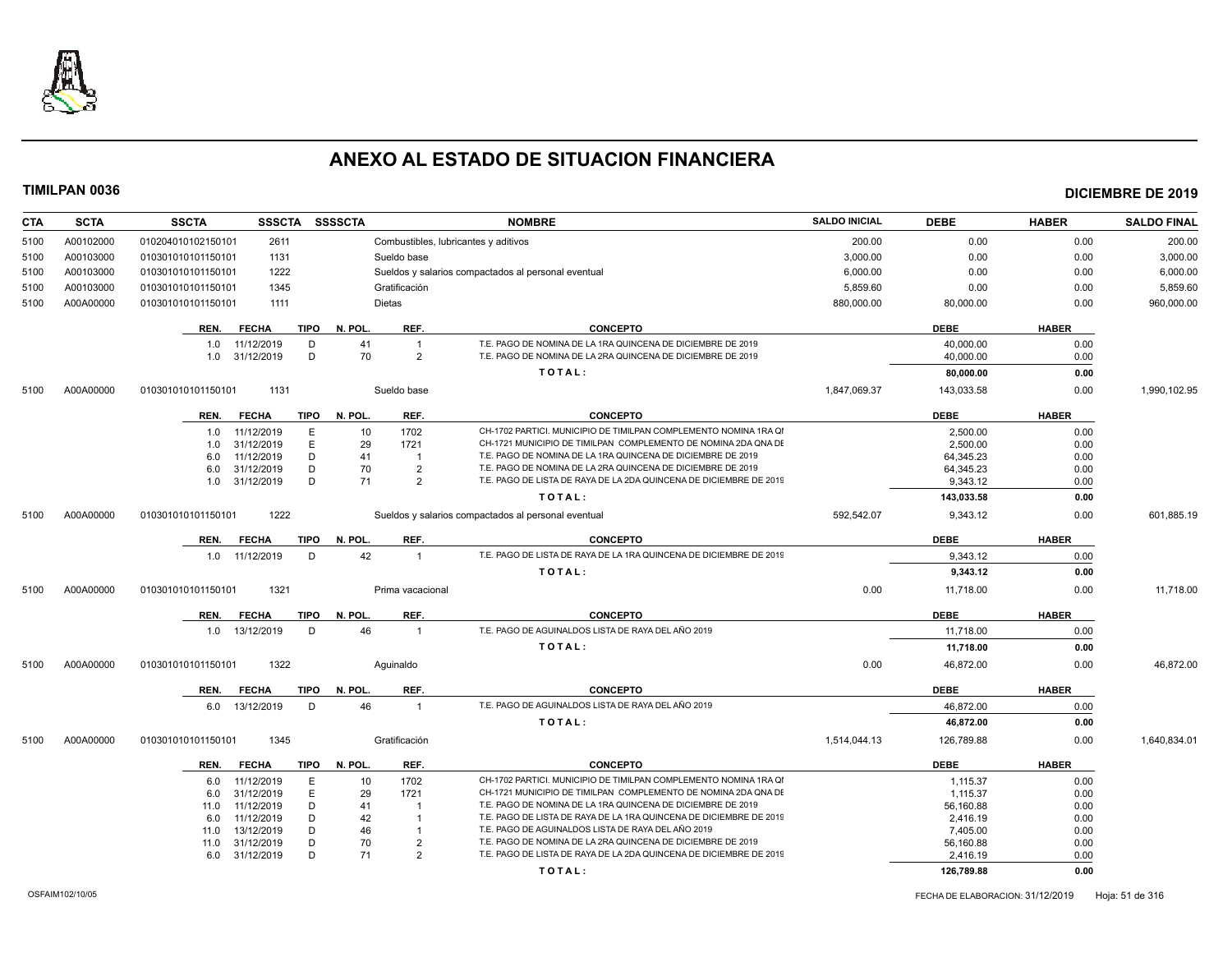# ANEXO AL ESTADO DE SITUACION FINANCIERA

**TIMILPAN 0036** **DICIEMBRE DE 2019**

| CTA | SCTA | SSCTA | SSSCTA | SSSSCTA | NOMBRE | SALDO INICIAL | DEBE | HABER | SALDO FINAL |
|---|---|---|---|---|---|---|---|---|---|
| 5100 | A00102000 | 010204010102150101 | 2611 | | Combustibles, lubricantes y aditivos | 200.00 | 0.00 | 0.00 | 200.00 |
| 5100 | A00103000 | 010301010101150101 | 1131 | | Sueldo base | 3,000.00 | 0.00 | 0.00 | 3,000.00 |
| 5100 | A00103000 | 010301010101150101 | 1222 | | Sueldos y salarios compactados al personal eventual | 6,000.00 | 0.00 | 0.00 | 6,000.00 |
| 5100 | A00103000 | 010301010101150101 | 1345 | | Gratificación | 5,859.60 | 0.00 | 0.00 | 5,859.60 |
| 5100 | A00A00000 | 010301010101150101 | 1111 | | Dietas | 880,000.00 | 80,000.00 | 0.00 | 960,000.00 |

| REN. | FECHA | TIPO | N. POL. | REF. | CONCEPTO | DEBE | HABER |
|---|---|---|---|---|---|---|---|
| 1.0 | 11/12/2019 | D | 41 | 1 | T.E. PAGO DE NOMINA DE LA 1RA QUINCENA DE DICIEMBRE DE 2019 | 40,000.00 | 0.00 |
| 1.0 | 31/12/2019 | D | 70 | 2 | T.E. PAGO DE NOMINA DE LA 2RA QUINCENA DE DICIEMBRE DE 2019 | 40,000.00 | 0.00 |
| | | | | | **TOTAL:** | **80,000.00** | **0.00** |

| CTA | SCTA | SSCTA | SSSCTA | SSSSCTA | NOMBRE | SALDO INICIAL | DEBE | HABER | SALDO FINAL |
|---|---|---|---|---|---|---|---|---|---|
| 5100 | A00A00000 | 010301010101150101 | 1131 | | Sueldo base | 1,847,069.37 | 143,033.58 | 0.00 | 1,990,102.95 |

| REN. | FECHA | TIPO | N. POL. | REF. | CONCEPTO | DEBE | HABER |
|---|---|---|---|---|---|---|---|
| 1.0 | 11/12/2019 | E | 10 | 1702 | CH-1702 PARTICI. MUNICIPIO DE TIMILPAN COMPLEMENTO NOMINA 1RA QI | 2,500.00 | 0.00 |
| 1.0 | 31/12/2019 | E | 29 | 1721 | CH-1721 MUNICIPIO DE TIMILPAN COMPLEMENTO DE NOMINA 2DA QNA DE | 2,500.00 | 0.00 |
| 6.0 | 11/12/2019 | D | 41 | 1 | T.E. PAGO DE NOMINA DE LA 1RA QUINCENA DE DICIEMBRE DE 2019 | 64,345.23 | 0.00 |
| 6.0 | 31/12/2019 | D | 70 | 2 | T.E. PAGO DE NOMINA DE LA 2RA QUINCENA DE DICIEMBRE DE 2019 | 64,345.23 | 0.00 |
| 1.0 | 31/12/2019 | D | 71 | 2 | T.E. PAGO DE LISTA DE RAYA DE LA 2DA QUINCENA DE DICIEMBRE DE 2019 | 9,343.12 | 0.00 |
| | | | | | **TOTAL:** | **143,033.58** | **0.00** |

| CTA | SCTA | SSCTA | SSSCTA | SSSSCTA | NOMBRE | SALDO INICIAL | DEBE | HABER | SALDO FINAL |
|---|---|---|---|---|---|---|---|---|---|
| 5100 | A00A00000 | 010301010101150101 | 1222 | | Sueldos y salarios compactados al personal eventual | 592,542.07 | 9,343.12 | 0.00 | 601,885.19 |

| REN. | FECHA | TIPO | N. POL. | REF. | CONCEPTO | DEBE | HABER |
|---|---|---|---|---|---|---|---|
| 1.0 | 11/12/2019 | D | 42 | 1 | T.E. PAGO DE LISTA DE RAYA DE LA 1RA QUINCENA DE DICIEMBRE DE 2019 | 9,343.12 | 0.00 |
| | | | | | **TOTAL:** | **9,343.12** | **0.00** |

| CTA | SCTA | SSCTA | SSSCTA | SSSSCTA | NOMBRE | SALDO INICIAL | DEBE | HABER | SALDO FINAL |
|---|---|---|---|---|---|---|---|---|---|
| 5100 | A00A00000 | 010301010101150101 | 1321 | | Prima vacacional | 0.00 | 11,718.00 | 0.00 | 11,718.00 |

| REN. | FECHA | TIPO | N. POL. | REF. | CONCEPTO | DEBE | HABER |
|---|---|---|---|---|---|---|---|
| 1.0 | 13/12/2019 | D | 46 | 1 | T.E. PAGO DE AGUINALDOS LISTA DE RAYA DEL AÑO 2019 | 11,718.00 | 0.00 |
| | | | | | **TOTAL:** | **11,718.00** | **0.00** |

| CTA | SCTA | SSCTA | SSSCTA | SSSSCTA | NOMBRE | SALDO INICIAL | DEBE | HABER | SALDO FINAL |
|---|---|---|---|---|---|---|---|---|---|
| 5100 | A00A00000 | 010301010101150101 | 1322 | | Aguinaldo | 0.00 | 46,872.00 | 0.00 | 46,872.00 |

| REN. | FECHA | TIPO | N. POL. | REF. | CONCEPTO | DEBE | HABER |
|---|---|---|---|---|---|---|---|
| 6.0 | 13/12/2019 | D | 46 | 1 | T.E. PAGO DE AGUINALDOS LISTA DE RAYA DEL AÑO 2019 | 46,872.00 | 0.00 |
| | | | | | **TOTAL:** | **46,872.00** | **0.00** |

| CTA | SCTA | SSCTA | SSSCTA | SSSSCTA | NOMBRE | SALDO INICIAL | DEBE | HABER | SALDO FINAL |
|---|---|---|---|---|---|---|---|---|---|
| 5100 | A00A00000 | 010301010101150101 | 1345 | | Gratificación | 1,514,044.13 | 126,789.88 | 0.00 | 1,640,834.01 |

| REN. | FECHA | TIPO | N. POL. | REF. | CONCEPTO | DEBE | HABER |
|---|---|---|---|---|---|---|---|
| 6.0 | 11/12/2019 | E | 10 | 1702 | CH-1702 PARTICI. MUNICIPIO DE TIMILPAN COMPLEMENTO NOMINA 1RA QI | 1,115.37 | 0.00 |
| 6.0 | 31/12/2019 | E | 29 | 1721 | CH-1721 MUNICIPIO DE TIMILPAN COMPLEMENTO DE NOMINA 2DA QNA DE | 1,115.37 | 0.00 |
| 11.0 | 11/12/2019 | D | 41 | 1 | T.E. PAGO DE NOMINA DE LA 1RA QUINCENA DE DICIEMBRE DE 2019 | 56,160.88 | 0.00 |
| 6.0 | 11/12/2019 | D | 42 | 1 | T.E. PAGO DE LISTA DE RAYA DE LA 1RA QUINCENA DE DICIEMBRE DE 2019 | 2,416.19 | 0.00 |
| 11.0 | 13/12/2019 | D | 46 | 1 | T.E. PAGO DE AGUINALDOS LISTA DE RAYA DEL AÑO 2019 | 7,405.00 | 0.00 |
| 11.0 | 31/12/2019 | D | 70 | 2 | T.E. PAGO DE NOMINA DE LA 2RA QUINCENA DE DICIEMBRE DE 2019 | 56,160.88 | 0.00 |
| 6.0 | 31/12/2019 | D | 71 | 2 | T.E. PAGO DE LISTA DE RAYA DE LA 2DA QUINCENA DE DICIEMBRE DE 2019 | 2,416.19 | 0.00 |
| | | | | | **TOTAL:** | **126,789.88** | **0.00** |

OSFAIM102/10/05 FECHA DE ELABORACION: 31/12/2019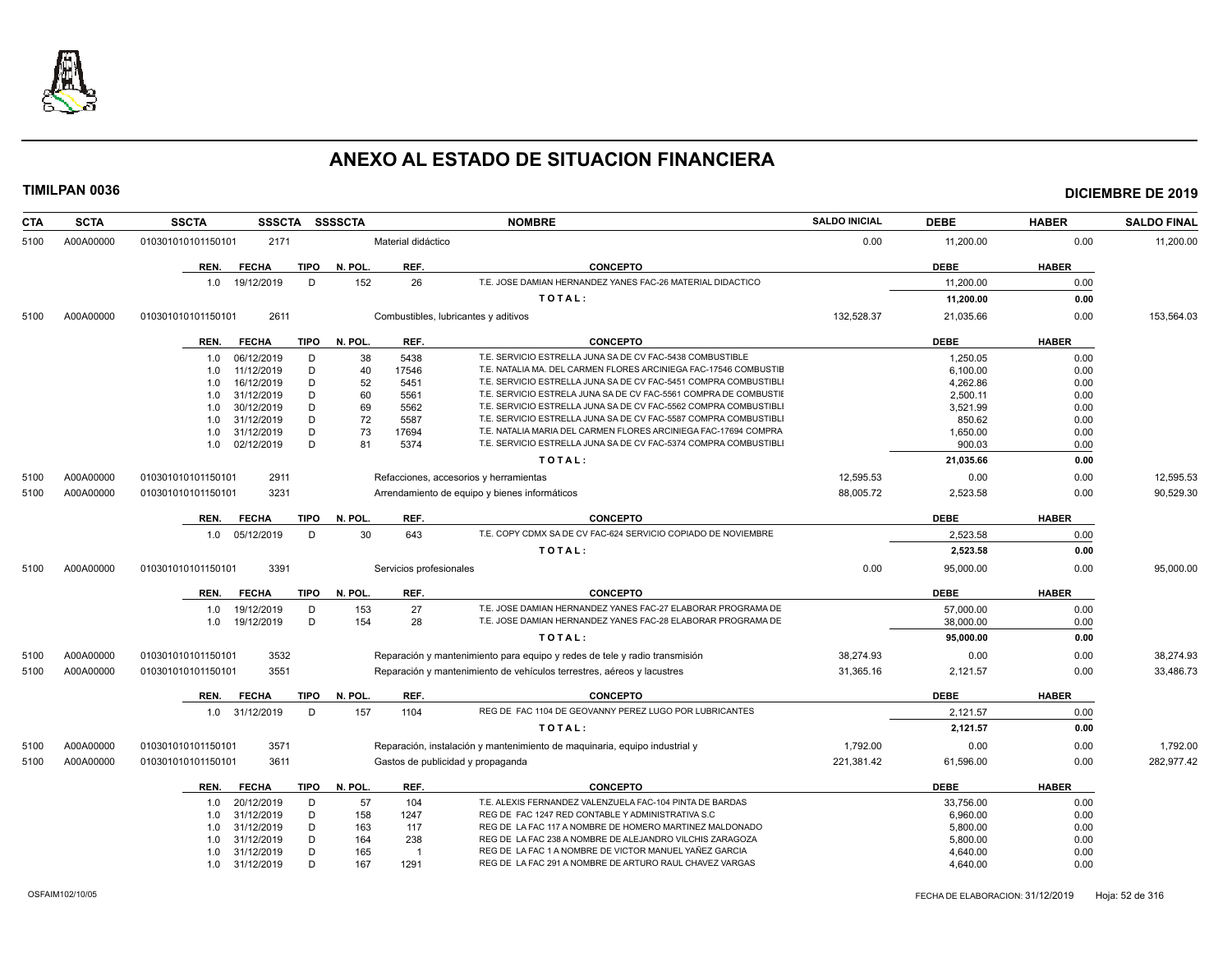# ANEXO AL ESTADO DE SITUACION FINANCIERA

**TIMILPAN 0036** | **DICIEMBRE DE 2019**

| CTA | SCTA | SSCTA | SSSCTA | SSSSCTA | NOMBRE | SALDO INICIAL | DEBE | HABER | SALDO FINAL |
|---|---|---|---|---|---|---|---|---|---|
| 5100 | A00A00000 | 010301010101150101 | 2171 | | Material didáctico | 0.00 | 11,200.00 | 0.00 | 11,200.00 |

| REN. | FECHA | TIPO | N. POL. | REF. | CONCEPTO | DEBE | HABER |
|---|---|---|---|---|---|---|---|
| 1.0 | 19/12/2019 | D | 152 | 26 | T.E. JOSE DAMIAN HERNANDEZ YANES FAC-26 MATERIAL DIDACTICO | 11,200.00 | 0.00 |
| | | | | | **TOTAL:** | **11,200.00** | **0.00** |

| CTA | SCTA | SSCTA | SSSCTA | SSSSCTA | NOMBRE | SALDO INICIAL | DEBE | HABER | SALDO FINAL |
|---|---|---|---|---|---|---|---|---|---|
| 5100 | A00A00000 | 010301010101150101 | 2611 | | Combustibles, lubricantes y aditivos | 132,528.37 | 21,035.66 | 0.00 | 153,564.03 |

| REN. | FECHA | TIPO | N. POL. | REF. | CONCEPTO | DEBE | HABER |
|---|---|---|---|---|---|---|---|
| 1.0 | 06/12/2019 | D | 38 | 5438 | T.E. SERVICIO ESTRELLA JUNA SA DE CV FAC-5438 COMBUSTIBLE | 1,250.05 | 0.00 |
| 1.0 | 11/12/2019 | D | 40 | 17546 | T.E. NATALIA MA. DEL CARMEN FLORES ARCINIEGA FAC-17546 COMBUSTIB | 6,100.00 | 0.00 |
| 1.0 | 16/12/2019 | D | 52 | 5451 | T.E. SERVICIO ESTRELLA JUNA SA DE CV FAC-5451 COMPRA COMBUSTIBLI | 4,262.86 | 0.00 |
| 1.0 | 31/12/2019 | D | 60 | 5561 | T.E. SERVICIO ESTRELA JUNA SA DE CV FAC-5561 COMPRA DE COMBUSTIE | 2,500.11 | 0.00 |
| 1.0 | 30/12/2019 | D | 69 | 5562 | T.E. SERVICIO ESTRELLA JUNA SA DE CV FAC-5562 COMPRA COMBUSTIBLI | 3,521.99 | 0.00 |
| 1.0 | 31/12/2019 | D | 72 | 5587 | T.E. SERVICIO ESTRELLA JUNA SA DE CV FAC-5587 COMPRA COMBUSTIBLI | 850.62 | 0.00 |
| 1.0 | 31/12/2019 | D | 73 | 17694 | T.E. NATALIA MARIA DEL CARMEN FLORES ARCINIEGA FAC-17694 COMPRA | 1,650.00 | 0.00 |
| 1.0 | 02/12/2019 | D | 81 | 5374 | T.E. SERVICIO ESTRELLA JUNA SA DE CV FAC-5374 COMPRA COMBUSTIBLI | 900.03 | 0.00 |
| | | | | | **TOTAL:** | **21,035.66** | **0.00** |

| CTA | SCTA | SSCTA | SSSCTA | SSSSCTA | NOMBRE | SALDO INICIAL | DEBE | HABER | SALDO FINAL |
|---|---|---|---|---|---|---|---|---|---|
| 5100 | A00A00000 | 010301010101150101 | 2911 | | Refacciones, accesorios y herramientas | 12,595.53 | 0.00 | 0.00 | 12,595.53 |
| 5100 | A00A00000 | 010301010101150101 | 3231 | | Arrendamiento de equipo y bienes informáticos | 88,005.72 | 2,523.58 | 0.00 | 90,529.30 |

| REN. | FECHA | TIPO | N. POL. | REF. | CONCEPTO | DEBE | HABER |
|---|---|---|---|---|---|---|---|
| 1.0 | 05/12/2019 | D | 30 | 643 | T.E. COPY CDMX SA DE CV FAC-624 SERVICIO COPIADO DE NOVIEMBRE | 2,523.58 | 0.00 |
| | | | | | **TOTAL:** | **2,523.58** | **0.00** |

| CTA | SCTA | SSCTA | SSSCTA | SSSSCTA | NOMBRE | SALDO INICIAL | DEBE | HABER | SALDO FINAL |
|---|---|---|---|---|---|---|---|---|---|
| 5100 | A00A00000 | 010301010101150101 | 3391 | | Servicios profesionales | 0.00 | 95,000.00 | 0.00 | 95,000.00 |

| REN. | FECHA | TIPO | N. POL. | REF. | CONCEPTO | DEBE | HABER |
|---|---|---|---|---|---|---|---|
| 1.0 | 19/12/2019 | D | 153 | 27 | T.E. JOSE DAMIAN HERNANDEZ YANES FAC-27 ELABORAR PROGRAMA DE | 57,000.00 | 0.00 |
| 1.0 | 19/12/2019 | D | 154 | 28 | T.E. JOSE DAMIAN HERNANDEZ YANES FAC-28 ELABORAR PROGRAMA DE | 38,000.00 | 0.00 |
| | | | | | **TOTAL:** | **95,000.00** | **0.00** |

| CTA | SCTA | SSCTA | SSSCTA | SSSSCTA | NOMBRE | SALDO INICIAL | DEBE | HABER | SALDO FINAL |
|---|---|---|---|---|---|---|---|---|---|
| 5100 | A00A00000 | 010301010101150101 | 3532 | | Reparación y mantenimiento para equipo y redes de tele y radio transmisión | 38,274.93 | 0.00 | 0.00 | 38,274.93 |
| 5100 | A00A00000 | 010301010101150101 | 3551 | | Reparación y mantenimiento de vehículos terrestres, aéreos y lacustres | 31,365.16 | 2,121.57 | 0.00 | 33,486.73 |

| REN. | FECHA | TIPO | N. POL. | REF. | CONCEPTO | DEBE | HABER |
|---|---|---|---|---|---|---|---|
| 1.0 | 31/12/2019 | D | 157 | 1104 | REG DE FAC 1104 DE GEOVANNY PEREZ LUGO POR LUBRICANTES | 2,121.57 | 0.00 |
| | | | | | **TOTAL:** | **2,121.57** | **0.00** |

| CTA | SCTA | SSCTA | SSSCTA | SSSSCTA | NOMBRE | SALDO INICIAL | DEBE | HABER | SALDO FINAL |
|---|---|---|---|---|---|---|---|---|---|
| 5100 | A00A00000 | 010301010101150101 | 3571 | | Reparación, instalación y mantenimiento de maquinaria, equipo industrial y | 1,792.00 | 0.00 | 0.00 | 1,792.00 |
| 5100 | A00A00000 | 010301010101150101 | 3611 | | Gastos de publicidad y propaganda | 221,381.42 | 61,596.00 | 0.00 | 282,977.42 |

| REN. | FECHA | TIPO | N. POL. | REF. | CONCEPTO | DEBE | HABER |
|---|---|---|---|---|---|---|---|
| 1.0 | 20/12/2019 | D | 57 | 104 | T.E. ALEXIS FERNANDEZ VALENZUELA FAC-104 PINTA DE BARDAS | 33,756.00 | 0.00 |
| 1.0 | 31/12/2019 | D | 158 | 1247 | REG DE FAC 1247 RED CONTABLE Y ADMINISTRATIVA S.C | 6,960.00 | 0.00 |
| 1.0 | 31/12/2019 | D | 163 | 117 | REG DE LA FAC 117 A NOMBRE DE HOMERO MARTINEZ MALDONADO | 5,800.00 | 0.00 |
| 1.0 | 31/12/2019 | D | 164 | 238 | REG DE LA FAC 238 A NOMBRE DE ALEJANDRO VILCHIS ZARAGOZA | 5,800.00 | 0.00 |
| 1.0 | 31/12/2019 | D | 165 | 1 | REG DE LA FAC 1 A NOMBRE DE VICTOR MANUEL YAÑEZ GARCIA | 4,640.00 | 0.00 |
| 1.0 | 31/12/2019 | D | 167 | 1291 | REG DE LA FAC 291 A NOMBRE DE ARTURO RAUL CHAVEZ VARGAS | 4,640.00 | 0.00 |

OSFAIM102/10/05 — FECHA DE ELABORACION: 31/12/2019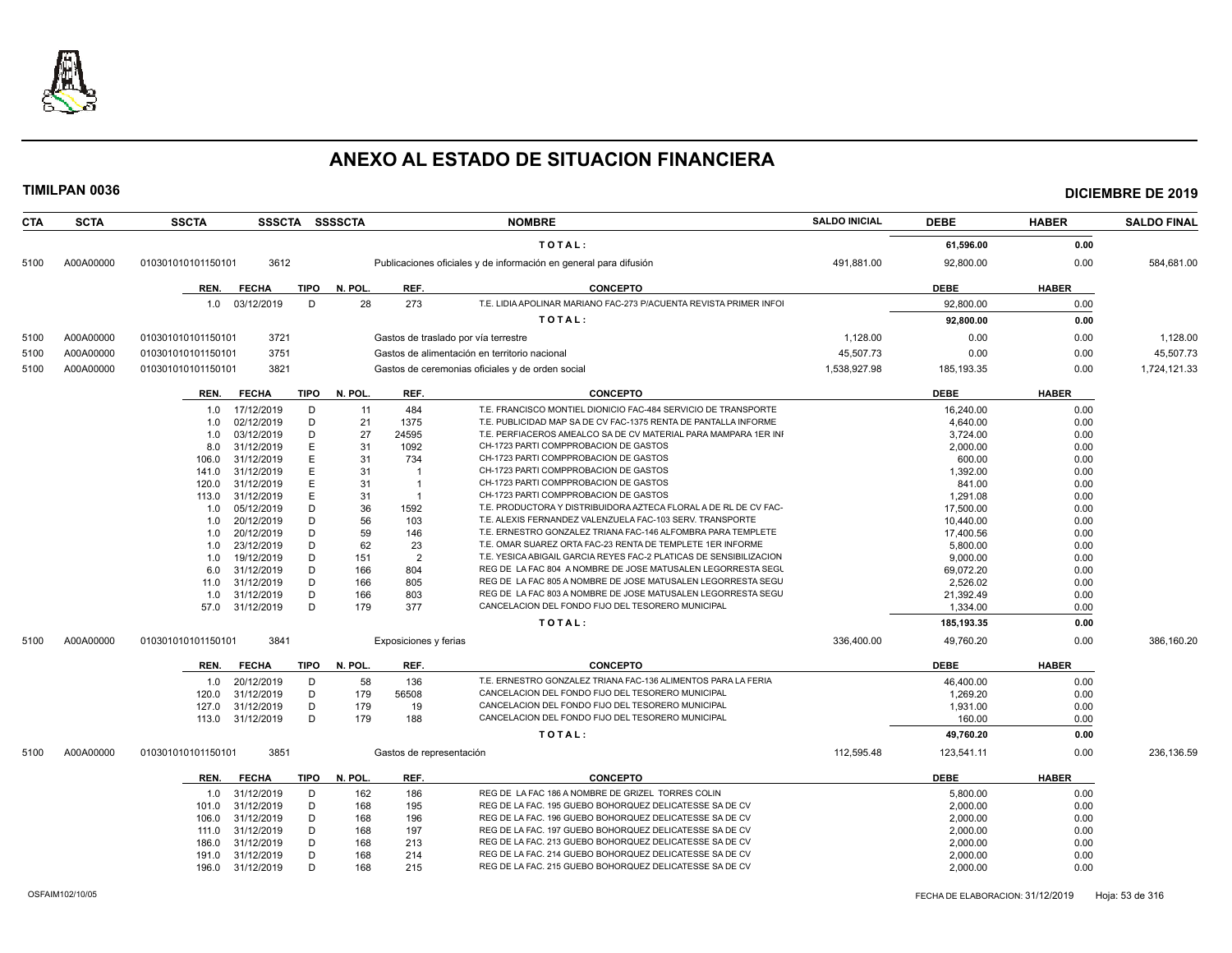# ANEXO AL ESTADO DE SITUACION FINANCIERA

**TIMILPAN 0036** — **DICIEMBRE DE 2019**

| CTA | SCTA | SSCTA | SSSCTA | SSSSCTA | NOMBRE | SALDO INICIAL | DEBE | HABER | SALDO FINAL |
|---|---|---|---|---|---|---|---|---|---|
| | | | | | TOTAL: | | 61,596.00 | 0.00 | |
| 5100 | A00A00000 | 010301010101150101 | 3612 | | Publicaciones oficiales y de información en general para difusión | 491,881.00 | 92,800.00 | 0.00 | 584,681.00 |

| REN. | FECHA | TIPO | N. POL. | REF. | CONCEPTO | DEBE | HABER |
|---|---|---|---|---|---|---|---|
| 1.0 | 03/12/2019 | D | 28 | 273 | T.E. LIDIA APOLINAR MARIANO FAC-273 P/ACUENTA REVISTA PRIMER INFOI | 92,800.00 | 0.00 |
| | | | | | TOTAL: | 92,800.00 | 0.00 |

| CTA | SCTA | SSCTA | SSSCTA | SSSSCTA | NOMBRE | SALDO INICIAL | DEBE | HABER | SALDO FINAL |
|---|---|---|---|---|---|---|---|---|---|
| 5100 | A00A00000 | 010301010101150101 | 3721 | | Gastos de traslado por vía terrestre | 1,128.00 | 0.00 | 0.00 | 1,128.00 |
| 5100 | A00A00000 | 010301010101150101 | 3751 | | Gastos de alimentación en territorio nacional | 45,507.73 | 0.00 | 0.00 | 45,507.73 |
| 5100 | A00A00000 | 010301010101150101 | 3821 | | Gastos de ceremonias oficiales y de orden social | 1,538,927.98 | 185,193.35 | 0.00 | 1,724,121.33 |

| REN. | FECHA | TIPO | N. POL. | REF. | CONCEPTO | DEBE | HABER |
|---|---|---|---|---|---|---|---|
| 1.0 | 17/12/2019 | D | 11 | 484 | T.E. FRANCISCO MONTIEL DIONICIO FAC-484 SERVICIO DE TRANSPORTE | 16,240.00 | 0.00 |
| 1.0 | 02/12/2019 | D | 21 | 1375 | T.E. PUBLICIDAD MAP SA DE CV FAC-1375 RENTA DE PANTALLA INFORME | 4,640.00 | 0.00 |
| 1.0 | 03/12/2019 | D | 27 | 24595 | T.E. PERFIACEROS AMEALCO SA DE CV MATERIAL PARA MAMPARA 1ER INI | 3,724.00 | 0.00 |
| 8.0 | 31/12/2019 | E | 31 | 1092 | CH-1723 PARTI COMPPROBACION DE GASTOS | 2,000.00 | 0.00 |
| 106.0 | 31/12/2019 | E | 31 | 734 | CH-1723 PARTI COMPPROBACION DE GASTOS | 600.00 | 0.00 |
| 141.0 | 31/12/2019 | E | 31 | 1 | CH-1723 PARTI COMPPROBACION DE GASTOS | 1,392.00 | 0.00 |
| 120.0 | 31/12/2019 | E | 31 | 1 | CH-1723 PARTI COMPPROBACION DE GASTOS | 841.00 | 0.00 |
| 113.0 | 31/12/2019 | E | 31 | 1 | CH-1723 PARTI COMPPROBACION DE GASTOS | 1,291.08 | 0.00 |
| 1.0 | 05/12/2019 | D | 36 | 1592 | T.E. PRODUCTORA Y DISTRIBUIDORA AZTECA FLORAL A DE RL DE CV FAC- | 17,500.00 | 0.00 |
| 1.0 | 20/12/2019 | D | 56 | 103 | T.E. ALEXIS FERNANDEZ VALENZUELA FAC-103 SERV. TRANSPORTE | 10,440.00 | 0.00 |
| 1.0 | 20/12/2019 | D | 59 | 146 | T.E. ERNESTRO GONZALEZ TRIANA FAC-146 ALFOMBRA PARA TEMPLETE | 17,400.56 | 0.00 |
| 1.0 | 23/12/2019 | D | 62 | 23 | T.E. OMAR SUAREZ ORTA FAC-23 RENTA DE TEMPLETE 1ER INFORME | 5,800.00 | 0.00 |
| 1.0 | 19/12/2019 | D | 151 | 2 | T.E. YESICA ABIGAIL GARCIA REYES FAC-2 PLATICAS DE SENSIBILIZACION | 9,000.00 | 0.00 |
| 6.0 | 31/12/2019 | D | 166 | 804 | REG DE LA FAC 804 A NOMBRE DE JOSE MATUSALEN LEGORRESTA SEGU | 69,072.20 | 0.00 |
| 11.0 | 31/12/2019 | D | 166 | 805 | REG DE LA FAC 805 A NOMBRE DE JOSE MATUSALEN LEGORRESTA SEGU | 2,526.02 | 0.00 |
| 1.0 | 31/12/2019 | D | 166 | 803 | REG DE LA FAC 803 A NOMBRE DE JOSE MATUSALEN LEGORRESTA SEGU | 21,392.49 | 0.00 |
| 57.0 | 31/12/2019 | D | 179 | 377 | CANCELACION DEL FONDO FIJO DEL TESORERO MUNICIPAL | 1,334.00 | 0.00 |
| | | | | | TOTAL: | 185,193.35 | 0.00 |

| CTA | SCTA | SSCTA | SSSCTA | SSSSCTA | NOMBRE | SALDO INICIAL | DEBE | HABER | SALDO FINAL |
|---|---|---|---|---|---|---|---|---|---|
| 5100 | A00A00000 | 010301010101150101 | 3841 | | Exposiciones y ferias | 336,400.00 | 49,760.20 | 0.00 | 386,160.20 |

| REN. | FECHA | TIPO | N. POL. | REF. | CONCEPTO | DEBE | HABER |
|---|---|---|---|---|---|---|---|
| 1.0 | 20/12/2019 | D | 58 | 136 | T.E. ERNESTRO GONZALEZ TRIANA FAC-136 ALIMENTOS PARA LA FERIA | 46,400.00 | 0.00 |
| 120.0 | 31/12/2019 | D | 179 | 56508 | CANCELACION DEL FONDO FIJO DEL TESORERO MUNICIPAL | 1,269.20 | 0.00 |
| 127.0 | 31/12/2019 | D | 179 | 19 | CANCELACION DEL FONDO FIJO DEL TESORERO MUNICIPAL | 1,931.00 | 0.00 |
| 113.0 | 31/12/2019 | D | 179 | 188 | CANCELACION DEL FONDO FIJO DEL TESORERO MUNICIPAL | 160.00 | 0.00 |
| | | | | | TOTAL: | 49,760.20 | 0.00 |

| CTA | SCTA | SSCTA | SSSCTA | SSSSCTA | NOMBRE | SALDO INICIAL | DEBE | HABER | SALDO FINAL |
|---|---|---|---|---|---|---|---|---|---|
| 5100 | A00A00000 | 010301010101150101 | 3851 | | Gastos de representación | 112,595.48 | 123,541.11 | 0.00 | 236,136.59 |

| REN. | FECHA | TIPO | N. POL. | REF. | CONCEPTO | DEBE | HABER |
|---|---|---|---|---|---|---|---|
| 1.0 | 31/12/2019 | D | 162 | 186 | REG DE LA FAC 186 A NOMBRE DE GRIZEL TORRES COLIN | 5,800.00 | 0.00 |
| 101.0 | 31/12/2019 | D | 168 | 195 | REG DE LA FAC. 195 GUEBO BOHORQUEZ DELICATESSE SA DE CV | 2,000.00 | 0.00 |
| 106.0 | 31/12/2019 | D | 168 | 196 | REG DE LA FAC. 196 GUEBO BOHORQUEZ DELICATESSE SA DE CV | 2,000.00 | 0.00 |
| 111.0 | 31/12/2019 | D | 168 | 197 | REG DE LA FAC. 197 GUEBO BOHORQUEZ DELICATESSE SA DE CV | 2,000.00 | 0.00 |
| 186.0 | 31/12/2019 | D | 168 | 213 | REG DE LA FAC. 213 GUEBO BOHORQUEZ DELICATESSE SA DE CV | 2,000.00 | 0.00 |
| 191.0 | 31/12/2019 | D | 168 | 214 | REG DE LA FAC. 214 GUEBO BOHORQUEZ DELICATESSE SA DE CV | 2,000.00 | 0.00 |
| 196.0 | 31/12/2019 | D | 168 | 215 | REG DE LA FAC. 215 GUEBO BOHORQUEZ DELICATESSE SA DE CV | 2,000.00 | 0.00 |

OSFAIM102/10/05 — FECHA DE ELABORACION: 31/12/2019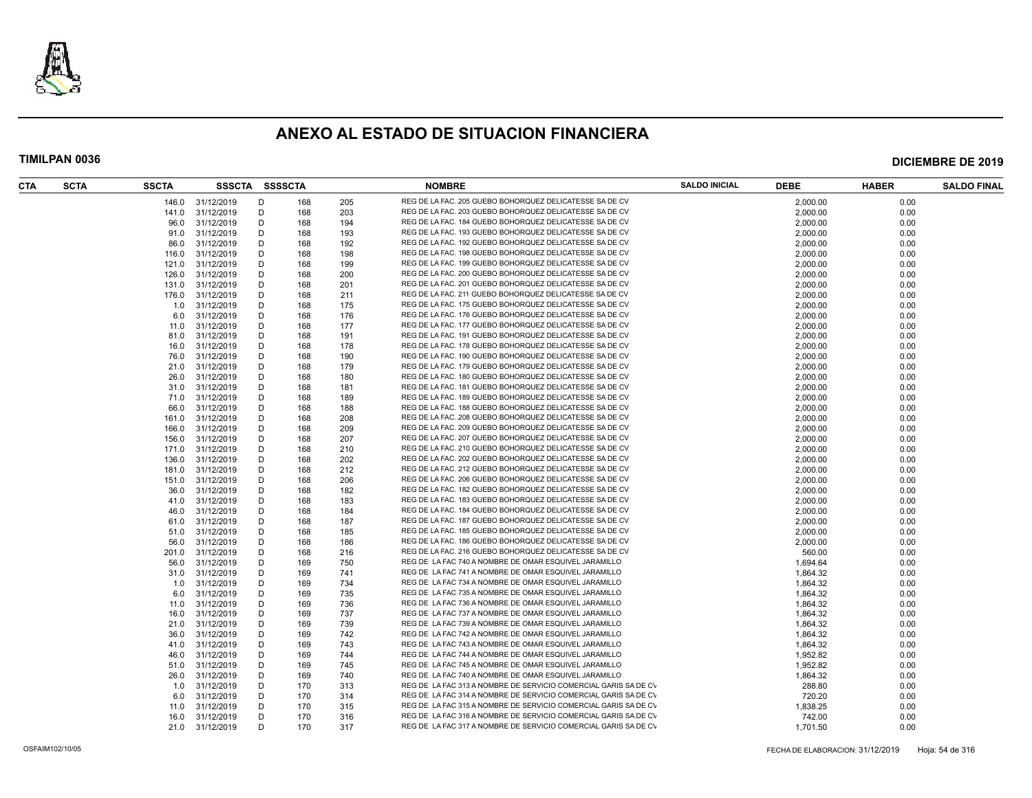# ANEXO AL ESTADO DE SITUACION FINANCIERA

**TIMILPAN 0036** — **DICIEMBRE DE 2019**

| CTA | SCTA | SSCTA | SSSCTA | SSSSCTA | | | NOMBRE | SALDO INICIAL | DEBE | HABER | SALDO FINAL |
|---|---|---|---|---|---|---|---|---|---|---|---|
| | | 146.0 | 31/12/2019 | D | 168 | 205 | REG DE LA FAC. 205 GUEBO BOHORQUEZ DELICATESSE SA DE CV | | 2,000.00 | 0.00 | |
| | | 141.0 | 31/12/2019 | D | 168 | 203 | REG DE LA FAC. 203 GUEBO BOHORQUEZ DELICATESSE SA DE CV | | 2,000.00 | 0.00 | |
| | | 96.0 | 31/12/2019 | D | 168 | 194 | REG DE LA FAC. 184 GUEBO BOHORQUEZ DELICATESSE SA DE CV | | 2,000.00 | 0.00 | |
| | | 91.0 | 31/12/2019 | D | 168 | 193 | REG DE LA FAC. 193 GUEBO BOHORQUEZ DELICATESSE SA DE CV | | 2,000.00 | 0.00 | |
| | | 86.0 | 31/12/2019 | D | 168 | 192 | REG DE LA FAC. 192 GUEBO BOHORQUEZ DELICATESSE SA DE CV | | 2,000.00 | 0.00 | |
| | | 116.0 | 31/12/2019 | D | 168 | 198 | REG DE LA FAC. 198 GUEBO BOHORQUEZ DELICATESSE SA DE CV | | 2,000.00 | 0.00 | |
| | | 121.0 | 31/12/2019 | D | 168 | 199 | REG DE LA FAC. 199 GUEBO BOHORQUEZ DELICATESSE SA DE CV | | 2,000.00 | 0.00 | |
| | | 126.0 | 31/12/2019 | D | 168 | 200 | REG DE LA FAC. 200 GUEBO BOHORQUEZ DELICATESSE SA DE CV | | 2,000.00 | 0.00 | |
| | | 131.0 | 31/12/2019 | D | 168 | 201 | REG DE LA FAC. 201 GUEBO BOHORQUEZ DELICATESSE SA DE CV | | 2,000.00 | 0.00 | |
| | | 176.0 | 31/12/2019 | D | 168 | 211 | REG DE LA FAC. 211 GUEBO BOHORQUEZ DELICATESSE SA DE CV | | 2,000.00 | 0.00 | |
| | | 1.0 | 31/12/2019 | D | 168 | 175 | REG DE LA FAC. 175 GUEBO BOHORQUEZ DELICATESSE SA DE CV | | 2,000.00 | 0.00 | |
| | | 6.0 | 31/12/2019 | D | 168 | 176 | REG DE LA FAC. 176 GUEBO BOHORQUEZ DELICATESSE SA DE CV | | 2,000.00 | 0.00 | |
| | | 11.0 | 31/12/2019 | D | 168 | 177 | REG DE LA FAC. 177 GUEBO BOHORQUEZ DELICATESSE SA DE CV | | 2,000.00 | 0.00 | |
| | | 81.0 | 31/12/2019 | D | 168 | 191 | REG DE LA FAC. 191 GUEBO BOHORQUEZ DELICATESSE SA DE CV | | 2,000.00 | 0.00 | |
| | | 16.0 | 31/12/2019 | D | 168 | 178 | REG DE LA FAC. 178 GUEBO BOHORQUEZ DELICATESSE SA DE CV | | 2,000.00 | 0.00 | |
| | | 76.0 | 31/12/2019 | D | 168 | 190 | REG DE LA FAC. 190 GUEBO BOHORQUEZ DELICATESSE SA DE CV | | 2,000.00 | 0.00 | |
| | | 21.0 | 31/12/2019 | D | 168 | 179 | REG DE LA FAC. 179 GUEBO BOHORQUEZ DELICATESSE SA DE CV | | 2,000.00 | 0.00 | |
| | | 26.0 | 31/12/2019 | D | 168 | 180 | REG DE LA FAC. 180 GUEBO BOHORQUEZ DELICATESSE SA DE CV | | 2,000.00 | 0.00 | |
| | | 31.0 | 31/12/2019 | D | 168 | 181 | REG DE LA FAC. 181 GUEBO BOHORQUEZ DELICATESSE SA DE CV | | 2,000.00 | 0.00 | |
| | | 71.0 | 31/12/2019 | D | 168 | 189 | REG DE LA FAC. 189 GUEBO BOHORQUEZ DELICATESSE SA DE CV | | 2,000.00 | 0.00 | |
| | | 66.0 | 31/12/2019 | D | 168 | 188 | REG DE LA FAC. 188 GUEBO BOHORQUEZ DELICATESSE SA DE CV | | 2,000.00 | 0.00 | |
| | | 161.0 | 31/12/2019 | D | 168 | 208 | REG DE LA FAC. 208 GUEBO BOHORQUEZ DELICATESSE SA DE CV | | 2,000.00 | 0.00 | |
| | | 166.0 | 31/12/2019 | D | 168 | 209 | REG DE LA FAC. 209 GUEBO BOHORQUEZ DELICATESSE SA DE CV | | 2,000.00 | 0.00 | |
| | | 156.0 | 31/12/2019 | D | 168 | 207 | REG DE LA FAC. 207 GUEBO BOHORQUEZ DELICATESSE SA DE CV | | 2,000.00 | 0.00 | |
| | | 171.0 | 31/12/2019 | D | 168 | 210 | REG DE LA FAC. 210 GUEBO BOHORQUEZ DELICATESSE SA DE CV | | 2,000.00 | 0.00 | |
| | | 136.0 | 31/12/2019 | D | 168 | 202 | REG DE LA FAC. 202 GUEBO BOHORQUEZ DELICATESSE SA DE CV | | 2,000.00 | 0.00 | |
| | | 181.0 | 31/12/2019 | D | 168 | 212 | REG DE LA FAC. 212 GUEBO BOHORQUEZ DELICATESSE SA DE CV | | 2,000.00 | 0.00 | |
| | | 151.0 | 31/12/2019 | D | 168 | 206 | REG DE LA FAC. 206 GUEBO BOHORQUEZ DELICATESSE SA DE CV | | 2,000.00 | 0.00 | |
| | | 36.0 | 31/12/2019 | D | 168 | 182 | REG DE LA FAC. 182 GUEBO BOHORQUEZ DELICATESSE SA DE CV | | 2,000.00 | 0.00 | |
| | | 41.0 | 31/12/2019 | D | 168 | 183 | REG DE LA FAC. 183 GUEBO BOHORQUEZ DELICATESSE SA DE CV | | 2,000.00 | 0.00 | |
| | | 46.0 | 31/12/2019 | D | 168 | 184 | REG DE LA FAC. 184 GUEBO BOHORQUEZ DELICATESSE SA DE CV | | 2,000.00 | 0.00 | |
| | | 61.0 | 31/12/2019 | D | 168 | 187 | REG DE LA FAC. 187 GUEBO BOHORQUEZ DELICATESSE SA DE CV | | 2,000.00 | 0.00 | |
| | | 51.0 | 31/12/2019 | D | 168 | 185 | REG DE LA FAC. 185 GUEBO BOHORQUEZ DELICATESSE SA DE CV | | 2,000.00 | 0.00 | |
| | | 56.0 | 31/12/2019 | D | 168 | 186 | REG DE LA FAC. 186 GUEBO BOHORQUEZ DELICATESSE SA DE CV | | 2,000.00 | 0.00 | |
| | | 201.0 | 31/12/2019 | D | 168 | 216 | REG DE LA FAC. 216 GUEBO BOHORQUEZ DELICATESSE SA DE CV | | 560.00 | 0.00 | |
| | | 56.0 | 31/12/2019 | D | 169 | 750 | REG DE LA FAC 740 A NOMBRE DE OMAR ESQUIVEL JARAMILLO | | 1,694.64 | 0.00 | |
| | | 31.0 | 31/12/2019 | D | 169 | 741 | REG DE LA FAC 741 A NOMBRE DE OMAR ESQUIVEL JARAMILLO | | 1,864.32 | 0.00 | |
| | | 1.0 | 31/12/2019 | D | 169 | 734 | REG DE LA FAC 734 A NOMBRE DE OMAR ESQUIVEL JARAMILLO | | 1,864.32 | 0.00 | |
| | | 6.0 | 31/12/2019 | D | 169 | 735 | REG DE LA FAC 735 A NOMBRE DE OMAR ESQUIVEL JARAMILLO | | 1,864.32 | 0.00 | |
| | | 11.0 | 31/12/2019 | D | 169 | 736 | REG DE LA FAC 736 A NOMBRE DE OMAR ESQUIVEL JARAMILLO | | 1,864.32 | 0.00 | |
| | | 16.0 | 31/12/2019 | D | 169 | 737 | REG DE LA FAC 737 A NOMBRE DE OMAR ESQUIVEL JARAMILLO | | 1,864.32 | 0.00 | |
| | | 21.0 | 31/12/2019 | D | 169 | 739 | REG DE LA FAC 739 A NOMBRE DE OMAR ESQUIVEL JARAMILLO | | 1,864.32 | 0.00 | |
| | | 36.0 | 31/12/2019 | D | 169 | 742 | REG DE LA FAC 742 A NOMBRE DE OMAR ESQUIVEL JARAMILLO | | 1,864.32 | 0.00 | |
| | | 41.0 | 31/12/2019 | D | 169 | 743 | REG DE LA FAC 743 A NOMBRE DE OMAR ESQUIVEL JARAMILLO | | 1,864.32 | 0.00 | |
| | | 46.0 | 31/12/2019 | D | 169 | 744 | REG DE LA FAC 744 A NOMBRE DE OMAR ESQUIVEL JARAMILLO | | 1,952.82 | 0.00 | |
| | | 51.0 | 31/12/2019 | D | 169 | 745 | REG DE LA FAC 745 A NOMBRE DE OMAR ESQUIVEL JARAMILLO | | 1,952.82 | 0.00 | |
| | | 26.0 | 31/12/2019 | D | 169 | 740 | REG DE LA FAC 740 A NOMBRE DE OMAR ESQUIVEL JARAMILLO | | 1,864.32 | 0.00 | |
| | | 1.0 | 31/12/2019 | D | 170 | 313 | REG DE LA FAC 313 A NOMBRE DE SERVICIO COMERCIAL GARIS SA DE CV | | 288.80 | 0.00 | |
| | | 6.0 | 31/12/2019 | D | 170 | 314 | REG DE LA FAC 314 A NOMBRE DE SERVICIO COMERCIAL GARIS SA DE CV | | 720.20 | 0.00 | |
| | | 11.0 | 31/12/2019 | D | 170 | 315 | REG DE LA FAC 315 A NOMBRE DE SERVICIO COMERCIAL GARIS SA DE CV | | 1,838.25 | 0.00 | |
| | | 16.0 | 31/12/2019 | D | 170 | 316 | REG DE LA FAC 316 A NOMBRE DE SERVICIO COMERCIAL GARIS SA DE CV | | 742.00 | 0.00 | |
| | | 21.0 | 31/12/2019 | D | 170 | 317 | REG DE LA FAC 317 A NOMBRE DE SERVICIO COMERCIAL GARIS SA DE CV | | 1,701.50 | 0.00 | |

OSFAIM102/10/05 — FECHA DE ELABORACION: 31/12/2019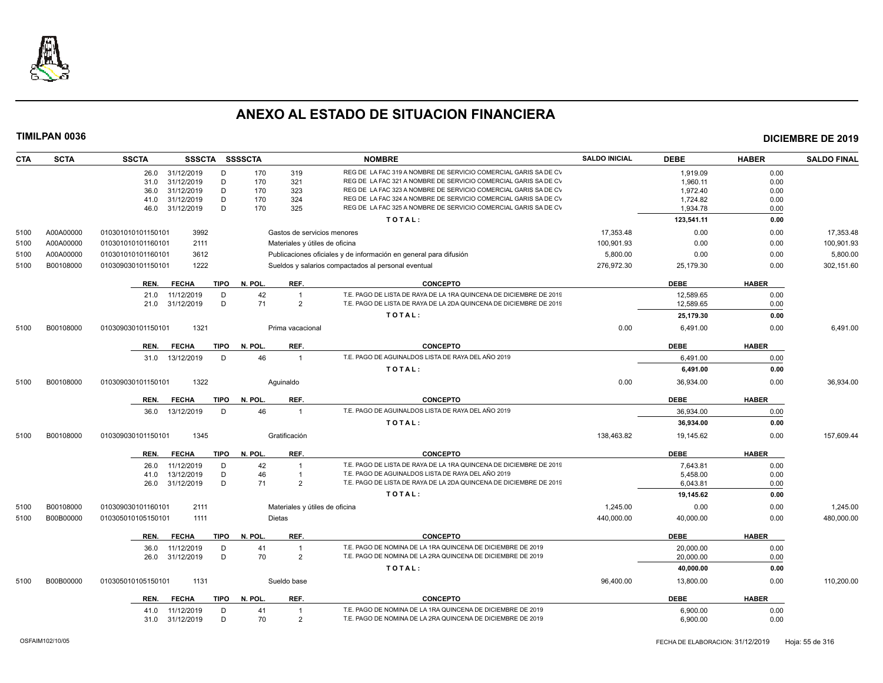# ANEXO AL ESTADO DE SITUACION FINANCIERA

**TIMILPAN 0036** **DICIEMBRE DE 2019**

| CTA | SCTA | SSCTA | SSSCTA | SSSSCTA | | NOMBRE | SALDO INICIAL | DEBE | HABER | SALDO FINAL |
|---|---|---|---|---|---|---|---|---|---|---|
| | | 26.0 31/12/2019 | D | 170 | 319 | REG DE LA FAC 319 A NOMBRE DE SERVICIO COMERCIAL GARIS SA DE CV | | 1,919.09 | 0.00 | |
| | | 31.0 31/12/2019 | D | 170 | 321 | REG DE LA FAC 321 A NOMBRE DE SERVICIO COMERCIAL GARIS SA DE CV | | 1,960.11 | 0.00 | |
| | | 36.0 31/12/2019 | D | 170 | 323 | REG DE LA FAC 323 A NOMBRE DE SERVICIO COMERCIAL GARIS SA DE CV | | 1,972.40 | 0.00 | |
| | | 41.0 31/12/2019 | D | 170 | 324 | REG DE LA FAC 324 A NOMBRE DE SERVICIO COMERCIAL GARIS SA DE CV | | 1,724.82 | 0.00 | |
| | | 46.0 31/12/2019 | D | 170 | 325 | REG DE LA FAC 325 A NOMBRE DE SERVICIO COMERCIAL GARIS SA DE CV | | 1,934.78 | 0.00 | |
| | | | | | | TOTAL: | | 123,541.11 | 0.00 | |
| 5100 | A00A00000 | 010301010101150101 | 3992 | | | Gastos de servicios menores | 17,353.48 | 0.00 | 0.00 | 17,353.48 |
| 5100 | A00A00000 | 010301010101160101 | 2111 | | | Materiales y útiles de oficina | 100,901.93 | 0.00 | 0.00 | 100,901.93 |
| 5100 | A00A00000 | 010301010101160101 | 3612 | | | Publicaciones oficiales y de información en general para difusión | 5,800.00 | 0.00 | 0.00 | 5,800.00 |
| 5100 | B00108000 | 010309030101150101 | 1222 | | | Sueldos y salarios compactados al personal eventual | 276,972.30 | 25,179.30 | 0.00 | 302,151.60 |
| | | REN. FECHA | TIPO | N. POL. | REF. | CONCEPTO | | DEBE | HABER | |
| | | 21.0 11/12/2019 | D | 42 | 1 | T.E. PAGO DE LISTA DE RAYA DE LA 1RA QUINCENA DE DICIEMBRE DE 2019 | | 12,589.65 | 0.00 | |
| | | 21.0 31/12/2019 | D | 71 | 2 | T.E. PAGO DE LISTA DE RAYA DE LA 2DA QUINCENA DE DICIEMBRE DE 2019 | | 12,589.65 | 0.00 | |
| | | | | | | TOTAL: | | 25,179.30 | 0.00 | |
| 5100 | B00108000 | 010309030101150101 | 1321 | | | Prima vacacional | 0.00 | 6,491.00 | 0.00 | 6,491.00 |
| | | REN. FECHA | TIPO | N. POL. | REF. | CONCEPTO | | DEBE | HABER | |
| | | 31.0 13/12/2019 | D | 46 | 1 | T.E. PAGO DE AGUINALDOS LISTA DE RAYA DEL AÑO 2019 | | 6,491.00 | 0.00 | |
| | | | | | | TOTAL: | | 6,491.00 | 0.00 | |
| 5100 | B00108000 | 010309030101150101 | 1322 | | | Aguinaldo | 0.00 | 36,934.00 | 0.00 | 36,934.00 |
| | | REN. FECHA | TIPO | N. POL. | REF. | CONCEPTO | | DEBE | HABER | |
| | | 36.0 13/12/2019 | D | 46 | 1 | T.E. PAGO DE AGUINALDOS LISTA DE RAYA DEL AÑO 2019 | | 36,934.00 | 0.00 | |
| | | | | | | TOTAL: | | 36,934.00 | 0.00 | |
| 5100 | B00108000 | 010309030101150101 | 1345 | | | Gratificación | 138,463.82 | 19,145.62 | 0.00 | 157,609.44 |
| | | REN. FECHA | TIPO | N. POL. | REF. | CONCEPTO | | DEBE | HABER | |
| | | 26.0 11/12/2019 | D | 42 | 1 | T.E. PAGO DE LISTA DE RAYA DE LA 1RA QUINCENA DE DICIEMBRE DE 2019 | | 7,643.81 | 0.00 | |
| | | 41.0 13/12/2019 | D | 46 | 1 | T.E. PAGO DE AGUINALDOS LISTA DE RAYA DEL AÑO 2019 | | 5,458.00 | 0.00 | |
| | | 26.0 31/12/2019 | D | 71 | 2 | T.E. PAGO DE LISTA DE RAYA DE LA 2DA QUINCENA DE DICIEMBRE DE 2019 | | 6,043.81 | 0.00 | |
| | | | | | | TOTAL: | | 19,145.62 | 0.00 | |
| 5100 | B00108000 | 010309030101160101 | 2111 | | | Materiales y útiles de oficina | 1,245.00 | 0.00 | 0.00 | 1,245.00 |
| 5100 | B00B00000 | 010305010105150101 | 1111 | | | Dietas | 440,000.00 | 40,000.00 | 0.00 | 480,000.00 |
| | | REN. FECHA | TIPO | N. POL. | REF. | CONCEPTO | | DEBE | HABER | |
| | | 36.0 11/12/2019 | D | 41 | 1 | T.E. PAGO DE NOMINA DE LA 1RA QUINCENA DE DICIEMBRE DE 2019 | | 20,000.00 | 0.00 | |
| | | 26.0 31/12/2019 | D | 70 | 2 | T.E. PAGO DE NOMINA DE LA 2RA QUINCENA DE DICIEMBRE DE 2019 | | 20,000.00 | 0.00 | |
| | | | | | | TOTAL: | | 40,000.00 | 0.00 | |
| 5100 | B00B00000 | 010305010105150101 | 1131 | | | Sueldo base | 96,400.00 | 13,800.00 | 0.00 | 110,200.00 |
| | | REN. FECHA | TIPO | N. POL. | REF. | CONCEPTO | | DEBE | HABER | |
| | | 41.0 11/12/2019 | D | 41 | 1 | T.E. PAGO DE NOMINA DE LA 1RA QUINCENA DE DICIEMBRE DE 2019 | | 6,900.00 | 0.00 | |
| | | 31.0 31/12/2019 | D | 70 | 2 | T.E. PAGO DE NOMINA DE LA 2RA QUINCENA DE DICIEMBRE DE 2019 | | 6,900.00 | 0.00 | |

OSFAIM102/10/05 FECHA DE ELABORACION: 31/12/2019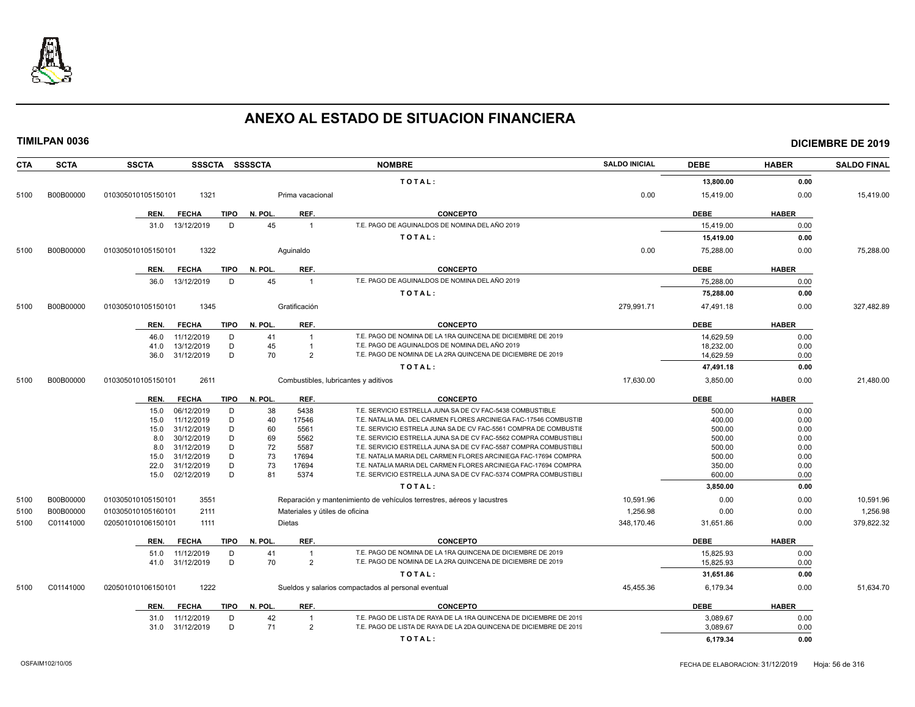# ANEXO AL ESTADO DE SITUACION FINANCIERA

**TIMILPAN 0036** — **DICIEMBRE DE 2019**

| CTA | SCTA | SSCTA | SSSCTA | SSSSCTA | NOMBRE | SALDO INICIAL | DEBE | HABER | SALDO FINAL |
|---|---|---|---|---|---|---|---|---|---|
| | | | | | TOTAL: | | 13,800.00 | 0.00 | |
| 5100 | B00B00000 | 010305010105150101 | 1321 | | Prima vacacional | 0.00 | 15,419.00 | 0.00 | 15,419.00 |

| REN. | FECHA | TIPO | N. POL. | REF. | CONCEPTO | DEBE | HABER |
|---|---|---|---|---|---|---|---|
| 31.0 | 13/12/2019 | D | 45 | 1 | T.E. PAGO DE AGUINALDOS DE NOMINA DEL AÑO 2019 | 15,419.00 | 0.00 |
| | | | | | TOTAL: | 15,419.00 | 0.00 |

| CTA | SCTA | SSCTA | SSSCTA | SSSSCTA | NOMBRE | SALDO INICIAL | DEBE | HABER | SALDO FINAL |
|---|---|---|---|---|---|---|---|---|---|
| 5100 | B00B00000 | 010305010105150101 | 1322 | | Aguinaldo | 0.00 | 75,288.00 | 0.00 | 75,288.00 |

| REN. | FECHA | TIPO | N. POL. | REF. | CONCEPTO | DEBE | HABER |
|---|---|---|---|---|---|---|---|
| 36.0 | 13/12/2019 | D | 45 | 1 | T.E. PAGO DE AGUINALDOS DE NOMINA DEL AÑO 2019 | 75,288.00 | 0.00 |
| | | | | | TOTAL: | 75,288.00 | 0.00 |

| CTA | SCTA | SSCTA | SSSCTA | SSSSCTA | NOMBRE | SALDO INICIAL | DEBE | HABER | SALDO FINAL |
|---|---|---|---|---|---|---|---|---|---|
| 5100 | B00B00000 | 010305010105150101 | 1345 | | Gratificación | 279,991.71 | 47,491.18 | 0.00 | 327,482.89 |

| REN. | FECHA | TIPO | N. POL. | REF. | CONCEPTO | DEBE | HABER |
|---|---|---|---|---|---|---|---|
| 46.0 | 11/12/2019 | D | 41 | 1 | T.E. PAGO DE NOMINA DE LA 1RA QUINCENA DE DICIEMBRE DE 2019 | 14,629.59 | 0.00 |
| 41.0 | 13/12/2019 | D | 45 | 1 | T.E. PAGO DE AGUINALDOS DE NOMINA DEL AÑO 2019 | 18,232.00 | 0.00 |
| 36.0 | 31/12/2019 | D | 70 | 2 | T.E. PAGO DE NOMINA DE LA 2RA QUINCENA DE DICIEMBRE DE 2019 | 14,629.59 | 0.00 |
| | | | | | TOTAL: | 47,491.18 | 0.00 |

| CTA | SCTA | SSCTA | SSSCTA | SSSSCTA | NOMBRE | SALDO INICIAL | DEBE | HABER | SALDO FINAL |
|---|---|---|---|---|---|---|---|---|---|
| 5100 | B00B00000 | 010305010105150101 | 2611 | | Combustibles, lubricantes y aditivos | 17,630.00 | 3,850.00 | 0.00 | 21,480.00 |

| REN. | FECHA | TIPO | N. POL. | REF. | CONCEPTO | DEBE | HABER |
|---|---|---|---|---|---|---|---|
| 15.0 | 06/12/2019 | D | 38 | 5438 | T.E. SERVICIO ESTRELLA JUNA SA DE CV FAC-5438 COMBUSTIBLE | 500.00 | 0.00 |
| 15.0 | 11/12/2019 | D | 40 | 17546 | T.E. NATALIA MA. DEL CARMEN FLORES ARCINIEGA FAC-17546 COMBUSTIB | 400.00 | 0.00 |
| 15.0 | 31/12/2019 | D | 60 | 5561 | T.E. SERVICIO ESTRELLA JUNA SA DE CV FAC-5561 COMPRA DE COMBUSTIE | 500.00 | 0.00 |
| 8.0 | 30/12/2019 | D | 69 | 5562 | T.E. SERVICIO ESTRELLA JUNA SA DE CV FAC-5562 COMPRA COMBUSTIBLI | 500.00 | 0.00 |
| 8.0 | 31/12/2019 | D | 72 | 5587 | T.E. SERVICIO ESTRELLA JUNA SA DE CV FAC-5587 COMPRA COMBUSTIBLI | 500.00 | 0.00 |
| 15.0 | 31/12/2019 | D | 73 | 17694 | T.E. NATALIA MARIA DEL CARMEN FLORES ARCINIEGA FAC-17694 COMPRA | 500.00 | 0.00 |
| 22.0 | 31/12/2019 | D | 73 | 17694 | T.E. NATALIA MARIA DEL CARMEN FLORES ARCINIEGA FAC-17694 COMPRA | 350.00 | 0.00 |
| 15.0 | 02/12/2019 | D | 81 | 5374 | T.E. SERVICIO ESTRELLA JUNA SA DE CV FAC-5374 COMPRA COMBUSTIBLI | 600.00 | 0.00 |
| | | | | | TOTAL: | 3,850.00 | 0.00 |

| CTA | SCTA | SSCTA | SSSCTA | SSSSCTA | NOMBRE | SALDO INICIAL | DEBE | HABER | SALDO FINAL |
|---|---|---|---|---|---|---|---|---|---|
| 5100 | B00B00000 | 010305010105150101 | 3551 | | Reparación y mantenimiento de vehículos terrestres, aéreos y lacustres | 10,591.96 | 0.00 | 0.00 | 10,591.96 |
| 5100 | B00B00000 | 010305010105160101 | 2111 | | Materiales y útiles de oficina | 1,256.98 | 0.00 | 0.00 | 1,256.98 |
| 5100 | C01141000 | 020501010106150101 | 1111 | | Dietas | 348,170.46 | 31,651.86 | 0.00 | 379,822.32 |

| REN. | FECHA | TIPO | N. POL. | REF. | CONCEPTO | DEBE | HABER |
|---|---|---|---|---|---|---|---|
| 51.0 | 11/12/2019 | D | 41 | 1 | T.E. PAGO DE NOMINA DE LA 1RA QUINCENA DE DICIEMBRE DE 2019 | 15,825.93 | 0.00 |
| 41.0 | 31/12/2019 | D | 70 | 2 | T.E. PAGO DE NOMINA DE LA 2RA QUINCENA DE DICIEMBRE DE 2019 | 15,825.93 | 0.00 |
| | | | | | TOTAL: | 31,651.86 | 0.00 |

| CTA | SCTA | SSCTA | SSSCTA | SSSSCTA | NOMBRE | SALDO INICIAL | DEBE | HABER | SALDO FINAL |
|---|---|---|---|---|---|---|---|---|---|
| 5100 | C01141000 | 020501010106150101 | 1222 | | Sueldos y salarios compactados al personal eventual | 45,455.36 | 6,179.34 | 0.00 | 51,634.70 |

| REN. | FECHA | TIPO | N. POL. | REF. | CONCEPTO | DEBE | HABER |
|---|---|---|---|---|---|---|---|
| 31.0 | 11/12/2019 | D | 42 | 1 | T.E. PAGO DE LISTA DE RAYA DE LA 1RA QUINCENA DE DICIEMBRE DE 2019 | 3,089.67 | 0.00 |
| 31.0 | 31/12/2019 | D | 71 | 2 | T.E. PAGO DE LISTA DE RAYA DE LA 2DA QUINCENA DE DICIEMBRE DE 2019 | 3,089.67 | 0.00 |
| | | | | | TOTAL: | 6,179.34 | 0.00 |

OSFAIM102/10/05 — FECHA DE ELABORACION: 31/12/2019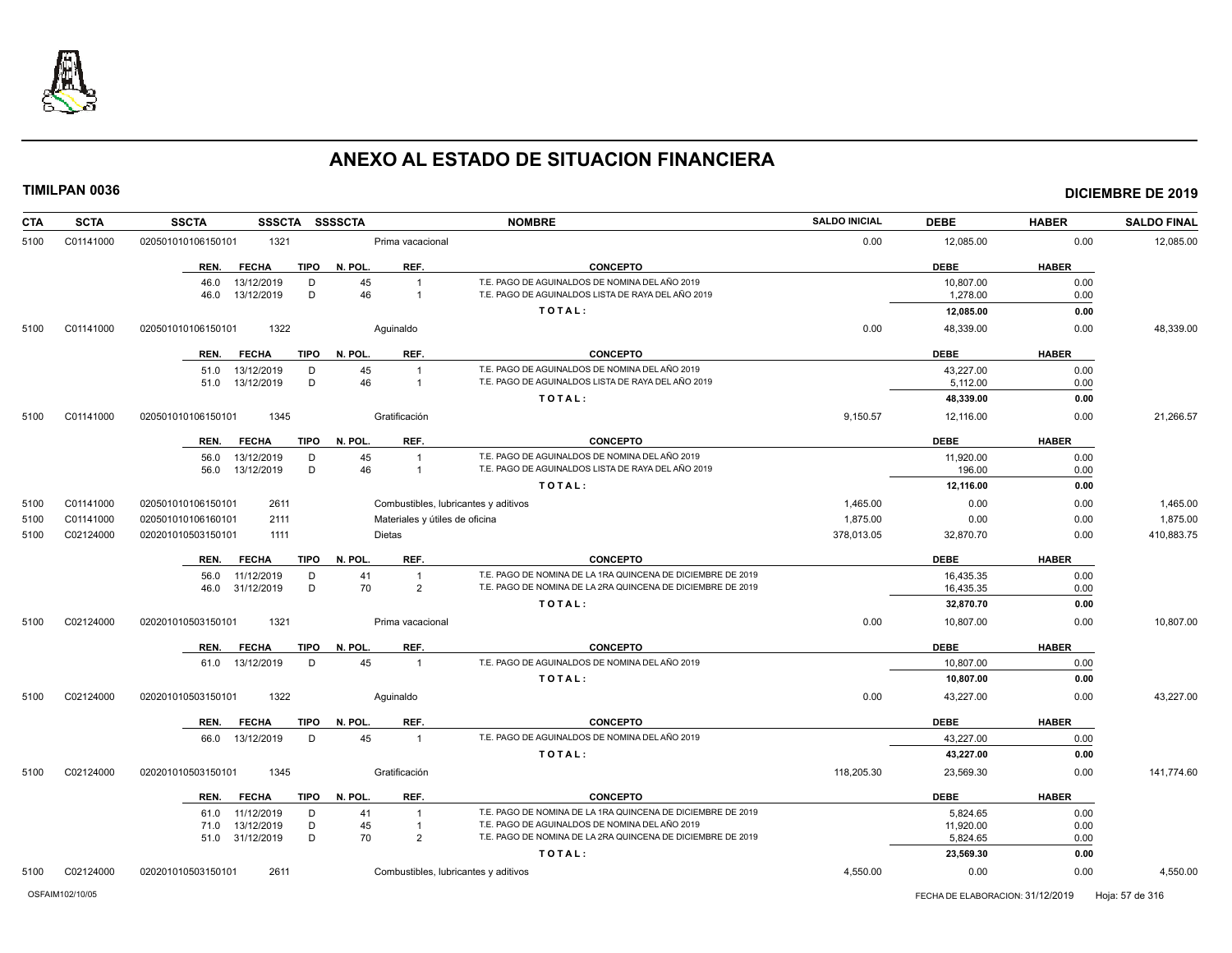# ANEXO AL ESTADO DE SITUACION FINANCIERA

**TIMILPAN 0036** **DICIEMBRE DE 2019**

| CTA | SCTA | SSCTA | SSSCTA | SSSSCTA | NOMBRE | SALDO INICIAL | DEBE | HABER | SALDO FINAL |
|---|---|---|---|---|---|---|---|---|---|
| 5100 | C01141000 | 020501010106150101 | 1321 | | Prima vacacional | 0.00 | 12,085.00 | 0.00 | 12,085.00 |

| REN. | FECHA | TIPO | N. POL. | REF. | CONCEPTO | DEBE | HABER |
|---|---|---|---|---|---|---|---|
| 46.0 | 13/12/2019 | D | 45 | 1 | T.E. PAGO DE AGUINALDOS DE NOMINA DEL AÑO 2019 | 10,807.00 | 0.00 |
| 46.0 | 13/12/2019 | D | 46 | 1 | T.E. PAGO DE AGUINALDOS LISTA DE RAYA DEL AÑO 2019 | 1,278.00 | 0.00 |
| | | | | | **TOTAL:** | **12,085.00** | **0.00** |

| CTA | SCTA | SSCTA | SSSCTA | SSSSCTA | NOMBRE | SALDO INICIAL | DEBE | HABER | SALDO FINAL |
|---|---|---|---|---|---|---|---|---|---|
| 5100 | C01141000 | 020501010106150101 | 1322 | | Aguinaldo | 0.00 | 48,339.00 | 0.00 | 48,339.00 |

| REN. | FECHA | TIPO | N. POL. | REF. | CONCEPTO | DEBE | HABER |
|---|---|---|---|---|---|---|---|
| 51.0 | 13/12/2019 | D | 45 | 1 | T.E. PAGO DE AGUINALDOS DE NOMINA DEL AÑO 2019 | 43,227.00 | 0.00 |
| 51.0 | 13/12/2019 | D | 46 | 1 | T.E. PAGO DE AGUINALDOS LISTA DE RAYA DEL AÑO 2019 | 5,112.00 | 0.00 |
| | | | | | **TOTAL:** | **48,339.00** | **0.00** |

| CTA | SCTA | SSCTA | SSSCTA | SSSSCTA | NOMBRE | SALDO INICIAL | DEBE | HABER | SALDO FINAL |
|---|---|---|---|---|---|---|---|---|---|
| 5100 | C01141000 | 020501010106150101 | 1345 | | Gratificación | 9,150.57 | 12,116.00 | 0.00 | 21,266.57 |

| REN. | FECHA | TIPO | N. POL. | REF. | CONCEPTO | DEBE | HABER |
|---|---|---|---|---|---|---|---|
| 56.0 | 13/12/2019 | D | 45 | 1 | T.E. PAGO DE AGUINALDOS DE NOMINA DEL AÑO 2019 | 11,920.00 | 0.00 |
| 56.0 | 13/12/2019 | D | 46 | 1 | T.E. PAGO DE AGUINALDOS LISTA DE RAYA DEL AÑO 2019 | 196.00 | 0.00 |
| | | | | | **TOTAL:** | **12,116.00** | **0.00** |

| CTA | SCTA | SSCTA | SSSCTA | SSSSCTA | NOMBRE | SALDO INICIAL | DEBE | HABER | SALDO FINAL |
|---|---|---|---|---|---|---|---|---|---|
| 5100 | C01141000 | 020501010106150101 | 2611 | | Combustibles, lubricantes y aditivos | 1,465.00 | 0.00 | 0.00 | 1,465.00 |
| 5100 | C01141000 | 020501010106160101 | 2111 | | Materiales y útiles de oficina | 1,875.00 | 0.00 | 0.00 | 1,875.00 |
| 5100 | C02124000 | 020201010503150101 | 1111 | | Dietas | 378,013.05 | 32,870.70 | 0.00 | 410,883.75 |

| REN. | FECHA | TIPO | N. POL. | REF. | CONCEPTO | DEBE | HABER |
|---|---|---|---|---|---|---|---|
| 56.0 | 11/12/2019 | D | 41 | 1 | T.E. PAGO DE NOMINA DE LA 1RA QUINCENA DE DICIEMBRE DE 2019 | 16,435.35 | 0.00 |
| 46.0 | 31/12/2019 | D | 70 | 2 | T.E. PAGO DE NOMINA DE LA 2RA QUINCENA DE DICIEMBRE DE 2019 | 16,435.35 | 0.00 |
| | | | | | **TOTAL:** | **32,870.70** | **0.00** |

| CTA | SCTA | SSCTA | SSSCTA | SSSSCTA | NOMBRE | SALDO INICIAL | DEBE | HABER | SALDO FINAL |
|---|---|---|---|---|---|---|---|---|---|
| 5100 | C02124000 | 020201010503150101 | 1321 | | Prima vacacional | 0.00 | 10,807.00 | 0.00 | 10,807.00 |

| REN. | FECHA | TIPO | N. POL. | REF. | CONCEPTO | DEBE | HABER |
|---|---|---|---|---|---|---|---|
| 61.0 | 13/12/2019 | D | 45 | 1 | T.E. PAGO DE AGUINALDOS DE NOMINA DEL AÑO 2019 | 10,807.00 | 0.00 |
| | | | | | **TOTAL:** | **10,807.00** | **0.00** |

| CTA | SCTA | SSCTA | SSSCTA | SSSSCTA | NOMBRE | SALDO INICIAL | DEBE | HABER | SALDO FINAL |
|---|---|---|---|---|---|---|---|---|---|
| 5100 | C02124000 | 020201010503150101 | 1322 | | Aguinaldo | 0.00 | 43,227.00 | 0.00 | 43,227.00 |

| REN. | FECHA | TIPO | N. POL. | REF. | CONCEPTO | DEBE | HABER |
|---|---|---|---|---|---|---|---|
| 66.0 | 13/12/2019 | D | 45 | 1 | T.E. PAGO DE AGUINALDOS DE NOMINA DEL AÑO 2019 | 43,227.00 | 0.00 |
| | | | | | **TOTAL:** | **43,227.00** | **0.00** |

| CTA | SCTA | SSCTA | SSSCTA | SSSSCTA | NOMBRE | SALDO INICIAL | DEBE | HABER | SALDO FINAL |
|---|---|---|---|---|---|---|---|---|---|
| 5100 | C02124000 | 020201010503150101 | 1345 | | Gratificación | 118,205.30 | 23,569.30 | 0.00 | 141,774.60 |

| REN. | FECHA | TIPO | N. POL. | REF. | CONCEPTO | DEBE | HABER |
|---|---|---|---|---|---|---|---|
| 61.0 | 11/12/2019 | D | 41 | 1 | T.E. PAGO DE NOMINA DE LA 1RA QUINCENA DE DICIEMBRE DE 2019 | 5,824.65 | 0.00 |
| 71.0 | 13/12/2019 | D | 45 | 1 | T.E. PAGO DE AGUINALDOS DE NOMINA DEL AÑO 2019 | 11,920.00 | 0.00 |
| 51.0 | 31/12/2019 | D | 70 | 2 | T.E. PAGO DE NOMINA DE LA 2RA QUINCENA DE DICIEMBRE DE 2019 | 5,824.65 | 0.00 |
| | | | | | **TOTAL:** | **23,569.30** | **0.00** |

| CTA | SCTA | SSCTA | SSSCTA | SSSSCTA | NOMBRE | SALDO INICIAL | DEBE | HABER | SALDO FINAL |
|---|---|---|---|---|---|---|---|---|---|
| 5100 | C02124000 | 020201010503150101 | 2611 | | Combustibles, lubricantes y aditivos | 4,550.00 | 0.00 | 0.00 | 4,550.00 |

OSFAIM102/10/05 FECHA DE ELABORACION: 31/12/2019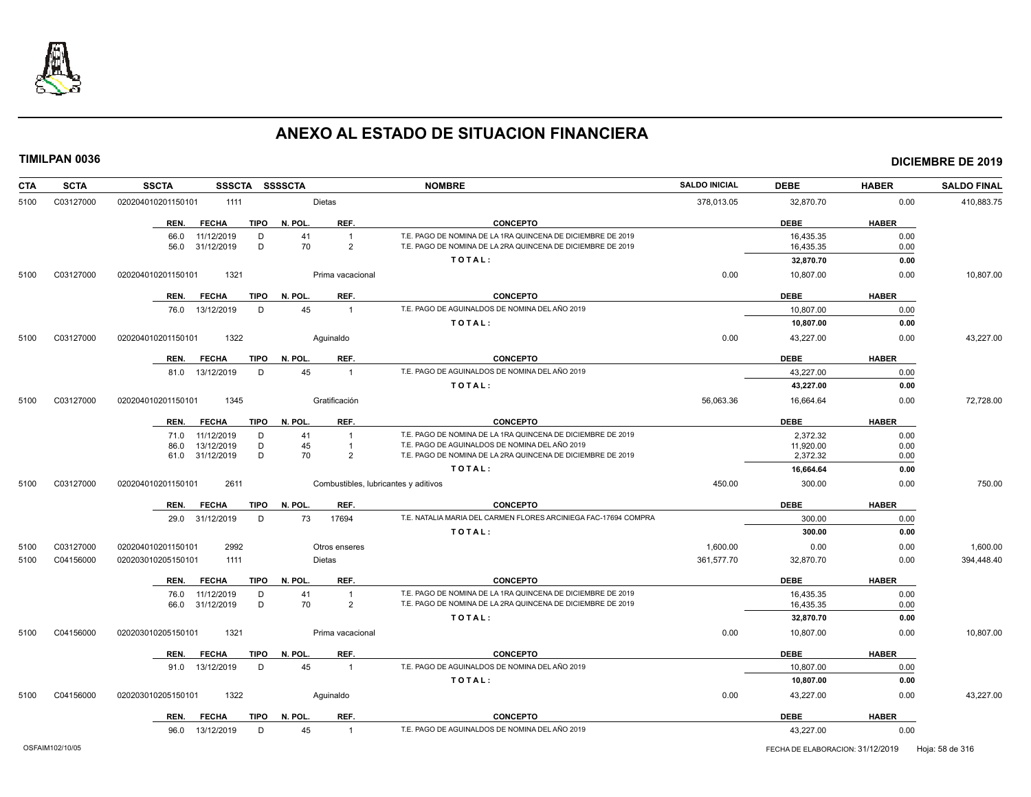# ANEXO AL ESTADO DE SITUACION FINANCIERA

**TIMILPAN 0036** — **DICIEMBRE DE 2019**

| CTA | SCTA | SSCTA | SSSCTA | SSSSCTA | NOMBRE | SALDO INICIAL | DEBE | HABER | SALDO FINAL |
|---|---|---|---|---|---|---|---|---|---|
| 5100 | C03127000 | 0202040102011501O1 | 1111 | | Dietas | 378,013.05 | 32,870.70 | 0.00 | 410,883.75 |

| REN. | FECHA | TIPO | N. POL. | REF. | CONCEPTO | DEBE | HABER |
|---|---|---|---|---|---|---|---|
| 66.0 | 11/12/2019 | D | 41 | 1 | T.E. PAGO DE NOMINA DE LA 1RA QUINCENA DE DICIEMBRE DE 2019 | 16,435.35 | 0.00 |
| 56.0 | 31/12/2019 | D | 70 | 2 | T.E. PAGO DE NOMINA DE LA 2RA QUINCENA DE DICIEMBRE DE 2019 | 16,435.35 | 0.00 |
| | | | | | TOTAL: | 32,870.70 | 0.00 |

| CTA | SCTA | SSCTA | SSSCTA | SSSSCTA | NOMBRE | SALDO INICIAL | DEBE | HABER | SALDO FINAL |
|---|---|---|---|---|---|---|---|---|---|
| 5100 | C03127000 | 0202040102011501O1 | 1321 | | Prima vacacional | 0.00 | 10,807.00 | 0.00 | 10,807.00 |

| REN. | FECHA | TIPO | N. POL. | REF. | CONCEPTO | DEBE | HABER |
|---|---|---|---|---|---|---|---|
| 76.0 | 13/12/2019 | D | 45 | 1 | T.E. PAGO DE AGUINALDOS DE NOMINA DEL AÑO 2019 | 10,807.00 | 0.00 |
| | | | | | TOTAL: | 10,807.00 | 0.00 |

| CTA | SCTA | SSCTA | SSSCTA | SSSSCTA | NOMBRE | SALDO INICIAL | DEBE | HABER | SALDO FINAL |
|---|---|---|---|---|---|---|---|---|---|
| 5100 | C03127000 | 0202040102011501O1 | 1322 | | Aguinaldo | 0.00 | 43,227.00 | 0.00 | 43,227.00 |

| REN. | FECHA | TIPO | N. POL. | REF. | CONCEPTO | DEBE | HABER |
|---|---|---|---|---|---|---|---|
| 81.0 | 13/12/2019 | D | 45 | 1 | T.E. PAGO DE AGUINALDOS DE NOMINA DEL AÑO 2019 | 43,227.00 | 0.00 |
| | | | | | TOTAL: | 43,227.00 | 0.00 |

| CTA | SCTA | SSCTA | SSSCTA | SSSSCTA | NOMBRE | SALDO INICIAL | DEBE | HABER | SALDO FINAL |
|---|---|---|---|---|---|---|---|---|---|
| 5100 | C03127000 | 0202040102011501O1 | 1345 | | Gratificación | 56,063.36 | 16,664.64 | 0.00 | 72,728.00 |

| REN. | FECHA | TIPO | N. POL. | REF. | CONCEPTO | DEBE | HABER |
|---|---|---|---|---|---|---|---|
| 71.0 | 11/12/2019 | D | 41 | 1 | T.E. PAGO DE NOMINA DE LA 1RA QUINCENA DE DICIEMBRE DE 2019 | 2,372.32 | 0.00 |
| 86.0 | 13/12/2019 | D | 45 | 1 | T.E. PAGO DE AGUINALDOS DE NOMINA DEL AÑO 2019 | 11,920.00 | 0.00 |
| 61.0 | 31/12/2019 | D | 70 | 2 | T.E. PAGO DE NOMINA DE LA 2RA QUINCENA DE DICIEMBRE DE 2019 | 2,372.32 | 0.00 |
| | | | | | TOTAL: | 16,664.64 | 0.00 |

| CTA | SCTA | SSCTA | SSSCTA | SSSSCTA | NOMBRE | SALDO INICIAL | DEBE | HABER | SALDO FINAL |
|---|---|---|---|---|---|---|---|---|---|
| 5100 | C03127000 | 0202040102011501O1 | 2611 | | Combustibles, lubricantes y aditivos | 450.00 | 300.00 | 0.00 | 750.00 |

| REN. | FECHA | TIPO | N. POL. | REF. | CONCEPTO | DEBE | HABER |
|---|---|---|---|---|---|---|---|
| 29.0 | 31/12/2019 | D | 73 | 17694 | T.E. NATALIA MARIA DEL CARMEN FLORES ARCINIEGA FAC-17694 COMPRA | 300.00 | 0.00 |
| | | | | | TOTAL: | 300.00 | 0.00 |

| CTA | SCTA | SSCTA | SSSCTA | SSSSCTA | NOMBRE | SALDO INICIAL | DEBE | HABER | SALDO FINAL |
|---|---|---|---|---|---|---|---|---|---|
| 5100 | C03127000 | 0202040102011501O1 | 2992 | | Otros enseres | 1,600.00 | 0.00 | 0.00 | 1,600.00 |
| 5100 | C04156000 | 0202030102051501O1 | 1111 | | Dietas | 361,577.70 | 32,870.70 | 0.00 | 394,448.40 |

| REN. | FECHA | TIPO | N. POL. | REF. | CONCEPTO | DEBE | HABER |
|---|---|---|---|---|---|---|---|
| 76.0 | 11/12/2019 | D | 41 | 1 | T.E. PAGO DE NOMINA DE LA 1RA QUINCENA DE DICIEMBRE DE 2019 | 16,435.35 | 0.00 |
| 66.0 | 31/12/2019 | D | 70 | 2 | T.E. PAGO DE NOMINA DE LA 2RA QUINCENA DE DICIEMBRE DE 2019 | 16,435.35 | 0.00 |
| | | | | | TOTAL: | 32,870.70 | 0.00 |

| CTA | SCTA | SSCTA | SSSCTA | SSSSCTA | NOMBRE | SALDO INICIAL | DEBE | HABER | SALDO FINAL |
|---|---|---|---|---|---|---|---|---|---|
| 5100 | C04156000 | 0202030102051501O1 | 1321 | | Prima vacacional | 0.00 | 10,807.00 | 0.00 | 10,807.00 |

| REN. | FECHA | TIPO | N. POL. | REF. | CONCEPTO | DEBE | HABER |
|---|---|---|---|---|---|---|---|
| 91.0 | 13/12/2019 | D | 45 | 1 | T.E. PAGO DE AGUINALDOS DE NOMINA DEL AÑO 2019 | 10,807.00 | 0.00 |
| | | | | | TOTAL: | 10,807.00 | 0.00 |

| CTA | SCTA | SSCTA | SSSCTA | SSSSCTA | NOMBRE | SALDO INICIAL | DEBE | HABER | SALDO FINAL |
|---|---|---|---|---|---|---|---|---|---|
| 5100 | C04156000 | 0202030102051501O1 | 1322 | | Aguinaldo | 0.00 | 43,227.00 | 0.00 | 43,227.00 |

| REN. | FECHA | TIPO | N. POL. | REF. | CONCEPTO | DEBE | HABER |
|---|---|---|---|---|---|---|---|
| 96.0 | 13/12/2019 | D | 45 | 1 | T.E. PAGO DE AGUINALDOS DE NOMINA DEL AÑO 2019 | 43,227.00 | 0.00 |

OSFAIM102/10/05 — FECHA DE ELABORACION: 31/12/2019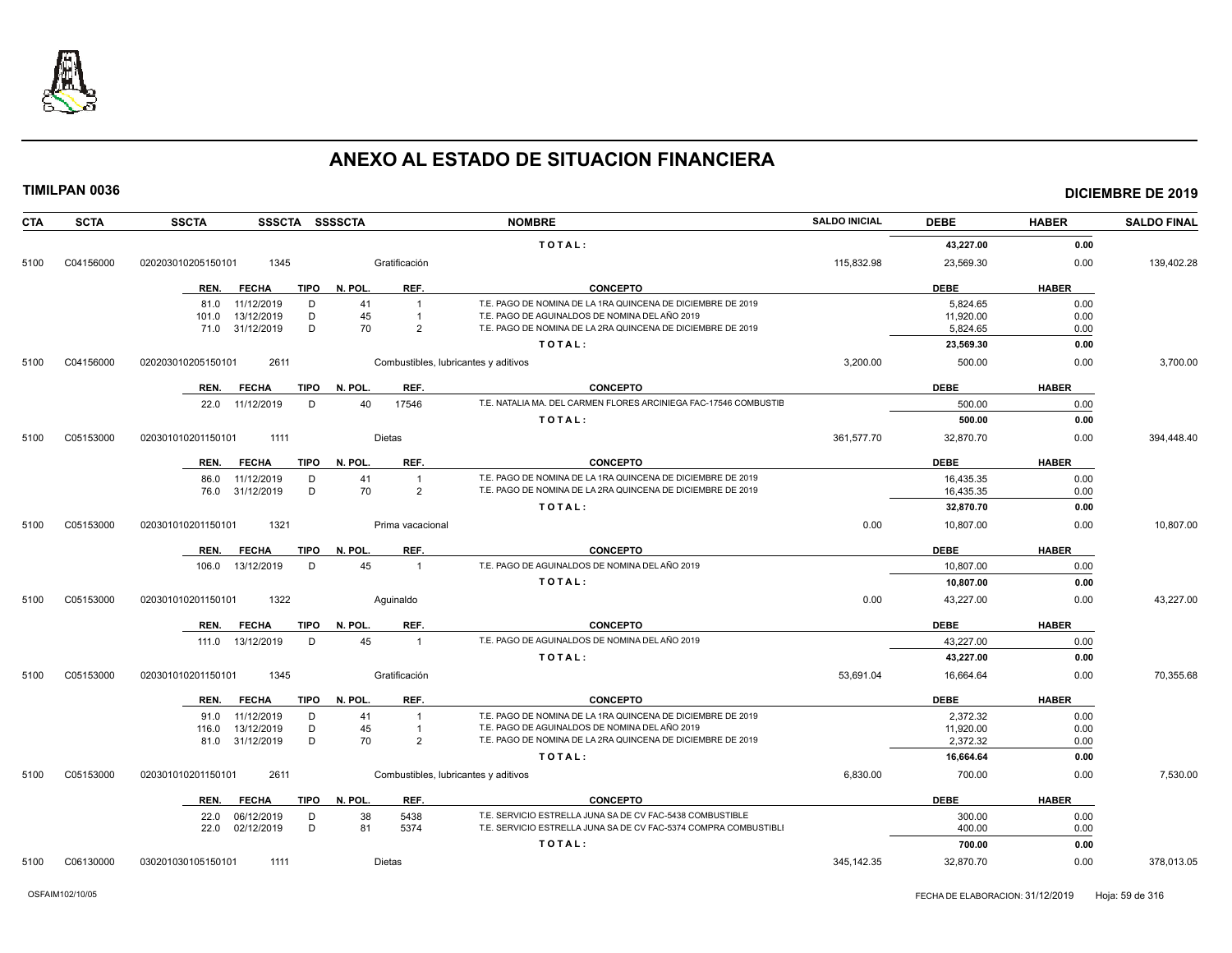# ANEXO AL ESTADO DE SITUACION FINANCIERA

**TIMILPAN 0036** — **DICIEMBRE DE 2019**

| CTA | SCTA | SSCTA | SSSCTA | SSSSCTA | NOMBRE | SALDO INICIAL | DEBE | HABER | SALDO FINAL |
|---|---|---|---|---|---|---|---|---|---|
| | | | | | TOTAL: | | 43,227.00 | 0.00 | |
| 5100 | C04156000 | 020203010205150101 | 1345 | | Gratificación | 115,832.98 | 23,569.30 | 0.00 | 139,402.28 |

| REN. | FECHA | TIPO | N. POL. | REF. | CONCEPTO | DEBE | HABER |
|---|---|---|---|---|---|---|---|
| 81.0 | 11/12/2019 | D | 41 | 1 | T.E. PAGO DE NOMINA DE LA 1RA QUINCENA DE DICIEMBRE DE 2019 | 5,824.65 | 0.00 |
| 101.0 | 13/12/2019 | D | 45 | 1 | T.E. PAGO DE AGUINALDOS DE NOMINA DEL AÑO 2019 | 11,920.00 | 0.00 |
| 71.0 | 31/12/2019 | D | 70 | 2 | T.E. PAGO DE NOMINA DE LA 2RA QUINCENA DE DICIEMBRE DE 2019 | 5,824.65 | 0.00 |
| | | | | | TOTAL: | 23,569.30 | 0.00 |

| CTA | SCTA | SSCTA | SSSCTA | SSSSCTA | NOMBRE | SALDO INICIAL | DEBE | HABER | SALDO FINAL |
|---|---|---|---|---|---|---|---|---|---|
| 5100 | C04156000 | 020203010205150101 | 2611 | | Combustibles, lubricantes y aditivos | 3,200.00 | 500.00 | 0.00 | 3,700.00 |

| REN. | FECHA | TIPO | N. POL. | REF. | CONCEPTO | DEBE | HABER |
|---|---|---|---|---|---|---|---|
| 22.0 | 11/12/2019 | D | 40 | 17546 | T.E. NATALIA MA. DEL CARMEN FLORES ARCINIEGA FAC-17546 COMBUSTIB | 500.00 | 0.00 |
| | | | | | TOTAL: | 500.00 | 0.00 |

| CTA | SCTA | SSCTA | SSSCTA | SSSSCTA | NOMBRE | SALDO INICIAL | DEBE | HABER | SALDO FINAL |
|---|---|---|---|---|---|---|---|---|---|
| 5100 | C05153000 | 020301010201150101 | 1111 | | Dietas | 361,577.70 | 32,870.70 | 0.00 | 394,448.40 |

| REN. | FECHA | TIPO | N. POL. | REF. | CONCEPTO | DEBE | HABER |
|---|---|---|---|---|---|---|---|
| 86.0 | 11/12/2019 | D | 41 | 1 | T.E. PAGO DE NOMINA DE LA 1RA QUINCENA DE DICIEMBRE DE 2019 | 16,435.35 | 0.00 |
| 76.0 | 31/12/2019 | D | 70 | 2 | T.E. PAGO DE NOMINA DE LA 2RA QUINCENA DE DICIEMBRE DE 2019 | 16,435.35 | 0.00 |
| | | | | | TOTAL: | 32,870.70 | 0.00 |

| CTA | SCTA | SSCTA | SSSCTA | SSSSCTA | NOMBRE | SALDO INICIAL | DEBE | HABER | SALDO FINAL |
|---|---|---|---|---|---|---|---|---|---|
| 5100 | C05153000 | 020301010201150101 | 1321 | | Prima vacacional | 0.00 | 10,807.00 | 0.00 | 10,807.00 |

| REN. | FECHA | TIPO | N. POL. | REF. | CONCEPTO | DEBE | HABER |
|---|---|---|---|---|---|---|---|
| 106.0 | 13/12/2019 | D | 45 | 1 | T.E. PAGO DE AGUINALDOS DE NOMINA DEL AÑO 2019 | 10,807.00 | 0.00 |
| | | | | | TOTAL: | 10,807.00 | 0.00 |

| CTA | SCTA | SSCTA | SSSCTA | SSSSCTA | NOMBRE | SALDO INICIAL | DEBE | HABER | SALDO FINAL |
|---|---|---|---|---|---|---|---|---|---|
| 5100 | C05153000 | 020301010201150101 | 1322 | | Aguinaldo | 0.00 | 43,227.00 | 0.00 | 43,227.00 |

| REN. | FECHA | TIPO | N. POL. | REF. | CONCEPTO | DEBE | HABER |
|---|---|---|---|---|---|---|---|
| 111.0 | 13/12/2019 | D | 45 | 1 | T.E. PAGO DE AGUINALDOS DE NOMINA DEL AÑO 2019 | 43,227.00 | 0.00 |
| | | | | | TOTAL: | 43,227.00 | 0.00 |

| CTA | SCTA | SSCTA | SSSCTA | SSSSCTA | NOMBRE | SALDO INICIAL | DEBE | HABER | SALDO FINAL |
|---|---|---|---|---|---|---|---|---|---|
| 5100 | C05153000 | 020301010201150101 | 1345 | | Gratificación | 53,691.04 | 16,664.64 | 0.00 | 70,355.68 |

| REN. | FECHA | TIPO | N. POL. | REF. | CONCEPTO | DEBE | HABER |
|---|---|---|---|---|---|---|---|
| 91.0 | 11/12/2019 | D | 41 | 1 | T.E. PAGO DE NOMINA DE LA 1RA QUINCENA DE DICIEMBRE DE 2019 | 2,372.32 | 0.00 |
| 116.0 | 13/12/2019 | D | 45 | 1 | T.E. PAGO DE AGUINALDOS DE NOMINA DEL AÑO 2019 | 11,920.00 | 0.00 |
| 81.0 | 31/12/2019 | D | 70 | 2 | T.E. PAGO DE NOMINA DE LA 2RA QUINCENA DE DICIEMBRE DE 2019 | 2,372.32 | 0.00 |
| | | | | | TOTAL: | 16,664.64 | 0.00 |

| CTA | SCTA | SSCTA | SSSCTA | SSSSCTA | NOMBRE | SALDO INICIAL | DEBE | HABER | SALDO FINAL |
|---|---|---|---|---|---|---|---|---|---|
| 5100 | C05153000 | 020301010201150101 | 2611 | | Combustibles, lubricantes y aditivos | 6,830.00 | 700.00 | 0.00 | 7,530.00 |

| REN. | FECHA | TIPO | N. POL. | REF. | CONCEPTO | DEBE | HABER |
|---|---|---|---|---|---|---|---|
| 22.0 | 06/12/2019 | D | 38 | 5438 | T.E. SERVICIO ESTRELLA JUNA SA DE CV FAC-5438 COMBUSTIBLE | 300.00 | 0.00 |
| 22.0 | 02/12/2019 | D | 81 | 5374 | T.E. SERVICIO ESTRELLA JUNA SA DE CV FAC-5374 COMPRA COMBUSTIBLI | 400.00 | 0.00 |
| | | | | | TOTAL: | 700.00 | 0.00 |

| CTA | SCTA | SSCTA | SSSCTA | SSSSCTA | NOMBRE | SALDO INICIAL | DEBE | HABER | SALDO FINAL |
|---|---|---|---|---|---|---|---|---|---|
| 5100 | C06130000 | 030201030105150101 | 1111 | | Dietas | 345,142.35 | 32,870.70 | 0.00 | 378,013.05 |

OSFAIM102/10/05 — FECHA DE ELABORACION: 31/12/2019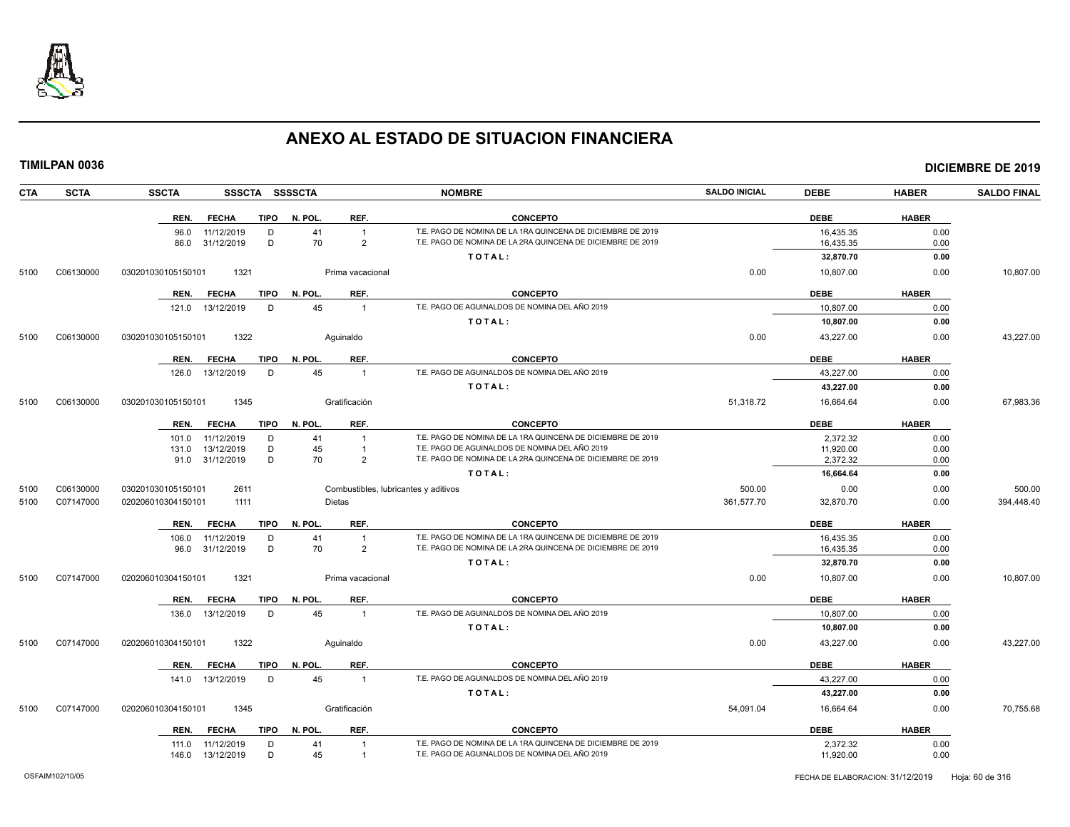# ANEXO AL ESTADO DE SITUACION FINANCIERA

**TIMILPAN 0036** — **DICIEMBRE DE 2019**

| CTA | SCTA | SSCTA | SSSCTA | SSSSCTA | NOMBRE | SALDO INICIAL | DEBE | HABER | SALDO FINAL |
|---|---|---|---|---|---|---|---|---|---|

| REN. | FECHA | TIPO | N. POL. | REF. | CONCEPTO | DEBE | HABER |
|---|---|---|---|---|---|---|---|
| 96.0 | 11/12/2019 | D | 41 | 1 | T.E. PAGO DE NOMINA DE LA 1RA QUINCENA DE DICIEMBRE DE 2019 | 16,435.35 | 0.00 |
| 86.0 | 31/12/2019 | D | 70 | 2 | T.E. PAGO DE NOMINA DE LA 2RA QUINCENA DE DICIEMBRE DE 2019 | 16,435.35 | 0.00 |
| | | | | | **TOTAL:** | **32,870.70** | **0.00** |

| CTA | SCTA | SSCTA | SSSCTA | NOMBRE | SALDO INICIAL | DEBE | HABER | SALDO FINAL |
|---|---|---|---|---|---|---|---|---|
| 5100 | C06130000 | 030201030105150101 | 1321 | Prima vacacional | 0.00 | 10,807.00 | 0.00 | 10,807.00 |

| REN. | FECHA | TIPO | N. POL. | REF. | CONCEPTO | DEBE | HABER |
|---|---|---|---|---|---|---|---|
| 121.0 | 13/12/2019 | D | 45 | 1 | T.E. PAGO DE AGUINALDOS DE NOMINA DEL AÑO 2019 | 10,807.00 | 0.00 |
| | | | | | **TOTAL:** | **10,807.00** | **0.00** |

| CTA | SCTA | SSCTA | SSSCTA | NOMBRE | SALDO INICIAL | DEBE | HABER | SALDO FINAL |
|---|---|---|---|---|---|---|---|---|
| 5100 | C06130000 | 030201030105150101 | 1322 | Aguinaldo | 0.00 | 43,227.00 | 0.00 | 43,227.00 |

| REN. | FECHA | TIPO | N. POL. | REF. | CONCEPTO | DEBE | HABER |
|---|---|---|---|---|---|---|---|
| 126.0 | 13/12/2019 | D | 45 | 1 | T.E. PAGO DE AGUINALDOS DE NOMINA DEL AÑO 2019 | 43,227.00 | 0.00 |
| | | | | | **TOTAL:** | **43,227.00** | **0.00** |

| CTA | SCTA | SSCTA | SSSCTA | NOMBRE | SALDO INICIAL | DEBE | HABER | SALDO FINAL |
|---|---|---|---|---|---|---|---|---|
| 5100 | C06130000 | 030201030105150101 | 1345 | Gratificación | 51,318.72 | 16,664.64 | 0.00 | 67,983.36 |

| REN. | FECHA | TIPO | N. POL. | REF. | CONCEPTO | DEBE | HABER |
|---|---|---|---|---|---|---|---|
| 101.0 | 11/12/2019 | D | 41 | 1 | T.E. PAGO DE NOMINA DE LA 1RA QUINCENA DE DICIEMBRE DE 2019 | 2,372.32 | 0.00 |
| 131.0 | 13/12/2019 | D | 45 | 1 | T.E. PAGO DE AGUINALDOS DE NOMINA DEL AÑO 2019 | 11,920.00 | 0.00 |
| 91.0 | 31/12/2019 | D | 70 | 2 | T.E. PAGO DE NOMINA DE LA 2RA QUINCENA DE DICIEMBRE DE 2019 | 2,372.32 | 0.00 |
| | | | | | **TOTAL:** | **16,664.64** | **0.00** |

| CTA | SCTA | SSCTA | SSSCTA | NOMBRE | SALDO INICIAL | DEBE | HABER | SALDO FINAL |
|---|---|---|---|---|---|---|---|---|
| 5100 | C06130000 | 030201030105150101 | 2611 | Combustibles, lubricantes y aditivos | 500.00 | 0.00 | 0.00 | 500.00 |
| 5100 | C07147000 | 020206010304150101 | 1111 | Dietas | 361,577.70 | 32,870.70 | 0.00 | 394,448.40 |

| REN. | FECHA | TIPO | N. POL. | REF. | CONCEPTO | DEBE | HABER |
|---|---|---|---|---|---|---|---|
| 106.0 | 11/12/2019 | D | 41 | 1 | T.E. PAGO DE NOMINA DE LA 1RA QUINCENA DE DICIEMBRE DE 2019 | 16,435.35 | 0.00 |
| 96.0 | 31/12/2019 | D | 70 | 2 | T.E. PAGO DE NOMINA DE LA 2RA QUINCENA DE DICIEMBRE DE 2019 | 16,435.35 | 0.00 |
| | | | | | **TOTAL:** | **32,870.70** | **0.00** |

| CTA | SCTA | SSCTA | SSSCTA | NOMBRE | SALDO INICIAL | DEBE | HABER | SALDO FINAL |
|---|---|---|---|---|---|---|---|---|
| 5100 | C07147000 | 020206010304150101 | 1321 | Prima vacacional | 0.00 | 10,807.00 | 0.00 | 10,807.00 |

| REN. | FECHA | TIPO | N. POL. | REF. | CONCEPTO | DEBE | HABER |
|---|---|---|---|---|---|---|---|
| 136.0 | 13/12/2019 | D | 45 | 1 | T.E. PAGO DE AGUINALDOS DE NOMINA DEL AÑO 2019 | 10,807.00 | 0.00 |
| | | | | | **TOTAL:** | **10,807.00** | **0.00** |

| CTA | SCTA | SSCTA | SSSCTA | NOMBRE | SALDO INICIAL | DEBE | HABER | SALDO FINAL |
|---|---|---|---|---|---|---|---|---|
| 5100 | C07147000 | 020206010304150101 | 1322 | Aguinaldo | 0.00 | 43,227.00 | 0.00 | 43,227.00 |

| REN. | FECHA | TIPO | N. POL. | REF. | CONCEPTO | DEBE | HABER |
|---|---|---|---|---|---|---|---|
| 141.0 | 13/12/2019 | D | 45 | 1 | T.E. PAGO DE AGUINALDOS DE NOMINA DEL AÑO 2019 | 43,227.00 | 0.00 |
| | | | | | **TOTAL:** | **43,227.00** | **0.00** |

| CTA | SCTA | SSCTA | SSSCTA | NOMBRE | SALDO INICIAL | DEBE | HABER | SALDO FINAL |
|---|---|---|---|---|---|---|---|---|
| 5100 | C07147000 | 020206010304150101 | 1345 | Gratificación | 54,091.04 | 16,664.64 | 0.00 | 70,755.68 |

| REN. | FECHA | TIPO | N. POL. | REF. | CONCEPTO | DEBE | HABER |
|---|---|---|---|---|---|---|---|
| 111.0 | 11/12/2019 | D | 41 | 1 | T.E. PAGO DE NOMINA DE LA 1RA QUINCENA DE DICIEMBRE DE 2019 | 2,372.32 | 0.00 |
| 146.0 | 13/12/2019 | D | 45 | 1 | T.E. PAGO DE AGUINALDOS DE NOMINA DEL AÑO 2019 | 11,920.00 | 0.00 |

OSFAIM102/10/05 — FECHA DE ELABORACION: 31/12/2019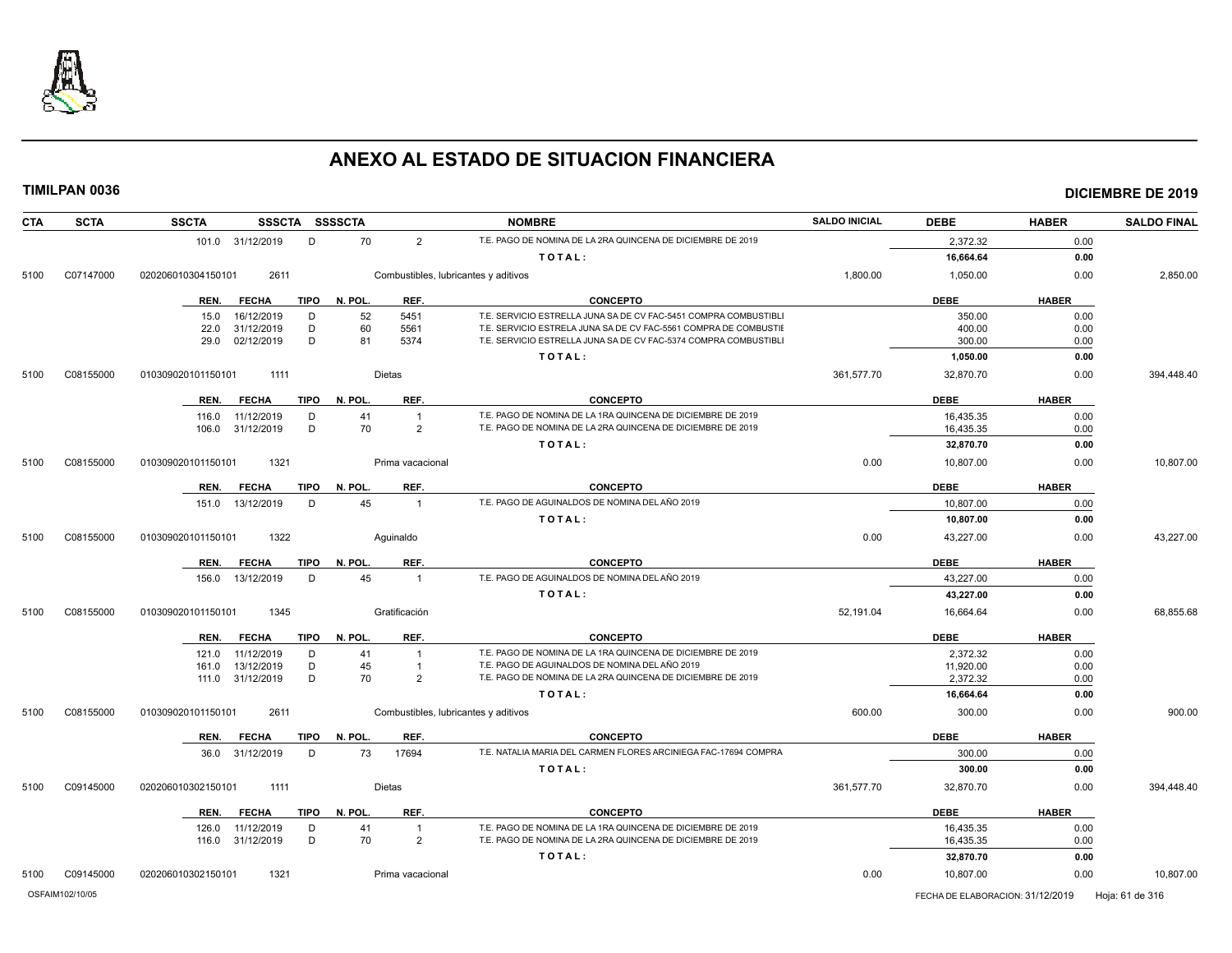# ANEXO AL ESTADO DE SITUACION FINANCIERA

**TIMILPAN 0036** **DICIEMBRE DE 2019**

| CTA | SCTA | SSCTA | SSSCTA | SSSSCTA | NOMBRE | SALDO INICIAL | DEBE | HABER | SALDO FINAL |
|---|---|---|---|---|---|---|---|---|---|
| | | 101.0 31/12/2019 | D | 70 | 2 T.E. PAGO DE NOMINA DE LA 2RA QUINCENA DE DICIEMBRE DE 2019 | | 2,372.32 | 0.00 | |
| | | | | | TOTAL: | | 16,664.64 | 0.00 | |
| 5100 | C07147000 | 020206010304150101 | 2611 | | Combustibles, lubricantes y aditivos | 1,800.00 | 1,050.00 | 0.00 | 2,850.00 |

| REN. | FECHA | TIPO | N. POL. | REF. | CONCEPTO | DEBE | HABER |
|---|---|---|---|---|---|---|---|
| 15.0 | 16/12/2019 | D | 52 | 5451 | T.E. SERVICIO ESTRELLA JUNA SA DE CV FAC-5451 COMPRA COMBUSTIBLI | 350.00 | 0.00 |
| 22.0 | 31/12/2019 | D | 60 | 5561 | T.E. SERVICIO ESTRELA JUNA SA DE CV FAC-5561 COMPRA DE COMBUSTIE | 400.00 | 0.00 |
| 29.0 | 02/12/2019 | D | 81 | 5374 | T.E. SERVICIO ESTRELLA JUNA SA DE CV FAC-5374 COMPRA COMBUSTIBLI | 300.00 | 0.00 |
| | | | | | TOTAL: | 1,050.00 | 0.00 |

| CTA | SCTA | SSCTA | SSSCTA | NOMBRE | SALDO INICIAL | DEBE | HABER | SALDO FINAL |
|---|---|---|---|---|---|---|---|---|
| 5100 | C08155000 | 010309020101150101 | 1111 | Dietas | 361,577.70 | 32,870.70 | 0.00 | 394,448.40 |

| REN. | FECHA | TIPO | N. POL. | REF. | CONCEPTO | DEBE | HABER |
|---|---|---|---|---|---|---|---|
| 116.0 | 11/12/2019 | D | 41 | 1 | T.E. PAGO DE NOMINA DE LA 1RA QUINCENA DE DICIEMBRE DE 2019 | 16,435.35 | 0.00 |
| 106.0 | 31/12/2019 | D | 70 | 2 | T.E. PAGO DE NOMINA DE LA 2RA QUINCENA DE DICIEMBRE DE 2019 | 16,435.35 | 0.00 |
| | | | | | TOTAL: | 32,870.70 | 0.00 |

| CTA | SCTA | SSCTA | SSSCTA | NOMBRE | SALDO INICIAL | DEBE | HABER | SALDO FINAL |
|---|---|---|---|---|---|---|---|---|
| 5100 | C08155000 | 010309020101150101 | 1321 | Prima vacacional | 0.00 | 10,807.00 | 0.00 | 10,807.00 |

| REN. | FECHA | TIPO | N. POL. | REF. | CONCEPTO | DEBE | HABER |
|---|---|---|---|---|---|---|---|
| 151.0 | 13/12/2019 | D | 45 | 1 | T.E. PAGO DE AGUINALDOS DE NOMINA DEL AÑO 2019 | 10,807.00 | 0.00 |
| | | | | | TOTAL: | 10,807.00 | 0.00 |

| CTA | SCTA | SSCTA | SSSCTA | NOMBRE | SALDO INICIAL | DEBE | HABER | SALDO FINAL |
|---|---|---|---|---|---|---|---|---|
| 5100 | C08155000 | 010309020101150101 | 1322 | Aguinaldo | 0.00 | 43,227.00 | 0.00 | 43,227.00 |

| REN. | FECHA | TIPO | N. POL. | REF. | CONCEPTO | DEBE | HABER |
|---|---|---|---|---|---|---|---|
| 156.0 | 13/12/2019 | D | 45 | 1 | T.E. PAGO DE AGUINALDOS DE NOMINA DEL AÑO 2019 | 43,227.00 | 0.00 |
| | | | | | TOTAL: | 43,227.00 | 0.00 |

| CTA | SCTA | SSCTA | SSSCTA | NOMBRE | SALDO INICIAL | DEBE | HABER | SALDO FINAL |
|---|---|---|---|---|---|---|---|---|
| 5100 | C08155000 | 010309020101150101 | 1345 | Gratificación | 52,191.04 | 16,664.64 | 0.00 | 68,855.68 |

| REN. | FECHA | TIPO | N. POL. | REF. | CONCEPTO | DEBE | HABER |
|---|---|---|---|---|---|---|---|
| 121.0 | 11/12/2019 | D | 41 | 1 | T.E. PAGO DE NOMINA DE LA 1RA QUINCENA DE DICIEMBRE DE 2019 | 2,372.32 | 0.00 |
| 161.0 | 13/12/2019 | D | 45 | 1 | T.E. PAGO DE AGUINALDOS DE NOMINA DEL AÑO 2019 | 11,920.00 | 0.00 |
| 111.0 | 31/12/2019 | D | 70 | 2 | T.E. PAGO DE NOMINA DE LA 2RA QUINCENA DE DICIEMBRE DE 2019 | 2,372.32 | 0.00 |
| | | | | | TOTAL: | 16,664.64 | 0.00 |

| CTA | SCTA | SSCTA | SSSCTA | NOMBRE | SALDO INICIAL | DEBE | HABER | SALDO FINAL |
|---|---|---|---|---|---|---|---|---|
| 5100 | C08155000 | 010309020101150101 | 2611 | Combustibles, lubricantes y aditivos | 600.00 | 300.00 | 0.00 | 900.00 |

| REN. | FECHA | TIPO | N. POL. | REF. | CONCEPTO | DEBE | HABER |
|---|---|---|---|---|---|---|---|
| 36.0 | 31/12/2019 | D | 73 | 17694 | T.E. NATALIA MARIA DEL CARMEN FLORES ARCINIEGA FAC-17694 COMPRA | 300.00 | 0.00 |
| | | | | | TOTAL: | 300.00 | 0.00 |

| CTA | SCTA | SSCTA | SSSCTA | NOMBRE | SALDO INICIAL | DEBE | HABER | SALDO FINAL |
|---|---|---|---|---|---|---|---|---|
| 5100 | C09145000 | 020206010302150101 | 1111 | Dietas | 361,577.70 | 32,870.70 | 0.00 | 394,448.40 |

| REN. | FECHA | TIPO | N. POL. | REF. | CONCEPTO | DEBE | HABER |
|---|---|---|---|---|---|---|---|
| 126.0 | 11/12/2019 | D | 41 | 1 | T.E. PAGO DE NOMINA DE LA 1RA QUINCENA DE DICIEMBRE DE 2019 | 16,435.35 | 0.00 |
| 116.0 | 31/12/2019 | D | 70 | 2 | T.E. PAGO DE NOMINA DE LA 2RA QUINCENA DE DICIEMBRE DE 2019 | 16,435.35 | 0.00 |
| | | | | | TOTAL: | 32,870.70 | 0.00 |

| CTA | SCTA | SSCTA | SSSCTA | NOMBRE | SALDO INICIAL | DEBE | HABER | SALDO FINAL |
|---|---|---|---|---|---|---|---|---|
| 5100 | C09145000 | 020206010302150101 | 1321 | Prima vacacional | 0.00 | 10,807.00 | 0.00 | 10,807.00 |

OSFAIM102/10/05 FECHA DE ELABORACION: 31/12/2019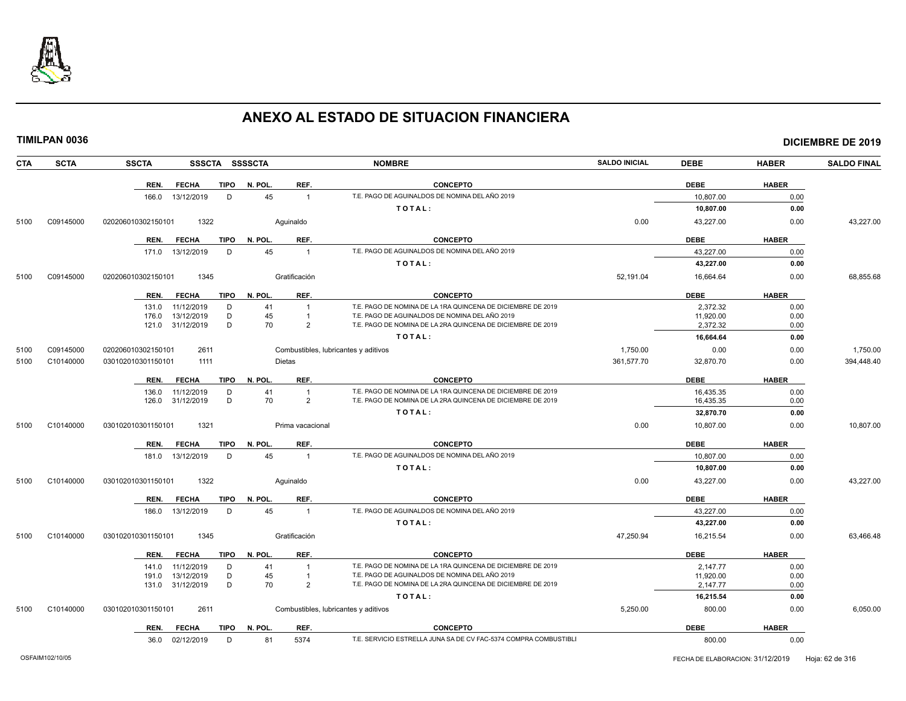# ANEXO AL ESTADO DE SITUACION FINANCIERA

**TIMILPAN 0036** **DICIEMBRE DE 2019**

| CTA | SCTA | SSCTA | SSSCTA | SSSSCTA | NOMBRE | SALDO INICIAL | DEBE | HABER | SALDO FINAL |
|---|---|---|---|---|---|---|---|---|---|

| REN. | FECHA | TIPO | N. POL. | REF. | CONCEPTO | DEBE | HABER |
|---|---|---|---|---|---|---|---|
| 166.0 | 13/12/2019 | D | 45 | 1 | T.E. PAGO DE AGUINALDOS DE NOMINA DEL AÑO 2019 | 10,807.00 | 0.00 |
| | | | | | TOTAL: | 10,807.00 | 0.00 |

| CTA | SCTA | SSCTA | SSSCTA | NOMBRE | SALDO INICIAL | DEBE | HABER | SALDO FINAL |
|---|---|---|---|---|---|---|---|---|
| 5100 | C09145000 | 020206010302150101 | 1322 | Aguinaldo | 0.00 | 43,227.00 | 0.00 | 43,227.00 |

| REN. | FECHA | TIPO | N. POL. | REF. | CONCEPTO | DEBE | HABER |
|---|---|---|---|---|---|---|---|
| 171.0 | 13/12/2019 | D | 45 | 1 | T.E. PAGO DE AGUINALDOS DE NOMINA DEL AÑO 2019 | 43,227.00 | 0.00 |
| | | | | | TOTAL: | 43,227.00 | 0.00 |

| CTA | SCTA | SSCTA | SSSCTA | NOMBRE | SALDO INICIAL | DEBE | HABER | SALDO FINAL |
|---|---|---|---|---|---|---|---|---|
| 5100 | C09145000 | 020206010302150101 | 1345 | Gratificación | 52,191.04 | 16,664.64 | 0.00 | 68,855.68 |

| REN. | FECHA | TIPO | N. POL. | REF. | CONCEPTO | DEBE | HABER |
|---|---|---|---|---|---|---|---|
| 131.0 | 11/12/2019 | D | 41 | 1 | T.E. PAGO DE NOMINA DE LA 1RA QUINCENA DE DICIEMBRE DE 2019 | 2,372.32 | 0.00 |
| 176.0 | 13/12/2019 | D | 45 | 1 | T.E. PAGO DE AGUINALDOS DE NOMINA DEL AÑO 2019 | 11,920.00 | 0.00 |
| 121.0 | 31/12/2019 | D | 70 | 2 | T.E. PAGO DE NOMINA DE LA 2RA QUINCENA DE DICIEMBRE DE 2019 | 2,372.32 | 0.00 |
| | | | | | TOTAL: | 16,664.64 | 0.00 |

| CTA | SCTA | SSCTA | SSSCTA | NOMBRE | SALDO INICIAL | DEBE | HABER | SALDO FINAL |
|---|---|---|---|---|---|---|---|---|
| 5100 | C09145000 | 020206010302150101 | 2611 | Combustibles, lubricantes y aditivos | 1,750.00 | 0.00 | 0.00 | 1,750.00 |
| 5100 | C10140000 | 030102010301150101 | 1111 | Dietas | 361,577.70 | 32,870.70 | 0.00 | 394,448.40 |

| REN. | FECHA | TIPO | N. POL. | REF. | CONCEPTO | DEBE | HABER |
|---|---|---|---|---|---|---|---|
| 136.0 | 11/12/2019 | D | 41 | 1 | T.E. PAGO DE NOMINA DE LA 1RA QUINCENA DE DICIEMBRE DE 2019 | 16,435.35 | 0.00 |
| 126.0 | 31/12/2019 | D | 70 | 2 | T.E. PAGO DE NOMINA DE LA 2RA QUINCENA DE DICIEMBRE DE 2019 | 16,435.35 | 0.00 |
| | | | | | TOTAL: | 32,870.70 | 0.00 |

| CTA | SCTA | SSCTA | SSSCTA | NOMBRE | SALDO INICIAL | DEBE | HABER | SALDO FINAL |
|---|---|---|---|---|---|---|---|---|
| 5100 | C10140000 | 030102010301150101 | 1321 | Prima vacacional | 0.00 | 10,807.00 | 0.00 | 10,807.00 |

| REN. | FECHA | TIPO | N. POL. | REF. | CONCEPTO | DEBE | HABER |
|---|---|---|---|---|---|---|---|
| 181.0 | 13/12/2019 | D | 45 | 1 | T.E. PAGO DE AGUINALDOS DE NOMINA DEL AÑO 2019 | 10,807.00 | 0.00 |
| | | | | | TOTAL: | 10,807.00 | 0.00 |

| CTA | SCTA | SSCTA | SSSCTA | NOMBRE | SALDO INICIAL | DEBE | HABER | SALDO FINAL |
|---|---|---|---|---|---|---|---|---|
| 5100 | C10140000 | 030102010301150101 | 1322 | Aguinaldo | 0.00 | 43,227.00 | 0.00 | 43,227.00 |

| REN. | FECHA | TIPO | N. POL. | REF. | CONCEPTO | DEBE | HABER |
|---|---|---|---|---|---|---|---|
| 186.0 | 13/12/2019 | D | 45 | 1 | T.E. PAGO DE AGUINALDOS DE NOMINA DEL AÑO 2019 | 43,227.00 | 0.00 |
| | | | | | TOTAL: | 43,227.00 | 0.00 |

| CTA | SCTA | SSCTA | SSSCTA | NOMBRE | SALDO INICIAL | DEBE | HABER | SALDO FINAL |
|---|---|---|---|---|---|---|---|---|
| 5100 | C10140000 | 030102010301150101 | 1345 | Gratificación | 47,250.94 | 16,215.54 | 0.00 | 63,466.48 |

| REN. | FECHA | TIPO | N. POL. | REF. | CONCEPTO | DEBE | HABER |
|---|---|---|---|---|---|---|---|
| 141.0 | 11/12/2019 | D | 41 | 1 | T.E. PAGO DE NOMINA DE LA 1RA QUINCENA DE DICIEMBRE DE 2019 | 2,147.77 | 0.00 |
| 191.0 | 13/12/2019 | D | 45 | 1 | T.E. PAGO DE AGUINALDOS DE NOMINA DEL AÑO 2019 | 11,920.00 | 0.00 |
| 131.0 | 31/12/2019 | D | 70 | 2 | T.E. PAGO DE NOMINA DE LA 2RA QUINCENA DE DICIEMBRE DE 2019 | 2,147.77 | 0.00 |
| | | | | | TOTAL: | 16,215.54 | 0.00 |

| CTA | SCTA | SSCTA | SSSCTA | NOMBRE | SALDO INICIAL | DEBE | HABER | SALDO FINAL |
|---|---|---|---|---|---|---|---|---|
| 5100 | C10140000 | 030102010301150101 | 2611 | Combustibles, lubricantes y aditivos | 5,250.00 | 800.00 | 0.00 | 6,050.00 |

| REN. | FECHA | TIPO | N. POL. | REF. | CONCEPTO | DEBE | HABER |
|---|---|---|---|---|---|---|---|
| 36.0 | 02/12/2019 | D | 81 | 5374 | T.E. SERVICIO ESTRELLA JUNA SA DE CV FAC-5374 COMPRA COMBUSTIBLI | 800.00 | 0.00 |

OSFAIM102/10/05 FECHA DE ELABORACION: 31/12/2019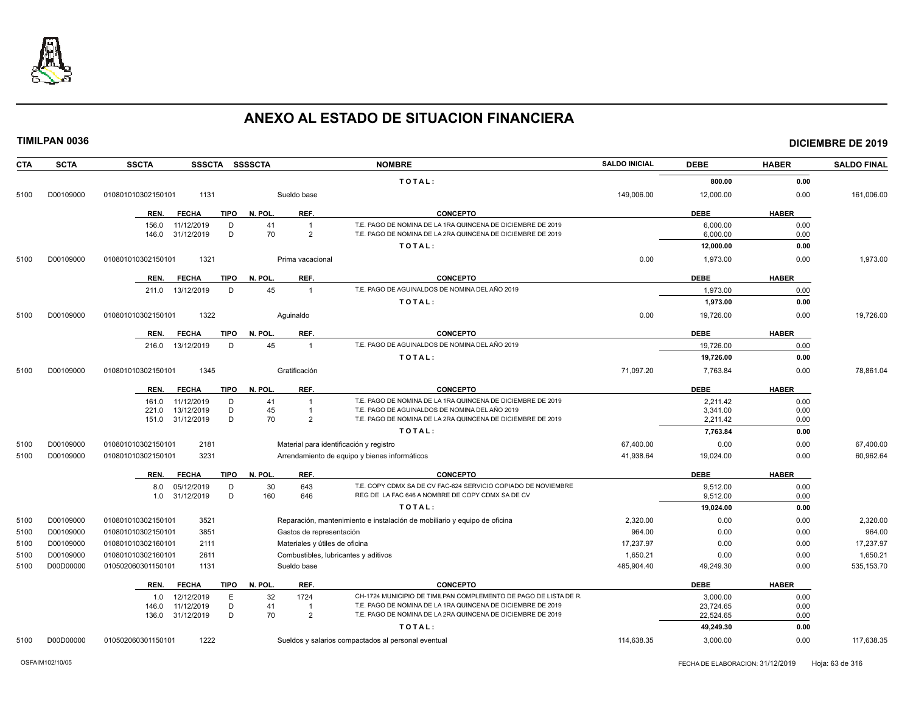# ANEXO AL ESTADO DE SITUACION FINANCIERA

**TIMILPAN 0036** | **DICIEMBRE DE 2019**

| CTA | SCTA | SSCTA | SSSCTA | SSSSCTA | NOMBRE | SALDO INICIAL | DEBE | HABER | SALDO FINAL |
|---|---|---|---|---|---|---|---|---|---|
| | | | | | TOTAL: | | 800.00 | 0.00 | |
| 5100 | D00109000 | 0108010103021501​01 | 1131 | | Sueldo base | 149,006.00 | 12,000.00 | 0.00 | 161,006.00 |

| REN. | FECHA | TIPO | N. POL. | REF. | CONCEPTO | DEBE | HABER |
|---|---|---|---|---|---|---|---|
| 156.0 | 11/12/2019 | D | 41 | 1 | T.E. PAGO DE NOMINA DE LA 1RA QUINCENA DE DICIEMBRE DE 2019 | 6,000.00 | 0.00 |
| 146.0 | 31/12/2019 | D | 70 | 2 | T.E. PAGO DE NOMINA DE LA 2RA QUINCENA DE DICIEMBRE DE 2019 | 6,000.00 | 0.00 |
| | | | | | TOTAL: | 12,000.00 | 0.00 |

| CTA | SCTA | SSCTA | SSSCTA | SSSSCTA | NOMBRE | SALDO INICIAL | DEBE | HABER | SALDO FINAL |
|---|---|---|---|---|---|---|---|---|---|
| 5100 | D00109000 | 010801010302150101 | 1321 | | Prima vacacional | 0.00 | 1,973.00 | 0.00 | 1,973.00 |

| REN. | FECHA | TIPO | N. POL. | REF. | CONCEPTO | DEBE | HABER |
|---|---|---|---|---|---|---|---|
| 211.0 | 13/12/2019 | D | 45 | 1 | T.E. PAGO DE AGUINALDOS DE NOMINA DEL AÑO 2019 | 1,973.00 | 0.00 |
| | | | | | TOTAL: | 1,973.00 | 0.00 |

| CTA | SCTA | SSCTA | SSSCTA | SSSSCTA | NOMBRE | SALDO INICIAL | DEBE | HABER | SALDO FINAL |
|---|---|---|---|---|---|---|---|---|---|
| 5100 | D00109000 | 010801010302150101 | 1322 | | Aguinaldo | 0.00 | 19,726.00 | 0.00 | 19,726.00 |

| REN. | FECHA | TIPO | N. POL. | REF. | CONCEPTO | DEBE | HABER |
|---|---|---|---|---|---|---|---|
| 216.0 | 13/12/2019 | D | 45 | 1 | T.E. PAGO DE AGUINALDOS DE NOMINA DEL AÑO 2019 | 19,726.00 | 0.00 |
| | | | | | TOTAL: | 19,726.00 | 0.00 |

| CTA | SCTA | SSCTA | SSSCTA | SSSSCTA | NOMBRE | SALDO INICIAL | DEBE | HABER | SALDO FINAL |
|---|---|---|---|---|---|---|---|---|---|
| 5100 | D00109000 | 010801010302150101 | 1345 | | Gratificación | 71,097.20 | 7,763.84 | 0.00 | 78,861.04 |

| REN. | FECHA | TIPO | N. POL. | REF. | CONCEPTO | DEBE | HABER |
|---|---|---|---|---|---|---|---|
| 161.0 | 11/12/2019 | D | 41 | 1 | T.E. PAGO DE NOMINA DE LA 1RA QUINCENA DE DICIEMBRE DE 2019 | 2,211.42 | 0.00 |
| 221.0 | 13/12/2019 | D | 45 | 1 | T.E. PAGO DE AGUINALDOS DE NOMINA DEL AÑO 2019 | 3,341.00 | 0.00 |
| 151.0 | 31/12/2019 | D | 70 | 2 | T.E. PAGO DE NOMINA DE LA 2RA QUINCENA DE DICIEMBRE DE 2019 | 2,211.42 | 0.00 |
| | | | | | TOTAL: | 7,763.84 | 0.00 |

| CTA | SCTA | SSCTA | SSSCTA | SSSSCTA | NOMBRE | SALDO INICIAL | DEBE | HABER | SALDO FINAL |
|---|---|---|---|---|---|---|---|---|---|
| 5100 | D00109000 | 010801010302150101 | 2181 | | Material para identificación y registro | 67,400.00 | 0.00 | 0.00 | 67,400.00 |
| 5100 | D00109000 | 010801010302150101 | 3231 | | Arrendamiento de equipo y bienes informáticos | 41,938.64 | 19,024.00 | 0.00 | 60,962.64 |

| REN. | FECHA | TIPO | N. POL. | REF. | CONCEPTO | DEBE | HABER |
|---|---|---|---|---|---|---|---|
| 8.0 | 05/12/2019 | D | 30 | 643 | T.E. COPY CDMX SA DE CV FAC-624 SERVICIO COPIADO DE NOVIEMBRE | 9,512.00 | 0.00 |
| 1.0 | 31/12/2019 | D | 160 | 646 | REG DE LA FAC 646 A NOMBRE DE COPY CDMX SA DE CV | 9,512.00 | 0.00 |
| | | | | | TOTAL: | 19,024.00 | 0.00 |

| CTA | SCTA | SSCTA | SSSCTA | SSSSCTA | NOMBRE | SALDO INICIAL | DEBE | HABER | SALDO FINAL |
|---|---|---|---|---|---|---|---|---|---|
| 5100 | D00109000 | 010801010302150101 | 3521 | | Reparación, mantenimiento e instalación de mobiliario y equipo de oficina | 2,320.00 | 0.00 | 0.00 | 2,320.00 |
| 5100 | D00109000 | 010801010302150101 | 3851 | | Gastos de representación | 964.00 | 0.00 | 0.00 | 964.00 |
| 5100 | D00109000 | 010801010302160101 | 2111 | | Materiales y útiles de oficina | 17,237.97 | 0.00 | 0.00 | 17,237.97 |
| 5100 | D00109000 | 010801010302160101 | 2611 | | Combustibles, lubricantes y aditivos | 1,650.21 | 0.00 | 0.00 | 1,650.21 |
| 5100 | D00D00000 | 010502060301150101 | 1131 | | Sueldo base | 485,904.40 | 49,249.30 | 0.00 | 535,153.70 |

| REN. | FECHA | TIPO | N. POL. | REF. | CONCEPTO | DEBE | HABER |
|---|---|---|---|---|---|---|---|
| 1.0 | 12/12/2019 | E | 32 | 1724 | CH-1724 MUNICIPIO DE TIMILPAN COMPLEMENTO DE PAGO DE LISTA DE R | 3,000.00 | 0.00 |
| 146.0 | 11/12/2019 | D | 41 | 1 | T.E. PAGO DE NOMINA DE LA 1RA QUINCENA DE DICIEMBRE DE 2019 | 23,724.65 | 0.00 |
| 136.0 | 31/12/2019 | D | 70 | 2 | T.E. PAGO DE NOMINA DE LA 2RA QUINCENA DE DICIEMBRE DE 2019 | 22,524.65 | 0.00 |
| | | | | | TOTAL: | 49,249.30 | 0.00 |

| CTA | SCTA | SSCTA | SSSCTA | SSSSCTA | NOMBRE | SALDO INICIAL | DEBE | HABER | SALDO FINAL |
|---|---|---|---|---|---|---|---|---|---|
| 5100 | D00D00000 | 010502060301150101 | 1222 | | Sueldos y salarios compactados al personal eventual | 114,638.35 | 3,000.00 | 0.00 | 117,638.35 |

OSFAIM102/10/05 — FECHA DE ELABORACION: 31/12/2019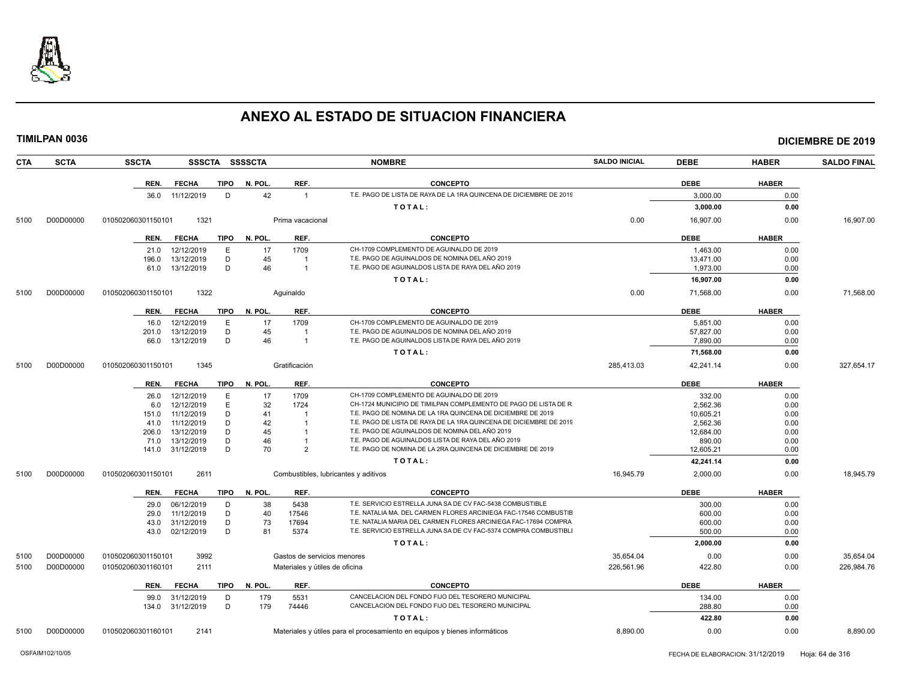# ANEXO AL ESTADO DE SITUACION FINANCIERA

**TIMILPAN 0036** — **DICIEMBRE DE 2019**

| CTA | SCTA | SSCTA | SSSCTA | SSSSCTA | NOMBRE | SALDO INICIAL | DEBE | HABER | SALDO FINAL |
|---|---|---|---|---|---|---|---|---|---|

| REN. | FECHA | TIPO | N. POL. | REF. | CONCEPTO | DEBE | HABER |
|---|---|---|---|---|---|---|---|
| 36.0 | 11/12/2019 | D | 42 | 1 | T.E. PAGO DE LISTA DE RAYA DE LA 1RA QUINCENA DE DICIEMBRE DE 2019 | 3,000.00 | 0.00 |
| | | | | | TOTAL: | 3,000.00 | 0.00 |

| CTA | SCTA | SSCTA | SSSCTA | NOMBRE | SALDO INICIAL | DEBE | HABER | SALDO FINAL |
|---|---|---|---|---|---|---|---|---|
| 5100 | D00D00000 | 010502060301150101 | 1321 | Prima vacacional | 0.00 | 16,907.00 | 0.00 | 16,907.00 |

| REN. | FECHA | TIPO | N. POL. | REF. | CONCEPTO | DEBE | HABER |
|---|---|---|---|---|---|---|---|
| 21.0 | 12/12/2019 | E | 17 | 1709 | CH-1709 COMPLEMENTO DE AGUINALDO DE 2019 | 1,463.00 | 0.00 |
| 196.0 | 13/12/2019 | D | 45 | 1 | T.E. PAGO DE AGUINALDOS DE NOMINA DEL AÑO 2019 | 13,471.00 | 0.00 |
| 61.0 | 13/12/2019 | D | 46 | 1 | T.E. PAGO DE AGUINALDOS LISTA DE RAYA DEL AÑO 2019 | 1,973.00 | 0.00 |
| | | | | | TOTAL: | 16,907.00 | 0.00 |

| CTA | SCTA | SSCTA | SSSCTA | NOMBRE | SALDO INICIAL | DEBE | HABER | SALDO FINAL |
|---|---|---|---|---|---|---|---|---|
| 5100 | D00D00000 | 010502060301150101 | 1322 | Aguinaldo | 0.00 | 71,568.00 | 0.00 | 71,568.00 |

| REN. | FECHA | TIPO | N. POL. | REF. | CONCEPTO | DEBE | HABER |
|---|---|---|---|---|---|---|---|
| 16.0 | 12/12/2019 | E | 17 | 1709 | CH-1709 COMPLEMENTO DE AGUINALDO DE 2019 | 5,851.00 | 0.00 |
| 201.0 | 13/12/2019 | D | 45 | 1 | T.E. PAGO DE AGUINALDOS DE NOMINA DEL AÑO 2019 | 57,827.00 | 0.00 |
| 66.0 | 13/12/2019 | D | 46 | 1 | T.E. PAGO DE AGUINALDOS LISTA DE RAYA DEL AÑO 2019 | 7,890.00 | 0.00 |
| | | | | | TOTAL: | 71,568.00 | 0.00 |

| CTA | SCTA | SSCTA | SSSCTA | NOMBRE | SALDO INICIAL | DEBE | HABER | SALDO FINAL |
|---|---|---|---|---|---|---|---|---|
| 5100 | D00D00000 | 010502060301150101 | 1345 | Gratificación | 285,413.03 | 42,241.14 | 0.00 | 327,654.17 |

| REN. | FECHA | TIPO | N. POL. | REF. | CONCEPTO | DEBE | HABER |
|---|---|---|---|---|---|---|---|
| 26.0 | 12/12/2019 | E | 17 | 1709 | CH-1709 COMPLEMENTO DE AGUINALDO DE 2019 | 332.00 | 0.00 |
| 6.0 | 12/12/2019 | E | 32 | 1724 | CH-1724 MUNICIPIO DE TIMILPAN COMPLEMENTO DE PAGO DE LISTA DE R | 2,562.36 | 0.00 |
| 151.0 | 11/12/2019 | D | 41 | 1 | T.E. PAGO DE NOMINA DE LA 1RA QUINCENA DE DICIEMBRE DE 2019 | 10,605.21 | 0.00 |
| 41.0 | 11/12/2019 | D | 42 | 1 | T.E. PAGO DE LISTA DE RAYA DE LA 1RA QUINCENA DE DICIEMBRE DE 2019 | 2,562.36 | 0.00 |
| 206.0 | 13/12/2019 | D | 45 | 1 | T.E. PAGO DE AGUINALDOS DE NOMINA DEL AÑO 2019 | 12,684.00 | 0.00 |
| 71.0 | 13/12/2019 | D | 46 | 1 | T.E. PAGO DE AGUINALDOS LISTA DE RAYA DEL AÑO 2019 | 890.00 | 0.00 |
| 141.0 | 31/12/2019 | D | 70 | 2 | T.E. PAGO DE NOMINA DE LA 2RA QUINCENA DE DICIEMBRE DE 2019 | 12,605.21 | 0.00 |
| | | | | | TOTAL: | 42,241.14 | 0.00 |

| CTA | SCTA | SSCTA | SSSCTA | NOMBRE | SALDO INICIAL | DEBE | HABER | SALDO FINAL |
|---|---|---|---|---|---|---|---|---|
| 5100 | D00D00000 | 010502060301150101 | 2611 | Combustibles, lubricantes y aditivos | 16,945.79 | 2,000.00 | 0.00 | 18,945.79 |

| REN. | FECHA | TIPO | N. POL. | REF. | CONCEPTO | DEBE | HABER |
|---|---|---|---|---|---|---|---|
| 29.0 | 06/12/2019 | D | 38 | 5438 | T.E. SERVICIO ESTRELLA JUNA SA DE CV FAC-5438 COMBUSTIBLE | 300.00 | 0.00 |
| 29.0 | 11/12/2019 | D | 40 | 17546 | T.E. NATALIA MA. DEL CARMEN FLORES ARCINIEGA FAC-17546 COMBUSTIB | 600.00 | 0.00 |
| 43.0 | 31/12/2019 | D | 73 | 17694 | T.E. NATALIA MARIA DEL CARMEN FLORES ARCINIEGA FAC-17694 COMPRA | 600.00 | 0.00 |
| 43.0 | 02/12/2019 | D | 81 | 5374 | T.E. SERVICIO ESTRELLA JUNA SA DE CV FAC-5374 COMPRA COMBUSTIBLI | 500.00 | 0.00 |
| | | | | | TOTAL: | 2,000.00 | 0.00 |

| CTA | SCTA | SSCTA | SSSCTA | NOMBRE | SALDO INICIAL | DEBE | HABER | SALDO FINAL |
|---|---|---|---|---|---|---|---|---|
| 5100 | D00D00000 | 010502060301150101 | 3992 | Gastos de servicios menores | 35,654.04 | 0.00 | 0.00 | 35,654.04 |
| 5100 | D00D00000 | 010502060301160101 | 2111 | Materiales y útiles de oficina | 226,561.96 | 422.80 | 0.00 | 226,984.76 |

| REN. | FECHA | TIPO | N. POL. | REF. | CONCEPTO | DEBE | HABER |
|---|---|---|---|---|---|---|---|
| 99.0 | 31/12/2019 | D | 179 | 5531 | CANCELACION DEL FONDO FIJO DEL TESORERO MUNICIPAL | 134.00 | 0.00 |
| 134.0 | 31/12/2019 | D | 179 | 74446 | CANCELACION DEL FONDO FIJO DEL TESORERO MUNICIPAL | 288.80 | 0.00 |
| | | | | | TOTAL: | 422.80 | 0.00 |

| CTA | SCTA | SSCTA | SSSCTA | NOMBRE | SALDO INICIAL | DEBE | HABER | SALDO FINAL |
|---|---|---|---|---|---|---|---|---|
| 5100 | D00D00000 | 010502060301160101 | 2141 | Materiales y útiles para el procesamiento en equipos y bienes informáticos | 8,890.00 | 0.00 | 0.00 | 8,890.00 |

OSFAIM102/10/05 — FECHA DE ELABORACION: 31/12/2019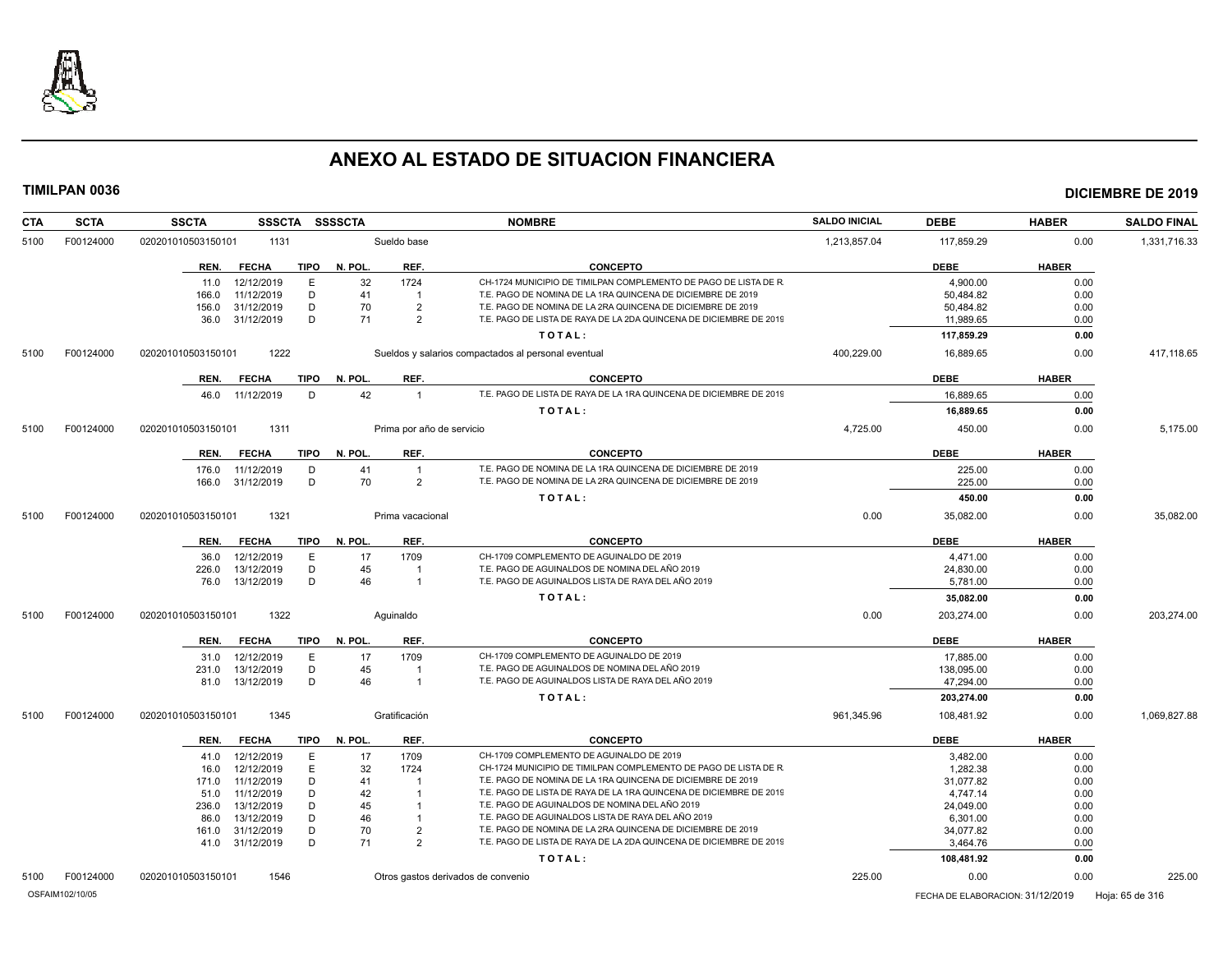# ANEXO AL ESTADO DE SITUACION FINANCIERA

**TIMILPAN 0036** **DICIEMBRE DE 2019**

| CTA | SCTA | SSCTA | SSSCTA | SSSSCTA | NOMBRE | SALDO INICIAL | DEBE | HABER | SALDO FINAL |
|---|---|---|---|---|---|---|---|---|---|
| 5100 | F00124000 | 0202010105031501​01 | 1131 | | Sueldo base | 1,213,857.04 | 117,859.29 | 0.00 | 1,331,716.33 |

| REN. | FECHA | TIPO | N. POL. | REF. | CONCEPTO | DEBE | HABER |
|---|---|---|---|---|---|---|---|
| 11.0 | 12/12/2019 | E | 32 | 1724 | CH-1724 MUNICIPIO DE TIMILPAN COMPLEMENTO DE PAGO DE LISTA DE R. | 4,900.00 | 0.00 |
| 166.0 | 11/12/2019 | D | 41 | 1 | T.E. PAGO DE NOMINA DE LA 1RA QUINCENA DE DICIEMBRE DE 2019 | 50,484.82 | 0.00 |
| 156.0 | 31/12/2019 | D | 70 | 2 | T.E. PAGO DE NOMINA DE LA 2RA QUINCENA DE DICIEMBRE DE 2019 | 50,484.82 | 0.00 |
| 36.0 | 31/12/2019 | D | 71 | 2 | T.E. PAGO DE LISTA DE RAYA DE LA 2DA QUINCENA DE DICIEMBRE DE 2019 | 11,989.65 | 0.00 |
| | | | | | **T O T A L :** | **117,859.29** | **0.00** |

| CTA | SCTA | SSCTA | SSSCTA | SSSSCTA | NOMBRE | SALDO INICIAL | DEBE | HABER | SALDO FINAL |
|---|---|---|---|---|---|---|---|---|---|
| 5100 | F00124000 | 020201010503150101 | 1222 | | Sueldos y salarios compactados al personal eventual | 400,229.00 | 16,889.65 | 0.00 | 417,118.65 |

| REN. | FECHA | TIPO | N. POL. | REF. | CONCEPTO | DEBE | HABER |
|---|---|---|---|---|---|---|---|
| 46.0 | 11/12/2019 | D | 42 | 1 | T.E. PAGO DE LISTA DE RAYA DE LA 1RA QUINCENA DE DICIEMBRE DE 2019 | 16,889.65 | 0.00 |
| | | | | | **T O T A L :** | **16,889.65** | **0.00** |

| CTA | SCTA | SSCTA | SSSCTA | SSSSCTA | NOMBRE | SALDO INICIAL | DEBE | HABER | SALDO FINAL |
|---|---|---|---|---|---|---|---|---|---|
| 5100 | F00124000 | 020201010503150101 | 1311 | | Prima por año de servicio | 4,725.00 | 450.00 | 0.00 | 5,175.00 |

| REN. | FECHA | TIPO | N. POL. | REF. | CONCEPTO | DEBE | HABER |
|---|---|---|---|---|---|---|---|
| 176.0 | 11/12/2019 | D | 41 | 1 | T.E. PAGO DE NOMINA DE LA 1RA QUINCENA DE DICIEMBRE DE 2019 | 225.00 | 0.00 |
| 166.0 | 31/12/2019 | D | 70 | 2 | T.E. PAGO DE NOMINA DE LA 2RA QUINCENA DE DICIEMBRE DE 2019 | 225.00 | 0.00 |
| | | | | | **T O T A L :** | **450.00** | **0.00** |

| CTA | SCTA | SSCTA | SSSCTA | SSSSCTA | NOMBRE | SALDO INICIAL | DEBE | HABER | SALDO FINAL |
|---|---|---|---|---|---|---|---|---|---|
| 5100 | F00124000 | 020201010503150101 | 1321 | | Prima vacacional | 0.00 | 35,082.00 | 0.00 | 35,082.00 |

| REN. | FECHA | TIPO | N. POL. | REF. | CONCEPTO | DEBE | HABER |
|---|---|---|---|---|---|---|---|
| 36.0 | 12/12/2019 | E | 17 | 1709 | CH-1709 COMPLEMENTO DE AGUINALDO DE 2019 | 4,471.00 | 0.00 |
| 226.0 | 13/12/2019 | D | 45 | 1 | T.E. PAGO DE AGUINALDOS DE NOMINA DEL AÑO 2019 | 24,830.00 | 0.00 |
| 76.0 | 13/12/2019 | D | 46 | 1 | T.E. PAGO DE AGUINALDOS LISTA DE RAYA DEL AÑO 2019 | 5,781.00 | 0.00 |
| | | | | | **T O T A L :** | **35,082.00** | **0.00** |

| CTA | SCTA | SSCTA | SSSCTA | SSSSCTA | NOMBRE | SALDO INICIAL | DEBE | HABER | SALDO FINAL |
|---|---|---|---|---|---|---|---|---|---|
| 5100 | F00124000 | 020201010503150101 | 1322 | | Aguinaldo | 0.00 | 203,274.00 | 0.00 | 203,274.00 |

| REN. | FECHA | TIPO | N. POL. | REF. | CONCEPTO | DEBE | HABER |
|---|---|---|---|---|---|---|---|
| 31.0 | 12/12/2019 | E | 17 | 1709 | CH-1709 COMPLEMENTO DE AGUINALDO DE 2019 | 17,885.00 | 0.00 |
| 231.0 | 13/12/2019 | D | 45 | 1 | T.E. PAGO DE AGUINALDOS DE NOMINA DEL AÑO 2019 | 138,095.00 | 0.00 |
| 81.0 | 13/12/2019 | D | 46 | 1 | T.E. PAGO DE AGUINALDOS LISTA DE RAYA DEL AÑO 2019 | 47,294.00 | 0.00 |
| | | | | | **T O T A L :** | **203,274.00** | **0.00** |

| CTA | SCTA | SSCTA | SSSCTA | SSSSCTA | NOMBRE | SALDO INICIAL | DEBE | HABER | SALDO FINAL |
|---|---|---|---|---|---|---|---|---|---|
| 5100 | F00124000 | 020201010503150101 | 1345 | | Gratificación | 961,345.96 | 108,481.92 | 0.00 | 1,069,827.88 |

| REN. | FECHA | TIPO | N. POL. | REF. | CONCEPTO | DEBE | HABER |
|---|---|---|---|---|---|---|---|
| 41.0 | 12/12/2019 | E | 17 | 1709 | CH-1709 COMPLEMENTO DE AGUINALDO DE 2019 | 3,482.00 | 0.00 |
| 16.0 | 12/12/2019 | E | 32 | 1724 | CH-1724 MUNICIPIO DE TIMILPAN COMPLEMENTO DE PAGO DE LISTA DE R. | 1,282.38 | 0.00 |
| 171.0 | 11/12/2019 | D | 41 | 1 | T.E. PAGO DE NOMINA DE LA 1RA QUINCENA DE DICIEMBRE DE 2019 | 31,077.82 | 0.00 |
| 51.0 | 11/12/2019 | D | 42 | 1 | T.E. PAGO DE LISTA DE RAYA DE LA 1RA QUINCENA DE DICIEMBRE DE 2019 | 4,747.14 | 0.00 |
| 236.0 | 13/12/2019 | D | 45 | 1 | T.E. PAGO DE AGUINALDOS DE NOMINA DEL AÑO 2019 | 24,049.00 | 0.00 |
| 86.0 | 13/12/2019 | D | 46 | 1 | T.E. PAGO DE AGUINALDOS LISTA DE RAYA DEL AÑO 2019 | 6,301.00 | 0.00 |
| 161.0 | 31/12/2019 | D | 70 | 2 | T.E. PAGO DE NOMINA DE LA 2RA QUINCENA DE DICIEMBRE DE 2019 | 34,077.82 | 0.00 |
| 41.0 | 31/12/2019 | D | 71 | 2 | T.E. PAGO DE LISTA DE RAYA DE LA 2DA QUINCENA DE DICIEMBRE DE 2019 | 3,464.76 | 0.00 |
| | | | | | **T O T A L :** | **108,481.92** | **0.00** |

| CTA | SCTA | SSCTA | SSSCTA | SSSSCTA | NOMBRE | SALDO INICIAL | DEBE | HABER | SALDO FINAL |
|---|---|---|---|---|---|---|---|---|---|
| 5100 | F00124000 | 020201010503150101 | 1546 | | Otros gastos derivados de convenio | 225.00 | 0.00 | 0.00 | 225.00 |

OSFAIM102/10/05 FECHA DE ELABORACION: 31/12/2019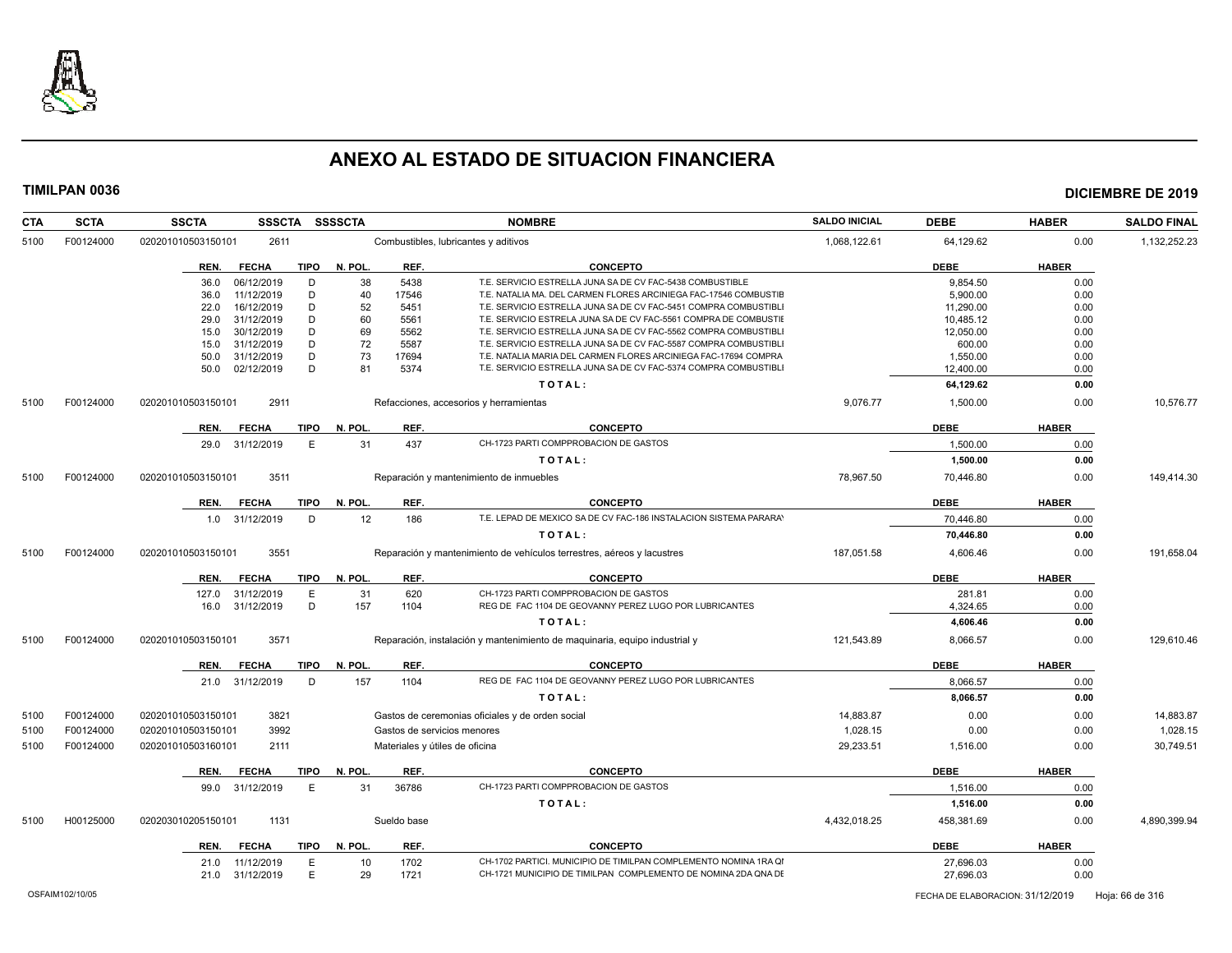# ANEXO AL ESTADO DE SITUACION FINANCIERA

**TIMILPAN 0036** **DICIEMBRE DE 2019**

| CTA | SCTA | SSCTA | SSSCTA | SSSSCTA | NOMBRE | SALDO INICIAL | DEBE | HABER | SALDO FINAL |
|---|---|---|---|---|---|---|---|---|---|
| 5100 | F00124000 | 0202010105031501​01 | 2611 | | Combustibles, lubricantes y aditivos | 1,068,122.61 | 64,129.62 | 0.00 | 1,132,252.23 |

| REN. | FECHA | TIPO | N. POL. | REF. | CONCEPTO | DEBE | HABER |
|---|---|---|---|---|---|---|---|
| 36.0 | 06/12/2019 | D | 38 | 5438 | T.E. SERVICIO ESTRELLA JUNA SA DE CV FAC-5438 COMBUSTIBLE | 9,854.50 | 0.00 |
| 36.0 | 11/12/2019 | D | 40 | 17546 | T.E. NATALIA MA. DEL CARMEN FLORES ARCINIEGA FAC-17546 COMBUSTIB | 5,900.00 | 0.00 |
| 22.0 | 16/12/2019 | D | 52 | 5451 | T.E. SERVICIO ESTRELLA JUNA SA DE CV FAC-5451 COMPRA COMBUSTIBLI | 11,290.00 | 0.00 |
| 29.0 | 31/12/2019 | D | 60 | 5561 | T.E. SERVICIO ESTRELA JUNA SA DE CV FAC-5561 COMPRA DE COMBUSTIE | 10,485.12 | 0.00 |
| 15.0 | 30/12/2019 | D | 69 | 5562 | T.E. SERVICIO ESTRELLA JUNA SA DE CV FAC-5562 COMPRA COMBUSTIBLI | 12,050.00 | 0.00 |
| 15.0 | 31/12/2019 | D | 72 | 5587 | T.E. SERVICIO ESTRELLA JUNA SA DE CV FAC-5587 COMPRA COMBUSTIBLI | 600.00 | 0.00 |
| 50.0 | 31/12/2019 | D | 73 | 17694 | T.E. NATALIA MARIA DEL CARMEN FLORES ARCINIEGA FAC-17694 COMPRA | 1,550.00 | 0.00 |
| 50.0 | 02/12/2019 | D | 81 | 5374 | T.E. SERVICIO ESTRELLA JUNA SA DE CV FAC-5374 COMPRA COMBUSTIBLI | 12,400.00 | 0.00 |
| | | | | | **T O T A L :** | **64,129.62** | **0.00** |

| CTA | SCTA | SSCTA | SSSCTA | SSSSCTA | NOMBRE | SALDO INICIAL | DEBE | HABER | SALDO FINAL |
|---|---|---|---|---|---|---|---|---|---|
| 5100 | F00124000 | 020201010503150101 | 2911 | | Refacciones, accesorios y herramientas | 9,076.77 | 1,500.00 | 0.00 | 10,576.77 |

| REN. | FECHA | TIPO | N. POL. | REF. | CONCEPTO | DEBE | HABER |
|---|---|---|---|---|---|---|---|
| 29.0 | 31/12/2019 | E | 31 | 437 | CH-1723 PARTI COMPPROBACION DE GASTOS | 1,500.00 | 0.00 |
| | | | | | **T O T A L :** | **1,500.00** | **0.00** |

| CTA | SCTA | SSCTA | SSSCTA | SSSSCTA | NOMBRE | SALDO INICIAL | DEBE | HABER | SALDO FINAL |
|---|---|---|---|---|---|---|---|---|---|
| 5100 | F00124000 | 020201010503150101 | 3511 | | Reparación y mantenimiento de inmuebles | 78,967.50 | 70,446.80 | 0.00 | 149,414.30 |

| REN. | FECHA | TIPO | N. POL. | REF. | CONCEPTO | DEBE | HABER |
|---|---|---|---|---|---|---|---|
| 1.0 | 31/12/2019 | D | 12 | 186 | T.E. LEPAD DE MEXICO SA DE CV FAC-186 INSTALACION SISTEMA PARARAY | 70,446.80 | 0.00 |
| | | | | | **T O T A L :** | **70,446.80** | **0.00** |

| CTA | SCTA | SSCTA | SSSCTA | SSSSCTA | NOMBRE | SALDO INICIAL | DEBE | HABER | SALDO FINAL |
|---|---|---|---|---|---|---|---|---|---|
| 5100 | F00124000 | 020201010503150101 | 3551 | | Reparación y mantenimiento de vehículos terrestres, aéreos y lacustres | 187,051.58 | 4,606.46 | 0.00 | 191,658.04 |

| REN. | FECHA | TIPO | N. POL. | REF. | CONCEPTO | DEBE | HABER |
|---|---|---|---|---|---|---|---|
| 127.0 | 31/12/2019 | E | 31 | 620 | CH-1723 PARTI COMPPROBACION DE GASTOS | 281.81 | 0.00 |
| 16.0 | 31/12/2019 | D | 157 | 1104 | REG DE FAC 1104 DE GEOVANNY PEREZ LUGO POR LUBRICANTES | 4,324.65 | 0.00 |
| | | | | | **T O T A L :** | **4,606.46** | **0.00** |

| CTA | SCTA | SSCTA | SSSCTA | SSSSCTA | NOMBRE | SALDO INICIAL | DEBE | HABER | SALDO FINAL |
|---|---|---|---|---|---|---|---|---|---|
| 5100 | F00124000 | 020201010503150101 | 3571 | | Reparación, instalación y mantenimiento de maquinaria, equipo industrial y | 121,543.89 | 8,066.57 | 0.00 | 129,610.46 |

| REN. | FECHA | TIPO | N. POL. | REF. | CONCEPTO | DEBE | HABER |
|---|---|---|---|---|---|---|---|
| 21.0 | 31/12/2019 | D | 157 | 1104 | REG DE FAC 1104 DE GEOVANNY PEREZ LUGO POR LUBRICANTES | 8,066.57 | 0.00 |
| | | | | | **T O T A L :** | **8,066.57** | **0.00** |

| CTA | SCTA | SSCTA | SSSCTA | SSSSCTA | NOMBRE | SALDO INICIAL | DEBE | HABER | SALDO FINAL |
|---|---|---|---|---|---|---|---|---|---|
| 5100 | F00124000 | 020201010503150101 | 3821 | | Gastos de ceremonias oficiales y de orden social | 14,883.87 | 0.00 | 0.00 | 14,883.87 |
| 5100 | F00124000 | 020201010503150101 | 3992 | | Gastos de servicios menores | 1,028.15 | 0.00 | 0.00 | 1,028.15 |
| 5100 | F00124000 | 020201010503160101 | 2111 | | Materiales y útiles de oficina | 29,233.51 | 1,516.00 | 0.00 | 30,749.51 |

| REN. | FECHA | TIPO | N. POL. | REF. | CONCEPTO | DEBE | HABER |
|---|---|---|---|---|---|---|---|
| 99.0 | 31/12/2019 | E | 31 | 36786 | CH-1723 PARTI COMPPROBACION DE GASTOS | 1,516.00 | 0.00 |
| | | | | | **T O T A L :** | **1,516.00** | **0.00** |

| CTA | SCTA | SSCTA | SSSCTA | SSSSCTA | NOMBRE | SALDO INICIAL | DEBE | HABER | SALDO FINAL |
|---|---|---|---|---|---|---|---|---|---|
| 5100 | H00125000 | 020203010205150101 | 1131 | | Sueldo base | 4,432,018.25 | 458,381.69 | 0.00 | 4,890,399.94 |

| REN. | FECHA | TIPO | N. POL. | REF. | CONCEPTO | DEBE | HABER |
|---|---|---|---|---|---|---|---|
| 21.0 | 11/12/2019 | E | 10 | 1702 | CH-1702 PARTICI. MUNICIPIO DE TIMILPAN COMPLEMENTO NOMINA 1RA QI | 27,696.03 | 0.00 |
| 21.0 | 31/12/2019 | E | 29 | 1721 | CH-1721 MUNICIPIO DE TIMILPAN COMPLEMENTO DE NOMINA 2DA QNA DE | 27,696.03 | 0.00 |

OSFAIM102/10/05

FECHA DE ELABORACION: 31/12/2019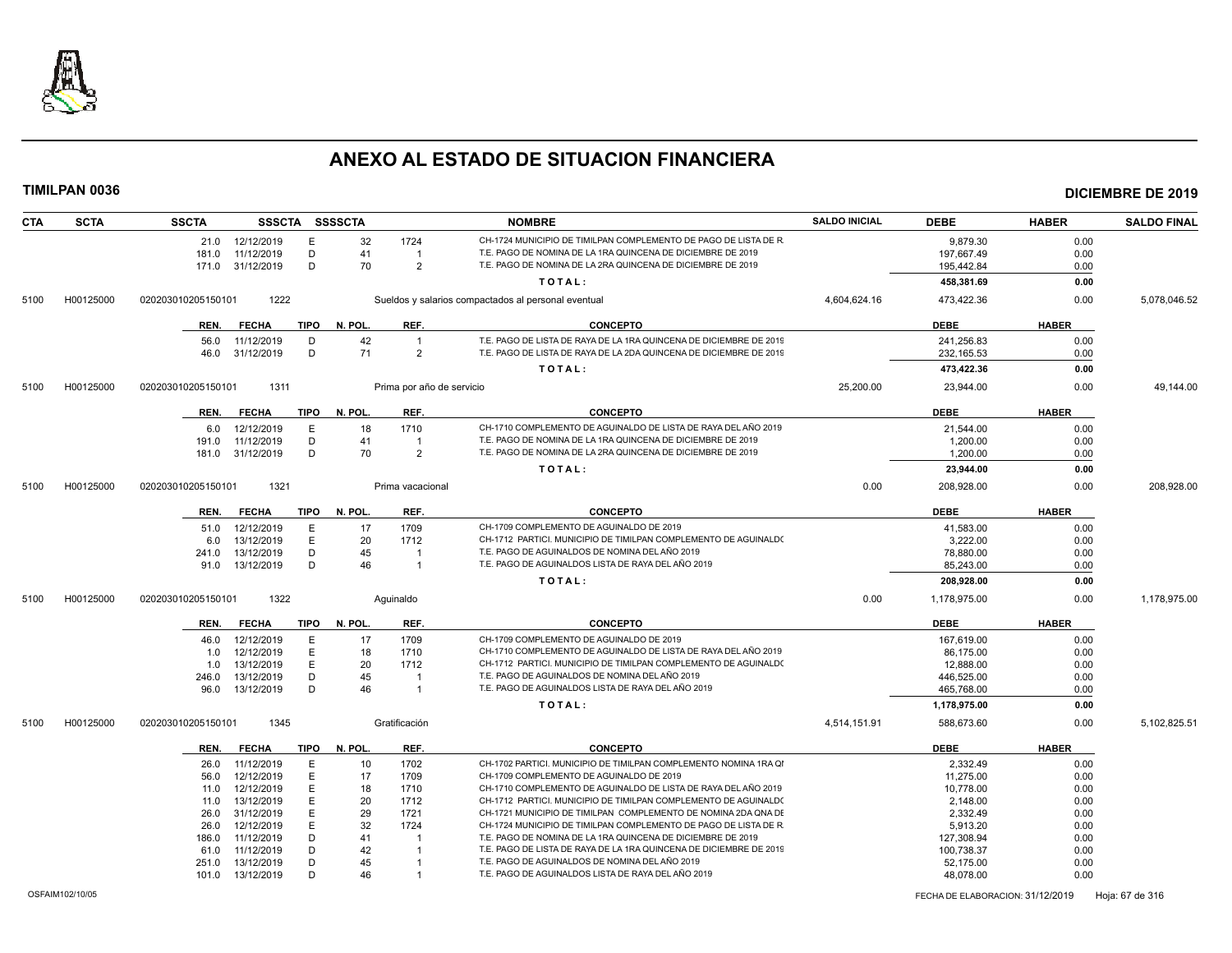# ANEXO AL ESTADO DE SITUACION FINANCIERA

**TIMILPAN 0036** — **DICIEMBRE DE 2019**

| CTA | SCTA | SSCTA | SSSCTA | SSSSCTA | NOMBRE | SALDO INICIAL | DEBE | HABER | SALDO FINAL |
|---|---|---|---|---|---|---|---|---|---|

| REN. | FECHA | TIPO | N. POL. | REF. | CONCEPTO | DEBE | HABER |
|---|---|---|---|---|---|---|---|
| 21.0 | 12/12/2019 | E | 32 | 1724 | CH-1724 MUNICIPIO DE TIMILPAN COMPLEMENTO DE PAGO DE LISTA DE R. | 9,879.30 | 0.00 |
| 181.0 | 11/12/2019 | D | 41 | 1 | T.E. PAGO DE NOMINA DE LA 1RA QUINCENA DE DICIEMBRE DE 2019 | 197,667.49 | 0.00 |
| 171.0 | 31/12/2019 | D | 70 | 2 | T.E. PAGO DE NOMINA DE LA 2RA QUINCENA DE DICIEMBRE DE 2019 | 195,442.84 | 0.00 |
| | | | | | TOTAL: | 458,381.69 | 0.00 |

| CTA | SCTA | SSCTA | SSSCTA | NOMBRE | SALDO INICIAL | DEBE | HABER | SALDO FINAL |
|---|---|---|---|---|---|---|---|---|
| 5100 | H00125000 | 020203010205150101 | 1222 | Sueldos y salarios compactados al personal eventual | 4,604,624.16 | 473,422.36 | 0.00 | 5,078,046.52 |

| REN. | FECHA | TIPO | N. POL. | REF. | CONCEPTO | DEBE | HABER |
|---|---|---|---|---|---|---|---|
| 56.0 | 11/12/2019 | D | 42 | 1 | T.E. PAGO DE LISTA DE RAYA DE LA 1RA QUINCENA DE DICIEMBRE DE 2019 | 241,256.83 | 0.00 |
| 46.0 | 31/12/2019 | D | 71 | 2 | T.E. PAGO DE LISTA DE RAYA DE LA 2DA QUINCENA DE DICIEMBRE DE 2019 | 232,165.53 | 0.00 |
| | | | | | TOTAL: | 473,422.36 | 0.00 |

| CTA | SCTA | SSCTA | SSSCTA | NOMBRE | SALDO INICIAL | DEBE | HABER | SALDO FINAL |
|---|---|---|---|---|---|---|---|---|
| 5100 | H00125000 | 020203010205150101 | 1311 | Prima por año de servicio | 25,200.00 | 23,944.00 | 0.00 | 49,144.00 |

| REN. | FECHA | TIPO | N. POL. | REF. | CONCEPTO | DEBE | HABER |
|---|---|---|---|---|---|---|---|
| 6.0 | 12/12/2019 | E | 18 | 1710 | CH-1710 COMPLEMENTO DE AGUINALDO DE LISTA DE RAYA DEL AÑO 2019 | 21,544.00 | 0.00 |
| 191.0 | 11/12/2019 | D | 41 | 1 | T.E. PAGO DE NOMINA DE LA 1RA QUINCENA DE DICIEMBRE DE 2019 | 1,200.00 | 0.00 |
| 181.0 | 31/12/2019 | D | 70 | 2 | T.E. PAGO DE NOMINA DE LA 2RA QUINCENA DE DICIEMBRE DE 2019 | 1,200.00 | 0.00 |
| | | | | | TOTAL: | 23,944.00 | 0.00 |

| CTA | SCTA | SSCTA | SSSCTA | NOMBRE | SALDO INICIAL | DEBE | HABER | SALDO FINAL |
|---|---|---|---|---|---|---|---|---|
| 5100 | H00125000 | 020203010205150101 | 1321 | Prima vacacional | 0.00 | 208,928.00 | 0.00 | 208,928.00 |

| REN. | FECHA | TIPO | N. POL. | REF. | CONCEPTO | DEBE | HABER |
|---|---|---|---|---|---|---|---|
| 51.0 | 12/12/2019 | E | 17 | 1709 | CH-1709 COMPLEMENTO DE AGUINALDO DE 2019 | 41,583.00 | 0.00 |
| 6.0 | 13/12/2019 | E | 20 | 1712 | CH-1712 PARTICI. MUNICIPIO DE TIMILPAN COMPLEMENTO DE AGUINALDO | 3,222.00 | 0.00 |
| 241.0 | 13/12/2019 | D | 45 | 1 | T.E. PAGO DE AGUINALDOS DE NOMINA DEL AÑO 2019 | 78,880.00 | 0.00 |
| 91.0 | 13/12/2019 | D | 46 | 1 | T.E. PAGO DE AGUINALDOS LISTA DE RAYA DEL AÑO 2019 | 85,243.00 | 0.00 |
| | | | | | TOTAL: | 208,928.00 | 0.00 |

| CTA | SCTA | SSCTA | SSSCTA | NOMBRE | SALDO INICIAL | DEBE | HABER | SALDO FINAL |
|---|---|---|---|---|---|---|---|---|
| 5100 | H00125000 | 020203010205150101 | 1322 | Aguinaldo | 0.00 | 1,178,975.00 | 0.00 | 1,178,975.00 |

| REN. | FECHA | TIPO | N. POL. | REF. | CONCEPTO | DEBE | HABER |
|---|---|---|---|---|---|---|---|
| 46.0 | 12/12/2019 | E | 17 | 1709 | CH-1709 COMPLEMENTO DE AGUINALDO DE 2019 | 167,619.00 | 0.00 |
| 1.0 | 12/12/2019 | E | 18 | 1710 | CH-1710 COMPLEMENTO DE AGUINALDO DE LISTA DE RAYA DEL AÑO 2019 | 86,175.00 | 0.00 |
| 1.0 | 13/12/2019 | E | 20 | 1712 | CH-1712 PARTICI. MUNICIPIO DE TIMILPAN COMPLEMENTO DE AGUINALDO | 12,888.00 | 0.00 |
| 246.0 | 13/12/2019 | D | 45 | 1 | T.E. PAGO DE AGUINALDOS DE NOMINA DEL AÑO 2019 | 446,525.00 | 0.00 |
| 96.0 | 13/12/2019 | D | 46 | 1 | T.E. PAGO DE AGUINALDOS LISTA DE RAYA DEL AÑO 2019 | 465,768.00 | 0.00 |
| | | | | | TOTAL: | 1,178,975.00 | 0.00 |

| CTA | SCTA | SSCTA | SSSCTA | NOMBRE | SALDO INICIAL | DEBE | HABER | SALDO FINAL |
|---|---|---|---|---|---|---|---|---|
| 5100 | H00125000 | 020203010205150101 | 1345 | Gratificación | 4,514,151.91 | 588,673.60 | 0.00 | 5,102,825.51 |

| REN. | FECHA | TIPO | N. POL. | REF. | CONCEPTO | DEBE | HABER |
|---|---|---|---|---|---|---|---|
| 26.0 | 11/12/2019 | E | 10 | 1702 | CH-1702 PARTICI. MUNICIPIO DE TIMILPAN COMPLEMENTO NOMINA 1RA QI | 2,332.49 | 0.00 |
| 56.0 | 12/12/2019 | E | 17 | 1709 | CH-1709 COMPLEMENTO DE AGUINALDO DE 2019 | 11,275.00 | 0.00 |
| 11.0 | 12/12/2019 | E | 18 | 1710 | CH-1710 COMPLEMENTO DE AGUINALDO DE LISTA DE RAYA DEL AÑO 2019 | 10,778.00 | 0.00 |
| 11.0 | 13/12/2019 | E | 20 | 1712 | CH-1712 PARTICI. MUNICIPIO DE TIMILPAN COMPLEMENTO DE AGUINALDO | 2,148.00 | 0.00 |
| 26.0 | 31/12/2019 | E | 29 | 1721 | CH-1721 MUNICIPIO DE TIMILPAN COMPLEMENTO DE NOMINA 2DA QNA DE | 2,332.49 | 0.00 |
| 26.0 | 12/12/2019 | E | 32 | 1724 | CH-1724 MUNICIPIO DE TIMILPAN COMPLEMENTO DE PAGO DE LISTA DE R. | 5,913.20 | 0.00 |
| 186.0 | 11/12/2019 | D | 41 | 1 | T.E. PAGO DE NOMINA DE LA 1RA QUINCENA DE DICIEMBRE DE 2019 | 127,308.94 | 0.00 |
| 61.0 | 11/12/2019 | D | 42 | 1 | T.E. PAGO DE LISTA DE RAYA DE LA 1RA QUINCENA DE DICIEMBRE DE 2019 | 100,738.37 | 0.00 |
| 251.0 | 13/12/2019 | D | 45 | 1 | T.E. PAGO DE AGUINALDOS DE NOMINA DEL AÑO 2019 | 52,175.00 | 0.00 |
| 101.0 | 13/12/2019 | D | 46 | 1 | T.E. PAGO DE AGUINALDOS LISTA DE RAYA DEL AÑO 2019 | 48,078.00 | 0.00 |

OSFAIM102/10/05 — FECHA DE ELABORACION: 31/12/2019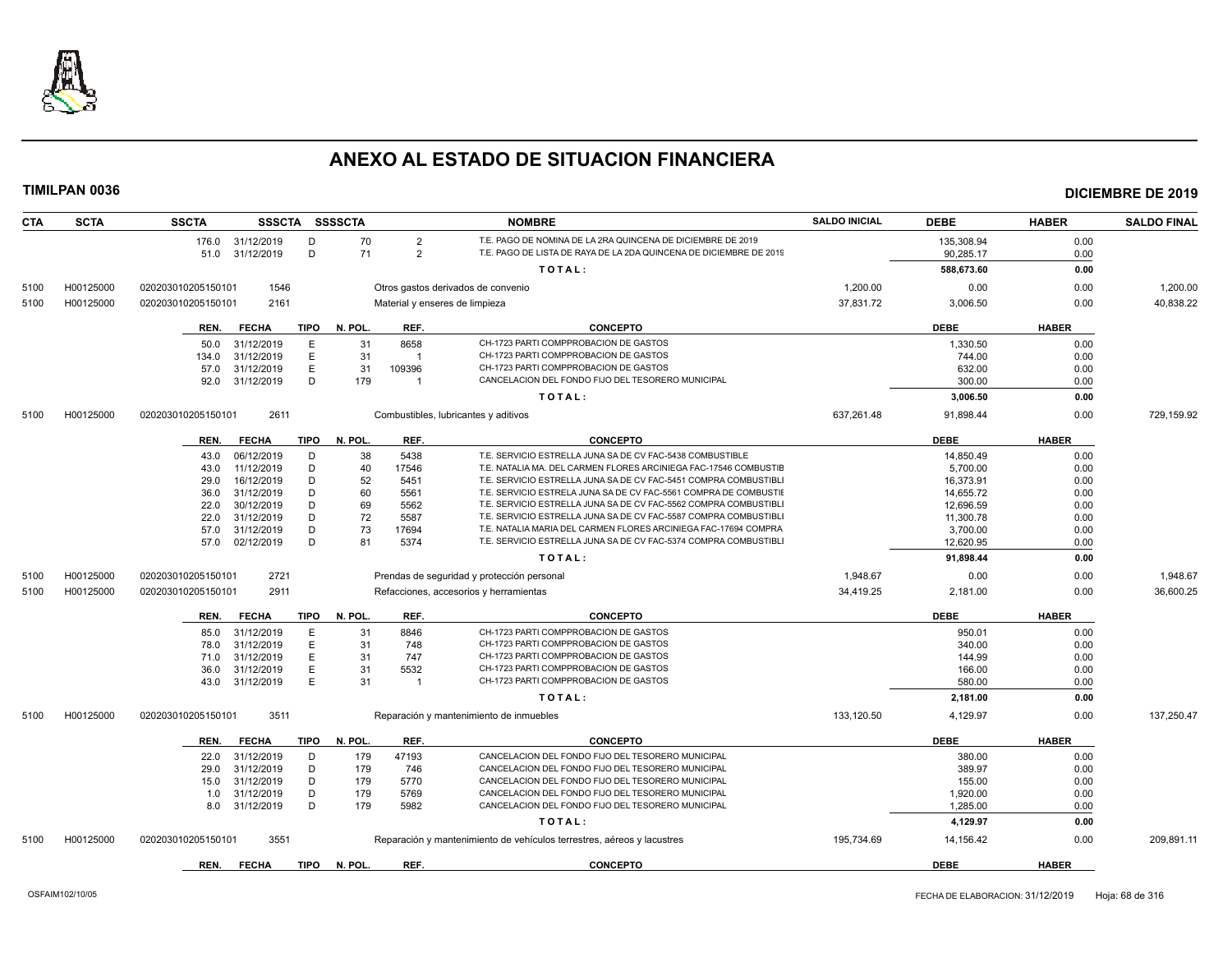# ANEXO AL ESTADO DE SITUACION FINANCIERA

**TIMILPAN 0036** — **DICIEMBRE DE 2019**

| CTA | SCTA | SSCTA | SSSCTA | SSSSCTA | | NOMBRE | SALDO INICIAL | DEBE | HABER | SALDO FINAL |
|---|---|---|---|---|---|---|---|---|---|---|
| | | 176.0 | 31/12/2019 | D | 70 | 2 T.E. PAGO DE NOMINA DE LA 2RA QUINCENA DE DICIEMBRE DE 2019 | | 135,308.94 | 0.00 | |
| | | 51.0 | 31/12/2019 | D | 71 | 2 T.E. PAGO DE LISTA DE RAYA DE LA 2DA QUINCENA DE DICIEMBRE DE 2019 | | 90,285.17 | 0.00 | |
| | | | | | | TOTAL: | | 588,673.60 | 0.00 | |
| 5100 | H00125000 | 020203010205150101 | 1546 | | | Otros gastos derivados de convenio | 1,200.00 | 0.00 | 0.00 | 1,200.00 |
| 5100 | H00125000 | 020203010205150101 | 2161 | | | Material y enseres de limpieza | 37,831.72 | 3,006.50 | 0.00 | 40,838.22 |

| REN. | FECHA | TIPO | N. POL. | REF. | CONCEPTO | DEBE | HABER |
|---|---|---|---|---|---|---|---|
| 50.0 | 31/12/2019 | E | 31 | 8658 | CH-1723 PARTI COMPPROBACION DE GASTOS | 1,330.50 | 0.00 |
| 134.0 | 31/12/2019 | E | 31 | 1 | CH-1723 PARTI COMPPROBACION DE GASTOS | 744.00 | 0.00 |
| 57.0 | 31/12/2019 | E | 31 | 109396 | CH-1723 PARTI COMPPROBACION DE GASTOS | 632.00 | 0.00 |
| 92.0 | 31/12/2019 | D | 179 | 1 | CANCELACION DEL FONDO FIJO DEL TESORERO MUNICIPAL | 300.00 | 0.00 |
| | | | | | TOTAL: | 3,006.50 | 0.00 |

| CTA | SCTA | SSCTA | SSSCTA | NOMBRE | SALDO INICIAL | DEBE | HABER | SALDO FINAL |
|---|---|---|---|---|---|---|---|---|
| 5100 | H00125000 | 020203010205150101 | 2611 | Combustibles, lubricantes y aditivos | 637,261.48 | 91,898.44 | 0.00 | 729,159.92 |

| REN. | FECHA | TIPO | N. POL. | REF. | CONCEPTO | DEBE | HABER |
|---|---|---|---|---|---|---|---|
| 43.0 | 06/12/2019 | D | 38 | 5438 | T.E. SERVICIO ESTRELLA JUNA SA DE CV FAC-5438 COMBUSTIBLE | 14,850.49 | 0.00 |
| 43.0 | 11/12/2019 | D | 40 | 17546 | T.E. NATALIA MA. DEL CARMEN FLORES ARCINIEGA FAC-17546 COMBUSTIB | 5,700.00 | 0.00 |
| 29.0 | 16/12/2019 | D | 52 | 5451 | T.E. SERVICIO ESTRELLA JUNA SA DE CV FAC-5451 COMPRA COMBUSTIBLI | 16,373.91 | 0.00 |
| 36.0 | 31/12/2019 | D | 60 | 5561 | T.E. SERVICIO ESTRELA JUNA SA DE CV FAC-5561 COMPRA DE COMBUSTIE | 14,655.72 | 0.00 |
| 22.0 | 30/12/2019 | D | 69 | 5562 | T.E. SERVICIO ESTRELLA JUNA SA DE CV FAC-5562 COMPRA COMBUSTIBLI | 12,696.59 | 0.00 |
| 22.0 | 31/12/2019 | D | 72 | 5587 | T.E. SERVICIO ESTRELLA JUNA SA DE CV FAC-5587 COMPRA COMBUSTIBLI | 11,300.78 | 0.00 |
| 57.0 | 31/12/2019 | D | 73 | 17694 | T.E. NATALIA MARIA DEL CARMEN FLORES ARCINIEGA FAC-17694 COMPRA | 3,700.00 | 0.00 |
| 57.0 | 02/12/2019 | D | 81 | 5374 | T.E. SERVICIO ESTRELLA JUNA SA DE CV FAC-5374 COMPRA COMBUSTIBLI | 12,620.95 | 0.00 |
| | | | | | TOTAL: | 91,898.44 | 0.00 |

| CTA | SCTA | SSCTA | SSSCTA | NOMBRE | SALDO INICIAL | DEBE | HABER | SALDO FINAL |
|---|---|---|---|---|---|---|---|---|
| 5100 | H00125000 | 020203010205150101 | 2721 | Prendas de seguridad y protección personal | 1,948.67 | 0.00 | 0.00 | 1,948.67 |
| 5100 | H00125000 | 020203010205150101 | 2911 | Refacciones, accesorios y herramientas | 34,419.25 | 2,181.00 | 0.00 | 36,600.25 |

| REN. | FECHA | TIPO | N. POL. | REF. | CONCEPTO | DEBE | HABER |
|---|---|---|---|---|---|---|---|
| 85.0 | 31/12/2019 | E | 31 | 8846 | CH-1723 PARTI COMPPROBACION DE GASTOS | 950.01 | 0.00 |
| 78.0 | 31/12/2019 | E | 31 | 748 | CH-1723 PARTI COMPPROBACION DE GASTOS | 340.00 | 0.00 |
| 71.0 | 31/12/2019 | E | 31 | 747 | CH-1723 PARTI COMPPROBACION DE GASTOS | 144.99 | 0.00 |
| 36.0 | 31/12/2019 | E | 31 | 5532 | CH-1723 PARTI COMPPROBACION DE GASTOS | 166.00 | 0.00 |
| 43.0 | 31/12/2019 | E | 31 | 1 | CH-1723 PARTI COMPPROBACION DE GASTOS | 580.00 | 0.00 |
| | | | | | TOTAL: | 2,181.00 | 0.00 |

| CTA | SCTA | SSCTA | SSSCTA | NOMBRE | SALDO INICIAL | DEBE | HABER | SALDO FINAL |
|---|---|---|---|---|---|---|---|---|
| 5100 | H00125000 | 020203010205150101 | 3511 | Reparación y mantenimiento de inmuebles | 133,120.50 | 4,129.97 | 0.00 | 137,250.47 |

| REN. | FECHA | TIPO | N. POL. | REF. | CONCEPTO | DEBE | HABER |
|---|---|---|---|---|---|---|---|
| 22.0 | 31/12/2019 | D | 179 | 47193 | CANCELACION DEL FONDO FIJO DEL TESORERO MUNICIPAL | 380.00 | 0.00 |
| 29.0 | 31/12/2019 | D | 179 | 746 | CANCELACION DEL FONDO FIJO DEL TESORERO MUNICIPAL | 389.97 | 0.00 |
| 15.0 | 31/12/2019 | D | 179 | 5770 | CANCELACION DEL FONDO FIJO DEL TESORERO MUNICIPAL | 155.00 | 0.00 |
| 1.0 | 31/12/2019 | D | 179 | 5769 | CANCELACION DEL FONDO FIJO DEL TESORERO MUNICIPAL | 1,920.00 | 0.00 |
| 8.0 | 31/12/2019 | D | 179 | 5982 | CANCELACION DEL FONDO FIJO DEL TESORERO MUNICIPAL | 1,285.00 | 0.00 |
| | | | | | TOTAL: | 4,129.97 | 0.00 |

| CTA | SCTA | SSCTA | SSSCTA | NOMBRE | SALDO INICIAL | DEBE | HABER | SALDO FINAL |
|---|---|---|---|---|---|---|---|---|
| 5100 | H00125000 | 020203010205150101 | 3551 | Reparación y mantenimiento de vehículos terrestres, aéreos y lacustres | 195,734.69 | 14,156.42 | 0.00 | 209,891.11 |

| REN. | FECHA | TIPO | N. POL. | REF. | CONCEPTO | DEBE | HABER |
|---|---|---|---|---|---|---|---|

OSFAIM102/10/05 — FECHA DE ELABORACION: 31/12/2019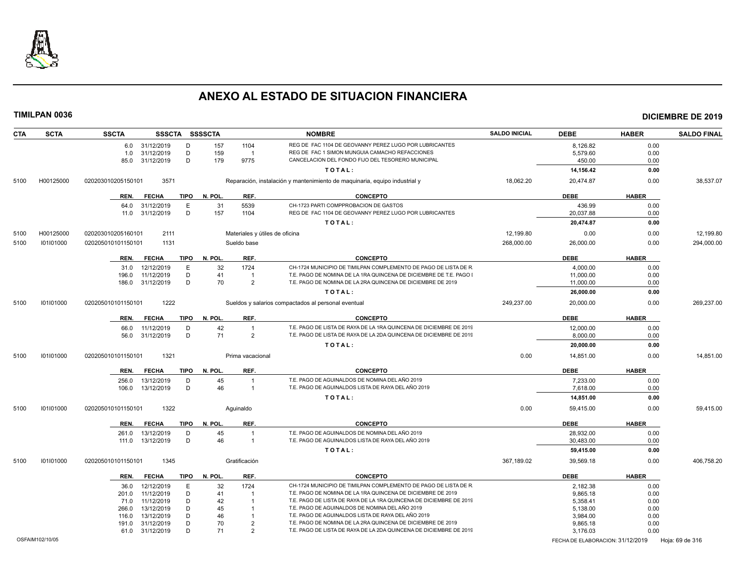# ANEXO AL ESTADO DE SITUACION FINANCIERA

**TIMILPAN 0036** **DICIEMBRE DE 2019**

| CTA | SCTA | SSCTA | SSSCTA | SSSSCTA | | NOMBRE | SALDO INICIAL | DEBE | HABER | SALDO FINAL |
|---|---|---|---|---|---|---|---|---|---|---|
| | | 6.0 31/12/2019 | D | 157 | 1104 | REG DE FAC 1104 DE GEOVANNY PEREZ LUGO POR LUBRICANTES | | 8,126.82 | 0.00 | |
| | | 1.0 31/12/2019 | D | 159 | 1 | REG DE FAC 1 SIMON MUNGUIA CAMACHO REFACCIONES | | 5,579.60 | 0.00 | |
| | | 85.0 31/12/2019 | D | 179 | 9775 | CANCELACION DEL FONDO FIJO DEL TESORERO MUNICIPAL | | 450.00 | 0.00 | |
| | | | | | | TOTAL: | | 14,156.42 | 0.00 | |
| 5100 | H00125000 | 020203010205150101 | 3571 | | | Reparación, instalación y mantenimiento de maquinaria, equipo industrial y | 18,062.20 | 20,474.87 | 0.00 | 38,537.07 |
| | | REN. FECHA | TIPO | N. POL. | REF. | CONCEPTO | | DEBE | HABER | |
| | | 64.0 31/12/2019 | E | 31 | 5539 | CH-1723 PARTI COMPPROBACION DE GASTOS | | 436.99 | 0.00 | |
| | | 11.0 31/12/2019 | D | 157 | 1104 | REG DE FAC 1104 DE GEOVANNY PEREZ LUGO POR LUBRICANTES | | 20,037.88 | 0.00 | |
| | | | | | | TOTAL: | | 20,474.87 | 0.00 | |
| 5100 | H00125000 | 020203010205160101 | 2111 | | | Materiales y útiles de oficina | 12,199.80 | 0.00 | 0.00 | 12,199.80 |
| 5100 | I01I01000 | 020205010101150101 | 1131 | | | Sueldo base | 268,000.00 | 26,000.00 | 0.00 | 294,000.00 |
| | | REN. FECHA | TIPO | N. POL. | REF. | CONCEPTO | | DEBE | HABER | |
| | | 31.0 12/12/2019 | E | 32 | 1724 | CH-1724 MUNICIPIO DE TIMILPAN COMPLEMENTO DE PAGO DE LISTA DE R. | | 4,000.00 | 0.00 | |
| | | 196.0 11/12/2019 | D | 41 | 1 | T.E. PAGO DE NOMINA DE LA 1RA QUINCENA DE DICIEMBRE DE T.E. PAGO I | | 11,000.00 | 0.00 | |
| | | 186.0 31/12/2019 | D | 70 | 2 | T.E. PAGO DE NOMINA DE LA 2RA QUINCENA DE DICIEMBRE DE 2019 | | 11,000.00 | 0.00 | |
| | | | | | | TOTAL: | | 26,000.00 | 0.00 | |
| 5100 | I01I01000 | 020205010101150101 | 1222 | | | Sueldos y salarios compactados al personal eventual | 249,237.00 | 20,000.00 | 0.00 | 269,237.00 |
| | | REN. FECHA | TIPO | N. POL. | REF. | CONCEPTO | | DEBE | HABER | |
| | | 66.0 11/12/2019 | D | 42 | 1 | T.E. PAGO DE LISTA DE RAYA DE LA 1RA QUINCENA DE DICIEMBRE DE 2019 | | 12,000.00 | 0.00 | |
| | | 56.0 31/12/2019 | D | 71 | 2 | T.E. PAGO DE LISTA DE RAYA DE LA 2DA QUINCENA DE DICIEMBRE DE 2019 | | 8,000.00 | 0.00 | |
| | | | | | | TOTAL: | | 20,000.00 | 0.00 | |
| 5100 | I01I01000 | 020205010101150101 | 1321 | | | Prima vacacional | 0.00 | 14,851.00 | 0.00 | 14,851.00 |
| | | REN. FECHA | TIPO | N. POL. | REF. | CONCEPTO | | DEBE | HABER | |
| | | 256.0 13/12/2019 | D | 45 | 1 | T.E. PAGO DE AGUINALDOS DE NOMINA DEL AÑO 2019 | | 7,233.00 | 0.00 | |
| | | 106.0 13/12/2019 | D | 46 | 1 | T.E. PAGO DE AGUINALDOS LISTA DE RAYA DEL AÑO 2019 | | 7,618.00 | 0.00 | |
| | | | | | | TOTAL: | | 14,851.00 | 0.00 | |
| 5100 | I01I01000 | 020205010101150101 | 1322 | | | Aguinaldo | 0.00 | 59,415.00 | 0.00 | 59,415.00 |
| | | REN. FECHA | TIPO | N. POL. | REF. | CONCEPTO | | DEBE | HABER | |
| | | 261.0 13/12/2019 | D | 45 | 1 | T.E. PAGO DE AGUINALDOS DE NOMINA DEL AÑO 2019 | | 28,932.00 | 0.00 | |
| | | 111.0 13/12/2019 | D | 46 | 1 | T.E. PAGO DE AGUINALDOS LISTA DE RAYA DEL AÑO 2019 | | 30,483.00 | 0.00 | |
| | | | | | | TOTAL: | | 59,415.00 | 0.00 | |
| 5100 | I01I01000 | 020205010101150101 | 1345 | | | Gratificación | 367,189.02 | 39,569.18 | 0.00 | 406,758.20 |
| | | REN. FECHA | TIPO | N. POL. | REF. | CONCEPTO | | DEBE | HABER | |
| | | 36.0 12/12/2019 | E | 32 | 1724 | CH-1724 MUNICIPIO DE TIMILPAN COMPLEMENTO DE PAGO DE LISTA DE R. | | 2,182.38 | 0.00 | |
| | | 201.0 11/12/2019 | D | 41 | 1 | T.E. PAGO DE NOMINA DE LA 1RA QUINCENA DE DICIEMBRE DE 2019 | | 9,865.18 | 0.00 | |
| | | 71.0 11/12/2019 | D | 42 | 1 | T.E. PAGO DE LISTA DE RAYA DE LA 1RA QUINCENA DE DICIEMBRE DE 2019 | | 5,358.41 | 0.00 | |
| | | 266.0 13/12/2019 | D | 45 | 1 | T.E. PAGO DE AGUINALDOS DE NOMINA DEL AÑO 2019 | | 5,138.00 | 0.00 | |
| | | 116.0 13/12/2019 | D | 46 | 1 | T.E. PAGO DE AGUINALDOS LISTA DE RAYA DEL AÑO 2019 | | 3,984.00 | 0.00 | |
| | | 191.0 31/12/2019 | D | 70 | 2 | T.E. PAGO DE NOMINA DE LA 2RA QUINCENA DE DICIEMBRE DE 2019 | | 9,865.18 | 0.00 | |
| | | 61.0 31/12/2019 | D | 71 | 2 | T.E. PAGO DE LISTA DE RAYA DE LA 2DA QUINCENA DE DICIEMBRE DE 2019 | | 3,176.03 | 0.00 | |

OSFAIM102/10/05 FECHA DE ELABORACION: 31/12/2019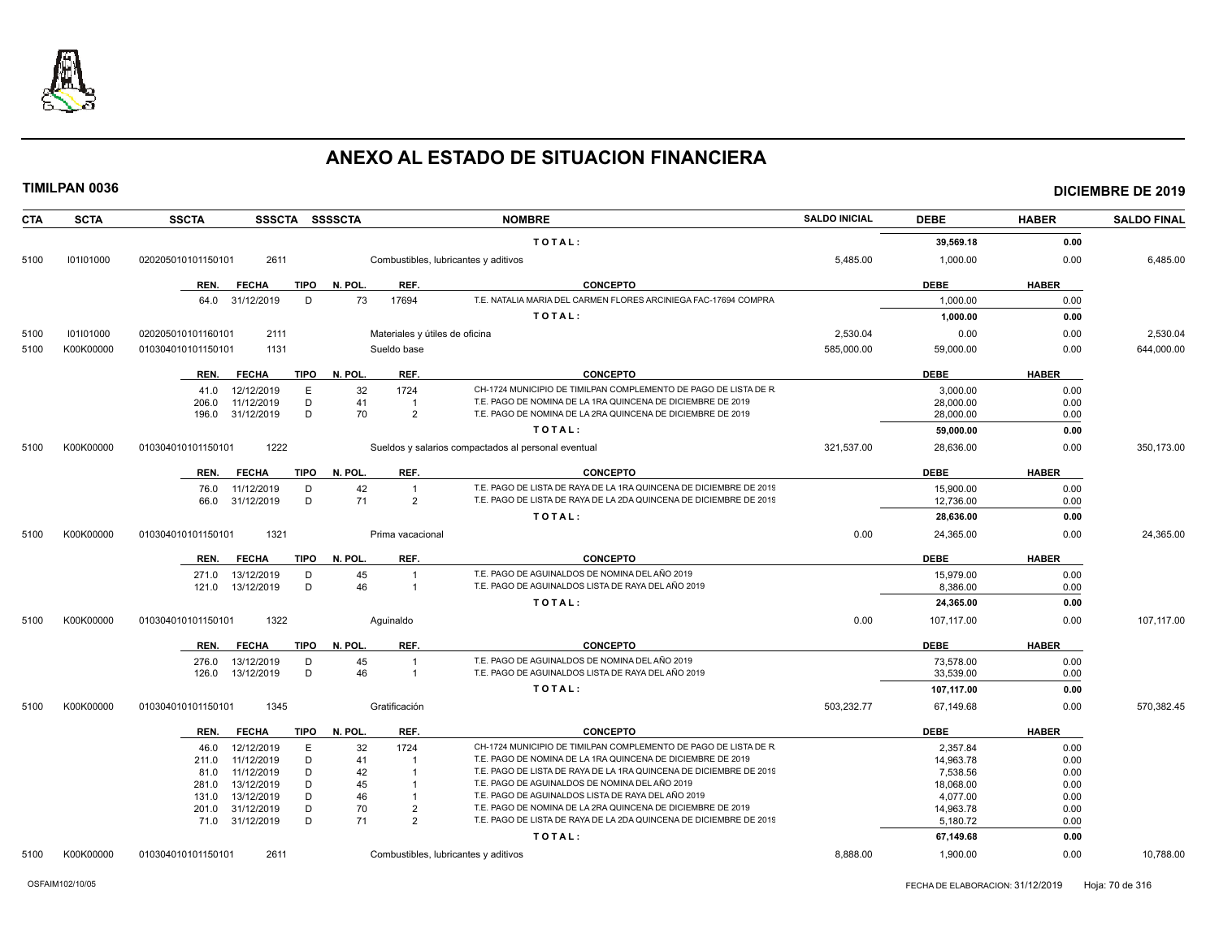# ANEXO AL ESTADO DE SITUACION FINANCIERA

**TIMILPAN 0036** — **DICIEMBRE DE 2019**

| CTA | SCTA | SSCTA | SSSCTA | SSSSCTA | NOMBRE | SALDO INICIAL | DEBE | HABER | SALDO FINAL |
|---|---|---|---|---|---|---|---|---|---|
| | | | | | TOTAL: | | 39,569.18 | 0.00 | |
| 5100 | I01I01000 | 020205010101150101 | 2611 | | Combustibles, lubricantes y aditivos | 5,485.00 | 1,000.00 | 0.00 | 6,485.00 |

| REN. | FECHA | TIPO | N. POL. | REF. | CONCEPTO | DEBE | HABER |
|---|---|---|---|---|---|---|---|
| 64.0 | 31/12/2019 | D | 73 | 17694 | T.E. NATALIA MARIA DEL CARMEN FLORES ARCINIEGA FAC-17694 COMPRA | 1,000.00 | 0.00 |
| | | | | | TOTAL: | 1,000.00 | 0.00 |

| CTA | SCTA | SSCTA | SSSCTA | SSSSCTA | NOMBRE | SALDO INICIAL | DEBE | HABER | SALDO FINAL |
|---|---|---|---|---|---|---|---|---|---|
| 5100 | I01I01000 | 020205010101160101 | 2111 | | Materiales y útiles de oficina | 2,530.04 | 0.00 | 0.00 | 2,530.04 |
| 5100 | K00K00000 | 010304010101150101 | 1131 | | Sueldo base | 585,000.00 | 59,000.00 | 0.00 | 644,000.00 |

| REN. | FECHA | TIPO | N. POL. | REF. | CONCEPTO | DEBE | HABER |
|---|---|---|---|---|---|---|---|
| 41.0 | 12/12/2019 | E | 32 | 1724 | CH-1724 MUNICIPIO DE TIMILPAN COMPLEMENTO DE PAGO DE LISTA DE R. | 3,000.00 | 0.00 |
| 206.0 | 11/12/2019 | D | 41 | 1 | T.E. PAGO DE NOMINA DE LA 1RA QUINCENA DE DICIEMBRE DE 2019 | 28,000.00 | 0.00 |
| 196.0 | 31/12/2019 | D | 70 | 2 | T.E. PAGO DE NOMINA DE LA 2RA QUINCENA DE DICIEMBRE DE 2019 | 28,000.00 | 0.00 |
| | | | | | TOTAL: | 59,000.00 | 0.00 |

| CTA | SCTA | SSCTA | SSSCTA | SSSSCTA | NOMBRE | SALDO INICIAL | DEBE | HABER | SALDO FINAL |
|---|---|---|---|---|---|---|---|---|---|
| 5100 | K00K00000 | 010304010101150101 | 1222 | | Sueldos y salarios compactados al personal eventual | 321,537.00 | 28,636.00 | 0.00 | 350,173.00 |

| REN. | FECHA | TIPO | N. POL. | REF. | CONCEPTO | DEBE | HABER |
|---|---|---|---|---|---|---|---|
| 76.0 | 11/12/2019 | D | 42 | 1 | T.E. PAGO DE LISTA DE RAYA DE LA 1RA QUINCENA DE DICIEMBRE DE 2019 | 15,900.00 | 0.00 |
| 66.0 | 31/12/2019 | D | 71 | 2 | T.E. PAGO DE LISTA DE RAYA DE LA 2DA QUINCENA DE DICIEMBRE DE 2019 | 12,736.00 | 0.00 |
| | | | | | TOTAL: | 28,636.00 | 0.00 |

| CTA | SCTA | SSCTA | SSSCTA | SSSSCTA | NOMBRE | SALDO INICIAL | DEBE | HABER | SALDO FINAL |
|---|---|---|---|---|---|---|---|---|---|
| 5100 | K00K00000 | 010304010101150101 | 1321 | | Prima vacacional | 0.00 | 24,365.00 | 0.00 | 24,365.00 |

| REN. | FECHA | TIPO | N. POL. | REF. | CONCEPTO | DEBE | HABER |
|---|---|---|---|---|---|---|---|
| 271.0 | 13/12/2019 | D | 45 | 1 | T.E. PAGO DE AGUINALDOS DE NOMINA DEL AÑO 2019 | 15,979.00 | 0.00 |
| 121.0 | 13/12/2019 | D | 46 | 1 | T.E. PAGO DE AGUINALDOS LISTA DE RAYA DEL AÑO 2019 | 8,386.00 | 0.00 |
| | | | | | TOTAL: | 24,365.00 | 0.00 |

| CTA | SCTA | SSCTA | SSSCTA | SSSSCTA | NOMBRE | SALDO INICIAL | DEBE | HABER | SALDO FINAL |
|---|---|---|---|---|---|---|---|---|---|
| 5100 | K00K00000 | 010304010101150101 | 1322 | | Aguinaldo | 0.00 | 107,117.00 | 0.00 | 107,117.00 |

| REN. | FECHA | TIPO | N. POL. | REF. | CONCEPTO | DEBE | HABER |
|---|---|---|---|---|---|---|---|
| 276.0 | 13/12/2019 | D | 45 | 1 | T.E. PAGO DE AGUINALDOS DE NOMINA DEL AÑO 2019 | 73,578.00 | 0.00 |
| 126.0 | 13/12/2019 | D | 46 | 1 | T.E. PAGO DE AGUINALDOS LISTA DE RAYA DEL AÑO 2019 | 33,539.00 | 0.00 |
| | | | | | TOTAL: | 107,117.00 | 0.00 |

| CTA | SCTA | SSCTA | SSSCTA | SSSSCTA | NOMBRE | SALDO INICIAL | DEBE | HABER | SALDO FINAL |
|---|---|---|---|---|---|---|---|---|---|
| 5100 | K00K00000 | 010304010101150101 | 1345 | | Gratificación | 503,232.77 | 67,149.68 | 0.00 | 570,382.45 |

| REN. | FECHA | TIPO | N. POL. | REF. | CONCEPTO | DEBE | HABER |
|---|---|---|---|---|---|---|---|
| 46.0 | 12/12/2019 | E | 32 | 1724 | CH-1724 MUNICIPIO DE TIMILPAN COMPLEMENTO DE PAGO DE LISTA DE R. | 2,357.84 | 0.00 |
| 211.0 | 11/12/2019 | D | 41 | 1 | T.E. PAGO DE NOMINA DE LA 1RA QUINCENA DE DICIEMBRE DE 2019 | 14,963.78 | 0.00 |
| 81.0 | 11/12/2019 | D | 42 | 1 | T.E. PAGO DE LISTA DE RAYA DE LA 1RA QUINCENA DE DICIEMBRE DE 2019 | 7,538.56 | 0.00 |
| 281.0 | 13/12/2019 | D | 45 | 1 | T.E. PAGO DE AGUINALDOS DE NOMINA DEL AÑO 2019 | 18,068.00 | 0.00 |
| 131.0 | 13/12/2019 | D | 46 | 1 | T.E. PAGO DE AGUINALDOS LISTA DE RAYA DEL AÑO 2019 | 4,077.00 | 0.00 |
| 201.0 | 31/12/2019 | D | 70 | 2 | T.E. PAGO DE NOMINA DE LA 2RA QUINCENA DE DICIEMBRE DE 2019 | 14,963.78 | 0.00 |
| 71.0 | 31/12/2019 | D | 71 | 2 | T.E. PAGO DE LISTA DE RAYA DE LA 2DA QUINCENA DE DICIEMBRE DE 2019 | 5,180.72 | 0.00 |
| | | | | | TOTAL: | 67,149.68 | 0.00 |

| CTA | SCTA | SSCTA | SSSCTA | SSSSCTA | NOMBRE | SALDO INICIAL | DEBE | HABER | SALDO FINAL |
|---|---|---|---|---|---|---|---|---|---|
| 5100 | K00K00000 | 010304010101150101 | 2611 | | Combustibles, lubricantes y aditivos | 8,888.00 | 1,900.00 | 0.00 | 10,788.00 |

OSFAIM102/10/05 — FECHA DE ELABORACION: 31/12/2019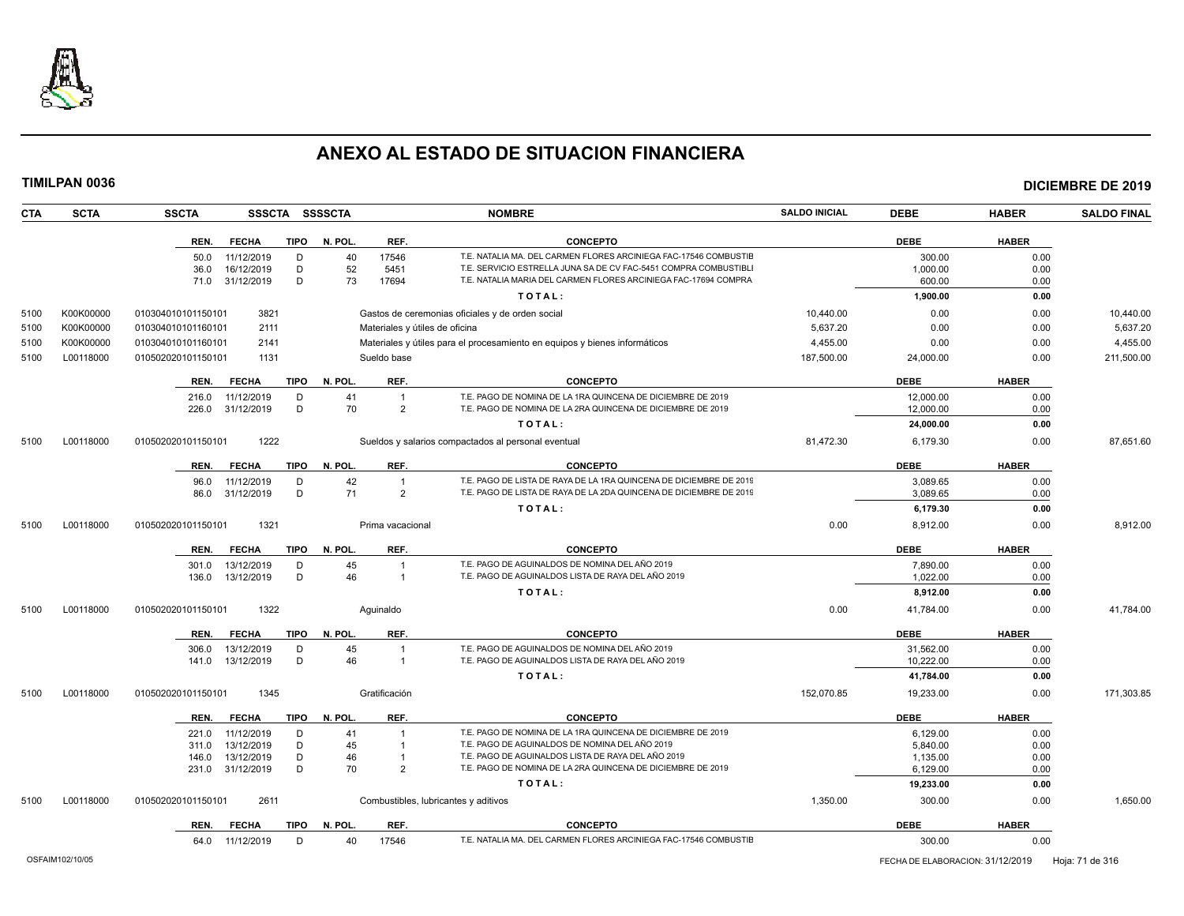# ANEXO AL ESTADO DE SITUACION FINANCIERA

**TIMILPAN 0036** — **DICIEMBRE DE 2019**

| CTA | SCTA | SSCTA | SSSCTA | SSSSCTA | NOMBRE | SALDO INICIAL | DEBE | HABER | SALDO FINAL |
|---|---|---|---|---|---|---|---|---|---|

| REN. | FECHA | TIPO | N. POL. | REF. | CONCEPTO | DEBE | HABER |
|---|---|---|---|---|---|---|---|
| 50.0 | 11/12/2019 | D | 40 | 17546 | T.E. NATALIA MA. DEL CARMEN FLORES ARCINIEGA FAC-17546 COMBUSTIB | 300.00 | 0.00 |
| 36.0 | 16/12/2019 | D | 52 | 5451 | T.E. SERVICIO ESTRELLA JUNA SA DE CV FAC-5451 COMPRA COMBUSTIBLI | 1,000.00 | 0.00 |
| 71.0 | 31/12/2019 | D | 73 | 17694 | T.E. NATALIA MARIA DEL CARMEN FLORES ARCINIEGA FAC-17694 COMPRA | 600.00 | 0.00 |
| | | | | | TOTAL: | 1,900.00 | 0.00 |

| CTA | SCTA | SSCTA | SSSCTA | NOMBRE | SALDO INICIAL | DEBE | HABER | SALDO FINAL |
|---|---|---|---|---|---|---|---|---|
| 5100 | K00K00000 | 010304010101150101 | 3821 | Gastos de ceremonias oficiales y de orden social | 10,440.00 | 0.00 | 0.00 | 10,440.00 |
| 5100 | K00K00000 | 010304010101160101 | 2111 | Materiales y útiles de oficina | 5,637.20 | 0.00 | 0.00 | 5,637.20 |
| 5100 | K00K00000 | 010304010101160101 | 2141 | Materiales y útiles para el procesamiento en equipos y bienes informáticos | 4,455.00 | 0.00 | 0.00 | 4,455.00 |
| 5100 | L00118000 | 010502020101150101 | 1131 | Sueldo base | 187,500.00 | 24,000.00 | 0.00 | 211,500.00 |

| REN. | FECHA | TIPO | N. POL. | REF. | CONCEPTO | DEBE | HABER |
|---|---|---|---|---|---|---|---|
| 216.0 | 11/12/2019 | D | 41 | 1 | T.E. PAGO DE NOMINA DE LA 1RA QUINCENA DE DICIEMBRE DE 2019 | 12,000.00 | 0.00 |
| 226.0 | 31/12/2019 | D | 70 | 2 | T.E. PAGO DE NOMINA DE LA 2RA QUINCENA DE DICIEMBRE DE 2019 | 12,000.00 | 0.00 |
| | | | | | TOTAL: | 24,000.00 | 0.00 |

| CTA | SCTA | SSCTA | SSSCTA | NOMBRE | SALDO INICIAL | DEBE | HABER | SALDO FINAL |
|---|---|---|---|---|---|---|---|---|
| 5100 | L00118000 | 010502020101150101 | 1222 | Sueldos y salarios compactados al personal eventual | 81,472.30 | 6,179.30 | 0.00 | 87,651.60 |

| REN. | FECHA | TIPO | N. POL. | REF. | CONCEPTO | DEBE | HABER |
|---|---|---|---|---|---|---|---|
| 96.0 | 11/12/2019 | D | 42 | 1 | T.E. PAGO DE LISTA DE RAYA DE LA 1RA QUINCENA DE DICIEMBRE DE 2019 | 3,089.65 | 0.00 |
| 86.0 | 31/12/2019 | D | 71 | 2 | T.E. PAGO DE LISTA DE RAYA DE LA 2DA QUINCENA DE DICIEMBRE DE 2019 | 3,089.65 | 0.00 |
| | | | | | TOTAL: | 6,179.30 | 0.00 |

| CTA | SCTA | SSCTA | SSSCTA | NOMBRE | SALDO INICIAL | DEBE | HABER | SALDO FINAL |
|---|---|---|---|---|---|---|---|---|
| 5100 | L00118000 | 010502020101150101 | 1321 | Prima vacacional | 0.00 | 8,912.00 | 0.00 | 8,912.00 |

| REN. | FECHA | TIPO | N. POL. | REF. | CONCEPTO | DEBE | HABER |
|---|---|---|---|---|---|---|---|
| 301.0 | 13/12/2019 | D | 45 | 1 | T.E. PAGO DE AGUINALDOS DE NOMINA DEL AÑO 2019 | 7,890.00 | 0.00 |
| 136.0 | 13/12/2019 | D | 46 | 1 | T.E. PAGO DE AGUINALDOS LISTA DE RAYA DEL AÑO 2019 | 1,022.00 | 0.00 |
| | | | | | TOTAL: | 8,912.00 | 0.00 |

| CTA | SCTA | SSCTA | SSSCTA | NOMBRE | SALDO INICIAL | DEBE | HABER | SALDO FINAL |
|---|---|---|---|---|---|---|---|---|
| 5100 | L00118000 | 010502020101150101 | 1322 | Aguinaldo | 0.00 | 41,784.00 | 0.00 | 41,784.00 |

| REN. | FECHA | TIPO | N. POL. | REF. | CONCEPTO | DEBE | HABER |
|---|---|---|---|---|---|---|---|
| 306.0 | 13/12/2019 | D | 45 | 1 | T.E. PAGO DE AGUINALDOS DE NOMINA DEL AÑO 2019 | 31,562.00 | 0.00 |
| 141.0 | 13/12/2019 | D | 46 | 1 | T.E. PAGO DE AGUINALDOS LISTA DE RAYA DEL AÑO 2019 | 10,222.00 | 0.00 |
| | | | | | TOTAL: | 41,784.00 | 0.00 |

| CTA | SCTA | SSCTA | SSSCTA | NOMBRE | SALDO INICIAL | DEBE | HABER | SALDO FINAL |
|---|---|---|---|---|---|---|---|---|
| 5100 | L00118000 | 010502020101150101 | 1345 | Gratificación | 152,070.85 | 19,233.00 | 0.00 | 171,303.85 |

| REN. | FECHA | TIPO | N. POL. | REF. | CONCEPTO | DEBE | HABER |
|---|---|---|---|---|---|---|---|
| 221.0 | 11/12/2019 | D | 41 | 1 | T.E. PAGO DE NOMINA DE LA 1RA QUINCENA DE DICIEMBRE DE 2019 | 6,129.00 | 0.00 |
| 311.0 | 13/12/2019 | D | 45 | 1 | T.E. PAGO DE AGUINALDOS DE NOMINA DEL AÑO 2019 | 5,840.00 | 0.00 |
| 146.0 | 13/12/2019 | D | 46 | 1 | T.E. PAGO DE AGUINALDOS LISTA DE RAYA DEL AÑO 2019 | 1,135.00 | 0.00 |
| 231.0 | 31/12/2019 | D | 70 | 2 | T.E. PAGO DE NOMINA DE LA 2RA QUINCENA DE DICIEMBRE DE 2019 | 6,129.00 | 0.00 |
| | | | | | TOTAL: | 19,233.00 | 0.00 |

| CTA | SCTA | SSCTA | SSSCTA | NOMBRE | SALDO INICIAL | DEBE | HABER | SALDO FINAL |
|---|---|---|---|---|---|---|---|---|
| 5100 | L00118000 | 010502020101150101 | 2611 | Combustibles, lubricantes y aditivos | 1,350.00 | 300.00 | 0.00 | 1,650.00 |

| REN. | FECHA | TIPO | N. POL. | REF. | CONCEPTO | DEBE | HABER |
|---|---|---|---|---|---|---|---|
| 64.0 | 11/12/2019 | D | 40 | 17546 | T.E. NATALIA MA. DEL CARMEN FLORES ARCINIEGA FAC-17546 COMBUSTIB | 300.00 | 0.00 |

OSFAIM102/10/05 — FECHA DE ELABORACION: 31/12/2019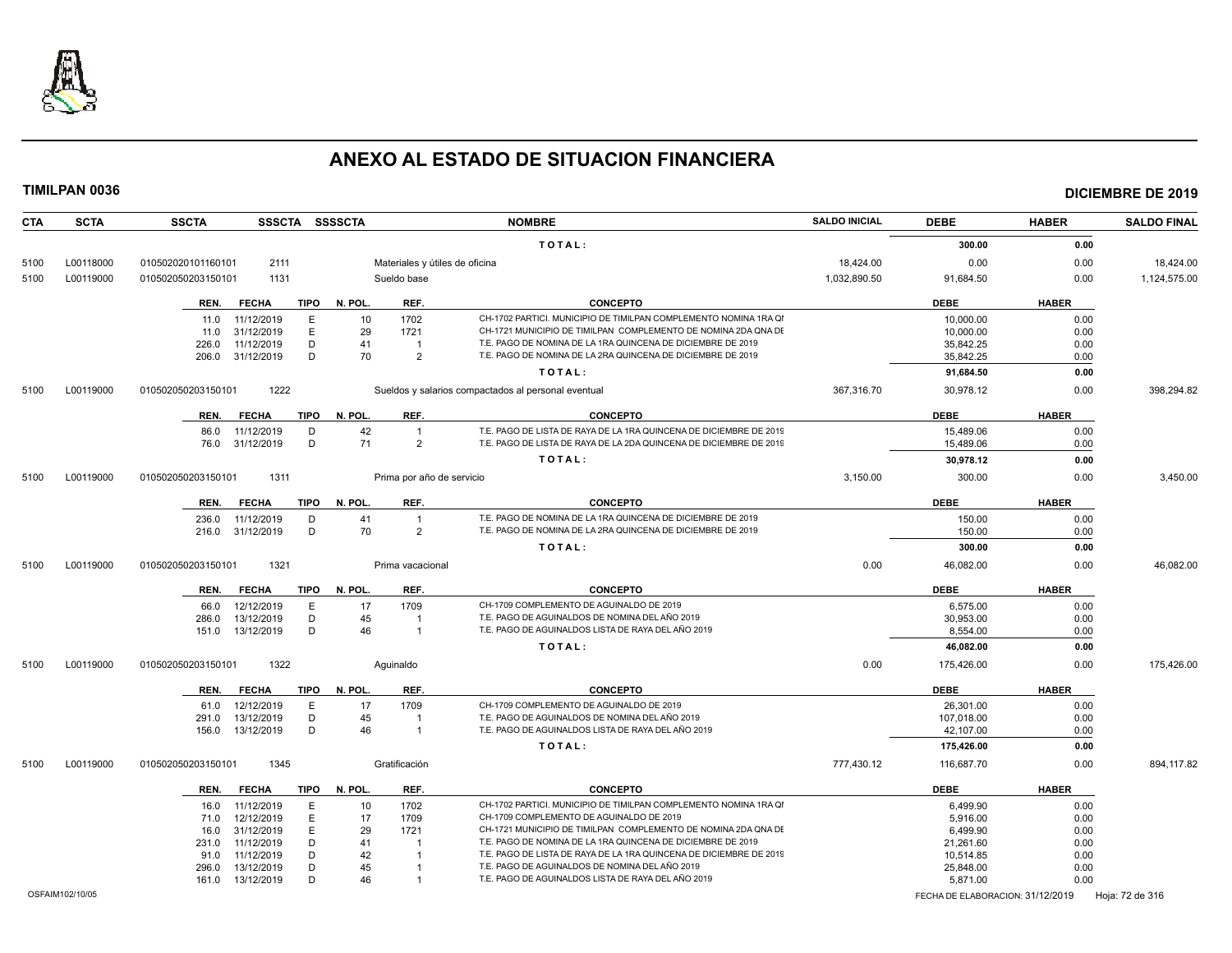# ANEXO AL ESTADO DE SITUACION FINANCIERA

**TIMILPAN 0036** **DICIEMBRE DE 2019**

| CTA | SCTA | SSCTA | SSSCTA | SSSSCTA | NOMBRE | SALDO INICIAL | DEBE | HABER | SALDO FINAL |
|---|---|---|---|---|---|---|---|---|---|
| | | | | | TOTAL: | | 300.00 | 0.00 | |
| 5100 | L00118000 | 010502020101160101 | 2111 | | Materiales y útiles de oficina | 18,424.00 | 0.00 | 0.00 | 18,424.00 |
| 5100 | L00119000 | 010502050203150101 | 1131 | | Sueldo base | 1,032,890.50 | 91,684.50 | 0.00 | 1,124,575.00 |

| REN. | FECHA | TIPO | N. POL. | REF. | CONCEPTO | DEBE | HABER |
|---|---|---|---|---|---|---|---|
| 11.0 | 11/12/2019 | E | 10 | 1702 | CH-1702 PARTICI. MUNICIPIO DE TIMILPAN COMPLEMENTO NOMINA 1RA QI | 10,000.00 | 0.00 |
| 11.0 | 31/12/2019 | E | 29 | 1721 | CH-1721 MUNICIPIO DE TIMILPAN COMPLEMENTO DE NOMINA 2DA QNA DE | 10,000.00 | 0.00 |
| 226.0 | 11/12/2019 | D | 41 | 1 | T.E. PAGO DE NOMINA DE LA 1RA QUINCENA DE DICIEMBRE DE 2019 | 35,842.25 | 0.00 |
| 206.0 | 31/12/2019 | D | 70 | 2 | T.E. PAGO DE NOMINA DE LA 2RA QUINCENA DE DICIEMBRE DE 2019 | 35,842.25 | 0.00 |
| | | | | | TOTAL: | 91,684.50 | 0.00 |

| CTA | SCTA | SSCTA | SSSCTA | SSSSCTA | NOMBRE | SALDO INICIAL | DEBE | HABER | SALDO FINAL |
|---|---|---|---|---|---|---|---|---|---|
| 5100 | L00119000 | 010502050203150101 | 1222 | | Sueldos y salarios compactados al personal eventual | 367,316.70 | 30,978.12 | 0.00 | 398,294.82 |

| REN. | FECHA | TIPO | N. POL. | REF. | CONCEPTO | DEBE | HABER |
|---|---|---|---|---|---|---|---|
| 86.0 | 11/12/2019 | D | 42 | 1 | T.E. PAGO DE LISTA DE RAYA DE LA 1RA QUINCENA DE DICIEMBRE DE 2019 | 15,489.06 | 0.00 |
| 76.0 | 31/12/2019 | D | 71 | 2 | T.E. PAGO DE LISTA DE RAYA DE LA 2DA QUINCENA DE DICIEMBRE DE 2019 | 15,489.06 | 0.00 |
| | | | | | TOTAL: | 30,978.12 | 0.00 |

| CTA | SCTA | SSCTA | SSSCTA | SSSSCTA | NOMBRE | SALDO INICIAL | DEBE | HABER | SALDO FINAL |
|---|---|---|---|---|---|---|---|---|---|
| 5100 | L00119000 | 010502050203150101 | 1311 | | Prima por año de servicio | 3,150.00 | 300.00 | 0.00 | 3,450.00 |

| REN. | FECHA | TIPO | N. POL. | REF. | CONCEPTO | DEBE | HABER |
|---|---|---|---|---|---|---|---|
| 236.0 | 11/12/2019 | D | 41 | 1 | T.E. PAGO DE NOMINA DE LA 1RA QUINCENA DE DICIEMBRE DE 2019 | 150.00 | 0.00 |
| 216.0 | 31/12/2019 | D | 70 | 2 | T.E. PAGO DE NOMINA DE LA 2RA QUINCENA DE DICIEMBRE DE 2019 | 150.00 | 0.00 |
| | | | | | TOTAL: | 300.00 | 0.00 |

| CTA | SCTA | SSCTA | SSSCTA | SSSSCTA | NOMBRE | SALDO INICIAL | DEBE | HABER | SALDO FINAL |
|---|---|---|---|---|---|---|---|---|---|
| 5100 | L00119000 | 010502050203150101 | 1321 | | Prima vacacional | 0.00 | 46,082.00 | 0.00 | 46,082.00 |

| REN. | FECHA | TIPO | N. POL. | REF. | CONCEPTO | DEBE | HABER |
|---|---|---|---|---|---|---|---|
| 66.0 | 12/12/2019 | E | 17 | 1709 | CH-1709 COMPLEMENTO DE AGUINALDO DE 2019 | 6,575.00 | 0.00 |
| 286.0 | 13/12/2019 | D | 45 | 1 | T.E. PAGO DE AGUINALDOS DE NOMINA DEL AÑO 2019 | 30,953.00 | 0.00 |
| 151.0 | 13/12/2019 | D | 46 | 1 | T.E. PAGO DE AGUINALDOS LISTA DE RAYA DEL AÑO 2019 | 8,554.00 | 0.00 |
| | | | | | TOTAL: | 46,082.00 | 0.00 |

| CTA | SCTA | SSCTA | SSSCTA | SSSSCTA | NOMBRE | SALDO INICIAL | DEBE | HABER | SALDO FINAL |
|---|---|---|---|---|---|---|---|---|---|
| 5100 | L00119000 | 010502050203150101 | 1322 | | Aguinaldo | 0.00 | 175,426.00 | 0.00 | 175,426.00 |

| REN. | FECHA | TIPO | N. POL. | REF. | CONCEPTO | DEBE | HABER |
|---|---|---|---|---|---|---|---|
| 61.0 | 12/12/2019 | E | 17 | 1709 | CH-1709 COMPLEMENTO DE AGUINALDO DE 2019 | 26,301.00 | 0.00 |
| 291.0 | 13/12/2019 | D | 45 | 1 | T.E. PAGO DE AGUINALDOS DE NOMINA DEL AÑO 2019 | 107,018.00 | 0.00 |
| 156.0 | 13/12/2019 | D | 46 | 1 | T.E. PAGO DE AGUINALDOS LISTA DE RAYA DEL AÑO 2019 | 42,107.00 | 0.00 |
| | | | | | TOTAL: | 175,426.00 | 0.00 |

| CTA | SCTA | SSCTA | SSSCTA | SSSSCTA | NOMBRE | SALDO INICIAL | DEBE | HABER | SALDO FINAL |
|---|---|---|---|---|---|---|---|---|---|
| 5100 | L00119000 | 010502050203150101 | 1345 | | Gratificación | 777,430.12 | 116,687.70 | 0.00 | 894,117.82 |

| REN. | FECHA | TIPO | N. POL. | REF. | CONCEPTO | DEBE | HABER |
|---|---|---|---|---|---|---|---|
| 16.0 | 11/12/2019 | E | 10 | 1702 | CH-1702 PARTICI. MUNICIPIO DE TIMILPAN COMPLEMENTO NOMINA 1RA QI | 6,499.90 | 0.00 |
| 71.0 | 12/12/2019 | E | 17 | 1709 | CH-1709 COMPLEMENTO DE AGUINALDO DE 2019 | 5,916.00 | 0.00 |
| 16.0 | 31/12/2019 | E | 29 | 1721 | CH-1721 MUNICIPIO DE TIMILPAN COMPLEMENTO DE NOMINA 2DA QNA DE | 6,499.90 | 0.00 |
| 231.0 | 11/12/2019 | D | 41 | 1 | T.E. PAGO DE NOMINA DE LA 1RA QUINCENA DE DICIEMBRE DE 2019 | 21,261.60 | 0.00 |
| 91.0 | 11/12/2019 | D | 42 | 1 | T.E. PAGO DE LISTA DE RAYA DE LA 1RA QUINCENA DE DICIEMBRE DE 2019 | 10,514.85 | 0.00 |
| 296.0 | 13/12/2019 | D | 45 | 1 | T.E. PAGO DE AGUINALDOS DE NOMINA DEL AÑO 2019 | 25,848.00 | 0.00 |
| 161.0 | 13/12/2019 | D | 46 | 1 | T.E. PAGO DE AGUINALDOS LISTA DE RAYA DEL AÑO 2019 | 5,871.00 | 0.00 |

OSFAIM102/10/05 FECHA DE ELABORACION: 31/12/2019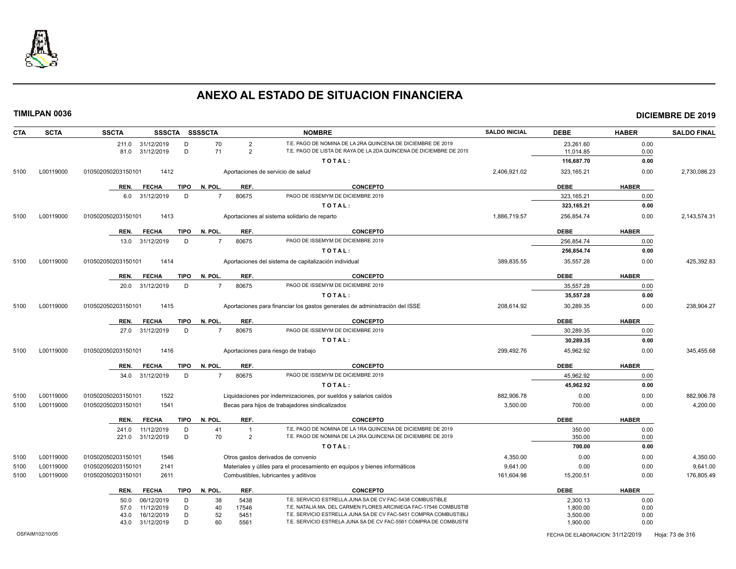# ANEXO AL ESTADO DE SITUACION FINANCIERA

**TIMILPAN 0036** **DICIEMBRE DE 2019**

| CTA | SCTA | SSCTA | SSSCTA | SSSSCTA | NOMBRE | SALDO INICIAL | DEBE | HABER | SALDO FINAL |
|---|---|---|---|---|---|---|---|---|---|
| | | 211.0 31/12/2019 | D | 70 | 2 T.E. PAGO DE NOMINA DE LA 2RA QUINCENA DE DICIEMBRE DE 2019 | | 23,261.60 | 0.00 | |
| | | 81.0 31/12/2019 | D | 71 | 2 T.E. PAGO DE LISTA DE RAYA DE LA 2DA QUINCENA DE DICIEMBRE DE 2019 | | 11,014.85 | 0.00 | |
| | | | | | **T O T A L :** | | **116,687.70** | **0.00** | |
| 5100 | L00119000 | 010502050203150101 | 1412 | | Aportaciones de servicio de salud | 2,406,921.02 | 323,165.21 | 0.00 | 2,730,086.23 |
| | | **REN. FECHA** | **TIPO** | **N. POL.** | **REF. CONCEPTO** | | **DEBE** | **HABER** | |
| | | 6.0 31/12/2019 | D | 7 | 80675 PAGO DE ISSEMYM DE DICIEMBRE 2019 | | 323,165.21 | 0.00 | |
| | | | | | **T O T A L :** | | **323,165.21** | **0.00** | |
| 5100 | L00119000 | 010502050203150101 | 1413 | | Aportaciones al sistema solidario de reparto | 1,886,719.57 | 256,854.74 | 0.00 | 2,143,574.31 |
| | | **REN. FECHA** | **TIPO** | **N. POL.** | **REF. CONCEPTO** | | **DEBE** | **HABER** | |
| | | 13.0 31/12/2019 | D | 7 | 80675 PAGO DE ISSEMYM DE DICIEMBRE 2019 | | 256,854.74 | 0.00 | |
| | | | | | **T O T A L :** | | **256,854.74** | **0.00** | |
| 5100 | L00119000 | 010502050203150101 | 1414 | | Aportaciones del sistema de capitalización individual | 389,835.55 | 35,557.28 | 0.00 | 425,392.83 |
| | | **REN. FECHA** | **TIPO** | **N. POL.** | **REF. CONCEPTO** | | **DEBE** | **HABER** | |
| | | 20.0 31/12/2019 | D | 7 | 80675 PAGO DE ISSEMYM DE DICIEMBRE 2019 | | 35,557.28 | 0.00 | |
| | | | | | **T O T A L :** | | **35,557.28** | **0.00** | |
| 5100 | L00119000 | 010502050203150101 | 1415 | | Aportaciones para financiar los gastos generales de administración del ISSE | 208,614.92 | 30,289.35 | 0.00 | 238,904.27 |
| | | **REN. FECHA** | **TIPO** | **N. POL.** | **REF. CONCEPTO** | | **DEBE** | **HABER** | |
| | | 27.0 31/12/2019 | D | 7 | 80675 PAGO DE ISSEMYM DE DICIEMBRE 2019 | | 30,289.35 | 0.00 | |
| | | | | | **T O T A L :** | | **30,289.35** | **0.00** | |
| 5100 | L00119000 | 010502050203150101 | 1416 | | Aportaciones para riesgo de trabajo | 299,492.76 | 45,962.92 | 0.00 | 345,455.68 |
| | | **REN. FECHA** | **TIPO** | **N. POL.** | **REF. CONCEPTO** | | **DEBE** | **HABER** | |
| | | 34.0 31/12/2019 | D | 7 | 80675 PAGO DE ISSEMYM DE DICIEMBRE 2019 | | 45,962.92 | 0.00 | |
| | | | | | **T O T A L :** | | **45,962.92** | **0.00** | |
| 5100 | L00119000 | 010502050203150101 | 1522 | | Liquidaciones por indemnizaciones, por sueldos y salarios caídos | 882,906.78 | 0.00 | 0.00 | 882,906.78 |
| 5100 | L00119000 | 010502050203150101 | 1541 | | Becas para hijos de trabajadores sindicalizados | 3,500.00 | 700.00 | 0.00 | 4,200.00 |
| | | **REN. FECHA** | **TIPO** | **N. POL.** | **REF. CONCEPTO** | | **DEBE** | **HABER** | |
| | | 241.0 11/12/2019 | D | 41 | 1 T.E. PAGO DE NOMINA DE LA 1RA QUINCENA DE DICIEMBRE DE 2019 | | 350.00 | 0.00 | |
| | | 221.0 31/12/2019 | D | 70 | 2 T.E. PAGO DE NOMINA DE LA 2RA QUINCENA DE DICIEMBRE DE 2019 | | 350.00 | 0.00 | |
| | | | | | **T O T A L :** | | **700.00** | **0.00** | |
| 5100 | L00119000 | 010502050203150101 | 1546 | | Otros gastos derivados de convenio | 4,350.00 | 0.00 | 0.00 | 4,350.00 |
| 5100 | L00119000 | 010502050203150101 | 2141 | | Materiales y útiles para el procesamiento en equipos y bienes informáticos | 9,641.00 | 0.00 | 0.00 | 9,641.00 |
| 5100 | L00119000 | 010502050203150101 | 2611 | | Combustibles, lubricantes y aditivos | 161,604.98 | 15,200.51 | 0.00 | 176,805.49 |
| | | **REN. FECHA** | **TIPO** | **N. POL.** | **REF. CONCEPTO** | | **DEBE** | **HABER** | |
| | | 50.0 06/12/2019 | D | 38 | 5438 T.E. SERVICIO ESTRELLA JUNA SA DE CV FAC-5438 COMBUSTIBLE | | 2,300.13 | 0.00 | |
| | | 57.0 11/12/2019 | D | 40 | 17546 T.E. NATALIA MA. DEL CARMEN FLORES ARCINIEGA FAC-17546 COMBUSTIB | | 1,800.00 | 0.00 | |
| | | 43.0 16/12/2019 | D | 52 | 5451 T.E. SERVICIO ESTRELLA JUNA SA DE CV FAC-5451 COMPRA COMBUSTIBLI | | 3,500.00 | 0.00 | |
| | | 43.0 31/12/2019 | D | 60 | 5561 T.E. SERVICIO ESTRELA JUNA SA DE CV FAC-5561 COMPRA DE COMBUSTIE | | 1,900.00 | 0.00 | |

OSFAIM102/10/05 FECHA DE ELABORACION: 31/12/2019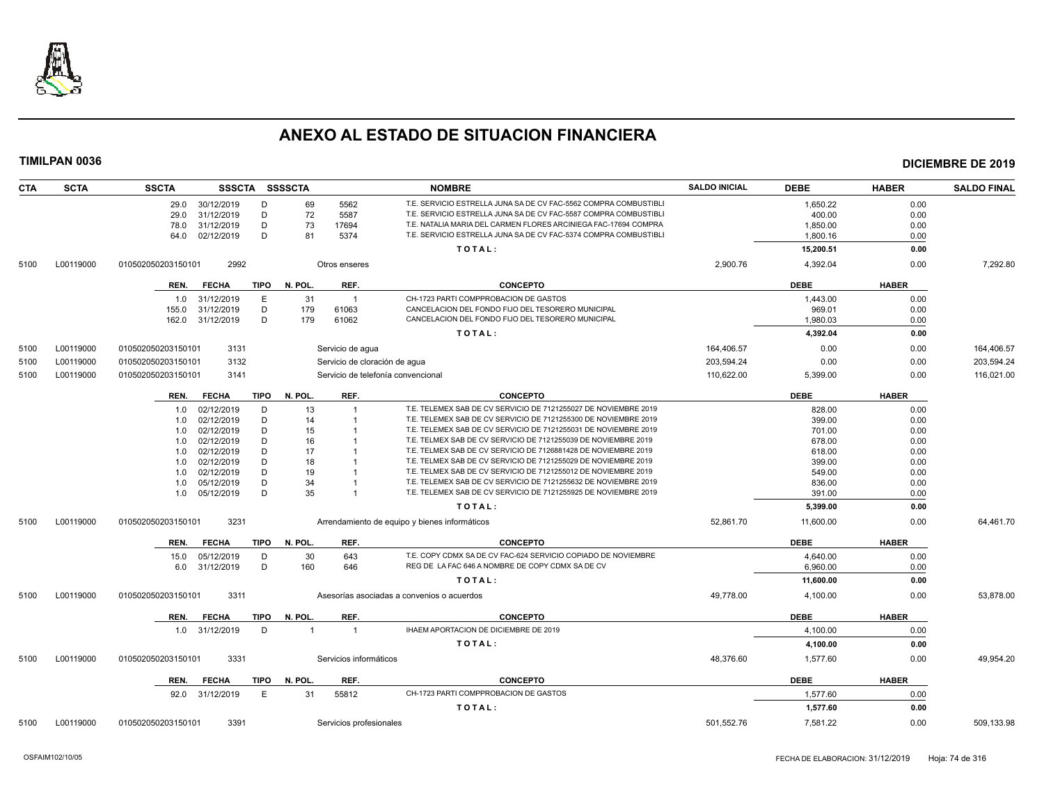# ANEXO AL ESTADO DE SITUACION FINANCIERA

**TIMILPAN 0036** **DICIEMBRE DE 2019**

| CTA | SCTA | SSCTA | SSSCTA | SSSSCTA | | NOMBRE | SALDO INICIAL | DEBE | HABER | SALDO FINAL |
|---|---|---|---|---|---|---|---|---|---|---|
| | | 29.0 | 30/12/2019 | D | 69 | 5562 T.E. SERVICIO ESTRELLA JUNA SA DE CV FAC-5562 COMPRA COMBUSTIBLI | | 1,650.22 | 0.00 | |
| | | 29.0 | 31/12/2019 | D | 72 | 5587 T.E. SERVICIO ESTRELLA JUNA SA DE CV FAC-5587 COMPRA COMBUSTIBLI | | 400.00 | 0.00 | |
| | | 78.0 | 31/12/2019 | D | 73 | 17694 T.E. NATALIA MARIA DEL CARMEN FLORES ARCINIEGA FAC-17694 COMPRA | | 1,850.00 | 0.00 | |
| | | 64.0 | 02/12/2019 | D | 81 | 5374 T.E. SERVICIO ESTRELLA JUNA SA DE CV FAC-5374 COMPRA COMBUSTIBLI | | 1,800.16 | 0.00 | |
| | | | | | | **TOTAL:** | | **15,200.51** | **0.00** | |
| 5100 | L00119000 | 010502050203150101 | 2992 | | | Otros enseres | 2,900.76 | 4,392.04 | 0.00 | 7,292.80 |

| REN. | FECHA | TIPO | N. POL. | REF. | CONCEPTO | DEBE | HABER |
|---|---|---|---|---|---|---|---|
| 1.0 | 31/12/2019 | E | 31 | 1 | CH-1723 PARTI COMPPROBACION DE GASTOS | 1,443.00 | 0.00 |
| 155.0 | 31/12/2019 | D | 179 | 61063 | CANCELACION DEL FONDO FIJO DEL TESORERO MUNICIPAL | 969.01 | 0.00 |
| 162.0 | 31/12/2019 | D | 179 | 61062 | CANCELACION DEL FONDO FIJO DEL TESORERO MUNICIPAL | 1,980.03 | 0.00 |
| | | | | | **TOTAL:** | **4,392.04** | **0.00** |

| CTA | SCTA | SSCTA | SSSCTA | NOMBRE | SALDO INICIAL | DEBE | HABER | SALDO FINAL |
|---|---|---|---|---|---|---|---|---|
| 5100 | L00119000 | 010502050203150101 | 3131 | Servicio de agua | 164,406.57 | 0.00 | 0.00 | 164,406.57 |
| 5100 | L00119000 | 010502050203150101 | 3132 | Servicio de cloración de agua | 203,594.24 | 0.00 | 0.00 | 203,594.24 |
| 5100 | L00119000 | 010502050203150101 | 3141 | Servicio de telefonía convencional | 110,622.00 | 5,399.00 | 0.00 | 116,021.00 |

| REN. | FECHA | TIPO | N. POL. | REF. | CONCEPTO | DEBE | HABER |
|---|---|---|---|---|---|---|---|
| 1.0 | 02/12/2019 | D | 13 | 1 | T.E. TELEMEX SAB DE CV SERVICIO DE 7121255027 DE NOVIEMBRE 2019 | 828.00 | 0.00 |
| 1.0 | 02/12/2019 | D | 14 | 1 | T.E. TELEMEX SAB DE CV SERVICIO DE 7121255300 DE NOVIEMBRE 2019 | 399.00 | 0.00 |
| 1.0 | 02/12/2019 | D | 15 | 1 | T.E. TELEMEX SAB DE CV SERVICIO DE 7121255031 DE NOVIEMBRE 2019 | 701.00 | 0.00 |
| 1.0 | 02/12/2019 | D | 16 | 1 | T.E. TELMEX SAB DE CV SERVICIO DE 7121255039 DE NOVIEMBRE 2019 | 678.00 | 0.00 |
| 1.0 | 02/12/2019 | D | 17 | 1 | T.E. TELMEX SAB DE CV SERVICIO DE 7126881428 DE NOVIEMBRE 2019 | 618.00 | 0.00 |
| 1.0 | 02/12/2019 | D | 18 | 1 | T.E. TELMEX SAB DE CV SERVICIO DE 7121255029 DE NOVIEMBRE 2019 | 399.00 | 0.00 |
| 1.0 | 02/12/2019 | D | 19 | 1 | T.E. TELMEX SAB DE CV SERVICIO DE 7121255012 DE NOVIEMBRE 2019 | 549.00 | 0.00 |
| 1.0 | 05/12/2019 | D | 34 | 1 | T.E. TELEMEX SAB DE CV SERVICIO DE 7121255632 DE NOVIEMBRE 2019 | 836.00 | 0.00 |
| 1.0 | 05/12/2019 | D | 35 | 1 | T.E. TELEMEX SAB DE CV SERVICIO DE 7121255925 DE NOVIEMBRE 2019 | 391.00 | 0.00 |
| | | | | | **TOTAL:** | **5,399.00** | **0.00** |

| CTA | SCTA | SSCTA | SSSCTA | NOMBRE | SALDO INICIAL | DEBE | HABER | SALDO FINAL |
|---|---|---|---|---|---|---|---|---|
| 5100 | L00119000 | 010502050203150101 | 3231 | Arrendamiento de equipo y bienes informáticos | 52,861.70 | 11,600.00 | 0.00 | 64,461.70 |

| REN. | FECHA | TIPO | N. POL. | REF. | CONCEPTO | DEBE | HABER |
|---|---|---|---|---|---|---|---|
| 15.0 | 05/12/2019 | D | 30 | 643 | T.E. COPY CDMX SA DE CV FAC-624 SERVICIO COPIADO DE NOVIEMBRE | 4,640.00 | 0.00 |
| 6.0 | 31/12/2019 | D | 160 | 646 | REG DE LA FAC 646 A NOMBRE DE COPY CDMX SA DE CV | 6,960.00 | 0.00 |
| | | | | | **TOTAL:** | **11,600.00** | **0.00** |

| CTA | SCTA | SSCTA | SSSCTA | NOMBRE | SALDO INICIAL | DEBE | HABER | SALDO FINAL |
|---|---|---|---|---|---|---|---|---|
| 5100 | L00119000 | 010502050203150101 | 3311 | Asesorías asociadas a convenios o acuerdos | 49,778.00 | 4,100.00 | 0.00 | 53,878.00 |

| REN. | FECHA | TIPO | N. POL. | REF. | CONCEPTO | DEBE | HABER |
|---|---|---|---|---|---|---|---|
| 1.0 | 31/12/2019 | D | 1 | 1 | IHAEM APORTACION DE DICIEMBRE DE 2019 | 4,100.00 | 0.00 |
| | | | | | **TOTAL:** | **4,100.00** | **0.00** |

| CTA | SCTA | SSCTA | SSSCTA | NOMBRE | SALDO INICIAL | DEBE | HABER | SALDO FINAL |
|---|---|---|---|---|---|---|---|---|
| 5100 | L00119000 | 010502050203150101 | 3331 | Servicios informáticos | 48,376.60 | 1,577.60 | 0.00 | 49,954.20 |

| REN. | FECHA | TIPO | N. POL. | REF. | CONCEPTO | DEBE | HABER |
|---|---|---|---|---|---|---|---|
| 92.0 | 31/12/2019 | E | 31 | 55812 | CH-1723 PARTI COMPPROBACION DE GASTOS | 1,577.60 | 0.00 |
| | | | | | **TOTAL:** | **1,577.60** | **0.00** |

| CTA | SCTA | SSCTA | SSSCTA | NOMBRE | SALDO INICIAL | DEBE | HABER | SALDO FINAL |
|---|---|---|---|---|---|---|---|---|
| 5100 | L00119000 | 010502050203150101 | 3391 | Servicios profesionales | 501,552.76 | 7,581.22 | 0.00 | 509,133.98 |

OSFAIM102/10/05 FECHA DE ELABORACION: 31/12/2019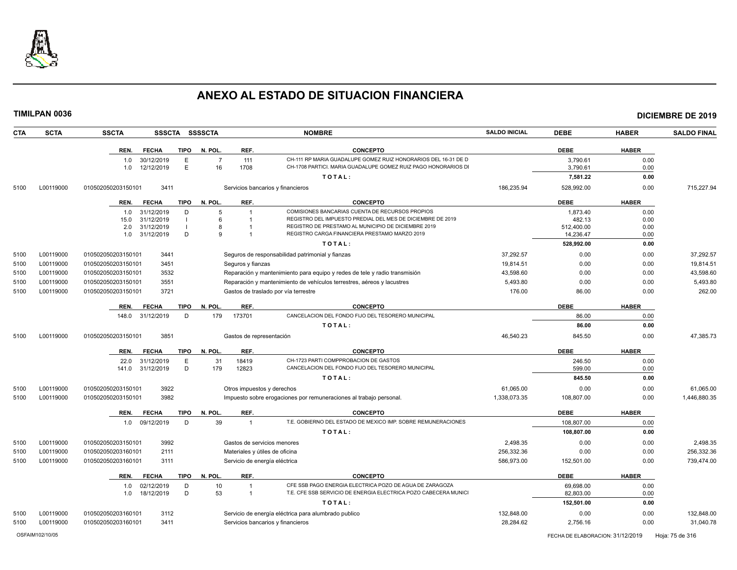# ANEXO AL ESTADO DE SITUACION FINANCIERA

**TIMILPAN 0036** — **DICIEMBRE DE 2019**

| CTA | SCTA | SSCTA | SSSCTA | SSSSCTA | NOMBRE | SALDO INICIAL | DEBE | HABER | SALDO FINAL |
|---|---|---|---|---|---|---|---|---|---|

| REN. | FECHA | TIPO | N. POL. | REF. | CONCEPTO | DEBE | HABER |
|---|---|---|---|---|---|---|---|
| 1.0 | 30/12/2019 | E | 7 | 111 | CH-111 RP MARIA GUADALUPE GOMEZ RUIZ HONORARIOS DEL 16-31 DE D | 3,790.61 | 0.00 |
| 1.0 | 12/12/2019 | E | 16 | 1708 | CH-1708 PARTICI. MARIA GUADALUPE GOMEZ RUIZ PAGO HONORARIOS DI | 3,790.61 | 0.00 |
| | | | | | TOTAL: | 7,581.22 | 0.00 |

| CTA | SCTA | SSCTA | SSSCTA | NOMBRE | SALDO INICIAL | DEBE | HABER | SALDO FINAL |
|---|---|---|---|---|---|---|---|---|
| 5100 | L00119000 | 010502050203150101 | 3411 | Servicios bancarios y financieros | 186,235.94 | 528,992.00 | 0.00 | 715,227.94 |

| REN. | FECHA | TIPO | N. POL. | REF. | CONCEPTO | DEBE | HABER |
|---|---|---|---|---|---|---|---|
| 1.0 | 31/12/2019 | D | 5 | 1 | COMISIONES BANCARIAS CUENTA DE RECURSOS PROPIOS | 1,873.40 | 0.00 |
| 15.0 | 31/12/2019 | I | 6 | 1 | REGISTRO DEL IMPUESTO PREDIAL DEL MES DE DICIEMBRE DE 2019 | 482.13 | 0.00 |
| 2.0 | 31/12/2019 | I | 8 | 1 | REGISTRO DE PRESTAMO AL MUNICIPIO DE DICIEMBRE 2019 | 512,400.00 | 0.00 |
| 1.0 | 31/12/2019 | D | 9 | 1 | REGISTRO CARGA FINANCIERA PRESTAMO MARZO 2019 | 14,236.47 | 0.00 |
| | | | | | TOTAL: | 528,992.00 | 0.00 |

| CTA | SCTA | SSCTA | SSSCTA | NOMBRE | SALDO INICIAL | DEBE | HABER | SALDO FINAL |
|---|---|---|---|---|---|---|---|---|
| 5100 | L00119000 | 010502050203150101 | 3441 | Seguros de responsabilidad patrimonial y fianzas | 37,292.57 | 0.00 | 0.00 | 37,292.57 |
| 5100 | L00119000 | 010502050203150101 | 3451 | Seguros y fianzas | 19,814.51 | 0.00 | 0.00 | 19,814.51 |
| 5100 | L00119000 | 010502050203150101 | 3532 | Reparación y mantenimiento para equipo y redes de tele y radio transmisión | 43,598.60 | 0.00 | 0.00 | 43,598.60 |
| 5100 | L00119000 | 010502050203150101 | 3551 | Reparación y mantenimiento de vehículos terrestres, aéreos y lacustres | 5,493.80 | 0.00 | 0.00 | 5,493.80 |
| 5100 | L00119000 | 010502050203150101 | 3721 | Gastos de traslado por vía terrestre | 176.00 | 86.00 | 0.00 | 262.00 |

| REN. | FECHA | TIPO | N. POL. | REF. | CONCEPTO | DEBE | HABER |
|---|---|---|---|---|---|---|---|
| 148.0 | 31/12/2019 | D | 179 | 173701 | CANCELACION DEL FONDO FIJO DEL TESORERO MUNICIPAL | 86.00 | 0.00 |
| | | | | | TOTAL: | 86.00 | 0.00 |

| CTA | SCTA | SSCTA | SSSCTA | NOMBRE | SALDO INICIAL | DEBE | HABER | SALDO FINAL |
|---|---|---|---|---|---|---|---|---|
| 5100 | L00119000 | 010502050203150101 | 3851 | Gastos de representación | 46,540.23 | 845.50 | 0.00 | 47,385.73 |

| REN. | FECHA | TIPO | N. POL. | REF. | CONCEPTO | DEBE | HABER |
|---|---|---|---|---|---|---|---|
| 22.0 | 31/12/2019 | E | 31 | 18419 | CH-1723 PARTI COMPPROBACION DE GASTOS | 246.50 | 0.00 |
| 141.0 | 31/12/2019 | D | 179 | 12823 | CANCELACION DEL FONDO FIJO DEL TESORERO MUNICIPAL | 599.00 | 0.00 |
| | | | | | TOTAL: | 845.50 | 0.00 |

| CTA | SCTA | SSCTA | SSSCTA | NOMBRE | SALDO INICIAL | DEBE | HABER | SALDO FINAL |
|---|---|---|---|---|---|---|---|---|
| 5100 | L00119000 | 010502050203150101 | 3922 | Otros impuestos y derechos | 61,065.00 | 0.00 | 0.00 | 61,065.00 |
| 5100 | L00119000 | 010502050203150101 | 3982 | Impuesto sobre erogaciones por remuneraciones al trabajo personal. | 1,338,073.35 | 108,807.00 | 0.00 | 1,446,880.35 |

| REN. | FECHA | TIPO | N. POL. | REF. | CONCEPTO | DEBE | HABER |
|---|---|---|---|---|---|---|---|
| 1.0 | 09/12/2019 | D | 39 | 1 | T.E. GOBIERNO DEL ESTADO DE MEXICO IMP. SOBRE REMUNERACIONES | 108,807.00 | 0.00 |
| | | | | | TOTAL: | 108,807.00 | 0.00 |

| CTA | SCTA | SSCTA | SSSCTA | NOMBRE | SALDO INICIAL | DEBE | HABER | SALDO FINAL |
|---|---|---|---|---|---|---|---|---|
| 5100 | L00119000 | 010502050203150101 | 3992 | Gastos de servicios menores | 2,498.35 | 0.00 | 0.00 | 2,498.35 |
| 5100 | L00119000 | 010502050203160101 | 2111 | Materiales y útiles de oficina | 256,332.36 | 0.00 | 0.00 | 256,332.36 |
| 5100 | L00119000 | 010502050203160101 | 3111 | Servicio de energía eléctrica | 586,973.00 | 152,501.00 | 0.00 | 739,474.00 |

| REN. | FECHA | TIPO | N. POL. | REF. | CONCEPTO | DEBE | HABER |
|---|---|---|---|---|---|---|---|
| 1.0 | 02/12/2019 | D | 10 | 1 | CFE SSB PAGO ENERGIA ELECTRICA POZO DE AGUA DE ZARAGOZA | 69,698.00 | 0.00 |
| 1.0 | 18/12/2019 | D | 53 | 1 | T.E. CFE SSB SERVICIO DE ENERGIA ELECTRICA POZO CABECERA MUNICI | 82,803.00 | 0.00 |
| | | | | | TOTAL: | 152,501.00 | 0.00 |

| CTA | SCTA | SSCTA | SSSCTA | NOMBRE | SALDO INICIAL | DEBE | HABER | SALDO FINAL |
|---|---|---|---|---|---|---|---|---|
| 5100 | L00119000 | 010502050203160101 | 3112 | Servicio de energía eléctrica para alumbrado publico | 132,848.00 | 0.00 | 0.00 | 132,848.00 |
| 5100 | L00119000 | 010502050203160101 | 3411 | Servicios bancarios y financieros | 28,284.62 | 2,756.16 | 0.00 | 31,040.78 |

OSFAIM102/10/05 — FECHA DE ELABORACION: 31/12/2019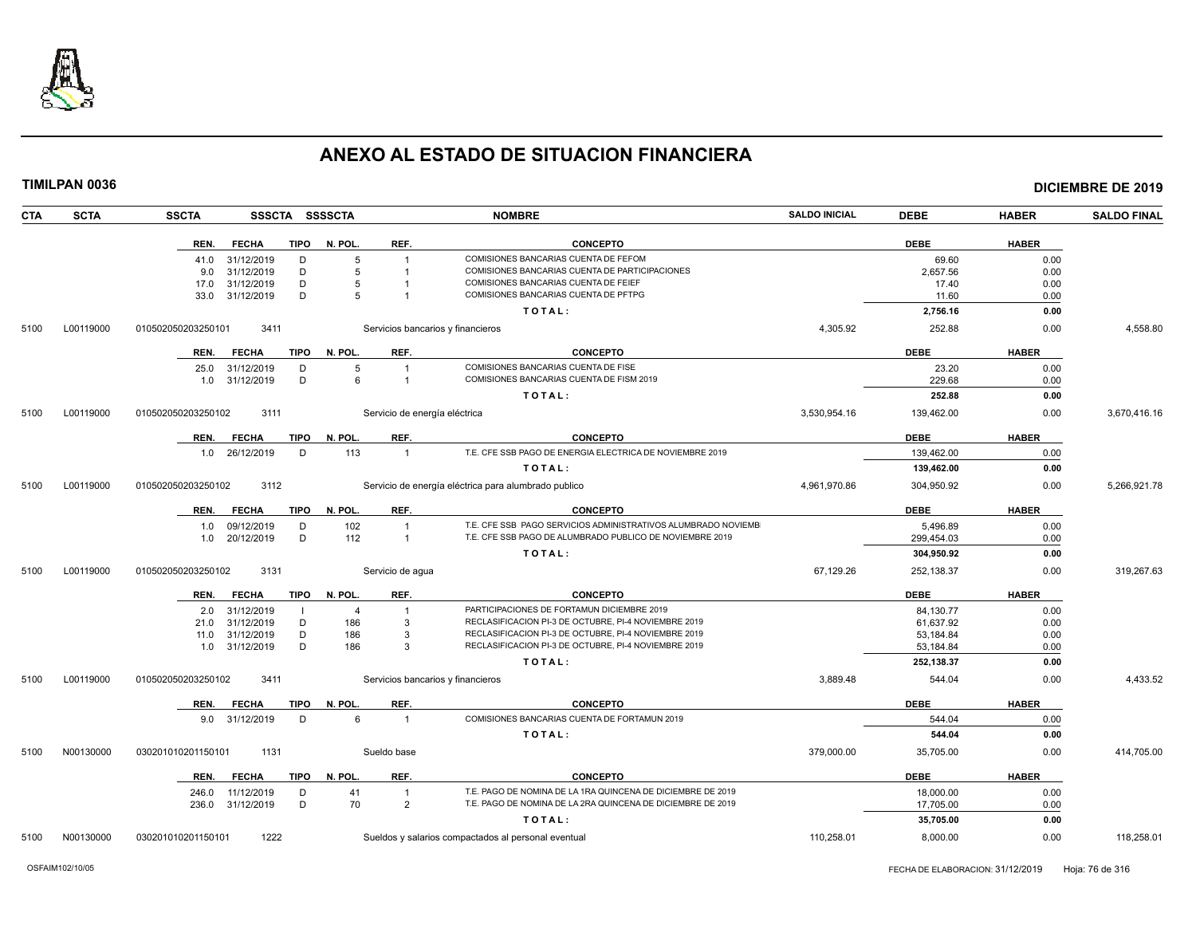# ANEXO AL ESTADO DE SITUACION FINANCIERA

**TIMILPAN 0036** **DICIEMBRE DE 2019**

| CTA | SCTA | SSCTA | SSSCTA | SSSSCTA | NOMBRE | SALDO INICIAL | DEBE | HABER | SALDO FINAL |
|---|---|---|---|---|---|---|---|---|---|

| REN. | FECHA | TIPO | N. POL. | REF. | CONCEPTO | DEBE | HABER |
|---|---|---|---|---|---|---|---|
| 41.0 | 31/12/2019 | D | 5 | 1 | COMISIONES BANCARIAS CUENTA DE FEFOM | 69.60 | 0.00 |
| 9.0 | 31/12/2019 | D | 5 | 1 | COMISIONES BANCARIAS CUENTA DE PARTICIPACIONES | 2,657.56 | 0.00 |
| 17.0 | 31/12/2019 | D | 5 | 1 | COMISIONES BANCARIAS CUENTA DE FEIEF | 17.40 | 0.00 |
| 33.0 | 31/12/2019 | D | 5 | 1 | COMISIONES BANCARIAS CUENTA DE PFTPG | 11.60 | 0.00 |
| | | | | | **T O T A L :** | **2,756.16** | **0.00** |

| CTA | SCTA | SSCTA | SSSCTA | NOMBRE | SALDO INICIAL | DEBE | HABER | SALDO FINAL |
|---|---|---|---|---|---|---|---|---|
| 5100 | L00119000 | 010502050203250101 | 3411 | Servicios bancarios y financieros | 4,305.92 | 252.88 | 0.00 | 4,558.80 |

| REN. | FECHA | TIPO | N. POL. | REF. | CONCEPTO | DEBE | HABER |
|---|---|---|---|---|---|---|---|
| 25.0 | 31/12/2019 | D | 5 | 1 | COMISIONES BANCARIAS CUENTA DE FISE | 23.20 | 0.00 |
| 1.0 | 31/12/2019 | D | 6 | 1 | COMISIONES BANCARIAS CUENTA DE FISM 2019 | 229.68 | 0.00 |
| | | | | | **T O T A L :** | **252.88** | **0.00** |

| CTA | SCTA | SSCTA | SSSCTA | NOMBRE | SALDO INICIAL | DEBE | HABER | SALDO FINAL |
|---|---|---|---|---|---|---|---|---|
| 5100 | L00119000 | 010502050203250102 | 3111 | Servicio de energía eléctrica | 3,530,954.16 | 139,462.00 | 0.00 | 3,670,416.16 |

| REN. | FECHA | TIPO | N. POL. | REF. | CONCEPTO | DEBE | HABER |
|---|---|---|---|---|---|---|---|
| 1.0 | 26/12/2019 | D | 113 | 1 | T.E. CFE SSB PAGO DE ENERGIA ELECTRICA DE NOVIEMBRE 2019 | 139,462.00 | 0.00 |
| | | | | | **T O T A L :** | **139,462.00** | **0.00** |

| CTA | SCTA | SSCTA | SSSCTA | NOMBRE | SALDO INICIAL | DEBE | HABER | SALDO FINAL |
|---|---|---|---|---|---|---|---|---|
| 5100 | L00119000 | 010502050203250102 | 3112 | Servicio de energía eléctrica para alumbrado publico | 4,961,970.86 | 304,950.92 | 0.00 | 5,266,921.78 |

| REN. | FECHA | TIPO | N. POL. | REF. | CONCEPTO | DEBE | HABER |
|---|---|---|---|---|---|---|---|
| 1.0 | 09/12/2019 | D | 102 | 1 | T.E. CFE SSB PAGO SERVICIOS ADMINISTRATIVOS ALUMBRADO NOVIEMB | 5,496.89 | 0.00 |
| 1.0 | 20/12/2019 | D | 112 | 1 | T.E. CFE SSB PAGO DE ALUMBRADO PUBLICO DE NOVIEMBRE 2019 | 299,454.03 | 0.00 |
| | | | | | **T O T A L :** | **304,950.92** | **0.00** |

| CTA | SCTA | SSCTA | SSSCTA | NOMBRE | SALDO INICIAL | DEBE | HABER | SALDO FINAL |
|---|---|---|---|---|---|---|---|---|
| 5100 | L00119000 | 010502050203250102 | 3131 | Servicio de agua | 67,129.26 | 252,138.37 | 0.00 | 319,267.63 |

| REN. | FECHA | TIPO | N. POL. | REF. | CONCEPTO | DEBE | HABER |
|---|---|---|---|---|---|---|---|
| 2.0 | 31/12/2019 | I | 4 | 1 | PARTICIPACIONES DE FORTAMUN DICIEMBRE 2019 | 84,130.77 | 0.00 |
| 21.0 | 31/12/2019 | D | 186 | 3 | RECLASIFICACION PI-3 DE OCTUBRE, PI-4 NOVIEMBRE 2019 | 61,637.92 | 0.00 |
| 11.0 | 31/12/2019 | D | 186 | 3 | RECLASIFICACION PI-3 DE OCTUBRE, PI-4 NOVIEMBRE 2019 | 53,184.84 | 0.00 |
| 1.0 | 31/12/2019 | D | 186 | 3 | RECLASIFICACION PI-3 DE OCTUBRE, PI-4 NOVIEMBRE 2019 | 53,184.84 | 0.00 |
| | | | | | **T O T A L :** | **252,138.37** | **0.00** |

| CTA | SCTA | SSCTA | SSSCTA | NOMBRE | SALDO INICIAL | DEBE | HABER | SALDO FINAL |
|---|---|---|---|---|---|---|---|---|
| 5100 | L00119000 | 010502050203250102 | 3411 | Servicios bancarios y financieros | 3,889.48 | 544.04 | 0.00 | 4,433.52 |

| REN. | FECHA | TIPO | N. POL. | REF. | CONCEPTO | DEBE | HABER |
|---|---|---|---|---|---|---|---|
| 9.0 | 31/12/2019 | D | 6 | 1 | COMISIONES BANCARIAS CUENTA DE FORTAMUN 2019 | 544.04 | 0.00 |
| | | | | | **T O T A L :** | **544.04** | **0.00** |

| CTA | SCTA | SSCTA | SSSCTA | NOMBRE | SALDO INICIAL | DEBE | HABER | SALDO FINAL |
|---|---|---|---|---|---|---|---|---|
| 5100 | N00130000 | 030201010201150101 | 1131 | Sueldo base | 379,000.00 | 35,705.00 | 0.00 | 414,705.00 |

| REN. | FECHA | TIPO | N. POL. | REF. | CONCEPTO | DEBE | HABER |
|---|---|---|---|---|---|---|---|
| 246.0 | 11/12/2019 | D | 41 | 1 | T.E. PAGO DE NOMINA DE LA 1RA QUINCENA DE DICIEMBRE DE 2019 | 18,000.00 | 0.00 |
| 236.0 | 31/12/2019 | D | 70 | 2 | T.E. PAGO DE NOMINA DE LA 2RA QUINCENA DE DICIEMBRE DE 2019 | 17,705.00 | 0.00 |
| | | | | | **T O T A L :** | **35,705.00** | **0.00** |

| CTA | SCTA | SSCTA | SSSCTA | NOMBRE | SALDO INICIAL | DEBE | HABER | SALDO FINAL |
|---|---|---|---|---|---|---|---|---|
| 5100 | N00130000 | 030201010201150101 | 1222 | Sueldos y salarios compactados al personal eventual | 110,258.01 | 8,000.00 | 0.00 | 118,258.01 |

OSFAIM102/10/05 FECHA DE ELABORACION: 31/12/2019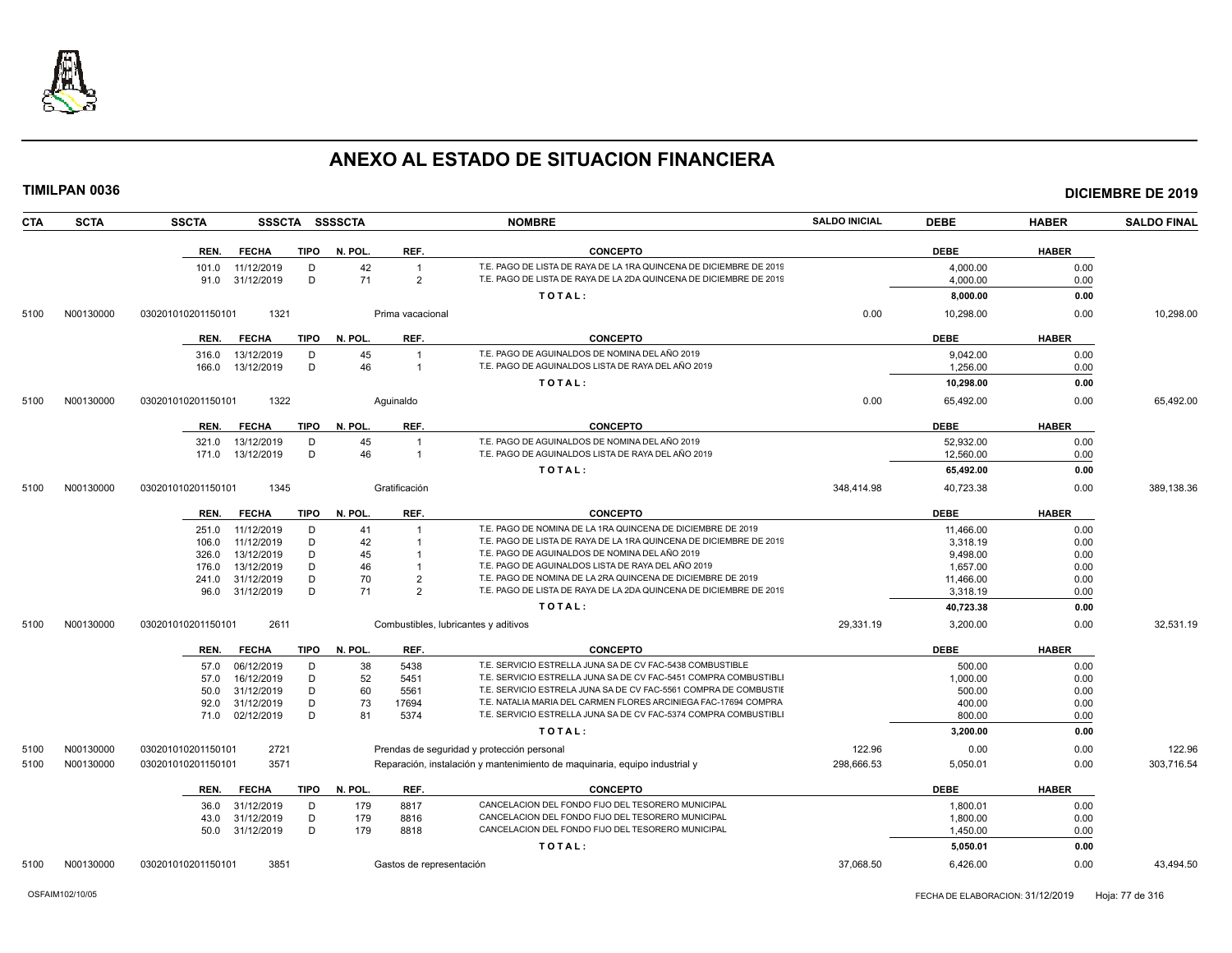# ANEXO AL ESTADO DE SITUACION FINANCIERA

**TIMILPAN 0036** **DICIEMBRE DE 2019**

| CTA | SCTA | SSCTA | SSSCTA | SSSSCTA | NOMBRE | SALDO INICIAL | DEBE | HABER | SALDO FINAL |
|---|---|---|---|---|---|---|---|---|---|

| REN. | FECHA | TIPO | N. POL. | REF. | CONCEPTO | DEBE | HABER |
|---|---|---|---|---|---|---|---|
| 101.0 | 11/12/2019 | D | 42 | 1 | T.E. PAGO DE LISTA DE RAYA DE LA 1RA QUINCENA DE DICIEMBRE DE 2019 | 4,000.00 | 0.00 |
| 91.0 | 31/12/2019 | D | 71 | 2 | T.E. PAGO DE LISTA DE RAYA DE LA 2DA QUINCENA DE DICIEMBRE DE 2019 | 4,000.00 | 0.00 |
| | | | | | **TOTAL:** | **8,000.00** | **0.00** |

| CTA | SCTA | SSCTA | SSSCTA | NOMBRE | SALDO INICIAL | DEBE | HABER | SALDO FINAL |
|---|---|---|---|---|---|---|---|---|
| 5100 | N00130000 | 030201010201150101 | 1321 | Prima vacacional | 0.00 | 10,298.00 | 0.00 | 10,298.00 |

| REN. | FECHA | TIPO | N. POL. | REF. | CONCEPTO | DEBE | HABER |
|---|---|---|---|---|---|---|---|
| 316.0 | 13/12/2019 | D | 45 | 1 | T.E. PAGO DE AGUINALDOS DE NOMINA DEL AÑO 2019 | 9,042.00 | 0.00 |
| 166.0 | 13/12/2019 | D | 46 | 1 | T.E. PAGO DE AGUINALDOS LISTA DE RAYA DEL AÑO 2019 | 1,256.00 | 0.00 |
| | | | | | **TOTAL:** | **10,298.00** | **0.00** |

| CTA | SCTA | SSCTA | SSSCTA | NOMBRE | SALDO INICIAL | DEBE | HABER | SALDO FINAL |
|---|---|---|---|---|---|---|---|---|
| 5100 | N00130000 | 030201010201150101 | 1322 | Aguinaldo | 0.00 | 65,492.00 | 0.00 | 65,492.00 |

| REN. | FECHA | TIPO | N. POL. | REF. | CONCEPTO | DEBE | HABER |
|---|---|---|---|---|---|---|---|
| 321.0 | 13/12/2019 | D | 45 | 1 | T.E. PAGO DE AGUINALDOS DE NOMINA DEL AÑO 2019 | 52,932.00 | 0.00 |
| 171.0 | 13/12/2019 | D | 46 | 1 | T.E. PAGO DE AGUINALDOS LISTA DE RAYA DEL AÑO 2019 | 12,560.00 | 0.00 |
| | | | | | **TOTAL:** | **65,492.00** | **0.00** |

| CTA | SCTA | SSCTA | SSSCTA | NOMBRE | SALDO INICIAL | DEBE | HABER | SALDO FINAL |
|---|---|---|---|---|---|---|---|---|
| 5100 | N00130000 | 030201010201150101 | 1345 | Gratificación | 348,414.98 | 40,723.38 | 0.00 | 389,138.36 |

| REN. | FECHA | TIPO | N. POL. | REF. | CONCEPTO | DEBE | HABER |
|---|---|---|---|---|---|---|---|
| 251.0 | 11/12/2019 | D | 41 | 1 | T.E. PAGO DE NOMINA DE LA 1RA QUINCENA DE DICIEMBRE DE 2019 | 11,466.00 | 0.00 |
| 106.0 | 11/12/2019 | D | 42 | 1 | T.E. PAGO DE LISTA DE RAYA DE LA 1RA QUINCENA DE DICIEMBRE DE 2019 | 3,318.19 | 0.00 |
| 326.0 | 13/12/2019 | D | 45 | 1 | T.E. PAGO DE AGUINALDOS DE NOMINA DEL AÑO 2019 | 9,498.00 | 0.00 |
| 176.0 | 13/12/2019 | D | 46 | 1 | T.E. PAGO DE AGUINALDOS LISTA DE RAYA DEL AÑO 2019 | 1,657.00 | 0.00 |
| 241.0 | 31/12/2019 | D | 70 | 2 | T.E. PAGO DE NOMINA DE LA 2RA QUINCENA DE DICIEMBRE DE 2019 | 11,466.00 | 0.00 |
| 96.0 | 31/12/2019 | D | 71 | 2 | T.E. PAGO DE LISTA DE RAYA DE LA 2DA QUINCENA DE DICIEMBRE DE 2019 | 3,318.19 | 0.00 |
| | | | | | **TOTAL:** | **40,723.38** | **0.00** |

| CTA | SCTA | SSCTA | SSSCTA | NOMBRE | SALDO INICIAL | DEBE | HABER | SALDO FINAL |
|---|---|---|---|---|---|---|---|---|
| 5100 | N00130000 | 030201010201150101 | 2611 | Combustibles, lubricantes y aditivos | 29,331.19 | 3,200.00 | 0.00 | 32,531.19 |

| REN. | FECHA | TIPO | N. POL. | REF. | CONCEPTO | DEBE | HABER |
|---|---|---|---|---|---|---|---|
| 57.0 | 06/12/2019 | D | 38 | 5438 | T.E. SERVICIO ESTRELLA JUNA SA DE CV FAC-5438 COMBUSTIBLE | 500.00 | 0.00 |
| 57.0 | 16/12/2019 | D | 52 | 5451 | T.E. SERVICIO ESTRELLA JUNA SA DE CV FAC-5451 COMPRA COMBUSTIBLI | 1,000.00 | 0.00 |
| 50.0 | 31/12/2019 | D | 60 | 5561 | T.E. SERVICIO ESTRELA JUNA SA DE CV FAC-5561 COMPRA DE COMBUSTIE | 500.00 | 0.00 |
| 92.0 | 31/12/2019 | D | 73 | 17694 | T.E. NATALIA MARIA DEL CARMEN FLORES ARCINIEGA FAC-17694 COMPRA | 400.00 | 0.00 |
| 71.0 | 02/12/2019 | D | 81 | 5374 | T.E. SERVICIO ESTRELLA JUNA SA DE CV FAC-5374 COMPRA COMBUSTIBLI | 800.00 | 0.00 |
| | | | | | **TOTAL:** | **3,200.00** | **0.00** |

| CTA | SCTA | SSCTA | SSSCTA | NOMBRE | SALDO INICIAL | DEBE | HABER | SALDO FINAL |
|---|---|---|---|---|---|---|---|---|
| 5100 | N00130000 | 030201010201150101 | 2721 | Prendas de seguridad y protección personal | 122.96 | 0.00 | 0.00 | 122.96 |
| 5100 | N00130000 | 030201010201150101 | 3571 | Reparación, instalación y mantenimiento de maquinaria, equipo industrial y | 298,666.53 | 5,050.01 | 0.00 | 303,716.54 |

| REN. | FECHA | TIPO | N. POL. | REF. | CONCEPTO | DEBE | HABER |
|---|---|---|---|---|---|---|---|
| 36.0 | 31/12/2019 | D | 179 | 8817 | CANCELACION DEL FONDO FIJO DEL TESORERO MUNICIPAL | 1,800.01 | 0.00 |
| 43.0 | 31/12/2019 | D | 179 | 8816 | CANCELACION DEL FONDO FIJO DEL TESORERO MUNICIPAL | 1,800.00 | 0.00 |
| 50.0 | 31/12/2019 | D | 179 | 8818 | CANCELACION DEL FONDO FIJO DEL TESORERO MUNICIPAL | 1,450.00 | 0.00 |
| | | | | | **TOTAL:** | **5,050.01** | **0.00** |

| CTA | SCTA | SSCTA | SSSCTA | NOMBRE | SALDO INICIAL | DEBE | HABER | SALDO FINAL |
|---|---|---|---|---|---|---|---|---|
| 5100 | N00130000 | 030201010201150101 | 3851 | Gastos de representación | 37,068.50 | 6,426.00 | 0.00 | 43,494.50 |

OSFAIM102/10/05 FECHA DE ELABORACION: 31/12/2019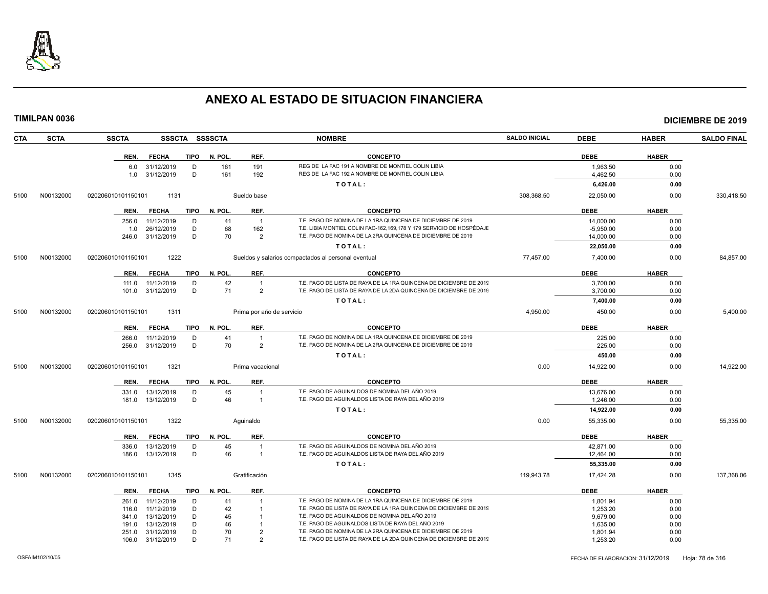# ANEXO AL ESTADO DE SITUACION FINANCIERA

**TIMILPAN 0036** — **DICIEMBRE DE 2019**

| CTA | SCTA | SSCTA | SSSCTA | SSSSCTA | NOMBRE | SALDO INICIAL | DEBE | HABER | SALDO FINAL |
|---|---|---|---|---|---|---|---|---|---|

| REN. | FECHA | TIPO | N. POL. | REF. | CONCEPTO | DEBE | HABER |
|---|---|---|---|---|---|---|---|
| 6.0 | 31/12/2019 | D | 161 | 191 | REG DE LA FAC 191 A NOMBRE DE MONTIEL COLIN LIBIA | 1,963.50 | 0.00 |
| 1.0 | 31/12/2019 | D | 161 | 192 | REG DE LA FAC 192 A NOMBRE DE MONTIEL COLIN LIBIA | 4,462.50 | 0.00 |
| | | | | | **TOTAL:** | **6,426.00** | **0.00** |

| CTA | SCTA | SSCTA | SSSCTA | NOMBRE | SALDO INICIAL | DEBE | HABER | SALDO FINAL |
|---|---|---|---|---|---|---|---|---|
| 5100 | N00132000 | 020206010101150101 | 1131 | Sueldo base | 308,368.50 | 22,050.00 | 0.00 | 330,418.50 |

| REN. | FECHA | TIPO | N. POL. | REF. | CONCEPTO | DEBE | HABER |
|---|---|---|---|---|---|---|---|
| 256.0 | 11/12/2019 | D | 41 | 1 | T.E. PAGO DE NOMINA DE LA 1RA QUINCENA DE DICIEMBRE DE 2019 | 14,000.00 | 0.00 |
| 1.0 | 26/12/2019 | D | 68 | 162 | T.E. LIBIA MONTIEL COLIN FAC-162,169,178 Y 179 SERVICIO DE HOSPÉDAJE | -5,950.00 | 0.00 |
| 246.0 | 31/12/2019 | D | 70 | 2 | T.E. PAGO DE NOMINA DE LA 2RA QUINCENA DE DICIEMBRE DE 2019 | 14,000.00 | 0.00 |
| | | | | | **TOTAL:** | **22,050.00** | **0.00** |

| CTA | SCTA | SSCTA | SSSCTA | NOMBRE | SALDO INICIAL | DEBE | HABER | SALDO FINAL |
|---|---|---|---|---|---|---|---|---|
| 5100 | N00132000 | 020206010101150101 | 1222 | Sueldos y salarios compactados al personal eventual | 77,457.00 | 7,400.00 | 0.00 | 84,857.00 |

| REN. | FECHA | TIPO | N. POL. | REF. | CONCEPTO | DEBE | HABER |
|---|---|---|---|---|---|---|---|
| 111.0 | 11/12/2019 | D | 42 | 1 | T.E. PAGO DE LISTA DE RAYA DE LA 1RA QUINCENA DE DICIEMBRE DE 2019 | 3,700.00 | 0.00 |
| 101.0 | 31/12/2019 | D | 71 | 2 | T.E. PAGO DE LISTA DE RAYA DE LA 2DA QUINCENA DE DICIEMBRE DE 2019 | 3,700.00 | 0.00 |
| | | | | | **TOTAL:** | **7,400.00** | **0.00** |

| CTA | SCTA | SSCTA | SSSCTA | NOMBRE | SALDO INICIAL | DEBE | HABER | SALDO FINAL |
|---|---|---|---|---|---|---|---|---|
| 5100 | N00132000 | 020206010101150101 | 1311 | Prima por año de servicio | 4,950.00 | 450.00 | 0.00 | 5,400.00 |

| REN. | FECHA | TIPO | N. POL. | REF. | CONCEPTO | DEBE | HABER |
|---|---|---|---|---|---|---|---|
| 266.0 | 11/12/2019 | D | 41 | 1 | T.E. PAGO DE NOMINA DE LA 1RA QUINCENA DE DICIEMBRE DE 2019 | 225.00 | 0.00 |
| 256.0 | 31/12/2019 | D | 70 | 2 | T.E. PAGO DE NOMINA DE LA 2RA QUINCENA DE DICIEMBRE DE 2019 | 225.00 | 0.00 |
| | | | | | **TOTAL:** | **450.00** | **0.00** |

| CTA | SCTA | SSCTA | SSSCTA | NOMBRE | SALDO INICIAL | DEBE | HABER | SALDO FINAL |
|---|---|---|---|---|---|---|---|---|
| 5100 | N00132000 | 020206010101150101 | 1321 | Prima vacacional | 0.00 | 14,922.00 | 0.00 | 14,922.00 |

| REN. | FECHA | TIPO | N. POL. | REF. | CONCEPTO | DEBE | HABER |
|---|---|---|---|---|---|---|---|
| 331.0 | 13/12/2019 | D | 45 | 1 | T.E. PAGO DE AGUINALDOS DE NOMINA DEL AÑO 2019 | 13,676.00 | 0.00 |
| 181.0 | 13/12/2019 | D | 46 | 1 | T.E. PAGO DE AGUINALDOS LISTA DE RAYA DEL AÑO 2019 | 1,246.00 | 0.00 |
| | | | | | **TOTAL:** | **14,922.00** | **0.00** |

| CTA | SCTA | SSCTA | SSSCTA | NOMBRE | SALDO INICIAL | DEBE | HABER | SALDO FINAL |
|---|---|---|---|---|---|---|---|---|
| 5100 | N00132000 | 020206010101150101 | 1322 | Aguinaldo | 0.00 | 55,335.00 | 0.00 | 55,335.00 |

| REN. | FECHA | TIPO | N. POL. | REF. | CONCEPTO | DEBE | HABER |
|---|---|---|---|---|---|---|---|
| 336.0 | 13/12/2019 | D | 45 | 1 | T.E. PAGO DE AGUINALDOS DE NOMINA DEL AÑO 2019 | 42,871.00 | 0.00 |
| 186.0 | 13/12/2019 | D | 46 | 1 | T.E. PAGO DE AGUINALDOS LISTA DE RAYA DEL AÑO 2019 | 12,464.00 | 0.00 |
| | | | | | **TOTAL:** | **55,335.00** | **0.00** |

| CTA | SCTA | SSCTA | SSSCTA | NOMBRE | SALDO INICIAL | DEBE | HABER | SALDO FINAL |
|---|---|---|---|---|---|---|---|---|
| 5100 | N00132000 | 020206010101150101 | 1345 | Gratificación | 119,943.78 | 17,424.28 | 0.00 | 137,368.06 |

| REN. | FECHA | TIPO | N. POL. | REF. | CONCEPTO | DEBE | HABER |
|---|---|---|---|---|---|---|---|
| 261.0 | 11/12/2019 | D | 41 | 1 | T.E. PAGO DE NOMINA DE LA 1RA QUINCENA DE DICIEMBRE DE 2019 | 1,801.94 | 0.00 |
| 116.0 | 11/12/2019 | D | 42 | 1 | T.E. PAGO DE LISTA DE RAYA DE LA 1RA QUINCENA DE DICIEMBRE DE 2019 | 1,253.20 | 0.00 |
| 341.0 | 13/12/2019 | D | 45 | 1 | T.E. PAGO DE AGUINALDOS DE NOMINA DEL AÑO 2019 | 9,679.00 | 0.00 |
| 191.0 | 13/12/2019 | D | 46 | 1 | T.E. PAGO DE AGUINALDOS LISTA DE RAYA DEL AÑO 2019 | 1,635.00 | 0.00 |
| 251.0 | 31/12/2019 | D | 70 | 2 | T.E. PAGO DE NOMINA DE LA 2RA QUINCENA DE DICIEMBRE DE 2019 | 1,801.94 | 0.00 |
| 106.0 | 31/12/2019 | D | 71 | 2 | T.E. PAGO DE LISTA DE RAYA DE LA 2DA QUINCENA DE DICIEMBRE DE 2019 | 1,253.20 | 0.00 |

OSFAIM102/10/05 — FECHA DE ELABORACION: 31/12/2019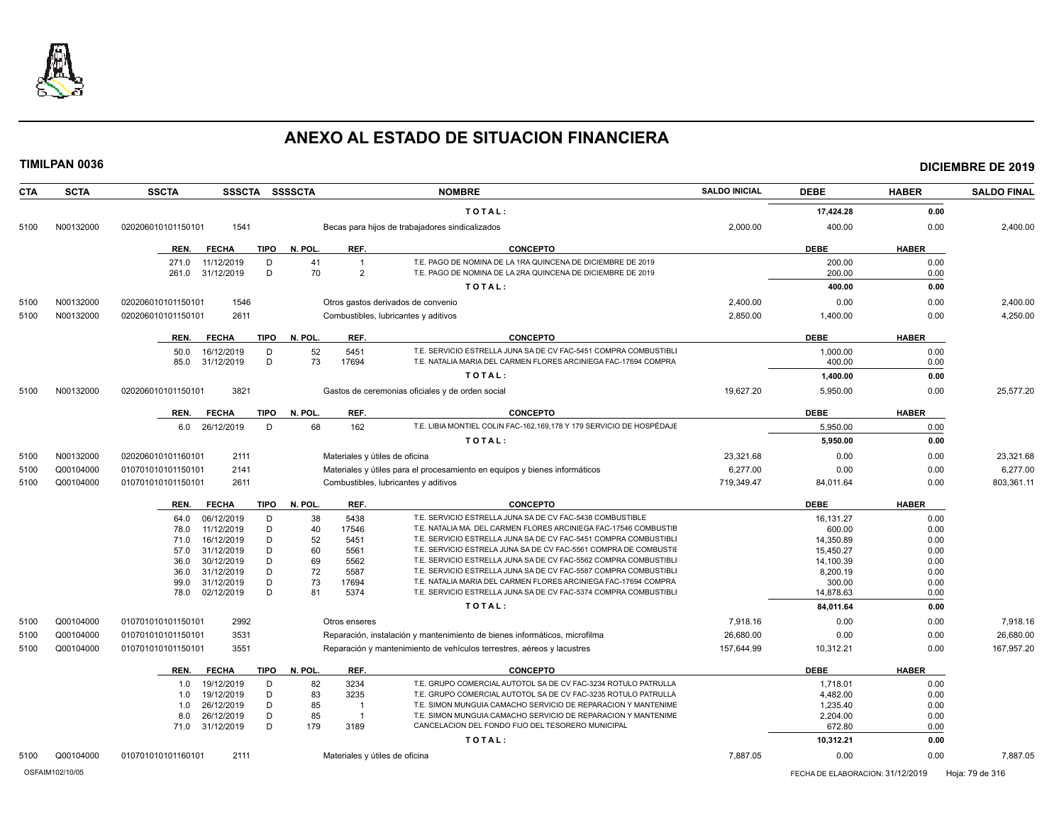# ANEXO AL ESTADO DE SITUACION FINANCIERA

**TIMILPAN 0036** **DICIEMBRE DE 2019**

| CTA | SCTA | SSCTA | SSSCTA | SSSSCTA | NOMBRE | SALDO INICIAL | DEBE | HABER | SALDO FINAL |
|---|---|---|---|---|---|---|---|---|---|
| | | | | | TOTAL: | | 17,424.28 | 0.00 | |
| 5100 | N00132000 | 020206010101150101 | 1541 | | Becas para hijos de trabajadores sindicalizados | 2,000.00 | 400.00 | 0.00 | 2,400.00 |

| REN. | FECHA | TIPO | N. POL. | REF. | CONCEPTO | DEBE | HABER |
|---|---|---|---|---|---|---|---|
| 271.0 | 11/12/2019 | D | 41 | 1 | T.E. PAGO DE NOMINA DE LA 1RA QUINCENA DE DICIEMBRE DE 2019 | 200.00 | 0.00 |
| 261.0 | 31/12/2019 | D | 70 | 2 | T.E. PAGO DE NOMINA DE LA 2RA QUINCENA DE DICIEMBRE DE 2019 | 200.00 | 0.00 |
| | | | | | TOTAL: | 400.00 | 0.00 |

| CTA | SCTA | SSCTA | SSSCTA | SSSSCTA | NOMBRE | SALDO INICIAL | DEBE | HABER | SALDO FINAL |
|---|---|---|---|---|---|---|---|---|---|
| 5100 | N00132000 | 020206010101150101 | 1546 | | Otros gastos derivados de convenio | 2,400.00 | 0.00 | 0.00 | 2,400.00 |
| 5100 | N00132000 | 020206010101150101 | 2611 | | Combustibles, lubricantes y aditivos | 2,850.00 | 1,400.00 | 0.00 | 4,250.00 |

| REN. | FECHA | TIPO | N. POL. | REF. | CONCEPTO | DEBE | HABER |
|---|---|---|---|---|---|---|---|
| 50.0 | 16/12/2019 | D | 52 | 5451 | T.E. SERVICIO ESTRELLA JUNA SA DE CV FAC-5451 COMPRA COMBUSTIBLI | 1,000.00 | 0.00 |
| 85.0 | 31/12/2019 | D | 73 | 17694 | T.E. NATALIA MARIA DEL CARMEN FLORES ARCINIEGA FAC-17694 COMPRA | 400.00 | 0.00 |
| | | | | | TOTAL: | 1,400.00 | 0.00 |

| CTA | SCTA | SSCTA | SSSCTA | SSSSCTA | NOMBRE | SALDO INICIAL | DEBE | HABER | SALDO FINAL |
|---|---|---|---|---|---|---|---|---|---|
| 5100 | N00132000 | 020206010101150101 | 3821 | | Gastos de ceremonias oficiales y de orden social | 19,627.20 | 5,950.00 | 0.00 | 25,577.20 |

| REN. | FECHA | TIPO | N. POL. | REF. | CONCEPTO | DEBE | HABER |
|---|---|---|---|---|---|---|---|
| 6.0 | 26/12/2019 | D | 68 | 162 | T.E. LIBIA MONTIEL COLIN FAC-162,169,178 Y 179 SERVICIO DE HOSPÉDAJE | 5,950.00 | 0.00 |
| | | | | | TOTAL: | 5,950.00 | 0.00 |

| CTA | SCTA | SSCTA | SSSCTA | SSSSCTA | NOMBRE | SALDO INICIAL | DEBE | HABER | SALDO FINAL |
|---|---|---|---|---|---|---|---|---|---|
| 5100 | N00132000 | 020206010101160101 | 2111 | | Materiales y útiles de oficina | 23,321.68 | 0.00 | 0.00 | 23,321.68 |
| 5100 | Q00104000 | 010701010101150101 | 2141 | | Materiales y útiles para el procesamiento en equipos y bienes informáticos | 6,277.00 | 0.00 | 0.00 | 6,277.00 |
| 5100 | Q00104000 | 010701010101150101 | 2611 | | Combustibles, lubricantes y aditivos | 719,349.47 | 84,011.64 | 0.00 | 803,361.11 |

| REN. | FECHA | TIPO | N. POL. | REF. | CONCEPTO | DEBE | HABER |
|---|---|---|---|---|---|---|---|
| 64.0 | 06/12/2019 | D | 38 | 5438 | T.E. SERVICIO ESTRELLA JUNA SA DE CV FAC-5438 COMBUSTIBLE | 16,131.27 | 0.00 |
| 78.0 | 11/12/2019 | D | 40 | 17546 | T.E. NATALIA MA. DEL CARMEN FLORES ARCINIEGA FAC-17546 COMBUSTIB | 600.00 | 0.00 |
| 71.0 | 16/12/2019 | D | 52 | 5451 | T.E. SERVICIO ESTRELLA JUNA SA DE CV FAC-5451 COMPRA COMBUSTIBLI | 14,350.89 | 0.00 |
| 57.0 | 31/12/2019 | D | 60 | 5561 | T.E. SERVICIO ESTRELA JUNA SA DE CV FAC-5561 COMPRA DE COMBUSTIE | 15,450.27 | 0.00 |
| 36.0 | 30/12/2019 | D | 69 | 5562 | T.E. SERVICIO ESTRELLA JUNA SA DE CV FAC-5562 COMPRA COMBUSTIBLI | 14,100.39 | 0.00 |
| 36.0 | 31/12/2019 | D | 72 | 5587 | T.E. SERVICIO ESTRELLA JUNA SA DE CV FAC-5587 COMPRA COMBUSTIBLI | 8,200.19 | 0.00 |
| 99.0 | 31/12/2019 | D | 73 | 17694 | T.E. NATALIA MARIA DEL CARMEN FLORES ARCINIEGA FAC-17694 COMPRA | 300.00 | 0.00 |
| 78.0 | 02/12/2019 | D | 81 | 5374 | T.E. SERVICIO ESTRELLA JUNA SA DE CV FAC-5374 COMPRA COMBUSTIBLI | 14,878.63 | 0.00 |
| | | | | | TOTAL: | 84,011.64 | 0.00 |

| CTA | SCTA | SSCTA | SSSCTA | SSSSCTA | NOMBRE | SALDO INICIAL | DEBE | HABER | SALDO FINAL |
|---|---|---|---|---|---|---|---|---|---|
| 5100 | Q00104000 | 010701010101150101 | 2992 | | Otros enseres | 7,918.16 | 0.00 | 0.00 | 7,918.16 |
| 5100 | Q00104000 | 010701010101150101 | 3531 | | Reparación, instalación y mantenimiento de bienes informáticos, microfilma | 26,680.00 | 0.00 | 0.00 | 26,680.00 |
| 5100 | Q00104000 | 010701010101150101 | 3551 | | Reparación y mantenimiento de vehículos terrestres, aéreos y lacustres | 157,644.99 | 10,312.21 | 0.00 | 167,957.20 |

| REN. | FECHA | TIPO | N. POL. | REF. | CONCEPTO | DEBE | HABER |
|---|---|---|---|---|---|---|---|
| 1.0 | 19/12/2019 | D | 82 | 3234 | T.E. GRUPO COMERCIAL AUTOTOL SA DE CV FAC-3234 ROTULO PATRULLA | 1,718.01 | 0.00 |
| 1.0 | 19/12/2019 | D | 83 | 3235 | T.E. GRUPO COMERCIAL AUTOTOL SA DE CV FAC-3235 ROTULO PATRULLA | 4,482.00 | 0.00 |
| 1.0 | 26/12/2019 | D | 85 | 1 | T.E. SIMON MUNGUIA CAMACHO SERVICIO DE REPARACION Y MANTENIME | 1,235.40 | 0.00 |
| 8.0 | 26/12/2019 | D | 85 | 1 | T.E. SIMON MUNGUIA CAMACHO SERVICIO DE REPARACION Y MANTENIME | 2,204.00 | 0.00 |
| 71.0 | 31/12/2019 | D | 179 | 3189 | CANCELACION DEL FONDO FIJO DEL TESORERO MUNICIPAL | 672.80 | 0.00 |
| | | | | | TOTAL: | 10,312.21 | 0.00 |

| CTA | SCTA | SSCTA | SSSCTA | SSSSCTA | NOMBRE | SALDO INICIAL | DEBE | HABER | SALDO FINAL |
|---|---|---|---|---|---|---|---|---|---|
| 5100 | Q00104000 | 010701010101160101 | 2111 | | Materiales y útiles de oficina | 7,887.05 | 0.00 | 0.00 | 7,887.05 |

OSFAIM102/10/05 FECHA DE ELABORACION: 31/12/2019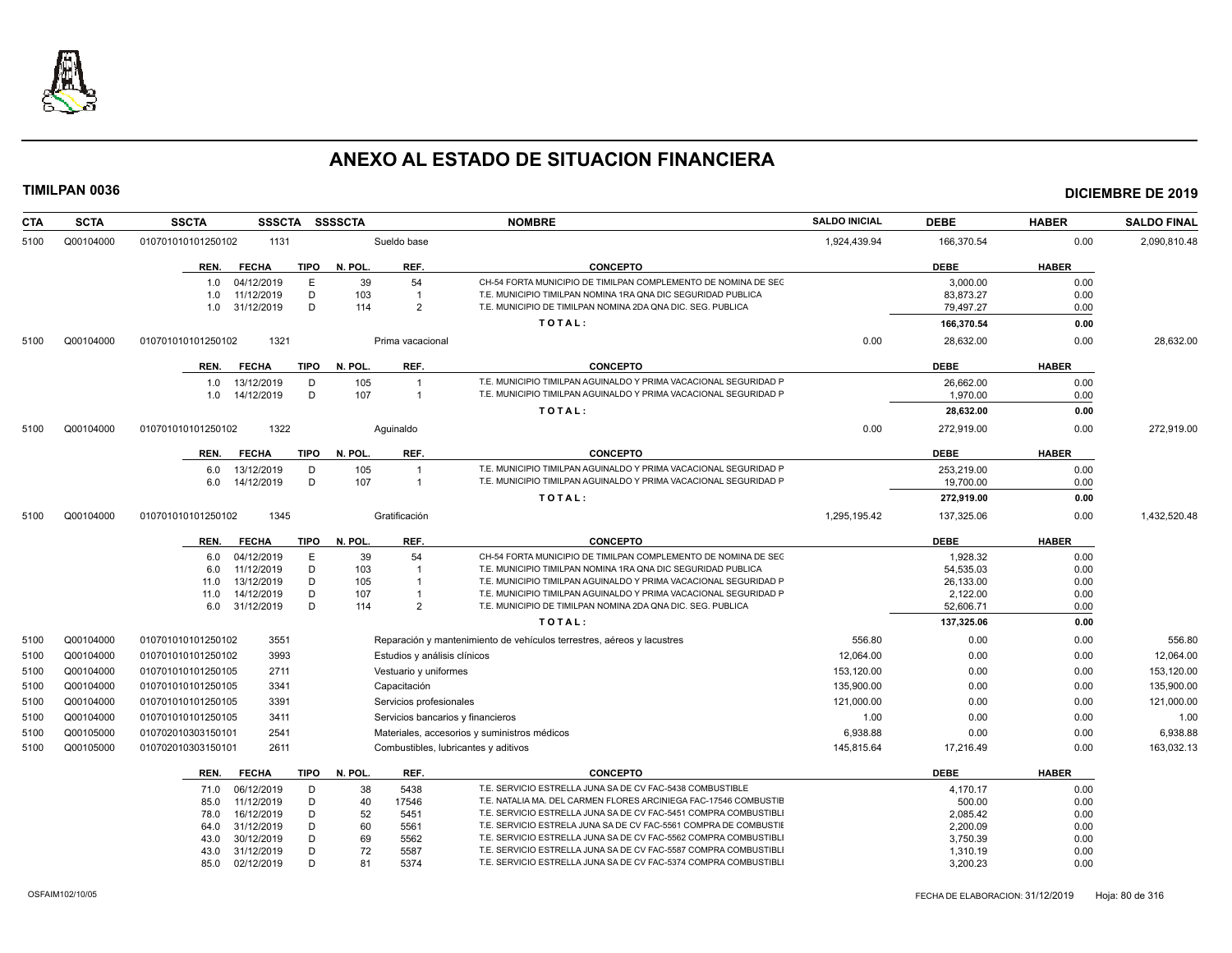# ANEXO AL ESTADO DE SITUACION FINANCIERA

**TIMILPAN 0036** — **DICIEMBRE DE 2019**

| CTA | SCTA | SSCTA | SSSCTA | SSSSCTA | NOMBRE | SALDO INICIAL | DEBE | HABER | SALDO FINAL |
|---|---|---|---|---|---|---|---|---|---|
| 5100 | Q00104000 | 010701010101250102 | 1131 | | Sueldo base | 1,924,439.94 | 166,370.54 | 0.00 | 2,090,810.48 |

| REN. | FECHA | TIPO | N. POL. | REF. | CONCEPTO | DEBE | HABER |
|---|---|---|---|---|---|---|---|
| 1.0 | 04/12/2019 | E | 39 | 54 | CH-54 FORTA MUNICIPIO DE TIMILPAN COMPLEMENTO DE NOMINA DE SEG | 3,000.00 | 0.00 |
| 1.0 | 11/12/2019 | D | 103 | 1 | T.E. MUNICIPIO TIMILPAN NOMINA 1RA QNA DIC SEGURIDAD PUBLICA | 83,873.27 | 0.00 |
| 1.0 | 31/12/2019 | D | 114 | 2 | T.E. MUNICIPIO DE TIMILPAN NOMINA 2DA QNA DIC. SEG. PUBLICA | 79,497.27 | 0.00 |
| | | | | | TOTAL: | 166,370.54 | 0.00 |

| CTA | SCTA | SSCTA | SSSCTA | SSSSCTA | NOMBRE | SALDO INICIAL | DEBE | HABER | SALDO FINAL |
|---|---|---|---|---|---|---|---|---|---|
| 5100 | Q00104000 | 010701010101250102 | 1321 | | Prima vacacional | 0.00 | 28,632.00 | 0.00 | 28,632.00 |

| REN. | FECHA | TIPO | N. POL. | REF. | CONCEPTO | DEBE | HABER |
|---|---|---|---|---|---|---|---|
| 1.0 | 13/12/2019 | D | 105 | 1 | T.E. MUNICIPIO TIMILPAN AGUINALDO Y PRIMA VACACIONAL SEGURIDAD P | 26,662.00 | 0.00 |
| 1.0 | 14/12/2019 | D | 107 | 1 | T.E. MUNICIPIO TIMILPAN AGUINALDO Y PRIMA VACACIONAL SEGURIDAD P | 1,970.00 | 0.00 |
| | | | | | TOTAL: | 28,632.00 | 0.00 |

| CTA | SCTA | SSCTA | SSSCTA | SSSSCTA | NOMBRE | SALDO INICIAL | DEBE | HABER | SALDO FINAL |
|---|---|---|---|---|---|---|---|---|---|
| 5100 | Q00104000 | 010701010101250102 | 1322 | | Aguinaldo | 0.00 | 272,919.00 | 0.00 | 272,919.00 |

| REN. | FECHA | TIPO | N. POL. | REF. | CONCEPTO | DEBE | HABER |
|---|---|---|---|---|---|---|---|
| 6.0 | 13/12/2019 | D | 105 | 1 | T.E. MUNICIPIO TIMILPAN AGUINALDO Y PRIMA VACACIONAL SEGURIDAD P | 253,219.00 | 0.00 |
| 6.0 | 14/12/2019 | D | 107 | 1 | T.E. MUNICIPIO TIMILPAN AGUINALDO Y PRIMA VACACIONAL SEGURIDAD P | 19,700.00 | 0.00 |
| | | | | | TOTAL: | 272,919.00 | 0.00 |

| CTA | SCTA | SSCTA | SSSCTA | SSSSCTA | NOMBRE | SALDO INICIAL | DEBE | HABER | SALDO FINAL |
|---|---|---|---|---|---|---|---|---|---|
| 5100 | Q00104000 | 010701010101250102 | 1345 | | Gratificación | 1,295,195.42 | 137,325.06 | 0.00 | 1,432,520.48 |

| REN. | FECHA | TIPO | N. POL. | REF. | CONCEPTO | DEBE | HABER |
|---|---|---|---|---|---|---|---|
| 6.0 | 04/12/2019 | E | 39 | 54 | CH-54 FORTA MUNICIPIO DE TIMILPAN COMPLEMENTO DE NOMINA DE SEG | 1,928.32 | 0.00 |
| 6.0 | 11/12/2019 | D | 103 | 1 | T.E. MUNICIPIO TIMILPAN NOMINA 1RA QNA DIC SEGURIDAD PUBLICA | 54,535.03 | 0.00 |
| 11.0 | 13/12/2019 | D | 105 | 1 | T.E. MUNICIPIO TIMILPAN AGUINALDO Y PRIMA VACACIONAL SEGURIDAD P | 26,133.00 | 0.00 |
| 11.0 | 14/12/2019 | D | 107 | 1 | T.E. MUNICIPIO TIMILPAN AGUINALDO Y PRIMA VACACIONAL SEGURIDAD P | 2,122.00 | 0.00 |
| 6.0 | 31/12/2019 | D | 114 | 2 | T.E. MUNICIPIO DE TIMILPAN NOMINA 2DA QNA DIC. SEG. PUBLICA | 52,606.71 | 0.00 |
| | | | | | TOTAL: | 137,325.06 | 0.00 |

| CTA | SCTA | SSCTA | SSSCTA | SSSSCTA | NOMBRE | SALDO INICIAL | DEBE | HABER | SALDO FINAL |
|---|---|---|---|---|---|---|---|---|---|
| 5100 | Q00104000 | 010701010101250102 | 3551 | | Reparación y mantenimiento de vehículos terrestres, aéreos y lacustres | 556.80 | 0.00 | 0.00 | 556.80 |
| 5100 | Q00104000 | 010701010101250102 | 3993 | | Estudios y análisis clínicos | 12,064.00 | 0.00 | 0.00 | 12,064.00 |
| 5100 | Q00104000 | 010701010101250105 | 2711 | | Vestuario y uniformes | 153,120.00 | 0.00 | 0.00 | 153,120.00 |
| 5100 | Q00104000 | 010701010101250105 | 3341 | | Capacitación | 135,900.00 | 0.00 | 0.00 | 135,900.00 |
| 5100 | Q00104000 | 010701010101250105 | 3391 | | Servicios profesionales | 121,000.00 | 0.00 | 0.00 | 121,000.00 |
| 5100 | Q00104000 | 010701010101250105 | 3411 | | Servicios bancarios y financieros | 1.00 | 0.00 | 0.00 | 1.00 |
| 5100 | Q00105000 | 010702010303150101 | 2541 | | Materiales, accesorios y suministros médicos | 6,938.88 | 0.00 | 0.00 | 6,938.88 |
| 5100 | Q00105000 | 010702010303150101 | 2611 | | Combustibles, lubricantes y aditivos | 145,815.64 | 17,216.49 | 0.00 | 163,032.13 |

| REN. | FECHA | TIPO | N. POL. | REF. | CONCEPTO | DEBE | HABER |
|---|---|---|---|---|---|---|---|
| 71.0 | 06/12/2019 | D | 38 | 5438 | T.E. SERVICIO ESTRELLA JUNA SA DE CV FAC-5438 COMBUSTIBLE | 4,170.17 | 0.00 |
| 85.0 | 11/12/2019 | D | 40 | 17546 | T.E. NATALIA MA. DEL CARMEN FLORES ARCINIEGA FAC-17546 COMBUSTIB | 500.00 | 0.00 |
| 78.0 | 16/12/2019 | D | 52 | 5451 | T.E. SERVICIO ESTRELLA JUNA SA DE CV FAC-5451 COMPRA COMBUSTIBLI | 2,085.42 | 0.00 |
| 64.0 | 31/12/2019 | D | 60 | 5561 | T.E. SERVICIO ESTRELA JUNA SA DE CV FAC-5561 COMPRA DE COMBUSTIE | 2,200.09 | 0.00 |
| 43.0 | 30/12/2019 | D | 69 | 5562 | T.E. SERVICIO ESTRELLA JUNA SA DE CV FAC-5562 COMPRA COMBUSTIBLI | 3,750.39 | 0.00 |
| 43.0 | 31/12/2019 | D | 72 | 5587 | T.E. SERVICIO ESTRELLA JUNA SA DE CV FAC-5587 COMPRA COMBUSTIBLI | 1,310.19 | 0.00 |
| 85.0 | 02/12/2019 | D | 81 | 5374 | T.E. SERVICIO ESTRELLA JUNA SA DE CV FAC-5374 COMPRA COMBUSTIBLI | 3,200.23 | 0.00 |

OSFAIM102/10/05 — FECHA DE ELABORACION: 31/12/2019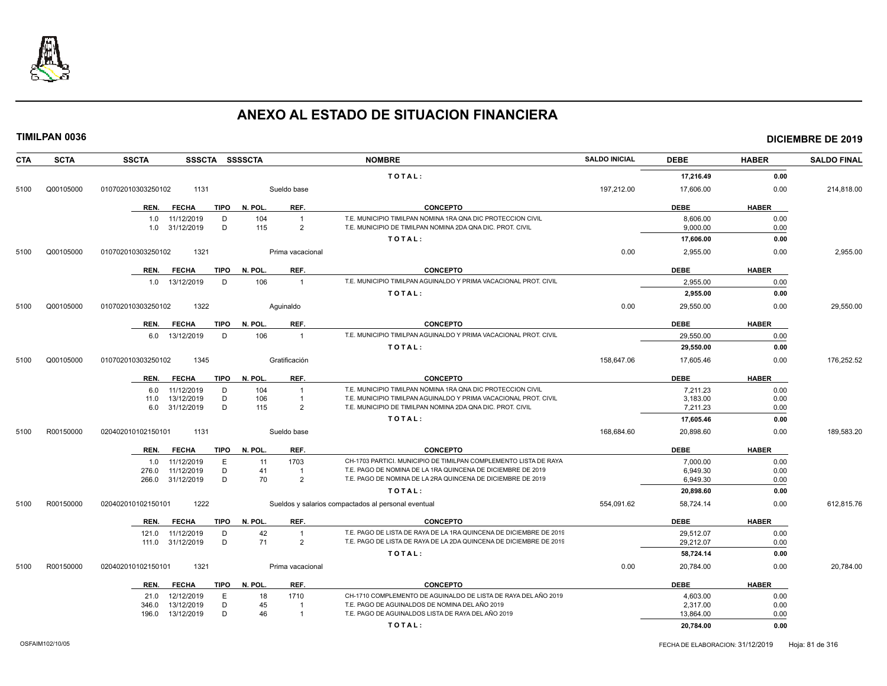# ANEXO AL ESTADO DE SITUACION FINANCIERA

**TIMILPAN 0036** — **DICIEMBRE DE 2019**

| CTA | SCTA | SSCTA | SSSCTA | SSSSCTA | NOMBRE | SALDO INICIAL | DEBE | HABER | SALDO FINAL |
|---|---|---|---|---|---|---|---|---|---|
| | | | | | TOTAL: | | 17,216.49 | 0.00 | |
| 5100 | Q00105000 | 010702010303250102 | 1131 | | Sueldo base | 197,212.00 | 17,606.00 | 0.00 | 214,818.00 |

| REN. | FECHA | TIPO | N. POL. | REF. | CONCEPTO | DEBE | HABER |
|---|---|---|---|---|---|---|---|
| 1.0 | 11/12/2019 | D | 104 | 1 | T.E. MUNICIPIO TIMILPAN NOMINA 1RA QNA DIC PROTECCION CIVIL | 8,606.00 | 0.00 |
| 1.0 | 31/12/2019 | D | 115 | 2 | T.E. MUNICIPIO DE TIMILPAN NOMINA 2DA QNA DIC. PROT. CIVIL | 9,000.00 | 0.00 |
| | | | | | TOTAL: | 17,606.00 | 0.00 |

| CTA | SCTA | SSCTA | SSSCTA | SSSSCTA | NOMBRE | SALDO INICIAL | DEBE | HABER | SALDO FINAL |
|---|---|---|---|---|---|---|---|---|---|
| 5100 | Q00105000 | 010702010303250102 | 1321 | | Prima vacacional | 0.00 | 2,955.00 | 0.00 | 2,955.00 |

| REN. | FECHA | TIPO | N. POL. | REF. | CONCEPTO | DEBE | HABER |
|---|---|---|---|---|---|---|---|
| 1.0 | 13/12/2019 | D | 106 | 1 | T.E. MUNICIPIO TIMILPAN AGUINALDO Y PRIMA VACACIONAL PROT. CIVIL | 2,955.00 | 0.00 |
| | | | | | TOTAL: | 2,955.00 | 0.00 |

| CTA | SCTA | SSCTA | SSSCTA | SSSSCTA | NOMBRE | SALDO INICIAL | DEBE | HABER | SALDO FINAL |
|---|---|---|---|---|---|---|---|---|---|
| 5100 | Q00105000 | 010702010303250102 | 1322 | | Aguinaldo | 0.00 | 29,550.00 | 0.00 | 29,550.00 |

| REN. | FECHA | TIPO | N. POL. | REF. | CONCEPTO | DEBE | HABER |
|---|---|---|---|---|---|---|---|
| 6.0 | 13/12/2019 | D | 106 | 1 | T.E. MUNICIPIO TIMILPAN AGUINALDO Y PRIMA VACACIONAL PROT. CIVIL | 29,550.00 | 0.00 |
| | | | | | TOTAL: | 29,550.00 | 0.00 |

| CTA | SCTA | SSCTA | SSSCTA | SSSSCTA | NOMBRE | SALDO INICIAL | DEBE | HABER | SALDO FINAL |
|---|---|---|---|---|---|---|---|---|---|
| 5100 | Q00105000 | 010702010303250102 | 1345 | | Gratificación | 158,647.06 | 17,605.46 | 0.00 | 176,252.52 |

| REN. | FECHA | TIPO | N. POL. | REF. | CONCEPTO | DEBE | HABER |
|---|---|---|---|---|---|---|---|
| 6.0 | 11/12/2019 | D | 104 | 1 | T.E. MUNICIPIO TIMILPAN NOMINA 1RA QNA DIC PROTECCION CIVIL | 7,211.23 | 0.00 |
| 11.0 | 13/12/2019 | D | 106 | 1 | T.E. MUNICIPIO TIMILPAN AGUINALDO Y PRIMA VACACIONAL PROT. CIVIL | 3,183.00 | 0.00 |
| 6.0 | 31/12/2019 | D | 115 | 2 | T.E. MUNICIPIO DE TIMILPAN NOMINA 2DA QNA DIC. PROT. CIVIL | 7,211.23 | 0.00 |
| | | | | | TOTAL: | 17,605.46 | 0.00 |

| CTA | SCTA | SSCTA | SSSCTA | SSSSCTA | NOMBRE | SALDO INICIAL | DEBE | HABER | SALDO FINAL |
|---|---|---|---|---|---|---|---|---|---|
| 5100 | R00150000 | 020402010102150101 | 1131 | | Sueldo base | 168,684.60 | 20,898.60 | 0.00 | 189,583.20 |

| REN. | FECHA | TIPO | N. POL. | REF. | CONCEPTO | DEBE | HABER |
|---|---|---|---|---|---|---|---|
| 1.0 | 11/12/2019 | E | 11 | 1703 | CH-1703 PARTICI. MUNICIPIO DE TIMILPAN COMPLEMENTO LISTA DE RAYA | 7,000.00 | 0.00 |
| 276.0 | 11/12/2019 | D | 41 | 1 | T.E. PAGO DE NOMINA DE LA 1RA QUINCENA DE DICIEMBRE DE 2019 | 6,949.30 | 0.00 |
| 266.0 | 31/12/2019 | D | 70 | 2 | T.E. PAGO DE NOMINA DE LA 2RA QUINCENA DE DICIEMBRE DE 2019 | 6,949.30 | 0.00 |
| | | | | | TOTAL: | 20,898.60 | 0.00 |

| CTA | SCTA | SSCTA | SSSCTA | SSSSCTA | NOMBRE | SALDO INICIAL | DEBE | HABER | SALDO FINAL |
|---|---|---|---|---|---|---|---|---|---|
| 5100 | R00150000 | 020402010102150101 | 1222 | | Sueldos y salarios compactados al personal eventual | 554,091.62 | 58,724.14 | 0.00 | 612,815.76 |

| REN. | FECHA | TIPO | N. POL. | REF. | CONCEPTO | DEBE | HABER |
|---|---|---|---|---|---|---|---|
| 121.0 | 11/12/2019 | D | 42 | 1 | T.E. PAGO DE LISTA DE RAYA DE LA 1RA QUINCENA DE DICIEMBRE DE 2019 | 29,512.07 | 0.00 |
| 111.0 | 31/12/2019 | D | 71 | 2 | T.E. PAGO DE LISTA DE RAYA DE LA 2DA QUINCENA DE DICIEMBRE DE 2019 | 29,212.07 | 0.00 |
| | | | | | TOTAL: | 58,724.14 | 0.00 |

| CTA | SCTA | SSCTA | SSSCTA | SSSSCTA | NOMBRE | SALDO INICIAL | DEBE | HABER | SALDO FINAL |
|---|---|---|---|---|---|---|---|---|---|
| 5100 | R00150000 | 020402010102150101 | 1321 | | Prima vacacional | 0.00 | 20,784.00 | 0.00 | 20,784.00 |

| REN. | FECHA | TIPO | N. POL. | REF. | CONCEPTO | DEBE | HABER |
|---|---|---|---|---|---|---|---|
| 21.0 | 12/12/2019 | E | 18 | 1710 | CH-1710 COMPLEMENTO DE AGUINALDO DE LISTA DE RAYA DEL AÑO 2019 | 4,603.00 | 0.00 |
| 346.0 | 13/12/2019 | D | 45 | 1 | T.E. PAGO DE AGUINALDOS DE NOMINA DEL AÑO 2019 | 2,317.00 | 0.00 |
| 196.0 | 13/12/2019 | D | 46 | 1 | T.E. PAGO DE AGUINALDOS LISTA DE RAYA DEL AÑO 2019 | 13,864.00 | 0.00 |
| | | | | | TOTAL: | 20,784.00 | 0.00 |

OSFAIM102/10/05 — FECHA DE ELABORACION: 31/12/2019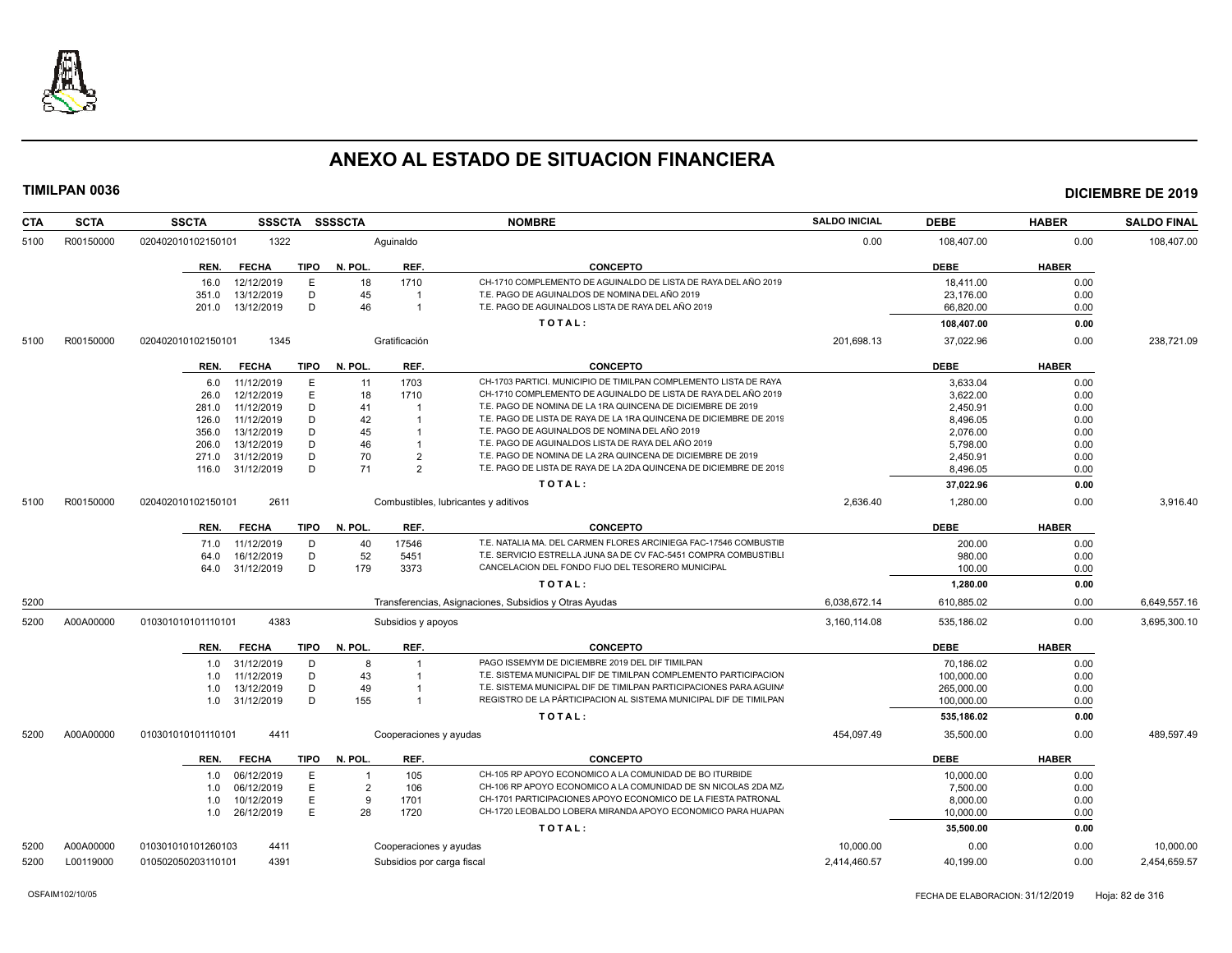# ANEXO AL ESTADO DE SITUACION FINANCIERA

**TIMILPAN 0036** **DICIEMBRE DE 2019**

| CTA | SCTA | SSCTA | SSSCTA | SSSSCTA | NOMBRE | SALDO INICIAL | DEBE | HABER | SALDO FINAL |
|---|---|---|---|---|---|---|---|---|---|
| 5100 | R00150000 | 0204020101021501O1 | 1322 | | Aguinaldo | 0.00 | 108,407.00 | 0.00 | 108,407.00 |

| REN. | FECHA | TIPO | N. POL. | REF. | CONCEPTO | DEBE | HABER |
|---|---|---|---|---|---|---|---|
| 16.0 | 12/12/2019 | E | 18 | 1710 | CH-1710 COMPLEMENTO DE AGUINALDO DE LISTA DE RAYA DEL AÑO 2019 | 18,411.00 | 0.00 |
| 351.0 | 13/12/2019 | D | 45 | 1 | T.E. PAGO DE AGUINALDOS DE NOMINA DEL AÑO 2019 | 23,176.00 | 0.00 |
| 201.0 | 13/12/2019 | D | 46 | 1 | T.E. PAGO DE AGUINALDOS LISTA DE RAYA DEL AÑO 2019 | 66,820.00 | 0.00 |
| | | | | | TOTAL: | 108,407.00 | 0.00 |

| CTA | SCTA | SSCTA | SSSCTA | SSSSCTA | NOMBRE | SALDO INICIAL | DEBE | HABER | SALDO FINAL |
|---|---|---|---|---|---|---|---|---|---|
| 5100 | R00150000 | 020402010102150101 | 1345 | | Gratificación | 201,698.13 | 37,022.96 | 0.00 | 238,721.09 |

| REN. | FECHA | TIPO | N. POL. | REF. | CONCEPTO | DEBE | HABER |
|---|---|---|---|---|---|---|---|
| 6.0 | 11/12/2019 | E | 11 | 1703 | CH-1703 PARTICI. MUNICIPIO DE TIMILPAN COMPLEMENTO LISTA DE RAYA | 3,633.04 | 0.00 |
| 26.0 | 12/12/2019 | E | 18 | 1710 | CH-1710 COMPLEMENTO DE AGUINALDO DE LISTA DE RAYA DEL AÑO 2019 | 3,622.00 | 0.00 |
| 281.0 | 11/12/2019 | D | 41 | 1 | T.E. PAGO DE NOMINA DE LA 1RA QUINCENA DE DICIEMBRE DE 2019 | 2,450.91 | 0.00 |
| 126.0 | 11/12/2019 | D | 42 | 1 | T.E. PAGO DE LISTA DE RAYA DE LA 1RA QUINCENA DE DICIEMBRE DE 2019 | 8,496.05 | 0.00 |
| 356.0 | 13/12/2019 | D | 45 | 1 | T.E. PAGO DE AGUINALDOS DE NOMINA DEL AÑO 2019 | 2,076.00 | 0.00 |
| 206.0 | 13/12/2019 | D | 46 | 1 | T.E. PAGO DE AGUINALDOS LISTA DE RAYA DEL AÑO 2019 | 5,798.00 | 0.00 |
| 271.0 | 31/12/2019 | D | 70 | 2 | T.E. PAGO DE NOMINA DE LA 2RA QUINCENA DE DICIEMBRE DE 2019 | 2,450.91 | 0.00 |
| 116.0 | 31/12/2019 | D | 71 | 2 | T.E. PAGO DE LISTA DE RAYA DE LA 2DA QUINCENA DE DICIEMBRE DE 2019 | 8,496.05 | 0.00 |
| | | | | | TOTAL: | 37,022.96 | 0.00 |

| CTA | SCTA | SSCTA | SSSCTA | SSSSCTA | NOMBRE | SALDO INICIAL | DEBE | HABER | SALDO FINAL |
|---|---|---|---|---|---|---|---|---|---|
| 5100 | R00150000 | 020402010102150101 | 2611 | | Combustibles, lubricantes y aditivos | 2,636.40 | 1,280.00 | 0.00 | 3,916.40 |

| REN. | FECHA | TIPO | N. POL. | REF. | CONCEPTO | DEBE | HABER |
|---|---|---|---|---|---|---|---|
| 71.0 | 11/12/2019 | D | 40 | 17546 | T.E. NATALIA MA. DEL CARMEN FLORES ARCINIEGA FAC-17546 COMBUSTIB | 200.00 | 0.00 |
| 64.0 | 16/12/2019 | D | 52 | 5451 | T.E. SERVICIO ESTRELLA JUNA SA DE CV FAC-5451 COMPRA COMBUSTIBLI | 980.00 | 0.00 |
| 64.0 | 31/12/2019 | D | 179 | 3373 | CANCELACION DEL FONDO FIJO DEL TESORERO MUNICIPAL | 100.00 | 0.00 |
| | | | | | TOTAL: | 1,280.00 | 0.00 |

| CTA | SCTA | SSCTA | SSSCTA | SSSSCTA | NOMBRE | SALDO INICIAL | DEBE | HABER | SALDO FINAL |
|---|---|---|---|---|---|---|---|---|---|
| 5200 | | | | | Transferencias, Asignaciones, Subsidios y Otras Ayudas | 6,038,672.14 | 610,885.02 | 0.00 | 6,649,557.16 |
| 5200 | A00A00000 | 010301010101110101 | 4383 | | Subsidios y apoyos | 3,160,114.08 | 535,186.02 | 0.00 | 3,695,300.10 |

| REN. | FECHA | TIPO | N. POL. | REF. | CONCEPTO | DEBE | HABER |
|---|---|---|---|---|---|---|---|
| 1.0 | 31/12/2019 | D | 8 | 1 | PAGO ISSEMYM DE DICIEMBRE 2019 DEL DIF TIMILPAN | 70,186.02 | 0.00 |
| 1.0 | 11/12/2019 | D | 43 | 1 | T.E. SISTEMA MUNICIPAL DIF DE TIMILPAN COMPLEMENTO PARTICIPACION | 100,000.00 | 0.00 |
| 1.0 | 13/12/2019 | D | 49 | 1 | T.E. SISTEMA MUNICIPAL DIF DE TIMILPAN PARTICIPACIONES PARA AGUINA | 265,000.00 | 0.00 |
| 1.0 | 31/12/2019 | D | 155 | 1 | REGISTRO DE LA PÁRTICIPACION AL SISTEMA MUNICIPAL DIF DE TIMILPAN | 100,000.00 | 0.00 |
| | | | | | TOTAL: | 535,186.02 | 0.00 |

| CTA | SCTA | SSCTA | SSSCTA | SSSSCTA | NOMBRE | SALDO INICIAL | DEBE | HABER | SALDO FINAL |
|---|---|---|---|---|---|---|---|---|---|
| 5200 | A00A00000 | 010301010101110101 | 4411 | | Cooperaciones y ayudas | 454,097.49 | 35,500.00 | 0.00 | 489,597.49 |

| REN. | FECHA | TIPO | N. POL. | REF. | CONCEPTO | DEBE | HABER |
|---|---|---|---|---|---|---|---|
| 1.0 | 06/12/2019 | E | 1 | 105 | CH-105 RP APOYO ECONOMICO A LA COMUNIDAD DE BO ITURBIDE | 10,000.00 | 0.00 |
| 1.0 | 06/12/2019 | E | 2 | 106 | CH-106 RP APOYO ECONOMICO A LA COMUNIDAD DE SN NICOLAS 2DA MZ | 7,500.00 | 0.00 |
| 1.0 | 10/12/2019 | E | 9 | 1701 | CH-1701 PARTICIPACIONES APOYO ECONOMICO DE LA FIESTA PATRONAL | 8,000.00 | 0.00 |
| 1.0 | 26/12/2019 | E | 28 | 1720 | CH-1720 LEOBALDO LOBERA MIRANDA APOYO ECONOMICO PARA HUAPAN | 10,000.00 | 0.00 |
| | | | | | TOTAL: | 35,500.00 | 0.00 |

| CTA | SCTA | SSCTA | SSSCTA | SSSSCTA | NOMBRE | SALDO INICIAL | DEBE | HABER | SALDO FINAL |
|---|---|---|---|---|---|---|---|---|---|
| 5200 | A00A00000 | 010301010101260103 | 4411 | | Cooperaciones y ayudas | 10,000.00 | 0.00 | 0.00 | 10,000.00 |
| 5200 | L00119000 | 010502050203110101 | 4391 | | Subsidios por carga fiscal | 2,414,460.57 | 40,199.00 | 0.00 | 2,454,659.57 |

OSFAIM102/10/05 FECHA DE ELABORACION: 31/12/2019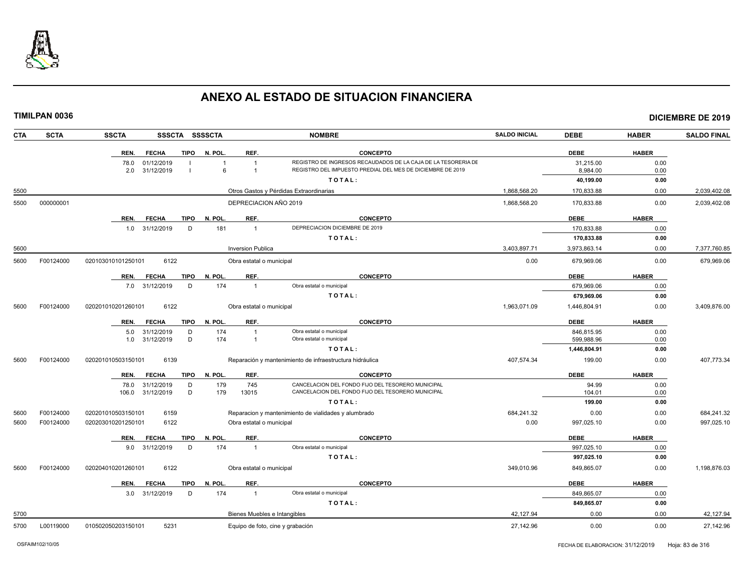# ANEXO AL ESTADO DE SITUACION FINANCIERA

**TIMILPAN 0036** — **DICIEMBRE DE 2019**

| CTA | SCTA | SSCTA | SSSCTA | SSSSCTA | NOMBRE | SALDO INICIAL | DEBE | HABER | SALDO FINAL |
|---|---|---|---|---|---|---|---|---|---|
| | | REN. | FECHA | TIPO | N. POL. / REF. / CONCEPTO | | DEBE | HABER | |
| | | 78.0 | 01/12/2019 | I | 1 / 1 / REGISTRO DE INGRESOS RECAUDADOS DE LA CAJA DE LA TESORERIA DE | | 31,215.00 | 0.00 | |
| | | 2.0 | 31/12/2019 | I | 6 / 1 / REGISTRO DEL IMPUESTO PREDIAL DEL MES DE DICIEMBRE DE 2019 | | 8,984.00 | 0.00 | |
| | | | | | TOTAL: | | **40,199.00** | **0.00** | |
| 5500 | | | | | Otros Gastos y Pérdidas Extraordinarias | 1,868,568.20 | 170,833.88 | 0.00 | 2,039,402.08 |
| 5500 | 000000001 | | | | DEPRECIACION AÑO 2019 | 1,868,568.20 | 170,833.88 | 0.00 | 2,039,402.08 |
| | | REN. | FECHA | TIPO | N. POL. / REF. / CONCEPTO | | DEBE | HABER | |
| | | 1.0 | 31/12/2019 | D | 181 / 1 / DEPRECIACION DICIEMBRE DE 2019 | | 170,833.88 | 0.00 | |
| | | | | | TOTAL: | | **170,833.88** | **0.00** | |
| 5600 | | | | | Inversion Publica | 3,403,897.71 | 3,973,863.14 | 0.00 | 7,377,760.85 |
| 5600 | F00124000 | 020103010101250101 | 6122 | | Obra estatal o municipal | 0.00 | 679,969.06 | 0.00 | 679,969.06 |
| | | REN. | FECHA | TIPO | N. POL. / REF. / CONCEPTO | | DEBE | HABER | |
| | | 7.0 | 31/12/2019 | D | 174 / 1 / Obra estatal o municipal | | 679,969.06 | 0.00 | |
| | | | | | TOTAL: | | **679,969.06** | **0.00** | |
| 5600 | F00124000 | 020201010201260101 | 6122 | | Obra estatal o municipal | 1,963,071.09 | 1,446,804.91 | 0.00 | 3,409,876.00 |
| | | REN. | FECHA | TIPO | N. POL. / REF. / CONCEPTO | | DEBE | HABER | |
| | | 5.0 | 31/12/2019 | D | 174 / 1 / Obra estatal o municipal | | 846,815.95 | 0.00 | |
| | | 1.0 | 31/12/2019 | D | 174 / 1 / Obra estatal o municipal | | 599,988.96 | 0.00 | |
| | | | | | TOTAL: | | **1,446,804.91** | **0.00** | |
| 5600 | F00124000 | 020201010503150101 | 6139 | | Reparación y mantenimiento de infraestructura hidráulica | 407,574.34 | 199.00 | 0.00 | 407,773.34 |
| | | REN. | FECHA | TIPO | N. POL. / REF. / CONCEPTO | | DEBE | HABER | |
| | | 78.0 | 31/12/2019 | D | 179 / 745 / CANCELACION DEL FONDO FIJO DEL TESORERO MUNICIPAL | | 94.99 | 0.00 | |
| | | 106.0 | 31/12/2019 | D | 179 / 13015 / CANCELACION DEL FONDO FIJO DEL TESORERO MUNICIPAL | | 104.01 | 0.00 | |
| | | | | | TOTAL: | | **199.00** | **0.00** | |
| 5600 | F00124000 | 020201010503150101 | 6159 | | Reparacion y mantenimiento de vialidades y alumbrado | 684,241.32 | 0.00 | 0.00 | 684,241.32 |
| 5600 | F00124000 | 020203010201250101 | 6122 | | Obra estatal o municipal | 0.00 | 997,025.10 | 0.00 | 997,025.10 |
| | | REN. | FECHA | TIPO | N. POL. / REF. / CONCEPTO | | DEBE | HABER | |
| | | 9.0 | 31/12/2019 | D | 174 / 1 / Obra estatal o municipal | | 997,025.10 | 0.00 | |
| | | | | | TOTAL: | | **997,025.10** | **0.00** | |
| 5600 | F00124000 | 020204010201260101 | 6122 | | Obra estatal o municipal | 349,010.96 | 849,865.07 | 0.00 | 1,198,876.03 |
| | | REN. | FECHA | TIPO | N. POL. / REF. / CONCEPTO | | DEBE | HABER | |
| | | 3.0 | 31/12/2019 | D | 174 / 1 / Obra estatal o municipal | | 849,865.07 | 0.00 | |
| | | | | | TOTAL: | | **849,865.07** | **0.00** | |
| 5700 | | | | | Bienes Muebles e Intangibles | 42,127.94 | 0.00 | 0.00 | 42,127.94 |
| 5700 | L00119000 | 010502050203150101 | 5231 | | Equipo de foto, cine y grabación | 27,142.96 | 0.00 | 0.00 | 27,142.96 |

OSFAIM102/10/05 — FECHA DE ELABORACION: 31/12/2019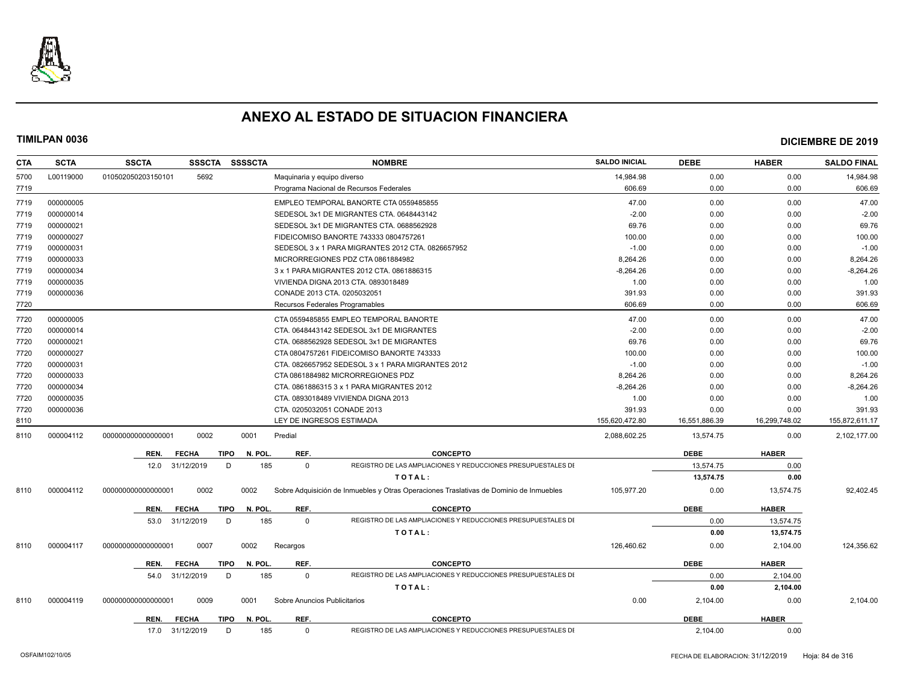# ANEXO AL ESTADO DE SITUACION FINANCIERA

**TIMILPAN 0036** — **DICIEMBRE DE 2019**

| CTA | SCTA | SSCTA | SSSCTA | SSSSCTA | NOMBRE | SALDO INICIAL | DEBE | HABER | SALDO FINAL |
|---|---|---|---|---|---|---|---|---|---|
| 5700 | L00119000 | 010502050203150101 | 5692 | | Maquinaria y equipo diverso | 14,984.98 | 0.00 | 0.00 | 14,984.98 |
| 7719 | | | | | Programa Nacional de Recursos Federales | 606.69 | 0.00 | 0.00 | 606.69 |
| 7719 | 000000005 | | | | EMPLEO TEMPORAL BANORTE CTA 0559485855 | 47.00 | 0.00 | 0.00 | 47.00 |
| 7719 | 000000014 | | | | SEDESOL 3x1 DE MIGRANTES CTA. 0648443142 | -2.00 | 0.00 | 0.00 | -2.00 |
| 7719 | 000000021 | | | | SEDESOL 3x1 DE MIGRANTES CTA. 0688562928 | 69.76 | 0.00 | 0.00 | 69.76 |
| 7719 | 000000027 | | | | FIDEICOMISO BANORTE 743333 0804757261 | 100.00 | 0.00 | 0.00 | 100.00 |
| 7719 | 000000031 | | | | SEDESOL 3 x 1 PARA MIGRANTES 2012 CTA. 0826657952 | -1.00 | 0.00 | 0.00 | -1.00 |
| 7719 | 000000033 | | | | MICRORREGIONES PDZ CTA 0861884982 | 8,264.26 | 0.00 | 0.00 | 8,264.26 |
| 7719 | 000000034 | | | | 3 x 1 PARA MIGRANTES 2012 CTA. 0861886315 | -8,264.26 | 0.00 | 0.00 | -8,264.26 |
| 7719 | 000000035 | | | | VIVIENDA DIGNA 2013 CTA. 0893018489 | 1.00 | 0.00 | 0.00 | 1.00 |
| 7719 | 000000036 | | | | CONADE 2013 CTA. 0205032051 | 391.93 | 0.00 | 0.00 | 391.93 |
| 7720 | | | | | Recursos Federales Programables | 606.69 | 0.00 | 0.00 | 606.69 |
| 7720 | 000000005 | | | | CTA 0559485855 EMPLEO TEMPORAL BANORTE | 47.00 | 0.00 | 0.00 | 47.00 |
| 7720 | 000000014 | | | | CTA. 0648443142 SEDESOL 3x1 DE MIGRANTES | -2.00 | 0.00 | 0.00 | -2.00 |
| 7720 | 000000021 | | | | CTA. 0688562928 SEDESOL 3x1 DE MIGRANTES | 69.76 | 0.00 | 0.00 | 69.76 |
| 7720 | 000000027 | | | | CTA 0804757261 FIDEICOMISO BANORTE 743333 | 100.00 | 0.00 | 0.00 | 100.00 |
| 7720 | 000000031 | | | | CTA. 0826657952 SEDESOL 3 x 1 PARA MIGRANTES 2012 | -1.00 | 0.00 | 0.00 | -1.00 |
| 7720 | 000000033 | | | | CTA 0861884982 MICRORREGIONES PDZ | 8,264.26 | 0.00 | 0.00 | 8,264.26 |
| 7720 | 000000034 | | | | CTA. 0861886315 3 x 1 PARA MIGRANTES 2012 | -8,264.26 | 0.00 | 0.00 | -8,264.26 |
| 7720 | 000000035 | | | | CTA. 0893018489 VIVIENDA DIGNA 2013 | 1.00 | 0.00 | 0.00 | 1.00 |
| 7720 | 000000036 | | | | CTA. 0205032051 CONADE 2013 | 391.93 | 0.00 | 0.00 | 391.93 |
| 8110 | | | | | LEY DE INGRESOS ESTIMADA | 155,620,472.80 | 16,551,886.39 | 16,299,748.02 | 155,872,611.17 |
| 8110 | 000004112 | 000000000000000001 | 0002 | 0001 | Predial | 2,088,602.25 | 13,574.75 | 0.00 | 2,102,177.00 |

| REN. | FECHA | TIPO | N. POL. | REF. | CONCEPTO | DEBE | HABER |
|---|---|---|---|---|---|---|---|
| 12.0 | 31/12/2019 | D | 185 | 0 | REGISTRO DE LAS AMPLIACIONES Y REDUCCIONES PRESUPUESTALES DE | 13,574.75 | 0.00 |
| | | | | | TOTAL: | 13,574.75 | 0.00 |

| CTA | SCTA | SSCTA | SSSCTA | SSSSCTA | NOMBRE | SALDO INICIAL | DEBE | HABER | SALDO FINAL |
|---|---|---|---|---|---|---|---|---|---|
| 8110 | 000004112 | 000000000000000001 | 0002 | 0002 | Sobre Adquisición de Inmuebles y Otras Operaciones Traslativas de Dominio de Inmuebles | 105,977.20 | 0.00 | 13,574.75 | 92,402.45 |

| REN. | FECHA | TIPO | N. POL. | REF. | CONCEPTO | DEBE | HABER |
|---|---|---|---|---|---|---|---|
| 53.0 | 31/12/2019 | D | 185 | 0 | REGISTRO DE LAS AMPLIACIONES Y REDUCCIONES PRESUPUESTALES DE | 0.00 | 13,574.75 |
| | | | | | TOTAL: | 0.00 | 13,574.75 |

| CTA | SCTA | SSCTA | SSSCTA | SSSSCTA | NOMBRE | SALDO INICIAL | DEBE | HABER | SALDO FINAL |
|---|---|---|---|---|---|---|---|---|---|
| 8110 | 000004117 | 000000000000000001 | 0007 | 0002 | Recargos | 126,460.62 | 0.00 | 2,104.00 | 124,356.62 |

| REN. | FECHA | TIPO | N. POL. | REF. | CONCEPTO | DEBE | HABER |
|---|---|---|---|---|---|---|---|
| 54.0 | 31/12/2019 | D | 185 | 0 | REGISTRO DE LAS AMPLIACIONES Y REDUCCIONES PRESUPUESTALES DE | 0.00 | 2,104.00 |
| | | | | | TOTAL: | 0.00 | 2,104.00 |

| CTA | SCTA | SSCTA | SSSCTA | SSSSCTA | NOMBRE | SALDO INICIAL | DEBE | HABER | SALDO FINAL |
|---|---|---|---|---|---|---|---|---|---|
| 8110 | 000004119 | 000000000000000001 | 0009 | 0001 | Sobre Anuncios Publicitarios | 0.00 | 2,104.00 | 0.00 | 2,104.00 |

| REN. | FECHA | TIPO | N. POL. | REF. | CONCEPTO | DEBE | HABER |
|---|---|---|---|---|---|---|---|
| 17.0 | 31/12/2019 | D | 185 | 0 | REGISTRO DE LAS AMPLIACIONES Y REDUCCIONES PRESUPUESTALES DE | 2,104.00 | 0.00 |

OSFAIM102/10/05 — FECHA DE ELABORACION: 31/12/2019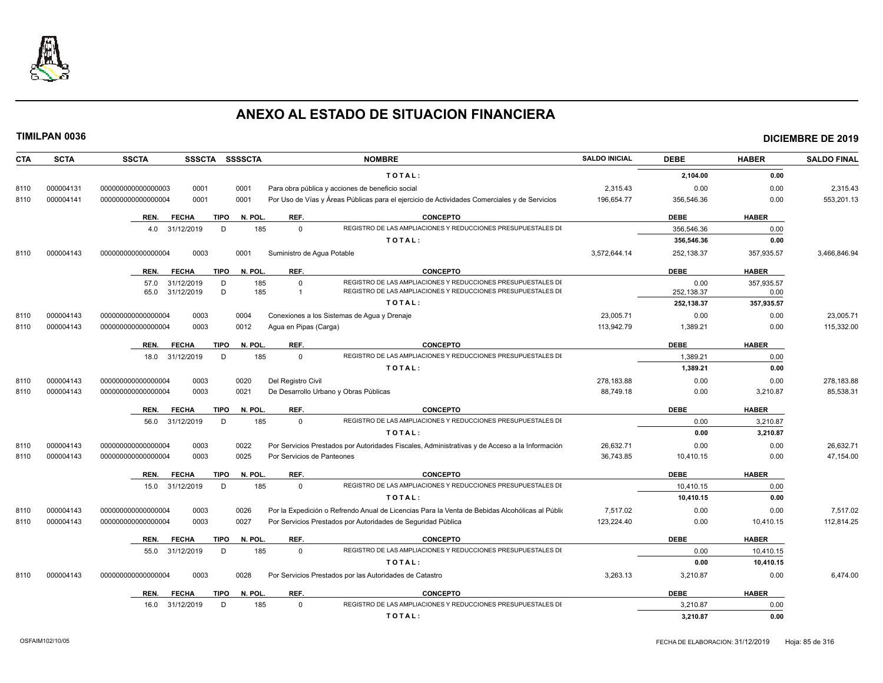# ANEXO AL ESTADO DE SITUACION FINANCIERA

**TIMILPAN 0036** — **DICIEMBRE DE 2019**

| CTA | SCTA | SSCTA | SSSCTA | SSSSCTA | NOMBRE | SALDO INICIAL | DEBE | HABER | SALDO FINAL |
|---|---|---|---|---|---|---|---|---|---|
| | | | | | T O T A L : | | 2,104.00 | 0.00 | |
| 8110 | 000004131 | 0000000000000000003 | 0001 | 0001 | Para obra pública y acciones de beneficio social | 2,315.43 | 0.00 | 0.00 | 2,315.43 |
| 8110 | 000004141 | 0000000000000000004 | 0001 | 0001 | Por Uso de Vías y Áreas Públicas para el ejercicio de Actividades Comerciales y de Servicios | 196,654.77 | 356,546.36 | 0.00 | 553,201.13 |

| REN. | FECHA | TIPO | N. POL. | REF. | CONCEPTO | DEBE | HABER |
|---|---|---|---|---|---|---|---|
| 4.0 | 31/12/2019 | D | 185 | 0 | REGISTRO DE LAS AMPLIACIONES Y REDUCCIONES PRESUPUESTALES DE | 356,546.36 | 0.00 |
| | | | | | T O T A L : | 356,546.36 | 0.00 |

| CTA | SCTA | SSCTA | SSSCTA | SSSSCTA | NOMBRE | SALDO INICIAL | DEBE | HABER | SALDO FINAL |
|---|---|---|---|---|---|---|---|---|---|
| 8110 | 000004143 | 0000000000000000004 | 0003 | 0001 | Suministro de Agua Potable | 3,572,644.14 | 252,138.37 | 357,935.57 | 3,466,846.94 |

| REN. | FECHA | TIPO | N. POL. | REF. | CONCEPTO | DEBE | HABER |
|---|---|---|---|---|---|---|---|
| 57.0 | 31/12/2019 | D | 185 | 0 | REGISTRO DE LAS AMPLIACIONES Y REDUCCIONES PRESUPUESTALES DE | 0.00 | 357,935.57 |
| 65.0 | 31/12/2019 | D | 185 | 1 | REGISTRO DE LAS AMPLIACIONES Y REDUCCIONES PRESUPUESTALES DE | 252,138.37 | 0.00 |
| | | | | | T O T A L : | 252,138.37 | 357,935.57 |

| CTA | SCTA | SSCTA | SSSCTA | SSSSCTA | NOMBRE | SALDO INICIAL | DEBE | HABER | SALDO FINAL |
|---|---|---|---|---|---|---|---|---|---|
| 8110 | 000004143 | 0000000000000000004 | 0003 | 0004 | Conexiones a los Sistemas de Agua y Drenaje | 23,005.71 | 0.00 | 0.00 | 23,005.71 |
| 8110 | 000004143 | 0000000000000000004 | 0003 | 0012 | Agua en Pipas (Carga) | 113,942.79 | 1,389.21 | 0.00 | 115,332.00 |

| REN. | FECHA | TIPO | N. POL. | REF. | CONCEPTO | DEBE | HABER |
|---|---|---|---|---|---|---|---|
| 18.0 | 31/12/2019 | D | 185 | 0 | REGISTRO DE LAS AMPLIACIONES Y REDUCCIONES PRESUPUESTALES DE | 1,389.21 | 0.00 |
| | | | | | T O T A L : | 1,389.21 | 0.00 |

| CTA | SCTA | SSCTA | SSSCTA | SSSSCTA | NOMBRE | SALDO INICIAL | DEBE | HABER | SALDO FINAL |
|---|---|---|---|---|---|---|---|---|---|
| 8110 | 000004143 | 0000000000000000004 | 0003 | 0020 | Del Registro Civil | 278,183.88 | 0.00 | 0.00 | 278,183.88 |
| 8110 | 000004143 | 0000000000000000004 | 0003 | 0021 | De Desarrollo Urbano y Obras Públicas | 88,749.18 | 0.00 | 3,210.87 | 85,538.31 |

| REN. | FECHA | TIPO | N. POL. | REF. | CONCEPTO | DEBE | HABER |
|---|---|---|---|---|---|---|---|
| 56.0 | 31/12/2019 | D | 185 | 0 | REGISTRO DE LAS AMPLIACIONES Y REDUCCIONES PRESUPUESTALES DE | 0.00 | 3,210.87 |
| | | | | | T O T A L : | 0.00 | 3,210.87 |

| CTA | SCTA | SSCTA | SSSCTA | SSSSCTA | NOMBRE | SALDO INICIAL | DEBE | HABER | SALDO FINAL |
|---|---|---|---|---|---|---|---|---|---|
| 8110 | 000004143 | 0000000000000000004 | 0003 | 0022 | Por Servicios Prestados por Autoridades Fiscales, Administrativas y de Acceso a la Información | 26,632.71 | 0.00 | 0.00 | 26,632.71 |
| 8110 | 000004143 | 0000000000000000004 | 0003 | 0025 | Por Servicios de Panteones | 36,743.85 | 10,410.15 | 0.00 | 47,154.00 |

| REN. | FECHA | TIPO | N. POL. | REF. | CONCEPTO | DEBE | HABER |
|---|---|---|---|---|---|---|---|
| 15.0 | 31/12/2019 | D | 185 | 0 | REGISTRO DE LAS AMPLIACIONES Y REDUCCIONES PRESUPUESTALES DE | 10,410.15 | 0.00 |
| | | | | | T O T A L : | 10,410.15 | 0.00 |

| CTA | SCTA | SSCTA | SSSCTA | SSSSCTA | NOMBRE | SALDO INICIAL | DEBE | HABER | SALDO FINAL |
|---|---|---|---|---|---|---|---|---|---|
| 8110 | 000004143 | 0000000000000000004 | 0003 | 0026 | Por la Expedición o Refrendo Anual de Licencias Para la Venta de Bebidas Alcohólicas al Públic | 7,517.02 | 0.00 | 0.00 | 7,517.02 |
| 8110 | 000004143 | 0000000000000000004 | 0003 | 0027 | Por Servicios Prestados por Autoridades de Seguridad Pública | 123,224.40 | 0.00 | 10,410.15 | 112,814.25 |

| REN. | FECHA | TIPO | N. POL. | REF. | CONCEPTO | DEBE | HABER |
|---|---|---|---|---|---|---|---|
| 55.0 | 31/12/2019 | D | 185 | 0 | REGISTRO DE LAS AMPLIACIONES Y REDUCCIONES PRESUPUESTALES DE | 0.00 | 10,410.15 |
| | | | | | T O T A L : | 0.00 | 10,410.15 |

| CTA | SCTA | SSCTA | SSSCTA | SSSSCTA | NOMBRE | SALDO INICIAL | DEBE | HABER | SALDO FINAL |
|---|---|---|---|---|---|---|---|---|---|
| 8110 | 000004143 | 0000000000000000004 | 0003 | 0028 | Por Servicios Prestados por las Autoridades de Catastro | 3,263.13 | 3,210.87 | 0.00 | 6,474.00 |

| REN. | FECHA | TIPO | N. POL. | REF. | CONCEPTO | DEBE | HABER |
|---|---|---|---|---|---|---|---|
| 16.0 | 31/12/2019 | D | 185 | 0 | REGISTRO DE LAS AMPLIACIONES Y REDUCCIONES PRESUPUESTALES DE | 3,210.87 | 0.00 |
| | | | | | T O T A L : | 3,210.87 | 0.00 |

OSFAIM102/10/05 — FECHA DE ELABORACION: 31/12/2019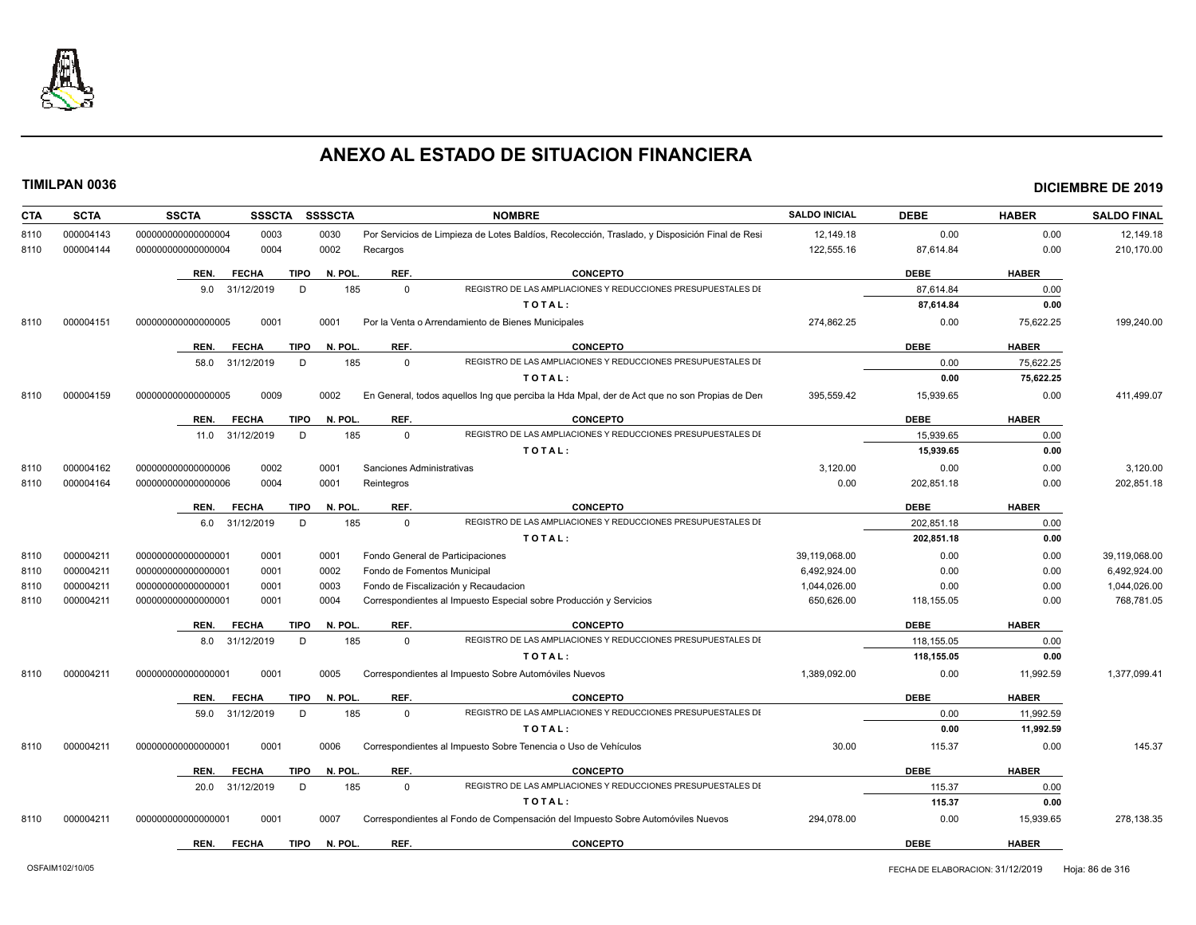# ANEXO AL ESTADO DE SITUACION FINANCIERA

**TIMILPAN 0036** **DICIEMBRE DE 2019**

| CTA | SCTA | SSCTA | SSSCTA | SSSSCTA | NOMBRE | SALDO INICIAL | DEBE | HABER | SALDO FINAL |
|---|---|---|---|---|---|---|---|---|---|
| 8110 | 000004143 | 0000000000000004 | 0003 | 0030 | Por Servicios de Limpieza de Lotes Baldíos, Recolección, Traslado, y Disposición Final de Resi | 12,149.18 | 0.00 | 0.00 | 12,149.18 |
| 8110 | 000004144 | 0000000000000004 | 0004 | 0002 | Recargos | 122,555.16 | 87,614.84 | 0.00 | 210,170.00 |

| REN. | FECHA | TIPO | N. POL. | REF. | CONCEPTO | DEBE | HABER |
|---|---|---|---|---|---|---|---|
| 9.0 | 31/12/2019 | D | 185 | 0 | REGISTRO DE LAS AMPLIACIONES Y REDUCCIONES PRESUPUESTALES DE | 87,614.84 | 0.00 |
| | | | | | **T O T A L :** | **87,614.84** | **0.00** |

| CTA | SCTA | SSCTA | SSSCTA | SSSSCTA | NOMBRE | SALDO INICIAL | DEBE | HABER | SALDO FINAL |
|---|---|---|---|---|---|---|---|---|---|
| 8110 | 000004151 | 0000000000000005 | 0001 | 0001 | Por la Venta o Arrendamiento de Bienes Municipales | 274,862.25 | 0.00 | 75,622.25 | 199,240.00 |

| REN. | FECHA | TIPO | N. POL. | REF. | CONCEPTO | DEBE | HABER |
|---|---|---|---|---|---|---|---|
| 58.0 | 31/12/2019 | D | 185 | 0 | REGISTRO DE LAS AMPLIACIONES Y REDUCCIONES PRESUPUESTALES DE | 0.00 | 75,622.25 |
| | | | | | **T O T A L :** | **0.00** | **75,622.25** |

| CTA | SCTA | SSCTA | SSSCTA | SSSSCTA | NOMBRE | SALDO INICIAL | DEBE | HABER | SALDO FINAL |
|---|---|---|---|---|---|---|---|---|---|
| 8110 | 000004159 | 0000000000000005 | 0009 | 0002 | En General, todos aquellos Ing que perciba la Hda Mpal, der de Act que no son Propias de Dere | 395,559.42 | 15,939.65 | 0.00 | 411,499.07 |

| REN. | FECHA | TIPO | N. POL. | REF. | CONCEPTO | DEBE | HABER |
|---|---|---|---|---|---|---|---|
| 11.0 | 31/12/2019 | D | 185 | 0 | REGISTRO DE LAS AMPLIACIONES Y REDUCCIONES PRESUPUESTALES DE | 15,939.65 | 0.00 |
| | | | | | **T O T A L :** | **15,939.65** | **0.00** |

| CTA | SCTA | SSCTA | SSSCTA | SSSSCTA | NOMBRE | SALDO INICIAL | DEBE | HABER | SALDO FINAL |
|---|---|---|---|---|---|---|---|---|---|
| 8110 | 000004162 | 0000000000000006 | 0002 | 0001 | Sanciones Administrativas | 3,120.00 | 0.00 | 0.00 | 3,120.00 |
| 8110 | 000004164 | 0000000000000006 | 0004 | 0001 | Reintegros | 0.00 | 202,851.18 | 0.00 | 202,851.18 |

| REN. | FECHA | TIPO | N. POL. | REF. | CONCEPTO | DEBE | HABER |
|---|---|---|---|---|---|---|---|
| 6.0 | 31/12/2019 | D | 185 | 0 | REGISTRO DE LAS AMPLIACIONES Y REDUCCIONES PRESUPUESTALES DE | 202,851.18 | 0.00 |
| | | | | | **T O T A L :** | **202,851.18** | **0.00** |

| CTA | SCTA | SSCTA | SSSCTA | SSSSCTA | NOMBRE | SALDO INICIAL | DEBE | HABER | SALDO FINAL |
|---|---|---|---|---|---|---|---|---|---|
| 8110 | 000004211 | 0000000000000001 | 0001 | 0001 | Fondo General de Participaciones | 39,119,068.00 | 0.00 | 0.00 | 39,119,068.00 |
| 8110 | 000004211 | 0000000000000001 | 0001 | 0002 | Fondo de Fomentos Municipal | 6,492,924.00 | 0.00 | 0.00 | 6,492,924.00 |
| 8110 | 000004211 | 0000000000000001 | 0001 | 0003 | Fondo de Fiscalización y Recaudacion | 1,044,026.00 | 0.00 | 0.00 | 1,044,026.00 |
| 8110 | 000004211 | 0000000000000001 | 0001 | 0004 | Correspondientes al Impuesto Especial sobre Producción y Servicios | 650,626.00 | 118,155.05 | 0.00 | 768,781.05 |

| REN. | FECHA | TIPO | N. POL. | REF. | CONCEPTO | DEBE | HABER |
|---|---|---|---|---|---|---|---|
| 8.0 | 31/12/2019 | D | 185 | 0 | REGISTRO DE LAS AMPLIACIONES Y REDUCCIONES PRESUPUESTALES DE | 118,155.05 | 0.00 |
| | | | | | **T O T A L :** | **118,155.05** | **0.00** |

| CTA | SCTA | SSCTA | SSSCTA | SSSSCTA | NOMBRE | SALDO INICIAL | DEBE | HABER | SALDO FINAL |
|---|---|---|---|---|---|---|---|---|---|
| 8110 | 000004211 | 0000000000000001 | 0001 | 0005 | Correspondientes al Impuesto Sobre Automóviles Nuevos | 1,389,092.00 | 0.00 | 11,992.59 | 1,377,099.41 |

| REN. | FECHA | TIPO | N. POL. | REF. | CONCEPTO | DEBE | HABER |
|---|---|---|---|---|---|---|---|
| 59.0 | 31/12/2019 | D | 185 | 0 | REGISTRO DE LAS AMPLIACIONES Y REDUCCIONES PRESUPUESTALES DE | 0.00 | 11,992.59 |
| | | | | | **T O T A L :** | **0.00** | **11,992.59** |

| CTA | SCTA | SSCTA | SSSCTA | SSSSCTA | NOMBRE | SALDO INICIAL | DEBE | HABER | SALDO FINAL |
|---|---|---|---|---|---|---|---|---|---|
| 8110 | 000004211 | 0000000000000001 | 0001 | 0006 | Correspondientes al Impuesto Sobre Tenencia o Uso de Vehículos | 30.00 | 115.37 | 0.00 | 145.37 |

| REN. | FECHA | TIPO | N. POL. | REF. | CONCEPTO | DEBE | HABER |
|---|---|---|---|---|---|---|---|
| 20.0 | 31/12/2019 | D | 185 | 0 | REGISTRO DE LAS AMPLIACIONES Y REDUCCIONES PRESUPUESTALES DE | 115.37 | 0.00 |
| | | | | | **T O T A L :** | **115.37** | **0.00** |

| CTA | SCTA | SSCTA | SSSCTA | SSSSCTA | NOMBRE | SALDO INICIAL | DEBE | HABER | SALDO FINAL |
|---|---|---|---|---|---|---|---|---|---|
| 8110 | 000004211 | 0000000000000001 | 0001 | 0007 | Correspondientes al Fondo de Compensación del Impuesto Sobre Automóviles Nuevos | 294,078.00 | 0.00 | 15,939.65 | 278,138.35 |

| REN. | FECHA | TIPO | N. POL. | REF. | CONCEPTO | DEBE | HABER |
|---|---|---|---|---|---|---|---|

OSFAIM102/10/05 — FECHA DE ELABORACION: 31/12/2019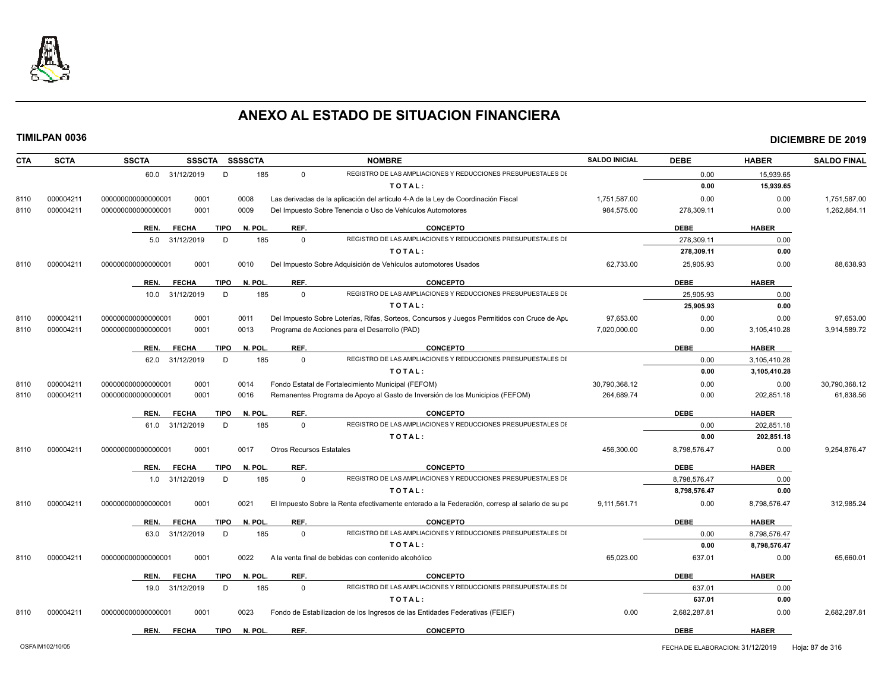# ANEXO AL ESTADO DE SITUACION FINANCIERA

**TIMILPAN 0036** — **DICIEMBRE DE 2019**

| CTA | SCTA | SSCTA | SSSCTA | SSSSCTA | NOMBRE | SALDO INICIAL | DEBE | HABER | SALDO FINAL |
|---|---|---|---|---|---|---|---|---|---|
| | | 60.0 31/12/2019 | D | 185 | 0 REGISTRO DE LAS AMPLIACIONES Y REDUCCIONES PRESUPUESTALES DE | | 0.00 | 15,939.65 | |
| | | | | | TOTAL: | | **0.00** | **15,939.65** | |
| 8110 | 000004211 | 000000000000000001 | 0001 | 0008 | Las derivadas de la aplicación del artículo 4-A de la Ley de Coordinación Fiscal | 1,751,587.00 | 0.00 | 0.00 | 1,751,587.00 |
| 8110 | 000004211 | 000000000000000001 | 0001 | 0009 | Del Impuesto Sobre Tenencia o Uso de Vehículos Automotores | 984,575.00 | 278,309.11 | 0.00 | 1,262,884.11 |
| | | REN. FECHA | TIPO | N. POL. | REF. CONCEPTO | | DEBE | HABER | |
| | | 5.0 31/12/2019 | D | 185 | 0 REGISTRO DE LAS AMPLIACIONES Y REDUCCIONES PRESUPUESTALES DE | | 278,309.11 | 0.00 | |
| | | | | | TOTAL: | | **278,309.11** | **0.00** | |
| 8110 | 000004211 | 000000000000000001 | 0001 | 0010 | Del Impuesto Sobre Adquisición de Vehículos automotores Usados | 62,733.00 | 25,905.93 | 0.00 | 88,638.93 |
| | | REN. FECHA | TIPO | N. POL. | REF. CONCEPTO | | DEBE | HABER | |
| | | 10.0 31/12/2019 | D | 185 | 0 REGISTRO DE LAS AMPLIACIONES Y REDUCCIONES PRESUPUESTALES DE | | 25,905.93 | 0.00 | |
| | | | | | TOTAL: | | **25,905.93** | **0.00** | |
| 8110 | 000004211 | 000000000000000001 | 0001 | 0011 | Del Impuesto Sobre Loterías, Rifas, Sorteos, Concursos y Juegos Permitidos con Cruce de Apu | 97,653.00 | 0.00 | 0.00 | 97,653.00 |
| 8110 | 000004211 | 000000000000000001 | 0001 | 0013 | Programa de Acciones para el Desarrollo (PAD) | 7,020,000.00 | 0.00 | 3,105,410.28 | 3,914,589.72 |
| | | REN. FECHA | TIPO | N. POL. | REF. CONCEPTO | | DEBE | HABER | |
| | | 62.0 31/12/2019 | D | 185 | 0 REGISTRO DE LAS AMPLIACIONES Y REDUCCIONES PRESUPUESTALES DE | | 0.00 | 3,105,410.28 | |
| | | | | | TOTAL: | | **0.00** | **3,105,410.28** | |
| 8110 | 000004211 | 000000000000000001 | 0001 | 0014 | Fondo Estatal de Fortalecimiento Municipal (FEFOM) | 30,790,368.12 | 0.00 | 0.00 | 30,790,368.12 |
| 8110 | 000004211 | 000000000000000001 | 0001 | 0016 | Remanentes Programa de Apoyo al Gasto de Inversión de los Municipios (FEFOM) | 264,689.74 | 0.00 | 202,851.18 | 61,838.56 |
| | | REN. FECHA | TIPO | N. POL. | REF. CONCEPTO | | DEBE | HABER | |
| | | 61.0 31/12/2019 | D | 185 | 0 REGISTRO DE LAS AMPLIACIONES Y REDUCCIONES PRESUPUESTALES DE | | 0.00 | 202,851.18 | |
| | | | | | TOTAL: | | **0.00** | **202,851.18** | |
| 8110 | 000004211 | 000000000000000001 | 0001 | 0017 | Otros Recursos Estatales | 456,300.00 | 8,798,576.47 | 0.00 | 9,254,876.47 |
| | | REN. FECHA | TIPO | N. POL. | REF. CONCEPTO | | DEBE | HABER | |
| | | 1.0 31/12/2019 | D | 185 | 0 REGISTRO DE LAS AMPLIACIONES Y REDUCCIONES PRESUPUESTALES DE | | 8,798,576.47 | 0.00 | |
| | | | | | TOTAL: | | **8,798,576.47** | **0.00** | |
| 8110 | 000004211 | 000000000000000001 | 0001 | 0021 | El Impuesto Sobre la Renta efectivamente enterado a la Federación, corresp al salario de su pe | 9,111,561.71 | 0.00 | 8,798,576.47 | 312,985.24 |
| | | REN. FECHA | TIPO | N. POL. | REF. CONCEPTO | | DEBE | HABER | |
| | | 63.0 31/12/2019 | D | 185 | 0 REGISTRO DE LAS AMPLIACIONES Y REDUCCIONES PRESUPUESTALES DE | | 0.00 | 8,798,576.47 | |
| | | | | | TOTAL: | | **0.00** | **8,798,576.47** | |
| 8110 | 000004211 | 000000000000000001 | 0001 | 0022 | A la venta final de bebidas con contenido alcohólico | 65,023.00 | 637.01 | 0.00 | 65,660.01 |
| | | REN. FECHA | TIPO | N. POL. | REF. CONCEPTO | | DEBE | HABER | |
| | | 19.0 31/12/2019 | D | 185 | 0 REGISTRO DE LAS AMPLIACIONES Y REDUCCIONES PRESUPUESTALES DE | | 637.01 | 0.00 | |
| | | | | | TOTAL: | | **637.01** | **0.00** | |
| 8110 | 000004211 | 000000000000000001 | 0001 | 0023 | Fondo de Estabilizacion de los Ingresos de las Entidades Federativas (FEIEF) | 0.00 | 2,682,287.81 | 0.00 | 2,682,287.81 |
| | | REN. FECHA | TIPO | N. POL. | REF. CONCEPTO | | DEBE | HABER | |

OSFAIM102/10/05 — FECHA DE ELABORACION: 31/12/2019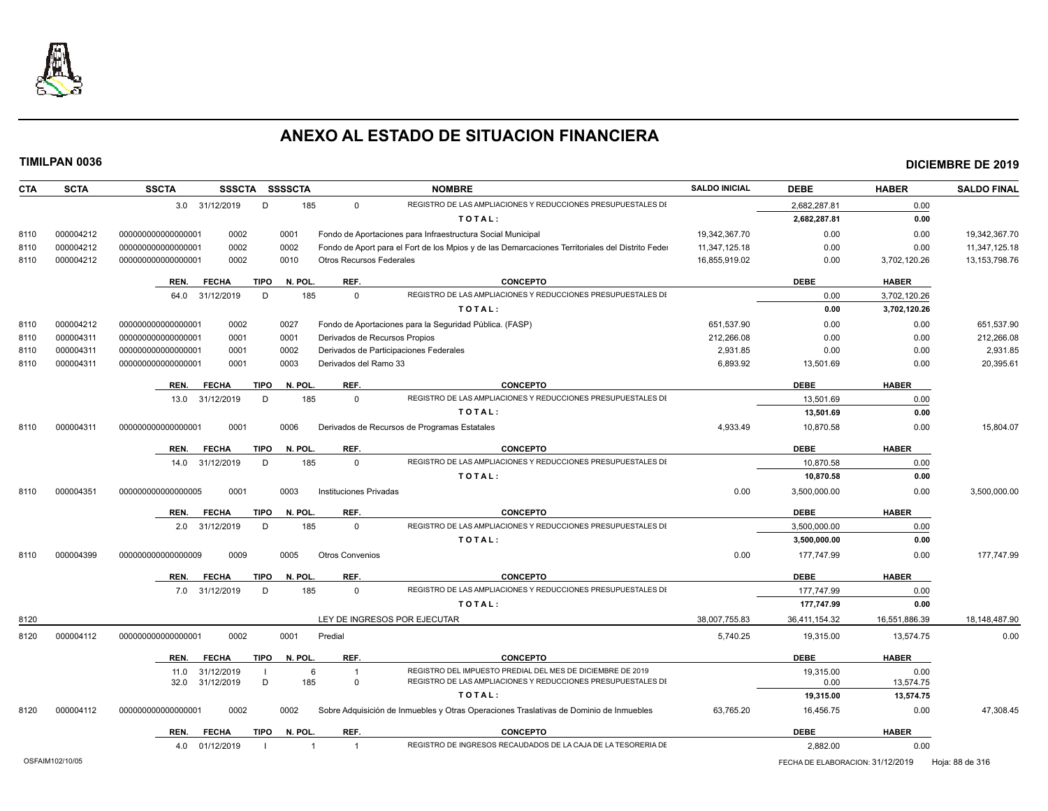# ANEXO AL ESTADO DE SITUACION FINANCIERA

**TIMILPAN 0036** — **DICIEMBRE DE 2019**

| CTA | SCTA | SSCTA | SSSCTA | SSSSCTA | NOMBRE | SALDO INICIAL | DEBE | HABER | SALDO FINAL |
|---|---|---|---|---|---|---|---|---|---|
| | | 3.0 31/12/2019 | D | 185 | 0 REGISTRO DE LAS AMPLIACIONES Y REDUCCIONES PRESUPUESTALES DI | | 2,682,287.81 | 0.00 | |
| | | | | | TOTAL: | | 2,682,287.81 | 0.00 | |
| 8110 | 000004212 | 0000000000000001 | 0002 | 0001 | Fondo de Aportaciones para Infraestructura Social Municipal | 19,342,367.70 | 0.00 | 0.00 | 19,342,367.70 |
| 8110 | 000004212 | 0000000000000001 | 0002 | 0002 | Fondo de Aport para el Fort de los Mpios y de las Demarcaciones Territoriales del Distrito Feder | 11,347,125.18 | 0.00 | 0.00 | 11,347,125.18 |
| 8110 | 000004212 | 0000000000000001 | 0002 | 0010 | Otros Recursos Federales | 16,855,919.02 | 0.00 | 3,702,120.26 | 13,153,798.76 |
| | | REN. FECHA | TIPO | N. POL. | REF. CONCEPTO | | DEBE | HABER | |
| | | 64.0 31/12/2019 | D | 185 | 0 REGISTRO DE LAS AMPLIACIONES Y REDUCCIONES PRESUPUESTALES DI | | 0.00 | 3,702,120.26 | |
| | | | | | TOTAL: | | 0.00 | 3,702,120.26 | |
| 8110 | 000004212 | 0000000000000001 | 0002 | 0027 | Fondo de Aportaciones para la Seguridad Pública. (FASP) | 651,537.90 | 0.00 | 0.00 | 651,537.90 |
| 8110 | 000004311 | 0000000000000001 | 0001 | 0001 | Derivados de Recursos Propios | 212,266.08 | 0.00 | 0.00 | 212,266.08 |
| 8110 | 000004311 | 0000000000000001 | 0001 | 0002 | Derivados de Participaciones Federales | 2,931.85 | 0.00 | 0.00 | 2,931.85 |
| 8110 | 000004311 | 0000000000000001 | 0001 | 0003 | Derivados del Ramo 33 | 6,893.92 | 13,501.69 | 0.00 | 20,395.61 |
| | | REN. FECHA | TIPO | N. POL. | REF. CONCEPTO | | DEBE | HABER | |
| | | 13.0 31/12/2019 | D | 185 | 0 REGISTRO DE LAS AMPLIACIONES Y REDUCCIONES PRESUPUESTALES DI | | 13,501.69 | 0.00 | |
| | | | | | TOTAL: | | 13,501.69 | 0.00 | |
| 8110 | 000004311 | 0000000000000001 | 0001 | 0006 | Derivados de Recursos de Programas Estatales | 4,933.49 | 10,870.58 | 0.00 | 15,804.07 |
| | | REN. FECHA | TIPO | N. POL. | REF. CONCEPTO | | DEBE | HABER | |
| | | 14.0 31/12/2019 | D | 185 | 0 REGISTRO DE LAS AMPLIACIONES Y REDUCCIONES PRESUPUESTALES DI | | 10,870.58 | 0.00 | |
| | | | | | TOTAL: | | 10,870.58 | 0.00 | |
| 8110 | 000004351 | 0000000000000005 | 0001 | 0003 | Instituciones Privadas | 0.00 | 3,500,000.00 | 0.00 | 3,500,000.00 |
| | | REN. FECHA | TIPO | N. POL. | REF. CONCEPTO | | DEBE | HABER | |
| | | 2.0 31/12/2019 | D | 185 | 0 REGISTRO DE LAS AMPLIACIONES Y REDUCCIONES PRESUPUESTALES DI | | 3,500,000.00 | 0.00 | |
| | | | | | TOTAL: | | 3,500,000.00 | 0.00 | |
| 8110 | 000004399 | 0000000000000009 | 0009 | 0005 | Otros Convenios | 0.00 | 177,747.99 | 0.00 | 177,747.99 |
| | | REN. FECHA | TIPO | N. POL. | REF. CONCEPTO | | DEBE | HABER | |
| | | 7.0 31/12/2019 | D | 185 | 0 REGISTRO DE LAS AMPLIACIONES Y REDUCCIONES PRESUPUESTALES DI | | 177,747.99 | 0.00 | |
| | | | | | TOTAL: | | 177,747.99 | 0.00 | |
| 8120 | | | | | LEY DE INGRESOS POR EJECUTAR | 38,007,755.83 | 36,411,154.32 | 16,551,886.39 | 18,148,487.90 |
| 8120 | 000004112 | 0000000000000001 | 0002 | 0001 | Predial | 5,740.25 | 19,315.00 | 13,574.75 | 0.00 |
| | | REN. FECHA | TIPO | N. POL. | REF. CONCEPTO | | DEBE | HABER | |
| | | 11.0 31/12/2019 | I | 6 | 1 REGISTRO DEL IMPUESTO PREDIAL DEL MES DE DICIEMBRE DE 2019 | | 19,315.00 | 0.00 | |
| | | 32.0 31/12/2019 | D | 185 | 0 REGISTRO DE LAS AMPLIACIONES Y REDUCCIONES PRESUPUESTALES DI | | 0.00 | 13,574.75 | |
| | | | | | TOTAL: | | 19,315.00 | 13,574.75 | |
| 8120 | 000004112 | 0000000000000001 | 0002 | 0002 | Sobre Adquisición de Inmuebles y Otras Operaciones Traslativas de Dominio de Inmuebles | 63,765.20 | 16,456.75 | 0.00 | 47,308.45 |
| | | REN. FECHA | TIPO | N. POL. | REF. CONCEPTO | | DEBE | HABER | |
| | | 4.0 01/12/2019 | I | 1 | 1 REGISTRO DE INGRESOS RECAUDADOS DE LA CAJA DE LA TESORERIA DE | | 2,882.00 | 0.00 | |

OSFAIM102/10/05 — FECHA DE ELABORACION: 31/12/2019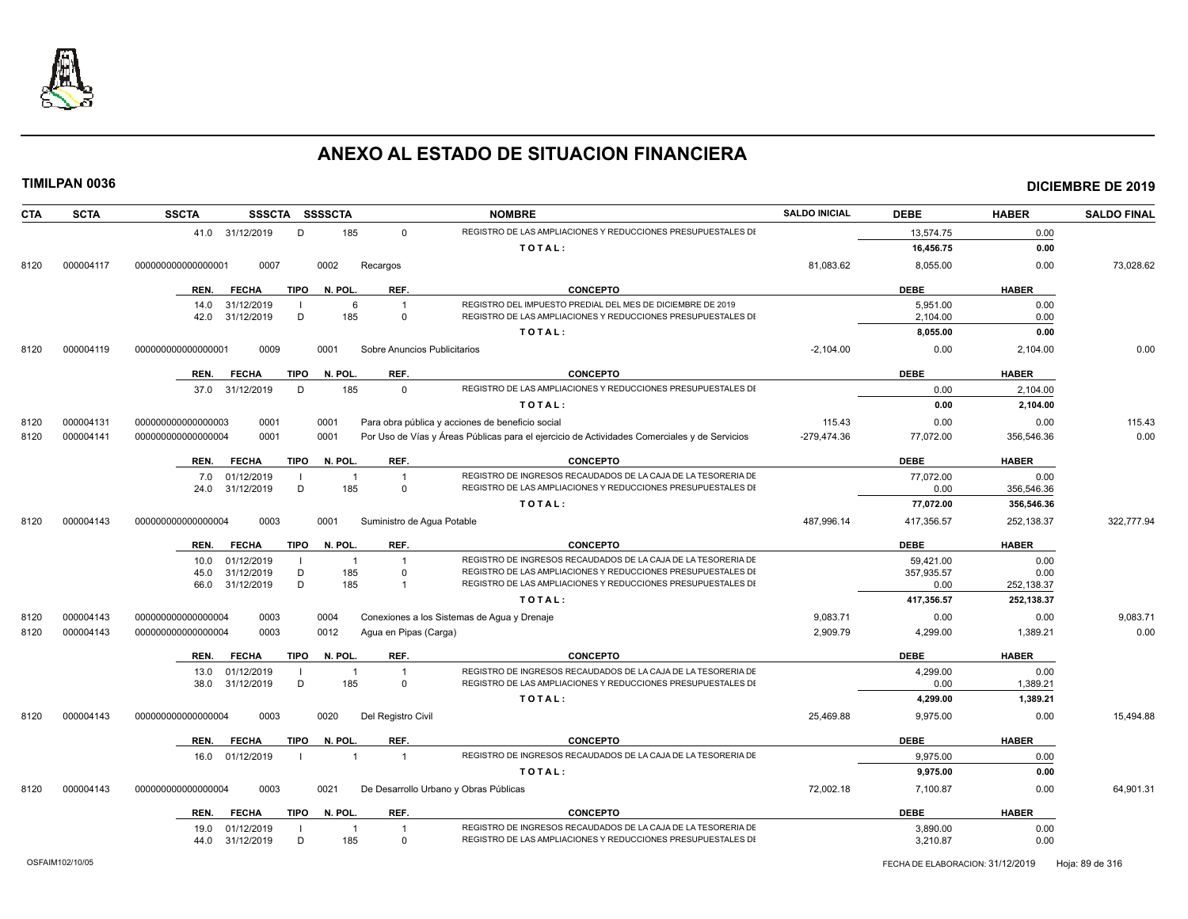# ANEXO AL ESTADO DE SITUACION FINANCIERA

**TIMILPAN 0036** — **DICIEMBRE DE 2019**

| CTA | SCTA | SSCTA | SSSCTA | SSSSCTA | NOMBRE | SALDO INICIAL | DEBE | HABER | SALDO FINAL |
|---|---|---|---|---|---|---|---|---|---|
| | | 41.0 31/12/2019 D | 185 | 0 | REGISTRO DE LAS AMPLIACIONES Y REDUCCIONES PRESUPUESTALES DI | | 13,574.75 | 0.00 | |
| | | | | | TOTAL: | | 16,456.75 | 0.00 | |
| 8120 | 000004117 | 0000000000000000001 | 0007 | 0002 | Recargos | 81,083.62 | 8,055.00 | 0.00 | 73,028.62 |

| REN. | FECHA | TIPO | N. POL. | REF. | CONCEPTO | DEBE | HABER |
|---|---|---|---|---|---|---|---|
| 14.0 | 31/12/2019 | I | 6 | 1 | REGISTRO DEL IMPUESTO PREDIAL DEL MES DE DICIEMBRE DE 2019 | 5,951.00 | 0.00 |
| 42.0 | 31/12/2019 | D | 185 | 0 | REGISTRO DE LAS AMPLIACIONES Y REDUCCIONES PRESUPUESTALES DI | 2,104.00 | 0.00 |
| | | | | | TOTAL: | 8,055.00 | 0.00 |

| CTA | SCTA | SSCTA | SSSCTA | SSSSCTA | NOMBRE | SALDO INICIAL | DEBE | HABER | SALDO FINAL |
|---|---|---|---|---|---|---|---|---|---|
| 8120 | 000004119 | 0000000000000000001 | 0009 | 0001 | Sobre Anuncios Publicitarios | -2,104.00 | 0.00 | 2,104.00 | 0.00 |

| REN. | FECHA | TIPO | N. POL. | REF. | CONCEPTO | DEBE | HABER |
|---|---|---|---|---|---|---|---|
| 37.0 | 31/12/2019 | D | 185 | 0 | REGISTRO DE LAS AMPLIACIONES Y REDUCCIONES PRESUPUESTALES DI | 0.00 | 2,104.00 |
| | | | | | TOTAL: | 0.00 | 2,104.00 |

| CTA | SCTA | SSCTA | SSSCTA | SSSSCTA | NOMBRE | SALDO INICIAL | DEBE | HABER | SALDO FINAL |
|---|---|---|---|---|---|---|---|---|---|
| 8120 | 000004131 | 0000000000000000003 | 0001 | 0001 | Para obra pública y acciones de beneficio social | 115.43 | 0.00 | 0.00 | 115.43 |
| 8120 | 000004141 | 0000000000000000004 | 0001 | 0001 | Por Uso de Vías y Áreas Públicas para el ejercicio de Actividades Comerciales y de Servicios | -279,474.36 | 77,072.00 | 356,546.36 | 0.00 |

| REN. | FECHA | TIPO | N. POL. | REF. | CONCEPTO | DEBE | HABER |
|---|---|---|---|---|---|---|---|
| 7.0 | 01/12/2019 | I | 1 | 1 | REGISTRO DE INGRESOS RECAUDADOS DE LA CAJA DE LA TESORERIA DE | 77,072.00 | 0.00 |
| 24.0 | 31/12/2019 | D | 185 | 0 | REGISTRO DE LAS AMPLIACIONES Y REDUCCIONES PRESUPUESTALES DI | 0.00 | 356,546.36 |
| | | | | | TOTAL: | 77,072.00 | 356,546.36 |

| CTA | SCTA | SSCTA | SSSCTA | SSSSCTA | NOMBRE | SALDO INICIAL | DEBE | HABER | SALDO FINAL |
|---|---|---|---|---|---|---|---|---|---|
| 8120 | 000004143 | 0000000000000000004 | 0003 | 0001 | Suministro de Agua Potable | 487,996.14 | 417,356.57 | 252,138.37 | 322,777.94 |

| REN. | FECHA | TIPO | N. POL. | REF. | CONCEPTO | DEBE | HABER |
|---|---|---|---|---|---|---|---|
| 10.0 | 01/12/2019 | I | 1 | 1 | REGISTRO DE INGRESOS RECAUDADOS DE LA CAJA DE LA TESORERIA DE | 59,421.00 | 0.00 |
| 45.0 | 31/12/2019 | D | 185 | 0 | REGISTRO DE LAS AMPLIACIONES Y REDUCCIONES PRESUPUESTALES DI | 357,935.57 | 0.00 |
| 66.0 | 31/12/2019 | D | 185 | 1 | REGISTRO DE LAS AMPLIACIONES Y REDUCCIONES PRESUPUESTALES DI | 0.00 | 252,138.37 |
| | | | | | TOTAL: | 417,356.57 | 252,138.37 |

| CTA | SCTA | SSCTA | SSSCTA | SSSSCTA | NOMBRE | SALDO INICIAL | DEBE | HABER | SALDO FINAL |
|---|---|---|---|---|---|---|---|---|---|
| 8120 | 000004143 | 0000000000000000004 | 0003 | 0004 | Conexiones a los Sistemas de Agua y Drenaje | 9,083.71 | 0.00 | 0.00 | 9,083.71 |
| 8120 | 000004143 | 0000000000000000004 | 0003 | 0012 | Agua en Pipas (Carga) | 2,909.79 | 4,299.00 | 1,389.21 | 0.00 |

| REN. | FECHA | TIPO | N. POL. | REF. | CONCEPTO | DEBE | HABER |
|---|---|---|---|---|---|---|---|
| 13.0 | 01/12/2019 | I | 1 | 1 | REGISTRO DE INGRESOS RECAUDADOS DE LA CAJA DE LA TESORERIA DE | 4,299.00 | 0.00 |
| 38.0 | 31/12/2019 | D | 185 | 0 | REGISTRO DE LAS AMPLIACIONES Y REDUCCIONES PRESUPUESTALES DI | 0.00 | 1,389.21 |
| | | | | | TOTAL: | 4,299.00 | 1,389.21 |

| CTA | SCTA | SSCTA | SSSCTA | SSSSCTA | NOMBRE | SALDO INICIAL | DEBE | HABER | SALDO FINAL |
|---|---|---|---|---|---|---|---|---|---|
| 8120 | 000004143 | 0000000000000000004 | 0003 | 0020 | Del Registro Civil | 25,469.88 | 9,975.00 | 0.00 | 15,494.88 |

| REN. | FECHA | TIPO | N. POL. | REF. | CONCEPTO | DEBE | HABER |
|---|---|---|---|---|---|---|---|
| 16.0 | 01/12/2019 | I | 1 | 1 | REGISTRO DE INGRESOS RECAUDADOS DE LA CAJA DE LA TESORERIA DE | 9,975.00 | 0.00 |
| | | | | | TOTAL: | 9,975.00 | 0.00 |

| CTA | SCTA | SSCTA | SSSCTA | SSSSCTA | NOMBRE | SALDO INICIAL | DEBE | HABER | SALDO FINAL |
|---|---|---|---|---|---|---|---|---|---|
| 8120 | 000004143 | 0000000000000000004 | 0003 | 0021 | De Desarrollo Urbano y Obras Públicas | 72,002.18 | 7,100.87 | 0.00 | 64,901.31 |

| REN. | FECHA | TIPO | N. POL. | REF. | CONCEPTO | DEBE | HABER |
|---|---|---|---|---|---|---|---|
| 19.0 | 01/12/2019 | I | 1 | 1 | REGISTRO DE INGRESOS RECAUDADOS DE LA CAJA DE LA TESORERIA DE | 3,890.00 | 0.00 |
| 44.0 | 31/12/2019 | D | 185 | 0 | REGISTRO DE LAS AMPLIACIONES Y REDUCCIONES PRESUPUESTALES DI | 3,210.87 | 0.00 |

OSFAIM102/10/05 — FECHA DE ELABORACION: 31/12/2019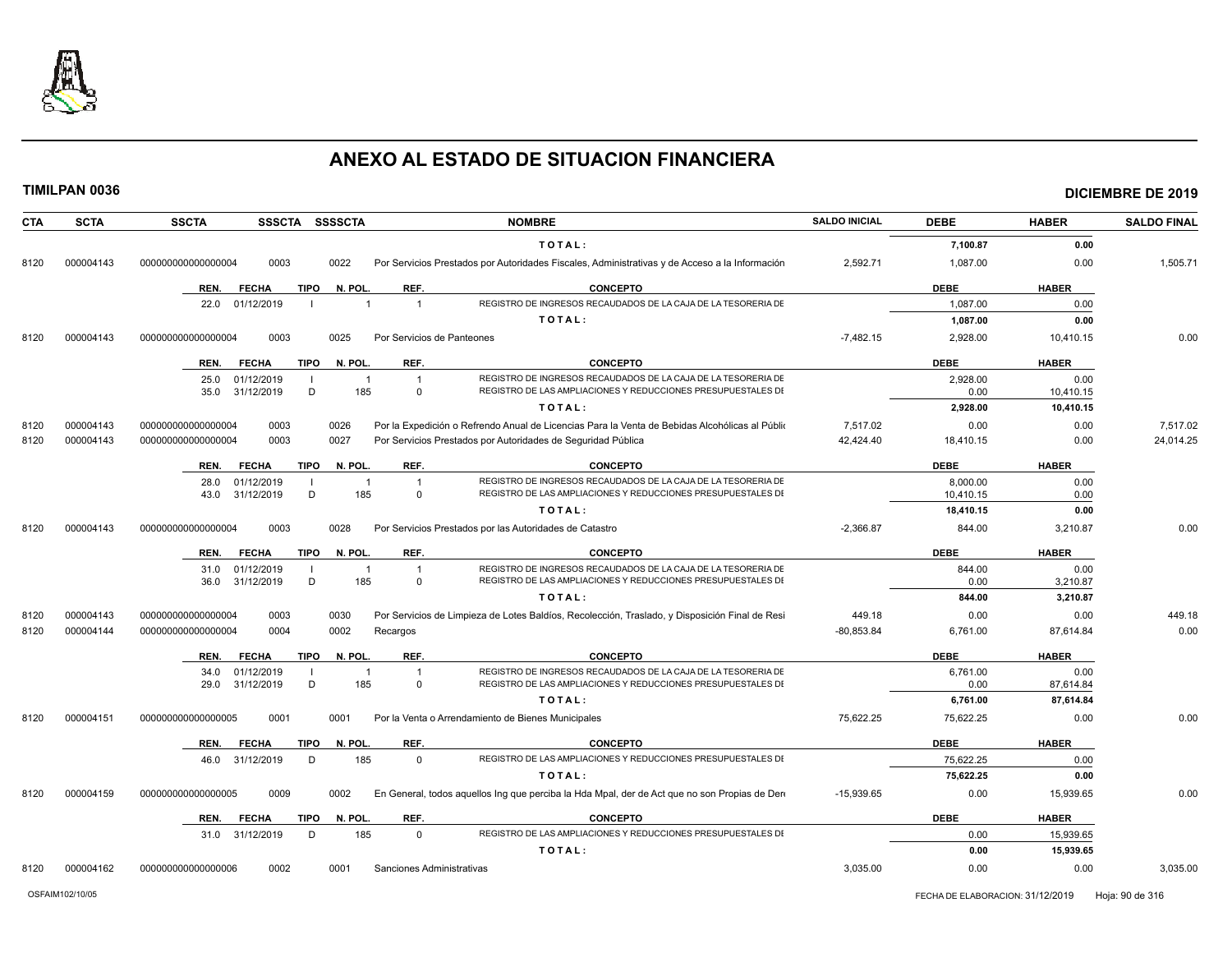# ANEXO AL ESTADO DE SITUACION FINANCIERA

**TIMILPAN 0036** **DICIEMBRE DE 2019**

| CTA | SCTA | SSCTA | SSSCTA | SSSSCTA | NOMBRE | SALDO INICIAL | DEBE | HABER | SALDO FINAL |
|---|---|---|---|---|---|---|---|---|---|
| | | | | | TOTAL: | | 7,100.87 | 0.00 | |
| 8120 | 000004143 | 0000000000000004 | 0003 | 0022 | Por Servicios Prestados por Autoridades Fiscales, Administrativas y de Acceso a la Información | 2,592.71 | 1,087.00 | 0.00 | 1,505.71 |

| REN. | FECHA | TIPO | N. POL. | REF. | CONCEPTO | DEBE | HABER |
|---|---|---|---|---|---|---|---|
| 22.0 | 01/12/2019 | I | 1 | 1 | REGISTRO DE INGRESOS RECAUDADOS DE LA CAJA DE LA TESORERIA DE | 1,087.00 | 0.00 |
| | | | | | TOTAL: | 1,087.00 | 0.00 |

| CTA | SCTA | SSCTA | SSSCTA | SSSSCTA | NOMBRE | SALDO INICIAL | DEBE | HABER | SALDO FINAL |
|---|---|---|---|---|---|---|---|---|---|
| 8120 | 000004143 | 0000000000000004 | 0003 | 0025 | Por Servicios de Panteones | -7,482.15 | 2,928.00 | 10,410.15 | 0.00 |

| REN. | FECHA | TIPO | N. POL. | REF. | CONCEPTO | DEBE | HABER |
|---|---|---|---|---|---|---|---|
| 25.0 | 01/12/2019 | I | 1 | 1 | REGISTRO DE INGRESOS RECAUDADOS DE LA CAJA DE LA TESORERIA DE | 2,928.00 | 0.00 |
| 35.0 | 31/12/2019 | D | 185 | 0 | REGISTRO DE LAS AMPLIACIONES Y REDUCCIONES PRESUPUESTALES DE | 0.00 | 10,410.15 |
| | | | | | TOTAL: | 2,928.00 | 10,410.15 |

| CTA | SCTA | SSCTA | SSSCTA | SSSSCTA | NOMBRE | SALDO INICIAL | DEBE | HABER | SALDO FINAL |
|---|---|---|---|---|---|---|---|---|---|
| 8120 | 000004143 | 0000000000000004 | 0003 | 0026 | Por la Expedición o Refrendo Anual de Licencias Para la Venta de Bebidas Alcohólicas al Públic | 7,517.02 | 0.00 | 0.00 | 7,517.02 |
| 8120 | 000004143 | 0000000000000004 | 0003 | 0027 | Por Servicios Prestados por Autoridades de Seguridad Pública | 42,424.40 | 18,410.15 | 0.00 | 24,014.25 |

| REN. | FECHA | TIPO | N. POL. | REF. | CONCEPTO | DEBE | HABER |
|---|---|---|---|---|---|---|---|
| 28.0 | 01/12/2019 | I | 1 | 1 | REGISTRO DE INGRESOS RECAUDADOS DE LA CAJA DE LA TESORERIA DE | 8,000.00 | 0.00 |
| 43.0 | 31/12/2019 | D | 185 | 0 | REGISTRO DE LAS AMPLIACIONES Y REDUCCIONES PRESUPUESTALES DE | 10,410.15 | 0.00 |
| | | | | | TOTAL: | 18,410.15 | 0.00 |

| CTA | SCTA | SSCTA | SSSCTA | SSSSCTA | NOMBRE | SALDO INICIAL | DEBE | HABER | SALDO FINAL |
|---|---|---|---|---|---|---|---|---|---|
| 8120 | 000004143 | 0000000000000004 | 0003 | 0028 | Por Servicios Prestados por las Autoridades de Catastro | -2,366.87 | 844.00 | 3,210.87 | 0.00 |

| REN. | FECHA | TIPO | N. POL. | REF. | CONCEPTO | DEBE | HABER |
|---|---|---|---|---|---|---|---|
| 31.0 | 01/12/2019 | I | 1 | 1 | REGISTRO DE INGRESOS RECAUDADOS DE LA CAJA DE LA TESORERIA DE | 844.00 | 0.00 |
| 36.0 | 31/12/2019 | D | 185 | 0 | REGISTRO DE LAS AMPLIACIONES Y REDUCCIONES PRESUPUESTALES DE | 0.00 | 3,210.87 |
| | | | | | TOTAL: | 844.00 | 3,210.87 |

| CTA | SCTA | SSCTA | SSSCTA | SSSSCTA | NOMBRE | SALDO INICIAL | DEBE | HABER | SALDO FINAL |
|---|---|---|---|---|---|---|---|---|---|
| 8120 | 000004143 | 0000000000000004 | 0003 | 0030 | Por Servicios de Limpieza de Lotes Baldíos, Recolección, Traslado, y Disposición Final de Resi | 449.18 | 0.00 | 0.00 | 449.18 |
| 8120 | 000004144 | 0000000000000004 | 0004 | 0002 | Recargos | -80,853.84 | 6,761.00 | 87,614.84 | 0.00 |

| REN. | FECHA | TIPO | N. POL. | REF. | CONCEPTO | DEBE | HABER |
|---|---|---|---|---|---|---|---|
| 34.0 | 01/12/2019 | I | 1 | 1 | REGISTRO DE INGRESOS RECAUDADOS DE LA CAJA DE LA TESORERIA DE | 6,761.00 | 0.00 |
| 29.0 | 31/12/2019 | D | 185 | 0 | REGISTRO DE LAS AMPLIACIONES Y REDUCCIONES PRESUPUESTALES DE | 0.00 | 87,614.84 |
| | | | | | TOTAL: | 6,761.00 | 87,614.84 |

| CTA | SCTA | SSCTA | SSSCTA | SSSSCTA | NOMBRE | SALDO INICIAL | DEBE | HABER | SALDO FINAL |
|---|---|---|---|---|---|---|---|---|---|
| 8120 | 000004151 | 0000000000000005 | 0001 | 0001 | Por la Venta o Arrendamiento de Bienes Municipales | 75,622.25 | 75,622.25 | 0.00 | 0.00 |

| REN. | FECHA | TIPO | N. POL. | REF. | CONCEPTO | DEBE | HABER |
|---|---|---|---|---|---|---|---|
| 46.0 | 31/12/2019 | D | 185 | 0 | REGISTRO DE LAS AMPLIACIONES Y REDUCCIONES PRESUPUESTALES DE | 75,622.25 | 0.00 |
| | | | | | TOTAL: | 75,622.25 | 0.00 |

| CTA | SCTA | SSCTA | SSSCTA | SSSSCTA | NOMBRE | SALDO INICIAL | DEBE | HABER | SALDO FINAL |
|---|---|---|---|---|---|---|---|---|---|
| 8120 | 000004159 | 0000000000000005 | 0009 | 0002 | En General, todos aquellos Ing que perciba la Hda Mpal, der de Act que no son Propias de Dere | -15,939.65 | 0.00 | 15,939.65 | 0.00 |

| REN. | FECHA | TIPO | N. POL. | REF. | CONCEPTO | DEBE | HABER |
|---|---|---|---|---|---|---|---|
| 31.0 | 31/12/2019 | D | 185 | 0 | REGISTRO DE LAS AMPLIACIONES Y REDUCCIONES PRESUPUESTALES DE | 0.00 | 15,939.65 |
| | | | | | TOTAL: | 0.00 | 15,939.65 |

| CTA | SCTA | SSCTA | SSSCTA | SSSSCTA | NOMBRE | SALDO INICIAL | DEBE | HABER | SALDO FINAL |
|---|---|---|---|---|---|---|---|---|---|
| 8120 | 000004162 | 0000000000000006 | 0002 | 0001 | Sanciones Administrativas | 3,035.00 | 0.00 | 0.00 | 3,035.00 |

OSFAIM102/10/05 FECHA DE ELABORACION: 31/12/2019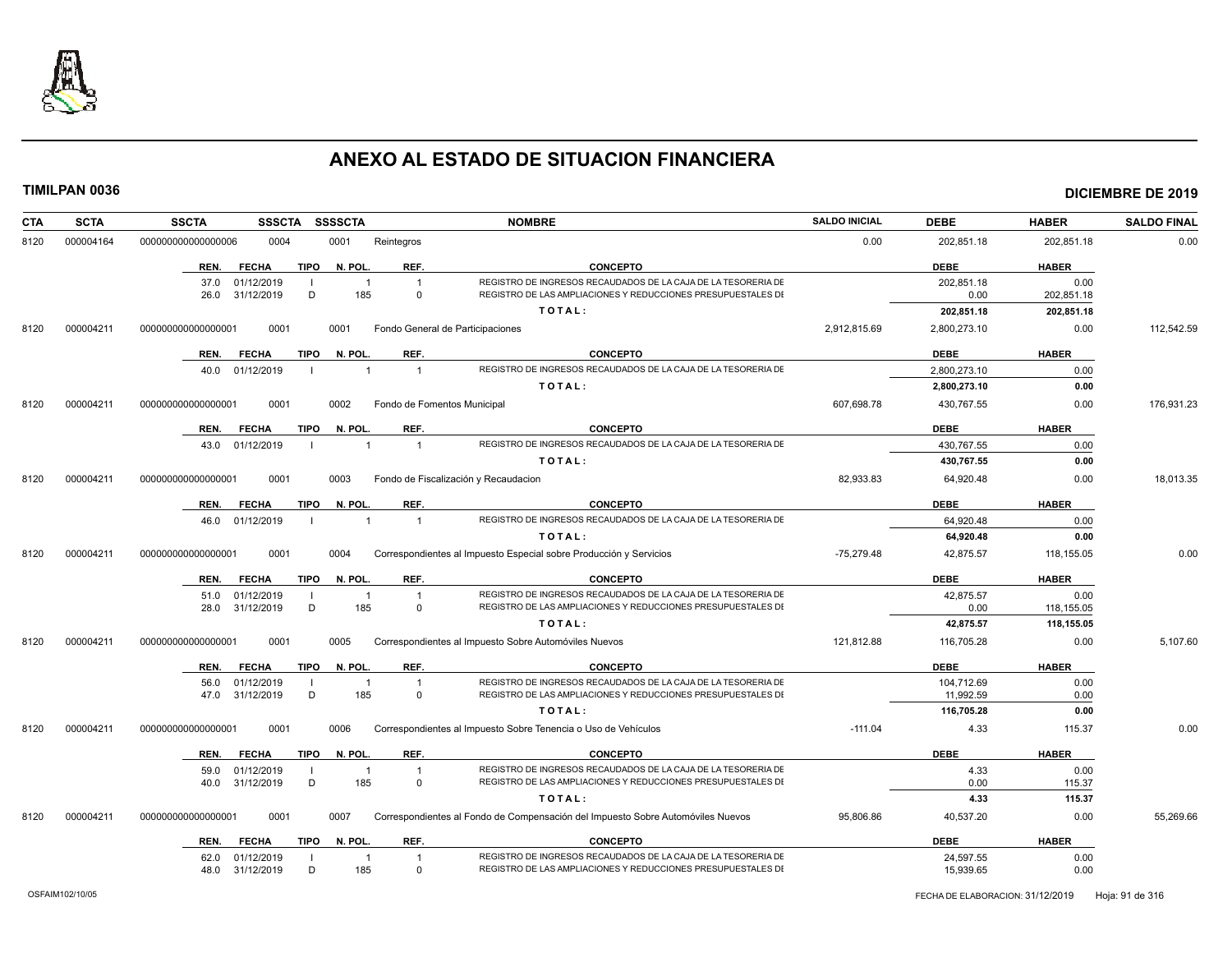# ANEXO AL ESTADO DE SITUACION FINANCIERA

**TIMILPAN 0036** **DICIEMBRE DE 2019**

| CTA | SCTA | SSCTA | SSSCTA | SSSSCTA | NOMBRE | SALDO INICIAL | DEBE | HABER | SALDO FINAL |
|---|---|---|---|---|---|---|---|---|---|
| 8120 | 000004164 | 0000000000000000006 | 0004 | 0001 | Reintegros | 0.00 | 202,851.18 | 202,851.18 | 0.00 |

| REN. | FECHA | TIPO | N. POL. | REF. | CONCEPTO | DEBE | HABER |
|---|---|---|---|---|---|---|---|
| 37.0 | 01/12/2019 | I | 1 | 1 | REGISTRO DE INGRESOS RECAUDADOS DE LA CAJA DE LA TESORERIA DE | 202,851.18 | 0.00 |
| 26.0 | 31/12/2019 | D | 185 | 0 | REGISTRO DE LAS AMPLIACIONES Y REDUCCIONES PRESUPUESTALES DE | 0.00 | 202,851.18 |
| | | | | | **TOTAL:** | **202,851.18** | **202,851.18** |

| CTA | SCTA | SSCTA | SSSCTA | SSSSCTA | NOMBRE | SALDO INICIAL | DEBE | HABER | SALDO FINAL |
|---|---|---|---|---|---|---|---|---|---|
| 8120 | 000004211 | 0000000000000000001 | 0001 | 0001 | Fondo General de Participaciones | 2,912,815.69 | 2,800,273.10 | 0.00 | 112,542.59 |

| REN. | FECHA | TIPO | N. POL. | REF. | CONCEPTO | DEBE | HABER |
|---|---|---|---|---|---|---|---|
| 40.0 | 01/12/2019 | I | 1 | 1 | REGISTRO DE INGRESOS RECAUDADOS DE LA CAJA DE LA TESORERIA DE | 2,800,273.10 | 0.00 |
| | | | | | **TOTAL:** | **2,800,273.10** | **0.00** |

| CTA | SCTA | SSCTA | SSSCTA | SSSSCTA | NOMBRE | SALDO INICIAL | DEBE | HABER | SALDO FINAL |
|---|---|---|---|---|---|---|---|---|---|
| 8120 | 000004211 | 0000000000000000001 | 0001 | 0002 | Fondo de Fomentos Municipal | 607,698.78 | 430,767.55 | 0.00 | 176,931.23 |

| REN. | FECHA | TIPO | N. POL. | REF. | CONCEPTO | DEBE | HABER |
|---|---|---|---|---|---|---|---|
| 43.0 | 01/12/2019 | I | 1 | 1 | REGISTRO DE INGRESOS RECAUDADOS DE LA CAJA DE LA TESORERIA DE | 430,767.55 | 0.00 |
| | | | | | **TOTAL:** | **430,767.55** | **0.00** |

| CTA | SCTA | SSCTA | SSSCTA | SSSSCTA | NOMBRE | SALDO INICIAL | DEBE | HABER | SALDO FINAL |
|---|---|---|---|---|---|---|---|---|---|
| 8120 | 000004211 | 0000000000000000001 | 0001 | 0003 | Fondo de Fiscalización y Recaudacion | 82,933.83 | 64,920.48 | 0.00 | 18,013.35 |

| REN. | FECHA | TIPO | N. POL. | REF. | CONCEPTO | DEBE | HABER |
|---|---|---|---|---|---|---|---|
| 46.0 | 01/12/2019 | I | 1 | 1 | REGISTRO DE INGRESOS RECAUDADOS DE LA CAJA DE LA TESORERIA DE | 64,920.48 | 0.00 |
| | | | | | **TOTAL:** | **64,920.48** | **0.00** |

| CTA | SCTA | SSCTA | SSSCTA | SSSSCTA | NOMBRE | SALDO INICIAL | DEBE | HABER | SALDO FINAL |
|---|---|---|---|---|---|---|---|---|---|
| 8120 | 000004211 | 0000000000000000001 | 0001 | 0004 | Correspondientes al Impuesto Especial sobre Producción y Servicios | -75,279.48 | 42,875.57 | 118,155.05 | 0.00 |

| REN. | FECHA | TIPO | N. POL. | REF. | CONCEPTO | DEBE | HABER |
|---|---|---|---|---|---|---|---|
| 51.0 | 01/12/2019 | I | 1 | 1 | REGISTRO DE INGRESOS RECAUDADOS DE LA CAJA DE LA TESORERIA DE | 42,875.57 | 0.00 |
| 28.0 | 31/12/2019 | D | 185 | 0 | REGISTRO DE LAS AMPLIACIONES Y REDUCCIONES PRESUPUESTALES DE | 0.00 | 118,155.05 |
| | | | | | **TOTAL:** | **42,875.57** | **118,155.05** |

| CTA | SCTA | SSCTA | SSSCTA | SSSSCTA | NOMBRE | SALDO INICIAL | DEBE | HABER | SALDO FINAL |
|---|---|---|---|---|---|---|---|---|---|
| 8120 | 000004211 | 0000000000000000001 | 0001 | 0005 | Correspondientes al Impuesto Sobre Automóviles Nuevos | 121,812.88 | 116,705.28 | 0.00 | 5,107.60 |

| REN. | FECHA | TIPO | N. POL. | REF. | CONCEPTO | DEBE | HABER |
|---|---|---|---|---|---|---|---|
| 56.0 | 01/12/2019 | I | 1 | 1 | REGISTRO DE INGRESOS RECAUDADOS DE LA CAJA DE LA TESORERIA DE | 104,712.69 | 0.00 |
| 47.0 | 31/12/2019 | D | 185 | 0 | REGISTRO DE LAS AMPLIACIONES Y REDUCCIONES PRESUPUESTALES DE | 11,992.59 | 0.00 |
| | | | | | **TOTAL:** | **116,705.28** | **0.00** |

| CTA | SCTA | SSCTA | SSSCTA | SSSSCTA | NOMBRE | SALDO INICIAL | DEBE | HABER | SALDO FINAL |
|---|---|---|---|---|---|---|---|---|---|
| 8120 | 000004211 | 0000000000000000001 | 0001 | 0006 | Correspondientes al Impuesto Sobre Tenencia o Uso de Vehículos | -111.04 | 4.33 | 115.37 | 0.00 |

| REN. | FECHA | TIPO | N. POL. | REF. | CONCEPTO | DEBE | HABER |
|---|---|---|---|---|---|---|---|
| 59.0 | 01/12/2019 | I | 1 | 1 | REGISTRO DE INGRESOS RECAUDADOS DE LA CAJA DE LA TESORERIA DE | 4.33 | 0.00 |
| 40.0 | 31/12/2019 | D | 185 | 0 | REGISTRO DE LAS AMPLIACIONES Y REDUCCIONES PRESUPUESTALES DE | 0.00 | 115.37 |
| | | | | | **TOTAL:** | **4.33** | **115.37** |

| CTA | SCTA | SSCTA | SSSCTA | SSSSCTA | NOMBRE | SALDO INICIAL | DEBE | HABER | SALDO FINAL |
|---|---|---|---|---|---|---|---|---|---|
| 8120 | 000004211 | 0000000000000000001 | 0001 | 0007 | Correspondientes al Fondo de Compensación del Impuesto Sobre Automóviles Nuevos | 95,806.86 | 40,537.20 | 0.00 | 55,269.66 |

| REN. | FECHA | TIPO | N. POL. | REF. | CONCEPTO | DEBE | HABER |
|---|---|---|---|---|---|---|---|
| 62.0 | 01/12/2019 | I | 1 | 1 | REGISTRO DE INGRESOS RECAUDADOS DE LA CAJA DE LA TESORERIA DE | 24,597.55 | 0.00 |
| 48.0 | 31/12/2019 | D | 185 | 0 | REGISTRO DE LAS AMPLIACIONES Y REDUCCIONES PRESUPUESTALES DE | 15,939.65 | 0.00 |

OSFAIM102/10/05 FECHA DE ELABORACION: 31/12/2019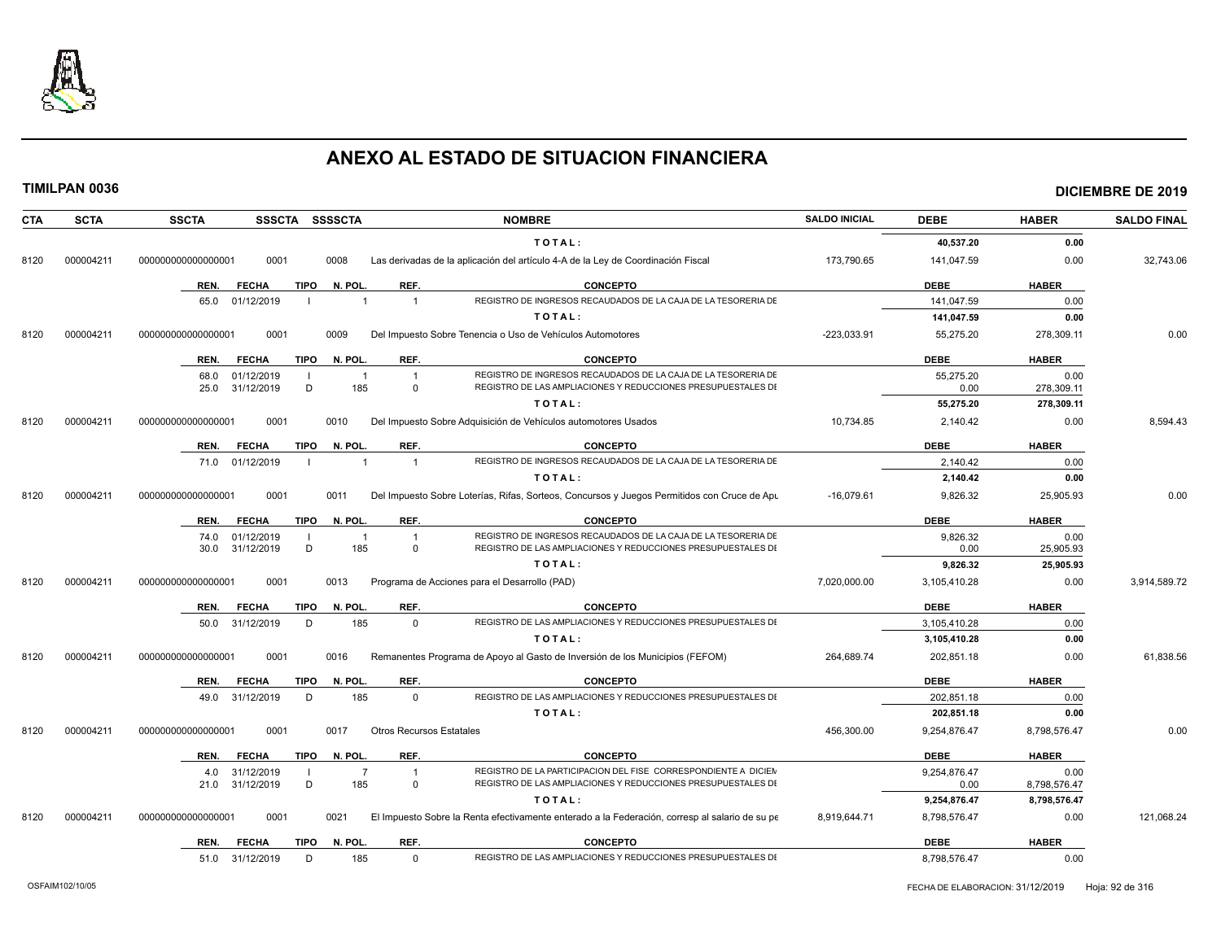# ANEXO AL ESTADO DE SITUACION FINANCIERA

**TIMILPAN 0036** **DICIEMBRE DE 2019**

| CTA | SCTA | SSCTA | SSSCTA | SSSSCTA | NOMBRE | SALDO INICIAL | DEBE | HABER | SALDO FINAL |
|---|---|---|---|---|---|---|---|---|---|
| | | | | | **T O T A L :** | | **40,537.20** | **0.00** | |
| 8120 | 000004211 | 0000000000000001 | 0001 | 0008 | Las derivadas de la aplicación del artículo 4-A de la Ley de Coordinación Fiscal | 173,790.65 | 141,047.59 | 0.00 | 32,743.06 |

| REN. | FECHA | TIPO | N. POL. | REF. | CONCEPTO | DEBE | HABER |
|---|---|---|---|---|---|---|---|
| 65.0 | 01/12/2019 | I | 1 | 1 | REGISTRO DE INGRESOS RECAUDADOS DE LA CAJA DE LA TESORERIA DE | 141,047.59 | 0.00 |
| | | | | | **T O T A L :** | **141,047.59** | **0.00** |

| CTA | SCTA | SSCTA | SSSCTA | SSSSCTA | NOMBRE | SALDO INICIAL | DEBE | HABER | SALDO FINAL |
|---|---|---|---|---|---|---|---|---|---|
| 8120 | 000004211 | 0000000000000001 | 0001 | 0009 | Del Impuesto Sobre Tenencia o Uso de Vehículos Automotores | -223,033.91 | 55,275.20 | 278,309.11 | 0.00 |

| REN. | FECHA | TIPO | N. POL. | REF. | CONCEPTO | DEBE | HABER |
|---|---|---|---|---|---|---|---|
| 68.0 | 01/12/2019 | I | 1 | 1 | REGISTRO DE INGRESOS RECAUDADOS DE LA CAJA DE LA TESORERIA DE | 55,275.20 | 0.00 |
| 25.0 | 31/12/2019 | D | 185 | 0 | REGISTRO DE LAS AMPLIACIONES Y REDUCCIONES PRESUPUESTALES DE | 0.00 | 278,309.11 |
| | | | | | **T O T A L :** | **55,275.20** | **278,309.11** |

| CTA | SCTA | SSCTA | SSSCTA | SSSSCTA | NOMBRE | SALDO INICIAL | DEBE | HABER | SALDO FINAL |
|---|---|---|---|---|---|---|---|---|---|
| 8120 | 000004211 | 0000000000000001 | 0001 | 0010 | Del Impuesto Sobre Adquisición de Vehículos automotores Usados | 10,734.85 | 2,140.42 | 0.00 | 8,594.43 |

| REN. | FECHA | TIPO | N. POL. | REF. | CONCEPTO | DEBE | HABER |
|---|---|---|---|---|---|---|---|
| 71.0 | 01/12/2019 | I | 1 | 1 | REGISTRO DE INGRESOS RECAUDADOS DE LA CAJA DE LA TESORERIA DE | 2,140.42 | 0.00 |
| | | | | | **T O T A L :** | **2,140.42** | **0.00** |

| CTA | SCTA | SSCTA | SSSCTA | SSSSCTA | NOMBRE | SALDO INICIAL | DEBE | HABER | SALDO FINAL |
|---|---|---|---|---|---|---|---|---|---|
| 8120 | 000004211 | 0000000000000001 | 0001 | 0011 | Del Impuesto Sobre Loterías, Rifas, Sorteos, Concursos y Juegos Permitidos con Cruce de Apu | -16,079.61 | 9,826.32 | 25,905.93 | 0.00 |

| REN. | FECHA | TIPO | N. POL. | REF. | CONCEPTO | DEBE | HABER |
|---|---|---|---|---|---|---|---|
| 74.0 | 01/12/2019 | I | 1 | 1 | REGISTRO DE INGRESOS RECAUDADOS DE LA CAJA DE LA TESORERIA DE | 9,826.32 | 0.00 |
| 30.0 | 31/12/2019 | D | 185 | 0 | REGISTRO DE LAS AMPLIACIONES Y REDUCCIONES PRESUPUESTALES DE | 0.00 | 25,905.93 |
| | | | | | **T O T A L :** | **9,826.32** | **25,905.93** |

| CTA | SCTA | SSCTA | SSSCTA | SSSSCTA | NOMBRE | SALDO INICIAL | DEBE | HABER | SALDO FINAL |
|---|---|---|---|---|---|---|---|---|---|
| 8120 | 000004211 | 0000000000000001 | 0001 | 0013 | Programa de Acciones para el Desarrollo (PAD) | 7,020,000.00 | 3,105,410.28 | 0.00 | 3,914,589.72 |

| REN. | FECHA | TIPO | N. POL. | REF. | CONCEPTO | DEBE | HABER |
|---|---|---|---|---|---|---|---|
| 50.0 | 31/12/2019 | D | 185 | 0 | REGISTRO DE LAS AMPLIACIONES Y REDUCCIONES PRESUPUESTALES DE | 3,105,410.28 | 0.00 |
| | | | | | **T O T A L :** | **3,105,410.28** | **0.00** |

| CTA | SCTA | SSCTA | SSSCTA | SSSSCTA | NOMBRE | SALDO INICIAL | DEBE | HABER | SALDO FINAL |
|---|---|---|---|---|---|---|---|---|---|
| 8120 | 000004211 | 0000000000000001 | 0001 | 0016 | Remanentes Programa de Apoyo al Gasto de Inversión de los Municipios (FEFOM) | 264,689.74 | 202,851.18 | 0.00 | 61,838.56 |

| REN. | FECHA | TIPO | N. POL. | REF. | CONCEPTO | DEBE | HABER |
|---|---|---|---|---|---|---|---|
| 49.0 | 31/12/2019 | D | 185 | 0 | REGISTRO DE LAS AMPLIACIONES Y REDUCCIONES PRESUPUESTALES DE | 202,851.18 | 0.00 |
| | | | | | **T O T A L :** | **202,851.18** | **0.00** |

| CTA | SCTA | SSCTA | SSSCTA | SSSSCTA | NOMBRE | SALDO INICIAL | DEBE | HABER | SALDO FINAL |
|---|---|---|---|---|---|---|---|---|---|
| 8120 | 000004211 | 0000000000000001 | 0001 | 0017 | Otros Recursos Estatales | 456,300.00 | 9,254,876.47 | 8,798,576.47 | 0.00 |

| REN. | FECHA | TIPO | N. POL. | REF. | CONCEPTO | DEBE | HABER |
|---|---|---|---|---|---|---|---|
| 4.0 | 31/12/2019 | I | 7 | 1 | REGISTRO DE LA PARTICIPACION DEL FISE CORRESPONDIENTE A DICIEN | 9,254,876.47 | 0.00 |
| 21.0 | 31/12/2019 | D | 185 | 0 | REGISTRO DE LAS AMPLIACIONES Y REDUCCIONES PRESUPUESTALES DE | 0.00 | 8,798,576.47 |
| | | | | | **T O T A L :** | **9,254,876.47** | **8,798,576.47** |

| CTA | SCTA | SSCTA | SSSCTA | SSSSCTA | NOMBRE | SALDO INICIAL | DEBE | HABER | SALDO FINAL |
|---|---|---|---|---|---|---|---|---|---|
| 8120 | 000004211 | 0000000000000001 | 0001 | 0021 | El Impuesto Sobre la Renta efectivamente enterado a la Federación, corresp al salario de su pe | 8,919,644.71 | 8,798,576.47 | 0.00 | 121,068.24 |

| REN. | FECHA | TIPO | N. POL. | REF. | CONCEPTO | DEBE | HABER |
|---|---|---|---|---|---|---|---|
| 51.0 | 31/12/2019 | D | 185 | 0 | REGISTRO DE LAS AMPLIACIONES Y REDUCCIONES PRESUPUESTALES DE | 8,798,576.47 | 0.00 |

OSFAIM102/10/05 FECHA DE ELABORACION: 31/12/2019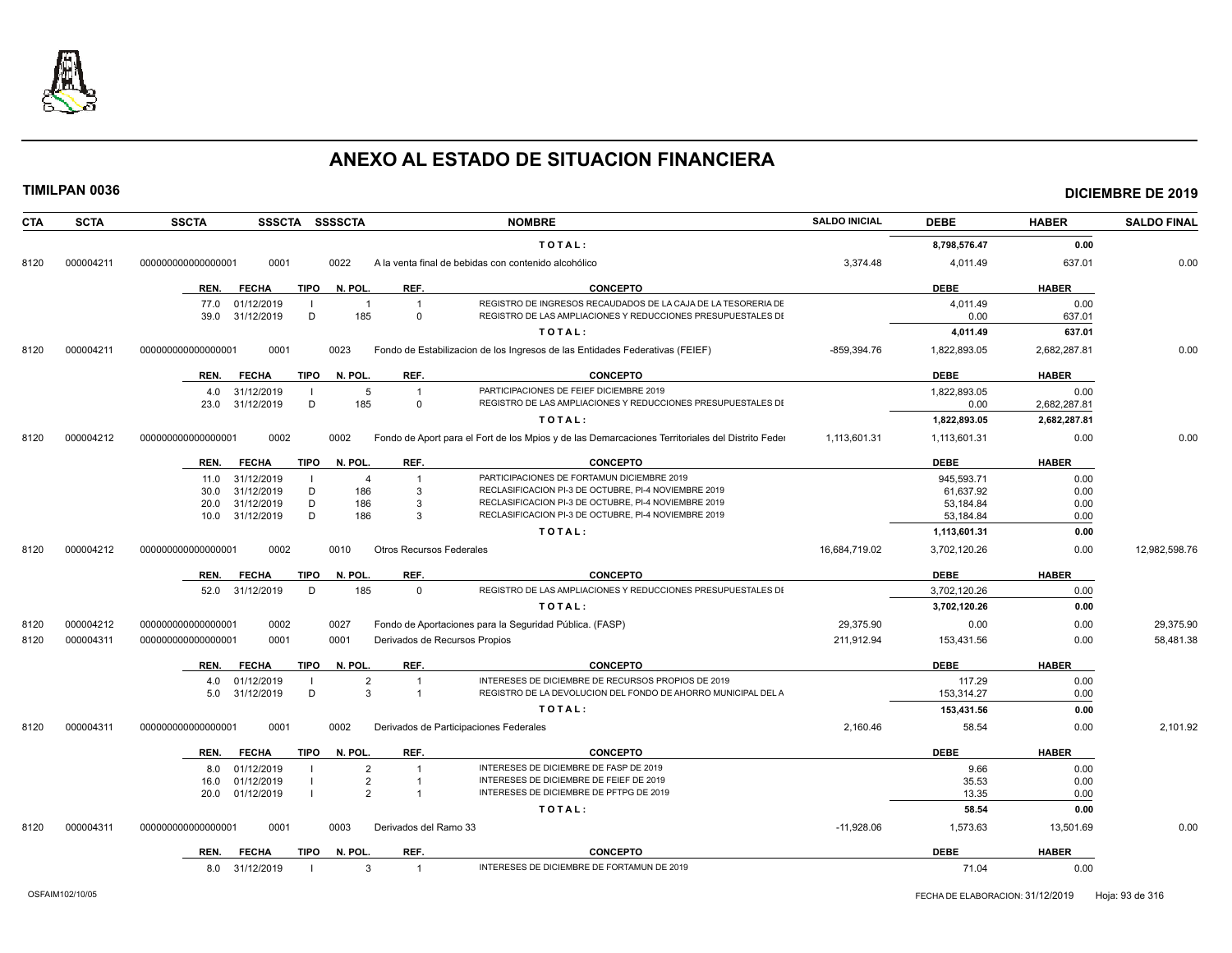# ANEXO AL ESTADO DE SITUACION FINANCIERA

**TIMILPAN 0036** **DICIEMBRE DE 2019**

| CTA | SCTA | SSCTA | SSSCTA | SSSSCTA | NOMBRE | SALDO INICIAL | DEBE | HABER | SALDO FINAL |
|---|---|---|---|---|---|---|---|---|---|
| | | | | | TOTAL: | | 8,798,576.47 | 0.00 | |
| 8120 | 000004211 | 0000000000000001 | 0001 | 0022 | A la venta final de bebidas con contenido alcohólico | 3,374.48 | 4,011.49 | 637.01 | 0.00 |

| REN. | FECHA | TIPO | N. POL. | REF. | CONCEPTO | DEBE | HABER |
|---|---|---|---|---|---|---|---|
| 77.0 | 01/12/2019 | I | 1 | 1 | REGISTRO DE INGRESOS RECAUDADOS DE LA CAJA DE LA TESORERIA DE | 4,011.49 | 0.00 |
| 39.0 | 31/12/2019 | D | 185 | 0 | REGISTRO DE LAS AMPLIACIONES Y REDUCCIONES PRESUPUESTALES DI | 0.00 | 637.01 |
| | | | | | TOTAL: | 4,011.49 | 637.01 |

| CTA | SCTA | SSCTA | SSSCTA | SSSSCTA | NOMBRE | SALDO INICIAL | DEBE | HABER | SALDO FINAL |
|---|---|---|---|---|---|---|---|---|---|
| 8120 | 000004211 | 0000000000000001 | 0001 | 0023 | Fondo de Estabilizacion de los Ingresos de las Entidades Federativas (FEIEF) | -859,394.76 | 1,822,893.05 | 2,682,287.81 | 0.00 |

| REN. | FECHA | TIPO | N. POL. | REF. | CONCEPTO | DEBE | HABER |
|---|---|---|---|---|---|---|---|
| 4.0 | 31/12/2019 | I | 5 | 1 | PARTICIPACIONES DE FEIEF DICIEMBRE 2019 | 1,822,893.05 | 0.00 |
| 23.0 | 31/12/2019 | D | 185 | 0 | REGISTRO DE LAS AMPLIACIONES Y REDUCCIONES PRESUPUESTALES DI | 0.00 | 2,682,287.81 |
| | | | | | TOTAL: | 1,822,893.05 | 2,682,287.81 |

| CTA | SCTA | SSCTA | SSSCTA | SSSSCTA | NOMBRE | SALDO INICIAL | DEBE | HABER | SALDO FINAL |
|---|---|---|---|---|---|---|---|---|---|
| 8120 | 000004212 | 0000000000000001 | 0002 | 0002 | Fondo de Aport para el Fort de los Mpios y de las Demarcaciones Territoriales del Distrito Feder | 1,113,601.31 | 1,113,601.31 | 0.00 | 0.00 |

| REN. | FECHA | TIPO | N. POL. | REF. | CONCEPTO | DEBE | HABER |
|---|---|---|---|---|---|---|---|
| 11.0 | 31/12/2019 | I | 4 | 1 | PARTICIPACIONES DE FORTAMUN DICIEMBRE 2019 | 945,593.71 | 0.00 |
| 30.0 | 31/12/2019 | D | 186 | 3 | RECLASIFICACION PI-3 DE OCTUBRE, PI-4 NOVIEMBRE 2019 | 61,637.92 | 0.00 |
| 20.0 | 31/12/2019 | D | 186 | 3 | RECLASIFICACION PI-3 DE OCTUBRE, PI-4 NOVIEMBRE 2019 | 53,184.84 | 0.00 |
| 10.0 | 31/12/2019 | D | 186 | 3 | RECLASIFICACION PI-3 DE OCTUBRE, PI-4 NOVIEMBRE 2019 | 53,184.84 | 0.00 |
| | | | | | TOTAL: | 1,113,601.31 | 0.00 |

| CTA | SCTA | SSCTA | SSSCTA | SSSSCTA | NOMBRE | SALDO INICIAL | DEBE | HABER | SALDO FINAL |
|---|---|---|---|---|---|---|---|---|---|
| 8120 | 000004212 | 0000000000000001 | 0002 | 0010 | Otros Recursos Federales | 16,684,719.02 | 3,702,120.26 | 0.00 | 12,982,598.76 |

| REN. | FECHA | TIPO | N. POL. | REF. | CONCEPTO | DEBE | HABER |
|---|---|---|---|---|---|---|---|
| 52.0 | 31/12/2019 | D | 185 | 0 | REGISTRO DE LAS AMPLIACIONES Y REDUCCIONES PRESUPUESTALES DI | 3,702,120.26 | 0.00 |
| | | | | | TOTAL: | 3,702,120.26 | 0.00 |

| CTA | SCTA | SSCTA | SSSCTA | SSSSCTA | NOMBRE | SALDO INICIAL | DEBE | HABER | SALDO FINAL |
|---|---|---|---|---|---|---|---|---|---|
| 8120 | 000004212 | 0000000000000001 | 0002 | 0027 | Fondo de Aportaciones para la Seguridad Pública. (FASP) | 29,375.90 | 0.00 | 0.00 | 29,375.90 |
| 8120 | 000004311 | 0000000000000001 | 0001 | 0001 | Derivados de Recursos Propios | 211,912.94 | 153,431.56 | 0.00 | 58,481.38 |

| REN. | FECHA | TIPO | N. POL. | REF. | CONCEPTO | DEBE | HABER |
|---|---|---|---|---|---|---|---|
| 4.0 | 01/12/2019 | I | 2 | 1 | INTERESES DE DICIEMBRE DE RECURSOS PROPIOS DE 2019 | 117.29 | 0.00 |
| 5.0 | 31/12/2019 | D | 3 | 1 | REGISTRO DE LA DEVOLUCION DEL FONDO DE AHORRO MUNICIPAL DEL A | 153,314.27 | 0.00 |
| | | | | | TOTAL: | 153,431.56 | 0.00 |

| CTA | SCTA | SSCTA | SSSCTA | SSSSCTA | NOMBRE | SALDO INICIAL | DEBE | HABER | SALDO FINAL |
|---|---|---|---|---|---|---|---|---|---|
| 8120 | 000004311 | 0000000000000001 | 0001 | 0002 | Derivados de Participaciones Federales | 2,160.46 | 58.54 | 0.00 | 2,101.92 |

| REN. | FECHA | TIPO | N. POL. | REF. | CONCEPTO | DEBE | HABER |
|---|---|---|---|---|---|---|---|
| 8.0 | 01/12/2019 | I | 2 | 1 | INTERESES DE DICIEMBRE DE FASP DE 2019 | 9.66 | 0.00 |
| 16.0 | 01/12/2019 | I | 2 | 1 | INTERESES DE DICIEMBRE DE FEIEF DE 2019 | 35.53 | 0.00 |
| 20.0 | 01/12/2019 | I | 2 | 1 | INTERESES DE DICIEMBRE DE PFTPG DE 2019 | 13.35 | 0.00 |
| | | | | | TOTAL: | 58.54 | 0.00 |

| CTA | SCTA | SSCTA | SSSCTA | SSSSCTA | NOMBRE | SALDO INICIAL | DEBE | HABER | SALDO FINAL |
|---|---|---|---|---|---|---|---|---|---|
| 8120 | 000004311 | 0000000000000001 | 0001 | 0003 | Derivados del Ramo 33 | -11,928.06 | 1,573.63 | 13,501.69 | 0.00 |

| REN. | FECHA | TIPO | N. POL. | REF. | CONCEPTO | DEBE | HABER |
|---|---|---|---|---|---|---|---|
| 8.0 | 31/12/2019 | I | 3 | 1 | INTERESES DE DICIEMBRE DE FORTAMUN DE 2019 | 71.04 | 0.00 |

OSFAIM102/10/05 FECHA DE ELABORACION: 31/12/2019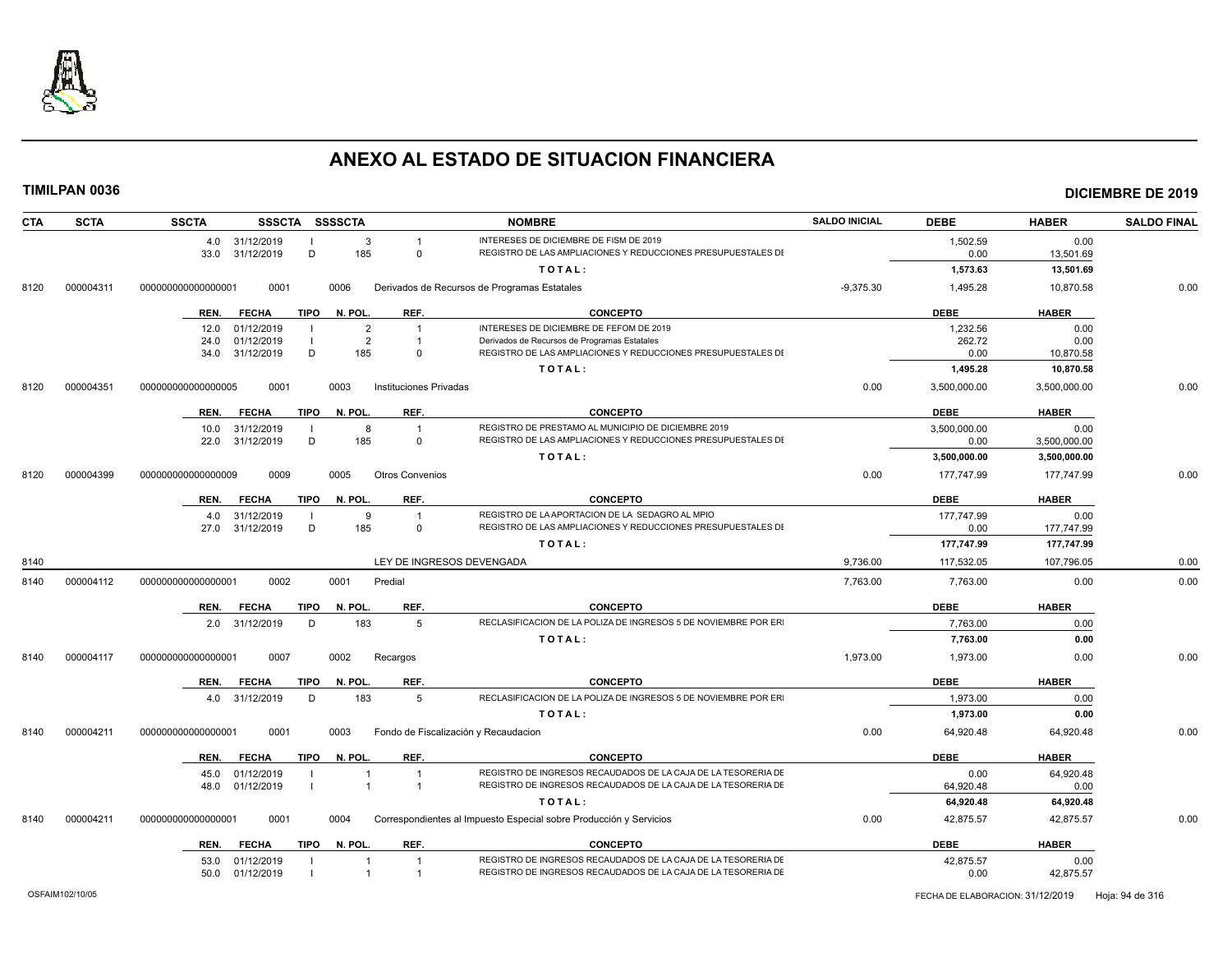# ANEXO AL ESTADO DE SITUACION FINANCIERA

**TIMILPAN 0036** **DICIEMBRE DE 2019**

| CTA | SCTA | SSCTA | SSSCTA | SSSSCTA | NOMBRE | SALDO INICIAL | DEBE | HABER | SALDO FINAL |
|---|---|---|---|---|---|---|---|---|---|
| | | 4.0 31/12/2019 | I | 3 | 1 INTERESES DE DICIEMBRE DE FISM DE 2019 | | 1,502.59 | 0.00 | |
| | | 33.0 31/12/2019 | D | 185 | 0 REGISTRO DE LAS AMPLIACIONES Y REDUCCIONES PRESUPUESTALES DI | | 0.00 | 13,501.69 | |
| | | | | | TOTAL: | | 1,573.63 | 13,501.69 | |
| 8120 | 000004311 | 0000000000000000001 | 0001 | 0006 | Derivados de Recursos de Programas Estatales | -9,375.30 | 1,495.28 | 10,870.58 | 0.00 |
| | | REN. FECHA | TIPO | N. POL. | REF. CONCEPTO | | DEBE | HABER | |
| | | 12.0 01/12/2019 | I | 2 | 1 INTERESES DE DICIEMBRE DE FEFOM DE 2019 | | 1,232.56 | 0.00 | |
| | | 24.0 01/12/2019 | I | 2 | 1 Derivados de Recursos de Programas Estatales | | 262.72 | 0.00 | |
| | | 34.0 31/12/2019 | D | 185 | 0 REGISTRO DE LAS AMPLIACIONES Y REDUCCIONES PRESUPUESTALES DI | | 0.00 | 10,870.58 | |
| | | | | | TOTAL: | | 1,495.28 | 10,870.58 | |
| 8120 | 000004351 | 0000000000000000005 | 0001 | 0003 | Instituciones Privadas | 0.00 | 3,500,000.00 | 3,500,000.00 | 0.00 |
| | | REN. FECHA | TIPO | N. POL. | REF. CONCEPTO | | DEBE | HABER | |
| | | 10.0 31/12/2019 | I | 8 | 1 REGISTRO DE PRESTAMO AL MUNICIPIO DE DICIEMBRE 2019 | | 3,500,000.00 | 0.00 | |
| | | 22.0 31/12/2019 | D | 185 | 0 REGISTRO DE LAS AMPLIACIONES Y REDUCCIONES PRESUPUESTALES DI | | 0.00 | 3,500,000.00 | |
| | | | | | TOTAL: | | 3,500,000.00 | 3,500,000.00 | |
| 8120 | 000004399 | 0000000000000000009 | 0009 | 0005 | Otros Convenios | 0.00 | 177,747.99 | 177,747.99 | 0.00 |
| | | REN. FECHA | TIPO | N. POL. | REF. CONCEPTO | | DEBE | HABER | |
| | | 4.0 31/12/2019 | I | 9 | 1 REGISTRO DE LA APORTACION DE LA SEDAGRO AL MPIO | | 177,747.99 | 0.00 | |
| | | 27.0 31/12/2019 | D | 185 | 0 REGISTRO DE LAS AMPLIACIONES Y REDUCCIONES PRESUPUESTALES DI | | 0.00 | 177,747.99 | |
| | | | | | TOTAL: | | 177,747.99 | 177,747.99 | |
| 8140 | | | | | LEY DE INGRESOS DEVENGADA | 9,736.00 | 117,532.05 | 107,796.05 | 0.00 |
| 8140 | 000004112 | 0000000000000000001 | 0002 | 0001 | Predial | 7,763.00 | 7,763.00 | 0.00 | 0.00 |
| | | REN. FECHA | TIPO | N. POL. | REF. CONCEPTO | | DEBE | HABER | |
| | | 2.0 31/12/2019 | D | 183 | 5 RECLASIFICACION DE LA POLIZA DE INGRESOS 5 DE NOVIEMBRE POR ERI | | 7,763.00 | 0.00 | |
| | | | | | TOTAL: | | 7,763.00 | 0.00 | |
| 8140 | 000004117 | 0000000000000000001 | 0007 | 0002 | Recargos | 1,973.00 | 1,973.00 | 0.00 | 0.00 |
| | | REN. FECHA | TIPO | N. POL. | REF. CONCEPTO | | DEBE | HABER | |
| | | 4.0 31/12/2019 | D | 183 | 5 RECLASIFICACION DE LA POLIZA DE INGRESOS 5 DE NOVIEMBRE POR ERI | | 1,973.00 | 0.00 | |
| | | | | | TOTAL: | | 1,973.00 | 0.00 | |
| 8140 | 000004211 | 0000000000000000001 | 0001 | 0003 | Fondo de Fiscalización y Recaudacion | 0.00 | 64,920.48 | 64,920.48 | 0.00 |
| | | REN. FECHA | TIPO | N. POL. | REF. CONCEPTO | | DEBE | HABER | |
| | | 45.0 01/12/2019 | I | 1 | 1 REGISTRO DE INGRESOS RECAUDADOS DE LA CAJA DE LA TESORERIA DE | | 0.00 | 64,920.48 | |
| | | 48.0 01/12/2019 | I | 1 | 1 REGISTRO DE INGRESOS RECAUDADOS DE LA CAJA DE LA TESORERIA DE | | 64,920.48 | 0.00 | |
| | | | | | TOTAL: | | 64,920.48 | 64,920.48 | |
| 8140 | 000004211 | 0000000000000000001 | 0001 | 0004 | Correspondientes al Impuesto Especial sobre Producción y Servicios | 0.00 | 42,875.57 | 42,875.57 | 0.00 |
| | | REN. FECHA | TIPO | N. POL. | REF. CONCEPTO | | DEBE | HABER | |
| | | 53.0 01/12/2019 | I | 1 | 1 REGISTRO DE INGRESOS RECAUDADOS DE LA CAJA DE LA TESORERIA DE | | 42,875.57 | 0.00 | |
| | | 50.0 01/12/2019 | I | 1 | 1 REGISTRO DE INGRESOS RECAUDADOS DE LA CAJA DE LA TESORERIA DE | | 0.00 | 42,875.57 | |

OSFAIM102/10/05 FECHA DE ELABORACION: 31/12/2019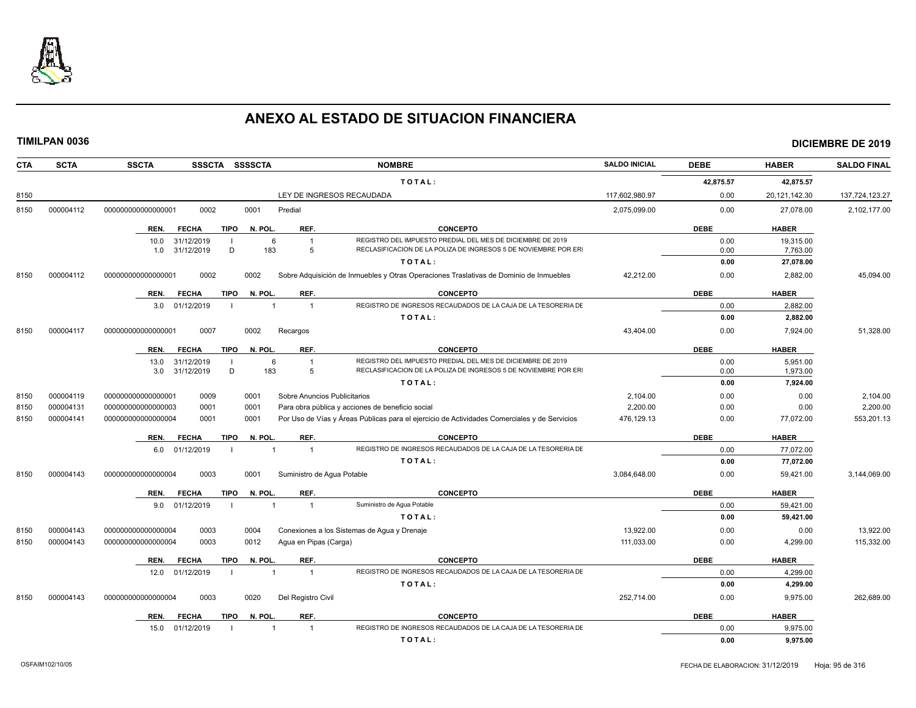# ANEXO AL ESTADO DE SITUACION FINANCIERA

**TIMILPAN 0036** **DICIEMBRE DE 2019**

| CTA | SCTA | SSCTA | SSSCTA | SSSSCTA | NOMBRE | SALDO INICIAL | DEBE | HABER | SALDO FINAL |
|---|---|---|---|---|---|---|---|---|---|
| | | | | | TOTAL: | | 42,875.57 | 42,875.57 | |
| 8150 | | | | | LEY DE INGRESOS RECAUDADA | 117,602,980.97 | 0.00 | 20,121,142.30 | 137,724,123.27 |
| 8150 | 000004112 | 0000000000000001 | 0002 | 0001 | Predial | 2,075,099.00 | 0.00 | 27,078.00 | 2,102,177.00 |

| REN. | FECHA | TIPO | N. POL. | REF. | CONCEPTO | DEBE | HABER |
|---|---|---|---|---|---|---|---|
| 10.0 | 31/12/2019 | I | 6 | 1 | REGISTRO DEL IMPUESTO PREDIAL DEL MES DE DICIEMBRE DE 2019 | 0.00 | 19,315.00 |
| 1.0 | 31/12/2019 | D | 183 | 5 | RECLASIFICACION DE LA POLIZA DE INGRESOS 5 DE NOVIEMBRE POR ERI | 0.00 | 7,763.00 |
| | | | | | TOTAL: | 0.00 | 27,078.00 |

| CTA | SCTA | SSCTA | SSSCTA | SSSSCTA | NOMBRE | SALDO INICIAL | DEBE | HABER | SALDO FINAL |
|---|---|---|---|---|---|---|---|---|---|
| 8150 | 000004112 | 0000000000000001 | 0002 | 0002 | Sobre Adquisición de Inmuebles y Otras Operaciones Traslativas de Dominio de Inmuebles | 42,212.00 | 0.00 | 2,882.00 | 45,094.00 |

| REN. | FECHA | TIPO | N. POL. | REF. | CONCEPTO | DEBE | HABER |
|---|---|---|---|---|---|---|---|
| 3.0 | 01/12/2019 | I | 1 | 1 | REGISTRO DE INGRESOS RECAUDADOS DE LA CAJA DE LA TESORERIA DE | 0.00 | 2,882.00 |
| | | | | | TOTAL: | 0.00 | 2,882.00 |

| CTA | SCTA | SSCTA | SSSCTA | SSSSCTA | NOMBRE | SALDO INICIAL | DEBE | HABER | SALDO FINAL |
|---|---|---|---|---|---|---|---|---|---|
| 8150 | 000004117 | 0000000000000001 | 0007 | 0002 | Recargos | 43,404.00 | 0.00 | 7,924.00 | 51,328.00 |

| REN. | FECHA | TIPO | N. POL. | REF. | CONCEPTO | DEBE | HABER |
|---|---|---|---|---|---|---|---|
| 13.0 | 31/12/2019 | I | 6 | 1 | REGISTRO DEL IMPUESTO PREDIAL DEL MES DE DICIEMBRE DE 2019 | 0.00 | 5,951.00 |
| 3.0 | 31/12/2019 | D | 183 | 5 | RECLASIFICACION DE LA POLIZA DE INGRESOS 5 DE NOVIEMBRE POR ERI | 0.00 | 1,973.00 |
| | | | | | TOTAL: | 0.00 | 7,924.00 |

| CTA | SCTA | SSCTA | SSSCTA | SSSSCTA | NOMBRE | SALDO INICIAL | DEBE | HABER | SALDO FINAL |
|---|---|---|---|---|---|---|---|---|---|
| 8150 | 000004119 | 0000000000000001 | 0009 | 0001 | Sobre Anuncios Publicitarios | 2,104.00 | 0.00 | 0.00 | 2,104.00 |
| 8150 | 000004131 | 0000000000000003 | 0001 | 0001 | Para obra pública y acciones de beneficio social | 2,200.00 | 0.00 | 0.00 | 2,200.00 |
| 8150 | 000004141 | 0000000000000004 | 0001 | 0001 | Por Uso de Vías y Áreas Públicas para el ejercicio de Actividades Comerciales y de Servicios | 476,129.13 | 0.00 | 77,072.00 | 553,201.13 |

| REN. | FECHA | TIPO | N. POL. | REF. | CONCEPTO | DEBE | HABER |
|---|---|---|---|---|---|---|---|
| 6.0 | 01/12/2019 | I | 1 | 1 | REGISTRO DE INGRESOS RECAUDADOS DE LA CAJA DE LA TESORERIA DE | 0.00 | 77,072.00 |
| | | | | | TOTAL: | 0.00 | 77,072.00 |

| CTA | SCTA | SSCTA | SSSCTA | SSSSCTA | NOMBRE | SALDO INICIAL | DEBE | HABER | SALDO FINAL |
|---|---|---|---|---|---|---|---|---|---|
| 8150 | 000004143 | 0000000000000004 | 0003 | 0001 | Suministro de Agua Potable | 3,084,648.00 | 0.00 | 59,421.00 | 3,144,069.00 |

| REN. | FECHA | TIPO | N. POL. | REF. | CONCEPTO | DEBE | HABER |
|---|---|---|---|---|---|---|---|
| 9.0 | 01/12/2019 | I | 1 | 1 | Suministro de Agua Potable | 0.00 | 59,421.00 |
| | | | | | TOTAL: | 0.00 | 59,421.00 |

| CTA | SCTA | SSCTA | SSSCTA | SSSSCTA | NOMBRE | SALDO INICIAL | DEBE | HABER | SALDO FINAL |
|---|---|---|---|---|---|---|---|---|---|
| 8150 | 000004143 | 0000000000000004 | 0003 | 0004 | Conexiones a los Sistemas de Agua y Drenaje | 13,922.00 | 0.00 | 0.00 | 13,922.00 |
| 8150 | 000004143 | 0000000000000004 | 0003 | 0012 | Agua en Pipas (Carga) | 111,033.00 | 0.00 | 4,299.00 | 115,332.00 |

| REN. | FECHA | TIPO | N. POL. | REF. | CONCEPTO | DEBE | HABER |
|---|---|---|---|---|---|---|---|
| 12.0 | 01/12/2019 | I | 1 | 1 | REGISTRO DE INGRESOS RECAUDADOS DE LA CAJA DE LA TESORERIA DE | 0.00 | 4,299.00 |
| | | | | | TOTAL: | 0.00 | 4,299.00 |

| CTA | SCTA | SSCTA | SSSCTA | SSSSCTA | NOMBRE | SALDO INICIAL | DEBE | HABER | SALDO FINAL |
|---|---|---|---|---|---|---|---|---|---|
| 8150 | 000004143 | 0000000000000004 | 0003 | 0020 | Del Registro Civil | 252,714.00 | 0.00 | 9,975.00 | 262,689.00 |

| REN. | FECHA | TIPO | N. POL. | REF. | CONCEPTO | DEBE | HABER |
|---|---|---|---|---|---|---|---|
| 15.0 | 01/12/2019 | I | 1 | 1 | REGISTRO DE INGRESOS RECAUDADOS DE LA CAJA DE LA TESORERIA DE | 0.00 | 9,975.00 |
| | | | | | TOTAL: | 0.00 | 9,975.00 |

OSFAIM102/10/05 FECHA DE ELABORACION: 31/12/2019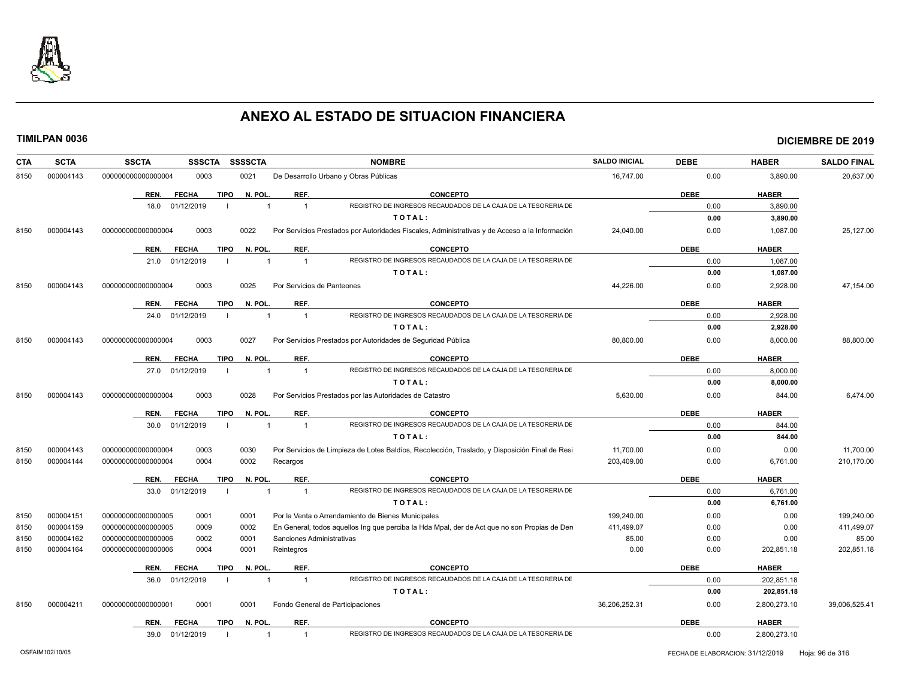# ANEXO AL ESTADO DE SITUACION FINANCIERA

**TIMILPAN 0036** **DICIEMBRE DE 2019**

| CTA | SCTA | SSCTA | SSSCTA | SSSSCTA | NOMBRE | SALDO INICIAL | DEBE | HABER | SALDO FINAL |
|---|---|---|---|---|---|---|---|---|---|
| 8150 | 000004143 | 0000000000000000004 | 0003 | 0021 | De Desarrollo Urbano y Obras Públicas | 16,747.00 | 0.00 | 3,890.00 | 20,637.00 |

| REN. | FECHA | TIPO | N. POL. | REF. | CONCEPTO | DEBE | HABER |
|---|---|---|---|---|---|---|---|
| 18.0 | 01/12/2019 | I | 1 | 1 | REGISTRO DE INGRESOS RECAUDADOS DE LA CAJA DE LA TESORERIA DE | 0.00 | 3,890.00 |
| | | | | | **TOTAL:** | **0.00** | **3,890.00** |

| CTA | SCTA | SSCTA | SSSCTA | SSSSCTA | NOMBRE | SALDO INICIAL | DEBE | HABER | SALDO FINAL |
|---|---|---|---|---|---|---|---|---|---|
| 8150 | 000004143 | 0000000000000000004 | 0003 | 0022 | Por Servicios Prestados por Autoridades Fiscales, Administrativas y de Acceso a la Información | 24,040.00 | 0.00 | 1,087.00 | 25,127.00 |

| REN. | FECHA | TIPO | N. POL. | REF. | CONCEPTO | DEBE | HABER |
|---|---|---|---|---|---|---|---|
| 21.0 | 01/12/2019 | I | 1 | 1 | REGISTRO DE INGRESOS RECAUDADOS DE LA CAJA DE LA TESORERIA DE | 0.00 | 1,087.00 |
| | | | | | **TOTAL:** | **0.00** | **1,087.00** |

| CTA | SCTA | SSCTA | SSSCTA | SSSSCTA | NOMBRE | SALDO INICIAL | DEBE | HABER | SALDO FINAL |
|---|---|---|---|---|---|---|---|---|---|
| 8150 | 000004143 | 0000000000000000004 | 0003 | 0025 | Por Servicios de Panteones | 44,226.00 | 0.00 | 2,928.00 | 47,154.00 |

| REN. | FECHA | TIPO | N. POL. | REF. | CONCEPTO | DEBE | HABER |
|---|---|---|---|---|---|---|---|
| 24.0 | 01/12/2019 | I | 1 | 1 | REGISTRO DE INGRESOS RECAUDADOS DE LA CAJA DE LA TESORERIA DE | 0.00 | 2,928.00 |
| | | | | | **TOTAL:** | **0.00** | **2,928.00** |

| CTA | SCTA | SSCTA | SSSCTA | SSSSCTA | NOMBRE | SALDO INICIAL | DEBE | HABER | SALDO FINAL |
|---|---|---|---|---|---|---|---|---|---|
| 8150 | 000004143 | 0000000000000000004 | 0003 | 0027 | Por Servicios Prestados por Autoridades de Seguridad Pública | 80,800.00 | 0.00 | 8,000.00 | 88,800.00 |

| REN. | FECHA | TIPO | N. POL. | REF. | CONCEPTO | DEBE | HABER |
|---|---|---|---|---|---|---|---|
| 27.0 | 01/12/2019 | I | 1 | 1 | REGISTRO DE INGRESOS RECAUDADOS DE LA CAJA DE LA TESORERIA DE | 0.00 | 8,000.00 |
| | | | | | **TOTAL:** | **0.00** | **8,000.00** |

| CTA | SCTA | SSCTA | SSSCTA | SSSSCTA | NOMBRE | SALDO INICIAL | DEBE | HABER | SALDO FINAL |
|---|---|---|---|---|---|---|---|---|---|
| 8150 | 000004143 | 0000000000000000004 | 0003 | 0028 | Por Servicios Prestados por las Autoridades de Catastro | 5,630.00 | 0.00 | 844.00 | 6,474.00 |

| REN. | FECHA | TIPO | N. POL. | REF. | CONCEPTO | DEBE | HABER |
|---|---|---|---|---|---|---|---|
| 30.0 | 01/12/2019 | I | 1 | 1 | REGISTRO DE INGRESOS RECAUDADOS DE LA CAJA DE LA TESORERIA DE | 0.00 | 844.00 |
| | | | | | **TOTAL:** | **0.00** | **844.00** |

| CTA | SCTA | SSCTA | SSSCTA | SSSSCTA | NOMBRE | SALDO INICIAL | DEBE | HABER | SALDO FINAL |
|---|---|---|---|---|---|---|---|---|---|
| 8150 | 000004143 | 0000000000000000004 | 0003 | 0030 | Por Servicios de Limpieza de Lotes Baldíos, Recolección, Traslado, y Disposición Final de Resi | 11,700.00 | 0.00 | 0.00 | 11,700.00 |
| 8150 | 000004144 | 0000000000000000004 | 0004 | 0002 | Recargos | 203,409.00 | 0.00 | 6,761.00 | 210,170.00 |

| REN. | FECHA | TIPO | N. POL. | REF. | CONCEPTO | DEBE | HABER |
|---|---|---|---|---|---|---|---|
| 33.0 | 01/12/2019 | I | 1 | 1 | REGISTRO DE INGRESOS RECAUDADOS DE LA CAJA DE LA TESORERIA DE | 0.00 | 6,761.00 |
| | | | | | **TOTAL:** | **0.00** | **6,761.00** |

| CTA | SCTA | SSCTA | SSSCTA | SSSSCTA | NOMBRE | SALDO INICIAL | DEBE | HABER | SALDO FINAL |
|---|---|---|---|---|---|---|---|---|---|
| 8150 | 000004151 | 0000000000000000005 | 0001 | 0001 | Por la Venta o Arrendamiento de Bienes Municipales | 199,240.00 | 0.00 | 0.00 | 199,240.00 |
| 8150 | 000004159 | 0000000000000000005 | 0009 | 0002 | En General, todos aquellos Ing que perciba la Hda Mpal, der de Act que no son Propias de Dere | 411,499.07 | 0.00 | 0.00 | 411,499.07 |
| 8150 | 000004162 | 0000000000000000006 | 0002 | 0001 | Sanciones Administrativas | 85.00 | 0.00 | 0.00 | 85.00 |
| 8150 | 000004164 | 0000000000000000006 | 0004 | 0001 | Reintegros | 0.00 | 0.00 | 202,851.18 | 202,851.18 |

| REN. | FECHA | TIPO | N. POL. | REF. | CONCEPTO | DEBE | HABER |
|---|---|---|---|---|---|---|---|
| 36.0 | 01/12/2019 | I | 1 | 1 | REGISTRO DE INGRESOS RECAUDADOS DE LA CAJA DE LA TESORERIA DE | 0.00 | 202,851.18 |
| | | | | | **TOTAL:** | **0.00** | **202,851.18** |

| CTA | SCTA | SSCTA | SSSCTA | SSSSCTA | NOMBRE | SALDO INICIAL | DEBE | HABER | SALDO FINAL |
|---|---|---|---|---|---|---|---|---|---|
| 8150 | 000004211 | 0000000000000000001 | 0001 | 0001 | Fondo General de Participaciones | 36,206,252.31 | 0.00 | 2,800,273.10 | 39,006,525.41 |

| REN. | FECHA | TIPO | N. POL. | REF. | CONCEPTO | DEBE | HABER |
|---|---|---|---|---|---|---|---|
| 39.0 | 01/12/2019 | I | 1 | 1 | REGISTRO DE INGRESOS RECAUDADOS DE LA CAJA DE LA TESORERIA DE | 0.00 | 2,800,273.10 |

OSFAIM102/10/05 FECHA DE ELABORACION: 31/12/2019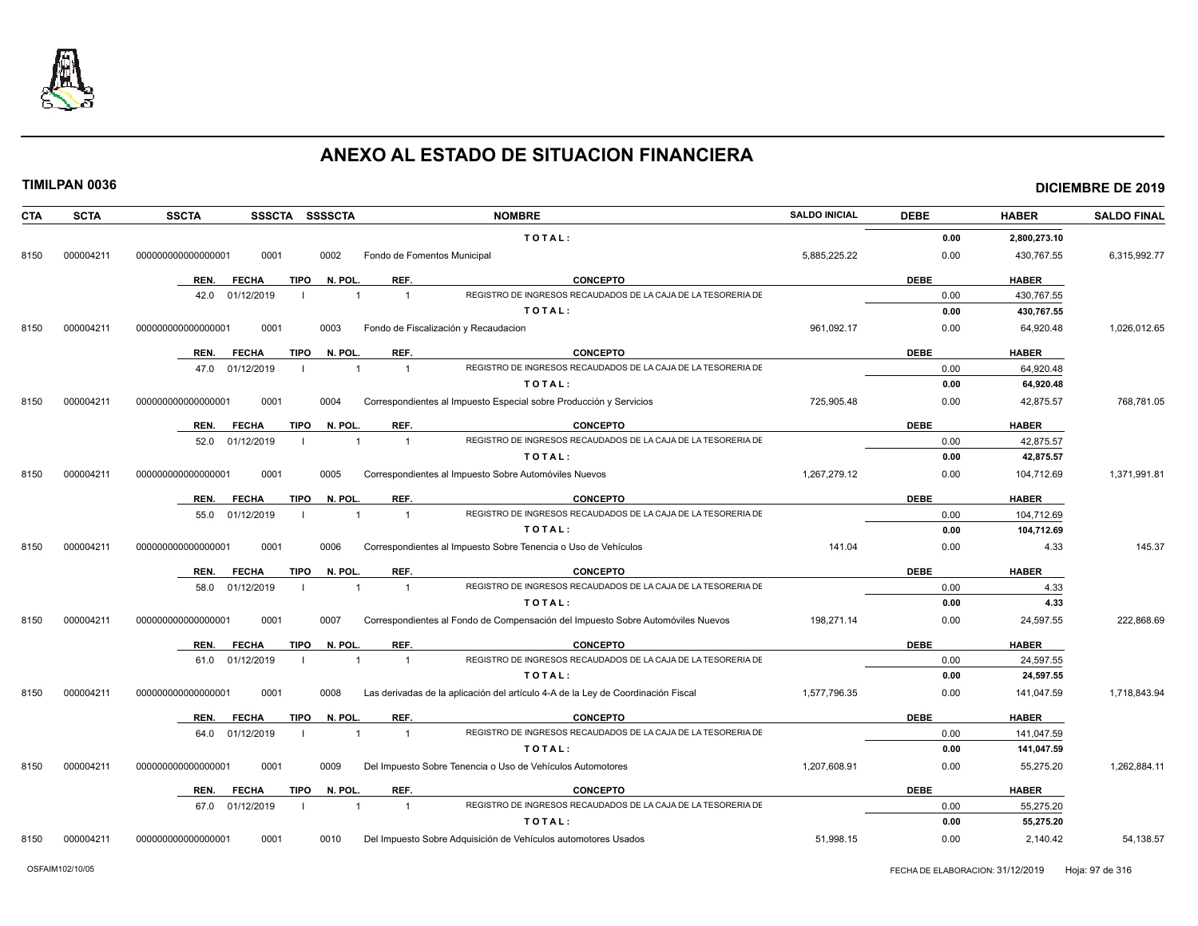# ANEXO AL ESTADO DE SITUACION FINANCIERA

**TIMILPAN 0036** | **DICIEMBRE DE 2019**

| CTA | SCTA | SSCTA | SSSCTA | SSSSCTA | NOMBRE | SALDO INICIAL | DEBE | HABER | SALDO FINAL |
|---|---|---|---|---|---|---|---|---|---|
| | | | | | **T O T A L :** | | **0.00** | **2,800,273.10** | |
| 8150 | 000004211 | 0000000000000000001 | 0001 | 0002 | Fondo de Fomentos Municipal | 5,885,225.22 | 0.00 | 430,767.55 | 6,315,992.77 |

| REN. | FECHA | TIPO | N. POL. | REF. | CONCEPTO | DEBE | HABER |
|---|---|---|---|---|---|---|---|
| 42.0 | 01/12/2019 | I | 1 | 1 | REGISTRO DE INGRESOS RECAUDADOS DE LA CAJA DE LA TESORERIA DE | 0.00 | 430,767.55 |
| | | | | | **T O T A L :** | **0.00** | **430,767.55** |

| CTA | SCTA | SSCTA | SSSCTA | SSSSCTA | NOMBRE | SALDO INICIAL | DEBE | HABER | SALDO FINAL |
|---|---|---|---|---|---|---|---|---|---|
| 8150 | 000004211 | 0000000000000000001 | 0001 | 0003 | Fondo de Fiscalización y Recaudacion | 961,092.17 | 0.00 | 64,920.48 | 1,026,012.65 |

| REN. | FECHA | TIPO | N. POL. | REF. | CONCEPTO | DEBE | HABER |
|---|---|---|---|---|---|---|---|
| 47.0 | 01/12/2019 | I | 1 | 1 | REGISTRO DE INGRESOS RECAUDADOS DE LA CAJA DE LA TESORERIA DE | 0.00 | 64,920.48 |
| | | | | | **T O T A L :** | **0.00** | **64,920.48** |

| CTA | SCTA | SSCTA | SSSCTA | SSSSCTA | NOMBRE | SALDO INICIAL | DEBE | HABER | SALDO FINAL |
|---|---|---|---|---|---|---|---|---|---|
| 8150 | 000004211 | 0000000000000000001 | 0001 | 0004 | Correspondientes al Impuesto Especial sobre Producción y Servicios | 725,905.48 | 0.00 | 42,875.57 | 768,781.05 |

| REN. | FECHA | TIPO | N. POL. | REF. | CONCEPTO | DEBE | HABER |
|---|---|---|---|---|---|---|---|
| 52.0 | 01/12/2019 | I | 1 | 1 | REGISTRO DE INGRESOS RECAUDADOS DE LA CAJA DE LA TESORERIA DE | 0.00 | 42,875.57 |
| | | | | | **T O T A L :** | **0.00** | **42,875.57** |

| CTA | SCTA | SSCTA | SSSCTA | SSSSCTA | NOMBRE | SALDO INICIAL | DEBE | HABER | SALDO FINAL |
|---|---|---|---|---|---|---|---|---|---|
| 8150 | 000004211 | 0000000000000000001 | 0001 | 0005 | Correspondientes al Impuesto Sobre Automóviles Nuevos | 1,267,279.12 | 0.00 | 104,712.69 | 1,371,991.81 |

| REN. | FECHA | TIPO | N. POL. | REF. | CONCEPTO | DEBE | HABER |
|---|---|---|---|---|---|---|---|
| 55.0 | 01/12/2019 | I | 1 | 1 | REGISTRO DE INGRESOS RECAUDADOS DE LA CAJA DE LA TESORERIA DE | 0.00 | 104,712.69 |
| | | | | | **T O T A L :** | **0.00** | **104,712.69** |

| CTA | SCTA | SSCTA | SSSCTA | SSSSCTA | NOMBRE | SALDO INICIAL | DEBE | HABER | SALDO FINAL |
|---|---|---|---|---|---|---|---|---|---|
| 8150 | 000004211 | 0000000000000000001 | 0001 | 0006 | Correspondientes al Impuesto Sobre Tenencia o Uso de Vehículos | 141.04 | 0.00 | 4.33 | 145.37 |

| REN. | FECHA | TIPO | N. POL. | REF. | CONCEPTO | DEBE | HABER |
|---|---|---|---|---|---|---|---|
| 58.0 | 01/12/2019 | I | 1 | 1 | REGISTRO DE INGRESOS RECAUDADOS DE LA CAJA DE LA TESORERIA DE | 0.00 | 4.33 |
| | | | | | **T O T A L :** | **0.00** | **4.33** |

| CTA | SCTA | SSCTA | SSSCTA | SSSSCTA | NOMBRE | SALDO INICIAL | DEBE | HABER | SALDO FINAL |
|---|---|---|---|---|---|---|---|---|---|
| 8150 | 000004211 | 0000000000000000001 | 0001 | 0007 | Correspondientes al Fondo de Compensación del Impuesto Sobre Automóviles Nuevos | 198,271.14 | 0.00 | 24,597.55 | 222,868.69 |

| REN. | FECHA | TIPO | N. POL. | REF. | CONCEPTO | DEBE | HABER |
|---|---|---|---|---|---|---|---|
| 61.0 | 01/12/2019 | I | 1 | 1 | REGISTRO DE INGRESOS RECAUDADOS DE LA CAJA DE LA TESORERIA DE | 0.00 | 24,597.55 |
| | | | | | **T O T A L :** | **0.00** | **24,597.55** |

| CTA | SCTA | SSCTA | SSSCTA | SSSSCTA | NOMBRE | SALDO INICIAL | DEBE | HABER | SALDO FINAL |
|---|---|---|---|---|---|---|---|---|---|
| 8150 | 000004211 | 0000000000000000001 | 0001 | 0008 | Las derivadas de la aplicación del artículo 4-A de la Ley de Coordinación Fiscal | 1,577,796.35 | 0.00 | 141,047.59 | 1,718,843.94 |

| REN. | FECHA | TIPO | N. POL. | REF. | CONCEPTO | DEBE | HABER |
|---|---|---|---|---|---|---|---|
| 64.0 | 01/12/2019 | I | 1 | 1 | REGISTRO DE INGRESOS RECAUDADOS DE LA CAJA DE LA TESORERIA DE | 0.00 | 141,047.59 |
| | | | | | **T O T A L :** | **0.00** | **141,047.59** |

| CTA | SCTA | SSCTA | SSSCTA | SSSSCTA | NOMBRE | SALDO INICIAL | DEBE | HABER | SALDO FINAL |
|---|---|---|---|---|---|---|---|---|---|
| 8150 | 000004211 | 0000000000000000001 | 0001 | 0009 | Del Impuesto Sobre Tenencia o Uso de Vehículos Automotores | 1,207,608.91 | 0.00 | 55,275.20 | 1,262,884.11 |

| REN. | FECHA | TIPO | N. POL. | REF. | CONCEPTO | DEBE | HABER |
|---|---|---|---|---|---|---|---|
| 67.0 | 01/12/2019 | I | 1 | 1 | REGISTRO DE INGRESOS RECAUDADOS DE LA CAJA DE LA TESORERIA DE | 0.00 | 55,275.20 |
| | | | | | **T O T A L :** | **0.00** | **55,275.20** |

| CTA | SCTA | SSCTA | SSSCTA | SSSSCTA | NOMBRE | SALDO INICIAL | DEBE | HABER | SALDO FINAL |
|---|---|---|---|---|---|---|---|---|---|
| 8150 | 000004211 | 0000000000000000001 | 0001 | 0010 | Del Impuesto Sobre Adquisición de Vehículos automotores Usados | 51,998.15 | 0.00 | 2,140.42 | 54,138.57 |

OSFAIM102/10/05 FECHA DE ELABORACION: 31/12/2019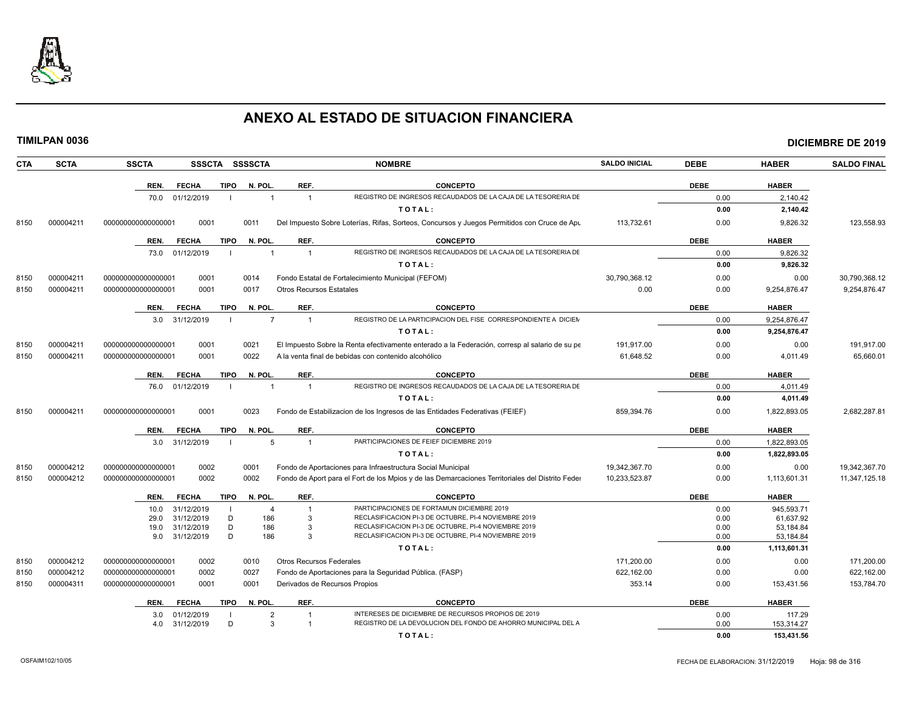# ANEXO AL ESTADO DE SITUACION FINANCIERA

**TIMILPAN 0036** **DICIEMBRE DE 2019**

| CTA | SCTA | SSCTA | SSSCTA | SSSSCTA | NOMBRE | SALDO INICIAL | DEBE | HABER | SALDO FINAL |
|---|---|---|---|---|---|---|---|---|---|

| REN. | FECHA | TIPO | N. POL. | REF. | CONCEPTO | DEBE | HABER |
|---|---|---|---|---|---|---|---|
| 70.0 | 01/12/2019 | I | 1 | 1 | REGISTRO DE INGRESOS RECAUDADOS DE LA CAJA DE LA TESORERIA DE | 0.00 | 2,140.42 |
| | | | | | TOTAL: | 0.00 | 2,140.42 |

| CTA | SCTA | SSCTA | SSSCTA | SSSSCTA | NOMBRE | SALDO INICIAL | DEBE | HABER | SALDO FINAL |
|---|---|---|---|---|---|---|---|---|---|
| 8150 | 000004211 | 000000000000000001 | 0001 | 0011 | Del Impuesto Sobre Loterías, Rifas, Sorteos, Concursos y Juegos Permitidos con Cruce de Apu | 113,732.61 | 0.00 | 9,826.32 | 123,558.93 |

| REN. | FECHA | TIPO | N. POL. | REF. | CONCEPTO | DEBE | HABER |
|---|---|---|---|---|---|---|---|
| 73.0 | 01/12/2019 | I | 1 | 1 | REGISTRO DE INGRESOS RECAUDADOS DE LA CAJA DE LA TESORERIA DE | 0.00 | 9,826.32 |
| | | | | | TOTAL: | 0.00 | 9,826.32 |

| CTA | SCTA | SSCTA | SSSCTA | SSSSCTA | NOMBRE | SALDO INICIAL | DEBE | HABER | SALDO FINAL |
|---|---|---|---|---|---|---|---|---|---|
| 8150 | 000004211 | 000000000000000001 | 0001 | 0014 | Fondo Estatal de Fortalecimiento Municipal (FEFOM) | 30,790,368.12 | 0.00 | 0.00 | 30,790,368.12 |
| 8150 | 000004211 | 000000000000000001 | 0001 | 0017 | Otros Recursos Estatales | 0.00 | 0.00 | 9,254,876.47 | 9,254,876.47 |

| REN. | FECHA | TIPO | N. POL. | REF. | CONCEPTO | DEBE | HABER |
|---|---|---|---|---|---|---|---|
| 3.0 | 31/12/2019 | I | 7 | 1 | REGISTRO DE LA PARTICIPACION DEL FISE CORRESPONDIENTE A DICIEM | 0.00 | 9,254,876.47 |
| | | | | | TOTAL: | 0.00 | 9,254,876.47 |

| CTA | SCTA | SSCTA | SSSCTA | SSSSCTA | NOMBRE | SALDO INICIAL | DEBE | HABER | SALDO FINAL |
|---|---|---|---|---|---|---|---|---|---|
| 8150 | 000004211 | 000000000000000001 | 0001 | 0021 | El Impuesto Sobre la Renta efectivamente enterado a la Federación, corresp al salario de su pe | 191,917.00 | 0.00 | 0.00 | 191,917.00 |
| 8150 | 000004211 | 000000000000000001 | 0001 | 0022 | A la venta final de bebidas con contenido alcohólico | 61,648.52 | 0.00 | 4,011.49 | 65,660.01 |

| REN. | FECHA | TIPO | N. POL. | REF. | CONCEPTO | DEBE | HABER |
|---|---|---|---|---|---|---|---|
| 76.0 | 01/12/2019 | I | 1 | 1 | REGISTRO DE INGRESOS RECAUDADOS DE LA CAJA DE LA TESORERIA DE | 0.00 | 4,011.49 |
| | | | | | TOTAL: | 0.00 | 4,011.49 |

| CTA | SCTA | SSCTA | SSSCTA | SSSSCTA | NOMBRE | SALDO INICIAL | DEBE | HABER | SALDO FINAL |
|---|---|---|---|---|---|---|---|---|---|
| 8150 | 000004211 | 000000000000000001 | 0001 | 0023 | Fondo de Estabilizacion de los Ingresos de las Entidades Federativas (FEIEF) | 859,394.76 | 0.00 | 1,822,893.05 | 2,682,287.81 |

| REN. | FECHA | TIPO | N. POL. | REF. | CONCEPTO | DEBE | HABER |
|---|---|---|---|---|---|---|---|
| 3.0 | 31/12/2019 | I | 5 | 1 | PARTICIPACIONES DE FEIEF DICIEMBRE 2019 | 0.00 | 1,822,893.05 |
| | | | | | TOTAL: | 0.00 | 1,822,893.05 |

| CTA | SCTA | SSCTA | SSSCTA | SSSSCTA | NOMBRE | SALDO INICIAL | DEBE | HABER | SALDO FINAL |
|---|---|---|---|---|---|---|---|---|---|
| 8150 | 000004212 | 000000000000000001 | 0002 | 0001 | Fondo de Aportaciones para Infraestructura Social Municipal | 19,342,367.70 | 0.00 | 0.00 | 19,342,367.70 |
| 8150 | 000004212 | 000000000000000001 | 0002 | 0002 | Fondo de Aport para el Fort de los Mpios y de las Demarcaciones Territoriales del Distrito Feder | 10,233,523.87 | 0.00 | 1,113,601.31 | 11,347,125.18 |

| REN. | FECHA | TIPO | N. POL. | REF. | CONCEPTO | DEBE | HABER |
|---|---|---|---|---|---|---|---|
| 10.0 | 31/12/2019 | I | 4 | 1 | PARTICIPACIONES DE FORTAMUN DICIEMBRE 2019 | 0.00 | 945,593.71 |
| 29.0 | 31/12/2019 | D | 186 | 3 | RECLASIFICACION PI-3 DE OCTUBRE, PI-4 NOVIEMBRE 2019 | 0.00 | 61,637.92 |
| 19.0 | 31/12/2019 | D | 186 | 3 | RECLASIFICACION PI-3 DE OCTUBRE, PI-4 NOVIEMBRE 2019 | 0.00 | 53,184.84 |
| 9.0 | 31/12/2019 | D | 186 | 3 | RECLASIFICACION PI-3 DE OCTUBRE, PI-4 NOVIEMBRE 2019 | 0.00 | 53,184.84 |
| | | | | | TOTAL: | 0.00 | 1,113,601.31 |

| CTA | SCTA | SSCTA | SSSCTA | SSSSCTA | NOMBRE | SALDO INICIAL | DEBE | HABER | SALDO FINAL |
|---|---|---|---|---|---|---|---|---|---|
| 8150 | 000004212 | 000000000000000001 | 0002 | 0010 | Otros Recursos Federales | 171,200.00 | 0.00 | 0.00 | 171,200.00 |
| 8150 | 000004212 | 000000000000000001 | 0002 | 0027 | Fondo de Aportaciones para la Seguridad Pública. (FASP) | 622,162.00 | 0.00 | 0.00 | 622,162.00 |
| 8150 | 000004311 | 000000000000000001 | 0001 | 0001 | Derivados de Recursos Propios | 353.14 | 0.00 | 153,431.56 | 153,784.70 |

| REN. | FECHA | TIPO | N. POL. | REF. | CONCEPTO | DEBE | HABER |
|---|---|---|---|---|---|---|---|
| 3.0 | 01/12/2019 | I | 2 | 1 | INTERESES DE DICIEMBRE DE RECURSOS PROPIOS DE 2019 | 0.00 | 117.29 |
| 4.0 | 31/12/2019 | D | 3 | 1 | REGISTRO DE LA DEVOLUCION DEL FONDO DE AHORRO MUNICIPAL DEL A | 0.00 | 153,314.27 |
| | | | | | TOTAL: | 0.00 | 153,431.56 |

OSFAIM102/10/05 FECHA DE ELABORACION: 31/12/2019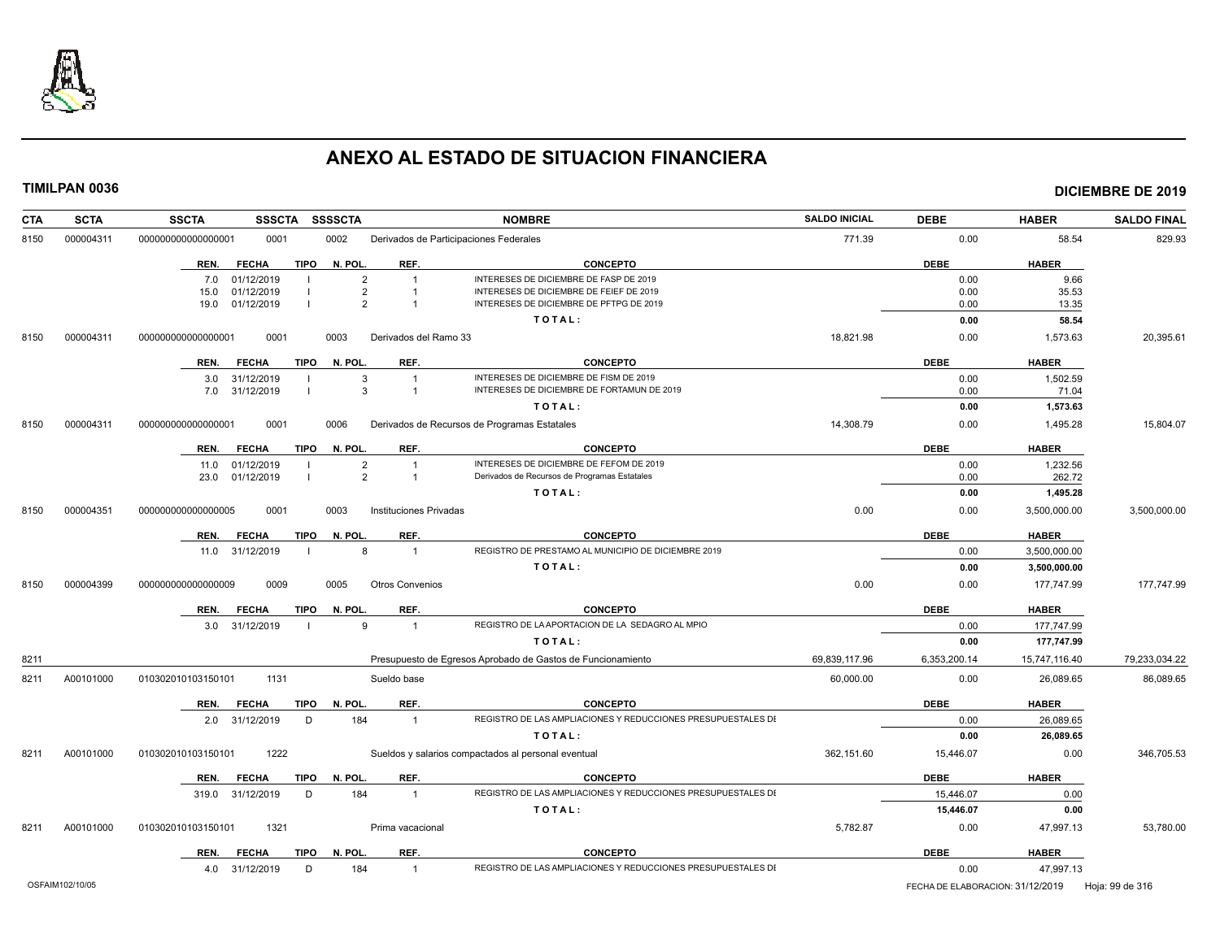# ANEXO AL ESTADO DE SITUACION FINANCIERA

**TIMILPAN 0036** **DICIEMBRE DE 2019**

| CTA | SCTA | SSCTA | SSSCTA | SSSSCTA | NOMBRE | SALDO INICIAL | DEBE | HABER | SALDO FINAL |
|---|---|---|---|---|---|---|---|---|---|
| 8150 | 000004311 | 0000000000000001 | 0001 | 0002 | Derivados de Participaciones Federales | 771.39 | 0.00 | 58.54 | 829.93 |

| REN. | FECHA | TIPO | N. POL. | REF. | CONCEPTO | DEBE | HABER |
|---|---|---|---|---|---|---|---|
| 7.0 | 01/12/2019 | I | 2 | 1 | INTERESES DE DICIEMBRE DE FASP DE 2019 | 0.00 | 9.66 |
| 15.0 | 01/12/2019 | I | 2 | 1 | INTERESES DE DICIEMBRE DE FEIEF DE 2019 | 0.00 | 35.53 |
| 19.0 | 01/12/2019 | I | 2 | 1 | INTERESES DE DICIEMBRE DE PFTPG DE 2019 | 0.00 | 13.35 |
| | | | | | **TOTAL:** | **0.00** | **58.54** |

| CTA | SCTA | SSCTA | SSSCTA | SSSSCTA | NOMBRE | SALDO INICIAL | DEBE | HABER | SALDO FINAL |
|---|---|---|---|---|---|---|---|---|---|
| 8150 | 000004311 | 0000000000000001 | 0001 | 0003 | Derivados del Ramo 33 | 18,821.98 | 0.00 | 1,573.63 | 20,395.61 |

| REN. | FECHA | TIPO | N. POL. | REF. | CONCEPTO | DEBE | HABER |
|---|---|---|---|---|---|---|---|
| 3.0 | 31/12/2019 | I | 3 | 1 | INTERESES DE DICIEMBRE DE FISM DE 2019 | 0.00 | 1,502.59 |
| 7.0 | 31/12/2019 | I | 3 | 1 | INTERESES DE DICIEMBRE DE FORTAMUN DE 2019 | 0.00 | 71.04 |
| | | | | | **TOTAL:** | **0.00** | **1,573.63** |

| CTA | SCTA | SSCTA | SSSCTA | SSSSCTA | NOMBRE | SALDO INICIAL | DEBE | HABER | SALDO FINAL |
|---|---|---|---|---|---|---|---|---|---|
| 8150 | 000004311 | 0000000000000001 | 0001 | 0006 | Derivados de Recursos de Programas Estatales | 14,308.79 | 0.00 | 1,495.28 | 15,804.07 |

| REN. | FECHA | TIPO | N. POL. | REF. | CONCEPTO | DEBE | HABER |
|---|---|---|---|---|---|---|---|
| 11.0 | 01/12/2019 | I | 2 | 1 | INTERESES DE DICIEMBRE DE FEFOM DE 2019 | 0.00 | 1,232.56 |
| 23.0 | 01/12/2019 | I | 2 | 1 | Derivados de Recursos de Programas Estatales | 0.00 | 262.72 |
| | | | | | **TOTAL:** | **0.00** | **1,495.28** |

| CTA | SCTA | SSCTA | SSSCTA | SSSSCTA | NOMBRE | SALDO INICIAL | DEBE | HABER | SALDO FINAL |
|---|---|---|---|---|---|---|---|---|---|
| 8150 | 000004351 | 0000000000000005 | 0001 | 0003 | Instituciones Privadas | 0.00 | 0.00 | 3,500,000.00 | 3,500,000.00 |

| REN. | FECHA | TIPO | N. POL. | REF. | CONCEPTO | DEBE | HABER |
|---|---|---|---|---|---|---|---|
| 11.0 | 31/12/2019 | I | 8 | 1 | REGISTRO DE PRESTAMO AL MUNICIPIO DE DICIEMBRE 2019 | 0.00 | 3,500,000.00 |
| | | | | | **TOTAL:** | **0.00** | **3,500,000.00** |

| CTA | SCTA | SSCTA | SSSCTA | SSSSCTA | NOMBRE | SALDO INICIAL | DEBE | HABER | SALDO FINAL |
|---|---|---|---|---|---|---|---|---|---|
| 8150 | 000004399 | 0000000000000009 | 0009 | 0005 | Otros Convenios | 0.00 | 0.00 | 177,747.99 | 177,747.99 |

| REN. | FECHA | TIPO | N. POL. | REF. | CONCEPTO | DEBE | HABER |
|---|---|---|---|---|---|---|---|
| 3.0 | 31/12/2019 | I | 9 | 1 | REGISTRO DE LA APORTACION DE LA SEDAGRO AL MPIO | 0.00 | 177,747.99 |
| | | | | | **TOTAL:** | **0.00** | **177,747.99** |

| CTA | SCTA | SSCTA | SSSCTA | SSSSCTA | NOMBRE | SALDO INICIAL | DEBE | HABER | SALDO FINAL |
|---|---|---|---|---|---|---|---|---|---|
| 8211 | | | | | Presupuesto de Egresos Aprobado de Gastos de Funcionamiento | 69,839,117.96 | 6,353,200.14 | 15,747,116.40 | 79,233,034.22 |
| 8211 | A00101000 | 010302010103150101 | 1131 | | Sueldo base | 60,000.00 | 0.00 | 26,089.65 | 86,089.65 |

| REN. | FECHA | TIPO | N. POL. | REF. | CONCEPTO | DEBE | HABER |
|---|---|---|---|---|---|---|---|
| 2.0 | 31/12/2019 | D | 184 | 1 | REGISTRO DE LAS AMPLIACIONES Y REDUCCIONES PRESUPUESTALES DE | 0.00 | 26,089.65 |
| | | | | | **TOTAL:** | **0.00** | **26,089.65** |

| CTA | SCTA | SSCTA | SSSCTA | SSSSCTA | NOMBRE | SALDO INICIAL | DEBE | HABER | SALDO FINAL |
|---|---|---|---|---|---|---|---|---|---|
| 8211 | A00101000 | 010302010103150101 | 1222 | | Sueldos y salarios compactados al personal eventual | 362,151.60 | 15,446.07 | 0.00 | 346,705.53 |

| REN. | FECHA | TIPO | N. POL. | REF. | CONCEPTO | DEBE | HABER |
|---|---|---|---|---|---|---|---|
| 319.0 | 31/12/2019 | D | 184 | 1 | REGISTRO DE LAS AMPLIACIONES Y REDUCCIONES PRESUPUESTALES DE | 15,446.07 | 0.00 |
| | | | | | **TOTAL:** | **15,446.07** | **0.00** |

| CTA | SCTA | SSCTA | SSSCTA | SSSSCTA | NOMBRE | SALDO INICIAL | DEBE | HABER | SALDO FINAL |
|---|---|---|---|---|---|---|---|---|---|
| 8211 | A00101000 | 010302010103150101 | 1321 | | Prima vacacional | 5,782.87 | 0.00 | 47,997.13 | 53,780.00 |

| REN. | FECHA | TIPO | N. POL. | REF. | CONCEPTO | DEBE | HABER |
|---|---|---|---|---|---|---|---|
| 4.0 | 31/12/2019 | D | 184 | 1 | REGISTRO DE LAS AMPLIACIONES Y REDUCCIONES PRESUPUESTALES DE | 0.00 | 47,997.13 |

OSFAIM102/10/05 FECHA DE ELABORACION: 31/12/2019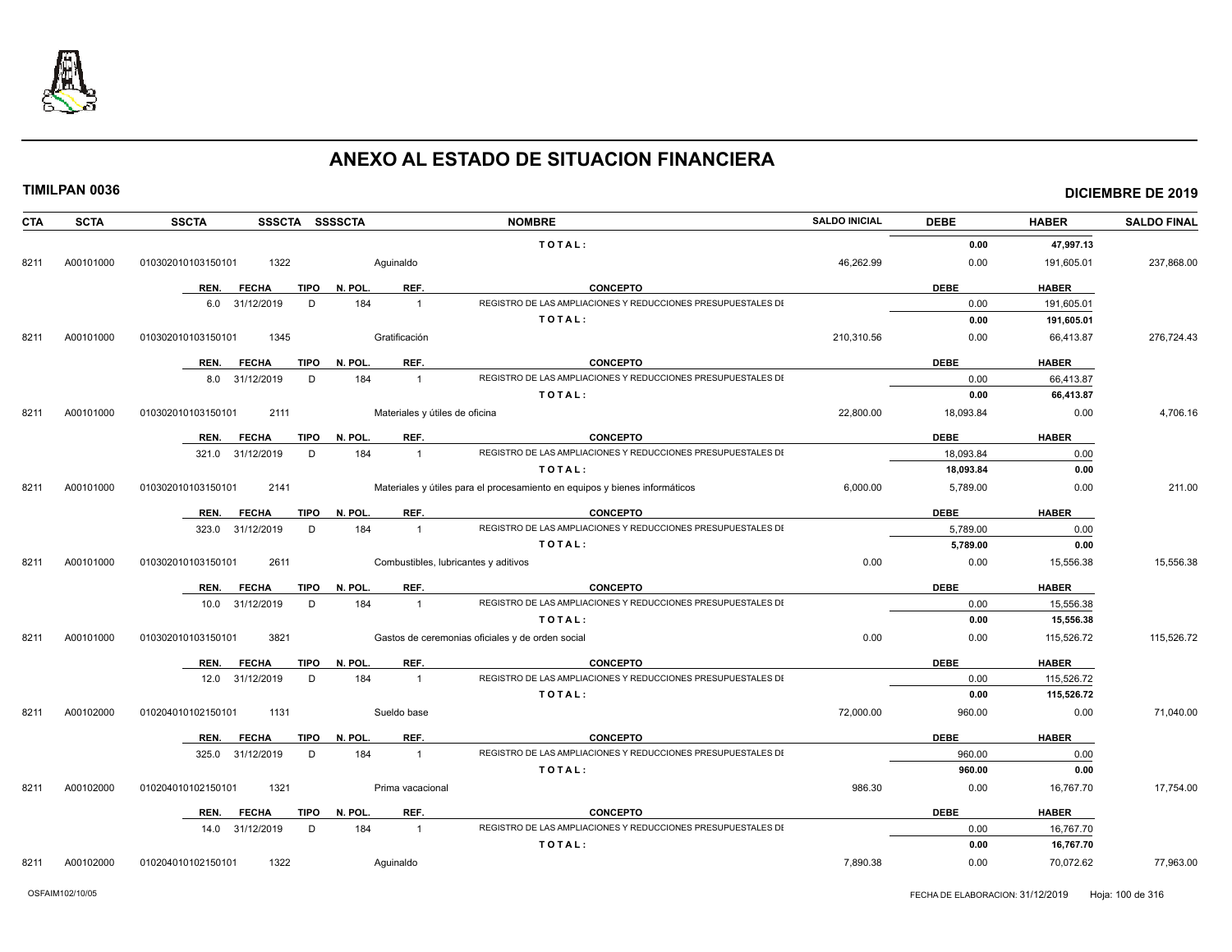# ANEXO AL ESTADO DE SITUACION FINANCIERA

**TIMILPAN 0036** — **DICIEMBRE DE 2019**

| CTA | SCTA | SSCTA | SSSCTA | SSSSCTA | NOMBRE | SALDO INICIAL | DEBE | HABER | SALDO FINAL |
|---|---|---|---|---|---|---|---|---|---|
| | | | | | T O T A L : | | 0.00 | 47,997.13 | |
| 8211 | A00101000 | 010302010103150101 | 1322 | | Aguinaldo | 46,262.99 | 0.00 | 191,605.01 | 237,868.00 |
| | | | | | | | | | |
| | | **REN.** **FECHA** **TIPO** **N. POL.** | | **REF.** | **CONCEPTO** | | **DEBE** | **HABER** | |
| | | 6.0 31/12/2019 D 184 | | 1 | REGISTRO DE LAS AMPLIACIONES Y REDUCCIONES PRESUPUESTALES DI | | 0.00 | 191,605.01 | |
| | | | | | T O T A L : | | 0.00 | 191,605.01 | |
| 8211 | A00101000 | 010302010103150101 | 1345 | | Gratificación | 210,310.56 | 0.00 | 66,413.87 | 276,724.43 |
| | | **REN.** **FECHA** **TIPO** **N. POL.** | | **REF.** | **CONCEPTO** | | **DEBE** | **HABER** | |
| | | 8.0 31/12/2019 D 184 | | 1 | REGISTRO DE LAS AMPLIACIONES Y REDUCCIONES PRESUPUESTALES DI | | 0.00 | 66,413.87 | |
| | | | | | T O T A L : | | 0.00 | 66,413.87 | |
| 8211 | A00101000 | 010302010103150101 | 2111 | | Materiales y útiles de oficina | 22,800.00 | 18,093.84 | 0.00 | 4,706.16 |
| | | **REN.** **FECHA** **TIPO** **N. POL.** | | **REF.** | **CONCEPTO** | | **DEBE** | **HABER** | |
| | | 321.0 31/12/2019 D 184 | | 1 | REGISTRO DE LAS AMPLIACIONES Y REDUCCIONES PRESUPUESTALES DI | | 18,093.84 | 0.00 | |
| | | | | | T O T A L : | | 18,093.84 | 0.00 | |
| 8211 | A00101000 | 010302010103150101 | 2141 | | Materiales y útiles para el procesamiento en equipos y bienes informáticos | 6,000.00 | 5,789.00 | 0.00 | 211.00 |
| | | **REN.** **FECHA** **TIPO** **N. POL.** | | **REF.** | **CONCEPTO** | | **DEBE** | **HABER** | |
| | | 323.0 31/12/2019 D 184 | | 1 | REGISTRO DE LAS AMPLIACIONES Y REDUCCIONES PRESUPUESTALES DI | | 5,789.00 | 0.00 | |
| | | | | | T O T A L : | | 5,789.00 | 0.00 | |
| 8211 | A00101000 | 010302010103150101 | 2611 | | Combustibles, lubricantes y aditivos | 0.00 | 0.00 | 15,556.38 | 15,556.38 |
| | | **REN.** **FECHA** **TIPO** **N. POL.** | | **REF.** | **CONCEPTO** | | **DEBE** | **HABER** | |
| | | 10.0 31/12/2019 D 184 | | 1 | REGISTRO DE LAS AMPLIACIONES Y REDUCCIONES PRESUPUESTALES DI | | 0.00 | 15,556.38 | |
| | | | | | T O T A L : | | 0.00 | 15,556.38 | |
| 8211 | A00101000 | 010302010103150101 | 3821 | | Gastos de ceremonias oficiales y de orden social | 0.00 | 0.00 | 115,526.72 | 115,526.72 |
| | | **REN.** **FECHA** **TIPO** **N. POL.** | | **REF.** | **CONCEPTO** | | **DEBE** | **HABER** | |
| | | 12.0 31/12/2019 D 184 | | 1 | REGISTRO DE LAS AMPLIACIONES Y REDUCCIONES PRESUPUESTALES DI | | 0.00 | 115,526.72 | |
| | | | | | T O T A L : | | 0.00 | 115,526.72 | |
| 8211 | A00102000 | 010204010102150101 | 1131 | | Sueldo base | 72,000.00 | 960.00 | 0.00 | 71,040.00 |
| | | **REN.** **FECHA** **TIPO** **N. POL.** | | **REF.** | **CONCEPTO** | | **DEBE** | **HABER** | |
| | | 325.0 31/12/2019 D 184 | | 1 | REGISTRO DE LAS AMPLIACIONES Y REDUCCIONES PRESUPUESTALES DI | | 960.00 | 0.00 | |
| | | | | | T O T A L : | | 960.00 | 0.00 | |
| 8211 | A00102000 | 010204010102150101 | 1321 | | Prima vacacional | 986.30 | 0.00 | 16,767.70 | 17,754.00 |
| | | **REN.** **FECHA** **TIPO** **N. POL.** | | **REF.** | **CONCEPTO** | | **DEBE** | **HABER** | |
| | | 14.0 31/12/2019 D 184 | | 1 | REGISTRO DE LAS AMPLIACIONES Y REDUCCIONES PRESUPUESTALES DI | | 0.00 | 16,767.70 | |
| | | | | | T O T A L : | | 0.00 | 16,767.70 | |
| 8211 | A00102000 | 010204010102150101 | 1322 | | Aguinaldo | 7,890.38 | 0.00 | 70,072.62 | 77,963.00 |

OSFAIM102/10/05 — FECHA DE ELABORACION: 31/12/2019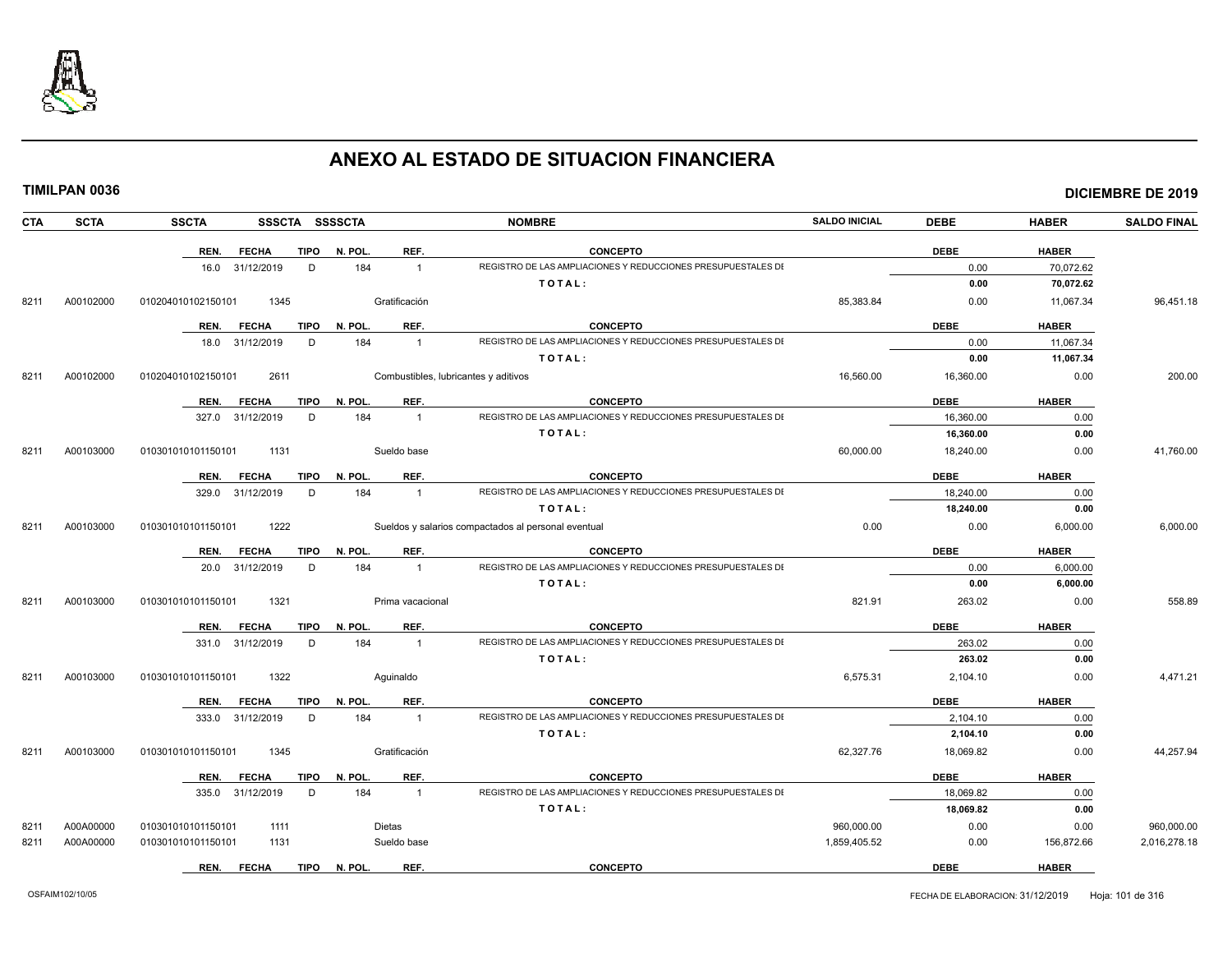# ANEXO AL ESTADO DE SITUACION FINANCIERA

**TIMILPAN 0036** — **DICIEMBRE DE 2019**

| CTA | SCTA | SSCTA | SSSCTA | SSSSCTA | NOMBRE | SALDO INICIAL | DEBE | HABER | SALDO FINAL |
|---|---|---|---|---|---|---|---|---|---|
| | | REN. FECHA TIPO N. POL. | | REF. | CONCEPTO | | DEBE | HABER | |
| | | 16.0 31/12/2019 D 184 | | 1 | REGISTRO DE LAS AMPLIACIONES Y REDUCCIONES PRESUPUESTALES DE | | 0.00 | 70,072.62 | |
| | | | | | TOTAL: | | 0.00 | 70,072.62 | |
| 8211 | A00102000 | 010204010102150101 | 1345 | | Gratificación | 85,383.84 | 0.00 | 11,067.34 | 96,451.18 |
| | | REN. FECHA TIPO N. POL. | | REF. | CONCEPTO | | DEBE | HABER | |
| | | 18.0 31/12/2019 D 184 | | 1 | REGISTRO DE LAS AMPLIACIONES Y REDUCCIONES PRESUPUESTALES DE | | 0.00 | 11,067.34 | |
| | | | | | TOTAL: | | 0.00 | 11,067.34 | |
| 8211 | A00102000 | 010204010102150101 | 2611 | | Combustibles, lubricantes y aditivos | 16,560.00 | 16,360.00 | 0.00 | 200.00 |
| | | REN. FECHA TIPO N. POL. | | REF. | CONCEPTO | | DEBE | HABER | |
| | | 327.0 31/12/2019 D 184 | | 1 | REGISTRO DE LAS AMPLIACIONES Y REDUCCIONES PRESUPUESTALES DE | | 16,360.00 | 0.00 | |
| | | | | | TOTAL: | | 16,360.00 | 0.00 | |
| 8211 | A00103000 | 010301010101150101 | 1131 | | Sueldo base | 60,000.00 | 18,240.00 | 0.00 | 41,760.00 |
| | | REN. FECHA TIPO N. POL. | | REF. | CONCEPTO | | DEBE | HABER | |
| | | 329.0 31/12/2019 D 184 | | 1 | REGISTRO DE LAS AMPLIACIONES Y REDUCCIONES PRESUPUESTALES DE | | 18,240.00 | 0.00 | |
| | | | | | TOTAL: | | 18,240.00 | 0.00 | |
| 8211 | A00103000 | 010301010101150101 | 1222 | | Sueldos y salarios compactados al personal eventual | 0.00 | 0.00 | 6,000.00 | 6,000.00 |
| | | REN. FECHA TIPO N. POL. | | REF. | CONCEPTO | | DEBE | HABER | |
| | | 20.0 31/12/2019 D 184 | | 1 | REGISTRO DE LAS AMPLIACIONES Y REDUCCIONES PRESUPUESTALES DE | | 0.00 | 6,000.00 | |
| | | | | | TOTAL: | | 0.00 | 6,000.00 | |
| 8211 | A00103000 | 010301010101150101 | 1321 | | Prima vacacional | 821.91 | 263.02 | 0.00 | 558.89 |
| | | REN. FECHA TIPO N. POL. | | REF. | CONCEPTO | | DEBE | HABER | |
| | | 331.0 31/12/2019 D 184 | | 1 | REGISTRO DE LAS AMPLIACIONES Y REDUCCIONES PRESUPUESTALES DE | | 263.02 | 0.00 | |
| | | | | | TOTAL: | | 263.02 | 0.00 | |
| 8211 | A00103000 | 010301010101150101 | 1322 | | Aguinaldo | 6,575.31 | 2,104.10 | 0.00 | 4,471.21 |
| | | REN. FECHA TIPO N. POL. | | REF. | CONCEPTO | | DEBE | HABER | |
| | | 333.0 31/12/2019 D 184 | | 1 | REGISTRO DE LAS AMPLIACIONES Y REDUCCIONES PRESUPUESTALES DE | | 2,104.10 | 0.00 | |
| | | | | | TOTAL: | | 2,104.10 | 0.00 | |
| 8211 | A00103000 | 010301010101150101 | 1345 | | Gratificación | 62,327.76 | 18,069.82 | 0.00 | 44,257.94 |
| | | REN. FECHA TIPO N. POL. | | REF. | CONCEPTO | | DEBE | HABER | |
| | | 335.0 31/12/2019 D 184 | | 1 | REGISTRO DE LAS AMPLIACIONES Y REDUCCIONES PRESUPUESTALES DE | | 18,069.82 | 0.00 | |
| | | | | | TOTAL: | | 18,069.82 | 0.00 | |
| 8211 | A00A00000 | 010301010101150101 | 1111 | | Dietas | 960,000.00 | 0.00 | 0.00 | 960,000.00 |
| 8211 | A00A00000 | 010301010101150101 | 1131 | | Sueldo base | 1,859,405.52 | 0.00 | 156,872.66 | 2,016,278.18 |
| | | REN. FECHA TIPO N. POL. | | REF. | CONCEPTO | | DEBE | HABER | |

OSFAIM102/10/05 — FECHA DE ELABORACION: 31/12/2019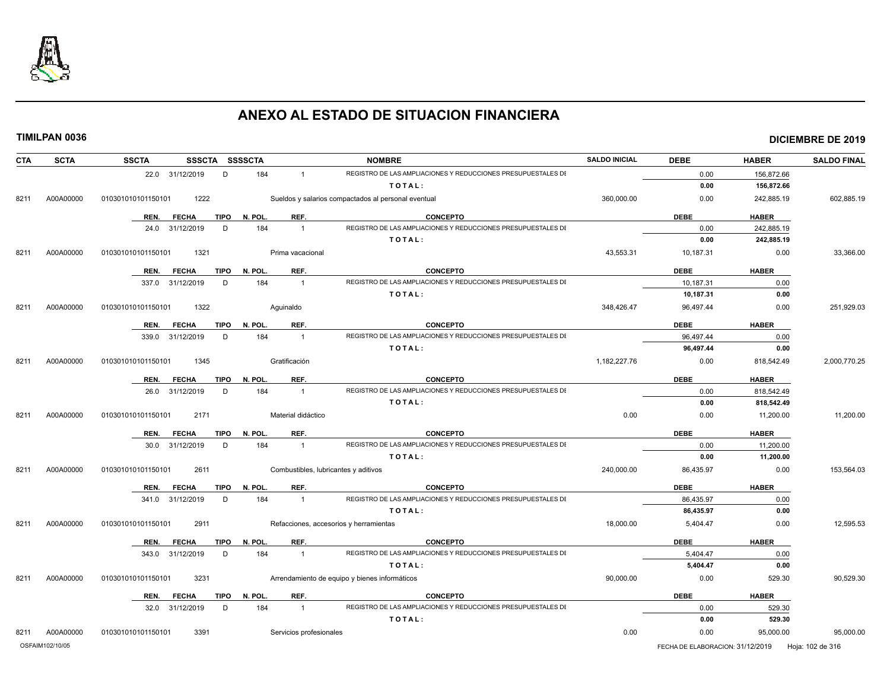# ANEXO AL ESTADO DE SITUACION FINANCIERA

**TIMILPAN 0036** — **DICIEMBRE DE 2019**

| CTA | SCTA | SSCTA | SSSCTA | SSSSCTA | NOMBRE | SALDO INICIAL | DEBE | HABER | SALDO FINAL |
|---|---|---|---|---|---|---|---|---|---|
| | | 22.0 31/12/2019 | D | 184 | 1 REGISTRO DE LAS AMPLIACIONES Y REDUCCIONES PRESUPUESTALES DE | | 0.00 | 156,872.66 | |
| | | | | | TOTAL: | | 0.00 | 156,872.66 | |
| 8211 | A00A00000 | 010301010101150101 | 1222 | | Sueldos y salarios compactados al personal eventual | 360,000.00 | 0.00 | 242,885.19 | 602,885.19 |
| | | REN. FECHA | TIPO | N. POL. | REF. CONCEPTO | | DEBE | HABER | |
| | | 24.0 31/12/2019 | D | 184 | 1 REGISTRO DE LAS AMPLIACIONES Y REDUCCIONES PRESUPUESTALES DE | | 0.00 | 242,885.19 | |
| | | | | | TOTAL: | | 0.00 | 242,885.19 | |
| 8211 | A00A00000 | 010301010101150101 | 1321 | | Prima vacacional | 43,553.31 | 10,187.31 | 0.00 | 33,366.00 |
| | | REN. FECHA | TIPO | N. POL. | REF. CONCEPTO | | DEBE | HABER | |
| | | 337.0 31/12/2019 | D | 184 | 1 REGISTRO DE LAS AMPLIACIONES Y REDUCCIONES PRESUPUESTALES DE | | 10,187.31 | 0.00 | |
| | | | | | TOTAL: | | 10,187.31 | 0.00 | |
| 8211 | A00A00000 | 010301010101150101 | 1322 | | Aguinaldo | 348,426.47 | 96,497.44 | 0.00 | 251,929.03 |
| | | REN. FECHA | TIPO | N. POL. | REF. CONCEPTO | | DEBE | HABER | |
| | | 339.0 31/12/2019 | D | 184 | 1 REGISTRO DE LAS AMPLIACIONES Y REDUCCIONES PRESUPUESTALES DE | | 96,497.44 | 0.00 | |
| | | | | | TOTAL: | | 96,497.44 | 0.00 | |
| 8211 | A00A00000 | 010301010101150101 | 1345 | | Gratificación | 1,182,227.76 | 0.00 | 818,542.49 | 2,000,770.25 |
| | | REN. FECHA | TIPO | N. POL. | REF. CONCEPTO | | DEBE | HABER | |
| | | 26.0 31/12/2019 | D | 184 | 1 REGISTRO DE LAS AMPLIACIONES Y REDUCCIONES PRESUPUESTALES DE | | 0.00 | 818,542.49 | |
| | | | | | TOTAL: | | 0.00 | 818,542.49 | |
| 8211 | A00A00000 | 010301010101150101 | 2171 | | Material didáctico | 0.00 | 0.00 | 11,200.00 | 11,200.00 |
| | | REN. FECHA | TIPO | N. POL. | REF. CONCEPTO | | DEBE | HABER | |
| | | 30.0 31/12/2019 | D | 184 | 1 REGISTRO DE LAS AMPLIACIONES Y REDUCCIONES PRESUPUESTALES DE | | 0.00 | 11,200.00 | |
| | | | | | TOTAL: | | 0.00 | 11,200.00 | |
| 8211 | A00A00000 | 010301010101150101 | 2611 | | Combustibles, lubricantes y aditivos | 240,000.00 | 86,435.97 | 0.00 | 153,564.03 |
| | | REN. FECHA | TIPO | N. POL. | REF. CONCEPTO | | DEBE | HABER | |
| | | 341.0 31/12/2019 | D | 184 | 1 REGISTRO DE LAS AMPLIACIONES Y REDUCCIONES PRESUPUESTALES DE | | 86,435.97 | 0.00 | |
| | | | | | TOTAL: | | 86,435.97 | 0.00 | |
| 8211 | A00A00000 | 010301010101150101 | 2911 | | Refacciones, accesorios y herramientas | 18,000.00 | 5,404.47 | 0.00 | 12,595.53 |
| | | REN. FECHA | TIPO | N. POL. | REF. CONCEPTO | | DEBE | HABER | |
| | | 343.0 31/12/2019 | D | 184 | 1 REGISTRO DE LAS AMPLIACIONES Y REDUCCIONES PRESUPUESTALES DE | | 5,404.47 | 0.00 | |
| | | | | | TOTAL: | | 5,404.47 | 0.00 | |
| 8211 | A00A00000 | 010301010101150101 | 3231 | | Arrendamiento de equipo y bienes informáticos | 90,000.00 | 0.00 | 529.30 | 90,529.30 |
| | | REN. FECHA | TIPO | N. POL. | REF. CONCEPTO | | DEBE | HABER | |
| | | 32.0 31/12/2019 | D | 184 | 1 REGISTRO DE LAS AMPLIACIONES Y REDUCCIONES PRESUPUESTALES DE | | 0.00 | 529.30 | |
| | | | | | TOTAL: | | 0.00 | 529.30 | |
| 8211 | A00A00000 | 010301010101150101 | 3391 | | Servicios profesionales | 0.00 | 0.00 | 95,000.00 | 95,000.00 |

OSFAIM102/10/05 — FECHA DE ELABORACION: 31/12/2019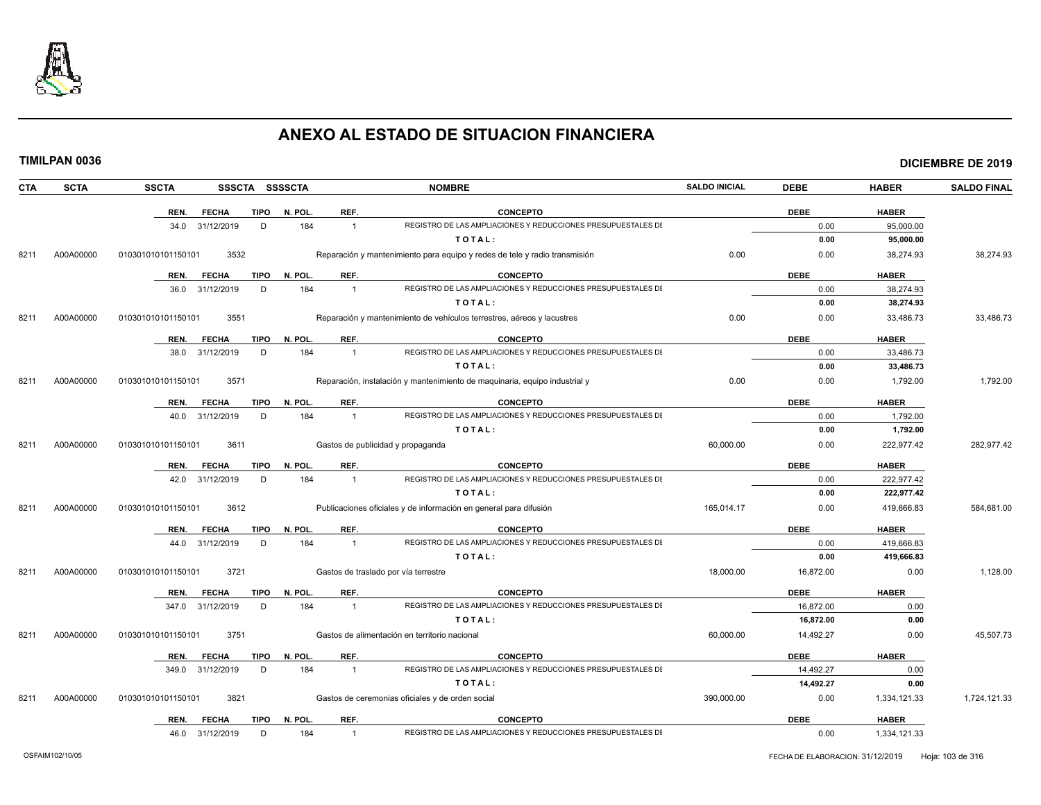# ANEXO AL ESTADO DE SITUACION FINANCIERA

**TIMILPAN 0036** **DICIEMBRE DE 2019**

| CTA | SCTA | SSCTA | SSSCTA | SSSSCTA | NOMBRE | SALDO INICIAL | DEBE | HABER | SALDO FINAL |
|---|---|---|---|---|---|---|---|---|---|
| | | REN. FECHA | TIPO | N. POL. | REF. CONCEPTO | | DEBE | HABER | |
| | | 34.0 31/12/2019 | D | 184 | 1 REGISTRO DE LAS AMPLIACIONES Y REDUCCIONES PRESUPUESTALES DI | | 0.00 | 95,000.00 | |
| | | | | | TOTAL: | | 0.00 | 95,000.00 | |
| 8211 | A00A00000 | 010301010101150101 | 3532 | | Reparación y mantenimiento para equipo y redes de tele y radio transmisión | 0.00 | 0.00 | 38,274.93 | 38,274.93 |
| | | REN. FECHA | TIPO | N. POL. | REF. CONCEPTO | | DEBE | HABER | |
| | | 36.0 31/12/2019 | D | 184 | 1 REGISTRO DE LAS AMPLIACIONES Y REDUCCIONES PRESUPUESTALES DI | | 0.00 | 38,274.93 | |
| | | | | | TOTAL: | | 0.00 | 38,274.93 | |
| 8211 | A00A00000 | 010301010101150101 | 3551 | | Reparación y mantenimiento de vehículos terrestres, aéreos y lacustres | 0.00 | 0.00 | 33,486.73 | 33,486.73 |
| | | REN. FECHA | TIPO | N. POL. | REF. CONCEPTO | | DEBE | HABER | |
| | | 38.0 31/12/2019 | D | 184 | 1 REGISTRO DE LAS AMPLIACIONES Y REDUCCIONES PRESUPUESTALES DI | | 0.00 | 33,486.73 | |
| | | | | | TOTAL: | | 0.00 | 33,486.73 | |
| 8211 | A00A00000 | 010301010101150101 | 3571 | | Reparación, instalación y mantenimiento de maquinaria, equipo industrial y | 0.00 | 0.00 | 1,792.00 | 1,792.00 |
| | | REN. FECHA | TIPO | N. POL. | REF. CONCEPTO | | DEBE | HABER | |
| | | 40.0 31/12/2019 | D | 184 | 1 REGISTRO DE LAS AMPLIACIONES Y REDUCCIONES PRESUPUESTALES DI | | 0.00 | 1,792.00 | |
| | | | | | TOTAL: | | 0.00 | 1,792.00 | |
| 8211 | A00A00000 | 010301010101150101 | 3611 | | Gastos de publicidad y propaganda | 60,000.00 | 0.00 | 222,977.42 | 282,977.42 |
| | | REN. FECHA | TIPO | N. POL. | REF. CONCEPTO | | DEBE | HABER | |
| | | 42.0 31/12/2019 | D | 184 | 1 REGISTRO DE LAS AMPLIACIONES Y REDUCCIONES PRESUPUESTALES DI | | 0.00 | 222,977.42 | |
| | | | | | TOTAL: | | 0.00 | 222,977.42 | |
| 8211 | A00A00000 | 010301010101150101 | 3612 | | Publicaciones oficiales y de información en general para difusión | 165,014.17 | 0.00 | 419,666.83 | 584,681.00 |
| | | REN. FECHA | TIPO | N. POL. | REF. CONCEPTO | | DEBE | HABER | |
| | | 44.0 31/12/2019 | D | 184 | 1 REGISTRO DE LAS AMPLIACIONES Y REDUCCIONES PRESUPUESTALES DI | | 0.00 | 419,666.83 | |
| | | | | | TOTAL: | | 0.00 | 419,666.83 | |
| 8211 | A00A00000 | 010301010101150101 | 3721 | | Gastos de traslado por vía terrestre | 18,000.00 | 16,872.00 | 0.00 | 1,128.00 |
| | | REN. FECHA | TIPO | N. POL. | REF. CONCEPTO | | DEBE | HABER | |
| | | 347.0 31/12/2019 | D | 184 | 1 REGISTRO DE LAS AMPLIACIONES Y REDUCCIONES PRESUPUESTALES DI | | 16,872.00 | 0.00 | |
| | | | | | TOTAL: | | 16,872.00 | 0.00 | |
| 8211 | A00A00000 | 010301010101150101 | 3751 | | Gastos de alimentación en territorio nacional | 60,000.00 | 14,492.27 | 0.00 | 45,507.73 |
| | | REN. FECHA | TIPO | N. POL. | REF. CONCEPTO | | DEBE | HABER | |
| | | 349.0 31/12/2019 | D | 184 | 1 REGISTRO DE LAS AMPLIACIONES Y REDUCCIONES PRESUPUESTALES DI | | 14,492.27 | 0.00 | |
| | | | | | TOTAL: | | 14,492.27 | 0.00 | |
| 8211 | A00A00000 | 010301010101150101 | 3821 | | Gastos de ceremonias oficiales y de orden social | 390,000.00 | 0.00 | 1,334,121.33 | 1,724,121.33 |
| | | REN. FECHA | TIPO | N. POL. | REF. CONCEPTO | | DEBE | HABER | |
| | | 46.0 31/12/2019 | D | 184 | 1 REGISTRO DE LAS AMPLIACIONES Y REDUCCIONES PRESUPUESTALES DI | | 0.00 | 1,334,121.33 | |

OSFAIM102/10/05 FECHA DE ELABORACION: 31/12/2019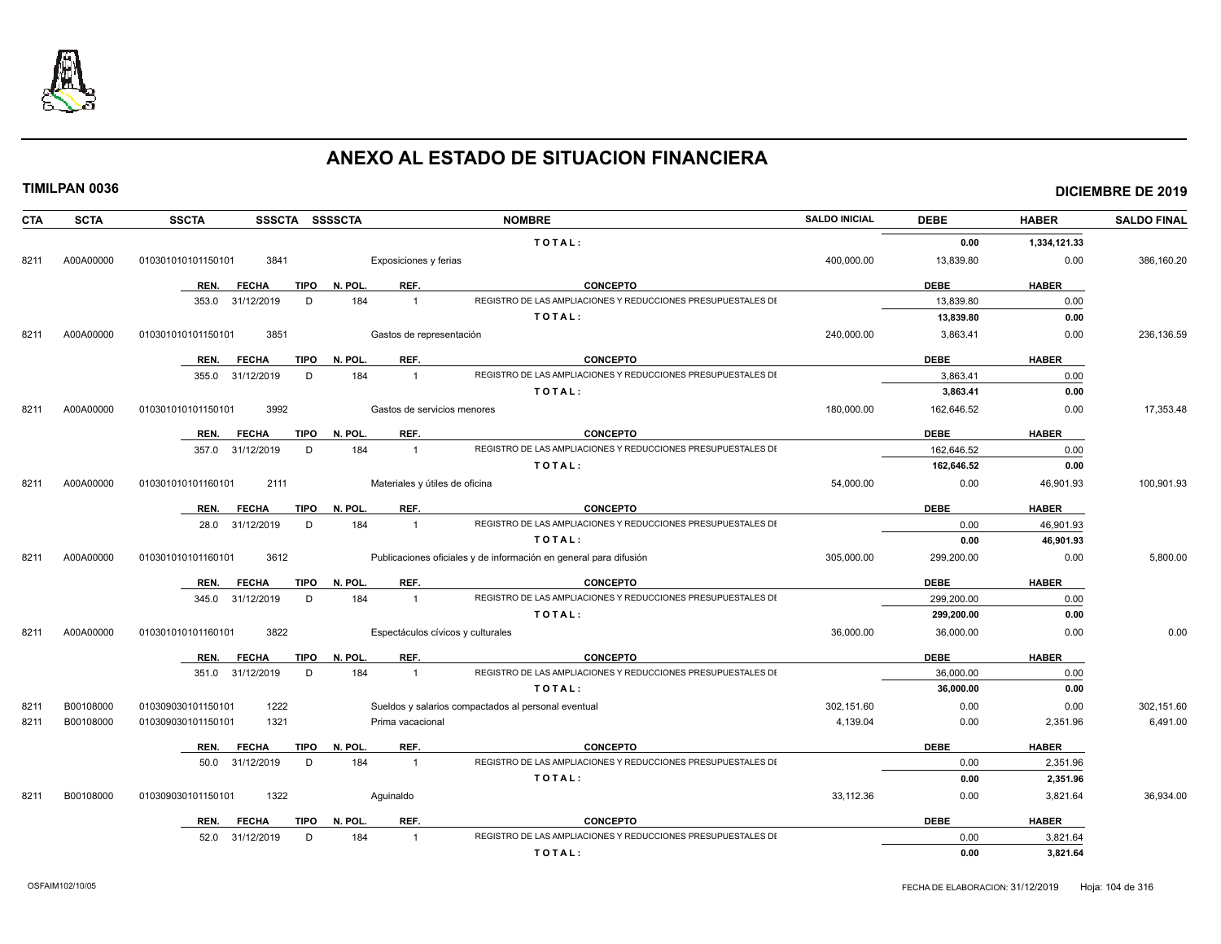# ANEXO AL ESTADO DE SITUACION FINANCIERA

**TIMILPAN 0036** **DICIEMBRE DE 2019**

| CTA | SCTA | SSCTA | SSSCTA | SSSSCTA | NOMBRE | SALDO INICIAL | DEBE | HABER | SALDO FINAL |
|---|---|---|---|---|---|---|---|---|---|
| | | | | | TOTAL: | | 0.00 | 1,334,121.33 | |
| 8211 | A00A00000 | 010301010101150101 | 3841 | | Exposiciones y ferias | 400,000.00 | 13,839.80 | 0.00 | 386,160.20 |
| | | REN. FECHA | TIPO | N. POL. | REF. CONCEPTO | | DEBE | HABER | |
| | | 353.0 31/12/2019 | D | 184 | 1 REGISTRO DE LAS AMPLIACIONES Y REDUCCIONES PRESUPUESTALES DE | | 13,839.80 | 0.00 | |
| | | | | | TOTAL: | | 13,839.80 | 0.00 | |
| 8211 | A00A00000 | 010301010101150101 | 3851 | | Gastos de representación | 240,000.00 | 3,863.41 | 0.00 | 236,136.59 |
| | | REN. FECHA | TIPO | N. POL. | REF. CONCEPTO | | DEBE | HABER | |
| | | 355.0 31/12/2019 | D | 184 | 1 REGISTRO DE LAS AMPLIACIONES Y REDUCCIONES PRESUPUESTALES DE | | 3,863.41 | 0.00 | |
| | | | | | TOTAL: | | 3,863.41 | 0.00 | |
| 8211 | A00A00000 | 010301010101150101 | 3992 | | Gastos de servicios menores | 180,000.00 | 162,646.52 | 0.00 | 17,353.48 |
| | | REN. FECHA | TIPO | N. POL. | REF. CONCEPTO | | DEBE | HABER | |
| | | 357.0 31/12/2019 | D | 184 | 1 REGISTRO DE LAS AMPLIACIONES Y REDUCCIONES PRESUPUESTALES DE | | 162,646.52 | 0.00 | |
| | | | | | TOTAL: | | 162,646.52 | 0.00 | |
| 8211 | A00A00000 | 010301010101160101 | 2111 | | Materiales y útiles de oficina | 54,000.00 | 0.00 | 46,901.93 | 100,901.93 |
| | | REN. FECHA | TIPO | N. POL. | REF. CONCEPTO | | DEBE | HABER | |
| | | 28.0 31/12/2019 | D | 184 | 1 REGISTRO DE LAS AMPLIACIONES Y REDUCCIONES PRESUPUESTALES DE | | 0.00 | 46,901.93 | |
| | | | | | TOTAL: | | 0.00 | 46,901.93 | |
| 8211 | A00A00000 | 010301010101160101 | 3612 | | Publicaciones oficiales y de información en general para difusión | 305,000.00 | 299,200.00 | 0.00 | 5,800.00 |
| | | REN. FECHA | TIPO | N. POL. | REF. CONCEPTO | | DEBE | HABER | |
| | | 345.0 31/12/2019 | D | 184 | 1 REGISTRO DE LAS AMPLIACIONES Y REDUCCIONES PRESUPUESTALES DE | | 299,200.00 | 0.00 | |
| | | | | | TOTAL: | | 299,200.00 | 0.00 | |
| 8211 | A00A00000 | 010301010101160101 | 3822 | | Espectáculos cívicos y culturales | 36,000.00 | 36,000.00 | 0.00 | 0.00 |
| | | REN. FECHA | TIPO | N. POL. | REF. CONCEPTO | | DEBE | HABER | |
| | | 351.0 31/12/2019 | D | 184 | 1 REGISTRO DE LAS AMPLIACIONES Y REDUCCIONES PRESUPUESTALES DE | | 36,000.00 | 0.00 | |
| | | | | | TOTAL: | | 36,000.00 | 0.00 | |
| 8211 | B00108000 | 010309030101150101 | 1222 | | Sueldos y salarios compactados al personal eventual | 302,151.60 | 0.00 | 0.00 | 302,151.60 |
| 8211 | B00108000 | 010309030101150101 | 1321 | | Prima vacacional | 4,139.04 | 0.00 | 2,351.96 | 6,491.00 |
| | | REN. FECHA | TIPO | N. POL. | REF. CONCEPTO | | DEBE | HABER | |
| | | 50.0 31/12/2019 | D | 184 | 1 REGISTRO DE LAS AMPLIACIONES Y REDUCCIONES PRESUPUESTALES DE | | 0.00 | 2,351.96 | |
| | | | | | TOTAL: | | 0.00 | 2,351.96 | |
| 8211 | B00108000 | 010309030101150101 | 1322 | | Aguinaldo | 33,112.36 | 0.00 | 3,821.64 | 36,934.00 |
| | | REN. FECHA | TIPO | N. POL. | REF. CONCEPTO | | DEBE | HABER | |
| | | 52.0 31/12/2019 | D | 184 | 1 REGISTRO DE LAS AMPLIACIONES Y REDUCCIONES PRESUPUESTALES DE | | 0.00 | 3,821.64 | |
| | | | | | TOTAL: | | 0.00 | 3,821.64 | |

OSFAIM102/10/05 FECHA DE ELABORACION: 31/12/2019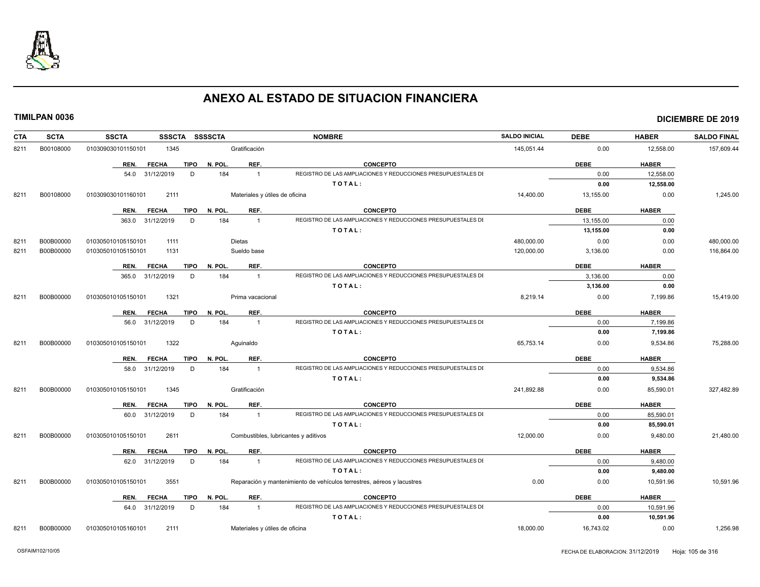# ANEXO AL ESTADO DE SITUACION FINANCIERA

**TIMILPAN 0036** **DICIEMBRE DE 2019**

| CTA | SCTA | SSCTA | SSSCTA | SSSSCTA | NOMBRE | SALDO INICIAL | DEBE | HABER | SALDO FINAL |
|---|---|---|---|---|---|---|---|---|---|
| 8211 | B00108000 | 010309030101150101 | 1345 | | Gratificación | 145,051.44 | 0.00 | 12,558.00 | 157,609.44 |

| REN. | FECHA | TIPO | N. POL. | REF. | CONCEPTO | DEBE | HABER |
|---|---|---|---|---|---|---|---|
| 54.0 | 31/12/2019 | D | 184 | 1 | REGISTRO DE LAS AMPLIACIONES Y REDUCCIONES PRESUPUESTALES DE | 0.00 | 12,558.00 |
| | | | | | **TOTAL:** | **0.00** | **12,558.00** |

| CTA | SCTA | SSCTA | SSSCTA | SSSSCTA | NOMBRE | SALDO INICIAL | DEBE | HABER | SALDO FINAL |
|---|---|---|---|---|---|---|---|---|---|
| 8211 | B00108000 | 010309030101160101 | 2111 | | Materiales y útiles de oficina | 14,400.00 | 13,155.00 | 0.00 | 1,245.00 |

| REN. | FECHA | TIPO | N. POL. | REF. | CONCEPTO | DEBE | HABER |
|---|---|---|---|---|---|---|---|
| 363.0 | 31/12/2019 | D | 184 | 1 | REGISTRO DE LAS AMPLIACIONES Y REDUCCIONES PRESUPUESTALES DE | 13,155.00 | 0.00 |
| | | | | | **TOTAL:** | **13,155.00** | **0.00** |

| CTA | SCTA | SSCTA | SSSCTA | SSSSCTA | NOMBRE | SALDO INICIAL | DEBE | HABER | SALDO FINAL |
|---|---|---|---|---|---|---|---|---|---|
| 8211 | B00B00000 | 010305010105150101 | 1111 | | Dietas | 480,000.00 | 0.00 | 0.00 | 480,000.00 |
| 8211 | B00B00000 | 010305010105150101 | 1131 | | Sueldo base | 120,000.00 | 3,136.00 | 0.00 | 116,864.00 |

| REN. | FECHA | TIPO | N. POL. | REF. | CONCEPTO | DEBE | HABER |
|---|---|---|---|---|---|---|---|
| 365.0 | 31/12/2019 | D | 184 | 1 | REGISTRO DE LAS AMPLIACIONES Y REDUCCIONES PRESUPUESTALES DE | 3,136.00 | 0.00 |
| | | | | | **TOTAL:** | **3,136.00** | **0.00** |

| CTA | SCTA | SSCTA | SSSCTA | SSSSCTA | NOMBRE | SALDO INICIAL | DEBE | HABER | SALDO FINAL |
|---|---|---|---|---|---|---|---|---|---|
| 8211 | B00B00000 | 010305010105150101 | 1321 | | Prima vacacional | 8,219.14 | 0.00 | 7,199.86 | 15,419.00 |

| REN. | FECHA | TIPO | N. POL. | REF. | CONCEPTO | DEBE | HABER |
|---|---|---|---|---|---|---|---|
| 56.0 | 31/12/2019 | D | 184 | 1 | REGISTRO DE LAS AMPLIACIONES Y REDUCCIONES PRESUPUESTALES DE | 0.00 | 7,199.86 |
| | | | | | **TOTAL:** | **0.00** | **7,199.86** |

| CTA | SCTA | SSCTA | SSSCTA | SSSSCTA | NOMBRE | SALDO INICIAL | DEBE | HABER | SALDO FINAL |
|---|---|---|---|---|---|---|---|---|---|
| 8211 | B00B00000 | 010305010105150101 | 1322 | | Aguinaldo | 65,753.14 | 0.00 | 9,534.86 | 75,288.00 |

| REN. | FECHA | TIPO | N. POL. | REF. | CONCEPTO | DEBE | HABER |
|---|---|---|---|---|---|---|---|
| 58.0 | 31/12/2019 | D | 184 | 1 | REGISTRO DE LAS AMPLIACIONES Y REDUCCIONES PRESUPUESTALES DE | 0.00 | 9,534.86 |
| | | | | | **TOTAL:** | **0.00** | **9,534.86** |

| CTA | SCTA | SSCTA | SSSCTA | SSSSCTA | NOMBRE | SALDO INICIAL | DEBE | HABER | SALDO FINAL |
|---|---|---|---|---|---|---|---|---|---|
| 8211 | B00B00000 | 010305010105150101 | 1345 | | Gratificación | 241,892.88 | 0.00 | 85,590.01 | 327,482.89 |

| REN. | FECHA | TIPO | N. POL. | REF. | CONCEPTO | DEBE | HABER |
|---|---|---|---|---|---|---|---|
| 60.0 | 31/12/2019 | D | 184 | 1 | REGISTRO DE LAS AMPLIACIONES Y REDUCCIONES PRESUPUESTALES DE | 0.00 | 85,590.01 |
| | | | | | **TOTAL:** | **0.00** | **85,590.01** |

| CTA | SCTA | SSCTA | SSSCTA | SSSSCTA | NOMBRE | SALDO INICIAL | DEBE | HABER | SALDO FINAL |
|---|---|---|---|---|---|---|---|---|---|
| 8211 | B00B00000 | 010305010105150101 | 2611 | | Combustibles, lubricantes y aditivos | 12,000.00 | 0.00 | 9,480.00 | 21,480.00 |

| REN. | FECHA | TIPO | N. POL. | REF. | CONCEPTO | DEBE | HABER |
|---|---|---|---|---|---|---|---|
| 62.0 | 31/12/2019 | D | 184 | 1 | REGISTRO DE LAS AMPLIACIONES Y REDUCCIONES PRESUPUESTALES DE | 0.00 | 9,480.00 |
| | | | | | **TOTAL:** | **0.00** | **9,480.00** |

| CTA | SCTA | SSCTA | SSSCTA | SSSSCTA | NOMBRE | SALDO INICIAL | DEBE | HABER | SALDO FINAL |
|---|---|---|---|---|---|---|---|---|---|
| 8211 | B00B00000 | 010305010105150101 | 3551 | | Reparación y mantenimiento de vehículos terrestres, aéreos y lacustres | 0.00 | 0.00 | 10,591.96 | 10,591.96 |

| REN. | FECHA | TIPO | N. POL. | REF. | CONCEPTO | DEBE | HABER |
|---|---|---|---|---|---|---|---|
| 64.0 | 31/12/2019 | D | 184 | 1 | REGISTRO DE LAS AMPLIACIONES Y REDUCCIONES PRESUPUESTALES DE | 0.00 | 10,591.96 |
| | | | | | **TOTAL:** | **0.00** | **10,591.96** |

| CTA | SCTA | SSCTA | SSSCTA | SSSSCTA | NOMBRE | SALDO INICIAL | DEBE | HABER | SALDO FINAL |
|---|---|---|---|---|---|---|---|---|---|
| 8211 | B00B00000 | 010305010105160101 | 2111 | | Materiales y útiles de oficina | 18,000.00 | 16,743.02 | 0.00 | 1,256.98 |

OSFAIM102/10/05 FECHA DE ELABORACION: 31/12/2019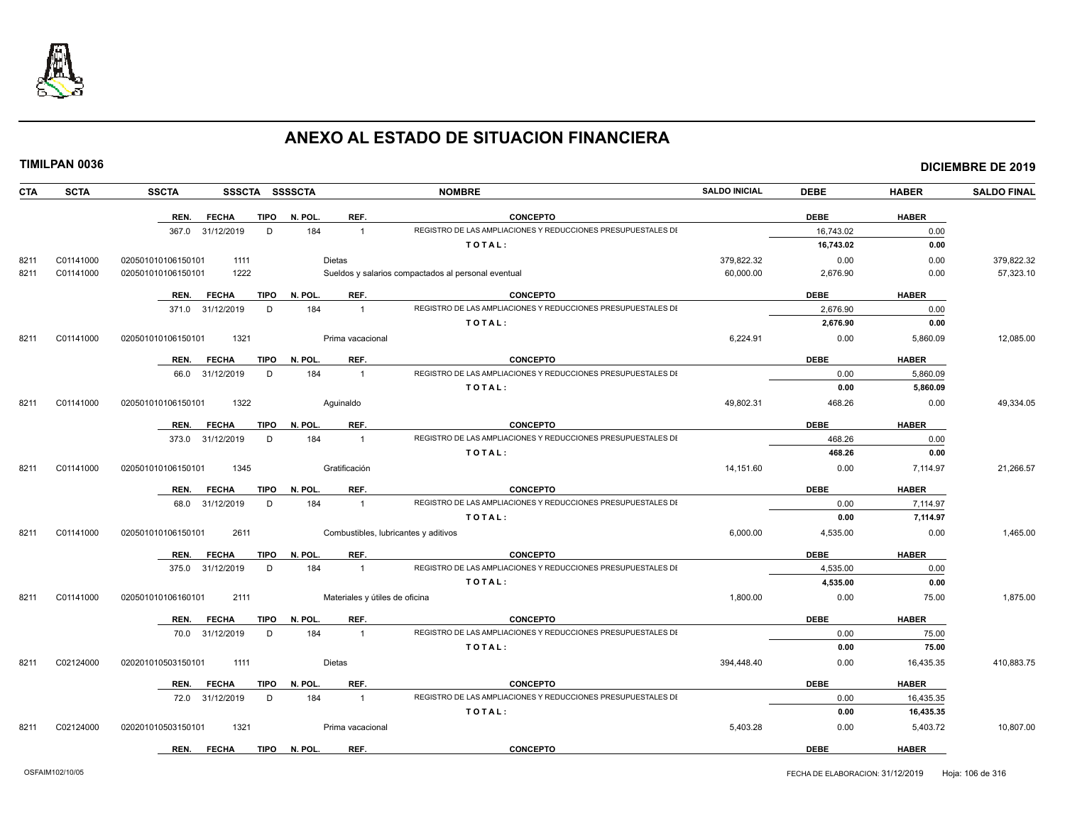# ANEXO AL ESTADO DE SITUACION FINANCIERA

**TIMILPAN 0036** **DICIEMBRE DE 2019**

| CTA | SCTA | SSCTA | SSSCTA | SSSSCTA | NOMBRE | SALDO INICIAL | DEBE | HABER | SALDO FINAL |
|---|---|---|---|---|---|---|---|---|---|
| | | | | | | | | | |

| REN. | FECHA | TIPO | N. POL. | REF. | CONCEPTO | DEBE | HABER |
|---|---|---|---|---|---|---|---|
| 367.0 | 31/12/2019 | D | 184 | 1 | REGISTRO DE LAS AMPLIACIONES Y REDUCCIONES PRESUPUESTALES DE | 16,743.02 | 0.00 |
| | | | | | TOTAL: | 16,743.02 | 0.00 |

| CTA | SCTA | SSCTA | SSSCTA | SSSSCTA | NOMBRE | SALDO INICIAL | DEBE | HABER | SALDO FINAL |
|---|---|---|---|---|---|---|---|---|---|
| 8211 | C01141000 | 020501010106150101 | 1111 | | Dietas | 379,822.32 | 0.00 | 0.00 | 379,822.32 |
| 8211 | C01141000 | 020501010106150101 | 1222 | | Sueldos y salarios compactados al personal eventual | 60,000.00 | 2,676.90 | 0.00 | 57,323.10 |

| REN. | FECHA | TIPO | N. POL. | REF. | CONCEPTO | DEBE | HABER |
|---|---|---|---|---|---|---|---|
| 371.0 | 31/12/2019 | D | 184 | 1 | REGISTRO DE LAS AMPLIACIONES Y REDUCCIONES PRESUPUESTALES DE | 2,676.90 | 0.00 |
| | | | | | TOTAL: | 2,676.90 | 0.00 |

| CTA | SCTA | SSCTA | SSSCTA | SSSSCTA | NOMBRE | SALDO INICIAL | DEBE | HABER | SALDO FINAL |
|---|---|---|---|---|---|---|---|---|---|
| 8211 | C01141000 | 020501010106150101 | 1321 | | Prima vacacional | 6,224.91 | 0.00 | 5,860.09 | 12,085.00 |

| REN. | FECHA | TIPO | N. POL. | REF. | CONCEPTO | DEBE | HABER |
|---|---|---|---|---|---|---|---|
| 66.0 | 31/12/2019 | D | 184 | 1 | REGISTRO DE LAS AMPLIACIONES Y REDUCCIONES PRESUPUESTALES DE | 0.00 | 5,860.09 |
| | | | | | TOTAL: | 0.00 | 5,860.09 |

| CTA | SCTA | SSCTA | SSSCTA | SSSSCTA | NOMBRE | SALDO INICIAL | DEBE | HABER | SALDO FINAL |
|---|---|---|---|---|---|---|---|---|---|
| 8211 | C01141000 | 020501010106150101 | 1322 | | Aguinaldo | 49,802.31 | 468.26 | 0.00 | 49,334.05 |

| REN. | FECHA | TIPO | N. POL. | REF. | CONCEPTO | DEBE | HABER |
|---|---|---|---|---|---|---|---|
| 373.0 | 31/12/2019 | D | 184 | 1 | REGISTRO DE LAS AMPLIACIONES Y REDUCCIONES PRESUPUESTALES DE | 468.26 | 0.00 |
| | | | | | TOTAL: | 468.26 | 0.00 |

| CTA | SCTA | SSCTA | SSSCTA | SSSSCTA | NOMBRE | SALDO INICIAL | DEBE | HABER | SALDO FINAL |
|---|---|---|---|---|---|---|---|---|---|
| 8211 | C01141000 | 020501010106150101 | 1345 | | Gratificación | 14,151.60 | 0.00 | 7,114.97 | 21,266.57 |

| REN. | FECHA | TIPO | N. POL. | REF. | CONCEPTO | DEBE | HABER |
|---|---|---|---|---|---|---|---|
| 68.0 | 31/12/2019 | D | 184 | 1 | REGISTRO DE LAS AMPLIACIONES Y REDUCCIONES PRESUPUESTALES DE | 0.00 | 7,114.97 |
| | | | | | TOTAL: | 0.00 | 7,114.97 |

| CTA | SCTA | SSCTA | SSSCTA | SSSSCTA | NOMBRE | SALDO INICIAL | DEBE | HABER | SALDO FINAL |
|---|---|---|---|---|---|---|---|---|---|
| 8211 | C01141000 | 020501010106150101 | 2611 | | Combustibles, lubricantes y aditivos | 6,000.00 | 4,535.00 | 0.00 | 1,465.00 |

| REN. | FECHA | TIPO | N. POL. | REF. | CONCEPTO | DEBE | HABER |
|---|---|---|---|---|---|---|---|
| 375.0 | 31/12/2019 | D | 184 | 1 | REGISTRO DE LAS AMPLIACIONES Y REDUCCIONES PRESUPUESTALES DE | 4,535.00 | 0.00 |
| | | | | | TOTAL: | 4,535.00 | 0.00 |

| CTA | SCTA | SSCTA | SSSCTA | SSSSCTA | NOMBRE | SALDO INICIAL | DEBE | HABER | SALDO FINAL |
|---|---|---|---|---|---|---|---|---|---|
| 8211 | C01141000 | 020501010106160101 | 2111 | | Materiales y útiles de oficina | 1,800.00 | 0.00 | 75.00 | 1,875.00 |

| REN. | FECHA | TIPO | N. POL. | REF. | CONCEPTO | DEBE | HABER |
|---|---|---|---|---|---|---|---|
| 70.0 | 31/12/2019 | D | 184 | 1 | REGISTRO DE LAS AMPLIACIONES Y REDUCCIONES PRESUPUESTALES DE | 0.00 | 75.00 |
| | | | | | TOTAL: | 0.00 | 75.00 |

| CTA | SCTA | SSCTA | SSSCTA | SSSSCTA | NOMBRE | SALDO INICIAL | DEBE | HABER | SALDO FINAL |
|---|---|---|---|---|---|---|---|---|---|
| 8211 | C02124000 | 020201010503150101 | 1111 | | Dietas | 394,448.40 | 0.00 | 16,435.35 | 410,883.75 |

| REN. | FECHA | TIPO | N. POL. | REF. | CONCEPTO | DEBE | HABER |
|---|---|---|---|---|---|---|---|
| 72.0 | 31/12/2019 | D | 184 | 1 | REGISTRO DE LAS AMPLIACIONES Y REDUCCIONES PRESUPUESTALES DE | 0.00 | 16,435.35 |
| | | | | | TOTAL: | 0.00 | 16,435.35 |

| CTA | SCTA | SSCTA | SSSCTA | SSSSCTA | NOMBRE | SALDO INICIAL | DEBE | HABER | SALDO FINAL |
|---|---|---|---|---|---|---|---|---|---|
| 8211 | C02124000 | 020201010503150101 | 1321 | | Prima vacacional | 5,403.28 | 0.00 | 5,403.72 | 10,807.00 |

| REN. | FECHA | TIPO | N. POL. | REF. | CONCEPTO | DEBE | HABER |
|---|---|---|---|---|---|---|---|

OSFAIM102/10/05 FECHA DE ELABORACION: 31/12/2019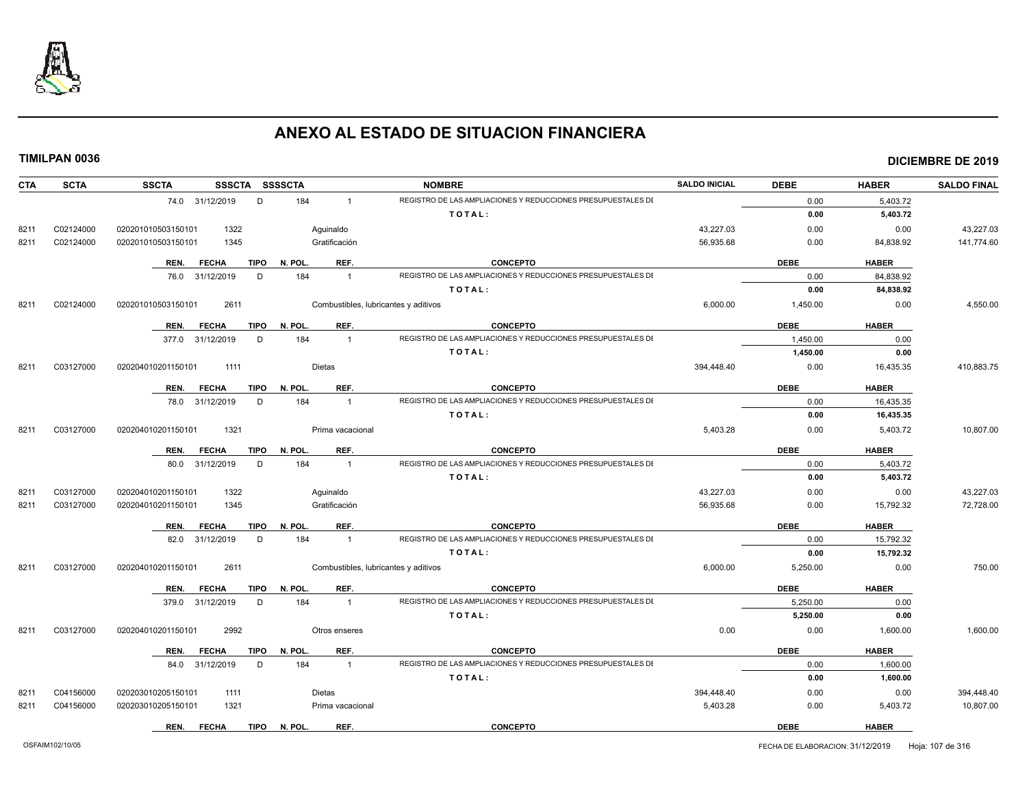# ANEXO AL ESTADO DE SITUACION FINANCIERA

**TIMILPAN 0036** **DICIEMBRE DE 2019**

| CTA | SCTA | SSCTA | SSSCTA | SSSSCTA | NOMBRE | SALDO INICIAL | DEBE | HABER | SALDO FINAL |
|---|---|---|---|---|---|---|---|---|---|
| | | 74.0 31/12/2019 | D | 184 | 1 REGISTRO DE LAS AMPLIACIONES Y REDUCCIONES PRESUPUESTALES DE | | 0.00 | 5,403.72 | |
| | | | | | TOTAL: | | 0.00 | 5,403.72 | |
| 8211 | C02124000 | 0202010105031501​01 | 1322 | | Aguinaldo | 43,227.03 | 0.00 | 0.00 | 43,227.03 |
| 8211 | C02124000 | 020201010503150101 | 1345 | | Gratificación | 56,935.68 | 0.00 | 84,838.92 | 141,774.60 |
| | | REN. FECHA | TIPO | N. POL. | REF. CONCEPTO | | DEBE | HABER | |
| | | 76.0 31/12/2019 | D | 184 | 1 REGISTRO DE LAS AMPLIACIONES Y REDUCCIONES PRESUPUESTALES DE | | 0.00 | 84,838.92 | |
| | | | | | TOTAL: | | 0.00 | 84,838.92 | |
| 8211 | C02124000 | 020201010503150101 | 2611 | | Combustibles, lubricantes y aditivos | 6,000.00 | 1,450.00 | 0.00 | 4,550.00 |
| | | REN. FECHA | TIPO | N. POL. | REF. CONCEPTO | | DEBE | HABER | |
| | | 377.0 31/12/2019 | D | 184 | 1 REGISTRO DE LAS AMPLIACIONES Y REDUCCIONES PRESUPUESTALES DE | | 1,450.00 | 0.00 | |
| | | | | | TOTAL: | | 1,450.00 | 0.00 | |
| 8211 | C03127000 | 020204010201150101 | 1111 | | Dietas | 394,448.40 | 0.00 | 16,435.35 | 410,883.75 |
| | | REN. FECHA | TIPO | N. POL. | REF. CONCEPTO | | DEBE | HABER | |
| | | 78.0 31/12/2019 | D | 184 | 1 REGISTRO DE LAS AMPLIACIONES Y REDUCCIONES PRESUPUESTALES DE | | 0.00 | 16,435.35 | |
| | | | | | TOTAL: | | 0.00 | 16,435.35 | |
| 8211 | C03127000 | 020204010201150101 | 1321 | | Prima vacacional | 5,403.28 | 0.00 | 5,403.72 | 10,807.00 |
| | | REN. FECHA | TIPO | N. POL. | REF. CONCEPTO | | DEBE | HABER | |
| | | 80.0 31/12/2019 | D | 184 | 1 REGISTRO DE LAS AMPLIACIONES Y REDUCCIONES PRESUPUESTALES DE | | 0.00 | 5,403.72 | |
| | | | | | TOTAL: | | 0.00 | 5,403.72 | |
| 8211 | C03127000 | 020204010201150101 | 1322 | | Aguinaldo | 43,227.03 | 0.00 | 0.00 | 43,227.03 |
| 8211 | C03127000 | 020204010201150101 | 1345 | | Gratificación | 56,935.68 | 0.00 | 15,792.32 | 72,728.00 |
| | | REN. FECHA | TIPO | N. POL. | REF. CONCEPTO | | DEBE | HABER | |
| | | 82.0 31/12/2019 | D | 184 | 1 REGISTRO DE LAS AMPLIACIONES Y REDUCCIONES PRESUPUESTALES DE | | 0.00 | 15,792.32 | |
| | | | | | TOTAL: | | 0.00 | 15,792.32 | |
| 8211 | C03127000 | 020204010201150101 | 2611 | | Combustibles, lubricantes y aditivos | 6,000.00 | 5,250.00 | 0.00 | 750.00 |
| | | REN. FECHA | TIPO | N. POL. | REF. CONCEPTO | | DEBE | HABER | |
| | | 379.0 31/12/2019 | D | 184 | 1 REGISTRO DE LAS AMPLIACIONES Y REDUCCIONES PRESUPUESTALES DE | | 5,250.00 | 0.00 | |
| | | | | | TOTAL: | | 5,250.00 | 0.00 | |
| 8211 | C03127000 | 020204010201150101 | 2992 | | Otros enseres | 0.00 | 0.00 | 1,600.00 | 1,600.00 |
| | | REN. FECHA | TIPO | N. POL. | REF. CONCEPTO | | DEBE | HABER | |
| | | 84.0 31/12/2019 | D | 184 | 1 REGISTRO DE LAS AMPLIACIONES Y REDUCCIONES PRESUPUESTALES DE | | 0.00 | 1,600.00 | |
| | | | | | TOTAL: | | 0.00 | 1,600.00 | |
| 8211 | C04156000 | 020203010205150101 | 1111 | | Dietas | 394,448.40 | 0.00 | 0.00 | 394,448.40 |
| 8211 | C04156000 | 020203010205150101 | 1321 | | Prima vacacional | 5,403.28 | 0.00 | 5,403.72 | 10,807.00 |
| | | REN. FECHA | TIPO | N. POL. | REF. CONCEPTO | | DEBE | HABER | |

OSFAIM102/10/05 FECHA DE ELABORACION: 31/12/2019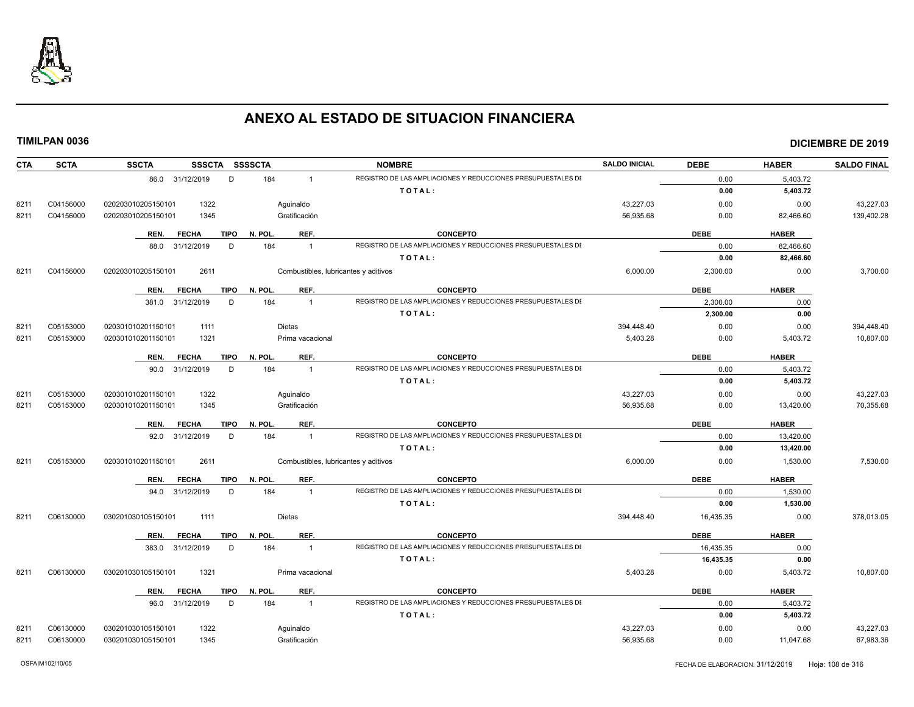# ANEXO AL ESTADO DE SITUACION FINANCIERA

**TIMILPAN 0036** | **DICIEMBRE DE 2019**

| CTA | SCTA | SSCTA | SSSCTA | SSSSCTA | | NOMBRE | SALDO INICIAL | DEBE | HABER | SALDO FINAL |
|---|---|---|---|---|---|---|---|---|---|---|
| | | 86.0 31/12/2019 | D | 184 | 1 | REGISTRO DE LAS AMPLIACIONES Y REDUCCIONES PRESUPUESTALES DE | | 0.00 | 5,403.72 | |
| | | | | | | TOTAL: | | 0.00 | 5,403.72 | |
| 8211 | C04156000 | 020203010205150101 | 1322 | | Aguinaldo | | 43,227.03 | 0.00 | 0.00 | 43,227.03 |
| 8211 | C04156000 | 020203010205150101 | 1345 | | Gratificación | | 56,935.68 | 0.00 | 82,466.60 | 139,402.28 |
| | | REN. FECHA | TIPO | N. POL. | REF. | CONCEPTO | | DEBE | HABER | |
| | | 88.0 31/12/2019 | D | 184 | 1 | REGISTRO DE LAS AMPLIACIONES Y REDUCCIONES PRESUPUESTALES DE | | 0.00 | 82,466.60 | |
| | | | | | | TOTAL: | | 0.00 | 82,466.60 | |
| 8211 | C04156000 | 020203010205150101 | 2611 | | Combustibles, lubricantes y aditivos | | 6,000.00 | 2,300.00 | 0.00 | 3,700.00 |
| | | REN. FECHA | TIPO | N. POL. | REF. | CONCEPTO | | DEBE | HABER | |
| | | 381.0 31/12/2019 | D | 184 | 1 | REGISTRO DE LAS AMPLIACIONES Y REDUCCIONES PRESUPUESTALES DE | | 2,300.00 | 0.00 | |
| | | | | | | TOTAL: | | 2,300.00 | 0.00 | |
| 8211 | C05153000 | 020301010201150101 | 1111 | | Dietas | | 394,448.40 | 0.00 | 0.00 | 394,448.40 |
| 8211 | C05153000 | 020301010201150101 | 1321 | | Prima vacacional | | 5,403.28 | 0.00 | 5,403.72 | 10,807.00 |
| | | REN. FECHA | TIPO | N. POL. | REF. | CONCEPTO | | DEBE | HABER | |
| | | 90.0 31/12/2019 | D | 184 | 1 | REGISTRO DE LAS AMPLIACIONES Y REDUCCIONES PRESUPUESTALES DE | | 0.00 | 5,403.72 | |
| | | | | | | TOTAL: | | 0.00 | 5,403.72 | |
| 8211 | C05153000 | 020301010201150101 | 1322 | | Aguinaldo | | 43,227.03 | 0.00 | 0.00 | 43,227.03 |
| 8211 | C05153000 | 020301010201150101 | 1345 | | Gratificación | | 56,935.68 | 0.00 | 13,420.00 | 70,355.68 |
| | | REN. FECHA | TIPO | N. POL. | REF. | CONCEPTO | | DEBE | HABER | |
| | | 92.0 31/12/2019 | D | 184 | 1 | REGISTRO DE LAS AMPLIACIONES Y REDUCCIONES PRESUPUESTALES DE | | 0.00 | 13,420.00 | |
| | | | | | | TOTAL: | | 0.00 | 13,420.00 | |
| 8211 | C05153000 | 020301010201150101 | 2611 | | Combustibles, lubricantes y aditivos | | 6,000.00 | 0.00 | 1,530.00 | 7,530.00 |
| | | REN. FECHA | TIPO | N. POL. | REF. | CONCEPTO | | DEBE | HABER | |
| | | 94.0 31/12/2019 | D | 184 | 1 | REGISTRO DE LAS AMPLIACIONES Y REDUCCIONES PRESUPUESTALES DE | | 0.00 | 1,530.00 | |
| | | | | | | TOTAL: | | 0.00 | 1,530.00 | |
| 8211 | C06130000 | 030201030105150101 | 1111 | | Dietas | | 394,448.40 | 16,435.35 | 0.00 | 378,013.05 |
| | | REN. FECHA | TIPO | N. POL. | REF. | CONCEPTO | | DEBE | HABER | |
| | | 383.0 31/12/2019 | D | 184 | 1 | REGISTRO DE LAS AMPLIACIONES Y REDUCCIONES PRESUPUESTALES DE | | 16,435.35 | 0.00 | |
| | | | | | | TOTAL: | | 16,435.35 | 0.00 | |
| 8211 | C06130000 | 030201030105150101 | 1321 | | Prima vacacional | | 5,403.28 | 0.00 | 5,403.72 | 10,807.00 |
| | | REN. FECHA | TIPO | N. POL. | REF. | CONCEPTO | | DEBE | HABER | |
| | | 96.0 31/12/2019 | D | 184 | 1 | REGISTRO DE LAS AMPLIACIONES Y REDUCCIONES PRESUPUESTALES DE | | 0.00 | 5,403.72 | |
| | | | | | | TOTAL: | | 0.00 | 5,403.72 | |
| 8211 | C06130000 | 030201030105150101 | 1322 | | Aguinaldo | | 43,227.03 | 0.00 | 0.00 | 43,227.03 |
| 8211 | C06130000 | 030201030105150101 | 1345 | | Gratificación | | 56,935.68 | 0.00 | 11,047.68 | 67,983.36 |

OSFAIM102/10/05 FECHA DE ELABORACION: 31/12/2019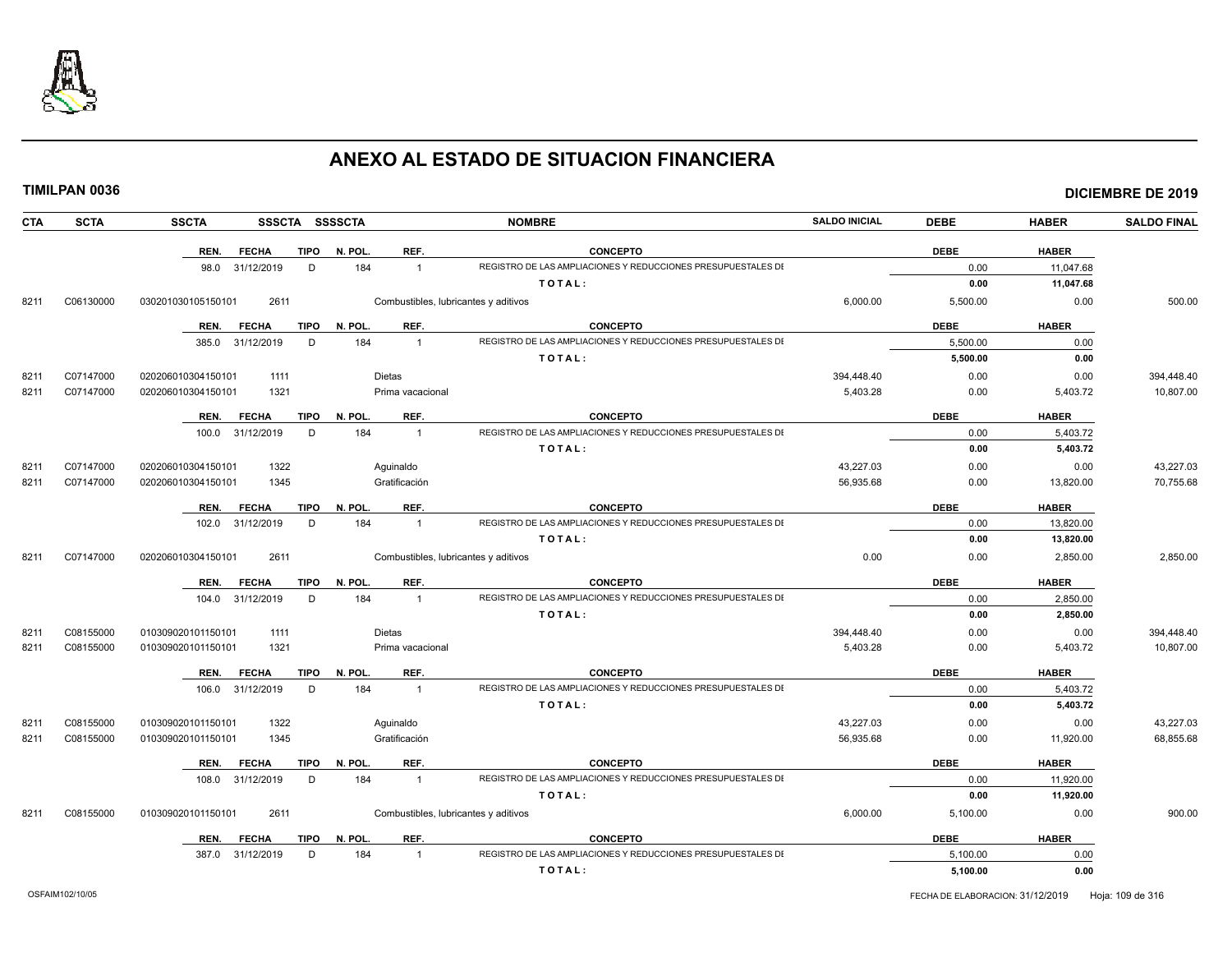# ANEXO AL ESTADO DE SITUACION FINANCIERA

**TIMILPAN 0036** **DICIEMBRE DE 2019**

| CTA | SCTA | SSCTA | SSSCTA | SSSSCTA | NOMBRE | SALDO INICIAL | DEBE | HABER | SALDO FINAL |
|---|---|---|---|---|---|---|---|---|---|

| REN. | FECHA | TIPO | N. POL. | REF. | CONCEPTO | DEBE | HABER |
|---|---|---|---|---|---|---|---|
| 98.0 | 31/12/2019 | D | 184 | 1 | REGISTRO DE LAS AMPLIACIONES Y REDUCCIONES PRESUPUESTALES DE | 0.00 | 11,047.68 |
| | | | | | TOTAL: | 0.00 | 11,047.68 |

| CTA | SCTA | SSCTA | SSSCTA | SSSSCTA | NOMBRE | SALDO INICIAL | DEBE | HABER | SALDO FINAL |
|---|---|---|---|---|---|---|---|---|---|
| 8211 | C06130000 | 030201030105150101 | 2611 | | Combustibles, lubricantes y aditivos | 6,000.00 | 5,500.00 | 0.00 | 500.00 |

| REN. | FECHA | TIPO | N. POL. | REF. | CONCEPTO | DEBE | HABER |
|---|---|---|---|---|---|---|---|
| 385.0 | 31/12/2019 | D | 184 | 1 | REGISTRO DE LAS AMPLIACIONES Y REDUCCIONES PRESUPUESTALES DE | 5,500.00 | 0.00 |
| | | | | | TOTAL: | 5,500.00 | 0.00 |

| CTA | SCTA | SSCTA | SSSCTA | SSSSCTA | NOMBRE | SALDO INICIAL | DEBE | HABER | SALDO FINAL |
|---|---|---|---|---|---|---|---|---|---|
| 8211 | C07147000 | 020206010304150101 | 1111 | | Dietas | 394,448.40 | 0.00 | 0.00 | 394,448.40 |
| 8211 | C07147000 | 020206010304150101 | 1321 | | Prima vacacional | 5,403.28 | 0.00 | 5,403.72 | 10,807.00 |

| REN. | FECHA | TIPO | N. POL. | REF. | CONCEPTO | DEBE | HABER |
|---|---|---|---|---|---|---|---|
| 100.0 | 31/12/2019 | D | 184 | 1 | REGISTRO DE LAS AMPLIACIONES Y REDUCCIONES PRESUPUESTALES DE | 0.00 | 5,403.72 |
| | | | | | TOTAL: | 0.00 | 5,403.72 |

| CTA | SCTA | SSCTA | SSSCTA | SSSSCTA | NOMBRE | SALDO INICIAL | DEBE | HABER | SALDO FINAL |
|---|---|---|---|---|---|---|---|---|---|
| 8211 | C07147000 | 020206010304150101 | 1322 | | Aguinaldo | 43,227.03 | 0.00 | 0.00 | 43,227.03 |
| 8211 | C07147000 | 020206010304150101 | 1345 | | Gratificación | 56,935.68 | 0.00 | 13,820.00 | 70,755.68 |

| REN. | FECHA | TIPO | N. POL. | REF. | CONCEPTO | DEBE | HABER |
|---|---|---|---|---|---|---|---|
| 102.0 | 31/12/2019 | D | 184 | 1 | REGISTRO DE LAS AMPLIACIONES Y REDUCCIONES PRESUPUESTALES DE | 0.00 | 13,820.00 |
| | | | | | TOTAL: | 0.00 | 13,820.00 |

| CTA | SCTA | SSCTA | SSSCTA | SSSSCTA | NOMBRE | SALDO INICIAL | DEBE | HABER | SALDO FINAL |
|---|---|---|---|---|---|---|---|---|---|
| 8211 | C07147000 | 020206010304150101 | 2611 | | Combustibles, lubricantes y aditivos | 0.00 | 0.00 | 2,850.00 | 2,850.00 |

| REN. | FECHA | TIPO | N. POL. | REF. | CONCEPTO | DEBE | HABER |
|---|---|---|---|---|---|---|---|
| 104.0 | 31/12/2019 | D | 184 | 1 | REGISTRO DE LAS AMPLIACIONES Y REDUCCIONES PRESUPUESTALES DE | 0.00 | 2,850.00 |
| | | | | | TOTAL: | 0.00 | 2,850.00 |

| CTA | SCTA | SSCTA | SSSCTA | SSSSCTA | NOMBRE | SALDO INICIAL | DEBE | HABER | SALDO FINAL |
|---|---|---|---|---|---|---|---|---|---|
| 8211 | C08155000 | 010309020101150101 | 1111 | | Dietas | 394,448.40 | 0.00 | 0.00 | 394,448.40 |
| 8211 | C08155000 | 010309020101150101 | 1321 | | Prima vacacional | 5,403.28 | 0.00 | 5,403.72 | 10,807.00 |

| REN. | FECHA | TIPO | N. POL. | REF. | CONCEPTO | DEBE | HABER |
|---|---|---|---|---|---|---|---|
| 106.0 | 31/12/2019 | D | 184 | 1 | REGISTRO DE LAS AMPLIACIONES Y REDUCCIONES PRESUPUESTALES DE | 0.00 | 5,403.72 |
| | | | | | TOTAL: | 0.00 | 5,403.72 |

| CTA | SCTA | SSCTA | SSSCTA | SSSSCTA | NOMBRE | SALDO INICIAL | DEBE | HABER | SALDO FINAL |
|---|---|---|---|---|---|---|---|---|---|
| 8211 | C08155000 | 010309020101150101 | 1322 | | Aguinaldo | 43,227.03 | 0.00 | 0.00 | 43,227.03 |
| 8211 | C08155000 | 010309020101150101 | 1345 | | Gratificación | 56,935.68 | 0.00 | 11,920.00 | 68,855.68 |

| REN. | FECHA | TIPO | N. POL. | REF. | CONCEPTO | DEBE | HABER |
|---|---|---|---|---|---|---|---|
| 108.0 | 31/12/2019 | D | 184 | 1 | REGISTRO DE LAS AMPLIACIONES Y REDUCCIONES PRESUPUESTALES DE | 0.00 | 11,920.00 |
| | | | | | TOTAL: | 0.00 | 11,920.00 |

| CTA | SCTA | SSCTA | SSSCTA | SSSSCTA | NOMBRE | SALDO INICIAL | DEBE | HABER | SALDO FINAL |
|---|---|---|---|---|---|---|---|---|---|
| 8211 | C08155000 | 010309020101150101 | 2611 | | Combustibles, lubricantes y aditivos | 6,000.00 | 5,100.00 | 0.00 | 900.00 |

| REN. | FECHA | TIPO | N. POL. | REF. | CONCEPTO | DEBE | HABER |
|---|---|---|---|---|---|---|---|
| 387.0 | 31/12/2019 | D | 184 | 1 | REGISTRO DE LAS AMPLIACIONES Y REDUCCIONES PRESUPUESTALES DE | 5,100.00 | 0.00 |
| | | | | | TOTAL: | 5,100.00 | 0.00 |

OSFAIM102/10/05

FECHA DE ELABORACION: 31/12/2019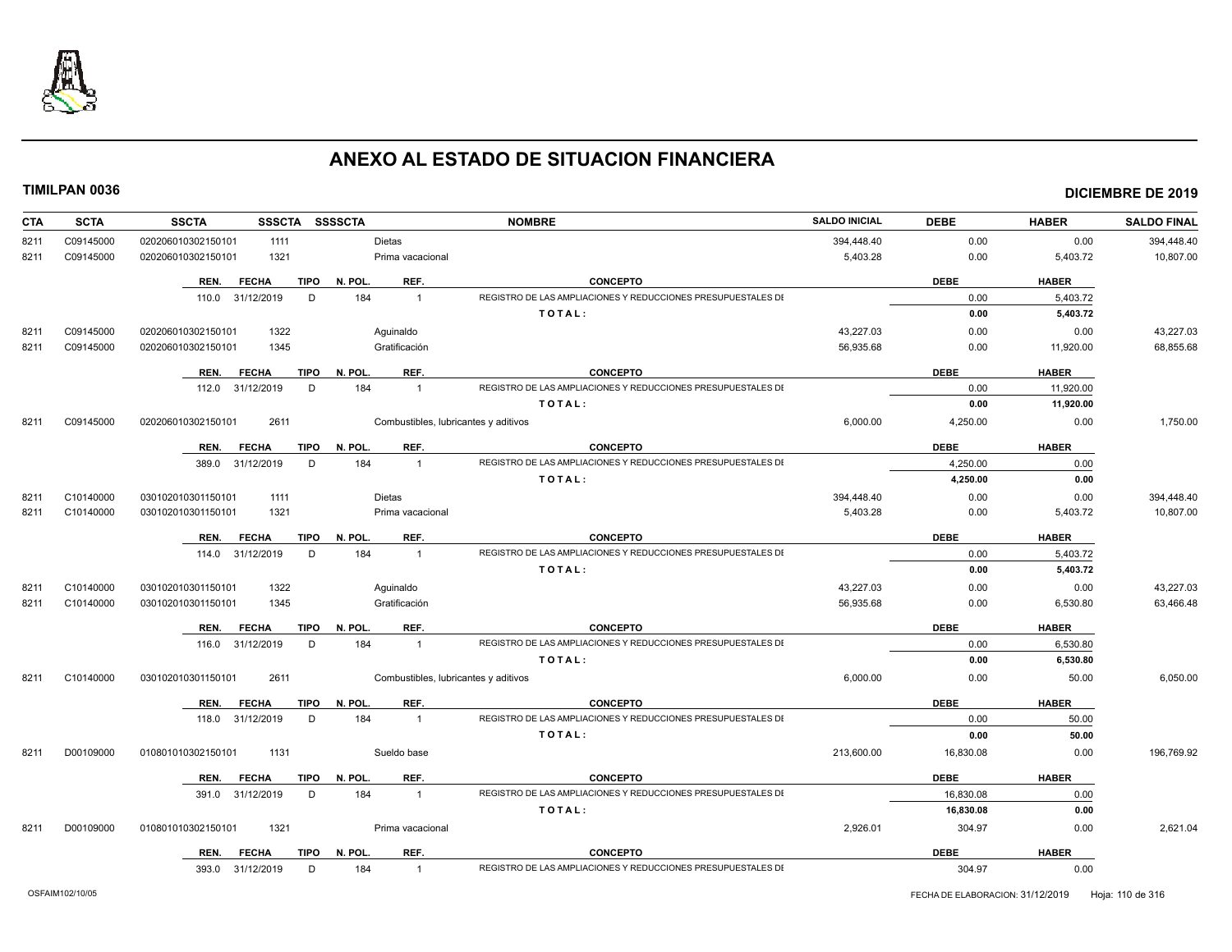# ANEXO AL ESTADO DE SITUACION FINANCIERA

**TIMILPAN 0036** **DICIEMBRE DE 2019**

| CTA | SCTA | SSCTA | SSSCTA | SSSSCTA | NOMBRE | SALDO INICIAL | DEBE | HABER | SALDO FINAL |
|---|---|---|---|---|---|---|---|---|---|
| 8211 | C09145000 | 0202060103021501​01 | 1111 | | Dietas | 394,448.40 | 0.00 | 0.00 | 394,448.40 |
| 8211 | C09145000 | 020206010302150101 | 1321 | | Prima vacacional | 5,403.28 | 0.00 | 5,403.72 | 10,807.00 |

| REN. | FECHA | TIPO | N. POL. | REF. | CONCEPTO | DEBE | HABER |
|---|---|---|---|---|---|---|---|
| 110.0 | 31/12/2019 | D | 184 | 1 | REGISTRO DE LAS AMPLIACIONES Y REDUCCIONES PRESUPUESTALES DE | 0.00 | 5,403.72 |
| | | | | | TOTAL: | 0.00 | 5,403.72 |

| CTA | SCTA | SSCTA | SSSCTA | SSSSCTA | NOMBRE | SALDO INICIAL | DEBE | HABER | SALDO FINAL |
|---|---|---|---|---|---|---|---|---|---|
| 8211 | C09145000 | 020206010302150101 | 1322 | | Aguinaldo | 43,227.03 | 0.00 | 0.00 | 43,227.03 |
| 8211 | C09145000 | 020206010302150101 | 1345 | | Gratificación | 56,935.68 | 0.00 | 11,920.00 | 68,855.68 |

| REN. | FECHA | TIPO | N. POL. | REF. | CONCEPTO | DEBE | HABER |
|---|---|---|---|---|---|---|---|
| 112.0 | 31/12/2019 | D | 184 | 1 | REGISTRO DE LAS AMPLIACIONES Y REDUCCIONES PRESUPUESTALES DE | 0.00 | 11,920.00 |
| | | | | | TOTAL: | 0.00 | 11,920.00 |

| CTA | SCTA | SSCTA | SSSCTA | SSSSCTA | NOMBRE | SALDO INICIAL | DEBE | HABER | SALDO FINAL |
|---|---|---|---|---|---|---|---|---|---|
| 8211 | C09145000 | 020206010302150101 | 2611 | | Combustibles, lubricantes y aditivos | 6,000.00 | 4,250.00 | 0.00 | 1,750.00 |

| REN. | FECHA | TIPO | N. POL. | REF. | CONCEPTO | DEBE | HABER |
|---|---|---|---|---|---|---|---|
| 389.0 | 31/12/2019 | D | 184 | 1 | REGISTRO DE LAS AMPLIACIONES Y REDUCCIONES PRESUPUESTALES DE | 4,250.00 | 0.00 |
| | | | | | TOTAL: | 4,250.00 | 0.00 |

| CTA | SCTA | SSCTA | SSSCTA | SSSSCTA | NOMBRE | SALDO INICIAL | DEBE | HABER | SALDO FINAL |
|---|---|---|---|---|---|---|---|---|---|
| 8211 | C10140000 | 030102010301150101 | 1111 | | Dietas | 394,448.40 | 0.00 | 0.00 | 394,448.40 |
| 8211 | C10140000 | 030102010301150101 | 1321 | | Prima vacacional | 5,403.28 | 0.00 | 5,403.72 | 10,807.00 |

| REN. | FECHA | TIPO | N. POL. | REF. | CONCEPTO | DEBE | HABER |
|---|---|---|---|---|---|---|---|
| 114.0 | 31/12/2019 | D | 184 | 1 | REGISTRO DE LAS AMPLIACIONES Y REDUCCIONES PRESUPUESTALES DE | 0.00 | 5,403.72 |
| | | | | | TOTAL: | 0.00 | 5,403.72 |

| CTA | SCTA | SSCTA | SSSCTA | SSSSCTA | NOMBRE | SALDO INICIAL | DEBE | HABER | SALDO FINAL |
|---|---|---|---|---|---|---|---|---|---|
| 8211 | C10140000 | 030102010301150101 | 1322 | | Aguinaldo | 43,227.03 | 0.00 | 0.00 | 43,227.03 |
| 8211 | C10140000 | 030102010301150101 | 1345 | | Gratificación | 56,935.68 | 0.00 | 6,530.80 | 63,466.48 |

| REN. | FECHA | TIPO | N. POL. | REF. | CONCEPTO | DEBE | HABER |
|---|---|---|---|---|---|---|---|
| 116.0 | 31/12/2019 | D | 184 | 1 | REGISTRO DE LAS AMPLIACIONES Y REDUCCIONES PRESUPUESTALES DE | 0.00 | 6,530.80 |
| | | | | | TOTAL: | 0.00 | 6,530.80 |

| CTA | SCTA | SSCTA | SSSCTA | SSSSCTA | NOMBRE | SALDO INICIAL | DEBE | HABER | SALDO FINAL |
|---|---|---|---|---|---|---|---|---|---|
| 8211 | C10140000 | 030102010301150101 | 2611 | | Combustibles, lubricantes y aditivos | 6,000.00 | 0.00 | 50.00 | 6,050.00 |

| REN. | FECHA | TIPO | N. POL. | REF. | CONCEPTO | DEBE | HABER |
|---|---|---|---|---|---|---|---|
| 118.0 | 31/12/2019 | D | 184 | 1 | REGISTRO DE LAS AMPLIACIONES Y REDUCCIONES PRESUPUESTALES DE | 0.00 | 50.00 |
| | | | | | TOTAL: | 0.00 | 50.00 |

| CTA | SCTA | SSCTA | SSSCTA | SSSSCTA | NOMBRE | SALDO INICIAL | DEBE | HABER | SALDO FINAL |
|---|---|---|---|---|---|---|---|---|---|
| 8211 | D00109000 | 010801010302150101 | 1131 | | Sueldo base | 213,600.00 | 16,830.08 | 0.00 | 196,769.92 |

| REN. | FECHA | TIPO | N. POL. | REF. | CONCEPTO | DEBE | HABER |
|---|---|---|---|---|---|---|---|
| 391.0 | 31/12/2019 | D | 184 | 1 | REGISTRO DE LAS AMPLIACIONES Y REDUCCIONES PRESUPUESTALES DE | 16,830.08 | 0.00 |
| | | | | | TOTAL: | 16,830.08 | 0.00 |

| CTA | SCTA | SSCTA | SSSCTA | SSSSCTA | NOMBRE | SALDO INICIAL | DEBE | HABER | SALDO FINAL |
|---|---|---|---|---|---|---|---|---|---|
| 8211 | D00109000 | 010801010302150101 | 1321 | | Prima vacacional | 2,926.01 | 304.97 | 0.00 | 2,621.04 |

| REN. | FECHA | TIPO | N. POL. | REF. | CONCEPTO | DEBE | HABER |
|---|---|---|---|---|---|---|---|
| 393.0 | 31/12/2019 | D | 184 | 1 | REGISTRO DE LAS AMPLIACIONES Y REDUCCIONES PRESUPUESTALES DE | 304.97 | 0.00 |

OSFAIM102/10/05 FECHA DE ELABORACION: 31/12/2019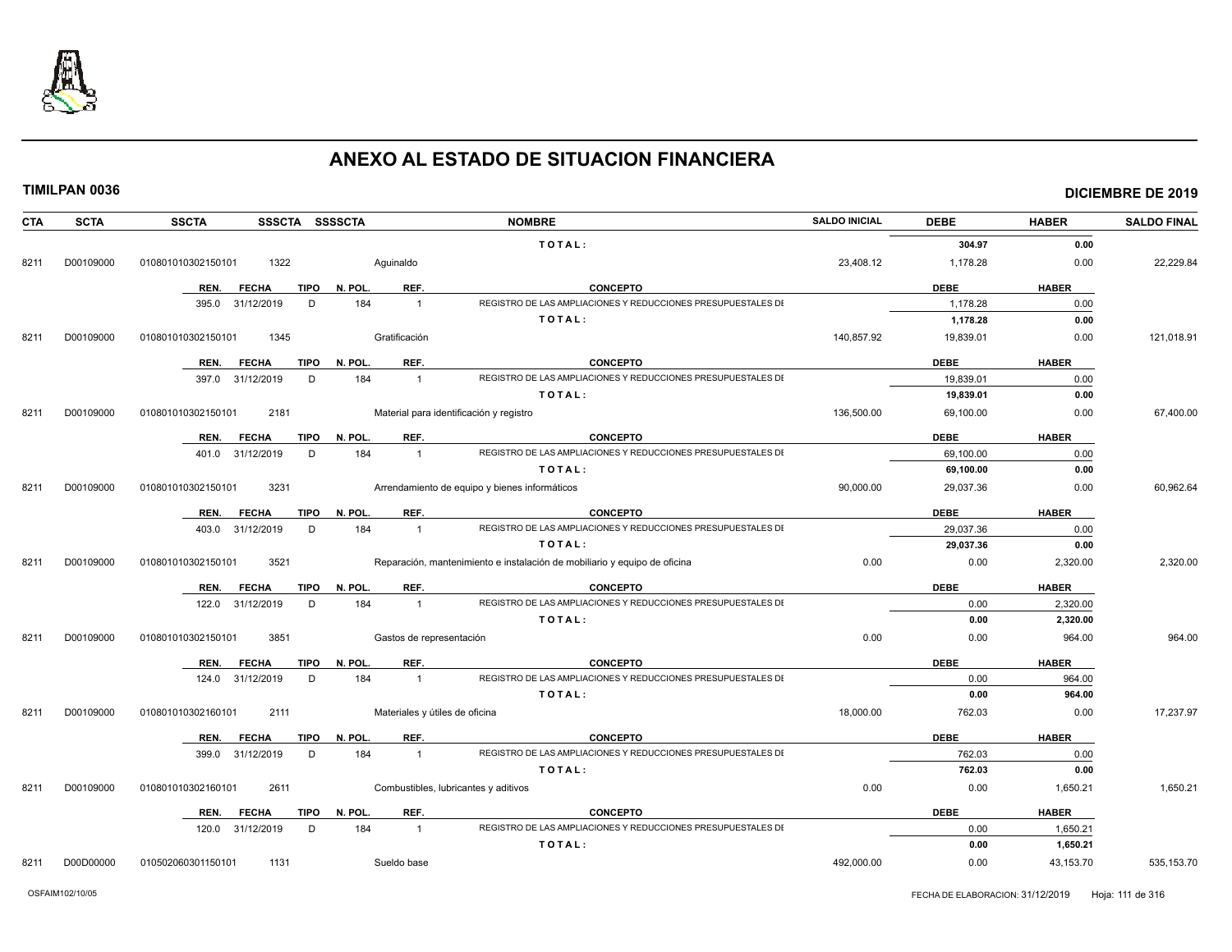# ANEXO AL ESTADO DE SITUACION FINANCIERA

**TIMILPAN 0036** — **DICIEMBRE DE 2019**

| CTA | SCTA | SSCTA | SSSCTA | SSSSCTA | NOMBRE | SALDO INICIAL | DEBE | HABER | SALDO FINAL |
|---|---|---|---|---|---|---|---|---|---|
| | | | | | TOTAL: | | 304.97 | 0.00 | |
| 8211 | D00109000 | 010801010302150101 | 1322 | | Aguinaldo | 23,408.12 | 1,178.28 | 0.00 | 22,229.84 |

| REN. | FECHA | TIPO | N. POL. | REF. | CONCEPTO | DEBE | HABER |
|---|---|---|---|---|---|---|---|
| 395.0 | 31/12/2019 | D | 184 | 1 | REGISTRO DE LAS AMPLIACIONES Y REDUCCIONES PRESUPUESTALES DE | 1,178.28 | 0.00 |
| | | | | | TOTAL: | 1,178.28 | 0.00 |

| CTA | SCTA | SSCTA | SSSCTA | SSSSCTA | NOMBRE | SALDO INICIAL | DEBE | HABER | SALDO FINAL |
|---|---|---|---|---|---|---|---|---|---|
| 8211 | D00109000 | 010801010302150101 | 1345 | | Gratificación | 140,857.92 | 19,839.01 | 0.00 | 121,018.91 |

| REN. | FECHA | TIPO | N. POL. | REF. | CONCEPTO | DEBE | HABER |
|---|---|---|---|---|---|---|---|
| 397.0 | 31/12/2019 | D | 184 | 1 | REGISTRO DE LAS AMPLIACIONES Y REDUCCIONES PRESUPUESTALES DE | 19,839.01 | 0.00 |
| | | | | | TOTAL: | 19,839.01 | 0.00 |

| CTA | SCTA | SSCTA | SSSCTA | SSSSCTA | NOMBRE | SALDO INICIAL | DEBE | HABER | SALDO FINAL |
|---|---|---|---|---|---|---|---|---|---|
| 8211 | D00109000 | 010801010302150101 | 2181 | | Material para identificación y registro | 136,500.00 | 69,100.00 | 0.00 | 67,400.00 |

| REN. | FECHA | TIPO | N. POL. | REF. | CONCEPTO | DEBE | HABER |
|---|---|---|---|---|---|---|---|
| 401.0 | 31/12/2019 | D | 184 | 1 | REGISTRO DE LAS AMPLIACIONES Y REDUCCIONES PRESUPUESTALES DE | 69,100.00 | 0.00 |
| | | | | | TOTAL: | 69,100.00 | 0.00 |

| CTA | SCTA | SSCTA | SSSCTA | SSSSCTA | NOMBRE | SALDO INICIAL | DEBE | HABER | SALDO FINAL |
|---|---|---|---|---|---|---|---|---|---|
| 8211 | D00109000 | 010801010302150101 | 3231 | | Arrendamiento de equipo y bienes informáticos | 90,000.00 | 29,037.36 | 0.00 | 60,962.64 |

| REN. | FECHA | TIPO | N. POL. | REF. | CONCEPTO | DEBE | HABER |
|---|---|---|---|---|---|---|---|
| 403.0 | 31/12/2019 | D | 184 | 1 | REGISTRO DE LAS AMPLIACIONES Y REDUCCIONES PRESUPUESTALES DE | 29,037.36 | 0.00 |
| | | | | | TOTAL: | 29,037.36 | 0.00 |

| CTA | SCTA | SSCTA | SSSCTA | SSSSCTA | NOMBRE | SALDO INICIAL | DEBE | HABER | SALDO FINAL |
|---|---|---|---|---|---|---|---|---|---|
| 8211 | D00109000 | 010801010302150101 | 3521 | | Reparación, mantenimiento e instalación de mobiliario y equipo de oficina | 0.00 | 0.00 | 2,320.00 | 2,320.00 |

| REN. | FECHA | TIPO | N. POL. | REF. | CONCEPTO | DEBE | HABER |
|---|---|---|---|---|---|---|---|
| 122.0 | 31/12/2019 | D | 184 | 1 | REGISTRO DE LAS AMPLIACIONES Y REDUCCIONES PRESUPUESTALES DE | 0.00 | 2,320.00 |
| | | | | | TOTAL: | 0.00 | 2,320.00 |

| CTA | SCTA | SSCTA | SSSCTA | SSSSCTA | NOMBRE | SALDO INICIAL | DEBE | HABER | SALDO FINAL |
|---|---|---|---|---|---|---|---|---|---|
| 8211 | D00109000 | 010801010302150101 | 3851 | | Gastos de representación | 0.00 | 0.00 | 964.00 | 964.00 |

| REN. | FECHA | TIPO | N. POL. | REF. | CONCEPTO | DEBE | HABER |
|---|---|---|---|---|---|---|---|
| 124.0 | 31/12/2019 | D | 184 | 1 | REGISTRO DE LAS AMPLIACIONES Y REDUCCIONES PRESUPUESTALES DE | 0.00 | 964.00 |
| | | | | | TOTAL: | 0.00 | 964.00 |

| CTA | SCTA | SSCTA | SSSCTA | SSSSCTA | NOMBRE | SALDO INICIAL | DEBE | HABER | SALDO FINAL |
|---|---|---|---|---|---|---|---|---|---|
| 8211 | D00109000 | 010801010302160101 | 2111 | | Materiales y útiles de oficina | 18,000.00 | 762.03 | 0.00 | 17,237.97 |

| REN. | FECHA | TIPO | N. POL. | REF. | CONCEPTO | DEBE | HABER |
|---|---|---|---|---|---|---|---|
| 399.0 | 31/12/2019 | D | 184 | 1 | REGISTRO DE LAS AMPLIACIONES Y REDUCCIONES PRESUPUESTALES DE | 762.03 | 0.00 |
| | | | | | TOTAL: | 762.03 | 0.00 |

| CTA | SCTA | SSCTA | SSSCTA | SSSSCTA | NOMBRE | SALDO INICIAL | DEBE | HABER | SALDO FINAL |
|---|---|---|---|---|---|---|---|---|---|
| 8211 | D00109000 | 010801010302160101 | 2611 | | Combustibles, lubricantes y aditivos | 0.00 | 0.00 | 1,650.21 | 1,650.21 |

| REN. | FECHA | TIPO | N. POL. | REF. | CONCEPTO | DEBE | HABER |
|---|---|---|---|---|---|---|---|
| 120.0 | 31/12/2019 | D | 184 | 1 | REGISTRO DE LAS AMPLIACIONES Y REDUCCIONES PRESUPUESTALES DE | 0.00 | 1,650.21 |
| | | | | | TOTAL: | 0.00 | 1,650.21 |

| CTA | SCTA | SSCTA | SSSCTA | SSSSCTA | NOMBRE | SALDO INICIAL | DEBE | HABER | SALDO FINAL |
|---|---|---|---|---|---|---|---|---|---|
| 8211 | D00D00000 | 010502060301150101 | 1131 | | Sueldo base | 492,000.00 | 0.00 | 43,153.70 | 535,153.70 |

OSFAIM102/10/05 — FECHA DE ELABORACION: 31/12/2019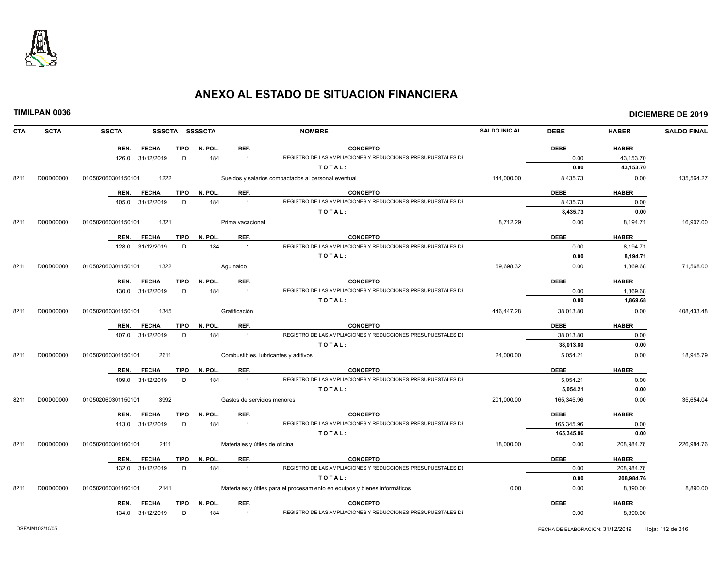# ANEXO AL ESTADO DE SITUACION FINANCIERA

**TIMILPAN 0036** **DICIEMBRE DE 2019**

| CTA | SCTA | SSCTA | SSSCTA | SSSSCTA | NOMBRE | SALDO INICIAL | DEBE | HABER | SALDO FINAL |
|---|---|---|---|---|---|---|---|---|---|

| REN. | FECHA | TIPO | N. POL. | REF. | CONCEPTO | DEBE | HABER |
|---|---|---|---|---|---|---|---|
| 126.0 | 31/12/2019 | D | 184 | 1 | REGISTRO DE LAS AMPLIACIONES Y REDUCCIONES PRESUPUESTALES DI | 0.00 | 43,153.70 |
| | | | | | **T O T A L :** | **0.00** | **43,153.70** |

| CTA | SCTA | SSCTA | SSSCTA | NOMBRE | SALDO INICIAL | DEBE | HABER | SALDO FINAL |
|---|---|---|---|---|---|---|---|---|
| 8211 | D00D00000 | 010502060301150101 | 1222 | Sueldos y salarios compactados al personal eventual | 144,000.00 | 8,435.73 | 0.00 | 135,564.27 |

| REN. | FECHA | TIPO | N. POL. | REF. | CONCEPTO | DEBE | HABER |
|---|---|---|---|---|---|---|---|
| 405.0 | 31/12/2019 | D | 184 | 1 | REGISTRO DE LAS AMPLIACIONES Y REDUCCIONES PRESUPUESTALES DI | 8,435.73 | 0.00 |
| | | | | | **T O T A L :** | **8,435.73** | **0.00** |

| CTA | SCTA | SSCTA | SSSCTA | NOMBRE | SALDO INICIAL | DEBE | HABER | SALDO FINAL |
|---|---|---|---|---|---|---|---|---|
| 8211 | D00D00000 | 010502060301150101 | 1321 | Prima vacacional | 8,712.29 | 0.00 | 8,194.71 | 16,907.00 |

| REN. | FECHA | TIPO | N. POL. | REF. | CONCEPTO | DEBE | HABER |
|---|---|---|---|---|---|---|---|
| 128.0 | 31/12/2019 | D | 184 | 1 | REGISTRO DE LAS AMPLIACIONES Y REDUCCIONES PRESUPUESTALES DI | 0.00 | 8,194.71 |
| | | | | | **T O T A L :** | **0.00** | **8,194.71** |

| CTA | SCTA | SSCTA | SSSCTA | NOMBRE | SALDO INICIAL | DEBE | HABER | SALDO FINAL |
|---|---|---|---|---|---|---|---|---|
| 8211 | D00D00000 | 010502060301150101 | 1322 | Aguinaldo | 69,698.32 | 0.00 | 1,869.68 | 71,568.00 |

| REN. | FECHA | TIPO | N. POL. | REF. | CONCEPTO | DEBE | HABER |
|---|---|---|---|---|---|---|---|
| 130.0 | 31/12/2019 | D | 184 | 1 | REGISTRO DE LAS AMPLIACIONES Y REDUCCIONES PRESUPUESTALES DI | 0.00 | 1,869.68 |
| | | | | | **T O T A L :** | **0.00** | **1,869.68** |

| CTA | SCTA | SSCTA | SSSCTA | NOMBRE | SALDO INICIAL | DEBE | HABER | SALDO FINAL |
|---|---|---|---|---|---|---|---|---|
| 8211 | D00D00000 | 010502060301150101 | 1345 | Gratificación | 446,447.28 | 38,013.80 | 0.00 | 408,433.48 |

| REN. | FECHA | TIPO | N. POL. | REF. | CONCEPTO | DEBE | HABER |
|---|---|---|---|---|---|---|---|
| 407.0 | 31/12/2019 | D | 184 | 1 | REGISTRO DE LAS AMPLIACIONES Y REDUCCIONES PRESUPUESTALES DI | 38,013.80 | 0.00 |
| | | | | | **T O T A L :** | **38,013.80** | **0.00** |

| CTA | SCTA | SSCTA | SSSCTA | NOMBRE | SALDO INICIAL | DEBE | HABER | SALDO FINAL |
|---|---|---|---|---|---|---|---|---|
| 8211 | D00D00000 | 010502060301150101 | 2611 | Combustibles, lubricantes y aditivos | 24,000.00 | 5,054.21 | 0.00 | 18,945.79 |

| REN. | FECHA | TIPO | N. POL. | REF. | CONCEPTO | DEBE | HABER |
|---|---|---|---|---|---|---|---|
| 409.0 | 31/12/2019 | D | 184 | 1 | REGISTRO DE LAS AMPLIACIONES Y REDUCCIONES PRESUPUESTALES DI | 5,054.21 | 0.00 |
| | | | | | **T O T A L :** | **5,054.21** | **0.00** |

| CTA | SCTA | SSCTA | SSSCTA | NOMBRE | SALDO INICIAL | DEBE | HABER | SALDO FINAL |
|---|---|---|---|---|---|---|---|---|
| 8211 | D00D00000 | 010502060301150101 | 3992 | Gastos de servicios menores | 201,000.00 | 165,345.96 | 0.00 | 35,654.04 |

| REN. | FECHA | TIPO | N. POL. | REF. | CONCEPTO | DEBE | HABER |
|---|---|---|---|---|---|---|---|
| 413.0 | 31/12/2019 | D | 184 | 1 | REGISTRO DE LAS AMPLIACIONES Y REDUCCIONES PRESUPUESTALES DI | 165,345.96 | 0.00 |
| | | | | | **T O T A L :** | **165,345.96** | **0.00** |

| CTA | SCTA | SSCTA | SSSCTA | NOMBRE | SALDO INICIAL | DEBE | HABER | SALDO FINAL |
|---|---|---|---|---|---|---|---|---|
| 8211 | D00D00000 | 010502060301160101 | 2111 | Materiales y útiles de oficina | 18,000.00 | 0.00 | 208,984.76 | 226,984.76 |

| REN. | FECHA | TIPO | N. POL. | REF. | CONCEPTO | DEBE | HABER |
|---|---|---|---|---|---|---|---|
| 132.0 | 31/12/2019 | D | 184 | 1 | REGISTRO DE LAS AMPLIACIONES Y REDUCCIONES PRESUPUESTALES DI | 0.00 | 208,984.76 |
| | | | | | **T O T A L :** | **0.00** | **208,984.76** |

| CTA | SCTA | SSCTA | SSSCTA | NOMBRE | SALDO INICIAL | DEBE | HABER | SALDO FINAL |
|---|---|---|---|---|---|---|---|---|
| 8211 | D00D00000 | 010502060301160101 | 2141 | Materiales y útiles para el procesamiento en equipos y bienes informáticos | 0.00 | 0.00 | 8,890.00 | 8,890.00 |

| REN. | FECHA | TIPO | N. POL. | REF. | CONCEPTO | DEBE | HABER |
|---|---|---|---|---|---|---|---|
| 134.0 | 31/12/2019 | D | 184 | 1 | REGISTRO DE LAS AMPLIACIONES Y REDUCCIONES PRESUPUESTALES DI | 0.00 | 8,890.00 |

OSFAIM102/10/05 FECHA DE ELABORACION: 31/12/2019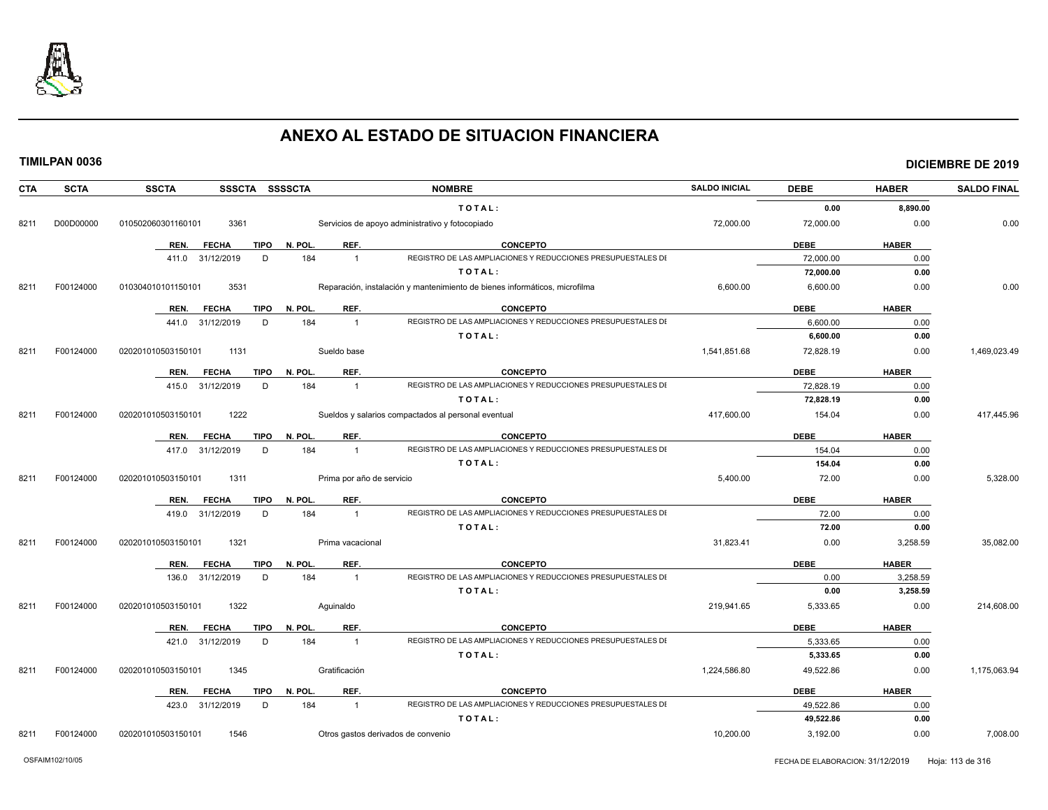# ANEXO AL ESTADO DE SITUACION FINANCIERA

**TIMILPAN 0036** — **DICIEMBRE DE 2019**

| CTA | SCTA | SSCTA | SSSCTA | SSSSCTA | NOMBRE | SALDO INICIAL | DEBE | HABER | SALDO FINAL |
|---|---|---|---|---|---|---|---|---|---|
| | | | | | TOTAL: | | 0.00 | 8,890.00 | |
| 8211 | D00D00000 | 010502060301160101 | 3361 | | Servicios de apoyo administrativo y fotocopiado | 72,000.00 | 72,000.00 | 0.00 | 0.00 |

| REN. | FECHA | TIPO | N. POL. | REF. | CONCEPTO | DEBE | HABER |
|---|---|---|---|---|---|---|---|
| 411.0 | 31/12/2019 | D | 184 | 1 | REGISTRO DE LAS AMPLIACIONES Y REDUCCIONES PRESUPUESTALES DI | 72,000.00 | 0.00 |
| | | | | | TOTAL: | 72,000.00 | 0.00 |

| CTA | SCTA | SSCTA | SSSCTA | SSSSCTA | NOMBRE | SALDO INICIAL | DEBE | HABER | SALDO FINAL |
|---|---|---|---|---|---|---|---|---|---|
| 8211 | F00124000 | 010304010101150101 | 3531 | | Reparación, instalación y mantenimiento de bienes informáticos, microfilma | 6,600.00 | 6,600.00 | 0.00 | 0.00 |

| REN. | FECHA | TIPO | N. POL. | REF. | CONCEPTO | DEBE | HABER |
|---|---|---|---|---|---|---|---|
| 441.0 | 31/12/2019 | D | 184 | 1 | REGISTRO DE LAS AMPLIACIONES Y REDUCCIONES PRESUPUESTALES DI | 6,600.00 | 0.00 |
| | | | | | TOTAL: | 6,600.00 | 0.00 |

| CTA | SCTA | SSCTA | SSSCTA | SSSSCTA | NOMBRE | SALDO INICIAL | DEBE | HABER | SALDO FINAL |
|---|---|---|---|---|---|---|---|---|---|
| 8211 | F00124000 | 020201010503150101 | 1131 | | Sueldo base | 1,541,851.68 | 72,828.19 | 0.00 | 1,469,023.49 |

| REN. | FECHA | TIPO | N. POL. | REF. | CONCEPTO | DEBE | HABER |
|---|---|---|---|---|---|---|---|
| 415.0 | 31/12/2019 | D | 184 | 1 | REGISTRO DE LAS AMPLIACIONES Y REDUCCIONES PRESUPUESTALES DI | 72,828.19 | 0.00 |
| | | | | | TOTAL: | 72,828.19 | 0.00 |

| CTA | SCTA | SSCTA | SSSCTA | SSSSCTA | NOMBRE | SALDO INICIAL | DEBE | HABER | SALDO FINAL |
|---|---|---|---|---|---|---|---|---|---|
| 8211 | F00124000 | 020201010503150101 | 1222 | | Sueldos y salarios compactados al personal eventual | 417,600.00 | 154.04 | 0.00 | 417,445.96 |

| REN. | FECHA | TIPO | N. POL. | REF. | CONCEPTO | DEBE | HABER |
|---|---|---|---|---|---|---|---|
| 417.0 | 31/12/2019 | D | 184 | 1 | REGISTRO DE LAS AMPLIACIONES Y REDUCCIONES PRESUPUESTALES DI | 154.04 | 0.00 |
| | | | | | TOTAL: | 154.04 | 0.00 |

| CTA | SCTA | SSCTA | SSSCTA | SSSSCTA | NOMBRE | SALDO INICIAL | DEBE | HABER | SALDO FINAL |
|---|---|---|---|---|---|---|---|---|---|
| 8211 | F00124000 | 020201010503150101 | 1311 | | Prima por año de servicio | 5,400.00 | 72.00 | 0.00 | 5,328.00 |

| REN. | FECHA | TIPO | N. POL. | REF. | CONCEPTO | DEBE | HABER |
|---|---|---|---|---|---|---|---|
| 419.0 | 31/12/2019 | D | 184 | 1 | REGISTRO DE LAS AMPLIACIONES Y REDUCCIONES PRESUPUESTALES DI | 72.00 | 0.00 |
| | | | | | TOTAL: | 72.00 | 0.00 |

| CTA | SCTA | SSCTA | SSSCTA | SSSSCTA | NOMBRE | SALDO INICIAL | DEBE | HABER | SALDO FINAL |
|---|---|---|---|---|---|---|---|---|---|
| 8211 | F00124000 | 020201010503150101 | 1321 | | Prima vacacional | 31,823.41 | 0.00 | 3,258.59 | 35,082.00 |

| REN. | FECHA | TIPO | N. POL. | REF. | CONCEPTO | DEBE | HABER |
|---|---|---|---|---|---|---|---|
| 136.0 | 31/12/2019 | D | 184 | 1 | REGISTRO DE LAS AMPLIACIONES Y REDUCCIONES PRESUPUESTALES DI | 0.00 | 3,258.59 |
| | | | | | TOTAL: | 0.00 | 3,258.59 |

| CTA | SCTA | SSCTA | SSSCTA | SSSSCTA | NOMBRE | SALDO INICIAL | DEBE | HABER | SALDO FINAL |
|---|---|---|---|---|---|---|---|---|---|
| 8211 | F00124000 | 020201010503150101 | 1322 | | Aguinaldo | 219,941.65 | 5,333.65 | 0.00 | 214,608.00 |

| REN. | FECHA | TIPO | N. POL. | REF. | CONCEPTO | DEBE | HABER |
|---|---|---|---|---|---|---|---|
| 421.0 | 31/12/2019 | D | 184 | 1 | REGISTRO DE LAS AMPLIACIONES Y REDUCCIONES PRESUPUESTALES DI | 5,333.65 | 0.00 |
| | | | | | TOTAL: | 5,333.65 | 0.00 |

| CTA | SCTA | SSCTA | SSSCTA | SSSSCTA | NOMBRE | SALDO INICIAL | DEBE | HABER | SALDO FINAL |
|---|---|---|---|---|---|---|---|---|---|
| 8211 | F00124000 | 020201010503150101 | 1345 | | Gratificación | 1,224,586.80 | 49,522.86 | 0.00 | 1,175,063.94 |

| REN. | FECHA | TIPO | N. POL. | REF. | CONCEPTO | DEBE | HABER |
|---|---|---|---|---|---|---|---|
| 423.0 | 31/12/2019 | D | 184 | 1 | REGISTRO DE LAS AMPLIACIONES Y REDUCCIONES PRESUPUESTALES DI | 49,522.86 | 0.00 |
| | | | | | TOTAL: | 49,522.86 | 0.00 |

| CTA | SCTA | SSCTA | SSSCTA | SSSSCTA | NOMBRE | SALDO INICIAL | DEBE | HABER | SALDO FINAL |
|---|---|---|---|---|---|---|---|---|---|
| 8211 | F00124000 | 020201010503150101 | 1546 | | Otros gastos derivados de convenio | 10,200.00 | 3,192.00 | 0.00 | 7,008.00 |

OSFAIM102/10/05 — FECHA DE ELABORACION: 31/12/2019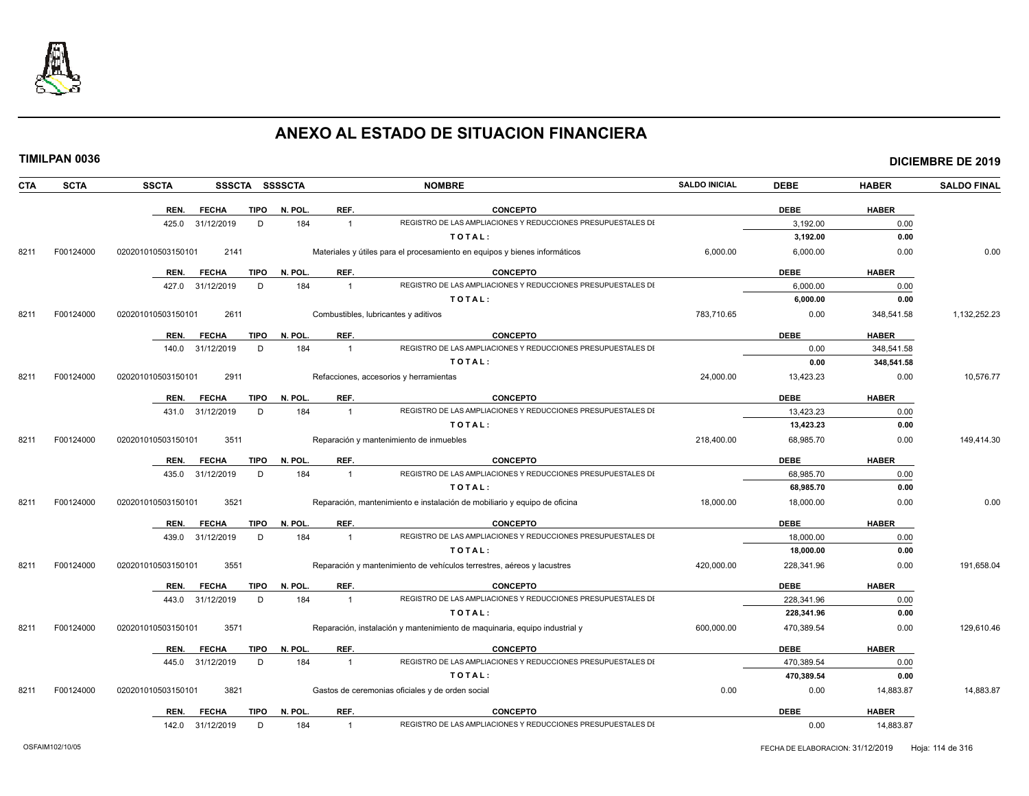# ANEXO AL ESTADO DE SITUACION FINANCIERA

**TIMILPAN 0036** — **DICIEMBRE DE 2019**

| CTA | SCTA | SSCTA | SSSCTA | SSSSCTA | NOMBRE | SALDO INICIAL | DEBE | HABER | SALDO FINAL |
|---|---|---|---|---|---|---|---|---|---|
| | | REN. / FECHA / TIPO / N. POL. | | | REF. / CONCEPTO | | DEBE | HABER | |
| | | 425.0 / 31/12/2019 / D / 184 | | | 1 / REGISTRO DE LAS AMPLIACIONES Y REDUCCIONES PRESUPUESTALES DE | | 3,192.00 | 0.00 | |
| | | | | | TOTAL: | | 3,192.00 | 0.00 | |
| 8211 | F00124000 | 020201010503150101 | 2141 | | Materiales y útiles para el procesamiento en equipos y bienes informáticos | 6,000.00 | 6,000.00 | 0.00 | 0.00 |
| | | REN. / FECHA / TIPO / N. POL. | | | REF. / CONCEPTO | | DEBE | HABER | |
| | | 427.0 / 31/12/2019 / D / 184 | | | 1 / REGISTRO DE LAS AMPLIACIONES Y REDUCCIONES PRESUPUESTALES DE | | 6,000.00 | 0.00 | |
| | | | | | TOTAL: | | 6,000.00 | 0.00 | |
| 8211 | F00124000 | 020201010503150101 | 2611 | | Combustibles, lubricantes y aditivos | 783,710.65 | 0.00 | 348,541.58 | 1,132,252.23 |
| | | REN. / FECHA / TIPO / N. POL. | | | REF. / CONCEPTO | | DEBE | HABER | |
| | | 140.0 / 31/12/2019 / D / 184 | | | 1 / REGISTRO DE LAS AMPLIACIONES Y REDUCCIONES PRESUPUESTALES DE | | 0.00 | 348,541.58 | |
| | | | | | TOTAL: | | 0.00 | 348,541.58 | |
| 8211 | F00124000 | 020201010503150101 | 2911 | | Refacciones, accesorios y herramientas | 24,000.00 | 13,423.23 | 0.00 | 10,576.77 |
| | | REN. / FECHA / TIPO / N. POL. | | | REF. / CONCEPTO | | DEBE | HABER | |
| | | 431.0 / 31/12/2019 / D / 184 | | | 1 / REGISTRO DE LAS AMPLIACIONES Y REDUCCIONES PRESUPUESTALES DE | | 13,423.23 | 0.00 | |
| | | | | | TOTAL: | | 13,423.23 | 0.00 | |
| 8211 | F00124000 | 020201010503150101 | 3511 | | Reparación y mantenimiento de inmuebles | 218,400.00 | 68,985.70 | 0.00 | 149,414.30 |
| | | REN. / FECHA / TIPO / N. POL. | | | REF. / CONCEPTO | | DEBE | HABER | |
| | | 435.0 / 31/12/2019 / D / 184 | | | 1 / REGISTRO DE LAS AMPLIACIONES Y REDUCCIONES PRESUPUESTALES DE | | 68,985.70 | 0.00 | |
| | | | | | TOTAL: | | 68,985.70 | 0.00 | |
| 8211 | F00124000 | 020201010503150101 | 3521 | | Reparación, mantenimiento e instalación de mobiliario y equipo de oficina | 18,000.00 | 18,000.00 | 0.00 | 0.00 |
| | | REN. / FECHA / TIPO / N. POL. | | | REF. / CONCEPTO | | DEBE | HABER | |
| | | 439.0 / 31/12/2019 / D / 184 | | | 1 / REGISTRO DE LAS AMPLIACIONES Y REDUCCIONES PRESUPUESTALES DE | | 18,000.00 | 0.00 | |
| | | | | | TOTAL: | | 18,000.00 | 0.00 | |
| 8211 | F00124000 | 020201010503150101 | 3551 | | Reparación y mantenimiento de vehículos terrestres, aéreos y lacustres | 420,000.00 | 228,341.96 | 0.00 | 191,658.04 |
| | | REN. / FECHA / TIPO / N. POL. | | | REF. / CONCEPTO | | DEBE | HABER | |
| | | 443.0 / 31/12/2019 / D / 184 | | | 1 / REGISTRO DE LAS AMPLIACIONES Y REDUCCIONES PRESUPUESTALES DE | | 228,341.96 | 0.00 | |
| | | | | | TOTAL: | | 228,341.96 | 0.00 | |
| 8211 | F00124000 | 020201010503150101 | 3571 | | Reparación, instalación y mantenimiento de maquinaria, equipo industrial y | 600,000.00 | 470,389.54 | 0.00 | 129,610.46 |
| | | REN. / FECHA / TIPO / N. POL. | | | REF. / CONCEPTO | | DEBE | HABER | |
| | | 445.0 / 31/12/2019 / D / 184 | | | 1 / REGISTRO DE LAS AMPLIACIONES Y REDUCCIONES PRESUPUESTALES DE | | 470,389.54 | 0.00 | |
| | | | | | TOTAL: | | 470,389.54 | 0.00 | |
| 8211 | F00124000 | 020201010503150101 | 3821 | | Gastos de ceremonias oficiales y de orden social | 0.00 | 0.00 | 14,883.87 | 14,883.87 |
| | | REN. / FECHA / TIPO / N. POL. | | | REF. / CONCEPTO | | DEBE | HABER | |
| | | 142.0 / 31/12/2019 / D / 184 | | | 1 / REGISTRO DE LAS AMPLIACIONES Y REDUCCIONES PRESUPUESTALES DE | | 0.00 | 14,883.87 | |

OSFAIM102/10/05 — FECHA DE ELABORACION: 31/12/2019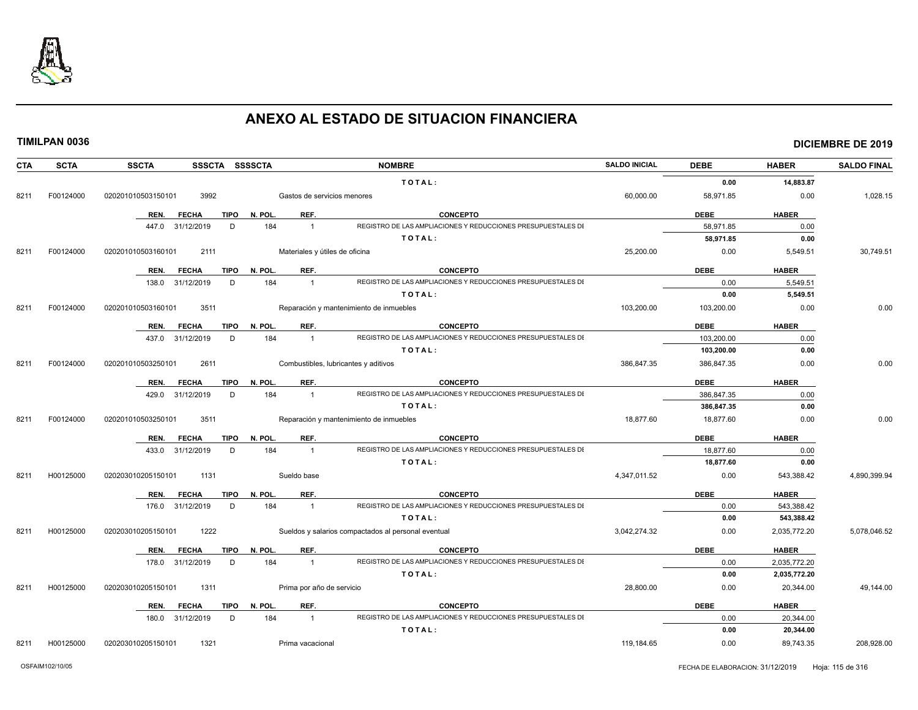# ANEXO AL ESTADO DE SITUACION FINANCIERA

**TIMILPAN 0036** — **DICIEMBRE DE 2019**

| CTA | SCTA | SSCTA | SSSCTA | SSSSCTA | NOMBRE | SALDO INICIAL | DEBE | HABER | SALDO FINAL |
|---|---|---|---|---|---|---|---|---|---|
| | | | | | T O T A L : | | 0.00 | 14,883.87 | |
| 8211 | F00124000 | 020201010503150101 | 3992 | | Gastos de servicios menores | 60,000.00 | 58,971.85 | 0.00 | 1,028.15 |
| | | REN. FECHA TIPO N. POL. | | | REF. CONCEPTO | | DEBE | HABER | |
| | | 447.0 31/12/2019 D 184 | | | 1 REGISTRO DE LAS AMPLIACIONES Y REDUCCIONES PRESUPUESTALES DE | | 58,971.85 | 0.00 | |
| | | | | | T O T A L : | | 58,971.85 | 0.00 | |
| 8211 | F00124000 | 020201010503160101 | 2111 | | Materiales y útiles de oficina | 25,200.00 | 0.00 | 5,549.51 | 30,749.51 |
| | | REN. FECHA TIPO N. POL. | | | REF. CONCEPTO | | DEBE | HABER | |
| | | 138.0 31/12/2019 D 184 | | | 1 REGISTRO DE LAS AMPLIACIONES Y REDUCCIONES PRESUPUESTALES DE | | 0.00 | 5,549.51 | |
| | | | | | T O T A L : | | 0.00 | 5,549.51 | |
| 8211 | F00124000 | 020201010503160101 | 3511 | | Reparación y mantenimiento de inmuebles | 103,200.00 | 103,200.00 | 0.00 | 0.00 |
| | | REN. FECHA TIPO N. POL. | | | REF. CONCEPTO | | DEBE | HABER | |
| | | 437.0 31/12/2019 D 184 | | | 1 REGISTRO DE LAS AMPLIACIONES Y REDUCCIONES PRESUPUESTALES DE | | 103,200.00 | 0.00 | |
| | | | | | T O T A L : | | 103,200.00 | 0.00 | |
| 8211 | F00124000 | 020201010503250101 | 2611 | | Combustibles, lubricantes y aditivos | 386,847.35 | 386,847.35 | 0.00 | 0.00 |
| | | REN. FECHA TIPO N. POL. | | | REF. CONCEPTO | | DEBE | HABER | |
| | | 429.0 31/12/2019 D 184 | | | 1 REGISTRO DE LAS AMPLIACIONES Y REDUCCIONES PRESUPUESTALES DE | | 386,847.35 | 0.00 | |
| | | | | | T O T A L : | | 386,847.35 | 0.00 | |
| 8211 | F00124000 | 020201010503250101 | 3511 | | Reparación y mantenimiento de inmuebles | 18,877.60 | 18,877.60 | 0.00 | 0.00 |
| | | REN. FECHA TIPO N. POL. | | | REF. CONCEPTO | | DEBE | HABER | |
| | | 433.0 31/12/2019 D 184 | | | 1 REGISTRO DE LAS AMPLIACIONES Y REDUCCIONES PRESUPUESTALES DE | | 18,877.60 | 0.00 | |
| | | | | | T O T A L : | | 18,877.60 | 0.00 | |
| 8211 | H00125000 | 020203010205150101 | 1131 | | Sueldo base | 4,347,011.52 | 0.00 | 543,388.42 | 4,890,399.94 |
| | | REN. FECHA TIPO N. POL. | | | REF. CONCEPTO | | DEBE | HABER | |
| | | 176.0 31/12/2019 D 184 | | | 1 REGISTRO DE LAS AMPLIACIONES Y REDUCCIONES PRESUPUESTALES DE | | 0.00 | 543,388.42 | |
| | | | | | T O T A L : | | 0.00 | 543,388.42 | |
| 8211 | H00125000 | 020203010205150101 | 1222 | | Sueldos y salarios compactados al personal eventual | 3,042,274.32 | 0.00 | 2,035,772.20 | 5,078,046.52 |
| | | REN. FECHA TIPO N. POL. | | | REF. CONCEPTO | | DEBE | HABER | |
| | | 178.0 31/12/2019 D 184 | | | 1 REGISTRO DE LAS AMPLIACIONES Y REDUCCIONES PRESUPUESTALES DE | | 0.00 | 2,035,772.20 | |
| | | | | | T O T A L : | | 0.00 | 2,035,772.20 | |
| 8211 | H00125000 | 020203010205150101 | 1311 | | Prima por año de servicio | 28,800.00 | 0.00 | 20,344.00 | 49,144.00 |
| | | REN. FECHA TIPO N. POL. | | | REF. CONCEPTO | | DEBE | HABER | |
| | | 180.0 31/12/2019 D 184 | | | 1 REGISTRO DE LAS AMPLIACIONES Y REDUCCIONES PRESUPUESTALES DE | | 0.00 | 20,344.00 | |
| | | | | | T O T A L : | | 0.00 | 20,344.00 | |
| 8211 | H00125000 | 020203010205150101 | 1321 | | Prima vacacional | 119,184.65 | 0.00 | 89,743.35 | 208,928.00 |

OSFAIM102/10/05 — FECHA DE ELABORACION: 31/12/2019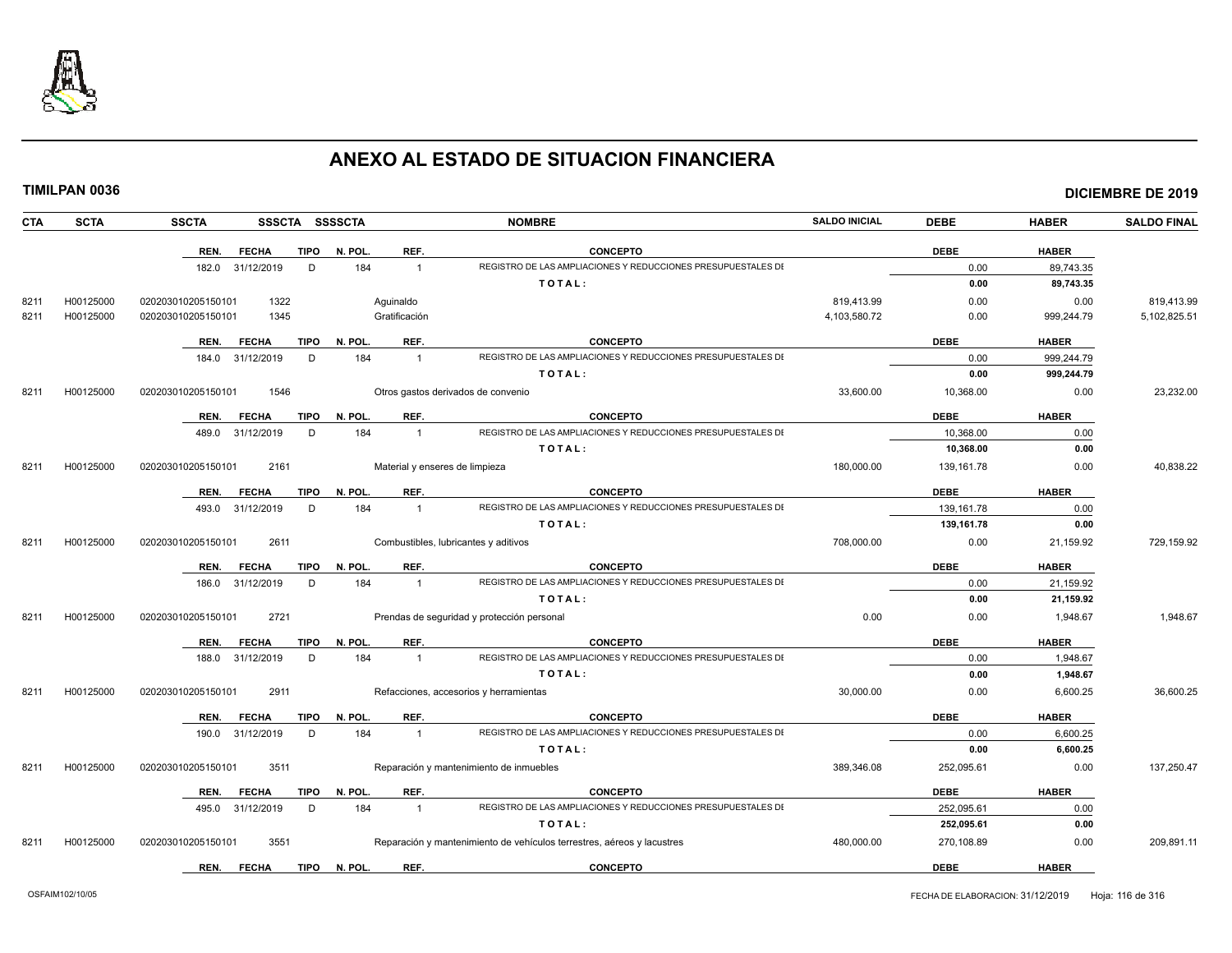# ANEXO AL ESTADO DE SITUACION FINANCIERA

**TIMILPAN 0036** **DICIEMBRE DE 2019**

| CTA | SCTA | SSCTA | SSSCTA | SSSSCTA | NOMBRE | SALDO INICIAL | DEBE | HABER | SALDO FINAL |
|---|---|---|---|---|---|---|---|---|---|
| | | REN. | FECHA | TIPO N. POL. | REF. CONCEPTO | | DEBE | HABER | |
| | | 182.0 | 31/12/2019 | D 184 | 1 REGISTRO DE LAS AMPLIACIONES Y REDUCCIONES PRESUPUESTALES DE | | 0.00 | 89,743.35 | |
| | | | | | TOTAL: | | **0.00** | **89,743.35** | |
| 8211 | H00125000 | 020203010205150101 | 1322 | | Aguinaldo | 819,413.99 | 0.00 | 0.00 | 819,413.99 |
| 8211 | H00125000 | 020203010205150101 | 1345 | | Gratificación | 4,103,580.72 | 0.00 | 999,244.79 | 5,102,825.51 |
| | | REN. | FECHA | TIPO N. POL. | REF. CONCEPTO | | DEBE | HABER | |
| | | 184.0 | 31/12/2019 | D 184 | 1 REGISTRO DE LAS AMPLIACIONES Y REDUCCIONES PRESUPUESTALES DE | | 0.00 | 999,244.79 | |
| | | | | | TOTAL: | | **0.00** | **999,244.79** | |
| 8211 | H00125000 | 020203010205150101 | 1546 | | Otros gastos derivados de convenio | 33,600.00 | 10,368.00 | 0.00 | 23,232.00 |
| | | REN. | FECHA | TIPO N. POL. | REF. CONCEPTO | | DEBE | HABER | |
| | | 489.0 | 31/12/2019 | D 184 | 1 REGISTRO DE LAS AMPLIACIONES Y REDUCCIONES PRESUPUESTALES DE | | 10,368.00 | 0.00 | |
| | | | | | TOTAL: | | **10,368.00** | **0.00** | |
| 8211 | H00125000 | 020203010205150101 | 2161 | | Material y enseres de limpieza | 180,000.00 | 139,161.78 | 0.00 | 40,838.22 |
| | | REN. | FECHA | TIPO N. POL. | REF. CONCEPTO | | DEBE | HABER | |
| | | 493.0 | 31/12/2019 | D 184 | 1 REGISTRO DE LAS AMPLIACIONES Y REDUCCIONES PRESUPUESTALES DE | | 139,161.78 | 0.00 | |
| | | | | | TOTAL: | | **139,161.78** | **0.00** | |
| 8211 | H00125000 | 020203010205150101 | 2611 | | Combustibles, lubricantes y aditivos | 708,000.00 | 0.00 | 21,159.92 | 729,159.92 |
| | | REN. | FECHA | TIPO N. POL. | REF. CONCEPTO | | DEBE | HABER | |
| | | 186.0 | 31/12/2019 | D 184 | 1 REGISTRO DE LAS AMPLIACIONES Y REDUCCIONES PRESUPUESTALES DE | | 0.00 | 21,159.92 | |
| | | | | | TOTAL: | | **0.00** | **21,159.92** | |
| 8211 | H00125000 | 020203010205150101 | 2721 | | Prendas de seguridad y protección personal | 0.00 | 0.00 | 1,948.67 | 1,948.67 |
| | | REN. | FECHA | TIPO N. POL. | REF. CONCEPTO | | DEBE | HABER | |
| | | 188.0 | 31/12/2019 | D 184 | 1 REGISTRO DE LAS AMPLIACIONES Y REDUCCIONES PRESUPUESTALES DE | | 0.00 | 1,948.67 | |
| | | | | | TOTAL: | | **0.00** | **1,948.67** | |
| 8211 | H00125000 | 020203010205150101 | 2911 | | Refacciones, accesorios y herramientas | 30,000.00 | 0.00 | 6,600.25 | 36,600.25 |
| | | REN. | FECHA | TIPO N. POL. | REF. CONCEPTO | | DEBE | HABER | |
| | | 190.0 | 31/12/2019 | D 184 | 1 REGISTRO DE LAS AMPLIACIONES Y REDUCCIONES PRESUPUESTALES DE | | 0.00 | 6,600.25 | |
| | | | | | TOTAL: | | **0.00** | **6,600.25** | |
| 8211 | H00125000 | 020203010205150101 | 3511 | | Reparación y mantenimiento de inmuebles | 389,346.08 | 252,095.61 | 0.00 | 137,250.47 |
| | | REN. | FECHA | TIPO N. POL. | REF. CONCEPTO | | DEBE | HABER | |
| | | 495.0 | 31/12/2019 | D 184 | 1 REGISTRO DE LAS AMPLIACIONES Y REDUCCIONES PRESUPUESTALES DE | | 252,095.61 | 0.00 | |
| | | | | | TOTAL: | | **252,095.61** | **0.00** | |
| 8211 | H00125000 | 020203010205150101 | 3551 | | Reparación y mantenimiento de vehículos terrestres, aéreos y lacustres | 480,000.00 | 270,108.89 | 0.00 | 209,891.11 |
| | | REN. | FECHA | TIPO N. POL. | REF. CONCEPTO | | DEBE | HABER | |

OSFAIM102/10/05 FECHA DE ELABORACION: 31/12/2019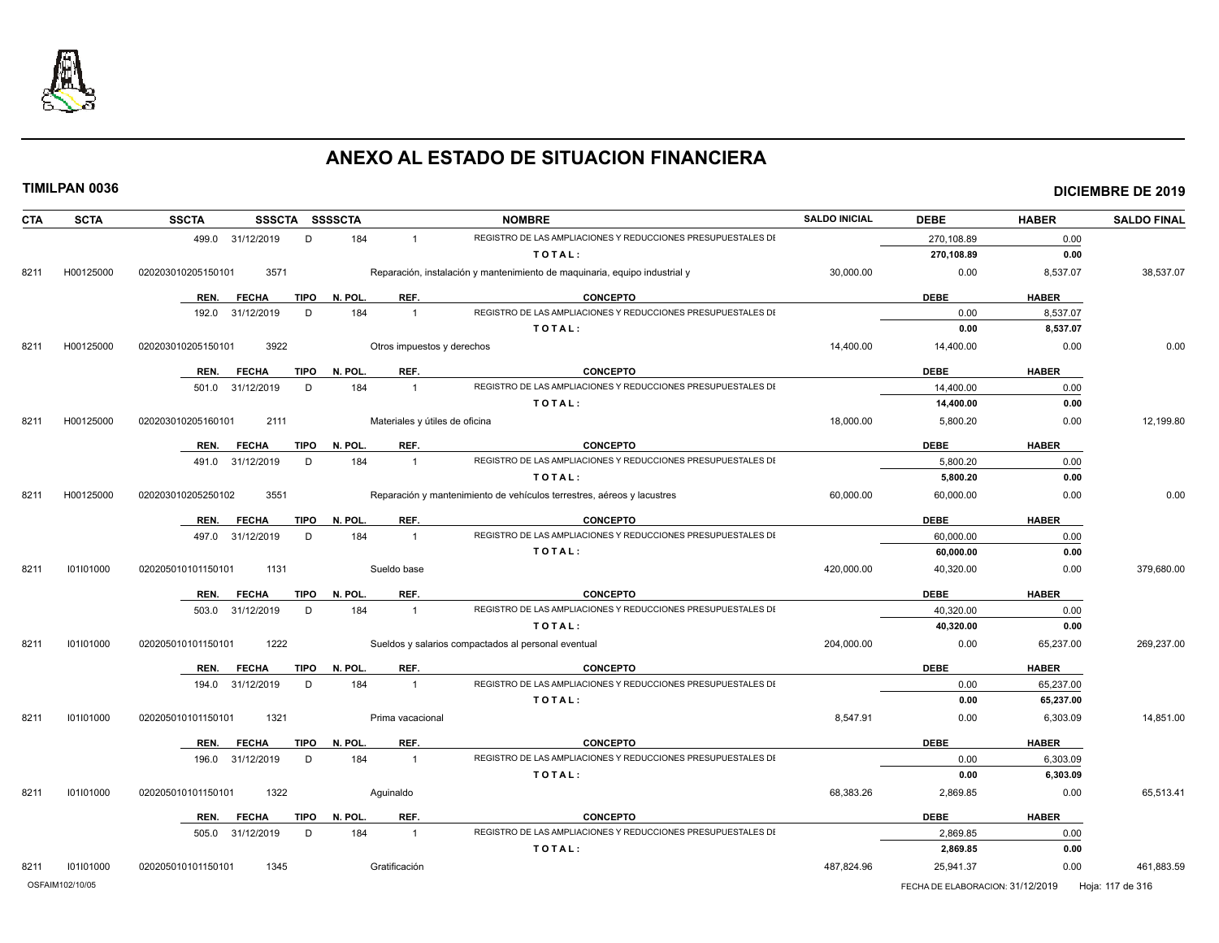# ANEXO AL ESTADO DE SITUACION FINANCIERA

**TIMILPAN 0036** **DICIEMBRE DE 2019**

| CTA | SCTA | SSCTA | SSSCTA | SSSSCTA | NOMBRE | SALDO INICIAL | DEBE | HABER | SALDO FINAL |
|---|---|---|---|---|---|---|---|---|---|
| | | 499.0 31/12/2019 | D | 184 | 1 REGISTRO DE LAS AMPLIACIONES Y REDUCCIONES PRESUPUESTALES DI | | 270,108.89 | 0.00 | |
| | | | | | TOTAL: | | 270,108.89 | 0.00 | |
| 8211 | H00125000 | 020203010205150101 | 3571 | | Reparación, instalación y mantenimiento de maquinaria, equipo industrial y | 30,000.00 | 0.00 | 8,537.07 | 38,537.07 |
| | | REN. FECHA | TIPO | N. POL. | REF. CONCEPTO | | DEBE | HABER | |
| | | 192.0 31/12/2019 | D | 184 | 1 REGISTRO DE LAS AMPLIACIONES Y REDUCCIONES PRESUPUESTALES DI | | 0.00 | 8,537.07 | |
| | | | | | TOTAL: | | 0.00 | 8,537.07 | |
| 8211 | H00125000 | 020203010205150101 | 3922 | | Otros impuestos y derechos | 14,400.00 | 14,400.00 | 0.00 | 0.00 |
| | | REN. FECHA | TIPO | N. POL. | REF. CONCEPTO | | DEBE | HABER | |
| | | 501.0 31/12/2019 | D | 184 | 1 REGISTRO DE LAS AMPLIACIONES Y REDUCCIONES PRESUPUESTALES DI | | 14,400.00 | 0.00 | |
| | | | | | TOTAL: | | 14,400.00 | 0.00 | |
| 8211 | H00125000 | 020203010205160101 | 2111 | | Materiales y útiles de oficina | 18,000.00 | 5,800.20 | 0.00 | 12,199.80 |
| | | REN. FECHA | TIPO | N. POL. | REF. CONCEPTO | | DEBE | HABER | |
| | | 491.0 31/12/2019 | D | 184 | 1 REGISTRO DE LAS AMPLIACIONES Y REDUCCIONES PRESUPUESTALES DI | | 5,800.20 | 0.00 | |
| | | | | | TOTAL: | | 5,800.20 | 0.00 | |
| 8211 | H00125000 | 020203010205250102 | 3551 | | Reparación y mantenimiento de vehículos terrestres, aéreos y lacustres | 60,000.00 | 60,000.00 | 0.00 | 0.00 |
| | | REN. FECHA | TIPO | N. POL. | REF. CONCEPTO | | DEBE | HABER | |
| | | 497.0 31/12/2019 | D | 184 | 1 REGISTRO DE LAS AMPLIACIONES Y REDUCCIONES PRESUPUESTALES DI | | 60,000.00 | 0.00 | |
| | | | | | TOTAL: | | 60,000.00 | 0.00 | |
| 8211 | I01I01000 | 020205010101150101 | 1131 | | Sueldo base | 420,000.00 | 40,320.00 | 0.00 | 379,680.00 |
| | | REN. FECHA | TIPO | N. POL. | REF. CONCEPTO | | DEBE | HABER | |
| | | 503.0 31/12/2019 | D | 184 | 1 REGISTRO DE LAS AMPLIACIONES Y REDUCCIONES PRESUPUESTALES DI | | 40,320.00 | 0.00 | |
| | | | | | TOTAL: | | 40,320.00 | 0.00 | |
| 8211 | I01I01000 | 020205010101150101 | 1222 | | Sueldos y salarios compactados al personal eventual | 204,000.00 | 0.00 | 65,237.00 | 269,237.00 |
| | | REN. FECHA | TIPO | N. POL. | REF. CONCEPTO | | DEBE | HABER | |
| | | 194.0 31/12/2019 | D | 184 | 1 REGISTRO DE LAS AMPLIACIONES Y REDUCCIONES PRESUPUESTALES DI | | 0.00 | 65,237.00 | |
| | | | | | TOTAL: | | 0.00 | 65,237.00 | |
| 8211 | I01I01000 | 020205010101150101 | 1321 | | Prima vacacional | 8,547.91 | 0.00 | 6,303.09 | 14,851.00 |
| | | REN. FECHA | TIPO | N. POL. | REF. CONCEPTO | | DEBE | HABER | |
| | | 196.0 31/12/2019 | D | 184 | 1 REGISTRO DE LAS AMPLIACIONES Y REDUCCIONES PRESUPUESTALES DI | | 0.00 | 6,303.09 | |
| | | | | | TOTAL: | | 0.00 | 6,303.09 | |
| 8211 | I01I01000 | 020205010101150101 | 1322 | | Aguinaldo | 68,383.26 | 2,869.85 | 0.00 | 65,513.41 |
| | | REN. FECHA | TIPO | N. POL. | REF. CONCEPTO | | DEBE | HABER | |
| | | 505.0 31/12/2019 | D | 184 | 1 REGISTRO DE LAS AMPLIACIONES Y REDUCCIONES PRESUPUESTALES DI | | 2,869.85 | 0.00 | |
| | | | | | TOTAL: | | 2,869.85 | 0.00 | |
| 8211 | I01I01000 | 020205010101150101 | 1345 | | Gratificación | 487,824.96 | 25,941.37 | 0.00 | 461,883.59 |

OSFAIM102/10/05 FECHA DE ELABORACION: 31/12/2019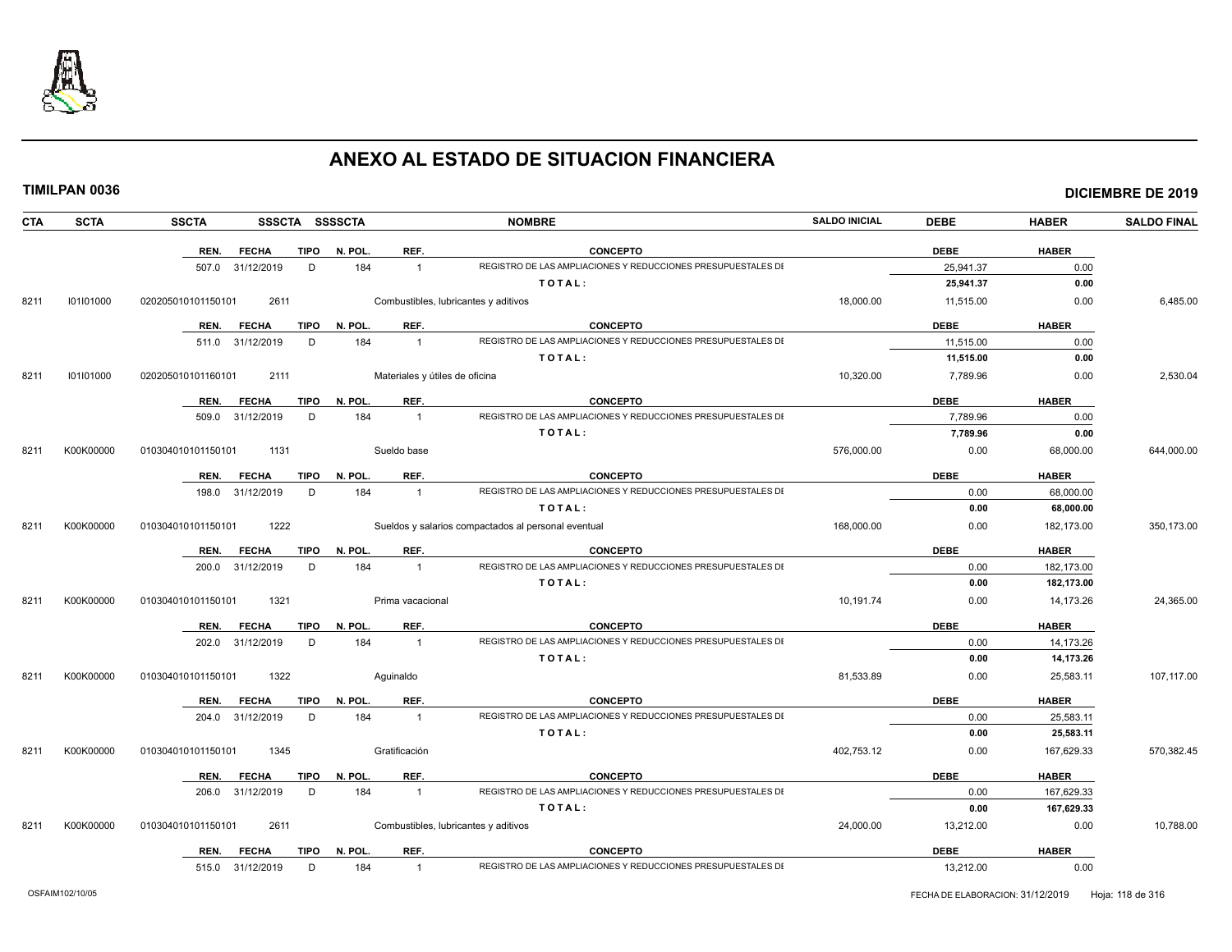# ANEXO AL ESTADO DE SITUACION FINANCIERA

**TIMILPAN 0036** **DICIEMBRE DE 2019**

| CTA | SCTA | SSCTA | SSSCTA | SSSSCTA | NOMBRE | SALDO INICIAL | DEBE | HABER | SALDO FINAL |
|---|---|---|---|---|---|---|---|---|---|
| | | REN. FECHA | TIPO | N. POL. | REF. CONCEPTO | | DEBE | HABER | |
| | | 507.0 31/12/2019 | D | 184 | 1 REGISTRO DE LAS AMPLIACIONES Y REDUCCIONES PRESUPUESTALES DE | | 25,941.37 | 0.00 | |
| | | | | | TOTAL: | | 25,941.37 | 0.00 | |
| 8211 | I01I01000 | 020205010101150101 | 2611 | | Combustibles, lubricantes y aditivos | 18,000.00 | 11,515.00 | 0.00 | 6,485.00 |
| | | REN. FECHA | TIPO | N. POL. | REF. CONCEPTO | | DEBE | HABER | |
| | | 511.0 31/12/2019 | D | 184 | 1 REGISTRO DE LAS AMPLIACIONES Y REDUCCIONES PRESUPUESTALES DE | | 11,515.00 | 0.00 | |
| | | | | | TOTAL: | | 11,515.00 | 0.00 | |
| 8211 | I01I01000 | 020205010101160101 | 2111 | | Materiales y útiles de oficina | 10,320.00 | 7,789.96 | 0.00 | 2,530.04 |
| | | REN. FECHA | TIPO | N. POL. | REF. CONCEPTO | | DEBE | HABER | |
| | | 509.0 31/12/2019 | D | 184 | 1 REGISTRO DE LAS AMPLIACIONES Y REDUCCIONES PRESUPUESTALES DE | | 7,789.96 | 0.00 | |
| | | | | | TOTAL: | | 7,789.96 | 0.00 | |
| 8211 | K00K00000 | 010304010101150101 | 1131 | | Sueldo base | 576,000.00 | 0.00 | 68,000.00 | 644,000.00 |
| | | REN. FECHA | TIPO | N. POL. | REF. CONCEPTO | | DEBE | HABER | |
| | | 198.0 31/12/2019 | D | 184 | 1 REGISTRO DE LAS AMPLIACIONES Y REDUCCIONES PRESUPUESTALES DE | | 0.00 | 68,000.00 | |
| | | | | | TOTAL: | | 0.00 | 68,000.00 | |
| 8211 | K00K00000 | 010304010101150101 | 1222 | | Sueldos y salarios compactados al personal eventual | 168,000.00 | 0.00 | 182,173.00 | 350,173.00 |
| | | REN. FECHA | TIPO | N. POL. | REF. CONCEPTO | | DEBE | HABER | |
| | | 200.0 31/12/2019 | D | 184 | 1 REGISTRO DE LAS AMPLIACIONES Y REDUCCIONES PRESUPUESTALES DE | | 0.00 | 182,173.00 | |
| | | | | | TOTAL: | | 0.00 | 182,173.00 | |
| 8211 | K00K00000 | 010304010101150101 | 1321 | | Prima vacacional | 10,191.74 | 0.00 | 14,173.26 | 24,365.00 |
| | | REN. FECHA | TIPO | N. POL. | REF. CONCEPTO | | DEBE | HABER | |
| | | 202.0 31/12/2019 | D | 184 | 1 REGISTRO DE LAS AMPLIACIONES Y REDUCCIONES PRESUPUESTALES DE | | 0.00 | 14,173.26 | |
| | | | | | TOTAL: | | 0.00 | 14,173.26 | |
| 8211 | K00K00000 | 010304010101150101 | 1322 | | Aguinaldo | 81,533.89 | 0.00 | 25,583.11 | 107,117.00 |
| | | REN. FECHA | TIPO | N. POL. | REF. CONCEPTO | | DEBE | HABER | |
| | | 204.0 31/12/2019 | D | 184 | 1 REGISTRO DE LAS AMPLIACIONES Y REDUCCIONES PRESUPUESTALES DE | | 0.00 | 25,583.11 | |
| | | | | | TOTAL: | | 0.00 | 25,583.11 | |
| 8211 | K00K00000 | 010304010101150101 | 1345 | | Gratificación | 402,753.12 | 0.00 | 167,629.33 | 570,382.45 |
| | | REN. FECHA | TIPO | N. POL. | REF. CONCEPTO | | DEBE | HABER | |
| | | 206.0 31/12/2019 | D | 184 | 1 REGISTRO DE LAS AMPLIACIONES Y REDUCCIONES PRESUPUESTALES DE | | 0.00 | 167,629.33 | |
| | | | | | TOTAL: | | 0.00 | 167,629.33 | |
| 8211 | K00K00000 | 010304010101150101 | 2611 | | Combustibles, lubricantes y aditivos | 24,000.00 | 13,212.00 | 0.00 | 10,788.00 |
| | | REN. FECHA | TIPO | N. POL. | REF. CONCEPTO | | DEBE | HABER | |
| | | 515.0 31/12/2019 | D | 184 | 1 REGISTRO DE LAS AMPLIACIONES Y REDUCCIONES PRESUPUESTALES DE | | 13,212.00 | 0.00 | |

OSFAIM102/10/05 FECHA DE ELABORACION: 31/12/2019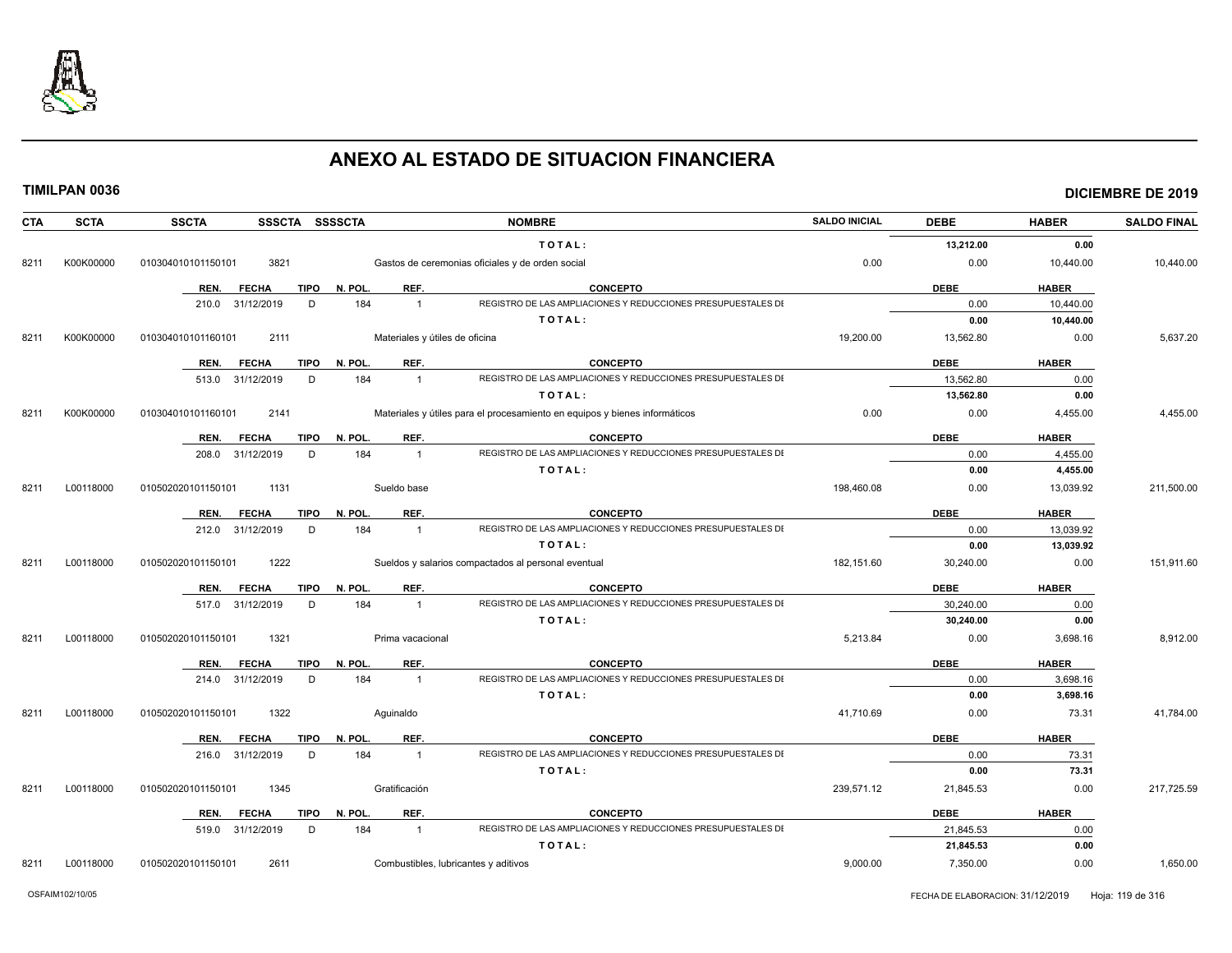# ANEXO AL ESTADO DE SITUACION FINANCIERA

**TIMILPAN 0036** **DICIEMBRE DE 2019**

| CTA | SCTA | SSCTA | SSSCTA | SSSSCTA | NOMBRE | SALDO INICIAL | DEBE | HABER | SALDO FINAL |
|---|---|---|---|---|---|---|---|---|---|
| | | | | | T O T A L : | | 13,212.00 | 0.00 | |
| 8211 | K00K00000 | 010304010101150101 | 3821 | | Gastos de ceremonias oficiales y de orden social | 0.00 | 0.00 | 10,440.00 | 10,440.00 |
| | | REN. FECHA | TIPO | N. POL. | REF. CONCEPTO | | DEBE | HABER | |
| | | 210.0 31/12/2019 | D | 184 | 1 REGISTRO DE LAS AMPLIACIONES Y REDUCCIONES PRESUPUESTALES DE | | 0.00 | 10,440.00 | |
| | | | | | T O T A L : | | 0.00 | 10,440.00 | |
| 8211 | K00K00000 | 010304010101160101 | 2111 | | Materiales y útiles de oficina | 19,200.00 | 13,562.80 | 0.00 | 5,637.20 |
| | | REN. FECHA | TIPO | N. POL. | REF. CONCEPTO | | DEBE | HABER | |
| | | 513.0 31/12/2019 | D | 184 | 1 REGISTRO DE LAS AMPLIACIONES Y REDUCCIONES PRESUPUESTALES DE | | 13,562.80 | 0.00 | |
| | | | | | T O T A L : | | 13,562.80 | 0.00 | |
| 8211 | K00K00000 | 010304010101160101 | 2141 | | Materiales y útiles para el procesamiento en equipos y bienes informáticos | 0.00 | 0.00 | 4,455.00 | 4,455.00 |
| | | REN. FECHA | TIPO | N. POL. | REF. CONCEPTO | | DEBE | HABER | |
| | | 208.0 31/12/2019 | D | 184 | 1 REGISTRO DE LAS AMPLIACIONES Y REDUCCIONES PRESUPUESTALES DE | | 0.00 | 4,455.00 | |
| | | | | | T O T A L : | | 0.00 | 4,455.00 | |
| 8211 | L00118000 | 010502020101150101 | 1131 | | Sueldo base | 198,460.08 | 0.00 | 13,039.92 | 211,500.00 |
| | | REN. FECHA | TIPO | N. POL. | REF. CONCEPTO | | DEBE | HABER | |
| | | 212.0 31/12/2019 | D | 184 | 1 REGISTRO DE LAS AMPLIACIONES Y REDUCCIONES PRESUPUESTALES DE | | 0.00 | 13,039.92 | |
| | | | | | T O T A L : | | 0.00 | 13,039.92 | |
| 8211 | L00118000 | 010502020101150101 | 1222 | | Sueldos y salarios compactados al personal eventual | 182,151.60 | 30,240.00 | 0.00 | 151,911.60 |
| | | REN. FECHA | TIPO | N. POL. | REF. CONCEPTO | | DEBE | HABER | |
| | | 517.0 31/12/2019 | D | 184 | 1 REGISTRO DE LAS AMPLIACIONES Y REDUCCIONES PRESUPUESTALES DE | | 30,240.00 | 0.00 | |
| | | | | | T O T A L : | | 30,240.00 | 0.00 | |
| 8211 | L00118000 | 010502020101150101 | 1321 | | Prima vacacional | 5,213.84 | 0.00 | 3,698.16 | 8,912.00 |
| | | REN. FECHA | TIPO | N. POL. | REF. CONCEPTO | | DEBE | HABER | |
| | | 214.0 31/12/2019 | D | 184 | 1 REGISTRO DE LAS AMPLIACIONES Y REDUCCIONES PRESUPUESTALES DE | | 0.00 | 3,698.16 | |
| | | | | | T O T A L : | | 0.00 | 3,698.16 | |
| 8211 | L00118000 | 010502020101150101 | 1322 | | Aguinaldo | 41,710.69 | 0.00 | 73.31 | 41,784.00 |
| | | REN. FECHA | TIPO | N. POL. | REF. CONCEPTO | | DEBE | HABER | |
| | | 216.0 31/12/2019 | D | 184 | 1 REGISTRO DE LAS AMPLIACIONES Y REDUCCIONES PRESUPUESTALES DE | | 0.00 | 73.31 | |
| | | | | | T O T A L : | | 0.00 | 73.31 | |
| 8211 | L00118000 | 010502020101150101 | 1345 | | Gratificación | 239,571.12 | 21,845.53 | 0.00 | 217,725.59 |
| | | REN. FECHA | TIPO | N. POL. | REF. CONCEPTO | | DEBE | HABER | |
| | | 519.0 31/12/2019 | D | 184 | 1 REGISTRO DE LAS AMPLIACIONES Y REDUCCIONES PRESUPUESTALES DE | | 21,845.53 | 0.00 | |
| | | | | | T O T A L : | | 21,845.53 | 0.00 | |
| 8211 | L00118000 | 010502020101150101 | 2611 | | Combustibles, lubricantes y aditivos | 9,000.00 | 7,350.00 | 0.00 | 1,650.00 |

OSFAIM102/10/05 FECHA DE ELABORACION: 31/12/2019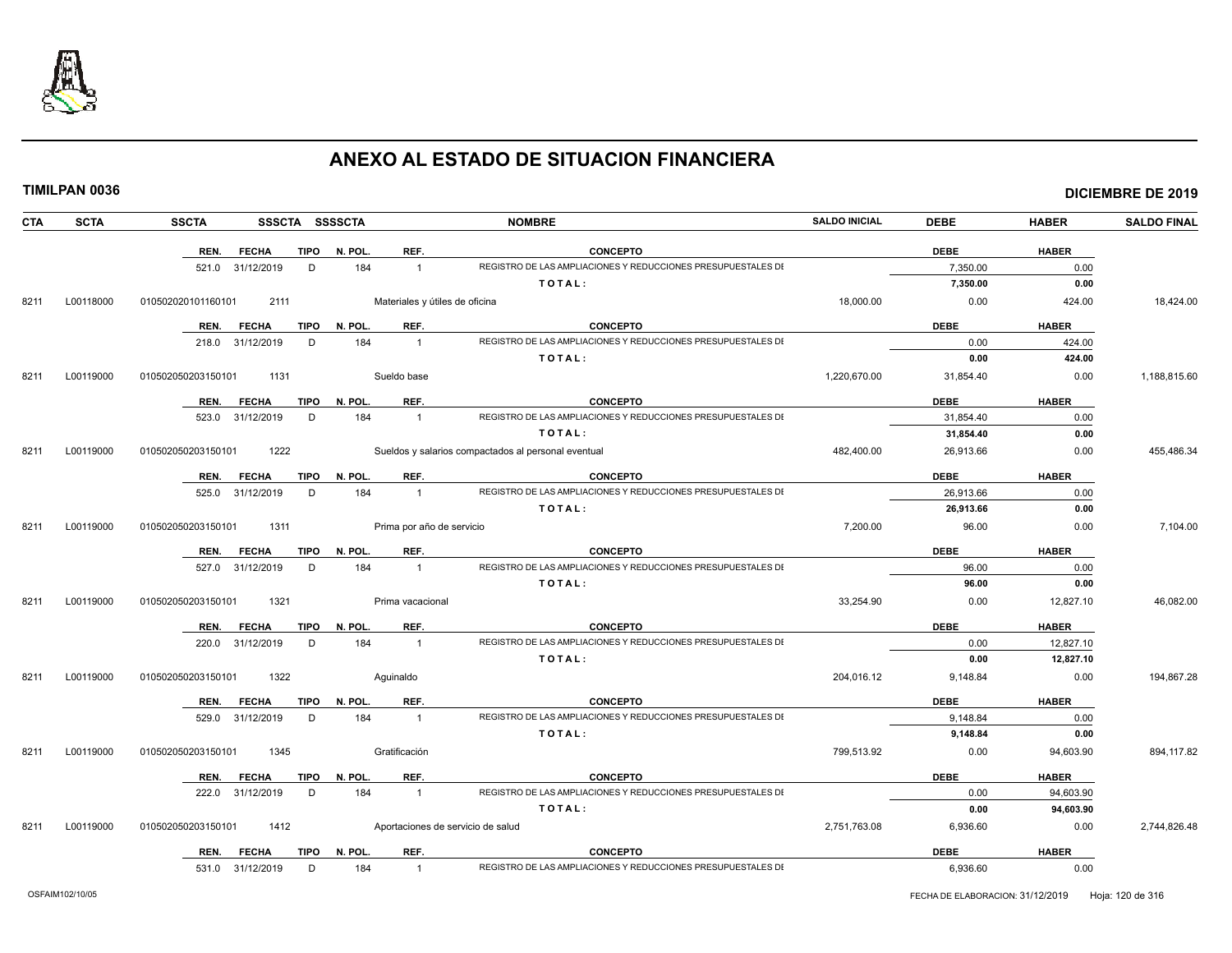# ANEXO AL ESTADO DE SITUACION FINANCIERA

**TIMILPAN 0036** — **DICIEMBRE DE 2019**

| CTA | SCTA | SSCTA | SSSCTA | SSSSCTA | NOMBRE | SALDO INICIAL | DEBE | HABER | SALDO FINAL |
|---|---|---|---|---|---|---|---|---|---|
| | | | | | | | | | |

| REN. | FECHA | TIPO | N. POL. | REF. | CONCEPTO | DEBE | HABER |
|---|---|---|---|---|---|---|---|
| 521.0 | 31/12/2019 | D | 184 | 1 | REGISTRO DE LAS AMPLIACIONES Y REDUCCIONES PRESUPUESTALES DI | 7,350.00 | 0.00 |
| | | | | | **TOTAL:** | **7,350.00** | **0.00** |

| CTA | SCTA | SSCTA | SSSCTA | SSSSCTA | NOMBRE | SALDO INICIAL | DEBE | HABER | SALDO FINAL |
|---|---|---|---|---|---|---|---|---|---|
| 8211 | L00118000 | 010502020101160101 | 2111 | | Materiales y útiles de oficina | 18,000.00 | 0.00 | 424.00 | 18,424.00 |

| REN. | FECHA | TIPO | N. POL. | REF. | CONCEPTO | DEBE | HABER |
|---|---|---|---|---|---|---|---|
| 218.0 | 31/12/2019 | D | 184 | 1 | REGISTRO DE LAS AMPLIACIONES Y REDUCCIONES PRESUPUESTALES DI | 0.00 | 424.00 |
| | | | | | **TOTAL:** | **0.00** | **424.00** |

| CTA | SCTA | SSCTA | SSSCTA | SSSSCTA | NOMBRE | SALDO INICIAL | DEBE | HABER | SALDO FINAL |
|---|---|---|---|---|---|---|---|---|---|
| 8211 | L00119000 | 010502050203150101 | 1131 | | Sueldo base | 1,220,670.00 | 31,854.40 | 0.00 | 1,188,815.60 |

| REN. | FECHA | TIPO | N. POL. | REF. | CONCEPTO | DEBE | HABER |
|---|---|---|---|---|---|---|---|
| 523.0 | 31/12/2019 | D | 184 | 1 | REGISTRO DE LAS AMPLIACIONES Y REDUCCIONES PRESUPUESTALES DI | 31,854.40 | 0.00 |
| | | | | | **TOTAL:** | **31,854.40** | **0.00** |

| CTA | SCTA | SSCTA | SSSCTA | SSSSCTA | NOMBRE | SALDO INICIAL | DEBE | HABER | SALDO FINAL |
|---|---|---|---|---|---|---|---|---|---|
| 8211 | L00119000 | 010502050203150101 | 1222 | | Sueldos y salarios compactados al personal eventual | 482,400.00 | 26,913.66 | 0.00 | 455,486.34 |

| REN. | FECHA | TIPO | N. POL. | REF. | CONCEPTO | DEBE | HABER |
|---|---|---|---|---|---|---|---|
| 525.0 | 31/12/2019 | D | 184 | 1 | REGISTRO DE LAS AMPLIACIONES Y REDUCCIONES PRESUPUESTALES DI | 26,913.66 | 0.00 |
| | | | | | **TOTAL:** | **26,913.66** | **0.00** |

| CTA | SCTA | SSCTA | SSSCTA | SSSSCTA | NOMBRE | SALDO INICIAL | DEBE | HABER | SALDO FINAL |
|---|---|---|---|---|---|---|---|---|---|
| 8211 | L00119000 | 010502050203150101 | 1311 | | Prima por año de servicio | 7,200.00 | 96.00 | 0.00 | 7,104.00 |

| REN. | FECHA | TIPO | N. POL. | REF. | CONCEPTO | DEBE | HABER |
|---|---|---|---|---|---|---|---|
| 527.0 | 31/12/2019 | D | 184 | 1 | REGISTRO DE LAS AMPLIACIONES Y REDUCCIONES PRESUPUESTALES DI | 96.00 | 0.00 |
| | | | | | **TOTAL:** | **96.00** | **0.00** |

| CTA | SCTA | SSCTA | SSSCTA | SSSSCTA | NOMBRE | SALDO INICIAL | DEBE | HABER | SALDO FINAL |
|---|---|---|---|---|---|---|---|---|---|
| 8211 | L00119000 | 010502050203150101 | 1321 | | Prima vacacional | 33,254.90 | 0.00 | 12,827.10 | 46,082.00 |

| REN. | FECHA | TIPO | N. POL. | REF. | CONCEPTO | DEBE | HABER |
|---|---|---|---|---|---|---|---|
| 220.0 | 31/12/2019 | D | 184 | 1 | REGISTRO DE LAS AMPLIACIONES Y REDUCCIONES PRESUPUESTALES DI | 0.00 | 12,827.10 |
| | | | | | **TOTAL:** | **0.00** | **12,827.10** |

| CTA | SCTA | SSCTA | SSSCTA | SSSSCTA | NOMBRE | SALDO INICIAL | DEBE | HABER | SALDO FINAL |
|---|---|---|---|---|---|---|---|---|---|
| 8211 | L00119000 | 010502050203150101 | 1322 | | Aguinaldo | 204,016.12 | 9,148.84 | 0.00 | 194,867.28 |

| REN. | FECHA | TIPO | N. POL. | REF. | CONCEPTO | DEBE | HABER |
|---|---|---|---|---|---|---|---|
| 529.0 | 31/12/2019 | D | 184 | 1 | REGISTRO DE LAS AMPLIACIONES Y REDUCCIONES PRESUPUESTALES DI | 9,148.84 | 0.00 |
| | | | | | **TOTAL:** | **9,148.84** | **0.00** |

| CTA | SCTA | SSCTA | SSSCTA | SSSSCTA | NOMBRE | SALDO INICIAL | DEBE | HABER | SALDO FINAL |
|---|---|---|---|---|---|---|---|---|---|
| 8211 | L00119000 | 010502050203150101 | 1345 | | Gratificación | 799,513.92 | 0.00 | 94,603.90 | 894,117.82 |

| REN. | FECHA | TIPO | N. POL. | REF. | CONCEPTO | DEBE | HABER |
|---|---|---|---|---|---|---|---|
| 222.0 | 31/12/2019 | D | 184 | 1 | REGISTRO DE LAS AMPLIACIONES Y REDUCCIONES PRESUPUESTALES DI | 0.00 | 94,603.90 |
| | | | | | **TOTAL:** | **0.00** | **94,603.90** |

| CTA | SCTA | SSCTA | SSSCTA | SSSSCTA | NOMBRE | SALDO INICIAL | DEBE | HABER | SALDO FINAL |
|---|---|---|---|---|---|---|---|---|---|
| 8211 | L00119000 | 010502050203150101 | 1412 | | Aportaciones de servicio de salud | 2,751,763.08 | 6,936.60 | 0.00 | 2,744,826.48 |

| REN. | FECHA | TIPO | N. POL. | REF. | CONCEPTO | DEBE | HABER |
|---|---|---|---|---|---|---|---|
| 531.0 | 31/12/2019 | D | 184 | 1 | REGISTRO DE LAS AMPLIACIONES Y REDUCCIONES PRESUPUESTALES DI | 6,936.60 | 0.00 |

OSFAIM102/10/05 — FECHA DE ELABORACION: 31/12/2019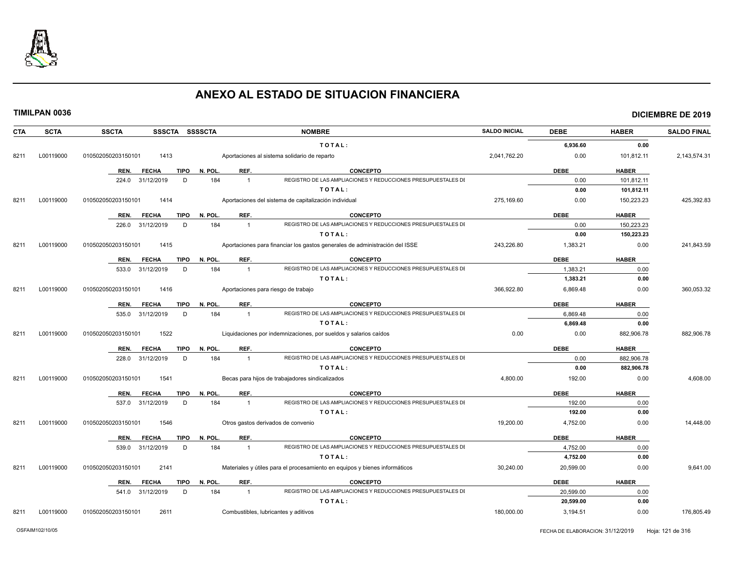# ANEXO AL ESTADO DE SITUACION FINANCIERA

**TIMILPAN 0036** — **DICIEMBRE DE 2019**

| CTA | SCTA | SSCTA | SSSCTA | SSSSCTA | NOMBRE | SALDO INICIAL | DEBE | HABER | SALDO FINAL |
|---|---|---|---|---|---|---|---|---|---|
| | | | | | TOTAL: | | 6,936.60 | 0.00 | |
| 8211 | L00119000 | 010502050203150101 | 1413 | | Aportaciones al sistema solidario de reparto | 2,041,762.20 | 0.00 | 101,812.11 | 2,143,574.31 |
| | | REN. 224.0 | FECHA 31/12/2019 | TIPO D / N. POL. 184 | REF. 1 — REGISTRO DE LAS AMPLIACIONES Y REDUCCIONES PRESUPUESTALES DE | | 0.00 | 101,812.11 | |
| | | | | | TOTAL: | | 0.00 | 101,812.11 | |
| 8211 | L00119000 | 010502050203150101 | 1414 | | Aportaciones del sistema de capitalización individual | 275,169.60 | 0.00 | 150,223.23 | 425,392.83 |
| | | REN. 226.0 | FECHA 31/12/2019 | TIPO D / N. POL. 184 | REF. 1 — REGISTRO DE LAS AMPLIACIONES Y REDUCCIONES PRESUPUESTALES DE | | 0.00 | 150,223.23 | |
| | | | | | TOTAL: | | 0.00 | 150,223.23 | |
| 8211 | L00119000 | 010502050203150101 | 1415 | | Aportaciones para financiar los gastos generales de administración del ISSE | 243,226.80 | 1,383.21 | 0.00 | 241,843.59 |
| | | REN. 533.0 | FECHA 31/12/2019 | TIPO D / N. POL. 184 | REF. 1 — REGISTRO DE LAS AMPLIACIONES Y REDUCCIONES PRESUPUESTALES DE | | 1,383.21 | 0.00 | |
| | | | | | TOTAL: | | 1,383.21 | 0.00 | |
| 8211 | L00119000 | 010502050203150101 | 1416 | | Aportaciones para riesgo de trabajo | 366,922.80 | 6,869.48 | 0.00 | 360,053.32 |
| | | REN. 535.0 | FECHA 31/12/2019 | TIPO D / N. POL. 184 | REF. 1 — REGISTRO DE LAS AMPLIACIONES Y REDUCCIONES PRESUPUESTALES DE | | 6,869.48 | 0.00 | |
| | | | | | TOTAL: | | 6,869.48 | 0.00 | |
| 8211 | L00119000 | 010502050203150101 | 1522 | | Liquidaciones por indemnizaciones, por sueldos y salarios caídos | 0.00 | 0.00 | 882,906.78 | 882,906.78 |
| | | REN. 228.0 | FECHA 31/12/2019 | TIPO D / N. POL. 184 | REF. 1 — REGISTRO DE LAS AMPLIACIONES Y REDUCCIONES PRESUPUESTALES DE | | 0.00 | 882,906.78 | |
| | | | | | TOTAL: | | 0.00 | 882,906.78 | |
| 8211 | L00119000 | 010502050203150101 | 1541 | | Becas para hijos de trabajadores sindicalizados | 4,800.00 | 192.00 | 0.00 | 4,608.00 |
| | | REN. 537.0 | FECHA 31/12/2019 | TIPO D / N. POL. 184 | REF. 1 — REGISTRO DE LAS AMPLIACIONES Y REDUCCIONES PRESUPUESTALES DE | | 192.00 | 0.00 | |
| | | | | | TOTAL: | | 192.00 | 0.00 | |
| 8211 | L00119000 | 010502050203150101 | 1546 | | Otros gastos derivados de convenio | 19,200.00 | 4,752.00 | 0.00 | 14,448.00 |
| | | REN. 539.0 | FECHA 31/12/2019 | TIPO D / N. POL. 184 | REF. 1 — REGISTRO DE LAS AMPLIACIONES Y REDUCCIONES PRESUPUESTALES DE | | 4,752.00 | 0.00 | |
| | | | | | TOTAL: | | 4,752.00 | 0.00 | |
| 8211 | L00119000 | 010502050203150101 | 2141 | | Materiales y útiles para el procesamiento en equipos y bienes informáticos | 30,240.00 | 20,599.00 | 0.00 | 9,641.00 |
| | | REN. 541.0 | FECHA 31/12/2019 | TIPO D / N. POL. 184 | REF. 1 — REGISTRO DE LAS AMPLIACIONES Y REDUCCIONES PRESUPUESTALES DE | | 20,599.00 | 0.00 | |
| | | | | | TOTAL: | | 20,599.00 | 0.00 | |
| 8211 | L00119000 | 010502050203150101 | 2611 | | Combustibles, lubricantes y aditivos | 180,000.00 | 3,194.51 | 0.00 | 176,805.49 |

OSFAIM102/10/05 — FECHA DE ELABORACION: 31/12/2019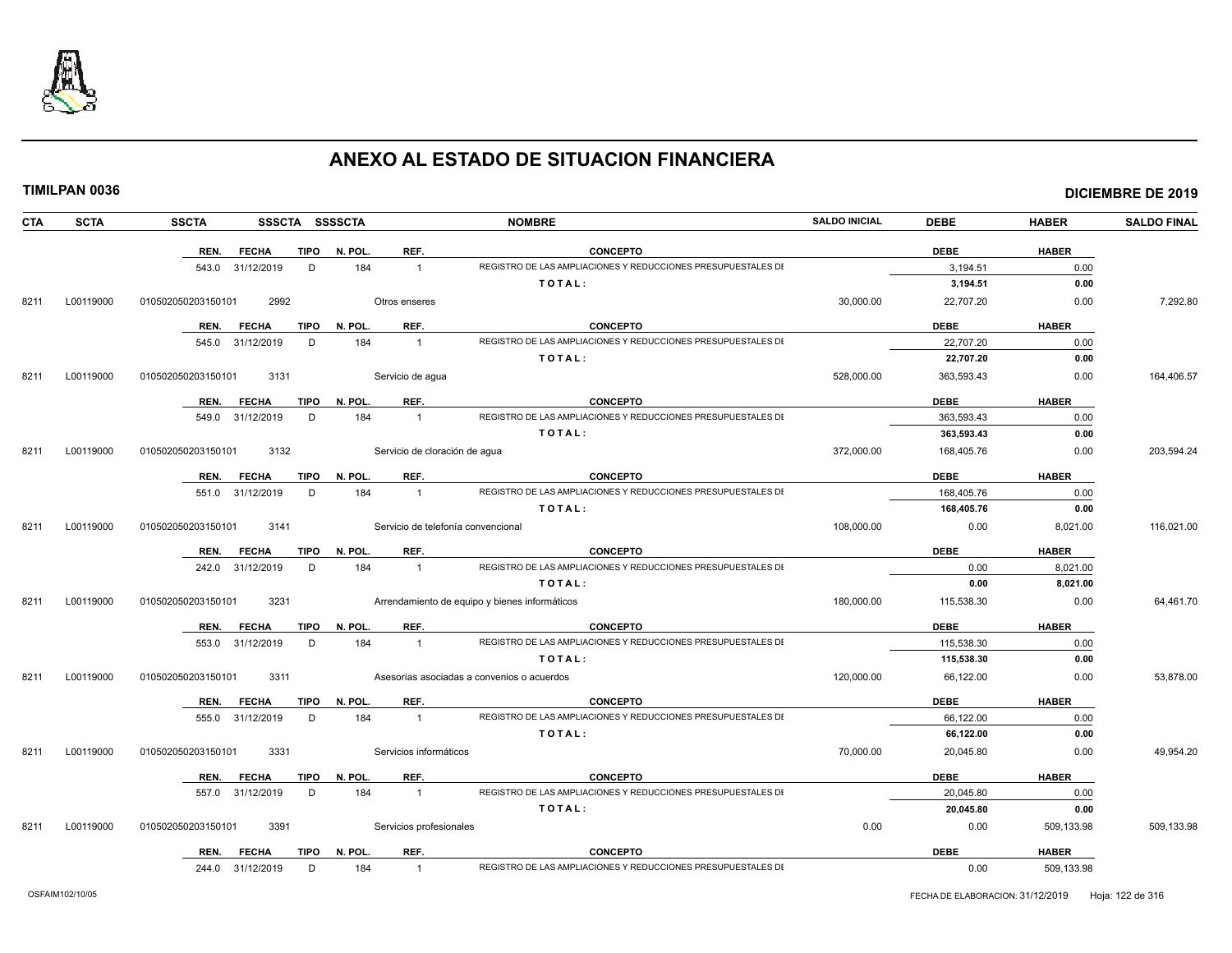# ANEXO AL ESTADO DE SITUACION FINANCIERA

**TIMILPAN 0036** — **DICIEMBRE DE 2019**

| CTA | SCTA | SSCTA | SSSCTA | SSSSCTA | NOMBRE | SALDO INICIAL | DEBE | HABER | SALDO FINAL |
|---|---|---|---|---|---|---|---|---|---|

| REN. | FECHA | TIPO | N. POL. | REF. | CONCEPTO | DEBE | HABER |
|---|---|---|---|---|---|---|---|
| 543.0 | 31/12/2019 | D | 184 | 1 | REGISTRO DE LAS AMPLIACIONES Y REDUCCIONES PRESUPUESTALES DE | 3,194.51 | 0.00 |
| | | | | | **TOTAL:** | **3,194.51** | **0.00** |

| CTA | SCTA | SSCTA | SSSCTA | NOMBRE | SALDO INICIAL | DEBE | HABER | SALDO FINAL |
|---|---|---|---|---|---|---|---|---|
| 8211 | L00119000 | 010502050203150101 | 2992 | Otros enseres | 30,000.00 | 22,707.20 | 0.00 | 7,292.80 |

| REN. | FECHA | TIPO | N. POL. | REF. | CONCEPTO | DEBE | HABER |
|---|---|---|---|---|---|---|---|
| 545.0 | 31/12/2019 | D | 184 | 1 | REGISTRO DE LAS AMPLIACIONES Y REDUCCIONES PRESUPUESTALES DE | 22,707.20 | 0.00 |
| | | | | | **TOTAL:** | **22,707.20** | **0.00** |

| CTA | SCTA | SSCTA | SSSCTA | NOMBRE | SALDO INICIAL | DEBE | HABER | SALDO FINAL |
|---|---|---|---|---|---|---|---|---|
| 8211 | L00119000 | 010502050203150101 | 3131 | Servicio de agua | 528,000.00 | 363,593.43 | 0.00 | 164,406.57 |

| REN. | FECHA | TIPO | N. POL. | REF. | CONCEPTO | DEBE | HABER |
|---|---|---|---|---|---|---|---|
| 549.0 | 31/12/2019 | D | 184 | 1 | REGISTRO DE LAS AMPLIACIONES Y REDUCCIONES PRESUPUESTALES DE | 363,593.43 | 0.00 |
| | | | | | **TOTAL:** | **363,593.43** | **0.00** |

| CTA | SCTA | SSCTA | SSSCTA | NOMBRE | SALDO INICIAL | DEBE | HABER | SALDO FINAL |
|---|---|---|---|---|---|---|---|---|
| 8211 | L00119000 | 010502050203150101 | 3132 | Servicio de cloración de agua | 372,000.00 | 168,405.76 | 0.00 | 203,594.24 |

| REN. | FECHA | TIPO | N. POL. | REF. | CONCEPTO | DEBE | HABER |
|---|---|---|---|---|---|---|---|
| 551.0 | 31/12/2019 | D | 184 | 1 | REGISTRO DE LAS AMPLIACIONES Y REDUCCIONES PRESUPUESTALES DE | 168,405.76 | 0.00 |
| | | | | | **TOTAL:** | **168,405.76** | **0.00** |

| CTA | SCTA | SSCTA | SSSCTA | NOMBRE | SALDO INICIAL | DEBE | HABER | SALDO FINAL |
|---|---|---|---|---|---|---|---|---|
| 8211 | L00119000 | 010502050203150101 | 3141 | Servicio de telefonía convencional | 108,000.00 | 0.00 | 8,021.00 | 116,021.00 |

| REN. | FECHA | TIPO | N. POL. | REF. | CONCEPTO | DEBE | HABER |
|---|---|---|---|---|---|---|---|
| 242.0 | 31/12/2019 | D | 184 | 1 | REGISTRO DE LAS AMPLIACIONES Y REDUCCIONES PRESUPUESTALES DE | 0.00 | 8,021.00 |
| | | | | | **TOTAL:** | **0.00** | **8,021.00** |

| CTA | SCTA | SSCTA | SSSCTA | NOMBRE | SALDO INICIAL | DEBE | HABER | SALDO FINAL |
|---|---|---|---|---|---|---|---|---|
| 8211 | L00119000 | 010502050203150101 | 3231 | Arrendamiento de equipo y bienes informáticos | 180,000.00 | 115,538.30 | 0.00 | 64,461.70 |

| REN. | FECHA | TIPO | N. POL. | REF. | CONCEPTO | DEBE | HABER |
|---|---|---|---|---|---|---|---|
| 553.0 | 31/12/2019 | D | 184 | 1 | REGISTRO DE LAS AMPLIACIONES Y REDUCCIONES PRESUPUESTALES DE | 115,538.30 | 0.00 |
| | | | | | **TOTAL:** | **115,538.30** | **0.00** |

| CTA | SCTA | SSCTA | SSSCTA | NOMBRE | SALDO INICIAL | DEBE | HABER | SALDO FINAL |
|---|---|---|---|---|---|---|---|---|
| 8211 | L00119000 | 010502050203150101 | 3311 | Asesorías asociadas a convenios o acuerdos | 120,000.00 | 66,122.00 | 0.00 | 53,878.00 |

| REN. | FECHA | TIPO | N. POL. | REF. | CONCEPTO | DEBE | HABER |
|---|---|---|---|---|---|---|---|
| 555.0 | 31/12/2019 | D | 184 | 1 | REGISTRO DE LAS AMPLIACIONES Y REDUCCIONES PRESUPUESTALES DE | 66,122.00 | 0.00 |
| | | | | | **TOTAL:** | **66,122.00** | **0.00** |

| CTA | SCTA | SSCTA | SSSCTA | NOMBRE | SALDO INICIAL | DEBE | HABER | SALDO FINAL |
|---|---|---|---|---|---|---|---|---|
| 8211 | L00119000 | 010502050203150101 | 3331 | Servicios informáticos | 70,000.00 | 20,045.80 | 0.00 | 49,954.20 |

| REN. | FECHA | TIPO | N. POL. | REF. | CONCEPTO | DEBE | HABER |
|---|---|---|---|---|---|---|---|
| 557.0 | 31/12/2019 | D | 184 | 1 | REGISTRO DE LAS AMPLIACIONES Y REDUCCIONES PRESUPUESTALES DE | 20,045.80 | 0.00 |
| | | | | | **TOTAL:** | **20,045.80** | **0.00** |

| CTA | SCTA | SSCTA | SSSCTA | NOMBRE | SALDO INICIAL | DEBE | HABER | SALDO FINAL |
|---|---|---|---|---|---|---|---|---|
| 8211 | L00119000 | 010502050203150101 | 3391 | Servicios profesionales | 0.00 | 0.00 | 509,133.98 | 509,133.98 |

| REN. | FECHA | TIPO | N. POL. | REF. | CONCEPTO | DEBE | HABER |
|---|---|---|---|---|---|---|---|
| 244.0 | 31/12/2019 | D | 184 | 1 | REGISTRO DE LAS AMPLIACIONES Y REDUCCIONES PRESUPUESTALES DE | 0.00 | 509,133.98 |

OSFAIM102/10/05 — FECHA DE ELABORACION: 31/12/2019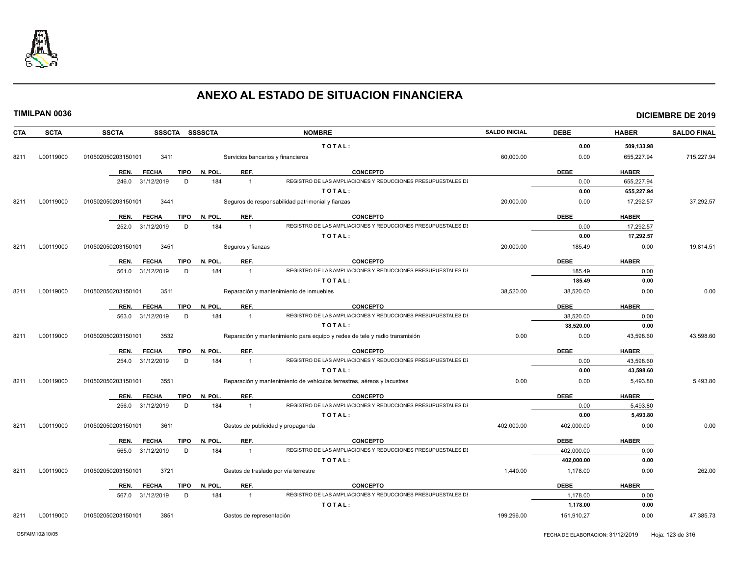# ANEXO AL ESTADO DE SITUACION FINANCIERA

**TIMILPAN 0036** **DICIEMBRE DE 2019**

| CTA | SCTA | SSCTA | SSSCTA | SSSSCTA | NOMBRE | SALDO INICIAL | DEBE | HABER | SALDO FINAL |
|---|---|---|---|---|---|---|---|---|---|
| | | | | | TOTAL: | | 0.00 | 509,133.98 | |
| 8211 | L00119000 | 010502050203150101 | 3411 | | Servicios bancarios y financieros | 60,000.00 | 0.00 | 655,227.94 | 715,227.94 |

| REN. | FECHA | TIPO | N. POL. | REF. | CONCEPTO | DEBE | HABER |
|---|---|---|---|---|---|---|---|
| 246.0 | 31/12/2019 | D | 184 | 1 | REGISTRO DE LAS AMPLIACIONES Y REDUCCIONES PRESUPUESTALES DI | 0.00 | 655,227.94 |
| | | | | | TOTAL: | 0.00 | 655,227.94 |

| CTA | SCTA | SSCTA | SSSCTA | SSSSCTA | NOMBRE | SALDO INICIAL | DEBE | HABER | SALDO FINAL |
|---|---|---|---|---|---|---|---|---|---|
| 8211 | L00119000 | 010502050203150101 | 3441 | | Seguros de responsabilidad patrimonial y fianzas | 20,000.00 | 0.00 | 17,292.57 | 37,292.57 |

| REN. | FECHA | TIPO | N. POL. | REF. | CONCEPTO | DEBE | HABER |
|---|---|---|---|---|---|---|---|
| 252.0 | 31/12/2019 | D | 184 | 1 | REGISTRO DE LAS AMPLIACIONES Y REDUCCIONES PRESUPUESTALES DI | 0.00 | 17,292.57 |
| | | | | | TOTAL: | 0.00 | 17,292.57 |

| CTA | SCTA | SSCTA | SSSCTA | SSSSCTA | NOMBRE | SALDO INICIAL | DEBE | HABER | SALDO FINAL |
|---|---|---|---|---|---|---|---|---|---|
| 8211 | L00119000 | 010502050203150101 | 3451 | | Seguros y fianzas | 20,000.00 | 185.49 | 0.00 | 19,814.51 |

| REN. | FECHA | TIPO | N. POL. | REF. | CONCEPTO | DEBE | HABER |
|---|---|---|---|---|---|---|---|
| 561.0 | 31/12/2019 | D | 184 | 1 | REGISTRO DE LAS AMPLIACIONES Y REDUCCIONES PRESUPUESTALES DI | 185.49 | 0.00 |
| | | | | | TOTAL: | 185.49 | 0.00 |

| CTA | SCTA | SSCTA | SSSCTA | SSSSCTA | NOMBRE | SALDO INICIAL | DEBE | HABER | SALDO FINAL |
|---|---|---|---|---|---|---|---|---|---|
| 8211 | L00119000 | 010502050203150101 | 3511 | | Reparación y mantenimiento de inmuebles | 38,520.00 | 38,520.00 | 0.00 | 0.00 |

| REN. | FECHA | TIPO | N. POL. | REF. | CONCEPTO | DEBE | HABER |
|---|---|---|---|---|---|---|---|
| 563.0 | 31/12/2019 | D | 184 | 1 | REGISTRO DE LAS AMPLIACIONES Y REDUCCIONES PRESUPUESTALES DI | 38,520.00 | 0.00 |
| | | | | | TOTAL: | 38,520.00 | 0.00 |

| CTA | SCTA | SSCTA | SSSCTA | SSSSCTA | NOMBRE | SALDO INICIAL | DEBE | HABER | SALDO FINAL |
|---|---|---|---|---|---|---|---|---|---|
| 8211 | L00119000 | 010502050203150101 | 3532 | | Reparación y mantenimiento para equipo y redes de tele y radio transmisión | 0.00 | 0.00 | 43,598.60 | 43,598.60 |

| REN. | FECHA | TIPO | N. POL. | REF. | CONCEPTO | DEBE | HABER |
|---|---|---|---|---|---|---|---|
| 254.0 | 31/12/2019 | D | 184 | 1 | REGISTRO DE LAS AMPLIACIONES Y REDUCCIONES PRESUPUESTALES DI | 0.00 | 43,598.60 |
| | | | | | TOTAL: | 0.00 | 43,598.60 |

| CTA | SCTA | SSCTA | SSSCTA | SSSSCTA | NOMBRE | SALDO INICIAL | DEBE | HABER | SALDO FINAL |
|---|---|---|---|---|---|---|---|---|---|
| 8211 | L00119000 | 010502050203150101 | 3551 | | Reparación y mantenimiento de vehículos terrestres, aéreos y lacustres | 0.00 | 0.00 | 5,493.80 | 5,493.80 |

| REN. | FECHA | TIPO | N. POL. | REF. | CONCEPTO | DEBE | HABER |
|---|---|---|---|---|---|---|---|
| 256.0 | 31/12/2019 | D | 184 | 1 | REGISTRO DE LAS AMPLIACIONES Y REDUCCIONES PRESUPUESTALES DI | 0.00 | 5,493.80 |
| | | | | | TOTAL: | 0.00 | 5,493.80 |

| CTA | SCTA | SSCTA | SSSCTA | SSSSCTA | NOMBRE | SALDO INICIAL | DEBE | HABER | SALDO FINAL |
|---|---|---|---|---|---|---|---|---|---|
| 8211 | L00119000 | 010502050203150101 | 3611 | | Gastos de publicidad y propaganda | 402,000.00 | 402,000.00 | 0.00 | 0.00 |

| REN. | FECHA | TIPO | N. POL. | REF. | CONCEPTO | DEBE | HABER |
|---|---|---|---|---|---|---|---|
| 565.0 | 31/12/2019 | D | 184 | 1 | REGISTRO DE LAS AMPLIACIONES Y REDUCCIONES PRESUPUESTALES DI | 402,000.00 | 0.00 |
| | | | | | TOTAL: | 402,000.00 | 0.00 |

| CTA | SCTA | SSCTA | SSSCTA | SSSSCTA | NOMBRE | SALDO INICIAL | DEBE | HABER | SALDO FINAL |
|---|---|---|---|---|---|---|---|---|---|
| 8211 | L00119000 | 010502050203150101 | 3721 | | Gastos de traslado por vía terrestre | 1,440.00 | 1,178.00 | 0.00 | 262.00 |

| REN. | FECHA | TIPO | N. POL. | REF. | CONCEPTO | DEBE | HABER |
|---|---|---|---|---|---|---|---|
| 567.0 | 31/12/2019 | D | 184 | 1 | REGISTRO DE LAS AMPLIACIONES Y REDUCCIONES PRESUPUESTALES DI | 1,178.00 | 0.00 |
| | | | | | TOTAL: | 1,178.00 | 0.00 |

| CTA | SCTA | SSCTA | SSSCTA | SSSSCTA | NOMBRE | SALDO INICIAL | DEBE | HABER | SALDO FINAL |
|---|---|---|---|---|---|---|---|---|---|
| 8211 | L00119000 | 010502050203150101 | 3851 | | Gastos de representación | 199,296.00 | 151,910.27 | 0.00 | 47,385.73 |

OSFAIM102/10/05 FECHA DE ELABORACION: 31/12/2019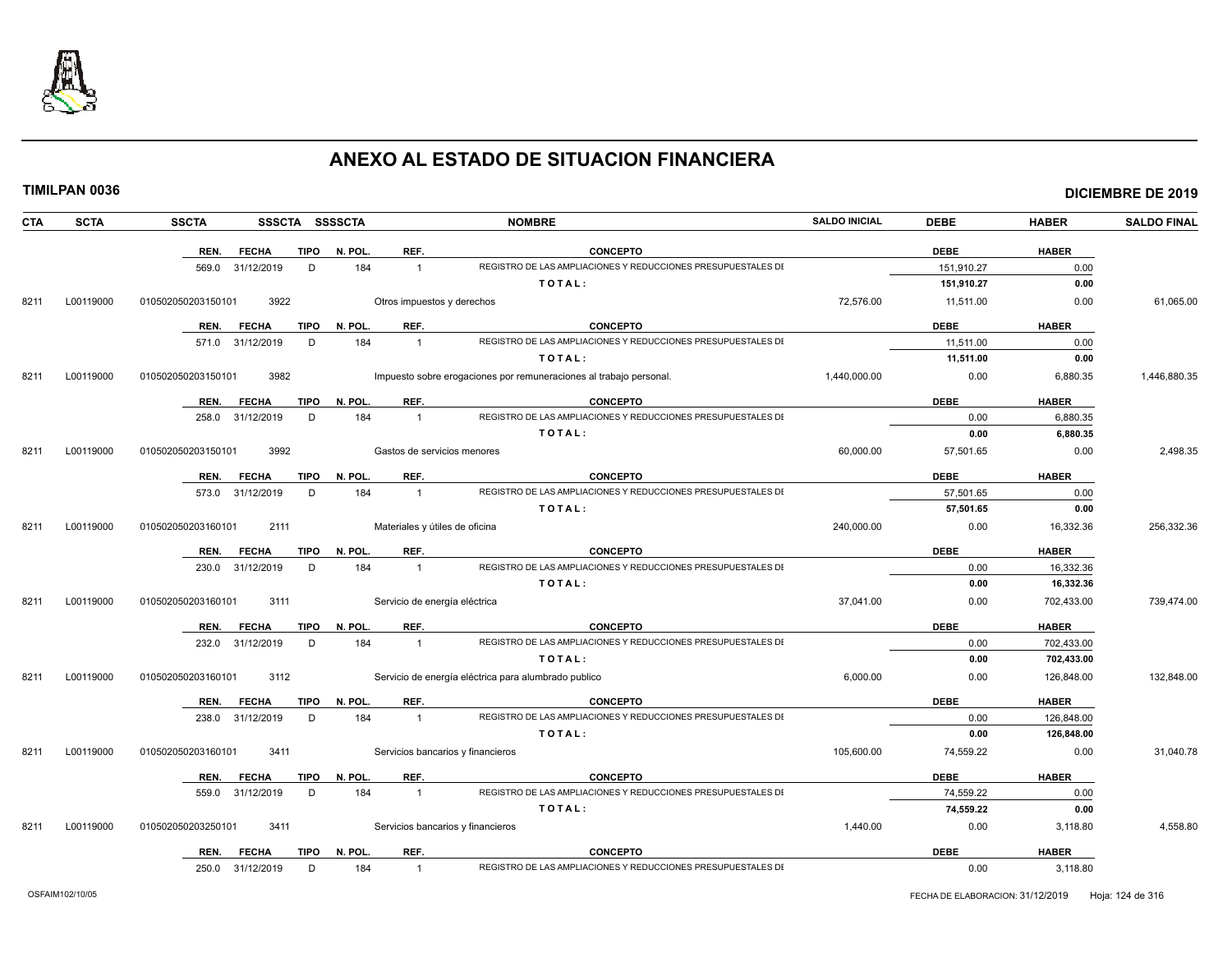# ANEXO AL ESTADO DE SITUACION FINANCIERA

**TIMILPAN 0036** **DICIEMBRE DE 2019**

| CTA | SCTA | SSCTA | SSSCTA | SSSSCTA | NOMBRE | SALDO INICIAL | DEBE | HABER | SALDO FINAL |
|---|---|---|---|---|---|---|---|---|---|
| | | REN. | FECHA | TIPO N. POL. | REF. CONCEPTO | | DEBE | HABER | |
| | | 569.0 | 31/12/2019 | D 184 | 1 REGISTRO DE LAS AMPLIACIONES Y REDUCCIONES PRESUPUESTALES DE | | 151,910.27 | 0.00 | |
| | | | | | TOTAL: | | **151,910.27** | **0.00** | |
| 8211 | L00119000 | 010502050203150101 | 3922 | | Otros impuestos y derechos | 72,576.00 | 11,511.00 | 0.00 | 61,065.00 |
| | | REN. | FECHA | TIPO N. POL. | REF. CONCEPTO | | DEBE | HABER | |
| | | 571.0 | 31/12/2019 | D 184 | 1 REGISTRO DE LAS AMPLIACIONES Y REDUCCIONES PRESUPUESTALES DE | | 11,511.00 | 0.00 | |
| | | | | | TOTAL: | | **11,511.00** | **0.00** | |
| 8211 | L00119000 | 010502050203150101 | 3982 | | Impuesto sobre erogaciones por remuneraciones al trabajo personal. | 1,440,000.00 | 0.00 | 6,880.35 | 1,446,880.35 |
| | | REN. | FECHA | TIPO N. POL. | REF. CONCEPTO | | DEBE | HABER | |
| | | 258.0 | 31/12/2019 | D 184 | 1 REGISTRO DE LAS AMPLIACIONES Y REDUCCIONES PRESUPUESTALES DE | | 0.00 | 6,880.35 | |
| | | | | | TOTAL: | | **0.00** | **6,880.35** | |
| 8211 | L00119000 | 010502050203150101 | 3992 | | Gastos de servicios menores | 60,000.00 | 57,501.65 | 0.00 | 2,498.35 |
| | | REN. | FECHA | TIPO N. POL. | REF. CONCEPTO | | DEBE | HABER | |
| | | 573.0 | 31/12/2019 | D 184 | 1 REGISTRO DE LAS AMPLIACIONES Y REDUCCIONES PRESUPUESTALES DE | | 57,501.65 | 0.00 | |
| | | | | | TOTAL: | | **57,501.65** | **0.00** | |
| 8211 | L00119000 | 010502050203160101 | 2111 | | Materiales y útiles de oficina | 240,000.00 | 0.00 | 16,332.36 | 256,332.36 |
| | | REN. | FECHA | TIPO N. POL. | REF. CONCEPTO | | DEBE | HABER | |
| | | 230.0 | 31/12/2019 | D 184 | 1 REGISTRO DE LAS AMPLIACIONES Y REDUCCIONES PRESUPUESTALES DE | | 0.00 | 16,332.36 | |
| | | | | | TOTAL: | | **0.00** | **16,332.36** | |
| 8211 | L00119000 | 010502050203160101 | 3111 | | Servicio de energía eléctrica | 37,041.00 | 0.00 | 702,433.00 | 739,474.00 |
| | | REN. | FECHA | TIPO N. POL. | REF. CONCEPTO | | DEBE | HABER | |
| | | 232.0 | 31/12/2019 | D 184 | 1 REGISTRO DE LAS AMPLIACIONES Y REDUCCIONES PRESUPUESTALES DE | | 0.00 | 702,433.00 | |
| | | | | | TOTAL: | | **0.00** | **702,433.00** | |
| 8211 | L00119000 | 010502050203160101 | 3112 | | Servicio de energía eléctrica para alumbrado publico | 6,000.00 | 0.00 | 126,848.00 | 132,848.00 |
| | | REN. | FECHA | TIPO N. POL. | REF. CONCEPTO | | DEBE | HABER | |
| | | 238.0 | 31/12/2019 | D 184 | 1 REGISTRO DE LAS AMPLIACIONES Y REDUCCIONES PRESUPUESTALES DE | | 0.00 | 126,848.00 | |
| | | | | | TOTAL: | | **0.00** | **126,848.00** | |
| 8211 | L00119000 | 010502050203160101 | 3411 | | Servicios bancarios y financieros | 105,600.00 | 74,559.22 | 0.00 | 31,040.78 |
| | | REN. | FECHA | TIPO N. POL. | REF. CONCEPTO | | DEBE | HABER | |
| | | 559.0 | 31/12/2019 | D 184 | 1 REGISTRO DE LAS AMPLIACIONES Y REDUCCIONES PRESUPUESTALES DE | | 74,559.22 | 0.00 | |
| | | | | | TOTAL: | | **74,559.22** | **0.00** | |
| 8211 | L00119000 | 010502050203250101 | 3411 | | Servicios bancarios y financieros | 1,440.00 | 0.00 | 3,118.80 | 4,558.80 |
| | | REN. | FECHA | TIPO N. POL. | REF. CONCEPTO | | DEBE | HABER | |
| | | 250.0 | 31/12/2019 | D 184 | 1 REGISTRO DE LAS AMPLIACIONES Y REDUCCIONES PRESUPUESTALES DE | | 0.00 | 3,118.80 | |

OSFAIM102/10/05 FECHA DE ELABORACION: 31/12/2019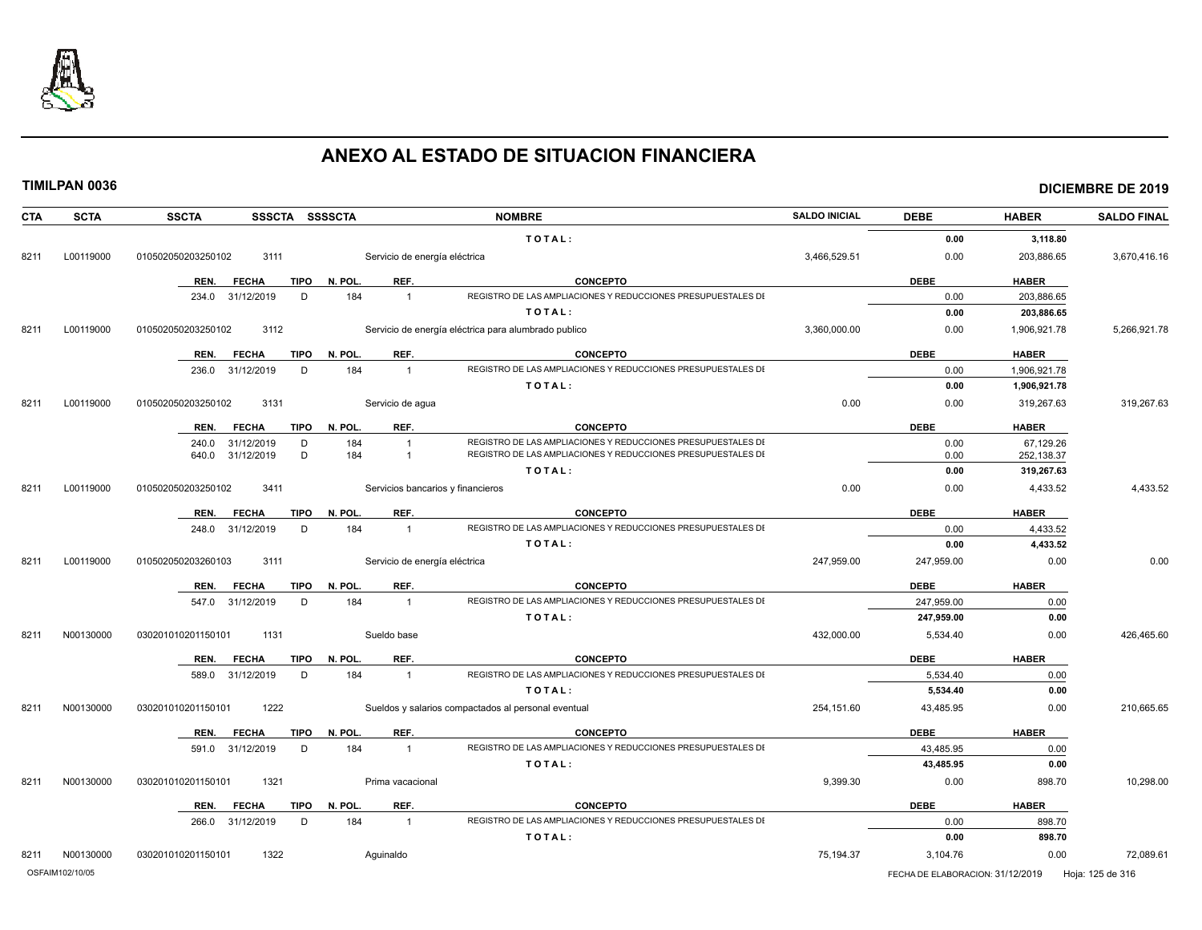# ANEXO AL ESTADO DE SITUACION FINANCIERA

**TIMILPAN 0036** — **DICIEMBRE DE 2019**

| CTA | SCTA | SSCTA | SSSCTA | SSSSCTA | NOMBRE | SALDO INICIAL | DEBE | HABER | SALDO FINAL |
|---|---|---|---|---|---|---|---|---|---|
| | | | | | TOTAL: | | 0.00 | 3,118.80 | |
| 8211 | L00119000 | 010502050203250102 | 3111 | | Servicio de energía eléctrica | 3,466,529.51 | 0.00 | 203,886.65 | 3,670,416.16 |

| REN. | FECHA | TIPO | N. POL. | REF. | CONCEPTO | DEBE | HABER |
|---|---|---|---|---|---|---|---|
| 234.0 | 31/12/2019 | D | 184 | 1 | REGISTRO DE LAS AMPLIACIONES Y REDUCCIONES PRESUPUESTALES DI | 0.00 | 203,886.65 |
| | | | | | TOTAL: | 0.00 | 203,886.65 |

| CTA | SCTA | SSCTA | SSSCTA | SSSSCTA | NOMBRE | SALDO INICIAL | DEBE | HABER | SALDO FINAL |
|---|---|---|---|---|---|---|---|---|---|
| 8211 | L00119000 | 010502050203250102 | 3112 | | Servicio de energía eléctrica para alumbrado publico | 3,360,000.00 | 0.00 | 1,906,921.78 | 5,266,921.78 |

| REN. | FECHA | TIPO | N. POL. | REF. | CONCEPTO | DEBE | HABER |
|---|---|---|---|---|---|---|---|
| 236.0 | 31/12/2019 | D | 184 | 1 | REGISTRO DE LAS AMPLIACIONES Y REDUCCIONES PRESUPUESTALES DI | 0.00 | 1,906,921.78 |
| | | | | | TOTAL: | 0.00 | 1,906,921.78 |

| CTA | SCTA | SSCTA | SSSCTA | SSSSCTA | NOMBRE | SALDO INICIAL | DEBE | HABER | SALDO FINAL |
|---|---|---|---|---|---|---|---|---|---|
| 8211 | L00119000 | 010502050203250102 | 3131 | | Servicio de agua | 0.00 | 0.00 | 319,267.63 | 319,267.63 |

| REN. | FECHA | TIPO | N. POL. | REF. | CONCEPTO | DEBE | HABER |
|---|---|---|---|---|---|---|---|
| 240.0 | 31/12/2019 | D | 184 | 1 | REGISTRO DE LAS AMPLIACIONES Y REDUCCIONES PRESUPUESTALES DI | 0.00 | 67,129.26 |
| 640.0 | 31/12/2019 | D | 184 | 1 | REGISTRO DE LAS AMPLIACIONES Y REDUCCIONES PRESUPUESTALES DI | 0.00 | 252,138.37 |
| | | | | | TOTAL: | 0.00 | 319,267.63 |

| CTA | SCTA | SSCTA | SSSCTA | SSSSCTA | NOMBRE | SALDO INICIAL | DEBE | HABER | SALDO FINAL |
|---|---|---|---|---|---|---|---|---|---|
| 8211 | L00119000 | 010502050203250102 | 3411 | | Servicios bancarios y financieros | 0.00 | 0.00 | 4,433.52 | 4,433.52 |

| REN. | FECHA | TIPO | N. POL. | REF. | CONCEPTO | DEBE | HABER |
|---|---|---|---|---|---|---|---|
| 248.0 | 31/12/2019 | D | 184 | 1 | REGISTRO DE LAS AMPLIACIONES Y REDUCCIONES PRESUPUESTALES DI | 0.00 | 4,433.52 |
| | | | | | TOTAL: | 0.00 | 4,433.52 |

| CTA | SCTA | SSCTA | SSSCTA | SSSSCTA | NOMBRE | SALDO INICIAL | DEBE | HABER | SALDO FINAL |
|---|---|---|---|---|---|---|---|---|---|
| 8211 | L00119000 | 010502050203260103 | 3111 | | Servicio de energía eléctrica | 247,959.00 | 247,959.00 | 0.00 | 0.00 |

| REN. | FECHA | TIPO | N. POL. | REF. | CONCEPTO | DEBE | HABER |
|---|---|---|---|---|---|---|---|
| 547.0 | 31/12/2019 | D | 184 | 1 | REGISTRO DE LAS AMPLIACIONES Y REDUCCIONES PRESUPUESTALES DI | 247,959.00 | 0.00 |
| | | | | | TOTAL: | 247,959.00 | 0.00 |

| CTA | SCTA | SSCTA | SSSCTA | SSSSCTA | NOMBRE | SALDO INICIAL | DEBE | HABER | SALDO FINAL |
|---|---|---|---|---|---|---|---|---|---|
| 8211 | N00130000 | 030201010201150101 | 1131 | | Sueldo base | 432,000.00 | 5,534.40 | 0.00 | 426,465.60 |

| REN. | FECHA | TIPO | N. POL. | REF. | CONCEPTO | DEBE | HABER |
|---|---|---|---|---|---|---|---|
| 589.0 | 31/12/2019 | D | 184 | 1 | REGISTRO DE LAS AMPLIACIONES Y REDUCCIONES PRESUPUESTALES DI | 5,534.40 | 0.00 |
| | | | | | TOTAL: | 5,534.40 | 0.00 |

| CTA | SCTA | SSCTA | SSSCTA | SSSSCTA | NOMBRE | SALDO INICIAL | DEBE | HABER | SALDO FINAL |
|---|---|---|---|---|---|---|---|---|---|
| 8211 | N00130000 | 030201010201150101 | 1222 | | Sueldos y salarios compactados al personal eventual | 254,151.60 | 43,485.95 | 0.00 | 210,665.65 |

| REN. | FECHA | TIPO | N. POL. | REF. | CONCEPTO | DEBE | HABER |
|---|---|---|---|---|---|---|---|
| 591.0 | 31/12/2019 | D | 184 | 1 | REGISTRO DE LAS AMPLIACIONES Y REDUCCIONES PRESUPUESTALES DI | 43,485.95 | 0.00 |
| | | | | | TOTAL: | 43,485.95 | 0.00 |

| CTA | SCTA | SSCTA | SSSCTA | SSSSCTA | NOMBRE | SALDO INICIAL | DEBE | HABER | SALDO FINAL |
|---|---|---|---|---|---|---|---|---|---|
| 8211 | N00130000 | 030201010201150101 | 1321 | | Prima vacacional | 9,399.30 | 0.00 | 898.70 | 10,298.00 |

| REN. | FECHA | TIPO | N. POL. | REF. | CONCEPTO | DEBE | HABER |
|---|---|---|---|---|---|---|---|
| 266.0 | 31/12/2019 | D | 184 | 1 | REGISTRO DE LAS AMPLIACIONES Y REDUCCIONES PRESUPUESTALES DI | 0.00 | 898.70 |
| | | | | | TOTAL: | 0.00 | 898.70 |

| CTA | SCTA | SSCTA | SSSCTA | SSSSCTA | NOMBRE | SALDO INICIAL | DEBE | HABER | SALDO FINAL |
|---|---|---|---|---|---|---|---|---|---|
| 8211 | N00130000 | 030201010201150101 | 1322 | | Aguinaldo | 75,194.37 | 3,104.76 | 0.00 | 72,089.61 |

OSFAIM102/10/05 — FECHA DE ELABORACION: 31/12/2019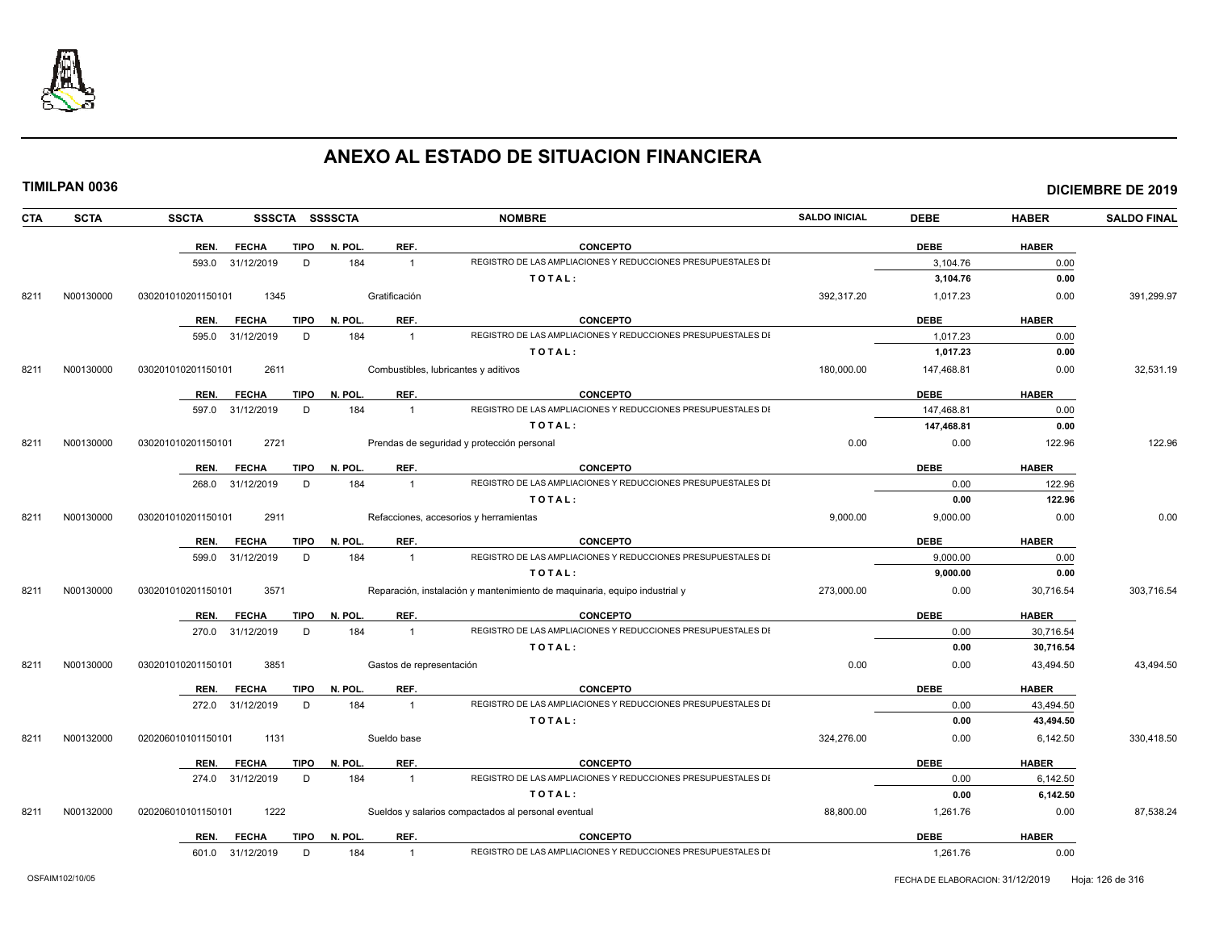# ANEXO AL ESTADO DE SITUACION FINANCIERA

**TIMILPAN 0036** **DICIEMBRE DE 2019**

| CTA | SCTA | SSCTA | SSSCTA | SSSSCTA | NOMBRE | SALDO INICIAL | DEBE | HABER | SALDO FINAL |
|---|---|---|---|---|---|---|---|---|---|

| REN. | FECHA | TIPO | N. POL. | REF. | CONCEPTO | DEBE | HABER |
|---|---|---|---|---|---|---|---|
| 593.0 | 31/12/2019 | D | 184 | 1 | REGISTRO DE LAS AMPLIACIONES Y REDUCCIONES PRESUPUESTALES DE | 3,104.76 | 0.00 |
| | | | | | **TOTAL:** | **3,104.76** | **0.00** |

| CTA | SCTA | SSCTA | SSSCTA | NOMBRE | SALDO INICIAL | DEBE | HABER | SALDO FINAL |
|---|---|---|---|---|---|---|---|---|
| 8211 | N00130000 | 030201010201150101 | 1345 | Gratificación | 392,317.20 | 1,017.23 | 0.00 | 391,299.97 |

| REN. | FECHA | TIPO | N. POL. | REF. | CONCEPTO | DEBE | HABER |
|---|---|---|---|---|---|---|---|
| 595.0 | 31/12/2019 | D | 184 | 1 | REGISTRO DE LAS AMPLIACIONES Y REDUCCIONES PRESUPUESTALES DE | 1,017.23 | 0.00 |
| | | | | | **TOTAL:** | **1,017.23** | **0.00** |

| CTA | SCTA | SSCTA | SSSCTA | NOMBRE | SALDO INICIAL | DEBE | HABER | SALDO FINAL |
|---|---|---|---|---|---|---|---|---|
| 8211 | N00130000 | 030201010201150101 | 2611 | Combustibles, lubricantes y aditivos | 180,000.00 | 147,468.81 | 0.00 | 32,531.19 |

| REN. | FECHA | TIPO | N. POL. | REF. | CONCEPTO | DEBE | HABER |
|---|---|---|---|---|---|---|---|
| 597.0 | 31/12/2019 | D | 184 | 1 | REGISTRO DE LAS AMPLIACIONES Y REDUCCIONES PRESUPUESTALES DE | 147,468.81 | 0.00 |
| | | | | | **TOTAL:** | **147,468.81** | **0.00** |

| CTA | SCTA | SSCTA | SSSCTA | NOMBRE | SALDO INICIAL | DEBE | HABER | SALDO FINAL |
|---|---|---|---|---|---|---|---|---|
| 8211 | N00130000 | 030201010201150101 | 2721 | Prendas de seguridad y protección personal | 0.00 | 0.00 | 122.96 | 122.96 |

| REN. | FECHA | TIPO | N. POL. | REF. | CONCEPTO | DEBE | HABER |
|---|---|---|---|---|---|---|---|
| 268.0 | 31/12/2019 | D | 184 | 1 | REGISTRO DE LAS AMPLIACIONES Y REDUCCIONES PRESUPUESTALES DE | 0.00 | 122.96 |
| | | | | | **TOTAL:** | **0.00** | **122.96** |

| CTA | SCTA | SSCTA | SSSCTA | NOMBRE | SALDO INICIAL | DEBE | HABER | SALDO FINAL |
|---|---|---|---|---|---|---|---|---|
| 8211 | N00130000 | 030201010201150101 | 2911 | Refacciones, accesorios y herramientas | 9,000.00 | 9,000.00 | 0.00 | 0.00 |

| REN. | FECHA | TIPO | N. POL. | REF. | CONCEPTO | DEBE | HABER |
|---|---|---|---|---|---|---|---|
| 599.0 | 31/12/2019 | D | 184 | 1 | REGISTRO DE LAS AMPLIACIONES Y REDUCCIONES PRESUPUESTALES DE | 9,000.00 | 0.00 |
| | | | | | **TOTAL:** | **9,000.00** | **0.00** |

| CTA | SCTA | SSCTA | SSSCTA | NOMBRE | SALDO INICIAL | DEBE | HABER | SALDO FINAL |
|---|---|---|---|---|---|---|---|---|
| 8211 | N00130000 | 030201010201150101 | 3571 | Reparación, instalación y mantenimiento de maquinaria, equipo industrial y | 273,000.00 | 0.00 | 30,716.54 | 303,716.54 |

| REN. | FECHA | TIPO | N. POL. | REF. | CONCEPTO | DEBE | HABER |
|---|---|---|---|---|---|---|---|
| 270.0 | 31/12/2019 | D | 184 | 1 | REGISTRO DE LAS AMPLIACIONES Y REDUCCIONES PRESUPUESTALES DE | 0.00 | 30,716.54 |
| | | | | | **TOTAL:** | **0.00** | **30,716.54** |

| CTA | SCTA | SSCTA | SSSCTA | NOMBRE | SALDO INICIAL | DEBE | HABER | SALDO FINAL |
|---|---|---|---|---|---|---|---|---|
| 8211 | N00130000 | 030201010201150101 | 3851 | Gastos de representación | 0.00 | 0.00 | 43,494.50 | 43,494.50 |

| REN. | FECHA | TIPO | N. POL. | REF. | CONCEPTO | DEBE | HABER |
|---|---|---|---|---|---|---|---|
| 272.0 | 31/12/2019 | D | 184 | 1 | REGISTRO DE LAS AMPLIACIONES Y REDUCCIONES PRESUPUESTALES DE | 0.00 | 43,494.50 |
| | | | | | **TOTAL:** | **0.00** | **43,494.50** |

| CTA | SCTA | SSCTA | SSSCTA | NOMBRE | SALDO INICIAL | DEBE | HABER | SALDO FINAL |
|---|---|---|---|---|---|---|---|---|
| 8211 | N00132000 | 020206010101150101 | 1131 | Sueldo base | 324,276.00 | 0.00 | 6,142.50 | 330,418.50 |

| REN. | FECHA | TIPO | N. POL. | REF. | CONCEPTO | DEBE | HABER |
|---|---|---|---|---|---|---|---|
| 274.0 | 31/12/2019 | D | 184 | 1 | REGISTRO DE LAS AMPLIACIONES Y REDUCCIONES PRESUPUESTALES DE | 0.00 | 6,142.50 |
| | | | | | **TOTAL:** | **0.00** | **6,142.50** |

| CTA | SCTA | SSCTA | SSSCTA | NOMBRE | SALDO INICIAL | DEBE | HABER | SALDO FINAL |
|---|---|---|---|---|---|---|---|---|
| 8211 | N00132000 | 020206010101150101 | 1222 | Sueldos y salarios compactados al personal eventual | 88,800.00 | 1,261.76 | 0.00 | 87,538.24 |

| REN. | FECHA | TIPO | N. POL. | REF. | CONCEPTO | DEBE | HABER |
|---|---|---|---|---|---|---|---|
| 601.0 | 31/12/2019 | D | 184 | 1 | REGISTRO DE LAS AMPLIACIONES Y REDUCCIONES PRESUPUESTALES DE | 1,261.76 | 0.00 |

OSFAIM102/10/05 FECHA DE ELABORACION: 31/12/2019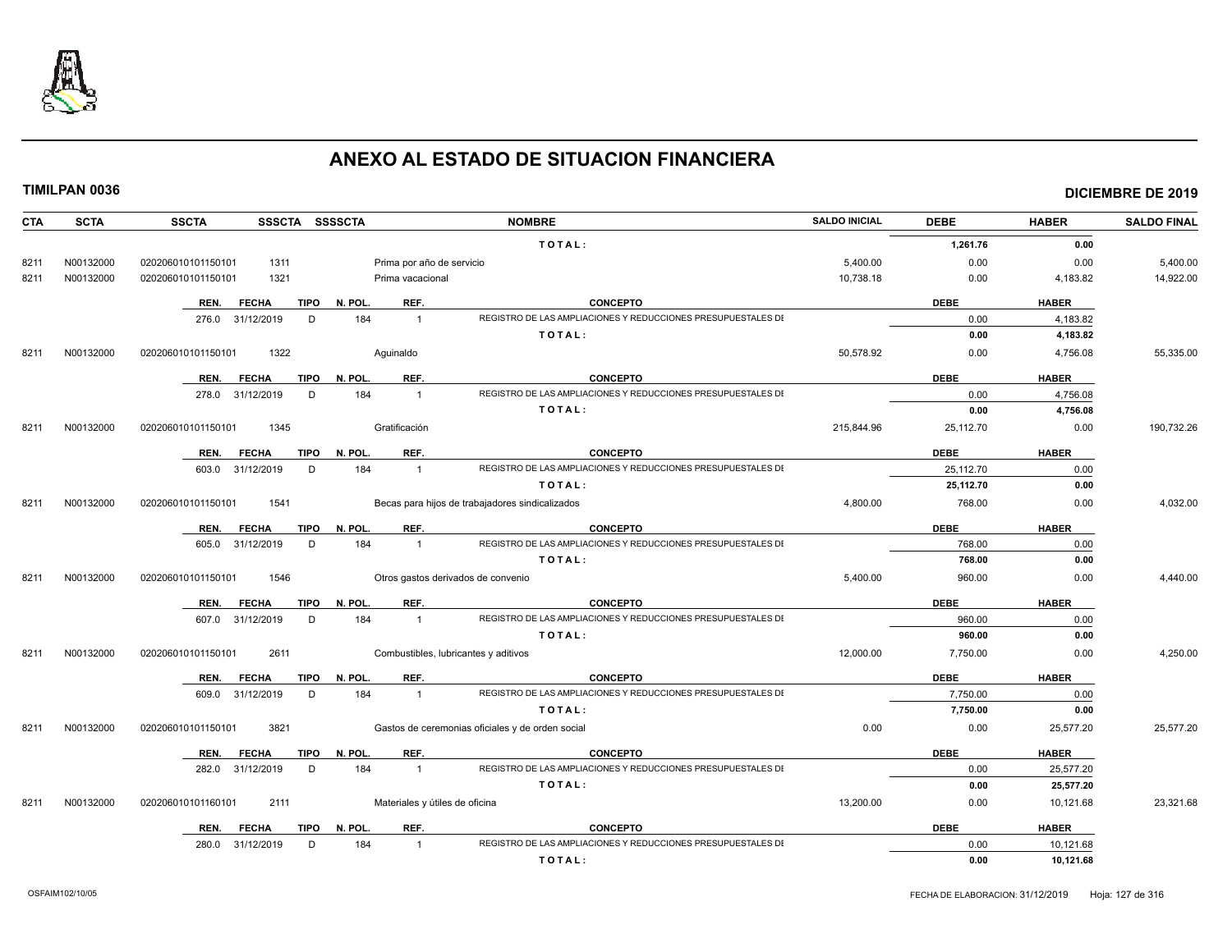# ANEXO AL ESTADO DE SITUACION FINANCIERA

**TIMILPAN 0036** **DICIEMBRE DE 2019**

| CTA | SCTA | SSCTA | SSSCTA | SSSSCTA | NOMBRE | SALDO INICIAL | DEBE | HABER | SALDO FINAL |
|---|---|---|---|---|---|---|---|---|---|
| | | | | | **T O T A L :** | | **1,261.76** | **0.00** | |
| 8211 | N00132000 | 020206010101150101 | 1311 | | Prima por año de servicio | 5,400.00 | 0.00 | 0.00 | 5,400.00 |
| 8211 | N00132000 | 020206010101150101 | 1321 | | Prima vacacional | 10,738.18 | 0.00 | 4,183.82 | 14,922.00 |

| REN. | FECHA | TIPO | N. POL. | REF. | CONCEPTO | DEBE | HABER |
|---|---|---|---|---|---|---|---|
| 276.0 | 31/12/2019 | D | 184 | 1 | REGISTRO DE LAS AMPLIACIONES Y REDUCCIONES PRESUPUESTALES DE | 0.00 | 4,183.82 |
| | | | | | **T O T A L :** | **0.00** | **4,183.82** |

| CTA | SCTA | SSCTA | SSSCTA | SSSSCTA | NOMBRE | SALDO INICIAL | DEBE | HABER | SALDO FINAL |
|---|---|---|---|---|---|---|---|---|---|
| 8211 | N00132000 | 020206010101150101 | 1322 | | Aguinaldo | 50,578.92 | 0.00 | 4,756.08 | 55,335.00 |

| REN. | FECHA | TIPO | N. POL. | REF. | CONCEPTO | DEBE | HABER |
|---|---|---|---|---|---|---|---|
| 278.0 | 31/12/2019 | D | 184 | 1 | REGISTRO DE LAS AMPLIACIONES Y REDUCCIONES PRESUPUESTALES DE | 0.00 | 4,756.08 |
| | | | | | **T O T A L :** | **0.00** | **4,756.08** |

| CTA | SCTA | SSCTA | SSSCTA | SSSSCTA | NOMBRE | SALDO INICIAL | DEBE | HABER | SALDO FINAL |
|---|---|---|---|---|---|---|---|---|---|
| 8211 | N00132000 | 020206010101150101 | 1345 | | Gratificación | 215,844.96 | 25,112.70 | 0.00 | 190,732.26 |

| REN. | FECHA | TIPO | N. POL. | REF. | CONCEPTO | DEBE | HABER |
|---|---|---|---|---|---|---|---|
| 603.0 | 31/12/2019 | D | 184 | 1 | REGISTRO DE LAS AMPLIACIONES Y REDUCCIONES PRESUPUESTALES DE | 25,112.70 | 0.00 |
| | | | | | **T O T A L :** | **25,112.70** | **0.00** |

| CTA | SCTA | SSCTA | SSSCTA | SSSSCTA | NOMBRE | SALDO INICIAL | DEBE | HABER | SALDO FINAL |
|---|---|---|---|---|---|---|---|---|---|
| 8211 | N00132000 | 020206010101150101 | 1541 | | Becas para hijos de trabajadores sindicalizados | 4,800.00 | 768.00 | 0.00 | 4,032.00 |

| REN. | FECHA | TIPO | N. POL. | REF. | CONCEPTO | DEBE | HABER |
|---|---|---|---|---|---|---|---|
| 605.0 | 31/12/2019 | D | 184 | 1 | REGISTRO DE LAS AMPLIACIONES Y REDUCCIONES PRESUPUESTALES DE | 768.00 | 0.00 |
| | | | | | **T O T A L :** | **768.00** | **0.00** |

| CTA | SCTA | SSCTA | SSSCTA | SSSSCTA | NOMBRE | SALDO INICIAL | DEBE | HABER | SALDO FINAL |
|---|---|---|---|---|---|---|---|---|---|
| 8211 | N00132000 | 020206010101150101 | 1546 | | Otros gastos derivados de convenio | 5,400.00 | 960.00 | 0.00 | 4,440.00 |

| REN. | FECHA | TIPO | N. POL. | REF. | CONCEPTO | DEBE | HABER |
|---|---|---|---|---|---|---|---|
| 607.0 | 31/12/2019 | D | 184 | 1 | REGISTRO DE LAS AMPLIACIONES Y REDUCCIONES PRESUPUESTALES DE | 960.00 | 0.00 |
| | | | | | **T O T A L :** | **960.00** | **0.00** |

| CTA | SCTA | SSCTA | SSSCTA | SSSSCTA | NOMBRE | SALDO INICIAL | DEBE | HABER | SALDO FINAL |
|---|---|---|---|---|---|---|---|---|---|
| 8211 | N00132000 | 020206010101150101 | 2611 | | Combustibles, lubricantes y aditivos | 12,000.00 | 7,750.00 | 0.00 | 4,250.00 |

| REN. | FECHA | TIPO | N. POL. | REF. | CONCEPTO | DEBE | HABER |
|---|---|---|---|---|---|---|---|
| 609.0 | 31/12/2019 | D | 184 | 1 | REGISTRO DE LAS AMPLIACIONES Y REDUCCIONES PRESUPUESTALES DE | 7,750.00 | 0.00 |
| | | | | | **T O T A L :** | **7,750.00** | **0.00** |

| CTA | SCTA | SSCTA | SSSCTA | SSSSCTA | NOMBRE | SALDO INICIAL | DEBE | HABER | SALDO FINAL |
|---|---|---|---|---|---|---|---|---|---|
| 8211 | N00132000 | 020206010101150101 | 3821 | | Gastos de ceremonias oficiales y de orden social | 0.00 | 0.00 | 25,577.20 | 25,577.20 |

| REN. | FECHA | TIPO | N. POL. | REF. | CONCEPTO | DEBE | HABER |
|---|---|---|---|---|---|---|---|
| 282.0 | 31/12/2019 | D | 184 | 1 | REGISTRO DE LAS AMPLIACIONES Y REDUCCIONES PRESUPUESTALES DE | 0.00 | 25,577.20 |
| | | | | | **T O T A L :** | **0.00** | **25,577.20** |

| CTA | SCTA | SSCTA | SSSCTA | SSSSCTA | NOMBRE | SALDO INICIAL | DEBE | HABER | SALDO FINAL |
|---|---|---|---|---|---|---|---|---|---|
| 8211 | N00132000 | 020206010101160101 | 2111 | | Materiales y útiles de oficina | 13,200.00 | 0.00 | 10,121.68 | 23,321.68 |

| REN. | FECHA | TIPO | N. POL. | REF. | CONCEPTO | DEBE | HABER |
|---|---|---|---|---|---|---|---|
| 280.0 | 31/12/2019 | D | 184 | 1 | REGISTRO DE LAS AMPLIACIONES Y REDUCCIONES PRESUPUESTALES DE | 0.00 | 10,121.68 |
| | | | | | **T O T A L :** | **0.00** | **10,121.68** |

OSFAIM102/10/05 FECHA DE ELABORACION: 31/12/2019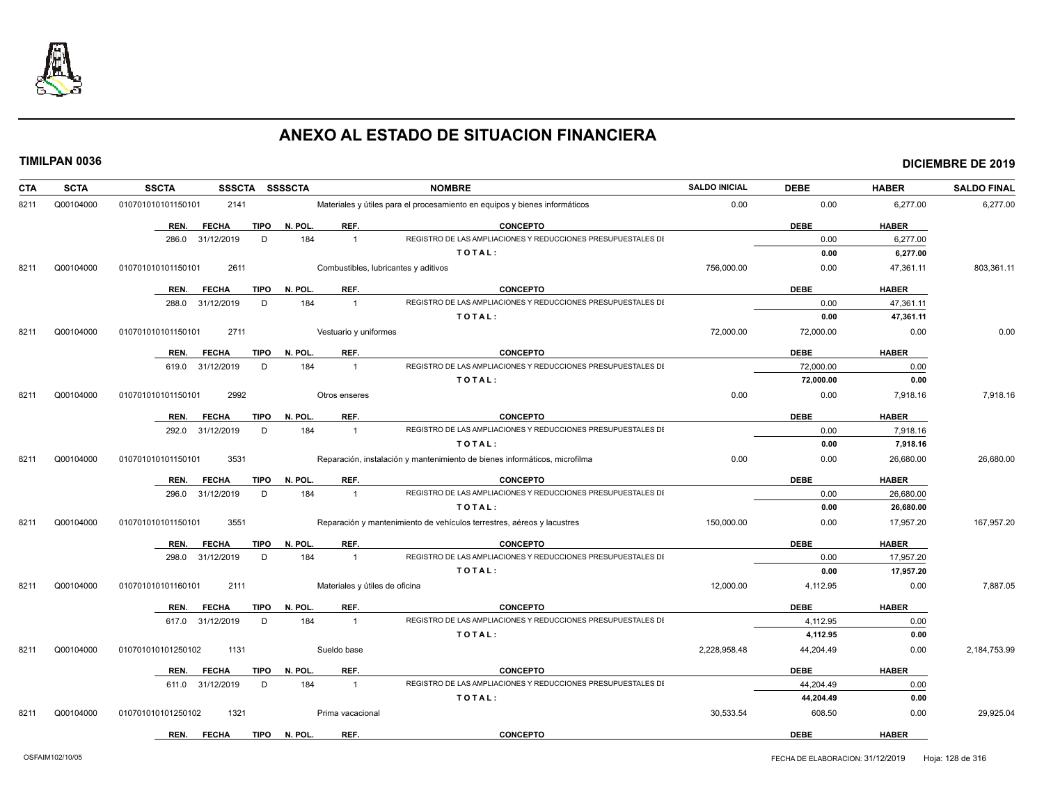# ANEXO AL ESTADO DE SITUACION FINANCIERA

**TIMILPAN 0036** — **DICIEMBRE DE 2019**

| CTA | SCTA | SSCTA | SSSCTA | SSSSCTA | NOMBRE | SALDO INICIAL | DEBE | HABER | SALDO FINAL |
|---|---|---|---|---|---|---|---|---|---|
| 8211 | Q00104000 | 010701010101150101 | 2141 | | Materiales y útiles para el procesamiento en equipos y bienes informáticos | 0.00 | 0.00 | 6,277.00 | 6,277.00 |

| REN. | FECHA | TIPO | N. POL. | REF. | CONCEPTO | DEBE | HABER |
|---|---|---|---|---|---|---|---|
| 286.0 | 31/12/2019 | D | 184 | 1 | REGISTRO DE LAS AMPLIACIONES Y REDUCCIONES PRESUPUESTALES DE | 0.00 | 6,277.00 |
| | | | | | TOTAL: | 0.00 | 6,277.00 |

| CTA | SCTA | SSCTA | SSSCTA | SSSSCTA | NOMBRE | SALDO INICIAL | DEBE | HABER | SALDO FINAL |
|---|---|---|---|---|---|---|---|---|---|
| 8211 | Q00104000 | 010701010101150101 | 2611 | | Combustibles, lubricantes y aditivos | 756,000.00 | 0.00 | 47,361.11 | 803,361.11 |

| REN. | FECHA | TIPO | N. POL. | REF. | CONCEPTO | DEBE | HABER |
|---|---|---|---|---|---|---|---|
| 288.0 | 31/12/2019 | D | 184 | 1 | REGISTRO DE LAS AMPLIACIONES Y REDUCCIONES PRESUPUESTALES DE | 0.00 | 47,361.11 |
| | | | | | TOTAL: | 0.00 | 47,361.11 |

| CTA | SCTA | SSCTA | SSSCTA | SSSSCTA | NOMBRE | SALDO INICIAL | DEBE | HABER | SALDO FINAL |
|---|---|---|---|---|---|---|---|---|---|
| 8211 | Q00104000 | 010701010101150101 | 2711 | | Vestuario y uniformes | 72,000.00 | 72,000.00 | 0.00 | 0.00 |

| REN. | FECHA | TIPO | N. POL. | REF. | CONCEPTO | DEBE | HABER |
|---|---|---|---|---|---|---|---|
| 619.0 | 31/12/2019 | D | 184 | 1 | REGISTRO DE LAS AMPLIACIONES Y REDUCCIONES PRESUPUESTALES DE | 72,000.00 | 0.00 |
| | | | | | TOTAL: | 72,000.00 | 0.00 |

| CTA | SCTA | SSCTA | SSSCTA | SSSSCTA | NOMBRE | SALDO INICIAL | DEBE | HABER | SALDO FINAL |
|---|---|---|---|---|---|---|---|---|---|
| 8211 | Q00104000 | 010701010101150101 | 2992 | | Otros enseres | 0.00 | 0.00 | 7,918.16 | 7,918.16 |

| REN. | FECHA | TIPO | N. POL. | REF. | CONCEPTO | DEBE | HABER |
|---|---|---|---|---|---|---|---|
| 292.0 | 31/12/2019 | D | 184 | 1 | REGISTRO DE LAS AMPLIACIONES Y REDUCCIONES PRESUPUESTALES DE | 0.00 | 7,918.16 |
| | | | | | TOTAL: | 0.00 | 7,918.16 |

| CTA | SCTA | SSCTA | SSSCTA | SSSSCTA | NOMBRE | SALDO INICIAL | DEBE | HABER | SALDO FINAL |
|---|---|---|---|---|---|---|---|---|---|
| 8211 | Q00104000 | 010701010101150101 | 3531 | | Reparación, instalación y mantenimiento de bienes informáticos, microfilma | 0.00 | 0.00 | 26,680.00 | 26,680.00 |

| REN. | FECHA | TIPO | N. POL. | REF. | CONCEPTO | DEBE | HABER |
|---|---|---|---|---|---|---|---|
| 296.0 | 31/12/2019 | D | 184 | 1 | REGISTRO DE LAS AMPLIACIONES Y REDUCCIONES PRESUPUESTALES DE | 0.00 | 26,680.00 |
| | | | | | TOTAL: | 0.00 | 26,680.00 |

| CTA | SCTA | SSCTA | SSSCTA | SSSSCTA | NOMBRE | SALDO INICIAL | DEBE | HABER | SALDO FINAL |
|---|---|---|---|---|---|---|---|---|---|
| 8211 | Q00104000 | 010701010101150101 | 3551 | | Reparación y mantenimiento de vehículos terrestres, aéreos y lacustres | 150,000.00 | 0.00 | 17,957.20 | 167,957.20 |

| REN. | FECHA | TIPO | N. POL. | REF. | CONCEPTO | DEBE | HABER |
|---|---|---|---|---|---|---|---|
| 298.0 | 31/12/2019 | D | 184 | 1 | REGISTRO DE LAS AMPLIACIONES Y REDUCCIONES PRESUPUESTALES DE | 0.00 | 17,957.20 |
| | | | | | TOTAL: | 0.00 | 17,957.20 |

| CTA | SCTA | SSCTA | SSSCTA | SSSSCTA | NOMBRE | SALDO INICIAL | DEBE | HABER | SALDO FINAL |
|---|---|---|---|---|---|---|---|---|---|
| 8211 | Q00104000 | 010701010101160101 | 2111 | | Materiales y útiles de oficina | 12,000.00 | 4,112.95 | 0.00 | 7,887.05 |

| REN. | FECHA | TIPO | N. POL. | REF. | CONCEPTO | DEBE | HABER |
|---|---|---|---|---|---|---|---|
| 617.0 | 31/12/2019 | D | 184 | 1 | REGISTRO DE LAS AMPLIACIONES Y REDUCCIONES PRESUPUESTALES DE | 4,112.95 | 0.00 |
| | | | | | TOTAL: | 4,112.95 | 0.00 |

| CTA | SCTA | SSCTA | SSSCTA | SSSSCTA | NOMBRE | SALDO INICIAL | DEBE | HABER | SALDO FINAL |
|---|---|---|---|---|---|---|---|---|---|
| 8211 | Q00104000 | 010701010101250102 | 1131 | | Sueldo base | 2,228,958.48 | 44,204.49 | 0.00 | 2,184,753.99 |

| REN. | FECHA | TIPO | N. POL. | REF. | CONCEPTO | DEBE | HABER |
|---|---|---|---|---|---|---|---|
| 611.0 | 31/12/2019 | D | 184 | 1 | REGISTRO DE LAS AMPLIACIONES Y REDUCCIONES PRESUPUESTALES DE | 44,204.49 | 0.00 |
| | | | | | TOTAL: | 44,204.49 | 0.00 |

| CTA | SCTA | SSCTA | SSSCTA | SSSSCTA | NOMBRE | SALDO INICIAL | DEBE | HABER | SALDO FINAL |
|---|---|---|---|---|---|---|---|---|---|
| 8211 | Q00104000 | 010701010101250102 | 1321 | | Prima vacacional | 30,533.54 | 608.50 | 0.00 | 29,925.04 |

| REN. | FECHA | TIPO | N. POL. | REF. | CONCEPTO | DEBE | HABER |
|---|---|---|---|---|---|---|---|

OSFAIM102/10/05

FECHA DE ELABORACION: 31/12/2019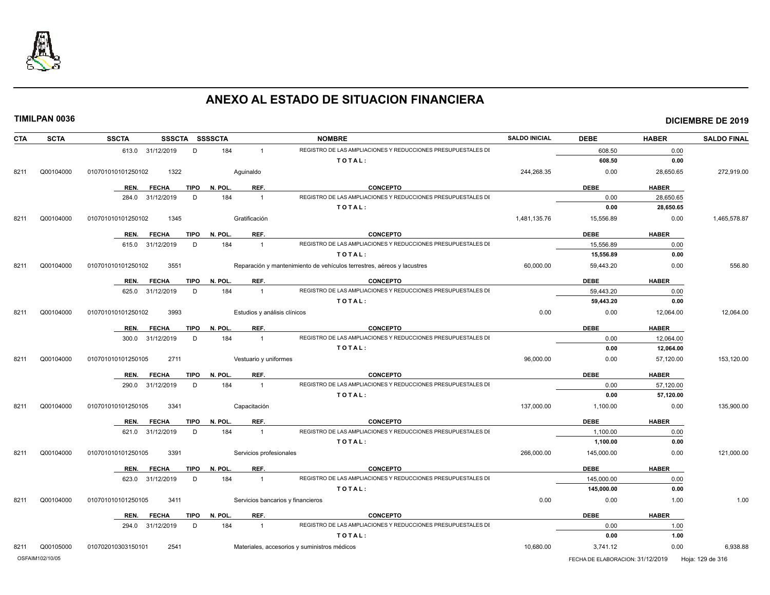# ANEXO AL ESTADO DE SITUACION FINANCIERA

**TIMILPAN 0036** — **DICIEMBRE DE 2019**

| CTA | SCTA | SSCTA | SSSCTA | SSSSCTA | | NOMBRE | SALDO INICIAL | DEBE | HABER | SALDO FINAL |
|---|---|---|---|---|---|---|---|---|---|---|
| | | 613.0 | 31/12/2019 | D | 184 | 1 REGISTRO DE LAS AMPLIACIONES Y REDUCCIONES PRESUPUESTALES DE | | 608.50 | 0.00 | |
| | | | | | | **T O T A L :** | | **608.50** | **0.00** | |
| 8211 | Q00104000 | 010701010101250102 | 1322 | | | Aguinaldo | 244,268.35 | 0.00 | 28,650.65 | 272,919.00 |
| | | REN. | FECHA | TIPO | N. POL. | REF. CONCEPTO | | DEBE | HABER | |
| | | 284.0 | 31/12/2019 | D | 184 | 1 REGISTRO DE LAS AMPLIACIONES Y REDUCCIONES PRESUPUESTALES DE | | 0.00 | 28,650.65 | |
| | | | | | | **T O T A L :** | | **0.00** | **28,650.65** | |
| 8211 | Q00104000 | 010701010101250102 | 1345 | | | Gratificación | 1,481,135.76 | 15,556.89 | 0.00 | 1,465,578.87 |
| | | REN. | FECHA | TIPO | N. POL. | REF. CONCEPTO | | DEBE | HABER | |
| | | 615.0 | 31/12/2019 | D | 184 | 1 REGISTRO DE LAS AMPLIACIONES Y REDUCCIONES PRESUPUESTALES DE | | 15,556.89 | 0.00 | |
| | | | | | | **T O T A L :** | | **15,556.89** | **0.00** | |
| 8211 | Q00104000 | 010701010101250102 | 3551 | | | Reparación y mantenimiento de vehículos terrestres, aéreos y lacustres | 60,000.00 | 59,443.20 | 0.00 | 556.80 |
| | | REN. | FECHA | TIPO | N. POL. | REF. CONCEPTO | | DEBE | HABER | |
| | | 625.0 | 31/12/2019 | D | 184 | 1 REGISTRO DE LAS AMPLIACIONES Y REDUCCIONES PRESUPUESTALES DE | | 59,443.20 | 0.00 | |
| | | | | | | **T O T A L :** | | **59,443.20** | **0.00** | |
| 8211 | Q00104000 | 010701010101250102 | 3993 | | | Estudios y análisis clínicos | 0.00 | 0.00 | 12,064.00 | 12,064.00 |
| | | REN. | FECHA | TIPO | N. POL. | REF. CONCEPTO | | DEBE | HABER | |
| | | 300.0 | 31/12/2019 | D | 184 | 1 REGISTRO DE LAS AMPLIACIONES Y REDUCCIONES PRESUPUESTALES DE | | 0.00 | 12,064.00 | |
| | | | | | | **T O T A L :** | | **0.00** | **12,064.00** | |
| 8211 | Q00104000 | 010701010101250105 | 2711 | | | Vestuario y uniformes | 96,000.00 | 0.00 | 57,120.00 | 153,120.00 |
| | | REN. | FECHA | TIPO | N. POL. | REF. CONCEPTO | | DEBE | HABER | |
| | | 290.0 | 31/12/2019 | D | 184 | 1 REGISTRO DE LAS AMPLIACIONES Y REDUCCIONES PRESUPUESTALES DE | | 0.00 | 57,120.00 | |
| | | | | | | **T O T A L :** | | **0.00** | **57,120.00** | |
| 8211 | Q00104000 | 010701010101250105 | 3341 | | | Capacitación | 137,000.00 | 1,100.00 | 0.00 | 135,900.00 |
| | | REN. | FECHA | TIPO | N. POL. | REF. CONCEPTO | | DEBE | HABER | |
| | | 621.0 | 31/12/2019 | D | 184 | 1 REGISTRO DE LAS AMPLIACIONES Y REDUCCIONES PRESUPUESTALES DE | | 1,100.00 | 0.00 | |
| | | | | | | **T O T A L :** | | **1,100.00** | **0.00** | |
| 8211 | Q00104000 | 010701010101250105 | 3391 | | | Servicios profesionales | 266,000.00 | 145,000.00 | 0.00 | 121,000.00 |
| | | REN. | FECHA | TIPO | N. POL. | REF. CONCEPTO | | DEBE | HABER | |
| | | 623.0 | 31/12/2019 | D | 184 | 1 REGISTRO DE LAS AMPLIACIONES Y REDUCCIONES PRESUPUESTALES DE | | 145,000.00 | 0.00 | |
| | | | | | | **T O T A L :** | | **145,000.00** | **0.00** | |
| 8211 | Q00104000 | 010701010101250105 | 3411 | | | Servicios bancarios y financieros | 0.00 | 0.00 | 1.00 | 1.00 |
| | | REN. | FECHA | TIPO | N. POL. | REF. CONCEPTO | | DEBE | HABER | |
| | | 294.0 | 31/12/2019 | D | 184 | 1 REGISTRO DE LAS AMPLIACIONES Y REDUCCIONES PRESUPUESTALES DE | | 0.00 | 1.00 | |
| | | | | | | **T O T A L :** | | **0.00** | **1.00** | |
| 8211 | Q00105000 | 010702010303150101 | 2541 | | | Materiales, accesorios y suministros médicos | 10,680.00 | 3,741.12 | 0.00 | 6,938.88 |

OSFAIM102/10/05 — FECHA DE ELABORACION: 31/12/2019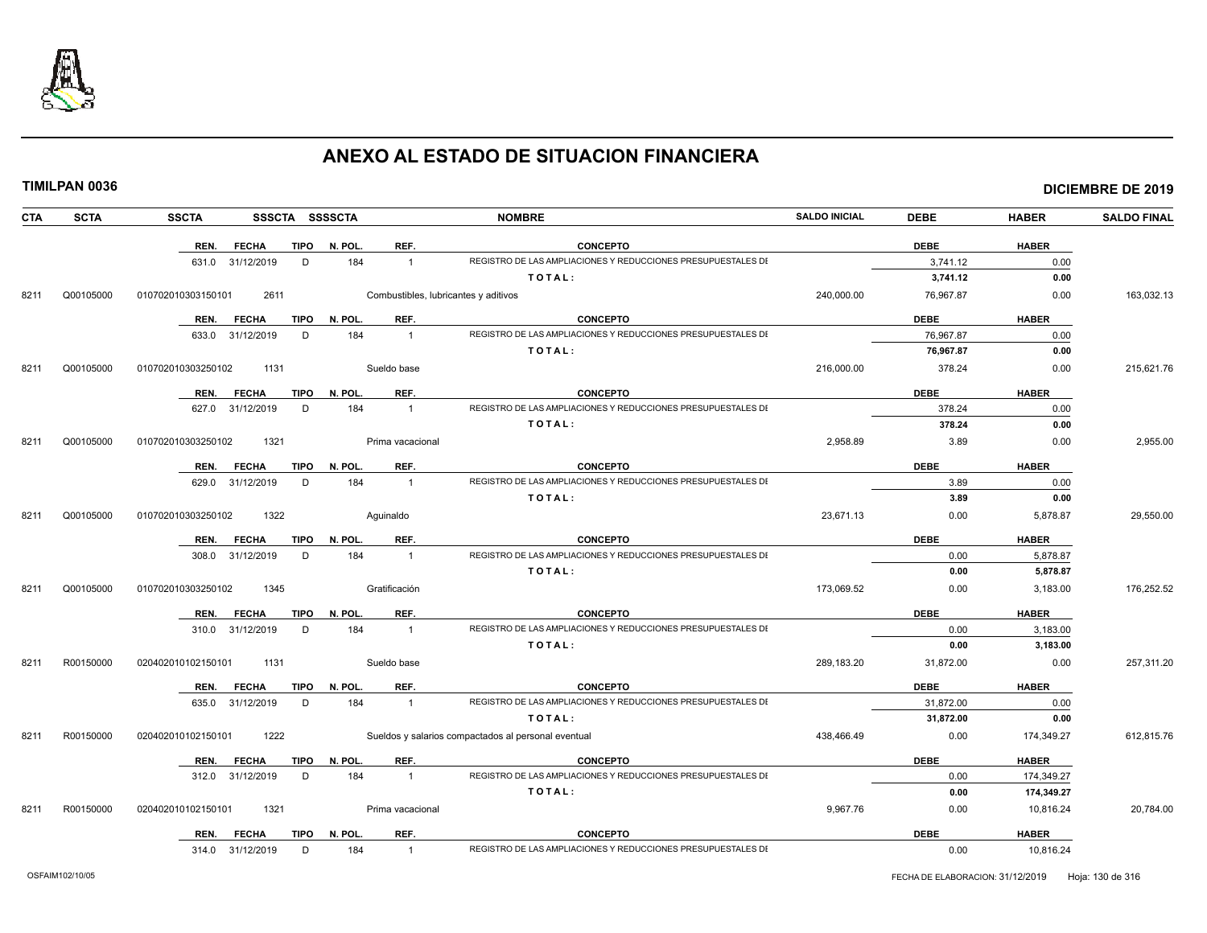# ANEXO AL ESTADO DE SITUACION FINANCIERA

**TIMILPAN 0036** — **DICIEMBRE DE 2019**

| CTA | SCTA | SSCTA | SSSCTA | SSSSCTA | NOMBRE | SALDO INICIAL | DEBE | HABER | SALDO FINAL |
|---|---|---|---|---|---|---|---|---|---|
| | | REN. / FECHA | TIPO | N. POL. / REF. | CONCEPTO | | DEBE | HABER | |
| | | 631.0 31/12/2019 | D | 184 / 1 | REGISTRO DE LAS AMPLIACIONES Y REDUCCIONES PRESUPUESTALES DI | | 3,741.12 | 0.00 | |
| | | | | | T O T A L : | | **3,741.12** | **0.00** | |
| 8211 | Q00105000 | 010702010303150101 | 2611 | | Combustibles, lubricantes y aditivos | 240,000.00 | 76,967.87 | 0.00 | 163,032.13 |
| | | REN. / FECHA | TIPO | N. POL. / REF. | CONCEPTO | | DEBE | HABER | |
| | | 633.0 31/12/2019 | D | 184 / 1 | REGISTRO DE LAS AMPLIACIONES Y REDUCCIONES PRESUPUESTALES DI | | 76,967.87 | 0.00 | |
| | | | | | T O T A L : | | **76,967.87** | **0.00** | |
| 8211 | Q00105000 | 010702010303250102 | 1131 | | Sueldo base | 216,000.00 | 378.24 | 0.00 | 215,621.76 |
| | | REN. / FECHA | TIPO | N. POL. / REF. | CONCEPTO | | DEBE | HABER | |
| | | 627.0 31/12/2019 | D | 184 / 1 | REGISTRO DE LAS AMPLIACIONES Y REDUCCIONES PRESUPUESTALES DI | | 378.24 | 0.00 | |
| | | | | | T O T A L : | | **378.24** | **0.00** | |
| 8211 | Q00105000 | 010702010303250102 | 1321 | | Prima vacacional | 2,958.89 | 3.89 | 0.00 | 2,955.00 |
| | | REN. / FECHA | TIPO | N. POL. / REF. | CONCEPTO | | DEBE | HABER | |
| | | 629.0 31/12/2019 | D | 184 / 1 | REGISTRO DE LAS AMPLIACIONES Y REDUCCIONES PRESUPUESTALES DI | | 3.89 | 0.00 | |
| | | | | | T O T A L : | | **3.89** | **0.00** | |
| 8211 | Q00105000 | 010702010303250102 | 1322 | | Aguinaldo | 23,671.13 | 0.00 | 5,878.87 | 29,550.00 |
| | | REN. / FECHA | TIPO | N. POL. / REF. | CONCEPTO | | DEBE | HABER | |
| | | 308.0 31/12/2019 | D | 184 / 1 | REGISTRO DE LAS AMPLIACIONES Y REDUCCIONES PRESUPUESTALES DI | | 0.00 | 5,878.87 | |
| | | | | | T O T A L : | | **0.00** | **5,878.87** | |
| 8211 | Q00105000 | 010702010303250102 | 1345 | | Gratificación | 173,069.52 | 0.00 | 3,183.00 | 176,252.52 |
| | | REN. / FECHA | TIPO | N. POL. / REF. | CONCEPTO | | DEBE | HABER | |
| | | 310.0 31/12/2019 | D | 184 / 1 | REGISTRO DE LAS AMPLIACIONES Y REDUCCIONES PRESUPUESTALES DI | | 0.00 | 3,183.00 | |
| | | | | | T O T A L : | | **0.00** | **3,183.00** | |
| 8211 | R00150000 | 020402010102150101 | 1131 | | Sueldo base | 289,183.20 | 31,872.00 | 0.00 | 257,311.20 |
| | | REN. / FECHA | TIPO | N. POL. / REF. | CONCEPTO | | DEBE | HABER | |
| | | 635.0 31/12/2019 | D | 184 / 1 | REGISTRO DE LAS AMPLIACIONES Y REDUCCIONES PRESUPUESTALES DI | | 31,872.00 | 0.00 | |
| | | | | | T O T A L : | | **31,872.00** | **0.00** | |
| 8211 | R00150000 | 020402010102150101 | 1222 | | Sueldos y salarios compactados al personal eventual | 438,466.49 | 0.00 | 174,349.27 | 612,815.76 |
| | | REN. / FECHA | TIPO | N. POL. / REF. | CONCEPTO | | DEBE | HABER | |
| | | 312.0 31/12/2019 | D | 184 / 1 | REGISTRO DE LAS AMPLIACIONES Y REDUCCIONES PRESUPUESTALES DI | | 0.00 | 174,349.27 | |
| | | | | | T O T A L : | | **0.00** | **174,349.27** | |
| 8211 | R00150000 | 020402010102150101 | 1321 | | Prima vacacional | 9,967.76 | 0.00 | 10,816.24 | 20,784.00 |
| | | REN. / FECHA | TIPO | N. POL. / REF. | CONCEPTO | | DEBE | HABER | |
| | | 314.0 31/12/2019 | D | 184 / 1 | REGISTRO DE LAS AMPLIACIONES Y REDUCCIONES PRESUPUESTALES DI | | 0.00 | 10,816.24 | |

OSFAIM102/10/05 — FECHA DE ELABORACION: 31/12/2019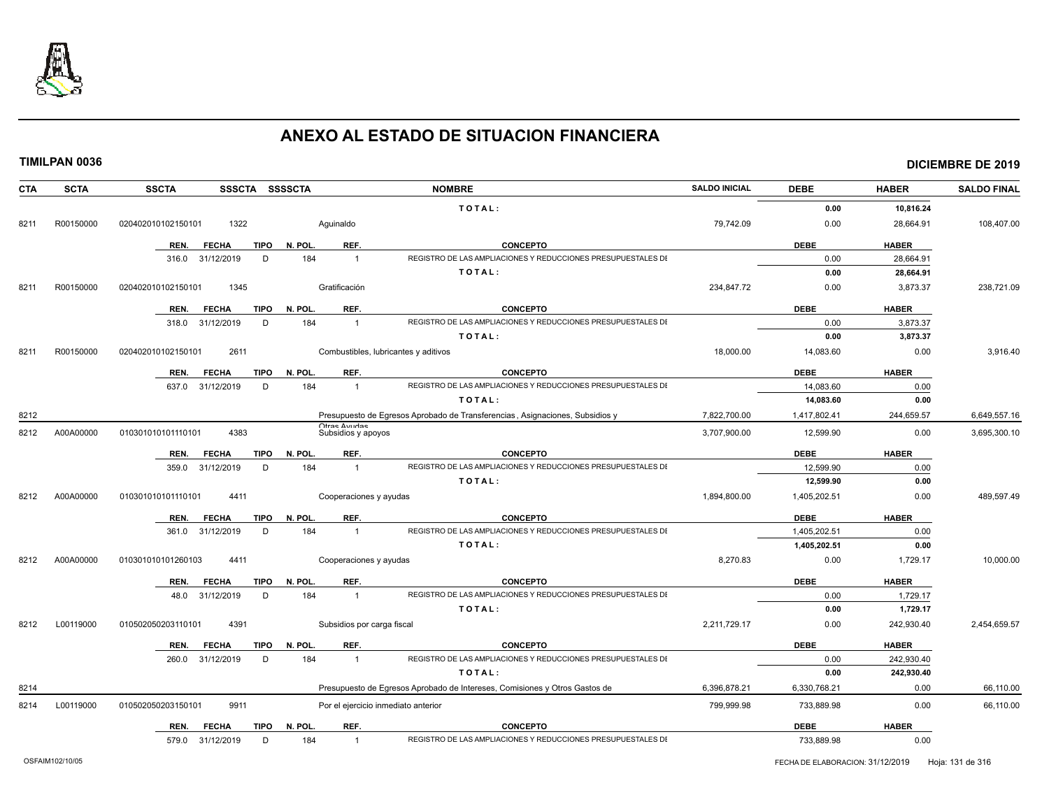# ANEXO AL ESTADO DE SITUACION FINANCIERA

**TIMILPAN 0036** **DICIEMBRE DE 2019**

| CTA | SCTA | SSCTA | SSSCTA | SSSSCTA | NOMBRE | SALDO INICIAL | DEBE | HABER | SALDO FINAL |
|---|---|---|---|---|---|---|---|---|---|
| | | | | | TOTAL: | | 0.00 | 10,816.24 | |
| 8211 | R00150000 | 020402010102150101 | 1322 | | Aguinaldo | 79,742.09 | 0.00 | 28,664.91 | 108,407.00 |
| | | REN. FECHA | TIPO | N. POL. | REF. CONCEPTO | | DEBE | HABER | |
| | | 316.0 31/12/2019 | D | 184 | 1 REGISTRO DE LAS AMPLIACIONES Y REDUCCIONES PRESUPUESTALES DE | | 0.00 | 28,664.91 | |
| | | | | | TOTAL: | | 0.00 | 28,664.91 | |
| 8211 | R00150000 | 020402010102150101 | 1345 | | Gratificación | 234,847.72 | 0.00 | 3,873.37 | 238,721.09 |
| | | REN. FECHA | TIPO | N. POL. | REF. CONCEPTO | | DEBE | HABER | |
| | | 318.0 31/12/2019 | D | 184 | 1 REGISTRO DE LAS AMPLIACIONES Y REDUCCIONES PRESUPUESTALES DE | | 0.00 | 3,873.37 | |
| | | | | | TOTAL: | | 0.00 | 3,873.37 | |
| 8211 | R00150000 | 020402010102150101 | 2611 | | Combustibles, lubricantes y aditivos | 18,000.00 | 14,083.60 | 0.00 | 3,916.40 |
| | | REN. FECHA | TIPO | N. POL. | REF. CONCEPTO | | DEBE | HABER | |
| | | 637.0 31/12/2019 | D | 184 | 1 REGISTRO DE LAS AMPLIACIONES Y REDUCCIONES PRESUPUESTALES DE | | 14,083.60 | 0.00 | |
| | | | | | TOTAL: | | 14,083.60 | 0.00 | |
| 8212 | | | | | Presupuesto de Egresos Aprobado de Transferencias , Asignaciones, Subsidios y Otras Ayudas | 7,822,700.00 | 1,417,802.41 | 244,659.57 | 6,649,557.16 |
| 8212 | A00A00000 | 010301010101110101 | 4383 | | Subsidios y apoyos | 3,707,900.00 | 12,599.90 | 0.00 | 3,695,300.10 |
| | | REN. FECHA | TIPO | N. POL. | REF. CONCEPTO | | DEBE | HABER | |
| | | 359.0 31/12/2019 | D | 184 | 1 REGISTRO DE LAS AMPLIACIONES Y REDUCCIONES PRESUPUESTALES DE | | 12,599.90 | 0.00 | |
| | | | | | TOTAL: | | 12,599.90 | 0.00 | |
| 8212 | A00A00000 | 010301010101110101 | 4411 | | Cooperaciones y ayudas | 1,894,800.00 | 1,405,202.51 | 0.00 | 489,597.49 |
| | | REN. FECHA | TIPO | N. POL. | REF. CONCEPTO | | DEBE | HABER | |
| | | 361.0 31/12/2019 | D | 184 | 1 REGISTRO DE LAS AMPLIACIONES Y REDUCCIONES PRESUPUESTALES DE | | 1,405,202.51 | 0.00 | |
| | | | | | TOTAL: | | 1,405,202.51 | 0.00 | |
| 8212 | A00A00000 | 010301010101260103 | 4411 | | Cooperaciones y ayudas | 8,270.83 | 0.00 | 1,729.17 | 10,000.00 |
| | | REN. FECHA | TIPO | N. POL. | REF. CONCEPTO | | DEBE | HABER | |
| | | 48.0 31/12/2019 | D | 184 | 1 REGISTRO DE LAS AMPLIACIONES Y REDUCCIONES PRESUPUESTALES DE | | 0.00 | 1,729.17 | |
| | | | | | TOTAL: | | 0.00 | 1,729.17 | |
| 8212 | L00119000 | 010502050203110101 | 4391 | | Subsidios por carga fiscal | 2,211,729.17 | 0.00 | 242,930.40 | 2,454,659.57 |
| | | REN. FECHA | TIPO | N. POL. | REF. CONCEPTO | | DEBE | HABER | |
| | | 260.0 31/12/2019 | D | 184 | 1 REGISTRO DE LAS AMPLIACIONES Y REDUCCIONES PRESUPUESTALES DE | | 0.00 | 242,930.40 | |
| | | | | | TOTAL: | | 0.00 | 242,930.40 | |
| 8214 | | | | | Presupuesto de Egresos Aprobado de Intereses, Comisiones y Otros Gastos de | 6,396,878.21 | 6,330,768.21 | 0.00 | 66,110.00 |
| 8214 | L00119000 | 010502050203150101 | 9911 | | Por el ejercicio inmediato anterior | 799,999.98 | 733,889.98 | 0.00 | 66,110.00 |
| | | REN. FECHA | TIPO | N. POL. | REF. CONCEPTO | | DEBE | HABER | |
| | | 579.0 31/12/2019 | D | 184 | 1 REGISTRO DE LAS AMPLIACIONES Y REDUCCIONES PRESUPUESTALES DE | | 733,889.98 | 0.00 | |

OSFAIM102/10/05 FECHA DE ELABORACION: 31/12/2019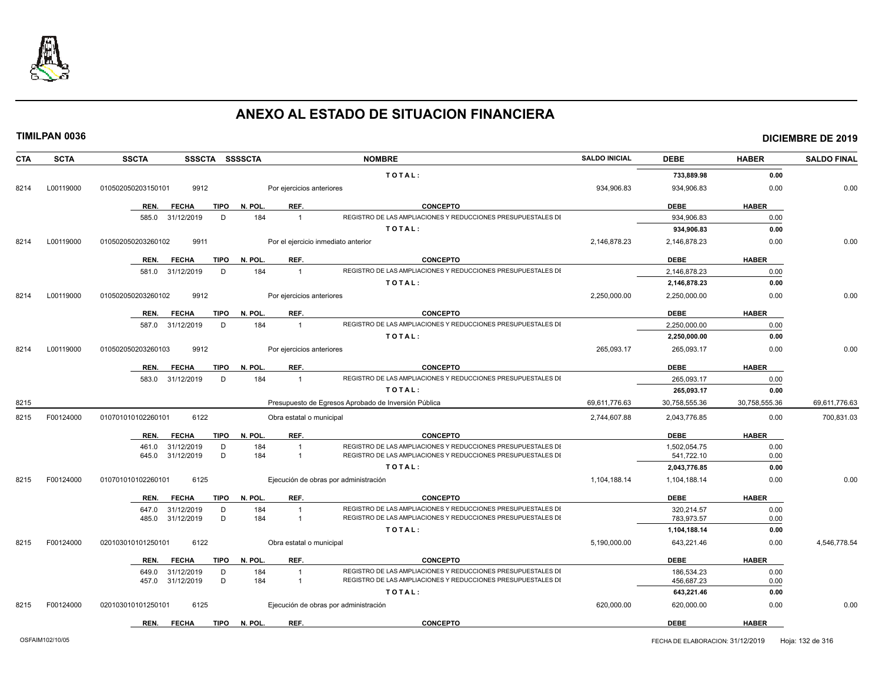# ANEXO AL ESTADO DE SITUACION FINANCIERA

**TIMILPAN 0036** — **DICIEMBRE DE 2019**

| CTA | SCTA | SSCTA | SSSCTA | SSSSCTA | NOMBRE | SALDO INICIAL | DEBE | HABER | SALDO FINAL |
|---|---|---|---|---|---|---|---|---|---|
| | | | | | T O T A L : | | 733,889.98 | 0.00 | |
| 8214 | L00119000 | 010502050203150101 | 9912 | | Por ejercicios anteriores | 934,906.83 | 934,906.83 | 0.00 | 0.00 |

| REN. | FECHA | TIPO | N. POL. | REF. | CONCEPTO | DEBE | HABER |
|---|---|---|---|---|---|---|---|
| 585.0 | 31/12/2019 | D | 184 | 1 | REGISTRO DE LAS AMPLIACIONES Y REDUCCIONES PRESUPUESTALES DE | 934,906.83 | 0.00 |
| | | | | | T O T A L : | 934,906.83 | 0.00 |

| CTA | SCTA | SSCTA | SSSCTA | SSSSCTA | NOMBRE | SALDO INICIAL | DEBE | HABER | SALDO FINAL |
|---|---|---|---|---|---|---|---|---|---|
| 8214 | L00119000 | 010502050203260102 | 9911 | | Por el ejercicio inmediato anterior | 2,146,878.23 | 2,146,878.23 | 0.00 | 0.00 |

| REN. | FECHA | TIPO | N. POL. | REF. | CONCEPTO | DEBE | HABER |
|---|---|---|---|---|---|---|---|
| 581.0 | 31/12/2019 | D | 184 | 1 | REGISTRO DE LAS AMPLIACIONES Y REDUCCIONES PRESUPUESTALES DE | 2,146,878.23 | 0.00 |
| | | | | | T O T A L : | 2,146,878.23 | 0.00 |

| CTA | SCTA | SSCTA | SSSCTA | SSSSCTA | NOMBRE | SALDO INICIAL | DEBE | HABER | SALDO FINAL |
|---|---|---|---|---|---|---|---|---|---|
| 8214 | L00119000 | 010502050203260102 | 9912 | | Por ejercicios anteriores | 2,250,000.00 | 2,250,000.00 | 0.00 | 0.00 |

| REN. | FECHA | TIPO | N. POL. | REF. | CONCEPTO | DEBE | HABER |
|---|---|---|---|---|---|---|---|
| 587.0 | 31/12/2019 | D | 184 | 1 | REGISTRO DE LAS AMPLIACIONES Y REDUCCIONES PRESUPUESTALES DE | 2,250,000.00 | 0.00 |
| | | | | | T O T A L : | 2,250,000.00 | 0.00 |

| CTA | SCTA | SSCTA | SSSCTA | SSSSCTA | NOMBRE | SALDO INICIAL | DEBE | HABER | SALDO FINAL |
|---|---|---|---|---|---|---|---|---|---|
| 8214 | L00119000 | 010502050203260103 | 9912 | | Por ejercicios anteriores | 265,093.17 | 265,093.17 | 0.00 | 0.00 |

| REN. | FECHA | TIPO | N. POL. | REF. | CONCEPTO | DEBE | HABER |
|---|---|---|---|---|---|---|---|
| 583.0 | 31/12/2019 | D | 184 | 1 | REGISTRO DE LAS AMPLIACIONES Y REDUCCIONES PRESUPUESTALES DE | 265,093.17 | 0.00 |
| | | | | | T O T A L : | 265,093.17 | 0.00 |

| CTA | SCTA | SSCTA | SSSCTA | SSSSCTA | NOMBRE | SALDO INICIAL | DEBE | HABER | SALDO FINAL |
|---|---|---|---|---|---|---|---|---|---|
| 8215 | | | | | Presupuesto de Egresos Aprobado de Inversión Pública | 69,611,776.63 | 30,758,555.36 | 30,758,555.36 | 69,611,776.63 |
| 8215 | F00124000 | 010701010102260101 | 6122 | | Obra estatal o municipal | 2,744,607.88 | 2,043,776.85 | 0.00 | 700,831.03 |

| REN. | FECHA | TIPO | N. POL. | REF. | CONCEPTO | DEBE | HABER |
|---|---|---|---|---|---|---|---|
| 461.0 | 31/12/2019 | D | 184 | 1 | REGISTRO DE LAS AMPLIACIONES Y REDUCCIONES PRESUPUESTALES DE | 1,502,054.75 | 0.00 |
| 645.0 | 31/12/2019 | D | 184 | 1 | REGISTRO DE LAS AMPLIACIONES Y REDUCCIONES PRESUPUESTALES DE | 541,722.10 | 0.00 |
| | | | | | T O T A L : | 2,043,776.85 | 0.00 |

| CTA | SCTA | SSCTA | SSSCTA | SSSSCTA | NOMBRE | SALDO INICIAL | DEBE | HABER | SALDO FINAL |
|---|---|---|---|---|---|---|---|---|---|
| 8215 | F00124000 | 010701010102260101 | 6125 | | Ejecución de obras por administración | 1,104,188.14 | 1,104,188.14 | 0.00 | 0.00 |

| REN. | FECHA | TIPO | N. POL. | REF. | CONCEPTO | DEBE | HABER |
|---|---|---|---|---|---|---|---|
| 647.0 | 31/12/2019 | D | 184 | 1 | REGISTRO DE LAS AMPLIACIONES Y REDUCCIONES PRESUPUESTALES DE | 320,214.57 | 0.00 |
| 485.0 | 31/12/2019 | D | 184 | 1 | REGISTRO DE LAS AMPLIACIONES Y REDUCCIONES PRESUPUESTALES DE | 783,973.57 | 0.00 |
| | | | | | T O T A L : | 1,104,188.14 | 0.00 |

| CTA | SCTA | SSCTA | SSSCTA | SSSSCTA | NOMBRE | SALDO INICIAL | DEBE | HABER | SALDO FINAL |
|---|---|---|---|---|---|---|---|---|---|
| 8215 | F00124000 | 020103010101250101 | 6122 | | Obra estatal o municipal | 5,190,000.00 | 643,221.46 | 0.00 | 4,546,778.54 |

| REN. | FECHA | TIPO | N. POL. | REF. | CONCEPTO | DEBE | HABER |
|---|---|---|---|---|---|---|---|
| 649.0 | 31/12/2019 | D | 184 | 1 | REGISTRO DE LAS AMPLIACIONES Y REDUCCIONES PRESUPUESTALES DE | 186,534.23 | 0.00 |
| 457.0 | 31/12/2019 | D | 184 | 1 | REGISTRO DE LAS AMPLIACIONES Y REDUCCIONES PRESUPUESTALES DE | 456,687.23 | 0.00 |
| | | | | | T O T A L : | 643,221.46 | 0.00 |

| CTA | SCTA | SSCTA | SSSCTA | SSSSCTA | NOMBRE | SALDO INICIAL | DEBE | HABER | SALDO FINAL |
|---|---|---|---|---|---|---|---|---|---|
| 8215 | F00124000 | 020103010101250101 | 6125 | | Ejecución de obras por administración | 620,000.00 | 620,000.00 | 0.00 | 0.00 |

| REN. | FECHA | TIPO | N. POL. | REF. | CONCEPTO | DEBE | HABER |
|---|---|---|---|---|---|---|---|

OSFAIM102/10/05 — FECHA DE ELABORACION: 31/12/2019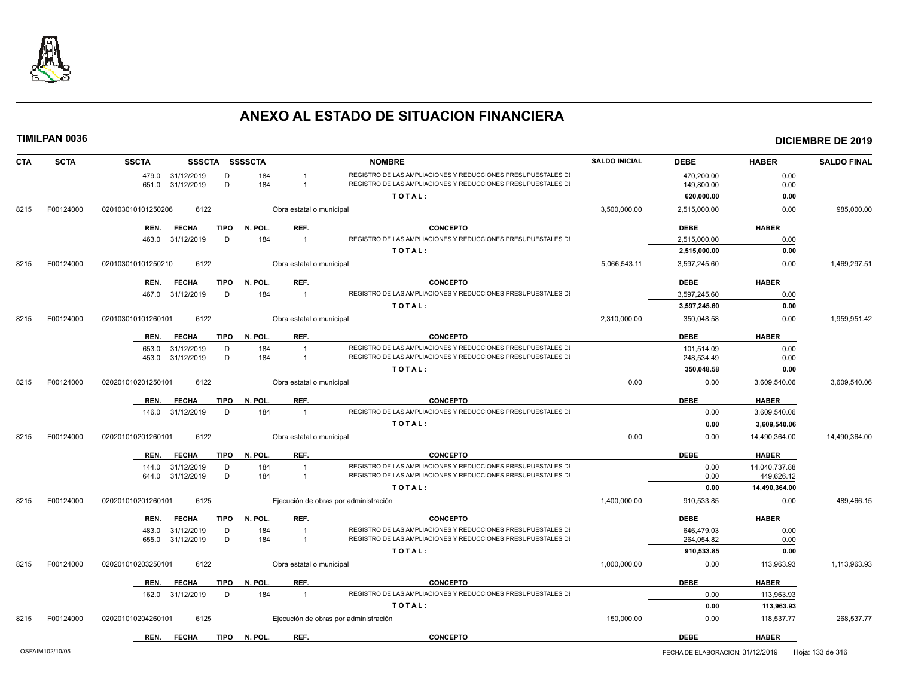# ANEXO AL ESTADO DE SITUACION FINANCIERA

**TIMILPAN 0036** — **DICIEMBRE DE 2019**

| CTA | SCTA | SSCTA | SSSCTA | SSSSCTA | | NOMBRE | SALDO INICIAL | DEBE | HABER | SALDO FINAL |
|---|---|---|---|---|---|---|---|---|---|---|
| | | 479.0 31/12/2019 | D | 184 | 1 | REGISTRO DE LAS AMPLIACIONES Y REDUCCIONES PRESUPUESTALES DI | | 470,200.00 | 0.00 | |
| | | 651.0 31/12/2019 | D | 184 | 1 | REGISTRO DE LAS AMPLIACIONES Y REDUCCIONES PRESUPUESTALES DI | | 149,800.00 | 0.00 | |
| | | | | | | **T O T A L :** | | **620,000.00** | **0.00** | |
| 8215 | F00124000 | 0201030101012502​06 | 6122 | | | Obra estatal o municipal | 3,500,000.00 | 2,515,000.00 | 0.00 | 985,000.00 |
| | | REN. FECHA | TIPO | N. POL. | REF. | CONCEPTO | | DEBE | HABER | |
| | | 463.0 31/12/2019 | D | 184 | 1 | REGISTRO DE LAS AMPLIACIONES Y REDUCCIONES PRESUPUESTALES DI | | 2,515,000.00 | 0.00 | |
| | | | | | | **T O T A L :** | | **2,515,000.00** | **0.00** | |
| 8215 | F00124000 | 020103010101250210 | 6122 | | | Obra estatal o municipal | 5,066,543.11 | 3,597,245.60 | 0.00 | 1,469,297.51 |
| | | REN. FECHA | TIPO | N. POL. | REF. | CONCEPTO | | DEBE | HABER | |
| | | 467.0 31/12/2019 | D | 184 | 1 | REGISTRO DE LAS AMPLIACIONES Y REDUCCIONES PRESUPUESTALES DI | | 3,597,245.60 | 0.00 | |
| | | | | | | **T O T A L :** | | **3,597,245.60** | **0.00** | |
| 8215 | F00124000 | 020103010101260101 | 6122 | | | Obra estatal o municipal | 2,310,000.00 | 350,048.58 | 0.00 | 1,959,951.42 |
| | | REN. FECHA | TIPO | N. POL. | REF. | CONCEPTO | | DEBE | HABER | |
| | | 653.0 31/12/2019 | D | 184 | 1 | REGISTRO DE LAS AMPLIACIONES Y REDUCCIONES PRESUPUESTALES DI | | 101,514.09 | 0.00 | |
| | | 453.0 31/12/2019 | D | 184 | 1 | REGISTRO DE LAS AMPLIACIONES Y REDUCCIONES PRESUPUESTALES DI | | 248,534.49 | 0.00 | |
| | | | | | | **T O T A L :** | | **350,048.58** | **0.00** | |
| 8215 | F00124000 | 020201010201250101 | 6122 | | | Obra estatal o municipal | 0.00 | 0.00 | 3,609,540.06 | 3,609,540.06 |
| | | REN. FECHA | TIPO | N. POL. | REF. | CONCEPTO | | DEBE | HABER | |
| | | 146.0 31/12/2019 | D | 184 | 1 | REGISTRO DE LAS AMPLIACIONES Y REDUCCIONES PRESUPUESTALES DI | | 0.00 | 3,609,540.06 | |
| | | | | | | **T O T A L :** | | **0.00** | **3,609,540.06** | |
| 8215 | F00124000 | 020201010201260101 | 6122 | | | Obra estatal o municipal | 0.00 | 0.00 | 14,490,364.00 | 14,490,364.00 |
| | | REN. FECHA | TIPO | N. POL. | REF. | CONCEPTO | | DEBE | HABER | |
| | | 144.0 31/12/2019 | D | 184 | 1 | REGISTRO DE LAS AMPLIACIONES Y REDUCCIONES PRESUPUESTALES DI | | 0.00 | 14,040,737.88 | |
| | | 644.0 31/12/2019 | D | 184 | 1 | REGISTRO DE LAS AMPLIACIONES Y REDUCCIONES PRESUPUESTALES DI | | 0.00 | 449,626.12 | |
| | | | | | | **T O T A L :** | | **0.00** | **14,490,364.00** | |
| 8215 | F00124000 | 020201010201260101 | 6125 | | | Ejecución de obras por administración | 1,400,000.00 | 910,533.85 | 0.00 | 489,466.15 |
| | | REN. FECHA | TIPO | N. POL. | REF. | CONCEPTO | | DEBE | HABER | |
| | | 483.0 31/12/2019 | D | 184 | 1 | REGISTRO DE LAS AMPLIACIONES Y REDUCCIONES PRESUPUESTALES DI | | 646,479.03 | 0.00 | |
| | | 655.0 31/12/2019 | D | 184 | 1 | REGISTRO DE LAS AMPLIACIONES Y REDUCCIONES PRESUPUESTALES DI | | 264,054.82 | 0.00 | |
| | | | | | | **T O T A L :** | | **910,533.85** | **0.00** | |
| 8215 | F00124000 | 020201010203250101 | 6122 | | | Obra estatal o municipal | 1,000,000.00 | 0.00 | 113,963.93 | 1,113,963.93 |
| | | REN. FECHA | TIPO | N. POL. | REF. | CONCEPTO | | DEBE | HABER | |
| | | 162.0 31/12/2019 | D | 184 | 1 | REGISTRO DE LAS AMPLIACIONES Y REDUCCIONES PRESUPUESTALES DI | | 0.00 | 113,963.93 | |
| | | | | | | **T O T A L :** | | **0.00** | **113,963.93** | |
| 8215 | F00124000 | 020201010204260101 | 6125 | | | Ejecución de obras por administración | 150,000.00 | 0.00 | 118,537.77 | 268,537.77 |
| | | REN. FECHA | TIPO | N. POL. | REF. | CONCEPTO | | DEBE | HABER | |

OSFAIM102/10/05 — FECHA DE ELABORACION: 31/12/2019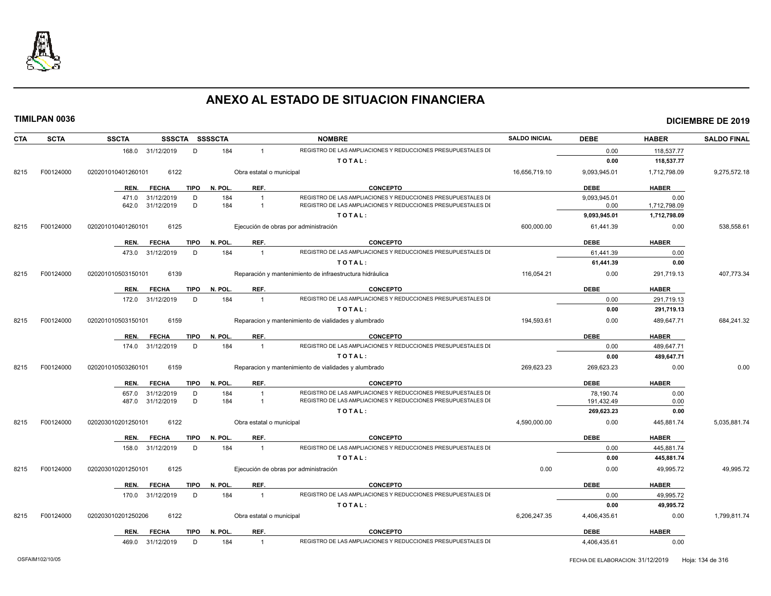# ANEXO AL ESTADO DE SITUACION FINANCIERA

**TIMILPAN 0036** **DICIEMBRE DE 2019**

| CTA | SCTA | SSCTA | SSSCTA | SSSSCTA | NOMBRE | SALDO INICIAL | DEBE | HABER | SALDO FINAL |
|---|---|---|---|---|---|---|---|---|---|
| | | 168.0 31/12/2019 | D | 184 | 1 REGISTRO DE LAS AMPLIACIONES Y REDUCCIONES PRESUPUESTALES DE | | 0.00 | 118,537.77 | |
| | | | | | **TOTAL:** | | **0.00** | **118,537.77** | |
| 8215 | F00124000 | 020201010401260101 | 6122 | | Obra estatal o municipal | 16,656,719.10 | 9,093,945.01 | 1,712,798.09 | 9,275,572.18 |
| | | REN. FECHA | TIPO | N. POL. | REF. CONCEPTO | | DEBE | HABER | |
| | | 471.0 31/12/2019 | D | 184 | 1 REGISTRO DE LAS AMPLIACIONES Y REDUCCIONES PRESUPUESTALES DE | | 9,093,945.01 | 0.00 | |
| | | 642.0 31/12/2019 | D | 184 | 1 REGISTRO DE LAS AMPLIACIONES Y REDUCCIONES PRESUPUESTALES DE | | 0.00 | 1,712,798.09 | |
| | | | | | **TOTAL:** | | **9,093,945.01** | **1,712,798.09** | |
| 8215 | F00124000 | 020201010401260101 | 6125 | | Ejecución de obras por administración | 600,000.00 | 61,441.39 | 0.00 | 538,558.61 |
| | | REN. FECHA | TIPO | N. POL. | REF. CONCEPTO | | DEBE | HABER | |
| | | 473.0 31/12/2019 | D | 184 | 1 REGISTRO DE LAS AMPLIACIONES Y REDUCCIONES PRESUPUESTALES DE | | 61,441.39 | 0.00 | |
| | | | | | **TOTAL:** | | **61,441.39** | **0.00** | |
| 8215 | F00124000 | 020201010503150101 | 6139 | | Reparación y mantenimiento de infraestructura hidráulica | 116,054.21 | 0.00 | 291,719.13 | 407,773.34 |
| | | REN. FECHA | TIPO | N. POL. | REF. CONCEPTO | | DEBE | HABER | |
| | | 172.0 31/12/2019 | D | 184 | 1 REGISTRO DE LAS AMPLIACIONES Y REDUCCIONES PRESUPUESTALES DE | | 0.00 | 291,719.13 | |
| | | | | | **TOTAL:** | | **0.00** | **291,719.13** | |
| 8215 | F00124000 | 020201010503150101 | 6159 | | Reparacion y mantenimiento de vialidades y alumbrado | 194,593.61 | 0.00 | 489,647.71 | 684,241.32 |
| | | REN. FECHA | TIPO | N. POL. | REF. CONCEPTO | | DEBE | HABER | |
| | | 174.0 31/12/2019 | D | 184 | 1 REGISTRO DE LAS AMPLIACIONES Y REDUCCIONES PRESUPUESTALES DE | | 0.00 | 489,647.71 | |
| | | | | | **TOTAL:** | | **0.00** | **489,647.71** | |
| 8215 | F00124000 | 020201010503260101 | 6159 | | Reparacion y mantenimiento de vialidades y alumbrado | 269,623.23 | 269,623.23 | 0.00 | 0.00 |
| | | REN. FECHA | TIPO | N. POL. | REF. CONCEPTO | | DEBE | HABER | |
| | | 657.0 31/12/2019 | D | 184 | 1 REGISTRO DE LAS AMPLIACIONES Y REDUCCIONES PRESUPUESTALES DE | | 78,190.74 | 0.00 | |
| | | 487.0 31/12/2019 | D | 184 | 1 REGISTRO DE LAS AMPLIACIONES Y REDUCCIONES PRESUPUESTALES DE | | 191,432.49 | 0.00 | |
| | | | | | **TOTAL:** | | **269,623.23** | **0.00** | |
| 8215 | F00124000 | 020203010201250101 | 6122 | | Obra estatal o municipal | 4,590,000.00 | 0.00 | 445,881.74 | 5,035,881.74 |
| | | REN. FECHA | TIPO | N. POL. | REF. CONCEPTO | | DEBE | HABER | |
| | | 158.0 31/12/2019 | D | 184 | 1 REGISTRO DE LAS AMPLIACIONES Y REDUCCIONES PRESUPUESTALES DE | | 0.00 | 445,881.74 | |
| | | | | | **TOTAL:** | | **0.00** | **445,881.74** | |
| 8215 | F00124000 | 020203010201250101 | 6125 | | Ejecución de obras por administración | 0.00 | 0.00 | 49,995.72 | 49,995.72 |
| | | REN. FECHA | TIPO | N. POL. | REF. CONCEPTO | | DEBE | HABER | |
| | | 170.0 31/12/2019 | D | 184 | 1 REGISTRO DE LAS AMPLIACIONES Y REDUCCIONES PRESUPUESTALES DE | | 0.00 | 49,995.72 | |
| | | | | | **TOTAL:** | | **0.00** | **49,995.72** | |
| 8215 | F00124000 | 020203010201250206 | 6122 | | Obra estatal o municipal | 6,206,247.35 | 4,406,435.61 | 0.00 | 1,799,811.74 |
| | | REN. FECHA | TIPO | N. POL. | REF. CONCEPTO | | DEBE | HABER | |
| | | 469.0 31/12/2019 | D | 184 | 1 REGISTRO DE LAS AMPLIACIONES Y REDUCCIONES PRESUPUESTALES DE | | 4,406,435.61 | 0.00 | |

OSFAIM102/10/05 FECHA DE ELABORACION: 31/12/2019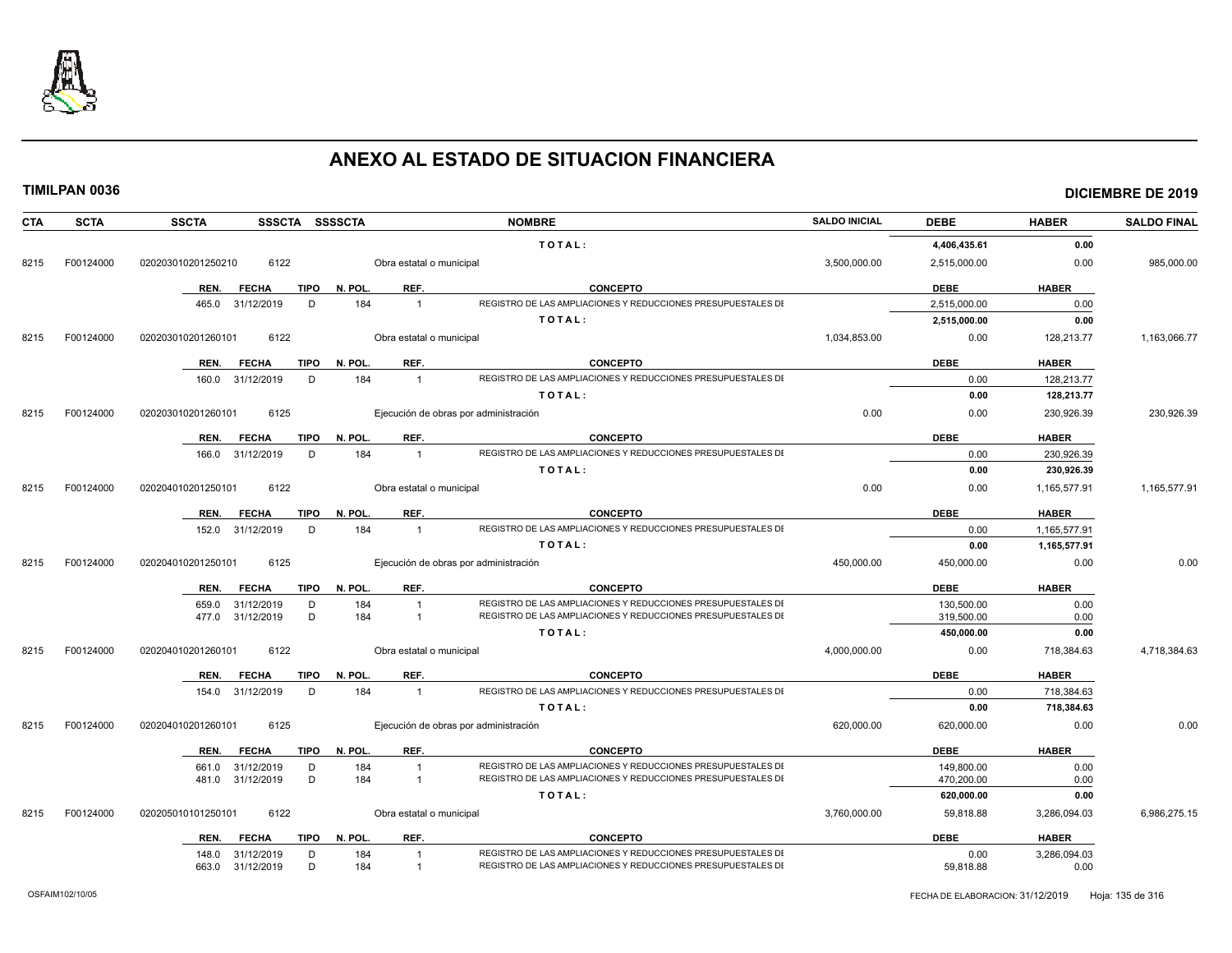# ANEXO AL ESTADO DE SITUACION FINANCIERA

**TIMILPAN 0036** — **DICIEMBRE DE 2019**

| CTA | SCTA | SSCTA | SSSCTA | SSSSCTA | NOMBRE | SALDO INICIAL | DEBE | HABER | SALDO FINAL |
|---|---|---|---|---|---|---|---|---|---|
| | | | | | TOTAL: | | 4,406,435.61 | 0.00 | |
| 8215 | F00124000 | 020203010201250210 | 6122 | | Obra estatal o municipal | 3,500,000.00 | 2,515,000.00 | 0.00 | 985,000.00 |

| REN. | FECHA | TIPO | N. POL. | REF. | CONCEPTO | DEBE | HABER |
|---|---|---|---|---|---|---|---|
| 465.0 | 31/12/2019 | D | 184 | 1 | REGISTRO DE LAS AMPLIACIONES Y REDUCCIONES PRESUPUESTALES DE | 2,515,000.00 | 0.00 |
| | | | | | TOTAL: | 2,515,000.00 | 0.00 |

| CTA | SCTA | SSCTA | SSSCTA | SSSSCTA | NOMBRE | SALDO INICIAL | DEBE | HABER | SALDO FINAL |
|---|---|---|---|---|---|---|---|---|---|
| 8215 | F00124000 | 020203010201260101 | 6122 | | Obra estatal o municipal | 1,034,853.00 | 0.00 | 128,213.77 | 1,163,066.77 |

| REN. | FECHA | TIPO | N. POL. | REF. | CONCEPTO | DEBE | HABER |
|---|---|---|---|---|---|---|---|
| 160.0 | 31/12/2019 | D | 184 | 1 | REGISTRO DE LAS AMPLIACIONES Y REDUCCIONES PRESUPUESTALES DE | 0.00 | 128,213.77 |
| | | | | | TOTAL: | 0.00 | 128,213.77 |

| CTA | SCTA | SSCTA | SSSCTA | SSSSCTA | NOMBRE | SALDO INICIAL | DEBE | HABER | SALDO FINAL |
|---|---|---|---|---|---|---|---|---|---|
| 8215 | F00124000 | 020203010201260101 | 6125 | | Ejecución de obras por administración | 0.00 | 0.00 | 230,926.39 | 230,926.39 |

| REN. | FECHA | TIPO | N. POL. | REF. | CONCEPTO | DEBE | HABER |
|---|---|---|---|---|---|---|---|
| 166.0 | 31/12/2019 | D | 184 | 1 | REGISTRO DE LAS AMPLIACIONES Y REDUCCIONES PRESUPUESTALES DE | 0.00 | 230,926.39 |
| | | | | | TOTAL: | 0.00 | 230,926.39 |

| CTA | SCTA | SSCTA | SSSCTA | SSSSCTA | NOMBRE | SALDO INICIAL | DEBE | HABER | SALDO FINAL |
|---|---|---|---|---|---|---|---|---|---|
| 8215 | F00124000 | 020204010201250101 | 6122 | | Obra estatal o municipal | 0.00 | 0.00 | 1,165,577.91 | 1,165,577.91 |

| REN. | FECHA | TIPO | N. POL. | REF. | CONCEPTO | DEBE | HABER |
|---|---|---|---|---|---|---|---|
| 152.0 | 31/12/2019 | D | 184 | 1 | REGISTRO DE LAS AMPLIACIONES Y REDUCCIONES PRESUPUESTALES DE | 0.00 | 1,165,577.91 |
| | | | | | TOTAL: | 0.00 | 1,165,577.91 |

| CTA | SCTA | SSCTA | SSSCTA | SSSSCTA | NOMBRE | SALDO INICIAL | DEBE | HABER | SALDO FINAL |
|---|---|---|---|---|---|---|---|---|---|
| 8215 | F00124000 | 020204010201250101 | 6125 | | Ejecución de obras por administración | 450,000.00 | 450,000.00 | 0.00 | 0.00 |

| REN. | FECHA | TIPO | N. POL. | REF. | CONCEPTO | DEBE | HABER |
|---|---|---|---|---|---|---|---|
| 659.0 | 31/12/2019 | D | 184 | 1 | REGISTRO DE LAS AMPLIACIONES Y REDUCCIONES PRESUPUESTALES DE | 130,500.00 | 0.00 |
| 477.0 | 31/12/2019 | D | 184 | 1 | REGISTRO DE LAS AMPLIACIONES Y REDUCCIONES PRESUPUESTALES DE | 319,500.00 | 0.00 |
| | | | | | TOTAL: | 450,000.00 | 0.00 |

| CTA | SCTA | SSCTA | SSSCTA | SSSSCTA | NOMBRE | SALDO INICIAL | DEBE | HABER | SALDO FINAL |
|---|---|---|---|---|---|---|---|---|---|
| 8215 | F00124000 | 020204010201260101 | 6122 | | Obra estatal o municipal | 4,000,000.00 | 0.00 | 718,384.63 | 4,718,384.63 |

| REN. | FECHA | TIPO | N. POL. | REF. | CONCEPTO | DEBE | HABER |
|---|---|---|---|---|---|---|---|
| 154.0 | 31/12/2019 | D | 184 | 1 | REGISTRO DE LAS AMPLIACIONES Y REDUCCIONES PRESUPUESTALES DE | 0.00 | 718,384.63 |
| | | | | | TOTAL: | 0.00 | 718,384.63 |

| CTA | SCTA | SSCTA | SSSCTA | SSSSCTA | NOMBRE | SALDO INICIAL | DEBE | HABER | SALDO FINAL |
|---|---|---|---|---|---|---|---|---|---|
| 8215 | F00124000 | 020204010201260101 | 6125 | | Ejecución de obras por administración | 620,000.00 | 620,000.00 | 0.00 | 0.00 |

| REN. | FECHA | TIPO | N. POL. | REF. | CONCEPTO | DEBE | HABER |
|---|---|---|---|---|---|---|---|
| 661.0 | 31/12/2019 | D | 184 | 1 | REGISTRO DE LAS AMPLIACIONES Y REDUCCIONES PRESUPUESTALES DE | 149,800.00 | 0.00 |
| 481.0 | 31/12/2019 | D | 184 | 1 | REGISTRO DE LAS AMPLIACIONES Y REDUCCIONES PRESUPUESTALES DE | 470,200.00 | 0.00 |
| | | | | | TOTAL: | 620,000.00 | 0.00 |

| CTA | SCTA | SSCTA | SSSCTA | SSSSCTA | NOMBRE | SALDO INICIAL | DEBE | HABER | SALDO FINAL |
|---|---|---|---|---|---|---|---|---|---|
| 8215 | F00124000 | 020205010101250101 | 6122 | | Obra estatal o municipal | 3,760,000.00 | 59,818.88 | 3,286,094.03 | 6,986,275.15 |

| REN. | FECHA | TIPO | N. POL. | REF. | CONCEPTO | DEBE | HABER |
|---|---|---|---|---|---|---|---|
| 148.0 | 31/12/2019 | D | 184 | 1 | REGISTRO DE LAS AMPLIACIONES Y REDUCCIONES PRESUPUESTALES DE | 0.00 | 3,286,094.03 |
| 663.0 | 31/12/2019 | D | 184 | 1 | REGISTRO DE LAS AMPLIACIONES Y REDUCCIONES PRESUPUESTALES DE | 59,818.88 | 0.00 |

OSFAIM102/10/05 — FECHA DE ELABORACION: 31/12/2019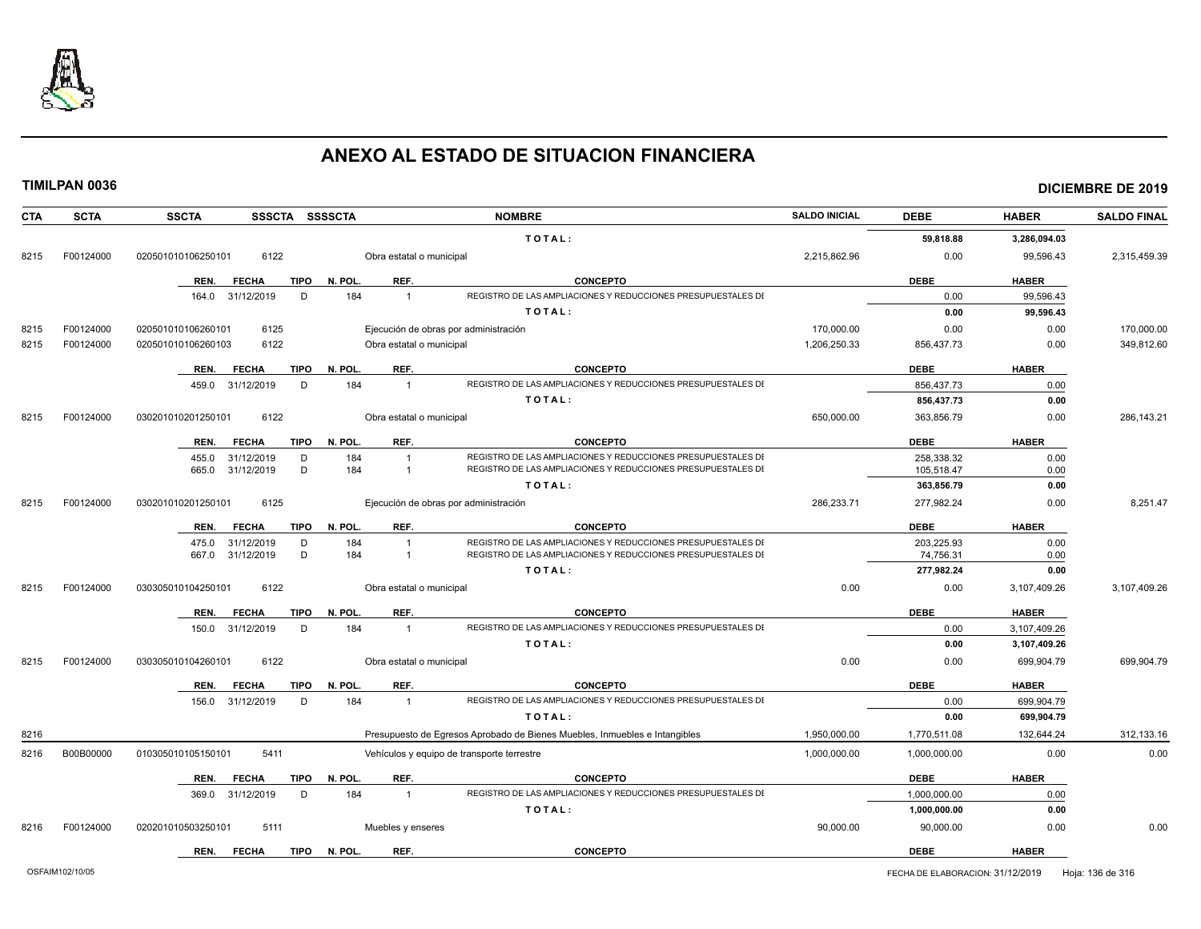# ANEXO AL ESTADO DE SITUACION FINANCIERA

**TIMILPAN 0036** | **DICIEMBRE DE 2019**

| CTA | SCTA | SSCTA | SSSCTA | SSSSCTA | NOMBRE | SALDO INICIAL | DEBE | HABER | SALDO FINAL |
|---|---|---|---|---|---|---|---|---|---|
| | | | | | **T O T A L :** | | **59,818.88** | **3,286,094.03** | |
| 8215 | F00124000 | 020501010106250101 | 6122 | | Obra estatal o municipal | 2,215,862.96 | 0.00 | 99,596.43 | 2,315,459.39 |
| | | REN. | FECHA | TIPO | N. POL. / REF. / CONCEPTO | | DEBE | HABER | |
| | | 164.0 | 31/12/2019 | D | 184 / 1 / REGISTRO DE LAS AMPLIACIONES Y REDUCCIONES PRESUPUESTALES DE | | 0.00 | 99,596.43 | |
| | | | | | **T O T A L :** | | **0.00** | **99,596.43** | |
| 8215 | F00124000 | 020501010106260101 | 6125 | | Ejecución de obras por administración | 170,000.00 | 0.00 | 0.00 | 170,000.00 |
| 8215 | F00124000 | 020501010106260103 | 6122 | | Obra estatal o municipal | 1,206,250.33 | 856,437.73 | 0.00 | 349,812.60 |
| | | REN. | FECHA | TIPO | N. POL. / REF. / CONCEPTO | | DEBE | HABER | |
| | | 459.0 | 31/12/2019 | D | 184 / 1 / REGISTRO DE LAS AMPLIACIONES Y REDUCCIONES PRESUPUESTALES DE | | 856,437.73 | 0.00 | |
| | | | | | **T O T A L :** | | **856,437.73** | **0.00** | |
| 8215 | F00124000 | 030201010201250101 | 6122 | | Obra estatal o municipal | 650,000.00 | 363,856.79 | 0.00 | 286,143.21 |
| | | REN. | FECHA | TIPO | N. POL. / REF. / CONCEPTO | | DEBE | HABER | |
| | | 455.0 | 31/12/2019 | D | 184 / 1 / REGISTRO DE LAS AMPLIACIONES Y REDUCCIONES PRESUPUESTALES DE | | 258,338.32 | 0.00 | |
| | | 665.0 | 31/12/2019 | D | 184 / 1 / REGISTRO DE LAS AMPLIACIONES Y REDUCCIONES PRESUPUESTALES DE | | 105,518.47 | 0.00 | |
| | | | | | **T O T A L :** | | **363,856.79** | **0.00** | |
| 8215 | F00124000 | 030201010201250101 | 6125 | | Ejecución de obras por administración | 286,233.71 | 277,982.24 | 0.00 | 8,251.47 |
| | | REN. | FECHA | TIPO | N. POL. / REF. / CONCEPTO | | DEBE | HABER | |
| | | 475.0 | 31/12/2019 | D | 184 / 1 / REGISTRO DE LAS AMPLIACIONES Y REDUCCIONES PRESUPUESTALES DE | | 203,225.93 | 0.00 | |
| | | 667.0 | 31/12/2019 | D | 184 / 1 / REGISTRO DE LAS AMPLIACIONES Y REDUCCIONES PRESUPUESTALES DE | | 74,756.31 | 0.00 | |
| | | | | | **T O T A L :** | | **277,982.24** | **0.00** | |
| 8215 | F00124000 | 030305010104250101 | 6122 | | Obra estatal o municipal | 0.00 | 0.00 | 3,107,409.26 | 3,107,409.26 |
| | | REN. | FECHA | TIPO | N. POL. / REF. / CONCEPTO | | DEBE | HABER | |
| | | 150.0 | 31/12/2019 | D | 184 / 1 / REGISTRO DE LAS AMPLIACIONES Y REDUCCIONES PRESUPUESTALES DE | | 0.00 | 3,107,409.26 | |
| | | | | | **T O T A L :** | | **0.00** | **3,107,409.26** | |
| 8215 | F00124000 | 030305010104260101 | 6122 | | Obra estatal o municipal | 0.00 | 0.00 | 699,904.79 | 699,904.79 |
| | | REN. | FECHA | TIPO | N. POL. / REF. / CONCEPTO | | DEBE | HABER | |
| | | 156.0 | 31/12/2019 | D | 184 / 1 / REGISTRO DE LAS AMPLIACIONES Y REDUCCIONES PRESUPUESTALES DE | | 0.00 | 699,904.79 | |
| | | | | | **T O T A L :** | | **0.00** | **699,904.79** | |
| 8216 | | | | | Presupuesto de Egresos Aprobado de Bienes Muebles, Inmuebles e Intangibles | 1,950,000.00 | 1,770,511.08 | 132,644.24 | 312,133.16 |
| 8216 | B00B00000 | 010305010105150101 | 5411 | | Vehículos y equipo de transporte terrestre | 1,000,000.00 | 1,000,000.00 | 0.00 | 0.00 |
| | | REN. | FECHA | TIPO | N. POL. / REF. / CONCEPTO | | DEBE | HABER | |
| | | 369.0 | 31/12/2019 | D | 184 / 1 / REGISTRO DE LAS AMPLIACIONES Y REDUCCIONES PRESUPUESTALES DE | | 1,000,000.00 | 0.00 | |
| | | | | | **T O T A L :** | | **1,000,000.00** | **0.00** | |
| 8216 | F00124000 | 020201010503250101 | 5111 | | Muebles y enseres | 90,000.00 | 90,000.00 | 0.00 | 0.00 |
| | | REN. | FECHA | TIPO | N. POL. / REF. / CONCEPTO | | DEBE | HABER | |

OSFAIM102/10/05 — FECHA DE ELABORACION: 31/12/2019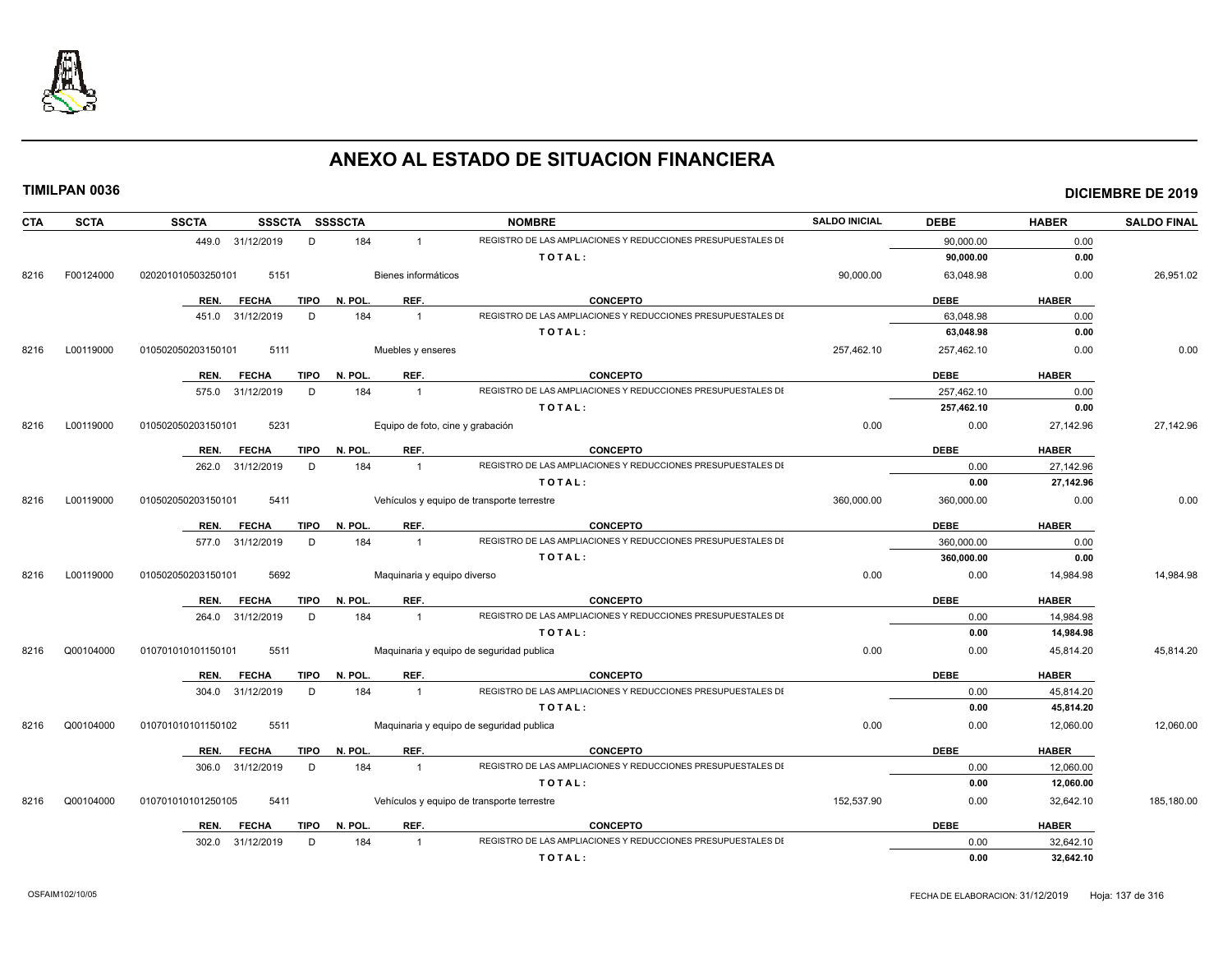# ANEXO AL ESTADO DE SITUACION FINANCIERA

**TIMILPAN 0036** **DICIEMBRE DE 2019**

| CTA | SCTA | SSCTA | SSSCTA | SSSSCTA | NOMBRE | SALDO INICIAL | DEBE | HABER | SALDO FINAL |
|---|---|---|---|---|---|---|---|---|---|
| | | 449.0 31/12/2019 | D | 184 | 1 REGISTRO DE LAS AMPLIACIONES Y REDUCCIONES PRESUPUESTALES DE | | 90,000.00 | 0.00 | |
| | | | | | **T O T A L :** | | **90,000.00** | **0.00** | |
| 8216 | F00124000 | 020201010503250101 | 5151 | | Bienes informáticos | 90,000.00 | 63,048.98 | 0.00 | 26,951.02 |
| | | REN. FECHA | TIPO | N. POL. | REF. CONCEPTO | | DEBE | HABER | |
| | | 451.0 31/12/2019 | D | 184 | 1 REGISTRO DE LAS AMPLIACIONES Y REDUCCIONES PRESUPUESTALES DE | | 63,048.98 | 0.00 | |
| | | | | | **T O T A L :** | | **63,048.98** | **0.00** | |
| 8216 | L00119000 | 010502050203150101 | 5111 | | Muebles y enseres | 257,462.10 | 257,462.10 | 0.00 | 0.00 |
| | | REN. FECHA | TIPO | N. POL. | REF. CONCEPTO | | DEBE | HABER | |
| | | 575.0 31/12/2019 | D | 184 | 1 REGISTRO DE LAS AMPLIACIONES Y REDUCCIONES PRESUPUESTALES DE | | 257,462.10 | 0.00 | |
| | | | | | **T O T A L :** | | **257,462.10** | **0.00** | |
| 8216 | L00119000 | 010502050203150101 | 5231 | | Equipo de foto, cine y grabación | 0.00 | 0.00 | 27,142.96 | 27,142.96 |
| | | REN. FECHA | TIPO | N. POL. | REF. CONCEPTO | | DEBE | HABER | |
| | | 262.0 31/12/2019 | D | 184 | 1 REGISTRO DE LAS AMPLIACIONES Y REDUCCIONES PRESUPUESTALES DE | | 0.00 | 27,142.96 | |
| | | | | | **T O T A L :** | | **0.00** | **27,142.96** | |
| 8216 | L00119000 | 010502050203150101 | 5411 | | Vehículos y equipo de transporte terrestre | 360,000.00 | 360,000.00 | 0.00 | 0.00 |
| | | REN. FECHA | TIPO | N. POL. | REF. CONCEPTO | | DEBE | HABER | |
| | | 577.0 31/12/2019 | D | 184 | 1 REGISTRO DE LAS AMPLIACIONES Y REDUCCIONES PRESUPUESTALES DE | | 360,000.00 | 0.00 | |
| | | | | | **T O T A L :** | | **360,000.00** | **0.00** | |
| 8216 | L00119000 | 010502050203150101 | 5692 | | Maquinaria y equipo diverso | 0.00 | 0.00 | 14,984.98 | 14,984.98 |
| | | REN. FECHA | TIPO | N. POL. | REF. CONCEPTO | | DEBE | HABER | |
| | | 264.0 31/12/2019 | D | 184 | 1 REGISTRO DE LAS AMPLIACIONES Y REDUCCIONES PRESUPUESTALES DE | | 0.00 | 14,984.98 | |
| | | | | | **T O T A L :** | | **0.00** | **14,984.98** | |
| 8216 | Q00104000 | 010701010101150101 | 5511 | | Maquinaria y equipo de seguridad publica | 0.00 | 0.00 | 45,814.20 | 45,814.20 |
| | | REN. FECHA | TIPO | N. POL. | REF. CONCEPTO | | DEBE | HABER | |
| | | 304.0 31/12/2019 | D | 184 | 1 REGISTRO DE LAS AMPLIACIONES Y REDUCCIONES PRESUPUESTALES DE | | 0.00 | 45,814.20 | |
| | | | | | **T O T A L :** | | **0.00** | **45,814.20** | |
| 8216 | Q00104000 | 010701010101150102 | 5511 | | Maquinaria y equipo de seguridad publica | 0.00 | 0.00 | 12,060.00 | 12,060.00 |
| | | REN. FECHA | TIPO | N. POL. | REF. CONCEPTO | | DEBE | HABER | |
| | | 306.0 31/12/2019 | D | 184 | 1 REGISTRO DE LAS AMPLIACIONES Y REDUCCIONES PRESUPUESTALES DE | | 0.00 | 12,060.00 | |
| | | | | | **T O T A L :** | | **0.00** | **12,060.00** | |
| 8216 | Q00104000 | 010701010101250105 | 5411 | | Vehículos y equipo de transporte terrestre | 152,537.90 | 0.00 | 32,642.10 | 185,180.00 |
| | | REN. FECHA | TIPO | N. POL. | REF. CONCEPTO | | DEBE | HABER | |
| | | 302.0 31/12/2019 | D | 184 | 1 REGISTRO DE LAS AMPLIACIONES Y REDUCCIONES PRESUPUESTALES DE | | 0.00 | 32,642.10 | |
| | | | | | **T O T A L :** | | **0.00** | **32,642.10** | |

OSFAIM102/10/05 FECHA DE ELABORACION: 31/12/2019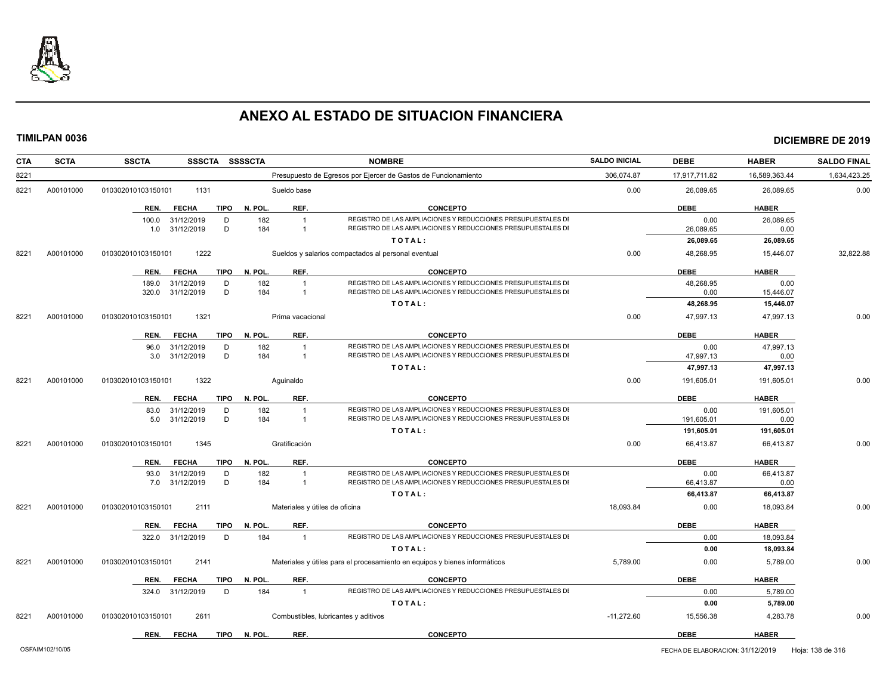# ANEXO AL ESTADO DE SITUACION FINANCIERA

**TIMILPAN 0036** — **DICIEMBRE DE 2019**

| CTA | SCTA | SSCTA | SSSCTA | SSSSCTA | NOMBRE | SALDO INICIAL | DEBE | HABER | SALDO FINAL |
|---|---|---|---|---|---|---|---|---|---|
| 8221 | | | | | Presupuesto de Egresos por Ejercer de Gastos de Funcionamiento | 306,074.87 | 17,917,711.82 | 16,589,363.44 | 1,634,423.25 |
| 8221 | A00101000 | 010302010103150101 | 1131 | | Sueldo base | 0.00 | 26,089.65 | 26,089.65 | 0.00 |

| REN. | FECHA | TIPO | N. POL. | REF. | CONCEPTO | DEBE | HABER |
|---|---|---|---|---|---|---|---|
| 100.0 | 31/12/2019 | D | 182 | 1 | REGISTRO DE LAS AMPLIACIONES Y REDUCCIONES PRESUPUESTALES DI | 0.00 | 26,089.65 |
| 1.0 | 31/12/2019 | D | 184 | 1 | REGISTRO DE LAS AMPLIACIONES Y REDUCCIONES PRESUPUESTALES DI | 26,089.65 | 0.00 |
| | | | | | **T O T A L :** | **26,089.65** | **26,089.65** |

| CTA | SCTA | SSCTA | SSSCTA | SSSSCTA | NOMBRE | SALDO INICIAL | DEBE | HABER | SALDO FINAL |
|---|---|---|---|---|---|---|---|---|---|
| 8221 | A00101000 | 010302010103150101 | 1222 | | Sueldos y salarios compactados al personal eventual | 0.00 | 48,268.95 | 15,446.07 | 32,822.88 |

| REN. | FECHA | TIPO | N. POL. | REF. | CONCEPTO | DEBE | HABER |
|---|---|---|---|---|---|---|---|
| 189.0 | 31/12/2019 | D | 182 | 1 | REGISTRO DE LAS AMPLIACIONES Y REDUCCIONES PRESUPUESTALES DI | 48,268.95 | 0.00 |
| 320.0 | 31/12/2019 | D | 184 | 1 | REGISTRO DE LAS AMPLIACIONES Y REDUCCIONES PRESUPUESTALES DI | 0.00 | 15,446.07 |
| | | | | | **T O T A L :** | **48,268.95** | **15,446.07** |

| CTA | SCTA | SSCTA | SSSCTA | SSSSCTA | NOMBRE | SALDO INICIAL | DEBE | HABER | SALDO FINAL |
|---|---|---|---|---|---|---|---|---|---|
| 8221 | A00101000 | 010302010103150101 | 1321 | | Prima vacacional | 0.00 | 47,997.13 | 47,997.13 | 0.00 |

| REN. | FECHA | TIPO | N. POL. | REF. | CONCEPTO | DEBE | HABER |
|---|---|---|---|---|---|---|---|
| 96.0 | 31/12/2019 | D | 182 | 1 | REGISTRO DE LAS AMPLIACIONES Y REDUCCIONES PRESUPUESTALES DI | 0.00 | 47,997.13 |
| 3.0 | 31/12/2019 | D | 184 | 1 | REGISTRO DE LAS AMPLIACIONES Y REDUCCIONES PRESUPUESTALES DI | 47,997.13 | 0.00 |
| | | | | | **T O T A L :** | **47,997.13** | **47,997.13** |

| CTA | SCTA | SSCTA | SSSCTA | SSSSCTA | NOMBRE | SALDO INICIAL | DEBE | HABER | SALDO FINAL |
|---|---|---|---|---|---|---|---|---|---|
| 8221 | A00101000 | 010302010103150101 | 1322 | | Aguinaldo | 0.00 | 191,605.01 | 191,605.01 | 0.00 |

| REN. | FECHA | TIPO | N. POL. | REF. | CONCEPTO | DEBE | HABER |
|---|---|---|---|---|---|---|---|
| 83.0 | 31/12/2019 | D | 182 | 1 | REGISTRO DE LAS AMPLIACIONES Y REDUCCIONES PRESUPUESTALES DI | 0.00 | 191,605.01 |
| 5.0 | 31/12/2019 | D | 184 | 1 | REGISTRO DE LAS AMPLIACIONES Y REDUCCIONES PRESUPUESTALES DI | 191,605.01 | 0.00 |
| | | | | | **T O T A L :** | **191,605.01** | **191,605.01** |

| CTA | SCTA | SSCTA | SSSCTA | SSSSCTA | NOMBRE | SALDO INICIAL | DEBE | HABER | SALDO FINAL |
|---|---|---|---|---|---|---|---|---|---|
| 8221 | A00101000 | 010302010103150101 | 1345 | | Gratificación | 0.00 | 66,413.87 | 66,413.87 | 0.00 |

| REN. | FECHA | TIPO | N. POL. | REF. | CONCEPTO | DEBE | HABER |
|---|---|---|---|---|---|---|---|
| 93.0 | 31/12/2019 | D | 182 | 1 | REGISTRO DE LAS AMPLIACIONES Y REDUCCIONES PRESUPUESTALES DI | 0.00 | 66,413.87 |
| 7.0 | 31/12/2019 | D | 184 | 1 | REGISTRO DE LAS AMPLIACIONES Y REDUCCIONES PRESUPUESTALES DI | 66,413.87 | 0.00 |
| | | | | | **T O T A L :** | **66,413.87** | **66,413.87** |

| CTA | SCTA | SSCTA | SSSCTA | SSSSCTA | NOMBRE | SALDO INICIAL | DEBE | HABER | SALDO FINAL |
|---|---|---|---|---|---|---|---|---|---|
| 8221 | A00101000 | 010302010103150101 | 2111 | | Materiales y útiles de oficina | 18,093.84 | 0.00 | 18,093.84 | 0.00 |

| REN. | FECHA | TIPO | N. POL. | REF. | CONCEPTO | DEBE | HABER |
|---|---|---|---|---|---|---|---|
| 322.0 | 31/12/2019 | D | 184 | 1 | REGISTRO DE LAS AMPLIACIONES Y REDUCCIONES PRESUPUESTALES DI | 0.00 | 18,093.84 |
| | | | | | **T O T A L :** | **0.00** | **18,093.84** |

| CTA | SCTA | SSCTA | SSSCTA | SSSSCTA | NOMBRE | SALDO INICIAL | DEBE | HABER | SALDO FINAL |
|---|---|---|---|---|---|---|---|---|---|
| 8221 | A00101000 | 010302010103150101 | 2141 | | Materiales y útiles para el procesamiento en equipos y bienes informáticos | 5,789.00 | 0.00 | 5,789.00 | 0.00 |

| REN. | FECHA | TIPO | N. POL. | REF. | CONCEPTO | DEBE | HABER |
|---|---|---|---|---|---|---|---|
| 324.0 | 31/12/2019 | D | 184 | 1 | REGISTRO DE LAS AMPLIACIONES Y REDUCCIONES PRESUPUESTALES DI | 0.00 | 5,789.00 |
| | | | | | **T O T A L :** | **0.00** | **5,789.00** |

| CTA | SCTA | SSCTA | SSSCTA | SSSSCTA | NOMBRE | SALDO INICIAL | DEBE | HABER | SALDO FINAL |
|---|---|---|---|---|---|---|---|---|---|
| 8221 | A00101000 | 010302010103150101 | 2611 | | Combustibles, lubricantes y aditivos | -11,272.60 | 15,556.38 | 4,283.78 | 0.00 |

| REN. | FECHA | TIPO | N. POL. | REF. | CONCEPTO | DEBE | HABER |
|---|---|---|---|---|---|---|---|

OSFAIM102/10/05 — FECHA DE ELABORACION: 31/12/2019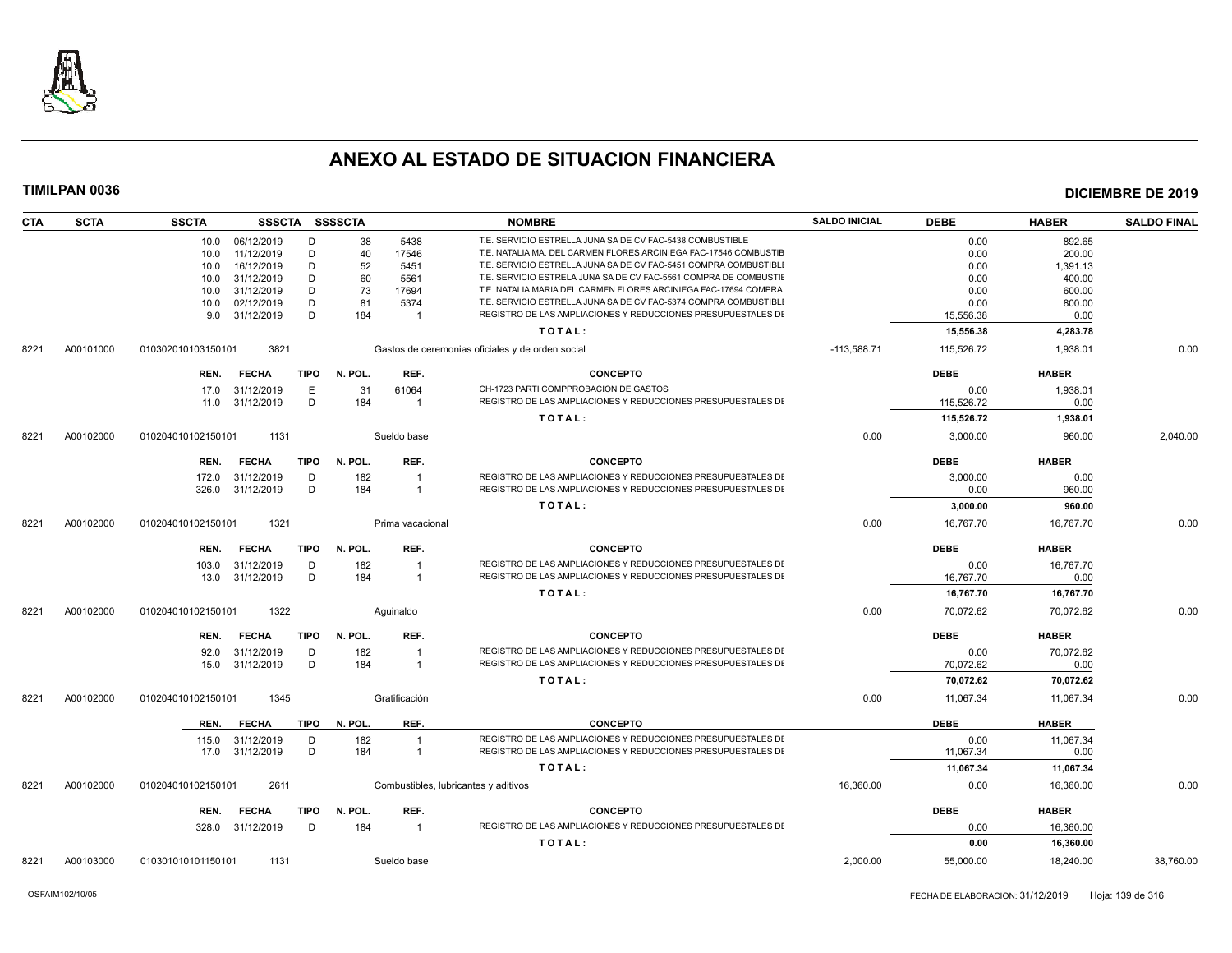# ANEXO AL ESTADO DE SITUACION FINANCIERA

**TIMILPAN 0036** — **DICIEMBRE DE 2019**

| CTA | SCTA | SSCTA | SSSCTA | SSSSCTA | | NOMBRE | SALDO INICIAL | DEBE | HABER | SALDO FINAL |
|---|---|---|---|---|---|---|---|---|---|---|
| | | 10.0 06/12/2019 | D | 38 | 5438 | T.E. SERVICIO ESTRELLA JUNA SA DE CV FAC-5438 COMBUSTIBLE | | 0.00 | 892.65 | |
| | | 10.0 11/12/2019 | D | 40 | 17546 | T.E. NATALIA MA. DEL CARMEN FLORES ARCINIEGA FAC-17546 COMBUSTIB | | 0.00 | 200.00 | |
| | | 10.0 16/12/2019 | D | 52 | 5451 | T.E. SERVICIO ESTRELLA JUNA SA DE CV FAC-5451 COMPRA COMBUSTIBLI | | 0.00 | 1,391.13 | |
| | | 10.0 31/12/2019 | D | 60 | 5561 | T.E. SERVICIO ESTRELA JUNA SA DE CV FAC-5561 COMPRA DE COMBUSTII | | 0.00 | 400.00 | |
| | | 10.0 31/12/2019 | D | 73 | 17694 | T.E. NATALIA MARIA DEL CARMEN FLORES ARCINIEGA FAC-17694 COMPRA | | 0.00 | 600.00 | |
| | | 10.0 02/12/2019 | D | 81 | 5374 | T.E. SERVICIO ESTRELLA JUNA SA DE CV FAC-5374 COMPRA COMBUSTIBLI | | 0.00 | 800.00 | |
| | | 9.0 31/12/2019 | D | 184 | 1 | REGISTRO DE LAS AMPLIACIONES Y REDUCCIONES PRESUPUESTALES DI | | 15,556.38 | 0.00 | |
| | | | | | | **TOTAL:** | | **15,556.38** | **4,283.78** | |
| 8221 | A00101000 | 010302010103150101 | 3821 | | | Gastos de ceremonias oficiales y de orden social | -113,588.71 | 115,526.72 | 1,938.01 | 0.00 |
| | | **REN. FECHA** | **TIPO** | **N. POL.** | **REF.** | **CONCEPTO** | | **DEBE** | **HABER** | |
| | | 17.0 31/12/2019 | E | 31 | 61064 | CH-1723 PARTI COMPPROBACION DE GASTOS | | 0.00 | 1,938.01 | |
| | | 11.0 31/12/2019 | D | 184 | 1 | REGISTRO DE LAS AMPLIACIONES Y REDUCCIONES PRESUPUESTALES DI | | 115,526.72 | 0.00 | |
| | | | | | | **TOTAL:** | | **115,526.72** | **1,938.01** | |
| 8221 | A00102000 | 010204010102150101 | 1131 | | | Sueldo base | 0.00 | 3,000.00 | 960.00 | 2,040.00 |
| | | **REN. FECHA** | **TIPO** | **N. POL.** | **REF.** | **CONCEPTO** | | **DEBE** | **HABER** | |
| | | 172.0 31/12/2019 | D | 182 | 1 | REGISTRO DE LAS AMPLIACIONES Y REDUCCIONES PRESUPUESTALES DI | | 3,000.00 | 0.00 | |
| | | 326.0 31/12/2019 | D | 184 | 1 | REGISTRO DE LAS AMPLIACIONES Y REDUCCIONES PRESUPUESTALES DI | | 0.00 | 960.00 | |
| | | | | | | **TOTAL:** | | **3,000.00** | **960.00** | |
| 8221 | A00102000 | 010204010102150101 | 1321 | | | Prima vacacional | 0.00 | 16,767.70 | 16,767.70 | 0.00 |
| | | **REN. FECHA** | **TIPO** | **N. POL.** | **REF.** | **CONCEPTO** | | **DEBE** | **HABER** | |
| | | 103.0 31/12/2019 | D | 182 | 1 | REGISTRO DE LAS AMPLIACIONES Y REDUCCIONES PRESUPUESTALES DI | | 0.00 | 16,767.70 | |
| | | 13.0 31/12/2019 | D | 184 | 1 | REGISTRO DE LAS AMPLIACIONES Y REDUCCIONES PRESUPUESTALES DI | | 16,767.70 | 0.00 | |
| | | | | | | **TOTAL:** | | **16,767.70** | **16,767.70** | |
| 8221 | A00102000 | 010204010102150101 | 1322 | | | Aguinaldo | 0.00 | 70,072.62 | 70,072.62 | 0.00 |
| | | **REN. FECHA** | **TIPO** | **N. POL.** | **REF.** | **CONCEPTO** | | **DEBE** | **HABER** | |
| | | 92.0 31/12/2019 | D | 182 | 1 | REGISTRO DE LAS AMPLIACIONES Y REDUCCIONES PRESUPUESTALES DI | | 0.00 | 70,072.62 | |
| | | 15.0 31/12/2019 | D | 184 | 1 | REGISTRO DE LAS AMPLIACIONES Y REDUCCIONES PRESUPUESTALES DI | | 70,072.62 | 0.00 | |
| | | | | | | **TOTAL:** | | **70,072.62** | **70,072.62** | |
| 8221 | A00102000 | 010204010102150101 | 1345 | | | Gratificación | 0.00 | 11,067.34 | 11,067.34 | 0.00 |
| | | **REN. FECHA** | **TIPO** | **N. POL.** | **REF.** | **CONCEPTO** | | **DEBE** | **HABER** | |
| | | 115.0 31/12/2019 | D | 182 | 1 | REGISTRO DE LAS AMPLIACIONES Y REDUCCIONES PRESUPUESTALES DI | | 0.00 | 11,067.34 | |
| | | 17.0 31/12/2019 | D | 184 | 1 | REGISTRO DE LAS AMPLIACIONES Y REDUCCIONES PRESUPUESTALES DI | | 11,067.34 | 0.00 | |
| | | | | | | **TOTAL:** | | **11,067.34** | **11,067.34** | |
| 8221 | A00102000 | 010204010102150101 | 2611 | | | Combustibles, lubricantes y aditivos | 16,360.00 | 0.00 | 16,360.00 | 0.00 |
| | | **REN. FECHA** | **TIPO** | **N. POL.** | **REF.** | **CONCEPTO** | | **DEBE** | **HABER** | |
| | | 328.0 31/12/2019 | D | 184 | 1 | REGISTRO DE LAS AMPLIACIONES Y REDUCCIONES PRESUPUESTALES DI | | 0.00 | 16,360.00 | |
| | | | | | | **TOTAL:** | | **0.00** | **16,360.00** | |
| 8221 | A00103000 | 010301010101150101 | 1131 | | | Sueldo base | 2,000.00 | 55,000.00 | 18,240.00 | 38,760.00 |

OSFAIM102/10/05 — FECHA DE ELABORACION: 31/12/2019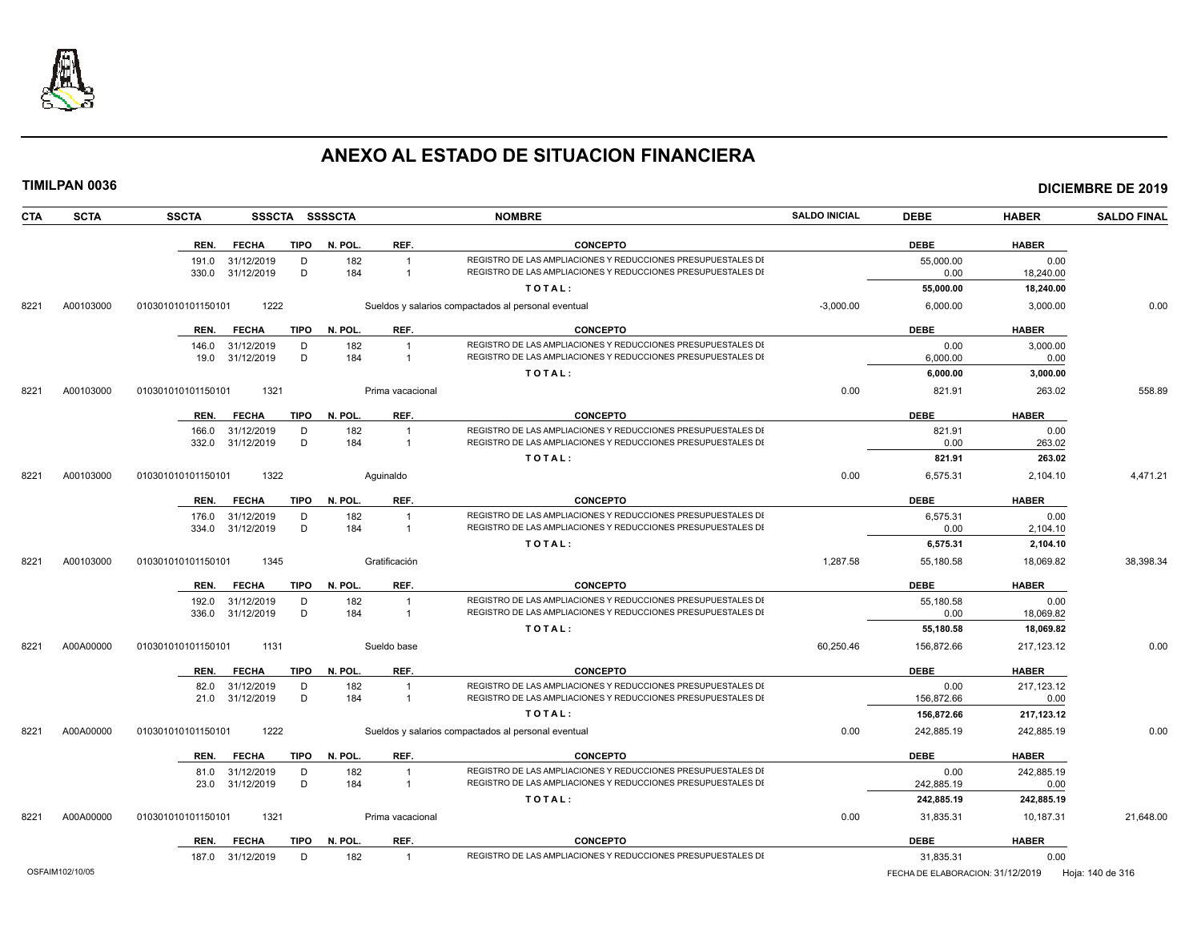# ANEXO AL ESTADO DE SITUACION FINANCIERA

**TIMILPAN 0036** **DICIEMBRE DE 2019**

| CTA | SCTA | SSCTA | SSSCTA | SSSSCTA | NOMBRE | SALDO INICIAL | DEBE | HABER | SALDO FINAL |
|---|---|---|---|---|---|---|---|---|---|
| | | | | | | | | | |

| REN. | FECHA | TIPO | N. POL. | REF. | CONCEPTO | DEBE | HABER |
|---|---|---|---|---|---|---|---|
| 191.0 | 31/12/2019 | D | 182 | 1 | REGISTRO DE LAS AMPLIACIONES Y REDUCCIONES PRESUPUESTALES DE | 55,000.00 | 0.00 |
| 330.0 | 31/12/2019 | D | 184 | 1 | REGISTRO DE LAS AMPLIACIONES Y REDUCCIONES PRESUPUESTALES DE | 0.00 | 18,240.00 |
| | | | | | **TOTAL:** | **55,000.00** | **18,240.00** |

| CTA | SCTA | SSCTA | SSSCTA | NOMBRE | SALDO INICIAL | DEBE | HABER | SALDO FINAL |
|---|---|---|---|---|---|---|---|---|
| 8221 | A00103000 | 010301010101150101 | 1222 | Sueldos y salarios compactados al personal eventual | -3,000.00 | 6,000.00 | 3,000.00 | 0.00 |

| REN. | FECHA | TIPO | N. POL. | REF. | CONCEPTO | DEBE | HABER |
|---|---|---|---|---|---|---|---|
| 146.0 | 31/12/2019 | D | 182 | 1 | REGISTRO DE LAS AMPLIACIONES Y REDUCCIONES PRESUPUESTALES DE | 0.00 | 3,000.00 |
| 19.0 | 31/12/2019 | D | 184 | 1 | REGISTRO DE LAS AMPLIACIONES Y REDUCCIONES PRESUPUESTALES DE | 6,000.00 | 0.00 |
| | | | | | **TOTAL:** | **6,000.00** | **3,000.00** |

| CTA | SCTA | SSCTA | SSSCTA | NOMBRE | SALDO INICIAL | DEBE | HABER | SALDO FINAL |
|---|---|---|---|---|---|---|---|---|
| 8221 | A00103000 | 010301010101150101 | 1321 | Prima vacacional | 0.00 | 821.91 | 263.02 | 558.89 |

| REN. | FECHA | TIPO | N. POL. | REF. | CONCEPTO | DEBE | HABER |
|---|---|---|---|---|---|---|---|
| 166.0 | 31/12/2019 | D | 182 | 1 | REGISTRO DE LAS AMPLIACIONES Y REDUCCIONES PRESUPUESTALES DE | 821.91 | 0.00 |
| 332.0 | 31/12/2019 | D | 184 | 1 | REGISTRO DE LAS AMPLIACIONES Y REDUCCIONES PRESUPUESTALES DE | 0.00 | 263.02 |
| | | | | | **TOTAL:** | **821.91** | **263.02** |

| CTA | SCTA | SSCTA | SSSCTA | NOMBRE | SALDO INICIAL | DEBE | HABER | SALDO FINAL |
|---|---|---|---|---|---|---|---|---|
| 8221 | A00103000 | 010301010101150101 | 1322 | Aguinaldo | 0.00 | 6,575.31 | 2,104.10 | 4,471.21 |

| REN. | FECHA | TIPO | N. POL. | REF. | CONCEPTO | DEBE | HABER |
|---|---|---|---|---|---|---|---|
| 176.0 | 31/12/2019 | D | 182 | 1 | REGISTRO DE LAS AMPLIACIONES Y REDUCCIONES PRESUPUESTALES DE | 6,575.31 | 0.00 |
| 334.0 | 31/12/2019 | D | 184 | 1 | REGISTRO DE LAS AMPLIACIONES Y REDUCCIONES PRESUPUESTALES DE | 0.00 | 2,104.10 |
| | | | | | **TOTAL:** | **6,575.31** | **2,104.10** |

| CTA | SCTA | SSCTA | SSSCTA | NOMBRE | SALDO INICIAL | DEBE | HABER | SALDO FINAL |
|---|---|---|---|---|---|---|---|---|
| 8221 | A00103000 | 010301010101150101 | 1345 | Gratificación | 1,287.58 | 55,180.58 | 18,069.82 | 38,398.34 |

| REN. | FECHA | TIPO | N. POL. | REF. | CONCEPTO | DEBE | HABER |
|---|---|---|---|---|---|---|---|
| 192.0 | 31/12/2019 | D | 182 | 1 | REGISTRO DE LAS AMPLIACIONES Y REDUCCIONES PRESUPUESTALES DE | 55,180.58 | 0.00 |
| 336.0 | 31/12/2019 | D | 184 | 1 | REGISTRO DE LAS AMPLIACIONES Y REDUCCIONES PRESUPUESTALES DE | 0.00 | 18,069.82 |
| | | | | | **TOTAL:** | **55,180.58** | **18,069.82** |

| CTA | SCTA | SSCTA | SSSCTA | NOMBRE | SALDO INICIAL | DEBE | HABER | SALDO FINAL |
|---|---|---|---|---|---|---|---|---|
| 8221 | A00A00000 | 010301010101150101 | 1131 | Sueldo base | 60,250.46 | 156,872.66 | 217,123.12 | 0.00 |

| REN. | FECHA | TIPO | N. POL. | REF. | CONCEPTO | DEBE | HABER |
|---|---|---|---|---|---|---|---|
| 82.0 | 31/12/2019 | D | 182 | 1 | REGISTRO DE LAS AMPLIACIONES Y REDUCCIONES PRESUPUESTALES DE | 0.00 | 217,123.12 |
| 21.0 | 31/12/2019 | D | 184 | 1 | REGISTRO DE LAS AMPLIACIONES Y REDUCCIONES PRESUPUESTALES DE | 156,872.66 | 0.00 |
| | | | | | **TOTAL:** | **156,872.66** | **217,123.12** |

| CTA | SCTA | SSCTA | SSSCTA | NOMBRE | SALDO INICIAL | DEBE | HABER | SALDO FINAL |
|---|---|---|---|---|---|---|---|---|
| 8221 | A00A00000 | 010301010101150101 | 1222 | Sueldos y salarios compactados al personal eventual | 0.00 | 242,885.19 | 242,885.19 | 0.00 |

| REN. | FECHA | TIPO | N. POL. | REF. | CONCEPTO | DEBE | HABER |
|---|---|---|---|---|---|---|---|
| 81.0 | 31/12/2019 | D | 182 | 1 | REGISTRO DE LAS AMPLIACIONES Y REDUCCIONES PRESUPUESTALES DE | 0.00 | 242,885.19 |
| 23.0 | 31/12/2019 | D | 184 | 1 | REGISTRO DE LAS AMPLIACIONES Y REDUCCIONES PRESUPUESTALES DE | 242,885.19 | 0.00 |
| | | | | | **TOTAL:** | **242,885.19** | **242,885.19** |

| CTA | SCTA | SSCTA | SSSCTA | NOMBRE | SALDO INICIAL | DEBE | HABER | SALDO FINAL |
|---|---|---|---|---|---|---|---|---|
| 8221 | A00A00000 | 010301010101150101 | 1321 | Prima vacacional | 0.00 | 31,835.31 | 10,187.31 | 21,648.00 |

| REN. | FECHA | TIPO | N. POL. | REF. | CONCEPTO | DEBE | HABER |
|---|---|---|---|---|---|---|---|
| 187.0 | 31/12/2019 | D | 182 | 1 | REGISTRO DE LAS AMPLIACIONES Y REDUCCIONES PRESUPUESTALES DE | 31,835.31 | 0.00 |

OSFAIM102/10/05 FECHA DE ELABORACION: 31/12/2019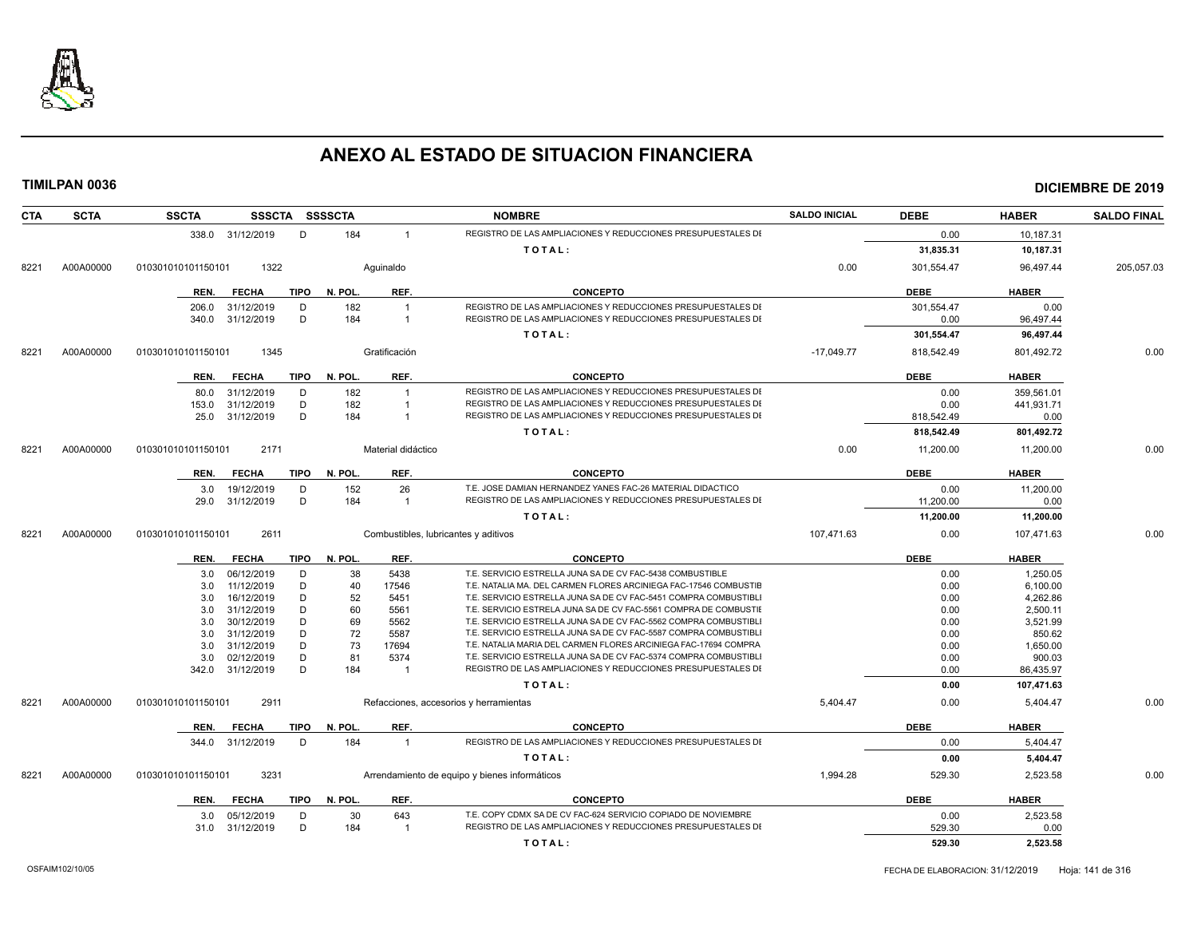# ANEXO AL ESTADO DE SITUACION FINANCIERA

**TIMILPAN 0036** — **DICIEMBRE DE 2019**

| CTA | SCTA | SSCTA | SSSCTA | SSSSCTA | | NOMBRE | SALDO INICIAL | DEBE | HABER | SALDO FINAL |
|---|---|---|---|---|---|---|---|---|---|---|
| | | 338.0 | 31/12/2019 | D | 184 | 1 REGISTRO DE LAS AMPLIACIONES Y REDUCCIONES PRESUPUESTALES DI | | 0.00 | 10,187.31 | |
| | | | | | | TOTAL: | | 31,835.31 | 10,187.31 | |
| 8221 | A00A00000 | 010301010101150101 | 1322 | | | Aguinaldo | 0.00 | 301,554.47 | 96,497.44 | 205,057.03 |

| REN. | FECHA | TIPO | N. POL. | REF. | CONCEPTO | DEBE | HABER |
|---|---|---|---|---|---|---|---|
| 206.0 | 31/12/2019 | D | 182 | 1 | REGISTRO DE LAS AMPLIACIONES Y REDUCCIONES PRESUPUESTALES DI | 301,554.47 | 0.00 |
| 340.0 | 31/12/2019 | D | 184 | 1 | REGISTRO DE LAS AMPLIACIONES Y REDUCCIONES PRESUPUESTALES DI | 0.00 | 96,497.44 |
| | | | | | TOTAL: | 301,554.47 | 96,497.44 |

| CTA | SCTA | SSCTA | SSSCTA | NOMBRE | SALDO INICIAL | DEBE | HABER | SALDO FINAL |
|---|---|---|---|---|---|---|---|---|
| 8221 | A00A00000 | 010301010101150101 | 1345 | Gratificación | -17,049.77 | 818,542.49 | 801,492.72 | 0.00 |

| REN. | FECHA | TIPO | N. POL. | REF. | CONCEPTO | DEBE | HABER |
|---|---|---|---|---|---|---|---|
| 80.0 | 31/12/2019 | D | 182 | 1 | REGISTRO DE LAS AMPLIACIONES Y REDUCCIONES PRESUPUESTALES DI | 0.00 | 359,561.01 |
| 153.0 | 31/12/2019 | D | 182 | 1 | REGISTRO DE LAS AMPLIACIONES Y REDUCCIONES PRESUPUESTALES DI | 0.00 | 441,931.71 |
| 25.0 | 31/12/2019 | D | 184 | 1 | REGISTRO DE LAS AMPLIACIONES Y REDUCCIONES PRESUPUESTALES DI | 818,542.49 | 0.00 |
| | | | | | TOTAL: | 818,542.49 | 801,492.72 |

| CTA | SCTA | SSCTA | SSSCTA | NOMBRE | SALDO INICIAL | DEBE | HABER | SALDO FINAL |
|---|---|---|---|---|---|---|---|---|
| 8221 | A00A00000 | 010301010101150101 | 2171 | Material didáctico | 0.00 | 11,200.00 | 11,200.00 | 0.00 |

| REN. | FECHA | TIPO | N. POL. | REF. | CONCEPTO | DEBE | HABER |
|---|---|---|---|---|---|---|---|
| 3.0 | 19/12/2019 | D | 152 | 26 | T.E. JOSE DAMIAN HERNANDEZ YANES FAC-26 MATERIAL DIDACTICO | 0.00 | 11,200.00 |
| 29.0 | 31/12/2019 | D | 184 | 1 | REGISTRO DE LAS AMPLIACIONES Y REDUCCIONES PRESUPUESTALES DI | 11,200.00 | 0.00 |
| | | | | | TOTAL: | 11,200.00 | 11,200.00 |

| CTA | SCTA | SSCTA | SSSCTA | NOMBRE | SALDO INICIAL | DEBE | HABER | SALDO FINAL |
|---|---|---|---|---|---|---|---|---|
| 8221 | A00A00000 | 010301010101150101 | 2611 | Combustibles, lubricantes y aditivos | 107,471.63 | 0.00 | 107,471.63 | 0.00 |

| REN. | FECHA | TIPO | N. POL. | REF. | CONCEPTO | DEBE | HABER |
|---|---|---|---|---|---|---|---|
| 3.0 | 06/12/2019 | D | 38 | 5438 | T.E. SERVICIO ESTRELLA JUNA SA DE CV FAC-5438 COMBUSTIBLE | 0.00 | 1,250.05 |
| 3.0 | 11/12/2019 | D | 40 | 17546 | T.E. NATALIA MA. DEL CARMEN FLORES ARCINIEGA FAC-17546 COMBUSTIB | 0.00 | 6,100.00 |
| 3.0 | 16/12/2019 | D | 52 | 5451 | T.E. SERVICIO ESTRELLA JUNA SA DE CV FAC-5451 COMPRA COMBUSTIBLI | 0.00 | 4,262.86 |
| 3.0 | 31/12/2019 | D | 60 | 5561 | T.E. SERVICIO ESTRELA JUNA SA DE CV FAC-5561 COMPRA DE COMBUSTIE | 0.00 | 2,500.11 |
| 3.0 | 30/12/2019 | D | 69 | 5562 | T.E. SERVICIO ESTRELLA JUNA SA DE CV FAC-5562 COMPRA COMBUSTIBLI | 0.00 | 3,521.99 |
| 3.0 | 31/12/2019 | D | 72 | 5587 | T.E. SERVICIO ESTRELLA JUNA SA DE CV FAC-5587 COMPRA COMBUSTIBLI | 0.00 | 850.62 |
| 3.0 | 31/12/2019 | D | 73 | 17694 | T.E. NATALIA MARIA DEL CARMEN FLORES ARCINIEGA FAC-17694 COMPRA | 0.00 | 1,650.00 |
| 3.0 | 02/12/2019 | D | 81 | 5374 | T.E. SERVICIO ESTRELLA JUNA SA DE CV FAC-5374 COMPRA COMBUSTIBLI | 0.00 | 900.03 |
| 342.0 | 31/12/2019 | D | 184 | 1 | REGISTRO DE LAS AMPLIACIONES Y REDUCCIONES PRESUPUESTALES DI | 0.00 | 86,435.97 |
| | | | | | TOTAL: | 0.00 | 107,471.63 |

| CTA | SCTA | SSCTA | SSSCTA | NOMBRE | SALDO INICIAL | DEBE | HABER | SALDO FINAL |
|---|---|---|---|---|---|---|---|---|
| 8221 | A00A00000 | 010301010101150101 | 2911 | Refacciones, accesorios y herramientas | 5,404.47 | 0.00 | 5,404.47 | 0.00 |

| REN. | FECHA | TIPO | N. POL. | REF. | CONCEPTO | DEBE | HABER |
|---|---|---|---|---|---|---|---|
| 344.0 | 31/12/2019 | D | 184 | 1 | REGISTRO DE LAS AMPLIACIONES Y REDUCCIONES PRESUPUESTALES DI | 0.00 | 5,404.47 |
| | | | | | TOTAL: | 0.00 | 5,404.47 |

| CTA | SCTA | SSCTA | SSSCTA | NOMBRE | SALDO INICIAL | DEBE | HABER | SALDO FINAL |
|---|---|---|---|---|---|---|---|---|
| 8221 | A00A00000 | 010301010101150101 | 3231 | Arrendamiento de equipo y bienes informáticos | 1,994.28 | 529.30 | 2,523.58 | 0.00 |

| REN. | FECHA | TIPO | N. POL. | REF. | CONCEPTO | DEBE | HABER |
|---|---|---|---|---|---|---|---|
| 3.0 | 05/12/2019 | D | 30 | 643 | T.E. COPY CDMX SA DE CV FAC-624 SERVICIO COPIADO DE NOVIEMBRE | 0.00 | 2,523.58 |
| 31.0 | 31/12/2019 | D | 184 | 1 | REGISTRO DE LAS AMPLIACIONES Y REDUCCIONES PRESUPUESTALES DI | 529.30 | 0.00 |
| | | | | | TOTAL: | 529.30 | 2,523.58 |

OSFAIM102/10/05 — FECHA DE ELABORACION: 31/12/2019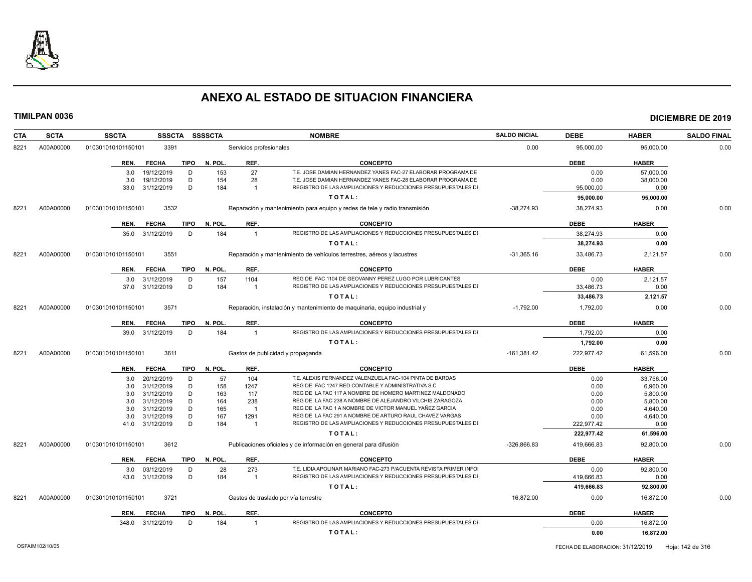# ANEXO AL ESTADO DE SITUACION FINANCIERA

**TIMILPAN 0036** — **DICIEMBRE DE 2019**

| CTA | SCTA | SSCTA | SSSCTA | SSSSCTA | NOMBRE | SALDO INICIAL | DEBE | HABER | SALDO FINAL |
|---|---|---|---|---|---|---|---|---|---|
| 8221 | A00A00000 | 010301010101150101 | 3391 | | Servicios profesionales | 0.00 | 95,000.00 | 95,000.00 | 0.00 |

| REN. | FECHA | TIPO | N. POL. | REF. | CONCEPTO | DEBE | HABER |
|---|---|---|---|---|---|---|---|
| 3.0 | 19/12/2019 | D | 153 | 27 | T.E. JOSE DAMIAN HERNANDEZ YANES FAC-27 ELABORAR PROGRAMA DE | 0.00 | 57,000.00 |
| 3.0 | 19/12/2019 | D | 154 | 28 | T.E. JOSE DAMIAN HERNANDEZ YANES FAC-28 ELABORAR PROGRAMA DE | 0.00 | 38,000.00 |
| 33.0 | 31/12/2019 | D | 184 | 1 | REGISTRO DE LAS AMPLIACIONES Y REDUCCIONES PRESUPUESTALES DE | 95,000.00 | 0.00 |
| | | | | | **TOTAL:** | **95,000.00** | **95,000.00** |

| CTA | SCTA | SSCTA | SSSCTA | SSSSCTA | NOMBRE | SALDO INICIAL | DEBE | HABER | SALDO FINAL |
|---|---|---|---|---|---|---|---|---|---|
| 8221 | A00A00000 | 010301010101150101 | 3532 | | Reparación y mantenimiento para equipo y redes de tele y radio transmisión | -38,274.93 | 38,274.93 | 0.00 | 0.00 |

| REN. | FECHA | TIPO | N. POL. | REF. | CONCEPTO | DEBE | HABER |
|---|---|---|---|---|---|---|---|
| 35.0 | 31/12/2019 | D | 184 | 1 | REGISTRO DE LAS AMPLIACIONES Y REDUCCIONES PRESUPUESTALES DE | 38,274.93 | 0.00 |
| | | | | | **TOTAL:** | **38,274.93** | **0.00** |

| CTA | SCTA | SSCTA | SSSCTA | SSSSCTA | NOMBRE | SALDO INICIAL | DEBE | HABER | SALDO FINAL |
|---|---|---|---|---|---|---|---|---|---|
| 8221 | A00A00000 | 010301010101150101 | 3551 | | Reparación y mantenimiento de vehículos terrestres, aéreos y lacustres | -31,365.16 | 33,486.73 | 2,121.57 | 0.00 |

| REN. | FECHA | TIPO | N. POL. | REF. | CONCEPTO | DEBE | HABER |
|---|---|---|---|---|---|---|---|
| 3.0 | 31/12/2019 | D | 157 | 1104 | REG DE FAC 1104 DE GEOVANNY PEREZ LUGO POR LUBRICANTES | 0.00 | 2,121.57 |
| 37.0 | 31/12/2019 | D | 184 | 1 | REGISTRO DE LAS AMPLIACIONES Y REDUCCIONES PRESUPUESTALES DE | 33,486.73 | 0.00 |
| | | | | | **TOTAL:** | **33,486.73** | **2,121.57** |

| CTA | SCTA | SSCTA | SSSCTA | SSSSCTA | NOMBRE | SALDO INICIAL | DEBE | HABER | SALDO FINAL |
|---|---|---|---|---|---|---|---|---|---|
| 8221 | A00A00000 | 010301010101150101 | 3571 | | Reparación, instalación y mantenimiento de maquinaria, equipo industrial y | -1,792.00 | 1,792.00 | 0.00 | 0.00 |

| REN. | FECHA | TIPO | N. POL. | REF. | CONCEPTO | DEBE | HABER |
|---|---|---|---|---|---|---|---|
| 39.0 | 31/12/2019 | D | 184 | 1 | REGISTRO DE LAS AMPLIACIONES Y REDUCCIONES PRESUPUESTALES DE | 1,792.00 | 0.00 |
| | | | | | **TOTAL:** | **1,792.00** | **0.00** |

| CTA | SCTA | SSCTA | SSSCTA | SSSSCTA | NOMBRE | SALDO INICIAL | DEBE | HABER | SALDO FINAL |
|---|---|---|---|---|---|---|---|---|---|
| 8221 | A00A00000 | 010301010101150101 | 3611 | | Gastos de publicidad y propaganda | -161,381.42 | 222,977.42 | 61,596.00 | 0.00 |

| REN. | FECHA | TIPO | N. POL. | REF. | CONCEPTO | DEBE | HABER |
|---|---|---|---|---|---|---|---|
| 3.0 | 20/12/2019 | D | 57 | 104 | T.E. ALEXIS FERNANDEZ VALENZUELA FAC-104 PINTA DE BARDAS | 0.00 | 33,756.00 |
| 3.0 | 31/12/2019 | D | 158 | 1247 | REG DE FAC 1247 RED CONTABLE Y ADMINISTRATIVA S.C | 0.00 | 6,960.00 |
| 3.0 | 31/12/2019 | D | 163 | 117 | REG DE LA FAC 117 A NOMBRE DE HOMERO MARTINEZ MALDONADO | 0.00 | 5,800.00 |
| 3.0 | 31/12/2019 | D | 164 | 238 | REG DE LA FAC 238 A NOMBRE DE ALEJANDRO VILCHIS ZARAGOZA | 0.00 | 5,800.00 |
| 3.0 | 31/12/2019 | D | 165 | 1 | REG DE LA FAC 1 A NOMBRE DE VICTOR MANUEL YAÑEZ GARCIA | 0.00 | 4,640.00 |
| 3.0 | 31/12/2019 | D | 167 | 1291 | REG DE LA FAC 291 A NOMBRE DE ARTURO RAUL CHAVEZ VARGAS | 0.00 | 4,640.00 |
| 41.0 | 31/12/2019 | D | 184 | 1 | REGISTRO DE LAS AMPLIACIONES Y REDUCCIONES PRESUPUESTALES DE | 222,977.42 | 0.00 |
| | | | | | **TOTAL:** | **222,977.42** | **61,596.00** |

| CTA | SCTA | SSCTA | SSSCTA | SSSSCTA | NOMBRE | SALDO INICIAL | DEBE | HABER | SALDO FINAL |
|---|---|---|---|---|---|---|---|---|---|
| 8221 | A00A00000 | 010301010101150101 | 3612 | | Publicaciones oficiales y de información en general para difusión | -326,866.83 | 419,666.83 | 92,800.00 | 0.00 |

| REN. | FECHA | TIPO | N. POL. | REF. | CONCEPTO | DEBE | HABER |
|---|---|---|---|---|---|---|---|
| 3.0 | 03/12/2019 | D | 28 | 273 | T.E. LIDIA APOLINAR MARIANO FAC-273 P/ACUENTA REVISTA PRIMER INFOI | 0.00 | 92,800.00 |
| 43.0 | 31/12/2019 | D | 184 | 1 | REGISTRO DE LAS AMPLIACIONES Y REDUCCIONES PRESUPUESTALES DE | 419,666.83 | 0.00 |
| | | | | | **TOTAL:** | **419,666.83** | **92,800.00** |

| CTA | SCTA | SSCTA | SSSCTA | SSSSCTA | NOMBRE | SALDO INICIAL | DEBE | HABER | SALDO FINAL |
|---|---|---|---|---|---|---|---|---|---|
| 8221 | A00A00000 | 010301010101150101 | 3721 | | Gastos de traslado por vía terrestre | 16,872.00 | 0.00 | 16,872.00 | 0.00 |

| REN. | FECHA | TIPO | N. POL. | REF. | CONCEPTO | DEBE | HABER |
|---|---|---|---|---|---|---|---|
| 348.0 | 31/12/2019 | D | 184 | 1 | REGISTRO DE LAS AMPLIACIONES Y REDUCCIONES PRESUPUESTALES DE | 0.00 | 16,872.00 |
| | | | | | **TOTAL:** | **0.00** | **16,872.00** |

OSFAIM102/10/05 — FECHA DE ELABORACION: 31/12/2019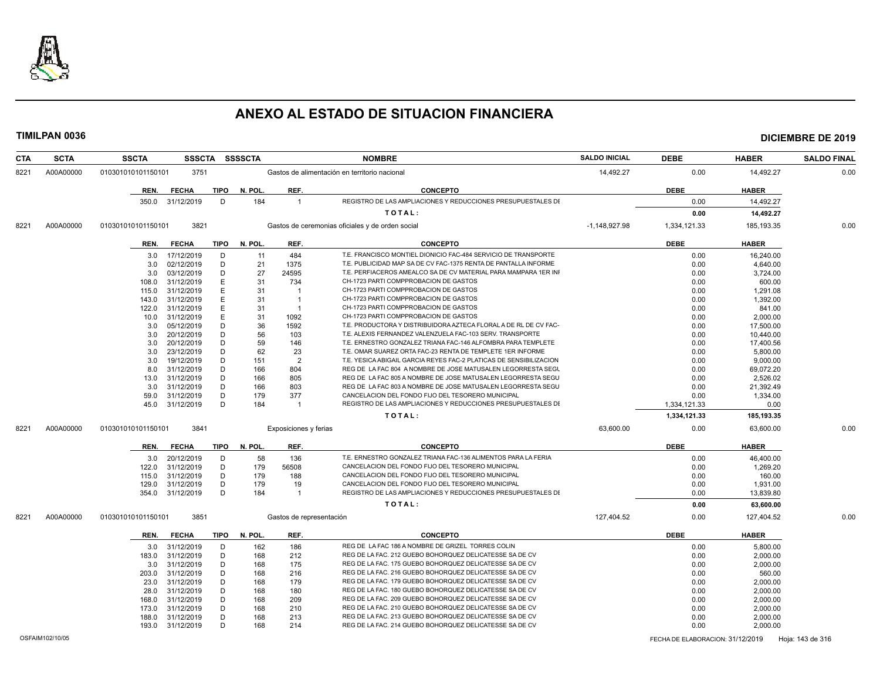# ANEXO AL ESTADO DE SITUACION FINANCIERA

**TIMILPAN 0036** — **DICIEMBRE DE 2019**

| CTA | SCTA | SSCTA | SSSCTA | SSSSCTA | NOMBRE | SALDO INICIAL | DEBE | HABER | SALDO FINAL |
|---|---|---|---|---|---|---|---|---|---|
| 8221 | A00A00000 | 010301010101150101 | 3751 | | Gastos de alimentación en territorio nacional | 14,492.27 | 0.00 | 14,492.27 | 0.00 |

| REN. | FECHA | TIPO | N. POL. | REF. | CONCEPTO | DEBE | HABER |
|---|---|---|---|---|---|---|---|
| 350.0 | 31/12/2019 | D | 184 | 1 | REGISTRO DE LAS AMPLIACIONES Y REDUCCIONES PRESUPUESTALES DE | 0.00 | 14,492.27 |
| | | | | | TOTAL: | 0.00 | 14,492.27 |

| CTA | SCTA | SSCTA | SSSCTA | SSSSCTA | NOMBRE | SALDO INICIAL | DEBE | HABER | SALDO FINAL |
|---|---|---|---|---|---|---|---|---|---|
| 8221 | A00A00000 | 010301010101150101 | 3821 | | Gastos de ceremonias oficiales y de orden social | -1,148,927.98 | 1,334,121.33 | 185,193.35 | 0.00 |

| REN. | FECHA | TIPO | N. POL. | REF. | CONCEPTO | DEBE | HABER |
|---|---|---|---|---|---|---|---|
| 3.0 | 17/12/2019 | D | 11 | 484 | T.E. FRANCISCO MONTIEL DIONICIO FAC-484 SERVICIO DE TRANSPORTE | 0.00 | 16,240.00 |
| 3.0 | 02/12/2019 | D | 21 | 1375 | T.E. PUBLICIDAD MAP SA DE CV FAC-1375 RENTA DE PANTALLA INFORME | 0.00 | 4,640.00 |
| 3.0 | 03/12/2019 | D | 27 | 24595 | T.E. PERFIACEROS AMEALCO SA DE CV MATERIAL PARA MAMPARA 1ER INF | 0.00 | 3,724.00 |
| 108.0 | 31/12/2019 | E | 31 | 734 | CH-1723 PARTI COMPPROBACION DE GASTOS | 0.00 | 600.00 |
| 115.0 | 31/12/2019 | E | 31 | 1 | CH-1723 PARTI COMPPROBACION DE GASTOS | 0.00 | 1,291.08 |
| 143.0 | 31/12/2019 | E | 31 | 1 | CH-1723 PARTI COMPPROBACION DE GASTOS | 0.00 | 1,392.00 |
| 122.0 | 31/12/2019 | E | 31 | 1 | CH-1723 PARTI COMPPROBACION DE GASTOS | 0.00 | 841.00 |
| 10.0 | 31/12/2019 | E | 31 | 1092 | CH-1723 PARTI COMPPROBACION DE GASTOS | 0.00 | 2,000.00 |
| 3.0 | 05/12/2019 | D | 36 | 1592 | T.E. PRODUCTORA Y DISTRIBUIDORA AZTECA FLORAL A DE RL DE CV FAC- | 0.00 | 17,500.00 |
| 3.0 | 20/12/2019 | D | 56 | 103 | T.E. ALEXIS FERNANDEZ VALENZUELA FAC-103 SERV. TRANSPORTE | 0.00 | 10,440.00 |
| 3.0 | 20/12/2019 | D | 59 | 146 | T.E. ERNESTRO GONZALEZ TRIANA FAC-146 ALFOMBRA PARA TEMPLETE | 0.00 | 17,400.56 |
| 3.0 | 23/12/2019 | D | 62 | 23 | T.E. OMAR SUAREZ ORTA FAC-23 RENTA DE TEMPLETE 1ER INFORME | 0.00 | 5,800.00 |
| 3.0 | 19/12/2019 | D | 151 | 2 | T.E. YESICA ABIGAIL GARCIA REYES FAC-2 PLATICAS DE SENSIBILIZACION | 0.00 | 9,000.00 |
| 8.0 | 31/12/2019 | D | 166 | 804 | REG DE LA FAC 804 A NOMBRE DE JOSE MATUSALEN LEGORRESTA SEGU | 0.00 | 69,072.20 |
| 13.0 | 31/12/2019 | D | 166 | 805 | REG DE LA FAC 805 A NOMBRE DE JOSE MATUSALEN LEGORRESTA SEGU | 0.00 | 2,526.02 |
| 3.0 | 31/12/2019 | D | 166 | 803 | REG DE LA FAC 803 A NOMBRE DE JOSE MATUSALEN LEGORRESTA SEGU | 0.00 | 21,392.49 |
| 59.0 | 31/12/2019 | D | 179 | 377 | CANCELACION DEL FONDO FIJO DEL TESORERO MUNICIPAL | 0.00 | 1,334.00 |
| 45.0 | 31/12/2019 | D | 184 | 1 | REGISTRO DE LAS AMPLIACIONES Y REDUCCIONES PRESUPUESTALES DE | 1,334,121.33 | 0.00 |
| | | | | | TOTAL: | 1,334,121.33 | 185,193.35 |

| CTA | SCTA | SSCTA | SSSCTA | SSSSCTA | NOMBRE | SALDO INICIAL | DEBE | HABER | SALDO FINAL |
|---|---|---|---|---|---|---|---|---|---|
| 8221 | A00A00000 | 010301010101150101 | 3841 | | Exposiciones y ferias | 63,600.00 | 0.00 | 63,600.00 | 0.00 |

| REN. | FECHA | TIPO | N. POL. | REF. | CONCEPTO | DEBE | HABER |
|---|---|---|---|---|---|---|---|
| 3.0 | 20/12/2019 | D | 58 | 136 | T.E. ERNESTRO GONZALEZ TRIANA FAC-136 ALIMENTOS PARA LA FERIA | 0.00 | 46,400.00 |
| 122.0 | 31/12/2019 | D | 179 | 56508 | CANCELACION DEL FONDO FIJO DEL TESORERO MUNICIPAL | 0.00 | 1,269.20 |
| 115.0 | 31/12/2019 | D | 179 | 188 | CANCELACION DEL FONDO FIJO DEL TESORERO MUNICIPAL | 0.00 | 160.00 |
| 129.0 | 31/12/2019 | D | 179 | 19 | CANCELACION DEL FONDO FIJO DEL TESORERO MUNICIPAL | 0.00 | 1,931.00 |
| 354.0 | 31/12/2019 | D | 184 | 1 | REGISTRO DE LAS AMPLIACIONES Y REDUCCIONES PRESUPUESTALES DE | 0.00 | 13,839.80 |
| | | | | | TOTAL: | 0.00 | 63,600.00 |

| CTA | SCTA | SSCTA | SSSCTA | SSSSCTA | NOMBRE | SALDO INICIAL | DEBE | HABER | SALDO FINAL |
|---|---|---|---|---|---|---|---|---|---|
| 8221 | A00A00000 | 010301010101150101 | 3851 | | Gastos de representación | 127,404.52 | 0.00 | 127,404.52 | 0.00 |

| REN. | FECHA | TIPO | N. POL. | REF. | CONCEPTO | DEBE | HABER |
|---|---|---|---|---|---|---|---|
| 3.0 | 31/12/2019 | D | 162 | 186 | REG DE LA FAC 186 A NOMBRE DE GRIZEL TORRES COLIN | 0.00 | 5,800.00 |
| 183.0 | 31/12/2019 | D | 168 | 212 | REG DE LA FAC. 212 GUEBO BOHORQUEZ DELICATESSE SA DE CV | 0.00 | 2,000.00 |
| 3.0 | 31/12/2019 | D | 168 | 175 | REG DE LA FAC. 175 GUEBO BOHORQUEZ DELICATESSE SA DE CV | 0.00 | 2,000.00 |
| 203.0 | 31/12/2019 | D | 168 | 216 | REG DE LA FAC. 216 GUEBO BOHORQUEZ DELICATESSE SA DE CV | 0.00 | 560.00 |
| 23.0 | 31/12/2019 | D | 168 | 179 | REG DE LA FAC. 179 GUEBO BOHORQUEZ DELICATESSE SA DE CV | 0.00 | 2,000.00 |
| 28.0 | 31/12/2019 | D | 168 | 180 | REG DE LA FAC. 180 GUEBO BOHORQUEZ DELICATESSE SA DE CV | 0.00 | 2,000.00 |
| 168.0 | 31/12/2019 | D | 168 | 209 | REG DE LA FAC. 209 GUEBO BOHORQUEZ DELICATESSE SA DE CV | 0.00 | 2,000.00 |
| 173.0 | 31/12/2019 | D | 168 | 210 | REG DE LA FAC. 210 GUEBO BOHORQUEZ DELICATESSE SA DE CV | 0.00 | 2,000.00 |
| 188.0 | 31/12/2019 | D | 168 | 213 | REG DE LA FAC. 213 GUEBO BOHORQUEZ DELICATESSE SA DE CV | 0.00 | 2,000.00 |
| 193.0 | 31/12/2019 | D | 168 | 214 | REG DE LA FAC. 214 GUEBO BOHORQUEZ DELICATESSE SA DE CV | 0.00 | 2,000.00 |

OSFAIM102/10/05 — FECHA DE ELABORACION: 31/12/2019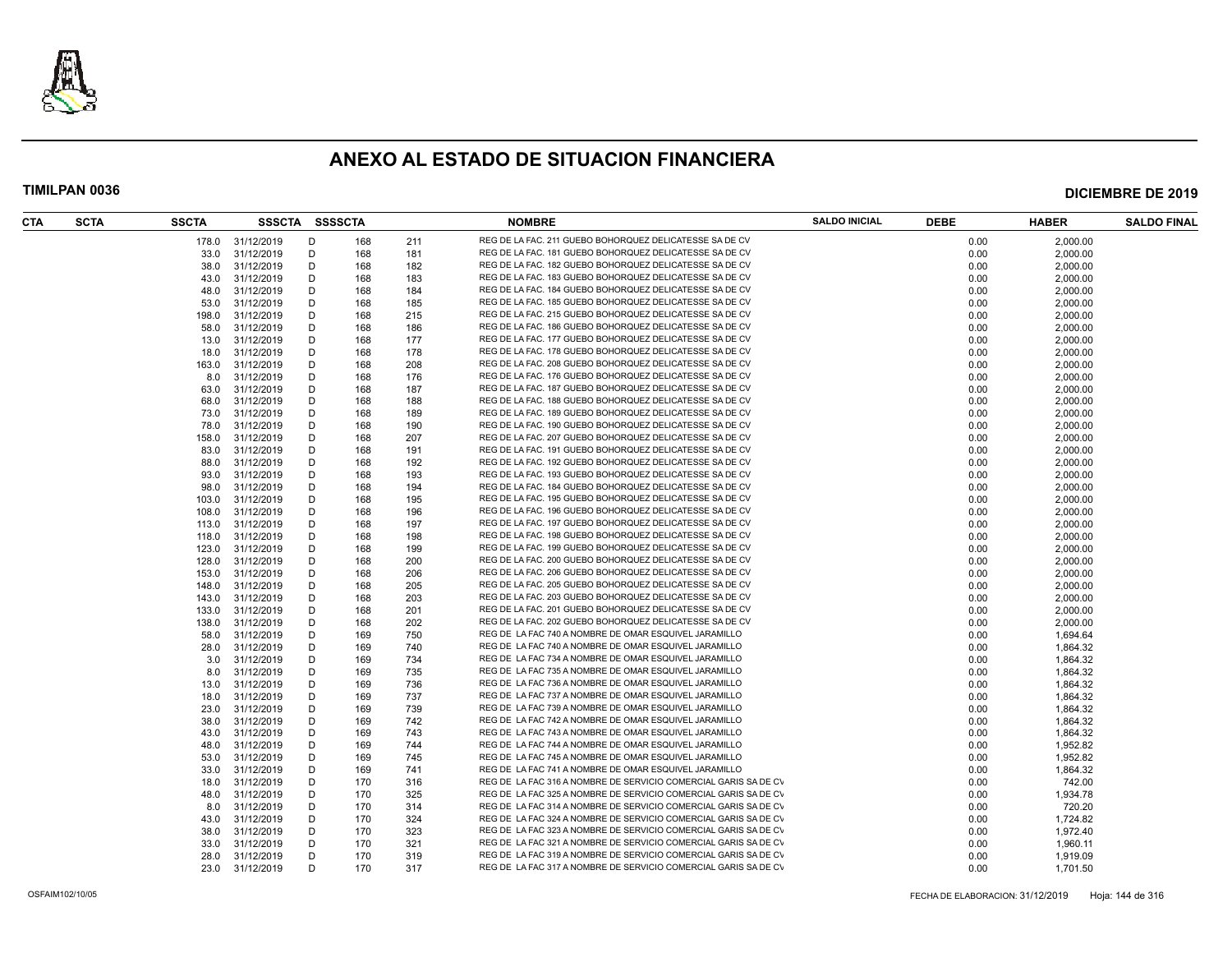# ANEXO AL ESTADO DE SITUACION FINANCIERA

**TIMILPAN 0036** **DICIEMBRE DE 2019**

| CTA | SCTA | SSCTA | SSSCTA | SSSSCTA | | | NOMBRE | SALDO INICIAL | DEBE | HABER | SALDO FINAL |
|---|---|---|---|---|---|---|---|---|---|---|---|
| | | 178.0 | 31/12/2019 | D | 168 | 211 | REG DE LA FAC. 211 GUEBO BOHORQUEZ DELICATESSE SA DE CV | | 0.00 | 2,000.00 | |
| | | 33.0 | 31/12/2019 | D | 168 | 181 | REG DE LA FAC. 181 GUEBO BOHORQUEZ DELICATESSE SA DE CV | | 0.00 | 2,000.00 | |
| | | 38.0 | 31/12/2019 | D | 168 | 182 | REG DE LA FAC. 182 GUEBO BOHORQUEZ DELICATESSE SA DE CV | | 0.00 | 2,000.00 | |
| | | 43.0 | 31/12/2019 | D | 168 | 183 | REG DE LA FAC. 183 GUEBO BOHORQUEZ DELICATESSE SA DE CV | | 0.00 | 2,000.00 | |
| | | 48.0 | 31/12/2019 | D | 168 | 184 | REG DE LA FAC. 184 GUEBO BOHORQUEZ DELICATESSE SA DE CV | | 0.00 | 2,000.00 | |
| | | 53.0 | 31/12/2019 | D | 168 | 185 | REG DE LA FAC. 185 GUEBO BOHORQUEZ DELICATESSE SA DE CV | | 0.00 | 2,000.00 | |
| | | 198.0 | 31/12/2019 | D | 168 | 215 | REG DE LA FAC. 215 GUEBO BOHORQUEZ DELICATESSE SA DE CV | | 0.00 | 2,000.00 | |
| | | 58.0 | 31/12/2019 | D | 168 | 186 | REG DE LA FAC. 186 GUEBO BOHORQUEZ DELICATESSE SA DE CV | | 0.00 | 2,000.00 | |
| | | 13.0 | 31/12/2019 | D | 168 | 177 | REG DE LA FAC. 177 GUEBO BOHORQUEZ DELICATESSE SA DE CV | | 0.00 | 2,000.00 | |
| | | 18.0 | 31/12/2019 | D | 168 | 178 | REG DE LA FAC. 178 GUEBO BOHORQUEZ DELICATESSE SA DE CV | | 0.00 | 2,000.00 | |
| | | 163.0 | 31/12/2019 | D | 168 | 208 | REG DE LA FAC. 208 GUEBO BOHORQUEZ DELICATESSE SA DE CV | | 0.00 | 2,000.00 | |
| | | 8.0 | 31/12/2019 | D | 168 | 176 | REG DE LA FAC. 176 GUEBO BOHORQUEZ DELICATESSE SA DE CV | | 0.00 | 2,000.00 | |
| | | 63.0 | 31/12/2019 | D | 168 | 187 | REG DE LA FAC. 187 GUEBO BOHORQUEZ DELICATESSE SA DE CV | | 0.00 | 2,000.00 | |
| | | 68.0 | 31/12/2019 | D | 168 | 188 | REG DE LA FAC. 188 GUEBO BOHORQUEZ DELICATESSE SA DE CV | | 0.00 | 2,000.00 | |
| | | 73.0 | 31/12/2019 | D | 168 | 189 | REG DE LA FAC. 189 GUEBO BOHORQUEZ DELICATESSE SA DE CV | | 0.00 | 2,000.00 | |
| | | 78.0 | 31/12/2019 | D | 168 | 190 | REG DE LA FAC. 190 GUEBO BOHORQUEZ DELICATESSE SA DE CV | | 0.00 | 2,000.00 | |
| | | 158.0 | 31/12/2019 | D | 168 | 207 | REG DE LA FAC. 207 GUEBO BOHORQUEZ DELICATESSE SA DE CV | | 0.00 | 2,000.00 | |
| | | 83.0 | 31/12/2019 | D | 168 | 191 | REG DE LA FAC. 191 GUEBO BOHORQUEZ DELICATESSE SA DE CV | | 0.00 | 2,000.00 | |
| | | 88.0 | 31/12/2019 | D | 168 | 192 | REG DE LA FAC. 192 GUEBO BOHORQUEZ DELICATESSE SA DE CV | | 0.00 | 2,000.00 | |
| | | 93.0 | 31/12/2019 | D | 168 | 193 | REG DE LA FAC. 193 GUEBO BOHORQUEZ DELICATESSE SA DE CV | | 0.00 | 2,000.00 | |
| | | 98.0 | 31/12/2019 | D | 168 | 194 | REG DE LA FAC. 184 GUEBO BOHORQUEZ DELICATESSE SA DE CV | | 0.00 | 2,000.00 | |
| | | 103.0 | 31/12/2019 | D | 168 | 195 | REG DE LA FAC. 195 GUEBO BOHORQUEZ DELICATESSE SA DE CV | | 0.00 | 2,000.00 | |
| | | 108.0 | 31/12/2019 | D | 168 | 196 | REG DE LA FAC. 196 GUEBO BOHORQUEZ DELICATESSE SA DE CV | | 0.00 | 2,000.00 | |
| | | 113.0 | 31/12/2019 | D | 168 | 197 | REG DE LA FAC. 197 GUEBO BOHORQUEZ DELICATESSE SA DE CV | | 0.00 | 2,000.00 | |
| | | 118.0 | 31/12/2019 | D | 168 | 198 | REG DE LA FAC. 198 GUEBO BOHORQUEZ DELICATESSE SA DE CV | | 0.00 | 2,000.00 | |
| | | 123.0 | 31/12/2019 | D | 168 | 199 | REG DE LA FAC. 199 GUEBO BOHORQUEZ DELICATESSE SA DE CV | | 0.00 | 2,000.00 | |
| | | 128.0 | 31/12/2019 | D | 168 | 200 | REG DE LA FAC. 200 GUEBO BOHORQUEZ DELICATESSE SA DE CV | | 0.00 | 2,000.00 | |
| | | 153.0 | 31/12/2019 | D | 168 | 206 | REG DE LA FAC. 206 GUEBO BOHORQUEZ DELICATESSE SA DE CV | | 0.00 | 2,000.00 | |
| | | 148.0 | 31/12/2019 | D | 168 | 205 | REG DE LA FAC. 205 GUEBO BOHORQUEZ DELICATESSE SA DE CV | | 0.00 | 2,000.00 | |
| | | 143.0 | 31/12/2019 | D | 168 | 203 | REG DE LA FAC. 203 GUEBO BOHORQUEZ DELICATESSE SA DE CV | | 0.00 | 2,000.00 | |
| | | 133.0 | 31/12/2019 | D | 168 | 201 | REG DE LA FAC. 201 GUEBO BOHORQUEZ DELICATESSE SA DE CV | | 0.00 | 2,000.00 | |
| | | 138.0 | 31/12/2019 | D | 168 | 202 | REG DE LA FAC. 202 GUEBO BOHORQUEZ DELICATESSE SA DE CV | | 0.00 | 2,000.00 | |
| | | 58.0 | 31/12/2019 | D | 169 | 750 | REG DE LA FAC 740 A NOMBRE DE OMAR ESQUIVEL JARAMILLO | | 0.00 | 1,694.64 | |
| | | 28.0 | 31/12/2019 | D | 169 | 740 | REG DE LA FAC 740 A NOMBRE DE OMAR ESQUIVEL JARAMILLO | | 0.00 | 1,864.32 | |
| | | 3.0 | 31/12/2019 | D | 169 | 734 | REG DE LA FAC 734 A NOMBRE DE OMAR ESQUIVEL JARAMILLO | | 0.00 | 1,864.32 | |
| | | 8.0 | 31/12/2019 | D | 169 | 735 | REG DE LA FAC 735 A NOMBRE DE OMAR ESQUIVEL JARAMILLO | | 0.00 | 1,864.32 | |
| | | 13.0 | 31/12/2019 | D | 169 | 736 | REG DE LA FAC 736 A NOMBRE DE OMAR ESQUIVEL JARAMILLO | | 0.00 | 1,864.32 | |
| | | 18.0 | 31/12/2019 | D | 169 | 737 | REG DE LA FAC 737 A NOMBRE DE OMAR ESQUIVEL JARAMILLO | | 0.00 | 1,864.32 | |
| | | 23.0 | 31/12/2019 | D | 169 | 739 | REG DE LA FAC 739 A NOMBRE DE OMAR ESQUIVEL JARAMILLO | | 0.00 | 1,864.32 | |
| | | 38.0 | 31/12/2019 | D | 169 | 742 | REG DE LA FAC 742 A NOMBRE DE OMAR ESQUIVEL JARAMILLO | | 0.00 | 1,864.32 | |
| | | 43.0 | 31/12/2019 | D | 169 | 743 | REG DE LA FAC 743 A NOMBRE DE OMAR ESQUIVEL JARAMILLO | | 0.00 | 1,864.32 | |
| | | 48.0 | 31/12/2019 | D | 169 | 744 | REG DE LA FAC 744 A NOMBRE DE OMAR ESQUIVEL JARAMILLO | | 0.00 | 1,952.82 | |
| | | 53.0 | 31/12/2019 | D | 169 | 745 | REG DE LA FAC 745 A NOMBRE DE OMAR ESQUIVEL JARAMILLO | | 0.00 | 1,952.82 | |
| | | 33.0 | 31/12/2019 | D | 169 | 741 | REG DE LA FAC 741 A NOMBRE DE OMAR ESQUIVEL JARAMILLO | | 0.00 | 1,864.32 | |
| | | 18.0 | 31/12/2019 | D | 170 | 316 | REG DE LA FAC 316 A NOMBRE DE SERVICIO COMERCIAL GARIS SA DE CV | | 0.00 | 742.00 | |
| | | 48.0 | 31/12/2019 | D | 170 | 325 | REG DE LA FAC 325 A NOMBRE DE SERVICIO COMERCIAL GARIS SA DE CV | | 0.00 | 1,934.78 | |
| | | 8.0 | 31/12/2019 | D | 170 | 314 | REG DE LA FAC 314 A NOMBRE DE SERVICIO COMERCIAL GARIS SA DE CV | | 0.00 | 720.20 | |
| | | 43.0 | 31/12/2019 | D | 170 | 324 | REG DE LA FAC 324 A NOMBRE DE SERVICIO COMERCIAL GARIS SA DE CV | | 0.00 | 1,724.82 | |
| | | 38.0 | 31/12/2019 | D | 170 | 323 | REG DE LA FAC 323 A NOMBRE DE SERVICIO COMERCIAL GARIS SA DE CV | | 0.00 | 1,972.40 | |
| | | 33.0 | 31/12/2019 | D | 170 | 321 | REG DE LA FAC 321 A NOMBRE DE SERVICIO COMERCIAL GARIS SA DE CV | | 0.00 | 1,960.11 | |
| | | 28.0 | 31/12/2019 | D | 170 | 319 | REG DE LA FAC 319 A NOMBRE DE SERVICIO COMERCIAL GARIS SA DE CV | | 0.00 | 1,919.09 | |
| | | 23.0 | 31/12/2019 | D | 170 | 317 | REG DE LA FAC 317 A NOMBRE DE SERVICIO COMERCIAL GARIS SA DE CV | | 0.00 | 1,701.50 | |

OSFAIM102/10/05 FECHA DE ELABORACION: 31/12/2019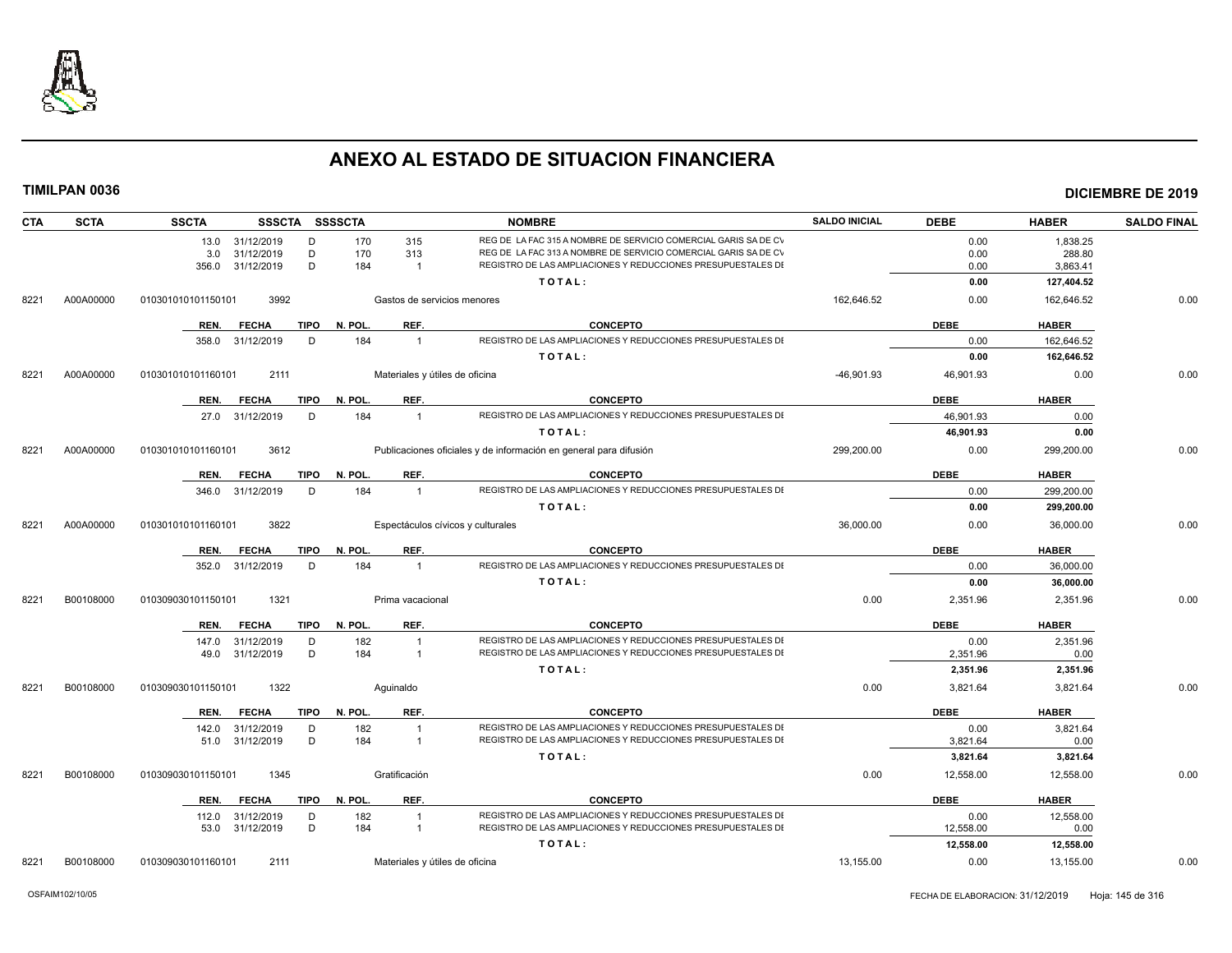# ANEXO AL ESTADO DE SITUACION FINANCIERA

**TIMILPAN 0036** **DICIEMBRE DE 2019**

| CTA | SCTA | SSCTA | SSSCTA | SSSSCTA | | NOMBRE | SALDO INICIAL | DEBE | HABER | SALDO FINAL |
|---|---|---|---|---|---|---|---|---|---|---|
| | | 13.0 31/12/2019 | D | 170 | 315 | REG DE LA FAC 315 A NOMBRE DE SERVICIO COMERCIAL GARIS SA DE CV | | 0.00 | 1,838.25 | |
| | | 3.0 31/12/2019 | D | 170 | 313 | REG DE LA FAC 313 A NOMBRE DE SERVICIO COMERCIAL GARIS SA DE CV | | 0.00 | 288.80 | |
| | | 356.0 31/12/2019 | D | 184 | 1 | REGISTRO DE LAS AMPLIACIONES Y REDUCCIONES PRESUPUESTALES DE | | 0.00 | 3,863.41 | |
| | | | | | | TOTAL: | | 0.00 | 127,404.52 | |
| 8221 | A00A00000 | 010301010101150101 | 3992 | | | Gastos de servicios menores | 162,646.52 | 0.00 | 162,646.52 | 0.00 |
| | | REN. FECHA | TIPO | N. POL. | REF. | CONCEPTO | | DEBE | HABER | |
| | | 358.0 31/12/2019 | D | 184 | 1 | REGISTRO DE LAS AMPLIACIONES Y REDUCCIONES PRESUPUESTALES DE | | 0.00 | 162,646.52 | |
| | | | | | | TOTAL: | | 0.00 | 162,646.52 | |
| 8221 | A00A00000 | 010301010101160101 | 2111 | | | Materiales y útiles de oficina | -46,901.93 | 46,901.93 | 0.00 | 0.00 |
| | | REN. FECHA | TIPO | N. POL. | REF. | CONCEPTO | | DEBE | HABER | |
| | | 27.0 31/12/2019 | D | 184 | 1 | REGISTRO DE LAS AMPLIACIONES Y REDUCCIONES PRESUPUESTALES DE | | 46,901.93 | 0.00 | |
| | | | | | | TOTAL: | | 46,901.93 | 0.00 | |
| 8221 | A00A00000 | 010301010101160101 | 3612 | | | Publicaciones oficiales y de información en general para difusión | 299,200.00 | 0.00 | 299,200.00 | 0.00 |
| | | REN. FECHA | TIPO | N. POL. | REF. | CONCEPTO | | DEBE | HABER | |
| | | 346.0 31/12/2019 | D | 184 | 1 | REGISTRO DE LAS AMPLIACIONES Y REDUCCIONES PRESUPUESTALES DE | | 0.00 | 299,200.00 | |
| | | | | | | TOTAL: | | 0.00 | 299,200.00 | |
| 8221 | A00A00000 | 010301010101160101 | 3822 | | | Espectáculos cívicos y culturales | 36,000.00 | 0.00 | 36,000.00 | 0.00 |
| | | REN. FECHA | TIPO | N. POL. | REF. | CONCEPTO | | DEBE | HABER | |
| | | 352.0 31/12/2019 | D | 184 | 1 | REGISTRO DE LAS AMPLIACIONES Y REDUCCIONES PRESUPUESTALES DE | | 0.00 | 36,000.00 | |
| | | | | | | TOTAL: | | 0.00 | 36,000.00 | |
| 8221 | B00108000 | 010309030101150101 | 1321 | | | Prima vacacional | 0.00 | 2,351.96 | 2,351.96 | 0.00 |
| | | REN. FECHA | TIPO | N. POL. | REF. | CONCEPTO | | DEBE | HABER | |
| | | 147.0 31/12/2019 | D | 182 | 1 | REGISTRO DE LAS AMPLIACIONES Y REDUCCIONES PRESUPUESTALES DE | | 0.00 | 2,351.96 | |
| | | 49.0 31/12/2019 | D | 184 | 1 | REGISTRO DE LAS AMPLIACIONES Y REDUCCIONES PRESUPUESTALES DE | | 2,351.96 | 0.00 | |
| | | | | | | TOTAL: | | 2,351.96 | 2,351.96 | |
| 8221 | B00108000 | 010309030101150101 | 1322 | | | Aguinaldo | 0.00 | 3,821.64 | 3,821.64 | 0.00 |
| | | REN. FECHA | TIPO | N. POL. | REF. | CONCEPTO | | DEBE | HABER | |
| | | 142.0 31/12/2019 | D | 182 | 1 | REGISTRO DE LAS AMPLIACIONES Y REDUCCIONES PRESUPUESTALES DE | | 0.00 | 3,821.64 | |
| | | 51.0 31/12/2019 | D | 184 | 1 | REGISTRO DE LAS AMPLIACIONES Y REDUCCIONES PRESUPUESTALES DE | | 3,821.64 | 0.00 | |
| | | | | | | TOTAL: | | 3,821.64 | 3,821.64 | |
| 8221 | B00108000 | 010309030101150101 | 1345 | | | Gratificación | 0.00 | 12,558.00 | 12,558.00 | 0.00 |
| | | REN. FECHA | TIPO | N. POL. | REF. | CONCEPTO | | DEBE | HABER | |
| | | 112.0 31/12/2019 | D | 182 | 1 | REGISTRO DE LAS AMPLIACIONES Y REDUCCIONES PRESUPUESTALES DE | | 0.00 | 12,558.00 | |
| | | 53.0 31/12/2019 | D | 184 | 1 | REGISTRO DE LAS AMPLIACIONES Y REDUCCIONES PRESUPUESTALES DE | | 12,558.00 | 0.00 | |
| | | | | | | TOTAL: | | 12,558.00 | 12,558.00 | |
| 8221 | B00108000 | 010309030101160101 | 2111 | | | Materiales y útiles de oficina | 13,155.00 | 0.00 | 13,155.00 | 0.00 |

OSFAIM102/10/05 FECHA DE ELABORACION: 31/12/2019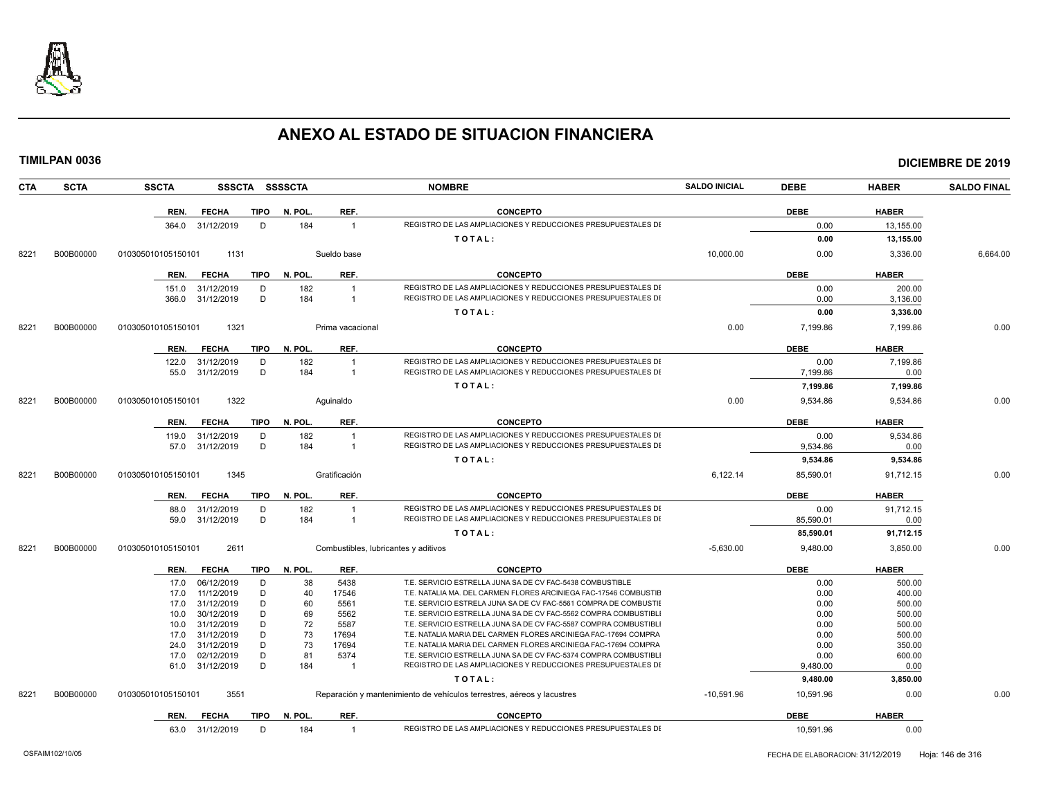# ANEXO AL ESTADO DE SITUACION FINANCIERA

**TIMILPAN 0036** — **DICIEMBRE DE 2019**

| CTA | SCTA | SSCTA | SSSCTA | SSSSCTA | NOMBRE | SALDO INICIAL | DEBE | HABER | SALDO FINAL |
|---|---|---|---|---|---|---|---|---|---|

| REN. | FECHA | TIPO | N. POL. | REF. | CONCEPTO | DEBE | HABER |
|---|---|---|---|---|---|---|---|
| 364.0 | 31/12/2019 | D | 184 | 1 | REGISTRO DE LAS AMPLIACIONES Y REDUCCIONES PRESUPUESTALES DI | 0.00 | 13,155.00 |
| | | | | | **T O T A L :** | **0.00** | **13,155.00** |

| CTA | SCTA | SSCTA | SSSCTA | NOMBRE | SALDO INICIAL | DEBE | HABER | SALDO FINAL |
|---|---|---|---|---|---|---|---|---|
| 8221 | B00B00000 | 010305010105150101 | 1131 | Sueldo base | 10,000.00 | 0.00 | 3,336.00 | 6,664.00 |

| REN. | FECHA | TIPO | N. POL. | REF. | CONCEPTO | DEBE | HABER |
|---|---|---|---|---|---|---|---|
| 151.0 | 31/12/2019 | D | 182 | 1 | REGISTRO DE LAS AMPLIACIONES Y REDUCCIONES PRESUPUESTALES DI | 0.00 | 200.00 |
| 366.0 | 31/12/2019 | D | 184 | 1 | REGISTRO DE LAS AMPLIACIONES Y REDUCCIONES PRESUPUESTALES DI | 0.00 | 3,136.00 |
| | | | | | **T O T A L :** | **0.00** | **3,336.00** |

| CTA | SCTA | SSCTA | SSSCTA | NOMBRE | SALDO INICIAL | DEBE | HABER | SALDO FINAL |
|---|---|---|---|---|---|---|---|---|
| 8221 | B00B00000 | 010305010105150101 | 1321 | Prima vacacional | 0.00 | 7,199.86 | 7,199.86 | 0.00 |

| REN. | FECHA | TIPO | N. POL. | REF. | CONCEPTO | DEBE | HABER |
|---|---|---|---|---|---|---|---|
| 122.0 | 31/12/2019 | D | 182 | 1 | REGISTRO DE LAS AMPLIACIONES Y REDUCCIONES PRESUPUESTALES DI | 0.00 | 7,199.86 |
| 55.0 | 31/12/2019 | D | 184 | 1 | REGISTRO DE LAS AMPLIACIONES Y REDUCCIONES PRESUPUESTALES DI | 7,199.86 | 0.00 |
| | | | | | **T O T A L :** | **7,199.86** | **7,199.86** |

| CTA | SCTA | SSCTA | SSSCTA | NOMBRE | SALDO INICIAL | DEBE | HABER | SALDO FINAL |
|---|---|---|---|---|---|---|---|---|
| 8221 | B00B00000 | 010305010105150101 | 1322 | Aguinaldo | 0.00 | 9,534.86 | 9,534.86 | 0.00 |

| REN. | FECHA | TIPO | N. POL. | REF. | CONCEPTO | DEBE | HABER |
|---|---|---|---|---|---|---|---|
| 119.0 | 31/12/2019 | D | 182 | 1 | REGISTRO DE LAS AMPLIACIONES Y REDUCCIONES PRESUPUESTALES DI | 0.00 | 9,534.86 |
| 57.0 | 31/12/2019 | D | 184 | 1 | REGISTRO DE LAS AMPLIACIONES Y REDUCCIONES PRESUPUESTALES DI | 9,534.86 | 0.00 |
| | | | | | **T O T A L :** | **9,534.86** | **9,534.86** |

| CTA | SCTA | SSCTA | SSSCTA | NOMBRE | SALDO INICIAL | DEBE | HABER | SALDO FINAL |
|---|---|---|---|---|---|---|---|---|
| 8221 | B00B00000 | 010305010105150101 | 1345 | Gratificación | 6,122.14 | 85,590.01 | 91,712.15 | 0.00 |

| REN. | FECHA | TIPO | N. POL. | REF. | CONCEPTO | DEBE | HABER |
|---|---|---|---|---|---|---|---|
| 88.0 | 31/12/2019 | D | 182 | 1 | REGISTRO DE LAS AMPLIACIONES Y REDUCCIONES PRESUPUESTALES DI | 0.00 | 91,712.15 |
| 59.0 | 31/12/2019 | D | 184 | 1 | REGISTRO DE LAS AMPLIACIONES Y REDUCCIONES PRESUPUESTALES DI | 85,590.01 | 0.00 |
| | | | | | **T O T A L :** | **85,590.01** | **91,712.15** |

| CTA | SCTA | SSCTA | SSSCTA | NOMBRE | SALDO INICIAL | DEBE | HABER | SALDO FINAL |
|---|---|---|---|---|---|---|---|---|
| 8221 | B00B00000 | 010305010105150101 | 2611 | Combustibles, lubricantes y aditivos | -5,630.00 | 9,480.00 | 3,850.00 | 0.00 |

| REN. | FECHA | TIPO | N. POL. | REF. | CONCEPTO | DEBE | HABER |
|---|---|---|---|---|---|---|---|
| 17.0 | 06/12/2019 | D | 38 | 5438 | T.E. SERVICIO ESTRELLA JUNA SA DE CV FAC-5438 COMBUSTIBLE | 0.00 | 500.00 |
| 17.0 | 11/12/2019 | D | 40 | 17546 | T.E. NATALIA MA. DEL CARMEN FLORES ARCINIEGA FAC-17546 COMBUSTIB | 0.00 | 400.00 |
| 17.0 | 31/12/2019 | D | 60 | 5561 | T.E. SERVICIO ESTRELA JUNA SA DE CV FAC-5561 COMPRA DE COMBUSTIE | 0.00 | 500.00 |
| 10.0 | 30/12/2019 | D | 69 | 5562 | T.E. SERVICIO ESTRELLA JUNA SA DE CV FAC-5562 COMPRA COMBUSTIBLI | 0.00 | 500.00 |
| 10.0 | 31/12/2019 | D | 72 | 5587 | T.E. SERVICIO ESTRELLA JUNA SA DE CV FAC-5587 COMPRA COMBUSTIBLI | 0.00 | 500.00 |
| 17.0 | 31/12/2019 | D | 73 | 17694 | T.E. NATALIA MARIA DEL CARMEN FLORES ARCINIEGA FAC-17694 COMPRA | 0.00 | 500.00 |
| 24.0 | 31/12/2019 | D | 73 | 17694 | T.E. NATALIA MARIA DEL CARMEN FLORES ARCINIEGA FAC-17694 COMPRA | 0.00 | 350.00 |
| 17.0 | 02/12/2019 | D | 81 | 5374 | T.E. SERVICIO ESTRELLA JUNA SA DE CV FAC-5374 COMPRA COMBUSTIBLI | 0.00 | 600.00 |
| 61.0 | 31/12/2019 | D | 184 | 1 | REGISTRO DE LAS AMPLIACIONES Y REDUCCIONES PRESUPUESTALES DI | 9,480.00 | 0.00 |
| | | | | | **T O T A L :** | **9,480.00** | **3,850.00** |

| CTA | SCTA | SSCTA | SSSCTA | NOMBRE | SALDO INICIAL | DEBE | HABER | SALDO FINAL |
|---|---|---|---|---|---|---|---|---|
| 8221 | B00B00000 | 010305010105150101 | 3551 | Reparación y mantenimiento de vehículos terrestres, aéreos y lacustres | -10,591.96 | 10,591.96 | 0.00 | 0.00 |

| REN. | FECHA | TIPO | N. POL. | REF. | CONCEPTO | DEBE | HABER |
|---|---|---|---|---|---|---|---|
| 63.0 | 31/12/2019 | D | 184 | 1 | REGISTRO DE LAS AMPLIACIONES Y REDUCCIONES PRESUPUESTALES DI | 10,591.96 | 0.00 |

OSFAIM102/10/05 — FECHA DE ELABORACION: 31/12/2019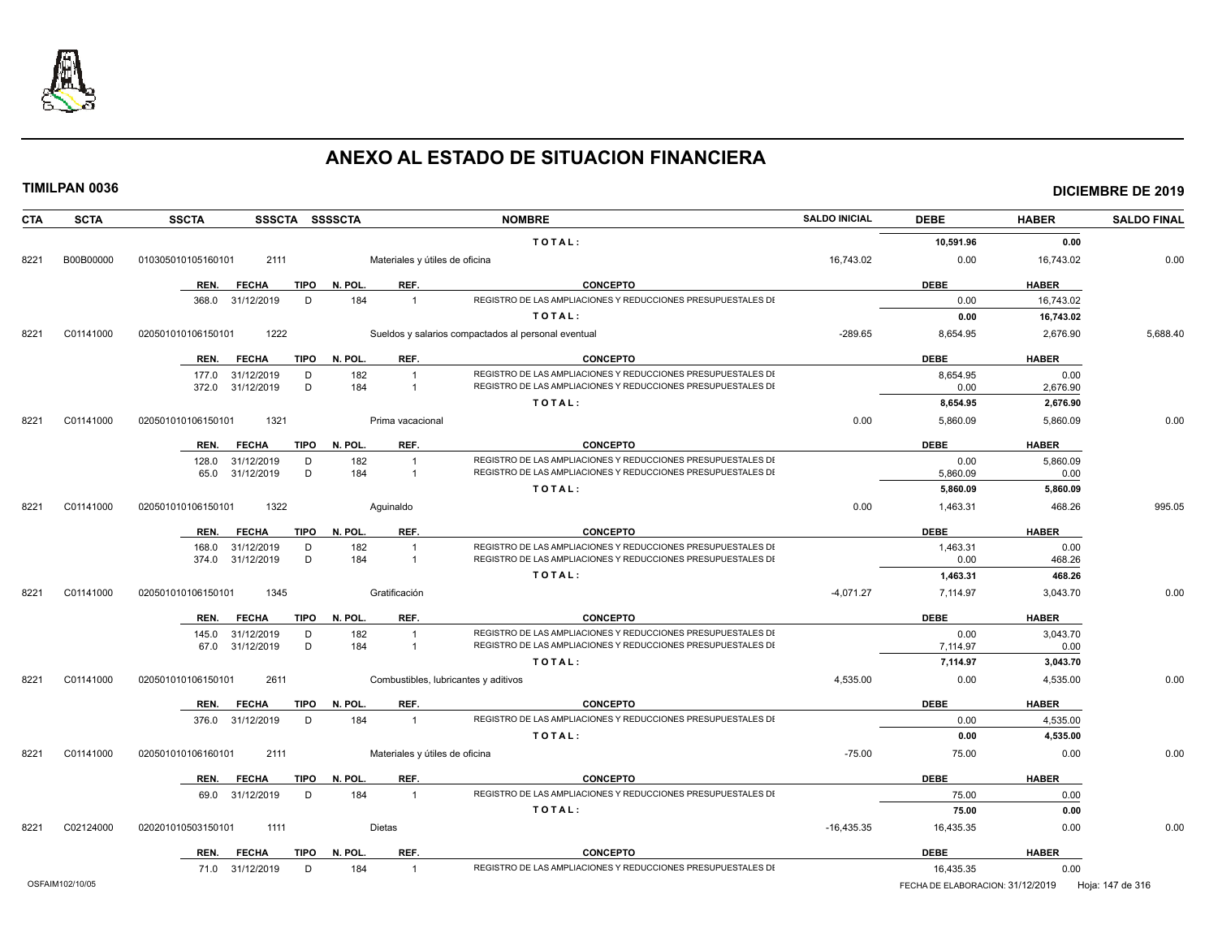# ANEXO AL ESTADO DE SITUACION FINANCIERA

**TIMILPAN 0036** **DICIEMBRE DE 2019**

| CTA | SCTA | SSCTA | SSSCTA | SSSSCTA | NOMBRE | SALDO INICIAL | DEBE | HABER | SALDO FINAL |
|---|---|---|---|---|---|---|---|---|---|
| | | | | | **T O T A L :** | | **10,591.96** | **0.00** | |
| 8221 | B00B00000 | 010305010105160101 | 2111 | | Materiales y útiles de oficina | 16,743.02 | 0.00 | 16,743.02 | 0.00 |

| REN. | FECHA | TIPO | N. POL. | REF. | CONCEPTO | DEBE | HABER |
|---|---|---|---|---|---|---|---|
| 368.0 | 31/12/2019 | D | 184 | 1 | REGISTRO DE LAS AMPLIACIONES Y REDUCCIONES PRESUPUESTALES DE | 0.00 | 16,743.02 |
| | | | | | **T O T A L :** | **0.00** | **16,743.02** |

| CTA | SCTA | SSCTA | SSSCTA | SSSSCTA | NOMBRE | SALDO INICIAL | DEBE | HABER | SALDO FINAL |
|---|---|---|---|---|---|---|---|---|---|
| 8221 | C01141000 | 020501010106150101 | 1222 | | Sueldos y salarios compactados al personal eventual | -289.65 | 8,654.95 | 2,676.90 | 5,688.40 |

| REN. | FECHA | TIPO | N. POL. | REF. | CONCEPTO | DEBE | HABER |
|---|---|---|---|---|---|---|---|
| 177.0 | 31/12/2019 | D | 182 | 1 | REGISTRO DE LAS AMPLIACIONES Y REDUCCIONES PRESUPUESTALES DE | 8,654.95 | 0.00 |
| 372.0 | 31/12/2019 | D | 184 | 1 | REGISTRO DE LAS AMPLIACIONES Y REDUCCIONES PRESUPUESTALES DE | 0.00 | 2,676.90 |
| | | | | | **T O T A L :** | **8,654.95** | **2,676.90** |

| CTA | SCTA | SSCTA | SSSCTA | SSSSCTA | NOMBRE | SALDO INICIAL | DEBE | HABER | SALDO FINAL |
|---|---|---|---|---|---|---|---|---|---|
| 8221 | C01141000 | 020501010106150101 | 1321 | | Prima vacacional | 0.00 | 5,860.09 | 5,860.09 | 0.00 |

| REN. | FECHA | TIPO | N. POL. | REF. | CONCEPTO | DEBE | HABER |
|---|---|---|---|---|---|---|---|
| 128.0 | 31/12/2019 | D | 182 | 1 | REGISTRO DE LAS AMPLIACIONES Y REDUCCIONES PRESUPUESTALES DE | 0.00 | 5,860.09 |
| 65.0 | 31/12/2019 | D | 184 | 1 | REGISTRO DE LAS AMPLIACIONES Y REDUCCIONES PRESUPUESTALES DE | 5,860.09 | 0.00 |
| | | | | | **T O T A L :** | **5,860.09** | **5,860.09** |

| CTA | SCTA | SSCTA | SSSCTA | SSSSCTA | NOMBRE | SALDO INICIAL | DEBE | HABER | SALDO FINAL |
|---|---|---|---|---|---|---|---|---|---|
| 8221 | C01141000 | 020501010106150101 | 1322 | | Aguinaldo | 0.00 | 1,463.31 | 468.26 | 995.05 |

| REN. | FECHA | TIPO | N. POL. | REF. | CONCEPTO | DEBE | HABER |
|---|---|---|---|---|---|---|---|
| 168.0 | 31/12/2019 | D | 182 | 1 | REGISTRO DE LAS AMPLIACIONES Y REDUCCIONES PRESUPUESTALES DE | 1,463.31 | 0.00 |
| 374.0 | 31/12/2019 | D | 184 | 1 | REGISTRO DE LAS AMPLIACIONES Y REDUCCIONES PRESUPUESTALES DE | 0.00 | 468.26 |
| | | | | | **T O T A L :** | **1,463.31** | **468.26** |

| CTA | SCTA | SSCTA | SSSCTA | SSSSCTA | NOMBRE | SALDO INICIAL | DEBE | HABER | SALDO FINAL |
|---|---|---|---|---|---|---|---|---|---|
| 8221 | C01141000 | 020501010106150101 | 1345 | | Gratificación | -4,071.27 | 7,114.97 | 3,043.70 | 0.00 |

| REN. | FECHA | TIPO | N. POL. | REF. | CONCEPTO | DEBE | HABER |
|---|---|---|---|---|---|---|---|
| 145.0 | 31/12/2019 | D | 182 | 1 | REGISTRO DE LAS AMPLIACIONES Y REDUCCIONES PRESUPUESTALES DE | 0.00 | 3,043.70 |
| 67.0 | 31/12/2019 | D | 184 | 1 | REGISTRO DE LAS AMPLIACIONES Y REDUCCIONES PRESUPUESTALES DE | 7,114.97 | 0.00 |
| | | | | | **T O T A L :** | **7,114.97** | **3,043.70** |

| CTA | SCTA | SSCTA | SSSCTA | SSSSCTA | NOMBRE | SALDO INICIAL | DEBE | HABER | SALDO FINAL |
|---|---|---|---|---|---|---|---|---|---|
| 8221 | C01141000 | 020501010106150101 | 2611 | | Combustibles, lubricantes y aditivos | 4,535.00 | 0.00 | 4,535.00 | 0.00 |

| REN. | FECHA | TIPO | N. POL. | REF. | CONCEPTO | DEBE | HABER |
|---|---|---|---|---|---|---|---|
| 376.0 | 31/12/2019 | D | 184 | 1 | REGISTRO DE LAS AMPLIACIONES Y REDUCCIONES PRESUPUESTALES DE | 0.00 | 4,535.00 |
| | | | | | **T O T A L :** | **0.00** | **4,535.00** |

| CTA | SCTA | SSCTA | SSSCTA | SSSSCTA | NOMBRE | SALDO INICIAL | DEBE | HABER | SALDO FINAL |
|---|---|---|---|---|---|---|---|---|---|
| 8221 | C01141000 | 020501010106160101 | 2111 | | Materiales y útiles de oficina | -75.00 | 75.00 | 0.00 | 0.00 |

| REN. | FECHA | TIPO | N. POL. | REF. | CONCEPTO | DEBE | HABER |
|---|---|---|---|---|---|---|---|
| 69.0 | 31/12/2019 | D | 184 | 1 | REGISTRO DE LAS AMPLIACIONES Y REDUCCIONES PRESUPUESTALES DE | 75.00 | 0.00 |
| | | | | | **T O T A L :** | **75.00** | **0.00** |

| CTA | SCTA | SSCTA | SSSCTA | SSSSCTA | NOMBRE | SALDO INICIAL | DEBE | HABER | SALDO FINAL |
|---|---|---|---|---|---|---|---|---|---|
| 8221 | C02124000 | 020201010503150101 | 1111 | | Dietas | -16,435.35 | 16,435.35 | 0.00 | 0.00 |

| REN. | FECHA | TIPO | N. POL. | REF. | CONCEPTO | DEBE | HABER |
|---|---|---|---|---|---|---|---|
| 71.0 | 31/12/2019 | D | 184 | 1 | REGISTRO DE LAS AMPLIACIONES Y REDUCCIONES PRESUPUESTALES DE | 16,435.35 | 0.00 |

OSFAIM102/10/05 FECHA DE ELABORACION: 31/12/2019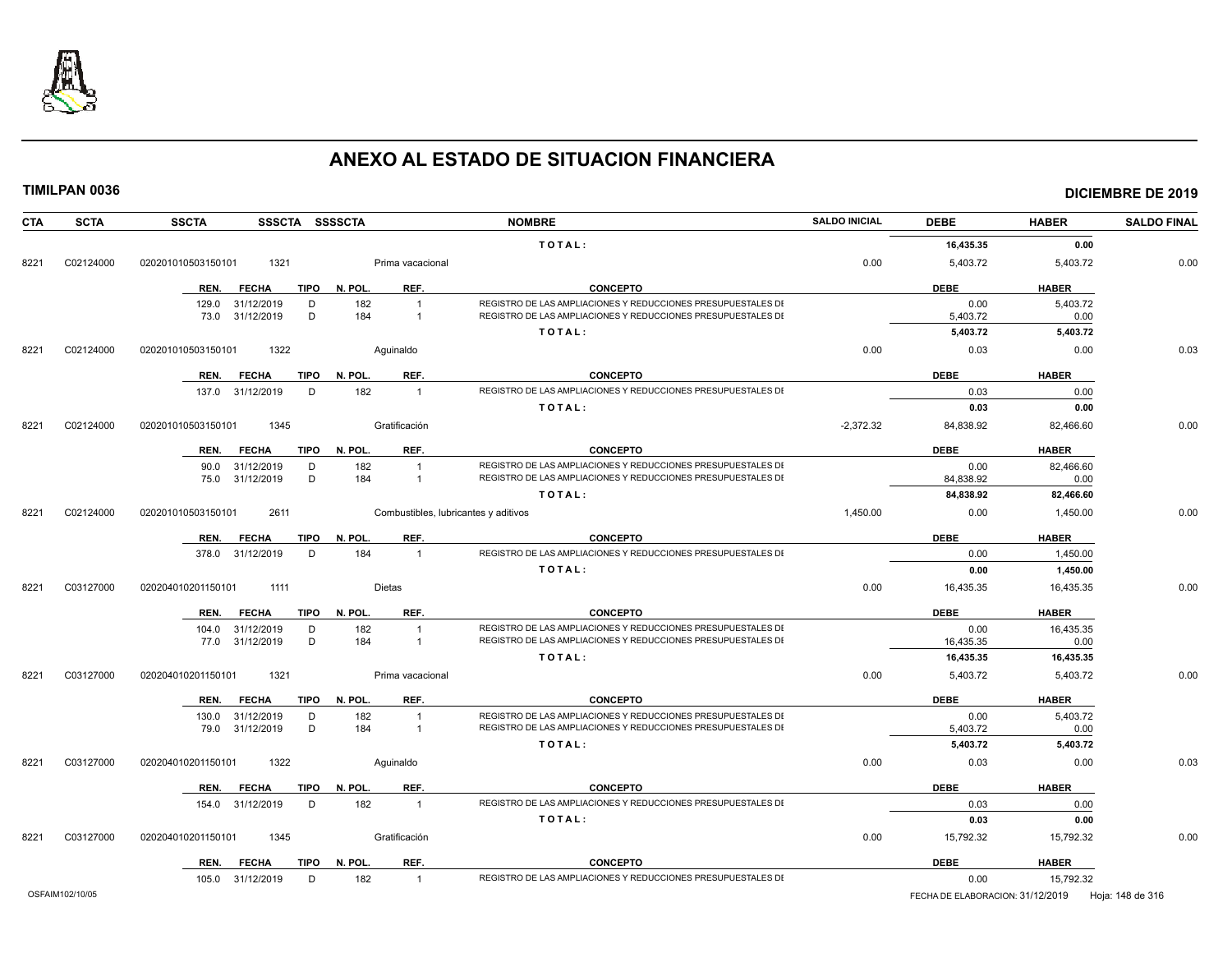# ANEXO AL ESTADO DE SITUACION FINANCIERA

**TIMILPAN 0036** — **DICIEMBRE DE 2019**

| CTA | SCTA | SSCTA | SSSCTA | SSSSCTA | NOMBRE | SALDO INICIAL | DEBE | HABER | SALDO FINAL |
|---|---|---|---|---|---|---|---|---|---|
| | | | | | **T O T A L :** | | **16,435.35** | **0.00** | |
| 8221 | C02124000 | 020201010503150101 | 1321 | | Prima vacacional | 0.00 | 5,403.72 | 5,403.72 | 0.00 |

| REN. | FECHA | TIPO | N. POL. | REF. | CONCEPTO | DEBE | HABER |
|---|---|---|---|---|---|---|---|
| 129.0 | 31/12/2019 | D | 182 | 1 | REGISTRO DE LAS AMPLIACIONES Y REDUCCIONES PRESUPUESTALES DI | 0.00 | 5,403.72 |
| 73.0 | 31/12/2019 | D | 184 | 1 | REGISTRO DE LAS AMPLIACIONES Y REDUCCIONES PRESUPUESTALES DI | 5,403.72 | 0.00 |
| | | | | | **T O T A L :** | **5,403.72** | **5,403.72** |

| CTA | SCTA | SSCTA | SSSCTA | SSSSCTA | NOMBRE | SALDO INICIAL | DEBE | HABER | SALDO FINAL |
|---|---|---|---|---|---|---|---|---|---|
| 8221 | C02124000 | 020201010503150101 | 1322 | | Aguinaldo | 0.00 | 0.03 | 0.00 | 0.03 |

| REN. | FECHA | TIPO | N. POL. | REF. | CONCEPTO | DEBE | HABER |
|---|---|---|---|---|---|---|---|
| 137.0 | 31/12/2019 | D | 182 | 1 | REGISTRO DE LAS AMPLIACIONES Y REDUCCIONES PRESUPUESTALES DI | 0.03 | 0.00 |
| | | | | | **T O T A L :** | **0.03** | **0.00** |

| CTA | SCTA | SSCTA | SSSCTA | SSSSCTA | NOMBRE | SALDO INICIAL | DEBE | HABER | SALDO FINAL |
|---|---|---|---|---|---|---|---|---|---|
| 8221 | C02124000 | 020201010503150101 | 1345 | | Gratificación | -2,372.32 | 84,838.92 | 82,466.60 | 0.00 |

| REN. | FECHA | TIPO | N. POL. | REF. | CONCEPTO | DEBE | HABER |
|---|---|---|---|---|---|---|---|
| 90.0 | 31/12/2019 | D | 182 | 1 | REGISTRO DE LAS AMPLIACIONES Y REDUCCIONES PRESUPUESTALES DI | 0.00 | 82,466.60 |
| 75.0 | 31/12/2019 | D | 184 | 1 | REGISTRO DE LAS AMPLIACIONES Y REDUCCIONES PRESUPUESTALES DI | 84,838.92 | 0.00 |
| | | | | | **T O T A L :** | **84,838.92** | **82,466.60** |

| CTA | SCTA | SSCTA | SSSCTA | SSSSCTA | NOMBRE | SALDO INICIAL | DEBE | HABER | SALDO FINAL |
|---|---|---|---|---|---|---|---|---|---|
| 8221 | C02124000 | 020201010503150101 | 2611 | | Combustibles, lubricantes y aditivos | 1,450.00 | 0.00 | 1,450.00 | 0.00 |

| REN. | FECHA | TIPO | N. POL. | REF. | CONCEPTO | DEBE | HABER |
|---|---|---|---|---|---|---|---|
| 378.0 | 31/12/2019 | D | 184 | 1 | REGISTRO DE LAS AMPLIACIONES Y REDUCCIONES PRESUPUESTALES DI | 0.00 | 1,450.00 |
| | | | | | **T O T A L :** | **0.00** | **1,450.00** |

| CTA | SCTA | SSCTA | SSSCTA | SSSSCTA | NOMBRE | SALDO INICIAL | DEBE | HABER | SALDO FINAL |
|---|---|---|---|---|---|---|---|---|---|
| 8221 | C03127000 | 020204010201150101 | 1111 | | Dietas | 0.00 | 16,435.35 | 16,435.35 | 0.00 |

| REN. | FECHA | TIPO | N. POL. | REF. | CONCEPTO | DEBE | HABER |
|---|---|---|---|---|---|---|---|
| 104.0 | 31/12/2019 | D | 182 | 1 | REGISTRO DE LAS AMPLIACIONES Y REDUCCIONES PRESUPUESTALES DI | 0.00 | 16,435.35 |
| 77.0 | 31/12/2019 | D | 184 | 1 | REGISTRO DE LAS AMPLIACIONES Y REDUCCIONES PRESUPUESTALES DI | 16,435.35 | 0.00 |
| | | | | | **T O T A L :** | **16,435.35** | **16,435.35** |

| CTA | SCTA | SSCTA | SSSCTA | SSSSCTA | NOMBRE | SALDO INICIAL | DEBE | HABER | SALDO FINAL |
|---|---|---|---|---|---|---|---|---|---|
| 8221 | C03127000 | 020204010201150101 | 1321 | | Prima vacacional | 0.00 | 5,403.72 | 5,403.72 | 0.00 |

| REN. | FECHA | TIPO | N. POL. | REF. | CONCEPTO | DEBE | HABER |
|---|---|---|---|---|---|---|---|
| 130.0 | 31/12/2019 | D | 182 | 1 | REGISTRO DE LAS AMPLIACIONES Y REDUCCIONES PRESUPUESTALES DI | 0.00 | 5,403.72 |
| 79.0 | 31/12/2019 | D | 184 | 1 | REGISTRO DE LAS AMPLIACIONES Y REDUCCIONES PRESUPUESTALES DI | 5,403.72 | 0.00 |
| | | | | | **T O T A L :** | **5,403.72** | **5,403.72** |

| CTA | SCTA | SSCTA | SSSCTA | SSSSCTA | NOMBRE | SALDO INICIAL | DEBE | HABER | SALDO FINAL |
|---|---|---|---|---|---|---|---|---|---|
| 8221 | C03127000 | 020204010201150101 | 1322 | | Aguinaldo | 0.00 | 0.03 | 0.00 | 0.03 |

| REN. | FECHA | TIPO | N. POL. | REF. | CONCEPTO | DEBE | HABER |
|---|---|---|---|---|---|---|---|
| 154.0 | 31/12/2019 | D | 182 | 1 | REGISTRO DE LAS AMPLIACIONES Y REDUCCIONES PRESUPUESTALES DI | 0.03 | 0.00 |
| | | | | | **T O T A L :** | **0.03** | **0.00** |

| CTA | SCTA | SSCTA | SSSCTA | SSSSCTA | NOMBRE | SALDO INICIAL | DEBE | HABER | SALDO FINAL |
|---|---|---|---|---|---|---|---|---|---|
| 8221 | C03127000 | 020204010201150101 | 1345 | | Gratificación | 0.00 | 15,792.32 | 15,792.32 | 0.00 |

| REN. | FECHA | TIPO | N. POL. | REF. | CONCEPTO | DEBE | HABER |
|---|---|---|---|---|---|---|---|
| 105.0 | 31/12/2019 | D | 182 | 1 | REGISTRO DE LAS AMPLIACIONES Y REDUCCIONES PRESUPUESTALES DI | 0.00 | 15,792.32 |

OSFAIM102/10/05 — FECHA DE ELABORACION: 31/12/2019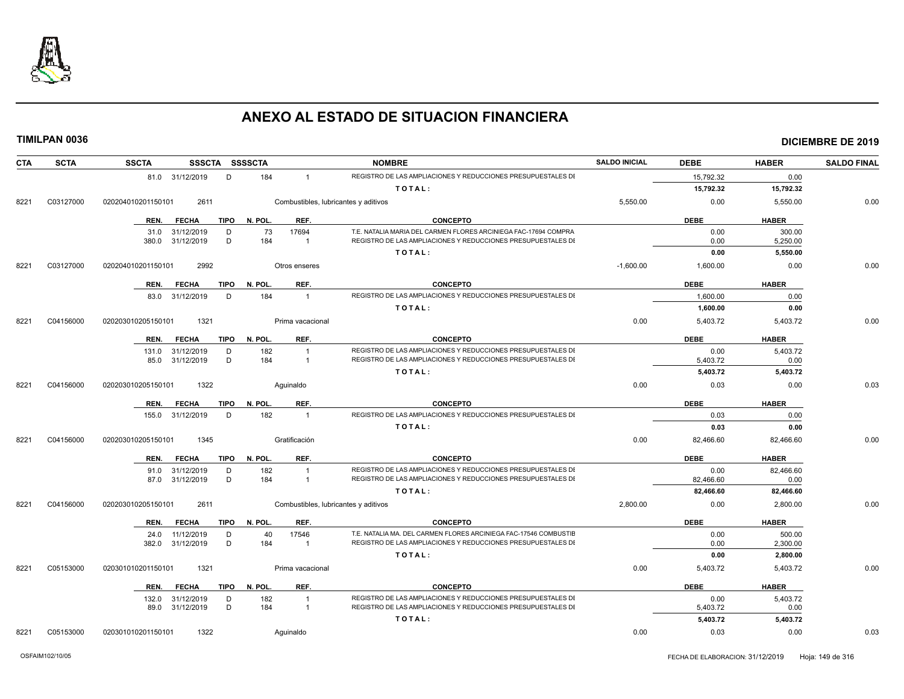# ANEXO AL ESTADO DE SITUACION FINANCIERA

**TIMILPAN 0036** — **DICIEMBRE DE 2019**

| CTA | SCTA | SSCTA | SSSCTA | SSSSCTA | NOMBRE | SALDO INICIAL | DEBE | HABER | SALDO FINAL |
|---|---|---|---|---|---|---|---|---|---|
| | | 81.0 31/12/2019 | D | 184 | 1 REGISTRO DE LAS AMPLIACIONES Y REDUCCIONES PRESUPUESTALES DI | | 15,792.32 | 0.00 | |
| | | | | | TOTAL: | | **15,792.32** | **15,792.32** | |
| 8221 | C03127000 | 020204010201150101 | 2611 | | Combustibles, lubricantes y aditivos | 5,550.00 | 0.00 | 5,550.00 | 0.00 |

| REN. | FECHA | TIPO | N. POL. | REF. | CONCEPTO | DEBE | HABER |
|---|---|---|---|---|---|---|---|
| 31.0 | 31/12/2019 | D | 73 | 17694 | T.E. NATALIA MARIA DEL CARMEN FLORES ARCINIEGA FAC-17694 COMPRA | 0.00 | 300.00 |
| 380.0 | 31/12/2019 | D | 184 | 1 | REGISTRO DE LAS AMPLIACIONES Y REDUCCIONES PRESUPUESTALES DI | 0.00 | 5,250.00 |
| | | | | | TOTAL: | **0.00** | **5,550.00** |

| CTA | SCTA | SSCTA | SSSCTA | NOMBRE | SALDO INICIAL | DEBE | HABER | SALDO FINAL |
|---|---|---|---|---|---|---|---|---|
| 8221 | C03127000 | 020204010201150101 | 2992 | Otros enseres | -1,600.00 | 1,600.00 | 0.00 | 0.00 |

| REN. | FECHA | TIPO | N. POL. | REF. | CONCEPTO | DEBE | HABER |
|---|---|---|---|---|---|---|---|
| 83.0 | 31/12/2019 | D | 184 | 1 | REGISTRO DE LAS AMPLIACIONES Y REDUCCIONES PRESUPUESTALES DI | 1,600.00 | 0.00 |
| | | | | | TOTAL: | **1,600.00** | **0.00** |

| CTA | SCTA | SSCTA | SSSCTA | NOMBRE | SALDO INICIAL | DEBE | HABER | SALDO FINAL |
|---|---|---|---|---|---|---|---|---|
| 8221 | C04156000 | 020203010205150101 | 1321 | Prima vacacional | 0.00 | 5,403.72 | 5,403.72 | 0.00 |

| REN. | FECHA | TIPO | N. POL. | REF. | CONCEPTO | DEBE | HABER |
|---|---|---|---|---|---|---|---|
| 131.0 | 31/12/2019 | D | 182 | 1 | REGISTRO DE LAS AMPLIACIONES Y REDUCCIONES PRESUPUESTALES DI | 0.00 | 5,403.72 |
| 85.0 | 31/12/2019 | D | 184 | 1 | REGISTRO DE LAS AMPLIACIONES Y REDUCCIONES PRESUPUESTALES DI | 5,403.72 | 0.00 |
| | | | | | TOTAL: | **5,403.72** | **5,403.72** |

| CTA | SCTA | SSCTA | SSSCTA | NOMBRE | SALDO INICIAL | DEBE | HABER | SALDO FINAL |
|---|---|---|---|---|---|---|---|---|
| 8221 | C04156000 | 020203010205150101 | 1322 | Aguinaldo | 0.00 | 0.03 | 0.00 | 0.03 |

| REN. | FECHA | TIPO | N. POL. | REF. | CONCEPTO | DEBE | HABER |
|---|---|---|---|---|---|---|---|
| 155.0 | 31/12/2019 | D | 182 | 1 | REGISTRO DE LAS AMPLIACIONES Y REDUCCIONES PRESUPUESTALES DI | 0.03 | 0.00 |
| | | | | | TOTAL: | **0.03** | **0.00** |

| CTA | SCTA | SSCTA | SSSCTA | NOMBRE | SALDO INICIAL | DEBE | HABER | SALDO FINAL |
|---|---|---|---|---|---|---|---|---|
| 8221 | C04156000 | 020203010205150101 | 1345 | Gratificación | 0.00 | 82,466.60 | 82,466.60 | 0.00 |

| REN. | FECHA | TIPO | N. POL. | REF. | CONCEPTO | DEBE | HABER |
|---|---|---|---|---|---|---|---|
| 91.0 | 31/12/2019 | D | 182 | 1 | REGISTRO DE LAS AMPLIACIONES Y REDUCCIONES PRESUPUESTALES DI | 0.00 | 82,466.60 |
| 87.0 | 31/12/2019 | D | 184 | 1 | REGISTRO DE LAS AMPLIACIONES Y REDUCCIONES PRESUPUESTALES DI | 82,466.60 | 0.00 |
| | | | | | TOTAL: | **82,466.60** | **82,466.60** |

| CTA | SCTA | SSCTA | SSSCTA | NOMBRE | SALDO INICIAL | DEBE | HABER | SALDO FINAL |
|---|---|---|---|---|---|---|---|---|
| 8221 | C04156000 | 020203010205150101 | 2611 | Combustibles, lubricantes y aditivos | 2,800.00 | 0.00 | 2,800.00 | 0.00 |

| REN. | FECHA | TIPO | N. POL. | REF. | CONCEPTO | DEBE | HABER |
|---|---|---|---|---|---|---|---|
| 24.0 | 11/12/2019 | D | 40 | 17546 | T.E. NATALIA MA. DEL CARMEN FLORES ARCINIEGA FAC-17546 COMBUSTIB | 0.00 | 500.00 |
| 382.0 | 31/12/2019 | D | 184 | 1 | REGISTRO DE LAS AMPLIACIONES Y REDUCCIONES PRESUPUESTALES DI | 0.00 | 2,300.00 |
| | | | | | TOTAL: | **0.00** | **2,800.00** |

| CTA | SCTA | SSCTA | SSSCTA | NOMBRE | SALDO INICIAL | DEBE | HABER | SALDO FINAL |
|---|---|---|---|---|---|---|---|---|
| 8221 | C05153000 | 020301010201150101 | 1321 | Prima vacacional | 0.00 | 5,403.72 | 5,403.72 | 0.00 |

| REN. | FECHA | TIPO | N. POL. | REF. | CONCEPTO | DEBE | HABER |
|---|---|---|---|---|---|---|---|
| 132.0 | 31/12/2019 | D | 182 | 1 | REGISTRO DE LAS AMPLIACIONES Y REDUCCIONES PRESUPUESTALES DI | 0.00 | 5,403.72 |
| 89.0 | 31/12/2019 | D | 184 | 1 | REGISTRO DE LAS AMPLIACIONES Y REDUCCIONES PRESUPUESTALES DI | 5,403.72 | 0.00 |
| | | | | | TOTAL: | **5,403.72** | **5,403.72** |

| CTA | SCTA | SSCTA | SSSCTA | NOMBRE | SALDO INICIAL | DEBE | HABER | SALDO FINAL |
|---|---|---|---|---|---|---|---|---|
| 8221 | C05153000 | 020301010201150101 | 1322 | Aguinaldo | 0.00 | 0.03 | 0.00 | 0.03 |

OSFAIM102/10/05 — FECHA DE ELABORACION: 31/12/2019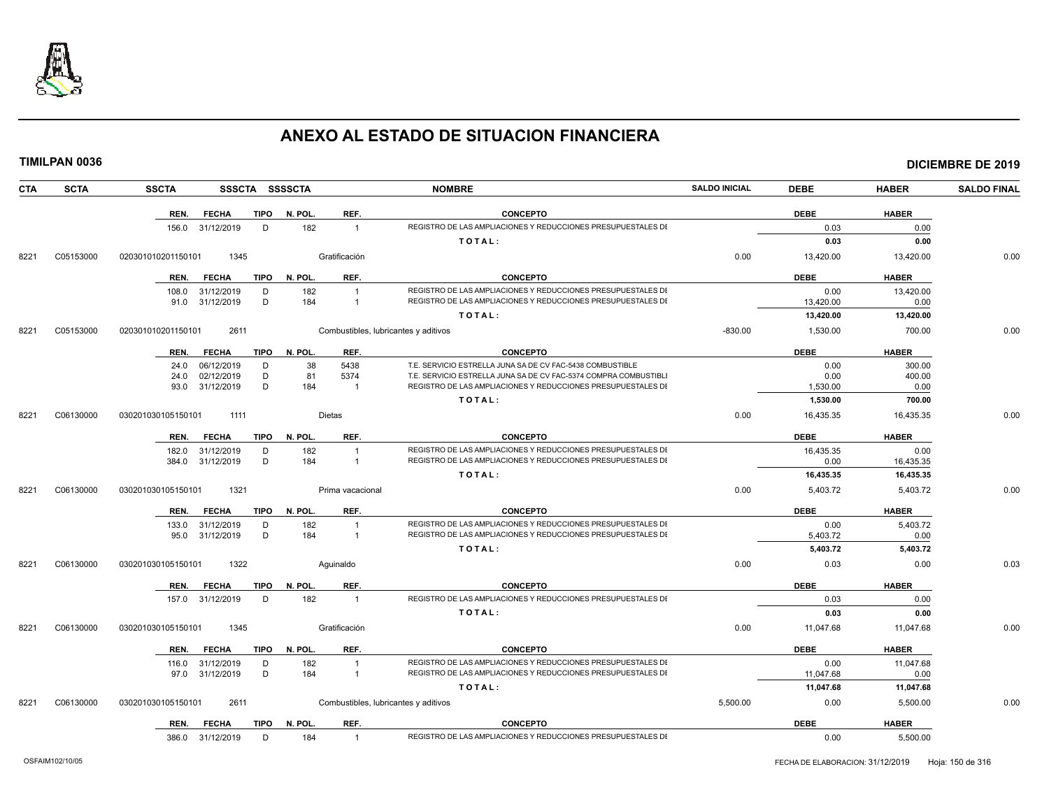# ANEXO AL ESTADO DE SITUACION FINANCIERA

**TIMILPAN 0036** — **DICIEMBRE DE 2019**

| CTA | SCTA | SSCTA | SSSCTA | SSSSCTA | NOMBRE | SALDO INICIAL | DEBE | HABER | SALDO FINAL |
|---|---|---|---|---|---|---|---|---|---|

| REN. | FECHA | TIPO | N. POL. | REF. | CONCEPTO | DEBE | HABER |
|---|---|---|---|---|---|---|---|
| 156.0 | 31/12/2019 | D | 182 | 1 | REGISTRO DE LAS AMPLIACIONES Y REDUCCIONES PRESUPUESTALES DE | 0.03 | 0.00 |
| | | | | | TOTAL: | 0.03 | 0.00 |

| CTA | SCTA | SSCTA | SSSCTA | NOMBRE | SALDO INICIAL | DEBE | HABER | SALDO FINAL |
|---|---|---|---|---|---|---|---|---|
| 8221 | C05153000 | 020301010201150101 | 1345 | Gratificación | 0.00 | 13,420.00 | 13,420.00 | 0.00 |

| REN. | FECHA | TIPO | N. POL. | REF. | CONCEPTO | DEBE | HABER |
|---|---|---|---|---|---|---|---|
| 108.0 | 31/12/2019 | D | 182 | 1 | REGISTRO DE LAS AMPLIACIONES Y REDUCCIONES PRESUPUESTALES DE | 0.00 | 13,420.00 |
| 91.0 | 31/12/2019 | D | 184 | 1 | REGISTRO DE LAS AMPLIACIONES Y REDUCCIONES PRESUPUESTALES DE | 13,420.00 | 0.00 |
| | | | | | TOTAL: | 13,420.00 | 13,420.00 |

| CTA | SCTA | SSCTA | SSSCTA | NOMBRE | SALDO INICIAL | DEBE | HABER | SALDO FINAL |
|---|---|---|---|---|---|---|---|---|
| 8221 | C05153000 | 020301010201150101 | 2611 | Combustibles, lubricantes y aditivos | -830.00 | 1,530.00 | 700.00 | 0.00 |

| REN. | FECHA | TIPO | N. POL. | REF. | CONCEPTO | DEBE | HABER |
|---|---|---|---|---|---|---|---|
| 24.0 | 06/12/2019 | D | 38 | 5438 | T.E. SERVICIO ESTRELLA JUNA SA DE CV FAC-5438 COMBUSTIBLE | 0.00 | 300.00 |
| 24.0 | 02/12/2019 | D | 81 | 5374 | T.E. SERVICIO ESTRELLA JUNA SA DE CV FAC-5374 COMPRA COMBUSTIBLE | 0.00 | 400.00 |
| 93.0 | 31/12/2019 | D | 184 | 1 | REGISTRO DE LAS AMPLIACIONES Y REDUCCIONES PRESUPUESTALES DE | 1,530.00 | 0.00 |
| | | | | | TOTAL: | 1,530.00 | 700.00 |

| CTA | SCTA | SSCTA | SSSCTA | NOMBRE | SALDO INICIAL | DEBE | HABER | SALDO FINAL |
|---|---|---|---|---|---|---|---|---|
| 8221 | C06130000 | 030201030105150101 | 1111 | Dietas | 0.00 | 16,435.35 | 16,435.35 | 0.00 |

| REN. | FECHA | TIPO | N. POL. | REF. | CONCEPTO | DEBE | HABER |
|---|---|---|---|---|---|---|---|
| 182.0 | 31/12/2019 | D | 182 | 1 | REGISTRO DE LAS AMPLIACIONES Y REDUCCIONES PRESUPUESTALES DE | 16,435.35 | 0.00 |
| 384.0 | 31/12/2019 | D | 184 | 1 | REGISTRO DE LAS AMPLIACIONES Y REDUCCIONES PRESUPUESTALES DE | 0.00 | 16,435.35 |
| | | | | | TOTAL: | 16,435.35 | 16,435.35 |

| CTA | SCTA | SSCTA | SSSCTA | NOMBRE | SALDO INICIAL | DEBE | HABER | SALDO FINAL |
|---|---|---|---|---|---|---|---|---|
| 8221 | C06130000 | 030201030105150101 | 1321 | Prima vacacional | 0.00 | 5,403.72 | 5,403.72 | 0.00 |

| REN. | FECHA | TIPO | N. POL. | REF. | CONCEPTO | DEBE | HABER |
|---|---|---|---|---|---|---|---|
| 133.0 | 31/12/2019 | D | 182 | 1 | REGISTRO DE LAS AMPLIACIONES Y REDUCCIONES PRESUPUESTALES DE | 0.00 | 5,403.72 |
| 95.0 | 31/12/2019 | D | 184 | 1 | REGISTRO DE LAS AMPLIACIONES Y REDUCCIONES PRESUPUESTALES DE | 5,403.72 | 0.00 |
| | | | | | TOTAL: | 5,403.72 | 5,403.72 |

| CTA | SCTA | SSCTA | SSSCTA | NOMBRE | SALDO INICIAL | DEBE | HABER | SALDO FINAL |
|---|---|---|---|---|---|---|---|---|
| 8221 | C06130000 | 030201030105150101 | 1322 | Aguinaldo | 0.00 | 0.03 | 0.00 | 0.03 |

| REN. | FECHA | TIPO | N. POL. | REF. | CONCEPTO | DEBE | HABER |
|---|---|---|---|---|---|---|---|
| 157.0 | 31/12/2019 | D | 182 | 1 | REGISTRO DE LAS AMPLIACIONES Y REDUCCIONES PRESUPUESTALES DE | 0.03 | 0.00 |
| | | | | | TOTAL: | 0.03 | 0.00 |

| CTA | SCTA | SSCTA | SSSCTA | NOMBRE | SALDO INICIAL | DEBE | HABER | SALDO FINAL |
|---|---|---|---|---|---|---|---|---|
| 8221 | C06130000 | 030201030105150101 | 1345 | Gratificación | 0.00 | 11,047.68 | 11,047.68 | 0.00 |

| REN. | FECHA | TIPO | N. POL. | REF. | CONCEPTO | DEBE | HABER |
|---|---|---|---|---|---|---|---|
| 116.0 | 31/12/2019 | D | 182 | 1 | REGISTRO DE LAS AMPLIACIONES Y REDUCCIONES PRESUPUESTALES DE | 0.00 | 11,047.68 |
| 97.0 | 31/12/2019 | D | 184 | 1 | REGISTRO DE LAS AMPLIACIONES Y REDUCCIONES PRESUPUESTALES DE | 11,047.68 | 0.00 |
| | | | | | TOTAL: | 11,047.68 | 11,047.68 |

| CTA | SCTA | SSCTA | SSSCTA | NOMBRE | SALDO INICIAL | DEBE | HABER | SALDO FINAL |
|---|---|---|---|---|---|---|---|---|
| 8221 | C06130000 | 030201030105150101 | 2611 | Combustibles, lubricantes y aditivos | 5,500.00 | 0.00 | 5,500.00 | 0.00 |

| REN. | FECHA | TIPO | N. POL. | REF. | CONCEPTO | DEBE | HABER |
|---|---|---|---|---|---|---|---|
| 386.0 | 31/12/2019 | D | 184 | 1 | REGISTRO DE LAS AMPLIACIONES Y REDUCCIONES PRESUPUESTALES DE | 0.00 | 5,500.00 |

OSFAIM102/10/05 — FECHA DE ELABORACION: 31/12/2019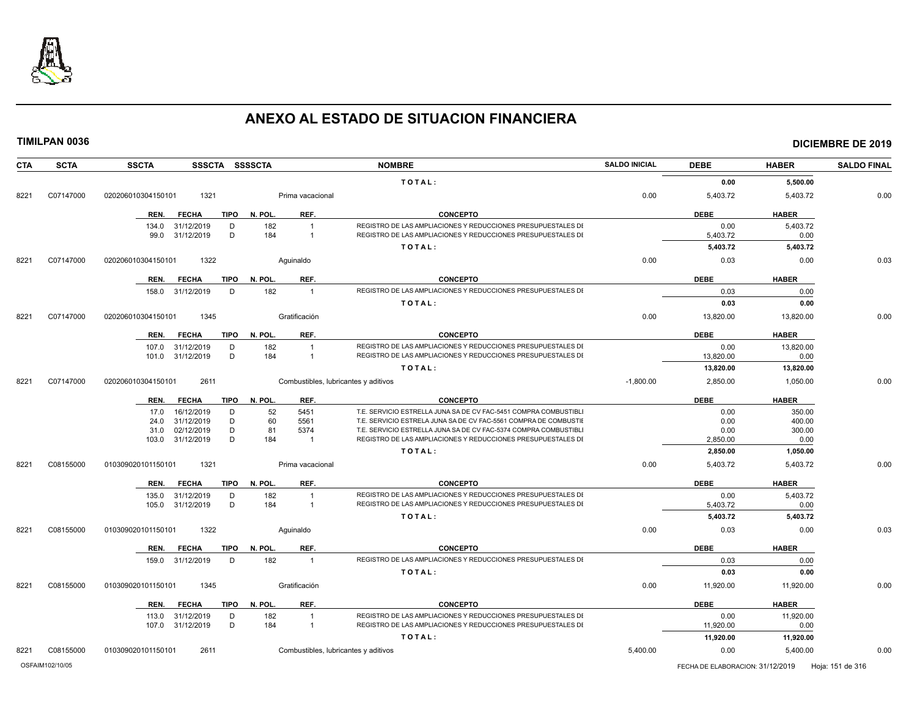# ANEXO AL ESTADO DE SITUACION FINANCIERA

**TIMILPAN 0036** | **DICIEMBRE DE 2019**

| CTA | SCTA | SSCTA | SSSCTA | SSSSCTA | NOMBRE | SALDO INICIAL | DEBE | HABER | SALDO FINAL |
|---|---|---|---|---|---|---|---|---|---|
| | | | | | **TOTAL:** | | **0.00** | **5,500.00** | |
| 8221 | C07147000 | 020206010304150101 | 1321 | | Prima vacacional | 0.00 | 5,403.72 | 5,403.72 | 0.00 |

| REN. | FECHA | TIPO | N. POL. | REF. | CONCEPTO | DEBE | HABER |
|---|---|---|---|---|---|---|---|
| 134.0 | 31/12/2019 | D | 182 | 1 | REGISTRO DE LAS AMPLIACIONES Y REDUCCIONES PRESUPUESTALES DI | 0.00 | 5,403.72 |
| 99.0 | 31/12/2019 | D | 184 | 1 | REGISTRO DE LAS AMPLIACIONES Y REDUCCIONES PRESUPUESTALES DI | 5,403.72 | 0.00 |
| | | | | | **TOTAL:** | **5,403.72** | **5,403.72** |

| CTA | SCTA | SSCTA | SSSCTA | SSSSCTA | NOMBRE | SALDO INICIAL | DEBE | HABER | SALDO FINAL |
|---|---|---|---|---|---|---|---|---|---|
| 8221 | C07147000 | 020206010304150101 | 1322 | | Aguinaldo | 0.00 | 0.03 | 0.00 | 0.03 |

| REN. | FECHA | TIPO | N. POL. | REF. | CONCEPTO | DEBE | HABER |
|---|---|---|---|---|---|---|---|
| 158.0 | 31/12/2019 | D | 182 | 1 | REGISTRO DE LAS AMPLIACIONES Y REDUCCIONES PRESUPUESTALES DI | 0.03 | 0.00 |
| | | | | | **TOTAL:** | **0.03** | **0.00** |

| CTA | SCTA | SSCTA | SSSCTA | SSSSCTA | NOMBRE | SALDO INICIAL | DEBE | HABER | SALDO FINAL |
|---|---|---|---|---|---|---|---|---|---|
| 8221 | C07147000 | 020206010304150101 | 1345 | | Gratificación | 0.00 | 13,820.00 | 13,820.00 | 0.00 |

| REN. | FECHA | TIPO | N. POL. | REF. | CONCEPTO | DEBE | HABER |
|---|---|---|---|---|---|---|---|
| 107.0 | 31/12/2019 | D | 182 | 1 | REGISTRO DE LAS AMPLIACIONES Y REDUCCIONES PRESUPUESTALES DI | 0.00 | 13,820.00 |
| 101.0 | 31/12/2019 | D | 184 | 1 | REGISTRO DE LAS AMPLIACIONES Y REDUCCIONES PRESUPUESTALES DI | 13,820.00 | 0.00 |
| | | | | | **TOTAL:** | **13,820.00** | **13,820.00** |

| CTA | SCTA | SSCTA | SSSCTA | SSSSCTA | NOMBRE | SALDO INICIAL | DEBE | HABER | SALDO FINAL |
|---|---|---|---|---|---|---|---|---|---|
| 8221 | C07147000 | 020206010304150101 | 2611 | | Combustibles, lubricantes y aditivos | -1,800.00 | 2,850.00 | 1,050.00 | 0.00 |

| REN. | FECHA | TIPO | N. POL. | REF. | CONCEPTO | DEBE | HABER |
|---|---|---|---|---|---|---|---|
| 17.0 | 16/12/2019 | D | 52 | 5451 | T.E. SERVICIO ESTRELLA JUNA SA DE CV FAC-5451 COMPRA COMBUSTIBLI | 0.00 | 350.00 |
| 24.0 | 31/12/2019 | D | 60 | 5561 | T.E. SERVICIO ESTRELA JUNA SA DE CV FAC-5561 COMPRA DE COMBUSTIE | 0.00 | 400.00 |
| 31.0 | 02/12/2019 | D | 81 | 5374 | T.E. SERVICIO ESTRELLA JUNA SA DE CV FAC-5374 COMPRA COMBUSTIBLI | 0.00 | 300.00 |
| 103.0 | 31/12/2019 | D | 184 | 1 | REGISTRO DE LAS AMPLIACIONES Y REDUCCIONES PRESUPUESTALES DI | 2,850.00 | 0.00 |
| | | | | | **TOTAL:** | **2,850.00** | **1,050.00** |

| CTA | SCTA | SSCTA | SSSCTA | SSSSCTA | NOMBRE | SALDO INICIAL | DEBE | HABER | SALDO FINAL |
|---|---|---|---|---|---|---|---|---|---|
| 8221 | C08155000 | 010309020101150101 | 1321 | | Prima vacacional | 0.00 | 5,403.72 | 5,403.72 | 0.00 |

| REN. | FECHA | TIPO | N. POL. | REF. | CONCEPTO | DEBE | HABER |
|---|---|---|---|---|---|---|---|
| 135.0 | 31/12/2019 | D | 182 | 1 | REGISTRO DE LAS AMPLIACIONES Y REDUCCIONES PRESUPUESTALES DI | 0.00 | 5,403.72 |
| 105.0 | 31/12/2019 | D | 184 | 1 | REGISTRO DE LAS AMPLIACIONES Y REDUCCIONES PRESUPUESTALES DI | 5,403.72 | 0.00 |
| | | | | | **TOTAL:** | **5,403.72** | **5,403.72** |

| CTA | SCTA | SSCTA | SSSCTA | SSSSCTA | NOMBRE | SALDO INICIAL | DEBE | HABER | SALDO FINAL |
|---|---|---|---|---|---|---|---|---|---|
| 8221 | C08155000 | 010309020101150101 | 1322 | | Aguinaldo | 0.00 | 0.03 | 0.00 | 0.03 |

| REN. | FECHA | TIPO | N. POL. | REF. | CONCEPTO | DEBE | HABER |
|---|---|---|---|---|---|---|---|
| 159.0 | 31/12/2019 | D | 182 | 1 | REGISTRO DE LAS AMPLIACIONES Y REDUCCIONES PRESUPUESTALES DI | 0.03 | 0.00 |
| | | | | | **TOTAL:** | **0.03** | **0.00** |

| CTA | SCTA | SSCTA | SSSCTA | SSSSCTA | NOMBRE | SALDO INICIAL | DEBE | HABER | SALDO FINAL |
|---|---|---|---|---|---|---|---|---|---|
| 8221 | C08155000 | 010309020101150101 | 1345 | | Gratificación | 0.00 | 11,920.00 | 11,920.00 | 0.00 |

| REN. | FECHA | TIPO | N. POL. | REF. | CONCEPTO | DEBE | HABER |
|---|---|---|---|---|---|---|---|
| 113.0 | 31/12/2019 | D | 182 | 1 | REGISTRO DE LAS AMPLIACIONES Y REDUCCIONES PRESUPUESTALES DI | 0.00 | 11,920.00 |
| 107.0 | 31/12/2019 | D | 184 | 1 | REGISTRO DE LAS AMPLIACIONES Y REDUCCIONES PRESUPUESTALES DI | 11,920.00 | 0.00 |
| | | | | | **TOTAL:** | **11,920.00** | **11,920.00** |

| CTA | SCTA | SSCTA | SSSCTA | SSSSCTA | NOMBRE | SALDO INICIAL | DEBE | HABER | SALDO FINAL |
|---|---|---|---|---|---|---|---|---|---|
| 8221 | C08155000 | 010309020101150101 | 2611 | | Combustibles, lubricantes y aditivos | 5,400.00 | 0.00 | 5,400.00 | 0.00 |

OSFAIM102/10/05 — FECHA DE ELABORACION: 31/12/2019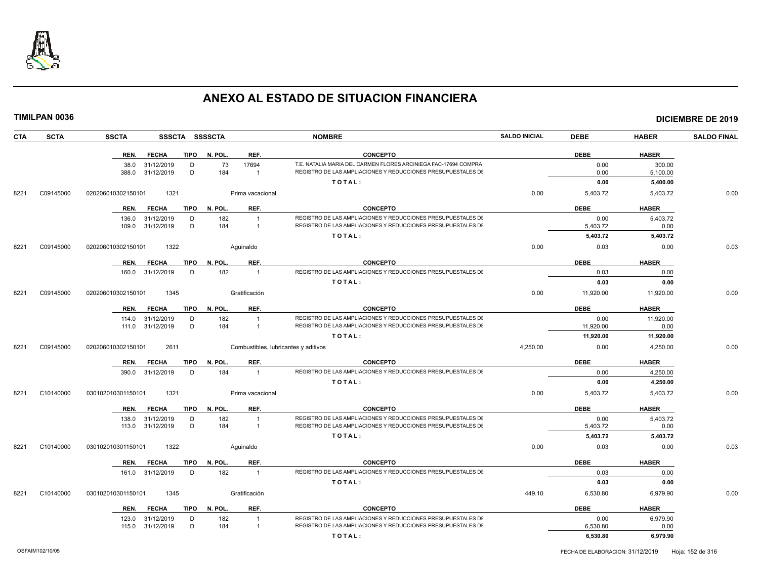# ANEXO AL ESTADO DE SITUACION FINANCIERA

**TIMILPAN 0036** — **DICIEMBRE DE 2019**

| CTA | SCTA | SSCTA | SSSCTA | SSSSCTA | NOMBRE | SALDO INICIAL | DEBE | HABER | SALDO FINAL |
|---|---|---|---|---|---|---|---|---|---|

| REN. | FECHA | TIPO | N. POL. | REF. | CONCEPTO | DEBE | HABER |
|---|---|---|---|---|---|---|---|
| 38.0 | 31/12/2019 | D | 73 | 17694 | T.E. NATALIA MARIA DEL CARMEN FLORES ARCINIEGA FAC-17694 COMPRA | 0.00 | 300.00 |
| 388.0 | 31/12/2019 | D | 184 | 1 | REGISTRO DE LAS AMPLIACIONES Y REDUCCIONES PRESUPUESTALES DE | 0.00 | 5,100.00 |
| | | | | | **TOTAL:** | **0.00** | **5,400.00** |

| CTA | SCTA | SSCTA | SSSCTA | NOMBRE | SALDO INICIAL | DEBE | HABER | SALDO FINAL |
|---|---|---|---|---|---|---|---|---|
| 8221 | C09145000 | 020206010302150101 | 1321 | Prima vacacional | 0.00 | 5,403.72 | 5,403.72 | 0.00 |

| REN. | FECHA | TIPO | N. POL. | REF. | CONCEPTO | DEBE | HABER |
|---|---|---|---|---|---|---|---|
| 136.0 | 31/12/2019 | D | 182 | 1 | REGISTRO DE LAS AMPLIACIONES Y REDUCCIONES PRESUPUESTALES DE | 0.00 | 5,403.72 |
| 109.0 | 31/12/2019 | D | 184 | 1 | REGISTRO DE LAS AMPLIACIONES Y REDUCCIONES PRESUPUESTALES DE | 5,403.72 | 0.00 |
| | | | | | **TOTAL:** | **5,403.72** | **5,403.72** |

| CTA | SCTA | SSCTA | SSSCTA | NOMBRE | SALDO INICIAL | DEBE | HABER | SALDO FINAL |
|---|---|---|---|---|---|---|---|---|
| 8221 | C09145000 | 020206010302150101 | 1322 | Aguinaldo | 0.00 | 0.03 | 0.00 | 0.03 |

| REN. | FECHA | TIPO | N. POL. | REF. | CONCEPTO | DEBE | HABER |
|---|---|---|---|---|---|---|---|
| 160.0 | 31/12/2019 | D | 182 | 1 | REGISTRO DE LAS AMPLIACIONES Y REDUCCIONES PRESUPUESTALES DE | 0.03 | 0.00 |
| | | | | | **TOTAL:** | **0.03** | **0.00** |

| CTA | SCTA | SSCTA | SSSCTA | NOMBRE | SALDO INICIAL | DEBE | HABER | SALDO FINAL |
|---|---|---|---|---|---|---|---|---|
| 8221 | C09145000 | 020206010302150101 | 1345 | Gratificación | 0.00 | 11,920.00 | 11,920.00 | 0.00 |

| REN. | FECHA | TIPO | N. POL. | REF. | CONCEPTO | DEBE | HABER |
|---|---|---|---|---|---|---|---|
| 114.0 | 31/12/2019 | D | 182 | 1 | REGISTRO DE LAS AMPLIACIONES Y REDUCCIONES PRESUPUESTALES DE | 0.00 | 11,920.00 |
| 111.0 | 31/12/2019 | D | 184 | 1 | REGISTRO DE LAS AMPLIACIONES Y REDUCCIONES PRESUPUESTALES DE | 11,920.00 | 0.00 |
| | | | | | **TOTAL:** | **11,920.00** | **11,920.00** |

| CTA | SCTA | SSCTA | SSSCTA | NOMBRE | SALDO INICIAL | DEBE | HABER | SALDO FINAL |
|---|---|---|---|---|---|---|---|---|
| 8221 | C09145000 | 020206010302150101 | 2611 | Combustibles, lubricantes y aditivos | 4,250.00 | 0.00 | 4,250.00 | 0.00 |

| REN. | FECHA | TIPO | N. POL. | REF. | CONCEPTO | DEBE | HABER |
|---|---|---|---|---|---|---|---|
| 390.0 | 31/12/2019 | D | 184 | 1 | REGISTRO DE LAS AMPLIACIONES Y REDUCCIONES PRESUPUESTALES DE | 0.00 | 4,250.00 |
| | | | | | **TOTAL:** | **0.00** | **4,250.00** |

| CTA | SCTA | SSCTA | SSSCTA | NOMBRE | SALDO INICIAL | DEBE | HABER | SALDO FINAL |
|---|---|---|---|---|---|---|---|---|
| 8221 | C10140000 | 030102010301150101 | 1321 | Prima vacacional | 0.00 | 5,403.72 | 5,403.72 | 0.00 |

| REN. | FECHA | TIPO | N. POL. | REF. | CONCEPTO | DEBE | HABER |
|---|---|---|---|---|---|---|---|
| 138.0 | 31/12/2019 | D | 182 | 1 | REGISTRO DE LAS AMPLIACIONES Y REDUCCIONES PRESUPUESTALES DE | 0.00 | 5,403.72 |
| 113.0 | 31/12/2019 | D | 184 | 1 | REGISTRO DE LAS AMPLIACIONES Y REDUCCIONES PRESUPUESTALES DE | 5,403.72 | 0.00 |
| | | | | | **TOTAL:** | **5,403.72** | **5,403.72** |

| CTA | SCTA | SSCTA | SSSCTA | NOMBRE | SALDO INICIAL | DEBE | HABER | SALDO FINAL |
|---|---|---|---|---|---|---|---|---|
| 8221 | C10140000 | 030102010301150101 | 1322 | Aguinaldo | 0.00 | 0.03 | 0.00 | 0.03 |

| REN. | FECHA | TIPO | N. POL. | REF. | CONCEPTO | DEBE | HABER |
|---|---|---|---|---|---|---|---|
| 161.0 | 31/12/2019 | D | 182 | 1 | REGISTRO DE LAS AMPLIACIONES Y REDUCCIONES PRESUPUESTALES DE | 0.03 | 0.00 |
| | | | | | **TOTAL:** | **0.03** | **0.00** |

| CTA | SCTA | SSCTA | SSSCTA | NOMBRE | SALDO INICIAL | DEBE | HABER | SALDO FINAL |
|---|---|---|---|---|---|---|---|---|
| 8221 | C10140000 | 030102010301150101 | 1345 | Gratificación | 449.10 | 6,530.80 | 6,979.90 | 0.00 |

| REN. | FECHA | TIPO | N. POL. | REF. | CONCEPTO | DEBE | HABER |
|---|---|---|---|---|---|---|---|
| 123.0 | 31/12/2019 | D | 182 | 1 | REGISTRO DE LAS AMPLIACIONES Y REDUCCIONES PRESUPUESTALES DE | 0.00 | 6,979.90 |
| 115.0 | 31/12/2019 | D | 184 | 1 | REGISTRO DE LAS AMPLIACIONES Y REDUCCIONES PRESUPUESTALES DE | 6,530.80 | 0.00 |
| | | | | | **TOTAL:** | **6,530.80** | **6,979.90** |

OSFAIM102/10/05 — FECHA DE ELABORACION: 31/12/2019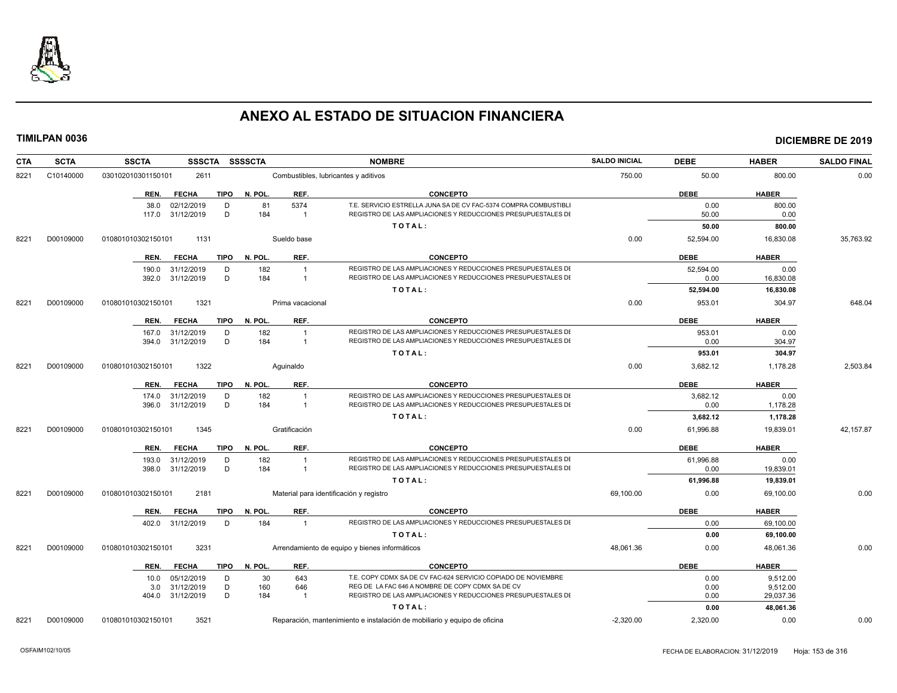# ANEXO AL ESTADO DE SITUACION FINANCIERA

**TIMILPAN 0036** — **DICIEMBRE DE 2019**

| CTA | SCTA | SSCTA | SSSCTA | SSSSCTA | NOMBRE | SALDO INICIAL | DEBE | HABER | SALDO FINAL |
|---|---|---|---|---|---|---|---|---|---|
| 8221 | C10140000 | 030102010301150101 | 2611 | | Combustibles, lubricantes y aditivos | 750.00 | 50.00 | 800.00 | 0.00 |

| REN. | FECHA | TIPO | N. POL. | REF. | CONCEPTO | DEBE | HABER |
|---|---|---|---|---|---|---|---|
| 38.0 | 02/12/2019 | D | 81 | 5374 | T.E. SERVICIO ESTRELLA JUNA SA DE CV FAC-5374 COMPRA COMBUSTIBLI | 0.00 | 800.00 |
| 117.0 | 31/12/2019 | D | 184 | 1 | REGISTRO DE LAS AMPLIACIONES Y REDUCCIONES PRESUPUESTALES DI | 50.00 | 0.00 |
| | | | | | TOTAL: | 50.00 | 800.00 |

| CTA | SCTA | SSCTA | SSSCTA | SSSSCTA | NOMBRE | SALDO INICIAL | DEBE | HABER | SALDO FINAL |
|---|---|---|---|---|---|---|---|---|---|
| 8221 | D00109000 | 010801010302150101 | 1131 | | Sueldo base | 0.00 | 52,594.00 | 16,830.08 | 35,763.92 |

| REN. | FECHA | TIPO | N. POL. | REF. | CONCEPTO | DEBE | HABER |
|---|---|---|---|---|---|---|---|
| 190.0 | 31/12/2019 | D | 182 | 1 | REGISTRO DE LAS AMPLIACIONES Y REDUCCIONES PRESUPUESTALES DI | 52,594.00 | 0.00 |
| 392.0 | 31/12/2019 | D | 184 | 1 | REGISTRO DE LAS AMPLIACIONES Y REDUCCIONES PRESUPUESTALES DI | 0.00 | 16,830.08 |
| | | | | | TOTAL: | 52,594.00 | 16,830.08 |

| CTA | SCTA | SSCTA | SSSCTA | SSSSCTA | NOMBRE | SALDO INICIAL | DEBE | HABER | SALDO FINAL |
|---|---|---|---|---|---|---|---|---|---|
| 8221 | D00109000 | 010801010302150101 | 1321 | | Prima vacacional | 0.00 | 953.01 | 304.97 | 648.04 |

| REN. | FECHA | TIPO | N. POL. | REF. | CONCEPTO | DEBE | HABER |
|---|---|---|---|---|---|---|---|
| 167.0 | 31/12/2019 | D | 182 | 1 | REGISTRO DE LAS AMPLIACIONES Y REDUCCIONES PRESUPUESTALES DI | 953.01 | 0.00 |
| 394.0 | 31/12/2019 | D | 184 | 1 | REGISTRO DE LAS AMPLIACIONES Y REDUCCIONES PRESUPUESTALES DI | 0.00 | 304.97 |
| | | | | | TOTAL: | 953.01 | 304.97 |

| CTA | SCTA | SSCTA | SSSCTA | SSSSCTA | NOMBRE | SALDO INICIAL | DEBE | HABER | SALDO FINAL |
|---|---|---|---|---|---|---|---|---|---|
| 8221 | D00109000 | 010801010302150101 | 1322 | | Aguinaldo | 0.00 | 3,682.12 | 1,178.28 | 2,503.84 |

| REN. | FECHA | TIPO | N. POL. | REF. | CONCEPTO | DEBE | HABER |
|---|---|---|---|---|---|---|---|
| 174.0 | 31/12/2019 | D | 182 | 1 | REGISTRO DE LAS AMPLIACIONES Y REDUCCIONES PRESUPUESTALES DI | 3,682.12 | 0.00 |
| 396.0 | 31/12/2019 | D | 184 | 1 | REGISTRO DE LAS AMPLIACIONES Y REDUCCIONES PRESUPUESTALES DI | 0.00 | 1,178.28 |
| | | | | | TOTAL: | 3,682.12 | 1,178.28 |

| CTA | SCTA | SSCTA | SSSCTA | SSSSCTA | NOMBRE | SALDO INICIAL | DEBE | HABER | SALDO FINAL |
|---|---|---|---|---|---|---|---|---|---|
| 8221 | D00109000 | 010801010302150101 | 1345 | | Gratificación | 0.00 | 61,996.88 | 19,839.01 | 42,157.87 |

| REN. | FECHA | TIPO | N. POL. | REF. | CONCEPTO | DEBE | HABER |
|---|---|---|---|---|---|---|---|
| 193.0 | 31/12/2019 | D | 182 | 1 | REGISTRO DE LAS AMPLIACIONES Y REDUCCIONES PRESUPUESTALES DI | 61,996.88 | 0.00 |
| 398.0 | 31/12/2019 | D | 184 | 1 | REGISTRO DE LAS AMPLIACIONES Y REDUCCIONES PRESUPUESTALES DI | 0.00 | 19,839.01 |
| | | | | | TOTAL: | 61,996.88 | 19,839.01 |

| CTA | SCTA | SSCTA | SSSCTA | SSSSCTA | NOMBRE | SALDO INICIAL | DEBE | HABER | SALDO FINAL |
|---|---|---|---|---|---|---|---|---|---|
| 8221 | D00109000 | 010801010302150101 | 2181 | | Material para identificación y registro | 69,100.00 | 0.00 | 69,100.00 | 0.00 |

| REN. | FECHA | TIPO | N. POL. | REF. | CONCEPTO | DEBE | HABER |
|---|---|---|---|---|---|---|---|
| 402.0 | 31/12/2019 | D | 184 | 1 | REGISTRO DE LAS AMPLIACIONES Y REDUCCIONES PRESUPUESTALES DI | 0.00 | 69,100.00 |
| | | | | | TOTAL: | 0.00 | 69,100.00 |

| CTA | SCTA | SSCTA | SSSCTA | SSSSCTA | NOMBRE | SALDO INICIAL | DEBE | HABER | SALDO FINAL |
|---|---|---|---|---|---|---|---|---|---|
| 8221 | D00109000 | 010801010302150101 | 3231 | | Arrendamiento de equipo y bienes informáticos | 48,061.36 | 0.00 | 48,061.36 | 0.00 |

| REN. | FECHA | TIPO | N. POL. | REF. | CONCEPTO | DEBE | HABER |
|---|---|---|---|---|---|---|---|
| 10.0 | 05/12/2019 | D | 30 | 643 | T.E. COPY CDMX SA DE CV FAC-624 SERVICIO COPIADO DE NOVIEMBRE | 0.00 | 9,512.00 |
| 3.0 | 31/12/2019 | D | 160 | 646 | REG DE LA FAC 646 A NOMBRE DE COPY CDMX SA DE CV | 0.00 | 9,512.00 |
| 404.0 | 31/12/2019 | D | 184 | 1 | REGISTRO DE LAS AMPLIACIONES Y REDUCCIONES PRESUPUESTALES DI | 0.00 | 29,037.36 |
| | | | | | TOTAL: | 0.00 | 48,061.36 |

| CTA | SCTA | SSCTA | SSSCTA | SSSSCTA | NOMBRE | SALDO INICIAL | DEBE | HABER | SALDO FINAL |
|---|---|---|---|---|---|---|---|---|---|
| 8221 | D00109000 | 010801010302150101 | 3521 | | Reparación, mantenimiento e instalación de mobiliario y equipo de oficina | -2,320.00 | 2,320.00 | 0.00 | 0.00 |

OSFAIM102/10/05 — FECHA DE ELABORACION: 31/12/2019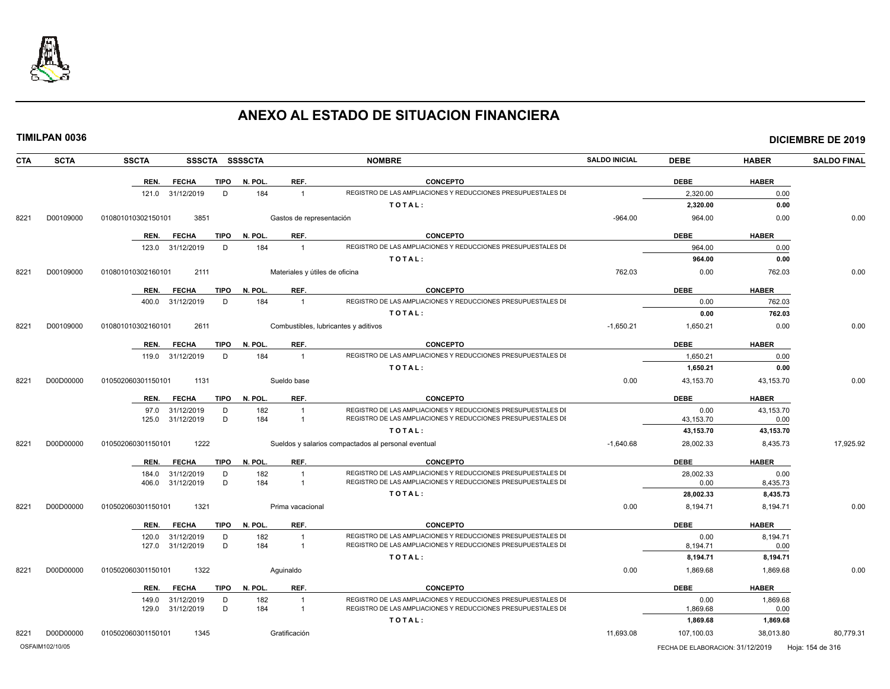# ANEXO AL ESTADO DE SITUACION FINANCIERA

**TIMILPAN 0036** **DICIEMBRE DE 2019**

| CTA | SCTA | SSCTA | SSSCTA | SSSSCTA | NOMBRE | SALDO INICIAL | DEBE | HABER | SALDO FINAL |
|---|---|---|---|---|---|---|---|---|---|

| REN. | FECHA | TIPO | N. POL. | REF. | CONCEPTO | DEBE | HABER |
|---|---|---|---|---|---|---|---|
| 121.0 | 31/12/2019 | D | 184 | 1 | REGISTRO DE LAS AMPLIACIONES Y REDUCCIONES PRESUPUESTALES DI | 2,320.00 | 0.00 |
| | | | | | **TOTAL:** | **2,320.00** | **0.00** |

| CTA | SCTA | SSCTA | SSSCTA | NOMBRE | SALDO INICIAL | DEBE | HABER | SALDO FINAL |
|---|---|---|---|---|---|---|---|---|
| 8221 | D00109000 | 010801010302150101 | 3851 | Gastos de representación | -964.00 | 964.00 | 0.00 | 0.00 |

| REN. | FECHA | TIPO | N. POL. | REF. | CONCEPTO | DEBE | HABER |
|---|---|---|---|---|---|---|---|
| 123.0 | 31/12/2019 | D | 184 | 1 | REGISTRO DE LAS AMPLIACIONES Y REDUCCIONES PRESUPUESTALES DI | 964.00 | 0.00 |
| | | | | | **TOTAL:** | **964.00** | **0.00** |

| CTA | SCTA | SSCTA | SSSCTA | NOMBRE | SALDO INICIAL | DEBE | HABER | SALDO FINAL |
|---|---|---|---|---|---|---|---|---|
| 8221 | D00109000 | 010801010302160101 | 2111 | Materiales y útiles de oficina | 762.03 | 0.00 | 762.03 | 0.00 |

| REN. | FECHA | TIPO | N. POL. | REF. | CONCEPTO | DEBE | HABER |
|---|---|---|---|---|---|---|---|
| 400.0 | 31/12/2019 | D | 184 | 1 | REGISTRO DE LAS AMPLIACIONES Y REDUCCIONES PRESUPUESTALES DI | 0.00 | 762.03 |
| | | | | | **TOTAL:** | **0.00** | **762.03** |

| CTA | SCTA | SSCTA | SSSCTA | NOMBRE | SALDO INICIAL | DEBE | HABER | SALDO FINAL |
|---|---|---|---|---|---|---|---|---|
| 8221 | D00109000 | 010801010302160101 | 2611 | Combustibles, lubricantes y aditivos | -1,650.21 | 1,650.21 | 0.00 | 0.00 |

| REN. | FECHA | TIPO | N. POL. | REF. | CONCEPTO | DEBE | HABER |
|---|---|---|---|---|---|---|---|
| 119.0 | 31/12/2019 | D | 184 | 1 | REGISTRO DE LAS AMPLIACIONES Y REDUCCIONES PRESUPUESTALES DI | 1,650.21 | 0.00 |
| | | | | | **TOTAL:** | **1,650.21** | **0.00** |

| CTA | SCTA | SSCTA | SSSCTA | NOMBRE | SALDO INICIAL | DEBE | HABER | SALDO FINAL |
|---|---|---|---|---|---|---|---|---|
| 8221 | D00D00000 | 010502060301150101 | 1131 | Sueldo base | 0.00 | 43,153.70 | 43,153.70 | 0.00 |

| REN. | FECHA | TIPO | N. POL. | REF. | CONCEPTO | DEBE | HABER |
|---|---|---|---|---|---|---|---|
| 97.0 | 31/12/2019 | D | 182 | 1 | REGISTRO DE LAS AMPLIACIONES Y REDUCCIONES PRESUPUESTALES DI | 0.00 | 43,153.70 |
| 125.0 | 31/12/2019 | D | 184 | 1 | REGISTRO DE LAS AMPLIACIONES Y REDUCCIONES PRESUPUESTALES DI | 43,153.70 | 0.00 |
| | | | | | **TOTAL:** | **43,153.70** | **43,153.70** |

| CTA | SCTA | SSCTA | SSSCTA | NOMBRE | SALDO INICIAL | DEBE | HABER | SALDO FINAL |
|---|---|---|---|---|---|---|---|---|
| 8221 | D00D00000 | 010502060301150101 | 1222 | Sueldos y salarios compactados al personal eventual | -1,640.68 | 28,002.33 | 8,435.73 | 17,925.92 |

| REN. | FECHA | TIPO | N. POL. | REF. | CONCEPTO | DEBE | HABER |
|---|---|---|---|---|---|---|---|
| 184.0 | 31/12/2019 | D | 182 | 1 | REGISTRO DE LAS AMPLIACIONES Y REDUCCIONES PRESUPUESTALES DI | 28,002.33 | 0.00 |
| 406.0 | 31/12/2019 | D | 184 | 1 | REGISTRO DE LAS AMPLIACIONES Y REDUCCIONES PRESUPUESTALES DI | 0.00 | 8,435.73 |
| | | | | | **TOTAL:** | **28,002.33** | **8,435.73** |

| CTA | SCTA | SSCTA | SSSCTA | NOMBRE | SALDO INICIAL | DEBE | HABER | SALDO FINAL |
|---|---|---|---|---|---|---|---|---|
| 8221 | D00D00000 | 010502060301150101 | 1321 | Prima vacacional | 0.00 | 8,194.71 | 8,194.71 | 0.00 |

| REN. | FECHA | TIPO | N. POL. | REF. | CONCEPTO | DEBE | HABER |
|---|---|---|---|---|---|---|---|
| 120.0 | 31/12/2019 | D | 182 | 1 | REGISTRO DE LAS AMPLIACIONES Y REDUCCIONES PRESUPUESTALES DI | 0.00 | 8,194.71 |
| 127.0 | 31/12/2019 | D | 184 | 1 | REGISTRO DE LAS AMPLIACIONES Y REDUCCIONES PRESUPUESTALES DI | 8,194.71 | 0.00 |
| | | | | | **TOTAL:** | **8,194.71** | **8,194.71** |

| CTA | SCTA | SSCTA | SSSCTA | NOMBRE | SALDO INICIAL | DEBE | HABER | SALDO FINAL |
|---|---|---|---|---|---|---|---|---|
| 8221 | D00D00000 | 010502060301150101 | 1322 | Aguinaldo | 0.00 | 1,869.68 | 1,869.68 | 0.00 |

| REN. | FECHA | TIPO | N. POL. | REF. | CONCEPTO | DEBE | HABER |
|---|---|---|---|---|---|---|---|
| 149.0 | 31/12/2019 | D | 182 | 1 | REGISTRO DE LAS AMPLIACIONES Y REDUCCIONES PRESUPUESTALES DI | 0.00 | 1,869.68 |
| 129.0 | 31/12/2019 | D | 184 | 1 | REGISTRO DE LAS AMPLIACIONES Y REDUCCIONES PRESUPUESTALES DI | 1,869.68 | 0.00 |
| | | | | | **TOTAL:** | **1,869.68** | **1,869.68** |

| CTA | SCTA | SSCTA | SSSCTA | NOMBRE | SALDO INICIAL | DEBE | HABER | SALDO FINAL |
|---|---|---|---|---|---|---|---|---|
| 8221 | D00D00000 | 010502060301150101 | 1345 | Gratificación | 11,693.08 | 107,100.03 | 38,013.80 | 80,779.31 |

OSFAIM102/10/05 FECHA DE ELABORACION: 31/12/2019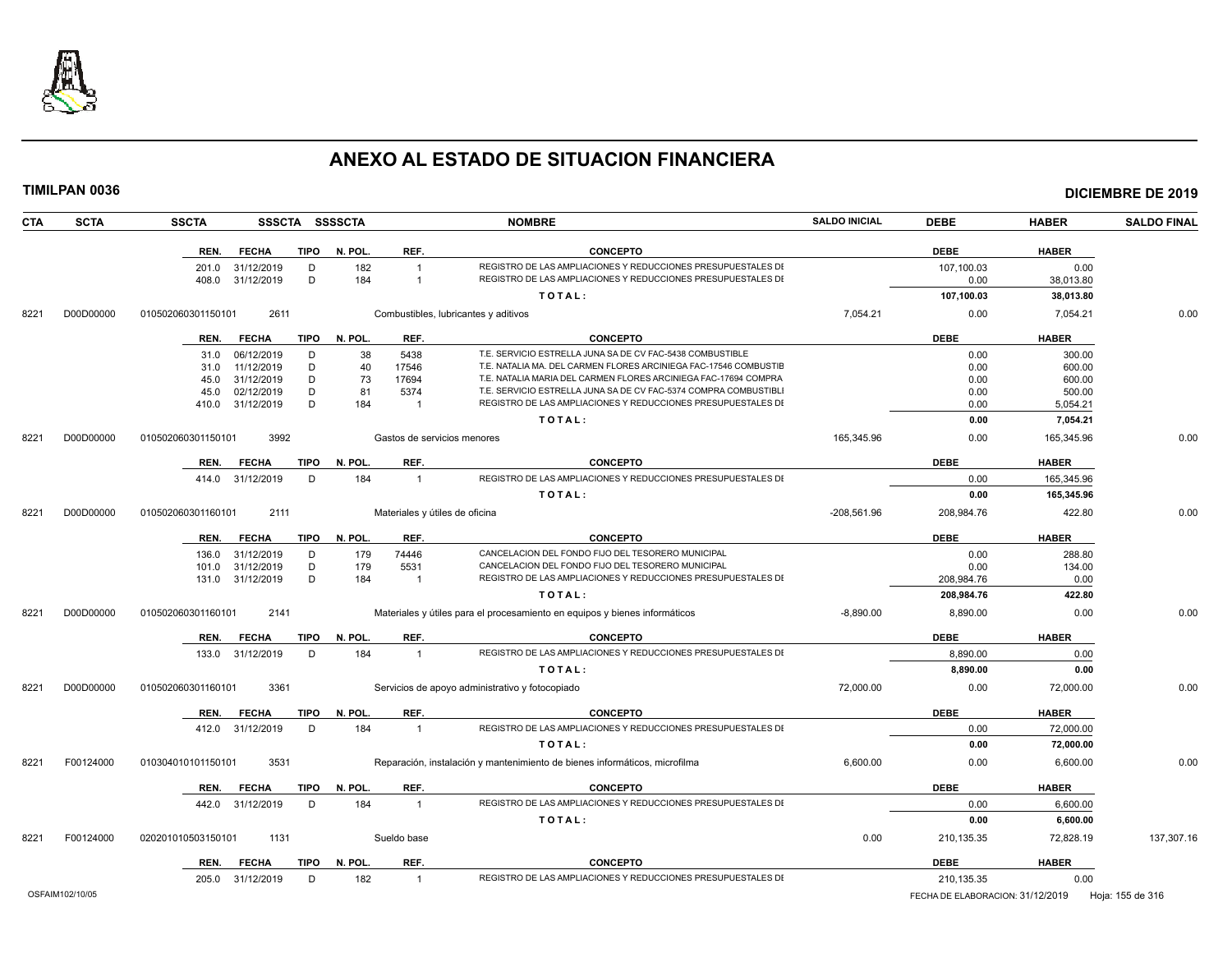# ANEXO AL ESTADO DE SITUACION FINANCIERA

**TIMILPAN 0036** — **DICIEMBRE DE 2019**

| CTA | SCTA | SSCTA | SSSCTA | SSSSCTA | NOMBRE | SALDO INICIAL | DEBE | HABER | SALDO FINAL |
|---|---|---|---|---|---|---|---|---|---|

| REN. | FECHA | TIPO | N. POL. | REF. | CONCEPTO | DEBE | HABER |
|---|---|---|---|---|---|---|---|
| 201.0 | 31/12/2019 | D | 182 | 1 | REGISTRO DE LAS AMPLIACIONES Y REDUCCIONES PRESUPUESTALES DI | 107,100.03 | 0.00 |
| 408.0 | 31/12/2019 | D | 184 | 1 | REGISTRO DE LAS AMPLIACIONES Y REDUCCIONES PRESUPUESTALES DI | 0.00 | 38,013.80 |
| | | | | | T O T A L : | 107,100.03 | 38,013.80 |

| CTA | SCTA | SSCTA | SSSCTA | NOMBRE | SALDO INICIAL | DEBE | HABER | SALDO FINAL |
|---|---|---|---|---|---|---|---|---|
| 8221 | D00D00000 | 010502060301150101 | 2611 | Combustibles, lubricantes y aditivos | 7,054.21 | 0.00 | 7,054.21 | 0.00 |

| REN. | FECHA | TIPO | N. POL. | REF. | CONCEPTO | DEBE | HABER |
|---|---|---|---|---|---|---|---|
| 31.0 | 06/12/2019 | D | 38 | 5438 | T.E. SERVICIO ESTRELLA JUNA SA DE CV FAC-5438 COMBUSTIBLE | 0.00 | 300.00 |
| 31.0 | 11/12/2019 | D | 40 | 17546 | T.E. NATALIA MA. DEL CARMEN FLORES ARCINIEGA FAC-17546 COMBUSTIB | 0.00 | 600.00 |
| 45.0 | 31/12/2019 | D | 73 | 17694 | T.E. NATALIA MARIA DEL CARMEN FLORES ARCINIEGA FAC-17694 COMPRA | 0.00 | 600.00 |
| 45.0 | 02/12/2019 | D | 81 | 5374 | T.E. SERVICIO ESTRELLA JUNA SA DE CV FAC-5374 COMPRA COMBUSTIBLI | 0.00 | 500.00 |
| 410.0 | 31/12/2019 | D | 184 | 1 | REGISTRO DE LAS AMPLIACIONES Y REDUCCIONES PRESUPUESTALES DI | 0.00 | 5,054.21 |
| | | | | | T O T A L : | 0.00 | 7,054.21 |

| CTA | SCTA | SSCTA | SSSCTA | NOMBRE | SALDO INICIAL | DEBE | HABER | SALDO FINAL |
|---|---|---|---|---|---|---|---|---|
| 8221 | D00D00000 | 010502060301150101 | 3992 | Gastos de servicios menores | 165,345.96 | 0.00 | 165,345.96 | 0.00 |

| REN. | FECHA | TIPO | N. POL. | REF. | CONCEPTO | DEBE | HABER |
|---|---|---|---|---|---|---|---|
| 414.0 | 31/12/2019 | D | 184 | 1 | REGISTRO DE LAS AMPLIACIONES Y REDUCCIONES PRESUPUESTALES DI | 0.00 | 165,345.96 |
| | | | | | T O T A L : | 0.00 | 165,345.96 |

| CTA | SCTA | SSCTA | SSSCTA | NOMBRE | SALDO INICIAL | DEBE | HABER | SALDO FINAL |
|---|---|---|---|---|---|---|---|---|
| 8221 | D00D00000 | 010502060301160101 | 2111 | Materiales y útiles de oficina | -208,561.96 | 208,984.76 | 422.80 | 0.00 |

| REN. | FECHA | TIPO | N. POL. | REF. | CONCEPTO | DEBE | HABER |
|---|---|---|---|---|---|---|---|
| 136.0 | 31/12/2019 | D | 179 | 74446 | CANCELACION DEL FONDO FIJO DEL TESORERO MUNICIPAL | 0.00 | 288.80 |
| 101.0 | 31/12/2019 | D | 179 | 5531 | CANCELACION DEL FONDO FIJO DEL TESORERO MUNICIPAL | 0.00 | 134.00 |
| 131.0 | 31/12/2019 | D | 184 | 1 | REGISTRO DE LAS AMPLIACIONES Y REDUCCIONES PRESUPUESTALES DI | 208,984.76 | 0.00 |
| | | | | | T O T A L : | 208,984.76 | 422.80 |

| CTA | SCTA | SSCTA | SSSCTA | NOMBRE | SALDO INICIAL | DEBE | HABER | SALDO FINAL |
|---|---|---|---|---|---|---|---|---|
| 8221 | D00D00000 | 010502060301160101 | 2141 | Materiales y útiles para el procesamiento en equipos y bienes informáticos | -8,890.00 | 8,890.00 | 0.00 | 0.00 |

| REN. | FECHA | TIPO | N. POL. | REF. | CONCEPTO | DEBE | HABER |
|---|---|---|---|---|---|---|---|
| 133.0 | 31/12/2019 | D | 184 | 1 | REGISTRO DE LAS AMPLIACIONES Y REDUCCIONES PRESUPUESTALES DI | 8,890.00 | 0.00 |
| | | | | | T O T A L : | 8,890.00 | 0.00 |

| CTA | SCTA | SSCTA | SSSCTA | NOMBRE | SALDO INICIAL | DEBE | HABER | SALDO FINAL |
|---|---|---|---|---|---|---|---|---|
| 8221 | D00D00000 | 010502060301160101 | 3361 | Servicios de apoyo administrativo y fotocopiado | 72,000.00 | 0.00 | 72,000.00 | 0.00 |

| REN. | FECHA | TIPO | N. POL. | REF. | CONCEPTO | DEBE | HABER |
|---|---|---|---|---|---|---|---|
| 412.0 | 31/12/2019 | D | 184 | 1 | REGISTRO DE LAS AMPLIACIONES Y REDUCCIONES PRESUPUESTALES DI | 0.00 | 72,000.00 |
| | | | | | T O T A L : | 0.00 | 72,000.00 |

| CTA | SCTA | SSCTA | SSSCTA | NOMBRE | SALDO INICIAL | DEBE | HABER | SALDO FINAL |
|---|---|---|---|---|---|---|---|---|
| 8221 | F00124000 | 010304010101150101 | 3531 | Reparación, instalación y mantenimiento de bienes informáticos, microfilma | 6,600.00 | 0.00 | 6,600.00 | 0.00 |

| REN. | FECHA | TIPO | N. POL. | REF. | CONCEPTO | DEBE | HABER |
|---|---|---|---|---|---|---|---|
| 442.0 | 31/12/2019 | D | 184 | 1 | REGISTRO DE LAS AMPLIACIONES Y REDUCCIONES PRESUPUESTALES DI | 0.00 | 6,600.00 |
| | | | | | T O T A L : | 0.00 | 6,600.00 |

| CTA | SCTA | SSCTA | SSSCTA | NOMBRE | SALDO INICIAL | DEBE | HABER | SALDO FINAL |
|---|---|---|---|---|---|---|---|---|
| 8221 | F00124000 | 020201010503150101 | 1131 | Sueldo base | 0.00 | 210,135.35 | 72,828.19 | 137,307.16 |

| REN. | FECHA | TIPO | N. POL. | REF. | CONCEPTO | DEBE | HABER |
|---|---|---|---|---|---|---|---|
| 205.0 | 31/12/2019 | D | 182 | 1 | REGISTRO DE LAS AMPLIACIONES Y REDUCCIONES PRESUPUESTALES DI | 210,135.35 | 0.00 |

OSFAIM102/10/05 — FECHA DE ELABORACION: 31/12/2019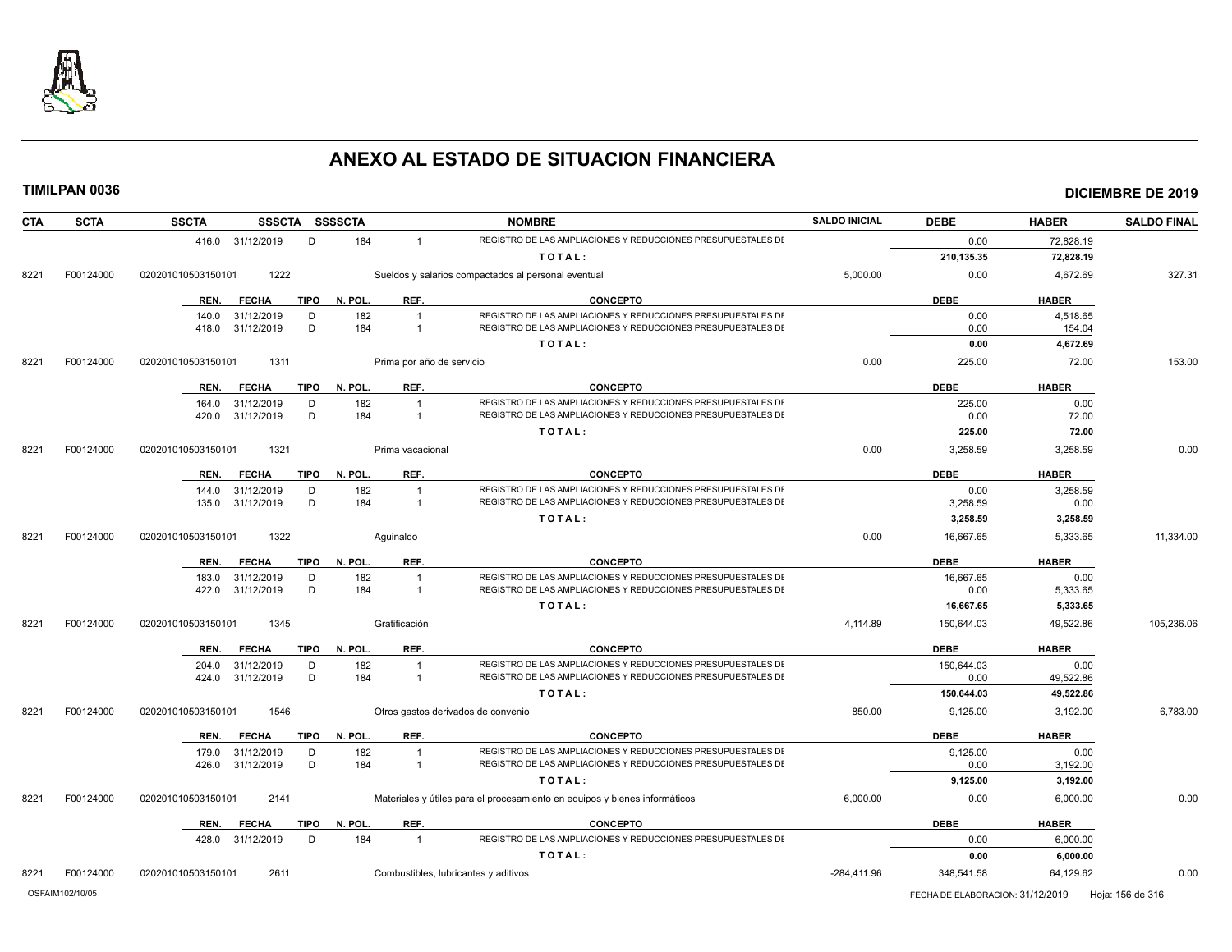# ANEXO AL ESTADO DE SITUACION FINANCIERA

**TIMILPAN 0036** **DICIEMBRE DE 2019**

| CTA | SCTA | SSCTA | SSSCTA | SSSSCTA | | NOMBRE | SALDO INICIAL | DEBE | HABER | SALDO FINAL |
|---|---|---|---|---|---|---|---|---|---|---|
| | | 416.0 31/12/2019 | D | 184 | 1 | REGISTRO DE LAS AMPLIACIONES Y REDUCCIONES PRESUPUESTALES DE | | 0.00 | 72,828.19 | |
| | | | | | | T O T A L : | | **210,135.35** | **72,828.19** | |
| 8221 | F00124000 | 020201010503150101 | 1222 | | | Sueldos y salarios compactados al personal eventual | 5,000.00 | 0.00 | 4,672.69 | 327.31 |
| | | REN. FECHA | TIPO | N. POL. | REF. | CONCEPTO | | DEBE | HABER | |
| | | 140.0 31/12/2019 | D | 182 | 1 | REGISTRO DE LAS AMPLIACIONES Y REDUCCIONES PRESUPUESTALES DE | | 0.00 | 4,518.65 | |
| | | 418.0 31/12/2019 | D | 184 | 1 | REGISTRO DE LAS AMPLIACIONES Y REDUCCIONES PRESUPUESTALES DE | | 0.00 | 154.04 | |
| | | | | | | T O T A L : | | **0.00** | **4,672.69** | |
| 8221 | F00124000 | 020201010503150101 | 1311 | | | Prima por año de servicio | 0.00 | 225.00 | 72.00 | 153.00 |
| | | REN. FECHA | TIPO | N. POL. | REF. | CONCEPTO | | DEBE | HABER | |
| | | 164.0 31/12/2019 | D | 182 | 1 | REGISTRO DE LAS AMPLIACIONES Y REDUCCIONES PRESUPUESTALES DE | | 225.00 | 0.00 | |
| | | 420.0 31/12/2019 | D | 184 | 1 | REGISTRO DE LAS AMPLIACIONES Y REDUCCIONES PRESUPUESTALES DE | | 0.00 | 72.00 | |
| | | | | | | T O T A L : | | **225.00** | **72.00** | |
| 8221 | F00124000 | 020201010503150101 | 1321 | | | Prima vacacional | 0.00 | 3,258.59 | 3,258.59 | 0.00 |
| | | REN. FECHA | TIPO | N. POL. | REF. | CONCEPTO | | DEBE | HABER | |
| | | 144.0 31/12/2019 | D | 182 | 1 | REGISTRO DE LAS AMPLIACIONES Y REDUCCIONES PRESUPUESTALES DE | | 0.00 | 3,258.59 | |
| | | 135.0 31/12/2019 | D | 184 | 1 | REGISTRO DE LAS AMPLIACIONES Y REDUCCIONES PRESUPUESTALES DE | | 3,258.59 | 0.00 | |
| | | | | | | T O T A L : | | **3,258.59** | **3,258.59** | |
| 8221 | F00124000 | 020201010503150101 | 1322 | | | Aguinaldo | 0.00 | 16,667.65 | 5,333.65 | 11,334.00 |
| | | REN. FECHA | TIPO | N. POL. | REF. | CONCEPTO | | DEBE | HABER | |
| | | 183.0 31/12/2019 | D | 182 | 1 | REGISTRO DE LAS AMPLIACIONES Y REDUCCIONES PRESUPUESTALES DE | | 16,667.65 | 0.00 | |
| | | 422.0 31/12/2019 | D | 184 | 1 | REGISTRO DE LAS AMPLIACIONES Y REDUCCIONES PRESUPUESTALES DE | | 0.00 | 5,333.65 | |
| | | | | | | T O T A L : | | **16,667.65** | **5,333.65** | |
| 8221 | F00124000 | 020201010503150101 | 1345 | | | Gratificación | 4,114.89 | 150,644.03 | 49,522.86 | 105,236.06 |
| | | REN. FECHA | TIPO | N. POL. | REF. | CONCEPTO | | DEBE | HABER | |
| | | 204.0 31/12/2019 | D | 182 | 1 | REGISTRO DE LAS AMPLIACIONES Y REDUCCIONES PRESUPUESTALES DE | | 150,644.03 | 0.00 | |
| | | 424.0 31/12/2019 | D | 184 | 1 | REGISTRO DE LAS AMPLIACIONES Y REDUCCIONES PRESUPUESTALES DE | | 0.00 | 49,522.86 | |
| | | | | | | T O T A L : | | **150,644.03** | **49,522.86** | |
| 8221 | F00124000 | 020201010503150101 | 1546 | | | Otros gastos derivados de convenio | 850.00 | 9,125.00 | 3,192.00 | 6,783.00 |
| | | REN. FECHA | TIPO | N. POL. | REF. | CONCEPTO | | DEBE | HABER | |
| | | 179.0 31/12/2019 | D | 182 | 1 | REGISTRO DE LAS AMPLIACIONES Y REDUCCIONES PRESUPUESTALES DE | | 9,125.00 | 0.00 | |
| | | 426.0 31/12/2019 | D | 184 | 1 | REGISTRO DE LAS AMPLIACIONES Y REDUCCIONES PRESUPUESTALES DE | | 0.00 | 3,192.00 | |
| | | | | | | T O T A L : | | **9,125.00** | **3,192.00** | |
| 8221 | F00124000 | 020201010503150101 | 2141 | | | Materiales y útiles para el procesamiento en equipos y bienes informáticos | 6,000.00 | 0.00 | 6,000.00 | 0.00 |
| | | REN. FECHA | TIPO | N. POL. | REF. | CONCEPTO | | DEBE | HABER | |
| | | 428.0 31/12/2019 | D | 184 | 1 | REGISTRO DE LAS AMPLIACIONES Y REDUCCIONES PRESUPUESTALES DE | | 0.00 | 6,000.00 | |
| | | | | | | T O T A L : | | **0.00** | **6,000.00** | |
| 8221 | F00124000 | 020201010503150101 | 2611 | | | Combustibles, lubricantes y aditivos | -284,411.96 | 348,541.58 | 64,129.62 | 0.00 |

OSFAIM102/10/05 FECHA DE ELABORACION: 31/12/2019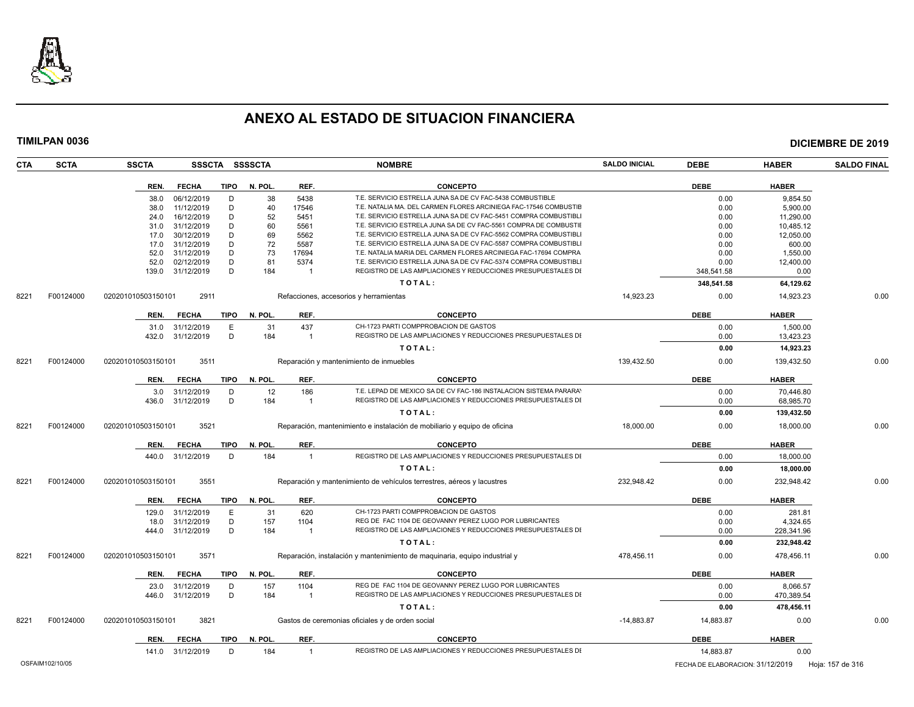# ANEXO AL ESTADO DE SITUACION FINANCIERA

**TIMILPAN 0036** **DICIEMBRE DE 2019**

| CTA | SCTA | SSCTA | SSSCTA | SSSSCTA | NOMBRE | SALDO INICIAL | DEBE | HABER | SALDO FINAL |
|---|---|---|---|---|---|---|---|---|---|

| REN. | FECHA | TIPO | N. POL. | REF. | CONCEPTO | DEBE | HABER |
|---|---|---|---|---|---|---|---|
| 38.0 | 06/12/2019 | D | 38 | 5438 | T.E. SERVICIO ESTRELLA JUNA SA DE CV FAC-5438 COMBUSTIBLE | 0.00 | 9,854.50 |
| 38.0 | 11/12/2019 | D | 40 | 17546 | T.E. NATALIA MA. DEL CARMEN FLORES ARCINIEGA FAC-17546 COMBUSTIB | 0.00 | 5,900.00 |
| 24.0 | 16/12/2019 | D | 52 | 5451 | T.E. SERVICIO ESTRELLA JUNA SA DE CV FAC-5451 COMPRA COMBUSTIBLI | 0.00 | 11,290.00 |
| 31.0 | 31/12/2019 | D | 60 | 5561 | T.E. SERVICIO ESTRELA JUNA SA DE CV FAC-5561 COMPRA DE COMBUSTIE | 0.00 | 10,485.12 |
| 17.0 | 30/12/2019 | D | 69 | 5562 | T.E. SERVICIO ESTRELLA JUNA SA DE CV FAC-5562 COMPRA COMBUSTIBLI | 0.00 | 12,050.00 |
| 17.0 | 31/12/2019 | D | 72 | 5587 | T.E. SERVICIO ESTRELLA JUNA SA DE CV FAC-5587 COMPRA COMBUSTIBLI | 0.00 | 600.00 |
| 52.0 | 31/12/2019 | D | 73 | 17694 | T.E. NATALIA MARIA DEL CARMEN FLORES ARCINIEGA FAC-17694 COMPRA | 0.00 | 1,550.00 |
| 52.0 | 02/12/2019 | D | 81 | 5374 | T.E. SERVICIO ESTRELLA JUNA SA DE CV FAC-5374 COMPRA COMBUSTIBLI | 0.00 | 12,400.00 |
| 139.0 | 31/12/2019 | D | 184 | 1 | REGISTRO DE LAS AMPLIACIONES Y REDUCCIONES PRESUPUESTALES DI | 348,541.58 | 0.00 |
| | | | | | **TOTAL:** | **348,541.58** | **64,129.62** |

| CTA | SCTA | SSCTA | SSSCTA | NOMBRE | SALDO INICIAL | DEBE | HABER | SALDO FINAL |
|---|---|---|---|---|---|---|---|---|
| 8221 | F00124000 | 020201010503150101 | 2911 | Refacciones, accesorios y herramientas | 14,923.23 | 0.00 | 14,923.23 | 0.00 |

| REN. | FECHA | TIPO | N. POL. | REF. | CONCEPTO | DEBE | HABER |
|---|---|---|---|---|---|---|---|
| 31.0 | 31/12/2019 | E | 31 | 437 | CH-1723 PARTI COMPPROBACION DE GASTOS | 0.00 | 1,500.00 |
| 432.0 | 31/12/2019 | D | 184 | 1 | REGISTRO DE LAS AMPLIACIONES Y REDUCCIONES PRESUPUESTALES DI | 0.00 | 13,423.23 |
| | | | | | **TOTAL:** | **0.00** | **14,923.23** |

| CTA | SCTA | SSCTA | SSSCTA | NOMBRE | SALDO INICIAL | DEBE | HABER | SALDO FINAL |
|---|---|---|---|---|---|---|---|---|
| 8221 | F00124000 | 020201010503150101 | 3511 | Reparación y mantenimiento de inmuebles | 139,432.50 | 0.00 | 139,432.50 | 0.00 |

| REN. | FECHA | TIPO | N. POL. | REF. | CONCEPTO | DEBE | HABER |
|---|---|---|---|---|---|---|---|
| 3.0 | 31/12/2019 | D | 12 | 186 | T.E. LEPAD DE MEXICO SA DE CV FAC-186 INSTALACION SISTEMA PARARAY | 0.00 | 70,446.80 |
| 436.0 | 31/12/2019 | D | 184 | 1 | REGISTRO DE LAS AMPLIACIONES Y REDUCCIONES PRESUPUESTALES DI | 0.00 | 68,985.70 |
| | | | | | **TOTAL:** | **0.00** | **139,432.50** |

| CTA | SCTA | SSCTA | SSSCTA | NOMBRE | SALDO INICIAL | DEBE | HABER | SALDO FINAL |
|---|---|---|---|---|---|---|---|---|
| 8221 | F00124000 | 020201010503150101 | 3521 | Reparación, mantenimiento e instalación de mobiliario y equipo de oficina | 18,000.00 | 0.00 | 18,000.00 | 0.00 |

| REN. | FECHA | TIPO | N. POL. | REF. | CONCEPTO | DEBE | HABER |
|---|---|---|---|---|---|---|---|
| 440.0 | 31/12/2019 | D | 184 | 1 | REGISTRO DE LAS AMPLIACIONES Y REDUCCIONES PRESUPUESTALES DI | 0.00 | 18,000.00 |
| | | | | | **TOTAL:** | **0.00** | **18,000.00** |

| CTA | SCTA | SSCTA | SSSCTA | NOMBRE | SALDO INICIAL | DEBE | HABER | SALDO FINAL |
|---|---|---|---|---|---|---|---|---|
| 8221 | F00124000 | 020201010503150101 | 3551 | Reparación y mantenimiento de vehículos terrestres, aéreos y lacustres | 232,948.42 | 0.00 | 232,948.42 | 0.00 |

| REN. | FECHA | TIPO | N. POL. | REF. | CONCEPTO | DEBE | HABER |
|---|---|---|---|---|---|---|---|
| 129.0 | 31/12/2019 | E | 31 | 620 | CH-1723 PARTI COMPPROBACION DE GASTOS | 0.00 | 281.81 |
| 18.0 | 31/12/2019 | D | 157 | 1104 | REG DE FAC 1104 DE GEOVANNY PEREZ LUGO POR LUBRICANTES | 0.00 | 4,324.65 |
| 444.0 | 31/12/2019 | D | 184 | 1 | REGISTRO DE LAS AMPLIACIONES Y REDUCCIONES PRESUPUESTALES DI | 0.00 | 228,341.96 |
| | | | | | **TOTAL:** | **0.00** | **232,948.42** |

| CTA | SCTA | SSCTA | SSSCTA | NOMBRE | SALDO INICIAL | DEBE | HABER | SALDO FINAL |
|---|---|---|---|---|---|---|---|---|
| 8221 | F00124000 | 020201010503150101 | 3571 | Reparación, instalación y mantenimiento de maquinaria, equipo industrial y | 478,456.11 | 0.00 | 478,456.11 | 0.00 |

| REN. | FECHA | TIPO | N. POL. | REF. | CONCEPTO | DEBE | HABER |
|---|---|---|---|---|---|---|---|
| 23.0 | 31/12/2019 | D | 157 | 1104 | REG DE FAC 1104 DE GEOVANNY PEREZ LUGO POR LUBRICANTES | 0.00 | 8,066.57 |
| 446.0 | 31/12/2019 | D | 184 | 1 | REGISTRO DE LAS AMPLIACIONES Y REDUCCIONES PRESUPUESTALES DI | 0.00 | 470,389.54 |
| | | | | | **TOTAL:** | **0.00** | **478,456.11** |

| CTA | SCTA | SSCTA | SSSCTA | NOMBRE | SALDO INICIAL | DEBE | HABER | SALDO FINAL |
|---|---|---|---|---|---|---|---|---|
| 8221 | F00124000 | 020201010503150101 | 3821 | Gastos de ceremonias oficiales y de orden social | -14,883.87 | 14,883.87 | 0.00 | 0.00 |

| REN. | FECHA | TIPO | N. POL. | REF. | CONCEPTO | DEBE | HABER |
|---|---|---|---|---|---|---|---|
| 141.0 | 31/12/2019 | D | 184 | 1 | REGISTRO DE LAS AMPLIACIONES Y REDUCCIONES PRESUPUESTALES DI | 14,883.87 | 0.00 |

OSFAIM102/10/05 FECHA DE ELABORACION: 31/12/2019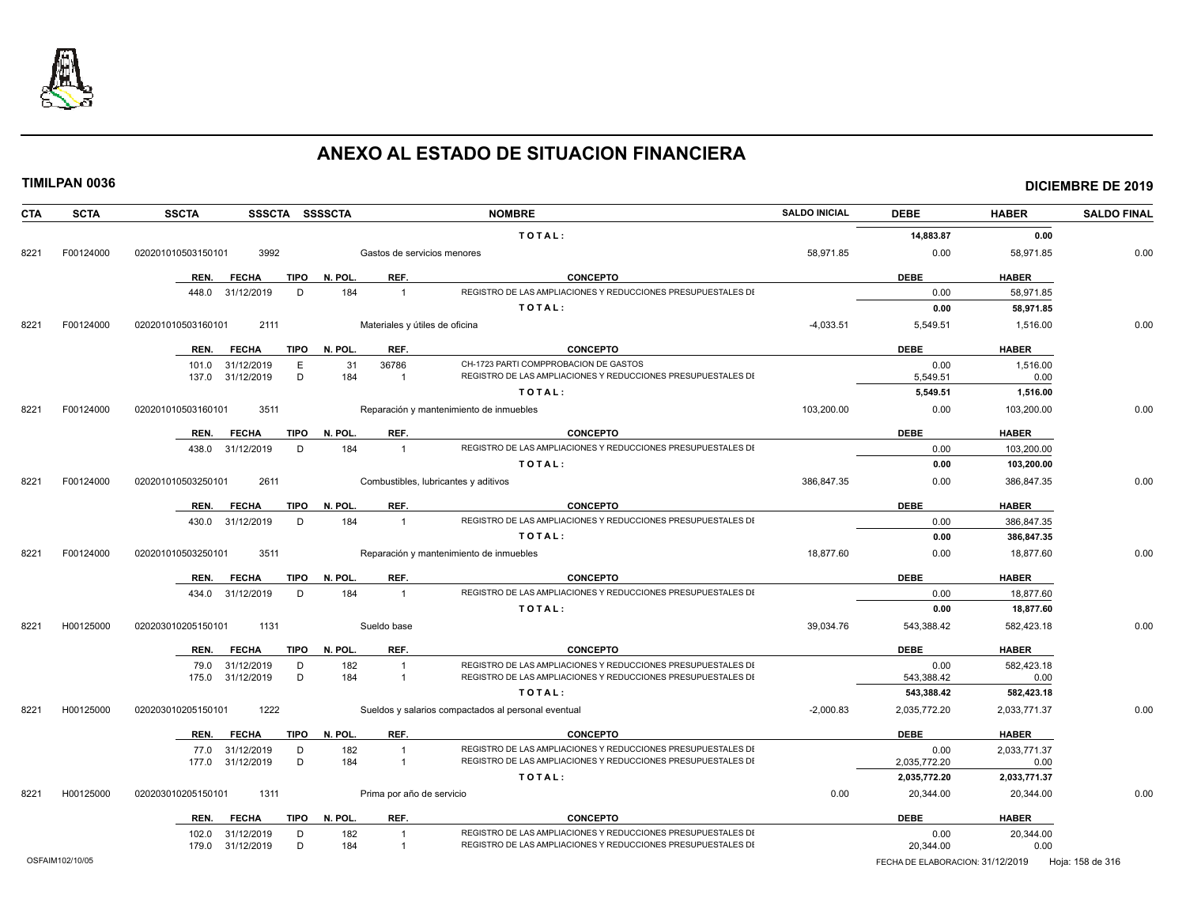# ANEXO AL ESTADO DE SITUACION FINANCIERA

**TIMILPAN 0036** — **DICIEMBRE DE 2019**

| CTA | SCTA | SSCTA | SSSCTA | SSSSCTA | NOMBRE | SALDO INICIAL | DEBE | HABER | SALDO FINAL |
|---|---|---|---|---|---|---|---|---|---|
| | | | | | T O T A L : | | 14,883.87 | 0.00 | |
| 8221 | F00124000 | 020201010503150101 | 3992 | | Gastos de servicios menores | 58,971.85 | 0.00 | 58,971.85 | 0.00 |

| REN. | FECHA | TIPO | N. POL. | REF. | CONCEPTO | DEBE | HABER |
|---|---|---|---|---|---|---|---|
| 448.0 | 31/12/2019 | D | 184 | 1 | REGISTRO DE LAS AMPLIACIONES Y REDUCCIONES PRESUPUESTALES DE | 0.00 | 58,971.85 |
| | | | | | T O T A L : | 0.00 | 58,971.85 |

| CTA | SCTA | SSCTA | SSSCTA | SSSSCTA | NOMBRE | SALDO INICIAL | DEBE | HABER | SALDO FINAL |
|---|---|---|---|---|---|---|---|---|---|
| 8221 | F00124000 | 020201010503160101 | 2111 | | Materiales y útiles de oficina | -4,033.51 | 5,549.51 | 1,516.00 | 0.00 |

| REN. | FECHA | TIPO | N. POL. | REF. | CONCEPTO | DEBE | HABER |
|---|---|---|---|---|---|---|---|
| 101.0 | 31/12/2019 | E | 31 | 36786 | CH-1723 PARTI COMPPROBACION DE GASTOS | 0.00 | 1,516.00 |
| 137.0 | 31/12/2019 | D | 184 | 1 | REGISTRO DE LAS AMPLIACIONES Y REDUCCIONES PRESUPUESTALES DE | 5,549.51 | 0.00 |
| | | | | | T O T A L : | 5,549.51 | 1,516.00 |

| CTA | SCTA | SSCTA | SSSCTA | SSSSCTA | NOMBRE | SALDO INICIAL | DEBE | HABER | SALDO FINAL |
|---|---|---|---|---|---|---|---|---|---|
| 8221 | F00124000 | 020201010503160101 | 3511 | | Reparación y mantenimiento de inmuebles | 103,200.00 | 0.00 | 103,200.00 | 0.00 |

| REN. | FECHA | TIPO | N. POL. | REF. | CONCEPTO | DEBE | HABER |
|---|---|---|---|---|---|---|---|
| 438.0 | 31/12/2019 | D | 184 | 1 | REGISTRO DE LAS AMPLIACIONES Y REDUCCIONES PRESUPUESTALES DE | 0.00 | 103,200.00 |
| | | | | | T O T A L : | 0.00 | 103,200.00 |

| CTA | SCTA | SSCTA | SSSCTA | SSSSCTA | NOMBRE | SALDO INICIAL | DEBE | HABER | SALDO FINAL |
|---|---|---|---|---|---|---|---|---|---|
| 8221 | F00124000 | 020201010503250101 | 2611 | | Combustibles, lubricantes y aditivos | 386,847.35 | 0.00 | 386,847.35 | 0.00 |

| REN. | FECHA | TIPO | N. POL. | REF. | CONCEPTO | DEBE | HABER |
|---|---|---|---|---|---|---|---|
| 430.0 | 31/12/2019 | D | 184 | 1 | REGISTRO DE LAS AMPLIACIONES Y REDUCCIONES PRESUPUESTALES DE | 0.00 | 386,847.35 |
| | | | | | T O T A L : | 0.00 | 386,847.35 |

| CTA | SCTA | SSCTA | SSSCTA | SSSSCTA | NOMBRE | SALDO INICIAL | DEBE | HABER | SALDO FINAL |
|---|---|---|---|---|---|---|---|---|---|
| 8221 | F00124000 | 020201010503250101 | 3511 | | Reparación y mantenimiento de inmuebles | 18,877.60 | 0.00 | 18,877.60 | 0.00 |

| REN. | FECHA | TIPO | N. POL. | REF. | CONCEPTO | DEBE | HABER |
|---|---|---|---|---|---|---|---|
| 434.0 | 31/12/2019 | D | 184 | 1 | REGISTRO DE LAS AMPLIACIONES Y REDUCCIONES PRESUPUESTALES DE | 0.00 | 18,877.60 |
| | | | | | T O T A L : | 0.00 | 18,877.60 |

| CTA | SCTA | SSCTA | SSSCTA | SSSSCTA | NOMBRE | SALDO INICIAL | DEBE | HABER | SALDO FINAL |
|---|---|---|---|---|---|---|---|---|---|
| 8221 | H00125000 | 020203010205150101 | 1131 | | Sueldo base | 39,034.76 | 543,388.42 | 582,423.18 | 0.00 |

| REN. | FECHA | TIPO | N. POL. | REF. | CONCEPTO | DEBE | HABER |
|---|---|---|---|---|---|---|---|
| 79.0 | 31/12/2019 | D | 182 | 1 | REGISTRO DE LAS AMPLIACIONES Y REDUCCIONES PRESUPUESTALES DE | 0.00 | 582,423.18 |
| 175.0 | 31/12/2019 | D | 184 | 1 | REGISTRO DE LAS AMPLIACIONES Y REDUCCIONES PRESUPUESTALES DE | 543,388.42 | 0.00 |
| | | | | | T O T A L : | 543,388.42 | 582,423.18 |

| CTA | SCTA | SSCTA | SSSCTA | SSSSCTA | NOMBRE | SALDO INICIAL | DEBE | HABER | SALDO FINAL |
|---|---|---|---|---|---|---|---|---|---|
| 8221 | H00125000 | 020203010205150101 | 1222 | | Sueldos y salarios compactados al personal eventual | -2,000.83 | 2,035,772.20 | 2,033,771.37 | 0.00 |

| REN. | FECHA | TIPO | N. POL. | REF. | CONCEPTO | DEBE | HABER |
|---|---|---|---|---|---|---|---|
| 77.0 | 31/12/2019 | D | 182 | 1 | REGISTRO DE LAS AMPLIACIONES Y REDUCCIONES PRESUPUESTALES DE | 0.00 | 2,033,771.37 |
| 177.0 | 31/12/2019 | D | 184 | 1 | REGISTRO DE LAS AMPLIACIONES Y REDUCCIONES PRESUPUESTALES DE | 2,035,772.20 | 0.00 |
| | | | | | T O T A L : | 2,035,772.20 | 2,033,771.37 |

| CTA | SCTA | SSCTA | SSSCTA | SSSSCTA | NOMBRE | SALDO INICIAL | DEBE | HABER | SALDO FINAL |
|---|---|---|---|---|---|---|---|---|---|
| 8221 | H00125000 | 020203010205150101 | 1311 | | Prima por año de servicio | 0.00 | 20,344.00 | 20,344.00 | 0.00 |

| REN. | FECHA | TIPO | N. POL. | REF. | CONCEPTO | DEBE | HABER |
|---|---|---|---|---|---|---|---|
| 102.0 | 31/12/2019 | D | 182 | 1 | REGISTRO DE LAS AMPLIACIONES Y REDUCCIONES PRESUPUESTALES DE | 0.00 | 20,344.00 |
| 179.0 | 31/12/2019 | D | 184 | 1 | REGISTRO DE LAS AMPLIACIONES Y REDUCCIONES PRESUPUESTALES DE | 20,344.00 | 0.00 |

OSFAIM102/10/05 — FECHA DE ELABORACION: 31/12/2019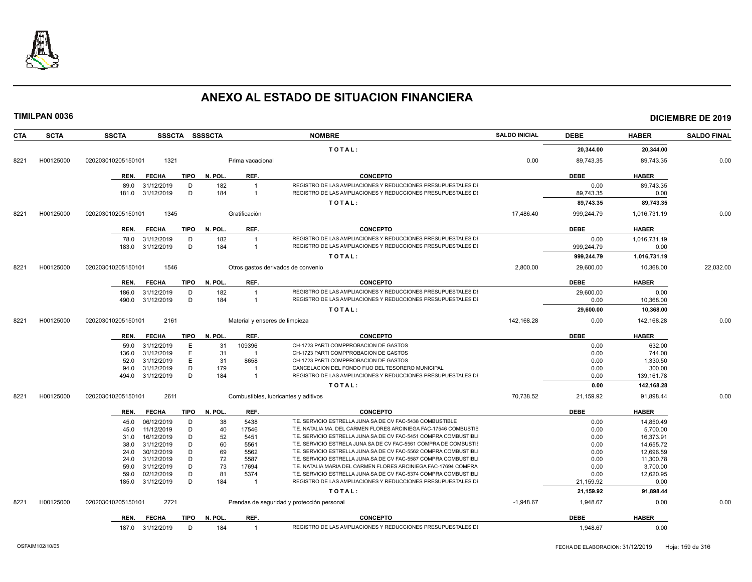# ANEXO AL ESTADO DE SITUACION FINANCIERA

**TIMILPAN 0036** — **DICIEMBRE DE 2019**

| CTA | SCTA | SSCTA | SSSCTA | SSSSCTA | NOMBRE | SALDO INICIAL | DEBE | HABER | SALDO FINAL |
|---|---|---|---|---|---|---|---|---|---|
| | | | | | TOTAL: | | 20,344.00 | 20,344.00 | |
| 8221 | H00125000 | 020203010205150101 | 1321 | | Prima vacacional | 0.00 | 89,743.35 | 89,743.35 | 0.00 |

| REN. | FECHA | TIPO | N. POL. | REF. | CONCEPTO | DEBE | HABER |
|---|---|---|---|---|---|---|---|
| 89.0 | 31/12/2019 | D | 182 | 1 | REGISTRO DE LAS AMPLIACIONES Y REDUCCIONES PRESUPUESTALES DI | 0.00 | 89,743.35 |
| 181.0 | 31/12/2019 | D | 184 | 1 | REGISTRO DE LAS AMPLIACIONES Y REDUCCIONES PRESUPUESTALES DI | 89,743.35 | 0.00 |
| | | | | | TOTAL: | 89,743.35 | 89,743.35 |

| CTA | SCTA | SSCTA | SSSCTA | SSSSCTA | NOMBRE | SALDO INICIAL | DEBE | HABER | SALDO FINAL |
|---|---|---|---|---|---|---|---|---|---|
| 8221 | H00125000 | 020203010205150101 | 1345 | | Gratificación | 17,486.40 | 999,244.79 | 1,016,731.19 | 0.00 |

| REN. | FECHA | TIPO | N. POL. | REF. | CONCEPTO | DEBE | HABER |
|---|---|---|---|---|---|---|---|
| 78.0 | 31/12/2019 | D | 182 | 1 | REGISTRO DE LAS AMPLIACIONES Y REDUCCIONES PRESUPUESTALES DI | 0.00 | 1,016,731.19 |
| 183.0 | 31/12/2019 | D | 184 | 1 | REGISTRO DE LAS AMPLIACIONES Y REDUCCIONES PRESUPUESTALES DI | 999,244.79 | 0.00 |
| | | | | | TOTAL: | 999,244.79 | 1,016,731.19 |

| CTA | SCTA | SSCTA | SSSCTA | SSSSCTA | NOMBRE | SALDO INICIAL | DEBE | HABER | SALDO FINAL |
|---|---|---|---|---|---|---|---|---|---|
| 8221 | H00125000 | 020203010205150101 | 1546 | | Otros gastos derivados de convenio | 2,800.00 | 29,600.00 | 10,368.00 | 22,032.00 |

| REN. | FECHA | TIPO | N. POL. | REF. | CONCEPTO | DEBE | HABER |
|---|---|---|---|---|---|---|---|
| 186.0 | 31/12/2019 | D | 182 | 1 | REGISTRO DE LAS AMPLIACIONES Y REDUCCIONES PRESUPUESTALES DI | 29,600.00 | 0.00 |
| 490.0 | 31/12/2019 | D | 184 | 1 | REGISTRO DE LAS AMPLIACIONES Y REDUCCIONES PRESUPUESTALES DI | 0.00 | 10,368.00 |
| | | | | | TOTAL: | 29,600.00 | 10,368.00 |

| CTA | SCTA | SSCTA | SSSCTA | SSSSCTA | NOMBRE | SALDO INICIAL | DEBE | HABER | SALDO FINAL |
|---|---|---|---|---|---|---|---|---|---|
| 8221 | H00125000 | 020203010205150101 | 2161 | | Material y enseres de limpieza | 142,168.28 | 0.00 | 142,168.28 | 0.00 |

| REN. | FECHA | TIPO | N. POL. | REF. | CONCEPTO | DEBE | HABER |
|---|---|---|---|---|---|---|---|
| 59.0 | 31/12/2019 | E | 31 | 109396 | CH-1723 PARTI COMPPROBACION DE GASTOS | 0.00 | 632.00 |
| 136.0 | 31/12/2019 | E | 31 | 1 | CH-1723 PARTI COMPPROBACION DE GASTOS | 0.00 | 744.00 |
| 52.0 | 31/12/2019 | E | 31 | 8658 | CH-1723 PARTI COMPPROBACION DE GASTOS | 0.00 | 1,330.50 |
| 94.0 | 31/12/2019 | D | 179 | 1 | CANCELACION DEL FONDO FIJO DEL TESORERO MUNICIPAL | 0.00 | 300.00 |
| 494.0 | 31/12/2019 | D | 184 | 1 | REGISTRO DE LAS AMPLIACIONES Y REDUCCIONES PRESUPUESTALES DI | 0.00 | 139,161.78 |
| | | | | | TOTAL: | 0.00 | 142,168.28 |

| CTA | SCTA | SSCTA | SSSCTA | SSSSCTA | NOMBRE | SALDO INICIAL | DEBE | HABER | SALDO FINAL |
|---|---|---|---|---|---|---|---|---|---|
| 8221 | H00125000 | 020203010205150101 | 2611 | | Combustibles, lubricantes y aditivos | 70,738.52 | 21,159.92 | 91,898.44 | 0.00 |

| REN. | FECHA | TIPO | N. POL. | REF. | CONCEPTO | DEBE | HABER |
|---|---|---|---|---|---|---|---|
| 45.0 | 06/12/2019 | D | 38 | 5438 | T.E. SERVICIO ESTRELLA JUNA SA DE CV FAC-5438 COMBUSTIBLE | 0.00 | 14,850.49 |
| 45.0 | 11/12/2019 | D | 40 | 17546 | T.E. NATALIA MA. DEL CARMEN FLORES ARCINIEGA FAC-17546 COMBUSTIB | 0.00 | 5,700.00 |
| 31.0 | 16/12/2019 | D | 52 | 5451 | T.E. SERVICIO ESTRELLA JUNA SA DE CV FAC-5451 COMPRA COMBUSTIBLI | 0.00 | 16,373.91 |
| 38.0 | 31/12/2019 | D | 60 | 5561 | T.E. SERVICIO ESTRELA JUNA SA DE CV FAC-5561 COMPRA DE COMBUSTIE | 0.00 | 14,655.72 |
| 24.0 | 30/12/2019 | D | 69 | 5562 | T.E. SERVICIO ESTRELLA JUNA SA DE CV FAC-5562 COMPRA COMBUSTIBLI | 0.00 | 12,696.59 |
| 24.0 | 31/12/2019 | D | 72 | 5587 | T.E. SERVICIO ESTRELLA JUNA SA DE CV FAC-5587 COMPRA COMBUSTIBLI | 0.00 | 11,300.78 |
| 59.0 | 31/12/2019 | D | 73 | 17694 | T.E. NATALIA MARIA DEL CARMEN FLORES ARCINIEGA FAC-17694 COMPRA | 0.00 | 3,700.00 |
| 59.0 | 02/12/2019 | D | 81 | 5374 | T.E. SERVICIO ESTRELLA JUNA SA DE CV FAC-5374 COMPRA COMBUSTIBLI | 0.00 | 12,620.95 |
| 185.0 | 31/12/2019 | D | 184 | 1 | REGISTRO DE LAS AMPLIACIONES Y REDUCCIONES PRESUPUESTALES DI | 21,159.92 | 0.00 |
| | | | | | TOTAL: | 21,159.92 | 91,898.44 |

| CTA | SCTA | SSCTA | SSSCTA | SSSSCTA | NOMBRE | SALDO INICIAL | DEBE | HABER | SALDO FINAL |
|---|---|---|---|---|---|---|---|---|---|
| 8221 | H00125000 | 020203010205150101 | 2721 | | Prendas de seguridad y protección personal | -1,948.67 | 1,948.67 | 0.00 | 0.00 |

| REN. | FECHA | TIPO | N. POL. | REF. | CONCEPTO | DEBE | HABER |
|---|---|---|---|---|---|---|---|
| 187.0 | 31/12/2019 | D | 184 | 1 | REGISTRO DE LAS AMPLIACIONES Y REDUCCIONES PRESUPUESTALES DI | 1,948.67 | 0.00 |

OSFAIM102/10/05 — FECHA DE ELABORACION: 31/12/2019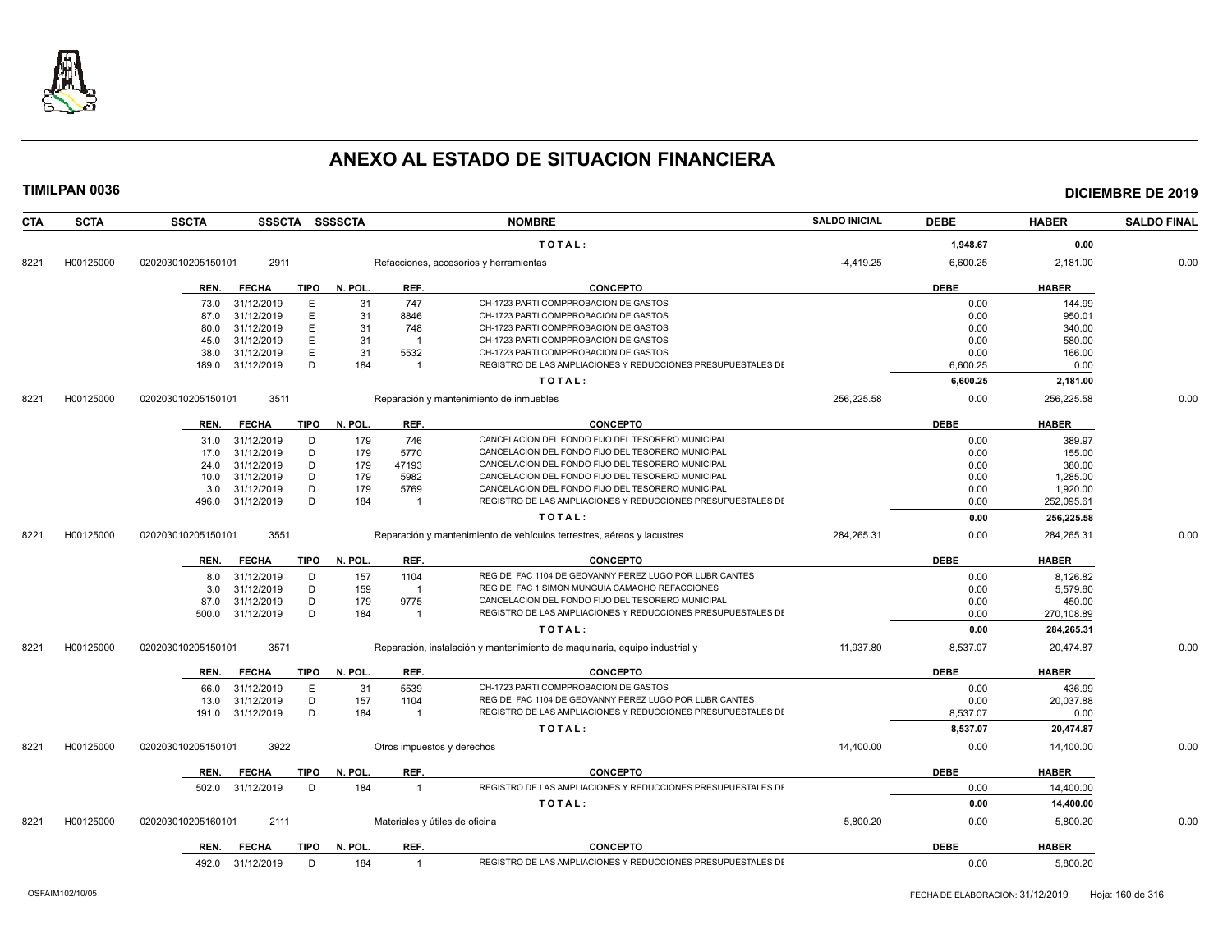# ANEXO AL ESTADO DE SITUACION FINANCIERA

**TIMILPAN 0036** **DICIEMBRE DE 2019**

| CTA | SCTA | SSCTA | SSSCTA | SSSSCTA | NOMBRE | SALDO INICIAL | DEBE | HABER | SALDO FINAL |
|---|---|---|---|---|---|---|---|---|---|
| | | | | | TOTAL: | | 1,948.67 | 0.00 | |
| 8221 | H00125000 | 020203010205150101 | 2911 | | Refacciones, accesorios y herramientas | -4,419.25 | 6,600.25 | 2,181.00 | 0.00 |

| REN. | FECHA | TIPO | N. POL. | REF. | CONCEPTO | DEBE | HABER |
|---|---|---|---|---|---|---|---|
| 73.0 | 31/12/2019 | E | 31 | 747 | CH-1723 PARTI COMPPROBACION DE GASTOS | 0.00 | 144.99 |
| 87.0 | 31/12/2019 | E | 31 | 8846 | CH-1723 PARTI COMPPROBACION DE GASTOS | 0.00 | 950.01 |
| 80.0 | 31/12/2019 | E | 31 | 748 | CH-1723 PARTI COMPPROBACION DE GASTOS | 0.00 | 340.00 |
| 45.0 | 31/12/2019 | E | 31 | 1 | CH-1723 PARTI COMPPROBACION DE GASTOS | 0.00 | 580.00 |
| 38.0 | 31/12/2019 | E | 31 | 5532 | CH-1723 PARTI COMPPROBACION DE GASTOS | 0.00 | 166.00 |
| 189.0 | 31/12/2019 | D | 184 | 1 | REGISTRO DE LAS AMPLIACIONES Y REDUCCIONES PRESUPUESTALES DI | 6,600.25 | 0.00 |
| | | | | | TOTAL: | 6,600.25 | 2,181.00 |

| CTA | SCTA | SSCTA | SSSCTA | SSSSCTA | NOMBRE | SALDO INICIAL | DEBE | HABER | SALDO FINAL |
|---|---|---|---|---|---|---|---|---|---|
| 8221 | H00125000 | 020203010205150101 | 3511 | | Reparación y mantenimiento de inmuebles | 256,225.58 | 0.00 | 256,225.58 | 0.00 |

| REN. | FECHA | TIPO | N. POL. | REF. | CONCEPTO | DEBE | HABER |
|---|---|---|---|---|---|---|---|
| 31.0 | 31/12/2019 | D | 179 | 746 | CANCELACION DEL FONDO FIJO DEL TESORERO MUNICIPAL | 0.00 | 389.97 |
| 17.0 | 31/12/2019 | D | 179 | 5770 | CANCELACION DEL FONDO FIJO DEL TESORERO MUNICIPAL | 0.00 | 155.00 |
| 24.0 | 31/12/2019 | D | 179 | 47193 | CANCELACION DEL FONDO FIJO DEL TESORERO MUNICIPAL | 0.00 | 380.00 |
| 10.0 | 31/12/2019 | D | 179 | 5982 | CANCELACION DEL FONDO FIJO DEL TESORERO MUNICIPAL | 0.00 | 1,285.00 |
| 3.0 | 31/12/2019 | D | 179 | 5769 | CANCELACION DEL FONDO FIJO DEL TESORERO MUNICIPAL | 0.00 | 1,920.00 |
| 496.0 | 31/12/2019 | D | 184 | 1 | REGISTRO DE LAS AMPLIACIONES Y REDUCCIONES PRESUPUESTALES DI | 0.00 | 252,095.61 |
| | | | | | TOTAL: | 0.00 | 256,225.58 |

| CTA | SCTA | SSCTA | SSSCTA | SSSSCTA | NOMBRE | SALDO INICIAL | DEBE | HABER | SALDO FINAL |
|---|---|---|---|---|---|---|---|---|---|
| 8221 | H00125000 | 020203010205150101 | 3551 | | Reparación y mantenimiento de vehículos terrestres, aéreos y lacustres | 284,265.31 | 0.00 | 284,265.31 | 0.00 |

| REN. | FECHA | TIPO | N. POL. | REF. | CONCEPTO | DEBE | HABER |
|---|---|---|---|---|---|---|---|
| 8.0 | 31/12/2019 | D | 157 | 1104 | REG DE FAC 1104 DE GEOVANNY PEREZ LUGO POR LUBRICANTES | 0.00 | 8,126.82 |
| 3.0 | 31/12/2019 | D | 159 | 1 | REG DE FAC 1 SIMON MUNGUIA CAMACHO REFACCIONES | 0.00 | 5,579.60 |
| 87.0 | 31/12/2019 | D | 179 | 9775 | CANCELACION DEL FONDO FIJO DEL TESORERO MUNICIPAL | 0.00 | 450.00 |
| 500.0 | 31/12/2019 | D | 184 | 1 | REGISTRO DE LAS AMPLIACIONES Y REDUCCIONES PRESUPUESTALES DI | 0.00 | 270,108.89 |
| | | | | | TOTAL: | 0.00 | 284,265.31 |

| CTA | SCTA | SSCTA | SSSCTA | SSSSCTA | NOMBRE | SALDO INICIAL | DEBE | HABER | SALDO FINAL |
|---|---|---|---|---|---|---|---|---|---|
| 8221 | H00125000 | 020203010205150101 | 3571 | | Reparación, instalación y mantenimiento de maquinaria, equipo industrial y | 11,937.80 | 8,537.07 | 20,474.87 | 0.00 |

| REN. | FECHA | TIPO | N. POL. | REF. | CONCEPTO | DEBE | HABER |
|---|---|---|---|---|---|---|---|
| 66.0 | 31/12/2019 | E | 31 | 5539 | CH-1723 PARTI COMPPROBACION DE GASTOS | 0.00 | 436.99 |
| 13.0 | 31/12/2019 | D | 157 | 1104 | REG DE FAC 1104 DE GEOVANNY PEREZ LUGO POR LUBRICANTES | 0.00 | 20,037.88 |
| 191.0 | 31/12/2019 | D | 184 | 1 | REGISTRO DE LAS AMPLIACIONES Y REDUCCIONES PRESUPUESTALES DI | 8,537.07 | 0.00 |
| | | | | | TOTAL: | 8,537.07 | 20,474.87 |

| CTA | SCTA | SSCTA | SSSCTA | SSSSCTA | NOMBRE | SALDO INICIAL | DEBE | HABER | SALDO FINAL |
|---|---|---|---|---|---|---|---|---|---|
| 8221 | H00125000 | 020203010205150101 | 3922 | | Otros impuestos y derechos | 14,400.00 | 0.00 | 14,400.00 | 0.00 |

| REN. | FECHA | TIPO | N. POL. | REF. | CONCEPTO | DEBE | HABER |
|---|---|---|---|---|---|---|---|
| 502.0 | 31/12/2019 | D | 184 | 1 | REGISTRO DE LAS AMPLIACIONES Y REDUCCIONES PRESUPUESTALES DI | 0.00 | 14,400.00 |
| | | | | | TOTAL: | 0.00 | 14,400.00 |

| CTA | SCTA | SSCTA | SSSCTA | SSSSCTA | NOMBRE | SALDO INICIAL | DEBE | HABER | SALDO FINAL |
|---|---|---|---|---|---|---|---|---|---|
| 8221 | H00125000 | 020203010205160101 | 2111 | | Materiales y útiles de oficina | 5,800.20 | 0.00 | 5,800.20 | 0.00 |

| REN. | FECHA | TIPO | N. POL. | REF. | CONCEPTO | DEBE | HABER |
|---|---|---|---|---|---|---|---|
| 492.0 | 31/12/2019 | D | 184 | 1 | REGISTRO DE LAS AMPLIACIONES Y REDUCCIONES PRESUPUESTALES DI | 0.00 | 5,800.20 |

OSFAIM102/10/05 FECHA DE ELABORACION: 31/12/2019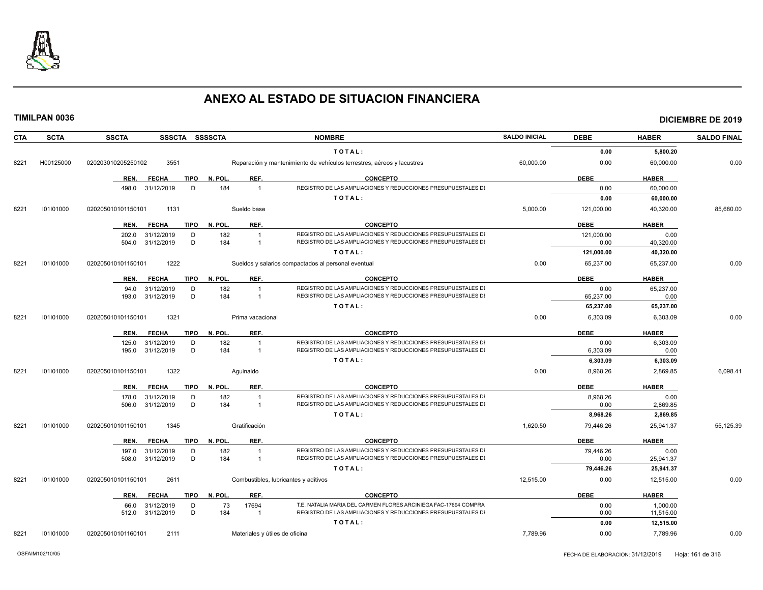# ANEXO AL ESTADO DE SITUACION FINANCIERA

**TIMILPAN 0036** **DICIEMBRE DE 2019**

| CTA | SCTA | SSCTA | SSSCTA | SSSSCTA | NOMBRE | SALDO INICIAL | DEBE | HABER | SALDO FINAL |
|---|---|---|---|---|---|---|---|---|---|
| | | | | | TOTAL: | | 0.00 | 5,800.20 | |
| 8221 | H00125000 | 020203010205250102 | 3551 | | Reparación y mantenimiento de vehículos terrestres, aéreos y lacustres | 60,000.00 | 0.00 | 60,000.00 | 0.00 |

| REN. | FECHA | TIPO | N. POL. | REF. | CONCEPTO | DEBE | HABER |
|---|---|---|---|---|---|---|---|
| 498.0 | 31/12/2019 | D | 184 | 1 | REGISTRO DE LAS AMPLIACIONES Y REDUCCIONES PRESUPUESTALES DI | 0.00 | 60,000.00 |
| | | | | | TOTAL: | 0.00 | 60,000.00 |

| CTA | SCTA | SSCTA | SSSCTA | SSSSCTA | NOMBRE | SALDO INICIAL | DEBE | HABER | SALDO FINAL |
|---|---|---|---|---|---|---|---|---|---|
| 8221 | I01I01000 | 020205010101150101 | 1131 | | Sueldo base | 5,000.00 | 121,000.00 | 40,320.00 | 85,680.00 |

| REN. | FECHA | TIPO | N. POL. | REF. | CONCEPTO | DEBE | HABER |
|---|---|---|---|---|---|---|---|
| 202.0 | 31/12/2019 | D | 182 | 1 | REGISTRO DE LAS AMPLIACIONES Y REDUCCIONES PRESUPUESTALES DI | 121,000.00 | 0.00 |
| 504.0 | 31/12/2019 | D | 184 | 1 | REGISTRO DE LAS AMPLIACIONES Y REDUCCIONES PRESUPUESTALES DI | 0.00 | 40,320.00 |
| | | | | | TOTAL: | 121,000.00 | 40,320.00 |

| CTA | SCTA | SSCTA | SSSCTA | SSSSCTA | NOMBRE | SALDO INICIAL | DEBE | HABER | SALDO FINAL |
|---|---|---|---|---|---|---|---|---|---|
| 8221 | I01I01000 | 020205010101150101 | 1222 | | Sueldos y salarios compactados al personal eventual | 0.00 | 65,237.00 | 65,237.00 | 0.00 |

| REN. | FECHA | TIPO | N. POL. | REF. | CONCEPTO | DEBE | HABER |
|---|---|---|---|---|---|---|---|
| 94.0 | 31/12/2019 | D | 182 | 1 | REGISTRO DE LAS AMPLIACIONES Y REDUCCIONES PRESUPUESTALES DI | 0.00 | 65,237.00 |
| 193.0 | 31/12/2019 | D | 184 | 1 | REGISTRO DE LAS AMPLIACIONES Y REDUCCIONES PRESUPUESTALES DI | 65,237.00 | 0.00 |
| | | | | | TOTAL: | 65,237.00 | 65,237.00 |

| CTA | SCTA | SSCTA | SSSCTA | SSSSCTA | NOMBRE | SALDO INICIAL | DEBE | HABER | SALDO FINAL |
|---|---|---|---|---|---|---|---|---|---|
| 8221 | I01I01000 | 020205010101150101 | 1321 | | Prima vacacional | 0.00 | 6,303.09 | 6,303.09 | 0.00 |

| REN. | FECHA | TIPO | N. POL. | REF. | CONCEPTO | DEBE | HABER |
|---|---|---|---|---|---|---|---|
| 125.0 | 31/12/2019 | D | 182 | 1 | REGISTRO DE LAS AMPLIACIONES Y REDUCCIONES PRESUPUESTALES DI | 0.00 | 6,303.09 |
| 195.0 | 31/12/2019 | D | 184 | 1 | REGISTRO DE LAS AMPLIACIONES Y REDUCCIONES PRESUPUESTALES DI | 6,303.09 | 0.00 |
| | | | | | TOTAL: | 6,303.09 | 6,303.09 |

| CTA | SCTA | SSCTA | SSSCTA | SSSSCTA | NOMBRE | SALDO INICIAL | DEBE | HABER | SALDO FINAL |
|---|---|---|---|---|---|---|---|---|---|
| 8221 | I01I01000 | 020205010101150101 | 1322 | | Aguinaldo | 0.00 | 8,968.26 | 2,869.85 | 6,098.41 |

| REN. | FECHA | TIPO | N. POL. | REF. | CONCEPTO | DEBE | HABER |
|---|---|---|---|---|---|---|---|
| 178.0 | 31/12/2019 | D | 182 | 1 | REGISTRO DE LAS AMPLIACIONES Y REDUCCIONES PRESUPUESTALES DI | 8,968.26 | 0.00 |
| 506.0 | 31/12/2019 | D | 184 | 1 | REGISTRO DE LAS AMPLIACIONES Y REDUCCIONES PRESUPUESTALES DI | 0.00 | 2,869.85 |
| | | | | | TOTAL: | 8,968.26 | 2,869.85 |

| CTA | SCTA | SSCTA | SSSCTA | SSSSCTA | NOMBRE | SALDO INICIAL | DEBE | HABER | SALDO FINAL |
|---|---|---|---|---|---|---|---|---|---|
| 8221 | I01I01000 | 020205010101150101 | 1345 | | Gratificación | 1,620.50 | 79,446.26 | 25,941.37 | 55,125.39 |

| REN. | FECHA | TIPO | N. POL. | REF. | CONCEPTO | DEBE | HABER |
|---|---|---|---|---|---|---|---|
| 197.0 | 31/12/2019 | D | 182 | 1 | REGISTRO DE LAS AMPLIACIONES Y REDUCCIONES PRESUPUESTALES DI | 79,446.26 | 0.00 |
| 508.0 | 31/12/2019 | D | 184 | 1 | REGISTRO DE LAS AMPLIACIONES Y REDUCCIONES PRESUPUESTALES DI | 0.00 | 25,941.37 |
| | | | | | TOTAL: | 79,446.26 | 25,941.37 |

| CTA | SCTA | SSCTA | SSSCTA | SSSSCTA | NOMBRE | SALDO INICIAL | DEBE | HABER | SALDO FINAL |
|---|---|---|---|---|---|---|---|---|---|
| 8221 | I01I01000 | 020205010101150101 | 2611 | | Combustibles, lubricantes y aditivos | 12,515.00 | 0.00 | 12,515.00 | 0.00 |

| REN. | FECHA | TIPO | N. POL. | REF. | CONCEPTO | DEBE | HABER |
|---|---|---|---|---|---|---|---|
| 66.0 | 31/12/2019 | D | 73 | 17694 | T.E. NATALIA MARIA DEL CARMEN FLORES ARCINIEGA FAC-17694 COMPRA | 0.00 | 1,000.00 |
| 512.0 | 31/12/2019 | D | 184 | 1 | REGISTRO DE LAS AMPLIACIONES Y REDUCCIONES PRESUPUESTALES DI | 0.00 | 11,515.00 |
| | | | | | TOTAL: | 0.00 | 12,515.00 |

| CTA | SCTA | SSCTA | SSSCTA | SSSSCTA | NOMBRE | SALDO INICIAL | DEBE | HABER | SALDO FINAL |
|---|---|---|---|---|---|---|---|---|---|
| 8221 | I01I01000 | 020205010101160101 | 2111 | | Materiales y útiles de oficina | 7,789.96 | 0.00 | 7,789.96 | 0.00 |

OSFAIM102/10/05 FECHA DE ELABORACION: 31/12/2019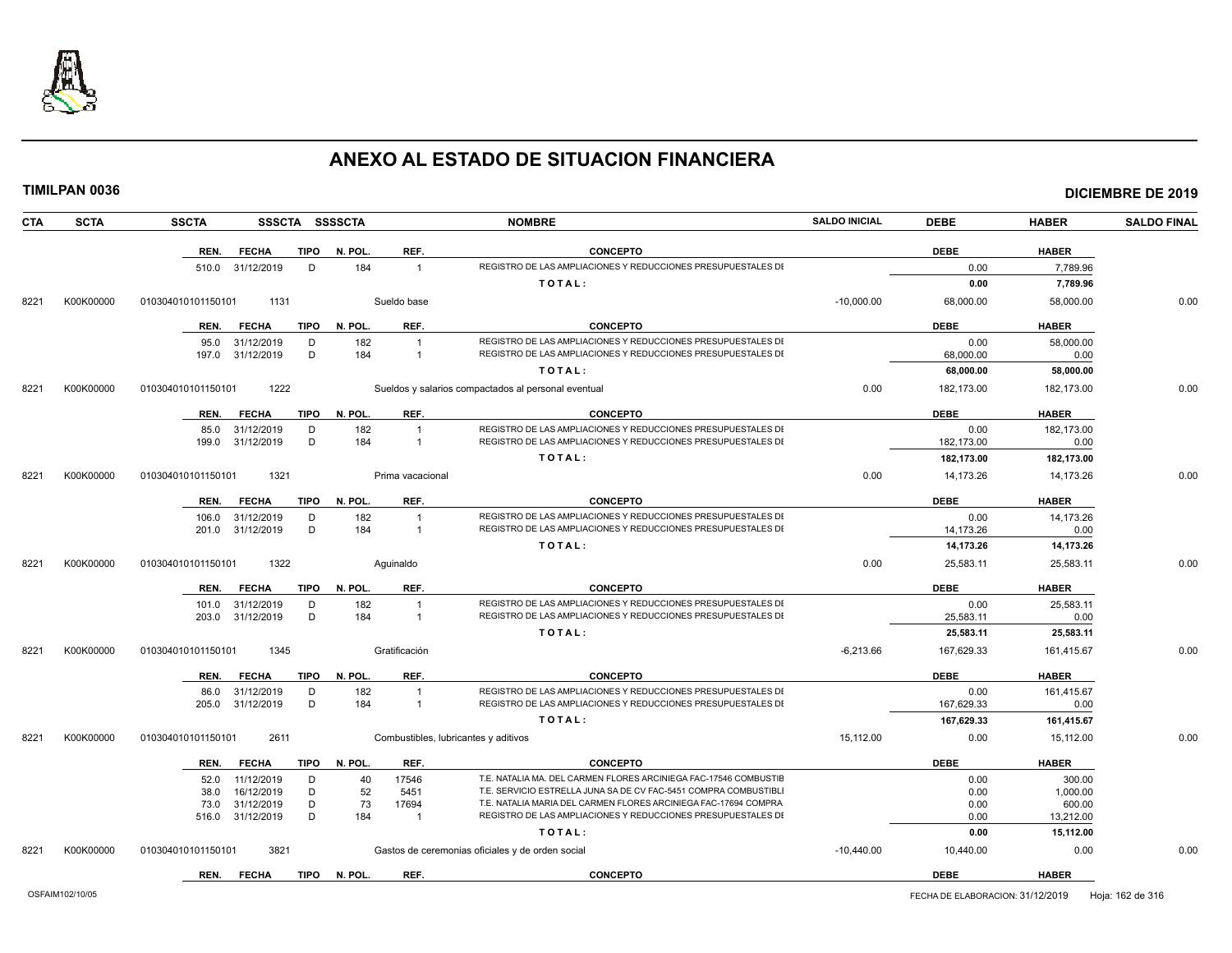# ANEXO AL ESTADO DE SITUACION FINANCIERA

**TIMILPAN 0036** **DICIEMBRE DE 2019**

| CTA | SCTA | SSCTA | SSSCTA | SSSSCTA | NOMBRE | SALDO INICIAL | DEBE | HABER | SALDO FINAL |
|---|---|---|---|---|---|---|---|---|---|

| REN. | FECHA | TIPO | N. POL. | REF. | CONCEPTO | DEBE | HABER |
|---|---|---|---|---|---|---|---|
| 510.0 | 31/12/2019 | D | 184 | 1 | REGISTRO DE LAS AMPLIACIONES Y REDUCCIONES PRESUPUESTALES DE | 0.00 | 7,789.96 |
| | | | | | **TOTAL:** | **0.00** | **7,789.96** |

| CTA | SCTA | SSCTA | SSSCTA | NOMBRE | SALDO INICIAL | DEBE | HABER | SALDO FINAL |
|---|---|---|---|---|---|---|---|---|
| 8221 | K00K00000 | 010304010101150101 | 1131 | Sueldo base | -10,000.00 | 68,000.00 | 58,000.00 | 0.00 |

| REN. | FECHA | TIPO | N. POL. | REF. | CONCEPTO | DEBE | HABER |
|---|---|---|---|---|---|---|---|
| 95.0 | 31/12/2019 | D | 182 | 1 | REGISTRO DE LAS AMPLIACIONES Y REDUCCIONES PRESUPUESTALES DE | 0.00 | 58,000.00 |
| 197.0 | 31/12/2019 | D | 184 | 1 | REGISTRO DE LAS AMPLIACIONES Y REDUCCIONES PRESUPUESTALES DE | 68,000.00 | 0.00 |
| | | | | | **TOTAL:** | **68,000.00** | **58,000.00** |

| CTA | SCTA | SSCTA | SSSCTA | NOMBRE | SALDO INICIAL | DEBE | HABER | SALDO FINAL |
|---|---|---|---|---|---|---|---|---|
| 8221 | K00K00000 | 010304010101150101 | 1222 | Sueldos y salarios compactados al personal eventual | 0.00 | 182,173.00 | 182,173.00 | 0.00 |

| REN. | FECHA | TIPO | N. POL. | REF. | CONCEPTO | DEBE | HABER |
|---|---|---|---|---|---|---|---|
| 85.0 | 31/12/2019 | D | 182 | 1 | REGISTRO DE LAS AMPLIACIONES Y REDUCCIONES PRESUPUESTALES DE | 0.00 | 182,173.00 |
| 199.0 | 31/12/2019 | D | 184 | 1 | REGISTRO DE LAS AMPLIACIONES Y REDUCCIONES PRESUPUESTALES DE | 182,173.00 | 0.00 |
| | | | | | **TOTAL:** | **182,173.00** | **182,173.00** |

| CTA | SCTA | SSCTA | SSSCTA | NOMBRE | SALDO INICIAL | DEBE | HABER | SALDO FINAL |
|---|---|---|---|---|---|---|---|---|
| 8221 | K00K00000 | 010304010101150101 | 1321 | Prima vacacional | 0.00 | 14,173.26 | 14,173.26 | 0.00 |

| REN. | FECHA | TIPO | N. POL. | REF. | CONCEPTO | DEBE | HABER |
|---|---|---|---|---|---|---|---|
| 106.0 | 31/12/2019 | D | 182 | 1 | REGISTRO DE LAS AMPLIACIONES Y REDUCCIONES PRESUPUESTALES DE | 0.00 | 14,173.26 |
| 201.0 | 31/12/2019 | D | 184 | 1 | REGISTRO DE LAS AMPLIACIONES Y REDUCCIONES PRESUPUESTALES DE | 14,173.26 | 0.00 |
| | | | | | **TOTAL:** | **14,173.26** | **14,173.26** |

| CTA | SCTA | SSCTA | SSSCTA | NOMBRE | SALDO INICIAL | DEBE | HABER | SALDO FINAL |
|---|---|---|---|---|---|---|---|---|
| 8221 | K00K00000 | 010304010101150101 | 1322 | Aguinaldo | 0.00 | 25,583.11 | 25,583.11 | 0.00 |

| REN. | FECHA | TIPO | N. POL. | REF. | CONCEPTO | DEBE | HABER |
|---|---|---|---|---|---|---|---|
| 101.0 | 31/12/2019 | D | 182 | 1 | REGISTRO DE LAS AMPLIACIONES Y REDUCCIONES PRESUPUESTALES DE | 0.00 | 25,583.11 |
| 203.0 | 31/12/2019 | D | 184 | 1 | REGISTRO DE LAS AMPLIACIONES Y REDUCCIONES PRESUPUESTALES DE | 25,583.11 | 0.00 |
| | | | | | **TOTAL:** | **25,583.11** | **25,583.11** |

| CTA | SCTA | SSCTA | SSSCTA | NOMBRE | SALDO INICIAL | DEBE | HABER | SALDO FINAL |
|---|---|---|---|---|---|---|---|---|
| 8221 | K00K00000 | 010304010101150101 | 1345 | Gratificación | -6,213.66 | 167,629.33 | 161,415.67 | 0.00 |

| REN. | FECHA | TIPO | N. POL. | REF. | CONCEPTO | DEBE | HABER |
|---|---|---|---|---|---|---|---|
| 86.0 | 31/12/2019 | D | 182 | 1 | REGISTRO DE LAS AMPLIACIONES Y REDUCCIONES PRESUPUESTALES DE | 0.00 | 161,415.67 |
| 205.0 | 31/12/2019 | D | 184 | 1 | REGISTRO DE LAS AMPLIACIONES Y REDUCCIONES PRESUPUESTALES DE | 167,629.33 | 0.00 |
| | | | | | **TOTAL:** | **167,629.33** | **161,415.67** |

| CTA | SCTA | SSCTA | SSSCTA | NOMBRE | SALDO INICIAL | DEBE | HABER | SALDO FINAL |
|---|---|---|---|---|---|---|---|---|
| 8221 | K00K00000 | 010304010101150101 | 2611 | Combustibles, lubricantes y aditivos | 15,112.00 | 0.00 | 15,112.00 | 0.00 |

| REN. | FECHA | TIPO | N. POL. | REF. | CONCEPTO | DEBE | HABER |
|---|---|---|---|---|---|---|---|
| 52.0 | 11/12/2019 | D | 40 | 17546 | T.E. NATALIA MA. DEL CARMEN FLORES ARCINIEGA FAC-17546 COMBUSTIB | 0.00 | 300.00 |
| 38.0 | 16/12/2019 | D | 52 | 5451 | T.E. SERVICIO ESTRELLA JUNA SA DE CV FAC-5451 COMPRA COMBUSTIBLE | 0.00 | 1,000.00 |
| 73.0 | 31/12/2019 | D | 73 | 17694 | T.E. NATALIA MARIA DEL CARMEN FLORES ARCINIEGA FAC-17694 COMPRA | 0.00 | 600.00 |
| 516.0 | 31/12/2019 | D | 184 | 1 | REGISTRO DE LAS AMPLIACIONES Y REDUCCIONES PRESUPUESTALES DE | 0.00 | 13,212.00 |
| | | | | | **TOTAL:** | **0.00** | **15,112.00** |

| CTA | SCTA | SSCTA | SSSCTA | NOMBRE | SALDO INICIAL | DEBE | HABER | SALDO FINAL |
|---|---|---|---|---|---|---|---|---|
| 8221 | K00K00000 | 010304010101150101 | 3821 | Gastos de ceremonias oficiales y de orden social | -10,440.00 | 10,440.00 | 0.00 | 0.00 |

| REN. | FECHA | TIPO | N. POL. | REF. | CONCEPTO | DEBE | HABER |
|---|---|---|---|---|---|---|---|

OSFAIM102/10/05 FECHA DE ELABORACION: 31/12/2019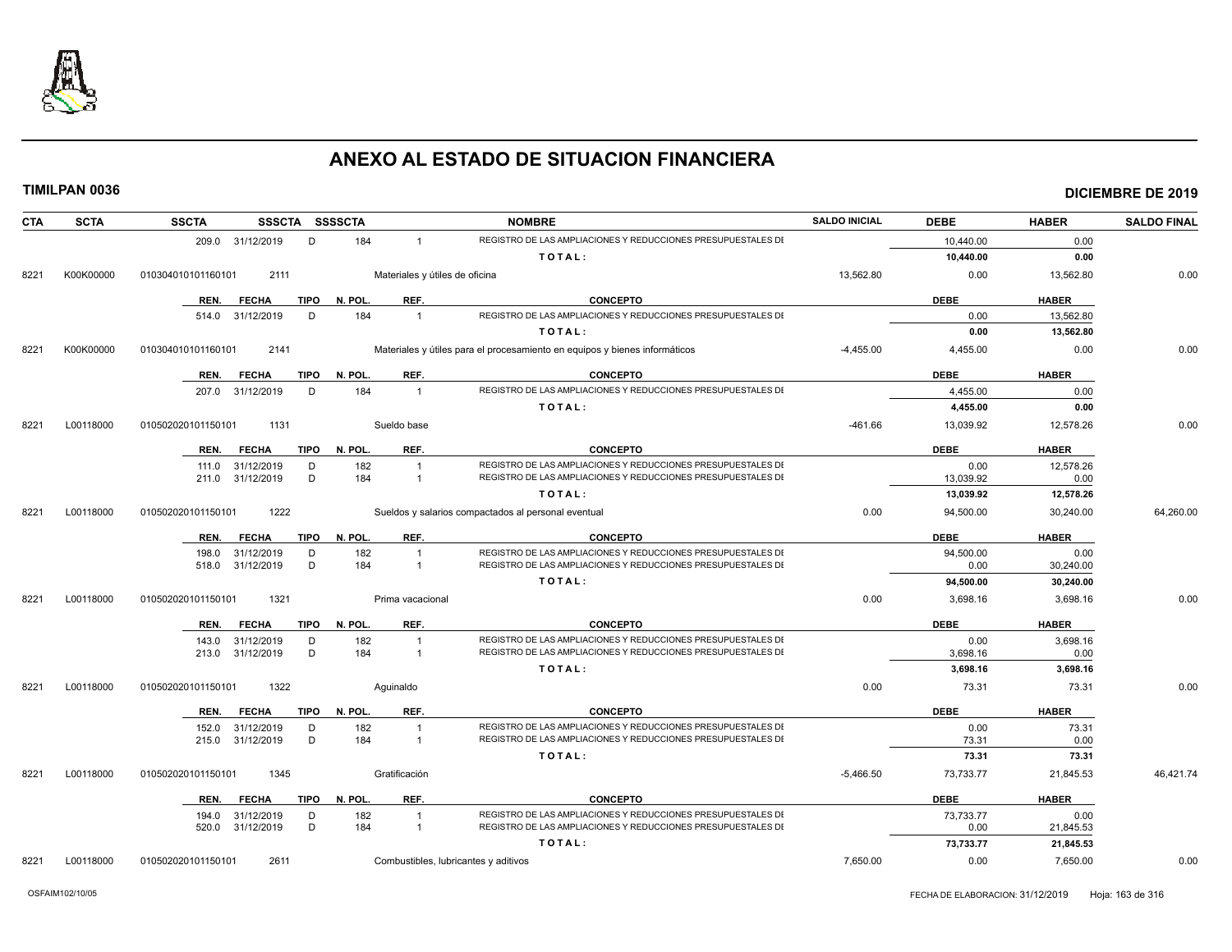# ANEXO AL ESTADO DE SITUACION FINANCIERA

**TIMILPAN 0036** **DICIEMBRE DE 2019**

| CTA | SCTA | SSCTA | SSSCTA | SSSSCTA | NOMBRE | SALDO INICIAL | DEBE | HABER | SALDO FINAL |
|---|---|---|---|---|---|---|---|---|---|
| | | 209.0 31/12/2019 | D | 184 | 1 REGISTRO DE LAS AMPLIACIONES Y REDUCCIONES PRESUPUESTALES DI | | 10,440.00 | 0.00 | |
| | | | | | TOTAL: | | 10,440.00 | 0.00 | |
| 8221 | K00K00000 | 010304010101160101 | 2111 | | Materiales y útiles de oficina | 13,562.80 | 0.00 | 13,562.80 | 0.00 |
| | | REN. FECHA | TIPO | N. POL. | REF. CONCEPTO | | DEBE | HABER | |
| | | 514.0 31/12/2019 | D | 184 | 1 REGISTRO DE LAS AMPLIACIONES Y REDUCCIONES PRESUPUESTALES DI | | 0.00 | 13,562.80 | |
| | | | | | TOTAL: | | 0.00 | 13,562.80 | |
| 8221 | K00K00000 | 010304010101160101 | 2141 | | Materiales y útiles para el procesamiento en equipos y bienes informáticos | -4,455.00 | 4,455.00 | 0.00 | 0.00 |
| | | REN. FECHA | TIPO | N. POL. | REF. CONCEPTO | | DEBE | HABER | |
| | | 207.0 31/12/2019 | D | 184 | 1 REGISTRO DE LAS AMPLIACIONES Y REDUCCIONES PRESUPUESTALES DI | | 4,455.00 | 0.00 | |
| | | | | | TOTAL: | | 4,455.00 | 0.00 | |
| 8221 | L00118000 | 010502020101150101 | 1131 | | Sueldo base | -461.66 | 13,039.92 | 12,578.26 | 0.00 |
| | | REN. FECHA | TIPO | N. POL. | REF. CONCEPTO | | DEBE | HABER | |
| | | 111.0 31/12/2019 | D | 182 | 1 REGISTRO DE LAS AMPLIACIONES Y REDUCCIONES PRESUPUESTALES DI | | 0.00 | 12,578.26 | |
| | | 211.0 31/12/2019 | D | 184 | 1 REGISTRO DE LAS AMPLIACIONES Y REDUCCIONES PRESUPUESTALES DI | | 13,039.92 | 0.00 | |
| | | | | | TOTAL: | | 13,039.92 | 12,578.26 | |
| 8221 | L00118000 | 010502020101150101 | 1222 | | Sueldos y salarios compactados al personal eventual | 0.00 | 94,500.00 | 30,240.00 | 64,260.00 |
| | | REN. FECHA | TIPO | N. POL. | REF. CONCEPTO | | DEBE | HABER | |
| | | 198.0 31/12/2019 | D | 182 | 1 REGISTRO DE LAS AMPLIACIONES Y REDUCCIONES PRESUPUESTALES DI | | 94,500.00 | 0.00 | |
| | | 518.0 31/12/2019 | D | 184 | 1 REGISTRO DE LAS AMPLIACIONES Y REDUCCIONES PRESUPUESTALES DI | | 0.00 | 30,240.00 | |
| | | | | | TOTAL: | | 94,500.00 | 30,240.00 | |
| 8221 | L00118000 | 010502020101150101 | 1321 | | Prima vacacional | 0.00 | 3,698.16 | 3,698.16 | 0.00 |
| | | REN. FECHA | TIPO | N. POL. | REF. CONCEPTO | | DEBE | HABER | |
| | | 143.0 31/12/2019 | D | 182 | 1 REGISTRO DE LAS AMPLIACIONES Y REDUCCIONES PRESUPUESTALES DI | | 0.00 | 3,698.16 | |
| | | 213.0 31/12/2019 | D | 184 | 1 REGISTRO DE LAS AMPLIACIONES Y REDUCCIONES PRESUPUESTALES DI | | 3,698.16 | 0.00 | |
| | | | | | TOTAL: | | 3,698.16 | 3,698.16 | |
| 8221 | L00118000 | 010502020101150101 | 1322 | | Aguinaldo | 0.00 | 73.31 | 73.31 | 0.00 |
| | | REN. FECHA | TIPO | N. POL. | REF. CONCEPTO | | DEBE | HABER | |
| | | 152.0 31/12/2019 | D | 182 | 1 REGISTRO DE LAS AMPLIACIONES Y REDUCCIONES PRESUPUESTALES DI | | 0.00 | 73.31 | |
| | | 215.0 31/12/2019 | D | 184 | 1 REGISTRO DE LAS AMPLIACIONES Y REDUCCIONES PRESUPUESTALES DI | | 73.31 | 0.00 | |
| | | | | | TOTAL: | | 73.31 | 73.31 | |
| 8221 | L00118000 | 010502020101150101 | 1345 | | Gratificación | -5,466.50 | 73,733.77 | 21,845.53 | 46,421.74 |
| | | REN. FECHA | TIPO | N. POL. | REF. CONCEPTO | | DEBE | HABER | |
| | | 194.0 31/12/2019 | D | 182 | 1 REGISTRO DE LAS AMPLIACIONES Y REDUCCIONES PRESUPUESTALES DI | | 73,733.77 | 0.00 | |
| | | 520.0 31/12/2019 | D | 184 | 1 REGISTRO DE LAS AMPLIACIONES Y REDUCCIONES PRESUPUESTALES DI | | 0.00 | 21,845.53 | |
| | | | | | TOTAL: | | 73,733.77 | 21,845.53 | |
| 8221 | L00118000 | 010502020101150101 | 2611 | | Combustibles, lubricantes y aditivos | 7,650.00 | 0.00 | 7,650.00 | 0.00 |

OSFAIM102/10/05 FECHA DE ELABORACION: 31/12/2019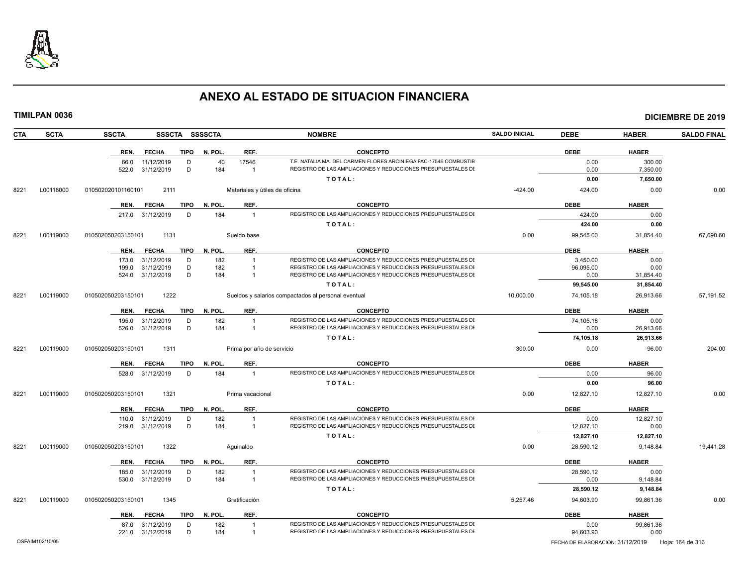# ANEXO AL ESTADO DE SITUACION FINANCIERA

**TIMILPAN 0036** — **DICIEMBRE DE 2019**

| CTA | SCTA | SSCTA | SSSCTA | SSSSCTA | NOMBRE | SALDO INICIAL | DEBE | HABER | SALDO FINAL |
|---|---|---|---|---|---|---|---|---|---|

| REN. | FECHA | TIPO | N. POL. | REF. | CONCEPTO | DEBE | HABER |
|---|---|---|---|---|---|---|---|
| 66.0 | 11/12/2019 | D | 40 | 17546 | T.E. NATALIA MA. DEL CARMEN FLORES ARCINIEGA FAC-17546 COMBUSTIB | 0.00 | 300.00 |
| 522.0 | 31/12/2019 | D | 184 | 1 | REGISTRO DE LAS AMPLIACIONES Y REDUCCIONES PRESUPUESTALES DE | 0.00 | 7,350.00 |
| | | | | | **TOTAL:** | **0.00** | **7,650.00** |

| CTA | SCTA | SSCTA | SSSCTA | NOMBRE | SALDO INICIAL | DEBE | HABER | SALDO FINAL |
|---|---|---|---|---|---|---|---|---|
| 8221 | L00118000 | 010502020101160101 | 2111 | Materiales y útiles de oficina | -424.00 | 424.00 | 0.00 | 0.00 |

| REN. | FECHA | TIPO | N. POL. | REF. | CONCEPTO | DEBE | HABER |
|---|---|---|---|---|---|---|---|
| 217.0 | 31/12/2019 | D | 184 | 1 | REGISTRO DE LAS AMPLIACIONES Y REDUCCIONES PRESUPUESTALES DE | 424.00 | 0.00 |
| | | | | | **TOTAL:** | **424.00** | **0.00** |

| CTA | SCTA | SSCTA | SSSCTA | NOMBRE | SALDO INICIAL | DEBE | HABER | SALDO FINAL |
|---|---|---|---|---|---|---|---|---|
| 8221 | L00119000 | 010502050203150101 | 1131 | Sueldo base | 0.00 | 99,545.00 | 31,854.40 | 67,690.60 |

| REN. | FECHA | TIPO | N. POL. | REF. | CONCEPTO | DEBE | HABER |
|---|---|---|---|---|---|---|---|
| 173.0 | 31/12/2019 | D | 182 | 1 | REGISTRO DE LAS AMPLIACIONES Y REDUCCIONES PRESUPUESTALES DE | 3,450.00 | 0.00 |
| 199.0 | 31/12/2019 | D | 182 | 1 | REGISTRO DE LAS AMPLIACIONES Y REDUCCIONES PRESUPUESTALES DE | 96,095.00 | 0.00 |
| 524.0 | 31/12/2019 | D | 184 | 1 | REGISTRO DE LAS AMPLIACIONES Y REDUCCIONES PRESUPUESTALES DE | 0.00 | 31,854.40 |
| | | | | | **TOTAL:** | **99,545.00** | **31,854.40** |

| CTA | SCTA | SSCTA | SSSCTA | NOMBRE | SALDO INICIAL | DEBE | HABER | SALDO FINAL |
|---|---|---|---|---|---|---|---|---|
| 8221 | L00119000 | 010502050203150101 | 1222 | Sueldos y salarios compactados al personal eventual | 10,000.00 | 74,105.18 | 26,913.66 | 57,191.52 |

| REN. | FECHA | TIPO | N. POL. | REF. | CONCEPTO | DEBE | HABER |
|---|---|---|---|---|---|---|---|
| 195.0 | 31/12/2019 | D | 182 | 1 | REGISTRO DE LAS AMPLIACIONES Y REDUCCIONES PRESUPUESTALES DE | 74,105.18 | 0.00 |
| 526.0 | 31/12/2019 | D | 184 | 1 | REGISTRO DE LAS AMPLIACIONES Y REDUCCIONES PRESUPUESTALES DE | 0.00 | 26,913.66 |
| | | | | | **TOTAL:** | **74,105.18** | **26,913.66** |

| CTA | SCTA | SSCTA | SSSCTA | NOMBRE | SALDO INICIAL | DEBE | HABER | SALDO FINAL |
|---|---|---|---|---|---|---|---|---|
| 8221 | L00119000 | 010502050203150101 | 1311 | Prima por año de servicio | 300.00 | 0.00 | 96.00 | 204.00 |

| REN. | FECHA | TIPO | N. POL. | REF. | CONCEPTO | DEBE | HABER |
|---|---|---|---|---|---|---|---|
| 528.0 | 31/12/2019 | D | 184 | 1 | REGISTRO DE LAS AMPLIACIONES Y REDUCCIONES PRESUPUESTALES DE | 0.00 | 96.00 |
| | | | | | **TOTAL:** | **0.00** | **96.00** |

| CTA | SCTA | SSCTA | SSSCTA | NOMBRE | SALDO INICIAL | DEBE | HABER | SALDO FINAL |
|---|---|---|---|---|---|---|---|---|
| 8221 | L00119000 | 010502050203150101 | 1321 | Prima vacacional | 0.00 | 12,827.10 | 12,827.10 | 0.00 |

| REN. | FECHA | TIPO | N. POL. | REF. | CONCEPTO | DEBE | HABER |
|---|---|---|---|---|---|---|---|
| 110.0 | 31/12/2019 | D | 182 | 1 | REGISTRO DE LAS AMPLIACIONES Y REDUCCIONES PRESUPUESTALES DE | 0.00 | 12,827.10 |
| 219.0 | 31/12/2019 | D | 184 | 1 | REGISTRO DE LAS AMPLIACIONES Y REDUCCIONES PRESUPUESTALES DE | 12,827.10 | 0.00 |
| | | | | | **TOTAL:** | **12,827.10** | **12,827.10** |

| CTA | SCTA | SSCTA | SSSCTA | NOMBRE | SALDO INICIAL | DEBE | HABER | SALDO FINAL |
|---|---|---|---|---|---|---|---|---|
| 8221 | L00119000 | 010502050203150101 | 1322 | Aguinaldo | 0.00 | 28,590.12 | 9,148.84 | 19,441.28 |

| REN. | FECHA | TIPO | N. POL. | REF. | CONCEPTO | DEBE | HABER |
|---|---|---|---|---|---|---|---|
| 185.0 | 31/12/2019 | D | 182 | 1 | REGISTRO DE LAS AMPLIACIONES Y REDUCCIONES PRESUPUESTALES DE | 28,590.12 | 0.00 |
| 530.0 | 31/12/2019 | D | 184 | 1 | REGISTRO DE LAS AMPLIACIONES Y REDUCCIONES PRESUPUESTALES DE | 0.00 | 9,148.84 |
| | | | | | **TOTAL:** | **28,590.12** | **9,148.84** |

| CTA | SCTA | SSCTA | SSSCTA | NOMBRE | SALDO INICIAL | DEBE | HABER | SALDO FINAL |
|---|---|---|---|---|---|---|---|---|
| 8221 | L00119000 | 010502050203150101 | 1345 | Gratificación | 5,257.46 | 94,603.90 | 99,861.36 | 0.00 |

| REN. | FECHA | TIPO | N. POL. | REF. | CONCEPTO | DEBE | HABER |
|---|---|---|---|---|---|---|---|
| 87.0 | 31/12/2019 | D | 182 | 1 | REGISTRO DE LAS AMPLIACIONES Y REDUCCIONES PRESUPUESTALES DE | 0.00 | 99,861.36 |
| 221.0 | 31/12/2019 | D | 184 | 1 | REGISTRO DE LAS AMPLIACIONES Y REDUCCIONES PRESUPUESTALES DE | 94,603.90 | 0.00 |

OSFAIM102/10/05 — FECHA DE ELABORACION: 31/12/2019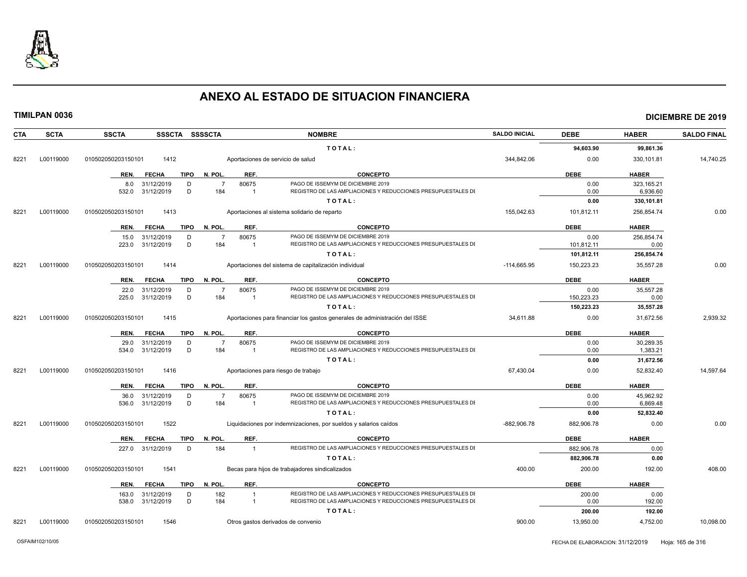# ANEXO AL ESTADO DE SITUACION FINANCIERA

**TIMILPAN 0036** — **DICIEMBRE DE 2019**

| CTA | SCTA | SSCTA | SSSCTA | SSSSCTA | NOMBRE | SALDO INICIAL | DEBE | HABER | SALDO FINAL |
|---|---|---|---|---|---|---|---|---|---|
| | | | | | **T O T A L :** | | **94,603.90** | **99,861.36** | |
| 8221 | L00119000 | 010502050203150101 | 1412 | | Aportaciones de servicio de salud | 344,842.06 | 0.00 | 330,101.81 | 14,740.25 |

| REN. | FECHA | TIPO | N. POL. | REF. | CONCEPTO | DEBE | HABER |
|---|---|---|---|---|---|---|---|
| 8.0 | 31/12/2019 | D | 7 | 80675 | PAGO DE ISSEMYM DE DICIEMBRE 2019 | 0.00 | 323,165.21 |
| 532.0 | 31/12/2019 | D | 184 | 1 | REGISTRO DE LAS AMPLIACIONES Y REDUCCIONES PRESUPUESTALES DE | 0.00 | 6,936.60 |
| | | | | | **T O T A L :** | **0.00** | **330,101.81** |

| CTA | SCTA | SSCTA | SSSCTA | SSSSCTA | NOMBRE | SALDO INICIAL | DEBE | HABER | SALDO FINAL |
|---|---|---|---|---|---|---|---|---|---|
| 8221 | L00119000 | 010502050203150101 | 1413 | | Aportaciones al sistema solidario de reparto | 155,042.63 | 101,812.11 | 256,854.74 | 0.00 |

| REN. | FECHA | TIPO | N. POL. | REF. | CONCEPTO | DEBE | HABER |
|---|---|---|---|---|---|---|---|
| 15.0 | 31/12/2019 | D | 7 | 80675 | PAGO DE ISSEMYM DE DICIEMBRE 2019 | 0.00 | 256,854.74 |
| 223.0 | 31/12/2019 | D | 184 | 1 | REGISTRO DE LAS AMPLIACIONES Y REDUCCIONES PRESUPUESTALES DE | 101,812.11 | 0.00 |
| | | | | | **T O T A L :** | **101,812.11** | **256,854.74** |

| CTA | SCTA | SSCTA | SSSCTA | SSSSCTA | NOMBRE | SALDO INICIAL | DEBE | HABER | SALDO FINAL |
|---|---|---|---|---|---|---|---|---|---|
| 8221 | L00119000 | 010502050203150101 | 1414 | | Aportaciones del sistema de capitalización individual | -114,665.95 | 150,223.23 | 35,557.28 | 0.00 |

| REN. | FECHA | TIPO | N. POL. | REF. | CONCEPTO | DEBE | HABER |
|---|---|---|---|---|---|---|---|
| 22.0 | 31/12/2019 | D | 7 | 80675 | PAGO DE ISSEMYM DE DICIEMBRE 2019 | 0.00 | 35,557.28 |
| 225.0 | 31/12/2019 | D | 184 | 1 | REGISTRO DE LAS AMPLIACIONES Y REDUCCIONES PRESUPUESTALES DE | 150,223.23 | 0.00 |
| | | | | | **T O T A L :** | **150,223.23** | **35,557.28** |

| CTA | SCTA | SSCTA | SSSCTA | SSSSCTA | NOMBRE | SALDO INICIAL | DEBE | HABER | SALDO FINAL |
|---|---|---|---|---|---|---|---|---|---|
| 8221 | L00119000 | 010502050203150101 | 1415 | | Aportaciones para financiar los gastos generales de administración del ISSE | 34,611.88 | 0.00 | 31,672.56 | 2,939.32 |

| REN. | FECHA | TIPO | N. POL. | REF. | CONCEPTO | DEBE | HABER |
|---|---|---|---|---|---|---|---|
| 29.0 | 31/12/2019 | D | 7 | 80675 | PAGO DE ISSEMYM DE DICIEMBRE 2019 | 0.00 | 30,289.35 |
| 534.0 | 31/12/2019 | D | 184 | 1 | REGISTRO DE LAS AMPLIACIONES Y REDUCCIONES PRESUPUESTALES DE | 0.00 | 1,383.21 |
| | | | | | **T O T A L :** | **0.00** | **31,672.56** |

| CTA | SCTA | SSCTA | SSSCTA | SSSSCTA | NOMBRE | SALDO INICIAL | DEBE | HABER | SALDO FINAL |
|---|---|---|---|---|---|---|---|---|---|
| 8221 | L00119000 | 010502050203150101 | 1416 | | Aportaciones para riesgo de trabajo | 67,430.04 | 0.00 | 52,832.40 | 14,597.64 |

| REN. | FECHA | TIPO | N. POL. | REF. | CONCEPTO | DEBE | HABER |
|---|---|---|---|---|---|---|---|
| 36.0 | 31/12/2019 | D | 7 | 80675 | PAGO DE ISSEMYM DE DICIEMBRE 2019 | 0.00 | 45,962.92 |
| 536.0 | 31/12/2019 | D | 184 | 1 | REGISTRO DE LAS AMPLIACIONES Y REDUCCIONES PRESUPUESTALES DE | 0.00 | 6,869.48 |
| | | | | | **T O T A L :** | **0.00** | **52,832.40** |

| CTA | SCTA | SSCTA | SSSCTA | SSSSCTA | NOMBRE | SALDO INICIAL | DEBE | HABER | SALDO FINAL |
|---|---|---|---|---|---|---|---|---|---|
| 8221 | L00119000 | 010502050203150101 | 1522 | | Liquidaciones por indemnizaciones, por sueldos y salarios caídos | -882,906.78 | 882,906.78 | 0.00 | 0.00 |

| REN. | FECHA | TIPO | N. POL. | REF. | CONCEPTO | DEBE | HABER |
|---|---|---|---|---|---|---|---|
| 227.0 | 31/12/2019 | D | 184 | 1 | REGISTRO DE LAS AMPLIACIONES Y REDUCCIONES PRESUPUESTALES DE | 882,906.78 | 0.00 |
| | | | | | **T O T A L :** | **882,906.78** | **0.00** |

| CTA | SCTA | SSCTA | SSSCTA | SSSSCTA | NOMBRE | SALDO INICIAL | DEBE | HABER | SALDO FINAL |
|---|---|---|---|---|---|---|---|---|---|
| 8221 | L00119000 | 010502050203150101 | 1541 | | Becas para hijos de trabajadores sindicalizados | 400.00 | 200.00 | 192.00 | 408.00 |

| REN. | FECHA | TIPO | N. POL. | REF. | CONCEPTO | DEBE | HABER |
|---|---|---|---|---|---|---|---|
| 163.0 | 31/12/2019 | D | 182 | 1 | REGISTRO DE LAS AMPLIACIONES Y REDUCCIONES PRESUPUESTALES DE | 200.00 | 0.00 |
| 538.0 | 31/12/2019 | D | 184 | 1 | REGISTRO DE LAS AMPLIACIONES Y REDUCCIONES PRESUPUESTALES DE | 0.00 | 192.00 |
| | | | | | **T O T A L :** | **200.00** | **192.00** |

| CTA | SCTA | SSCTA | SSSCTA | SSSSCTA | NOMBRE | SALDO INICIAL | DEBE | HABER | SALDO FINAL |
|---|---|---|---|---|---|---|---|---|---|
| 8221 | L00119000 | 010502050203150101 | 1546 | | Otros gastos derivados de convenio | 900.00 | 13,950.00 | 4,752.00 | 10,098.00 |

OSFAIM102/10/05 — FECHA DE ELABORACION: 31/12/2019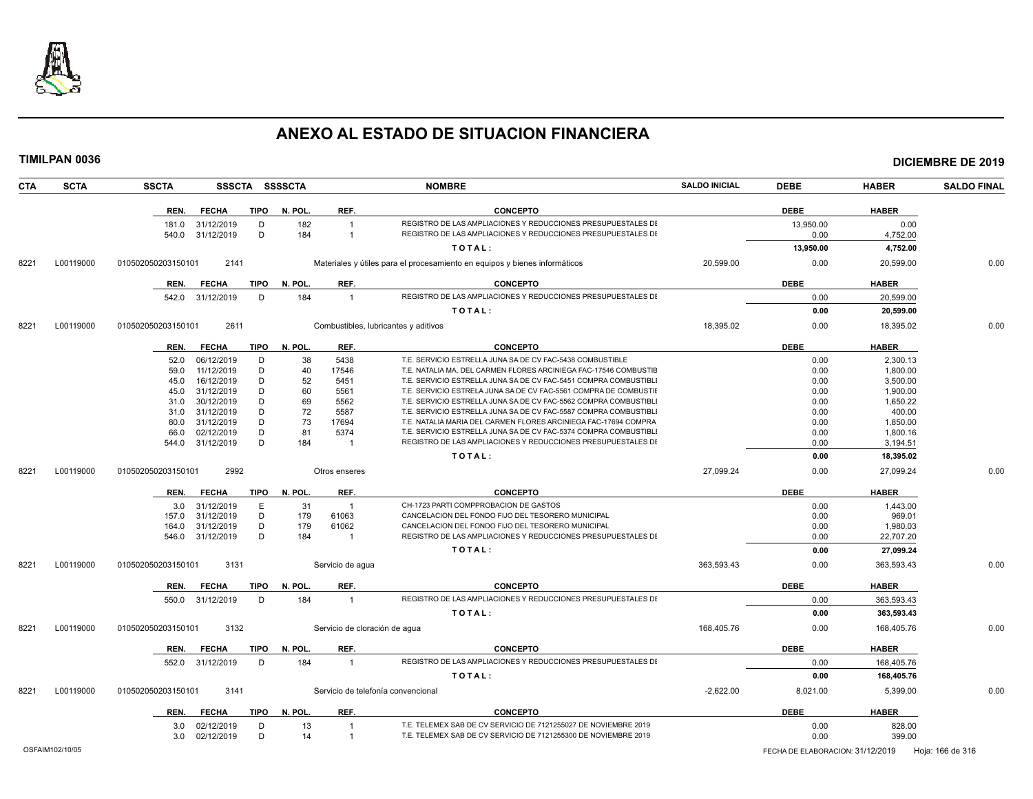# ANEXO AL ESTADO DE SITUACION FINANCIERA

**TIMILPAN 0036** — **DICIEMBRE DE 2019**

| CTA | SCTA | SSCTA | SSSCTA | SSSSCTA | NOMBRE | SALDO INICIAL | DEBE | HABER | SALDO FINAL |
|---|---|---|---|---|---|---|---|---|---|

| REN. | FECHA | TIPO | N. POL. | REF. | CONCEPTO | DEBE | HABER |
|---|---|---|---|---|---|---|---|
| 181.0 | 31/12/2019 | D | 182 | 1 | REGISTRO DE LAS AMPLIACIONES Y REDUCCIONES PRESUPUESTALES DE | 13,950.00 | 0.00 |
| 540.0 | 31/12/2019 | D | 184 | 1 | REGISTRO DE LAS AMPLIACIONES Y REDUCCIONES PRESUPUESTALES DE | 0.00 | 4,752.00 |
| | | | | | TOTAL: | 13,950.00 | 4,752.00 |

| CTA | SCTA | SSCTA | SSSCTA | NOMBRE | SALDO INICIAL | DEBE | HABER | SALDO FINAL |
|---|---|---|---|---|---|---|---|---|
| 8221 | L00119000 | 010502050203150101 | 2141 | Materiales y útiles para el procesamiento en equipos y bienes informáticos | 20,599.00 | 0.00 | 20,599.00 | 0.00 |

| REN. | FECHA | TIPO | N. POL. | REF. | CONCEPTO | DEBE | HABER |
|---|---|---|---|---|---|---|---|
| 542.0 | 31/12/2019 | D | 184 | 1 | REGISTRO DE LAS AMPLIACIONES Y REDUCCIONES PRESUPUESTALES DE | 0.00 | 20,599.00 |
| | | | | | TOTAL: | 0.00 | 20,599.00 |

| CTA | SCTA | SSCTA | SSSCTA | NOMBRE | SALDO INICIAL | DEBE | HABER | SALDO FINAL |
|---|---|---|---|---|---|---|---|---|
| 8221 | L00119000 | 010502050203150101 | 2611 | Combustibles, lubricantes y aditivos | 18,395.02 | 0.00 | 18,395.02 | 0.00 |

| REN. | FECHA | TIPO | N. POL. | REF. | CONCEPTO | DEBE | HABER |
|---|---|---|---|---|---|---|---|
| 52.0 | 06/12/2019 | D | 38 | 5438 | T.E. SERVICIO ESTRELLA JUNA SA DE CV FAC-5438 COMBUSTIBLE | 0.00 | 2,300.13 |
| 59.0 | 11/12/2019 | D | 40 | 17546 | T.E. NATALIA MA. DEL CARMEN FLORES ARCINIEGA FAC-17546 COMBUSTIB | 0.00 | 1,800.00 |
| 45.0 | 16/12/2019 | D | 52 | 5451 | T.E. SERVICIO ESTRELLA JUNA SA DE CV FAC-5451 COMPRA COMBUSTIBLI | 0.00 | 3,500.00 |
| 45.0 | 31/12/2019 | D | 60 | 5561 | T.E. SERVICIO ESTRELA JUNA SA DE CV FAC-5561 COMPRA DE COMBUSTIE | 0.00 | 1,900.00 |
| 31.0 | 30/12/2019 | D | 69 | 5562 | T.E. SERVICIO ESTRELLA JUNA SA DE CV FAC-5562 COMPRA COMBUSTIBLI | 0.00 | 1,650.22 |
| 31.0 | 31/12/2019 | D | 72 | 5587 | T.E. SERVICIO ESTRELLA JUNA SA DE CV FAC-5587 COMPRA COMBUSTIBLI | 0.00 | 400.00 |
| 80.0 | 31/12/2019 | D | 73 | 17694 | T.E. NATALIA MARIA DEL CARMEN FLORES ARCINIEGA FAC-17694 COMPRA | 0.00 | 1,850.00 |
| 66.0 | 02/12/2019 | D | 81 | 5374 | T.E. SERVICIO ESTRELLA JUNA SA DE CV FAC-5374 COMPRA COMBUSTIBLI | 0.00 | 1,800.16 |
| 544.0 | 31/12/2019 | D | 184 | 1 | REGISTRO DE LAS AMPLIACIONES Y REDUCCIONES PRESUPUESTALES DE | 0.00 | 3,194.51 |
| | | | | | TOTAL: | 0.00 | 18,395.02 |

| CTA | SCTA | SSCTA | SSSCTA | NOMBRE | SALDO INICIAL | DEBE | HABER | SALDO FINAL |
|---|---|---|---|---|---|---|---|---|
| 8221 | L00119000 | 010502050203150101 | 2992 | Otros enseres | 27,099.24 | 0.00 | 27,099.24 | 0.00 |

| REN. | FECHA | TIPO | N. POL. | REF. | CONCEPTO | DEBE | HABER |
|---|---|---|---|---|---|---|---|
| 3.0 | 31/12/2019 | E | 31 | 1 | CH-1723 PARTI COMPPROBACION DE GASTOS | 0.00 | 1,443.00 |
| 157.0 | 31/12/2019 | D | 179 | 61063 | CANCELACION DEL FONDO FIJO DEL TESORERO MUNICIPAL | 0.00 | 969.01 |
| 164.0 | 31/12/2019 | D | 179 | 61062 | CANCELACION DEL FONDO FIJO DEL TESORERO MUNICIPAL | 0.00 | 1,980.03 |
| 546.0 | 31/12/2019 | D | 184 | 1 | REGISTRO DE LAS AMPLIACIONES Y REDUCCIONES PRESUPUESTALES DE | 0.00 | 22,707.20 |
| | | | | | TOTAL: | 0.00 | 27,099.24 |

| CTA | SCTA | SSCTA | SSSCTA | NOMBRE | SALDO INICIAL | DEBE | HABER | SALDO FINAL |
|---|---|---|---|---|---|---|---|---|
| 8221 | L00119000 | 010502050203150101 | 3131 | Servicio de agua | 363,593.43 | 0.00 | 363,593.43 | 0.00 |

| REN. | FECHA | TIPO | N. POL. | REF. | CONCEPTO | DEBE | HABER |
|---|---|---|---|---|---|---|---|
| 550.0 | 31/12/2019 | D | 184 | 1 | REGISTRO DE LAS AMPLIACIONES Y REDUCCIONES PRESUPUESTALES DE | 0.00 | 363,593.43 |
| | | | | | TOTAL: | 0.00 | 363,593.43 |

| CTA | SCTA | SSCTA | SSSCTA | NOMBRE | SALDO INICIAL | DEBE | HABER | SALDO FINAL |
|---|---|---|---|---|---|---|---|---|
| 8221 | L00119000 | 010502050203150101 | 3132 | Servicio de cloración de agua | 168,405.76 | 0.00 | 168,405.76 | 0.00 |

| REN. | FECHA | TIPO | N. POL. | REF. | CONCEPTO | DEBE | HABER |
|---|---|---|---|---|---|---|---|
| 552.0 | 31/12/2019 | D | 184 | 1 | REGISTRO DE LAS AMPLIACIONES Y REDUCCIONES PRESUPUESTALES DE | 0.00 | 168,405.76 |
| | | | | | TOTAL: | 0.00 | 168,405.76 |

| CTA | SCTA | SSCTA | SSSCTA | NOMBRE | SALDO INICIAL | DEBE | HABER | SALDO FINAL |
|---|---|---|---|---|---|---|---|---|
| 8221 | L00119000 | 010502050203150101 | 3141 | Servicio de telefonía convencional | -2,622.00 | 8,021.00 | 5,399.00 | 0.00 |

| REN. | FECHA | TIPO | N. POL. | REF. | CONCEPTO | DEBE | HABER |
|---|---|---|---|---|---|---|---|
| 3.0 | 02/12/2019 | D | 13 | 1 | T.E. TELEMEX SAB DE CV SERVICIO DE 7121255027 DE NOVIEMBRE 2019 | 0.00 | 828.00 |
| 3.0 | 02/12/2019 | D | 14 | 1 | T.E. TELEMEX SAB DE CV SERVICIO DE 7121255300 DE NOVIEMBRE 2019 | 0.00 | 399.00 |

OSFAIM102/10/05 — FECHA DE ELABORACION: 31/12/2019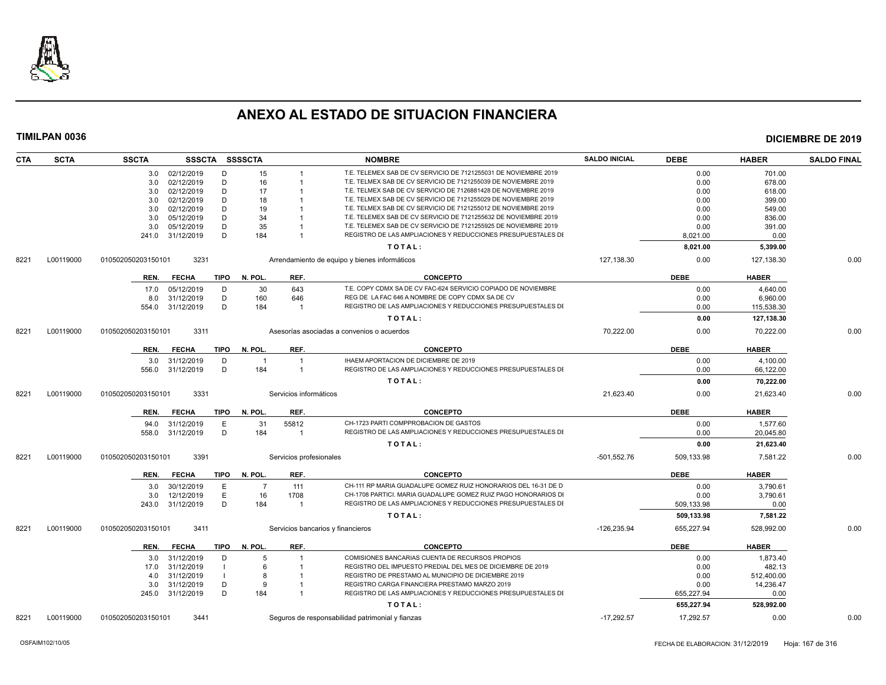# ANEXO AL ESTADO DE SITUACION FINANCIERA

**TIMILPAN 0036** **DICIEMBRE DE 2019**

| CTA | SCTA | SSCTA | SSSCTA | SSSSCTA | | NOMBRE | SALDO INICIAL | DEBE | HABER | SALDO FINAL |
|---|---|---|---|---|---|---|---|---|---|---|
| | | 3.0 | 02/12/2019 | D | 15 | 1 | T.E. TELEMEX SAB DE CV SERVICIO DE 7121255031 DE NOVIEMBRE 2019 | | 0.00 | 701.00 |
| | | 3.0 | 02/12/2019 | D | 16 | 1 | T.E. TELMEX SAB DE CV SERVICIO DE 7121255039 DE NOVIEMBRE 2019 | | 0.00 | 678.00 |
| | | 3.0 | 02/12/2019 | D | 17 | 1 | T.E. TELMEX SAB DE CV SERVICIO DE 7126881428 DE NOVIEMBRE 2019 | | 0.00 | 618.00 |
| | | 3.0 | 02/12/2019 | D | 18 | 1 | T.E. TELMEX SAB DE CV SERVICIO DE 7121255029 DE NOVIEMBRE 2019 | | 0.00 | 399.00 |
| | | 3.0 | 02/12/2019 | D | 19 | 1 | T.E. TELMEX SAB DE CV SERVICIO DE 7121255012 DE NOVIEMBRE 2019 | | 0.00 | 549.00 |
| | | 3.0 | 05/12/2019 | D | 34 | 1 | T.E. TELEMEX SAB DE CV SERVICIO DE 7121255632 DE NOVIEMBRE 2019 | | 0.00 | 836.00 |
| | | 3.0 | 05/12/2019 | D | 35 | 1 | T.E. TELEMEX SAB DE CV SERVICIO DE 7121255925 DE NOVIEMBRE 2019 | | 0.00 | 391.00 |
| | | 241.0 | 31/12/2019 | D | 184 | 1 | REGISTRO DE LAS AMPLIACIONES Y REDUCCIONES PRESUPUESTALES DE | | 8,021.00 | 0.00 |
| | | | | | | | TOTAL: | | **8,021.00** | **5,399.00** |
| 8221 | L00119000 | 010502050203150101 | 3231 | | | Arrendamiento de equipo y bienes informáticos | 127,138.30 | 0.00 | 127,138.30 | 0.00 |
| | | REN. | FECHA | TIPO | N. POL. | REF. | CONCEPTO | | DEBE | HABER |
| | | 17.0 | 05/12/2019 | D | 30 | 643 | T.E. COPY CDMX SA DE CV FAC-624 SERVICIO COPIADO DE NOVIEMBRE | | 0.00 | 4,640.00 |
| | | 8.0 | 31/12/2019 | D | 160 | 646 | REG DE LA FAC 646 A NOMBRE DE COPY CDMX SA DE CV | | 0.00 | 6,960.00 |
| | | 554.0 | 31/12/2019 | D | 184 | 1 | REGISTRO DE LAS AMPLIACIONES Y REDUCCIONES PRESUPUESTALES DE | | 0.00 | 115,538.30 |
| | | | | | | | TOTAL: | | **0.00** | **127,138.30** |
| 8221 | L00119000 | 010502050203150101 | 3311 | | | Asesorías asociadas a convenios o acuerdos | 70,222.00 | 0.00 | 70,222.00 | 0.00 |
| | | REN. | FECHA | TIPO | N. POL. | REF. | CONCEPTO | | DEBE | HABER |
| | | 3.0 | 31/12/2019 | D | 1 | 1 | IHAEM APORTACION DE DICIEMBRE DE 2019 | | 0.00 | 4,100.00 |
| | | 556.0 | 31/12/2019 | D | 184 | 1 | REGISTRO DE LAS AMPLIACIONES Y REDUCCIONES PRESUPUESTALES DE | | 0.00 | 66,122.00 |
| | | | | | | | TOTAL: | | **0.00** | **70,222.00** |
| 8221 | L00119000 | 010502050203150101 | 3331 | | | Servicios informáticos | 21,623.40 | 0.00 | 21,623.40 | 0.00 |
| | | REN. | FECHA | TIPO | N. POL. | REF. | CONCEPTO | | DEBE | HABER |
| | | 94.0 | 31/12/2019 | E | 31 | 55812 | CH-1723 PARTI COMPPROBACION DE GASTOS | | 0.00 | 1,577.60 |
| | | 558.0 | 31/12/2019 | D | 184 | 1 | REGISTRO DE LAS AMPLIACIONES Y REDUCCIONES PRESUPUESTALES DE | | 0.00 | 20,045.80 |
| | | | | | | | TOTAL: | | **0.00** | **21,623.40** |
| 8221 | L00119000 | 010502050203150101 | 3391 | | | Servicios profesionales | -501,552.76 | 509,133.98 | 7,581.22 | 0.00 |
| | | REN. | FECHA | TIPO | N. POL. | REF. | CONCEPTO | | DEBE | HABER |
| | | 3.0 | 30/12/2019 | E | 7 | 111 | CH-111 RP MARIA GUADALUPE GOMEZ RUIZ HONORARIOS DEL 16-31 DE D | | 0.00 | 3,790.61 |
| | | 3.0 | 12/12/2019 | E | 16 | 1708 | CH-1708 PARTICI. MARIA GUADALUPE GOMEZ RUIZ PAGO HONORARIOS DI | | 0.00 | 3,790.61 |
| | | 243.0 | 31/12/2019 | D | 184 | 1 | REGISTRO DE LAS AMPLIACIONES Y REDUCCIONES PRESUPUESTALES DE | | 509,133.98 | 0.00 |
| | | | | | | | TOTAL: | | **509,133.98** | **7,581.22** |
| 8221 | L00119000 | 010502050203150101 | 3411 | | | Servicios bancarios y financieros | -126,235.94 | 655,227.94 | 528,992.00 | 0.00 |
| | | REN. | FECHA | TIPO | N. POL. | REF. | CONCEPTO | | DEBE | HABER |
| | | 3.0 | 31/12/2019 | D | 5 | 1 | COMISIONES BANCARIAS CUENTA DE RECURSOS PROPIOS | | 0.00 | 1,873.40 |
| | | 17.0 | 31/12/2019 | I | 6 | 1 | REGISTRO DEL IMPUESTO PREDIAL DEL MES DE DICIEMBRE DE 2019 | | 0.00 | 482.13 |
| | | 4.0 | 31/12/2019 | I | 8 | 1 | REGISTRO DE PRESTAMO AL MUNICIPIO DE DICIEMBRE 2019 | | 0.00 | 512,400.00 |
| | | 3.0 | 31/12/2019 | D | 9 | 1 | REGISTRO CARGA FINANCIERA PRESTAMO MARZO 2019 | | 0.00 | 14,236.47 |
| | | 245.0 | 31/12/2019 | D | 184 | 1 | REGISTRO DE LAS AMPLIACIONES Y REDUCCIONES PRESUPUESTALES DE | | 655,227.94 | 0.00 |
| | | | | | | | TOTAL: | | **655,227.94** | **528,992.00** |
| 8221 | L00119000 | 010502050203150101 | 3441 | | | Seguros de responsabilidad patrimonial y fianzas | -17,292.57 | 17,292.57 | 0.00 | 0.00 |

OSFAIM102/10/05 FECHA DE ELABORACION: 31/12/2019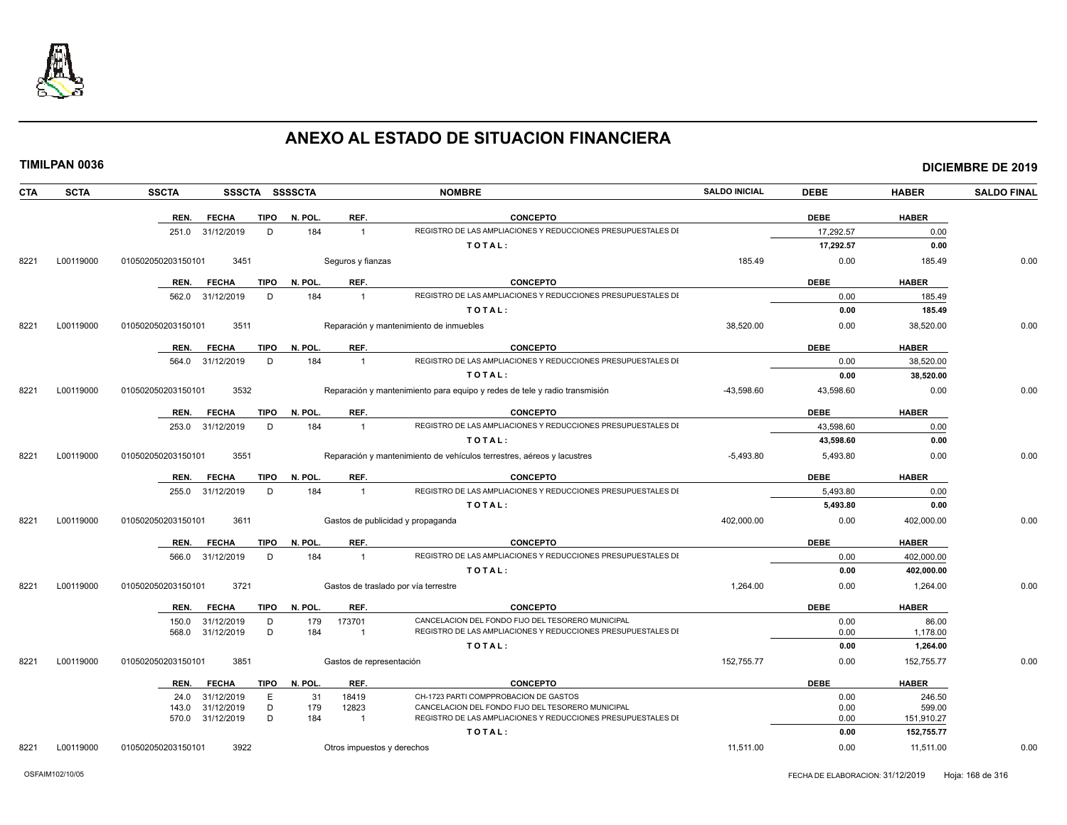# ANEXO AL ESTADO DE SITUACION FINANCIERA

**TIMILPAN 0036** — **DICIEMBRE DE 2019**

| CTA | SCTA | SSCTA | SSSCTA | SSSSCTA | NOMBRE | SALDO INICIAL | DEBE | HABER | SALDO FINAL |
|---|---|---|---|---|---|---|---|---|---|

| REN. | FECHA | TIPO | N. POL. | REF. | CONCEPTO | DEBE | HABER |
|---|---|---|---|---|---|---|---|
| 251.0 | 31/12/2019 | D | 184 | 1 | REGISTRO DE LAS AMPLIACIONES Y REDUCCIONES PRESUPUESTALES DE | 17,292.57 | 0.00 |
| | | | | | TOTAL: | 17,292.57 | 0.00 |

| CTA | SCTA | SSCTA | SSSCTA | NOMBRE | SALDO INICIAL | DEBE | HABER | SALDO FINAL |
|---|---|---|---|---|---|---|---|---|
| 8221 | L00119000 | 010502050203150101 | 3451 | Seguros y fianzas | 185.49 | 0.00 | 185.49 | 0.00 |

| REN. | FECHA | TIPO | N. POL. | REF. | CONCEPTO | DEBE | HABER |
|---|---|---|---|---|---|---|---|
| 562.0 | 31/12/2019 | D | 184 | 1 | REGISTRO DE LAS AMPLIACIONES Y REDUCCIONES PRESUPUESTALES DE | 0.00 | 185.49 |
| | | | | | TOTAL: | 0.00 | 185.49 |

| CTA | SCTA | SSCTA | SSSCTA | NOMBRE | SALDO INICIAL | DEBE | HABER | SALDO FINAL |
|---|---|---|---|---|---|---|---|---|
| 8221 | L00119000 | 010502050203150101 | 3511 | Reparación y mantenimiento de inmuebles | 38,520.00 | 0.00 | 38,520.00 | 0.00 |

| REN. | FECHA | TIPO | N. POL. | REF. | CONCEPTO | DEBE | HABER |
|---|---|---|---|---|---|---|---|
| 564.0 | 31/12/2019 | D | 184 | 1 | REGISTRO DE LAS AMPLIACIONES Y REDUCCIONES PRESUPUESTALES DE | 0.00 | 38,520.00 |
| | | | | | TOTAL: | 0.00 | 38,520.00 |

| CTA | SCTA | SSCTA | SSSCTA | NOMBRE | SALDO INICIAL | DEBE | HABER | SALDO FINAL |
|---|---|---|---|---|---|---|---|---|
| 8221 | L00119000 | 010502050203150101 | 3532 | Reparación y mantenimiento para equipo y redes de tele y radio transmisión | -43,598.60 | 43,598.60 | 0.00 | 0.00 |

| REN. | FECHA | TIPO | N. POL. | REF. | CONCEPTO | DEBE | HABER |
|---|---|---|---|---|---|---|---|
| 253.0 | 31/12/2019 | D | 184 | 1 | REGISTRO DE LAS AMPLIACIONES Y REDUCCIONES PRESUPUESTALES DE | 43,598.60 | 0.00 |
| | | | | | TOTAL: | 43,598.60 | 0.00 |

| CTA | SCTA | SSCTA | SSSCTA | NOMBRE | SALDO INICIAL | DEBE | HABER | SALDO FINAL |
|---|---|---|---|---|---|---|---|---|
| 8221 | L00119000 | 010502050203150101 | 3551 | Reparación y mantenimiento de vehículos terrestres, aéreos y lacustres | -5,493.80 | 5,493.80 | 0.00 | 0.00 |

| REN. | FECHA | TIPO | N. POL. | REF. | CONCEPTO | DEBE | HABER |
|---|---|---|---|---|---|---|---|
| 255.0 | 31/12/2019 | D | 184 | 1 | REGISTRO DE LAS AMPLIACIONES Y REDUCCIONES PRESUPUESTALES DE | 5,493.80 | 0.00 |
| | | | | | TOTAL: | 5,493.80 | 0.00 |

| CTA | SCTA | SSCTA | SSSCTA | NOMBRE | SALDO INICIAL | DEBE | HABER | SALDO FINAL |
|---|---|---|---|---|---|---|---|---|
| 8221 | L00119000 | 010502050203150101 | 3611 | Gastos de publicidad y propaganda | 402,000.00 | 0.00 | 402,000.00 | 0.00 |

| REN. | FECHA | TIPO | N. POL. | REF. | CONCEPTO | DEBE | HABER |
|---|---|---|---|---|---|---|---|
| 566.0 | 31/12/2019 | D | 184 | 1 | REGISTRO DE LAS AMPLIACIONES Y REDUCCIONES PRESUPUESTALES DE | 0.00 | 402,000.00 |
| | | | | | TOTAL: | 0.00 | 402,000.00 |

| CTA | SCTA | SSCTA | SSSCTA | NOMBRE | SALDO INICIAL | DEBE | HABER | SALDO FINAL |
|---|---|---|---|---|---|---|---|---|
| 8221 | L00119000 | 010502050203150101 | 3721 | Gastos de traslado por vía terrestre | 1,264.00 | 0.00 | 1,264.00 | 0.00 |

| REN. | FECHA | TIPO | N. POL. | REF. | CONCEPTO | DEBE | HABER |
|---|---|---|---|---|---|---|---|
| 150.0 | 31/12/2019 | D | 179 | 173701 | CANCELACION DEL FONDO FIJO DEL TESORERO MUNICIPAL | 0.00 | 86.00 |
| 568.0 | 31/12/2019 | D | 184 | 1 | REGISTRO DE LAS AMPLIACIONES Y REDUCCIONES PRESUPUESTALES DE | 0.00 | 1,178.00 |
| | | | | | TOTAL: | 0.00 | 1,264.00 |

| CTA | SCTA | SSCTA | SSSCTA | NOMBRE | SALDO INICIAL | DEBE | HABER | SALDO FINAL |
|---|---|---|---|---|---|---|---|---|
| 8221 | L00119000 | 010502050203150101 | 3851 | Gastos de representación | 152,755.77 | 0.00 | 152,755.77 | 0.00 |

| REN. | FECHA | TIPO | N. POL. | REF. | CONCEPTO | DEBE | HABER |
|---|---|---|---|---|---|---|---|
| 24.0 | 31/12/2019 | E | 31 | 18419 | CH-1723 PARTI COMPPROBACION DE GASTOS | 0.00 | 246.50 |
| 143.0 | 31/12/2019 | D | 179 | 12823 | CANCELACION DEL FONDO FIJO DEL TESORERO MUNICIPAL | 0.00 | 599.00 |
| 570.0 | 31/12/2019 | D | 184 | 1 | REGISTRO DE LAS AMPLIACIONES Y REDUCCIONES PRESUPUESTALES DE | 0.00 | 151,910.27 |
| | | | | | TOTAL: | 0.00 | 152,755.77 |

| CTA | SCTA | SSCTA | SSSCTA | NOMBRE | SALDO INICIAL | DEBE | HABER | SALDO FINAL |
|---|---|---|---|---|---|---|---|---|
| 8221 | L00119000 | 010502050203150101 | 3922 | Otros impuestos y derechos | 11,511.00 | 0.00 | 11,511.00 | 0.00 |

OSFAIM102/10/05 — FECHA DE ELABORACION: 31/12/2019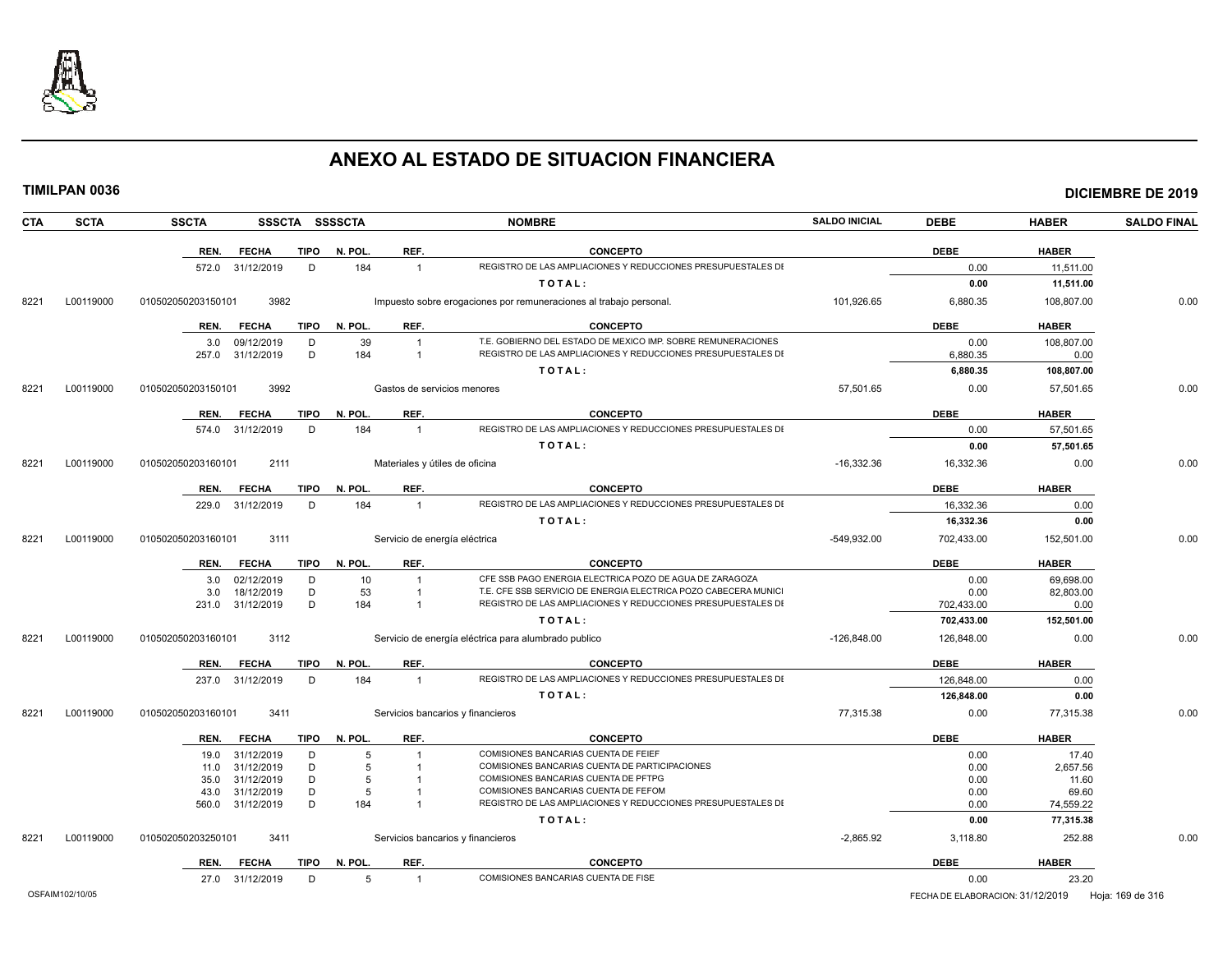# ANEXO AL ESTADO DE SITUACION FINANCIERA

**TIMILPAN 0036** — **DICIEMBRE DE 2019**

| CTA | SCTA | SSCTA | SSSCTA | SSSSCTA | NOMBRE | SALDO INICIAL | DEBE | HABER | SALDO FINAL |
|---|---|---|---|---|---|---|---|---|---|

| REN. | FECHA | TIPO | N. POL. | REF. | CONCEPTO | DEBE | HABER |
|---|---|---|---|---|---|---|---|
| 572.0 | 31/12/2019 | D | 184 | 1 | REGISTRO DE LAS AMPLIACIONES Y REDUCCIONES PRESUPUESTALES DE | 0.00 | 11,511.00 |
| | | | | | **TOTAL:** | **0.00** | **11,511.00** |

| CTA | SCTA | SSCTA | SSSCTA | NOMBRE | SALDO INICIAL | DEBE | HABER | SALDO FINAL |
|---|---|---|---|---|---|---|---|---|
| 8221 | L00119000 | 010502050203150101 | 3982 | Impuesto sobre erogaciones por remuneraciones al trabajo personal. | 101,926.65 | 6,880.35 | 108,807.00 | 0.00 |

| REN. | FECHA | TIPO | N. POL. | REF. | CONCEPTO | DEBE | HABER |
|---|---|---|---|---|---|---|---|
| 3.0 | 09/12/2019 | D | 39 | 1 | T.E. GOBIERNO DEL ESTADO DE MEXICO IMP. SOBRE REMUNERACIONES | 0.00 | 108,807.00 |
| 257.0 | 31/12/2019 | D | 184 | 1 | REGISTRO DE LAS AMPLIACIONES Y REDUCCIONES PRESUPUESTALES DE | 6,880.35 | 0.00 |
| | | | | | **TOTAL:** | **6,880.35** | **108,807.00** |

| CTA | SCTA | SSCTA | SSSCTA | NOMBRE | SALDO INICIAL | DEBE | HABER | SALDO FINAL |
|---|---|---|---|---|---|---|---|---|
| 8221 | L00119000 | 010502050203150101 | 3992 | Gastos de servicios menores | 57,501.65 | 0.00 | 57,501.65 | 0.00 |

| REN. | FECHA | TIPO | N. POL. | REF. | CONCEPTO | DEBE | HABER |
|---|---|---|---|---|---|---|---|
| 574.0 | 31/12/2019 | D | 184 | 1 | REGISTRO DE LAS AMPLIACIONES Y REDUCCIONES PRESUPUESTALES DE | 0.00 | 57,501.65 |
| | | | | | **TOTAL:** | **0.00** | **57,501.65** |

| CTA | SCTA | SSCTA | SSSCTA | NOMBRE | SALDO INICIAL | DEBE | HABER | SALDO FINAL |
|---|---|---|---|---|---|---|---|---|
| 8221 | L00119000 | 010502050203160101 | 2111 | Materiales y útiles de oficina | -16,332.36 | 16,332.36 | 0.00 | 0.00 |

| REN. | FECHA | TIPO | N. POL. | REF. | CONCEPTO | DEBE | HABER |
|---|---|---|---|---|---|---|---|
| 229.0 | 31/12/2019 | D | 184 | 1 | REGISTRO DE LAS AMPLIACIONES Y REDUCCIONES PRESUPUESTALES DE | 16,332.36 | 0.00 |
| | | | | | **TOTAL:** | **16,332.36** | **0.00** |

| CTA | SCTA | SSCTA | SSSCTA | NOMBRE | SALDO INICIAL | DEBE | HABER | SALDO FINAL |
|---|---|---|---|---|---|---|---|---|
| 8221 | L00119000 | 010502050203160101 | 3111 | Servicio de energía eléctrica | -549,932.00 | 702,433.00 | 152,501.00 | 0.00 |

| REN. | FECHA | TIPO | N. POL. | REF. | CONCEPTO | DEBE | HABER |
|---|---|---|---|---|---|---|---|
| 3.0 | 02/12/2019 | D | 10 | 1 | CFE SSB PAGO ENERGIA ELECTRICA POZO DE AGUA DE ZARAGOZA | 0.00 | 69,698.00 |
| 3.0 | 18/12/2019 | D | 53 | 1 | T.E. CFE SSB SERVICIO DE ENERGIA ELECTRICA POZO CABECERA MUNICI | 0.00 | 82,803.00 |
| 231.0 | 31/12/2019 | D | 184 | 1 | REGISTRO DE LAS AMPLIACIONES Y REDUCCIONES PRESUPUESTALES DE | 702,433.00 | 0.00 |
| | | | | | **TOTAL:** | **702,433.00** | **152,501.00** |

| CTA | SCTA | SSCTA | SSSCTA | NOMBRE | SALDO INICIAL | DEBE | HABER | SALDO FINAL |
|---|---|---|---|---|---|---|---|---|
| 8221 | L00119000 | 010502050203160101 | 3112 | Servicio de energía eléctrica para alumbrado publico | -126,848.00 | 126,848.00 | 0.00 | 0.00 |

| REN. | FECHA | TIPO | N. POL. | REF. | CONCEPTO | DEBE | HABER |
|---|---|---|---|---|---|---|---|
| 237.0 | 31/12/2019 | D | 184 | 1 | REGISTRO DE LAS AMPLIACIONES Y REDUCCIONES PRESUPUESTALES DE | 126,848.00 | 0.00 |
| | | | | | **TOTAL:** | **126,848.00** | **0.00** |

| CTA | SCTA | SSCTA | SSSCTA | NOMBRE | SALDO INICIAL | DEBE | HABER | SALDO FINAL |
|---|---|---|---|---|---|---|---|---|
| 8221 | L00119000 | 010502050203160101 | 3411 | Servicios bancarios y financieros | 77,315.38 | 0.00 | 77,315.38 | 0.00 |

| REN. | FECHA | TIPO | N. POL. | REF. | CONCEPTO | DEBE | HABER |
|---|---|---|---|---|---|---|---|
| 19.0 | 31/12/2019 | D | 5 | 1 | COMISIONES BANCARIAS CUENTA DE FEIEF | 0.00 | 17.40 |
| 11.0 | 31/12/2019 | D | 5 | 1 | COMISIONES BANCARIAS CUENTA DE PARTICIPACIONES | 0.00 | 2,657.56 |
| 35.0 | 31/12/2019 | D | 5 | 1 | COMISIONES BANCARIAS CUENTA DE PFTPG | 0.00 | 11.60 |
| 43.0 | 31/12/2019 | D | 5 | 1 | COMISIONES BANCARIAS CUENTA DE FEFOM | 0.00 | 69.60 |
| 560.0 | 31/12/2019 | D | 184 | 1 | REGISTRO DE LAS AMPLIACIONES Y REDUCCIONES PRESUPUESTALES DE | 0.00 | 74,559.22 |
| | | | | | **TOTAL:** | **0.00** | **77,315.38** |

| CTA | SCTA | SSCTA | SSSCTA | NOMBRE | SALDO INICIAL | DEBE | HABER | SALDO FINAL |
|---|---|---|---|---|---|---|---|---|
| 8221 | L00119000 | 010502050203250101 | 3411 | Servicios bancarios y financieros | -2,865.92 | 3,118.80 | 252.88 | 0.00 |

| REN. | FECHA | TIPO | N. POL. | REF. | CONCEPTO | DEBE | HABER |
|---|---|---|---|---|---|---|---|
| 27.0 | 31/12/2019 | D | 5 | 1 | COMISIONES BANCARIAS CUENTA DE FISE | 0.00 | 23.20 |

OSFAIM102/10/05 — FECHA DE ELABORACION: 31/12/2019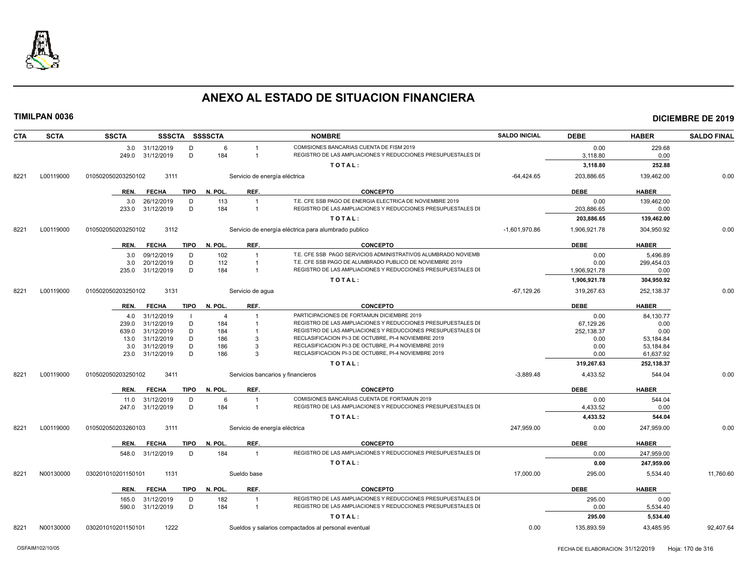# ANEXO AL ESTADO DE SITUACION FINANCIERA

**TIMILPAN 0036** **DICIEMBRE DE 2019**

| CTA | SCTA | SSCTA | SSSCTA | SSSSCTA | | NOMBRE | SALDO INICIAL | DEBE | HABER | SALDO FINAL |
|---|---|---|---|---|---|---|---|---|---|---|
| | | 3.0 31/12/2019 | D | 6 | 1 | COMISIONES BANCARIAS CUENTA DE FISM 2019 | | 0.00 | 229.68 | |
| | | 249.0 31/12/2019 | D | 184 | 1 | REGISTRO DE LAS AMPLIACIONES Y REDUCCIONES PRESUPUESTALES DE | | 3,118.80 | 0.00 | |
| | | | | | | **TOTAL:** | | **3,118.80** | **252.88** | |
| 8221 | L00119000 | 010502050203250102 | 3111 | | | Servicio de energía eléctrica | -64,424.65 | 203,886.65 | 139,462.00 | 0.00 |
| | | REN. FECHA | TIPO | N. POL. | REF. | CONCEPTO | | DEBE | HABER | |
| | | 3.0 26/12/2019 | D | 113 | 1 | T.E. CFE SSB PAGO DE ENERGIA ELECTRICA DE NOVIEMBRE 2019 | | 0.00 | 139,462.00 | |
| | | 233.0 31/12/2019 | D | 184 | 1 | REGISTRO DE LAS AMPLIACIONES Y REDUCCIONES PRESUPUESTALES DE | | 203,886.65 | 0.00 | |
| | | | | | | **TOTAL:** | | **203,886.65** | **139,462.00** | |
| 8221 | L00119000 | 010502050203250102 | 3112 | | | Servicio de energía eléctrica para alumbrado publico | -1,601,970.86 | 1,906,921.78 | 304,950.92 | 0.00 |
| | | REN. FECHA | TIPO | N. POL. | REF. | CONCEPTO | | DEBE | HABER | |
| | | 3.0 09/12/2019 | D | 102 | 1 | T.E. CFE SSB PAGO SERVICIOS ADMINISTRATIVOS ALUMBRADO NOVIEMB | | 0.00 | 5,496.89 | |
| | | 3.0 20/12/2019 | D | 112 | 1 | T.E. CFE SSB PAGO DE ALUMBRADO PUBLICO DE NOVIEMBRE 2019 | | 0.00 | 299,454.03 | |
| | | 235.0 31/12/2019 | D | 184 | 1 | REGISTRO DE LAS AMPLIACIONES Y REDUCCIONES PRESUPUESTALES DE | | 1,906,921.78 | 0.00 | |
| | | | | | | **TOTAL:** | | **1,906,921.78** | **304,950.92** | |
| 8221 | L00119000 | 010502050203250102 | 3131 | | | Servicio de agua | -67,129.26 | 319,267.63 | 252,138.37 | 0.00 |
| | | REN. FECHA | TIPO | N. POL. | REF. | CONCEPTO | | DEBE | HABER | |
| | | 4.0 31/12/2019 | I | 4 | 1 | PARTICIPACIONES DE FORTAMUN DICIEMBRE 2019 | | 0.00 | 84,130.77 | |
| | | 239.0 31/12/2019 | D | 184 | 1 | REGISTRO DE LAS AMPLIACIONES Y REDUCCIONES PRESUPUESTALES DE | | 67,129.26 | 0.00 | |
| | | 639.0 31/12/2019 | D | 184 | 1 | REGISTRO DE LAS AMPLIACIONES Y REDUCCIONES PRESUPUESTALES DE | | 252,138.37 | 0.00 | |
| | | 13.0 31/12/2019 | D | 186 | 3 | RECLASIFICACION PI-3 DE OCTUBRE, PI-4 NOVIEMBRE 2019 | | 0.00 | 53,184.84 | |
| | | 3.0 31/12/2019 | D | 186 | 3 | RECLASIFICACION PI-3 DE OCTUBRE, PI-4 NOVIEMBRE 2019 | | 0.00 | 53,184.84 | |
| | | 23.0 31/12/2019 | D | 186 | 3 | RECLASIFICACION PI-3 DE OCTUBRE, PI-4 NOVIEMBRE 2019 | | 0.00 | 61,637.92 | |
| | | | | | | **TOTAL:** | | **319,267.63** | **252,138.37** | |
| 8221 | L00119000 | 010502050203250102 | 3411 | | | Servicios bancarios y financieros | -3,889.48 | 4,433.52 | 544.04 | 0.00 |
| | | REN. FECHA | TIPO | N. POL. | REF. | CONCEPTO | | DEBE | HABER | |
| | | 11.0 31/12/2019 | D | 6 | 1 | COMISIONES BANCARIAS CUENTA DE FORTAMUN 2019 | | 0.00 | 544.04 | |
| | | 247.0 31/12/2019 | D | 184 | 1 | REGISTRO DE LAS AMPLIACIONES Y REDUCCIONES PRESUPUESTALES DE | | 4,433.52 | 0.00 | |
| | | | | | | **TOTAL:** | | **4,433.52** | **544.04** | |
| 8221 | L00119000 | 010502050203260103 | 3111 | | | Servicio de energía eléctrica | 247,959.00 | 0.00 | 247,959.00 | 0.00 |
| | | REN. FECHA | TIPO | N. POL. | REF. | CONCEPTO | | DEBE | HABER | |
| | | 548.0 31/12/2019 | D | 184 | 1 | REGISTRO DE LAS AMPLIACIONES Y REDUCCIONES PRESUPUESTALES DE | | 0.00 | 247,959.00 | |
| | | | | | | **TOTAL:** | | **0.00** | **247,959.00** | |
| 8221 | N00130000 | 030201010201150101 | 1131 | | | Sueldo base | 17,000.00 | 295.00 | 5,534.40 | 11,760.60 |
| | | REN. FECHA | TIPO | N. POL. | REF. | CONCEPTO | | DEBE | HABER | |
| | | 165.0 31/12/2019 | D | 182 | 1 | REGISTRO DE LAS AMPLIACIONES Y REDUCCIONES PRESUPUESTALES DE | | 295.00 | 0.00 | |
| | | 590.0 31/12/2019 | D | 184 | 1 | REGISTRO DE LAS AMPLIACIONES Y REDUCCIONES PRESUPUESTALES DE | | 0.00 | 5,534.40 | |
| | | | | | | **TOTAL:** | | **295.00** | **5,534.40** | |
| 8221 | N00130000 | 030201010201150101 | 1222 | | | Sueldos y salarios compactados al personal eventual | 0.00 | 135,893.59 | 43,485.95 | 92,407.64 |

OSFAIM102/10/05 FECHA DE ELABORACION: 31/12/2019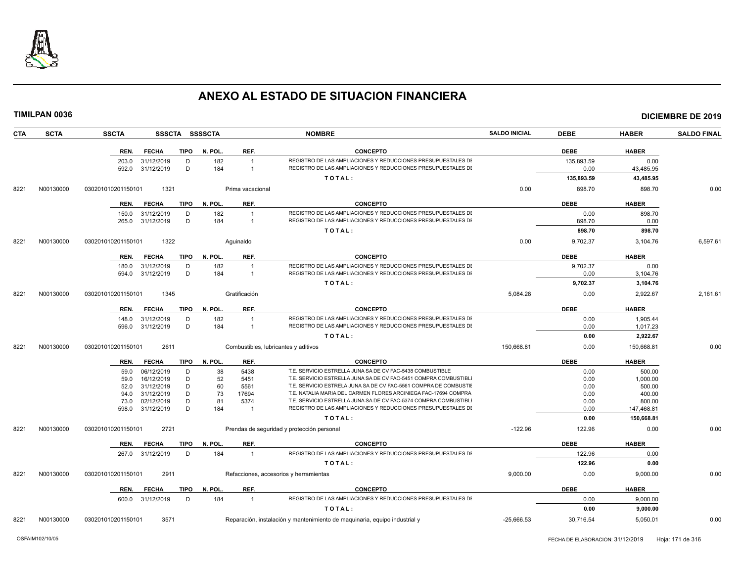# ANEXO AL ESTADO DE SITUACION FINANCIERA

**TIMILPAN 0036** — **DICIEMBRE DE 2019**

| CTA | SCTA | SSCTA | SSSCTA | SSSSCTA | NOMBRE | SALDO INICIAL | DEBE | HABER | SALDO FINAL |
|---|---|---|---|---|---|---|---|---|---|

| REN. | FECHA | TIPO | N. POL. | REF. | CONCEPTO | DEBE | HABER |
|---|---|---|---|---|---|---|---|
| 203.0 | 31/12/2019 | D | 182 | 1 | REGISTRO DE LAS AMPLIACIONES Y REDUCCIONES PRESUPUESTALES DE | 135,893.59 | 0.00 |
| 592.0 | 31/12/2019 | D | 184 | 1 | REGISTRO DE LAS AMPLIACIONES Y REDUCCIONES PRESUPUESTALES DE | 0.00 | 43,485.95 |
| | | | | | **T O T A L :** | **135,893.59** | **43,485.95** |

| CTA | SCTA | SSCTA | SSSCTA | NOMBRE | SALDO INICIAL | DEBE | HABER | SALDO FINAL |
|---|---|---|---|---|---|---|---|---|
| 8221 | N00130000 | 030201010201150101 | 1321 | Prima vacacional | 0.00 | 898.70 | 898.70 | 0.00 |

| REN. | FECHA | TIPO | N. POL. | REF. | CONCEPTO | DEBE | HABER |
|---|---|---|---|---|---|---|---|
| 150.0 | 31/12/2019 | D | 182 | 1 | REGISTRO DE LAS AMPLIACIONES Y REDUCCIONES PRESUPUESTALES DE | 0.00 | 898.70 |
| 265.0 | 31/12/2019 | D | 184 | 1 | REGISTRO DE LAS AMPLIACIONES Y REDUCCIONES PRESUPUESTALES DE | 898.70 | 0.00 |
| | | | | | **T O T A L :** | **898.70** | **898.70** |

| CTA | SCTA | SSCTA | SSSCTA | NOMBRE | SALDO INICIAL | DEBE | HABER | SALDO FINAL |
|---|---|---|---|---|---|---|---|---|
| 8221 | N00130000 | 030201010201150101 | 1322 | Aguinaldo | 0.00 | 9,702.37 | 3,104.76 | 6,597.61 |

| REN. | FECHA | TIPO | N. POL. | REF. | CONCEPTO | DEBE | HABER |
|---|---|---|---|---|---|---|---|
| 180.0 | 31/12/2019 | D | 182 | 1 | REGISTRO DE LAS AMPLIACIONES Y REDUCCIONES PRESUPUESTALES DE | 9,702.37 | 0.00 |
| 594.0 | 31/12/2019 | D | 184 | 1 | REGISTRO DE LAS AMPLIACIONES Y REDUCCIONES PRESUPUESTALES DE | 0.00 | 3,104.76 |
| | | | | | **T O T A L :** | **9,702.37** | **3,104.76** |

| CTA | SCTA | SSCTA | SSSCTA | NOMBRE | SALDO INICIAL | DEBE | HABER | SALDO FINAL |
|---|---|---|---|---|---|---|---|---|
| 8221 | N00130000 | 030201010201150101 | 1345 | Gratificación | 5,084.28 | 0.00 | 2,922.67 | 2,161.61 |

| REN. | FECHA | TIPO | N. POL. | REF. | CONCEPTO | DEBE | HABER |
|---|---|---|---|---|---|---|---|
| 148.0 | 31/12/2019 | D | 182 | 1 | REGISTRO DE LAS AMPLIACIONES Y REDUCCIONES PRESUPUESTALES DE | 0.00 | 1,905.44 |
| 596.0 | 31/12/2019 | D | 184 | 1 | REGISTRO DE LAS AMPLIACIONES Y REDUCCIONES PRESUPUESTALES DE | 0.00 | 1,017.23 |
| | | | | | **T O T A L :** | **0.00** | **2,922.67** |

| CTA | SCTA | SSCTA | SSSCTA | NOMBRE | SALDO INICIAL | DEBE | HABER | SALDO FINAL |
|---|---|---|---|---|---|---|---|---|
| 8221 | N00130000 | 030201010201150101 | 2611 | Combustibles, lubricantes y aditivos | 150,668.81 | 0.00 | 150,668.81 | 0.00 |

| REN. | FECHA | TIPO | N. POL. | REF. | CONCEPTO | DEBE | HABER |
|---|---|---|---|---|---|---|---|
| 59.0 | 06/12/2019 | D | 38 | 5438 | T.E. SERVICIO ESTRELLA JUNA SA DE CV FAC-5438 COMBUSTIBLE | 0.00 | 500.00 |
| 59.0 | 16/12/2019 | D | 52 | 5451 | T.E. SERVICIO ESTRELLA JUNA SA DE CV FAC-5451 COMPRA COMBUSTIBLI | 0.00 | 1,000.00 |
| 52.0 | 31/12/2019 | D | 60 | 5561 | T.E. SERVICIO ESTRELA JUNA SA DE CV FAC-5561 COMPRA DE COMBUSTIE | 0.00 | 500.00 |
| 94.0 | 31/12/2019 | D | 73 | 17694 | T.E. NATALIA MARIA DEL CARMEN FLORES ARCINIEGA FAC-17694 COMPRA | 0.00 | 400.00 |
| 73.0 | 02/12/2019 | D | 81 | 5374 | T.E. SERVICIO ESTRELLA JUNA SA DE CV FAC-5374 COMPRA COMBUSTIBLI | 0.00 | 800.00 |
| 598.0 | 31/12/2019 | D | 184 | 1 | REGISTRO DE LAS AMPLIACIONES Y REDUCCIONES PRESUPUESTALES DE | 0.00 | 147,468.81 |
| | | | | | **T O T A L :** | **0.00** | **150,668.81** |

| CTA | SCTA | SSCTA | SSSCTA | NOMBRE | SALDO INICIAL | DEBE | HABER | SALDO FINAL |
|---|---|---|---|---|---|---|---|---|
| 8221 | N00130000 | 030201010201150101 | 2721 | Prendas de seguridad y protección personal | -122.96 | 122.96 | 0.00 | 0.00 |

| REN. | FECHA | TIPO | N. POL. | REF. | CONCEPTO | DEBE | HABER |
|---|---|---|---|---|---|---|---|
| 267.0 | 31/12/2019 | D | 184 | 1 | REGISTRO DE LAS AMPLIACIONES Y REDUCCIONES PRESUPUESTALES DE | 122.96 | 0.00 |
| | | | | | **T O T A L :** | **122.96** | **0.00** |

| CTA | SCTA | SSCTA | SSSCTA | NOMBRE | SALDO INICIAL | DEBE | HABER | SALDO FINAL |
|---|---|---|---|---|---|---|---|---|
| 8221 | N00130000 | 030201010201150101 | 2911 | Refacciones, accesorios y herramientas | 9,000.00 | 0.00 | 9,000.00 | 0.00 |

| REN. | FECHA | TIPO | N. POL. | REF. | CONCEPTO | DEBE | HABER |
|---|---|---|---|---|---|---|---|
| 600.0 | 31/12/2019 | D | 184 | 1 | REGISTRO DE LAS AMPLIACIONES Y REDUCCIONES PRESUPUESTALES DE | 0.00 | 9,000.00 |
| | | | | | **T O T A L :** | **0.00** | **9,000.00** |

| CTA | SCTA | SSCTA | SSSCTA | NOMBRE | SALDO INICIAL | DEBE | HABER | SALDO FINAL |
|---|---|---|---|---|---|---|---|---|
| 8221 | N00130000 | 030201010201150101 | 3571 | Reparación, instalación y mantenimiento de maquinaria, equipo industrial y | -25,666.53 | 30,716.54 | 5,050.01 | 0.00 |

OSFAIM102/10/05 — FECHA DE ELABORACION: 31/12/2019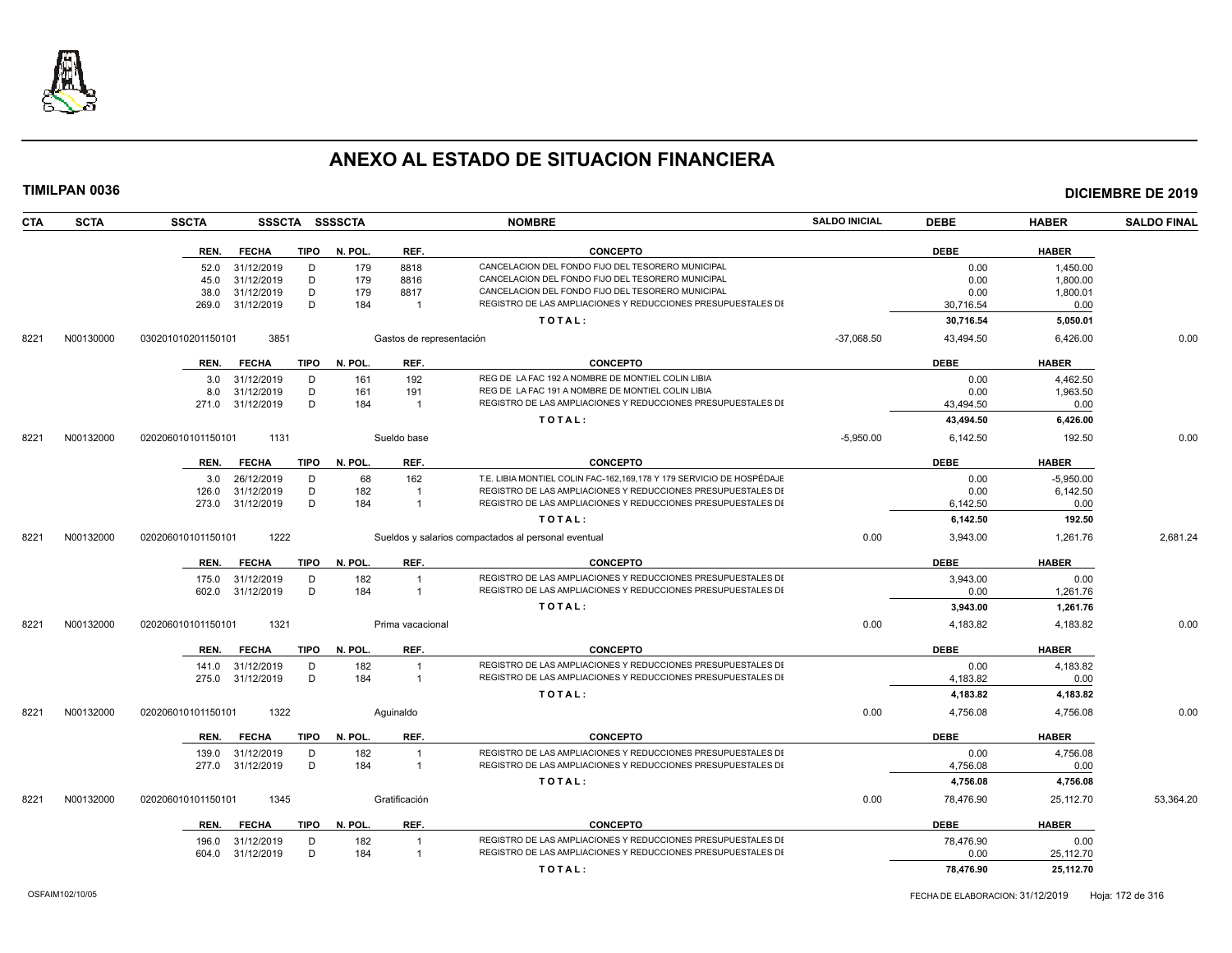# ANEXO AL ESTADO DE SITUACION FINANCIERA

**TIMILPAN 0036** — **DICIEMBRE DE 2019**

| CTA | SCTA | SSCTA | SSSCTA | SSSSCTA | NOMBRE | SALDO INICIAL | DEBE | HABER | SALDO FINAL |
|---|---|---|---|---|---|---|---|---|---|

| REN. | FECHA | TIPO | N. POL. | REF. | CONCEPTO | DEBE | HABER |
|---|---|---|---|---|---|---|---|
| 52.0 | 31/12/2019 | D | 179 | 8818 | CANCELACION DEL FONDO FIJO DEL TESORERO MUNICIPAL | 0.00 | 1,450.00 |
| 45.0 | 31/12/2019 | D | 179 | 8816 | CANCELACION DEL FONDO FIJO DEL TESORERO MUNICIPAL | 0.00 | 1,800.00 |
| 38.0 | 31/12/2019 | D | 179 | 8817 | CANCELACION DEL FONDO FIJO DEL TESORERO MUNICIPAL | 0.00 | 1,800.01 |
| 269.0 | 31/12/2019 | D | 184 | 1 | REGISTRO DE LAS AMPLIACIONES Y REDUCCIONES PRESUPUESTALES DE | 30,716.54 | 0.00 |
| | | | | | TOTAL: | 30,716.54 | 5,050.01 |

| CTA | SCTA | SSCTA | SSSCTA | NOMBRE | SALDO INICIAL | DEBE | HABER | SALDO FINAL |
|---|---|---|---|---|---|---|---|---|
| 8221 | N00130000 | 030201010201150101 | 3851 | Gastos de representación | -37,068.50 | 43,494.50 | 6,426.00 | 0.00 |

| REN. | FECHA | TIPO | N. POL. | REF. | CONCEPTO | DEBE | HABER |
|---|---|---|---|---|---|---|---|
| 3.0 | 31/12/2019 | D | 161 | 192 | REG DE LA FAC 192 A NOMBRE DE MONTIEL COLIN LIBIA | 0.00 | 4,462.50 |
| 8.0 | 31/12/2019 | D | 161 | 191 | REG DE LA FAC 191 A NOMBRE DE MONTIEL COLIN LIBIA | 0.00 | 1,963.50 |
| 271.0 | 31/12/2019 | D | 184 | 1 | REGISTRO DE LAS AMPLIACIONES Y REDUCCIONES PRESUPUESTALES DE | 43,494.50 | 0.00 |
| | | | | | TOTAL: | 43,494.50 | 6,426.00 |

| CTA | SCTA | SSCTA | SSSCTA | NOMBRE | SALDO INICIAL | DEBE | HABER | SALDO FINAL |
|---|---|---|---|---|---|---|---|---|
| 8221 | N00132000 | 020206010101150101 | 1131 | Sueldo base | -5,950.00 | 6,142.50 | 192.50 | 0.00 |

| REN. | FECHA | TIPO | N. POL. | REF. | CONCEPTO | DEBE | HABER |
|---|---|---|---|---|---|---|---|
| 3.0 | 26/12/2019 | D | 68 | 162 | T.E. LIBIA MONTIEL COLIN FAC-162,169,178 Y 179 SERVICIO DE HOSPEDAJE | 0.00 | -5,950.00 |
| 126.0 | 31/12/2019 | D | 182 | 1 | REGISTRO DE LAS AMPLIACIONES Y REDUCCIONES PRESUPUESTALES DE | 0.00 | 6,142.50 |
| 273.0 | 31/12/2019 | D | 184 | 1 | REGISTRO DE LAS AMPLIACIONES Y REDUCCIONES PRESUPUESTALES DE | 6,142.50 | 0.00 |
| | | | | | TOTAL: | 6,142.50 | 192.50 |

| CTA | SCTA | SSCTA | SSSCTA | NOMBRE | SALDO INICIAL | DEBE | HABER | SALDO FINAL |
|---|---|---|---|---|---|---|---|---|
| 8221 | N00132000 | 020206010101150101 | 1222 | Sueldos y salarios compactados al personal eventual | 0.00 | 3,943.00 | 1,261.76 | 2,681.24 |

| REN. | FECHA | TIPO | N. POL. | REF. | CONCEPTO | DEBE | HABER |
|---|---|---|---|---|---|---|---|
| 175.0 | 31/12/2019 | D | 182 | 1 | REGISTRO DE LAS AMPLIACIONES Y REDUCCIONES PRESUPUESTALES DE | 3,943.00 | 0.00 |
| 602.0 | 31/12/2019 | D | 184 | 1 | REGISTRO DE LAS AMPLIACIONES Y REDUCCIONES PRESUPUESTALES DE | 0.00 | 1,261.76 |
| | | | | | TOTAL: | 3,943.00 | 1,261.76 |

| CTA | SCTA | SSCTA | SSSCTA | NOMBRE | SALDO INICIAL | DEBE | HABER | SALDO FINAL |
|---|---|---|---|---|---|---|---|---|
| 8221 | N00132000 | 020206010101150101 | 1321 | Prima vacacional | 0.00 | 4,183.82 | 4,183.82 | 0.00 |

| REN. | FECHA | TIPO | N. POL. | REF. | CONCEPTO | DEBE | HABER |
|---|---|---|---|---|---|---|---|
| 141.0 | 31/12/2019 | D | 182 | 1 | REGISTRO DE LAS AMPLIACIONES Y REDUCCIONES PRESUPUESTALES DE | 0.00 | 4,183.82 |
| 275.0 | 31/12/2019 | D | 184 | 1 | REGISTRO DE LAS AMPLIACIONES Y REDUCCIONES PRESUPUESTALES DE | 4,183.82 | 0.00 |
| | | | | | TOTAL: | 4,183.82 | 4,183.82 |

| CTA | SCTA | SSCTA | SSSCTA | NOMBRE | SALDO INICIAL | DEBE | HABER | SALDO FINAL |
|---|---|---|---|---|---|---|---|---|
| 8221 | N00132000 | 020206010101150101 | 1322 | Aguinaldo | 0.00 | 4,756.08 | 4,756.08 | 0.00 |

| REN. | FECHA | TIPO | N. POL. | REF. | CONCEPTO | DEBE | HABER |
|---|---|---|---|---|---|---|---|
| 139.0 | 31/12/2019 | D | 182 | 1 | REGISTRO DE LAS AMPLIACIONES Y REDUCCIONES PRESUPUESTALES DE | 0.00 | 4,756.08 |
| 277.0 | 31/12/2019 | D | 184 | 1 | REGISTRO DE LAS AMPLIACIONES Y REDUCCIONES PRESUPUESTALES DE | 4,756.08 | 0.00 |
| | | | | | TOTAL: | 4,756.08 | 4,756.08 |

| CTA | SCTA | SSCTA | SSSCTA | NOMBRE | SALDO INICIAL | DEBE | HABER | SALDO FINAL |
|---|---|---|---|---|---|---|---|---|
| 8221 | N00132000 | 020206010101150101 | 1345 | Gratificación | 0.00 | 78,476.90 | 25,112.70 | 53,364.20 |

| REN. | FECHA | TIPO | N. POL. | REF. | CONCEPTO | DEBE | HABER |
|---|---|---|---|---|---|---|---|
| 196.0 | 31/12/2019 | D | 182 | 1 | REGISTRO DE LAS AMPLIACIONES Y REDUCCIONES PRESUPUESTALES DE | 78,476.90 | 0.00 |
| 604.0 | 31/12/2019 | D | 184 | 1 | REGISTRO DE LAS AMPLIACIONES Y REDUCCIONES PRESUPUESTALES DE | 0.00 | 25,112.70 |
| | | | | | TOTAL: | 78,476.90 | 25,112.70 |

OSFAIM102/10/05 — FECHA DE ELABORACION: 31/12/2019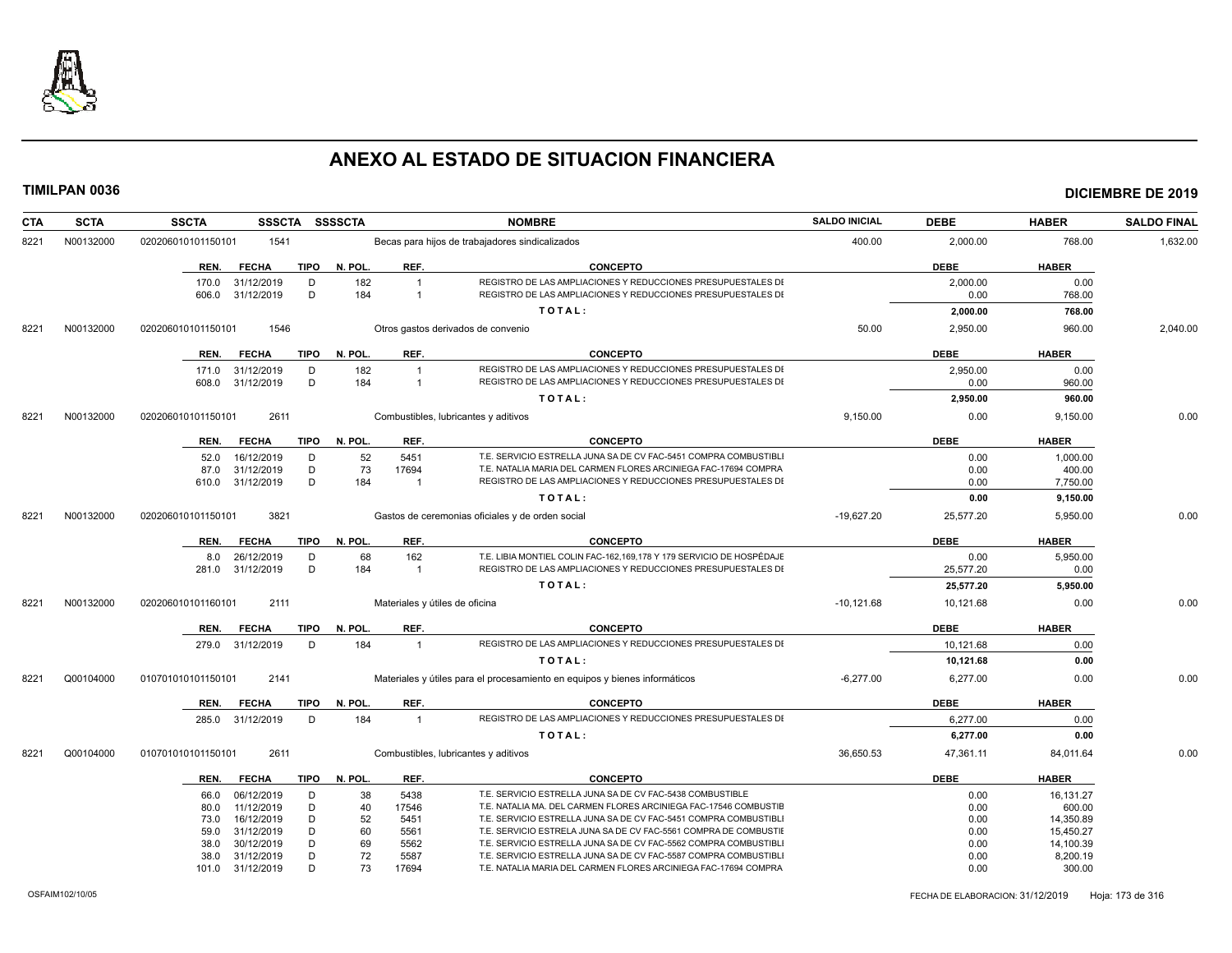# ANEXO AL ESTADO DE SITUACION FINANCIERA

**TIMILPAN 0036** — **DICIEMBRE DE 2019**

| CTA | SCTA | SSCTA | SSSCTA | SSSSCTA | NOMBRE | SALDO INICIAL | DEBE | HABER | SALDO FINAL |
|---|---|---|---|---|---|---|---|---|---|
| 8221 | N00132000 | 020206010101150101 | 1541 | | Becas para hijos de trabajadores sindicalizados | 400.00 | 2,000.00 | 768.00 | 1,632.00 |

| REN. | FECHA | TIPO | N. POL. | REF. | CONCEPTO | DEBE | HABER |
|---|---|---|---|---|---|---|---|
| 170.0 | 31/12/2019 | D | 182 | 1 | REGISTRO DE LAS AMPLIACIONES Y REDUCCIONES PRESUPUESTALES DI | 2,000.00 | 0.00 |
| 606.0 | 31/12/2019 | D | 184 | 1 | REGISTRO DE LAS AMPLIACIONES Y REDUCCIONES PRESUPUESTALES DI | 0.00 | 768.00 |
| | | | | | **TOTAL:** | **2,000.00** | **768.00** |

| CTA | SCTA | SSCTA | SSSCTA | SSSSCTA | NOMBRE | SALDO INICIAL | DEBE | HABER | SALDO FINAL |
|---|---|---|---|---|---|---|---|---|---|
| 8221 | N00132000 | 020206010101150101 | 1546 | | Otros gastos derivados de convenio | 50.00 | 2,950.00 | 960.00 | 2,040.00 |

| REN. | FECHA | TIPO | N. POL. | REF. | CONCEPTO | DEBE | HABER |
|---|---|---|---|---|---|---|---|
| 171.0 | 31/12/2019 | D | 182 | 1 | REGISTRO DE LAS AMPLIACIONES Y REDUCCIONES PRESUPUESTALES DI | 2,950.00 | 0.00 |
| 608.0 | 31/12/2019 | D | 184 | 1 | REGISTRO DE LAS AMPLIACIONES Y REDUCCIONES PRESUPUESTALES DI | 0.00 | 960.00 |
| | | | | | **TOTAL:** | **2,950.00** | **960.00** |

| CTA | SCTA | SSCTA | SSSCTA | SSSSCTA | NOMBRE | SALDO INICIAL | DEBE | HABER | SALDO FINAL |
|---|---|---|---|---|---|---|---|---|---|
| 8221 | N00132000 | 020206010101150101 | 2611 | | Combustibles, lubricantes y aditivos | 9,150.00 | 0.00 | 9,150.00 | 0.00 |

| REN. | FECHA | TIPO | N. POL. | REF. | CONCEPTO | DEBE | HABER |
|---|---|---|---|---|---|---|---|
| 52.0 | 16/12/2019 | D | 52 | 5451 | T.E. SERVICIO ESTRELLA JUNA SA DE CV FAC-5451 COMPRA COMBUSTIBLI | 0.00 | 1,000.00 |
| 87.0 | 31/12/2019 | D | 73 | 17694 | T.E. NATALIA MARIA DEL CARMEN FLORES ARCINIEGA FAC-17694 COMPRA | 0.00 | 400.00 |
| 610.0 | 31/12/2019 | D | 184 | 1 | REGISTRO DE LAS AMPLIACIONES Y REDUCCIONES PRESUPUESTALES DI | 0.00 | 7,750.00 |
| | | | | | **TOTAL:** | **0.00** | **9,150.00** |

| CTA | SCTA | SSCTA | SSSCTA | SSSSCTA | NOMBRE | SALDO INICIAL | DEBE | HABER | SALDO FINAL |
|---|---|---|---|---|---|---|---|---|---|
| 8221 | N00132000 | 020206010101150101 | 3821 | | Gastos de ceremonias oficiales y de orden social | -19,627.20 | 25,577.20 | 5,950.00 | 0.00 |

| REN. | FECHA | TIPO | N. POL. | REF. | CONCEPTO | DEBE | HABER |
|---|---|---|---|---|---|---|---|
| 8.0 | 26/12/2019 | D | 68 | 162 | T.E. LIBIA MONTIEL COLIN FAC-162,169,178 Y 179 SERVICIO DE HOSPEDAJE | 0.00 | 5,950.00 |
| 281.0 | 31/12/2019 | D | 184 | 1 | REGISTRO DE LAS AMPLIACIONES Y REDUCCIONES PRESUPUESTALES DI | 25,577.20 | 0.00 |
| | | | | | **TOTAL:** | **25,577.20** | **5,950.00** |

| CTA | SCTA | SSCTA | SSSCTA | SSSSCTA | NOMBRE | SALDO INICIAL | DEBE | HABER | SALDO FINAL |
|---|---|---|---|---|---|---|---|---|---|
| 8221 | N00132000 | 020206010101160101 | 2111 | | Materiales y útiles de oficina | -10,121.68 | 10,121.68 | 0.00 | 0.00 |

| REN. | FECHA | TIPO | N. POL. | REF. | CONCEPTO | DEBE | HABER |
|---|---|---|---|---|---|---|---|
| 279.0 | 31/12/2019 | D | 184 | 1 | REGISTRO DE LAS AMPLIACIONES Y REDUCCIONES PRESUPUESTALES DI | 10,121.68 | 0.00 |
| | | | | | **TOTAL:** | **10,121.68** | **0.00** |

| CTA | SCTA | SSCTA | SSSCTA | SSSSCTA | NOMBRE | SALDO INICIAL | DEBE | HABER | SALDO FINAL |
|---|---|---|---|---|---|---|---|---|---|
| 8221 | Q00104000 | 010701010101150101 | 2141 | | Materiales y útiles para el procesamiento en equipos y bienes informáticos | -6,277.00 | 6,277.00 | 0.00 | 0.00 |

| REN. | FECHA | TIPO | N. POL. | REF. | CONCEPTO | DEBE | HABER |
|---|---|---|---|---|---|---|---|
| 285.0 | 31/12/2019 | D | 184 | 1 | REGISTRO DE LAS AMPLIACIONES Y REDUCCIONES PRESUPUESTALES DI | 6,277.00 | 0.00 |
| | | | | | **TOTAL:** | **6,277.00** | **0.00** |

| CTA | SCTA | SSCTA | SSSCTA | SSSSCTA | NOMBRE | SALDO INICIAL | DEBE | HABER | SALDO FINAL |
|---|---|---|---|---|---|---|---|---|---|
| 8221 | Q00104000 | 010701010101150101 | 2611 | | Combustibles, lubricantes y aditivos | 36,650.53 | 47,361.11 | 84,011.64 | 0.00 |

| REN. | FECHA | TIPO | N. POL. | REF. | CONCEPTO | DEBE | HABER |
|---|---|---|---|---|---|---|---|
| 66.0 | 06/12/2019 | D | 38 | 5438 | T.E. SERVICIO ESTRELLA JUNA SA DE CV FAC-5438 COMBUSTIBLE | 0.00 | 16,131.27 |
| 80.0 | 11/12/2019 | D | 40 | 17546 | T.E. NATALIA MA. DEL CARMEN FLORES ARCINIEGA FAC-17546 COMBUSTIB | 0.00 | 600.00 |
| 73.0 | 16/12/2019 | D | 52 | 5451 | T.E. SERVICIO ESTRELLA JUNA SA DE CV FAC-5451 COMPRA COMBUSTIBLI | 0.00 | 14,350.89 |
| 59.0 | 31/12/2019 | D | 60 | 5561 | T.E. SERVICIO ESTRELLA JUNA SA DE CV FAC-5561 COMPRA DE COMBUSTIE | 0.00 | 15,450.27 |
| 38.0 | 30/12/2019 | D | 69 | 5562 | T.E. SERVICIO ESTRELLA JUNA SA DE CV FAC-5562 COMPRA COMBUSTIBLI | 0.00 | 14,100.39 |
| 38.0 | 31/12/2019 | D | 72 | 5587 | T.E. SERVICIO ESTRELLA JUNA SA DE CV FAC-5587 COMPRA COMBUSTIBLI | 0.00 | 8,200.19 |
| 101.0 | 31/12/2019 | D | 73 | 17694 | T.E. NATALIA MARIA DEL CARMEN FLORES ARCINIEGA FAC-17694 COMPRA | 0.00 | 300.00 |

OSFAIM102/10/05 — FECHA DE ELABORACION: 31/12/2019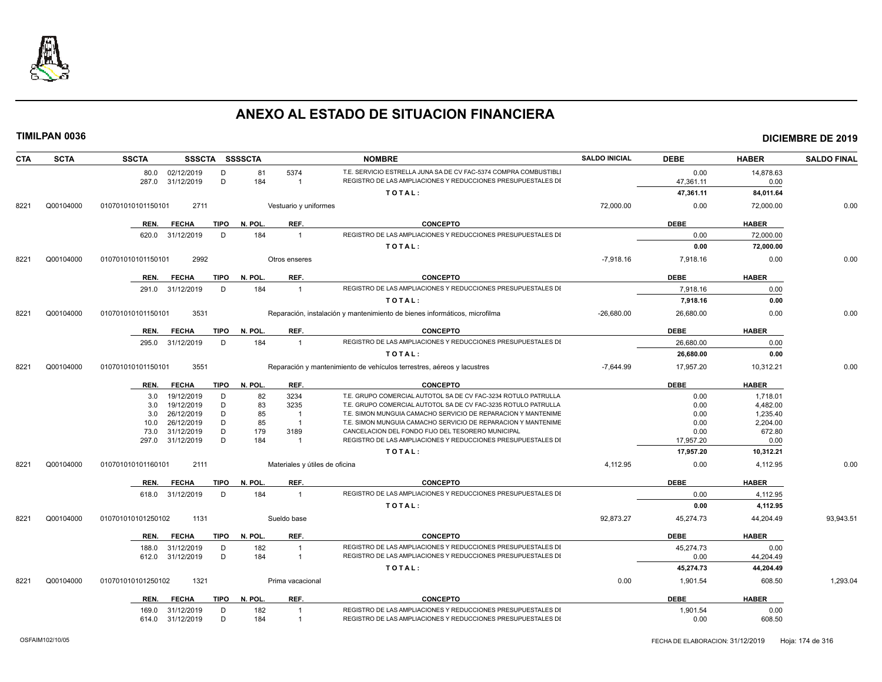# ANEXO AL ESTADO DE SITUACION FINANCIERA

**TIMILPAN 0036** — **DICIEMBRE DE 2019**

| CTA | SCTA | SSCTA | SSSCTA | SSSSCTA | NOMBRE | SALDO INICIAL | DEBE | HABER | SALDO FINAL |
|---|---|---|---|---|---|---|---|---|---|
| | | 80.0 02/12/2019 | D | 81 | 5374 T.E. SERVICIO ESTRELLA JUNA SA DE CV FAC-5374 COMPRA COMBUSTIBLI | | 0.00 | 14,878.63 | |
| | | 287.0 31/12/2019 | D | 184 | 1 REGISTRO DE LAS AMPLIACIONES Y REDUCCIONES PRESUPUESTALES DI | | 47,361.11 | 0.00 | |
| | | | | | TOTAL: | | 47,361.11 | 84,011.64 | |
| 8221 | Q00104000 | 010701010101150101 | 2711 | | Vestuario y uniformes | 72,000.00 | 0.00 | 72,000.00 | 0.00 |

| REN. | FECHA | TIPO | N. POL. | REF. | CONCEPTO | DEBE | HABER |
|---|---|---|---|---|---|---|---|
| 620.0 | 31/12/2019 | D | 184 | 1 | REGISTRO DE LAS AMPLIACIONES Y REDUCCIONES PRESUPUESTALES DI | 0.00 | 72,000.00 |
| | | | | | TOTAL: | 0.00 | 72,000.00 |

| CTA | SCTA | SSCTA | SSSCTA | NOMBRE | SALDO INICIAL | DEBE | HABER | SALDO FINAL |
|---|---|---|---|---|---|---|---|---|
| 8221 | Q00104000 | 010701010101150101 | 2992 | Otros enseres | -7,918.16 | 7,918.16 | 0.00 | 0.00 |

| REN. | FECHA | TIPO | N. POL. | REF. | CONCEPTO | DEBE | HABER |
|---|---|---|---|---|---|---|---|
| 291.0 | 31/12/2019 | D | 184 | 1 | REGISTRO DE LAS AMPLIACIONES Y REDUCCIONES PRESUPUESTALES DI | 7,918.16 | 0.00 |
| | | | | | TOTAL: | 7,918.16 | 0.00 |

| CTA | SCTA | SSCTA | SSSCTA | NOMBRE | SALDO INICIAL | DEBE | HABER | SALDO FINAL |
|---|---|---|---|---|---|---|---|---|
| 8221 | Q00104000 | 010701010101150101 | 3531 | Reparación, instalación y mantenimiento de bienes informáticos, microfilma | -26,680.00 | 26,680.00 | 0.00 | 0.00 |

| REN. | FECHA | TIPO | N. POL. | REF. | CONCEPTO | DEBE | HABER |
|---|---|---|---|---|---|---|---|
| 295.0 | 31/12/2019 | D | 184 | 1 | REGISTRO DE LAS AMPLIACIONES Y REDUCCIONES PRESUPUESTALES DI | 26,680.00 | 0.00 |
| | | | | | TOTAL: | 26,680.00 | 0.00 |

| CTA | SCTA | SSCTA | SSSCTA | NOMBRE | SALDO INICIAL | DEBE | HABER | SALDO FINAL |
|---|---|---|---|---|---|---|---|---|
| 8221 | Q00104000 | 010701010101150101 | 3551 | Reparación y mantenimiento de vehículos terrestres, aéreos y lacustres | -7,644.99 | 17,957.20 | 10,312.21 | 0.00 |

| REN. | FECHA | TIPO | N. POL. | REF. | CONCEPTO | DEBE | HABER |
|---|---|---|---|---|---|---|---|
| 3.0 | 19/12/2019 | D | 82 | 3234 | T.E. GRUPO COMERCIAL AUTOTOL SA DE CV FAC-3234 ROTULO PATRULLA | 0.00 | 1,718.01 |
| 3.0 | 19/12/2019 | D | 83 | 3235 | T.E. GRUPO COMERCIAL AUTOTOL SA DE CV FAC-3235 ROTULO PATRULLA | 0.00 | 4,482.00 |
| 3.0 | 26/12/2019 | D | 85 | 1 | T.E. SIMON MUNGUIA CAMACHO SERVICIO DE REPARACION Y MANTENIME | 0.00 | 1,235.40 |
| 10.0 | 26/12/2019 | D | 85 | 1 | T.E. SIMON MUNGUIA CAMACHO SERVICIO DE REPARACION Y MANTENIME | 0.00 | 2,204.00 |
| 73.0 | 31/12/2019 | D | 179 | 3189 | CANCELACION DEL FONDO FIJO DEL TESORERO MUNICIPAL | 0.00 | 672.80 |
| 297.0 | 31/12/2019 | D | 184 | 1 | REGISTRO DE LAS AMPLIACIONES Y REDUCCIONES PRESUPUESTALES DI | 17,957.20 | 0.00 |
| | | | | | TOTAL: | 17,957.20 | 10,312.21 |

| CTA | SCTA | SSCTA | SSSCTA | NOMBRE | SALDO INICIAL | DEBE | HABER | SALDO FINAL |
|---|---|---|---|---|---|---|---|---|
| 8221 | Q00104000 | 010701010101160101 | 2111 | Materiales y útiles de oficina | 4,112.95 | 0.00 | 4,112.95 | 0.00 |

| REN. | FECHA | TIPO | N. POL. | REF. | CONCEPTO | DEBE | HABER |
|---|---|---|---|---|---|---|---|
| 618.0 | 31/12/2019 | D | 184 | 1 | REGISTRO DE LAS AMPLIACIONES Y REDUCCIONES PRESUPUESTALES DI | 0.00 | 4,112.95 |
| | | | | | TOTAL: | 0.00 | 4,112.95 |

| CTA | SCTA | SSCTA | SSSCTA | NOMBRE | SALDO INICIAL | DEBE | HABER | SALDO FINAL |
|---|---|---|---|---|---|---|---|---|
| 8221 | Q00104000 | 010701010101250102 | 1131 | Sueldo base | 92,873.27 | 45,274.73 | 44,204.49 | 93,943.51 |

| REN. | FECHA | TIPO | N. POL. | REF. | CONCEPTO | DEBE | HABER |
|---|---|---|---|---|---|---|---|
| 188.0 | 31/12/2019 | D | 182 | 1 | REGISTRO DE LAS AMPLIACIONES Y REDUCCIONES PRESUPUESTALES DI | 45,274.73 | 0.00 |
| 612.0 | 31/12/2019 | D | 184 | 1 | REGISTRO DE LAS AMPLIACIONES Y REDUCCIONES PRESUPUESTALES DI | 0.00 | 44,204.49 |
| | | | | | TOTAL: | 45,274.73 | 44,204.49 |

| CTA | SCTA | SSCTA | SSSCTA | NOMBRE | SALDO INICIAL | DEBE | HABER | SALDO FINAL |
|---|---|---|---|---|---|---|---|---|
| 8221 | Q00104000 | 010701010101250102 | 1321 | Prima vacacional | 0.00 | 1,901.54 | 608.50 | 1,293.04 |

| REN. | FECHA | TIPO | N. POL. | REF. | CONCEPTO | DEBE | HABER |
|---|---|---|---|---|---|---|---|
| 169.0 | 31/12/2019 | D | 182 | 1 | REGISTRO DE LAS AMPLIACIONES Y REDUCCIONES PRESUPUESTALES DI | 1,901.54 | 0.00 |
| 614.0 | 31/12/2019 | D | 184 | 1 | REGISTRO DE LAS AMPLIACIONES Y REDUCCIONES PRESUPUESTALES DI | 0.00 | 608.50 |

OSFAIM102/10/05 — FECHA DE ELABORACION: 31/12/2019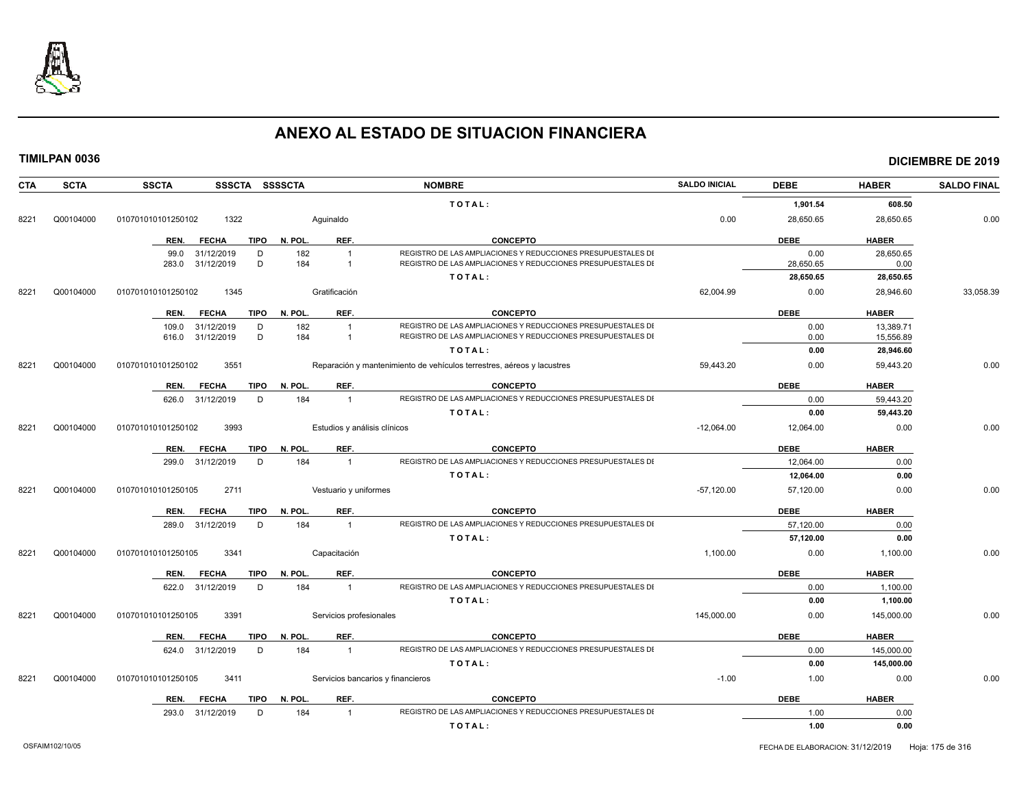# ANEXO AL ESTADO DE SITUACION FINANCIERA

**TIMILPAN 0036** **DICIEMBRE DE 2019**

| CTA | SCTA | SSCTA | SSSCTA | SSSSCTA | NOMBRE | SALDO INICIAL | DEBE | HABER | SALDO FINAL |
|---|---|---|---|---|---|---|---|---|---|
| | | | | | TOTAL: | | 1,901.54 | 608.50 | |
| 8221 | Q00104000 | 010701010101250102 | 1322 | | Aguinaldo | 0.00 | 28,650.65 | 28,650.65 | 0.00 |

| REN. | FECHA | TIPO | N. POL. | REF. | CONCEPTO | DEBE | HABER |
|---|---|---|---|---|---|---|---|
| 99.0 | 31/12/2019 | D | 182 | 1 | REGISTRO DE LAS AMPLIACIONES Y REDUCCIONES PRESUPUESTALES DE | 0.00 | 28,650.65 |
| 283.0 | 31/12/2019 | D | 184 | 1 | REGISTRO DE LAS AMPLIACIONES Y REDUCCIONES PRESUPUESTALES DE | 28,650.65 | 0.00 |
| | | | | | TOTAL: | 28,650.65 | 28,650.65 |

| CTA | SCTA | SSCTA | SSSCTA | SSSSCTA | NOMBRE | SALDO INICIAL | DEBE | HABER | SALDO FINAL |
|---|---|---|---|---|---|---|---|---|---|
| 8221 | Q00104000 | 010701010101250102 | 1345 | | Gratificación | 62,004.99 | 0.00 | 28,946.60 | 33,058.39 |

| REN. | FECHA | TIPO | N. POL. | REF. | CONCEPTO | DEBE | HABER |
|---|---|---|---|---|---|---|---|
| 109.0 | 31/12/2019 | D | 182 | 1 | REGISTRO DE LAS AMPLIACIONES Y REDUCCIONES PRESUPUESTALES DE | 0.00 | 13,389.71 |
| 616.0 | 31/12/2019 | D | 184 | 1 | REGISTRO DE LAS AMPLIACIONES Y REDUCCIONES PRESUPUESTALES DE | 0.00 | 15,556.89 |
| | | | | | TOTAL: | 0.00 | 28,946.60 |

| CTA | SCTA | SSCTA | SSSCTA | SSSSCTA | NOMBRE | SALDO INICIAL | DEBE | HABER | SALDO FINAL |
|---|---|---|---|---|---|---|---|---|---|
| 8221 | Q00104000 | 010701010101250102 | 3551 | | Reparación y mantenimiento de vehículos terrestres, aéreos y lacustres | 59,443.20 | 0.00 | 59,443.20 | 0.00 |

| REN. | FECHA | TIPO | N. POL. | REF. | CONCEPTO | DEBE | HABER |
|---|---|---|---|---|---|---|---|
| 626.0 | 31/12/2019 | D | 184 | 1 | REGISTRO DE LAS AMPLIACIONES Y REDUCCIONES PRESUPUESTALES DE | 0.00 | 59,443.20 |
| | | | | | TOTAL: | 0.00 | 59,443.20 |

| CTA | SCTA | SSCTA | SSSCTA | SSSSCTA | NOMBRE | SALDO INICIAL | DEBE | HABER | SALDO FINAL |
|---|---|---|---|---|---|---|---|---|---|
| 8221 | Q00104000 | 010701010101250102 | 3993 | | Estudios y análisis clínicos | -12,064.00 | 12,064.00 | 0.00 | 0.00 |

| REN. | FECHA | TIPO | N. POL. | REF. | CONCEPTO | DEBE | HABER |
|---|---|---|---|---|---|---|---|
| 299.0 | 31/12/2019 | D | 184 | 1 | REGISTRO DE LAS AMPLIACIONES Y REDUCCIONES PRESUPUESTALES DE | 12,064.00 | 0.00 |
| | | | | | TOTAL: | 12,064.00 | 0.00 |

| CTA | SCTA | SSCTA | SSSCTA | SSSSCTA | NOMBRE | SALDO INICIAL | DEBE | HABER | SALDO FINAL |
|---|---|---|---|---|---|---|---|---|---|
| 8221 | Q00104000 | 010701010101250105 | 2711 | | Vestuario y uniformes | -57,120.00 | 57,120.00 | 0.00 | 0.00 |

| REN. | FECHA | TIPO | N. POL. | REF. | CONCEPTO | DEBE | HABER |
|---|---|---|---|---|---|---|---|
| 289.0 | 31/12/2019 | D | 184 | 1 | REGISTRO DE LAS AMPLIACIONES Y REDUCCIONES PRESUPUESTALES DE | 57,120.00 | 0.00 |
| | | | | | TOTAL: | 57,120.00 | 0.00 |

| CTA | SCTA | SSCTA | SSSCTA | SSSSCTA | NOMBRE | SALDO INICIAL | DEBE | HABER | SALDO FINAL |
|---|---|---|---|---|---|---|---|---|---|
| 8221 | Q00104000 | 010701010101250105 | 3341 | | Capacitación | 1,100.00 | 0.00 | 1,100.00 | 0.00 |

| REN. | FECHA | TIPO | N. POL. | REF. | CONCEPTO | DEBE | HABER |
|---|---|---|---|---|---|---|---|
| 622.0 | 31/12/2019 | D | 184 | 1 | REGISTRO DE LAS AMPLIACIONES Y REDUCCIONES PRESUPUESTALES DE | 0.00 | 1,100.00 |
| | | | | | TOTAL: | 0.00 | 1,100.00 |

| CTA | SCTA | SSCTA | SSSCTA | SSSSCTA | NOMBRE | SALDO INICIAL | DEBE | HABER | SALDO FINAL |
|---|---|---|---|---|---|---|---|---|---|
| 8221 | Q00104000 | 010701010101250105 | 3391 | | Servicios profesionales | 145,000.00 | 0.00 | 145,000.00 | 0.00 |

| REN. | FECHA | TIPO | N. POL. | REF. | CONCEPTO | DEBE | HABER |
|---|---|---|---|---|---|---|---|
| 624.0 | 31/12/2019 | D | 184 | 1 | REGISTRO DE LAS AMPLIACIONES Y REDUCCIONES PRESUPUESTALES DE | 0.00 | 145,000.00 |
| | | | | | TOTAL: | 0.00 | 145,000.00 |

| CTA | SCTA | SSCTA | SSSCTA | SSSSCTA | NOMBRE | SALDO INICIAL | DEBE | HABER | SALDO FINAL |
|---|---|---|---|---|---|---|---|---|---|
| 8221 | Q00104000 | 010701010101250105 | 3411 | | Servicios bancarios y financieros | -1.00 | 1.00 | 0.00 | 0.00 |

| REN. | FECHA | TIPO | N. POL. | REF. | CONCEPTO | DEBE | HABER |
|---|---|---|---|---|---|---|---|
| 293.0 | 31/12/2019 | D | 184 | 1 | REGISTRO DE LAS AMPLIACIONES Y REDUCCIONES PRESUPUESTALES DE | 1.00 | 0.00 |
| | | | | | TOTAL: | 1.00 | 0.00 |

OSFAIM102/10/05 FECHA DE ELABORACION: 31/12/2019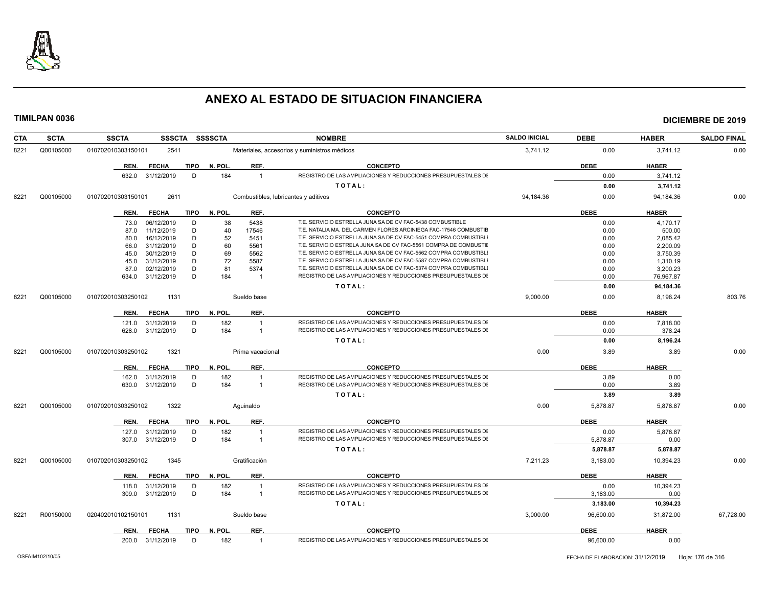# ANEXO AL ESTADO DE SITUACION FINANCIERA

**TIMILPAN 0036** — **DICIEMBRE DE 2019**

| CTA | SCTA | SSCTA | SSSCTA | SSSSCTA | NOMBRE | SALDO INICIAL | DEBE | HABER | SALDO FINAL |
|---|---|---|---|---|---|---|---|---|---|
| 8221 | Q00105000 | 0107020103031 50101 | 2541 | | Materiales, accesorios y suministros médicos | 3,741.12 | 0.00 | 3,741.12 | 0.00 |

| REN. | FECHA | TIPO | N. POL. | REF. | CONCEPTO | DEBE | HABER |
|---|---|---|---|---|---|---|---|
| 632.0 | 31/12/2019 | D | 184 | 1 | REGISTRO DE LAS AMPLIACIONES Y REDUCCIONES PRESUPUESTALES DI | 0.00 | 3,741.12 |
| | | | | | TOTAL: | 0.00 | 3,741.12 |

| CTA | SCTA | SSCTA | SSSCTA | SSSSCTA | NOMBRE | SALDO INICIAL | DEBE | HABER | SALDO FINAL |
|---|---|---|---|---|---|---|---|---|---|
| 8221 | Q00105000 | 010702010303150101 | 2611 | | Combustibles, lubricantes y aditivos | 94,184.36 | 0.00 | 94,184.36 | 0.00 |

| REN. | FECHA | TIPO | N. POL. | REF. | CONCEPTO | DEBE | HABER |
|---|---|---|---|---|---|---|---|
| 73.0 | 06/12/2019 | D | 38 | 5438 | T.E. SERVICIO ESTRELLA JUNA SA DE CV FAC-5438 COMBUSTIBLE | 0.00 | 4,170.17 |
| 87.0 | 11/12/2019 | D | 40 | 17546 | T.E. NATALIA MA. DEL CARMEN FLORES ARCINIEGA FAC-17546 COMBUSTIB | 0.00 | 500.00 |
| 80.0 | 16/12/2019 | D | 52 | 5451 | T.E. SERVICIO ESTRELLA JUNA SA DE CV FAC-5451 COMPRA COMBUSTIBLI | 0.00 | 2,085.42 |
| 66.0 | 31/12/2019 | D | 60 | 5561 | T.E. SERVICIO ESTRELA JUNA SA DE CV FAC-5561 COMPRA DE COMBUSTIE | 0.00 | 2,200.09 |
| 45.0 | 30/12/2019 | D | 69 | 5562 | T.E. SERVICIO ESTRELLA JUNA SA DE CV FAC-5562 COMPRA COMBUSTIBLI | 0.00 | 3,750.39 |
| 45.0 | 31/12/2019 | D | 72 | 5587 | T.E. SERVICIO ESTRELLA JUNA SA DE CV FAC-5587 COMPRA COMBUSTIBLI | 0.00 | 1,310.19 |
| 87.0 | 02/12/2019 | D | 81 | 5374 | T.E. SERVICIO ESTRELLA JUNA SA DE CV FAC-5374 COMPRA COMBUSTIBLI | 0.00 | 3,200.23 |
| 634.0 | 31/12/2019 | D | 184 | 1 | REGISTRO DE LAS AMPLIACIONES Y REDUCCIONES PRESUPUESTALES DI | 0.00 | 76,967.87 |
| | | | | | TOTAL: | 0.00 | 94,184.36 |

| CTA | SCTA | SSCTA | SSSCTA | SSSSCTA | NOMBRE | SALDO INICIAL | DEBE | HABER | SALDO FINAL |
|---|---|---|---|---|---|---|---|---|---|
| 8221 | Q00105000 | 010702010303250102 | 1131 | | Sueldo base | 9,000.00 | 0.00 | 8,196.24 | 803.76 |

| REN. | FECHA | TIPO | N. POL. | REF. | CONCEPTO | DEBE | HABER |
|---|---|---|---|---|---|---|---|
| 121.0 | 31/12/2019 | D | 182 | 1 | REGISTRO DE LAS AMPLIACIONES Y REDUCCIONES PRESUPUESTALES DI | 0.00 | 7,818.00 |
| 628.0 | 31/12/2019 | D | 184 | 1 | REGISTRO DE LAS AMPLIACIONES Y REDUCCIONES PRESUPUESTALES DI | 0.00 | 378.24 |
| | | | | | TOTAL: | 0.00 | 8,196.24 |

| CTA | SCTA | SSCTA | SSSCTA | SSSSCTA | NOMBRE | SALDO INICIAL | DEBE | HABER | SALDO FINAL |
|---|---|---|---|---|---|---|---|---|---|
| 8221 | Q00105000 | 010702010303250102 | 1321 | | Prima vacacional | 0.00 | 3.89 | 3.89 | 0.00 |

| REN. | FECHA | TIPO | N. POL. | REF. | CONCEPTO | DEBE | HABER |
|---|---|---|---|---|---|---|---|
| 162.0 | 31/12/2019 | D | 182 | 1 | REGISTRO DE LAS AMPLIACIONES Y REDUCCIONES PRESUPUESTALES DI | 3.89 | 0.00 |
| 630.0 | 31/12/2019 | D | 184 | 1 | REGISTRO DE LAS AMPLIACIONES Y REDUCCIONES PRESUPUESTALES DI | 0.00 | 3.89 |
| | | | | | TOTAL: | 3.89 | 3.89 |

| CTA | SCTA | SSCTA | SSSCTA | SSSSCTA | NOMBRE | SALDO INICIAL | DEBE | HABER | SALDO FINAL |
|---|---|---|---|---|---|---|---|---|---|
| 8221 | Q00105000 | 010702010303250102 | 1322 | | Aguinaldo | 0.00 | 5,878.87 | 5,878.87 | 0.00 |

| REN. | FECHA | TIPO | N. POL. | REF. | CONCEPTO | DEBE | HABER |
|---|---|---|---|---|---|---|---|
| 127.0 | 31/12/2019 | D | 182 | 1 | REGISTRO DE LAS AMPLIACIONES Y REDUCCIONES PRESUPUESTALES DI | 0.00 | 5,878.87 |
| 307.0 | 31/12/2019 | D | 184 | 1 | REGISTRO DE LAS AMPLIACIONES Y REDUCCIONES PRESUPUESTALES DI | 5,878.87 | 0.00 |
| | | | | | TOTAL: | 5,878.87 | 5,878.87 |

| CTA | SCTA | SSCTA | SSSCTA | SSSSCTA | NOMBRE | SALDO INICIAL | DEBE | HABER | SALDO FINAL |
|---|---|---|---|---|---|---|---|---|---|
| 8221 | Q00105000 | 010702010303250102 | 1345 | | Gratificación | 7,211.23 | 3,183.00 | 10,394.23 | 0.00 |

| REN. | FECHA | TIPO | N. POL. | REF. | CONCEPTO | DEBE | HABER |
|---|---|---|---|---|---|---|---|
| 118.0 | 31/12/2019 | D | 182 | 1 | REGISTRO DE LAS AMPLIACIONES Y REDUCCIONES PRESUPUESTALES DI | 0.00 | 10,394.23 |
| 309.0 | 31/12/2019 | D | 184 | 1 | REGISTRO DE LAS AMPLIACIONES Y REDUCCIONES PRESUPUESTALES DI | 3,183.00 | 0.00 |
| | | | | | TOTAL: | 3,183.00 | 10,394.23 |

| CTA | SCTA | SSCTA | SSSCTA | SSSSCTA | NOMBRE | SALDO INICIAL | DEBE | HABER | SALDO FINAL |
|---|---|---|---|---|---|---|---|---|---|
| 8221 | R00150000 | 020402010102150101 | 1131 | | Sueldo base | 3,000.00 | 96,600.00 | 31,872.00 | 67,728.00 |

| REN. | FECHA | TIPO | N. POL. | REF. | CONCEPTO | DEBE | HABER |
|---|---|---|---|---|---|---|---|
| 200.0 | 31/12/2019 | D | 182 | 1 | REGISTRO DE LAS AMPLIACIONES Y REDUCCIONES PRESUPUESTALES DI | 96,600.00 | 0.00 |

OSFAIM102/10/05 — FECHA DE ELABORACION: 31/12/2019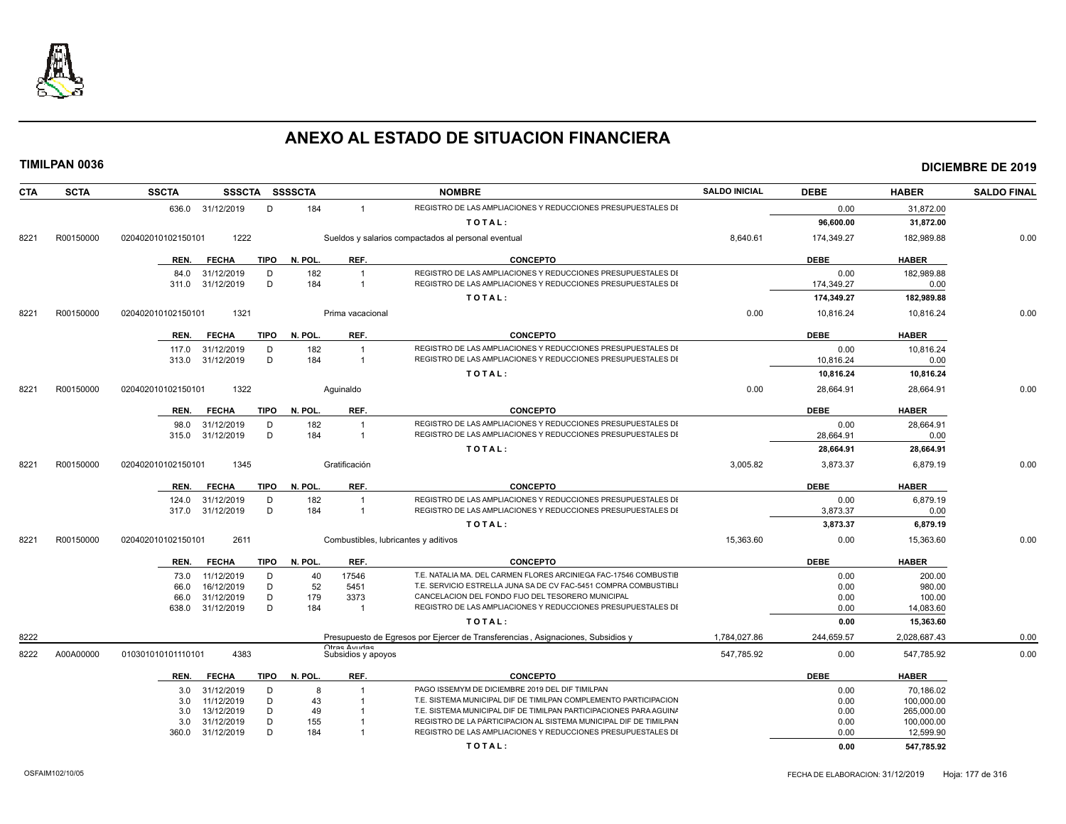# ANEXO AL ESTADO DE SITUACION FINANCIERA

**TIMILPAN 0036** **DICIEMBRE DE 2019**

| CTA | SCTA | SSCTA | SSSCTA | SSSSCTA | | NOMBRE | SALDO INICIAL | DEBE | HABER | SALDO FINAL |
|---|---|---|---|---|---|---|---|---|---|---|
| | | 636.0 31/12/2019 | D | 184 | 1 | REGISTRO DE LAS AMPLIACIONES Y REDUCCIONES PRESUPUESTALES DE | | 0.00 | 31,872.00 | |
| | | | | | | TOTAL: | | 96,600.00 | 31,872.00 | |
| 8221 | R00150000 | 020402010102150101 | 1222 | | | Sueldos y salarios compactados al personal eventual | 8,640.61 | 174,349.27 | 182,989.88 | 0.00 |
| | | REN. FECHA | TIPO | N. POL. | REF. | CONCEPTO | | DEBE | HABER | |
| | | 84.0 31/12/2019 | D | 182 | 1 | REGISTRO DE LAS AMPLIACIONES Y REDUCCIONES PRESUPUESTALES DE | | 0.00 | 182,989.88 | |
| | | 311.0 31/12/2019 | D | 184 | 1 | REGISTRO DE LAS AMPLIACIONES Y REDUCCIONES PRESUPUESTALES DE | | 174,349.27 | 0.00 | |
| | | | | | | TOTAL: | | 174,349.27 | 182,989.88 | |
| 8221 | R00150000 | 020402010102150101 | 1321 | | | Prima vacacional | 0.00 | 10,816.24 | 10,816.24 | 0.00 |
| | | REN. FECHA | TIPO | N. POL. | REF. | CONCEPTO | | DEBE | HABER | |
| | | 117.0 31/12/2019 | D | 182 | 1 | REGISTRO DE LAS AMPLIACIONES Y REDUCCIONES PRESUPUESTALES DE | | 0.00 | 10,816.24 | |
| | | 313.0 31/12/2019 | D | 184 | 1 | REGISTRO DE LAS AMPLIACIONES Y REDUCCIONES PRESUPUESTALES DE | | 10,816.24 | 0.00 | |
| | | | | | | TOTAL: | | 10,816.24 | 10,816.24 | |
| 8221 | R00150000 | 020402010102150101 | 1322 | | | Aguinaldo | 0.00 | 28,664.91 | 28,664.91 | 0.00 |
| | | REN. FECHA | TIPO | N. POL. | REF. | CONCEPTO | | DEBE | HABER | |
| | | 98.0 31/12/2019 | D | 182 | 1 | REGISTRO DE LAS AMPLIACIONES Y REDUCCIONES PRESUPUESTALES DE | | 0.00 | 28,664.91 | |
| | | 315.0 31/12/2019 | D | 184 | 1 | REGISTRO DE LAS AMPLIACIONES Y REDUCCIONES PRESUPUESTALES DE | | 28,664.91 | 0.00 | |
| | | | | | | TOTAL: | | 28,664.91 | 28,664.91 | |
| 8221 | R00150000 | 020402010102150101 | 1345 | | | Gratificación | 3,005.82 | 3,873.37 | 6,879.19 | 0.00 |
| | | REN. FECHA | TIPO | N. POL. | REF. | CONCEPTO | | DEBE | HABER | |
| | | 124.0 31/12/2019 | D | 182 | 1 | REGISTRO DE LAS AMPLIACIONES Y REDUCCIONES PRESUPUESTALES DE | | 0.00 | 6,879.19 | |
| | | 317.0 31/12/2019 | D | 184 | 1 | REGISTRO DE LAS AMPLIACIONES Y REDUCCIONES PRESUPUESTALES DE | | 3,873.37 | 0.00 | |
| | | | | | | TOTAL: | | 3,873.37 | 6,879.19 | |
| 8221 | R00150000 | 020402010102150101 | 2611 | | | Combustibles, lubricantes y aditivos | 15,363.60 | 0.00 | 15,363.60 | 0.00 |
| | | REN. FECHA | TIPO | N. POL. | REF. | CONCEPTO | | DEBE | HABER | |
| | | 73.0 11/12/2019 | D | 40 | 17546 | T.E. NATALIA MA. DEL CARMEN FLORES ARCINIEGA FAC-17546 COMBUSTIB | | 0.00 | 200.00 | |
| | | 66.0 16/12/2019 | D | 52 | 5451 | T.E. SERVICIO ESTRELLA JUNA SA DE CV FAC-5451 COMPRA COMBUSTIBLE | | 0.00 | 980.00 | |
| | | 66.0 31/12/2019 | D | 179 | 3373 | CANCELACION DEL FONDO FIJO DEL TESORERO MUNICIPAL | | 0.00 | 100.00 | |
| | | 638.0 31/12/2019 | D | 184 | 1 | REGISTRO DE LAS AMPLIACIONES Y REDUCCIONES PRESUPUESTALES DE | | 0.00 | 14,083.60 | |
| | | | | | | TOTAL: | | 0.00 | 15,363.60 | |
| 8222 | | | | | | Presupuesto de Egresos por Ejercer de Transferencias , Asignaciones, Subsidios y Otras Ayudas | 1,784,027.86 | 244,659.57 | 2,028,687.43 | 0.00 |
| 8222 | A00A00000 | 010301010101110101 | 4383 | | | Subsidios y apoyos | 547,785.92 | 0.00 | 547,785.92 | 0.00 |
| | | REN. FECHA | TIPO | N. POL. | REF. | CONCEPTO | | DEBE | HABER | |
| | | 3.0 31/12/2019 | D | 8 | 1 | PAGO ISSEMYM DE DICIEMBRE 2019 DEL DIF TIMILPAN | | 0.00 | 70,186.02 | |
| | | 3.0 11/12/2019 | D | 43 | 1 | T.E. SISTEMA MUNICIPAL DIF DE TIMILPAN COMPLEMENTO PARTICIPACION | | 0.00 | 100,000.00 | |
| | | 3.0 13/12/2019 | D | 49 | 1 | T.E. SISTEMA MUNICIPAL DIF DE TIMILPAN PARTICIPACIONES PARA AGUINA | | 0.00 | 265,000.00 | |
| | | 3.0 31/12/2019 | D | 155 | 1 | REGISTRO DE LA PÁRTICIPACION AL SISTEMA MUNICIPAL DIF DE TIMILPAN | | 0.00 | 100,000.00 | |
| | | 360.0 31/12/2019 | D | 184 | 1 | REGISTRO DE LAS AMPLIACIONES Y REDUCCIONES PRESUPUESTALES DE | | 0.00 | 12,599.90 | |
| | | | | | | TOTAL: | | 0.00 | 547,785.92 | |

OSFAIM102/10/05 FECHA DE ELABORACION: 31/12/2019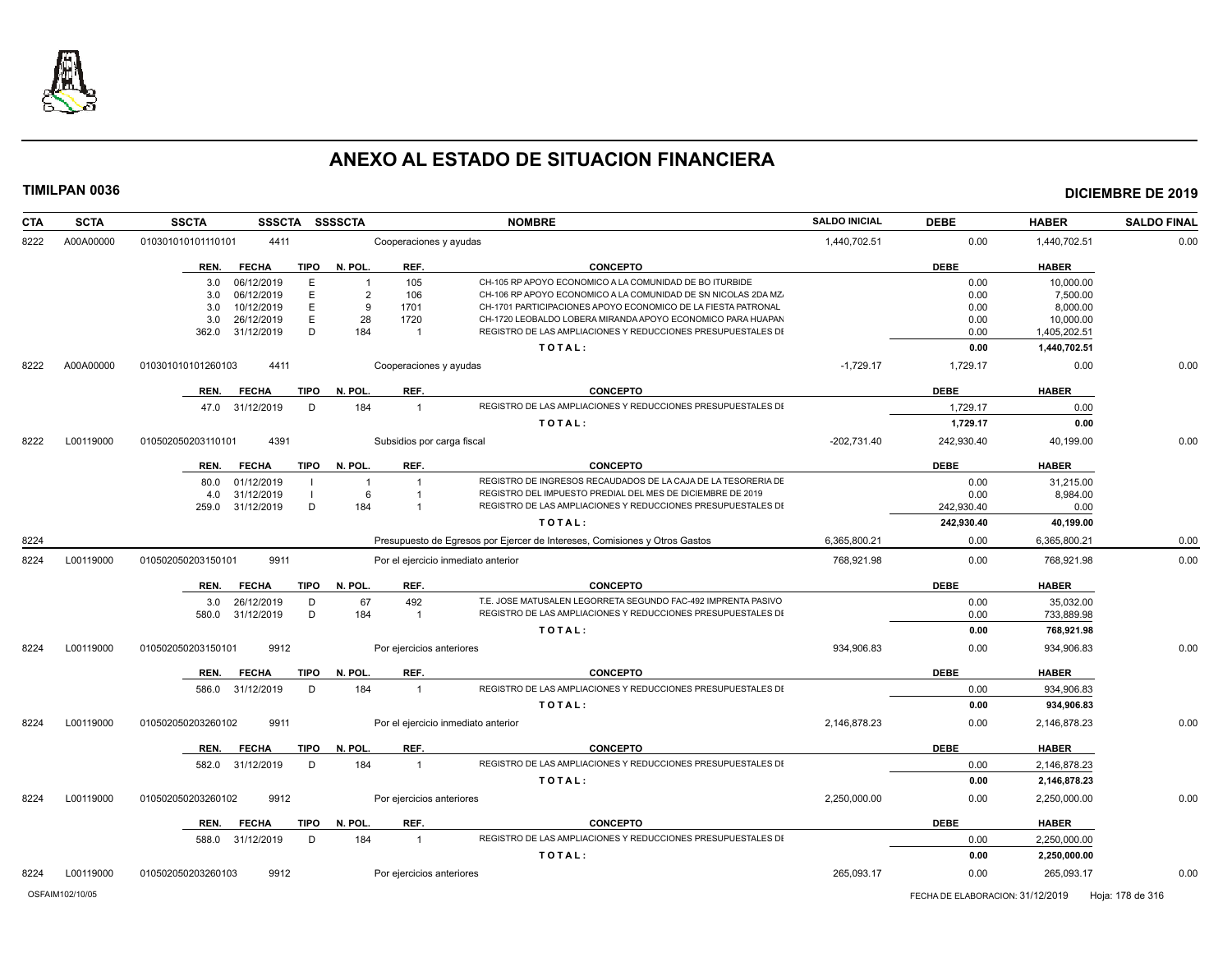# ANEXO AL ESTADO DE SITUACION FINANCIERA

**TIMILPAN 0036** — **DICIEMBRE DE 2019**

| CTA | SCTA | SSCTA | SSSCTA | SSSSCTA | NOMBRE | SALDO INICIAL | DEBE | HABER | SALDO FINAL |
|---|---|---|---|---|---|---|---|---|---|
| 8222 | A00A00000 | 010301010101110101 | 4411 | | Cooperaciones y ayudas | 1,440,702.51 | 0.00 | 1,440,702.51 | 0.00 |

| REN. | FECHA | TIPO | N. POL. | REF. | CONCEPTO | DEBE | HABER |
|---|---|---|---|---|---|---|---|
| 3.0 | 06/12/2019 | E | 1 | 105 | CH-105 RP APOYO ECONOMICO A LA COMUNIDAD DE BO ITURBIDE | 0.00 | 10,000.00 |
| 3.0 | 06/12/2019 | E | 2 | 106 | CH-106 RP APOYO ECONOMICO A LA COMUNIDAD DE SN NICOLAS 2DA MZ | 0.00 | 7,500.00 |
| 3.0 | 10/12/2019 | E | 9 | 1701 | CH-1701 PARTICIPACIONES APOYO ECONOMICO DE LA FIESTA PATRONAL | 0.00 | 8,000.00 |
| 3.0 | 26/12/2019 | E | 28 | 1720 | CH-1720 LEOBALDO LOBERA MIRANDA APOYO ECONOMICO PARA HUAPAN | 0.00 | 10,000.00 |
| 362.0 | 31/12/2019 | D | 184 | 1 | REGISTRO DE LAS AMPLIACIONES Y REDUCCIONES PRESUPUESTALES DE | 0.00 | 1,405,202.51 |
| | | | | | TOTAL: | 0.00 | 1,440,702.51 |

| CTA | SCTA | SSCTA | SSSCTA | SSSSCTA | NOMBRE | SALDO INICIAL | DEBE | HABER | SALDO FINAL |
|---|---|---|---|---|---|---|---|---|---|
| 8222 | A00A00000 | 010301010101260103 | 4411 | | Cooperaciones y ayudas | -1,729.17 | 1,729.17 | 0.00 | 0.00 |

| REN. | FECHA | TIPO | N. POL. | REF. | CONCEPTO | DEBE | HABER |
|---|---|---|---|---|---|---|---|
| 47.0 | 31/12/2019 | D | 184 | 1 | REGISTRO DE LAS AMPLIACIONES Y REDUCCIONES PRESUPUESTALES DE | 1,729.17 | 0.00 |
| | | | | | TOTAL: | 1,729.17 | 0.00 |

| CTA | SCTA | SSCTA | SSSCTA | SSSSCTA | NOMBRE | SALDO INICIAL | DEBE | HABER | SALDO FINAL |
|---|---|---|---|---|---|---|---|---|---|
| 8222 | L00119000 | 010502050203110101 | 4391 | | Subsidios por carga fiscal | -202,731.40 | 242,930.40 | 40,199.00 | 0.00 |

| REN. | FECHA | TIPO | N. POL. | REF. | CONCEPTO | DEBE | HABER |
|---|---|---|---|---|---|---|---|
| 80.0 | 01/12/2019 | I | 1 | 1 | REGISTRO DE INGRESOS RECAUDADOS DE LA CAJA DE LA TESORERIA DE | 0.00 | 31,215.00 |
| 4.0 | 31/12/2019 | I | 6 | 1 | REGISTRO DEL IMPUESTO PREDIAL DEL MES DE DICIEMBRE DE 2019 | 0.00 | 8,984.00 |
| 259.0 | 31/12/2019 | D | 184 | 1 | REGISTRO DE LAS AMPLIACIONES Y REDUCCIONES PRESUPUESTALES DE | 242,930.40 | 0.00 |
| | | | | | TOTAL: | 242,930.40 | 40,199.00 |

| CTA | SCTA | SSCTA | SSSCTA | SSSSCTA | NOMBRE | SALDO INICIAL | DEBE | HABER | SALDO FINAL |
|---|---|---|---|---|---|---|---|---|---|
| 8224 | | | | | Presupuesto de Egresos por Ejercer de Intereses, Comisiones y Otros Gastos | 6,365,800.21 | 0.00 | 6,365,800.21 | 0.00 |
| 8224 | L00119000 | 010502050203150101 | 9911 | | Por el ejercicio inmediato anterior | 768,921.98 | 0.00 | 768,921.98 | 0.00 |

| REN. | FECHA | TIPO | N. POL. | REF. | CONCEPTO | DEBE | HABER |
|---|---|---|---|---|---|---|---|
| 3.0 | 26/12/2019 | D | 67 | 492 | T.E. JOSE MATUSALEN LEGORRETA SEGUNDO FAC-492 IMPRENTA PASIVO | 0.00 | 35,032.00 |
| 580.0 | 31/12/2019 | D | 184 | 1 | REGISTRO DE LAS AMPLIACIONES Y REDUCCIONES PRESUPUESTALES DE | 0.00 | 733,889.98 |
| | | | | | TOTAL: | 0.00 | 768,921.98 |

| CTA | SCTA | SSCTA | SSSCTA | SSSSCTA | NOMBRE | SALDO INICIAL | DEBE | HABER | SALDO FINAL |
|---|---|---|---|---|---|---|---|---|---|
| 8224 | L00119000 | 010502050203150101 | 9912 | | Por ejercicios anteriores | 934,906.83 | 0.00 | 934,906.83 | 0.00 |

| REN. | FECHA | TIPO | N. POL. | REF. | CONCEPTO | DEBE | HABER |
|---|---|---|---|---|---|---|---|
| 586.0 | 31/12/2019 | D | 184 | 1 | REGISTRO DE LAS AMPLIACIONES Y REDUCCIONES PRESUPUESTALES DE | 0.00 | 934,906.83 |
| | | | | | TOTAL: | 0.00 | 934,906.83 |

| CTA | SCTA | SSCTA | SSSCTA | SSSSCTA | NOMBRE | SALDO INICIAL | DEBE | HABER | SALDO FINAL |
|---|---|---|---|---|---|---|---|---|---|
| 8224 | L00119000 | 010502050203260102 | 9911 | | Por el ejercicio inmediato anterior | 2,146,878.23 | 0.00 | 2,146,878.23 | 0.00 |

| REN. | FECHA | TIPO | N. POL. | REF. | CONCEPTO | DEBE | HABER |
|---|---|---|---|---|---|---|---|
| 582.0 | 31/12/2019 | D | 184 | 1 | REGISTRO DE LAS AMPLIACIONES Y REDUCCIONES PRESUPUESTALES DE | 0.00 | 2,146,878.23 |
| | | | | | TOTAL: | 0.00 | 2,146,878.23 |

| CTA | SCTA | SSCTA | SSSCTA | SSSSCTA | NOMBRE | SALDO INICIAL | DEBE | HABER | SALDO FINAL |
|---|---|---|---|---|---|---|---|---|---|
| 8224 | L00119000 | 010502050203260102 | 9912 | | Por ejercicios anteriores | 2,250,000.00 | 0.00 | 2,250,000.00 | 0.00 |

| REN. | FECHA | TIPO | N. POL. | REF. | CONCEPTO | DEBE | HABER |
|---|---|---|---|---|---|---|---|
| 588.0 | 31/12/2019 | D | 184 | 1 | REGISTRO DE LAS AMPLIACIONES Y REDUCCIONES PRESUPUESTALES DE | 0.00 | 2,250,000.00 |
| | | | | | TOTAL: | 0.00 | 2,250,000.00 |

| CTA | SCTA | SSCTA | SSSCTA | SSSSCTA | NOMBRE | SALDO INICIAL | DEBE | HABER | SALDO FINAL |
|---|---|---|---|---|---|---|---|---|---|
| 8224 | L00119000 | 010502050203260103 | 9912 | | Por ejercicios anteriores | 265,093.17 | 0.00 | 265,093.17 | 0.00 |

OSFAIM102/10/05 — FECHA DE ELABORACION: 31/12/2019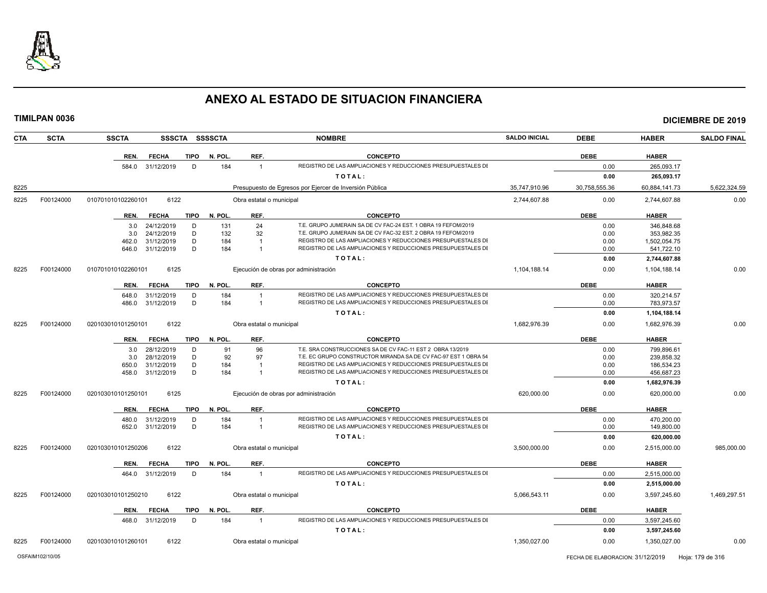# ANEXO AL ESTADO DE SITUACION FINANCIERA

**TIMILPAN 0036** — **DICIEMBRE DE 2019**

| CTA | SCTA | SSCTA | SSSCTA | SSSSCTA | NOMBRE | SALDO INICIAL | DEBE | HABER | SALDO FINAL |
|---|---|---|---|---|---|---|---|---|---|

| REN. | FECHA | TIPO | N. POL. | REF. | CONCEPTO | DEBE | HABER |
|---|---|---|---|---|---|---|---|
| 584.0 | 31/12/2019 | D | 184 | 1 | REGISTRO DE LAS AMPLIACIONES Y REDUCCIONES PRESUPUESTALES DE | 0.00 | 265,093.17 |
| | | | | | TOTAL: | 0.00 | 265,093.17 |

| CTA | SCTA | SSCTA | SSSCTA | SSSSCTA | NOMBRE | SALDO INICIAL | DEBE | HABER | SALDO FINAL |
|---|---|---|---|---|---|---|---|---|---|
| 8225 | | | | | Presupuesto de Egresos por Ejercer de Inversión Pública | 35,747,910.96 | 30,758,555.36 | 60,884,141.73 | 5,622,324.59 |
| 8225 | F00124000 | 010701010102260101 | 6122 | | Obra estatal o municipal | 2,744,607.88 | 0.00 | 2,744,607.88 | 0.00 |

| REN. | FECHA | TIPO | N. POL. | REF. | CONCEPTO | DEBE | HABER |
|---|---|---|---|---|---|---|---|
| 3.0 | 24/12/2019 | D | 131 | 24 | T.E. GRUPO JUMERAIN SA DE CV FAC-24 EST. 1 OBRA 19 FEFOM/2019 | 0.00 | 346,848.68 |
| 3.0 | 24/12/2019 | D | 132 | 32 | T.E. GRUPO JUMERAIN SA DE CV FAC-32 EST. 2 OBRA 19 FEFOM/2019 | 0.00 | 353,982.35 |
| 462.0 | 31/12/2019 | D | 184 | 1 | REGISTRO DE LAS AMPLIACIONES Y REDUCCIONES PRESUPUESTALES DE | 0.00 | 1,502,054.75 |
| 646.0 | 31/12/2019 | D | 184 | 1 | REGISTRO DE LAS AMPLIACIONES Y REDUCCIONES PRESUPUESTALES DE | 0.00 | 541,722.10 |
| | | | | | TOTAL: | 0.00 | 2,744,607.88 |

| CTA | SCTA | SSCTA | SSSCTA | SSSSCTA | NOMBRE | SALDO INICIAL | DEBE | HABER | SALDO FINAL |
|---|---|---|---|---|---|---|---|---|---|
| 8225 | F00124000 | 010701010102260101 | 6125 | | Ejecución de obras por administración | 1,104,188.14 | 0.00 | 1,104,188.14 | 0.00 |

| REN. | FECHA | TIPO | N. POL. | REF. | CONCEPTO | DEBE | HABER |
|---|---|---|---|---|---|---|---|
| 648.0 | 31/12/2019 | D | 184 | 1 | REGISTRO DE LAS AMPLIACIONES Y REDUCCIONES PRESUPUESTALES DE | 0.00 | 320,214.57 |
| 486.0 | 31/12/2019 | D | 184 | 1 | REGISTRO DE LAS AMPLIACIONES Y REDUCCIONES PRESUPUESTALES DE | 0.00 | 783,973.57 |
| | | | | | TOTAL: | 0.00 | 1,104,188.14 |

| CTA | SCTA | SSCTA | SSSCTA | SSSSCTA | NOMBRE | SALDO INICIAL | DEBE | HABER | SALDO FINAL |
|---|---|---|---|---|---|---|---|---|---|
| 8225 | F00124000 | 020103010101250101 | 6122 | | Obra estatal o municipal | 1,682,976.39 | 0.00 | 1,682,976.39 | 0.00 |

| REN. | FECHA | TIPO | N. POL. | REF. | CONCEPTO | DEBE | HABER |
|---|---|---|---|---|---|---|---|
| 3.0 | 28/12/2019 | D | 91 | 96 | T.E. SRA CONSTRUCCIONES SA DE CV FAC-11 EST 2 OBRA 13/2019 | 0.00 | 799,896.61 |
| 3.0 | 28/12/2019 | D | 92 | 97 | T.E. EC GRUPO CONSTRUCTOR MIRANDA SA DE CV FAC-97 EST 1 OBRA 54 | 0.00 | 239,858.32 |
| 650.0 | 31/12/2019 | D | 184 | 1 | REGISTRO DE LAS AMPLIACIONES Y REDUCCIONES PRESUPUESTALES DE | 0.00 | 186,534.23 |
| 458.0 | 31/12/2019 | D | 184 | 1 | REGISTRO DE LAS AMPLIACIONES Y REDUCCIONES PRESUPUESTALES DE | 0.00 | 456,687.23 |
| | | | | | TOTAL: | 0.00 | 1,682,976.39 |

| CTA | SCTA | SSCTA | SSSCTA | SSSSCTA | NOMBRE | SALDO INICIAL | DEBE | HABER | SALDO FINAL |
|---|---|---|---|---|---|---|---|---|---|
| 8225 | F00124000 | 020103010101250101 | 6125 | | Ejecución de obras por administración | 620,000.00 | 0.00 | 620,000.00 | 0.00 |

| REN. | FECHA | TIPO | N. POL. | REF. | CONCEPTO | DEBE | HABER |
|---|---|---|---|---|---|---|---|
| 480.0 | 31/12/2019 | D | 184 | 1 | REGISTRO DE LAS AMPLIACIONES Y REDUCCIONES PRESUPUESTALES DE | 0.00 | 470,200.00 |
| 652.0 | 31/12/2019 | D | 184 | 1 | REGISTRO DE LAS AMPLIACIONES Y REDUCCIONES PRESUPUESTALES DE | 0.00 | 149,800.00 |
| | | | | | TOTAL: | 0.00 | 620,000.00 |

| CTA | SCTA | SSCTA | SSSCTA | SSSSCTA | NOMBRE | SALDO INICIAL | DEBE | HABER | SALDO FINAL |
|---|---|---|---|---|---|---|---|---|---|
| 8225 | F00124000 | 020103010101250206 | 6122 | | Obra estatal o municipal | 3,500,000.00 | 0.00 | 2,515,000.00 | 985,000.00 |

| REN. | FECHA | TIPO | N. POL. | REF. | CONCEPTO | DEBE | HABER |
|---|---|---|---|---|---|---|---|
| 464.0 | 31/12/2019 | D | 184 | 1 | REGISTRO DE LAS AMPLIACIONES Y REDUCCIONES PRESUPUESTALES DE | 0.00 | 2,515,000.00 |
| | | | | | TOTAL: | 0.00 | 2,515,000.00 |

| CTA | SCTA | SSCTA | SSSCTA | SSSSCTA | NOMBRE | SALDO INICIAL | DEBE | HABER | SALDO FINAL |
|---|---|---|---|---|---|---|---|---|---|
| 8225 | F00124000 | 020103010101250210 | 6122 | | Obra estatal o municipal | 5,066,543.11 | 0.00 | 3,597,245.60 | 1,469,297.51 |

| REN. | FECHA | TIPO | N. POL. | REF. | CONCEPTO | DEBE | HABER |
|---|---|---|---|---|---|---|---|
| 468.0 | 31/12/2019 | D | 184 | 1 | REGISTRO DE LAS AMPLIACIONES Y REDUCCIONES PRESUPUESTALES DE | 0.00 | 3,597,245.60 |
| | | | | | TOTAL: | 0.00 | 3,597,245.60 |

| CTA | SCTA | SSCTA | SSSCTA | SSSSCTA | NOMBRE | SALDO INICIAL | DEBE | HABER | SALDO FINAL |
|---|---|---|---|---|---|---|---|---|---|
| 8225 | F00124000 | 020103010101260101 | 6122 | | Obra estatal o municipal | 1,350,027.00 | 0.00 | 1,350,027.00 | 0.00 |

OSFAIM102/10/05 — FECHA DE ELABORACION: 31/12/2019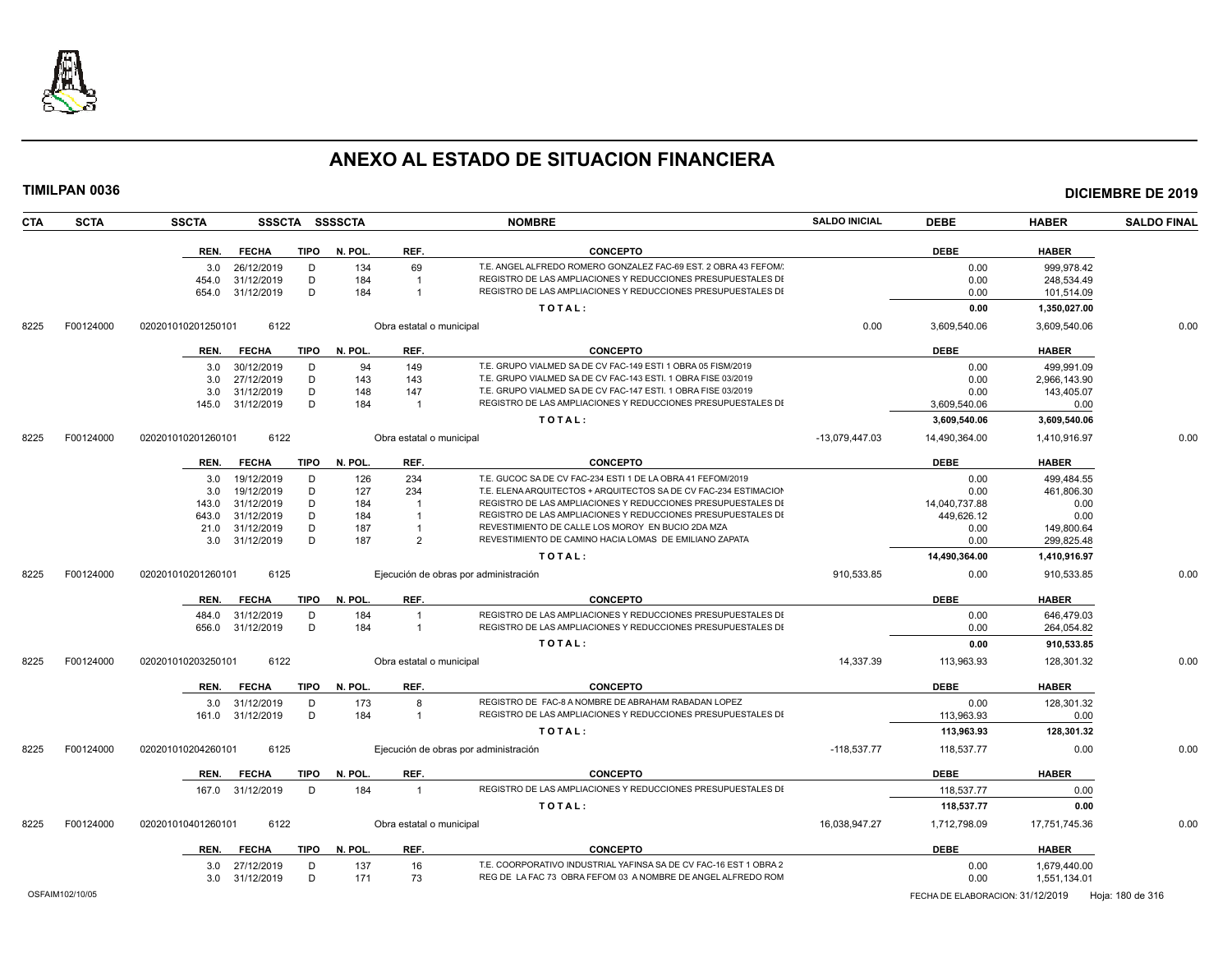# ANEXO AL ESTADO DE SITUACION FINANCIERA

**TIMILPAN 0036** — **DICIEMBRE DE 2019**

| CTA | SCTA | SSCTA | SSSCTA | SSSSCTA | NOMBRE | SALDO INICIAL | DEBE | HABER | SALDO FINAL |
|---|---|---|---|---|---|---|---|---|---|

| REN. | FECHA | TIPO | N. POL. | REF. | CONCEPTO | DEBE | HABER |
|---|---|---|---|---|---|---|---|
| 3.0 | 26/12/2019 | D | 134 | 69 | T.E. ANGEL ALFREDO ROMERO GONZALEZ FAC-69 EST. 2 OBRA 43 FEFOM/2 | 0.00 | 999,978.42 |
| 454.0 | 31/12/2019 | D | 184 | 1 | REGISTRO DE LAS AMPLIACIONES Y REDUCCIONES PRESUPUESTALES DE | 0.00 | 248,534.49 |
| 654.0 | 31/12/2019 | D | 184 | 1 | REGISTRO DE LAS AMPLIACIONES Y REDUCCIONES PRESUPUESTALES DE | 0.00 | 101,514.09 |
| | | | | | **TOTAL:** | **0.00** | **1,350,027.00** |

| CTA | SCTA | SSCTA | SSSCTA | NOMBRE | SALDO INICIAL | DEBE | HABER | SALDO FINAL |
|---|---|---|---|---|---|---|---|---|
| 8225 | F00124000 | 020201010201250101 | 6122 | Obra estatal o municipal | 0.00 | 3,609,540.06 | 3,609,540.06 | 0.00 |

| REN. | FECHA | TIPO | N. POL. | REF. | CONCEPTO | DEBE | HABER |
|---|---|---|---|---|---|---|---|
| 3.0 | 30/12/2019 | D | 94 | 149 | T.E. GRUPO VIALMED SA DE CV FAC-149 ESTI 1 OBRA 05 FISM/2019 | 0.00 | 499,991.09 |
| 3.0 | 27/12/2019 | D | 143 | 143 | T.E. GRUPO VIALMED SA DE CV FAC-143 ESTI. 1 OBRA FISE 03/2019 | 0.00 | 2,966,143.90 |
| 3.0 | 31/12/2019 | D | 148 | 147 | T.E. GRUPO VIALMED SA DE CV FAC-147 ESTI. 1 OBRA FISE 03/2019 | 0.00 | 143,405.07 |
| 145.0 | 31/12/2019 | D | 184 | 1 | REGISTRO DE LAS AMPLIACIONES Y REDUCCIONES PRESUPUESTALES DE | 3,609,540.06 | 0.00 |
| | | | | | **TOTAL:** | **3,609,540.06** | **3,609,540.06** |

| CTA | SCTA | SSCTA | SSSCTA | NOMBRE | SALDO INICIAL | DEBE | HABER | SALDO FINAL |
|---|---|---|---|---|---|---|---|---|
| 8225 | F00124000 | 020201010201260101 | 6122 | Obra estatal o municipal | -13,079,447.03 | 14,490,364.00 | 1,410,916.97 | 0.00 |

| REN. | FECHA | TIPO | N. POL. | REF. | CONCEPTO | DEBE | HABER |
|---|---|---|---|---|---|---|---|
| 3.0 | 19/12/2019 | D | 126 | 234 | T.E. GUCOC SA DE CV FAC-234 ESTI 1 DE LA OBRA 41 FEFOM/2019 | 0.00 | 499,484.55 |
| 3.0 | 19/12/2019 | D | 127 | 234 | T.E. ELENA ARQUITECTOS + ARQUITECTOS SA DE CV FAC-234 ESTIMACION | 0.00 | 461,806.30 |
| 143.0 | 31/12/2019 | D | 184 | 1 | REGISTRO DE LAS AMPLIACIONES Y REDUCCIONES PRESUPUESTALES DE | 14,040,737.88 | 0.00 |
| 643.0 | 31/12/2019 | D | 184 | 1 | REGISTRO DE LAS AMPLIACIONES Y REDUCCIONES PRESUPUESTALES DE | 449,626.12 | 0.00 |
| 21.0 | 31/12/2019 | D | 187 | 1 | REVESTIMIENTO DE CALLE LOS MOROY EN BUCIO 2DA MZA | 0.00 | 149,800.64 |
| 3.0 | 31/12/2019 | D | 187 | 2 | REVESTIMIENTO DE CAMINO HACIA LOMAS DE EMILIANO ZAPATA | 0.00 | 299,825.48 |
| | | | | | **TOTAL:** | **14,490,364.00** | **1,410,916.97** |

| CTA | SCTA | SSCTA | SSSCTA | NOMBRE | SALDO INICIAL | DEBE | HABER | SALDO FINAL |
|---|---|---|---|---|---|---|---|---|
| 8225 | F00124000 | 020201010201260101 | 6125 | Ejecución de obras por administración | 910,533.85 | 0.00 | 910,533.85 | 0.00 |

| REN. | FECHA | TIPO | N. POL. | REF. | CONCEPTO | DEBE | HABER |
|---|---|---|---|---|---|---|---|
| 484.0 | 31/12/2019 | D | 184 | 1 | REGISTRO DE LAS AMPLIACIONES Y REDUCCIONES PRESUPUESTALES DE | 0.00 | 646,479.03 |
| 656.0 | 31/12/2019 | D | 184 | 1 | REGISTRO DE LAS AMPLIACIONES Y REDUCCIONES PRESUPUESTALES DE | 0.00 | 264,054.82 |
| | | | | | **TOTAL:** | **0.00** | **910,533.85** |

| CTA | SCTA | SSCTA | SSSCTA | NOMBRE | SALDO INICIAL | DEBE | HABER | SALDO FINAL |
|---|---|---|---|---|---|---|---|---|
| 8225 | F00124000 | 020201010203250101 | 6122 | Obra estatal o municipal | 14,337.39 | 113,963.93 | 128,301.32 | 0.00 |

| REN. | FECHA | TIPO | N. POL. | REF. | CONCEPTO | DEBE | HABER |
|---|---|---|---|---|---|---|---|
| 3.0 | 31/12/2019 | D | 173 | 8 | REGISTRO DE FAC-8 A NOMBRE DE ABRAHAM RABADAN LOPEZ | 0.00 | 128,301.32 |
| 161.0 | 31/12/2019 | D | 184 | 1 | REGISTRO DE LAS AMPLIACIONES Y REDUCCIONES PRESUPUESTALES DE | 113,963.93 | 0.00 |
| | | | | | **TOTAL:** | **113,963.93** | **128,301.32** |

| CTA | SCTA | SSCTA | SSSCTA | NOMBRE | SALDO INICIAL | DEBE | HABER | SALDO FINAL |
|---|---|---|---|---|---|---|---|---|
| 8225 | F00124000 | 020201010204260101 | 6125 | Ejecución de obras por administración | -118,537.77 | 118,537.77 | 0.00 | 0.00 |

| REN. | FECHA | TIPO | N. POL. | REF. | CONCEPTO | DEBE | HABER |
|---|---|---|---|---|---|---|---|
| 167.0 | 31/12/2019 | D | 184 | 1 | REGISTRO DE LAS AMPLIACIONES Y REDUCCIONES PRESUPUESTALES DE | 118,537.77 | 0.00 |
| | | | | | **TOTAL:** | **118,537.77** | **0.00** |

| CTA | SCTA | SSCTA | SSSCTA | NOMBRE | SALDO INICIAL | DEBE | HABER | SALDO FINAL |
|---|---|---|---|---|---|---|---|---|
| 8225 | F00124000 | 020201010401260101 | 6122 | Obra estatal o municipal | 16,038,947.27 | 1,712,798.09 | 17,751,745.36 | 0.00 |

| REN. | FECHA | TIPO | N. POL. | REF. | CONCEPTO | DEBE | HABER |
|---|---|---|---|---|---|---|---|
| 3.0 | 27/12/2019 | D | 137 | 16 | T.E. COORPORATIVO INDUSTRIAL YAFINSA SA DE CV FAC-16 EST 1 OBRA 2 | 0.00 | 1,679,440.00 |
| 3.0 | 31/12/2019 | D | 171 | 73 | REG DE LA FAC 73 OBRA FEFOM 03 A NOMBRE DE ANGEL ALFREDO ROM | 0.00 | 1,551,134.01 |

OSFAIM102/10/05 — FECHA DE ELABORACION: 31/12/2019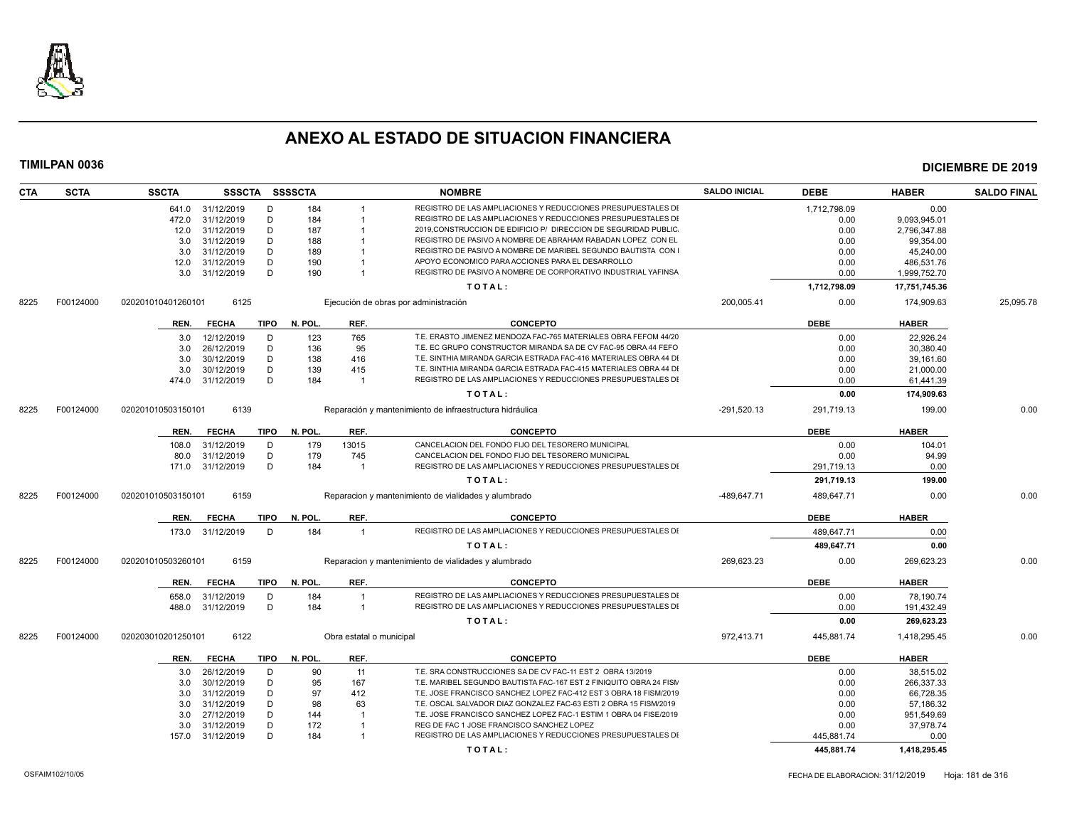# ANEXO AL ESTADO DE SITUACION FINANCIERA

**TIMILPAN 0036** **DICIEMBRE DE 2019**

| CTA | SCTA | SSCTA | SSSCTA | SSSSCTA | | NOMBRE | SALDO INICIAL | DEBE | HABER | SALDO FINAL |
|---|---|---|---|---|---|---|---|---|---|---|
| | | 641.0 31/12/2019 | D | 184 | 1 | REGISTRO DE LAS AMPLIACIONES Y REDUCCIONES PRESUPUESTALES DI | | 1,712,798.09 | 0.00 | |
| | | 472.0 31/12/2019 | D | 184 | 1 | REGISTRO DE LAS AMPLIACIONES Y REDUCCIONES PRESUPUESTALES DI | | 0.00 | 9,093,945.01 | |
| | | 12.0 31/12/2019 | D | 187 | 1 | 2019,CONSTRUCCION DE EDIFICIO P/ DIRECCION DE SEGURIDAD PUBLIC. | | 0.00 | 2,796,347.88 | |
| | | 3.0 31/12/2019 | D | 188 | 1 | REGISTRO DE PASIVO A NOMBRE DE ABRAHAM RABADAN LOPEZ CON EL | | 0.00 | 99,354.00 | |
| | | 3.0 31/12/2019 | D | 189 | 1 | REGISTRO DE PASIVO A NOMBRE DE MARIBEL SEGUNDO BAUTISTA CON I | | 0.00 | 45,240.00 | |
| | | 12.0 31/12/2019 | D | 190 | 1 | APOYO ECONOMICO PARA ACCIONES PARA EL DESARROLLO | | 0.00 | 486,531.76 | |
| | | 3.0 31/12/2019 | D | 190 | 1 | REGISTRO DE PASIVO A NOMBRE DE CORPORATIVO INDUSTRIAL YAFINSA | | 0.00 | 1,999,752.70 | |
| | | | | | | TOTAL: | | 1,712,798.09 | 17,751,745.36 | |
| 8225 | F00124000 | 020201010401260101 | 6125 | | | Ejecución de obras por administración | 200,005.41 | 0.00 | 174,909.63 | 25,095.78 |
| | | REN. FECHA | TIPO | N. POL. | REF. | CONCEPTO | | DEBE | HABER | |
| | | 3.0 12/12/2019 | D | 123 | 765 | T.E. ERASTO JIMENEZ MENDOZA FAC-765 MATERIALES OBRA FEFOM 44/20 | | 0.00 | 22,926.24 | |
| | | 3.0 26/12/2019 | D | 136 | 95 | T.E. EC GRUPO CONSTRUCTOR MIRANDA SA DE CV FAC-95 OBRA 44 FEFO | | 0.00 | 30,380.40 | |
| | | 3.0 30/12/2019 | D | 138 | 416 | T.E. SINTHIA MIRANDA GARCIA ESTRADA FAC-416 MATERIALES OBRA 44 DI | | 0.00 | 39,161.60 | |
| | | 3.0 30/12/2019 | D | 139 | 415 | T.E. SINTHIA MIRANDA GARCIA ESTRADA FAC-415 MATERIALES OBRA 44 DI | | 0.00 | 21,000.00 | |
| | | 474.0 31/12/2019 | D | 184 | 1 | REGISTRO DE LAS AMPLIACIONES Y REDUCCIONES PRESUPUESTALES DI | | 0.00 | 61,441.39 | |
| | | | | | | TOTAL: | | 0.00 | 174,909.63 | |
| 8225 | F00124000 | 020201010503150101 | 6139 | | | Reparación y mantenimiento de infraestructura hidráulica | -291,520.13 | 291,719.13 | 199.00 | 0.00 |
| | | REN. FECHA | TIPO | N. POL. | REF. | CONCEPTO | | DEBE | HABER | |
| | | 108.0 31/12/2019 | D | 179 | 13015 | CANCELACION DEL FONDO FIJO DEL TESORERO MUNICIPAL | | 0.00 | 104.01 | |
| | | 80.0 31/12/2019 | D | 179 | 745 | CANCELACION DEL FONDO FIJO DEL TESORERO MUNICIPAL | | 0.00 | 94.99 | |
| | | 171.0 31/12/2019 | D | 184 | 1 | REGISTRO DE LAS AMPLIACIONES Y REDUCCIONES PRESUPUESTALES DI | | 291,719.13 | 0.00 | |
| | | | | | | TOTAL: | | 291,719.13 | 199.00 | |
| 8225 | F00124000 | 020201010503150101 | 6159 | | | Reparacion y mantenimiento de vialidades y alumbrado | -489,647.71 | 489,647.71 | 0.00 | 0.00 |
| | | REN. FECHA | TIPO | N. POL. | REF. | CONCEPTO | | DEBE | HABER | |
| | | 173.0 31/12/2019 | D | 184 | 1 | REGISTRO DE LAS AMPLIACIONES Y REDUCCIONES PRESUPUESTALES DI | | 489,647.71 | 0.00 | |
| | | | | | | TOTAL: | | 489,647.71 | 0.00 | |
| 8225 | F00124000 | 020201010503260101 | 6159 | | | Reparacion y mantenimiento de vialidades y alumbrado | 269,623.23 | 0.00 | 269,623.23 | 0.00 |
| | | REN. FECHA | TIPO | N. POL. | REF. | CONCEPTO | | DEBE | HABER | |
| | | 658.0 31/12/2019 | D | 184 | 1 | REGISTRO DE LAS AMPLIACIONES Y REDUCCIONES PRESUPUESTALES DI | | 0.00 | 78,190.74 | |
| | | 488.0 31/12/2019 | D | 184 | 1 | REGISTRO DE LAS AMPLIACIONES Y REDUCCIONES PRESUPUESTALES DI | | 0.00 | 191,432.49 | |
| | | | | | | TOTAL: | | 0.00 | 269,623.23 | |
| 8225 | F00124000 | 020203010201250101 | 6122 | | | Obra estatal o municipal | 972,413.71 | 445,881.74 | 1,418,295.45 | 0.00 |
| | | REN. FECHA | TIPO | N. POL. | REF. | CONCEPTO | | DEBE | HABER | |
| | | 3.0 26/12/2019 | D | 90 | 11 | T.E. SRA CONSTRUCCIONES SA DE CV FAC-11 EST 2 OBRA 13/2019 | | 0.00 | 38,515.02 | |
| | | 3.0 30/12/2019 | D | 95 | 167 | T.E. MARIBEL SEGUNDO BAUTISTA FAC-167 EST 2 FINIQUITO OBRA 24 FISM | | 0.00 | 266,337.33 | |
| | | 3.0 31/12/2019 | D | 97 | 412 | T.E. JOSE FRANCISCO SANCHEZ LOPEZ FAC-412 EST 3 OBRA 18 FISM/2019 | | 0.00 | 66,728.35 | |
| | | 3.0 31/12/2019 | D | 98 | 63 | T.E. OSCAL SALVADOR DIAZ GONZALEZ FAC-63 ESTI 2 OBRA 15 FISM/2019 | | 0.00 | 57,186.32 | |
| | | 3.0 27/12/2019 | D | 144 | 1 | T.E. JOSE FRANCISCO SANCHEZ LOPEZ FAC-1 ESTIM 1 OBRA 04 FISE/2019 | | 0.00 | 951,549.69 | |
| | | 3.0 31/12/2019 | D | 172 | 1 | REG DE FAC 1 JOSE FRANCISCO SANCHEZ LOPEZ | | 0.00 | 37,978.74 | |
| | | 157.0 31/12/2019 | D | 184 | 1 | REGISTRO DE LAS AMPLIACIONES Y REDUCCIONES PRESUPUESTALES DI | | 445,881.74 | 0.00 | |
| | | | | | | TOTAL: | | 445,881.74 | 1,418,295.45 | |

OSFAIM102/10/05 FECHA DE ELABORACION: 31/12/2019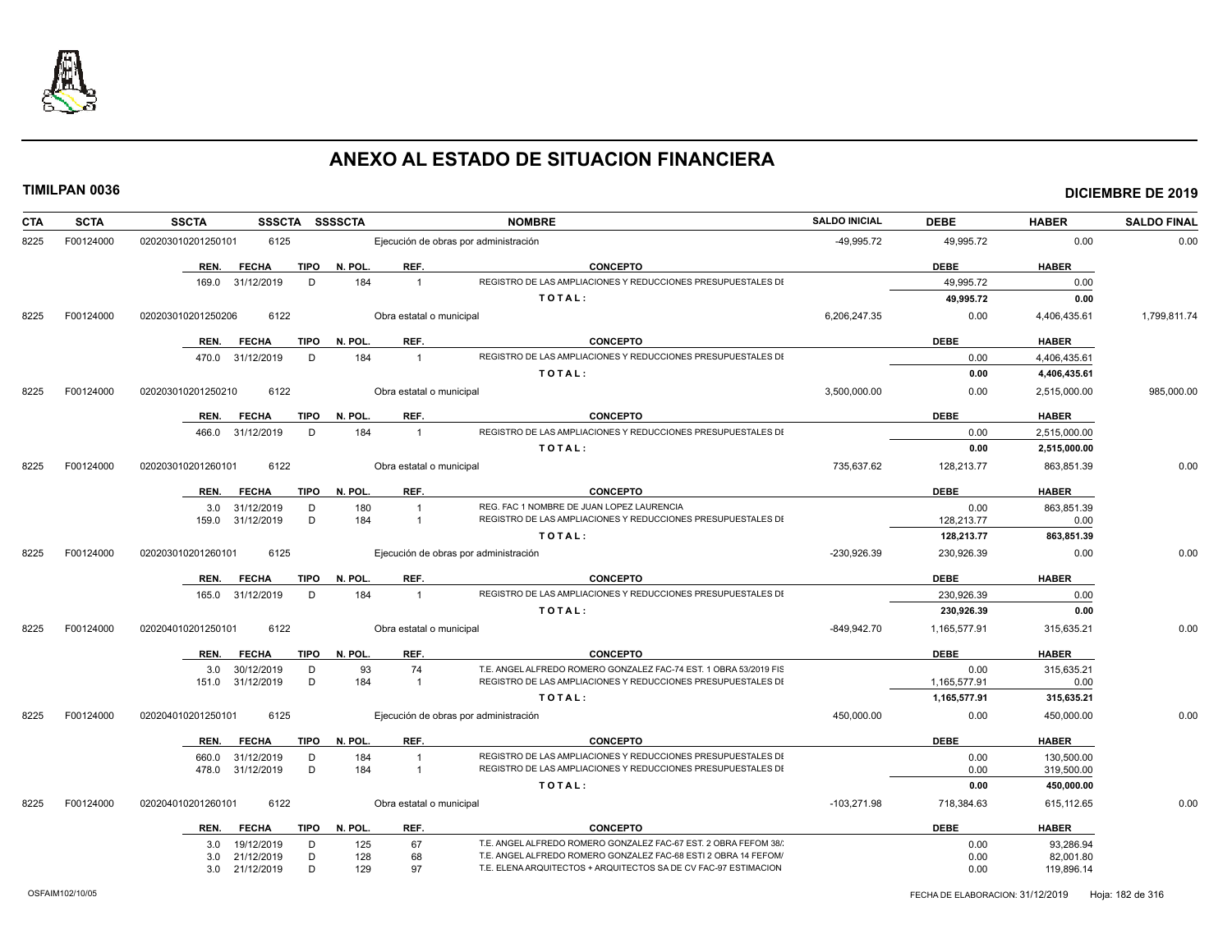# ANEXO AL ESTADO DE SITUACION FINANCIERA

**TIMILPAN 0036** — **DICIEMBRE DE 2019**

| CTA | SCTA | SSCTA | SSSCTA | SSSSCTA | NOMBRE | SALDO INICIAL | DEBE | HABER | SALDO FINAL |
|---|---|---|---|---|---|---|---|---|---|
| 8225 | F00124000 | 020203010201250101 | 6125 | | Ejecución de obras por administración | -49,995.72 | 49,995.72 | 0.00 | 0.00 |

| REN. | FECHA | TIPO | N. POL. | REF. | CONCEPTO | DEBE | HABER |
|---|---|---|---|---|---|---|---|
| 169.0 | 31/12/2019 | D | 184 | 1 | REGISTRO DE LAS AMPLIACIONES Y REDUCCIONES PRESUPUESTALES DE | 49,995.72 | 0.00 |
| | | | | | TOTAL: | 49,995.72 | 0.00 |

| CTA | SCTA | SSCTA | SSSCTA | SSSSCTA | NOMBRE | SALDO INICIAL | DEBE | HABER | SALDO FINAL |
|---|---|---|---|---|---|---|---|---|---|
| 8225 | F00124000 | 020203010201250206 | 6122 | | Obra estatal o municipal | 6,206,247.35 | 0.00 | 4,406,435.61 | 1,799,811.74 |

| REN. | FECHA | TIPO | N. POL. | REF. | CONCEPTO | DEBE | HABER |
|---|---|---|---|---|---|---|---|
| 470.0 | 31/12/2019 | D | 184 | 1 | REGISTRO DE LAS AMPLIACIONES Y REDUCCIONES PRESUPUESTALES DE | 0.00 | 4,406,435.61 |
| | | | | | TOTAL: | 0.00 | 4,406,435.61 |

| CTA | SCTA | SSCTA | SSSCTA | SSSSCTA | NOMBRE | SALDO INICIAL | DEBE | HABER | SALDO FINAL |
|---|---|---|---|---|---|---|---|---|---|
| 8225 | F00124000 | 020203010201250210 | 6122 | | Obra estatal o municipal | 3,500,000.00 | 0.00 | 2,515,000.00 | 985,000.00 |

| REN. | FECHA | TIPO | N. POL. | REF. | CONCEPTO | DEBE | HABER |
|---|---|---|---|---|---|---|---|
| 466.0 | 31/12/2019 | D | 184 | 1 | REGISTRO DE LAS AMPLIACIONES Y REDUCCIONES PRESUPUESTALES DE | 0.00 | 2,515,000.00 |
| | | | | | TOTAL: | 0.00 | 2,515,000.00 |

| CTA | SCTA | SSCTA | SSSCTA | SSSSCTA | NOMBRE | SALDO INICIAL | DEBE | HABER | SALDO FINAL |
|---|---|---|---|---|---|---|---|---|---|
| 8225 | F00124000 | 020203010201260101 | 6122 | | Obra estatal o municipal | 735,637.62 | 128,213.77 | 863,851.39 | 0.00 |

| REN. | FECHA | TIPO | N. POL. | REF. | CONCEPTO | DEBE | HABER |
|---|---|---|---|---|---|---|---|
| 3.0 | 31/12/2019 | D | 180 | 1 | REG. FAC 1 NOMBRE DE JUAN LOPEZ LAURENCIA | 0.00 | 863,851.39 |
| 159.0 | 31/12/2019 | D | 184 | 1 | REGISTRO DE LAS AMPLIACIONES Y REDUCCIONES PRESUPUESTALES DE | 128,213.77 | 0.00 |
| | | | | | TOTAL: | 128,213.77 | 863,851.39 |

| CTA | SCTA | SSCTA | SSSCTA | SSSSCTA | NOMBRE | SALDO INICIAL | DEBE | HABER | SALDO FINAL |
|---|---|---|---|---|---|---|---|---|---|
| 8225 | F00124000 | 020203010201260101 | 6125 | | Ejecución de obras por administración | -230,926.39 | 230,926.39 | 0.00 | 0.00 |

| REN. | FECHA | TIPO | N. POL. | REF. | CONCEPTO | DEBE | HABER |
|---|---|---|---|---|---|---|---|
| 165.0 | 31/12/2019 | D | 184 | 1 | REGISTRO DE LAS AMPLIACIONES Y REDUCCIONES PRESUPUESTALES DE | 230,926.39 | 0.00 |
| | | | | | TOTAL: | 230,926.39 | 0.00 |

| CTA | SCTA | SSCTA | SSSCTA | SSSSCTA | NOMBRE | SALDO INICIAL | DEBE | HABER | SALDO FINAL |
|---|---|---|---|---|---|---|---|---|---|
| 8225 | F00124000 | 020204010201250101 | 6122 | | Obra estatal o municipal | -849,942.70 | 1,165,577.91 | 315,635.21 | 0.00 |

| REN. | FECHA | TIPO | N. POL. | REF. | CONCEPTO | DEBE | HABER |
|---|---|---|---|---|---|---|---|
| 3.0 | 30/12/2019 | D | 93 | 74 | T.E. ANGEL ALFREDO ROMERO GONZALEZ FAC-74 EST. 1 OBRA 53/2019 FIS | 0.00 | 315,635.21 |
| 151.0 | 31/12/2019 | D | 184 | 1 | REGISTRO DE LAS AMPLIACIONES Y REDUCCIONES PRESUPUESTALES DE | 1,165,577.91 | 0.00 |
| | | | | | TOTAL: | 1,165,577.91 | 315,635.21 |

| CTA | SCTA | SSCTA | SSSCTA | SSSSCTA | NOMBRE | SALDO INICIAL | DEBE | HABER | SALDO FINAL |
|---|---|---|---|---|---|---|---|---|---|
| 8225 | F00124000 | 020204010201250101 | 6125 | | Ejecución de obras por administración | 450,000.00 | 0.00 | 450,000.00 | 0.00 |

| REN. | FECHA | TIPO | N. POL. | REF. | CONCEPTO | DEBE | HABER |
|---|---|---|---|---|---|---|---|
| 660.0 | 31/12/2019 | D | 184 | 1 | REGISTRO DE LAS AMPLIACIONES Y REDUCCIONES PRESUPUESTALES DE | 0.00 | 130,500.00 |
| 478.0 | 31/12/2019 | D | 184 | 1 | REGISTRO DE LAS AMPLIACIONES Y REDUCCIONES PRESUPUESTALES DE | 0.00 | 319,500.00 |
| | | | | | TOTAL: | 0.00 | 450,000.00 |

| CTA | SCTA | SSCTA | SSSCTA | SSSSCTA | NOMBRE | SALDO INICIAL | DEBE | HABER | SALDO FINAL |
|---|---|---|---|---|---|---|---|---|---|
| 8225 | F00124000 | 020204010201260101 | 6122 | | Obra estatal o municipal | -103,271.98 | 718,384.63 | 615,112.65 | 0.00 |

| REN. | FECHA | TIPO | N. POL. | REF. | CONCEPTO | DEBE | HABER |
|---|---|---|---|---|---|---|---|
| 3.0 | 19/12/2019 | D | 125 | 67 | T.E. ANGEL ALFREDO ROMERO GONZALEZ FAC-67 EST. 2 OBRA FEFOM 38/ | 0.00 | 93,286.94 |
| 3.0 | 21/12/2019 | D | 128 | 68 | T.E. ANGEL ALFREDO ROMERO GONZALEZ FAC-68 ESTI 2 OBRA 14 FEFOM/ | 0.00 | 82,001.80 |
| 3.0 | 21/12/2019 | D | 129 | 97 | T.E. ELENA ARQUITECTOS + ARQUITECTOS SA DE CV FAC-97 ESTIMACION | 0.00 | 119,896.14 |

OSFAIM102/10/05 — FECHA DE ELABORACION: 31/12/2019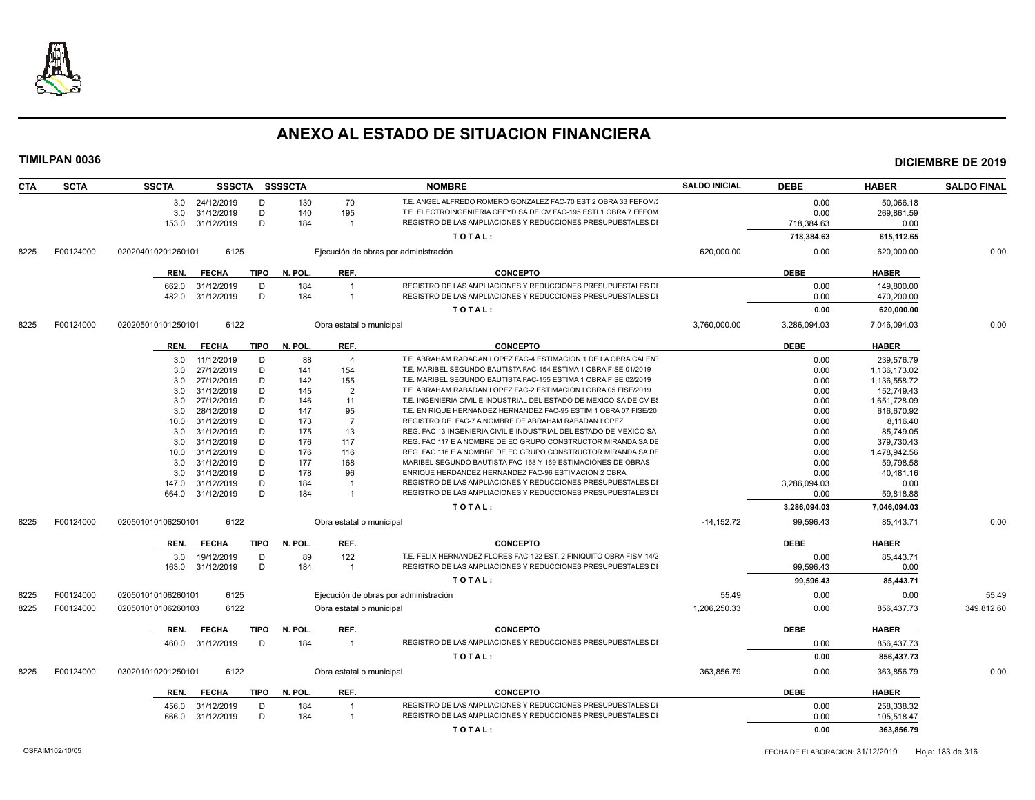# ANEXO AL ESTADO DE SITUACION FINANCIERA

**TIMILPAN 0036** **DICIEMBRE DE 2019**

| CTA | SCTA | SSCTA | SSSCTA | SSSSCTA | NOMBRE | SALDO INICIAL | DEBE | HABER | SALDO FINAL |
|---|---|---|---|---|---|---|---|---|---|

| REN. | FECHA | TIPO | N. POL. | REF. | CONCEPTO | DEBE | HABER |
|---|---|---|---|---|---|---|---|
| 3.0 | 24/12/2019 | D | 130 | 70 | T.E. ANGEL ALFREDO ROMERO GONZALEZ FAC-70 EST 2 OBRA 33 FEFOM/2 | 0.00 | 50,066.18 |
| 3.0 | 31/12/2019 | D | 140 | 195 | T.E. ELECTROINGENIERIA CEFYD SA DE CV FAC-195 ESTI 1 OBRA 7 FEFOM | 0.00 | 269,861.59 |
| 153.0 | 31/12/2019 | D | 184 | 1 | REGISTRO DE LAS AMPLIACIONES Y REDUCCIONES PRESUPUESTALES DE | 718,384.63 | 0.00 |
| | | | | | TOTAL: | 718,384.63 | 615,112.65 |

| CTA | SCTA | SSCTA | SSSCTA | NOMBRE | SALDO INICIAL | DEBE | HABER | SALDO FINAL |
|---|---|---|---|---|---|---|---|---|
| 8225 | F00124000 | 020204010201260101 | 6125 | Ejecución de obras por administración | 620,000.00 | 0.00 | 620,000.00 | 0.00 |

| REN. | FECHA | TIPO | N. POL. | REF. | CONCEPTO | DEBE | HABER |
|---|---|---|---|---|---|---|---|
| 662.0 | 31/12/2019 | D | 184 | 1 | REGISTRO DE LAS AMPLIACIONES Y REDUCCIONES PRESUPUESTALES DE | 0.00 | 149,800.00 |
| 482.0 | 31/12/2019 | D | 184 | 1 | REGISTRO DE LAS AMPLIACIONES Y REDUCCIONES PRESUPUESTALES DE | 0.00 | 470,200.00 |
| | | | | | TOTAL: | 0.00 | 620,000.00 |

| CTA | SCTA | SSCTA | SSSCTA | NOMBRE | SALDO INICIAL | DEBE | HABER | SALDO FINAL |
|---|---|---|---|---|---|---|---|---|
| 8225 | F00124000 | 020205010101250101 | 6122 | Obra estatal o municipal | 3,760,000.00 | 3,286,094.03 | 7,046,094.03 | 0.00 |

| REN. | FECHA | TIPO | N. POL. | REF. | CONCEPTO | DEBE | HABER |
|---|---|---|---|---|---|---|---|
| 3.0 | 11/12/2019 | D | 88 | 4 | T.E. ABRAHAM RADADAN LOPEZ FAC-4 ESTIMACION 1 DE LA OBRA CALENT | 0.00 | 239,576.79 |
| 3.0 | 27/12/2019 | D | 141 | 154 | T.E. MARIBEL SEGUNDO BAUTISTA FAC-154 ESTIMA 1 OBRA FISE 01/2019 | 0.00 | 1,136,173.02 |
| 3.0 | 27/12/2019 | D | 142 | 155 | T.E. MARIBEL SEGUNDO BAUTISTA FAC-155 ESTIMA 1 OBRA FISE 02/2019 | 0.00 | 1,136,558.72 |
| 3.0 | 31/12/2019 | D | 145 | 2 | T.E. ABRAHAM RABADAN LOPEZ FAC-2 ESTIMACION I OBRA 05 FISE/2019 | 0.00 | 152,749.43 |
| 3.0 | 27/12/2019 | D | 146 | 11 | T.E. INGENIERIA CIVIL E INDUSTRIAL DEL ESTADO DE MEXICO SA DE CV ES | 0.00 | 1,651,728.09 |
| 3.0 | 28/12/2019 | D | 147 | 95 | T.E. EN RIQUE HERNANDEZ HERNANDEZ FAC-95 ESTIM 1 OBRA 07 FISE/20 | 0.00 | 616,670.92 |
| 10.0 | 31/12/2019 | D | 173 | 7 | REGISTRO DE FAC-7 A NOMBRE DE ABRAHAM RABADAN LOPEZ | 0.00 | 8,116.40 |
| 3.0 | 31/12/2019 | D | 175 | 13 | REG. FAC 13 INGENIERIA CIVIL E INDUSTRIAL DEL ESTADO DE MEXICO SA | 0.00 | 85,749.05 |
| 3.0 | 31/12/2019 | D | 176 | 117 | REG. FAC 117 E A NOMBRE DE EC GRUPO CONSTRUCTOR MIRANDA SA DE | 0.00 | 379,730.43 |
| 10.0 | 31/12/2019 | D | 176 | 116 | REG. FAC 116 E A NOMBRE DE EC GRUPO CONSTRUCTOR MIRANDA SA DE | 0.00 | 1,478,942.56 |
| 3.0 | 31/12/2019 | D | 177 | 168 | MARIBEL SEGUNDO BAUTISTA FAC 168 Y 169 ESTIMACIONES DE OBRAS | 0.00 | 59,798.58 |
| 3.0 | 31/12/2019 | D | 178 | 96 | ENRIQUE HERDANDEZ HERNANDEZ FAC-96 ESTIMACION 2 OBRA | 0.00 | 40,481.16 |
| 147.0 | 31/12/2019 | D | 184 | 1 | REGISTRO DE LAS AMPLIACIONES Y REDUCCIONES PRESUPUESTALES DE | 3,286,094.03 | 0.00 |
| 664.0 | 31/12/2019 | D | 184 | 1 | REGISTRO DE LAS AMPLIACIONES Y REDUCCIONES PRESUPUESTALES DE | 0.00 | 59,818.88 |
| | | | | | TOTAL: | 3,286,094.03 | 7,046,094.03 |

| CTA | SCTA | SSCTA | SSSCTA | NOMBRE | SALDO INICIAL | DEBE | HABER | SALDO FINAL |
|---|---|---|---|---|---|---|---|---|
| 8225 | F00124000 | 020501010106250101 | 6122 | Obra estatal o municipal | -14,152.72 | 99,596.43 | 85,443.71 | 0.00 |

| REN. | FECHA | TIPO | N. POL. | REF. | CONCEPTO | DEBE | HABER |
|---|---|---|---|---|---|---|---|
| 3.0 | 19/12/2019 | D | 89 | 122 | T.E. FELIX HERNANDEZ FLORES FAC-122 EST. 2 FINIQUITO OBRA FISM 14/2 | 0.00 | 85,443.71 |
| 163.0 | 31/12/2019 | D | 184 | 1 | REGISTRO DE LAS AMPLIACIONES Y REDUCCIONES PRESUPUESTALES DE | 99,596.43 | 0.00 |
| | | | | | TOTAL: | 99,596.43 | 85,443.71 |

| CTA | SCTA | SSCTA | SSSCTA | NOMBRE | SALDO INICIAL | DEBE | HABER | SALDO FINAL |
|---|---|---|---|---|---|---|---|---|
| 8225 | F00124000 | 020501010106260101 | 6125 | Ejecución de obras por administración | 55.49 | 0.00 | 0.00 | 55.49 |
| 8225 | F00124000 | 020501010106260103 | 6122 | Obra estatal o municipal | 1,206,250.33 | 0.00 | 856,437.73 | 349,812.60 |

| REN. | FECHA | TIPO | N. POL. | REF. | CONCEPTO | DEBE | HABER |
|---|---|---|---|---|---|---|---|
| 460.0 | 31/12/2019 | D | 184 | 1 | REGISTRO DE LAS AMPLIACIONES Y REDUCCIONES PRESUPUESTALES DE | 0.00 | 856,437.73 |
| | | | | | TOTAL: | 0.00 | 856,437.73 |

| CTA | SCTA | SSCTA | SSSCTA | NOMBRE | SALDO INICIAL | DEBE | HABER | SALDO FINAL |
|---|---|---|---|---|---|---|---|---|
| 8225 | F00124000 | 030201010201250101 | 6122 | Obra estatal o municipal | 363,856.79 | 0.00 | 363,856.79 | 0.00 |

| REN. | FECHA | TIPO | N. POL. | REF. | CONCEPTO | DEBE | HABER |
|---|---|---|---|---|---|---|---|
| 456.0 | 31/12/2019 | D | 184 | 1 | REGISTRO DE LAS AMPLIACIONES Y REDUCCIONES PRESUPUESTALES DE | 0.00 | 258,338.32 |
| 666.0 | 31/12/2019 | D | 184 | 1 | REGISTRO DE LAS AMPLIACIONES Y REDUCCIONES PRESUPUESTALES DE | 0.00 | 105,518.47 |
| | | | | | TOTAL: | 0.00 | 363,856.79 |

OSFAIM102/10/05 FECHA DE ELABORACION: 31/12/2019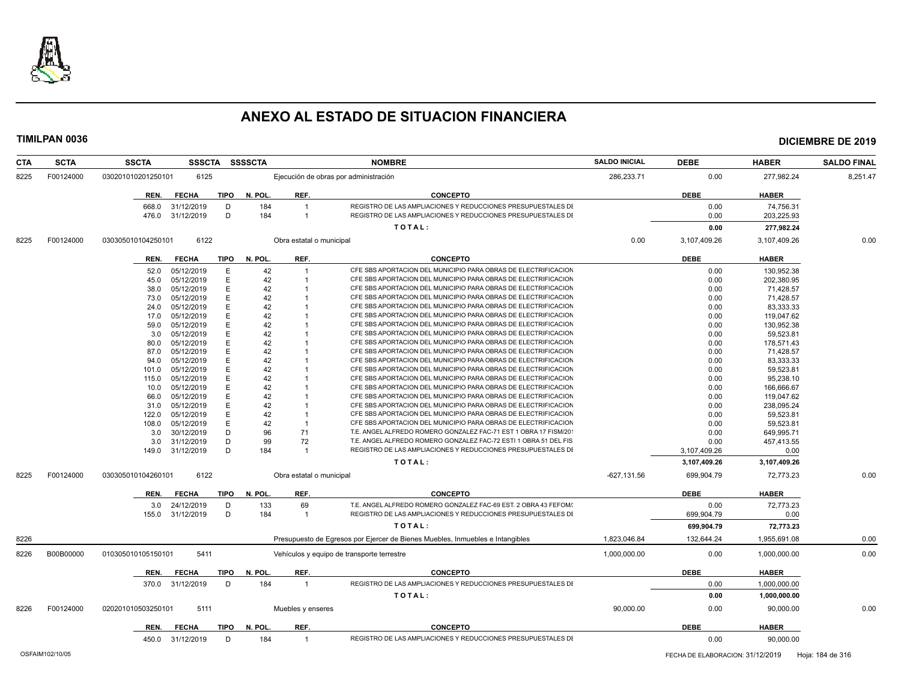# ANEXO AL ESTADO DE SITUACION FINANCIERA

**TIMILPAN 0036** — **DICIEMBRE DE 2019**

| CTA | SCTA | SSCTA | SSSCTA | SSSSCTA | NOMBRE | SALDO INICIAL | DEBE | HABER | SALDO FINAL |
|---|---|---|---|---|---|---|---|---|---|
| 8225 | F00124000 | 030201010201250101 | 6125 | | Ejecución de obras por administración | 286,233.71 | 0.00 | 277,982.24 | 8,251.47 |

| REN. | FECHA | TIPO | N. POL. | REF. | CONCEPTO | DEBE | HABER |
|---|---|---|---|---|---|---|---|
| 668.0 | 31/12/2019 | D | 184 | 1 | REGISTRO DE LAS AMPLIACIONES Y REDUCCIONES PRESUPUESTALES DE | 0.00 | 74,756.31 |
| 476.0 | 31/12/2019 | D | 184 | 1 | REGISTRO DE LAS AMPLIACIONES Y REDUCCIONES PRESUPUESTALES DE | 0.00 | 203,225.93 |
| | | | | | **TOTAL:** | **0.00** | **277,982.24** |

| CTA | SCTA | SSCTA | SSSCTA | SSSSCTA | NOMBRE | SALDO INICIAL | DEBE | HABER | SALDO FINAL |
|---|---|---|---|---|---|---|---|---|---|
| 8225 | F00124000 | 030305010104250101 | 6122 | | Obra estatal o municipal | 0.00 | 3,107,409.26 | 3,107,409.26 | 0.00 |

| REN. | FECHA | TIPO | N. POL. | REF. | CONCEPTO | DEBE | HABER |
|---|---|---|---|---|---|---|---|
| 52.0 | 05/12/2019 | E | 42 | 1 | CFE SBS APORTACION DEL MUNICIPIO PARA OBRAS DE ELECTRIFICACION | 0.00 | 130,952.38 |
| 45.0 | 05/12/2019 | E | 42 | 1 | CFE SBS APORTACION DEL MUNICIPIO PARA OBRAS DE ELECTRIFICACION | 0.00 | 202,380.95 |
| 38.0 | 05/12/2019 | E | 42 | 1 | CFE SBS APORTACION DEL MUNICIPIO PARA OBRAS DE ELECTRIFICACION | 0.00 | 71,428.57 |
| 73.0 | 05/12/2019 | E | 42 | 1 | CFE SBS APORTACION DEL MUNICIPIO PARA OBRAS DE ELECTRIFICACION | 0.00 | 71,428.57 |
| 24.0 | 05/12/2019 | E | 42 | 1 | CFE SBS APORTACION DEL MUNICIPIO PARA OBRAS DE ELECTRIFICACION | 0.00 | 83,333.33 |
| 17.0 | 05/12/2019 | E | 42 | 1 | CFE SBS APORTACION DEL MUNICIPIO PARA OBRAS DE ELECTRIFICACION | 0.00 | 119,047.62 |
| 59.0 | 05/12/2019 | E | 42 | 1 | CFE SBS APORTACION DEL MUNICIPIO PARA OBRAS DE ELECTRIFICACION | 0.00 | 130,952.38 |
| 3.0 | 05/12/2019 | E | 42 | 1 | CFE SBS APORTACION DEL MUNICIPIO PARA OBRAS DE ELECTRIFICACION | 0.00 | 59,523.81 |
| 80.0 | 05/12/2019 | E | 42 | 1 | CFE SBS APORTACION DEL MUNICIPIO PARA OBRAS DE ELECTRIFICACION | 0.00 | 178,571.43 |
| 87.0 | 05/12/2019 | E | 42 | 1 | CFE SBS APORTACION DEL MUNICIPIO PARA OBRAS DE ELECTRIFICACION | 0.00 | 71,428.57 |
| 94.0 | 05/12/2019 | E | 42 | 1 | CFE SBS APORTACION DEL MUNICIPIO PARA OBRAS DE ELECTRIFICACION | 0.00 | 83,333.33 |
| 101.0 | 05/12/2019 | E | 42 | 1 | CFE SBS APORTACION DEL MUNICIPIO PARA OBRAS DE ELECTRIFICACION | 0.00 | 59,523.81 |
| 115.0 | 05/12/2019 | E | 42 | 1 | CFE SBS APORTACION DEL MUNICIPIO PARA OBRAS DE ELECTRIFICACION | 0.00 | 95,238.10 |
| 10.0 | 05/12/2019 | E | 42 | 1 | CFE SBS APORTACION DEL MUNICIPIO PARA OBRAS DE ELECTRIFICACION | 0.00 | 166,666.67 |
| 66.0 | 05/12/2019 | E | 42 | 1 | CFE SBS APORTACION DEL MUNICIPIO PARA OBRAS DE ELECTRIFICACION | 0.00 | 119,047.62 |
| 31.0 | 05/12/2019 | E | 42 | 1 | CFE SBS APORTACION DEL MUNICIPIO PARA OBRAS DE ELECTRIFICACION | 0.00 | 238,095.24 |
| 122.0 | 05/12/2019 | E | 42 | 1 | CFE SBS APORTACION DEL MUNICIPIO PARA OBRAS DE ELECTRIFICACION | 0.00 | 59,523.81 |
| 108.0 | 05/12/2019 | E | 42 | 1 | CFE SBS APORTACION DEL MUNICIPIO PARA OBRAS DE ELECTRIFICACION | 0.00 | 59,523.81 |
| 3.0 | 30/12/2019 | D | 96 | 71 | T.E. ANGEL ALFREDO ROMERO GONZALEZ FAC-71 EST 1 OBRA 17 FISM/201 | 0.00 | 649,995.71 |
| 3.0 | 31/12/2019 | D | 99 | 72 | T.E. ANGEL ALFREDO ROMERO GONZALEZ FAC-72 ESTI 1 OBRA 51 DEL FIS | 0.00 | 457,413.55 |
| 149.0 | 31/12/2019 | D | 184 | 1 | REGISTRO DE LAS AMPLIACIONES Y REDUCCIONES PRESUPUESTALES DE | 3,107,409.26 | 0.00 |
| | | | | | **TOTAL:** | **3,107,409.26** | **3,107,409.26** |

| CTA | SCTA | SSCTA | SSSCTA | SSSSCTA | NOMBRE | SALDO INICIAL | DEBE | HABER | SALDO FINAL |
|---|---|---|---|---|---|---|---|---|---|
| 8225 | F00124000 | 030305010104260101 | 6122 | | Obra estatal o municipal | -627,131.56 | 699,904.79 | 72,773.23 | 0.00 |

| REN. | FECHA | TIPO | N. POL. | REF. | CONCEPTO | DEBE | HABER |
|---|---|---|---|---|---|---|---|
| 3.0 | 24/12/2019 | D | 133 | 69 | T.E. ANGEL ALFREDO ROMERO GONZALEZ FAC-69 EST. 2 OBRA 43 FEFOM/ | 0.00 | 72,773.23 |
| 155.0 | 31/12/2019 | D | 184 | 1 | REGISTRO DE LAS AMPLIACIONES Y REDUCCIONES PRESUPUESTALES DE | 699,904.79 | 0.00 |
| | | | | | **TOTAL:** | **699,904.79** | **72,773.23** |

| CTA | SCTA | SSCTA | SSSCTA | SSSSCTA | NOMBRE | SALDO INICIAL | DEBE | HABER | SALDO FINAL |
|---|---|---|---|---|---|---|---|---|---|
| 8226 | | | | | Presupuesto de Egresos por Ejercer de Bienes Muebles, Inmuebles e Intangibles | 1,823,046.84 | 132,644.24 | 1,955,691.08 | 0.00 |
| 8226 | B00B00000 | 010305010105150101 | 5411 | | Vehículos y equipo de transporte terrestre | 1,000,000.00 | 0.00 | 1,000,000.00 | 0.00 |

| REN. | FECHA | TIPO | N. POL. | REF. | CONCEPTO | DEBE | HABER |
|---|---|---|---|---|---|---|---|
| 370.0 | 31/12/2019 | D | 184 | 1 | REGISTRO DE LAS AMPLIACIONES Y REDUCCIONES PRESUPUESTALES DE | 0.00 | 1,000,000.00 |
| | | | | | **TOTAL:** | **0.00** | **1,000,000.00** |

| CTA | SCTA | SSCTA | SSSCTA | SSSSCTA | NOMBRE | SALDO INICIAL | DEBE | HABER | SALDO FINAL |
|---|---|---|---|---|---|---|---|---|---|
| 8226 | F00124000 | 020201010503250101 | 5111 | | Muebles y enseres | 90,000.00 | 0.00 | 90,000.00 | 0.00 |

| REN. | FECHA | TIPO | N. POL. | REF. | CONCEPTO | DEBE | HABER |
|---|---|---|---|---|---|---|---|
| 450.0 | 31/12/2019 | D | 184 | 1 | REGISTRO DE LAS AMPLIACIONES Y REDUCCIONES PRESUPUESTALES DE | 0.00 | 90,000.00 |

OSFAIM102/10/05 — FECHA DE ELABORACION: 31/12/2019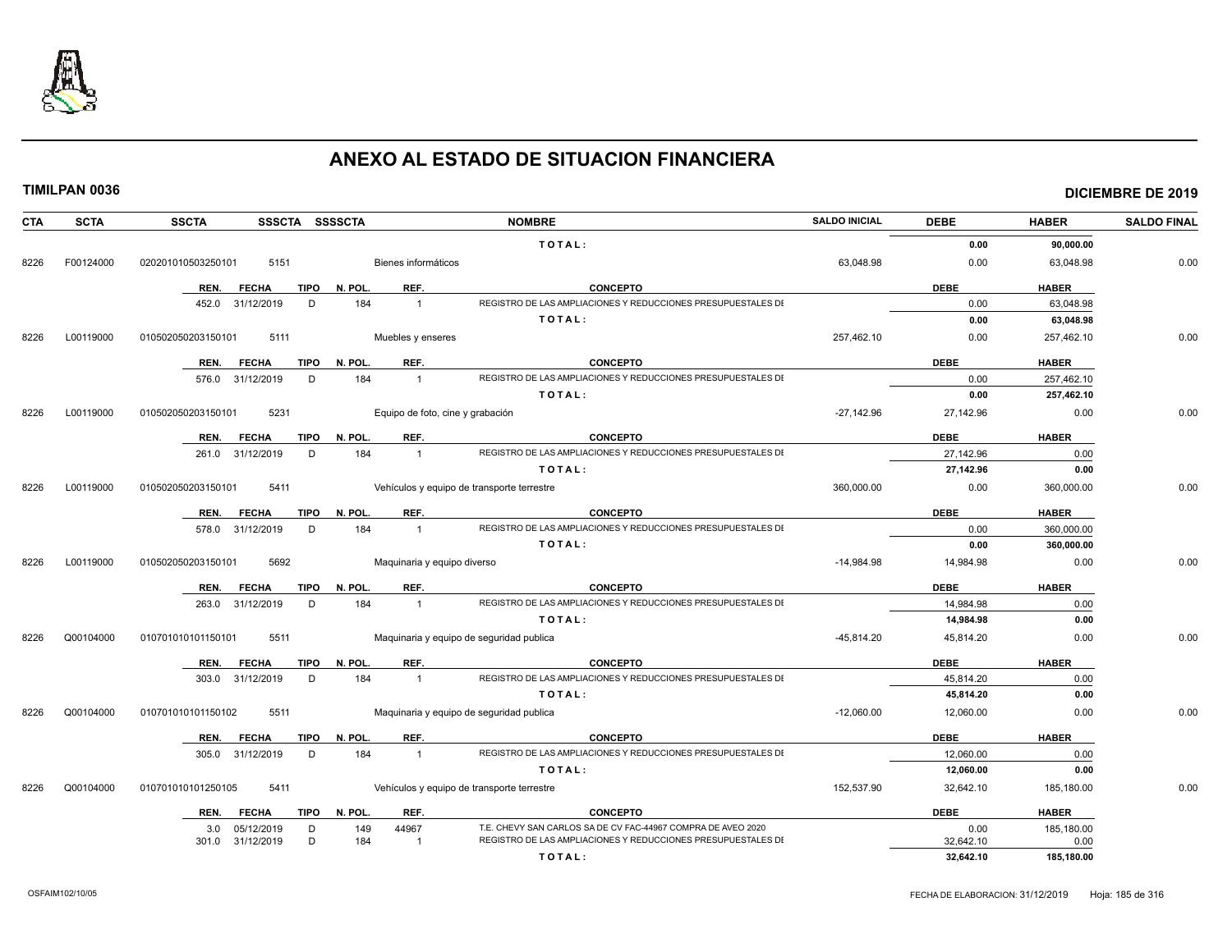# ANEXO AL ESTADO DE SITUACION FINANCIERA

**TIMILPAN 0036** **DICIEMBRE DE 2019**

| CTA | SCTA | SSCTA | SSSCTA | SSSSCTA | NOMBRE | SALDO INICIAL | DEBE | HABER | SALDO FINAL |
|---|---|---|---|---|---|---|---|---|---|
| | | | | | TOTAL: | | 0.00 | 90,000.00 | |
| 8226 | F00124000 | 020201010503250101 | 5151 | | Bienes informáticos | 63,048.98 | 0.00 | 63,048.98 | 0.00 |

| REN. | FECHA | TIPO | N. POL. | REF. | CONCEPTO | DEBE | HABER |
|---|---|---|---|---|---|---|---|
| 452.0 | 31/12/2019 | D | 184 | 1 | REGISTRO DE LAS AMPLIACIONES Y REDUCCIONES PRESUPUESTALES DE | 0.00 | 63,048.98 |
| | | | | | TOTAL: | 0.00 | 63,048.98 |

| CTA | SCTA | SSCTA | SSSCTA | SSSSCTA | NOMBRE | SALDO INICIAL | DEBE | HABER | SALDO FINAL |
|---|---|---|---|---|---|---|---|---|---|
| 8226 | L00119000 | 010502050203150101 | 5111 | | Muebles y enseres | 257,462.10 | 0.00 | 257,462.10 | 0.00 |

| REN. | FECHA | TIPO | N. POL. | REF. | CONCEPTO | DEBE | HABER |
|---|---|---|---|---|---|---|---|
| 576.0 | 31/12/2019 | D | 184 | 1 | REGISTRO DE LAS AMPLIACIONES Y REDUCCIONES PRESUPUESTALES DE | 0.00 | 257,462.10 |
| | | | | | TOTAL: | 0.00 | 257,462.10 |

| CTA | SCTA | SSCTA | SSSCTA | SSSSCTA | NOMBRE | SALDO INICIAL | DEBE | HABER | SALDO FINAL |
|---|---|---|---|---|---|---|---|---|---|
| 8226 | L00119000 | 010502050203150101 | 5231 | | Equipo de foto, cine y grabación | -27,142.96 | 27,142.96 | 0.00 | 0.00 |

| REN. | FECHA | TIPO | N. POL. | REF. | CONCEPTO | DEBE | HABER |
|---|---|---|---|---|---|---|---|
| 261.0 | 31/12/2019 | D | 184 | 1 | REGISTRO DE LAS AMPLIACIONES Y REDUCCIONES PRESUPUESTALES DE | 27,142.96 | 0.00 |
| | | | | | TOTAL: | 27,142.96 | 0.00 |

| CTA | SCTA | SSCTA | SSSCTA | SSSSCTA | NOMBRE | SALDO INICIAL | DEBE | HABER | SALDO FINAL |
|---|---|---|---|---|---|---|---|---|---|
| 8226 | L00119000 | 010502050203150101 | 5411 | | Vehículos y equipo de transporte terrestre | 360,000.00 | 0.00 | 360,000.00 | 0.00 |

| REN. | FECHA | TIPO | N. POL. | REF. | CONCEPTO | DEBE | HABER |
|---|---|---|---|---|---|---|---|
| 578.0 | 31/12/2019 | D | 184 | 1 | REGISTRO DE LAS AMPLIACIONES Y REDUCCIONES PRESUPUESTALES DE | 0.00 | 360,000.00 |
| | | | | | TOTAL: | 0.00 | 360,000.00 |

| CTA | SCTA | SSCTA | SSSCTA | SSSSCTA | NOMBRE | SALDO INICIAL | DEBE | HABER | SALDO FINAL |
|---|---|---|---|---|---|---|---|---|---|
| 8226 | L00119000 | 010502050203150101 | 5692 | | Maquinaria y equipo diverso | -14,984.98 | 14,984.98 | 0.00 | 0.00 |

| REN. | FECHA | TIPO | N. POL. | REF. | CONCEPTO | DEBE | HABER |
|---|---|---|---|---|---|---|---|
| 263.0 | 31/12/2019 | D | 184 | 1 | REGISTRO DE LAS AMPLIACIONES Y REDUCCIONES PRESUPUESTALES DE | 14,984.98 | 0.00 |
| | | | | | TOTAL: | 14,984.98 | 0.00 |

| CTA | SCTA | SSCTA | SSSCTA | SSSSCTA | NOMBRE | SALDO INICIAL | DEBE | HABER | SALDO FINAL |
|---|---|---|---|---|---|---|---|---|---|
| 8226 | Q00104000 | 010701010101150101 | 5511 | | Maquinaria y equipo de seguridad publica | -45,814.20 | 45,814.20 | 0.00 | 0.00 |

| REN. | FECHA | TIPO | N. POL. | REF. | CONCEPTO | DEBE | HABER |
|---|---|---|---|---|---|---|---|
| 303.0 | 31/12/2019 | D | 184 | 1 | REGISTRO DE LAS AMPLIACIONES Y REDUCCIONES PRESUPUESTALES DE | 45,814.20 | 0.00 |
| | | | | | TOTAL: | 45,814.20 | 0.00 |

| CTA | SCTA | SSCTA | SSSCTA | SSSSCTA | NOMBRE | SALDO INICIAL | DEBE | HABER | SALDO FINAL |
|---|---|---|---|---|---|---|---|---|---|
| 8226 | Q00104000 | 010701010101150102 | 5511 | | Maquinaria y equipo de seguridad publica | -12,060.00 | 12,060.00 | 0.00 | 0.00 |

| REN. | FECHA | TIPO | N. POL. | REF. | CONCEPTO | DEBE | HABER |
|---|---|---|---|---|---|---|---|
| 305.0 | 31/12/2019 | D | 184 | 1 | REGISTRO DE LAS AMPLIACIONES Y REDUCCIONES PRESUPUESTALES DE | 12,060.00 | 0.00 |
| | | | | | TOTAL: | 12,060.00 | 0.00 |

| CTA | SCTA | SSCTA | SSSCTA | SSSSCTA | NOMBRE | SALDO INICIAL | DEBE | HABER | SALDO FINAL |
|---|---|---|---|---|---|---|---|---|---|
| 8226 | Q00104000 | 010701010101250105 | 5411 | | Vehículos y equipo de transporte terrestre | 152,537.90 | 32,642.10 | 185,180.00 | 0.00 |

| REN. | FECHA | TIPO | N. POL. | REF. | CONCEPTO | DEBE | HABER |
|---|---|---|---|---|---|---|---|
| 3.0 | 05/12/2019 | D | 149 | 44967 | T.E. CHEVY SAN CARLOS SA DE CV FAC-44967 COMPRA DE AVEO 2020 | 0.00 | 185,180.00 |
| 301.0 | 31/12/2019 | D | 184 | 1 | REGISTRO DE LAS AMPLIACIONES Y REDUCCIONES PRESUPUESTALES DE | 32,642.10 | 0.00 |
| | | | | | TOTAL: | 32,642.10 | 185,180.00 |

OSFAIM102/10/05 FECHA DE ELABORACION: 31/12/2019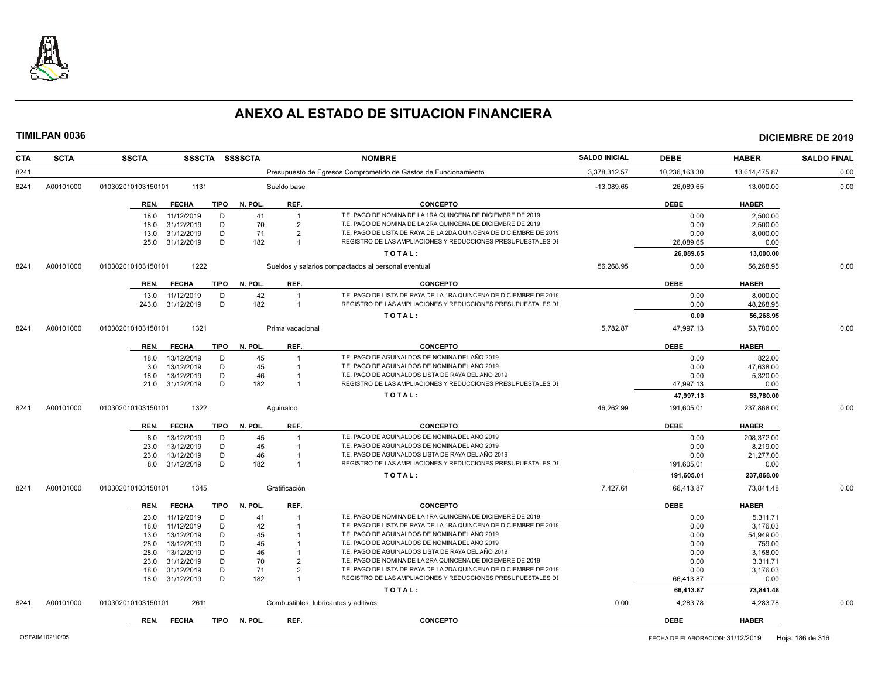# ANEXO AL ESTADO DE SITUACION FINANCIERA

**TIMILPAN 0036** — **DICIEMBRE DE 2019**

| CTA | SCTA | SSCTA | SSSCTA | SSSSCTA | NOMBRE | SALDO INICIAL | DEBE | HABER | SALDO FINAL |
|---|---|---|---|---|---|---|---|---|---|
| 8241 | | | | | Presupuesto de Egresos Comprometido de Gastos de Funcionamiento | 3,378,312.57 | 10,236,163.30 | 13,614,475.87 | 0.00 |
| 8241 | A00101000 | 010302010103150101 | 1131 | | Sueldo base | -13,089.65 | 26,089.65 | 13,000.00 | 0.00 |

| REN. | FECHA | TIPO | N. POL. | REF. | CONCEPTO | DEBE | HABER |
|---|---|---|---|---|---|---|---|
| 18.0 | 11/12/2019 | D | 41 | 1 | T.E. PAGO DE NOMINA DE LA 1RA QUINCENA DE DICIEMBRE DE 2019 | 0.00 | 2,500.00 |
| 18.0 | 31/12/2019 | D | 70 | 2 | T.E. PAGO DE NOMINA DE LA 2RA QUINCENA DE DICIEMBRE DE 2019 | 0.00 | 2,500.00 |
| 13.0 | 31/12/2019 | D | 71 | 2 | T.E. PAGO DE LISTA DE RAYA DE LA 2DA QUINCENA DE DICIEMBRE DE 2019 | 0.00 | 8,000.00 |
| 25.0 | 31/12/2019 | D | 182 | 1 | REGISTRO DE LAS AMPLIACIONES Y REDUCCIONES PRESUPUESTALES DE | 26,089.65 | 0.00 |
| | | | | | **TOTAL:** | **26,089.65** | **13,000.00** |

| CTA | SCTA | SSCTA | SSSCTA | SSSSCTA | NOMBRE | SALDO INICIAL | DEBE | HABER | SALDO FINAL |
|---|---|---|---|---|---|---|---|---|---|
| 8241 | A00101000 | 010302010103150101 | 1222 | | Sueldos y salarios compactados al personal eventual | 56,268.95 | 0.00 | 56,268.95 | 0.00 |

| REN. | FECHA | TIPO | N. POL. | REF. | CONCEPTO | DEBE | HABER |
|---|---|---|---|---|---|---|---|
| 13.0 | 11/12/2019 | D | 42 | 1 | T.E. PAGO DE LISTA DE RAYA DE LA 1RA QUINCENA DE DICIEMBRE DE 2019 | 0.00 | 8,000.00 |
| 243.0 | 31/12/2019 | D | 182 | 1 | REGISTRO DE LAS AMPLIACIONES Y REDUCCIONES PRESUPUESTALES DE | 0.00 | 48,268.95 |
| | | | | | **TOTAL:** | **0.00** | **56,268.95** |

| CTA | SCTA | SSCTA | SSSCTA | SSSSCTA | NOMBRE | SALDO INICIAL | DEBE | HABER | SALDO FINAL |
|---|---|---|---|---|---|---|---|---|---|
| 8241 | A00101000 | 010302010103150101 | 1321 | | Prima vacacional | 5,782.87 | 47,997.13 | 53,780.00 | 0.00 |

| REN. | FECHA | TIPO | N. POL. | REF. | CONCEPTO | DEBE | HABER |
|---|---|---|---|---|---|---|---|
| 18.0 | 13/12/2019 | D | 45 | 1 | T.E. PAGO DE AGUINALDOS DE NOMINA DEL AÑO 2019 | 0.00 | 822.00 |
| 3.0 | 13/12/2019 | D | 45 | 1 | T.E. PAGO DE AGUINALDOS DE NOMINA DEL AÑO 2019 | 0.00 | 47,638.00 |
| 18.0 | 13/12/2019 | D | 46 | 1 | T.E. PAGO DE AGUINALDOS LISTA DE RAYA DEL AÑO 2019 | 0.00 | 5,320.00 |
| 21.0 | 31/12/2019 | D | 182 | 1 | REGISTRO DE LAS AMPLIACIONES Y REDUCCIONES PRESUPUESTALES DE | 47,997.13 | 0.00 |
| | | | | | **TOTAL:** | **47,997.13** | **53,780.00** |

| CTA | SCTA | SSCTA | SSSCTA | SSSSCTA | NOMBRE | SALDO INICIAL | DEBE | HABER | SALDO FINAL |
|---|---|---|---|---|---|---|---|---|---|
| 8241 | A00101000 | 010302010103150101 | 1322 | | Aguinaldo | 46,262.99 | 191,605.01 | 237,868.00 | 0.00 |

| REN. | FECHA | TIPO | N. POL. | REF. | CONCEPTO | DEBE | HABER |
|---|---|---|---|---|---|---|---|
| 8.0 | 13/12/2019 | D | 45 | 1 | T.E. PAGO DE AGUINALDOS DE NOMINA DEL AÑO 2019 | 0.00 | 208,372.00 |
| 23.0 | 13/12/2019 | D | 45 | 1 | T.E. PAGO DE AGUINALDOS DE NOMINA DEL AÑO 2019 | 0.00 | 8,219.00 |
| 23.0 | 13/12/2019 | D | 46 | 1 | T.E. PAGO DE AGUINALDOS LISTA DE RAYA DEL AÑO 2019 | 0.00 | 21,277.00 |
| 8.0 | 31/12/2019 | D | 182 | 1 | REGISTRO DE LAS AMPLIACIONES Y REDUCCIONES PRESUPUESTALES DE | 191,605.01 | 0.00 |
| | | | | | **TOTAL:** | **191,605.01** | **237,868.00** |

| CTA | SCTA | SSCTA | SSSCTA | SSSSCTA | NOMBRE | SALDO INICIAL | DEBE | HABER | SALDO FINAL |
|---|---|---|---|---|---|---|---|---|---|
| 8241 | A00101000 | 010302010103150101 | 1345 | | Gratificación | 7,427.61 | 66,413.87 | 73,841.48 | 0.00 |

| REN. | FECHA | TIPO | N. POL. | REF. | CONCEPTO | DEBE | HABER |
|---|---|---|---|---|---|---|---|
| 23.0 | 11/12/2019 | D | 41 | 1 | T.E. PAGO DE NOMINA DE LA 1RA QUINCENA DE DICIEMBRE DE 2019 | 0.00 | 5,311.71 |
| 18.0 | 11/12/2019 | D | 42 | 1 | T.E. PAGO DE LISTA DE RAYA DE LA 1RA QUINCENA DE DICIEMBRE DE 2019 | 0.00 | 3,176.03 |
| 13.0 | 13/12/2019 | D | 45 | 1 | T.E. PAGO DE AGUINALDOS DE NOMINA DEL AÑO 2019 | 0.00 | 54,949.00 |
| 28.0 | 13/12/2019 | D | 45 | 1 | T.E. PAGO DE AGUINALDOS DE NOMINA DEL AÑO 2019 | 0.00 | 759.00 |
| 28.0 | 13/12/2019 | D | 46 | 1 | T.E. PAGO DE AGUINALDOS LISTA DE RAYA DEL AÑO 2019 | 0.00 | 3,158.00 |
| 23.0 | 31/12/2019 | D | 70 | 2 | T.E. PAGO DE NOMINA DE LA 2RA QUINCENA DE DICIEMBRE DE 2019 | 0.00 | 3,311.71 |
| 18.0 | 31/12/2019 | D | 71 | 2 | T.E. PAGO DE LISTA DE RAYA DE LA 2DA QUINCENA DE DICIEMBRE DE 2019 | 0.00 | 3,176.03 |
| 18.0 | 31/12/2019 | D | 182 | 1 | REGISTRO DE LAS AMPLIACIONES Y REDUCCIONES PRESUPUESTALES DE | 66,413.87 | 0.00 |
| | | | | | **TOTAL:** | **66,413.87** | **73,841.48** |

| CTA | SCTA | SSCTA | SSSCTA | SSSSCTA | NOMBRE | SALDO INICIAL | DEBE | HABER | SALDO FINAL |
|---|---|---|---|---|---|---|---|---|---|
| 8241 | A00101000 | 010302010103150101 | 2611 | | Combustibles, lubricantes y aditivos | 0.00 | 4,283.78 | 4,283.78 | 0.00 |

| REN. | FECHA | TIPO | N. POL. | REF. | CONCEPTO | DEBE | HABER |
|---|---|---|---|---|---|---|---|

OSFAIM102/10/05 — FECHA DE ELABORACION: 31/12/2019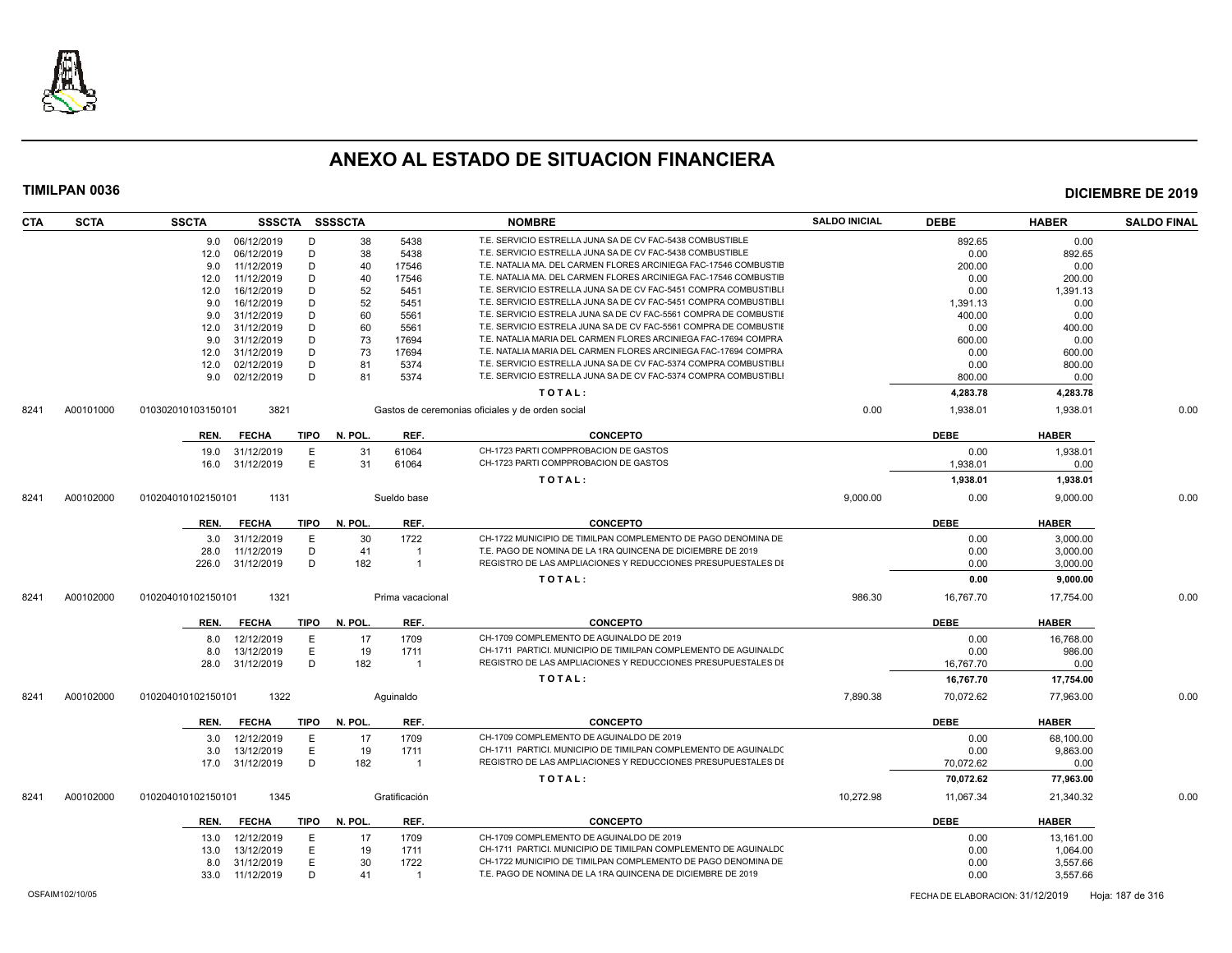# ANEXO AL ESTADO DE SITUACION FINANCIERA

**TIMILPAN 0036** **DICIEMBRE DE 2019**

| CTA | SCTA | SSCTA | SSSCTA | SSSSCTA | | NOMBRE | SALDO INICIAL | DEBE | HABER | SALDO FINAL |
|---|---|---|---|---|---|---|---|---|---|---|
| | | 9.0 06/12/2019 | D | 38 | 5438 | T.E. SERVICIO ESTRELLA JUNA SA DE CV FAC-5438 COMBUSTIBLE | | 892.65 | 0.00 | |
| | | 12.0 06/12/2019 | D | 38 | 5438 | T.E. SERVICIO ESTRELLA JUNA SA DE CV FAC-5438 COMBUSTIBLE | | 0.00 | 892.65 | |
| | | 9.0 11/12/2019 | D | 40 | 17546 | T.E. NATALIA MA. DEL CARMEN FLORES ARCINIEGA FAC-17546 COMBUSTIB | | 200.00 | 0.00 | |
| | | 12.0 11/12/2019 | D | 40 | 17546 | T.E. NATALIA MA. DEL CARMEN FLORES ARCINIEGA FAC-17546 COMBUSTIB | | 0.00 | 200.00 | |
| | | 12.0 16/12/2019 | D | 52 | 5451 | T.E. SERVICIO ESTRELLA JUNA SA DE CV FAC-5451 COMPRA COMBUSTIBLI | | 0.00 | 1,391.13 | |
| | | 9.0 16/12/2019 | D | 52 | 5451 | T.E. SERVICIO ESTRELLA JUNA SA DE CV FAC-5451 COMPRA COMBUSTIBLI | | 1,391.13 | 0.00 | |
| | | 9.0 31/12/2019 | D | 60 | 5561 | T.E. SERVICIO ESTRELA JUNA SA DE CV FAC-5561 COMPRA DE COMBUSTIE | | 400.00 | 0.00 | |
| | | 12.0 31/12/2019 | D | 60 | 5561 | T.E. SERVICIO ESTRELA JUNA SA DE CV FAC-5561 COMPRA DE COMBUSTIE | | 0.00 | 400.00 | |
| | | 9.0 31/12/2019 | D | 73 | 17694 | T.E. NATALIA MARIA DEL CARMEN FLORES ARCINIEGA FAC-17694 COMPRA | | 600.00 | 0.00 | |
| | | 12.0 31/12/2019 | D | 73 | 17694 | T.E. NATALIA MARIA DEL CARMEN FLORES ARCINIEGA FAC-17694 COMPRA | | 0.00 | 600.00 | |
| | | 12.0 02/12/2019 | D | 81 | 5374 | T.E. SERVICIO ESTRELLA JUNA SA DE CV FAC-5374 COMPRA COMBUSTIBLI | | 0.00 | 800.00 | |
| | | 9.0 02/12/2019 | D | 81 | 5374 | T.E. SERVICIO ESTRELLA JUNA SA DE CV FAC-5374 COMPRA COMBUSTIBLI | | 800.00 | 0.00 | |
| | | | | | | TOTAL: | | 4,283.78 | 4,283.78 | |
| 8241 | A00101000 | 010302010103150101 | 3821 | | | Gastos de ceremonias oficiales y de orden social | 0.00 | 1,938.01 | 1,938.01 | 0.00 |
| | | REN. FECHA | TIPO | N. POL. | REF. | CONCEPTO | | DEBE | HABER | |
| | | 19.0 31/12/2019 | E | 31 | 61064 | CH-1723 PARTI COMPPROBACION DE GASTOS | | 0.00 | 1,938.01 | |
| | | 16.0 31/12/2019 | E | 31 | 61064 | CH-1723 PARTI COMPPROBACION DE GASTOS | | 1,938.01 | 0.00 | |
| | | | | | | TOTAL: | | 1,938.01 | 1,938.01 | |
| 8241 | A00102000 | 010204010102150101 | 1131 | | | Sueldo base | 9,000.00 | 0.00 | 9,000.00 | 0.00 |
| | | REN. FECHA | TIPO | N. POL. | REF. | CONCEPTO | | DEBE | HABER | |
| | | 3.0 31/12/2019 | E | 30 | 1722 | CH-1722 MUNICIPIO DE TIMILPAN COMPLEMENTO DE PAGO DENOMINA DE | | 0.00 | 3,000.00 | |
| | | 28.0 11/12/2019 | D | 41 | 1 | T.E. PAGO DE NOMINA DE LA 1RA QUINCENA DE DICIEMBRE DE 2019 | | 0.00 | 3,000.00 | |
| | | 226.0 31/12/2019 | D | 182 | 1 | REGISTRO DE LAS AMPLIACIONES Y REDUCCIONES PRESUPUESTALES DI | | 0.00 | 3,000.00 | |
| | | | | | | TOTAL: | | 0.00 | 9,000.00 | |
| 8241 | A00102000 | 010204010102150101 | 1321 | | | Prima vacacional | 986.30 | 16,767.70 | 17,754.00 | 0.00 |
| | | REN. FECHA | TIPO | N. POL. | REF. | CONCEPTO | | DEBE | HABER | |
| | | 8.0 12/12/2019 | E | 17 | 1709 | CH-1709 COMPLEMENTO DE AGUINALDO DE 2019 | | 0.00 | 16,768.00 | |
| | | 8.0 13/12/2019 | E | 19 | 1711 | CH-1711 PARTICI. MUNICIPIO DE TIMILPAN COMPLEMENTO DE AGUINALDC | | 0.00 | 986.00 | |
| | | 28.0 31/12/2019 | D | 182 | 1 | REGISTRO DE LAS AMPLIACIONES Y REDUCCIONES PRESUPUESTALES DI | | 16,767.70 | 0.00 | |
| | | | | | | TOTAL: | | 16,767.70 | 17,754.00 | |
| 8241 | A00102000 | 010204010102150101 | 1322 | | | Aguinaldo | 7,890.38 | 70,072.62 | 77,963.00 | 0.00 |
| | | REN. FECHA | TIPO | N. POL. | REF. | CONCEPTO | | DEBE | HABER | |
| | | 3.0 12/12/2019 | E | 17 | 1709 | CH-1709 COMPLEMENTO DE AGUINALDO DE 2019 | | 0.00 | 68,100.00 | |
| | | 3.0 13/12/2019 | E | 19 | 1711 | CH-1711 PARTICI. MUNICIPIO DE TIMILPAN COMPLEMENTO DE AGUINALDC | | 0.00 | 9,863.00 | |
| | | 17.0 31/12/2019 | D | 182 | 1 | REGISTRO DE LAS AMPLIACIONES Y REDUCCIONES PRESUPUESTALES DI | | 70,072.62 | 0.00 | |
| | | | | | | TOTAL: | | 70,072.62 | 77,963.00 | |
| 8241 | A00102000 | 010204010102150101 | 1345 | | | Gratificación | 10,272.98 | 11,067.34 | 21,340.32 | 0.00 |
| | | REN. FECHA | TIPO | N. POL. | REF. | CONCEPTO | | DEBE | HABER | |
| | | 13.0 12/12/2019 | E | 17 | 1709 | CH-1709 COMPLEMENTO DE AGUINALDO DE 2019 | | 0.00 | 13,161.00 | |
| | | 13.0 13/12/2019 | E | 19 | 1711 | CH-1711 PARTICI. MUNICIPIO DE TIMILPAN COMPLEMENTO DE AGUINALDC | | 0.00 | 1,064.00 | |
| | | 8.0 31/12/2019 | E | 30 | 1722 | CH-1722 MUNICIPIO DE TIMILPAN COMPLEMENTO DE PAGO DENOMINA DE | | 0.00 | 3,557.66 | |
| | | 33.0 11/12/2019 | D | 41 | 1 | T.E. PAGO DE NOMINA DE LA 1RA QUINCENA DE DICIEMBRE DE 2019 | | 0.00 | 3,557.66 | |

OSFAIM102/10/05 FECHA DE ELABORACION: 31/12/2019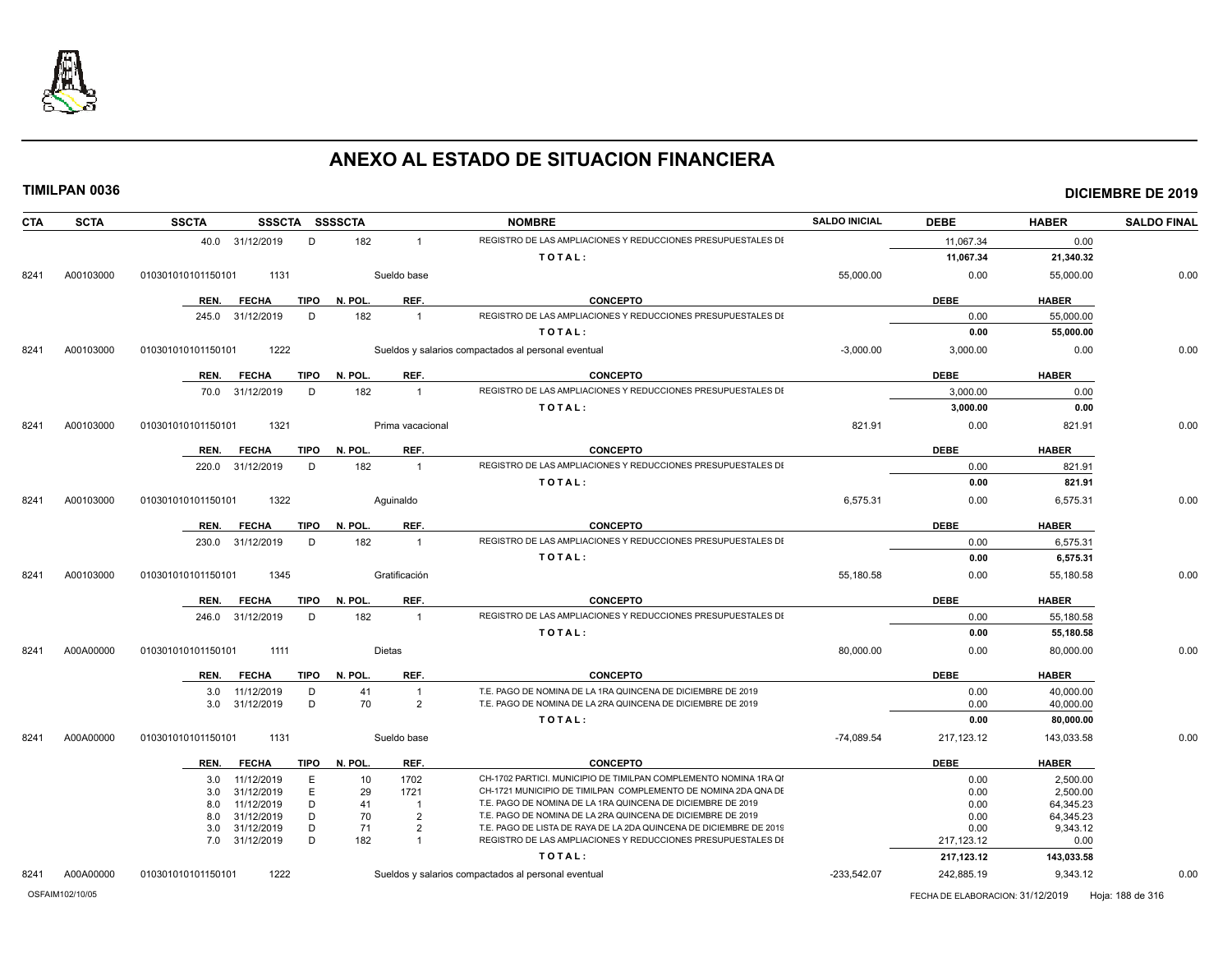# ANEXO AL ESTADO DE SITUACION FINANCIERA

**TIMILPAN 0036** — **DICIEMBRE DE 2019**

| CTA | SCTA | SSCTA | SSSCTA | SSSSCTA | | NOMBRE | SALDO INICIAL | DEBE | HABER | SALDO FINAL |
|---|---|---|---|---|---|---|---|---|---|---|
| | | 40.0 31/12/2019 | D | 182 | 1 | REGISTRO DE LAS AMPLIACIONES Y REDUCCIONES PRESUPUESTALES DI | | 11,067.34 | 0.00 | |
| | | | | | | TOTAL: | | 11,067.34 | 21,340.32 | |
| 8241 | A00103000 | 010301010101150101 | 1131 | | Sueldo base | | 55,000.00 | 0.00 | 55,000.00 | 0.00 |
| | | REN. FECHA | TIPO | N. POL. | REF. | CONCEPTO | | DEBE | HABER | |
| | | 245.0 31/12/2019 | D | 182 | 1 | REGISTRO DE LAS AMPLIACIONES Y REDUCCIONES PRESUPUESTALES DI | | 0.00 | 55,000.00 | |
| | | | | | | TOTAL: | | 0.00 | 55,000.00 | |
| 8241 | A00103000 | 010301010101150101 | 1222 | | Sueldos y salarios compactados al personal eventual | | -3,000.00 | 3,000.00 | 0.00 | 0.00 |
| | | REN. FECHA | TIPO | N. POL. | REF. | CONCEPTO | | DEBE | HABER | |
| | | 70.0 31/12/2019 | D | 182 | 1 | REGISTRO DE LAS AMPLIACIONES Y REDUCCIONES PRESUPUESTALES DI | | 3,000.00 | 0.00 | |
| | | | | | | TOTAL: | | 3,000.00 | 0.00 | |
| 8241 | A00103000 | 010301010101150101 | 1321 | | Prima vacacional | | 821.91 | 0.00 | 821.91 | 0.00 |
| | | REN. FECHA | TIPO | N. POL. | REF. | CONCEPTO | | DEBE | HABER | |
| | | 220.0 31/12/2019 | D | 182 | 1 | REGISTRO DE LAS AMPLIACIONES Y REDUCCIONES PRESUPUESTALES DI | | 0.00 | 821.91 | |
| | | | | | | TOTAL: | | 0.00 | 821.91 | |
| 8241 | A00103000 | 010301010101150101 | 1322 | | Aguinaldo | | 6,575.31 | 0.00 | 6,575.31 | 0.00 |
| | | REN. FECHA | TIPO | N. POL. | REF. | CONCEPTO | | DEBE | HABER | |
| | | 230.0 31/12/2019 | D | 182 | 1 | REGISTRO DE LAS AMPLIACIONES Y REDUCCIONES PRESUPUESTALES DI | | 0.00 | 6,575.31 | |
| | | | | | | TOTAL: | | 0.00 | 6,575.31 | |
| 8241 | A00103000 | 010301010101150101 | 1345 | | Gratificación | | 55,180.58 | 0.00 | 55,180.58 | 0.00 |
| | | REN. FECHA | TIPO | N. POL. | REF. | CONCEPTO | | DEBE | HABER | |
| | | 246.0 31/12/2019 | D | 182 | 1 | REGISTRO DE LAS AMPLIACIONES Y REDUCCIONES PRESUPUESTALES DI | | 0.00 | 55,180.58 | |
| | | | | | | TOTAL: | | 0.00 | 55,180.58 | |
| 8241 | A00A00000 | 010301010101150101 | 1111 | | Dietas | | 80,000.00 | 0.00 | 80,000.00 | 0.00 |
| | | REN. FECHA | TIPO | N. POL. | REF. | CONCEPTO | | DEBE | HABER | |
| | | 3.0 11/12/2019 | D | 41 | 1 | T.E. PAGO DE NOMINA DE LA 1RA QUINCENA DE DICIEMBRE DE 2019 | | 0.00 | 40,000.00 | |
| | | 3.0 31/12/2019 | D | 70 | 2 | T.E. PAGO DE NOMINA DE LA 2RA QUINCENA DE DICIEMBRE DE 2019 | | 0.00 | 40,000.00 | |
| | | | | | | TOTAL: | | 0.00 | 80,000.00 | |
| 8241 | A00A00000 | 010301010101150101 | 1131 | | Sueldo base | | -74,089.54 | 217,123.12 | 143,033.58 | 0.00 |
| | | REN. FECHA | TIPO | N. POL. | REF. | CONCEPTO | | DEBE | HABER | |
| | | 3.0 11/12/2019 | E | 10 | 1702 | CH-1702 PARTICI. MUNICIPIO DE TIMILPAN COMPLEMENTO NOMINA 1RA QI | | 0.00 | 2,500.00 | |
| | | 3.0 31/12/2019 | E | 29 | 1721 | CH-1721 MUNICIPIO DE TIMILPAN COMPLEMENTO DE NOMINA 2DA QNA DI | | 0.00 | 2,500.00 | |
| | | 8.0 11/12/2019 | D | 41 | 1 | T.E. PAGO DE NOMINA DE LA 1RA QUINCENA DE DICIEMBRE DE 2019 | | 0.00 | 64,345.23 | |
| | | 8.0 31/12/2019 | D | 70 | 2 | T.E. PAGO DE NOMINA DE LA 2RA QUINCENA DE DICIEMBRE DE 2019 | | 0.00 | 64,345.23 | |
| | | 3.0 31/12/2019 | D | 71 | 2 | T.E. PAGO DE LISTA DE RAYA DE LA 2DA QUINCENA DE DICIEMBRE DE 2019 | | 0.00 | 9,343.12 | |
| | | 7.0 31/12/2019 | D | 182 | 1 | REGISTRO DE LAS AMPLIACIONES Y REDUCCIONES PRESUPUESTALES DI | | 217,123.12 | 0.00 | |
| | | | | | | TOTAL: | | 217,123.12 | 143,033.58 | |
| 8241 | A00A00000 | 010301010101150101 | 1222 | | Sueldos y salarios compactados al personal eventual | | -233,542.07 | 242,885.19 | 9,343.12 | 0.00 |

OSFAIM102/10/05 — FECHA DE ELABORACION: 31/12/2019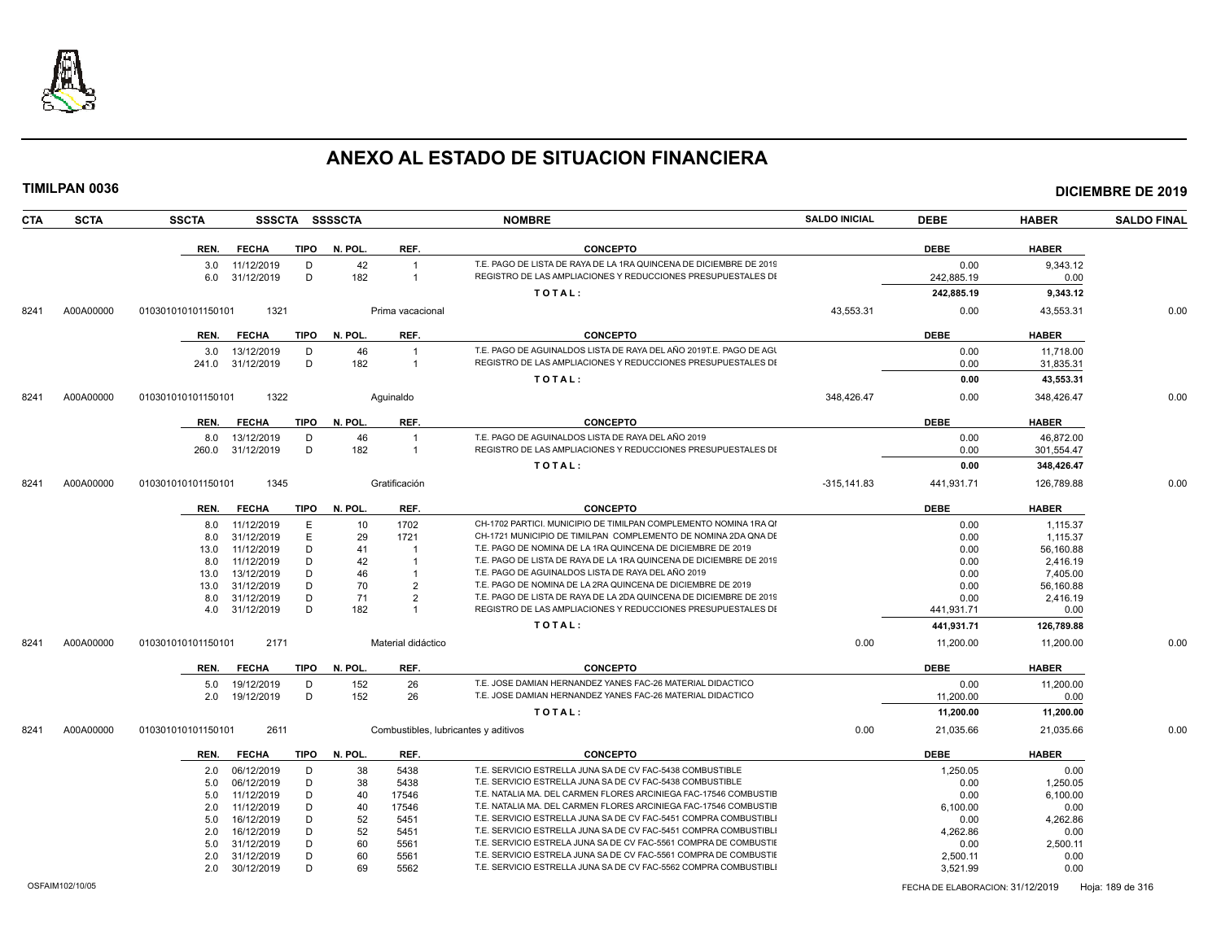# ANEXO AL ESTADO DE SITUACION FINANCIERA

**TIMILPAN 0036** — **DICIEMBRE DE 2019**

| CTA | SCTA | SSCTA | SSSCTA | SSSSCTA | NOMBRE | SALDO INICIAL | DEBE | HABER | SALDO FINAL |
|---|---|---|---|---|---|---|---|---|---|

| REN. | FECHA | TIPO | N. POL. | REF. | CONCEPTO | DEBE | HABER |
|---|---|---|---|---|---|---|---|
| 3.0 | 11/12/2019 | D | 42 | 1 | T.E. PAGO DE LISTA DE RAYA DE LA 1RA QUINCENA DE DICIEMBRE DE 2019 | 0.00 | 9,343.12 |
| 6.0 | 31/12/2019 | D | 182 | 1 | REGISTRO DE LAS AMPLIACIONES Y REDUCCIONES PRESUPUESTALES DE | 242,885.19 | 0.00 |
| | | | | | TOTAL: | 242,885.19 | 9,343.12 |

| CTA | SCTA | SSCTA | SSSCTA | NOMBRE | SALDO INICIAL | DEBE | HABER | SALDO FINAL |
|---|---|---|---|---|---|---|---|---|
| 8241 | A00A00000 | 010301010101150101 | 1321 | Prima vacacional | 43,553.31 | 0.00 | 43,553.31 | 0.00 |

| REN. | FECHA | TIPO | N. POL. | REF. | CONCEPTO | DEBE | HABER |
|---|---|---|---|---|---|---|---|
| 3.0 | 13/12/2019 | D | 46 | 1 | T.E. PAGO DE AGUINALDOS LISTA DE RAYA DEL AÑO 2019T.E. PAGO DE AGU | 0.00 | 11,718.00 |
| 241.0 | 31/12/2019 | D | 182 | 1 | REGISTRO DE LAS AMPLIACIONES Y REDUCCIONES PRESUPUESTALES DE | 0.00 | 31,835.31 |
| | | | | | TOTAL: | 0.00 | 43,553.31 |

| CTA | SCTA | SSCTA | SSSCTA | NOMBRE | SALDO INICIAL | DEBE | HABER | SALDO FINAL |
|---|---|---|---|---|---|---|---|---|
| 8241 | A00A00000 | 010301010101150101 | 1322 | Aguinaldo | 348,426.47 | 0.00 | 348,426.47 | 0.00 |

| REN. | FECHA | TIPO | N. POL. | REF. | CONCEPTO | DEBE | HABER |
|---|---|---|---|---|---|---|---|
| 8.0 | 13/12/2019 | D | 46 | 1 | T.E. PAGO DE AGUINALDOS LISTA DE RAYA DEL AÑO 2019 | 0.00 | 46,872.00 |
| 260.0 | 31/12/2019 | D | 182 | 1 | REGISTRO DE LAS AMPLIACIONES Y REDUCCIONES PRESUPUESTALES DE | 0.00 | 301,554.47 |
| | | | | | TOTAL: | 0.00 | 348,426.47 |

| CTA | SCTA | SSCTA | SSSCTA | NOMBRE | SALDO INICIAL | DEBE | HABER | SALDO FINAL |
|---|---|---|---|---|---|---|---|---|
| 8241 | A00A00000 | 010301010101150101 | 1345 | Gratificación | -315,141.83 | 441,931.71 | 126,789.88 | 0.00 |

| REN. | FECHA | TIPO | N. POL. | REF. | CONCEPTO | DEBE | HABER |
|---|---|---|---|---|---|---|---|
| 8.0 | 11/12/2019 | E | 10 | 1702 | CH-1702 PARTICI. MUNICIPIO DE TIMILPAN COMPLEMENTO NOMINA 1RA QI | 0.00 | 1,115.37 |
| 8.0 | 31/12/2019 | E | 29 | 1721 | CH-1721 MUNICIPIO DE TIMILPAN COMPLEMENTO DE NOMINA 2DA QNA DE | 0.00 | 1,115.37 |
| 13.0 | 11/12/2019 | D | 41 | 1 | T.E. PAGO DE NOMINA DE LA 1RA QUINCENA DE DICIEMBRE DE 2019 | 0.00 | 56,160.88 |
| 8.0 | 11/12/2019 | D | 42 | 1 | T.E. PAGO DE LISTA DE RAYA DE LA 1RA QUINCENA DE DICIEMBRE DE 2019 | 0.00 | 2,416.19 |
| 13.0 | 13/12/2019 | D | 46 | 1 | T.E. PAGO DE AGUINALDOS LISTA DE RAYA DEL AÑO 2019 | 0.00 | 7,405.00 |
| 13.0 | 31/12/2019 | D | 70 | 2 | T.E. PAGO DE NOMINA DE LA 2RA QUINCENA DE DICIEMBRE DE 2019 | 0.00 | 56,160.88 |
| 8.0 | 31/12/2019 | D | 71 | 2 | T.E. PAGO DE LISTA DE RAYA DE LA 2DA QUINCENA DE DICIEMBRE DE 2019 | 0.00 | 2,416.19 |
| 4.0 | 31/12/2019 | D | 182 | 1 | REGISTRO DE LAS AMPLIACIONES Y REDUCCIONES PRESUPUESTALES DE | 441,931.71 | 0.00 |
| | | | | | TOTAL: | 441,931.71 | 126,789.88 |

| CTA | SCTA | SSCTA | SSSCTA | NOMBRE | SALDO INICIAL | DEBE | HABER | SALDO FINAL |
|---|---|---|---|---|---|---|---|---|
| 8241 | A00A00000 | 010301010101150101 | 2171 | Material didáctico | 0.00 | 11,200.00 | 11,200.00 | 0.00 |

| REN. | FECHA | TIPO | N. POL. | REF. | CONCEPTO | DEBE | HABER |
|---|---|---|---|---|---|---|---|
| 5.0 | 19/12/2019 | D | 152 | 26 | T.E. JOSE DAMIAN HERNANDEZ YANES FAC-26 MATERIAL DIDACTICO | 0.00 | 11,200.00 |
| 2.0 | 19/12/2019 | D | 152 | 26 | T.E. JOSE DAMIAN HERNANDEZ YANES FAC-26 MATERIAL DIDACTICO | 11,200.00 | 0.00 |
| | | | | | TOTAL: | 11,200.00 | 11,200.00 |

| CTA | SCTA | SSCTA | SSSCTA | NOMBRE | SALDO INICIAL | DEBE | HABER | SALDO FINAL |
|---|---|---|---|---|---|---|---|---|
| 8241 | A00A00000 | 010301010101150101 | 2611 | Combustibles, lubricantes y aditivos | 0.00 | 21,035.66 | 21,035.66 | 0.00 |

| REN. | FECHA | TIPO | N. POL. | REF. | CONCEPTO | DEBE | HABER |
|---|---|---|---|---|---|---|---|
| 2.0 | 06/12/2019 | D | 38 | 5438 | T.E. SERVICIO ESTRELLA JUNA SA DE CV FAC-5438 COMBUSTIBLE | 1,250.05 | 0.00 |
| 5.0 | 06/12/2019 | D | 38 | 5438 | T.E. SERVICIO ESTRELLA JUNA SA DE CV FAC-5438 COMBUSTIBLE | 0.00 | 1,250.05 |
| 5.0 | 11/12/2019 | D | 40 | 17546 | T.E. NATALIA MA. DEL CARMEN FLORES ARCINIEGA FAC-17546 COMBUSTIB | 0.00 | 6,100.00 |
| 2.0 | 11/12/2019 | D | 40 | 17546 | T.E. NATALIA MA. DEL CARMEN FLORES ARCINIEGA FAC-17546 COMBUSTIB | 6,100.00 | 0.00 |
| 5.0 | 16/12/2019 | D | 52 | 5451 | T.E. SERVICIO ESTRELLA JUNA SA DE CV FAC-5451 COMPRA COMBUSTIBLI | 0.00 | 4,262.86 |
| 2.0 | 16/12/2019 | D | 52 | 5451 | T.E. SERVICIO ESTRELLA JUNA SA DE CV FAC-5451 COMPRA COMBUSTIBLI | 4,262.86 | 0.00 |
| 5.0 | 31/12/2019 | D | 60 | 5561 | T.E. SERVICIO ESTRELA JUNA SA DE CV FAC-5561 COMPRA DE COMBUSTIE | 0.00 | 2,500.11 |
| 2.0 | 31/12/2019 | D | 60 | 5561 | T.E. SERVICIO ESTRELA JUNA SA DE CV FAC-5561 COMPRA DE COMBUSTIE | 2,500.11 | 0.00 |
| 2.0 | 30/12/2019 | D | 69 | 5562 | T.E. SERVICIO ESTRELLA JUNA SA DE CV FAC-5562 COMPRA COMBUSTIBLI | 3,521.99 | 0.00 |

OSFAIM102/10/05 — FECHA DE ELABORACION: 31/12/2019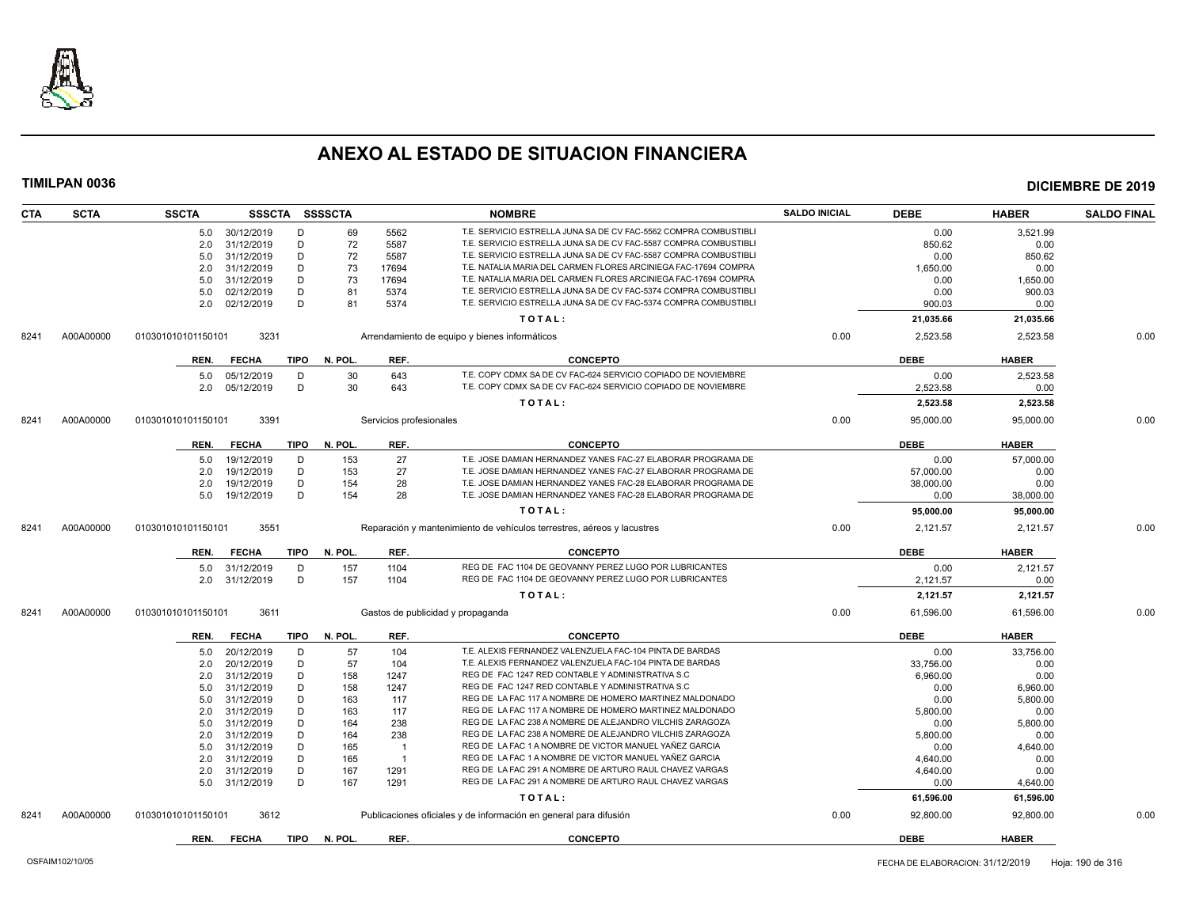# ANEXO AL ESTADO DE SITUACION FINANCIERA

**TIMILPAN 0036** **DICIEMBRE DE 2019**

| CTA | SCTA | SSCTA | SSSCTA | SSSSCTA | | NOMBRE | SALDO INICIAL | DEBE | HABER | SALDO FINAL |
|---|---|---|---|---|---|---|---|---|---|---|
| | | 5.0 30/12/2019 | D | 69 | 5562 | T.E. SERVICIO ESTRELLA JUNA SA DE CV FAC-5562 COMPRA COMBUSTIBLI | | 0.00 | 3,521.99 | |
| | | 2.0 31/12/2019 | D | 72 | 5587 | T.E. SERVICIO ESTRELLA JUNA SA DE CV FAC-5587 COMPRA COMBUSTIBLI | | 850.62 | 0.00 | |
| | | 5.0 31/12/2019 | D | 72 | 5587 | T.E. SERVICIO ESTRELLA JUNA SA DE CV FAC-5587 COMPRA COMBUSTIBLI | | 0.00 | 850.62 | |
| | | 2.0 31/12/2019 | D | 73 | 17694 | T.E. NATALIA MARIA DEL CARMEN FLORES ARCINIEGA FAC-17694 COMPRA | | 1,650.00 | 0.00 | |
| | | 5.0 31/12/2019 | D | 73 | 17694 | T.E. NATALIA MARIA DEL CARMEN FLORES ARCINIEGA FAC-17694 COMPRA | | 0.00 | 1,650.00 | |
| | | 5.0 02/12/2019 | D | 81 | 5374 | T.E. SERVICIO ESTRELLA JUNA SA DE CV FAC-5374 COMPRA COMBUSTIBLI | | 0.00 | 900.03 | |
| | | 2.0 02/12/2019 | D | 81 | 5374 | T.E. SERVICIO ESTRELLA JUNA SA DE CV FAC-5374 COMPRA COMBUSTIBLI | | 900.03 | 0.00 | |
| | | | | | | **T O T A L :** | | **21,035.66** | **21,035.66** | |
| 8241 | A00A00000 | 010301010101150101 | 3231 | | | Arrendamiento de equipo y bienes informáticos | 0.00 | 2,523.58 | 2,523.58 | 0.00 |
| | | **REN. FECHA** | **TIPO** | **N. POL.** | **REF.** | **CONCEPTO** | | **DEBE** | **HABER** | |
| | | 5.0 05/12/2019 | D | 30 | 643 | T.E. COPY CDMX SA DE CV FAC-624 SERVICIO COPIADO DE NOVIEMBRE | | 0.00 | 2,523.58 | |
| | | 2.0 05/12/2019 | D | 30 | 643 | T.E. COPY CDMX SA DE CV FAC-624 SERVICIO COPIADO DE NOVIEMBRE | | 2,523.58 | 0.00 | |
| | | | | | | **T O T A L :** | | **2,523.58** | **2,523.58** | |
| 8241 | A00A00000 | 010301010101150101 | 3391 | | | Servicios profesionales | 0.00 | 95,000.00 | 95,000.00 | 0.00 |
| | | **REN. FECHA** | **TIPO** | **N. POL.** | **REF.** | **CONCEPTO** | | **DEBE** | **HABER** | |
| | | 5.0 19/12/2019 | D | 153 | 27 | T.E. JOSE DAMIAN HERNANDEZ YANES FAC-27 ELABORAR PROGRAMA DE | | 0.00 | 57,000.00 | |
| | | 2.0 19/12/2019 | D | 153 | 27 | T.E. JOSE DAMIAN HERNANDEZ YANES FAC-27 ELABORAR PROGRAMA DE | | 57,000.00 | 0.00 | |
| | | 2.0 19/12/2019 | D | 154 | 28 | T.E. JOSE DAMIAN HERNANDEZ YANES FAC-28 ELABORAR PROGRAMA DE | | 38,000.00 | 0.00 | |
| | | 5.0 19/12/2019 | D | 154 | 28 | T.E. JOSE DAMIAN HERNANDEZ YANES FAC-28 ELABORAR PROGRAMA DE | | 0.00 | 38,000.00 | |
| | | | | | | **T O T A L :** | | **95,000.00** | **95,000.00** | |
| 8241 | A00A00000 | 010301010101150101 | 3551 | | | Reparación y mantenimiento de vehículos terrestres, aéreos y lacustres | 0.00 | 2,121.57 | 2,121.57 | 0.00 |
| | | **REN. FECHA** | **TIPO** | **N. POL.** | **REF.** | **CONCEPTO** | | **DEBE** | **HABER** | |
| | | 5.0 31/12/2019 | D | 157 | 1104 | REG DE FAC 1104 DE GEOVANNY PEREZ LUGO POR LUBRICANTES | | 0.00 | 2,121.57 | |
| | | 2.0 31/12/2019 | D | 157 | 1104 | REG DE FAC 1104 DE GEOVANNY PEREZ LUGO POR LUBRICANTES | | 2,121.57 | 0.00 | |
| | | | | | | **T O T A L :** | | **2,121.57** | **2,121.57** | |
| 8241 | A00A00000 | 010301010101150101 | 3611 | | | Gastos de publicidad y propaganda | 0.00 | 61,596.00 | 61,596.00 | 0.00 |
| | | **REN. FECHA** | **TIPO** | **N. POL.** | **REF.** | **CONCEPTO** | | **DEBE** | **HABER** | |
| | | 5.0 20/12/2019 | D | 57 | 104 | T.E. ALEXIS FERNANDEZ VALENZUELA FAC-104 PINTA DE BARDAS | | 0.00 | 33,756.00 | |
| | | 2.0 20/12/2019 | D | 57 | 104 | T.E. ALEXIS FERNANDEZ VALENZUELA FAC-104 PINTA DE BARDAS | | 33,756.00 | 0.00 | |
| | | 2.0 31/12/2019 | D | 158 | 1247 | REG DE FAC 1247 RED CONTABLE Y ADMINISTRATIVA S.C | | 6,960.00 | 0.00 | |
| | | 5.0 31/12/2019 | D | 158 | 1247 | REG DE FAC 1247 RED CONTABLE Y ADMINISTRATIVA S.C | | 0.00 | 6,960.00 | |
| | | 5.0 31/12/2019 | D | 163 | 117 | REG DE LA FAC 117 A NOMBRE DE HOMERO MARTINEZ MALDONADO | | 0.00 | 5,800.00 | |
| | | 2.0 31/12/2019 | D | 163 | 117 | REG DE LA FAC 117 A NOMBRE DE HOMERO MARTINEZ MALDONADO | | 5,800.00 | 0.00 | |
| | | 5.0 31/12/2019 | D | 164 | 238 | REG DE LA FAC 238 A NOMBRE DE ALEJANDRO VILCHIS ZARAGOZA | | 0.00 | 5,800.00 | |
| | | 2.0 31/12/2019 | D | 164 | 238 | REG DE LA FAC 238 A NOMBRE DE ALEJANDRO VILCHIS ZARAGOZA | | 5,800.00 | 0.00 | |
| | | 5.0 31/12/2019 | D | 165 | 1 | REG DE LA FAC 1 A NOMBRE DE VICTOR MANUEL YAÑEZ GARCIA | | 0.00 | 4,640.00 | |
| | | 2.0 31/12/2019 | D | 165 | 1 | REG DE LA FAC 1 A NOMBRE DE VICTOR MANUEL YAÑEZ GARCIA | | 4,640.00 | 0.00 | |
| | | 2.0 31/12/2019 | D | 167 | 1291 | REG DE LA FAC 291 A NOMBRE DE ARTURO RAUL CHAVEZ VARGAS | | 4,640.00 | 0.00 | |
| | | 5.0 31/12/2019 | D | 167 | 1291 | REG DE LA FAC 291 A NOMBRE DE ARTURO RAUL CHAVEZ VARGAS | | 0.00 | 4,640.00 | |
| | | | | | | **T O T A L :** | | **61,596.00** | **61,596.00** | |
| 8241 | A00A00000 | 010301010101150101 | 3612 | | | Publicaciones oficiales y de información en general para difusión | 0.00 | 92,800.00 | 92,800.00 | 0.00 |
| | | **REN. FECHA** | **TIPO** | **N. POL.** | **REF.** | **CONCEPTO** | | **DEBE** | **HABER** | |

OSFAIM102/10/05 FECHA DE ELABORACION: 31/12/2019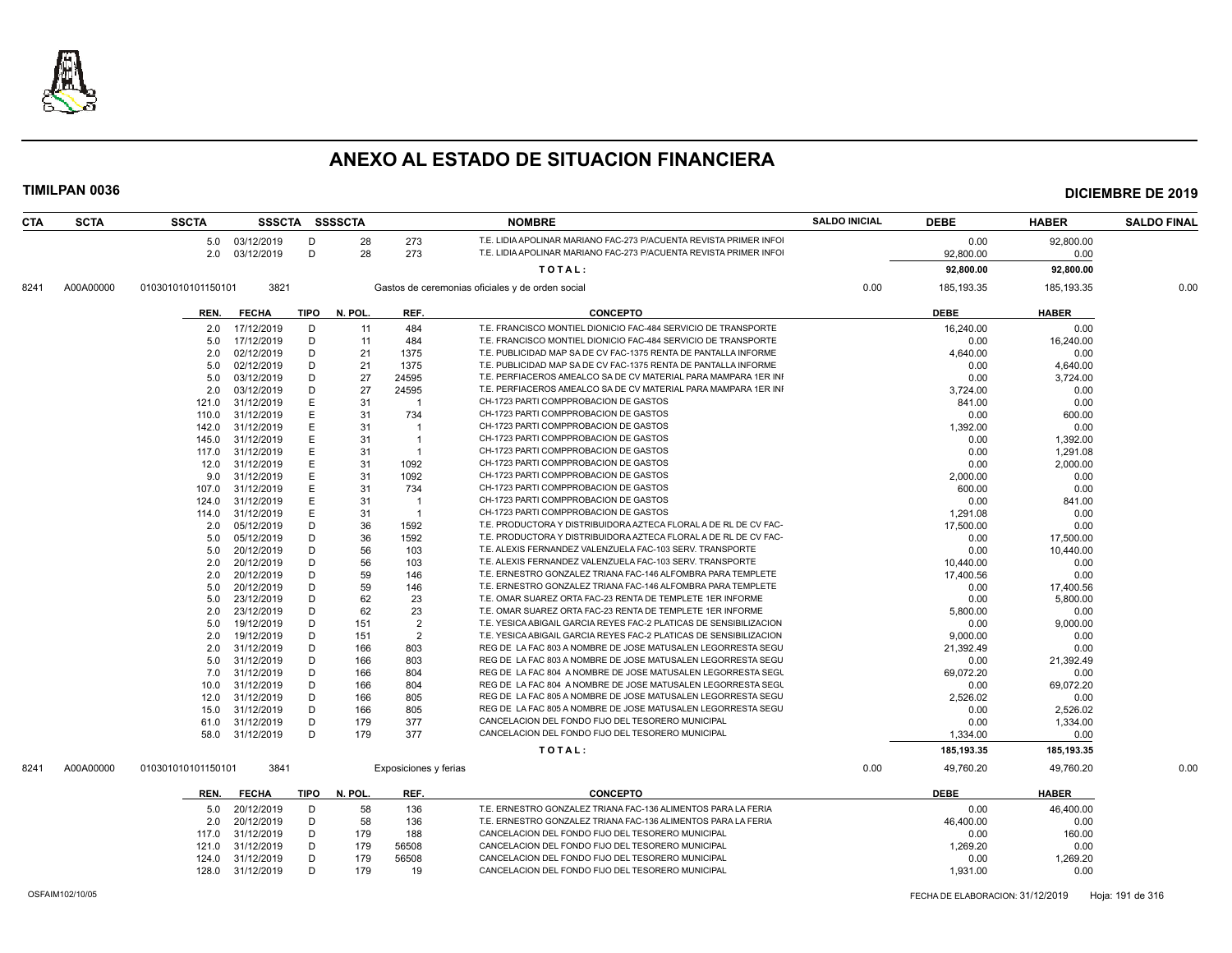# ANEXO AL ESTADO DE SITUACION FINANCIERA

**TIMILPAN 0036** **DICIEMBRE DE 2019**

| CTA | SCTA | SSCTA | SSSCTA | SSSSCTA | | NOMBRE | SALDO INICIAL | DEBE | HABER | SALDO FINAL |
|---|---|---|---|---|---|---|---|---|---|---|
| | | 5.0 03/12/2019 | D | 28 | 273 | T.E. LIDIA APOLINAR MARIANO FAC-273 P/ACUENTA REVISTA PRIMER INFOI | | 0.00 | 92,800.00 | |
| | | 2.0 03/12/2019 | D | 28 | 273 | T.E. LIDIA APOLINAR MARIANO FAC-273 P/ACUENTA REVISTA PRIMER INFOI | | 92,800.00 | 0.00 | |
| | | | | | | TOTAL: | | 92,800.00 | 92,800.00 | |
| 8241 | A00A00000 | 010301010101150101 | 3821 | | | Gastos de ceremonias oficiales y de orden social | 0.00 | 185,193.35 | 185,193.35 | 0.00 |

| REN. | FECHA | TIPO | N. POL. | REF. | CONCEPTO | DEBE | HABER |
|---|---|---|---|---|---|---|---|
| 2.0 | 17/12/2019 | D | 11 | 484 | T.E. FRANCISCO MONTIEL DIONICIO FAC-484 SERVICIO DE TRANSPORTE | 16,240.00 | 0.00 |
| 5.0 | 17/12/2019 | D | 11 | 484 | T.E. FRANCISCO MONTIEL DIONICIO FAC-484 SERVICIO DE TRANSPORTE | 0.00 | 16,240.00 |
| 2.0 | 02/12/2019 | D | 21 | 1375 | T.E. PUBLICIDAD MAP SA DE CV FAC-1375 RENTA DE PANTALLA INFORME | 4,640.00 | 0.00 |
| 5.0 | 02/12/2019 | D | 21 | 1375 | T.E. PUBLICIDAD MAP SA DE CV FAC-1375 RENTA DE PANTALLA INFORME | 0.00 | 4,640.00 |
| 5.0 | 03/12/2019 | D | 27 | 24595 | T.E. PERFIACEROS AMEALCO SA DE CV MATERIAL PARA MAMPARA 1ER INI | 0.00 | 3,724.00 |
| 2.0 | 03/12/2019 | D | 27 | 24595 | T.E. PERFIACEROS AMEALCO SA DE CV MATERIAL PARA MAMPARA 1ER INI | 3,724.00 | 0.00 |
| 121.0 | 31/12/2019 | E | 31 | 1 | CH-1723 PARTI COMPPROBACION DE GASTOS | 841.00 | 0.00 |
| 110.0 | 31/12/2019 | E | 31 | 734 | CH-1723 PARTI COMPPROBACION DE GASTOS | 0.00 | 600.00 |
| 142.0 | 31/12/2019 | E | 31 | 1 | CH-1723 PARTI COMPPROBACION DE GASTOS | 1,392.00 | 0.00 |
| 145.0 | 31/12/2019 | E | 31 | 1 | CH-1723 PARTI COMPPROBACION DE GASTOS | 0.00 | 1,392.00 |
| 117.0 | 31/12/2019 | E | 31 | 1 | CH-1723 PARTI COMPPROBACION DE GASTOS | 0.00 | 1,291.08 |
| 12.0 | 31/12/2019 | E | 31 | 1092 | CH-1723 PARTI COMPPROBACION DE GASTOS | 0.00 | 2,000.00 |
| 9.0 | 31/12/2019 | E | 31 | 1092 | CH-1723 PARTI COMPPROBACION DE GASTOS | 2,000.00 | 0.00 |
| 107.0 | 31/12/2019 | E | 31 | 734 | CH-1723 PARTI COMPPROBACION DE GASTOS | 600.00 | 0.00 |
| 124.0 | 31/12/2019 | E | 31 | 1 | CH-1723 PARTI COMPPROBACION DE GASTOS | 0.00 | 841.00 |
| 114.0 | 31/12/2019 | E | 31 | 1 | CH-1723 PARTI COMPPROBACION DE GASTOS | 1,291.08 | 0.00 |
| 2.0 | 05/12/2019 | D | 36 | 1592 | T.E. PRODUCTORA Y DISTRIBUIDORA AZTECA FLORAL A DE RL DE CV FAC- | 17,500.00 | 0.00 |
| 5.0 | 05/12/2019 | D | 36 | 1592 | T.E. PRODUCTORA Y DISTRIBUIDORA AZTECA FLORAL A DE RL DE CV FAC- | 0.00 | 17,500.00 |
| 5.0 | 20/12/2019 | D | 56 | 103 | T.E. ALEXIS FERNANDEZ VALENZUELA FAC-103 SERV. TRANSPORTE | 0.00 | 10,440.00 |
| 2.0 | 20/12/2019 | D | 56 | 103 | T.E. ALEXIS FERNANDEZ VALENZUELA FAC-103 SERV. TRANSPORTE | 10,440.00 | 0.00 |
| 2.0 | 20/12/2019 | D | 59 | 146 | T.E. ERNESTRO GONZALEZ TRIANA FAC-146 ALFOMBRA PARA TEMPLETE | 17,400.56 | 0.00 |
| 5.0 | 20/12/2019 | D | 59 | 146 | T.E. ERNESTRO GONZALEZ TRIANA FAC-146 ALFOMBRA PARA TEMPLETE | 0.00 | 17,400.56 |
| 5.0 | 23/12/2019 | D | 62 | 23 | T.E. OMAR SUAREZ ORTA FAC-23 RENTA DE TEMPLETE 1ER INFORME | 0.00 | 5,800.00 |
| 2.0 | 23/12/2019 | D | 62 | 23 | T.E. OMAR SUAREZ ORTA FAC-23 RENTA DE TEMPLETE 1ER INFORME | 5,800.00 | 0.00 |
| 5.0 | 19/12/2019 | D | 151 | 2 | T.E. YESICA ABIGAIL GARCIA REYES FAC-2 PLATICAS DE SENSIBILIZACION | 0.00 | 9,000.00 |
| 2.0 | 19/12/2019 | D | 151 | 2 | T.E. YESICA ABIGAIL GARCIA REYES FAC-2 PLATICAS DE SENSIBILIZACION | 9,000.00 | 0.00 |
| 2.0 | 31/12/2019 | D | 166 | 803 | REG DE LA FAC 803 A NOMBRE DE JOSE MATUSALEN LEGORRESTA SEGU | 21,392.49 | 0.00 |
| 5.0 | 31/12/2019 | D | 166 | 803 | REG DE LA FAC 803 A NOMBRE DE JOSE MATUSALEN LEGORRESTA SEGU | 0.00 | 21,392.49 |
| 7.0 | 31/12/2019 | D | 166 | 804 | REG DE LA FAC 804 A NOMBRE DE JOSE MATUSALEN LEGORRESTA SEGU | 69,072.20 | 0.00 |
| 10.0 | 31/12/2019 | D | 166 | 804 | REG DE LA FAC 804 A NOMBRE DE JOSE MATUSALEN LEGORRESTA SEGU | 0.00 | 69,072.20 |
| 12.0 | 31/12/2019 | D | 166 | 805 | REG DE LA FAC 805 A NOMBRE DE JOSE MATUSALEN LEGORRESTA SEGU | 2,526.02 | 0.00 |
| 15.0 | 31/12/2019 | D | 166 | 805 | REG DE LA FAC 805 A NOMBRE DE JOSE MATUSALEN LEGORRESTA SEGU | 0.00 | 2,526.02 |
| 61.0 | 31/12/2019 | D | 179 | 377 | CANCELACION DEL FONDO FIJO DEL TESORERO MUNICIPAL | 0.00 | 1,334.00 |
| 58.0 | 31/12/2019 | D | 179 | 377 | CANCELACION DEL FONDO FIJO DEL TESORERO MUNICIPAL | 1,334.00 | 0.00 |
| | | | | | TOTAL: | 185,193.35 | 185,193.35 |

| CTA | SCTA | SSCTA | SSSCTA | NOMBRE | SALDO INICIAL | DEBE | HABER | SALDO FINAL |
|---|---|---|---|---|---|---|---|---|
| 8241 | A00A00000 | 010301010101150101 | 3841 | Exposiciones y ferias | 0.00 | 49,760.20 | 49,760.20 | 0.00 |

| REN. | FECHA | TIPO | N. POL. | REF. | CONCEPTO | DEBE | HABER |
|---|---|---|---|---|---|---|---|
| 5.0 | 20/12/2019 | D | 58 | 136 | T.E. ERNESTRO GONZALEZ TRIANA FAC-136 ALIMENTOS PARA LA FERIA | 0.00 | 46,400.00 |
| 2.0 | 20/12/2019 | D | 58 | 136 | T.E. ERNESTRO GONZALEZ TRIANA FAC-136 ALIMENTOS PARA LA FERIA | 46,400.00 | 0.00 |
| 117.0 | 31/12/2019 | D | 179 | 188 | CANCELACION DEL FONDO FIJO DEL TESORERO MUNICIPAL | 0.00 | 160.00 |
| 121.0 | 31/12/2019 | D | 179 | 56508 | CANCELACION DEL FONDO FIJO DEL TESORERO MUNICIPAL | 1,269.20 | 0.00 |
| 124.0 | 31/12/2019 | D | 179 | 56508 | CANCELACION DEL FONDO FIJO DEL TESORERO MUNICIPAL | 0.00 | 1,269.20 |
| 128.0 | 31/12/2019 | D | 179 | 19 | CANCELACION DEL FONDO FIJO DEL TESORERO MUNICIPAL | 1,931.00 | 0.00 |

OSFAIM102/10/05 FECHA DE ELABORACION: 31/12/2019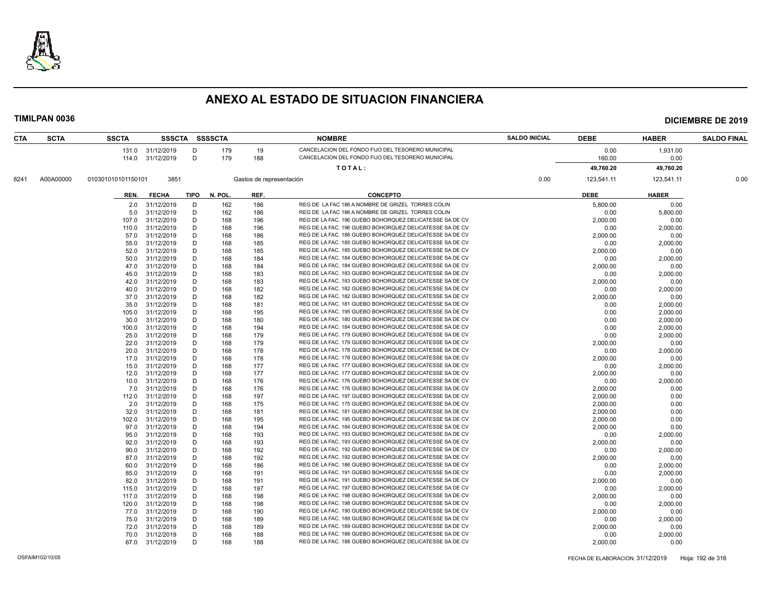# ANEXO AL ESTADO DE SITUACION FINANCIERA

**TIMILPAN 0036** — **DICIEMBRE DE 2019**

| CTA | SCTA | SSCTA | SSSCTA | SSSSCTA | | NOMBRE | SALDO INICIAL | DEBE | HABER | SALDO FINAL |
|---|---|---|---|---|---|---|---|---|---|---|
| | | 131.0 | 31/12/2019 | D | 179 | 19 CANCELACION DEL FONDO FIJO DEL TESORERO MUNICIPAL | | 0.00 | 1,931.00 | |
| | | 114.0 | 31/12/2019 | D | 179 | 188 CANCELACION DEL FONDO FIJO DEL TESORERO MUNICIPAL | | 160.00 | 0.00 | |
| | | | | | | **T O T A L :** | | **49,760.20** | **49,760.20** | |
| 8241 | A00A00000 | 010301010101150101 | 3851 | | | Gastos de representación | 0.00 | 123,541.11 | 123,541.11 | 0.00 |

| REN. | FECHA | TIPO | N. POL. | REF. | CONCEPTO | DEBE | HABER |
|---|---|---|---|---|---|---|---|
| 2.0 | 31/12/2019 | D | 162 | 186 | REG DE LA FAC 186 A NOMBRE DE GRIZEL TORRES COLIN | 5,800.00 | 0.00 |
| 5.0 | 31/12/2019 | D | 162 | 186 | REG DE LA FAC 186 A NOMBRE DE GRIZEL TORRES COLIN | 0.00 | 5,800.00 |
| 107.0 | 31/12/2019 | D | 168 | 196 | REG DE LA FAC. 196 GUEBO BOHORQUEZ DELICATESSE SA DE CV | 2,000.00 | 0.00 |
| 110.0 | 31/12/2019 | D | 168 | 196 | REG DE LA FAC. 196 GUEBO BOHORQUEZ DELICATESSE SA DE CV | 0.00 | 2,000.00 |
| 57.0 | 31/12/2019 | D | 168 | 186 | REG DE LA FAC. 186 GUEBO BOHORQUEZ DELICATESSE SA DE CV | 2,000.00 | 0.00 |
| 55.0 | 31/12/2019 | D | 168 | 185 | REG DE LA FAC. 185 GUEBO BOHORQUEZ DELICATESSE SA DE CV | 0.00 | 2,000.00 |
| 52.0 | 31/12/2019 | D | 168 | 185 | REG DE LA FAC. 185 GUEBO BOHORQUEZ DELICATESSE SA DE CV | 2,000.00 | 0.00 |
| 50.0 | 31/12/2019 | D | 168 | 184 | REG DE LA FAC. 184 GUEBO BOHORQUEZ DELICATESSE SA DE CV | 0.00 | 2,000.00 |
| 47.0 | 31/12/2019 | D | 168 | 184 | REG DE LA FAC. 184 GUEBO BOHORQUEZ DELICATESSE SA DE CV | 2,000.00 | 0.00 |
| 45.0 | 31/12/2019 | D | 168 | 183 | REG DE LA FAC. 183 GUEBO BOHORQUEZ DELICATESSE SA DE CV | 0.00 | 2,000.00 |
| 42.0 | 31/12/2019 | D | 168 | 183 | REG DE LA FAC. 183 GUEBO BOHORQUEZ DELICATESSE SA DE CV | 2,000.00 | 0.00 |
| 40.0 | 31/12/2019 | D | 168 | 182 | REG DE LA FAC. 182 GUEBO BOHORQUEZ DELICATESSE SA DE CV | 0.00 | 2,000.00 |
| 37.0 | 31/12/2019 | D | 168 | 182 | REG DE LA FAC. 182 GUEBO BOHORQUEZ DELICATESSE SA DE CV | 2,000.00 | 0.00 |
| 35.0 | 31/12/2019 | D | 168 | 181 | REG DE LA FAC. 181 GUEBO BOHORQUEZ DELICATESSE SA DE CV | 0.00 | 2,000.00 |
| 105.0 | 31/12/2019 | D | 168 | 195 | REG DE LA FAC. 195 GUEBO BOHORQUEZ DELICATESSE SA DE CV | 0.00 | 2,000.00 |
| 30.0 | 31/12/2019 | D | 168 | 180 | REG DE LA FAC. 180 GUEBO BOHORQUEZ DELICATESSE SA DE CV | 0.00 | 2,000.00 |
| 100.0 | 31/12/2019 | D | 168 | 194 | REG DE LA FAC. 184 GUEBO BOHORQUEZ DELICATESSE SA DE CV | 0.00 | 2,000.00 |
| 25.0 | 31/12/2019 | D | 168 | 179 | REG DE LA FAC. 179 GUEBO BOHORQUEZ DELICATESSE SA DE CV | 0.00 | 2,000.00 |
| 22.0 | 31/12/2019 | D | 168 | 179 | REG DE LA FAC. 179 GUEBO BOHORQUEZ DELICATESSE SA DE CV | 2,000.00 | 0.00 |
| 20.0 | 31/12/2019 | D | 168 | 178 | REG DE LA FAC. 178 GUEBO BOHORQUEZ DELICATESSE SA DE CV | 0.00 | 2,000.00 |
| 17.0 | 31/12/2019 | D | 168 | 178 | REG DE LA FAC. 178 GUEBO BOHORQUEZ DELICATESSE SA DE CV | 2,000.00 | 0.00 |
| 15.0 | 31/12/2019 | D | 168 | 177 | REG DE LA FAC. 177 GUEBO BOHORQUEZ DELICATESSE SA DE CV | 0.00 | 2,000.00 |
| 12.0 | 31/12/2019 | D | 168 | 177 | REG DE LA FAC. 177 GUEBO BOHORQUEZ DELICATESSE SA DE CV | 2,000.00 | 0.00 |
| 10.0 | 31/12/2019 | D | 168 | 176 | REG DE LA FAC. 176 GUEBO BOHORQUEZ DELICATESSE SA DE CV | 0.00 | 2,000.00 |
| 7.0 | 31/12/2019 | D | 168 | 176 | REG DE LA FAC. 176 GUEBO BOHORQUEZ DELICATESSE SA DE CV | 2,000.00 | 0.00 |
| 112.0 | 31/12/2019 | D | 168 | 197 | REG DE LA FAC. 197 GUEBO BOHORQUEZ DELICATESSE SA DE CV | 2,000.00 | 0.00 |
| 2.0 | 31/12/2019 | D | 168 | 175 | REG DE LA FAC. 175 GUEBO BOHORQUEZ DELICATESSE SA DE CV | 2,000.00 | 0.00 |
| 32.0 | 31/12/2019 | D | 168 | 181 | REG DE LA FAC. 181 GUEBO BOHORQUEZ DELICATESSE SA DE CV | 2,000.00 | 0.00 |
| 102.0 | 31/12/2019 | D | 168 | 195 | REG DE LA FAC. 195 GUEBO BOHORQUEZ DELICATESSE SA DE CV | 2,000.00 | 0.00 |
| 97.0 | 31/12/2019 | D | 168 | 194 | REG DE LA FAC. 184 GUEBO BOHORQUEZ DELICATESSE SA DE CV | 2,000.00 | 0.00 |
| 95.0 | 31/12/2019 | D | 168 | 193 | REG DE LA FAC. 193 GUEBO BOHORQUEZ DELICATESSE SA DE CV | 0.00 | 2,000.00 |
| 92.0 | 31/12/2019 | D | 168 | 193 | REG DE LA FAC. 193 GUEBO BOHORQUEZ DELICATESSE SA DE CV | 2,000.00 | 0.00 |
| 90.0 | 31/12/2019 | D | 168 | 192 | REG DE LA FAC. 192 GUEBO BOHORQUEZ DELICATESSE SA DE CV | 0.00 | 2,000.00 |
| 87.0 | 31/12/2019 | D | 168 | 192 | REG DE LA FAC. 192 GUEBO BOHORQUEZ DELICATESSE SA DE CV | 2,000.00 | 0.00 |
| 60.0 | 31/12/2019 | D | 168 | 186 | REG DE LA FAC. 186 GUEBO BOHORQUEZ DELICATESSE SA DE CV | 0.00 | 2,000.00 |
| 85.0 | 31/12/2019 | D | 168 | 191 | REG DE LA FAC. 191 GUEBO BOHORQUEZ DELICATESSE SA DE CV | 0.00 | 2,000.00 |
| 82.0 | 31/12/2019 | D | 168 | 191 | REG DE LA FAC. 191 GUEBO BOHORQUEZ DELICATESSE SA DE CV | 2,000.00 | 0.00 |
| 115.0 | 31/12/2019 | D | 168 | 197 | REG DE LA FAC. 197 GUEBO BOHORQUEZ DELICATESSE SA DE CV | 0.00 | 2,000.00 |
| 117.0 | 31/12/2019 | D | 168 | 198 | REG DE LA FAC. 198 GUEBO BOHORQUEZ DELICATESSE SA DE CV | 2,000.00 | 0.00 |
| 120.0 | 31/12/2019 | D | 168 | 198 | REG DE LA FAC. 198 GUEBO BOHORQUEZ DELICATESSE SA DE CV | 0.00 | 2,000.00 |
| 77.0 | 31/12/2019 | D | 168 | 190 | REG DE LA FAC. 190 GUEBO BOHORQUEZ DELICATESSE SA DE CV | 2,000.00 | 0.00 |
| 75.0 | 31/12/2019 | D | 168 | 189 | REG DE LA FAC. 189 GUEBO BOHORQUEZ DELICATESSE SA DE CV | 0.00 | 2,000.00 |
| 72.0 | 31/12/2019 | D | 168 | 189 | REG DE LA FAC. 189 GUEBO BOHORQUEZ DELICATESSE SA DE CV | 2,000.00 | 0.00 |
| 70.0 | 31/12/2019 | D | 168 | 188 | REG DE LA FAC. 188 GUEBO BOHORQUEZ DELICATESSE SA DE CV | 0.00 | 2,000.00 |
| 67.0 | 31/12/2019 | D | 168 | 188 | REG DE LA FAC. 188 GUEBO BOHORQUEZ DELICATESSE SA DE CV | 2,000.00 | 0.00 |

OSFAIM102/10/05 — FECHA DE ELABORACION: 31/12/2019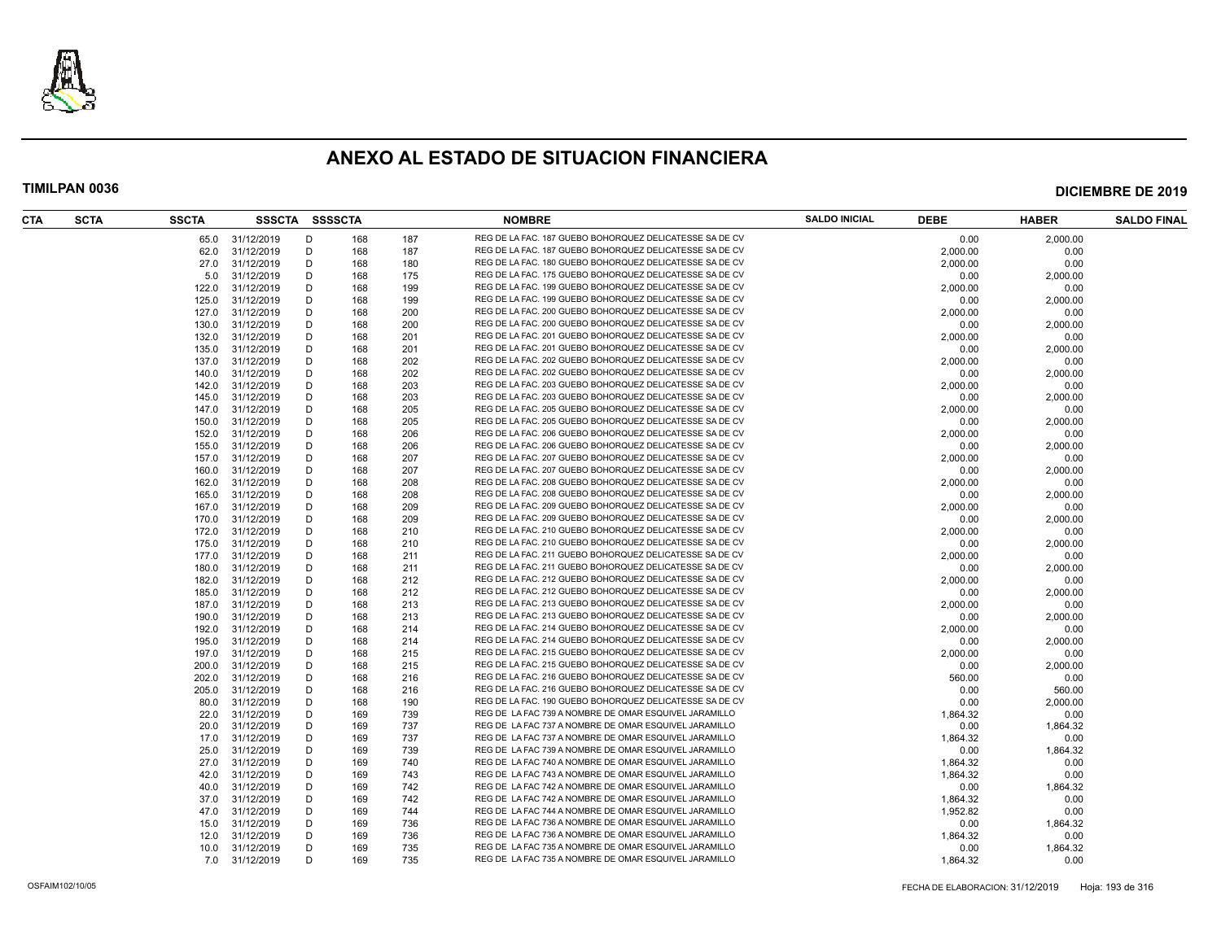# ANEXO AL ESTADO DE SITUACION FINANCIERA

**TIMILPAN 0036** **DICIEMBRE DE 2019**

| CTA | SCTA | SSCTA | SSSCTA | SSSSCTA | | | NOMBRE | SALDO INICIAL | DEBE | HABER | SALDO FINAL |
|---|---|---|---|---|---|---|---|---|---|---|---|
| | | 65.0 | 31/12/2019 | D | 168 | 187 | REG DE LA FAC. 187 GUEBO BOHORQUEZ DELICATESSE SA DE CV | | 0.00 | 2,000.00 | |
| | | 62.0 | 31/12/2019 | D | 168 | 187 | REG DE LA FAC. 187 GUEBO BOHORQUEZ DELICATESSE SA DE CV | | 2,000.00 | 0.00 | |
| | | 27.0 | 31/12/2019 | D | 168 | 180 | REG DE LA FAC. 180 GUEBO BOHORQUEZ DELICATESSE SA DE CV | | 2,000.00 | 0.00 | |
| | | 5.0 | 31/12/2019 | D | 168 | 175 | REG DE LA FAC. 175 GUEBO BOHORQUEZ DELICATESSE SA DE CV | | 0.00 | 2,000.00 | |
| | | 122.0 | 31/12/2019 | D | 168 | 199 | REG DE LA FAC. 199 GUEBO BOHORQUEZ DELICATESSE SA DE CV | | 2,000.00 | 0.00 | |
| | | 125.0 | 31/12/2019 | D | 168 | 199 | REG DE LA FAC. 199 GUEBO BOHORQUEZ DELICATESSE SA DE CV | | 0.00 | 2,000.00 | |
| | | 127.0 | 31/12/2019 | D | 168 | 200 | REG DE LA FAC. 200 GUEBO BOHORQUEZ DELICATESSE SA DE CV | | 2,000.00 | 0.00 | |
| | | 130.0 | 31/12/2019 | D | 168 | 200 | REG DE LA FAC. 200 GUEBO BOHORQUEZ DELICATESSE SA DE CV | | 0.00 | 2,000.00 | |
| | | 132.0 | 31/12/2019 | D | 168 | 201 | REG DE LA FAC. 201 GUEBO BOHORQUEZ DELICATESSE SA DE CV | | 2,000.00 | 0.00 | |
| | | 135.0 | 31/12/2019 | D | 168 | 201 | REG DE LA FAC. 201 GUEBO BOHORQUEZ DELICATESSE SA DE CV | | 0.00 | 2,000.00 | |
| | | 137.0 | 31/12/2019 | D | 168 | 202 | REG DE LA FAC. 202 GUEBO BOHORQUEZ DELICATESSE SA DE CV | | 2,000.00 | 0.00 | |
| | | 140.0 | 31/12/2019 | D | 168 | 202 | REG DE LA FAC. 202 GUEBO BOHORQUEZ DELICATESSE SA DE CV | | 0.00 | 2,000.00 | |
| | | 142.0 | 31/12/2019 | D | 168 | 203 | REG DE LA FAC. 203 GUEBO BOHORQUEZ DELICATESSE SA DE CV | | 2,000.00 | 0.00 | |
| | | 145.0 | 31/12/2019 | D | 168 | 203 | REG DE LA FAC. 203 GUEBO BOHORQUEZ DELICATESSE SA DE CV | | 0.00 | 2,000.00 | |
| | | 147.0 | 31/12/2019 | D | 168 | 205 | REG DE LA FAC. 205 GUEBO BOHORQUEZ DELICATESSE SA DE CV | | 2,000.00 | 0.00 | |
| | | 150.0 | 31/12/2019 | D | 168 | 205 | REG DE LA FAC. 205 GUEBO BOHORQUEZ DELICATESSE SA DE CV | | 0.00 | 2,000.00 | |
| | | 152.0 | 31/12/2019 | D | 168 | 206 | REG DE LA FAC. 206 GUEBO BOHORQUEZ DELICATESSE SA DE CV | | 2,000.00 | 0.00 | |
| | | 155.0 | 31/12/2019 | D | 168 | 206 | REG DE LA FAC. 206 GUEBO BOHORQUEZ DELICATESSE SA DE CV | | 0.00 | 2,000.00 | |
| | | 157.0 | 31/12/2019 | D | 168 | 207 | REG DE LA FAC. 207 GUEBO BOHORQUEZ DELICATESSE SA DE CV | | 2,000.00 | 0.00 | |
| | | 160.0 | 31/12/2019 | D | 168 | 207 | REG DE LA FAC. 207 GUEBO BOHORQUEZ DELICATESSE SA DE CV | | 0.00 | 2,000.00 | |
| | | 162.0 | 31/12/2019 | D | 168 | 208 | REG DE LA FAC. 208 GUEBO BOHORQUEZ DELICATESSE SA DE CV | | 2,000.00 | 0.00 | |
| | | 165.0 | 31/12/2019 | D | 168 | 208 | REG DE LA FAC. 208 GUEBO BOHORQUEZ DELICATESSE SA DE CV | | 0.00 | 2,000.00 | |
| | | 167.0 | 31/12/2019 | D | 168 | 209 | REG DE LA FAC. 209 GUEBO BOHORQUEZ DELICATESSE SA DE CV | | 2,000.00 | 0.00 | |
| | | 170.0 | 31/12/2019 | D | 168 | 209 | REG DE LA FAC. 209 GUEBO BOHORQUEZ DELICATESSE SA DE CV | | 0.00 | 2,000.00 | |
| | | 172.0 | 31/12/2019 | D | 168 | 210 | REG DE LA FAC. 210 GUEBO BOHORQUEZ DELICATESSE SA DE CV | | 2,000.00 | 0.00 | |
| | | 175.0 | 31/12/2019 | D | 168 | 210 | REG DE LA FAC. 210 GUEBO BOHORQUEZ DELICATESSE SA DE CV | | 0.00 | 2,000.00 | |
| | | 177.0 | 31/12/2019 | D | 168 | 211 | REG DE LA FAC. 211 GUEBO BOHORQUEZ DELICATESSE SA DE CV | | 2,000.00 | 0.00 | |
| | | 180.0 | 31/12/2019 | D | 168 | 211 | REG DE LA FAC. 211 GUEBO BOHORQUEZ DELICATESSE SA DE CV | | 0.00 | 2,000.00 | |
| | | 182.0 | 31/12/2019 | D | 168 | 212 | REG DE LA FAC. 212 GUEBO BOHORQUEZ DELICATESSE SA DE CV | | 2,000.00 | 0.00 | |
| | | 185.0 | 31/12/2019 | D | 168 | 212 | REG DE LA FAC. 212 GUEBO BOHORQUEZ DELICATESSE SA DE CV | | 0.00 | 2,000.00 | |
| | | 187.0 | 31/12/2019 | D | 168 | 213 | REG DE LA FAC. 213 GUEBO BOHORQUEZ DELICATESSE SA DE CV | | 2,000.00 | 0.00 | |
| | | 190.0 | 31/12/2019 | D | 168 | 213 | REG DE LA FAC. 213 GUEBO BOHORQUEZ DELICATESSE SA DE CV | | 0.00 | 2,000.00 | |
| | | 192.0 | 31/12/2019 | D | 168 | 214 | REG DE LA FAC. 214 GUEBO BOHORQUEZ DELICATESSE SA DE CV | | 2,000.00 | 0.00 | |
| | | 195.0 | 31/12/2019 | D | 168 | 214 | REG DE LA FAC. 214 GUEBO BOHORQUEZ DELICATESSE SA DE CV | | 0.00 | 2,000.00 | |
| | | 197.0 | 31/12/2019 | D | 168 | 215 | REG DE LA FAC. 215 GUEBO BOHORQUEZ DELICATESSE SA DE CV | | 2,000.00 | 0.00 | |
| | | 200.0 | 31/12/2019 | D | 168 | 215 | REG DE LA FAC. 215 GUEBO BOHORQUEZ DELICATESSE SA DE CV | | 0.00 | 2,000.00 | |
| | | 202.0 | 31/12/2019 | D | 168 | 216 | REG DE LA FAC. 216 GUEBO BOHORQUEZ DELICATESSE SA DE CV | | 560.00 | 0.00 | |
| | | 205.0 | 31/12/2019 | D | 168 | 216 | REG DE LA FAC. 216 GUEBO BOHORQUEZ DELICATESSE SA DE CV | | 0.00 | 560.00 | |
| | | 80.0 | 31/12/2019 | D | 168 | 190 | REG DE LA FAC. 190 GUEBO BOHORQUEZ DELICATESSE SA DE CV | | 0.00 | 2,000.00 | |
| | | 22.0 | 31/12/2019 | D | 169 | 739 | REG DE LA FAC 739 A NOMBRE DE OMAR ESQUIVEL JARAMILLO | | 1,864.32 | 0.00 | |
| | | 20.0 | 31/12/2019 | D | 169 | 737 | REG DE LA FAC 737 A NOMBRE DE OMAR ESQUIVEL JARAMILLO | | 0.00 | 1,864.32 | |
| | | 17.0 | 31/12/2019 | D | 169 | 737 | REG DE LA FAC 737 A NOMBRE DE OMAR ESQUIVEL JARAMILLO | | 1,864.32 | 0.00 | |
| | | 25.0 | 31/12/2019 | D | 169 | 739 | REG DE LA FAC 739 A NOMBRE DE OMAR ESQUIVEL JARAMILLO | | 0.00 | 1,864.32 | |
| | | 27.0 | 31/12/2019 | D | 169 | 740 | REG DE LA FAC 740 A NOMBRE DE OMAR ESQUIVEL JARAMILLO | | 1,864.32 | 0.00 | |
| | | 42.0 | 31/12/2019 | D | 169 | 743 | REG DE LA FAC 743 A NOMBRE DE OMAR ESQUIVEL JARAMILLO | | 1,864.32 | 0.00 | |
| | | 40.0 | 31/12/2019 | D | 169 | 742 | REG DE LA FAC 742 A NOMBRE DE OMAR ESQUIVEL JARAMILLO | | 0.00 | 1,864.32 | |
| | | 37.0 | 31/12/2019 | D | 169 | 742 | REG DE LA FAC 742 A NOMBRE DE OMAR ESQUIVEL JARAMILLO | | 1,864.32 | 0.00 | |
| | | 47.0 | 31/12/2019 | D | 169 | 744 | REG DE LA FAC 744 A NOMBRE DE OMAR ESQUIVEL JARAMILLO | | 1,952.82 | 0.00 | |
| | | 15.0 | 31/12/2019 | D | 169 | 736 | REG DE LA FAC 736 A NOMBRE DE OMAR ESQUIVEL JARAMILLO | | 0.00 | 1,864.32 | |
| | | 12.0 | 31/12/2019 | D | 169 | 736 | REG DE LA FAC 736 A NOMBRE DE OMAR ESQUIVEL JARAMILLO | | 1,864.32 | 0.00 | |
| | | 10.0 | 31/12/2019 | D | 169 | 735 | REG DE LA FAC 735 A NOMBRE DE OMAR ESQUIVEL JARAMILLO | | 0.00 | 1,864.32 | |
| | | 7.0 | 31/12/2019 | D | 169 | 735 | REG DE LA FAC 735 A NOMBRE DE OMAR ESQUIVEL JARAMILLO | | 1,864.32 | 0.00 | |

OSFAIM102/10/05 FECHA DE ELABORACION: 31/12/2019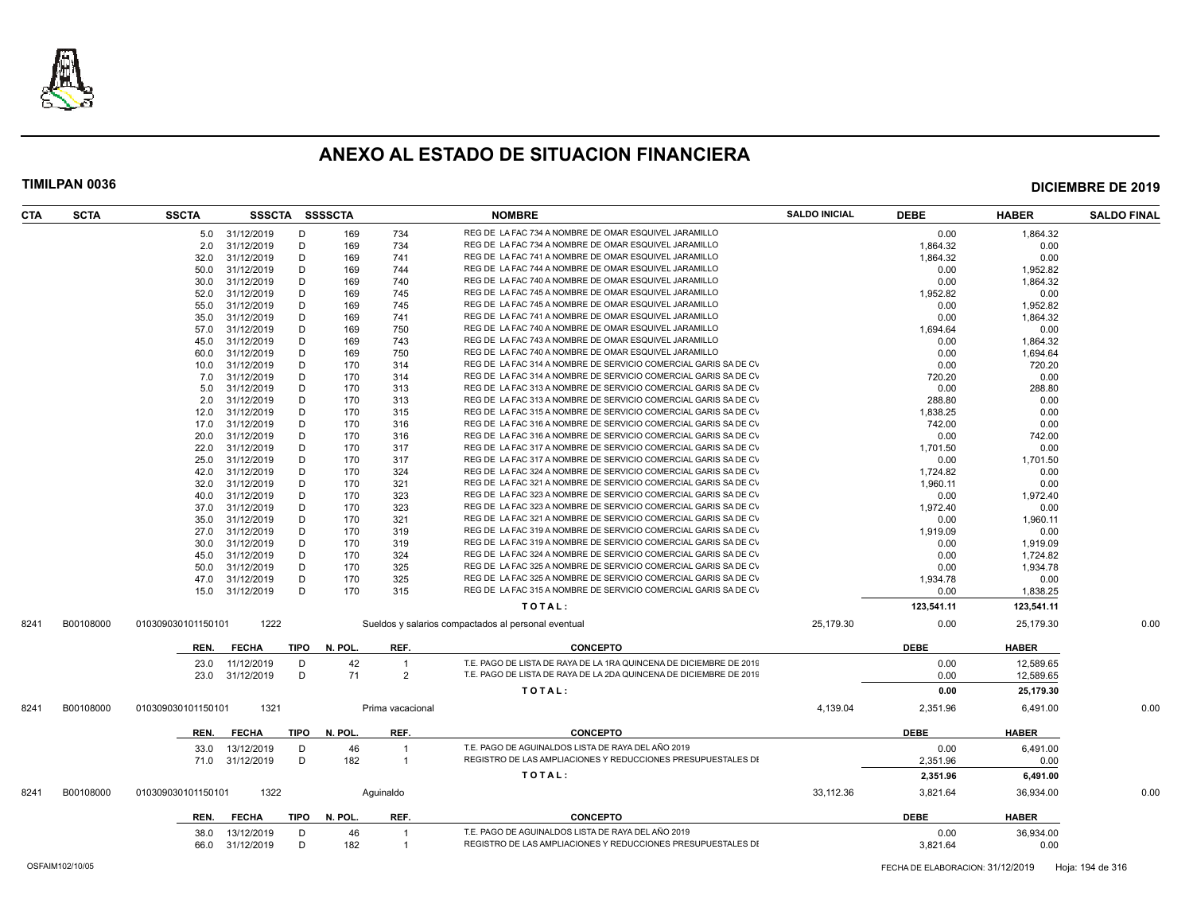# ANEXO AL ESTADO DE SITUACION FINANCIERA

**TIMILPAN 0036** **DICIEMBRE DE 2019**

| CTA | SCTA | SSCTA | SSSCTA | SSSSCTA | | NOMBRE | SALDO INICIAL | DEBE | HABER | SALDO FINAL |
|---|---|---|---|---|---|---|---|---|---|---|
| | | 5.0 | 31/12/2019 | D | 169 | 734 REG DE LA FAC 734 A NOMBRE DE OMAR ESQUIVEL JARAMILLO | | 0.00 | 1,864.32 | |
| | | 2.0 | 31/12/2019 | D | 169 | 734 REG DE LA FAC 734 A NOMBRE DE OMAR ESQUIVEL JARAMILLO | | 1,864.32 | 0.00 | |
| | | 32.0 | 31/12/2019 | D | 169 | 741 REG DE LA FAC 741 A NOMBRE DE OMAR ESQUIVEL JARAMILLO | | 1,864.32 | 0.00 | |
| | | 50.0 | 31/12/2019 | D | 169 | 744 REG DE LA FAC 744 A NOMBRE DE OMAR ESQUIVEL JARAMILLO | | 0.00 | 1,952.82 | |
| | | 30.0 | 31/12/2019 | D | 169 | 740 REG DE LA FAC 740 A NOMBRE DE OMAR ESQUIVEL JARAMILLO | | 0.00 | 1,864.32 | |
| | | 52.0 | 31/12/2019 | D | 169 | 745 REG DE LA FAC 745 A NOMBRE DE OMAR ESQUIVEL JARAMILLO | | 1,952.82 | 0.00 | |
| | | 55.0 | 31/12/2019 | D | 169 | 745 REG DE LA FAC 745 A NOMBRE DE OMAR ESQUIVEL JARAMILLO | | 0.00 | 1,952.82 | |
| | | 35.0 | 31/12/2019 | D | 169 | 741 REG DE LA FAC 741 A NOMBRE DE OMAR ESQUIVEL JARAMILLO | | 0.00 | 1,864.32 | |
| | | 57.0 | 31/12/2019 | D | 169 | 750 REG DE LA FAC 740 A NOMBRE DE OMAR ESQUIVEL JARAMILLO | | 1,694.64 | 0.00 | |
| | | 45.0 | 31/12/2019 | D | 169 | 743 REG DE LA FAC 743 A NOMBRE DE OMAR ESQUIVEL JARAMILLO | | 0.00 | 1,864.32 | |
| | | 60.0 | 31/12/2019 | D | 169 | 750 REG DE LA FAC 740 A NOMBRE DE OMAR ESQUIVEL JARAMILLO | | 0.00 | 1,694.64 | |
| | | 10.0 | 31/12/2019 | D | 170 | 314 REG DE LA FAC 314 A NOMBRE DE SERVICIO COMERCIAL GARIS SA DE CV | | 0.00 | 720.20 | |
| | | 7.0 | 31/12/2019 | D | 170 | 314 REG DE LA FAC 314 A NOMBRE DE SERVICIO COMERCIAL GARIS SA DE CV | | 720.20 | 0.00 | |
| | | 5.0 | 31/12/2019 | D | 170 | 313 REG DE LA FAC 313 A NOMBRE DE SERVICIO COMERCIAL GARIS SA DE CV | | 0.00 | 288.80 | |
| | | 2.0 | 31/12/2019 | D | 170 | 313 REG DE LA FAC 313 A NOMBRE DE SERVICIO COMERCIAL GARIS SA DE CV | | 288.80 | 0.00 | |
| | | 12.0 | 31/12/2019 | D | 170 | 315 REG DE LA FAC 315 A NOMBRE DE SERVICIO COMERCIAL GARIS SA DE CV | | 1,838.25 | 0.00 | |
| | | 17.0 | 31/12/2019 | D | 170 | 316 REG DE LA FAC 316 A NOMBRE DE SERVICIO COMERCIAL GARIS SA DE CV | | 742.00 | 0.00 | |
| | | 20.0 | 31/12/2019 | D | 170 | 316 REG DE LA FAC 316 A NOMBRE DE SERVICIO COMERCIAL GARIS SA DE CV | | 0.00 | 742.00 | |
| | | 22.0 | 31/12/2019 | D | 170 | 317 REG DE LA FAC 317 A NOMBRE DE SERVICIO COMERCIAL GARIS SA DE CV | | 1,701.50 | 0.00 | |
| | | 25.0 | 31/12/2019 | D | 170 | 317 REG DE LA FAC 317 A NOMBRE DE SERVICIO COMERCIAL GARIS SA DE CV | | 0.00 | 1,701.50 | |
| | | 42.0 | 31/12/2019 | D | 170 | 324 REG DE LA FAC 324 A NOMBRE DE SERVICIO COMERCIAL GARIS SA DE CV | | 1,724.82 | 0.00 | |
| | | 32.0 | 31/12/2019 | D | 170 | 321 REG DE LA FAC 321 A NOMBRE DE SERVICIO COMERCIAL GARIS SA DE CV | | 1,960.11 | 0.00 | |
| | | 40.0 | 31/12/2019 | D | 170 | 323 REG DE LA FAC 323 A NOMBRE DE SERVICIO COMERCIAL GARIS SA DE CV | | 0.00 | 1,972.40 | |
| | | 37.0 | 31/12/2019 | D | 170 | 323 REG DE LA FAC 323 A NOMBRE DE SERVICIO COMERCIAL GARIS SA DE CV | | 1,972.40 | 0.00 | |
| | | 35.0 | 31/12/2019 | D | 170 | 321 REG DE LA FAC 321 A NOMBRE DE SERVICIO COMERCIAL GARIS SA DE CV | | 0.00 | 1,960.11 | |
| | | 27.0 | 31/12/2019 | D | 170 | 319 REG DE LA FAC 319 A NOMBRE DE SERVICIO COMERCIAL GARIS SA DE CV | | 1,919.09 | 0.00 | |
| | | 30.0 | 31/12/2019 | D | 170 | 319 REG DE LA FAC 319 A NOMBRE DE SERVICIO COMERCIAL GARIS SA DE CV | | 0.00 | 1,919.09 | |
| | | 45.0 | 31/12/2019 | D | 170 | 324 REG DE LA FAC 324 A NOMBRE DE SERVICIO COMERCIAL GARIS SA DE CV | | 0.00 | 1,724.82 | |
| | | 50.0 | 31/12/2019 | D | 170 | 325 REG DE LA FAC 325 A NOMBRE DE SERVICIO COMERCIAL GARIS SA DE CV | | 0.00 | 1,934.78 | |
| | | 47.0 | 31/12/2019 | D | 170 | 325 REG DE LA FAC 325 A NOMBRE DE SERVICIO COMERCIAL GARIS SA DE CV | | 1,934.78 | 0.00 | |
| | | 15.0 | 31/12/2019 | D | 170 | 315 REG DE LA FAC 315 A NOMBRE DE SERVICIO COMERCIAL GARIS SA DE CV | | 0.00 | 1,838.25 | |
| | | | | | | **T O T A L :** | | **123,541.11** | **123,541.11** | |
| 8241 | B00108000 | 010309030101150101 | 1222 | | | Sueldos y salarios compactados al personal eventual | 25,179.30 | 0.00 | 25,179.30 | 0.00 |
| | | **REN.** | **FECHA** | **TIPO** | **N. POL.** | **REF. CONCEPTO** | | **DEBE** | **HABER** | |
| | | 23.0 | 11/12/2019 | D | 42 | 1 T.E. PAGO DE LISTA DE RAYA DE LA 1RA QUINCENA DE DICIEMBRE DE 2019 | | 0.00 | 12,589.65 | |
| | | 23.0 | 31/12/2019 | D | 71 | 2 T.E. PAGO DE LISTA DE RAYA DE LA 2DA QUINCENA DE DICIEMBRE DE 2019 | | 0.00 | 12,589.65 | |
| | | | | | | **T O T A L :** | | **0.00** | **25,179.30** | |
| 8241 | B00108000 | 010309030101150101 | 1321 | | | Prima vacacional | 4,139.04 | 2,351.96 | 6,491.00 | 0.00 |
| | | **REN.** | **FECHA** | **TIPO** | **N. POL.** | **REF. CONCEPTO** | | **DEBE** | **HABER** | |
| | | 33.0 | 13/12/2019 | D | 46 | 1 T.E. PAGO DE AGUINALDOS LISTA DE RAYA DEL AÑO 2019 | | 0.00 | 6,491.00 | |
| | | 71.0 | 31/12/2019 | D | 182 | 1 REGISTRO DE LAS AMPLIACIONES Y REDUCCIONES PRESUPUESTALES DE | | 2,351.96 | 0.00 | |
| | | | | | | **T O T A L :** | | **2,351.96** | **6,491.00** | |
| 8241 | B00108000 | 010309030101150101 | 1322 | | | Aguinaldo | 33,112.36 | 3,821.64 | 36,934.00 | 0.00 |
| | | **REN.** | **FECHA** | **TIPO** | **N. POL.** | **REF. CONCEPTO** | | **DEBE** | **HABER** | |
| | | 38.0 | 13/12/2019 | D | 46 | 1 T.E. PAGO DE AGUINALDOS LISTA DE RAYA DEL AÑO 2019 | | 0.00 | 36,934.00 | |
| | | 66.0 | 31/12/2019 | D | 182 | 1 REGISTRO DE LAS AMPLIACIONES Y REDUCCIONES PRESUPUESTALES DE | | 3,821.64 | 0.00 | |

OSFAIM102/10/05 FECHA DE ELABORACION: 31/12/2019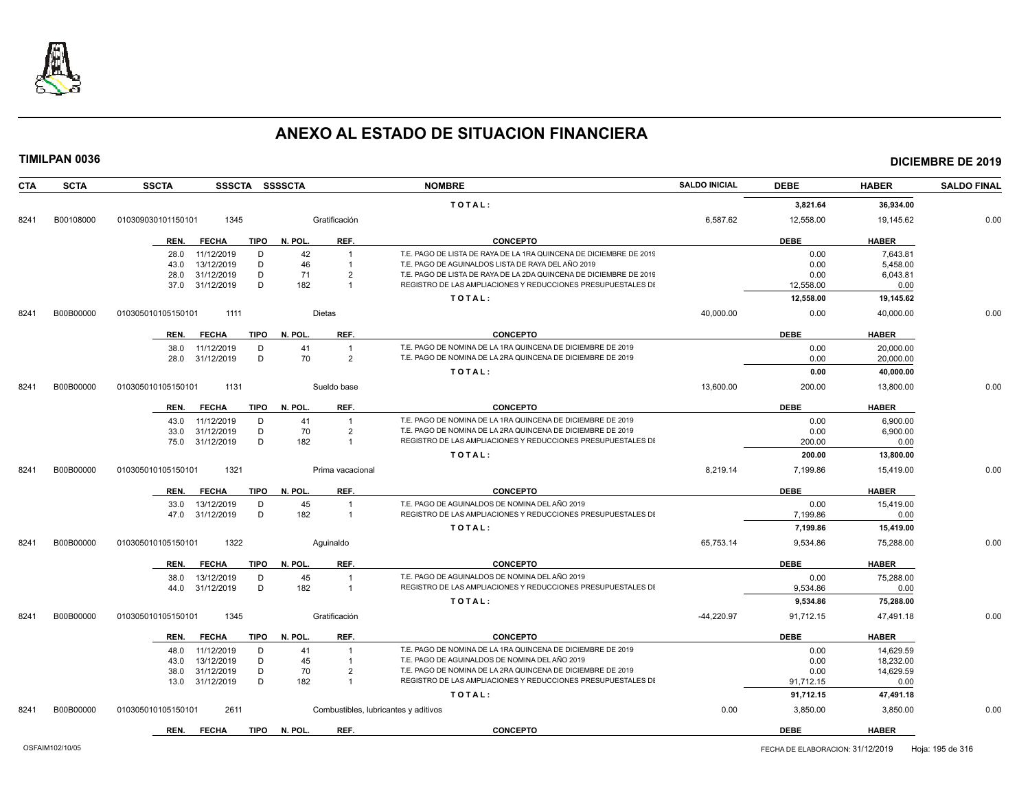# ANEXO AL ESTADO DE SITUACION FINANCIERA

**TIMILPAN 0036** — **DICIEMBRE DE 2019**

| CTA | SCTA | SSCTA | SSSCTA | SSSSCTA | NOMBRE | SALDO INICIAL | DEBE | HABER | SALDO FINAL |
|---|---|---|---|---|---|---|---|---|---|
| | | | | | TOTAL: | | 3,821.64 | 36,934.00 | |
| 8241 | B00108000 | 010309030101150101 | 1345 | | Gratificación | 6,587.62 | 12,558.00 | 19,145.62 | 0.00 |

| REN. | FECHA | TIPO | N. POL. | REF. | CONCEPTO | DEBE | HABER |
|---|---|---|---|---|---|---|---|
| 28.0 | 11/12/2019 | D | 42 | 1 | T.E. PAGO DE LISTA DE RAYA DE LA 1RA QUINCENA DE DICIEMBRE DE 2019 | 0.00 | 7,643.81 |
| 43.0 | 13/12/2019 | D | 46 | 1 | T.E. PAGO DE AGUINALDOS LISTA DE RAYA DEL AÑO 2019 | 0.00 | 5,458.00 |
| 28.0 | 31/12/2019 | D | 71 | 2 | T.E. PAGO DE LISTA DE RAYA DE LA 2DA QUINCENA DE DICIEMBRE DE 2019 | 0.00 | 6,043.81 |
| 37.0 | 31/12/2019 | D | 182 | 1 | REGISTRO DE LAS AMPLIACIONES Y REDUCCIONES PRESUPUESTALES DE | 12,558.00 | 0.00 |
| | | | | | TOTAL: | 12,558.00 | 19,145.62 |

| CTA | SCTA | SSCTA | SSSCTA | SSSSCTA | NOMBRE | SALDO INICIAL | DEBE | HABER | SALDO FINAL |
|---|---|---|---|---|---|---|---|---|---|
| 8241 | B00B00000 | 010305010105150101 | 1111 | | Dietas | 40,000.00 | 0.00 | 40,000.00 | 0.00 |

| REN. | FECHA | TIPO | N. POL. | REF. | CONCEPTO | DEBE | HABER |
|---|---|---|---|---|---|---|---|
| 38.0 | 11/12/2019 | D | 41 | 1 | T.E. PAGO DE NOMINA DE LA 1RA QUINCENA DE DICIEMBRE DE 2019 | 0.00 | 20,000.00 |
| 28.0 | 31/12/2019 | D | 70 | 2 | T.E. PAGO DE NOMINA DE LA 2RA QUINCENA DE DICIEMBRE DE 2019 | 0.00 | 20,000.00 |
| | | | | | TOTAL: | 0.00 | 40,000.00 |

| CTA | SCTA | SSCTA | SSSCTA | SSSSCTA | NOMBRE | SALDO INICIAL | DEBE | HABER | SALDO FINAL |
|---|---|---|---|---|---|---|---|---|---|
| 8241 | B00B00000 | 010305010105150101 | 1131 | | Sueldo base | 13,600.00 | 200.00 | 13,800.00 | 0.00 |

| REN. | FECHA | TIPO | N. POL. | REF. | CONCEPTO | DEBE | HABER |
|---|---|---|---|---|---|---|---|
| 43.0 | 11/12/2019 | D | 41 | 1 | T.E. PAGO DE NOMINA DE LA 1RA QUINCENA DE DICIEMBRE DE 2019 | 0.00 | 6,900.00 |
| 33.0 | 31/12/2019 | D | 70 | 2 | T.E. PAGO DE NOMINA DE LA 2RA QUINCENA DE DICIEMBRE DE 2019 | 0.00 | 6,900.00 |
| 75.0 | 31/12/2019 | D | 182 | 1 | REGISTRO DE LAS AMPLIACIONES Y REDUCCIONES PRESUPUESTALES DE | 200.00 | 0.00 |
| | | | | | TOTAL: | 200.00 | 13,800.00 |

| CTA | SCTA | SSCTA | SSSCTA | SSSSCTA | NOMBRE | SALDO INICIAL | DEBE | HABER | SALDO FINAL |
|---|---|---|---|---|---|---|---|---|---|
| 8241 | B00B00000 | 010305010105150101 | 1321 | | Prima vacacional | 8,219.14 | 7,199.86 | 15,419.00 | 0.00 |

| REN. | FECHA | TIPO | N. POL. | REF. | CONCEPTO | DEBE | HABER |
|---|---|---|---|---|---|---|---|
| 33.0 | 13/12/2019 | D | 45 | 1 | T.E. PAGO DE AGUINALDOS DE NOMINA DEL AÑO 2019 | 0.00 | 15,419.00 |
| 47.0 | 31/12/2019 | D | 182 | 1 | REGISTRO DE LAS AMPLIACIONES Y REDUCCIONES PRESUPUESTALES DE | 7,199.86 | 0.00 |
| | | | | | TOTAL: | 7,199.86 | 15,419.00 |

| CTA | SCTA | SSCTA | SSSCTA | SSSSCTA | NOMBRE | SALDO INICIAL | DEBE | HABER | SALDO FINAL |
|---|---|---|---|---|---|---|---|---|---|
| 8241 | B00B00000 | 010305010105150101 | 1322 | | Aguinaldo | 65,753.14 | 9,534.86 | 75,288.00 | 0.00 |

| REN. | FECHA | TIPO | N. POL. | REF. | CONCEPTO | DEBE | HABER |
|---|---|---|---|---|---|---|---|
| 38.0 | 13/12/2019 | D | 45 | 1 | T.E. PAGO DE AGUINALDOS DE NOMINA DEL AÑO 2019 | 0.00 | 75,288.00 |
| 44.0 | 31/12/2019 | D | 182 | 1 | REGISTRO DE LAS AMPLIACIONES Y REDUCCIONES PRESUPUESTALES DE | 9,534.86 | 0.00 |
| | | | | | TOTAL: | 9,534.86 | 75,288.00 |

| CTA | SCTA | SSCTA | SSSCTA | SSSSCTA | NOMBRE | SALDO INICIAL | DEBE | HABER | SALDO FINAL |
|---|---|---|---|---|---|---|---|---|---|
| 8241 | B00B00000 | 010305010105150101 | 1345 | | Gratificación | -44,220.97 | 91,712.15 | 47,491.18 | 0.00 |

| REN. | FECHA | TIPO | N. POL. | REF. | CONCEPTO | DEBE | HABER |
|---|---|---|---|---|---|---|---|
| 48.0 | 11/12/2019 | D | 41 | 1 | T.E. PAGO DE NOMINA DE LA 1RA QUINCENA DE DICIEMBRE DE 2019 | 0.00 | 14,629.59 |
| 43.0 | 13/12/2019 | D | 45 | 1 | T.E. PAGO DE AGUINALDOS DE NOMINA DEL AÑO 2019 | 0.00 | 18,232.00 |
| 38.0 | 31/12/2019 | D | 70 | 2 | T.E. PAGO DE NOMINA DE LA 2RA QUINCENA DE DICIEMBRE DE 2019 | 0.00 | 14,629.59 |
| 13.0 | 31/12/2019 | D | 182 | 1 | REGISTRO DE LAS AMPLIACIONES Y REDUCCIONES PRESUPUESTALES DE | 91,712.15 | 0.00 |
| | | | | | TOTAL: | 91,712.15 | 47,491.18 |

| CTA | SCTA | SSCTA | SSSCTA | SSSSCTA | NOMBRE | SALDO INICIAL | DEBE | HABER | SALDO FINAL |
|---|---|---|---|---|---|---|---|---|---|
| 8241 | B00B00000 | 010305010105150101 | 2611 | | Combustibles, lubricantes y aditivos | 0.00 | 3,850.00 | 3,850.00 | 0.00 |

| REN. | FECHA | TIPO | N. POL. | REF. | CONCEPTO | DEBE | HABER |
|---|---|---|---|---|---|---|---|

OSFAIM102/10/05 — FECHA DE ELABORACION: 31/12/2019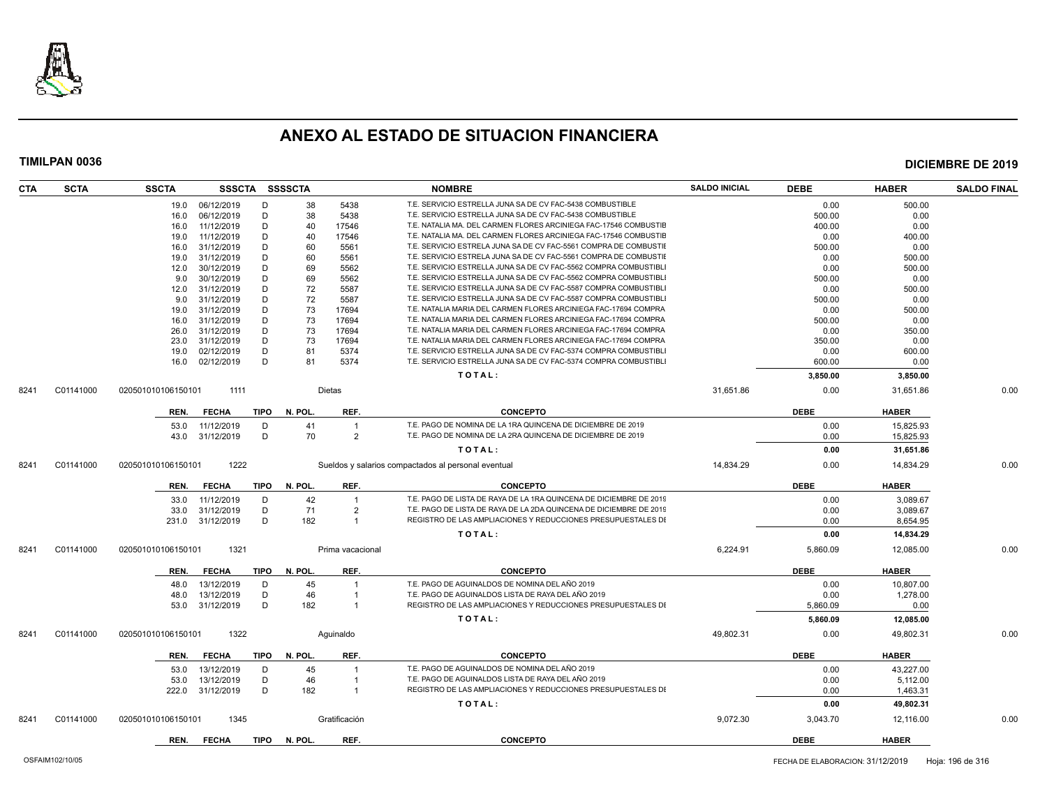# ANEXO AL ESTADO DE SITUACION FINANCIERA

**TIMILPAN 0036** **DICIEMBRE DE 2019**

| CTA | SCTA | SSCTA | SSSCTA | SSSSCTA | | NOMBRE | SALDO INICIAL | DEBE | HABER | SALDO FINAL |
|---|---|---|---|---|---|---|---|---|---|---|
| | | 19.0 06/12/2019 | D | 38 | 5438 | T.E. SERVICIO ESTRELLA JUNA SA DE CV FAC-5438 COMBUSTIBLE | | 0.00 | 500.00 | |
| | | 16.0 06/12/2019 | D | 38 | 5438 | T.E. SERVICIO ESTRELLA JUNA SA DE CV FAC-5438 COMBUSTIBLE | | 500.00 | 0.00 | |
| | | 16.0 11/12/2019 | D | 40 | 17546 | T.E. NATALIA MA. DEL CARMEN FLORES ARCINIEGA FAC-17546 COMBUSTIB | | 400.00 | 0.00 | |
| | | 19.0 11/12/2019 | D | 40 | 17546 | T.E. NATALIA MA. DEL CARMEN FLORES ARCINIEGA FAC-17546 COMBUSTIB | | 0.00 | 400.00 | |
| | | 16.0 31/12/2019 | D | 60 | 5561 | T.E. SERVICIO ESTRELA JUNA SA DE CV FAC-5561 COMPRA DE COMBUSTIE | | 500.00 | 0.00 | |
| | | 19.0 31/12/2019 | D | 60 | 5561 | T.E. SERVICIO ESTRELA JUNA SA DE CV FAC-5561 COMPRA DE COMBUSTIE | | 0.00 | 500.00 | |
| | | 12.0 30/12/2019 | D | 69 | 5562 | T.E. SERVICIO ESTRELLA JUNA SA DE CV FAC-5562 COMPRA COMBUSTIBLI | | 0.00 | 500.00 | |
| | | 9.0 30/12/2019 | D | 69 | 5562 | T.E. SERVICIO ESTRELLA JUNA SA DE CV FAC-5562 COMPRA COMBUSTIBLI | | 500.00 | 0.00 | |
| | | 12.0 31/12/2019 | D | 72 | 5587 | T.E. SERVICIO ESTRELLA JUNA SA DE CV FAC-5587 COMPRA COMBUSTIBLI | | 0.00 | 500.00 | |
| | | 9.0 31/12/2019 | D | 72 | 5587 | T.E. SERVICIO ESTRELLA JUNA SA DE CV FAC-5587 COMPRA COMBUSTIBLI | | 500.00 | 0.00 | |
| | | 19.0 31/12/2019 | D | 73 | 17694 | T.E. NATALIA MARIA DEL CARMEN FLORES ARCINIEGA FAC-17694 COMPRA | | 0.00 | 500.00 | |
| | | 16.0 31/12/2019 | D | 73 | 17694 | T.E. NATALIA MARIA DEL CARMEN FLORES ARCINIEGA FAC-17694 COMPRA | | 500.00 | 0.00 | |
| | | 26.0 31/12/2019 | D | 73 | 17694 | T.E. NATALIA MARIA DEL CARMEN FLORES ARCINIEGA FAC-17694 COMPRA | | 0.00 | 350.00 | |
| | | 23.0 31/12/2019 | D | 73 | 17694 | T.E. NATALIA MARIA DEL CARMEN FLORES ARCINIEGA FAC-17694 COMPRA | | 350.00 | 0.00 | |
| | | 19.0 02/12/2019 | D | 81 | 5374 | T.E. SERVICIO ESTRELLA JUNA SA DE CV FAC-5374 COMPRA COMBUSTIBLI | | 0.00 | 600.00 | |
| | | 16.0 02/12/2019 | D | 81 | 5374 | T.E. SERVICIO ESTRELLA JUNA SA DE CV FAC-5374 COMPRA COMBUSTIBLI | | 600.00 | 0.00 | |
| | | | | | | **T O T A L :** | | **3,850.00** | **3,850.00** | |
| 8241 | C01141000 | 020501010106150101 | 1111 | | | Dietas | 31,651.86 | 0.00 | 31,651.86 | 0.00 |
| | | **REN. FECHA** | **TIPO** | **N. POL.** | **REF.** | **CONCEPTO** | | **DEBE** | **HABER** | |
| | | 53.0 11/12/2019 | D | 41 | 1 | T.E. PAGO DE NOMINA DE LA 1RA QUINCENA DE DICIEMBRE DE 2019 | | 0.00 | 15,825.93 | |
| | | 43.0 31/12/2019 | D | 70 | 2 | T.E. PAGO DE NOMINA DE LA 2RA QUINCENA DE DICIEMBRE DE 2019 | | 0.00 | 15,825.93 | |
| | | | | | | **T O T A L :** | | **0.00** | **31,651.86** | |
| 8241 | C01141000 | 020501010106150101 | 1222 | | | Sueldos y salarios compactados al personal eventual | 14,834.29 | 0.00 | 14,834.29 | 0.00 |
| | | **REN. FECHA** | **TIPO** | **N. POL.** | **REF.** | **CONCEPTO** | | **DEBE** | **HABER** | |
| | | 33.0 11/12/2019 | D | 42 | 1 | T.E. PAGO DE LISTA DE RAYA DE LA 1RA QUINCENA DE DICIEMBRE DE 2019 | | 0.00 | 3,089.67 | |
| | | 33.0 31/12/2019 | D | 71 | 2 | T.E. PAGO DE LISTA DE RAYA DE LA 2DA QUINCENA DE DICIEMBRE DE 2019 | | 0.00 | 3,089.67 | |
| | | 231.0 31/12/2019 | D | 182 | 1 | REGISTRO DE LAS AMPLIACIONES Y REDUCCIONES PRESUPUESTALES DE | | 0.00 | 8,654.95 | |
| | | | | | | **T O T A L :** | | **0.00** | **14,834.29** | |
| 8241 | C01141000 | 020501010106150101 | 1321 | | | Prima vacacional | 6,224.91 | 5,860.09 | 12,085.00 | 0.00 |
| | | **REN. FECHA** | **TIPO** | **N. POL.** | **REF.** | **CONCEPTO** | | **DEBE** | **HABER** | |
| | | 48.0 13/12/2019 | D | 45 | 1 | T.E. PAGO DE AGUINALDOS DE NOMINA DEL AÑO 2019 | | 0.00 | 10,807.00 | |
| | | 48.0 13/12/2019 | D | 46 | 1 | T.E. PAGO DE AGUINALDOS LISTA DE RAYA DEL AÑO 2019 | | 0.00 | 1,278.00 | |
| | | 53.0 31/12/2019 | D | 182 | 1 | REGISTRO DE LAS AMPLIACIONES Y REDUCCIONES PRESUPUESTALES DE | | 5,860.09 | 0.00 | |
| | | | | | | **T O T A L :** | | **5,860.09** | **12,085.00** | |
| 8241 | C01141000 | 020501010106150101 | 1322 | | | Aguinaldo | 49,802.31 | 0.00 | 49,802.31 | 0.00 |
| | | **REN. FECHA** | **TIPO** | **N. POL.** | **REF.** | **CONCEPTO** | | **DEBE** | **HABER** | |
| | | 53.0 13/12/2019 | D | 45 | 1 | T.E. PAGO DE AGUINALDOS DE NOMINA DEL AÑO 2019 | | 0.00 | 43,227.00 | |
| | | 53.0 13/12/2019 | D | 46 | 1 | T.E. PAGO DE AGUINALDOS LISTA DE RAYA DEL AÑO 2019 | | 0.00 | 5,112.00 | |
| | | 222.0 31/12/2019 | D | 182 | 1 | REGISTRO DE LAS AMPLIACIONES Y REDUCCIONES PRESUPUESTALES DE | | 0.00 | 1,463.31 | |
| | | | | | | **T O T A L :** | | **0.00** | **49,802.31** | |
| 8241 | C01141000 | 020501010106150101 | 1345 | | | Gratificación | 9,072.30 | 3,043.70 | 12,116.00 | 0.00 |
| | | **REN. FECHA** | **TIPO** | **N. POL.** | **REF.** | **CONCEPTO** | | **DEBE** | **HABER** | |

OSFAIM102/10/05 FECHA DE ELABORACION: 31/12/2019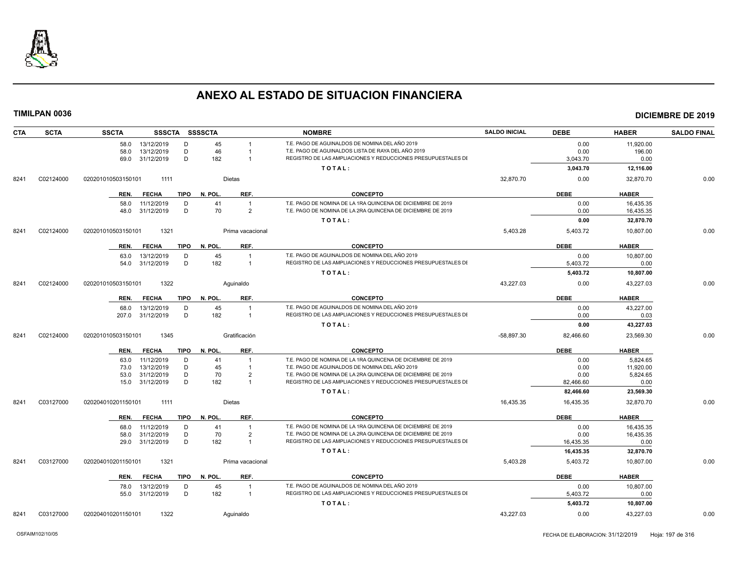# ANEXO AL ESTADO DE SITUACION FINANCIERA

**TIMILPAN 0036** **DICIEMBRE DE 2019**

| CTA | SCTA | SSCTA | SSSCTA | SSSSCTA | | NOMBRE | SALDO INICIAL | DEBE | HABER | SALDO FINAL |
|---|---|---|---|---|---|---|---|---|---|---|
| | | 58.0 | 13/12/2019 | D | 45 | 1 | T.E. PAGO DE AGUINALDOS DE NOMINA DEL AÑO 2019 | | 0.00 | 11,920.00 |
| | | 58.0 | 13/12/2019 | D | 46 | 1 | T.E. PAGO DE AGUINALDOS LISTA DE RAYA DEL AÑO 2019 | | 0.00 | 196.00 |
| | | 69.0 | 31/12/2019 | D | 182 | 1 | REGISTRO DE LAS AMPLIACIONES Y REDUCCIONES PRESUPUESTALES DI | | 3,043.70 | 0.00 |
| | | | | | | | TOTAL: | | 3,043.70 | 12,116.00 |
| 8241 | C02124000 | 020201010503150101 | 1111 | | Dietas | | | 32,870.70 | 0.00 | 32,870.70 | 0.00 |
| | | REN. | FECHA | TIPO | N. POL. | REF. | CONCEPTO | | DEBE | HABER |
| | | 58.0 | 11/12/2019 | D | 41 | 1 | T.E. PAGO DE NOMINA DE LA 1RA QUINCENA DE DICIEMBRE DE 2019 | | 0.00 | 16,435.35 |
| | | 48.0 | 31/12/2019 | D | 70 | 2 | T.E. PAGO DE NOMINA DE LA 2RA QUINCENA DE DICIEMBRE DE 2019 | | 0.00 | 16,435.35 |
| | | | | | | | TOTAL: | | 0.00 | 32,870.70 |
| 8241 | C02124000 | 020201010503150101 | 1321 | | Prima vacacional | | | 5,403.28 | 5,403.72 | 10,807.00 | 0.00 |
| | | REN. | FECHA | TIPO | N. POL. | REF. | CONCEPTO | | DEBE | HABER |
| | | 63.0 | 13/12/2019 | D | 45 | 1 | T.E. PAGO DE AGUINALDOS DE NOMINA DEL AÑO 2019 | | 0.00 | 10,807.00 |
| | | 54.0 | 31/12/2019 | D | 182 | 1 | REGISTRO DE LAS AMPLIACIONES Y REDUCCIONES PRESUPUESTALES DI | | 5,403.72 | 0.00 |
| | | | | | | | TOTAL: | | 5,403.72 | 10,807.00 |
| 8241 | C02124000 | 020201010503150101 | 1322 | | Aguinaldo | | | 43,227.03 | 0.00 | 43,227.03 | 0.00 |
| | | REN. | FECHA | TIPO | N. POL. | REF. | CONCEPTO | | DEBE | HABER |
| | | 68.0 | 13/12/2019 | D | 45 | 1 | T.E. PAGO DE AGUINALDOS DE NOMINA DEL AÑO 2019 | | 0.00 | 43,227.00 |
| | | 207.0 | 31/12/2019 | D | 182 | 1 | REGISTRO DE LAS AMPLIACIONES Y REDUCCIONES PRESUPUESTALES DI | | 0.00 | 0.03 |
| | | | | | | | TOTAL: | | 0.00 | 43,227.03 |
| 8241 | C02124000 | 020201010503150101 | 1345 | | Gratificación | | | -58,897.30 | 82,466.60 | 23,569.30 | 0.00 |
| | | REN. | FECHA | TIPO | N. POL. | REF. | CONCEPTO | | DEBE | HABER |
| | | 63.0 | 11/12/2019 | D | 41 | 1 | T.E. PAGO DE NOMINA DE LA 1RA QUINCENA DE DICIEMBRE DE 2019 | | 0.00 | 5,824.65 |
| | | 73.0 | 13/12/2019 | D | 45 | 1 | T.E. PAGO DE AGUINALDOS DE NOMINA DEL AÑO 2019 | | 0.00 | 11,920.00 |
| | | 53.0 | 31/12/2019 | D | 70 | 2 | T.E. PAGO DE NOMINA DE LA 2RA QUINCENA DE DICIEMBRE DE 2019 | | 0.00 | 5,824.65 |
| | | 15.0 | 31/12/2019 | D | 182 | 1 | REGISTRO DE LAS AMPLIACIONES Y REDUCCIONES PRESUPUESTALES DI | | 82,466.60 | 0.00 |
| | | | | | | | TOTAL: | | 82,466.60 | 23,569.30 |
| 8241 | C03127000 | 020204010201150101 | 1111 | | Dietas | | | 16,435.35 | 16,435.35 | 32,870.70 | 0.00 |
| | | REN. | FECHA | TIPO | N. POL. | REF. | CONCEPTO | | DEBE | HABER |
| | | 68.0 | 11/12/2019 | D | 41 | 1 | T.E. PAGO DE NOMINA DE LA 1RA QUINCENA DE DICIEMBRE DE 2019 | | 0.00 | 16,435.35 |
| | | 58.0 | 31/12/2019 | D | 70 | 2 | T.E. PAGO DE NOMINA DE LA 2RA QUINCENA DE DICIEMBRE DE 2019 | | 0.00 | 16,435.35 |
| | | 29.0 | 31/12/2019 | D | 182 | 1 | REGISTRO DE LAS AMPLIACIONES Y REDUCCIONES PRESUPUESTALES DI | | 16,435.35 | 0.00 |
| | | | | | | | TOTAL: | | 16,435.35 | 32,870.70 |
| 8241 | C03127000 | 020204010201150101 | 1321 | | Prima vacacional | | | 5,403.28 | 5,403.72 | 10,807.00 | 0.00 |
| | | REN. | FECHA | TIPO | N. POL. | REF. | CONCEPTO | | DEBE | HABER |
| | | 78.0 | 13/12/2019 | D | 45 | 1 | T.E. PAGO DE AGUINALDOS DE NOMINA DEL AÑO 2019 | | 0.00 | 10,807.00 |
| | | 55.0 | 31/12/2019 | D | 182 | 1 | REGISTRO DE LAS AMPLIACIONES Y REDUCCIONES PRESUPUESTALES DI | | 5,403.72 | 0.00 |
| | | | | | | | TOTAL: | | 5,403.72 | 10,807.00 |
| 8241 | C03127000 | 020204010201150101 | 1322 | | Aguinaldo | | | 43,227.03 | 0.00 | 43,227.03 | 0.00 |

OSFAIM102/10/05 FECHA DE ELABORACION: 31/12/2019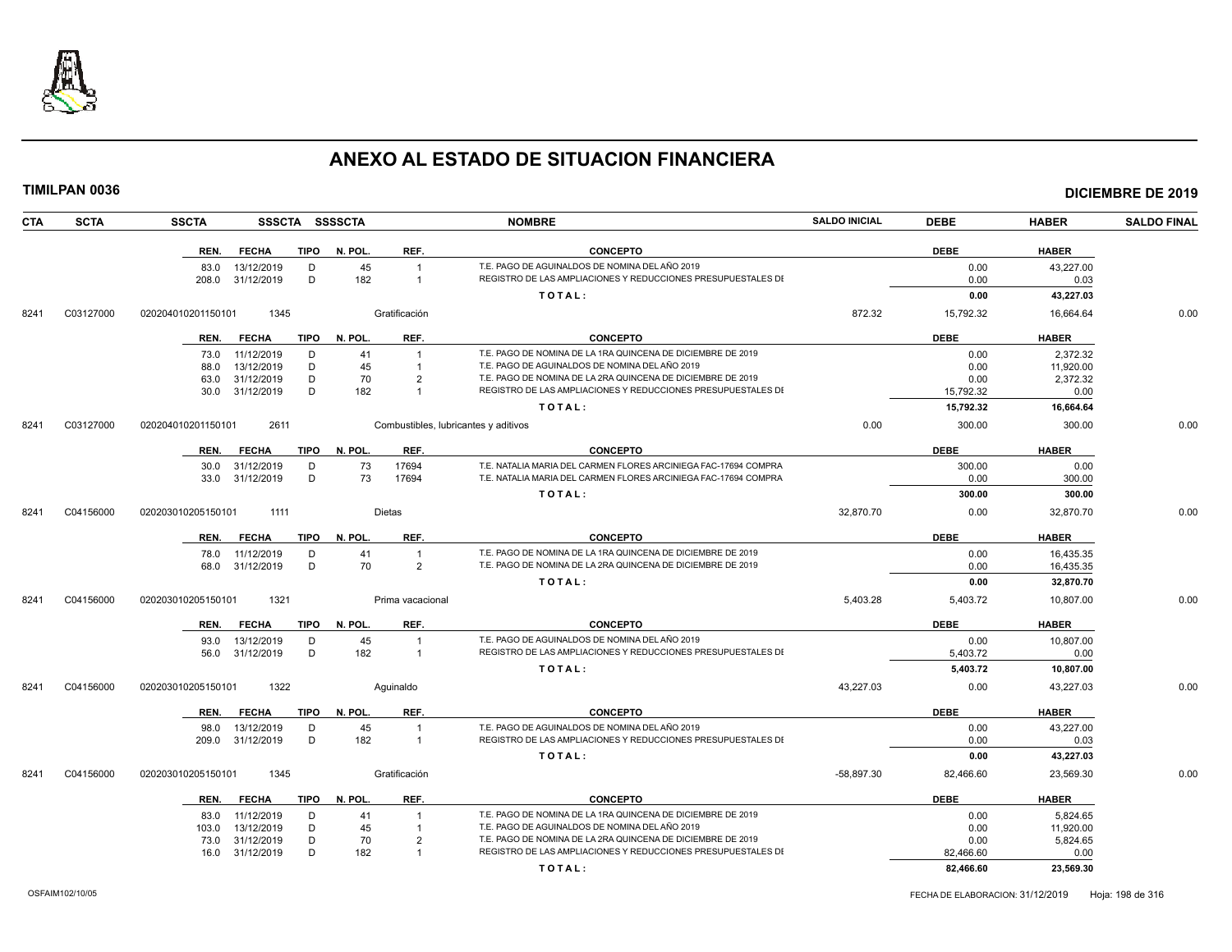# ANEXO AL ESTADO DE SITUACION FINANCIERA

**TIMILPAN 0036** — **DICIEMBRE DE 2019**

| CTA | SCTA | SSCTA | SSSCTA | SSSSCTA | NOMBRE | SALDO INICIAL | DEBE | HABER | SALDO FINAL |
|---|---|---|---|---|---|---|---|---|---|

| REN. | FECHA | TIPO | N. POL. | REF. | CONCEPTO | DEBE | HABER |
|---|---|---|---|---|---|---|---|
| 83.0 | 13/12/2019 | D | 45 | 1 | T.E. PAGO DE AGUINALDOS DE NOMINA DEL AÑO 2019 | 0.00 | 43,227.00 |
| 208.0 | 31/12/2019 | D | 182 | 1 | REGISTRO DE LAS AMPLIACIONES Y REDUCCIONES PRESUPUESTALES DI | 0.00 | 0.03 |
| | | | | | **T O T A L :** | **0.00** | **43,227.03** |

| CTA | SCTA | SSCTA | SSSCTA | NOMBRE | SALDO INICIAL | DEBE | HABER | SALDO FINAL |
|---|---|---|---|---|---|---|---|---|
| 8241 | C03127000 | 020204010201150101 | 1345 | Gratificación | 872.32 | 15,792.32 | 16,664.64 | 0.00 |

| REN. | FECHA | TIPO | N. POL. | REF. | CONCEPTO | DEBE | HABER |
|---|---|---|---|---|---|---|---|
| 73.0 | 11/12/2019 | D | 41 | 1 | T.E. PAGO DE NOMINA DE LA 1RA QUINCENA DE DICIEMBRE DE 2019 | 0.00 | 2,372.32 |
| 88.0 | 13/12/2019 | D | 45 | 1 | T.E. PAGO DE AGUINALDOS DE NOMINA DEL AÑO 2019 | 0.00 | 11,920.00 |
| 63.0 | 31/12/2019 | D | 70 | 2 | T.E. PAGO DE NOMINA DE LA 2RA QUINCENA DE DICIEMBRE DE 2019 | 0.00 | 2,372.32 |
| 30.0 | 31/12/2019 | D | 182 | 1 | REGISTRO DE LAS AMPLIACIONES Y REDUCCIONES PRESUPUESTALES DI | 15,792.32 | 0.00 |
| | | | | | **T O T A L :** | **15,792.32** | **16,664.64** |

| CTA | SCTA | SSCTA | SSSCTA | NOMBRE | SALDO INICIAL | DEBE | HABER | SALDO FINAL |
|---|---|---|---|---|---|---|---|---|
| 8241 | C03127000 | 020204010201150101 | 2611 | Combustibles, lubricantes y aditivos | 0.00 | 300.00 | 300.00 | 0.00 |

| REN. | FECHA | TIPO | N. POL. | REF. | CONCEPTO | DEBE | HABER |
|---|---|---|---|---|---|---|---|
| 30.0 | 31/12/2019 | D | 73 | 17694 | T.E. NATALIA MARIA DEL CARMEN FLORES ARCINIEGA FAC-17694 COMPRA | 300.00 | 0.00 |
| 33.0 | 31/12/2019 | D | 73 | 17694 | T.E. NATALIA MARIA DEL CARMEN FLORES ARCINIEGA FAC-17694 COMPRA | 0.00 | 300.00 |
| | | | | | **T O T A L :** | **300.00** | **300.00** |

| CTA | SCTA | SSCTA | SSSCTA | NOMBRE | SALDO INICIAL | DEBE | HABER | SALDO FINAL |
|---|---|---|---|---|---|---|---|---|
| 8241 | C04156000 | 020203010205150101 | 1111 | Dietas | 32,870.70 | 0.00 | 32,870.70 | 0.00 |

| REN. | FECHA | TIPO | N. POL. | REF. | CONCEPTO | DEBE | HABER |
|---|---|---|---|---|---|---|---|
| 78.0 | 11/12/2019 | D | 41 | 1 | T.E. PAGO DE NOMINA DE LA 1RA QUINCENA DE DICIEMBRE DE 2019 | 0.00 | 16,435.35 |
| 68.0 | 31/12/2019 | D | 70 | 2 | T.E. PAGO DE NOMINA DE LA 2RA QUINCENA DE DICIEMBRE DE 2019 | 0.00 | 16,435.35 |
| | | | | | **T O T A L :** | **0.00** | **32,870.70** |

| CTA | SCTA | SSCTA | SSSCTA | NOMBRE | SALDO INICIAL | DEBE | HABER | SALDO FINAL |
|---|---|---|---|---|---|---|---|---|
| 8241 | C04156000 | 020203010205150101 | 1321 | Prima vacacional | 5,403.28 | 5,403.72 | 10,807.00 | 0.00 |

| REN. | FECHA | TIPO | N. POL. | REF. | CONCEPTO | DEBE | HABER |
|---|---|---|---|---|---|---|---|
| 93.0 | 13/12/2019 | D | 45 | 1 | T.E. PAGO DE AGUINALDOS DE NOMINA DEL AÑO 2019 | 0.00 | 10,807.00 |
| 56.0 | 31/12/2019 | D | 182 | 1 | REGISTRO DE LAS AMPLIACIONES Y REDUCCIONES PRESUPUESTALES DI | 5,403.72 | 0.00 |
| | | | | | **T O T A L :** | **5,403.72** | **10,807.00** |

| CTA | SCTA | SSCTA | SSSCTA | NOMBRE | SALDO INICIAL | DEBE | HABER | SALDO FINAL |
|---|---|---|---|---|---|---|---|---|
| 8241 | C04156000 | 020203010205150101 | 1322 | Aguinaldo | 43,227.03 | 0.00 | 43,227.03 | 0.00 |

| REN. | FECHA | TIPO | N. POL. | REF. | CONCEPTO | DEBE | HABER |
|---|---|---|---|---|---|---|---|
| 98.0 | 13/12/2019 | D | 45 | 1 | T.E. PAGO DE AGUINALDOS DE NOMINA DEL AÑO 2019 | 0.00 | 43,227.00 |
| 209.0 | 31/12/2019 | D | 182 | 1 | REGISTRO DE LAS AMPLIACIONES Y REDUCCIONES PRESUPUESTALES DI | 0.00 | 0.03 |
| | | | | | **T O T A L :** | **0.00** | **43,227.03** |

| CTA | SCTA | SSCTA | SSSCTA | NOMBRE | SALDO INICIAL | DEBE | HABER | SALDO FINAL |
|---|---|---|---|---|---|---|---|---|
| 8241 | C04156000 | 020203010205150101 | 1345 | Gratificación | -58,897.30 | 82,466.60 | 23,569.30 | 0.00 |

| REN. | FECHA | TIPO | N. POL. | REF. | CONCEPTO | DEBE | HABER |
|---|---|---|---|---|---|---|---|
| 83.0 | 11/12/2019 | D | 41 | 1 | T.E. PAGO DE NOMINA DE LA 1RA QUINCENA DE DICIEMBRE DE 2019 | 0.00 | 5,824.65 |
| 103.0 | 13/12/2019 | D | 45 | 1 | T.E. PAGO DE AGUINALDOS DE NOMINA DEL AÑO 2019 | 0.00 | 11,920.00 |
| 73.0 | 31/12/2019 | D | 70 | 2 | T.E. PAGO DE NOMINA DE LA 2RA QUINCENA DE DICIEMBRE DE 2019 | 0.00 | 5,824.65 |
| 16.0 | 31/12/2019 | D | 182 | 1 | REGISTRO DE LAS AMPLIACIONES Y REDUCCIONES PRESUPUESTALES DI | 82,466.60 | 0.00 |
| | | | | | **T O T A L :** | **82,466.60** | **23,569.30** |

OSFAIM102/10/05 — FECHA DE ELABORACION: 31/12/2019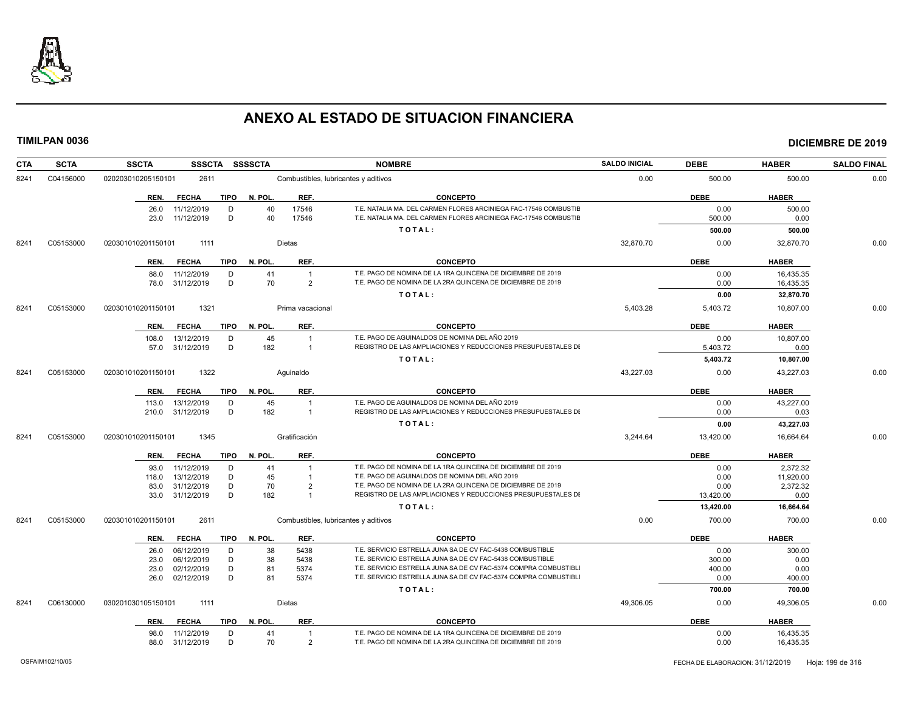# ANEXO AL ESTADO DE SITUACION FINANCIERA

**TIMILPAN 0036** — **DICIEMBRE DE 2019**

| CTA | SCTA | SSCTA | SSSCTA | SSSSCTA | NOMBRE | SALDO INICIAL | DEBE | HABER | SALDO FINAL |
|---|---|---|---|---|---|---|---|---|---|
| 8241 | C04156000 | 020203010205150101 | 2611 | | Combustibles, lubricantes y aditivos | 0.00 | 500.00 | 500.00 | 0.00 |

| REN. | FECHA | TIPO | N. POL. | REF. | CONCEPTO | DEBE | HABER |
|---|---|---|---|---|---|---|---|
| 26.0 | 11/12/2019 | D | 40 | 17546 | T.E. NATALIA MA. DEL CARMEN FLORES ARCINIEGA FAC-17546 COMBUSTIB | 0.00 | 500.00 |
| 23.0 | 11/12/2019 | D | 40 | 17546 | T.E. NATALIA MA. DEL CARMEN FLORES ARCINIEGA FAC-17546 COMBUSTIB | 500.00 | 0.00 |
| | | | | | TOTAL: | 500.00 | 500.00 |

| CTA | SCTA | SSCTA | SSSCTA | SSSSCTA | NOMBRE | SALDO INICIAL | DEBE | HABER | SALDO FINAL |
|---|---|---|---|---|---|---|---|---|---|
| 8241 | C05153000 | 020301010201150101 | 1111 | | Dietas | 32,870.70 | 0.00 | 32,870.70 | 0.00 |

| REN. | FECHA | TIPO | N. POL. | REF. | CONCEPTO | DEBE | HABER |
|---|---|---|---|---|---|---|---|
| 88.0 | 11/12/2019 | D | 41 | 1 | T.E. PAGO DE NOMINA DE LA 1RA QUINCENA DE DICIEMBRE DE 2019 | 0.00 | 16,435.35 |
| 78.0 | 31/12/2019 | D | 70 | 2 | T.E. PAGO DE NOMINA DE LA 2RA QUINCENA DE DICIEMBRE DE 2019 | 0.00 | 16,435.35 |
| | | | | | TOTAL: | 0.00 | 32,870.70 |

| CTA | SCTA | SSCTA | SSSCTA | SSSSCTA | NOMBRE | SALDO INICIAL | DEBE | HABER | SALDO FINAL |
|---|---|---|---|---|---|---|---|---|---|
| 8241 | C05153000 | 020301010201150101 | 1321 | | Prima vacacional | 5,403.28 | 5,403.72 | 10,807.00 | 0.00 |

| REN. | FECHA | TIPO | N. POL. | REF. | CONCEPTO | DEBE | HABER |
|---|---|---|---|---|---|---|---|
| 108.0 | 13/12/2019 | D | 45 | 1 | T.E. PAGO DE AGUINALDOS DE NOMINA DEL AÑO 2019 | 0.00 | 10,807.00 |
| 57.0 | 31/12/2019 | D | 182 | 1 | REGISTRO DE LAS AMPLIACIONES Y REDUCCIONES PRESUPUESTALES DE | 5,403.72 | 0.00 |
| | | | | | TOTAL: | 5,403.72 | 10,807.00 |

| CTA | SCTA | SSCTA | SSSCTA | SSSSCTA | NOMBRE | SALDO INICIAL | DEBE | HABER | SALDO FINAL |
|---|---|---|---|---|---|---|---|---|---|
| 8241 | C05153000 | 020301010201150101 | 1322 | | Aguinaldo | 43,227.03 | 0.00 | 43,227.03 | 0.00 |

| REN. | FECHA | TIPO | N. POL. | REF. | CONCEPTO | DEBE | HABER |
|---|---|---|---|---|---|---|---|
| 113.0 | 13/12/2019 | D | 45 | 1 | T.E. PAGO DE AGUINALDOS DE NOMINA DEL AÑO 2019 | 0.00 | 43,227.00 |
| 210.0 | 31/12/2019 | D | 182 | 1 | REGISTRO DE LAS AMPLIACIONES Y REDUCCIONES PRESUPUESTALES DE | 0.00 | 0.03 |
| | | | | | TOTAL: | 0.00 | 43,227.03 |

| CTA | SCTA | SSCTA | SSSCTA | SSSSCTA | NOMBRE | SALDO INICIAL | DEBE | HABER | SALDO FINAL |
|---|---|---|---|---|---|---|---|---|---|
| 8241 | C05153000 | 020301010201150101 | 1345 | | Gratificación | 3,244.64 | 13,420.00 | 16,664.64 | 0.00 |

| REN. | FECHA | TIPO | N. POL. | REF. | CONCEPTO | DEBE | HABER |
|---|---|---|---|---|---|---|---|
| 93.0 | 11/12/2019 | D | 41 | 1 | T.E. PAGO DE NOMINA DE LA 1RA QUINCENA DE DICIEMBRE DE 2019 | 0.00 | 2,372.32 |
| 118.0 | 13/12/2019 | D | 45 | 1 | T.E. PAGO DE AGUINALDOS DE NOMINA DEL AÑO 2019 | 0.00 | 11,920.00 |
| 83.0 | 31/12/2019 | D | 70 | 2 | T.E. PAGO DE NOMINA DE LA 2RA QUINCENA DE DICIEMBRE DE 2019 | 0.00 | 2,372.32 |
| 33.0 | 31/12/2019 | D | 182 | 1 | REGISTRO DE LAS AMPLIACIONES Y REDUCCIONES PRESUPUESTALES DE | 13,420.00 | 0.00 |
| | | | | | TOTAL: | 13,420.00 | 16,664.64 |

| CTA | SCTA | SSCTA | SSSCTA | SSSSCTA | NOMBRE | SALDO INICIAL | DEBE | HABER | SALDO FINAL |
|---|---|---|---|---|---|---|---|---|---|
| 8241 | C05153000 | 020301010201150101 | 2611 | | Combustibles, lubricantes y aditivos | 0.00 | 700.00 | 700.00 | 0.00 |

| REN. | FECHA | TIPO | N. POL. | REF. | CONCEPTO | DEBE | HABER |
|---|---|---|---|---|---|---|---|
| 26.0 | 06/12/2019 | D | 38 | 5438 | T.E. SERVICIO ESTRELLA JUNA SA DE CV FAC-5438 COMBUSTIBLE | 0.00 | 300.00 |
| 23.0 | 06/12/2019 | D | 38 | 5438 | T.E. SERVICIO ESTRELLA JUNA SA DE CV FAC-5438 COMBUSTIBLE | 300.00 | 0.00 |
| 23.0 | 02/12/2019 | D | 81 | 5374 | T.E. SERVICIO ESTRELLA JUNA SA DE CV FAC-5374 COMPRA COMBUSTIBLI | 400.00 | 0.00 |
| 26.0 | 02/12/2019 | D | 81 | 5374 | T.E. SERVICIO ESTRELLA JUNA SA DE CV FAC-5374 COMPRA COMBUSTIBLI | 0.00 | 400.00 |
| | | | | | TOTAL: | 700.00 | 700.00 |

| CTA | SCTA | SSCTA | SSSCTA | SSSSCTA | NOMBRE | SALDO INICIAL | DEBE | HABER | SALDO FINAL |
|---|---|---|---|---|---|---|---|---|---|
| 8241 | C06130000 | 030201030105150101 | 1111 | | Dietas | 49,306.05 | 0.00 | 49,306.05 | 0.00 |

| REN. | FECHA | TIPO | N. POL. | REF. | CONCEPTO | DEBE | HABER |
|---|---|---|---|---|---|---|---|
| 98.0 | 11/12/2019 | D | 41 | 1 | T.E. PAGO DE NOMINA DE LA 1RA QUINCENA DE DICIEMBRE DE 2019 | 0.00 | 16,435.35 |
| 88.0 | 31/12/2019 | D | 70 | 2 | T.E. PAGO DE NOMINA DE LA 2RA QUINCENA DE DICIEMBRE DE 2019 | 0.00 | 16,435.35 |

OSFAIM102/10/05 — FECHA DE ELABORACION: 31/12/2019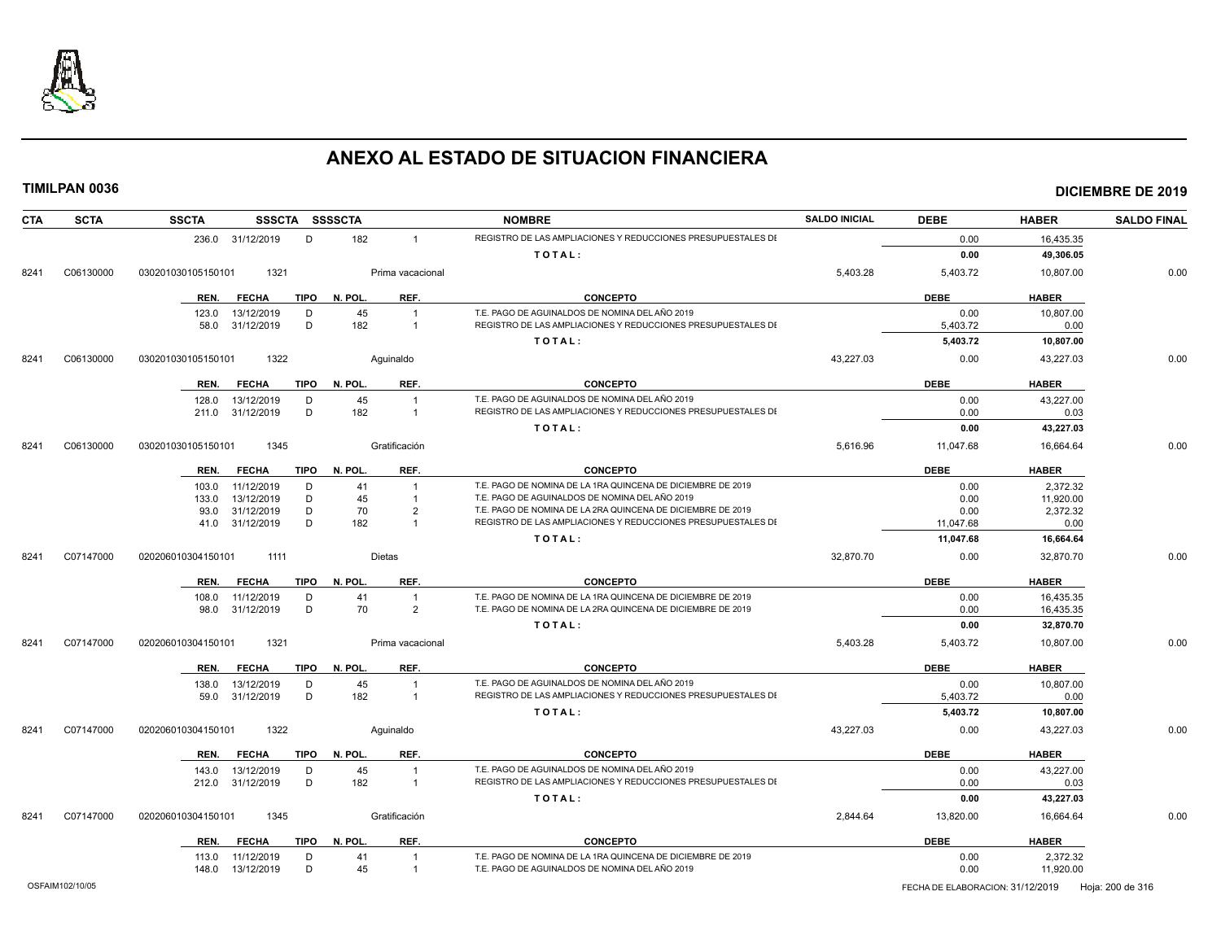# ANEXO AL ESTADO DE SITUACION FINANCIERA

**TIMILPAN 0036** — **DICIEMBRE DE 2019**

| CTA | SCTA | SSCTA | SSSCTA | SSSSCTA | NOMBRE | SALDO INICIAL | DEBE | HABER | SALDO FINAL |
|---|---|---|---|---|---|---|---|---|---|
| | | 236.0 31/12/2019 | D | 182 | 1 REGISTRO DE LAS AMPLIACIONES Y REDUCCIONES PRESUPUESTALES DI | | 0.00 | 16,435.35 | |
| | | | | | TOTAL: | | 0.00 | 49,306.05 | |
| 8241 | C06130000 | 030201030105150101 | 1321 | | Prima vacacional | 5,403.28 | 5,403.72 | 10,807.00 | 0.00 |

| REN. | FECHA | TIPO | N. POL. | REF. | CONCEPTO | DEBE | HABER |
|---|---|---|---|---|---|---|---|
| 123.0 | 13/12/2019 | D | 45 | 1 | T.E. PAGO DE AGUINALDOS DE NOMINA DEL AÑO 2019 | 0.00 | 10,807.00 |
| 58.0 | 31/12/2019 | D | 182 | 1 | REGISTRO DE LAS AMPLIACIONES Y REDUCCIONES PRESUPUESTALES DI | 5,403.72 | 0.00 |
| | | | | | TOTAL: | 5,403.72 | 10,807.00 |

| CTA | SCTA | SSCTA | SSSCTA | NOMBRE | SALDO INICIAL | DEBE | HABER | SALDO FINAL |
|---|---|---|---|---|---|---|---|---|
| 8241 | C06130000 | 030201030105150101 | 1322 | Aguinaldo | 43,227.03 | 0.00 | 43,227.03 | 0.00 |

| REN. | FECHA | TIPO | N. POL. | REF. | CONCEPTO | DEBE | HABER |
|---|---|---|---|---|---|---|---|
| 128.0 | 13/12/2019 | D | 45 | 1 | T.E. PAGO DE AGUINALDOS DE NOMINA DEL AÑO 2019 | 0.00 | 43,227.00 |
| 211.0 | 31/12/2019 | D | 182 | 1 | REGISTRO DE LAS AMPLIACIONES Y REDUCCIONES PRESUPUESTALES DI | 0.00 | 0.03 |
| | | | | | TOTAL: | 0.00 | 43,227.03 |

| CTA | SCTA | SSCTA | SSSCTA | NOMBRE | SALDO INICIAL | DEBE | HABER | SALDO FINAL |
|---|---|---|---|---|---|---|---|---|
| 8241 | C06130000 | 030201030105150101 | 1345 | Gratificación | 5,616.96 | 11,047.68 | 16,664.64 | 0.00 |

| REN. | FECHA | TIPO | N. POL. | REF. | CONCEPTO | DEBE | HABER |
|---|---|---|---|---|---|---|---|
| 103.0 | 11/12/2019 | D | 41 | 1 | T.E. PAGO DE NOMINA DE LA 1RA QUINCENA DE DICIEMBRE DE 2019 | 0.00 | 2,372.32 |
| 133.0 | 13/12/2019 | D | 45 | 1 | T.E. PAGO DE AGUINALDOS DE NOMINA DEL AÑO 2019 | 0.00 | 11,920.00 |
| 93.0 | 31/12/2019 | D | 70 | 2 | T.E. PAGO DE NOMINA DE LA 2RA QUINCENA DE DICIEMBRE DE 2019 | 0.00 | 2,372.32 |
| 41.0 | 31/12/2019 | D | 182 | 1 | REGISTRO DE LAS AMPLIACIONES Y REDUCCIONES PRESUPUESTALES DI | 11,047.68 | 0.00 |
| | | | | | TOTAL: | 11,047.68 | 16,664.64 |

| CTA | SCTA | SSCTA | SSSCTA | NOMBRE | SALDO INICIAL | DEBE | HABER | SALDO FINAL |
|---|---|---|---|---|---|---|---|---|
| 8241 | C07147000 | 020206010304150101 | 1111 | Dietas | 32,870.70 | 0.00 | 32,870.70 | 0.00 |

| REN. | FECHA | TIPO | N. POL. | REF. | CONCEPTO | DEBE | HABER |
|---|---|---|---|---|---|---|---|
| 108.0 | 11/12/2019 | D | 41 | 1 | T.E. PAGO DE NOMINA DE LA 1RA QUINCENA DE DICIEMBRE DE 2019 | 0.00 | 16,435.35 |
| 98.0 | 31/12/2019 | D | 70 | 2 | T.E. PAGO DE NOMINA DE LA 2RA QUINCENA DE DICIEMBRE DE 2019 | 0.00 | 16,435.35 |
| | | | | | TOTAL: | 0.00 | 32,870.70 |

| CTA | SCTA | SSCTA | SSSCTA | NOMBRE | SALDO INICIAL | DEBE | HABER | SALDO FINAL |
|---|---|---|---|---|---|---|---|---|
| 8241 | C07147000 | 020206010304150101 | 1321 | Prima vacacional | 5,403.28 | 5,403.72 | 10,807.00 | 0.00 |

| REN. | FECHA | TIPO | N. POL. | REF. | CONCEPTO | DEBE | HABER |
|---|---|---|---|---|---|---|---|
| 138.0 | 13/12/2019 | D | 45 | 1 | T.E. PAGO DE AGUINALDOS DE NOMINA DEL AÑO 2019 | 0.00 | 10,807.00 |
| 59.0 | 31/12/2019 | D | 182 | 1 | REGISTRO DE LAS AMPLIACIONES Y REDUCCIONES PRESUPUESTALES DI | 5,403.72 | 0.00 |
| | | | | | TOTAL: | 5,403.72 | 10,807.00 |

| CTA | SCTA | SSCTA | SSSCTA | NOMBRE | SALDO INICIAL | DEBE | HABER | SALDO FINAL |
|---|---|---|---|---|---|---|---|---|
| 8241 | C07147000 | 020206010304150101 | 1322 | Aguinaldo | 43,227.03 | 0.00 | 43,227.03 | 0.00 |

| REN. | FECHA | TIPO | N. POL. | REF. | CONCEPTO | DEBE | HABER |
|---|---|---|---|---|---|---|---|
| 143.0 | 13/12/2019 | D | 45 | 1 | T.E. PAGO DE AGUINALDOS DE NOMINA DEL AÑO 2019 | 0.00 | 43,227.00 |
| 212.0 | 31/12/2019 | D | 182 | 1 | REGISTRO DE LAS AMPLIACIONES Y REDUCCIONES PRESUPUESTALES DI | 0.00 | 0.03 |
| | | | | | TOTAL: | 0.00 | 43,227.03 |

| CTA | SCTA | SSCTA | SSSCTA | NOMBRE | SALDO INICIAL | DEBE | HABER | SALDO FINAL |
|---|---|---|---|---|---|---|---|---|
| 8241 | C07147000 | 020206010304150101 | 1345 | Gratificación | 2,844.64 | 13,820.00 | 16,664.64 | 0.00 |

| REN. | FECHA | TIPO | N. POL. | REF. | CONCEPTO | DEBE | HABER |
|---|---|---|---|---|---|---|---|
| 113.0 | 11/12/2019 | D | 41 | 1 | T.E. PAGO DE NOMINA DE LA 1RA QUINCENA DE DICIEMBRE DE 2019 | 0.00 | 2,372.32 |
| 148.0 | 13/12/2019 | D | 45 | 1 | T.E. PAGO DE AGUINALDOS DE NOMINA DEL AÑO 2019 | 0.00 | 11,920.00 |

OSFAIM102/10/05 — FECHA DE ELABORACION: 31/12/2019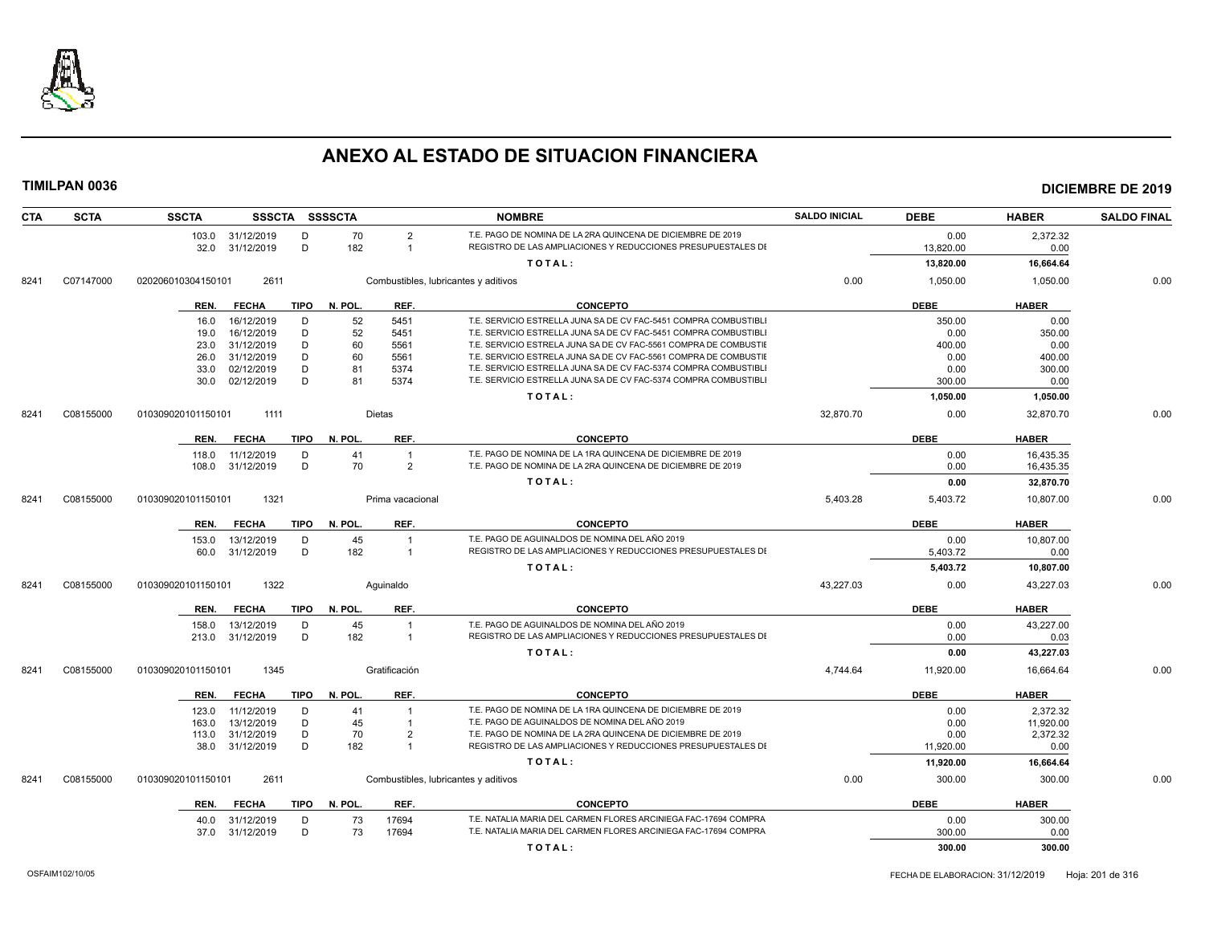# ANEXO AL ESTADO DE SITUACION FINANCIERA

**TIMILPAN 0036** **DICIEMBRE DE 2019**

| CTA | SCTA | SSCTA | SSSCTA | SSSSCTA | | NOMBRE | SALDO INICIAL | DEBE | HABER | SALDO FINAL |
|---|---|---|---|---|---|---|---|---|---|---|
| | | 103.0 31/12/2019 | D | 70 | 2 | T.E. PAGO DE NOMINA DE LA 2RA QUINCENA DE DICIEMBRE DE 2019 | | 0.00 | 2,372.32 | |
| | | 32.0 31/12/2019 | D | 182 | 1 | REGISTRO DE LAS AMPLIACIONES Y REDUCCIONES PRESUPUESTALES DI | | 13,820.00 | 0.00 | |
| | | | | | | **T O T A L :** | | **13,820.00** | **16,664.64** | |
| 8241 | C07147000 | 020206010304150101 | 2611 | | | Combustibles, lubricantes y aditivos | 0.00 | 1,050.00 | 1,050.00 | 0.00 |
| | | **REN. FECHA** | **TIPO** | **N. POL.** | **REF.** | **CONCEPTO** | | **DEBE** | **HABER** | |
| | | 16.0 16/12/2019 | D | 52 | 5451 | T.E. SERVICIO ESTRELLA JUNA SA DE CV FAC-5451 COMPRA COMBUSTIBLI | | 350.00 | 0.00 | |
| | | 19.0 16/12/2019 | D | 52 | 5451 | T.E. SERVICIO ESTRELLA JUNA SA DE CV FAC-5451 COMPRA COMBUSTIBLI | | 0.00 | 350.00 | |
| | | 23.0 31/12/2019 | D | 60 | 5561 | T.E. SERVICIO ESTRELA JUNA SA DE CV FAC-5561 COMPRA DE COMBUSTIE | | 400.00 | 0.00 | |
| | | 26.0 31/12/2019 | D | 60 | 5561 | T.E. SERVICIO ESTRELA JUNA SA DE CV FAC-5561 COMPRA DE COMBUSTIE | | 0.00 | 400.00 | |
| | | 33.0 02/12/2019 | D | 81 | 5374 | T.E. SERVICIO ESTRELLA JUNA SA DE CV FAC-5374 COMPRA COMBUSTIBLI | | 0.00 | 300.00 | |
| | | 30.0 02/12/2019 | D | 81 | 5374 | T.E. SERVICIO ESTRELLA JUNA SA DE CV FAC-5374 COMPRA COMBUSTIBLI | | 300.00 | 0.00 | |
| | | | | | | **T O T A L :** | | **1,050.00** | **1,050.00** | |
| 8241 | C08155000 | 010309020101150101 | 1111 | | | Dietas | 32,870.70 | 0.00 | 32,870.70 | 0.00 |
| | | **REN. FECHA** | **TIPO** | **N. POL.** | **REF.** | **CONCEPTO** | | **DEBE** | **HABER** | |
| | | 118.0 11/12/2019 | D | 41 | 1 | T.E. PAGO DE NOMINA DE LA 1RA QUINCENA DE DICIEMBRE DE 2019 | | 0.00 | 16,435.35 | |
| | | 108.0 31/12/2019 | D | 70 | 2 | T.E. PAGO DE NOMINA DE LA 2RA QUINCENA DE DICIEMBRE DE 2019 | | 0.00 | 16,435.35 | |
| | | | | | | **T O T A L :** | | **0.00** | **32,870.70** | |
| 8241 | C08155000 | 010309020101150101 | 1321 | | | Prima vacacional | 5,403.28 | 5,403.72 | 10,807.00 | 0.00 |
| | | **REN. FECHA** | **TIPO** | **N. POL.** | **REF.** | **CONCEPTO** | | **DEBE** | **HABER** | |
| | | 153.0 13/12/2019 | D | 45 | 1 | T.E. PAGO DE AGUINALDOS DE NOMINA DEL AÑO 2019 | | 0.00 | 10,807.00 | |
| | | 60.0 31/12/2019 | D | 182 | 1 | REGISTRO DE LAS AMPLIACIONES Y REDUCCIONES PRESUPUESTALES DI | | 5,403.72 | 0.00 | |
| | | | | | | **T O T A L :** | | **5,403.72** | **10,807.00** | |
| 8241 | C08155000 | 010309020101150101 | 1322 | | | Aguinaldo | 43,227.03 | 0.00 | 43,227.03 | 0.00 |
| | | **REN. FECHA** | **TIPO** | **N. POL.** | **REF.** | **CONCEPTO** | | **DEBE** | **HABER** | |
| | | 158.0 13/12/2019 | D | 45 | 1 | T.E. PAGO DE AGUINALDOS DE NOMINA DEL AÑO 2019 | | 0.00 | 43,227.00 | |
| | | 213.0 31/12/2019 | D | 182 | 1 | REGISTRO DE LAS AMPLIACIONES Y REDUCCIONES PRESUPUESTALES DI | | 0.00 | 0.03 | |
| | | | | | | **T O T A L :** | | **0.00** | **43,227.03** | |
| 8241 | C08155000 | 010309020101150101 | 1345 | | | Gratificación | 4,744.64 | 11,920.00 | 16,664.64 | 0.00 |
| | | **REN. FECHA** | **TIPO** | **N. POL.** | **REF.** | **CONCEPTO** | | **DEBE** | **HABER** | |
| | | 123.0 11/12/2019 | D | 41 | 1 | T.E. PAGO DE NOMINA DE LA 1RA QUINCENA DE DICIEMBRE DE 2019 | | 0.00 | 2,372.32 | |
| | | 163.0 13/12/2019 | D | 45 | 1 | T.E. PAGO DE AGUINALDOS DE NOMINA DEL AÑO 2019 | | 0.00 | 11,920.00 | |
| | | 113.0 31/12/2019 | D | 70 | 2 | T.E. PAGO DE NOMINA DE LA 2RA QUINCENA DE DICIEMBRE DE 2019 | | 0.00 | 2,372.32 | |
| | | 38.0 31/12/2019 | D | 182 | 1 | REGISTRO DE LAS AMPLIACIONES Y REDUCCIONES PRESUPUESTALES DI | | 11,920.00 | 0.00 | |
| | | | | | | **T O T A L :** | | **11,920.00** | **16,664.64** | |
| 8241 | C08155000 | 010309020101150101 | 2611 | | | Combustibles, lubricantes y aditivos | 0.00 | 300.00 | 300.00 | 0.00 |
| | | **REN. FECHA** | **TIPO** | **N. POL.** | **REF.** | **CONCEPTO** | | **DEBE** | **HABER** | |
| | | 40.0 31/12/2019 | D | 73 | 17694 | T.E. NATALIA MARIA DEL CARMEN FLORES ARCINIEGA FAC-17694 COMPRA | | 0.00 | 300.00 | |
| | | 37.0 31/12/2019 | D | 73 | 17694 | T.E. NATALIA MARIA DEL CARMEN FLORES ARCINIEGA FAC-17694 COMPRA | | 300.00 | 0.00 | |
| | | | | | | **T O T A L :** | | **300.00** | **300.00** | |

OSFAIM102/10/05 FECHA DE ELABORACION: 31/12/2019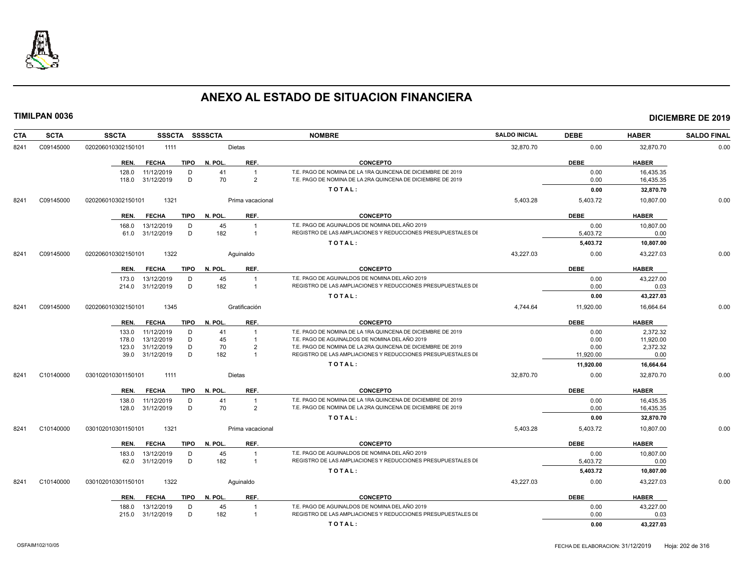# ANEXO AL ESTADO DE SITUACION FINANCIERA

**TIMILPAN 0036** **DICIEMBRE DE 2019**

| CTA | SCTA | SSCTA | SSSCTA | SSSSCTA | NOMBRE | SALDO INICIAL | DEBE | HABER | SALDO FINAL |
|---|---|---|---|---|---|---|---|---|---|
| 8241 | C09145000 | 0202060103021501​01 | 1111 | | Dietas | 32,870.70 | 0.00 | 32,870.70 | 0.00 |

| REN. | FECHA | TIPO | N. POL. | REF. | CONCEPTO | DEBE | HABER |
|---|---|---|---|---|---|---|---|
| 128.0 | 11/12/2019 | D | 41 | 1 | T.E. PAGO DE NOMINA DE LA 1RA QUINCENA DE DICIEMBRE DE 2019 | 0.00 | 16,435.35 |
| 118.0 | 31/12/2019 | D | 70 | 2 | T.E. PAGO DE NOMINA DE LA 2RA QUINCENA DE DICIEMBRE DE 2019 | 0.00 | 16,435.35 |
| | | | | | TOTAL: | 0.00 | 32,870.70 |

| CTA | SCTA | SSCTA | SSSCTA | SSSSCTA | NOMBRE | SALDO INICIAL | DEBE | HABER | SALDO FINAL |
|---|---|---|---|---|---|---|---|---|---|
| 8241 | C09145000 | 020206010302150101 | 1321 | | Prima vacacional | 5,403.28 | 5,403.72 | 10,807.00 | 0.00 |

| REN. | FECHA | TIPO | N. POL. | REF. | CONCEPTO | DEBE | HABER |
|---|---|---|---|---|---|---|---|
| 168.0 | 13/12/2019 | D | 45 | 1 | T.E. PAGO DE AGUINALDOS DE NOMINA DEL AÑO 2019 | 0.00 | 10,807.00 |
| 61.0 | 31/12/2019 | D | 182 | 1 | REGISTRO DE LAS AMPLIACIONES Y REDUCCIONES PRESUPUESTALES DE | 5,403.72 | 0.00 |
| | | | | | TOTAL: | 5,403.72 | 10,807.00 |

| CTA | SCTA | SSCTA | SSSCTA | SSSSCTA | NOMBRE | SALDO INICIAL | DEBE | HABER | SALDO FINAL |
|---|---|---|---|---|---|---|---|---|---|
| 8241 | C09145000 | 020206010302150101 | 1322 | | Aguinaldo | 43,227.03 | 0.00 | 43,227.03 | 0.00 |

| REN. | FECHA | TIPO | N. POL. | REF. | CONCEPTO | DEBE | HABER |
|---|---|---|---|---|---|---|---|
| 173.0 | 13/12/2019 | D | 45 | 1 | T.E. PAGO DE AGUINALDOS DE NOMINA DEL AÑO 2019 | 0.00 | 43,227.00 |
| 214.0 | 31/12/2019 | D | 182 | 1 | REGISTRO DE LAS AMPLIACIONES Y REDUCCIONES PRESUPUESTALES DE | 0.00 | 0.03 |
| | | | | | TOTAL: | 0.00 | 43,227.03 |

| CTA | SCTA | SSCTA | SSSCTA | SSSSCTA | NOMBRE | SALDO INICIAL | DEBE | HABER | SALDO FINAL |
|---|---|---|---|---|---|---|---|---|---|
| 8241 | C09145000 | 020206010302150101 | 1345 | | Gratificación | 4,744.64 | 11,920.00 | 16,664.64 | 0.00 |

| REN. | FECHA | TIPO | N. POL. | REF. | CONCEPTO | DEBE | HABER |
|---|---|---|---|---|---|---|---|
| 133.0 | 11/12/2019 | D | 41 | 1 | T.E. PAGO DE NOMINA DE LA 1RA QUINCENA DE DICIEMBRE DE 2019 | 0.00 | 2,372.32 |
| 178.0 | 13/12/2019 | D | 45 | 1 | T.E. PAGO DE AGUINALDOS DE NOMINA DEL AÑO 2019 | 0.00 | 11,920.00 |
| 123.0 | 31/12/2019 | D | 70 | 2 | T.E. PAGO DE NOMINA DE LA 2RA QUINCENA DE DICIEMBRE DE 2019 | 0.00 | 2,372.32 |
| 39.0 | 31/12/2019 | D | 182 | 1 | REGISTRO DE LAS AMPLIACIONES Y REDUCCIONES PRESUPUESTALES DE | 11,920.00 | 0.00 |
| | | | | | TOTAL: | 11,920.00 | 16,664.64 |

| CTA | SCTA | SSCTA | SSSCTA | SSSSCTA | NOMBRE | SALDO INICIAL | DEBE | HABER | SALDO FINAL |
|---|---|---|---|---|---|---|---|---|---|
| 8241 | C10140000 | 030102010301150101 | 1111 | | Dietas | 32,870.70 | 0.00 | 32,870.70 | 0.00 |

| REN. | FECHA | TIPO | N. POL. | REF. | CONCEPTO | DEBE | HABER |
|---|---|---|---|---|---|---|---|
| 138.0 | 11/12/2019 | D | 41 | 1 | T.E. PAGO DE NOMINA DE LA 1RA QUINCENA DE DICIEMBRE DE 2019 | 0.00 | 16,435.35 |
| 128.0 | 31/12/2019 | D | 70 | 2 | T.E. PAGO DE NOMINA DE LA 2RA QUINCENA DE DICIEMBRE DE 2019 | 0.00 | 16,435.35 |
| | | | | | TOTAL: | 0.00 | 32,870.70 |

| CTA | SCTA | SSCTA | SSSCTA | SSSSCTA | NOMBRE | SALDO INICIAL | DEBE | HABER | SALDO FINAL |
|---|---|---|---|---|---|---|---|---|---|
| 8241 | C10140000 | 030102010301150101 | 1321 | | Prima vacacional | 5,403.28 | 5,403.72 | 10,807.00 | 0.00 |

| REN. | FECHA | TIPO | N. POL. | REF. | CONCEPTO | DEBE | HABER |
|---|---|---|---|---|---|---|---|
| 183.0 | 13/12/2019 | D | 45 | 1 | T.E. PAGO DE AGUINALDOS DE NOMINA DEL AÑO 2019 | 0.00 | 10,807.00 |
| 62.0 | 31/12/2019 | D | 182 | 1 | REGISTRO DE LAS AMPLIACIONES Y REDUCCIONES PRESUPUESTALES DE | 5,403.72 | 0.00 |
| | | | | | TOTAL: | 5,403.72 | 10,807.00 |

| CTA | SCTA | SSCTA | SSSCTA | SSSSCTA | NOMBRE | SALDO INICIAL | DEBE | HABER | SALDO FINAL |
|---|---|---|---|---|---|---|---|---|---|
| 8241 | C10140000 | 030102010301150101 | 1322 | | Aguinaldo | 43,227.03 | 0.00 | 43,227.03 | 0.00 |

| REN. | FECHA | TIPO | N. POL. | REF. | CONCEPTO | DEBE | HABER |
|---|---|---|---|---|---|---|---|
| 188.0 | 13/12/2019 | D | 45 | 1 | T.E. PAGO DE AGUINALDOS DE NOMINA DEL AÑO 2019 | 0.00 | 43,227.00 |
| 215.0 | 31/12/2019 | D | 182 | 1 | REGISTRO DE LAS AMPLIACIONES Y REDUCCIONES PRESUPUESTALES DE | 0.00 | 0.03 |
| | | | | | TOTAL: | 0.00 | 43,227.03 |

OSFAIM102/10/05 FECHA DE ELABORACION: 31/12/2019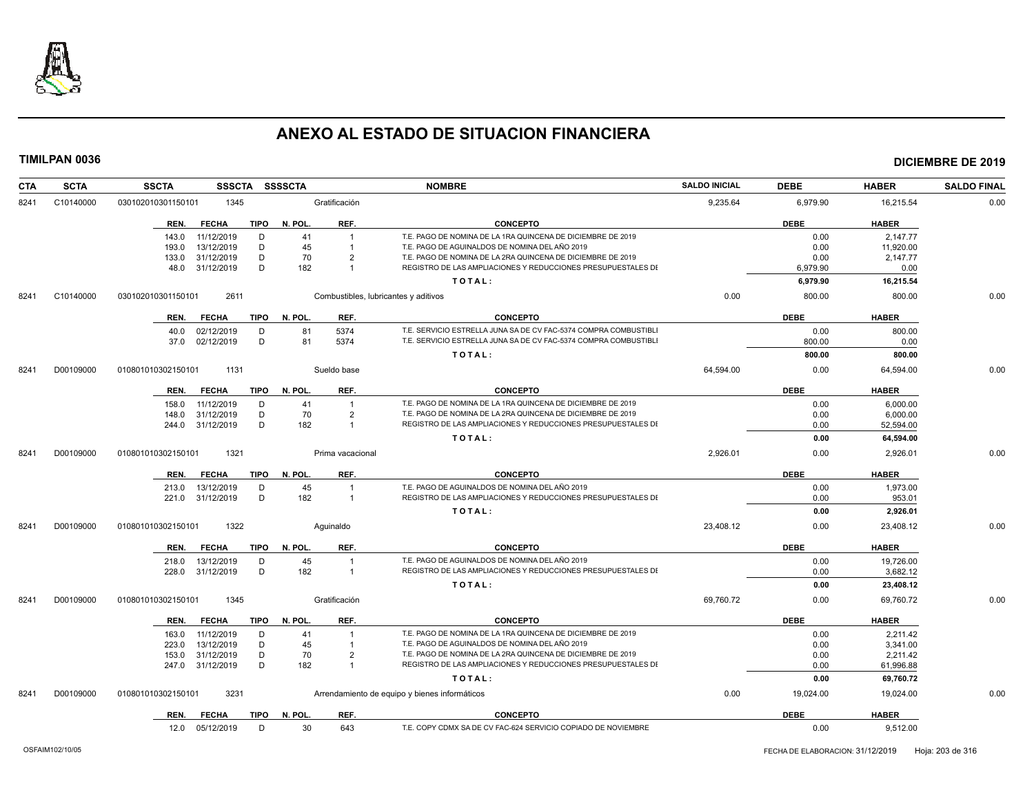# ANEXO AL ESTADO DE SITUACION FINANCIERA

**TIMILPAN 0036** — **DICIEMBRE DE 2019**

| CTA | SCTA | SSCTA | SSSCTA | SSSSCTA | NOMBRE | SALDO INICIAL | DEBE | HABER | SALDO FINAL |
|---|---|---|---|---|---|---|---|---|---|
| 8241 | C10140000 | 030102010301150101 | 1345 | | Gratificación | 9,235.64 | 6,979.90 | 16,215.54 | 0.00 |

| REN. | FECHA | TIPO | N. POL. | REF. | CONCEPTO | DEBE | HABER |
|---|---|---|---|---|---|---|---|
| 143.0 | 11/12/2019 | D | 41 | 1 | T.E. PAGO DE NOMINA DE LA 1RA QUINCENA DE DICIEMBRE DE 2019 | 0.00 | 2,147.77 |
| 193.0 | 13/12/2019 | D | 45 | 1 | T.E. PAGO DE AGUINALDOS DE NOMINA DEL AÑO 2019 | 0.00 | 11,920.00 |
| 133.0 | 31/12/2019 | D | 70 | 2 | T.E. PAGO DE NOMINA DE LA 2RA QUINCENA DE DICIEMBRE DE 2019 | 0.00 | 2,147.77 |
| 48.0 | 31/12/2019 | D | 182 | 1 | REGISTRO DE LAS AMPLIACIONES Y REDUCCIONES PRESUPUESTALES DI | 6,979.90 | 0.00 |
| | | | | | **TOTAL:** | **6,979.90** | **16,215.54** |

| CTA | SCTA | SSCTA | SSSCTA | SSSSCTA | NOMBRE | SALDO INICIAL | DEBE | HABER | SALDO FINAL |
|---|---|---|---|---|---|---|---|---|---|
| 8241 | C10140000 | 030102010301150101 | 2611 | | Combustibles, lubricantes y aditivos | 0.00 | 800.00 | 800.00 | 0.00 |

| REN. | FECHA | TIPO | N. POL. | REF. | CONCEPTO | DEBE | HABER |
|---|---|---|---|---|---|---|---|
| 40.0 | 02/12/2019 | D | 81 | 5374 | T.E. SERVICIO ESTRELLA JUNA SA DE CV FAC-5374 COMPRA COMBUSTIBLI | 0.00 | 800.00 |
| 37.0 | 02/12/2019 | D | 81 | 5374 | T.E. SERVICIO ESTRELLA JUNA SA DE CV FAC-5374 COMPRA COMBUSTIBLI | 800.00 | 0.00 |
| | | | | | **TOTAL:** | **800.00** | **800.00** |

| CTA | SCTA | SSCTA | SSSCTA | SSSSCTA | NOMBRE | SALDO INICIAL | DEBE | HABER | SALDO FINAL |
|---|---|---|---|---|---|---|---|---|---|
| 8241 | D00109000 | 010801010302150101 | 1131 | | Sueldo base | 64,594.00 | 0.00 | 64,594.00 | 0.00 |

| REN. | FECHA | TIPO | N. POL. | REF. | CONCEPTO | DEBE | HABER |
|---|---|---|---|---|---|---|---|
| 158.0 | 11/12/2019 | D | 41 | 1 | T.E. PAGO DE NOMINA DE LA 1RA QUINCENA DE DICIEMBRE DE 2019 | 0.00 | 6,000.00 |
| 148.0 | 31/12/2019 | D | 70 | 2 | T.E. PAGO DE NOMINA DE LA 2RA QUINCENA DE DICIEMBRE DE 2019 | 0.00 | 6,000.00 |
| 244.0 | 31/12/2019 | D | 182 | 1 | REGISTRO DE LAS AMPLIACIONES Y REDUCCIONES PRESUPUESTALES DI | 0.00 | 52,594.00 |
| | | | | | **TOTAL:** | **0.00** | **64,594.00** |

| CTA | SCTA | SSCTA | SSSCTA | SSSSCTA | NOMBRE | SALDO INICIAL | DEBE | HABER | SALDO FINAL |
|---|---|---|---|---|---|---|---|---|---|
| 8241 | D00109000 | 010801010302150101 | 1321 | | Prima vacacional | 2,926.01 | 0.00 | 2,926.01 | 0.00 |

| REN. | FECHA | TIPO | N. POL. | REF. | CONCEPTO | DEBE | HABER |
|---|---|---|---|---|---|---|---|
| 213.0 | 13/12/2019 | D | 45 | 1 | T.E. PAGO DE AGUINALDOS DE NOMINA DEL AÑO 2019 | 0.00 | 1,973.00 |
| 221.0 | 31/12/2019 | D | 182 | 1 | REGISTRO DE LAS AMPLIACIONES Y REDUCCIONES PRESUPUESTALES DI | 0.00 | 953.01 |
| | | | | | **TOTAL:** | **0.00** | **2,926.01** |

| CTA | SCTA | SSCTA | SSSCTA | SSSSCTA | NOMBRE | SALDO INICIAL | DEBE | HABER | SALDO FINAL |
|---|---|---|---|---|---|---|---|---|---|
| 8241 | D00109000 | 010801010302150101 | 1322 | | Aguinaldo | 23,408.12 | 0.00 | 23,408.12 | 0.00 |

| REN. | FECHA | TIPO | N. POL. | REF. | CONCEPTO | DEBE | HABER |
|---|---|---|---|---|---|---|---|
| 218.0 | 13/12/2019 | D | 45 | 1 | T.E. PAGO DE AGUINALDOS DE NOMINA DEL AÑO 2019 | 0.00 | 19,726.00 |
| 228.0 | 31/12/2019 | D | 182 | 1 | REGISTRO DE LAS AMPLIACIONES Y REDUCCIONES PRESUPUESTALES DI | 0.00 | 3,682.12 |
| | | | | | **TOTAL:** | **0.00** | **23,408.12** |

| CTA | SCTA | SSCTA | SSSCTA | SSSSCTA | NOMBRE | SALDO INICIAL | DEBE | HABER | SALDO FINAL |
|---|---|---|---|---|---|---|---|---|---|
| 8241 | D00109000 | 010801010302150101 | 1345 | | Gratificación | 69,760.72 | 0.00 | 69,760.72 | 0.00 |

| REN. | FECHA | TIPO | N. POL. | REF. | CONCEPTO | DEBE | HABER |
|---|---|---|---|---|---|---|---|
| 163.0 | 11/12/2019 | D | 41 | 1 | T.E. PAGO DE NOMINA DE LA 1RA QUINCENA DE DICIEMBRE DE 2019 | 0.00 | 2,211.42 |
| 223.0 | 13/12/2019 | D | 45 | 1 | T.E. PAGO DE AGUINALDOS DE NOMINA DEL AÑO 2019 | 0.00 | 3,341.00 |
| 153.0 | 31/12/2019 | D | 70 | 2 | T.E. PAGO DE NOMINA DE LA 2RA QUINCENA DE DICIEMBRE DE 2019 | 0.00 | 2,211.42 |
| 247.0 | 31/12/2019 | D | 182 | 1 | REGISTRO DE LAS AMPLIACIONES Y REDUCCIONES PRESUPUESTALES DI | 0.00 | 61,996.88 |
| | | | | | **TOTAL:** | **0.00** | **69,760.72** |

| CTA | SCTA | SSCTA | SSSCTA | SSSSCTA | NOMBRE | SALDO INICIAL | DEBE | HABER | SALDO FINAL |
|---|---|---|---|---|---|---|---|---|---|
| 8241 | D00109000 | 010801010302150101 | 3231 | | Arrendamiento de equipo y bienes informáticos | 0.00 | 19,024.00 | 19,024.00 | 0.00 |

| REN. | FECHA | TIPO | N. POL. | REF. | CONCEPTO | DEBE | HABER |
|---|---|---|---|---|---|---|---|
| 12.0 | 05/12/2019 | D | 30 | 643 | T.E. COPY CDMX SA DE CV FAC-624 SERVICIO COPIADO DE NOVIEMBRE | 0.00 | 9,512.00 |

OSFAIM102/10/05 — FECHA DE ELABORACION: 31/12/2019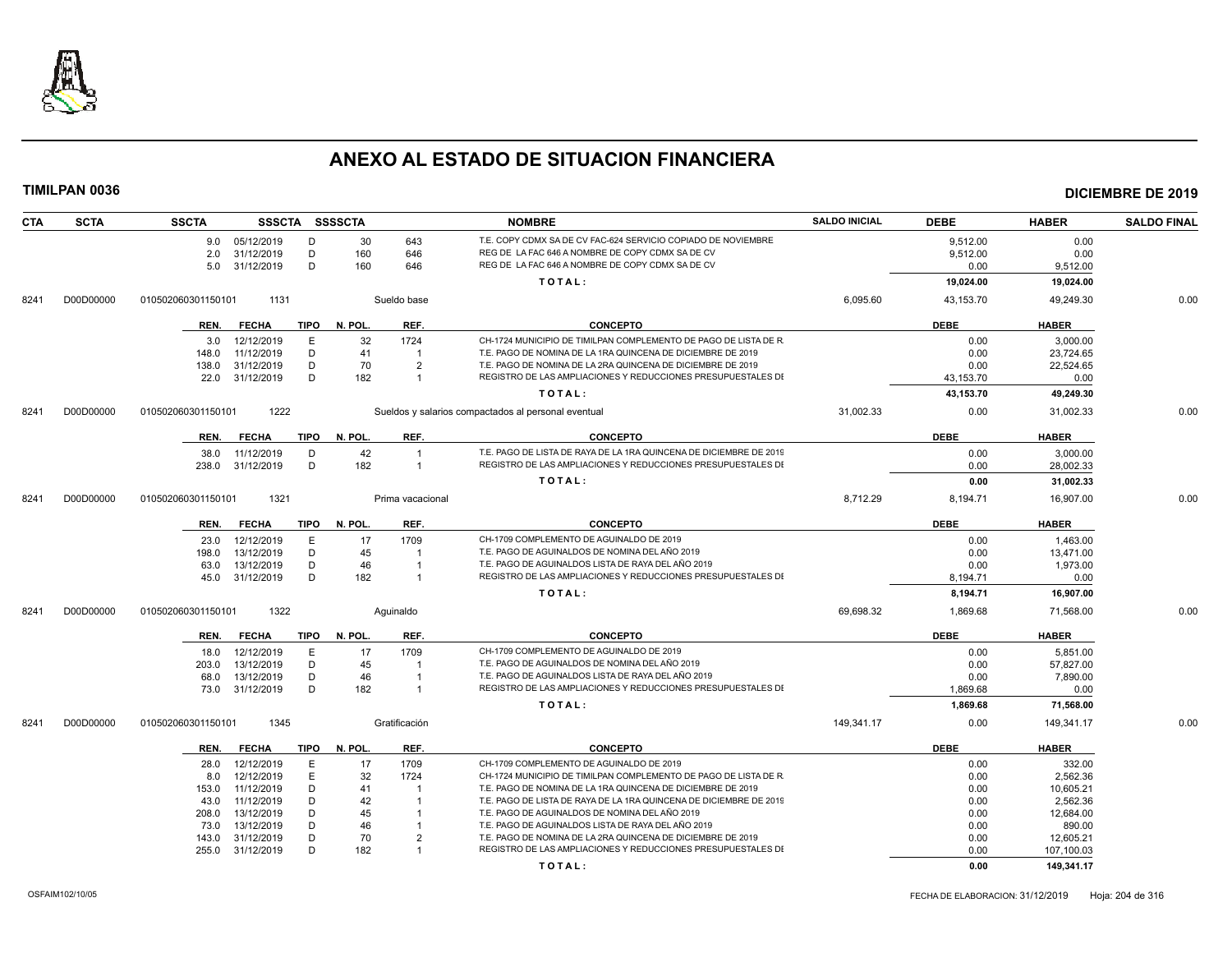# ANEXO AL ESTADO DE SITUACION FINANCIERA

**TIMILPAN 0036** **DICIEMBRE DE 2019**

| CTA | SCTA | SSCTA | SSSCTA | SSSSCTA | | NOMBRE | SALDO INICIAL | DEBE | HABER | SALDO FINAL |
|---|---|---|---|---|---|---|---|---|---|---|
| | | 9.0 05/12/2019 | D | 30 | 643 | T.E. COPY CDMX SA DE CV FAC-624 SERVICIO COPIADO DE NOVIEMBRE | | 9,512.00 | 0.00 | |
| | | 2.0 31/12/2019 | D | 160 | 646 | REG DE LA FAC 646 A NOMBRE DE COPY CDMX SA DE CV | | 9,512.00 | 0.00 | |
| | | 5.0 31/12/2019 | D | 160 | 646 | REG DE LA FAC 646 A NOMBRE DE COPY CDMX SA DE CV | | 0.00 | 9,512.00 | |
| | | | | | | TOTAL: | | 19,024.00 | 19,024.00 | |
| 8241 | D00D00000 | 010502060301150101 | 1131 | | Sueldo base | | 6,095.60 | 43,153.70 | 49,249.30 | 0.00 |

| REN. | FECHA | TIPO | N. POL. | REF. | CONCEPTO | DEBE | HABER |
|---|---|---|---|---|---|---|---|
| 3.0 | 12/12/2019 | E | 32 | 1724 | CH-1724 MUNICIPIO DE TIMILPAN COMPLEMENTO DE PAGO DE LISTA DE R. | 0.00 | 3,000.00 |
| 148.0 | 11/12/2019 | D | 41 | 1 | T.E. PAGO DE NOMINA DE LA 1RA QUINCENA DE DICIEMBRE DE 2019 | 0.00 | 23,724.65 |
| 138.0 | 31/12/2019 | D | 70 | 2 | T.E. PAGO DE NOMINA DE LA 2RA QUINCENA DE DICIEMBRE DE 2019 | 0.00 | 22,524.65 |
| 22.0 | 31/12/2019 | D | 182 | 1 | REGISTRO DE LAS AMPLIACIONES Y REDUCCIONES PRESUPUESTALES DE | 43,153.70 | 0.00 |
| | | | | | TOTAL: | 43,153.70 | 49,249.30 |

| CTA | SCTA | SSCTA | SSSCTA | NOMBRE | SALDO INICIAL | DEBE | HABER | SALDO FINAL |
|---|---|---|---|---|---|---|---|---|
| 8241 | D00D00000 | 010502060301150101 | 1222 | Sueldos y salarios compactados al personal eventual | 31,002.33 | 0.00 | 31,002.33 | 0.00 |

| REN. | FECHA | TIPO | N. POL. | REF. | CONCEPTO | DEBE | HABER |
|---|---|---|---|---|---|---|---|
| 38.0 | 11/12/2019 | D | 42 | 1 | T.E. PAGO DE LISTA DE RAYA DE LA 1RA QUINCENA DE DICIEMBRE DE 2019 | 0.00 | 3,000.00 |
| 238.0 | 31/12/2019 | D | 182 | 1 | REGISTRO DE LAS AMPLIACIONES Y REDUCCIONES PRESUPUESTALES DE | 0.00 | 28,002.33 |
| | | | | | TOTAL: | 0.00 | 31,002.33 |

| CTA | SCTA | SSCTA | SSSCTA | NOMBRE | SALDO INICIAL | DEBE | HABER | SALDO FINAL |
|---|---|---|---|---|---|---|---|---|
| 8241 | D00D00000 | 010502060301150101 | 1321 | Prima vacacional | 8,712.29 | 8,194.71 | 16,907.00 | 0.00 |

| REN. | FECHA | TIPO | N. POL. | REF. | CONCEPTO | DEBE | HABER |
|---|---|---|---|---|---|---|---|
| 23.0 | 12/12/2019 | E | 17 | 1709 | CH-1709 COMPLEMENTO DE AGUINALDO DE 2019 | 0.00 | 1,463.00 |
| 198.0 | 13/12/2019 | D | 45 | 1 | T.E. PAGO DE AGUINALDOS DE NOMINA DEL AÑO 2019 | 0.00 | 13,471.00 |
| 63.0 | 13/12/2019 | D | 46 | 1 | T.E. PAGO DE AGUINALDOS LISTA DE RAYA DEL AÑO 2019 | 0.00 | 1,973.00 |
| 45.0 | 31/12/2019 | D | 182 | 1 | REGISTRO DE LAS AMPLIACIONES Y REDUCCIONES PRESUPUESTALES DE | 8,194.71 | 0.00 |
| | | | | | TOTAL: | 8,194.71 | 16,907.00 |

| CTA | SCTA | SSCTA | SSSCTA | NOMBRE | SALDO INICIAL | DEBE | HABER | SALDO FINAL |
|---|---|---|---|---|---|---|---|---|
| 8241 | D00D00000 | 010502060301150101 | 1322 | Aguinaldo | 69,698.32 | 1,869.68 | 71,568.00 | 0.00 |

| REN. | FECHA | TIPO | N. POL. | REF. | CONCEPTO | DEBE | HABER |
|---|---|---|---|---|---|---|---|
| 18.0 | 12/12/2019 | E | 17 | 1709 | CH-1709 COMPLEMENTO DE AGUINALDO DE 2019 | 0.00 | 5,851.00 |
| 203.0 | 13/12/2019 | D | 45 | 1 | T.E. PAGO DE AGUINALDOS DE NOMINA DEL AÑO 2019 | 0.00 | 57,827.00 |
| 68.0 | 13/12/2019 | D | 46 | 1 | T.E. PAGO DE AGUINALDOS LISTA DE RAYA DEL AÑO 2019 | 0.00 | 7,890.00 |
| 73.0 | 31/12/2019 | D | 182 | 1 | REGISTRO DE LAS AMPLIACIONES Y REDUCCIONES PRESUPUESTALES DE | 1,869.68 | 0.00 |
| | | | | | TOTAL: | 1,869.68 | 71,568.00 |

| CTA | SCTA | SSCTA | SSSCTA | NOMBRE | SALDO INICIAL | DEBE | HABER | SALDO FINAL |
|---|---|---|---|---|---|---|---|---|
| 8241 | D00D00000 | 010502060301150101 | 1345 | Gratificación | 149,341.17 | 0.00 | 149,341.17 | 0.00 |

| REN. | FECHA | TIPO | N. POL. | REF. | CONCEPTO | DEBE | HABER |
|---|---|---|---|---|---|---|---|
| 28.0 | 12/12/2019 | E | 17 | 1709 | CH-1709 COMPLEMENTO DE AGUINALDO DE 2019 | 0.00 | 332.00 |
| 8.0 | 12/12/2019 | E | 32 | 1724 | CH-1724 MUNICIPIO DE TIMILPAN COMPLEMENTO DE PAGO DE LISTA DE R. | 0.00 | 2,562.36 |
| 153.0 | 11/12/2019 | D | 41 | 1 | T.E. PAGO DE NOMINA DE LA 1RA QUINCENA DE DICIEMBRE DE 2019 | 0.00 | 10,605.21 |
| 43.0 | 11/12/2019 | D | 42 | 1 | T.E. PAGO DE LISTA DE RAYA DE LA 1RA QUINCENA DE DICIEMBRE DE 2019 | 0.00 | 2,562.36 |
| 208.0 | 13/12/2019 | D | 45 | 1 | T.E. PAGO DE AGUINALDOS DE NOMINA DEL AÑO 2019 | 0.00 | 12,684.00 |
| 73.0 | 13/12/2019 | D | 46 | 1 | T.E. PAGO DE AGUINALDOS LISTA DE RAYA DEL AÑO 2019 | 0.00 | 890.00 |
| 143.0 | 31/12/2019 | D | 70 | 2 | T.E. PAGO DE NOMINA DE LA 2RA QUINCENA DE DICIEMBRE DE 2019 | 0.00 | 12,605.21 |
| 255.0 | 31/12/2019 | D | 182 | 1 | REGISTRO DE LAS AMPLIACIONES Y REDUCCIONES PRESUPUESTALES DE | 0.00 | 107,100.03 |
| | | | | | TOTAL: | 0.00 | 149,341.17 |

OSFAIM102/10/05 FECHA DE ELABORACION: 31/12/2019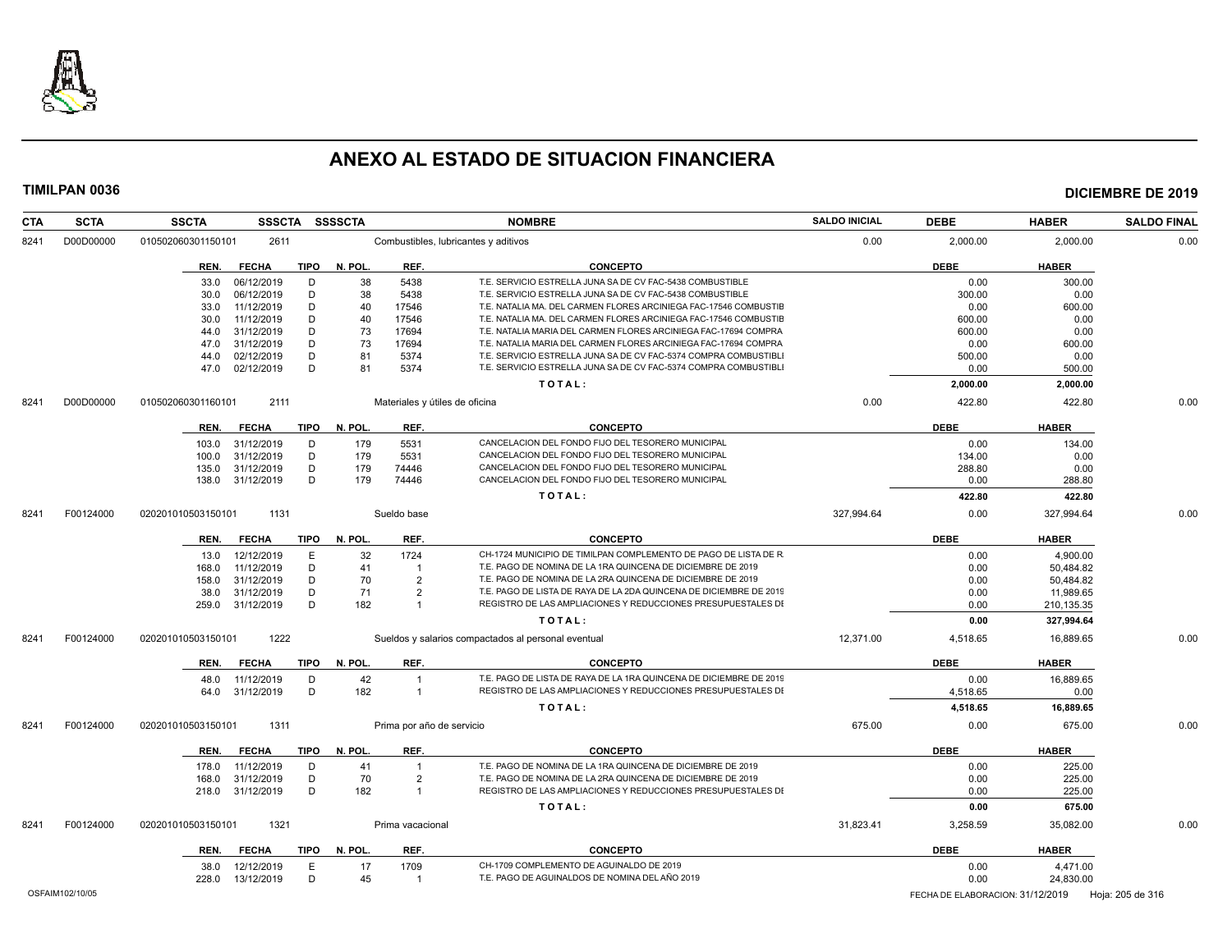# ANEXO AL ESTADO DE SITUACION FINANCIERA

**TIMILPAN 0036** — **DICIEMBRE DE 2019**

| CTA | SCTA | SSCTA | SSSCTA | SSSSCTA | NOMBRE | SALDO INICIAL | DEBE | HABER | SALDO FINAL |
|---|---|---|---|---|---|---|---|---|---|
| 8241 | D00D00000 | 010502060301150101 | 2611 | | Combustibles, lubricantes y aditivos | 0.00 | 2,000.00 | 2,000.00 | 0.00 |

| REN. | FECHA | TIPO | N. POL. | REF. | CONCEPTO | DEBE | HABER |
|---|---|---|---|---|---|---|---|
| 33.0 | 06/12/2019 | D | 38 | 5438 | T.E. SERVICIO ESTRELLA JUNA SA DE CV FAC-5438 COMBUSTIBLE | 0.00 | 300.00 |
| 30.0 | 06/12/2019 | D | 38 | 5438 | T.E. SERVICIO ESTRELLA JUNA SA DE CV FAC-5438 COMBUSTIBLE | 300.00 | 0.00 |
| 33.0 | 11/12/2019 | D | 40 | 17546 | T.E. NATALIA MA. DEL CARMEN FLORES ARCINIEGA FAC-17546 COMBUSTIB | 0.00 | 600.00 |
| 30.0 | 11/12/2019 | D | 40 | 17546 | T.E. NATALIA MA. DEL CARMEN FLORES ARCINIEGA FAC-17546 COMBUSTIB | 600.00 | 0.00 |
| 44.0 | 31/12/2019 | D | 73 | 17694 | T.E. NATALIA MARIA DEL CARMEN FLORES ARCINIEGA FAC-17694 COMPRA | 600.00 | 0.00 |
| 47.0 | 31/12/2019 | D | 73 | 17694 | T.E. NATALIA MARIA DEL CARMEN FLORES ARCINIEGA FAC-17694 COMPRA | 0.00 | 600.00 |
| 44.0 | 02/12/2019 | D | 81 | 5374 | T.E. SERVICIO ESTRELLA JUNA SA DE CV FAC-5374 COMPRA COMBUSTIBLI | 500.00 | 0.00 |
| 47.0 | 02/12/2019 | D | 81 | 5374 | T.E. SERVICIO ESTRELLA JUNA SA DE CV FAC-5374 COMPRA COMBUSTIBLI | 0.00 | 500.00 |
| | | | | | **TOTAL:** | **2,000.00** | **2,000.00** |

| CTA | SCTA | SSCTA | SSSCTA | SSSSCTA | NOMBRE | SALDO INICIAL | DEBE | HABER | SALDO FINAL |
|---|---|---|---|---|---|---|---|---|---|
| 8241 | D00D00000 | 010502060301160101 | 2111 | | Materiales y útiles de oficina | 0.00 | 422.80 | 422.80 | 0.00 |

| REN. | FECHA | TIPO | N. POL. | REF. | CONCEPTO | DEBE | HABER |
|---|---|---|---|---|---|---|---|
| 103.0 | 31/12/2019 | D | 179 | 5531 | CANCELACION DEL FONDO FIJO DEL TESORERO MUNICIPAL | 0.00 | 134.00 |
| 100.0 | 31/12/2019 | D | 179 | 5531 | CANCELACION DEL FONDO FIJO DEL TESORERO MUNICIPAL | 134.00 | 0.00 |
| 135.0 | 31/12/2019 | D | 179 | 74446 | CANCELACION DEL FONDO FIJO DEL TESORERO MUNICIPAL | 288.80 | 0.00 |
| 138.0 | 31/12/2019 | D | 179 | 74446 | CANCELACION DEL FONDO FIJO DEL TESORERO MUNICIPAL | 0.00 | 288.80 |
| | | | | | **TOTAL:** | **422.80** | **422.80** |

| CTA | SCTA | SSCTA | SSSCTA | SSSSCTA | NOMBRE | SALDO INICIAL | DEBE | HABER | SALDO FINAL |
|---|---|---|---|---|---|---|---|---|---|
| 8241 | F00124000 | 020201010503150101 | 1131 | | Sueldo base | 327,994.64 | 0.00 | 327,994.64 | 0.00 |

| REN. | FECHA | TIPO | N. POL. | REF. | CONCEPTO | DEBE | HABER |
|---|---|---|---|---|---|---|---|
| 13.0 | 12/12/2019 | E | 32 | 1724 | CH-1724 MUNICIPIO DE TIMILPAN COMPLEMENTO DE PAGO DE LISTA DE R | 0.00 | 4,900.00 |
| 168.0 | 11/12/2019 | D | 41 | 1 | T.E. PAGO DE NOMINA DE LA 1RA QUINCENA DE DICIEMBRE DE 2019 | 0.00 | 50,484.82 |
| 158.0 | 31/12/2019 | D | 70 | 2 | T.E. PAGO DE NOMINA DE LA 2RA QUINCENA DE DICIEMBRE DE 2019 | 0.00 | 50,484.82 |
| 38.0 | 31/12/2019 | D | 71 | 2 | T.E. PAGO DE LISTA DE RAYA DE LA 2DA QUINCENA DE DICIEMBRE DE 2019 | 0.00 | 11,989.65 |
| 259.0 | 31/12/2019 | D | 182 | 1 | REGISTRO DE LAS AMPLIACIONES Y REDUCCIONES PRESUPUESTALES DE | 0.00 | 210,135.35 |
| | | | | | **TOTAL:** | **0.00** | **327,994.64** |

| CTA | SCTA | SSCTA | SSSCTA | SSSSCTA | NOMBRE | SALDO INICIAL | DEBE | HABER | SALDO FINAL |
|---|---|---|---|---|---|---|---|---|---|
| 8241 | F00124000 | 020201010503150101 | 1222 | | Sueldos y salarios compactados al personal eventual | 12,371.00 | 4,518.65 | 16,889.65 | 0.00 |

| REN. | FECHA | TIPO | N. POL. | REF. | CONCEPTO | DEBE | HABER |
|---|---|---|---|---|---|---|---|
| 48.0 | 11/12/2019 | D | 42 | 1 | T.E. PAGO DE LISTA DE RAYA DE LA 1RA QUINCENA DE DICIEMBRE DE 2019 | 0.00 | 16,889.65 |
| 64.0 | 31/12/2019 | D | 182 | 1 | REGISTRO DE LAS AMPLIACIONES Y REDUCCIONES PRESUPUESTALES DE | 4,518.65 | 0.00 |
| | | | | | **TOTAL:** | **4,518.65** | **16,889.65** |

| CTA | SCTA | SSCTA | SSSCTA | SSSSCTA | NOMBRE | SALDO INICIAL | DEBE | HABER | SALDO FINAL |
|---|---|---|---|---|---|---|---|---|---|
| 8241 | F00124000 | 020201010503150101 | 1311 | | Prima por año de servicio | 675.00 | 0.00 | 675.00 | 0.00 |

| REN. | FECHA | TIPO | N. POL. | REF. | CONCEPTO | DEBE | HABER |
|---|---|---|---|---|---|---|---|
| 178.0 | 11/12/2019 | D | 41 | 1 | T.E. PAGO DE NOMINA DE LA 1RA QUINCENA DE DICIEMBRE DE 2019 | 0.00 | 225.00 |
| 168.0 | 31/12/2019 | D | 70 | 2 | T.E. PAGO DE NOMINA DE LA 2RA QUINCENA DE DICIEMBRE DE 2019 | 0.00 | 225.00 |
| 218.0 | 31/12/2019 | D | 182 | 1 | REGISTRO DE LAS AMPLIACIONES Y REDUCCIONES PRESUPUESTALES DE | 0.00 | 225.00 |
| | | | | | **TOTAL:** | **0.00** | **675.00** |

| CTA | SCTA | SSCTA | SSSCTA | SSSSCTA | NOMBRE | SALDO INICIAL | DEBE | HABER | SALDO FINAL |
|---|---|---|---|---|---|---|---|---|---|
| 8241 | F00124000 | 020201010503150101 | 1321 | | Prima vacacional | 31,823.41 | 3,258.59 | 35,082.00 | 0.00 |

| REN. | FECHA | TIPO | N. POL. | REF. | CONCEPTO | DEBE | HABER |
|---|---|---|---|---|---|---|---|
| 38.0 | 12/12/2019 | E | 17 | 1709 | CH-1709 COMPLEMENTO DE AGUINALDO DE 2019 | 0.00 | 4,471.00 |
| 228.0 | 13/12/2019 | D | 45 | 1 | T.E. PAGO DE AGUINALDOS DE NOMINA DEL AÑO 2019 | 0.00 | 24,830.00 |

OSFAIM102/10/05 — FECHA DE ELABORACION: 31/12/2019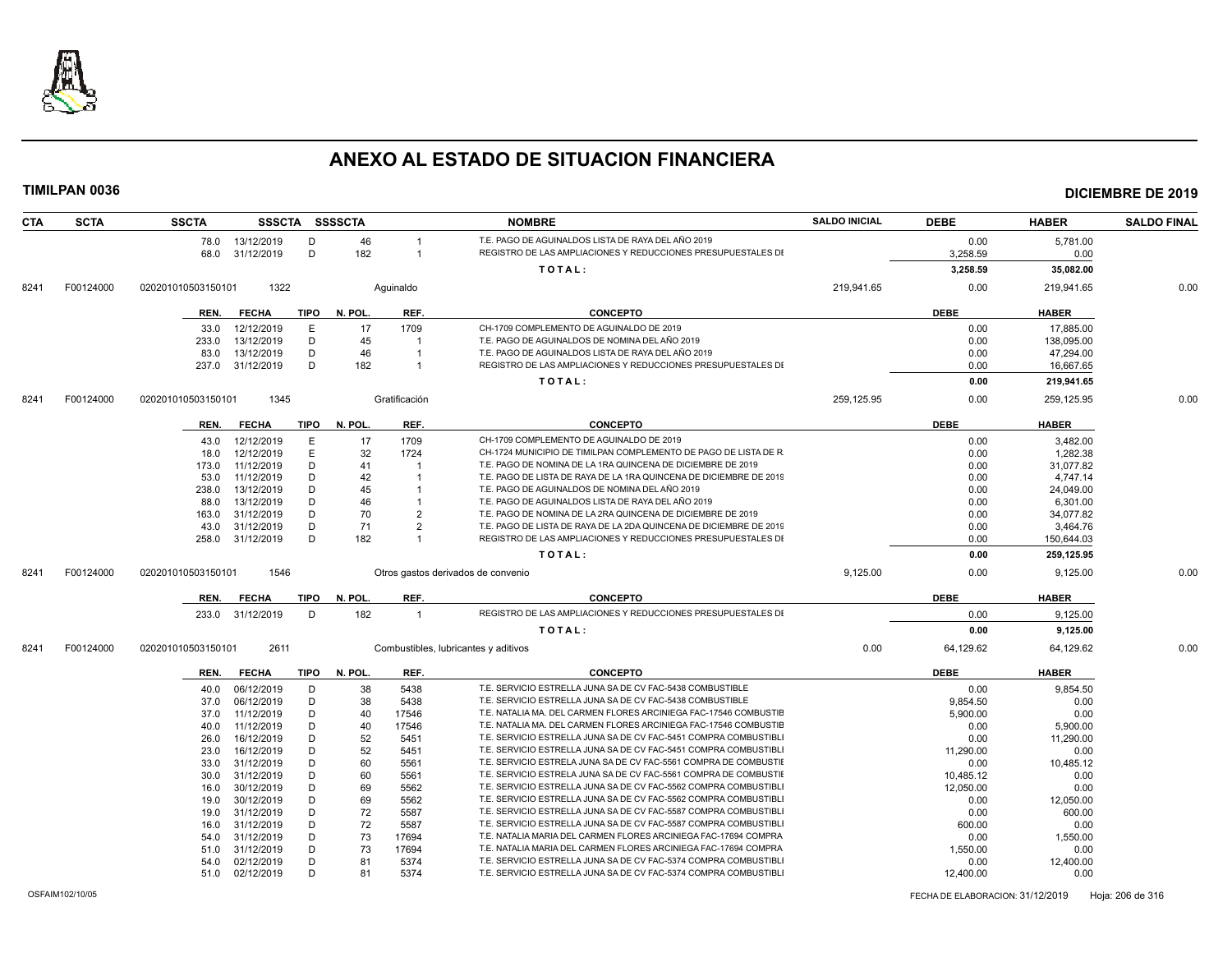# ANEXO AL ESTADO DE SITUACION FINANCIERA

**TIMILPAN 0036** **DICIEMBRE DE 2019**

| CTA | SCTA | SSCTA | SSSCTA | SSSSCTA | | NOMBRE | SALDO INICIAL | DEBE | HABER | SALDO FINAL |
|---|---|---|---|---|---|---|---|---|---|---|
| | | 78.0 13/12/2019 | D | 46 | 1 | T.E. PAGO DE AGUINALDOS LISTA DE RAYA DEL AÑO 2019 | | 0.00 | 5,781.00 | |
| | | 68.0 31/12/2019 | D | 182 | 1 | REGISTRO DE LAS AMPLIACIONES Y REDUCCIONES PRESUPUESTALES DI | | 3,258.59 | 0.00 | |
| | | | | | | TOTAL: | | 3,258.59 | 35,082.00 | |
| 8241 | F00124000 | 0202010105031501­01 | 1322 | | Aguinaldo | | 219,941.65 | 0.00 | 219,941.65 | 0.00 |

| REN. | FECHA | TIPO | N. POL. | REF. | CONCEPTO | DEBE | HABER |
|---|---|---|---|---|---|---|---|
| 33.0 | 12/12/2019 | E | 17 | 1709 | CH-1709 COMPLEMENTO DE AGUINALDO DE 2019 | 0.00 | 17,885.00 |
| 233.0 | 13/12/2019 | D | 45 | 1 | T.E. PAGO DE AGUINALDOS DE NOMINA DEL AÑO 2019 | 0.00 | 138,095.00 |
| 83.0 | 13/12/2019 | D | 46 | 1 | T.E. PAGO DE AGUINALDOS LISTA DE RAYA DEL AÑO 2019 | 0.00 | 47,294.00 |
| 237.0 | 31/12/2019 | D | 182 | 1 | REGISTRO DE LAS AMPLIACIONES Y REDUCCIONES PRESUPUESTALES DI | 0.00 | 16,667.65 |
| | | | | | TOTAL: | 0.00 | 219,941.65 |

| CTA | SCTA | SSCTA | SSSCTA | NOMBRE | SALDO INICIAL | DEBE | HABER | SALDO FINAL |
|---|---|---|---|---|---|---|---|---|
| 8241 | F00124000 | 020201010503150101 | 1345 | Gratificación | 259,125.95 | 0.00 | 259,125.95 | 0.00 |

| REN. | FECHA | TIPO | N. POL. | REF. | CONCEPTO | DEBE | HABER |
|---|---|---|---|---|---|---|---|
| 43.0 | 12/12/2019 | E | 17 | 1709 | CH-1709 COMPLEMENTO DE AGUINALDO DE 2019 | 0.00 | 3,482.00 |
| 18.0 | 12/12/2019 | E | 32 | 1724 | CH-1724 MUNICIPIO DE TIMILPAN COMPLEMENTO DE PAGO DE LISTA DE R | 0.00 | 1,282.38 |
| 173.0 | 11/12/2019 | D | 41 | 1 | T.E. PAGO DE NOMINA DE LA 1RA QUINCENA DE DICIEMBRE DE 2019 | 0.00 | 31,077.82 |
| 53.0 | 11/12/2019 | D | 42 | 1 | T.E. PAGO DE LISTA DE RAYA DE LA 1RA QUINCENA DE DICIEMBRE DE 2019 | 0.00 | 4,747.14 |
| 238.0 | 13/12/2019 | D | 45 | 1 | T.E. PAGO DE AGUINALDOS DE NOMINA DEL AÑO 2019 | 0.00 | 24,049.00 |
| 88.0 | 13/12/2019 | D | 46 | 1 | T.E. PAGO DE AGUINALDOS LISTA DE RAYA DEL AÑO 2019 | 0.00 | 6,301.00 |
| 163.0 | 31/12/2019 | D | 70 | 2 | T.E. PAGO DE NOMINA DE LA 2RA QUINCENA DE DICIEMBRE DE 2019 | 0.00 | 34,077.82 |
| 43.0 | 31/12/2019 | D | 71 | 2 | T.E. PAGO DE LISTA DE RAYA DE LA 2DA QUINCENA DE DICIEMBRE DE 2019 | 0.00 | 3,464.76 |
| 258.0 | 31/12/2019 | D | 182 | 1 | REGISTRO DE LAS AMPLIACIONES Y REDUCCIONES PRESUPUESTALES DI | 0.00 | 150,644.03 |
| | | | | | TOTAL: | 0.00 | 259,125.95 |

| CTA | SCTA | SSCTA | SSSCTA | NOMBRE | SALDO INICIAL | DEBE | HABER | SALDO FINAL |
|---|---|---|---|---|---|---|---|---|
| 8241 | F00124000 | 020201010503150101 | 1546 | Otros gastos derivados de convenio | 9,125.00 | 0.00 | 9,125.00 | 0.00 |

| REN. | FECHA | TIPO | N. POL. | REF. | CONCEPTO | DEBE | HABER |
|---|---|---|---|---|---|---|---|
| 233.0 | 31/12/2019 | D | 182 | 1 | REGISTRO DE LAS AMPLIACIONES Y REDUCCIONES PRESUPUESTALES DI | 0.00 | 9,125.00 |
| | | | | | TOTAL: | 0.00 | 9,125.00 |

| CTA | SCTA | SSCTA | SSSCTA | NOMBRE | SALDO INICIAL | DEBE | HABER | SALDO FINAL |
|---|---|---|---|---|---|---|---|---|
| 8241 | F00124000 | 020201010503150101 | 2611 | Combustibles, lubricantes y aditivos | 0.00 | 64,129.62 | 64,129.62 | 0.00 |

| REN. | FECHA | TIPO | N. POL. | REF. | CONCEPTO | DEBE | HABER |
|---|---|---|---|---|---|---|---|
| 40.0 | 06/12/2019 | D | 38 | 5438 | T.E. SERVICIO ESTRELLA JUNA SA DE CV FAC-5438 COMBUSTIBLE | 0.00 | 9,854.50 |
| 37.0 | 06/12/2019 | D | 38 | 5438 | T.E. SERVICIO ESTRELLA JUNA SA DE CV FAC-5438 COMBUSTIBLE | 9,854.50 | 0.00 |
| 37.0 | 11/12/2019 | D | 40 | 17546 | T.E. NATALIA MA. DEL CARMEN FLORES ARCINIEGA FAC-17546 COMBUSTIB | 5,900.00 | 0.00 |
| 40.0 | 11/12/2019 | D | 40 | 17546 | T.E. NATALIA MA. DEL CARMEN FLORES ARCINIEGA FAC-17546 COMBUSTIB | 0.00 | 5,900.00 |
| 26.0 | 16/12/2019 | D | 52 | 5451 | T.E. SERVICIO ESTRELLA JUNA SA DE CV FAC-5451 COMPRA COMBUSTIBLI | 0.00 | 11,290.00 |
| 23.0 | 16/12/2019 | D | 52 | 5451 | T.E. SERVICIO ESTRELLA JUNA SA DE CV FAC-5451 COMPRA COMBUSTIBLI | 11,290.00 | 0.00 |
| 33.0 | 31/12/2019 | D | 60 | 5561 | T.E. SERVICIO ESTRELA JUNA SA DE CV FAC-5561 COMPRA DE COMBUSTIE | 0.00 | 10,485.12 |
| 30.0 | 31/12/2019 | D | 60 | 5561 | T.E. SERVICIO ESTRELA JUNA SA DE CV FAC-5561 COMPRA DE COMBUSTIE | 10,485.12 | 0.00 |
| 16.0 | 30/12/2019 | D | 69 | 5562 | T.E. SERVICIO ESTRELLA JUNA SA DE CV FAC-5562 COMPRA COMBUSTIBLI | 12,050.00 | 0.00 |
| 19.0 | 30/12/2019 | D | 69 | 5562 | T.E. SERVICIO ESTRELLA JUNA SA DE CV FAC-5562 COMPRA COMBUSTIBLI | 0.00 | 12,050.00 |
| 19.0 | 31/12/2019 | D | 72 | 5587 | T.E. SERVICIO ESTRELLA JUNA SA DE CV FAC-5587 COMPRA COMBUSTIBLI | 0.00 | 600.00 |
| 16.0 | 31/12/2019 | D | 72 | 5587 | T.E. SERVICIO ESTRELLA JUNA SA DE CV FAC-5587 COMPRA COMBUSTIBLI | 600.00 | 0.00 |
| 54.0 | 31/12/2019 | D | 73 | 17694 | T.E. NATALIA MARIA DEL CARMEN FLORES ARCINIEGA FAC-17694 COMPRA | 0.00 | 1,550.00 |
| 51.0 | 31/12/2019 | D | 73 | 17694 | T.E. NATALIA MARIA DEL CARMEN FLORES ARCINIEGA FAC-17694 COMPRA | 1,550.00 | 0.00 |
| 54.0 | 02/12/2019 | D | 81 | 5374 | T.E. SERVICIO ESTRELLA JUNA SA DE CV FAC-5374 COMPRA COMBUSTIBLI | 0.00 | 12,400.00 |
| 51.0 | 02/12/2019 | D | 81 | 5374 | T.E. SERVICIO ESTRELLA JUNA SA DE CV FAC-5374 COMPRA COMBUSTIBLI | 12,400.00 | 0.00 |

OSFAIM102/10/05 FECHA DE ELABORACION: 31/12/2019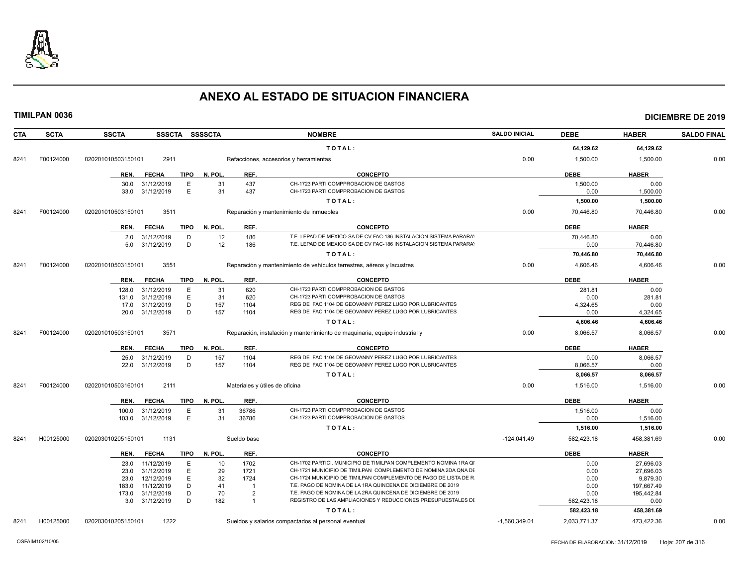# ANEXO AL ESTADO DE SITUACION FINANCIERA

**TIMILPAN 0036** **DICIEMBRE DE 2019**

| CTA | SCTA | SSCTA | SSSCTA | SSSSCTA | NOMBRE | SALDO INICIAL | DEBE | HABER | SALDO FINAL |
|---|---|---|---|---|---|---|---|---|---|
| | | | | | TOTAL: | | 64,129.62 | 64,129.62 | |
| 8241 | F00124000 | 020201010503150101 | 2911 | | Refacciones, accesorios y herramientas | 0.00 | 1,500.00 | 1,500.00 | 0.00 |

| REN. | FECHA | TIPO | N. POL. | REF. | CONCEPTO | DEBE | HABER |
|---|---|---|---|---|---|---|---|
| 30.0 | 31/12/2019 | E | 31 | 437 | CH-1723 PARTI COMPPROBACION DE GASTOS | 1,500.00 | 0.00 |
| 33.0 | 31/12/2019 | E | 31 | 437 | CH-1723 PARTI COMPPROBACION DE GASTOS | 0.00 | 1,500.00 |
| | | | | | TOTAL: | 1,500.00 | 1,500.00 |

| CTA | SCTA | SSCTA | SSSCTA | SSSSCTA | NOMBRE | SALDO INICIAL | DEBE | HABER | SALDO FINAL |
|---|---|---|---|---|---|---|---|---|---|
| 8241 | F00124000 | 020201010503150101 | 3511 | | Reparación y mantenimiento de inmuebles | 0.00 | 70,446.80 | 70,446.80 | 0.00 |

| REN. | FECHA | TIPO | N. POL. | REF. | CONCEPTO | DEBE | HABER |
|---|---|---|---|---|---|---|---|
| 2.0 | 31/12/2019 | D | 12 | 186 | T.E. LEPAD DE MEXICO SA DE CV FAC-186 INSTALACION SISTEMA PARARAY | 70,446.80 | 0.00 |
| 5.0 | 31/12/2019 | D | 12 | 186 | T.E. LEPAD DE MEXICO SA DE CV FAC-186 INSTALACION SISTEMA PARARAY | 0.00 | 70,446.80 |
| | | | | | TOTAL: | 70,446.80 | 70,446.80 |

| CTA | SCTA | SSCTA | SSSCTA | SSSSCTA | NOMBRE | SALDO INICIAL | DEBE | HABER | SALDO FINAL |
|---|---|---|---|---|---|---|---|---|---|
| 8241 | F00124000 | 020201010503150101 | 3551 | | Reparación y mantenimiento de vehículos terrestres, aéreos y lacustres | 0.00 | 4,606.46 | 4,606.46 | 0.00 |

| REN. | FECHA | TIPO | N. POL. | REF. | CONCEPTO | DEBE | HABER |
|---|---|---|---|---|---|---|---|
| 128.0 | 31/12/2019 | E | 31 | 620 | CH-1723 PARTI COMPPROBACION DE GASTOS | 281.81 | 0.00 |
| 131.0 | 31/12/2019 | E | 31 | 620 | CH-1723 PARTI COMPPROBACION DE GASTOS | 0.00 | 281.81 |
| 17.0 | 31/12/2019 | D | 157 | 1104 | REG DE FAC 1104 DE GEOVANNY PEREZ LUGO POR LUBRICANTES | 4,324.65 | 0.00 |
| 20.0 | 31/12/2019 | D | 157 | 1104 | REG DE FAC 1104 DE GEOVANNY PEREZ LUGO POR LUBRICANTES | 0.00 | 4,324.65 |
| | | | | | TOTAL: | 4,606.46 | 4,606.46 |

| CTA | SCTA | SSCTA | SSSCTA | SSSSCTA | NOMBRE | SALDO INICIAL | DEBE | HABER | SALDO FINAL |
|---|---|---|---|---|---|---|---|---|---|
| 8241 | F00124000 | 020201010503150101 | 3571 | | Reparación, instalación y mantenimiento de maquinaria, equipo industrial y | 0.00 | 8,066.57 | 8,066.57 | 0.00 |

| REN. | FECHA | TIPO | N. POL. | REF. | CONCEPTO | DEBE | HABER |
|---|---|---|---|---|---|---|---|
| 25.0 | 31/12/2019 | D | 157 | 1104 | REG DE FAC 1104 DE GEOVANNY PEREZ LUGO POR LUBRICANTES | 0.00 | 8,066.57 |
| 22.0 | 31/12/2019 | D | 157 | 1104 | REG DE FAC 1104 DE GEOVANNY PEREZ LUGO POR LUBRICANTES | 8,066.57 | 0.00 |
| | | | | | TOTAL: | 8,066.57 | 8,066.57 |

| CTA | SCTA | SSCTA | SSSCTA | SSSSCTA | NOMBRE | SALDO INICIAL | DEBE | HABER | SALDO FINAL |
|---|---|---|---|---|---|---|---|---|---|
| 8241 | F00124000 | 020201010503160101 | 2111 | | Materiales y útiles de oficina | 0.00 | 1,516.00 | 1,516.00 | 0.00 |

| REN. | FECHA | TIPO | N. POL. | REF. | CONCEPTO | DEBE | HABER |
|---|---|---|---|---|---|---|---|
| 100.0 | 31/12/2019 | E | 31 | 36786 | CH-1723 PARTI COMPPROBACION DE GASTOS | 1,516.00 | 0.00 |
| 103.0 | 31/12/2019 | E | 31 | 36786 | CH-1723 PARTI COMPPROBACION DE GASTOS | 0.00 | 1,516.00 |
| | | | | | TOTAL: | 1,516.00 | 1,516.00 |

| CTA | SCTA | SSCTA | SSSCTA | SSSSCTA | NOMBRE | SALDO INICIAL | DEBE | HABER | SALDO FINAL |
|---|---|---|---|---|---|---|---|---|---|
| 8241 | H00125000 | 020203010205150101 | 1131 | | Sueldo base | -124,041.49 | 582,423.18 | 458,381.69 | 0.00 |

| REN. | FECHA | TIPO | N. POL. | REF. | CONCEPTO | DEBE | HABER |
|---|---|---|---|---|---|---|---|
| 23.0 | 11/12/2019 | E | 10 | 1702 | CH-1702 PARTICI. MUNICIPIO DE TIMILPAN COMPLEMENTO NOMINA 1RA QI | 0.00 | 27,696.03 |
| 23.0 | 31/12/2019 | E | 29 | 1721 | CH-1721 MUNICIPIO DE TIMILPAN COMPLEMENTO DE NOMINA 2DA QNA DE | 0.00 | 27,696.03 |
| 23.0 | 12/12/2019 | E | 32 | 1724 | CH-1724 MUNICIPIO DE TIMILPAN COMPLEMENTO DE PAGO DE LISTA DE R | 0.00 | 9,879.30 |
| 183.0 | 11/12/2019 | D | 41 | 1 | T.E. PAGO DE NOMINA DE LA 1RA QUINCENA DE DICIEMBRE DE 2019 | 0.00 | 197,667.49 |
| 173.0 | 31/12/2019 | D | 70 | 2 | T.E. PAGO DE NOMINA DE LA 2RA QUINCENA DE DICIEMBRE DE 2019 | 0.00 | 195,442.84 |
| 3.0 | 31/12/2019 | D | 182 | 1 | REGISTRO DE LAS AMPLIACIONES Y REDUCCIONES PRESUPUESTALES DI | 582,423.18 | 0.00 |
| | | | | | TOTAL: | 582,423.18 | 458,381.69 |

| CTA | SCTA | SSCTA | SSSCTA | SSSSCTA | NOMBRE | SALDO INICIAL | DEBE | HABER | SALDO FINAL |
|---|---|---|---|---|---|---|---|---|---|
| 8241 | H00125000 | 020203010205150101 | 1222 | | Sueldos y salarios compactados al personal eventual | -1,560,349.01 | 2,033,771.37 | 473,422.36 | 0.00 |

OSFAIM102/10/05 FECHA DE ELABORACION: 31/12/2019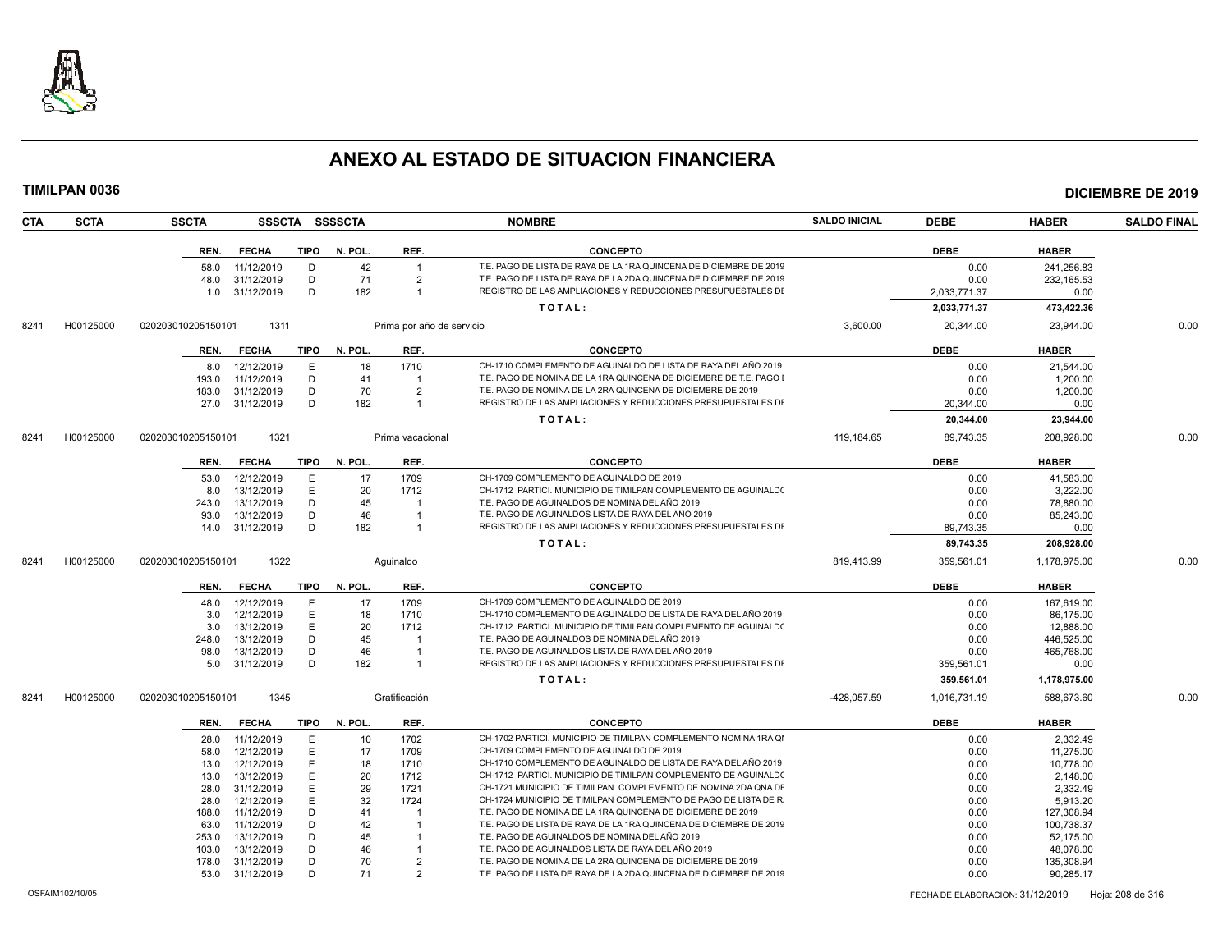# ANEXO AL ESTADO DE SITUACION FINANCIERA

**TIMILPAN 0036** | **DICIEMBRE DE 2019**

| CTA | SCTA | SSCTA | SSSCTA | SSSSCTA | NOMBRE | SALDO INICIAL | DEBE | HABER | SALDO FINAL |
|---|---|---|---|---|---|---|---|---|---|

| REN. | FECHA | TIPO | N. POL. | REF. | CONCEPTO | DEBE | HABER |
|---|---|---|---|---|---|---|---|
| 58.0 | 11/12/2019 | D | 42 | 1 | T.E. PAGO DE LISTA DE RAYA DE LA 1RA QUINCENA DE DICIEMBRE DE 2019 | 0.00 | 241,256.83 |
| 48.0 | 31/12/2019 | D | 71 | 2 | T.E. PAGO DE LISTA DE RAYA DE LA 2DA QUINCENA DE DICIEMBRE DE 2019 | 0.00 | 232,165.53 |
| 1.0 | 31/12/2019 | D | 182 | 1 | REGISTRO DE LAS AMPLIACIONES Y REDUCCIONES PRESUPUESTALES DE | 2,033,771.37 | 0.00 |
| | | | | | TOTAL: | 2,033,771.37 | 473,422.36 |

| CTA | SCTA | SSCTA | SSSCTA | NOMBRE | SALDO INICIAL | DEBE | HABER | SALDO FINAL |
|---|---|---|---|---|---|---|---|---|
| 8241 | H00125000 | 020203010205150101 | 1311 | Prima por año de servicio | 3,600.00 | 20,344.00 | 23,944.00 | 0.00 |

| REN. | FECHA | TIPO | N. POL. | REF. | CONCEPTO | DEBE | HABER |
|---|---|---|---|---|---|---|---|
| 8.0 | 12/12/2019 | E | 18 | 1710 | CH-1710 COMPLEMENTO DE AGUINALDO DE LISTA DE RAYA DEL AÑO 2019 | 0.00 | 21,544.00 |
| 193.0 | 11/12/2019 | D | 41 | 1 | T.E. PAGO DE NOMINA DE LA 1RA QUINCENA DE DICIEMBRE DE T.E. PAGO I | 0.00 | 1,200.00 |
| 183.0 | 31/12/2019 | D | 70 | 2 | T.E. PAGO DE NOMINA DE LA 2RA QUINCENA DE DICIEMBRE DE 2019 | 0.00 | 1,200.00 |
| 27.0 | 31/12/2019 | D | 182 | 1 | REGISTRO DE LAS AMPLIACIONES Y REDUCCIONES PRESUPUESTALES DE | 20,344.00 | 0.00 |
| | | | | | TOTAL: | 20,344.00 | 23,944.00 |

| CTA | SCTA | SSCTA | SSSCTA | NOMBRE | SALDO INICIAL | DEBE | HABER | SALDO FINAL |
|---|---|---|---|---|---|---|---|---|
| 8241 | H00125000 | 020203010205150101 | 1321 | Prima vacacional | 119,184.65 | 89,743.35 | 208,928.00 | 0.00 |

| REN. | FECHA | TIPO | N. POL. | REF. | CONCEPTO | DEBE | HABER |
|---|---|---|---|---|---|---|---|
| 53.0 | 12/12/2019 | E | 17 | 1709 | CH-1709 COMPLEMENTO DE AGUINALDO DE 2019 | 0.00 | 41,583.00 |
| 8.0 | 13/12/2019 | E | 20 | 1712 | CH-1712 PARTICI. MUNICIPIO DE TIMILPAN COMPLEMENTO DE AGUINALDO | 0.00 | 3,222.00 |
| 243.0 | 13/12/2019 | D | 45 | 1 | T.E. PAGO DE AGUINALDOS DE NOMINA DEL AÑO 2019 | 0.00 | 78,880.00 |
| 93.0 | 13/12/2019 | D | 46 | 1 | T.E. PAGO DE AGUINALDOS LISTA DE RAYA DEL AÑO 2019 | 0.00 | 85,243.00 |
| 14.0 | 31/12/2019 | D | 182 | 1 | REGISTRO DE LAS AMPLIACIONES Y REDUCCIONES PRESUPUESTALES DE | 89,743.35 | 0.00 |
| | | | | | TOTAL: | 89,743.35 | 208,928.00 |

| CTA | SCTA | SSCTA | SSSCTA | NOMBRE | SALDO INICIAL | DEBE | HABER | SALDO FINAL |
|---|---|---|---|---|---|---|---|---|
| 8241 | H00125000 | 020203010205150101 | 1322 | Aguinaldo | 819,413.99 | 359,561.01 | 1,178,975.00 | 0.00 |

| REN. | FECHA | TIPO | N. POL. | REF. | CONCEPTO | DEBE | HABER |
|---|---|---|---|---|---|---|---|
| 48.0 | 12/12/2019 | E | 17 | 1709 | CH-1709 COMPLEMENTO DE AGUINALDO DE 2019 | 0.00 | 167,619.00 |
| 3.0 | 12/12/2019 | E | 18 | 1710 | CH-1710 COMPLEMENTO DE AGUINALDO DE LISTA DE RAYA DEL AÑO 2019 | 0.00 | 86,175.00 |
| 3.0 | 13/12/2019 | E | 20 | 1712 | CH-1712 PARTICI. MUNICIPIO DE TIMILPAN COMPLEMENTO DE AGUINALDO | 0.00 | 12,888.00 |
| 248.0 | 13/12/2019 | D | 45 | 1 | T.E. PAGO DE AGUINALDOS DE NOMINA DEL AÑO 2019 | 0.00 | 446,525.00 |
| 98.0 | 13/12/2019 | D | 46 | 1 | T.E. PAGO DE AGUINALDOS LISTA DE RAYA DEL AÑO 2019 | 0.00 | 465,768.00 |
| 5.0 | 31/12/2019 | D | 182 | 1 | REGISTRO DE LAS AMPLIACIONES Y REDUCCIONES PRESUPUESTALES DE | 359,561.01 | 0.00 |
| | | | | | TOTAL: | 359,561.01 | 1,178,975.00 |

| CTA | SCTA | SSCTA | SSSCTA | NOMBRE | SALDO INICIAL | DEBE | HABER | SALDO FINAL |
|---|---|---|---|---|---|---|---|---|
| 8241 | H00125000 | 020203010205150101 | 1345 | Gratificación | -428,057.59 | 1,016,731.19 | 588,673.60 | 0.00 |

| REN. | FECHA | TIPO | N. POL. | REF. | CONCEPTO | DEBE | HABER |
|---|---|---|---|---|---|---|---|
| 28.0 | 11/12/2019 | E | 10 | 1702 | CH-1702 PARTICI. MUNICIPIO DE TIMILPAN COMPLEMENTO NOMINA 1RA QI | 0.00 | 2,332.49 |
| 58.0 | 12/12/2019 | E | 17 | 1709 | CH-1709 COMPLEMENTO DE AGUINALDO DE 2019 | 0.00 | 11,275.00 |
| 13.0 | 12/12/2019 | E | 18 | 1710 | CH-1710 COMPLEMENTO DE AGUINALDO DE LISTA DE RAYA DEL AÑO 2019 | 0.00 | 10,778.00 |
| 13.0 | 13/12/2019 | E | 20 | 1712 | CH-1712 PARTICI. MUNICIPIO DE TIMILPAN COMPLEMENTO DE AGUINALDO | 0.00 | 2,148.00 |
| 28.0 | 31/12/2019 | E | 29 | 1721 | CH-1721 MUNICIPIO DE TIMILPAN COMPLEMENTO DE NOMINA 2DA QNA DE | 0.00 | 2,332.49 |
| 28.0 | 12/12/2019 | E | 32 | 1724 | CH-1724 MUNICIPIO DE TIMILPAN COMPLEMENTO DE PAGO DE LISTA DE R. | 0.00 | 5,913.20 |
| 188.0 | 11/12/2019 | D | 41 | 1 | T.E. PAGO DE NOMINA DE LA 1RA QUINCENA DE DICIEMBRE DE 2019 | 0.00 | 127,308.94 |
| 63.0 | 11/12/2019 | D | 42 | 1 | T.E. PAGO DE LISTA DE RAYA DE LA 1RA QUINCENA DE DICIEMBRE DE 2019 | 0.00 | 100,738.37 |
| 253.0 | 13/12/2019 | D | 45 | 1 | T.E. PAGO DE AGUINALDOS DE NOMINA DEL AÑO 2019 | 0.00 | 52,175.00 |
| 103.0 | 13/12/2019 | D | 46 | 1 | T.E. PAGO DE AGUINALDOS LISTA DE RAYA DEL AÑO 2019 | 0.00 | 48,078.00 |
| 178.0 | 31/12/2019 | D | 70 | 2 | T.E. PAGO DE NOMINA DE LA 2RA QUINCENA DE DICIEMBRE DE 2019 | 0.00 | 135,308.94 |
| 53.0 | 31/12/2019 | D | 71 | 2 | T.E. PAGO DE LISTA DE RAYA DE LA 2DA QUINCENA DE DICIEMBRE DE 2019 | 0.00 | 90,285.17 |

OSFAIM102/10/05 FECHA DE ELABORACION: 31/12/2019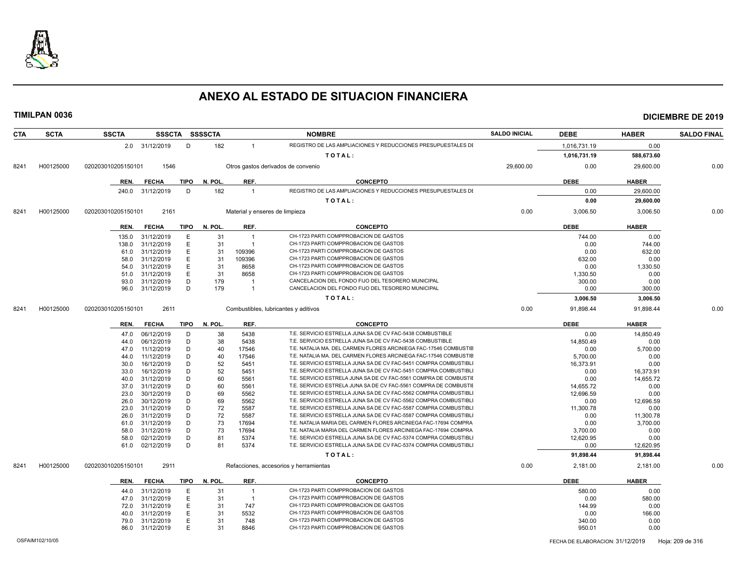# ANEXO AL ESTADO DE SITUACION FINANCIERA

**TIMILPAN 0036** — **DICIEMBRE DE 2019**

| CTA | SCTA | SSCTA | SSSCTA | SSSSCTA | | NOMBRE | SALDO INICIAL | DEBE | HABER | SALDO FINAL |
|---|---|---|---|---|---|---|---|---|---|---|
| | | 2.0 | 31/12/2019 | D | 182 | 1 REGISTRO DE LAS AMPLIACIONES Y REDUCCIONES PRESUPUESTALES DI | | 1,016,731.19 | 0.00 | |
| | | | | | | TOTAL: | | 1,016,731.19 | 588,673.60 | |
| 8241 | H00125000 | 020203010205150101 | 1546 | | | Otros gastos derivados de convenio | 29,600.00 | 0.00 | 29,600.00 | 0.00 |

| REN. | FECHA | TIPO | N. POL. | REF. | CONCEPTO | DEBE | HABER |
|---|---|---|---|---|---|---|---|
| 240.0 | 31/12/2019 | D | 182 | 1 | REGISTRO DE LAS AMPLIACIONES Y REDUCCIONES PRESUPUESTALES DI | 0.00 | 29,600.00 |
| | | | | | TOTAL: | 0.00 | 29,600.00 |

| CTA | SCTA | SSCTA | SSSCTA | NOMBRE | SALDO INICIAL | DEBE | HABER | SALDO FINAL |
|---|---|---|---|---|---|---|---|---|
| 8241 | H00125000 | 020203010205150101 | 2161 | Material y enseres de limpieza | 0.00 | 3,006.50 | 3,006.50 | 0.00 |

| REN. | FECHA | TIPO | N. POL. | REF. | CONCEPTO | DEBE | HABER |
|---|---|---|---|---|---|---|---|
| 135.0 | 31/12/2019 | E | 31 | 1 | CH-1723 PARTI COMPPROBACION DE GASTOS | 744.00 | 0.00 |
| 138.0 | 31/12/2019 | E | 31 | 1 | CH-1723 PARTI COMPPROBACION DE GASTOS | 0.00 | 744.00 |
| 61.0 | 31/12/2019 | E | 31 | 109396 | CH-1723 PARTI COMPPROBACION DE GASTOS | 0.00 | 632.00 |
| 58.0 | 31/12/2019 | E | 31 | 109396 | CH-1723 PARTI COMPPROBACION DE GASTOS | 632.00 | 0.00 |
| 54.0 | 31/12/2019 | E | 31 | 8658 | CH-1723 PARTI COMPPROBACION DE GASTOS | 0.00 | 1,330.50 |
| 51.0 | 31/12/2019 | E | 31 | 8658 | CH-1723 PARTI COMPPROBACION DE GASTOS | 1,330.50 | 0.00 |
| 93.0 | 31/12/2019 | D | 179 | 1 | CANCELACION DEL FONDO FIJO DEL TESORERO MUNICIPAL | 300.00 | 0.00 |
| 96.0 | 31/12/2019 | D | 179 | 1 | CANCELACION DEL FONDO FIJO DEL TESORERO MUNICIPAL | 0.00 | 300.00 |
| | | | | | TOTAL: | 3,006.50 | 3,006.50 |

| CTA | SCTA | SSCTA | SSSCTA | NOMBRE | SALDO INICIAL | DEBE | HABER | SALDO FINAL |
|---|---|---|---|---|---|---|---|---|
| 8241 | H00125000 | 020203010205150101 | 2611 | Combustibles, lubricantes y aditivos | 0.00 | 91,898.44 | 91,898.44 | 0.00 |

| REN. | FECHA | TIPO | N. POL. | REF. | CONCEPTO | DEBE | HABER |
|---|---|---|---|---|---|---|---|
| 47.0 | 06/12/2019 | D | 38 | 5438 | T.E. SERVICIO ESTRELLA JUNA SA DE CV FAC-5438 COMBUSTIBLE | 0.00 | 14,850.49 |
| 44.0 | 06/12/2019 | D | 38 | 5438 | T.E. SERVICIO ESTRELLA JUNA SA DE CV FAC-5438 COMBUSTIBLE | 14,850.49 | 0.00 |
| 47.0 | 11/12/2019 | D | 40 | 17546 | T.E. NATALIA MA. DEL CARMEN FLORES ARCINIEGA FAC-17546 COMBUSTIB | 0.00 | 5,700.00 |
| 44.0 | 11/12/2019 | D | 40 | 17546 | T.E. NATALIA MA. DEL CARMEN FLORES ARCINIEGA FAC-17546 COMBUSTIB | 5,700.00 | 0.00 |
| 30.0 | 16/12/2019 | D | 52 | 5451 | T.E. SERVICIO ESTRELLA JUNA SA DE CV FAC-5451 COMPRA COMBUSTIBLI | 16,373.91 | 0.00 |
| 33.0 | 16/12/2019 | D | 52 | 5451 | T.E. SERVICIO ESTRELLA JUNA SA DE CV FAC-5451 COMPRA COMBUSTIBLI | 0.00 | 16,373.91 |
| 40.0 | 31/12/2019 | D | 60 | 5561 | T.E. SERVICIO ESTRELA JUNA SA DE CV FAC-5561 COMPRA DE COMBUSTIE | 0.00 | 14,655.72 |
| 37.0 | 31/12/2019 | D | 60 | 5561 | T.E. SERVICIO ESTRELA JUNA SA DE CV FAC-5561 COMPRA DE COMBUSTIE | 14,655.72 | 0.00 |
| 23.0 | 30/12/2019 | D | 69 | 5562 | T.E. SERVICIO ESTRELLA JUNA SA DE CV FAC-5562 COMPRA COMBUSTIBLI | 12,696.59 | 0.00 |
| 26.0 | 30/12/2019 | D | 69 | 5562 | T.E. SERVICIO ESTRELLA JUNA SA DE CV FAC-5562 COMPRA COMBUSTIBLI | 0.00 | 12,696.59 |
| 23.0 | 31/12/2019 | D | 72 | 5587 | T.E. SERVICIO ESTRELLA JUNA SA DE CV FAC-5587 COMPRA COMBUSTIBLI | 11,300.78 | 0.00 |
| 26.0 | 31/12/2019 | D | 72 | 5587 | T.E. SERVICIO ESTRELLA JUNA SA DE CV FAC-5587 COMPRA COMBUSTIBLI | 0.00 | 11,300.78 |
| 61.0 | 31/12/2019 | D | 73 | 17694 | T.E. NATALIA MARIA DEL CARMEN FLORES ARCINIEGA FAC-17694 COMPRA | 0.00 | 3,700.00 |
| 58.0 | 31/12/2019 | D | 73 | 17694 | T.E. NATALIA MARIA DEL CARMEN FLORES ARCINIEGA FAC-17694 COMPRA | 3,700.00 | 0.00 |
| 58.0 | 02/12/2019 | D | 81 | 5374 | T.E. SERVICIO ESTRELLA JUNA SA DE CV FAC-5374 COMPRA COMBUSTIBLI | 12,620.95 | 0.00 |
| 61.0 | 02/12/2019 | D | 81 | 5374 | T.E. SERVICIO ESTRELLA JUNA SA DE CV FAC-5374 COMPRA COMBUSTIBLI | 0.00 | 12,620.95 |
| | | | | | TOTAL: | 91,898.44 | 91,898.44 |

| CTA | SCTA | SSCTA | SSSCTA | NOMBRE | SALDO INICIAL | DEBE | HABER | SALDO FINAL |
|---|---|---|---|---|---|---|---|---|
| 8241 | H00125000 | 020203010205150101 | 2911 | Refacciones, accesorios y herramientas | 0.00 | 2,181.00 | 2,181.00 | 0.00 |

| REN. | FECHA | TIPO | N. POL. | REF. | CONCEPTO | DEBE | HABER |
|---|---|---|---|---|---|---|---|
| 44.0 | 31/12/2019 | E | 31 | 1 | CH-1723 PARTI COMPPROBACION DE GASTOS | 580.00 | 0.00 |
| 47.0 | 31/12/2019 | E | 31 | 1 | CH-1723 PARTI COMPPROBACION DE GASTOS | 0.00 | 580.00 |
| 72.0 | 31/12/2019 | E | 31 | 747 | CH-1723 PARTI COMPPROBACION DE GASTOS | 144.99 | 0.00 |
| 40.0 | 31/12/2019 | E | 31 | 5532 | CH-1723 PARTI COMPPROBACION DE GASTOS | 0.00 | 166.00 |
| 79.0 | 31/12/2019 | E | 31 | 748 | CH-1723 PARTI COMPPROBACION DE GASTOS | 340.00 | 0.00 |
| 86.0 | 31/12/2019 | E | 31 | 8846 | CH-1723 PARTI COMPPROBACION DE GASTOS | 950.01 | 0.00 |

OSFAIM102/10/05 — FECHA DE ELABORACION: 31/12/2019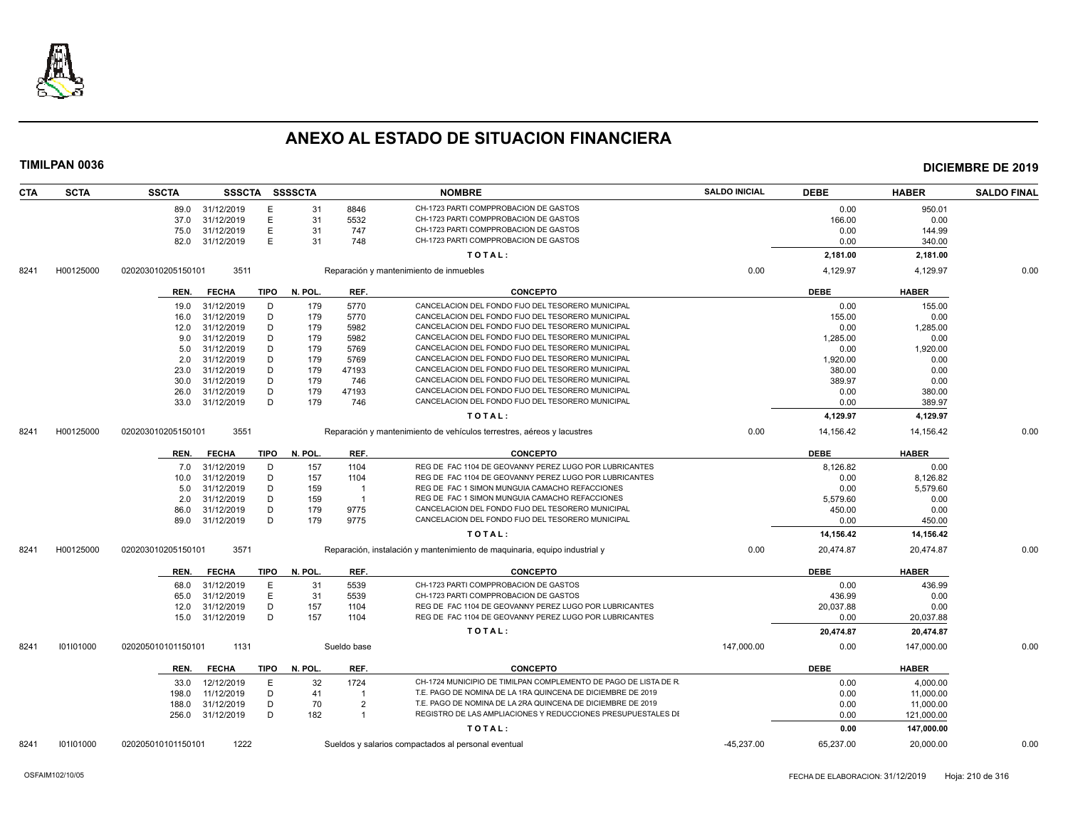# ANEXO AL ESTADO DE SITUACION FINANCIERA

**TIMILPAN 0036** **DICIEMBRE DE 2019**

| CTA | SCTA | SSCTA | SSSCTA | SSSSCTA | | NOMBRE | SALDO INICIAL | DEBE | HABER | SALDO FINAL |
|---|---|---|---|---|---|---|---|---|---|---|
| | | 89.0 31/12/2019 | E | 31 | 8846 | CH-1723 PARTI COMPPROBACION DE GASTOS | | 0.00 | 950.01 | |
| | | 37.0 31/12/2019 | E | 31 | 5532 | CH-1723 PARTI COMPPROBACION DE GASTOS | | 166.00 | 0.00 | |
| | | 75.0 31/12/2019 | E | 31 | 747 | CH-1723 PARTI COMPPROBACION DE GASTOS | | 0.00 | 144.99 | |
| | | 82.0 31/12/2019 | E | 31 | 748 | CH-1723 PARTI COMPPROBACION DE GASTOS | | 0.00 | 340.00 | |
| | | | | | | **TOTAL:** | | **2,181.00** | **2,181.00** | |
| 8241 | H00125000 | 020203010205150101 | 3511 | | | Reparación y mantenimiento de inmuebles | 0.00 | 4,129.97 | 4,129.97 | 0.00 |
| | | **REN. FECHA** | **TIPO** | **N. POL.** | **REF.** | **CONCEPTO** | | **DEBE** | **HABER** | |
| | | 19.0 31/12/2019 | D | 179 | 5770 | CANCELACION DEL FONDO FIJO DEL TESORERO MUNICIPAL | | 0.00 | 155.00 | |
| | | 16.0 31/12/2019 | D | 179 | 5770 | CANCELACION DEL FONDO FIJO DEL TESORERO MUNICIPAL | | 155.00 | 0.00 | |
| | | 12.0 31/12/2019 | D | 179 | 5982 | CANCELACION DEL FONDO FIJO DEL TESORERO MUNICIPAL | | 0.00 | 1,285.00 | |
| | | 9.0 31/12/2019 | D | 179 | 5982 | CANCELACION DEL FONDO FIJO DEL TESORERO MUNICIPAL | | 1,285.00 | 0.00 | |
| | | 5.0 31/12/2019 | D | 179 | 5769 | CANCELACION DEL FONDO FIJO DEL TESORERO MUNICIPAL | | 0.00 | 1,920.00 | |
| | | 2.0 31/12/2019 | D | 179 | 5769 | CANCELACION DEL FONDO FIJO DEL TESORERO MUNICIPAL | | 1,920.00 | 0.00 | |
| | | 23.0 31/12/2019 | D | 179 | 47193 | CANCELACION DEL FONDO FIJO DEL TESORERO MUNICIPAL | | 380.00 | 0.00 | |
| | | 30.0 31/12/2019 | D | 179 | 746 | CANCELACION DEL FONDO FIJO DEL TESORERO MUNICIPAL | | 389.97 | 0.00 | |
| | | 26.0 31/12/2019 | D | 179 | 47193 | CANCELACION DEL FONDO FIJO DEL TESORERO MUNICIPAL | | 0.00 | 380.00 | |
| | | 33.0 31/12/2019 | D | 179 | 746 | CANCELACION DEL FONDO FIJO DEL TESORERO MUNICIPAL | | 0.00 | 389.97 | |
| | | | | | | **TOTAL:** | | **4,129.97** | **4,129.97** | |
| 8241 | H00125000 | 020203010205150101 | 3551 | | | Reparación y mantenimiento de vehículos terrestres, aéreos y lacustres | 0.00 | 14,156.42 | 14,156.42 | 0.00 |
| | | **REN. FECHA** | **TIPO** | **N. POL.** | **REF.** | **CONCEPTO** | | **DEBE** | **HABER** | |
| | | 7.0 31/12/2019 | D | 157 | 1104 | REG DE FAC 1104 DE GEOVANNY PEREZ LUGO POR LUBRICANTES | | 8,126.82 | 0.00 | |
| | | 10.0 31/12/2019 | D | 157 | 1104 | REG DE FAC 1104 DE GEOVANNY PEREZ LUGO POR LUBRICANTES | | 0.00 | 8,126.82 | |
| | | 5.0 31/12/2019 | D | 159 | 1 | REG DE FAC 1 SIMON MUNGUIA CAMACHO REFACCIONES | | 0.00 | 5,579.60 | |
| | | 2.0 31/12/2019 | D | 159 | 1 | REG DE FAC 1 SIMON MUNGUIA CAMACHO REFACCIONES | | 5,579.60 | 0.00 | |
| | | 86.0 31/12/2019 | D | 179 | 9775 | CANCELACION DEL FONDO FIJO DEL TESORERO MUNICIPAL | | 450.00 | 0.00 | |
| | | 89.0 31/12/2019 | D | 179 | 9775 | CANCELACION DEL FONDO FIJO DEL TESORERO MUNICIPAL | | 0.00 | 450.00 | |
| | | | | | | **TOTAL:** | | **14,156.42** | **14,156.42** | |
| 8241 | H00125000 | 020203010205150101 | 3571 | | | Reparación, instalación y mantenimiento de maquinaria, equipo industrial y | 0.00 | 20,474.87 | 20,474.87 | 0.00 |
| | | **REN. FECHA** | **TIPO** | **N. POL.** | **REF.** | **CONCEPTO** | | **DEBE** | **HABER** | |
| | | 68.0 31/12/2019 | E | 31 | 5539 | CH-1723 PARTI COMPPROBACION DE GASTOS | | 0.00 | 436.99 | |
| | | 65.0 31/12/2019 | E | 31 | 5539 | CH-1723 PARTI COMPPROBACION DE GASTOS | | 436.99 | 0.00 | |
| | | 12.0 31/12/2019 | D | 157 | 1104 | REG DE FAC 1104 DE GEOVANNY PEREZ LUGO POR LUBRICANTES | | 20,037.88 | 0.00 | |
| | | 15.0 31/12/2019 | D | 157 | 1104 | REG DE FAC 1104 DE GEOVANNY PEREZ LUGO POR LUBRICANTES | | 0.00 | 20,037.88 | |
| | | | | | | **TOTAL:** | | **20,474.87** | **20,474.87** | |
| 8241 | I01I01000 | 020205010101150101 | 1131 | | | Sueldo base | 147,000.00 | 0.00 | 147,000.00 | 0.00 |
| | | **REN. FECHA** | **TIPO** | **N. POL.** | **REF.** | **CONCEPTO** | | **DEBE** | **HABER** | |
| | | 33.0 12/12/2019 | E | 32 | 1724 | CH-1724 MUNICIPIO DE TIMILPAN COMPLEMENTO DE PAGO DE LISTA DE R | | 0.00 | 4,000.00 | |
| | | 198.0 11/12/2019 | D | 41 | 1 | T.E. PAGO DE NOMINA DE LA 1RA QUINCENA DE DICIEMBRE DE 2019 | | 0.00 | 11,000.00 | |
| | | 188.0 31/12/2019 | D | 70 | 2 | T.E. PAGO DE NOMINA DE LA 2RA QUINCENA DE DICIEMBRE DE 2019 | | 0.00 | 11,000.00 | |
| | | 256.0 31/12/2019 | D | 182 | 1 | REGISTRO DE LAS AMPLIACIONES Y REDUCCIONES PRESUPUESTALES DE | | 0.00 | 121,000.00 | |
| | | | | | | **TOTAL:** | | **0.00** | **147,000.00** | |
| 8241 | I01I01000 | 020205010101150101 | 1222 | | | Sueldos y salarios compactados al personal eventual | -45,237.00 | 65,237.00 | 20,000.00 | 0.00 |

OSFAIM102/10/05 FECHA DE ELABORACION: 31/12/2019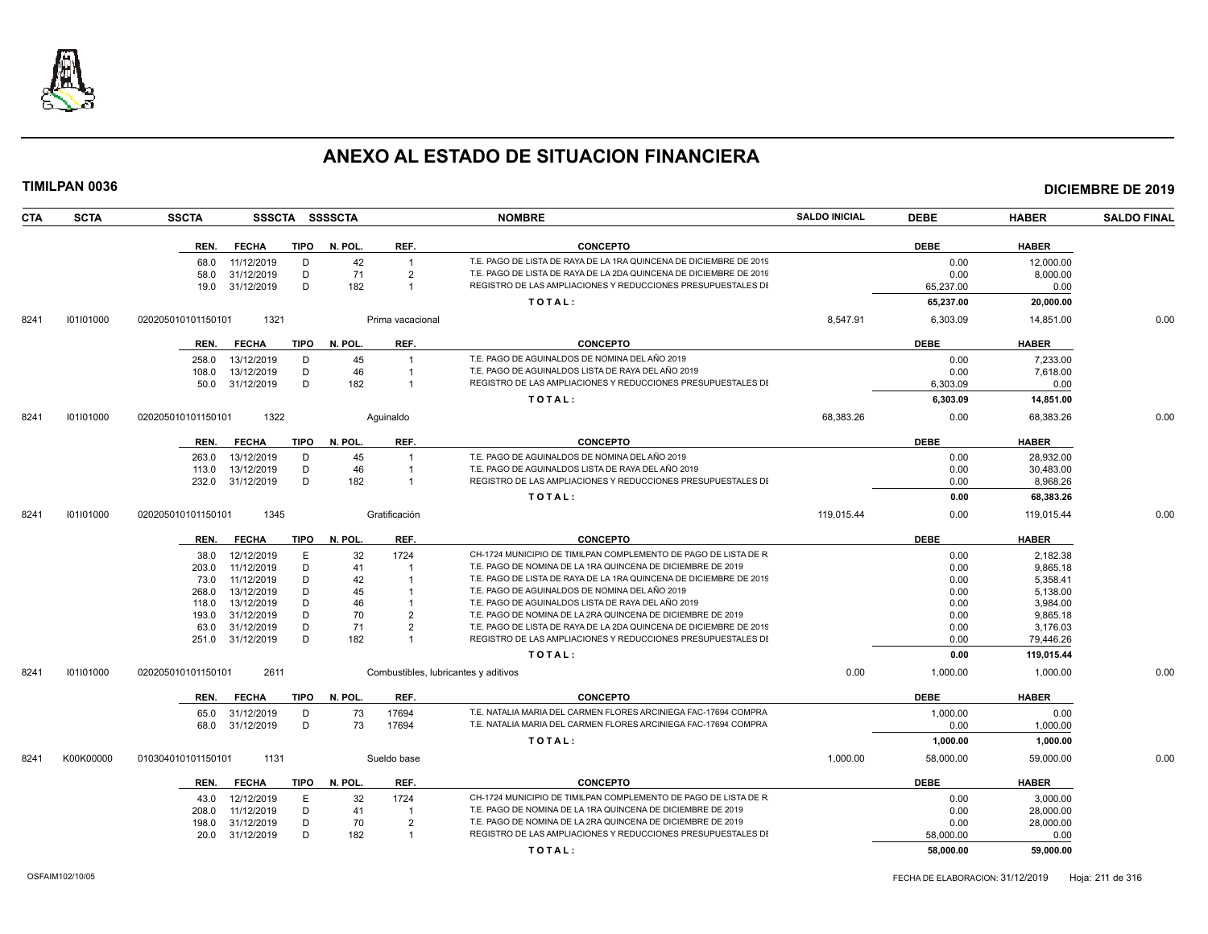# ANEXO AL ESTADO DE SITUACION FINANCIERA

**TIMILPAN 0036** — **DICIEMBRE DE 2019**

| CTA | SCTA | SSCTA | SSSCTA SSSSCTA | NOMBRE | SALDO INICIAL | DEBE | HABER | SALDO FINAL |
|---|---|---|---|---|---|---|---|---|

| REN. | FECHA | TIPO | N. POL. | REF. | CONCEPTO | DEBE | HABER |
|---|---|---|---|---|---|---|---|
| 68.0 | 11/12/2019 | D | 42 | 1 | T.E. PAGO DE LISTA DE RAYA DE LA 1RA QUINCENA DE DICIEMBRE DE 2019 | 0.00 | 12,000.00 |
| 58.0 | 31/12/2019 | D | 71 | 2 | T.E. PAGO DE LISTA DE RAYA DE LA 2DA QUINCENA DE DICIEMBRE DE 2019 | 0.00 | 8,000.00 |
| 19.0 | 31/12/2019 | D | 182 | 1 | REGISTRO DE LAS AMPLIACIONES Y REDUCCIONES PRESUPUESTALES DE | 65,237.00 | 0.00 |
| | | | | | TOTAL: | 65,237.00 | 20,000.00 |

| CTA | SCTA | SSCTA | SSSCTA | NOMBRE | SALDO INICIAL | DEBE | HABER | SALDO FINAL |
|---|---|---|---|---|---|---|---|---|
| 8241 | I01I01000 | 020205010101150101 | 1321 | Prima vacacional | 8,547.91 | 6,303.09 | 14,851.00 | 0.00 |

| REN. | FECHA | TIPO | N. POL. | REF. | CONCEPTO | DEBE | HABER |
|---|---|---|---|---|---|---|---|
| 258.0 | 13/12/2019 | D | 45 | 1 | T.E. PAGO DE AGUINALDOS DE NOMINA DEL AÑO 2019 | 0.00 | 7,233.00 |
| 108.0 | 13/12/2019 | D | 46 | 1 | T.E. PAGO DE AGUINALDOS LISTA DE RAYA DEL AÑO 2019 | 0.00 | 7,618.00 |
| 50.0 | 31/12/2019 | D | 182 | 1 | REGISTRO DE LAS AMPLIACIONES Y REDUCCIONES PRESUPUESTALES DE | 6,303.09 | 0.00 |
| | | | | | TOTAL: | 6,303.09 | 14,851.00 |

| CTA | SCTA | SSCTA | SSSCTA | NOMBRE | SALDO INICIAL | DEBE | HABER | SALDO FINAL |
|---|---|---|---|---|---|---|---|---|
| 8241 | I01I01000 | 020205010101150101 | 1322 | Aguinaldo | 68,383.26 | 0.00 | 68,383.26 | 0.00 |

| REN. | FECHA | TIPO | N. POL. | REF. | CONCEPTO | DEBE | HABER |
|---|---|---|---|---|---|---|---|
| 263.0 | 13/12/2019 | D | 45 | 1 | T.E. PAGO DE AGUINALDOS DE NOMINA DEL AÑO 2019 | 0.00 | 28,932.00 |
| 113.0 | 13/12/2019 | D | 46 | 1 | T.E. PAGO DE AGUINALDOS LISTA DE RAYA DEL AÑO 2019 | 0.00 | 30,483.00 |
| 232.0 | 31/12/2019 | D | 182 | 1 | REGISTRO DE LAS AMPLIACIONES Y REDUCCIONES PRESUPUESTALES DE | 0.00 | 8,968.26 |
| | | | | | TOTAL: | 0.00 | 68,383.26 |

| CTA | SCTA | SSCTA | SSSCTA | NOMBRE | SALDO INICIAL | DEBE | HABER | SALDO FINAL |
|---|---|---|---|---|---|---|---|---|
| 8241 | I01I01000 | 020205010101150101 | 1345 | Gratificación | 119,015.44 | 0.00 | 119,015.44 | 0.00 |

| REN. | FECHA | TIPO | N. POL. | REF. | CONCEPTO | DEBE | HABER |
|---|---|---|---|---|---|---|---|
| 38.0 | 12/12/2019 | E | 32 | 1724 | CH-1724 MUNICIPIO DE TIMILPAN COMPLEMENTO DE PAGO DE LISTA DE R. | 0.00 | 2,182.38 |
| 203.0 | 11/12/2019 | D | 41 | 1 | T.E. PAGO DE NOMINA DE LA 1RA QUINCENA DE DICIEMBRE DE 2019 | 0.00 | 9,865.18 |
| 73.0 | 11/12/2019 | D | 42 | 1 | T.E. PAGO DE LISTA DE RAYA DE LA 1RA QUINCENA DE DICIEMBRE DE 2019 | 0.00 | 5,358.41 |
| 268.0 | 13/12/2019 | D | 45 | 1 | T.E. PAGO DE AGUINALDOS DE NOMINA DEL AÑO 2019 | 0.00 | 5,138.00 |
| 118.0 | 13/12/2019 | D | 46 | 1 | T.E. PAGO DE AGUINALDOS LISTA DE RAYA DEL AÑO 2019 | 0.00 | 3,984.00 |
| 193.0 | 31/12/2019 | D | 70 | 2 | T.E. PAGO DE NOMINA DE LA 2RA QUINCENA DE DICIEMBRE DE 2019 | 0.00 | 9,865.18 |
| 63.0 | 31/12/2019 | D | 71 | 2 | T.E. PAGO DE LISTA DE RAYA DE LA 2DA QUINCENA DE DICIEMBRE DE 2019 | 0.00 | 3,176.03 |
| 251.0 | 31/12/2019 | D | 182 | 1 | REGISTRO DE LAS AMPLIACIONES Y REDUCCIONES PRESUPUESTALES DE | 0.00 | 79,446.26 |
| | | | | | TOTAL: | 0.00 | 119,015.44 |

| CTA | SCTA | SSCTA | SSSCTA | NOMBRE | SALDO INICIAL | DEBE | HABER | SALDO FINAL |
|---|---|---|---|---|---|---|---|---|
| 8241 | I01I01000 | 020205010101150101 | 2611 | Combustibles, lubricantes y aditivos | 0.00 | 1,000.00 | 1,000.00 | 0.00 |

| REN. | FECHA | TIPO | N. POL. | REF. | CONCEPTO | DEBE | HABER |
|---|---|---|---|---|---|---|---|
| 65.0 | 31/12/2019 | D | 73 | 17694 | T.E. NATALIA MARIA DEL CARMEN FLORES ARCINIEGA FAC-17694 COMPRA | 1,000.00 | 0.00 |
| 68.0 | 31/12/2019 | D | 73 | 17694 | T.E. NATALIA MARIA DEL CARMEN FLORES ARCINIEGA FAC-17694 COMPRA | 0.00 | 1,000.00 |
| | | | | | TOTAL: | 1,000.00 | 1,000.00 |

| CTA | SCTA | SSCTA | SSSCTA | NOMBRE | SALDO INICIAL | DEBE | HABER | SALDO FINAL |
|---|---|---|---|---|---|---|---|---|
| 8241 | K00K00000 | 010304010101150101 | 1131 | Sueldo base | 1,000.00 | 58,000.00 | 59,000.00 | 0.00 |

| REN. | FECHA | TIPO | N. POL. | REF. | CONCEPTO | DEBE | HABER |
|---|---|---|---|---|---|---|---|
| 43.0 | 12/12/2019 | E | 32 | 1724 | CH-1724 MUNICIPIO DE TIMILPAN COMPLEMENTO DE PAGO DE LISTA DE R. | 0.00 | 3,000.00 |
| 208.0 | 11/12/2019 | D | 41 | 1 | T.E. PAGO DE NOMINA DE LA 1RA QUINCENA DE DICIEMBRE DE 2019 | 0.00 | 28,000.00 |
| 198.0 | 31/12/2019 | D | 70 | 2 | T.E. PAGO DE NOMINA DE LA 2RA QUINCENA DE DICIEMBRE DE 2019 | 0.00 | 28,000.00 |
| 20.0 | 31/12/2019 | D | 182 | 1 | REGISTRO DE LAS AMPLIACIONES Y REDUCCIONES PRESUPUESTALES DE | 58,000.00 | 0.00 |
| | | | | | TOTAL: | 58,000.00 | 59,000.00 |

OSFAIM102/10/05 — FECHA DE ELABORACION: 31/12/2019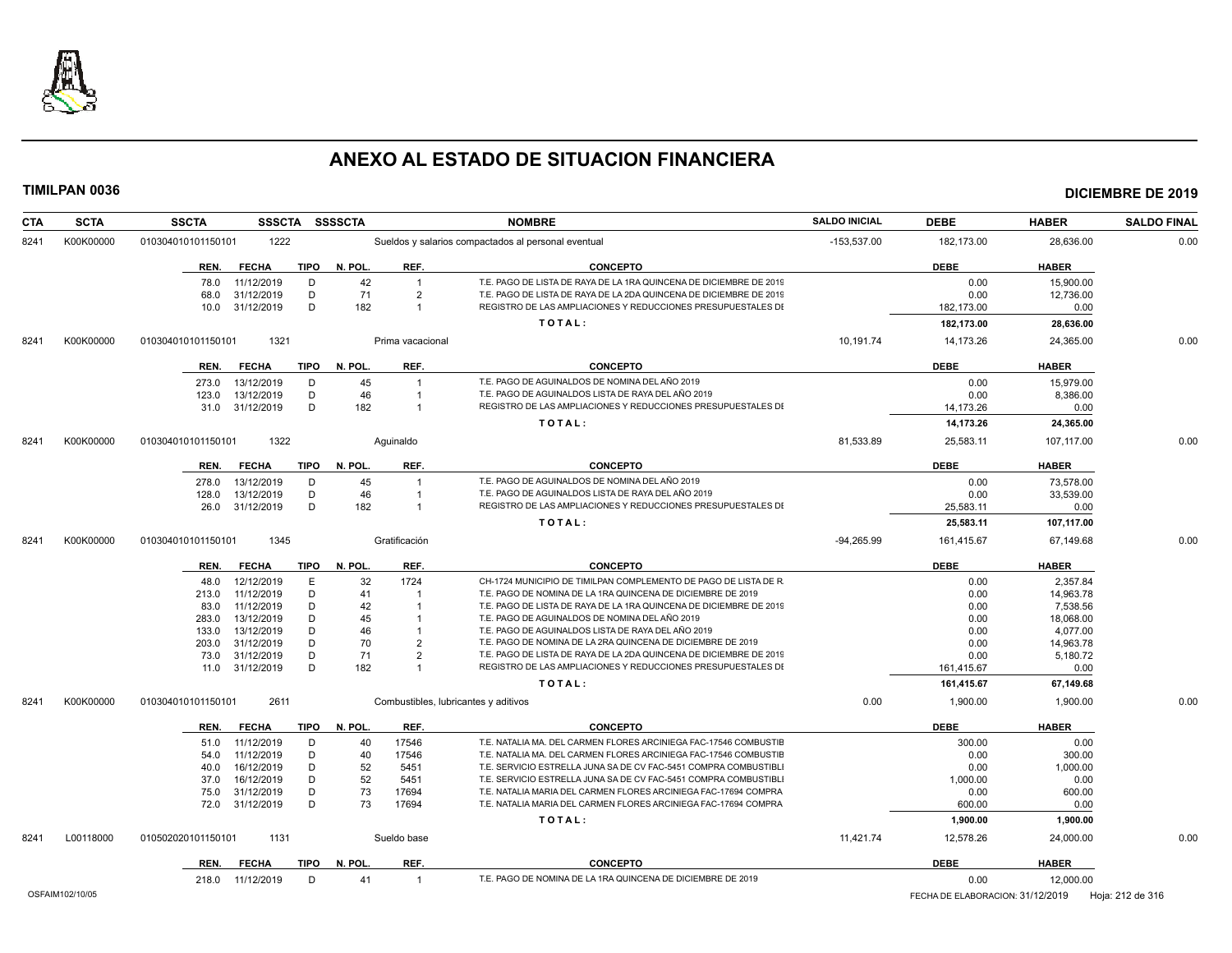# ANEXO AL ESTADO DE SITUACION FINANCIERA

**TIMILPAN 0036** | **DICIEMBRE DE 2019**

| CTA | SCTA | SSCTA | SSSCTA | SSSSCTA | NOMBRE | SALDO INICIAL | DEBE | HABER | SALDO FINAL |
|---|---|---|---|---|---|---|---|---|---|
| 8241 | K00K00000 | 010304010101150101 | 1222 | | Sueldos y salarios compactados al personal eventual | -153,537.00 | 182,173.00 | 28,636.00 | 0.00 |

| REN. | FECHA | TIPO | N. POL. | REF. | CONCEPTO | DEBE | HABER |
|---|---|---|---|---|---|---|---|
| 78.0 | 11/12/2019 | D | 42 | 1 | T.E. PAGO DE LISTA DE RAYA DE LA 1RA QUINCENA DE DICIEMBRE DE 2019 | 0.00 | 15,900.00 |
| 68.0 | 31/12/2019 | D | 71 | 2 | T.E. PAGO DE LISTA DE RAYA DE LA 2DA QUINCENA DE DICIEMBRE DE 2019 | 0.00 | 12,736.00 |
| 10.0 | 31/12/2019 | D | 182 | 1 | REGISTRO DE LAS AMPLIACIONES Y REDUCCIONES PRESUPUESTALES DE | 182,173.00 | 0.00 |
| | | | | | TOTAL: | 182,173.00 | 28,636.00 |

| CTA | SCTA | SSCTA | SSSCTA | SSSSCTA | NOMBRE | SALDO INICIAL | DEBE | HABER | SALDO FINAL |
|---|---|---|---|---|---|---|---|---|---|
| 8241 | K00K00000 | 010304010101150101 | 1321 | | Prima vacacional | 10,191.74 | 14,173.26 | 24,365.00 | 0.00 |

| REN. | FECHA | TIPO | N. POL. | REF. | CONCEPTO | DEBE | HABER |
|---|---|---|---|---|---|---|---|
| 273.0 | 13/12/2019 | D | 45 | 1 | T.E. PAGO DE AGUINALDOS DE NOMINA DEL AÑO 2019 | 0.00 | 15,979.00 |
| 123.0 | 13/12/2019 | D | 46 | 1 | T.E. PAGO DE AGUINALDOS LISTA DE RAYA DEL AÑO 2019 | 0.00 | 8,386.00 |
| 31.0 | 31/12/2019 | D | 182 | 1 | REGISTRO DE LAS AMPLIACIONES Y REDUCCIONES PRESUPUESTALES DE | 14,173.26 | 0.00 |
| | | | | | TOTAL: | 14,173.26 | 24,365.00 |

| CTA | SCTA | SSCTA | SSSCTA | SSSSCTA | NOMBRE | SALDO INICIAL | DEBE | HABER | SALDO FINAL |
|---|---|---|---|---|---|---|---|---|---|
| 8241 | K00K00000 | 010304010101150101 | 1322 | | Aguinaldo | 81,533.89 | 25,583.11 | 107,117.00 | 0.00 |

| REN. | FECHA | TIPO | N. POL. | REF. | CONCEPTO | DEBE | HABER |
|---|---|---|---|---|---|---|---|
| 278.0 | 13/12/2019 | D | 45 | 1 | T.E. PAGO DE AGUINALDOS DE NOMINA DEL AÑO 2019 | 0.00 | 73,578.00 |
| 128.0 | 13/12/2019 | D | 46 | 1 | T.E. PAGO DE AGUINALDOS LISTA DE RAYA DEL AÑO 2019 | 0.00 | 33,539.00 |
| 26.0 | 31/12/2019 | D | 182 | 1 | REGISTRO DE LAS AMPLIACIONES Y REDUCCIONES PRESUPUESTALES DE | 25,583.11 | 0.00 |
| | | | | | TOTAL: | 25,583.11 | 107,117.00 |

| CTA | SCTA | SSCTA | SSSCTA | SSSSCTA | NOMBRE | SALDO INICIAL | DEBE | HABER | SALDO FINAL |
|---|---|---|---|---|---|---|---|---|---|
| 8241 | K00K00000 | 010304010101150101 | 1345 | | Gratificación | -94,265.99 | 161,415.67 | 67,149.68 | 0.00 |

| REN. | FECHA | TIPO | N. POL. | REF. | CONCEPTO | DEBE | HABER |
|---|---|---|---|---|---|---|---|
| 48.0 | 12/12/2019 | E | 32 | 1724 | CH-1724 MUNICIPIO DE TIMILPAN COMPLEMENTO DE PAGO DE LISTA DE R. | 0.00 | 2,357.84 |
| 213.0 | 11/12/2019 | D | 41 | 1 | T.E. PAGO DE NOMINA DE LA 1RA QUINCENA DE DICIEMBRE DE 2019 | 0.00 | 14,963.78 |
| 83.0 | 11/12/2019 | D | 42 | 1 | T.E. PAGO DE LISTA DE RAYA DE LA 1RA QUINCENA DE DICIEMBRE DE 2019 | 0.00 | 7,538.56 |
| 283.0 | 13/12/2019 | D | 45 | 1 | T.E. PAGO DE AGUINALDOS DE NOMINA DEL AÑO 2019 | 0.00 | 18,068.00 |
| 133.0 | 13/12/2019 | D | 46 | 1 | T.E. PAGO DE AGUINALDOS LISTA DE RAYA DEL AÑO 2019 | 0.00 | 4,077.00 |
| 203.0 | 31/12/2019 | D | 70 | 2 | T.E. PAGO DE NOMINA DE LA 2RA QUINCENA DE DICIEMBRE DE 2019 | 0.00 | 14,963.78 |
| 73.0 | 31/12/2019 | D | 71 | 2 | T.E. PAGO DE LISTA DE RAYA DE LA 2DA QUINCENA DE DICIEMBRE DE 2019 | 0.00 | 5,180.72 |
| 11.0 | 31/12/2019 | D | 182 | 1 | REGISTRO DE LAS AMPLIACIONES Y REDUCCIONES PRESUPUESTALES DE | 161,415.67 | 0.00 |
| | | | | | TOTAL: | 161,415.67 | 67,149.68 |

| CTA | SCTA | SSCTA | SSSCTA | SSSSCTA | NOMBRE | SALDO INICIAL | DEBE | HABER | SALDO FINAL |
|---|---|---|---|---|---|---|---|---|---|
| 8241 | K00K00000 | 010304010101150101 | 2611 | | Combustibles, lubricantes y aditivos | 0.00 | 1,900.00 | 1,900.00 | 0.00 |

| REN. | FECHA | TIPO | N. POL. | REF. | CONCEPTO | DEBE | HABER |
|---|---|---|---|---|---|---|---|
| 51.0 | 11/12/2019 | D | 40 | 17546 | T.E. NATALIA MA. DEL CARMEN FLORES ARCINIEGA FAC-17546 COMBUSTIB | 300.00 | 0.00 |
| 54.0 | 11/12/2019 | D | 40 | 17546 | T.E. NATALIA MA. DEL CARMEN FLORES ARCINIEGA FAC-17546 COMBUSTIB | 0.00 | 300.00 |
| 40.0 | 16/12/2019 | D | 52 | 5451 | T.E. SERVICIO ESTRELLA JUNA SA DE CV FAC-5451 COMPRA COMBUSTIBLE | 0.00 | 1,000.00 |
| 37.0 | 16/12/2019 | D | 52 | 5451 | T.E. SERVICIO ESTRELLA JUNA SA DE CV FAC-5451 COMPRA COMBUSTIBLE | 1,000.00 | 0.00 |
| 75.0 | 31/12/2019 | D | 73 | 17694 | T.E. NATALIA MARIA DEL CARMEN FLORES ARCINIEGA FAC-17694 COMPRA | 0.00 | 600.00 |
| 72.0 | 31/12/2019 | D | 73 | 17694 | T.E. NATALIA MARIA DEL CARMEN FLORES ARCINIEGA FAC-17694 COMPRA | 600.00 | 0.00 |
| | | | | | TOTAL: | 1,900.00 | 1,900.00 |

| CTA | SCTA | SSCTA | SSSCTA | SSSSCTA | NOMBRE | SALDO INICIAL | DEBE | HABER | SALDO FINAL |
|---|---|---|---|---|---|---|---|---|---|
| 8241 | L00118000 | 010502020101150101 | 1131 | | Sueldo base | 11,421.74 | 12,578.26 | 24,000.00 | 0.00 |

| REN. | FECHA | TIPO | N. POL. | REF. | CONCEPTO | DEBE | HABER |
|---|---|---|---|---|---|---|---|
| 218.0 | 11/12/2019 | D | 41 | 1 | T.E. PAGO DE NOMINA DE LA 1RA QUINCENA DE DICIEMBRE DE 2019 | 0.00 | 12,000.00 |

OSFAIM102/10/05 | FECHA DE ELABORACION: 31/12/2019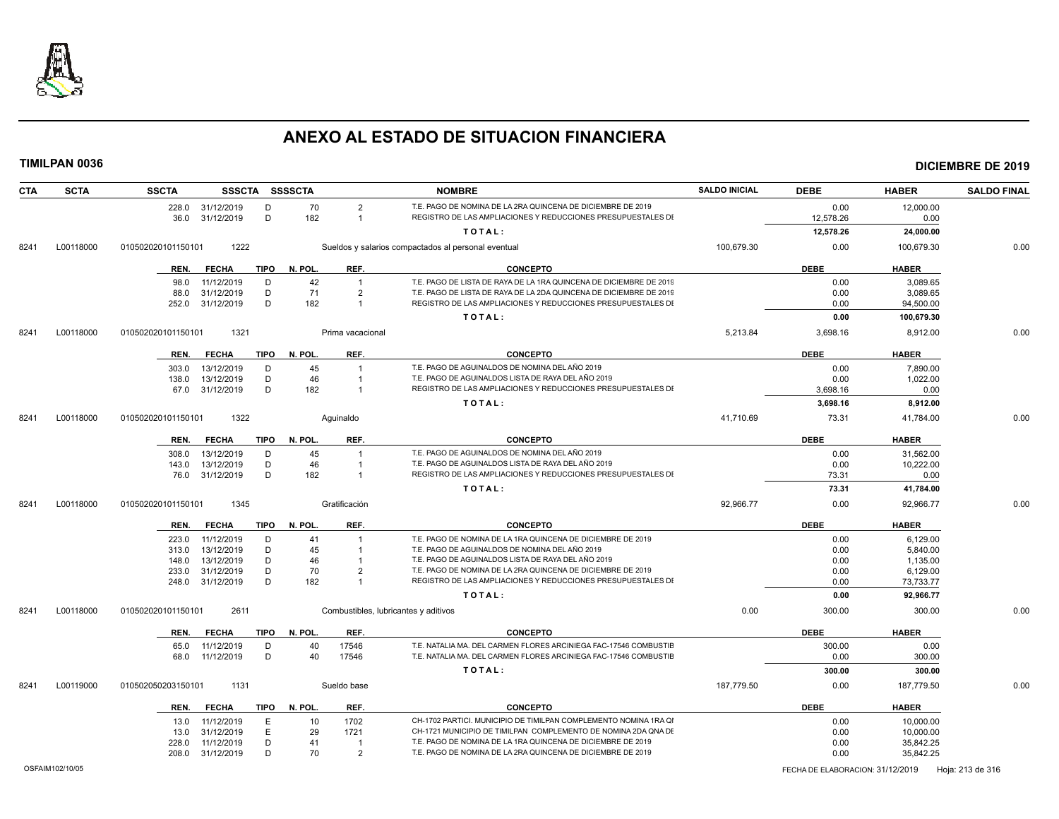# ANEXO AL ESTADO DE SITUACION FINANCIERA

**TIMILPAN 0036** — **DICIEMBRE DE 2019**

| CTA | SCTA | SSCTA | SSSCTA | SSSSCTA | | NOMBRE | SALDO INICIAL | DEBE | HABER | SALDO FINAL |
|---|---|---|---|---|---|---|---|---|---|---|
| | | 228.0 31/12/2019 | D | 70 | 2 | T.E. PAGO DE NOMINA DE LA 2RA QUINCENA DE DICIEMBRE DE 2019 | | 0.00 | 12,000.00 | |
| | | 36.0 31/12/2019 | D | 182 | 1 | REGISTRO DE LAS AMPLIACIONES Y REDUCCIONES PRESUPUESTALES DI | | 12,578.26 | 0.00 | |
| | | | | | | **TOTAL:** | | **12,578.26** | **24,000.00** | |
| 8241 | L00118000 | 010502020101150101 | 1222 | | | Sueldos y salarios compactados al personal eventual | 100,679.30 | 0.00 | 100,679.30 | 0.00 |
| | | REN. FECHA | TIPO | N. POL. | REF. | CONCEPTO | | DEBE | HABER | |
| | | 98.0 11/12/2019 | D | 42 | 1 | T.E. PAGO DE LISTA DE RAYA DE LA 1RA QUINCENA DE DICIEMBRE DE 2019 | | 0.00 | 3,089.65 | |
| | | 88.0 31/12/2019 | D | 71 | 2 | T.E. PAGO DE LISTA DE RAYA DE LA 2DA QUINCENA DE DICIEMBRE DE 2019 | | 0.00 | 3,089.65 | |
| | | 252.0 31/12/2019 | D | 182 | 1 | REGISTRO DE LAS AMPLIACIONES Y REDUCCIONES PRESUPUESTALES DI | | 0.00 | 94,500.00 | |
| | | | | | | **TOTAL:** | | **0.00** | **100,679.30** | |
| 8241 | L00118000 | 010502020101150101 | 1321 | | | Prima vacacional | 5,213.84 | 3,698.16 | 8,912.00 | 0.00 |
| | | REN. FECHA | TIPO | N. POL. | REF. | CONCEPTO | | DEBE | HABER | |
| | | 303.0 13/12/2019 | D | 45 | 1 | T.E. PAGO DE AGUINALDOS DE NOMINA DEL AÑO 2019 | | 0.00 | 7,890.00 | |
| | | 138.0 13/12/2019 | D | 46 | 1 | T.E. PAGO DE AGUINALDOS LISTA DE RAYA DEL AÑO 2019 | | 0.00 | 1,022.00 | |
| | | 67.0 31/12/2019 | D | 182 | 1 | REGISTRO DE LAS AMPLIACIONES Y REDUCCIONES PRESUPUESTALES DI | | 3,698.16 | 0.00 | |
| | | | | | | **TOTAL:** | | **3,698.16** | **8,912.00** | |
| 8241 | L00118000 | 010502020101150101 | 1322 | | | Aguinaldo | 41,710.69 | 73.31 | 41,784.00 | 0.00 |
| | | REN. FECHA | TIPO | N. POL. | REF. | CONCEPTO | | DEBE | HABER | |
| | | 308.0 13/12/2019 | D | 45 | 1 | T.E. PAGO DE AGUINALDOS DE NOMINA DEL AÑO 2019 | | 0.00 | 31,562.00 | |
| | | 143.0 13/12/2019 | D | 46 | 1 | T.E. PAGO DE AGUINALDOS LISTA DE RAYA DEL AÑO 2019 | | 0.00 | 10,222.00 | |
| | | 76.0 31/12/2019 | D | 182 | 1 | REGISTRO DE LAS AMPLIACIONES Y REDUCCIONES PRESUPUESTALES DI | | 73.31 | 0.00 | |
| | | | | | | **TOTAL:** | | **73.31** | **41,784.00** | |
| 8241 | L00118000 | 010502020101150101 | 1345 | | | Gratificación | 92,966.77 | 0.00 | 92,966.77 | 0.00 |
| | | REN. FECHA | TIPO | N. POL. | REF. | CONCEPTO | | DEBE | HABER | |
| | | 223.0 11/12/2019 | D | 41 | 1 | T.E. PAGO DE NOMINA DE LA 1RA QUINCENA DE DICIEMBRE DE 2019 | | 0.00 | 6,129.00 | |
| | | 313.0 13/12/2019 | D | 45 | 1 | T.E. PAGO DE AGUINALDOS DE NOMINA DEL AÑO 2019 | | 0.00 | 5,840.00 | |
| | | 148.0 13/12/2019 | D | 46 | 1 | T.E. PAGO DE AGUINALDOS LISTA DE RAYA DEL AÑO 2019 | | 0.00 | 1,135.00 | |
| | | 233.0 31/12/2019 | D | 70 | 2 | T.E. PAGO DE NOMINA DE LA 2RA QUINCENA DE DICIEMBRE DE 2019 | | 0.00 | 6,129.00 | |
| | | 248.0 31/12/2019 | D | 182 | 1 | REGISTRO DE LAS AMPLIACIONES Y REDUCCIONES PRESUPUESTALES DI | | 0.00 | 73,733.77 | |
| | | | | | | **TOTAL:** | | **0.00** | **92,966.77** | |
| 8241 | L00118000 | 010502020101150101 | 2611 | | | Combustibles, lubricantes y aditivos | 0.00 | 300.00 | 300.00 | 0.00 |
| | | REN. FECHA | TIPO | N. POL. | REF. | CONCEPTO | | DEBE | HABER | |
| | | 65.0 11/12/2019 | D | 40 | 17546 | T.E. NATALIA MA. DEL CARMEN FLORES ARCINIEGA FAC-17546 COMBUSTIB | | 300.00 | 0.00 | |
| | | 68.0 11/12/2019 | D | 40 | 17546 | T.E. NATALIA MA. DEL CARMEN FLORES ARCINIEGA FAC-17546 COMBUSTIB | | 0.00 | 300.00 | |
| | | | | | | **TOTAL:** | | **300.00** | **300.00** | |
| 8241 | L00119000 | 010502050203150101 | 1131 | | | Sueldo base | 187,779.50 | 0.00 | 187,779.50 | 0.00 |
| | | REN. FECHA | TIPO | N. POL. | REF. | CONCEPTO | | DEBE | HABER | |
| | | 13.0 11/12/2019 | E | 10 | 1702 | CH-1702 PARTICI. MUNICIPIO DE TIMILPAN COMPLEMENTO NOMINA 1RA QI | | 0.00 | 10,000.00 | |
| | | 13.0 31/12/2019 | E | 29 | 1721 | CH-1721 MUNICIPIO DE TIMILPAN COMPLEMENTO DE NOMINA 2DA QNA DE | | 0.00 | 10,000.00 | |
| | | 228.0 11/12/2019 | D | 41 | 1 | T.E. PAGO DE NOMINA DE LA 1RA QUINCENA DE DICIEMBRE DE 2019 | | 0.00 | 35,842.25 | |
| | | 208.0 31/12/2019 | D | 70 | 2 | T.E. PAGO DE NOMINA DE LA 2RA QUINCENA DE DICIEMBRE DE 2019 | | 0.00 | 35,842.25 | |

OSFAIM102/10/05 — FECHA DE ELABORACION: 31/12/2019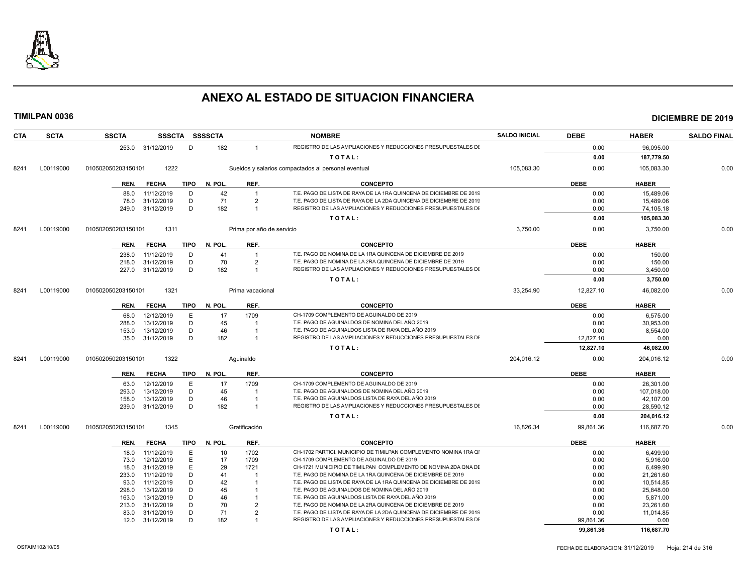# ANEXO AL ESTADO DE SITUACION FINANCIERA

**TIMILPAN 0036** — **DICIEMBRE DE 2019**

| CTA | SCTA | SSCTA | SSSCTA | SSSSCTA | NOMBRE | SALDO INICIAL | DEBE | HABER | SALDO FINAL |
|---|---|---|---|---|---|---|---|---|---|
| | | 253.0 31/12/2019 | D | 182 1 | REGISTRO DE LAS AMPLIACIONES Y REDUCCIONES PRESUPUESTALES DI | | 0.00 | 96,095.00 | |
| | | | | | TOTAL: | | 0.00 | 187,779.50 | |
| 8241 | L00119000 | 010502050203150101 | 1222 | | Sueldos y salarios compactados al personal eventual | 105,083.30 | 0.00 | 105,083.30 | 0.00 |

| REN. | FECHA | TIPO | N. POL. | REF. | CONCEPTO | DEBE | HABER |
|---|---|---|---|---|---|---|---|
| 88.0 | 11/12/2019 | D | 42 | 1 | T.E. PAGO DE LISTA DE RAYA DE LA 1RA QUINCENA DE DICIEMBRE DE 2019 | 0.00 | 15,489.06 |
| 78.0 | 31/12/2019 | D | 71 | 2 | T.E. PAGO DE LISTA DE RAYA DE LA 2DA QUINCENA DE DICIEMBRE DE 2019 | 0.00 | 15,489.06 |
| 249.0 | 31/12/2019 | D | 182 | 1 | REGISTRO DE LAS AMPLIACIONES Y REDUCCIONES PRESUPUESTALES DI | 0.00 | 74,105.18 |
| | | | | | TOTAL: | 0.00 | 105,083.30 |

| CTA | SCTA | SSCTA | SSSCTA | NOMBRE | SALDO INICIAL | DEBE | HABER | SALDO FINAL |
|---|---|---|---|---|---|---|---|---|
| 8241 | L00119000 | 010502050203150101 | 1311 | Prima por año de servicio | 3,750.00 | 0.00 | 3,750.00 | 0.00 |

| REN. | FECHA | TIPO | N. POL. | REF. | CONCEPTO | DEBE | HABER |
|---|---|---|---|---|---|---|---|
| 238.0 | 11/12/2019 | D | 41 | 1 | T.E. PAGO DE NOMINA DE LA 1RA QUINCENA DE DICIEMBRE DE 2019 | 0.00 | 150.00 |
| 218.0 | 31/12/2019 | D | 70 | 2 | T.E. PAGO DE NOMINA DE LA 2RA QUINCENA DE DICIEMBRE DE 2019 | 0.00 | 150.00 |
| 227.0 | 31/12/2019 | D | 182 | 1 | REGISTRO DE LAS AMPLIACIONES Y REDUCCIONES PRESUPUESTALES DI | 0.00 | 3,450.00 |
| | | | | | TOTAL: | 0.00 | 3,750.00 |

| CTA | SCTA | SSCTA | SSSCTA | NOMBRE | SALDO INICIAL | DEBE | HABER | SALDO FINAL |
|---|---|---|---|---|---|---|---|---|
| 8241 | L00119000 | 010502050203150101 | 1321 | Prima vacacional | 33,254.90 | 12,827.10 | 46,082.00 | 0.00 |

| REN. | FECHA | TIPO | N. POL. | REF. | CONCEPTO | DEBE | HABER |
|---|---|---|---|---|---|---|---|
| 68.0 | 12/12/2019 | E | 17 | 1709 | CH-1709 COMPLEMENTO DE AGUINALDO DE 2019 | 0.00 | 6,575.00 |
| 288.0 | 13/12/2019 | D | 45 | 1 | T.E. PAGO DE AGUINALDOS DE NOMINA DEL AÑO 2019 | 0.00 | 30,953.00 |
| 153.0 | 13/12/2019 | D | 46 | 1 | T.E. PAGO DE AGUINALDOS LISTA DE RAYA DEL AÑO 2019 | 0.00 | 8,554.00 |
| 35.0 | 31/12/2019 | D | 182 | 1 | REGISTRO DE LAS AMPLIACIONES Y REDUCCIONES PRESUPUESTALES DI | 12,827.10 | 0.00 |
| | | | | | TOTAL: | 12,827.10 | 46,082.00 |

| CTA | SCTA | SSCTA | SSSCTA | NOMBRE | SALDO INICIAL | DEBE | HABER | SALDO FINAL |
|---|---|---|---|---|---|---|---|---|
| 8241 | L00119000 | 010502050203150101 | 1322 | Aguinaldo | 204,016.12 | 0.00 | 204,016.12 | 0.00 |

| REN. | FECHA | TIPO | N. POL. | REF. | CONCEPTO | DEBE | HABER |
|---|---|---|---|---|---|---|---|
| 63.0 | 12/12/2019 | E | 17 | 1709 | CH-1709 COMPLEMENTO DE AGUINALDO DE 2019 | 0.00 | 26,301.00 |
| 293.0 | 13/12/2019 | D | 45 | 1 | T.E. PAGO DE AGUINALDOS DE NOMINA DEL AÑO 2019 | 0.00 | 107,018.00 |
| 158.0 | 13/12/2019 | D | 46 | 1 | T.E. PAGO DE AGUINALDOS LISTA DE RAYA DEL AÑO 2019 | 0.00 | 42,107.00 |
| 239.0 | 31/12/2019 | D | 182 | 1 | REGISTRO DE LAS AMPLIACIONES Y REDUCCIONES PRESUPUESTALES DI | 0.00 | 28,590.12 |
| | | | | | TOTAL: | 0.00 | 204,016.12 |

| CTA | SCTA | SSCTA | SSSCTA | NOMBRE | SALDO INICIAL | DEBE | HABER | SALDO FINAL |
|---|---|---|---|---|---|---|---|---|
| 8241 | L00119000 | 010502050203150101 | 1345 | Gratificación | 16,826.34 | 99,861.36 | 116,687.70 | 0.00 |

| REN. | FECHA | TIPO | N. POL. | REF. | CONCEPTO | DEBE | HABER |
|---|---|---|---|---|---|---|---|
| 18.0 | 11/12/2019 | E | 10 | 1702 | CH-1702 PARTICI. MUNICIPIO DE TIMILPAN COMPLEMENTO NOMINA 1RA QI | 0.00 | 6,499.90 |
| 73.0 | 12/12/2019 | E | 17 | 1709 | CH-1709 COMPLEMENTO DE AGUINALDO DE 2019 | 0.00 | 5,916.00 |
| 18.0 | 31/12/2019 | E | 29 | 1721 | CH-1721 MUNICIPIO DE TIMILPAN COMPLEMENTO DE NOMINA 2DA QNA DE | 0.00 | 6,499.90 |
| 233.0 | 11/12/2019 | D | 41 | 1 | T.E. PAGO DE NOMINA DE LA 1RA QUINCENA DE DICIEMBRE DE 2019 | 0.00 | 21,261.60 |
| 93.0 | 11/12/2019 | D | 42 | 1 | T.E. PAGO DE LISTA DE RAYA DE LA 1RA QUINCENA DE DICIEMBRE DE 2019 | 0.00 | 10,514.85 |
| 298.0 | 13/12/2019 | D | 45 | 1 | T.E. PAGO DE AGUINALDOS DE NOMINA DEL AÑO 2019 | 0.00 | 25,848.00 |
| 163.0 | 13/12/2019 | D | 46 | 1 | T.E. PAGO DE AGUINALDOS LISTA DE RAYA DEL AÑO 2019 | 0.00 | 5,871.00 |
| 213.0 | 31/12/2019 | D | 70 | 2 | T.E. PAGO DE NOMINA DE LA 2RA QUINCENA DE DICIEMBRE DE 2019 | 0.00 | 23,261.60 |
| 83.0 | 31/12/2019 | D | 71 | 2 | T.E. PAGO DE LISTA DE RAYA DE LA 2DA QUINCENA DE DICIEMBRE DE 2019 | 0.00 | 11,014.85 |
| 12.0 | 31/12/2019 | D | 182 | 1 | REGISTRO DE LAS AMPLIACIONES Y REDUCCIONES PRESUPUESTALES DI | 99,861.36 | 0.00 |
| | | | | | TOTAL: | 99,861.36 | 116,687.70 |

OSFAIM102/10/05 — FECHA DE ELABORACION: 31/12/2019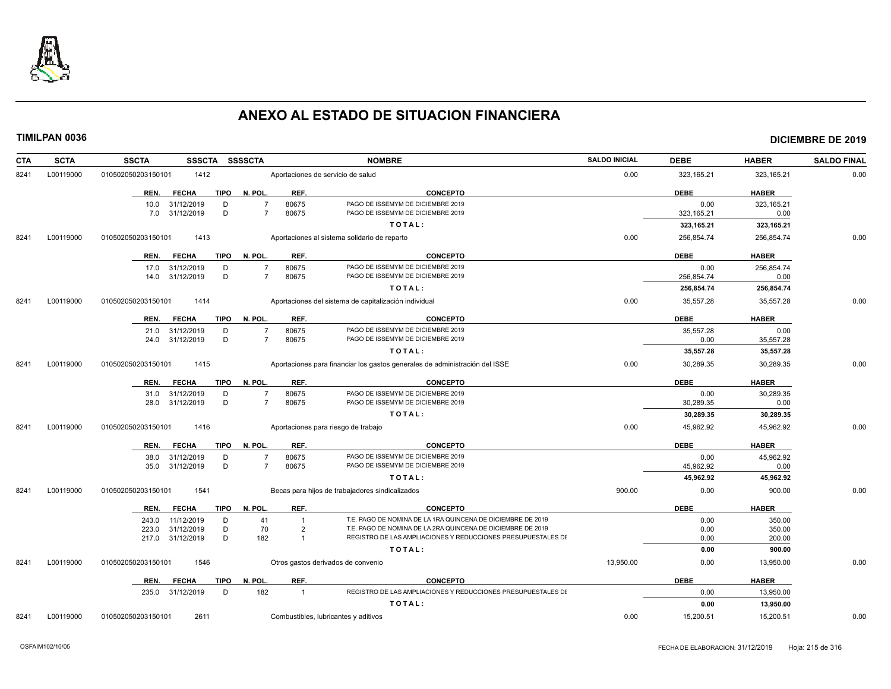# ANEXO AL ESTADO DE SITUACION FINANCIERA

**TIMILPAN 0036** — **DICIEMBRE DE 2019**

| CTA | SCTA | SSCTA | SSSCTA | SSSSCTA | NOMBRE | SALDO INICIAL | DEBE | HABER | SALDO FINAL |
|---|---|---|---|---|---|---|---|---|---|
| 8241 | L00119000 | 010502050203150101 | 1412 | | Aportaciones de servicio de salud | 0.00 | 323,165.21 | 323,165.21 | 0.00 |

| REN. | FECHA | TIPO | N. POL. | REF. | CONCEPTO | DEBE | HABER |
|---|---|---|---|---|---|---|---|
| 10.0 | 31/12/2019 | D | 7 | 80675 | PAGO DE ISSEMYM DE DICIEMBRE 2019 | 0.00 | 323,165.21 |
| 7.0 | 31/12/2019 | D | 7 | 80675 | PAGO DE ISSEMYM DE DICIEMBRE 2019 | 323,165.21 | 0.00 |
| | | | | | **TOTAL:** | **323,165.21** | **323,165.21** |

| CTA | SCTA | SSCTA | SSSCTA | SSSSCTA | NOMBRE | SALDO INICIAL | DEBE | HABER | SALDO FINAL |
|---|---|---|---|---|---|---|---|---|---|
| 8241 | L00119000 | 010502050203150101 | 1413 | | Aportaciones al sistema solidario de reparto | 0.00 | 256,854.74 | 256,854.74 | 0.00 |

| REN. | FECHA | TIPO | N. POL. | REF. | CONCEPTO | DEBE | HABER |
|---|---|---|---|---|---|---|---|
| 17.0 | 31/12/2019 | D | 7 | 80675 | PAGO DE ISSEMYM DE DICIEMBRE 2019 | 0.00 | 256,854.74 |
| 14.0 | 31/12/2019 | D | 7 | 80675 | PAGO DE ISSEMYM DE DICIEMBRE 2019 | 256,854.74 | 0.00 |
| | | | | | **TOTAL:** | **256,854.74** | **256,854.74** |

| CTA | SCTA | SSCTA | SSSCTA | SSSSCTA | NOMBRE | SALDO INICIAL | DEBE | HABER | SALDO FINAL |
|---|---|---|---|---|---|---|---|---|---|
| 8241 | L00119000 | 010502050203150101 | 1414 | | Aportaciones del sistema de capitalización individual | 0.00 | 35,557.28 | 35,557.28 | 0.00 |

| REN. | FECHA | TIPO | N. POL. | REF. | CONCEPTO | DEBE | HABER |
|---|---|---|---|---|---|---|---|
| 21.0 | 31/12/2019 | D | 7 | 80675 | PAGO DE ISSEMYM DE DICIEMBRE 2019 | 35,557.28 | 0.00 |
| 24.0 | 31/12/2019 | D | 7 | 80675 | PAGO DE ISSEMYM DE DICIEMBRE 2019 | 0.00 | 35,557.28 |
| | | | | | **TOTAL:** | **35,557.28** | **35,557.28** |

| CTA | SCTA | SSCTA | SSSCTA | SSSSCTA | NOMBRE | SALDO INICIAL | DEBE | HABER | SALDO FINAL |
|---|---|---|---|---|---|---|---|---|---|
| 8241 | L00119000 | 010502050203150101 | 1415 | | Aportaciones para financiar los gastos generales de administración del ISSE | 0.00 | 30,289.35 | 30,289.35 | 0.00 |

| REN. | FECHA | TIPO | N. POL. | REF. | CONCEPTO | DEBE | HABER |
|---|---|---|---|---|---|---|---|
| 31.0 | 31/12/2019 | D | 7 | 80675 | PAGO DE ISSEMYM DE DICIEMBRE 2019 | 0.00 | 30,289.35 |
| 28.0 | 31/12/2019 | D | 7 | 80675 | PAGO DE ISSEMYM DE DICIEMBRE 2019 | 30,289.35 | 0.00 |
| | | | | | **TOTAL:** | **30,289.35** | **30,289.35** |

| CTA | SCTA | SSCTA | SSSCTA | SSSSCTA | NOMBRE | SALDO INICIAL | DEBE | HABER | SALDO FINAL |
|---|---|---|---|---|---|---|---|---|---|
| 8241 | L00119000 | 010502050203150101 | 1416 | | Aportaciones para riesgo de trabajo | 0.00 | 45,962.92 | 45,962.92 | 0.00 |

| REN. | FECHA | TIPO | N. POL. | REF. | CONCEPTO | DEBE | HABER |
|---|---|---|---|---|---|---|---|
| 38.0 | 31/12/2019 | D | 7 | 80675 | PAGO DE ISSEMYM DE DICIEMBRE 2019 | 0.00 | 45,962.92 |
| 35.0 | 31/12/2019 | D | 7 | 80675 | PAGO DE ISSEMYM DE DICIEMBRE 2019 | 45,962.92 | 0.00 |
| | | | | | **TOTAL:** | **45,962.92** | **45,962.92** |

| CTA | SCTA | SSCTA | SSSCTA | SSSSCTA | NOMBRE | SALDO INICIAL | DEBE | HABER | SALDO FINAL |
|---|---|---|---|---|---|---|---|---|---|
| 8241 | L00119000 | 010502050203150101 | 1541 | | Becas para hijos de trabajadores sindicalizados | 900.00 | 0.00 | 900.00 | 0.00 |

| REN. | FECHA | TIPO | N. POL. | REF. | CONCEPTO | DEBE | HABER |
|---|---|---|---|---|---|---|---|
| 243.0 | 11/12/2019 | D | 41 | 1 | T.E. PAGO DE NOMINA DE LA 1RA QUINCENA DE DICIEMBRE DE 2019 | 0.00 | 350.00 |
| 223.0 | 31/12/2019 | D | 70 | 2 | T.E. PAGO DE NOMINA DE LA 2RA QUINCENA DE DICIEMBRE DE 2019 | 0.00 | 350.00 |
| 217.0 | 31/12/2019 | D | 182 | 1 | REGISTRO DE LAS AMPLIACIONES Y REDUCCIONES PRESUPUESTALES DE | 0.00 | 200.00 |
| | | | | | **TOTAL:** | **0.00** | **900.00** |

| CTA | SCTA | SSCTA | SSSCTA | SSSSCTA | NOMBRE | SALDO INICIAL | DEBE | HABER | SALDO FINAL |
|---|---|---|---|---|---|---|---|---|---|
| 8241 | L00119000 | 010502050203150101 | 1546 | | Otros gastos derivados de convenio | 13,950.00 | 0.00 | 13,950.00 | 0.00 |

| REN. | FECHA | TIPO | N. POL. | REF. | CONCEPTO | DEBE | HABER |
|---|---|---|---|---|---|---|---|
| 235.0 | 31/12/2019 | D | 182 | 1 | REGISTRO DE LAS AMPLIACIONES Y REDUCCIONES PRESUPUESTALES DE | 0.00 | 13,950.00 |
| | | | | | **TOTAL:** | **0.00** | **13,950.00** |

| CTA | SCTA | SSCTA | SSSCTA | SSSSCTA | NOMBRE | SALDO INICIAL | DEBE | HABER | SALDO FINAL |
|---|---|---|---|---|---|---|---|---|---|
| 8241 | L00119000 | 010502050203150101 | 2611 | | Combustibles, lubricantes y aditivos | 0.00 | 15,200.51 | 15,200.51 | 0.00 |

OSFAIM102/10/05 — FECHA DE ELABORACION: 31/12/2019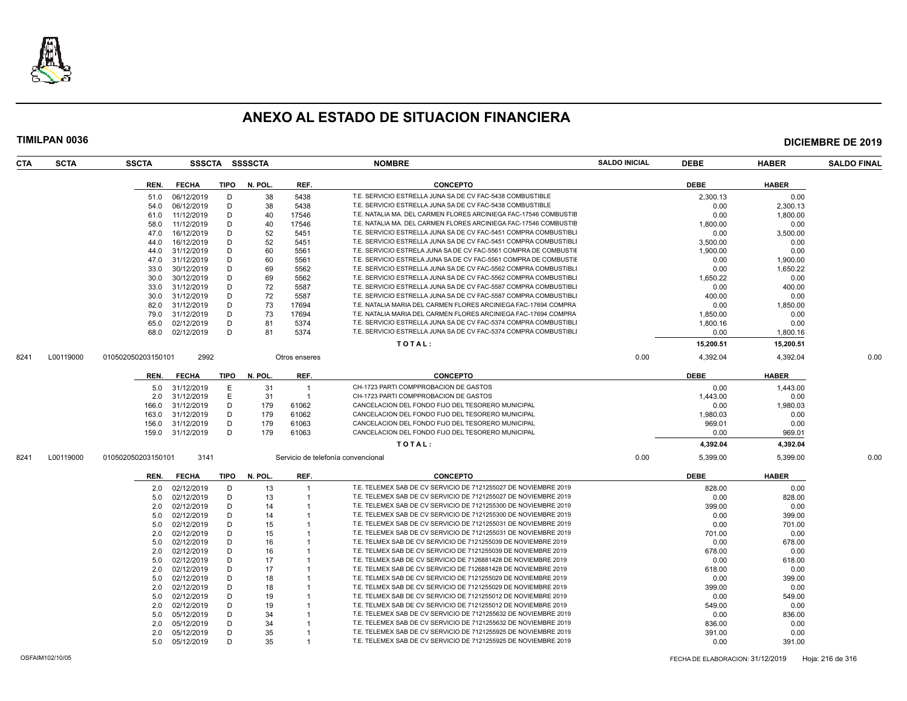# ANEXO AL ESTADO DE SITUACION FINANCIERA

**TIMILPAN 0036** — **DICIEMBRE DE 2019**

| CTA | SCTA | SSCTA | SSSCTA | SSSSCTA | NOMBRE | SALDO INICIAL | DEBE | HABER | SALDO FINAL |
|---|---|---|---|---|---|---|---|---|---|

| REN. | FECHA | TIPO | N. POL. | REF. | CONCEPTO | DEBE | HABER |
|---|---|---|---|---|---|---|---|
| 51.0 | 06/12/2019 | D | 38 | 5438 | T.E. SERVICIO ESTRELLA JUNA SA DE CV FAC-5438 COMBUSTIBLE | 2,300.13 | 0.00 |
| 54.0 | 06/12/2019 | D | 38 | 5438 | T.E. SERVICIO ESTRELLA JUNA SA DE CV FAC-5438 COMBUSTIBLE | 0.00 | 2,300.13 |
| 61.0 | 11/12/2019 | D | 40 | 17546 | T.E. NATALIA MA. DEL CARMEN FLORES ARCINIEGA FAC-17546 COMBUSTIB | 0.00 | 1,800.00 |
| 58.0 | 11/12/2019 | D | 40 | 17546 | T.E. NATALIA MA. DEL CARMEN FLORES ARCINIEGA FAC-17546 COMBUSTIB | 1,800.00 | 0.00 |
| 47.0 | 16/12/2019 | D | 52 | 5451 | T.E. SERVICIO ESTRELLA JUNA SA DE CV FAC-5451 COMPRA COMBUSTIBLI | 0.00 | 3,500.00 |
| 44.0 | 16/12/2019 | D | 52 | 5451 | T.E. SERVICIO ESTRELLA JUNA SA DE CV FAC-5451 COMPRA COMBUSTIBLI | 3,500.00 | 0.00 |
| 44.0 | 31/12/2019 | D | 60 | 5561 | T.E. SERVICIO ESTRELA JUNA SA DE CV FAC-5561 COMPRA DE COMBUSTIE | 1,900.00 | 0.00 |
| 47.0 | 31/12/2019 | D | 60 | 5561 | T.E. SERVICIO ESTRELA JUNA SA DE CV FAC-5561 COMPRA DE COMBUSTIE | 0.00 | 1,900.00 |
| 33.0 | 30/12/2019 | D | 69 | 5562 | T.E. SERVICIO ESTRELLA JUNA SA DE CV FAC-5562 COMPRA COMBUSTIBLI | 0.00 | 1,650.22 |
| 30.0 | 30/12/2019 | D | 69 | 5562 | T.E. SERVICIO ESTRELLA JUNA SA DE CV FAC-5562 COMPRA COMBUSTIBLI | 1,650.22 | 0.00 |
| 33.0 | 31/12/2019 | D | 72 | 5587 | T.E. SERVICIO ESTRELLA JUNA SA DE CV FAC-5587 COMPRA COMBUSTIBLI | 0.00 | 400.00 |
| 30.0 | 31/12/2019 | D | 72 | 5587 | T.E. SERVICIO ESTRELLA JUNA SA DE CV FAC-5587 COMPRA COMBUSTIBLI | 400.00 | 0.00 |
| 82.0 | 31/12/2019 | D | 73 | 17694 | T.E. NATALIA MARIA DEL CARMEN FLORES ARCINIEGA FAC-17694 COMPRA | 0.00 | 1,850.00 |
| 79.0 | 31/12/2019 | D | 73 | 17694 | T.E. NATALIA MARIA DEL CARMEN FLORES ARCINIEGA FAC-17694 COMPRA | 1,850.00 | 0.00 |
| 65.0 | 02/12/2019 | D | 81 | 5374 | T.E. SERVICIO ESTRELLA JUNA SA DE CV FAC-5374 COMPRA COMBUSTIBLI | 1,800.16 | 0.00 |
| 68.0 | 02/12/2019 | D | 81 | 5374 | T.E. SERVICIO ESTRELLA JUNA SA DE CV FAC-5374 COMPRA COMBUSTIBLI | 0.00 | 1,800.16 |
| | | | | | **T O T A L :** | **15,200.51** | **15,200.51** |

| CTA | SCTA | SSCTA | SSSCTA | NOMBRE | SALDO INICIAL | DEBE | HABER | SALDO FINAL |
|---|---|---|---|---|---|---|---|---|
| 8241 | L00119000 | 010502050203150101 | 2992 | Otros enseres | 0.00 | 4,392.04 | 4,392.04 | 0.00 |

| REN. | FECHA | TIPO | N. POL. | REF. | CONCEPTO | DEBE | HABER |
|---|---|---|---|---|---|---|---|
| 5.0 | 31/12/2019 | E | 31 | 1 | CH-1723 PARTI COMPPROBACION DE GASTOS | 0.00 | 1,443.00 |
| 2.0 | 31/12/2019 | E | 31 | 1 | CH-1723 PARTI COMPPROBACION DE GASTOS | 1,443.00 | 0.00 |
| 166.0 | 31/12/2019 | D | 179 | 61062 | CANCELACION DEL FONDO FIJO DEL TESORERO MUNICIPAL | 0.00 | 1,980.03 |
| 163.0 | 31/12/2019 | D | 179 | 61062 | CANCELACION DEL FONDO FIJO DEL TESORERO MUNICIPAL | 1,980.03 | 0.00 |
| 156.0 | 31/12/2019 | D | 179 | 61063 | CANCELACION DEL FONDO FIJO DEL TESORERO MUNICIPAL | 969.01 | 0.00 |
| 159.0 | 31/12/2019 | D | 179 | 61063 | CANCELACION DEL FONDO FIJO DEL TESORERO MUNICIPAL | 0.00 | 969.01 |
| | | | | | **T O T A L :** | **4,392.04** | **4,392.04** |

| CTA | SCTA | SSCTA | SSSCTA | NOMBRE | SALDO INICIAL | DEBE | HABER | SALDO FINAL |
|---|---|---|---|---|---|---|---|---|
| 8241 | L00119000 | 010502050203150101 | 3141 | Servicio de telefonía convencional | 0.00 | 5,399.00 | 5,399.00 | 0.00 |

| REN. | FECHA | TIPO | N. POL. | REF. | CONCEPTO | DEBE | HABER |
|---|---|---|---|---|---|---|---|
| 2.0 | 02/12/2019 | D | 13 | 1 | T.E. TELEMEX SAB DE CV SERVICIO DE 7121255027 DE NOVIEMBRE 2019 | 828.00 | 0.00 |
| 5.0 | 02/12/2019 | D | 13 | 1 | T.E. TELEMEX SAB DE CV SERVICIO DE 7121255027 DE NOVIEMBRE 2019 | 0.00 | 828.00 |
| 2.0 | 02/12/2019 | D | 14 | 1 | T.E. TELEMEX SAB DE CV SERVICIO DE 7121255300 DE NOVIEMBRE 2019 | 399.00 | 0.00 |
| 5.0 | 02/12/2019 | D | 14 | 1 | T.E. TELEMEX SAB DE CV SERVICIO DE 7121255300 DE NOVIEMBRE 2019 | 0.00 | 399.00 |
| 5.0 | 02/12/2019 | D | 15 | 1 | T.E. TELEMEX SAB DE CV SERVICIO DE 7121255031 DE NOVIEMBRE 2019 | 0.00 | 701.00 |
| 2.0 | 02/12/2019 | D | 15 | 1 | T.E. TELEMEX SAB DE CV SERVICIO DE 7121255031 DE NOVIEMBRE 2019 | 701.00 | 0.00 |
| 5.0 | 02/12/2019 | D | 16 | 1 | T.E. TELMEX SAB DE CV SERVICIO DE 7121255039 DE NOVIEMBRE 2019 | 0.00 | 678.00 |
| 2.0 | 02/12/2019 | D | 16 | 1 | T.E. TELMEX SAB DE CV SERVICIO DE 7121255039 DE NOVIEMBRE 2019 | 678.00 | 0.00 |
| 5.0 | 02/12/2019 | D | 17 | 1 | T.E. TELMEX SAB DE CV SERVICIO DE 7126881428 DE NOVIEMBRE 2019 | 0.00 | 618.00 |
| 2.0 | 02/12/2019 | D | 17 | 1 | T.E. TELMEX SAB DE CV SERVICIO DE 7126881428 DE NOVIEMBRE 2019 | 618.00 | 0.00 |
| 5.0 | 02/12/2019 | D | 18 | 1 | T.E. TELMEX SAB DE CV SERVICIO DE 7121255029 DE NOVIEMBRE 2019 | 0.00 | 399.00 |
| 2.0 | 02/12/2019 | D | 18 | 1 | T.E. TELMEX SAB DE CV SERVICIO DE 7121255029 DE NOVIEMBRE 2019 | 399.00 | 0.00 |
| 5.0 | 02/12/2019 | D | 19 | 1 | T.E. TELMEX SAB DE CV SERVICIO DE 7121255012 DE NOVIEMBRE 2019 | 0.00 | 549.00 |
| 2.0 | 02/12/2019 | D | 19 | 1 | T.E. TELMEX SAB DE CV SERVICIO DE 7121255012 DE NOVIEMBRE 2019 | 549.00 | 0.00 |
| 5.0 | 05/12/2019 | D | 34 | 1 | T.E. TELEMEX SAB DE CV SERVICIO DE 7121255632 DE NOVIEMBRE 2019 | 0.00 | 836.00 |
| 2.0 | 05/12/2019 | D | 34 | 1 | T.E. TELEMEX SAB DE CV SERVICIO DE 7121255632 DE NOVIEMBRE 2019 | 836.00 | 0.00 |
| 2.0 | 05/12/2019 | D | 35 | 1 | T.E. TELEMEX SAB DE CV SERVICIO DE 7121255925 DE NOVIEMBRE 2019 | 391.00 | 0.00 |
| 5.0 | 05/12/2019 | D | 35 | 1 | T.E. TELEMEX SAB DE CV SERVICIO DE 7121255925 DE NOVIEMBRE 2019 | 0.00 | 391.00 |

OSFAIM102/10/05 — FECHA DE ELABORACION: 31/12/2019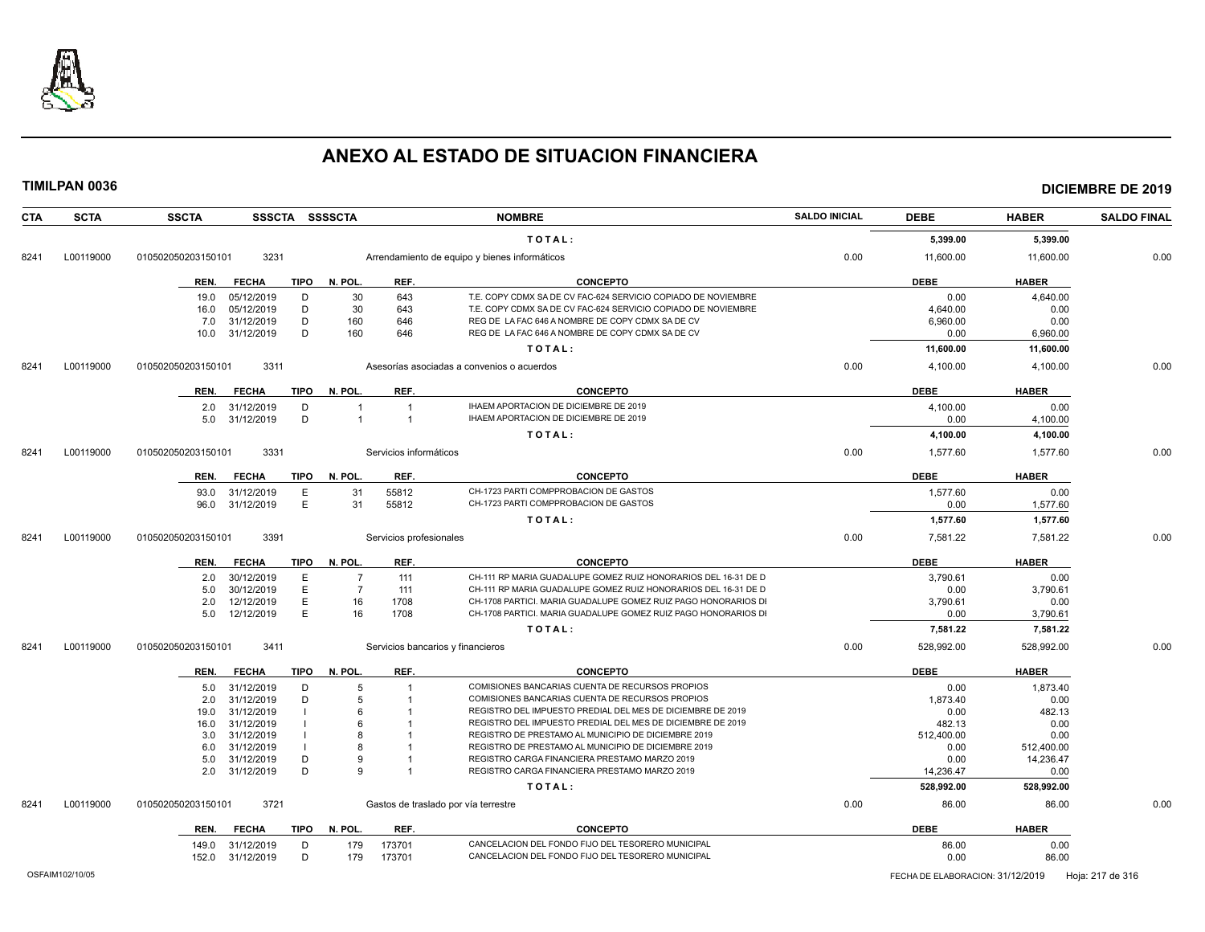# ANEXO AL ESTADO DE SITUACION FINANCIERA

**TIMILPAN 0036** | **DICIEMBRE DE 2019**

| CTA | SCTA | SSCTA | SSSCTA | SSSSCTA | NOMBRE | SALDO INICIAL | DEBE | HABER | SALDO FINAL |
|---|---|---|---|---|---|---|---|---|---|
| | | | | | TOTAL: | | 5,399.00 | 5,399.00 | |
| 8241 | L00119000 | 010502050203150101 | 3231 | | Arrendamiento de equipo y bienes informáticos | 0.00 | 11,600.00 | 11,600.00 | 0.00 |

| REN. | FECHA | TIPO | N. POL. | REF. | CONCEPTO | DEBE | HABER |
|---|---|---|---|---|---|---|---|
| 19.0 | 05/12/2019 | D | 30 | 643 | T.E. COPY CDMX SA DE CV FAC-624 SERVICIO COPIADO DE NOVIEMBRE | 0.00 | 4,640.00 |
| 16.0 | 05/12/2019 | D | 30 | 643 | T.E. COPY CDMX SA DE CV FAC-624 SERVICIO COPIADO DE NOVIEMBRE | 4,640.00 | 0.00 |
| 7.0 | 31/12/2019 | D | 160 | 646 | REG DE LA FAC 646 A NOMBRE DE COPY CDMX SA DE CV | 6,960.00 | 0.00 |
| 10.0 | 31/12/2019 | D | 160 | 646 | REG DE LA FAC 646 A NOMBRE DE COPY CDMX SA DE CV | 0.00 | 6,960.00 |
| | | | | | TOTAL: | 11,600.00 | 11,600.00 |

| CTA | SCTA | SSCTA | SSSCTA | SSSSCTA | NOMBRE | SALDO INICIAL | DEBE | HABER | SALDO FINAL |
|---|---|---|---|---|---|---|---|---|---|
| 8241 | L00119000 | 010502050203150101 | 3311 | | Asesorías asociadas a convenios o acuerdos | 0.00 | 4,100.00 | 4,100.00 | 0.00 |

| REN. | FECHA | TIPO | N. POL. | REF. | CONCEPTO | DEBE | HABER |
|---|---|---|---|---|---|---|---|
| 2.0 | 31/12/2019 | D | 1 | 1 | IHAEM APORTACION DE DICIEMBRE DE 2019 | 4,100.00 | 0.00 |
| 5.0 | 31/12/2019 | D | 1 | 1 | IHAEM APORTACION DE DICIEMBRE DE 2019 | 0.00 | 4,100.00 |
| | | | | | TOTAL: | 4,100.00 | 4,100.00 |

| CTA | SCTA | SSCTA | SSSCTA | SSSSCTA | NOMBRE | SALDO INICIAL | DEBE | HABER | SALDO FINAL |
|---|---|---|---|---|---|---|---|---|---|
| 8241 | L00119000 | 010502050203150101 | 3331 | | Servicios informáticos | 0.00 | 1,577.60 | 1,577.60 | 0.00 |

| REN. | FECHA | TIPO | N. POL. | REF. | CONCEPTO | DEBE | HABER |
|---|---|---|---|---|---|---|---|
| 93.0 | 31/12/2019 | E | 31 | 55812 | CH-1723 PARTI COMPPROBACION DE GASTOS | 1,577.60 | 0.00 |
| 96.0 | 31/12/2019 | E | 31 | 55812 | CH-1723 PARTI COMPPROBACION DE GASTOS | 0.00 | 1,577.60 |
| | | | | | TOTAL: | 1,577.60 | 1,577.60 |

| CTA | SCTA | SSCTA | SSSCTA | SSSSCTA | NOMBRE | SALDO INICIAL | DEBE | HABER | SALDO FINAL |
|---|---|---|---|---|---|---|---|---|---|
| 8241 | L00119000 | 010502050203150101 | 3391 | | Servicios profesionales | 0.00 | 7,581.22 | 7,581.22 | 0.00 |

| REN. | FECHA | TIPO | N. POL. | REF. | CONCEPTO | DEBE | HABER |
|---|---|---|---|---|---|---|---|
| 2.0 | 30/12/2019 | E | 7 | 111 | CH-111 RP MARIA GUADALUPE GOMEZ RUIZ HONORARIOS DEL 16-31 DE D | 3,790.61 | 0.00 |
| 5.0 | 30/12/2019 | E | 7 | 111 | CH-111 RP MARIA GUADALUPE GOMEZ RUIZ HONORARIOS DEL 16-31 DE D | 0.00 | 3,790.61 |
| 2.0 | 12/12/2019 | E | 16 | 1708 | CH-1708 PARTICI. MARIA GUADALUPE GOMEZ RUIZ PAGO HONORARIOS DI | 3,790.61 | 0.00 |
| 5.0 | 12/12/2019 | E | 16 | 1708 | CH-1708 PARTICI. MARIA GUADALUPE GOMEZ RUIZ PAGO HONORARIOS DI | 0.00 | 3,790.61 |
| | | | | | TOTAL: | 7,581.22 | 7,581.22 |

| CTA | SCTA | SSCTA | SSSCTA | SSSSCTA | NOMBRE | SALDO INICIAL | DEBE | HABER | SALDO FINAL |
|---|---|---|---|---|---|---|---|---|---|
| 8241 | L00119000 | 010502050203150101 | 3411 | | Servicios bancarios y financieros | 0.00 | 528,992.00 | 528,992.00 | 0.00 |

| REN. | FECHA | TIPO | N. POL. | REF. | CONCEPTO | DEBE | HABER |
|---|---|---|---|---|---|---|---|
| 5.0 | 31/12/2019 | D | 5 | 1 | COMISIONES BANCARIAS CUENTA DE RECURSOS PROPIOS | 0.00 | 1,873.40 |
| 2.0 | 31/12/2019 | D | 5 | 1 | COMISIONES BANCARIAS CUENTA DE RECURSOS PROPIOS | 1,873.40 | 0.00 |
| 19.0 | 31/12/2019 | I | 6 | 1 | REGISTRO DEL IMPUESTO PREDIAL DEL MES DE DICIEMBRE DE 2019 | 0.00 | 482.13 |
| 16.0 | 31/12/2019 | I | 6 | 1 | REGISTRO DEL IMPUESTO PREDIAL DEL MES DE DICIEMBRE DE 2019 | 482.13 | 0.00 |
| 3.0 | 31/12/2019 | I | 8 | 1 | REGISTRO DE PRESTAMO AL MUNICIPIO DE DICIEMBRE 2019 | 512,400.00 | 0.00 |
| 6.0 | 31/12/2019 | I | 8 | 1 | REGISTRO DE PRESTAMO AL MUNICIPIO DE DICIEMBRE 2019 | 0.00 | 512,400.00 |
| 5.0 | 31/12/2019 | D | 9 | 1 | REGISTRO CARGA FINANCIERA PRESTAMO MARZO 2019 | 0.00 | 14,236.47 |
| 2.0 | 31/12/2019 | D | 9 | 1 | REGISTRO CARGA FINANCIERA PRESTAMO MARZO 2019 | 14,236.47 | 0.00 |
| | | | | | TOTAL: | 528,992.00 | 528,992.00 |

| CTA | SCTA | SSCTA | SSSCTA | SSSSCTA | NOMBRE | SALDO INICIAL | DEBE | HABER | SALDO FINAL |
|---|---|---|---|---|---|---|---|---|---|
| 8241 | L00119000 | 010502050203150101 | 3721 | | Gastos de traslado por vía terrestre | 0.00 | 86.00 | 86.00 | 0.00 |

| REN. | FECHA | TIPO | N. POL. | REF. | CONCEPTO | DEBE | HABER |
|---|---|---|---|---|---|---|---|
| 149.0 | 31/12/2019 | D | 179 | 173701 | CANCELACION DEL FONDO FIJO DEL TESORERO MUNICIPAL | 86.00 | 0.00 |
| 152.0 | 31/12/2019 | D | 179 | 173701 | CANCELACION DEL FONDO FIJO DEL TESORERO MUNICIPAL | 0.00 | 86.00 |

OSFAIM102/10/05 — FECHA DE ELABORACION: 31/12/2019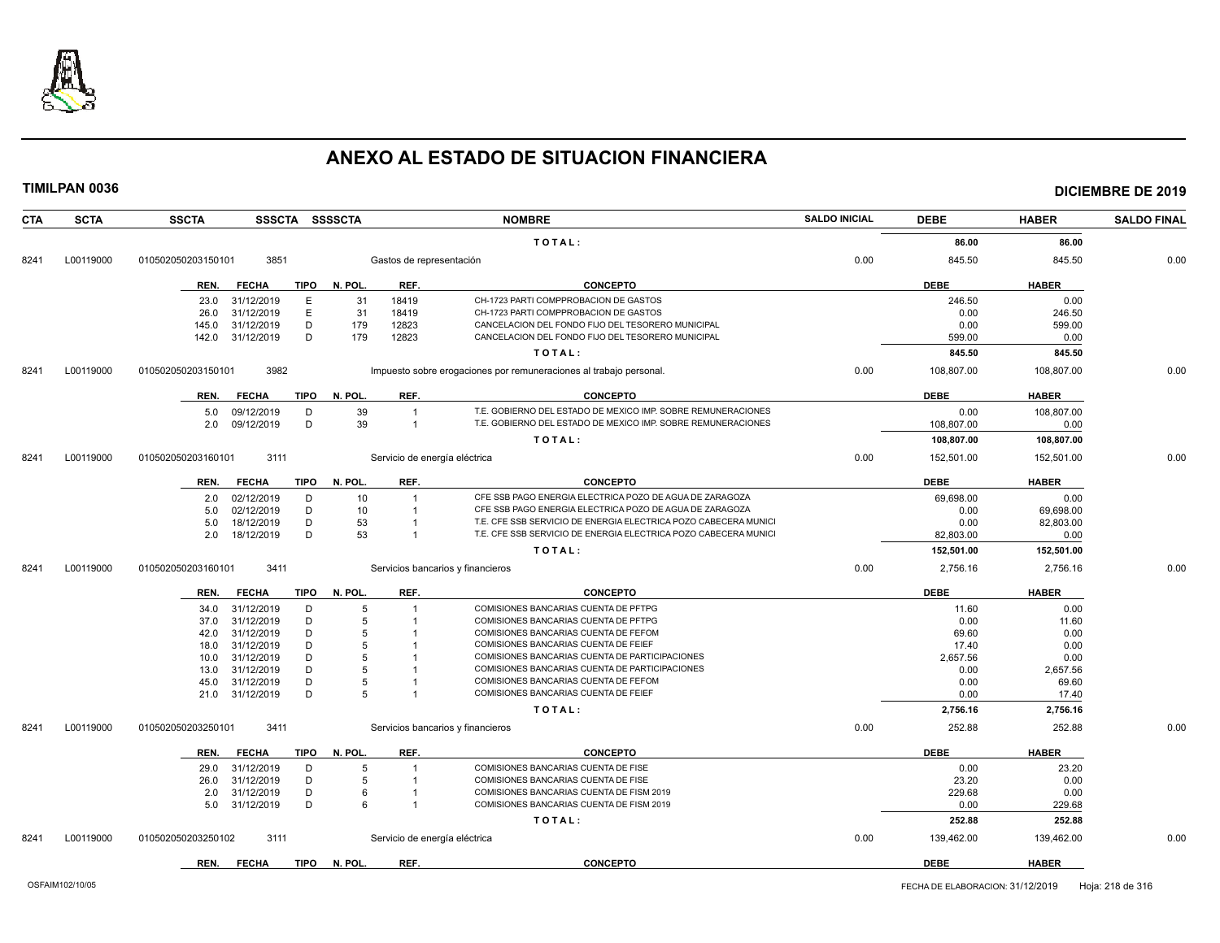# ANEXO AL ESTADO DE SITUACION FINANCIERA

**TIMILPAN 0036** **DICIEMBRE DE 2019**

| CTA | SCTA | SSCTA | SSSCTA | SSSSCTA | NOMBRE | SALDO INICIAL | DEBE | HABER | SALDO FINAL |
|---|---|---|---|---|---|---|---|---|---|
| | | | | | T O T A L : | | 86.00 | 86.00 | |
| 8241 | L00119000 | 010502050203150101 | 3851 | | Gastos de representación | 0.00 | 845.50 | 845.50 | 0.00 |

| REN. | FECHA | TIPO | N. POL. | REF. | CONCEPTO | DEBE | HABER |
|---|---|---|---|---|---|---|---|
| 23.0 | 31/12/2019 | E | 31 | 18419 | CH-1723 PARTI COMPPROBACION DE GASTOS | 246.50 | 0.00 |
| 26.0 | 31/12/2019 | E | 31 | 18419 | CH-1723 PARTI COMPPROBACION DE GASTOS | 0.00 | 246.50 |
| 145.0 | 31/12/2019 | D | 179 | 12823 | CANCELACION DEL FONDO FIJO DEL TESORERO MUNICIPAL | 0.00 | 599.00 |
| 142.0 | 31/12/2019 | D | 179 | 12823 | CANCELACION DEL FONDO FIJO DEL TESORERO MUNICIPAL | 599.00 | 0.00 |
| | | | | | T O T A L : | 845.50 | 845.50 |

| CTA | SCTA | SSCTA | SSSCTA | SSSSCTA | NOMBRE | SALDO INICIAL | DEBE | HABER | SALDO FINAL |
|---|---|---|---|---|---|---|---|---|---|
| 8241 | L00119000 | 010502050203150101 | 3982 | | Impuesto sobre erogaciones por remuneraciones al trabajo personal. | 0.00 | 108,807.00 | 108,807.00 | 0.00 |

| REN. | FECHA | TIPO | N. POL. | REF. | CONCEPTO | DEBE | HABER |
|---|---|---|---|---|---|---|---|
| 5.0 | 09/12/2019 | D | 39 | 1 | T.E. GOBIERNO DEL ESTADO DE MEXICO IMP. SOBRE REMUNERACIONES | 0.00 | 108,807.00 |
| 2.0 | 09/12/2019 | D | 39 | 1 | T.E. GOBIERNO DEL ESTADO DE MEXICO IMP. SOBRE REMUNERACIONES | 108,807.00 | 0.00 |
| | | | | | T O T A L : | 108,807.00 | 108,807.00 |

| CTA | SCTA | SSCTA | SSSCTA | SSSSCTA | NOMBRE | SALDO INICIAL | DEBE | HABER | SALDO FINAL |
|---|---|---|---|---|---|---|---|---|---|
| 8241 | L00119000 | 010502050203160101 | 3111 | | Servicio de energía eléctrica | 0.00 | 152,501.00 | 152,501.00 | 0.00 |

| REN. | FECHA | TIPO | N. POL. | REF. | CONCEPTO | DEBE | HABER |
|---|---|---|---|---|---|---|---|
| 2.0 | 02/12/2019 | D | 10 | 1 | CFE SSB PAGO ENERGIA ELECTRICA POZO DE AGUA DE ZARAGOZA | 69,698.00 | 0.00 |
| 5.0 | 02/12/2019 | D | 10 | 1 | CFE SSB PAGO ENERGIA ELECTRICA POZO DE AGUA DE ZARAGOZA | 0.00 | 69,698.00 |
| 5.0 | 18/12/2019 | D | 53 | 1 | T.E. CFE SSB SERVICIO DE ENERGIA ELECTRICA POZO CABECERA MUNICI | 0.00 | 82,803.00 |
| 2.0 | 18/12/2019 | D | 53 | 1 | T.E. CFE SSB SERVICIO DE ENERGIA ELECTRICA POZO CABECERA MUNICI | 82,803.00 | 0.00 |
| | | | | | T O T A L : | 152,501.00 | 152,501.00 |

| CTA | SCTA | SSCTA | SSSCTA | SSSSCTA | NOMBRE | SALDO INICIAL | DEBE | HABER | SALDO FINAL |
|---|---|---|---|---|---|---|---|---|---|
| 8241 | L00119000 | 010502050203160101 | 3411 | | Servicios bancarios y financieros | 0.00 | 2,756.16 | 2,756.16 | 0.00 |

| REN. | FECHA | TIPO | N. POL. | REF. | CONCEPTO | DEBE | HABER |
|---|---|---|---|---|---|---|---|
| 34.0 | 31/12/2019 | D | 5 | 1 | COMISIONES BANCARIAS CUENTA DE PFTPG | 11.60 | 0.00 |
| 37.0 | 31/12/2019 | D | 5 | 1 | COMISIONES BANCARIAS CUENTA DE PFTPG | 0.00 | 11.60 |
| 42.0 | 31/12/2019 | D | 5 | 1 | COMISIONES BANCARIAS CUENTA DE FEFOM | 69.60 | 0.00 |
| 18.0 | 31/12/2019 | D | 5 | 1 | COMISIONES BANCARIAS CUENTA DE FEIEF | 17.40 | 0.00 |
| 10.0 | 31/12/2019 | D | 5 | 1 | COMISIONES BANCARIAS CUENTA DE PARTICIPACIONES | 2,657.56 | 0.00 |
| 13.0 | 31/12/2019 | D | 5 | 1 | COMISIONES BANCARIAS CUENTA DE PARTICIPACIONES | 0.00 | 2,657.56 |
| 45.0 | 31/12/2019 | D | 5 | 1 | COMISIONES BANCARIAS CUENTA DE FEFOM | 0.00 | 69.60 |
| 21.0 | 31/12/2019 | D | 5 | 1 | COMISIONES BANCARIAS CUENTA DE FEIEF | 0.00 | 17.40 |
| | | | | | T O T A L : | 2,756.16 | 2,756.16 |

| CTA | SCTA | SSCTA | SSSCTA | SSSSCTA | NOMBRE | SALDO INICIAL | DEBE | HABER | SALDO FINAL |
|---|---|---|---|---|---|---|---|---|---|
| 8241 | L00119000 | 010502050203250101 | 3411 | | Servicios bancarios y financieros | 0.00 | 252.88 | 252.88 | 0.00 |

| REN. | FECHA | TIPO | N. POL. | REF. | CONCEPTO | DEBE | HABER |
|---|---|---|---|---|---|---|---|
| 29.0 | 31/12/2019 | D | 5 | 1 | COMISIONES BANCARIAS CUENTA DE FISE | 0.00 | 23.20 |
| 26.0 | 31/12/2019 | D | 5 | 1 | COMISIONES BANCARIAS CUENTA DE FISE | 23.20 | 0.00 |
| 2.0 | 31/12/2019 | D | 6 | 1 | COMISIONES BANCARIAS CUENTA DE FISM 2019 | 229.68 | 0.00 |
| 5.0 | 31/12/2019 | D | 6 | 1 | COMISIONES BANCARIAS CUENTA DE FISM 2019 | 0.00 | 229.68 |
| | | | | | T O T A L : | 252.88 | 252.88 |

| CTA | SCTA | SSCTA | SSSCTA | SSSSCTA | NOMBRE | SALDO INICIAL | DEBE | HABER | SALDO FINAL |
|---|---|---|---|---|---|---|---|---|---|
| 8241 | L00119000 | 010502050203250102 | 3111 | | Servicio de energía eléctrica | 0.00 | 139,462.00 | 139,462.00 | 0.00 |

| REN. | FECHA | TIPO | N. POL. | REF. | CONCEPTO | DEBE | HABER |
|---|---|---|---|---|---|---|---|

OSFAIM102/10/05 — FECHA DE ELABORACION: 31/12/2019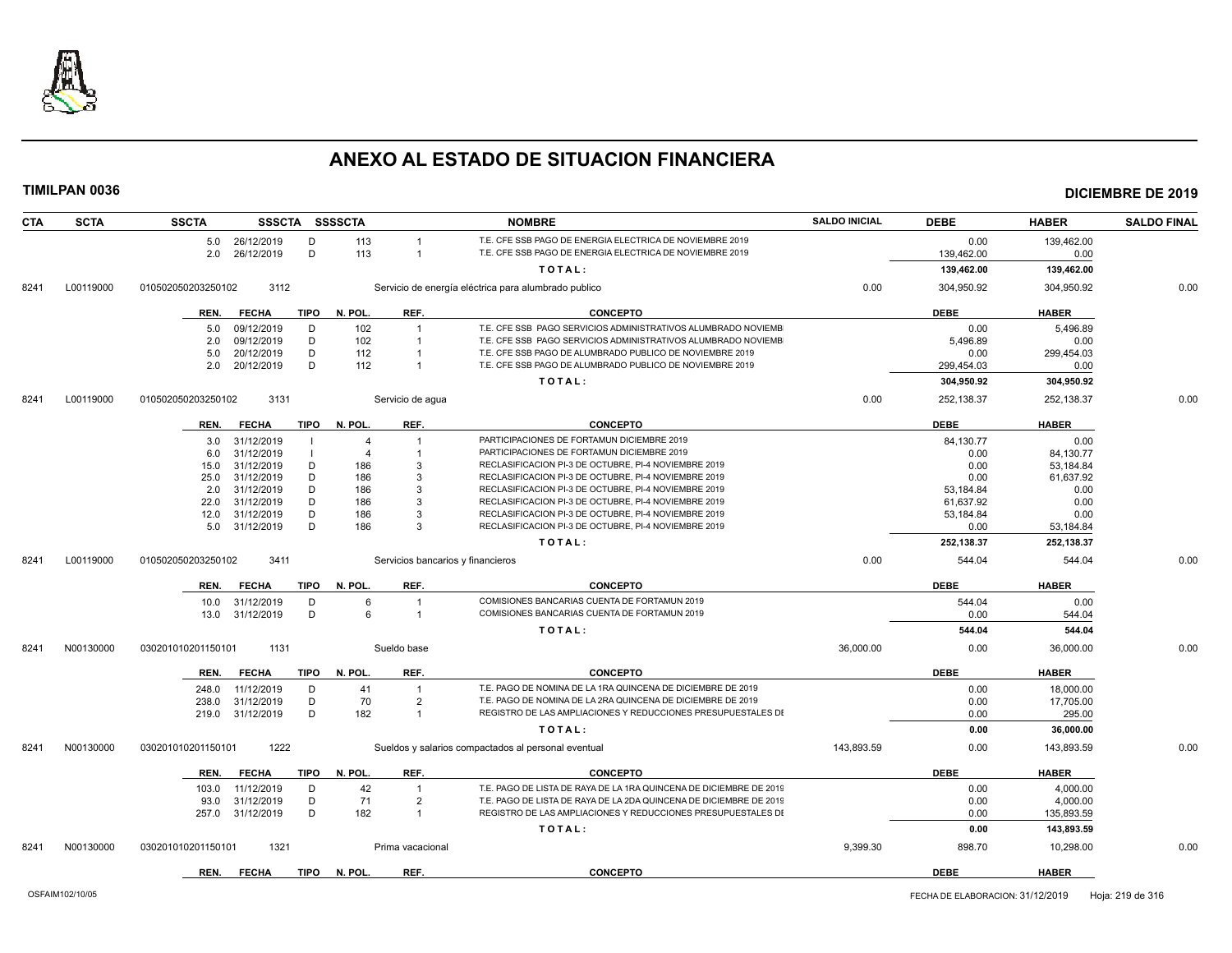# ANEXO AL ESTADO DE SITUACION FINANCIERA

**TIMILPAN 0036** **DICIEMBRE DE 2019**

| CTA | SCTA | SSCTA | SSSCTA | SSSSCTA | | NOMBRE | SALDO INICIAL | DEBE | HABER | SALDO FINAL |
|---|---|---|---|---|---|---|---|---|---|---|
| | | 5.0 26/12/2019 | D | 113 | 1 | T.E. CFE SSB PAGO DE ENERGIA ELECTRICA DE NOVIEMBRE 2019 | | 0.00 | 139,462.00 | |
| | | 2.0 26/12/2019 | D | 113 | 1 | T.E. CFE SSB PAGO DE ENERGIA ELECTRICA DE NOVIEMBRE 2019 | | 139,462.00 | 0.00 | |
| | | | | | | **T O T A L :** | | **139,462.00** | **139,462.00** | |
| 8241 | L00119000 | 010502050203250102 | 3112 | | | Servicio de energía eléctrica para alumbrado publico | 0.00 | 304,950.92 | 304,950.92 | 0.00 |
| | | **REN. FECHA** | **TIPO** | **N. POL.** | **REF.** | **CONCEPTO** | | **DEBE** | **HABER** | |
| | | 5.0 09/12/2019 | D | 102 | 1 | T.E. CFE SSB PAGO SERVICIOS ADMINISTRATIVOS ALUMBRADO NOVIEMB | | 0.00 | 5,496.89 | |
| | | 2.0 09/12/2019 | D | 102 | 1 | T.E. CFE SSB PAGO SERVICIOS ADMINISTRATIVOS ALUMBRADO NOVIEMB | | 5,496.89 | 0.00 | |
| | | 5.0 20/12/2019 | D | 112 | 1 | T.E. CFE SSB PAGO DE ALUMBRADO PUBLICO DE NOVIEMBRE 2019 | | 0.00 | 299,454.03 | |
| | | 2.0 20/12/2019 | D | 112 | 1 | T.E. CFE SSB PAGO DE ALUMBRADO PUBLICO DE NOVIEMBRE 2019 | | 299,454.03 | 0.00 | |
| | | | | | | **T O T A L :** | | **304,950.92** | **304,950.92** | |
| 8241 | L00119000 | 010502050203250102 | 3131 | | | Servicio de agua | 0.00 | 252,138.37 | 252,138.37 | 0.00 |
| | | **REN. FECHA** | **TIPO** | **N. POL.** | **REF.** | **CONCEPTO** | | **DEBE** | **HABER** | |
| | | 3.0 31/12/2019 | I | 4 | 1 | PARTICIPACIONES DE FORTAMUN DICIEMBRE 2019 | | 84,130.77 | 0.00 | |
| | | 6.0 31/12/2019 | I | 4 | 1 | PARTICIPACIONES DE FORTAMUN DICIEMBRE 2019 | | 0.00 | 84,130.77 | |
| | | 15.0 31/12/2019 | D | 186 | 3 | RECLASIFICACION PI-3 DE OCTUBRE, PI-4 NOVIEMBRE 2019 | | 0.00 | 53,184.84 | |
| | | 25.0 31/12/2019 | D | 186 | 3 | RECLASIFICACION PI-3 DE OCTUBRE, PI-4 NOVIEMBRE 2019 | | 0.00 | 61,637.92 | |
| | | 2.0 31/12/2019 | D | 186 | 3 | RECLASIFICACION PI-3 DE OCTUBRE, PI-4 NOVIEMBRE 2019 | | 53,184.84 | 0.00 | |
| | | 22.0 31/12/2019 | D | 186 | 3 | RECLASIFICACION PI-3 DE OCTUBRE, PI-4 NOVIEMBRE 2019 | | 61,637.92 | 0.00 | |
| | | 12.0 31/12/2019 | D | 186 | 3 | RECLASIFICACION PI-3 DE OCTUBRE, PI-4 NOVIEMBRE 2019 | | 53,184.84 | 0.00 | |
| | | 5.0 31/12/2019 | D | 186 | 3 | RECLASIFICACION PI-3 DE OCTUBRE, PI-4 NOVIEMBRE 2019 | | 0.00 | 53,184.84 | |
| | | | | | | **T O T A L :** | | **252,138.37** | **252,138.37** | |
| 8241 | L00119000 | 010502050203250102 | 3411 | | | Servicios bancarios y financieros | 0.00 | 544.04 | 544.04 | 0.00 |
| | | **REN. FECHA** | **TIPO** | **N. POL.** | **REF.** | **CONCEPTO** | | **DEBE** | **HABER** | |
| | | 10.0 31/12/2019 | D | 6 | 1 | COMISIONES BANCARIAS CUENTA DE FORTAMUN 2019 | | 544.04 | 0.00 | |
| | | 13.0 31/12/2019 | D | 6 | 1 | COMISIONES BANCARIAS CUENTA DE FORTAMUN 2019 | | 0.00 | 544.04 | |
| | | | | | | **T O T A L :** | | **544.04** | **544.04** | |
| 8241 | N00130000 | 030201010201150101 | 1131 | | | Sueldo base | 36,000.00 | 0.00 | 36,000.00 | 0.00 |
| | | **REN. FECHA** | **TIPO** | **N. POL.** | **REF.** | **CONCEPTO** | | **DEBE** | **HABER** | |
| | | 248.0 11/12/2019 | D | 41 | 1 | T.E. PAGO DE NOMINA DE LA 1RA QUINCENA DE DICIEMBRE DE 2019 | | 0.00 | 18,000.00 | |
| | | 238.0 31/12/2019 | D | 70 | 2 | T.E. PAGO DE NOMINA DE LA 2RA QUINCENA DE DICIEMBRE DE 2019 | | 0.00 | 17,705.00 | |
| | | 219.0 31/12/2019 | D | 182 | 1 | REGISTRO DE LAS AMPLIACIONES Y REDUCCIONES PRESUPUESTALES DE | | 0.00 | 295.00 | |
| | | | | | | **T O T A L :** | | **0.00** | **36,000.00** | |
| 8241 | N00130000 | 030201010201150101 | 1222 | | | Sueldos y salarios compactados al personal eventual | 143,893.59 | 0.00 | 143,893.59 | 0.00 |
| | | **REN. FECHA** | **TIPO** | **N. POL.** | **REF.** | **CONCEPTO** | | **DEBE** | **HABER** | |
| | | 103.0 11/12/2019 | D | 42 | 1 | T.E. PAGO DE LISTA DE RAYA DE LA 1RA QUINCENA DE DICIEMBRE DE 2019 | | 0.00 | 4,000.00 | |
| | | 93.0 31/12/2019 | D | 71 | 2 | T.E. PAGO DE LISTA DE RAYA DE LA 2DA QUINCENA DE DICIEMBRE DE 2019 | | 0.00 | 4,000.00 | |
| | | 257.0 31/12/2019 | D | 182 | 1 | REGISTRO DE LAS AMPLIACIONES Y REDUCCIONES PRESUPUESTALES DE | | 0.00 | 135,893.59 | |
| | | | | | | **T O T A L :** | | **0.00** | **143,893.59** | |
| 8241 | N00130000 | 030201010201150101 | 1321 | | | Prima vacacional | 9,399.30 | 898.70 | 10,298.00 | 0.00 |
| | | **REN. FECHA** | **TIPO** | **N. POL.** | **REF.** | **CONCEPTO** | | **DEBE** | **HABER** | |

OSFAIM102/10/05 FECHA DE ELABORACION: 31/12/2019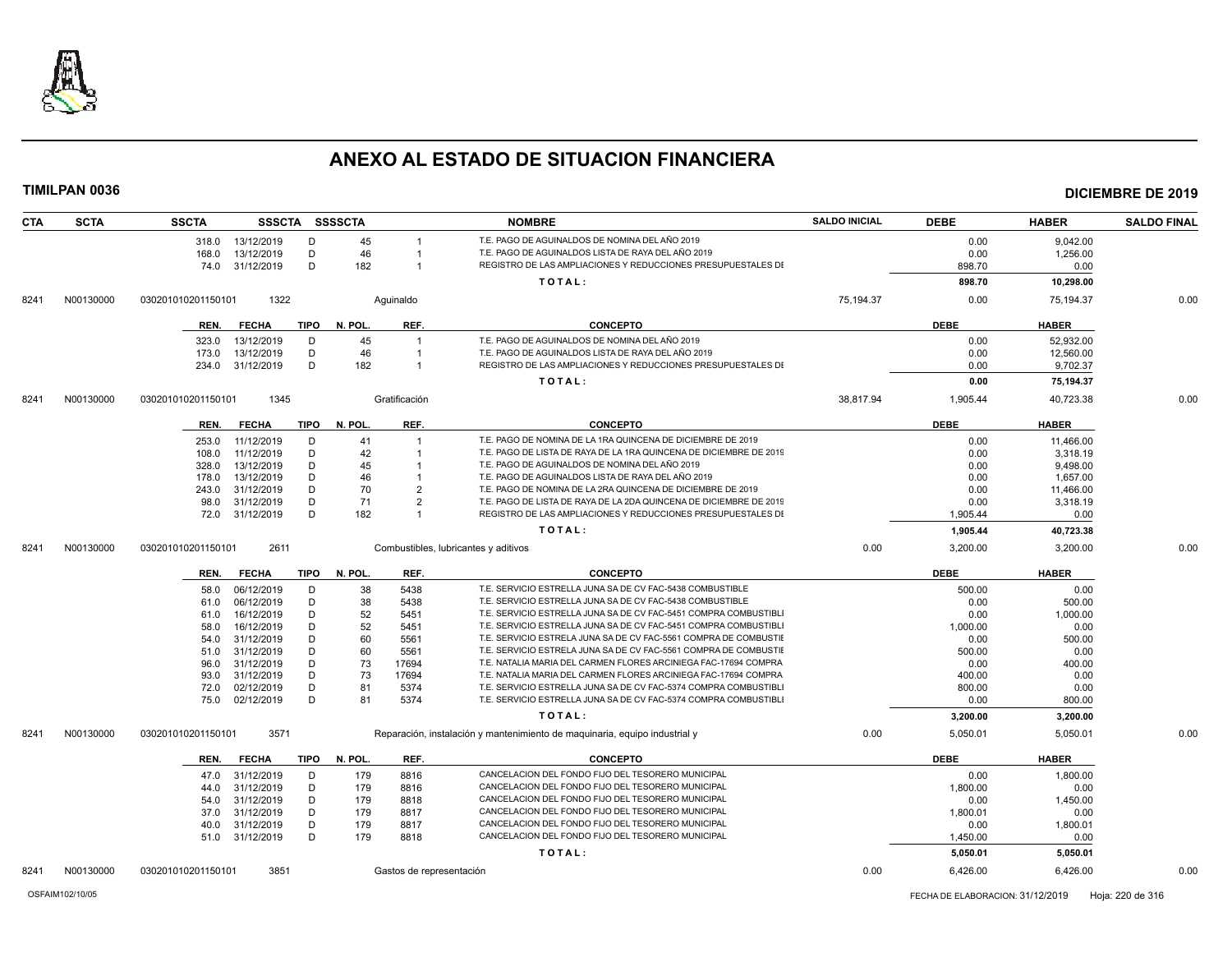# ANEXO AL ESTADO DE SITUACION FINANCIERA

**TIMILPAN 0036** — **DICIEMBRE DE 2019**

| CTA | SCTA | SSCTA | SSSCTA | SSSSCTA | | NOMBRE | SALDO INICIAL | DEBE | HABER | SALDO FINAL |
|---|---|---|---|---|---|---|---|---|---|---|
| | | 318.0 | 13/12/2019 | D | 45 | 1 | T.E. PAGO DE AGUINALDOS DE NOMINA DEL AÑO 2019 | | 0.00 | 9,042.00 |
| | | 168.0 | 13/12/2019 | D | 46 | 1 | T.E. PAGO DE AGUINALDOS LISTA DE RAYA DEL AÑO 2019 | | 0.00 | 1,256.00 |
| | | 74.0 | 31/12/2019 | D | 182 | 1 | REGISTRO DE LAS AMPLIACIONES Y REDUCCIONES PRESUPUESTALES DI | | 898.70 | 0.00 |
| | | | | | | | TOTAL: | | 898.70 | 10,298.00 |

| CTA | SCTA | SSCTA | SSSCTA | NOMBRE | SALDO INICIAL | DEBE | HABER | SALDO FINAL |
|---|---|---|---|---|---|---|---|---|
| 8241 | N00130000 | 030201010201150101 | 1322 | Aguinaldo | 75,194.37 | 0.00 | 75,194.37 | 0.00 |

| REN. | FECHA | TIPO | N. POL. | REF. | CONCEPTO | DEBE | HABER |
|---|---|---|---|---|---|---|---|
| 323.0 | 13/12/2019 | D | 45 | 1 | T.E. PAGO DE AGUINALDOS DE NOMINA DEL AÑO 2019 | 0.00 | 52,932.00 |
| 173.0 | 13/12/2019 | D | 46 | 1 | T.E. PAGO DE AGUINALDOS LISTA DE RAYA DEL AÑO 2019 | 0.00 | 12,560.00 |
| 234.0 | 31/12/2019 | D | 182 | 1 | REGISTRO DE LAS AMPLIACIONES Y REDUCCIONES PRESUPUESTALES DI | 0.00 | 9,702.37 |
| | | | | | TOTAL: | 0.00 | 75,194.37 |

| CTA | SCTA | SSCTA | SSSCTA | NOMBRE | SALDO INICIAL | DEBE | HABER | SALDO FINAL |
|---|---|---|---|---|---|---|---|---|
| 8241 | N00130000 | 030201010201150101 | 1345 | Gratificación | 38,817.94 | 1,905.44 | 40,723.38 | 0.00 |

| REN. | FECHA | TIPO | N. POL. | REF. | CONCEPTO | DEBE | HABER |
|---|---|---|---|---|---|---|---|
| 253.0 | 11/12/2019 | D | 41 | 1 | T.E. PAGO DE NOMINA DE LA 1RA QUINCENA DE DICIEMBRE DE 2019 | 0.00 | 11,466.00 |
| 108.0 | 11/12/2019 | D | 42 | 1 | T.E. PAGO DE LISTA DE RAYA DE LA 1RA QUINCENA DE DICIEMBRE DE 2019 | 0.00 | 3,318.19 |
| 328.0 | 13/12/2019 | D | 45 | 1 | T.E. PAGO DE AGUINALDOS DE NOMINA DEL AÑO 2019 | 0.00 | 9,498.00 |
| 178.0 | 13/12/2019 | D | 46 | 1 | T.E. PAGO DE AGUINALDOS LISTA DE RAYA DEL AÑO 2019 | 0.00 | 1,657.00 |
| 243.0 | 31/12/2019 | D | 70 | 2 | T.E. PAGO DE NOMINA DE LA 2RA QUINCENA DE DICIEMBRE DE 2019 | 0.00 | 11,466.00 |
| 98.0 | 31/12/2019 | D | 71 | 2 | T.E. PAGO DE LISTA DE RAYA DE LA 2DA QUINCENA DE DICIEMBRE DE 2019 | 0.00 | 3,318.19 |
| 72.0 | 31/12/2019 | D | 182 | 1 | REGISTRO DE LAS AMPLIACIONES Y REDUCCIONES PRESUPUESTALES DI | 1,905.44 | 0.00 |
| | | | | | TOTAL: | 1,905.44 | 40,723.38 |

| CTA | SCTA | SSCTA | SSSCTA | NOMBRE | SALDO INICIAL | DEBE | HABER | SALDO FINAL |
|---|---|---|---|---|---|---|---|---|
| 8241 | N00130000 | 030201010201150101 | 2611 | Combustibles, lubricantes y aditivos | 0.00 | 3,200.00 | 3,200.00 | 0.00 |

| REN. | FECHA | TIPO | N. POL. | REF. | CONCEPTO | DEBE | HABER |
|---|---|---|---|---|---|---|---|
| 58.0 | 06/12/2019 | D | 38 | 5438 | T.E. SERVICIO ESTRELLA JUNA SA DE CV FAC-5438 COMBUSTIBLE | 500.00 | 0.00 |
| 61.0 | 06/12/2019 | D | 38 | 5438 | T.E. SERVICIO ESTRELLA JUNA SA DE CV FAC-5438 COMBUSTIBLE | 0.00 | 500.00 |
| 61.0 | 16/12/2019 | D | 52 | 5451 | T.E. SERVICIO ESTRELLA JUNA SA DE CV FAC-5451 COMPRA COMBUSTIBLI | 0.00 | 1,000.00 |
| 58.0 | 16/12/2019 | D | 52 | 5451 | T.E. SERVICIO ESTRELLA JUNA SA DE CV FAC-5451 COMPRA COMBUSTIBLI | 1,000.00 | 0.00 |
| 54.0 | 31/12/2019 | D | 60 | 5561 | T.E. SERVICIO ESTRELA JUNA SA DE CV FAC-5561 COMPRA DE COMBUSTIE | 0.00 | 500.00 |
| 51.0 | 31/12/2019 | D | 60 | 5561 | T.E. SERVICIO ESTRELA JUNA SA DE CV FAC-5561 COMPRA DE COMBUSTIE | 500.00 | 0.00 |
| 96.0 | 31/12/2019 | D | 73 | 17694 | T.E. NATALIA MARIA DEL CARMEN FLORES ARCINIEGA FAC-17694 COMPRA | 0.00 | 400.00 |
| 93.0 | 31/12/2019 | D | 73 | 17694 | T.E. NATALIA MARIA DEL CARMEN FLORES ARCINIEGA FAC-17694 COMPRA | 400.00 | 0.00 |
| 72.0 | 02/12/2019 | D | 81 | 5374 | T.E. SERVICIO ESTRELLA JUNA SA DE CV FAC-5374 COMPRA COMBUSTIBLI | 800.00 | 0.00 |
| 75.0 | 02/12/2019 | D | 81 | 5374 | T.E. SERVICIO ESTRELLA JUNA SA DE CV FAC-5374 COMPRA COMBUSTIBLI | 0.00 | 800.00 |
| | | | | | TOTAL: | 3,200.00 | 3,200.00 |

| CTA | SCTA | SSCTA | SSSCTA | NOMBRE | SALDO INICIAL | DEBE | HABER | SALDO FINAL |
|---|---|---|---|---|---|---|---|---|
| 8241 | N00130000 | 030201010201150101 | 3571 | Reparación, instalación y mantenimiento de maquinaria, equipo industrial y | 0.00 | 5,050.01 | 5,050.01 | 0.00 |

| REN. | FECHA | TIPO | N. POL. | REF. | CONCEPTO | DEBE | HABER |
|---|---|---|---|---|---|---|---|
| 47.0 | 31/12/2019 | D | 179 | 8816 | CANCELACION DEL FONDO FIJO DEL TESORERO MUNICIPAL | 0.00 | 1,800.00 |
| 44.0 | 31/12/2019 | D | 179 | 8816 | CANCELACION DEL FONDO FIJO DEL TESORERO MUNICIPAL | 1,800.00 | 0.00 |
| 54.0 | 31/12/2019 | D | 179 | 8818 | CANCELACION DEL FONDO FIJO DEL TESORERO MUNICIPAL | 0.00 | 1,450.00 |
| 37.0 | 31/12/2019 | D | 179 | 8817 | CANCELACION DEL FONDO FIJO DEL TESORERO MUNICIPAL | 1,800.01 | 0.00 |
| 40.0 | 31/12/2019 | D | 179 | 8817 | CANCELACION DEL FONDO FIJO DEL TESORERO MUNICIPAL | 0.00 | 1,800.01 |
| 51.0 | 31/12/2019 | D | 179 | 8818 | CANCELACION DEL FONDO FIJO DEL TESORERO MUNICIPAL | 1,450.00 | 0.00 |
| | | | | | TOTAL: | 5,050.01 | 5,050.01 |

| CTA | SCTA | SSCTA | SSSCTA | NOMBRE | SALDO INICIAL | DEBE | HABER | SALDO FINAL |
|---|---|---|---|---|---|---|---|---|
| 8241 | N00130000 | 030201010201150101 | 3851 | Gastos de representación | 0.00 | 6,426.00 | 6,426.00 | 0.00 |

OSFAIM102/10/05 — FECHA DE ELABORACION: 31/12/2019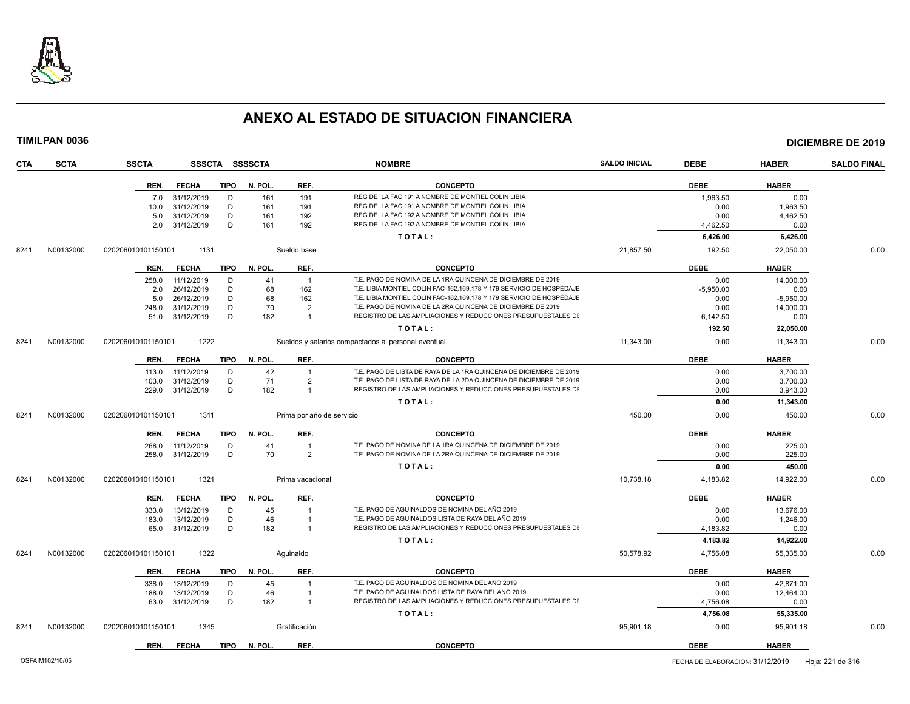# ANEXO AL ESTADO DE SITUACION FINANCIERA

**TIMILPAN 0036** **DICIEMBRE DE 2019**

| CTA | SCTA | SSCTA | SSSCTA | SSSSCTA | NOMBRE | SALDO INICIAL | DEBE | HABER | SALDO FINAL |
|---|---|---|---|---|---|---|---|---|---|

| REN. | FECHA | TIPO | N. POL. | REF. | CONCEPTO | DEBE | HABER |
|---|---|---|---|---|---|---|---|
| 7.0 | 31/12/2019 | D | 161 | 191 | REG DE LA FAC 191 A NOMBRE DE MONTIEL COLIN LIBIA | 1,963.50 | 0.00 |
| 10.0 | 31/12/2019 | D | 161 | 191 | REG DE LA FAC 191 A NOMBRE DE MONTIEL COLIN LIBIA | 0.00 | 1,963.50 |
| 5.0 | 31/12/2019 | D | 161 | 192 | REG DE LA FAC 192 A NOMBRE DE MONTIEL COLIN LIBIA | 0.00 | 4,462.50 |
| 2.0 | 31/12/2019 | D | 161 | 192 | REG DE LA FAC 192 A NOMBRE DE MONTIEL COLIN LIBIA | 4,462.50 | 0.00 |
| | | | | | TOTAL: | 6,426.00 | 6,426.00 |

| CTA | SCTA | SSCTA | SSSCTA | NOMBRE | SALDO INICIAL | DEBE | HABER | SALDO FINAL |
|---|---|---|---|---|---|---|---|---|
| 8241 | N00132000 | 020206010101150101 | 1131 | Sueldo base | 21,857.50 | 192.50 | 22,050.00 | 0.00 |

| REN. | FECHA | TIPO | N. POL. | REF. | CONCEPTO | DEBE | HABER |
|---|---|---|---|---|---|---|---|
| 258.0 | 11/12/2019 | D | 41 | 1 | T.E. PAGO DE NOMINA DE LA 1RA QUINCENA DE DICIEMBRE DE 2019 | 0.00 | 14,000.00 |
| 2.0 | 26/12/2019 | D | 68 | 162 | T.E. LIBIA MONTIEL COLIN FAC-162,169,178 Y 179 SERVICIO DE HOSPÉDAJE | -5,950.00 | 0.00 |
| 5.0 | 26/12/2019 | D | 68 | 162 | T.E. LIBIA MONTIEL COLIN FAC-162,169,178 Y 179 SERVICIO DE HOSPÉDAJE | 0.00 | -5,950.00 |
| 248.0 | 31/12/2019 | D | 70 | 2 | T.E. PAGO DE NOMINA DE LA 2RA QUINCENA DE DICIEMBRE DE 2019 | 0.00 | 14,000.00 |
| 51.0 | 31/12/2019 | D | 182 | 1 | REGISTRO DE LAS AMPLIACIONES Y REDUCCIONES PRESUPUESTALES DE | 6,142.50 | 0.00 |
| | | | | | TOTAL: | 192.50 | 22,050.00 |

| CTA | SCTA | SSCTA | SSSCTA | NOMBRE | SALDO INICIAL | DEBE | HABER | SALDO FINAL |
|---|---|---|---|---|---|---|---|---|
| 8241 | N00132000 | 020206010101150101 | 1222 | Sueldos y salarios compactados al personal eventual | 11,343.00 | 0.00 | 11,343.00 | 0.00 |

| REN. | FECHA | TIPO | N. POL. | REF. | CONCEPTO | DEBE | HABER |
|---|---|---|---|---|---|---|---|
| 113.0 | 11/12/2019 | D | 42 | 1 | T.E. PAGO DE LISTA DE RAYA DE LA 1RA QUINCENA DE DICIEMBRE DE 2019 | 0.00 | 3,700.00 |
| 103.0 | 31/12/2019 | D | 71 | 2 | T.E. PAGO DE LISTA DE RAYA DE LA 2DA QUINCENA DE DICIEMBRE DE 2019 | 0.00 | 3,700.00 |
| 229.0 | 31/12/2019 | D | 182 | 1 | REGISTRO DE LAS AMPLIACIONES Y REDUCCIONES PRESUPUESTALES DE | 0.00 | 3,943.00 |
| | | | | | TOTAL: | 0.00 | 11,343.00 |

| CTA | SCTA | SSCTA | SSSCTA | NOMBRE | SALDO INICIAL | DEBE | HABER | SALDO FINAL |
|---|---|---|---|---|---|---|---|---|
| 8241 | N00132000 | 020206010101150101 | 1311 | Prima por año de servicio | 450.00 | 0.00 | 450.00 | 0.00 |

| REN. | FECHA | TIPO | N. POL. | REF. | CONCEPTO | DEBE | HABER |
|---|---|---|---|---|---|---|---|
| 268.0 | 11/12/2019 | D | 41 | 1 | T.E. PAGO DE NOMINA DE LA 1RA QUINCENA DE DICIEMBRE DE 2019 | 0.00 | 225.00 |
| 258.0 | 31/12/2019 | D | 70 | 2 | T.E. PAGO DE NOMINA DE LA 2RA QUINCENA DE DICIEMBRE DE 2019 | 0.00 | 225.00 |
| | | | | | TOTAL: | 0.00 | 450.00 |

| CTA | SCTA | SSCTA | SSSCTA | NOMBRE | SALDO INICIAL | DEBE | HABER | SALDO FINAL |
|---|---|---|---|---|---|---|---|---|
| 8241 | N00132000 | 020206010101150101 | 1321 | Prima vacacional | 10,738.18 | 4,183.82 | 14,922.00 | 0.00 |

| REN. | FECHA | TIPO | N. POL. | REF. | CONCEPTO | DEBE | HABER |
|---|---|---|---|---|---|---|---|
| 333.0 | 13/12/2019 | D | 45 | 1 | T.E. PAGO DE AGUINALDOS DE NOMINA DEL AÑO 2019 | 0.00 | 13,676.00 |
| 183.0 | 13/12/2019 | D | 46 | 1 | T.E. PAGO DE AGUINALDOS LISTA DE RAYA DEL AÑO 2019 | 0.00 | 1,246.00 |
| 65.0 | 31/12/2019 | D | 182 | 1 | REGISTRO DE LAS AMPLIACIONES Y REDUCCIONES PRESUPUESTALES DE | 4,183.82 | 0.00 |
| | | | | | TOTAL: | 4,183.82 | 14,922.00 |

| CTA | SCTA | SSCTA | SSSCTA | NOMBRE | SALDO INICIAL | DEBE | HABER | SALDO FINAL |
|---|---|---|---|---|---|---|---|---|
| 8241 | N00132000 | 020206010101150101 | 1322 | Aguinaldo | 50,578.92 | 4,756.08 | 55,335.00 | 0.00 |

| REN. | FECHA | TIPO | N. POL. | REF. | CONCEPTO | DEBE | HABER |
|---|---|---|---|---|---|---|---|
| 338.0 | 13/12/2019 | D | 45 | 1 | T.E. PAGO DE AGUINALDOS DE NOMINA DEL AÑO 2019 | 0.00 | 42,871.00 |
| 188.0 | 13/12/2019 | D | 46 | 1 | T.E. PAGO DE AGUINALDOS LISTA DE RAYA DEL AÑO 2019 | 0.00 | 12,464.00 |
| 63.0 | 31/12/2019 | D | 182 | 1 | REGISTRO DE LAS AMPLIACIONES Y REDUCCIONES PRESUPUESTALES DE | 4,756.08 | 0.00 |
| | | | | | TOTAL: | 4,756.08 | 55,335.00 |

| CTA | SCTA | SSCTA | SSSCTA | NOMBRE | SALDO INICIAL | DEBE | HABER | SALDO FINAL |
|---|---|---|---|---|---|---|---|---|
| 8241 | N00132000 | 020206010101150101 | 1345 | Gratificación | 95,901.18 | 0.00 | 95,901.18 | 0.00 |

| REN. | FECHA | TIPO | N. POL. | REF. | CONCEPTO | DEBE | HABER |
|---|---|---|---|---|---|---|---|

OSFAIM102/10/05 FECHA DE ELABORACION: 31/12/2019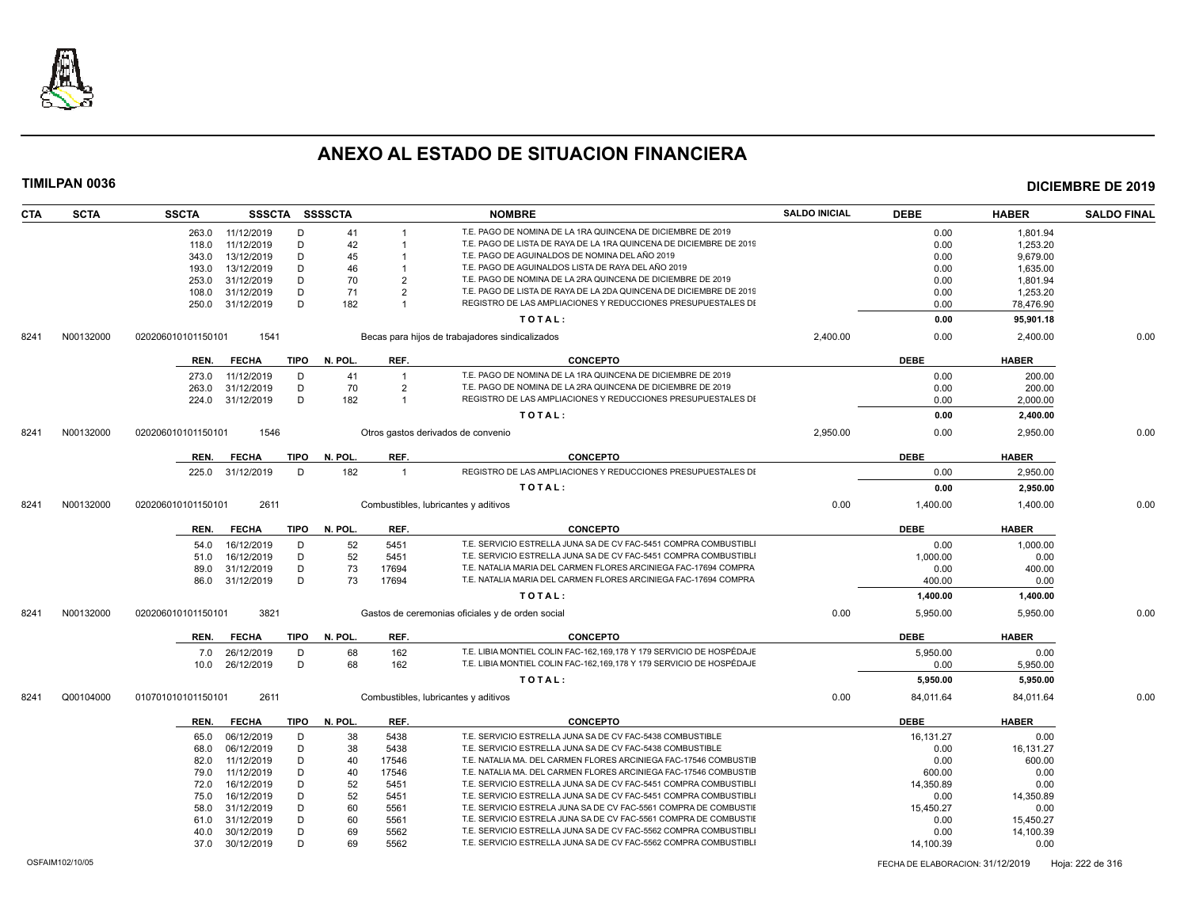# ANEXO AL ESTADO DE SITUACION FINANCIERA

**TIMILPAN 0036** **DICIEMBRE DE 2019**

| CTA | SCTA | SSCTA | SSSCTA | SSSSCTA | | NOMBRE | SALDO INICIAL | DEBE | HABER | SALDO FINAL |
|---|---|---|---|---|---|---|---|---|---|---|
| | | 263.0 | 11/12/2019 | D | 41 | 1 T.E. PAGO DE NOMINA DE LA 1RA QUINCENA DE DICIEMBRE DE 2019 | | 0.00 | 1,801.94 | |
| | | 118.0 | 11/12/2019 | D | 42 | 1 T.E. PAGO DE LISTA DE RAYA DE LA 1RA QUINCENA DE DICIEMBRE DE 2019 | | 0.00 | 1,253.20 | |
| | | 343.0 | 13/12/2019 | D | 45 | 1 T.E. PAGO DE AGUINALDOS DE NOMINA DEL AÑO 2019 | | 0.00 | 9,679.00 | |
| | | 193.0 | 13/12/2019 | D | 46 | 1 T.E. PAGO DE AGUINALDOS LISTA DE RAYA DEL AÑO 2019 | | 0.00 | 1,635.00 | |
| | | 253.0 | 31/12/2019 | D | 70 | 2 T.E. PAGO DE NOMINA DE LA 2RA QUINCENA DE DICIEMBRE DE 2019 | | 0.00 | 1,801.94 | |
| | | 108.0 | 31/12/2019 | D | 71 | 2 T.E. PAGO DE LISTA DE RAYA DE LA 2DA QUINCENA DE DICIEMBRE DE 2019 | | 0.00 | 1,253.20 | |
| | | 250.0 | 31/12/2019 | D | 182 | 1 REGISTRO DE LAS AMPLIACIONES Y REDUCCIONES PRESUPUESTALES DE | | 0.00 | 78,476.90 | |
| | | | | | | TOTAL: | | 0.00 | 95,901.18 | |
| 8241 | N00132000 | 020206010101150101 | 1541 | | | Becas para hijos de trabajadores sindicalizados | 2,400.00 | 0.00 | 2,400.00 | 0.00 |

| REN. | FECHA | TIPO | N. POL. | REF. | CONCEPTO | DEBE | HABER |
|---|---|---|---|---|---|---|---|
| 273.0 | 11/12/2019 | D | 41 | 1 | T.E. PAGO DE NOMINA DE LA 1RA QUINCENA DE DICIEMBRE DE 2019 | 0.00 | 200.00 |
| 263.0 | 31/12/2019 | D | 70 | 2 | T.E. PAGO DE NOMINA DE LA 2RA QUINCENA DE DICIEMBRE DE 2019 | 0.00 | 200.00 |
| 224.0 | 31/12/2019 | D | 182 | 1 | REGISTRO DE LAS AMPLIACIONES Y REDUCCIONES PRESUPUESTALES DE | 0.00 | 2,000.00 |
| | | | | | TOTAL: | 0.00 | 2,400.00 |

| CTA | SCTA | SSCTA | SSSCTA | NOMBRE | SALDO INICIAL | DEBE | HABER | SALDO FINAL |
|---|---|---|---|---|---|---|---|---|
| 8241 | N00132000 | 020206010101150101 | 1546 | Otros gastos derivados de convenio | 2,950.00 | 0.00 | 2,950.00 | 0.00 |

| REN. | FECHA | TIPO | N. POL. | REF. | CONCEPTO | DEBE | HABER |
|---|---|---|---|---|---|---|---|
| 225.0 | 31/12/2019 | D | 182 | 1 | REGISTRO DE LAS AMPLIACIONES Y REDUCCIONES PRESUPUESTALES DE | 0.00 | 2,950.00 |
| | | | | | TOTAL: | 0.00 | 2,950.00 |

| CTA | SCTA | SSCTA | SSSCTA | NOMBRE | SALDO INICIAL | DEBE | HABER | SALDO FINAL |
|---|---|---|---|---|---|---|---|---|
| 8241 | N00132000 | 020206010101150101 | 2611 | Combustibles, lubricantes y aditivos | 0.00 | 1,400.00 | 1,400.00 | 0.00 |

| REN. | FECHA | TIPO | N. POL. | REF. | CONCEPTO | DEBE | HABER |
|---|---|---|---|---|---|---|---|
| 54.0 | 16/12/2019 | D | 52 | 5451 | T.E. SERVICIO ESTRELLA JUNA SA DE CV FAC-5451 COMPRA COMBUSTIBLE | 0.00 | 1,000.00 |
| 51.0 | 16/12/2019 | D | 52 | 5451 | T.E. SERVICIO ESTRELLA JUNA SA DE CV FAC-5451 COMPRA COMBUSTIBLE | 1,000.00 | 0.00 |
| 89.0 | 31/12/2019 | D | 73 | 17694 | T.E. NATALIA MARIA DEL CARMEN FLORES ARCINIEGA FAC-17694 COMPRA | 0.00 | 400.00 |
| 86.0 | 31/12/2019 | D | 73 | 17694 | T.E. NATALIA MARIA DEL CARMEN FLORES ARCINIEGA FAC-17694 COMPRA | 400.00 | 0.00 |
| | | | | | TOTAL: | 1,400.00 | 1,400.00 |

| CTA | SCTA | SSCTA | SSSCTA | NOMBRE | SALDO INICIAL | DEBE | HABER | SALDO FINAL |
|---|---|---|---|---|---|---|---|---|
| 8241 | N00132000 | 020206010101150101 | 3821 | Gastos de ceremonias oficiales y de orden social | 0.00 | 5,950.00 | 5,950.00 | 0.00 |

| REN. | FECHA | TIPO | N. POL. | REF. | CONCEPTO | DEBE | HABER |
|---|---|---|---|---|---|---|---|
| 7.0 | 26/12/2019 | D | 68 | 162 | T.E. LIBIA MONTIEL COLIN FAC-162,169,178 Y 179 SERVICIO DE HOSPÉDAJE | 5,950.00 | 0.00 |
| 10.0 | 26/12/2019 | D | 68 | 162 | T.E. LIBIA MONTIEL COLIN FAC-162,169,178 Y 179 SERVICIO DE HOSPÉDAJE | 0.00 | 5,950.00 |
| | | | | | TOTAL: | 5,950.00 | 5,950.00 |

| CTA | SCTA | SSCTA | SSSCTA | NOMBRE | SALDO INICIAL | DEBE | HABER | SALDO FINAL |
|---|---|---|---|---|---|---|---|---|
| 8241 | Q00104000 | 010701010101150101 | 2611 | Combustibles, lubricantes y aditivos | 0.00 | 84,011.64 | 84,011.64 | 0.00 |

| REN. | FECHA | TIPO | N. POL. | REF. | CONCEPTO | DEBE | HABER |
|---|---|---|---|---|---|---|---|
| 65.0 | 06/12/2019 | D | 38 | 5438 | T.E. SERVICIO ESTRELLA JUNA SA DE CV FAC-5438 COMBUSTIBLE | 16,131.27 | 0.00 |
| 68.0 | 06/12/2019 | D | 38 | 5438 | T.E. SERVICIO ESTRELLA JUNA SA DE CV FAC-5438 COMBUSTIBLE | 0.00 | 16,131.27 |
| 82.0 | 11/12/2019 | D | 40 | 17546 | T.E. NATALIA MA. DEL CARMEN FLORES ARCINIEGA FAC-17546 COMBUSTIB | 0.00 | 600.00 |
| 79.0 | 11/12/2019 | D | 40 | 17546 | T.E. NATALIA MA. DEL CARMEN FLORES ARCINIEGA FAC-17546 COMBUSTIB | 600.00 | 0.00 |
| 72.0 | 16/12/2019 | D | 52 | 5451 | T.E. SERVICIO ESTRELLA JUNA SA DE CV FAC-5451 COMPRA COMBUSTIBLE | 14,350.89 | 0.00 |
| 75.0 | 16/12/2019 | D | 52 | 5451 | T.E. SERVICIO ESTRELLA JUNA SA DE CV FAC-5451 COMPRA COMBUSTIBLE | 0.00 | 14,350.89 |
| 58.0 | 31/12/2019 | D | 60 | 5561 | T.E. SERVICIO ESTRELA JUNA SA DE CV FAC-5561 COMPRA DE COMBUSTIE | 15,450.27 | 0.00 |
| 61.0 | 31/12/2019 | D | 60 | 5561 | T.E. SERVICIO ESTRELA JUNA SA DE CV FAC-5561 COMPRA DE COMBUSTIE | 0.00 | 15,450.27 |
| 40.0 | 30/12/2019 | D | 69 | 5562 | T.E. SERVICIO ESTRELLA JUNA SA DE CV FAC-5562 COMPRA COMBUSTIBLE | 0.00 | 14,100.39 |
| 37.0 | 30/12/2019 | D | 69 | 5562 | T.E. SERVICIO ESTRELLA JUNA SA DE CV FAC-5562 COMPRA COMBUSTIBLE | 14,100.39 | 0.00 |

OSFAIM102/10/05 FECHA DE ELABORACION: 31/12/2019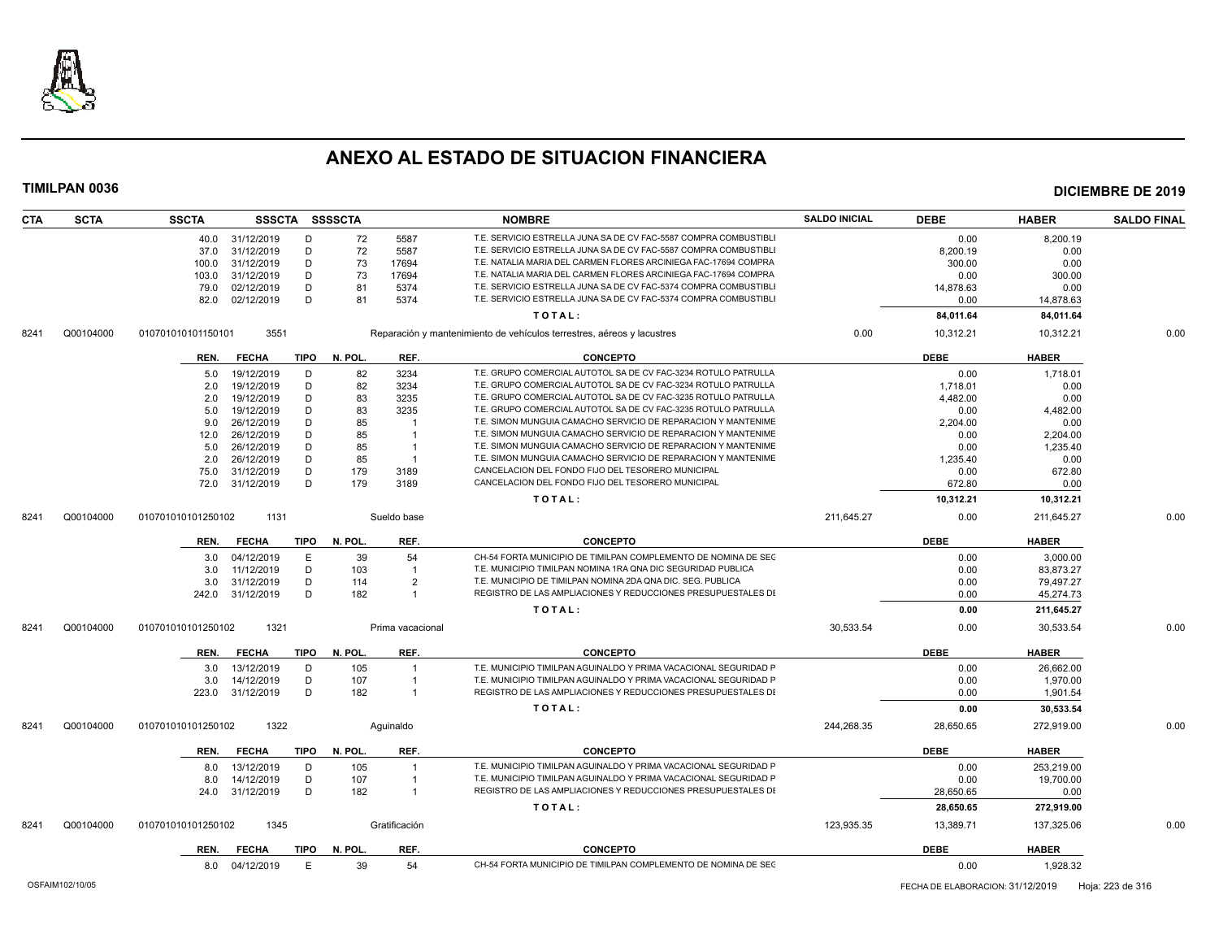# ANEXO AL ESTADO DE SITUACION FINANCIERA

**TIMILPAN 0036** | **DICIEMBRE DE 2019**

| CTA | SCTA | SSCTA | SSSCTA | SSSSCTA | | NOMBRE | SALDO INICIAL | DEBE | HABER | SALDO FINAL |
|---|---|---|---|---|---|---|---|---|---|---|
| | | 40.0 | 31/12/2019 | D | 72 | 5587 T.E. SERVICIO ESTRELLA JUNA SA DE CV FAC-5587 COMPRA COMBUSTIBLI | | 0.00 | 8,200.19 | |
| | | 37.0 | 31/12/2019 | D | 72 | 5587 T.E. SERVICIO ESTRELLA JUNA SA DE CV FAC-5587 COMPRA COMBUSTIBLI | | 8,200.19 | 0.00 | |
| | | 100.0 | 31/12/2019 | D | 73 | 17694 T.E. NATALIA MARIA DEL CARMEN FLORES ARCINIEGA FAC-17694 COMPRA | | 300.00 | 0.00 | |
| | | 103.0 | 31/12/2019 | D | 73 | 17694 T.E. NATALIA MARIA DEL CARMEN FLORES ARCINIEGA FAC-17694 COMPRA | | 0.00 | 300.00 | |
| | | 79.0 | 02/12/2019 | D | 81 | 5374 T.E. SERVICIO ESTRELLA JUNA SA DE CV FAC-5374 COMPRA COMBUSTIBLI | | 14,878.63 | 0.00 | |
| | | 82.0 | 02/12/2019 | D | 81 | 5374 T.E. SERVICIO ESTRELLA JUNA SA DE CV FAC-5374 COMPRA COMBUSTIBLI | | 0.00 | 14,878.63 | |
| | | | | | | TOTAL: | | 84,011.64 | 84,011.64 | |
| 8241 | Q00104000 | 010701010101150101 | 3551 | | | Reparación y mantenimiento de vehículos terrestres, aéreos y lacustres | 0.00 | 10,312.21 | 10,312.21 | 0.00 |

| REN. | FECHA | TIPO | N. POL. | REF. | CONCEPTO | DEBE | HABER |
|---|---|---|---|---|---|---|---|
| 5.0 | 19/12/2019 | D | 82 | 3234 | T.E. GRUPO COMERCIAL AUTOTOL SA DE CV FAC-3234 ROTULO PATRULLA | 0.00 | 1,718.01 |
| 2.0 | 19/12/2019 | D | 82 | 3234 | T.E. GRUPO COMERCIAL AUTOTOL SA DE CV FAC-3234 ROTULO PATRULLA | 1,718.01 | 0.00 |
| 2.0 | 19/12/2019 | D | 83 | 3235 | T.E. GRUPO COMERCIAL AUTOTOL SA DE CV FAC-3235 ROTULO PATRULLA | 4,482.00 | 0.00 |
| 5.0 | 19/12/2019 | D | 83 | 3235 | T.E. GRUPO COMERCIAL AUTOTOL SA DE CV FAC-3235 ROTULO PATRULLA | 0.00 | 4,482.00 |
| 9.0 | 26/12/2019 | D | 85 | 1 | T.E. SIMON MUNGUIA CAMACHO SERVICIO DE REPARACION Y MANTENIME | 2,204.00 | 0.00 |
| 12.0 | 26/12/2019 | D | 85 | 1 | T.E. SIMON MUNGUIA CAMACHO SERVICIO DE REPARACION Y MANTENIME | 0.00 | 2,204.00 |
| 5.0 | 26/12/2019 | D | 85 | 1 | T.E. SIMON MUNGUIA CAMACHO SERVICIO DE REPARACION Y MANTENIME | 0.00 | 1,235.40 |
| 2.0 | 26/12/2019 | D | 85 | 1 | T.E. SIMON MUNGUIA CAMACHO SERVICIO DE REPARACION Y MANTENIME | 1,235.40 | 0.00 |
| 75.0 | 31/12/2019 | D | 179 | 3189 | CANCELACION DEL FONDO FIJO DEL TESORERO MUNICIPAL | 0.00 | 672.80 |
| 72.0 | 31/12/2019 | D | 179 | 3189 | CANCELACION DEL FONDO FIJO DEL TESORERO MUNICIPAL | 672.80 | 0.00 |
| | | | | | TOTAL: | 10,312.21 | 10,312.21 |

| CTA | SCTA | SSCTA | SSSCTA | NOMBRE | SALDO INICIAL | DEBE | HABER | SALDO FINAL |
|---|---|---|---|---|---|---|---|---|
| 8241 | Q00104000 | 010701010101250102 | 1131 | Sueldo base | 211,645.27 | 0.00 | 211,645.27 | 0.00 |

| REN. | FECHA | TIPO | N. POL. | REF. | CONCEPTO | DEBE | HABER |
|---|---|---|---|---|---|---|---|
| 3.0 | 04/12/2019 | E | 39 | 54 | CH-54 FORTA MUNICIPIO DE TIMILPAN COMPLEMENTO DE NOMINA DE SEC | 0.00 | 3,000.00 |
| 3.0 | 11/12/2019 | D | 103 | 1 | T.E. MUNICIPIO TIMILPAN NOMINA 1RA QNA DIC SEGURIDAD PUBLICA | 0.00 | 83,873.27 |
| 3.0 | 31/12/2019 | D | 114 | 2 | T.E. MUNICIPIO DE TIMILPAN NOMINA 2DA QNA DIC. SEG. PUBLICA | 0.00 | 79,497.27 |
| 242.0 | 31/12/2019 | D | 182 | 1 | REGISTRO DE LAS AMPLIACIONES Y REDUCCIONES PRESUPUESTALES DI | 0.00 | 45,274.73 |
| | | | | | TOTAL: | 0.00 | 211,645.27 |

| CTA | SCTA | SSCTA | SSSCTA | NOMBRE | SALDO INICIAL | DEBE | HABER | SALDO FINAL |
|---|---|---|---|---|---|---|---|---|
| 8241 | Q00104000 | 010701010101250102 | 1321 | Prima vacacional | 30,533.54 | 0.00 | 30,533.54 | 0.00 |

| REN. | FECHA | TIPO | N. POL. | REF. | CONCEPTO | DEBE | HABER |
|---|---|---|---|---|---|---|---|
| 3.0 | 13/12/2019 | D | 105 | 1 | T.E. MUNICIPIO TIMILPAN AGUINALDO Y PRIMA VACACIONAL SEGURIDAD P | 0.00 | 26,662.00 |
| 3.0 | 14/12/2019 | D | 107 | 1 | T.E. MUNICIPIO TIMILPAN AGUINALDO Y PRIMA VACACIONAL SEGURIDAD P | 0.00 | 1,970.00 |
| 223.0 | 31/12/2019 | D | 182 | 1 | REGISTRO DE LAS AMPLIACIONES Y REDUCCIONES PRESUPUESTALES DI | 0.00 | 1,901.54 |
| | | | | | TOTAL: | 0.00 | 30,533.54 |

| CTA | SCTA | SSCTA | SSSCTA | NOMBRE | SALDO INICIAL | DEBE | HABER | SALDO FINAL |
|---|---|---|---|---|---|---|---|---|
| 8241 | Q00104000 | 010701010101250102 | 1322 | Aguinaldo | 244,268.35 | 28,650.65 | 272,919.00 | 0.00 |

| REN. | FECHA | TIPO | N. POL. | REF. | CONCEPTO | DEBE | HABER |
|---|---|---|---|---|---|---|---|
| 8.0 | 13/12/2019 | D | 105 | 1 | T.E. MUNICIPIO TIMILPAN AGUINALDO Y PRIMA VACACIONAL SEGURIDAD P | 0.00 | 253,219.00 |
| 8.0 | 14/12/2019 | D | 107 | 1 | T.E. MUNICIPIO TIMILPAN AGUINALDO Y PRIMA VACACIONAL SEGURIDAD P | 0.00 | 19,700.00 |
| 24.0 | 31/12/2019 | D | 182 | 1 | REGISTRO DE LAS AMPLIACIONES Y REDUCCIONES PRESUPUESTALES DI | 28,650.65 | 0.00 |
| | | | | | TOTAL: | 28,650.65 | 272,919.00 |

| CTA | SCTA | SSCTA | SSSCTA | NOMBRE | SALDO INICIAL | DEBE | HABER | SALDO FINAL |
|---|---|---|---|---|---|---|---|---|
| 8241 | Q00104000 | 010701010101250102 | 1345 | Gratificación | 123,935.35 | 13,389.71 | 137,325.06 | 0.00 |

| REN. | FECHA | TIPO | N. POL. | REF. | CONCEPTO | DEBE | HABER |
|---|---|---|---|---|---|---|---|
| 8.0 | 04/12/2019 | E | 39 | 54 | CH-54 FORTA MUNICIPIO DE TIMILPAN COMPLEMENTO DE NOMINA DE SEC | 0.00 | 1,928.32 |

OSFAIM102/10/05 — FECHA DE ELABORACION: 31/12/2019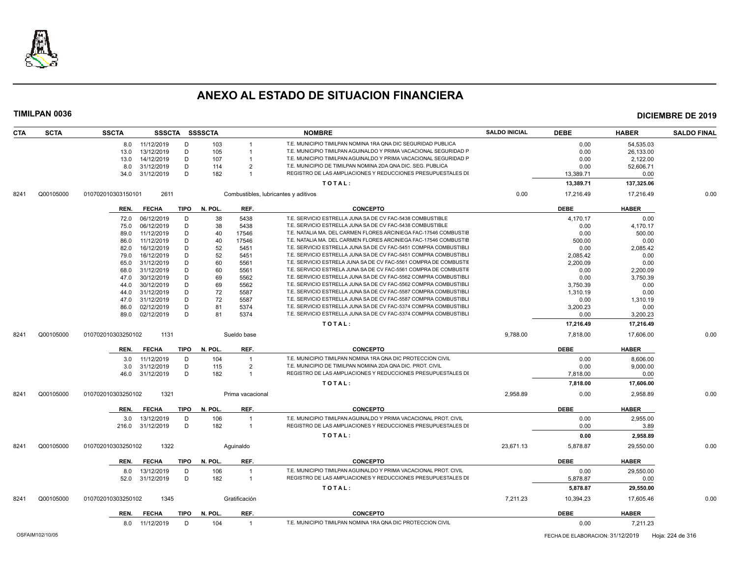# ANEXO AL ESTADO DE SITUACION FINANCIERA

**TIMILPAN 0036** — **DICIEMBRE DE 2019**

| CTA | SCTA | SSCTA | SSSCTA | SSSSCTA | | NOMBRE | SALDO INICIAL | DEBE | HABER | SALDO FINAL |
|---|---|---|---|---|---|---|---|---|---|---|
| | | 8.0 11/12/2019 | D | 103 | 1 | T.E. MUNICIPIO TIMILPAN NOMINA 1RA QNA DIC SEGURIDAD PUBLICA | | 0.00 | 54,535.03 | |
| | | 13.0 13/12/2019 | D | 105 | 1 | T.E. MUNICIPIO TIMILPAN AGUINALDO Y PRIMA VACACIONAL SEGURIDAD P | | 0.00 | 26,133.00 | |
| | | 13.0 14/12/2019 | D | 107 | 1 | T.E. MUNICIPIO TIMILPAN AGUINALDO Y PRIMA VACACIONAL SEGURIDAD P | | 0.00 | 2,122.00 | |
| | | 8.0 31/12/2019 | D | 114 | 2 | T.E. MUNICIPIO DE TIMILPAN NOMINA 2DA QNA DIC. SEG. PUBLICA | | 0.00 | 52,606.71 | |
| | | 34.0 31/12/2019 | D | 182 | 1 | REGISTRO DE LAS AMPLIACIONES Y REDUCCIONES PRESUPUESTALES DI | | 13,389.71 | 0.00 | |
| | | | | | | TOTAL: | | 13,389.71 | 137,325.06 | |
| 8241 | Q00105000 | 010702010303150101 | 2611 | | | Combustibles, lubricantes y aditivos | 0.00 | 17,216.49 | 17,216.49 | 0.00 |

| REN. | FECHA | TIPO | N. POL. | REF. | CONCEPTO | DEBE | HABER |
|---|---|---|---|---|---|---|---|
| 72.0 | 06/12/2019 | D | 38 | 5438 | T.E. SERVICIO ESTRELLA JUNA SA DE CV FAC-5438 COMBUSTIBLE | 4,170.17 | 0.00 |
| 75.0 | 06/12/2019 | D | 38 | 5438 | T.E. SERVICIO ESTRELLA JUNA SA DE CV FAC-5438 COMBUSTIBLE | 0.00 | 4,170.17 |
| 89.0 | 11/12/2019 | D | 40 | 17546 | T.E. NATALIA MA. DEL CARMEN FLORES ARCINIEGA FAC-17546 COMBUSTIB | 0.00 | 500.00 |
| 86.0 | 11/12/2019 | D | 40 | 17546 | T.E. NATALIA MA. DEL CARMEN FLORES ARCINIEGA FAC-17546 COMBUSTIB | 500.00 | 0.00 |
| 82.0 | 16/12/2019 | D | 52 | 5451 | T.E. SERVICIO ESTRELLA JUNA SA DE CV FAC-5451 COMPRA COMBUSTIBLI | 0.00 | 2,085.42 |
| 79.0 | 16/12/2019 | D | 52 | 5451 | T.E. SERVICIO ESTRELLA JUNA SA DE CV FAC-5451 COMPRA COMBUSTIBLI | 2,085.42 | 0.00 |
| 65.0 | 31/12/2019 | D | 60 | 5561 | T.E. SERVICIO ESTRELA JUNA SA DE CV FAC-5561 COMPRA DE COMBUSTIE | 2,200.09 | 0.00 |
| 68.0 | 31/12/2019 | D | 60 | 5561 | T.E. SERVICIO ESTRELA JUNA SA DE CV FAC-5561 COMPRA DE COMBUSTIE | 0.00 | 2,200.09 |
| 47.0 | 30/12/2019 | D | 69 | 5562 | T.E. SERVICIO ESTRELLA JUNA SA DE CV FAC-5562 COMPRA COMBUSTIBLI | 0.00 | 3,750.39 |
| 44.0 | 30/12/2019 | D | 69 | 5562 | T.E. SERVICIO ESTRELLA JUNA SA DE CV FAC-5562 COMPRA COMBUSTIBLI | 3,750.39 | 0.00 |
| 44.0 | 31/12/2019 | D | 72 | 5587 | T.E. SERVICIO ESTRELLA JUNA SA DE CV FAC-5587 COMPRA COMBUSTIBLI | 1,310.19 | 0.00 |
| 47.0 | 31/12/2019 | D | 72 | 5587 | T.E. SERVICIO ESTRELLA JUNA SA DE CV FAC-5587 COMPRA COMBUSTIBLI | 0.00 | 1,310.19 |
| 86.0 | 02/12/2019 | D | 81 | 5374 | T.E. SERVICIO ESTRELLA JUNA SA DE CV FAC-5374 COMPRA COMBUSTIBLI | 3,200.23 | 0.00 |
| 89.0 | 02/12/2019 | D | 81 | 5374 | T.E. SERVICIO ESTRELLA JUNA SA DE CV FAC-5374 COMPRA COMBUSTIBLI | 0.00 | 3,200.23 |
| | | | | | TOTAL: | 17,216.49 | 17,216.49 |

| CTA | SCTA | SSCTA | SSSCTA | NOMBRE | SALDO INICIAL | DEBE | HABER | SALDO FINAL |
|---|---|---|---|---|---|---|---|---|
| 8241 | Q00105000 | 010702010303250102 | 1131 | Sueldo base | 9,788.00 | 7,818.00 | 17,606.00 | 0.00 |

| REN. | FECHA | TIPO | N. POL. | REF. | CONCEPTO | DEBE | HABER |
|---|---|---|---|---|---|---|---|
| 3.0 | 11/12/2019 | D | 104 | 1 | T.E. MUNICIPIO TIMILPAN NOMINA 1RA QNA DIC PROTECCION CIVIL | 0.00 | 8,606.00 |
| 3.0 | 31/12/2019 | D | 115 | 2 | T.E. MUNICIPIO DE TIMILPAN NOMINA 2DA QNA DIC. PROT. CIVIL | 0.00 | 9,000.00 |
| 46.0 | 31/12/2019 | D | 182 | 1 | REGISTRO DE LAS AMPLIACIONES Y REDUCCIONES PRESUPUESTALES DI | 7,818.00 | 0.00 |
| | | | | | TOTAL: | 7,818.00 | 17,606.00 |

| CTA | SCTA | SSCTA | SSSCTA | NOMBRE | SALDO INICIAL | DEBE | HABER | SALDO FINAL |
|---|---|---|---|---|---|---|---|---|
| 8241 | Q00105000 | 010702010303250102 | 1321 | Prima vacacional | 2,958.89 | 0.00 | 2,958.89 | 0.00 |

| REN. | FECHA | TIPO | N. POL. | REF. | CONCEPTO | DEBE | HABER |
|---|---|---|---|---|---|---|---|
| 3.0 | 13/12/2019 | D | 106 | 1 | T.E. MUNICIPIO TIMILPAN AGUINALDO Y PRIMA VACACIONAL PROT. CIVIL | 0.00 | 2,955.00 |
| 216.0 | 31/12/2019 | D | 182 | 1 | REGISTRO DE LAS AMPLIACIONES Y REDUCCIONES PRESUPUESTALES DI | 0.00 | 3.89 |
| | | | | | TOTAL: | 0.00 | 2,958.89 |

| CTA | SCTA | SSCTA | SSSCTA | NOMBRE | SALDO INICIAL | DEBE | HABER | SALDO FINAL |
|---|---|---|---|---|---|---|---|---|
| 8241 | Q00105000 | 010702010303250102 | 1322 | Aguinaldo | 23,671.13 | 5,878.87 | 29,550.00 | 0.00 |

| REN. | FECHA | TIPO | N. POL. | REF. | CONCEPTO | DEBE | HABER |
|---|---|---|---|---|---|---|---|
| 8.0 | 13/12/2019 | D | 106 | 1 | T.E. MUNICIPIO TIMILPAN AGUINALDO Y PRIMA VACACIONAL PROT. CIVIL | 0.00 | 29,550.00 |
| 52.0 | 31/12/2019 | D | 182 | 1 | REGISTRO DE LAS AMPLIACIONES Y REDUCCIONES PRESUPUESTALES DI | 5,878.87 | 0.00 |
| | | | | | TOTAL: | 5,878.87 | 29,550.00 |

| CTA | SCTA | SSCTA | SSSCTA | NOMBRE | SALDO INICIAL | DEBE | HABER | SALDO FINAL |
|---|---|---|---|---|---|---|---|---|
| 8241 | Q00105000 | 010702010303250102 | 1345 | Gratificación | 7,211.23 | 10,394.23 | 17,605.46 | 0.00 |

| REN. | FECHA | TIPO | N. POL. | REF. | CONCEPTO | DEBE | HABER |
|---|---|---|---|---|---|---|---|
| 8.0 | 11/12/2019 | D | 104 | 1 | T.E. MUNICIPIO TIMILPAN NOMINA 1RA QNA DIC PROTECCION CIVIL | 0.00 | 7,211.23 |

OSFAIM102/10/05 — FECHA DE ELABORACION: 31/12/2019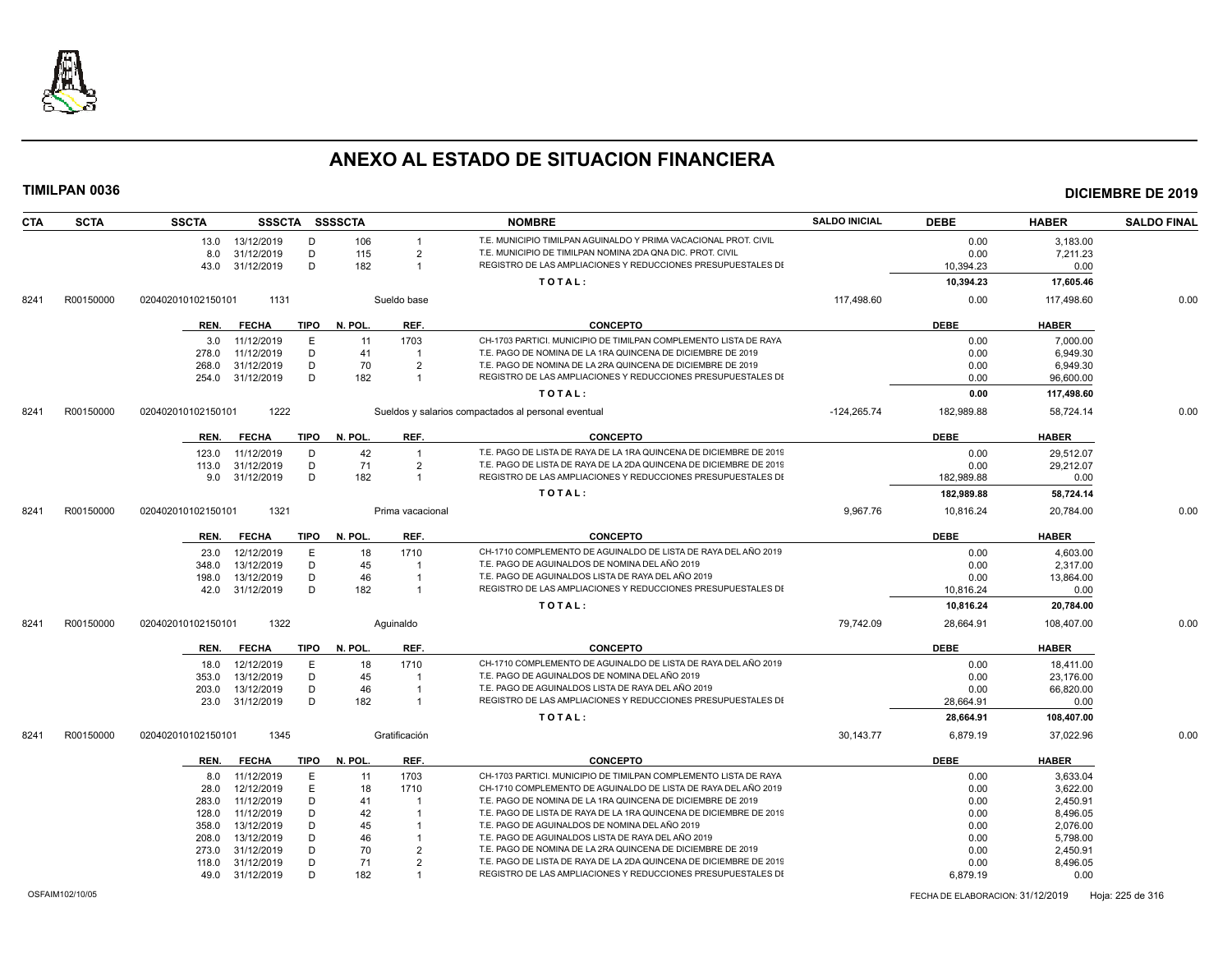# ANEXO AL ESTADO DE SITUACION FINANCIERA

**TIMILPAN 0036** **DICIEMBRE DE 2019**

| CTA | SCTA | SSCTA | SSSCTA | SSSSCTA | | NOMBRE | SALDO INICIAL | DEBE | HABER | SALDO FINAL |
|---|---|---|---|---|---|---|---|---|---|---|
| | | 13.0 13/12/2019 | D | 106 | 1 | T.E. MUNICIPIO TIMILPAN AGUINALDO Y PRIMA VACACIONAL PROT. CIVIL | | 0.00 | 3,183.00 | |
| | | 8.0 31/12/2019 | D | 115 | 2 | T.E. MUNICIPIO DE TIMILPAN NOMINA 2DA QNA DIC. PROT. CIVIL | | 0.00 | 7,211.23 | |
| | | 43.0 31/12/2019 | D | 182 | 1 | REGISTRO DE LAS AMPLIACIONES Y REDUCCIONES PRESUPUESTALES DI | | 10,394.23 | 0.00 | |
| | | | | | | TOTAL: | | 10,394.23 | 17,605.46 | |
| 8241 | R00150000 | 020402010102150101 | 1131 | | Sueldo base | | 117,498.60 | 0.00 | 117,498.60 | 0.00 |
| | | REN. FECHA | TIPO | N. POL. | REF. | CONCEPTO | | DEBE | HABER | |
| | | 3.0 11/12/2019 | E | 11 | 1703 | CH-1703 PARTICI. MUNICIPIO DE TIMILPAN COMPLEMENTO LISTA DE RAYA | | 0.00 | 7,000.00 | |
| | | 278.0 11/12/2019 | D | 41 | 1 | T.E. PAGO DE NOMINA DE LA 1RA QUINCENA DE DICIEMBRE DE 2019 | | 0.00 | 6,949.30 | |
| | | 268.0 31/12/2019 | D | 70 | 2 | T.E. PAGO DE NOMINA DE LA 2RA QUINCENA DE DICIEMBRE DE 2019 | | 0.00 | 6,949.30 | |
| | | 254.0 31/12/2019 | D | 182 | 1 | REGISTRO DE LAS AMPLIACIONES Y REDUCCIONES PRESUPUESTALES DI | | 0.00 | 96,600.00 | |
| | | | | | | TOTAL: | | 0.00 | 117,498.60 | |
| 8241 | R00150000 | 020402010102150101 | 1222 | | Sueldos y salarios compactados al personal eventual | | -124,265.74 | 182,989.88 | 58,724.14 | 0.00 |
| | | REN. FECHA | TIPO | N. POL. | REF. | CONCEPTO | | DEBE | HABER | |
| | | 123.0 11/12/2019 | D | 42 | 1 | T.E. PAGO DE LISTA DE RAYA DE LA 1RA QUINCENA DE DICIEMBRE DE 2019 | | 0.00 | 29,512.07 | |
| | | 113.0 31/12/2019 | D | 71 | 2 | T.E. PAGO DE LISTA DE RAYA DE LA 2DA QUINCENA DE DICIEMBRE DE 2019 | | 0.00 | 29,212.07 | |
| | | 9.0 31/12/2019 | D | 182 | 1 | REGISTRO DE LAS AMPLIACIONES Y REDUCCIONES PRESUPUESTALES DI | | 182,989.88 | 0.00 | |
| | | | | | | TOTAL: | | 182,989.88 | 58,724.14 | |
| 8241 | R00150000 | 020402010102150101 | 1321 | | Prima vacacional | | 9,967.76 | 10,816.24 | 20,784.00 | 0.00 |
| | | REN. FECHA | TIPO | N. POL. | REF. | CONCEPTO | | DEBE | HABER | |
| | | 23.0 12/12/2019 | E | 18 | 1710 | CH-1710 COMPLEMENTO DE AGUINALDO DE LISTA DE RAYA DEL AÑO 2019 | | 0.00 | 4,603.00 | |
| | | 348.0 13/12/2019 | D | 45 | 1 | T.E. PAGO DE AGUINALDOS DE NOMINA DEL AÑO 2019 | | 0.00 | 2,317.00 | |
| | | 198.0 13/12/2019 | D | 46 | 1 | T.E. PAGO DE AGUINALDOS LISTA DE RAYA DEL AÑO 2019 | | 0.00 | 13,864.00 | |
| | | 42.0 31/12/2019 | D | 182 | 1 | REGISTRO DE LAS AMPLIACIONES Y REDUCCIONES PRESUPUESTALES DI | | 10,816.24 | 0.00 | |
| | | | | | | TOTAL: | | 10,816.24 | 20,784.00 | |
| 8241 | R00150000 | 020402010102150101 | 1322 | | Aguinaldo | | 79,742.09 | 28,664.91 | 108,407.00 | 0.00 |
| | | REN. FECHA | TIPO | N. POL. | REF. | CONCEPTO | | DEBE | HABER | |
| | | 18.0 12/12/2019 | E | 18 | 1710 | CH-1710 COMPLEMENTO DE AGUINALDO DE LISTA DE RAYA DEL AÑO 2019 | | 0.00 | 18,411.00 | |
| | | 353.0 13/12/2019 | D | 45 | 1 | T.E. PAGO DE AGUINALDOS DE NOMINA DEL AÑO 2019 | | 0.00 | 23,176.00 | |
| | | 203.0 13/12/2019 | D | 46 | 1 | T.E. PAGO DE AGUINALDOS LISTA DE RAYA DEL AÑO 2019 | | 0.00 | 66,820.00 | |
| | | 23.0 31/12/2019 | D | 182 | 1 | REGISTRO DE LAS AMPLIACIONES Y REDUCCIONES PRESUPUESTALES DI | | 28,664.91 | 0.00 | |
| | | | | | | TOTAL: | | 28,664.91 | 108,407.00 | |
| 8241 | R00150000 | 020402010102150101 | 1345 | | Gratificación | | 30,143.77 | 6,879.19 | 37,022.96 | 0.00 |
| | | REN. FECHA | TIPO | N. POL. | REF. | CONCEPTO | | DEBE | HABER | |
| | | 8.0 11/12/2019 | E | 11 | 1703 | CH-1703 PARTICI. MUNICIPIO DE TIMILPAN COMPLEMENTO LISTA DE RAYA | | 0.00 | 3,633.04 | |
| | | 28.0 12/12/2019 | E | 18 | 1710 | CH-1710 COMPLEMENTO DE AGUINALDO DE LISTA DE RAYA DEL AÑO 2019 | | 0.00 | 3,622.00 | |
| | | 283.0 11/12/2019 | D | 41 | 1 | T.E. PAGO DE NOMINA DE LA 1RA QUINCENA DE DICIEMBRE DE 2019 | | 0.00 | 2,450.91 | |
| | | 128.0 11/12/2019 | D | 42 | 1 | T.E. PAGO DE LISTA DE RAYA DE LA 1RA QUINCENA DE DICIEMBRE DE 2019 | | 0.00 | 8,496.05 | |
| | | 358.0 13/12/2019 | D | 45 | 1 | T.E. PAGO DE AGUINALDOS DE NOMINA DEL AÑO 2019 | | 0.00 | 2,076.00 | |
| | | 208.0 13/12/2019 | D | 46 | 1 | T.E. PAGO DE AGUINALDOS LISTA DE RAYA DEL AÑO 2019 | | 0.00 | 5,798.00 | |
| | | 273.0 31/12/2019 | D | 70 | 2 | T.E. PAGO DE NOMINA DE LA 2RA QUINCENA DE DICIEMBRE DE 2019 | | 0.00 | 2,450.91 | |
| | | 118.0 31/12/2019 | D | 71 | 2 | T.E. PAGO DE LISTA DE RAYA DE LA 2DA QUINCENA DE DICIEMBRE DE 2019 | | 0.00 | 8,496.05 | |
| | | 49.0 31/12/2019 | D | 182 | 1 | REGISTRO DE LAS AMPLIACIONES Y REDUCCIONES PRESUPUESTALES DI | | 6,879.19 | 0.00 | |

OSFAIM102/10/05 FECHA DE ELABORACION: 31/12/2019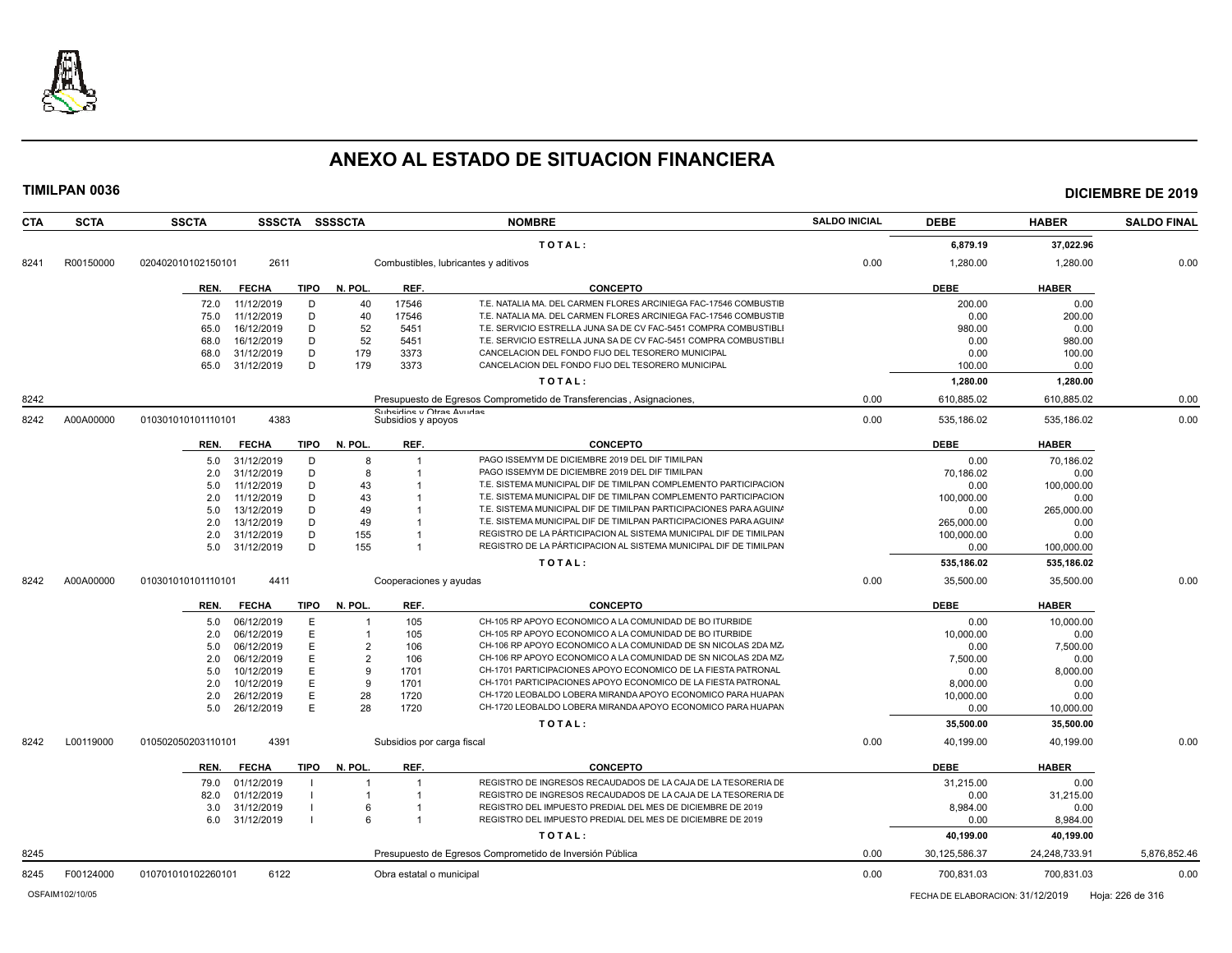# ANEXO AL ESTADO DE SITUACION FINANCIERA

**TIMILPAN 0036** **DICIEMBRE DE 2019**

| CTA | SCTA | SSCTA | SSSCTA | SSSSCTA | NOMBRE | SALDO INICIAL | DEBE | HABER | SALDO FINAL |
|---|---|---|---|---|---|---|---|---|---|
| | | | | | T O T A L : | | 6,879.19 | 37,022.96 | |
| 8241 | R00150000 | 020402010102150101 | 2611 | | Combustibles, lubricantes y aditivos | 0.00 | 1,280.00 | 1,280.00 | 0.00 |

| REN. | FECHA | TIPO | N. POL. | REF. | CONCEPTO | DEBE | HABER |
|---|---|---|---|---|---|---|---|
| 72.0 | 11/12/2019 | D | 40 | 17546 | T.E. NATALIA MA. DEL CARMEN FLORES ARCINIEGA FAC-17546 COMBUSTIB | 200.00 | 0.00 |
| 75.0 | 11/12/2019 | D | 40 | 17546 | T.E. NATALIA MA. DEL CARMEN FLORES ARCINIEGA FAC-17546 COMBUSTIB | 0.00 | 200.00 |
| 65.0 | 16/12/2019 | D | 52 | 5451 | T.E. SERVICIO ESTRELLA JUNA SA DE CV FAC-5451 COMPRA COMBUSTIBLI | 980.00 | 0.00 |
| 68.0 | 16/12/2019 | D | 52 | 5451 | T.E. SERVICIO ESTRELLA JUNA SA DE CV FAC-5451 COMPRA COMBUSTIBLI | 0.00 | 980.00 |
| 68.0 | 31/12/2019 | D | 179 | 3373 | CANCELACION DEL FONDO FIJO DEL TESORERO MUNICIPAL | 0.00 | 100.00 |
| 65.0 | 31/12/2019 | D | 179 | 3373 | CANCELACION DEL FONDO FIJO DEL TESORERO MUNICIPAL | 100.00 | 0.00 |
| | | | | | T O T A L : | 1,280.00 | 1,280.00 |

| CTA | SCTA | SSCTA | SSSCTA | SSSSCTA | NOMBRE | SALDO INICIAL | DEBE | HABER | SALDO FINAL |
|---|---|---|---|---|---|---|---|---|---|
| 8242 | | | | | Presupuesto de Egresos Comprometido de Transferencias , Asignaciones, Subsidios y Otras Ayudas | 0.00 | 610,885.02 | 610,885.02 | 0.00 |
| 8242 | A00A00000 | 010301010101110101 | 4383 | | Subsidios y apoyos | 0.00 | 535,186.02 | 535,186.02 | 0.00 |

| REN. | FECHA | TIPO | N. POL. | REF. | CONCEPTO | DEBE | HABER |
|---|---|---|---|---|---|---|---|
| 5.0 | 31/12/2019 | D | 8 | 1 | PAGO ISSEMYM DE DICIEMBRE 2019 DEL DIF TIMILPAN | 0.00 | 70,186.02 |
| 2.0 | 31/12/2019 | D | 8 | 1 | PAGO ISSEMYM DE DICIEMBRE 2019 DEL DIF TIMILPAN | 70,186.02 | 0.00 |
| 5.0 | 11/12/2019 | D | 43 | 1 | T.E. SISTEMA MUNICIPAL DIF DE TIMILPAN COMPLEMENTO PARTICIPACION | 0.00 | 100,000.00 |
| 2.0 | 11/12/2019 | D | 43 | 1 | T.E. SISTEMA MUNICIPAL DIF DE TIMILPAN COMPLEMENTO PARTICIPACION | 100,000.00 | 0.00 |
| 5.0 | 13/12/2019 | D | 49 | 1 | T.E. SISTEMA MUNICIPAL DIF DE TIMILPAN PARTICIPACIONES PARA AGUINA | 0.00 | 265,000.00 |
| 2.0 | 13/12/2019 | D | 49 | 1 | T.E. SISTEMA MUNICIPAL DIF DE TIMILPAN PARTICIPACIONES PARA AGUINA | 265,000.00 | 0.00 |
| 2.0 | 31/12/2019 | D | 155 | 1 | REGISTRO DE LA PÁRTICIPACION AL SISTEMA MUNICIPAL DIF DE TIMILPAN | 100,000.00 | 0.00 |
| 5.0 | 31/12/2019 | D | 155 | 1 | REGISTRO DE LA PÁRTICIPACION AL SISTEMA MUNICIPAL DIF DE TIMILPAN | 0.00 | 100,000.00 |
| | | | | | T O T A L : | 535,186.02 | 535,186.02 |

| CTA | SCTA | SSCTA | SSSCTA | SSSSCTA | NOMBRE | SALDO INICIAL | DEBE | HABER | SALDO FINAL |
|---|---|---|---|---|---|---|---|---|---|
| 8242 | A00A00000 | 010301010101110101 | 4411 | | Cooperaciones y ayudas | 0.00 | 35,500.00 | 35,500.00 | 0.00 |

| REN. | FECHA | TIPO | N. POL. | REF. | CONCEPTO | DEBE | HABER |
|---|---|---|---|---|---|---|---|
| 5.0 | 06/12/2019 | E | 1 | 105 | CH-105 RP APOYO ECONOMICO A LA COMUNIDAD DE BO ITURBIDE | 0.00 | 10,000.00 |
| 2.0 | 06/12/2019 | E | 1 | 105 | CH-105 RP APOYO ECONOMICO A LA COMUNIDAD DE BO ITURBIDE | 10,000.00 | 0.00 |
| 5.0 | 06/12/2019 | E | 2 | 106 | CH-106 RP APOYO ECONOMICO A LA COMUNIDAD DE SN NICOLAS 2DA MZ | 0.00 | 7,500.00 |
| 2.0 | 06/12/2019 | E | 2 | 106 | CH-106 RP APOYO ECONOMICO A LA COMUNIDAD DE SN NICOLAS 2DA MZ | 7,500.00 | 0.00 |
| 5.0 | 10/12/2019 | E | 9 | 1701 | CH-1701 PARTICIPACIONES APOYO ECONOMICO DE LA FIESTA PATRONAL | 0.00 | 8,000.00 |
| 2.0 | 10/12/2019 | E | 9 | 1701 | CH-1701 PARTICIPACIONES APOYO ECONOMICO DE LA FIESTA PATRONAL | 8,000.00 | 0.00 |
| 2.0 | 26/12/2019 | E | 28 | 1720 | CH-1720 LEOBALDO LOBERA MIRANDA APOYO ECONOMICO PARA HUAPAN | 10,000.00 | 0.00 |
| 5.0 | 26/12/2019 | E | 28 | 1720 | CH-1720 LEOBALDO LOBERA MIRANDA APOYO ECONOMICO PARA HUAPAN | 0.00 | 10,000.00 |
| | | | | | T O T A L : | 35,500.00 | 35,500.00 |

| CTA | SCTA | SSCTA | SSSCTA | SSSSCTA | NOMBRE | SALDO INICIAL | DEBE | HABER | SALDO FINAL |
|---|---|---|---|---|---|---|---|---|---|
| 8242 | L00119000 | 010502050203110101 | 4391 | | Subsidios por carga fiscal | 0.00 | 40,199.00 | 40,199.00 | 0.00 |

| REN. | FECHA | TIPO | N. POL. | REF. | CONCEPTO | DEBE | HABER |
|---|---|---|---|---|---|---|---|
| 79.0 | 01/12/2019 | I | 1 | 1 | REGISTRO DE INGRESOS RECAUDADOS DE LA CAJA DE LA TESORERIA DE | 31,215.00 | 0.00 |
| 82.0 | 01/12/2019 | I | 1 | 1 | REGISTRO DE INGRESOS RECAUDADOS DE LA CAJA DE LA TESORERIA DE | 0.00 | 31,215.00 |
| 3.0 | 31/12/2019 | I | 6 | 1 | REGISTRO DEL IMPUESTO PREDIAL DEL MES DE DICIEMBRE DE 2019 | 8,984.00 | 0.00 |
| 6.0 | 31/12/2019 | I | 6 | 1 | REGISTRO DEL IMPUESTO PREDIAL DEL MES DE DICIEMBRE DE 2019 | 0.00 | 8,984.00 |
| | | | | | T O T A L : | 40,199.00 | 40,199.00 |

| CTA | SCTA | SSCTA | SSSCTA | SSSSCTA | NOMBRE | SALDO INICIAL | DEBE | HABER | SALDO FINAL |
|---|---|---|---|---|---|---|---|---|---|
| 8245 | | | | | Presupuesto de Egresos Comprometido de Inversión Pública | 0.00 | 30,125,586.37 | 24,248,733.91 | 5,876,852.46 |
| 8245 | F00124000 | 010701010102260101 | 6122 | | Obra estatal o municipal | 0.00 | 700,831.03 | 700,831.03 | 0.00 |

OSFAIM102/10/05 FECHA DE ELABORACION: 31/12/2019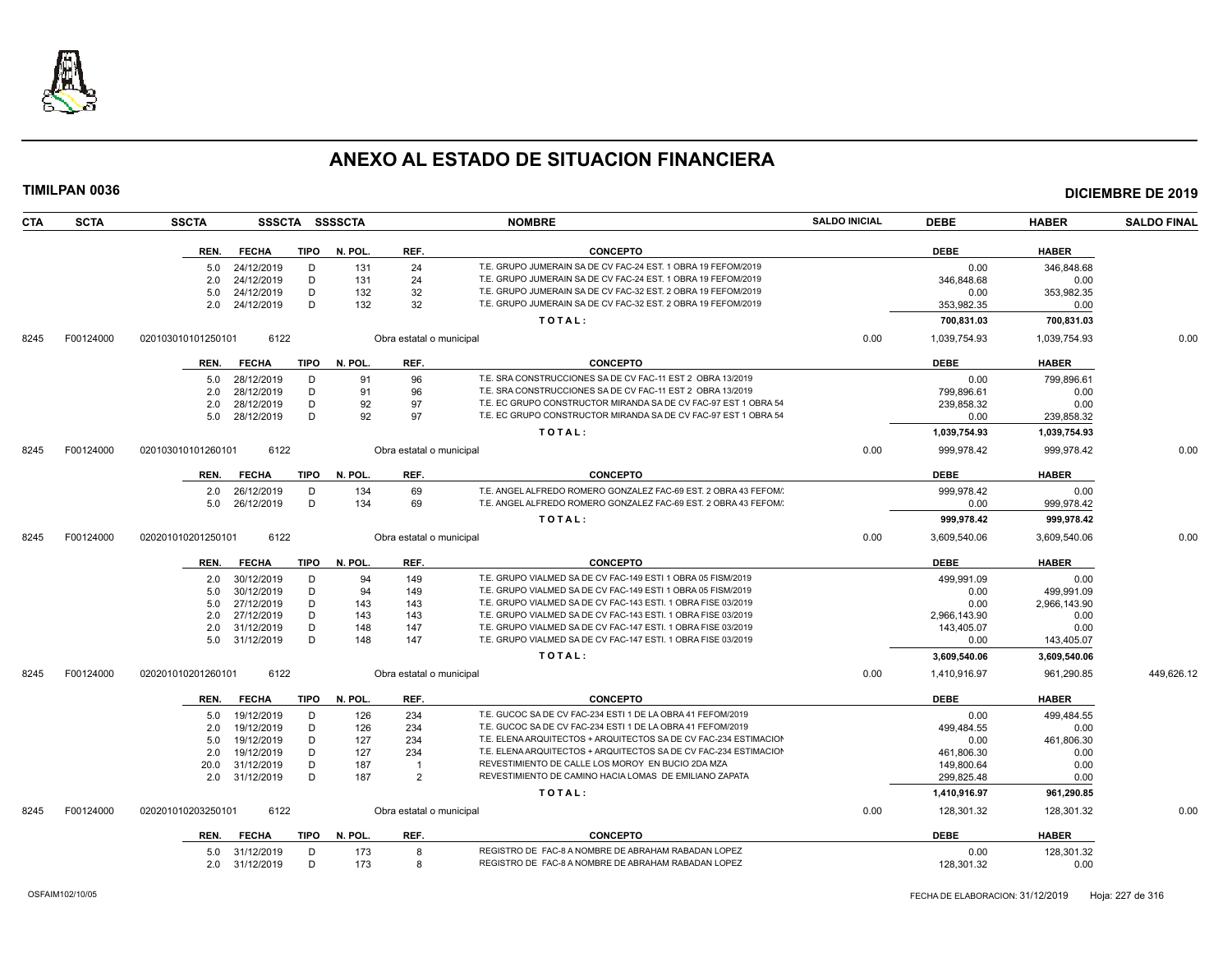# ANEXO AL ESTADO DE SITUACION FINANCIERA

**TIMILPAN 0036** — **DICIEMBRE DE 2019**

| CTA | SCTA | SSCTA | SSSCTA | SSSSCTA | NOMBRE | SALDO INICIAL | DEBE | HABER | SALDO FINAL |
|---|---|---|---|---|---|---|---|---|---|

| REN. | FECHA | TIPO | N. POL. | REF. | CONCEPTO | DEBE | HABER |
|---|---|---|---|---|---|---|---|
| 5.0 | 24/12/2019 | D | 131 | 24 | T.E. GRUPO JUMERAIN SA DE CV FAC-24 EST. 1 OBRA 19 FEFOM/2019 | 0.00 | 346,848.68 |
| 2.0 | 24/12/2019 | D | 131 | 24 | T.E. GRUPO JUMERAIN SA DE CV FAC-24 EST. 1 OBRA 19 FEFOM/2019 | 346,848.68 | 0.00 |
| 5.0 | 24/12/2019 | D | 132 | 32 | T.E. GRUPO JUMERAIN SA DE CV FAC-32 EST. 2 OBRA 19 FEFOM/2019 | 0.00 | 353,982.35 |
| 2.0 | 24/12/2019 | D | 132 | 32 | T.E. GRUPO JUMERAIN SA DE CV FAC-32 EST. 2 OBRA 19 FEFOM/2019 | 353,982.35 | 0.00 |
| | | | | | **TOTAL:** | **700,831.03** | **700,831.03** |

| CTA | SCTA | SSCTA | SSSCTA | SSSSCTA | NOMBRE | SALDO INICIAL | DEBE | HABER | SALDO FINAL |
|---|---|---|---|---|---|---|---|---|---|
| 8245 | F00124000 | 020103010101250101 | 6122 | | Obra estatal o municipal | 0.00 | 1,039,754.93 | 1,039,754.93 | 0.00 |

| REN. | FECHA | TIPO | N. POL. | REF. | CONCEPTO | DEBE | HABER |
|---|---|---|---|---|---|---|---|
| 5.0 | 28/12/2019 | D | 91 | 96 | T.E. SRA CONSTRUCCIONES SA DE CV FAC-11 EST 2 OBRA 13/2019 | 0.00 | 799,896.61 |
| 2.0 | 28/12/2019 | D | 91 | 96 | T.E. SRA CONSTRUCCIONES SA DE CV FAC-11 EST 2 OBRA 13/2019 | 799,896.61 | 0.00 |
| 2.0 | 28/12/2019 | D | 92 | 97 | T.E. EC GRUPO CONSTRUCTOR MIRANDA SA DE CV FAC-97 EST 1 OBRA 54 | 239,858.32 | 0.00 |
| 5.0 | 28/12/2019 | D | 92 | 97 | T.E. EC GRUPO CONSTRUCTOR MIRANDA SA DE CV FAC-97 EST 1 OBRA 54 | 0.00 | 239,858.32 |
| | | | | | **TOTAL:** | **1,039,754.93** | **1,039,754.93** |

| CTA | SCTA | SSCTA | SSSCTA | SSSSCTA | NOMBRE | SALDO INICIAL | DEBE | HABER | SALDO FINAL |
|---|---|---|---|---|---|---|---|---|---|
| 8245 | F00124000 | 020103010101260101 | 6122 | | Obra estatal o municipal | 0.00 | 999,978.42 | 999,978.42 | 0.00 |

| REN. | FECHA | TIPO | N. POL. | REF. | CONCEPTO | DEBE | HABER |
|---|---|---|---|---|---|---|---|
| 2.0 | 26/12/2019 | D | 134 | 69 | T.E. ANGEL ALFREDO ROMERO GONZALEZ FAC-69 EST. 2 OBRA 43 FEFOM/: | 999,978.42 | 0.00 |
| 5.0 | 26/12/2019 | D | 134 | 69 | T.E. ANGEL ALFREDO ROMERO GONZALEZ FAC-69 EST. 2 OBRA 43 FEFOM/: | 0.00 | 999,978.42 |
| | | | | | **TOTAL:** | **999,978.42** | **999,978.42** |

| CTA | SCTA | SSCTA | SSSCTA | SSSSCTA | NOMBRE | SALDO INICIAL | DEBE | HABER | SALDO FINAL |
|---|---|---|---|---|---|---|---|---|---|
| 8245 | F00124000 | 020201010201250101 | 6122 | | Obra estatal o municipal | 0.00 | 3,609,540.06 | 3,609,540.06 | 0.00 |

| REN. | FECHA | TIPO | N. POL. | REF. | CONCEPTO | DEBE | HABER |
|---|---|---|---|---|---|---|---|
| 2.0 | 30/12/2019 | D | 94 | 149 | T.E. GRUPO VIALMED SA DE CV FAC-149 ESTI 1 OBRA 05 FISM/2019 | 499,991.09 | 0.00 |
| 5.0 | 30/12/2019 | D | 94 | 149 | T.E. GRUPO VIALMED SA DE CV FAC-149 ESTI 1 OBRA 05 FISM/2019 | 0.00 | 499,991.09 |
| 5.0 | 27/12/2019 | D | 143 | 143 | T.E. GRUPO VIALMED SA DE CV FAC-143 ESTI. 1 OBRA FISE 03/2019 | 0.00 | 2,966,143.90 |
| 2.0 | 27/12/2019 | D | 143 | 143 | T.E. GRUPO VIALMED SA DE CV FAC-143 ESTI. 1 OBRA FISE 03/2019 | 2,966,143.90 | 0.00 |
| 2.0 | 31/12/2019 | D | 148 | 147 | T.E. GRUPO VIALMED SA DE CV FAC-147 ESTI. 1 OBRA FISE 03/2019 | 143,405.07 | 0.00 |
| 5.0 | 31/12/2019 | D | 148 | 147 | T.E. GRUPO VIALMED SA DE CV FAC-147 ESTI. 1 OBRA FISE 03/2019 | 0.00 | 143,405.07 |
| | | | | | **TOTAL:** | **3,609,540.06** | **3,609,540.06** |

| CTA | SCTA | SSCTA | SSSCTA | SSSSCTA | NOMBRE | SALDO INICIAL | DEBE | HABER | SALDO FINAL |
|---|---|---|---|---|---|---|---|---|---|
| 8245 | F00124000 | 020201010201260101 | 6122 | | Obra estatal o municipal | 0.00 | 1,410,916.97 | 961,290.85 | 449,626.12 |

| REN. | FECHA | TIPO | N. POL. | REF. | CONCEPTO | DEBE | HABER |
|---|---|---|---|---|---|---|---|
| 5.0 | 19/12/2019 | D | 126 | 234 | T.E. GUCOC SA DE CV FAC-234 ESTI 1 DE LA OBRA 41 FEFOM/2019 | 0.00 | 499,484.55 |
| 2.0 | 19/12/2019 | D | 126 | 234 | T.E. GUCOC SA DE CV FAC-234 ESTI 1 DE LA OBRA 41 FEFOM/2019 | 499,484.55 | 0.00 |
| 5.0 | 19/12/2019 | D | 127 | 234 | T.E. ELENA ARQUITECTOS + ARQUITECTOS SA DE CV FAC-234 ESTIMACION | 0.00 | 461,806.30 |
| 2.0 | 19/12/2019 | D | 127 | 234 | T.E. ELENA ARQUITECTOS + ARQUITECTOS SA DE CV FAC-234 ESTIMACION | 461,806.30 | 0.00 |
| 20.0 | 31/12/2019 | D | 187 | 1 | REVESTIMIENTO DE CALLE LOS MOROY EN BUCIO 2DA MZA | 149,800.64 | 0.00 |
| 2.0 | 31/12/2019 | D | 187 | 2 | REVESTIMIENTO DE CAMINO HACIA LOMAS DE EMILIANO ZAPATA | 299,825.48 | 0.00 |
| | | | | | **TOTAL:** | **1,410,916.97** | **961,290.85** |

| CTA | SCTA | SSCTA | SSSCTA | SSSSCTA | NOMBRE | SALDO INICIAL | DEBE | HABER | SALDO FINAL |
|---|---|---|---|---|---|---|---|---|---|
| 8245 | F00124000 | 020201010203250101 | 6122 | | Obra estatal o municipal | 0.00 | 128,301.32 | 128,301.32 | 0.00 |

| REN. | FECHA | TIPO | N. POL. | REF. | CONCEPTO | DEBE | HABER |
|---|---|---|---|---|---|---|---|
| 5.0 | 31/12/2019 | D | 173 | 8 | REGISTRO DE FAC-8 A NOMBRE DE ABRAHAM RABADAN LOPEZ | 0.00 | 128,301.32 |
| 2.0 | 31/12/2019 | D | 173 | 8 | REGISTRO DE FAC-8 A NOMBRE DE ABRAHAM RABADAN LOPEZ | 128,301.32 | 0.00 |

OSFAIM102/10/05 — FECHA DE ELABORACION: 31/12/2019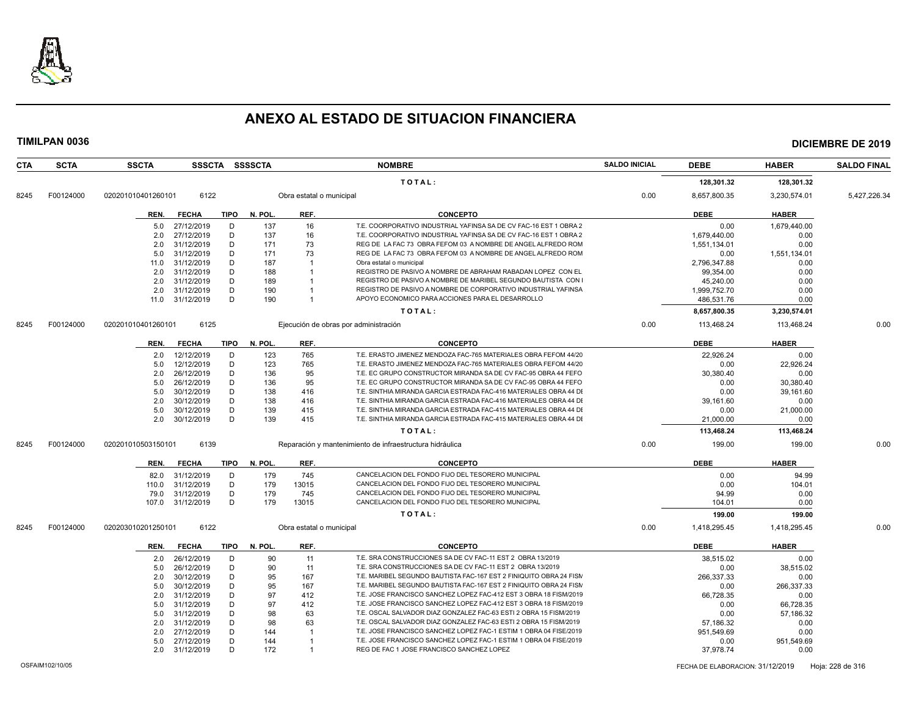# ANEXO AL ESTADO DE SITUACION FINANCIERA

**TIMILPAN 0036** **DICIEMBRE DE 2019**

| CTA | SCTA | SSCTA | SSSCTA | SSSSCTA | NOMBRE | SALDO INICIAL | DEBE | HABER | SALDO FINAL |
|---|---|---|---|---|---|---|---|---|---|
| | | | | | TOTAL: | | 128,301.32 | 128,301.32 | |
| 8245 | F00124000 | 020201010401260101 | 6122 | | Obra estatal o municipal | 0.00 | 8,657,800.35 | 3,230,574.01 | 5,427,226.34 |

| REN. | FECHA | TIPO | N. POL. | REF. | CONCEPTO | DEBE | HABER |
|---|---|---|---|---|---|---|---|
| 5.0 | 27/12/2019 | D | 137 | 16 | T.E. COORPORATIVO INDUSTRIAL YAFINSA SA DE CV FAC-16 EST 1 OBRA 2 | 0.00 | 1,679,440.00 |
| 2.0 | 27/12/2019 | D | 137 | 16 | T.E. COORPORATIVO INDUSTRIAL YAFINSA SA DE CV FAC-16 EST 1 OBRA 2 | 1,679,440.00 | 0.00 |
| 2.0 | 31/12/2019 | D | 171 | 73 | REG DE LA FAC 73 OBRA FEFOM 03 A NOMBRE DE ANGEL ALFREDO ROM | 1,551,134.01 | 0.00 |
| 5.0 | 31/12/2019 | D | 171 | 73 | REG DE LA FAC 73 OBRA FEFOM 03 A NOMBRE DE ANGEL ALFREDO ROM | 0.00 | 1,551,134.01 |
| 11.0 | 31/12/2019 | D | 187 | 1 | Obra estatal o municipal | 2,796,347.88 | 0.00 |
| 2.0 | 31/12/2019 | D | 188 | 1 | REGISTRO DE PASIVO A NOMBRE DE ABRAHAM RABADAN LOPEZ CON EL | 99,354.00 | 0.00 |
| 2.0 | 31/12/2019 | D | 189 | 1 | REGISTRO DE PASIVO A NOMBRE DE MARIBEL SEGUNDO BAUTISTA CON I | 45,240.00 | 0.00 |
| 2.0 | 31/12/2019 | D | 190 | 1 | REGISTRO DE PASIVO A NOMBRE DE CORPORATIVO INDUSTRIAL YAFINSA | 1,999,752.70 | 0.00 |
| 11.0 | 31/12/2019 | D | 190 | 1 | APOYO ECONOMICO PARA ACCIONES PARA EL DESARROLLO | 486,531.76 | 0.00 |
| | | | | | TOTAL: | 8,657,800.35 | 3,230,574.01 |

| CTA | SCTA | SSCTA | SSSCTA | SSSSCTA | NOMBRE | SALDO INICIAL | DEBE | HABER | SALDO FINAL |
|---|---|---|---|---|---|---|---|---|---|
| 8245 | F00124000 | 020201010401260101 | 6125 | | Ejecución de obras por administración | 0.00 | 113,468.24 | 113,468.24 | 0.00 |

| REN. | FECHA | TIPO | N. POL. | REF. | CONCEPTO | DEBE | HABER |
|---|---|---|---|---|---|---|---|
| 2.0 | 12/12/2019 | D | 123 | 765 | T.E. ERASTO JIMENEZ MENDOZA FAC-765 MATERIALES OBRA FEFOM 44/20 | 22,926.24 | 0.00 |
| 5.0 | 12/12/2019 | D | 123 | 765 | T.E. ERASTO JIMENEZ MENDOZA FAC-765 MATERIALES OBRA FEFOM 44/20 | 0.00 | 22,926.24 |
| 2.0 | 26/12/2019 | D | 136 | 95 | T.E. EC GRUPO CONSTRUCTOR MIRANDA SA DE CV FAC-95 OBRA 44 FEFO | 30,380.40 | 0.00 |
| 5.0 | 26/12/2019 | D | 136 | 95 | T.E. EC GRUPO CONSTRUCTOR MIRANDA SA DE CV FAC-95 OBRA 44 FEFO | 0.00 | 30,380.40 |
| 5.0 | 30/12/2019 | D | 138 | 416 | T.E. SINTHIA MIRANDA GARCIA ESTRADA FAC-416 MATERIALES OBRA 44 DI | 0.00 | 39,161.60 |
| 2.0 | 30/12/2019 | D | 138 | 416 | T.E. SINTHIA MIRANDA GARCIA ESTRADA FAC-416 MATERIALES OBRA 44 DI | 39,161.60 | 0.00 |
| 5.0 | 30/12/2019 | D | 139 | 415 | T.E. SINTHIA MIRANDA GARCIA ESTRADA FAC-415 MATERIALES OBRA 44 DI | 0.00 | 21,000.00 |
| 2.0 | 30/12/2019 | D | 139 | 415 | T.E. SINTHIA MIRANDA GARCIA ESTRADA FAC-415 MATERIALES OBRA 44 DI | 21,000.00 | 0.00 |
| | | | | | TOTAL: | 113,468.24 | 113,468.24 |

| CTA | SCTA | SSCTA | SSSCTA | SSSSCTA | NOMBRE | SALDO INICIAL | DEBE | HABER | SALDO FINAL |
|---|---|---|---|---|---|---|---|---|---|
| 8245 | F00124000 | 020201010503150101 | 6139 | | Reparación y mantenimiento de infraestructura hidráulica | 0.00 | 199.00 | 199.00 | 0.00 |

| REN. | FECHA | TIPO | N. POL. | REF. | CONCEPTO | DEBE | HABER |
|---|---|---|---|---|---|---|---|
| 82.0 | 31/12/2019 | D | 179 | 745 | CANCELACION DEL FONDO FIJO DEL TESORERO MUNICIPAL | 0.00 | 94.99 |
| 110.0 | 31/12/2019 | D | 179 | 13015 | CANCELACION DEL FONDO FIJO DEL TESORERO MUNICIPAL | 0.00 | 104.01 |
| 79.0 | 31/12/2019 | D | 179 | 745 | CANCELACION DEL FONDO FIJO DEL TESORERO MUNICIPAL | 94.99 | 0.00 |
| 107.0 | 31/12/2019 | D | 179 | 13015 | CANCELACION DEL FONDO FIJO DEL TESORERO MUNICIPAL | 104.01 | 0.00 |
| | | | | | TOTAL: | 199.00 | 199.00 |

| CTA | SCTA | SSCTA | SSSCTA | SSSSCTA | NOMBRE | SALDO INICIAL | DEBE | HABER | SALDO FINAL |
|---|---|---|---|---|---|---|---|---|---|
| 8245 | F00124000 | 020203010201250101 | 6122 | | Obra estatal o municipal | 0.00 | 1,418,295.45 | 1,418,295.45 | 0.00 |

| REN. | FECHA | TIPO | N. POL. | REF. | CONCEPTO | DEBE | HABER |
|---|---|---|---|---|---|---|---|
| 2.0 | 26/12/2019 | D | 90 | 11 | T.E. SRA CONSTRUCCIONES SA DE CV FAC-11 EST 2 OBRA 13/2019 | 38,515.02 | 0.00 |
| 5.0 | 26/12/2019 | D | 90 | 11 | T.E. SRA CONSTRUCCIONES SA DE CV FAC-11 EST 2 OBRA 13/2019 | 0.00 | 38,515.02 |
| 2.0 | 30/12/2019 | D | 95 | 167 | T.E. MARIBEL SEGUNDO BAUTISTA FAC-167 EST 2 FINIQUITO OBRA 24 FISM | 266,337.33 | 0.00 |
| 5.0 | 30/12/2019 | D | 95 | 167 | T.E. MARIBEL SEGUNDO BAUTISTA FAC-167 EST 2 FINIQUITO OBRA 24 FISM | 0.00 | 266,337.33 |
| 2.0 | 31/12/2019 | D | 97 | 412 | T.E. JOSE FRANCISCO SANCHEZ LOPEZ FAC-412 EST 3 OBRA 18 FISM/2019 | 66,728.35 | 0.00 |
| 5.0 | 31/12/2019 | D | 97 | 412 | T.E. JOSE FRANCISCO SANCHEZ LOPEZ FAC-412 EST 3 OBRA 18 FISM/2019 | 0.00 | 66,728.35 |
| 5.0 | 31/12/2019 | D | 98 | 63 | T.E. OSCAL SALVADOR DIAZ GONZALEZ FAC-63 ESTI 2 OBRA 15 FISM/2019 | 0.00 | 57,186.32 |
| 2.0 | 31/12/2019 | D | 98 | 63 | T.E. OSCAL SALVADOR DIAZ GONZALEZ FAC-63 ESTI 2 OBRA 15 FISM/2019 | 57,186.32 | 0.00 |
| 2.0 | 27/12/2019 | D | 144 | 1 | T.E. JOSE FRANCISCO SANCHEZ LOPEZ FAC-1 ESTIM 1 OBRA 04 FISE/2019 | 951,549.69 | 0.00 |
| 5.0 | 27/12/2019 | D | 144 | 1 | T.E. JOSE FRANCISCO SANCHEZ LOPEZ FAC-1 ESTIM 1 OBRA 04 FISE/2019 | 0.00 | 951,549.69 |
| 2.0 | 31/12/2019 | D | 172 | 1 | REG DE FAC 1 JOSE FRANCISCO SANCHEZ LOPEZ | 37,978.74 | 0.00 |

OSFAIM102/10/05 FECHA DE ELABORACION: 31/12/2019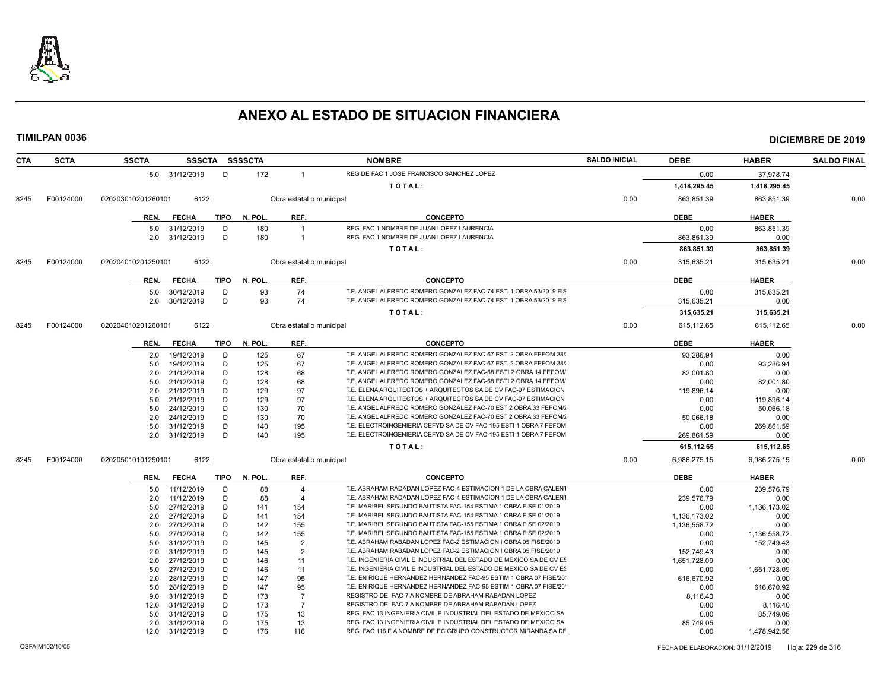# ANEXO AL ESTADO DE SITUACION FINANCIERA

**TIMILPAN 0036** **DICIEMBRE DE 2019**

| CTA | SCTA | SSCTA | SSSCTA | SSSSCTA | | NOMBRE | SALDO INICIAL | DEBE | HABER | SALDO FINAL |
|---|---|---|---|---|---|---|---|---|---|---|
| | | 5.0 | 31/12/2019 | D | 172 | 1 | REG DE FAC 1 JOSE FRANCISCO SANCHEZ LOPEZ | 0.00 | 37,978.74 | |
| | | | | | | | TOTAL: | 1,418,295.45 | 1,418,295.45 | |
| 8245 | F00124000 | 020203010201260101 | 6122 | | Obra estatal o municipal | | 0.00 | 863,851.39 | 863,851.39 | 0.00 |

| REN. | FECHA | TIPO | N. POL. | REF. | CONCEPTO | DEBE | HABER |
|---|---|---|---|---|---|---|---|
| 5.0 | 31/12/2019 | D | 180 | 1 | REG. FAC 1 NOMBRE DE JUAN LOPEZ LAURENCIA | 0.00 | 863,851.39 |
| 2.0 | 31/12/2019 | D | 180 | 1 | REG. FAC 1 NOMBRE DE JUAN LOPEZ LAURENCIA | 863,851.39 | 0.00 |
| | | | | | TOTAL: | 863,851.39 | 863,851.39 |

| CTA | SCTA | SSCTA | SSSCTA | NOMBRE | SALDO INICIAL | DEBE | HABER | SALDO FINAL |
|---|---|---|---|---|---|---|---|---|
| 8245 | F00124000 | 020204010201250101 | 6122 | Obra estatal o municipal | 0.00 | 315,635.21 | 315,635.21 | 0.00 |

| REN. | FECHA | TIPO | N. POL. | REF. | CONCEPTO | DEBE | HABER |
|---|---|---|---|---|---|---|---|
| 5.0 | 30/12/2019 | D | 93 | 74 | T.E. ANGEL ALFREDO ROMERO GONZALEZ FAC-74 EST. 1 OBRA 53/2019 FIS | 0.00 | 315,635.21 |
| 2.0 | 30/12/2019 | D | 93 | 74 | T.E. ANGEL ALFREDO ROMERO GONZALEZ FAC-74 EST. 1 OBRA 53/2019 FIS | 315,635.21 | 0.00 |
| | | | | | TOTAL: | 315,635.21 | 315,635.21 |

| CTA | SCTA | SSCTA | SSSCTA | NOMBRE | SALDO INICIAL | DEBE | HABER | SALDO FINAL |
|---|---|---|---|---|---|---|---|---|
| 8245 | F00124000 | 020204010201260101 | 6122 | Obra estatal o municipal | 0.00 | 615,112.65 | 615,112.65 | 0.00 |

| REN. | FECHA | TIPO | N. POL. | REF. | CONCEPTO | DEBE | HABER |
|---|---|---|---|---|---|---|---|
| 2.0 | 19/12/2019 | D | 125 | 67 | T.E. ANGEL ALFREDO ROMERO GONZALEZ FAC-67 EST. 2 OBRA FEFOM 38/ | 93,286.94 | 0.00 |
| 5.0 | 19/12/2019 | D | 125 | 67 | T.E. ANGEL ALFREDO ROMERO GONZALEZ FAC-67 EST. 2 OBRA FEFOM 38/ | 0.00 | 93,286.94 |
| 2.0 | 21/12/2019 | D | 128 | 68 | T.E. ANGEL ALFREDO ROMERO GONZALEZ FAC-68 ESTI 2 OBRA 14 FEFOM/ | 82,001.80 | 0.00 |
| 5.0 | 21/12/2019 | D | 128 | 68 | T.E. ANGEL ALFREDO ROMERO GONZALEZ FAC-68 ESTI 2 OBRA 14 FEFOM/ | 0.00 | 82,001.80 |
| 2.0 | 21/12/2019 | D | 129 | 97 | T.E. ELENA ARQUITECTOS + ARQUITECTOS SA DE CV FAC-97 ESTIMACION | 119,896.14 | 0.00 |
| 5.0 | 21/12/2019 | D | 129 | 97 | T.E. ELENA ARQUITECTOS + ARQUITECTOS SA DE CV FAC-97 ESTIMACION | 0.00 | 119,896.14 |
| 5.0 | 24/12/2019 | D | 130 | 70 | T.E. ANGEL ALFREDO ROMERO GONZALEZ FAC-70 EST 2 OBRA 33 FEFOM/2 | 0.00 | 50,066.18 |
| 2.0 | 24/12/2019 | D | 130 | 70 | T.E. ANGEL ALFREDO ROMERO GONZALEZ FAC-70 EST 2 OBRA 33 FEFOM/2 | 50,066.18 | 0.00 |
| 5.0 | 31/12/2019 | D | 140 | 195 | T.E. ELECTROINGENIERIA CEFYD SA DE CV FAC-195 ESTI 1 OBRA 7 FEFOM | 0.00 | 269,861.59 |
| 2.0 | 31/12/2019 | D | 140 | 195 | T.E. ELECTROINGENIERIA CEFYD SA DE CV FAC-195 ESTI 1 OBRA 7 FEFOM | 269,861.59 | 0.00 |
| | | | | | TOTAL: | 615,112.65 | 615,112.65 |

| CTA | SCTA | SSCTA | SSSCTA | NOMBRE | SALDO INICIAL | DEBE | HABER | SALDO FINAL |
|---|---|---|---|---|---|---|---|---|
| 8245 | F00124000 | 020205010101250101 | 6122 | Obra estatal o municipal | 0.00 | 6,986,275.15 | 6,986,275.15 | 0.00 |

| REN. | FECHA | TIPO | N. POL. | REF. | CONCEPTO | DEBE | HABER |
|---|---|---|---|---|---|---|---|
| 5.0 | 11/12/2019 | D | 88 | 4 | T.E. ABRAHAM RADADAN LOPEZ FAC-4 ESTIMACION 1 DE LA OBRA CALENT | 0.00 | 239,576.79 |
| 2.0 | 11/12/2019 | D | 88 | 4 | T.E. ABRAHAM RADADAN LOPEZ FAC-4 ESTIMACION 1 DE LA OBRA CALENT | 239,576.79 | 0.00 |
| 5.0 | 27/12/2019 | D | 141 | 154 | T.E. MARIBEL SEGUNDO BAUTISTA FAC-154 ESTIMA 1 OBRA FISE 01/2019 | 0.00 | 1,136,173.02 |
| 2.0 | 27/12/2019 | D | 141 | 154 | T.E. MARIBEL SEGUNDO BAUTISTA FAC-154 ESTIMA 1 OBRA FISE 01/2019 | 1,136,173.02 | 0.00 |
| 2.0 | 27/12/2019 | D | 142 | 155 | T.E. MARIBEL SEGUNDO BAUTISTA FAC-155 ESTIMA 1 OBRA FISE 02/2019 | 1,136,558.72 | 0.00 |
| 5.0 | 27/12/2019 | D | 142 | 155 | T.E. MARIBEL SEGUNDO BAUTISTA FAC-155 ESTIMA 1 OBRA FISE 02/2019 | 0.00 | 1,136,558.72 |
| 5.0 | 31/12/2019 | D | 145 | 2 | T.E. ABRAHAM RABADAN LOPEZ FAC-2 ESTIMACION I OBRA 05 FISE/2019 | 0.00 | 152,749.43 |
| 2.0 | 31/12/2019 | D | 145 | 2 | T.E. ABRAHAM RABADAN LOPEZ FAC-2 ESTIMACION I OBRA 05 FISE/2019 | 152,749.43 | 0.00 |
| 2.0 | 27/12/2019 | D | 146 | 11 | T.E. INGENIERIA CIVIL E INDUSTRIAL DEL ESTADO DE MEXICO SA DE CV ES | 1,651,728.09 | 0.00 |
| 5.0 | 27/12/2019 | D | 146 | 11 | T.E. INGENIERIA CIVIL E INDUSTRIAL DEL ESTADO DE MEXICO SA DE CV ES | 0.00 | 1,651,728.09 |
| 2.0 | 28/12/2019 | D | 147 | 95 | T.E. EN RIQUE HERNANDEZ HERNANDEZ FAC-95 ESTIM 1 OBRA 07 FISE/20 | 616,670.92 | 0.00 |
| 5.0 | 28/12/2019 | D | 147 | 95 | T.E. EN RIQUE HERNANDEZ HERNANDEZ FAC-95 ESTIM 1 OBRA 07 FISE/20 | 0.00 | 616,670.92 |
| 9.0 | 31/12/2019 | D | 173 | 7 | REGISTRO DE FAC-7 A NOMBRE DE ABRAHAM RABADAN LOPEZ | 8,116.40 | 0.00 |
| 12.0 | 31/12/2019 | D | 173 | 7 | REGISTRO DE FAC-7 A NOMBRE DE ABRAHAM RABADAN LOPEZ | 0.00 | 8,116.40 |
| 5.0 | 31/12/2019 | D | 175 | 13 | REG. FAC 13 INGENIERIA CIVIL E INDUSTRIAL DEL ESTADO DE MEXICO SA | 0.00 | 85,749.05 |
| 2.0 | 31/12/2019 | D | 175 | 13 | REG. FAC 13 INGENIERIA CIVIL E INDUSTRIAL DEL ESTADO DE MEXICO SA | 85,749.05 | 0.00 |
| 12.0 | 31/12/2019 | D | 176 | 116 | REG. FAC 116 E A NOMBRE DE EC GRUPO CONSTRUCTOR MIRANDA SA DE | 0.00 | 1,478,942.56 |

OSFAIM102/10/05 FECHA DE ELABORACION: 31/12/2019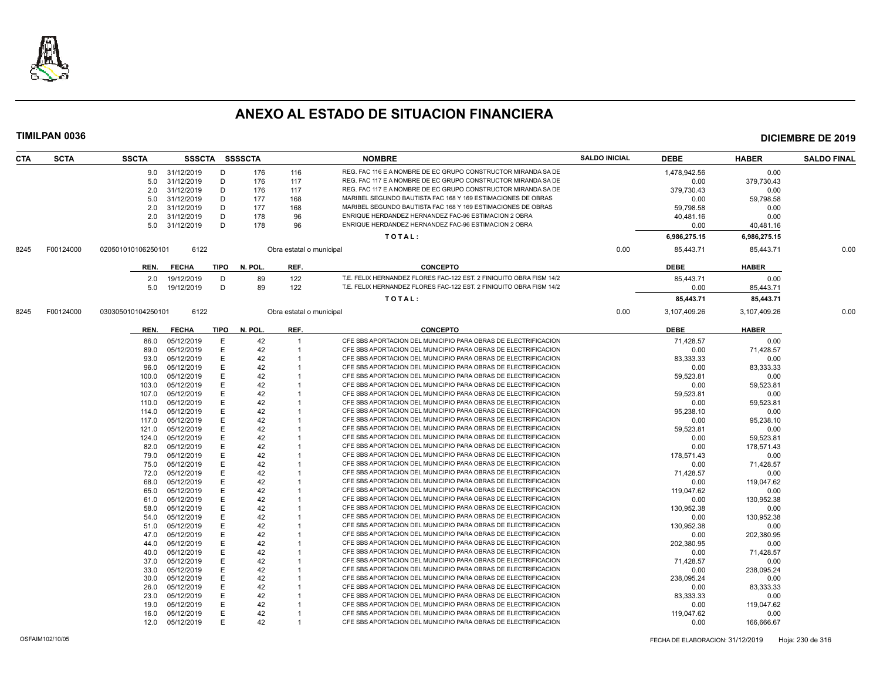# ANEXO AL ESTADO DE SITUACION FINANCIERA

**TIMILPAN 0036** — **DICIEMBRE DE 2019**

| CTA | SCTA | SSCTA | SSSCTA | SSSSCTA | | NOMBRE | SALDO INICIAL | DEBE | HABER | SALDO FINAL |
|---|---|---|---|---|---|---|---|---|---|---|
| | | 9.0 | 31/12/2019 | D | 176 116 | REG. FAC 116 E A NOMBRE DE EC GRUPO CONSTRUCTOR MIRANDA SA DE | | 1,478,942.56 | 0.00 | |
| | | 5.0 | 31/12/2019 | D | 176 117 | REG. FAC 117 E A NOMBRE DE EC GRUPO CONSTRUCTOR MIRANDA SA DE | | 0.00 | 379,730.43 | |
| | | 2.0 | 31/12/2019 | D | 176 117 | REG. FAC 117 E A NOMBRE DE EC GRUPO CONSTRUCTOR MIRANDA SA DE | | 379,730.43 | 0.00 | |
| | | 5.0 | 31/12/2019 | D | 177 168 | MARIBEL SEGUNDO BAUTISTA FAC 168 Y 169 ESTIMACIONES DE OBRAS | | 0.00 | 59,798.58 | |
| | | 2.0 | 31/12/2019 | D | 177 168 | MARIBEL SEGUNDO BAUTISTA FAC 168 Y 169 ESTIMACIONES DE OBRAS | | 59,798.58 | 0.00 | |
| | | 2.0 | 31/12/2019 | D | 178 96 | ENRIQUE HERDANDEZ HERNANDEZ FAC-96 ESTIMACION 2 OBRA | | 40,481.16 | 0.00 | |
| | | 5.0 | 31/12/2019 | D | 178 96 | ENRIQUE HERDANDEZ HERNANDEZ FAC-96 ESTIMACION 2 OBRA | | 0.00 | 40,481.16 | |
| | | | | | | **T O T A L :** | | **6,986,275.15** | **6,986,275.15** | |
| 8245 | F00124000 | 020501010106250101 | 6122 | | | Obra estatal o municipal | 0.00 | 85,443.71 | 85,443.71 | 0.00 |

| REN. | FECHA | TIPO | N. POL. | REF. | CONCEPTO | DEBE | HABER |
|---|---|---|---|---|---|---|---|
| 2.0 | 19/12/2019 | D | 89 | 122 | T.E. FELIX HERNANDEZ FLORES FAC-122 EST. 2 FINIQUITO OBRA FISM 14/2 | 85,443.71 | 0.00 |
| 5.0 | 19/12/2019 | D | 89 | 122 | T.E. FELIX HERNANDEZ FLORES FAC-122 EST. 2 FINIQUITO OBRA FISM 14/2 | 0.00 | 85,443.71 |
| | | | | | **T O T A L :** | **85,443.71** | **85,443.71** |

| CTA | SCTA | SSCTA | SSSCTA | NOMBRE | SALDO INICIAL | DEBE | HABER | SALDO FINAL |
|---|---|---|---|---|---|---|---|---|
| 8245 | F00124000 | 030305010104250101 | 6122 | Obra estatal o municipal | 0.00 | 3,107,409.26 | 3,107,409.26 | 0.00 |

| REN. | FECHA | TIPO | N. POL. | REF. | CONCEPTO | DEBE | HABER |
|---|---|---|---|---|---|---|---|
| 86.0 | 05/12/2019 | E | 42 | 1 | CFE SBS APORTACION DEL MUNICIPIO PARA OBRAS DE ELECTRIFICACION | 71,428.57 | 0.00 |
| 89.0 | 05/12/2019 | E | 42 | 1 | CFE SBS APORTACION DEL MUNICIPIO PARA OBRAS DE ELECTRIFICACION | 0.00 | 71,428.57 |
| 93.0 | 05/12/2019 | E | 42 | 1 | CFE SBS APORTACION DEL MUNICIPIO PARA OBRAS DE ELECTRIFICACION | 83,333.33 | 0.00 |
| 96.0 | 05/12/2019 | E | 42 | 1 | CFE SBS APORTACION DEL MUNICIPIO PARA OBRAS DE ELECTRIFICACION | 0.00 | 83,333.33 |
| 100.0 | 05/12/2019 | E | 42 | 1 | CFE SBS APORTACION DEL MUNICIPIO PARA OBRAS DE ELECTRIFICACION | 59,523.81 | 0.00 |
| 103.0 | 05/12/2019 | E | 42 | 1 | CFE SBS APORTACION DEL MUNICIPIO PARA OBRAS DE ELECTRIFICACION | 0.00 | 59,523.81 |
| 107.0 | 05/12/2019 | E | 42 | 1 | CFE SBS APORTACION DEL MUNICIPIO PARA OBRAS DE ELECTRIFICACION | 59,523.81 | 0.00 |
| 110.0 | 05/12/2019 | E | 42 | 1 | CFE SBS APORTACION DEL MUNICIPIO PARA OBRAS DE ELECTRIFICACION | 0.00 | 59,523.81 |
| 114.0 | 05/12/2019 | E | 42 | 1 | CFE SBS APORTACION DEL MUNICIPIO PARA OBRAS DE ELECTRIFICACION | 95,238.10 | 0.00 |
| 117.0 | 05/12/2019 | E | 42 | 1 | CFE SBS APORTACION DEL MUNICIPIO PARA OBRAS DE ELECTRIFICACION | 0.00 | 95,238.10 |
| 121.0 | 05/12/2019 | E | 42 | 1 | CFE SBS APORTACION DEL MUNICIPIO PARA OBRAS DE ELECTRIFICACION | 59,523.81 | 0.00 |
| 124.0 | 05/12/2019 | E | 42 | 1 | CFE SBS APORTACION DEL MUNICIPIO PARA OBRAS DE ELECTRIFICACION | 0.00 | 59,523.81 |
| 82.0 | 05/12/2019 | E | 42 | 1 | CFE SBS APORTACION DEL MUNICIPIO PARA OBRAS DE ELECTRIFICACION | 0.00 | 178,571.43 |
| 79.0 | 05/12/2019 | E | 42 | 1 | CFE SBS APORTACION DEL MUNICIPIO PARA OBRAS DE ELECTRIFICACION | 178,571.43 | 0.00 |
| 75.0 | 05/12/2019 | E | 42 | 1 | CFE SBS APORTACION DEL MUNICIPIO PARA OBRAS DE ELECTRIFICACION | 0.00 | 71,428.57 |
| 72.0 | 05/12/2019 | E | 42 | 1 | CFE SBS APORTACION DEL MUNICIPIO PARA OBRAS DE ELECTRIFICACION | 71,428.57 | 0.00 |
| 68.0 | 05/12/2019 | E | 42 | 1 | CFE SBS APORTACION DEL MUNICIPIO PARA OBRAS DE ELECTRIFICACION | 0.00 | 119,047.62 |
| 65.0 | 05/12/2019 | E | 42 | 1 | CFE SBS APORTACION DEL MUNICIPIO PARA OBRAS DE ELECTRIFICACION | 119,047.62 | 0.00 |
| 61.0 | 05/12/2019 | E | 42 | 1 | CFE SBS APORTACION DEL MUNICIPIO PARA OBRAS DE ELECTRIFICACION | 0.00 | 130,952.38 |
| 58.0 | 05/12/2019 | E | 42 | 1 | CFE SBS APORTACION DEL MUNICIPIO PARA OBRAS DE ELECTRIFICACION | 130,952.38 | 0.00 |
| 54.0 | 05/12/2019 | E | 42 | 1 | CFE SBS APORTACION DEL MUNICIPIO PARA OBRAS DE ELECTRIFICACION | 0.00 | 130,952.38 |
| 51.0 | 05/12/2019 | E | 42 | 1 | CFE SBS APORTACION DEL MUNICIPIO PARA OBRAS DE ELECTRIFICACION | 130,952.38 | 0.00 |
| 47.0 | 05/12/2019 | E | 42 | 1 | CFE SBS APORTACION DEL MUNICIPIO PARA OBRAS DE ELECTRIFICACION | 0.00 | 202,380.95 |
| 44.0 | 05/12/2019 | E | 42 | 1 | CFE SBS APORTACION DEL MUNICIPIO PARA OBRAS DE ELECTRIFICACION | 202,380.95 | 0.00 |
| 40.0 | 05/12/2019 | E | 42 | 1 | CFE SBS APORTACION DEL MUNICIPIO PARA OBRAS DE ELECTRIFICACION | 0.00 | 71,428.57 |
| 37.0 | 05/12/2019 | E | 42 | 1 | CFE SBS APORTACION DEL MUNICIPIO PARA OBRAS DE ELECTRIFICACION | 71,428.57 | 0.00 |
| 33.0 | 05/12/2019 | E | 42 | 1 | CFE SBS APORTACION DEL MUNICIPIO PARA OBRAS DE ELECTRIFICACION | 0.00 | 238,095.24 |
| 30.0 | 05/12/2019 | E | 42 | 1 | CFE SBS APORTACION DEL MUNICIPIO PARA OBRAS DE ELECTRIFICACION | 238,095.24 | 0.00 |
| 26.0 | 05/12/2019 | E | 42 | 1 | CFE SBS APORTACION DEL MUNICIPIO PARA OBRAS DE ELECTRIFICACION | 0.00 | 83,333.33 |
| 23.0 | 05/12/2019 | E | 42 | 1 | CFE SBS APORTACION DEL MUNICIPIO PARA OBRAS DE ELECTRIFICACION | 83,333.33 | 0.00 |
| 19.0 | 05/12/2019 | E | 42 | 1 | CFE SBS APORTACION DEL MUNICIPIO PARA OBRAS DE ELECTRIFICACION | 0.00 | 119,047.62 |
| 16.0 | 05/12/2019 | E | 42 | 1 | CFE SBS APORTACION DEL MUNICIPIO PARA OBRAS DE ELECTRIFICACION | 119,047.62 | 0.00 |
| 12.0 | 05/12/2019 | E | 42 | 1 | CFE SBS APORTACION DEL MUNICIPIO PARA OBRAS DE ELECTRIFICACION | 0.00 | 166,666.67 |

OSFAIM102/10/05 — FECHA DE ELABORACION: 31/12/2019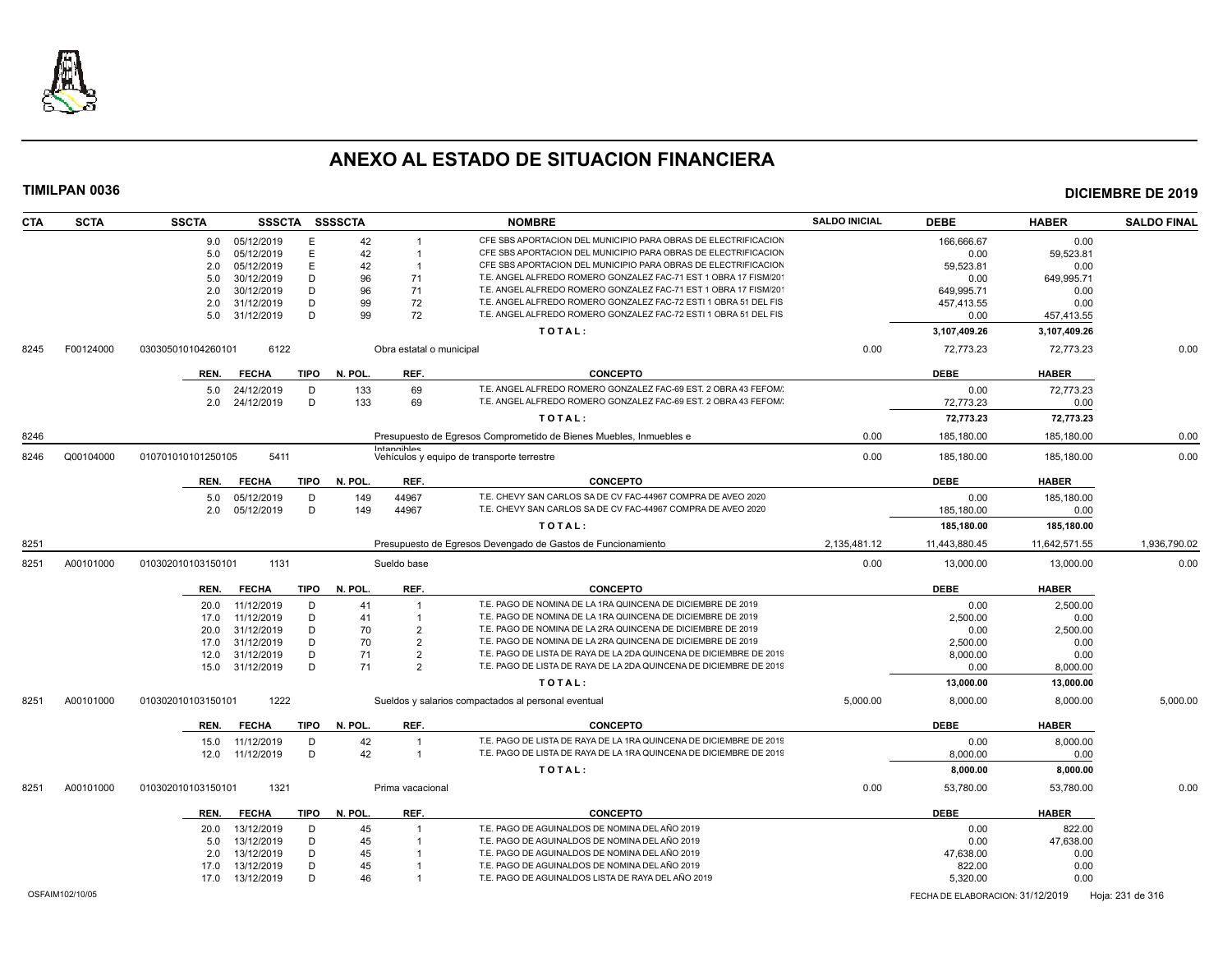# ANEXO AL ESTADO DE SITUACION FINANCIERA

**TIMILPAN 0036** — **DICIEMBRE DE 2019**

| CTA | SCTA | SSCTA | SSSCTA | SSSSCTA | | NOMBRE | SALDO INICIAL | DEBE | HABER | SALDO FINAL |
|---|---|---|---|---|---|---|---|---|---|---|
| | | 9.0 | 05/12/2019 | E | 42 | 1 CFE SBS APORTACION DEL MUNICIPIO PARA OBRAS DE ELECTRIFICACION | | 166,666.67 | 0.00 | |
| | | 5.0 | 05/12/2019 | E | 42 | 1 CFE SBS APORTACION DEL MUNICIPIO PARA OBRAS DE ELECTRIFICACION | | 0.00 | 59,523.81 | |
| | | 2.0 | 05/12/2019 | E | 42 | 1 CFE SBS APORTACION DEL MUNICIPIO PARA OBRAS DE ELECTRIFICACION | | 59,523.81 | 0.00 | |
| | | 5.0 | 30/12/2019 | D | 96 | 71 T.E. ANGEL ALFREDO ROMERO GONZALEZ FAC-71 EST 1 OBRA 17 FISM/201 | | 0.00 | 649,995.71 | |
| | | 2.0 | 30/12/2019 | D | 96 | 71 T.E. ANGEL ALFREDO ROMERO GONZALEZ FAC-71 EST 1 OBRA 17 FISM/201 | | 649,995.71 | 0.00 | |
| | | 2.0 | 31/12/2019 | D | 99 | 72 T.E. ANGEL ALFREDO ROMERO GONZALEZ FAC-72 ESTI 1 OBRA 51 DEL FIS | | 457,413.55 | 0.00 | |
| | | 5.0 | 31/12/2019 | D | 99 | 72 T.E. ANGEL ALFREDO ROMERO GONZALEZ FAC-72 ESTI 1 OBRA 51 DEL FIS | | 0.00 | 457,413.55 | |
| | | | | | | TOTAL: | | 3,107,409.26 | 3,107,409.26 | |
| 8245 | F00124000 | 030305010104260101 | 6122 | | | Obra estatal o municipal | 0.00 | 72,773.23 | 72,773.23 | 0.00 |
| | | REN. | FECHA | TIPO | N. POL. | REF. CONCEPTO | | DEBE | HABER | |
| | | 5.0 | 24/12/2019 | D | 133 | 69 T.E. ANGEL ALFREDO ROMERO GONZALEZ FAC-69 EST. 2 OBRA 43 FEFOM/ | | 0.00 | 72,773.23 | |
| | | 2.0 | 24/12/2019 | D | 133 | 69 T.E. ANGEL ALFREDO ROMERO GONZALEZ FAC-69 EST. 2 OBRA 43 FEFOM/ | | 72,773.23 | 0.00 | |
| | | | | | | TOTAL: | | 72,773.23 | 72,773.23 | |
| 8246 | | | | | | Presupuesto de Egresos Comprometido de Bienes Muebles, Inmuebles e Intangibles | 0.00 | 185,180.00 | 185,180.00 | 0.00 |
| 8246 | Q00104000 | 010701010101250105 | 5411 | | | Vehículos y equipo de transporte terrestre | 0.00 | 185,180.00 | 185,180.00 | 0.00 |
| | | REN. | FECHA | TIPO | N. POL. | REF. CONCEPTO | | DEBE | HABER | |
| | | 5.0 | 05/12/2019 | D | 149 | 44967 T.E. CHEVY SAN CARLOS SA DE CV FAC-44967 COMPRA DE AVEO 2020 | | 0.00 | 185,180.00 | |
| | | 2.0 | 05/12/2019 | D | 149 | 44967 T.E. CHEVY SAN CARLOS SA DE CV FAC-44967 COMPRA DE AVEO 2020 | | 185,180.00 | 0.00 | |
| | | | | | | TOTAL: | | 185,180.00 | 185,180.00 | |
| 8251 | | | | | | Presupuesto de Egresos Devengado de Gastos de Funcionamiento | 2,135,481.12 | 11,443,880.45 | 11,642,571.55 | 1,936,790.02 |
| 8251 | A00101000 | 010302010103150101 | 1131 | | | Sueldo base | 0.00 | 13,000.00 | 13,000.00 | 0.00 |
| | | REN. | FECHA | TIPO | N. POL. | REF. CONCEPTO | | DEBE | HABER | |
| | | 20.0 | 11/12/2019 | D | 41 | 1 T.E. PAGO DE NOMINA DE LA 1RA QUINCENA DE DICIEMBRE DE 2019 | | 0.00 | 2,500.00 | |
| | | 17.0 | 11/12/2019 | D | 41 | 1 T.E. PAGO DE NOMINA DE LA 1RA QUINCENA DE DICIEMBRE DE 2019 | | 2,500.00 | 0.00 | |
| | | 20.0 | 31/12/2019 | D | 70 | 2 T.E. PAGO DE NOMINA DE LA 2RA QUINCENA DE DICIEMBRE DE 2019 | | 0.00 | 2,500.00 | |
| | | 17.0 | 31/12/2019 | D | 70 | 2 T.E. PAGO DE NOMINA DE LA 2RA QUINCENA DE DICIEMBRE DE 2019 | | 2,500.00 | 0.00 | |
| | | 12.0 | 31/12/2019 | D | 71 | 2 T.E. PAGO DE LISTA DE RAYA DE LA 2DA QUINCENA DE DICIEMBRE DE 2019 | | 8,000.00 | 0.00 | |
| | | 15.0 | 31/12/2019 | D | 71 | 2 T.E. PAGO DE LISTA DE RAYA DE LA 2DA QUINCENA DE DICIEMBRE DE 2019 | | 0.00 | 8,000.00 | |
| | | | | | | TOTAL: | | 13,000.00 | 13,000.00 | |
| 8251 | A00101000 | 010302010103150101 | 1222 | | | Sueldos y salarios compactados al personal eventual | 5,000.00 | 8,000.00 | 8,000.00 | 5,000.00 |
| | | REN. | FECHA | TIPO | N. POL. | REF. CONCEPTO | | DEBE | HABER | |
| | | 15.0 | 11/12/2019 | D | 42 | 1 T.E. PAGO DE LISTA DE RAYA DE LA 1RA QUINCENA DE DICIEMBRE DE 2019 | | 0.00 | 8,000.00 | |
| | | 12.0 | 11/12/2019 | D | 42 | 1 T.E. PAGO DE LISTA DE RAYA DE LA 1RA QUINCENA DE DICIEMBRE DE 2019 | | 8,000.00 | 0.00 | |
| | | | | | | TOTAL: | | 8,000.00 | 8,000.00 | |
| 8251 | A00101000 | 010302010103150101 | 1321 | | | Prima vacacional | 0.00 | 53,780.00 | 53,780.00 | 0.00 |
| | | REN. | FECHA | TIPO | N. POL. | REF. CONCEPTO | | DEBE | HABER | |
| | | 20.0 | 13/12/2019 | D | 45 | 1 T.E. PAGO DE AGUINALDOS DE NOMINA DEL AÑO 2019 | | 0.00 | 822.00 | |
| | | 5.0 | 13/12/2019 | D | 45 | 1 T.E. PAGO DE AGUINALDOS DE NOMINA DEL AÑO 2019 | | 0.00 | 47,638.00 | |
| | | 2.0 | 13/12/2019 | D | 45 | 1 T.E. PAGO DE AGUINALDOS DE NOMINA DEL AÑO 2019 | | 47,638.00 | 0.00 | |
| | | 17.0 | 13/12/2019 | D | 45 | 1 T.E. PAGO DE AGUINALDOS DE NOMINA DEL AÑO 2019 | | 822.00 | 0.00 | |
| | | 17.0 | 13/12/2019 | D | 46 | 1 T.E. PAGO DE AGUINALDOS LISTA DE RAYA DEL AÑO 2019 | | 5,320.00 | 0.00 | |

OSFAIM102/10/05 — FECHA DE ELABORACION: 31/12/2019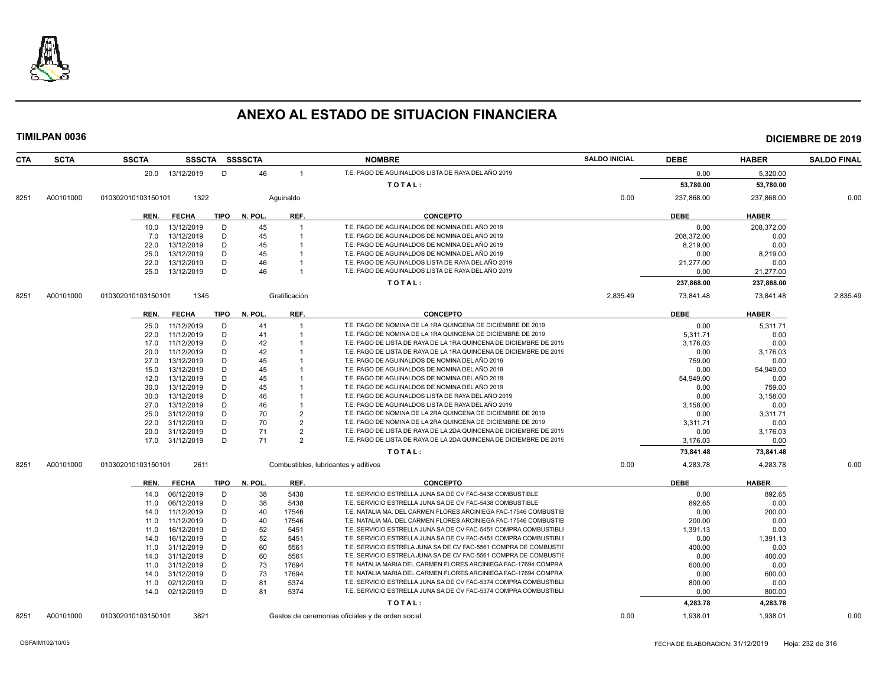# ANEXO AL ESTADO DE SITUACION FINANCIERA

**TIMILPAN 0036** — **DICIEMBRE DE 2019**

| CTA | SCTA | SSCTA | SSSCTA | SSSSCTA | | NOMBRE | SALDO INICIAL | DEBE | HABER | SALDO FINAL |
|---|---|---|---|---|---|---|---|---|---|---|
| | | 20.0 | 13/12/2019 | D | 46 | 1 T.E. PAGO DE AGUINALDOS LISTA DE RAYA DEL AÑO 2019 | | 0.00 | 5,320.00 | |
| | | | | | | TOTAL: | | 53,780.00 | 53,780.00 | |
| 8251 | A00101000 | 010302010103150101 | 1322 | | | Aguinaldo | 0.00 | 237,868.00 | 237,868.00 | 0.00 |

| REN. | FECHA | TIPO | N. POL. | REF. | CONCEPTO | DEBE | HABER |
|---|---|---|---|---|---|---|---|
| 10.0 | 13/12/2019 | D | 45 | 1 | T.E. PAGO DE AGUINALDOS DE NOMINA DEL AÑO 2019 | 0.00 | 208,372.00 |
| 7.0 | 13/12/2019 | D | 45 | 1 | T.E. PAGO DE AGUINALDOS DE NOMINA DEL AÑO 2019 | 208,372.00 | 0.00 |
| 22.0 | 13/12/2019 | D | 45 | 1 | T.E. PAGO DE AGUINALDOS DE NOMINA DEL AÑO 2019 | 8,219.00 | 0.00 |
| 25.0 | 13/12/2019 | D | 45 | 1 | T.E. PAGO DE AGUINALDOS DE NOMINA DEL AÑO 2019 | 0.00 | 8,219.00 |
| 22.0 | 13/12/2019 | D | 46 | 1 | T.E. PAGO DE AGUINALDOS LISTA DE RAYA DEL AÑO 2019 | 21,277.00 | 0.00 |
| 25.0 | 13/12/2019 | D | 46 | 1 | T.E. PAGO DE AGUINALDOS LISTA DE RAYA DEL AÑO 2019 | 0.00 | 21,277.00 |
| | | | | | TOTAL: | 237,868.00 | 237,868.00 |

| CTA | SCTA | SSCTA | SSSCTA | NOMBRE | SALDO INICIAL | DEBE | HABER | SALDO FINAL |
|---|---|---|---|---|---|---|---|---|
| 8251 | A00101000 | 010302010103150101 | 1345 | Gratificación | 2,835.49 | 73,841.48 | 73,841.48 | 2,835.49 |

| REN. | FECHA | TIPO | N. POL. | REF. | CONCEPTO | DEBE | HABER |
|---|---|---|---|---|---|---|---|
| 25.0 | 11/12/2019 | D | 41 | 1 | T.E. PAGO DE NOMINA DE LA 1RA QUINCENA DE DICIEMBRE DE 2019 | 0.00 | 5,311.71 |
| 22.0 | 11/12/2019 | D | 41 | 1 | T.E. PAGO DE NOMINA DE LA 1RA QUINCENA DE DICIEMBRE DE 2019 | 5,311.71 | 0.00 |
| 17.0 | 11/12/2019 | D | 42 | 1 | T.E. PAGO DE LISTA DE RAYA DE LA 1RA QUINCENA DE DICIEMBRE DE 2019 | 3,176.03 | 0.00 |
| 20.0 | 11/12/2019 | D | 42 | 1 | T.E. PAGO DE LISTA DE RAYA DE LA 1RA QUINCENA DE DICIEMBRE DE 2019 | 0.00 | 3,176.03 |
| 27.0 | 13/12/2019 | D | 45 | 1 | T.E. PAGO DE AGUINALDOS DE NOMINA DEL AÑO 2019 | 759.00 | 0.00 |
| 15.0 | 13/12/2019 | D | 45 | 1 | T.E. PAGO DE AGUINALDOS DE NOMINA DEL AÑO 2019 | 0.00 | 54,949.00 |
| 12.0 | 13/12/2019 | D | 45 | 1 | T.E. PAGO DE AGUINALDOS DE NOMINA DEL AÑO 2019 | 54,949.00 | 0.00 |
| 30.0 | 13/12/2019 | D | 45 | 1 | T.E. PAGO DE AGUINALDOS DE NOMINA DEL AÑO 2019 | 0.00 | 759.00 |
| 30.0 | 13/12/2019 | D | 46 | 1 | T.E. PAGO DE AGUINALDOS LISTA DE RAYA DEL AÑO 2019 | 0.00 | 3,158.00 |
| 27.0 | 13/12/2019 | D | 46 | 1 | T.E. PAGO DE AGUINALDOS LISTA DE RAYA DEL AÑO 2019 | 3,158.00 | 0.00 |
| 25.0 | 31/12/2019 | D | 70 | 2 | T.E. PAGO DE NOMINA DE LA 2RA QUINCENA DE DICIEMBRE DE 2019 | 0.00 | 3,311.71 |
| 22.0 | 31/12/2019 | D | 70 | 2 | T.E. PAGO DE NOMINA DE LA 2RA QUINCENA DE DICIEMBRE DE 2019 | 3,311.71 | 0.00 |
| 20.0 | 31/12/2019 | D | 71 | 2 | T.E. PAGO DE LISTA DE RAYA DE LA 2DA QUINCENA DE DICIEMBRE DE 2019 | 0.00 | 3,176.03 |
| 17.0 | 31/12/2019 | D | 71 | 2 | T.E. PAGO DE LISTA DE RAYA DE LA 2DA QUINCENA DE DICIEMBRE DE 2019 | 3,176.03 | 0.00 |
| | | | | | TOTAL: | 73,841.48 | 73,841.48 |

| CTA | SCTA | SSCTA | SSSCTA | NOMBRE | SALDO INICIAL | DEBE | HABER | SALDO FINAL |
|---|---|---|---|---|---|---|---|---|
| 8251 | A00101000 | 010302010103150101 | 2611 | Combustibles, lubricantes y aditivos | 0.00 | 4,283.78 | 4,283.78 | 0.00 |

| REN. | FECHA | TIPO | N. POL. | REF. | CONCEPTO | DEBE | HABER |
|---|---|---|---|---|---|---|---|
| 14.0 | 06/12/2019 | D | 38 | 5438 | T.E. SERVICIO ESTRELLA JUNA SA DE CV FAC-5438 COMBUSTIBLE | 0.00 | 892.65 |
| 11.0 | 06/12/2019 | D | 38 | 5438 | T.E. SERVICIO ESTRELLA JUNA SA DE CV FAC-5438 COMBUSTIBLE | 892.65 | 0.00 |
| 14.0 | 11/12/2019 | D | 40 | 17546 | T.E. NATALIA MA. DEL CARMEN FLORES ARCINIEGA FAC-17546 COMBUSTIB | 0.00 | 200.00 |
| 11.0 | 11/12/2019 | D | 40 | 17546 | T.E. NATALIA MA. DEL CARMEN FLORES ARCINIEGA FAC-17546 COMBUSTIB | 200.00 | 0.00 |
| 11.0 | 16/12/2019 | D | 52 | 5451 | T.E. SERVICIO ESTRELLA JUNA SA DE CV FAC-5451 COMPRA COMBUSTIBLI | 1,391.13 | 0.00 |
| 14.0 | 16/12/2019 | D | 52 | 5451 | T.E. SERVICIO ESTRELLA JUNA SA DE CV FAC-5451 COMPRA COMBUSTIBLI | 0.00 | 1,391.13 |
| 11.0 | 31/12/2019 | D | 60 | 5561 | T.E. SERVICIO ESTRELA JUNA SA DE CV FAC-5561 COMPRA DE COMBUSTIE | 400.00 | 0.00 |
| 14.0 | 31/12/2019 | D | 60 | 5561 | T.E. SERVICIO ESTRELA JUNA SA DE CV FAC-5561 COMPRA DE COMBUSTIE | 0.00 | 400.00 |
| 11.0 | 31/12/2019 | D | 73 | 17694 | T.E. NATALIA MARIA DEL CARMEN FLORES ARCINIEGA FAC-17694 COMPRA | 600.00 | 0.00 |
| 14.0 | 31/12/2019 | D | 73 | 17694 | T.E. NATALIA MARIA DEL CARMEN FLORES ARCINIEGA FAC-17694 COMPRA | 0.00 | 600.00 |
| 11.0 | 02/12/2019 | D | 81 | 5374 | T.E. SERVICIO ESTRELLA JUNA SA DE CV FAC-5374 COMPRA COMBUSTIBLI | 800.00 | 0.00 |
| 14.0 | 02/12/2019 | D | 81 | 5374 | T.E. SERVICIO ESTRELLA JUNA SA DE CV FAC-5374 COMPRA COMBUSTIBLI | 0.00 | 800.00 |
| | | | | | TOTAL: | 4,283.78 | 4,283.78 |

| CTA | SCTA | SSCTA | SSSCTA | NOMBRE | SALDO INICIAL | DEBE | HABER | SALDO FINAL |
|---|---|---|---|---|---|---|---|---|
| 8251 | A00101000 | 010302010103150101 | 3821 | Gastos de ceremonias oficiales y de orden social | 0.00 | 1,938.01 | 1,938.01 | 0.00 |

OSFAIM102/10/05 — FECHA DE ELABORACION: 31/12/2019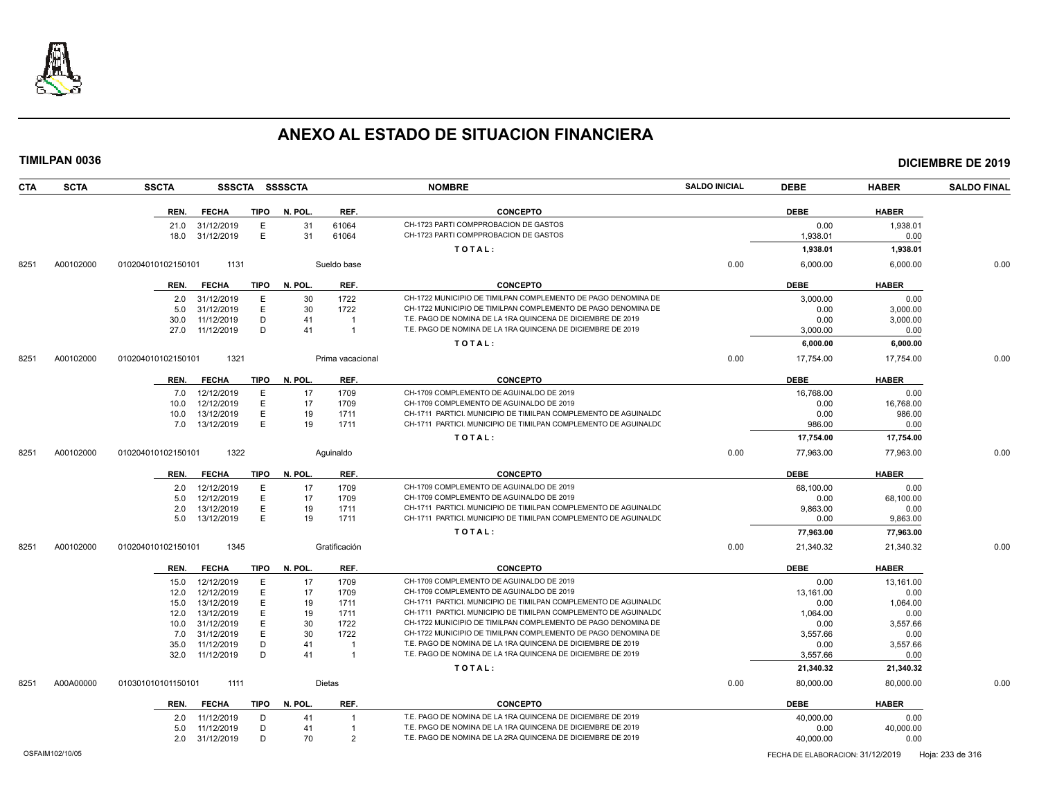# ANEXO AL ESTADO DE SITUACION FINANCIERA

**TIMILPAN 0036** **DICIEMBRE DE 2019**

| CTA | SCTA | SSCTA | SSSCTA | SSSSCTA | NOMBRE | SALDO INICIAL | DEBE | HABER | SALDO FINAL |
|---|---|---|---|---|---|---|---|---|---|

| REN. | FECHA | TIPO | N. POL. | REF. | CONCEPTO | DEBE | HABER |
|---|---|---|---|---|---|---|---|
| 21.0 | 31/12/2019 | E | 31 | 61064 | CH-1723 PARTI COMPPROBACION DE GASTOS | 0.00 | 1,938.01 |
| 18.0 | 31/12/2019 | E | 31 | 61064 | CH-1723 PARTI COMPPROBACION DE GASTOS | 1,938.01 | 0.00 |
| | | | | | TOTAL: | 1,938.01 | 1,938.01 |

| CTA | SCTA | SSCTA | SSSCTA | NOMBRE | SALDO INICIAL | DEBE | HABER | SALDO FINAL |
|---|---|---|---|---|---|---|---|---|
| 8251 | A00102000 | 010204010102150101 | 1131 | Sueldo base | 0.00 | 6,000.00 | 6,000.00 | 0.00 |

| REN. | FECHA | TIPO | N. POL. | REF. | CONCEPTO | DEBE | HABER |
|---|---|---|---|---|---|---|---|
| 2.0 | 31/12/2019 | E | 30 | 1722 | CH-1722 MUNICIPIO DE TIMILPAN COMPLEMENTO DE PAGO DENOMINA DE | 3,000.00 | 0.00 |
| 5.0 | 31/12/2019 | E | 30 | 1722 | CH-1722 MUNICIPIO DE TIMILPAN COMPLEMENTO DE PAGO DENOMINA DE | 0.00 | 3,000.00 |
| 30.0 | 11/12/2019 | D | 41 | 1 | T.E. PAGO DE NOMINA DE LA 1RA QUINCENA DE DICIEMBRE DE 2019 | 0.00 | 3,000.00 |
| 27.0 | 11/12/2019 | D | 41 | 1 | T.E. PAGO DE NOMINA DE LA 1RA QUINCENA DE DICIEMBRE DE 2019 | 3,000.00 | 0.00 |
| | | | | | TOTAL: | 6,000.00 | 6,000.00 |

| CTA | SCTA | SSCTA | SSSCTA | NOMBRE | SALDO INICIAL | DEBE | HABER | SALDO FINAL |
|---|---|---|---|---|---|---|---|---|
| 8251 | A00102000 | 010204010102150101 | 1321 | Prima vacacional | 0.00 | 17,754.00 | 17,754.00 | 0.00 |

| REN. | FECHA | TIPO | N. POL. | REF. | CONCEPTO | DEBE | HABER |
|---|---|---|---|---|---|---|---|
| 7.0 | 12/12/2019 | E | 17 | 1709 | CH-1709 COMPLEMENTO DE AGUINALDO DE 2019 | 16,768.00 | 0.00 |
| 10.0 | 12/12/2019 | E | 17 | 1709 | CH-1709 COMPLEMENTO DE AGUINALDO DE 2019 | 0.00 | 16,768.00 |
| 10.0 | 13/12/2019 | E | 19 | 1711 | CH-1711 PARTICI. MUNICIPIO DE TIMILPAN COMPLEMENTO DE AGUINALDC | 0.00 | 986.00 |
| 7.0 | 13/12/2019 | E | 19 | 1711 | CH-1711 PARTICI. MUNICIPIO DE TIMILPAN COMPLEMENTO DE AGUINALDC | 986.00 | 0.00 |
| | | | | | TOTAL: | 17,754.00 | 17,754.00 |

| CTA | SCTA | SSCTA | SSSCTA | NOMBRE | SALDO INICIAL | DEBE | HABER | SALDO FINAL |
|---|---|---|---|---|---|---|---|---|
| 8251 | A00102000 | 010204010102150101 | 1322 | Aguinaldo | 0.00 | 77,963.00 | 77,963.00 | 0.00 |

| REN. | FECHA | TIPO | N. POL. | REF. | CONCEPTO | DEBE | HABER |
|---|---|---|---|---|---|---|---|
| 2.0 | 12/12/2019 | E | 17 | 1709 | CH-1709 COMPLEMENTO DE AGUINALDO DE 2019 | 68,100.00 | 0.00 |
| 5.0 | 12/12/2019 | E | 17 | 1709 | CH-1709 COMPLEMENTO DE AGUINALDO DE 2019 | 0.00 | 68,100.00 |
| 2.0 | 13/12/2019 | E | 19 | 1711 | CH-1711 PARTICI. MUNICIPIO DE TIMILPAN COMPLEMENTO DE AGUINALDC | 9,863.00 | 0.00 |
| 5.0 | 13/12/2019 | E | 19 | 1711 | CH-1711 PARTICI. MUNICIPIO DE TIMILPAN COMPLEMENTO DE AGUINALDC | 0.00 | 9,863.00 |
| | | | | | TOTAL: | 77,963.00 | 77,963.00 |

| CTA | SCTA | SSCTA | SSSCTA | NOMBRE | SALDO INICIAL | DEBE | HABER | SALDO FINAL |
|---|---|---|---|---|---|---|---|---|
| 8251 | A00102000 | 010204010102150101 | 1345 | Gratificación | 0.00 | 21,340.32 | 21,340.32 | 0.00 |

| REN. | FECHA | TIPO | N. POL. | REF. | CONCEPTO | DEBE | HABER |
|---|---|---|---|---|---|---|---|
| 15.0 | 12/12/2019 | E | 17 | 1709 | CH-1709 COMPLEMENTO DE AGUINALDO DE 2019 | 0.00 | 13,161.00 |
| 12.0 | 12/12/2019 | E | 17 | 1709 | CH-1709 COMPLEMENTO DE AGUINALDO DE 2019 | 13,161.00 | 0.00 |
| 15.0 | 13/12/2019 | E | 19 | 1711 | CH-1711 PARTICI. MUNICIPIO DE TIMILPAN COMPLEMENTO DE AGUINALDC | 0.00 | 1,064.00 |
| 12.0 | 13/12/2019 | E | 19 | 1711 | CH-1711 PARTICI. MUNICIPIO DE TIMILPAN COMPLEMENTO DE AGUINALDC | 1,064.00 | 0.00 |
| 10.0 | 31/12/2019 | E | 30 | 1722 | CH-1722 MUNICIPIO DE TIMILPAN COMPLEMENTO DE PAGO DENOMINA DE | 0.00 | 3,557.66 |
| 7.0 | 31/12/2019 | E | 30 | 1722 | CH-1722 MUNICIPIO DE TIMILPAN COMPLEMENTO DE PAGO DENOMINA DE | 3,557.66 | 0.00 |
| 35.0 | 11/12/2019 | D | 41 | 1 | T.E. PAGO DE NOMINA DE LA 1RA QUINCENA DE DICIEMBRE DE 2019 | 0.00 | 3,557.66 |
| 32.0 | 11/12/2019 | D | 41 | 1 | T.E. PAGO DE NOMINA DE LA 1RA QUINCENA DE DICIEMBRE DE 2019 | 3,557.66 | 0.00 |
| | | | | | TOTAL: | 21,340.32 | 21,340.32 |

| CTA | SCTA | SSCTA | SSSCTA | NOMBRE | SALDO INICIAL | DEBE | HABER | SALDO FINAL |
|---|---|---|---|---|---|---|---|---|
| 8251 | A00A00000 | 010301010101150101 | 1111 | Dietas | 0.00 | 80,000.00 | 80,000.00 | 0.00 |

| REN. | FECHA | TIPO | N. POL. | REF. | CONCEPTO | DEBE | HABER |
|---|---|---|---|---|---|---|---|
| 2.0 | 11/12/2019 | D | 41 | 1 | T.E. PAGO DE NOMINA DE LA 1RA QUINCENA DE DICIEMBRE DE 2019 | 40,000.00 | 0.00 |
| 5.0 | 11/12/2019 | D | 41 | 1 | T.E. PAGO DE NOMINA DE LA 1RA QUINCENA DE DICIEMBRE DE 2019 | 0.00 | 40,000.00 |
| 2.0 | 31/12/2019 | D | 70 | 2 | T.E. PAGO DE NOMINA DE LA 2RA QUINCENA DE DICIEMBRE DE 2019 | 40,000.00 | 0.00 |

OSFAIM102/10/05 FECHA DE ELABORACION: 31/12/2019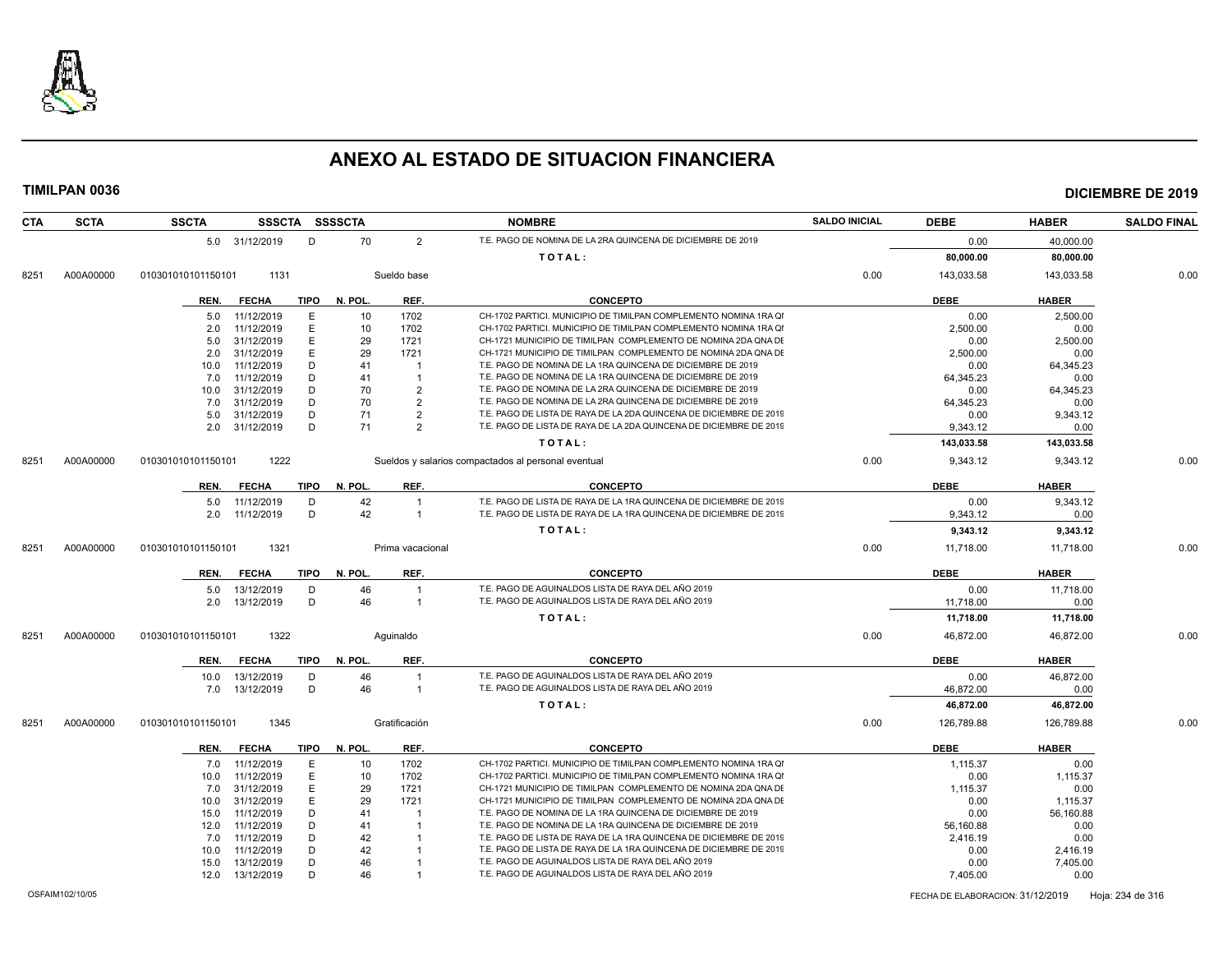# ANEXO AL ESTADO DE SITUACION FINANCIERA

**TIMILPAN 0036** — **DICIEMBRE DE 2019**

| CTA | SCTA | SSCTA | SSSCTA | SSSSCTA | | NOMBRE | SALDO INICIAL | DEBE | HABER | SALDO FINAL |
|---|---|---|---|---|---|---|---|---|---|---|
| | | 5.0 31/12/2019 | D | 70 | 2 | T.E. PAGO DE NOMINA DE LA 2RA QUINCENA DE DICIEMBRE DE 2019 | | 0.00 | 40,000.00 | |
| | | | | | | TOTAL: | | 80,000.00 | 80,000.00 | |
| 8251 | A00A00000 | 010301010101150101 | 1131 | | Sueldo base | | 0.00 | 143,033.58 | 143,033.58 | 0.00 |
| | | REN. FECHA | TIPO | N. POL. | REF. | CONCEPTO | | DEBE | HABER | |
| | | 5.0 11/12/2019 | E | 10 | 1702 | CH-1702 PARTICI. MUNICIPIO DE TIMILPAN COMPLEMENTO NOMINA 1RA QI | | 0.00 | 2,500.00 | |
| | | 2.0 11/12/2019 | E | 10 | 1702 | CH-1702 PARTICI. MUNICIPIO DE TIMILPAN COMPLEMENTO NOMINA 1RA QI | | 2,500.00 | 0.00 | |
| | | 5.0 31/12/2019 | E | 29 | 1721 | CH-1721 MUNICIPIO DE TIMILPAN COMPLEMENTO DE NOMINA 2DA QNA DE | | 0.00 | 2,500.00 | |
| | | 2.0 31/12/2019 | E | 29 | 1721 | CH-1721 MUNICIPIO DE TIMILPAN COMPLEMENTO DE NOMINA 2DA QNA DE | | 2,500.00 | 0.00 | |
| | | 10.0 11/12/2019 | D | 41 | 1 | T.E. PAGO DE NOMINA DE LA 1RA QUINCENA DE DICIEMBRE DE 2019 | | 0.00 | 64,345.23 | |
| | | 7.0 11/12/2019 | D | 41 | 1 | T.E. PAGO DE NOMINA DE LA 1RA QUINCENA DE DICIEMBRE DE 2019 | | 64,345.23 | 0.00 | |
| | | 10.0 31/12/2019 | D | 70 | 2 | T.E. PAGO DE NOMINA DE LA 2RA QUINCENA DE DICIEMBRE DE 2019 | | 0.00 | 64,345.23 | |
| | | 7.0 31/12/2019 | D | 70 | 2 | T.E. PAGO DE NOMINA DE LA 2RA QUINCENA DE DICIEMBRE DE 2019 | | 64,345.23 | 0.00 | |
| | | 5.0 31/12/2019 | D | 71 | 2 | T.E. PAGO DE LISTA DE RAYA DE LA 2DA QUINCENA DE DICIEMBRE DE 2019 | | 0.00 | 9,343.12 | |
| | | 2.0 31/12/2019 | D | 71 | 2 | T.E. PAGO DE LISTA DE RAYA DE LA 2DA QUINCENA DE DICIEMBRE DE 2019 | | 9,343.12 | 0.00 | |
| | | | | | | TOTAL: | | 143,033.58 | 143,033.58 | |
| 8251 | A00A00000 | 010301010101150101 | 1222 | | Sueldos y salarios compactados al personal eventual | | 0.00 | 9,343.12 | 9,343.12 | 0.00 |
| | | REN. FECHA | TIPO | N. POL. | REF. | CONCEPTO | | DEBE | HABER | |
| | | 5.0 11/12/2019 | D | 42 | 1 | T.E. PAGO DE LISTA DE RAYA DE LA 1RA QUINCENA DE DICIEMBRE DE 2019 | | 0.00 | 9,343.12 | |
| | | 2.0 11/12/2019 | D | 42 | 1 | T.E. PAGO DE LISTA DE RAYA DE LA 1RA QUINCENA DE DICIEMBRE DE 2019 | | 9,343.12 | 0.00 | |
| | | | | | | TOTAL: | | 9,343.12 | 9,343.12 | |
| 8251 | A00A00000 | 010301010101150101 | 1321 | | Prima vacacional | | 0.00 | 11,718.00 | 11,718.00 | 0.00 |
| | | REN. FECHA | TIPO | N. POL. | REF. | CONCEPTO | | DEBE | HABER | |
| | | 5.0 13/12/2019 | D | 46 | 1 | T.E. PAGO DE AGUINALDOS LISTA DE RAYA DEL AÑO 2019 | | 0.00 | 11,718.00 | |
| | | 2.0 13/12/2019 | D | 46 | 1 | T.E. PAGO DE AGUINALDOS LISTA DE RAYA DEL AÑO 2019 | | 11,718.00 | 0.00 | |
| | | | | | | TOTAL: | | 11,718.00 | 11,718.00 | |
| 8251 | A00A00000 | 010301010101150101 | 1322 | | Aguinaldo | | 0.00 | 46,872.00 | 46,872.00 | 0.00 |
| | | REN. FECHA | TIPO | N. POL. | REF. | CONCEPTO | | DEBE | HABER | |
| | | 10.0 13/12/2019 | D | 46 | 1 | T.E. PAGO DE AGUINALDOS LISTA DE RAYA DEL AÑO 2019 | | 0.00 | 46,872.00 | |
| | | 7.0 13/12/2019 | D | 46 | 1 | T.E. PAGO DE AGUINALDOS LISTA DE RAYA DEL AÑO 2019 | | 46,872.00 | 0.00 | |
| | | | | | | TOTAL: | | 46,872.00 | 46,872.00 | |
| 8251 | A00A00000 | 010301010101150101 | 1345 | | Gratificación | | 0.00 | 126,789.88 | 126,789.88 | 0.00 |
| | | REN. FECHA | TIPO | N. POL. | REF. | CONCEPTO | | DEBE | HABER | |
| | | 7.0 11/12/2019 | E | 10 | 1702 | CH-1702 PARTICI. MUNICIPIO DE TIMILPAN COMPLEMENTO NOMINA 1RA QI | | 1,115.37 | 0.00 | |
| | | 10.0 11/12/2019 | E | 10 | 1702 | CH-1702 PARTICI. MUNICIPIO DE TIMILPAN COMPLEMENTO NOMINA 1RA QI | | 0.00 | 1,115.37 | |
| | | 7.0 31/12/2019 | E | 29 | 1721 | CH-1721 MUNICIPIO DE TIMILPAN COMPLEMENTO DE NOMINA 2DA QNA DE | | 1,115.37 | 0.00 | |
| | | 10.0 31/12/2019 | E | 29 | 1721 | CH-1721 MUNICIPIO DE TIMILPAN COMPLEMENTO DE NOMINA 2DA QNA DE | | 0.00 | 1,115.37 | |
| | | 15.0 11/12/2019 | D | 41 | 1 | T.E. PAGO DE NOMINA DE LA 1RA QUINCENA DE DICIEMBRE DE 2019 | | 0.00 | 56,160.88 | |
| | | 12.0 11/12/2019 | D | 41 | 1 | T.E. PAGO DE NOMINA DE LA 1RA QUINCENA DE DICIEMBRE DE 2019 | | 56,160.88 | 0.00 | |
| | | 7.0 11/12/2019 | D | 42 | 1 | T.E. PAGO DE LISTA DE RAYA DE LA 1RA QUINCENA DE DICIEMBRE DE 2019 | | 2,416.19 | 0.00 | |
| | | 10.0 11/12/2019 | D | 42 | 1 | T.E. PAGO DE LISTA DE RAYA DE LA 1RA QUINCENA DE DICIEMBRE DE 2019 | | 0.00 | 2,416.19 | |
| | | 15.0 13/12/2019 | D | 46 | 1 | T.E. PAGO DE AGUINALDOS LISTA DE RAYA DEL AÑO 2019 | | 0.00 | 7,405.00 | |
| | | 12.0 13/12/2019 | D | 46 | 1 | T.E. PAGO DE AGUINALDOS LISTA DE RAYA DEL AÑO 2019 | | 7,405.00 | 0.00 | |

OSFAIM102/10/05 — FECHA DE ELABORACION: 31/12/2019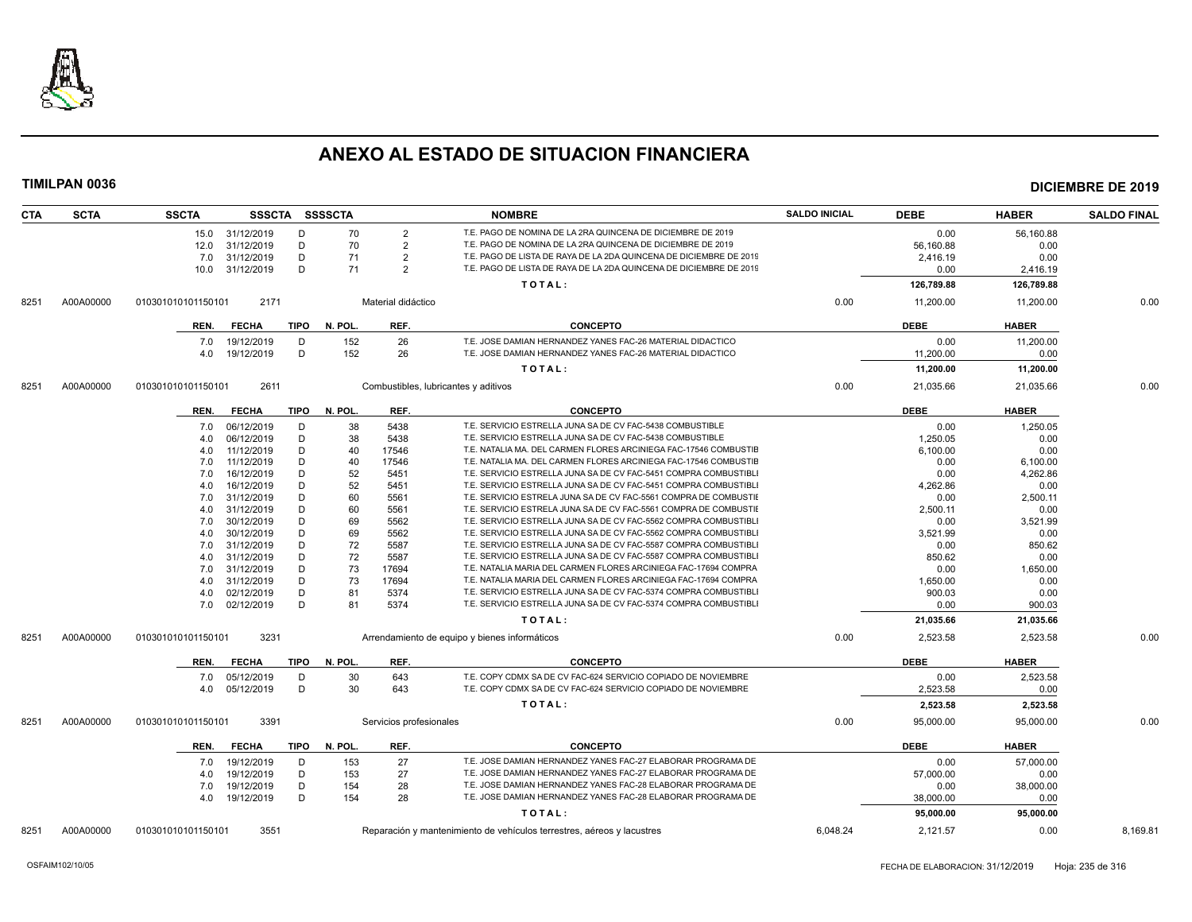# ANEXO AL ESTADO DE SITUACION FINANCIERA

**TIMILPAN 0036** — **DICIEMBRE DE 2019**

| CTA | SCTA | SSCTA | SSSCTA | SSSSCTA | | NOMBRE | SALDO INICIAL | DEBE | HABER | SALDO FINAL |
|---|---|---|---|---|---|---|---|---|---|---|
| | | 15.0 | 31/12/2019 | D | 70 | 2 | T.E. PAGO DE NOMINA DE LA 2RA QUINCENA DE DICIEMBRE DE 2019 | 0.00 | 56,160.88 | |
| | | 12.0 | 31/12/2019 | D | 70 | 2 | T.E. PAGO DE NOMINA DE LA 2RA QUINCENA DE DICIEMBRE DE 2019 | 56,160.88 | 0.00 | |
| | | 7.0 | 31/12/2019 | D | 71 | 2 | T.E. PAGO DE LISTA DE RAYA DE LA 2DA QUINCENA DE DICIEMBRE DE 2019 | 2,416.19 | 0.00 | |
| | | 10.0 | 31/12/2019 | D | 71 | 2 | T.E. PAGO DE LISTA DE RAYA DE LA 2DA QUINCENA DE DICIEMBRE DE 2019 | 0.00 | 2,416.19 | |
| | | | | | | | TOTAL: | 126,789.88 | 126,789.88 | |

| CTA | SCTA | SSCTA | SSSCTA | NOMBRE | SALDO INICIAL | DEBE | HABER | SALDO FINAL |
|---|---|---|---|---|---|---|---|---|
| 8251 | A00A00000 | 010301010101150101 | 2171 | Material didáctico | 0.00 | 11,200.00 | 11,200.00 | 0.00 |

| REN. | FECHA | TIPO | N. POL. | REF. | CONCEPTO | DEBE | HABER |
|---|---|---|---|---|---|---|---|
| 7.0 | 19/12/2019 | D | 152 | 26 | T.E. JOSE DAMIAN HERNANDEZ YANES FAC-26 MATERIAL DIDACTICO | 0.00 | 11,200.00 |
| 4.0 | 19/12/2019 | D | 152 | 26 | T.E. JOSE DAMIAN HERNANDEZ YANES FAC-26 MATERIAL DIDACTICO | 11,200.00 | 0.00 |
| | | | | | TOTAL: | 11,200.00 | 11,200.00 |

| CTA | SCTA | SSCTA | SSSCTA | NOMBRE | SALDO INICIAL | DEBE | HABER | SALDO FINAL |
|---|---|---|---|---|---|---|---|---|
| 8251 | A00A00000 | 010301010101150101 | 2611 | Combustibles, lubricantes y aditivos | 0.00 | 21,035.66 | 21,035.66 | 0.00 |

| REN. | FECHA | TIPO | N. POL. | REF. | CONCEPTO | DEBE | HABER |
|---|---|---|---|---|---|---|---|
| 7.0 | 06/12/2019 | D | 38 | 5438 | T.E. SERVICIO ESTRELLA JUNA SA DE CV FAC-5438 COMBUSTIBLE | 0.00 | 1,250.05 |
| 4.0 | 06/12/2019 | D | 38 | 5438 | T.E. SERVICIO ESTRELLA JUNA SA DE CV FAC-5438 COMBUSTIBLE | 1,250.05 | 0.00 |
| 4.0 | 11/12/2019 | D | 40 | 17546 | T.E. NATALIA MA. DEL CARMEN FLORES ARCINIEGA FAC-17546 COMBUSTIB | 6,100.00 | 0.00 |
| 7.0 | 11/12/2019 | D | 40 | 17546 | T.E. NATALIA MA. DEL CARMEN FLORES ARCINIEGA FAC-17546 COMBUSTIB | 0.00 | 6,100.00 |
| 7.0 | 16/12/2019 | D | 52 | 5451 | T.E. SERVICIO ESTRELLA JUNA SA DE CV FAC-5451 COMPRA COMBUSTIBLI | 0.00 | 4,262.86 |
| 4.0 | 16/12/2019 | D | 52 | 5451 | T.E. SERVICIO ESTRELLA JUNA SA DE CV FAC-5451 COMPRA COMBUSTIBLI | 4,262.86 | 0.00 |
| 7.0 | 31/12/2019 | D | 60 | 5561 | T.E. SERVICIO ESTRELA JUNA SA DE CV FAC-5561 COMPRA DE COMBUSTIE | 0.00 | 2,500.11 |
| 4.0 | 31/12/2019 | D | 60 | 5561 | T.E. SERVICIO ESTRELA JUNA SA DE CV FAC-5561 COMPRA DE COMBUSTIE | 2,500.11 | 0.00 |
| 7.0 | 30/12/2019 | D | 69 | 5562 | T.E. SERVICIO ESTRELLA JUNA SA DE CV FAC-5562 COMPRA COMBUSTIBLI | 0.00 | 3,521.99 |
| 4.0 | 30/12/2019 | D | 69 | 5562 | T.E. SERVICIO ESTRELLA JUNA SA DE CV FAC-5562 COMPRA COMBUSTIBLI | 3,521.99 | 0.00 |
| 7.0 | 31/12/2019 | D | 72 | 5587 | T.E. SERVICIO ESTRELLA JUNA SA DE CV FAC-5587 COMPRA COMBUSTIBLI | 0.00 | 850.62 |
| 4.0 | 31/12/2019 | D | 72 | 5587 | T.E. SERVICIO ESTRELLA JUNA SA DE CV FAC-5587 COMPRA COMBUSTIBLI | 850.62 | 0.00 |
| 7.0 | 31/12/2019 | D | 73 | 17694 | T.E. NATALIA MARIA DEL CARMEN FLORES ARCINIEGA FAC-17694 COMPRA | 0.00 | 1,650.00 |
| 4.0 | 31/12/2019 | D | 73 | 17694 | T.E. NATALIA MARIA DEL CARMEN FLORES ARCINIEGA FAC-17694 COMPRA | 1,650.00 | 0.00 |
| 4.0 | 02/12/2019 | D | 81 | 5374 | T.E. SERVICIO ESTRELLA JUNA SA DE CV FAC-5374 COMPRA COMBUSTIBLI | 900.03 | 0.00 |
| 7.0 | 02/12/2019 | D | 81 | 5374 | T.E. SERVICIO ESTRELLA JUNA SA DE CV FAC-5374 COMPRA COMBUSTIBLI | 0.00 | 900.03 |
| | | | | | TOTAL: | 21,035.66 | 21,035.66 |

| CTA | SCTA | SSCTA | SSSCTA | NOMBRE | SALDO INICIAL | DEBE | HABER | SALDO FINAL |
|---|---|---|---|---|---|---|---|---|
| 8251 | A00A00000 | 010301010101150101 | 3231 | Arrendamiento de equipo y bienes informáticos | 0.00 | 2,523.58 | 2,523.58 | 0.00 |

| REN. | FECHA | TIPO | N. POL. | REF. | CONCEPTO | DEBE | HABER |
|---|---|---|---|---|---|---|---|
| 7.0 | 05/12/2019 | D | 30 | 643 | T.E. COPY CDMX SA DE CV FAC-624 SERVICIO COPIADO DE NOVIEMBRE | 0.00 | 2,523.58 |
| 4.0 | 05/12/2019 | D | 30 | 643 | T.E. COPY CDMX SA DE CV FAC-624 SERVICIO COPIADO DE NOVIEMBRE | 2,523.58 | 0.00 |
| | | | | | TOTAL: | 2,523.58 | 2,523.58 |

| CTA | SCTA | SSCTA | SSSCTA | NOMBRE | SALDO INICIAL | DEBE | HABER | SALDO FINAL |
|---|---|---|---|---|---|---|---|---|
| 8251 | A00A00000 | 010301010101150101 | 3391 | Servicios profesionales | 0.00 | 95,000.00 | 95,000.00 | 0.00 |

| REN. | FECHA | TIPO | N. POL. | REF. | CONCEPTO | DEBE | HABER |
|---|---|---|---|---|---|---|---|
| 7.0 | 19/12/2019 | D | 153 | 27 | T.E. JOSE DAMIAN HERNANDEZ YANES FAC-27 ELABORAR PROGRAMA DE | 0.00 | 57,000.00 |
| 4.0 | 19/12/2019 | D | 153 | 27 | T.E. JOSE DAMIAN HERNANDEZ YANES FAC-27 ELABORAR PROGRAMA DE | 57,000.00 | 0.00 |
| 7.0 | 19/12/2019 | D | 154 | 28 | T.E. JOSE DAMIAN HERNANDEZ YANES FAC-28 ELABORAR PROGRAMA DE | 0.00 | 38,000.00 |
| 4.0 | 19/12/2019 | D | 154 | 28 | T.E. JOSE DAMIAN HERNANDEZ YANES FAC-28 ELABORAR PROGRAMA DE | 38,000.00 | 0.00 |
| | | | | | TOTAL: | 95,000.00 | 95,000.00 |

| CTA | SCTA | SSCTA | SSSCTA | NOMBRE | SALDO INICIAL | DEBE | HABER | SALDO FINAL |
|---|---|---|---|---|---|---|---|---|
| 8251 | A00A00000 | 010301010101150101 | 3551 | Reparación y mantenimiento de vehículos terrestres, aéreos y lacustres | 6,048.24 | 2,121.57 | 0.00 | 8,169.81 |

OSFAIM102/10/05 — FECHA DE ELABORACION: 31/12/2019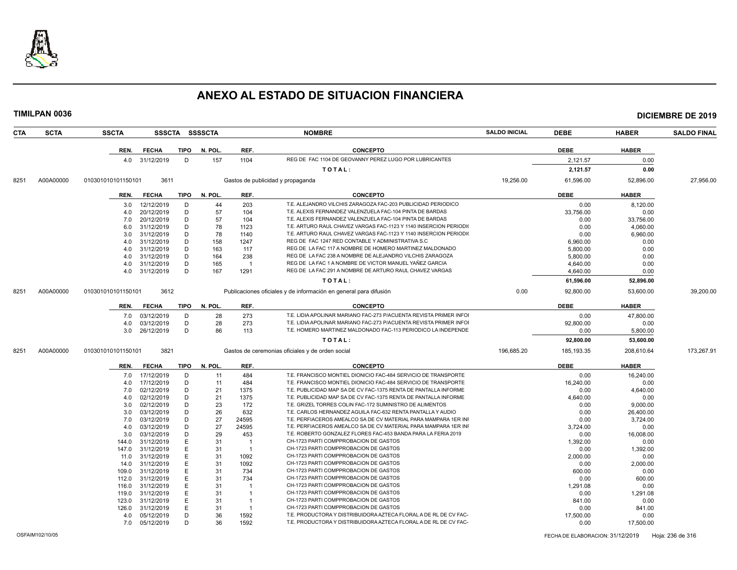# ANEXO AL ESTADO DE SITUACION FINANCIERA

**TIMILPAN 0036** — **DICIEMBRE DE 2019**

| CTA | SCTA | SSCTA | SSSCTA | SSSSCTA | NOMBRE | SALDO INICIAL | DEBE | HABER | SALDO FINAL |
|---|---|---|---|---|---|---|---|---|---|

| REN. | FECHA | TIPO | N. POL. | REF. | CONCEPTO | DEBE | HABER |
|---|---|---|---|---|---|---|---|
| 4.0 | 31/12/2019 | D | 157 | 1104 | REG DE FAC 1104 DE GEOVANNY PEREZ LUGO POR LUBRICANTES | 2,121.57 | 0.00 |
| | | | | | **TOTAL:** | **2,121.57** | **0.00** |

| CTA | SCTA | SSCTA | SSSCTA | NOMBRE | SALDO INICIAL | DEBE | HABER | SALDO FINAL |
|---|---|---|---|---|---|---|---|---|
| 8251 | A00A00000 | 010301010101150101 | 3611 | Gastos de publicidad y propaganda | 19,256.00 | 61,596.00 | 52,896.00 | 27,956.00 |

| REN. | FECHA | TIPO | N. POL. | REF. | CONCEPTO | DEBE | HABER |
|---|---|---|---|---|---|---|---|
| 3.0 | 12/12/2019 | D | 44 | 203 | T.E. ALEJANDRO VILCHIS ZARAGOZA FAC-203 PUBLICIDAD PERIODICO | 0.00 | 8,120.00 |
| 4.0 | 20/12/2019 | D | 57 | 104 | T.E. ALEXIS FERNANDEZ VALENZUELA FAC-104 PINTA DE BARDAS | 33,756.00 | 0.00 |
| 7.0 | 20/12/2019 | D | 57 | 104 | T.E. ALEXIS FERNANDEZ VALENZUELA FAC-104 PINTA DE BARDAS | 0.00 | 33,756.00 |
| 6.0 | 31/12/2019 | D | 78 | 1123 | T.E. ARTURO RAUL CHAVEZ VARGAS FAC-1123 Y 1140 INSERCION PERIODI( | 0.00 | 4,060.00 |
| 3.0 | 31/12/2019 | D | 78 | 1140 | T.E. ARTURO RAUL CHAVEZ VARGAS FAC-1123 Y 1140 INSERCION PERIODI( | 0.00 | 6,960.00 |
| 4.0 | 31/12/2019 | D | 158 | 1247 | REG DE FAC 1247 RED CONTABLE Y ADMINISTRATIVA S.C | 6,960.00 | 0.00 |
| 4.0 | 31/12/2019 | D | 163 | 117 | REG DE LA FAC 117 A NOMBRE DE HOMERO MARTINEZ MALDONADO | 5,800.00 | 0.00 |
| 4.0 | 31/12/2019 | D | 164 | 238 | REG DE LA FAC 238 A NOMBRE DE ALEJANDRO VILCHIS ZARAGOZA | 5,800.00 | 0.00 |
| 4.0 | 31/12/2019 | D | 165 | 1 | REG DE LA FAC 1 A NOMBRE DE VICTOR MANUEL YAÑEZ GARCIA | 4,640.00 | 0.00 |
| 4.0 | 31/12/2019 | D | 167 | 1291 | REG DE LA FAC 291 A NOMBRE DE ARTURO RAUL CHAVEZ VARGAS | 4,640.00 | 0.00 |
| | | | | | **TOTAL:** | **61,596.00** | **52,896.00** |

| CTA | SCTA | SSCTA | SSSCTA | NOMBRE | SALDO INICIAL | DEBE | HABER | SALDO FINAL |
|---|---|---|---|---|---|---|---|---|
| 8251 | A00A00000 | 010301010101150101 | 3612 | Publicaciones oficiales y de información en general para difusión | 0.00 | 92,800.00 | 53,600.00 | 39,200.00 |

| REN. | FECHA | TIPO | N. POL. | REF. | CONCEPTO | DEBE | HABER |
|---|---|---|---|---|---|---|---|
| 7.0 | 03/12/2019 | D | 28 | 273 | T.E. LIDIA APOLINAR MARIANO FAC-273 P/ACUENTA REVISTA PRIMER INFOI | 0.00 | 47,800.00 |
| 4.0 | 03/12/2019 | D | 28 | 273 | T.E. LIDIA APOLINAR MARIANO FAC-273 P/ACUENTA REVISTA PRIMER INFOI | 92,800.00 | 0.00 |
| 3.0 | 26/12/2019 | D | 86 | 113 | T.E. HOMERO MARTINEZ MALDONADO FAC-113 PERIODICO LA INDEPENDE | 0.00 | 5,800.00 |
| | | | | | **TOTAL:** | **92,800.00** | **53,600.00** |

| CTA | SCTA | SSCTA | SSSCTA | NOMBRE | SALDO INICIAL | DEBE | HABER | SALDO FINAL |
|---|---|---|---|---|---|---|---|---|
| 8251 | A00A00000 | 010301010101150101 | 3821 | Gastos de ceremonias oficiales y de orden social | 196,685.20 | 185,193.35 | 208,610.64 | 173,267.91 |

| REN. | FECHA | TIPO | N. POL. | REF. | CONCEPTO | DEBE | HABER |
|---|---|---|---|---|---|---|---|
| 7.0 | 17/12/2019 | D | 11 | 484 | T.E. FRANCISCO MONTIEL DIONICIO FAC-484 SERVICIO DE TRANSPORTE | 0.00 | 16,240.00 |
| 4.0 | 17/12/2019 | D | 11 | 484 | T.E. FRANCISCO MONTIEL DIONICIO FAC-484 SERVICIO DE TRANSPORTE | 16,240.00 | 0.00 |
| 7.0 | 02/12/2019 | D | 21 | 1375 | T.E. PUBLICIDAD MAP SA DE CV FAC-1375 RENTA DE PANTALLA INFORME | 0.00 | 4,640.00 |
| 4.0 | 02/12/2019 | D | 21 | 1375 | T.E. PUBLICIDAD MAP SA DE CV FAC-1375 RENTA DE PANTALLA INFORME | 4,640.00 | 0.00 |
| 3.0 | 02/12/2019 | D | 23 | 172 | T.E. GRIZEL TORRES COLIN FAC-172 SUMINISTRO DE ALIMENTOS | 0.00 | 9,000.00 |
| 3.0 | 03/12/2019 | D | 26 | 632 | T.E. CARLOS HERNANDEZ AGUILA FAC-632 RENTA PANTALLA Y AUDIO | 0.00 | 26,400.00 |
| 7.0 | 03/12/2019 | D | 27 | 24595 | T.E. PERFIACEROS AMEALCO SA DE CV MATERIAL PARA MAMPARA 1ER INI | 0.00 | 3,724.00 |
| 4.0 | 03/12/2019 | D | 27 | 24595 | T.E. PERFIACEROS AMEALCO SA DE CV MATERIAL PARA MAMPARA 1ER INI | 3,724.00 | 0.00 |
| 3.0 | 03/12/2019 | D | 29 | 453 | T.E. ROBERTO GONZALEZ FLORES FAC-453 BANDA PARA LA FERIA 2019 | 0.00 | 16,008.00 |
| 144.0 | 31/12/2019 | E | 31 | 1 | CH-1723 PARTI COMPPROBACION DE GASTOS | 1,392.00 | 0.00 |
| 147.0 | 31/12/2019 | E | 31 | 1 | CH-1723 PARTI COMPPROBACION DE GASTOS | 0.00 | 1,392.00 |
| 11.0 | 31/12/2019 | E | 31 | 1092 | CH-1723 PARTI COMPPROBACION DE GASTOS | 2,000.00 | 0.00 |
| 14.0 | 31/12/2019 | E | 31 | 1092 | CH-1723 PARTI COMPPROBACION DE GASTOS | 0.00 | 2,000.00 |
| 109.0 | 31/12/2019 | E | 31 | 734 | CH-1723 PARTI COMPPROBACION DE GASTOS | 600.00 | 0.00 |
| 112.0 | 31/12/2019 | E | 31 | 734 | CH-1723 PARTI COMPPROBACION DE GASTOS | 0.00 | 600.00 |
| 116.0 | 31/12/2019 | E | 31 | 1 | CH-1723 PARTI COMPPROBACION DE GASTOS | 1,291.08 | 0.00 |
| 119.0 | 31/12/2019 | E | 31 | 1 | CH-1723 PARTI COMPPROBACION DE GASTOS | 0.00 | 1,291.08 |
| 123.0 | 31/12/2019 | E | 31 | 1 | CH-1723 PARTI COMPPROBACION DE GASTOS | 841.00 | 0.00 |
| 126.0 | 31/12/2019 | E | 31 | 1 | CH-1723 PARTI COMPPROBACION DE GASTOS | 0.00 | 841.00 |
| 4.0 | 05/12/2019 | D | 36 | 1592 | T.E. PRODUCTORA Y DISTRIBUIDORA AZTECA FLORAL A DE RL DE CV FAC- | 17,500.00 | 0.00 |
| 7.0 | 05/12/2019 | D | 36 | 1592 | T.E. PRODUCTORA Y DISTRIBUIDORA AZTECA FLORAL A DE RL DE CV FAC- | 0.00 | 17,500.00 |

OSFAIM102/10/05 — FECHA DE ELABORACION: 31/12/2019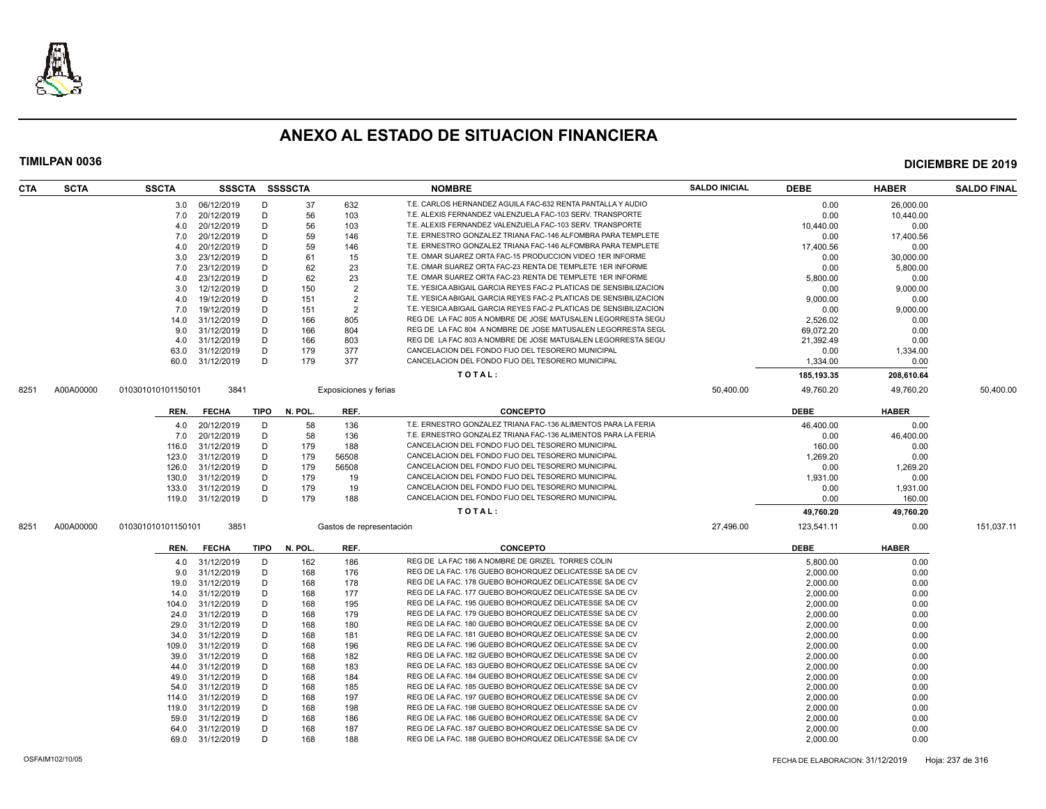# ANEXO AL ESTADO DE SITUACION FINANCIERA

**TIMILPAN 0036** — **DICIEMBRE DE 2019**

| CTA | SCTA | SSCTA | SSSCTA | SSSSCTA | | NOMBRE | SALDO INICIAL | DEBE | HABER | SALDO FINAL |
|---|---|---|---|---|---|---|---|---|---|---|
| | | 3.0 | 06/12/2019 | D | 37 | 632 T.E. CARLOS HERNANDEZ AGUILA FAC-632 RENTA PANTALLA Y AUDIO | | 0.00 | 26,000.00 | |
| | | 7.0 | 20/12/2019 | D | 56 | 103 T.E. ALEXIS FERNANDEZ VALENZUELA FAC-103 SERV. TRANSPORTE | | 0.00 | 10,440.00 | |
| | | 4.0 | 20/12/2019 | D | 56 | 103 T.E. ALEXIS FERNANDEZ VALENZUELA FAC-103 SERV. TRANSPORTE | | 10,440.00 | 0.00 | |
| | | 7.0 | 20/12/2019 | D | 59 | 146 T.E. ERNESTRO GONZALEZ TRIANA FAC-146 ALFOMBRA PARA TEMPLETE | | 0.00 | 17,400.56 | |
| | | 4.0 | 20/12/2019 | D | 59 | 146 T.E. ERNESTRO GONZALEZ TRIANA FAC-146 ALFOMBRA PARA TEMPLETE | | 17,400.56 | 0.00 | |
| | | 3.0 | 23/12/2019 | D | 61 | 15 T.E. OMAR SUAREZ ORTA FAC-15 PRODUCCION VIDEO 1ER INFORME | | 0.00 | 30,000.00 | |
| | | 7.0 | 23/12/2019 | D | 62 | 23 T.E. OMAR SUAREZ ORTA FAC-23 RENTA DE TEMPLETE 1ER INFORME | | 0.00 | 5,800.00 | |
| | | 4.0 | 23/12/2019 | D | 62 | 23 T.E. OMAR SUAREZ ORTA FAC-23 RENTA DE TEMPLETE 1ER INFORME | | 5,800.00 | 0.00 | |
| | | 3.0 | 12/12/2019 | D | 150 | 2 T.E. YESICA ABIGAIL GARCIA REYES FAC-2 PLATICAS DE SENSIBILIZACION | | 0.00 | 9,000.00 | |
| | | 4.0 | 19/12/2019 | D | 151 | 2 T.E. YESICA ABIGAIL GARCIA REYES FAC-2 PLATICAS DE SENSIBILIZACION | | 9,000.00 | 0.00 | |
| | | 7.0 | 19/12/2019 | D | 151 | 2 T.E. YESICA ABIGAIL GARCIA REYES FAC-2 PLATICAS DE SENSIBILIZACION | | 0.00 | 9,000.00 | |
| | | 14.0 | 31/12/2019 | D | 166 | 805 REG DE LA FAC 805 A NOMBRE DE JOSE MATUSALEN LEGORRESTA SEGU | | 2,526.02 | 0.00 | |
| | | 9.0 | 31/12/2019 | D | 166 | 804 REG DE LA FAC 804 A NOMBRE DE JOSE MATUSALEN LEGORRESTA SEGL | | 69,072.20 | 0.00 | |
| | | 4.0 | 31/12/2019 | D | 166 | 803 REG DE LA FAC 803 A NOMBRE DE JOSE MATUSALEN LEGORRESTA SEGU | | 21,392.49 | 0.00 | |
| | | 63.0 | 31/12/2019 | D | 179 | 377 CANCELACION DEL FONDO FIJO DEL TESORERO MUNICIPAL | | 0.00 | 1,334.00 | |
| | | 60.0 | 31/12/2019 | D | 179 | 377 CANCELACION DEL FONDO FIJO DEL TESORERO MUNICIPAL | | 1,334.00 | 0.00 | |
| | | | | | | **TOTAL:** | | **185,193.35** | **208,610.64** | |
| 8251 | A00A00000 | 010301010101150101 | 3841 | | | Exposiciones y ferias | 50,400.00 | 49,760.20 | 49,760.20 | 50,400.00 |
| | | **REN.** | **FECHA** | **TIPO** | **N. POL.** | **REF. / CONCEPTO** | | **DEBE** | **HABER** | |
| | | 4.0 | 20/12/2019 | D | 58 | 136 T.E. ERNESTRO GONZALEZ TRIANA FAC-136 ALIMENTOS PARA LA FERIA | | 46,400.00 | 0.00 | |
| | | 7.0 | 20/12/2019 | D | 58 | 136 T.E. ERNESTRO GONZALEZ TRIANA FAC-136 ALIMENTOS PARA LA FERIA | | 0.00 | 46,400.00 | |
| | | 116.0 | 31/12/2019 | D | 179 | 188 CANCELACION DEL FONDO FIJO DEL TESORERO MUNICIPAL | | 160.00 | 0.00 | |
| | | 123.0 | 31/12/2019 | D | 179 | 56508 CANCELACION DEL FONDO FIJO DEL TESORERO MUNICIPAL | | 1,269.20 | 0.00 | |
| | | 126.0 | 31/12/2019 | D | 179 | 56508 CANCELACION DEL FONDO FIJO DEL TESORERO MUNICIPAL | | 0.00 | 1,269.20 | |
| | | 130.0 | 31/12/2019 | D | 179 | 19 CANCELACION DEL FONDO FIJO DEL TESORERO MUNICIPAL | | 1,931.00 | 0.00 | |
| | | 133.0 | 31/12/2019 | D | 179 | 19 CANCELACION DEL FONDO FIJO DEL TESORERO MUNICIPAL | | 0.00 | 1,931.00 | |
| | | 119.0 | 31/12/2019 | D | 179 | 188 CANCELACION DEL FONDO FIJO DEL TESORERO MUNICIPAL | | 0.00 | 160.00 | |
| | | | | | | **TOTAL:** | | **49,760.20** | **49,760.20** | |
| 8251 | A00A00000 | 010301010101150101 | 3851 | | | Gastos de representación | 27,496.00 | 123,541.11 | 0.00 | 151,037.11 |
| | | **REN.** | **FECHA** | **TIPO** | **N. POL.** | **REF. / CONCEPTO** | | **DEBE** | **HABER** | |
| | | 4.0 | 31/12/2019 | D | 162 | 186 REG DE LA FAC 186 A NOMBRE DE GRIZEL TORRES COLIN | | 5,800.00 | 0.00 | |
| | | 9.0 | 31/12/2019 | D | 168 | 176 REG DE LA FAC. 176 GUEBO BOHORQUEZ DELICATESSE SA DE CV | | 2,000.00 | 0.00 | |
| | | 19.0 | 31/12/2019 | D | 168 | 178 REG DE LA FAC. 178 GUEBO BOHORQUEZ DELICATESSE SA DE CV | | 2,000.00 | 0.00 | |
| | | 14.0 | 31/12/2019 | D | 168 | 177 REG DE LA FAC. 177 GUEBO BOHORQUEZ DELICATESSE SA DE CV | | 2,000.00 | 0.00 | |
| | | 104.0 | 31/12/2019 | D | 168 | 195 REG DE LA FAC. 195 GUEBO BOHORQUEZ DELICATESSE SA DE CV | | 2,000.00 | 0.00 | |
| | | 24.0 | 31/12/2019 | D | 168 | 179 REG DE LA FAC. 179 GUEBO BOHORQUEZ DELICATESSE SA DE CV | | 2,000.00 | 0.00 | |
| | | 29.0 | 31/12/2019 | D | 168 | 180 REG DE LA FAC. 180 GUEBO BOHORQUEZ DELICATESSE SA DE CV | | 2,000.00 | 0.00 | |
| | | 34.0 | 31/12/2019 | D | 168 | 181 REG DE LA FAC. 181 GUEBO BOHORQUEZ DELICATESSE SA DE CV | | 2,000.00 | 0.00 | |
| | | 109.0 | 31/12/2019 | D | 168 | 196 REG DE LA FAC. 196 GUEBO BOHORQUEZ DELICATESSE SA DE CV | | 2,000.00 | 0.00 | |
| | | 39.0 | 31/12/2019 | D | 168 | 182 REG DE LA FAC. 182 GUEBO BOHORQUEZ DELICATESSE SA DE CV | | 2,000.00 | 0.00 | |
| | | 44.0 | 31/12/2019 | D | 168 | 183 REG DE LA FAC. 183 GUEBO BOHORQUEZ DELICATESSE SA DE CV | | 2,000.00 | 0.00 | |
| | | 49.0 | 31/12/2019 | D | 168 | 184 REG DE LA FAC. 184 GUEBO BOHORQUEZ DELICATESSE SA DE CV | | 2,000.00 | 0.00 | |
| | | 54.0 | 31/12/2019 | D | 168 | 185 REG DE LA FAC. 185 GUEBO BOHORQUEZ DELICATESSE SA DE CV | | 2,000.00 | 0.00 | |
| | | 114.0 | 31/12/2019 | D | 168 | 197 REG DE LA FAC. 197 GUEBO BOHORQUEZ DELICATESSE SA DE CV | | 2,000.00 | 0.00 | |
| | | 119.0 | 31/12/2019 | D | 168 | 198 REG DE LA FAC. 198 GUEBO BOHORQUEZ DELICATESSE SA DE CV | | 2,000.00 | 0.00 | |
| | | 59.0 | 31/12/2019 | D | 168 | 186 REG DE LA FAC. 186 GUEBO BOHORQUEZ DELICATESSE SA DE CV | | 2,000.00 | 0.00 | |
| | | 64.0 | 31/12/2019 | D | 168 | 187 REG DE LA FAC. 187 GUEBO BOHORQUEZ DELICATESSE SA DE CV | | 2,000.00 | 0.00 | |
| | | 69.0 | 31/12/2019 | D | 168 | 188 REG DE LA FAC. 188 GUEBO BOHORQUEZ DELICATESSE SA DE CV | | 2,000.00 | 0.00 | |

OSFAIM102/10/05 — FECHA DE ELABORACION: 31/12/2019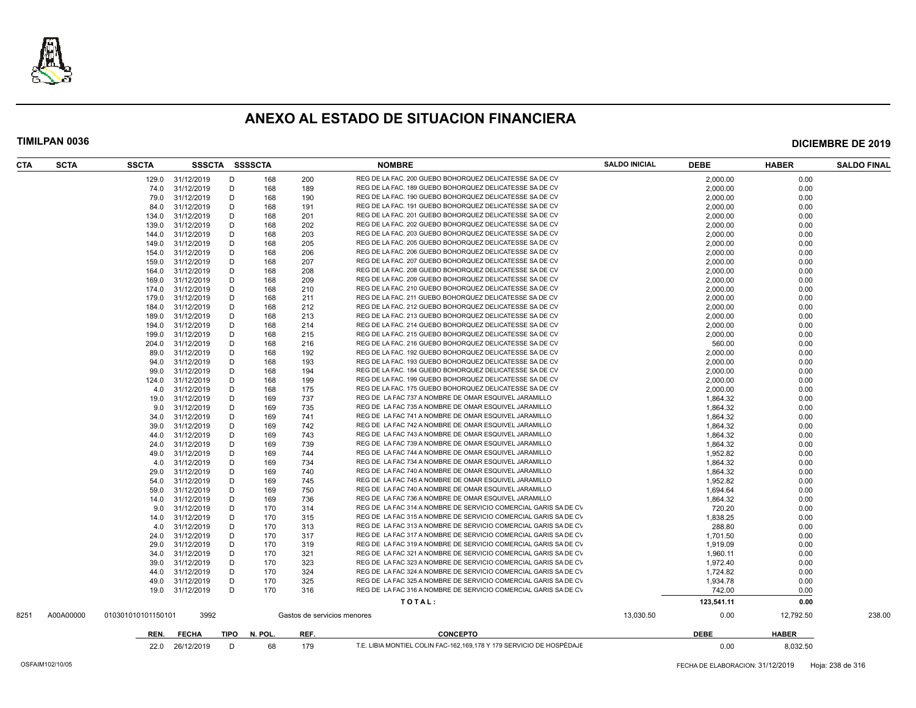# ANEXO AL ESTADO DE SITUACION FINANCIERA

**TIMILPAN 0036** — **DICIEMBRE DE 2019**

| CTA | SCTA | SSCTA | SSSCTA | SSSSCTA | | NOMBRE | SALDO INICIAL | DEBE | HABER | SALDO FINAL |
|---|---|---|---|---|---|---|---|---|---|---|
| | | 129.0 | 31/12/2019 | D | 168 | 200 REG DE LA FAC. 200 GUEBO BOHORQUEZ DELICATESSE SA DE CV | | 2,000.00 | 0.00 | |
| | | 74.0 | 31/12/2019 | D | 168 | 189 REG DE LA FAC. 189 GUEBO BOHORQUEZ DELICATESSE SA DE CV | | 2,000.00 | 0.00 | |
| | | 79.0 | 31/12/2019 | D | 168 | 190 REG DE LA FAC. 190 GUEBO BOHORQUEZ DELICATESSE SA DE CV | | 2,000.00 | 0.00 | |
| | | 84.0 | 31/12/2019 | D | 168 | 191 REG DE LA FAC. 191 GUEBO BOHORQUEZ DELICATESSE SA DE CV | | 2,000.00 | 0.00 | |
| | | 134.0 | 31/12/2019 | D | 168 | 201 REG DE LA FAC. 201 GUEBO BOHORQUEZ DELICATESSE SA DE CV | | 2,000.00 | 0.00 | |
| | | 139.0 | 31/12/2019 | D | 168 | 202 REG DE LA FAC. 202 GUEBO BOHORQUEZ DELICATESSE SA DE CV | | 2,000.00 | 0.00 | |
| | | 144.0 | 31/12/2019 | D | 168 | 203 REG DE LA FAC. 203 GUEBO BOHORQUEZ DELICATESSE SA DE CV | | 2,000.00 | 0.00 | |
| | | 149.0 | 31/12/2019 | D | 168 | 205 REG DE LA FAC. 205 GUEBO BOHORQUEZ DELICATESSE SA DE CV | | 2,000.00 | 0.00 | |
| | | 154.0 | 31/12/2019 | D | 168 | 206 REG DE LA FAC. 206 GUEBO BOHORQUEZ DELICATESSE SA DE CV | | 2,000.00 | 0.00 | |
| | | 159.0 | 31/12/2019 | D | 168 | 207 REG DE LA FAC. 207 GUEBO BOHORQUEZ DELICATESSE SA DE CV | | 2,000.00 | 0.00 | |
| | | 164.0 | 31/12/2019 | D | 168 | 208 REG DE LA FAC. 208 GUEBO BOHORQUEZ DELICATESSE SA DE CV | | 2,000.00 | 0.00 | |
| | | 169.0 | 31/12/2019 | D | 168 | 209 REG DE LA FAC. 209 GUEBO BOHORQUEZ DELICATESSE SA DE CV | | 2,000.00 | 0.00 | |
| | | 174.0 | 31/12/2019 | D | 168 | 210 REG DE LA FAC. 210 GUEBO BOHORQUEZ DELICATESSE SA DE CV | | 2,000.00 | 0.00 | |
| | | 179.0 | 31/12/2019 | D | 168 | 211 REG DE LA FAC. 211 GUEBO BOHORQUEZ DELICATESSE SA DE CV | | 2,000.00 | 0.00 | |
| | | 184.0 | 31/12/2019 | D | 168 | 212 REG DE LA FAC. 212 GUEBO BOHORQUEZ DELICATESSE SA DE CV | | 2,000.00 | 0.00 | |
| | | 189.0 | 31/12/2019 | D | 168 | 213 REG DE LA FAC. 213 GUEBO BOHORQUEZ DELICATESSE SA DE CV | | 2,000.00 | 0.00 | |
| | | 194.0 | 31/12/2019 | D | 168 | 214 REG DE LA FAC. 214 GUEBO BOHORQUEZ DELICATESSE SA DE CV | | 2,000.00 | 0.00 | |
| | | 199.0 | 31/12/2019 | D | 168 | 215 REG DE LA FAC. 215 GUEBO BOHORQUEZ DELICATESSE SA DE CV | | 2,000.00 | 0.00 | |
| | | 204.0 | 31/12/2019 | D | 168 | 216 REG DE LA FAC. 216 GUEBO BOHORQUEZ DELICATESSE SA DE CV | | 560.00 | 0.00 | |
| | | 89.0 | 31/12/2019 | D | 168 | 192 REG DE LA FAC. 192 GUEBO BOHORQUEZ DELICATESSE SA DE CV | | 2,000.00 | 0.00 | |
| | | 94.0 | 31/12/2019 | D | 168 | 193 REG DE LA FAC. 193 GUEBO BOHORQUEZ DELICATESSE SA DE CV | | 2,000.00 | 0.00 | |
| | | 99.0 | 31/12/2019 | D | 168 | 194 REG DE LA FAC. 184 GUEBO BOHORQUEZ DELICATESSE SA DE CV | | 2,000.00 | 0.00 | |
| | | 124.0 | 31/12/2019 | D | 168 | 199 REG DE LA FAC. 199 GUEBO BOHORQUEZ DELICATESSE SA DE CV | | 2,000.00 | 0.00 | |
| | | 4.0 | 31/12/2019 | D | 168 | 175 REG DE LA FAC. 175 GUEBO BOHORQUEZ DELICATESSE SA DE CV | | 2,000.00 | 0.00 | |
| | | 19.0 | 31/12/2019 | D | 169 | 737 REG DE LA FAC 737 A NOMBRE DE OMAR ESQUIVEL JARAMILLO | | 1,864.32 | 0.00 | |
| | | 9.0 | 31/12/2019 | D | 169 | 735 REG DE LA FAC 735 A NOMBRE DE OMAR ESQUIVEL JARAMILLO | | 1,864.32 | 0.00 | |
| | | 34.0 | 31/12/2019 | D | 169 | 741 REG DE LA FAC 741 A NOMBRE DE OMAR ESQUIVEL JARAMILLO | | 1,864.32 | 0.00 | |
| | | 39.0 | 31/12/2019 | D | 169 | 742 REG DE LA FAC 742 A NOMBRE DE OMAR ESQUIVEL JARAMILLO | | 1,864.32 | 0.00 | |
| | | 44.0 | 31/12/2019 | D | 169 | 743 REG DE LA FAC 743 A NOMBRE DE OMAR ESQUIVEL JARAMILLO | | 1,864.32 | 0.00 | |
| | | 24.0 | 31/12/2019 | D | 169 | 739 REG DE LA FAC 739 A NOMBRE DE OMAR ESQUIVEL JARAMILLO | | 1,864.32 | 0.00 | |
| | | 49.0 | 31/12/2019 | D | 169 | 744 REG DE LA FAC 744 A NOMBRE DE OMAR ESQUIVEL JARAMILLO | | 1,952.82 | 0.00 | |
| | | 4.0 | 31/12/2019 | D | 169 | 734 REG DE LA FAC 734 A NOMBRE DE OMAR ESQUIVEL JARAMILLO | | 1,864.32 | 0.00 | |
| | | 29.0 | 31/12/2019 | D | 169 | 740 REG DE LA FAC 740 A NOMBRE DE OMAR ESQUIVEL JARAMILLO | | 1,864.32 | 0.00 | |
| | | 54.0 | 31/12/2019 | D | 169 | 745 REG DE LA FAC 745 A NOMBRE DE OMAR ESQUIVEL JARAMILLO | | 1,952.82 | 0.00 | |
| | | 59.0 | 31/12/2019 | D | 169 | 750 REG DE LA FAC 740 A NOMBRE DE OMAR ESQUIVEL JARAMILLO | | 1,694.64 | 0.00 | |
| | | 14.0 | 31/12/2019 | D | 169 | 736 REG DE LA FAC 736 A NOMBRE DE OMAR ESQUIVEL JARAMILLO | | 1,864.32 | 0.00 | |
| | | 9.0 | 31/12/2019 | D | 170 | 314 REG DE LA FAC 314 A NOMBRE DE SERVICIO COMERCIAL GARIS SA DE CV | | 720.20 | 0.00 | |
| | | 14.0 | 31/12/2019 | D | 170 | 315 REG DE LA FAC 315 A NOMBRE DE SERVICIO COMERCIAL GARIS SA DE CV | | 1,838.25 | 0.00 | |
| | | 4.0 | 31/12/2019 | D | 170 | 313 REG DE LA FAC 313 A NOMBRE DE SERVICIO COMERCIAL GARIS SA DE CV | | 288.80 | 0.00 | |
| | | 24.0 | 31/12/2019 | D | 170 | 317 REG DE LA FAC 317 A NOMBRE DE SERVICIO COMERCIAL GARIS SA DE CV | | 1,701.50 | 0.00 | |
| | | 29.0 | 31/12/2019 | D | 170 | 319 REG DE LA FAC 319 A NOMBRE DE SERVICIO COMERCIAL GARIS SA DE CV | | 1,919.09 | 0.00 | |
| | | 34.0 | 31/12/2019 | D | 170 | 321 REG DE LA FAC 321 A NOMBRE DE SERVICIO COMERCIAL GARIS SA DE CV | | 1,960.11 | 0.00 | |
| | | 39.0 | 31/12/2019 | D | 170 | 323 REG DE LA FAC 323 A NOMBRE DE SERVICIO COMERCIAL GARIS SA DE CV | | 1,972.40 | 0.00 | |
| | | 44.0 | 31/12/2019 | D | 170 | 324 REG DE LA FAC 324 A NOMBRE DE SERVICIO COMERCIAL GARIS SA DE CV | | 1,724.82 | 0.00 | |
| | | 49.0 | 31/12/2019 | D | 170 | 325 REG DE LA FAC 325 A NOMBRE DE SERVICIO COMERCIAL GARIS SA DE CV | | 1,934.78 | 0.00 | |
| | | 19.0 | 31/12/2019 | D | 170 | 316 REG DE LA FAC 316 A NOMBRE DE SERVICIO COMERCIAL GARIS SA DE CV | | 742.00 | 0.00 | |
| | | | | | | T O T A L : | | 123,541.11 | 0.00 | |
| 8251 | A00A00000 | 010301010101150101 | 3992 | | | Gastos de servicios menores | 13,030.50 | 0.00 | 12,792.50 | 238.00 |
| | | REN. | FECHA | TIPO | N. POL. | REF. CONCEPTO | | DEBE | HABER | |
| | | 22.0 | 26/12/2019 | D | 68 | 179 T.E. LIBIA MONTIEL COLIN FAC-162,169,178 Y 179 SERVICIO DE HOSPÉDAJE | | 0.00 | 8,032.50 | |

OSFAIM102/10/05 — FECHA DE ELABORACION: 31/12/2019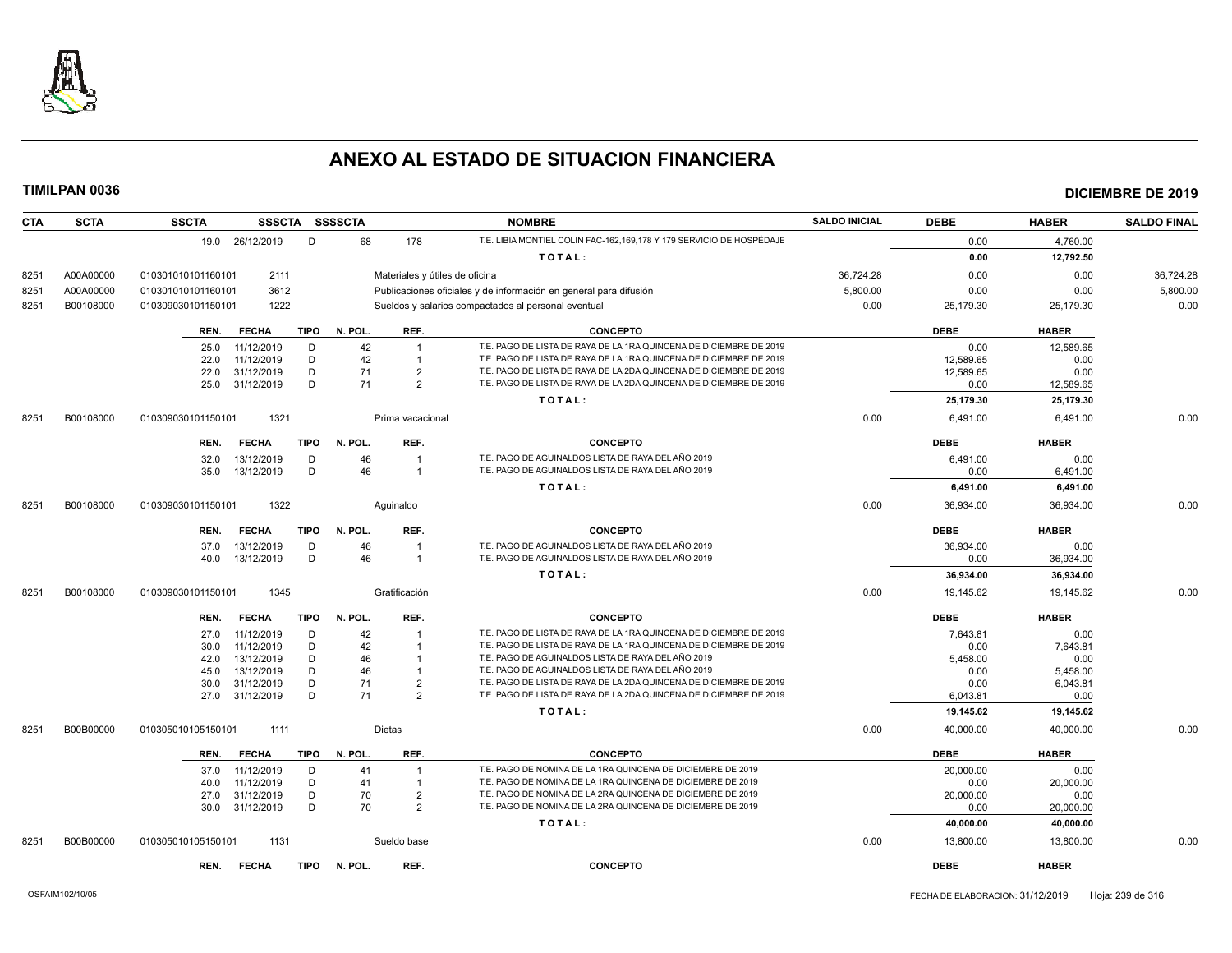# ANEXO AL ESTADO DE SITUACION FINANCIERA

**TIMILPAN 0036** **DICIEMBRE DE 2019**

| CTA | SCTA | SSCTA | SSSCTA | SSSSCTA | | NOMBRE | SALDO INICIAL | DEBE | HABER | SALDO FINAL |
|---|---|---|---|---|---|---|---|---|---|---|
| | | 19.0 | 26/12/2019 | D | 68 / 178 | T.E. LIBIA MONTIEL COLIN FAC-162,169,178 Y 179 SERVICIO DE HOSPÉDAJE | | 0.00 | 4,760.00 | |
| | | | | | | TOTAL: | | 0.00 | 12,792.50 | |
| 8251 | A00A00000 | 010301010101160101 | 2111 | | | Materiales y útiles de oficina | 36,724.28 | 0.00 | 0.00 | 36,724.28 |
| 8251 | A00A00000 | 010301010101160101 | 3612 | | | Publicaciones oficiales y de información en general para difusión | 5,800.00 | 0.00 | 0.00 | 5,800.00 |
| 8251 | B00108000 | 010309030101150101 | 1222 | | | Sueldos y salarios compactados al personal eventual | 0.00 | 25,179.30 | 25,179.30 | 0.00 |

| REN. | FECHA | TIPO | N. POL. | REF. | CONCEPTO | DEBE | HABER |
|---|---|---|---|---|---|---|---|
| 25.0 | 11/12/2019 | D | 42 | 1 | T.E. PAGO DE LISTA DE RAYA DE LA 1RA QUINCENA DE DICIEMBRE DE 2019 | 0.00 | 12,589.65 |
| 22.0 | 11/12/2019 | D | 42 | 1 | T.E. PAGO DE LISTA DE RAYA DE LA 1RA QUINCENA DE DICIEMBRE DE 2019 | 12,589.65 | 0.00 |
| 22.0 | 31/12/2019 | D | 71 | 2 | T.E. PAGO DE LISTA DE RAYA DE LA 2DA QUINCENA DE DICIEMBRE DE 2019 | 12,589.65 | 0.00 |
| 25.0 | 31/12/2019 | D | 71 | 2 | T.E. PAGO DE LISTA DE RAYA DE LA 2DA QUINCENA DE DICIEMBRE DE 2019 | 0.00 | 12,589.65 |
| | | | | | TOTAL: | 25,179.30 | 25,179.30 |

| CTA | SCTA | SSCTA | SSSCTA | NOMBRE | SALDO INICIAL | DEBE | HABER | SALDO FINAL |
|---|---|---|---|---|---|---|---|---|
| 8251 | B00108000 | 010309030101150101 | 1321 | Prima vacacional | 0.00 | 6,491.00 | 6,491.00 | 0.00 |

| REN. | FECHA | TIPO | N. POL. | REF. | CONCEPTO | DEBE | HABER |
|---|---|---|---|---|---|---|---|
| 32.0 | 13/12/2019 | D | 46 | 1 | T.E. PAGO DE AGUINALDOS LISTA DE RAYA DEL AÑO 2019 | 6,491.00 | 0.00 |
| 35.0 | 13/12/2019 | D | 46 | 1 | T.E. PAGO DE AGUINALDOS LISTA DE RAYA DEL AÑO 2019 | 0.00 | 6,491.00 |
| | | | | | TOTAL: | 6,491.00 | 6,491.00 |

| CTA | SCTA | SSCTA | SSSCTA | NOMBRE | SALDO INICIAL | DEBE | HABER | SALDO FINAL |
|---|---|---|---|---|---|---|---|---|
| 8251 | B00108000 | 010309030101150101 | 1322 | Aguinaldo | 0.00 | 36,934.00 | 36,934.00 | 0.00 |

| REN. | FECHA | TIPO | N. POL. | REF. | CONCEPTO | DEBE | HABER |
|---|---|---|---|---|---|---|---|
| 37.0 | 13/12/2019 | D | 46 | 1 | T.E. PAGO DE AGUINALDOS LISTA DE RAYA DEL AÑO 2019 | 36,934.00 | 0.00 |
| 40.0 | 13/12/2019 | D | 46 | 1 | T.E. PAGO DE AGUINALDOS LISTA DE RAYA DEL AÑO 2019 | 0.00 | 36,934.00 |
| | | | | | TOTAL: | 36,934.00 | 36,934.00 |

| CTA | SCTA | SSCTA | SSSCTA | NOMBRE | SALDO INICIAL | DEBE | HABER | SALDO FINAL |
|---|---|---|---|---|---|---|---|---|
| 8251 | B00108000 | 010309030101150101 | 1345 | Gratificación | 0.00 | 19,145.62 | 19,145.62 | 0.00 |

| REN. | FECHA | TIPO | N. POL. | REF. | CONCEPTO | DEBE | HABER |
|---|---|---|---|---|---|---|---|
| 27.0 | 11/12/2019 | D | 42 | 1 | T.E. PAGO DE LISTA DE RAYA DE LA 1RA QUINCENA DE DICIEMBRE DE 2019 | 7,643.81 | 0.00 |
| 30.0 | 11/12/2019 | D | 42 | 1 | T.E. PAGO DE LISTA DE RAYA DE LA 1RA QUINCENA DE DICIEMBRE DE 2019 | 0.00 | 7,643.81 |
| 42.0 | 13/12/2019 | D | 46 | 1 | T.E. PAGO DE AGUINALDOS LISTA DE RAYA DEL AÑO 2019 | 5,458.00 | 0.00 |
| 45.0 | 13/12/2019 | D | 46 | 1 | T.E. PAGO DE AGUINALDOS LISTA DE RAYA DEL AÑO 2019 | 0.00 | 5,458.00 |
| 30.0 | 31/12/2019 | D | 71 | 2 | T.E. PAGO DE LISTA DE RAYA DE LA 2DA QUINCENA DE DICIEMBRE DE 2019 | 0.00 | 6,043.81 |
| 27.0 | 31/12/2019 | D | 71 | 2 | T.E. PAGO DE LISTA DE RAYA DE LA 2DA QUINCENA DE DICIEMBRE DE 2019 | 6,043.81 | 0.00 |
| | | | | | TOTAL: | 19,145.62 | 19,145.62 |

| CTA | SCTA | SSCTA | SSSCTA | NOMBRE | SALDO INICIAL | DEBE | HABER | SALDO FINAL |
|---|---|---|---|---|---|---|---|---|
| 8251 | B00B00000 | 010305010105150101 | 1111 | Dietas | 0.00 | 40,000.00 | 40,000.00 | 0.00 |

| REN. | FECHA | TIPO | N. POL. | REF. | CONCEPTO | DEBE | HABER |
|---|---|---|---|---|---|---|---|
| 37.0 | 11/12/2019 | D | 41 | 1 | T.E. PAGO DE NOMINA DE LA 1RA QUINCENA DE DICIEMBRE DE 2019 | 20,000.00 | 0.00 |
| 40.0 | 11/12/2019 | D | 41 | 1 | T.E. PAGO DE NOMINA DE LA 1RA QUINCENA DE DICIEMBRE DE 2019 | 0.00 | 20,000.00 |
| 27.0 | 31/12/2019 | D | 70 | 2 | T.E. PAGO DE NOMINA DE LA 2RA QUINCENA DE DICIEMBRE DE 2019 | 20,000.00 | 0.00 |
| 30.0 | 31/12/2019 | D | 70 | 2 | T.E. PAGO DE NOMINA DE LA 2RA QUINCENA DE DICIEMBRE DE 2019 | 0.00 | 20,000.00 |
| | | | | | TOTAL: | 40,000.00 | 40,000.00 |

| CTA | SCTA | SSCTA | SSSCTA | NOMBRE | SALDO INICIAL | DEBE | HABER | SALDO FINAL |
|---|---|---|---|---|---|---|---|---|
| 8251 | B00B00000 | 010305010105150101 | 1131 | Sueldo base | 0.00 | 13,800.00 | 13,800.00 | 0.00 |

| REN. | FECHA | TIPO | N. POL. | REF. | CONCEPTO | DEBE | HABER |
|---|---|---|---|---|---|---|---|

OSFAIM102/10/05 — FECHA DE ELABORACION: 31/12/2019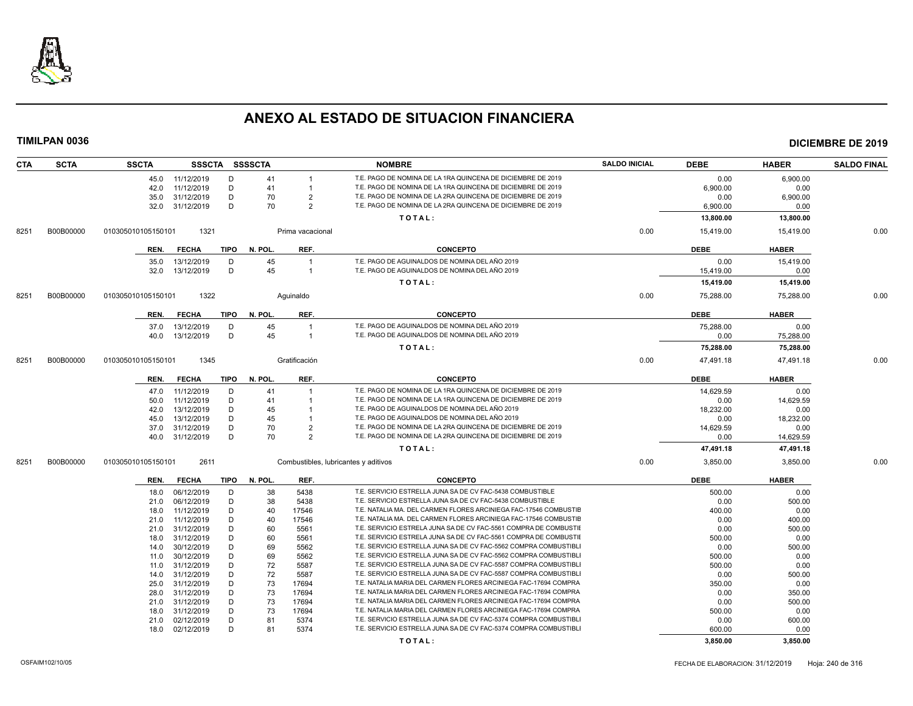# ANEXO AL ESTADO DE SITUACION FINANCIERA

**TIMILPAN 0036** — **DICIEMBRE DE 2019**

| CTA | SCTA | SSCTA | SSSCTA | SSSSCTA | | NOMBRE | SALDO INICIAL | DEBE | HABER | SALDO FINAL |
|---|---|---|---|---|---|---|---|---|---|---|
| | | 45.0 | 11/12/2019 | D | 41 | 1 | T.E. PAGO DE NOMINA DE LA 1RA QUINCENA DE DICIEMBRE DE 2019 | 0.00 | 6,900.00 | |
| | | 42.0 | 11/12/2019 | D | 41 | 1 | T.E. PAGO DE NOMINA DE LA 1RA QUINCENA DE DICIEMBRE DE 2019 | 6,900.00 | 0.00 | |
| | | 35.0 | 31/12/2019 | D | 70 | 2 | T.E. PAGO DE NOMINA DE LA 2RA QUINCENA DE DICIEMBRE DE 2019 | 0.00 | 6,900.00 | |
| | | 32.0 | 31/12/2019 | D | 70 | 2 | T.E. PAGO DE NOMINA DE LA 2RA QUINCENA DE DICIEMBRE DE 2019 | 6,900.00 | 0.00 | |
| | | | | | | | **T O T A L :** | **13,800.00** | **13,800.00** | |

| CTA | SCTA | SSCTA | SSSCTA | NOMBRE | SALDO INICIAL | DEBE | HABER | SALDO FINAL |
|---|---|---|---|---|---|---|---|---|
| 8251 | B00B00000 | 010305010105150101 | 1321 | Prima vacacional | 0.00 | 15,419.00 | 15,419.00 | 0.00 |

| REN. | FECHA | TIPO | N. POL. | REF. | CONCEPTO | DEBE | HABER |
|---|---|---|---|---|---|---|---|
| 35.0 | 13/12/2019 | D | 45 | 1 | T.E. PAGO DE AGUINALDOS DE NOMINA DEL AÑO 2019 | 0.00 | 15,419.00 |
| 32.0 | 13/12/2019 | D | 45 | 1 | T.E. PAGO DE AGUINALDOS DE NOMINA DEL AÑO 2019 | 15,419.00 | 0.00 |
| | | | | | **T O T A L :** | **15,419.00** | **15,419.00** |

| CTA | SCTA | SSCTA | SSSCTA | NOMBRE | SALDO INICIAL | DEBE | HABER | SALDO FINAL |
|---|---|---|---|---|---|---|---|---|
| 8251 | B00B00000 | 010305010105150101 | 1322 | Aguinaldo | 0.00 | 75,288.00 | 75,288.00 | 0.00 |

| REN. | FECHA | TIPO | N. POL. | REF. | CONCEPTO | DEBE | HABER |
|---|---|---|---|---|---|---|---|
| 37.0 | 13/12/2019 | D | 45 | 1 | T.E. PAGO DE AGUINALDOS DE NOMINA DEL AÑO 2019 | 75,288.00 | 0.00 |
| 40.0 | 13/12/2019 | D | 45 | 1 | T.E. PAGO DE AGUINALDOS DE NOMINA DEL AÑO 2019 | 0.00 | 75,288.00 |
| | | | | | **T O T A L :** | **75,288.00** | **75,288.00** |

| CTA | SCTA | SSCTA | SSSCTA | NOMBRE | SALDO INICIAL | DEBE | HABER | SALDO FINAL |
|---|---|---|---|---|---|---|---|---|
| 8251 | B00B00000 | 010305010105150101 | 1345 | Gratificación | 0.00 | 47,491.18 | 47,491.18 | 0.00 |

| REN. | FECHA | TIPO | N. POL. | REF. | CONCEPTO | DEBE | HABER |
|---|---|---|---|---|---|---|---|
| 47.0 | 11/12/2019 | D | 41 | 1 | T.E. PAGO DE NOMINA DE LA 1RA QUINCENA DE DICIEMBRE DE 2019 | 14,629.59 | 0.00 |
| 50.0 | 11/12/2019 | D | 41 | 1 | T.E. PAGO DE NOMINA DE LA 1RA QUINCENA DE DICIEMBRE DE 2019 | 0.00 | 14,629.59 |
| 42.0 | 13/12/2019 | D | 45 | 1 | T.E. PAGO DE AGUINALDOS DE NOMINA DEL AÑO 2019 | 18,232.00 | 0.00 |
| 45.0 | 13/12/2019 | D | 45 | 1 | T.E. PAGO DE AGUINALDOS DE NOMINA DEL AÑO 2019 | 0.00 | 18,232.00 |
| 37.0 | 31/12/2019 | D | 70 | 2 | T.E. PAGO DE NOMINA DE LA 2RA QUINCENA DE DICIEMBRE DE 2019 | 14,629.59 | 0.00 |
| 40.0 | 31/12/2019 | D | 70 | 2 | T.E. PAGO DE NOMINA DE LA 2RA QUINCENA DE DICIEMBRE DE 2019 | 0.00 | 14,629.59 |
| | | | | | **T O T A L :** | **47,491.18** | **47,491.18** |

| CTA | SCTA | SSCTA | SSSCTA | NOMBRE | SALDO INICIAL | DEBE | HABER | SALDO FINAL |
|---|---|---|---|---|---|---|---|---|
| 8251 | B00B00000 | 010305010105150101 | 2611 | Combustibles, lubricantes y aditivos | 0.00 | 3,850.00 | 3,850.00 | 0.00 |

| REN. | FECHA | TIPO | N. POL. | REF. | CONCEPTO | DEBE | HABER |
|---|---|---|---|---|---|---|---|
| 18.0 | 06/12/2019 | D | 38 | 5438 | T.E. SERVICIO ESTRELLA JUNA SA DE CV FAC-5438 COMBUSTIBLE | 500.00 | 0.00 |
| 21.0 | 06/12/2019 | D | 38 | 5438 | T.E. SERVICIO ESTRELLA JUNA SA DE CV FAC-5438 COMBUSTIBLE | 0.00 | 500.00 |
| 18.0 | 11/12/2019 | D | 40 | 17546 | T.E. NATALIA MA. DEL CARMEN FLORES ARCINIEGA FAC-17546 COMBUSTIB | 400.00 | 0.00 |
| 21.0 | 11/12/2019 | D | 40 | 17546 | T.E. NATALIA MA. DEL CARMEN FLORES ARCINIEGA FAC-17546 COMBUSTIB | 0.00 | 400.00 |
| 21.0 | 31/12/2019 | D | 60 | 5561 | T.E. SERVICIO ESTRELA JUNA SA DE CV FAC-5561 COMPRA DE COMBUSTIE | 0.00 | 500.00 |
| 18.0 | 31/12/2019 | D | 60 | 5561 | T.E. SERVICIO ESTRELA JUNA SA DE CV FAC-5561 COMPRA DE COMBUSTIE | 500.00 | 0.00 |
| 14.0 | 30/12/2019 | D | 69 | 5562 | T.E. SERVICIO ESTRELLA JUNA SA DE CV FAC-5562 COMPRA COMBUSTIBLI | 0.00 | 500.00 |
| 11.0 | 30/12/2019 | D | 69 | 5562 | T.E. SERVICIO ESTRELLA JUNA SA DE CV FAC-5562 COMPRA COMBUSTIBLI | 500.00 | 0.00 |
| 11.0 | 31/12/2019 | D | 72 | 5587 | T.E. SERVICIO ESTRELLA JUNA SA DE CV FAC-5587 COMPRA COMBUSTIBLI | 500.00 | 0.00 |
| 14.0 | 31/12/2019 | D | 72 | 5587 | T.E. SERVICIO ESTRELLA JUNA SA DE CV FAC-5587 COMPRA COMBUSTIBLI | 0.00 | 500.00 |
| 25.0 | 31/12/2019 | D | 73 | 17694 | T.E. NATALIA MARIA DEL CARMEN FLORES ARCINIEGA FAC-17694 COMPRA | 350.00 | 0.00 |
| 28.0 | 31/12/2019 | D | 73 | 17694 | T.E. NATALIA MARIA DEL CARMEN FLORES ARCINIEGA FAC-17694 COMPRA | 0.00 | 350.00 |
| 21.0 | 31/12/2019 | D | 73 | 17694 | T.E. NATALIA MARIA DEL CARMEN FLORES ARCINIEGA FAC-17694 COMPRA | 0.00 | 500.00 |
| 18.0 | 31/12/2019 | D | 73 | 17694 | T.E. NATALIA MARIA DEL CARMEN FLORES ARCINIEGA FAC-17694 COMPRA | 500.00 | 0.00 |
| 21.0 | 02/12/2019 | D | 81 | 5374 | T.E. SERVICIO ESTRELLA JUNA SA DE CV FAC-5374 COMPRA COMBUSTIBLI | 0.00 | 600.00 |
| 18.0 | 02/12/2019 | D | 81 | 5374 | T.E. SERVICIO ESTRELLA JUNA SA DE CV FAC-5374 COMPRA COMBUSTIBLI | 600.00 | 0.00 |
| | | | | | **T O T A L :** | **3,850.00** | **3,850.00** |

OSFAIM102/10/05 — FECHA DE ELABORACION: 31/12/2019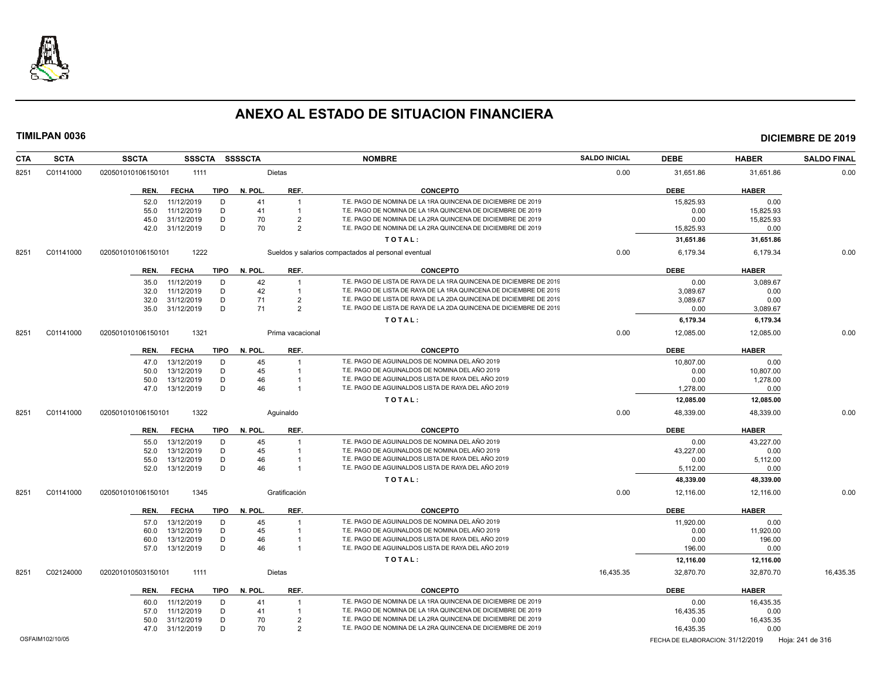# ANEXO AL ESTADO DE SITUACION FINANCIERA

**TIMILPAN 0036** **DICIEMBRE DE 2019**

| CTA | SCTA | SSCTA | SSSCTA | SSSSCTA | NOMBRE | SALDO INICIAL | DEBE | HABER | SALDO FINAL |
|---|---|---|---|---|---|---|---|---|---|
| 8251 | C01141000 | 020501010106150101 | 1111 | | Dietas | 0.00 | 31,651.86 | 31,651.86 | 0.00 |

| REN. | FECHA | TIPO | N. POL. | REF. | CONCEPTO | DEBE | HABER |
|---|---|---|---|---|---|---|---|
| 52.0 | 11/12/2019 | D | 41 | 1 | T.E. PAGO DE NOMINA DE LA 1RA QUINCENA DE DICIEMBRE DE 2019 | 15,825.93 | 0.00 |
| 55.0 | 11/12/2019 | D | 41 | 1 | T.E. PAGO DE NOMINA DE LA 1RA QUINCENA DE DICIEMBRE DE 2019 | 0.00 | 15,825.93 |
| 45.0 | 31/12/2019 | D | 70 | 2 | T.E. PAGO DE NOMINA DE LA 2RA QUINCENA DE DICIEMBRE DE 2019 | 0.00 | 15,825.93 |
| 42.0 | 31/12/2019 | D | 70 | 2 | T.E. PAGO DE NOMINA DE LA 2RA QUINCENA DE DICIEMBRE DE 2019 | 15,825.93 | 0.00 |
| | | | | | **T O T A L :** | **31,651.86** | **31,651.86** |

| CTA | SCTA | SSCTA | SSSCTA | SSSSCTA | NOMBRE | SALDO INICIAL | DEBE | HABER | SALDO FINAL |
|---|---|---|---|---|---|---|---|---|---|
| 8251 | C01141000 | 020501010106150101 | 1222 | | Sueldos y salarios compactados al personal eventual | 0.00 | 6,179.34 | 6,179.34 | 0.00 |

| REN. | FECHA | TIPO | N. POL. | REF. | CONCEPTO | DEBE | HABER |
|---|---|---|---|---|---|---|---|
| 35.0 | 11/12/2019 | D | 42 | 1 | T.E. PAGO DE LISTA DE RAYA DE LA 1RA QUINCENA DE DICIEMBRE DE 2019 | 0.00 | 3,089.67 |
| 32.0 | 11/12/2019 | D | 42 | 1 | T.E. PAGO DE LISTA DE RAYA DE LA 1RA QUINCENA DE DICIEMBRE DE 2019 | 3,089.67 | 0.00 |
| 32.0 | 31/12/2019 | D | 71 | 2 | T.E. PAGO DE LISTA DE RAYA DE LA 2DA QUINCENA DE DICIEMBRE DE 2019 | 3,089.67 | 0.00 |
| 35.0 | 31/12/2019 | D | 71 | 2 | T.E. PAGO DE LISTA DE RAYA DE LA 2DA QUINCENA DE DICIEMBRE DE 2019 | 0.00 | 3,089.67 |
| | | | | | **T O T A L :** | **6,179.34** | **6,179.34** |

| CTA | SCTA | SSCTA | SSSCTA | SSSSCTA | NOMBRE | SALDO INICIAL | DEBE | HABER | SALDO FINAL |
|---|---|---|---|---|---|---|---|---|---|
| 8251 | C01141000 | 020501010106150101 | 1321 | | Prima vacacional | 0.00 | 12,085.00 | 12,085.00 | 0.00 |

| REN. | FECHA | TIPO | N. POL. | REF. | CONCEPTO | DEBE | HABER |
|---|---|---|---|---|---|---|---|
| 47.0 | 13/12/2019 | D | 45 | 1 | T.E. PAGO DE AGUINALDOS DE NOMINA DEL AÑO 2019 | 10,807.00 | 0.00 |
| 50.0 | 13/12/2019 | D | 45 | 1 | T.E. PAGO DE AGUINALDOS DE NOMINA DEL AÑO 2019 | 0.00 | 10,807.00 |
| 50.0 | 13/12/2019 | D | 46 | 1 | T.E. PAGO DE AGUINALDOS LISTA DE RAYA DEL AÑO 2019 | 0.00 | 1,278.00 |
| 47.0 | 13/12/2019 | D | 46 | 1 | T.E. PAGO DE AGUINALDOS LISTA DE RAYA DEL AÑO 2019 | 1,278.00 | 0.00 |
| | | | | | **T O T A L :** | **12,085.00** | **12,085.00** |

| CTA | SCTA | SSCTA | SSSCTA | SSSSCTA | NOMBRE | SALDO INICIAL | DEBE | HABER | SALDO FINAL |
|---|---|---|---|---|---|---|---|---|---|
| 8251 | C01141000 | 020501010106150101 | 1322 | | Aguinaldo | 0.00 | 48,339.00 | 48,339.00 | 0.00 |

| REN. | FECHA | TIPO | N. POL. | REF. | CONCEPTO | DEBE | HABER |
|---|---|---|---|---|---|---|---|
| 55.0 | 13/12/2019 | D | 45 | 1 | T.E. PAGO DE AGUINALDOS DE NOMINA DEL AÑO 2019 | 0.00 | 43,227.00 |
| 52.0 | 13/12/2019 | D | 45 | 1 | T.E. PAGO DE AGUINALDOS DE NOMINA DEL AÑO 2019 | 43,227.00 | 0.00 |
| 55.0 | 13/12/2019 | D | 46 | 1 | T.E. PAGO DE AGUINALDOS LISTA DE RAYA DEL AÑO 2019 | 0.00 | 5,112.00 |
| 52.0 | 13/12/2019 | D | 46 | 1 | T.E. PAGO DE AGUINALDOS LISTA DE RAYA DEL AÑO 2019 | 5,112.00 | 0.00 |
| | | | | | **T O T A L :** | **48,339.00** | **48,339.00** |

| CTA | SCTA | SSCTA | SSSCTA | SSSSCTA | NOMBRE | SALDO INICIAL | DEBE | HABER | SALDO FINAL |
|---|---|---|---|---|---|---|---|---|---|
| 8251 | C01141000 | 020501010106150101 | 1345 | | Gratificación | 0.00 | 12,116.00 | 12,116.00 | 0.00 |

| REN. | FECHA | TIPO | N. POL. | REF. | CONCEPTO | DEBE | HABER |
|---|---|---|---|---|---|---|---|
| 57.0 | 13/12/2019 | D | 45 | 1 | T.E. PAGO DE AGUINALDOS DE NOMINA DEL AÑO 2019 | 11,920.00 | 0.00 |
| 60.0 | 13/12/2019 | D | 45 | 1 | T.E. PAGO DE AGUINALDOS DE NOMINA DEL AÑO 2019 | 0.00 | 11,920.00 |
| 60.0 | 13/12/2019 | D | 46 | 1 | T.E. PAGO DE AGUINALDOS LISTA DE RAYA DEL AÑO 2019 | 0.00 | 196.00 |
| 57.0 | 13/12/2019 | D | 46 | 1 | T.E. PAGO DE AGUINALDOS LISTA DE RAYA DEL AÑO 2019 | 196.00 | 0.00 |
| | | | | | **T O T A L :** | **12,116.00** | **12,116.00** |

| CTA | SCTA | SSCTA | SSSCTA | SSSSCTA | NOMBRE | SALDO INICIAL | DEBE | HABER | SALDO FINAL |
|---|---|---|---|---|---|---|---|---|---|
| 8251 | C02124000 | 020201010503150101 | 1111 | | Dietas | 16,435.35 | 32,870.70 | 32,870.70 | 16,435.35 |

| REN. | FECHA | TIPO | N. POL. | REF. | CONCEPTO | DEBE | HABER |
|---|---|---|---|---|---|---|---|
| 60.0 | 11/12/2019 | D | 41 | 1 | T.E. PAGO DE NOMINA DE LA 1RA QUINCENA DE DICIEMBRE DE 2019 | 0.00 | 16,435.35 |
| 57.0 | 11/12/2019 | D | 41 | 1 | T.E. PAGO DE NOMINA DE LA 1RA QUINCENA DE DICIEMBRE DE 2019 | 16,435.35 | 0.00 |
| 50.0 | 31/12/2019 | D | 70 | 2 | T.E. PAGO DE NOMINA DE LA 2RA QUINCENA DE DICIEMBRE DE 2019 | 0.00 | 16,435.35 |
| 47.0 | 31/12/2019 | D | 70 | 2 | T.E. PAGO DE NOMINA DE LA 2RA QUINCENA DE DICIEMBRE DE 2019 | 16,435.35 | 0.00 |

OSFAIM102/10/05 FECHA DE ELABORACION: 31/12/2019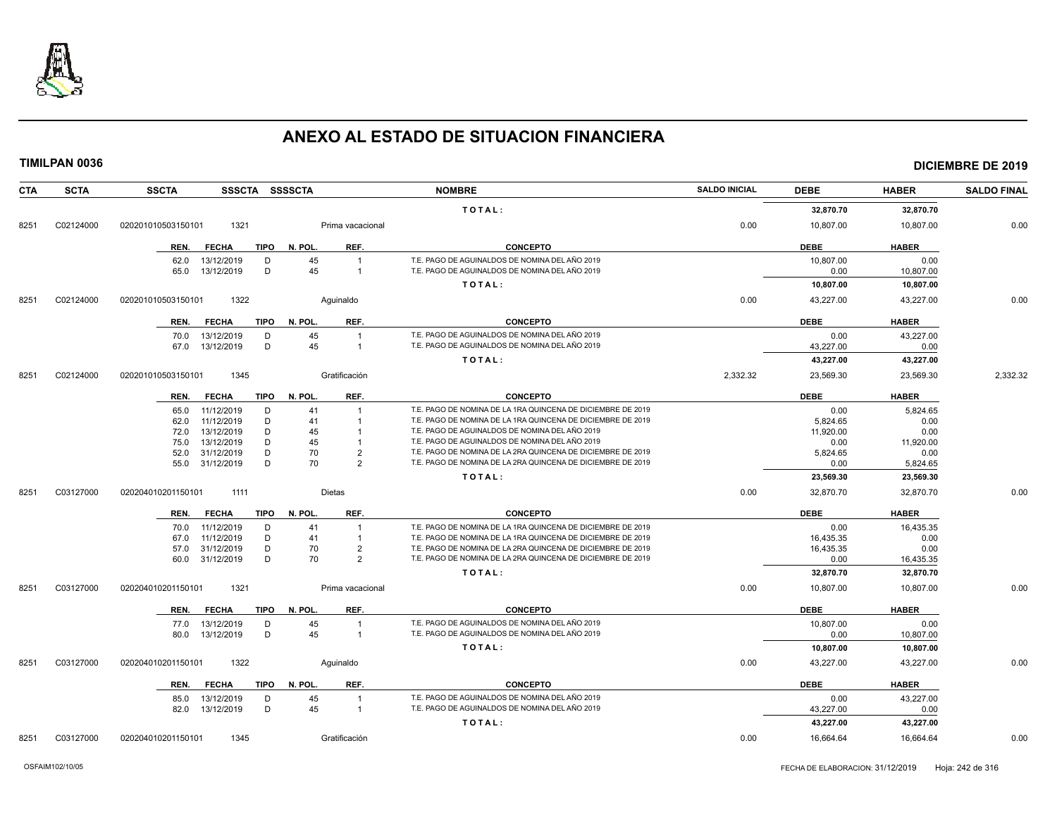# ANEXO AL ESTADO DE SITUACION FINANCIERA

**TIMILPAN 0036** — **DICIEMBRE DE 2019**

| CTA | SCTA | SSCTA | SSSCTA | SSSSCTA | NOMBRE | SALDO INICIAL | DEBE | HABER | SALDO FINAL |
|---|---|---|---|---|---|---|---|---|---|
| | | | | | **TOTAL:** | | **32,870.70** | **32,870.70** | |
| 8251 | C02124000 | 020201010503150101 | 1321 | | Prima vacacional | 0.00 | 10,807.00 | 10,807.00 | 0.00 |

| REN. | FECHA | TIPO | N. POL. | REF. | CONCEPTO | DEBE | HABER |
|---|---|---|---|---|---|---|---|
| 62.0 | 13/12/2019 | D | 45 | 1 | T.E. PAGO DE AGUINALDOS DE NOMINA DEL AÑO 2019 | 10,807.00 | 0.00 |
| 65.0 | 13/12/2019 | D | 45 | 1 | T.E. PAGO DE AGUINALDOS DE NOMINA DEL AÑO 2019 | 0.00 | 10,807.00 |
| | | | | | **TOTAL:** | **10,807.00** | **10,807.00** |

| CTA | SCTA | SSCTA | SSSCTA | SSSSCTA | NOMBRE | SALDO INICIAL | DEBE | HABER | SALDO FINAL |
|---|---|---|---|---|---|---|---|---|---|
| 8251 | C02124000 | 020201010503150101 | 1322 | | Aguinaldo | 0.00 | 43,227.00 | 43,227.00 | 0.00 |

| REN. | FECHA | TIPO | N. POL. | REF. | CONCEPTO | DEBE | HABER |
|---|---|---|---|---|---|---|---|
| 70.0 | 13/12/2019 | D | 45 | 1 | T.E. PAGO DE AGUINALDOS DE NOMINA DEL AÑO 2019 | 0.00 | 43,227.00 |
| 67.0 | 13/12/2019 | D | 45 | 1 | T.E. PAGO DE AGUINALDOS DE NOMINA DEL AÑO 2019 | 43,227.00 | 0.00 |
| | | | | | **TOTAL:** | **43,227.00** | **43,227.00** |

| CTA | SCTA | SSCTA | SSSCTA | SSSSCTA | NOMBRE | SALDO INICIAL | DEBE | HABER | SALDO FINAL |
|---|---|---|---|---|---|---|---|---|---|
| 8251 | C02124000 | 020201010503150101 | 1345 | | Gratificación | 2,332.32 | 23,569.30 | 23,569.30 | 2,332.32 |

| REN. | FECHA | TIPO | N. POL. | REF. | CONCEPTO | DEBE | HABER |
|---|---|---|---|---|---|---|---|
| 65.0 | 11/12/2019 | D | 41 | 1 | T.E. PAGO DE NOMINA DE LA 1RA QUINCENA DE DICIEMBRE DE 2019 | 0.00 | 5,824.65 |
| 62.0 | 11/12/2019 | D | 41 | 1 | T.E. PAGO DE NOMINA DE LA 1RA QUINCENA DE DICIEMBRE DE 2019 | 5,824.65 | 0.00 |
| 72.0 | 13/12/2019 | D | 45 | 1 | T.E. PAGO DE AGUINALDOS DE NOMINA DEL AÑO 2019 | 11,920.00 | 0.00 |
| 75.0 | 13/12/2019 | D | 45 | 1 | T.E. PAGO DE AGUINALDOS DE NOMINA DEL AÑO 2019 | 0.00 | 11,920.00 |
| 52.0 | 31/12/2019 | D | 70 | 2 | T.E. PAGO DE NOMINA DE LA 2RA QUINCENA DE DICIEMBRE DE 2019 | 5,824.65 | 0.00 |
| 55.0 | 31/12/2019 | D | 70 | 2 | T.E. PAGO DE NOMINA DE LA 2RA QUINCENA DE DICIEMBRE DE 2019 | 0.00 | 5,824.65 |
| | | | | | **TOTAL:** | **23,569.30** | **23,569.30** |

| CTA | SCTA | SSCTA | SSSCTA | SSSSCTA | NOMBRE | SALDO INICIAL | DEBE | HABER | SALDO FINAL |
|---|---|---|---|---|---|---|---|---|---|
| 8251 | C03127000 | 020204010201150101 | 1111 | | Dietas | 0.00 | 32,870.70 | 32,870.70 | 0.00 |

| REN. | FECHA | TIPO | N. POL. | REF. | CONCEPTO | DEBE | HABER |
|---|---|---|---|---|---|---|---|
| 70.0 | 11/12/2019 | D | 41 | 1 | T.E. PAGO DE NOMINA DE LA 1RA QUINCENA DE DICIEMBRE DE 2019 | 0.00 | 16,435.35 |
| 67.0 | 11/12/2019 | D | 41 | 1 | T.E. PAGO DE NOMINA DE LA 1RA QUINCENA DE DICIEMBRE DE 2019 | 16,435.35 | 0.00 |
| 57.0 | 31/12/2019 | D | 70 | 2 | T.E. PAGO DE NOMINA DE LA 2RA QUINCENA DE DICIEMBRE DE 2019 | 16,435.35 | 0.00 |
| 60.0 | 31/12/2019 | D | 70 | 2 | T.E. PAGO DE NOMINA DE LA 2RA QUINCENA DE DICIEMBRE DE 2019 | 0.00 | 16,435.35 |
| | | | | | **TOTAL:** | **32,870.70** | **32,870.70** |

| CTA | SCTA | SSCTA | SSSCTA | SSSSCTA | NOMBRE | SALDO INICIAL | DEBE | HABER | SALDO FINAL |
|---|---|---|---|---|---|---|---|---|---|
| 8251 | C03127000 | 020204010201150101 | 1321 | | Prima vacacional | 0.00 | 10,807.00 | 10,807.00 | 0.00 |

| REN. | FECHA | TIPO | N. POL. | REF. | CONCEPTO | DEBE | HABER |
|---|---|---|---|---|---|---|---|
| 77.0 | 13/12/2019 | D | 45 | 1 | T.E. PAGO DE AGUINALDOS DE NOMINA DEL AÑO 2019 | 10,807.00 | 0.00 |
| 80.0 | 13/12/2019 | D | 45 | 1 | T.E. PAGO DE AGUINALDOS DE NOMINA DEL AÑO 2019 | 0.00 | 10,807.00 |
| | | | | | **TOTAL:** | **10,807.00** | **10,807.00** |

| CTA | SCTA | SSCTA | SSSCTA | SSSSCTA | NOMBRE | SALDO INICIAL | DEBE | HABER | SALDO FINAL |
|---|---|---|---|---|---|---|---|---|---|
| 8251 | C03127000 | 020204010201150101 | 1322 | | Aguinaldo | 0.00 | 43,227.00 | 43,227.00 | 0.00 |

| REN. | FECHA | TIPO | N. POL. | REF. | CONCEPTO | DEBE | HABER |
|---|---|---|---|---|---|---|---|
| 85.0 | 13/12/2019 | D | 45 | 1 | T.E. PAGO DE AGUINALDOS DE NOMINA DEL AÑO 2019 | 0.00 | 43,227.00 |
| 82.0 | 13/12/2019 | D | 45 | 1 | T.E. PAGO DE AGUINALDOS DE NOMINA DEL AÑO 2019 | 43,227.00 | 0.00 |
| | | | | | **TOTAL:** | **43,227.00** | **43,227.00** |

| CTA | SCTA | SSCTA | SSSCTA | SSSSCTA | NOMBRE | SALDO INICIAL | DEBE | HABER | SALDO FINAL |
|---|---|---|---|---|---|---|---|---|---|
| 8251 | C03127000 | 020204010201150101 | 1345 | | Gratificación | 0.00 | 16,664.64 | 16,664.64 | 0.00 |

OSFAIM102/10/05 — FECHA DE ELABORACION: 31/12/2019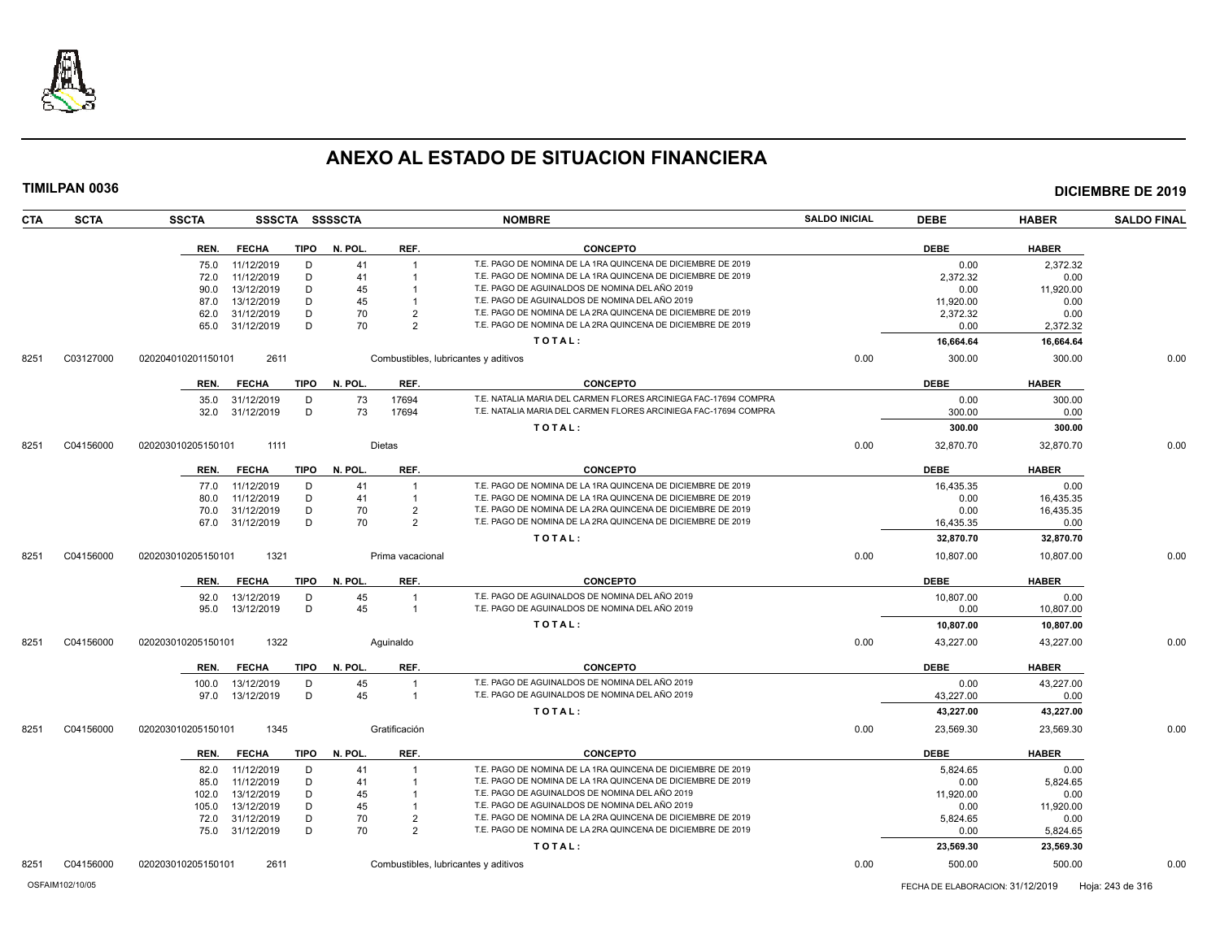# ANEXO AL ESTADO DE SITUACION FINANCIERA

**TIMILPAN 0036** **DICIEMBRE DE 2019**

| CTA | SCTA | SSCTA | SSSCTA | SSSSCTA | NOMBRE | SALDO INICIAL | DEBE | HABER | SALDO FINAL |
|---|---|---|---|---|---|---|---|---|---|

| REN. | FECHA | TIPO | N. POL. | REF. | CONCEPTO | DEBE | HABER |
|---|---|---|---|---|---|---|---|
| 75.0 | 11/12/2019 | D | 41 | 1 | T.E. PAGO DE NOMINA DE LA 1RA QUINCENA DE DICIEMBRE DE 2019 | 0.00 | 2,372.32 |
| 72.0 | 11/12/2019 | D | 41 | 1 | T.E. PAGO DE NOMINA DE LA 1RA QUINCENA DE DICIEMBRE DE 2019 | 2,372.32 | 0.00 |
| 90.0 | 13/12/2019 | D | 45 | 1 | T.E. PAGO DE AGUINALDOS DE NOMINA DEL AÑO 2019 | 0.00 | 11,920.00 |
| 87.0 | 13/12/2019 | D | 45 | 1 | T.E. PAGO DE AGUINALDOS DE NOMINA DEL AÑO 2019 | 11,920.00 | 0.00 |
| 62.0 | 31/12/2019 | D | 70 | 2 | T.E. PAGO DE NOMINA DE LA 2RA QUINCENA DE DICIEMBRE DE 2019 | 2,372.32 | 0.00 |
| 65.0 | 31/12/2019 | D | 70 | 2 | T.E. PAGO DE NOMINA DE LA 2RA QUINCENA DE DICIEMBRE DE 2019 | 0.00 | 2,372.32 |
| | | | | | **TOTAL:** | **16,664.64** | **16,664.64** |

| CTA | SCTA | SSCTA | SSSCTA | NOMBRE | SALDO INICIAL | DEBE | HABER | SALDO FINAL |
|---|---|---|---|---|---|---|---|---|
| 8251 | C03127000 | 020204010201150101 | 2611 | Combustibles, lubricantes y aditivos | 0.00 | 300.00 | 300.00 | 0.00 |

| REN. | FECHA | TIPO | N. POL. | REF. | CONCEPTO | DEBE | HABER |
|---|---|---|---|---|---|---|---|
| 35.0 | 31/12/2019 | D | 73 | 17694 | T.E. NATALIA MARIA DEL CARMEN FLORES ARCINIEGA FAC-17694 COMPRA | 0.00 | 300.00 |
| 32.0 | 31/12/2019 | D | 73 | 17694 | T.E. NATALIA MARIA DEL CARMEN FLORES ARCINIEGA FAC-17694 COMPRA | 300.00 | 0.00 |
| | | | | | **TOTAL:** | **300.00** | **300.00** |

| CTA | SCTA | SSCTA | SSSCTA | NOMBRE | SALDO INICIAL | DEBE | HABER | SALDO FINAL |
|---|---|---|---|---|---|---|---|---|
| 8251 | C04156000 | 020203010205150101 | 1111 | Dietas | 0.00 | 32,870.70 | 32,870.70 | 0.00 |

| REN. | FECHA | TIPO | N. POL. | REF. | CONCEPTO | DEBE | HABER |
|---|---|---|---|---|---|---|---|
| 77.0 | 11/12/2019 | D | 41 | 1 | T.E. PAGO DE NOMINA DE LA 1RA QUINCENA DE DICIEMBRE DE 2019 | 16,435.35 | 0.00 |
| 80.0 | 11/12/2019 | D | 41 | 1 | T.E. PAGO DE NOMINA DE LA 1RA QUINCENA DE DICIEMBRE DE 2019 | 0.00 | 16,435.35 |
| 70.0 | 31/12/2019 | D | 70 | 2 | T.E. PAGO DE NOMINA DE LA 2RA QUINCENA DE DICIEMBRE DE 2019 | 0.00 | 16,435.35 |
| 67.0 | 31/12/2019 | D | 70 | 2 | T.E. PAGO DE NOMINA DE LA 2RA QUINCENA DE DICIEMBRE DE 2019 | 16,435.35 | 0.00 |
| | | | | | **TOTAL:** | **32,870.70** | **32,870.70** |

| CTA | SCTA | SSCTA | SSSCTA | NOMBRE | SALDO INICIAL | DEBE | HABER | SALDO FINAL |
|---|---|---|---|---|---|---|---|---|
| 8251 | C04156000 | 020203010205150101 | 1321 | Prima vacacional | 0.00 | 10,807.00 | 10,807.00 | 0.00 |

| REN. | FECHA | TIPO | N. POL. | REF. | CONCEPTO | DEBE | HABER |
|---|---|---|---|---|---|---|---|
| 92.0 | 13/12/2019 | D | 45 | 1 | T.E. PAGO DE AGUINALDOS DE NOMINA DEL AÑO 2019 | 10,807.00 | 0.00 |
| 95.0 | 13/12/2019 | D | 45 | 1 | T.E. PAGO DE AGUINALDOS DE NOMINA DEL AÑO 2019 | 0.00 | 10,807.00 |
| | | | | | **TOTAL:** | **10,807.00** | **10,807.00** |

| CTA | SCTA | SSCTA | SSSCTA | NOMBRE | SALDO INICIAL | DEBE | HABER | SALDO FINAL |
|---|---|---|---|---|---|---|---|---|
| 8251 | C04156000 | 020203010205150101 | 1322 | Aguinaldo | 0.00 | 43,227.00 | 43,227.00 | 0.00 |

| REN. | FECHA | TIPO | N. POL. | REF. | CONCEPTO | DEBE | HABER |
|---|---|---|---|---|---|---|---|
| 100.0 | 13/12/2019 | D | 45 | 1 | T.E. PAGO DE AGUINALDOS DE NOMINA DEL AÑO 2019 | 0.00 | 43,227.00 |
| 97.0 | 13/12/2019 | D | 45 | 1 | T.E. PAGO DE AGUINALDOS DE NOMINA DEL AÑO 2019 | 43,227.00 | 0.00 |
| | | | | | **TOTAL:** | **43,227.00** | **43,227.00** |

| CTA | SCTA | SSCTA | SSSCTA | NOMBRE | SALDO INICIAL | DEBE | HABER | SALDO FINAL |
|---|---|---|---|---|---|---|---|---|
| 8251 | C04156000 | 020203010205150101 | 1345 | Gratificación | 0.00 | 23,569.30 | 23,569.30 | 0.00 |

| REN. | FECHA | TIPO | N. POL. | REF. | CONCEPTO | DEBE | HABER |
|---|---|---|---|---|---|---|---|
| 82.0 | 11/12/2019 | D | 41 | 1 | T.E. PAGO DE NOMINA DE LA 1RA QUINCENA DE DICIEMBRE DE 2019 | 5,824.65 | 0.00 |
| 85.0 | 11/12/2019 | D | 41 | 1 | T.E. PAGO DE NOMINA DE LA 1RA QUINCENA DE DICIEMBRE DE 2019 | 0.00 | 5,824.65 |
| 102.0 | 13/12/2019 | D | 45 | 1 | T.E. PAGO DE AGUINALDOS DE NOMINA DEL AÑO 2019 | 11,920.00 | 0.00 |
| 105.0 | 13/12/2019 | D | 45 | 1 | T.E. PAGO DE AGUINALDOS DE NOMINA DEL AÑO 2019 | 0.00 | 11,920.00 |
| 72.0 | 31/12/2019 | D | 70 | 2 | T.E. PAGO DE NOMINA DE LA 2RA QUINCENA DE DICIEMBRE DE 2019 | 5,824.65 | 0.00 |
| 75.0 | 31/12/2019 | D | 70 | 2 | T.E. PAGO DE NOMINA DE LA 2RA QUINCENA DE DICIEMBRE DE 2019 | 0.00 | 5,824.65 |
| | | | | | **TOTAL:** | **23,569.30** | **23,569.30** |

| CTA | SCTA | SSCTA | SSSCTA | NOMBRE | SALDO INICIAL | DEBE | HABER | SALDO FINAL |
|---|---|---|---|---|---|---|---|---|
| 8251 | C04156000 | 020203010205150101 | 2611 | Combustibles, lubricantes y aditivos | 0.00 | 500.00 | 500.00 | 0.00 |

OSFAIM102/10/05 — FECHA DE ELABORACION: 31/12/2019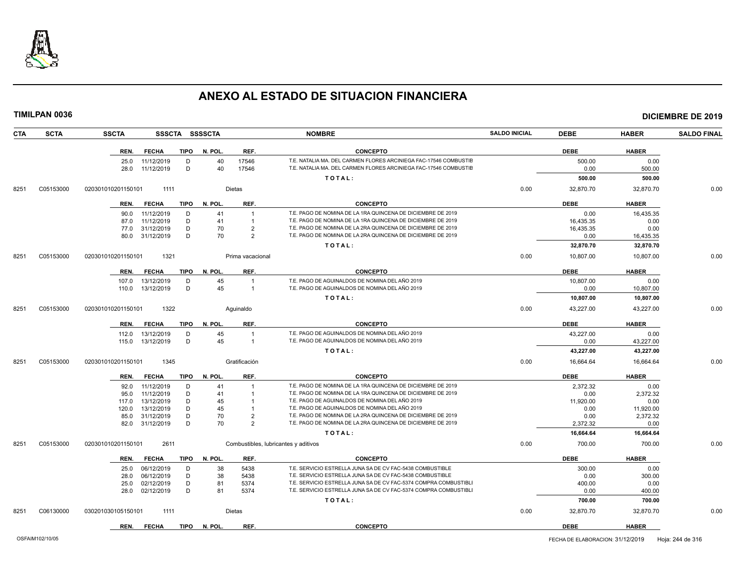# ANEXO AL ESTADO DE SITUACION FINANCIERA

**TIMILPAN 0036** — **DICIEMBRE DE 2019**

| CTA | SCTA | SSCTA | SSSCTA | SSSSCTA | NOMBRE | SALDO INICIAL | DEBE | HABER | SALDO FINAL |
|---|---|---|---|---|---|---|---|---|---|

| REN. | FECHA | TIPO | N. POL. | REF. | CONCEPTO | DEBE | HABER |
|---|---|---|---|---|---|---|---|
| 25.0 | 11/12/2019 | D | 40 | 17546 | T.E. NATALIA MA. DEL CARMEN FLORES ARCINIEGA FAC-17546 COMBUSTIB | 500.00 | 0.00 |
| 28.0 | 11/12/2019 | D | 40 | 17546 | T.E. NATALIA MA. DEL CARMEN FLORES ARCINIEGA FAC-17546 COMBUSTIB | 0.00 | 500.00 |
| | | | | | **T O T A L :** | **500.00** | **500.00** |

| CTA | SCTA | SSCTA | SSSCTA | NOMBRE | SALDO INICIAL | DEBE | HABER | SALDO FINAL |
|---|---|---|---|---|---|---|---|---|
| 8251 | C05153000 | 020301010201150101 | 1111 | Dietas | 0.00 | 32,870.70 | 32,870.70 | 0.00 |

| REN. | FECHA | TIPO | N. POL. | REF. | CONCEPTO | DEBE | HABER |
|---|---|---|---|---|---|---|---|
| 90.0 | 11/12/2019 | D | 41 | 1 | T.E. PAGO DE NOMINA DE LA 1RA QUINCENA DE DICIEMBRE DE 2019 | 0.00 | 16,435.35 |
| 87.0 | 11/12/2019 | D | 41 | 1 | T.E. PAGO DE NOMINA DE LA 1RA QUINCENA DE DICIEMBRE DE 2019 | 16,435.35 | 0.00 |
| 77.0 | 31/12/2019 | D | 70 | 2 | T.E. PAGO DE NOMINA DE LA 2RA QUINCENA DE DICIEMBRE DE 2019 | 16,435.35 | 0.00 |
| 80.0 | 31/12/2019 | D | 70 | 2 | T.E. PAGO DE NOMINA DE LA 2RA QUINCENA DE DICIEMBRE DE 2019 | 0.00 | 16,435.35 |
| | | | | | **T O T A L :** | **32,870.70** | **32,870.70** |

| CTA | SCTA | SSCTA | SSSCTA | NOMBRE | SALDO INICIAL | DEBE | HABER | SALDO FINAL |
|---|---|---|---|---|---|---|---|---|
| 8251 | C05153000 | 020301010201150101 | 1321 | Prima vacacional | 0.00 | 10,807.00 | 10,807.00 | 0.00 |

| REN. | FECHA | TIPO | N. POL. | REF. | CONCEPTO | DEBE | HABER |
|---|---|---|---|---|---|---|---|
| 107.0 | 13/12/2019 | D | 45 | 1 | T.E. PAGO DE AGUINALDOS DE NOMINA DEL AÑO 2019 | 10,807.00 | 0.00 |
| 110.0 | 13/12/2019 | D | 45 | 1 | T.E. PAGO DE AGUINALDOS DE NOMINA DEL AÑO 2019 | 0.00 | 10,807.00 |
| | | | | | **T O T A L :** | **10,807.00** | **10,807.00** |

| CTA | SCTA | SSCTA | SSSCTA | NOMBRE | SALDO INICIAL | DEBE | HABER | SALDO FINAL |
|---|---|---|---|---|---|---|---|---|
| 8251 | C05153000 | 020301010201150101 | 1322 | Aguinaldo | 0.00 | 43,227.00 | 43,227.00 | 0.00 |

| REN. | FECHA | TIPO | N. POL. | REF. | CONCEPTO | DEBE | HABER |
|---|---|---|---|---|---|---|---|
| 112.0 | 13/12/2019 | D | 45 | 1 | T.E. PAGO DE AGUINALDOS DE NOMINA DEL AÑO 2019 | 43,227.00 | 0.00 |
| 115.0 | 13/12/2019 | D | 45 | 1 | T.E. PAGO DE AGUINALDOS DE NOMINA DEL AÑO 2019 | 0.00 | 43,227.00 |
| | | | | | **T O T A L :** | **43,227.00** | **43,227.00** |

| CTA | SCTA | SSCTA | SSSCTA | NOMBRE | SALDO INICIAL | DEBE | HABER | SALDO FINAL |
|---|---|---|---|---|---|---|---|---|
| 8251 | C05153000 | 020301010201150101 | 1345 | Gratificación | 0.00 | 16,664.64 | 16,664.64 | 0.00 |

| REN. | FECHA | TIPO | N. POL. | REF. | CONCEPTO | DEBE | HABER |
|---|---|---|---|---|---|---|---|
| 92.0 | 11/12/2019 | D | 41 | 1 | T.E. PAGO DE NOMINA DE LA 1RA QUINCENA DE DICIEMBRE DE 2019 | 2,372.32 | 0.00 |
| 95.0 | 11/12/2019 | D | 41 | 1 | T.E. PAGO DE NOMINA DE LA 1RA QUINCENA DE DICIEMBRE DE 2019 | 0.00 | 2,372.32 |
| 117.0 | 13/12/2019 | D | 45 | 1 | T.E. PAGO DE AGUINALDOS DE NOMINA DEL AÑO 2019 | 11,920.00 | 0.00 |
| 120.0 | 13/12/2019 | D | 45 | 1 | T.E. PAGO DE AGUINALDOS DE NOMINA DEL AÑO 2019 | 0.00 | 11,920.00 |
| 85.0 | 31/12/2019 | D | 70 | 2 | T.E. PAGO DE NOMINA DE LA 2RA QUINCENA DE DICIEMBRE DE 2019 | 0.00 | 2,372.32 |
| 82.0 | 31/12/2019 | D | 70 | 2 | T.E. PAGO DE NOMINA DE LA 2RA QUINCENA DE DICIEMBRE DE 2019 | 2,372.32 | 0.00 |
| | | | | | **T O T A L :** | **16,664.64** | **16,664.64** |

| CTA | SCTA | SSCTA | SSSCTA | NOMBRE | SALDO INICIAL | DEBE | HABER | SALDO FINAL |
|---|---|---|---|---|---|---|---|---|
| 8251 | C05153000 | 020301010201150101 | 2611 | Combustibles, lubricantes y aditivos | 0.00 | 700.00 | 700.00 | 0.00 |

| REN. | FECHA | TIPO | N. POL. | REF. | CONCEPTO | DEBE | HABER |
|---|---|---|---|---|---|---|---|
| 25.0 | 06/12/2019 | D | 38 | 5438 | T.E. SERVICIO ESTRELLA JUNA SA DE CV FAC-5438 COMBUSTIBLE | 300.00 | 0.00 |
| 28.0 | 06/12/2019 | D | 38 | 5438 | T.E. SERVICIO ESTRELLA JUNA SA DE CV FAC-5438 COMBUSTIBLE | 0.00 | 300.00 |
| 25.0 | 02/12/2019 | D | 81 | 5374 | T.E. SERVICIO ESTRELLA JUNA SA DE CV FAC-5374 COMPRA COMBUSTIBLI | 400.00 | 0.00 |
| 28.0 | 02/12/2019 | D | 81 | 5374 | T.E. SERVICIO ESTRELLA JUNA SA DE CV FAC-5374 COMPRA COMBUSTIBLI | 0.00 | 400.00 |
| | | | | | **T O T A L :** | **700.00** | **700.00** |

| CTA | SCTA | SSCTA | SSSCTA | NOMBRE | SALDO INICIAL | DEBE | HABER | SALDO FINAL |
|---|---|---|---|---|---|---|---|---|
| 8251 | C06130000 | 030201030105150101 | 1111 | Dietas | 0.00 | 32,870.70 | 32,870.70 | 0.00 |

| REN. | FECHA | TIPO | N. POL. | REF. | CONCEPTO | DEBE | HABER |
|---|---|---|---|---|---|---|---|

OSFAIM102/10/05 — FECHA DE ELABORACION: 31/12/2019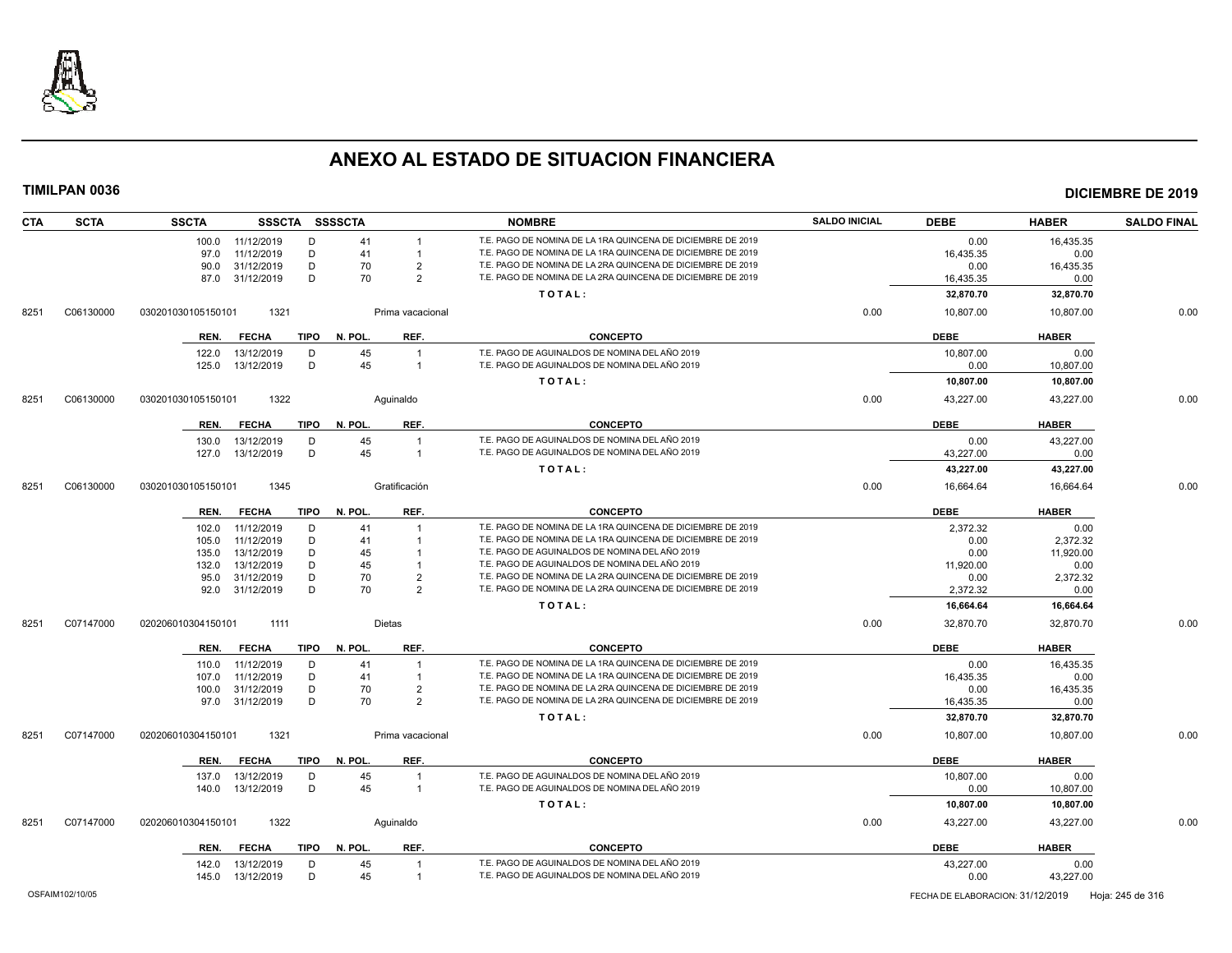# ANEXO AL ESTADO DE SITUACION FINANCIERA

**TIMILPAN 0036** — **DICIEMBRE DE 2019**

| CTA | SCTA | SSCTA | SSSCTA | SSSSCTA | NOMBRE | SALDO INICIAL | DEBE | HABER | SALDO FINAL |
|---|---|---|---|---|---|---|---|---|---|
| | | 100.0 11/12/2019 D | 41 | 1 | T.E. PAGO DE NOMINA DE LA 1RA QUINCENA DE DICIEMBRE DE 2019 | | 0.00 | 16,435.35 | |
| | | 97.0 11/12/2019 D | 41 | 1 | T.E. PAGO DE NOMINA DE LA 1RA QUINCENA DE DICIEMBRE DE 2019 | | 16,435.35 | 0.00 | |
| | | 90.0 31/12/2019 D | 70 | 2 | T.E. PAGO DE NOMINA DE LA 2RA QUINCENA DE DICIEMBRE DE 2019 | | 0.00 | 16,435.35 | |
| | | 87.0 31/12/2019 D | 70 | 2 | T.E. PAGO DE NOMINA DE LA 2RA QUINCENA DE DICIEMBRE DE 2019 | | 16,435.35 | 0.00 | |
| | | | | | **T O T A L :** | | **32,870.70** | **32,870.70** | |
| 8251 | C06130000 | 030201030105150101 | 1321 | | Prima vacacional | 0.00 | 10,807.00 | 10,807.00 | 0.00 |
| | | **REN. FECHA TIPO** | **N. POL.** | **REF.** | **CONCEPTO** | | **DEBE** | **HABER** | |
| | | 122.0 13/12/2019 D | 45 | 1 | T.E. PAGO DE AGUINALDOS DE NOMINA DEL AÑO 2019 | | 10,807.00 | 0.00 | |
| | | 125.0 13/12/2019 D | 45 | 1 | T.E. PAGO DE AGUINALDOS DE NOMINA DEL AÑO 2019 | | 0.00 | 10,807.00 | |
| | | | | | **T O T A L :** | | **10,807.00** | **10,807.00** | |
| 8251 | C06130000 | 030201030105150101 | 1322 | | Aguinaldo | 0.00 | 43,227.00 | 43,227.00 | 0.00 |
| | | **REN. FECHA TIPO** | **N. POL.** | **REF.** | **CONCEPTO** | | **DEBE** | **HABER** | |
| | | 130.0 13/12/2019 D | 45 | 1 | T.E. PAGO DE AGUINALDOS DE NOMINA DEL AÑO 2019 | | 0.00 | 43,227.00 | |
| | | 127.0 13/12/2019 D | 45 | 1 | T.E. PAGO DE AGUINALDOS DE NOMINA DEL AÑO 2019 | | 43,227.00 | 0.00 | |
| | | | | | **T O T A L :** | | **43,227.00** | **43,227.00** | |
| 8251 | C06130000 | 030201030105150101 | 1345 | | Gratificación | 0.00 | 16,664.64 | 16,664.64 | 0.00 |
| | | **REN. FECHA TIPO** | **N. POL.** | **REF.** | **CONCEPTO** | | **DEBE** | **HABER** | |
| | | 102.0 11/12/2019 D | 41 | 1 | T.E. PAGO DE NOMINA DE LA 1RA QUINCENA DE DICIEMBRE DE 2019 | | 2,372.32 | 0.00 | |
| | | 105.0 11/12/2019 D | 41 | 1 | T.E. PAGO DE NOMINA DE LA 1RA QUINCENA DE DICIEMBRE DE 2019 | | 0.00 | 2,372.32 | |
| | | 135.0 13/12/2019 D | 45 | 1 | T.E. PAGO DE AGUINALDOS DE NOMINA DEL AÑO 2019 | | 0.00 | 11,920.00 | |
| | | 132.0 13/12/2019 D | 45 | 1 | T.E. PAGO DE AGUINALDOS DE NOMINA DEL AÑO 2019 | | 11,920.00 | 0.00 | |
| | | 95.0 31/12/2019 D | 70 | 2 | T.E. PAGO DE NOMINA DE LA 2RA QUINCENA DE DICIEMBRE DE 2019 | | 0.00 | 2,372.32 | |
| | | 92.0 31/12/2019 D | 70 | 2 | T.E. PAGO DE NOMINA DE LA 2RA QUINCENA DE DICIEMBRE DE 2019 | | 2,372.32 | 0.00 | |
| | | | | | **T O T A L :** | | **16,664.64** | **16,664.64** | |
| 8251 | C07147000 | 020206010304150101 | 1111 | | Dietas | 0.00 | 32,870.70 | 32,870.70 | 0.00 |
| | | **REN. FECHA TIPO** | **N. POL.** | **REF.** | **CONCEPTO** | | **DEBE** | **HABER** | |
| | | 110.0 11/12/2019 D | 41 | 1 | T.E. PAGO DE NOMINA DE LA 1RA QUINCENA DE DICIEMBRE DE 2019 | | 0.00 | 16,435.35 | |
| | | 107.0 11/12/2019 D | 41 | 1 | T.E. PAGO DE NOMINA DE LA 1RA QUINCENA DE DICIEMBRE DE 2019 | | 16,435.35 | 0.00 | |
| | | 100.0 31/12/2019 D | 70 | 2 | T.E. PAGO DE NOMINA DE LA 2RA QUINCENA DE DICIEMBRE DE 2019 | | 0.00 | 16,435.35 | |
| | | 97.0 31/12/2019 D | 70 | 2 | T.E. PAGO DE NOMINA DE LA 2RA QUINCENA DE DICIEMBRE DE 2019 | | 16,435.35 | 0.00 | |
| | | | | | **T O T A L :** | | **32,870.70** | **32,870.70** | |
| 8251 | C07147000 | 020206010304150101 | 1321 | | Prima vacacional | 0.00 | 10,807.00 | 10,807.00 | 0.00 |
| | | **REN. FECHA TIPO** | **N. POL.** | **REF.** | **CONCEPTO** | | **DEBE** | **HABER** | |
| | | 137.0 13/12/2019 D | 45 | 1 | T.E. PAGO DE AGUINALDOS DE NOMINA DEL AÑO 2019 | | 10,807.00 | 0.00 | |
| | | 140.0 13/12/2019 D | 45 | 1 | T.E. PAGO DE AGUINALDOS DE NOMINA DEL AÑO 2019 | | 0.00 | 10,807.00 | |
| | | | | | **T O T A L :** | | **10,807.00** | **10,807.00** | |
| 8251 | C07147000 | 020206010304150101 | 1322 | | Aguinaldo | 0.00 | 43,227.00 | 43,227.00 | 0.00 |
| | | **REN. FECHA TIPO** | **N. POL.** | **REF.** | **CONCEPTO** | | **DEBE** | **HABER** | |
| | | 142.0 13/12/2019 D | 45 | 1 | T.E. PAGO DE AGUINALDOS DE NOMINA DEL AÑO 2019 | | 43,227.00 | 0.00 | |
| | | 145.0 13/12/2019 D | 45 | 1 | T.E. PAGO DE AGUINALDOS DE NOMINA DEL AÑO 2019 | | 0.00 | 43,227.00 | |

OSFAIM102/10/05 — FECHA DE ELABORACION: 31/12/2019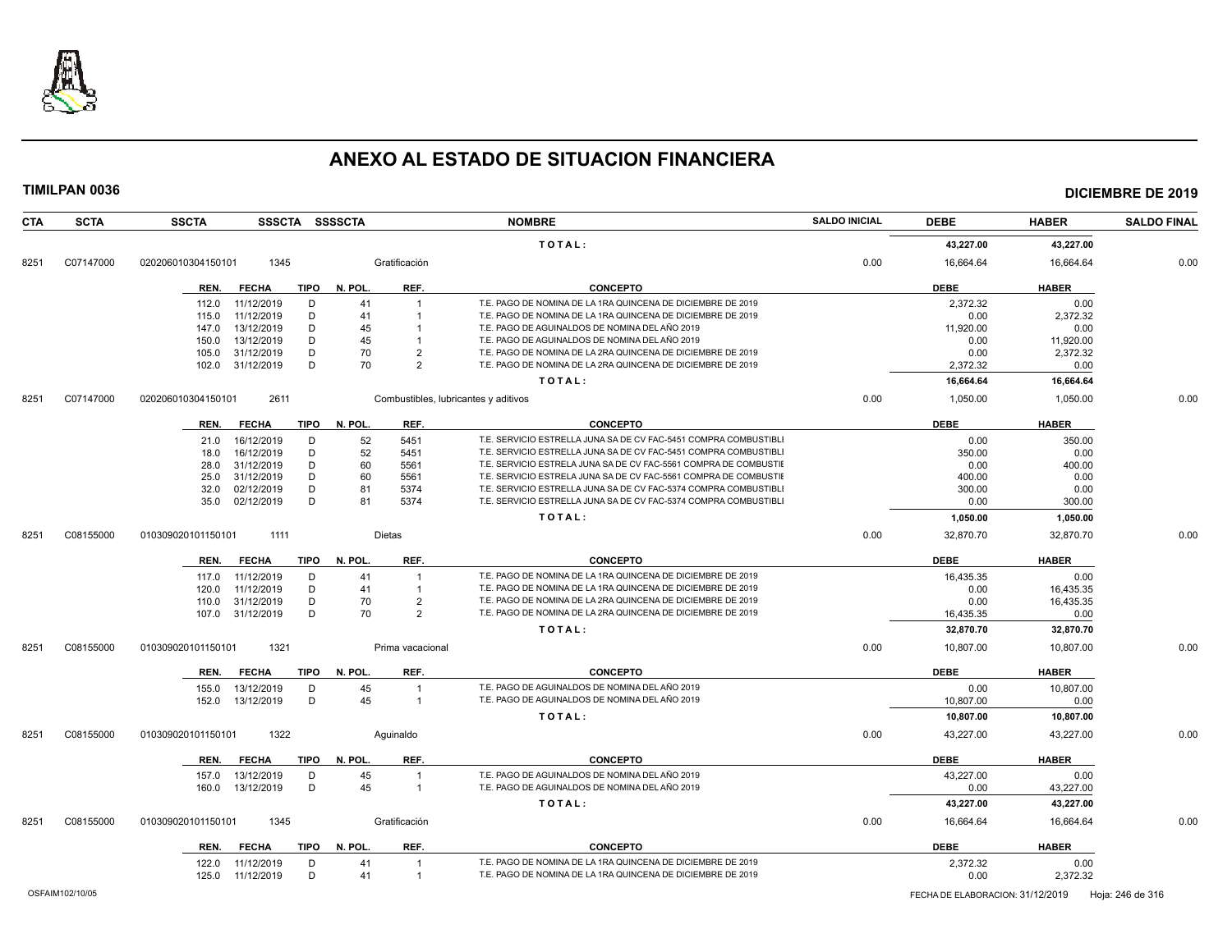# ANEXO AL ESTADO DE SITUACION FINANCIERA

**TIMILPAN 0036** **DICIEMBRE DE 2019**

| CTA | SCTA | SSCTA | SSSCTA | SSSSCTA | NOMBRE | SALDO INICIAL | DEBE | HABER | SALDO FINAL |
|---|---|---|---|---|---|---|---|---|---|
| | | | | | T O T A L : | | 43,227.00 | 43,227.00 | |
| 8251 | C07147000 | 020206010304150101 | 1345 | | Gratificación | 0.00 | 16,664.64 | 16,664.64 | 0.00 |

| REN. | FECHA | TIPO | N. POL. | REF. | CONCEPTO | DEBE | HABER |
|---|---|---|---|---|---|---|---|
| 112.0 | 11/12/2019 | D | 41 | 1 | T.E. PAGO DE NOMINA DE LA 1RA QUINCENA DE DICIEMBRE DE 2019 | 2,372.32 | 0.00 |
| 115.0 | 11/12/2019 | D | 41 | 1 | T.E. PAGO DE NOMINA DE LA 1RA QUINCENA DE DICIEMBRE DE 2019 | 0.00 | 2,372.32 |
| 147.0 | 13/12/2019 | D | 45 | 1 | T.E. PAGO DE AGUINALDOS DE NOMINA DEL AÑO 2019 | 11,920.00 | 0.00 |
| 150.0 | 13/12/2019 | D | 45 | 1 | T.E. PAGO DE AGUINALDOS DE NOMINA DEL AÑO 2019 | 0.00 | 11,920.00 |
| 105.0 | 31/12/2019 | D | 70 | 2 | T.E. PAGO DE NOMINA DE LA 2RA QUINCENA DE DICIEMBRE DE 2019 | 0.00 | 2,372.32 |
| 102.0 | 31/12/2019 | D | 70 | 2 | T.E. PAGO DE NOMINA DE LA 2RA QUINCENA DE DICIEMBRE DE 2019 | 2,372.32 | 0.00 |
| | | | | | T O T A L : | 16,664.64 | 16,664.64 |

| CTA | SCTA | SSCTA | SSSCTA | SSSSCTA | NOMBRE | SALDO INICIAL | DEBE | HABER | SALDO FINAL |
|---|---|---|---|---|---|---|---|---|---|
| 8251 | C07147000 | 020206010304150101 | 2611 | | Combustibles, lubricantes y aditivos | 0.00 | 1,050.00 | 1,050.00 | 0.00 |

| REN. | FECHA | TIPO | N. POL. | REF. | CONCEPTO | DEBE | HABER |
|---|---|---|---|---|---|---|---|
| 21.0 | 16/12/2019 | D | 52 | 5451 | T.E. SERVICIO ESTRELLA JUNA SA DE CV FAC-5451 COMPRA COMBUSTIBLI | 0.00 | 350.00 |
| 18.0 | 16/12/2019 | D | 52 | 5451 | T.E. SERVICIO ESTRELLA JUNA SA DE CV FAC-5451 COMPRA COMBUSTIBLI | 350.00 | 0.00 |
| 28.0 | 31/12/2019 | D | 60 | 5561 | T.E. SERVICIO ESTRELA JUNA SA DE CV FAC-5561 COMPRA DE COMBUSTIE | 0.00 | 400.00 |
| 25.0 | 31/12/2019 | D | 60 | 5561 | T.E. SERVICIO ESTRELA JUNA SA DE CV FAC-5561 COMPRA DE COMBUSTIE | 400.00 | 0.00 |
| 32.0 | 02/12/2019 | D | 81 | 5374 | T.E. SERVICIO ESTRELLA JUNA SA DE CV FAC-5374 COMPRA COMBUSTIBLI | 300.00 | 0.00 |
| 35.0 | 02/12/2019 | D | 81 | 5374 | T.E. SERVICIO ESTRELLA JUNA SA DE CV FAC-5374 COMPRA COMBUSTIBLI | 0.00 | 300.00 |
| | | | | | T O T A L : | 1,050.00 | 1,050.00 |

| CTA | SCTA | SSCTA | SSSCTA | SSSSCTA | NOMBRE | SALDO INICIAL | DEBE | HABER | SALDO FINAL |
|---|---|---|---|---|---|---|---|---|---|
| 8251 | C08155000 | 010309020101150101 | 1111 | | Dietas | 0.00 | 32,870.70 | 32,870.70 | 0.00 |

| REN. | FECHA | TIPO | N. POL. | REF. | CONCEPTO | DEBE | HABER |
|---|---|---|---|---|---|---|---|
| 117.0 | 11/12/2019 | D | 41 | 1 | T.E. PAGO DE NOMINA DE LA 1RA QUINCENA DE DICIEMBRE DE 2019 | 16,435.35 | 0.00 |
| 120.0 | 11/12/2019 | D | 41 | 1 | T.E. PAGO DE NOMINA DE LA 1RA QUINCENA DE DICIEMBRE DE 2019 | 0.00 | 16,435.35 |
| 110.0 | 31/12/2019 | D | 70 | 2 | T.E. PAGO DE NOMINA DE LA 2RA QUINCENA DE DICIEMBRE DE 2019 | 0.00 | 16,435.35 |
| 107.0 | 31/12/2019 | D | 70 | 2 | T.E. PAGO DE NOMINA DE LA 2RA QUINCENA DE DICIEMBRE DE 2019 | 16,435.35 | 0.00 |
| | | | | | T O T A L : | 32,870.70 | 32,870.70 |

| CTA | SCTA | SSCTA | SSSCTA | SSSSCTA | NOMBRE | SALDO INICIAL | DEBE | HABER | SALDO FINAL |
|---|---|---|---|---|---|---|---|---|---|
| 8251 | C08155000 | 010309020101150101 | 1321 | | Prima vacacional | 0.00 | 10,807.00 | 10,807.00 | 0.00 |

| REN. | FECHA | TIPO | N. POL. | REF. | CONCEPTO | DEBE | HABER |
|---|---|---|---|---|---|---|---|
| 155.0 | 13/12/2019 | D | 45 | 1 | T.E. PAGO DE AGUINALDOS DE NOMINA DEL AÑO 2019 | 0.00 | 10,807.00 |
| 152.0 | 13/12/2019 | D | 45 | 1 | T.E. PAGO DE AGUINALDOS DE NOMINA DEL AÑO 2019 | 10,807.00 | 0.00 |
| | | | | | T O T A L : | 10,807.00 | 10,807.00 |

| CTA | SCTA | SSCTA | SSSCTA | SSSSCTA | NOMBRE | SALDO INICIAL | DEBE | HABER | SALDO FINAL |
|---|---|---|---|---|---|---|---|---|---|
| 8251 | C08155000 | 010309020101150101 | 1322 | | Aguinaldo | 0.00 | 43,227.00 | 43,227.00 | 0.00 |

| REN. | FECHA | TIPO | N. POL. | REF. | CONCEPTO | DEBE | HABER |
|---|---|---|---|---|---|---|---|
| 157.0 | 13/12/2019 | D | 45 | 1 | T.E. PAGO DE AGUINALDOS DE NOMINA DEL AÑO 2019 | 43,227.00 | 0.00 |
| 160.0 | 13/12/2019 | D | 45 | 1 | T.E. PAGO DE AGUINALDOS DE NOMINA DEL AÑO 2019 | 0.00 | 43,227.00 |
| | | | | | T O T A L : | 43,227.00 | 43,227.00 |

| CTA | SCTA | SSCTA | SSSCTA | SSSSCTA | NOMBRE | SALDO INICIAL | DEBE | HABER | SALDO FINAL |
|---|---|---|---|---|---|---|---|---|---|
| 8251 | C08155000 | 010309020101150101 | 1345 | | Gratificación | 0.00 | 16,664.64 | 16,664.64 | 0.00 |

| REN. | FECHA | TIPO | N. POL. | REF. | CONCEPTO | DEBE | HABER |
|---|---|---|---|---|---|---|---|
| 122.0 | 11/12/2019 | D | 41 | 1 | T.E. PAGO DE NOMINA DE LA 1RA QUINCENA DE DICIEMBRE DE 2019 | 2,372.32 | 0.00 |
| 125.0 | 11/12/2019 | D | 41 | 1 | T.E. PAGO DE NOMINA DE LA 1RA QUINCENA DE DICIEMBRE DE 2019 | 0.00 | 2,372.32 |

OSFAIM102/10/05 FECHA DE ELABORACION: 31/12/2019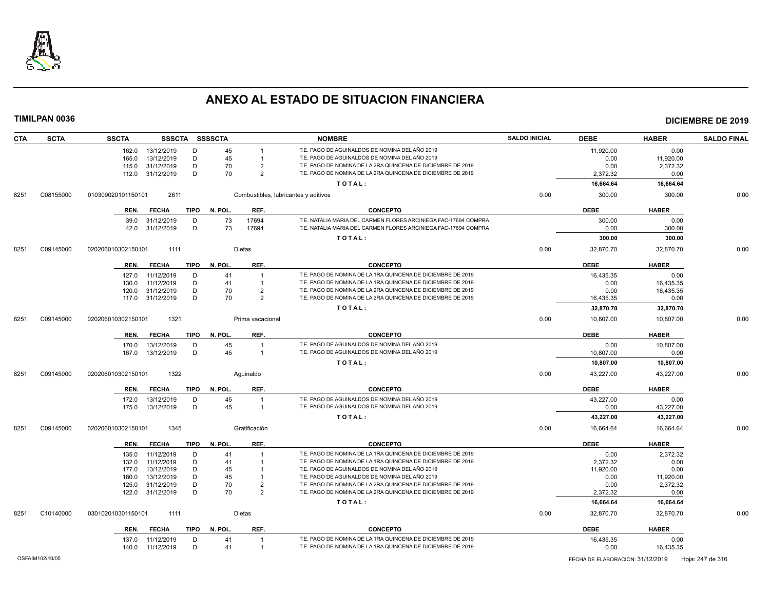# ANEXO AL ESTADO DE SITUACION FINANCIERA

**TIMILPAN 0036** **DICIEMBRE DE 2019**

| CTA | SCTA | SSCTA | SSSCTA | SSSSCTA | | NOMBRE | SALDO INICIAL | DEBE | HABER | SALDO FINAL |
|---|---|---|---|---|---|---|---|---|---|---|
| | | 162.0 13/12/2019 | D | 45 | 1 | T.E. PAGO DE AGUINALDOS DE NOMINA DEL AÑO 2019 | | 11,920.00 | 0.00 | |
| | | 165.0 13/12/2019 | D | 45 | 1 | T.E. PAGO DE AGUINALDOS DE NOMINA DEL AÑO 2019 | | 0.00 | 11,920.00 | |
| | | 115.0 31/12/2019 | D | 70 | 2 | T.E. PAGO DE NOMINA DE LA 2RA QUINCENA DE DICIEMBRE DE 2019 | | 0.00 | 2,372.32 | |
| | | 112.0 31/12/2019 | D | 70 | 2 | T.E. PAGO DE NOMINA DE LA 2RA QUINCENA DE DICIEMBRE DE 2019 | | 2,372.32 | 0.00 | |
| | | | | | | **TOTAL:** | | **16,664.64** | **16,664.64** | |
| 8251 | C08155000 | 010309020101150101 | 2611 | | | Combustibles, lubricantes y aditivos | 0.00 | 300.00 | 300.00 | 0.00 |
| | | **REN. FECHA** | **TIPO** | **N. POL.** | **REF.** | **CONCEPTO** | | **DEBE** | **HABER** | |
| | | 39.0 31/12/2019 | D | 73 | 17694 | T.E. NATALIA MARIA DEL CARMEN FLORES ARCINIEGA FAC-17694 COMPRA | | 300.00 | 0.00 | |
| | | 42.0 31/12/2019 | D | 73 | 17694 | T.E. NATALIA MARIA DEL CARMEN FLORES ARCINIEGA FAC-17694 COMPRA | | 0.00 | 300.00 | |
| | | | | | | **TOTAL:** | | **300.00** | **300.00** | |
| 8251 | C09145000 | 020206010302150101 | 1111 | | | Dietas | 0.00 | 32,870.70 | 32,870.70 | 0.00 |
| | | **REN. FECHA** | **TIPO** | **N. POL.** | **REF.** | **CONCEPTO** | | **DEBE** | **HABER** | |
| | | 127.0 11/12/2019 | D | 41 | 1 | T.E. PAGO DE NOMINA DE LA 1RA QUINCENA DE DICIEMBRE DE 2019 | | 16,435.35 | 0.00 | |
| | | 130.0 11/12/2019 | D | 41 | 1 | T.E. PAGO DE NOMINA DE LA 1RA QUINCENA DE DICIEMBRE DE 2019 | | 0.00 | 16,435.35 | |
| | | 120.0 31/12/2019 | D | 70 | 2 | T.E. PAGO DE NOMINA DE LA 2RA QUINCENA DE DICIEMBRE DE 2019 | | 0.00 | 16,435.35 | |
| | | 117.0 31/12/2019 | D | 70 | 2 | T.E. PAGO DE NOMINA DE LA 2RA QUINCENA DE DICIEMBRE DE 2019 | | 16,435.35 | 0.00 | |
| | | | | | | **TOTAL:** | | **32,870.70** | **32,870.70** | |
| 8251 | C09145000 | 020206010302150101 | 1321 | | | Prima vacacional | 0.00 | 10,807.00 | 10,807.00 | 0.00 |
| | | **REN. FECHA** | **TIPO** | **N. POL.** | **REF.** | **CONCEPTO** | | **DEBE** | **HABER** | |
| | | 170.0 13/12/2019 | D | 45 | 1 | T.E. PAGO DE AGUINALDOS DE NOMINA DEL AÑO 2019 | | 0.00 | 10,807.00 | |
| | | 167.0 13/12/2019 | D | 45 | 1 | T.E. PAGO DE AGUINALDOS DE NOMINA DEL AÑO 2019 | | 10,807.00 | 0.00 | |
| | | | | | | **TOTAL:** | | **10,807.00** | **10,807.00** | |
| 8251 | C09145000 | 020206010302150101 | 1322 | | | Aguinaldo | 0.00 | 43,227.00 | 43,227.00 | 0.00 |
| | | **REN. FECHA** | **TIPO** | **N. POL.** | **REF.** | **CONCEPTO** | | **DEBE** | **HABER** | |
| | | 172.0 13/12/2019 | D | 45 | 1 | T.E. PAGO DE AGUINALDOS DE NOMINA DEL AÑO 2019 | | 43,227.00 | 0.00 | |
| | | 175.0 13/12/2019 | D | 45 | 1 | T.E. PAGO DE AGUINALDOS DE NOMINA DEL AÑO 2019 | | 0.00 | 43,227.00 | |
| | | | | | | **TOTAL:** | | **43,227.00** | **43,227.00** | |
| 8251 | C09145000 | 020206010302150101 | 1345 | | | Gratificación | 0.00 | 16,664.64 | 16,664.64 | 0.00 |
| | | **REN. FECHA** | **TIPO** | **N. POL.** | **REF.** | **CONCEPTO** | | **DEBE** | **HABER** | |
| | | 135.0 11/12/2019 | D | 41 | 1 | T.E. PAGO DE NOMINA DE LA 1RA QUINCENA DE DICIEMBRE DE 2019 | | 0.00 | 2,372.32 | |
| | | 132.0 11/12/2019 | D | 41 | 1 | T.E. PAGO DE NOMINA DE LA 1RA QUINCENA DE DICIEMBRE DE 2019 | | 2,372.32 | 0.00 | |
| | | 177.0 13/12/2019 | D | 45 | 1 | T.E. PAGO DE AGUINALDOS DE NOMINA DEL AÑO 2019 | | 11,920.00 | 0.00 | |
| | | 180.0 13/12/2019 | D | 45 | 1 | T.E. PAGO DE AGUINALDOS DE NOMINA DEL AÑO 2019 | | 0.00 | 11,920.00 | |
| | | 125.0 31/12/2019 | D | 70 | 2 | T.E. PAGO DE NOMINA DE LA 2RA QUINCENA DE DICIEMBRE DE 2019 | | 0.00 | 2,372.32 | |
| | | 122.0 31/12/2019 | D | 70 | 2 | T.E. PAGO DE NOMINA DE LA 2RA QUINCENA DE DICIEMBRE DE 2019 | | 2,372.32 | 0.00 | |
| | | | | | | **TOTAL:** | | **16,664.64** | **16,664.64** | |
| 8251 | C10140000 | 030102010301150101 | 1111 | | | Dietas | 0.00 | 32,870.70 | 32,870.70 | 0.00 |
| | | **REN. FECHA** | **TIPO** | **N. POL.** | **REF.** | **CONCEPTO** | | **DEBE** | **HABER** | |
| | | 137.0 11/12/2019 | D | 41 | 1 | T.E. PAGO DE NOMINA DE LA 1RA QUINCENA DE DICIEMBRE DE 2019 | | 16,435.35 | 0.00 | |
| | | 140.0 11/12/2019 | D | 41 | 1 | T.E. PAGO DE NOMINA DE LA 1RA QUINCENA DE DICIEMBRE DE 2019 | | 0.00 | 16,435.35 | |

OSFAIM102/10/05 FECHA DE ELABORACION: 31/12/2019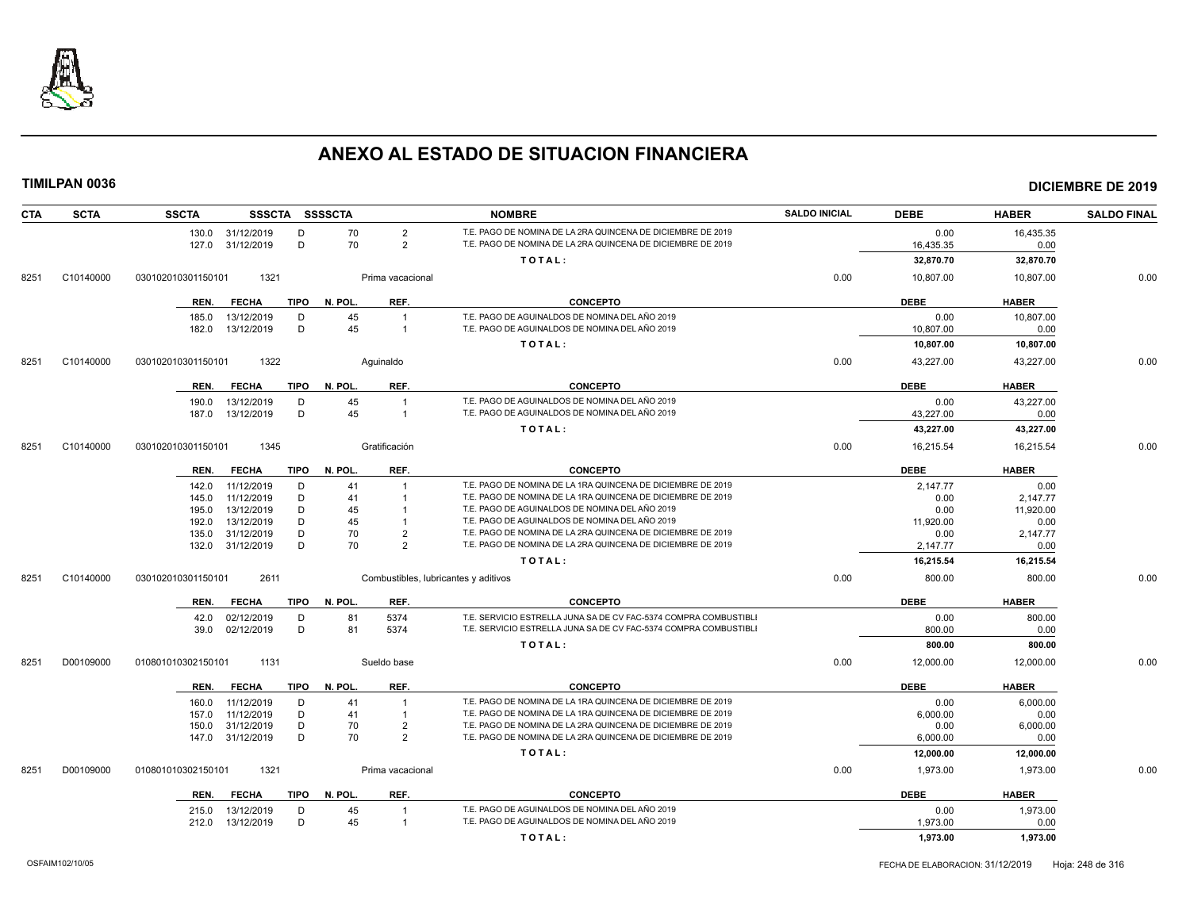# ANEXO AL ESTADO DE SITUACION FINANCIERA

**TIMILPAN 0036** **DICIEMBRE DE 2019**

| CTA | SCTA | SSCTA | SSSCTA | SSSSCTA | | NOMBRE | SALDO INICIAL | DEBE | HABER | SALDO FINAL |
|---|---|---|---|---|---|---|---|---|---|---|
| | | 130.0 31/12/2019 | D | 70 | 2 | T.E. PAGO DE NOMINA DE LA 2RA QUINCENA DE DICIEMBRE DE 2019 | | 0.00 | 16,435.35 | |
| | | 127.0 31/12/2019 | D | 70 | 2 | T.E. PAGO DE NOMINA DE LA 2RA QUINCENA DE DICIEMBRE DE 2019 | | 16,435.35 | 0.00 | |
| | | | | | | TOTAL: | | 32,870.70 | 32,870.70 | |
| 8251 | C10140000 | 030102010301150101 | 1321 | | | Prima vacacional | 0.00 | 10,807.00 | 10,807.00 | 0.00 |
| | | REN. FECHA | TIPO | N. POL. | REF. | CONCEPTO | | DEBE | HABER | |
| | | 185.0 13/12/2019 | D | 45 | 1 | T.E. PAGO DE AGUINALDOS DE NOMINA DEL AÑO 2019 | | 0.00 | 10,807.00 | |
| | | 182.0 13/12/2019 | D | 45 | 1 | T.E. PAGO DE AGUINALDOS DE NOMINA DEL AÑO 2019 | | 10,807.00 | 0.00 | |
| | | | | | | TOTAL: | | 10,807.00 | 10,807.00 | |
| 8251 | C10140000 | 030102010301150101 | 1322 | | | Aguinaldo | 0.00 | 43,227.00 | 43,227.00 | 0.00 |
| | | REN. FECHA | TIPO | N. POL. | REF. | CONCEPTO | | DEBE | HABER | |
| | | 190.0 13/12/2019 | D | 45 | 1 | T.E. PAGO DE AGUINALDOS DE NOMINA DEL AÑO 2019 | | 0.00 | 43,227.00 | |
| | | 187.0 13/12/2019 | D | 45 | 1 | T.E. PAGO DE AGUINALDOS DE NOMINA DEL AÑO 2019 | | 43,227.00 | 0.00 | |
| | | | | | | TOTAL: | | 43,227.00 | 43,227.00 | |
| 8251 | C10140000 | 030102010301150101 | 1345 | | | Gratificación | 0.00 | 16,215.54 | 16,215.54 | 0.00 |
| | | REN. FECHA | TIPO | N. POL. | REF. | CONCEPTO | | DEBE | HABER | |
| | | 142.0 11/12/2019 | D | 41 | 1 | T.E. PAGO DE NOMINA DE LA 1RA QUINCENA DE DICIEMBRE DE 2019 | | 2,147.77 | 0.00 | |
| | | 145.0 11/12/2019 | D | 41 | 1 | T.E. PAGO DE NOMINA DE LA 1RA QUINCENA DE DICIEMBRE DE 2019 | | 0.00 | 2,147.77 | |
| | | 195.0 13/12/2019 | D | 45 | 1 | T.E. PAGO DE AGUINALDOS DE NOMINA DEL AÑO 2019 | | 0.00 | 11,920.00 | |
| | | 192.0 13/12/2019 | D | 45 | 1 | T.E. PAGO DE AGUINALDOS DE NOMINA DEL AÑO 2019 | | 11,920.00 | 0.00 | |
| | | 135.0 31/12/2019 | D | 70 | 2 | T.E. PAGO DE NOMINA DE LA 2RA QUINCENA DE DICIEMBRE DE 2019 | | 0.00 | 2,147.77 | |
| | | 132.0 31/12/2019 | D | 70 | 2 | T.E. PAGO DE NOMINA DE LA 2RA QUINCENA DE DICIEMBRE DE 2019 | | 2,147.77 | 0.00 | |
| | | | | | | TOTAL: | | 16,215.54 | 16,215.54 | |
| 8251 | C10140000 | 030102010301150101 | 2611 | | | Combustibles, lubricantes y aditivos | 0.00 | 800.00 | 800.00 | 0.00 |
| | | REN. FECHA | TIPO | N. POL. | REF. | CONCEPTO | | DEBE | HABER | |
| | | 42.0 02/12/2019 | D | 81 | 5374 | T.E. SERVICIO ESTRELLA JUNA SA DE CV FAC-5374 COMPRA COMBUSTIBLI | | 0.00 | 800.00 | |
| | | 39.0 02/12/2019 | D | 81 | 5374 | T.E. SERVICIO ESTRELLA JUNA SA DE CV FAC-5374 COMPRA COMBUSTIBLI | | 800.00 | 0.00 | |
| | | | | | | TOTAL: | | 800.00 | 800.00 | |
| 8251 | D00109000 | 010801010302150101 | 1131 | | | Sueldo base | 0.00 | 12,000.00 | 12,000.00 | 0.00 |
| | | REN. FECHA | TIPO | N. POL. | REF. | CONCEPTO | | DEBE | HABER | |
| | | 160.0 11/12/2019 | D | 41 | 1 | T.E. PAGO DE NOMINA DE LA 1RA QUINCENA DE DICIEMBRE DE 2019 | | 0.00 | 6,000.00 | |
| | | 157.0 11/12/2019 | D | 41 | 1 | T.E. PAGO DE NOMINA DE LA 1RA QUINCENA DE DICIEMBRE DE 2019 | | 6,000.00 | 0.00 | |
| | | 150.0 31/12/2019 | D | 70 | 2 | T.E. PAGO DE NOMINA DE LA 2RA QUINCENA DE DICIEMBRE DE 2019 | | 0.00 | 6,000.00 | |
| | | 147.0 31/12/2019 | D | 70 | 2 | T.E. PAGO DE NOMINA DE LA 2RA QUINCENA DE DICIEMBRE DE 2019 | | 6,000.00 | 0.00 | |
| | | | | | | TOTAL: | | 12,000.00 | 12,000.00 | |
| 8251 | D00109000 | 010801010302150101 | 1321 | | | Prima vacacional | 0.00 | 1,973.00 | 1,973.00 | 0.00 |
| | | REN. FECHA | TIPO | N. POL. | REF. | CONCEPTO | | DEBE | HABER | |
| | | 215.0 13/12/2019 | D | 45 | 1 | T.E. PAGO DE AGUINALDOS DE NOMINA DEL AÑO 2019 | | 0.00 | 1,973.00 | |
| | | 212.0 13/12/2019 | D | 45 | 1 | T.E. PAGO DE AGUINALDOS DE NOMINA DEL AÑO 2019 | | 1,973.00 | 0.00 | |
| | | | | | | TOTAL: | | 1,973.00 | 1,973.00 | |

OSFAIM102/10/05 FECHA DE ELABORACION: 31/12/2019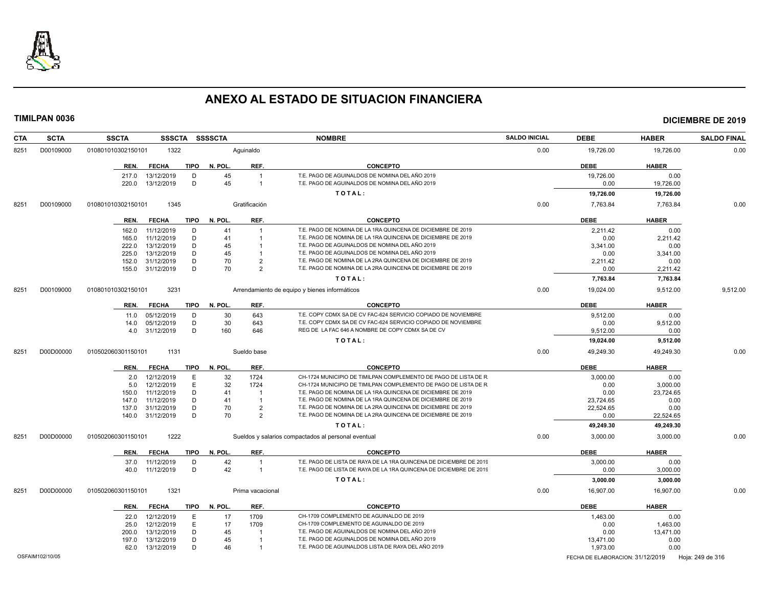# ANEXO AL ESTADO DE SITUACION FINANCIERA

**TIMILPAN 0036** **DICIEMBRE DE 2019**

| CTA | SCTA | SSCTA | SSSCTA | SSSSCTA | NOMBRE | SALDO INICIAL | DEBE | HABER | SALDO FINAL |
|---|---|---|---|---|---|---|---|---|---|
| 8251 | D00109000 | 010801010302150101 | 1322 | | Aguinaldo | 0.00 | 19,726.00 | 19,726.00 | 0.00 |

| REN. | FECHA | TIPO | N. POL. | REF. | CONCEPTO | DEBE | HABER |
|---|---|---|---|---|---|---|---|
| 217.0 | 13/12/2019 | D | 45 | 1 | T.E. PAGO DE AGUINALDOS DE NOMINA DEL AÑO 2019 | 19,726.00 | 0.00 |
| 220.0 | 13/12/2019 | D | 45 | 1 | T.E. PAGO DE AGUINALDOS DE NOMINA DEL AÑO 2019 | 0.00 | 19,726.00 |
| | | | | | TOTAL: | 19,726.00 | 19,726.00 |

| CTA | SCTA | SSCTA | SSSCTA | SSSSCTA | NOMBRE | SALDO INICIAL | DEBE | HABER | SALDO FINAL |
|---|---|---|---|---|---|---|---|---|---|
| 8251 | D00109000 | 010801010302150101 | 1345 | | Gratificación | 0.00 | 7,763.84 | 7,763.84 | 0.00 |

| REN. | FECHA | TIPO | N. POL. | REF. | CONCEPTO | DEBE | HABER |
|---|---|---|---|---|---|---|---|
| 162.0 | 11/12/2019 | D | 41 | 1 | T.E. PAGO DE NOMINA DE LA 1RA QUINCENA DE DICIEMBRE DE 2019 | 2,211.42 | 0.00 |
| 165.0 | 11/12/2019 | D | 41 | 1 | T.E. PAGO DE NOMINA DE LA 1RA QUINCENA DE DICIEMBRE DE 2019 | 0.00 | 2,211.42 |
| 222.0 | 13/12/2019 | D | 45 | 1 | T.E. PAGO DE AGUINALDOS DE NOMINA DEL AÑO 2019 | 3,341.00 | 0.00 |
| 225.0 | 13/12/2019 | D | 45 | 1 | T.E. PAGO DE AGUINALDOS DE NOMINA DEL AÑO 2019 | 0.00 | 3,341.00 |
| 152.0 | 31/12/2019 | D | 70 | 2 | T.E. PAGO DE NOMINA DE LA 2RA QUINCENA DE DICIEMBRE DE 2019 | 2,211.42 | 0.00 |
| 155.0 | 31/12/2019 | D | 70 | 2 | T.E. PAGO DE NOMINA DE LA 2RA QUINCENA DE DICIEMBRE DE 2019 | 0.00 | 2,211.42 |
| | | | | | TOTAL: | 7,763.84 | 7,763.84 |

| CTA | SCTA | SSCTA | SSSCTA | SSSSCTA | NOMBRE | SALDO INICIAL | DEBE | HABER | SALDO FINAL |
|---|---|---|---|---|---|---|---|---|---|
| 8251 | D00109000 | 010801010302150101 | 3231 | | Arrendamiento de equipo y bienes informáticos | 0.00 | 19,024.00 | 9,512.00 | 9,512.00 |

| REN. | FECHA | TIPO | N. POL. | REF. | CONCEPTO | DEBE | HABER |
|---|---|---|---|---|---|---|---|
| 11.0 | 05/12/2019 | D | 30 | 643 | T.E. COPY CDMX SA DE CV FAC-624 SERVICIO COPIADO DE NOVIEMBRE | 9,512.00 | 0.00 |
| 14.0 | 05/12/2019 | D | 30 | 643 | T.E. COPY CDMX SA DE CV FAC-624 SERVICIO COPIADO DE NOVIEMBRE | 0.00 | 9,512.00 |
| 4.0 | 31/12/2019 | D | 160 | 646 | REG DE LA FAC 646 A NOMBRE DE COPY CDMX SA DE CV | 9,512.00 | 0.00 |
| | | | | | TOTAL: | 19,024.00 | 9,512.00 |

| CTA | SCTA | SSCTA | SSSCTA | SSSSCTA | NOMBRE | SALDO INICIAL | DEBE | HABER | SALDO FINAL |
|---|---|---|---|---|---|---|---|---|---|
| 8251 | D00D00000 | 010502060301150101 | 1131 | | Sueldo base | 0.00 | 49,249.30 | 49,249.30 | 0.00 |

| REN. | FECHA | TIPO | N. POL. | REF. | CONCEPTO | DEBE | HABER |
|---|---|---|---|---|---|---|---|
| 2.0 | 12/12/2019 | E | 32 | 1724 | CH-1724 MUNICIPIO DE TIMILPAN COMPLEMENTO DE PAGO DE LISTA DE R. | 3,000.00 | 0.00 |
| 5.0 | 12/12/2019 | E | 32 | 1724 | CH-1724 MUNICIPIO DE TIMILPAN COMPLEMENTO DE PAGO DE LISTA DE R. | 0.00 | 3,000.00 |
| 150.0 | 11/12/2019 | D | 41 | 1 | T.E. PAGO DE NOMINA DE LA 1RA QUINCENA DE DICIEMBRE DE 2019 | 0.00 | 23,724.65 |
| 147.0 | 11/12/2019 | D | 41 | 1 | T.E. PAGO DE NOMINA DE LA 1RA QUINCENA DE DICIEMBRE DE 2019 | 23,724.65 | 0.00 |
| 137.0 | 31/12/2019 | D | 70 | 2 | T.E. PAGO DE NOMINA DE LA 2RA QUINCENA DE DICIEMBRE DE 2019 | 22,524.65 | 0.00 |
| 140.0 | 31/12/2019 | D | 70 | 2 | T.E. PAGO DE NOMINA DE LA 2RA QUINCENA DE DICIEMBRE DE 2019 | 0.00 | 22,524.65 |
| | | | | | TOTAL: | 49,249.30 | 49,249.30 |

| CTA | SCTA | SSCTA | SSSCTA | SSSSCTA | NOMBRE | SALDO INICIAL | DEBE | HABER | SALDO FINAL |
|---|---|---|---|---|---|---|---|---|---|
| 8251 | D00D00000 | 010502060301150101 | 1222 | | Sueldos y salarios compactados al personal eventual | 0.00 | 3,000.00 | 3,000.00 | 0.00 |

| REN. | FECHA | TIPO | N. POL. | REF. | CONCEPTO | DEBE | HABER |
|---|---|---|---|---|---|---|---|
| 37.0 | 11/12/2019 | D | 42 | 1 | T.E. PAGO DE LISTA DE RAYA DE LA 1RA QUINCENA DE DICIEMBRE DE 2019 | 3,000.00 | 0.00 |
| 40.0 | 11/12/2019 | D | 42 | 1 | T.E. PAGO DE LISTA DE RAYA DE LA 1RA QUINCENA DE DICIEMBRE DE 2019 | 0.00 | 3,000.00 |
| | | | | | TOTAL: | 3,000.00 | 3,000.00 |

| CTA | SCTA | SSCTA | SSSCTA | SSSSCTA | NOMBRE | SALDO INICIAL | DEBE | HABER | SALDO FINAL |
|---|---|---|---|---|---|---|---|---|---|
| 8251 | D00D00000 | 010502060301150101 | 1321 | | Prima vacacional | 0.00 | 16,907.00 | 16,907.00 | 0.00 |

| REN. | FECHA | TIPO | N. POL. | REF. | CONCEPTO | DEBE | HABER |
|---|---|---|---|---|---|---|---|
| 22.0 | 12/12/2019 | E | 17 | 1709 | CH-1709 COMPLEMENTO DE AGUINALDO DE 2019 | 1,463.00 | 0.00 |
| 25.0 | 12/12/2019 | E | 17 | 1709 | CH-1709 COMPLEMENTO DE AGUINALDO DE 2019 | 0.00 | 1,463.00 |
| 200.0 | 13/12/2019 | D | 45 | 1 | T.E. PAGO DE AGUINALDOS DE NOMINA DEL AÑO 2019 | 0.00 | 13,471.00 |
| 197.0 | 13/12/2019 | D | 45 | 1 | T.E. PAGO DE AGUINALDOS DE NOMINA DEL AÑO 2019 | 13,471.00 | 0.00 |
| 62.0 | 13/12/2019 | D | 46 | 1 | T.E. PAGO DE AGUINALDOS LISTA DE RAYA DEL AÑO 2019 | 1,973.00 | 0.00 |

OSFAIM102/10/05 FECHA DE ELABORACION: 31/12/2019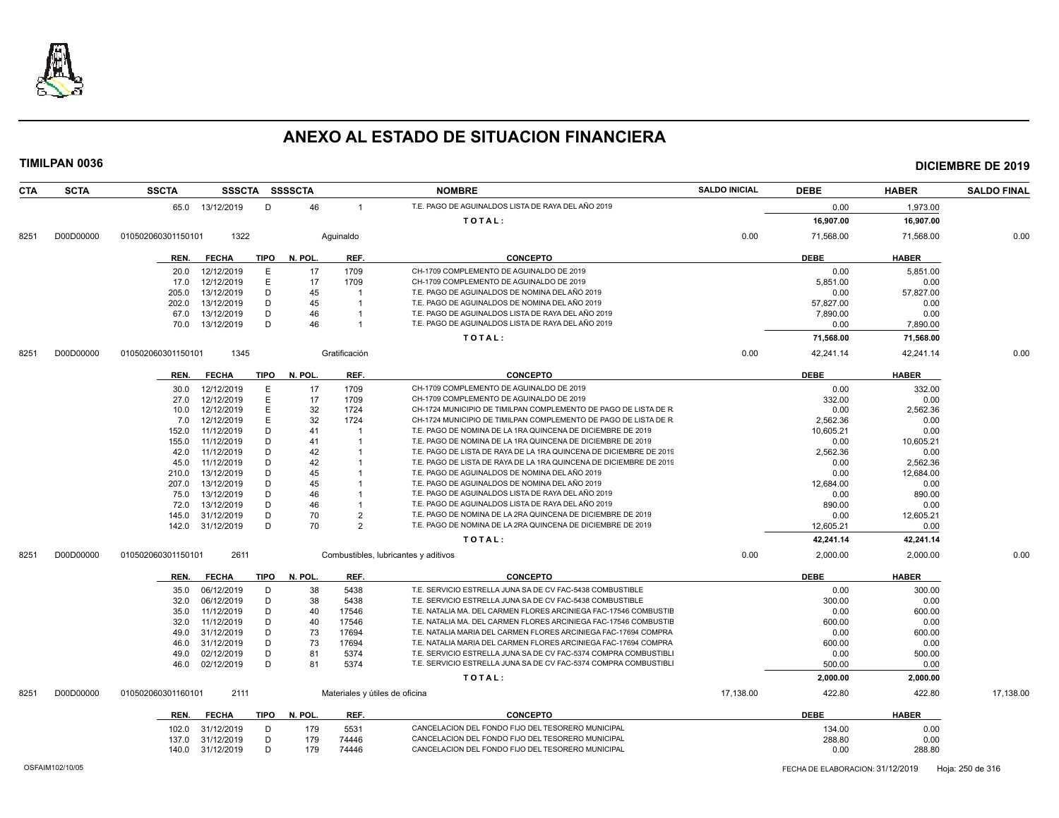# ANEXO AL ESTADO DE SITUACION FINANCIERA

**TIMILPAN 0036** **DICIEMBRE DE 2019**

| CTA | SCTA | SSCTA | SSSCTA | SSSSCTA | NOMBRE | SALDO INICIAL | DEBE | HABER | SALDO FINAL |
|---|---|---|---|---|---|---|---|---|---|

| REN. | FECHA | TIPO | N. POL. | REF. | CONCEPTO | DEBE | HABER |
|---|---|---|---|---|---|---|---|
| 65.0 | 13/12/2019 | D | 46 | 1 | T.E. PAGO DE AGUINALDOS LISTA DE RAYA DEL AÑO 2019 | 0.00 | 1,973.00 |
| | | | | | **TOTAL:** | **16,907.00** | **16,907.00** |

| CTA | SCTA | SSCTA | SSSCTA | NOMBRE | SALDO INICIAL | DEBE | HABER | SALDO FINAL |
|---|---|---|---|---|---|---|---|---|
| 8251 | D00D00000 | 010502060301150101 | 1322 | Aguinaldo | 0.00 | 71,568.00 | 71,568.00 | 0.00 |

| REN. | FECHA | TIPO | N. POL. | REF. | CONCEPTO | DEBE | HABER |
|---|---|---|---|---|---|---|---|
| 20.0 | 12/12/2019 | E | 17 | 1709 | CH-1709 COMPLEMENTO DE AGUINALDO DE 2019 | 0.00 | 5,851.00 |
| 17.0 | 12/12/2019 | E | 17 | 1709 | CH-1709 COMPLEMENTO DE AGUINALDO DE 2019 | 5,851.00 | 0.00 |
| 205.0 | 13/12/2019 | D | 45 | 1 | T.E. PAGO DE AGUINALDOS DE NOMINA DEL AÑO 2019 | 0.00 | 57,827.00 |
| 202.0 | 13/12/2019 | D | 45 | 1 | T.E. PAGO DE AGUINALDOS DE NOMINA DEL AÑO 2019 | 57,827.00 | 0.00 |
| 67.0 | 13/12/2019 | D | 46 | 1 | T.E. PAGO DE AGUINALDOS LISTA DE RAYA DEL AÑO 2019 | 7,890.00 | 0.00 |
| 70.0 | 13/12/2019 | D | 46 | 1 | T.E. PAGO DE AGUINALDOS LISTA DE RAYA DEL AÑO 2019 | 0.00 | 7,890.00 |
| | | | | | **TOTAL:** | **71,568.00** | **71,568.00** |

| CTA | SCTA | SSCTA | SSSCTA | NOMBRE | SALDO INICIAL | DEBE | HABER | SALDO FINAL |
|---|---|---|---|---|---|---|---|---|
| 8251 | D00D00000 | 010502060301150101 | 1345 | Gratificación | 0.00 | 42,241.14 | 42,241.14 | 0.00 |

| REN. | FECHA | TIPO | N. POL. | REF. | CONCEPTO | DEBE | HABER |
|---|---|---|---|---|---|---|---|
| 30.0 | 12/12/2019 | E | 17 | 1709 | CH-1709 COMPLEMENTO DE AGUINALDO DE 2019 | 0.00 | 332.00 |
| 27.0 | 12/12/2019 | E | 17 | 1709 | CH-1709 COMPLEMENTO DE AGUINALDO DE 2019 | 332.00 | 0.00 |
| 10.0 | 12/12/2019 | E | 32 | 1724 | CH-1724 MUNICIPIO DE TIMILPAN COMPLEMENTO DE PAGO DE LISTA DE R. | 0.00 | 2,562.36 |
| 7.0 | 12/12/2019 | E | 32 | 1724 | CH-1724 MUNICIPIO DE TIMILPAN COMPLEMENTO DE PAGO DE LISTA DE R. | 2,562.36 | 0.00 |
| 152.0 | 11/12/2019 | D | 41 | 1 | T.E. PAGO DE NOMINA DE LA 1RA QUINCENA DE DICIEMBRE DE 2019 | 10,605.21 | 0.00 |
| 155.0 | 11/12/2019 | D | 41 | 1 | T.E. PAGO DE NOMINA DE LA 1RA QUINCENA DE DICIEMBRE DE 2019 | 0.00 | 10,605.21 |
| 42.0 | 11/12/2019 | D | 42 | 1 | T.E. PAGO DE LISTA DE RAYA DE LA 1RA QUINCENA DE DICIEMBRE DE 2019 | 2,562.36 | 0.00 |
| 45.0 | 11/12/2019 | D | 42 | 1 | T.E. PAGO DE LISTA DE RAYA DE LA 1RA QUINCENA DE DICIEMBRE DE 2019 | 0.00 | 2,562.36 |
| 210.0 | 13/12/2019 | D | 45 | 1 | T.E. PAGO DE AGUINALDOS DE NOMINA DEL AÑO 2019 | 0.00 | 12,684.00 |
| 207.0 | 13/12/2019 | D | 45 | 1 | T.E. PAGO DE AGUINALDOS DE NOMINA DEL AÑO 2019 | 12,684.00 | 0.00 |
| 75.0 | 13/12/2019 | D | 46 | 1 | T.E. PAGO DE AGUINALDOS LISTA DE RAYA DEL AÑO 2019 | 0.00 | 890.00 |
| 72.0 | 13/12/2019 | D | 46 | 1 | T.E. PAGO DE AGUINALDOS LISTA DE RAYA DEL AÑO 2019 | 890.00 | 0.00 |
| 145.0 | 31/12/2019 | D | 70 | 2 | T.E. PAGO DE NOMINA DE LA 2RA QUINCENA DE DICIEMBRE DE 2019 | 0.00 | 12,605.21 |
| 142.0 | 31/12/2019 | D | 70 | 2 | T.E. PAGO DE NOMINA DE LA 2RA QUINCENA DE DICIEMBRE DE 2019 | 12,605.21 | 0.00 |
| | | | | | **TOTAL:** | **42,241.14** | **42,241.14** |

| CTA | SCTA | SSCTA | SSSCTA | NOMBRE | SALDO INICIAL | DEBE | HABER | SALDO FINAL |
|---|---|---|---|---|---|---|---|---|
| 8251 | D00D00000 | 010502060301150101 | 2611 | Combustibles, lubricantes y aditivos | 0.00 | 2,000.00 | 2,000.00 | 0.00 |

| REN. | FECHA | TIPO | N. POL. | REF. | CONCEPTO | DEBE | HABER |
|---|---|---|---|---|---|---|---|
| 35.0 | 06/12/2019 | D | 38 | 5438 | T.E. SERVICIO ESTRELLA JUNA SA DE CV FAC-5438 COMBUSTIBLE | 0.00 | 300.00 |
| 32.0 | 06/12/2019 | D | 38 | 5438 | T.E. SERVICIO ESTRELLA JUNA SA DE CV FAC-5438 COMBUSTIBLE | 300.00 | 0.00 |
| 35.0 | 11/12/2019 | D | 40 | 17546 | T.E. NATALIA MA. DEL CARMEN FLORES ARCINIEGA FAC-17546 COMBUSTIB | 0.00 | 600.00 |
| 32.0 | 11/12/2019 | D | 40 | 17546 | T.E. NATALIA MA. DEL CARMEN FLORES ARCINIEGA FAC-17546 COMBUSTIB | 600.00 | 0.00 |
| 49.0 | 31/12/2019 | D | 73 | 17694 | T.E. NATALIA MARIA DEL CARMEN FLORES ARCINIEGA FAC-17694 COMPRA | 0.00 | 600.00 |
| 46.0 | 31/12/2019 | D | 73 | 17694 | T.E. NATALIA MARIA DEL CARMEN FLORES ARCINIEGA FAC-17694 COMPRA | 600.00 | 0.00 |
| 49.0 | 02/12/2019 | D | 81 | 5374 | T.E. SERVICIO ESTRELLA JUNA SA DE CV FAC-5374 COMPRA COMBUSTIBLI | 0.00 | 500.00 |
| 46.0 | 02/12/2019 | D | 81 | 5374 | T.E. SERVICIO ESTRELLA JUNA SA DE CV FAC-5374 COMPRA COMBUSTIBLI | 500.00 | 0.00 |
| | | | | | **TOTAL:** | **2,000.00** | **2,000.00** |

| CTA | SCTA | SSCTA | SSSCTA | NOMBRE | SALDO INICIAL | DEBE | HABER | SALDO FINAL |
|---|---|---|---|---|---|---|---|---|
| 8251 | D00D00000 | 010502060301160101 | 2111 | Materiales y útiles de oficina | 17,138.00 | 422.80 | 422.80 | 17,138.00 |

| REN. | FECHA | TIPO | N. POL. | REF. | CONCEPTO | DEBE | HABER |
|---|---|---|---|---|---|---|---|
| 102.0 | 31/12/2019 | D | 179 | 5531 | CANCELACION DEL FONDO FIJO DEL TESORERO MUNICIPAL | 134.00 | 0.00 |
| 137.0 | 31/12/2019 | D | 179 | 74446 | CANCELACION DEL FONDO FIJO DEL TESORERO MUNICIPAL | 288.80 | 0.00 |
| 140.0 | 31/12/2019 | D | 179 | 74446 | CANCELACION DEL FONDO FIJO DEL TESORERO MUNICIPAL | 0.00 | 288.80 |

OSFAIM102/10/05 FECHA DE ELABORACION: 31/12/2019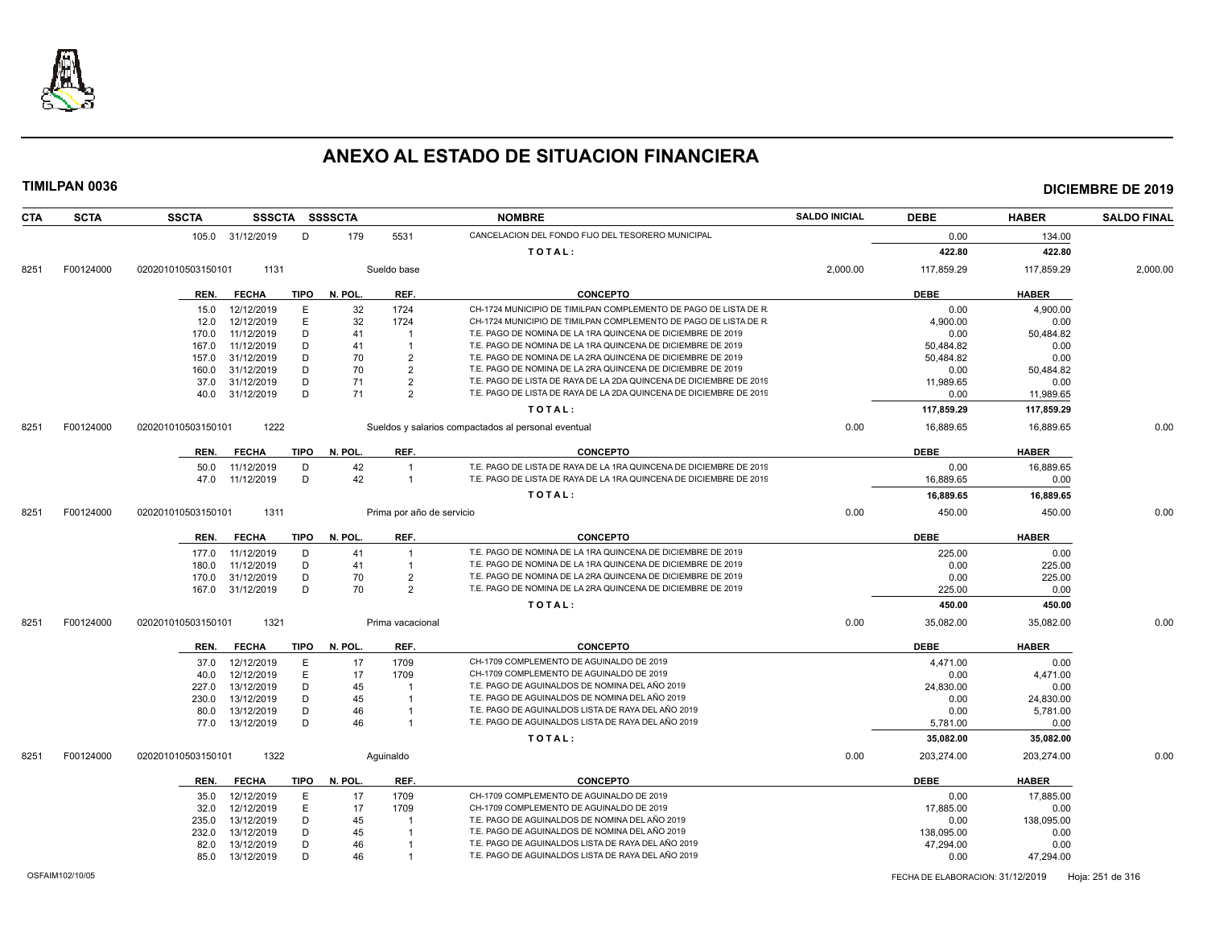# ANEXO AL ESTADO DE SITUACION FINANCIERA

**TIMILPAN 0036** **DICIEMBRE DE 2019**

| CTA | SCTA | SSCTA | SSSCTA | SSSSCTA | | NOMBRE | SALDO INICIAL | DEBE | HABER | SALDO FINAL |
|---|---|---|---|---|---|---|---|---|---|---|
| | | 105.0 31/12/2019 | D | 179 | 5531 | CANCELACION DEL FONDO FIJO DEL TESORERO MUNICIPAL | | 0.00 | 134.00 | |
| | | | | | | TOTAL: | | 422.80 | 422.80 | |
| 8251 | F00124000 | 020201010503150101 | 1131 | | Sueldo base | | 2,000.00 | 117,859.29 | 117,859.29 | 2,000.00 |

| REN. | FECHA | TIPO | N. POL. | REF. | CONCEPTO | DEBE | HABER |
|---|---|---|---|---|---|---|---|
| 15.0 | 12/12/2019 | E | 32 | 1724 | CH-1724 MUNICIPIO DE TIMILPAN COMPLEMENTO DE PAGO DE LISTA DE R | 0.00 | 4,900.00 |
| 12.0 | 12/12/2019 | E | 32 | 1724 | CH-1724 MUNICIPIO DE TIMILPAN COMPLEMENTO DE PAGO DE LISTA DE R | 4,900.00 | 0.00 |
| 170.0 | 11/12/2019 | D | 41 | 1 | T.E. PAGO DE NOMINA DE LA 1RA QUINCENA DE DICIEMBRE DE 2019 | 0.00 | 50,484.82 |
| 167.0 | 11/12/2019 | D | 41 | 1 | T.E. PAGO DE NOMINA DE LA 1RA QUINCENA DE DICIEMBRE DE 2019 | 50,484.82 | 0.00 |
| 157.0 | 31/12/2019 | D | 70 | 2 | T.E. PAGO DE NOMINA DE LA 2RA QUINCENA DE DICIEMBRE DE 2019 | 50,484.82 | 0.00 |
| 160.0 | 31/12/2019 | D | 70 | 2 | T.E. PAGO DE NOMINA DE LA 2RA QUINCENA DE DICIEMBRE DE 2019 | 0.00 | 50,484.82 |
| 37.0 | 31/12/2019 | D | 71 | 2 | T.E. PAGO DE LISTA DE RAYA DE LA 2DA QUINCENA DE DICIEMBRE DE 2019 | 11,989.65 | 0.00 |
| 40.0 | 31/12/2019 | D | 71 | 2 | T.E. PAGO DE LISTA DE RAYA DE LA 2DA QUINCENA DE DICIEMBRE DE 2019 | 0.00 | 11,989.65 |
| | | | | | TOTAL: | 117,859.29 | 117,859.29 |

| CTA | SCTA | SSCTA | SSSCTA | NOMBRE | SALDO INICIAL | DEBE | HABER | SALDO FINAL |
|---|---|---|---|---|---|---|---|---|
| 8251 | F00124000 | 020201010503150101 | 1222 | Sueldos y salarios compactados al personal eventual | 0.00 | 16,889.65 | 16,889.65 | 0.00 |

| REN. | FECHA | TIPO | N. POL. | REF. | CONCEPTO | DEBE | HABER |
|---|---|---|---|---|---|---|---|
| 50.0 | 11/12/2019 | D | 42 | 1 | T.E. PAGO DE LISTA DE RAYA DE LA 1RA QUINCENA DE DICIEMBRE DE 2019 | 0.00 | 16,889.65 |
| 47.0 | 11/12/2019 | D | 42 | 1 | T.E. PAGO DE LISTA DE RAYA DE LA 1RA QUINCENA DE DICIEMBRE DE 2019 | 16,889.65 | 0.00 |
| | | | | | TOTAL: | 16,889.65 | 16,889.65 |

| CTA | SCTA | SSCTA | SSSCTA | NOMBRE | SALDO INICIAL | DEBE | HABER | SALDO FINAL |
|---|---|---|---|---|---|---|---|---|
| 8251 | F00124000 | 020201010503150101 | 1311 | Prima por año de servicio | 0.00 | 450.00 | 450.00 | 0.00 |

| REN. | FECHA | TIPO | N. POL. | REF. | CONCEPTO | DEBE | HABER |
|---|---|---|---|---|---|---|---|
| 177.0 | 11/12/2019 | D | 41 | 1 | T.E. PAGO DE NOMINA DE LA 1RA QUINCENA DE DICIEMBRE DE 2019 | 225.00 | 0.00 |
| 180.0 | 11/12/2019 | D | 41 | 1 | T.E. PAGO DE NOMINA DE LA 1RA QUINCENA DE DICIEMBRE DE 2019 | 0.00 | 225.00 |
| 170.0 | 31/12/2019 | D | 70 | 2 | T.E. PAGO DE NOMINA DE LA 2RA QUINCENA DE DICIEMBRE DE 2019 | 0.00 | 225.00 |
| 167.0 | 31/12/2019 | D | 70 | 2 | T.E. PAGO DE NOMINA DE LA 2RA QUINCENA DE DICIEMBRE DE 2019 | 225.00 | 0.00 |
| | | | | | TOTAL: | 450.00 | 450.00 |

| CTA | SCTA | SSCTA | SSSCTA | NOMBRE | SALDO INICIAL | DEBE | HABER | SALDO FINAL |
|---|---|---|---|---|---|---|---|---|
| 8251 | F00124000 | 020201010503150101 | 1321 | Prima vacacional | 0.00 | 35,082.00 | 35,082.00 | 0.00 |

| REN. | FECHA | TIPO | N. POL. | REF. | CONCEPTO | DEBE | HABER |
|---|---|---|---|---|---|---|---|
| 37.0 | 12/12/2019 | E | 17 | 1709 | CH-1709 COMPLEMENTO DE AGUINALDO DE 2019 | 4,471.00 | 0.00 |
| 40.0 | 12/12/2019 | E | 17 | 1709 | CH-1709 COMPLEMENTO DE AGUINALDO DE 2019 | 0.00 | 4,471.00 |
| 227.0 | 13/12/2019 | D | 45 | 1 | T.E. PAGO DE AGUINALDOS DE NOMINA DEL AÑO 2019 | 24,830.00 | 0.00 |
| 230.0 | 13/12/2019 | D | 45 | 1 | T.E. PAGO DE AGUINALDOS DE NOMINA DEL AÑO 2019 | 0.00 | 24,830.00 |
| 80.0 | 13/12/2019 | D | 46 | 1 | T.E. PAGO DE AGUINALDOS LISTA DE RAYA DEL AÑO 2019 | 0.00 | 5,781.00 |
| 77.0 | 13/12/2019 | D | 46 | 1 | T.E. PAGO DE AGUINALDOS LISTA DE RAYA DEL AÑO 2019 | 5,781.00 | 0.00 |
| | | | | | TOTAL: | 35,082.00 | 35,082.00 |

| CTA | SCTA | SSCTA | SSSCTA | NOMBRE | SALDO INICIAL | DEBE | HABER | SALDO FINAL |
|---|---|---|---|---|---|---|---|---|
| 8251 | F00124000 | 020201010503150101 | 1322 | Aguinaldo | 0.00 | 203,274.00 | 203,274.00 | 0.00 |

| REN. | FECHA | TIPO | N. POL. | REF. | CONCEPTO | DEBE | HABER |
|---|---|---|---|---|---|---|---|
| 35.0 | 12/12/2019 | E | 17 | 1709 | CH-1709 COMPLEMENTO DE AGUINALDO DE 2019 | 0.00 | 17,885.00 |
| 32.0 | 12/12/2019 | E | 17 | 1709 | CH-1709 COMPLEMENTO DE AGUINALDO DE 2019 | 17,885.00 | 0.00 |
| 235.0 | 13/12/2019 | D | 45 | 1 | T.E. PAGO DE AGUINALDOS DE NOMINA DEL AÑO 2019 | 0.00 | 138,095.00 |
| 232.0 | 13/12/2019 | D | 45 | 1 | T.E. PAGO DE AGUINALDOS DE NOMINA DEL AÑO 2019 | 138,095.00 | 0.00 |
| 82.0 | 13/12/2019 | D | 46 | 1 | T.E. PAGO DE AGUINALDOS LISTA DE RAYA DEL AÑO 2019 | 47,294.00 | 0.00 |
| 85.0 | 13/12/2019 | D | 46 | 1 | T.E. PAGO DE AGUINALDOS LISTA DE RAYA DEL AÑO 2019 | 0.00 | 47,294.00 |

OSFAIM102/10/05 FECHA DE ELABORACION: 31/12/2019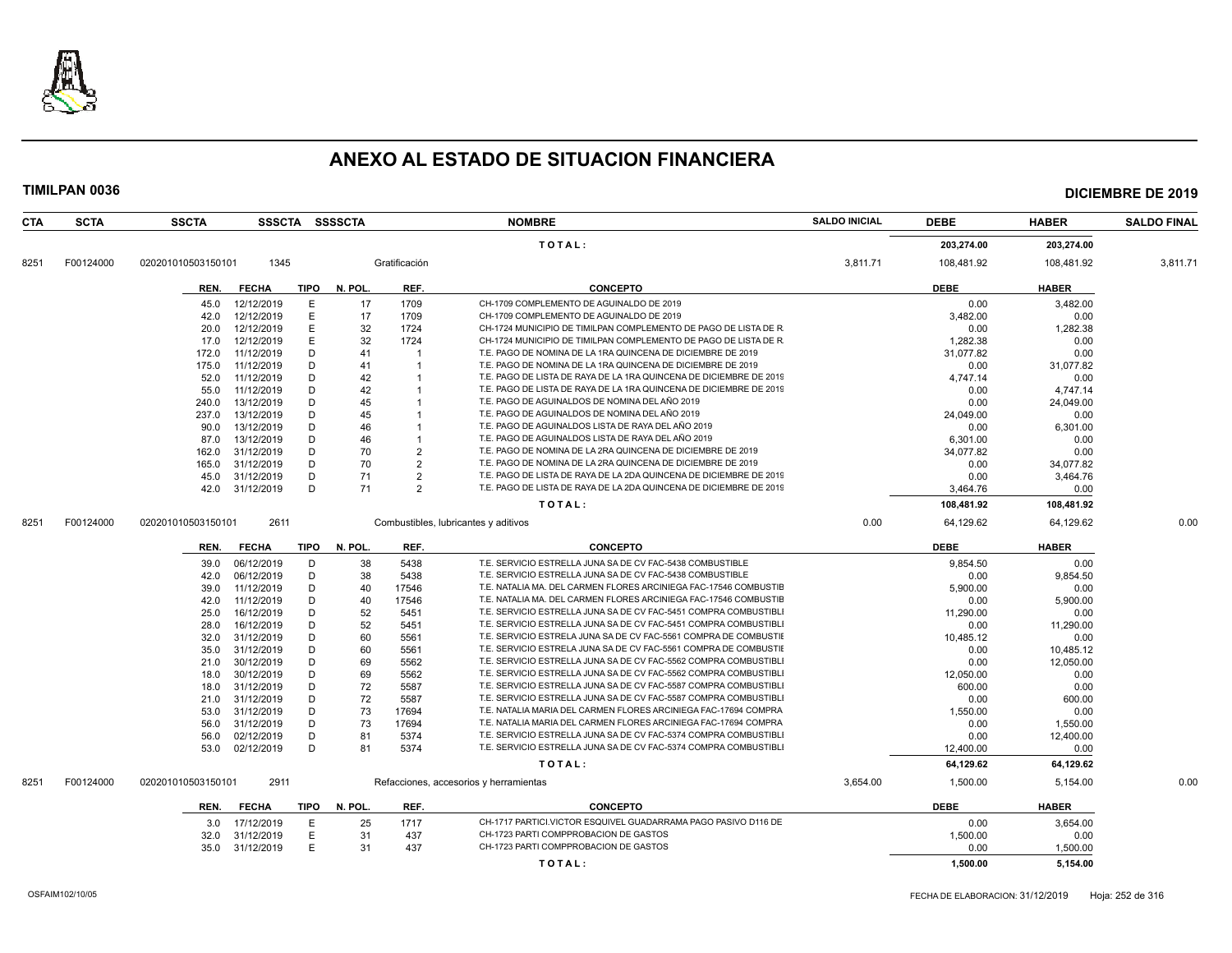# ANEXO AL ESTADO DE SITUACION FINANCIERA

**TIMILPAN 0036** — **DICIEMBRE DE 2019**

| CTA | SCTA | SSCTA | SSSCTA | SSSSCTA | NOMBRE | SALDO INICIAL | DEBE | HABER | SALDO FINAL |
|---|---|---|---|---|---|---|---|---|---|
| | | | | | T O T A L : | | 203,274.00 | 203,274.00 | |
| 8251 | F00124000 | 020201010503150101 | 1345 | | Gratificación | 3,811.71 | 108,481.92 | 108,481.92 | 3,811.71 |

| REN. | FECHA | TIPO | N. POL. | REF. | CONCEPTO | DEBE | HABER |
|---|---|---|---|---|---|---|---|
| 45.0 | 12/12/2019 | E | 17 | 1709 | CH-1709 COMPLEMENTO DE AGUINALDO DE 2019 | 0.00 | 3,482.00 |
| 42.0 | 12/12/2019 | E | 17 | 1709 | CH-1709 COMPLEMENTO DE AGUINALDO DE 2019 | 3,482.00 | 0.00 |
| 20.0 | 12/12/2019 | E | 32 | 1724 | CH-1724 MUNICIPIO DE TIMILPAN COMPLEMENTO DE PAGO DE LISTA DE R | 0.00 | 1,282.38 |
| 17.0 | 12/12/2019 | E | 32 | 1724 | CH-1724 MUNICIPIO DE TIMILPAN COMPLEMENTO DE PAGO DE LISTA DE R | 1,282.38 | 0.00 |
| 172.0 | 11/12/2019 | D | 41 | 1 | T.E. PAGO DE NOMINA DE LA 1RA QUINCENA DE DICIEMBRE DE 2019 | 31,077.82 | 0.00 |
| 175.0 | 11/12/2019 | D | 41 | 1 | T.E. PAGO DE NOMINA DE LA 1RA QUINCENA DE DICIEMBRE DE 2019 | 0.00 | 31,077.82 |
| 52.0 | 11/12/2019 | D | 42 | 1 | T.E. PAGO DE LISTA DE RAYA DE LA 1RA QUINCENA DE DICIEMBRE DE 2019 | 4,747.14 | 0.00 |
| 55.0 | 11/12/2019 | D | 42 | 1 | T.E. PAGO DE LISTA DE RAYA DE LA 1RA QUINCENA DE DICIEMBRE DE 2019 | 0.00 | 4,747.14 |
| 240.0 | 13/12/2019 | D | 45 | 1 | T.E. PAGO DE AGUINALDOS DE NOMINA DEL AÑO 2019 | 0.00 | 24,049.00 |
| 237.0 | 13/12/2019 | D | 45 | 1 | T.E. PAGO DE AGUINALDOS DE NOMINA DEL AÑO 2019 | 24,049.00 | 0.00 |
| 90.0 | 13/12/2019 | D | 46 | 1 | T.E. PAGO DE AGUINALDOS LISTA DE RAYA DEL AÑO 2019 | 0.00 | 6,301.00 |
| 87.0 | 13/12/2019 | D | 46 | 1 | T.E. PAGO DE AGUINALDOS LISTA DE RAYA DEL AÑO 2019 | 6,301.00 | 0.00 |
| 162.0 | 31/12/2019 | D | 70 | 2 | T.E. PAGO DE NOMINA DE LA 2RA QUINCENA DE DICIEMBRE DE 2019 | 34,077.82 | 0.00 |
| 165.0 | 31/12/2019 | D | 70 | 2 | T.E. PAGO DE NOMINA DE LA 2RA QUINCENA DE DICIEMBRE DE 2019 | 0.00 | 34,077.82 |
| 45.0 | 31/12/2019 | D | 71 | 2 | T.E. PAGO DE LISTA DE RAYA DE LA 2DA QUINCENA DE DICIEMBRE DE 2019 | 0.00 | 3,464.76 |
| 42.0 | 31/12/2019 | D | 71 | 2 | T.E. PAGO DE LISTA DE RAYA DE LA 2DA QUINCENA DE DICIEMBRE DE 2019 | 3,464.76 | 0.00 |
| | | | | | T O T A L : | 108,481.92 | 108,481.92 |

| CTA | SCTA | SSCTA | SSSCTA | SSSSCTA | NOMBRE | SALDO INICIAL | DEBE | HABER | SALDO FINAL |
|---|---|---|---|---|---|---|---|---|---|
| 8251 | F00124000 | 020201010503150101 | 2611 | | Combustibles, lubricantes y aditivos | 0.00 | 64,129.62 | 64,129.62 | 0.00 |

| REN. | FECHA | TIPO | N. POL. | REF. | CONCEPTO | DEBE | HABER |
|---|---|---|---|---|---|---|---|
| 39.0 | 06/12/2019 | D | 38 | 5438 | T.E. SERVICIO ESTRELLA JUNA SA DE CV FAC-5438 COMBUSTIBLE | 9,854.50 | 0.00 |
| 42.0 | 06/12/2019 | D | 38 | 5438 | T.E. SERVICIO ESTRELLA JUNA SA DE CV FAC-5438 COMBUSTIBLE | 0.00 | 9,854.50 |
| 39.0 | 11/12/2019 | D | 40 | 17546 | T.E. NATALIA MA. DEL CARMEN FLORES ARCINIEGA FAC-17546 COMBUSTIB | 5,900.00 | 0.00 |
| 42.0 | 11/12/2019 | D | 40 | 17546 | T.E. NATALIA MA. DEL CARMEN FLORES ARCINIEGA FAC-17546 COMBUSTIB | 0.00 | 5,900.00 |
| 25.0 | 16/12/2019 | D | 52 | 5451 | T.E. SERVICIO ESTRELLA JUNA SA DE CV FAC-5451 COMPRA COMBUSTIBLI | 11,290.00 | 0.00 |
| 28.0 | 16/12/2019 | D | 52 | 5451 | T.E. SERVICIO ESTRELLA JUNA SA DE CV FAC-5451 COMPRA COMBUSTIBLI | 0.00 | 11,290.00 |
| 32.0 | 31/12/2019 | D | 60 | 5561 | T.E. SERVICIO ESTRELA JUNA SA DE CV FAC-5561 COMPRA DE COMBUSTIE | 10,485.12 | 0.00 |
| 35.0 | 31/12/2019 | D | 60 | 5561 | T.E. SERVICIO ESTRELA JUNA SA DE CV FAC-5561 COMPRA DE COMBUSTIE | 0.00 | 10,485.12 |
| 21.0 | 30/12/2019 | D | 69 | 5562 | T.E. SERVICIO ESTRELLA JUNA SA DE CV FAC-5562 COMPRA COMBUSTIBLI | 0.00 | 12,050.00 |
| 18.0 | 30/12/2019 | D | 69 | 5562 | T.E. SERVICIO ESTRELLA JUNA SA DE CV FAC-5562 COMPRA COMBUSTIBLI | 12,050.00 | 0.00 |
| 18.0 | 31/12/2019 | D | 72 | 5587 | T.E. SERVICIO ESTRELLA JUNA SA DE CV FAC-5587 COMPRA COMBUSTIBLI | 600.00 | 0.00 |
| 21.0 | 31/12/2019 | D | 72 | 5587 | T.E. SERVICIO ESTRELLA JUNA SA DE CV FAC-5587 COMPRA COMBUSTIBLI | 0.00 | 600.00 |
| 53.0 | 31/12/2019 | D | 73 | 17694 | T.E. NATALIA MARIA DEL CARMEN FLORES ARCINIEGA FAC-17694 COMPRA | 1,550.00 | 0.00 |
| 56.0 | 31/12/2019 | D | 73 | 17694 | T.E. NATALIA MARIA DEL CARMEN FLORES ARCINIEGA FAC-17694 COMPRA | 0.00 | 1,550.00 |
| 56.0 | 02/12/2019 | D | 81 | 5374 | T.E. SERVICIO ESTRELLA JUNA SA DE CV FAC-5374 COMPRA COMBUSTIBLI | 0.00 | 12,400.00 |
| 53.0 | 02/12/2019 | D | 81 | 5374 | T.E. SERVICIO ESTRELLA JUNA SA DE CV FAC-5374 COMPRA COMBUSTIBLI | 12,400.00 | 0.00 |
| | | | | | T O T A L : | 64,129.62 | 64,129.62 |

| CTA | SCTA | SSCTA | SSSCTA | SSSSCTA | NOMBRE | SALDO INICIAL | DEBE | HABER | SALDO FINAL |
|---|---|---|---|---|---|---|---|---|---|
| 8251 | F00124000 | 020201010503150101 | 2911 | | Refacciones, accesorios y herramientas | 3,654.00 | 1,500.00 | 5,154.00 | 0.00 |

| REN. | FECHA | TIPO | N. POL. | REF. | CONCEPTO | DEBE | HABER |
|---|---|---|---|---|---|---|---|
| 3.0 | 17/12/2019 | E | 25 | 1717 | CH-1717 PARTICI.VICTOR ESQUIVEL GUADARRAMA PAGO PASIVO D116 DE | 0.00 | 3,654.00 |
| 32.0 | 31/12/2019 | E | 31 | 437 | CH-1723 PARTI COMPPROBACION DE GASTOS | 1,500.00 | 0.00 |
| 35.0 | 31/12/2019 | E | 31 | 437 | CH-1723 PARTI COMPPROBACION DE GASTOS | 0.00 | 1,500.00 |
| | | | | | T O T A L : | 1,500.00 | 5,154.00 |

OSFAIM102/10/05 — FECHA DE ELABORACION: 31/12/2019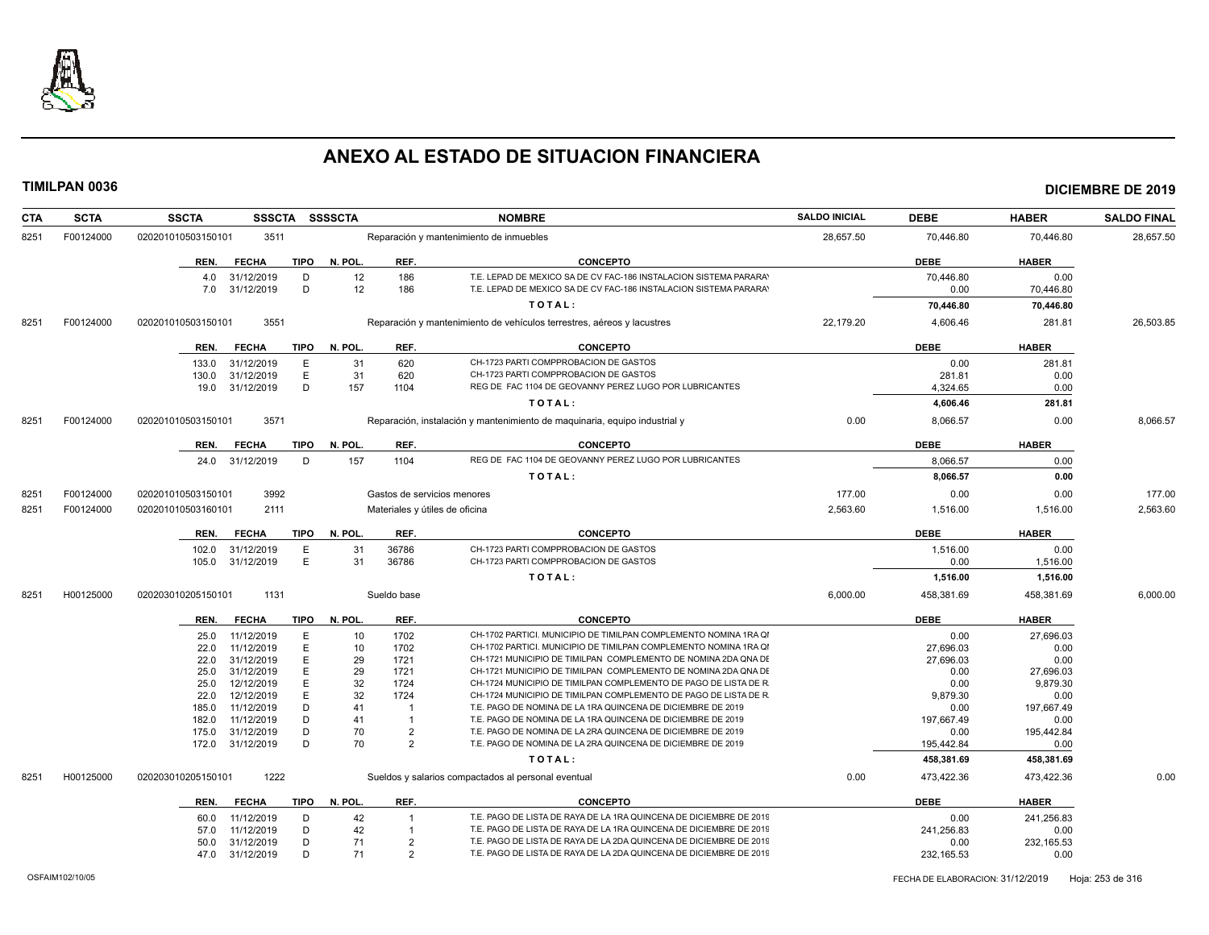# ANEXO AL ESTADO DE SITUACION FINANCIERA

**TIMILPAN 0036** **DICIEMBRE DE 2019**

| CTA | SCTA | SSCTA | SSSCTA | SSSSCTA | NOMBRE | SALDO INICIAL | DEBE | HABER | SALDO FINAL |
|---|---|---|---|---|---|---|---|---|---|
| 8251 | F00124000 | 020201010503150101 | 3511 | | Reparación y mantenimiento de inmuebles | 28,657.50 | 70,446.80 | 70,446.80 | 28,657.50 |

| REN. | FECHA | TIPO | N. POL. | REF. | CONCEPTO | DEBE | HABER |
|---|---|---|---|---|---|---|---|
| 4.0 | 31/12/2019 | D | 12 | 186 | T.E. LEPAD DE MEXICO SA DE CV FAC-186 INSTALACION SISTEMA PARARAY | 70,446.80 | 0.00 |
| 7.0 | 31/12/2019 | D | 12 | 186 | T.E. LEPAD DE MEXICO SA DE CV FAC-186 INSTALACION SISTEMA PARARAY | 0.00 | 70,446.80 |
| | | | | | TOTAL: | 70,446.80 | 70,446.80 |

| CTA | SCTA | SSCTA | SSSCTA | SSSSCTA | NOMBRE | SALDO INICIAL | DEBE | HABER | SALDO FINAL |
|---|---|---|---|---|---|---|---|---|---|
| 8251 | F00124000 | 020201010503150101 | 3551 | | Reparación y mantenimiento de vehículos terrestres, aéreos y lacustres | 22,179.20 | 4,606.46 | 281.81 | 26,503.85 |

| REN. | FECHA | TIPO | N. POL. | REF. | CONCEPTO | DEBE | HABER |
|---|---|---|---|---|---|---|---|
| 133.0 | 31/12/2019 | E | 31 | 620 | CH-1723 PARTI COMPPROBACION DE GASTOS | 0.00 | 281.81 |
| 130.0 | 31/12/2019 | E | 31 | 620 | CH-1723 PARTI COMPPROBACION DE GASTOS | 281.81 | 0.00 |
| 19.0 | 31/12/2019 | D | 157 | 1104 | REG DE FAC 1104 DE GEOVANNY PEREZ LUGO POR LUBRICANTES | 4,324.65 | 0.00 |
| | | | | | TOTAL: | 4,606.46 | 281.81 |

| CTA | SCTA | SSCTA | SSSCTA | SSSSCTA | NOMBRE | SALDO INICIAL | DEBE | HABER | SALDO FINAL |
|---|---|---|---|---|---|---|---|---|---|
| 8251 | F00124000 | 020201010503150101 | 3571 | | Reparación, instalación y mantenimiento de maquinaria, equipo industrial y | 0.00 | 8,066.57 | 0.00 | 8,066.57 |

| REN. | FECHA | TIPO | N. POL. | REF. | CONCEPTO | DEBE | HABER |
|---|---|---|---|---|---|---|---|
| 24.0 | 31/12/2019 | D | 157 | 1104 | REG DE FAC 1104 DE GEOVANNY PEREZ LUGO POR LUBRICANTES | 8,066.57 | 0.00 |
| | | | | | TOTAL: | 8,066.57 | 0.00 |

| CTA | SCTA | SSCTA | SSSCTA | SSSSCTA | NOMBRE | SALDO INICIAL | DEBE | HABER | SALDO FINAL |
|---|---|---|---|---|---|---|---|---|---|
| 8251 | F00124000 | 020201010503150101 | 3992 | | Gastos de servicios menores | 177.00 | 0.00 | 0.00 | 177.00 |
| 8251 | F00124000 | 020201010503160101 | 2111 | | Materiales y útiles de oficina | 2,563.60 | 1,516.00 | 1,516.00 | 2,563.60 |

| REN. | FECHA | TIPO | N. POL. | REF. | CONCEPTO | DEBE | HABER |
|---|---|---|---|---|---|---|---|
| 102.0 | 31/12/2019 | E | 31 | 36786 | CH-1723 PARTI COMPPROBACION DE GASTOS | 1,516.00 | 0.00 |
| 105.0 | 31/12/2019 | E | 31 | 36786 | CH-1723 PARTI COMPPROBACION DE GASTOS | 0.00 | 1,516.00 |
| | | | | | TOTAL: | 1,516.00 | 1,516.00 |

| CTA | SCTA | SSCTA | SSSCTA | SSSSCTA | NOMBRE | SALDO INICIAL | DEBE | HABER | SALDO FINAL |
|---|---|---|---|---|---|---|---|---|---|
| 8251 | H00125000 | 020203010205150101 | 1131 | | Sueldo base | 6,000.00 | 458,381.69 | 458,381.69 | 6,000.00 |

| REN. | FECHA | TIPO | N. POL. | REF. | CONCEPTO | DEBE | HABER |
|---|---|---|---|---|---|---|---|
| 25.0 | 11/12/2019 | E | 10 | 1702 | CH-1702 PARTICI. MUNICIPIO DE TIMILPAN COMPLEMENTO NOMINA 1RA QI | 0.00 | 27,696.03 |
| 22.0 | 11/12/2019 | E | 10 | 1702 | CH-1702 PARTICI. MUNICIPIO DE TIMILPAN COMPLEMENTO NOMINA 1RA QI | 27,696.03 | 0.00 |
| 22.0 | 31/12/2019 | E | 29 | 1721 | CH-1721 MUNICIPIO DE TIMILPAN COMPLEMENTO DE NOMINA 2DA QNA DE | 27,696.03 | 0.00 |
| 25.0 | 31/12/2019 | E | 29 | 1721 | CH-1721 MUNICIPIO DE TIMILPAN COMPLEMENTO DE NOMINA 2DA QNA DE | 0.00 | 27,696.03 |
| 25.0 | 12/12/2019 | E | 32 | 1724 | CH-1724 MUNICIPIO DE TIMILPAN COMPLEMENTO DE PAGO DE LISTA DE R. | 0.00 | 9,879.30 |
| 22.0 | 12/12/2019 | E | 32 | 1724 | CH-1724 MUNICIPIO DE TIMILPAN COMPLEMENTO DE PAGO DE LISTA DE R. | 9,879.30 | 0.00 |
| 185.0 | 11/12/2019 | D | 41 | 1 | T.E. PAGO DE NOMINA DE LA 1RA QUINCENA DE DICIEMBRE DE 2019 | 0.00 | 197,667.49 |
| 182.0 | 11/12/2019 | D | 41 | 1 | T.E. PAGO DE NOMINA DE LA 1RA QUINCENA DE DICIEMBRE DE 2019 | 197,667.49 | 0.00 |
| 175.0 | 31/12/2019 | D | 70 | 2 | T.E. PAGO DE NOMINA DE LA 2RA QUINCENA DE DICIEMBRE DE 2019 | 0.00 | 195,442.84 |
| 172.0 | 31/12/2019 | D | 70 | 2 | T.E. PAGO DE NOMINA DE LA 2RA QUINCENA DE DICIEMBRE DE 2019 | 195,442.84 | 0.00 |
| | | | | | TOTAL: | 458,381.69 | 458,381.69 |

| CTA | SCTA | SSCTA | SSSCTA | SSSSCTA | NOMBRE | SALDO INICIAL | DEBE | HABER | SALDO FINAL |
|---|---|---|---|---|---|---|---|---|---|
| 8251 | H00125000 | 020203010205150101 | 1222 | | Sueldos y salarios compactados al personal eventual | 0.00 | 473,422.36 | 473,422.36 | 0.00 |

| REN. | FECHA | TIPO | N. POL. | REF. | CONCEPTO | DEBE | HABER |
|---|---|---|---|---|---|---|---|
| 60.0 | 11/12/2019 | D | 42 | 1 | T.E. PAGO DE LISTA DE RAYA DE LA 1RA QUINCENA DE DICIEMBRE DE 2019 | 0.00 | 241,256.83 |
| 57.0 | 11/12/2019 | D | 42 | 1 | T.E. PAGO DE LISTA DE RAYA DE LA 1RA QUINCENA DE DICIEMBRE DE 2019 | 241,256.83 | 0.00 |
| 50.0 | 31/12/2019 | D | 71 | 2 | T.E. PAGO DE LISTA DE RAYA DE LA 2DA QUINCENA DE DICIEMBRE DE 2019 | 0.00 | 232,165.53 |
| 47.0 | 31/12/2019 | D | 71 | 2 | T.E. PAGO DE LISTA DE RAYA DE LA 2DA QUINCENA DE DICIEMBRE DE 2019 | 232,165.53 | 0.00 |

OSFAIM102/10/05 FECHA DE ELABORACION: 31/12/2019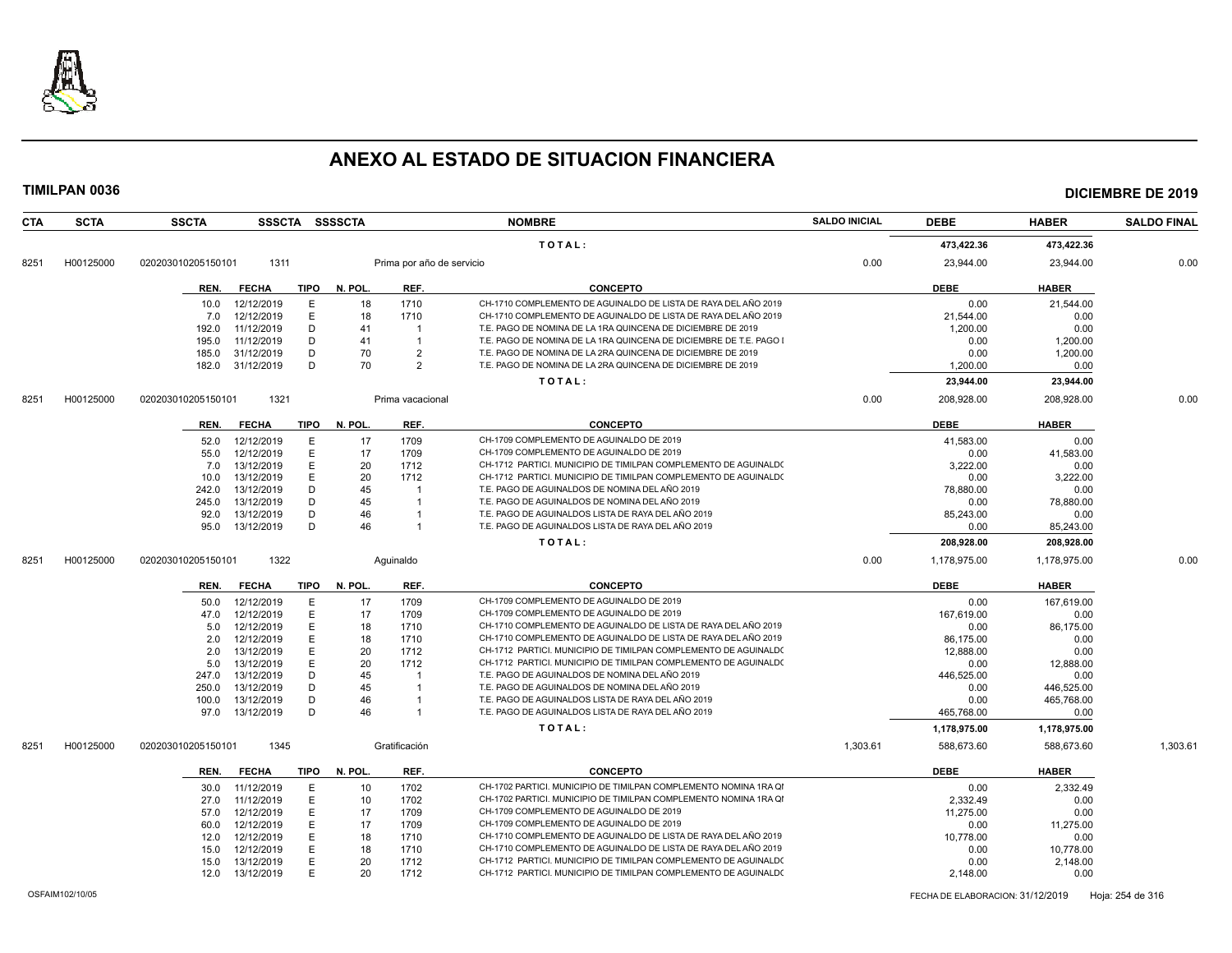# ANEXO AL ESTADO DE SITUACION FINANCIERA

**TIMILPAN 0036** — **DICIEMBRE DE 2019**

| CTA | SCTA | SSCTA | SSSCTA | SSSSCTA | NOMBRE | SALDO INICIAL | DEBE | HABER | SALDO FINAL |
|---|---|---|---|---|---|---|---|---|---|
| | | | | | TOTAL: | | 473,422.36 | 473,422.36 | |
| 8251 | H00125000 | 020203010205150101 | 1311 | | Prima por año de servicio | 0.00 | 23,944.00 | 23,944.00 | 0.00 |

| REN. | FECHA | TIPO | N. POL. | REF. | CONCEPTO | DEBE | HABER |
|---|---|---|---|---|---|---|---|
| 10.0 | 12/12/2019 | E | 18 | 1710 | CH-1710 COMPLEMENTO DE AGUINALDO DE LISTA DE RAYA DEL AÑO 2019 | 0.00 | 21,544.00 |
| 7.0 | 12/12/2019 | E | 18 | 1710 | CH-1710 COMPLEMENTO DE AGUINALDO DE LISTA DE RAYA DEL AÑO 2019 | 21,544.00 | 0.00 |
| 192.0 | 11/12/2019 | D | 41 | 1 | T.E. PAGO DE NOMINA DE LA 1RA QUINCENA DE DICIEMBRE DE 2019 | 1,200.00 | 0.00 |
| 195.0 | 11/12/2019 | D | 41 | 1 | T.E. PAGO DE NOMINA DE LA 1RA QUINCENA DE DICIEMBRE DE T.E. PAGO I | 0.00 | 1,200.00 |
| 185.0 | 31/12/2019 | D | 70 | 2 | T.E. PAGO DE NOMINA DE LA 2RA QUINCENA DE DICIEMBRE DE 2019 | 0.00 | 1,200.00 |
| 182.0 | 31/12/2019 | D | 70 | 2 | T.E. PAGO DE NOMINA DE LA 2RA QUINCENA DE DICIEMBRE DE 2019 | 1,200.00 | 0.00 |
| | | | | | TOTAL: | 23,944.00 | 23,944.00 |

| CTA | SCTA | SSCTA | SSSCTA | SSSSCTA | NOMBRE | SALDO INICIAL | DEBE | HABER | SALDO FINAL |
|---|---|---|---|---|---|---|---|---|---|
| 8251 | H00125000 | 020203010205150101 | 1321 | | Prima vacacional | 0.00 | 208,928.00 | 208,928.00 | 0.00 |

| REN. | FECHA | TIPO | N. POL. | REF. | CONCEPTO | DEBE | HABER |
|---|---|---|---|---|---|---|---|
| 52.0 | 12/12/2019 | E | 17 | 1709 | CH-1709 COMPLEMENTO DE AGUINALDO DE 2019 | 41,583.00 | 0.00 |
| 55.0 | 12/12/2019 | E | 17 | 1709 | CH-1709 COMPLEMENTO DE AGUINALDO DE 2019 | 0.00 | 41,583.00 |
| 7.0 | 13/12/2019 | E | 20 | 1712 | CH-1712 PARTICI. MUNICIPIO DE TIMILPAN COMPLEMENTO DE AGUINALDO | 3,222.00 | 0.00 |
| 10.0 | 13/12/2019 | E | 20 | 1712 | CH-1712 PARTICI. MUNICIPIO DE TIMILPAN COMPLEMENTO DE AGUINALDO | 0.00 | 3,222.00 |
| 242.0 | 13/12/2019 | D | 45 | 1 | T.E. PAGO DE AGUINALDOS DE NOMINA DEL AÑO 2019 | 78,880.00 | 0.00 |
| 245.0 | 13/12/2019 | D | 45 | 1 | T.E. PAGO DE AGUINALDOS DE NOMINA DEL AÑO 2019 | 0.00 | 78,880.00 |
| 92.0 | 13/12/2019 | D | 46 | 1 | T.E. PAGO DE AGUINALDOS LISTA DE RAYA DEL AÑO 2019 | 85,243.00 | 0.00 |
| 95.0 | 13/12/2019 | D | 46 | 1 | T.E. PAGO DE AGUINALDOS LISTA DE RAYA DEL AÑO 2019 | 0.00 | 85,243.00 |
| | | | | | TOTAL: | 208,928.00 | 208,928.00 |

| CTA | SCTA | SSCTA | SSSCTA | SSSSCTA | NOMBRE | SALDO INICIAL | DEBE | HABER | SALDO FINAL |
|---|---|---|---|---|---|---|---|---|---|
| 8251 | H00125000 | 020203010205150101 | 1322 | | Aguinaldo | 0.00 | 1,178,975.00 | 1,178,975.00 | 0.00 |

| REN. | FECHA | TIPO | N. POL. | REF. | CONCEPTO | DEBE | HABER |
|---|---|---|---|---|---|---|---|
| 50.0 | 12/12/2019 | E | 17 | 1709 | CH-1709 COMPLEMENTO DE AGUINALDO DE 2019 | 0.00 | 167,619.00 |
| 47.0 | 12/12/2019 | E | 17 | 1709 | CH-1709 COMPLEMENTO DE AGUINALDO DE 2019 | 167,619.00 | 0.00 |
| 5.0 | 12/12/2019 | E | 18 | 1710 | CH-1710 COMPLEMENTO DE AGUINALDO DE LISTA DE RAYA DEL AÑO 2019 | 0.00 | 86,175.00 |
| 2.0 | 12/12/2019 | E | 18 | 1710 | CH-1710 COMPLEMENTO DE AGUINALDO DE LISTA DE RAYA DEL AÑO 2019 | 86,175.00 | 0.00 |
| 2.0 | 13/12/2019 | E | 20 | 1712 | CH-1712 PARTICI. MUNICIPIO DE TIMILPAN COMPLEMENTO DE AGUINALDO | 12,888.00 | 0.00 |
| 5.0 | 13/12/2019 | E | 20 | 1712 | CH-1712 PARTICI. MUNICIPIO DE TIMILPAN COMPLEMENTO DE AGUINALDO | 0.00 | 12,888.00 |
| 247.0 | 13/12/2019 | D | 45 | 1 | T.E. PAGO DE AGUINALDOS DE NOMINA DEL AÑO 2019 | 446,525.00 | 0.00 |
| 250.0 | 13/12/2019 | D | 45 | 1 | T.E. PAGO DE AGUINALDOS DE NOMINA DEL AÑO 2019 | 0.00 | 446,525.00 |
| 100.0 | 13/12/2019 | D | 46 | 1 | T.E. PAGO DE AGUINALDOS LISTA DE RAYA DEL AÑO 2019 | 0.00 | 465,768.00 |
| 97.0 | 13/12/2019 | D | 46 | 1 | T.E. PAGO DE AGUINALDOS LISTA DE RAYA DEL AÑO 2019 | 465,768.00 | 0.00 |
| | | | | | TOTAL: | 1,178,975.00 | 1,178,975.00 |

| CTA | SCTA | SSCTA | SSSCTA | SSSSCTA | NOMBRE | SALDO INICIAL | DEBE | HABER | SALDO FINAL |
|---|---|---|---|---|---|---|---|---|---|
| 8251 | H00125000 | 020203010205150101 | 1345 | | Gratificación | 1,303.61 | 588,673.60 | 588,673.60 | 1,303.61 |

| REN. | FECHA | TIPO | N. POL. | REF. | CONCEPTO | DEBE | HABER |
|---|---|---|---|---|---|---|---|
| 30.0 | 11/12/2019 | E | 10 | 1702 | CH-1702 PARTICI. MUNICIPIO DE TIMILPAN COMPLEMENTO NOMINA 1RA QI | 0.00 | 2,332.49 |
| 27.0 | 11/12/2019 | E | 10 | 1702 | CH-1702 PARTICI. MUNICIPIO DE TIMILPAN COMPLEMENTO NOMINA 1RA QI | 2,332.49 | 0.00 |
| 57.0 | 12/12/2019 | E | 17 | 1709 | CH-1709 COMPLEMENTO DE AGUINALDO DE 2019 | 11,275.00 | 0.00 |
| 60.0 | 12/12/2019 | E | 17 | 1709 | CH-1709 COMPLEMENTO DE AGUINALDO DE 2019 | 0.00 | 11,275.00 |
| 12.0 | 12/12/2019 | E | 18 | 1710 | CH-1710 COMPLEMENTO DE AGUINALDO DE LISTA DE RAYA DEL AÑO 2019 | 10,778.00 | 0.00 |
| 15.0 | 12/12/2019 | E | 18 | 1710 | CH-1710 COMPLEMENTO DE AGUINALDO DE LISTA DE RAYA DEL AÑO 2019 | 0.00 | 10,778.00 |
| 15.0 | 13/12/2019 | E | 20 | 1712 | CH-1712 PARTICI. MUNICIPIO DE TIMILPAN COMPLEMENTO DE AGUINALDO | 0.00 | 2,148.00 |
| 12.0 | 13/12/2019 | E | 20 | 1712 | CH-1712 PARTICI. MUNICIPIO DE TIMILPAN COMPLEMENTO DE AGUINALDO | 2,148.00 | 0.00 |

OSFAIM102/10/05 — FECHA DE ELABORACION: 31/12/2019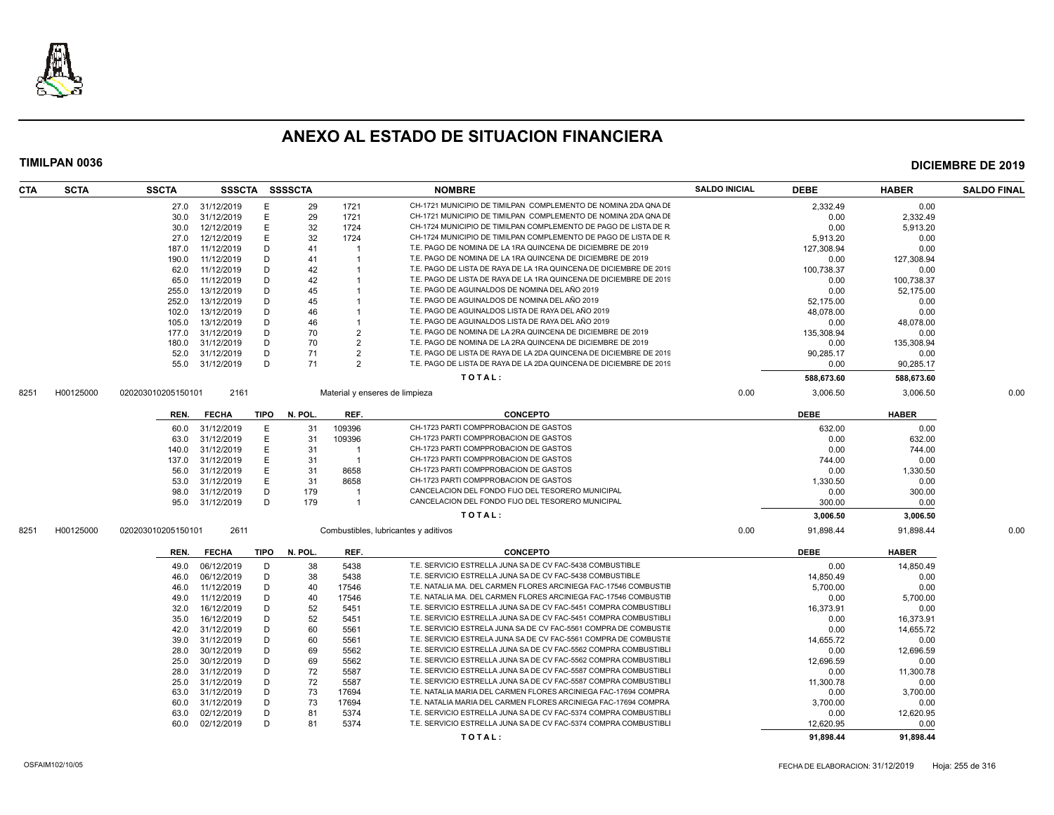# ANEXO AL ESTADO DE SITUACION FINANCIERA

**TIMILPAN 0036** **DICIEMBRE DE 2019**

| CTA | SCTA | SSCTA | SSSCTA | SSSSCTA | | NOMBRE | SALDO INICIAL | DEBE | HABER | SALDO FINAL |
|---|---|---|---|---|---|---|---|---|---|---|
| | | 27.0 | 31/12/2019 | E | 29 | 1721 | CH-1721 MUNICIPIO DE TIMILPAN COMPLEMENTO DE NOMINA 2DA QNA DE | 2,332.49 | 0.00 | |
| | | 30.0 | 31/12/2019 | E | 29 | 1721 | CH-1721 MUNICIPIO DE TIMILPAN COMPLEMENTO DE NOMINA 2DA QNA DE | 0.00 | 2,332.49 | |
| | | 30.0 | 12/12/2019 | E | 32 | 1724 | CH-1724 MUNICIPIO DE TIMILPAN COMPLEMENTO DE PAGO DE LISTA DE R. | 0.00 | 5,913.20 | |
| | | 27.0 | 12/12/2019 | E | 32 | 1724 | CH-1724 MUNICIPIO DE TIMILPAN COMPLEMENTO DE PAGO DE LISTA DE R. | 5,913.20 | 0.00 | |
| | | 187.0 | 11/12/2019 | D | 41 | 1 | T.E. PAGO DE NOMINA DE LA 1RA QUINCENA DE DICIEMBRE DE 2019 | 127,308.94 | 0.00 | |
| | | 190.0 | 11/12/2019 | D | 41 | 1 | T.E. PAGO DE NOMINA DE LA 1RA QUINCENA DE DICIEMBRE DE 2019 | 0.00 | 127,308.94 | |
| | | 62.0 | 11/12/2019 | D | 42 | 1 | T.E. PAGO DE LISTA DE RAYA DE LA 1RA QUINCENA DE DICIEMBRE DE 2019 | 100,738.37 | 0.00 | |
| | | 65.0 | 11/12/2019 | D | 42 | 1 | T.E. PAGO DE LISTA DE RAYA DE LA 1RA QUINCENA DE DICIEMBRE DE 2019 | 0.00 | 100,738.37 | |
| | | 255.0 | 13/12/2019 | D | 45 | 1 | T.E. PAGO DE AGUINALDOS DE NOMINA DEL AÑO 2019 | 0.00 | 52,175.00 | |
| | | 252.0 | 13/12/2019 | D | 45 | 1 | T.E. PAGO DE AGUINALDOS DE NOMINA DEL AÑO 2019 | 52,175.00 | 0.00 | |
| | | 102.0 | 13/12/2019 | D | 46 | 1 | T.E. PAGO DE AGUINALDOS LISTA DE RAYA DEL AÑO 2019 | 48,078.00 | 0.00 | |
| | | 105.0 | 13/12/2019 | D | 46 | 1 | T.E. PAGO DE AGUINALDOS LISTA DE RAYA DEL AÑO 2019 | 0.00 | 48,078.00 | |
| | | 177.0 | 31/12/2019 | D | 70 | 2 | T.E. PAGO DE NOMINA DE LA 2RA QUINCENA DE DICIEMBRE DE 2019 | 135,308.94 | 0.00 | |
| | | 180.0 | 31/12/2019 | D | 70 | 2 | T.E. PAGO DE NOMINA DE LA 2RA QUINCENA DE DICIEMBRE DE 2019 | 0.00 | 135,308.94 | |
| | | 52.0 | 31/12/2019 | D | 71 | 2 | T.E. PAGO DE LISTA DE RAYA DE LA 2DA QUINCENA DE DICIEMBRE DE 2019 | 90,285.17 | 0.00 | |
| | | 55.0 | 31/12/2019 | D | 71 | 2 | T.E. PAGO DE LISTA DE RAYA DE LA 2DA QUINCENA DE DICIEMBRE DE 2019 | 0.00 | 90,285.17 | |
| | | | | | | | TOTAL: | 588,673.60 | 588,673.60 | |

| CTA | SCTA | SSCTA | SSSCTA | NOMBRE | SALDO INICIAL | DEBE | HABER | SALDO FINAL |
|---|---|---|---|---|---|---|---|---|
| 8251 | H00125000 | 020203010205150101 | 2161 | Material y enseres de limpieza | 0.00 | 3,006.50 | 3,006.50 | 0.00 |

| REN. | FECHA | TIPO | N. POL. | REF. | CONCEPTO | DEBE | HABER |
|---|---|---|---|---|---|---|---|
| 60.0 | 31/12/2019 | E | 31 | 109396 | CH-1723 PARTI COMPPROBACION DE GASTOS | 632.00 | 0.00 |
| 63.0 | 31/12/2019 | E | 31 | 109396 | CH-1723 PARTI COMPPROBACION DE GASTOS | 0.00 | 632.00 |
| 140.0 | 31/12/2019 | E | 31 | 1 | CH-1723 PARTI COMPPROBACION DE GASTOS | 0.00 | 744.00 |
| 137.0 | 31/12/2019 | E | 31 | 1 | CH-1723 PARTI COMPPROBACION DE GASTOS | 744.00 | 0.00 |
| 56.0 | 31/12/2019 | E | 31 | 8658 | CH-1723 PARTI COMPPROBACION DE GASTOS | 0.00 | 1,330.50 |
| 53.0 | 31/12/2019 | E | 31 | 8658 | CH-1723 PARTI COMPPROBACION DE GASTOS | 1,330.50 | 0.00 |
| 98.0 | 31/12/2019 | D | 179 | 1 | CANCELACION DEL FONDO FIJO DEL TESORERO MUNICIPAL | 0.00 | 300.00 |
| 95.0 | 31/12/2019 | D | 179 | 1 | CANCELACION DEL FONDO FIJO DEL TESORERO MUNICIPAL | 300.00 | 0.00 |
| | | | | | TOTAL: | 3,006.50 | 3,006.50 |

| CTA | SCTA | SSCTA | SSSCTA | NOMBRE | SALDO INICIAL | DEBE | HABER | SALDO FINAL |
|---|---|---|---|---|---|---|---|---|
| 8251 | H00125000 | 020203010205150101 | 2611 | Combustibles, lubricantes y aditivos | 0.00 | 91,898.44 | 91,898.44 | 0.00 |

| REN. | FECHA | TIPO | N. POL. | REF. | CONCEPTO | DEBE | HABER |
|---|---|---|---|---|---|---|---|
| 49.0 | 06/12/2019 | D | 38 | 5438 | T.E. SERVICIO ESTRELLA JUNA SA DE CV FAC-5438 COMBUSTIBLE | 0.00 | 14,850.49 |
| 46.0 | 06/12/2019 | D | 38 | 5438 | T.E. SERVICIO ESTRELLA JUNA SA DE CV FAC-5438 COMBUSTIBLE | 14,850.49 | 0.00 |
| 46.0 | 11/12/2019 | D | 40 | 17546 | T.E. NATALIA MA. DEL CARMEN FLORES ARCINIEGA FAC-17546 COMBUSTIB | 5,700.00 | 0.00 |
| 49.0 | 11/12/2019 | D | 40 | 17546 | T.E. NATALIA MA. DEL CARMEN FLORES ARCINIEGA FAC-17546 COMBUSTIB | 0.00 | 5,700.00 |
| 32.0 | 16/12/2019 | D | 52 | 5451 | T.E. SERVICIO ESTRELLA JUNA SA DE CV FAC-5451 COMPRA COMBUSTIBLI | 16,373.91 | 0.00 |
| 35.0 | 16/12/2019 | D | 52 | 5451 | T.E. SERVICIO ESTRELLA JUNA SA DE CV FAC-5451 COMPRA COMBUSTIBLI | 0.00 | 16,373.91 |
| 42.0 | 31/12/2019 | D | 60 | 5561 | T.E. SERVICIO ESTRELA JUNA SA DE CV FAC-5561 COMPRA DE COMBUSTIE | 0.00 | 14,655.72 |
| 39.0 | 31/12/2019 | D | 60 | 5561 | T.E. SERVICIO ESTRELA JUNA SA DE CV FAC-5561 COMPRA DE COMBUSTIE | 14,655.72 | 0.00 |
| 28.0 | 30/12/2019 | D | 69 | 5562 | T.E. SERVICIO ESTRELLA JUNA SA DE CV FAC-5562 COMPRA COMBUSTIBLI | 0.00 | 12,696.59 |
| 25.0 | 30/12/2019 | D | 69 | 5562 | T.E. SERVICIO ESTRELLA JUNA SA DE CV FAC-5562 COMPRA COMBUSTIBLI | 12,696.59 | 0.00 |
| 28.0 | 31/12/2019 | D | 72 | 5587 | T.E. SERVICIO ESTRELLA JUNA SA DE CV FAC-5587 COMPRA COMBUSTIBLI | 0.00 | 11,300.78 |
| 25.0 | 31/12/2019 | D | 72 | 5587 | T.E. SERVICIO ESTRELLA JUNA SA DE CV FAC-5587 COMPRA COMBUSTIBLI | 11,300.78 | 0.00 |
| 63.0 | 31/12/2019 | D | 73 | 17694 | T.E. NATALIA MARIA DEL CARMEN FLORES ARCINIEGA FAC-17694 COMPRA | 0.00 | 3,700.00 |
| 60.0 | 31/12/2019 | D | 73 | 17694 | T.E. NATALIA MARIA DEL CARMEN FLORES ARCINIEGA FAC-17694 COMPRA | 3,700.00 | 0.00 |
| 63.0 | 02/12/2019 | D | 81 | 5374 | T.E. SERVICIO ESTRELLA JUNA SA DE CV FAC-5374 COMPRA COMBUSTIBLI | 0.00 | 12,620.95 |
| 60.0 | 02/12/2019 | D | 81 | 5374 | T.E. SERVICIO ESTRELLA JUNA SA DE CV FAC-5374 COMPRA COMBUSTIBLI | 12,620.95 | 0.00 |
| | | | | | TOTAL: | 91,898.44 | 91,898.44 |

OSFAIM102/10/05 FECHA DE ELABORACION: 31/12/2019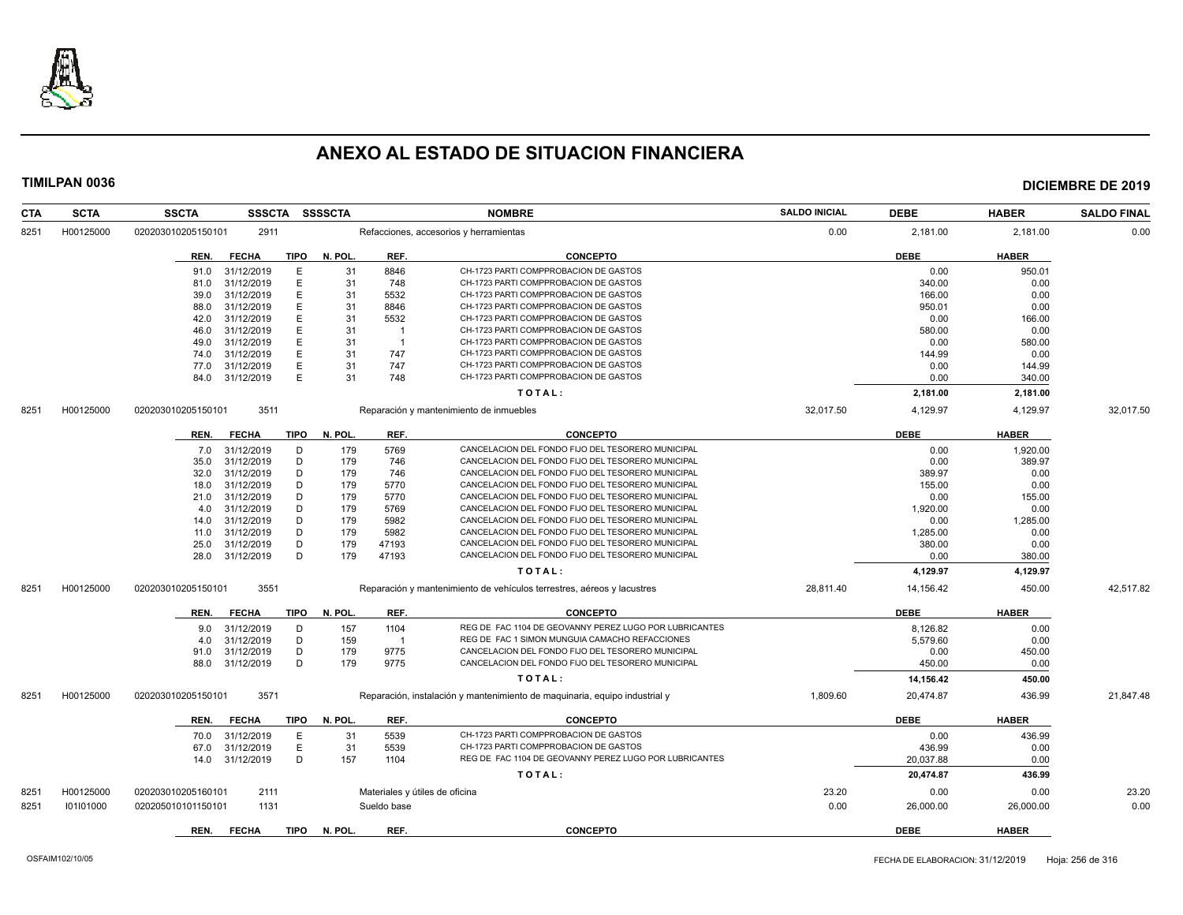# ANEXO AL ESTADO DE SITUACION FINANCIERA

**TIMILPAN 0036** | **DICIEMBRE DE 2019**

| CTA | SCTA | SSCTA | SSSCTA | SSSSCTA | NOMBRE | SALDO INICIAL | DEBE | HABER | SALDO FINAL |
|---|---|---|---|---|---|---|---|---|---|
| 8251 | H00125000 | 020203010205150101 | 2911 | | Refacciones, accesorios y herramientas | 0.00 | 2,181.00 | 2,181.00 | 0.00 |

| REN. | FECHA | TIPO | N. POL. | REF. | CONCEPTO | DEBE | HABER |
|---|---|---|---|---|---|---|---|
| 91.0 | 31/12/2019 | E | 31 | 8846 | CH-1723 PARTI COMPPROBACION DE GASTOS | 0.00 | 950.01 |
| 81.0 | 31/12/2019 | E | 31 | 748 | CH-1723 PARTI COMPPROBACION DE GASTOS | 340.00 | 0.00 |
| 39.0 | 31/12/2019 | E | 31 | 5532 | CH-1723 PARTI COMPPROBACION DE GASTOS | 166.00 | 0.00 |
| 88.0 | 31/12/2019 | E | 31 | 8846 | CH-1723 PARTI COMPPROBACION DE GASTOS | 950.01 | 0.00 |
| 42.0 | 31/12/2019 | E | 31 | 5532 | CH-1723 PARTI COMPPROBACION DE GASTOS | 0.00 | 166.00 |
| 46.0 | 31/12/2019 | E | 31 | 1 | CH-1723 PARTI COMPPROBACION DE GASTOS | 580.00 | 0.00 |
| 49.0 | 31/12/2019 | E | 31 | 1 | CH-1723 PARTI COMPPROBACION DE GASTOS | 0.00 | 580.00 |
| 74.0 | 31/12/2019 | E | 31 | 747 | CH-1723 PARTI COMPPROBACION DE GASTOS | 144.99 | 0.00 |
| 77.0 | 31/12/2019 | E | 31 | 747 | CH-1723 PARTI COMPPROBACION DE GASTOS | 0.00 | 144.99 |
| 84.0 | 31/12/2019 | E | 31 | 748 | CH-1723 PARTI COMPPROBACION DE GASTOS | 0.00 | 340.00 |
| | | | | | **T O T A L :** | **2,181.00** | **2,181.00** |

| CTA | SCTA | SSCTA | SSSCTA | SSSSCTA | NOMBRE | SALDO INICIAL | DEBE | HABER | SALDO FINAL |
|---|---|---|---|---|---|---|---|---|---|
| 8251 | H00125000 | 020203010205150101 | 3511 | | Reparación y mantenimiento de inmuebles | 32,017.50 | 4,129.97 | 4,129.97 | 32,017.50 |

| REN. | FECHA | TIPO | N. POL. | REF. | CONCEPTO | DEBE | HABER |
|---|---|---|---|---|---|---|---|
| 7.0 | 31/12/2019 | D | 179 | 5769 | CANCELACION DEL FONDO FIJO DEL TESORERO MUNICIPAL | 0.00 | 1,920.00 |
| 35.0 | 31/12/2019 | D | 179 | 746 | CANCELACION DEL FONDO FIJO DEL TESORERO MUNICIPAL | 0.00 | 389.97 |
| 32.0 | 31/12/2019 | D | 179 | 746 | CANCELACION DEL FONDO FIJO DEL TESORERO MUNICIPAL | 389.97 | 0.00 |
| 18.0 | 31/12/2019 | D | 179 | 5770 | CANCELACION DEL FONDO FIJO DEL TESORERO MUNICIPAL | 155.00 | 0.00 |
| 21.0 | 31/12/2019 | D | 179 | 5770 | CANCELACION DEL FONDO FIJO DEL TESORERO MUNICIPAL | 0.00 | 155.00 |
| 4.0 | 31/12/2019 | D | 179 | 5769 | CANCELACION DEL FONDO FIJO DEL TESORERO MUNICIPAL | 1,920.00 | 0.00 |
| 14.0 | 31/12/2019 | D | 179 | 5982 | CANCELACION DEL FONDO FIJO DEL TESORERO MUNICIPAL | 0.00 | 1,285.00 |
| 11.0 | 31/12/2019 | D | 179 | 5982 | CANCELACION DEL FONDO FIJO DEL TESORERO MUNICIPAL | 1,285.00 | 0.00 |
| 25.0 | 31/12/2019 | D | 179 | 47193 | CANCELACION DEL FONDO FIJO DEL TESORERO MUNICIPAL | 380.00 | 0.00 |
| 28.0 | 31/12/2019 | D | 179 | 47193 | CANCELACION DEL FONDO FIJO DEL TESORERO MUNICIPAL | 0.00 | 380.00 |
| | | | | | **T O T A L :** | **4,129.97** | **4,129.97** |

| CTA | SCTA | SSCTA | SSSCTA | SSSSCTA | NOMBRE | SALDO INICIAL | DEBE | HABER | SALDO FINAL |
|---|---|---|---|---|---|---|---|---|---|
| 8251 | H00125000 | 020203010205150101 | 3551 | | Reparación y mantenimiento de vehículos terrestres, aéreos y lacustres | 28,811.40 | 14,156.42 | 450.00 | 42,517.82 |

| REN. | FECHA | TIPO | N. POL. | REF. | CONCEPTO | DEBE | HABER |
|---|---|---|---|---|---|---|---|
| 9.0 | 31/12/2019 | D | 157 | 1104 | REG DE FAC 1104 DE GEOVANNY PEREZ LUGO POR LUBRICANTES | 8,126.82 | 0.00 |
| 4.0 | 31/12/2019 | D | 159 | 1 | REG DE FAC 1 SIMON MUNGUIA CAMACHO REFACCIONES | 5,579.60 | 0.00 |
| 91.0 | 31/12/2019 | D | 179 | 9775 | CANCELACION DEL FONDO FIJO DEL TESORERO MUNICIPAL | 0.00 | 450.00 |
| 88.0 | 31/12/2019 | D | 179 | 9775 | CANCELACION DEL FONDO FIJO DEL TESORERO MUNICIPAL | 450.00 | 0.00 |
| | | | | | **T O T A L :** | **14,156.42** | **450.00** |

| CTA | SCTA | SSCTA | SSSCTA | SSSSCTA | NOMBRE | SALDO INICIAL | DEBE | HABER | SALDO FINAL |
|---|---|---|---|---|---|---|---|---|---|
| 8251 | H00125000 | 020203010205150101 | 3571 | | Reparación, instalación y mantenimiento de maquinaria, equipo industrial y | 1,809.60 | 20,474.87 | 436.99 | 21,847.48 |

| REN. | FECHA | TIPO | N. POL. | REF. | CONCEPTO | DEBE | HABER |
|---|---|---|---|---|---|---|---|
| 70.0 | 31/12/2019 | E | 31 | 5539 | CH-1723 PARTI COMPPROBACION DE GASTOS | 0.00 | 436.99 |
| 67.0 | 31/12/2019 | E | 31 | 5539 | CH-1723 PARTI COMPPROBACION DE GASTOS | 436.99 | 0.00 |
| 14.0 | 31/12/2019 | D | 157 | 1104 | REG DE FAC 1104 DE GEOVANNY PEREZ LUGO POR LUBRICANTES | 20,037.88 | 0.00 |
| | | | | | **T O T A L :** | **20,474.87** | **436.99** |

| CTA | SCTA | SSCTA | SSSCTA | SSSSCTA | NOMBRE | SALDO INICIAL | DEBE | HABER | SALDO FINAL |
|---|---|---|---|---|---|---|---|---|---|
| 8251 | H00125000 | 020203010205160101 | 2111 | | Materiales y útiles de oficina | 23.20 | 0.00 | 0.00 | 23.20 |
| 8251 | I01I01000 | 020205010101150101 | 1131 | | Sueldo base | 0.00 | 26,000.00 | 26,000.00 | 0.00 |

| REN. | FECHA | TIPO | N. POL. | REF. | CONCEPTO | DEBE | HABER |
|---|---|---|---|---|---|---|---|

OSFAIM102/10/05 — FECHA DE ELABORACION: 31/12/2019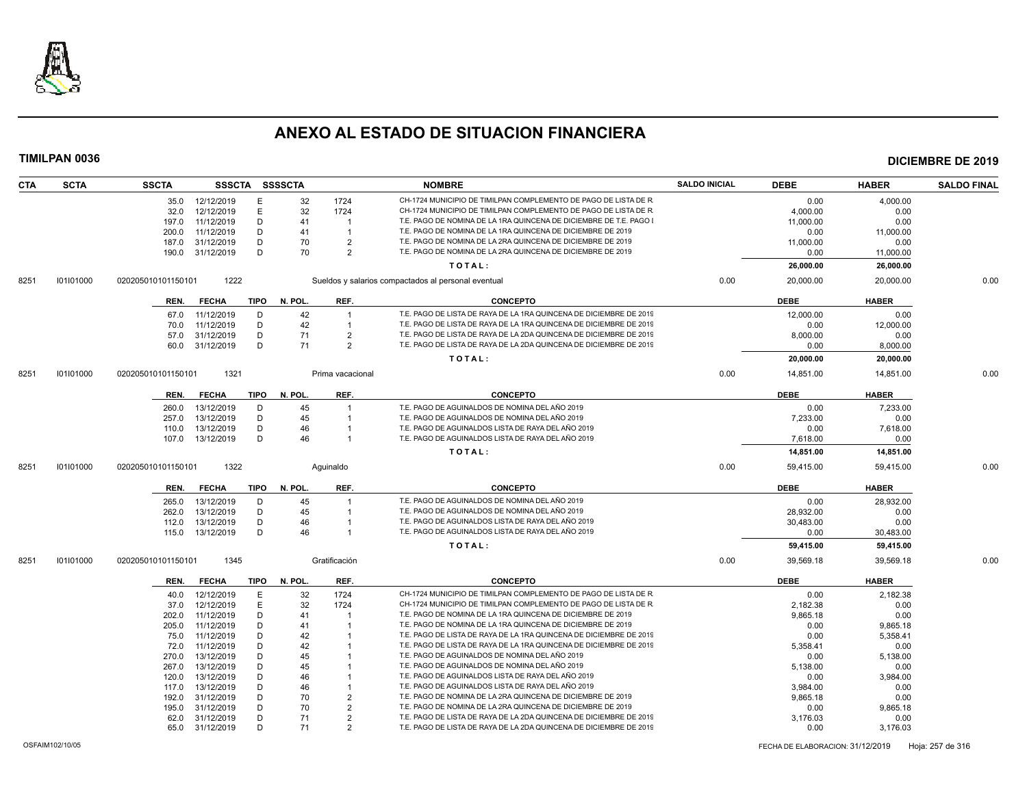# ANEXO AL ESTADO DE SITUACION FINANCIERA

**TIMILPAN 0036** — **DICIEMBRE DE 2019**

| CTA | SCTA | SSCTA | SSSCTA | SSSSCTA | | NOMBRE | SALDO INICIAL | DEBE | HABER | SALDO FINAL |
|---|---|---|---|---|---|---|---|---|---|---|
| | | 35.0 | 12/12/2019 | E | 32 | 1724 CH-1724 MUNICIPIO DE TIMILPAN COMPLEMENTO DE PAGO DE LISTA DE R | | 0.00 | 4,000.00 | |
| | | 32.0 | 12/12/2019 | E | 32 | 1724 CH-1724 MUNICIPIO DE TIMILPAN COMPLEMENTO DE PAGO DE LISTA DE R | | 4,000.00 | 0.00 | |
| | | 197.0 | 11/12/2019 | D | 41 | 1 T.E. PAGO DE NOMINA DE LA 1RA QUINCENA DE DICIEMBRE DE T.E. PAGO I | | 11,000.00 | 0.00 | |
| | | 200.0 | 11/12/2019 | D | 41 | 1 T.E. PAGO DE NOMINA DE LA 1RA QUINCENA DE DICIEMBRE DE 2019 | | 0.00 | 11,000.00 | |
| | | 187.0 | 31/12/2019 | D | 70 | 2 T.E. PAGO DE NOMINA DE LA 2RA QUINCENA DE DICIEMBRE DE 2019 | | 11,000.00 | 0.00 | |
| | | 190.0 | 31/12/2019 | D | 70 | 2 T.E. PAGO DE NOMINA DE LA 2RA QUINCENA DE DICIEMBRE DE 2019 | | 0.00 | 11,000.00 | |
| | | | | | | **TOTAL:** | | **26,000.00** | **26,000.00** | |
| 8251 | I01I01000 | 020205010101150101 | 1222 | | | Sueldos y salarios compactados al personal eventual | 0.00 | 20,000.00 | 20,000.00 | 0.00 |

| REN. | FECHA | TIPO | N. POL. | REF. | CONCEPTO | DEBE | HABER |
|---|---|---|---|---|---|---|---|
| 67.0 | 11/12/2019 | D | 42 | 1 | T.E. PAGO DE LISTA DE RAYA DE LA 1RA QUINCENA DE DICIEMBRE DE 2019 | 12,000.00 | 0.00 |
| 70.0 | 11/12/2019 | D | 42 | 1 | T.E. PAGO DE LISTA DE RAYA DE LA 1RA QUINCENA DE DICIEMBRE DE 2019 | 0.00 | 12,000.00 |
| 57.0 | 31/12/2019 | D | 71 | 2 | T.E. PAGO DE LISTA DE RAYA DE LA 2DA QUINCENA DE DICIEMBRE DE 2019 | 8,000.00 | 0.00 |
| 60.0 | 31/12/2019 | D | 71 | 2 | T.E. PAGO DE LISTA DE RAYA DE LA 2DA QUINCENA DE DICIEMBRE DE 2019 | 0.00 | 8,000.00 |
| | | | | | **TOTAL:** | **20,000.00** | **20,000.00** |

| CTA | SCTA | SSCTA | SSSCTA | NOMBRE | SALDO INICIAL | DEBE | HABER | SALDO FINAL |
|---|---|---|---|---|---|---|---|---|
| 8251 | I01I01000 | 020205010101150101 | 1321 | Prima vacacional | 0.00 | 14,851.00 | 14,851.00 | 0.00 |

| REN. | FECHA | TIPO | N. POL. | REF. | CONCEPTO | DEBE | HABER |
|---|---|---|---|---|---|---|---|
| 260.0 | 13/12/2019 | D | 45 | 1 | T.E. PAGO DE AGUINALDOS DE NOMINA DEL AÑO 2019 | 0.00 | 7,233.00 |
| 257.0 | 13/12/2019 | D | 45 | 1 | T.E. PAGO DE AGUINALDOS DE NOMINA DEL AÑO 2019 | 7,233.00 | 0.00 |
| 110.0 | 13/12/2019 | D | 46 | 1 | T.E. PAGO DE AGUINALDOS LISTA DE RAYA DEL AÑO 2019 | 0.00 | 7,618.00 |
| 107.0 | 13/12/2019 | D | 46 | 1 | T.E. PAGO DE AGUINALDOS LISTA DE RAYA DEL AÑO 2019 | 7,618.00 | 0.00 |
| | | | | | **TOTAL:** | **14,851.00** | **14,851.00** |

| CTA | SCTA | SSCTA | SSSCTA | NOMBRE | SALDO INICIAL | DEBE | HABER | SALDO FINAL |
|---|---|---|---|---|---|---|---|---|
| 8251 | I01I01000 | 020205010101150101 | 1322 | Aguinaldo | 0.00 | 59,415.00 | 59,415.00 | 0.00 |

| REN. | FECHA | TIPO | N. POL. | REF. | CONCEPTO | DEBE | HABER |
|---|---|---|---|---|---|---|---|
| 265.0 | 13/12/2019 | D | 45 | 1 | T.E. PAGO DE AGUINALDOS DE NOMINA DEL AÑO 2019 | 0.00 | 28,932.00 |
| 262.0 | 13/12/2019 | D | 45 | 1 | T.E. PAGO DE AGUINALDOS DE NOMINA DEL AÑO 2019 | 28,932.00 | 0.00 |
| 112.0 | 13/12/2019 | D | 46 | 1 | T.E. PAGO DE AGUINALDOS LISTA DE RAYA DEL AÑO 2019 | 30,483.00 | 0.00 |
| 115.0 | 13/12/2019 | D | 46 | 1 | T.E. PAGO DE AGUINALDOS LISTA DE RAYA DEL AÑO 2019 | 0.00 | 30,483.00 |
| | | | | | **TOTAL:** | **59,415.00** | **59,415.00** |

| CTA | SCTA | SSCTA | SSSCTA | NOMBRE | SALDO INICIAL | DEBE | HABER | SALDO FINAL |
|---|---|---|---|---|---|---|---|---|
| 8251 | I01I01000 | 020205010101150101 | 1345 | Gratificación | 0.00 | 39,569.18 | 39,569.18 | 0.00 |

| REN. | FECHA | TIPO | N. POL. | REF. | CONCEPTO | DEBE | HABER |
|---|---|---|---|---|---|---|---|
| 40.0 | 12/12/2019 | E | 32 | 1724 | CH-1724 MUNICIPIO DE TIMILPAN COMPLEMENTO DE PAGO DE LISTA DE R | 0.00 | 2,182.38 |
| 37.0 | 12/12/2019 | E | 32 | 1724 | CH-1724 MUNICIPIO DE TIMILPAN COMPLEMENTO DE PAGO DE LISTA DE R | 2,182.38 | 0.00 |
| 202.0 | 11/12/2019 | D | 41 | 1 | T.E. PAGO DE NOMINA DE LA 1RA QUINCENA DE DICIEMBRE DE 2019 | 9,865.18 | 0.00 |
| 205.0 | 11/12/2019 | D | 41 | 1 | T.E. PAGO DE NOMINA DE LA 1RA QUINCENA DE DICIEMBRE DE 2019 | 0.00 | 9,865.18 |
| 75.0 | 11/12/2019 | D | 42 | 1 | T.E. PAGO DE LISTA DE RAYA DE LA 1RA QUINCENA DE DICIEMBRE DE 2019 | 0.00 | 5,358.41 |
| 72.0 | 11/12/2019 | D | 42 | 1 | T.E. PAGO DE LISTA DE RAYA DE LA 1RA QUINCENA DE DICIEMBRE DE 2019 | 5,358.41 | 0.00 |
| 270.0 | 13/12/2019 | D | 45 | 1 | T.E. PAGO DE AGUINALDOS DE NOMINA DEL AÑO 2019 | 0.00 | 5,138.00 |
| 267.0 | 13/12/2019 | D | 45 | 1 | T.E. PAGO DE AGUINALDOS DE NOMINA DEL AÑO 2019 | 5,138.00 | 0.00 |
| 120.0 | 13/12/2019 | D | 46 | 1 | T.E. PAGO DE AGUINALDOS LISTA DE RAYA DEL AÑO 2019 | 0.00 | 3,984.00 |
| 117.0 | 13/12/2019 | D | 46 | 1 | T.E. PAGO DE AGUINALDOS LISTA DE RAYA DEL AÑO 2019 | 3,984.00 | 0.00 |
| 192.0 | 31/12/2019 | D | 70 | 2 | T.E. PAGO DE NOMINA DE LA 2RA QUINCENA DE DICIEMBRE DE 2019 | 9,865.18 | 0.00 |
| 195.0 | 31/12/2019 | D | 70 | 2 | T.E. PAGO DE NOMINA DE LA 2RA QUINCENA DE DICIEMBRE DE 2019 | 0.00 | 9,865.18 |
| 62.0 | 31/12/2019 | D | 71 | 2 | T.E. PAGO DE LISTA DE RAYA DE LA 2DA QUINCENA DE DICIEMBRE DE 2019 | 3,176.03 | 0.00 |
| 65.0 | 31/12/2019 | D | 71 | 2 | T.E. PAGO DE LISTA DE RAYA DE LA 2DA QUINCENA DE DICIEMBRE DE 2019 | 0.00 | 3,176.03 |

OSFAIM102/10/05 — FECHA DE ELABORACION: 31/12/2019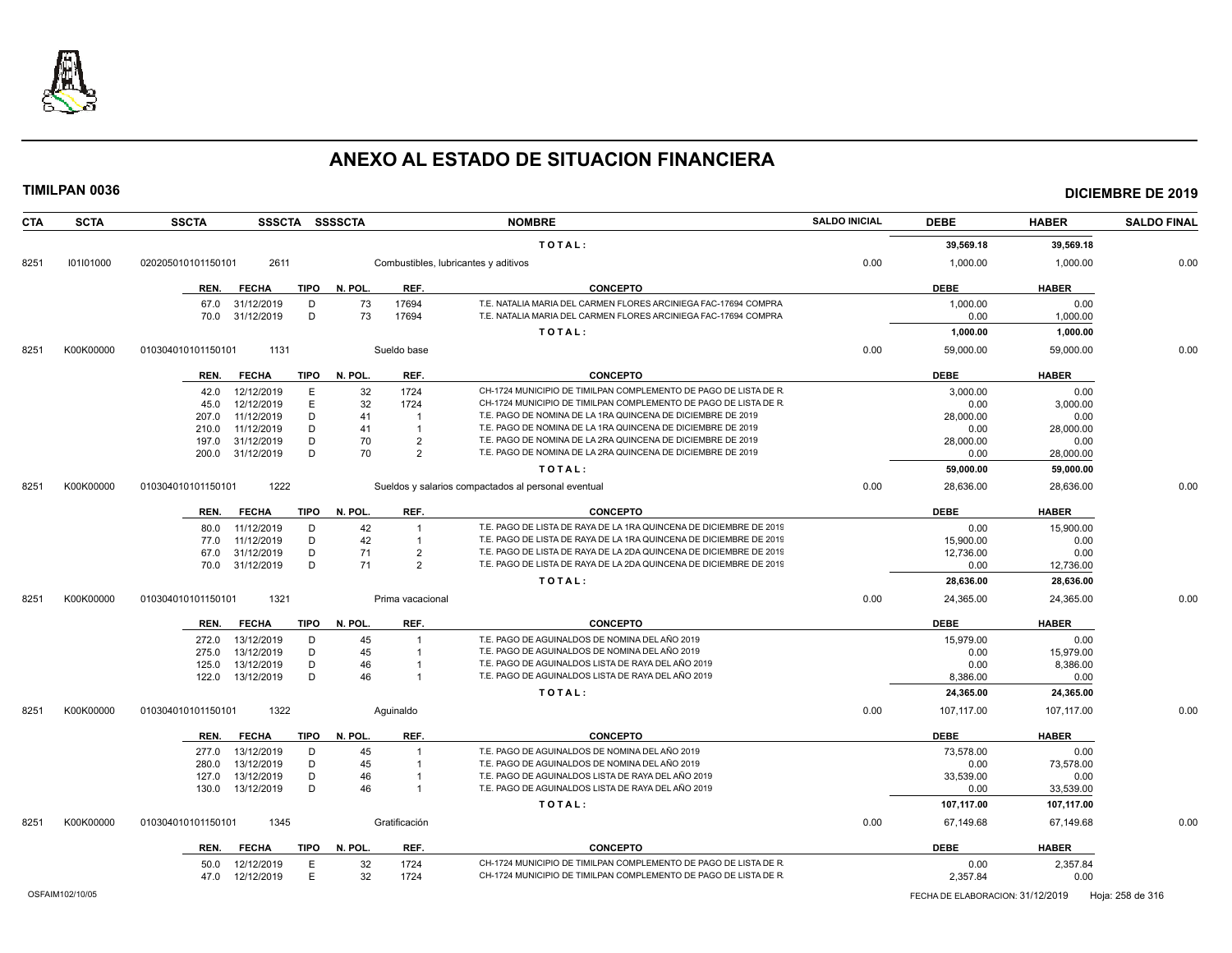# ANEXO AL ESTADO DE SITUACION FINANCIERA

**TIMILPAN 0036** **DICIEMBRE DE 2019**

| CTA | SCTA | SSCTA | SSSCTA | SSSSCTA | NOMBRE | SALDO INICIAL | DEBE | HABER | SALDO FINAL |
|---|---|---|---|---|---|---|---|---|---|
| | | | | | TOTAL: | | 39,569.18 | 39,569.18 | |
| 8251 | I01I01000 | 020205010101150101 | 2611 | | Combustibles, lubricantes y aditivos | 0.00 | 1,000.00 | 1,000.00 | 0.00 |

| REN. | FECHA | TIPO | N. POL. | REF. | CONCEPTO | DEBE | HABER |
|---|---|---|---|---|---|---|---|
| 67.0 | 31/12/2019 | D | 73 | 17694 | T.E. NATALIA MARIA DEL CARMEN FLORES ARCINIEGA FAC-17694 COMPRA | 1,000.00 | 0.00 |
| 70.0 | 31/12/2019 | D | 73 | 17694 | T.E. NATALIA MARIA DEL CARMEN FLORES ARCINIEGA FAC-17694 COMPRA | 0.00 | 1,000.00 |
| | | | | | TOTAL: | 1,000.00 | 1,000.00 |

| CTA | SCTA | SSCTA | SSSCTA | SSSSCTA | NOMBRE | SALDO INICIAL | DEBE | HABER | SALDO FINAL |
|---|---|---|---|---|---|---|---|---|---|
| 8251 | K00K00000 | 010304010101150101 | 1131 | | Sueldo base | 0.00 | 59,000.00 | 59,000.00 | 0.00 |

| REN. | FECHA | TIPO | N. POL. | REF. | CONCEPTO | DEBE | HABER |
|---|---|---|---|---|---|---|---|
| 42.0 | 12/12/2019 | E | 32 | 1724 | CH-1724 MUNICIPIO DE TIMILPAN COMPLEMENTO DE PAGO DE LISTA DE R | 3,000.00 | 0.00 |
| 45.0 | 12/12/2019 | E | 32 | 1724 | CH-1724 MUNICIPIO DE TIMILPAN COMPLEMENTO DE PAGO DE LISTA DE R | 0.00 | 3,000.00 |
| 207.0 | 11/12/2019 | D | 41 | 1 | T.E. PAGO DE NOMINA DE LA 1RA QUINCENA DE DICIEMBRE DE 2019 | 28,000.00 | 0.00 |
| 210.0 | 11/12/2019 | D | 41 | 1 | T.E. PAGO DE NOMINA DE LA 1RA QUINCENA DE DICIEMBRE DE 2019 | 0.00 | 28,000.00 |
| 197.0 | 31/12/2019 | D | 70 | 2 | T.E. PAGO DE NOMINA DE LA 2RA QUINCENA DE DICIEMBRE DE 2019 | 28,000.00 | 0.00 |
| 200.0 | 31/12/2019 | D | 70 | 2 | T.E. PAGO DE NOMINA DE LA 2RA QUINCENA DE DICIEMBRE DE 2019 | 0.00 | 28,000.00 |
| | | | | | TOTAL: | 59,000.00 | 59,000.00 |

| CTA | SCTA | SSCTA | SSSCTA | SSSSCTA | NOMBRE | SALDO INICIAL | DEBE | HABER | SALDO FINAL |
|---|---|---|---|---|---|---|---|---|---|
| 8251 | K00K00000 | 010304010101150101 | 1222 | | Sueldos y salarios compactados al personal eventual | 0.00 | 28,636.00 | 28,636.00 | 0.00 |

| REN. | FECHA | TIPO | N. POL. | REF. | CONCEPTO | DEBE | HABER |
|---|---|---|---|---|---|---|---|
| 80.0 | 11/12/2019 | D | 42 | 1 | T.E. PAGO DE LISTA DE RAYA DE LA 1RA QUINCENA DE DICIEMBRE DE 2019 | 0.00 | 15,900.00 |
| 77.0 | 11/12/2019 | D | 42 | 1 | T.E. PAGO DE LISTA DE RAYA DE LA 1RA QUINCENA DE DICIEMBRE DE 2019 | 15,900.00 | 0.00 |
| 67.0 | 31/12/2019 | D | 71 | 2 | T.E. PAGO DE LISTA DE RAYA DE LA 2DA QUINCENA DE DICIEMBRE DE 2019 | 12,736.00 | 0.00 |
| 70.0 | 31/12/2019 | D | 71 | 2 | T.E. PAGO DE LISTA DE RAYA DE LA 2DA QUINCENA DE DICIEMBRE DE 2019 | 0.00 | 12,736.00 |
| | | | | | TOTAL: | 28,636.00 | 28,636.00 |

| CTA | SCTA | SSCTA | SSSCTA | SSSSCTA | NOMBRE | SALDO INICIAL | DEBE | HABER | SALDO FINAL |
|---|---|---|---|---|---|---|---|---|---|
| 8251 | K00K00000 | 010304010101150101 | 1321 | | Prima vacacional | 0.00 | 24,365.00 | 24,365.00 | 0.00 |

| REN. | FECHA | TIPO | N. POL. | REF. | CONCEPTO | DEBE | HABER |
|---|---|---|---|---|---|---|---|
| 272.0 | 13/12/2019 | D | 45 | 1 | T.E. PAGO DE AGUINALDOS DE NOMINA DEL AÑO 2019 | 15,979.00 | 0.00 |
| 275.0 | 13/12/2019 | D | 45 | 1 | T.E. PAGO DE AGUINALDOS DE NOMINA DEL AÑO 2019 | 0.00 | 15,979.00 |
| 125.0 | 13/12/2019 | D | 46 | 1 | T.E. PAGO DE AGUINALDOS LISTA DE RAYA DEL AÑO 2019 | 0.00 | 8,386.00 |
| 122.0 | 13/12/2019 | D | 46 | 1 | T.E. PAGO DE AGUINALDOS LISTA DE RAYA DEL AÑO 2019 | 8,386.00 | 0.00 |
| | | | | | TOTAL: | 24,365.00 | 24,365.00 |

| CTA | SCTA | SSCTA | SSSCTA | SSSSCTA | NOMBRE | SALDO INICIAL | DEBE | HABER | SALDO FINAL |
|---|---|---|---|---|---|---|---|---|---|
| 8251 | K00K00000 | 010304010101150101 | 1322 | | Aguinaldo | 0.00 | 107,117.00 | 107,117.00 | 0.00 |

| REN. | FECHA | TIPO | N. POL. | REF. | CONCEPTO | DEBE | HABER |
|---|---|---|---|---|---|---|---|
| 277.0 | 13/12/2019 | D | 45 | 1 | T.E. PAGO DE AGUINALDOS DE NOMINA DEL AÑO 2019 | 73,578.00 | 0.00 |
| 280.0 | 13/12/2019 | D | 45 | 1 | T.E. PAGO DE AGUINALDOS DE NOMINA DEL AÑO 2019 | 0.00 | 73,578.00 |
| 127.0 | 13/12/2019 | D | 46 | 1 | T.E. PAGO DE AGUINALDOS LISTA DE RAYA DEL AÑO 2019 | 33,539.00 | 0.00 |
| 130.0 | 13/12/2019 | D | 46 | 1 | T.E. PAGO DE AGUINALDOS LISTA DE RAYA DEL AÑO 2019 | 0.00 | 33,539.00 |
| | | | | | TOTAL: | 107,117.00 | 107,117.00 |

| CTA | SCTA | SSCTA | SSSCTA | SSSSCTA | NOMBRE | SALDO INICIAL | DEBE | HABER | SALDO FINAL |
|---|---|---|---|---|---|---|---|---|---|
| 8251 | K00K00000 | 010304010101150101 | 1345 | | Gratificación | 0.00 | 67,149.68 | 67,149.68 | 0.00 |

| REN. | FECHA | TIPO | N. POL. | REF. | CONCEPTO | DEBE | HABER |
|---|---|---|---|---|---|---|---|
| 50.0 | 12/12/2019 | E | 32 | 1724 | CH-1724 MUNICIPIO DE TIMILPAN COMPLEMENTO DE PAGO DE LISTA DE R | 0.00 | 2,357.84 |
| 47.0 | 12/12/2019 | E | 32 | 1724 | CH-1724 MUNICIPIO DE TIMILPAN COMPLEMENTO DE PAGO DE LISTA DE R | 2,357.84 | 0.00 |

OSFAIM102/10/05 FECHA DE ELABORACION: 31/12/2019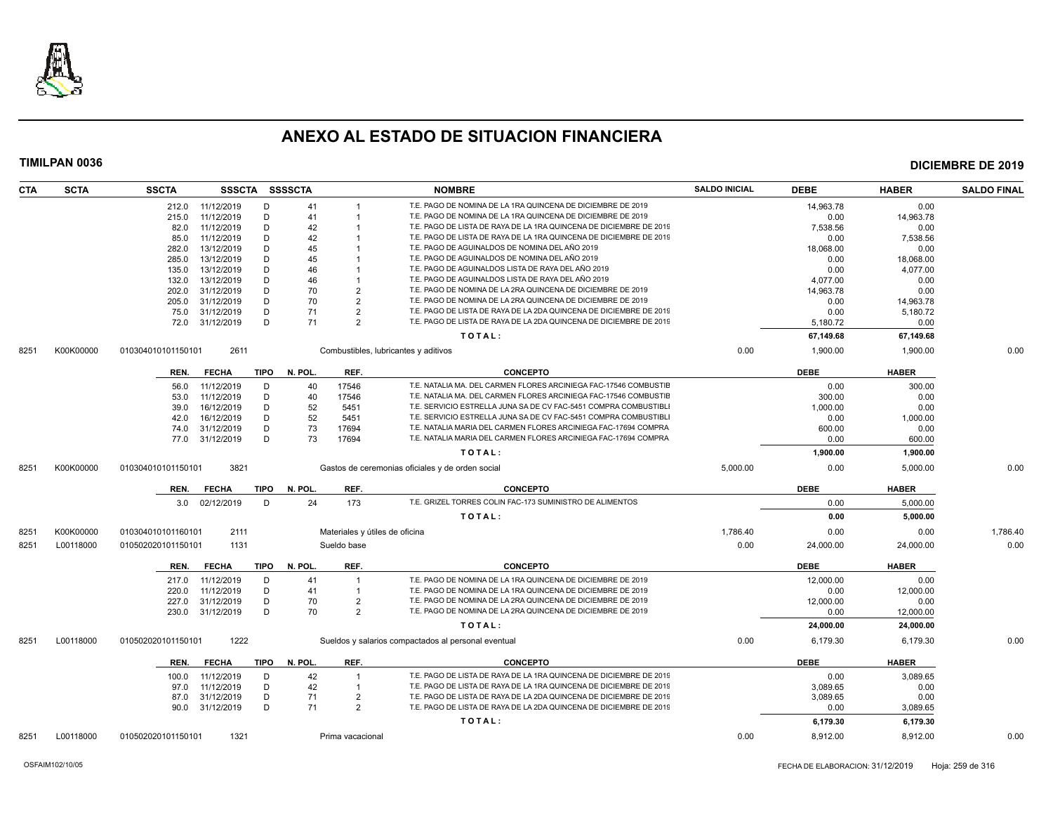# ANEXO AL ESTADO DE SITUACION FINANCIERA

**TIMILPAN 0036** — **DICIEMBRE DE 2019**

| CTA | SCTA | SSCTA | SSSCTA | SSSSCTA | | NOMBRE | SALDO INICIAL | DEBE | HABER | SALDO FINAL |
|---|---|---|---|---|---|---|---|---|---|---|
| | | 212.0 | 11/12/2019 | D | 41 | 1 T.E. PAGO DE NOMINA DE LA 1RA QUINCENA DE DICIEMBRE DE 2019 | | 14,963.78 | 0.00 | |
| | | 215.0 | 11/12/2019 | D | 41 | 1 T.E. PAGO DE NOMINA DE LA 1RA QUINCENA DE DICIEMBRE DE 2019 | | 0.00 | 14,963.78 | |
| | | 82.0 | 11/12/2019 | D | 42 | 1 T.E. PAGO DE LISTA DE RAYA DE LA 1RA QUINCENA DE DICIEMBRE DE 2019 | | 7,538.56 | 0.00 | |
| | | 85.0 | 11/12/2019 | D | 42 | 1 T.E. PAGO DE LISTA DE RAYA DE LA 1RA QUINCENA DE DICIEMBRE DE 2019 | | 0.00 | 7,538.56 | |
| | | 282.0 | 13/12/2019 | D | 45 | 1 T.E. PAGO DE AGUINALDOS DE NOMINA DEL AÑO 2019 | | 18,068.00 | 0.00 | |
| | | 285.0 | 13/12/2019 | D | 45 | 1 T.E. PAGO DE AGUINALDOS DE NOMINA DEL AÑO 2019 | | 0.00 | 18,068.00 | |
| | | 135.0 | 13/12/2019 | D | 46 | 1 T.E. PAGO DE AGUINALDOS LISTA DE RAYA DEL AÑO 2019 | | 0.00 | 4,077.00 | |
| | | 132.0 | 13/12/2019 | D | 46 | 1 T.E. PAGO DE AGUINALDOS LISTA DE RAYA DEL AÑO 2019 | | 4,077.00 | 0.00 | |
| | | 202.0 | 31/12/2019 | D | 70 | 2 T.E. PAGO DE NOMINA DE LA 2RA QUINCENA DE DICIEMBRE DE 2019 | | 14,963.78 | 0.00 | |
| | | 205.0 | 31/12/2019 | D | 70 | 2 T.E. PAGO DE NOMINA DE LA 2RA QUINCENA DE DICIEMBRE DE 2019 | | 0.00 | 14,963.78 | |
| | | 75.0 | 31/12/2019 | D | 71 | 2 T.E. PAGO DE LISTA DE RAYA DE LA 2DA QUINCENA DE DICIEMBRE DE 2019 | | 0.00 | 5,180.72 | |
| | | 72.0 | 31/12/2019 | D | 71 | 2 T.E. PAGO DE LISTA DE RAYA DE LA 2DA QUINCENA DE DICIEMBRE DE 2019 | | 5,180.72 | 0.00 | |
| | | | | | | **TOTAL:** | | **67,149.68** | **67,149.68** | |
| 8251 | K00K00000 | 010304010101150101 | 2611 | | | Combustibles, lubricantes y aditivos | 0.00 | 1,900.00 | 1,900.00 | 0.00 |

| REN. | FECHA | TIPO | N. POL. | REF. | CONCEPTO | DEBE | HABER |
|---|---|---|---|---|---|---|---|
| 56.0 | 11/12/2019 | D | 40 | 17546 | T.E. NATALIA MA. DEL CARMEN FLORES ARCINIEGA FAC-17546 COMBUSTIB | 0.00 | 300.00 |
| 53.0 | 11/12/2019 | D | 40 | 17546 | T.E. NATALIA MA. DEL CARMEN FLORES ARCINIEGA FAC-17546 COMBUSTIB | 300.00 | 0.00 |
| 39.0 | 16/12/2019 | D | 52 | 5451 | T.E. SERVICIO ESTRELLA JUNA SA DE CV FAC-5451 COMPRA COMBUSTIBLI | 1,000.00 | 0.00 |
| 42.0 | 16/12/2019 | D | 52 | 5451 | T.E. SERVICIO ESTRELLA JUNA SA DE CV FAC-5451 COMPRA COMBUSTIBLI | 0.00 | 1,000.00 |
| 74.0 | 31/12/2019 | D | 73 | 17694 | T.E. NATALIA MARIA DEL CARMEN FLORES ARCINIEGA FAC-17694 COMPRA | 600.00 | 0.00 |
| 77.0 | 31/12/2019 | D | 73 | 17694 | T.E. NATALIA MARIA DEL CARMEN FLORES ARCINIEGA FAC-17694 COMPRA | 0.00 | 600.00 |
| | | | | | **TOTAL:** | **1,900.00** | **1,900.00** |

| CTA | SCTA | SSCTA | SSSCTA | NOMBRE | SALDO INICIAL | DEBE | HABER | SALDO FINAL |
|---|---|---|---|---|---|---|---|---|
| 8251 | K00K00000 | 010304010101150101 | 3821 | Gastos de ceremonias oficiales y de orden social | 5,000.00 | 0.00 | 5,000.00 | 0.00 |

| REN. | FECHA | TIPO | N. POL. | REF. | CONCEPTO | DEBE | HABER |
|---|---|---|---|---|---|---|---|
| 3.0 | 02/12/2019 | D | 24 | 173 | T.E. GRIZEL TORRES COLIN FAC-173 SUMINISTRO DE ALIMENTOS | 0.00 | 5,000.00 |
| | | | | | **TOTAL:** | **0.00** | **5,000.00** |

| CTA | SCTA | SSCTA | SSSCTA | NOMBRE | SALDO INICIAL | DEBE | HABER | SALDO FINAL |
|---|---|---|---|---|---|---|---|---|
| 8251 | K00K00000 | 010304010101160101 | 2111 | Materiales y útiles de oficina | 1,786.40 | 0.00 | 0.00 | 1,786.40 |
| 8251 | L00118000 | 010502020101150101 | 1131 | Sueldo base | 0.00 | 24,000.00 | 24,000.00 | 0.00 |

| REN. | FECHA | TIPO | N. POL. | REF. | CONCEPTO | DEBE | HABER |
|---|---|---|---|---|---|---|---|
| 217.0 | 11/12/2019 | D | 41 | 1 | T.E. PAGO DE NOMINA DE LA 1RA QUINCENA DE DICIEMBRE DE 2019 | 12,000.00 | 0.00 |
| 220.0 | 11/12/2019 | D | 41 | 1 | T.E. PAGO DE NOMINA DE LA 1RA QUINCENA DE DICIEMBRE DE 2019 | 0.00 | 12,000.00 |
| 227.0 | 31/12/2019 | D | 70 | 2 | T.E. PAGO DE NOMINA DE LA 2RA QUINCENA DE DICIEMBRE DE 2019 | 12,000.00 | 0.00 |
| 230.0 | 31/12/2019 | D | 70 | 2 | T.E. PAGO DE NOMINA DE LA 2RA QUINCENA DE DICIEMBRE DE 2019 | 0.00 | 12,000.00 |
| | | | | | **TOTAL:** | **24,000.00** | **24,000.00** |

| CTA | SCTA | SSCTA | SSSCTA | NOMBRE | SALDO INICIAL | DEBE | HABER | SALDO FINAL |
|---|---|---|---|---|---|---|---|---|
| 8251 | L00118000 | 010502020101150101 | 1222 | Sueldos y salarios compactados al personal eventual | 0.00 | 6,179.30 | 6,179.30 | 0.00 |

| REN. | FECHA | TIPO | N. POL. | REF. | CONCEPTO | DEBE | HABER |
|---|---|---|---|---|---|---|---|
| 100.0 | 11/12/2019 | D | 42 | 1 | T.E. PAGO DE LISTA DE RAYA DE LA 1RA QUINCENA DE DICIEMBRE DE 2019 | 0.00 | 3,089.65 |
| 97.0 | 11/12/2019 | D | 42 | 1 | T.E. PAGO DE LISTA DE RAYA DE LA 1RA QUINCENA DE DICIEMBRE DE 2019 | 3,089.65 | 0.00 |
| 87.0 | 31/12/2019 | D | 71 | 2 | T.E. PAGO DE LISTA DE RAYA DE LA 2DA QUINCENA DE DICIEMBRE DE 2019 | 3,089.65 | 0.00 |
| 90.0 | 31/12/2019 | D | 71 | 2 | T.E. PAGO DE LISTA DE RAYA DE LA 2DA QUINCENA DE DICIEMBRE DE 2019 | 0.00 | 3,089.65 |
| | | | | | **TOTAL:** | **6,179.30** | **6,179.30** |

| CTA | SCTA | SSCTA | SSSCTA | NOMBRE | SALDO INICIAL | DEBE | HABER | SALDO FINAL |
|---|---|---|---|---|---|---|---|---|
| 8251 | L00118000 | 010502020101150101 | 1321 | Prima vacacional | 0.00 | 8,912.00 | 8,912.00 | 0.00 |

OSFAIM102/10/05 — FECHA DE ELABORACION: 31/12/2019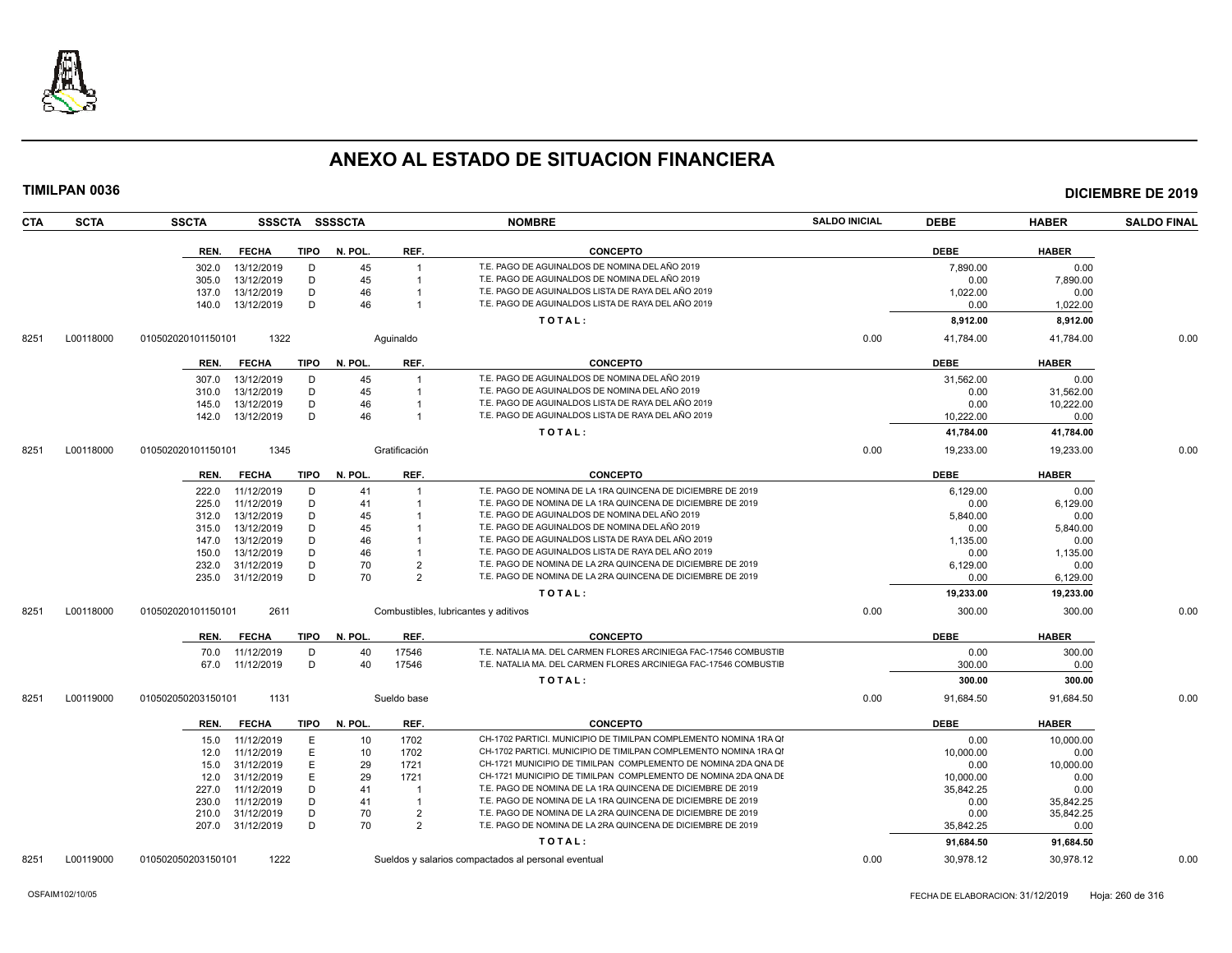# ANEXO AL ESTADO DE SITUACION FINANCIERA

**TIMILPAN 0036** **DICIEMBRE DE 2019**

| CTA | SCTA | SSCTA | SSSCTA | SSSSCTA | NOMBRE | SALDO INICIAL | DEBE | HABER | SALDO FINAL |
|---|---|---|---|---|---|---|---|---|---|

| REN. | FECHA | TIPO | N. POL. | REF. | CONCEPTO | DEBE | HABER |
|---|---|---|---|---|---|---|---|
| 302.0 | 13/12/2019 | D | 45 | 1 | T.E. PAGO DE AGUINALDOS DE NOMINA DEL AÑO 2019 | 7,890.00 | 0.00 |
| 305.0 | 13/12/2019 | D | 45 | 1 | T.E. PAGO DE AGUINALDOS DE NOMINA DEL AÑO 2019 | 0.00 | 7,890.00 |
| 137.0 | 13/12/2019 | D | 46 | 1 | T.E. PAGO DE AGUINALDOS LISTA DE RAYA DEL AÑO 2019 | 1,022.00 | 0.00 |
| 140.0 | 13/12/2019 | D | 46 | 1 | T.E. PAGO DE AGUINALDOS LISTA DE RAYA DEL AÑO 2019 | 0.00 | 1,022.00 |
| | | | | | **T O T A L :** | **8,912.00** | **8,912.00** |

| CTA | SCTA | SSCTA | SSSCTA | NOMBRE | SALDO INICIAL | DEBE | HABER | SALDO FINAL |
|---|---|---|---|---|---|---|---|---|
| 8251 | L00118000 | 010502020101150101 | 1322 | Aguinaldo | 0.00 | 41,784.00 | 41,784.00 | 0.00 |

| REN. | FECHA | TIPO | N. POL. | REF. | CONCEPTO | DEBE | HABER |
|---|---|---|---|---|---|---|---|
| 307.0 | 13/12/2019 | D | 45 | 1 | T.E. PAGO DE AGUINALDOS DE NOMINA DEL AÑO 2019 | 31,562.00 | 0.00 |
| 310.0 | 13/12/2019 | D | 45 | 1 | T.E. PAGO DE AGUINALDOS DE NOMINA DEL AÑO 2019 | 0.00 | 31,562.00 |
| 145.0 | 13/12/2019 | D | 46 | 1 | T.E. PAGO DE AGUINALDOS LISTA DE RAYA DEL AÑO 2019 | 0.00 | 10,222.00 |
| 142.0 | 13/12/2019 | D | 46 | 1 | T.E. PAGO DE AGUINALDOS LISTA DE RAYA DEL AÑO 2019 | 10,222.00 | 0.00 |
| | | | | | **T O T A L :** | **41,784.00** | **41,784.00** |

| CTA | SCTA | SSCTA | SSSCTA | NOMBRE | SALDO INICIAL | DEBE | HABER | SALDO FINAL |
|---|---|---|---|---|---|---|---|---|
| 8251 | L00118000 | 010502020101150101 | 1345 | Gratificación | 0.00 | 19,233.00 | 19,233.00 | 0.00 |

| REN. | FECHA | TIPO | N. POL. | REF. | CONCEPTO | DEBE | HABER |
|---|---|---|---|---|---|---|---|
| 222.0 | 11/12/2019 | D | 41 | 1 | T.E. PAGO DE NOMINA DE LA 1RA QUINCENA DE DICIEMBRE DE 2019 | 6,129.00 | 0.00 |
| 225.0 | 11/12/2019 | D | 41 | 1 | T.E. PAGO DE NOMINA DE LA 1RA QUINCENA DE DICIEMBRE DE 2019 | 0.00 | 6,129.00 |
| 312.0 | 13/12/2019 | D | 45 | 1 | T.E. PAGO DE AGUINALDOS DE NOMINA DEL AÑO 2019 | 5,840.00 | 0.00 |
| 315.0 | 13/12/2019 | D | 45 | 1 | T.E. PAGO DE AGUINALDOS DE NOMINA DEL AÑO 2019 | 0.00 | 5,840.00 |
| 147.0 | 13/12/2019 | D | 46 | 1 | T.E. PAGO DE AGUINALDOS LISTA DE RAYA DEL AÑO 2019 | 1,135.00 | 0.00 |
| 150.0 | 13/12/2019 | D | 46 | 1 | T.E. PAGO DE AGUINALDOS LISTA DE RAYA DEL AÑO 2019 | 0.00 | 1,135.00 |
| 232.0 | 31/12/2019 | D | 70 | 2 | T.E. PAGO DE NOMINA DE LA 2RA QUINCENA DE DICIEMBRE DE 2019 | 6,129.00 | 0.00 |
| 235.0 | 31/12/2019 | D | 70 | 2 | T.E. PAGO DE NOMINA DE LA 2RA QUINCENA DE DICIEMBRE DE 2019 | 0.00 | 6,129.00 |
| | | | | | **T O T A L :** | **19,233.00** | **19,233.00** |

| CTA | SCTA | SSCTA | SSSCTA | NOMBRE | SALDO INICIAL | DEBE | HABER | SALDO FINAL |
|---|---|---|---|---|---|---|---|---|
| 8251 | L00118000 | 010502020101150101 | 2611 | Combustibles, lubricantes y aditivos | 0.00 | 300.00 | 300.00 | 0.00 |

| REN. | FECHA | TIPO | N. POL. | REF. | CONCEPTO | DEBE | HABER |
|---|---|---|---|---|---|---|---|
| 70.0 | 11/12/2019 | D | 40 | 17546 | T.E. NATALIA MA. DEL CARMEN FLORES ARCINIEGA FAC-17546 COMBUSTIB | 0.00 | 300.00 |
| 67.0 | 11/12/2019 | D | 40 | 17546 | T.E. NATALIA MA. DEL CARMEN FLORES ARCINIEGA FAC-17546 COMBUSTIB | 300.00 | 0.00 |
| | | | | | **T O T A L :** | **300.00** | **300.00** |

| CTA | SCTA | SSCTA | SSSCTA | NOMBRE | SALDO INICIAL | DEBE | HABER | SALDO FINAL |
|---|---|---|---|---|---|---|---|---|
| 8251 | L00119000 | 010502050203150101 | 1131 | Sueldo base | 0.00 | 91,684.50 | 91,684.50 | 0.00 |

| REN. | FECHA | TIPO | N. POL. | REF. | CONCEPTO | DEBE | HABER |
|---|---|---|---|---|---|---|---|
| 15.0 | 11/12/2019 | E | 10 | 1702 | CH-1702 PARTICI. MUNICIPIO DE TIMILPAN COMPLEMENTO NOMINA 1RA QI | 0.00 | 10,000.00 |
| 12.0 | 11/12/2019 | E | 10 | 1702 | CH-1702 PARTICI. MUNICIPIO DE TIMILPAN COMPLEMENTO NOMINA 1RA QI | 10,000.00 | 0.00 |
| 15.0 | 31/12/2019 | E | 29 | 1721 | CH-1721 MUNICIPIO DE TIMILPAN COMPLEMENTO DE NOMINA 2DA QNA DE | 0.00 | 10,000.00 |
| 12.0 | 31/12/2019 | E | 29 | 1721 | CH-1721 MUNICIPIO DE TIMILPAN COMPLEMENTO DE NOMINA 2DA QNA DE | 10,000.00 | 0.00 |
| 227.0 | 11/12/2019 | D | 41 | 1 | T.E. PAGO DE NOMINA DE LA 1RA QUINCENA DE DICIEMBRE DE 2019 | 35,842.25 | 0.00 |
| 230.0 | 11/12/2019 | D | 41 | 1 | T.E. PAGO DE NOMINA DE LA 1RA QUINCENA DE DICIEMBRE DE 2019 | 0.00 | 35,842.25 |
| 210.0 | 31/12/2019 | D | 70 | 2 | T.E. PAGO DE NOMINA DE LA 2RA QUINCENA DE DICIEMBRE DE 2019 | 0.00 | 35,842.25 |
| 207.0 | 31/12/2019 | D | 70 | 2 | T.E. PAGO DE NOMINA DE LA 2RA QUINCENA DE DICIEMBRE DE 2019 | 35,842.25 | 0.00 |
| | | | | | **T O T A L :** | **91,684.50** | **91,684.50** |

| CTA | SCTA | SSCTA | SSSCTA | NOMBRE | SALDO INICIAL | DEBE | HABER | SALDO FINAL |
|---|---|---|---|---|---|---|---|---|
| 8251 | L00119000 | 010502050203150101 | 1222 | Sueldos y salarios compactados al personal eventual | 0.00 | 30,978.12 | 30,978.12 | 0.00 |

OSFAIM102/10/05 FECHA DE ELABORACION: 31/12/2019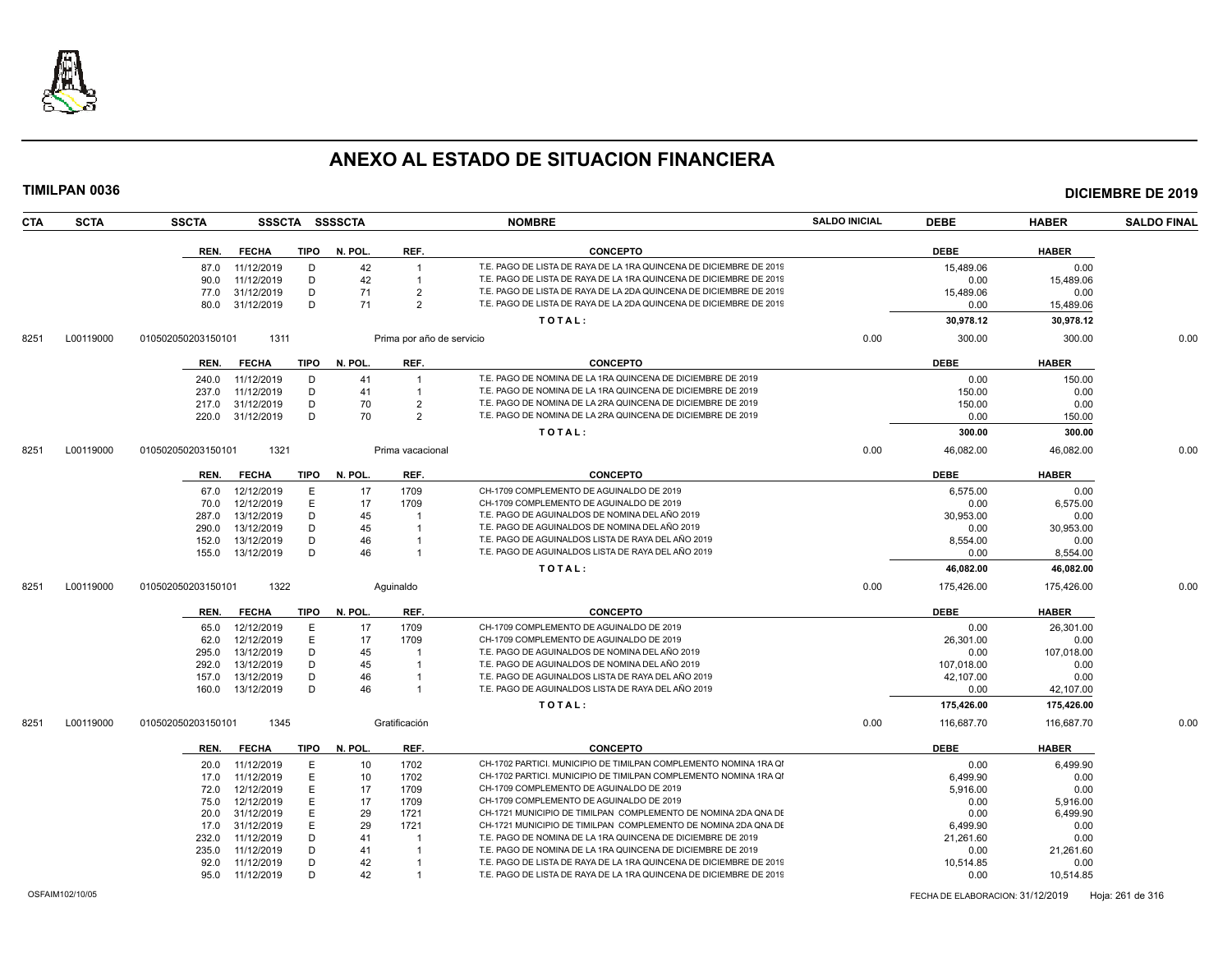# ANEXO AL ESTADO DE SITUACION FINANCIERA

**TIMILPAN 0036** — **DICIEMBRE DE 2019**

| CTA | SCTA | SSCTA | SSSCTA | SSSSCTA | NOMBRE | SALDO INICIAL | DEBE | HABER | SALDO FINAL |
|---|---|---|---|---|---|---|---|---|---|

| REN. | FECHA | TIPO | N. POL. | REF. | CONCEPTO | DEBE | HABER |
|---|---|---|---|---|---|---|---|
| 87.0 | 11/12/2019 | D | 42 | 1 | T.E. PAGO DE LISTA DE RAYA DE LA 1RA QUINCENA DE DICIEMBRE DE 2019 | 15,489.06 | 0.00 |
| 90.0 | 11/12/2019 | D | 42 | 1 | T.E. PAGO DE LISTA DE RAYA DE LA 1RA QUINCENA DE DICIEMBRE DE 2019 | 0.00 | 15,489.06 |
| 77.0 | 31/12/2019 | D | 71 | 2 | T.E. PAGO DE LISTA DE RAYA DE LA 2DA QUINCENA DE DICIEMBRE DE 2019 | 15,489.06 | 0.00 |
| 80.0 | 31/12/2019 | D | 71 | 2 | T.E. PAGO DE LISTA DE RAYA DE LA 2DA QUINCENA DE DICIEMBRE DE 2019 | 0.00 | 15,489.06 |
| | | | | | **TOTAL:** | **30,978.12** | **30,978.12** |

| CTA | SCTA | SSCTA | SSSCTA | NOMBRE | SALDO INICIAL | DEBE | HABER | SALDO FINAL |
|---|---|---|---|---|---|---|---|---|
| 8251 | L00119000 | 010502050203150101 | 1311 | Prima por año de servicio | 0.00 | 300.00 | 300.00 | 0.00 |

| REN. | FECHA | TIPO | N. POL. | REF. | CONCEPTO | DEBE | HABER |
|---|---|---|---|---|---|---|---|
| 240.0 | 11/12/2019 | D | 41 | 1 | T.E. PAGO DE NOMINA DE LA 1RA QUINCENA DE DICIEMBRE DE 2019 | 0.00 | 150.00 |
| 237.0 | 11/12/2019 | D | 41 | 1 | T.E. PAGO DE NOMINA DE LA 1RA QUINCENA DE DICIEMBRE DE 2019 | 150.00 | 0.00 |
| 217.0 | 31/12/2019 | D | 70 | 2 | T.E. PAGO DE NOMINA DE LA 2RA QUINCENA DE DICIEMBRE DE 2019 | 150.00 | 0.00 |
| 220.0 | 31/12/2019 | D | 70 | 2 | T.E. PAGO DE NOMINA DE LA 2RA QUINCENA DE DICIEMBRE DE 2019 | 0.00 | 150.00 |
| | | | | | **TOTAL:** | **300.00** | **300.00** |

| CTA | SCTA | SSCTA | SSSCTA | NOMBRE | SALDO INICIAL | DEBE | HABER | SALDO FINAL |
|---|---|---|---|---|---|---|---|---|
| 8251 | L00119000 | 010502050203150101 | 1321 | Prima vacacional | 0.00 | 46,082.00 | 46,082.00 | 0.00 |

| REN. | FECHA | TIPO | N. POL. | REF. | CONCEPTO | DEBE | HABER |
|---|---|---|---|---|---|---|---|
| 67.0 | 12/12/2019 | E | 17 | 1709 | CH-1709 COMPLEMENTO DE AGUINALDO DE 2019 | 6,575.00 | 0.00 |
| 70.0 | 12/12/2019 | E | 17 | 1709 | CH-1709 COMPLEMENTO DE AGUINALDO DE 2019 | 0.00 | 6,575.00 |
| 287.0 | 13/12/2019 | D | 45 | 1 | T.E. PAGO DE AGUINALDOS DE NOMINA DEL AÑO 2019 | 30,953.00 | 0.00 |
| 290.0 | 13/12/2019 | D | 45 | 1 | T.E. PAGO DE AGUINALDOS DE NOMINA DEL AÑO 2019 | 0.00 | 30,953.00 |
| 152.0 | 13/12/2019 | D | 46 | 1 | T.E. PAGO DE AGUINALDOS LISTA DE RAYA DEL AÑO 2019 | 8,554.00 | 0.00 |
| 155.0 | 13/12/2019 | D | 46 | 1 | T.E. PAGO DE AGUINALDOS LISTA DE RAYA DEL AÑO 2019 | 0.00 | 8,554.00 |
| | | | | | **TOTAL:** | **46,082.00** | **46,082.00** |

| CTA | SCTA | SSCTA | SSSCTA | NOMBRE | SALDO INICIAL | DEBE | HABER | SALDO FINAL |
|---|---|---|---|---|---|---|---|---|
| 8251 | L00119000 | 010502050203150101 | 1322 | Aguinaldo | 0.00 | 175,426.00 | 175,426.00 | 0.00 |

| REN. | FECHA | TIPO | N. POL. | REF. | CONCEPTO | DEBE | HABER |
|---|---|---|---|---|---|---|---|
| 65.0 | 12/12/2019 | E | 17 | 1709 | CH-1709 COMPLEMENTO DE AGUINALDO DE 2019 | 0.00 | 26,301.00 |
| 62.0 | 12/12/2019 | E | 17 | 1709 | CH-1709 COMPLEMENTO DE AGUINALDO DE 2019 | 26,301.00 | 0.00 |
| 295.0 | 13/12/2019 | D | 45 | 1 | T.E. PAGO DE AGUINALDOS DE NOMINA DEL AÑO 2019 | 0.00 | 107,018.00 |
| 292.0 | 13/12/2019 | D | 45 | 1 | T.E. PAGO DE AGUINALDOS DE NOMINA DEL AÑO 2019 | 107,018.00 | 0.00 |
| 157.0 | 13/12/2019 | D | 46 | 1 | T.E. PAGO DE AGUINALDOS LISTA DE RAYA DEL AÑO 2019 | 42,107.00 | 0.00 |
| 160.0 | 13/12/2019 | D | 46 | 1 | T.E. PAGO DE AGUINALDOS LISTA DE RAYA DEL AÑO 2019 | 0.00 | 42,107.00 |
| | | | | | **TOTAL:** | **175,426.00** | **175,426.00** |

| CTA | SCTA | SSCTA | SSSCTA | NOMBRE | SALDO INICIAL | DEBE | HABER | SALDO FINAL |
|---|---|---|---|---|---|---|---|---|
| 8251 | L00119000 | 010502050203150101 | 1345 | Gratificación | 0.00 | 116,687.70 | 116,687.70 | 0.00 |

| REN. | FECHA | TIPO | N. POL. | REF. | CONCEPTO | DEBE | HABER |
|---|---|---|---|---|---|---|---|
| 20.0 | 11/12/2019 | E | 10 | 1702 | CH-1702 PARTICI. MUNICIPIO DE TIMILPAN COMPLEMENTO NOMINA 1RA QI | 0.00 | 6,499.90 |
| 17.0 | 11/12/2019 | E | 10 | 1702 | CH-1702 PARTICI. MUNICIPIO DE TIMILPAN COMPLEMENTO NOMINA 1RA QI | 6,499.90 | 0.00 |
| 72.0 | 12/12/2019 | E | 17 | 1709 | CH-1709 COMPLEMENTO DE AGUINALDO DE 2019 | 5,916.00 | 0.00 |
| 75.0 | 12/12/2019 | E | 17 | 1709 | CH-1709 COMPLEMENTO DE AGUINALDO DE 2019 | 0.00 | 5,916.00 |
| 20.0 | 31/12/2019 | E | 29 | 1721 | CH-1721 MUNICIPIO DE TIMILPAN COMPLEMENTO DE NOMINA 2DA QNA DE | 0.00 | 6,499.90 |
| 17.0 | 31/12/2019 | E | 29 | 1721 | CH-1721 MUNICIPIO DE TIMILPAN COMPLEMENTO DE NOMINA 2DA QNA DE | 6,499.90 | 0.00 |
| 232.0 | 11/12/2019 | D | 41 | 1 | T.E. PAGO DE NOMINA DE LA 1RA QUINCENA DE DICIEMBRE DE 2019 | 21,261.60 | 0.00 |
| 235.0 | 11/12/2019 | D | 41 | 1 | T.E. PAGO DE NOMINA DE LA 1RA QUINCENA DE DICIEMBRE DE 2019 | 0.00 | 21,261.60 |
| 92.0 | 11/12/2019 | D | 42 | 1 | T.E. PAGO DE LISTA DE RAYA DE LA 1RA QUINCENA DE DICIEMBRE DE 2019 | 10,514.85 | 0.00 |
| 95.0 | 11/12/2019 | D | 42 | 1 | T.E. PAGO DE LISTA DE RAYA DE LA 1RA QUINCENA DE DICIEMBRE DE 2019 | 0.00 | 10,514.85 |

OSFAIM102/10/05 — FECHA DE ELABORACION: 31/12/2019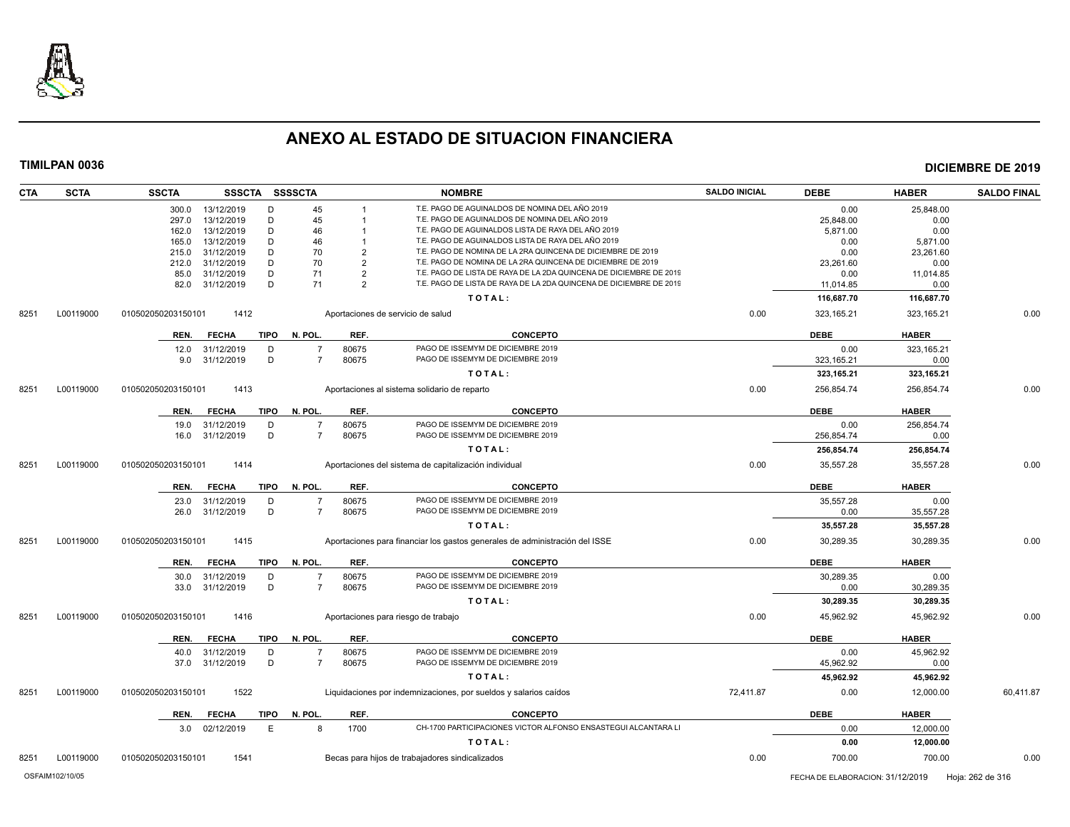# ANEXO AL ESTADO DE SITUACION FINANCIERA

**TIMILPAN 0036** **DICIEMBRE DE 2019**

| CTA | SCTA | SSCTA | SSSCTA | SSSSCTA | | NOMBRE | SALDO INICIAL | DEBE | HABER | SALDO FINAL |
|---|---|---|---|---|---|---|---|---|---|---|
| | | 300.0 | 13/12/2019 | D | 45 | 1 | T.E. PAGO DE AGUINALDOS DE NOMINA DEL AÑO 2019 | 0.00 | 25,848.00 | |
| | | 297.0 | 13/12/2019 | D | 45 | 1 | T.E. PAGO DE AGUINALDOS DE NOMINA DEL AÑO 2019 | 25,848.00 | 0.00 | |
| | | 162.0 | 13/12/2019 | D | 46 | 1 | T.E. PAGO DE AGUINALDOS LISTA DE RAYA DEL AÑO 2019 | 5,871.00 | 0.00 | |
| | | 165.0 | 13/12/2019 | D | 46 | 1 | T.E. PAGO DE AGUINALDOS LISTA DE RAYA DEL AÑO 2019 | 0.00 | 5,871.00 | |
| | | 215.0 | 31/12/2019 | D | 70 | 2 | T.E. PAGO DE NOMINA DE LA 2RA QUINCENA DE DICIEMBRE DE 2019 | 0.00 | 23,261.60 | |
| | | 212.0 | 31/12/2019 | D | 70 | 2 | T.E. PAGO DE NOMINA DE LA 2RA QUINCENA DE DICIEMBRE DE 2019 | 23,261.60 | 0.00 | |
| | | 85.0 | 31/12/2019 | D | 71 | 2 | T.E. PAGO DE LISTA DE RAYA DE LA 2DA QUINCENA DE DICIEMBRE DE 2019 | 0.00 | 11,014.85 | |
| | | 82.0 | 31/12/2019 | D | 71 | 2 | T.E. PAGO DE LISTA DE RAYA DE LA 2DA QUINCENA DE DICIEMBRE DE 2019 | 11,014.85 | 0.00 | |
| | | | | | | | T O T A L : | **116,687.70** | **116,687.70** | |
| 8251 | L00119000 | 010502050203150101 | 1412 | | | Aportaciones de servicio de salud | 0.00 | 323,165.21 | 323,165.21 | 0.00 |
| | | REN. | FECHA | TIPO | N. POL. | REF. | CONCEPTO | DEBE | HABER | |
| | | 12.0 | 31/12/2019 | D | 7 | 80675 | PAGO DE ISSEMYM DE DICIEMBRE 2019 | 0.00 | 323,165.21 | |
| | | 9.0 | 31/12/2019 | D | 7 | 80675 | PAGO DE ISSEMYM DE DICIEMBRE 2019 | 323,165.21 | 0.00 | |
| | | | | | | | T O T A L : | **323,165.21** | **323,165.21** | |
| 8251 | L00119000 | 010502050203150101 | 1413 | | | Aportaciones al sistema solidario de reparto | 0.00 | 256,854.74 | 256,854.74 | 0.00 |
| | | REN. | FECHA | TIPO | N. POL. | REF. | CONCEPTO | DEBE | HABER | |
| | | 19.0 | 31/12/2019 | D | 7 | 80675 | PAGO DE ISSEMYM DE DICIEMBRE 2019 | 0.00 | 256,854.74 | |
| | | 16.0 | 31/12/2019 | D | 7 | 80675 | PAGO DE ISSEMYM DE DICIEMBRE 2019 | 256,854.74 | 0.00 | |
| | | | | | | | T O T A L : | **256,854.74** | **256,854.74** | |
| 8251 | L00119000 | 010502050203150101 | 1414 | | | Aportaciones del sistema de capitalización individual | 0.00 | 35,557.28 | 35,557.28 | 0.00 |
| | | REN. | FECHA | TIPO | N. POL. | REF. | CONCEPTO | DEBE | HABER | |
| | | 23.0 | 31/12/2019 | D | 7 | 80675 | PAGO DE ISSEMYM DE DICIEMBRE 2019 | 35,557.28 | 0.00 | |
| | | 26.0 | 31/12/2019 | D | 7 | 80675 | PAGO DE ISSEMYM DE DICIEMBRE 2019 | 0.00 | 35,557.28 | |
| | | | | | | | T O T A L : | **35,557.28** | **35,557.28** | |
| 8251 | L00119000 | 010502050203150101 | 1415 | | | Aportaciones para financiar los gastos generales de administración del ISSE | 0.00 | 30,289.35 | 30,289.35 | 0.00 |
| | | REN. | FECHA | TIPO | N. POL. | REF. | CONCEPTO | DEBE | HABER | |
| | | 30.0 | 31/12/2019 | D | 7 | 80675 | PAGO DE ISSEMYM DE DICIEMBRE 2019 | 30,289.35 | 0.00 | |
| | | 33.0 | 31/12/2019 | D | 7 | 80675 | PAGO DE ISSEMYM DE DICIEMBRE 2019 | 0.00 | 30,289.35 | |
| | | | | | | | T O T A L : | **30,289.35** | **30,289.35** | |
| 8251 | L00119000 | 010502050203150101 | 1416 | | | Aportaciones para riesgo de trabajo | 0.00 | 45,962.92 | 45,962.92 | 0.00 |
| | | REN. | FECHA | TIPO | N. POL. | REF. | CONCEPTO | DEBE | HABER | |
| | | 40.0 | 31/12/2019 | D | 7 | 80675 | PAGO DE ISSEMYM DE DICIEMBRE 2019 | 0.00 | 45,962.92 | |
| | | 37.0 | 31/12/2019 | D | 7 | 80675 | PAGO DE ISSEMYM DE DICIEMBRE 2019 | 45,962.92 | 0.00 | |
| | | | | | | | T O T A L : | **45,962.92** | **45,962.92** | |
| 8251 | L00119000 | 010502050203150101 | 1522 | | | Liquidaciones por indemnizaciones, por sueldos y salarios caídos | 72,411.87 | 0.00 | 12,000.00 | 60,411.87 |
| | | REN. | FECHA | TIPO | N. POL. | REF. | CONCEPTO | DEBE | HABER | |
| | | 3.0 | 02/12/2019 | E | 8 | 1700 | CH-1700 PARTICIPACIONES VICTOR ALFONSO ENSASTEGUI ALCANTARA LI | 0.00 | 12,000.00 | |
| | | | | | | | T O T A L : | **0.00** | **12,000.00** | |
| 8251 | L00119000 | 010502050203150101 | 1541 | | | Becas para hijos de trabajadores sindicalizados | 0.00 | 700.00 | 700.00 | 0.00 |

OSFAIM102/10/05 FECHA DE ELABORACION: 31/12/2019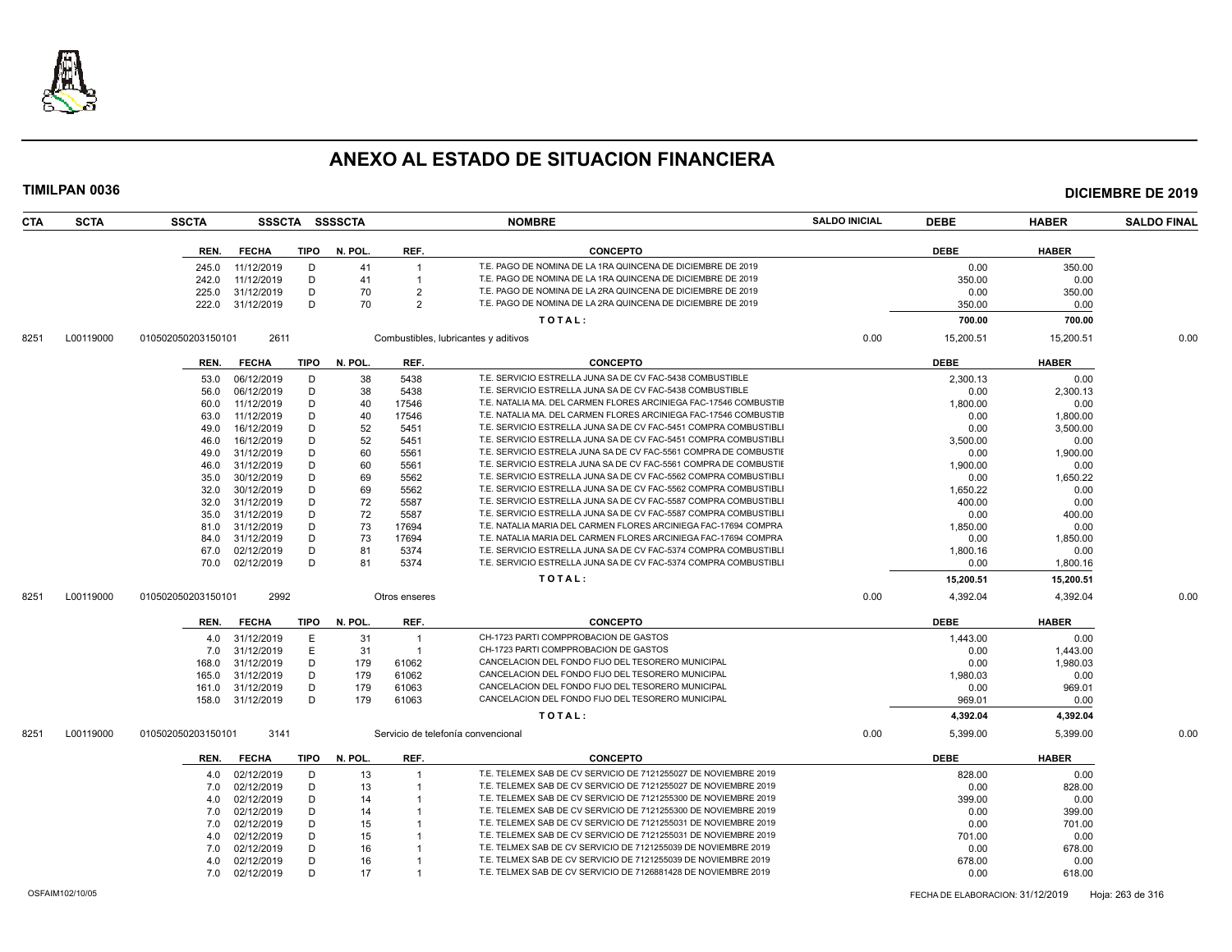# ANEXO AL ESTADO DE SITUACION FINANCIERA

**TIMILPAN 0036** — **DICIEMBRE DE 2019**

| CTA | SCTA | SSCTA | SSSCTA | SSSSCTA | NOMBRE | SALDO INICIAL | DEBE | HABER | SALDO FINAL |
|---|---|---|---|---|---|---|---|---|---|

| REN. | FECHA | TIPO | N. POL. | REF. | CONCEPTO | DEBE | HABER |
|---|---|---|---|---|---|---|---|
| 245.0 | 11/12/2019 | D | 41 | 1 | T.E. PAGO DE NOMINA DE LA 1RA QUINCENA DE DICIEMBRE DE 2019 | 0.00 | 350.00 |
| 242.0 | 11/12/2019 | D | 41 | 1 | T.E. PAGO DE NOMINA DE LA 1RA QUINCENA DE DICIEMBRE DE 2019 | 350.00 | 0.00 |
| 225.0 | 31/12/2019 | D | 70 | 2 | T.E. PAGO DE NOMINA DE LA 2RA QUINCENA DE DICIEMBRE DE 2019 | 0.00 | 350.00 |
| 222.0 | 31/12/2019 | D | 70 | 2 | T.E. PAGO DE NOMINA DE LA 2RA QUINCENA DE DICIEMBRE DE 2019 | 350.00 | 0.00 |
| | | | | | **T O T A L :** | **700.00** | **700.00** |

| CTA | SCTA | SSCTA | SSSCTA | NOMBRE | SALDO INICIAL | DEBE | HABER | SALDO FINAL |
|---|---|---|---|---|---|---|---|---|
| 8251 | L00119000 | 010502050203150101 | 2611 | Combustibles, lubricantes y aditivos | 0.00 | 15,200.51 | 15,200.51 | 0.00 |

| REN. | FECHA | TIPO | N. POL. | REF. | CONCEPTO | DEBE | HABER |
|---|---|---|---|---|---|---|---|
| 53.0 | 06/12/2019 | D | 38 | 5438 | T.E. SERVICIO ESTRELLA JUNA SA DE CV FAC-5438 COMBUSTIBLE | 2,300.13 | 0.00 |
| 56.0 | 06/12/2019 | D | 38 | 5438 | T.E. SERVICIO ESTRELLA JUNA SA DE CV FAC-5438 COMBUSTIBLE | 0.00 | 2,300.13 |
| 60.0 | 11/12/2019 | D | 40 | 17546 | T.E. NATALIA MA. DEL CARMEN FLORES ARCINIEGA FAC-17546 COMBUSTIB | 1,800.00 | 0.00 |
| 63.0 | 11/12/2019 | D | 40 | 17546 | T.E. NATALIA MA. DEL CARMEN FLORES ARCINIEGA FAC-17546 COMBUSTIB | 0.00 | 1,800.00 |
| 49.0 | 16/12/2019 | D | 52 | 5451 | T.E. SERVICIO ESTRELLA JUNA SA DE CV FAC-5451 COMPRA COMBUSTIBLI | 0.00 | 3,500.00 |
| 46.0 | 16/12/2019 | D | 52 | 5451 | T.E. SERVICIO ESTRELLA JUNA SA DE CV FAC-5451 COMPRA COMBUSTIBLI | 3,500.00 | 0.00 |
| 49.0 | 31/12/2019 | D | 60 | 5561 | T.E. SERVICIO ESTRELA JUNA SA DE CV FAC-5561 COMPRA DE COMBUSTIE | 0.00 | 1,900.00 |
| 46.0 | 31/12/2019 | D | 60 | 5561 | T.E. SERVICIO ESTRELA JUNA SA DE CV FAC-5561 COMPRA DE COMBUSTIE | 1,900.00 | 0.00 |
| 35.0 | 30/12/2019 | D | 69 | 5562 | T.E. SERVICIO ESTRELLA JUNA SA DE CV FAC-5562 COMPRA COMBUSTIBLI | 0.00 | 1,650.22 |
| 32.0 | 30/12/2019 | D | 69 | 5562 | T.E. SERVICIO ESTRELLA JUNA SA DE CV FAC-5562 COMPRA COMBUSTIBLI | 1,650.22 | 0.00 |
| 32.0 | 31/12/2019 | D | 72 | 5587 | T.E. SERVICIO ESTRELLA JUNA SA DE CV FAC-5587 COMPRA COMBUSTIBLI | 400.00 | 0.00 |
| 35.0 | 31/12/2019 | D | 72 | 5587 | T.E. SERVICIO ESTRELLA JUNA SA DE CV FAC-5587 COMPRA COMBUSTIBLI | 0.00 | 400.00 |
| 81.0 | 31/12/2019 | D | 73 | 17694 | T.E. NATALIA MARIA DEL CARMEN FLORES ARCINIEGA FAC-17694 COMPRA | 1,850.00 | 0.00 |
| 84.0 | 31/12/2019 | D | 73 | 17694 | T.E. NATALIA MARIA DEL CARMEN FLORES ARCINIEGA FAC-17694 COMPRA | 0.00 | 1,850.00 |
| 67.0 | 02/12/2019 | D | 81 | 5374 | T.E. SERVICIO ESTRELLA JUNA SA DE CV FAC-5374 COMPRA COMBUSTIBLI | 1,800.16 | 0.00 |
| 70.0 | 02/12/2019 | D | 81 | 5374 | T.E. SERVICIO ESTRELLA JUNA SA DE CV FAC-5374 COMPRA COMBUSTIBLI | 0.00 | 1,800.16 |
| | | | | | **T O T A L :** | **15,200.51** | **15,200.51** |

| CTA | SCTA | SSCTA | SSSCTA | NOMBRE | SALDO INICIAL | DEBE | HABER | SALDO FINAL |
|---|---|---|---|---|---|---|---|---|
| 8251 | L00119000 | 010502050203150101 | 2992 | Otros enseres | 0.00 | 4,392.04 | 4,392.04 | 0.00 |

| REN. | FECHA | TIPO | N. POL. | REF. | CONCEPTO | DEBE | HABER |
|---|---|---|---|---|---|---|---|
| 4.0 | 31/12/2019 | E | 31 | 1 | CH-1723 PARTI COMPPROBACION DE GASTOS | 1,443.00 | 0.00 |
| 7.0 | 31/12/2019 | E | 31 | 1 | CH-1723 PARTI COMPPROBACION DE GASTOS | 0.00 | 1,443.00 |
| 168.0 | 31/12/2019 | D | 179 | 61062 | CANCELACION DEL FONDO FIJO DEL TESORERO MUNICIPAL | 0.00 | 1,980.03 |
| 165.0 | 31/12/2019 | D | 179 | 61062 | CANCELACION DEL FONDO FIJO DEL TESORERO MUNICIPAL | 1,980.03 | 0.00 |
| 161.0 | 31/12/2019 | D | 179 | 61063 | CANCELACION DEL FONDO FIJO DEL TESORERO MUNICIPAL | 0.00 | 969.01 |
| 158.0 | 31/12/2019 | D | 179 | 61063 | CANCELACION DEL FONDO FIJO DEL TESORERO MUNICIPAL | 969.01 | 0.00 |
| | | | | | **T O T A L :** | **4,392.04** | **4,392.04** |

| CTA | SCTA | SSCTA | SSSCTA | NOMBRE | SALDO INICIAL | DEBE | HABER | SALDO FINAL |
|---|---|---|---|---|---|---|---|---|
| 8251 | L00119000 | 010502050203150101 | 3141 | Servicio de telefonía convencional | 0.00 | 5,399.00 | 5,399.00 | 0.00 |

| REN. | FECHA | TIPO | N. POL. | REF. | CONCEPTO | DEBE | HABER |
|---|---|---|---|---|---|---|---|
| 4.0 | 02/12/2019 | D | 13 | 1 | T.E. TELEMEX SAB DE CV SERVICIO DE 7121255027 DE NOVIEMBRE 2019 | 828.00 | 0.00 |
| 7.0 | 02/12/2019 | D | 13 | 1 | T.E. TELEMEX SAB DE CV SERVICIO DE 7121255027 DE NOVIEMBRE 2019 | 0.00 | 828.00 |
| 4.0 | 02/12/2019 | D | 14 | 1 | T.E. TELEMEX SAB DE CV SERVICIO DE 7121255300 DE NOVIEMBRE 2019 | 399.00 | 0.00 |
| 7.0 | 02/12/2019 | D | 14 | 1 | T.E. TELEMEX SAB DE CV SERVICIO DE 7121255300 DE NOVIEMBRE 2019 | 0.00 | 399.00 |
| 7.0 | 02/12/2019 | D | 15 | 1 | T.E. TELEMEX SAB DE CV SERVICIO DE 7121255031 DE NOVIEMBRE 2019 | 0.00 | 701.00 |
| 4.0 | 02/12/2019 | D | 15 | 1 | T.E. TELEMEX SAB DE CV SERVICIO DE 7121255031 DE NOVIEMBRE 2019 | 701.00 | 0.00 |
| 7.0 | 02/12/2019 | D | 16 | 1 | T.E. TELMEX SAB DE CV SERVICIO DE 7121255039 DE NOVIEMBRE 2019 | 0.00 | 678.00 |
| 4.0 | 02/12/2019 | D | 16 | 1 | T.E. TELMEX SAB DE CV SERVICIO DE 7121255039 DE NOVIEMBRE 2019 | 678.00 | 0.00 |
| 7.0 | 02/12/2019 | D | 17 | 1 | T.E. TELMEX SAB DE CV SERVICIO DE 7126881428 DE NOVIEMBRE 2019 | 0.00 | 618.00 |

OSFAIM102/10/05 — FECHA DE ELABORACION: 31/12/2019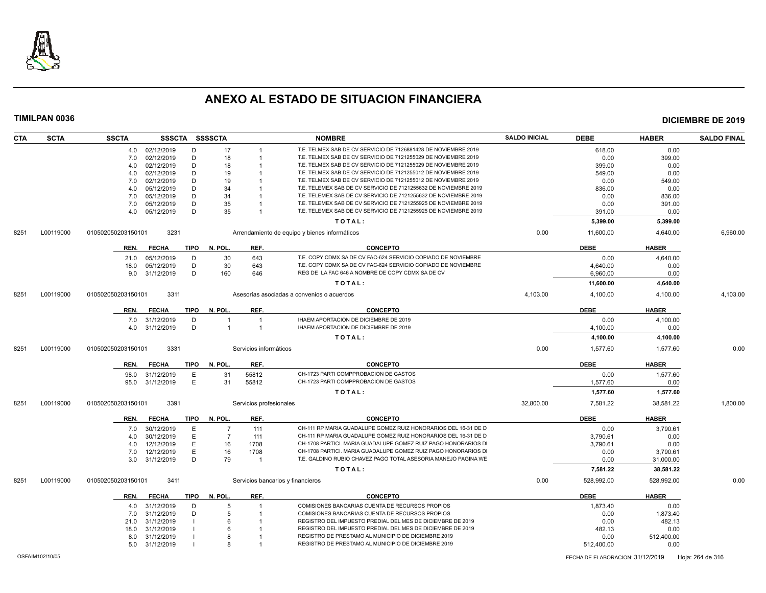# ANEXO AL ESTADO DE SITUACION FINANCIERA

**TIMILPAN 0036** | **DICIEMBRE DE 2019**

| CTA | SCTA | SSCTA | SSSCTA | SSSSCTA | | NOMBRE | SALDO INICIAL | DEBE | HABER | SALDO FINAL |
|---|---|---|---|---|---|---|---|---|---|---|
| | | 4.0 | 02/12/2019 | D | 17 | 1 | T.E. TELMEX SAB DE CV SERVICIO DE 7126881428 DE NOVIEMBRE 2019 | 618.00 | 0.00 | |
| | | 7.0 | 02/12/2019 | D | 18 | 1 | T.E. TELMEX SAB DE CV SERVICIO DE 7121255029 DE NOVIEMBRE 2019 | 0.00 | 399.00 | |
| | | 4.0 | 02/12/2019 | D | 18 | 1 | T.E. TELMEX SAB DE CV SERVICIO DE 7121255029 DE NOVIEMBRE 2019 | 399.00 | 0.00 | |
| | | 4.0 | 02/12/2019 | D | 19 | 1 | T.E. TELMEX SAB DE CV SERVICIO DE 7121255012 DE NOVIEMBRE 2019 | 549.00 | 0.00 | |
| | | 7.0 | 02/12/2019 | D | 19 | 1 | T.E. TELMEX SAB DE CV SERVICIO DE 7121255012 DE NOVIEMBRE 2019 | 0.00 | 549.00 | |
| | | 4.0 | 05/12/2019 | D | 34 | 1 | T.E. TELEMEX SAB DE CV SERVICIO DE 7121255632 DE NOVIEMBRE 2019 | 836.00 | 0.00 | |
| | | 7.0 | 05/12/2019 | D | 34 | 1 | T.E. TELEMEX SAB DE CV SERVICIO DE 7121255632 DE NOVIEMBRE 2019 | 0.00 | 836.00 | |
| | | 7.0 | 05/12/2019 | D | 35 | 1 | T.E. TELEMEX SAB DE CV SERVICIO DE 7121255925 DE NOVIEMBRE 2019 | 0.00 | 391.00 | |
| | | 4.0 | 05/12/2019 | D | 35 | 1 | T.E. TELEMEX SAB DE CV SERVICIO DE 7121255925 DE NOVIEMBRE 2019 | 391.00 | 0.00 | |
| | | | | | | | **T O T A L :** | **5,399.00** | **5,399.00** | |

| CTA | SCTA | SSCTA | SSSCTA | NOMBRE | SALDO INICIAL | DEBE | HABER | SALDO FINAL |
|---|---|---|---|---|---|---|---|---|
| 8251 | L00119000 | 010502050203150101 | 3231 | Arrendamiento de equipo y bienes informáticos | 0.00 | 11,600.00 | 4,640.00 | 6,960.00 |

| REN. | FECHA | TIPO | N. POL. | REF. | CONCEPTO | DEBE | HABER |
|---|---|---|---|---|---|---|---|
| 21.0 | 05/12/2019 | D | 30 | 643 | T.E. COPY CDMX SA DE CV FAC-624 SERVICIO COPIADO DE NOVIEMBRE | 0.00 | 4,640.00 |
| 18.0 | 05/12/2019 | D | 30 | 643 | T.E. COPY CDMX SA DE CV FAC-624 SERVICIO COPIADO DE NOVIEMBRE | 4,640.00 | 0.00 |
| 9.0 | 31/12/2019 | D | 160 | 646 | REG DE LA FAC 646 A NOMBRE DE COPY CDMX SA DE CV | 6,960.00 | 0.00 |
| | | | | | **T O T A L :** | **11,600.00** | **4,640.00** |

| CTA | SCTA | SSCTA | SSSCTA | NOMBRE | SALDO INICIAL | DEBE | HABER | SALDO FINAL |
|---|---|---|---|---|---|---|---|---|
| 8251 | L00119000 | 010502050203150101 | 3311 | Asesorías asociadas a convenios o acuerdos | 4,103.00 | 4,100.00 | 4,100.00 | 4,103.00 |

| REN. | FECHA | TIPO | N. POL. | REF. | CONCEPTO | DEBE | HABER |
|---|---|---|---|---|---|---|---|
| 7.0 | 31/12/2019 | D | 1 | 1 | IHAEM APORTACION DE DICIEMBRE DE 2019 | 0.00 | 4,100.00 |
| 4.0 | 31/12/2019 | D | 1 | 1 | IHAEM APORTACION DE DICIEMBRE DE 2019 | 4,100.00 | 0.00 |
| | | | | | **T O T A L :** | **4,100.00** | **4,100.00** |

| CTA | SCTA | SSCTA | SSSCTA | NOMBRE | SALDO INICIAL | DEBE | HABER | SALDO FINAL |
|---|---|---|---|---|---|---|---|---|
| 8251 | L00119000 | 010502050203150101 | 3331 | Servicios informáticos | 0.00 | 1,577.60 | 1,577.60 | 0.00 |

| REN. | FECHA | TIPO | N. POL. | REF. | CONCEPTO | DEBE | HABER |
|---|---|---|---|---|---|---|---|
| 98.0 | 31/12/2019 | E | 31 | 55812 | CH-1723 PARTI COMPPROBACION DE GASTOS | 0.00 | 1,577.60 |
| 95.0 | 31/12/2019 | E | 31 | 55812 | CH-1723 PARTI COMPPROBACION DE GASTOS | 1,577.60 | 0.00 |
| | | | | | **T O T A L :** | **1,577.60** | **1,577.60** |

| CTA | SCTA | SSCTA | SSSCTA | NOMBRE | SALDO INICIAL | DEBE | HABER | SALDO FINAL |
|---|---|---|---|---|---|---|---|---|
| 8251 | L00119000 | 010502050203150101 | 3391 | Servicios profesionales | 32,800.00 | 7,581.22 | 38,581.22 | 1,800.00 |

| REN. | FECHA | TIPO | N. POL. | REF. | CONCEPTO | DEBE | HABER |
|---|---|---|---|---|---|---|---|
| 7.0 | 30/12/2019 | E | 7 | 111 | CH-111 RP MARIA GUADALUPE GOMEZ RUIZ HONORARIOS DEL 16-31 DE D | 0.00 | 3,790.61 |
| 4.0 | 30/12/2019 | E | 7 | 111 | CH-111 RP MARIA GUADALUPE GOMEZ RUIZ HONORARIOS DEL 16-31 DE D | 3,790.61 | 0.00 |
| 4.0 | 12/12/2019 | E | 16 | 1708 | CH-1708 PARTICI. MARIA GUADALUPE GOMEZ RUIZ PAGO HONORARIOS DI | 3,790.61 | 0.00 |
| 7.0 | 12/12/2019 | E | 16 | 1708 | CH-1708 PARTICI. MARIA GUADALUPE GOMEZ RUIZ PAGO HONORARIOS DI | 0.00 | 3,790.61 |
| 3.0 | 31/12/2019 | D | 79 | 1 | T.E. GALDINO RUBIO CHAVEZ PAGO TOTAL ASESORIA MANEJO PAGINA WE | 0.00 | 31,000.00 |
| | | | | | **T O T A L :** | **7,581.22** | **38,581.22** |

| CTA | SCTA | SSCTA | SSSCTA | NOMBRE | SALDO INICIAL | DEBE | HABER | SALDO FINAL |
|---|---|---|---|---|---|---|---|---|
| 8251 | L00119000 | 010502050203150101 | 3411 | Servicios bancarios y financieros | 0.00 | 528,992.00 | 528,992.00 | 0.00 |

| REN. | FECHA | TIPO | N. POL. | REF. | CONCEPTO | DEBE | HABER |
|---|---|---|---|---|---|---|---|
| 4.0 | 31/12/2019 | D | 5 | 1 | COMISIONES BANCARIAS CUENTA DE RECURSOS PROPIOS | 1,873.40 | 0.00 |
| 7.0 | 31/12/2019 | D | 5 | 1 | COMISIONES BANCARIAS CUENTA DE RECURSOS PROPIOS | 0.00 | 1,873.40 |
| 21.0 | 31/12/2019 | I | 6 | 1 | REGISTRO DEL IMPUESTO PREDIAL DEL MES DE DICIEMBRE DE 2019 | 0.00 | 482.13 |
| 18.0 | 31/12/2019 | I | 6 | 1 | REGISTRO DEL IMPUESTO PREDIAL DEL MES DE DICIEMBRE DE 2019 | 482.13 | 0.00 |
| 8.0 | 31/12/2019 | I | 8 | 1 | REGISTRO DE PRESTAMO AL MUNICIPIO DE DICIEMBRE 2019 | 0.00 | 512,400.00 |
| 5.0 | 31/12/2019 | I | 8 | 1 | REGISTRO DE PRESTAMO AL MUNICIPIO DE DICIEMBRE 2019 | 512,400.00 | 0.00 |

OSFAIM102/10/05 — FECHA DE ELABORACION: 31/12/2019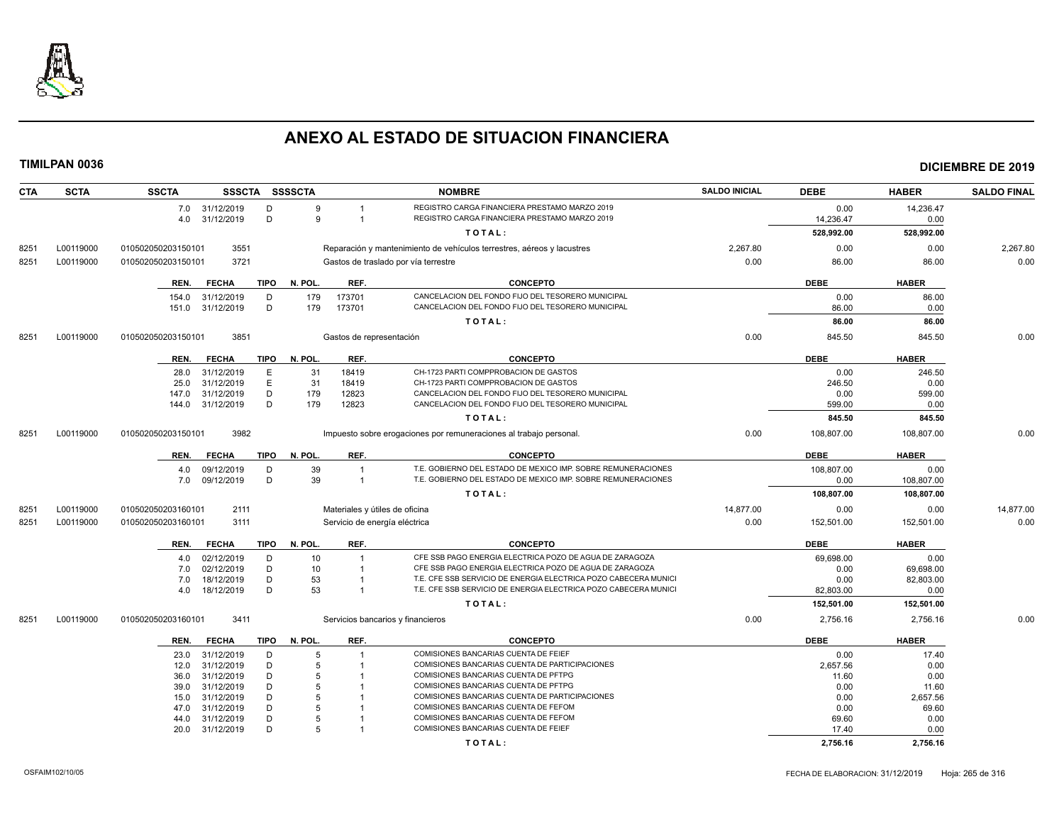# ANEXO AL ESTADO DE SITUACION FINANCIERA

**TIMILPAN 0036** **DICIEMBRE DE 2019**

| CTA | SCTA | SSCTA | SSSCTA | SSSSCTA | | NOMBRE | SALDO INICIAL | DEBE | HABER | SALDO FINAL |
|---|---|---|---|---|---|---|---|---|---|---|
| | | 7.0 31/12/2019 | D | 9 | 1 | REGISTRO CARGA FINANCIERA PRESTAMO MARZO 2019 | | 0.00 | 14,236.47 | |
| | | 4.0 31/12/2019 | D | 9 | 1 | REGISTRO CARGA FINANCIERA PRESTAMO MARZO 2019 | | 14,236.47 | 0.00 | |
| | | | | | | TOTAL: | | 528,992.00 | 528,992.00 | |
| 8251 | L00119000 | 010502050203150101 | 3551 | | | Reparación y mantenimiento de vehículos terrestres, aéreos y lacustres | 2,267.80 | 0.00 | 0.00 | 2,267.80 |
| 8251 | L00119000 | 010502050203150101 | 3721 | | | Gastos de traslado por vía terrestre | 0.00 | 86.00 | 86.00 | 0.00 |
| | | REN. FECHA | TIPO | N. POL. | REF. | CONCEPTO | | DEBE | HABER | |
| | | 154.0 31/12/2019 | D | 179 | 173701 | CANCELACION DEL FONDO FIJO DEL TESORERO MUNICIPAL | | 0.00 | 86.00 | |
| | | 151.0 31/12/2019 | D | 179 | 173701 | CANCELACION DEL FONDO FIJO DEL TESORERO MUNICIPAL | | 86.00 | 0.00 | |
| | | | | | | TOTAL: | | 86.00 | 86.00 | |
| 8251 | L00119000 | 010502050203150101 | 3851 | | | Gastos de representación | 0.00 | 845.50 | 845.50 | 0.00 |
| | | REN. FECHA | TIPO | N. POL. | REF. | CONCEPTO | | DEBE | HABER | |
| | | 28.0 31/12/2019 | E | 31 | 18419 | CH-1723 PARTI COMPPROBACION DE GASTOS | | 0.00 | 246.50 | |
| | | 25.0 31/12/2019 | E | 31 | 18419 | CH-1723 PARTI COMPPROBACION DE GASTOS | | 246.50 | 0.00 | |
| | | 147.0 31/12/2019 | D | 179 | 12823 | CANCELACION DEL FONDO FIJO DEL TESORERO MUNICIPAL | | 0.00 | 599.00 | |
| | | 144.0 31/12/2019 | D | 179 | 12823 | CANCELACION DEL FONDO FIJO DEL TESORERO MUNICIPAL | | 599.00 | 0.00 | |
| | | | | | | TOTAL: | | 845.50 | 845.50 | |
| 8251 | L00119000 | 010502050203150101 | 3982 | | | Impuesto sobre erogaciones por remuneraciones al trabajo personal. | 0.00 | 108,807.00 | 108,807.00 | 0.00 |
| | | REN. FECHA | TIPO | N. POL. | REF. | CONCEPTO | | DEBE | HABER | |
| | | 4.0 09/12/2019 | D | 39 | 1 | T.E. GOBIERNO DEL ESTADO DE MEXICO IMP. SOBRE REMUNERACIONES | | 108,807.00 | 0.00 | |
| | | 7.0 09/12/2019 | D | 39 | 1 | T.E. GOBIERNO DEL ESTADO DE MEXICO IMP. SOBRE REMUNERACIONES | | 0.00 | 108,807.00 | |
| | | | | | | TOTAL: | | 108,807.00 | 108,807.00 | |
| 8251 | L00119000 | 010502050203160101 | 2111 | | | Materiales y útiles de oficina | 14,877.00 | 0.00 | 0.00 | 14,877.00 |
| 8251 | L00119000 | 010502050203160101 | 3111 | | | Servicio de energía eléctrica | 0.00 | 152,501.00 | 152,501.00 | 0.00 |
| | | REN. FECHA | TIPO | N. POL. | REF. | CONCEPTO | | DEBE | HABER | |
| | | 4.0 02/12/2019 | D | 10 | 1 | CFE SSB PAGO ENERGIA ELECTRICA POZO DE AGUA DE ZARAGOZA | | 69,698.00 | 0.00 | |
| | | 7.0 02/12/2019 | D | 10 | 1 | CFE SSB PAGO ENERGIA ELECTRICA POZO DE AGUA DE ZARAGOZA | | 0.00 | 69,698.00 | |
| | | 7.0 18/12/2019 | D | 53 | 1 | T.E. CFE SSB SERVICIO DE ENERGIA ELECTRICA POZO CABECERA MUNICI | | 0.00 | 82,803.00 | |
| | | 4.0 18/12/2019 | D | 53 | 1 | T.E. CFE SSB SERVICIO DE ENERGIA ELECTRICA POZO CABECERA MUNICI | | 82,803.00 | 0.00 | |
| | | | | | | TOTAL: | | 152,501.00 | 152,501.00 | |
| 8251 | L00119000 | 010502050203160101 | 3411 | | | Servicios bancarios y financieros | 0.00 | 2,756.16 | 2,756.16 | 0.00 |
| | | REN. FECHA | TIPO | N. POL. | REF. | CONCEPTO | | DEBE | HABER | |
| | | 23.0 31/12/2019 | D | 5 | 1 | COMISIONES BANCARIAS CUENTA DE FEIEF | | 0.00 | 17.40 | |
| | | 12.0 31/12/2019 | D | 5 | 1 | COMISIONES BANCARIAS CUENTA DE PARTICIPACIONES | | 2,657.56 | 0.00 | |
| | | 36.0 31/12/2019 | D | 5 | 1 | COMISIONES BANCARIAS CUENTA DE PFTPG | | 11.60 | 0.00 | |
| | | 39.0 31/12/2019 | D | 5 | 1 | COMISIONES BANCARIAS CUENTA DE PFTPG | | 0.00 | 11.60 | |
| | | 15.0 31/12/2019 | D | 5 | 1 | COMISIONES BANCARIAS CUENTA DE PARTICIPACIONES | | 0.00 | 2,657.56 | |
| | | 47.0 31/12/2019 | D | 5 | 1 | COMISIONES BANCARIAS CUENTA DE FEFOM | | 0.00 | 69.60 | |
| | | 44.0 31/12/2019 | D | 5 | 1 | COMISIONES BANCARIAS CUENTA DE FEFOM | | 69.60 | 0.00 | |
| | | 20.0 31/12/2019 | D | 5 | 1 | COMISIONES BANCARIAS CUENTA DE FEIEF | | 17.40 | 0.00 | |
| | | | | | | TOTAL: | | 2,756.16 | 2,756.16 | |

OSFAIM102/10/05 FECHA DE ELABORACION: 31/12/2019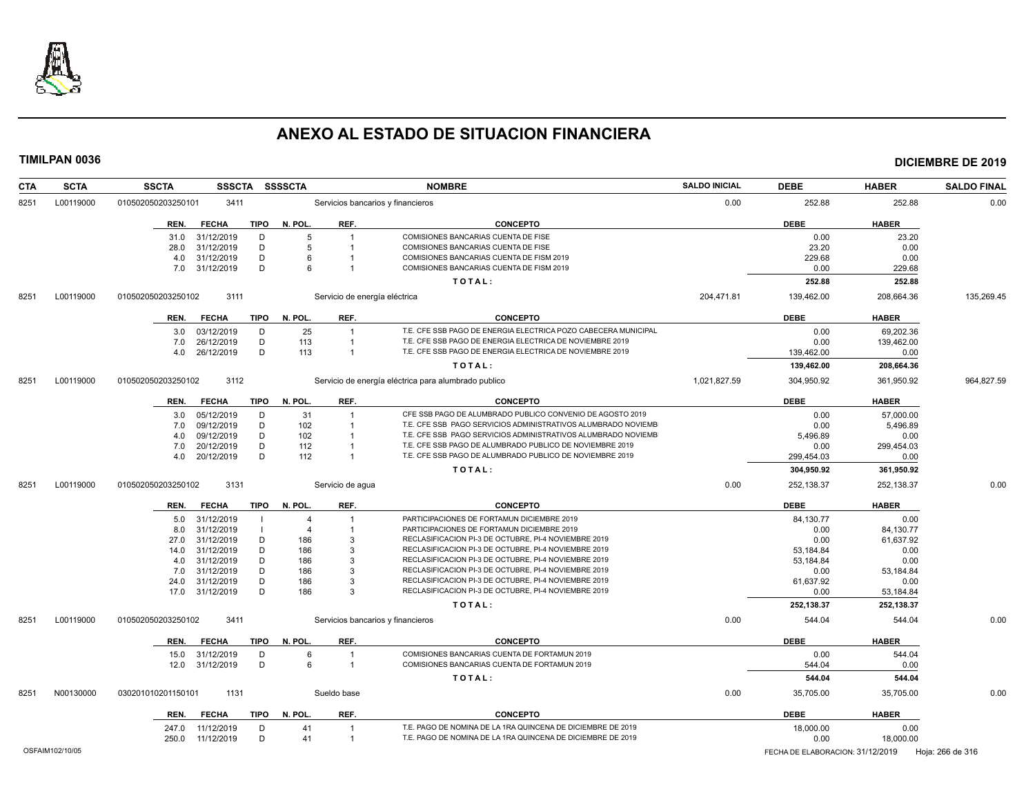# ANEXO AL ESTADO DE SITUACION FINANCIERA

**TIMILPAN 0036** — **DICIEMBRE DE 2019**

| CTA | SCTA | SSCTA | SSSCTA | SSSSCTA | NOMBRE | SALDO INICIAL | DEBE | HABER | SALDO FINAL |
|---|---|---|---|---|---|---|---|---|---|
| 8251 | L00119000 | 010502050203250101 | 3411 | | Servicios bancarios y financieros | 0.00 | 252.88 | 252.88 | 0.00 |

| REN. | FECHA | TIPO | N. POL. | REF. | CONCEPTO | DEBE | HABER |
|---|---|---|---|---|---|---|---|
| 31.0 | 31/12/2019 | D | 5 | 1 | COMISIONES BANCARIAS CUENTA DE FISE | 0.00 | 23.20 |
| 28.0 | 31/12/2019 | D | 5 | 1 | COMISIONES BANCARIAS CUENTA DE FISE | 23.20 | 0.00 |
| 4.0 | 31/12/2019 | D | 6 | 1 | COMISIONES BANCARIAS CUENTA DE FISM 2019 | 229.68 | 0.00 |
| 7.0 | 31/12/2019 | D | 6 | 1 | COMISIONES BANCARIAS CUENTA DE FISM 2019 | 0.00 | 229.68 |
| | | | | | **T O T A L :** | **252.88** | **252.88** |

| CTA | SCTA | SSCTA | SSSCTA | SSSSCTA | NOMBRE | SALDO INICIAL | DEBE | HABER | SALDO FINAL |
|---|---|---|---|---|---|---|---|---|---|
| 8251 | L00119000 | 010502050203250102 | 3111 | | Servicio de energía eléctrica | 204,471.81 | 139,462.00 | 208,664.36 | 135,269.45 |

| REN. | FECHA | TIPO | N. POL. | REF. | CONCEPTO | DEBE | HABER |
|---|---|---|---|---|---|---|---|
| 3.0 | 03/12/2019 | D | 25 | 1 | T.E. CFE SSB PAGO DE ENERGIA ELECTRICA POZO CABECERA MUNICIPAL | 0.00 | 69,202.36 |
| 7.0 | 26/12/2019 | D | 113 | 1 | T.E. CFE SSB PAGO DE ENERGIA ELECTRICA DE NOVIEMBRE 2019 | 0.00 | 139,462.00 |
| 4.0 | 26/12/2019 | D | 113 | 1 | T.E. CFE SSB PAGO DE ENERGIA ELECTRICA DE NOVIEMBRE 2019 | 139,462.00 | 0.00 |
| | | | | | **T O T A L :** | **139,462.00** | **208,664.36** |

| CTA | SCTA | SSCTA | SSSCTA | SSSSCTA | NOMBRE | SALDO INICIAL | DEBE | HABER | SALDO FINAL |
|---|---|---|---|---|---|---|---|---|---|
| 8251 | L00119000 | 010502050203250102 | 3112 | | Servicio de energía eléctrica para alumbrado publico | 1,021,827.59 | 304,950.92 | 361,950.92 | 964,827.59 |

| REN. | FECHA | TIPO | N. POL. | REF. | CONCEPTO | DEBE | HABER |
|---|---|---|---|---|---|---|---|
| 3.0 | 05/12/2019 | D | 31 | 1 | CFE SSB PAGO DE ALUMBRADO PUBLICO CONVENIO DE AGOSTO 2019 | 0.00 | 57,000.00 |
| 7.0 | 09/12/2019 | D | 102 | 1 | T.E. CFE SSB PAGO SERVICIOS ADMINISTRATIVOS ALUMBRADO NOVIEMB | 0.00 | 5,496.89 |
| 4.0 | 09/12/2019 | D | 102 | 1 | T.E. CFE SSB PAGO SERVICIOS ADMINISTRATIVOS ALUMBRADO NOVIEMB | 5,496.89 | 0.00 |
| 7.0 | 20/12/2019 | D | 112 | 1 | T.E. CFE SSB PAGO DE ALUMBRADO PUBLICO DE NOVIEMBRE 2019 | 0.00 | 299,454.03 |
| 4.0 | 20/12/2019 | D | 112 | 1 | T.E. CFE SSB PAGO DE ALUMBRADO PUBLICO DE NOVIEMBRE 2019 | 299,454.03 | 0.00 |
| | | | | | **T O T A L :** | **304,950.92** | **361,950.92** |

| CTA | SCTA | SSCTA | SSSCTA | SSSSCTA | NOMBRE | SALDO INICIAL | DEBE | HABER | SALDO FINAL |
|---|---|---|---|---|---|---|---|---|---|
| 8251 | L00119000 | 010502050203250102 | 3131 | | Servicio de agua | 0.00 | 252,138.37 | 252,138.37 | 0.00 |

| REN. | FECHA | TIPO | N. POL. | REF. | CONCEPTO | DEBE | HABER |
|---|---|---|---|---|---|---|---|
| 5.0 | 31/12/2019 | I | 4 | 1 | PARTICIPACIONES DE FORTAMUN DICIEMBRE 2019 | 84,130.77 | 0.00 |
| 8.0 | 31/12/2019 | I | 4 | 1 | PARTICIPACIONES DE FORTAMUN DICIEMBRE 2019 | 0.00 | 84,130.77 |
| 27.0 | 31/12/2019 | D | 186 | 3 | RECLASIFICACION PI-3 DE OCTUBRE, PI-4 NOVIEMBRE 2019 | 0.00 | 61,637.92 |
| 14.0 | 31/12/2019 | D | 186 | 3 | RECLASIFICACION PI-3 DE OCTUBRE, PI-4 NOVIEMBRE 2019 | 53,184.84 | 0.00 |
| 4.0 | 31/12/2019 | D | 186 | 3 | RECLASIFICACION PI-3 DE OCTUBRE, PI-4 NOVIEMBRE 2019 | 53,184.84 | 0.00 |
| 7.0 | 31/12/2019 | D | 186 | 3 | RECLASIFICACION PI-3 DE OCTUBRE, PI-4 NOVIEMBRE 2019 | 0.00 | 53,184.84 |
| 24.0 | 31/12/2019 | D | 186 | 3 | RECLASIFICACION PI-3 DE OCTUBRE, PI-4 NOVIEMBRE 2019 | 61,637.92 | 0.00 |
| 17.0 | 31/12/2019 | D | 186 | 3 | RECLASIFICACION PI-3 DE OCTUBRE, PI-4 NOVIEMBRE 2019 | 0.00 | 53,184.84 |
| | | | | | **T O T A L :** | **252,138.37** | **252,138.37** |

| CTA | SCTA | SSCTA | SSSCTA | SSSSCTA | NOMBRE | SALDO INICIAL | DEBE | HABER | SALDO FINAL |
|---|---|---|---|---|---|---|---|---|---|
| 8251 | L00119000 | 010502050203250102 | 3411 | | Servicios bancarios y financieros | 0.00 | 544.04 | 544.04 | 0.00 |

| REN. | FECHA | TIPO | N. POL. | REF. | CONCEPTO | DEBE | HABER |
|---|---|---|---|---|---|---|---|
| 15.0 | 31/12/2019 | D | 6 | 1 | COMISIONES BANCARIAS CUENTA DE FORTAMUN 2019 | 0.00 | 544.04 |
| 12.0 | 31/12/2019 | D | 6 | 1 | COMISIONES BANCARIAS CUENTA DE FORTAMUN 2019 | 544.04 | 0.00 |
| | | | | | **T O T A L :** | **544.04** | **544.04** |

| CTA | SCTA | SSCTA | SSSCTA | SSSSCTA | NOMBRE | SALDO INICIAL | DEBE | HABER | SALDO FINAL |
|---|---|---|---|---|---|---|---|---|---|
| 8251 | N00130000 | 030201010201150101 | 1131 | | Sueldo base | 0.00 | 35,705.00 | 35,705.00 | 0.00 |

| REN. | FECHA | TIPO | N. POL. | REF. | CONCEPTO | DEBE | HABER |
|---|---|---|---|---|---|---|---|
| 247.0 | 11/12/2019 | D | 41 | 1 | T.E. PAGO DE NOMINA DE LA 1RA QUINCENA DE DICIEMBRE DE 2019 | 18,000.00 | 0.00 |
| 250.0 | 11/12/2019 | D | 41 | 1 | T.E. PAGO DE NOMINA DE LA 1RA QUINCENA DE DICIEMBRE DE 2019 | 0.00 | 18,000.00 |

OSFAIM102/10/05 — FECHA DE ELABORACION: 31/12/2019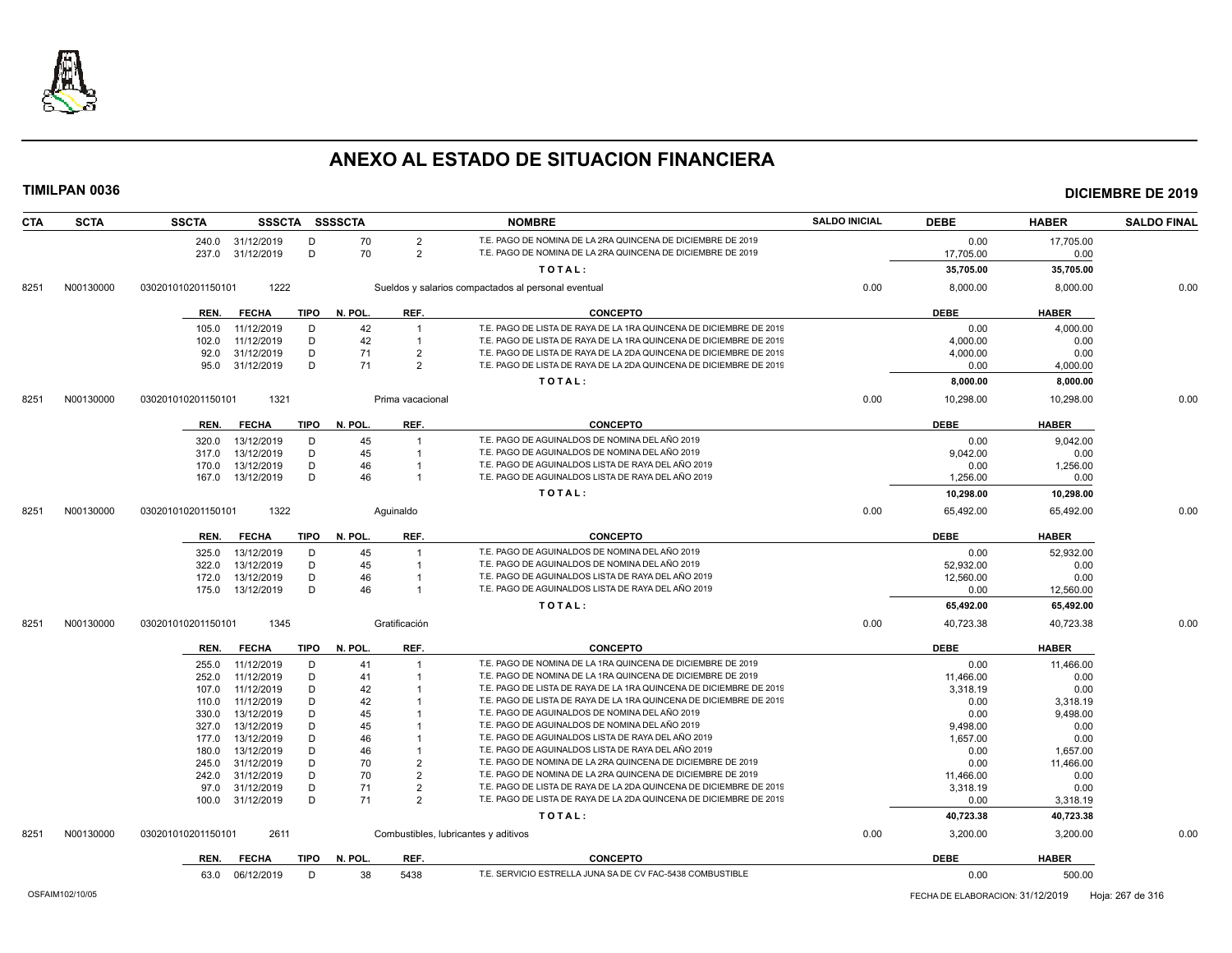# ANEXO AL ESTADO DE SITUACION FINANCIERA

**TIMILPAN 0036** **DICIEMBRE DE 2019**

| CTA | SCTA | SSCTA | SSSCTA | SSSSCTA | | NOMBRE | SALDO INICIAL | DEBE | HABER | SALDO FINAL |
|---|---|---|---|---|---|---|---|---|---|---|
| | | 240.0 31/12/2019 | D | 70 | 2 | T.E. PAGO DE NOMINA DE LA 2RA QUINCENA DE DICIEMBRE DE 2019 | | 0.00 | 17,705.00 | |
| | | 237.0 31/12/2019 | D | 70 | 2 | T.E. PAGO DE NOMINA DE LA 2RA QUINCENA DE DICIEMBRE DE 2019 | | 17,705.00 | 0.00 | |
| | | | | | | **T O T A L :** | | **35,705.00** | **35,705.00** | |
| 8251 | N00130000 | 030201010201150101 | 1222 | | | Sueldos y salarios compactados al personal eventual | 0.00 | 8,000.00 | 8,000.00 | 0.00 |
| | | REN. FECHA | TIPO | N. POL. | REF. | CONCEPTO | | DEBE | HABER | |
| | | 105.0 11/12/2019 | D | 42 | 1 | T.E. PAGO DE LISTA DE RAYA DE LA 1RA QUINCENA DE DICIEMBRE DE 2019 | | 0.00 | 4,000.00 | |
| | | 102.0 11/12/2019 | D | 42 | 1 | T.E. PAGO DE LISTA DE RAYA DE LA 1RA QUINCENA DE DICIEMBRE DE 2019 | | 4,000.00 | 0.00 | |
| | | 92.0 31/12/2019 | D | 71 | 2 | T.E. PAGO DE LISTA DE RAYA DE LA 2DA QUINCENA DE DICIEMBRE DE 2019 | | 4,000.00 | 0.00 | |
| | | 95.0 31/12/2019 | D | 71 | 2 | T.E. PAGO DE LISTA DE RAYA DE LA 2DA QUINCENA DE DICIEMBRE DE 2019 | | 0.00 | 4,000.00 | |
| | | | | | | **T O T A L :** | | **8,000.00** | **8,000.00** | |
| 8251 | N00130000 | 030201010201150101 | 1321 | | | Prima vacacional | 0.00 | 10,298.00 | 10,298.00 | 0.00 |
| | | REN. FECHA | TIPO | N. POL. | REF. | CONCEPTO | | DEBE | HABER | |
| | | 320.0 13/12/2019 | D | 45 | 1 | T.E. PAGO DE AGUINALDOS DE NOMINA DEL AÑO 2019 | | 0.00 | 9,042.00 | |
| | | 317.0 13/12/2019 | D | 45 | 1 | T.E. PAGO DE AGUINALDOS DE NOMINA DEL AÑO 2019 | | 9,042.00 | 0.00 | |
| | | 170.0 13/12/2019 | D | 46 | 1 | T.E. PAGO DE AGUINALDOS LISTA DE RAYA DEL AÑO 2019 | | 0.00 | 1,256.00 | |
| | | 167.0 13/12/2019 | D | 46 | 1 | T.E. PAGO DE AGUINALDOS LISTA DE RAYA DEL AÑO 2019 | | 1,256.00 | 0.00 | |
| | | | | | | **T O T A L :** | | **10,298.00** | **10,298.00** | |
| 8251 | N00130000 | 030201010201150101 | 1322 | | | Aguinaldo | 0.00 | 65,492.00 | 65,492.00 | 0.00 |
| | | REN. FECHA | TIPO | N. POL. | REF. | CONCEPTO | | DEBE | HABER | |
| | | 325.0 13/12/2019 | D | 45 | 1 | T.E. PAGO DE AGUINALDOS DE NOMINA DEL AÑO 2019 | | 0.00 | 52,932.00 | |
| | | 322.0 13/12/2019 | D | 45 | 1 | T.E. PAGO DE AGUINALDOS DE NOMINA DEL AÑO 2019 | | 52,932.00 | 0.00 | |
| | | 172.0 13/12/2019 | D | 46 | 1 | T.E. PAGO DE AGUINALDOS LISTA DE RAYA DEL AÑO 2019 | | 12,560.00 | 0.00 | |
| | | 175.0 13/12/2019 | D | 46 | 1 | T.E. PAGO DE AGUINALDOS LISTA DE RAYA DEL AÑO 2019 | | 0.00 | 12,560.00 | |
| | | | | | | **T O T A L :** | | **65,492.00** | **65,492.00** | |
| 8251 | N00130000 | 030201010201150101 | 1345 | | | Gratificación | 0.00 | 40,723.38 | 40,723.38 | 0.00 |
| | | REN. FECHA | TIPO | N. POL. | REF. | CONCEPTO | | DEBE | HABER | |
| | | 255.0 11/12/2019 | D | 41 | 1 | T.E. PAGO DE NOMINA DE LA 1RA QUINCENA DE DICIEMBRE DE 2019 | | 0.00 | 11,466.00 | |
| | | 252.0 11/12/2019 | D | 41 | 1 | T.E. PAGO DE NOMINA DE LA 1RA QUINCENA DE DICIEMBRE DE 2019 | | 11,466.00 | 0.00 | |
| | | 107.0 11/12/2019 | D | 42 | 1 | T.E. PAGO DE LISTA DE RAYA DE LA 1RA QUINCENA DE DICIEMBRE DE 2019 | | 3,318.19 | 0.00 | |
| | | 110.0 11/12/2019 | D | 42 | 1 | T.E. PAGO DE LISTA DE RAYA DE LA 1RA QUINCENA DE DICIEMBRE DE 2019 | | 0.00 | 3,318.19 | |
| | | 330.0 13/12/2019 | D | 45 | 1 | T.E. PAGO DE AGUINALDOS DE NOMINA DEL AÑO 2019 | | 0.00 | 9,498.00 | |
| | | 327.0 13/12/2019 | D | 45 | 1 | T.E. PAGO DE AGUINALDOS DE NOMINA DEL AÑO 2019 | | 9,498.00 | 0.00 | |
| | | 177.0 13/12/2019 | D | 46 | 1 | T.E. PAGO DE AGUINALDOS LISTA DE RAYA DEL AÑO 2019 | | 1,657.00 | 0.00 | |
| | | 180.0 13/12/2019 | D | 46 | 1 | T.E. PAGO DE AGUINALDOS LISTA DE RAYA DEL AÑO 2019 | | 0.00 | 1,657.00 | |
| | | 245.0 31/12/2019 | D | 70 | 2 | T.E. PAGO DE NOMINA DE LA 2RA QUINCENA DE DICIEMBRE DE 2019 | | 0.00 | 11,466.00 | |
| | | 242.0 31/12/2019 | D | 70 | 2 | T.E. PAGO DE NOMINA DE LA 2RA QUINCENA DE DICIEMBRE DE 2019 | | 11,466.00 | 0.00 | |
| | | 97.0 31/12/2019 | D | 71 | 2 | T.E. PAGO DE LISTA DE RAYA DE LA 2DA QUINCENA DE DICIEMBRE DE 2019 | | 3,318.19 | 0.00 | |
| | | 100.0 31/12/2019 | D | 71 | 2 | T.E. PAGO DE LISTA DE RAYA DE LA 2DA QUINCENA DE DICIEMBRE DE 2019 | | 0.00 | 3,318.19 | |
| | | | | | | **T O T A L :** | | **40,723.38** | **40,723.38** | |
| 8251 | N00130000 | 030201010201150101 | 2611 | | | Combustibles, lubricantes y aditivos | 0.00 | 3,200.00 | 3,200.00 | 0.00 |
| | | REN. FECHA | TIPO | N. POL. | REF. | CONCEPTO | | DEBE | HABER | |
| | | 63.0 06/12/2019 | D | 38 | 5438 | T.E. SERVICIO ESTRELLA JUNA SA DE CV FAC-5438 COMBUSTIBLE | | 0.00 | 500.00 | |

OSFAIM102/10/05 FECHA DE ELABORACION: 31/12/2019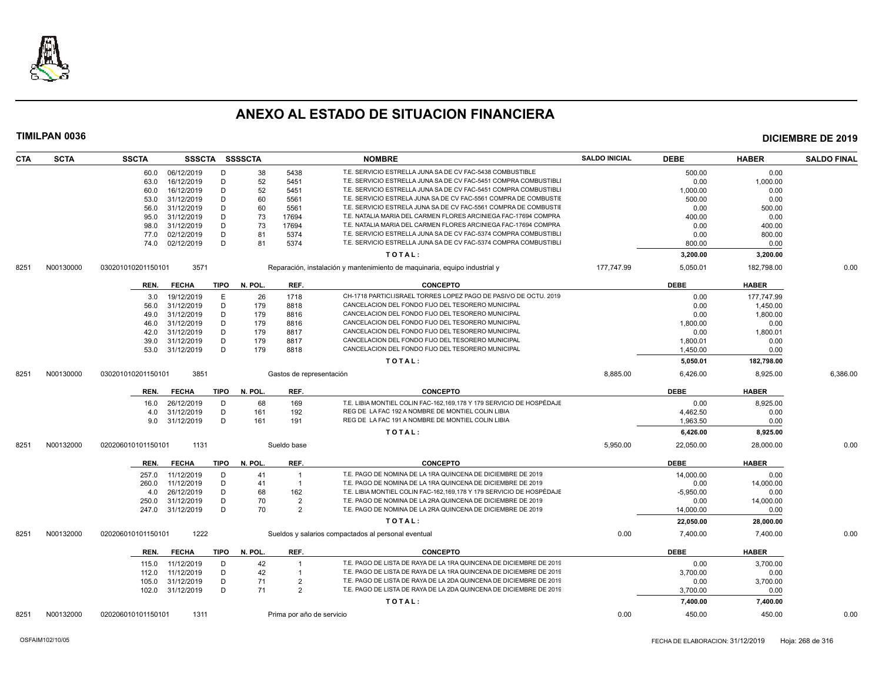# ANEXO AL ESTADO DE SITUACION FINANCIERA

**TIMILPAN 0036** **DICIEMBRE DE 2019**

| CTA | SCTA | SSCTA | SSSCTA | SSSSCTA | | | NOMBRE | SALDO INICIAL | DEBE | HABER | SALDO FINAL |
|---|---|---|---|---|---|---|---|---|---|---|---|
| | | 60.0 | 06/12/2019 | D | 38 | 5438 | T.E. SERVICIO ESTRELLA JUNA SA DE CV FAC-5438 COMBUSTIBLE | | 500.00 | 0.00 | |
| | | 63.0 | 16/12/2019 | D | 52 | 5451 | T.E. SERVICIO ESTRELLA JUNA SA DE CV FAC-5451 COMPRA COMBUSTIBLI | | 0.00 | 1,000.00 | |
| | | 60.0 | 16/12/2019 | D | 52 | 5451 | T.E. SERVICIO ESTRELLA JUNA SA DE CV FAC-5451 COMPRA COMBUSTIBLI | | 1,000.00 | 0.00 | |
| | | 53.0 | 31/12/2019 | D | 60 | 5561 | T.E. SERVICIO ESTRELA JUNA SA DE CV FAC-5561 COMPRA DE COMBUSTIE | | 500.00 | 0.00 | |
| | | 56.0 | 31/12/2019 | D | 60 | 5561 | T.E. SERVICIO ESTRELA JUNA SA DE CV FAC-5561 COMPRA DE COMBUSTIE | | 0.00 | 500.00 | |
| | | 95.0 | 31/12/2019 | D | 73 | 17694 | T.E. NATALIA MARIA DEL CARMEN FLORES ARCINIEGA FAC-17694 COMPRA | | 400.00 | 0.00 | |
| | | 98.0 | 31/12/2019 | D | 73 | 17694 | T.E. NATALIA MARIA DEL CARMEN FLORES ARCINIEGA FAC-17694 COMPRA | | 0.00 | 400.00 | |
| | | 77.0 | 02/12/2019 | D | 81 | 5374 | T.E. SERVICIO ESTRELLA JUNA SA DE CV FAC-5374 COMPRA COMBUSTIBLI | | 0.00 | 800.00 | |
| | | 74.0 | 02/12/2019 | D | 81 | 5374 | T.E. SERVICIO ESTRELLA JUNA SA DE CV FAC-5374 COMPRA COMBUSTIBLI | | 800.00 | 0.00 | |
| | | | | | | | **TOTAL:** | | **3,200.00** | **3,200.00** | |
| 8251 | N00130000 | 030201010201150101 | 3571 | | | | Reparación, instalación y mantenimiento de maquinaria, equipo industrial y | 177,747.99 | 5,050.01 | 182,798.00 | 0.00 |
| | | REN. | FECHA | TIPO | N. POL. | REF. | CONCEPTO | | DEBE | HABER | |
| | | 3.0 | 19/12/2019 | E | 26 | 1718 | CH-1718 PARTICI.ISRAEL TORRES LOPEZ PAGO DE PASIVO DE OCTU. 2019 | | 0.00 | 177,747.99 | |
| | | 56.0 | 31/12/2019 | D | 179 | 8818 | CANCELACION DEL FONDO FIJO DEL TESORERO MUNICIPAL | | 0.00 | 1,450.00 | |
| | | 49.0 | 31/12/2019 | D | 179 | 8816 | CANCELACION DEL FONDO FIJO DEL TESORERO MUNICIPAL | | 0.00 | 1,800.00 | |
| | | 46.0 | 31/12/2019 | D | 179 | 8816 | CANCELACION DEL FONDO FIJO DEL TESORERO MUNICIPAL | | 1,800.00 | 0.00 | |
| | | 42.0 | 31/12/2019 | D | 179 | 8817 | CANCELACION DEL FONDO FIJO DEL TESORERO MUNICIPAL | | 0.00 | 1,800.01 | |
| | | 39.0 | 31/12/2019 | D | 179 | 8817 | CANCELACION DEL FONDO FIJO DEL TESORERO MUNICIPAL | | 1,800.01 | 0.00 | |
| | | 53.0 | 31/12/2019 | D | 179 | 8818 | CANCELACION DEL FONDO FIJO DEL TESORERO MUNICIPAL | | 1,450.00 | 0.00 | |
| | | | | | | | **TOTAL:** | | **5,050.01** | **182,798.00** | |
| 8251 | N00130000 | 030201010201150101 | 3851 | | | | Gastos de representación | 8,885.00 | 6,426.00 | 8,925.00 | 6,386.00 |
| | | REN. | FECHA | TIPO | N. POL. | REF. | CONCEPTO | | DEBE | HABER | |
| | | 16.0 | 26/12/2019 | D | 68 | 169 | T.E. LIBIA MONTIEL COLIN FAC-162,169,178 Y 179 SERVICIO DE HOSPÉDAJE | | 0.00 | 8,925.00 | |
| | | 4.0 | 31/12/2019 | D | 161 | 192 | REG DE LA FAC 192 A NOMBRE DE MONTIEL COLIN LIBIA | | 4,462.50 | 0.00 | |
| | | 9.0 | 31/12/2019 | D | 161 | 191 | REG DE LA FAC 191 A NOMBRE DE MONTIEL COLIN LIBIA | | 1,963.50 | 0.00 | |
| | | | | | | | **TOTAL:** | | **6,426.00** | **8,925.00** | |
| 8251 | N00132000 | 020206010101150101 | 1131 | | | | Sueldo base | 5,950.00 | 22,050.00 | 28,000.00 | 0.00 |
| | | REN. | FECHA | TIPO | N. POL. | REF. | CONCEPTO | | DEBE | HABER | |
| | | 257.0 | 11/12/2019 | D | 41 | 1 | T.E. PAGO DE NOMINA DE LA 1RA QUINCENA DE DICIEMBRE DE 2019 | | 14,000.00 | 0.00 | |
| | | 260.0 | 11/12/2019 | D | 41 | 1 | T.E. PAGO DE NOMINA DE LA 1RA QUINCENA DE DICIEMBRE DE 2019 | | 0.00 | 14,000.00 | |
| | | 4.0 | 26/12/2019 | D | 68 | 162 | T.E. LIBIA MONTIEL COLIN FAC-162,169,178 Y 179 SERVICIO DE HOSPÉDAJE | | -5,950.00 | 0.00 | |
| | | 250.0 | 31/12/2019 | D | 70 | 2 | T.E. PAGO DE NOMINA DE LA 2RA QUINCENA DE DICIEMBRE DE 2019 | | 0.00 | 14,000.00 | |
| | | 247.0 | 31/12/2019 | D | 70 | 2 | T.E. PAGO DE NOMINA DE LA 2RA QUINCENA DE DICIEMBRE DE 2019 | | 14,000.00 | 0.00 | |
| | | | | | | | **TOTAL:** | | **22,050.00** | **28,000.00** | |
| 8251 | N00132000 | 020206010101150101 | 1222 | | | | Sueldos y salarios compactados al personal eventual | 0.00 | 7,400.00 | 7,400.00 | 0.00 |
| | | REN. | FECHA | TIPO | N. POL. | REF. | CONCEPTO | | DEBE | HABER | |
| | | 115.0 | 11/12/2019 | D | 42 | 1 | T.E. PAGO DE LISTA DE RAYA DE LA 1RA QUINCENA DE DICIEMBRE DE 2019 | | 0.00 | 3,700.00 | |
| | | 112.0 | 11/12/2019 | D | 42 | 1 | T.E. PAGO DE LISTA DE RAYA DE LA 1RA QUINCENA DE DICIEMBRE DE 2019 | | 3,700.00 | 0.00 | |
| | | 105.0 | 31/12/2019 | D | 71 | 2 | T.E. PAGO DE LISTA DE RAYA DE LA 2DA QUINCENA DE DICIEMBRE DE 2019 | | 0.00 | 3,700.00 | |
| | | 102.0 | 31/12/2019 | D | 71 | 2 | T.E. PAGO DE LISTA DE RAYA DE LA 2DA QUINCENA DE DICIEMBRE DE 2019 | | 3,700.00 | 0.00 | |
| | | | | | | | **TOTAL:** | | **7,400.00** | **7,400.00** | |
| 8251 | N00132000 | 020206010101150101 | 1311 | | | | Prima por año de servicio | 0.00 | 450.00 | 450.00 | 0.00 |

OSFAIM102/10/05 FECHA DE ELABORACION: 31/12/2019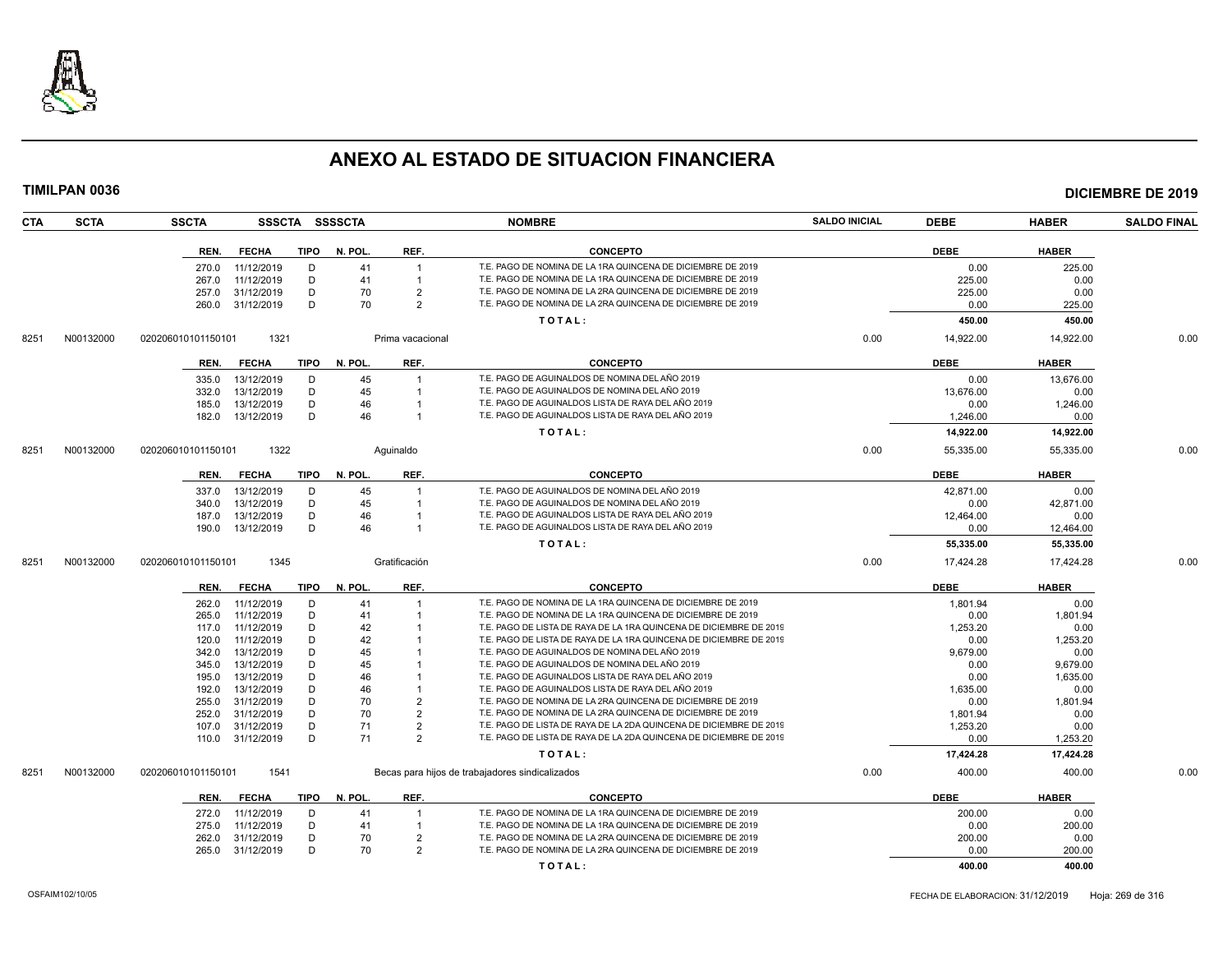# ANEXO AL ESTADO DE SITUACION FINANCIERA

**TIMILPAN 0036** **DICIEMBRE DE 2019**

| CTA | SCTA | SSCTA | SSSCTA | SSSSCTA | NOMBRE | SALDO INICIAL | DEBE | HABER | SALDO FINAL |
|---|---|---|---|---|---|---|---|---|---|

| REN. | FECHA | TIPO | N. POL. | REF. | CONCEPTO | DEBE | HABER |
|---|---|---|---|---|---|---|---|
| 270.0 | 11/12/2019 | D | 41 | 1 | T.E. PAGO DE NOMINA DE LA 1RA QUINCENA DE DICIEMBRE DE 2019 | 0.00 | 225.00 |
| 267.0 | 11/12/2019 | D | 41 | 1 | T.E. PAGO DE NOMINA DE LA 1RA QUINCENA DE DICIEMBRE DE 2019 | 225.00 | 0.00 |
| 257.0 | 31/12/2019 | D | 70 | 2 | T.E. PAGO DE NOMINA DE LA 2RA QUINCENA DE DICIEMBRE DE 2019 | 225.00 | 0.00 |
| 260.0 | 31/12/2019 | D | 70 | 2 | T.E. PAGO DE NOMINA DE LA 2RA QUINCENA DE DICIEMBRE DE 2019 | 0.00 | 225.00 |
| | | | | | **T O T A L :** | **450.00** | **450.00** |

| CTA | SCTA | SSCTA | SSSCTA | NOMBRE | SALDO INICIAL | DEBE | HABER | SALDO FINAL |
|---|---|---|---|---|---|---|---|---|
| 8251 | N00132000 | 020206010101150101 | 1321 | Prima vacacional | 0.00 | 14,922.00 | 14,922.00 | 0.00 |

| REN. | FECHA | TIPO | N. POL. | REF. | CONCEPTO | DEBE | HABER |
|---|---|---|---|---|---|---|---|
| 335.0 | 13/12/2019 | D | 45 | 1 | T.E. PAGO DE AGUINALDOS DE NOMINA DEL AÑO 2019 | 0.00 | 13,676.00 |
| 332.0 | 13/12/2019 | D | 45 | 1 | T.E. PAGO DE AGUINALDOS DE NOMINA DEL AÑO 2019 | 13,676.00 | 0.00 |
| 185.0 | 13/12/2019 | D | 46 | 1 | T.E. PAGO DE AGUINALDOS LISTA DE RAYA DEL AÑO 2019 | 0.00 | 1,246.00 |
| 182.0 | 13/12/2019 | D | 46 | 1 | T.E. PAGO DE AGUINALDOS LISTA DE RAYA DEL AÑO 2019 | 1,246.00 | 0.00 |
| | | | | | **T O T A L :** | **14,922.00** | **14,922.00** |

| CTA | SCTA | SSCTA | SSSCTA | NOMBRE | SALDO INICIAL | DEBE | HABER | SALDO FINAL |
|---|---|---|---|---|---|---|---|---|
| 8251 | N00132000 | 020206010101150101 | 1322 | Aguinaldo | 0.00 | 55,335.00 | 55,335.00 | 0.00 |

| REN. | FECHA | TIPO | N. POL. | REF. | CONCEPTO | DEBE | HABER |
|---|---|---|---|---|---|---|---|
| 337.0 | 13/12/2019 | D | 45 | 1 | T.E. PAGO DE AGUINALDOS DE NOMINA DEL AÑO 2019 | 42,871.00 | 0.00 |
| 340.0 | 13/12/2019 | D | 45 | 1 | T.E. PAGO DE AGUINALDOS DE NOMINA DEL AÑO 2019 | 0.00 | 42,871.00 |
| 187.0 | 13/12/2019 | D | 46 | 1 | T.E. PAGO DE AGUINALDOS LISTA DE RAYA DEL AÑO 2019 | 12,464.00 | 0.00 |
| 190.0 | 13/12/2019 | D | 46 | 1 | T.E. PAGO DE AGUINALDOS LISTA DE RAYA DEL AÑO 2019 | 0.00 | 12,464.00 |
| | | | | | **T O T A L :** | **55,335.00** | **55,335.00** |

| CTA | SCTA | SSCTA | SSSCTA | NOMBRE | SALDO INICIAL | DEBE | HABER | SALDO FINAL |
|---|---|---|---|---|---|---|---|---|
| 8251 | N00132000 | 020206010101150101 | 1345 | Gratificación | 0.00 | 17,424.28 | 17,424.28 | 0.00 |

| REN. | FECHA | TIPO | N. POL. | REF. | CONCEPTO | DEBE | HABER |
|---|---|---|---|---|---|---|---|
| 262.0 | 11/12/2019 | D | 41 | 1 | T.E. PAGO DE NOMINA DE LA 1RA QUINCENA DE DICIEMBRE DE 2019 | 1,801.94 | 0.00 |
| 265.0 | 11/12/2019 | D | 41 | 1 | T.E. PAGO DE NOMINA DE LA 1RA QUINCENA DE DICIEMBRE DE 2019 | 0.00 | 1,801.94 |
| 117.0 | 11/12/2019 | D | 42 | 1 | T.E. PAGO DE LISTA DE RAYA DE LA 1RA QUINCENA DE DICIEMBRE DE 2019 | 1,253.20 | 0.00 |
| 120.0 | 11/12/2019 | D | 42 | 1 | T.E. PAGO DE LISTA DE RAYA DE LA 1RA QUINCENA DE DICIEMBRE DE 2019 | 0.00 | 1,253.20 |
| 342.0 | 13/12/2019 | D | 45 | 1 | T.E. PAGO DE AGUINALDOS DE NOMINA DEL AÑO 2019 | 9,679.00 | 0.00 |
| 345.0 | 13/12/2019 | D | 45 | 1 | T.E. PAGO DE AGUINALDOS DE NOMINA DEL AÑO 2019 | 0.00 | 9,679.00 |
| 195.0 | 13/12/2019 | D | 46 | 1 | T.E. PAGO DE AGUINALDOS LISTA DE RAYA DEL AÑO 2019 | 0.00 | 1,635.00 |
| 192.0 | 13/12/2019 | D | 46 | 1 | T.E. PAGO DE AGUINALDOS LISTA DE RAYA DEL AÑO 2019 | 1,635.00 | 0.00 |
| 255.0 | 31/12/2019 | D | 70 | 2 | T.E. PAGO DE NOMINA DE LA 2RA QUINCENA DE DICIEMBRE DE 2019 | 0.00 | 1,801.94 |
| 252.0 | 31/12/2019 | D | 70 | 2 | T.E. PAGO DE NOMINA DE LA 2RA QUINCENA DE DICIEMBRE DE 2019 | 1,801.94 | 0.00 |
| 107.0 | 31/12/2019 | D | 71 | 2 | T.E. PAGO DE LISTA DE RAYA DE LA 2DA QUINCENA DE DICIEMBRE DE 2019 | 1,253.20 | 0.00 |
| 110.0 | 31/12/2019 | D | 71 | 2 | T.E. PAGO DE LISTA DE RAYA DE LA 2DA QUINCENA DE DICIEMBRE DE 2019 | 0.00 | 1,253.20 |
| | | | | | **T O T A L :** | **17,424.28** | **17,424.28** |

| CTA | SCTA | SSCTA | SSSCTA | NOMBRE | SALDO INICIAL | DEBE | HABER | SALDO FINAL |
|---|---|---|---|---|---|---|---|---|
| 8251 | N00132000 | 020206010101150101 | 1541 | Becas para hijos de trabajadores sindicalizados | 0.00 | 400.00 | 400.00 | 0.00 |

| REN. | FECHA | TIPO | N. POL. | REF. | CONCEPTO | DEBE | HABER |
|---|---|---|---|---|---|---|---|
| 272.0 | 11/12/2019 | D | 41 | 1 | T.E. PAGO DE NOMINA DE LA 1RA QUINCENA DE DICIEMBRE DE 2019 | 200.00 | 0.00 |
| 275.0 | 11/12/2019 | D | 41 | 1 | T.E. PAGO DE NOMINA DE LA 1RA QUINCENA DE DICIEMBRE DE 2019 | 0.00 | 200.00 |
| 262.0 | 31/12/2019 | D | 70 | 2 | T.E. PAGO DE NOMINA DE LA 2RA QUINCENA DE DICIEMBRE DE 2019 | 200.00 | 0.00 |
| 265.0 | 31/12/2019 | D | 70 | 2 | T.E. PAGO DE NOMINA DE LA 2RA QUINCENA DE DICIEMBRE DE 2019 | 0.00 | 200.00 |
| | | | | | **T O T A L :** | **400.00** | **400.00** |

OSFAIM102/10/05 FECHA DE ELABORACION: 31/12/2019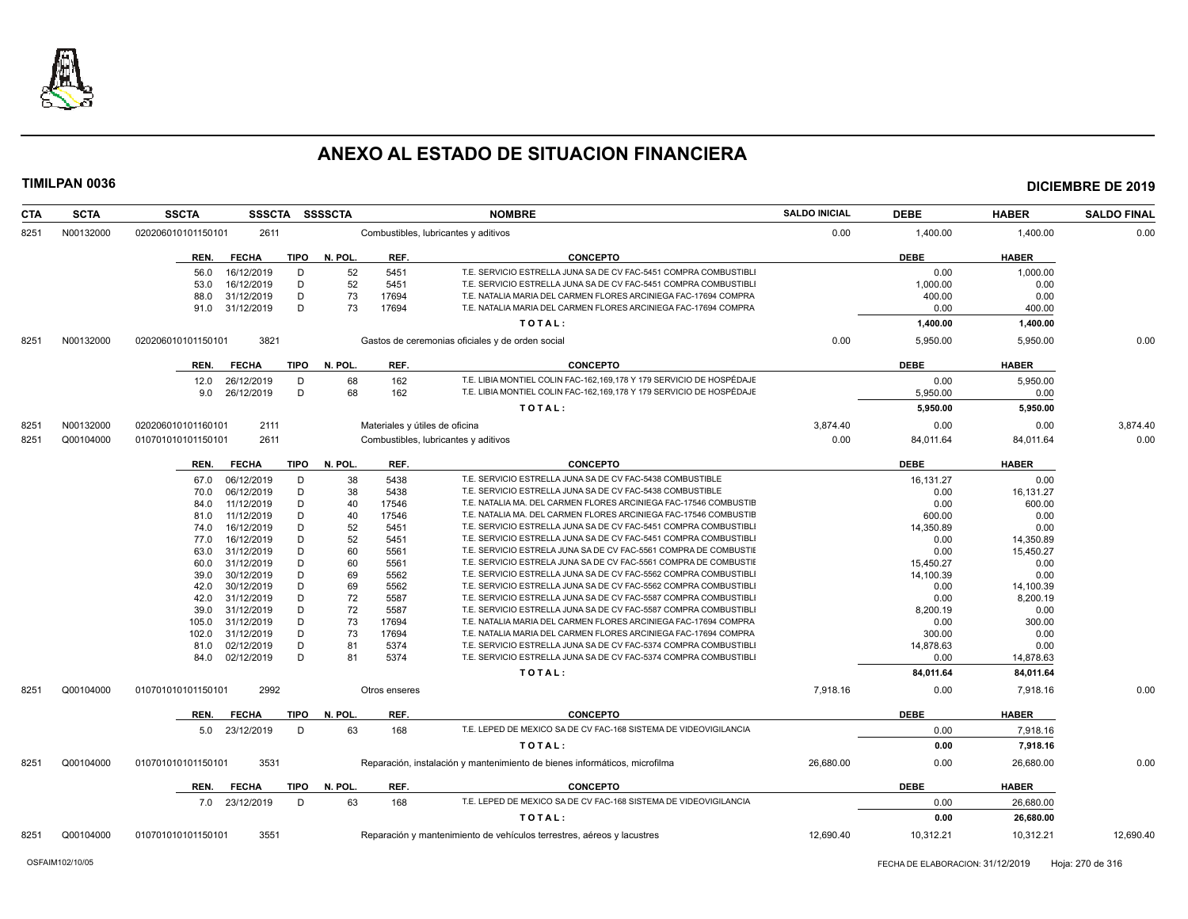# ANEXO AL ESTADO DE SITUACION FINANCIERA

**TIMILPAN 0036** — **DICIEMBRE DE 2019**

| CTA | SCTA | SSCTA | SSSCTA | SSSSCTA | NOMBRE | SALDO INICIAL | DEBE | HABER | SALDO FINAL |
|---|---|---|---|---|---|---|---|---|---|
| 8251 | N00132000 | 020206010101150101 | 2611 | | Combustibles, lubricantes y aditivos | 0.00 | 1,400.00 | 1,400.00 | 0.00 |

| REN. | FECHA | TIPO | N. POL. | REF. | CONCEPTO | DEBE | HABER |
|---|---|---|---|---|---|---|---|
| 56.0 | 16/12/2019 | D | 52 | 5451 | T.E. SERVICIO ESTRELLA JUNA SA DE CV FAC-5451 COMPRA COMBUSTIBLI | 0.00 | 1,000.00 |
| 53.0 | 16/12/2019 | D | 52 | 5451 | T.E. SERVICIO ESTRELLA JUNA SA DE CV FAC-5451 COMPRA COMBUSTIBLI | 1,000.00 | 0.00 |
| 88.0 | 31/12/2019 | D | 73 | 17694 | T.E. NATALIA MARIA DEL CARMEN FLORES ARCINIEGA FAC-17694 COMPRA | 400.00 | 0.00 |
| 91.0 | 31/12/2019 | D | 73 | 17694 | T.E. NATALIA MARIA DEL CARMEN FLORES ARCINIEGA FAC-17694 COMPRA | 0.00 | 400.00 |
| | | | | | **T O T A L :** | **1,400.00** | **1,400.00** |

| CTA | SCTA | SSCTA | SSSCTA | SSSSCTA | NOMBRE | SALDO INICIAL | DEBE | HABER | SALDO FINAL |
|---|---|---|---|---|---|---|---|---|---|
| 8251 | N00132000 | 020206010101150101 | 3821 | | Gastos de ceremonias oficiales y de orden social | 0.00 | 5,950.00 | 5,950.00 | 0.00 |

| REN. | FECHA | TIPO | N. POL. | REF. | CONCEPTO | DEBE | HABER |
|---|---|---|---|---|---|---|---|
| 12.0 | 26/12/2019 | D | 68 | 162 | T.E. LIBIA MONTIEL COLIN FAC-162,169,178 Y 179 SERVICIO DE HOSPÉDAJE | 0.00 | 5,950.00 |
| 9.0 | 26/12/2019 | D | 68 | 162 | T.E. LIBIA MONTIEL COLIN FAC-162,169,178 Y 179 SERVICIO DE HOSPÉDAJE | 5,950.00 | 0.00 |
| | | | | | **T O T A L :** | **5,950.00** | **5,950.00** |

| CTA | SCTA | SSCTA | SSSCTA | SSSSCTA | NOMBRE | SALDO INICIAL | DEBE | HABER | SALDO FINAL |
|---|---|---|---|---|---|---|---|---|---|
| 8251 | N00132000 | 020206010101160101 | 2111 | | Materiales y útiles de oficina | 3,874.40 | 0.00 | 0.00 | 3,874.40 |
| 8251 | Q00104000 | 010701010101150101 | 2611 | | Combustibles, lubricantes y aditivos | 0.00 | 84,011.64 | 84,011.64 | 0.00 |

| REN. | FECHA | TIPO | N. POL. | REF. | CONCEPTO | DEBE | HABER |
|---|---|---|---|---|---|---|---|
| 67.0 | 06/12/2019 | D | 38 | 5438 | T.E. SERVICIO ESTRELLA JUNA SA DE CV FAC-5438 COMBUSTIBLE | 16,131.27 | 0.00 |
| 70.0 | 06/12/2019 | D | 38 | 5438 | T.E. SERVICIO ESTRELLA JUNA SA DE CV FAC-5438 COMBUSTIBLE | 0.00 | 16,131.27 |
| 84.0 | 11/12/2019 | D | 40 | 17546 | T.E. NATALIA MA. DEL CARMEN FLORES ARCINIEGA FAC-17546 COMBUSTIB | 0.00 | 600.00 |
| 81.0 | 11/12/2019 | D | 40 | 17546 | T.E. NATALIA MA. DEL CARMEN FLORES ARCINIEGA FAC-17546 COMBUSTIB | 600.00 | 0.00 |
| 74.0 | 16/12/2019 | D | 52 | 5451 | T.E. SERVICIO ESTRELLA JUNA SA DE CV FAC-5451 COMPRA COMBUSTIBLI | 14,350.89 | 0.00 |
| 77.0 | 16/12/2019 | D | 52 | 5451 | T.E. SERVICIO ESTRELLA JUNA SA DE CV FAC-5451 COMPRA COMBUSTIBLI | 0.00 | 14,350.89 |
| 63.0 | 31/12/2019 | D | 60 | 5561 | T.E. SERVICIO ESTRELA JUNA SA DE CV FAC-5561 COMPRA DE COMBUSTIE | 0.00 | 15,450.27 |
| 60.0 | 31/12/2019 | D | 60 | 5561 | T.E. SERVICIO ESTRELA JUNA SA DE CV FAC-5561 COMPRA DE COMBUSTIE | 15,450.27 | 0.00 |
| 39.0 | 30/12/2019 | D | 69 | 5562 | T.E. SERVICIO ESTRELLA JUNA SA DE CV FAC-5562 COMPRA COMBUSTIBLI | 14,100.39 | 0.00 |
| 42.0 | 30/12/2019 | D | 69 | 5562 | T.E. SERVICIO ESTRELLA JUNA SA DE CV FAC-5562 COMPRA COMBUSTIBLI | 0.00 | 14,100.39 |
| 42.0 | 31/12/2019 | D | 72 | 5587 | T.E. SERVICIO ESTRELLA JUNA SA DE CV FAC-5587 COMPRA COMBUSTIBLI | 0.00 | 8,200.19 |
| 39.0 | 31/12/2019 | D | 72 | 5587 | T.E. SERVICIO ESTRELLA JUNA SA DE CV FAC-5587 COMPRA COMBUSTIBLI | 8,200.19 | 0.00 |
| 105.0 | 31/12/2019 | D | 73 | 17694 | T.E. NATALIA MARIA DEL CARMEN FLORES ARCINIEGA FAC-17694 COMPRA | 0.00 | 300.00 |
| 102.0 | 31/12/2019 | D | 73 | 17694 | T.E. NATALIA MARIA DEL CARMEN FLORES ARCINIEGA FAC-17694 COMPRA | 300.00 | 0.00 |
| 81.0 | 02/12/2019 | D | 81 | 5374 | T.E. SERVICIO ESTRELLA JUNA SA DE CV FAC-5374 COMPRA COMBUSTIBLI | 14,878.63 | 0.00 |
| 84.0 | 02/12/2019 | D | 81 | 5374 | T.E. SERVICIO ESTRELLA JUNA SA DE CV FAC-5374 COMPRA COMBUSTIBLI | 0.00 | 14,878.63 |
| | | | | | **T O T A L :** | **84,011.64** | **84,011.64** |

| CTA | SCTA | SSCTA | SSSCTA | SSSSCTA | NOMBRE | SALDO INICIAL | DEBE | HABER | SALDO FINAL |
|---|---|---|---|---|---|---|---|---|---|
| 8251 | Q00104000 | 010701010101150101 | 2992 | | Otros enseres | 7,918.16 | 0.00 | 7,918.16 | 0.00 |

| REN. | FECHA | TIPO | N. POL. | REF. | CONCEPTO | DEBE | HABER |
|---|---|---|---|---|---|---|---|
| 5.0 | 23/12/2019 | D | 63 | 168 | T.E. LEPED DE MEXICO SA DE CV FAC-168 SISTEMA DE VIDEOVIGILANCIA | 0.00 | 7,918.16 |
| | | | | | **T O T A L :** | **0.00** | **7,918.16** |

| CTA | SCTA | SSCTA | SSSCTA | SSSSCTA | NOMBRE | SALDO INICIAL | DEBE | HABER | SALDO FINAL |
|---|---|---|---|---|---|---|---|---|---|
| 8251 | Q00104000 | 010701010101150101 | 3531 | | Reparación, instalación y mantenimiento de bienes informáticos, microfilma | 26,680.00 | 0.00 | 26,680.00 | 0.00 |

| REN. | FECHA | TIPO | N. POL. | REF. | CONCEPTO | DEBE | HABER |
|---|---|---|---|---|---|---|---|
| 7.0 | 23/12/2019 | D | 63 | 168 | T.E. LEPED DE MEXICO SA DE CV FAC-168 SISTEMA DE VIDEOVIGILANCIA | 0.00 | 26,680.00 |
| | | | | | **T O T A L :** | **0.00** | **26,680.00** |

| CTA | SCTA | SSCTA | SSSCTA | SSSSCTA | NOMBRE | SALDO INICIAL | DEBE | HABER | SALDO FINAL |
|---|---|---|---|---|---|---|---|---|---|
| 8251 | Q00104000 | 010701010101150101 | 3551 | | Reparación y mantenimiento de vehículos terrestres, aéreos y lacustres | 12,690.40 | 10,312.21 | 10,312.21 | 12,690.40 |

OSFAIM102/10/05 — FECHA DE ELABORACION: 31/12/2019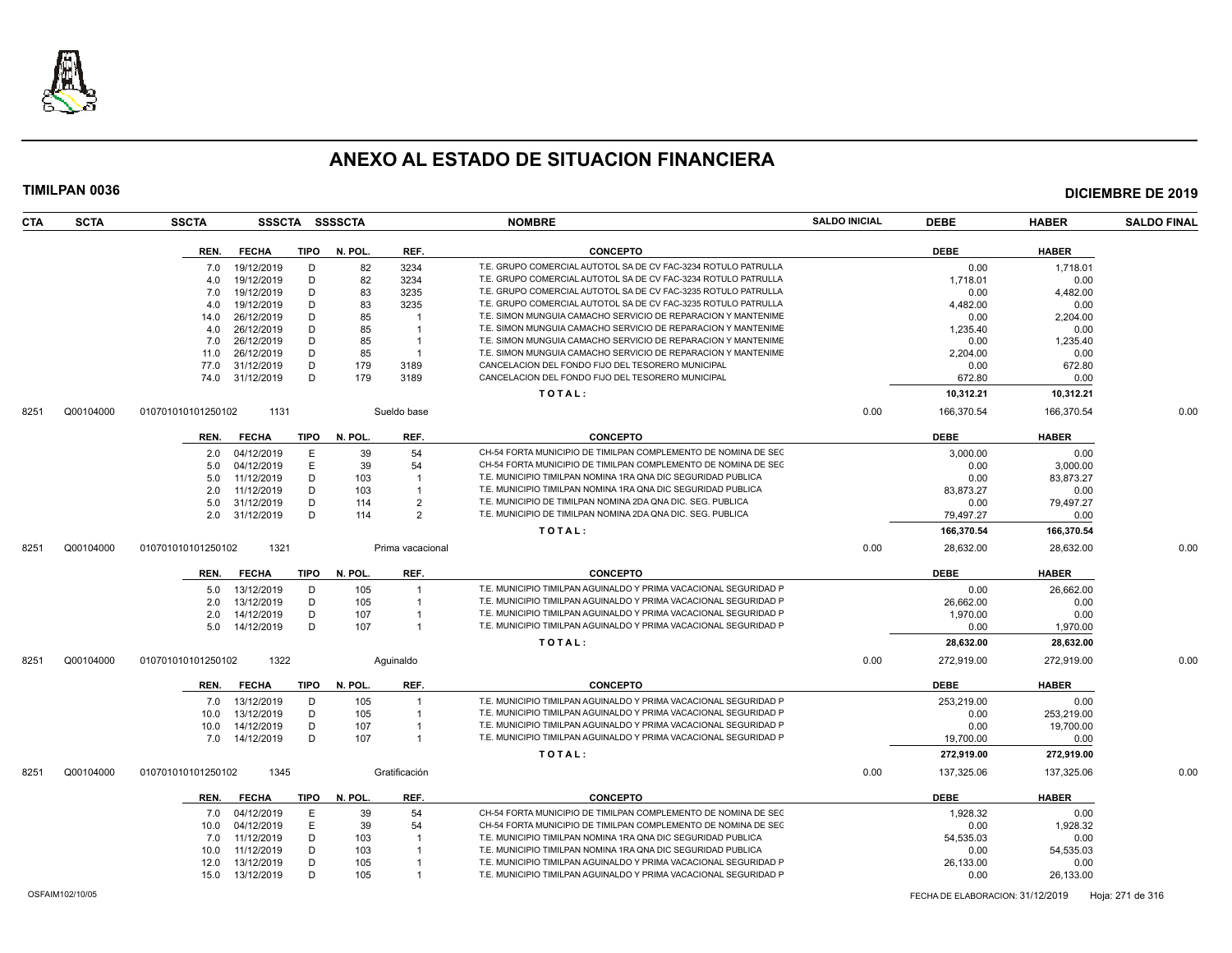# ANEXO AL ESTADO DE SITUACION FINANCIERA

**TIMILPAN 0036** **DICIEMBRE DE 2019**

| CTA | SCTA | SSCTA | SSSCTA | SSSSCTA | NOMBRE | SALDO INICIAL | DEBE | HABER | SALDO FINAL |
|---|---|---|---|---|---|---|---|---|---|

| REN. | FECHA | TIPO | N. POL. | REF. | CONCEPTO | DEBE | HABER |
|---|---|---|---|---|---|---|---|
| 7.0 | 19/12/2019 | D | 82 | 3234 | T.E. GRUPO COMERCIAL AUTOTOL SA DE CV FAC-3234 ROTULO PATRULLA | 0.00 | 1,718.01 |
| 4.0 | 19/12/2019 | D | 82 | 3234 | T.E. GRUPO COMERCIAL AUTOTOL SA DE CV FAC-3234 ROTULO PATRULLA | 1,718.01 | 0.00 |
| 7.0 | 19/12/2019 | D | 83 | 3235 | T.E. GRUPO COMERCIAL AUTOTOL SA DE CV FAC-3235 ROTULO PATRULLA | 0.00 | 4,482.00 |
| 4.0 | 19/12/2019 | D | 83 | 3235 | T.E. GRUPO COMERCIAL AUTOTOL SA DE CV FAC-3235 ROTULO PATRULLA | 4,482.00 | 0.00 |
| 14.0 | 26/12/2019 | D | 85 | 1 | T.E. SIMON MUNGUIA CAMACHO SERVICIO DE REPARACION Y MANTENIME | 0.00 | 2,204.00 |
| 4.0 | 26/12/2019 | D | 85 | 1 | T.E. SIMON MUNGUIA CAMACHO SERVICIO DE REPARACION Y MANTENIME | 1,235.40 | 0.00 |
| 7.0 | 26/12/2019 | D | 85 | 1 | T.E. SIMON MUNGUIA CAMACHO SERVICIO DE REPARACION Y MANTENIME | 0.00 | 1,235.40 |
| 11.0 | 26/12/2019 | D | 85 | 1 | T.E. SIMON MUNGUIA CAMACHO SERVICIO DE REPARACION Y MANTENIME | 2,204.00 | 0.00 |
| 77.0 | 31/12/2019 | D | 179 | 3189 | CANCELACION DEL FONDO FIJO DEL TESORERO MUNICIPAL | 0.00 | 672.80 |
| 74.0 | 31/12/2019 | D | 179 | 3189 | CANCELACION DEL FONDO FIJO DEL TESORERO MUNICIPAL | 672.80 | 0.00 |
| | | | | | **T O T A L :** | **10,312.21** | **10,312.21** |

| CTA | SCTA | SSCTA | SSSCTA | NOMBRE | SALDO INICIAL | DEBE | HABER | SALDO FINAL |
|---|---|---|---|---|---|---|---|---|
| 8251 | Q00104000 | 010701010101250102 | 1131 | Sueldo base | 0.00 | 166,370.54 | 166,370.54 | 0.00 |

| REN. | FECHA | TIPO | N. POL. | REF. | CONCEPTO | DEBE | HABER |
|---|---|---|---|---|---|---|---|
| 2.0 | 04/12/2019 | E | 39 | 54 | CH-54 FORTA MUNICIPIO DE TIMILPAN COMPLEMENTO DE NOMINA DE SEG | 3,000.00 | 0.00 |
| 5.0 | 04/12/2019 | E | 39 | 54 | CH-54 FORTA MUNICIPIO DE TIMILPAN COMPLEMENTO DE NOMINA DE SEG | 0.00 | 3,000.00 |
| 5.0 | 11/12/2019 | D | 103 | 1 | T.E. MUNICIPIO TIMILPAN NOMINA 1RA QNA DIC SEGURIDAD PUBLICA | 0.00 | 83,873.27 |
| 2.0 | 11/12/2019 | D | 103 | 1 | T.E. MUNICIPIO TIMILPAN NOMINA 1RA QNA DIC SEGURIDAD PUBLICA | 83,873.27 | 0.00 |
| 5.0 | 31/12/2019 | D | 114 | 2 | T.E. MUNICIPIO DE TIMILPAN NOMINA 2DA QNA DIC. SEG. PUBLICA | 0.00 | 79,497.27 |
| 2.0 | 31/12/2019 | D | 114 | 2 | T.E. MUNICIPIO DE TIMILPAN NOMINA 2DA QNA DIC. SEG. PUBLICA | 79,497.27 | 0.00 |
| | | | | | **T O T A L :** | **166,370.54** | **166,370.54** |

| CTA | SCTA | SSCTA | SSSCTA | NOMBRE | SALDO INICIAL | DEBE | HABER | SALDO FINAL |
|---|---|---|---|---|---|---|---|---|
| 8251 | Q00104000 | 010701010101250102 | 1321 | Prima vacacional | 0.00 | 28,632.00 | 28,632.00 | 0.00 |

| REN. | FECHA | TIPO | N. POL. | REF. | CONCEPTO | DEBE | HABER |
|---|---|---|---|---|---|---|---|
| 5.0 | 13/12/2019 | D | 105 | 1 | T.E. MUNICIPIO TIMILPAN AGUINALDO Y PRIMA VACACIONAL SEGURIDAD P | 0.00 | 26,662.00 |
| 2.0 | 13/12/2019 | D | 105 | 1 | T.E. MUNICIPIO TIMILPAN AGUINALDO Y PRIMA VACACIONAL SEGURIDAD P | 26,662.00 | 0.00 |
| 2.0 | 14/12/2019 | D | 107 | 1 | T.E. MUNICIPIO TIMILPAN AGUINALDO Y PRIMA VACACIONAL SEGURIDAD P | 1,970.00 | 0.00 |
| 5.0 | 14/12/2019 | D | 107 | 1 | T.E. MUNICIPIO TIMILPAN AGUINALDO Y PRIMA VACACIONAL SEGURIDAD P | 0.00 | 1,970.00 |
| | | | | | **T O T A L :** | **28,632.00** | **28,632.00** |

| CTA | SCTA | SSCTA | SSSCTA | NOMBRE | SALDO INICIAL | DEBE | HABER | SALDO FINAL |
|---|---|---|---|---|---|---|---|---|
| 8251 | Q00104000 | 010701010101250102 | 1322 | Aguinaldo | 0.00 | 272,919.00 | 272,919.00 | 0.00 |

| REN. | FECHA | TIPO | N. POL. | REF. | CONCEPTO | DEBE | HABER |
|---|---|---|---|---|---|---|---|
| 7.0 | 13/12/2019 | D | 105 | 1 | T.E. MUNICIPIO TIMILPAN AGUINALDO Y PRIMA VACACIONAL SEGURIDAD P | 253,219.00 | 0.00 |
| 10.0 | 13/12/2019 | D | 105 | 1 | T.E. MUNICIPIO TIMILPAN AGUINALDO Y PRIMA VACACIONAL SEGURIDAD P | 0.00 | 253,219.00 |
| 10.0 | 14/12/2019 | D | 107 | 1 | T.E. MUNICIPIO TIMILPAN AGUINALDO Y PRIMA VACACIONAL SEGURIDAD P | 0.00 | 19,700.00 |
| 7.0 | 14/12/2019 | D | 107 | 1 | T.E. MUNICIPIO TIMILPAN AGUINALDO Y PRIMA VACACIONAL SEGURIDAD P | 19,700.00 | 0.00 |
| | | | | | **T O T A L :** | **272,919.00** | **272,919.00** |

| CTA | SCTA | SSCTA | SSSCTA | NOMBRE | SALDO INICIAL | DEBE | HABER | SALDO FINAL |
|---|---|---|---|---|---|---|---|---|
| 8251 | Q00104000 | 010701010101250102 | 1345 | Gratificación | 0.00 | 137,325.06 | 137,325.06 | 0.00 |

| REN. | FECHA | TIPO | N. POL. | REF. | CONCEPTO | DEBE | HABER |
|---|---|---|---|---|---|---|---|
| 7.0 | 04/12/2019 | E | 39 | 54 | CH-54 FORTA MUNICIPIO DE TIMILPAN COMPLEMENTO DE NOMINA DE SEG | 1,928.32 | 0.00 |
| 10.0 | 04/12/2019 | E | 39 | 54 | CH-54 FORTA MUNICIPIO DE TIMILPAN COMPLEMENTO DE NOMINA DE SEG | 0.00 | 1,928.32 |
| 7.0 | 11/12/2019 | D | 103 | 1 | T.E. MUNICIPIO TIMILPAN NOMINA 1RA QNA DIC SEGURIDAD PUBLICA | 54,535.03 | 0.00 |
| 10.0 | 11/12/2019 | D | 103 | 1 | T.E. MUNICIPIO TIMILPAN NOMINA 1RA QNA DIC SEGURIDAD PUBLICA | 0.00 | 54,535.03 |
| 12.0 | 13/12/2019 | D | 105 | 1 | T.E. MUNICIPIO TIMILPAN AGUINALDO Y PRIMA VACACIONAL SEGURIDAD P | 26,133.00 | 0.00 |
| 15.0 | 13/12/2019 | D | 105 | 1 | T.E. MUNICIPIO TIMILPAN AGUINALDO Y PRIMA VACACIONAL SEGURIDAD P | 0.00 | 26,133.00 |

OSFAIM102/10/05 FECHA DE ELABORACION: 31/12/2019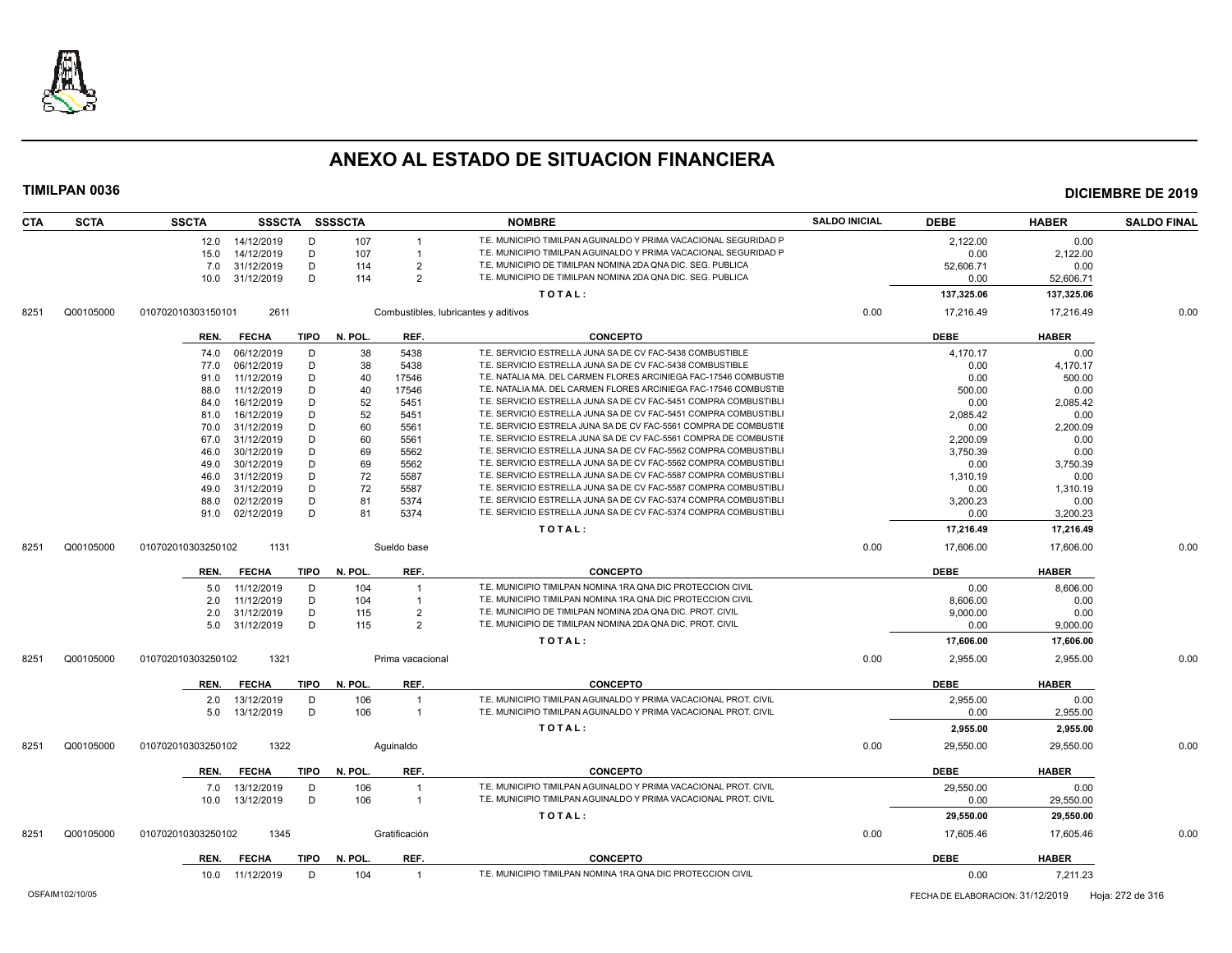# ANEXO AL ESTADO DE SITUACION FINANCIERA

**TIMILPAN 0036** | **DICIEMBRE DE 2019**

| CTA | SCTA | SSCTA | SSSCTA | SSSSCTA | | NOMBRE | SALDO INICIAL | DEBE | HABER | SALDO FINAL |
|---|---|---|---|---|---|---|---|---|---|---|
| | | 12.0 14/12/2019 | D | 107 | 1 | T.E. MUNICIPIO TIMILPAN AGUINALDO Y PRIMA VACACIONAL SEGURIDAD P | | 2,122.00 | 0.00 | |
| | | 15.0 14/12/2019 | D | 107 | 1 | T.E. MUNICIPIO TIMILPAN AGUINALDO Y PRIMA VACACIONAL SEGURIDAD P | | 0.00 | 2,122.00 | |
| | | 7.0 31/12/2019 | D | 114 | 2 | T.E. MUNICIPIO DE TIMILPAN NOMINA 2DA QNA DIC. SEG. PUBLICA | | 52,606.71 | 0.00 | |
| | | 10.0 31/12/2019 | D | 114 | 2 | T.E. MUNICIPIO DE TIMILPAN NOMINA 2DA QNA DIC. SEG. PUBLICA | | 0.00 | 52,606.71 | |
| | | | | | | **T O T A L :** | | **137,325.06** | **137,325.06** | |
| 8251 | Q00105000 | 010702010303150101 | 2611 | | | Combustibles, lubricantes y aditivos | 0.00 | 17,216.49 | 17,216.49 | 0.00 |

| REN. | FECHA | TIPO | N. POL. | REF. | CONCEPTO | DEBE | HABER |
|---|---|---|---|---|---|---|---|
| 74.0 | 06/12/2019 | D | 38 | 5438 | T.E. SERVICIO ESTRELLA JUNA SA DE CV FAC-5438 COMBUSTIBLE | 4,170.17 | 0.00 |
| 77.0 | 06/12/2019 | D | 38 | 5438 | T.E. SERVICIO ESTRELLA JUNA SA DE CV FAC-5438 COMBUSTIBLE | 0.00 | 4,170.17 |
| 91.0 | 11/12/2019 | D | 40 | 17546 | T.E. NATALIA MA. DEL CARMEN FLORES ARCINIEGA FAC-17546 COMBUSTIB | 0.00 | 500.00 |
| 88.0 | 11/12/2019 | D | 40 | 17546 | T.E. NATALIA MA. DEL CARMEN FLORES ARCINIEGA FAC-17546 COMBUSTIB | 500.00 | 0.00 |
| 84.0 | 16/12/2019 | D | 52 | 5451 | T.E. SERVICIO ESTRELLA JUNA SA DE CV FAC-5451 COMPRA COMBUSTIBLI | 0.00 | 2,085.42 |
| 81.0 | 16/12/2019 | D | 52 | 5451 | T.E. SERVICIO ESTRELLA JUNA SA DE CV FAC-5451 COMPRA COMBUSTIBLI | 2,085.42 | 0.00 |
| 70.0 | 31/12/2019 | D | 60 | 5561 | T.E. SERVICIO ESTRELA JUNA SA DE CV FAC-5561 COMPRA DE COMBUSTIE | 0.00 | 2,200.09 |
| 67.0 | 31/12/2019 | D | 60 | 5561 | T.E. SERVICIO ESTRELA JUNA SA DE CV FAC-5561 COMPRA DE COMBUSTIE | 2,200.09 | 0.00 |
| 46.0 | 30/12/2019 | D | 69 | 5562 | T.E. SERVICIO ESTRELLA JUNA SA DE CV FAC-5562 COMPRA COMBUSTIBLI | 3,750.39 | 0.00 |
| 49.0 | 30/12/2019 | D | 69 | 5562 | T.E. SERVICIO ESTRELLA JUNA SA DE CV FAC-5562 COMPRA COMBUSTIBLI | 0.00 | 3,750.39 |
| 46.0 | 31/12/2019 | D | 72 | 5587 | T.E. SERVICIO ESTRELLA JUNA SA DE CV FAC-5587 COMPRA COMBUSTIBLI | 1,310.19 | 0.00 |
| 49.0 | 31/12/2019 | D | 72 | 5587 | T.E. SERVICIO ESTRELLA JUNA SA DE CV FAC-5587 COMPRA COMBUSTIBLI | 0.00 | 1,310.19 |
| 88.0 | 02/12/2019 | D | 81 | 5374 | T.E. SERVICIO ESTRELLA JUNA SA DE CV FAC-5374 COMPRA COMBUSTIBLI | 3,200.23 | 0.00 |
| 91.0 | 02/12/2019 | D | 81 | 5374 | T.E. SERVICIO ESTRELLA JUNA SA DE CV FAC-5374 COMPRA COMBUSTIBLI | 0.00 | 3,200.23 |
| | | | | | **T O T A L :** | **17,216.49** | **17,216.49** |

| CTA | SCTA | SSCTA | SSSCTA | NOMBRE | SALDO INICIAL | DEBE | HABER | SALDO FINAL |
|---|---|---|---|---|---|---|---|---|
| 8251 | Q00105000 | 010702010303250102 | 1131 | Sueldo base | 0.00 | 17,606.00 | 17,606.00 | 0.00 |

| REN. | FECHA | TIPO | N. POL. | REF. | CONCEPTO | DEBE | HABER |
|---|---|---|---|---|---|---|---|
| 5.0 | 11/12/2019 | D | 104 | 1 | T.E. MUNICIPIO TIMILPAN NOMINA 1RA QNA DIC PROTECCION CIVIL | 0.00 | 8,606.00 |
| 2.0 | 11/12/2019 | D | 104 | 1 | T.E. MUNICIPIO TIMILPAN NOMINA 1RA QNA DIC PROTECCION CIVIL | 8,606.00 | 0.00 |
| 2.0 | 31/12/2019 | D | 115 | 2 | T.E. MUNICIPIO DE TIMILPAN NOMINA 2DA QNA DIC. PROT. CIVIL | 9,000.00 | 0.00 |
| 5.0 | 31/12/2019 | D | 115 | 2 | T.E. MUNICIPIO DE TIMILPAN NOMINA 2DA QNA DIC. PROT. CIVIL | 0.00 | 9,000.00 |
| | | | | | **T O T A L :** | **17,606.00** | **17,606.00** |

| CTA | SCTA | SSCTA | SSSCTA | NOMBRE | SALDO INICIAL | DEBE | HABER | SALDO FINAL |
|---|---|---|---|---|---|---|---|---|
| 8251 | Q00105000 | 010702010303250102 | 1321 | Prima vacacional | 0.00 | 2,955.00 | 2,955.00 | 0.00 |

| REN. | FECHA | TIPO | N. POL. | REF. | CONCEPTO | DEBE | HABER |
|---|---|---|---|---|---|---|---|
| 2.0 | 13/12/2019 | D | 106 | 1 | T.E. MUNICIPIO TIMILPAN AGUINALDO Y PRIMA VACACIONAL PROT. CIVIL | 2,955.00 | 0.00 |
| 5.0 | 13/12/2019 | D | 106 | 1 | T.E. MUNICIPIO TIMILPAN AGUINALDO Y PRIMA VACACIONAL PROT. CIVIL | 0.00 | 2,955.00 |
| | | | | | **T O T A L :** | **2,955.00** | **2,955.00** |

| CTA | SCTA | SSCTA | SSSCTA | NOMBRE | SALDO INICIAL | DEBE | HABER | SALDO FINAL |
|---|---|---|---|---|---|---|---|---|
| 8251 | Q00105000 | 010702010303250102 | 1322 | Aguinaldo | 0.00 | 29,550.00 | 29,550.00 | 0.00 |

| REN. | FECHA | TIPO | N. POL. | REF. | CONCEPTO | DEBE | HABER |
|---|---|---|---|---|---|---|---|
| 7.0 | 13/12/2019 | D | 106 | 1 | T.E. MUNICIPIO TIMILPAN AGUINALDO Y PRIMA VACACIONAL PROT. CIVIL | 29,550.00 | 0.00 |
| 10.0 | 13/12/2019 | D | 106 | 1 | T.E. MUNICIPIO TIMILPAN AGUINALDO Y PRIMA VACACIONAL PROT. CIVIL | 0.00 | 29,550.00 |
| | | | | | **T O T A L :** | **29,550.00** | **29,550.00** |

| CTA | SCTA | SSCTA | SSSCTA | NOMBRE | SALDO INICIAL | DEBE | HABER | SALDO FINAL |
|---|---|---|---|---|---|---|---|---|
| 8251 | Q00105000 | 010702010303250102 | 1345 | Gratificación | 0.00 | 17,605.46 | 17,605.46 | 0.00 |

| REN. | FECHA | TIPO | N. POL. | REF. | CONCEPTO | DEBE | HABER |
|---|---|---|---|---|---|---|---|
| 10.0 | 11/12/2019 | D | 104 | 1 | T.E. MUNICIPIO TIMILPAN NOMINA 1RA QNA DIC PROTECCION CIVIL | 0.00 | 7,211.23 |

OSFAIM102/10/05 — FECHA DE ELABORACION: 31/12/2019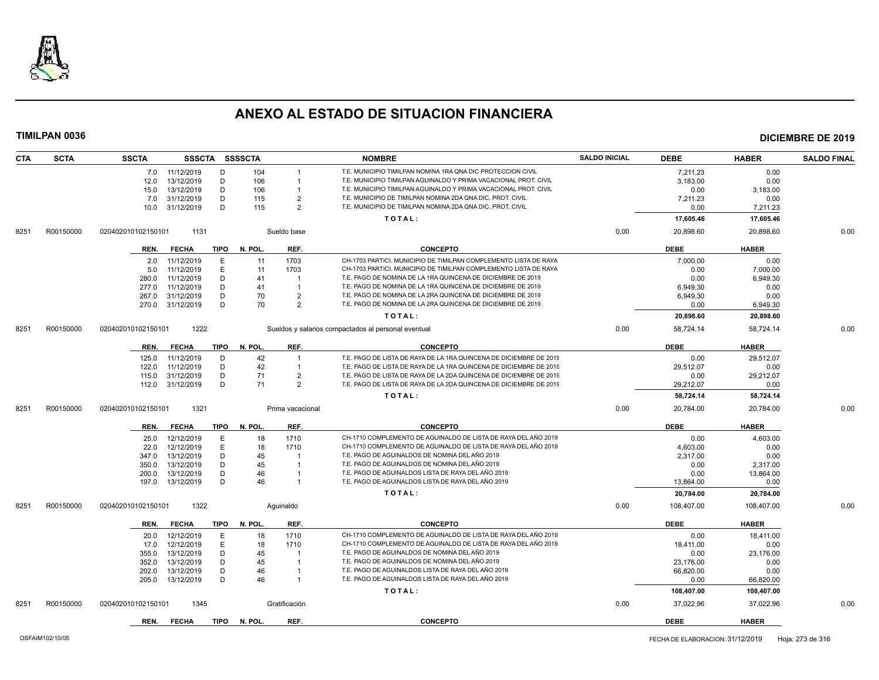# ANEXO AL ESTADO DE SITUACION FINANCIERA

**TIMILPAN 0036** **DICIEMBRE DE 2019**

| CTA | SCTA | SSCTA | SSSCTA | SSSSCTA | | NOMBRE | SALDO INICIAL | DEBE | HABER | SALDO FINAL |
|---|---|---|---|---|---|---|---|---|---|---|
| | | 7.0 11/12/2019 | D | 104 | 1 | T.E. MUNICIPIO TIMILPAN NOMINA 1RA QNA DIC PROTECCION CIVIL | | 7,211.23 | 0.00 | |
| | | 12.0 13/12/2019 | D | 106 | 1 | T.E. MUNICIPIO TIMILPAN AGUINALDO Y PRIMA VACACIONAL PROT. CIVIL | | 3,183.00 | 0.00 | |
| | | 15.0 13/12/2019 | D | 106 | 1 | T.E. MUNICIPIO TIMILPAN AGUINALDO Y PRIMA VACACIONAL PROT. CIVIL | | 0.00 | 3,183.00 | |
| | | 7.0 31/12/2019 | D | 115 | 2 | T.E. MUNICIPIO DE TIMILPAN NOMINA 2DA QNA DIC. PROT. CIVIL | | 7,211.23 | 0.00 | |
| | | 10.0 31/12/2019 | D | 115 | 2 | T.E. MUNICIPIO DE TIMILPAN NOMINA 2DA QNA DIC. PROT. CIVIL | | 0.00 | 7,211.23 | |
| | | | | | | TOTAL: | | 17,605.46 | 17,605.46 | |
| 8251 | R00150000 | 020402010102150101 | 1131 | | | Sueldo base | 0.00 | 20,898.60 | 20,898.60 | 0.00 |

| REN. | FECHA | TIPO | N. POL. | REF. | CONCEPTO | DEBE | HABER |
|---|---|---|---|---|---|---|---|
| 2.0 | 11/12/2019 | E | 11 | 1703 | CH-1703 PARTICI. MUNICIPIO DE TIMILPAN COMPLEMENTO LISTA DE RAYA | 7,000.00 | 0.00 |
| 5.0 | 11/12/2019 | E | 11 | 1703 | CH-1703 PARTICI. MUNICIPIO DE TIMILPAN COMPLEMENTO LISTA DE RAYA | 0.00 | 7,000.00 |
| 280.0 | 11/12/2019 | D | 41 | 1 | T.E. PAGO DE NOMINA DE LA 1RA QUINCENA DE DICIEMBRE DE 2019 | 0.00 | 6,949.30 |
| 277.0 | 11/12/2019 | D | 41 | 1 | T.E. PAGO DE NOMINA DE LA 1RA QUINCENA DE DICIEMBRE DE 2019 | 6,949.30 | 0.00 |
| 267.0 | 31/12/2019 | D | 70 | 2 | T.E. PAGO DE NOMINA DE LA 2RA QUINCENA DE DICIEMBRE DE 2019 | 6,949.30 | 0.00 |
| 270.0 | 31/12/2019 | D | 70 | 2 | T.E. PAGO DE NOMINA DE LA 2RA QUINCENA DE DICIEMBRE DE 2019 | 0.00 | 6,949.30 |
| | | | | | TOTAL: | 20,898.60 | 20,898.60 |

| CTA | SCTA | SSCTA | SSSCTA | NOMBRE | SALDO INICIAL | DEBE | HABER | SALDO FINAL |
|---|---|---|---|---|---|---|---|---|
| 8251 | R00150000 | 020402010102150101 | 1222 | Sueldos y salarios compactados al personal eventual | 0.00 | 58,724.14 | 58,724.14 | 0.00 |

| REN. | FECHA | TIPO | N. POL. | REF. | CONCEPTO | DEBE | HABER |
|---|---|---|---|---|---|---|---|
| 125.0 | 11/12/2019 | D | 42 | 1 | T.E. PAGO DE LISTA DE RAYA DE LA 1RA QUINCENA DE DICIEMBRE DE 2019 | 0.00 | 29,512.07 |
| 122.0 | 11/12/2019 | D | 42 | 1 | T.E. PAGO DE LISTA DE RAYA DE LA 1RA QUINCENA DE DICIEMBRE DE 2019 | 29,512.07 | 0.00 |
| 115.0 | 31/12/2019 | D | 71 | 2 | T.E. PAGO DE LISTA DE RAYA DE LA 2DA QUINCENA DE DICIEMBRE DE 2019 | 0.00 | 29,212.07 |
| 112.0 | 31/12/2019 | D | 71 | 2 | T.E. PAGO DE LISTA DE RAYA DE LA 2DA QUINCENA DE DICIEMBRE DE 2019 | 29,212.07 | 0.00 |
| | | | | | TOTAL: | 58,724.14 | 58,724.14 |

| CTA | SCTA | SSCTA | SSSCTA | NOMBRE | SALDO INICIAL | DEBE | HABER | SALDO FINAL |
|---|---|---|---|---|---|---|---|---|
| 8251 | R00150000 | 020402010102150101 | 1321 | Prima vacacional | 0.00 | 20,784.00 | 20,784.00 | 0.00 |

| REN. | FECHA | TIPO | N. POL. | REF. | CONCEPTO | DEBE | HABER |
|---|---|---|---|---|---|---|---|
| 25.0 | 12/12/2019 | E | 18 | 1710 | CH-1710 COMPLEMENTO DE AGUINALDO DE LISTA DE RAYA DEL AÑO 2019 | 0.00 | 4,603.00 |
| 22.0 | 12/12/2019 | E | 18 | 1710 | CH-1710 COMPLEMENTO DE AGUINALDO DE LISTA DE RAYA DEL AÑO 2019 | 4,603.00 | 0.00 |
| 347.0 | 13/12/2019 | D | 45 | 1 | T.E. PAGO DE AGUINALDOS DE NOMINA DEL AÑO 2019 | 2,317.00 | 0.00 |
| 350.0 | 13/12/2019 | D | 45 | 1 | T.E. PAGO DE AGUINALDOS DE NOMINA DEL AÑO 2019 | 0.00 | 2,317.00 |
| 200.0 | 13/12/2019 | D | 46 | 1 | T.E. PAGO DE AGUINALDOS LISTA DE RAYA DEL AÑO 2019 | 0.00 | 13,864.00 |
| 197.0 | 13/12/2019 | D | 46 | 1 | T.E. PAGO DE AGUINALDOS LISTA DE RAYA DEL AÑO 2019 | 13,864.00 | 0.00 |
| | | | | | TOTAL: | 20,784.00 | 20,784.00 |

| CTA | SCTA | SSCTA | SSSCTA | NOMBRE | SALDO INICIAL | DEBE | HABER | SALDO FINAL |
|---|---|---|---|---|---|---|---|---|
| 8251 | R00150000 | 020402010102150101 | 1322 | Aguinaldo | 0.00 | 108,407.00 | 108,407.00 | 0.00 |

| REN. | FECHA | TIPO | N. POL. | REF. | CONCEPTO | DEBE | HABER |
|---|---|---|---|---|---|---|---|
| 20.0 | 12/12/2019 | E | 18 | 1710 | CH-1710 COMPLEMENTO DE AGUINALDO DE LISTA DE RAYA DEL AÑO 2019 | 0.00 | 18,411.00 |
| 17.0 | 12/12/2019 | E | 18 | 1710 | CH-1710 COMPLEMENTO DE AGUINALDO DE LISTA DE RAYA DEL AÑO 2019 | 18,411.00 | 0.00 |
| 355.0 | 13/12/2019 | D | 45 | 1 | T.E. PAGO DE AGUINALDOS DE NOMINA DEL AÑO 2019 | 0.00 | 23,176.00 |
| 352.0 | 13/12/2019 | D | 45 | 1 | T.E. PAGO DE AGUINALDOS DE NOMINA DEL AÑO 2019 | 23,176.00 | 0.00 |
| 202.0 | 13/12/2019 | D | 46 | 1 | T.E. PAGO DE AGUINALDOS LISTA DE RAYA DEL AÑO 2019 | 66,820.00 | 0.00 |
| 205.0 | 13/12/2019 | D | 46 | 1 | T.E. PAGO DE AGUINALDOS LISTA DE RAYA DEL AÑO 2019 | 0.00 | 66,820.00 |
| | | | | | TOTAL: | 108,407.00 | 108,407.00 |

| CTA | SCTA | SSCTA | SSSCTA | NOMBRE | SALDO INICIAL | DEBE | HABER | SALDO FINAL |
|---|---|---|---|---|---|---|---|---|
| 8251 | R00150000 | 020402010102150101 | 1345 | Gratificación | 0.00 | 37,022.96 | 37,022.96 | 0.00 |

| REN. | FECHA | TIPO | N. POL. | REF. | CONCEPTO | DEBE | HABER |
|---|---|---|---|---|---|---|---|

OSFAIM102/10/05 — FECHA DE ELABORACION: 31/12/2019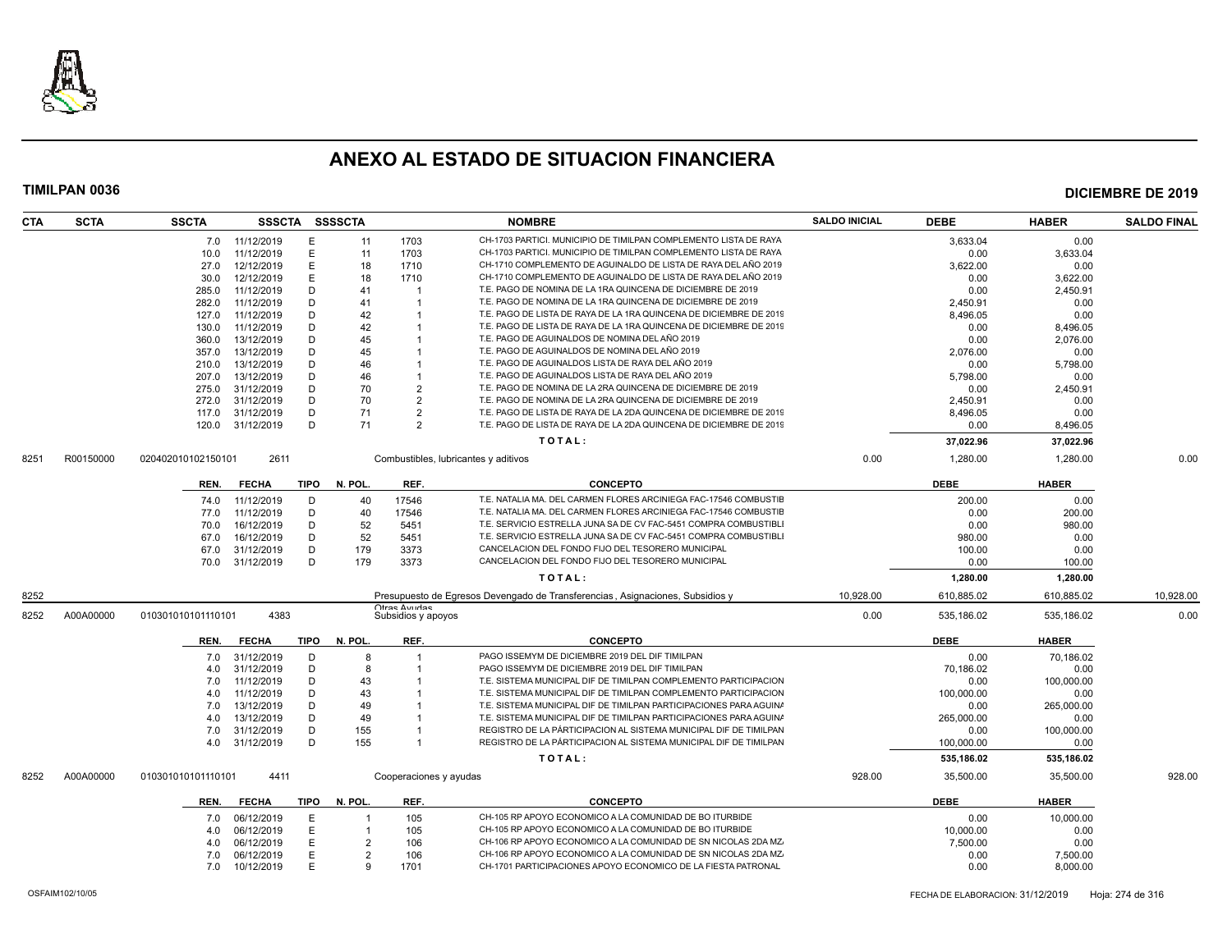# ANEXO AL ESTADO DE SITUACION FINANCIERA

**TIMILPAN 0036** — **DICIEMBRE DE 2019**

| CTA | SCTA | SSCTA | SSSCTA | SSSSCTA | | NOMBRE | SALDO INICIAL | DEBE | HABER | SALDO FINAL |
|---|---|---|---|---|---|---|---|---|---|---|
| | | 7.0 | 11/12/2019 | E | 11 | 1703 CH-1703 PARTICI. MUNICIPIO DE TIMILPAN COMPLEMENTO LISTA DE RAYA | | 3,633.04 | 0.00 | |
| | | 10.0 | 11/12/2019 | E | 11 | 1703 CH-1703 PARTICI. MUNICIPIO DE TIMILPAN COMPLEMENTO LISTA DE RAYA | | 0.00 | 3,633.04 | |
| | | 27.0 | 12/12/2019 | E | 18 | 1710 CH-1710 COMPLEMENTO DE AGUINALDO DE LISTA DE RAYA DEL AÑO 2019 | | 3,622.00 | 0.00 | |
| | | 30.0 | 12/12/2019 | E | 18 | 1710 CH-1710 COMPLEMENTO DE AGUINALDO DE LISTA DE RAYA DEL AÑO 2019 | | 0.00 | 3,622.00 | |
| | | 285.0 | 11/12/2019 | D | 41 | 1 T.E. PAGO DE NOMINA DE LA 1RA QUINCENA DE DICIEMBRE DE 2019 | | 0.00 | 2,450.91 | |
| | | 282.0 | 11/12/2019 | D | 41 | 1 T.E. PAGO DE NOMINA DE LA 1RA QUINCENA DE DICIEMBRE DE 2019 | | 2,450.91 | 0.00 | |
| | | 127.0 | 11/12/2019 | D | 42 | 1 T.E. PAGO DE LISTA DE RAYA DE LA 1RA QUINCENA DE DICIEMBRE DE 2019 | | 8,496.05 | 0.00 | |
| | | 130.0 | 11/12/2019 | D | 42 | 1 T.E. PAGO DE LISTA DE RAYA DE LA 1RA QUINCENA DE DICIEMBRE DE 2019 | | 0.00 | 8,496.05 | |
| | | 360.0 | 13/12/2019 | D | 45 | 1 T.E. PAGO DE AGUINALDOS DE NOMINA DEL AÑO 2019 | | 0.00 | 2,076.00 | |
| | | 357.0 | 13/12/2019 | D | 45 | 1 T.E. PAGO DE AGUINALDOS DE NOMINA DEL AÑO 2019 | | 2,076.00 | 0.00 | |
| | | 210.0 | 13/12/2019 | D | 46 | 1 T.E. PAGO DE AGUINALDOS LISTA DE RAYA DEL AÑO 2019 | | 0.00 | 5,798.00 | |
| | | 207.0 | 13/12/2019 | D | 46 | 1 T.E. PAGO DE AGUINALDOS LISTA DE RAYA DEL AÑO 2019 | | 5,798.00 | 0.00 | |
| | | 275.0 | 31/12/2019 | D | 70 | 2 T.E. PAGO DE NOMINA DE LA 2RA QUINCENA DE DICIEMBRE DE 2019 | | 0.00 | 2,450.91 | |
| | | 272.0 | 31/12/2019 | D | 70 | 2 T.E. PAGO DE NOMINA DE LA 2RA QUINCENA DE DICIEMBRE DE 2019 | | 2,450.91 | 0.00 | |
| | | 117.0 | 31/12/2019 | D | 71 | 2 T.E. PAGO DE LISTA DE RAYA DE LA 2DA QUINCENA DE DICIEMBRE DE 2019 | | 8,496.05 | 0.00 | |
| | | 120.0 | 31/12/2019 | D | 71 | 2 T.E. PAGO DE LISTA DE RAYA DE LA 2DA QUINCENA DE DICIEMBRE DE 2019 | | 0.00 | 8,496.05 | |
| | | | | | | **T O T A L :** | | **37,022.96** | **37,022.96** | |
| 8251 | R00150000 | 020402010102150101 | 2611 | | | Combustibles, lubricantes y aditivos | 0.00 | 1,280.00 | 1,280.00 | 0.00 |
| | | **REN.** | **FECHA** | **TIPO** | **N. POL.** | **REF. / CONCEPTO** | | **DEBE** | **HABER** | |
| | | 74.0 | 11/12/2019 | D | 40 | 17546 T.E. NATALIA MA. DEL CARMEN FLORES ARCINIEGA FAC-17546 COMBUSTIB | | 200.00 | 0.00 | |
| | | 77.0 | 11/12/2019 | D | 40 | 17546 T.E. NATALIA MA. DEL CARMEN FLORES ARCINIEGA FAC-17546 COMBUSTIB | | 0.00 | 200.00 | |
| | | 70.0 | 16/12/2019 | D | 52 | 5451 T.E. SERVICIO ESTRELLA JUNA SA DE CV FAC-5451 COMPRA COMBUSTIBLI | | 0.00 | 980.00 | |
| | | 67.0 | 16/12/2019 | D | 52 | 5451 T.E. SERVICIO ESTRELLA JUNA SA DE CV FAC-5451 COMPRA COMBUSTIBLI | | 980.00 | 0.00 | |
| | | 67.0 | 31/12/2019 | D | 179 | 3373 CANCELACION DEL FONDO FIJO DEL TESORERO MUNICIPAL | | 100.00 | 0.00 | |
| | | 70.0 | 31/12/2019 | D | 179 | 3373 CANCELACION DEL FONDO FIJO DEL TESORERO MUNICIPAL | | 0.00 | 100.00 | |
| | | | | | | **T O T A L :** | | **1,280.00** | **1,280.00** | |
| 8252 | | | | | | Presupuesto de Egresos Devengado de Transferencias , Asignaciones, Subsidios y Otras Ayudas | 10,928.00 | 610,885.02 | 610,885.02 | 10,928.00 |
| 8252 | A00A00000 | 010301010101110101 | 4383 | | | Subsidios y apoyos | 0.00 | 535,186.02 | 535,186.02 | 0.00 |
| | | **REN.** | **FECHA** | **TIPO** | **N. POL.** | **REF. / CONCEPTO** | | **DEBE** | **HABER** | |
| | | 7.0 | 31/12/2019 | D | 8 | 1 PAGO ISSEMYM DE DICIEMBRE 2019 DEL DIF TIMILPAN | | 0.00 | 70,186.02 | |
| | | 4.0 | 31/12/2019 | D | 8 | 1 PAGO ISSEMYM DE DICIEMBRE 2019 DEL DIF TIMILPAN | | 70,186.02 | 0.00 | |
| | | 7.0 | 11/12/2019 | D | 43 | 1 T.E. SISTEMA MUNICIPAL DIF DE TIMILPAN COMPLEMENTO PARTICIPACION | | 0.00 | 100,000.00 | |
| | | 4.0 | 11/12/2019 | D | 43 | 1 T.E. SISTEMA MUNICIPAL DIF DE TIMILPAN COMPLEMENTO PARTICIPACION | | 100,000.00 | 0.00 | |
| | | 7.0 | 13/12/2019 | D | 49 | 1 T.E. SISTEMA MUNICIPAL DIF DE TIMILPAN PARTICIPACIONES PARA AGUINA | | 0.00 | 265,000.00 | |
| | | 4.0 | 13/12/2019 | D | 49 | 1 T.E. SISTEMA MUNICIPAL DIF DE TIMILPAN PARTICIPACIONES PARA AGUINA | | 265,000.00 | 0.00 | |
| | | 7.0 | 31/12/2019 | D | 155 | 1 REGISTRO DE LA PÁRTICIPACION AL SISTEMA MUNICIPAL DIF DE TIMILPAN | | 0.00 | 100,000.00 | |
| | | 4.0 | 31/12/2019 | D | 155 | 1 REGISTRO DE LA PÁRTICIPACION AL SISTEMA MUNICIPAL DIF DE TIMILPAN | | 100,000.00 | 0.00 | |
| | | | | | | **T O T A L :** | | **535,186.02** | **535,186.02** | |
| 8252 | A00A00000 | 010301010101110101 | 4411 | | | Cooperaciones y ayudas | 928.00 | 35,500.00 | 35,500.00 | 928.00 |
| | | **REN.** | **FECHA** | **TIPO** | **N. POL.** | **REF. / CONCEPTO** | | **DEBE** | **HABER** | |
| | | 7.0 | 06/12/2019 | E | 1 | 105 CH-105 RP APOYO ECONOMICO A LA COMUNIDAD DE BO ITURBIDE | | 0.00 | 10,000.00 | |
| | | 4.0 | 06/12/2019 | E | 1 | 105 CH-105 RP APOYO ECONOMICO A LA COMUNIDAD DE BO ITURBIDE | | 10,000.00 | 0.00 | |
| | | 4.0 | 06/12/2019 | E | 2 | 106 CH-106 RP APOYO ECONOMICO A LA COMUNIDAD DE SN NICOLAS 2DA MZ. | | 7,500.00 | 0.00 | |
| | | 7.0 | 06/12/2019 | E | 2 | 106 CH-106 RP APOYO ECONOMICO A LA COMUNIDAD DE SN NICOLAS 2DA MZ. | | 0.00 | 7,500.00 | |
| | | 7.0 | 10/12/2019 | E | 9 | 1701 CH-1701 PARTICIPACIONES APOYO ECONOMICO DE LA FIESTA PATRONAL | | 0.00 | 8,000.00 | |

OSFAIM102/10/05 — FECHA DE ELABORACION: 31/12/2019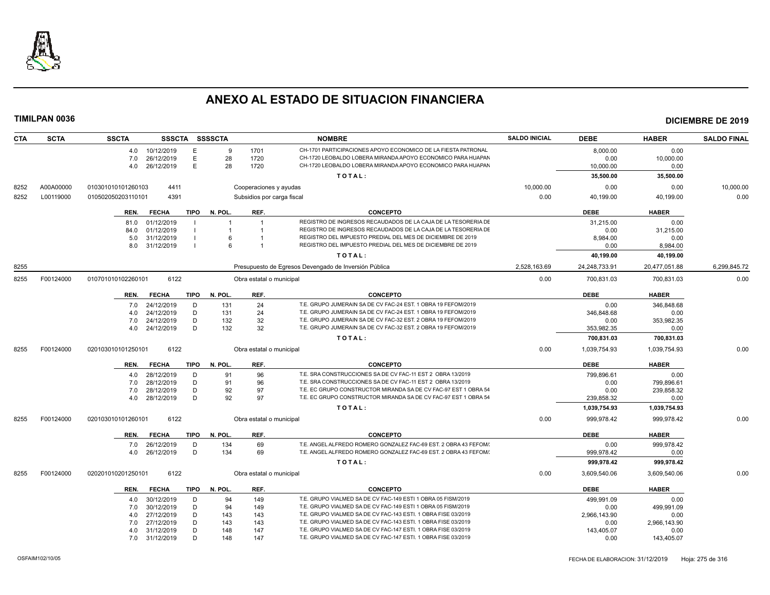# ANEXO AL ESTADO DE SITUACION FINANCIERA

**TIMILPAN 0036** | **DICIEMBRE DE 2019**

| CTA | SCTA | SSCTA | SSSCTA | SSSSCTA | | NOMBRE | SALDO INICIAL | DEBE | HABER | SALDO FINAL |
|---|---|---|---|---|---|---|---|---|---|---|
| | | 4.0 10/12/2019 | E | 9 | 1701 | CH-1701 PARTICIPACIONES APOYO ECONOMICO DE LA FIESTA PATRONAL | | 8,000.00 | 0.00 | |
| | | 7.0 26/12/2019 | E | 28 | 1720 | CH-1720 LEOBALDO LOBERA MIRANDA APOYO ECONOMICO PARA HUAPAN | | 0.00 | 10,000.00 | |
| | | 4.0 26/12/2019 | E | 28 | 1720 | CH-1720 LEOBALDO LOBERA MIRANDA APOYO ECONOMICO PARA HUAPAN | | 10,000.00 | 0.00 | |
| | | | | | | TOTAL: | | 35,500.00 | 35,500.00 | |
| 8252 | A00A00000 | 010301010101260103 | 4411 | | | Cooperaciones y ayudas | 10,000.00 | 0.00 | 0.00 | 10,000.00 |
| 8252 | L00119000 | 010502050203110101 | 4391 | | | Subsidios por carga fiscal | 0.00 | 40,199.00 | 40,199.00 | 0.00 |
| | | REN. FECHA | TIPO | N. POL. | REF. | CONCEPTO | | DEBE | HABER | |
| | | 81.0 01/12/2019 | I | 1 | 1 | REGISTRO DE INGRESOS RECAUDADOS DE LA CAJA DE LA TESORERIA DE | | 31,215.00 | 0.00 | |
| | | 84.0 01/12/2019 | I | 1 | 1 | REGISTRO DE INGRESOS RECAUDADOS DE LA CAJA DE LA TESORERIA DE | | 0.00 | 31,215.00 | |
| | | 5.0 31/12/2019 | I | 6 | 1 | REGISTRO DEL IMPUESTO PREDIAL DEL MES DE DICIEMBRE DE 2019 | | 8,984.00 | 0.00 | |
| | | 8.0 31/12/2019 | I | 6 | 1 | REGISTRO DEL IMPUESTO PREDIAL DEL MES DE DICIEMBRE DE 2019 | | 0.00 | 8,984.00 | |
| | | | | | | TOTAL: | | 40,199.00 | 40,199.00 | |
| 8255 | | | | | | Presupuesto de Egresos Devengado de Inversión Pública | 2,528,163.69 | 24,248,733.91 | 20,477,051.88 | 6,299,845.72 |
| 8255 | F00124000 | 010701010102260101 | 6122 | | | Obra estatal o municipal | 0.00 | 700,831.03 | 700,831.03 | 0.00 |
| | | REN. FECHA | TIPO | N. POL. | REF. | CONCEPTO | | DEBE | HABER | |
| | | 7.0 24/12/2019 | D | 131 | 24 | T.E. GRUPO JUMERAIN SA DE CV FAC-24 EST. 1 OBRA 19 FEFOM/2019 | | 0.00 | 346,848.68 | |
| | | 4.0 24/12/2019 | D | 131 | 24 | T.E. GRUPO JUMERAIN SA DE CV FAC-24 EST. 1 OBRA 19 FEFOM/2019 | | 346,848.68 | 0.00 | |
| | | 7.0 24/12/2019 | D | 132 | 32 | T.E. GRUPO JUMERAIN SA DE CV FAC-32 EST. 2 OBRA 19 FEFOM/2019 | | 0.00 | 353,982.35 | |
| | | 4.0 24/12/2019 | D | 132 | 32 | T.E. GRUPO JUMERAIN SA DE CV FAC-32 EST. 2 OBRA 19 FEFOM/2019 | | 353,982.35 | 0.00 | |
| | | | | | | TOTAL: | | 700,831.03 | 700,831.03 | |
| 8255 | F00124000 | 020103010101250101 | 6122 | | | Obra estatal o municipal | 0.00 | 1,039,754.93 | 1,039,754.93 | 0.00 |
| | | REN. FECHA | TIPO | N. POL. | REF. | CONCEPTO | | DEBE | HABER | |
| | | 4.0 28/12/2019 | D | 91 | 96 | T.E. SRA CONSTRUCCIONES SA DE CV FAC-11 EST 2 OBRA 13/2019 | | 799,896.61 | 0.00 | |
| | | 7.0 28/12/2019 | D | 91 | 96 | T.E. SRA CONSTRUCCIONES SA DE CV FAC-11 EST 2 OBRA 13/2019 | | 0.00 | 799,896.61 | |
| | | 7.0 28/12/2019 | D | 92 | 97 | T.E. EC GRUPO CONSTRUCTOR MIRANDA SA DE CV FAC-97 EST 1 OBRA 54 | | 0.00 | 239,858.32 | |
| | | 4.0 28/12/2019 | D | 92 | 97 | T.E. EC GRUPO CONSTRUCTOR MIRANDA SA DE CV FAC-97 EST 1 OBRA 54 | | 239,858.32 | 0.00 | |
| | | | | | | TOTAL: | | 1,039,754.93 | 1,039,754.93 | |
| 8255 | F00124000 | 020103010101260101 | 6122 | | | Obra estatal o municipal | 0.00 | 999,978.42 | 999,978.42 | 0.00 |
| | | REN. FECHA | TIPO | N. POL. | REF. | CONCEPTO | | DEBE | HABER | |
| | | 7.0 26/12/2019 | D | 134 | 69 | T.E. ANGEL ALFREDO ROMERO GONZALEZ FAC-69 EST. 2 OBRA 43 FEFOM/: | | 0.00 | 999,978.42 | |
| | | 4.0 26/12/2019 | D | 134 | 69 | T.E. ANGEL ALFREDO ROMERO GONZALEZ FAC-69 EST. 2 OBRA 43 FEFOM/: | | 999,978.42 | 0.00 | |
| | | | | | | TOTAL: | | 999,978.42 | 999,978.42 | |
| 8255 | F00124000 | 020201010201250101 | 6122 | | | Obra estatal o municipal | 0.00 | 3,609,540.06 | 3,609,540.06 | 0.00 |
| | | REN. FECHA | TIPO | N. POL. | REF. | CONCEPTO | | DEBE | HABER | |
| | | 4.0 30/12/2019 | D | 94 | 149 | T.E. GRUPO VIALMED SA DE CV FAC-149 ESTI 1 OBRA 05 FISM/2019 | | 499,991.09 | 0.00 | |
| | | 7.0 30/12/2019 | D | 94 | 149 | T.E. GRUPO VIALMED SA DE CV FAC-149 ESTI 1 OBRA 05 FISM/2019 | | 0.00 | 499,991.09 | |
| | | 4.0 27/12/2019 | D | 143 | 143 | T.E. GRUPO VIALMED SA DE CV FAC-143 ESTI. 1 OBRA FISE 03/2019 | | 2,966,143.90 | 0.00 | |
| | | 7.0 27/12/2019 | D | 143 | 143 | T.E. GRUPO VIALMED SA DE CV FAC-143 ESTI. 1 OBRA FISE 03/2019 | | 0.00 | 2,966,143.90 | |
| | | 4.0 31/12/2019 | D | 148 | 147 | T.E. GRUPO VIALMED SA DE CV FAC-147 ESTI. 1 OBRA FISE 03/2019 | | 143,405.07 | 0.00 | |
| | | 7.0 31/12/2019 | D | 148 | 147 | T.E. GRUPO VIALMED SA DE CV FAC-147 ESTI. 1 OBRA FISE 03/2019 | | 0.00 | 143,405.07 | |

OSFAIM102/10/05 FECHA DE ELABORACION: 31/12/2019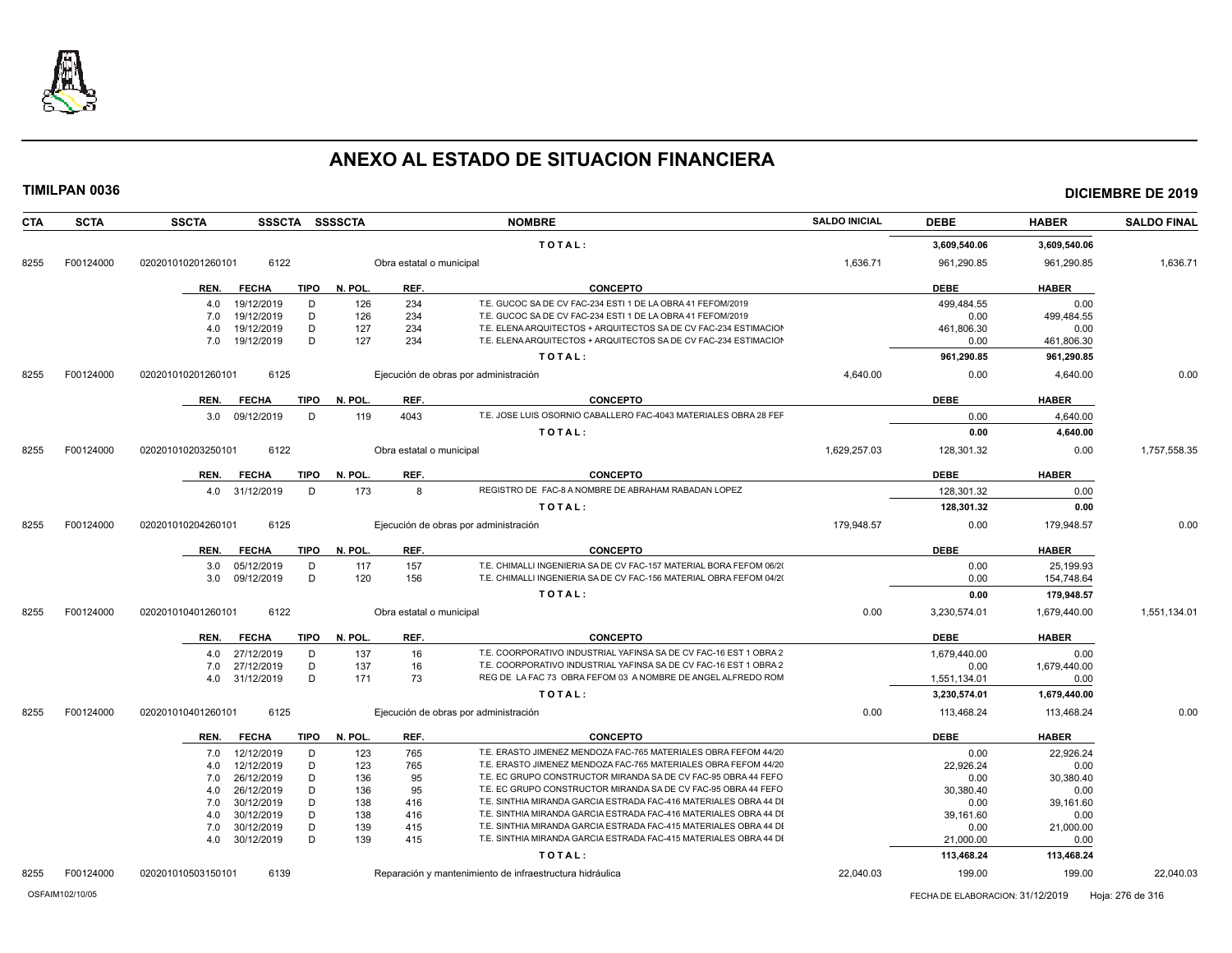# ANEXO AL ESTADO DE SITUACION FINANCIERA

**TIMILPAN 0036** **DICIEMBRE DE 2019**

| CTA | SCTA | SSCTA | SSSCTA | SSSSCTA | NOMBRE | SALDO INICIAL | DEBE | HABER | SALDO FINAL |
|---|---|---|---|---|---|---|---|---|---|
| | | | | | TOTAL: | | 3,609,540.06 | 3,609,540.06 | |
| 8255 | F00124000 | 020201010201260101 | 6122 | | Obra estatal o municipal | 1,636.71 | 961,290.85 | 961,290.85 | 1,636.71 |

| REN. | FECHA | TIPO | N. POL. | REF. | CONCEPTO | DEBE | HABER |
|---|---|---|---|---|---|---|---|
| 4.0 | 19/12/2019 | D | 126 | 234 | T.E. GUCOC SA DE CV FAC-234 ESTI 1 DE LA OBRA 41 FEFOM/2019 | 499,484.55 | 0.00 |
| 7.0 | 19/12/2019 | D | 126 | 234 | T.E. GUCOC SA DE CV FAC-234 ESTI 1 DE LA OBRA 41 FEFOM/2019 | 0.00 | 499,484.55 |
| 4.0 | 19/12/2019 | D | 127 | 234 | T.E. ELENA ARQUITECTOS + ARQUITECTOS SA DE CV FAC-234 ESTIMACION | 461,806.30 | 0.00 |
| 7.0 | 19/12/2019 | D | 127 | 234 | T.E. ELENA ARQUITECTOS + ARQUITECTOS SA DE CV FAC-234 ESTIMACION | 0.00 | 461,806.30 |
| | | | | | TOTAL: | 961,290.85 | 961,290.85 |

| CTA | SCTA | SSCTA | SSSCTA | SSSSCTA | NOMBRE | SALDO INICIAL | DEBE | HABER | SALDO FINAL |
|---|---|---|---|---|---|---|---|---|---|
| 8255 | F00124000 | 020201010201260101 | 6125 | | Ejecución de obras por administración | 4,640.00 | 0.00 | 4,640.00 | 0.00 |

| REN. | FECHA | TIPO | N. POL. | REF. | CONCEPTO | DEBE | HABER |
|---|---|---|---|---|---|---|---|
| 3.0 | 09/12/2019 | D | 119 | 4043 | T.E. JOSE LUIS OSORNIO CABALLERO FAC-4043 MATERIALES OBRA 28 FEF | 0.00 | 4,640.00 |
| | | | | | TOTAL: | 0.00 | 4,640.00 |

| CTA | SCTA | SSCTA | SSSCTA | SSSSCTA | NOMBRE | SALDO INICIAL | DEBE | HABER | SALDO FINAL |
|---|---|---|---|---|---|---|---|---|---|
| 8255 | F00124000 | 020201010203250101 | 6122 | | Obra estatal o municipal | 1,629,257.03 | 128,301.32 | 0.00 | 1,757,558.35 |

| REN. | FECHA | TIPO | N. POL. | REF. | CONCEPTO | DEBE | HABER |
|---|---|---|---|---|---|---|---|
| 4.0 | 31/12/2019 | D | 173 | 8 | REGISTRO DE FAC-8 A NOMBRE DE ABRAHAM RABADAN LOPEZ | 128,301.32 | 0.00 |
| | | | | | TOTAL: | 128,301.32 | 0.00 |

| CTA | SCTA | SSCTA | SSSCTA | SSSSCTA | NOMBRE | SALDO INICIAL | DEBE | HABER | SALDO FINAL |
|---|---|---|---|---|---|---|---|---|---|
| 8255 | F00124000 | 020201010204260101 | 6125 | | Ejecución de obras por administración | 179,948.57 | 0.00 | 179,948.57 | 0.00 |

| REN. | FECHA | TIPO | N. POL. | REF. | CONCEPTO | DEBE | HABER |
|---|---|---|---|---|---|---|---|
| 3.0 | 05/12/2019 | D | 117 | 157 | T.E. CHIMALLI INGENIERIA SA DE CV FAC-157 MATERIAL BORA FEFOM 06/2( | 0.00 | 25,199.93 |
| 3.0 | 09/12/2019 | D | 120 | 156 | T.E. CHIMALLI INGENIERIA SA DE CV FAC-156 MATERIAL OBRA FEFOM 04/2( | 0.00 | 154,748.64 |
| | | | | | TOTAL: | 0.00 | 179,948.57 |

| CTA | SCTA | SSCTA | SSSCTA | SSSSCTA | NOMBRE | SALDO INICIAL | DEBE | HABER | SALDO FINAL |
|---|---|---|---|---|---|---|---|---|---|
| 8255 | F00124000 | 020201010401260101 | 6122 | | Obra estatal o municipal | 0.00 | 3,230,574.01 | 1,679,440.00 | 1,551,134.01 |

| REN. | FECHA | TIPO | N. POL. | REF. | CONCEPTO | DEBE | HABER |
|---|---|---|---|---|---|---|---|
| 4.0 | 27/12/2019 | D | 137 | 16 | T.E. COORPORATIVO INDUSTRIAL YAFINSA SA DE CV FAC-16 EST 1 OBRA 2 | 1,679,440.00 | 0.00 |
| 7.0 | 27/12/2019 | D | 137 | 16 | T.E. COORPORATIVO INDUSTRIAL YAFINSA SA DE CV FAC-16 EST 1 OBRA 2 | 0.00 | 1,679,440.00 |
| 4.0 | 31/12/2019 | D | 171 | 73 | REG DE LA FAC 73 OBRA FEFOM 03 A NOMBRE DE ANGEL ALFREDO ROM | 1,551,134.01 | 0.00 |
| | | | | | TOTAL: | 3,230,574.01 | 1,679,440.00 |

| CTA | SCTA | SSCTA | SSSCTA | SSSSCTA | NOMBRE | SALDO INICIAL | DEBE | HABER | SALDO FINAL |
|---|---|---|---|---|---|---|---|---|---|
| 8255 | F00124000 | 020201010401260101 | 6125 | | Ejecución de obras por administración | 0.00 | 113,468.24 | 113,468.24 | 0.00 |

| REN. | FECHA | TIPO | N. POL. | REF. | CONCEPTO | DEBE | HABER |
|---|---|---|---|---|---|---|---|
| 7.0 | 12/12/2019 | D | 123 | 765 | T.E. ERASTO JIMENEZ MENDOZA FAC-765 MATERIALES OBRA FEFOM 44/20 | 0.00 | 22,926.24 |
| 4.0 | 12/12/2019 | D | 123 | 765 | T.E. ERASTO JIMENEZ MENDOZA FAC-765 MATERIALES OBRA FEFOM 44/20 | 22,926.24 | 0.00 |
| 7.0 | 26/12/2019 | D | 136 | 95 | T.E. EC GRUPO CONSTRUCTOR MIRANDA SA DE CV FAC-95 OBRA 44 FEFO | 0.00 | 30,380.40 |
| 4.0 | 26/12/2019 | D | 136 | 95 | T.E. EC GRUPO CONSTRUCTOR MIRANDA SA DE CV FAC-95 OBRA 44 FEFO | 30,380.40 | 0.00 |
| 7.0 | 30/12/2019 | D | 138 | 416 | T.E. SINTHIA MIRANDA GARCIA ESTRADA FAC-416 MATERIALES OBRA 44 DI | 0.00 | 39,161.60 |
| 4.0 | 30/12/2019 | D | 138 | 416 | T.E. SINTHIA MIRANDA GARCIA ESTRADA FAC-416 MATERIALES OBRA 44 DI | 39,161.60 | 0.00 |
| 7.0 | 30/12/2019 | D | 139 | 415 | T.E. SINTHIA MIRANDA GARCIA ESTRADA FAC-415 MATERIALES OBRA 44 DI | 0.00 | 21,000.00 |
| 4.0 | 30/12/2019 | D | 139 | 415 | T.E. SINTHIA MIRANDA GARCIA ESTRADA FAC-415 MATERIALES OBRA 44 DI | 21,000.00 | 0.00 |
| | | | | | TOTAL: | 113,468.24 | 113,468.24 |

| CTA | SCTA | SSCTA | SSSCTA | SSSSCTA | NOMBRE | SALDO INICIAL | DEBE | HABER | SALDO FINAL |
|---|---|---|---|---|---|---|---|---|---|
| 8255 | F00124000 | 020201010503150101 | 6139 | | Reparación y mantenimiento de infraestructura hidráulica | 22,040.03 | 199.00 | 199.00 | 22,040.03 |

OSFAIM102/10/05 FECHA DE ELABORACION: 31/12/2019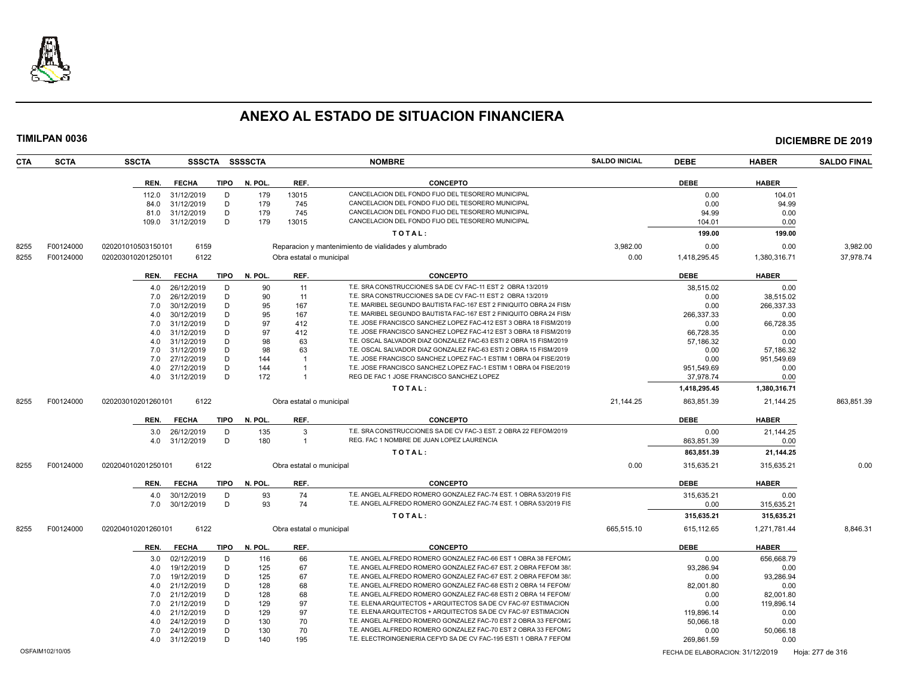# ANEXO AL ESTADO DE SITUACION FINANCIERA

**TIMILPAN 0036** — **DICIEMBRE DE 2019**

| CTA | SCTA | SSCTA | SSSCTA | SSSSCTA | NOMBRE | SALDO INICIAL | DEBE | HABER | SALDO FINAL |
|---|---|---|---|---|---|---|---|---|---|

| REN. | FECHA | TIPO | N. POL. | REF. | CONCEPTO | DEBE | HABER |
|---|---|---|---|---|---|---|---|
| 112.0 | 31/12/2019 | D | 179 | 13015 | CANCELACION DEL FONDO FIJO DEL TESORERO MUNICIPAL | 0.00 | 104.01 |
| 84.0 | 31/12/2019 | D | 179 | 745 | CANCELACION DEL FONDO FIJO DEL TESORERO MUNICIPAL | 0.00 | 94.99 |
| 81.0 | 31/12/2019 | D | 179 | 745 | CANCELACION DEL FONDO FIJO DEL TESORERO MUNICIPAL | 94.99 | 0.00 |
| 109.0 | 31/12/2019 | D | 179 | 13015 | CANCELACION DEL FONDO FIJO DEL TESORERO MUNICIPAL | 104.01 | 0.00 |
| | | | | | **TOTAL:** | **199.00** | **199.00** |

| CTA | SCTA | SSCTA | SSSCTA | NOMBRE | SALDO INICIAL | DEBE | HABER | SALDO FINAL |
|---|---|---|---|---|---|---|---|---|
| 8255 | F00124000 | 020201010503150101 | 6159 | Reparacion y mantenimiento de vialidades y alumbrado | 3,982.00 | 0.00 | 0.00 | 3,982.00 |
| 8255 | F00124000 | 020203010201250101 | 6122 | Obra estatal o municipal | 0.00 | 1,418,295.45 | 1,380,316.71 | 37,978.74 |

| REN. | FECHA | TIPO | N. POL. | REF. | CONCEPTO | DEBE | HABER |
|---|---|---|---|---|---|---|---|
| 4.0 | 26/12/2019 | D | 90 | 11 | T.E. SRA CONSTRUCCIONES SA DE CV FAC-11 EST 2 OBRA 13/2019 | 38,515.02 | 0.00 |
| 7.0 | 26/12/2019 | D | 90 | 11 | T.E. SRA CONSTRUCCIONES SA DE CV FAC-11 EST 2 OBRA 13/2019 | 0.00 | 38,515.02 |
| 7.0 | 30/12/2019 | D | 95 | 167 | T.E. MARIBEL SEGUNDO BAUTISTA FAC-167 EST 2 FINIQUITO OBRA 24 FISM | 0.00 | 266,337.33 |
| 4.0 | 30/12/2019 | D | 95 | 167 | T.E. MARIBEL SEGUNDO BAUTISTA FAC-167 EST 2 FINIQUITO OBRA 24 FISM | 266,337.33 | 0.00 |
| 7.0 | 31/12/2019 | D | 97 | 412 | T.E. JOSE FRANCISCO SANCHEZ LOPEZ FAC-412 EST 3 OBRA 18 FISM/2019 | 0.00 | 66,728.35 |
| 4.0 | 31/12/2019 | D | 97 | 412 | T.E. JOSE FRANCISCO SANCHEZ LOPEZ FAC-412 EST 3 OBRA 18 FISM/2019 | 66,728.35 | 0.00 |
| 4.0 | 31/12/2019 | D | 98 | 63 | T.E. OSCAL SALVADOR DIAZ GONZALEZ FAC-63 ESTI 2 OBRA 15 FISM/2019 | 57,186.32 | 0.00 |
| 7.0 | 31/12/2019 | D | 98 | 63 | T.E. OSCAL SALVADOR DIAZ GONZALEZ FAC-63 ESTI 2 OBRA 15 FISM/2019 | 0.00 | 57,186.32 |
| 7.0 | 27/12/2019 | D | 144 | 1 | T.E. JOSE FRANCISCO SANCHEZ LOPEZ FAC-1 ESTIM 1 OBRA 04 FISE/2019 | 0.00 | 951,549.69 |
| 4.0 | 27/12/2019 | D | 144 | 1 | T.E. JOSE FRANCISCO SANCHEZ LOPEZ FAC-1 ESTIM 1 OBRA 04 FISE/2019 | 951,549.69 | 0.00 |
| 4.0 | 31/12/2019 | D | 172 | 1 | REG DE FAC 1 JOSE FRANCISCO SANCHEZ LOPEZ | 37,978.74 | 0.00 |
| | | | | | **TOTAL:** | **1,418,295.45** | **1,380,316.71** |

| CTA | SCTA | SSCTA | SSSCTA | NOMBRE | SALDO INICIAL | DEBE | HABER | SALDO FINAL |
|---|---|---|---|---|---|---|---|---|
| 8255 | F00124000 | 020203010201260101 | 6122 | Obra estatal o municipal | 21,144.25 | 863,851.39 | 21,144.25 | 863,851.39 |

| REN. | FECHA | TIPO | N. POL. | REF. | CONCEPTO | DEBE | HABER |
|---|---|---|---|---|---|---|---|
| 3.0 | 26/12/2019 | D | 135 | 3 | T.E. SRA CONSTRUCCIONES SA DE CV FAC-3 EST. 2 OBRA 22 FEFOM/2019 | 0.00 | 21,144.25 |
| 4.0 | 31/12/2019 | D | 180 | 1 | REG. FAC 1 NOMBRE DE JUAN LOPEZ LAURENCIA | 863,851.39 | 0.00 |
| | | | | | **TOTAL:** | **863,851.39** | **21,144.25** |

| CTA | SCTA | SSCTA | SSSCTA | NOMBRE | SALDO INICIAL | DEBE | HABER | SALDO FINAL |
|---|---|---|---|---|---|---|---|---|
| 8255 | F00124000 | 020204010201250101 | 6122 | Obra estatal o municipal | 0.00 | 315,635.21 | 315,635.21 | 0.00 |

| REN. | FECHA | TIPO | N. POL. | REF. | CONCEPTO | DEBE | HABER |
|---|---|---|---|---|---|---|---|
| 4.0 | 30/12/2019 | D | 93 | 74 | T.E. ANGEL ALFREDO ROMERO GONZALEZ FAC-74 EST. 1 OBRA 53/2019 FIS | 315,635.21 | 0.00 |
| 7.0 | 30/12/2019 | D | 93 | 74 | T.E. ANGEL ALFREDO ROMERO GONZALEZ FAC-74 EST. 1 OBRA 53/2019 FIS | 0.00 | 315,635.21 |
| | | | | | **TOTAL:** | **315,635.21** | **315,635.21** |

| CTA | SCTA | SSCTA | SSSCTA | NOMBRE | SALDO INICIAL | DEBE | HABER | SALDO FINAL |
|---|---|---|---|---|---|---|---|---|
| 8255 | F00124000 | 020204010201260101 | 6122 | Obra estatal o municipal | 665,515.10 | 615,112.65 | 1,271,781.44 | 8,846.31 |

| REN. | FECHA | TIPO | N. POL. | REF. | CONCEPTO | DEBE | HABER |
|---|---|---|---|---|---|---|---|
| 3.0 | 02/12/2019 | D | 116 | 66 | T.E. ANGEL ALFREDO ROMERO GONZALEZ FAC-66 EST 1 OBRA 38 FEFOM/2 | 0.00 | 656,668.79 |
| 4.0 | 19/12/2019 | D | 125 | 67 | T.E. ANGEL ALFREDO ROMERO GONZALEZ FAC-67 EST. 2 OBRA FEFOM 38/ | 93,286.94 | 0.00 |
| 7.0 | 19/12/2019 | D | 125 | 67 | T.E. ANGEL ALFREDO ROMERO GONZALEZ FAC-67 EST. 2 OBRA FEFOM 38/ | 0.00 | 93,286.94 |
| 4.0 | 21/12/2019 | D | 128 | 68 | T.E. ANGEL ALFREDO ROMERO GONZALEZ FAC-68 ESTI 2 OBRA 14 FEFOM/ | 82,001.80 | 0.00 |
| 7.0 | 21/12/2019 | D | 128 | 68 | T.E. ANGEL ALFREDO ROMERO GONZALEZ FAC-68 ESTI 2 OBRA 14 FEFOM/ | 0.00 | 82,001.80 |
| 7.0 | 21/12/2019 | D | 129 | 97 | T.E. ELENA ARQUITECTOS + ARQUITECTOS SA DE CV FAC-97 ESTIMACION | 0.00 | 119,896.14 |
| 4.0 | 21/12/2019 | D | 129 | 97 | T.E. ELENA ARQUITECTOS + ARQUITECTOS SA DE CV FAC-97 ESTIMACION | 119,896.14 | 0.00 |
| 4.0 | 24/12/2019 | D | 130 | 70 | T.E. ANGEL ALFREDO ROMERO GONZALEZ FAC-70 EST 2 OBRA 33 FEFOM/2 | 50,066.18 | 0.00 |
| 7.0 | 24/12/2019 | D | 130 | 70 | T.E. ANGEL ALFREDO ROMERO GONZALEZ FAC-70 EST 2 OBRA 33 FEFOM/2 | 0.00 | 50,066.18 |
| 4.0 | 31/12/2019 | D | 140 | 195 | T.E. ELECTROINGENIERIA CEFYD SA DE CV FAC-195 ESTI 1 OBRA 7 FEFOM | 269,861.59 | 0.00 |

OSFAIM102/10/05 — FECHA DE ELABORACION: 31/12/2019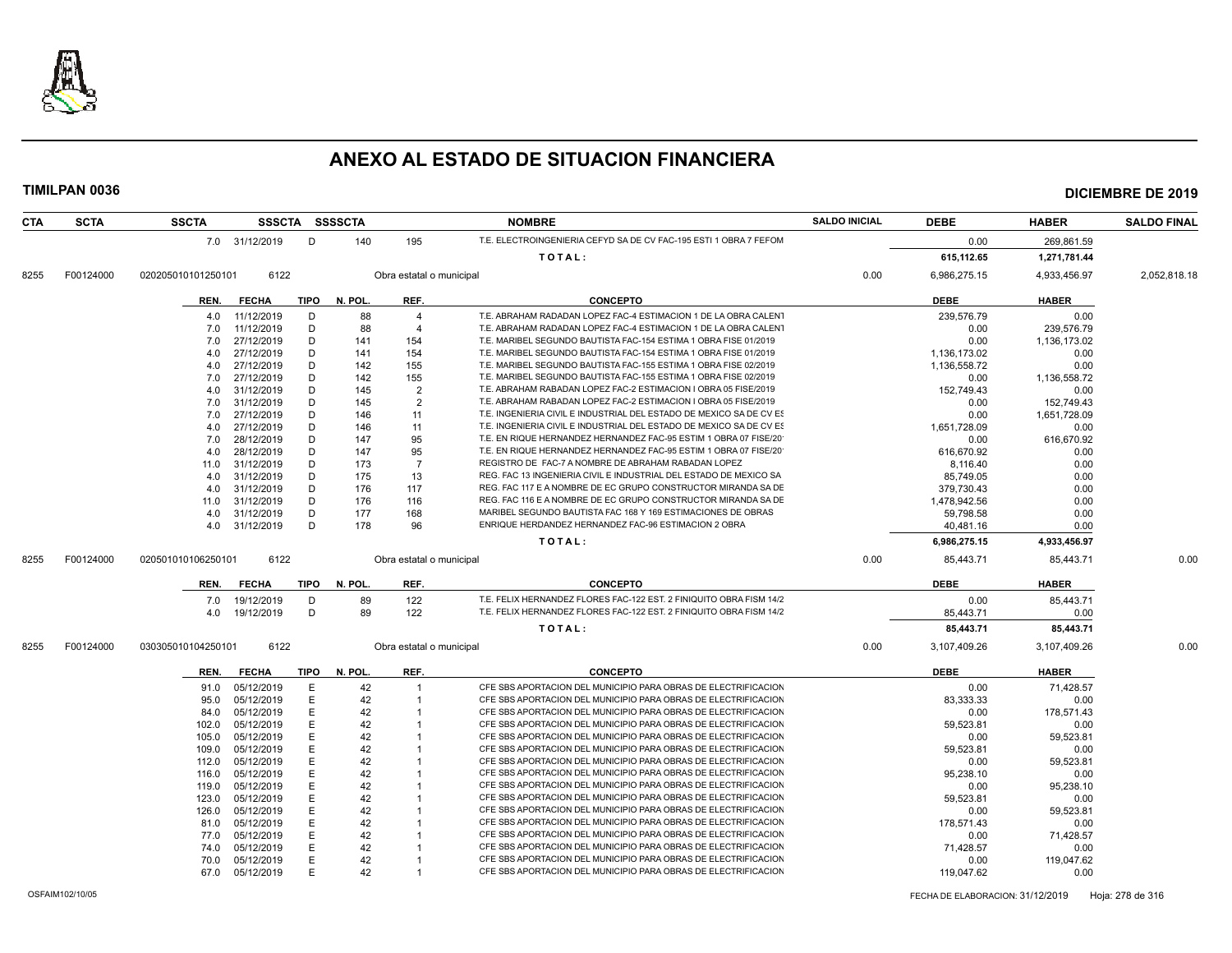# ANEXO AL ESTADO DE SITUACION FINANCIERA

**TIMILPAN 0036** **DICIEMBRE DE 2019**

| CTA | SCTA | SSCTA | SSSCTA | SSSSCTA | | NOMBRE | SALDO INICIAL | DEBE | HABER | SALDO FINAL |
|---|---|---|---|---|---|---|---|---|---|---|
| | | 7.0 31/12/2019 | D | 140 | 195 | T.E. ELECTROINGENIERIA CEFYD SA DE CV FAC-195 ESTI 1 OBRA 7 FEFOM | | 0.00 | 269,861.59 | |
| | | | | | | TOTAL: | | 615,112.65 | 1,271,781.44 | |
| 8255 | F00124000 | 020205010101250101 | 6122 | | | Obra estatal o municipal | 0.00 | 6,986,275.15 | 4,933,456.97 | 2,052,818.18 |

| REN. | FECHA | TIPO | N. POL. | REF. | CONCEPTO | DEBE | HABER |
|---|---|---|---|---|---|---|---|
| 4.0 | 11/12/2019 | D | 88 | 4 | T.E. ABRAHAM RADADAN LOPEZ FAC-4 ESTIMACION 1 DE LA OBRA CALENT | 239,576.79 | 0.00 |
| 7.0 | 11/12/2019 | D | 88 | 4 | T.E. ABRAHAM RADADAN LOPEZ FAC-4 ESTIMACION 1 DE LA OBRA CALENT | 0.00 | 239,576.79 |
| 7.0 | 27/12/2019 | D | 141 | 154 | T.E. MARIBEL SEGUNDO BAUTISTA FAC-154 ESTIMA 1 OBRA FISE 01/2019 | 0.00 | 1,136,173.02 |
| 4.0 | 27/12/2019 | D | 141 | 154 | T.E. MARIBEL SEGUNDO BAUTISTA FAC-154 ESTIMA 1 OBRA FISE 01/2019 | 1,136,173.02 | 0.00 |
| 4.0 | 27/12/2019 | D | 142 | 155 | T.E. MARIBEL SEGUNDO BAUTISTA FAC-155 ESTIMA 1 OBRA FISE 02/2019 | 1,136,558.72 | 0.00 |
| 7.0 | 27/12/2019 | D | 142 | 155 | T.E. MARIBEL SEGUNDO BAUTISTA FAC-155 ESTIMA 1 OBRA FISE 02/2019 | 0.00 | 1,136,558.72 |
| 4.0 | 31/12/2019 | D | 145 | 2 | T.E. ABRAHAM RABADAN LOPEZ FAC-2 ESTIMACION I OBRA 05 FISE/2019 | 152,749.43 | 0.00 |
| 7.0 | 31/12/2019 | D | 145 | 2 | T.E. ABRAHAM RABADAN LOPEZ FAC-2 ESTIMACION I OBRA 05 FISE/2019 | 0.00 | 152,749.43 |
| 7.0 | 27/12/2019 | D | 146 | 11 | T.E. INGENIERIA CIVIL E INDUSTRIAL DEL ESTADO DE MEXICO SA DE CV ES | 0.00 | 1,651,728.09 |
| 4.0 | 27/12/2019 | D | 146 | 11 | T.E. INGENIERIA CIVIL E INDUSTRIAL DEL ESTADO DE MEXICO SA DE CV ES | 1,651,728.09 | 0.00 |
| 7.0 | 28/12/2019 | D | 147 | 95 | T.E. EN RIQUE HERNANDEZ HERNANDEZ FAC-95 ESTIM 1 OBRA 07 FISE/20 | 0.00 | 616,670.92 |
| 4.0 | 28/12/2019 | D | 147 | 95 | T.E. EN RIQUE HERNANDEZ HERNANDEZ FAC-95 ESTIM 1 OBRA 07 FISE/20 | 616,670.92 | 0.00 |
| 11.0 | 31/12/2019 | D | 173 | 7 | REGISTRO DE FAC-7 A NOMBRE DE ABRAHAM RABADAN LOPEZ | 8,116.40 | 0.00 |
| 4.0 | 31/12/2019 | D | 175 | 13 | REG. FAC 13 INGENIERIA CIVIL E INDUSTRIAL DEL ESTADO DE MEXICO SA | 85,749.05 | 0.00 |
| 4.0 | 31/12/2019 | D | 176 | 117 | REG. FAC 117 E A NOMBRE DE EC GRUPO CONSTRUCTOR MIRANDA SA DE | 379,730.43 | 0.00 |
| 11.0 | 31/12/2019 | D | 176 | 116 | REG. FAC 116 E A NOMBRE DE EC GRUPO CONSTRUCTOR MIRANDA SA DE | 1,478,942.56 | 0.00 |
| 4.0 | 31/12/2019 | D | 177 | 168 | MARIBEL SEGUNDO BAUTISTA FAC 168 Y 169 ESTIMACIONES DE OBRAS | 59,798.58 | 0.00 |
| 4.0 | 31/12/2019 | D | 178 | 96 | ENRIQUE HERDANDEZ HERNANDEZ FAC-96 ESTIMACION 2 OBRA | 40,481.16 | 0.00 |
| | | | | | TOTAL: | 6,986,275.15 | 4,933,456.97 |

| CTA | SCTA | SSCTA | SSSCTA | NOMBRE | SALDO INICIAL | DEBE | HABER | SALDO FINAL |
|---|---|---|---|---|---|---|---|---|
| 8255 | F00124000 | 020501010106250101 | 6122 | Obra estatal o municipal | 0.00 | 85,443.71 | 85,443.71 | 0.00 |

| REN. | FECHA | TIPO | N. POL. | REF. | CONCEPTO | DEBE | HABER |
|---|---|---|---|---|---|---|---|
| 7.0 | 19/12/2019 | D | 89 | 122 | T.E. FELIX HERNANDEZ FLORES FAC-122 EST. 2 FINIQUITO OBRA FISM 14/2 | 0.00 | 85,443.71 |
| 4.0 | 19/12/2019 | D | 89 | 122 | T.E. FELIX HERNANDEZ FLORES FAC-122 EST. 2 FINIQUITO OBRA FISM 14/2 | 85,443.71 | 0.00 |
| | | | | | TOTAL: | 85,443.71 | 85,443.71 |

| CTA | SCTA | SSCTA | SSSCTA | NOMBRE | SALDO INICIAL | DEBE | HABER | SALDO FINAL |
|---|---|---|---|---|---|---|---|---|
| 8255 | F00124000 | 030305010104250101 | 6122 | Obra estatal o municipal | 0.00 | 3,107,409.26 | 3,107,409.26 | 0.00 |

| REN. | FECHA | TIPO | N. POL. | REF. | CONCEPTO | DEBE | HABER |
|---|---|---|---|---|---|---|---|
| 91.0 | 05/12/2019 | E | 42 | 1 | CFE SBS APORTACION DEL MUNICIPIO PARA OBRAS DE ELECTRIFICACION | 0.00 | 71,428.57 |
| 95.0 | 05/12/2019 | E | 42 | 1 | CFE SBS APORTACION DEL MUNICIPIO PARA OBRAS DE ELECTRIFICACION | 83,333.33 | 0.00 |
| 84.0 | 05/12/2019 | E | 42 | 1 | CFE SBS APORTACION DEL MUNICIPIO PARA OBRAS DE ELECTRIFICACION | 0.00 | 178,571.43 |
| 102.0 | 05/12/2019 | E | 42 | 1 | CFE SBS APORTACION DEL MUNICIPIO PARA OBRAS DE ELECTRIFICACION | 59,523.81 | 0.00 |
| 105.0 | 05/12/2019 | E | 42 | 1 | CFE SBS APORTACION DEL MUNICIPIO PARA OBRAS DE ELECTRIFICACION | 0.00 | 59,523.81 |
| 109.0 | 05/12/2019 | E | 42 | 1 | CFE SBS APORTACION DEL MUNICIPIO PARA OBRAS DE ELECTRIFICACION | 59,523.81 | 0.00 |
| 112.0 | 05/12/2019 | E | 42 | 1 | CFE SBS APORTACION DEL MUNICIPIO PARA OBRAS DE ELECTRIFICACION | 0.00 | 59,523.81 |
| 116.0 | 05/12/2019 | E | 42 | 1 | CFE SBS APORTACION DEL MUNICIPIO PARA OBRAS DE ELECTRIFICACION | 95,238.10 | 0.00 |
| 119.0 | 05/12/2019 | E | 42 | 1 | CFE SBS APORTACION DEL MUNICIPIO PARA OBRAS DE ELECTRIFICACION | 0.00 | 95,238.10 |
| 123.0 | 05/12/2019 | E | 42 | 1 | CFE SBS APORTACION DEL MUNICIPIO PARA OBRAS DE ELECTRIFICACION | 59,523.81 | 0.00 |
| 126.0 | 05/12/2019 | E | 42 | 1 | CFE SBS APORTACION DEL MUNICIPIO PARA OBRAS DE ELECTRIFICACION | 0.00 | 59,523.81 |
| 81.0 | 05/12/2019 | E | 42 | 1 | CFE SBS APORTACION DEL MUNICIPIO PARA OBRAS DE ELECTRIFICACION | 178,571.43 | 0.00 |
| 77.0 | 05/12/2019 | E | 42 | 1 | CFE SBS APORTACION DEL MUNICIPIO PARA OBRAS DE ELECTRIFICACION | 0.00 | 71,428.57 |
| 74.0 | 05/12/2019 | E | 42 | 1 | CFE SBS APORTACION DEL MUNICIPIO PARA OBRAS DE ELECTRIFICACION | 71,428.57 | 0.00 |
| 70.0 | 05/12/2019 | E | 42 | 1 | CFE SBS APORTACION DEL MUNICIPIO PARA OBRAS DE ELECTRIFICACION | 0.00 | 119,047.62 |
| 67.0 | 05/12/2019 | E | 42 | 1 | CFE SBS APORTACION DEL MUNICIPIO PARA OBRAS DE ELECTRIFICACION | 119,047.62 | 0.00 |

OSFAIM102/10/05 FECHA DE ELABORACION: 31/12/2019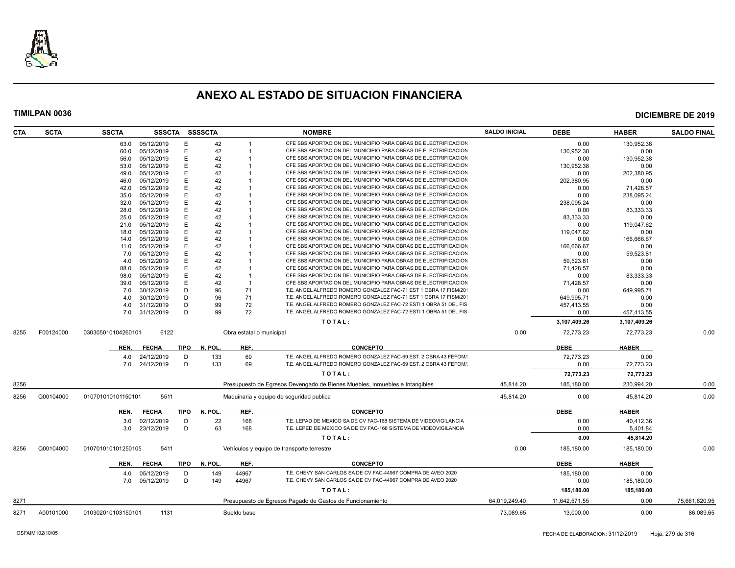# ANEXO AL ESTADO DE SITUACION FINANCIERA

**TIMILPAN 0036** **DICIEMBRE DE 2019**

| CTA | SCTA | SSCTA | SSSCTA | SSSSCTA | | NOMBRE | SALDO INICIAL | DEBE | HABER | SALDO FINAL |
|---|---|---|---|---|---|---|---|---|---|---|
| | | 63.0 | 05/12/2019 | E | 42 | 1 | CFE SBS APORTACION DEL MUNICIPIO PARA OBRAS DE ELECTRIFICACION | | 0.00 | 130,952.38 | |
| | | 60.0 | 05/12/2019 | E | 42 | 1 | CFE SBS APORTACION DEL MUNICIPIO PARA OBRAS DE ELECTRIFICACION | | 130,952.38 | 0.00 | |
| | | 56.0 | 05/12/2019 | E | 42 | 1 | CFE SBS APORTACION DEL MUNICIPIO PARA OBRAS DE ELECTRIFICACION | | 0.00 | 130,952.38 | |
| | | 53.0 | 05/12/2019 | E | 42 | 1 | CFE SBS APORTACION DEL MUNICIPIO PARA OBRAS DE ELECTRIFICACION | | 130,952.38 | 0.00 | |
| | | 49.0 | 05/12/2019 | E | 42 | 1 | CFE SBS APORTACION DEL MUNICIPIO PARA OBRAS DE ELECTRIFICACION | | 0.00 | 202,380.95 | |
| | | 46.0 | 05/12/2019 | E | 42 | 1 | CFE SBS APORTACION DEL MUNICIPIO PARA OBRAS DE ELECTRIFICACION | | 202,380.95 | 0.00 | |
| | | 42.0 | 05/12/2019 | E | 42 | 1 | CFE SBS APORTACION DEL MUNICIPIO PARA OBRAS DE ELECTRIFICACION | | 0.00 | 71,428.57 | |
| | | 35.0 | 05/12/2019 | E | 42 | 1 | CFE SBS APORTACION DEL MUNICIPIO PARA OBRAS DE ELECTRIFICACION | | 0.00 | 238,095.24 | |
| | | 32.0 | 05/12/2019 | E | 42 | 1 | CFE SBS APORTACION DEL MUNICIPIO PARA OBRAS DE ELECTRIFICACION | | 238,095.24 | 0.00 | |
| | | 28.0 | 05/12/2019 | E | 42 | 1 | CFE SBS APORTACION DEL MUNICIPIO PARA OBRAS DE ELECTRIFICACION | | 0.00 | 83,333.33 | |
| | | 25.0 | 05/12/2019 | E | 42 | 1 | CFE SBS APORTACION DEL MUNICIPIO PARA OBRAS DE ELECTRIFICACION | | 83,333.33 | 0.00 | |
| | | 21.0 | 05/12/2019 | E | 42 | 1 | CFE SBS APORTACION DEL MUNICIPIO PARA OBRAS DE ELECTRIFICACION | | 0.00 | 119,047.62 | |
| | | 18.0 | 05/12/2019 | E | 42 | 1 | CFE SBS APORTACION DEL MUNICIPIO PARA OBRAS DE ELECTRIFICACION | | 119,047.62 | 0.00 | |
| | | 14.0 | 05/12/2019 | E | 42 | 1 | CFE SBS APORTACION DEL MUNICIPIO PARA OBRAS DE ELECTRIFICACION | | 0.00 | 166,666.67 | |
| | | 11.0 | 05/12/2019 | E | 42 | 1 | CFE SBS APORTACION DEL MUNICIPIO PARA OBRAS DE ELECTRIFICACION | | 166,666.67 | 0.00 | |
| | | 7.0 | 05/12/2019 | E | 42 | 1 | CFE SBS APORTACION DEL MUNICIPIO PARA OBRAS DE ELECTRIFICACION | | 0.00 | 59,523.81 | |
| | | 4.0 | 05/12/2019 | E | 42 | 1 | CFE SBS APORTACION DEL MUNICIPIO PARA OBRAS DE ELECTRIFICACION | | 59,523.81 | 0.00 | |
| | | 88.0 | 05/12/2019 | E | 42 | 1 | CFE SBS APORTACION DEL MUNICIPIO PARA OBRAS DE ELECTRIFICACION | | 71,428.57 | 0.00 | |
| | | 98.0 | 05/12/2019 | E | 42 | 1 | CFE SBS APORTACION DEL MUNICIPIO PARA OBRAS DE ELECTRIFICACION | | 0.00 | 83,333.33 | |
| | | 39.0 | 05/12/2019 | E | 42 | 1 | CFE SBS APORTACION DEL MUNICIPIO PARA OBRAS DE ELECTRIFICACION | | 71,428.57 | 0.00 | |
| | | 7.0 | 30/12/2019 | D | 96 | 71 | T.E. ANGEL ALFREDO ROMERO GONZALEZ FAC-71 EST 1 OBRA 17 FISM/201 | | 0.00 | 649,995.71 | |
| | | 4.0 | 30/12/2019 | D | 96 | 71 | T.E. ANGEL ALFREDO ROMERO GONZALEZ FAC-71 EST 1 OBRA 17 FISM/201 | | 649,995.71 | 0.00 | |
| | | 4.0 | 31/12/2019 | D | 99 | 72 | T.E. ANGEL ALFREDO ROMERO GONZALEZ FAC-72 ESTI 1 OBRA 51 DEL FIS | | 457,413.55 | 0.00 | |
| | | 7.0 | 31/12/2019 | D | 99 | 72 | T.E. ANGEL ALFREDO ROMERO GONZALEZ FAC-72 ESTI 1 OBRA 51 DEL FIS | | 0.00 | 457,413.55 | |
| | | | | | | | **T O T A L :** | | **3,107,409.26** | **3,107,409.26** | |
| 8255 | F00124000 | 030305010104260101 | 6122 | | | Obra estatal o municipal | | 0.00 | 72,773.23 | 72,773.23 | 0.00 |
| | | **REN.** | **FECHA** | **TIPO** | **N. POL.** | **REF.** | **CONCEPTO** | | **DEBE** | **HABER** | |
| | | 4.0 | 24/12/2019 | D | 133 | 69 | T.E. ANGEL ALFREDO ROMERO GONZALEZ FAC-69 EST. 2 OBRA 43 FEFOM/: | | 72,773.23 | 0.00 | |
| | | 7.0 | 24/12/2019 | D | 133 | 69 | T.E. ANGEL ALFREDO ROMERO GONZALEZ FAC-69 EST. 2 OBRA 43 FEFOM/: | | 0.00 | 72,773.23 | |
| | | | | | | | **T O T A L :** | | **72,773.23** | **72,773.23** | |
| 8256 | | | | | | Presupuesto de Egresos Devengado de Bienes Muebles, Inmuebles e Intangibles | | 45,814.20 | 185,180.00 | 230,994.20 | 0.00 |
| 8256 | Q00104000 | 010701010101150101 | 5511 | | | Maquinaria y equipo de seguridad publica | | 45,814.20 | 0.00 | 45,814.20 | 0.00 |
| | | **REN.** | **FECHA** | **TIPO** | **N. POL.** | **REF.** | **CONCEPTO** | | **DEBE** | **HABER** | |
| | | 3.0 | 02/12/2019 | D | 22 | 168 | T.E. LEPAD DE MEXICO SA DE CV FAC-168 SISTEMA DE VIDEOVIGILANCIA | | 0.00 | 40,412.36 | |
| | | 3.0 | 23/12/2019 | D | 63 | 168 | T.E. LEPED DE MEXICO SA DE CV FAC-168 SISTEMA DE VIDEOVIGILANCIA | | 0.00 | 5,401.84 | |
| | | | | | | | **T O T A L :** | | **0.00** | **45,814.20** | |
| 8256 | Q00104000 | 010701010101250105 | 5411 | | | Vehículos y equipo de transporte terrestre | | 0.00 | 185,180.00 | 185,180.00 | 0.00 |
| | | **REN.** | **FECHA** | **TIPO** | **N. POL.** | **REF.** | **CONCEPTO** | | **DEBE** | **HABER** | |
| | | 4.0 | 05/12/2019 | D | 149 | 44967 | T.E. CHEVY SAN CARLOS SA DE CV FAC-44967 COMPRA DE AVEO 2020 | | 185,180.00 | 0.00 | |
| | | 7.0 | 05/12/2019 | D | 149 | 44967 | T.E. CHEVY SAN CARLOS SA DE CV FAC-44967 COMPRA DE AVEO 2020 | | 0.00 | 185,180.00 | |
| | | | | | | | **T O T A L :** | | **185,180.00** | **185,180.00** | |
| 8271 | | | | | | Presupuesto de Egresos Pagado de Gastos de Funcionamiento | | 64,019,249.40 | 11,642,571.55 | 0.00 | 75,661,820.95 |
| 8271 | A00101000 | 010302010103150101 | 1131 | | | Sueldo base | | 73,089.65 | 13,000.00 | 0.00 | 86,089.65 |

OSFAIM102/10/05 FECHA DE ELABORACION: 31/12/2019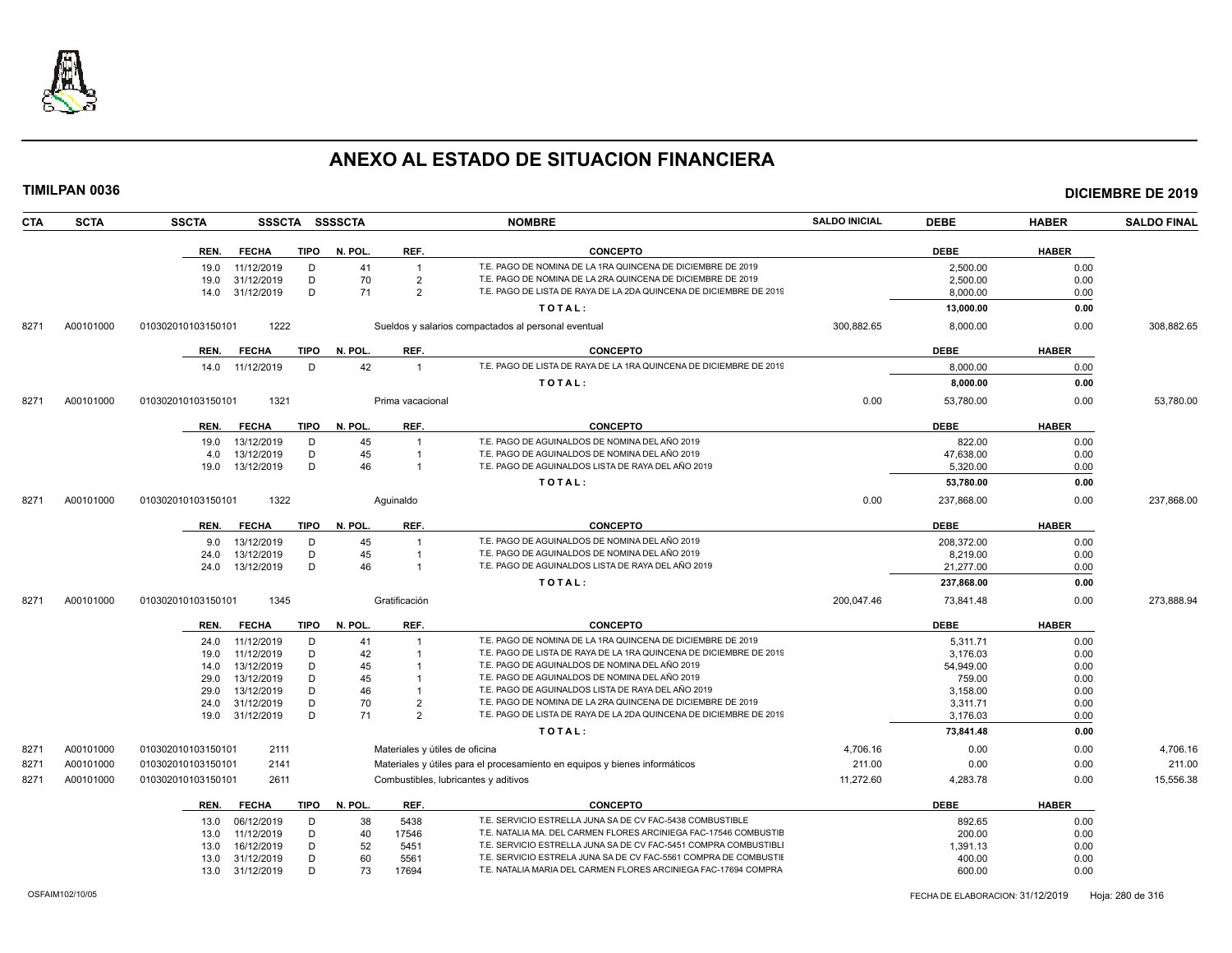# ANEXO AL ESTADO DE SITUACION FINANCIERA

**TIMILPAN 0036** **DICIEMBRE DE 2019**

| CTA | SCTA | SSCTA | SSSCTA | SSSSCTA | NOMBRE | SALDO INICIAL | DEBE | HABER | SALDO FINAL |
|---|---|---|---|---|---|---|---|---|---|

| REN. | FECHA | TIPO | N. POL. | REF. | CONCEPTO | DEBE | HABER |
|---|---|---|---|---|---|---|---|
| 19.0 | 11/12/2019 | D | 41 | 1 | T.E. PAGO DE NOMINA DE LA 1RA QUINCENA DE DICIEMBRE DE 2019 | 2,500.00 | 0.00 |
| 19.0 | 31/12/2019 | D | 70 | 2 | T.E. PAGO DE NOMINA DE LA 2RA QUINCENA DE DICIEMBRE DE 2019 | 2,500.00 | 0.00 |
| 14.0 | 31/12/2019 | D | 71 | 2 | T.E. PAGO DE LISTA DE RAYA DE LA 2DA QUINCENA DE DICIEMBRE DE 2019 | 8,000.00 | 0.00 |
| | | | | | TOTAL: | 13,000.00 | 0.00 |

| CTA | SCTA | SSCTA | SSSCTA | NOMBRE | SALDO INICIAL | DEBE | HABER | SALDO FINAL |
|---|---|---|---|---|---|---|---|---|
| 8271 | A00101000 | 010302010103150101 | 1222 | Sueldos y salarios compactados al personal eventual | 300,882.65 | 8,000.00 | 0.00 | 308,882.65 |

| REN. | FECHA | TIPO | N. POL. | REF. | CONCEPTO | DEBE | HABER |
|---|---|---|---|---|---|---|---|
| 14.0 | 11/12/2019 | D | 42 | 1 | T.E. PAGO DE LISTA DE RAYA DE LA 1RA QUINCENA DE DICIEMBRE DE 2019 | 8,000.00 | 0.00 |
| | | | | | TOTAL: | 8,000.00 | 0.00 |

| CTA | SCTA | SSCTA | SSSCTA | NOMBRE | SALDO INICIAL | DEBE | HABER | SALDO FINAL |
|---|---|---|---|---|---|---|---|---|
| 8271 | A00101000 | 010302010103150101 | 1321 | Prima vacacional | 0.00 | 53,780.00 | 0.00 | 53,780.00 |

| REN. | FECHA | TIPO | N. POL. | REF. | CONCEPTO | DEBE | HABER |
|---|---|---|---|---|---|---|---|
| 19.0 | 13/12/2019 | D | 45 | 1 | T.E. PAGO DE AGUINALDOS DE NOMINA DEL AÑO 2019 | 822.00 | 0.00 |
| 4.0 | 13/12/2019 | D | 45 | 1 | T.E. PAGO DE AGUINALDOS DE NOMINA DEL AÑO 2019 | 47,638.00 | 0.00 |
| 19.0 | 13/12/2019 | D | 46 | 1 | T.E. PAGO DE AGUINALDOS LISTA DE RAYA DEL AÑO 2019 | 5,320.00 | 0.00 |
| | | | | | TOTAL: | 53,780.00 | 0.00 |

| CTA | SCTA | SSCTA | SSSCTA | NOMBRE | SALDO INICIAL | DEBE | HABER | SALDO FINAL |
|---|---|---|---|---|---|---|---|---|
| 8271 | A00101000 | 010302010103150101 | 1322 | Aguinaldo | 0.00 | 237,868.00 | 0.00 | 237,868.00 |

| REN. | FECHA | TIPO | N. POL. | REF. | CONCEPTO | DEBE | HABER |
|---|---|---|---|---|---|---|---|
| 9.0 | 13/12/2019 | D | 45 | 1 | T.E. PAGO DE AGUINALDOS DE NOMINA DEL AÑO 2019 | 208,372.00 | 0.00 |
| 24.0 | 13/12/2019 | D | 45 | 1 | T.E. PAGO DE AGUINALDOS DE NOMINA DEL AÑO 2019 | 8,219.00 | 0.00 |
| 24.0 | 13/12/2019 | D | 46 | 1 | T.E. PAGO DE AGUINALDOS LISTA DE RAYA DEL AÑO 2019 | 21,277.00 | 0.00 |
| | | | | | TOTAL: | 237,868.00 | 0.00 |

| CTA | SCTA | SSCTA | SSSCTA | NOMBRE | SALDO INICIAL | DEBE | HABER | SALDO FINAL |
|---|---|---|---|---|---|---|---|---|
| 8271 | A00101000 | 010302010103150101 | 1345 | Gratificación | 200,047.46 | 73,841.48 | 0.00 | 273,888.94 |

| REN. | FECHA | TIPO | N. POL. | REF. | CONCEPTO | DEBE | HABER |
|---|---|---|---|---|---|---|---|
| 24.0 | 11/12/2019 | D | 41 | 1 | T.E. PAGO DE NOMINA DE LA 1RA QUINCENA DE DICIEMBRE DE 2019 | 5,311.71 | 0.00 |
| 19.0 | 11/12/2019 | D | 42 | 1 | T.E. PAGO DE LISTA DE RAYA DE LA 1RA QUINCENA DE DICIEMBRE DE 2019 | 3,176.03 | 0.00 |
| 14.0 | 13/12/2019 | D | 45 | 1 | T.E. PAGO DE AGUINALDOS DE NOMINA DEL AÑO 2019 | 54,949.00 | 0.00 |
| 29.0 | 13/12/2019 | D | 45 | 1 | T.E. PAGO DE AGUINALDOS DE NOMINA DEL AÑO 2019 | 759.00 | 0.00 |
| 29.0 | 13/12/2019 | D | 46 | 1 | T.E. PAGO DE AGUINALDOS LISTA DE RAYA DEL AÑO 2019 | 3,158.00 | 0.00 |
| 24.0 | 31/12/2019 | D | 70 | 2 | T.E. PAGO DE NOMINA DE LA 2RA QUINCENA DE DICIEMBRE DE 2019 | 3,311.71 | 0.00 |
| 19.0 | 31/12/2019 | D | 71 | 2 | T.E. PAGO DE LISTA DE RAYA DE LA 2DA QUINCENA DE DICIEMBRE DE 2019 | 3,176.03 | 0.00 |
| | | | | | TOTAL: | 73,841.48 | 0.00 |

| CTA | SCTA | SSCTA | SSSCTA | NOMBRE | SALDO INICIAL | DEBE | HABER | SALDO FINAL |
|---|---|---|---|---|---|---|---|---|
| 8271 | A00101000 | 010302010103150101 | 2111 | Materiales y útiles de oficina | 4,706.16 | 0.00 | 0.00 | 4,706.16 |
| 8271 | A00101000 | 010302010103150101 | 2141 | Materiales y útiles para el procesamiento en equipos y bienes informáticos | 211.00 | 0.00 | 0.00 | 211.00 |
| 8271 | A00101000 | 010302010103150101 | 2611 | Combustibles, lubricantes y aditivos | 11,272.60 | 4,283.78 | 0.00 | 15,556.38 |

| REN. | FECHA | TIPO | N. POL. | REF. | CONCEPTO | DEBE | HABER |
|---|---|---|---|---|---|---|---|
| 13.0 | 06/12/2019 | D | 38 | 5438 | T.E. SERVICIO ESTRELLA JUNA SA DE CV FAC-5438 COMBUSTIBLE | 892.65 | 0.00 |
| 13.0 | 11/12/2019 | D | 40 | 17546 | T.E. NATALIA MA. DEL CARMEN FLORES ARCINIEGA FAC-17546 COMBUSTIB | 200.00 | 0.00 |
| 13.0 | 16/12/2019 | D | 52 | 5451 | T.E. SERVICIO ESTRELLA JUNA SA DE CV FAC-5451 COMPRA COMBUSTIBLI | 1,391.13 | 0.00 |
| 13.0 | 31/12/2019 | D | 60 | 5561 | T.E. SERVICIO ESTRELA JUNA SA DE CV FAC-5561 COMPRA DE COMBUSTIE | 400.00 | 0.00 |
| 13.0 | 31/12/2019 | D | 73 | 17694 | T.E. NATALIA MARIA DEL CARMEN FLORES ARCINIEGA FAC-17694 COMPRA | 600.00 | 0.00 |

OSFAIM102/10/05 FECHA DE ELABORACION: 31/12/2019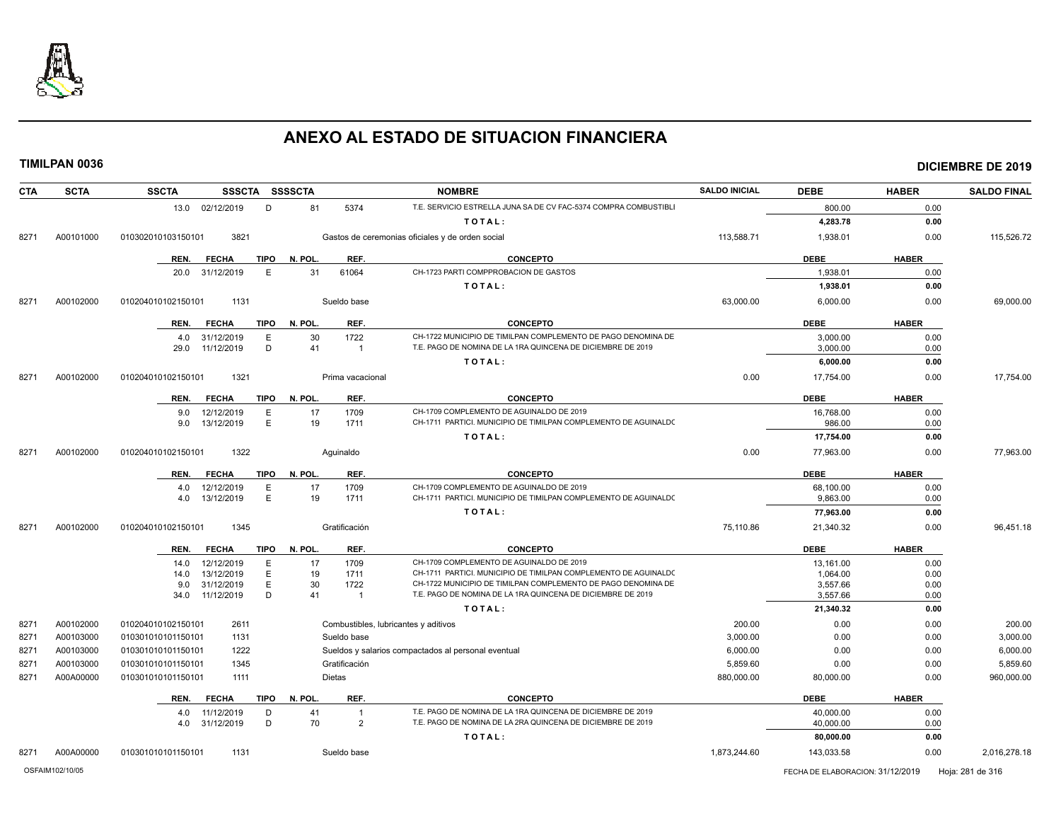# ANEXO AL ESTADO DE SITUACION FINANCIERA

**TIMILPAN 0036** **DICIEMBRE DE 2019**

| CTA | SCTA | SSCTA | SSSCTA | SSSSCTA | NOMBRE | SALDO INICIAL | DEBE | HABER | SALDO FINAL |
|---|---|---|---|---|---|---|---|---|---|
| | | 13.0 02/12/2019 | D | 81 | 5374 T.E. SERVICIO ESTRELLA JUNA SA DE CV FAC-5374 COMPRA COMBUSTIBLI | | 800.00 | 0.00 | |
| | | | | | TOTAL: | | 4,283.78 | 0.00 | |
| 8271 | A00101000 | 010302010103150101 | 3821 | | Gastos de ceremonias oficiales y de orden social | 113,588.71 | 1,938.01 | 0.00 | 115,526.72 |

| REN. | FECHA | TIPO | N. POL. | REF. | CONCEPTO | DEBE | HABER |
|---|---|---|---|---|---|---|---|
| 20.0 | 31/12/2019 | E | 31 | 61064 | CH-1723 PARTI COMPPROBACION DE GASTOS | 1,938.01 | 0.00 |
| | | | | | TOTAL: | 1,938.01 | 0.00 |

| CTA | SCTA | SSCTA | SSSCTA | NOMBRE | SALDO INICIAL | DEBE | HABER | SALDO FINAL |
|---|---|---|---|---|---|---|---|---|
| 8271 | A00102000 | 010204010102150101 | 1131 | Sueldo base | 63,000.00 | 6,000.00 | 0.00 | 69,000.00 |

| REN. | FECHA | TIPO | N. POL. | REF. | CONCEPTO | DEBE | HABER |
|---|---|---|---|---|---|---|---|
| 4.0 | 31/12/2019 | E | 30 | 1722 | CH-1722 MUNICIPIO DE TIMILPAN COMPLEMENTO DE PAGO DENOMINA DE | 3,000.00 | 0.00 |
| 29.0 | 11/12/2019 | D | 41 | 1 | T.E. PAGO DE NOMINA DE LA 1RA QUINCENA DE DICIEMBRE DE 2019 | 3,000.00 | 0.00 |
| | | | | | TOTAL: | 6,000.00 | 0.00 |

| CTA | SCTA | SSCTA | SSSCTA | NOMBRE | SALDO INICIAL | DEBE | HABER | SALDO FINAL |
|---|---|---|---|---|---|---|---|---|
| 8271 | A00102000 | 010204010102150101 | 1321 | Prima vacacional | 0.00 | 17,754.00 | 0.00 | 17,754.00 |

| REN. | FECHA | TIPO | N. POL. | REF. | CONCEPTO | DEBE | HABER |
|---|---|---|---|---|---|---|---|
| 9.0 | 12/12/2019 | E | 17 | 1709 | CH-1709 COMPLEMENTO DE AGUINALDO DE 2019 | 16,768.00 | 0.00 |
| 9.0 | 13/12/2019 | E | 19 | 1711 | CH-1711 PARTICI. MUNICIPIO DE TIMILPAN COMPLEMENTO DE AGUINALDC | 986.00 | 0.00 |
| | | | | | TOTAL: | 17,754.00 | 0.00 |

| CTA | SCTA | SSCTA | SSSCTA | NOMBRE | SALDO INICIAL | DEBE | HABER | SALDO FINAL |
|---|---|---|---|---|---|---|---|---|
| 8271 | A00102000 | 010204010102150101 | 1322 | Aguinaldo | 0.00 | 77,963.00 | 0.00 | 77,963.00 |

| REN. | FECHA | TIPO | N. POL. | REF. | CONCEPTO | DEBE | HABER |
|---|---|---|---|---|---|---|---|
| 4.0 | 12/12/2019 | E | 17 | 1709 | CH-1709 COMPLEMENTO DE AGUINALDO DE 2019 | 68,100.00 | 0.00 |
| 4.0 | 13/12/2019 | E | 19 | 1711 | CH-1711 PARTICI. MUNICIPIO DE TIMILPAN COMPLEMENTO DE AGUINALDC | 9,863.00 | 0.00 |
| | | | | | TOTAL: | 77,963.00 | 0.00 |

| CTA | SCTA | SSCTA | SSSCTA | NOMBRE | SALDO INICIAL | DEBE | HABER | SALDO FINAL |
|---|---|---|---|---|---|---|---|---|
| 8271 | A00102000 | 010204010102150101 | 1345 | Gratificación | 75,110.86 | 21,340.32 | 0.00 | 96,451.18 |

| REN. | FECHA | TIPO | N. POL. | REF. | CONCEPTO | DEBE | HABER |
|---|---|---|---|---|---|---|---|
| 14.0 | 12/12/2019 | E | 17 | 1709 | CH-1709 COMPLEMENTO DE AGUINALDO DE 2019 | 13,161.00 | 0.00 |
| 14.0 | 13/12/2019 | E | 19 | 1711 | CH-1711 PARTICI. MUNICIPIO DE TIMILPAN COMPLEMENTO DE AGUINALDC | 1,064.00 | 0.00 |
| 9.0 | 31/12/2019 | E | 30 | 1722 | CH-1722 MUNICIPIO DE TIMILPAN COMPLEMENTO DE PAGO DENOMINA DE | 3,557.66 | 0.00 |
| 34.0 | 11/12/2019 | D | 41 | 1 | T.E. PAGO DE NOMINA DE LA 1RA QUINCENA DE DICIEMBRE DE 2019 | 3,557.66 | 0.00 |
| | | | | | TOTAL: | 21,340.32 | 0.00 |

| CTA | SCTA | SSCTA | SSSCTA | NOMBRE | SALDO INICIAL | DEBE | HABER | SALDO FINAL |
|---|---|---|---|---|---|---|---|---|
| 8271 | A00102000 | 010204010102150101 | 2611 | Combustibles, lubricantes y aditivos | 200.00 | 0.00 | 0.00 | 200.00 |
| 8271 | A00103000 | 010301010101150101 | 1131 | Sueldo base | 3,000.00 | 0.00 | 0.00 | 3,000.00 |
| 8271 | A00103000 | 010301010101150101 | 1222 | Sueldos y salarios compactados al personal eventual | 6,000.00 | 0.00 | 0.00 | 6,000.00 |
| 8271 | A00103000 | 010301010101150101 | 1345 | Gratificación | 5,859.60 | 0.00 | 0.00 | 5,859.60 |
| 8271 | A00A00000 | 010301010101150101 | 1111 | Dietas | 880,000.00 | 80,000.00 | 0.00 | 960,000.00 |

| REN. | FECHA | TIPO | N. POL. | REF. | CONCEPTO | DEBE | HABER |
|---|---|---|---|---|---|---|---|
| 4.0 | 11/12/2019 | D | 41 | 1 | T.E. PAGO DE NOMINA DE LA 1RA QUINCENA DE DICIEMBRE DE 2019 | 40,000.00 | 0.00 |
| 4.0 | 31/12/2019 | D | 70 | 2 | T.E. PAGO DE NOMINA DE LA 2RA QUINCENA DE DICIEMBRE DE 2019 | 40,000.00 | 0.00 |
| | | | | | TOTAL: | 80,000.00 | 0.00 |

| CTA | SCTA | SSCTA | SSSCTA | NOMBRE | SALDO INICIAL | DEBE | HABER | SALDO FINAL |
|---|---|---|---|---|---|---|---|---|
| 8271 | A00A00000 | 010301010101150101 | 1131 | Sueldo base | 1,873,244.60 | 143,033.58 | 0.00 | 2,016,278.18 |

OSFAIM102/10/05 FECHA DE ELABORACION: 31/12/2019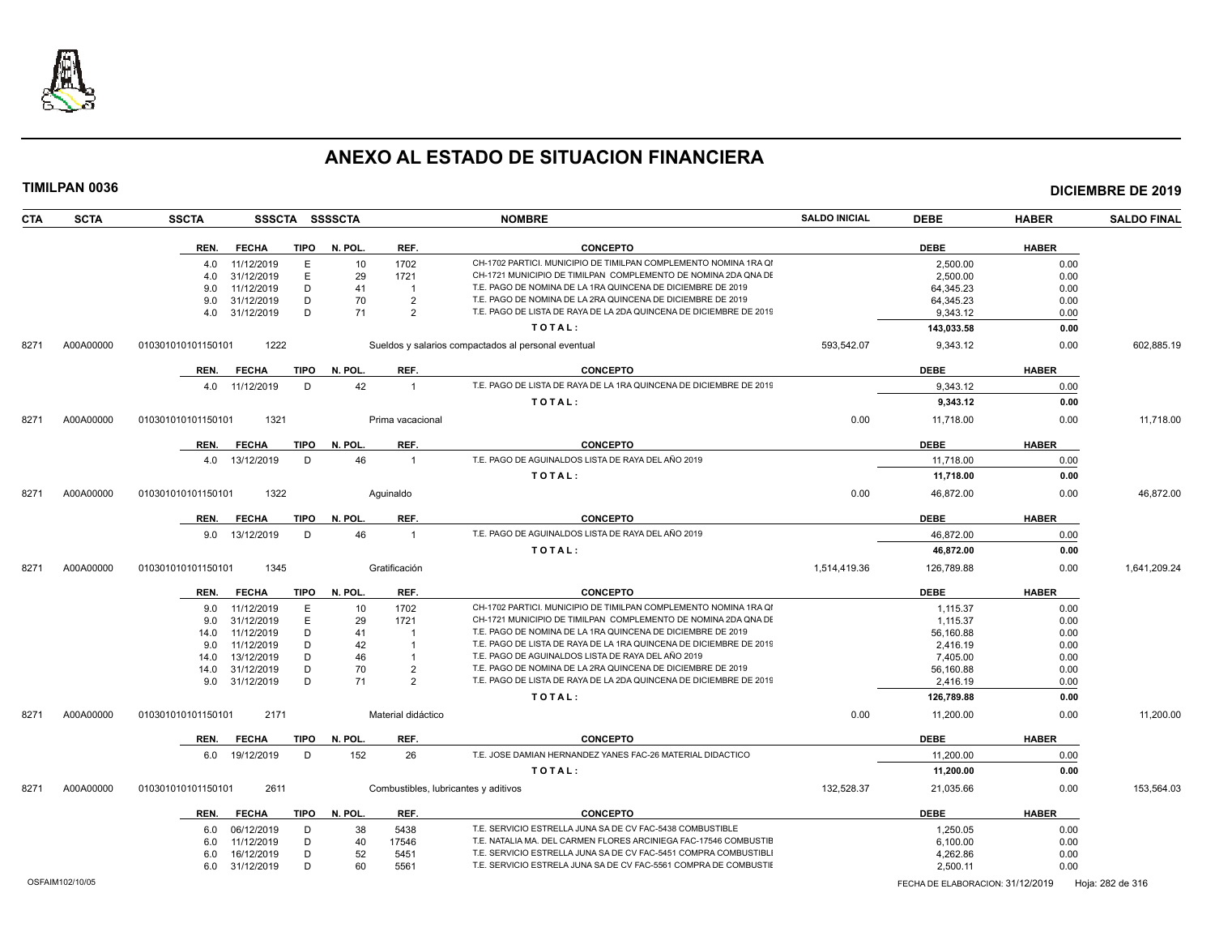# ANEXO AL ESTADO DE SITUACION FINANCIERA

**TIMILPAN 0036** — **DICIEMBRE DE 2019**

| CTA | SCTA | SSCTA | SSSCTA | SSSSCTA | NOMBRE | SALDO INICIAL | DEBE | HABER | SALDO FINAL |
|---|---|---|---|---|---|---|---|---|---|

| REN. | FECHA | TIPO | N. POL. | REF. | CONCEPTO | DEBE | HABER |
|---|---|---|---|---|---|---|---|
| 4.0 | 11/12/2019 | E | 10 | 1702 | CH-1702 PARTICI. MUNICIPIO DE TIMILPAN COMPLEMENTO NOMINA 1RA QI | 2,500.00 | 0.00 |
| 4.0 | 31/12/2019 | E | 29 | 1721 | CH-1721 MUNICIPIO DE TIMILPAN COMPLEMENTO DE NOMINA 2DA QNA DE | 2,500.00 | 0.00 |
| 9.0 | 11/12/2019 | D | 41 | 1 | T.E. PAGO DE NOMINA DE LA 1RA QUINCENA DE DICIEMBRE DE 2019 | 64,345.23 | 0.00 |
| 9.0 | 31/12/2019 | D | 70 | 2 | T.E. PAGO DE NOMINA DE LA 2RA QUINCENA DE DICIEMBRE DE 2019 | 64,345.23 | 0.00 |
| 4.0 | 31/12/2019 | D | 71 | 2 | T.E. PAGO DE LISTA DE RAYA DE LA 2DA QUINCENA DE DICIEMBRE DE 2019 | 9,343.12 | 0.00 |
| | | | | | TOTAL: | 143,033.58 | 0.00 |

| CTA | SCTA | SSCTA | SSSCTA | NOMBRE | SALDO INICIAL | DEBE | HABER | SALDO FINAL |
|---|---|---|---|---|---|---|---|---|
| 8271 | A00A00000 | 010301010101150101 | 1222 | Sueldos y salarios compactados al personal eventual | 593,542.07 | 9,343.12 | 0.00 | 602,885.19 |

| REN. | FECHA | TIPO | N. POL. | REF. | CONCEPTO | DEBE | HABER |
|---|---|---|---|---|---|---|---|
| 4.0 | 11/12/2019 | D | 42 | 1 | T.E. PAGO DE LISTA DE RAYA DE LA 1RA QUINCENA DE DICIEMBRE DE 2019 | 9,343.12 | 0.00 |
| | | | | | TOTAL: | 9,343.12 | 0.00 |

| CTA | SCTA | SSCTA | SSSCTA | NOMBRE | SALDO INICIAL | DEBE | HABER | SALDO FINAL |
|---|---|---|---|---|---|---|---|---|
| 8271 | A00A00000 | 010301010101150101 | 1321 | Prima vacacional | 0.00 | 11,718.00 | 0.00 | 11,718.00 |

| REN. | FECHA | TIPO | N. POL. | REF. | CONCEPTO | DEBE | HABER |
|---|---|---|---|---|---|---|---|
| 4.0 | 13/12/2019 | D | 46 | 1 | T.E. PAGO DE AGUINALDOS LISTA DE RAYA DEL AÑO 2019 | 11,718.00 | 0.00 |
| | | | | | TOTAL: | 11,718.00 | 0.00 |

| CTA | SCTA | SSCTA | SSSCTA | NOMBRE | SALDO INICIAL | DEBE | HABER | SALDO FINAL |
|---|---|---|---|---|---|---|---|---|
| 8271 | A00A00000 | 010301010101150101 | 1322 | Aguinaldo | 0.00 | 46,872.00 | 0.00 | 46,872.00 |

| REN. | FECHA | TIPO | N. POL. | REF. | CONCEPTO | DEBE | HABER |
|---|---|---|---|---|---|---|---|
| 9.0 | 13/12/2019 | D | 46 | 1 | T.E. PAGO DE AGUINALDOS LISTA DE RAYA DEL AÑO 2019 | 46,872.00 | 0.00 |
| | | | | | TOTAL: | 46,872.00 | 0.00 |

| CTA | SCTA | SSCTA | SSSCTA | NOMBRE | SALDO INICIAL | DEBE | HABER | SALDO FINAL |
|---|---|---|---|---|---|---|---|---|
| 8271 | A00A00000 | 010301010101150101 | 1345 | Gratificación | 1,514,419.36 | 126,789.88 | 0.00 | 1,641,209.24 |

| REN. | FECHA | TIPO | N. POL. | REF. | CONCEPTO | DEBE | HABER |
|---|---|---|---|---|---|---|---|
| 9.0 | 11/12/2019 | E | 10 | 1702 | CH-1702 PARTICI. MUNICIPIO DE TIMILPAN COMPLEMENTO NOMINA 1RA QI | 1,115.37 | 0.00 |
| 9.0 | 31/12/2019 | E | 29 | 1721 | CH-1721 MUNICIPIO DE TIMILPAN COMPLEMENTO DE NOMINA 2DA QNA DE | 1,115.37 | 0.00 |
| 14.0 | 11/12/2019 | D | 41 | 1 | T.E. PAGO DE NOMINA DE LA 1RA QUINCENA DE DICIEMBRE DE 2019 | 56,160.88 | 0.00 |
| 9.0 | 11/12/2019 | D | 42 | 1 | T.E. PAGO DE LISTA DE RAYA DE LA 1RA QUINCENA DE DICIEMBRE DE 2019 | 2,416.19 | 0.00 |
| 14.0 | 13/12/2019 | D | 46 | 1 | T.E. PAGO DE AGUINALDOS LISTA DE RAYA DEL AÑO 2019 | 7,405.00 | 0.00 |
| 14.0 | 31/12/2019 | D | 70 | 2 | T.E. PAGO DE NOMINA DE LA 2RA QUINCENA DE DICIEMBRE DE 2019 | 56,160.88 | 0.00 |
| 9.0 | 31/12/2019 | D | 71 | 2 | T.E. PAGO DE LISTA DE RAYA DE LA 2DA QUINCENA DE DICIEMBRE DE 2019 | 2,416.19 | 0.00 |
| | | | | | TOTAL: | 126,789.88 | 0.00 |

| CTA | SCTA | SSCTA | SSSCTA | NOMBRE | SALDO INICIAL | DEBE | HABER | SALDO FINAL |
|---|---|---|---|---|---|---|---|---|
| 8271 | A00A00000 | 010301010101150101 | 2171 | Material didáctico | 0.00 | 11,200.00 | 0.00 | 11,200.00 |

| REN. | FECHA | TIPO | N. POL. | REF. | CONCEPTO | DEBE | HABER |
|---|---|---|---|---|---|---|---|
| 6.0 | 19/12/2019 | D | 152 | 26 | T.E. JOSE DAMIAN HERNANDEZ YANES FAC-26 MATERIAL DIDACTICO | 11,200.00 | 0.00 |
| | | | | | TOTAL: | 11,200.00 | 0.00 |

| CTA | SCTA | SSCTA | SSSCTA | NOMBRE | SALDO INICIAL | DEBE | HABER | SALDO FINAL |
|---|---|---|---|---|---|---|---|---|
| 8271 | A00A00000 | 010301010101150101 | 2611 | Combustibles, lubricantes y aditivos | 132,528.37 | 21,035.66 | 0.00 | 153,564.03 |

| REN. | FECHA | TIPO | N. POL. | REF. | CONCEPTO | DEBE | HABER |
|---|---|---|---|---|---|---|---|
| 6.0 | 06/12/2019 | D | 38 | 5438 | T.E. SERVICIO ESTRELLA JUNA SA DE CV FAC-5438 COMBUSTIBLE | 1,250.05 | 0.00 |
| 6.0 | 11/12/2019 | D | 40 | 17546 | T.E. NATALIA MA. DEL CARMEN FLORES ARCINIEGA FAC-17546 COMBUSTIB | 6,100.00 | 0.00 |
| 6.0 | 16/12/2019 | D | 52 | 5451 | T.E. SERVICIO ESTRELLA JUNA SA DE CV FAC-5451 COMPRA COMBUSTIBLI | 4,262.86 | 0.00 |
| 6.0 | 31/12/2019 | D | 60 | 5561 | T.E. SERVICIO ESTRELA JUNA SA DE CV FAC-5561 COMPRA DE COMBUSTIE | 2,500.11 | 0.00 |

OSFAIM102/10/05 — FECHA DE ELABORACION: 31/12/2019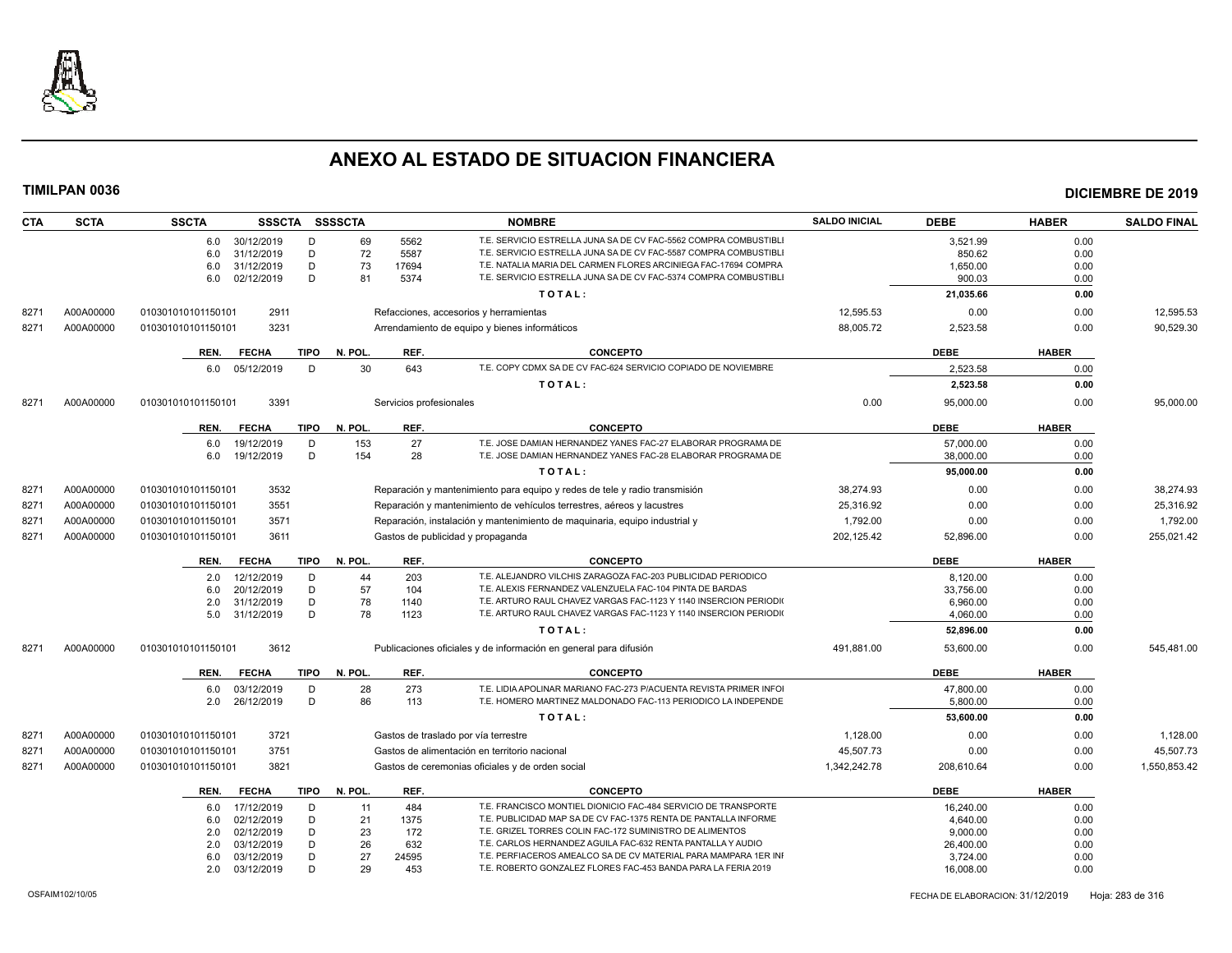# ANEXO AL ESTADO DE SITUACION FINANCIERA

**TIMILPAN 0036** **DICIEMBRE DE 2019**

| CTA | SCTA | SSCTA | SSSCTA | SSSSCTA | | NOMBRE | SALDO INICIAL | DEBE | HABER | SALDO FINAL |
|---|---|---|---|---|---|---|---|---|---|---|
| | | 6.0 | 30/12/2019 | D | 69 | 5562 T.E. SERVICIO ESTRELLA JUNA SA DE CV FAC-5562 COMPRA COMBUSTIBLI | | 3,521.99 | 0.00 | |
| | | 6.0 | 31/12/2019 | D | 72 | 5587 T.E. SERVICIO ESTRELLA JUNA SA DE CV FAC-5587 COMPRA COMBUSTIBLI | | 850.62 | 0.00 | |
| | | 6.0 | 31/12/2019 | D | 73 | 17694 T.E. NATALIA MARIA DEL CARMEN FLORES ARCINIEGA FAC-17694 COMPRA | | 1,650.00 | 0.00 | |
| | | 6.0 | 02/12/2019 | D | 81 | 5374 T.E. SERVICIO ESTRELLA JUNA SA DE CV FAC-5374 COMPRA COMBUSTIBLI | | 900.03 | 0.00 | |
| | | | | | | TOTAL: | | 21,035.66 | 0.00 | |
| 8271 | A00A00000 | 010301010101150101 | 2911 | | | Refacciones, accesorios y herramientas | 12,595.53 | 0.00 | 0.00 | 12,595.53 |
| 8271 | A00A00000 | 010301010101150101 | 3231 | | | Arrendamiento de equipo y bienes informáticos | 88,005.72 | 2,523.58 | 0.00 | 90,529.30 |
| | | REN. | FECHA | TIPO | N. POL. | REF. CONCEPTO | | DEBE | HABER | |
| | | 6.0 | 05/12/2019 | D | 30 | 643 T.E. COPY CDMX SA DE CV FAC-624 SERVICIO COPIADO DE NOVIEMBRE | | 2,523.58 | 0.00 | |
| | | | | | | TOTAL: | | 2,523.58 | 0.00 | |
| 8271 | A00A00000 | 010301010101150101 | 3391 | | | Servicios profesionales | 0.00 | 95,000.00 | 0.00 | 95,000.00 |
| | | REN. | FECHA | TIPO | N. POL. | REF. CONCEPTO | | DEBE | HABER | |
| | | 6.0 | 19/12/2019 | D | 153 | 27 T.E. JOSE DAMIAN HERNANDEZ YANES FAC-27 ELABORAR PROGRAMA DE | | 57,000.00 | 0.00 | |
| | | 6.0 | 19/12/2019 | D | 154 | 28 T.E. JOSE DAMIAN HERNANDEZ YANES FAC-28 ELABORAR PROGRAMA DE | | 38,000.00 | 0.00 | |
| | | | | | | TOTAL: | | 95,000.00 | 0.00 | |
| 8271 | A00A00000 | 010301010101150101 | 3532 | | | Reparación y mantenimiento para equipo y redes de tele y radio transmisión | 38,274.93 | 0.00 | 0.00 | 38,274.93 |
| 8271 | A00A00000 | 010301010101150101 | 3551 | | | Reparación y mantenimiento de vehículos terrestres, aéreos y lacustres | 25,316.92 | 0.00 | 0.00 | 25,316.92 |
| 8271 | A00A00000 | 010301010101150101 | 3571 | | | Reparación, instalación y mantenimiento de maquinaria, equipo industrial y | 1,792.00 | 0.00 | 0.00 | 1,792.00 |
| 8271 | A00A00000 | 010301010101150101 | 3611 | | | Gastos de publicidad y propaganda | 202,125.42 | 52,896.00 | 0.00 | 255,021.42 |
| | | REN. | FECHA | TIPO | N. POL. | REF. CONCEPTO | | DEBE | HABER | |
| | | 2.0 | 12/12/2019 | D | 44 | 203 T.E. ALEJANDRO VILCHIS ZARAGOZA FAC-203 PUBLICIDAD PERIODICO | | 8,120.00 | 0.00 | |
| | | 6.0 | 20/12/2019 | D | 57 | 104 T.E. ALEXIS FERNANDEZ VALENZUELA FAC-104 PINTA DE BARDAS | | 33,756.00 | 0.00 | |
| | | 2.0 | 31/12/2019 | D | 78 | 1140 T.E. ARTURO RAUL CHAVEZ VARGAS FAC-1123 Y 1140 INSERCION PERIODI | | 6,960.00 | 0.00 | |
| | | 5.0 | 31/12/2019 | D | 78 | 1123 T.E. ARTURO RAUL CHAVEZ VARGAS FAC-1123 Y 1140 INSERCION PERIODI | | 4,060.00 | 0.00 | |
| | | | | | | TOTAL: | | 52,896.00 | 0.00 | |
| 8271 | A00A00000 | 010301010101150101 | 3612 | | | Publicaciones oficiales y de información en general para difusión | 491,881.00 | 53,600.00 | 0.00 | 545,481.00 |
| | | REN. | FECHA | TIPO | N. POL. | REF. CONCEPTO | | DEBE | HABER | |
| | | 6.0 | 03/12/2019 | D | 28 | 273 T.E. LIDIA APOLINAR MARIANO FAC-273 P/ACUENTA REVISTA PRIMER INFOI | | 47,800.00 | 0.00 | |
| | | 2.0 | 26/12/2019 | D | 86 | 113 T.E. HOMERO MARTINEZ MALDONADO FAC-113 PERIODICO LA INDEPENDE | | 5,800.00 | 0.00 | |
| | | | | | | TOTAL: | | 53,600.00 | 0.00 | |
| 8271 | A00A00000 | 010301010101150101 | 3721 | | | Gastos de traslado por vía terrestre | 1,128.00 | 0.00 | 0.00 | 1,128.00 |
| 8271 | A00A00000 | 010301010101150101 | 3751 | | | Gastos de alimentación en territorio nacional | 45,507.73 | 0.00 | 0.00 | 45,507.73 |
| 8271 | A00A00000 | 010301010101150101 | 3821 | | | Gastos de ceremonias oficiales y de orden social | 1,342,242.78 | 208,610.64 | 0.00 | 1,550,853.42 |
| | | REN. | FECHA | TIPO | N. POL. | REF. CONCEPTO | | DEBE | HABER | |
| | | 6.0 | 17/12/2019 | D | 11 | 484 T.E. FRANCISCO MONTIEL DIONICIO FAC-484 SERVICIO DE TRANSPORTE | | 16,240.00 | 0.00 | |
| | | 6.0 | 02/12/2019 | D | 21 | 1375 T.E. PUBLICIDAD MAP SA DE CV FAC-1375 RENTA DE PANTALLA INFORME | | 4,640.00 | 0.00 | |
| | | 2.0 | 02/12/2019 | D | 23 | 172 T.E. GRIZEL TORRES COLIN FAC-172 SUMINISTRO DE ALIMENTOS | | 9,000.00 | 0.00 | |
| | | 2.0 | 03/12/2019 | D | 26 | 632 T.E. CARLOS HERNANDEZ AGUILA FAC-632 RENTA PANTALLA Y AUDIO | | 26,400.00 | 0.00 | |
| | | 6.0 | 03/12/2019 | D | 27 | 24595 T.E. PERFIACEROS AMEALCO SA DE CV MATERIAL PARA MAMPARA 1ER INI | | 3,724.00 | 0.00 | |
| | | 2.0 | 03/12/2019 | D | 29 | 453 T.E. ROBERTO GONZALEZ FLORES FAC-453 BANDA PARA LA FERIA 2019 | | 16,008.00 | 0.00 | |

OSFAIM102/10/05 FECHA DE ELABORACION: 31/12/2019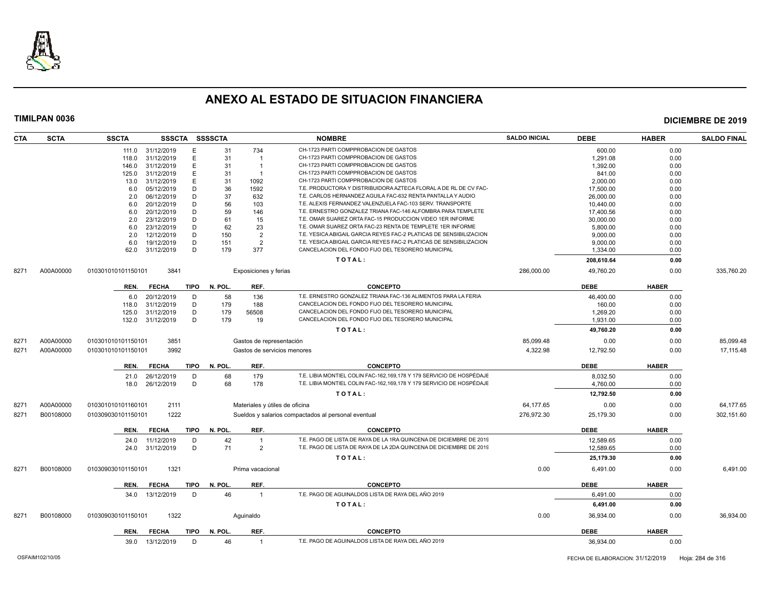# ANEXO AL ESTADO DE SITUACION FINANCIERA

**TIMILPAN 0036** **DICIEMBRE DE 2019**

| CTA | SCTA | SSCTA | SSSCTA | SSSSCTA | | NOMBRE | SALDO INICIAL | DEBE | HABER | SALDO FINAL |
|---|---|---|---|---|---|---|---|---|---|---|
| | | 111.0 31/12/2019 | E | 31 | 734 | CH-1723 PARTI COMPPROBACION DE GASTOS | | 600.00 | 0.00 | |
| | | 118.0 31/12/2019 | E | 31 | 1 | CH-1723 PARTI COMPPROBACION DE GASTOS | | 1,291.08 | 0.00 | |
| | | 146.0 31/12/2019 | E | 31 | 1 | CH-1723 PARTI COMPPROBACION DE GASTOS | | 1,392.00 | 0.00 | |
| | | 125.0 31/12/2019 | E | 31 | 1 | CH-1723 PARTI COMPPROBACION DE GASTOS | | 841.00 | 0.00 | |
| | | 13.0 31/12/2019 | E | 31 | 1092 | CH-1723 PARTI COMPPROBACION DE GASTOS | | 2,000.00 | 0.00 | |
| | | 6.0 05/12/2019 | D | 36 | 1592 | T.E. PRODUCTORA Y DISTRIBUIDORA AZTECA FLORAL A DE RL DE CV FAC- | | 17,500.00 | 0.00 | |
| | | 2.0 06/12/2019 | D | 37 | 632 | T.E. CARLOS HERNANDEZ AGUILA FAC-632 RENTA PANTALLA Y AUDIO | | 26,000.00 | 0.00 | |
| | | 6.0 20/12/2019 | D | 56 | 103 | T.E. ALEXIS FERNANDEZ VALENZUELA FAC-103 SERV. TRANSPORTE | | 10,440.00 | 0.00 | |
| | | 6.0 20/12/2019 | D | 59 | 146 | T.E. ERNESTRO GONZALEZ TRIANA FAC-146 ALFOMBRA PARA TEMPLETE | | 17,400.56 | 0.00 | |
| | | 2.0 23/12/2019 | D | 61 | 15 | T.E. OMAR SUAREZ ORTA FAC-15 PRODUCCION VIDEO 1ER INFORME | | 30,000.00 | 0.00 | |
| | | 6.0 23/12/2019 | D | 62 | 23 | T.E. OMAR SUAREZ ORTA FAC-23 RENTA DE TEMPLETE 1ER INFORME | | 5,800.00 | 0.00 | |
| | | 2.0 12/12/2019 | D | 150 | 2 | T.E. YESICA ABIGAIL GARCIA REYES FAC-2 PLATICAS DE SENSIBILIZACION | | 9,000.00 | 0.00 | |
| | | 6.0 19/12/2019 | D | 151 | 2 | T.E. YESICA ABIGAIL GARCIA REYES FAC-2 PLATICAS DE SENSIBILIZACION | | 9,000.00 | 0.00 | |
| | | 62.0 31/12/2019 | D | 179 | 377 | CANCELACION DEL FONDO FIJO DEL TESORERO MUNICIPAL | | 1,334.00 | 0.00 | |
| | | | | | | TOTAL: | | 208,610.64 | 0.00 | |
| 8271 | A00A00000 | 010301010101150101 | 3841 | | | Exposiciones y ferias | 286,000.00 | 49,760.20 | 0.00 | 335,760.20 |
| | | REN. FECHA | TIPO | N. POL. | REF. | CONCEPTO | | DEBE | HABER | |
| | | 6.0 20/12/2019 | D | 58 | 136 | T.E. ERNESTRO GONZALEZ TRIANA FAC-136 ALIMENTOS PARA LA FERIA | | 46,400.00 | 0.00 | |
| | | 118.0 31/12/2019 | D | 179 | 188 | CANCELACION DEL FONDO FIJO DEL TESORERO MUNICIPAL | | 160.00 | 0.00 | |
| | | 125.0 31/12/2019 | D | 179 | 56508 | CANCELACION DEL FONDO FIJO DEL TESORERO MUNICIPAL | | 1,269.20 | 0.00 | |
| | | 132.0 31/12/2019 | D | 179 | 19 | CANCELACION DEL FONDO FIJO DEL TESORERO MUNICIPAL | | 1,931.00 | 0.00 | |
| | | | | | | TOTAL: | | 49,760.20 | 0.00 | |
| 8271 | A00A00000 | 010301010101150101 | 3851 | | | Gastos de representación | 85,099.48 | 0.00 | 0.00 | 85,099.48 |
| 8271 | A00A00000 | 010301010101150101 | 3992 | | | Gastos de servicios menores | 4,322.98 | 12,792.50 | 0.00 | 17,115.48 |
| | | REN. FECHA | TIPO | N. POL. | REF. | CONCEPTO | | DEBE | HABER | |
| | | 21.0 26/12/2019 | D | 68 | 179 | T.E. LIBIA MONTIEL COLIN FAC-162,169,178 Y 179 SERVICIO DE HOSPÉDAJE | | 8,032.50 | 0.00 | |
| | | 18.0 26/12/2019 | D | 68 | 178 | T.E. LIBIA MONTIEL COLIN FAC-162,169,178 Y 179 SERVICIO DE HOSPÉDAJE | | 4,760.00 | 0.00 | |
| | | | | | | TOTAL: | | 12,792.50 | 0.00 | |
| 8271 | A00A00000 | 010301010101160101 | 2111 | | | Materiales y útiles de oficina | 64,177.65 | 0.00 | 0.00 | 64,177.65 |
| 8271 | B00108000 | 010309030101150101 | 1222 | | | Sueldos y salarios compactados al personal eventual | 276,972.30 | 25,179.30 | 0.00 | 302,151.60 |
| | | REN. FECHA | TIPO | N. POL. | REF. | CONCEPTO | | DEBE | HABER | |
| | | 24.0 11/12/2019 | D | 42 | 1 | T.E. PAGO DE LISTA DE RAYA DE LA 1RA QUINCENA DE DICIEMBRE DE 2019 | | 12,589.65 | 0.00 | |
| | | 24.0 31/12/2019 | D | 71 | 2 | T.E. PAGO DE LISTA DE RAYA DE LA 2DA QUINCENA DE DICIEMBRE DE 2019 | | 12,589.65 | 0.00 | |
| | | | | | | TOTAL: | | 25,179.30 | 0.00 | |
| 8271 | B00108000 | 010309030101150101 | 1321 | | | Prima vacacional | 0.00 | 6,491.00 | 0.00 | 6,491.00 |
| | | REN. FECHA | TIPO | N. POL. | REF. | CONCEPTO | | DEBE | HABER | |
| | | 34.0 13/12/2019 | D | 46 | 1 | T.E. PAGO DE AGUINALDOS LISTA DE RAYA DEL AÑO 2019 | | 6,491.00 | 0.00 | |
| | | | | | | TOTAL: | | 6,491.00 | 0.00 | |
| 8271 | B00108000 | 010309030101150101 | 1322 | | | Aguinaldo | 0.00 | 36,934.00 | 0.00 | 36,934.00 |
| | | REN. FECHA | TIPO | N. POL. | REF. | CONCEPTO | | DEBE | HABER | |
| | | 39.0 13/12/2019 | D | 46 | 1 | T.E. PAGO DE AGUINALDOS LISTA DE RAYA DEL AÑO 2019 | | 36,934.00 | 0.00 | |

OSFAIM102/10/05 FECHA DE ELABORACION: 31/12/2019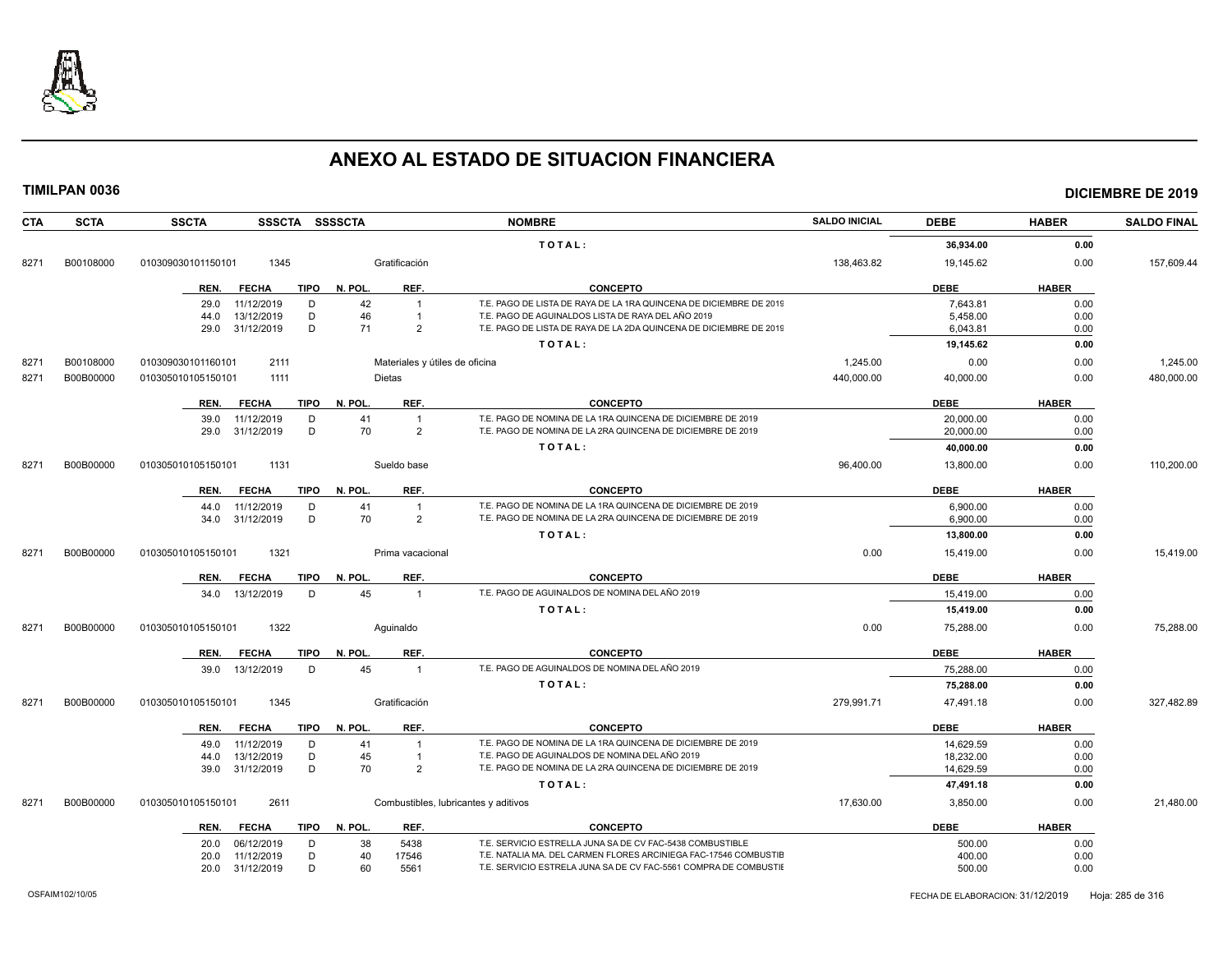# ANEXO AL ESTADO DE SITUACION FINANCIERA

**TIMILPAN 0036** **DICIEMBRE DE 2019**

| CTA | SCTA | SSCTA | SSSCTA | SSSSCTA | NOMBRE | SALDO INICIAL | DEBE | HABER | SALDO FINAL |
|---|---|---|---|---|---|---|---|---|---|
| | | | | | TOTAL: | | 36,934.00 | 0.00 | |
| 8271 | B00108000 | 010309030101150101 | 1345 | | Gratificación | 138,463.82 | 19,145.62 | 0.00 | 157,609.44 |

| REN. | FECHA | TIPO | N. POL. | REF. | CONCEPTO | DEBE | HABER |
|---|---|---|---|---|---|---|---|
| 29.0 | 11/12/2019 | D | 42 | 1 | T.E. PAGO DE LISTA DE RAYA DE LA 1RA QUINCENA DE DICIEMBRE DE 2019 | 7,643.81 | 0.00 |
| 44.0 | 13/12/2019 | D | 46 | 1 | T.E. PAGO DE AGUINALDOS LISTA DE RAYA DEL AÑO 2019 | 5,458.00 | 0.00 |
| 29.0 | 31/12/2019 | D | 71 | 2 | T.E. PAGO DE LISTA DE RAYA DE LA 2DA QUINCENA DE DICIEMBRE DE 2019 | 6,043.81 | 0.00 |
| | | | | | TOTAL: | 19,145.62 | 0.00 |

| CTA | SCTA | SSCTA | SSSCTA | SSSSCTA | NOMBRE | SALDO INICIAL | DEBE | HABER | SALDO FINAL |
|---|---|---|---|---|---|---|---|---|---|
| 8271 | B00108000 | 010309030101160101 | 2111 | | Materiales y útiles de oficina | 1,245.00 | 0.00 | 0.00 | 1,245.00 |
| 8271 | B00B00000 | 010305010105150101 | 1111 | | Dietas | 440,000.00 | 40,000.00 | 0.00 | 480,000.00 |

| REN. | FECHA | TIPO | N. POL. | REF. | CONCEPTO | DEBE | HABER |
|---|---|---|---|---|---|---|---|
| 39.0 | 11/12/2019 | D | 41 | 1 | T.E. PAGO DE NOMINA DE LA 1RA QUINCENA DE DICIEMBRE DE 2019 | 20,000.00 | 0.00 |
| 29.0 | 31/12/2019 | D | 70 | 2 | T.E. PAGO DE NOMINA DE LA 2RA QUINCENA DE DICIEMBRE DE 2019 | 20,000.00 | 0.00 |
| | | | | | TOTAL: | 40,000.00 | 0.00 |

| CTA | SCTA | SSCTA | SSSCTA | SSSSCTA | NOMBRE | SALDO INICIAL | DEBE | HABER | SALDO FINAL |
|---|---|---|---|---|---|---|---|---|---|
| 8271 | B00B00000 | 010305010105150101 | 1131 | | Sueldo base | 96,400.00 | 13,800.00 | 0.00 | 110,200.00 |

| REN. | FECHA | TIPO | N. POL. | REF. | CONCEPTO | DEBE | HABER |
|---|---|---|---|---|---|---|---|
| 44.0 | 11/12/2019 | D | 41 | 1 | T.E. PAGO DE NOMINA DE LA 1RA QUINCENA DE DICIEMBRE DE 2019 | 6,900.00 | 0.00 |
| 34.0 | 31/12/2019 | D | 70 | 2 | T.E. PAGO DE NOMINA DE LA 2RA QUINCENA DE DICIEMBRE DE 2019 | 6,900.00 | 0.00 |
| | | | | | TOTAL: | 13,800.00 | 0.00 |

| CTA | SCTA | SSCTA | SSSCTA | SSSSCTA | NOMBRE | SALDO INICIAL | DEBE | HABER | SALDO FINAL |
|---|---|---|---|---|---|---|---|---|---|
| 8271 | B00B00000 | 010305010105150101 | 1321 | | Prima vacacional | 0.00 | 15,419.00 | 0.00 | 15,419.00 |

| REN. | FECHA | TIPO | N. POL. | REF. | CONCEPTO | DEBE | HABER |
|---|---|---|---|---|---|---|---|
| 34.0 | 13/12/2019 | D | 45 | 1 | T.E. PAGO DE AGUINALDOS DE NOMINA DEL AÑO 2019 | 15,419.00 | 0.00 |
| | | | | | TOTAL: | 15,419.00 | 0.00 |

| CTA | SCTA | SSCTA | SSSCTA | SSSSCTA | NOMBRE | SALDO INICIAL | DEBE | HABER | SALDO FINAL |
|---|---|---|---|---|---|---|---|---|---|
| 8271 | B00B00000 | 010305010105150101 | 1322 | | Aguinaldo | 0.00 | 75,288.00 | 0.00 | 75,288.00 |

| REN. | FECHA | TIPO | N. POL. | REF. | CONCEPTO | DEBE | HABER |
|---|---|---|---|---|---|---|---|
| 39.0 | 13/12/2019 | D | 45 | 1 | T.E. PAGO DE AGUINALDOS DE NOMINA DEL AÑO 2019 | 75,288.00 | 0.00 |
| | | | | | TOTAL: | 75,288.00 | 0.00 |

| CTA | SCTA | SSCTA | SSSCTA | SSSSCTA | NOMBRE | SALDO INICIAL | DEBE | HABER | SALDO FINAL |
|---|---|---|---|---|---|---|---|---|---|
| 8271 | B00B00000 | 010305010105150101 | 1345 | | Gratificación | 279,991.71 | 47,491.18 | 0.00 | 327,482.89 |

| REN. | FECHA | TIPO | N. POL. | REF. | CONCEPTO | DEBE | HABER |
|---|---|---|---|---|---|---|---|
| 49.0 | 11/12/2019 | D | 41 | 1 | T.E. PAGO DE NOMINA DE LA 1RA QUINCENA DE DICIEMBRE DE 2019 | 14,629.59 | 0.00 |
| 44.0 | 13/12/2019 | D | 45 | 1 | T.E. PAGO DE AGUINALDOS DE NOMINA DEL AÑO 2019 | 18,232.00 | 0.00 |
| 39.0 | 31/12/2019 | D | 70 | 2 | T.E. PAGO DE NOMINA DE LA 2RA QUINCENA DE DICIEMBRE DE 2019 | 14,629.59 | 0.00 |
| | | | | | TOTAL: | 47,491.18 | 0.00 |

| CTA | SCTA | SSCTA | SSSCTA | SSSSCTA | NOMBRE | SALDO INICIAL | DEBE | HABER | SALDO FINAL |
|---|---|---|---|---|---|---|---|---|---|
| 8271 | B00B00000 | 010305010105150101 | 2611 | | Combustibles, lubricantes y aditivos | 17,630.00 | 3,850.00 | 0.00 | 21,480.00 |

| REN. | FECHA | TIPO | N. POL. | REF. | CONCEPTO | DEBE | HABER |
|---|---|---|---|---|---|---|---|
| 20.0 | 06/12/2019 | D | 38 | 5438 | T.E. SERVICIO ESTRELLA JUNA SA DE CV FAC-5438 COMBUSTIBLE | 500.00 | 0.00 |
| 20.0 | 11/12/2019 | D | 40 | 17546 | T.E. NATALIA MA. DEL CARMEN FLORES ARCINIEGA FAC-17546 COMBUSTIB | 400.00 | 0.00 |
| 20.0 | 31/12/2019 | D | 60 | 5561 | T.E. SERVICIO ESTRELA JUNA SA DE CV FAC-5561 COMPRA DE COMBUSTIE | 500.00 | 0.00 |

OSFAIM102/10/05 FECHA DE ELABORACION: 31/12/2019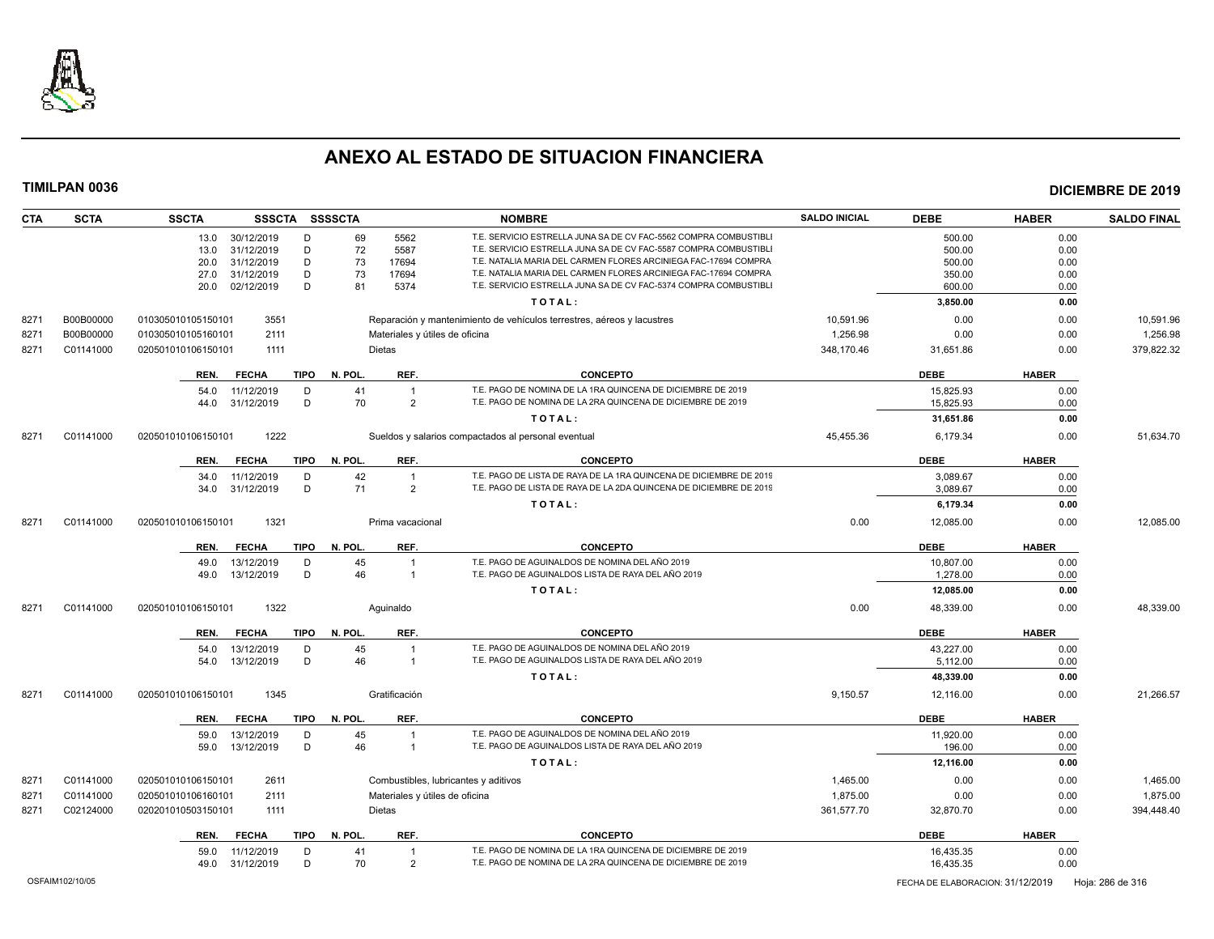# ANEXO AL ESTADO DE SITUACION FINANCIERA

**TIMILPAN 0036** **DICIEMBRE DE 2019**

| CTA | SCTA | SSCTA | SSSCTA | SSSSCTA | | NOMBRE | SALDO INICIAL | DEBE | HABER | SALDO FINAL |
|---|---|---|---|---|---|---|---|---|---|---|
| | | 13.0 30/12/2019 | D | 69 | 5562 | T.E. SERVICIO ESTRELLA JUNA SA DE CV FAC-5562 COMPRA COMBUSTIBLI | | 500.00 | 0.00 | |
| | | 13.0 31/12/2019 | D | 72 | 5587 | T.E. SERVICIO ESTRELLA JUNA SA DE CV FAC-5587 COMPRA COMBUSTIBLI | | 500.00 | 0.00 | |
| | | 20.0 31/12/2019 | D | 73 | 17694 | T.E. NATALIA MARIA DEL CARMEN FLORES ARCINIEGA FAC-17694 COMPRA | | 500.00 | 0.00 | |
| | | 27.0 31/12/2019 | D | 73 | 17694 | T.E. NATALIA MARIA DEL CARMEN FLORES ARCINIEGA FAC-17694 COMPRA | | 350.00 | 0.00 | |
| | | 20.0 02/12/2019 | D | 81 | 5374 | T.E. SERVICIO ESTRELLA JUNA SA DE CV FAC-5374 COMPRA COMBUSTIBLI | | 600.00 | 0.00 | |
| | | | | | | **TOTAL:** | | **3,850.00** | **0.00** | |
| 8271 | B00B00000 | 010305010105150101 | 3551 | | | Reparación y mantenimiento de vehículos terrestres, aéreos y lacustres | 10,591.96 | 0.00 | 0.00 | 10,591.96 |
| 8271 | B00B00000 | 010305010105160101 | 2111 | | | Materiales y útiles de oficina | 1,256.98 | 0.00 | 0.00 | 1,256.98 |
| 8271 | C01141000 | 020501010106150101 | 1111 | | | Dietas | 348,170.46 | 31,651.86 | 0.00 | 379,822.32 |
| | | REN. FECHA | TIPO | N. POL. | REF. | CONCEPTO | | DEBE | HABER | |
| | | 54.0 11/12/2019 | D | 41 | 1 | T.E. PAGO DE NOMINA DE LA 1RA QUINCENA DE DICIEMBRE DE 2019 | | 15,825.93 | 0.00 | |
| | | 44.0 31/12/2019 | D | 70 | 2 | T.E. PAGO DE NOMINA DE LA 2RA QUINCENA DE DICIEMBRE DE 2019 | | 15,825.93 | 0.00 | |
| | | | | | | **TOTAL:** | | **31,651.86** | **0.00** | |
| 8271 | C01141000 | 020501010106150101 | 1222 | | | Sueldos y salarios compactados al personal eventual | 45,455.36 | 6,179.34 | 0.00 | 51,634.70 |
| | | REN. FECHA | TIPO | N. POL. | REF. | CONCEPTO | | DEBE | HABER | |
| | | 34.0 11/12/2019 | D | 42 | 1 | T.E. PAGO DE LISTA DE RAYA DE LA 1RA QUINCENA DE DICIEMBRE DE 2019 | | 3,089.67 | 0.00 | |
| | | 34.0 31/12/2019 | D | 71 | 2 | T.E. PAGO DE LISTA DE RAYA DE LA 2DA QUINCENA DE DICIEMBRE DE 2019 | | 3,089.67 | 0.00 | |
| | | | | | | **TOTAL:** | | **6,179.34** | **0.00** | |
| 8271 | C01141000 | 020501010106150101 | 1321 | | | Prima vacacional | 0.00 | 12,085.00 | 0.00 | 12,085.00 |
| | | REN. FECHA | TIPO | N. POL. | REF. | CONCEPTO | | DEBE | HABER | |
| | | 49.0 13/12/2019 | D | 45 | 1 | T.E. PAGO DE AGUINALDOS DE NOMINA DEL AÑO 2019 | | 10,807.00 | 0.00 | |
| | | 49.0 13/12/2019 | D | 46 | 1 | T.E. PAGO DE AGUINALDOS LISTA DE RAYA DEL AÑO 2019 | | 1,278.00 | 0.00 | |
| | | | | | | **TOTAL:** | | **12,085.00** | **0.00** | |
| 8271 | C01141000 | 020501010106150101 | 1322 | | | Aguinaldo | 0.00 | 48,339.00 | 0.00 | 48,339.00 |
| | | REN. FECHA | TIPO | N. POL. | REF. | CONCEPTO | | DEBE | HABER | |
| | | 54.0 13/12/2019 | D | 45 | 1 | T.E. PAGO DE AGUINALDOS DE NOMINA DEL AÑO 2019 | | 43,227.00 | 0.00 | |
| | | 54.0 13/12/2019 | D | 46 | 1 | T.E. PAGO DE AGUINALDOS LISTA DE RAYA DEL AÑO 2019 | | 5,112.00 | 0.00 | |
| | | | | | | **TOTAL:** | | **48,339.00** | **0.00** | |
| 8271 | C01141000 | 020501010106150101 | 1345 | | | Gratificación | 9,150.57 | 12,116.00 | 0.00 | 21,266.57 |
| | | REN. FECHA | TIPO | N. POL. | REF. | CONCEPTO | | DEBE | HABER | |
| | | 59.0 13/12/2019 | D | 45 | 1 | T.E. PAGO DE AGUINALDOS DE NOMINA DEL AÑO 2019 | | 11,920.00 | 0.00 | |
| | | 59.0 13/12/2019 | D | 46 | 1 | T.E. PAGO DE AGUINALDOS LISTA DE RAYA DEL AÑO 2019 | | 196.00 | 0.00 | |
| | | | | | | **TOTAL:** | | **12,116.00** | **0.00** | |
| 8271 | C01141000 | 020501010106150101 | 2611 | | | Combustibles, lubricantes y aditivos | 1,465.00 | 0.00 | 0.00 | 1,465.00 |
| 8271 | C01141000 | 020501010106160101 | 2111 | | | Materiales y útiles de oficina | 1,875.00 | 0.00 | 0.00 | 1,875.00 |
| 8271 | C02124000 | 020201010503150101 | 1111 | | | Dietas | 361,577.70 | 32,870.70 | 0.00 | 394,448.40 |
| | | REN. FECHA | TIPO | N. POL. | REF. | CONCEPTO | | DEBE | HABER | |
| | | 59.0 11/12/2019 | D | 41 | 1 | T.E. PAGO DE NOMINA DE LA 1RA QUINCENA DE DICIEMBRE DE 2019 | | 16,435.35 | 0.00 | |
| | | 49.0 31/12/2019 | D | 70 | 2 | T.E. PAGO DE NOMINA DE LA 2RA QUINCENA DE DICIEMBRE DE 2019 | | 16,435.35 | 0.00 | |

OSFAIM102/10/05 FECHA DE ELABORACION: 31/12/2019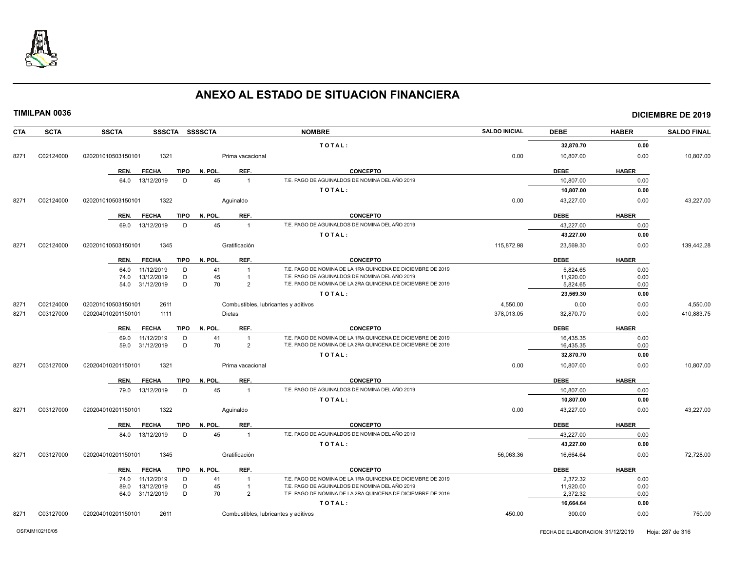# ANEXO AL ESTADO DE SITUACION FINANCIERA

**TIMILPAN 0036** **DICIEMBRE DE 2019**

| CTA | SCTA | SSCTA | SSSCTA | SSSSCTA | NOMBRE | SALDO INICIAL | DEBE | HABER | SALDO FINAL |
|---|---|---|---|---|---|---|---|---|---|
| | | | | | TOTAL: | | 32,870.70 | 0.00 | |
| 8271 | C02124000 | 020201010503150101 | 1321 | | Prima vacacional | 0.00 | 10,807.00 | 0.00 | 10,807.00 |

| REN. | FECHA | TIPO | N. POL. | REF. | CONCEPTO | DEBE | HABER |
|---|---|---|---|---|---|---|---|
| 64.0 | 13/12/2019 | D | 45 | 1 | T.E. PAGO DE AGUINALDOS DE NOMINA DEL AÑO 2019 | 10,807.00 | 0.00 |
| | | | | | TOTAL: | 10,807.00 | 0.00 |

| CTA | SCTA | SSCTA | SSSCTA | SSSSCTA | NOMBRE | SALDO INICIAL | DEBE | HABER | SALDO FINAL |
|---|---|---|---|---|---|---|---|---|---|
| 8271 | C02124000 | 020201010503150101 | 1322 | | Aguinaldo | 0.00 | 43,227.00 | 0.00 | 43,227.00 |

| REN. | FECHA | TIPO | N. POL. | REF. | CONCEPTO | DEBE | HABER |
|---|---|---|---|---|---|---|---|
| 69.0 | 13/12/2019 | D | 45 | 1 | T.E. PAGO DE AGUINALDOS DE NOMINA DEL AÑO 2019 | 43,227.00 | 0.00 |
| | | | | | TOTAL: | 43,227.00 | 0.00 |

| CTA | SCTA | SSCTA | SSSCTA | SSSSCTA | NOMBRE | SALDO INICIAL | DEBE | HABER | SALDO FINAL |
|---|---|---|---|---|---|---|---|---|---|
| 8271 | C02124000 | 020201010503150101 | 1345 | | Gratificación | 115,872.98 | 23,569.30 | 0.00 | 139,442.28 |

| REN. | FECHA | TIPO | N. POL. | REF. | CONCEPTO | DEBE | HABER |
|---|---|---|---|---|---|---|---|
| 64.0 | 11/12/2019 | D | 41 | 1 | T.E. PAGO DE NOMINA DE LA 1RA QUINCENA DE DICIEMBRE DE 2019 | 5,824.65 | 0.00 |
| 74.0 | 13/12/2019 | D | 45 | 1 | T.E. PAGO DE AGUINALDOS DE NOMINA DEL AÑO 2019 | 11,920.00 | 0.00 |
| 54.0 | 31/12/2019 | D | 70 | 2 | T.E. PAGO DE NOMINA DE LA 2RA QUINCENA DE DICIEMBRE DE 2019 | 5,824.65 | 0.00 |
| | | | | | TOTAL: | 23,569.30 | 0.00 |

| CTA | SCTA | SSCTA | SSSCTA | SSSSCTA | NOMBRE | SALDO INICIAL | DEBE | HABER | SALDO FINAL |
|---|---|---|---|---|---|---|---|---|---|
| 8271 | C02124000 | 020201010503150101 | 2611 | | Combustibles, lubricantes y aditivos | 4,550.00 | 0.00 | 0.00 | 4,550.00 |
| 8271 | C03127000 | 020204010201150101 | 1111 | | Dietas | 378,013.05 | 32,870.70 | 0.00 | 410,883.75 |

| REN. | FECHA | TIPO | N. POL. | REF. | CONCEPTO | DEBE | HABER |
|---|---|---|---|---|---|---|---|
| 69.0 | 11/12/2019 | D | 41 | 1 | T.E. PAGO DE NOMINA DE LA 1RA QUINCENA DE DICIEMBRE DE 2019 | 16,435.35 | 0.00 |
| 59.0 | 31/12/2019 | D | 70 | 2 | T.E. PAGO DE NOMINA DE LA 2RA QUINCENA DE DICIEMBRE DE 2019 | 16,435.35 | 0.00 |
| | | | | | TOTAL: | 32,870.70 | 0.00 |

| CTA | SCTA | SSCTA | SSSCTA | SSSSCTA | NOMBRE | SALDO INICIAL | DEBE | HABER | SALDO FINAL |
|---|---|---|---|---|---|---|---|---|---|
| 8271 | C03127000 | 020204010201150101 | 1321 | | Prima vacacional | 0.00 | 10,807.00 | 0.00 | 10,807.00 |

| REN. | FECHA | TIPO | N. POL. | REF. | CONCEPTO | DEBE | HABER |
|---|---|---|---|---|---|---|---|
| 79.0 | 13/12/2019 | D | 45 | 1 | T.E. PAGO DE AGUINALDOS DE NOMINA DEL AÑO 2019 | 10,807.00 | 0.00 |
| | | | | | TOTAL: | 10,807.00 | 0.00 |

| CTA | SCTA | SSCTA | SSSCTA | SSSSCTA | NOMBRE | SALDO INICIAL | DEBE | HABER | SALDO FINAL |
|---|---|---|---|---|---|---|---|---|---|
| 8271 | C03127000 | 020204010201150101 | 1322 | | Aguinaldo | 0.00 | 43,227.00 | 0.00 | 43,227.00 |

| REN. | FECHA | TIPO | N. POL. | REF. | CONCEPTO | DEBE | HABER |
|---|---|---|---|---|---|---|---|
| 84.0 | 13/12/2019 | D | 45 | 1 | T.E. PAGO DE AGUINALDOS DE NOMINA DEL AÑO 2019 | 43,227.00 | 0.00 |
| | | | | | TOTAL: | 43,227.00 | 0.00 |

| CTA | SCTA | SSCTA | SSSCTA | SSSSCTA | NOMBRE | SALDO INICIAL | DEBE | HABER | SALDO FINAL |
|---|---|---|---|---|---|---|---|---|---|
| 8271 | C03127000 | 020204010201150101 | 1345 | | Gratificación | 56,063.36 | 16,664.64 | 0.00 | 72,728.00 |

| REN. | FECHA | TIPO | N. POL. | REF. | CONCEPTO | DEBE | HABER |
|---|---|---|---|---|---|---|---|
| 74.0 | 11/12/2019 | D | 41 | 1 | T.E. PAGO DE NOMINA DE LA 1RA QUINCENA DE DICIEMBRE DE 2019 | 2,372.32 | 0.00 |
| 89.0 | 13/12/2019 | D | 45 | 1 | T.E. PAGO DE AGUINALDOS DE NOMINA DEL AÑO 2019 | 11,920.00 | 0.00 |
| 64.0 | 31/12/2019 | D | 70 | 2 | T.E. PAGO DE NOMINA DE LA 2RA QUINCENA DE DICIEMBRE DE 2019 | 2,372.32 | 0.00 |
| | | | | | TOTAL: | 16,664.64 | 0.00 |

| CTA | SCTA | SSCTA | SSSCTA | SSSSCTA | NOMBRE | SALDO INICIAL | DEBE | HABER | SALDO FINAL |
|---|---|---|---|---|---|---|---|---|---|
| 8271 | C03127000 | 020204010201150101 | 2611 | | Combustibles, lubricantes y aditivos | 450.00 | 300.00 | 0.00 | 750.00 |

OSFAIM102/10/05 FECHA DE ELABORACION: 31/12/2019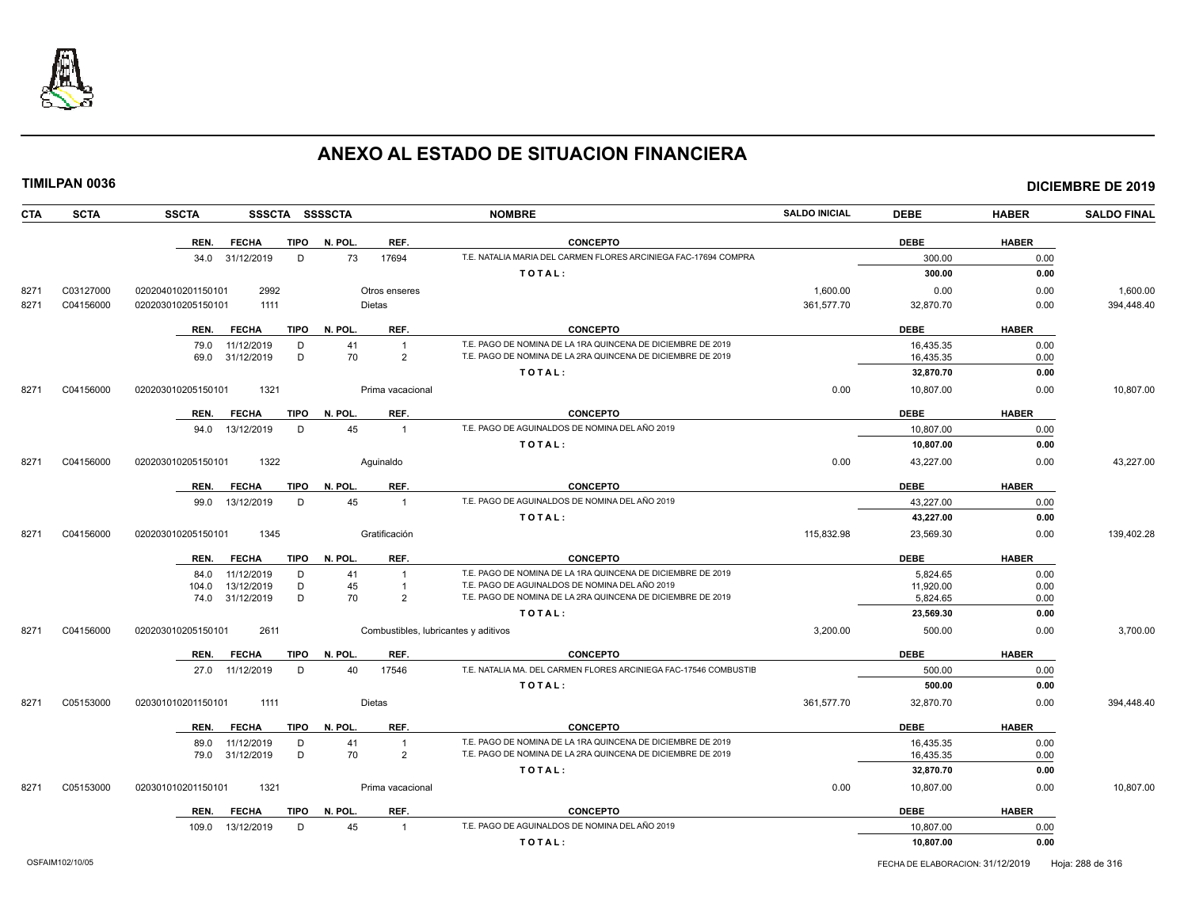# ANEXO AL ESTADO DE SITUACION FINANCIERA

**TIMILPAN 0036** **DICIEMBRE DE 2019**

| CTA | SCTA | SSCTA | SSSCTA | SSSSCTA | NOMBRE | SALDO INICIAL | DEBE | HABER | SALDO FINAL |
|---|---|---|---|---|---|---|---|---|---|

| REN. | FECHA | TIPO | N. POL. | REF. | CONCEPTO | DEBE | HABER |
|---|---|---|---|---|---|---|---|
| 34.0 | 31/12/2019 | D | 73 | 17694 | T.E. NATALIA MARIA DEL CARMEN FLORES ARCINIEGA FAC-17694 COMPRA | 300.00 | 0.00 |
| | | | | | TOTAL: | 300.00 | 0.00 |

| CTA | SCTA | SSCTA | SSSCTA | NOMBRE | SALDO INICIAL | DEBE | HABER | SALDO FINAL |
|---|---|---|---|---|---|---|---|---|
| 8271 | C03127000 | 020204010201150101 | 2992 | Otros enseres | 1,600.00 | 0.00 | 0.00 | 1,600.00 |
| 8271 | C04156000 | 020203010205150101 | 1111 | Dietas | 361,577.70 | 32,870.70 | 0.00 | 394,448.40 |

| REN. | FECHA | TIPO | N. POL. | REF. | CONCEPTO | DEBE | HABER |
|---|---|---|---|---|---|---|---|
| 79.0 | 11/12/2019 | D | 41 | 1 | T.E. PAGO DE NOMINA DE LA 1RA QUINCENA DE DICIEMBRE DE 2019 | 16,435.35 | 0.00 |
| 69.0 | 31/12/2019 | D | 70 | 2 | T.E. PAGO DE NOMINA DE LA 2RA QUINCENA DE DICIEMBRE DE 2019 | 16,435.35 | 0.00 |
| | | | | | TOTAL: | 32,870.70 | 0.00 |

| CTA | SCTA | SSCTA | SSSCTA | NOMBRE | SALDO INICIAL | DEBE | HABER | SALDO FINAL |
|---|---|---|---|---|---|---|---|---|
| 8271 | C04156000 | 020203010205150101 | 1321 | Prima vacacional | 0.00 | 10,807.00 | 0.00 | 10,807.00 |

| REN. | FECHA | TIPO | N. POL. | REF. | CONCEPTO | DEBE | HABER |
|---|---|---|---|---|---|---|---|
| 94.0 | 13/12/2019 | D | 45 | 1 | T.E. PAGO DE AGUINALDOS DE NOMINA DEL AÑO 2019 | 10,807.00 | 0.00 |
| | | | | | TOTAL: | 10,807.00 | 0.00 |

| CTA | SCTA | SSCTA | SSSCTA | NOMBRE | SALDO INICIAL | DEBE | HABER | SALDO FINAL |
|---|---|---|---|---|---|---|---|---|
| 8271 | C04156000 | 020203010205150101 | 1322 | Aguinaldo | 0.00 | 43,227.00 | 0.00 | 43,227.00 |

| REN. | FECHA | TIPO | N. POL. | REF. | CONCEPTO | DEBE | HABER |
|---|---|---|---|---|---|---|---|
| 99.0 | 13/12/2019 | D | 45 | 1 | T.E. PAGO DE AGUINALDOS DE NOMINA DEL AÑO 2019 | 43,227.00 | 0.00 |
| | | | | | TOTAL: | 43,227.00 | 0.00 |

| CTA | SCTA | SSCTA | SSSCTA | NOMBRE | SALDO INICIAL | DEBE | HABER | SALDO FINAL |
|---|---|---|---|---|---|---|---|---|
| 8271 | C04156000 | 020203010205150101 | 1345 | Gratificación | 115,832.98 | 23,569.30 | 0.00 | 139,402.28 |

| REN. | FECHA | TIPO | N. POL. | REF. | CONCEPTO | DEBE | HABER |
|---|---|---|---|---|---|---|---|
| 84.0 | 11/12/2019 | D | 41 | 1 | T.E. PAGO DE NOMINA DE LA 1RA QUINCENA DE DICIEMBRE DE 2019 | 5,824.65 | 0.00 |
| 104.0 | 13/12/2019 | D | 45 | 1 | T.E. PAGO DE AGUINALDOS DE NOMINA DEL AÑO 2019 | 11,920.00 | 0.00 |
| 74.0 | 31/12/2019 | D | 70 | 2 | T.E. PAGO DE NOMINA DE LA 2RA QUINCENA DE DICIEMBRE DE 2019 | 5,824.65 | 0.00 |
| | | | | | TOTAL: | 23,569.30 | 0.00 |

| CTA | SCTA | SSCTA | SSSCTA | NOMBRE | SALDO INICIAL | DEBE | HABER | SALDO FINAL |
|---|---|---|---|---|---|---|---|---|
| 8271 | C04156000 | 020203010205150101 | 2611 | Combustibles, lubricantes y aditivos | 3,200.00 | 500.00 | 0.00 | 3,700.00 |

| REN. | FECHA | TIPO | N. POL. | REF. | CONCEPTO | DEBE | HABER |
|---|---|---|---|---|---|---|---|
| 27.0 | 11/12/2019 | D | 40 | 17546 | T.E. NATALIA MA. DEL CARMEN FLORES ARCINIEGA FAC-17546 COMBUSTIB | 500.00 | 0.00 |
| | | | | | TOTAL: | 500.00 | 0.00 |

| CTA | SCTA | SSCTA | SSSCTA | NOMBRE | SALDO INICIAL | DEBE | HABER | SALDO FINAL |
|---|---|---|---|---|---|---|---|---|
| 8271 | C05153000 | 020301010201150101 | 1111 | Dietas | 361,577.70 | 32,870.70 | 0.00 | 394,448.40 |

| REN. | FECHA | TIPO | N. POL. | REF. | CONCEPTO | DEBE | HABER |
|---|---|---|---|---|---|---|---|
| 89.0 | 11/12/2019 | D | 41 | 1 | T.E. PAGO DE NOMINA DE LA 1RA QUINCENA DE DICIEMBRE DE 2019 | 16,435.35 | 0.00 |
| 79.0 | 31/12/2019 | D | 70 | 2 | T.E. PAGO DE NOMINA DE LA 2RA QUINCENA DE DICIEMBRE DE 2019 | 16,435.35 | 0.00 |
| | | | | | TOTAL: | 32,870.70 | 0.00 |

| CTA | SCTA | SSCTA | SSSCTA | NOMBRE | SALDO INICIAL | DEBE | HABER | SALDO FINAL |
|---|---|---|---|---|---|---|---|---|
| 8271 | C05153000 | 020301010201150101 | 1321 | Prima vacacional | 0.00 | 10,807.00 | 0.00 | 10,807.00 |

| REN. | FECHA | TIPO | N. POL. | REF. | CONCEPTO | DEBE | HABER |
|---|---|---|---|---|---|---|---|
| 109.0 | 13/12/2019 | D | 45 | 1 | T.E. PAGO DE AGUINALDOS DE NOMINA DEL AÑO 2019 | 10,807.00 | 0.00 |
| | | | | | TOTAL: | 10,807.00 | 0.00 |

OSFAIM102/10/05 FECHA DE ELABORACION: 31/12/2019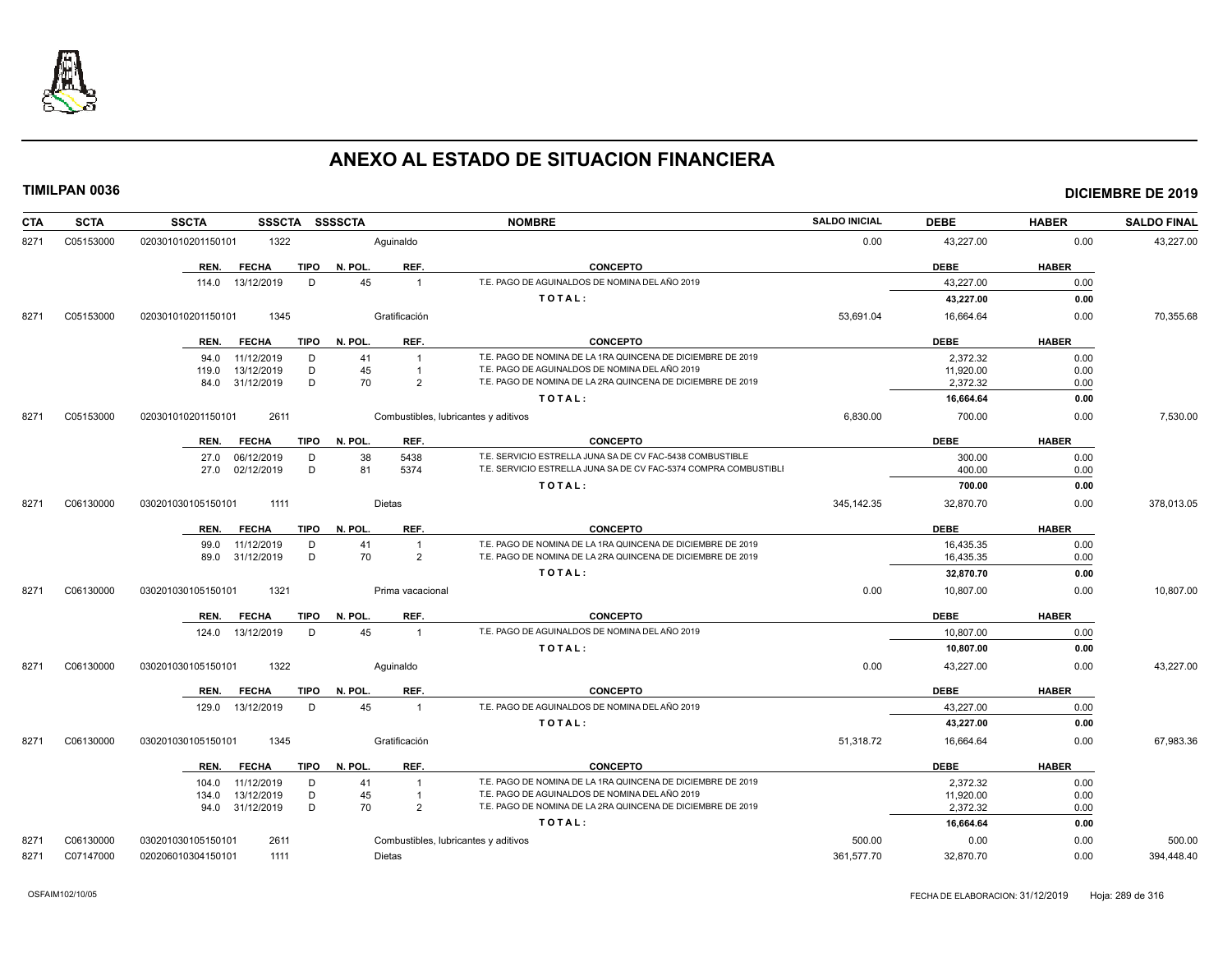# ANEXO AL ESTADO DE SITUACION FINANCIERA

**TIMILPAN 0036** | **DICIEMBRE DE 2019**

| CTA | SCTA | SSCTA | SSSCTA | SSSSCTA | NOMBRE | SALDO INICIAL | DEBE | HABER | SALDO FINAL |
|---|---|---|---|---|---|---|---|---|---|
| 8271 | C05153000 | 020301010201150101 | 1322 | | Aguinaldo | 0.00 | 43,227.00 | 0.00 | 43,227.00 |

| REN. | FECHA | TIPO | N. POL. | REF. | CONCEPTO | DEBE | HABER |
|---|---|---|---|---|---|---|---|
| 114.0 | 13/12/2019 | D | 45 | 1 | T.E. PAGO DE AGUINALDOS DE NOMINA DEL AÑO 2019 | 43,227.00 | 0.00 |
| | | | | | **TOTAL:** | **43,227.00** | **0.00** |

| CTA | SCTA | SSCTA | SSSCTA | SSSSCTA | NOMBRE | SALDO INICIAL | DEBE | HABER | SALDO FINAL |
|---|---|---|---|---|---|---|---|---|---|
| 8271 | C05153000 | 020301010201150101 | 1345 | | Gratificación | 53,691.04 | 16,664.64 | 0.00 | 70,355.68 |

| REN. | FECHA | TIPO | N. POL. | REF. | CONCEPTO | DEBE | HABER |
|---|---|---|---|---|---|---|---|
| 94.0 | 11/12/2019 | D | 41 | 1 | T.E. PAGO DE NOMINA DE LA 1RA QUINCENA DE DICIEMBRE DE 2019 | 2,372.32 | 0.00 |
| 119.0 | 13/12/2019 | D | 45 | 1 | T.E. PAGO DE AGUINALDOS DE NOMINA DEL AÑO 2019 | 11,920.00 | 0.00 |
| 84.0 | 31/12/2019 | D | 70 | 2 | T.E. PAGO DE NOMINA DE LA 2RA QUINCENA DE DICIEMBRE DE 2019 | 2,372.32 | 0.00 |
| | | | | | **TOTAL:** | **16,664.64** | **0.00** |

| CTA | SCTA | SSCTA | SSSCTA | SSSSCTA | NOMBRE | SALDO INICIAL | DEBE | HABER | SALDO FINAL |
|---|---|---|---|---|---|---|---|---|---|
| 8271 | C05153000 | 020301010201150101 | 2611 | | Combustibles, lubricantes y aditivos | 6,830.00 | 700.00 | 0.00 | 7,530.00 |

| REN. | FECHA | TIPO | N. POL. | REF. | CONCEPTO | DEBE | HABER |
|---|---|---|---|---|---|---|---|
| 27.0 | 06/12/2019 | D | 38 | 5438 | T.E. SERVICIO ESTRELLA JUNA SA DE CV FAC-5438 COMBUSTIBLE | 300.00 | 0.00 |
| 27.0 | 02/12/2019 | D | 81 | 5374 | T.E. SERVICIO ESTRELLA JUNA SA DE CV FAC-5374 COMPRA COMBUSTIBLI | 400.00 | 0.00 |
| | | | | | **TOTAL:** | **700.00** | **0.00** |

| CTA | SCTA | SSCTA | SSSCTA | SSSSCTA | NOMBRE | SALDO INICIAL | DEBE | HABER | SALDO FINAL |
|---|---|---|---|---|---|---|---|---|---|
| 8271 | C06130000 | 030201030105150101 | 1111 | | Dietas | 345,142.35 | 32,870.70 | 0.00 | 378,013.05 |

| REN. | FECHA | TIPO | N. POL. | REF. | CONCEPTO | DEBE | HABER |
|---|---|---|---|---|---|---|---|
| 99.0 | 11/12/2019 | D | 41 | 1 | T.E. PAGO DE NOMINA DE LA 1RA QUINCENA DE DICIEMBRE DE 2019 | 16,435.35 | 0.00 |
| 89.0 | 31/12/2019 | D | 70 | 2 | T.E. PAGO DE NOMINA DE LA 2RA QUINCENA DE DICIEMBRE DE 2019 | 16,435.35 | 0.00 |
| | | | | | **TOTAL:** | **32,870.70** | **0.00** |

| CTA | SCTA | SSCTA | SSSCTA | SSSSCTA | NOMBRE | SALDO INICIAL | DEBE | HABER | SALDO FINAL |
|---|---|---|---|---|---|---|---|---|---|
| 8271 | C06130000 | 030201030105150101 | 1321 | | Prima vacacional | 0.00 | 10,807.00 | 0.00 | 10,807.00 |

| REN. | FECHA | TIPO | N. POL. | REF. | CONCEPTO | DEBE | HABER |
|---|---|---|---|---|---|---|---|
| 124.0 | 13/12/2019 | D | 45 | 1 | T.E. PAGO DE AGUINALDOS DE NOMINA DEL AÑO 2019 | 10,807.00 | 0.00 |
| | | | | | **TOTAL:** | **10,807.00** | **0.00** |

| CTA | SCTA | SSCTA | SSSCTA | SSSSCTA | NOMBRE | SALDO INICIAL | DEBE | HABER | SALDO FINAL |
|---|---|---|---|---|---|---|---|---|---|
| 8271 | C06130000 | 030201030105150101 | 1322 | | Aguinaldo | 0.00 | 43,227.00 | 0.00 | 43,227.00 |

| REN. | FECHA | TIPO | N. POL. | REF. | CONCEPTO | DEBE | HABER |
|---|---|---|---|---|---|---|---|
| 129.0 | 13/12/2019 | D | 45 | 1 | T.E. PAGO DE AGUINALDOS DE NOMINA DEL AÑO 2019 | 43,227.00 | 0.00 |
| | | | | | **TOTAL:** | **43,227.00** | **0.00** |

| CTA | SCTA | SSCTA | SSSCTA | SSSSCTA | NOMBRE | SALDO INICIAL | DEBE | HABER | SALDO FINAL |
|---|---|---|---|---|---|---|---|---|---|
| 8271 | C06130000 | 030201030105150101 | 1345 | | Gratificación | 51,318.72 | 16,664.64 | 0.00 | 67,983.36 |

| REN. | FECHA | TIPO | N. POL. | REF. | CONCEPTO | DEBE | HABER |
|---|---|---|---|---|---|---|---|
| 104.0 | 11/12/2019 | D | 41 | 1 | T.E. PAGO DE NOMINA DE LA 1RA QUINCENA DE DICIEMBRE DE 2019 | 2,372.32 | 0.00 |
| 134.0 | 13/12/2019 | D | 45 | 1 | T.E. PAGO DE AGUINALDOS DE NOMINA DEL AÑO 2019 | 11,920.00 | 0.00 |
| 94.0 | 31/12/2019 | D | 70 | 2 | T.E. PAGO DE NOMINA DE LA 2RA QUINCENA DE DICIEMBRE DE 2019 | 2,372.32 | 0.00 |
| | | | | | **TOTAL:** | **16,664.64** | **0.00** |

| CTA | SCTA | SSCTA | SSSCTA | SSSSCTA | NOMBRE | SALDO INICIAL | DEBE | HABER | SALDO FINAL |
|---|---|---|---|---|---|---|---|---|---|
| 8271 | C06130000 | 030201030105150101 | 2611 | | Combustibles, lubricantes y aditivos | 500.00 | 0.00 | 0.00 | 500.00 |
| 8271 | C07147000 | 020206010304150101 | 1111 | | Dietas | 361,577.70 | 32,870.70 | 0.00 | 394,448.40 |

OSFAIM102/10/05 FECHA DE ELABORACION: 31/12/2019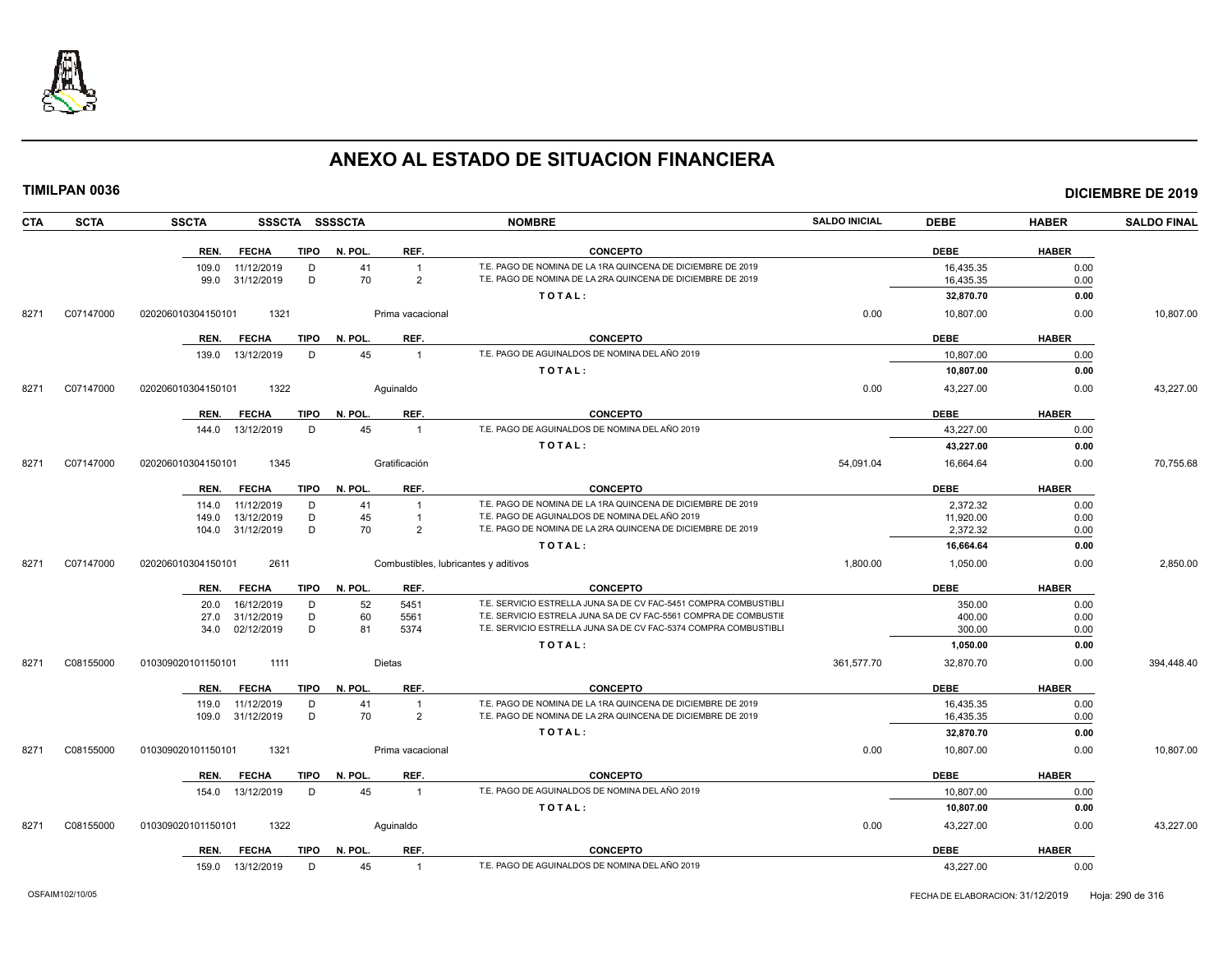# ANEXO AL ESTADO DE SITUACION FINANCIERA

**TIMILPAN 0036** — **DICIEMBRE DE 2019**

| CTA | SCTA | SSCTA | SSSCTA | SSSSCTA | NOMBRE | SALDO INICIAL | DEBE | HABER | SALDO FINAL |
|---|---|---|---|---|---|---|---|---|---|

| REN. | FECHA | TIPO | N. POL. | REF. | CONCEPTO | DEBE | HABER |
|---|---|---|---|---|---|---|---|
| 109.0 | 11/12/2019 | D | 41 | 1 | T.E. PAGO DE NOMINA DE LA 1RA QUINCENA DE DICIEMBRE DE 2019 | 16,435.35 | 0.00 |
| 99.0 | 31/12/2019 | D | 70 | 2 | T.E. PAGO DE NOMINA DE LA 2RA QUINCENA DE DICIEMBRE DE 2019 | 16,435.35 | 0.00 |
| | | | | | **TOTAL:** | **32,870.70** | **0.00** |

| CTA | SCTA | SSCTA | SSSCTA | NOMBRE | SALDO INICIAL | DEBE | HABER | SALDO FINAL |
|---|---|---|---|---|---|---|---|---|
| 8271 | C07147000 | 020206010304150101 | 1321 | Prima vacacional | 0.00 | 10,807.00 | 0.00 | 10,807.00 |

| REN. | FECHA | TIPO | N. POL. | REF. | CONCEPTO | DEBE | HABER |
|---|---|---|---|---|---|---|---|
| 139.0 | 13/12/2019 | D | 45 | 1 | T.E. PAGO DE AGUINALDOS DE NOMINA DEL AÑO 2019 | 10,807.00 | 0.00 |
| | | | | | **TOTAL:** | **10,807.00** | **0.00** |

| CTA | SCTA | SSCTA | SSSCTA | NOMBRE | SALDO INICIAL | DEBE | HABER | SALDO FINAL |
|---|---|---|---|---|---|---|---|---|
| 8271 | C07147000 | 020206010304150101 | 1322 | Aguinaldo | 0.00 | 43,227.00 | 0.00 | 43,227.00 |

| REN. | FECHA | TIPO | N. POL. | REF. | CONCEPTO | DEBE | HABER |
|---|---|---|---|---|---|---|---|
| 144.0 | 13/12/2019 | D | 45 | 1 | T.E. PAGO DE AGUINALDOS DE NOMINA DEL AÑO 2019 | 43,227.00 | 0.00 |
| | | | | | **TOTAL:** | **43,227.00** | **0.00** |

| CTA | SCTA | SSCTA | SSSCTA | NOMBRE | SALDO INICIAL | DEBE | HABER | SALDO FINAL |
|---|---|---|---|---|---|---|---|---|
| 8271 | C07147000 | 020206010304150101 | 1345 | Gratificación | 54,091.04 | 16,664.64 | 0.00 | 70,755.68 |

| REN. | FECHA | TIPO | N. POL. | REF. | CONCEPTO | DEBE | HABER |
|---|---|---|---|---|---|---|---|
| 114.0 | 11/12/2019 | D | 41 | 1 | T.E. PAGO DE NOMINA DE LA 1RA QUINCENA DE DICIEMBRE DE 2019 | 2,372.32 | 0.00 |
| 149.0 | 13/12/2019 | D | 45 | 1 | T.E. PAGO DE AGUINALDOS DE NOMINA DEL AÑO 2019 | 11,920.00 | 0.00 |
| 104.0 | 31/12/2019 | D | 70 | 2 | T.E. PAGO DE NOMINA DE LA 2RA QUINCENA DE DICIEMBRE DE 2019 | 2,372.32 | 0.00 |
| | | | | | **TOTAL:** | **16,664.64** | **0.00** |

| CTA | SCTA | SSCTA | SSSCTA | NOMBRE | SALDO INICIAL | DEBE | HABER | SALDO FINAL |
|---|---|---|---|---|---|---|---|---|
| 8271 | C07147000 | 020206010304150101 | 2611 | Combustibles, lubricantes y aditivos | 1,800.00 | 1,050.00 | 0.00 | 2,850.00 |

| REN. | FECHA | TIPO | N. POL. | REF. | CONCEPTO | DEBE | HABER |
|---|---|---|---|---|---|---|---|
| 20.0 | 16/12/2019 | D | 52 | 5451 | T.E. SERVICIO ESTRELLA JUNA SA DE CV FAC-5451 COMPRA COMBUSTIBLI | 350.00 | 0.00 |
| 27.0 | 31/12/2019 | D | 60 | 5561 | T.E. SERVICIO ESTRELA JUNA SA DE CV FAC-5561 COMPRA DE COMBUSTIE | 400.00 | 0.00 |
| 34.0 | 02/12/2019 | D | 81 | 5374 | T.E. SERVICIO ESTRELLA JUNA SA DE CV FAC-5374 COMPRA COMBUSTIBLI | 300.00 | 0.00 |
| | | | | | **TOTAL:** | **1,050.00** | **0.00** |

| CTA | SCTA | SSCTA | SSSCTA | NOMBRE | SALDO INICIAL | DEBE | HABER | SALDO FINAL |
|---|---|---|---|---|---|---|---|---|
| 8271 | C08155000 | 010309020101150101 | 1111 | Dietas | 361,577.70 | 32,870.70 | 0.00 | 394,448.40 |

| REN. | FECHA | TIPO | N. POL. | REF. | CONCEPTO | DEBE | HABER |
|---|---|---|---|---|---|---|---|
| 119.0 | 11/12/2019 | D | 41 | 1 | T.E. PAGO DE NOMINA DE LA 1RA QUINCENA DE DICIEMBRE DE 2019 | 16,435.35 | 0.00 |
| 109.0 | 31/12/2019 | D | 70 | 2 | T.E. PAGO DE NOMINA DE LA 2RA QUINCENA DE DICIEMBRE DE 2019 | 16,435.35 | 0.00 |
| | | | | | **TOTAL:** | **32,870.70** | **0.00** |

| CTA | SCTA | SSCTA | SSSCTA | NOMBRE | SALDO INICIAL | DEBE | HABER | SALDO FINAL |
|---|---|---|---|---|---|---|---|---|
| 8271 | C08155000 | 010309020101150101 | 1321 | Prima vacacional | 0.00 | 10,807.00 | 0.00 | 10,807.00 |

| REN. | FECHA | TIPO | N. POL. | REF. | CONCEPTO | DEBE | HABER |
|---|---|---|---|---|---|---|---|
| 154.0 | 13/12/2019 | D | 45 | 1 | T.E. PAGO DE AGUINALDOS DE NOMINA DEL AÑO 2019 | 10,807.00 | 0.00 |
| | | | | | **TOTAL:** | **10,807.00** | **0.00** |

| CTA | SCTA | SSCTA | SSSCTA | NOMBRE | SALDO INICIAL | DEBE | HABER | SALDO FINAL |
|---|---|---|---|---|---|---|---|---|
| 8271 | C08155000 | 010309020101150101 | 1322 | Aguinaldo | 0.00 | 43,227.00 | 0.00 | 43,227.00 |

| REN. | FECHA | TIPO | N. POL. | REF. | CONCEPTO | DEBE | HABER |
|---|---|---|---|---|---|---|---|
| 159.0 | 13/12/2019 | D | 45 | 1 | T.E. PAGO DE AGUINALDOS DE NOMINA DEL AÑO 2019 | 43,227.00 | 0.00 |

OSFAIM102/10/05 — FECHA DE ELABORACION: 31/12/2019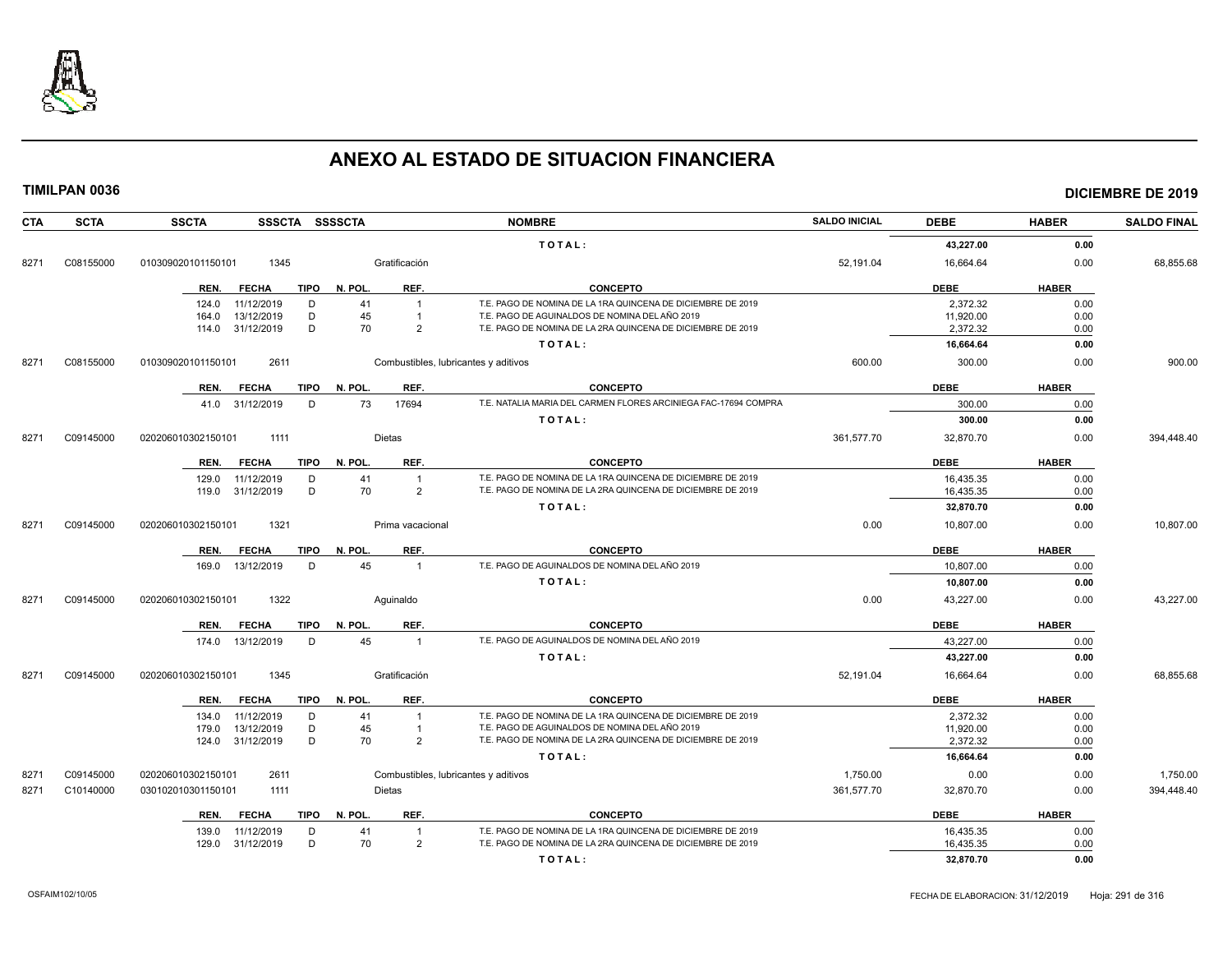# ANEXO AL ESTADO DE SITUACION FINANCIERA

**TIMILPAN 0036** **DICIEMBRE DE 2019**

| CTA | SCTA | SSCTA | SSSCTA | SSSSCTA | NOMBRE | SALDO INICIAL | DEBE | HABER | SALDO FINAL |
|---|---|---|---|---|---|---|---|---|---|
| | | | | | TOTAL: | | 43,227.00 | 0.00 | |
| 8271 | C08155000 | 010309020101150101 | 1345 | | Gratificación | 52,191.04 | 16,664.64 | 0.00 | 68,855.68 |

| REN. | FECHA | TIPO | N. POL. | REF. | CONCEPTO | DEBE | HABER |
|---|---|---|---|---|---|---|---|
| 124.0 | 11/12/2019 | D | 41 | 1 | T.E. PAGO DE NOMINA DE LA 1RA QUINCENA DE DICIEMBRE DE 2019 | 2,372.32 | 0.00 |
| 164.0 | 13/12/2019 | D | 45 | 1 | T.E. PAGO DE AGUINALDOS DE NOMINA DEL AÑO 2019 | 11,920.00 | 0.00 |
| 114.0 | 31/12/2019 | D | 70 | 2 | T.E. PAGO DE NOMINA DE LA 2RA QUINCENA DE DICIEMBRE DE 2019 | 2,372.32 | 0.00 |
| | | | | | TOTAL: | 16,664.64 | 0.00 |

| CTA | SCTA | SSCTA | SSSCTA | SSSSCTA | NOMBRE | SALDO INICIAL | DEBE | HABER | SALDO FINAL |
|---|---|---|---|---|---|---|---|---|---|
| 8271 | C08155000 | 010309020101150101 | 2611 | | Combustibles, lubricantes y aditivos | 600.00 | 300.00 | 0.00 | 900.00 |

| REN. | FECHA | TIPO | N. POL. | REF. | CONCEPTO | DEBE | HABER |
|---|---|---|---|---|---|---|---|
| 41.0 | 31/12/2019 | D | 73 | 17694 | T.E. NATALIA MARIA DEL CARMEN FLORES ARCINIEGA FAC-17694 COMPRA | 300.00 | 0.00 |
| | | | | | TOTAL: | 300.00 | 0.00 |

| CTA | SCTA | SSCTA | SSSCTA | SSSSCTA | NOMBRE | SALDO INICIAL | DEBE | HABER | SALDO FINAL |
|---|---|---|---|---|---|---|---|---|---|
| 8271 | C09145000 | 020206010302150101 | 1111 | | Dietas | 361,577.70 | 32,870.70 | 0.00 | 394,448.40 |

| REN. | FECHA | TIPO | N. POL. | REF. | CONCEPTO | DEBE | HABER |
|---|---|---|---|---|---|---|---|
| 129.0 | 11/12/2019 | D | 41 | 1 | T.E. PAGO DE NOMINA DE LA 1RA QUINCENA DE DICIEMBRE DE 2019 | 16,435.35 | 0.00 |
| 119.0 | 31/12/2019 | D | 70 | 2 | T.E. PAGO DE NOMINA DE LA 2RA QUINCENA DE DICIEMBRE DE 2019 | 16,435.35 | 0.00 |
| | | | | | TOTAL: | 32,870.70 | 0.00 |

| CTA | SCTA | SSCTA | SSSCTA | SSSSCTA | NOMBRE | SALDO INICIAL | DEBE | HABER | SALDO FINAL |
|---|---|---|---|---|---|---|---|---|---|
| 8271 | C09145000 | 020206010302150101 | 1321 | | Prima vacacional | 0.00 | 10,807.00 | 0.00 | 10,807.00 |

| REN. | FECHA | TIPO | N. POL. | REF. | CONCEPTO | DEBE | HABER |
|---|---|---|---|---|---|---|---|
| 169.0 | 13/12/2019 | D | 45 | 1 | T.E. PAGO DE AGUINALDOS DE NOMINA DEL AÑO 2019 | 10,807.00 | 0.00 |
| | | | | | TOTAL: | 10,807.00 | 0.00 |

| CTA | SCTA | SSCTA | SSSCTA | SSSSCTA | NOMBRE | SALDO INICIAL | DEBE | HABER | SALDO FINAL |
|---|---|---|---|---|---|---|---|---|---|
| 8271 | C09145000 | 020206010302150101 | 1322 | | Aguinaldo | 0.00 | 43,227.00 | 0.00 | 43,227.00 |

| REN. | FECHA | TIPO | N. POL. | REF. | CONCEPTO | DEBE | HABER |
|---|---|---|---|---|---|---|---|
| 174.0 | 13/12/2019 | D | 45 | 1 | T.E. PAGO DE AGUINALDOS DE NOMINA DEL AÑO 2019 | 43,227.00 | 0.00 |
| | | | | | TOTAL: | 43,227.00 | 0.00 |

| CTA | SCTA | SSCTA | SSSCTA | SSSSCTA | NOMBRE | SALDO INICIAL | DEBE | HABER | SALDO FINAL |
|---|---|---|---|---|---|---|---|---|---|
| 8271 | C09145000 | 020206010302150101 | 1345 | | Gratificación | 52,191.04 | 16,664.64 | 0.00 | 68,855.68 |

| REN. | FECHA | TIPO | N. POL. | REF. | CONCEPTO | DEBE | HABER |
|---|---|---|---|---|---|---|---|
| 134.0 | 11/12/2019 | D | 41 | 1 | T.E. PAGO DE NOMINA DE LA 1RA QUINCENA DE DICIEMBRE DE 2019 | 2,372.32 | 0.00 |
| 179.0 | 13/12/2019 | D | 45 | 1 | T.E. PAGO DE AGUINALDOS DE NOMINA DEL AÑO 2019 | 11,920.00 | 0.00 |
| 124.0 | 31/12/2019 | D | 70 | 2 | T.E. PAGO DE NOMINA DE LA 2RA QUINCENA DE DICIEMBRE DE 2019 | 2,372.32 | 0.00 |
| | | | | | TOTAL: | 16,664.64 | 0.00 |

| CTA | SCTA | SSCTA | SSSCTA | SSSSCTA | NOMBRE | SALDO INICIAL | DEBE | HABER | SALDO FINAL |
|---|---|---|---|---|---|---|---|---|---|
| 8271 | C09145000 | 020206010302150101 | 2611 | | Combustibles, lubricantes y aditivos | 1,750.00 | 0.00 | 0.00 | 1,750.00 |
| 8271 | C10140000 | 030102010301150101 | 1111 | | Dietas | 361,577.70 | 32,870.70 | 0.00 | 394,448.40 |

| REN. | FECHA | TIPO | N. POL. | REF. | CONCEPTO | DEBE | HABER |
|---|---|---|---|---|---|---|---|
| 139.0 | 11/12/2019 | D | 41 | 1 | T.E. PAGO DE NOMINA DE LA 1RA QUINCENA DE DICIEMBRE DE 2019 | 16,435.35 | 0.00 |
| 129.0 | 31/12/2019 | D | 70 | 2 | T.E. PAGO DE NOMINA DE LA 2RA QUINCENA DE DICIEMBRE DE 2019 | 16,435.35 | 0.00 |
| | | | | | TOTAL: | 32,870.70 | 0.00 |

OSFAIM102/10/05 FECHA DE ELABORACION: 31/12/2019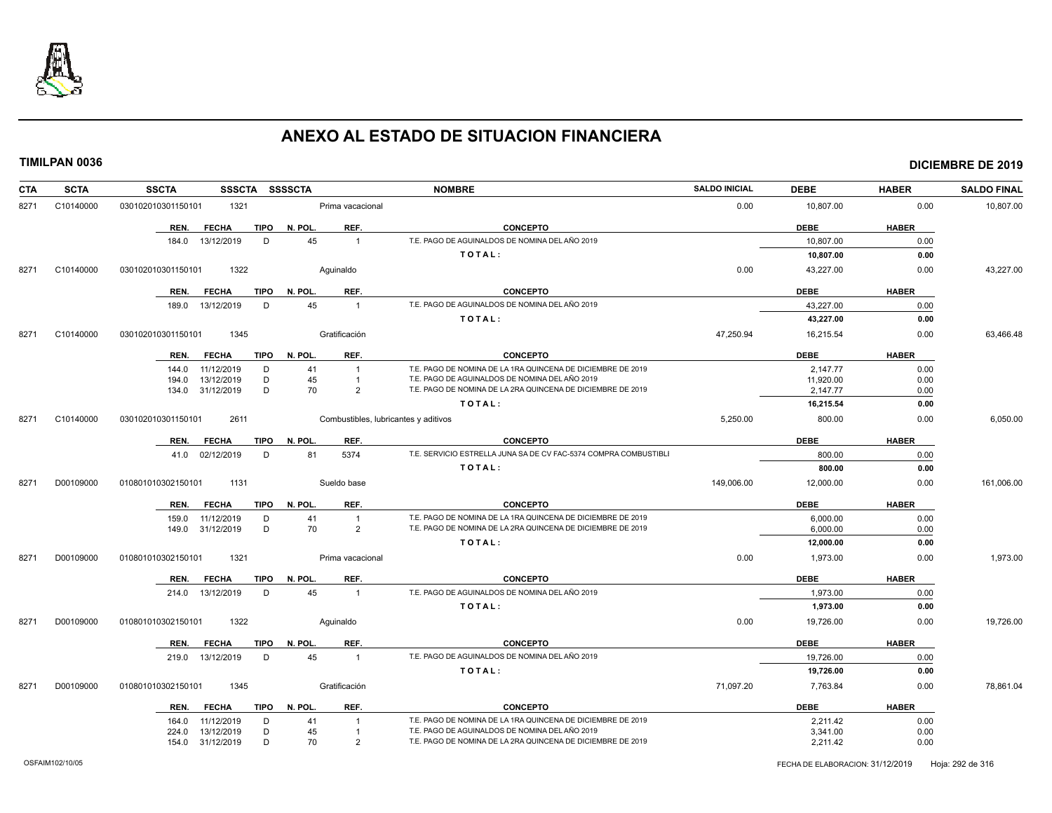# ANEXO AL ESTADO DE SITUACION FINANCIERA

**TIMILPAN 0036** **DICIEMBRE DE 2019**

| CTA | SCTA | SSCTA | SSSCTA | SSSSCTA | NOMBRE | SALDO INICIAL | DEBE | HABER | SALDO FINAL |
|---|---|---|---|---|---|---|---|---|---|
| 8271 | C10140000 | 030102010301150101 | 1321 | | Prima vacacional | 0.00 | 10,807.00 | 0.00 | 10,807.00 |

| REN. | FECHA | TIPO | N. POL. | REF. | CONCEPTO | DEBE | HABER |
|---|---|---|---|---|---|---|---|
| 184.0 | 13/12/2019 | D | 45 | 1 | T.E. PAGO DE AGUINALDOS DE NOMINA DEL AÑO 2019 | 10,807.00 | 0.00 |
| | | | | | **TOTAL:** | **10,807.00** | **0.00** |

| CTA | SCTA | SSCTA | SSSCTA | SSSSCTA | NOMBRE | SALDO INICIAL | DEBE | HABER | SALDO FINAL |
|---|---|---|---|---|---|---|---|---|---|
| 8271 | C10140000 | 030102010301150101 | 1322 | | Aguinaldo | 0.00 | 43,227.00 | 0.00 | 43,227.00 |

| REN. | FECHA | TIPO | N. POL. | REF. | CONCEPTO | DEBE | HABER |
|---|---|---|---|---|---|---|---|
| 189.0 | 13/12/2019 | D | 45 | 1 | T.E. PAGO DE AGUINALDOS DE NOMINA DEL AÑO 2019 | 43,227.00 | 0.00 |
| | | | | | **TOTAL:** | **43,227.00** | **0.00** |

| CTA | SCTA | SSCTA | SSSCTA | SSSSCTA | NOMBRE | SALDO INICIAL | DEBE | HABER | SALDO FINAL |
|---|---|---|---|---|---|---|---|---|---|
| 8271 | C10140000 | 030102010301150101 | 1345 | | Gratificación | 47,250.94 | 16,215.54 | 0.00 | 63,466.48 |

| REN. | FECHA | TIPO | N. POL. | REF. | CONCEPTO | DEBE | HABER |
|---|---|---|---|---|---|---|---|
| 144.0 | 11/12/2019 | D | 41 | 1 | T.E. PAGO DE NOMINA DE LA 1RA QUINCENA DE DICIEMBRE DE 2019 | 2,147.77 | 0.00 |
| 194.0 | 13/12/2019 | D | 45 | 1 | T.E. PAGO DE AGUINALDOS DE NOMINA DEL AÑO 2019 | 11,920.00 | 0.00 |
| 134.0 | 31/12/2019 | D | 70 | 2 | T.E. PAGO DE NOMINA DE LA 2RA QUINCENA DE DICIEMBRE DE 2019 | 2,147.77 | 0.00 |
| | | | | | **TOTAL:** | **16,215.54** | **0.00** |

| CTA | SCTA | SSCTA | SSSCTA | SSSSCTA | NOMBRE | SALDO INICIAL | DEBE | HABER | SALDO FINAL |
|---|---|---|---|---|---|---|---|---|---|
| 8271 | C10140000 | 030102010301150101 | 2611 | | Combustibles, lubricantes y aditivos | 5,250.00 | 800.00 | 0.00 | 6,050.00 |

| REN. | FECHA | TIPO | N. POL. | REF. | CONCEPTO | DEBE | HABER |
|---|---|---|---|---|---|---|---|
| 41.0 | 02/12/2019 | D | 81 | 5374 | T.E. SERVICIO ESTRELLA JUNA SA DE CV FAC-5374 COMPRA COMBUSTIBLI | 800.00 | 0.00 |
| | | | | | **TOTAL:** | **800.00** | **0.00** |

| CTA | SCTA | SSCTA | SSSCTA | SSSSCTA | NOMBRE | SALDO INICIAL | DEBE | HABER | SALDO FINAL |
|---|---|---|---|---|---|---|---|---|---|
| 8271 | D00109000 | 010801010302150101 | 1131 | | Sueldo base | 149,006.00 | 12,000.00 | 0.00 | 161,006.00 |

| REN. | FECHA | TIPO | N. POL. | REF. | CONCEPTO | DEBE | HABER |
|---|---|---|---|---|---|---|---|
| 159.0 | 11/12/2019 | D | 41 | 1 | T.E. PAGO DE NOMINA DE LA 1RA QUINCENA DE DICIEMBRE DE 2019 | 6,000.00 | 0.00 |
| 149.0 | 31/12/2019 | D | 70 | 2 | T.E. PAGO DE NOMINA DE LA 2RA QUINCENA DE DICIEMBRE DE 2019 | 6,000.00 | 0.00 |
| | | | | | **TOTAL:** | **12,000.00** | **0.00** |

| CTA | SCTA | SSCTA | SSSCTA | SSSSCTA | NOMBRE | SALDO INICIAL | DEBE | HABER | SALDO FINAL |
|---|---|---|---|---|---|---|---|---|---|
| 8271 | D00109000 | 010801010302150101 | 1321 | | Prima vacacional | 0.00 | 1,973.00 | 0.00 | 1,973.00 |

| REN. | FECHA | TIPO | N. POL. | REF. | CONCEPTO | DEBE | HABER |
|---|---|---|---|---|---|---|---|
| 214.0 | 13/12/2019 | D | 45 | 1 | T.E. PAGO DE AGUINALDOS DE NOMINA DEL AÑO 2019 | 1,973.00 | 0.00 |
| | | | | | **TOTAL:** | **1,973.00** | **0.00** |

| CTA | SCTA | SSCTA | SSSCTA | SSSSCTA | NOMBRE | SALDO INICIAL | DEBE | HABER | SALDO FINAL |
|---|---|---|---|---|---|---|---|---|---|
| 8271 | D00109000 | 010801010302150101 | 1322 | | Aguinaldo | 0.00 | 19,726.00 | 0.00 | 19,726.00 |

| REN. | FECHA | TIPO | N. POL. | REF. | CONCEPTO | DEBE | HABER |
|---|---|---|---|---|---|---|---|
| 219.0 | 13/12/2019 | D | 45 | 1 | T.E. PAGO DE AGUINALDOS DE NOMINA DEL AÑO 2019 | 19,726.00 | 0.00 |
| | | | | | **TOTAL:** | **19,726.00** | **0.00** |

| CTA | SCTA | SSCTA | SSSCTA | SSSSCTA | NOMBRE | SALDO INICIAL | DEBE | HABER | SALDO FINAL |
|---|---|---|---|---|---|---|---|---|---|
| 8271 | D00109000 | 010801010302150101 | 1345 | | Gratificación | 71,097.20 | 7,763.84 | 0.00 | 78,861.04 |

| REN. | FECHA | TIPO | N. POL. | REF. | CONCEPTO | DEBE | HABER |
|---|---|---|---|---|---|---|---|
| 164.0 | 11/12/2019 | D | 41 | 1 | T.E. PAGO DE NOMINA DE LA 1RA QUINCENA DE DICIEMBRE DE 2019 | 2,211.42 | 0.00 |
| 224.0 | 13/12/2019 | D | 45 | 1 | T.E. PAGO DE AGUINALDOS DE NOMINA DEL AÑO 2019 | 3,341.00 | 0.00 |
| 154.0 | 31/12/2019 | D | 70 | 2 | T.E. PAGO DE NOMINA DE LA 2RA QUINCENA DE DICIEMBRE DE 2019 | 2,211.42 | 0.00 |

OSFAIM102/10/05 FECHA DE ELABORACION: 31/12/2019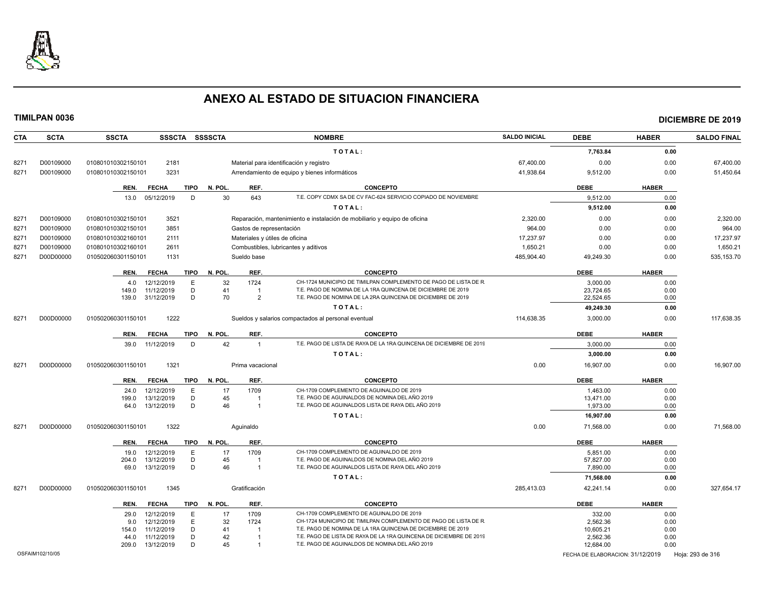# ANEXO AL ESTADO DE SITUACION FINANCIERA

**TIMILPAN 0036** — **DICIEMBRE DE 2019**

| CTA | SCTA | SSCTA | SSSCTA | SSSSCTA | NOMBRE | SALDO INICIAL | DEBE | HABER | SALDO FINAL |
|---|---|---|---|---|---|---|---|---|---|
| | | | | | T O T A L : | | 7,763.84 | 0.00 | |
| 8271 | D00109000 | 010801010302150101 | 2181 | | Material para identificación y registro | 67,400.00 | 0.00 | 0.00 | 67,400.00 |
| 8271 | D00109000 | 010801010302150101 | 3231 | | Arrendamiento de equipo y bienes informáticos | 41,938.64 | 9,512.00 | 0.00 | 51,450.64 |

| REN. | FECHA | TIPO | N. POL. | REF. | CONCEPTO | DEBE | HABER |
|---|---|---|---|---|---|---|---|
| 13.0 | 05/12/2019 | D | 30 | 643 | T.E. COPY CDMX SA DE CV FAC-624 SERVICIO COPIADO DE NOVIEMBRE | 9,512.00 | 0.00 |
| | | | | | T O T A L : | 9,512.00 | 0.00 |

| CTA | SCTA | SSCTA | SSSCTA | SSSSCTA | NOMBRE | SALDO INICIAL | DEBE | HABER | SALDO FINAL |
|---|---|---|---|---|---|---|---|---|---|
| 8271 | D00109000 | 010801010302150101 | 3521 | | Reparación, mantenimiento e instalación de mobiliario y equipo de oficina | 2,320.00 | 0.00 | 0.00 | 2,320.00 |
| 8271 | D00109000 | 010801010302150101 | 3851 | | Gastos de representación | 964.00 | 0.00 | 0.00 | 964.00 |
| 8271 | D00109000 | 010801010302160101 | 2111 | | Materiales y útiles de oficina | 17,237.97 | 0.00 | 0.00 | 17,237.97 |
| 8271 | D00109000 | 010801010302160101 | 2611 | | Combustibles, lubricantes y aditivos | 1,650.21 | 0.00 | 0.00 | 1,650.21 |
| 8271 | D00D00000 | 010502060301150101 | 1131 | | Sueldo base | 485,904.40 | 49,249.30 | 0.00 | 535,153.70 |

| REN. | FECHA | TIPO | N. POL. | REF. | CONCEPTO | DEBE | HABER |
|---|---|---|---|---|---|---|---|
| 4.0 | 12/12/2019 | E | 32 | 1724 | CH-1724 MUNICIPIO DE TIMILPAN COMPLEMENTO DE PAGO DE LISTA DE R. | 3,000.00 | 0.00 |
| 149.0 | 11/12/2019 | D | 41 | 1 | T.E. PAGO DE NOMINA DE LA 1RA QUINCENA DE DICIEMBRE DE 2019 | 23,724.65 | 0.00 |
| 139.0 | 31/12/2019 | D | 70 | 2 | T.E. PAGO DE NOMINA DE LA 2RA QUINCENA DE DICIEMBRE DE 2019 | 22,524.65 | 0.00 |
| | | | | | T O T A L : | 49,249.30 | 0.00 |

| CTA | SCTA | SSCTA | SSSCTA | SSSSCTA | NOMBRE | SALDO INICIAL | DEBE | HABER | SALDO FINAL |
|---|---|---|---|---|---|---|---|---|---|
| 8271 | D00D00000 | 010502060301150101 | 1222 | | Sueldos y salarios compactados al personal eventual | 114,638.35 | 3,000.00 | 0.00 | 117,638.35 |

| REN. | FECHA | TIPO | N. POL. | REF. | CONCEPTO | DEBE | HABER |
|---|---|---|---|---|---|---|---|
| 39.0 | 11/12/2019 | D | 42 | 1 | T.E. PAGO DE LISTA DE RAYA DE LA 1RA QUINCENA DE DICIEMBRE DE 2019 | 3,000.00 | 0.00 |
| | | | | | T O T A L : | 3,000.00 | 0.00 |

| CTA | SCTA | SSCTA | SSSCTA | SSSSCTA | NOMBRE | SALDO INICIAL | DEBE | HABER | SALDO FINAL |
|---|---|---|---|---|---|---|---|---|---|
| 8271 | D00D00000 | 010502060301150101 | 1321 | | Prima vacacional | 0.00 | 16,907.00 | 0.00 | 16,907.00 |

| REN. | FECHA | TIPO | N. POL. | REF. | CONCEPTO | DEBE | HABER |
|---|---|---|---|---|---|---|---|
| 24.0 | 12/12/2019 | E | 17 | 1709 | CH-1709 COMPLEMENTO DE AGUINALDO DE 2019 | 1,463.00 | 0.00 |
| 199.0 | 13/12/2019 | D | 45 | 1 | T.E. PAGO DE AGUINALDOS DE NOMINA DEL AÑO 2019 | 13,471.00 | 0.00 |
| 64.0 | 13/12/2019 | D | 46 | 1 | T.E. PAGO DE AGUINALDOS LISTA DE RAYA DEL AÑO 2019 | 1,973.00 | 0.00 |
| | | | | | T O T A L : | 16,907.00 | 0.00 |

| CTA | SCTA | SSCTA | SSSCTA | SSSSCTA | NOMBRE | SALDO INICIAL | DEBE | HABER | SALDO FINAL |
|---|---|---|---|---|---|---|---|---|---|
| 8271 | D00D00000 | 010502060301150101 | 1322 | | Aguinaldo | 0.00 | 71,568.00 | 0.00 | 71,568.00 |

| REN. | FECHA | TIPO | N. POL. | REF. | CONCEPTO | DEBE | HABER |
|---|---|---|---|---|---|---|---|
| 19.0 | 12/12/2019 | E | 17 | 1709 | CH-1709 COMPLEMENTO DE AGUINALDO DE 2019 | 5,851.00 | 0.00 |
| 204.0 | 13/12/2019 | D | 45 | 1 | T.E. PAGO DE AGUINALDOS DE NOMINA DEL AÑO 2019 | 57,827.00 | 0.00 |
| 69.0 | 13/12/2019 | D | 46 | 1 | T.E. PAGO DE AGUINALDOS LISTA DE RAYA DEL AÑO 2019 | 7,890.00 | 0.00 |
| | | | | | T O T A L : | 71,568.00 | 0.00 |

| CTA | SCTA | SSCTA | SSSCTA | SSSSCTA | NOMBRE | SALDO INICIAL | DEBE | HABER | SALDO FINAL |
|---|---|---|---|---|---|---|---|---|---|
| 8271 | D00D00000 | 010502060301150101 | 1345 | | Gratificación | 285,413.03 | 42,241.14 | 0.00 | 327,654.17 |

| REN. | FECHA | TIPO | N. POL. | REF. | CONCEPTO | DEBE | HABER |
|---|---|---|---|---|---|---|---|
| 29.0 | 12/12/2019 | E | 17 | 1709 | CH-1709 COMPLEMENTO DE AGUINALDO DE 2019 | 332.00 | 0.00 |
| 9.0 | 12/12/2019 | E | 32 | 1724 | CH-1724 MUNICIPIO DE TIMILPAN COMPLEMENTO DE PAGO DE LISTA DE R. | 2,562.36 | 0.00 |
| 154.0 | 11/12/2019 | D | 41 | 1 | T.E. PAGO DE NOMINA DE LA 1RA QUINCENA DE DICIEMBRE DE 2019 | 10,605.21 | 0.00 |
| 44.0 | 11/12/2019 | D | 42 | 1 | T.E. PAGO DE LISTA DE RAYA DE LA 1RA QUINCENA DE DICIEMBRE DE 2019 | 2,562.36 | 0.00 |
| 209.0 | 13/12/2019 | D | 45 | 1 | T.E. PAGO DE AGUINALDOS DE NOMINA DEL AÑO 2019 | 12,684.00 | 0.00 |

OSFAIM102/10/05 — FECHA DE ELABORACION: 31/12/2019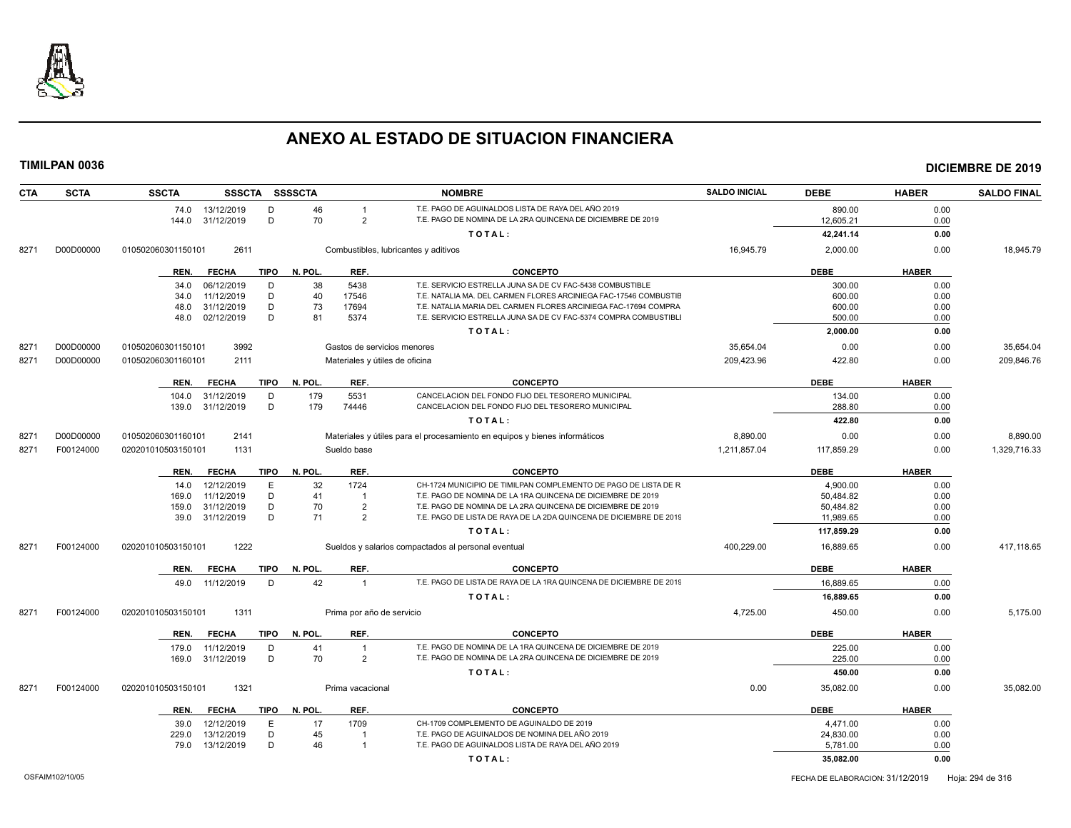# ANEXO AL ESTADO DE SITUACION FINANCIERA

**TIMILPAN 0036** — **DICIEMBRE DE 2019**

| CTA | SCTA | SSCTA | SSSCTA | SSSSCTA | NOMBRE | SALDO INICIAL | DEBE | HABER | SALDO FINAL |
|---|---|---|---|---|---|---|---|---|---|
| | | 74.0 13/12/2019 | D | 46 | 1 T.E. PAGO DE AGUINALDOS LISTA DE RAYA DEL AÑO 2019 | | 890.00 | 0.00 | |
| | | 144.0 31/12/2019 | D | 70 | 2 T.E. PAGO DE NOMINA DE LA 2RA QUINCENA DE DICIEMBRE DE 2019 | | 12,605.21 | 0.00 | |
| | | | | | TOTAL: | | 42,241.14 | 0.00 | |
| 8271 | D00D00000 | 010502060301150101 | 2611 | | Combustibles, lubricantes y aditivos | 16,945.79 | 2,000.00 | 0.00 | 18,945.79 |

| REN. | FECHA | TIPO | N. POL. | REF. | CONCEPTO | DEBE | HABER |
|---|---|---|---|---|---|---|---|
| 34.0 | 06/12/2019 | D | 38 | 5438 | T.E. SERVICIO ESTRELLA JUNA SA DE CV FAC-5438 COMBUSTIBLE | 300.00 | 0.00 |
| 34.0 | 11/12/2019 | D | 40 | 17546 | T.E. NATALIA MA. DEL CARMEN FLORES ARCINIEGA FAC-17546 COMBUSTIB | 600.00 | 0.00 |
| 48.0 | 31/12/2019 | D | 73 | 17694 | T.E. NATALIA MARIA DEL CARMEN FLORES ARCINIEGA FAC-17694 COMPRA | 600.00 | 0.00 |
| 48.0 | 02/12/2019 | D | 81 | 5374 | T.E. SERVICIO ESTRELLA JUNA SA DE CV FAC-5374 COMPRA COMBUSTIBLI | 500.00 | 0.00 |
| | | | | | TOTAL: | 2,000.00 | 0.00 |

| CTA | SCTA | SSCTA | SSSCTA | NOMBRE | SALDO INICIAL | DEBE | HABER | SALDO FINAL |
|---|---|---|---|---|---|---|---|---|
| 8271 | D00D00000 | 010502060301150101 | 3992 | Gastos de servicios menores | 35,654.04 | 0.00 | 0.00 | 35,654.04 |
| 8271 | D00D00000 | 010502060301160101 | 2111 | Materiales y útiles de oficina | 209,423.96 | 422.80 | 0.00 | 209,846.76 |

| REN. | FECHA | TIPO | N. POL. | REF. | CONCEPTO | DEBE | HABER |
|---|---|---|---|---|---|---|---|
| 104.0 | 31/12/2019 | D | 179 | 5531 | CANCELACION DEL FONDO FIJO DEL TESORERO MUNICIPAL | 134.00 | 0.00 |
| 139.0 | 31/12/2019 | D | 179 | 74446 | CANCELACION DEL FONDO FIJO DEL TESORERO MUNICIPAL | 288.80 | 0.00 |
| | | | | | TOTAL: | 422.80 | 0.00 |

| CTA | SCTA | SSCTA | SSSCTA | NOMBRE | SALDO INICIAL | DEBE | HABER | SALDO FINAL |
|---|---|---|---|---|---|---|---|---|
| 8271 | D00D00000 | 010502060301160101 | 2141 | Materiales y útiles para el procesamiento en equipos y bienes informáticos | 8,890.00 | 0.00 | 0.00 | 8,890.00 |
| 8271 | F00124000 | 020201010503150101 | 1131 | Sueldo base | 1,211,857.04 | 117,859.29 | 0.00 | 1,329,716.33 |

| REN. | FECHA | TIPO | N. POL. | REF. | CONCEPTO | DEBE | HABER |
|---|---|---|---|---|---|---|---|
| 14.0 | 12/12/2019 | E | 32 | 1724 | CH-1724 MUNICIPIO DE TIMILPAN COMPLEMENTO DE PAGO DE LISTA DE R | 4,900.00 | 0.00 |
| 169.0 | 11/12/2019 | D | 41 | 1 | T.E. PAGO DE NOMINA DE LA 1RA QUINCENA DE DICIEMBRE DE 2019 | 50,484.82 | 0.00 |
| 159.0 | 31/12/2019 | D | 70 | 2 | T.E. PAGO DE NOMINA DE LA 2RA QUINCENA DE DICIEMBRE DE 2019 | 50,484.82 | 0.00 |
| 39.0 | 31/12/2019 | D | 71 | 2 | T.E. PAGO DE LISTA DE RAYA DE LA 2DA QUINCENA DE DICIEMBRE DE 2019 | 11,989.65 | 0.00 |
| | | | | | TOTAL: | 117,859.29 | 0.00 |

| CTA | SCTA | SSCTA | SSSCTA | NOMBRE | SALDO INICIAL | DEBE | HABER | SALDO FINAL |
|---|---|---|---|---|---|---|---|---|
| 8271 | F00124000 | 020201010503150101 | 1222 | Sueldos y salarios compactados al personal eventual | 400,229.00 | 16,889.65 | 0.00 | 417,118.65 |

| REN. | FECHA | TIPO | N. POL. | REF. | CONCEPTO | DEBE | HABER |
|---|---|---|---|---|---|---|---|
| 49.0 | 11/12/2019 | D | 42 | 1 | T.E. PAGO DE LISTA DE RAYA DE LA 1RA QUINCENA DE DICIEMBRE DE 2019 | 16,889.65 | 0.00 |
| | | | | | TOTAL: | 16,889.65 | 0.00 |

| CTA | SCTA | SSCTA | SSSCTA | NOMBRE | SALDO INICIAL | DEBE | HABER | SALDO FINAL |
|---|---|---|---|---|---|---|---|---|
| 8271 | F00124000 | 020201010503150101 | 1311 | Prima por año de servicio | 4,725.00 | 450.00 | 0.00 | 5,175.00 |

| REN. | FECHA | TIPO | N. POL. | REF. | CONCEPTO | DEBE | HABER |
|---|---|---|---|---|---|---|---|
| 179.0 | 11/12/2019 | D | 41 | 1 | T.E. PAGO DE NOMINA DE LA 1RA QUINCENA DE DICIEMBRE DE 2019 | 225.00 | 0.00 |
| 169.0 | 31/12/2019 | D | 70 | 2 | T.E. PAGO DE NOMINA DE LA 2RA QUINCENA DE DICIEMBRE DE 2019 | 225.00 | 0.00 |
| | | | | | TOTAL: | 450.00 | 0.00 |

| CTA | SCTA | SSCTA | SSSCTA | NOMBRE | SALDO INICIAL | DEBE | HABER | SALDO FINAL |
|---|---|---|---|---|---|---|---|---|
| 8271 | F00124000 | 020201010503150101 | 1321 | Prima vacacional | 0.00 | 35,082.00 | 0.00 | 35,082.00 |

| REN. | FECHA | TIPO | N. POL. | REF. | CONCEPTO | DEBE | HABER |
|---|---|---|---|---|---|---|---|
| 39.0 | 12/12/2019 | E | 17 | 1709 | CH-1709 COMPLEMENTO DE AGUINALDO DE 2019 | 4,471.00 | 0.00 |
| 229.0 | 13/12/2019 | D | 45 | 1 | T.E. PAGO DE AGUINALDOS DE NOMINA DEL AÑO 2019 | 24,830.00 | 0.00 |
| 79.0 | 13/12/2019 | D | 46 | 1 | T.E. PAGO DE AGUINALDOS LISTA DE RAYA DEL AÑO 2019 | 5,781.00 | 0.00 |
| | | | | | TOTAL: | 35,082.00 | 0.00 |

OSFAIM102/10/05 — FECHA DE ELABORACION: 31/12/2019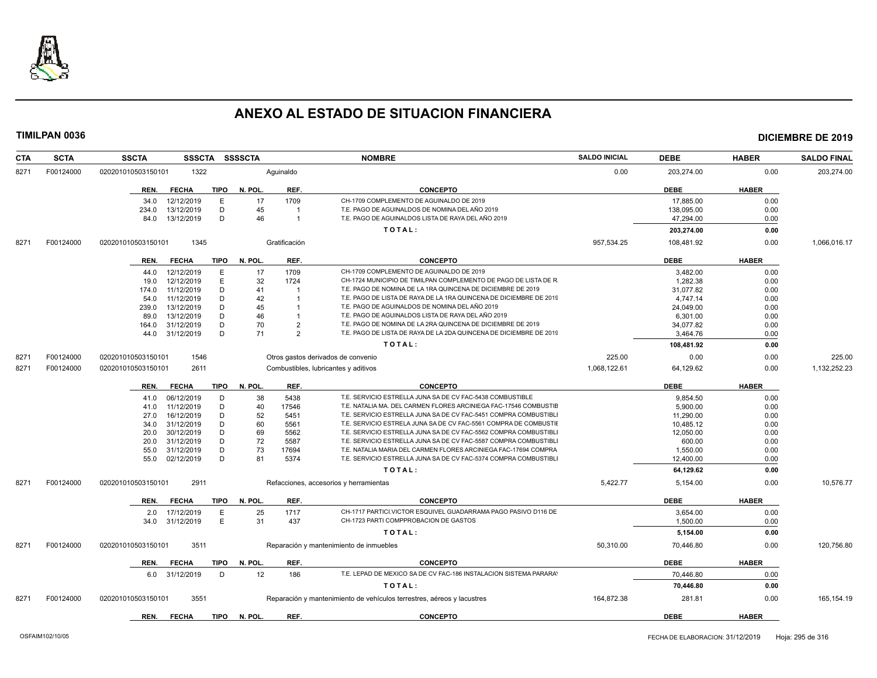# ANEXO AL ESTADO DE SITUACION FINANCIERA

**TIMILPAN 0036** — **DICIEMBRE DE 2019**

| CTA | SCTA | SSCTA | SSSCTA | SSSSCTA | NOMBRE | SALDO INICIAL | DEBE | HABER | SALDO FINAL |
|---|---|---|---|---|---|---|---|---|---|
| 8271 | F00124000 | 0202010105031501​01 | 1322 | | Aguinaldo | 0.00 | 203,274.00 | 0.00 | 203,274.00 |

| REN. | FECHA | TIPO | N. POL. | REF. | CONCEPTO | DEBE | HABER |
|---|---|---|---|---|---|---|---|
| 34.0 | 12/12/2019 | E | 17 | 1709 | CH-1709 COMPLEMENTO DE AGUINALDO DE 2019 | 17,885.00 | 0.00 |
| 234.0 | 13/12/2019 | D | 45 | 1 | T.E. PAGO DE AGUINALDOS DE NOMINA DEL AÑO 2019 | 138,095.00 | 0.00 |
| 84.0 | 13/12/2019 | D | 46 | 1 | T.E. PAGO DE AGUINALDOS LISTA DE RAYA DEL AÑO 2019 | 47,294.00 | 0.00 |
| | | | | | TOTAL: | 203,274.00 | 0.00 |

| CTA | SCTA | SSCTA | SSSCTA | SSSSCTA | NOMBRE | SALDO INICIAL | DEBE | HABER | SALDO FINAL |
|---|---|---|---|---|---|---|---|---|---|
| 8271 | F00124000 | 020201010503150101 | 1345 | | Gratificación | 957,534.25 | 108,481.92 | 0.00 | 1,066,016.17 |

| REN. | FECHA | TIPO | N. POL. | REF. | CONCEPTO | DEBE | HABER |
|---|---|---|---|---|---|---|---|
| 44.0 | 12/12/2019 | E | 17 | 1709 | CH-1709 COMPLEMENTO DE AGUINALDO DE 2019 | 3,482.00 | 0.00 |
| 19.0 | 12/12/2019 | E | 32 | 1724 | CH-1724 MUNICIPIO DE TIMILPAN COMPLEMENTO DE PAGO DE LISTA DE R | 1,282.38 | 0.00 |
| 174.0 | 11/12/2019 | D | 41 | 1 | T.E. PAGO DE NOMINA DE LA 1RA QUINCENA DE DICIEMBRE DE 2019 | 31,077.82 | 0.00 |
| 54.0 | 11/12/2019 | D | 42 | 1 | T.E. PAGO DE LISTA DE RAYA DE LA 1RA QUINCENA DE DICIEMBRE DE 2019 | 4,747.14 | 0.00 |
| 239.0 | 13/12/2019 | D | 45 | 1 | T.E. PAGO DE AGUINALDOS DE NOMINA DEL AÑO 2019 | 24,049.00 | 0.00 |
| 89.0 | 13/12/2019 | D | 46 | 1 | T.E. PAGO DE AGUINALDOS LISTA DE RAYA DEL AÑO 2019 | 6,301.00 | 0.00 |
| 164.0 | 31/12/2019 | D | 70 | 2 | T.E. PAGO DE NOMINA DE LA 2RA QUINCENA DE DICIEMBRE DE 2019 | 34,077.82 | 0.00 |
| 44.0 | 31/12/2019 | D | 71 | 2 | T.E. PAGO DE LISTA DE RAYA DE LA 2DA QUINCENA DE DICIEMBRE DE 2019 | 3,464.76 | 0.00 |
| | | | | | TOTAL: | 108,481.92 | 0.00 |

| CTA | SCTA | SSCTA | SSSCTA | SSSSCTA | NOMBRE | SALDO INICIAL | DEBE | HABER | SALDO FINAL |
|---|---|---|---|---|---|---|---|---|---|
| 8271 | F00124000 | 020201010503150101 | 1546 | | Otros gastos derivados de convenio | 225.00 | 0.00 | 0.00 | 225.00 |
| 8271 | F00124000 | 020201010503150101 | 2611 | | Combustibles, lubricantes y aditivos | 1,068,122.61 | 64,129.62 | 0.00 | 1,132,252.23 |

| REN. | FECHA | TIPO | N. POL. | REF. | CONCEPTO | DEBE | HABER |
|---|---|---|---|---|---|---|---|
| 41.0 | 06/12/2019 | D | 38 | 5438 | T.E. SERVICIO ESTRELLA JUNA SA DE CV FAC-5438 COMBUSTIBLE | 9,854.50 | 0.00 |
| 41.0 | 11/12/2019 | D | 40 | 17546 | T.E. NATALIA MA. DEL CARMEN FLORES ARCINIEGA FAC-17546 COMBUSTIB | 5,900.00 | 0.00 |
| 27.0 | 16/12/2019 | D | 52 | 5451 | T.E. SERVICIO ESTRELLA JUNA SA DE CV FAC-5451 COMPRA COMBUSTIBLI | 11,290.00 | 0.00 |
| 34.0 | 31/12/2019 | D | 60 | 5561 | T.E. SERVICIO ESTRELA JUNA SA DE CV FAC-5561 COMPRA DE COMBUSTIE | 10,485.12 | 0.00 |
| 20.0 | 30/12/2019 | D | 69 | 5562 | T.E. SERVICIO ESTRELLA JUNA SA DE CV FAC-5562 COMPRA COMBUSTIBLI | 12,050.00 | 0.00 |
| 20.0 | 31/12/2019 | D | 72 | 5587 | T.E. SERVICIO ESTRELLA JUNA SA DE CV FAC-5587 COMPRA COMBUSTIBLI | 600.00 | 0.00 |
| 55.0 | 31/12/2019 | D | 73 | 17694 | T.E. NATALIA MARIA DEL CARMEN FLORES ARCINIEGA FAC-17694 COMPRA | 1,550.00 | 0.00 |
| 55.0 | 02/12/2019 | D | 81 | 5374 | T.E. SERVICIO ESTRELLA JUNA SA DE CV FAC-5374 COMPRA COMBUSTIBLI | 12,400.00 | 0.00 |
| | | | | | TOTAL: | 64,129.62 | 0.00 |

| CTA | SCTA | SSCTA | SSSCTA | SSSSCTA | NOMBRE | SALDO INICIAL | DEBE | HABER | SALDO FINAL |
|---|---|---|---|---|---|---|---|---|---|
| 8271 | F00124000 | 020201010503150101 | 2911 | | Refacciones, accesorios y herramientas | 5,422.77 | 5,154.00 | 0.00 | 10,576.77 |

| REN. | FECHA | TIPO | N. POL. | REF. | CONCEPTO | DEBE | HABER |
|---|---|---|---|---|---|---|---|
| 2.0 | 17/12/2019 | E | 25 | 1717 | CH-1717 PARTICI.VICTOR ESQUIVEL GUADARRAMA PAGO PASIVO D116 DE | 3,654.00 | 0.00 |
| 34.0 | 31/12/2019 | E | 31 | 437 | CH-1723 PARTI COMPPROBACION DE GASTOS | 1,500.00 | 0.00 |
| | | | | | TOTAL: | 5,154.00 | 0.00 |

| CTA | SCTA | SSCTA | SSSCTA | SSSSCTA | NOMBRE | SALDO INICIAL | DEBE | HABER | SALDO FINAL |
|---|---|---|---|---|---|---|---|---|---|
| 8271 | F00124000 | 020201010503150101 | 3511 | | Reparación y mantenimiento de inmuebles | 50,310.00 | 70,446.80 | 0.00 | 120,756.80 |

| REN. | FECHA | TIPO | N. POL. | REF. | CONCEPTO | DEBE | HABER |
|---|---|---|---|---|---|---|---|
| 6.0 | 31/12/2019 | D | 12 | 186 | T.E. LEPAD DE MEXICO SA DE CV FAC-186 INSTALACION SISTEMA PARARA\ | 70,446.80 | 0.00 |
| | | | | | TOTAL: | 70,446.80 | 0.00 |

| CTA | SCTA | SSCTA | SSSCTA | SSSSCTA | NOMBRE | SALDO INICIAL | DEBE | HABER | SALDO FINAL |
|---|---|---|---|---|---|---|---|---|---|
| 8271 | F00124000 | 020201010503150101 | 3551 | | Reparación y mantenimiento de vehículos terrestres, aéreos y lacustres | 164,872.38 | 281.81 | 0.00 | 165,154.19 |

| REN. | FECHA | TIPO | N. POL. | REF. | CONCEPTO | DEBE | HABER |
|---|---|---|---|---|---|---|---|

OSFAIM102/10/05 — FECHA DE ELABORACION: 31/12/2019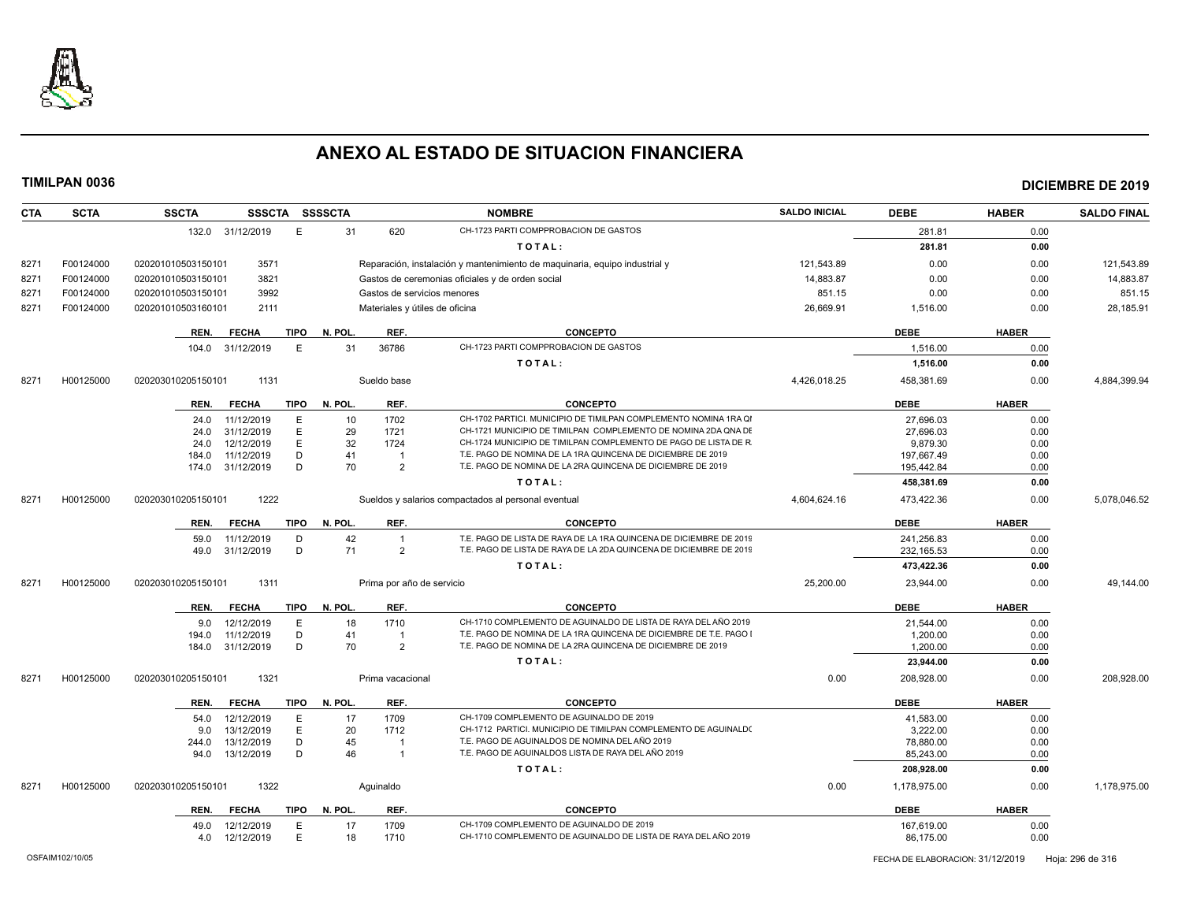# ANEXO AL ESTADO DE SITUACION FINANCIERA

**TIMILPAN 0036** — **DICIEMBRE DE 2019**

| CTA | SCTA | SSCTA | SSSCTA | SSSSCTA | NOMBRE | SALDO INICIAL | DEBE | HABER | SALDO FINAL |
|---|---|---|---|---|---|---|---|---|---|
| | | 132.0 31/12/2019 | E | 31 | 620 CH-1723 PARTI COMPPROBACION DE GASTOS | | 281.81 | 0.00 | |
| | | | | | T O T A L : | | 281.81 | 0.00 | |
| 8271 | F00124000 | 020201010503150101 | 3571 | | Reparación, instalación y mantenimiento de maquinaria, equipo industrial y | 121,543.89 | 0.00 | 0.00 | 121,543.89 |
| 8271 | F00124000 | 020201010503150101 | 3821 | | Gastos de ceremonias oficiales y de orden social | 14,883.87 | 0.00 | 0.00 | 14,883.87 |
| 8271 | F00124000 | 020201010503150101 | 3992 | | Gastos de servicios menores | 851.15 | 0.00 | 0.00 | 851.15 |
| 8271 | F00124000 | 020201010503160101 | 2111 | | Materiales y útiles de oficina | 26,669.91 | 1,516.00 | 0.00 | 28,185.91 |

| REN. | FECHA | TIPO | N. POL. | REF. | CONCEPTO | DEBE | HABER |
|---|---|---|---|---|---|---|---|
| 104.0 | 31/12/2019 | E | 31 | 36786 | CH-1723 PARTI COMPPROBACION DE GASTOS | 1,516.00 | 0.00 |
| | | | | | T O T A L : | 1,516.00 | 0.00 |

| CTA | SCTA | SSCTA | SSSCTA | NOMBRE | SALDO INICIAL | DEBE | HABER | SALDO FINAL |
|---|---|---|---|---|---|---|---|---|
| 8271 | H00125000 | 020203010205150101 | 1131 | Sueldo base | 4,426,018.25 | 458,381.69 | 0.00 | 4,884,399.94 |

| REN. | FECHA | TIPO | N. POL. | REF. | CONCEPTO | DEBE | HABER |
|---|---|---|---|---|---|---|---|
| 24.0 | 11/12/2019 | E | 10 | 1702 | CH-1702 PARTICI. MUNICIPIO DE TIMILPAN COMPLEMENTO NOMINA 1RA QI | 27,696.03 | 0.00 |
| 24.0 | 31/12/2019 | E | 29 | 1721 | CH-1721 MUNICIPIO DE TIMILPAN COMPLEMENTO DE NOMINA 2DA QNA DE | 27,696.03 | 0.00 |
| 24.0 | 12/12/2019 | E | 32 | 1724 | CH-1724 MUNICIPIO DE TIMILPAN COMPLEMENTO DE PAGO DE LISTA DE R | 9,879.30 | 0.00 |
| 184.0 | 11/12/2019 | D | 41 | 1 | T.E. PAGO DE NOMINA DE LA 1RA QUINCENA DE DICIEMBRE DE 2019 | 197,667.49 | 0.00 |
| 174.0 | 31/12/2019 | D | 70 | 2 | T.E. PAGO DE NOMINA DE LA 2RA QUINCENA DE DICIEMBRE DE 2019 | 195,442.84 | 0.00 |
| | | | | | T O T A L : | 458,381.69 | 0.00 |

| CTA | SCTA | SSCTA | SSSCTA | NOMBRE | SALDO INICIAL | DEBE | HABER | SALDO FINAL |
|---|---|---|---|---|---|---|---|---|
| 8271 | H00125000 | 020203010205150101 | 1222 | Sueldos y salarios compactados al personal eventual | 4,604,624.16 | 473,422.36 | 0.00 | 5,078,046.52 |

| REN. | FECHA | TIPO | N. POL. | REF. | CONCEPTO | DEBE | HABER |
|---|---|---|---|---|---|---|---|
| 59.0 | 11/12/2019 | D | 42 | 1 | T.E. PAGO DE LISTA DE RAYA DE LA 1RA QUINCENA DE DICIEMBRE DE 2019 | 241,256.83 | 0.00 |
| 49.0 | 31/12/2019 | D | 71 | 2 | T.E. PAGO DE LISTA DE RAYA DE LA 2DA QUINCENA DE DICIEMBRE DE 2019 | 232,165.53 | 0.00 |
| | | | | | T O T A L : | 473,422.36 | 0.00 |

| CTA | SCTA | SSCTA | SSSCTA | NOMBRE | SALDO INICIAL | DEBE | HABER | SALDO FINAL |
|---|---|---|---|---|---|---|---|---|
| 8271 | H00125000 | 020203010205150101 | 1311 | Prima por año de servicio | 25,200.00 | 23,944.00 | 0.00 | 49,144.00 |

| REN. | FECHA | TIPO | N. POL. | REF. | CONCEPTO | DEBE | HABER |
|---|---|---|---|---|---|---|---|
| 9.0 | 12/12/2019 | E | 18 | 1710 | CH-1710 COMPLEMENTO DE AGUINALDO DE LISTA DE RAYA DEL AÑO 2019 | 21,544.00 | 0.00 |
| 194.0 | 11/12/2019 | D | 41 | 1 | T.E. PAGO DE NOMINA DE LA 1RA QUINCENA DE DICIEMBRE DE T.E. PAGO I | 1,200.00 | 0.00 |
| 184.0 | 31/12/2019 | D | 70 | 2 | T.E. PAGO DE NOMINA DE LA 2RA QUINCENA DE DICIEMBRE DE 2019 | 1,200.00 | 0.00 |
| | | | | | T O T A L : | 23,944.00 | 0.00 |

| CTA | SCTA | SSCTA | SSSCTA | NOMBRE | SALDO INICIAL | DEBE | HABER | SALDO FINAL |
|---|---|---|---|---|---|---|---|---|
| 8271 | H00125000 | 020203010205150101 | 1321 | Prima vacacional | 0.00 | 208,928.00 | 0.00 | 208,928.00 |

| REN. | FECHA | TIPO | N. POL. | REF. | CONCEPTO | DEBE | HABER |
|---|---|---|---|---|---|---|---|
| 54.0 | 12/12/2019 | E | 17 | 1709 | CH-1709 COMPLEMENTO DE AGUINALDO DE 2019 | 41,583.00 | 0.00 |
| 9.0 | 13/12/2019 | E | 20 | 1712 | CH-1712 PARTICI. MUNICIPIO DE TIMILPAN COMPLEMENTO DE AGUINALDO | 3,222.00 | 0.00 |
| 244.0 | 13/12/2019 | D | 45 | 1 | T.E. PAGO DE AGUINALDOS DE NOMINA DEL AÑO 2019 | 78,880.00 | 0.00 |
| 94.0 | 13/12/2019 | D | 46 | 1 | T.E. PAGO DE AGUINALDOS LISTA DE RAYA DEL AÑO 2019 | 85,243.00 | 0.00 |
| | | | | | T O T A L : | 208,928.00 | 0.00 |

| CTA | SCTA | SSCTA | SSSCTA | NOMBRE | SALDO INICIAL | DEBE | HABER | SALDO FINAL |
|---|---|---|---|---|---|---|---|---|
| 8271 | H00125000 | 020203010205150101 | 1322 | Aguinaldo | 0.00 | 1,178,975.00 | 0.00 | 1,178,975.00 |

| REN. | FECHA | TIPO | N. POL. | REF. | CONCEPTO | DEBE | HABER |
|---|---|---|---|---|---|---|---|
| 49.0 | 12/12/2019 | E | 17 | 1709 | CH-1709 COMPLEMENTO DE AGUINALDO DE 2019 | 167,619.00 | 0.00 |
| 4.0 | 12/12/2019 | E | 18 | 1710 | CH-1710 COMPLEMENTO DE AGUINALDO DE LISTA DE RAYA DEL AÑO 2019 | 86,175.00 | 0.00 |

OSFAIM102/10/05 — FECHA DE ELABORACION: 31/12/2019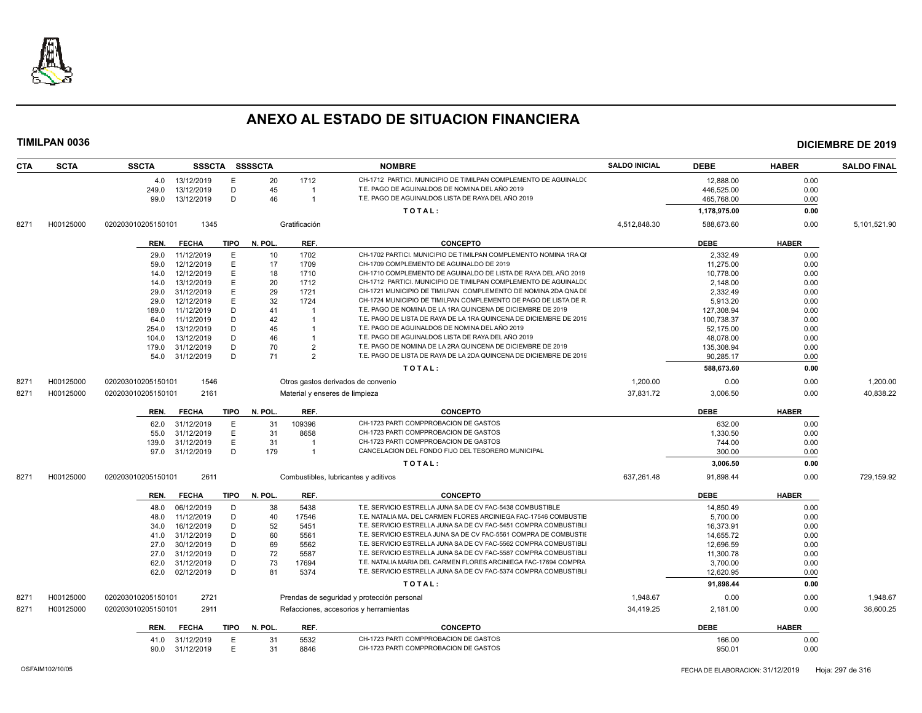# ANEXO AL ESTADO DE SITUACION FINANCIERA

**TIMILPAN 0036** **DICIEMBRE DE 2019**

| CTA | SCTA | SSCTA | SSSCTA | SSSSCTA | | NOMBRE | SALDO INICIAL | DEBE | HABER | SALDO FINAL |
|---|---|---|---|---|---|---|---|---|---|---|
| | | 4.0 13/12/2019 | E | 20 | 1712 | CH-1712 PARTICI. MUNICIPIO DE TIMILPAN COMPLEMENTO DE AGUINALDO | | 12,888.00 | 0.00 | |
| | | 249.0 13/12/2019 | D | 45 | 1 | T.E. PAGO DE AGUINALDOS DE NOMINA DEL AÑO 2019 | | 446,525.00 | 0.00 | |
| | | 99.0 13/12/2019 | D | 46 | 1 | T.E. PAGO DE AGUINALDOS LISTA DE RAYA DEL AÑO 2019 | | 465,768.00 | 0.00 | |
| | | | | | | TOTAL: | | 1,178,975.00 | 0.00 | |
| 8271 | H00125000 | 020203010205150101 | 1345 | | Gratificación | | 4,512,848.30 | 588,673.60 | 0.00 | 5,101,521.90 |

| REN. | FECHA | TIPO | N. POL. | REF. | CONCEPTO | DEBE | HABER |
|---|---|---|---|---|---|---|---|
| 29.0 | 11/12/2019 | E | 10 | 1702 | CH-1702 PARTICI. MUNICIPIO DE TIMILPAN COMPLEMENTO NOMINA 1RA QI | 2,332.49 | 0.00 |
| 59.0 | 12/12/2019 | E | 17 | 1709 | CH-1709 COMPLEMENTO DE AGUINALDO DE 2019 | 11,275.00 | 0.00 |
| 14.0 | 12/12/2019 | E | 18 | 1710 | CH-1710 COMPLEMENTO DE AGUINALDO DE LISTA DE RAYA DEL AÑO 2019 | 10,778.00 | 0.00 |
| 14.0 | 13/12/2019 | E | 20 | 1712 | CH-1712 PARTICI. MUNICIPIO DE TIMILPAN COMPLEMENTO DE AGUINALDO | 2,148.00 | 0.00 |
| 29.0 | 31/12/2019 | E | 29 | 1721 | CH-1721 MUNICIPIO DE TIMILPAN COMPLEMENTO DE NOMINA 2DA QNA DE | 2,332.49 | 0.00 |
| 29.0 | 12/12/2019 | E | 32 | 1724 | CH-1724 MUNICIPIO DE TIMILPAN COMPLEMENTO DE PAGO DE LISTA DE R | 5,913.20 | 0.00 |
| 189.0 | 11/12/2019 | D | 41 | 1 | T.E. PAGO DE NOMINA DE LA 1RA QUINCENA DE DICIEMBRE DE 2019 | 127,308.94 | 0.00 |
| 64.0 | 11/12/2019 | D | 42 | 1 | T.E. PAGO DE LISTA DE RAYA DE LA 1RA QUINCENA DE DICIEMBRE DE 2019 | 100,738.37 | 0.00 |
| 254.0 | 13/12/2019 | D | 45 | 1 | T.E. PAGO DE AGUINALDOS DE NOMINA DEL AÑO 2019 | 52,175.00 | 0.00 |
| 104.0 | 13/12/2019 | D | 46 | 1 | T.E. PAGO DE AGUINALDOS LISTA DE RAYA DEL AÑO 2019 | 48,078.00 | 0.00 |
| 179.0 | 31/12/2019 | D | 70 | 2 | T.E. PAGO DE NOMINA DE LA 2RA QUINCENA DE DICIEMBRE DE 2019 | 135,308.94 | 0.00 |
| 54.0 | 31/12/2019 | D | 71 | 2 | T.E. PAGO DE LISTA DE RAYA DE LA 2DA QUINCENA DE DICIEMBRE DE 2019 | 90,285.17 | 0.00 |
| | | | | | TOTAL: | 588,673.60 | 0.00 |

| CTA | SCTA | SSCTA | SSSCTA | NOMBRE | SALDO INICIAL | DEBE | HABER | SALDO FINAL |
|---|---|---|---|---|---|---|---|---|
| 8271 | H00125000 | 020203010205150101 | 1546 | Otros gastos derivados de convenio | 1,200.00 | 0.00 | 0.00 | 1,200.00 |
| 8271 | H00125000 | 020203010205150101 | 2161 | Material y enseres de limpieza | 37,831.72 | 3,006.50 | 0.00 | 40,838.22 |

| REN. | FECHA | TIPO | N. POL. | REF. | CONCEPTO | DEBE | HABER |
|---|---|---|---|---|---|---|---|
| 62.0 | 31/12/2019 | E | 31 | 109396 | CH-1723 PARTI COMPPROBACION DE GASTOS | 632.00 | 0.00 |
| 55.0 | 31/12/2019 | E | 31 | 8658 | CH-1723 PARTI COMPPROBACION DE GASTOS | 1,330.50 | 0.00 |
| 139.0 | 31/12/2019 | E | 31 | 1 | CH-1723 PARTI COMPPROBACION DE GASTOS | 744.00 | 0.00 |
| 97.0 | 31/12/2019 | D | 179 | 1 | CANCELACION DEL FONDO FIJO DEL TESORERO MUNICIPAL | 300.00 | 0.00 |
| | | | | | TOTAL: | 3,006.50 | 0.00 |

| CTA | SCTA | SSCTA | SSSCTA | NOMBRE | SALDO INICIAL | DEBE | HABER | SALDO FINAL |
|---|---|---|---|---|---|---|---|---|
| 8271 | H00125000 | 020203010205150101 | 2611 | Combustibles, lubricantes y aditivos | 637,261.48 | 91,898.44 | 0.00 | 729,159.92 |

| REN. | FECHA | TIPO | N. POL. | REF. | CONCEPTO | DEBE | HABER |
|---|---|---|---|---|---|---|---|
| 48.0 | 06/12/2019 | D | 38 | 5438 | T.E. SERVICIO ESTRELLA JUNA SA DE CV FAC-5438 COMBUSTIBLE | 14,850.49 | 0.00 |
| 48.0 | 11/12/2019 | D | 40 | 17546 | T.E. NATALIA MA. DEL CARMEN FLORES ARCINIEGA FAC-17546 COMBUSTIB | 5,700.00 | 0.00 |
| 34.0 | 16/12/2019 | D | 52 | 5451 | T.E. SERVICIO ESTRELLA JUNA SA DE CV FAC-5451 COMPRA COMBUSTIBLI | 16,373.91 | 0.00 |
| 41.0 | 31/12/2019 | D | 60 | 5561 | T.E. SERVICIO ESTRELA JUNA SA DE CV FAC-5561 COMPRA DE COMBUSTIE | 14,655.72 | 0.00 |
| 27.0 | 30/12/2019 | D | 69 | 5562 | T.E. SERVICIO ESTRELLA JUNA SA DE CV FAC-5562 COMPRA COMBUSTIBLI | 12,696.59 | 0.00 |
| 27.0 | 31/12/2019 | D | 72 | 5587 | T.E. SERVICIO ESTRELLA JUNA SA DE CV FAC-5587 COMPRA COMBUSTIBLI | 11,300.78 | 0.00 |
| 62.0 | 31/12/2019 | D | 73 | 17694 | T.E. NATALIA MARIA DEL CARMEN FLORES ARCINIEGA FAC-17694 COMPRA | 3,700.00 | 0.00 |
| 62.0 | 02/12/2019 | D | 81 | 5374 | T.E. SERVICIO ESTRELLA JUNA SA DE CV FAC-5374 COMPRA COMBUSTIBLI | 12,620.95 | 0.00 |
| | | | | | TOTAL: | 91,898.44 | 0.00 |

| CTA | SCTA | SSCTA | SSSCTA | NOMBRE | SALDO INICIAL | DEBE | HABER | SALDO FINAL |
|---|---|---|---|---|---|---|---|---|
| 8271 | H00125000 | 020203010205150101 | 2721 | Prendas de seguridad y protección personal | 1,948.67 | 0.00 | 0.00 | 1,948.67 |
| 8271 | H00125000 | 020203010205150101 | 2911 | Refacciones, accesorios y herramientas | 34,419.25 | 2,181.00 | 0.00 | 36,600.25 |

| REN. | FECHA | TIPO | N. POL. | REF. | CONCEPTO | DEBE | HABER |
|---|---|---|---|---|---|---|---|
| 41.0 | 31/12/2019 | E | 31 | 5532 | CH-1723 PARTI COMPPROBACION DE GASTOS | 166.00 | 0.00 |
| 90.0 | 31/12/2019 | E | 31 | 8846 | CH-1723 PARTI COMPPROBACION DE GASTOS | 950.01 | 0.00 |

OSFAIM102/10/05 FECHA DE ELABORACION: 31/12/2019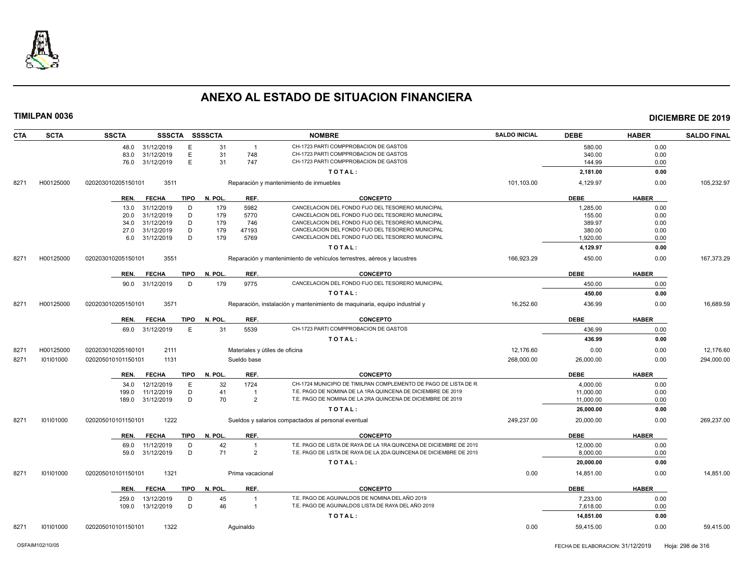# ANEXO AL ESTADO DE SITUACION FINANCIERA

**TIMILPAN 0036** | **DICIEMBRE DE 2019**

| CTA | SCTA | SSCTA | SSSCTA | SSSSCTA | | NOMBRE | SALDO INICIAL | DEBE | HABER | SALDO FINAL |
|---|---|---|---|---|---|---|---|---|---|---|
| | | 48.0 31/12/2019 | E | 31 | 1 | CH-1723 PARTI COMPPROBACION DE GASTOS | | 580.00 | 0.00 | |
| | | 83.0 31/12/2019 | E | 31 | 748 | CH-1723 PARTI COMPPROBACION DE GASTOS | | 340.00 | 0.00 | |
| | | 76.0 31/12/2019 | E | 31 | 747 | CH-1723 PARTI COMPPROBACION DE GASTOS | | 144.99 | 0.00 | |
| | | | | | | **T O T A L :** | | **2,181.00** | **0.00** | |
| 8271 | H00125000 | 020203010205150101 | 3511 | | | Reparación y mantenimiento de inmuebles | 101,103.00 | 4,129.97 | 0.00 | 105,232.97 |
| | | **REN. FECHA** | **TIPO** | **N. POL.** | **REF.** | **CONCEPTO** | | **DEBE** | **HABER** | |
| | | 13.0 31/12/2019 | D | 179 | 5982 | CANCELACION DEL FONDO FIJO DEL TESORERO MUNICIPAL | | 1,285.00 | 0.00 | |
| | | 20.0 31/12/2019 | D | 179 | 5770 | CANCELACION DEL FONDO FIJO DEL TESORERO MUNICIPAL | | 155.00 | 0.00 | |
| | | 34.0 31/12/2019 | D | 179 | 746 | CANCELACION DEL FONDO FIJO DEL TESORERO MUNICIPAL | | 389.97 | 0.00 | |
| | | 27.0 31/12/2019 | D | 179 | 47193 | CANCELACION DEL FONDO FIJO DEL TESORERO MUNICIPAL | | 380.00 | 0.00 | |
| | | 6.0 31/12/2019 | D | 179 | 5769 | CANCELACION DEL FONDO FIJO DEL TESORERO MUNICIPAL | | 1,920.00 | 0.00 | |
| | | | | | | **T O T A L :** | | **4,129.97** | **0.00** | |
| 8271 | H00125000 | 020203010205150101 | 3551 | | | Reparación y mantenimiento de vehículos terrestres, aéreos y lacustres | 166,923.29 | 450.00 | 0.00 | 167,373.29 |
| | | **REN. FECHA** | **TIPO** | **N. POL.** | **REF.** | **CONCEPTO** | | **DEBE** | **HABER** | |
| | | 90.0 31/12/2019 | D | 179 | 9775 | CANCELACION DEL FONDO FIJO DEL TESORERO MUNICIPAL | | 450.00 | 0.00 | |
| | | | | | | **T O T A L :** | | **450.00** | **0.00** | |
| 8271 | H00125000 | 020203010205150101 | 3571 | | | Reparación, instalación y mantenimiento de maquinaria, equipo industrial y | 16,252.60 | 436.99 | 0.00 | 16,689.59 |
| | | **REN. FECHA** | **TIPO** | **N. POL.** | **REF.** | **CONCEPTO** | | **DEBE** | **HABER** | |
| | | 69.0 31/12/2019 | E | 31 | 5539 | CH-1723 PARTI COMPPROBACION DE GASTOS | | 436.99 | 0.00 | |
| | | | | | | **T O T A L :** | | **436.99** | **0.00** | |
| 8271 | H00125000 | 020203010205160101 | 2111 | | | Materiales y útiles de oficina | 12,176.60 | 0.00 | 0.00 | 12,176.60 |
| 8271 | I01I01000 | 020205010101150101 | 1131 | | | Sueldo base | 268,000.00 | 26,000.00 | 0.00 | 294,000.00 |
| | | **REN. FECHA** | **TIPO** | **N. POL.** | **REF.** | **CONCEPTO** | | **DEBE** | **HABER** | |
| | | 34.0 12/12/2019 | E | 32 | 1724 | CH-1724 MUNICIPIO DE TIMILPAN COMPLEMENTO DE PAGO DE LISTA DE R. | | 4,000.00 | 0.00 | |
| | | 199.0 11/12/2019 | D | 41 | 1 | T.E. PAGO DE NOMINA DE LA 1RA QUINCENA DE DICIEMBRE DE 2019 | | 11,000.00 | 0.00 | |
| | | 189.0 31/12/2019 | D | 70 | 2 | T.E. PAGO DE NOMINA DE LA 2RA QUINCENA DE DICIEMBRE DE 2019 | | 11,000.00 | 0.00 | |
| | | | | | | **T O T A L :** | | **26,000.00** | **0.00** | |
| 8271 | I01I01000 | 020205010101150101 | 1222 | | | Sueldos y salarios compactados al personal eventual | 249,237.00 | 20,000.00 | 0.00 | 269,237.00 |
| | | **REN. FECHA** | **TIPO** | **N. POL.** | **REF.** | **CONCEPTO** | | **DEBE** | **HABER** | |
| | | 69.0 11/12/2019 | D | 42 | 1 | T.E. PAGO DE LISTA DE RAYA DE LA 1RA QUINCENA DE DICIEMBRE DE 2019 | | 12,000.00 | 0.00 | |
| | | 59.0 31/12/2019 | D | 71 | 2 | T.E. PAGO DE LISTA DE RAYA DE LA 2DA QUINCENA DE DICIEMBRE DE 2019 | | 8,000.00 | 0.00 | |
| | | | | | | **T O T A L :** | | **20,000.00** | **0.00** | |
| 8271 | I01I01000 | 020205010101150101 | 1321 | | | Prima vacacional | 0.00 | 14,851.00 | 0.00 | 14,851.00 |
| | | **REN. FECHA** | **TIPO** | **N. POL.** | **REF.** | **CONCEPTO** | | **DEBE** | **HABER** | |
| | | 259.0 13/12/2019 | D | 45 | 1 | T.E. PAGO DE AGUINALDOS DE NOMINA DEL AÑO 2019 | | 7,233.00 | 0.00 | |
| | | 109.0 13/12/2019 | D | 46 | 1 | T.E. PAGO DE AGUINALDOS LISTA DE RAYA DEL AÑO 2019 | | 7,618.00 | 0.00 | |
| | | | | | | **T O T A L :** | | **14,851.00** | **0.00** | |
| 8271 | I01I01000 | 020205010101150101 | 1322 | | | Aguinaldo | 0.00 | 59,415.00 | 0.00 | 59,415.00 |

OSFAIM102/10/05 — FECHA DE ELABORACION: 31/12/2019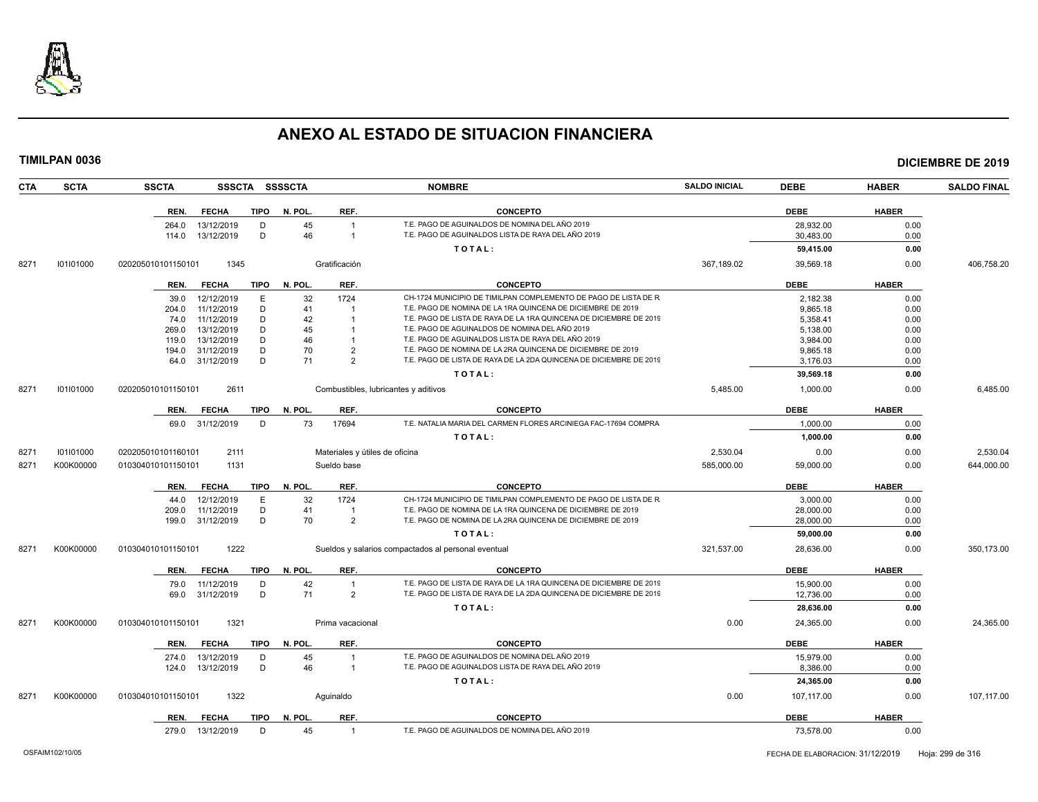# ANEXO AL ESTADO DE SITUACION FINANCIERA

**TIMILPAN 0036** — **DICIEMBRE DE 2019**

| CTA | SCTA | SSCTA | SSSCTA | SSSSCTA | NOMBRE | SALDO INICIAL | DEBE | HABER | SALDO FINAL |
|---|---|---|---|---|---|---|---|---|---|

| REN. | FECHA | TIPO | N. POL. | REF. | CONCEPTO | DEBE | HABER |
|---|---|---|---|---|---|---|---|
| 264.0 | 13/12/2019 | D | 45 | 1 | T.E. PAGO DE AGUINALDOS DE NOMINA DEL AÑO 2019 | 28,932.00 | 0.00 |
| 114.0 | 13/12/2019 | D | 46 | 1 | T.E. PAGO DE AGUINALDOS LISTA DE RAYA DEL AÑO 2019 | 30,483.00 | 0.00 |
| | | | | | **TOTAL:** | **59,415.00** | **0.00** |

| CTA | SCTA | SSCTA | SSSCTA | NOMBRE | SALDO INICIAL | DEBE | HABER | SALDO FINAL |
|---|---|---|---|---|---|---|---|---|
| 8271 | I01I01000 | 020205010101150101 | 1345 | Gratificación | 367,189.02 | 39,569.18 | 0.00 | 406,758.20 |

| REN. | FECHA | TIPO | N. POL. | REF. | CONCEPTO | DEBE | HABER |
|---|---|---|---|---|---|---|---|
| 39.0 | 12/12/2019 | E | 32 | 1724 | CH-1724 MUNICIPIO DE TIMILPAN COMPLEMENTO DE PAGO DE LISTA DE R. | 2,182.38 | 0.00 |
| 204.0 | 11/12/2019 | D | 41 | 1 | T.E. PAGO DE NOMINA DE LA 1RA QUINCENA DE DICIEMBRE DE 2019 | 9,865.18 | 0.00 |
| 74.0 | 11/12/2019 | D | 42 | 1 | T.E. PAGO DE LISTA DE RAYA DE LA 1RA QUINCENA DE DICIEMBRE DE 2019 | 5,358.41 | 0.00 |
| 269.0 | 13/12/2019 | D | 45 | 1 | T.E. PAGO DE AGUINALDOS DE NOMINA DEL AÑO 2019 | 5,138.00 | 0.00 |
| 119.0 | 13/12/2019 | D | 46 | 1 | T.E. PAGO DE AGUINALDOS LISTA DE RAYA DEL AÑO 2019 | 3,984.00 | 0.00 |
| 194.0 | 31/12/2019 | D | 70 | 2 | T.E. PAGO DE NOMINA DE LA 2RA QUINCENA DE DICIEMBRE DE 2019 | 9,865.18 | 0.00 |
| 64.0 | 31/12/2019 | D | 71 | 2 | T.E. PAGO DE LISTA DE RAYA DE LA 2DA QUINCENA DE DICIEMBRE DE 2019 | 3,176.03 | 0.00 |
| | | | | | **TOTAL:** | **39,569.18** | **0.00** |

| CTA | SCTA | SSCTA | SSSCTA | NOMBRE | SALDO INICIAL | DEBE | HABER | SALDO FINAL |
|---|---|---|---|---|---|---|---|---|
| 8271 | I01I01000 | 020205010101150101 | 2611 | Combustibles, lubricantes y aditivos | 5,485.00 | 1,000.00 | 0.00 | 6,485.00 |

| REN. | FECHA | TIPO | N. POL. | REF. | CONCEPTO | DEBE | HABER |
|---|---|---|---|---|---|---|---|
| 69.0 | 31/12/2019 | D | 73 | 17694 | T.E. NATALIA MARIA DEL CARMEN FLORES ARCINIEGA FAC-17694 COMPRA | 1,000.00 | 0.00 |
| | | | | | **TOTAL:** | **1,000.00** | **0.00** |

| CTA | SCTA | SSCTA | SSSCTA | NOMBRE | SALDO INICIAL | DEBE | HABER | SALDO FINAL |
|---|---|---|---|---|---|---|---|---|
| 8271 | I01I01000 | 020205010101160101 | 2111 | Materiales y útiles de oficina | 2,530.04 | 0.00 | 0.00 | 2,530.04 |
| 8271 | K00K00000 | 010304010101150101 | 1131 | Sueldo base | 585,000.00 | 59,000.00 | 0.00 | 644,000.00 |

| REN. | FECHA | TIPO | N. POL. | REF. | CONCEPTO | DEBE | HABER |
|---|---|---|---|---|---|---|---|
| 44.0 | 12/12/2019 | E | 32 | 1724 | CH-1724 MUNICIPIO DE TIMILPAN COMPLEMENTO DE PAGO DE LISTA DE R. | 3,000.00 | 0.00 |
| 209.0 | 11/12/2019 | D | 41 | 1 | T.E. PAGO DE NOMINA DE LA 1RA QUINCENA DE DICIEMBRE DE 2019 | 28,000.00 | 0.00 |
| 199.0 | 31/12/2019 | D | 70 | 2 | T.E. PAGO DE NOMINA DE LA 2RA QUINCENA DE DICIEMBRE DE 2019 | 28,000.00 | 0.00 |
| | | | | | **TOTAL:** | **59,000.00** | **0.00** |

| CTA | SCTA | SSCTA | SSSCTA | NOMBRE | SALDO INICIAL | DEBE | HABER | SALDO FINAL |
|---|---|---|---|---|---|---|---|---|
| 8271 | K00K00000 | 010304010101150101 | 1222 | Sueldos y salarios compactados al personal eventual | 321,537.00 | 28,636.00 | 0.00 | 350,173.00 |

| REN. | FECHA | TIPO | N. POL. | REF. | CONCEPTO | DEBE | HABER |
|---|---|---|---|---|---|---|---|
| 79.0 | 11/12/2019 | D | 42 | 1 | T.E. PAGO DE LISTA DE RAYA DE LA 1RA QUINCENA DE DICIEMBRE DE 2019 | 15,900.00 | 0.00 |
| 69.0 | 31/12/2019 | D | 71 | 2 | T.E. PAGO DE LISTA DE RAYA DE LA 2DA QUINCENA DE DICIEMBRE DE 2019 | 12,736.00 | 0.00 |
| | | | | | **TOTAL:** | **28,636.00** | **0.00** |

| CTA | SCTA | SSCTA | SSSCTA | NOMBRE | SALDO INICIAL | DEBE | HABER | SALDO FINAL |
|---|---|---|---|---|---|---|---|---|
| 8271 | K00K00000 | 010304010101150101 | 1321 | Prima vacacional | 0.00 | 24,365.00 | 0.00 | 24,365.00 |

| REN. | FECHA | TIPO | N. POL. | REF. | CONCEPTO | DEBE | HABER |
|---|---|---|---|---|---|---|---|
| 274.0 | 13/12/2019 | D | 45 | 1 | T.E. PAGO DE AGUINALDOS DE NOMINA DEL AÑO 2019 | 15,979.00 | 0.00 |
| 124.0 | 13/12/2019 | D | 46 | 1 | T.E. PAGO DE AGUINALDOS LISTA DE RAYA DEL AÑO 2019 | 8,386.00 | 0.00 |
| | | | | | **TOTAL:** | **24,365.00** | **0.00** |

| CTA | SCTA | SSCTA | SSSCTA | NOMBRE | SALDO INICIAL | DEBE | HABER | SALDO FINAL |
|---|---|---|---|---|---|---|---|---|
| 8271 | K00K00000 | 010304010101150101 | 1322 | Aguinaldo | 0.00 | 107,117.00 | 0.00 | 107,117.00 |

| REN. | FECHA | TIPO | N. POL. | REF. | CONCEPTO | DEBE | HABER |
|---|---|---|---|---|---|---|---|
| 279.0 | 13/12/2019 | D | 45 | 1 | T.E. PAGO DE AGUINALDOS DE NOMINA DEL AÑO 2019 | 73,578.00 | 0.00 |

OSFAIM102/10/05 — FECHA DE ELABORACION: 31/12/2019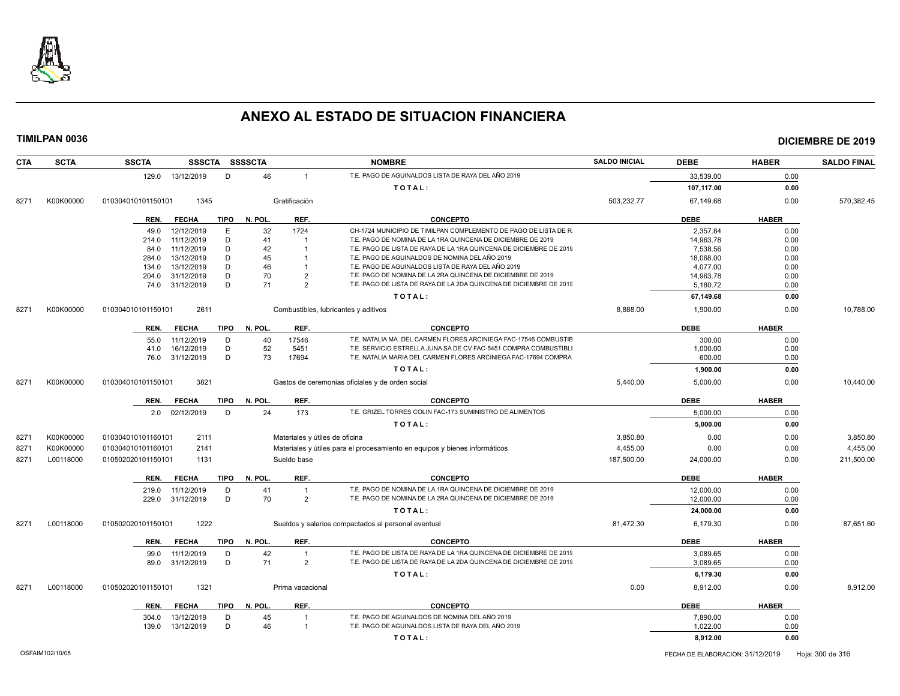# ANEXO AL ESTADO DE SITUACION FINANCIERA

**TIMILPAN 0036** — **DICIEMBRE DE 2019**

| CTA | SCTA | SSCTA | SSSCTA | SSSSCTA | NOMBRE | SALDO INICIAL | DEBE | HABER | SALDO FINAL |
|---|---|---|---|---|---|---|---|---|---|

| REN. | FECHA | TIPO | N. POL. | REF. | CONCEPTO | DEBE | HABER |
|---|---|---|---|---|---|---|---|
| 129.0 | 13/12/2019 | D | 46 | 1 | T.E. PAGO DE AGUINALDOS LISTA DE RAYA DEL AÑO 2019 | 33,539.00 | 0.00 |
| | | | | | TOTAL: | 107,117.00 | 0.00 |

| CTA | SCTA | SSCTA | SSSCTA | NOMBRE | SALDO INICIAL | DEBE | HABER | SALDO FINAL |
|---|---|---|---|---|---|---|---|---|
| 8271 | K00K00000 | 010304010101150101 | 1345 | Gratificación | 503,232.77 | 67,149.68 | 0.00 | 570,382.45 |

| REN. | FECHA | TIPO | N. POL. | REF. | CONCEPTO | DEBE | HABER |
|---|---|---|---|---|---|---|---|
| 49.0 | 12/12/2019 | E | 32 | 1724 | CH-1724 MUNICIPIO DE TIMILPAN COMPLEMENTO DE PAGO DE LISTA DE R | 2,357.84 | 0.00 |
| 214.0 | 11/12/2019 | D | 41 | 1 | T.E. PAGO DE NOMINA DE LA 1RA QUINCENA DE DICIEMBRE DE 2019 | 14,963.78 | 0.00 |
| 84.0 | 11/12/2019 | D | 42 | 1 | T.E. PAGO DE LISTA DE RAYA DE LA 1RA QUINCENA DE DICIEMBRE DE 2019 | 7,538.56 | 0.00 |
| 284.0 | 13/12/2019 | D | 45 | 1 | T.E. PAGO DE AGUINALDOS DE NOMINA DEL AÑO 2019 | 18,068.00 | 0.00 |
| 134.0 | 13/12/2019 | D | 46 | 1 | T.E. PAGO DE AGUINALDOS LISTA DE RAYA DEL AÑO 2019 | 4,077.00 | 0.00 |
| 204.0 | 31/12/2019 | D | 70 | 2 | T.E. PAGO DE NOMINA DE LA 2RA QUINCENA DE DICIEMBRE DE 2019 | 14,963.78 | 0.00 |
| 74.0 | 31/12/2019 | D | 71 | 2 | T.E. PAGO DE LISTA DE RAYA DE LA 2DA QUINCENA DE DICIEMBRE DE 2019 | 5,180.72 | 0.00 |
| | | | | | TOTAL: | 67,149.68 | 0.00 |

| CTA | SCTA | SSCTA | SSSCTA | NOMBRE | SALDO INICIAL | DEBE | HABER | SALDO FINAL |
|---|---|---|---|---|---|---|---|---|
| 8271 | K00K00000 | 010304010101150101 | 2611 | Combustibles, lubricantes y aditivos | 8,888.00 | 1,900.00 | 0.00 | 10,788.00 |

| REN. | FECHA | TIPO | N. POL. | REF. | CONCEPTO | DEBE | HABER |
|---|---|---|---|---|---|---|---|
| 55.0 | 11/12/2019 | D | 40 | 17546 | T.E. NATALIA MA. DEL CARMEN FLORES ARCINIEGA FAC-17546 COMBUSTIB | 300.00 | 0.00 |
| 41.0 | 16/12/2019 | D | 52 | 5451 | T.E. SERVICIO ESTRELLA JUNA SA DE CV FAC-5451 COMPRA COMBUSTIBLI | 1,000.00 | 0.00 |
| 76.0 | 31/12/2019 | D | 73 | 17694 | T.E. NATALIA MARIA DEL CARMEN FLORES ARCINIEGA FAC-17694 COMPRA | 600.00 | 0.00 |
| | | | | | TOTAL: | 1,900.00 | 0.00 |

| CTA | SCTA | SSCTA | SSSCTA | NOMBRE | SALDO INICIAL | DEBE | HABER | SALDO FINAL |
|---|---|---|---|---|---|---|---|---|
| 8271 | K00K00000 | 010304010101150101 | 3821 | Gastos de ceremonias oficiales y de orden social | 5,440.00 | 5,000.00 | 0.00 | 10,440.00 |

| REN. | FECHA | TIPO | N. POL. | REF. | CONCEPTO | DEBE | HABER |
|---|---|---|---|---|---|---|---|
| 2.0 | 02/12/2019 | D | 24 | 173 | T.E. GRIZEL TORRES COLIN FAC-173 SUMINISTRO DE ALIMENTOS | 5,000.00 | 0.00 |
| | | | | | TOTAL: | 5,000.00 | 0.00 |

| CTA | SCTA | SSCTA | SSSCTA | NOMBRE | SALDO INICIAL | DEBE | HABER | SALDO FINAL |
|---|---|---|---|---|---|---|---|---|
| 8271 | K00K00000 | 010304010101160101 | 2111 | Materiales y útiles de oficina | 3,850.80 | 0.00 | 0.00 | 3,850.80 |
| 8271 | K00K00000 | 010304010101160101 | 2141 | Materiales y útiles para el procesamiento en equipos y bienes informáticos | 4,455.00 | 0.00 | 0.00 | 4,455.00 |
| 8271 | L00118000 | 010502020101150101 | 1131 | Sueldo base | 187,500.00 | 24,000.00 | 0.00 | 211,500.00 |

| REN. | FECHA | TIPO | N. POL. | REF. | CONCEPTO | DEBE | HABER |
|---|---|---|---|---|---|---|---|
| 219.0 | 11/12/2019 | D | 41 | 1 | T.E. PAGO DE NOMINA DE LA 1RA QUINCENA DE DICIEMBRE DE 2019 | 12,000.00 | 0.00 |
| 229.0 | 31/12/2019 | D | 70 | 2 | T.E. PAGO DE NOMINA DE LA 2RA QUINCENA DE DICIEMBRE DE 2019 | 12,000.00 | 0.00 |
| | | | | | TOTAL: | 24,000.00 | 0.00 |

| CTA | SCTA | SSCTA | SSSCTA | NOMBRE | SALDO INICIAL | DEBE | HABER | SALDO FINAL |
|---|---|---|---|---|---|---|---|---|
| 8271 | L00118000 | 010502020101150101 | 1222 | Sueldos y salarios compactados al personal eventual | 81,472.30 | 6,179.30 | 0.00 | 87,651.60 |

| REN. | FECHA | TIPO | N. POL. | REF. | CONCEPTO | DEBE | HABER |
|---|---|---|---|---|---|---|---|
| 99.0 | 11/12/2019 | D | 42 | 1 | T.E. PAGO DE LISTA DE RAYA DE LA 1RA QUINCENA DE DICIEMBRE DE 2019 | 3,089.65 | 0.00 |
| 89.0 | 31/12/2019 | D | 71 | 2 | T.E. PAGO DE LISTA DE RAYA DE LA 2DA QUINCENA DE DICIEMBRE DE 2019 | 3,089.65 | 0.00 |
| | | | | | TOTAL: | 6,179.30 | 0.00 |

| CTA | SCTA | SSCTA | SSSCTA | NOMBRE | SALDO INICIAL | DEBE | HABER | SALDO FINAL |
|---|---|---|---|---|---|---|---|---|
| 8271 | L00118000 | 010502020101150101 | 1321 | Prima vacacional | 0.00 | 8,912.00 | 0.00 | 8,912.00 |

| REN. | FECHA | TIPO | N. POL. | REF. | CONCEPTO | DEBE | HABER |
|---|---|---|---|---|---|---|---|
| 304.0 | 13/12/2019 | D | 45 | 1 | T.E. PAGO DE AGUINALDOS DE NOMINA DEL AÑO 2019 | 7,890.00 | 0.00 |
| 139.0 | 13/12/2019 | D | 46 | 1 | T.E. PAGO DE AGUINALDOS LISTA DE RAYA DEL AÑO 2019 | 1,022.00 | 0.00 |
| | | | | | TOTAL: | 8,912.00 | 0.00 |

OSFAIM102/10/05 — FECHA DE ELABORACION: 31/12/2019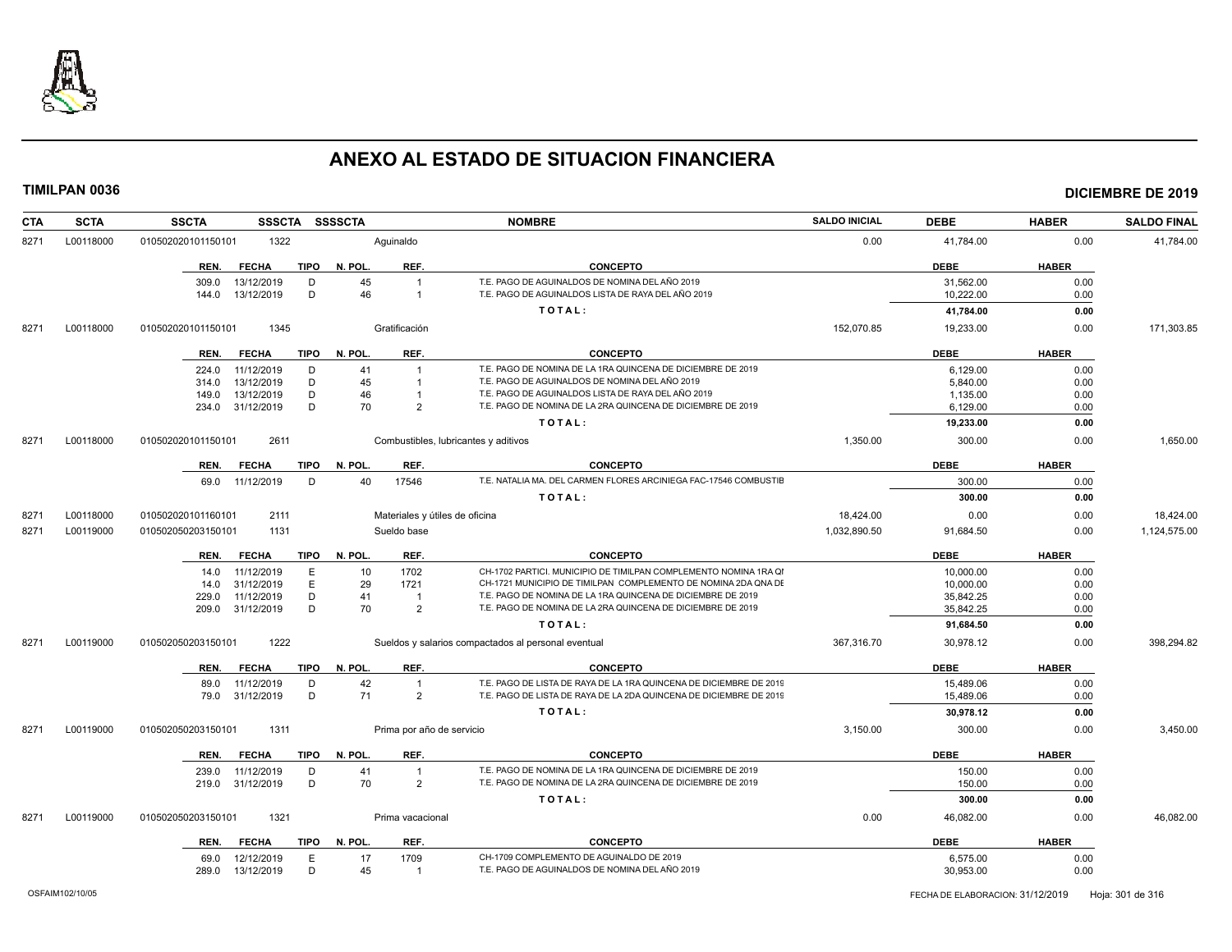# ANEXO AL ESTADO DE SITUACION FINANCIERA

**TIMILPAN 0036** **DICIEMBRE DE 2019**

| CTA | SCTA | SSCTA | SSSCTA | SSSSCTA | NOMBRE | SALDO INICIAL | DEBE | HABER | SALDO FINAL |
|---|---|---|---|---|---|---|---|---|---|
| 8271 | L00118000 | 010502020101150101 | 1322 | | Aguinaldo | 0.00 | 41,784.00 | 0.00 | 41,784.00 |

| REN. | FECHA | TIPO | N. POL. | REF. | CONCEPTO | DEBE | HABER |
|---|---|---|---|---|---|---|---|
| 309.0 | 13/12/2019 | D | 45 | 1 | T.E. PAGO DE AGUINALDOS DE NOMINA DEL AÑO 2019 | 31,562.00 | 0.00 |
| 144.0 | 13/12/2019 | D | 46 | 1 | T.E. PAGO DE AGUINALDOS LISTA DE RAYA DEL AÑO 2019 | 10,222.00 | 0.00 |
| | | | | | TOTAL: | 41,784.00 | 0.00 |

| CTA | SCTA | SSCTA | SSSCTA | SSSSCTA | NOMBRE | SALDO INICIAL | DEBE | HABER | SALDO FINAL |
|---|---|---|---|---|---|---|---|---|---|
| 8271 | L00118000 | 010502020101150101 | 1345 | | Gratificación | 152,070.85 | 19,233.00 | 0.00 | 171,303.85 |

| REN. | FECHA | TIPO | N. POL. | REF. | CONCEPTO | DEBE | HABER |
|---|---|---|---|---|---|---|---|
| 224.0 | 11/12/2019 | D | 41 | 1 | T.E. PAGO DE NOMINA DE LA 1RA QUINCENA DE DICIEMBRE DE 2019 | 6,129.00 | 0.00 |
| 314.0 | 13/12/2019 | D | 45 | 1 | T.E. PAGO DE AGUINALDOS DE NOMINA DEL AÑO 2019 | 5,840.00 | 0.00 |
| 149.0 | 13/12/2019 | D | 46 | 1 | T.E. PAGO DE AGUINALDOS LISTA DE RAYA DEL AÑO 2019 | 1,135.00 | 0.00 |
| 234.0 | 31/12/2019 | D | 70 | 2 | T.E. PAGO DE NOMINA DE LA 2RA QUINCENA DE DICIEMBRE DE 2019 | 6,129.00 | 0.00 |
| | | | | | TOTAL: | 19,233.00 | 0.00 |

| CTA | SCTA | SSCTA | SSSCTA | SSSSCTA | NOMBRE | SALDO INICIAL | DEBE | HABER | SALDO FINAL |
|---|---|---|---|---|---|---|---|---|---|
| 8271 | L00118000 | 010502020101150101 | 2611 | | Combustibles, lubricantes y aditivos | 1,350.00 | 300.00 | 0.00 | 1,650.00 |

| REN. | FECHA | TIPO | N. POL. | REF. | CONCEPTO | DEBE | HABER |
|---|---|---|---|---|---|---|---|
| 69.0 | 11/12/2019 | D | 40 | 17546 | T.E. NATALIA MA. DEL CARMEN FLORES ARCINIEGA FAC-17546 COMBUSTIB | 300.00 | 0.00 |
| | | | | | TOTAL: | 300.00 | 0.00 |

| CTA | SCTA | SSCTA | SSSCTA | SSSSCTA | NOMBRE | SALDO INICIAL | DEBE | HABER | SALDO FINAL |
|---|---|---|---|---|---|---|---|---|---|
| 8271 | L00118000 | 010502020101160101 | 2111 | | Materiales y útiles de oficina | 18,424.00 | 0.00 | 0.00 | 18,424.00 |
| 8271 | L00119000 | 010502050203150101 | 1131 | | Sueldo base | 1,032,890.50 | 91,684.50 | 0.00 | 1,124,575.00 |

| REN. | FECHA | TIPO | N. POL. | REF. | CONCEPTO | DEBE | HABER |
|---|---|---|---|---|---|---|---|
| 14.0 | 11/12/2019 | E | 10 | 1702 | CH-1702 PARTICI. MUNICIPIO DE TIMILPAN COMPLEMENTO NOMINA 1RA QI | 10,000.00 | 0.00 |
| 14.0 | 31/12/2019 | E | 29 | 1721 | CH-1721 MUNICIPIO DE TIMILPAN COMPLEMENTO DE NOMINA 2DA QNA DE | 10,000.00 | 0.00 |
| 229.0 | 11/12/2019 | D | 41 | 1 | T.E. PAGO DE NOMINA DE LA 1RA QUINCENA DE DICIEMBRE DE 2019 | 35,842.25 | 0.00 |
| 209.0 | 31/12/2019 | D | 70 | 2 | T.E. PAGO DE NOMINA DE LA 2RA QUINCENA DE DICIEMBRE DE 2019 | 35,842.25 | 0.00 |
| | | | | | TOTAL: | 91,684.50 | 0.00 |

| CTA | SCTA | SSCTA | SSSCTA | SSSSCTA | NOMBRE | SALDO INICIAL | DEBE | HABER | SALDO FINAL |
|---|---|---|---|---|---|---|---|---|---|
| 8271 | L00119000 | 010502050203150101 | 1222 | | Sueldos y salarios compactados al personal eventual | 367,316.70 | 30,978.12 | 0.00 | 398,294.82 |

| REN. | FECHA | TIPO | N. POL. | REF. | CONCEPTO | DEBE | HABER |
|---|---|---|---|---|---|---|---|
| 89.0 | 11/12/2019 | D | 42 | 1 | T.E. PAGO DE LISTA DE RAYA DE LA 1RA QUINCENA DE DICIEMBRE DE 2019 | 15,489.06 | 0.00 |
| 79.0 | 31/12/2019 | D | 71 | 2 | T.E. PAGO DE LISTA DE RAYA DE LA 2DA QUINCENA DE DICIEMBRE DE 2019 | 15,489.06 | 0.00 |
| | | | | | TOTAL: | 30,978.12 | 0.00 |

| CTA | SCTA | SSCTA | SSSCTA | SSSSCTA | NOMBRE | SALDO INICIAL | DEBE | HABER | SALDO FINAL |
|---|---|---|---|---|---|---|---|---|---|
| 8271 | L00119000 | 010502050203150101 | 1311 | | Prima por año de servicio | 3,150.00 | 300.00 | 0.00 | 3,450.00 |

| REN. | FECHA | TIPO | N. POL. | REF. | CONCEPTO | DEBE | HABER |
|---|---|---|---|---|---|---|---|
| 239.0 | 11/12/2019 | D | 41 | 1 | T.E. PAGO DE NOMINA DE LA 1RA QUINCENA DE DICIEMBRE DE 2019 | 150.00 | 0.00 |
| 219.0 | 31/12/2019 | D | 70 | 2 | T.E. PAGO DE NOMINA DE LA 2RA QUINCENA DE DICIEMBRE DE 2019 | 150.00 | 0.00 |
| | | | | | TOTAL: | 300.00 | 0.00 |

| CTA | SCTA | SSCTA | SSSCTA | SSSSCTA | NOMBRE | SALDO INICIAL | DEBE | HABER | SALDO FINAL |
|---|---|---|---|---|---|---|---|---|---|
| 8271 | L00119000 | 010502050203150101 | 1321 | | Prima vacacional | 0.00 | 46,082.00 | 0.00 | 46,082.00 |

| REN. | FECHA | TIPO | N. POL. | REF. | CONCEPTO | DEBE | HABER |
|---|---|---|---|---|---|---|---|
| 69.0 | 12/12/2019 | E | 17 | 1709 | CH-1709 COMPLEMENTO DE AGUINALDO DE 2019 | 6,575.00 | 0.00 |
| 289.0 | 13/12/2019 | D | 45 | 1 | T.E. PAGO DE AGUINALDOS DE NOMINA DEL AÑO 2019 | 30,953.00 | 0.00 |

OSFAIM102/10/05 FECHA DE ELABORACION: 31/12/2019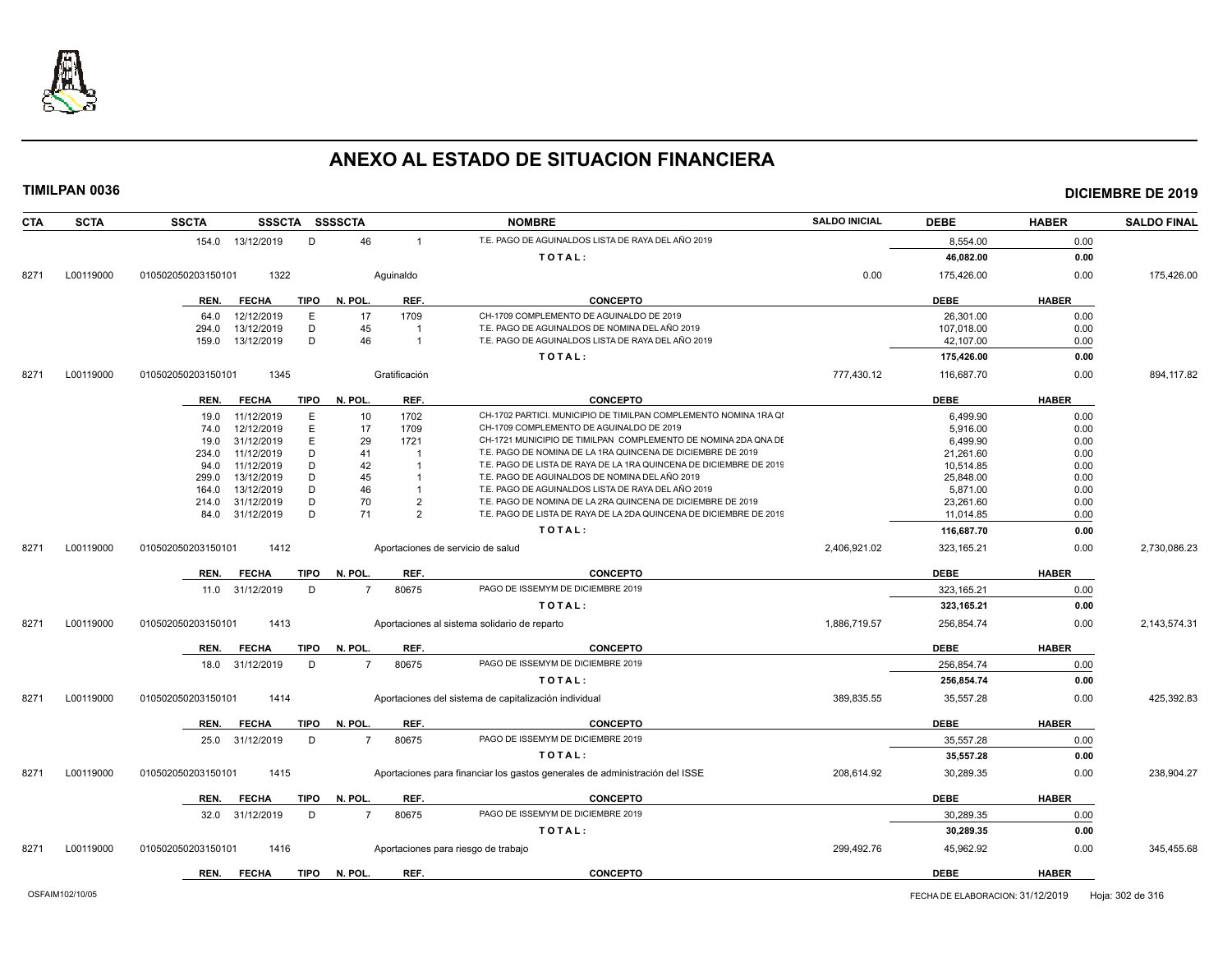# ANEXO AL ESTADO DE SITUACION FINANCIERA

**TIMILPAN 0036** **DICIEMBRE DE 2019**

| CTA | SCTA | SSCTA | SSSCTA | SSSSCTA | NOMBRE | SALDO INICIAL | DEBE | HABER | SALDO FINAL |
|---|---|---|---|---|---|---|---|---|---|
| | | 154.0 13/12/2019 | D | 46 | 1 T.E. PAGO DE AGUINALDOS LISTA DE RAYA DEL AÑO 2019 | | 8,554.00 | 0.00 | |
| | | | | | TOTAL: | | 46,082.00 | 0.00 | |
| 8271 | L00119000 | 010502050203150101 | 1322 | | Aguinaldo | 0.00 | 175,426.00 | 0.00 | 175,426.00 |

| REN. | FECHA | TIPO | N. POL. | REF. | CONCEPTO | DEBE | HABER |
|---|---|---|---|---|---|---|---|
| 64.0 | 12/12/2019 | E | 17 | 1709 | CH-1709 COMPLEMENTO DE AGUINALDO DE 2019 | 26,301.00 | 0.00 |
| 294.0 | 13/12/2019 | D | 45 | 1 | T.E. PAGO DE AGUINALDOS DE NOMINA DEL AÑO 2019 | 107,018.00 | 0.00 |
| 159.0 | 13/12/2019 | D | 46 | 1 | T.E. PAGO DE AGUINALDOS LISTA DE RAYA DEL AÑO 2019 | 42,107.00 | 0.00 |
| | | | | | TOTAL: | 175,426.00 | 0.00 |

| CTA | SCTA | SSCTA | SSSCTA | NOMBRE | SALDO INICIAL | DEBE | HABER | SALDO FINAL |
|---|---|---|---|---|---|---|---|---|
| 8271 | L00119000 | 010502050203150101 | 1345 | Gratificación | 777,430.12 | 116,687.70 | 0.00 | 894,117.82 |

| REN. | FECHA | TIPO | N. POL. | REF. | CONCEPTO | DEBE | HABER |
|---|---|---|---|---|---|---|---|
| 19.0 | 11/12/2019 | E | 10 | 1702 | CH-1702 PARTICI. MUNICIPIO DE TIMILPAN COMPLEMENTO NOMINA 1RA QI | 6,499.90 | 0.00 |
| 74.0 | 12/12/2019 | E | 17 | 1709 | CH-1709 COMPLEMENTO DE AGUINALDO DE 2019 | 5,916.00 | 0.00 |
| 19.0 | 31/12/2019 | E | 29 | 1721 | CH-1721 MUNICIPIO DE TIMILPAN COMPLEMENTO DE NOMINA 2DA QNA DE | 6,499.90 | 0.00 |
| 234.0 | 11/12/2019 | D | 41 | 1 | T.E. PAGO DE NOMINA DE LA 1RA QUINCENA DE DICIEMBRE DE 2019 | 21,261.60 | 0.00 |
| 94.0 | 11/12/2019 | D | 42 | 1 | T.E. PAGO DE LISTA DE RAYA DE LA 1RA QUINCENA DE DICIEMBRE DE 2019 | 10,514.85 | 0.00 |
| 299.0 | 13/12/2019 | D | 45 | 1 | T.E. PAGO DE AGUINALDOS DE NOMINA DEL AÑO 2019 | 25,848.00 | 0.00 |
| 164.0 | 13/12/2019 | D | 46 | 1 | T.E. PAGO DE AGUINALDOS LISTA DE RAYA DEL AÑO 2019 | 5,871.00 | 0.00 |
| 214.0 | 31/12/2019 | D | 70 | 2 | T.E. PAGO DE NOMINA DE LA 2RA QUINCENA DE DICIEMBRE DE 2019 | 23,261.60 | 0.00 |
| 84.0 | 31/12/2019 | D | 71 | 2 | T.E. PAGO DE LISTA DE RAYA DE LA 2DA QUINCENA DE DICIEMBRE DE 2019 | 11,014.85 | 0.00 |
| | | | | | TOTAL: | 116,687.70 | 0.00 |

| CTA | SCTA | SSCTA | SSSCTA | NOMBRE | SALDO INICIAL | DEBE | HABER | SALDO FINAL |
|---|---|---|---|---|---|---|---|---|
| 8271 | L00119000 | 010502050203150101 | 1412 | Aportaciones de servicio de salud | 2,406,921.02 | 323,165.21 | 0.00 | 2,730,086.23 |

| REN. | FECHA | TIPO | N. POL. | REF. | CONCEPTO | DEBE | HABER |
|---|---|---|---|---|---|---|---|
| 11.0 | 31/12/2019 | D | 7 | 80675 | PAGO DE ISSEMYM DE DICIEMBRE 2019 | 323,165.21 | 0.00 |
| | | | | | TOTAL: | 323,165.21 | 0.00 |

| CTA | SCTA | SSCTA | SSSCTA | NOMBRE | SALDO INICIAL | DEBE | HABER | SALDO FINAL |
|---|---|---|---|---|---|---|---|---|
| 8271 | L00119000 | 010502050203150101 | 1413 | Aportaciones al sistema solidario de reparto | 1,886,719.57 | 256,854.74 | 0.00 | 2,143,574.31 |

| REN. | FECHA | TIPO | N. POL. | REF. | CONCEPTO | DEBE | HABER |
|---|---|---|---|---|---|---|---|
| 18.0 | 31/12/2019 | D | 7 | 80675 | PAGO DE ISSEMYM DE DICIEMBRE 2019 | 256,854.74 | 0.00 |
| | | | | | TOTAL: | 256,854.74 | 0.00 |

| CTA | SCTA | SSCTA | SSSCTA | NOMBRE | SALDO INICIAL | DEBE | HABER | SALDO FINAL |
|---|---|---|---|---|---|---|---|---|
| 8271 | L00119000 | 010502050203150101 | 1414 | Aportaciones del sistema de capitalización individual | 389,835.55 | 35,557.28 | 0.00 | 425,392.83 |

| REN. | FECHA | TIPO | N. POL. | REF. | CONCEPTO | DEBE | HABER |
|---|---|---|---|---|---|---|---|
| 25.0 | 31/12/2019 | D | 7 | 80675 | PAGO DE ISSEMYM DE DICIEMBRE 2019 | 35,557.28 | 0.00 |
| | | | | | TOTAL: | 35,557.28 | 0.00 |

| CTA | SCTA | SSCTA | SSSCTA | NOMBRE | SALDO INICIAL | DEBE | HABER | SALDO FINAL |
|---|---|---|---|---|---|---|---|---|
| 8271 | L00119000 | 010502050203150101 | 1415 | Aportaciones para financiar los gastos generales de administración del ISSE | 208,614.92 | 30,289.35 | 0.00 | 238,904.27 |

| REN. | FECHA | TIPO | N. POL. | REF. | CONCEPTO | DEBE | HABER |
|---|---|---|---|---|---|---|---|
| 32.0 | 31/12/2019 | D | 7 | 80675 | PAGO DE ISSEMYM DE DICIEMBRE 2019 | 30,289.35 | 0.00 |
| | | | | | TOTAL: | 30,289.35 | 0.00 |

| CTA | SCTA | SSCTA | SSSCTA | NOMBRE | SALDO INICIAL | DEBE | HABER | SALDO FINAL |
|---|---|---|---|---|---|---|---|---|
| 8271 | L00119000 | 010502050203150101 | 1416 | Aportaciones para riesgo de trabajo | 299,492.76 | 45,962.92 | 0.00 | 345,455.68 |

| REN. | FECHA | TIPO | N. POL. | REF. | CONCEPTO | DEBE | HABER |
|---|---|---|---|---|---|---|---|

OSFAIM102/10/05 FECHA DE ELABORACION: 31/12/2019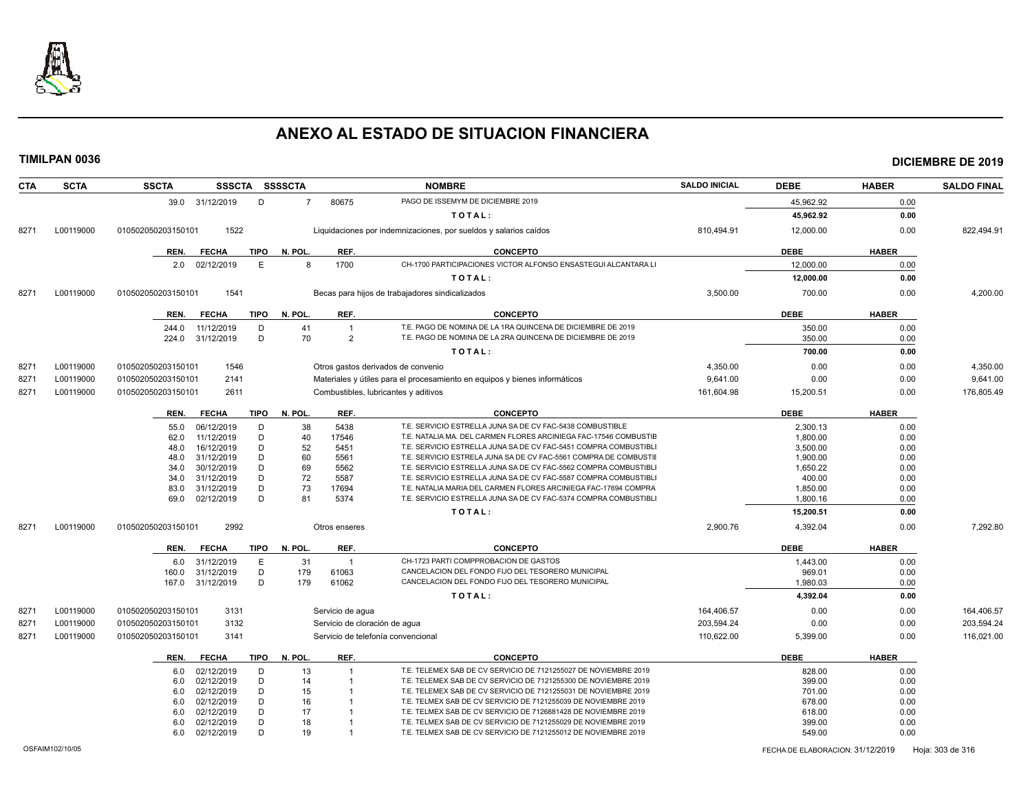# ANEXO AL ESTADO DE SITUACION FINANCIERA

**TIMILPAN 0036** **DICIEMBRE DE 2019**

| CTA | SCTA | SSCTA | SSSCTA | SSSSCTA | | NOMBRE | SALDO INICIAL | DEBE | HABER | SALDO FINAL |
|---|---|---|---|---|---|---|---|---|---|---|
| | | 39.0 31/12/2019 | D | 7 | 80675 | PAGO DE ISSEMYM DE DICIEMBRE 2019 | | 45,962.92 | 0.00 | |
| | | | | | | T O T A L : | | 45,962.92 | 0.00 | |
| 8271 | L00119000 | 010502050203150101 | 1522 | | | Liquidaciones por indemnizaciones, por sueldos y salarios caídos | 810,494.91 | 12,000.00 | 0.00 | 822,494.91 |
| | | REN. FECHA | TIPO | N. POL. | REF. | CONCEPTO | | DEBE | HABER | |
| | | 2.0 02/12/2019 | E | 8 | 1700 | CH-1700 PARTICIPACIONES VICTOR ALFONSO ENSASTEGUI ALCANTARA LI | | 12,000.00 | 0.00 | |
| | | | | | | T O T A L : | | 12,000.00 | 0.00 | |
| 8271 | L00119000 | 010502050203150101 | 1541 | | | Becas para hijos de trabajadores sindicalizados | 3,500.00 | 700.00 | 0.00 | 4,200.00 |
| | | REN. FECHA | TIPO | N. POL. | REF. | CONCEPTO | | DEBE | HABER | |
| | | 244.0 11/12/2019 | D | 41 | 1 | T.E. PAGO DE NOMINA DE LA 1RA QUINCENA DE DICIEMBRE DE 2019 | | 350.00 | 0.00 | |
| | | 224.0 31/12/2019 | D | 70 | 2 | T.E. PAGO DE NOMINA DE LA 2RA QUINCENA DE DICIEMBRE DE 2019 | | 350.00 | 0.00 | |
| | | | | | | T O T A L : | | 700.00 | 0.00 | |
| 8271 | L00119000 | 010502050203150101 | 1546 | | | Otros gastos derivados de convenio | 4,350.00 | 0.00 | 0.00 | 4,350.00 |
| 8271 | L00119000 | 010502050203150101 | 2141 | | | Materiales y útiles para el procesamiento en equipos y bienes informáticos | 9,641.00 | 0.00 | 0.00 | 9,641.00 |
| 8271 | L00119000 | 010502050203150101 | 2611 | | | Combustibles, lubricantes y aditivos | 161,604.98 | 15,200.51 | 0.00 | 176,805.49 |
| | | REN. FECHA | TIPO | N. POL. | REF. | CONCEPTO | | DEBE | HABER | |
| | | 55.0 06/12/2019 | D | 38 | 5438 | T.E. SERVICIO ESTRELLA JUNA SA DE CV FAC-5438 COMBUSTIBLE | | 2,300.13 | 0.00 | |
| | | 62.0 11/12/2019 | D | 40 | 17546 | T.E. NATALIA MA. DEL CARMEN FLORES ARCINIEGA FAC-17546 COMBUSTIB | | 1,800.00 | 0.00 | |
| | | 48.0 16/12/2019 | D | 52 | 5451 | T.E. SERVICIO ESTRELLA JUNA SA DE CV FAC-5451 COMPRA COMBUSTIBLI | | 3,500.00 | 0.00 | |
| | | 48.0 31/12/2019 | D | 60 | 5561 | T.E. SERVICIO ESTRELA JUNA SA DE CV FAC-5561 COMPRA DE COMBUSTIE | | 1,900.00 | 0.00 | |
| | | 34.0 30/12/2019 | D | 69 | 5562 | T.E. SERVICIO ESTRELLA JUNA SA DE CV FAC-5562 COMPRA COMBUSTIBLI | | 1,650.22 | 0.00 | |
| | | 34.0 31/12/2019 | D | 72 | 5587 | T.E. SERVICIO ESTRELLA JUNA SA DE CV FAC-5587 COMPRA COMBUSTIBLI | | 400.00 | 0.00 | |
| | | 83.0 31/12/2019 | D | 73 | 17694 | T.E. NATALIA MARIA DEL CARMEN FLORES ARCINIEGA FAC-17694 COMPRA | | 1,850.00 | 0.00 | |
| | | 69.0 02/12/2019 | D | 81 | 5374 | T.E. SERVICIO ESTRELLA JUNA SA DE CV FAC-5374 COMPRA COMBUSTIBLI | | 1,800.16 | 0.00 | |
| | | | | | | T O T A L : | | 15,200.51 | 0.00 | |
| 8271 | L00119000 | 010502050203150101 | 2992 | | | Otros enseres | 2,900.76 | 4,392.04 | 0.00 | 7,292.80 |
| | | REN. FECHA | TIPO | N. POL. | REF. | CONCEPTO | | DEBE | HABER | |
| | | 6.0 31/12/2019 | E | 31 | 1 | CH-1723 PARTI COMPPROBACION DE GASTOS | | 1,443.00 | 0.00 | |
| | | 160.0 31/12/2019 | D | 179 | 61063 | CANCELACION DEL FONDO FIJO DEL TESORERO MUNICIPAL | | 969.01 | 0.00 | |
| | | 167.0 31/12/2019 | D | 179 | 61062 | CANCELACION DEL FONDO FIJO DEL TESORERO MUNICIPAL | | 1,980.03 | 0.00 | |
| | | | | | | T O T A L : | | 4,392.04 | 0.00 | |
| 8271 | L00119000 | 010502050203150101 | 3131 | | | Servicio de agua | 164,406.57 | 0.00 | 0.00 | 164,406.57 |
| 8271 | L00119000 | 010502050203150101 | 3132 | | | Servicio de cloración de agua | 203,594.24 | 0.00 | 0.00 | 203,594.24 |
| 8271 | L00119000 | 010502050203150101 | 3141 | | | Servicio de telefonía convencional | 110,622.00 | 5,399.00 | 0.00 | 116,021.00 |
| | | REN. FECHA | TIPO | N. POL. | REF. | CONCEPTO | | DEBE | HABER | |
| | | 6.0 02/12/2019 | D | 13 | 1 | T.E. TELEMEX SAB DE CV SERVICIO DE 7121255027 DE NOVIEMBRE 2019 | | 828.00 | 0.00 | |
| | | 6.0 02/12/2019 | D | 14 | 1 | T.E. TELEMEX SAB DE CV SERVICIO DE 7121255300 DE NOVIEMBRE 2019 | | 399.00 | 0.00 | |
| | | 6.0 02/12/2019 | D | 15 | 1 | T.E. TELEMEX SAB DE CV SERVICIO DE 7121255031 DE NOVIEMBRE 2019 | | 701.00 | 0.00 | |
| | | 6.0 02/12/2019 | D | 16 | 1 | T.E. TELMEX SAB DE CV SERVICIO DE 7121255039 DE NOVIEMBRE 2019 | | 678.00 | 0.00 | |
| | | 6.0 02/12/2019 | D | 17 | 1 | T.E. TELMEX SAB DE CV SERVICIO DE 7126881428 DE NOVIEMBRE 2019 | | 618.00 | 0.00 | |
| | | 6.0 02/12/2019 | D | 18 | 1 | T.E. TELMEX SAB DE CV SERVICIO DE 7121255029 DE NOVIEMBRE 2019 | | 399.00 | 0.00 | |
| | | 6.0 02/12/2019 | D | 19 | 1 | T.E. TELMEX SAB DE CV SERVICIO DE 7121255012 DE NOVIEMBRE 2019 | | 549.00 | 0.00 | |

OSFAIM102/10/05 FECHA DE ELABORACION: 31/12/2019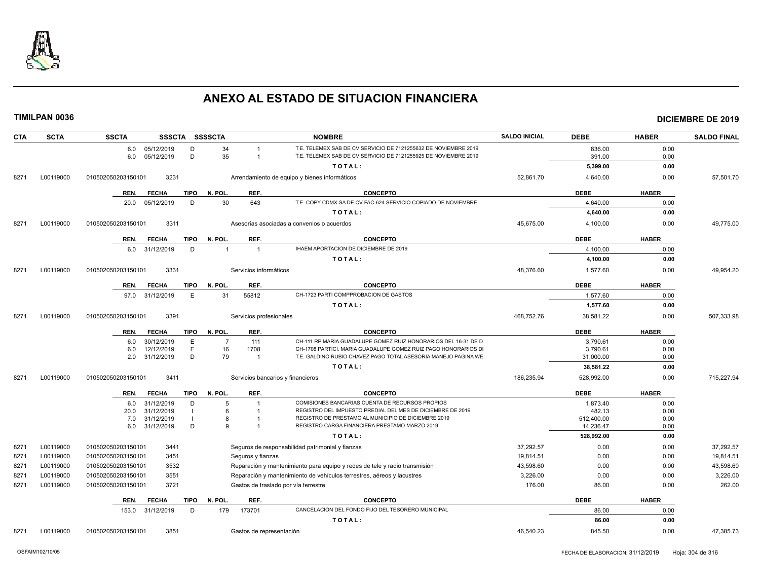# ANEXO AL ESTADO DE SITUACION FINANCIERA

**TIMILPAN 0036** **DICIEMBRE DE 2019**

| CTA | SCTA | SSCTA | SSSCTA | SSSSCTA | | NOMBRE | SALDO INICIAL | DEBE | HABER | SALDO FINAL |
|---|---|---|---|---|---|---|---|---|---|---|
| | | 6.0 05/12/2019 | D | 34 | 1 | T.E. TELEMEX SAB DE CV SERVICIO DE 7121255632 DE NOVIEMBRE 2019 | | 836.00 | 0.00 | |
| | | 6.0 05/12/2019 | D | 35 | 1 | T.E. TELEMEX SAB DE CV SERVICIO DE 7121255925 DE NOVIEMBRE 2019 | | 391.00 | 0.00 | |
| | | | | | | TOTAL: | | 5,399.00 | 0.00 | |
| 8271 | L00119000 | 010502050203150101 | 3231 | | | Arrendamiento de equipo y bienes informáticos | 52,861.70 | 4,640.00 | 0.00 | 57,501.70 |
| | | REN. FECHA | TIPO | N. POL. | REF. | CONCEPTO | | DEBE | HABER | |
| | | 20.0 05/12/2019 | D | 30 | 643 | T.E. COPY CDMX SA DE CV FAC-624 SERVICIO COPIADO DE NOVIEMBRE | | 4,640.00 | 0.00 | |
| | | | | | | TOTAL: | | 4,640.00 | 0.00 | |
| 8271 | L00119000 | 010502050203150101 | 3311 | | | Asesorías asociadas a convenios o acuerdos | 45,675.00 | 4,100.00 | 0.00 | 49,775.00 |
| | | REN. FECHA | TIPO | N. POL. | REF. | CONCEPTO | | DEBE | HABER | |
| | | 6.0 31/12/2019 | D | 1 | 1 | IHAEM APORTACION DE DICIEMBRE DE 2019 | | 4,100.00 | 0.00 | |
| | | | | | | TOTAL: | | 4,100.00 | 0.00 | |
| 8271 | L00119000 | 010502050203150101 | 3331 | | | Servicios informáticos | 48,376.60 | 1,577.60 | 0.00 | 49,954.20 |
| | | REN. FECHA | TIPO | N. POL. | REF. | CONCEPTO | | DEBE | HABER | |
| | | 97.0 31/12/2019 | E | 31 | 55812 | CH-1723 PARTI COMPPROBACION DE GASTOS | | 1,577.60 | 0.00 | |
| | | | | | | TOTAL: | | 1,577.60 | 0.00 | |
| 8271 | L00119000 | 010502050203150101 | 3391 | | | Servicios profesionales | 468,752.76 | 38,581.22 | 0.00 | 507,333.98 |
| | | REN. FECHA | TIPO | N. POL. | REF. | CONCEPTO | | DEBE | HABER | |
| | | 6.0 30/12/2019 | E | 7 | 111 | CH-111 RP MARIA GUADALUPE GOMEZ RUIZ HONORARIOS DEL 16-31 DE D | | 3,790.61 | 0.00 | |
| | | 6.0 12/12/2019 | E | 16 | 1708 | CH-1708 PARTICI. MARIA GUADALUPE GOMEZ RUIZ PAGO HONORARIOS DI | | 3,790.61 | 0.00 | |
| | | 2.0 31/12/2019 | D | 79 | 1 | T.E. GALDINO RUBIO CHAVEZ PAGO TOTAL ASESORIA MANEJO PAGINA WE | | 31,000.00 | 0.00 | |
| | | | | | | TOTAL: | | 38,581.22 | 0.00 | |
| 8271 | L00119000 | 010502050203150101 | 3411 | | | Servicios bancarios y financieros | 186,235.94 | 528,992.00 | 0.00 | 715,227.94 |
| | | REN. FECHA | TIPO | N. POL. | REF. | CONCEPTO | | DEBE | HABER | |
| | | 6.0 31/12/2019 | D | 5 | 1 | COMISIONES BANCARIAS CUENTA DE RECURSOS PROPIOS | | 1,873.40 | 0.00 | |
| | | 20.0 31/12/2019 | I | 6 | 1 | REGISTRO DEL IMPUESTO PREDIAL DEL MES DE DICIEMBRE DE 2019 | | 482.13 | 0.00 | |
| | | 7.0 31/12/2019 | I | 8 | 1 | REGISTRO DE PRESTAMO AL MUNICIPIO DE DICIEMBRE 2019 | | 512,400.00 | 0.00 | |
| | | 6.0 31/12/2019 | D | 9 | 1 | REGISTRO CARGA FINANCIERA PRESTAMO MARZO 2019 | | 14,236.47 | 0.00 | |
| | | | | | | TOTAL: | | 528,992.00 | 0.00 | |
| 8271 | L00119000 | 010502050203150101 | 3441 | | | Seguros de responsabilidad patrimonial y fianzas | 37,292.57 | 0.00 | 0.00 | 37,292.57 |
| 8271 | L00119000 | 010502050203150101 | 3451 | | | Seguros y fianzas | 19,814.51 | 0.00 | 0.00 | 19,814.51 |
| 8271 | L00119000 | 010502050203150101 | 3532 | | | Reparación y mantenimiento para equipo y redes de tele y radio transmisión | 43,598.60 | 0.00 | 0.00 | 43,598.60 |
| 8271 | L00119000 | 010502050203150101 | 3551 | | | Reparación y mantenimiento de vehículos terrestres, aéreos y lacustres | 3,226.00 | 0.00 | 0.00 | 3,226.00 |
| 8271 | L00119000 | 010502050203150101 | 3721 | | | Gastos de traslado por vía terrestre | 176.00 | 86.00 | 0.00 | 262.00 |
| | | REN. FECHA | TIPO | N. POL. | REF. | CONCEPTO | | DEBE | HABER | |
| | | 153.0 31/12/2019 | D | 179 | 173701 | CANCELACION DEL FONDO FIJO DEL TESORERO MUNICIPAL | | 86.00 | 0.00 | |
| | | | | | | TOTAL: | | 86.00 | 0.00 | |
| 8271 | L00119000 | 010502050203150101 | 3851 | | | Gastos de representación | 46,540.23 | 845.50 | 0.00 | 47,385.73 |

OSFAIM102/10/05 FECHA DE ELABORACION: 31/12/2019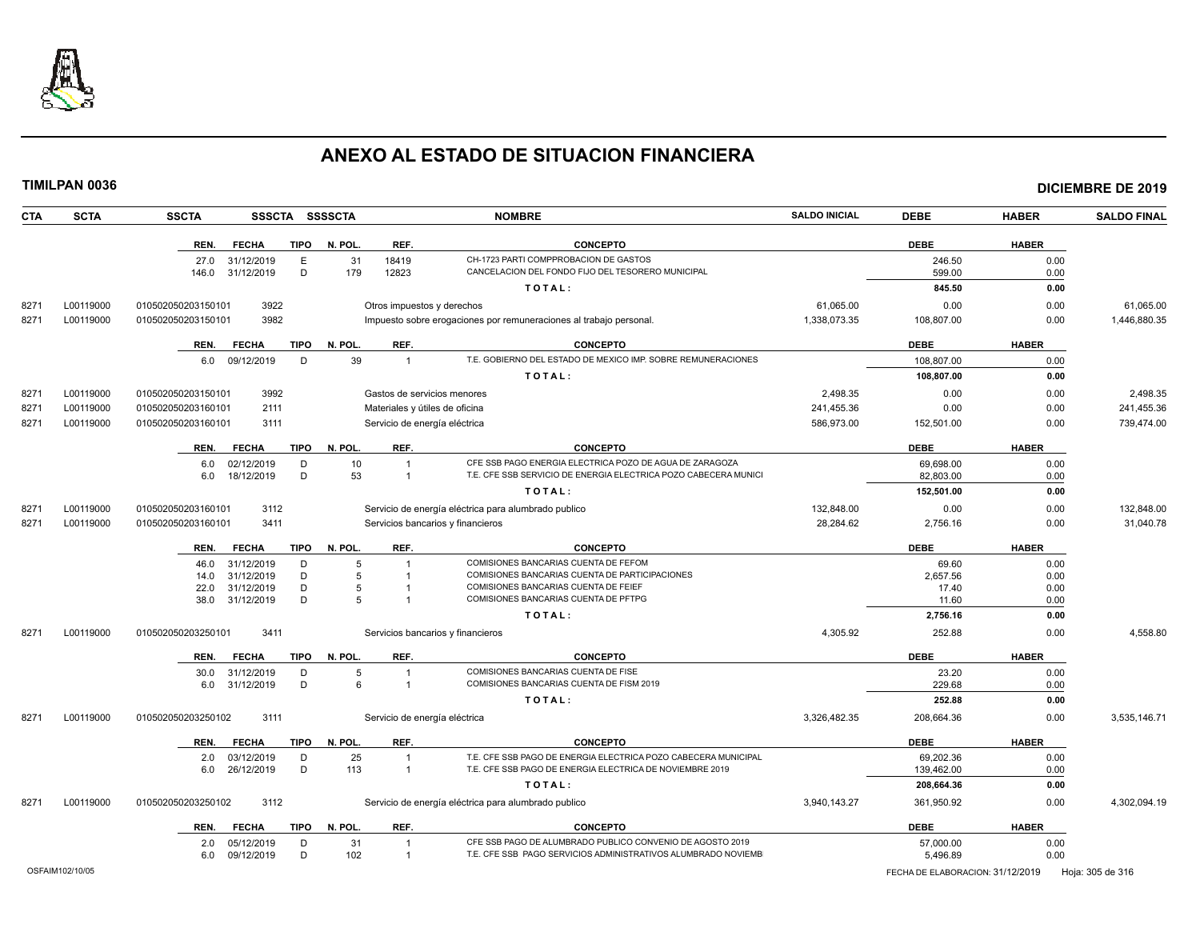# ANEXO AL ESTADO DE SITUACION FINANCIERA

**TIMILPAN 0036** — **DICIEMBRE DE 2019**

| CTA | SCTA | SSCTA | SSSCTA | SSSSCTA | NOMBRE | SALDO INICIAL | DEBE | HABER | SALDO FINAL |
|---|---|---|---|---|---|---|---|---|---|

| REN. | FECHA | TIPO | N. POL. | REF. | CONCEPTO | DEBE | HABER |
|---|---|---|---|---|---|---|---|
| 27.0 | 31/12/2019 | E | 31 | 18419 | CH-1723 PARTI COMPPROBACION DE GASTOS | 246.50 | 0.00 |
| 146.0 | 31/12/2019 | D | 179 | 12823 | CANCELACION DEL FONDO FIJO DEL TESORERO MUNICIPAL | 599.00 | 0.00 |
| | | | | | **T O T A L :** | **845.50** | **0.00** |

| CTA | SCTA | SSCTA | SSSCTA | NOMBRE | SALDO INICIAL | DEBE | HABER | SALDO FINAL |
|---|---|---|---|---|---|---|---|---|
| 8271 | L00119000 | 010502050203150101 | 3922 | Otros impuestos y derechos | 61,065.00 | 0.00 | 0.00 | 61,065.00 |
| 8271 | L00119000 | 010502050203150101 | 3982 | Impuesto sobre erogaciones por remuneraciones al trabajo personal. | 1,338,073.35 | 108,807.00 | 0.00 | 1,446,880.35 |

| REN. | FECHA | TIPO | N. POL. | REF. | CONCEPTO | DEBE | HABER |
|---|---|---|---|---|---|---|---|
| 6.0 | 09/12/2019 | D | 39 | 1 | T.E. GOBIERNO DEL ESTADO DE MEXICO IMP. SOBRE REMUNERACIONES | 108,807.00 | 0.00 |
| | | | | | **T O T A L :** | **108,807.00** | **0.00** |

| CTA | SCTA | SSCTA | SSSCTA | NOMBRE | SALDO INICIAL | DEBE | HABER | SALDO FINAL |
|---|---|---|---|---|---|---|---|---|
| 8271 | L00119000 | 010502050203150101 | 3992 | Gastos de servicios menores | 2,498.35 | 0.00 | 0.00 | 2,498.35 |
| 8271 | L00119000 | 010502050203160101 | 2111 | Materiales y útiles de oficina | 241,455.36 | 0.00 | 0.00 | 241,455.36 |
| 8271 | L00119000 | 010502050203160101 | 3111 | Servicio de energía eléctrica | 586,973.00 | 152,501.00 | 0.00 | 739,474.00 |

| REN. | FECHA | TIPO | N. POL. | REF. | CONCEPTO | DEBE | HABER |
|---|---|---|---|---|---|---|---|
| 6.0 | 02/12/2019 | D | 10 | 1 | CFE SSB PAGO ENERGIA ELECTRICA POZO DE AGUA DE ZARAGOZA | 69,698.00 | 0.00 |
| 6.0 | 18/12/2019 | D | 53 | 1 | T.E. CFE SSB SERVICIO DE ENERGIA ELECTRICA POZO CABECERA MUNICI | 82,803.00 | 0.00 |
| | | | | | **T O T A L :** | **152,501.00** | **0.00** |

| CTA | SCTA | SSCTA | SSSCTA | NOMBRE | SALDO INICIAL | DEBE | HABER | SALDO FINAL |
|---|---|---|---|---|---|---|---|---|
| 8271 | L00119000 | 010502050203160101 | 3112 | Servicio de energía eléctrica para alumbrado publico | 132,848.00 | 0.00 | 0.00 | 132,848.00 |
| 8271 | L00119000 | 010502050203160101 | 3411 | Servicios bancarios y financieros | 28,284.62 | 2,756.16 | 0.00 | 31,040.78 |

| REN. | FECHA | TIPO | N. POL. | REF. | CONCEPTO | DEBE | HABER |
|---|---|---|---|---|---|---|---|
| 46.0 | 31/12/2019 | D | 5 | 1 | COMISIONES BANCARIAS CUENTA DE FEFOM | 69.60 | 0.00 |
| 14.0 | 31/12/2019 | D | 5 | 1 | COMISIONES BANCARIAS CUENTA DE PARTICIPACIONES | 2,657.56 | 0.00 |
| 22.0 | 31/12/2019 | D | 5 | 1 | COMISIONES BANCARIAS CUENTA DE FEIEF | 17.40 | 0.00 |
| 38.0 | 31/12/2019 | D | 5 | 1 | COMISIONES BANCARIAS CUENTA DE PFTPG | 11.60 | 0.00 |
| | | | | | **T O T A L :** | **2,756.16** | **0.00** |

| CTA | SCTA | SSCTA | SSSCTA | NOMBRE | SALDO INICIAL | DEBE | HABER | SALDO FINAL |
|---|---|---|---|---|---|---|---|---|
| 8271 | L00119000 | 010502050203250101 | 3411 | Servicios bancarios y financieros | 4,305.92 | 252.88 | 0.00 | 4,558.80 |

| REN. | FECHA | TIPO | N. POL. | REF. | CONCEPTO | DEBE | HABER |
|---|---|---|---|---|---|---|---|
| 30.0 | 31/12/2019 | D | 5 | 1 | COMISIONES BANCARIAS CUENTA DE FISE | 23.20 | 0.00 |
| 6.0 | 31/12/2019 | D | 6 | 1 | COMISIONES BANCARIAS CUENTA DE FISM 2019 | 229.68 | 0.00 |
| | | | | | **T O T A L :** | **252.88** | **0.00** |

| CTA | SCTA | SSCTA | SSSCTA | NOMBRE | SALDO INICIAL | DEBE | HABER | SALDO FINAL |
|---|---|---|---|---|---|---|---|---|
| 8271 | L00119000 | 010502050203250102 | 3111 | Servicio de energía eléctrica | 3,326,482.35 | 208,664.36 | 0.00 | 3,535,146.71 |

| REN. | FECHA | TIPO | N. POL. | REF. | CONCEPTO | DEBE | HABER |
|---|---|---|---|---|---|---|---|
| 2.0 | 03/12/2019 | D | 25 | 1 | T.E. CFE SSB PAGO DE ENERGIA ELECTRICA POZO CABECERA MUNICIPAL | 69,202.36 | 0.00 |
| 6.0 | 26/12/2019 | D | 113 | 1 | T.E. CFE SSB PAGO DE ENERGIA ELECTRICA DE NOVIEMBRE 2019 | 139,462.00 | 0.00 |
| | | | | | **T O T A L :** | **208,664.36** | **0.00** |

| CTA | SCTA | SSCTA | SSSCTA | NOMBRE | SALDO INICIAL | DEBE | HABER | SALDO FINAL |
|---|---|---|---|---|---|---|---|---|
| 8271 | L00119000 | 010502050203250102 | 3112 | Servicio de energía eléctrica para alumbrado publico | 3,940,143.27 | 361,950.92 | 0.00 | 4,302,094.19 |

| REN. | FECHA | TIPO | N. POL. | REF. | CONCEPTO | DEBE | HABER |
|---|---|---|---|---|---|---|---|
| 2.0 | 05/12/2019 | D | 31 | 1 | CFE SSB PAGO DE ALUMBRADO PUBLICO CONVENIO DE AGOSTO 2019 | 57,000.00 | 0.00 |
| 6.0 | 09/12/2019 | D | 102 | 1 | T.E. CFE SSB PAGO SERVICIOS ADMINISTRATIVOS ALUMBRADO NOVIEMB | 5,496.89 | 0.00 |

OSFAIM102/10/05 — FECHA DE ELABORACION: 31/12/2019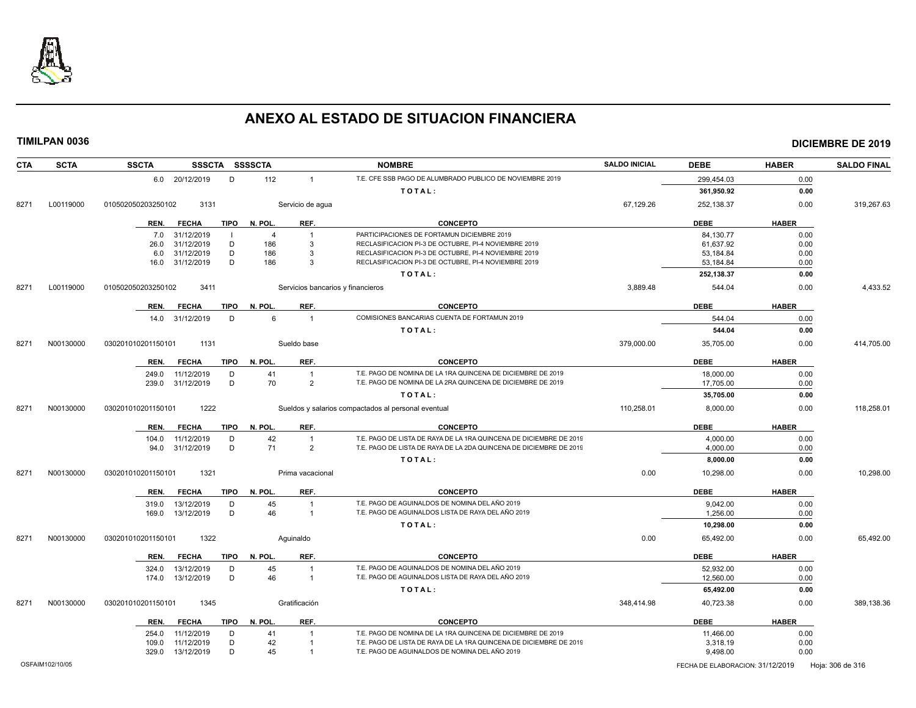# ANEXO AL ESTADO DE SITUACION FINANCIERA

**TIMILPAN 0036** **DICIEMBRE DE 2019**

| CTA | SCTA | SSCTA | SSSCTA | SSSSCTA | | NOMBRE | SALDO INICIAL | DEBE | HABER | SALDO FINAL |
|---|---|---|---|---|---|---|---|---|---|---|
| | | 6.0 20/12/2019 | D | 112 | 1 | T.E. CFE SSB PAGO DE ALUMBRADO PUBLICO DE NOVIEMBRE 2019 | | 299,454.03 | 0.00 | |
| | | | | | | TOTAL: | | 361,950.92 | 0.00 | |
| 8271 | L00119000 | 010502050203250102 | 3131 | | Servicio de agua | | 67,129.26 | 252,138.37 | 0.00 | 319,267.63 |
| | | REN. FECHA | TIPO | N. POL. | REF. | CONCEPTO | | DEBE | HABER | |
| | | 7.0 31/12/2019 | I | 4 | 1 | PARTICIPACIONES DE FORTAMUN DICIEMBRE 2019 | | 84,130.77 | 0.00 | |
| | | 26.0 31/12/2019 | D | 186 | 3 | RECLASIFICACION PI-3 DE OCTUBRE, PI-4 NOVIEMBRE 2019 | | 61,637.92 | 0.00 | |
| | | 6.0 31/12/2019 | D | 186 | 3 | RECLASIFICACION PI-3 DE OCTUBRE, PI-4 NOVIEMBRE 2019 | | 53,184.84 | 0.00 | |
| | | 16.0 31/12/2019 | D | 186 | 3 | RECLASIFICACION PI-3 DE OCTUBRE, PI-4 NOVIEMBRE 2019 | | 53,184.84 | 0.00 | |
| | | | | | | TOTAL: | | 252,138.37 | 0.00 | |
| 8271 | L00119000 | 010502050203250102 | 3411 | | Servicios bancarios y financieros | | 3,889.48 | 544.04 | 0.00 | 4,433.52 |
| | | REN. FECHA | TIPO | N. POL. | REF. | CONCEPTO | | DEBE | HABER | |
| | | 14.0 31/12/2019 | D | 6 | 1 | COMISIONES BANCARIAS CUENTA DE FORTAMUN 2019 | | 544.04 | 0.00 | |
| | | | | | | TOTAL: | | 544.04 | 0.00 | |
| 8271 | N00130000 | 030201010201150101 | 1131 | | Sueldo base | | 379,000.00 | 35,705.00 | 0.00 | 414,705.00 |
| | | REN. FECHA | TIPO | N. POL. | REF. | CONCEPTO | | DEBE | HABER | |
| | | 249.0 11/12/2019 | D | 41 | 1 | T.E. PAGO DE NOMINA DE LA 1RA QUINCENA DE DICIEMBRE DE 2019 | | 18,000.00 | 0.00 | |
| | | 239.0 31/12/2019 | D | 70 | 2 | T.E. PAGO DE NOMINA DE LA 2RA QUINCENA DE DICIEMBRE DE 2019 | | 17,705.00 | 0.00 | |
| | | | | | | TOTAL: | | 35,705.00 | 0.00 | |
| 8271 | N00130000 | 030201010201150101 | 1222 | | Sueldos y salarios compactados al personal eventual | | 110,258.01 | 8,000.00 | 0.00 | 118,258.01 |
| | | REN. FECHA | TIPO | N. POL. | REF. | CONCEPTO | | DEBE | HABER | |
| | | 104.0 11/12/2019 | D | 42 | 1 | T.E. PAGO DE LISTA DE RAYA DE LA 1RA QUINCENA DE DICIEMBRE DE 2019 | | 4,000.00 | 0.00 | |
| | | 94.0 31/12/2019 | D | 71 | 2 | T.E. PAGO DE LISTA DE RAYA DE LA 2DA QUINCENA DE DICIEMBRE DE 2019 | | 4,000.00 | 0.00 | |
| | | | | | | TOTAL: | | 8,000.00 | 0.00 | |
| 8271 | N00130000 | 030201010201150101 | 1321 | | Prima vacacional | | 0.00 | 10,298.00 | 0.00 | 10,298.00 |
| | | REN. FECHA | TIPO | N. POL. | REF. | CONCEPTO | | DEBE | HABER | |
| | | 319.0 13/12/2019 | D | 45 | 1 | T.E. PAGO DE AGUINALDOS DE NOMINA DEL AÑO 2019 | | 9,042.00 | 0.00 | |
| | | 169.0 13/12/2019 | D | 46 | 1 | T.E. PAGO DE AGUINALDOS LISTA DE RAYA DEL AÑO 2019 | | 1,256.00 | 0.00 | |
| | | | | | | TOTAL: | | 10,298.00 | 0.00 | |
| 8271 | N00130000 | 030201010201150101 | 1322 | | Aguinaldo | | 0.00 | 65,492.00 | 0.00 | 65,492.00 |
| | | REN. FECHA | TIPO | N. POL. | REF. | CONCEPTO | | DEBE | HABER | |
| | | 324.0 13/12/2019 | D | 45 | 1 | T.E. PAGO DE AGUINALDOS DE NOMINA DEL AÑO 2019 | | 52,932.00 | 0.00 | |
| | | 174.0 13/12/2019 | D | 46 | 1 | T.E. PAGO DE AGUINALDOS LISTA DE RAYA DEL AÑO 2019 | | 12,560.00 | 0.00 | |
| | | | | | | TOTAL: | | 65,492.00 | 0.00 | |
| 8271 | N00130000 | 030201010201150101 | 1345 | | Gratificación | | 348,414.98 | 40,723.38 | 0.00 | 389,138.36 |
| | | REN. FECHA | TIPO | N. POL. | REF. | CONCEPTO | | DEBE | HABER | |
| | | 254.0 11/12/2019 | D | 41 | 1 | T.E. PAGO DE NOMINA DE LA 1RA QUINCENA DE DICIEMBRE DE 2019 | | 11,466.00 | 0.00 | |
| | | 109.0 11/12/2019 | D | 42 | 1 | T.E. PAGO DE LISTA DE RAYA DE LA 1RA QUINCENA DE DICIEMBRE DE 2019 | | 3,318.19 | 0.00 | |
| | | 329.0 13/12/2019 | D | 45 | 1 | T.E. PAGO DE AGUINALDOS DE NOMINA DEL AÑO 2019 | | 9,498.00 | 0.00 | |

OSFAIM102/10/05 FECHA DE ELABORACION: 31/12/2019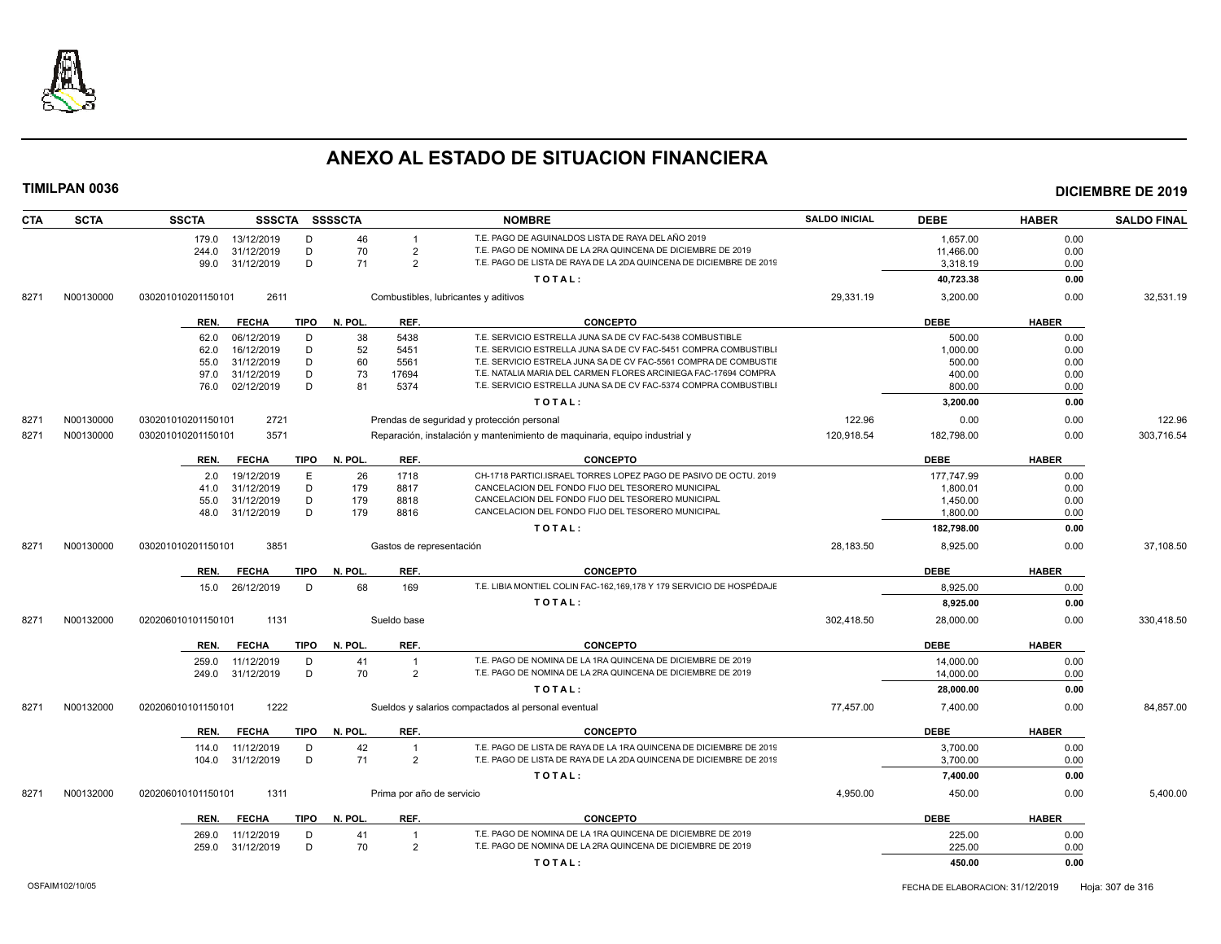# ANEXO AL ESTADO DE SITUACION FINANCIERA

**TIMILPAN 0036** — **DICIEMBRE DE 2019**

| CTA | SCTA | SSCTA | SSSCTA | SSSSCTA | NOMBRE | SALDO INICIAL | DEBE | HABER | SALDO FINAL |
|---|---|---|---|---|---|---|---|---|---|

| REN. | FECHA | TIPO | N. POL. | REF. | CONCEPTO | DEBE | HABER |
|---|---|---|---|---|---|---|---|
| 179.0 | 13/12/2019 | D | 46 | 1 | T.E. PAGO DE AGUINALDOS LISTA DE RAYA DEL AÑO 2019 | 1,657.00 | 0.00 |
| 244.0 | 31/12/2019 | D | 70 | 2 | T.E. PAGO DE NOMINA DE LA 2RA QUINCENA DE DICIEMBRE DE 2019 | 11,466.00 | 0.00 |
| 99.0 | 31/12/2019 | D | 71 | 2 | T.E. PAGO DE LISTA DE RAYA DE LA 2DA QUINCENA DE DICIEMBRE DE 2019 | 3,318.19 | 0.00 |
| | | | | | TOTAL: | 40,723.38 | 0.00 |

| CTA | SCTA | SSCTA | SSSCTA | NOMBRE | SALDO INICIAL | DEBE | HABER | SALDO FINAL |
|---|---|---|---|---|---|---|---|---|
| 8271 | N00130000 | 030201010201150101 | 2611 | Combustibles, lubricantes y aditivos | 29,331.19 | 3,200.00 | 0.00 | 32,531.19 |

| REN. | FECHA | TIPO | N. POL. | REF. | CONCEPTO | DEBE | HABER |
|---|---|---|---|---|---|---|---|
| 62.0 | 06/12/2019 | D | 38 | 5438 | T.E. SERVICIO ESTRELLA JUNA SA DE CV FAC-5438 COMBUSTIBLE | 500.00 | 0.00 |
| 62.0 | 16/12/2019 | D | 52 | 5451 | T.E. SERVICIO ESTRELLA JUNA SA DE CV FAC-5451 COMPRA COMBUSTIBLI | 1,000.00 | 0.00 |
| 55.0 | 31/12/2019 | D | 60 | 5561 | T.E. SERVICIO ESTRELA JUNA SA DE CV FAC-5561 COMPRA DE COMBUSTIE | 500.00 | 0.00 |
| 97.0 | 31/12/2019 | D | 73 | 17694 | T.E. NATALIA MARIA DEL CARMEN FLORES ARCINIEGA FAC-17694 COMPRA | 400.00 | 0.00 |
| 76.0 | 02/12/2019 | D | 81 | 5374 | T.E. SERVICIO ESTRELLA JUNA SA DE CV FAC-5374 COMPRA COMBUSTIBLI | 800.00 | 0.00 |
| | | | | | TOTAL: | 3,200.00 | 0.00 |

| CTA | SCTA | SSCTA | SSSCTA | NOMBRE | SALDO INICIAL | DEBE | HABER | SALDO FINAL |
|---|---|---|---|---|---|---|---|---|
| 8271 | N00130000 | 030201010201150101 | 2721 | Prendas de seguridad y protección personal | 122.96 | 0.00 | 0.00 | 122.96 |
| 8271 | N00130000 | 030201010201150101 | 3571 | Reparación, instalación y mantenimiento de maquinaria, equipo industrial y | 120,918.54 | 182,798.00 | 0.00 | 303,716.54 |

| REN. | FECHA | TIPO | N. POL. | REF. | CONCEPTO | DEBE | HABER |
|---|---|---|---|---|---|---|---|
| 2.0 | 19/12/2019 | E | 26 | 1718 | CH-1718 PARTICI.ISRAEL TORRES LOPEZ PAGO DE PASIVO DE OCTU. 2019 | 177,747.99 | 0.00 |
| 41.0 | 31/12/2019 | D | 179 | 8817 | CANCELACION DEL FONDO FIJO DEL TESORERO MUNICIPAL | 1,800.01 | 0.00 |
| 55.0 | 31/12/2019 | D | 179 | 8818 | CANCELACION DEL FONDO FIJO DEL TESORERO MUNICIPAL | 1,450.00 | 0.00 |
| 48.0 | 31/12/2019 | D | 179 | 8816 | CANCELACION DEL FONDO FIJO DEL TESORERO MUNICIPAL | 1,800.00 | 0.00 |
| | | | | | TOTAL: | 182,798.00 | 0.00 |

| CTA | SCTA | SSCTA | SSSCTA | NOMBRE | SALDO INICIAL | DEBE | HABER | SALDO FINAL |
|---|---|---|---|---|---|---|---|---|
| 8271 | N00130000 | 030201010201150101 | 3851 | Gastos de representación | 28,183.50 | 8,925.00 | 0.00 | 37,108.50 |

| REN. | FECHA | TIPO | N. POL. | REF. | CONCEPTO | DEBE | HABER |
|---|---|---|---|---|---|---|---|
| 15.0 | 26/12/2019 | D | 68 | 169 | T.E. LIBIA MONTIEL COLIN FAC-162,169,178 Y 179 SERVICIO DE HOSPEDAJE | 8,925.00 | 0.00 |
| | | | | | TOTAL: | 8,925.00 | 0.00 |

| CTA | SCTA | SSCTA | SSSCTA | NOMBRE | SALDO INICIAL | DEBE | HABER | SALDO FINAL |
|---|---|---|---|---|---|---|---|---|
| 8271 | N00132000 | 020206010101150101 | 1131 | Sueldo base | 302,418.50 | 28,000.00 | 0.00 | 330,418.50 |

| REN. | FECHA | TIPO | N. POL. | REF. | CONCEPTO | DEBE | HABER |
|---|---|---|---|---|---|---|---|
| 259.0 | 11/12/2019 | D | 41 | 1 | T.E. PAGO DE NOMINA DE LA 1RA QUINCENA DE DICIEMBRE DE 2019 | 14,000.00 | 0.00 |
| 249.0 | 31/12/2019 | D | 70 | 2 | T.E. PAGO DE NOMINA DE LA 2RA QUINCENA DE DICIEMBRE DE 2019 | 14,000.00 | 0.00 |
| | | | | | TOTAL: | 28,000.00 | 0.00 |

| CTA | SCTA | SSCTA | SSSCTA | NOMBRE | SALDO INICIAL | DEBE | HABER | SALDO FINAL |
|---|---|---|---|---|---|---|---|---|
| 8271 | N00132000 | 020206010101150101 | 1222 | Sueldos y salarios compactados al personal eventual | 77,457.00 | 7,400.00 | 0.00 | 84,857.00 |

| REN. | FECHA | TIPO | N. POL. | REF. | CONCEPTO | DEBE | HABER |
|---|---|---|---|---|---|---|---|
| 114.0 | 11/12/2019 | D | 42 | 1 | T.E. PAGO DE LISTA DE RAYA DE LA 1RA QUINCENA DE DICIEMBRE DE 2019 | 3,700.00 | 0.00 |
| 104.0 | 31/12/2019 | D | 71 | 2 | T.E. PAGO DE LISTA DE RAYA DE LA 2DA QUINCENA DE DICIEMBRE DE 2019 | 3,700.00 | 0.00 |
| | | | | | TOTAL: | 7,400.00 | 0.00 |

| CTA | SCTA | SSCTA | SSSCTA | NOMBRE | SALDO INICIAL | DEBE | HABER | SALDO FINAL |
|---|---|---|---|---|---|---|---|---|
| 8271 | N00132000 | 020206010101150101 | 1311 | Prima por año de servicio | 4,950.00 | 450.00 | 0.00 | 5,400.00 |

| REN. | FECHA | TIPO | N. POL. | REF. | CONCEPTO | DEBE | HABER |
|---|---|---|---|---|---|---|---|
| 269.0 | 11/12/2019 | D | 41 | 1 | T.E. PAGO DE NOMINA DE LA 1RA QUINCENA DE DICIEMBRE DE 2019 | 225.00 | 0.00 |
| 259.0 | 31/12/2019 | D | 70 | 2 | T.E. PAGO DE NOMINA DE LA 2RA QUINCENA DE DICIEMBRE DE 2019 | 225.00 | 0.00 |
| | | | | | TOTAL: | 450.00 | 0.00 |

OSFAIM102/10/05 — FECHA DE ELABORACION: 31/12/2019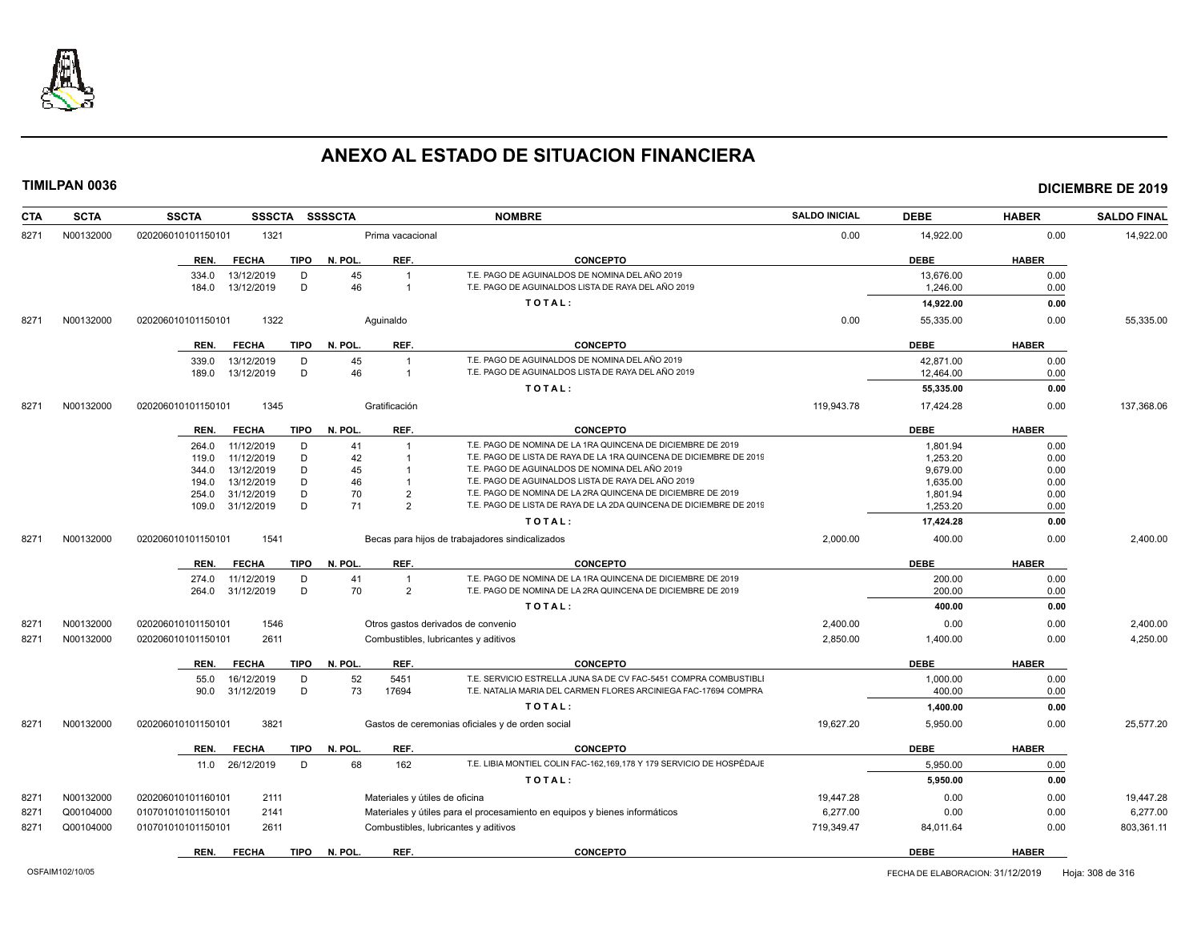# ANEXO AL ESTADO DE SITUACION FINANCIERA

**TIMILPAN 0036** **DICIEMBRE DE 2019**

| CTA | SCTA | SSCTA | SSSCTA | SSSSCTA | NOMBRE | SALDO INICIAL | DEBE | HABER | SALDO FINAL |
|---|---|---|---|---|---|---|---|---|---|
| 8271 | N00132000 | 020206010101150101 | 1321 | | Prima vacacional | 0.00 | 14,922.00 | 0.00 | 14,922.00 |

| REN. | FECHA | TIPO | N. POL. | REF. | CONCEPTO | DEBE | HABER |
|---|---|---|---|---|---|---|---|
| 334.0 | 13/12/2019 | D | 45 | 1 | T.E. PAGO DE AGUINALDOS DE NOMINA DEL AÑO 2019 | 13,676.00 | 0.00 |
| 184.0 | 13/12/2019 | D | 46 | 1 | T.E. PAGO DE AGUINALDOS LISTA DE RAYA DEL AÑO 2019 | 1,246.00 | 0.00 |
| | | | | | TOTAL: | 14,922.00 | 0.00 |

| CTA | SCTA | SSCTA | SSSCTA | SSSSCTA | NOMBRE | SALDO INICIAL | DEBE | HABER | SALDO FINAL |
|---|---|---|---|---|---|---|---|---|---|
| 8271 | N00132000 | 020206010101150101 | 1322 | | Aguinaldo | 0.00 | 55,335.00 | 0.00 | 55,335.00 |

| REN. | FECHA | TIPO | N. POL. | REF. | CONCEPTO | DEBE | HABER |
|---|---|---|---|---|---|---|---|
| 339.0 | 13/12/2019 | D | 45 | 1 | T.E. PAGO DE AGUINALDOS DE NOMINA DEL AÑO 2019 | 42,871.00 | 0.00 |
| 189.0 | 13/12/2019 | D | 46 | 1 | T.E. PAGO DE AGUINALDOS LISTA DE RAYA DEL AÑO 2019 | 12,464.00 | 0.00 |
| | | | | | TOTAL: | 55,335.00 | 0.00 |

| CTA | SCTA | SSCTA | SSSCTA | SSSSCTA | NOMBRE | SALDO INICIAL | DEBE | HABER | SALDO FINAL |
|---|---|---|---|---|---|---|---|---|---|
| 8271 | N00132000 | 020206010101150101 | 1345 | | Gratificación | 119,943.78 | 17,424.28 | 0.00 | 137,368.06 |

| REN. | FECHA | TIPO | N. POL. | REF. | CONCEPTO | DEBE | HABER |
|---|---|---|---|---|---|---|---|
| 264.0 | 11/12/2019 | D | 41 | 1 | T.E. PAGO DE NOMINA DE LA 1RA QUINCENA DE DICIEMBRE DE 2019 | 1,801.94 | 0.00 |
| 119.0 | 11/12/2019 | D | 42 | 1 | T.E. PAGO DE LISTA DE RAYA DE LA 1RA QUINCENA DE DICIEMBRE DE 2019 | 1,253.20 | 0.00 |
| 344.0 | 13/12/2019 | D | 45 | 1 | T.E. PAGO DE AGUINALDOS DE NOMINA DEL AÑO 2019 | 9,679.00 | 0.00 |
| 194.0 | 13/12/2019 | D | 46 | 1 | T.E. PAGO DE AGUINALDOS LISTA DE RAYA DEL AÑO 2019 | 1,635.00 | 0.00 |
| 254.0 | 31/12/2019 | D | 70 | 2 | T.E. PAGO DE NOMINA DE LA 2RA QUINCENA DE DICIEMBRE DE 2019 | 1,801.94 | 0.00 |
| 109.0 | 31/12/2019 | D | 71 | 2 | T.E. PAGO DE LISTA DE RAYA DE LA 2DA QUINCENA DE DICIEMBRE DE 2019 | 1,253.20 | 0.00 |
| | | | | | TOTAL: | 17,424.28 | 0.00 |

| CTA | SCTA | SSCTA | SSSCTA | SSSSCTA | NOMBRE | SALDO INICIAL | DEBE | HABER | SALDO FINAL |
|---|---|---|---|---|---|---|---|---|---|
| 8271 | N00132000 | 020206010101150101 | 1541 | | Becas para hijos de trabajadores sindicalizados | 2,000.00 | 400.00 | 0.00 | 2,400.00 |

| REN. | FECHA | TIPO | N. POL. | REF. | CONCEPTO | DEBE | HABER |
|---|---|---|---|---|---|---|---|
| 274.0 | 11/12/2019 | D | 41 | 1 | T.E. PAGO DE NOMINA DE LA 1RA QUINCENA DE DICIEMBRE DE 2019 | 200.00 | 0.00 |
| 264.0 | 31/12/2019 | D | 70 | 2 | T.E. PAGO DE NOMINA DE LA 2RA QUINCENA DE DICIEMBRE DE 2019 | 200.00 | 0.00 |
| | | | | | TOTAL: | 400.00 | 0.00 |

| CTA | SCTA | SSCTA | SSSCTA | SSSSCTA | NOMBRE | SALDO INICIAL | DEBE | HABER | SALDO FINAL |
|---|---|---|---|---|---|---|---|---|---|
| 8271 | N00132000 | 020206010101150101 | 1546 | | Otros gastos derivados de convenio | 2,400.00 | 0.00 | 0.00 | 2,400.00 |
| 8271 | N00132000 | 020206010101150101 | 2611 | | Combustibles, lubricantes y aditivos | 2,850.00 | 1,400.00 | 0.00 | 4,250.00 |

| REN. | FECHA | TIPO | N. POL. | REF. | CONCEPTO | DEBE | HABER |
|---|---|---|---|---|---|---|---|
| 55.0 | 16/12/2019 | D | 52 | 5451 | T.E. SERVICIO ESTRELLA JUNA SA DE CV FAC-5451 COMPRA COMBUSTIBLI | 1,000.00 | 0.00 |
| 90.0 | 31/12/2019 | D | 73 | 17694 | T.E. NATALIA MARIA DEL CARMEN FLORES ARCINIEGA FAC-17694 COMPRA | 400.00 | 0.00 |
| | | | | | TOTAL: | 1,400.00 | 0.00 |

| CTA | SCTA | SSCTA | SSSCTA | SSSSCTA | NOMBRE | SALDO INICIAL | DEBE | HABER | SALDO FINAL |
|---|---|---|---|---|---|---|---|---|---|
| 8271 | N00132000 | 020206010101150101 | 3821 | | Gastos de ceremonias oficiales y de orden social | 19,627.20 | 5,950.00 | 0.00 | 25,577.20 |

| REN. | FECHA | TIPO | N. POL. | REF. | CONCEPTO | DEBE | HABER |
|---|---|---|---|---|---|---|---|
| 11.0 | 26/12/2019 | D | 68 | 162 | T.E. LIBIA MONTIEL COLIN FAC-162,169,178 Y 179 SERVICIO DE HOSPÉDAJE | 5,950.00 | 0.00 |
| | | | | | TOTAL: | 5,950.00 | 0.00 |

| CTA | SCTA | SSCTA | SSSCTA | SSSSCTA | NOMBRE | SALDO INICIAL | DEBE | HABER | SALDO FINAL |
|---|---|---|---|---|---|---|---|---|---|
| 8271 | N00132000 | 020206010101160101 | 2111 | | Materiales y útiles de oficina | 19,447.28 | 0.00 | 0.00 | 19,447.28 |
| 8271 | Q00104000 | 010701010101150101 | 2141 | | Materiales y útiles para el procesamiento en equipos y bienes informáticos | 6,277.00 | 0.00 | 0.00 | 6,277.00 |
| 8271 | Q00104000 | 010701010101150101 | 2611 | | Combustibles, lubricantes y aditivos | 719,349.47 | 84,011.64 | 0.00 | 803,361.11 |

| REN. | FECHA | TIPO | N. POL. | REF. | CONCEPTO | DEBE | HABER |
|---|---|---|---|---|---|---|---|

OSFAIM102/10/05 FECHA DE ELABORACION: 31/12/2019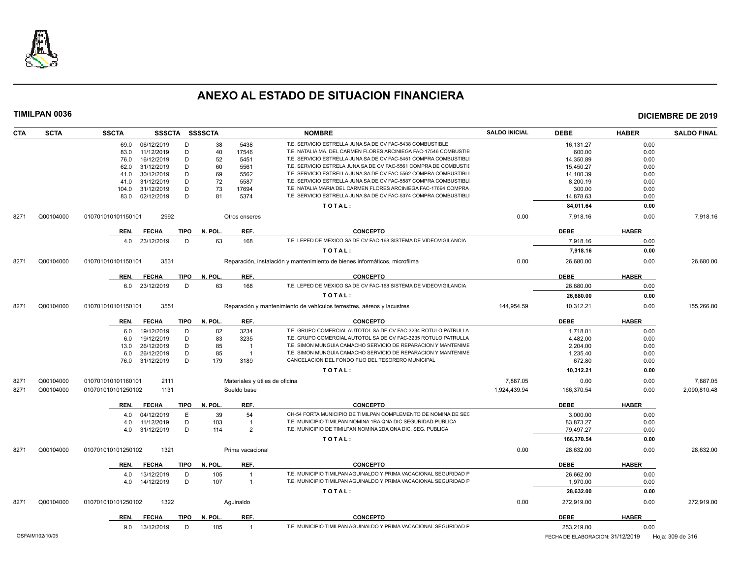# ANEXO AL ESTADO DE SITUACION FINANCIERA

**TIMILPAN 0036** — **DICIEMBRE DE 2019**

| CTA | SCTA | SSCTA | SSSCTA | SSSSCTA | | NOMBRE | SALDO INICIAL | DEBE | HABER | SALDO FINAL |
|---|---|---|---|---|---|---|---|---|---|---|
| | | 69.0 | 06/12/2019 | D | 38 | 5438 T.E. SERVICIO ESTRELLA JUNA SA DE CV FAC-5438 COMBUSTIBLE | | 16,131.27 | 0.00 | |
| | | 83.0 | 11/12/2019 | D | 40 | 17546 T.E. NATALIA MA. DEL CARMEN FLORES ARCINIEGA FAC-17546 COMBUSTIB | | 600.00 | 0.00 | |
| | | 76.0 | 16/12/2019 | D | 52 | 5451 T.E. SERVICIO ESTRELLA JUNA SA DE CV FAC-5451 COMPRA COMBUSTIBLI | | 14,350.89 | 0.00 | |
| | | 62.0 | 31/12/2019 | D | 60 | 5561 T.E. SERVICIO ESTRELA JUNA SA DE CV FAC-5561 COMPRA DE COMBUSTIE | | 15,450.27 | 0.00 | |
| | | 41.0 | 30/12/2019 | D | 69 | 5562 T.E. SERVICIO ESTRELLA JUNA SA DE CV FAC-5562 COMPRA COMBUSTIBLI | | 14,100.39 | 0.00 | |
| | | 41.0 | 31/12/2019 | D | 72 | 5587 T.E. SERVICIO ESTRELLA JUNA SA DE CV FAC-5587 COMPRA COMBUSTIBLI | | 8,200.19 | 0.00 | |
| | | 104.0 | 31/12/2019 | D | 73 | 17694 T.E. NATALIA MARIA DEL CARMEN FLORES ARCINIEGA FAC-17694 COMPRA | | 300.00 | 0.00 | |
| | | 83.0 | 02/12/2019 | D | 81 | 5374 T.E. SERVICIO ESTRELLA JUNA SA DE CV FAC-5374 COMPRA COMBUSTIBLI | | 14,878.63 | 0.00 | |
| | | | | | | **TOTAL:** | | **84,011.64** | **0.00** | |
| 8271 | Q00104000 | 010701010101150101 | 2992 | | | Otros enseres | 0.00 | 7,918.16 | 0.00 | 7,918.16 |
| | | REN. | FECHA | TIPO | N. POL. | REF. CONCEPTO | | DEBE | HABER | |
| | | 4.0 | 23/12/2019 | D | 63 | 168 T.E. LEPED DE MEXICO SA DE CV FAC-168 SISTEMA DE VIDEOVIGILANCIA | | 7,918.16 | 0.00 | |
| | | | | | | **TOTAL:** | | **7,918.16** | **0.00** | |
| 8271 | Q00104000 | 010701010101150101 | 3531 | | | Reparación, instalación y mantenimiento de bienes informáticos, microfilma | 0.00 | 26,680.00 | 0.00 | 26,680.00 |
| | | REN. | FECHA | TIPO | N. POL. | REF. CONCEPTO | | DEBE | HABER | |
| | | 6.0 | 23/12/2019 | D | 63 | 168 T.E. LEPED DE MEXICO SA DE CV FAC-168 SISTEMA DE VIDEOVIGILANCIA | | 26,680.00 | 0.00 | |
| | | | | | | **TOTAL:** | | **26,680.00** | **0.00** | |
| 8271 | Q00104000 | 010701010101150101 | 3551 | | | Reparación y mantenimiento de vehículos terrestres, aéreos y lacustres | 144,954.59 | 10,312.21 | 0.00 | 155,266.80 |
| | | REN. | FECHA | TIPO | N. POL. | REF. CONCEPTO | | DEBE | HABER | |
| | | 6.0 | 19/12/2019 | D | 82 | 3234 T.E. GRUPO COMERCIAL AUTOTOL SA DE CV FAC-3234 ROTULO PATRULLA | | 1,718.01 | 0.00 | |
| | | 6.0 | 19/12/2019 | D | 83 | 3235 T.E. GRUPO COMERCIAL AUTOTOL SA DE CV FAC-3235 ROTULO PATRULLA | | 4,482.00 | 0.00 | |
| | | 13.0 | 26/12/2019 | D | 85 | 1 T.E. SIMON MUNGUIA CAMACHO SERVICIO DE REPARACION Y MANTENIME | | 2,204.00 | 0.00 | |
| | | 6.0 | 26/12/2019 | D | 85 | 1 T.E. SIMON MUNGUIA CAMACHO SERVICIO DE REPARACION Y MANTENIME | | 1,235.40 | 0.00 | |
| | | 76.0 | 31/12/2019 | D | 179 | 3189 CANCELACION DEL FONDO FIJO DEL TESORERO MUNICIPAL | | 672.80 | 0.00 | |
| | | | | | | **TOTAL:** | | **10,312.21** | **0.00** | |
| 8271 | Q00104000 | 010701010101160101 | 2111 | | | Materiales y útiles de oficina | 7,887.05 | 0.00 | 0.00 | 7,887.05 |
| 8271 | Q00104000 | 010701010101250102 | 1131 | | | Sueldo base | 1,924,439.94 | 166,370.54 | 0.00 | 2,090,810.48 |
| | | REN. | FECHA | TIPO | N. POL. | REF. CONCEPTO | | DEBE | HABER | |
| | | 4.0 | 04/12/2019 | E | 39 | 54 CH-54 FORTA MUNICIPIO DE TIMILPAN COMPLEMENTO DE NOMINA DE SEC | | 3,000.00 | 0.00 | |
| | | 4.0 | 11/12/2019 | D | 103 | 1 T.E. MUNICIPIO TIMILPAN NOMINA 1RA QNA DIC SEGURIDAD PUBLICA | | 83,873.27 | 0.00 | |
| | | 4.0 | 31/12/2019 | D | 114 | 2 T.E. MUNICIPIO DE TIMILPAN NOMINA 2DA QNA DIC. SEG. PUBLICA | | 79,497.27 | 0.00 | |
| | | | | | | **TOTAL:** | | **166,370.54** | **0.00** | |
| 8271 | Q00104000 | 010701010101250102 | 1321 | | | Prima vacacional | 0.00 | 28,632.00 | 0.00 | 28,632.00 |
| | | REN. | FECHA | TIPO | N. POL. | REF. CONCEPTO | | DEBE | HABER | |
| | | 4.0 | 13/12/2019 | D | 105 | 1 T.E. MUNICIPIO TIMILPAN AGUINALDO Y PRIMA VACACIONAL SEGURIDAD P | | 26,662.00 | 0.00 | |
| | | 4.0 | 14/12/2019 | D | 107 | 1 T.E. MUNICIPIO TIMILPAN AGUINALDO Y PRIMA VACACIONAL SEGURIDAD P | | 1,970.00 | 0.00 | |
| | | | | | | **TOTAL:** | | **28,632.00** | **0.00** | |
| 8271 | Q00104000 | 010701010101250102 | 1322 | | | Aguinaldo | 0.00 | 272,919.00 | 0.00 | 272,919.00 |
| | | REN. | FECHA | TIPO | N. POL. | REF. CONCEPTO | | DEBE | HABER | |
| | | 9.0 | 13/12/2019 | D | 105 | 1 T.E. MUNICIPIO TIMILPAN AGUINALDO Y PRIMA VACACIONAL SEGURIDAD P | | 253,219.00 | 0.00 | |

OSFAIM102/10/05 — FECHA DE ELABORACION: 31/12/2019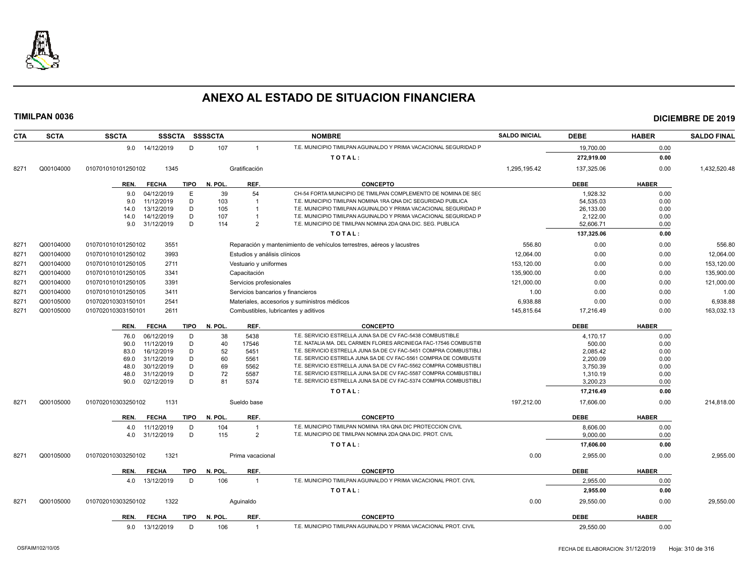# ANEXO AL ESTADO DE SITUACION FINANCIERA

**TIMILPAN 0036** — **DICIEMBRE DE 2019**

| CTA | SCTA | SSCTA | SSSCTA | SSSSCTA | | NOMBRE | SALDO INICIAL | DEBE | HABER | SALDO FINAL |
|---|---|---|---|---|---|---|---|---|---|---|
| | | 9.0 | 14/12/2019 | D | 107 | 1 T.E. MUNICIPIO TIMILPAN AGUINALDO Y PRIMA VACACIONAL SEGURIDAD P | | 19,700.00 | 0.00 | |
| | | | | | | TOTAL: | | 272,919.00 | 0.00 | |
| 8271 | Q00104000 | 010701010101250102 | 1345 | | | Gratificación | 1,295,195.42 | 137,325.06 | 0.00 | 1,432,520.48 |

| REN. | FECHA | TIPO | N. POL. | REF. | CONCEPTO | DEBE | HABER |
|---|---|---|---|---|---|---|---|
| 9.0 | 04/12/2019 | E | 39 | 54 | CH-54 FORTA MUNICIPIO DE TIMILPAN COMPLEMENTO DE NOMINA DE SEG | 1,928.32 | 0.00 |
| 9.0 | 11/12/2019 | D | 103 | 1 | T.E. MUNICIPIO TIMILPAN NOMINA 1RA QNA DIC SEGURIDAD PUBLICA | 54,535.03 | 0.00 |
| 14.0 | 13/12/2019 | D | 105 | 1 | T.E. MUNICIPIO TIMILPAN AGUINALDO Y PRIMA VACACIONAL SEGURIDAD P | 26,133.00 | 0.00 |
| 14.0 | 14/12/2019 | D | 107 | 1 | T.E. MUNICIPIO TIMILPAN AGUINALDO Y PRIMA VACACIONAL SEGURIDAD P | 2,122.00 | 0.00 |
| 9.0 | 31/12/2019 | D | 114 | 2 | T.E. MUNICIPIO DE TIMILPAN NOMINA 2DA QNA DIC. SEG. PUBLICA | 52,606.71 | 0.00 |
| | | | | | TOTAL: | 137,325.06 | 0.00 |

| CTA | SCTA | SSCTA | SSSCTA | NOMBRE | SALDO INICIAL | DEBE | HABER | SALDO FINAL |
|---|---|---|---|---|---|---|---|---|
| 8271 | Q00104000 | 010701010101250102 | 3551 | Reparación y mantenimiento de vehículos terrestres, aéreos y lacustres | 556.80 | 0.00 | 0.00 | 556.80 |
| 8271 | Q00104000 | 010701010101250102 | 3993 | Estudios y análisis clínicos | 12,064.00 | 0.00 | 0.00 | 12,064.00 |
| 8271 | Q00104000 | 010701010101250105 | 2711 | Vestuario y uniformes | 153,120.00 | 0.00 | 0.00 | 153,120.00 |
| 8271 | Q00104000 | 010701010101250105 | 3341 | Capacitación | 135,900.00 | 0.00 | 0.00 | 135,900.00 |
| 8271 | Q00104000 | 010701010101250105 | 3391 | Servicios profesionales | 121,000.00 | 0.00 | 0.00 | 121,000.00 |
| 8271 | Q00104000 | 010701010101250105 | 3411 | Servicios bancarios y financieros | 1.00 | 0.00 | 0.00 | 1.00 |
| 8271 | Q00105000 | 010702010303150101 | 2541 | Materiales, accesorios y suministros médicos | 6,938.88 | 0.00 | 0.00 | 6,938.88 |
| 8271 | Q00105000 | 010702010303150101 | 2611 | Combustibles, lubricantes y aditivos | 145,815.64 | 17,216.49 | 0.00 | 163,032.13 |

| REN. | FECHA | TIPO | N. POL. | REF. | CONCEPTO | DEBE | HABER |
|---|---|---|---|---|---|---|---|
| 76.0 | 06/12/2019 | D | 38 | 5438 | T.E. SERVICIO ESTRELLA JUNA SA DE CV FAC-5438 COMBUSTIBLE | 4,170.17 | 0.00 |
| 90.0 | 11/12/2019 | D | 40 | 17546 | T.E. NATALIA MA. DEL CARMEN FLORES ARCINIEGA FAC-17546 COMBUSTIB | 500.00 | 0.00 |
| 83.0 | 16/12/2019 | D | 52 | 5451 | T.E. SERVICIO ESTRELLA JUNA SA DE CV FAC-5451 COMPRA COMBUSTIBLI | 2,085.42 | 0.00 |
| 69.0 | 31/12/2019 | D | 60 | 5561 | T.E. SERVICIO ESTRELA JUNA SA DE CV FAC-5561 COMPRA DE COMBUSTIE | 2,200.09 | 0.00 |
| 48.0 | 30/12/2019 | D | 69 | 5562 | T.E. SERVICIO ESTRELLA JUNA SA DE CV FAC-5562 COMPRA COMBUSTIBLI | 3,750.39 | 0.00 |
| 48.0 | 31/12/2019 | D | 72 | 5587 | T.E. SERVICIO ESTRELLA JUNA SA DE CV FAC-5587 COMPRA COMBUSTIBLI | 1,310.19 | 0.00 |
| 90.0 | 02/12/2019 | D | 81 | 5374 | T.E. SERVICIO ESTRELLA JUNA SA DE CV FAC-5374 COMPRA COMBUSTIBLI | 3,200.23 | 0.00 |
| | | | | | TOTAL: | 17,216.49 | 0.00 |

| CTA | SCTA | SSCTA | SSSCTA | NOMBRE | SALDO INICIAL | DEBE | HABER | SALDO FINAL |
|---|---|---|---|---|---|---|---|---|
| 8271 | Q00105000 | 010702010303250102 | 1131 | Sueldo base | 197,212.00 | 17,606.00 | 0.00 | 214,818.00 |

| REN. | FECHA | TIPO | N. POL. | REF. | CONCEPTO | DEBE | HABER |
|---|---|---|---|---|---|---|---|
| 4.0 | 11/12/2019 | D | 104 | 1 | T.E. MUNICIPIO TIMILPAN NOMINA 1RA QNA DIC PROTECCION CIVIL | 8,606.00 | 0.00 |
| 4.0 | 31/12/2019 | D | 115 | 2 | T.E. MUNICIPIO DE TIMILPAN NOMINA 2DA QNA DIC. PROT. CIVIL | 9,000.00 | 0.00 |
| | | | | | TOTAL: | 17,606.00 | 0.00 |

| CTA | SCTA | SSCTA | SSSCTA | NOMBRE | SALDO INICIAL | DEBE | HABER | SALDO FINAL |
|---|---|---|---|---|---|---|---|---|
| 8271 | Q00105000 | 010702010303250102 | 1321 | Prima vacacional | 0.00 | 2,955.00 | 0.00 | 2,955.00 |

| REN. | FECHA | TIPO | N. POL. | REF. | CONCEPTO | DEBE | HABER |
|---|---|---|---|---|---|---|---|
| 4.0 | 13/12/2019 | D | 106 | 1 | T.E. MUNICIPIO TIMILPAN AGUINALDO Y PRIMA VACACIONAL PROT. CIVIL | 2,955.00 | 0.00 |
| | | | | | TOTAL: | 2,955.00 | 0.00 |

| CTA | SCTA | SSCTA | SSSCTA | NOMBRE | SALDO INICIAL | DEBE | HABER | SALDO FINAL |
|---|---|---|---|---|---|---|---|---|
| 8271 | Q00105000 | 010702010303250102 | 1322 | Aguinaldo | 0.00 | 29,550.00 | 0.00 | 29,550.00 |

| REN. | FECHA | TIPO | N. POL. | REF. | CONCEPTO | DEBE | HABER |
|---|---|---|---|---|---|---|---|
| 9.0 | 13/12/2019 | D | 106 | 1 | T.E. MUNICIPIO TIMILPAN AGUINALDO Y PRIMA VACACIONAL PROT. CIVIL | 29,550.00 | 0.00 |

OSFAIM102/10/05 — FECHA DE ELABORACION: 31/12/2019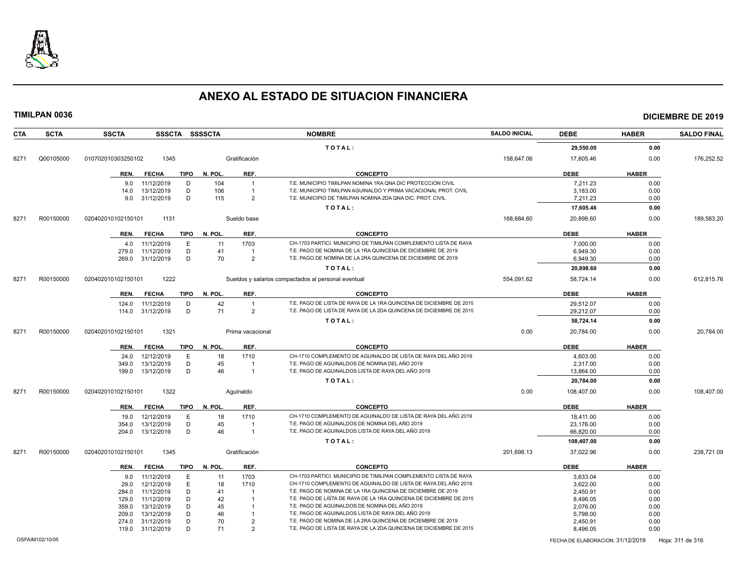# ANEXO AL ESTADO DE SITUACION FINANCIERA

**TIMILPAN 0036** **DICIEMBRE DE 2019**

| CTA | SCTA | SSCTA | SSSCTA | SSSSCTA | NOMBRE | SALDO INICIAL | DEBE | HABER | SALDO FINAL |
|---|---|---|---|---|---|---|---|---|---|
| | | | | | TOTAL: | | 29,550.00 | 0.00 | |
| 8271 | Q00105000 | 010702010303250102 | 1345 | | Gratificación | 158,647.06 | 17,605.46 | 0.00 | 176,252.52 |

| REN. | FECHA | TIPO | N. POL. | REF. | CONCEPTO | DEBE | HABER |
|---|---|---|---|---|---|---|---|
| 9.0 | 11/12/2019 | D | 104 | 1 | T.E. MUNICIPIO TIMILPAN NOMINA 1RA QNA DIC PROTECCION CIVIL | 7,211.23 | 0.00 |
| 14.0 | 13/12/2019 | D | 106 | 1 | T.E. MUNICIPIO TIMILPAN AGUINALDO Y PRIMA VACACIONAL PROT. CIVIL | 3,183.00 | 0.00 |
| 9.0 | 31/12/2019 | D | 115 | 2 | T.E. MUNICIPIO DE TIMILPAN NOMINA 2DA QNA DIC. PROT. CIVIL | 7,211.23 | 0.00 |
| | | | | | TOTAL: | 17,605.46 | 0.00 |

| CTA | SCTA | SSCTA | SSSCTA | SSSSCTA | NOMBRE | SALDO INICIAL | DEBE | HABER | SALDO FINAL |
|---|---|---|---|---|---|---|---|---|---|
| 8271 | R00150000 | 020402010102150101 | 1131 | | Sueldo base | 168,684.60 | 20,898.60 | 0.00 | 189,583.20 |

| REN. | FECHA | TIPO | N. POL. | REF. | CONCEPTO | DEBE | HABER |
|---|---|---|---|---|---|---|---|
| 4.0 | 11/12/2019 | E | 11 | 1703 | CH-1703 PARTICI. MUNICIPIO DE TIMILPAN COMPLEMENTO LISTA DE RAYA | 7,000.00 | 0.00 |
| 279.0 | 11/12/2019 | D | 41 | 1 | T.E. PAGO DE NOMINA DE LA 1RA QUINCENA DE DICIEMBRE DE 2019 | 6,949.30 | 0.00 |
| 269.0 | 31/12/2019 | D | 70 | 2 | T.E. PAGO DE NOMINA DE LA 2RA QUINCENA DE DICIEMBRE DE 2019 | 6,949.30 | 0.00 |
| | | | | | TOTAL: | 20,898.60 | 0.00 |

| CTA | SCTA | SSCTA | SSSCTA | SSSSCTA | NOMBRE | SALDO INICIAL | DEBE | HABER | SALDO FINAL |
|---|---|---|---|---|---|---|---|---|---|
| 8271 | R00150000 | 020402010102150101 | 1222 | | Sueldos y salarios compactados al personal eventual | 554,091.62 | 58,724.14 | 0.00 | 612,815.76 |

| REN. | FECHA | TIPO | N. POL. | REF. | CONCEPTO | DEBE | HABER |
|---|---|---|---|---|---|---|---|
| 124.0 | 11/12/2019 | D | 42 | 1 | T.E. PAGO DE LISTA DE RAYA DE LA 1RA QUINCENA DE DICIEMBRE DE 2019 | 29,512.07 | 0.00 |
| 114.0 | 31/12/2019 | D | 71 | 2 | T.E. PAGO DE LISTA DE RAYA DE LA 2DA QUINCENA DE DICIEMBRE DE 2019 | 29,212.07 | 0.00 |
| | | | | | TOTAL: | 58,724.14 | 0.00 |

| CTA | SCTA | SSCTA | SSSCTA | SSSSCTA | NOMBRE | SALDO INICIAL | DEBE | HABER | SALDO FINAL |
|---|---|---|---|---|---|---|---|---|---|
| 8271 | R00150000 | 020402010102150101 | 1321 | | Prima vacacional | 0.00 | 20,784.00 | 0.00 | 20,784.00 |

| REN. | FECHA | TIPO | N. POL. | REF. | CONCEPTO | DEBE | HABER |
|---|---|---|---|---|---|---|---|
| 24.0 | 12/12/2019 | E | 18 | 1710 | CH-1710 COMPLEMENTO DE AGUINALDO DE LISTA DE RAYA DEL AÑO 2019 | 4,603.00 | 0.00 |
| 349.0 | 13/12/2019 | D | 45 | 1 | T.E. PAGO DE AGUINALDOS DE NOMINA DEL AÑO 2019 | 2,317.00 | 0.00 |
| 199.0 | 13/12/2019 | D | 46 | 1 | T.E. PAGO DE AGUINALDOS LISTA DE RAYA DEL AÑO 2019 | 13,864.00 | 0.00 |
| | | | | | TOTAL: | 20,784.00 | 0.00 |

| CTA | SCTA | SSCTA | SSSCTA | SSSSCTA | NOMBRE | SALDO INICIAL | DEBE | HABER | SALDO FINAL |
|---|---|---|---|---|---|---|---|---|---|
| 8271 | R00150000 | 020402010102150101 | 1322 | | Aguinaldo | 0.00 | 108,407.00 | 0.00 | 108,407.00 |

| REN. | FECHA | TIPO | N. POL. | REF. | CONCEPTO | DEBE | HABER |
|---|---|---|---|---|---|---|---|
| 19.0 | 12/12/2019 | E | 18 | 1710 | CH-1710 COMPLEMENTO DE AGUINALDO DE LISTA DE RAYA DEL AÑO 2019 | 18,411.00 | 0.00 |
| 354.0 | 13/12/2019 | D | 45 | 1 | T.E. PAGO DE AGUINALDOS DE NOMINA DEL AÑO 2019 | 23,176.00 | 0.00 |
| 204.0 | 13/12/2019 | D | 46 | 1 | T.E. PAGO DE AGUINALDOS LISTA DE RAYA DEL AÑO 2019 | 66,820.00 | 0.00 |
| | | | | | TOTAL: | 108,407.00 | 0.00 |

| CTA | SCTA | SSCTA | SSSCTA | SSSSCTA | NOMBRE | SALDO INICIAL | DEBE | HABER | SALDO FINAL |
|---|---|---|---|---|---|---|---|---|---|
| 8271 | R00150000 | 020402010102150101 | 1345 | | Gratificación | 201,698.13 | 37,022.96 | 0.00 | 238,721.09 |

| REN. | FECHA | TIPO | N. POL. | REF. | CONCEPTO | DEBE | HABER |
|---|---|---|---|---|---|---|---|
| 9.0 | 11/12/2019 | E | 11 | 1703 | CH-1703 PARTICI. MUNICIPIO DE TIMILPAN COMPLEMENTO LISTA DE RAYA | 3,633.04 | 0.00 |
| 29.0 | 12/12/2019 | E | 18 | 1710 | CH-1710 COMPLEMENTO DE AGUINALDO DE LISTA DE RAYA DEL AÑO 2019 | 3,622.00 | 0.00 |
| 284.0 | 11/12/2019 | D | 41 | 1 | T.E. PAGO DE NOMINA DE LA 1RA QUINCENA DE DICIEMBRE DE 2019 | 2,450.91 | 0.00 |
| 129.0 | 11/12/2019 | D | 42 | 1 | T.E. PAGO DE LISTA DE RAYA DE LA 1RA QUINCENA DE DICIEMBRE DE 2019 | 8,496.05 | 0.00 |
| 359.0 | 13/12/2019 | D | 45 | 1 | T.E. PAGO DE AGUINALDOS DE NOMINA DEL AÑO 2019 | 2,076.00 | 0.00 |
| 209.0 | 13/12/2019 | D | 46 | 1 | T.E. PAGO DE AGUINALDOS LISTA DE RAYA DEL AÑO 2019 | 5,798.00 | 0.00 |
| 274.0 | 31/12/2019 | D | 70 | 2 | T.E. PAGO DE NOMINA DE LA 2RA QUINCENA DE DICIEMBRE DE 2019 | 2,450.91 | 0.00 |
| 119.0 | 31/12/2019 | D | 71 | 2 | T.E. PAGO DE LISTA DE RAYA DE LA 2DA QUINCENA DE DICIEMBRE DE 2019 | 8,496.05 | 0.00 |

OSFAIM102/10/05 FECHA DE ELABORACION: 31/12/2019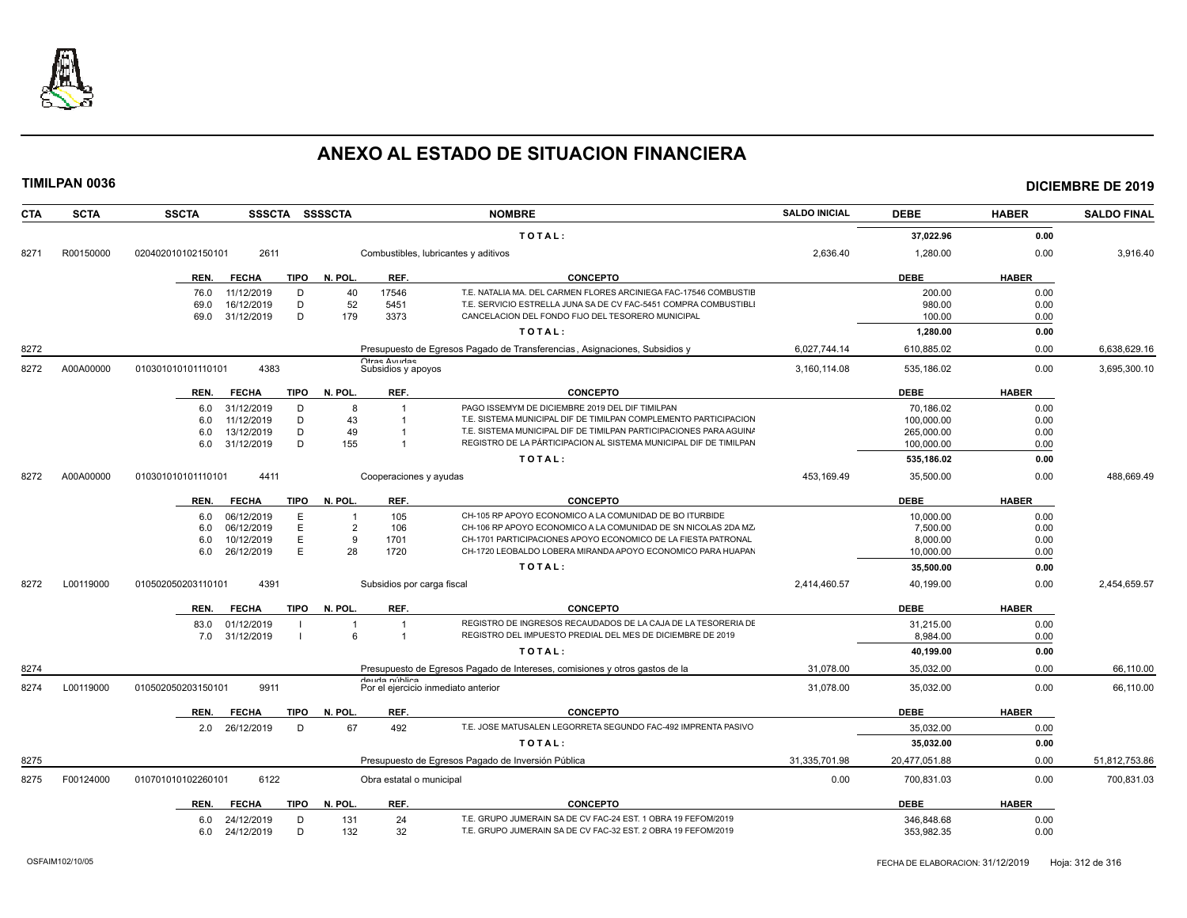# ANEXO AL ESTADO DE SITUACION FINANCIERA

**TIMILPAN 0036** — **DICIEMBRE DE 2019**

| CTA | SCTA | SSCTA | SSSCTA | SSSSCTA | NOMBRE | SALDO INICIAL | DEBE | HABER | SALDO FINAL |
|---|---|---|---|---|---|---|---|---|---|
| | | | | | TOTAL: | | 37,022.96 | 0.00 | |
| 8271 | R00150000 | 020402010102150101 | 2611 | | Combustibles, lubricantes y aditivos | 2,636.40 | 1,280.00 | 0.00 | 3,916.40 |

| REN. | FECHA | TIPO | N. POL. | REF. | CONCEPTO | DEBE | HABER |
|---|---|---|---|---|---|---|---|
| 76.0 | 11/12/2019 | D | 40 | 17546 | T.E. NATALIA MA. DEL CARMEN FLORES ARCINIEGA FAC-17546 COMBUSTIB | 200.00 | 0.00 |
| 69.0 | 16/12/2019 | D | 52 | 5451 | T.E. SERVICIO ESTRELLA JUNA SA DE CV FAC-5451 COMPRA COMBUSTIBLI | 980.00 | 0.00 |
| 69.0 | 31/12/2019 | D | 179 | 3373 | CANCELACION DEL FONDO FIJO DEL TESORERO MUNICIPAL | 100.00 | 0.00 |
| | | | | | TOTAL: | 1,280.00 | 0.00 |

| CTA | SCTA | SSCTA | SSSCTA | SSSSCTA | NOMBRE | SALDO INICIAL | DEBE | HABER | SALDO FINAL |
|---|---|---|---|---|---|---|---|---|---|
| 8272 | | | | | Presupuesto de Egresos Pagado de Transferencias , Asignaciones, Subsidios y Otras Ayudas | 6,027,744.14 | 610,885.02 | 0.00 | 6,638,629.16 |
| 8272 | A00A00000 | 010301010101110101 | 4383 | | Subsidios y apoyos | 3,160,114.08 | 535,186.02 | 0.00 | 3,695,300.10 |

| REN. | FECHA | TIPO | N. POL. | REF. | CONCEPTO | DEBE | HABER |
|---|---|---|---|---|---|---|---|
| 6.0 | 31/12/2019 | D | 8 | 1 | PAGO ISSEMYM DE DICIEMBRE 2019 DEL DIF TIMILPAN | 70,186.02 | 0.00 |
| 6.0 | 11/12/2019 | D | 43 | 1 | T.E. SISTEMA MUNICIPAL DIF DE TIMILPAN COMPLEMENTO PARTICIPACION | 100,000.00 | 0.00 |
| 6.0 | 13/12/2019 | D | 49 | 1 | T.E. SISTEMA MUNICIPAL DIF DE TIMILPAN PARTICIPACIONES PARA AGUINA | 265,000.00 | 0.00 |
| 6.0 | 31/12/2019 | D | 155 | 1 | REGISTRO DE LA PÁRTICIPACION AL SISTEMA MUNICIPAL DIF DE TIMILPAN | 100,000.00 | 0.00 |
| | | | | | TOTAL: | 535,186.02 | 0.00 |

| CTA | SCTA | SSCTA | SSSCTA | SSSSCTA | NOMBRE | SALDO INICIAL | DEBE | HABER | SALDO FINAL |
|---|---|---|---|---|---|---|---|---|---|
| 8272 | A00A00000 | 010301010101110101 | 4411 | | Cooperaciones y ayudas | 453,169.49 | 35,500.00 | 0.00 | 488,669.49 |

| REN. | FECHA | TIPO | N. POL. | REF. | CONCEPTO | DEBE | HABER |
|---|---|---|---|---|---|---|---|
| 6.0 | 06/12/2019 | E | 1 | 105 | CH-105 RP APOYO ECONOMICO A LA COMUNIDAD DE BO ITURBIDE | 10,000.00 | 0.00 |
| 6.0 | 06/12/2019 | E | 2 | 106 | CH-106 RP APOYO ECONOMICO A LA COMUNIDAD DE SN NICOLAS 2DA MZ | 7,500.00 | 0.00 |
| 6.0 | 10/12/2019 | E | 9 | 1701 | CH-1701 PARTICIPACIONES APOYO ECONOMICO DE LA FIESTA PATRONAL | 8,000.00 | 0.00 |
| 6.0 | 26/12/2019 | E | 28 | 1720 | CH-1720 LEOBALDO LOBERA MIRANDA APOYO ECONOMICO PARA HUAPAN | 10,000.00 | 0.00 |
| | | | | | TOTAL: | 35,500.00 | 0.00 |

| CTA | SCTA | SSCTA | SSSCTA | SSSSCTA | NOMBRE | SALDO INICIAL | DEBE | HABER | SALDO FINAL |
|---|---|---|---|---|---|---|---|---|---|
| 8272 | L00119000 | 010502050203110101 | 4391 | | Subsidios por carga fiscal | 2,414,460.57 | 40,199.00 | 0.00 | 2,454,659.57 |

| REN. | FECHA | TIPO | N. POL. | REF. | CONCEPTO | DEBE | HABER |
|---|---|---|---|---|---|---|---|
| 83.0 | 01/12/2019 | I | 1 | 1 | REGISTRO DE INGRESOS RECAUDADOS DE LA CAJA DE LA TESORERIA DE | 31,215.00 | 0.00 |
| 7.0 | 31/12/2019 | I | 6 | 1 | REGISTRO DEL IMPUESTO PREDIAL DEL MES DE DICIEMBRE DE 2019 | 8,984.00 | 0.00 |
| | | | | | TOTAL: | 40,199.00 | 0.00 |

| CTA | SCTA | SSCTA | SSSCTA | SSSSCTA | NOMBRE | SALDO INICIAL | DEBE | HABER | SALDO FINAL |
|---|---|---|---|---|---|---|---|---|---|
| 8274 | | | | | Presupuesto de Egresos Pagado de Intereses, comisiones y otros gastos de la deuda pública | 31,078.00 | 35,032.00 | 0.00 | 66,110.00 |
| 8274 | L00119000 | 010502050203150101 | 9911 | | Por el ejercicio inmediato anterior | 31,078.00 | 35,032.00 | 0.00 | 66,110.00 |

| REN. | FECHA | TIPO | N. POL. | REF. | CONCEPTO | DEBE | HABER |
|---|---|---|---|---|---|---|---|
| 2.0 | 26/12/2019 | D | 67 | 492 | T.E. JOSE MATUSALEN LEGORRETA SEGUNDO FAC-492 IMPRENTA PASIVO | 35,032.00 | 0.00 |
| | | | | | TOTAL: | 35,032.00 | 0.00 |

| CTA | SCTA | SSCTA | SSSCTA | SSSSCTA | NOMBRE | SALDO INICIAL | DEBE | HABER | SALDO FINAL |
|---|---|---|---|---|---|---|---|---|---|
| 8275 | | | | | Presupuesto de Egresos Pagado de Inversión Pública | 31,335,701.98 | 20,477,051.88 | 0.00 | 51,812,753.86 |
| 8275 | F00124000 | 010701010102260101 | 6122 | | Obra estatal o municipal | 0.00 | 700,831.03 | 0.00 | 700,831.03 |

| REN. | FECHA | TIPO | N. POL. | REF. | CONCEPTO | DEBE | HABER |
|---|---|---|---|---|---|---|---|
| 6.0 | 24/12/2019 | D | 131 | 24 | T.E. GRUPO JUMERAIN SA DE CV FAC-24 EST. 1 OBRA 19 FEFOM/2019 | 346,848.68 | 0.00 |
| 6.0 | 24/12/2019 | D | 132 | 32 | T.E. GRUPO JUMERAIN SA DE CV FAC-32 EST. 2 OBRA 19 FEFOM/2019 | 353,982.35 | 0.00 |

OSFAIM102/10/05 — FECHA DE ELABORACION: 31/12/2019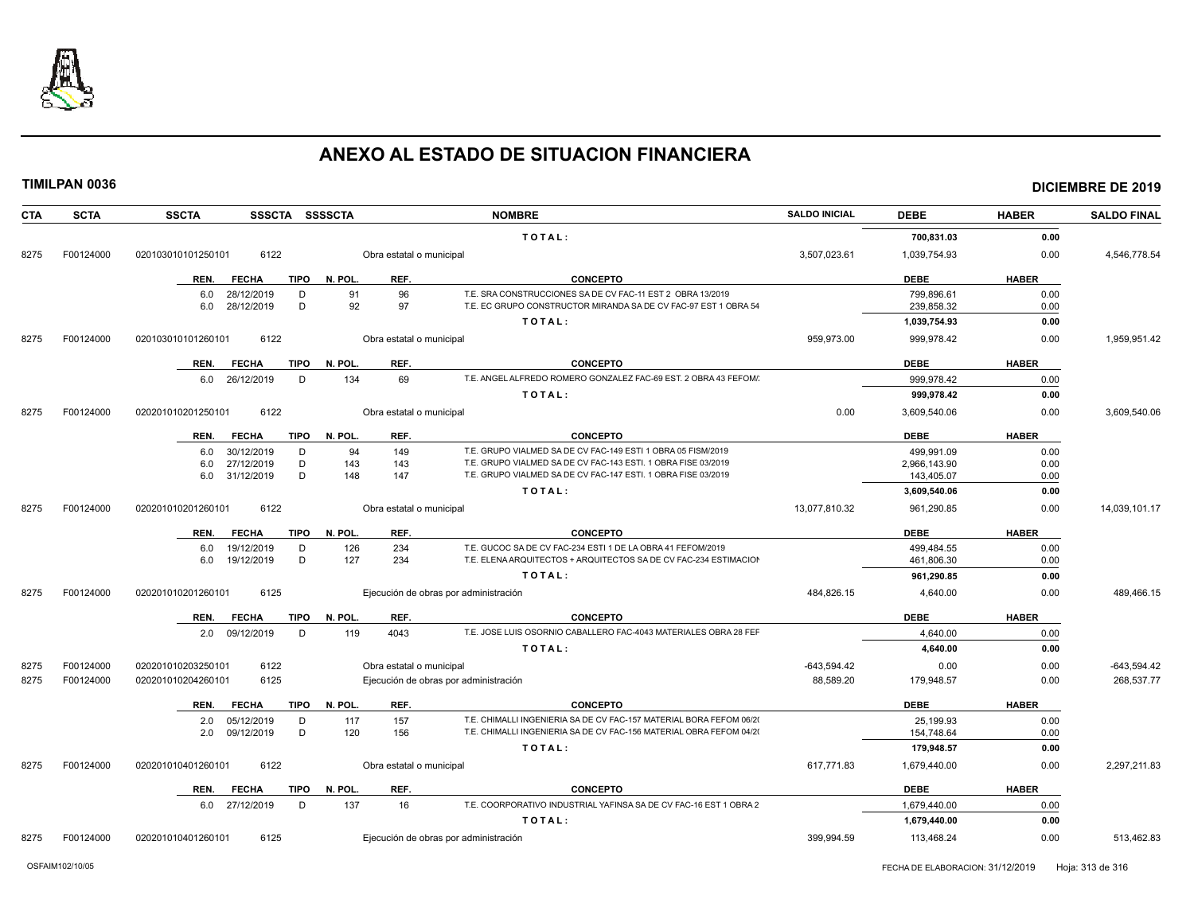# ANEXO AL ESTADO DE SITUACION FINANCIERA

**TIMILPAN 0036** — **DICIEMBRE DE 2019**

| CTA | SCTA | SSCTA | SSSCTA | SSSSCTA | NOMBRE | SALDO INICIAL | DEBE | HABER | SALDO FINAL |
|---|---|---|---|---|---|---|---|---|---|
| | | | | | TOTAL: | | 700,831.03 | 0.00 | |
| 8275 | F00124000 | 020103010101250101 | 6122 | | Obra estatal o municipal | 3,507,023.61 | 1,039,754.93 | 0.00 | 4,546,778.54 |

| REN. | FECHA | TIPO | N. POL. | REF. | CONCEPTO | DEBE | HABER |
|---|---|---|---|---|---|---|---|
| 6.0 | 28/12/2019 | D | 91 | 96 | T.E. SRA CONSTRUCCIONES SA DE CV FAC-11 EST 2 OBRA 13/2019 | 799,896.61 | 0.00 |
| 6.0 | 28/12/2019 | D | 92 | 97 | T.E. EC GRUPO CONSTRUCTOR MIRANDA SA DE CV FAC-97 EST 1 OBRA 54 | 239,858.32 | 0.00 |
| | | | | | TOTAL: | 1,039,754.93 | 0.00 |

| CTA | SCTA | SSCTA | SSSCTA | SSSSCTA | NOMBRE | SALDO INICIAL | DEBE | HABER | SALDO FINAL |
|---|---|---|---|---|---|---|---|---|---|
| 8275 | F00124000 | 020103010101260101 | 6122 | | Obra estatal o municipal | 959,973.00 | 999,978.42 | 0.00 | 1,959,951.42 |

| REN. | FECHA | TIPO | N. POL. | REF. | CONCEPTO | DEBE | HABER |
|---|---|---|---|---|---|---|---|
| 6.0 | 26/12/2019 | D | 134 | 69 | T.E. ANGEL ALFREDO ROMERO GONZALEZ FAC-69 EST. 2 OBRA 43 FEFOM/ | 999,978.42 | 0.00 |
| | | | | | TOTAL: | 999,978.42 | 0.00 |

| CTA | SCTA | SSCTA | SSSCTA | SSSSCTA | NOMBRE | SALDO INICIAL | DEBE | HABER | SALDO FINAL |
|---|---|---|---|---|---|---|---|---|---|
| 8275 | F00124000 | 020201010201250101 | 6122 | | Obra estatal o municipal | 0.00 | 3,609,540.06 | 0.00 | 3,609,540.06 |

| REN. | FECHA | TIPO | N. POL. | REF. | CONCEPTO | DEBE | HABER |
|---|---|---|---|---|---|---|---|
| 6.0 | 30/12/2019 | D | 94 | 149 | T.E. GRUPO VIALMED SA DE CV FAC-149 ESTI 1 OBRA 05 FISM/2019 | 499,991.09 | 0.00 |
| 6.0 | 27/12/2019 | D | 143 | 143 | T.E. GRUPO VIALMED SA DE CV FAC-143 ESTI. 1 OBRA FISE 03/2019 | 2,966,143.90 | 0.00 |
| 6.0 | 31/12/2019 | D | 148 | 147 | T.E. GRUPO VIALMED SA DE CV FAC-147 ESTI. 1 OBRA FISE 03/2019 | 143,405.07 | 0.00 |
| | | | | | TOTAL: | 3,609,540.06 | 0.00 |

| CTA | SCTA | SSCTA | SSSCTA | SSSSCTA | NOMBRE | SALDO INICIAL | DEBE | HABER | SALDO FINAL |
|---|---|---|---|---|---|---|---|---|---|
| 8275 | F00124000 | 020201010201260101 | 6122 | | Obra estatal o municipal | 13,077,810.32 | 961,290.85 | 0.00 | 14,039,101.17 |

| REN. | FECHA | TIPO | N. POL. | REF. | CONCEPTO | DEBE | HABER |
|---|---|---|---|---|---|---|---|
| 6.0 | 19/12/2019 | D | 126 | 234 | T.E. GUCOC SA DE CV FAC-234 ESTI 1 DE LA OBRA 41 FEFOM/2019 | 499,484.55 | 0.00 |
| 6.0 | 19/12/2019 | D | 127 | 234 | T.E. ELENA ARQUITECTOS + ARQUITECTOS SA DE CV FAC-234 ESTIMACION | 461,806.30 | 0.00 |
| | | | | | TOTAL: | 961,290.85 | 0.00 |

| CTA | SCTA | SSCTA | SSSCTA | SSSSCTA | NOMBRE | SALDO INICIAL | DEBE | HABER | SALDO FINAL |
|---|---|---|---|---|---|---|---|---|---|
| 8275 | F00124000 | 020201010201260101 | 6125 | | Ejecución de obras por administración | 484,826.15 | 4,640.00 | 0.00 | 489,466.15 |

| REN. | FECHA | TIPO | N. POL. | REF. | CONCEPTO | DEBE | HABER |
|---|---|---|---|---|---|---|---|
| 2.0 | 09/12/2019 | D | 119 | 4043 | T.E. JOSE LUIS OSORNIO CABALLERO FAC-4043 MATERIALES OBRA 28 FEF | 4,640.00 | 0.00 |
| | | | | | TOTAL: | 4,640.00 | 0.00 |

| CTA | SCTA | SSCTA | SSSCTA | SSSSCTA | NOMBRE | SALDO INICIAL | DEBE | HABER | SALDO FINAL |
|---|---|---|---|---|---|---|---|---|---|
| 8275 | F00124000 | 020201010203250101 | 6122 | | Obra estatal o municipal | -643,594.42 | 0.00 | 0.00 | -643,594.42 |
| 8275 | F00124000 | 020201010204260101 | 6125 | | Ejecución de obras por administración | 88,589.20 | 179,948.57 | 0.00 | 268,537.77 |

| REN. | FECHA | TIPO | N. POL. | REF. | CONCEPTO | DEBE | HABER |
|---|---|---|---|---|---|---|---|
| 2.0 | 05/12/2019 | D | 117 | 157 | T.E. CHIMALLI INGENIERIA SA DE CV FAC-157 MATERIAL BORA FEFOM 06/2( | 25,199.93 | 0.00 |
| 2.0 | 09/12/2019 | D | 120 | 156 | T.E. CHIMALLI INGENIERIA SA DE CV FAC-156 MATERIAL OBRA FEFOM 04/2( | 154,748.64 | 0.00 |
| | | | | | TOTAL: | 179,948.57 | 0.00 |

| CTA | SCTA | SSCTA | SSSCTA | SSSSCTA | NOMBRE | SALDO INICIAL | DEBE | HABER | SALDO FINAL |
|---|---|---|---|---|---|---|---|---|---|
| 8275 | F00124000 | 020201010401260101 | 6122 | | Obra estatal o municipal | 617,771.83 | 1,679,440.00 | 0.00 | 2,297,211.83 |

| REN. | FECHA | TIPO | N. POL. | REF. | CONCEPTO | DEBE | HABER |
|---|---|---|---|---|---|---|---|
| 6.0 | 27/12/2019 | D | 137 | 16 | T.E. COORPORATIVO INDUSTRIAL YAFINSA SA DE CV FAC-16 EST 1 OBRA 2 | 1,679,440.00 | 0.00 |
| | | | | | TOTAL: | 1,679,440.00 | 0.00 |

| CTA | SCTA | SSCTA | SSSCTA | SSSSCTA | NOMBRE | SALDO INICIAL | DEBE | HABER | SALDO FINAL |
|---|---|---|---|---|---|---|---|---|---|
| 8275 | F00124000 | 020201010401260101 | 6125 | | Ejecución de obras por administración | 399,994.59 | 113,468.24 | 0.00 | 513,462.83 |

OSFAIM102/10/05 — FECHA DE ELABORACION: 31/12/2019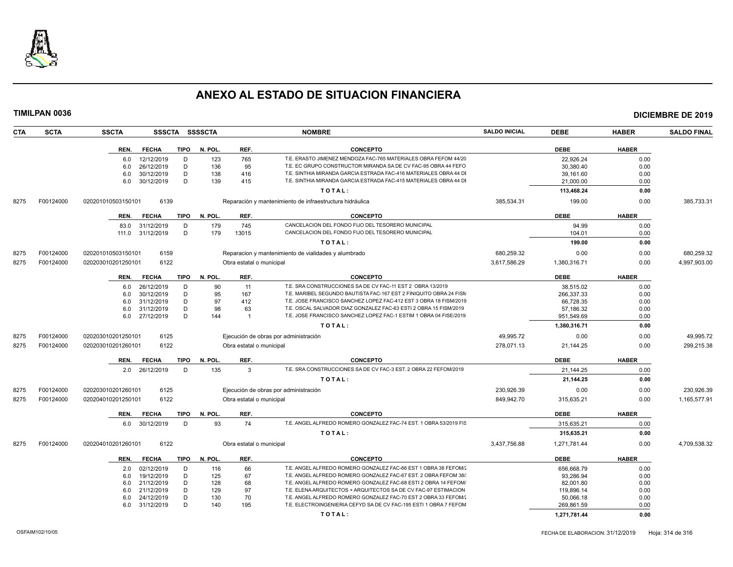# ANEXO AL ESTADO DE SITUACION FINANCIERA

**TIMILPAN 0036** **DICIEMBRE DE 2019**

| CTA | SCTA | SSCTA | SSSCTA | SSSSCTA | NOMBRE | SALDO INICIAL | DEBE | HABER | SALDO FINAL |
|---|---|---|---|---|---|---|---|---|---|

| REN. | FECHA | TIPO | N. POL. | REF. | CONCEPTO | DEBE | HABER |
|---|---|---|---|---|---|---|---|
| 6.0 | 12/12/2019 | D | 123 | 765 | T.E. ERASTO JIMENEZ MENDOZA FAC-765 MATERIALES OBRA FEFOM 44/20 | 22,926.24 | 0.00 |
| 6.0 | 26/12/2019 | D | 136 | 95 | T.E. EC GRUPO CONSTRUCTOR MIRANDA SA DE CV FAC-95 OBRA 44 FEFO | 30,380.40 | 0.00 |
| 6.0 | 30/12/2019 | D | 138 | 416 | T.E. SINTHIA MIRANDA GARCIA ESTRADA FAC-416 MATERIALES OBRA 44 DI | 39,161.60 | 0.00 |
| 6.0 | 30/12/2019 | D | 139 | 415 | T.E. SINTHIA MIRANDA GARCIA ESTRADA FAC-415 MATERIALES OBRA 44 DI | 21,000.00 | 0.00 |
| | | | | | TOTAL: | 113,468.24 | 0.00 |

| CTA | SCTA | SSCTA | SSSCTA | NOMBRE | SALDO INICIAL | DEBE | HABER | SALDO FINAL |
|---|---|---|---|---|---|---|---|---|
| 8275 | F00124000 | 020201010503150101 | 6139 | Reparación y mantenimiento de infraestructura hidráulica | 385,534.31 | 199.00 | 0.00 | 385,733.31 |

| REN. | FECHA | TIPO | N. POL. | REF. | CONCEPTO | DEBE | HABER |
|---|---|---|---|---|---|---|---|
| 83.0 | 31/12/2019 | D | 179 | 745 | CANCELACION DEL FONDO FIJO DEL TESORERO MUNICIPAL | 94.99 | 0.00 |
| 111.0 | 31/12/2019 | D | 179 | 13015 | CANCELACION DEL FONDO FIJO DEL TESORERO MUNICIPAL | 104.01 | 0.00 |
| | | | | | TOTAL: | 199.00 | 0.00 |

| CTA | SCTA | SSCTA | SSSCTA | NOMBRE | SALDO INICIAL | DEBE | HABER | SALDO FINAL |
|---|---|---|---|---|---|---|---|---|
| 8275 | F00124000 | 020201010503150101 | 6159 | Reparacion y mantenimiento de vialidades y alumbrado | 680,259.32 | 0.00 | 0.00 | 680,259.32 |
| 8275 | F00124000 | 020203010201250101 | 6122 | Obra estatal o municipal | 3,617,586.29 | 1,380,316.71 | 0.00 | 4,997,903.00 |

| REN. | FECHA | TIPO | N. POL. | REF. | CONCEPTO | DEBE | HABER |
|---|---|---|---|---|---|---|---|
| 6.0 | 26/12/2019 | D | 90 | 11 | T.E. SRA CONSTRUCCIONES SA DE CV FAC-11 EST 2 OBRA 13/2019 | 38,515.02 | 0.00 |
| 6.0 | 30/12/2019 | D | 95 | 167 | T.E. MARIBEL SEGUNDO BAUTISTA FAC-167 EST 2 FINIQUITO OBRA 24 FISM | 266,337.33 | 0.00 |
| 6.0 | 31/12/2019 | D | 97 | 412 | T.E. JOSE FRANCISCO SANCHEZ LOPEZ FAC-412 EST 3 OBRA 18 FISM/2019 | 66,728.35 | 0.00 |
| 6.0 | 31/12/2019 | D | 98 | 63 | T.E. OSCAL SALVADOR DIAZ GONZALEZ FAC-63 ESTI 2 OBRA 15 FISM/2019 | 57,186.32 | 0.00 |
| 6.0 | 27/12/2019 | D | 144 | 1 | T.E. JOSE FRANCISCO SANCHEZ LOPEZ FAC-1 ESTIM 1 OBRA 04 FISE/2019 | 951,549.69 | 0.00 |
| | | | | | TOTAL: | 1,380,316.71 | 0.00 |

| CTA | SCTA | SSCTA | SSSCTA | NOMBRE | SALDO INICIAL | DEBE | HABER | SALDO FINAL |
|---|---|---|---|---|---|---|---|---|
| 8275 | F00124000 | 020203010201250101 | 6125 | Ejecución de obras por administración | 49,995.72 | 0.00 | 0.00 | 49,995.72 |
| 8275 | F00124000 | 020203010201260101 | 6122 | Obra estatal o municipal | 278,071.13 | 21,144.25 | 0.00 | 299,215.38 |

| REN. | FECHA | TIPO | N. POL. | REF. | CONCEPTO | DEBE | HABER |
|---|---|---|---|---|---|---|---|
| 2.0 | 26/12/2019 | D | 135 | 3 | T.E. SRA CONSTRUCCIONES SA DE CV FAC-3 EST. 2 OBRA 22 FEFOM/2019 | 21,144.25 | 0.00 |
| | | | | | TOTAL: | 21,144.25 | 0.00 |

| CTA | SCTA | SSCTA | SSSCTA | NOMBRE | SALDO INICIAL | DEBE | HABER | SALDO FINAL |
|---|---|---|---|---|---|---|---|---|
| 8275 | F00124000 | 020203010201260101 | 6125 | Ejecución de obras por administración | 230,926.39 | 0.00 | 0.00 | 230,926.39 |
| 8275 | F00124000 | 020204010201250101 | 6122 | Obra estatal o municipal | 849,942.70 | 315,635.21 | 0.00 | 1,165,577.91 |

| REN. | FECHA | TIPO | N. POL. | REF. | CONCEPTO | DEBE | HABER |
|---|---|---|---|---|---|---|---|
| 6.0 | 30/12/2019 | D | 93 | 74 | T.E. ANGEL ALFREDO ROMERO GONZALEZ FAC-74 EST. 1 OBRA 53/2019 FIS | 315,635.21 | 0.00 |
| | | | | | TOTAL: | 315,635.21 | 0.00 |

| CTA | SCTA | SSCTA | SSSCTA | NOMBRE | SALDO INICIAL | DEBE | HABER | SALDO FINAL |
|---|---|---|---|---|---|---|---|---|
| 8275 | F00124000 | 020204010201260101 | 6122 | Obra estatal o municipal | 3,437,756.88 | 1,271,781.44 | 0.00 | 4,709,538.32 |

| REN. | FECHA | TIPO | N. POL. | REF. | CONCEPTO | DEBE | HABER |
|---|---|---|---|---|---|---|---|
| 2.0 | 02/12/2019 | D | 116 | 66 | T.E. ANGEL ALFREDO ROMERO GONZALEZ FAC-66 EST 1 OBRA 38 FEFOM/2 | 656,668.79 | 0.00 |
| 6.0 | 19/12/2019 | D | 125 | 67 | T.E. ANGEL ALFREDO ROMERO GONZALEZ FAC-67 EST. 2 OBRA FEFOM 38/ | 93,286.94 | 0.00 |
| 6.0 | 21/12/2019 | D | 128 | 68 | T.E. ANGEL ALFREDO ROMERO GONZALEZ FAC-68 ESTI 2 OBRA 14 FEFOM/ | 82,001.80 | 0.00 |
| 6.0 | 21/12/2019 | D | 129 | 97 | T.E. ELENA ARQUITECTOS + ARQUITECTOS SA DE CV FAC-97 ESTIMACION | 119,896.14 | 0.00 |
| 6.0 | 24/12/2019 | D | 130 | 70 | T.E. ANGEL ALFREDO ROMERO GONZALEZ FAC-70 EST 2 OBRA 33 FEFOM/2 | 50,066.18 | 0.00 |
| 6.0 | 31/12/2019 | D | 140 | 195 | T.E. ELECTROINGENIERIA CEFYD SA DE CV FAC-195 ESTI 1 OBRA 7 FEFOM | 269,861.59 | 0.00 |
| | | | | | TOTAL: | 1,271,781.44 | 0.00 |

OSFAIM102/10/05 — FECHA DE ELABORACION: 31/12/2019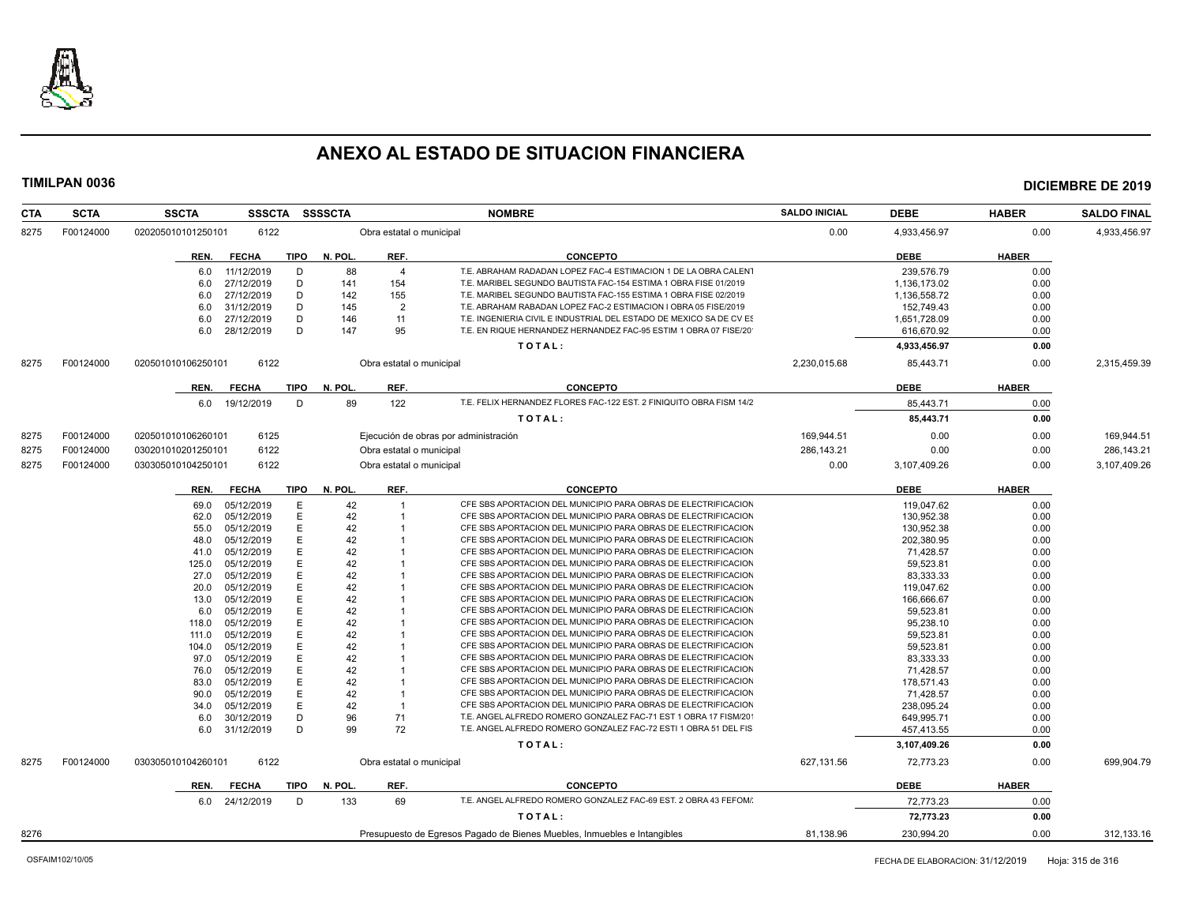# ANEXO AL ESTADO DE SITUACION FINANCIERA

**TIMILPAN 0036** **DICIEMBRE DE 2019**

| CTA | SCTA | SSCTA | SSSCTA | SSSSCTA | NOMBRE | SALDO INICIAL | DEBE | HABER | SALDO FINAL |
|---|---|---|---|---|---|---|---|---|---|
| 8275 | F00124000 | 020205010101250101 | 6122 | | Obra estatal o municipal | 0.00 | 4,933,456.97 | 0.00 | 4,933,456.97 |

| REN. | FECHA | TIPO | N. POL. | REF. | CONCEPTO | DEBE | HABER |
|---|---|---|---|---|---|---|---|
| 6.0 | 11/12/2019 | D | 88 | 4 | T.E. ABRAHAM RADADAN LOPEZ FAC-4 ESTIMACION 1 DE LA OBRA CALENT | 239,576.79 | 0.00 |
| 6.0 | 27/12/2019 | D | 141 | 154 | T.E. MARIBEL SEGUNDO BAUTISTA FAC-154 ESTIMA 1 OBRA FISE 01/2019 | 1,136,173.02 | 0.00 |
| 6.0 | 27/12/2019 | D | 142 | 155 | T.E. MARIBEL SEGUNDO BAUTISTA FAC-155 ESTIMA 1 OBRA FISE 02/2019 | 1,136,558.72 | 0.00 |
| 6.0 | 31/12/2019 | D | 145 | 2 | T.E. ABRAHAM RABADAN LOPEZ FAC-2 ESTIMACION I OBRA 05 FISE/2019 | 152,749.43 | 0.00 |
| 6.0 | 27/12/2019 | D | 146 | 11 | T.E. INGENIERIA CIVIL E INDUSTRIAL DEL ESTADO DE MEXICO SA DE CV ES | 1,651,728.09 | 0.00 |
| 6.0 | 28/12/2019 | D | 147 | 95 | T.E. EN RIQUE HERNANDEZ HERNANDEZ FAC-95 ESTIM 1 OBRA 07 FISE/20 | 616,670.92 | 0.00 |
| | | | | | TOTAL: | 4,933,456.97 | 0.00 |

| CTA | SCTA | SSCTA | SSSCTA | SSSSCTA | NOMBRE | SALDO INICIAL | DEBE | HABER | SALDO FINAL |
|---|---|---|---|---|---|---|---|---|---|
| 8275 | F00124000 | 020501010106250101 | 6122 | | Obra estatal o municipal | 2,230,015.68 | 85,443.71 | 0.00 | 2,315,459.39 |

| REN. | FECHA | TIPO | N. POL. | REF. | CONCEPTO | DEBE | HABER |
|---|---|---|---|---|---|---|---|
| 6.0 | 19/12/2019 | D | 89 | 122 | T.E. FELIX HERNANDEZ FLORES FAC-122 EST. 2 FINIQUITO OBRA FISM 14/2 | 85,443.71 | 0.00 |
| | | | | | TOTAL: | 85,443.71 | 0.00 |

| CTA | SCTA | SSCTA | SSSCTA | SSSSCTA | NOMBRE | SALDO INICIAL | DEBE | HABER | SALDO FINAL |
|---|---|---|---|---|---|---|---|---|---|
| 8275 | F00124000 | 020501010106260101 | 6125 | | Ejecución de obras por administración | 169,944.51 | 0.00 | 0.00 | 169,944.51 |
| 8275 | F00124000 | 030201010201250101 | 6122 | | Obra estatal o municipal | 286,143.21 | 0.00 | 0.00 | 286,143.21 |
| 8275 | F00124000 | 030305010104250101 | 6122 | | Obra estatal o municipal | 0.00 | 3,107,409.26 | 0.00 | 3,107,409.26 |

| REN. | FECHA | TIPO | N. POL. | REF. | CONCEPTO | DEBE | HABER |
|---|---|---|---|---|---|---|---|
| 69.0 | 05/12/2019 | E | 42 | 1 | CFE SBS APORTACION DEL MUNICIPIO PARA OBRAS DE ELECTRIFICACION | 119,047.62 | 0.00 |
| 62.0 | 05/12/2019 | E | 42 | 1 | CFE SBS APORTACION DEL MUNICIPIO PARA OBRAS DE ELECTRIFICACION | 130,952.38 | 0.00 |
| 55.0 | 05/12/2019 | E | 42 | 1 | CFE SBS APORTACION DEL MUNICIPIO PARA OBRAS DE ELECTRIFICACION | 130,952.38 | 0.00 |
| 48.0 | 05/12/2019 | E | 42 | 1 | CFE SBS APORTACION DEL MUNICIPIO PARA OBRAS DE ELECTRIFICACION | 202,380.95 | 0.00 |
| 41.0 | 05/12/2019 | E | 42 | 1 | CFE SBS APORTACION DEL MUNICIPIO PARA OBRAS DE ELECTRIFICACION | 71,428.57 | 0.00 |
| 125.0 | 05/12/2019 | E | 42 | 1 | CFE SBS APORTACION DEL MUNICIPIO PARA OBRAS DE ELECTRIFICACION | 59,523.81 | 0.00 |
| 27.0 | 05/12/2019 | E | 42 | 1 | CFE SBS APORTACION DEL MUNICIPIO PARA OBRAS DE ELECTRIFICACION | 83,333.33 | 0.00 |
| 20.0 | 05/12/2019 | E | 42 | 1 | CFE SBS APORTACION DEL MUNICIPIO PARA OBRAS DE ELECTRIFICACION | 119,047.62 | 0.00 |
| 13.0 | 05/12/2019 | E | 42 | 1 | CFE SBS APORTACION DEL MUNICIPIO PARA OBRAS DE ELECTRIFICACION | 166,666.67 | 0.00 |
| 6.0 | 05/12/2019 | E | 42 | 1 | CFE SBS APORTACION DEL MUNICIPIO PARA OBRAS DE ELECTRIFICACION | 59,523.81 | 0.00 |
| 118.0 | 05/12/2019 | E | 42 | 1 | CFE SBS APORTACION DEL MUNICIPIO PARA OBRAS DE ELECTRIFICACION | 95,238.10 | 0.00 |
| 111.0 | 05/12/2019 | E | 42 | 1 | CFE SBS APORTACION DEL MUNICIPIO PARA OBRAS DE ELECTRIFICACION | 59,523.81 | 0.00 |
| 104.0 | 05/12/2019 | E | 42 | 1 | CFE SBS APORTACION DEL MUNICIPIO PARA OBRAS DE ELECTRIFICACION | 59,523.81 | 0.00 |
| 97.0 | 05/12/2019 | E | 42 | 1 | CFE SBS APORTACION DEL MUNICIPIO PARA OBRAS DE ELECTRIFICACION | 83,333.33 | 0.00 |
| 76.0 | 05/12/2019 | E | 42 | 1 | CFE SBS APORTACION DEL MUNICIPIO PARA OBRAS DE ELECTRIFICACION | 71,428.57 | 0.00 |
| 83.0 | 05/12/2019 | E | 42 | 1 | CFE SBS APORTACION DEL MUNICIPIO PARA OBRAS DE ELECTRIFICACION | 178,571.43 | 0.00 |
| 90.0 | 05/12/2019 | E | 42 | 1 | CFE SBS APORTACION DEL MUNICIPIO PARA OBRAS DE ELECTRIFICACION | 71,428.57 | 0.00 |
| 34.0 | 05/12/2019 | E | 42 | 1 | CFE SBS APORTACION DEL MUNICIPIO PARA OBRAS DE ELECTRIFICACION | 238,095.24 | 0.00 |
| 6.0 | 30/12/2019 | D | 96 | 71 | T.E. ANGEL ALFREDO ROMERO GONZALEZ FAC-71 EST 1 OBRA 17 FISM/201 | 649,995.71 | 0.00 |
| 6.0 | 31/12/2019 | D | 99 | 72 | T.E. ANGEL ALFREDO ROMERO GONZALEZ FAC-72 ESTI 1 OBRA 51 DEL FIS | 457,413.55 | 0.00 |
| | | | | | TOTAL: | 3,107,409.26 | 0.00 |

| CTA | SCTA | SSCTA | SSSCTA | SSSSCTA | NOMBRE | SALDO INICIAL | DEBE | HABER | SALDO FINAL |
|---|---|---|---|---|---|---|---|---|---|
| 8275 | F00124000 | 030305010104260101 | 6122 | | Obra estatal o municipal | 627,131.56 | 72,773.23 | 0.00 | 699,904.79 |

| REN. | FECHA | TIPO | N. POL. | REF. | CONCEPTO | DEBE | HABER |
|---|---|---|---|---|---|---|---|
| 6.0 | 24/12/2019 | D | 133 | 69 | T.E. ANGEL ALFREDO ROMERO GONZALEZ FAC-69 EST. 2 OBRA 43 FEFOM/: | 72,773.23 | 0.00 |
| | | | | | TOTAL: | 72,773.23 | 0.00 |

| CTA | SCTA | SSCTA | SSSCTA | SSSSCTA | NOMBRE | SALDO INICIAL | DEBE | HABER | SALDO FINAL |
|---|---|---|---|---|---|---|---|---|---|
| 8276 | | | | | Presupuesto de Egresos Pagado de Bienes Muebles, Inmuebles e Intangibles | 81,138.96 | 230,994.20 | 0.00 | 312,133.16 |

OSFAIM102/10/05 FECHA DE ELABORACION: 31/12/2019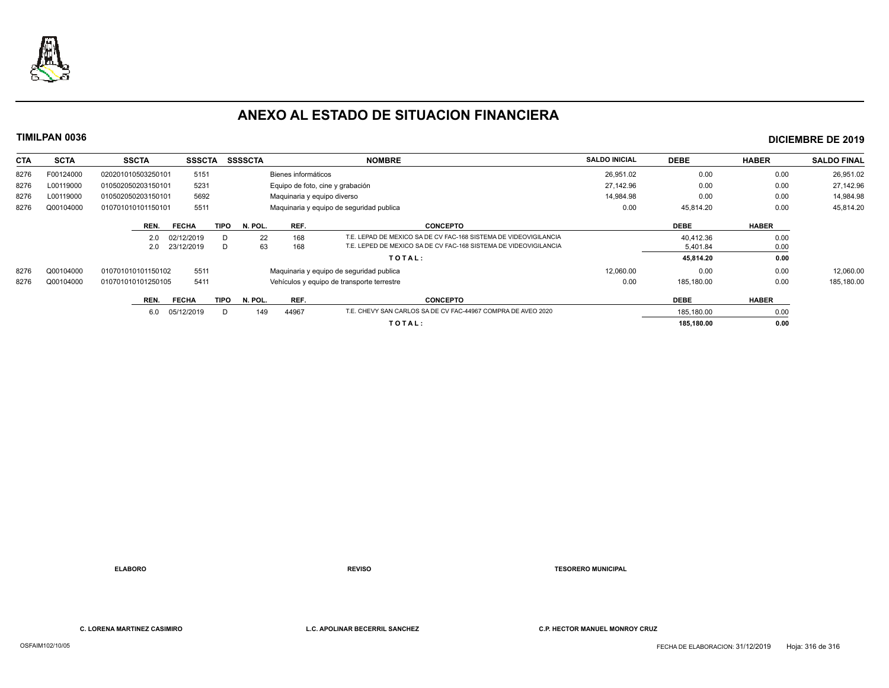# ANEXO AL ESTADO DE SITUACION FINANCIERA

**TIMILPAN 0036** **DICIEMBRE DE 2019**

| CTA | SCTA | SSCTA | SSSCTA | SSSSCTA | NOMBRE | SALDO INICIAL | DEBE | HABER | SALDO FINAL |
|---|---|---|---|---|---|---|---|---|---|
| 8276 | F00124000 | 020201010503250101 | 5151 | | Bienes informáticos | 26,951.02 | 0.00 | 0.00 | 26,951.02 |
| 8276 | L00119000 | 010502050203150101 | 5231 | | Equipo de foto, cine y grabación | 27,142.96 | 0.00 | 0.00 | 27,142.96 |
| 8276 | L00119000 | 010502050203150101 | 5692 | | Maquinaria y equipo diverso | 14,984.98 | 0.00 | 0.00 | 14,984.98 |
| 8276 | Q00104000 | 010701010101150101 | 5511 | | Maquinaria y equipo de seguridad publica | 0.00 | 45,814.20 | 0.00 | 45,814.20 |

| REN. | FECHA | TIPO | N. POL. | REF. | CONCEPTO | DEBE | HABER |
|---|---|---|---|---|---|---|---|
| 2.0 | 02/12/2019 | D | 22 | 168 | T.E. LEPAD DE MEXICO SA DE CV FAC-168 SISTEMA DE VIDEOVIGILANCIA | 40,412.36 | 0.00 |
| 2.0 | 23/12/2019 | D | 63 | 168 | T.E. LEPED DE MEXICO SA DE CV FAC-168 SISTEMA DE VIDEOVIGILANCIA | 5,401.84 | 0.00 |
| | | | | | **T O T A L :** | **45,814.20** | **0.00** |

| CTA | SCTA | SSCTA | SSSCTA | SSSSCTA | NOMBRE | SALDO INICIAL | DEBE | HABER | SALDO FINAL |
|---|---|---|---|---|---|---|---|---|---|
| 8276 | Q00104000 | 010701010101150102 | 5511 | | Maquinaria y equipo de seguridad publica | 12,060.00 | 0.00 | 0.00 | 12,060.00 |
| 8276 | Q00104000 | 010701010101250105 | 5411 | | Vehículos y equipo de transporte terrestre | 0.00 | 185,180.00 | 0.00 | 185,180.00 |

| REN. | FECHA | TIPO | N. POL. | REF. | CONCEPTO | DEBE | HABER |
|---|---|---|---|---|---|---|---|
| 6.0 | 05/12/2019 | D | 149 | 44967 | T.E. CHEVY SAN CARLOS SA DE CV FAC-44967 COMPRA DE AVEO 2020 | 185,180.00 | 0.00 |
| | | | | | **T O T A L :** | **185,180.00** | **0.00** |

**ELABORO** **REVISO** **TESORERO MUNICIPAL**

**C. LORENA MARTINEZ CASIMIRO** **L.C. APOLINAR BECERRIL SANCHEZ** **C.P. HECTOR MANUEL MONROY CRUZ**

OSFAIM102/10/05

FECHA DE ELABORACION: 31/12/2019